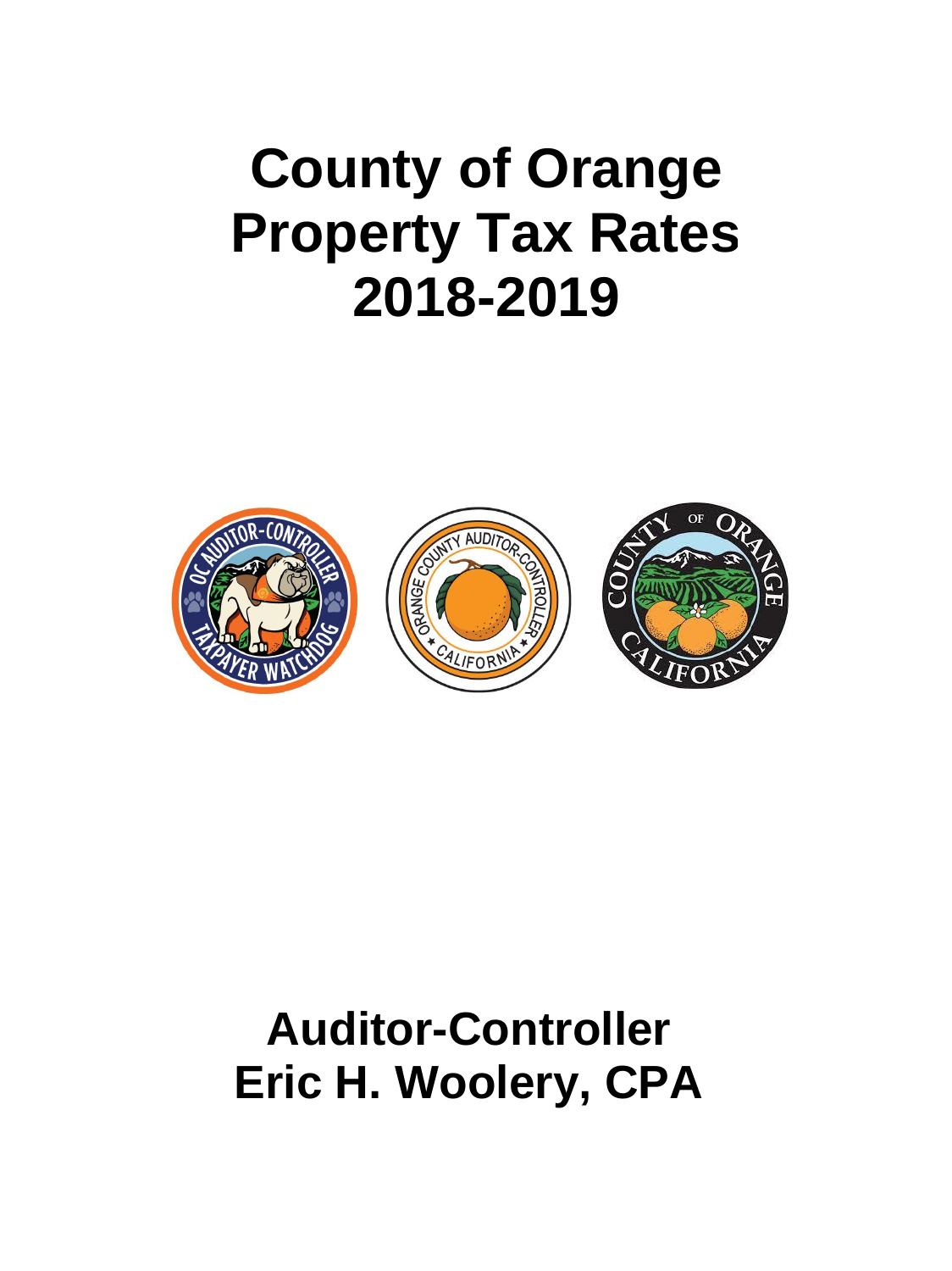# County of Orange Property Tax Rates 2018-2019

## Auditor-Controller
## Eric H. Woolery, CPA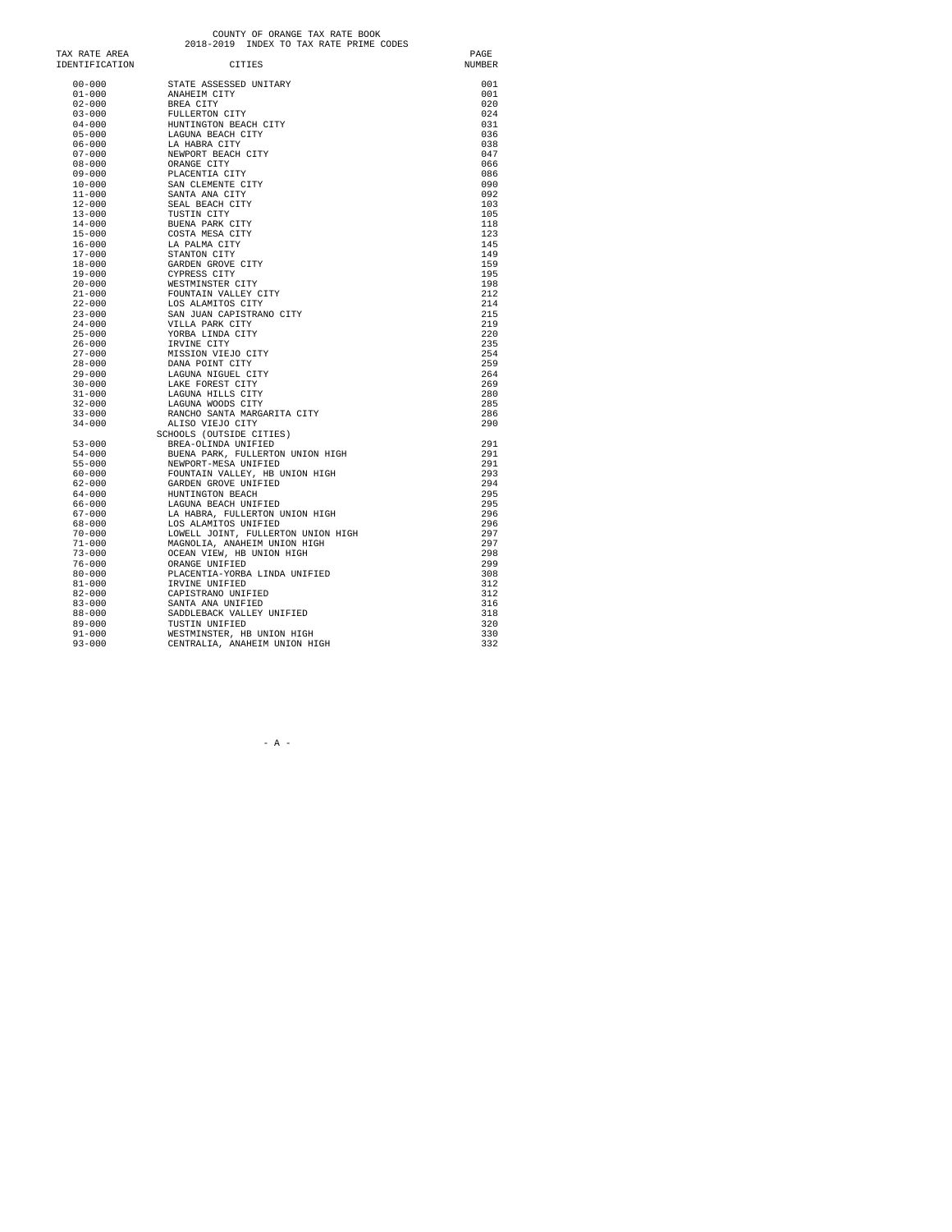# COUNTY OF ORANGE TAX RATE BOOK
## 2018-2019 INDEX TO TAX RATE PRIME CODES

| TAX RATE AREA IDENTIFICATION | CITIES | PAGE NUMBER |
|---|---|---|
| 00-000 | STATE ASSESSED UNITARY | 001 |
| 01-000 | ANAHEIM CITY | 001 |
| 02-000 | BREA CITY | 020 |
| 03-000 | FULLERTON CITY | 024 |
| 04-000 | HUNTINGTON BEACH CITY | 031 |
| 05-000 | LAGUNA BEACH CITY | 036 |
| 06-000 | LA HABRA CITY | 038 |
| 07-000 | NEWPORT BEACH CITY | 047 |
| 08-000 | ORANGE CITY | 066 |
| 09-000 | PLACENTIA CITY | 086 |
| 10-000 | SAN CLEMENTE CITY | 090 |
| 11-000 | SANTA ANA CITY | 092 |
| 12-000 | SEAL BEACH CITY | 103 |
| 13-000 | TUSTIN CITY | 105 |
| 14-000 | BUENA PARK CITY | 118 |
| 15-000 | COSTA MESA CITY | 123 |
| 16-000 | LA PALMA CITY | 145 |
| 17-000 | STANTON CITY | 149 |
| 18-000 | GARDEN GROVE CITY | 159 |
| 19-000 | CYPRESS CITY | 195 |
| 20-000 | WESTMINSTER CITY | 198 |
| 21-000 | FOUNTAIN VALLEY CITY | 212 |
| 22-000 | LOS ALAMITOS CITY | 214 |
| 23-000 | SAN JUAN CAPISTRANO CITY | 215 |
| 24-000 | VILLA PARK CITY | 219 |
| 25-000 | YORBA LINDA CITY | 220 |
| 26-000 | IRVINE CITY | 235 |
| 27-000 | MISSION VIEJO CITY | 254 |
| 28-000 | DANA POINT CITY | 259 |
| 29-000 | LAGUNA NIGUEL CITY | 264 |
| 30-000 | LAKE FOREST CITY | 269 |
| 31-000 | LAGUNA HILLS CITY | 280 |
| 32-000 | LAGUNA WOODS CITY | 285 |
| 33-000 | RANCHO SANTA MARGARITA CITY | 286 |
| 34-000 | ALISO VIEJO CITY | 290 |
| | SCHOOLS (OUTSIDE CITIES) | |
| 53-000 | BREA-OLINDA UNIFIED | 291 |
| 54-000 | BUENA PARK, FULLERTON UNION HIGH | 291 |
| 55-000 | NEWPORT-MESA UNIFIED | 291 |
| 60-000 | FOUNTAIN VALLEY, HB UNION HIGH | 293 |
| 62-000 | GARDEN GROVE UNIFIED | 294 |
| 64-000 | HUNTINGTON BEACH | 295 |
| 66-000 | LAGUNA BEACH UNIFIED | 295 |
| 67-000 | LA HABRA, FULLERTON UNION HIGH | 296 |
| 68-000 | LOS ALAMITOS UNIFIED | 296 |
| 70-000 | LOWELL JOINT, FULLERTON UNION HIGH | 297 |
| 71-000 | MAGNOLIA, ANAHEIM UNION HIGH | 297 |
| 73-000 | OCEAN VIEW, HB UNION HIGH | 298 |
| 76-000 | ORANGE UNIFIED | 299 |
| 80-000 | PLACENTIA-YORBA LINDA UNIFIED | 308 |
| 81-000 | IRVINE UNIFIED | 312 |
| 82-000 | CAPISTRANO UNIFIED | 312 |
| 83-000 | SANTA ANA UNIFIED | 316 |
| 88-000 | SADDLEBACK VALLEY UNIFIED | 318 |
| 89-000 | TUSTIN UNIFIED | 320 |
| 91-000 | WESTMINSTER, HB UNION HIGH | 330 |
| 93-000 | CENTRALIA, ANAHEIM UNION HIGH | 332 |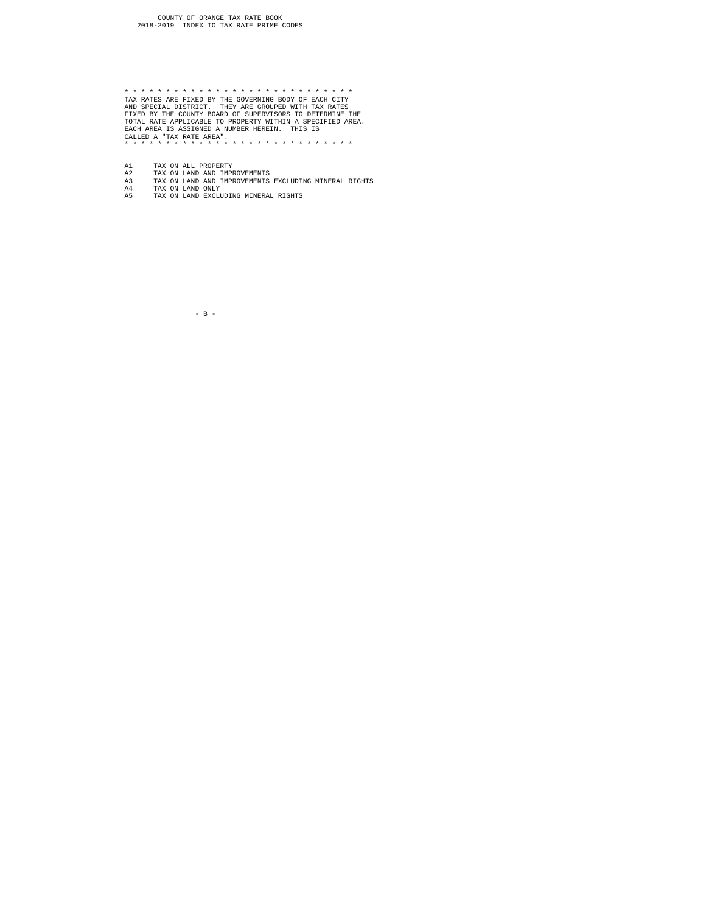COUNTY OF ORANGE TAX RATE BOOK
2018-2019 INDEX TO TAX RATE PRIME CODES

* * * * * * * * * * * * * * * * * * * * * * * * * * * * *
TAX RATES ARE FIXED BY THE GOVERNING BODY OF EACH CITY AND SPECIAL DISTRICT. THEY ARE GROUPED WITH TAX RATES FIXED BY THE COUNTY BOARD OF SUPERVISORS TO DETERMINE THE TOTAL RATE APPLICABLE TO PROPERTY WITHIN A SPECIFIED AREA. EACH AREA IS ASSIGNED A NUMBER HEREIN. THIS IS CALLED A "TAX RATE AREA".
* * * * * * * * * * * * * * * * * * * * * * * * * * * * *

| | |
|---|---|
| A1 | TAX ON ALL PROPERTY |
| A2 | TAX ON LAND AND IMPROVEMENTS |
| A3 | TAX ON LAND AND IMPROVEMENTS EXCLUDING MINERAL RIGHTS |
| A4 | TAX ON LAND ONLY |
| A5 | TAX ON LAND EXCLUDING MINERAL RIGHTS |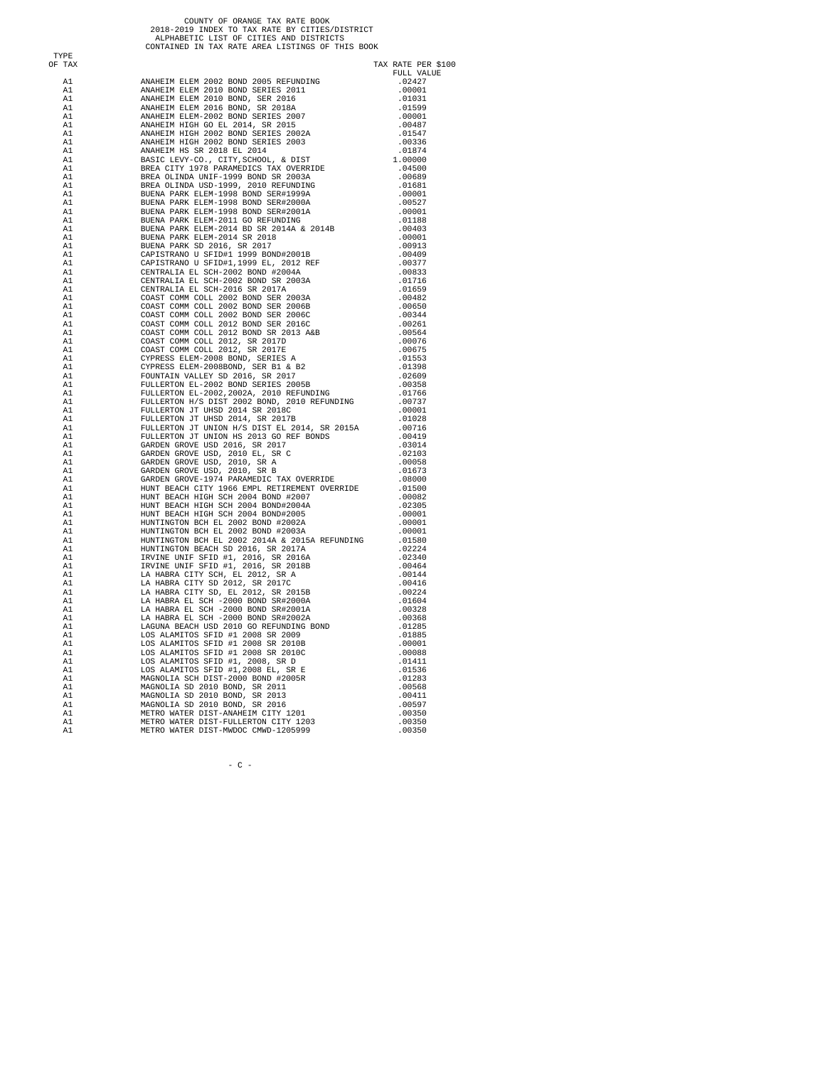COUNTY OF ORANGE TAX RATE BOOK
2018-2019 INDEX TO TAX RATE BY CITIES/DISTRICT
ALPHABETIC LIST OF CITIES AND DISTRICTS
CONTAINED IN TAX RATE AREA LISTINGS OF THIS BOOK

| TYPE OF TAX | | TAX RATE PER $100 FULL VALUE |
|---|---|---|
| A1 | ANAHEIM ELEM 2002 BOND 2005 REFUNDING | .02427 |
| A1 | ANAHEIM ELEM 2010 BOND SERIES 2011 | .00001 |
| A1 | ANAHEIM ELEM 2010 BOND, SER 2016 | .01031 |
| A1 | ANAHEIM ELEM 2016 BOND, SR 2018A | .01599 |
| A1 | ANAHEIM ELEM-2002 BOND SERIES 2007 | .00001 |
| A1 | ANAHEIM HIGH GO EL 2014, SR 2015 | .00487 |
| A1 | ANAHEIM HIGH 2002 BOND SERIES 2002A | .01547 |
| A1 | ANAHEIM HIGH 2002 BOND SERIES 2003 | .00336 |
| A1 | ANAHEIM HS SR 2018 EL 2014 | .01874 |
| A1 | BASIC LEVY-CO., CITY,SCHOOL, & DIST | 1.00000 |
| A1 | BREA CITY 1978 PARAMEDICS TAX OVERRIDE | .04500 |
| A1 | BREA OLINDA UNIF-1999 BOND SR 2003A | .00689 |
| A1 | BREA OLINDA USD-1999, 2010 REFUNDING | .01681 |
| A1 | BUENA PARK ELEM-1998 BOND SER#1999A | .00001 |
| A1 | BUENA PARK ELEM-1998 BOND SER#2000A | .00527 |
| A1 | BUENA PARK ELEM-1998 BOND SER#2001A | .00001 |
| A1 | BUENA PARK ELEM-2011 GO REFUNDING | .01188 |
| A1 | BUENA PARK ELEM-2014 BD SR 2014A & 2014B | .00403 |
| A1 | BUENA PARK ELEM-2014 SR 2018 | .00001 |
| A1 | BUENA PARK SD 2016, SR 2017 | .00913 |
| A1 | CAPISTRANO U SFID#1 1999 BOND#2001B | .00409 |
| A1 | CAPISTRANO U SFID#1,1999 EL, 2012 REF | .00377 |
| A1 | CENTRALIA EL SCH-2002 BOND #2004A | .00833 |
| A1 | CENTRALIA EL SCH-2002 BOND SR 2003A | .01716 |
| A1 | CENTRALIA EL SCH-2016 SR 2017A | .01659 |
| A1 | COAST COMM COLL 2002 BOND SER 2003A | .00482 |
| A1 | COAST COMM COLL 2002 BOND SER 2006B | .00650 |
| A1 | COAST COMM COLL 2002 BOND SER 2006C | .00344 |
| A1 | COAST COMM COLL 2012 BOND SER 2016C | .00261 |
| A1 | COAST COMM COLL 2012 BOND SR 2013 A&B | .00564 |
| A1 | COAST COMM COLL 2012, SR 2017D | .00076 |
| A1 | COAST COMM COLL 2012, SR 2017E | .00675 |
| A1 | CYPRESS ELEM-2008 BOND, SERIES A | .01553 |
| A1 | CYPRESS ELEM-2008BOND, SER B1 & B2 | .01398 |
| A1 | FOUNTAIN VALLEY SD 2016, SR 2017 | .02609 |
| A1 | FULLERTON EL-2002 BOND SERIES 2005B | .00358 |
| A1 | FULLERTON EL-2002,2002A, 2010 REFUNDING | .01766 |
| A1 | FULLERTON H/S DIST 2002 BOND, 2010 REFUNDING | .00737 |
| A1 | FULLERTON JT UHSD 2014 SR 2018C | .00001 |
| A1 | FULLERTON JT UHSD 2014, SR 2017B | .01028 |
| A1 | FULLERTON JT UNION H/S DIST EL 2014, SR 2015A | .00716 |
| A1 | FULLERTON JT UNION HS 2013 GO REF BONDS | .00419 |
| A1 | GARDEN GROVE USD 2016, SR 2017 | .03014 |
| A1 | GARDEN GROVE USD, 2010 EL, SR C | .02103 |
| A1 | GARDEN GROVE USD, 2010, SR A | .00058 |
| A1 | GARDEN GROVE USD, 2010, SR B | .01673 |
| A1 | GARDEN GROVE-1974 PARAMEDIC TAX OVERRIDE | .08000 |
| A1 | HUNT BEACH CITY 1966 EMPL RETIREMENT OVERRIDE | .01500 |
| A1 | HUNT BEACH HIGH SCH 2004 BOND #2007 | .00082 |
| A1 | HUNT BEACH HIGH SCH 2004 BOND#2004A | .02305 |
| A1 | HUNT BEACH HIGH SCH 2004 BOND#2005 | .00001 |
| A1 | HUNTINGTON BCH EL 2002 BOND #2002A | .00001 |
| A1 | HUNTINGTON BCH EL 2002 BOND #2003A | .00001 |
| A1 | HUNTINGTON BCH EL 2002 2014A & 2015A REFUNDING | .01580 |
| A1 | HUNTINGTON BEACH SD 2016, SR 2017A | .02224 |
| A1 | IRVINE UNIF SFID #1, 2016, SR 2016A | .02340 |
| A1 | IRVINE UNIF SFID #1, 2016, SR 2018B | .00464 |
| A1 | LA HABRA CITY SCH, EL 2012, SR A | .00144 |
| A1 | LA HABRA CITY SD 2012, SR 2017C | .00416 |
| A1 | LA HABRA CITY SD, EL 2012, SR 2015B | .00224 |
| A1 | LA HABRA EL SCH -2000 BOND SR#2000A | .01604 |
| A1 | LA HABRA EL SCH -2000 BOND SR#2001A | .00328 |
| A1 | LA HABRA EL SCH -2000 BOND SR#2002A | .00368 |
| A1 | LAGUNA BEACH USD 2010 GO REFUNDING BOND | .01285 |
| A1 | LOS ALAMITOS SFID #1 2008 SR 2009 | .01885 |
| A1 | LOS ALAMITOS SFID #1 2008 SR 2010B | .00001 |
| A1 | LOS ALAMITOS SFID #1 2008 SR 2010C | .00088 |
| A1 | LOS ALAMITOS SFID #1, 2008, SR D | .01411 |
| A1 | LOS ALAMITOS SFID #1,2008 EL, SR E | .01536 |
| A1 | MAGNOLIA SCH DIST-2000 BOND #2005R | .01283 |
| A1 | MAGNOLIA SD 2010 BOND, SR 2011 | .00568 |
| A1 | MAGNOLIA SD 2010 BOND, SR 2013 | .00411 |
| A1 | MAGNOLIA SD 2010 BOND, SR 2016 | .00597 |
| A1 | METRO WATER DIST-ANAHEIM CITY 1201 | .00350 |
| A1 | METRO WATER DIST-FULLERTON CITY 1203 | .00350 |
| A1 | METRO WATER DIST-MWDOC CMWD-1205999 | .00350 |

- C -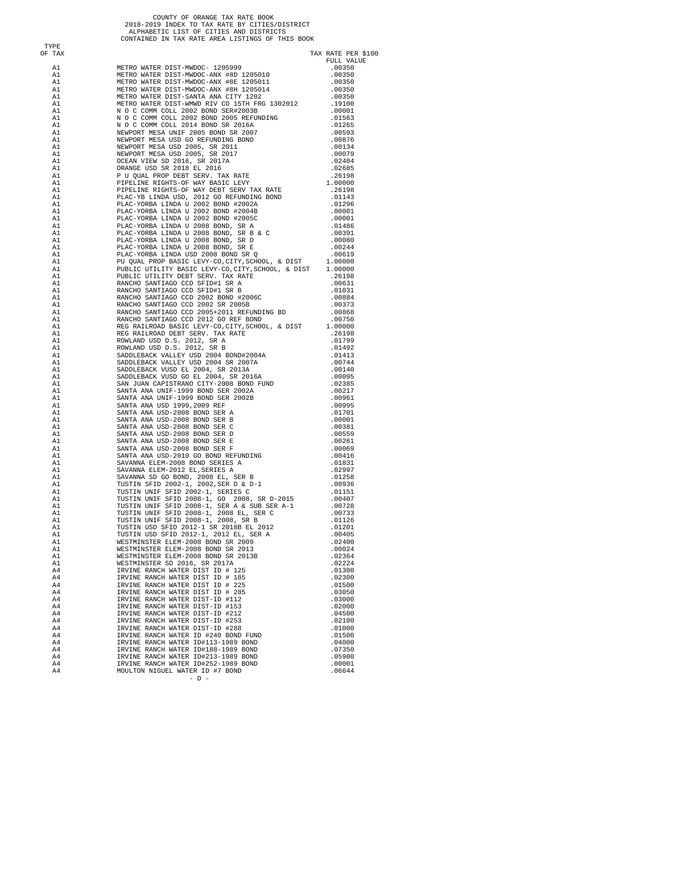COUNTY OF ORANGE TAX RATE BOOK
2018-2019 INDEX TO TAX RATE BY CITIES/DISTRICT
ALPHABETIC LIST OF CITIES AND DISTRICTS
CONTAINED IN TAX RATE AREA LISTINGS OF THIS BOOK

| TYPE OF TAX | | TAX RATE PER $100 FULL VALUE |
|---|---|---|
| A1 | METRO WATER DIST-MWDOC- 1205999 | .00350 |
| A1 | METRO WATER DIST-MWDOC-ANX #8D 1205010 | .00350 |
| A1 | METRO WATER DIST-MWDOC-ANX #8E 1205011 | .00350 |
| A1 | METRO WATER DIST-MWDOC-ANX #8H 1205014 | .00350 |
| A1 | METRO WATER DIST-SANTA ANA CITY 1202 | .00350 |
| A1 | METRO WATER DIST-WMWD RIV CO 15TH FRG 1302012 | .19100 |
| A1 | N O C COMM COLL 2002 BOND SER#2003B | .00001 |
| A1 | N O C COMM COLL 2002 BOND 2005 REFUNDING | .01563 |
| A1 | N O C COMM COLL 2014 BOND SR 2016A | .01265 |
| A1 | NEWPORT MESA UNIF 2005 BOND SR 2007 | .00593 |
| A1 | NEWPORT MESA USD GO REFUNDING BOND | .00876 |
| A1 | NEWPORT MESA USD 2005, SR 2011 | .00134 |
| A1 | NEWPORT MESA USD 2005, SR 2017 | .00079 |
| A1 | OCEAN VIEW SD 2016, SR 2017A | .02404 |
| A1 | ORANGE USD SR 2018 EL 2016 | .02685 |
| A1 | P U QUAL PROP DEBT SERV. TAX RATE | .26198 |
| A1 | PIPELINE RIGHTS-OF WAY BASIC LEVY | 1.00000 |
| A1 | PIPELINE RIGHTS-OF WAY DEBT SERV TAX RATE | .26198 |
| A1 | PLAC-YB LINDA USD, 2012 GO REFUNDING BOND | .01143 |
| A1 | PLAC-YORBA LINDA U 2002 BOND #2002A | .01296 |
| A1 | PLAC-YORBA LINDA U 2002 BOND #2004B | .00001 |
| A1 | PLAC-YORBA LINDA U 2002 BOND #2005C | .00001 |
| A1 | PLAC-YORBA LINDA U 2008 BOND, SR A | .01486 |
| A1 | PLAC-YORBA LINDA U 2008 BOND, SR B & C | .00391 |
| A1 | PLAC-YORBA LINDA U 2008 BOND, SR D | .00080 |
| A1 | PLAC-YORBA LINDA U 2008 BOND, SR E | .00244 |
| A1 | PLAC-YORBA LINDA USD 2008 BOND SR Q | .00619 |
| A1 | PU QUAL PROP BASIC LEVY-CO,CITY,SCHOOL, & DIST | 1.00000 |
| A1 | PUBLIC UTILITY BASIC LEVY-CO,CITY,SCHOOL, & DIST | 1.00000 |
| A1 | PUBLIC UTILITY DEBT SERV. TAX RATE | .26198 |
| A1 | RANCHO SANTIAGO CCD SFID#1 SR A | .00631 |
| A1 | RANCHO SANTIAGO CCD SFID#1 SR B | .01031 |
| A1 | RANCHO SANTIAGO CCD 2002 BOND #2006C | .00884 |
| A1 | RANCHO SANTIAGO CCD 2002 SR 2005B | .00373 |
| A1 | RANCHO SANTIAGO CCD 2005+2011 REFUNDING BD | .00868 |
| A1 | RANCHO SANTIAGO CCD 2012 GO REF BOND | .00750 |
| A1 | REG RAILROAD BASIC LEVY-CO,CITY,SCHOOL, & DIST | 1.00000 |
| A1 | REG RAILROAD DEBT SERV. TAX RATE | .26198 |
| A1 | ROWLAND USD D.S. 2012, SR A | .01799 |
| A1 | ROWLAND USD D.S. 2012, SR B | .01492 |
| A1 | SADDLEBACK VALLEY USD 2004 BOND#2004A | .01413 |
| A1 | SADDLEBACK VALLEY USD 2004 SR 2007A | .00744 |
| A1 | SADDLEBACK VUSD EL 2004, SR 2013A | .00140 |
| A1 | SADDLEBACK VUSD GO EL 2004, SR 2016A | .00095 |
| A1 | SAN JUAN CAPISTRANO CITY-2008 BOND FUND | .02385 |
| A1 | SANTA ANA UNIF-1999 BOND SER 2002A | .00217 |
| A1 | SANTA ANA UNIF-1999 BOND SER 2002B | .00961 |
| A1 | SANTA ANA USD 1999,2009 REF | .00995 |
| A1 | SANTA ANA USD-2008 BOND SER A | .01701 |
| A1 | SANTA ANA USD-2008 BOND SER B | .00001 |
| A1 | SANTA ANA USD-2008 BOND SER C | .00381 |
| A1 | SANTA ANA USD-2008 BOND SER D | .00559 |
| A1 | SANTA ANA USD-2008 BOND SER E | .00261 |
| A1 | SANTA ANA USD-2008 BOND SER F | .00069 |
| A1 | SANTA ANA USD-2010 GO BOND REFUNDING | .00416 |
| A1 | SAVANNA ELEM-2008 BOND SERIES A | .01831 |
| A1 | SAVANNA ELEM-2012 EL,SERIES A | .02997 |
| A1 | SAVANNA SD GO BOND, 2008 EL, SER B | .01258 |
| A1 | TUSTIN SFID 2002-1, 2002,SER D & D-1 | .00936 |
| A1 | TUSTIN UNIF SFID 2002-1, SERIES C | .01151 |
| A1 | TUSTIN UNIF SFID 2008-1, GO 2008, SR D-2015 | .00407 |
| A1 | TUSTIN UNIF SFID 2008-1, SER A & SUB SER A-1 | .00728 |
| A1 | TUSTIN UNIF SFID 2008-1, 2008 EL, SER C | .00733 |
| A1 | TUSTIN UNIF SFID 2008-1, 2008, SR B | .01126 |
| A1 | TUSTIN USD SFID 2012-1 SR 2018B EL 2012 | .01201 |
| A1 | TUSTIN USD SFID 2012-1, 2012 EL, SER A | .00405 |
| A1 | WESTMINSTER ELEM-2008 BOND SR 2009 | .02400 |
| A1 | WESTMINSTER ELEM-2008 BOND SR 2013 | .00024 |
| A1 | WESTMINSTER ELEM-2008 BOND SR 2013B | .02364 |
| A1 | WESTMINSTER SD 2016, SR 2017A | .02224 |
| A4 | IRVINE RANCH WATER DIST ID # 125 | .01300 |
| A4 | IRVINE RANCH WATER DIST ID # 185 | .02300 |
| A4 | IRVINE RANCH WATER DIST ID # 225 | .01500 |
| A4 | IRVINE RANCH WATER DIST ID # 285 | .03050 |
| A4 | IRVINE RANCH WATER DIST-ID #112 | .03000 |
| A4 | IRVINE RANCH WATER DIST-ID #153 | .02000 |
| A4 | IRVINE RANCH WATER DIST-ID #212 | .04500 |
| A4 | IRVINE RANCH WATER DIST-ID #253 | .02100 |
| A4 | IRVINE RANCH WATER DIST-ID #288 | .01000 |
| A4 | IRVINE RANCH WATER ID #240 BOND FUND | .01500 |
| A4 | IRVINE RANCH WATER ID#113-1989 BOND | .04000 |
| A4 | IRVINE RANCH WATER ID#188-1989 BOND | .07350 |
| A4 | IRVINE RANCH WATER ID#213-1989 BOND | .05900 |
| A4 | IRVINE RANCH WATER ID#252-1989 BOND | .00001 |
| A4 | MOULTON NIGUEL WATER ID #7 BOND | .06644 |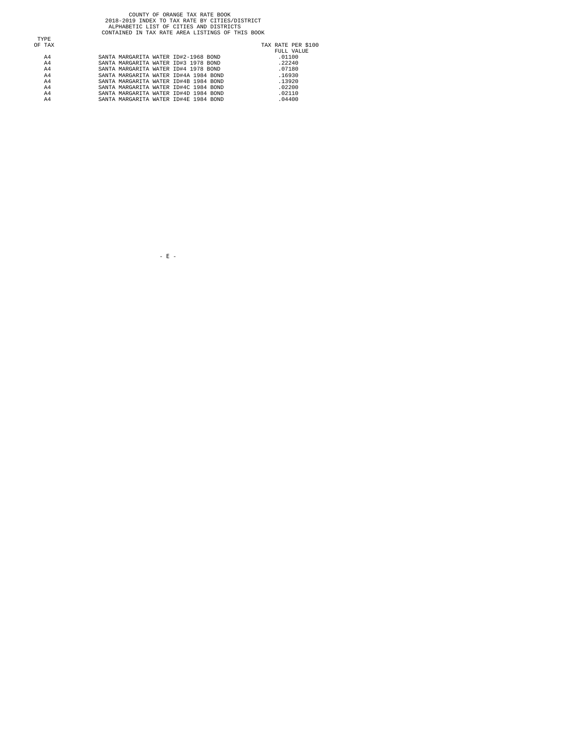COUNTY OF ORANGE TAX RATE BOOK
2018-2019 INDEX TO TAX RATE BY CITIES/DISTRICT
ALPHABETIC LIST OF CITIES AND DISTRICTS
CONTAINED IN TAX RATE AREA LISTINGS OF THIS BOOK

| TYPE OF TAX | | TAX RATE PER $100 FULL VALUE |
|---|---|---|
| A4 | SANTA MARGARITA WATER ID#2-1968 BOND | .01100 |
| A4 | SANTA MARGARITA WATER ID#3 1978 BOND | .22240 |
| A4 | SANTA MARGARITA WATER ID#4 1978 BOND | .07180 |
| A4 | SANTA MARGARITA WATER ID#4A 1984 BOND | .16930 |
| A4 | SANTA MARGARITA WATER ID#4B 1984 BOND | .13920 |
| A4 | SANTA MARGARITA WATER ID#4C 1984 BOND | .02200 |
| A4 | SANTA MARGARITA WATER ID#4D 1984 BOND | .02110 |
| A4 | SANTA MARGARITA WATER ID#4E 1984 BOND | .04400 |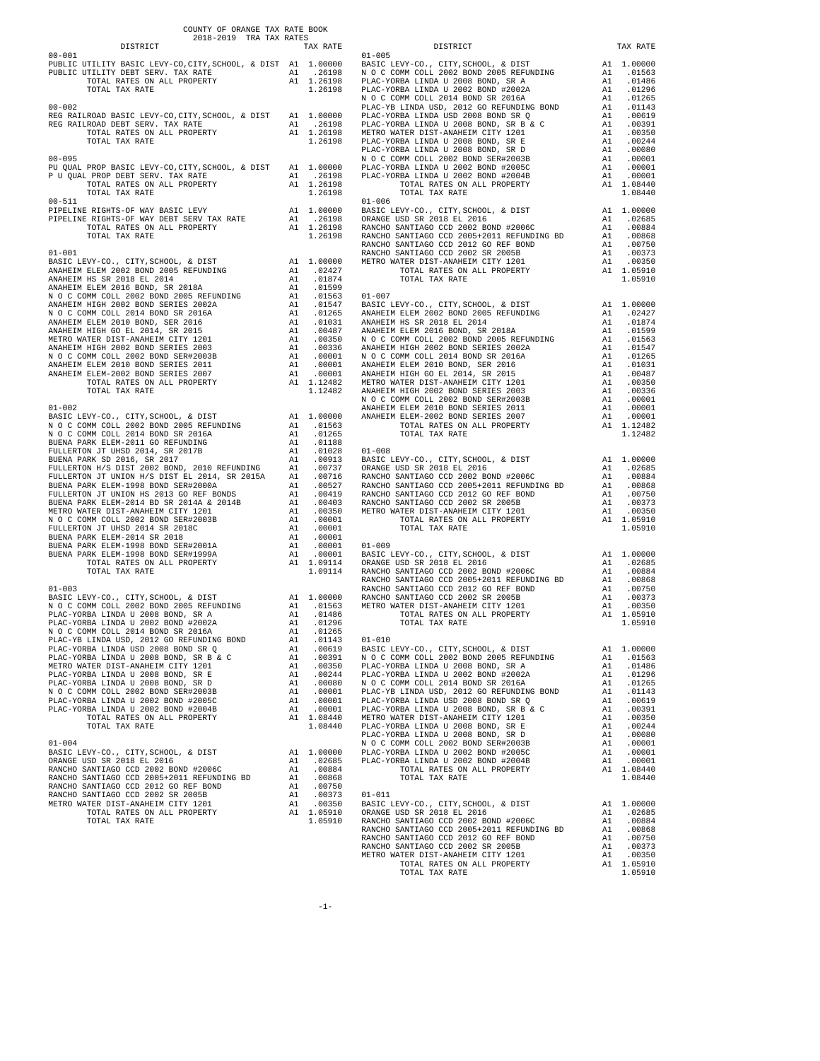COUNTY OF ORANGE TAX RATE BOOK
2018-2019 TRA TAX RATES

| DISTRICT | | TAX RATE |
|---|---|---|
| **00-001** | | |
| PUBLIC UTILITY BASIC LEVY-CO,CITY,SCHOOL, & DIST | A1 | 1.00000 |
| PUBLIC UTILITY DEBT SERV. TAX RATE | A1 | .26198 |
| TOTAL RATES ON ALL PROPERTY | A1 | 1.26198 |
| TOTAL TAX RATE | | 1.26198 |
| **00-002** | | |
| REG RAILROAD BASIC LEVY-CO,CITY,SCHOOL, & DIST | A1 | 1.00000 |
| REG RAILROAD DEBT SERV. TAX RATE | A1 | .26198 |
| TOTAL RATES ON ALL PROPERTY | A1 | 1.26198 |
| TOTAL TAX RATE | | 1.26198 |
| **00-095** | | |
| PU QUAL PROP BASIC LEVY-CO,CITY,SCHOOL, & DIST | A1 | 1.00000 |
| P U QUAL PROP DEBT SERV. TAX RATE | A1 | .26198 |
| TOTAL RATES ON ALL PROPERTY | A1 | 1.26198 |
| TOTAL TAX RATE | | 1.26198 |
| **00-511** | | |
| PIPELINE RIGHTS-OF WAY BASIC LEVY | A1 | 1.00000 |
| PIPELINE RIGHTS-OF WAY DEBT SERV TAX RATE | A1 | .26198 |
| TOTAL RATES ON ALL PROPERTY | A1 | 1.26198 |
| TOTAL TAX RATE | | 1.26198 |
| **01-001** | | |
| BASIC LEVY-CO., CITY,SCHOOL, & DIST | A1 | 1.00000 |
| ANAHEIM ELEM 2002 BOND 2005 REFUNDING | A1 | .02427 |
| ANAHEIM HS SR 2018 EL 2014 | A1 | .01874 |
| ANAHEIM ELEM 2016 BOND, SR 2018A | A1 | .01599 |
| N O C COMM COLL 2002 BOND 2005 REFUNDING | A1 | .01563 |
| ANAHEIM HIGH 2002 BOND SERIES 2002A | A1 | .01547 |
| N O C COMM COLL 2014 BOND SR 2016A | A1 | .01265 |
| ANAHEIM ELEM 2010 BOND, SER 2016 | A1 | .01031 |
| ANAHEIM HIGH GO EL 2014, SR 2015 | A1 | .00487 |
| METRO WATER DIST-ANAHEIM CITY 1201 | A1 | .00350 |
| ANAHEIM HIGH 2002 BOND SERIES 2003 | A1 | .00336 |
| N O C COMM COLL 2002 BOND SER#2003B | A1 | .00001 |
| ANAHEIM ELEM 2010 BOND SERIES 2011 | A1 | .00001 |
| ANAHEIM ELEM-2002 BOND SERIES 2007 | A1 | .00001 |
| TOTAL RATES ON ALL PROPERTY | A1 | 1.12482 |
| TOTAL TAX RATE | | 1.12482 |
| **01-002** | | |
| BASIC LEVY-CO., CITY,SCHOOL, & DIST | A1 | 1.00000 |
| N O C COMM COLL 2002 BOND 2005 REFUNDING | A1 | .01563 |
| N O C COMM COLL 2014 BOND SR 2016A | A1 | .01265 |
| BUENA PARK ELEM-2011 GO REFUNDING | A1 | .01188 |
| FULLERTON JT UHSD 2014, SR 2017B | A1 | .01028 |
| BUENA PARK SD 2016, SR 2017 | A1 | .00913 |
| FULLERTON H/S DIST 2002 BOND, 2010 REFUNDING | A1 | .00737 |
| FULLERTON JT UNION H/S DIST EL 2014, SR 2015A | A1 | .00716 |
| BUENA PARK ELEM-1998 BOND SER#2000A | A1 | .00527 |
| FULLERTON JT UNION HS 2013 GO REF BONDS | A1 | .00419 |
| BUENA PARK ELEM-2014 BD SR 2014A & 2014B | A1 | .00403 |
| METRO WATER DIST-ANAHEIM CITY 1201 | A1 | .00350 |
| N O C COMM COLL 2002 BOND SER#2003B | A1 | .00001 |
| FULLERTON JT UHSD 2014 SR 2018C | A1 | .00001 |
| BUENA PARK ELEM-2014 SR 2018 | A1 | .00001 |
| BUENA PARK ELEM-1998 BOND SER#2001A | A1 | .00001 |
| BUENA PARK ELEM-1998 BOND SER#1999A | A1 | .00001 |
| TOTAL RATES ON ALL PROPERTY | A1 | 1.09114 |
| TOTAL TAX RATE | | 1.09114 |
| **01-003** | | |
| BASIC LEVY-CO., CITY,SCHOOL, & DIST | A1 | 1.00000 |
| N O C COMM COLL 2002 BOND 2005 REFUNDING | A1 | .01563 |
| PLAC-YORBA LINDA U 2008 BOND, SR A | A1 | .01486 |
| PLAC-YORBA LINDA U 2002 BOND #2002A | A1 | .01296 |
| N O C COMM COLL 2014 BOND SR 2016A | A1 | .01265 |
| PLAC-YB LINDA USD, 2012 GO REFUNDING BOND | A1 | .01143 |
| PLAC-YORBA LINDA USD 2008 BOND SR Q | A1 | .00619 |
| PLAC-YORBA LINDA U 2008 BOND, SR B & C | A1 | .00391 |
| METRO WATER DIST-ANAHEIM CITY 1201 | A1 | .00350 |
| PLAC-YORBA LINDA U 2008 BOND, SR E | A1 | .00244 |
| PLAC-YORBA LINDA U 2008 BOND, SR D | A1 | .00080 |
| N O C COMM COLL 2002 BOND SER#2003B | A1 | .00001 |
| PLAC-YORBA LINDA U 2002 BOND #2005C | A1 | .00001 |
| PLAC-YORBA LINDA U 2002 BOND #2004B | A1 | .00001 |
| TOTAL RATES ON ALL PROPERTY | A1 | 1.08440 |
| TOTAL TAX RATE | | 1.08440 |
| **01-004** | | |
| BASIC LEVY-CO., CITY,SCHOOL, & DIST | A1 | 1.00000 |
| ORANGE USD SR 2018 EL 2016 | A1 | .02685 |
| RANCHO SANTIAGO CCD 2002 BOND #2006C | A1 | .00884 |
| RANCHO SANTIAGO CCD 2005+2011 REFUNDING BD | A1 | .00868 |
| RANCHO SANTIAGO CCD 2012 GO REF BOND | A1 | .00750 |
| RANCHO SANTIAGO CCD 2002 SR 2005B | A1 | .00373 |
| METRO WATER DIST-ANAHEIM CITY 1201 | A1 | .00350 |
| TOTAL RATES ON ALL PROPERTY | A1 | 1.05910 |
| TOTAL TAX RATE | | 1.05910 |
| **01-005** | | |
| BASIC LEVY-CO., CITY,SCHOOL, & DIST | A1 | 1.00000 |
| N O C COMM COLL 2002 BOND 2005 REFUNDING | A1 | .01563 |
| PLAC-YORBA LINDA U 2008 BOND, SR A | A1 | .01486 |
| PLAC-YORBA LINDA U 2002 BOND #2002A | A1 | .01296 |
| N O C COMM COLL 2014 BOND SR 2016A | A1 | .01265 |
| PLAC-YB LINDA USD, 2012 GO REFUNDING BOND | A1 | .01143 |
| PLAC-YORBA LINDA USD 2008 BOND SR Q | A1 | .00619 |
| PLAC-YORBA LINDA U 2008 BOND, SR B & C | A1 | .00391 |
| METRO WATER DIST-ANAHEIM CITY 1201 | A1 | .00350 |
| PLAC-YORBA LINDA U 2008 BOND, SR E | A1 | .00244 |
| PLAC-YORBA LINDA U 2008 BOND, SR D | A1 | .00080 |
| N O C COMM COLL 2002 BOND SER#2003B | A1 | .00001 |
| PLAC-YORBA LINDA U 2002 BOND #2005C | A1 | .00001 |
| PLAC-YORBA LINDA U 2002 BOND #2004B | A1 | .00001 |
| TOTAL RATES ON ALL PROPERTY | A1 | 1.08440 |
| TOTAL TAX RATE | | 1.08440 |
| **01-006** | | |
| BASIC LEVY-CO., CITY,SCHOOL, & DIST | A1 | 1.00000 |
| ORANGE USD SR 2018 EL 2016 | A1 | .02685 |
| RANCHO SANTIAGO CCD 2002 BOND #2006C | A1 | .00884 |
| RANCHO SANTIAGO CCD 2005+2011 REFUNDING BD | A1 | .00868 |
| RANCHO SANTIAGO CCD 2012 GO REF BOND | A1 | .00750 |
| RANCHO SANTIAGO CCD 2002 SR 2005B | A1 | .00373 |
| METRO WATER DIST-ANAHEIM CITY 1201 | A1 | .00350 |
| TOTAL RATES ON ALL PROPERTY | A1 | 1.05910 |
| TOTAL TAX RATE | | 1.05910 |
| **01-007** | | |
| BASIC LEVY-CO., CITY,SCHOOL, & DIST | A1 | 1.00000 |
| ANAHEIM ELEM 2002 BOND 2005 REFUNDING | A1 | .02427 |
| ANAHEIM HS SR 2018 EL 2014 | A1 | .01874 |
| ANAHEIM ELEM 2016 BOND, SR 2018A | A1 | .01599 |
| N O C COMM COLL 2002 BOND 2005 REFUNDING | A1 | .01563 |
| ANAHEIM HIGH 2002 BOND SERIES 2002A | A1 | .01547 |
| N O C COMM COLL 2014 BOND SR 2016A | A1 | .01265 |
| ANAHEIM ELEM 2010 BOND, SER 2016 | A1 | .01031 |
| ANAHEIM HIGH GO EL 2014, SR 2015 | A1 | .00487 |
| METRO WATER DIST-ANAHEIM CITY 1201 | A1 | .00350 |
| ANAHEIM HIGH 2002 BOND SERIES 2003 | A1 | .00336 |
| N O C COMM COLL 2002 BOND SER#2003B | A1 | .00001 |
| ANAHEIM ELEM 2010 BOND SERIES 2011 | A1 | .00001 |
| ANAHEIM ELEM-2002 BOND SERIES 2007 | A1 | .00001 |
| TOTAL RATES ON ALL PROPERTY | A1 | 1.12482 |
| TOTAL TAX RATE | | 1.12482 |
| **01-008** | | |
| BASIC LEVY-CO., CITY,SCHOOL, & DIST | A1 | 1.00000 |
| ORANGE USD SR 2018 EL 2016 | A1 | .02685 |
| RANCHO SANTIAGO CCD 2002 BOND #2006C | A1 | .00884 |
| RANCHO SANTIAGO CCD 2005+2011 REFUNDING BD | A1 | .00868 |
| RANCHO SANTIAGO CCD 2012 GO REF BOND | A1 | .00750 |
| RANCHO SANTIAGO CCD 2002 SR 2005B | A1 | .00373 |
| METRO WATER DIST-ANAHEIM CITY 1201 | A1 | .00350 |
| TOTAL RATES ON ALL PROPERTY | A1 | 1.05910 |
| TOTAL TAX RATE | | 1.05910 |
| **01-009** | | |
| BASIC LEVY-CO., CITY,SCHOOL, & DIST | A1 | 1.00000 |
| ORANGE USD SR 2018 EL 2016 | A1 | .02685 |
| RANCHO SANTIAGO CCD 2002 BOND #2006C | A1 | .00884 |
| RANCHO SANTIAGO CCD 2005+2011 REFUNDING BD | A1 | .00868 |
| RANCHO SANTIAGO CCD 2012 GO REF BOND | A1 | .00750 |
| RANCHO SANTIAGO CCD 2002 SR 2005B | A1 | .00373 |
| METRO WATER DIST-ANAHEIM CITY 1201 | A1 | .00350 |
| TOTAL RATES ON ALL PROPERTY | A1 | 1.05910 |
| TOTAL TAX RATE | | 1.05910 |
| **01-010** | | |
| BASIC LEVY-CO., CITY,SCHOOL, & DIST | A1 | 1.00000 |
| N O C COMM COLL 2002 BOND 2005 REFUNDING | A1 | .01563 |
| PLAC-YORBA LINDA U 2008 BOND, SR A | A1 | .01486 |
| PLAC-YORBA LINDA U 2002 BOND #2002A | A1 | .01296 |
| N O C COMM COLL 2014 BOND SR 2016A | A1 | .01265 |
| PLAC-YB LINDA USD, 2012 GO REFUNDING BOND | A1 | .01143 |
| PLAC-YORBA LINDA USD 2008 BOND SR Q | A1 | .00619 |
| PLAC-YORBA LINDA U 2008 BOND, SR B & C | A1 | .00391 |
| METRO WATER DIST-ANAHEIM CITY 1201 | A1 | .00350 |
| PLAC-YORBA LINDA U 2008 BOND, SR E | A1 | .00244 |
| PLAC-YORBA LINDA U 2008 BOND, SR D | A1 | .00080 |
| N O C COMM COLL 2002 BOND SER#2003B | A1 | .00001 |
| PLAC-YORBA LINDA U 2002 BOND #2005C | A1 | .00001 |
| PLAC-YORBA LINDA U 2002 BOND #2004B | A1 | .00001 |
| TOTAL RATES ON ALL PROPERTY | A1 | 1.08440 |
| TOTAL TAX RATE | | 1.08440 |
| **01-011** | | |
| BASIC LEVY-CO., CITY,SCHOOL, & DIST | A1 | 1.00000 |
| ORANGE USD SR 2018 EL 2016 | A1 | .02685 |
| RANCHO SANTIAGO CCD 2002 BOND #2006C | A1 | .00884 |
| RANCHO SANTIAGO CCD 2005+2011 REFUNDING BD | A1 | .00868 |
| RANCHO SANTIAGO CCD 2012 GO REF BOND | A1 | .00750 |
| RANCHO SANTIAGO CCD 2002 SR 2005B | A1 | .00373 |
| METRO WATER DIST-ANAHEIM CITY 1201 | A1 | .00350 |
| TOTAL RATES ON ALL PROPERTY | A1 | 1.05910 |
| TOTAL TAX RATE | | 1.05910 |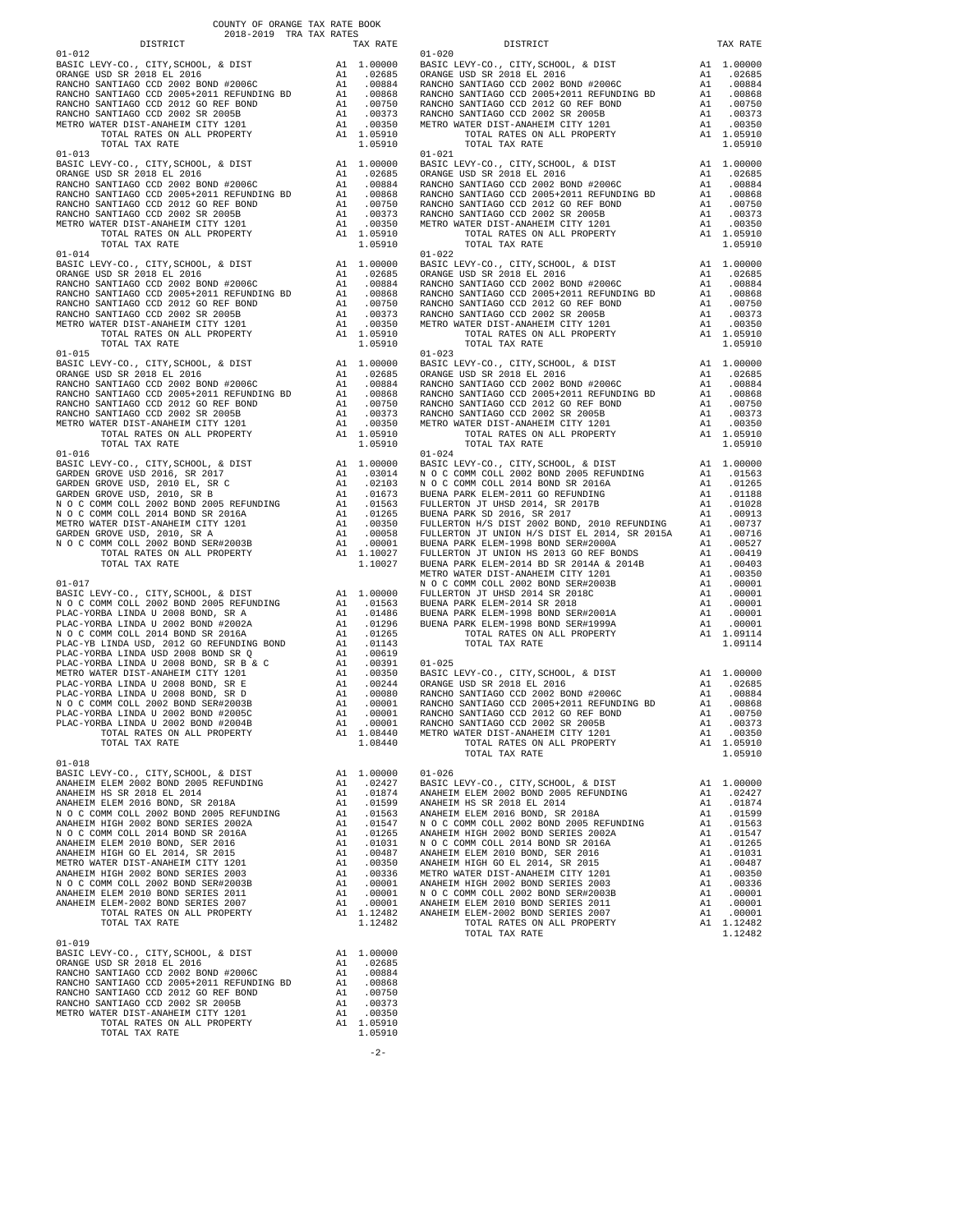COUNTY OF ORANGE TAX RATE BOOK
2018-2019 TRA TAX RATES

| DISTRICT | | TAX RATE |
|---|---|---|
| **01-012** | | |
| BASIC LEVY-CO., CITY,SCHOOL, & DIST | A1 | 1.00000 |
| ORANGE USD SR 2018 EL 2016 | A1 | .02685 |
| RANCHO SANTIAGO CCD 2002 BOND #2006C | A1 | .00884 |
| RANCHO SANTIAGO CCD 2005+2011 REFUNDING BD | A1 | .00868 |
| RANCHO SANTIAGO CCD 2012 GO REF BOND | A1 | .00750 |
| RANCHO SANTIAGO CCD 2002 SR 2005B | A1 | .00373 |
| METRO WATER DIST-ANAHEIM CITY 1201 | A1 | .00350 |
| TOTAL RATES ON ALL PROPERTY | A1 | 1.05910 |
| TOTAL TAX RATE | | 1.05910 |
| **01-013** | | |
| BASIC LEVY-CO., CITY,SCHOOL, & DIST | A1 | 1.00000 |
| ORANGE USD SR 2018 EL 2016 | A1 | .02685 |
| RANCHO SANTIAGO CCD 2002 BOND #2006C | A1 | .00884 |
| RANCHO SANTIAGO CCD 2005+2011 REFUNDING BD | A1 | .00868 |
| RANCHO SANTIAGO CCD 2012 GO REF BOND | A1 | .00750 |
| RANCHO SANTIAGO CCD 2002 SR 2005B | A1 | .00373 |
| METRO WATER DIST-ANAHEIM CITY 1201 | A1 | .00350 |
| TOTAL RATES ON ALL PROPERTY | A1 | 1.05910 |
| TOTAL TAX RATE | | 1.05910 |
| **01-014** | | |
| BASIC LEVY-CO., CITY,SCHOOL, & DIST | A1 | 1.00000 |
| ORANGE USD SR 2018 EL 2016 | A1 | .02685 |
| RANCHO SANTIAGO CCD 2002 BOND #2006C | A1 | .00884 |
| RANCHO SANTIAGO CCD 2005+2011 REFUNDING BD | A1 | .00868 |
| RANCHO SANTIAGO CCD 2012 GO REF BOND | A1 | .00750 |
| RANCHO SANTIAGO CCD 2002 SR 2005B | A1 | .00373 |
| METRO WATER DIST-ANAHEIM CITY 1201 | A1 | .00350 |
| TOTAL RATES ON ALL PROPERTY | A1 | 1.05910 |
| TOTAL TAX RATE | | 1.05910 |
| **01-015** | | |
| BASIC LEVY-CO., CITY,SCHOOL, & DIST | A1 | 1.00000 |
| ORANGE USD SR 2018 EL 2016 | A1 | .02685 |
| RANCHO SANTIAGO CCD 2002 BOND #2006C | A1 | .00884 |
| RANCHO SANTIAGO CCD 2005+2011 REFUNDING BD | A1 | .00868 |
| RANCHO SANTIAGO CCD 2012 GO REF BOND | A1 | .00750 |
| RANCHO SANTIAGO CCD 2002 SR 2005B | A1 | .00373 |
| METRO WATER DIST-ANAHEIM CITY 1201 | A1 | .00350 |
| TOTAL RATES ON ALL PROPERTY | A1 | 1.05910 |
| TOTAL TAX RATE | | 1.05910 |
| **01-016** | | |
| BASIC LEVY-CO., CITY,SCHOOL, & DIST | A1 | 1.00000 |
| GARDEN GROVE USD 2016, SR 2017 | A1 | .03014 |
| GARDEN GROVE USD, 2010 EL, SR C | A1 | .02103 |
| GARDEN GROVE USD, 2010, SR B | A1 | .01673 |
| N O C COMM COLL 2002 BOND 2005 REFUNDING | A1 | .01563 |
| N O C COMM COLL 2014 BOND SR 2016A | A1 | .01265 |
| METRO WATER DIST-ANAHEIM CITY 1201 | A1 | .00350 |
| GARDEN GROVE USD, 2010, SR A | A1 | .00058 |
| N O C COMM COLL 2002 BOND SER#2003B | A1 | .00001 |
| TOTAL RATES ON ALL PROPERTY | A1 | 1.10027 |
| TOTAL TAX RATE | | 1.10027 |
| **01-017** | | |
| BASIC LEVY-CO., CITY,SCHOOL, & DIST | A1 | 1.00000 |
| N O C COMM COLL 2002 BOND 2005 REFUNDING | A1 | .01563 |
| PLAC-YORBA LINDA U 2008 BOND, SR A | A1 | .01486 |
| PLAC-YORBA LINDA U 2002 BOND #2002A | A1 | .01296 |
| N O C COMM COLL 2014 BOND SR 2016A | A1 | .01265 |
| PLAC-YB LINDA USD, 2012 GO REFUNDING BOND | A1 | .01143 |
| PLAC-YORBA LINDA USD 2008 BOND SR Q | A1 | .00619 |
| PLAC-YORBA LINDA U 2008 BOND, SR B & C | A1 | .00391 |
| METRO WATER DIST-ANAHEIM CITY 1201 | A1 | .00350 |
| PLAC-YORBA LINDA U 2008 BOND, SR E | A1 | .00244 |
| PLAC-YORBA LINDA U 2008 BOND, SR D | A1 | .00080 |
| N O C COMM COLL 2002 BOND SER#2003B | A1 | .00001 |
| PLAC-YORBA LINDA U 2002 BOND #2005C | A1 | .00001 |
| PLAC-YORBA LINDA U 2002 BOND #2004B | A1 | .00001 |
| TOTAL RATES ON ALL PROPERTY | A1 | 1.08440 |
| TOTAL TAX RATE | | 1.08440 |
| **01-018** | | |
| BASIC LEVY-CO., CITY,SCHOOL, & DIST | A1 | 1.00000 |
| ANAHEIM ELEM 2002 BOND 2005 REFUNDING | A1 | .02427 |
| ANAHEIM HS SR 2018 EL 2014 | A1 | .01874 |
| ANAHEIM ELEM 2016 BOND, SR 2018A | A1 | .01599 |
| N O C COMM COLL 2002 BOND 2005 REFUNDING | A1 | .01563 |
| ANAHEIM HIGH 2002 BOND SERIES 2002A | A1 | .01547 |
| N O C COMM COLL 2014 BOND SR 2016A | A1 | .01265 |
| ANAHEIM ELEM 2010 BOND, SER 2016 | A1 | .01031 |
| ANAHEIM HIGH GO EL 2014, SR 2015 | A1 | .00487 |
| METRO WATER DIST-ANAHEIM CITY 1201 | A1 | .00350 |
| ANAHEIM HIGH 2002 BOND SERIES 2003 | A1 | .00336 |
| N O C COMM COLL 2002 BOND SER#2003B | A1 | .00001 |
| ANAHEIM ELEM 2010 BOND SERIES 2011 | A1 | .00001 |
| ANAHEIM ELEM-2002 BOND SERIES 2007 | A1 | .00001 |
| TOTAL RATES ON ALL PROPERTY | A1 | 1.12482 |
| TOTAL TAX RATE | | 1.12482 |
| **01-019** | | |
| BASIC LEVY-CO., CITY,SCHOOL, & DIST | A1 | 1.00000 |
| ORANGE USD SR 2018 EL 2016 | A1 | .02685 |
| RANCHO SANTIAGO CCD 2002 BOND #2006C | A1 | .00884 |
| RANCHO SANTIAGO CCD 2005+2011 REFUNDING BD | A1 | .00868 |
| RANCHO SANTIAGO CCD 2012 GO REF BOND | A1 | .00750 |
| RANCHO SANTIAGO CCD 2002 SR 2005B | A1 | .00373 |
| METRO WATER DIST-ANAHEIM CITY 1201 | A1 | .00350 |
| TOTAL RATES ON ALL PROPERTY | A1 | 1.05910 |
| TOTAL TAX RATE | | 1.05910 |
| **01-020** | | |
| BASIC LEVY-CO., CITY,SCHOOL, & DIST | A1 | 1.00000 |
| ORANGE USD SR 2018 EL 2016 | A1 | .02685 |
| RANCHO SANTIAGO CCD 2002 BOND #2006C | A1 | .00884 |
| RANCHO SANTIAGO CCD 2005+2011 REFUNDING BD | A1 | .00868 |
| RANCHO SANTIAGO CCD 2012 GO REF BOND | A1 | .00750 |
| RANCHO SANTIAGO CCD 2002 SR 2005B | A1 | .00373 |
| METRO WATER DIST-ANAHEIM CITY 1201 | A1 | .00350 |
| TOTAL RATES ON ALL PROPERTY | A1 | 1.05910 |
| TOTAL TAX RATE | | 1.05910 |
| **01-021** | | |
| BASIC LEVY-CO., CITY,SCHOOL, & DIST | A1 | 1.00000 |
| ORANGE USD SR 2018 EL 2016 | A1 | .02685 |
| RANCHO SANTIAGO CCD 2002 BOND #2006C | A1 | .00884 |
| RANCHO SANTIAGO CCD 2005+2011 REFUNDING BD | A1 | .00868 |
| RANCHO SANTIAGO CCD 2012 GO REF BOND | A1 | .00750 |
| RANCHO SANTIAGO CCD 2002 SR 2005B | A1 | .00373 |
| METRO WATER DIST-ANAHEIM CITY 1201 | A1 | .00350 |
| TOTAL RATES ON ALL PROPERTY | A1 | 1.05910 |
| TOTAL TAX RATE | | 1.05910 |
| **01-022** | | |
| BASIC LEVY-CO., CITY,SCHOOL, & DIST | A1 | 1.00000 |
| ORANGE USD SR 2018 EL 2016 | A1 | .02685 |
| RANCHO SANTIAGO CCD 2002 BOND #2006C | A1 | .00884 |
| RANCHO SANTIAGO CCD 2005+2011 REFUNDING BD | A1 | .00868 |
| RANCHO SANTIAGO CCD 2012 GO REF BOND | A1 | .00750 |
| RANCHO SANTIAGO CCD 2002 SR 2005B | A1 | .00373 |
| METRO WATER DIST-ANAHEIM CITY 1201 | A1 | .00350 |
| TOTAL RATES ON ALL PROPERTY | A1 | 1.05910 |
| TOTAL TAX RATE | | 1.05910 |
| **01-023** | | |
| BASIC LEVY-CO., CITY,SCHOOL, & DIST | A1 | 1.00000 |
| ORANGE USD SR 2018 EL 2016 | A1 | .02685 |
| RANCHO SANTIAGO CCD 2002 BOND #2006C | A1 | .00884 |
| RANCHO SANTIAGO CCD 2005+2011 REFUNDING BD | A1 | .00868 |
| RANCHO SANTIAGO CCD 2012 GO REF BOND | A1 | .00750 |
| RANCHO SANTIAGO CCD 2002 SR 2005B | A1 | .00373 |
| METRO WATER DIST-ANAHEIM CITY 1201 | A1 | .00350 |
| TOTAL RATES ON ALL PROPERTY | A1 | 1.05910 |
| TOTAL TAX RATE | | 1.05910 |
| **01-024** | | |
| BASIC LEVY-CO., CITY,SCHOOL, & DIST | A1 | 1.00000 |
| N O C COMM COLL 2002 BOND 2005 REFUNDING | A1 | .01563 |
| N O C COMM COLL 2014 BOND SR 2016A | A1 | .01265 |
| BUENA PARK ELEM-2011 GO REFUNDING | A1 | .01188 |
| FULLERTON JT UHSD 2014, SR 2017B | A1 | .01028 |
| BUENA PARK SD 2016, SR 2017 | A1 | .00913 |
| FULLERTON H/S DIST 2002 BOND, 2010 REFUNDING | A1 | .00737 |
| FULLERTON JT UNION H/S DIST EL 2014, SR 2015A | A1 | .00716 |
| BUENA PARK ELEM-1998 BOND SER#2000A | A1 | .00527 |
| FULLERTON JT UNION HS 2013 GO REF BONDS | A1 | .00419 |
| BUENA PARK ELEM-2014 BD SR 2014A & 2014B | A1 | .00403 |
| METRO WATER DIST-ANAHEIM CITY 1201 | A1 | .00350 |
| N O C COMM COLL 2002 BOND SER#2003B | A1 | .00001 |
| FULLERTON JT UHSD 2014 SR 2018C | A1 | .00001 |
| BUENA PARK ELEM-2014 SR 2018 | A1 | .00001 |
| BUENA PARK ELEM-1998 BOND SER#2001A | A1 | .00001 |
| BUENA PARK ELEM-1998 BOND SER#1999A | A1 | .00001 |
| TOTAL RATES ON ALL PROPERTY | A1 | 1.09114 |
| TOTAL TAX RATE | | 1.09114 |
| **01-025** | | |
| BASIC LEVY-CO., CITY,SCHOOL, & DIST | A1 | 1.00000 |
| ORANGE USD SR 2018 EL 2016 | A1 | .02685 |
| RANCHO SANTIAGO CCD 2002 BOND #2006C | A1 | .00884 |
| RANCHO SANTIAGO CCD 2005+2011 REFUNDING BD | A1 | .00868 |
| RANCHO SANTIAGO CCD 2012 GO REF BOND | A1 | .00750 |
| RANCHO SANTIAGO CCD 2002 SR 2005B | A1 | .00373 |
| METRO WATER DIST-ANAHEIM CITY 1201 | A1 | .00350 |
| TOTAL RATES ON ALL PROPERTY | A1 | 1.05910 |
| TOTAL TAX RATE | | 1.05910 |
| **01-026** | | |
| BASIC LEVY-CO., CITY,SCHOOL, & DIST | A1 | 1.00000 |
| ANAHEIM ELEM 2002 BOND 2005 REFUNDING | A1 | .02427 |
| ANAHEIM HS SR 2018 EL 2014 | A1 | .01874 |
| ANAHEIM ELEM 2016 BOND, SR 2018A | A1 | .01599 |
| N O C COMM COLL 2002 BOND 2005 REFUNDING | A1 | .01563 |
| ANAHEIM HIGH 2002 BOND SERIES 2002A | A1 | .01547 |
| N O C COMM COLL 2014 BOND SR 2016A | A1 | .01265 |
| ANAHEIM ELEM 2010 BOND, SER 2016 | A1 | .01031 |
| ANAHEIM HIGH GO EL 2014, SR 2015 | A1 | .00487 |
| METRO WATER DIST-ANAHEIM CITY 1201 | A1 | .00350 |
| ANAHEIM HIGH 2002 BOND SERIES 2003 | A1 | .00336 |
| N O C COMM COLL 2002 BOND SER#2003B | A1 | .00001 |
| ANAHEIM ELEM 2010 BOND SERIES 2011 | A1 | .00001 |
| ANAHEIM ELEM-2002 BOND SERIES 2007 | A1 | .00001 |
| TOTAL RATES ON ALL PROPERTY | A1 | 1.12482 |
| TOTAL TAX RATE | | 1.12482 |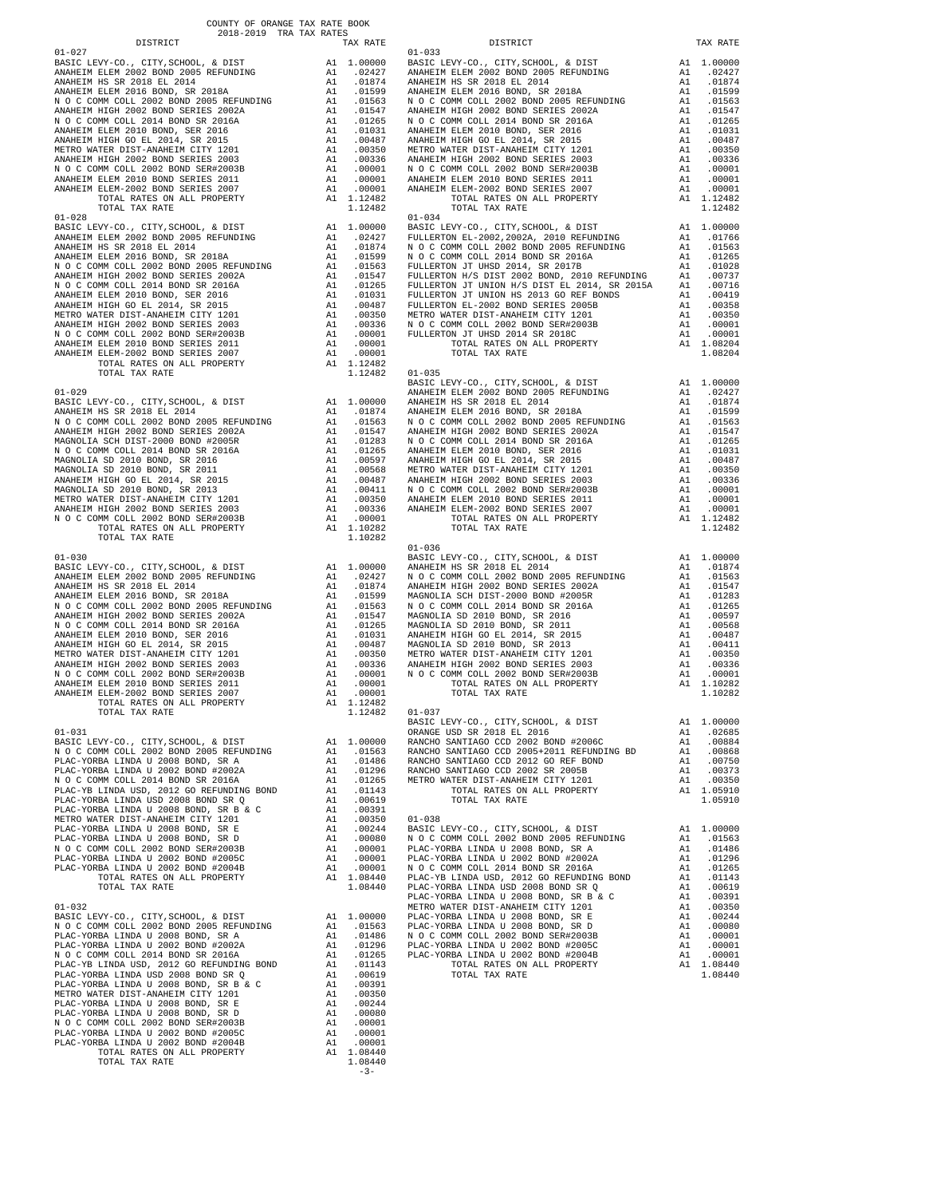COUNTY OF ORANGE TAX RATE BOOK
2018-2019 TRA TAX RATES

| DISTRICT | | TAX RATE |
|---|---|---|
| **01-027** | | |
| BASIC LEVY-CO., CITY,SCHOOL, & DIST | A1 | 1.00000 |
| ANAHEIM ELEM 2002 BOND 2005 REFUNDING | A1 | .02427 |
| ANAHEIM HS SR 2018 EL 2014 | A1 | .01874 |
| ANAHEIM ELEM 2016 BOND, SR 2018A | A1 | .01599 |
| N O C COMM COLL 2002 BOND 2005 REFUNDING | A1 | .01563 |
| ANAHEIM HIGH 2002 BOND SERIES 2002A | A1 | .01547 |
| N O C COMM COLL 2014 BOND SR 2016A | A1 | .01265 |
| ANAHEIM ELEM 2010 BOND, SER 2016 | A1 | .01031 |
| ANAHEIM HIGH GO EL 2014, SR 2015 | A1 | .00487 |
| METRO WATER DIST-ANAHEIM CITY 1201 | A1 | .00350 |
| ANAHEIM HIGH 2002 BOND SERIES 2003 | A1 | .00336 |
| N O C COMM COLL 2002 BOND SER#2003B | A1 | .00001 |
| ANAHEIM ELEM 2010 BOND SERIES 2011 | A1 | .00001 |
| ANAHEIM ELEM-2002 BOND SERIES 2007 | A1 | .00001 |
| TOTAL RATES ON ALL PROPERTY | A1 | 1.12482 |
| TOTAL TAX RATE | | 1.12482 |
| **01-028** | | |
| BASIC LEVY-CO., CITY,SCHOOL, & DIST | A1 | 1.00000 |
| ANAHEIM ELEM 2002 BOND 2005 REFUNDING | A1 | .02427 |
| ANAHEIM HS SR 2018 EL 2014 | A1 | .01874 |
| ANAHEIM ELEM 2016 BOND, SR 2018A | A1 | .01599 |
| N O C COMM COLL 2002 BOND 2005 REFUNDING | A1 | .01563 |
| ANAHEIM HIGH 2002 BOND SERIES 2002A | A1 | .01547 |
| N O C COMM COLL 2014 BOND SR 2016A | A1 | .01265 |
| ANAHEIM ELEM 2010 BOND, SER 2016 | A1 | .01031 |
| ANAHEIM HIGH GO EL 2014, SR 2015 | A1 | .00487 |
| METRO WATER DIST-ANAHEIM CITY 1201 | A1 | .00350 |
| ANAHEIM HIGH 2002 BOND SERIES 2003 | A1 | .00336 |
| N O C COMM COLL 2002 BOND SER#2003B | A1 | .00001 |
| ANAHEIM ELEM 2010 BOND SERIES 2011 | A1 | .00001 |
| ANAHEIM ELEM-2002 BOND SERIES 2007 | A1 | .00001 |
| TOTAL RATES ON ALL PROPERTY | A1 | 1.12482 |
| TOTAL TAX RATE | | 1.12482 |
| **01-029** | | |
| BASIC LEVY-CO., CITY,SCHOOL, & DIST | A1 | 1.00000 |
| ANAHEIM HS SR 2018 EL 2014 | A1 | .01874 |
| N O C COMM COLL 2002 BOND 2005 REFUNDING | A1 | .01563 |
| ANAHEIM HIGH 2002 BOND SERIES 2002A | A1 | .01547 |
| MAGNOLIA SCH DIST-2000 BOND #2005R | A1 | .01283 |
| N O C COMM COLL 2014 BOND SR 2016A | A1 | .01265 |
| MAGNOLIA SD 2010 BOND, SR 2016 | A1 | .00597 |
| MAGNOLIA SD 2010 BOND, SR 2011 | A1 | .00568 |
| ANAHEIM HIGH GO EL 2014, SR 2015 | A1 | .00487 |
| MAGNOLIA SD 2010 BOND, SR 2013 | A1 | .00411 |
| METRO WATER DIST-ANAHEIM CITY 1201 | A1 | .00350 |
| ANAHEIM HIGH 2002 BOND SERIES 2003 | A1 | .00336 |
| N O C COMM COLL 2002 BOND SER#2003B | A1 | .00001 |
| TOTAL RATES ON ALL PROPERTY | A1 | 1.10282 |
| TOTAL TAX RATE | | 1.10282 |
| **01-030** | | |
| BASIC LEVY-CO., CITY,SCHOOL, & DIST | A1 | 1.00000 |
| ANAHEIM ELEM 2002 BOND 2005 REFUNDING | A1 | .02427 |
| ANAHEIM HS SR 2018 EL 2014 | A1 | .01874 |
| ANAHEIM ELEM 2016 BOND, SR 2018A | A1 | .01599 |
| N O C COMM COLL 2002 BOND 2005 REFUNDING | A1 | .01563 |
| ANAHEIM HIGH 2002 BOND SERIES 2002A | A1 | .01547 |
| N O C COMM COLL 2014 BOND SR 2016A | A1 | .01265 |
| ANAHEIM ELEM 2010 BOND, SER 2016 | A1 | .01031 |
| ANAHEIM HIGH GO EL 2014, SR 2015 | A1 | .00487 |
| METRO WATER DIST-ANAHEIM CITY 1201 | A1 | .00350 |
| ANAHEIM HIGH 2002 BOND SERIES 2003 | A1 | .00336 |
| N O C COMM COLL 2002 BOND SER#2003B | A1 | .00001 |
| ANAHEIM ELEM 2010 BOND SERIES 2011 | A1 | .00001 |
| ANAHEIM ELEM-2002 BOND SERIES 2007 | A1 | .00001 |
| TOTAL RATES ON ALL PROPERTY | A1 | 1.12482 |
| TOTAL TAX RATE | | 1.12482 |
| **01-031** | | |
| BASIC LEVY-CO., CITY,SCHOOL, & DIST | A1 | 1.00000 |
| N O C COMM COLL 2002 BOND 2005 REFUNDING | A1 | .01563 |
| PLAC-YORBA LINDA U 2008 BOND, SR A | A1 | .01486 |
| PLAC-YORBA LINDA U 2002 BOND #2002A | A1 | .01296 |
| N O C COMM COLL 2014 BOND SR 2016A | A1 | .01265 |
| PLAC-YB LINDA USD, 2012 GO REFUNDING BOND | A1 | .01143 |
| PLAC-YORBA LINDA USD 2008 BOND SR Q | A1 | .00619 |
| PLAC-YORBA LINDA U 2008 BOND, SR B & C | A1 | .00391 |
| METRO WATER DIST-ANAHEIM CITY 1201 | A1 | .00350 |
| PLAC-YORBA LINDA U 2008 BOND, SR E | A1 | .00244 |
| PLAC-YORBA LINDA U 2008 BOND, SR D | A1 | .00080 |
| N O C COMM COLL 2002 BOND SER#2003B | A1 | .00001 |
| PLAC-YORBA LINDA U 2002 BOND #2005C | A1 | .00001 |
| PLAC-YORBA LINDA U 2002 BOND #2004B | A1 | .00001 |
| TOTAL RATES ON ALL PROPERTY | A1 | 1.08440 |
| TOTAL TAX RATE | | 1.08440 |
| **01-032** | | |
| BASIC LEVY-CO., CITY,SCHOOL, & DIST | A1 | 1.00000 |
| N O C COMM COLL 2002 BOND 2005 REFUNDING | A1 | .01563 |
| PLAC-YORBA LINDA U 2008 BOND, SR A | A1 | .01486 |
| PLAC-YORBA LINDA U 2002 BOND #2002A | A1 | .01296 |
| N O C COMM COLL 2014 BOND SR 2016A | A1 | .01265 |
| PLAC-YB LINDA USD, 2012 GO REFUNDING BOND | A1 | .01143 |
| PLAC-YORBA LINDA USD 2008 BOND SR Q | A1 | .00619 |
| PLAC-YORBA LINDA U 2008 BOND, SR B & C | A1 | .00391 |
| METRO WATER DIST-ANAHEIM CITY 1201 | A1 | .00350 |
| PLAC-YORBA LINDA U 2008 BOND, SR E | A1 | .00244 |
| PLAC-YORBA LINDA U 2008 BOND, SR D | A1 | .00080 |
| N O C COMM COLL 2002 BOND SER#2003B | A1 | .00001 |
| PLAC-YORBA LINDA U 2002 BOND #2005C | A1 | .00001 |
| PLAC-YORBA LINDA U 2002 BOND #2004B | A1 | .00001 |
| TOTAL RATES ON ALL PROPERTY | A1 | 1.08440 |
| TOTAL TAX RATE | | 1.08440 |
| **01-033** | | |
| BASIC LEVY-CO., CITY,SCHOOL, & DIST | A1 | 1.00000 |
| ANAHEIM ELEM 2002 BOND 2005 REFUNDING | A1 | .02427 |
| ANAHEIM HS SR 2018 EL 2014 | A1 | .01874 |
| ANAHEIM ELEM 2016 BOND, SR 2018A | A1 | .01599 |
| N O C COMM COLL 2002 BOND 2005 REFUNDING | A1 | .01563 |
| ANAHEIM HIGH 2002 BOND SERIES 2002A | A1 | .01547 |
| N O C COMM COLL 2014 BOND SR 2016A | A1 | .01265 |
| ANAHEIM ELEM 2010 BOND, SER 2016 | A1 | .01031 |
| ANAHEIM HIGH GO EL 2014, SR 2015 | A1 | .00487 |
| METRO WATER DIST-ANAHEIM CITY 1201 | A1 | .00350 |
| ANAHEIM HIGH 2002 BOND SERIES 2003 | A1 | .00336 |
| N O C COMM COLL 2002 BOND SER#2003B | A1 | .00001 |
| ANAHEIM ELEM 2010 BOND SERIES 2011 | A1 | .00001 |
| ANAHEIM ELEM-2002 BOND SERIES 2007 | A1 | .00001 |
| TOTAL RATES ON ALL PROPERTY | A1 | 1.12482 |
| TOTAL TAX RATE | | 1.12482 |
| **01-034** | | |
| BASIC LEVY-CO., CITY,SCHOOL, & DIST | A1 | 1.00000 |
| FULLERTON EL-2002,2002A, 2010 REFUNDING | A1 | .01766 |
| N O C COMM COLL 2002 BOND 2005 REFUNDING | A1 | .01563 |
| N O C COMM COLL 2014 BOND SR 2016A | A1 | .01265 |
| FULLERTON JT UHSD 2014, SR 2017B | A1 | .01028 |
| FULLERTON H/S DIST 2002 BOND, 2010 REFUNDING | A1 | .00737 |
| FULLERTON JT UNION H/S DIST EL 2014, SR 2015A | A1 | .00716 |
| FULLERTON JT UNION HS 2013 GO REF BONDS | A1 | .00419 |
| FULLERTON EL-2002 BOND SERIES 2005B | A1 | .00358 |
| METRO WATER DIST-ANAHEIM CITY 1201 | A1 | .00350 |
| N O C COMM COLL 2002 BOND SER#2003B | A1 | .00001 |
| FULLERTON JT UHSD 2014 SR 2018C | A1 | .00001 |
| TOTAL RATES ON ALL PROPERTY | A1 | 1.08204 |
| TOTAL TAX RATE | | 1.08204 |
| **01-035** | | |
| BASIC LEVY-CO., CITY,SCHOOL, & DIST | A1 | 1.00000 |
| ANAHEIM ELEM 2002 BOND 2005 REFUNDING | A1 | .02427 |
| ANAHEIM HS SR 2018 EL 2014 | A1 | .01874 |
| ANAHEIM ELEM 2016 BOND, SR 2018A | A1 | .01599 |
| N O C COMM COLL 2002 BOND 2005 REFUNDING | A1 | .01563 |
| ANAHEIM HIGH 2002 BOND SERIES 2002A | A1 | .01547 |
| N O C COMM COLL 2014 BOND SR 2016A | A1 | .01265 |
| ANAHEIM ELEM 2010 BOND, SER 2016 | A1 | .01031 |
| ANAHEIM HIGH GO EL 2014, SR 2015 | A1 | .00487 |
| METRO WATER DIST-ANAHEIM CITY 1201 | A1 | .00350 |
| ANAHEIM HIGH 2002 BOND SERIES 2003 | A1 | .00336 |
| N O C COMM COLL 2002 BOND SER#2003B | A1 | .00001 |
| ANAHEIM ELEM 2010 BOND SERIES 2011 | A1 | .00001 |
| ANAHEIM ELEM-2002 BOND SERIES 2007 | A1 | .00001 |
| TOTAL RATES ON ALL PROPERTY | A1 | 1.12482 |
| TOTAL TAX RATE | | 1.12482 |
| **01-036** | | |
| BASIC LEVY-CO., CITY,SCHOOL, & DIST | A1 | 1.00000 |
| ANAHEIM HS SR 2018 EL 2014 | A1 | .01874 |
| N O C COMM COLL 2002 BOND 2005 REFUNDING | A1 | .01563 |
| ANAHEIM HIGH 2002 BOND SERIES 2002A | A1 | .01547 |
| MAGNOLIA SCH DIST-2000 BOND #2005R | A1 | .01283 |
| N O C COMM COLL 2014 BOND SR 2016A | A1 | .01265 |
| MAGNOLIA SD 2010 BOND, SR 2016 | A1 | .00597 |
| MAGNOLIA SD 2010 BOND, SR 2011 | A1 | .00568 |
| ANAHEIM HIGH GO EL 2014, SR 2015 | A1 | .00487 |
| MAGNOLIA SD 2010 BOND, SR 2013 | A1 | .00411 |
| METRO WATER DIST-ANAHEIM CITY 1201 | A1 | .00350 |
| ANAHEIM HIGH 2002 BOND SERIES 2003 | A1 | .00336 |
| N O C COMM COLL 2002 BOND SER#2003B | A1 | .00001 |
| TOTAL RATES ON ALL PROPERTY | A1 | 1.10282 |
| TOTAL TAX RATE | | 1.10282 |
| **01-037** | | |
| BASIC LEVY-CO., CITY,SCHOOL, & DIST | A1 | 1.00000 |
| ORANGE USD SR 2018 EL 2016 | A1 | .02685 |
| RANCHO SANTIAGO CCD 2002 BOND #2006C | A1 | .00884 |
| RANCHO SANTIAGO CCD 2005+2011 REFUNDING BD | A1 | .00868 |
| RANCHO SANTIAGO CCD 2012 GO REF BOND | A1 | .00750 |
| RANCHO SANTIAGO CCD 2002 SR 2005B | A1 | .00373 |
| METRO WATER DIST-ANAHEIM CITY 1201 | A1 | .00350 |
| TOTAL RATES ON ALL PROPERTY | A1 | 1.05910 |
| TOTAL TAX RATE | | 1.05910 |
| **01-038** | | |
| BASIC LEVY-CO., CITY,SCHOOL, & DIST | A1 | 1.00000 |
| N O C COMM COLL 2002 BOND 2005 REFUNDING | A1 | .01563 |
| PLAC-YORBA LINDA U 2008 BOND, SR A | A1 | .01486 |
| PLAC-YORBA LINDA U 2002 BOND #2002A | A1 | .01296 |
| N O C COMM COLL 2014 BOND SR 2016A | A1 | .01265 |
| PLAC-YB LINDA USD, 2012 GO REFUNDING BOND | A1 | .01143 |
| PLAC-YORBA LINDA USD 2008 BOND SR Q | A1 | .00619 |
| PLAC-YORBA LINDA U 2008 BOND, SR B & C | A1 | .00391 |
| METRO WATER DIST-ANAHEIM CITY 1201 | A1 | .00350 |
| PLAC-YORBA LINDA U 2008 BOND, SR E | A1 | .00244 |
| PLAC-YORBA LINDA U 2008 BOND, SR D | A1 | .00080 |
| N O C COMM COLL 2002 BOND SER#2003B | A1 | .00001 |
| PLAC-YORBA LINDA U 2002 BOND #2005C | A1 | .00001 |
| PLAC-YORBA LINDA U 2002 BOND #2004B | A1 | .00001 |
| TOTAL RATES ON ALL PROPERTY | A1 | 1.08440 |
| TOTAL TAX RATE | | 1.08440 |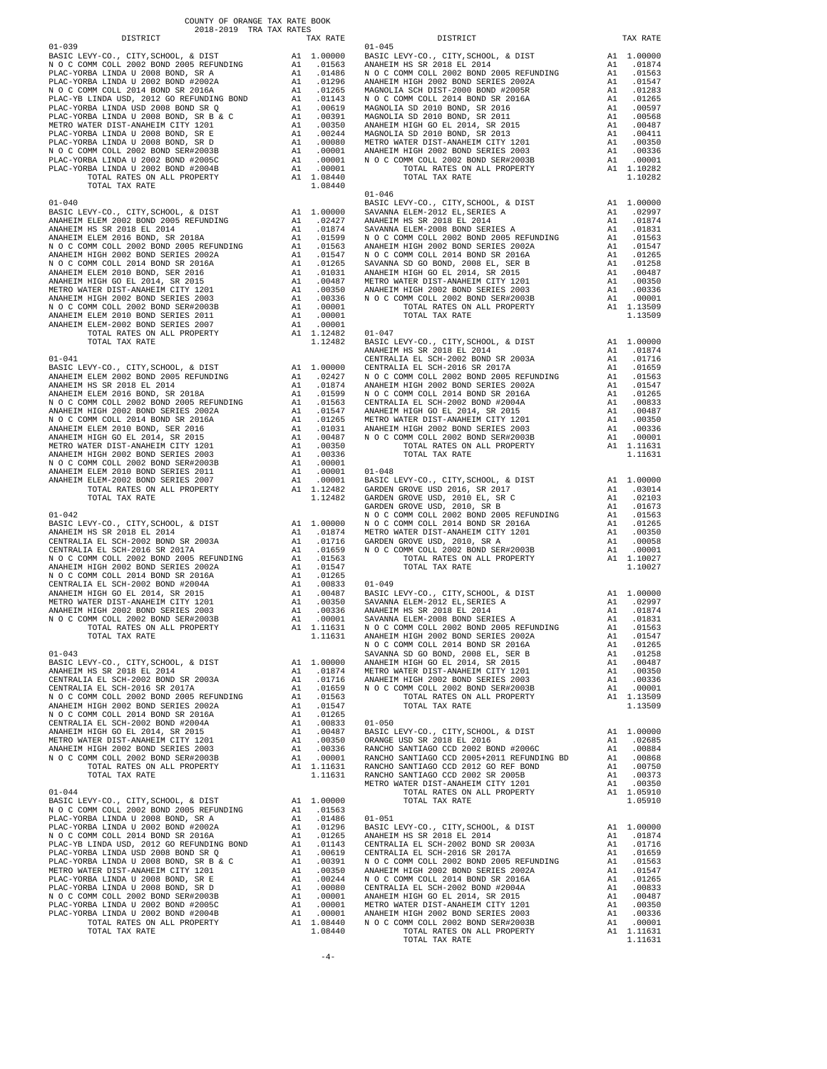COUNTY OF ORANGE TAX RATE BOOK
2018-2019 TRA TAX RATES

| DISTRICT | | TAX RATE |
|---|---|---|
| **01-039** | | |
| BASIC LEVY-CO., CITY,SCHOOL, & DIST | A1 | 1.00000 |
| N O C COMM COLL 2002 BOND 2005 REFUNDING | A1 | .01563 |
| PLAC-YORBA LINDA U 2008 BOND, SR A | A1 | .01486 |
| PLAC-YORBA LINDA U 2002 BOND #2002A | A1 | .01296 |
| N O C COMM COLL 2014 BOND SR 2016A | A1 | .01265 |
| PLAC-YB LINDA USD, 2012 GO REFUNDING BOND | A1 | .01143 |
| PLAC-YORBA LINDA USD 2008 BOND SR Q | A1 | .00619 |
| PLAC-YORBA LINDA U 2008 BOND, SR B & C | A1 | .00391 |
| METRO WATER DIST-ANAHEIM CITY 1201 | A1 | .00350 |
| PLAC-YORBA LINDA U 2008 BOND, SR E | A1 | .00244 |
| PLAC-YORBA LINDA U 2008 BOND, SR D | A1 | .00080 |
| N O C COMM COLL 2002 BOND SER#2003B | A1 | .00001 |
| PLAC-YORBA LINDA U 2002 BOND #2005C | A1 | .00001 |
| PLAC-YORBA LINDA U 2002 BOND #2004B | A1 | .00001 |
| TOTAL RATES ON ALL PROPERTY | A1 | 1.08440 |
| TOTAL TAX RATE | | 1.08440 |
| **01-040** | | |
| BASIC LEVY-CO., CITY,SCHOOL, & DIST | A1 | 1.00000 |
| ANAHEIM ELEM 2002 BOND 2005 REFUNDING | A1 | .02427 |
| ANAHEIM HS SR 2018 EL 2014 | A1 | .01874 |
| ANAHEIM ELEM 2016 BOND, SR 2018A | A1 | .01599 |
| N O C COMM COLL 2002 BOND 2005 REFUNDING | A1 | .01563 |
| ANAHEIM HIGH 2002 BOND SERIES 2002A | A1 | .01547 |
| N O C COMM COLL 2014 BOND SR 2016A | A1 | .01265 |
| ANAHEIM ELEM 2010 BOND, SER 2016 | A1 | .01031 |
| ANAHEIM HIGH GO EL 2014, SR 2015 | A1 | .00487 |
| METRO WATER DIST-ANAHEIM CITY 1201 | A1 | .00350 |
| ANAHEIM HIGH 2002 BOND SERIES 2003 | A1 | .00336 |
| N O C COMM COLL 2002 BOND SER#2003B | A1 | .00001 |
| ANAHEIM ELEM 2010 BOND SERIES 2011 | A1 | .00001 |
| ANAHEIM ELEM-2002 BOND SERIES 2007 | A1 | .00001 |
| TOTAL RATES ON ALL PROPERTY | A1 | 1.12482 |
| TOTAL TAX RATE | | 1.12482 |
| **01-041** | | |
| BASIC LEVY-CO., CITY,SCHOOL, & DIST | A1 | 1.00000 |
| ANAHEIM ELEM 2002 BOND 2005 REFUNDING | A1 | .02427 |
| ANAHEIM HS SR 2018 EL 2014 | A1 | .01874 |
| ANAHEIM ELEM 2016 BOND, SR 2018A | A1 | .01599 |
| N O C COMM COLL 2002 BOND 2005 REFUNDING | A1 | .01563 |
| ANAHEIM HIGH 2002 BOND SERIES 2002A | A1 | .01547 |
| N O C COMM COLL 2014 BOND SR 2016A | A1 | .01265 |
| ANAHEIM ELEM 2010 BOND, SER 2016 | A1 | .01031 |
| ANAHEIM HIGH GO EL 2014, SR 2015 | A1 | .00487 |
| METRO WATER DIST-ANAHEIM CITY 1201 | A1 | .00350 |
| ANAHEIM HIGH 2002 BOND SERIES 2003 | A1 | .00336 |
| N O C COMM COLL 2002 BOND SER#2003B | A1 | .00001 |
| ANAHEIM ELEM 2010 BOND SERIES 2011 | A1 | .00001 |
| ANAHEIM ELEM-2002 BOND SERIES 2007 | A1 | .00001 |
| TOTAL RATES ON ALL PROPERTY | A1 | 1.12482 |
| TOTAL TAX RATE | | 1.12482 |
| **01-042** | | |
| BASIC LEVY-CO., CITY,SCHOOL, & DIST | A1 | 1.00000 |
| ANAHEIM HS SR 2018 EL 2014 | A1 | .01874 |
| CENTRALIA EL SCH-2002 BOND SR 2003A | A1 | .01716 |
| CENTRALIA EL SCH-2016 SR 2017A | A1 | .01659 |
| N O C COMM COLL 2002 BOND 2005 REFUNDING | A1 | .01563 |
| ANAHEIM HIGH 2002 BOND SERIES 2002A | A1 | .01547 |
| N O C COMM COLL 2014 BOND SR 2016A | A1 | .01265 |
| CENTRALIA EL SCH-2002 BOND #2004A | A1 | .00833 |
| ANAHEIM HIGH GO EL 2014, SR 2015 | A1 | .00487 |
| METRO WATER DIST-ANAHEIM CITY 1201 | A1 | .00350 |
| ANAHEIM HIGH 2002 BOND SERIES 2003 | A1 | .00336 |
| N O C COMM COLL 2002 BOND SER#2003B | A1 | .00001 |
| TOTAL RATES ON ALL PROPERTY | A1 | 1.11631 |
| TOTAL TAX RATE | | 1.11631 |
| **01-043** | | |
| BASIC LEVY-CO., CITY,SCHOOL, & DIST | A1 | 1.00000 |
| ANAHEIM HS SR 2018 EL 2014 | A1 | .01874 |
| CENTRALIA EL SCH-2002 BOND SR 2003A | A1 | .01716 |
| CENTRALIA EL SCH-2016 SR 2017A | A1 | .01659 |
| N O C COMM COLL 2002 BOND 2005 REFUNDING | A1 | .01563 |
| ANAHEIM HIGH 2002 BOND SERIES 2002A | A1 | .01547 |
| N O C COMM COLL 2014 BOND SR 2016A | A1 | .01265 |
| CENTRALIA EL SCH-2002 BOND #2004A | A1 | .00833 |
| ANAHEIM HIGH GO EL 2014, SR 2015 | A1 | .00487 |
| METRO WATER DIST-ANAHEIM CITY 1201 | A1 | .00350 |
| ANAHEIM HIGH 2002 BOND SERIES 2003 | A1 | .00336 |
| N O C COMM COLL 2002 BOND SER#2003B | A1 | .00001 |
| TOTAL RATES ON ALL PROPERTY | A1 | 1.11631 |
| TOTAL TAX RATE | | 1.11631 |
| **01-044** | | |
| BASIC LEVY-CO., CITY,SCHOOL, & DIST | A1 | 1.00000 |
| N O C COMM COLL 2002 BOND 2005 REFUNDING | A1 | .01563 |
| PLAC-YORBA LINDA U 2008 BOND, SR A | A1 | .01486 |
| PLAC-YORBA LINDA U 2002 BOND #2002A | A1 | .01296 |
| N O C COMM COLL 2014 BOND SR 2016A | A1 | .01265 |
| PLAC-YB LINDA USD, 2012 GO REFUNDING BOND | A1 | .01143 |
| PLAC-YORBA LINDA USD 2008 BOND SR Q | A1 | .00619 |
| PLAC-YORBA LINDA U 2008 BOND, SR B & C | A1 | .00391 |
| METRO WATER DIST-ANAHEIM CITY 1201 | A1 | .00350 |
| PLAC-YORBA LINDA U 2008 BOND, SR E | A1 | .00244 |
| PLAC-YORBA LINDA U 2008 BOND, SR D | A1 | .00080 |
| N O C COMM COLL 2002 BOND SER#2003B | A1 | .00001 |
| PLAC-YORBA LINDA U 2002 BOND #2005C | A1 | .00001 |
| PLAC-YORBA LINDA U 2002 BOND #2004B | A1 | .00001 |
| TOTAL RATES ON ALL PROPERTY | A1 | 1.08440 |
| TOTAL TAX RATE | | 1.08440 |
| **01-045** | | |
| BASIC LEVY-CO., CITY,SCHOOL, & DIST | A1 | 1.00000 |
| ANAHEIM HS SR 2018 EL 2014 | A1 | .01874 |
| N O C COMM COLL 2002 BOND 2005 REFUNDING | A1 | .01563 |
| ANAHEIM HIGH 2002 BOND SERIES 2002A | A1 | .01547 |
| MAGNOLIA SCH DIST-2000 BOND #2005R | A1 | .01283 |
| N O C COMM COLL 2014 BOND SR 2016A | A1 | .01265 |
| MAGNOLIA SD 2010 BOND, SR 2016 | A1 | .00597 |
| MAGNOLIA SD 2010 BOND, SR 2011 | A1 | .00568 |
| ANAHEIM HIGH GO EL 2014, SR 2015 | A1 | .00487 |
| MAGNOLIA SD 2010 BOND, SR 2013 | A1 | .00411 |
| METRO WATER DIST-ANAHEIM CITY 1201 | A1 | .00350 |
| ANAHEIM HIGH 2002 BOND SERIES 2003 | A1 | .00336 |
| N O C COMM COLL 2002 BOND SER#2003B | A1 | .00001 |
| TOTAL RATES ON ALL PROPERTY | A1 | 1.10282 |
| TOTAL TAX RATE | | 1.10282 |
| **01-046** | | |
| BASIC LEVY-CO., CITY,SCHOOL, & DIST | A1 | 1.00000 |
| SAVANNA ELEM-2012 EL,SERIES A | A1 | .02997 |
| ANAHEIM HS SR 2018 EL 2014 | A1 | .01874 |
| SAVANNA ELEM-2008 BOND SERIES A | A1 | .01831 |
| N O C COMM COLL 2002 BOND 2005 REFUNDING | A1 | .01563 |
| ANAHEIM HIGH 2002 BOND SERIES 2002A | A1 | .01547 |
| N O C COMM COLL 2014 BOND SR 2016A | A1 | .01265 |
| SAVANNA SD GO BOND, 2008 EL, SER B | A1 | .01258 |
| ANAHEIM HIGH GO EL 2014, SR 2015 | A1 | .00487 |
| METRO WATER DIST-ANAHEIM CITY 1201 | A1 | .00350 |
| ANAHEIM HIGH 2002 BOND SERIES 2003 | A1 | .00336 |
| N O C COMM COLL 2002 BOND SER#2003B | A1 | .00001 |
| TOTAL RATES ON ALL PROPERTY | A1 | 1.13509 |
| TOTAL TAX RATE | | 1.13509 |
| **01-047** | | |
| BASIC LEVY-CO., CITY,SCHOOL, & DIST | A1 | 1.00000 |
| ANAHEIM HS SR 2018 EL 2014 | A1 | .01874 |
| CENTRALIA EL SCH-2002 BOND SR 2003A | A1 | .01716 |
| CENTRALIA EL SCH-2016 SR 2017A | A1 | .01659 |
| N O C COMM COLL 2002 BOND 2005 REFUNDING | A1 | .01563 |
| ANAHEIM HIGH 2002 BOND SERIES 2002A | A1 | .01547 |
| N O C COMM COLL 2014 BOND SR 2016A | A1 | .01265 |
| CENTRALIA EL SCH-2002 BOND #2004A | A1 | .00833 |
| ANAHEIM HIGH GO EL 2014, SR 2015 | A1 | .00487 |
| METRO WATER DIST-ANAHEIM CITY 1201 | A1 | .00350 |
| ANAHEIM HIGH 2002 BOND SERIES 2003 | A1 | .00336 |
| N O C COMM COLL 2002 BOND SER#2003B | A1 | .00001 |
| TOTAL RATES ON ALL PROPERTY | A1 | 1.11631 |
| TOTAL TAX RATE | | 1.11631 |
| **01-048** | | |
| BASIC LEVY-CO., CITY,SCHOOL, & DIST | A1 | 1.00000 |
| GARDEN GROVE USD 2016, SR 2017 | A1 | .03014 |
| GARDEN GROVE USD, 2010 EL, SR C | A1 | .02103 |
| GARDEN GROVE USD, 2010, SR B | A1 | .01673 |
| N O C COMM COLL 2002 BOND 2005 REFUNDING | A1 | .01563 |
| N O C COMM COLL 2014 BOND SR 2016A | A1 | .01265 |
| METRO WATER DIST-ANAHEIM CITY 1201 | A1 | .00350 |
| GARDEN GROVE USD, 2010, SR A | A1 | .00058 |
| N O C COMM COLL 2002 BOND SER#2003B | A1 | .00001 |
| TOTAL RATES ON ALL PROPERTY | A1 | 1.10027 |
| TOTAL TAX RATE | | 1.10027 |
| **01-049** | | |
| BASIC LEVY-CO., CITY,SCHOOL, & DIST | A1 | 1.00000 |
| SAVANNA ELEM-2012 EL,SERIES A | A1 | .02997 |
| ANAHEIM HS SR 2018 EL 2014 | A1 | .01874 |
| SAVANNA ELEM-2008 BOND SERIES A | A1 | .01831 |
| N O C COMM COLL 2002 BOND 2005 REFUNDING | A1 | .01563 |
| ANAHEIM HIGH 2002 BOND SERIES 2002A | A1 | .01547 |
| N O C COMM COLL 2014 BOND SR 2016A | A1 | .01265 |
| SAVANNA SD GO BOND, 2008 EL, SER B | A1 | .01258 |
| ANAHEIM HIGH GO EL 2014, SR 2015 | A1 | .00487 |
| METRO WATER DIST-ANAHEIM CITY 1201 | A1 | .00350 |
| ANAHEIM HIGH 2002 BOND SERIES 2003 | A1 | .00336 |
| N O C COMM COLL 2002 BOND SER#2003B | A1 | .00001 |
| TOTAL RATES ON ALL PROPERTY | A1 | 1.13509 |
| TOTAL TAX RATE | | 1.13509 |
| **01-050** | | |
| BASIC LEVY-CO., CITY,SCHOOL, & DIST | A1 | 1.00000 |
| ORANGE USD SR 2018 EL 2016 | A1 | .02685 |
| RANCHO SANTIAGO CCD 2002 BOND #2006C | A1 | .00884 |
| RANCHO SANTIAGO CCD 2005+2011 REFUNDING BD | A1 | .00868 |
| RANCHO SANTIAGO CCD 2012 GO REF BOND | A1 | .00750 |
| RANCHO SANTIAGO CCD 2002 SR 2005B | A1 | .00373 |
| METRO WATER DIST-ANAHEIM CITY 1201 | A1 | .00350 |
| TOTAL RATES ON ALL PROPERTY | A1 | 1.05910 |
| TOTAL TAX RATE | | 1.05910 |
| **01-051** | | |
| BASIC LEVY-CO., CITY,SCHOOL, & DIST | A1 | 1.00000 |
| ANAHEIM HS SR 2018 EL 2014 | A1 | .01874 |
| CENTRALIA EL SCH-2002 BOND SR 2003A | A1 | .01716 |
| CENTRALIA EL SCH-2016 SR 2017A | A1 | .01659 |
| N O C COMM COLL 2002 BOND 2005 REFUNDING | A1 | .01563 |
| ANAHEIM HIGH 2002 BOND SERIES 2002A | A1 | .01547 |
| N O C COMM COLL 2014 BOND SR 2016A | A1 | .01265 |
| CENTRALIA EL SCH-2002 BOND #2004A | A1 | .00833 |
| ANAHEIM HIGH GO EL 2014, SR 2015 | A1 | .00487 |
| METRO WATER DIST-ANAHEIM CITY 1201 | A1 | .00350 |
| ANAHEIM HIGH 2002 BOND SERIES 2003 | A1 | .00336 |
| N O C COMM COLL 2002 BOND SER#2003B | A1 | .00001 |
| TOTAL RATES ON ALL PROPERTY | A1 | 1.11631 |
| TOTAL TAX RATE | | 1.11631 |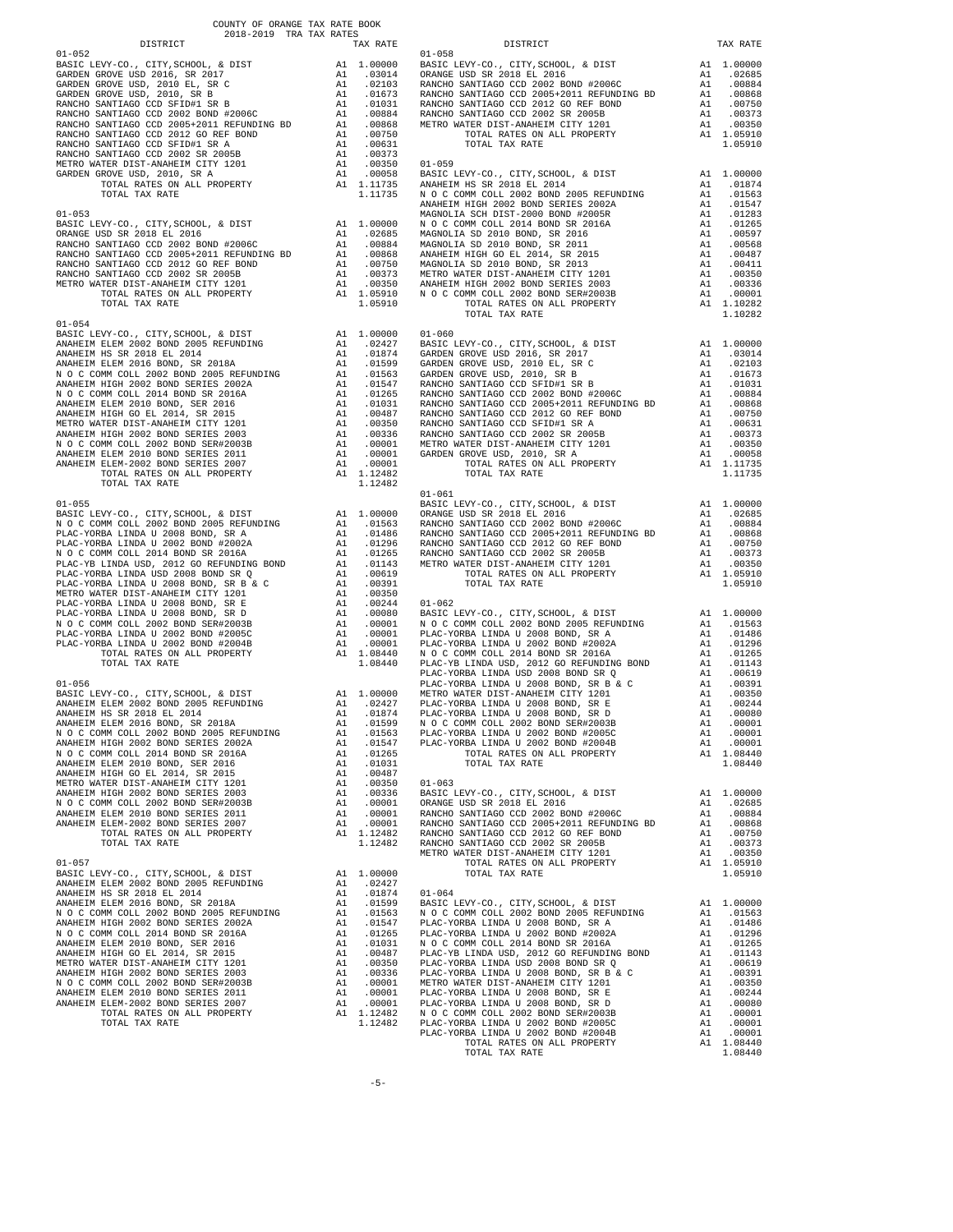COUNTY OF ORANGE TAX RATE BOOK
2018-2019 TRA TAX RATES

| DISTRICT | | TAX RATE |
|---|---|---|
| **01-052** | | |
| BASIC LEVY-CO., CITY,SCHOOL, & DIST | A1 | 1.00000 |
| GARDEN GROVE USD 2016, SR 2017 | A1 | .03014 |
| GARDEN GROVE USD, 2010 EL, SR C | A1 | .02103 |
| GARDEN GROVE USD, 2010, SR B | A1 | .01673 |
| RANCHO SANTIAGO CCD SFID#1 SR B | A1 | .01031 |
| RANCHO SANTIAGO CCD 2002 BOND #2006C | A1 | .00884 |
| RANCHO SANTIAGO CCD 2005+2011 REFUNDING BD | A1 | .00868 |
| RANCHO SANTIAGO CCD 2012 GO REF BOND | A1 | .00750 |
| RANCHO SANTIAGO CCD SFID#1 SR A | A1 | .00631 |
| RANCHO SANTIAGO CCD 2002 SR 2005B | A1 | .00373 |
| METRO WATER DIST-ANAHEIM CITY 1201 | A1 | .00350 |
| GARDEN GROVE USD, 2010, SR A | A1 | .00058 |
| TOTAL RATES ON ALL PROPERTY | A1 | 1.11735 |
| TOTAL TAX RATE | | 1.11735 |
| **01-053** | | |
| BASIC LEVY-CO., CITY,SCHOOL, & DIST | A1 | 1.00000 |
| ORANGE USD SR 2018 EL 2016 | A1 | .02685 |
| RANCHO SANTIAGO CCD 2002 BOND #2006C | A1 | .00884 |
| RANCHO SANTIAGO CCD 2005+2011 REFUNDING BD | A1 | .00868 |
| RANCHO SANTIAGO CCD 2012 GO REF BOND | A1 | .00750 |
| RANCHO SANTIAGO CCD 2002 SR 2005B | A1 | .00373 |
| METRO WATER DIST-ANAHEIM CITY 1201 | A1 | .00350 |
| TOTAL RATES ON ALL PROPERTY | A1 | 1.05910 |
| TOTAL TAX RATE | | 1.05910 |
| **01-054** | | |
| BASIC LEVY-CO., CITY,SCHOOL, & DIST | A1 | 1.00000 |
| ANAHEIM ELEM 2002 BOND 2005 REFUNDING | A1 | .02427 |
| ANAHEIM HS SR 2018 EL 2014 | A1 | .01874 |
| ANAHEIM ELEM 2016 BOND, SR 2018A | A1 | .01599 |
| N O C COMM COLL 2002 BOND 2005 REFUNDING | A1 | .01563 |
| ANAHEIM HIGH 2002 BOND SERIES 2002A | A1 | .01547 |
| N O C COMM COLL 2014 BOND SR 2016A | A1 | .01265 |
| ANAHEIM ELEM 2010 BOND, SER 2016 | A1 | .01031 |
| ANAHEIM HIGH GO EL 2014, SR 2015 | A1 | .00487 |
| METRO WATER DIST-ANAHEIM CITY 1201 | A1 | .00350 |
| ANAHEIM HIGH 2002 BOND SERIES 2003 | A1 | .00336 |
| N O C COMM COLL 2002 BOND SER#2003B | A1 | .00001 |
| ANAHEIM ELEM 2010 BOND SERIES 2011 | A1 | .00001 |
| ANAHEIM ELEM-2002 BOND SERIES 2007 | A1 | .00001 |
| TOTAL RATES ON ALL PROPERTY | A1 | 1.12482 |
| TOTAL TAX RATE | | 1.12482 |
| **01-055** | | |
| BASIC LEVY-CO., CITY,SCHOOL, & DIST | A1 | 1.00000 |
| N O C COMM COLL 2002 BOND 2005 REFUNDING | A1 | .01563 |
| PLAC-YORBA LINDA U 2008 BOND, SR A | A1 | .01486 |
| PLAC-YORBA LINDA U 2002 BOND #2002A | A1 | .01296 |
| N O C COMM COLL 2014 BOND SR 2016A | A1 | .01265 |
| PLAC-YB LINDA USD, 2012 GO REFUNDING BOND | A1 | .01143 |
| PLAC-YORBA LINDA USD 2008 BOND SR Q | A1 | .00619 |
| PLAC-YORBA LINDA U 2008 BOND, SR B & C | A1 | .00391 |
| METRO WATER DIST-ANAHEIM CITY 1201 | A1 | .00350 |
| PLAC-YORBA LINDA U 2008 BOND, SR E | A1 | .00244 |
| PLAC-YORBA LINDA U 2008 BOND, SR D | A1 | .00080 |
| N O C COMM COLL 2002 BOND SER#2003B | A1 | .00001 |
| PLAC-YORBA LINDA U 2002 BOND #2005C | A1 | .00001 |
| PLAC-YORBA LINDA U 2002 BOND #2004B | A1 | .00001 |
| TOTAL RATES ON ALL PROPERTY | A1 | 1.08440 |
| TOTAL TAX RATE | | 1.08440 |
| **01-056** | | |
| BASIC LEVY-CO., CITY,SCHOOL, & DIST | A1 | 1.00000 |
| ANAHEIM ELEM 2002 BOND 2005 REFUNDING | A1 | .02427 |
| ANAHEIM HS SR 2018 EL 2014 | A1 | .01874 |
| ANAHEIM ELEM 2016 BOND, SR 2018A | A1 | .01599 |
| N O C COMM COLL 2002 BOND 2005 REFUNDING | A1 | .01563 |
| ANAHEIM HIGH 2002 BOND SERIES 2002A | A1 | .01547 |
| N O C COMM COLL 2014 BOND SR 2016A | A1 | .01265 |
| ANAHEIM ELEM 2010 BOND, SER 2016 | A1 | .01031 |
| ANAHEIM HIGH GO EL 2014, SR 2015 | A1 | .00487 |
| METRO WATER DIST-ANAHEIM CITY 1201 | A1 | .00350 |
| ANAHEIM HIGH 2002 BOND SERIES 2003 | A1 | .00336 |
| N O C COMM COLL 2002 BOND SER#2003B | A1 | .00001 |
| ANAHEIM ELEM 2010 BOND SERIES 2011 | A1 | .00001 |
| ANAHEIM ELEM-2002 BOND SERIES 2007 | A1 | .00001 |
| TOTAL RATES ON ALL PROPERTY | A1 | 1.12482 |
| TOTAL TAX RATE | | 1.12482 |
| **01-057** | | |
| BASIC LEVY-CO., CITY,SCHOOL, & DIST | A1 | 1.00000 |
| ANAHEIM ELEM 2002 BOND 2005 REFUNDING | A1 | .02427 |
| ANAHEIM HS SR 2018 EL 2014 | A1 | .01874 |
| ANAHEIM ELEM 2016 BOND, SR 2018A | A1 | .01599 |
| N O C COMM COLL 2002 BOND 2005 REFUNDING | A1 | .01563 |
| ANAHEIM HIGH 2002 BOND SERIES 2002A | A1 | .01547 |
| N O C COMM COLL 2014 BOND SR 2016A | A1 | .01265 |
| ANAHEIM ELEM 2010 BOND, SER 2016 | A1 | .01031 |
| ANAHEIM HIGH GO EL 2014, SR 2015 | A1 | .00487 |
| METRO WATER DIST-ANAHEIM CITY 1201 | A1 | .00350 |
| ANAHEIM HIGH 2002 BOND SERIES 2003 | A1 | .00336 |
| N O C COMM COLL 2002 BOND SER#2003B | A1 | .00001 |
| ANAHEIM ELEM 2010 BOND SERIES 2011 | A1 | .00001 |
| ANAHEIM ELEM-2002 BOND SERIES 2007 | A1 | .00001 |
| TOTAL RATES ON ALL PROPERTY | A1 | 1.12482 |
| TOTAL TAX RATE | | 1.12482 |
| **01-058** | | |
| BASIC LEVY-CO., CITY,SCHOOL, & DIST | A1 | 1.00000 |
| ORANGE USD SR 2018 EL 2016 | A1 | .02685 |
| RANCHO SANTIAGO CCD 2002 BOND #2006C | A1 | .00884 |
| RANCHO SANTIAGO CCD 2005+2011 REFUNDING BD | A1 | .00868 |
| RANCHO SANTIAGO CCD 2012 GO REF BOND | A1 | .00750 |
| RANCHO SANTIAGO CCD 2002 SR 2005B | A1 | .00373 |
| METRO WATER DIST-ANAHEIM CITY 1201 | A1 | .00350 |
| TOTAL RATES ON ALL PROPERTY | A1 | 1.05910 |
| TOTAL TAX RATE | | 1.05910 |
| **01-059** | | |
| BASIC LEVY-CO., CITY,SCHOOL, & DIST | A1 | 1.00000 |
| ANAHEIM HS SR 2018 EL 2014 | A1 | .01874 |
| N O C COMM COLL 2002 BOND 2005 REFUNDING | A1 | .01563 |
| ANAHEIM HIGH 2002 BOND SERIES 2002A | A1 | .01547 |
| MAGNOLIA SCH DIST-2000 BOND #2005R | A1 | .01283 |
| N O C COMM COLL 2014 BOND SR 2016A | A1 | .01265 |
| MAGNOLIA SD 2010 BOND, SR 2016 | A1 | .00597 |
| MAGNOLIA SD 2010 BOND, SR 2011 | A1 | .00568 |
| ANAHEIM HIGH GO EL 2014, SR 2015 | A1 | .00487 |
| MAGNOLIA SD 2010 BOND, SR 2013 | A1 | .00411 |
| METRO WATER DIST-ANAHEIM CITY 1201 | A1 | .00350 |
| ANAHEIM HIGH 2002 BOND SERIES 2003 | A1 | .00336 |
| N O C COMM COLL 2002 BOND SER#2003B | A1 | .00001 |
| TOTAL RATES ON ALL PROPERTY | A1 | 1.10282 |
| TOTAL TAX RATE | | 1.10282 |
| **01-060** | | |
| BASIC LEVY-CO., CITY,SCHOOL, & DIST | A1 | 1.00000 |
| GARDEN GROVE USD 2016, SR 2017 | A1 | .03014 |
| GARDEN GROVE USD, 2010 EL, SR C | A1 | .02103 |
| GARDEN GROVE USD, 2010, SR B | A1 | .01673 |
| RANCHO SANTIAGO CCD SFID#1 SR B | A1 | .01031 |
| RANCHO SANTIAGO CCD 2002 BOND #2006C | A1 | .00884 |
| RANCHO SANTIAGO CCD 2005+2011 REFUNDING BD | A1 | .00868 |
| RANCHO SANTIAGO CCD 2012 GO REF BOND | A1 | .00750 |
| RANCHO SANTIAGO CCD SFID#1 SR A | A1 | .00631 |
| RANCHO SANTIAGO CCD 2002 SR 2005B | A1 | .00373 |
| METRO WATER DIST-ANAHEIM CITY 1201 | A1 | .00350 |
| GARDEN GROVE USD, 2010, SR A | A1 | .00058 |
| TOTAL RATES ON ALL PROPERTY | A1 | 1.11735 |
| TOTAL TAX RATE | | 1.11735 |
| **01-061** | | |
| BASIC LEVY-CO., CITY,SCHOOL, & DIST | A1 | 1.00000 |
| ORANGE USD SR 2018 EL 2016 | A1 | .02685 |
| RANCHO SANTIAGO CCD 2002 BOND #2006C | A1 | .00884 |
| RANCHO SANTIAGO CCD 2005+2011 REFUNDING BD | A1 | .00868 |
| RANCHO SANTIAGO CCD 2012 GO REF BOND | A1 | .00750 |
| RANCHO SANTIAGO CCD 2002 SR 2005B | A1 | .00373 |
| METRO WATER DIST-ANAHEIM CITY 1201 | A1 | .00350 |
| TOTAL RATES ON ALL PROPERTY | A1 | 1.05910 |
| TOTAL TAX RATE | | 1.05910 |
| **01-062** | | |
| BASIC LEVY-CO., CITY,SCHOOL, & DIST | A1 | 1.00000 |
| N O C COMM COLL 2002 BOND 2005 REFUNDING | A1 | .01563 |
| PLAC-YORBA LINDA U 2008 BOND, SR A | A1 | .01486 |
| PLAC-YORBA LINDA U 2002 BOND #2002A | A1 | .01296 |
| N O C COMM COLL 2014 BOND SR 2016A | A1 | .01265 |
| PLAC-YB LINDA USD, 2012 GO REFUNDING BOND | A1 | .01143 |
| PLAC-YORBA LINDA USD 2008 BOND SR Q | A1 | .00619 |
| PLAC-YORBA LINDA U 2008 BOND, SR B & C | A1 | .00391 |
| METRO WATER DIST-ANAHEIM CITY 1201 | A1 | .00350 |
| PLAC-YORBA LINDA U 2008 BOND, SR E | A1 | .00244 |
| PLAC-YORBA LINDA U 2008 BOND, SR D | A1 | .00080 |
| N O C COMM COLL 2002 BOND SER#2003B | A1 | .00001 |
| PLAC-YORBA LINDA U 2002 BOND #2005C | A1 | .00001 |
| PLAC-YORBA LINDA U 2002 BOND #2004B | A1 | .00001 |
| TOTAL RATES ON ALL PROPERTY | A1 | 1.08440 |
| TOTAL TAX RATE | | 1.08440 |
| **01-063** | | |
| BASIC LEVY-CO., CITY,SCHOOL, & DIST | A1 | 1.00000 |
| ORANGE USD SR 2018 EL 2016 | A1 | .02685 |
| RANCHO SANTIAGO CCD 2002 BOND #2006C | A1 | .00884 |
| RANCHO SANTIAGO CCD 2005+2011 REFUNDING BD | A1 | .00868 |
| RANCHO SANTIAGO CCD 2012 GO REF BOND | A1 | .00750 |
| RANCHO SANTIAGO CCD 2002 SR 2005B | A1 | .00373 |
| METRO WATER DIST-ANAHEIM CITY 1201 | A1 | .00350 |
| TOTAL RATES ON ALL PROPERTY | A1 | 1.05910 |
| TOTAL TAX RATE | | 1.05910 |
| **01-064** | | |
| BASIC LEVY-CO., CITY,SCHOOL, & DIST | A1 | 1.00000 |
| N O C COMM COLL 2002 BOND 2005 REFUNDING | A1 | .01563 |
| PLAC-YORBA LINDA U 2008 BOND, SR A | A1 | .01486 |
| PLAC-YORBA LINDA U 2002 BOND #2002A | A1 | .01296 |
| N O C COMM COLL 2014 BOND SR 2016A | A1 | .01265 |
| PLAC-YB LINDA USD, 2012 GO REFUNDING BOND | A1 | .01143 |
| PLAC-YORBA LINDA USD 2008 BOND SR Q | A1 | .00619 |
| PLAC-YORBA LINDA U 2008 BOND, SR B & C | A1 | .00391 |
| METRO WATER DIST-ANAHEIM CITY 1201 | A1 | .00350 |
| PLAC-YORBA LINDA U 2008 BOND, SR E | A1 | .00244 |
| PLAC-YORBA LINDA U 2008 BOND, SR D | A1 | .00080 |
| N O C COMM COLL 2002 BOND SER#2003B | A1 | .00001 |
| PLAC-YORBA LINDA U 2002 BOND #2005C | A1 | .00001 |
| PLAC-YORBA LINDA U 2002 BOND #2004B | A1 | .00001 |
| TOTAL RATES ON ALL PROPERTY | A1 | 1.08440 |
| TOTAL TAX RATE | | 1.08440 |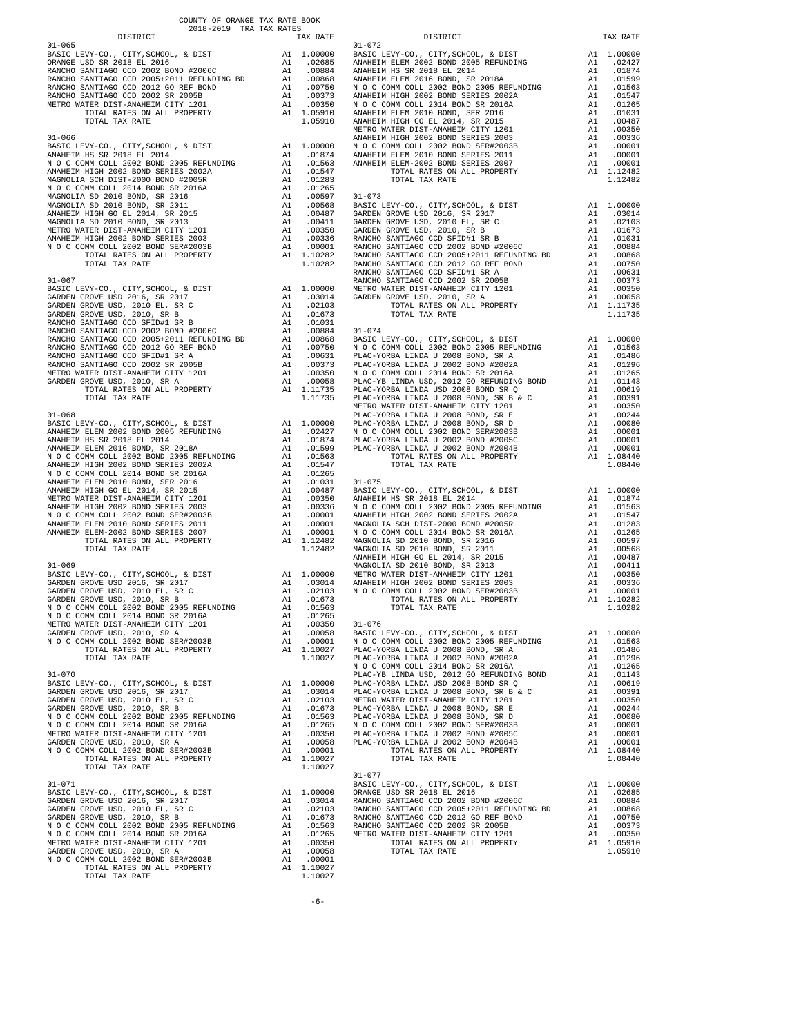COUNTY OF ORANGE TAX RATE BOOK
2018-2019 TRA TAX RATES

| DISTRICT | | TAX RATE |
|---|---|---|
| **01-065** | | |
| BASIC LEVY-CO., CITY,SCHOOL, & DIST | A1 | 1.00000 |
| ORANGE USD SR 2018 EL 2016 | A1 | .02685 |
| RANCHO SANTIAGO CCD 2002 BOND #2006C | A1 | .00884 |
| RANCHO SANTIAGO CCD 2005+2011 REFUNDING BD | A1 | .00868 |
| RANCHO SANTIAGO CCD 2012 GO REF BOND | A1 | .00750 |
| RANCHO SANTIAGO CCD 2002 SR 2005B | A1 | .00373 |
| METRO WATER DIST-ANAHEIM CITY 1201 | A1 | .00350 |
| TOTAL RATES ON ALL PROPERTY | A1 | 1.05910 |
| TOTAL TAX RATE | | 1.05910 |
| **01-066** | | |
| BASIC LEVY-CO., CITY,SCHOOL, & DIST | A1 | 1.00000 |
| ANAHEIM HS SR 2018 EL 2014 | A1 | .01874 |
| N O C COMM COLL 2002 BOND 2005 REFUNDING | A1 | .01563 |
| ANAHEIM HIGH 2002 BOND SERIES 2002A | A1 | .01547 |
| MAGNOLIA SCH DIST-2000 BOND #2005R | A1 | .01283 |
| N O C COMM COLL 2014 BOND SR 2016A | A1 | .01265 |
| MAGNOLIA SD 2010 BOND, SR 2016 | A1 | .00597 |
| MAGNOLIA SD 2010 BOND, SR 2011 | A1 | .00568 |
| ANAHEIM HIGH GO EL 2014, SR 2015 | A1 | .00487 |
| MAGNOLIA SD 2010 BOND, SR 2013 | A1 | .00411 |
| METRO WATER DIST-ANAHEIM CITY 1201 | A1 | .00350 |
| ANAHEIM HIGH 2002 BOND SERIES 2003 | A1 | .00336 |
| N O C COMM COLL 2002 BOND SER#2003B | A1 | .00001 |
| TOTAL RATES ON ALL PROPERTY | A1 | 1.10282 |
| TOTAL TAX RATE | | 1.10282 |
| **01-067** | | |
| BASIC LEVY-CO., CITY,SCHOOL, & DIST | A1 | 1.00000 |
| GARDEN GROVE USD 2016, SR 2017 | A1 | .03014 |
| GARDEN GROVE USD, 2010 EL, SR C | A1 | .02103 |
| GARDEN GROVE USD, 2010, SR B | A1 | .01673 |
| RANCHO SANTIAGO CCD SFID#1 SR B | A1 | .01031 |
| RANCHO SANTIAGO CCD 2002 BOND #2006C | A1 | .00884 |
| RANCHO SANTIAGO CCD 2005+2011 REFUNDING BD | A1 | .00868 |
| RANCHO SANTIAGO CCD 2012 GO REF BOND | A1 | .00750 |
| RANCHO SANTIAGO CCD SFID#1 SR A | A1 | .00631 |
| RANCHO SANTIAGO CCD 2002 SR 2005B | A1 | .00373 |
| METRO WATER DIST-ANAHEIM CITY 1201 | A1 | .00350 |
| GARDEN GROVE USD, 2010, SR A | A1 | .00058 |
| TOTAL RATES ON ALL PROPERTY | A1 | 1.11735 |
| TOTAL TAX RATE | | 1.11735 |
| **01-068** | | |
| BASIC LEVY-CO., CITY,SCHOOL, & DIST | A1 | 1.00000 |
| ANAHEIM ELEM 2002 BOND 2005 REFUNDING | A1 | .02427 |
| ANAHEIM HS SR 2018 EL 2014 | A1 | .01874 |
| ANAHEIM ELEM 2016 BOND, SR 2018A | A1 | .01599 |
| N O C COMM COLL 2002 BOND 2005 REFUNDING | A1 | .01563 |
| ANAHEIM HIGH 2002 BOND SERIES 2002A | A1 | .01547 |
| N O C COMM COLL 2014 BOND SR 2016A | A1 | .01265 |
| ANAHEIM ELEM 2010 BOND, SER 2016 | A1 | .01031 |
| ANAHEIM HIGH GO EL 2014, SR 2015 | A1 | .00487 |
| METRO WATER DIST-ANAHEIM CITY 1201 | A1 | .00350 |
| ANAHEIM HIGH 2002 BOND SERIES 2003 | A1 | .00336 |
| N O C COMM COLL 2002 BOND SER#2003B | A1 | .00001 |
| ANAHEIM ELEM 2010 BOND SERIES 2011 | A1 | .00001 |
| ANAHEIM ELEM-2002 BOND SERIES 2007 | A1 | .00001 |
| TOTAL RATES ON ALL PROPERTY | A1 | 1.12482 |
| TOTAL TAX RATE | | 1.12482 |
| **01-069** | | |
| BASIC LEVY-CO., CITY,SCHOOL, & DIST | A1 | 1.00000 |
| GARDEN GROVE USD 2016, SR 2017 | A1 | .03014 |
| GARDEN GROVE USD, 2010 EL, SR C | A1 | .02103 |
| GARDEN GROVE USD, 2010, SR B | A1 | .01673 |
| N O C COMM COLL 2002 BOND 2005 REFUNDING | A1 | .01563 |
| N O C COMM COLL 2014 BOND SR 2016A | A1 | .01265 |
| METRO WATER DIST-ANAHEIM CITY 1201 | A1 | .00350 |
| GARDEN GROVE USD, 2010, SR A | A1 | .00058 |
| N O C COMM COLL 2002 BOND SER#2003B | A1 | .00001 |
| TOTAL RATES ON ALL PROPERTY | A1 | 1.10027 |
| TOTAL TAX RATE | | 1.10027 |
| **01-070** | | |
| BASIC LEVY-CO., CITY,SCHOOL, & DIST | A1 | 1.00000 |
| GARDEN GROVE USD 2016, SR 2017 | A1 | .03014 |
| GARDEN GROVE USD, 2010 EL, SR C | A1 | .02103 |
| GARDEN GROVE USD, 2010, SR B | A1 | .01673 |
| N O C COMM COLL 2002 BOND 2005 REFUNDING | A1 | .01563 |
| N O C COMM COLL 2014 BOND SR 2016A | A1 | .01265 |
| METRO WATER DIST-ANAHEIM CITY 1201 | A1 | .00350 |
| GARDEN GROVE USD, 2010, SR A | A1 | .00058 |
| N O C COMM COLL 2002 BOND SER#2003B | A1 | .00001 |
| TOTAL RATES ON ALL PROPERTY | A1 | 1.10027 |
| TOTAL TAX RATE | | 1.10027 |
| **01-071** | | |
| BASIC LEVY-CO., CITY,SCHOOL, & DIST | A1 | 1.00000 |
| GARDEN GROVE USD 2016, SR 2017 | A1 | .03014 |
| GARDEN GROVE USD, 2010 EL, SR C | A1 | .02103 |
| GARDEN GROVE USD, 2010, SR B | A1 | .01673 |
| N O C COMM COLL 2002 BOND 2005 REFUNDING | A1 | .01563 |
| N O C COMM COLL 2014 BOND SR 2016A | A1 | .01265 |
| METRO WATER DIST-ANAHEIM CITY 1201 | A1 | .00350 |
| GARDEN GROVE USD, 2010, SR A | A1 | .00058 |
| N O C COMM COLL 2002 BOND SER#2003B | A1 | .00001 |
| TOTAL RATES ON ALL PROPERTY | A1 | 1.10027 |
| TOTAL TAX RATE | | 1.10027 |
| **01-072** | | |
| BASIC LEVY-CO., CITY,SCHOOL, & DIST | A1 | 1.00000 |
| ANAHEIM ELEM 2002 BOND 2005 REFUNDING | A1 | .02427 |
| ANAHEIM HS SR 2018 EL 2014 | A1 | .01874 |
| ANAHEIM ELEM 2016 BOND, SR 2018A | A1 | .01599 |
| N O C COMM COLL 2002 BOND 2005 REFUNDING | A1 | .01563 |
| ANAHEIM HIGH 2002 BOND SERIES 2002A | A1 | .01547 |
| N O C COMM COLL 2014 BOND SR 2016A | A1 | .01265 |
| ANAHEIM ELEM 2010 BOND, SER 2016 | A1 | .01031 |
| ANAHEIM HIGH GO EL 2014, SR 2015 | A1 | .00487 |
| METRO WATER DIST-ANAHEIM CITY 1201 | A1 | .00350 |
| ANAHEIM HIGH 2002 BOND SERIES 2003 | A1 | .00336 |
| N O C COMM COLL 2002 BOND SER#2003B | A1 | .00001 |
| ANAHEIM ELEM 2010 BOND SERIES 2011 | A1 | .00001 |
| ANAHEIM ELEM-2002 BOND SERIES 2007 | A1 | .00001 |
| TOTAL RATES ON ALL PROPERTY | A1 | 1.12482 |
| TOTAL TAX RATE | | 1.12482 |
| **01-073** | | |
| BASIC LEVY-CO., CITY,SCHOOL, & DIST | A1 | 1.00000 |
| GARDEN GROVE USD 2016, SR 2017 | A1 | .03014 |
| GARDEN GROVE USD, 2010 EL, SR C | A1 | .02103 |
| GARDEN GROVE USD, 2010, SR B | A1 | .01673 |
| RANCHO SANTIAGO CCD SFID#1 SR B | A1 | .01031 |
| RANCHO SANTIAGO CCD 2002 BOND #2006C | A1 | .00884 |
| RANCHO SANTIAGO CCD 2005+2011 REFUNDING BD | A1 | .00868 |
| RANCHO SANTIAGO CCD 2012 GO REF BOND | A1 | .00750 |
| RANCHO SANTIAGO CCD SFID#1 SR A | A1 | .00631 |
| RANCHO SANTIAGO CCD 2002 SR 2005B | A1 | .00373 |
| METRO WATER DIST-ANAHEIM CITY 1201 | A1 | .00350 |
| GARDEN GROVE USD, 2010, SR A | A1 | .00058 |
| TOTAL RATES ON ALL PROPERTY | A1 | 1.11735 |
| TOTAL TAX RATE | | 1.11735 |
| **01-074** | | |
| BASIC LEVY-CO., CITY,SCHOOL, & DIST | A1 | 1.00000 |
| N O C COMM COLL 2002 BOND 2005 REFUNDING | A1 | .01563 |
| PLAC-YORBA LINDA U 2008 BOND, SR A | A1 | .01486 |
| PLAC-YORBA LINDA U 2002 BOND #2002A | A1 | .01296 |
| N O C COMM COLL 2014 BOND SR 2016A | A1 | .01265 |
| PLAC-YB LINDA USD, 2012 GO REFUNDING BOND | A1 | .01143 |
| PLAC-YORBA LINDA USD 2008 BOND SR Q | A1 | .00619 |
| PLAC-YORBA LINDA U 2008 BOND, SR B & C | A1 | .00391 |
| METRO WATER DIST-ANAHEIM CITY 1201 | A1 | .00350 |
| PLAC-YORBA LINDA U 2008 BOND, SR E | A1 | .00244 |
| PLAC-YORBA LINDA U 2008 BOND, SR D | A1 | .00080 |
| N O C COMM COLL 2002 BOND SER#2003B | A1 | .00001 |
| PLAC-YORBA LINDA U 2002 BOND #2005C | A1 | .00001 |
| PLAC-YORBA LINDA U 2002 BOND #2004B | A1 | .00001 |
| TOTAL RATES ON ALL PROPERTY | A1 | 1.08440 |
| TOTAL TAX RATE | | 1.08440 |
| **01-075** | | |
| BASIC LEVY-CO., CITY,SCHOOL, & DIST | A1 | 1.00000 |
| ANAHEIM HS SR 2018 EL 2014 | A1 | .01874 |
| N O C COMM COLL 2002 BOND 2005 REFUNDING | A1 | .01563 |
| ANAHEIM HIGH 2002 BOND SERIES 2002A | A1 | .01547 |
| MAGNOLIA SCH DIST-2000 BOND #2005R | A1 | .01283 |
| N O C COMM COLL 2014 BOND SR 2016A | A1 | .01265 |
| MAGNOLIA SD 2010 BOND, SR 2016 | A1 | .00597 |
| MAGNOLIA SD 2010 BOND, SR 2011 | A1 | .00568 |
| ANAHEIM HIGH GO EL 2014, SR 2015 | A1 | .00487 |
| MAGNOLIA SD 2010 BOND, SR 2013 | A1 | .00411 |
| METRO WATER DIST-ANAHEIM CITY 1201 | A1 | .00350 |
| ANAHEIM HIGH 2002 BOND SERIES 2003 | A1 | .00336 |
| N O C COMM COLL 2002 BOND SER#2003B | A1 | .00001 |
| TOTAL RATES ON ALL PROPERTY | A1 | 1.10282 |
| TOTAL TAX RATE | | 1.10282 |
| **01-076** | | |
| BASIC LEVY-CO., CITY,SCHOOL, & DIST | A1 | 1.00000 |
| N O C COMM COLL 2002 BOND 2005 REFUNDING | A1 | .01563 |
| PLAC-YORBA LINDA U 2008 BOND, SR A | A1 | .01486 |
| PLAC-YORBA LINDA U 2002 BOND #2002A | A1 | .01296 |
| N O C COMM COLL 2014 BOND SR 2016A | A1 | .01265 |
| PLAC-YB LINDA USD, 2012 GO REFUNDING BOND | A1 | .01143 |
| PLAC-YORBA LINDA USD 2008 BOND SR Q | A1 | .00619 |
| PLAC-YORBA LINDA U 2008 BOND, SR B & C | A1 | .00391 |
| METRO WATER DIST-ANAHEIM CITY 1201 | A1 | .00350 |
| PLAC-YORBA LINDA U 2008 BOND, SR E | A1 | .00244 |
| PLAC-YORBA LINDA U 2008 BOND, SR D | A1 | .00080 |
| N O C COMM COLL 2002 BOND SER#2003B | A1 | .00001 |
| PLAC-YORBA LINDA U 2002 BOND #2005C | A1 | .00001 |
| PLAC-YORBA LINDA U 2002 BOND #2004B | A1 | .00001 |
| TOTAL RATES ON ALL PROPERTY | A1 | 1.08440 |
| TOTAL TAX RATE | | 1.08440 |
| **01-077** | | |
| BASIC LEVY-CO., CITY,SCHOOL, & DIST | A1 | 1.00000 |
| ORANGE USD SR 2018 EL 2016 | A1 | .02685 |
| RANCHO SANTIAGO CCD 2002 BOND #2006C | A1 | .00884 |
| RANCHO SANTIAGO CCD 2005+2011 REFUNDING BD | A1 | .00868 |
| RANCHO SANTIAGO CCD 2012 GO REF BOND | A1 | .00750 |
| RANCHO SANTIAGO CCD 2002 SR 2005B | A1 | .00373 |
| METRO WATER DIST-ANAHEIM CITY 1201 | A1 | .00350 |
| TOTAL RATES ON ALL PROPERTY | A1 | 1.05910 |
| TOTAL TAX RATE | | 1.05910 |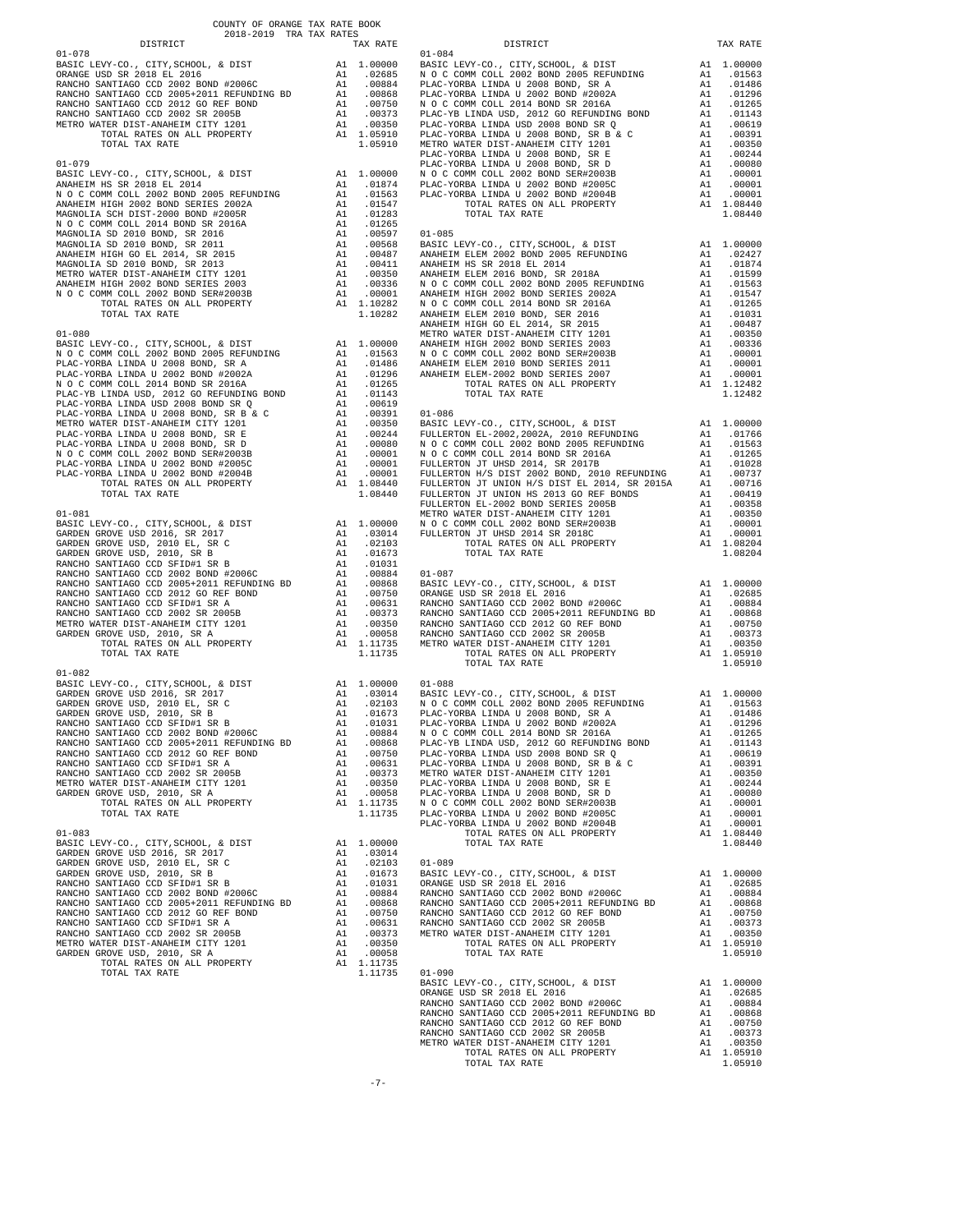COUNTY OF ORANGE TAX RATE BOOK
2018-2019 TRA TAX RATES

### 01-078

| DISTRICT | | TAX RATE |
|---|---|---|
| BASIC LEVY-CO., CITY,SCHOOL, & DIST | A1 | 1.00000 |
| ORANGE USD SR 2018 EL 2016 | A1 | .02685 |
| RANCHO SANTIAGO CCD 2002 BOND #2006C | A1 | .00884 |
| RANCHO SANTIAGO CCD 2005+2011 REFUNDING BD | A1 | .00868 |
| RANCHO SANTIAGO CCD 2012 GO REF BOND | A1 | .00750 |
| RANCHO SANTIAGO CCD 2002 SR 2005B | A1 | .00373 |
| METRO WATER DIST-ANAHEIM CITY 1201 | A1 | .00350 |
| TOTAL RATES ON ALL PROPERTY | A1 | 1.05910 |
| TOTAL TAX RATE | | 1.05910 |

### 01-079

| DISTRICT | | TAX RATE |
|---|---|---|
| BASIC LEVY-CO., CITY,SCHOOL, & DIST | A1 | 1.00000 |
| ANAHEIM HS SR 2018 EL 2014 | A1 | .01874 |
| N O C COMM COLL 2002 BOND 2005 REFUNDING | A1 | .01563 |
| ANAHEIM HIGH 2002 BOND SERIES 2002A | A1 | .01547 |
| MAGNOLIA SCH DIST-2000 BOND #2005R | A1 | .01283 |
| N O C COMM COLL 2014 BOND SR 2016A | A1 | .01265 |
| MAGNOLIA SD 2010 BOND, SR 2016 | A1 | .00597 |
| MAGNOLIA SD 2010 BOND, SR 2011 | A1 | .00568 |
| ANAHEIM HIGH GO EL 2014, SR 2015 | A1 | .00487 |
| MAGNOLIA SD 2010 BOND, SR 2013 | A1 | .00411 |
| METRO WATER DIST-ANAHEIM CITY 1201 | A1 | .00350 |
| ANAHEIM HIGH 2002 BOND SERIES 2003 | A1 | .00336 |
| N O C COMM COLL 2002 BOND SER#2003B | A1 | .00001 |
| TOTAL RATES ON ALL PROPERTY | A1 | 1.10282 |
| TOTAL TAX RATE | | 1.10282 |

### 01-080

| DISTRICT | | TAX RATE |
|---|---|---|
| BASIC LEVY-CO., CITY,SCHOOL, & DIST | A1 | 1.00000 |
| N O C COMM COLL 2002 BOND 2005 REFUNDING | A1 | .01563 |
| PLAC-YORBA LINDA U 2008 BOND, SR A | A1 | .01486 |
| PLAC-YORBA LINDA U 2002 BOND #2002A | A1 | .01296 |
| N O C COMM COLL 2014 BOND SR 2016A | A1 | .01265 |
| PLAC-YB LINDA USD, 2012 GO REFUNDING BOND | A1 | .01143 |
| PLAC-YORBA LINDA USD 2008 BOND SR Q | A1 | .00619 |
| PLAC-YORBA LINDA U 2008 BOND, SR B & C | A1 | .00391 |
| METRO WATER DIST-ANAHEIM CITY 1201 | A1 | .00350 |
| PLAC-YORBA LINDA U 2008 BOND, SR E | A1 | .00244 |
| PLAC-YORBA LINDA U 2008 BOND, SR D | A1 | .00080 |
| N O C COMM COLL 2002 BOND SER#2003B | A1 | .00001 |
| PLAC-YORBA LINDA U 2002 BOND #2005C | A1 | .00001 |
| PLAC-YORBA LINDA U 2002 BOND #2004B | A1 | .00001 |
| TOTAL RATES ON ALL PROPERTY | A1 | 1.08440 |
| TOTAL TAX RATE | | 1.08440 |

### 01-081

| DISTRICT | | TAX RATE |
|---|---|---|
| BASIC LEVY-CO., CITY,SCHOOL, & DIST | A1 | 1.00000 |
| GARDEN GROVE USD 2016, SR 2017 | A1 | .03014 |
| GARDEN GROVE USD, 2010 EL, SR C | A1 | .02103 |
| GARDEN GROVE USD, 2010, SR B | A1 | .01673 |
| RANCHO SANTIAGO CCD SFID#1 SR B | A1 | .01031 |
| RANCHO SANTIAGO CCD 2002 BOND #2006C | A1 | .00884 |
| RANCHO SANTIAGO CCD 2005+2011 REFUNDING BD | A1 | .00868 |
| RANCHO SANTIAGO CCD 2012 GO REF BOND | A1 | .00750 |
| RANCHO SANTIAGO CCD SFID#1 SR A | A1 | .00631 |
| RANCHO SANTIAGO CCD 2002 SR 2005B | A1 | .00373 |
| METRO WATER DIST-ANAHEIM CITY 1201 | A1 | .00350 |
| GARDEN GROVE USD, 2010, SR A | A1 | .00058 |
| TOTAL RATES ON ALL PROPERTY | A1 | 1.11735 |
| TOTAL TAX RATE | | 1.11735 |

### 01-082

| DISTRICT | | TAX RATE |
|---|---|---|
| BASIC LEVY-CO., CITY,SCHOOL, & DIST | A1 | 1.00000 |
| GARDEN GROVE USD 2016, SR 2017 | A1 | .03014 |
| GARDEN GROVE USD, 2010 EL, SR C | A1 | .02103 |
| GARDEN GROVE USD, 2010, SR B | A1 | .01673 |
| RANCHO SANTIAGO CCD SFID#1 SR B | A1 | .01031 |
| RANCHO SANTIAGO CCD 2002 BOND #2006C | A1 | .00884 |
| RANCHO SANTIAGO CCD 2005+2011 REFUNDING BD | A1 | .00868 |
| RANCHO SANTIAGO CCD 2012 GO REF BOND | A1 | .00750 |
| RANCHO SANTIAGO CCD SFID#1 SR A | A1 | .00631 |
| RANCHO SANTIAGO CCD 2002 SR 2005B | A1 | .00373 |
| METRO WATER DIST-ANAHEIM CITY 1201 | A1 | .00350 |
| GARDEN GROVE USD, 2010, SR A | A1 | .00058 |
| TOTAL RATES ON ALL PROPERTY | A1 | 1.11735 |
| TOTAL TAX RATE | | 1.11735 |

### 01-083

| DISTRICT | | TAX RATE |
|---|---|---|
| BASIC LEVY-CO., CITY,SCHOOL, & DIST | A1 | 1.00000 |
| GARDEN GROVE USD 2016, SR 2017 | A1 | .03014 |
| GARDEN GROVE USD, 2010 EL, SR C | A1 | .02103 |
| GARDEN GROVE USD, 2010, SR B | A1 | .01673 |
| RANCHO SANTIAGO CCD SFID#1 SR B | A1 | .01031 |
| RANCHO SANTIAGO CCD 2002 BOND #2006C | A1 | .00884 |
| RANCHO SANTIAGO CCD 2005+2011 REFUNDING BD | A1 | .00868 |
| RANCHO SANTIAGO CCD 2012 GO REF BOND | A1 | .00750 |
| RANCHO SANTIAGO CCD SFID#1 SR A | A1 | .00631 |
| RANCHO SANTIAGO CCD 2002 SR 2005B | A1 | .00373 |
| METRO WATER DIST-ANAHEIM CITY 1201 | A1 | .00350 |
| GARDEN GROVE USD, 2010, SR A | A1 | .00058 |
| TOTAL RATES ON ALL PROPERTY | A1 | 1.11735 |
| TOTAL TAX RATE | | 1.11735 |

### 01-084

| DISTRICT | | TAX RATE |
|---|---|---|
| BASIC LEVY-CO., CITY,SCHOOL, & DIST | A1 | 1.00000 |
| N O C COMM COLL 2002 BOND 2005 REFUNDING | A1 | .01563 |
| PLAC-YORBA LINDA U 2008 BOND, SR A | A1 | .01486 |
| PLAC-YORBA LINDA U 2002 BOND #2002A | A1 | .01296 |
| N O C COMM COLL 2014 BOND SR 2016A | A1 | .01265 |
| PLAC-YB LINDA USD, 2012 GO REFUNDING BOND | A1 | .01143 |
| PLAC-YORBA LINDA USD 2008 BOND SR Q | A1 | .00619 |
| PLAC-YORBA LINDA U 2008 BOND, SR B & C | A1 | .00391 |
| METRO WATER DIST-ANAHEIM CITY 1201 | A1 | .00350 |
| PLAC-YORBA LINDA U 2008 BOND, SR E | A1 | .00244 |
| PLAC-YORBA LINDA U 2008 BOND, SR D | A1 | .00080 |
| N O C COMM COLL 2002 BOND SER#2003B | A1 | .00001 |
| PLAC-YORBA LINDA U 2002 BOND #2005C | A1 | .00001 |
| PLAC-YORBA LINDA U 2002 BOND #2004B | A1 | .00001 |
| TOTAL RATES ON ALL PROPERTY | A1 | 1.08440 |
| TOTAL TAX RATE | | 1.08440 |

### 01-085

| DISTRICT | | TAX RATE |
|---|---|---|
| BASIC LEVY-CO., CITY,SCHOOL, & DIST | A1 | 1.00000 |
| ANAHEIM ELEM 2002 BOND 2005 REFUNDING | A1 | .02427 |
| ANAHEIM HS SR 2018 EL 2014 | A1 | .01874 |
| ANAHEIM ELEM 2016 BOND, SR 2018A | A1 | .01599 |
| N O C COMM COLL 2002 BOND 2005 REFUNDING | A1 | .01563 |
| ANAHEIM HIGH 2002 BOND SERIES 2002A | A1 | .01547 |
| N O C COMM COLL 2014 BOND SR 2016A | A1 | .01265 |
| ANAHEIM ELEM 2010 BOND, SER 2016 | A1 | .01031 |
| ANAHEIM HIGH GO EL 2014, SR 2015 | A1 | .00487 |
| METRO WATER DIST-ANAHEIM CITY 1201 | A1 | .00350 |
| ANAHEIM HIGH 2002 BOND SERIES 2003 | A1 | .00336 |
| N O C COMM COLL 2002 BOND SER#2003B | A1 | .00001 |
| ANAHEIM ELEM 2010 BOND SERIES 2011 | A1 | .00001 |
| ANAHEIM ELEM-2002 BOND SERIES 2007 | A1 | .00001 |
| TOTAL RATES ON ALL PROPERTY | A1 | 1.12482 |
| TOTAL TAX RATE | | 1.12482 |

### 01-086

| DISTRICT | | TAX RATE |
|---|---|---|
| BASIC LEVY-CO., CITY,SCHOOL, & DIST | A1 | 1.00000 |
| FULLERTON EL-2002,2002A, 2010 REFUNDING | A1 | .01766 |
| N O C COMM COLL 2002 BOND 2005 REFUNDING | A1 | .01563 |
| N O C COMM COLL 2014 BOND SR 2016A | A1 | .01265 |
| FULLERTON JT UHSD 2014, SR 2017B | A1 | .01028 |
| FULLERTON H/S DIST 2002 BOND, 2010 REFUNDING | A1 | .00737 |
| FULLERTON JT UNION H/S DIST EL 2014, SR 2015A | A1 | .00716 |
| FULLERTON JT UNION HS 2013 GO REF BONDS | A1 | .00419 |
| FULLERTON EL-2002 BOND SERIES 2005B | A1 | .00358 |
| METRO WATER DIST-ANAHEIM CITY 1201 | A1 | .00350 |
| N O C COMM COLL 2002 BOND SER#2003B | A1 | .00001 |
| FULLERTON JT UHSD 2014 SR 2018C | A1 | .00001 |
| TOTAL RATES ON ALL PROPERTY | A1 | 1.08204 |
| TOTAL TAX RATE | | 1.08204 |

### 01-087

| DISTRICT | | TAX RATE |
|---|---|---|
| BASIC LEVY-CO., CITY,SCHOOL, & DIST | A1 | 1.00000 |
| ORANGE USD SR 2018 EL 2016 | A1 | .02685 |
| RANCHO SANTIAGO CCD 2002 BOND #2006C | A1 | .00884 |
| RANCHO SANTIAGO CCD 2005+2011 REFUNDING BD | A1 | .00868 |
| RANCHO SANTIAGO CCD 2012 GO REF BOND | A1 | .00750 |
| RANCHO SANTIAGO CCD 2002 SR 2005B | A1 | .00373 |
| METRO WATER DIST-ANAHEIM CITY 1201 | A1 | .00350 |
| TOTAL RATES ON ALL PROPERTY | A1 | 1.05910 |
| TOTAL TAX RATE | | 1.05910 |

### 01-088

| DISTRICT | | TAX RATE |
|---|---|---|
| BASIC LEVY-CO., CITY,SCHOOL, & DIST | A1 | 1.00000 |
| N O C COMM COLL 2002 BOND 2005 REFUNDING | A1 | .01563 |
| PLAC-YORBA LINDA U 2008 BOND, SR A | A1 | .01486 |
| PLAC-YORBA LINDA U 2002 BOND #2002A | A1 | .01296 |
| N O C COMM COLL 2014 BOND SR 2016A | A1 | .01265 |
| PLAC-YB LINDA USD, 2012 GO REFUNDING BOND | A1 | .01143 |
| PLAC-YORBA LINDA USD 2008 BOND SR Q | A1 | .00619 |
| PLAC-YORBA LINDA U 2008 BOND, SR B & C | A1 | .00391 |
| METRO WATER DIST-ANAHEIM CITY 1201 | A1 | .00350 |
| PLAC-YORBA LINDA U 2008 BOND, SR E | A1 | .00244 |
| PLAC-YORBA LINDA U 2008 BOND, SR D | A1 | .00080 |
| N O C COMM COLL 2002 BOND SER#2003B | A1 | .00001 |
| PLAC-YORBA LINDA U 2002 BOND #2005C | A1 | .00001 |
| PLAC-YORBA LINDA U 2002 BOND #2004B | A1 | .00001 |
| TOTAL RATES ON ALL PROPERTY | A1 | 1.08440 |
| TOTAL TAX RATE | | 1.08440 |

### 01-089

| DISTRICT | | TAX RATE |
|---|---|---|
| BASIC LEVY-CO., CITY,SCHOOL, & DIST | A1 | 1.00000 |
| ORANGE USD SR 2018 EL 2016 | A1 | .02685 |
| RANCHO SANTIAGO CCD 2002 BOND #2006C | A1 | .00884 |
| RANCHO SANTIAGO CCD 2005+2011 REFUNDING BD | A1 | .00868 |
| RANCHO SANTIAGO CCD 2012 GO REF BOND | A1 | .00750 |
| RANCHO SANTIAGO CCD 2002 SR 2005B | A1 | .00373 |
| METRO WATER DIST-ANAHEIM CITY 1201 | A1 | .00350 |
| TOTAL RATES ON ALL PROPERTY | A1 | 1.05910 |
| TOTAL TAX RATE | | 1.05910 |

### 01-090

| DISTRICT | | TAX RATE |
|---|---|---|
| BASIC LEVY-CO., CITY,SCHOOL, & DIST | A1 | 1.00000 |
| ORANGE USD SR 2018 EL 2016 | A1 | .02685 |
| RANCHO SANTIAGO CCD 2002 BOND #2006C | A1 | .00884 |
| RANCHO SANTIAGO CCD 2005+2011 REFUNDING BD | A1 | .00868 |
| RANCHO SANTIAGO CCD 2012 GO REF BOND | A1 | .00750 |
| RANCHO SANTIAGO CCD 2002 SR 2005B | A1 | .00373 |
| METRO WATER DIST-ANAHEIM CITY 1201 | A1 | .00350 |
| TOTAL RATES ON ALL PROPERTY | A1 | 1.05910 |
| TOTAL TAX RATE | | 1.05910 |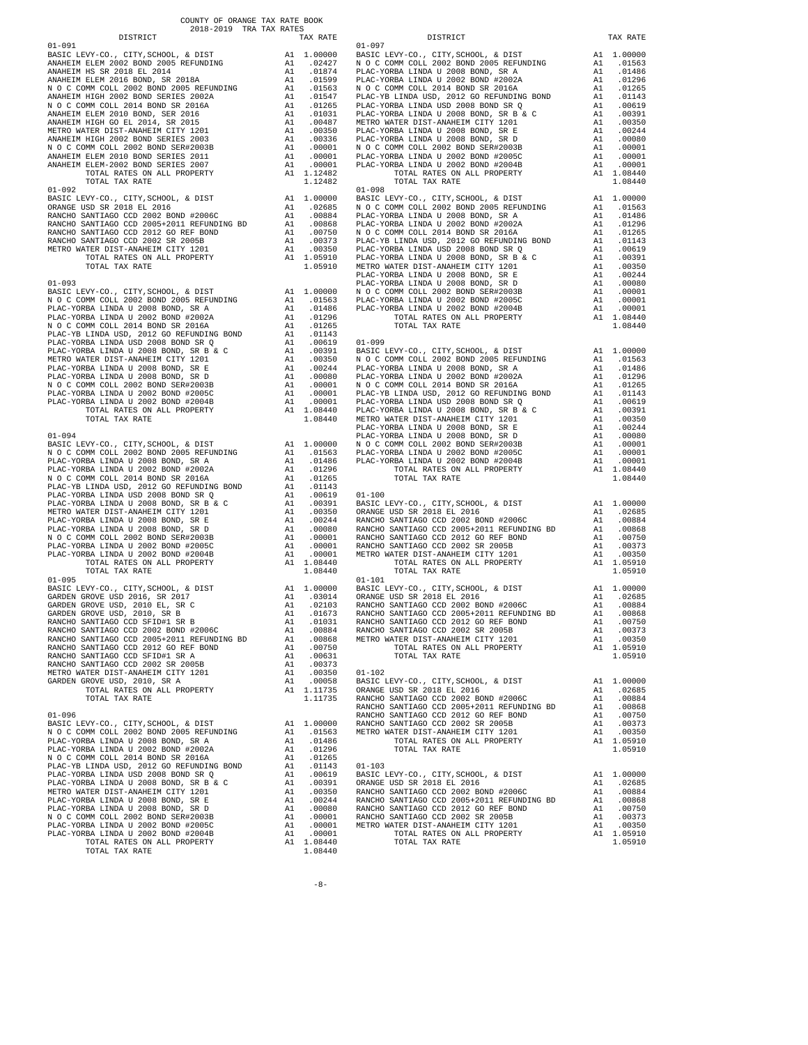COUNTY OF ORANGE TAX RATE BOOK
2018-2019 TRA TAX RATES

| DISTRICT | | TAX RATE |
|---|---|---|
| **01-091** | | |
| BASIC LEVY-CO., CITY,SCHOOL, & DIST | A1 | 1.00000 |
| ANAHEIM ELEM 2002 BOND 2005 REFUNDING | A1 | .02427 |
| ANAHEIM HS SR 2018 EL 2014 | A1 | .01874 |
| ANAHEIM ELEM 2016 BOND, SR 2018A | A1 | .01599 |
| N O C COMM COLL 2002 BOND 2005 REFUNDING | A1 | .01563 |
| ANAHEIM HIGH 2002 BOND SERIES 2002A | A1 | .01547 |
| N O C COMM COLL 2014 BOND SR 2016A | A1 | .01265 |
| ANAHEIM ELEM 2010 BOND, SER 2016 | A1 | .01031 |
| ANAHEIM HIGH GO EL 2014, SR 2015 | A1 | .00487 |
| METRO WATER DIST-ANAHEIM CITY 1201 | A1 | .00350 |
| ANAHEIM HIGH 2002 BOND SERIES 2003 | A1 | .00336 |
| N O C COMM COLL 2002 BOND SER#2003B | A1 | .00001 |
| ANAHEIM ELEM 2010 BOND SERIES 2011 | A1 | .00001 |
| ANAHEIM ELEM-2002 BOND SERIES 2007 | A1 | .00001 |
| TOTAL RATES ON ALL PROPERTY | A1 | 1.12482 |
| TOTAL TAX RATE | | 1.12482 |
| **01-092** | | |
| BASIC LEVY-CO., CITY,SCHOOL, & DIST | A1 | 1.00000 |
| ORANGE USD SR 2018 EL 2016 | A1 | .02685 |
| RANCHO SANTIAGO CCD 2002 BOND #2006C | A1 | .00884 |
| RANCHO SANTIAGO CCD 2005+2011 REFUNDING BD | A1 | .00868 |
| RANCHO SANTIAGO CCD 2012 GO REF BOND | A1 | .00750 |
| RANCHO SANTIAGO CCD 2002 SR 2005B | A1 | .00373 |
| METRO WATER DIST-ANAHEIM CITY 1201 | A1 | .00350 |
| TOTAL RATES ON ALL PROPERTY | A1 | 1.05910 |
| TOTAL TAX RATE | | 1.05910 |
| **01-093** | | |
| BASIC LEVY-CO., CITY,SCHOOL, & DIST | A1 | 1.00000 |
| N O C COMM COLL 2002 BOND 2005 REFUNDING | A1 | .01563 |
| PLAC-YORBA LINDA U 2008 BOND, SR A | A1 | .01486 |
| PLAC-YORBA LINDA U 2002 BOND #2002A | A1 | .01296 |
| N O C COMM COLL 2014 BOND SR 2016A | A1 | .01265 |
| PLAC-YB LINDA USD, 2012 GO REFUNDING BOND | A1 | .01143 |
| PLAC-YORBA LINDA USD 2008 BOND SR Q | A1 | .00619 |
| PLAC-YORBA LINDA U 2008 BOND, SR B & C | A1 | .00391 |
| METRO WATER DIST-ANAHEIM CITY 1201 | A1 | .00350 |
| PLAC-YORBA LINDA U 2008 BOND, SR E | A1 | .00244 |
| PLAC-YORBA LINDA U 2008 BOND, SR D | A1 | .00080 |
| N O C COMM COLL 2002 BOND SER#2003B | A1 | .00001 |
| PLAC-YORBA LINDA U 2002 BOND #2005C | A1 | .00001 |
| PLAC-YORBA LINDA U 2002 BOND #2004B | A1 | .00001 |
| TOTAL RATES ON ALL PROPERTY | A1 | 1.08440 |
| TOTAL TAX RATE | | 1.08440 |
| **01-094** | | |
| BASIC LEVY-CO., CITY,SCHOOL, & DIST | A1 | 1.00000 |
| N O C COMM COLL 2002 BOND 2005 REFUNDING | A1 | .01563 |
| PLAC-YORBA LINDA U 2008 BOND, SR A | A1 | .01486 |
| PLAC-YORBA LINDA U 2002 BOND #2002A | A1 | .01296 |
| N O C COMM COLL 2014 BOND SR 2016A | A1 | .01265 |
| PLAC-YB LINDA USD, 2012 GO REFUNDING BOND | A1 | .01143 |
| PLAC-YORBA LINDA USD 2008 BOND SR Q | A1 | .00619 |
| PLAC-YORBA LINDA U 2008 BOND, SR B & C | A1 | .00391 |
| METRO WATER DIST-ANAHEIM CITY 1201 | A1 | .00350 |
| PLAC-YORBA LINDA U 2008 BOND, SR E | A1 | .00244 |
| PLAC-YORBA LINDA U 2008 BOND, SR D | A1 | .00080 |
| N O C COMM COLL 2002 BOND SER#2003B | A1 | .00001 |
| PLAC-YORBA LINDA U 2002 BOND #2005C | A1 | .00001 |
| PLAC-YORBA LINDA U 2002 BOND #2004B | A1 | .00001 |
| TOTAL RATES ON ALL PROPERTY | A1 | 1.08440 |
| TOTAL TAX RATE | | 1.08440 |
| **01-095** | | |
| BASIC LEVY-CO., CITY,SCHOOL, & DIST | A1 | 1.00000 |
| GARDEN GROVE USD 2016, SR 2017 | A1 | .03014 |
| GARDEN GROVE USD, 2010 EL, SR C | A1 | .02103 |
| GARDEN GROVE USD, 2010, SR B | A1 | .01673 |
| RANCHO SANTIAGO CCD SFID#1 SR B | A1 | .01031 |
| RANCHO SANTIAGO CCD 2002 BOND #2006C | A1 | .00884 |
| RANCHO SANTIAGO CCD 2005+2011 REFUNDING BD | A1 | .00868 |
| RANCHO SANTIAGO CCD 2012 GO REF BOND | A1 | .00750 |
| RANCHO SANTIAGO CCD SFID#1 SR A | A1 | .00631 |
| RANCHO SANTIAGO CCD 2002 SR 2005B | A1 | .00373 |
| METRO WATER DIST-ANAHEIM CITY 1201 | A1 | .00350 |
| GARDEN GROVE USD, 2010, SR A | A1 | .00058 |
| TOTAL RATES ON ALL PROPERTY | A1 | 1.11735 |
| TOTAL TAX RATE | | 1.11735 |
| **01-096** | | |
| BASIC LEVY-CO., CITY,SCHOOL, & DIST | A1 | 1.00000 |
| N O C COMM COLL 2002 BOND 2005 REFUNDING | A1 | .01563 |
| PLAC-YORBA LINDA U 2008 BOND, SR A | A1 | .01486 |
| PLAC-YORBA LINDA U 2002 BOND #2002A | A1 | .01296 |
| N O C COMM COLL 2014 BOND SR 2016A | A1 | .01265 |
| PLAC-YB LINDA USD, 2012 GO REFUNDING BOND | A1 | .01143 |
| PLAC-YORBA LINDA USD 2008 BOND SR Q | A1 | .00619 |
| PLAC-YORBA LINDA U 2008 BOND, SR B & C | A1 | .00391 |
| METRO WATER DIST-ANAHEIM CITY 1201 | A1 | .00350 |
| PLAC-YORBA LINDA U 2008 BOND, SR E | A1 | .00244 |
| PLAC-YORBA LINDA U 2008 BOND, SR D | A1 | .00080 |
| N O C COMM COLL 2002 BOND SER#2003B | A1 | .00001 |
| PLAC-YORBA LINDA U 2002 BOND #2005C | A1 | .00001 |
| PLAC-YORBA LINDA U 2002 BOND #2004B | A1 | .00001 |
| TOTAL RATES ON ALL PROPERTY | A1 | 1.08440 |
| TOTAL TAX RATE | | 1.08440 |
| **01-097** | | |
| BASIC LEVY-CO., CITY,SCHOOL, & DIST | A1 | 1.00000 |
| N O C COMM COLL 2002 BOND 2005 REFUNDING | A1 | .01563 |
| PLAC-YORBA LINDA U 2008 BOND, SR A | A1 | .01486 |
| PLAC-YORBA LINDA U 2002 BOND #2002A | A1 | .01296 |
| N O C COMM COLL 2014 BOND SR 2016A | A1 | .01265 |
| PLAC-YB LINDA USD, 2012 GO REFUNDING BOND | A1 | .01143 |
| PLAC-YORBA LINDA USD 2008 BOND SR Q | A1 | .00619 |
| PLAC-YORBA LINDA U 2008 BOND, SR B & C | A1 | .00391 |
| METRO WATER DIST-ANAHEIM CITY 1201 | A1 | .00350 |
| PLAC-YORBA LINDA U 2008 BOND, SR E | A1 | .00244 |
| PLAC-YORBA LINDA U 2008 BOND, SR D | A1 | .00080 |
| N O C COMM COLL 2002 BOND SER#2003B | A1 | .00001 |
| PLAC-YORBA LINDA U 2002 BOND #2005C | A1 | .00001 |
| PLAC-YORBA LINDA U 2002 BOND #2004B | A1 | .00001 |
| TOTAL RATES ON ALL PROPERTY | A1 | 1.08440 |
| TOTAL TAX RATE | | 1.08440 |
| **01-098** | | |
| BASIC LEVY-CO., CITY,SCHOOL, & DIST | A1 | 1.00000 |
| N O C COMM COLL 2002 BOND 2005 REFUNDING | A1 | .01563 |
| PLAC-YORBA LINDA U 2008 BOND, SR A | A1 | .01486 |
| PLAC-YORBA LINDA U 2002 BOND #2002A | A1 | .01296 |
| N O C COMM COLL 2014 BOND SR 2016A | A1 | .01265 |
| PLAC-YB LINDA USD, 2012 GO REFUNDING BOND | A1 | .01143 |
| PLAC-YORBA LINDA USD 2008 BOND SR Q | A1 | .00619 |
| PLAC-YORBA LINDA U 2008 BOND, SR B & C | A1 | .00391 |
| METRO WATER DIST-ANAHEIM CITY 1201 | A1 | .00350 |
| PLAC-YORBA LINDA U 2008 BOND, SR E | A1 | .00244 |
| PLAC-YORBA LINDA U 2008 BOND, SR D | A1 | .00080 |
| N O C COMM COLL 2002 BOND SER#2003B | A1 | .00001 |
| PLAC-YORBA LINDA U 2002 BOND #2005C | A1 | .00001 |
| PLAC-YORBA LINDA U 2002 BOND #2004B | A1 | .00001 |
| TOTAL RATES ON ALL PROPERTY | A1 | 1.08440 |
| TOTAL TAX RATE | | 1.08440 |
| **01-099** | | |
| BASIC LEVY-CO., CITY,SCHOOL, & DIST | A1 | 1.00000 |
| N O C COMM COLL 2002 BOND 2005 REFUNDING | A1 | .01563 |
| PLAC-YORBA LINDA U 2008 BOND, SR A | A1 | .01486 |
| PLAC-YORBA LINDA U 2002 BOND #2002A | A1 | .01296 |
| N O C COMM COLL 2014 BOND SR 2016A | A1 | .01265 |
| PLAC-YB LINDA USD, 2012 GO REFUNDING BOND | A1 | .01143 |
| PLAC-YORBA LINDA USD 2008 BOND SR Q | A1 | .00619 |
| PLAC-YORBA LINDA U 2008 BOND, SR B & C | A1 | .00391 |
| METRO WATER DIST-ANAHEIM CITY 1201 | A1 | .00350 |
| PLAC-YORBA LINDA U 2008 BOND, SR E | A1 | .00244 |
| PLAC-YORBA LINDA U 2008 BOND, SR D | A1 | .00080 |
| N O C COMM COLL 2002 BOND SER#2003B | A1 | .00001 |
| PLAC-YORBA LINDA U 2002 BOND #2005C | A1 | .00001 |
| PLAC-YORBA LINDA U 2002 BOND #2004B | A1 | .00001 |
| TOTAL RATES ON ALL PROPERTY | A1 | 1.08440 |
| TOTAL TAX RATE | | 1.08440 |
| **01-100** | | |
| BASIC LEVY-CO., CITY,SCHOOL, & DIST | A1 | 1.00000 |
| ORANGE USD SR 2018 EL 2016 | A1 | .02685 |
| RANCHO SANTIAGO CCD 2002 BOND #2006C | A1 | .00884 |
| RANCHO SANTIAGO CCD 2005+2011 REFUNDING BD | A1 | .00868 |
| RANCHO SANTIAGO CCD 2012 GO REF BOND | A1 | .00750 |
| RANCHO SANTIAGO CCD 2002 SR 2005B | A1 | .00373 |
| METRO WATER DIST-ANAHEIM CITY 1201 | A1 | .00350 |
| TOTAL RATES ON ALL PROPERTY | A1 | 1.05910 |
| TOTAL TAX RATE | | 1.05910 |
| **01-101** | | |
| BASIC LEVY-CO., CITY,SCHOOL, & DIST | A1 | 1.00000 |
| ORANGE USD SR 2018 EL 2016 | A1 | .02685 |
| RANCHO SANTIAGO CCD 2002 BOND #2006C | A1 | .00884 |
| RANCHO SANTIAGO CCD 2005+2011 REFUNDING BD | A1 | .00868 |
| RANCHO SANTIAGO CCD 2012 GO REF BOND | A1 | .00750 |
| RANCHO SANTIAGO CCD 2002 SR 2005B | A1 | .00373 |
| METRO WATER DIST-ANAHEIM CITY 1201 | A1 | .00350 |
| TOTAL RATES ON ALL PROPERTY | A1 | 1.05910 |
| TOTAL TAX RATE | | 1.05910 |
| **01-102** | | |
| BASIC LEVY-CO., CITY,SCHOOL, & DIST | A1 | 1.00000 |
| ORANGE USD SR 2018 EL 2016 | A1 | .02685 |
| RANCHO SANTIAGO CCD 2002 BOND #2006C | A1 | .00884 |
| RANCHO SANTIAGO CCD 2005+2011 REFUNDING BD | A1 | .00868 |
| RANCHO SANTIAGO CCD 2012 GO REF BOND | A1 | .00750 |
| RANCHO SANTIAGO CCD 2002 SR 2005B | A1 | .00373 |
| METRO WATER DIST-ANAHEIM CITY 1201 | A1 | .00350 |
| TOTAL RATES ON ALL PROPERTY | A1 | 1.05910 |
| TOTAL TAX RATE | | 1.05910 |
| **01-103** | | |
| BASIC LEVY-CO., CITY,SCHOOL, & DIST | A1 | 1.00000 |
| ORANGE USD SR 2018 EL 2016 | A1 | .02685 |
| RANCHO SANTIAGO CCD 2002 BOND #2006C | A1 | .00884 |
| RANCHO SANTIAGO CCD 2005+2011 REFUNDING BD | A1 | .00868 |
| RANCHO SANTIAGO CCD 2012 GO REF BOND | A1 | .00750 |
| RANCHO SANTIAGO CCD 2002 SR 2005B | A1 | .00373 |
| METRO WATER DIST-ANAHEIM CITY 1201 | A1 | .00350 |
| TOTAL RATES ON ALL PROPERTY | A1 | 1.05910 |
| TOTAL TAX RATE | | 1.05910 |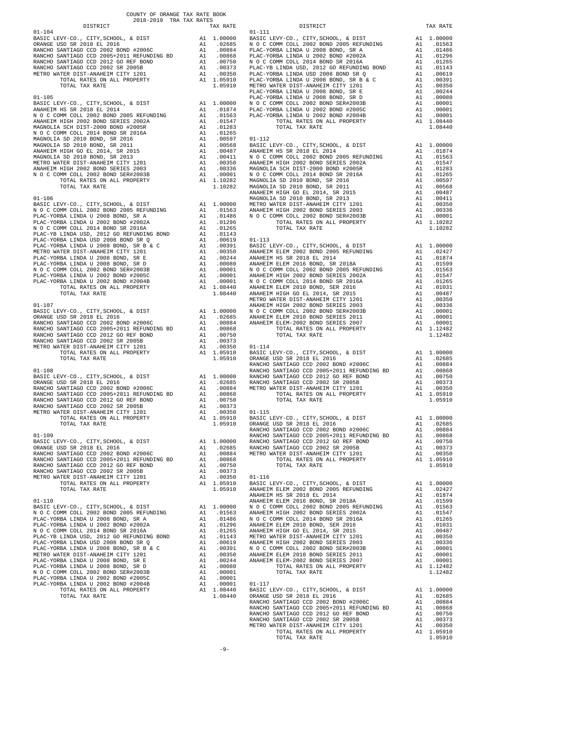COUNTY OF ORANGE TAX RATE BOOK
2018-2019 TRA TAX RATES

| DISTRICT | | TAX RATE |
|---|---|---|
| **01-104** | | |
| BASIC LEVY-CO., CITY,SCHOOL, & DIST | A1 | 1.00000 |
| ORANGE USD SR 2018 EL 2016 | A1 | .02685 |
| RANCHO SANTIAGO CCD 2002 BOND #2006C | A1 | .00884 |
| RANCHO SANTIAGO CCD 2005+2011 REFUNDING BD | A1 | .00868 |
| RANCHO SANTIAGO CCD 2012 GO REF BOND | A1 | .00750 |
| RANCHO SANTIAGO CCD 2002 SR 2005B | A1 | .00373 |
| METRO WATER DIST-ANAHEIM CITY 1201 | A1 | .00350 |
| TOTAL RATES ON ALL PROPERTY | A1 | 1.05910 |
| TOTAL TAX RATE | | 1.05910 |
| **01-105** | | |
| BASIC LEVY-CO., CITY,SCHOOL, & DIST | A1 | 1.00000 |
| ANAHEIM HS SR 2018 EL 2014 | A1 | .01874 |
| N O C COMM COLL 2002 BOND 2005 REFUNDING | A1 | .01563 |
| ANAHEIM HIGH 2002 BOND SERIES 2002A | A1 | .01547 |
| MAGNOLIA SCH DIST-2000 BOND #2005R | A1 | .01283 |
| N O C COMM COLL 2014 BOND SR 2016A | A1 | .01265 |
| MAGNOLIA SD 2010 BOND, SR 2016 | A1 | .00597 |
| MAGNOLIA SD 2010 BOND, SR 2011 | A1 | .00568 |
| ANAHEIM HIGH GO EL 2014, SR 2015 | A1 | .00487 |
| MAGNOLIA SD 2010 BOND, SR 2013 | A1 | .00411 |
| METRO WATER DIST-ANAHEIM CITY 1201 | A1 | .00350 |
| ANAHEIM HIGH 2002 BOND SERIES 2003 | A1 | .00336 |
| N O C COMM COLL 2002 BOND SER#2003B | A1 | .00001 |
| TOTAL RATES ON ALL PROPERTY | A1 | 1.10282 |
| TOTAL TAX RATE | | 1.10282 |
| **01-106** | | |
| BASIC LEVY-CO., CITY,SCHOOL, & DIST | A1 | 1.00000 |
| N O C COMM COLL 2002 BOND 2005 REFUNDING | A1 | .01563 |
| PLAC-YORBA LINDA U 2008 BOND, SR A | A1 | .01486 |
| PLAC-YORBA LINDA U 2002 BOND #2002A | A1 | .01296 |
| N O C COMM COLL 2014 BOND SR 2016A | A1 | .01265 |
| PLAC-YB LINDA USD, 2012 GO REFUNDING BOND | A1 | .01143 |
| PLAC-YORBA LINDA USD 2008 BOND SR Q | A1 | .00619 |
| PLAC-YORBA LINDA U 2008 BOND, SR B & C | A1 | .00391 |
| METRO WATER DIST-ANAHEIM CITY 1201 | A1 | .00350 |
| PLAC-YORBA LINDA U 2008 BOND, SR E | A1 | .00244 |
| PLAC-YORBA LINDA U 2008 BOND, SR D | A1 | .00080 |
| N O C COMM COLL 2002 BOND SER#2003B | A1 | .00001 |
| PLAC-YORBA LINDA U 2002 BOND #2005C | A1 | .00001 |
| PLAC-YORBA LINDA U 2002 BOND #2004B | A1 | .00001 |
| TOTAL RATES ON ALL PROPERTY | A1 | 1.08440 |
| TOTAL TAX RATE | | 1.08440 |
| **01-107** | | |
| BASIC LEVY-CO., CITY,SCHOOL, & DIST | A1 | 1.00000 |
| ORANGE USD SR 2018 EL 2016 | A1 | .02685 |
| RANCHO SANTIAGO CCD 2002 BOND #2006C | A1 | .00884 |
| RANCHO SANTIAGO CCD 2005+2011 REFUNDING BD | A1 | .00868 |
| RANCHO SANTIAGO CCD 2012 GO REF BOND | A1 | .00750 |
| RANCHO SANTIAGO CCD 2002 SR 2005B | A1 | .00373 |
| METRO WATER DIST-ANAHEIM CITY 1201 | A1 | .00350 |
| TOTAL RATES ON ALL PROPERTY | A1 | 1.05910 |
| TOTAL TAX RATE | | 1.05910 |
| **01-108** | | |
| BASIC LEVY-CO., CITY,SCHOOL, & DIST | A1 | 1.00000 |
| ORANGE USD SR 2018 EL 2016 | A1 | .02685 |
| RANCHO SANTIAGO CCD 2002 BOND #2006C | A1 | .00884 |
| RANCHO SANTIAGO CCD 2005+2011 REFUNDING BD | A1 | .00868 |
| RANCHO SANTIAGO CCD 2012 GO REF BOND | A1 | .00750 |
| RANCHO SANTIAGO CCD 2002 SR 2005B | A1 | .00373 |
| METRO WATER DIST-ANAHEIM CITY 1201 | A1 | .00350 |
| TOTAL RATES ON ALL PROPERTY | A1 | 1.05910 |
| TOTAL TAX RATE | | 1.05910 |
| **01-109** | | |
| BASIC LEVY-CO., CITY,SCHOOL, & DIST | A1 | 1.00000 |
| ORANGE USD SR 2018 EL 2016 | A1 | .02685 |
| RANCHO SANTIAGO CCD 2002 BOND #2006C | A1 | .00884 |
| RANCHO SANTIAGO CCD 2005+2011 REFUNDING BD | A1 | .00868 |
| RANCHO SANTIAGO CCD 2012 GO REF BOND | A1 | .00750 |
| RANCHO SANTIAGO CCD 2002 SR 2005B | A1 | .00373 |
| METRO WATER DIST-ANAHEIM CITY 1201 | A1 | .00350 |
| TOTAL RATES ON ALL PROPERTY | A1 | 1.05910 |
| TOTAL TAX RATE | | 1.05910 |
| **01-110** | | |
| BASIC LEVY-CO., CITY,SCHOOL, & DIST | A1 | 1.00000 |
| N O C COMM COLL 2002 BOND 2005 REFUNDING | A1 | .01563 |
| PLAC-YORBA LINDA U 2008 BOND, SR A | A1 | .01486 |
| PLAC-YORBA LINDA U 2002 BOND #2002A | A1 | .01296 |
| N O C COMM COLL 2014 BOND SR 2016A | A1 | .01265 |
| PLAC-YB LINDA USD, 2012 GO REFUNDING BOND | A1 | .01143 |
| PLAC-YORBA LINDA USD 2008 BOND SR Q | A1 | .00619 |
| PLAC-YORBA LINDA U 2008 BOND, SR B & C | A1 | .00391 |
| METRO WATER DIST-ANAHEIM CITY 1201 | A1 | .00350 |
| PLAC-YORBA LINDA U 2008 BOND, SR E | A1 | .00244 |
| PLAC-YORBA LINDA U 2008 BOND, SR D | A1 | .00080 |
| N O C COMM COLL 2002 BOND SER#2003B | A1 | .00001 |
| PLAC-YORBA LINDA U 2002 BOND #2005C | A1 | .00001 |
| PLAC-YORBA LINDA U 2002 BOND #2004B | A1 | .00001 |
| TOTAL RATES ON ALL PROPERTY | A1 | 1.08440 |
| TOTAL TAX RATE | | 1.08440 |
| **01-111** | | |
| BASIC LEVY-CO., CITY,SCHOOL, & DIST | A1 | 1.00000 |
| N O C COMM COLL 2002 BOND 2005 REFUNDING | A1 | .01563 |
| PLAC-YORBA LINDA U 2008 BOND, SR A | A1 | .01486 |
| PLAC-YORBA LINDA U 2002 BOND #2002A | A1 | .01296 |
| N O C COMM COLL 2014 BOND SR 2016A | A1 | .01265 |
| PLAC-YB LINDA USD, 2012 GO REFUNDING BOND | A1 | .01143 |
| PLAC-YORBA LINDA USD 2008 BOND SR Q | A1 | .00619 |
| PLAC-YORBA LINDA U 2008 BOND, SR B & C | A1 | .00391 |
| METRO WATER DIST-ANAHEIM CITY 1201 | A1 | .00350 |
| PLAC-YORBA LINDA U 2008 BOND, SR E | A1 | .00244 |
| PLAC-YORBA LINDA U 2008 BOND, SR D | A1 | .00080 |
| N O C COMM COLL 2002 BOND SER#2003B | A1 | .00001 |
| PLAC-YORBA LINDA U 2002 BOND #2005C | A1 | .00001 |
| PLAC-YORBA LINDA U 2002 BOND #2004B | A1 | .00001 |
| TOTAL RATES ON ALL PROPERTY | A1 | 1.08440 |
| TOTAL TAX RATE | | 1.08440 |
| **01-112** | | |
| BASIC LEVY-CO., CITY,SCHOOL, & DIST | A1 | 1.00000 |
| ANAHEIM HS SR 2018 EL 2014 | A1 | .01874 |
| N O C COMM COLL 2002 BOND 2005 REFUNDING | A1 | .01563 |
| ANAHEIM HIGH 2002 BOND SERIES 2002A | A1 | .01547 |
| MAGNOLIA SCH DIST-2000 BOND #2005R | A1 | .01283 |
| N O C COMM COLL 2014 BOND SR 2016A | A1 | .01265 |
| MAGNOLIA SD 2010 BOND, SR 2016 | A1 | .00597 |
| MAGNOLIA SD 2010 BOND, SR 2011 | A1 | .00568 |
| ANAHEIM HIGH GO EL 2014, SR 2015 | A1 | .00487 |
| MAGNOLIA SD 2010 BOND, SR 2013 | A1 | .00411 |
| METRO WATER DIST-ANAHEIM CITY 1201 | A1 | .00350 |
| ANAHEIM HIGH 2002 BOND SERIES 2003 | A1 | .00336 |
| N O C COMM COLL 2002 BOND SER#2003B | A1 | .00001 |
| TOTAL RATES ON ALL PROPERTY | A1 | 1.10282 |
| TOTAL TAX RATE | | 1.10282 |
| **01-113** | | |
| BASIC LEVY-CO., CITY,SCHOOL, & DIST | A1 | 1.00000 |
| ANAHEIM ELEM 2002 BOND 2005 REFUNDING | A1 | .02427 |
| ANAHEIM HS SR 2018 EL 2014 | A1 | .01874 |
| ANAHEIM ELEM 2016 BOND, SR 2018A | A1 | .01599 |
| N O C COMM COLL 2002 BOND 2005 REFUNDING | A1 | .01563 |
| ANAHEIM HIGH 2002 BOND SERIES 2002A | A1 | .01547 |
| N O C COMM COLL 2014 BOND SR 2016A | A1 | .01265 |
| ANAHEIM ELEM 2010 BOND, SER 2016 | A1 | .01031 |
| ANAHEIM HIGH GO EL 2014, SR 2015 | A1 | .00487 |
| METRO WATER DIST-ANAHEIM CITY 1201 | A1 | .00350 |
| ANAHEIM HIGH 2002 BOND SERIES 2003 | A1 | .00336 |
| N O C COMM COLL 2002 BOND SER#2003B | A1 | .00001 |
| ANAHEIM ELEM 2010 BOND SERIES 2011 | A1 | .00001 |
| ANAHEIM ELEM-2002 BOND SERIES 2007 | A1 | .00001 |
| TOTAL RATES ON ALL PROPERTY | A1 | 1.12482 |
| TOTAL TAX RATE | | 1.12482 |
| **01-114** | | |
| BASIC LEVY-CO., CITY,SCHOOL, & DIST | A1 | 1.00000 |
| ORANGE USD SR 2018 EL 2016 | A1 | .02685 |
| RANCHO SANTIAGO CCD 2002 BOND #2006C | A1 | .00884 |
| RANCHO SANTIAGO CCD 2005+2011 REFUNDING BD | A1 | .00868 |
| RANCHO SANTIAGO CCD 2012 GO REF BOND | A1 | .00750 |
| RANCHO SANTIAGO CCD 2002 SR 2005B | A1 | .00373 |
| METRO WATER DIST-ANAHEIM CITY 1201 | A1 | .00350 |
| TOTAL RATES ON ALL PROPERTY | A1 | 1.05910 |
| TOTAL TAX RATE | | 1.05910 |
| **01-115** | | |
| BASIC LEVY-CO., CITY,SCHOOL, & DIST | A1 | 1.00000 |
| ORANGE USD SR 2018 EL 2016 | A1 | .02685 |
| RANCHO SANTIAGO CCD 2002 BOND #2006C | A1 | .00884 |
| RANCHO SANTIAGO CCD 2005+2011 REFUNDING BD | A1 | .00868 |
| RANCHO SANTIAGO CCD 2012 GO REF BOND | A1 | .00750 |
| RANCHO SANTIAGO CCD 2002 SR 2005B | A1 | .00373 |
| METRO WATER DIST-ANAHEIM CITY 1201 | A1 | .00350 |
| TOTAL RATES ON ALL PROPERTY | A1 | 1.05910 |
| TOTAL TAX RATE | | 1.05910 |
| **01-116** | | |
| BASIC LEVY-CO., CITY,SCHOOL, & DIST | A1 | 1.00000 |
| ANAHEIM ELEM 2002 BOND 2005 REFUNDING | A1 | .02427 |
| ANAHEIM HS SR 2018 EL 2014 | A1 | .01874 |
| ANAHEIM ELEM 2016 BOND, SR 2018A | A1 | .01599 |
| N O C COMM COLL 2002 BOND 2005 REFUNDING | A1 | .01563 |
| ANAHEIM HIGH 2002 BOND SERIES 2002A | A1 | .01547 |
| N O C COMM COLL 2014 BOND SR 2016A | A1 | .01265 |
| ANAHEIM ELEM 2010 BOND, SER 2016 | A1 | .01031 |
| ANAHEIM HIGH GO EL 2014, SR 2015 | A1 | .00487 |
| METRO WATER DIST-ANAHEIM CITY 1201 | A1 | .00350 |
| ANAHEIM HIGH 2002 BOND SERIES 2003 | A1 | .00336 |
| N O C COMM COLL 2002 BOND SER#2003B | A1 | .00001 |
| ANAHEIM ELEM 2010 BOND SERIES 2011 | A1 | .00001 |
| ANAHEIM ELEM-2002 BOND SERIES 2007 | A1 | .00001 |
| TOTAL RATES ON ALL PROPERTY | A1 | 1.12482 |
| TOTAL TAX RATE | | 1.12482 |
| **01-117** | | |
| BASIC LEVY-CO., CITY,SCHOOL, & DIST | A1 | 1.00000 |
| ORANGE USD SR 2018 EL 2016 | A1 | .02685 |
| RANCHO SANTIAGO CCD 2002 BOND #2006C | A1 | .00884 |
| RANCHO SANTIAGO CCD 2005+2011 REFUNDING BD | A1 | .00868 |
| RANCHO SANTIAGO CCD 2012 GO REF BOND | A1 | .00750 |
| RANCHO SANTIAGO CCD 2002 SR 2005B | A1 | .00373 |
| METRO WATER DIST-ANAHEIM CITY 1201 | A1 | .00350 |
| TOTAL RATES ON ALL PROPERTY | A1 | 1.05910 |
| TOTAL TAX RATE | | 1.05910 |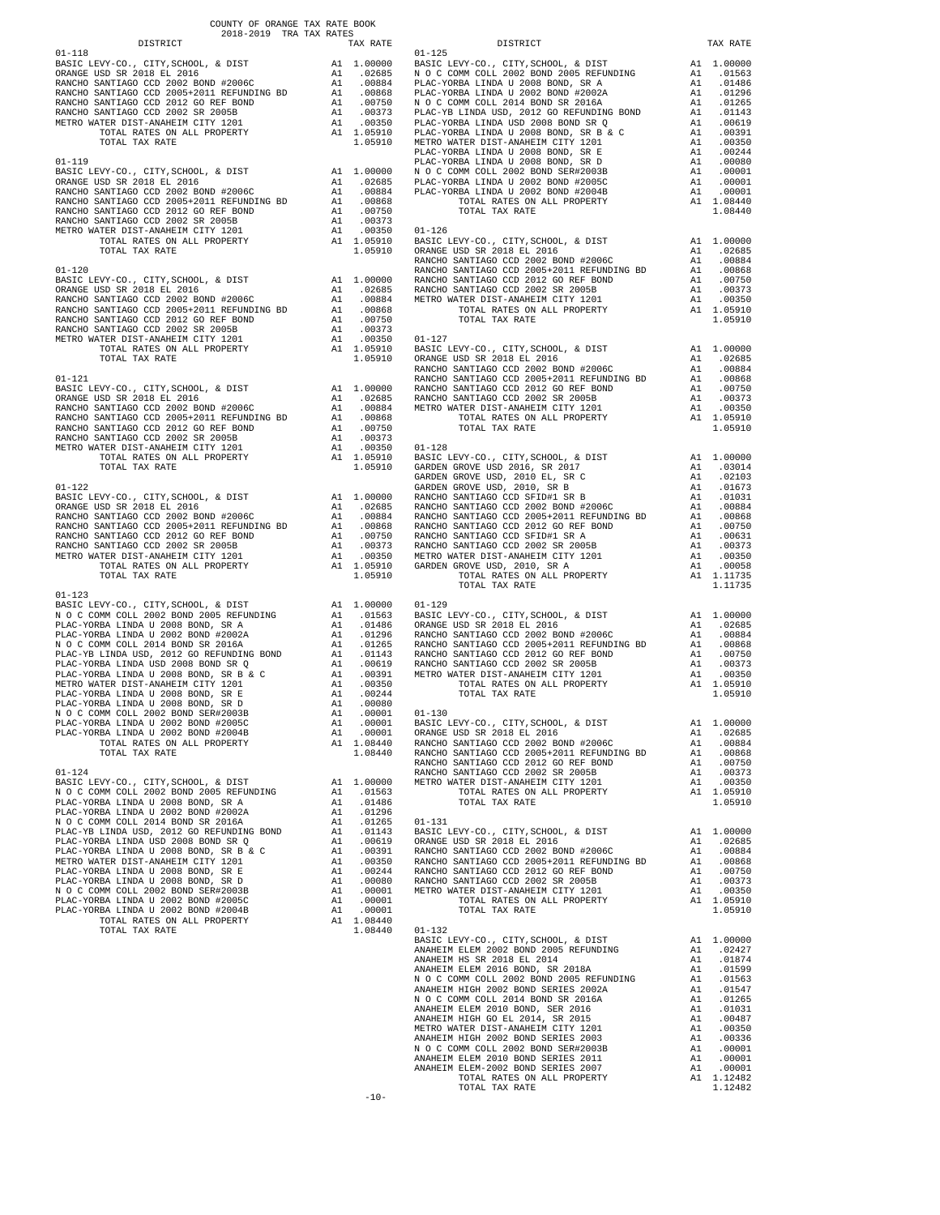COUNTY OF ORANGE TAX RATE BOOK
2018-2019 TRA TAX RATES

| DISTRICT | | TAX RATE |
|---|---|---|
| **01-118** | | |
| BASIC LEVY-CO., CITY,SCHOOL, & DIST | A1 | 1.00000 |
| ORANGE USD SR 2018 EL 2016 | A1 | .02685 |
| RANCHO SANTIAGO CCD 2002 BOND #2006C | A1 | .00884 |
| RANCHO SANTIAGO CCD 2005+2011 REFUNDING BD | A1 | .00868 |
| RANCHO SANTIAGO CCD 2012 GO REF BOND | A1 | .00750 |
| RANCHO SANTIAGO CCD 2002 SR 2005B | A1 | .00373 |
| METRO WATER DIST-ANAHEIM CITY 1201 | A1 | .00350 |
| TOTAL RATES ON ALL PROPERTY | A1 | 1.05910 |
| TOTAL TAX RATE | | 1.05910 |
| **01-119** | | |
| BASIC LEVY-CO., CITY,SCHOOL, & DIST | A1 | 1.00000 |
| ORANGE USD SR 2018 EL 2016 | A1 | .02685 |
| RANCHO SANTIAGO CCD 2002 BOND #2006C | A1 | .00884 |
| RANCHO SANTIAGO CCD 2005+2011 REFUNDING BD | A1 | .00868 |
| RANCHO SANTIAGO CCD 2012 GO REF BOND | A1 | .00750 |
| RANCHO SANTIAGO CCD 2002 SR 2005B | A1 | .00373 |
| METRO WATER DIST-ANAHEIM CITY 1201 | A1 | .00350 |
| TOTAL RATES ON ALL PROPERTY | A1 | 1.05910 |
| TOTAL TAX RATE | | 1.05910 |
| **01-120** | | |
| BASIC LEVY-CO., CITY,SCHOOL, & DIST | A1 | 1.00000 |
| ORANGE USD SR 2018 EL 2016 | A1 | .02685 |
| RANCHO SANTIAGO CCD 2002 BOND #2006C | A1 | .00884 |
| RANCHO SANTIAGO CCD 2005+2011 REFUNDING BD | A1 | .00868 |
| RANCHO SANTIAGO CCD 2012 GO REF BOND | A1 | .00750 |
| RANCHO SANTIAGO CCD 2002 SR 2005B | A1 | .00373 |
| METRO WATER DIST-ANAHEIM CITY 1201 | A1 | .00350 |
| TOTAL RATES ON ALL PROPERTY | A1 | 1.05910 |
| TOTAL TAX RATE | | 1.05910 |
| **01-121** | | |
| BASIC LEVY-CO., CITY,SCHOOL, & DIST | A1 | 1.00000 |
| ORANGE USD SR 2018 EL 2016 | A1 | .02685 |
| RANCHO SANTIAGO CCD 2002 BOND #2006C | A1 | .00884 |
| RANCHO SANTIAGO CCD 2005+2011 REFUNDING BD | A1 | .00868 |
| RANCHO SANTIAGO CCD 2012 GO REF BOND | A1 | .00750 |
| RANCHO SANTIAGO CCD 2002 SR 2005B | A1 | .00373 |
| METRO WATER DIST-ANAHEIM CITY 1201 | A1 | .00350 |
| TOTAL RATES ON ALL PROPERTY | A1 | 1.05910 |
| TOTAL TAX RATE | | 1.05910 |
| **01-122** | | |
| BASIC LEVY-CO., CITY,SCHOOL, & DIST | A1 | 1.00000 |
| ORANGE USD SR 2018 EL 2016 | A1 | .02685 |
| RANCHO SANTIAGO CCD 2002 BOND #2006C | A1 | .00884 |
| RANCHO SANTIAGO CCD 2005+2011 REFUNDING BD | A1 | .00868 |
| RANCHO SANTIAGO CCD 2012 GO REF BOND | A1 | .00750 |
| RANCHO SANTIAGO CCD 2002 SR 2005B | A1 | .00373 |
| METRO WATER DIST-ANAHEIM CITY 1201 | A1 | .00350 |
| TOTAL RATES ON ALL PROPERTY | A1 | 1.05910 |
| TOTAL TAX RATE | | 1.05910 |
| **01-123** | | |
| BASIC LEVY-CO., CITY,SCHOOL, & DIST | A1 | 1.00000 |
| N O C COMM COLL 2002 BOND 2005 REFUNDING | A1 | .01563 |
| PLAC-YORBA LINDA U 2008 BOND, SR A | A1 | .01486 |
| PLAC-YORBA LINDA U 2002 BOND #2002A | A1 | .01296 |
| N O C COMM COLL 2014 BOND SR 2016A | A1 | .01265 |
| PLAC-YB LINDA USD, 2012 GO REFUNDING BOND | A1 | .01143 |
| PLAC-YORBA LINDA USD 2008 BOND SR Q | A1 | .00619 |
| PLAC-YORBA LINDA U 2008 BOND, SR B & C | A1 | .00391 |
| METRO WATER DIST-ANAHEIM CITY 1201 | A1 | .00350 |
| PLAC-YORBA LINDA U 2008 BOND, SR E | A1 | .00244 |
| PLAC-YORBA LINDA U 2008 BOND, SR D | A1 | .00080 |
| N O C COMM COLL 2002 BOND SER#2003B | A1 | .00001 |
| PLAC-YORBA LINDA U 2002 BOND #2005C | A1 | .00001 |
| PLAC-YORBA LINDA U 2002 BOND #2004B | A1 | .00001 |
| TOTAL RATES ON ALL PROPERTY | A1 | 1.08440 |
| TOTAL TAX RATE | | 1.08440 |
| **01-124** | | |
| BASIC LEVY-CO., CITY,SCHOOL, & DIST | A1 | 1.00000 |
| N O C COMM COLL 2002 BOND 2005 REFUNDING | A1 | .01563 |
| PLAC-YORBA LINDA U 2008 BOND, SR A | A1 | .01486 |
| PLAC-YORBA LINDA U 2002 BOND #2002A | A1 | .01296 |
| N O C COMM COLL 2014 BOND SR 2016A | A1 | .01265 |
| PLAC-YB LINDA USD, 2012 GO REFUNDING BOND | A1 | .01143 |
| PLAC-YORBA LINDA USD 2008 BOND SR Q | A1 | .00619 |
| PLAC-YORBA LINDA U 2008 BOND, SR B & C | A1 | .00391 |
| METRO WATER DIST-ANAHEIM CITY 1201 | A1 | .00350 |
| PLAC-YORBA LINDA U 2008 BOND, SR E | A1 | .00244 |
| PLAC-YORBA LINDA U 2008 BOND, SR D | A1 | .00080 |
| N O C COMM COLL 2002 BOND SER#2003B | A1 | .00001 |
| PLAC-YORBA LINDA U 2002 BOND #2005C | A1 | .00001 |
| PLAC-YORBA LINDA U 2002 BOND #2004B | A1 | .00001 |
| TOTAL RATES ON ALL PROPERTY | A1 | 1.08440 |
| TOTAL TAX RATE | | 1.08440 |
| **01-125** | | |
| BASIC LEVY-CO., CITY,SCHOOL, & DIST | A1 | 1.00000 |
| N O C COMM COLL 2002 BOND 2005 REFUNDING | A1 | .01563 |
| PLAC-YORBA LINDA U 2008 BOND, SR A | A1 | .01486 |
| PLAC-YORBA LINDA U 2002 BOND #2002A | A1 | .01296 |
| N O C COMM COLL 2014 BOND SR 2016A | A1 | .01265 |
| PLAC-YB LINDA USD, 2012 GO REFUNDING BOND | A1 | .01143 |
| PLAC-YORBA LINDA USD 2008 BOND SR Q | A1 | .00619 |
| PLAC-YORBA LINDA U 2008 BOND, SR B & C | A1 | .00391 |
| METRO WATER DIST-ANAHEIM CITY 1201 | A1 | .00350 |
| PLAC-YORBA LINDA U 2008 BOND, SR E | A1 | .00244 |
| PLAC-YORBA LINDA U 2008 BOND, SR D | A1 | .00080 |
| N O C COMM COLL 2002 BOND SER#2003B | A1 | .00001 |
| PLAC-YORBA LINDA U 2002 BOND #2005C | A1 | .00001 |
| PLAC-YORBA LINDA U 2002 BOND #2004B | A1 | .00001 |
| TOTAL RATES ON ALL PROPERTY | A1 | 1.08440 |
| TOTAL TAX RATE | | 1.08440 |
| **01-126** | | |
| BASIC LEVY-CO., CITY,SCHOOL, & DIST | A1 | 1.00000 |
| ORANGE USD SR 2018 EL 2016 | A1 | .02685 |
| RANCHO SANTIAGO CCD 2002 BOND #2006C | A1 | .00884 |
| RANCHO SANTIAGO CCD 2005+2011 REFUNDING BD | A1 | .00868 |
| RANCHO SANTIAGO CCD 2012 GO REF BOND | A1 | .00750 |
| RANCHO SANTIAGO CCD 2002 SR 2005B | A1 | .00373 |
| METRO WATER DIST-ANAHEIM CITY 1201 | A1 | .00350 |
| TOTAL RATES ON ALL PROPERTY | A1 | 1.05910 |
| TOTAL TAX RATE | | 1.05910 |
| **01-127** | | |
| BASIC LEVY-CO., CITY,SCHOOL, & DIST | A1 | 1.00000 |
| ORANGE USD SR 2018 EL 2016 | A1 | .02685 |
| RANCHO SANTIAGO CCD 2002 BOND #2006C | A1 | .00884 |
| RANCHO SANTIAGO CCD 2005+2011 REFUNDING BD | A1 | .00868 |
| RANCHO SANTIAGO CCD 2012 GO REF BOND | A1 | .00750 |
| RANCHO SANTIAGO CCD 2002 SR 2005B | A1 | .00373 |
| METRO WATER DIST-ANAHEIM CITY 1201 | A1 | .00350 |
| TOTAL RATES ON ALL PROPERTY | A1 | 1.05910 |
| TOTAL TAX RATE | | 1.05910 |
| **01-128** | | |
| BASIC LEVY-CO., CITY,SCHOOL, & DIST | A1 | 1.00000 |
| GARDEN GROVE USD 2016, SR 2017 | A1 | .03014 |
| GARDEN GROVE USD, 2010 EL, SR C | A1 | .02103 |
| GARDEN GROVE USD, 2010, SR B | A1 | .01673 |
| RANCHO SANTIAGO CCD SFID#1 SR B | A1 | .01031 |
| RANCHO SANTIAGO CCD 2002 BOND #2006C | A1 | .00884 |
| RANCHO SANTIAGO CCD 2005+2011 REFUNDING BD | A1 | .00868 |
| RANCHO SANTIAGO CCD 2012 GO REF BOND | A1 | .00750 |
| RANCHO SANTIAGO CCD SFID#1 SR A | A1 | .00631 |
| RANCHO SANTIAGO CCD 2002 SR 2005B | A1 | .00373 |
| METRO WATER DIST-ANAHEIM CITY 1201 | A1 | .00350 |
| GARDEN GROVE USD, 2010, SR A | A1 | .00058 |
| TOTAL RATES ON ALL PROPERTY | A1 | 1.11735 |
| TOTAL TAX RATE | | 1.11735 |
| **01-129** | | |
| BASIC LEVY-CO., CITY,SCHOOL, & DIST | A1 | 1.00000 |
| ORANGE USD SR 2018 EL 2016 | A1 | .02685 |
| RANCHO SANTIAGO CCD 2002 BOND #2006C | A1 | .00884 |
| RANCHO SANTIAGO CCD 2005+2011 REFUNDING BD | A1 | .00868 |
| RANCHO SANTIAGO CCD 2012 GO REF BOND | A1 | .00750 |
| RANCHO SANTIAGO CCD 2002 SR 2005B | A1 | .00373 |
| METRO WATER DIST-ANAHEIM CITY 1201 | A1 | .00350 |
| TOTAL RATES ON ALL PROPERTY | A1 | 1.05910 |
| TOTAL TAX RATE | | 1.05910 |
| **01-130** | | |
| BASIC LEVY-CO., CITY,SCHOOL, & DIST | A1 | 1.00000 |
| ORANGE USD SR 2018 EL 2016 | A1 | .02685 |
| RANCHO SANTIAGO CCD 2002 BOND #2006C | A1 | .00884 |
| RANCHO SANTIAGO CCD 2005+2011 REFUNDING BD | A1 | .00868 |
| RANCHO SANTIAGO CCD 2012 GO REF BOND | A1 | .00750 |
| RANCHO SANTIAGO CCD 2002 SR 2005B | A1 | .00373 |
| METRO WATER DIST-ANAHEIM CITY 1201 | A1 | .00350 |
| TOTAL RATES ON ALL PROPERTY | A1 | 1.05910 |
| TOTAL TAX RATE | | 1.05910 |
| **01-131** | | |
| BASIC LEVY-CO., CITY,SCHOOL, & DIST | A1 | 1.00000 |
| ORANGE USD SR 2018 EL 2016 | A1 | .02685 |
| RANCHO SANTIAGO CCD 2002 BOND #2006C | A1 | .00884 |
| RANCHO SANTIAGO CCD 2005+2011 REFUNDING BD | A1 | .00868 |
| RANCHO SANTIAGO CCD 2012 GO REF BOND | A1 | .00750 |
| RANCHO SANTIAGO CCD 2002 SR 2005B | A1 | .00373 |
| METRO WATER DIST-ANAHEIM CITY 1201 | A1 | .00350 |
| TOTAL RATES ON ALL PROPERTY | A1 | 1.05910 |
| TOTAL TAX RATE | | 1.05910 |
| **01-132** | | |
| BASIC LEVY-CO., CITY,SCHOOL, & DIST | A1 | 1.00000 |
| ANAHEIM ELEM 2002 BOND 2005 REFUNDING | A1 | .02427 |
| ANAHEIM HS SR 2018 EL 2014 | A1 | .01874 |
| ANAHEIM ELEM 2016 BOND, SR 2018A | A1 | .01599 |
| N O C COMM COLL 2002 BOND 2005 REFUNDING | A1 | .01563 |
| ANAHEIM HIGH 2002 BOND SERIES 2002A | A1 | .01547 |
| N O C COMM COLL 2014 BOND SR 2016A | A1 | .01265 |
| ANAHEIM ELEM 2010 BOND, SER 2016 | A1 | .01031 |
| ANAHEIM HIGH GO EL 2014, SR 2015 | A1 | .00487 |
| METRO WATER DIST-ANAHEIM CITY 1201 | A1 | .00350 |
| ANAHEIM HIGH 2002 BOND SERIES 2003 | A1 | .00336 |
| N O C COMM COLL 2002 BOND SER#2003B | A1 | .00001 |
| ANAHEIM ELEM 2010 BOND SERIES 2011 | A1 | .00001 |
| ANAHEIM ELEM-2002 BOND SERIES 2007 | A1 | .00001 |
| TOTAL RATES ON ALL PROPERTY | A1 | 1.12482 |
| TOTAL TAX RATE | | 1.12482 |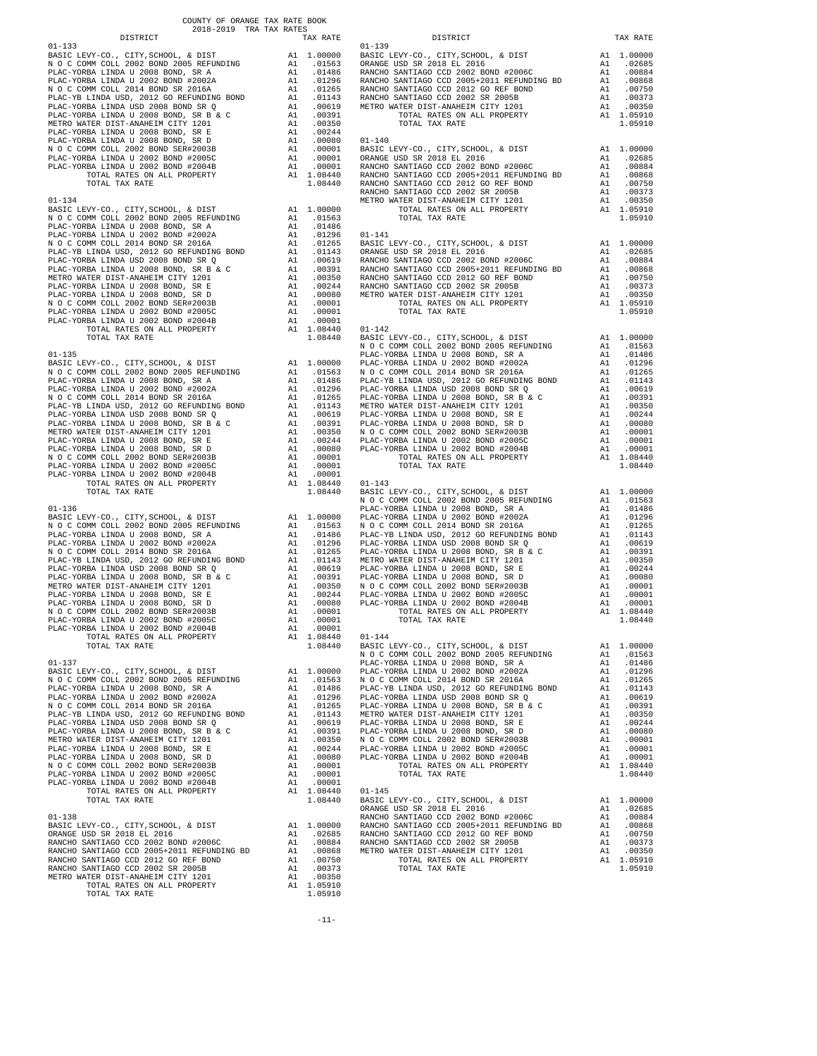COUNTY OF ORANGE TAX RATE BOOK
2018-2019 TRA TAX RATES

| DISTRICT | | TAX RATE |
|---|---|---|
| **01-133** | | |
| BASIC LEVY-CO., CITY,SCHOOL, & DIST | A1 | 1.00000 |
| N O C COMM COLL 2002 BOND 2005 REFUNDING | A1 | .01563 |
| PLAC-YORBA LINDA U 2008 BOND, SR A | A1 | .01486 |
| PLAC-YORBA LINDA U 2002 BOND #2002A | A1 | .01296 |
| N O C COMM COLL 2014 BOND SR 2016A | A1 | .01265 |
| PLAC-YB LINDA USD, 2012 GO REFUNDING BOND | A1 | .01143 |
| PLAC-YORBA LINDA USD 2008 BOND SR Q | A1 | .00619 |
| PLAC-YORBA LINDA U 2008 BOND, SR B & C | A1 | .00391 |
| METRO WATER DIST-ANAHEIM CITY 1201 | A1 | .00350 |
| PLAC-YORBA LINDA U 2008 BOND, SR E | A1 | .00244 |
| PLAC-YORBA LINDA U 2008 BOND, SR D | A1 | .00080 |
| N O C COMM COLL 2002 BOND SER#2003B | A1 | .00001 |
| PLAC-YORBA LINDA U 2002 BOND #2005C | A1 | .00001 |
| PLAC-YORBA LINDA U 2002 BOND #2004B | A1 | .00001 |
| TOTAL RATES ON ALL PROPERTY | A1 | 1.08440 |
| TOTAL TAX RATE | | 1.08440 |
| **01-134** | | |
| BASIC LEVY-CO., CITY,SCHOOL, & DIST | A1 | 1.00000 |
| N O C COMM COLL 2002 BOND 2005 REFUNDING | A1 | .01563 |
| PLAC-YORBA LINDA U 2008 BOND, SR A | A1 | .01486 |
| PLAC-YORBA LINDA U 2002 BOND #2002A | A1 | .01296 |
| N O C COMM COLL 2014 BOND SR 2016A | A1 | .01265 |
| PLAC-YB LINDA USD, 2012 GO REFUNDING BOND | A1 | .01143 |
| PLAC-YORBA LINDA USD 2008 BOND SR Q | A1 | .00619 |
| PLAC-YORBA LINDA U 2008 BOND, SR B & C | A1 | .00391 |
| METRO WATER DIST-ANAHEIM CITY 1201 | A1 | .00350 |
| PLAC-YORBA LINDA U 2008 BOND, SR E | A1 | .00244 |
| PLAC-YORBA LINDA U 2008 BOND, SR D | A1 | .00080 |
| N O C COMM COLL 2002 BOND SER#2003B | A1 | .00001 |
| PLAC-YORBA LINDA U 2002 BOND #2005C | A1 | .00001 |
| PLAC-YORBA LINDA U 2002 BOND #2004B | A1 | .00001 |
| TOTAL RATES ON ALL PROPERTY | A1 | 1.08440 |
| TOTAL TAX RATE | | 1.08440 |
| **01-135** | | |
| BASIC LEVY-CO., CITY,SCHOOL, & DIST | A1 | 1.00000 |
| N O C COMM COLL 2002 BOND 2005 REFUNDING | A1 | .01563 |
| PLAC-YORBA LINDA U 2008 BOND, SR A | A1 | .01486 |
| PLAC-YORBA LINDA U 2002 BOND #2002A | A1 | .01296 |
| N O C COMM COLL 2014 BOND SR 2016A | A1 | .01265 |
| PLAC-YB LINDA USD, 2012 GO REFUNDING BOND | A1 | .01143 |
| PLAC-YORBA LINDA USD 2008 BOND SR Q | A1 | .00619 |
| PLAC-YORBA LINDA U 2008 BOND, SR B & C | A1 | .00391 |
| METRO WATER DIST-ANAHEIM CITY 1201 | A1 | .00350 |
| PLAC-YORBA LINDA U 2008 BOND, SR E | A1 | .00244 |
| PLAC-YORBA LINDA U 2008 BOND, SR D | A1 | .00080 |
| N O C COMM COLL 2002 BOND SER#2003B | A1 | .00001 |
| PLAC-YORBA LINDA U 2002 BOND #2005C | A1 | .00001 |
| PLAC-YORBA LINDA U 2002 BOND #2004B | A1 | .00001 |
| TOTAL RATES ON ALL PROPERTY | A1 | 1.08440 |
| TOTAL TAX RATE | | 1.08440 |
| **01-136** | | |
| BASIC LEVY-CO., CITY,SCHOOL, & DIST | A1 | 1.00000 |
| N O C COMM COLL 2002 BOND 2005 REFUNDING | A1 | .01563 |
| PLAC-YORBA LINDA U 2008 BOND, SR A | A1 | .01486 |
| PLAC-YORBA LINDA U 2002 BOND #2002A | A1 | .01296 |
| N O C COMM COLL 2014 BOND SR 2016A | A1 | .01265 |
| PLAC-YB LINDA USD, 2012 GO REFUNDING BOND | A1 | .01143 |
| PLAC-YORBA LINDA USD 2008 BOND SR Q | A1 | .00619 |
| PLAC-YORBA LINDA U 2008 BOND, SR B & C | A1 | .00391 |
| METRO WATER DIST-ANAHEIM CITY 1201 | A1 | .00350 |
| PLAC-YORBA LINDA U 2008 BOND, SR E | A1 | .00244 |
| PLAC-YORBA LINDA U 2008 BOND, SR D | A1 | .00080 |
| N O C COMM COLL 2002 BOND SER#2003B | A1 | .00001 |
| PLAC-YORBA LINDA U 2002 BOND #2005C | A1 | .00001 |
| PLAC-YORBA LINDA U 2002 BOND #2004B | A1 | .00001 |
| TOTAL RATES ON ALL PROPERTY | A1 | 1.08440 |
| TOTAL TAX RATE | | 1.08440 |
| **01-137** | | |
| BASIC LEVY-CO., CITY,SCHOOL, & DIST | A1 | 1.00000 |
| N O C COMM COLL 2002 BOND 2005 REFUNDING | A1 | .01563 |
| PLAC-YORBA LINDA U 2008 BOND, SR A | A1 | .01486 |
| PLAC-YORBA LINDA U 2002 BOND #2002A | A1 | .01296 |
| N O C COMM COLL 2014 BOND SR 2016A | A1 | .01265 |
| PLAC-YB LINDA USD, 2012 GO REFUNDING BOND | A1 | .01143 |
| PLAC-YORBA LINDA USD 2008 BOND SR Q | A1 | .00619 |
| PLAC-YORBA LINDA U 2008 BOND, SR B & C | A1 | .00391 |
| METRO WATER DIST-ANAHEIM CITY 1201 | A1 | .00350 |
| PLAC-YORBA LINDA U 2008 BOND, SR E | A1 | .00244 |
| PLAC-YORBA LINDA U 2008 BOND, SR D | A1 | .00080 |
| N O C COMM COLL 2002 BOND SER#2003B | A1 | .00001 |
| PLAC-YORBA LINDA U 2002 BOND #2005C | A1 | .00001 |
| PLAC-YORBA LINDA U 2002 BOND #2004B | A1 | .00001 |
| TOTAL RATES ON ALL PROPERTY | A1 | 1.08440 |
| TOTAL TAX RATE | | 1.08440 |
| **01-138** | | |
| BASIC LEVY-CO., CITY,SCHOOL, & DIST | A1 | 1.00000 |
| ORANGE USD SR 2018 EL 2016 | A1 | .02685 |
| RANCHO SANTIAGO CCD 2002 BOND #2006C | A1 | .00884 |
| RANCHO SANTIAGO CCD 2005+2011 REFUNDING BD | A1 | .00868 |
| RANCHO SANTIAGO CCD 2012 GO REF BOND | A1 | .00750 |
| RANCHO SANTIAGO CCD 2002 SR 2005B | A1 | .00373 |
| METRO WATER DIST-ANAHEIM CITY 1201 | A1 | .00350 |
| TOTAL RATES ON ALL PROPERTY | A1 | 1.05910 |
| TOTAL TAX RATE | | 1.05910 |
| **01-139** | | |
| BASIC LEVY-CO., CITY,SCHOOL, & DIST | A1 | 1.00000 |
| ORANGE USD SR 2018 EL 2016 | A1 | .02685 |
| RANCHO SANTIAGO CCD 2002 BOND #2006C | A1 | .00884 |
| RANCHO SANTIAGO CCD 2005+2011 REFUNDING BD | A1 | .00868 |
| RANCHO SANTIAGO CCD 2012 GO REF BOND | A1 | .00750 |
| RANCHO SANTIAGO CCD 2002 SR 2005B | A1 | .00373 |
| METRO WATER DIST-ANAHEIM CITY 1201 | A1 | .00350 |
| TOTAL RATES ON ALL PROPERTY | A1 | 1.05910 |
| TOTAL TAX RATE | | 1.05910 |
| **01-140** | | |
| BASIC LEVY-CO., CITY,SCHOOL, & DIST | A1 | 1.00000 |
| ORANGE USD SR 2018 EL 2016 | A1 | .02685 |
| RANCHO SANTIAGO CCD 2002 BOND #2006C | A1 | .00884 |
| RANCHO SANTIAGO CCD 2005+2011 REFUNDING BD | A1 | .00868 |
| RANCHO SANTIAGO CCD 2012 GO REF BOND | A1 | .00750 |
| RANCHO SANTIAGO CCD 2002 SR 2005B | A1 | .00373 |
| METRO WATER DIST-ANAHEIM CITY 1201 | A1 | .00350 |
| TOTAL RATES ON ALL PROPERTY | A1 | 1.05910 |
| TOTAL TAX RATE | | 1.05910 |
| **01-141** | | |
| BASIC LEVY-CO., CITY,SCHOOL, & DIST | A1 | 1.00000 |
| ORANGE USD SR 2018 EL 2016 | A1 | .02685 |
| RANCHO SANTIAGO CCD 2002 BOND #2006C | A1 | .00884 |
| RANCHO SANTIAGO CCD 2005+2011 REFUNDING BD | A1 | .00868 |
| RANCHO SANTIAGO CCD 2012 GO REF BOND | A1 | .00750 |
| RANCHO SANTIAGO CCD 2002 SR 2005B | A1 | .00373 |
| METRO WATER DIST-ANAHEIM CITY 1201 | A1 | .00350 |
| TOTAL RATES ON ALL PROPERTY | A1 | 1.05910 |
| TOTAL TAX RATE | | 1.05910 |
| **01-142** | | |
| BASIC LEVY-CO., CITY,SCHOOL, & DIST | A1 | 1.00000 |
| N O C COMM COLL 2002 BOND 2005 REFUNDING | A1 | .01563 |
| PLAC-YORBA LINDA U 2008 BOND, SR A | A1 | .01486 |
| PLAC-YORBA LINDA U 2002 BOND #2002A | A1 | .01296 |
| N O C COMM COLL 2014 BOND SR 2016A | A1 | .01265 |
| PLAC-YB LINDA USD, 2012 GO REFUNDING BOND | A1 | .01143 |
| PLAC-YORBA LINDA USD 2008 BOND SR Q | A1 | .00619 |
| PLAC-YORBA LINDA U 2008 BOND, SR B & C | A1 | .00391 |
| METRO WATER DIST-ANAHEIM CITY 1201 | A1 | .00350 |
| PLAC-YORBA LINDA U 2008 BOND, SR E | A1 | .00244 |
| PLAC-YORBA LINDA U 2008 BOND, SR D | A1 | .00080 |
| N O C COMM COLL 2002 BOND SER#2003B | A1 | .00001 |
| PLAC-YORBA LINDA U 2002 BOND #2005C | A1 | .00001 |
| PLAC-YORBA LINDA U 2002 BOND #2004B | A1 | .00001 |
| TOTAL RATES ON ALL PROPERTY | A1 | 1.08440 |
| TOTAL TAX RATE | | 1.08440 |
| **01-143** | | |
| BASIC LEVY-CO., CITY,SCHOOL, & DIST | A1 | 1.00000 |
| N O C COMM COLL 2002 BOND 2005 REFUNDING | A1 | .01563 |
| PLAC-YORBA LINDA U 2008 BOND, SR A | A1 | .01486 |
| PLAC-YORBA LINDA U 2002 BOND #2002A | A1 | .01296 |
| N O C COMM COLL 2014 BOND SR 2016A | A1 | .01265 |
| PLAC-YB LINDA USD, 2012 GO REFUNDING BOND | A1 | .01143 |
| PLAC-YORBA LINDA USD 2008 BOND SR Q | A1 | .00619 |
| PLAC-YORBA LINDA U 2008 BOND, SR B & C | A1 | .00391 |
| METRO WATER DIST-ANAHEIM CITY 1201 | A1 | .00350 |
| PLAC-YORBA LINDA U 2008 BOND, SR E | A1 | .00244 |
| PLAC-YORBA LINDA U 2008 BOND, SR D | A1 | .00080 |
| N O C COMM COLL 2002 BOND SER#2003B | A1 | .00001 |
| PLAC-YORBA LINDA U 2002 BOND #2005C | A1 | .00001 |
| PLAC-YORBA LINDA U 2002 BOND #2004B | A1 | .00001 |
| TOTAL RATES ON ALL PROPERTY | A1 | 1.08440 |
| TOTAL TAX RATE | | 1.08440 |
| **01-144** | | |
| BASIC LEVY-CO., CITY,SCHOOL, & DIST | A1 | 1.00000 |
| N O C COMM COLL 2002 BOND 2005 REFUNDING | A1 | .01563 |
| PLAC-YORBA LINDA U 2008 BOND, SR A | A1 | .01486 |
| PLAC-YORBA LINDA U 2002 BOND #2002A | A1 | .01296 |
| N O C COMM COLL 2014 BOND SR 2016A | A1 | .01265 |
| PLAC-YB LINDA USD, 2012 GO REFUNDING BOND | A1 | .01143 |
| PLAC-YORBA LINDA USD 2008 BOND SR Q | A1 | .00619 |
| PLAC-YORBA LINDA U 2008 BOND, SR B & C | A1 | .00391 |
| METRO WATER DIST-ANAHEIM CITY 1201 | A1 | .00350 |
| PLAC-YORBA LINDA U 2008 BOND, SR E | A1 | .00244 |
| PLAC-YORBA LINDA U 2008 BOND, SR D | A1 | .00080 |
| N O C COMM COLL 2002 BOND SER#2003B | A1 | .00001 |
| PLAC-YORBA LINDA U 2002 BOND #2005C | A1 | .00001 |
| PLAC-YORBA LINDA U 2002 BOND #2004B | A1 | .00001 |
| TOTAL RATES ON ALL PROPERTY | A1 | 1.08440 |
| TOTAL TAX RATE | | 1.08440 |
| **01-145** | | |
| BASIC LEVY-CO., CITY,SCHOOL, & DIST | A1 | 1.00000 |
| ORANGE USD SR 2018 EL 2016 | A1 | .02685 |
| RANCHO SANTIAGO CCD 2002 BOND #2006C | A1 | .00884 |
| RANCHO SANTIAGO CCD 2005+2011 REFUNDING BD | A1 | .00868 |
| RANCHO SANTIAGO CCD 2012 GO REF BOND | A1 | .00750 |
| RANCHO SANTIAGO CCD 2002 SR 2005B | A1 | .00373 |
| METRO WATER DIST-ANAHEIM CITY 1201 | A1 | .00350 |
| TOTAL RATES ON ALL PROPERTY | A1 | 1.05910 |
| TOTAL TAX RATE | | 1.05910 |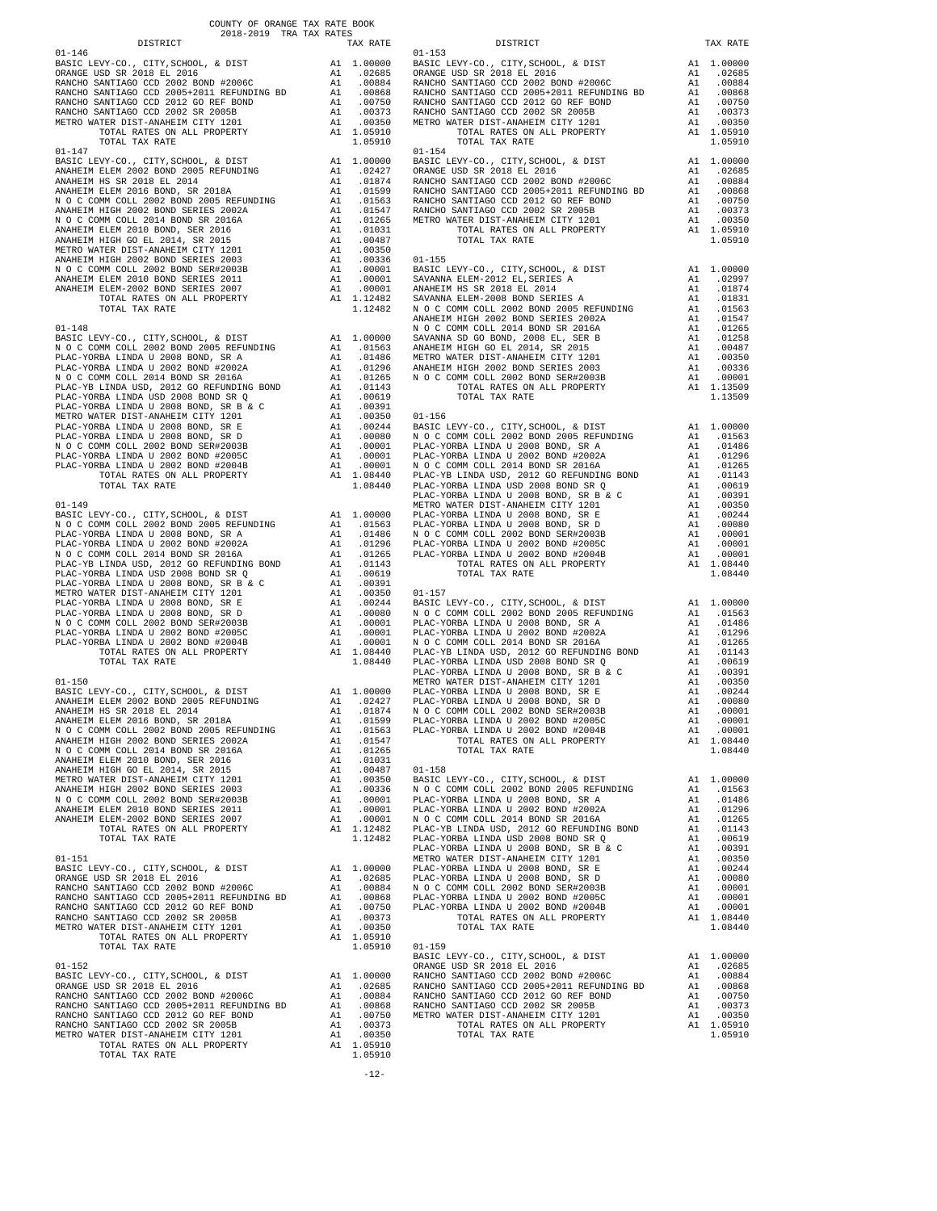COUNTY OF ORANGE TAX RATE BOOK
2018-2019 TRA TAX RATES

| DISTRICT | | TAX RATE |
|---|---|---|
| **01-146** | | |
| BASIC LEVY-CO., CITY,SCHOOL, & DIST | A1 | 1.00000 |
| ORANGE USD SR 2018 EL 2016 | A1 | .02685 |
| RANCHO SANTIAGO CCD 2002 BOND #2006C | A1 | .00884 |
| RANCHO SANTIAGO CCD 2005+2011 REFUNDING BD | A1 | .00868 |
| RANCHO SANTIAGO CCD 2012 GO REF BOND | A1 | .00750 |
| RANCHO SANTIAGO CCD 2002 SR 2005B | A1 | .00373 |
| METRO WATER DIST-ANAHEIM CITY 1201 | A1 | .00350 |
| TOTAL RATES ON ALL PROPERTY | A1 | 1.05910 |
| TOTAL TAX RATE | | 1.05910 |
| **01-147** | | |
| BASIC LEVY-CO., CITY,SCHOOL, & DIST | A1 | 1.00000 |
| ANAHEIM ELEM 2002 BOND 2005 REFUNDING | A1 | .02427 |
| ANAHEIM HS SR 2018 EL 2014 | A1 | .01874 |
| ANAHEIM ELEM 2016 BOND, SR 2018A | A1 | .01599 |
| N O C COMM COLL 2002 BOND 2005 REFUNDING | A1 | .01563 |
| ANAHEIM HIGH 2002 BOND SERIES 2002A | A1 | .01547 |
| N O C COMM COLL 2014 BOND SR 2016A | A1 | .01265 |
| ANAHEIM ELEM 2010 BOND, SER 2016 | A1 | .01031 |
| ANAHEIM HIGH GO EL 2014, SR 2015 | A1 | .00487 |
| METRO WATER DIST-ANAHEIM CITY 1201 | A1 | .00350 |
| ANAHEIM HIGH 2002 BOND SERIES 2003 | A1 | .00336 |
| N O C COMM COLL 2002 BOND SER#2003B | A1 | .00001 |
| ANAHEIM ELEM 2010 BOND SERIES 2011 | A1 | .00001 |
| ANAHEIM ELEM-2002 BOND SERIES 2007 | A1 | .00001 |
| TOTAL RATES ON ALL PROPERTY | A1 | 1.12482 |
| TOTAL TAX RATE | | 1.12482 |
| **01-148** | | |
| BASIC LEVY-CO., CITY,SCHOOL, & DIST | A1 | 1.00000 |
| N O C COMM COLL 2002 BOND 2005 REFUNDING | A1 | .01563 |
| PLAC-YORBA LINDA U 2008 BOND, SR A | A1 | .01486 |
| PLAC-YORBA LINDA U 2002 BOND #2002A | A1 | .01296 |
| N O C COMM COLL 2014 BOND SR 2016A | A1 | .01265 |
| PLAC-YB LINDA USD, 2012 GO REFUNDING BOND | A1 | .01143 |
| PLAC-YORBA LINDA USD 2008 BOND SR Q | A1 | .00619 |
| PLAC-YORBA LINDA U 2008 BOND, SR B & C | A1 | .00391 |
| METRO WATER DIST-ANAHEIM CITY 1201 | A1 | .00350 |
| PLAC-YORBA LINDA U 2008 BOND, SR E | A1 | .00244 |
| PLAC-YORBA LINDA U 2008 BOND, SR D | A1 | .00080 |
| N O C COMM COLL 2002 BOND SER#2003B | A1 | .00001 |
| PLAC-YORBA LINDA U 2002 BOND #2005C | A1 | .00001 |
| PLAC-YORBA LINDA U 2002 BOND #2004B | A1 | .00001 |
| TOTAL RATES ON ALL PROPERTY | A1 | 1.08440 |
| TOTAL TAX RATE | | 1.08440 |
| **01-149** | | |
| BASIC LEVY-CO., CITY,SCHOOL, & DIST | A1 | 1.00000 |
| N O C COMM COLL 2002 BOND 2005 REFUNDING | A1 | .01563 |
| PLAC-YORBA LINDA U 2008 BOND, SR A | A1 | .01486 |
| PLAC-YORBA LINDA U 2002 BOND #2002A | A1 | .01296 |
| N O C COMM COLL 2014 BOND SR 2016A | A1 | .01265 |
| PLAC-YB LINDA USD, 2012 GO REFUNDING BOND | A1 | .01143 |
| PLAC-YORBA LINDA USD 2008 BOND SR Q | A1 | .00619 |
| PLAC-YORBA LINDA U 2008 BOND, SR B & C | A1 | .00391 |
| METRO WATER DIST-ANAHEIM CITY 1201 | A1 | .00350 |
| PLAC-YORBA LINDA U 2008 BOND, SR E | A1 | .00244 |
| PLAC-YORBA LINDA U 2008 BOND, SR D | A1 | .00080 |
| N O C COMM COLL 2002 BOND SER#2003B | A1 | .00001 |
| PLAC-YORBA LINDA U 2002 BOND #2005C | A1 | .00001 |
| PLAC-YORBA LINDA U 2002 BOND #2004B | A1 | .00001 |
| TOTAL RATES ON ALL PROPERTY | A1 | 1.08440 |
| TOTAL TAX RATE | | 1.08440 |
| **01-150** | | |
| BASIC LEVY-CO., CITY,SCHOOL, & DIST | A1 | 1.00000 |
| ANAHEIM ELEM 2002 BOND 2005 REFUNDING | A1 | .02427 |
| ANAHEIM HS SR 2018 EL 2014 | A1 | .01874 |
| ANAHEIM ELEM 2016 BOND, SR 2018A | A1 | .01599 |
| N O C COMM COLL 2002 BOND 2005 REFUNDING | A1 | .01563 |
| ANAHEIM HIGH 2002 BOND SERIES 2002A | A1 | .01547 |
| N O C COMM COLL 2014 BOND SR 2016A | A1 | .01265 |
| ANAHEIM ELEM 2010 BOND, SER 2016 | A1 | .01031 |
| ANAHEIM HIGH GO EL 2014, SR 2015 | A1 | .00487 |
| METRO WATER DIST-ANAHEIM CITY 1201 | A1 | .00350 |
| ANAHEIM HIGH 2002 BOND SERIES 2003 | A1 | .00336 |
| N O C COMM COLL 2002 BOND SER#2003B | A1 | .00001 |
| ANAHEIM ELEM 2010 BOND SERIES 2011 | A1 | .00001 |
| ANAHEIM ELEM-2002 BOND SERIES 2007 | A1 | .00001 |
| TOTAL RATES ON ALL PROPERTY | A1 | 1.12482 |
| TOTAL TAX RATE | | 1.12482 |
| **01-151** | | |
| BASIC LEVY-CO., CITY,SCHOOL, & DIST | A1 | 1.00000 |
| ORANGE USD SR 2018 EL 2016 | A1 | .02685 |
| RANCHO SANTIAGO CCD 2002 BOND #2006C | A1 | .00884 |
| RANCHO SANTIAGO CCD 2005+2011 REFUNDING BD | A1 | .00868 |
| RANCHO SANTIAGO CCD 2012 GO REF BOND | A1 | .00750 |
| RANCHO SANTIAGO CCD 2002 SR 2005B | A1 | .00373 |
| METRO WATER DIST-ANAHEIM CITY 1201 | A1 | .00350 |
| TOTAL RATES ON ALL PROPERTY | A1 | 1.05910 |
| TOTAL TAX RATE | | 1.05910 |
| **01-152** | | |
| BASIC LEVY-CO., CITY,SCHOOL, & DIST | A1 | 1.00000 |
| ORANGE USD SR 2018 EL 2016 | A1 | .02685 |
| RANCHO SANTIAGO CCD 2002 BOND #2006C | A1 | .00884 |
| RANCHO SANTIAGO CCD 2005+2011 REFUNDING BD | A1 | .00868 |
| RANCHO SANTIAGO CCD 2012 GO REF BOND | A1 | .00750 |
| RANCHO SANTIAGO CCD 2002 SR 2005B | A1 | .00373 |
| METRO WATER DIST-ANAHEIM CITY 1201 | A1 | .00350 |
| TOTAL RATES ON ALL PROPERTY | A1 | 1.05910 |
| TOTAL TAX RATE | | 1.05910 |
| **01-153** | | |
| BASIC LEVY-CO., CITY,SCHOOL, & DIST | A1 | 1.00000 |
| ORANGE USD SR 2018 EL 2016 | A1 | .02685 |
| RANCHO SANTIAGO CCD 2002 BOND #2006C | A1 | .00884 |
| RANCHO SANTIAGO CCD 2005+2011 REFUNDING BD | A1 | .00868 |
| RANCHO SANTIAGO CCD 2012 GO REF BOND | A1 | .00750 |
| RANCHO SANTIAGO CCD 2002 SR 2005B | A1 | .00373 |
| METRO WATER DIST-ANAHEIM CITY 1201 | A1 | .00350 |
| TOTAL RATES ON ALL PROPERTY | A1 | 1.05910 |
| TOTAL TAX RATE | | 1.05910 |
| **01-154** | | |
| BASIC LEVY-CO., CITY,SCHOOL, & DIST | A1 | 1.00000 |
| ORANGE USD SR 2018 EL 2016 | A1 | .02685 |
| RANCHO SANTIAGO CCD 2002 BOND #2006C | A1 | .00884 |
| RANCHO SANTIAGO CCD 2005+2011 REFUNDING BD | A1 | .00868 |
| RANCHO SANTIAGO CCD 2012 GO REF BOND | A1 | .00750 |
| RANCHO SANTIAGO CCD 2002 SR 2005B | A1 | .00373 |
| METRO WATER DIST-ANAHEIM CITY 1201 | A1 | .00350 |
| TOTAL RATES ON ALL PROPERTY | A1 | 1.05910 |
| TOTAL TAX RATE | | 1.05910 |
| **01-155** | | |
| BASIC LEVY-CO., CITY,SCHOOL, & DIST | A1 | 1.00000 |
| SAVANNA ELEM-2012 EL,SERIES A | A1 | .02997 |
| ANAHEIM HS SR 2018 EL 2014 | A1 | .01874 |
| SAVANNA ELEM-2008 BOND SERIES A | A1 | .01831 |
| N O C COMM COLL 2002 BOND 2005 REFUNDING | A1 | .01563 |
| ANAHEIM HIGH 2002 BOND SERIES 2002A | A1 | .01547 |
| N O C COMM COLL 2014 BOND SR 2016A | A1 | .01265 |
| SAVANNA SD GO BOND, 2008 EL, SER B | A1 | .01258 |
| ANAHEIM HIGH GO EL 2014, SR 2015 | A1 | .00487 |
| METRO WATER DIST-ANAHEIM CITY 1201 | A1 | .00350 |
| ANAHEIM HIGH 2002 BOND SERIES 2003 | A1 | .00336 |
| N O C COMM COLL 2002 BOND SER#2003B | A1 | .00001 |
| TOTAL RATES ON ALL PROPERTY | A1 | 1.13509 |
| TOTAL TAX RATE | | 1.13509 |
| **01-156** | | |
| BASIC LEVY-CO., CITY,SCHOOL, & DIST | A1 | 1.00000 |
| N O C COMM COLL 2002 BOND 2005 REFUNDING | A1 | .01563 |
| PLAC-YORBA LINDA U 2008 BOND, SR A | A1 | .01486 |
| PLAC-YORBA LINDA U 2002 BOND #2002A | A1 | .01296 |
| N O C COMM COLL 2014 BOND SR 2016A | A1 | .01265 |
| PLAC-YB LINDA USD, 2012 GO REFUNDING BOND | A1 | .01143 |
| PLAC-YORBA LINDA USD 2008 BOND SR Q | A1 | .00619 |
| PLAC-YORBA LINDA U 2008 BOND, SR B & C | A1 | .00391 |
| METRO WATER DIST-ANAHEIM CITY 1201 | A1 | .00350 |
| PLAC-YORBA LINDA U 2008 BOND, SR E | A1 | .00244 |
| PLAC-YORBA LINDA U 2008 BOND, SR D | A1 | .00080 |
| N O C COMM COLL 2002 BOND SER#2003B | A1 | .00001 |
| PLAC-YORBA LINDA U 2002 BOND #2005C | A1 | .00001 |
| PLAC-YORBA LINDA U 2002 BOND #2004B | A1 | .00001 |
| TOTAL RATES ON ALL PROPERTY | A1 | 1.08440 |
| TOTAL TAX RATE | | 1.08440 |
| **01-157** | | |
| BASIC LEVY-CO., CITY,SCHOOL, & DIST | A1 | 1.00000 |
| N O C COMM COLL 2002 BOND 2005 REFUNDING | A1 | .01563 |
| PLAC-YORBA LINDA U 2008 BOND, SR A | A1 | .01486 |
| PLAC-YORBA LINDA U 2002 BOND #2002A | A1 | .01296 |
| N O C COMM COLL 2014 BOND SR 2016A | A1 | .01265 |
| PLAC-YB LINDA USD, 2012 GO REFUNDING BOND | A1 | .01143 |
| PLAC-YORBA LINDA USD 2008 BOND SR Q | A1 | .00619 |
| PLAC-YORBA LINDA U 2008 BOND, SR B & C | A1 | .00391 |
| METRO WATER DIST-ANAHEIM CITY 1201 | A1 | .00350 |
| PLAC-YORBA LINDA U 2008 BOND, SR E | A1 | .00244 |
| PLAC-YORBA LINDA U 2008 BOND, SR D | A1 | .00080 |
| N O C COMM COLL 2002 BOND SER#2003B | A1 | .00001 |
| PLAC-YORBA LINDA U 2002 BOND #2005C | A1 | .00001 |
| PLAC-YORBA LINDA U 2002 BOND #2004B | A1 | .00001 |
| TOTAL RATES ON ALL PROPERTY | A1 | 1.08440 |
| TOTAL TAX RATE | | 1.08440 |
| **01-158** | | |
| BASIC LEVY-CO., CITY,SCHOOL, & DIST | A1 | 1.00000 |
| N O C COMM COLL 2002 BOND 2005 REFUNDING | A1 | .01563 |
| PLAC-YORBA LINDA U 2008 BOND, SR A | A1 | .01486 |
| PLAC-YORBA LINDA U 2002 BOND #2002A | A1 | .01296 |
| N O C COMM COLL 2014 BOND SR 2016A | A1 | .01265 |
| PLAC-YB LINDA USD, 2012 GO REFUNDING BOND | A1 | .01143 |
| PLAC-YORBA LINDA USD 2008 BOND SR Q | A1 | .00619 |
| PLAC-YORBA LINDA U 2008 BOND, SR B & C | A1 | .00391 |
| METRO WATER DIST-ANAHEIM CITY 1201 | A1 | .00350 |
| PLAC-YORBA LINDA U 2008 BOND, SR E | A1 | .00244 |
| PLAC-YORBA LINDA U 2008 BOND, SR D | A1 | .00080 |
| N O C COMM COLL 2002 BOND SER#2003B | A1 | .00001 |
| PLAC-YORBA LINDA U 2002 BOND #2005C | A1 | .00001 |
| PLAC-YORBA LINDA U 2002 BOND #2004B | A1 | .00001 |
| TOTAL RATES ON ALL PROPERTY | A1 | 1.08440 |
| TOTAL TAX RATE | | 1.08440 |
| **01-159** | | |
| BASIC LEVY-CO., CITY,SCHOOL, & DIST | A1 | 1.00000 |
| ORANGE USD SR 2018 EL 2016 | A1 | .02685 |
| RANCHO SANTIAGO CCD 2002 BOND #2006C | A1 | .00884 |
| RANCHO SANTIAGO CCD 2005+2011 REFUNDING BD | A1 | .00868 |
| RANCHO SANTIAGO CCD 2012 GO REF BOND | A1 | .00750 |
| RANCHO SANTIAGO CCD 2002 SR 2005B | A1 | .00373 |
| METRO WATER DIST-ANAHEIM CITY 1201 | A1 | .00350 |
| TOTAL RATES ON ALL PROPERTY | A1 | 1.05910 |
| TOTAL TAX RATE | | 1.05910 |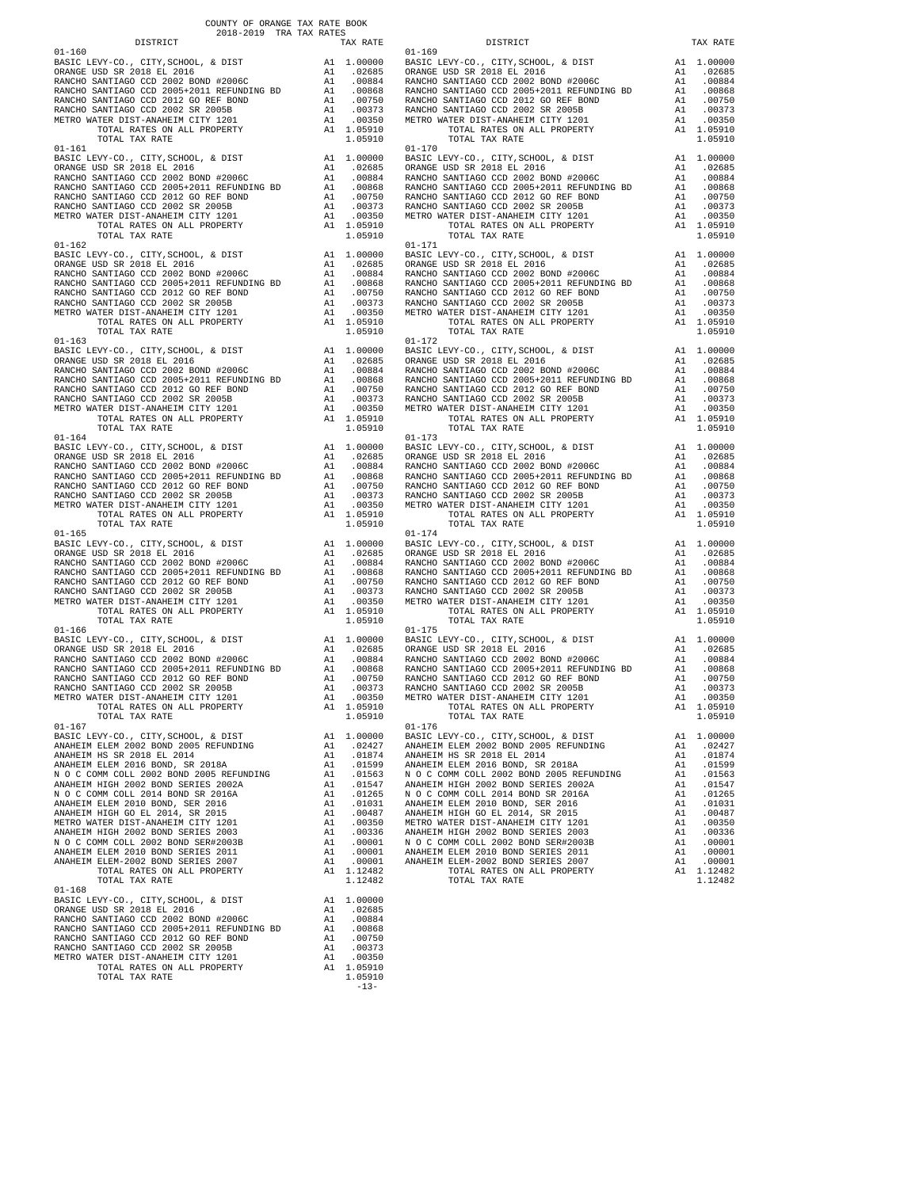COUNTY OF ORANGE TAX RATE BOOK
2018-2019 TRA TAX RATES

| DISTRICT | | TAX RATE |
|---|---|---|
| **01-160** | | |
| BASIC LEVY-CO., CITY,SCHOOL, & DIST | A1 | 1.00000 |
| ORANGE USD SR 2018 EL 2016 | A1 | .02685 |
| RANCHO SANTIAGO CCD 2002 BOND #2006C | A1 | .00884 |
| RANCHO SANTIAGO CCD 2005+2011 REFUNDING BD | A1 | .00868 |
| RANCHO SANTIAGO CCD 2012 GO REF BOND | A1 | .00750 |
| RANCHO SANTIAGO CCD 2002 SR 2005B | A1 | .00373 |
| METRO WATER DIST-ANAHEIM CITY 1201 | A1 | .00350 |
| TOTAL RATES ON ALL PROPERTY | A1 | 1.05910 |
| TOTAL TAX RATE | | 1.05910 |
| **01-161** | | |
| BASIC LEVY-CO., CITY,SCHOOL, & DIST | A1 | 1.00000 |
| ORANGE USD SR 2018 EL 2016 | A1 | .02685 |
| RANCHO SANTIAGO CCD 2002 BOND #2006C | A1 | .00884 |
| RANCHO SANTIAGO CCD 2005+2011 REFUNDING BD | A1 | .00868 |
| RANCHO SANTIAGO CCD 2012 GO REF BOND | A1 | .00750 |
| RANCHO SANTIAGO CCD 2002 SR 2005B | A1 | .00373 |
| METRO WATER DIST-ANAHEIM CITY 1201 | A1 | .00350 |
| TOTAL RATES ON ALL PROPERTY | A1 | 1.05910 |
| TOTAL TAX RATE | | 1.05910 |
| **01-162** | | |
| BASIC LEVY-CO., CITY,SCHOOL, & DIST | A1 | 1.00000 |
| ORANGE USD SR 2018 EL 2016 | A1 | .02685 |
| RANCHO SANTIAGO CCD 2002 BOND #2006C | A1 | .00884 |
| RANCHO SANTIAGO CCD 2005+2011 REFUNDING BD | A1 | .00868 |
| RANCHO SANTIAGO CCD 2012 GO REF BOND | A1 | .00750 |
| RANCHO SANTIAGO CCD 2002 SR 2005B | A1 | .00373 |
| METRO WATER DIST-ANAHEIM CITY 1201 | A1 | .00350 |
| TOTAL RATES ON ALL PROPERTY | A1 | 1.05910 |
| TOTAL TAX RATE | | 1.05910 |
| **01-163** | | |
| BASIC LEVY-CO., CITY,SCHOOL, & DIST | A1 | 1.00000 |
| ORANGE USD SR 2018 EL 2016 | A1 | .02685 |
| RANCHO SANTIAGO CCD 2002 BOND #2006C | A1 | .00884 |
| RANCHO SANTIAGO CCD 2005+2011 REFUNDING BD | A1 | .00868 |
| RANCHO SANTIAGO CCD 2012 GO REF BOND | A1 | .00750 |
| RANCHO SANTIAGO CCD 2002 SR 2005B | A1 | .00373 |
| METRO WATER DIST-ANAHEIM CITY 1201 | A1 | .00350 |
| TOTAL RATES ON ALL PROPERTY | A1 | 1.05910 |
| TOTAL TAX RATE | | 1.05910 |
| **01-164** | | |
| BASIC LEVY-CO., CITY,SCHOOL, & DIST | A1 | 1.00000 |
| ORANGE USD SR 2018 EL 2016 | A1 | .02685 |
| RANCHO SANTIAGO CCD 2002 BOND #2006C | A1 | .00884 |
| RANCHO SANTIAGO CCD 2005+2011 REFUNDING BD | A1 | .00868 |
| RANCHO SANTIAGO CCD 2012 GO REF BOND | A1 | .00750 |
| RANCHO SANTIAGO CCD 2002 SR 2005B | A1 | .00373 |
| METRO WATER DIST-ANAHEIM CITY 1201 | A1 | .00350 |
| TOTAL RATES ON ALL PROPERTY | A1 | 1.05910 |
| TOTAL TAX RATE | | 1.05910 |
| **01-165** | | |
| BASIC LEVY-CO., CITY,SCHOOL, & DIST | A1 | 1.00000 |
| ORANGE USD SR 2018 EL 2016 | A1 | .02685 |
| RANCHO SANTIAGO CCD 2002 BOND #2006C | A1 | .00884 |
| RANCHO SANTIAGO CCD 2005+2011 REFUNDING BD | A1 | .00868 |
| RANCHO SANTIAGO CCD 2012 GO REF BOND | A1 | .00750 |
| RANCHO SANTIAGO CCD 2002 SR 2005B | A1 | .00373 |
| METRO WATER DIST-ANAHEIM CITY 1201 | A1 | .00350 |
| TOTAL RATES ON ALL PROPERTY | A1 | 1.05910 |
| TOTAL TAX RATE | | 1.05910 |
| **01-166** | | |
| BASIC LEVY-CO., CITY,SCHOOL, & DIST | A1 | 1.00000 |
| ORANGE USD SR 2018 EL 2016 | A1 | .02685 |
| RANCHO SANTIAGO CCD 2002 BOND #2006C | A1 | .00884 |
| RANCHO SANTIAGO CCD 2005+2011 REFUNDING BD | A1 | .00868 |
| RANCHO SANTIAGO CCD 2012 GO REF BOND | A1 | .00750 |
| RANCHO SANTIAGO CCD 2002 SR 2005B | A1 | .00373 |
| METRO WATER DIST-ANAHEIM CITY 1201 | A1 | .00350 |
| TOTAL RATES ON ALL PROPERTY | A1 | 1.05910 |
| TOTAL TAX RATE | | 1.05910 |
| **01-167** | | |
| BASIC LEVY-CO., CITY,SCHOOL, & DIST | A1 | 1.00000 |
| ANAHEIM ELEM 2002 BOND 2005 REFUNDING | A1 | .02427 |
| ANAHEIM HS SR 2018 EL 2014 | A1 | .01874 |
| ANAHEIM ELEM 2016 BOND, SR 2018A | A1 | .01599 |
| N O C COMM COLL 2002 BOND 2005 REFUNDING | A1 | .01563 |
| ANAHEIM HIGH 2002 BOND SERIES 2002A | A1 | .01547 |
| N O C COMM COLL 2014 BOND SR 2016A | A1 | .01265 |
| ANAHEIM ELEM 2010 BOND, SER 2016 | A1 | .01031 |
| ANAHEIM HIGH GO EL 2014, SR 2015 | A1 | .00487 |
| METRO WATER DIST-ANAHEIM CITY 1201 | A1 | .00350 |
| ANAHEIM HIGH 2002 BOND SERIES 2003 | A1 | .00336 |
| N O C COMM COLL 2002 BOND SER#2003B | A1 | .00001 |
| ANAHEIM ELEM 2010 BOND SERIES 2011 | A1 | .00001 |
| ANAHEIM ELEM-2002 BOND SERIES 2007 | A1 | .00001 |
| TOTAL RATES ON ALL PROPERTY | A1 | 1.12482 |
| TOTAL TAX RATE | | 1.12482 |
| **01-168** | | |
| BASIC LEVY-CO., CITY,SCHOOL, & DIST | A1 | 1.00000 |
| ORANGE USD SR 2018 EL 2016 | A1 | .02685 |
| RANCHO SANTIAGO CCD 2002 BOND #2006C | A1 | .00884 |
| RANCHO SANTIAGO CCD 2005+2011 REFUNDING BD | A1 | .00868 |
| RANCHO SANTIAGO CCD 2012 GO REF BOND | A1 | .00750 |
| RANCHO SANTIAGO CCD 2002 SR 2005B | A1 | .00373 |
| METRO WATER DIST-ANAHEIM CITY 1201 | A1 | .00350 |
| TOTAL RATES ON ALL PROPERTY | A1 | 1.05910 |
| TOTAL TAX RATE | | 1.05910 |
| **01-169** | | |
| BASIC LEVY-CO., CITY,SCHOOL, & DIST | A1 | 1.00000 |
| ORANGE USD SR 2018 EL 2016 | A1 | .02685 |
| RANCHO SANTIAGO CCD 2002 BOND #2006C | A1 | .00884 |
| RANCHO SANTIAGO CCD 2005+2011 REFUNDING BD | A1 | .00868 |
| RANCHO SANTIAGO CCD 2012 GO REF BOND | A1 | .00750 |
| RANCHO SANTIAGO CCD 2002 SR 2005B | A1 | .00373 |
| METRO WATER DIST-ANAHEIM CITY 1201 | A1 | .00350 |
| TOTAL RATES ON ALL PROPERTY | A1 | 1.05910 |
| TOTAL TAX RATE | | 1.05910 |
| **01-170** | | |
| BASIC LEVY-CO., CITY,SCHOOL, & DIST | A1 | 1.00000 |
| ORANGE USD SR 2018 EL 2016 | A1 | .02685 |
| RANCHO SANTIAGO CCD 2002 BOND #2006C | A1 | .00884 |
| RANCHO SANTIAGO CCD 2005+2011 REFUNDING BD | A1 | .00868 |
| RANCHO SANTIAGO CCD 2012 GO REF BOND | A1 | .00750 |
| RANCHO SANTIAGO CCD 2002 SR 2005B | A1 | .00373 |
| METRO WATER DIST-ANAHEIM CITY 1201 | A1 | .00350 |
| TOTAL RATES ON ALL PROPERTY | A1 | 1.05910 |
| TOTAL TAX RATE | | 1.05910 |
| **01-171** | | |
| BASIC LEVY-CO., CITY,SCHOOL, & DIST | A1 | 1.00000 |
| ORANGE USD SR 2018 EL 2016 | A1 | .02685 |
| RANCHO SANTIAGO CCD 2002 BOND #2006C | A1 | .00884 |
| RANCHO SANTIAGO CCD 2005+2011 REFUNDING BD | A1 | .00868 |
| RANCHO SANTIAGO CCD 2012 GO REF BOND | A1 | .00750 |
| RANCHO SANTIAGO CCD 2002 SR 2005B | A1 | .00373 |
| METRO WATER DIST-ANAHEIM CITY 1201 | A1 | .00350 |
| TOTAL RATES ON ALL PROPERTY | A1 | 1.05910 |
| TOTAL TAX RATE | | 1.05910 |
| **01-172** | | |
| BASIC LEVY-CO., CITY,SCHOOL, & DIST | A1 | 1.00000 |
| ORANGE USD SR 2018 EL 2016 | A1 | .02685 |
| RANCHO SANTIAGO CCD 2002 BOND #2006C | A1 | .00884 |
| RANCHO SANTIAGO CCD 2005+2011 REFUNDING BD | A1 | .00868 |
| RANCHO SANTIAGO CCD 2012 GO REF BOND | A1 | .00750 |
| RANCHO SANTIAGO CCD 2002 SR 2005B | A1 | .00373 |
| METRO WATER DIST-ANAHEIM CITY 1201 | A1 | .00350 |
| TOTAL RATES ON ALL PROPERTY | A1 | 1.05910 |
| TOTAL TAX RATE | | 1.05910 |
| **01-173** | | |
| BASIC LEVY-CO., CITY,SCHOOL, & DIST | A1 | 1.00000 |
| ORANGE USD SR 2018 EL 2016 | A1 | .02685 |
| RANCHO SANTIAGO CCD 2002 BOND #2006C | A1 | .00884 |
| RANCHO SANTIAGO CCD 2005+2011 REFUNDING BD | A1 | .00868 |
| RANCHO SANTIAGO CCD 2012 GO REF BOND | A1 | .00750 |
| RANCHO SANTIAGO CCD 2002 SR 2005B | A1 | .00373 |
| METRO WATER DIST-ANAHEIM CITY 1201 | A1 | .00350 |
| TOTAL RATES ON ALL PROPERTY | A1 | 1.05910 |
| TOTAL TAX RATE | | 1.05910 |
| **01-174** | | |
| BASIC LEVY-CO., CITY,SCHOOL, & DIST | A1 | 1.00000 |
| ORANGE USD SR 2018 EL 2016 | A1 | .02685 |
| RANCHO SANTIAGO CCD 2002 BOND #2006C | A1 | .00884 |
| RANCHO SANTIAGO CCD 2005+2011 REFUNDING BD | A1 | .00868 |
| RANCHO SANTIAGO CCD 2012 GO REF BOND | A1 | .00750 |
| RANCHO SANTIAGO CCD 2002 SR 2005B | A1 | .00373 |
| METRO WATER DIST-ANAHEIM CITY 1201 | A1 | .00350 |
| TOTAL RATES ON ALL PROPERTY | A1 | 1.05910 |
| TOTAL TAX RATE | | 1.05910 |
| **01-175** | | |
| BASIC LEVY-CO., CITY,SCHOOL, & DIST | A1 | 1.00000 |
| ORANGE USD SR 2018 EL 2016 | A1 | .02685 |
| RANCHO SANTIAGO CCD 2002 BOND #2006C | A1 | .00884 |
| RANCHO SANTIAGO CCD 2005+2011 REFUNDING BD | A1 | .00868 |
| RANCHO SANTIAGO CCD 2012 GO REF BOND | A1 | .00750 |
| RANCHO SANTIAGO CCD 2002 SR 2005B | A1 | .00373 |
| METRO WATER DIST-ANAHEIM CITY 1201 | A1 | .00350 |
| TOTAL RATES ON ALL PROPERTY | A1 | 1.05910 |
| TOTAL TAX RATE | | 1.05910 |
| **01-176** | | |
| BASIC LEVY-CO., CITY,SCHOOL, & DIST | A1 | 1.00000 |
| ANAHEIM ELEM 2002 BOND 2005 REFUNDING | A1 | .02427 |
| ANAHEIM HS SR 2018 EL 2014 | A1 | .01874 |
| ANAHEIM ELEM 2016 BOND, SR 2018A | A1 | .01599 |
| N O C COMM COLL 2002 BOND 2005 REFUNDING | A1 | .01563 |
| ANAHEIM HIGH 2002 BOND SERIES 2002A | A1 | .01547 |
| N O C COMM COLL 2014 BOND SR 2016A | A1 | .01265 |
| ANAHEIM ELEM 2010 BOND, SER 2016 | A1 | .01031 |
| ANAHEIM HIGH GO EL 2014, SR 2015 | A1 | .00487 |
| METRO WATER DIST-ANAHEIM CITY 1201 | A1 | .00350 |
| ANAHEIM HIGH 2002 BOND SERIES 2003 | A1 | .00336 |
| N O C COMM COLL 2002 BOND SER#2003B | A1 | .00001 |
| ANAHEIM ELEM 2010 BOND SERIES 2011 | A1 | .00001 |
| ANAHEIM ELEM-2002 BOND SERIES 2007 | A1 | .00001 |
| TOTAL RATES ON ALL PROPERTY | A1 | 1.12482 |
| TOTAL TAX RATE | | 1.12482 |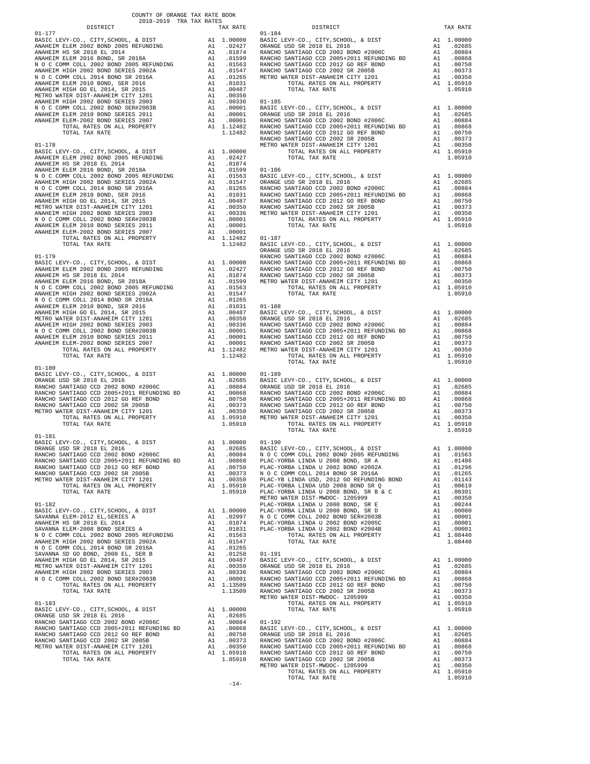COUNTY OF ORANGE TAX RATE BOOK
2018-2019 TRA TAX RATES

| DISTRICT | TAX RATE |
|---|---|
| **01-177** | |
| BASIC LEVY-CO., CITY,SCHOOL, & DIST | A1 1.00000 |
| ANAHEIM ELEM 2002 BOND 2005 REFUNDING | A1 .02427 |
| ANAHEIM HS SR 2018 EL 2014 | A1 .01874 |
| ANAHEIM ELEM 2016 BOND, SR 2018A | A1 .01599 |
| N O C COMM COLL 2002 BOND 2005 REFUNDING | A1 .01563 |
| ANAHEIM HIGH 2002 BOND SERIES 2002A | A1 .01547 |
| N O C COMM COLL 2014 BOND SR 2016A | A1 .01265 |
| ANAHEIM ELEM 2010 BOND, SER 2016 | A1 .01031 |
| ANAHEIM HIGH GO EL 2014, SR 2015 | A1 .00487 |
| METRO WATER DIST-ANAHEIM CITY 1201 | A1 .00350 |
| ANAHEIM HIGH 2002 BOND SERIES 2003 | A1 .00336 |
| N O C COMM COLL 2002 BOND SER#2003B | A1 .00001 |
| ANAHEIM ELEM 2010 BOND SERIES 2011 | A1 .00001 |
| ANAHEIM ELEM-2002 BOND SERIES 2007 | A1 .00001 |
| TOTAL RATES ON ALL PROPERTY | A1 1.12482 |
| TOTAL TAX RATE | 1.12482 |
| **01-178** | |
| BASIC LEVY-CO., CITY,SCHOOL, & DIST | A1 1.00000 |
| ANAHEIM ELEM 2002 BOND 2005 REFUNDING | A1 .02427 |
| ANAHEIM HS SR 2018 EL 2014 | A1 .01874 |
| ANAHEIM ELEM 2016 BOND, SR 2018A | A1 .01599 |
| N O C COMM COLL 2002 BOND 2005 REFUNDING | A1 .01563 |
| ANAHEIM HIGH 2002 BOND SERIES 2002A | A1 .01547 |
| N O C COMM COLL 2014 BOND SR 2016A | A1 .01265 |
| ANAHEIM ELEM 2010 BOND, SER 2016 | A1 .01031 |
| ANAHEIM HIGH GO EL 2014, SR 2015 | A1 .00487 |
| METRO WATER DIST-ANAHEIM CITY 1201 | A1 .00350 |
| ANAHEIM HIGH 2002 BOND SERIES 2003 | A1 .00336 |
| N O C COMM COLL 2002 BOND SER#2003B | A1 .00001 |
| ANAHEIM ELEM 2010 BOND SERIES 2011 | A1 .00001 |
| ANAHEIM ELEM-2002 BOND SERIES 2007 | A1 .00001 |
| TOTAL RATES ON ALL PROPERTY | A1 1.12482 |
| TOTAL TAX RATE | 1.12482 |
| **01-179** | |
| BASIC LEVY-CO., CITY,SCHOOL, & DIST | A1 1.00000 |
| ANAHEIM ELEM 2002 BOND 2005 REFUNDING | A1 .02427 |
| ANAHEIM HS SR 2018 EL 2014 | A1 .01874 |
| ANAHEIM ELEM 2016 BOND, SR 2018A | A1 .01599 |
| N O C COMM COLL 2002 BOND 2005 REFUNDING | A1 .01563 |
| ANAHEIM HIGH 2002 BOND SERIES 2002A | A1 .01547 |
| N O C COMM COLL 2014 BOND SR 2016A | A1 .01265 |
| ANAHEIM ELEM 2010 BOND, SER 2016 | A1 .01031 |
| ANAHEIM HIGH GO EL 2014, SR 2015 | A1 .00487 |
| METRO WATER DIST-ANAHEIM CITY 1201 | A1 .00350 |
| ANAHEIM HIGH 2002 BOND SERIES 2003 | A1 .00336 |
| N O C COMM COLL 2002 BOND SER#2003B | A1 .00001 |
| ANAHEIM ELEM 2010 BOND SERIES 2011 | A1 .00001 |
| ANAHEIM ELEM-2002 BOND SERIES 2007 | A1 .00001 |
| TOTAL RATES ON ALL PROPERTY | A1 1.12482 |
| TOTAL TAX RATE | 1.12482 |
| **01-180** | |
| BASIC LEVY-CO., CITY,SCHOOL, & DIST | A1 1.00000 |
| ORANGE USD SR 2018 EL 2016 | A1 .02685 |
| RANCHO SANTIAGO CCD 2002 BOND #2006C | A1 .00884 |
| RANCHO SANTIAGO CCD 2005+2011 REFUNDING BD | A1 .00868 |
| RANCHO SANTIAGO CCD 2012 GO REF BOND | A1 .00750 |
| RANCHO SANTIAGO CCD 2002 SR 2005B | A1 .00373 |
| METRO WATER DIST-ANAHEIM CITY 1201 | A1 .00350 |
| TOTAL RATES ON ALL PROPERTY | A1 1.05910 |
| TOTAL TAX RATE | 1.05910 |
| **01-181** | |
| BASIC LEVY-CO., CITY,SCHOOL, & DIST | A1 1.00000 |
| ORANGE USD SR 2018 EL 2016 | A1 .02685 |
| RANCHO SANTIAGO CCD 2002 BOND #2006C | A1 .00884 |
| RANCHO SANTIAGO CCD 2005+2011 REFUNDING BD | A1 .00868 |
| RANCHO SANTIAGO CCD 2012 GO REF BOND | A1 .00750 |
| RANCHO SANTIAGO CCD 2002 SR 2005B | A1 .00373 |
| METRO WATER DIST-ANAHEIM CITY 1201 | A1 .00350 |
| TOTAL RATES ON ALL PROPERTY | A1 1.05910 |
| TOTAL TAX RATE | 1.05910 |
| **01-182** | |
| BASIC LEVY-CO., CITY,SCHOOL, & DIST | A1 1.00000 |
| SAVANNA ELEM-2012 EL,SERIES A | A1 .02997 |
| ANAHEIM HS SR 2018 EL 2014 | A1 .01874 |
| SAVANNA ELEM-2008 BOND SERIES A | A1 .01831 |
| N O C COMM COLL 2002 BOND 2005 REFUNDING | A1 .01563 |
| ANAHEIM HIGH 2002 BOND SERIES 2002A | A1 .01547 |
| N O C COMM COLL 2014 BOND SR 2016A | A1 .01265 |
| SAVANNA SD GO BOND, 2008 EL, SER B | A1 .01258 |
| ANAHEIM HIGH GO EL 2014, SR 2015 | A1 .00487 |
| METRO WATER DIST-ANAHEIM CITY 1201 | A1 .00350 |
| ANAHEIM HIGH 2002 BOND SERIES 2003 | A1 .00336 |
| N O C COMM COLL 2002 BOND SER#2003B | A1 .00001 |
| TOTAL RATES ON ALL PROPERTY | A1 1.13509 |
| TOTAL TAX RATE | 1.13509 |
| **01-183** | |
| BASIC LEVY-CO., CITY,SCHOOL, & DIST | A1 1.00000 |
| ORANGE USD SR 2018 EL 2016 | A1 .02685 |
| RANCHO SANTIAGO CCD 2002 BOND #2006C | A1 .00884 |
| RANCHO SANTIAGO CCD 2005+2011 REFUNDING BD | A1 .00868 |
| RANCHO SANTIAGO CCD 2012 GO REF BOND | A1 .00750 |
| RANCHO SANTIAGO CCD 2002 SR 2005B | A1 .00373 |
| METRO WATER DIST-ANAHEIM CITY 1201 | A1 .00350 |
| TOTAL RATES ON ALL PROPERTY | A1 1.05910 |
| TOTAL TAX RATE | 1.05910 |
| **01-184** | |
| BASIC LEVY-CO., CITY,SCHOOL, & DIST | A1 1.00000 |
| ORANGE USD SR 2018 EL 2016 | A1 .02685 |
| RANCHO SANTIAGO CCD 2002 BOND #2006C | A1 .00884 |
| RANCHO SANTIAGO CCD 2005+2011 REFUNDING BD | A1 .00868 |
| RANCHO SANTIAGO CCD 2012 GO REF BOND | A1 .00750 |
| RANCHO SANTIAGO CCD 2002 SR 2005B | A1 .00373 |
| METRO WATER DIST-ANAHEIM CITY 1201 | A1 .00350 |
| TOTAL RATES ON ALL PROPERTY | A1 1.05910 |
| TOTAL TAX RATE | 1.05910 |
| **01-185** | |
| BASIC LEVY-CO., CITY,SCHOOL, & DIST | A1 1.00000 |
| ORANGE USD SR 2018 EL 2016 | A1 .02685 |
| RANCHO SANTIAGO CCD 2002 BOND #2006C | A1 .00884 |
| RANCHO SANTIAGO CCD 2005+2011 REFUNDING BD | A1 .00868 |
| RANCHO SANTIAGO CCD 2012 GO REF BOND | A1 .00750 |
| RANCHO SANTIAGO CCD 2002 SR 2005B | A1 .00373 |
| METRO WATER DIST-ANAHEIM CITY 1201 | A1 .00350 |
| TOTAL RATES ON ALL PROPERTY | A1 1.05910 |
| TOTAL TAX RATE | 1.05910 |
| **01-186** | |
| BASIC LEVY-CO., CITY,SCHOOL, & DIST | A1 1.00000 |
| ORANGE USD SR 2018 EL 2016 | A1 .02685 |
| RANCHO SANTIAGO CCD 2002 BOND #2006C | A1 .00884 |
| RANCHO SANTIAGO CCD 2005+2011 REFUNDING BD | A1 .00868 |
| RANCHO SANTIAGO CCD 2012 GO REF BOND | A1 .00750 |
| RANCHO SANTIAGO CCD 2002 SR 2005B | A1 .00373 |
| METRO WATER DIST-ANAHEIM CITY 1201 | A1 .00350 |
| TOTAL RATES ON ALL PROPERTY | A1 1.05910 |
| TOTAL TAX RATE | 1.05910 |
| **01-187** | |
| BASIC LEVY-CO., CITY,SCHOOL, & DIST | A1 1.00000 |
| ORANGE USD SR 2018 EL 2016 | A1 .02685 |
| RANCHO SANTIAGO CCD 2002 BOND #2006C | A1 .00884 |
| RANCHO SANTIAGO CCD 2005+2011 REFUNDING BD | A1 .00868 |
| RANCHO SANTIAGO CCD 2012 GO REF BOND | A1 .00750 |
| RANCHO SANTIAGO CCD 2002 SR 2005B | A1 .00373 |
| METRO WATER DIST-ANAHEIM CITY 1201 | A1 .00350 |
| TOTAL RATES ON ALL PROPERTY | A1 1.05910 |
| TOTAL TAX RATE | 1.05910 |
| **01-188** | |
| BASIC LEVY-CO., CITY,SCHOOL, & DIST | A1 1.00000 |
| ORANGE USD SR 2018 EL 2016 | A1 .02685 |
| RANCHO SANTIAGO CCD 2002 BOND #2006C | A1 .00884 |
| RANCHO SANTIAGO CCD 2005+2011 REFUNDING BD | A1 .00868 |
| RANCHO SANTIAGO CCD 2012 GO REF BOND | A1 .00750 |
| RANCHO SANTIAGO CCD 2002 SR 2005B | A1 .00373 |
| METRO WATER DIST-ANAHEIM CITY 1201 | A1 .00350 |
| TOTAL RATES ON ALL PROPERTY | A1 1.05910 |
| TOTAL TAX RATE | 1.05910 |
| **01-189** | |
| BASIC LEVY-CO., CITY,SCHOOL, & DIST | A1 1.00000 |
| ORANGE USD SR 2018 EL 2016 | A1 .02685 |
| RANCHO SANTIAGO CCD 2002 BOND #2006C | A1 .00884 |
| RANCHO SANTIAGO CCD 2005+2011 REFUNDING BD | A1 .00868 |
| RANCHO SANTIAGO CCD 2012 GO REF BOND | A1 .00750 |
| RANCHO SANTIAGO CCD 2002 SR 2005B | A1 .00373 |
| METRO WATER DIST-ANAHEIM CITY 1201 | A1 .00350 |
| TOTAL RATES ON ALL PROPERTY | A1 1.05910 |
| TOTAL TAX RATE | 1.05910 |
| **01-190** | |
| BASIC LEVY-CO., CITY,SCHOOL, & DIST | A1 1.00000 |
| N O C COMM COLL 2002 BOND 2005 REFUNDING | A1 .01563 |
| PLAC-YORBA LINDA U 2008 BOND, SR A | A1 .01486 |
| PLAC-YORBA LINDA U 2002 BOND #2002A | A1 .01296 |
| N O C COMM COLL 2014 BOND SR 2016A | A1 .01265 |
| PLAC-YB LINDA USD, 2012 GO REFUNDING BOND | A1 .01143 |
| PLAC-YORBA LINDA USD 2008 BOND SER Q | A1 .00619 |
| PLAC-YORBA LINDA U 2008 BOND, SR B & C | A1 .00391 |
| METRO WATER DIST-MWDOC- 1205999 | A1 .00350 |
| PLAC-YORBA LINDA U 2008 BOND, SR E | A1 .00244 |
| PLAC-YORBA LINDA U 2008 BOND, SR D | A1 .00080 |
| N O C COMM COLL 2002 BOND SER#2003B | A1 .00001 |
| PLAC-YORBA LINDA U 2002 BOND #2005C | A1 .00001 |
| PLAC-YORBA LINDA U 2002 BOND #2004B | A1 .00001 |
| TOTAL RATES ON ALL PROPERTY | A1 1.08440 |
| TOTAL TAX RATE | 1.08440 |
| **01-191** | |
| BASIC LEVY-CO., CITY,SCHOOL, & DIST | A1 1.00000 |
| ORANGE USD SR 2018 EL 2016 | A1 .02685 |
| RANCHO SANTIAGO CCD 2002 BOND #2006C | A1 .00884 |
| RANCHO SANTIAGO CCD 2005+2011 REFUNDING BD | A1 .00868 |
| RANCHO SANTIAGO CCD 2012 GO REF BOND | A1 .00750 |
| RANCHO SANTIAGO CCD 2002 SR 2005B | A1 .00373 |
| METRO WATER DIST-MWDOC- 1205999 | A1 .00350 |
| TOTAL RATES ON ALL PROPERTY | A1 1.05910 |
| TOTAL TAX RATE | 1.05910 |
| **01-192** | |
| BASIC LEVY-CO., CITY,SCHOOL, & DIST | A1 1.00000 |
| ORANGE USD SR 2018 EL 2016 | A1 .02685 |
| RANCHO SANTIAGO CCD 2002 BOND #2006C | A1 .00884 |
| RANCHO SANTIAGO CCD 2005+2011 REFUNDING BD | A1 .00868 |
| RANCHO SANTIAGO CCD 2012 GO REF BOND | A1 .00750 |
| RANCHO SANTIAGO CCD 2002 SR 2005B | A1 .00373 |
| METRO WATER DIST-MWDOC- 1205999 | A1 .00350 |
| TOTAL RATES ON ALL PROPERTY | A1 1.05910 |
| TOTAL TAX RATE | 1.05910 |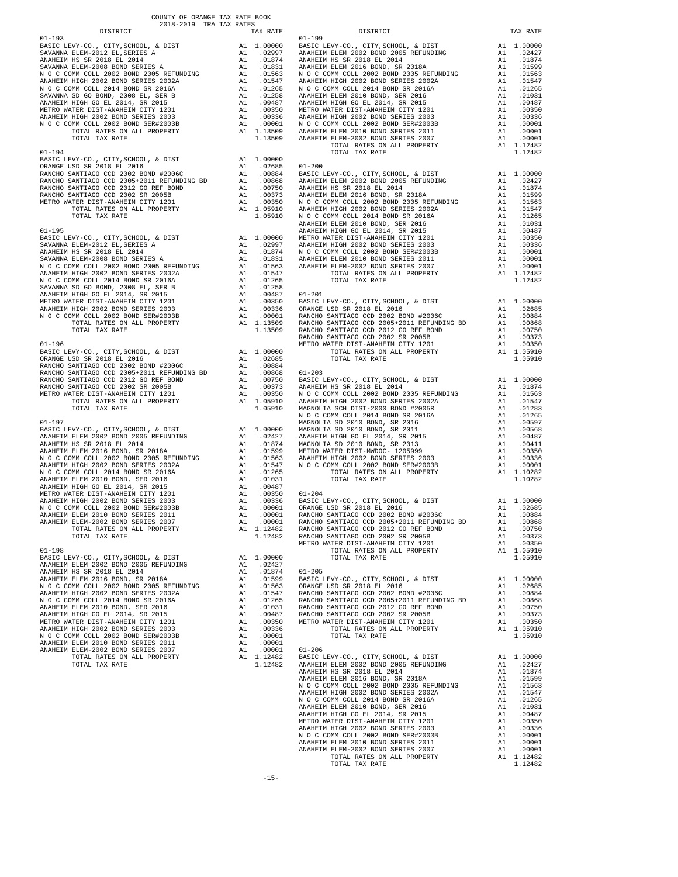COUNTY OF ORANGE TAX RATE BOOK
2018-2019 TRA TAX RATES

**01-193**

| DISTRICT | | TAX RATE |
|---|---|---|
| BASIC LEVY-CO., CITY,SCHOOL, & DIST | A1 | 1.00000 |
| SAVANNA ELEM-2012 EL,SERIES A | A1 | .02997 |
| ANAHEIM HS SR 2018 EL 2014 | A1 | .01874 |
| SAVANNA ELEM-2008 BOND SERIES A | A1 | .01831 |
| N O C COMM COLL 2002 BOND 2005 REFUNDING | A1 | .01563 |
| ANAHEIM HIGH 2002 BOND SERIES 2002A | A1 | .01547 |
| N O C COMM COLL 2014 BOND SR 2016A | A1 | .01265 |
| SAVANNA SD GO BOND, 2008 EL, SER B | A1 | .01258 |
| ANAHEIM HIGH GO EL 2014, SR 2015 | A1 | .00487 |
| METRO WATER DIST-ANAHEIM CITY 1201 | A1 | .00350 |
| ANAHEIM HIGH 2002 BOND SERIES 2003 | A1 | .00336 |
| N O C COMM COLL 2002 BOND SER#2003B | A1 | .00001 |
| TOTAL RATES ON ALL PROPERTY | A1 | 1.13509 |
| TOTAL TAX RATE | | 1.13509 |

**01-194**

| DISTRICT | | TAX RATE |
|---|---|---|
| BASIC LEVY-CO., CITY,SCHOOL, & DIST | A1 | 1.00000 |
| ORANGE USD SR 2018 EL 2016 | A1 | .02685 |
| RANCHO SANTIAGO CCD 2002 BOND #2006C | A1 | .00884 |
| RANCHO SANTIAGO CCD 2005+2011 REFUNDING BD | A1 | .00868 |
| RANCHO SANTIAGO CCD 2012 GO REF BOND | A1 | .00750 |
| RANCHO SANTIAGO CCD 2002 SR 2005B | A1 | .00373 |
| METRO WATER DIST-ANAHEIM CITY 1201 | A1 | .00350 |
| TOTAL RATES ON ALL PROPERTY | A1 | 1.05910 |
| TOTAL TAX RATE | | 1.05910 |

**01-195**

| DISTRICT | | TAX RATE |
|---|---|---|
| BASIC LEVY-CO., CITY,SCHOOL, & DIST | A1 | 1.00000 |
| SAVANNA ELEM-2012 EL,SERIES A | A1 | .02997 |
| ANAHEIM HS SR 2018 EL 2014 | A1 | .01874 |
| SAVANNA ELEM-2008 BOND SERIES A | A1 | .01831 |
| N O C COMM COLL 2002 BOND 2005 REFUNDING | A1 | .01563 |
| ANAHEIM HIGH 2002 BOND SERIES 2002A | A1 | .01547 |
| N O C COMM COLL 2014 BOND SR 2016A | A1 | .01265 |
| SAVANNA SD GO BOND, 2008 EL, SER B | A1 | .01258 |
| ANAHEIM HIGH GO EL 2014, SR 2015 | A1 | .00487 |
| METRO WATER DIST-ANAHEIM CITY 1201 | A1 | .00350 |
| ANAHEIM HIGH 2002 BOND SERIES 2003 | A1 | .00336 |
| N O C COMM COLL 2002 BOND SER#2003B | A1 | .00001 |
| TOTAL RATES ON ALL PROPERTY | A1 | 1.13509 |
| TOTAL TAX RATE | | 1.13509 |

**01-196**

| DISTRICT | | TAX RATE |
|---|---|---|
| BASIC LEVY-CO., CITY,SCHOOL, & DIST | A1 | 1.00000 |
| ORANGE USD SR 2018 EL 2016 | A1 | .02685 |
| RANCHO SANTIAGO CCD 2002 BOND #2006C | A1 | .00884 |
| RANCHO SANTIAGO CCD 2005+2011 REFUNDING BD | A1 | .00868 |
| RANCHO SANTIAGO CCD 2012 GO REF BOND | A1 | .00750 |
| RANCHO SANTIAGO CCD 2002 SR 2005B | A1 | .00373 |
| METRO WATER DIST-ANAHEIM CITY 1201 | A1 | .00350 |
| TOTAL RATES ON ALL PROPERTY | A1 | 1.05910 |
| TOTAL TAX RATE | | 1.05910 |

**01-197**

| DISTRICT | | TAX RATE |
|---|---|---|
| BASIC LEVY-CO., CITY,SCHOOL, & DIST | A1 | 1.00000 |
| ANAHEIM ELEM 2002 BOND 2005 REFUNDING | A1 | .02427 |
| ANAHEIM HS SR 2018 EL 2014 | A1 | .01874 |
| ANAHEIM ELEM 2016 BOND, SR 2018A | A1 | .01599 |
| N O C COMM COLL 2002 BOND 2005 REFUNDING | A1 | .01563 |
| ANAHEIM HIGH 2002 BOND SERIES 2002A | A1 | .01547 |
| N O C COMM COLL 2014 BOND SR 2016A | A1 | .01265 |
| ANAHEIM ELEM 2010 BOND, SER 2016 | A1 | .01031 |
| ANAHEIM HIGH GO EL 2014, SR 2015 | A1 | .00487 |
| METRO WATER DIST-ANAHEIM CITY 1201 | A1 | .00350 |
| ANAHEIM HIGH 2002 BOND SERIES 2003 | A1 | .00336 |
| N O C COMM COLL 2002 BOND SER#2003B | A1 | .00001 |
| ANAHEIM ELEM 2010 BOND SERIES 2011 | A1 | .00001 |
| ANAHEIM ELEM-2002 BOND SERIES 2007 | A1 | .00001 |
| TOTAL RATES ON ALL PROPERTY | A1 | 1.12482 |
| TOTAL TAX RATE | | 1.12482 |

**01-198**

| DISTRICT | | TAX RATE |
|---|---|---|
| BASIC LEVY-CO., CITY,SCHOOL, & DIST | A1 | 1.00000 |
| ANAHEIM ELEM 2002 BOND 2005 REFUNDING | A1 | .02427 |
| ANAHEIM HS SR 2018 EL 2014 | A1 | .01874 |
| ANAHEIM ELEM 2016 BOND, SR 2018A | A1 | .01599 |
| N O C COMM COLL 2002 BOND 2005 REFUNDING | A1 | .01563 |
| ANAHEIM HIGH 2002 BOND SERIES 2002A | A1 | .01547 |
| N O C COMM COLL 2014 BOND SR 2016A | A1 | .01265 |
| ANAHEIM ELEM 2010 BOND, SER 2016 | A1 | .01031 |
| ANAHEIM HIGH GO EL 2014, SR 2015 | A1 | .00487 |
| METRO WATER DIST-ANAHEIM CITY 1201 | A1 | .00350 |
| ANAHEIM HIGH 2002 BOND SERIES 2003 | A1 | .00336 |
| N O C COMM COLL 2002 BOND SER#2003B | A1 | .00001 |
| ANAHEIM ELEM 2010 BOND SERIES 2011 | A1 | .00001 |
| ANAHEIM ELEM-2002 BOND SERIES 2007 | A1 | .00001 |
| TOTAL RATES ON ALL PROPERTY | A1 | 1.12482 |
| TOTAL TAX RATE | | 1.12482 |

**01-199**

| DISTRICT | | TAX RATE |
|---|---|---|
| BASIC LEVY-CO., CITY,SCHOOL, & DIST | A1 | 1.00000 |
| ANAHEIM ELEM 2002 BOND 2005 REFUNDING | A1 | .02427 |
| ANAHEIM HS SR 2018 EL 2014 | A1 | .01874 |
| ANAHEIM ELEM 2016 BOND, SR 2018A | A1 | .01599 |
| N O C COMM COLL 2002 BOND 2005 REFUNDING | A1 | .01563 |
| ANAHEIM HIGH 2002 BOND SERIES 2002A | A1 | .01547 |
| N O C COMM COLL 2014 BOND SR 2016A | A1 | .01265 |
| ANAHEIM ELEM 2010 BOND, SER 2016 | A1 | .01031 |
| ANAHEIM HIGH GO EL 2014, SR 2015 | A1 | .00487 |
| METRO WATER DIST-ANAHEIM CITY 1201 | A1 | .00350 |
| ANAHEIM HIGH 2002 BOND SERIES 2003 | A1 | .00336 |
| N O C COMM COLL 2002 BOND SER#2003B | A1 | .00001 |
| ANAHEIM ELEM 2010 BOND SERIES 2011 | A1 | .00001 |
| ANAHEIM ELEM-2002 BOND SERIES 2007 | A1 | .00001 |
| TOTAL RATES ON ALL PROPERTY | A1 | 1.12482 |
| TOTAL TAX RATE | | 1.12482 |

**01-200**

| DISTRICT | | TAX RATE |
|---|---|---|
| BASIC LEVY-CO., CITY,SCHOOL, & DIST | A1 | 1.00000 |
| ANAHEIM ELEM 2002 BOND 2005 REFUNDING | A1 | .02427 |
| ANAHEIM HS SR 2018 EL 2014 | A1 | .01874 |
| ANAHEIM ELEM 2016 BOND, SR 2018A | A1 | .01599 |
| N O C COMM COLL 2002 BOND 2005 REFUNDING | A1 | .01563 |
| ANAHEIM HIGH 2002 BOND SERIES 2002A | A1 | .01547 |
| N O C COMM COLL 2014 BOND SR 2016A | A1 | .01265 |
| ANAHEIM ELEM 2010 BOND, SER 2016 | A1 | .01031 |
| ANAHEIM HIGH GO EL 2014, SR 2015 | A1 | .00487 |
| METRO WATER DIST-ANAHEIM CITY 1201 | A1 | .00350 |
| ANAHEIM HIGH 2002 BOND SERIES 2003 | A1 | .00336 |
| N O C COMM COLL 2002 BOND SER#2003B | A1 | .00001 |
| ANAHEIM ELEM 2010 BOND SERIES 2011 | A1 | .00001 |
| ANAHEIM ELEM-2002 BOND SERIES 2007 | A1 | .00001 |
| TOTAL RATES ON ALL PROPERTY | A1 | 1.12482 |
| TOTAL TAX RATE | | 1.12482 |

**01-201**

| DISTRICT | | TAX RATE |
|---|---|---|
| BASIC LEVY-CO., CITY,SCHOOL, & DIST | A1 | 1.00000 |
| ORANGE USD SR 2018 EL 2016 | A1 | .02685 |
| RANCHO SANTIAGO CCD 2002 BOND #2006C | A1 | .00884 |
| RANCHO SANTIAGO CCD 2005+2011 REFUNDING BD | A1 | .00868 |
| RANCHO SANTIAGO CCD 2012 GO REF BOND | A1 | .00750 |
| RANCHO SANTIAGO CCD 2002 SR 2005B | A1 | .00373 |
| METRO WATER DIST-ANAHEIM CITY 1201 | A1 | .00350 |
| TOTAL RATES ON ALL PROPERTY | A1 | 1.05910 |
| TOTAL TAX RATE | | 1.05910 |

**01-203**

| DISTRICT | | TAX RATE |
|---|---|---|
| BASIC LEVY-CO., CITY,SCHOOL, & DIST | A1 | 1.00000 |
| ANAHEIM HS SR 2018 EL 2014 | A1 | .01874 |
| N O C COMM COLL 2002 BOND 2005 REFUNDING | A1 | .01563 |
| ANAHEIM HIGH 2002 BOND SERIES 2002A | A1 | .01547 |
| MAGNOLIA SCH DIST-2000 BOND #2005R | A1 | .01283 |
| N O C COMM COLL 2014 BOND SR 2016A | A1 | .01265 |
| MAGNOLIA SD 2010 BOND, SR 2016 | A1 | .00597 |
| MAGNOLIA SD 2010 BOND, SR 2011 | A1 | .00568 |
| ANAHEIM HIGH GO EL 2014, SR 2015 | A1 | .00487 |
| MAGNOLIA SD 2010 BOND, SR 2013 | A1 | .00411 |
| METRO WATER DIST-MWDOC- 1205999 | A1 | .00350 |
| ANAHEIM HIGH 2002 BOND SERIES 2003 | A1 | .00336 |
| N O C COMM COLL 2002 BOND SER#2003B | A1 | .00001 |
| TOTAL RATES ON ALL PROPERTY | A1 | 1.10282 |
| TOTAL TAX RATE | | 1.10282 |

**01-204**

| DISTRICT | | TAX RATE |
|---|---|---|
| BASIC LEVY-CO., CITY,SCHOOL, & DIST | A1 | 1.00000 |
| ORANGE USD SR 2018 EL 2016 | A1 | .02685 |
| RANCHO SANTIAGO CCD 2002 BOND #2006C | A1 | .00884 |
| RANCHO SANTIAGO CCD 2005+2011 REFUNDING BD | A1 | .00868 |
| RANCHO SANTIAGO CCD 2012 GO REF BOND | A1 | .00750 |
| RANCHO SANTIAGO CCD 2002 SR 2005B | A1 | .00373 |
| METRO WATER DIST-ANAHEIM CITY 1201 | A1 | .00350 |
| TOTAL RATES ON ALL PROPERTY | A1 | 1.05910 |
| TOTAL TAX RATE | | 1.05910 |

**01-205**

| DISTRICT | | TAX RATE |
|---|---|---|
| BASIC LEVY-CO., CITY,SCHOOL, & DIST | A1 | 1.00000 |
| ORANGE USD SR 2018 EL 2016 | A1 | .02685 |
| RANCHO SANTIAGO CCD 2002 BOND #2006C | A1 | .00884 |
| RANCHO SANTIAGO CCD 2005+2011 REFUNDING BD | A1 | .00868 |
| RANCHO SANTIAGO CCD 2012 GO REF BOND | A1 | .00750 |
| RANCHO SANTIAGO CCD 2002 SR 2005B | A1 | .00373 |
| METRO WATER DIST-ANAHEIM CITY 1201 | A1 | .00350 |
| TOTAL RATES ON ALL PROPERTY | A1 | 1.05910 |
| TOTAL TAX RATE | | 1.05910 |

**01-206**

| DISTRICT | | TAX RATE |
|---|---|---|
| BASIC LEVY-CO., CITY,SCHOOL, & DIST | A1 | 1.00000 |
| ANAHEIM ELEM 2002 BOND 2005 REFUNDING | A1 | .02427 |
| ANAHEIM HS SR 2018 EL 2014 | A1 | .01874 |
| ANAHEIM ELEM 2016 BOND, SR 2018A | A1 | .01599 |
| N O C COMM COLL 2002 BOND 2005 REFUNDING | A1 | .01563 |
| ANAHEIM HIGH 2002 BOND SERIES 2002A | A1 | .01547 |
| N O C COMM COLL 2014 BOND SR 2016A | A1 | .01265 |
| ANAHEIM ELEM 2010 BOND, SER 2016 | A1 | .01031 |
| ANAHEIM HIGH GO EL 2014, SR 2015 | A1 | .00487 |
| METRO WATER DIST-ANAHEIM CITY 1201 | A1 | .00350 |
| ANAHEIM HIGH 2002 BOND SERIES 2003 | A1 | .00336 |
| N O C COMM COLL 2002 BOND SER#2003B | A1 | .00001 |
| ANAHEIM ELEM 2010 BOND SERIES 2011 | A1 | .00001 |
| ANAHEIM ELEM-2002 BOND SERIES 2007 | A1 | .00001 |
| TOTAL RATES ON ALL PROPERTY | A1 | 1.12482 |
| TOTAL TAX RATE | | 1.12482 |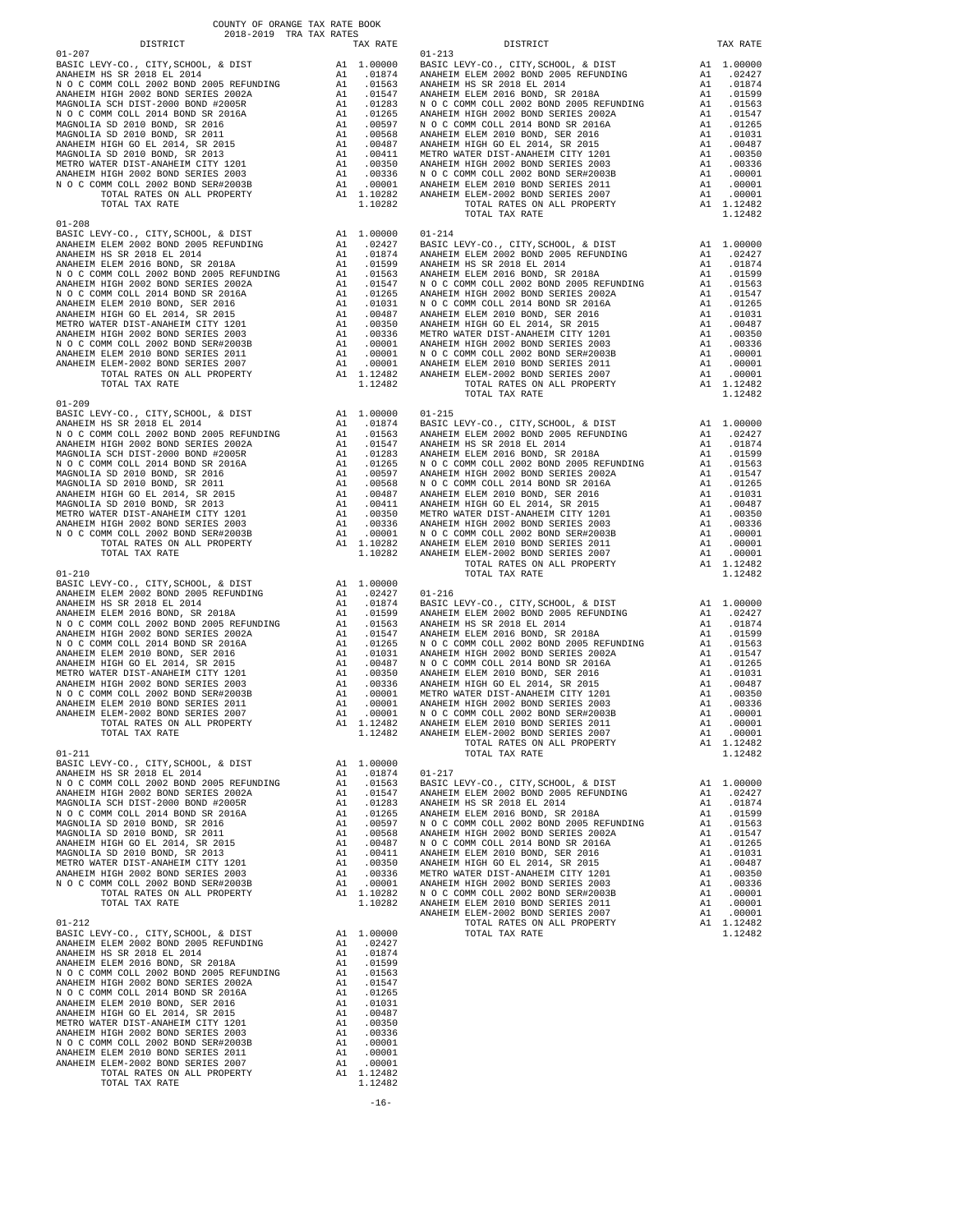COUNTY OF ORANGE TAX RATE BOOK
2018-2019 TRA TAX RATES

**01-207**

| DISTRICT | | TAX RATE |
|---|---|---|
| BASIC LEVY-CO., CITY,SCHOOL, & DIST | A1 | 1.00000 |
| ANAHEIM HS SR 2018 EL 2014 | A1 | .01874 |
| N O C COMM COLL 2002 BOND 2005 REFUNDING | A1 | .01563 |
| ANAHEIM HIGH 2002 BOND SERIES 2002A | A1 | .01547 |
| MAGNOLIA SCH DIST-2000 BOND #2005R | A1 | .01283 |
| N O C COMM COLL 2014 BOND SR 2016A | A1 | .01265 |
| MAGNOLIA SD 2010 BOND, SR 2016 | A1 | .00597 |
| MAGNOLIA SD 2010 BOND, SR 2011 | A1 | .00568 |
| ANAHEIM HIGH GO EL 2014, SR 2015 | A1 | .00487 |
| MAGNOLIA SD 2010 BOND, SR 2013 | A1 | .00411 |
| METRO WATER DIST-ANAHEIM CITY 1201 | A1 | .00350 |
| ANAHEIM HIGH 2002 BOND SERIES 2003 | A1 | .00336 |
| N O C COMM COLL 2002 BOND SER#2003B | A1 | .00001 |
| TOTAL RATES ON ALL PROPERTY | A1 | 1.10282 |
| TOTAL TAX RATE | | 1.10282 |

**01-208**

| DISTRICT | | TAX RATE |
|---|---|---|
| BASIC LEVY-CO., CITY,SCHOOL, & DIST | A1 | 1.00000 |
| ANAHEIM ELEM 2002 BOND 2005 REFUNDING | A1 | .02427 |
| ANAHEIM HS SR 2018 EL 2014 | A1 | .01874 |
| ANAHEIM ELEM 2016 BOND, SR 2018A | A1 | .01599 |
| N O C COMM COLL 2002 BOND 2005 REFUNDING | A1 | .01563 |
| ANAHEIM HIGH 2002 BOND SERIES 2002A | A1 | .01547 |
| N O C COMM COLL 2014 BOND SR 2016A | A1 | .01265 |
| ANAHEIM ELEM 2010 BOND, SER 2016 | A1 | .01031 |
| ANAHEIM HIGH GO EL 2014, SR 2015 | A1 | .00487 |
| METRO WATER DIST-ANAHEIM CITY 1201 | A1 | .00350 |
| ANAHEIM HIGH 2002 BOND SERIES 2003 | A1 | .00336 |
| N O C COMM COLL 2002 BOND SER#2003B | A1 | .00001 |
| ANAHEIM ELEM 2010 BOND SERIES 2011 | A1 | .00001 |
| ANAHEIM ELEM-2002 BOND SERIES 2007 | A1 | .00001 |
| TOTAL RATES ON ALL PROPERTY | A1 | 1.12482 |
| TOTAL TAX RATE | | 1.12482 |

**01-209**

| DISTRICT | | TAX RATE |
|---|---|---|
| BASIC LEVY-CO., CITY,SCHOOL, & DIST | A1 | 1.00000 |
| ANAHEIM HS SR 2018 EL 2014 | A1 | .01874 |
| N O C COMM COLL 2002 BOND 2005 REFUNDING | A1 | .01563 |
| ANAHEIM HIGH 2002 BOND SERIES 2002A | A1 | .01547 |
| MAGNOLIA SCH DIST-2000 BOND #2005R | A1 | .01283 |
| N O C COMM COLL 2014 BOND SR 2016A | A1 | .01265 |
| MAGNOLIA SD 2010 BOND, SR 2016 | A1 | .00597 |
| MAGNOLIA SD 2010 BOND, SR 2011 | A1 | .00568 |
| ANAHEIM HIGH GO EL 2014, SR 2015 | A1 | .00487 |
| MAGNOLIA SD 2010 BOND, SR 2013 | A1 | .00411 |
| METRO WATER DIST-ANAHEIM CITY 1201 | A1 | .00350 |
| ANAHEIM HIGH 2002 BOND SERIES 2003 | A1 | .00336 |
| N O C COMM COLL 2002 BOND SER#2003B | A1 | .00001 |
| TOTAL RATES ON ALL PROPERTY | A1 | 1.10282 |
| TOTAL TAX RATE | | 1.10282 |

**01-210**

| DISTRICT | | TAX RATE |
|---|---|---|
| BASIC LEVY-CO., CITY,SCHOOL, & DIST | A1 | 1.00000 |
| ANAHEIM ELEM 2002 BOND 2005 REFUNDING | A1 | .02427 |
| ANAHEIM HS SR 2018 EL 2014 | A1 | .01874 |
| ANAHEIM ELEM 2016 BOND, SR 2018A | A1 | .01599 |
| N O C COMM COLL 2002 BOND 2005 REFUNDING | A1 | .01563 |
| ANAHEIM HIGH 2002 BOND SERIES 2002A | A1 | .01547 |
| N O C COMM COLL 2014 BOND SR 2016A | A1 | .01265 |
| ANAHEIM ELEM 2010 BOND, SER 2016 | A1 | .01031 |
| ANAHEIM HIGH GO EL 2014, SR 2015 | A1 | .00487 |
| METRO WATER DIST-ANAHEIM CITY 1201 | A1 | .00350 |
| ANAHEIM HIGH 2002 BOND SERIES 2003 | A1 | .00336 |
| N O C COMM COLL 2002 BOND SER#2003B | A1 | .00001 |
| ANAHEIM ELEM 2010 BOND SERIES 2011 | A1 | .00001 |
| ANAHEIM ELEM-2002 BOND SERIES 2007 | A1 | .00001 |
| TOTAL RATES ON ALL PROPERTY | A1 | 1.12482 |
| TOTAL TAX RATE | | 1.12482 |

**01-211**

| DISTRICT | | TAX RATE |
|---|---|---|
| BASIC LEVY-CO., CITY,SCHOOL, & DIST | A1 | 1.00000 |
| ANAHEIM HS SR 2018 EL 2014 | A1 | .01874 |
| N O C COMM COLL 2002 BOND 2005 REFUNDING | A1 | .01563 |
| ANAHEIM HIGH 2002 BOND SERIES 2002A | A1 | .01547 |
| MAGNOLIA SCH DIST-2000 BOND #2005R | A1 | .01283 |
| N O C COMM COLL 2014 BOND SR 2016A | A1 | .01265 |
| MAGNOLIA SD 2010 BOND, SR 2016 | A1 | .00597 |
| MAGNOLIA SD 2010 BOND, SR 2011 | A1 | .00568 |
| ANAHEIM HIGH GO EL 2014, SR 2015 | A1 | .00487 |
| MAGNOLIA SD 2010 BOND, SR 2013 | A1 | .00411 |
| METRO WATER DIST-ANAHEIM CITY 1201 | A1 | .00350 |
| ANAHEIM HIGH 2002 BOND SERIES 2003 | A1 | .00336 |
| N O C COMM COLL 2002 BOND SER#2003B | A1 | .00001 |
| TOTAL RATES ON ALL PROPERTY | A1 | 1.10282 |
| TOTAL TAX RATE | | 1.10282 |

**01-212**

| DISTRICT | | TAX RATE |
|---|---|---|
| BASIC LEVY-CO., CITY,SCHOOL, & DIST | A1 | 1.00000 |
| ANAHEIM ELEM 2002 BOND 2005 REFUNDING | A1 | .02427 |
| ANAHEIM HS SR 2018 EL 2014 | A1 | .01874 |
| ANAHEIM ELEM 2016 BOND, SR 2018A | A1 | .01599 |
| N O C COMM COLL 2002 BOND 2005 REFUNDING | A1 | .01563 |
| ANAHEIM HIGH 2002 BOND SERIES 2002A | A1 | .01547 |
| N O C COMM COLL 2014 BOND SR 2016A | A1 | .01265 |
| ANAHEIM ELEM 2010 BOND, SER 2016 | A1 | .01031 |
| ANAHEIM HIGH GO EL 2014, SR 2015 | A1 | .00487 |
| METRO WATER DIST-ANAHEIM CITY 1201 | A1 | .00350 |
| ANAHEIM HIGH 2002 BOND SERIES 2003 | A1 | .00336 |
| N O C COMM COLL 2002 BOND SER#2003B | A1 | .00001 |
| ANAHEIM ELEM 2010 BOND SERIES 2011 | A1 | .00001 |
| ANAHEIM ELEM-2002 BOND SERIES 2007 | A1 | .00001 |
| TOTAL RATES ON ALL PROPERTY | A1 | 1.12482 |
| TOTAL TAX RATE | | 1.12482 |

**01-213**

| DISTRICT | | TAX RATE |
|---|---|---|
| BASIC LEVY-CO., CITY,SCHOOL, & DIST | A1 | 1.00000 |
| ANAHEIM ELEM 2002 BOND 2005 REFUNDING | A1 | .02427 |
| ANAHEIM HS SR 2018 EL 2014 | A1 | .01874 |
| ANAHEIM ELEM 2016 BOND, SR 2018A | A1 | .01599 |
| N O C COMM COLL 2002 BOND 2005 REFUNDING | A1 | .01563 |
| ANAHEIM HIGH 2002 BOND SERIES 2002A | A1 | .01547 |
| N O C COMM COLL 2014 BOND SR 2016A | A1 | .01265 |
| ANAHEIM ELEM 2010 BOND, SER 2016 | A1 | .01031 |
| ANAHEIM HIGH GO EL 2014, SR 2015 | A1 | .00487 |
| METRO WATER DIST-ANAHEIM CITY 1201 | A1 | .00350 |
| ANAHEIM HIGH 2002 BOND SERIES 2003 | A1 | .00336 |
| N O C COMM COLL 2002 BOND SER#2003B | A1 | .00001 |
| ANAHEIM ELEM 2010 BOND SERIES 2011 | A1 | .00001 |
| ANAHEIM ELEM-2002 BOND SERIES 2007 | A1 | .00001 |
| TOTAL RATES ON ALL PROPERTY | A1 | 1.12482 |
| TOTAL TAX RATE | | 1.12482 |

**01-214**

| DISTRICT | | TAX RATE |
|---|---|---|
| BASIC LEVY-CO., CITY,SCHOOL, & DIST | A1 | 1.00000 |
| ANAHEIM ELEM 2002 BOND 2005 REFUNDING | A1 | .02427 |
| ANAHEIM HS SR 2018 EL 2014 | A1 | .01874 |
| ANAHEIM ELEM 2016 BOND, SR 2018A | A1 | .01599 |
| N O C COMM COLL 2002 BOND 2005 REFUNDING | A1 | .01563 |
| ANAHEIM HIGH 2002 BOND SERIES 2002A | A1 | .01547 |
| N O C COMM COLL 2014 BOND SR 2016A | A1 | .01265 |
| ANAHEIM ELEM 2010 BOND, SER 2016 | A1 | .01031 |
| ANAHEIM HIGH GO EL 2014, SR 2015 | A1 | .00487 |
| METRO WATER DIST-ANAHEIM CITY 1201 | A1 | .00350 |
| ANAHEIM HIGH 2002 BOND SERIES 2003 | A1 | .00336 |
| N O C COMM COLL 2002 BOND SER#2003B | A1 | .00001 |
| ANAHEIM ELEM 2010 BOND SERIES 2011 | A1 | .00001 |
| ANAHEIM ELEM-2002 BOND SERIES 2007 | A1 | .00001 |
| TOTAL RATES ON ALL PROPERTY | A1 | 1.12482 |
| TOTAL TAX RATE | | 1.12482 |

**01-215**

| DISTRICT | | TAX RATE |
|---|---|---|
| BASIC LEVY-CO., CITY,SCHOOL, & DIST | A1 | 1.00000 |
| ANAHEIM ELEM 2002 BOND 2005 REFUNDING | A1 | .02427 |
| ANAHEIM HS SR 2018 EL 2014 | A1 | .01874 |
| ANAHEIM ELEM 2016 BOND, SR 2018A | A1 | .01599 |
| N O C COMM COLL 2002 BOND 2005 REFUNDING | A1 | .01563 |
| ANAHEIM HIGH 2002 BOND SERIES 2002A | A1 | .01547 |
| N O C COMM COLL 2014 BOND SR 2016A | A1 | .01265 |
| ANAHEIM ELEM 2010 BOND, SER 2016 | A1 | .01031 |
| ANAHEIM HIGH GO EL 2014, SR 2015 | A1 | .00487 |
| METRO WATER DIST-ANAHEIM CITY 1201 | A1 | .00350 |
| ANAHEIM HIGH 2002 BOND SERIES 2003 | A1 | .00336 |
| N O C COMM COLL 2002 BOND SER#2003B | A1 | .00001 |
| ANAHEIM ELEM 2010 BOND SERIES 2011 | A1 | .00001 |
| ANAHEIM ELEM-2002 BOND SERIES 2007 | A1 | .00001 |
| TOTAL RATES ON ALL PROPERTY | A1 | 1.12482 |
| TOTAL TAX RATE | | 1.12482 |

**01-216**

| DISTRICT | | TAX RATE |
|---|---|---|
| BASIC LEVY-CO., CITY,SCHOOL, & DIST | A1 | 1.00000 |
| ANAHEIM ELEM 2002 BOND 2005 REFUNDING | A1 | .02427 |
| ANAHEIM HS SR 2018 EL 2014 | A1 | .01874 |
| ANAHEIM ELEM 2016 BOND, SR 2018A | A1 | .01599 |
| N O C COMM COLL 2002 BOND 2005 REFUNDING | A1 | .01563 |
| ANAHEIM HIGH 2002 BOND SERIES 2002A | A1 | .01547 |
| N O C COMM COLL 2014 BOND SR 2016A | A1 | .01265 |
| ANAHEIM ELEM 2010 BOND, SER 2016 | A1 | .01031 |
| ANAHEIM HIGH GO EL 2014, SR 2015 | A1 | .00487 |
| METRO WATER DIST-ANAHEIM CITY 1201 | A1 | .00350 |
| ANAHEIM HIGH 2002 BOND SERIES 2003 | A1 | .00336 |
| N O C COMM COLL 2002 BOND SER#2003B | A1 | .00001 |
| ANAHEIM ELEM 2010 BOND SERIES 2011 | A1 | .00001 |
| ANAHEIM ELEM-2002 BOND SERIES 2007 | A1 | .00001 |
| TOTAL RATES ON ALL PROPERTY | A1 | 1.12482 |
| TOTAL TAX RATE | | 1.12482 |

**01-217**

| DISTRICT | | TAX RATE |
|---|---|---|
| BASIC LEVY-CO., CITY,SCHOOL, & DIST | A1 | 1.00000 |
| ANAHEIM ELEM 2002 BOND 2005 REFUNDING | A1 | .02427 |
| ANAHEIM HS SR 2018 EL 2014 | A1 | .01874 |
| ANAHEIM ELEM 2016 BOND, SR 2018A | A1 | .01599 |
| N O C COMM COLL 2002 BOND 2005 REFUNDING | A1 | .01563 |
| ANAHEIM HIGH 2002 BOND SERIES 2002A | A1 | .01547 |
| N O C COMM COLL 2014 BOND SR 2016A | A1 | .01265 |
| ANAHEIM ELEM 2010 BOND, SER 2016 | A1 | .01031 |
| ANAHEIM HIGH GO EL 2014, SR 2015 | A1 | .00487 |
| METRO WATER DIST-ANAHEIM CITY 1201 | A1 | .00350 |
| ANAHEIM HIGH 2002 BOND SERIES 2003 | A1 | .00336 |
| N O C COMM COLL 2002 BOND SER#2003B | A1 | .00001 |
| ANAHEIM ELEM 2010 BOND SERIES 2011 | A1 | .00001 |
| ANAHEIM ELEM-2002 BOND SERIES 2007 | A1 | .00001 |
| TOTAL RATES ON ALL PROPERTY | A1 | 1.12482 |
| TOTAL TAX RATE | | 1.12482 |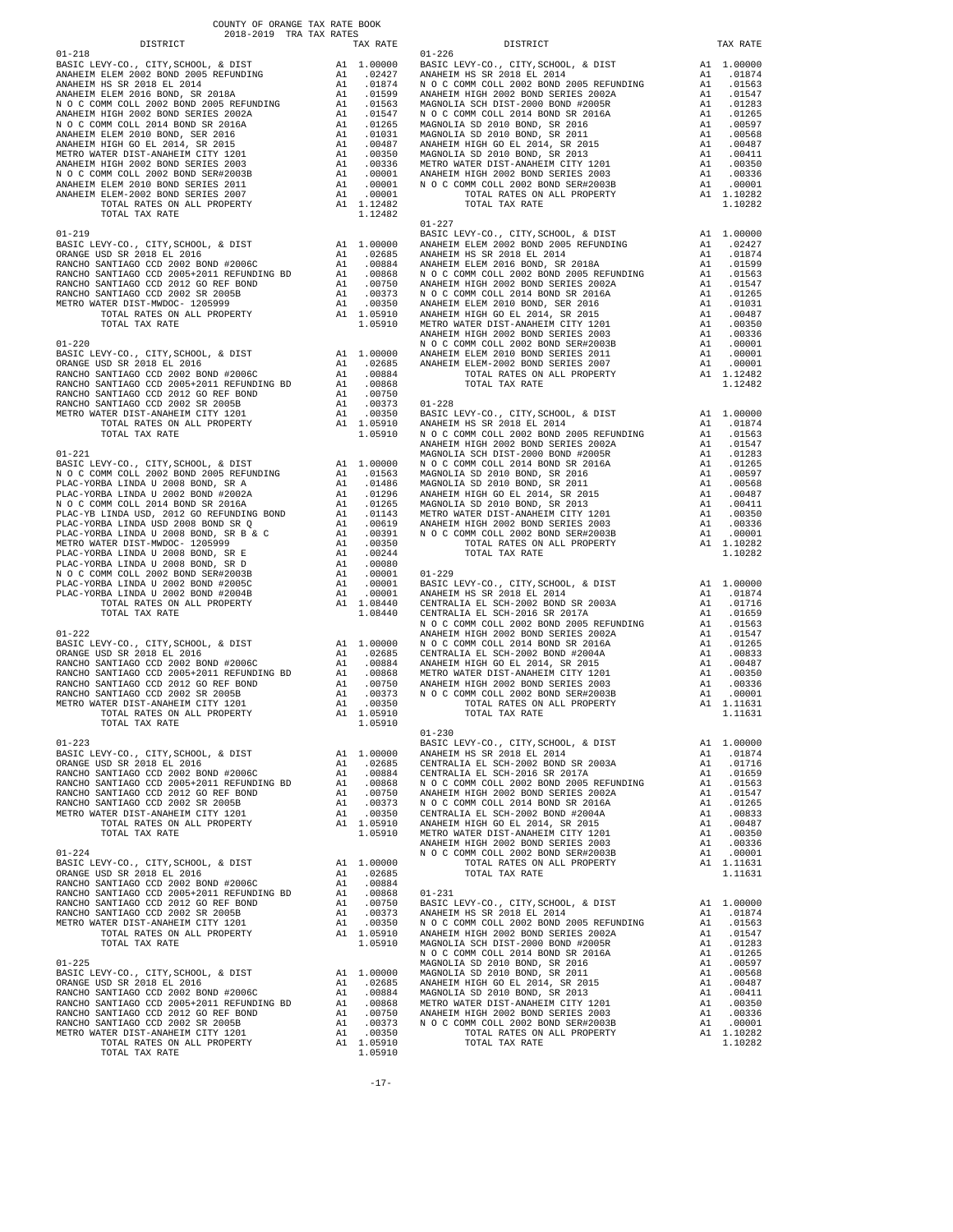COUNTY OF ORANGE TAX RATE BOOK
2018-2019 TRA TAX RATES

| DISTRICT | | TAX RATE |
|---|---|---|
| **01-218** | | |
| BASIC LEVY-CO., CITY,SCHOOL, & DIST | A1 | 1.00000 |
| ANAHEIM ELEM 2002 BOND 2005 REFUNDING | A1 | .02427 |
| ANAHEIM HS SR 2018 EL 2014 | A1 | .01874 |
| ANAHEIM ELEM 2016 BOND, SR 2018A | A1 | .01599 |
| N O C COMM COLL 2002 BOND 2005 REFUNDING | A1 | .01563 |
| ANAHEIM HIGH 2002 BOND SERIES 2002A | A1 | .01547 |
| N O C COMM COLL 2014 BOND SR 2016A | A1 | .01265 |
| ANAHEIM ELEM 2010 BOND, SER 2016 | A1 | .01031 |
| ANAHEIM HIGH GO EL 2014, SR 2015 | A1 | .00487 |
| METRO WATER DIST-ANAHEIM CITY 1201 | A1 | .00350 |
| ANAHEIM HIGH 2002 BOND SERIES 2003 | A1 | .00336 |
| N O C COMM COLL 2002 BOND SER#2003B | A1 | .00001 |
| ANAHEIM ELEM 2010 BOND SERIES 2011 | A1 | .00001 |
| ANAHEIM ELEM-2002 BOND SERIES 2007 | A1 | .00001 |
| TOTAL RATES ON ALL PROPERTY | A1 | 1.12482 |
| TOTAL TAX RATE | | 1.12482 |
| **01-219** | | |
| BASIC LEVY-CO., CITY,SCHOOL, & DIST | A1 | 1.00000 |
| ORANGE USD SR 2018 EL 2016 | A1 | .02685 |
| RANCHO SANTIAGO CCD 2002 BOND #2006C | A1 | .00884 |
| RANCHO SANTIAGO CCD 2005+2011 REFUNDING BD | A1 | .00868 |
| RANCHO SANTIAGO CCD 2012 GO REF BOND | A1 | .00750 |
| RANCHO SANTIAGO CCD 2002 SR 2005B | A1 | .00373 |
| METRO WATER DIST-MWDOC- 1205999 | A1 | .00350 |
| TOTAL RATES ON ALL PROPERTY | A1 | 1.05910 |
| TOTAL TAX RATE | | 1.05910 |
| **01-220** | | |
| BASIC LEVY-CO., CITY,SCHOOL, & DIST | A1 | 1.00000 |
| ORANGE USD SR 2018 EL 2016 | A1 | .02685 |
| RANCHO SANTIAGO CCD 2002 BOND #2006C | A1 | .00884 |
| RANCHO SANTIAGO CCD 2005+2011 REFUNDING BD | A1 | .00868 |
| RANCHO SANTIAGO CCD 2012 GO REF BOND | A1 | .00750 |
| RANCHO SANTIAGO CCD 2002 SR 2005B | A1 | .00373 |
| METRO WATER DIST-ANAHEIM CITY 1201 | A1 | .00350 |
| TOTAL RATES ON ALL PROPERTY | A1 | 1.05910 |
| TOTAL TAX RATE | | 1.05910 |
| **01-221** | | |
| BASIC LEVY-CO., CITY,SCHOOL, & DIST | A1 | 1.00000 |
| N O C COMM COLL 2002 BOND 2005 REFUNDING | A1 | .01563 |
| PLAC-YORBA LINDA U 2008 BOND, SR A | A1 | .01486 |
| PLAC-YORBA LINDA U 2002 BOND #2002A | A1 | .01296 |
| N O C COMM COLL 2014 BOND SR 2016A | A1 | .01265 |
| PLAC-YB LINDA USD, 2012 GO REFUNDING BOND | A1 | .01143 |
| PLAC-YORBA LINDA USD 2008 BOND SR Q | A1 | .00619 |
| PLAC-YORBA LINDA U 2008 BOND, SR B & C | A1 | .00391 |
| METRO WATER DIST-MWDOC- 1205999 | A1 | .00350 |
| PLAC-YORBA LINDA U 2008 BOND, SR E | A1 | .00244 |
| PLAC-YORBA LINDA U 2008 BOND, SR D | A1 | .00080 |
| N O C COMM COLL 2002 BOND SER#2003B | A1 | .00001 |
| PLAC-YORBA LINDA U 2002 BOND #2005C | A1 | .00001 |
| PLAC-YORBA LINDA U 2002 BOND #2004B | A1 | .00001 |
| TOTAL RATES ON ALL PROPERTY | A1 | 1.08440 |
| TOTAL TAX RATE | | 1.08440 |
| **01-222** | | |
| BASIC LEVY-CO., CITY,SCHOOL, & DIST | A1 | 1.00000 |
| ORANGE USD SR 2018 EL 2016 | A1 | .02685 |
| RANCHO SANTIAGO CCD 2002 BOND #2006C | A1 | .00884 |
| RANCHO SANTIAGO CCD 2005+2011 REFUNDING BD | A1 | .00868 |
| RANCHO SANTIAGO CCD 2012 GO REF BOND | A1 | .00750 |
| RANCHO SANTIAGO CCD 2002 SR 2005B | A1 | .00373 |
| METRO WATER DIST-ANAHEIM CITY 1201 | A1 | .00350 |
| TOTAL RATES ON ALL PROPERTY | A1 | 1.05910 |
| TOTAL TAX RATE | | 1.05910 |
| **01-223** | | |
| BASIC LEVY-CO., CITY,SCHOOL, & DIST | A1 | 1.00000 |
| ORANGE USD SR 2018 EL 2016 | A1 | .02685 |
| RANCHO SANTIAGO CCD 2002 BOND #2006C | A1 | .00884 |
| RANCHO SANTIAGO CCD 2005+2011 REFUNDING BD | A1 | .00868 |
| RANCHO SANTIAGO CCD 2012 GO REF BOND | A1 | .00750 |
| RANCHO SANTIAGO CCD 2002 SR 2005B | A1 | .00373 |
| METRO WATER DIST-ANAHEIM CITY 1201 | A1 | .00350 |
| TOTAL RATES ON ALL PROPERTY | A1 | 1.05910 |
| TOTAL TAX RATE | | 1.05910 |
| **01-224** | | |
| BASIC LEVY-CO., CITY,SCHOOL, & DIST | A1 | 1.00000 |
| ORANGE USD SR 2018 EL 2016 | A1 | .02685 |
| RANCHO SANTIAGO CCD 2002 BOND #2006C | A1 | .00884 |
| RANCHO SANTIAGO CCD 2005+2011 REFUNDING BD | A1 | .00868 |
| RANCHO SANTIAGO CCD 2012 GO REF BOND | A1 | .00750 |
| RANCHO SANTIAGO CCD 2002 SR 2005B | A1 | .00373 |
| METRO WATER DIST-ANAHEIM CITY 1201 | A1 | .00350 |
| TOTAL RATES ON ALL PROPERTY | A1 | 1.05910 |
| TOTAL TAX RATE | | 1.05910 |
| **01-225** | | |
| BASIC LEVY-CO., CITY,SCHOOL, & DIST | A1 | 1.00000 |
| ORANGE USD SR 2018 EL 2016 | A1 | .02685 |
| RANCHO SANTIAGO CCD 2002 BOND #2006C | A1 | .00884 |
| RANCHO SANTIAGO CCD 2005+2011 REFUNDING BD | A1 | .00868 |
| RANCHO SANTIAGO CCD 2012 GO REF BOND | A1 | .00750 |
| RANCHO SANTIAGO CCD 2002 SR 2005B | A1 | .00373 |
| METRO WATER DIST-ANAHEIM CITY 1201 | A1 | .00350 |
| TOTAL RATES ON ALL PROPERTY | A1 | 1.05910 |
| TOTAL TAX RATE | | 1.05910 |
| **01-226** | | |
| BASIC LEVY-CO., CITY,SCHOOL, & DIST | A1 | 1.00000 |
| ANAHEIM HS SR 2018 EL 2014 | A1 | .01874 |
| N O C COMM COLL 2002 BOND 2005 REFUNDING | A1 | .01563 |
| ANAHEIM HIGH 2002 BOND SERIES 2002A | A1 | .01547 |
| MAGNOLIA SCH DIST-2000 BOND #2005R | A1 | .01283 |
| N O C COMM COLL 2014 BOND SR 2016A | A1 | .01265 |
| MAGNOLIA SD 2010 BOND, SR 2016 | A1 | .00597 |
| MAGNOLIA SD 2010 BOND, SR 2011 | A1 | .00568 |
| ANAHEIM HIGH GO EL 2014, SR 2015 | A1 | .00487 |
| MAGNOLIA SD 2010 BOND, SR 2013 | A1 | .00411 |
| METRO WATER DIST-ANAHEIM CITY 1201 | A1 | .00350 |
| ANAHEIM HIGH 2002 BOND SERIES 2003 | A1 | .00336 |
| N O C COMM COLL 2002 BOND SER#2003B | A1 | .00001 |
| TOTAL RATES ON ALL PROPERTY | A1 | 1.10282 |
| TOTAL TAX RATE | | 1.10282 |
| **01-227** | | |
| BASIC LEVY-CO., CITY,SCHOOL, & DIST | A1 | 1.00000 |
| ANAHEIM ELEM 2002 BOND 2005 REFUNDING | A1 | .02427 |
| ANAHEIM HS SR 2018 EL 2014 | A1 | .01874 |
| ANAHEIM ELEM 2016 BOND, SR 2018A | A1 | .01599 |
| N O C COMM COLL 2002 BOND 2005 REFUNDING | A1 | .01563 |
| ANAHEIM HIGH 2002 BOND SERIES 2002A | A1 | .01547 |
| N O C COMM COLL 2014 BOND SR 2016A | A1 | .01265 |
| ANAHEIM ELEM 2010 BOND, SER 2016 | A1 | .01031 |
| ANAHEIM HIGH GO EL 2014, SR 2015 | A1 | .00487 |
| METRO WATER DIST-ANAHEIM CITY 1201 | A1 | .00350 |
| ANAHEIM HIGH 2002 BOND SERIES 2003 | A1 | .00336 |
| N O C COMM COLL 2002 BOND SER#2003B | A1 | .00001 |
| ANAHEIM ELEM 2010 BOND SERIES 2011 | A1 | .00001 |
| ANAHEIM ELEM-2002 BOND SERIES 2007 | A1 | .00001 |
| TOTAL RATES ON ALL PROPERTY | A1 | 1.12482 |
| TOTAL TAX RATE | | 1.12482 |
| **01-228** | | |
| BASIC LEVY-CO., CITY,SCHOOL, & DIST | A1 | 1.00000 |
| ANAHEIM HS SR 2018 EL 2014 | A1 | .01874 |
| N O C COMM COLL 2002 BOND 2005 REFUNDING | A1 | .01563 |
| ANAHEIM HIGH 2002 BOND SERIES 2002A | A1 | .01547 |
| MAGNOLIA SCH DIST-2000 BOND #2005R | A1 | .01283 |
| N O C COMM COLL 2014 BOND SR 2016A | A1 | .01265 |
| MAGNOLIA SD 2010 BOND, SR 2016 | A1 | .00597 |
| MAGNOLIA SD 2010 BOND, SR 2011 | A1 | .00568 |
| ANAHEIM HIGH GO EL 2014, SR 2015 | A1 | .00487 |
| MAGNOLIA SD 2010 BOND, SR 2013 | A1 | .00411 |
| METRO WATER DIST-ANAHEIM CITY 1201 | A1 | .00350 |
| ANAHEIM HIGH 2002 BOND SERIES 2003 | A1 | .00336 |
| N O C COMM COLL 2002 BOND SER#2003B | A1 | .00001 |
| TOTAL RATES ON ALL PROPERTY | A1 | 1.10282 |
| TOTAL TAX RATE | | 1.10282 |
| **01-229** | | |
| BASIC LEVY-CO., CITY,SCHOOL, & DIST | A1 | 1.00000 |
| ANAHEIM HS SR 2018 EL 2014 | A1 | .01874 |
| CENTRALIA EL SCH-2002 BOND SR 2003A | A1 | .01716 |
| CENTRALIA EL SCH-2016 SR 2017A | A1 | .01659 |
| N O C COMM COLL 2002 BOND 2005 REFUNDING | A1 | .01563 |
| ANAHEIM HIGH 2002 BOND SERIES 2002A | A1 | .01547 |
| N O C COMM COLL 2014 BOND SR 2016A | A1 | .01265 |
| CENTRALIA EL SCH-2002 BOND #2004A | A1 | .00833 |
| ANAHEIM HIGH GO EL 2014, SR 2015 | A1 | .00487 |
| METRO WATER DIST-ANAHEIM CITY 1201 | A1 | .00350 |
| ANAHEIM HIGH 2002 BOND SERIES 2003 | A1 | .00336 |
| N O C COMM COLL 2002 BOND SER#2003B | A1 | .00001 |
| TOTAL RATES ON ALL PROPERTY | A1 | 1.11631 |
| TOTAL TAX RATE | | 1.11631 |
| **01-230** | | |
| BASIC LEVY-CO., CITY,SCHOOL, & DIST | A1 | 1.00000 |
| ANAHEIM HS SR 2018 EL 2014 | A1 | .01874 |
| CENTRALIA EL SCH-2002 BOND SR 2003A | A1 | .01716 |
| CENTRALIA EL SCH-2016 SR 2017A | A1 | .01659 |
| N O C COMM COLL 2002 BOND 2005 REFUNDING | A1 | .01563 |
| ANAHEIM HIGH 2002 BOND SERIES 2002A | A1 | .01547 |
| N O C COMM COLL 2014 BOND SR 2016A | A1 | .01265 |
| CENTRALIA EL SCH-2002 BOND #2004A | A1 | .00833 |
| ANAHEIM HIGH GO EL 2014, SR 2015 | A1 | .00487 |
| METRO WATER DIST-ANAHEIM CITY 1201 | A1 | .00350 |
| ANAHEIM HIGH 2002 BOND SERIES 2003 | A1 | .00336 |
| N O C COMM COLL 2002 BOND SER#2003B | A1 | .00001 |
| TOTAL RATES ON ALL PROPERTY | A1 | 1.11631 |
| TOTAL TAX RATE | | 1.11631 |
| **01-231** | | |
| BASIC LEVY-CO., CITY,SCHOOL, & DIST | A1 | 1.00000 |
| ANAHEIM HS SR 2018 EL 2014 | A1 | .01874 |
| N O C COMM COLL 2002 BOND 2005 REFUNDING | A1 | .01563 |
| ANAHEIM HIGH 2002 BOND SERIES 2002A | A1 | .01547 |
| MAGNOLIA SCH DIST-2000 BOND #2005R | A1 | .01283 |
| N O C COMM COLL 2014 BOND SR 2016A | A1 | .01265 |
| MAGNOLIA SD 2010 BOND, SR 2016 | A1 | .00597 |
| MAGNOLIA SD 2010 BOND, SR 2011 | A1 | .00568 |
| ANAHEIM HIGH GO EL 2014, SR 2015 | A1 | .00487 |
| MAGNOLIA SD 2010 BOND, SR 2013 | A1 | .00411 |
| METRO WATER DIST-ANAHEIM CITY 1201 | A1 | .00350 |
| ANAHEIM HIGH 2002 BOND SERIES 2003 | A1 | .00336 |
| N O C COMM COLL 2002 BOND SER#2003B | A1 | .00001 |
| TOTAL RATES ON ALL PROPERTY | A1 | 1.10282 |
| TOTAL TAX RATE | | 1.10282 |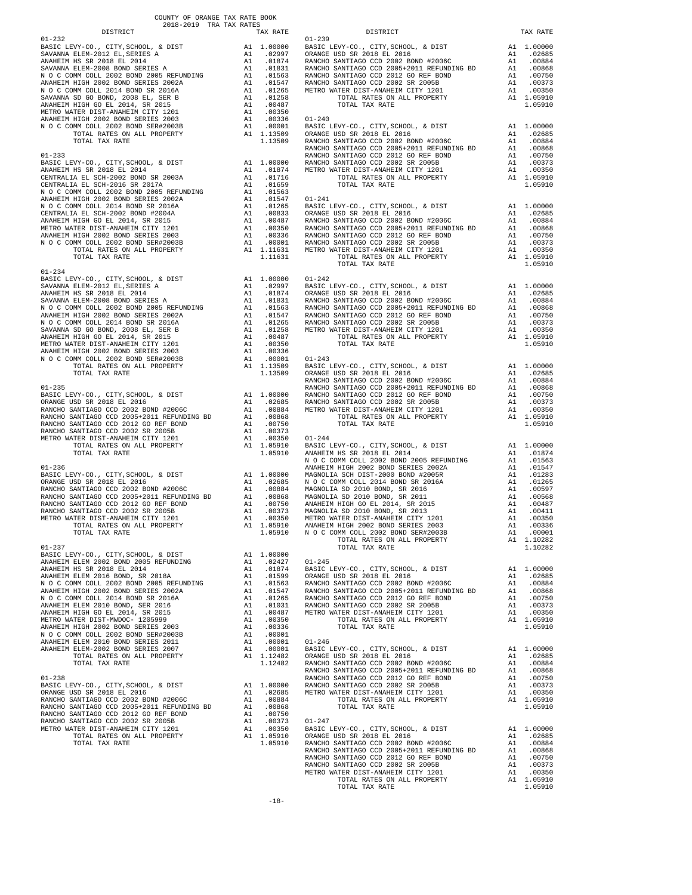COUNTY OF ORANGE TAX RATE BOOK
2018-2019 TRA TAX RATES

| DISTRICT | | TAX RATE |
|---|---|---|
| **01-232** | | |
| BASIC LEVY-CO., CITY,SCHOOL, & DIST | A1 | 1.00000 |
| SAVANNA ELEM-2012 EL,SERIES A | A1 | .02997 |
| ANAHEIM HS SR 2018 EL 2014 | A1 | .01874 |
| SAVANNA ELEM-2008 BOND SERIES A | A1 | .01831 |
| N O C COMM COLL 2002 BOND 2005 REFUNDING | A1 | .01563 |
| ANAHEIM HIGH 2002 BOND SERIES 2002A | A1 | .01547 |
| N O C COMM COLL 2014 BOND SR 2016A | A1 | .01265 |
| SAVANNA SD GO BOND, 2008 EL, SER B | A1 | .01258 |
| ANAHEIM HIGH GO EL 2014, SR 2015 | A1 | .00487 |
| METRO WATER DIST-ANAHEIM CITY 1201 | A1 | .00350 |
| ANAHEIM HIGH 2002 BOND SERIES 2003 | A1 | .00336 |
| N O C COMM COLL 2002 BOND SER#2003B | A1 | .00001 |
| TOTAL RATES ON ALL PROPERTY | A1 | 1.13509 |
| TOTAL TAX RATE | | 1.13509 |
| **01-233** | | |
| BASIC LEVY-CO., CITY,SCHOOL, & DIST | A1 | 1.00000 |
| ANAHEIM HS SR 2018 EL 2014 | A1 | .01874 |
| CENTRALIA EL SCH-2002 BOND SR 2003A | A1 | .01716 |
| CENTRALIA EL SCH-2016 SR 2017A | A1 | .01659 |
| N O C COMM COLL 2002 BOND 2005 REFUNDING | A1 | .01563 |
| ANAHEIM HIGH 2002 BOND SERIES 2002A | A1 | .01547 |
| N O C COMM COLL 2014 BOND SR 2016A | A1 | .01265 |
| CENTRALIA EL SCH-2002 BOND #2004A | A1 | .00833 |
| ANAHEIM HIGH GO EL 2014, SR 2015 | A1 | .00487 |
| METRO WATER DIST-ANAHEIM CITY 1201 | A1 | .00350 |
| ANAHEIM HIGH 2002 BOND SERIES 2003 | A1 | .00336 |
| N O C COMM COLL 2002 BOND SER#2003B | A1 | .00001 |
| TOTAL RATES ON ALL PROPERTY | A1 | 1.11631 |
| TOTAL TAX RATE | | 1.11631 |
| **01-234** | | |
| BASIC LEVY-CO., CITY,SCHOOL, & DIST | A1 | 1.00000 |
| SAVANNA ELEM-2012 EL,SERIES A | A1 | .02997 |
| ANAHEIM HS SR 2018 EL 2014 | A1 | .01874 |
| SAVANNA ELEM-2008 BOND SERIES A | A1 | .01831 |
| N O C COMM COLL 2002 BOND 2005 REFUNDING | A1 | .01563 |
| ANAHEIM HIGH 2002 BOND SERIES 2002A | A1 | .01547 |
| N O C COMM COLL 2014 BOND SR 2016A | A1 | .01265 |
| SAVANNA SD GO BOND, 2008 EL, SER B | A1 | .01258 |
| ANAHEIM HIGH GO EL 2014, SR 2015 | A1 | .00487 |
| METRO WATER DIST-ANAHEIM CITY 1201 | A1 | .00350 |
| ANAHEIM HIGH 2002 BOND SERIES 2003 | A1 | .00336 |
| N O C COMM COLL 2002 BOND SER#2003B | A1 | .00001 |
| TOTAL RATES ON ALL PROPERTY | A1 | 1.13509 |
| TOTAL TAX RATE | | 1.13509 |
| **01-235** | | |
| BASIC LEVY-CO., CITY,SCHOOL, & DIST | A1 | 1.00000 |
| ORANGE USD SR 2018 EL 2016 | A1 | .02685 |
| RANCHO SANTIAGO CCD 2002 BOND #2006C | A1 | .00884 |
| RANCHO SANTIAGO CCD 2005+2011 REFUNDING BD | A1 | .00868 |
| RANCHO SANTIAGO CCD 2012 GO REF BOND | A1 | .00750 |
| RANCHO SANTIAGO CCD 2002 SR 2005B | A1 | .00373 |
| METRO WATER DIST-ANAHEIM CITY 1201 | A1 | .00350 |
| TOTAL RATES ON ALL PROPERTY | A1 | 1.05910 |
| TOTAL TAX RATE | | 1.05910 |
| **01-236** | | |
| BASIC LEVY-CO., CITY,SCHOOL, & DIST | A1 | 1.00000 |
| ORANGE USD SR 2018 EL 2016 | A1 | .02685 |
| RANCHO SANTIAGO CCD 2002 BOND #2006C | A1 | .00884 |
| RANCHO SANTIAGO CCD 2005+2011 REFUNDING BD | A1 | .00868 |
| RANCHO SANTIAGO CCD 2012 GO REF BOND | A1 | .00750 |
| RANCHO SANTIAGO CCD 2002 SR 2005B | A1 | .00373 |
| METRO WATER DIST-ANAHEIM CITY 1201 | A1 | .00350 |
| TOTAL RATES ON ALL PROPERTY | A1 | 1.05910 |
| TOTAL TAX RATE | | 1.05910 |
| **01-237** | | |
| BASIC LEVY-CO., CITY,SCHOOL, & DIST | A1 | 1.00000 |
| ANAHEIM ELEM 2002 BOND 2005 REFUNDING | A1 | .02427 |
| ANAHEIM HS SR 2018 EL 2014 | A1 | .01874 |
| ANAHEIM ELEM 2016 BOND, SR 2018A | A1 | .01599 |
| N O C COMM COLL 2002 BOND 2005 REFUNDING | A1 | .01563 |
| ANAHEIM HIGH 2002 BOND SERIES 2002A | A1 | .01547 |
| N O C COMM COLL 2014 BOND SR 2016A | A1 | .01265 |
| ANAHEIM ELEM 2010 BOND, SER 2016 | A1 | .01031 |
| ANAHEIM HIGH GO EL 2014, SR 2015 | A1 | .00487 |
| METRO WATER DIST-MWDOC- 1205999 | A1 | .00350 |
| ANAHEIM HIGH 2002 BOND SERIES 2003 | A1 | .00336 |
| N O C COMM COLL 2002 BOND SER#2003B | A1 | .00001 |
| ANAHEIM ELEM 2010 BOND SERIES 2011 | A1 | .00001 |
| ANAHEIM ELEM-2002 BOND SERIES 2007 | A1 | .00001 |
| TOTAL RATES ON ALL PROPERTY | A1 | 1.12482 |
| TOTAL TAX RATE | | 1.12482 |
| **01-238** | | |
| BASIC LEVY-CO., CITY,SCHOOL, & DIST | A1 | 1.00000 |
| ORANGE USD SR 2018 EL 2016 | A1 | .02685 |
| RANCHO SANTIAGO CCD 2002 BOND #2006C | A1 | .00884 |
| RANCHO SANTIAGO CCD 2005+2011 REFUNDING BD | A1 | .00868 |
| RANCHO SANTIAGO CCD 2012 GO REF BOND | A1 | .00750 |
| RANCHO SANTIAGO CCD 2002 SR 2005B | A1 | .00373 |
| METRO WATER DIST-ANAHEIM CITY 1201 | A1 | .00350 |
| TOTAL RATES ON ALL PROPERTY | A1 | 1.05910 |
| TOTAL TAX RATE | | 1.05910 |
| **01-239** | | |
| BASIC LEVY-CO., CITY,SCHOOL, & DIST | A1 | 1.00000 |
| ORANGE USD SR 2018 EL 2016 | A1 | .02685 |
| RANCHO SANTIAGO CCD 2002 BOND #2006C | A1 | .00884 |
| RANCHO SANTIAGO CCD 2005+2011 REFUNDING BD | A1 | .00868 |
| RANCHO SANTIAGO CCD 2012 GO REF BOND | A1 | .00750 |
| RANCHO SANTIAGO CCD 2002 SR 2005B | A1 | .00373 |
| METRO WATER DIST-ANAHEIM CITY 1201 | A1 | .00350 |
| TOTAL RATES ON ALL PROPERTY | A1 | 1.05910 |
| TOTAL TAX RATE | | 1.05910 |
| **01-240** | | |
| BASIC LEVY-CO., CITY,SCHOOL, & DIST | A1 | 1.00000 |
| ORANGE USD SR 2018 EL 2016 | A1 | .02685 |
| RANCHO SANTIAGO CCD 2002 BOND #2006C | A1 | .00884 |
| RANCHO SANTIAGO CCD 2005+2011 REFUNDING BD | A1 | .00868 |
| RANCHO SANTIAGO CCD 2012 GO REF BOND | A1 | .00750 |
| RANCHO SANTIAGO CCD 2002 SR 2005B | A1 | .00373 |
| METRO WATER DIST-ANAHEIM CITY 1201 | A1 | .00350 |
| TOTAL RATES ON ALL PROPERTY | A1 | 1.05910 |
| TOTAL TAX RATE | | 1.05910 |
| **01-241** | | |
| BASIC LEVY-CO., CITY,SCHOOL, & DIST | A1 | 1.00000 |
| ORANGE USD SR 2018 EL 2016 | A1 | .02685 |
| RANCHO SANTIAGO CCD 2002 BOND #2006C | A1 | .00884 |
| RANCHO SANTIAGO CCD 2005+2011 REFUNDING BD | A1 | .00868 |
| RANCHO SANTIAGO CCD 2012 GO REF BOND | A1 | .00750 |
| RANCHO SANTIAGO CCD 2002 SR 2005B | A1 | .00373 |
| METRO WATER DIST-ANAHEIM CITY 1201 | A1 | .00350 |
| TOTAL RATES ON ALL PROPERTY | A1 | 1.05910 |
| TOTAL TAX RATE | | 1.05910 |
| **01-242** | | |
| BASIC LEVY-CO., CITY,SCHOOL, & DIST | A1 | 1.00000 |
| ORANGE USD SR 2018 EL 2016 | A1 | .02685 |
| RANCHO SANTIAGO CCD 2002 BOND #2006C | A1 | .00884 |
| RANCHO SANTIAGO CCD 2005+2011 REFUNDING BD | A1 | .00868 |
| RANCHO SANTIAGO CCD 2012 GO REF BOND | A1 | .00750 |
| RANCHO SANTIAGO CCD 2002 SR 2005B | A1 | .00373 |
| METRO WATER DIST-ANAHEIM CITY 1201 | A1 | .00350 |
| TOTAL RATES ON ALL PROPERTY | A1 | 1.05910 |
| TOTAL TAX RATE | | 1.05910 |
| **01-243** | | |
| BASIC LEVY-CO., CITY,SCHOOL, & DIST | A1 | 1.00000 |
| ORANGE USD SR 2018 EL 2016 | A1 | .02685 |
| RANCHO SANTIAGO CCD 2002 BOND #2006C | A1 | .00884 |
| RANCHO SANTIAGO CCD 2005+2011 REFUNDING BD | A1 | .00868 |
| RANCHO SANTIAGO CCD 2012 GO REF BOND | A1 | .00750 |
| RANCHO SANTIAGO CCD 2002 SR 2005B | A1 | .00373 |
| METRO WATER DIST-ANAHEIM CITY 1201 | A1 | .00350 |
| TOTAL RATES ON ALL PROPERTY | A1 | 1.05910 |
| TOTAL TAX RATE | | 1.05910 |
| **01-244** | | |
| BASIC LEVY-CO., CITY,SCHOOL, & DIST | A1 | 1.00000 |
| ANAHEIM HS SR 2018 EL 2014 | A1 | .01874 |
| N O C COMM COLL 2002 BOND 2005 REFUNDING | A1 | .01563 |
| ANAHEIM HIGH 2002 BOND SERIES 2002A | A1 | .01547 |
| MAGNOLIA SCH DIST-2000 BOND #2005R | A1 | .01283 |
| N O C COMM COLL 2014 BOND SR 2016A | A1 | .01265 |
| MAGNOLIA SD 2010 BOND, SR 2016 | A1 | .00597 |
| MAGNOLIA SD 2010 BOND, SR 2011 | A1 | .00568 |
| ANAHEIM HIGH GO EL 2014, SR 2015 | A1 | .00487 |
| MAGNOLIA SD 2010 BOND, SR 2013 | A1 | .00411 |
| METRO WATER DIST-ANAHEIM CITY 1201 | A1 | .00350 |
| ANAHEIM HIGH 2002 BOND SERIES 2003 | A1 | .00336 |
| N O C COMM COLL 2002 BOND SER#2003B | A1 | .00001 |
| TOTAL RATES ON ALL PROPERTY | A1 | 1.10282 |
| TOTAL TAX RATE | | 1.10282 |
| **01-245** | | |
| BASIC LEVY-CO., CITY,SCHOOL, & DIST | A1 | 1.00000 |
| ORANGE USD SR 2018 EL 2016 | A1 | .02685 |
| RANCHO SANTIAGO CCD 2002 BOND #2006C | A1 | .00884 |
| RANCHO SANTIAGO CCD 2005+2011 REFUNDING BD | A1 | .00868 |
| RANCHO SANTIAGO CCD 2012 GO REF BOND | A1 | .00750 |
| RANCHO SANTIAGO CCD 2002 SR 2005B | A1 | .00373 |
| METRO WATER DIST-ANAHEIM CITY 1201 | A1 | .00350 |
| TOTAL RATES ON ALL PROPERTY | A1 | 1.05910 |
| TOTAL TAX RATE | | 1.05910 |
| **01-246** | | |
| BASIC LEVY-CO., CITY,SCHOOL, & DIST | A1 | 1.00000 |
| ORANGE USD SR 2018 EL 2016 | A1 | .02685 |
| RANCHO SANTIAGO CCD 2002 BOND #2006C | A1 | .00884 |
| RANCHO SANTIAGO CCD 2005+2011 REFUNDING BD | A1 | .00868 |
| RANCHO SANTIAGO CCD 2012 GO REF BOND | A1 | .00750 |
| RANCHO SANTIAGO CCD 2002 SR 2005B | A1 | .00373 |
| METRO WATER DIST-ANAHEIM CITY 1201 | A1 | .00350 |
| TOTAL RATES ON ALL PROPERTY | A1 | 1.05910 |
| TOTAL TAX RATE | | 1.05910 |
| **01-247** | | |
| BASIC LEVY-CO., CITY,SCHOOL, & DIST | A1 | 1.00000 |
| ORANGE USD SR 2018 EL 2016 | A1 | .02685 |
| RANCHO SANTIAGO CCD 2002 BOND #2006C | A1 | .00884 |
| RANCHO SANTIAGO CCD 2005+2011 REFUNDING BD | A1 | .00868 |
| RANCHO SANTIAGO CCD 2012 GO REF BOND | A1 | .00750 |
| RANCHO SANTIAGO CCD 2002 SR 2005B | A1 | .00373 |
| METRO WATER DIST-ANAHEIM CITY 1201 | A1 | .00350 |
| TOTAL RATES ON ALL PROPERTY | A1 | 1.05910 |
| TOTAL TAX RATE | | 1.05910 |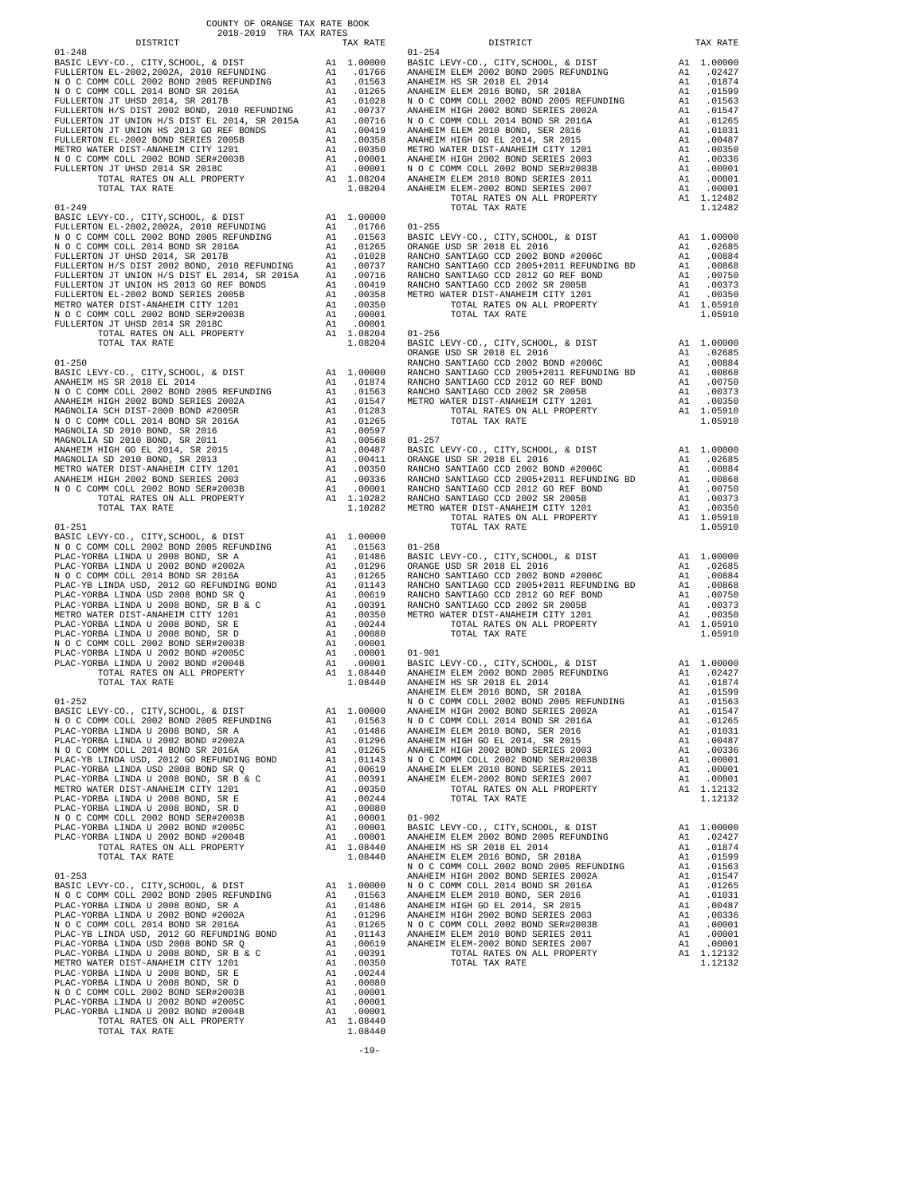COUNTY OF ORANGE TAX RATE BOOK
2018-2019 TRA TAX RATES

| DISTRICT | | TAX RATE |
|---|---|---|
| **01-248** | | |
| BASIC LEVY-CO., CITY,SCHOOL, & DIST | A1 | 1.00000 |
| FULLERTON EL-2002,2002A, 2010 REFUNDING | A1 | .01766 |
| N O C COMM COLL 2002 BOND 2005 REFUNDING | A1 | .01563 |
| N O C COMM COLL 2014 BOND SR 2016A | A1 | .01265 |
| FULLERTON JT UHSD 2014, SR 2017B | A1 | .01028 |
| FULLERTON H/S DIST 2002 BOND, 2010 REFUNDING | A1 | .00737 |
| FULLERTON JT UNION H/S DIST EL 2014, SR 2015A | A1 | .00716 |
| FULLERTON JT UNION HS 2013 GO REF BONDS | A1 | .00419 |
| FULLERTON EL-2002 BOND SERIES 2005B | A1 | .00358 |
| METRO WATER DIST-ANAHEIM CITY 1201 | A1 | .00350 |
| N O C COMM COLL 2002 BOND SER#2003B | A1 | .00001 |
| FULLERTON JT UHSD 2014 SR 2018C | A1 | .00001 |
| TOTAL RATES ON ALL PROPERTY | A1 | 1.08204 |
| TOTAL TAX RATE | | 1.08204 |
| **01-249** | | |
| BASIC LEVY-CO., CITY,SCHOOL, & DIST | A1 | 1.00000 |
| FULLERTON EL-2002,2002A, 2010 REFUNDING | A1 | .01766 |
| N O C COMM COLL 2002 BOND 2005 REFUNDING | A1 | .01563 |
| N O C COMM COLL 2014 BOND SR 2016A | A1 | .01265 |
| FULLERTON JT UHSD 2014, SR 2017B | A1 | .01028 |
| FULLERTON H/S DIST 2002 BOND, 2010 REFUNDING | A1 | .00737 |
| FULLERTON JT UNION H/S DIST EL 2014, SR 2015A | A1 | .00716 |
| FULLERTON JT UNION HS 2013 GO REF BONDS | A1 | .00419 |
| FULLERTON EL-2002 BOND SERIES 2005B | A1 | .00358 |
| METRO WATER DIST-ANAHEIM CITY 1201 | A1 | .00350 |
| N O C COMM COLL 2002 BOND SER#2003B | A1 | .00001 |
| FULLERTON JT UHSD 2014 SR 2018C | A1 | .00001 |
| TOTAL RATES ON ALL PROPERTY | A1 | 1.08204 |
| TOTAL TAX RATE | | 1.08204 |
| **01-250** | | |
| BASIC LEVY-CO., CITY,SCHOOL, & DIST | A1 | 1.00000 |
| ANAHEIM HS SR 2018 EL 2014 | A1 | .01874 |
| N O C COMM COLL 2002 BOND 2005 REFUNDING | A1 | .01563 |
| ANAHEIM HIGH 2002 BOND SERIES 2002A | A1 | .01547 |
| MAGNOLIA SCH DIST-2000 BOND #2005R | A1 | .01283 |
| N O C COMM COLL 2014 BOND SR 2016A | A1 | .01265 |
| MAGNOLIA SD 2010 BOND, SR 2016 | A1 | .00597 |
| MAGNOLIA SD 2010 BOND, SR 2011 | A1 | .00568 |
| ANAHEIM HIGH GO EL 2014, SR 2015 | A1 | .00487 |
| MAGNOLIA SD 2010 BOND, SR 2013 | A1 | .00411 |
| METRO WATER DIST-ANAHEIM CITY 1201 | A1 | .00350 |
| ANAHEIM HIGH 2002 BOND SERIES 2003 | A1 | .00336 |
| N O C COMM COLL 2002 BOND SER#2003B | A1 | .00001 |
| TOTAL RATES ON ALL PROPERTY | A1 | 1.10282 |
| TOTAL TAX RATE | | 1.10282 |
| **01-251** | | |
| BASIC LEVY-CO., CITY,SCHOOL, & DIST | A1 | 1.00000 |
| N O C COMM COLL 2002 BOND 2005 REFUNDING | A1 | .01563 |
| PLAC-YORBA LINDA U 2008 BOND, SR A | A1 | .01486 |
| PLAC-YORBA LINDA U 2002 BOND #2002A | A1 | .01296 |
| N O C COMM COLL 2014 BOND SR 2016A | A1 | .01265 |
| PLAC-YB LINDA USD, 2012 GO REFUNDING BOND | A1 | .01143 |
| PLAC-YORBA LINDA USD 2008 BOND SR Q | A1 | .00619 |
| PLAC-YORBA LINDA U 2008 BOND, SR B & C | A1 | .00391 |
| METRO WATER DIST-ANAHEIM CITY 1201 | A1 | .00350 |
| PLAC-YORBA LINDA U 2008 BOND, SR E | A1 | .00244 |
| PLAC-YORBA LINDA U 2008 BOND, SR D | A1 | .00080 |
| N O C COMM COLL 2002 BOND SER#2003B | A1 | .00001 |
| PLAC-YORBA LINDA U 2002 BOND #2005C | A1 | .00001 |
| PLAC-YORBA LINDA U 2002 BOND #2004B | A1 | .00001 |
| TOTAL RATES ON ALL PROPERTY | A1 | 1.08440 |
| TOTAL TAX RATE | | 1.08440 |
| **01-252** | | |
| BASIC LEVY-CO., CITY,SCHOOL, & DIST | A1 | 1.00000 |
| N O C COMM COLL 2002 BOND 2005 REFUNDING | A1 | .01563 |
| PLAC-YORBA LINDA U 2008 BOND, SR A | A1 | .01486 |
| PLAC-YORBA LINDA U 2002 BOND #2002A | A1 | .01296 |
| N O C COMM COLL 2014 BOND SR 2016A | A1 | .01265 |
| PLAC-YB LINDA USD, 2012 GO REFUNDING BOND | A1 | .01143 |
| PLAC-YORBA LINDA USD 2008 BOND SR Q | A1 | .00619 |
| PLAC-YORBA LINDA U 2008 BOND, SR B & C | A1 | .00391 |
| METRO WATER DIST-ANAHEIM CITY 1201 | A1 | .00350 |
| PLAC-YORBA LINDA U 2008 BOND, SR E | A1 | .00244 |
| PLAC-YORBA LINDA U 2008 BOND, SR D | A1 | .00080 |
| N O C COMM COLL 2002 BOND SER#2003B | A1 | .00001 |
| PLAC-YORBA LINDA U 2002 BOND #2005C | A1 | .00001 |
| PLAC-YORBA LINDA U 2002 BOND #2004B | A1 | .00001 |
| TOTAL RATES ON ALL PROPERTY | A1 | 1.08440 |
| TOTAL TAX RATE | | 1.08440 |
| **01-253** | | |
| BASIC LEVY-CO., CITY,SCHOOL, & DIST | A1 | 1.00000 |
| N O C COMM COLL 2002 BOND 2005 REFUNDING | A1 | .01563 |
| PLAC-YORBA LINDA U 2008 BOND, SR A | A1 | .01486 |
| PLAC-YORBA LINDA U 2002 BOND #2002A | A1 | .01296 |
| N O C COMM COLL 2014 BOND SR 2016A | A1 | .01265 |
| PLAC-YB LINDA USD, 2012 GO REFUNDING BOND | A1 | .01143 |
| PLAC-YORBA LINDA USD 2008 BOND SR Q | A1 | .00619 |
| PLAC-YORBA LINDA U 2008 BOND, SR B & C | A1 | .00391 |
| METRO WATER DIST-ANAHEIM CITY 1201 | A1 | .00350 |
| PLAC-YORBA LINDA U 2008 BOND, SR E | A1 | .00244 |
| PLAC-YORBA LINDA U 2008 BOND, SR D | A1 | .00080 |
| N O C COMM COLL 2002 BOND SER#2003B | A1 | .00001 |
| PLAC-YORBA LINDA U 2002 BOND #2005C | A1 | .00001 |
| PLAC-YORBA LINDA U 2002 BOND #2004B | A1 | .00001 |
| TOTAL RATES ON ALL PROPERTY | A1 | 1.08440 |
| TOTAL TAX RATE | | 1.08440 |
| **01-254** | | |
| BASIC LEVY-CO., CITY,SCHOOL, & DIST | A1 | 1.00000 |
| ANAHEIM ELEM 2002 BOND 2005 REFUNDING | A1 | .02427 |
| ANAHEIM HS SR 2018 EL 2014 | A1 | .01874 |
| ANAHEIM ELEM 2016 BOND, SR 2018A | A1 | .01599 |
| N O C COMM COLL 2002 BOND 2005 REFUNDING | A1 | .01563 |
| ANAHEIM HIGH 2002 BOND SERIES 2002A | A1 | .01547 |
| N O C COMM COLL 2014 BOND SR 2016A | A1 | .01265 |
| ANAHEIM ELEM 2010 BOND, SER 2016 | A1 | .01031 |
| ANAHEIM HIGH GO EL 2014, SR 2015 | A1 | .00487 |
| METRO WATER DIST-ANAHEIM CITY 1201 | A1 | .00350 |
| ANAHEIM HIGH 2002 BOND SERIES 2003 | A1 | .00336 |
| N O C COMM COLL 2002 BOND SER#2003B | A1 | .00001 |
| ANAHEIM ELEM 2010 BOND SERIES 2011 | A1 | .00001 |
| ANAHEIM ELEM-2002 BOND SERIES 2007 | A1 | .00001 |
| TOTAL RATES ON ALL PROPERTY | A1 | 1.12482 |
| TOTAL TAX RATE | | 1.12482 |
| **01-255** | | |
| BASIC LEVY-CO., CITY,SCHOOL, & DIST | A1 | 1.00000 |
| ORANGE USD SR 2018 EL 2016 | A1 | .02685 |
| RANCHO SANTIAGO CCD 2002 BOND #2006C | A1 | .00884 |
| RANCHO SANTIAGO CCD 2005+2011 REFUNDING BD | A1 | .00868 |
| RANCHO SANTIAGO CCD 2012 GO REF BOND | A1 | .00750 |
| RANCHO SANTIAGO CCD 2002 SR 2005B | A1 | .00373 |
| METRO WATER DIST-ANAHEIM CITY 1201 | A1 | .00350 |
| TOTAL RATES ON ALL PROPERTY | A1 | 1.05910 |
| TOTAL TAX RATE | | 1.05910 |
| **01-256** | | |
| BASIC LEVY-CO., CITY,SCHOOL, & DIST | A1 | 1.00000 |
| ORANGE USD SR 2018 EL 2016 | A1 | .02685 |
| RANCHO SANTIAGO CCD 2002 BOND #2006C | A1 | .00884 |
| RANCHO SANTIAGO CCD 2005+2011 REFUNDING BD | A1 | .00868 |
| RANCHO SANTIAGO CCD 2012 GO REF BOND | A1 | .00750 |
| RANCHO SANTIAGO CCD 2002 SR 2005B | A1 | .00373 |
| METRO WATER DIST-ANAHEIM CITY 1201 | A1 | .00350 |
| TOTAL RATES ON ALL PROPERTY | A1 | 1.05910 |
| TOTAL TAX RATE | | 1.05910 |
| **01-257** | | |
| BASIC LEVY-CO., CITY,SCHOOL, & DIST | A1 | 1.00000 |
| ORANGE USD SR 2018 EL 2016 | A1 | .02685 |
| RANCHO SANTIAGO CCD 2002 BOND #2006C | A1 | .00884 |
| RANCHO SANTIAGO CCD 2005+2011 REFUNDING BD | A1 | .00868 |
| RANCHO SANTIAGO CCD 2012 GO REF BOND | A1 | .00750 |
| RANCHO SANTIAGO CCD 2002 SR 2005B | A1 | .00373 |
| METRO WATER DIST-ANAHEIM CITY 1201 | A1 | .00350 |
| TOTAL RATES ON ALL PROPERTY | A1 | 1.05910 |
| TOTAL TAX RATE | | 1.05910 |
| **01-258** | | |
| BASIC LEVY-CO., CITY,SCHOOL, & DIST | A1 | 1.00000 |
| ORANGE USD SR 2018 EL 2016 | A1 | .02685 |
| RANCHO SANTIAGO CCD 2002 BOND #2006C | A1 | .00884 |
| RANCHO SANTIAGO CCD 2005+2011 REFUNDING BD | A1 | .00868 |
| RANCHO SANTIAGO CCD 2012 GO REF BOND | A1 | .00750 |
| RANCHO SANTIAGO CCD 2002 SR 2005B | A1 | .00373 |
| METRO WATER DIST-ANAHEIM CITY 1201 | A1 | .00350 |
| TOTAL RATES ON ALL PROPERTY | A1 | 1.05910 |
| TOTAL TAX RATE | | 1.05910 |
| **01-901** | | |
| BASIC LEVY-CO., CITY,SCHOOL, & DIST | A1 | 1.00000 |
| ANAHEIM ELEM 2002 BOND 2005 REFUNDING | A1 | .02427 |
| ANAHEIM HS SR 2018 EL 2014 | A1 | .01874 |
| ANAHEIM ELEM 2016 BOND, SR 2018A | A1 | .01599 |
| N O C COMM COLL 2002 BOND 2005 REFUNDING | A1 | .01563 |
| ANAHEIM HIGH 2002 BOND SERIES 2002A | A1 | .01547 |
| N O C COMM COLL 2014 BOND SR 2016A | A1 | .01265 |
| ANAHEIM ELEM 2010 BOND, SER 2016 | A1 | .01031 |
| ANAHEIM HIGH GO EL 2014, SR 2015 | A1 | .00487 |
| ANAHEIM HIGH 2002 BOND SERIES 2003 | A1 | .00336 |
| N O C COMM COLL 2002 BOND SER#2003B | A1 | .00001 |
| ANAHEIM ELEM 2010 BOND SERIES 2011 | A1 | .00001 |
| ANAHEIM ELEM-2002 BOND SERIES 2007 | A1 | .00001 |
| TOTAL RATES ON ALL PROPERTY | A1 | 1.12132 |
| TOTAL TAX RATE | | 1.12132 |
| **01-902** | | |
| BASIC LEVY-CO., CITY,SCHOOL, & DIST | A1 | 1.00000 |
| ANAHEIM ELEM 2002 BOND 2005 REFUNDING | A1 | .02427 |
| ANAHEIM HS SR 2018 EL 2014 | A1 | .01874 |
| ANAHEIM ELEM 2016 BOND, SR 2018A | A1 | .01599 |
| N O C COMM COLL 2002 BOND 2005 REFUNDING | A1 | .01563 |
| ANAHEIM HIGH 2002 BOND SERIES 2002A | A1 | .01547 |
| N O C COMM COLL 2014 BOND SR 2016A | A1 | .01265 |
| ANAHEIM ELEM 2010 BOND, SER 2016 | A1 | .01031 |
| ANAHEIM HIGH GO EL 2014, SR 2015 | A1 | .00487 |
| ANAHEIM HIGH 2002 BOND SERIES 2003 | A1 | .00336 |
| N O C COMM COLL 2002 BOND SER#2003B | A1 | .00001 |
| ANAHEIM ELEM 2010 BOND SERIES 2011 | A1 | .00001 |
| ANAHEIM ELEM-2002 BOND SERIES 2007 | A1 | .00001 |
| TOTAL RATES ON ALL PROPERTY | A1 | 1.12132 |
| TOTAL TAX RATE | | 1.12132 |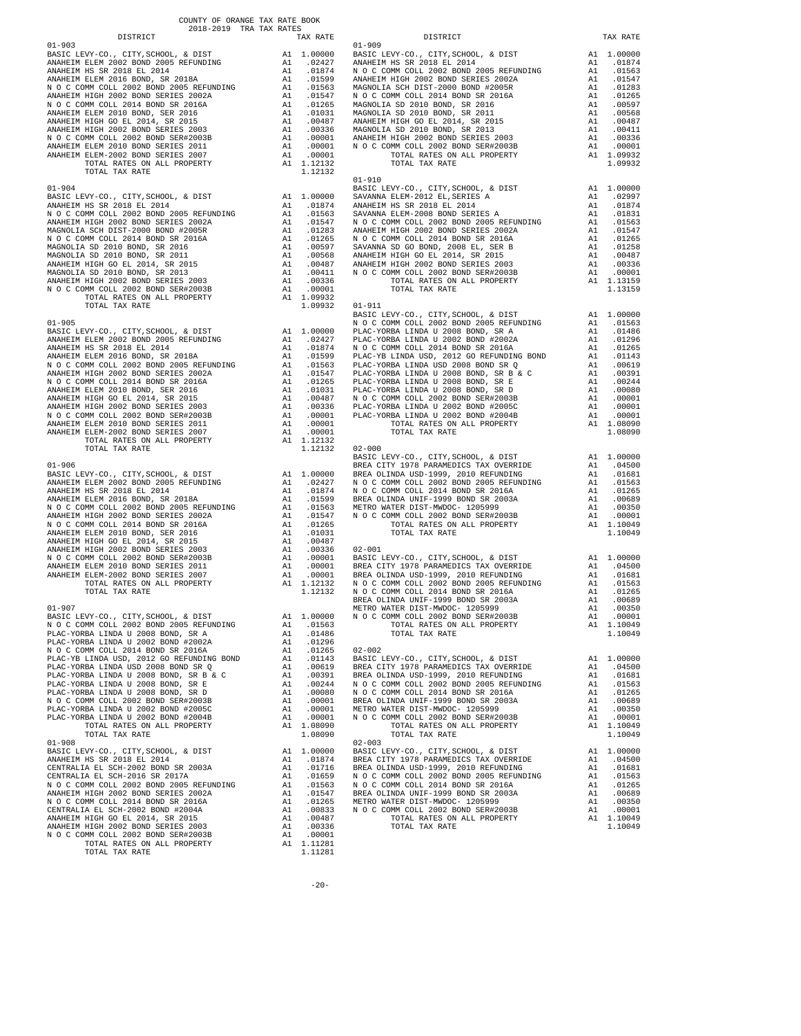COUNTY OF ORANGE TAX RATE BOOK
2018-2019 TRA TAX RATES

| DISTRICT | | TAX RATE |
|---|---|---|
| **01-903** | | |
| BASIC LEVY-CO., CITY,SCHOOL, & DIST | A1 | 1.00000 |
| ANAHEIM ELEM 2002 BOND 2005 REFUNDING | A1 | .02427 |
| ANAHEIM HS SR 2018 EL 2014 | A1 | .01874 |
| ANAHEIM ELEM 2016 BOND, SR 2018A | A1 | .01599 |
| N O C COMM COLL 2002 BOND 2005 REFUNDING | A1 | .01563 |
| ANAHEIM HIGH 2002 BOND SERIES 2002A | A1 | .01547 |
| N O C COMM COLL 2014 BOND SR 2016A | A1 | .01265 |
| ANAHEIM ELEM 2010 BOND, SER 2016 | A1 | .01031 |
| ANAHEIM HIGH GO EL 2014, SR 2015 | A1 | .00487 |
| ANAHEIM HIGH 2002 BOND SERIES 2003 | A1 | .00336 |
| N O C COMM COLL 2002 BOND SER#2003B | A1 | .00001 |
| ANAHEIM ELEM 2010 BOND SERIES 2011 | A1 | .00001 |
| ANAHEIM ELEM-2002 BOND SERIES 2007 | A1 | .00001 |
| TOTAL RATES ON ALL PROPERTY | A1 | 1.12132 |
| TOTAL TAX RATE | | 1.12132 |
| **01-904** | | |
| BASIC LEVY-CO., CITY,SCHOOL, & DIST | A1 | 1.00000 |
| ANAHEIM HS SR 2018 EL 2014 | A1 | .01874 |
| N O C COMM COLL 2002 BOND 2005 REFUNDING | A1 | .01563 |
| ANAHEIM HIGH 2002 BOND SERIES 2002A | A1 | .01547 |
| MAGNOLIA SCH DIST-2000 BOND #2005R | A1 | .01283 |
| N O C COMM COLL 2014 BOND SR 2016A | A1 | .01265 |
| MAGNOLIA SD 2010 BOND, SR 2016 | A1 | .00597 |
| MAGNOLIA SD 2010 BOND, SR 2011 | A1 | .00568 |
| ANAHEIM HIGH GO EL 2014, SR 2015 | A1 | .00487 |
| MAGNOLIA SD 2010 BOND, SR 2013 | A1 | .00411 |
| ANAHEIM HIGH 2002 BOND SERIES 2003 | A1 | .00336 |
| N O C COMM COLL 2002 BOND SER#2003B | A1 | .00001 |
| TOTAL RATES ON ALL PROPERTY | A1 | 1.09932 |
| TOTAL TAX RATE | | 1.09932 |
| **01-905** | | |
| BASIC LEVY-CO., CITY,SCHOOL, & DIST | A1 | 1.00000 |
| ANAHEIM ELEM 2002 BOND 2005 REFUNDING | A1 | .02427 |
| ANAHEIM HS SR 2018 EL 2014 | A1 | .01874 |
| ANAHEIM ELEM 2016 BOND, SR 2018A | A1 | .01599 |
| N O C COMM COLL 2002 BOND 2005 REFUNDING | A1 | .01563 |
| ANAHEIM HIGH 2002 BOND SERIES 2002A | A1 | .01547 |
| N O C COMM COLL 2014 BOND SR 2016A | A1 | .01265 |
| ANAHEIM ELEM 2010 BOND, SER 2016 | A1 | .01031 |
| ANAHEIM HIGH GO EL 2014, SR 2015 | A1 | .00487 |
| ANAHEIM HIGH 2002 BOND SERIES 2003 | A1 | .00336 |
| N O C COMM COLL 2002 BOND SER#2003B | A1 | .00001 |
| ANAHEIM ELEM 2010 BOND SERIES 2011 | A1 | .00001 |
| ANAHEIM ELEM-2002 BOND SERIES 2007 | A1 | .00001 |
| TOTAL RATES ON ALL PROPERTY | A1 | 1.12132 |
| TOTAL TAX RATE | | 1.12132 |
| **01-906** | | |
| BASIC LEVY-CO., CITY,SCHOOL, & DIST | A1 | 1.00000 |
| ANAHEIM ELEM 2002 BOND 2005 REFUNDING | A1 | .02427 |
| ANAHEIM HS SR 2018 EL 2014 | A1 | .01874 |
| ANAHEIM ELEM 2016 BOND, SR 2018A | A1 | .01599 |
| N O C COMM COLL 2002 BOND 2005 REFUNDING | A1 | .01563 |
| ANAHEIM HIGH 2002 BOND SERIES 2002A | A1 | .01547 |
| N O C COMM COLL 2014 BOND SR 2016A | A1 | .01265 |
| ANAHEIM ELEM 2010 BOND, SER 2016 | A1 | .01031 |
| ANAHEIM HIGH GO EL 2014, SR 2015 | A1 | .00487 |
| ANAHEIM HIGH 2002 BOND SERIES 2003 | A1 | .00336 |
| N O C COMM COLL 2002 BOND SER#2003B | A1 | .00001 |
| ANAHEIM ELEM 2010 BOND SERIES 2011 | A1 | .00001 |
| ANAHEIM ELEM-2002 BOND SERIES 2007 | A1 | .00001 |
| TOTAL RATES ON ALL PROPERTY | A1 | 1.12132 |
| TOTAL TAX RATE | | 1.12132 |
| **01-907** | | |
| BASIC LEVY-CO., CITY,SCHOOL, & DIST | A1 | 1.00000 |
| N O C COMM COLL 2002 BOND 2005 REFUNDING | A1 | .01563 |
| PLAC-YORBA LINDA U 2008 BOND, SR A | A1 | .01486 |
| PLAC-YORBA LINDA U 2002 BOND #2002A | A1 | .01296 |
| N O C COMM COLL 2014 BOND SR 2016A | A1 | .01265 |
| PLAC-YB LINDA USD, 2012 GO REFUNDING BOND | A1 | .01143 |
| PLAC-YORBA LINDA USD 2008 BOND SR Q | A1 | .00619 |
| PLAC-YORBA LINDA U 2008 BOND, SR B & C | A1 | .00391 |
| PLAC-YORBA LINDA U 2008 BOND, SR E | A1 | .00244 |
| PLAC-YORBA LINDA U 2008 BOND, SR D | A1 | .00080 |
| N O C COMM COLL 2002 BOND SER#2003B | A1 | .00001 |
| PLAC-YORBA LINDA U 2002 BOND #2005C | A1 | .00001 |
| PLAC-YORBA LINDA U 2002 BOND #2004B | A1 | .00001 |
| TOTAL RATES ON ALL PROPERTY | A1 | 1.08090 |
| TOTAL TAX RATE | | 1.08090 |
| **01-908** | | |
| BASIC LEVY-CO., CITY,SCHOOL, & DIST | A1 | 1.00000 |
| ANAHEIM HS SR 2018 EL 2014 | A1 | .01874 |
| CENTRALIA EL SCH-2002 BOND SR 2003A | A1 | .01716 |
| CENTRALIA EL SCH-2016 SR 2017A | A1 | .01659 |
| N O C COMM COLL 2002 BOND 2005 REFUNDING | A1 | .01563 |
| ANAHEIM HIGH 2002 BOND SERIES 2002A | A1 | .01547 |
| N O C COMM COLL 2014 BOND SR 2016A | A1 | .01265 |
| CENTRALIA EL SCH-2002 BOND #2004A | A1 | .00833 |
| ANAHEIM HIGH GO EL 2014, SR 2015 | A1 | .00487 |
| ANAHEIM HIGH 2002 BOND SERIES 2003 | A1 | .00336 |
| N O C COMM COLL 2002 BOND SER#2003B | A1 | .00001 |
| TOTAL RATES ON ALL PROPERTY | A1 | 1.11281 |
| TOTAL TAX RATE | | 1.11281 |
| **01-909** | | |
| BASIC LEVY-CO., CITY,SCHOOL, & DIST | A1 | 1.00000 |
| ANAHEIM HS SR 2018 EL 2014 | A1 | .01874 |
| N O C COMM COLL 2002 BOND 2005 REFUNDING | A1 | .01563 |
| ANAHEIM HIGH 2002 BOND SERIES 2002A | A1 | .01547 |
| MAGNOLIA SCH DIST-2000 BOND #2005R | A1 | .01283 |
| N O C COMM COLL 2014 BOND SR 2016A | A1 | .01265 |
| MAGNOLIA SD 2010 BOND, SR 2016 | A1 | .00597 |
| MAGNOLIA SD 2010 BOND, SR 2011 | A1 | .00568 |
| ANAHEIM HIGH GO EL 2014, SR 2015 | A1 | .00487 |
| MAGNOLIA SD 2010 BOND, SR 2013 | A1 | .00411 |
| ANAHEIM HIGH 2002 BOND SERIES 2003 | A1 | .00336 |
| N O C COMM COLL 2002 BOND SER#2003B | A1 | .00001 |
| TOTAL RATES ON ALL PROPERTY | A1 | 1.09932 |
| TOTAL TAX RATE | | 1.09932 |
| **01-910** | | |
| BASIC LEVY-CO., CITY,SCHOOL, & DIST | A1 | 1.00000 |
| SAVANNA ELEM-2012 EL,SERIES A | A1 | .02997 |
| ANAHEIM HS SR 2018 EL 2014 | A1 | .01874 |
| SAVANNA ELEM-2008 BOND SERIES A | A1 | .01831 |
| N O C COMM COLL 2002 BOND 2005 REFUNDING | A1 | .01563 |
| ANAHEIM HIGH 2002 BOND SERIES 2002A | A1 | .01547 |
| N O C COMM COLL 2014 BOND SR 2016A | A1 | .01265 |
| SAVANNA SD GO BOND, 2008 EL, SER B | A1 | .01258 |
| ANAHEIM HIGH GO EL 2014, SR 2015 | A1 | .00487 |
| ANAHEIM HIGH 2002 BOND SERIES 2003 | A1 | .00336 |
| N O C COMM COLL 2002 BOND SER#2003B | A1 | .00001 |
| TOTAL RATES ON ALL PROPERTY | A1 | 1.13159 |
| TOTAL TAX RATE | | 1.13159 |
| **01-911** | | |
| BASIC LEVY-CO., CITY,SCHOOL, & DIST | A1 | 1.00000 |
| N O C COMM COLL 2002 BOND 2005 REFUNDING | A1 | .01563 |
| PLAC-YORBA LINDA U 2008 BOND, SR A | A1 | .01486 |
| PLAC-YORBA LINDA U 2002 BOND #2002A | A1 | .01296 |
| N O C COMM COLL 2014 BOND SR 2016A | A1 | .01265 |
| PLAC-YB LINDA USD, 2012 GO REFUNDING BOND | A1 | .01143 |
| PLAC-YORBA LINDA USD 2008 BOND SR Q | A1 | .00619 |
| PLAC-YORBA LINDA U 2008 BOND, SR B & C | A1 | .00391 |
| PLAC-YORBA LINDA U 2008 BOND, SR E | A1 | .00244 |
| PLAC-YORBA LINDA U 2008 BOND, SR D | A1 | .00080 |
| N O C COMM COLL 2002 BOND SER#2003B | A1 | .00001 |
| PLAC-YORBA LINDA U 2002 BOND #2005C | A1 | .00001 |
| PLAC-YORBA LINDA U 2002 BOND #2004B | A1 | .00001 |
| TOTAL RATES ON ALL PROPERTY | A1 | 1.08090 |
| TOTAL TAX RATE | | 1.08090 |
| **02-000** | | |
| BASIC LEVY-CO., CITY,SCHOOL, & DIST | A1 | 1.00000 |
| BREA CITY 1978 PARAMEDICS TAX OVERRIDE | A1 | .04500 |
| BREA OLINDA USD-1999, 2010 REFUNDING | A1 | .01681 |
| N O C COMM COLL 2002 BOND 2005 REFUNDING | A1 | .01563 |
| N O C COMM COLL 2014 BOND SR 2016A | A1 | .01265 |
| BREA OLINDA UNIF-1999 BOND SR 2003A | A1 | .00689 |
| METRO WATER DIST-MWDOC- 1205999 | A1 | .00350 |
| N O C COMM COLL 2002 BOND SER#2003B | A1 | .00001 |
| TOTAL RATES ON ALL PROPERTY | A1 | 1.10049 |
| TOTAL TAX RATE | | 1.10049 |
| **02-001** | | |
| BASIC LEVY-CO., CITY,SCHOOL, & DIST | A1 | 1.00000 |
| BREA CITY 1978 PARAMEDICS TAX OVERRIDE | A1 | .04500 |
| BREA OLINDA USD-1999, 2010 REFUNDING | A1 | .01681 |
| N O C COMM COLL 2002 BOND 2005 REFUNDING | A1 | .01563 |
| N O C COMM COLL 2014 BOND SR 2016A | A1 | .01265 |
| BREA OLINDA UNIF-1999 BOND SR 2003A | A1 | .00689 |
| METRO WATER DIST-MWDOC- 1205999 | A1 | .00350 |
| N O C COMM COLL 2002 BOND SER#2003B | A1 | .00001 |
| TOTAL RATES ON ALL PROPERTY | A1 | 1.10049 |
| TOTAL TAX RATE | | 1.10049 |
| **02-002** | | |
| BASIC LEVY-CO., CITY,SCHOOL, & DIST | A1 | 1.00000 |
| BREA CITY 1978 PARAMEDICS TAX OVERRIDE | A1 | .04500 |
| BREA OLINDA USD-1999, 2010 REFUNDING | A1 | .01681 |
| N O C COMM COLL 2002 BOND 2005 REFUNDING | A1 | .01563 |
| N O C COMM COLL 2014 BOND SR 2016A | A1 | .01265 |
| BREA OLINDA UNIF-1999 BOND SR 2003A | A1 | .00689 |
| METRO WATER DIST-MWDOC- 1205999 | A1 | .00350 |
| N O C COMM COLL 2002 BOND SER#2003B | A1 | .00001 |
| TOTAL RATES ON ALL PROPERTY | A1 | 1.10049 |
| TOTAL TAX RATE | | 1.10049 |
| **02-003** | | |
| BASIC LEVY-CO., CITY,SCHOOL, & DIST | A1 | 1.00000 |
| BREA CITY 1978 PARAMEDICS TAX OVERRIDE | A1 | .04500 |
| BREA OLINDA USD-1999, 2010 REFUNDING | A1 | .01681 |
| N O C COMM COLL 2002 BOND 2005 REFUNDING | A1 | .01563 |
| N O C COMM COLL 2014 BOND SR 2016A | A1 | .01265 |
| BREA OLINDA UNIF-1999 BOND SR 2003A | A1 | .00689 |
| METRO WATER DIST-MWDOC- 1205999 | A1 | .00350 |
| N O C COMM COLL 2002 BOND SER#2003B | A1 | .00001 |
| TOTAL RATES ON ALL PROPERTY | A1 | 1.10049 |
| TOTAL TAX RATE | | 1.10049 |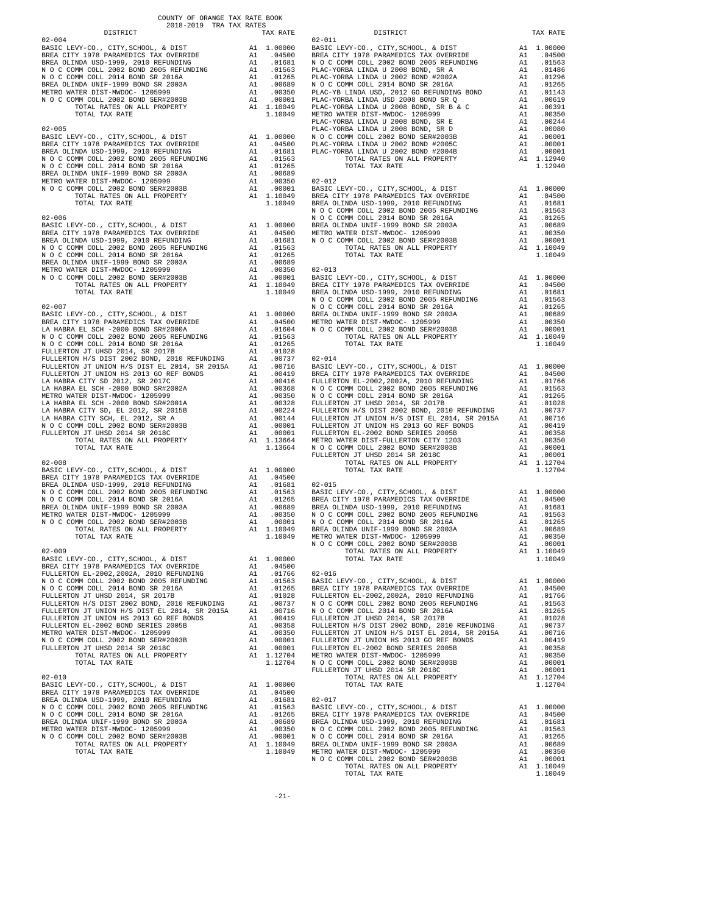COUNTY OF ORANGE TAX RATE BOOK
2018-2019 TRA TAX RATES

| DISTRICT | | TAX RATE |
|---|---|---|
| 02-004 | | |
| BASIC LEVY-CO., CITY,SCHOOL, & DIST | A1 | 1.00000 |
| BREA CITY 1978 PARAMEDICS TAX OVERRIDE | A1 | .04500 |
| BREA OLINDA USD-1999, 2010 REFUNDING | A1 | .01681 |
| N O C COMM COLL 2002 BOND 2005 REFUNDING | A1 | .01563 |
| N O C COMM COLL 2014 BOND SR 2016A | A1 | .01265 |
| BREA OLINDA UNIF-1999 BOND SR 2003A | A1 | .00689 |
| METRO WATER DIST-MWDOC- 1205999 | A1 | .00350 |
| N O C COMM COLL 2002 BOND SER#2003B | A1 | .00001 |
| TOTAL RATES ON ALL PROPERTY | A1 | 1.10049 |
| TOTAL TAX RATE | | 1.10049 |
| 02-005 | | |
| BASIC LEVY-CO., CITY,SCHOOL, & DIST | A1 | 1.00000 |
| BREA CITY 1978 PARAMEDICS TAX OVERRIDE | A1 | .04500 |
| BREA OLINDA USD-1999, 2010 REFUNDING | A1 | .01681 |
| N O C COMM COLL 2002 BOND 2005 REFUNDING | A1 | .01563 |
| N O C COMM COLL 2014 BOND SR 2016A | A1 | .01265 |
| BREA OLINDA UNIF-1999 BOND SR 2003A | A1 | .00689 |
| METRO WATER DIST-MWDOC- 1205999 | A1 | .00350 |
| N O C COMM COLL 2002 BOND SER#2003B | A1 | .00001 |
| TOTAL RATES ON ALL PROPERTY | A1 | 1.10049 |
| TOTAL TAX RATE | | 1.10049 |
| 02-006 | | |
| BASIC LEVY-CO., CITY,SCHOOL, & DIST | A1 | 1.00000 |
| BREA CITY 1978 PARAMEDICS TAX OVERRIDE | A1 | .04500 |
| BREA OLINDA USD-1999, 2010 REFUNDING | A1 | .01681 |
| N O C COMM COLL 2002 BOND 2005 REFUNDING | A1 | .01563 |
| N O C COMM COLL 2014 BOND SR 2016A | A1 | .01265 |
| BREA OLINDA UNIF-1999 BOND SR 2003A | A1 | .00689 |
| METRO WATER DIST-MWDOC- 1205999 | A1 | .00350 |
| N O C COMM COLL 2002 BOND SER#2003B | A1 | .00001 |
| TOTAL RATES ON ALL PROPERTY | A1 | 1.10049 |
| TOTAL TAX RATE | | 1.10049 |
| 02-007 | | |
| BASIC LEVY-CO., CITY,SCHOOL, & DIST | A1 | 1.00000 |
| BREA CITY 1978 PARAMEDICS TAX OVERRIDE | A1 | .04500 |
| LA HABRA EL SCH -2000 BOND SR#2000A | A1 | .01604 |
| N O C COMM COLL 2002 BOND 2005 REFUNDING | A1 | .01563 |
| N O C COMM COLL 2014 BOND SR 2016A | A1 | .01265 |
| FULLERTON JT UHSD 2014, SR 2017B | A1 | .01028 |
| FULLERTON H/S DIST 2002 BOND, 2010 REFUNDING | A1 | .00737 |
| FULLERTON JT UNION H/S DIST EL 2014, SR 2015A | A1 | .00716 |
| FULLERTON JT UNION HS 2013 GO REF BONDS | A1 | .00419 |
| LA HABRA CITY SD 2012, SR 2017C | A1 | .00416 |
| LA HABRA EL SCH -2000 BOND SR#2002A | A1 | .00368 |
| METRO WATER DIST-MWDOC- 1205999 | A1 | .00350 |
| LA HABRA EL SCH -2000 BOND SR#2001A | A1 | .00328 |
| LA HABRA CITY SD, EL 2012, SR 2015B | A1 | .00224 |
| LA HABRA CITY SCH, EL 2012, SR A | A1 | .00144 |
| N O C COMM COLL 2002 BOND SER#2003B | A1 | .00001 |
| FULLERTON JT UHSD 2014 SR 2018C | A1 | .00001 |
| TOTAL RATES ON ALL PROPERTY | A1 | 1.13664 |
| TOTAL TAX RATE | | 1.13664 |
| 02-008 | | |
| BASIC LEVY-CO., CITY,SCHOOL, & DIST | A1 | 1.00000 |
| BREA CITY 1978 PARAMEDICS TAX OVERRIDE | A1 | .04500 |
| BREA OLINDA USD-1999, 2010 REFUNDING | A1 | .01681 |
| N O C COMM COLL 2002 BOND 2005 REFUNDING | A1 | .01563 |
| N O C COMM COLL 2014 BOND SR 2016A | A1 | .01265 |
| BREA OLINDA UNIF-1999 BOND SR 2003A | A1 | .00689 |
| METRO WATER DIST-MWDOC- 1205999 | A1 | .00350 |
| N O C COMM COLL 2002 BOND SER#2003B | A1 | .00001 |
| TOTAL RATES ON ALL PROPERTY | A1 | 1.10049 |
| TOTAL TAX RATE | | 1.10049 |
| 02-009 | | |
| BASIC LEVY-CO., CITY,SCHOOL, & DIST | A1 | 1.00000 |
| BREA CITY 1978 PARAMEDICS TAX OVERRIDE | A1 | .04500 |
| FULLERTON EL-2002,2002A, 2010 REFUNDING | A1 | .01766 |
| N O C COMM COLL 2002 BOND 2005 REFUNDING | A1 | .01563 |
| N O C COMM COLL 2014 BOND SR 2016A | A1 | .01265 |
| FULLERTON JT UHSD 2014, SR 2017B | A1 | .01028 |
| FULLERTON H/S DIST 2002 BOND, 2010 REFUNDING | A1 | .00737 |
| FULLERTON JT UNION H/S DIST EL 2014, SR 2015A | A1 | .00716 |
| FULLERTON JT UNION HS 2013 GO REF BONDS | A1 | .00419 |
| FULLERTON EL-2002 BOND SERIES 2005B | A1 | .00358 |
| METRO WATER DIST-MWDOC- 1205999 | A1 | .00350 |
| N O C COMM COLL 2002 BOND SER#2003B | A1 | .00001 |
| FULLERTON JT UHSD 2014 SR 2018C | A1 | .00001 |
| TOTAL RATES ON ALL PROPERTY | A1 | 1.12704 |
| TOTAL TAX RATE | | 1.12704 |
| 02-010 | | |
| BASIC LEVY-CO., CITY,SCHOOL, & DIST | A1 | 1.00000 |
| BREA CITY 1978 PARAMEDICS TAX OVERRIDE | A1 | .04500 |
| BREA OLINDA USD-1999, 2010 REFUNDING | A1 | .01681 |
| N O C COMM COLL 2002 BOND 2005 REFUNDING | A1 | .01563 |
| N O C COMM COLL 2014 BOND SR 2016A | A1 | .01265 |
| BREA OLINDA UNIF-1999 BOND SR 2003A | A1 | .00689 |
| METRO WATER DIST-MWDOC- 1205999 | A1 | .00350 |
| N O C COMM COLL 2002 BOND SER#2003B | A1 | .00001 |
| TOTAL RATES ON ALL PROPERTY | A1 | 1.10049 |
| TOTAL TAX RATE | | 1.10049 |
| 02-011 | | |
| BASIC LEVY-CO., CITY,SCHOOL, & DIST | A1 | 1.00000 |
| BREA CITY 1978 PARAMEDICS TAX OVERRIDE | A1 | .04500 |
| N O C COMM COLL 2002 BOND 2005 REFUNDING | A1 | .01563 |
| PLAC-YORBA LINDA U 2008 BOND, SR A | A1 | .01486 |
| PLAC-YORBA LINDA U 2002 BOND #2002A | A1 | .01296 |
| N O C COMM COLL 2014 BOND SR 2016A | A1 | .01265 |
| PLAC-YB LINDA USD, 2012 GO REFUNDING BOND | A1 | .01143 |
| PLAC-YORBA LINDA USD 2008 BOND SR Q | A1 | .00619 |
| PLAC-YORBA LINDA U 2008 BOND, SR B & C | A1 | .00391 |
| METRO WATER DIST-MWDOC- 1205999 | A1 | .00350 |
| PLAC-YORBA LINDA U 2008 BOND, SR E | A1 | .00244 |
| PLAC-YORBA LINDA U 2008 BOND, SR D | A1 | .00080 |
| N O C COMM COLL 2002 BOND SER#2003B | A1 | .00001 |
| PLAC-YORBA LINDA U 2002 BOND #2005C | A1 | .00001 |
| PLAC-YORBA LINDA U 2002 BOND #2004B | A1 | .00001 |
| TOTAL RATES ON ALL PROPERTY | A1 | 1.12940 |
| TOTAL TAX RATE | | 1.12940 |
| 02-012 | | |
| BASIC LEVY-CO., CITY,SCHOOL, & DIST | A1 | 1.00000 |
| BREA CITY 1978 PARAMEDICS TAX OVERRIDE | A1 | .04500 |
| BREA OLINDA USD-1999, 2010 REFUNDING | A1 | .01681 |
| N O C COMM COLL 2002 BOND 2005 REFUNDING | A1 | .01563 |
| N O C COMM COLL 2014 BOND SR 2016A | A1 | .01265 |
| BREA OLINDA UNIF-1999 BOND SR 2003A | A1 | .00689 |
| METRO WATER DIST-MWDOC- 1205999 | A1 | .00350 |
| N O C COMM COLL 2002 BOND SER#2003B | A1 | .00001 |
| TOTAL RATES ON ALL PROPERTY | A1 | 1.10049 |
| TOTAL TAX RATE | | 1.10049 |
| 02-013 | | |
| BASIC LEVY-CO., CITY,SCHOOL, & DIST | A1 | 1.00000 |
| BREA CITY 1978 PARAMEDICS TAX OVERRIDE | A1 | .04500 |
| BREA OLINDA USD-1999, 2010 REFUNDING | A1 | .01681 |
| N O C COMM COLL 2002 BOND 2005 REFUNDING | A1 | .01563 |
| N O C COMM COLL 2014 BOND SR 2016A | A1 | .01265 |
| BREA OLINDA UNIF-1999 BOND SR 2003A | A1 | .00689 |
| METRO WATER DIST-MWDOC- 1205999 | A1 | .00350 |
| N O C COMM COLL 2002 BOND SER#2003B | A1 | .00001 |
| TOTAL RATES ON ALL PROPERTY | A1 | 1.10049 |
| TOTAL TAX RATE | | 1.10049 |
| 02-014 | | |
| BASIC LEVY-CO., CITY,SCHOOL, & DIST | A1 | 1.00000 |
| BREA CITY 1978 PARAMEDICS TAX OVERRIDE | A1 | .04500 |
| FULLERTON EL-2002,2002A, 2010 REFUNDING | A1 | .01766 |
| N O C COMM COLL 2002 BOND 2005 REFUNDING | A1 | .01563 |
| N O C COMM COLL 2014 BOND SR 2016A | A1 | .01265 |
| FULLERTON JT UHSD 2014, SR 2017B | A1 | .01028 |
| FULLERTON H/S DIST 2002 BOND, 2010 REFUNDING | A1 | .00737 |
| FULLERTON JT UNION H/S DIST EL 2014, SR 2015A | A1 | .00716 |
| FULLERTON JT UNION HS 2013 GO REF BONDS | A1 | .00419 |
| FULLERTON EL-2002 BOND SERIES 2005B | A1 | .00358 |
| METRO WATER DIST-FULLERTON CITY 1203 | A1 | .00350 |
| N O C COMM COLL 2002 BOND SER#2003B | A1 | .00001 |
| FULLERTON JT UHSD 2014 SR 2018C | A1 | .00001 |
| TOTAL RATES ON ALL PROPERTY | A1 | 1.12704 |
| TOTAL TAX RATE | | 1.12704 |
| 02-015 | | |
| BASIC LEVY-CO., CITY,SCHOOL, & DIST | A1 | 1.00000 |
| BREA CITY 1978 PARAMEDICS TAX OVERRIDE | A1 | .04500 |
| BREA OLINDA USD-1999, 2010 REFUNDING | A1 | .01681 |
| N O C COMM COLL 2002 BOND 2005 REFUNDING | A1 | .01563 |
| N O C COMM COLL 2014 BOND SR 2016A | A1 | .01265 |
| BREA OLINDA UNIF-1999 BOND SR 2003A | A1 | .00689 |
| METRO WATER DIST-MWDOC- 1205999 | A1 | .00350 |
| N O C COMM COLL 2002 BOND SER#2003B | A1 | .00001 |
| TOTAL RATES ON ALL PROPERTY | A1 | 1.10049 |
| TOTAL TAX RATE | | 1.10049 |
| 02-016 | | |
| BASIC LEVY-CO., CITY,SCHOOL, & DIST | A1 | 1.00000 |
| BREA CITY 1978 PARAMEDICS TAX OVERRIDE | A1 | .04500 |
| FULLERTON EL-2002,2002A, 2010 REFUNDING | A1 | .01766 |
| N O C COMM COLL 2002 BOND 2005 REFUNDING | A1 | .01563 |
| N O C COMM COLL 2014 BOND SR 2016A | A1 | .01265 |
| FULLERTON JT UHSD 2014, SR 2017B | A1 | .01028 |
| FULLERTON H/S DIST 2002 BOND, 2010 REFUNDING | A1 | .00737 |
| FULLERTON JT UNION H/S DIST EL 2014, SR 2015A | A1 | .00716 |
| FULLERTON JT UNION HS 2013 GO REF BONDS | A1 | .00419 |
| FULLERTON EL-2002 BOND SERIES 2005B | A1 | .00358 |
| METRO WATER DIST-MWDOC- 1205999 | A1 | .00350 |
| N O C COMM COLL 2002 BOND SER#2003B | A1 | .00001 |
| FULLERTON JT UHSD 2014 SR 2018C | A1 | .00001 |
| TOTAL RATES ON ALL PROPERTY | A1 | 1.12704 |
| TOTAL TAX RATE | | 1.12704 |
| 02-017 | | |
| BASIC LEVY-CO., CITY,SCHOOL, & DIST | A1 | 1.00000 |
| BREA CITY 1978 PARAMEDICS TAX OVERRIDE | A1 | .04500 |
| BREA OLINDA USD-1999, 2010 REFUNDING | A1 | .01681 |
| N O C COMM COLL 2002 BOND 2005 REFUNDING | A1 | .01563 |
| N O C COMM COLL 2014 BOND SR 2016A | A1 | .01265 |
| BREA OLINDA UNIF-1999 BOND SR 2003A | A1 | .00689 |
| METRO WATER DIST-MWDOC- 1205999 | A1 | .00350 |
| N O C COMM COLL 2002 BOND SER#2003B | A1 | .00001 |
| TOTAL RATES ON ALL PROPERTY | A1 | 1.10049 |
| TOTAL TAX RATE | | 1.10049 |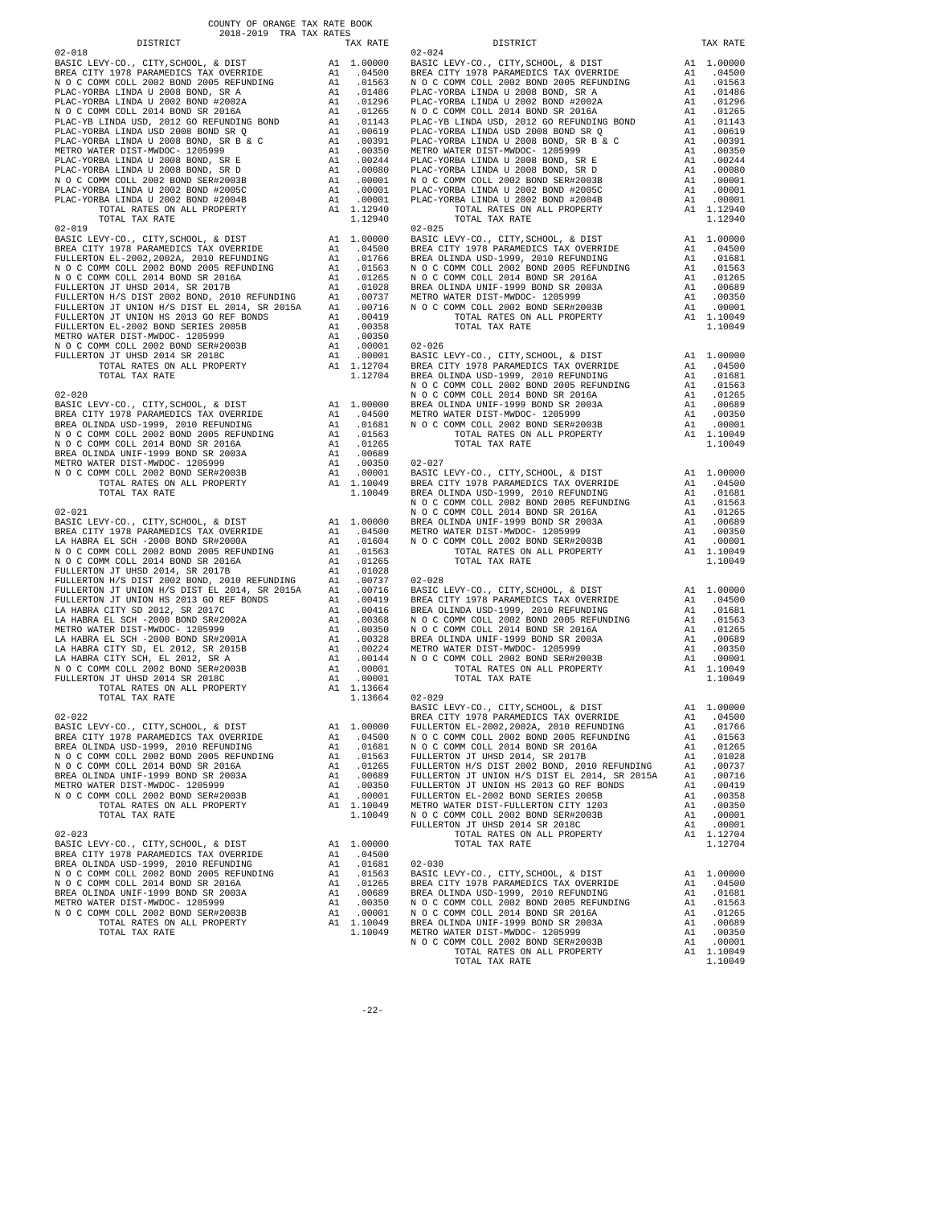COUNTY OF ORANGE TAX RATE BOOK
2018-2019 TRA TAX RATES

| DISTRICT | | TAX RATE |
|---|---|---|
| 02-018 | | |
| BASIC LEVY-CO., CITY,SCHOOL, & DIST | A1 | 1.00000 |
| BREA CITY 1978 PARAMEDICS TAX OVERRIDE | A1 | .04500 |
| N O C COMM COLL 2002 BOND 2005 REFUNDING | A1 | .01563 |
| PLAC-YORBA LINDA U 2008 BOND, SR A | A1 | .01486 |
| PLAC-YORBA LINDA U 2002 BOND #2002A | A1 | .01296 |
| N O C COMM COLL 2014 BOND SR 2016A | A1 | .01265 |
| PLAC-YB LINDA USD, 2012 GO REFUNDING BOND | A1 | .01143 |
| PLAC-YORBA LINDA USD 2008 BOND SR Q | A1 | .00619 |
| PLAC-YORBA LINDA U 2008 BOND, SR B & C | A1 | .00391 |
| METRO WATER DIST-MWDOC- 1205999 | A1 | .00350 |
| PLAC-YORBA LINDA U 2008 BOND, SR E | A1 | .00244 |
| PLAC-YORBA LINDA U 2008 BOND, SR D | A1 | .00080 |
| N O C COMM COLL 2002 BOND SER#2003B | A1 | .00001 |
| PLAC-YORBA LINDA U 2002 BOND #2005C | A1 | .00001 |
| PLAC-YORBA LINDA U 2002 BOND #2004B | A1 | .00001 |
| TOTAL RATES ON ALL PROPERTY | A1 | 1.12940 |
| TOTAL TAX RATE | | 1.12940 |
| 02-019 | | |
| BASIC LEVY-CO., CITY,SCHOOL, & DIST | A1 | 1.00000 |
| BREA CITY 1978 PARAMEDICS TAX OVERRIDE | A1 | .04500 |
| FULLERTON EL-2002,2002A, 2010 REFUNDING | A1 | .01766 |
| N O C COMM COLL 2002 BOND 2005 REFUNDING | A1 | .01563 |
| N O C COMM COLL 2014 BOND SR 2016A | A1 | .01265 |
| FULLERTON JT UHSD 2014, SR 2017B | A1 | .01028 |
| FULLERTON H/S DIST 2002 BOND, 2010 REFUNDING | A1 | .00737 |
| FULLERTON JT UNION H/S DIST EL 2014, SR 2015A | A1 | .00716 |
| FULLERTON JT UNION HS 2013 GO REF BONDS | A1 | .00419 |
| FULLERTON EL-2002 BOND SERIES 2005B | A1 | .00358 |
| METRO WATER DIST-MWDOC- 1205999 | A1 | .00350 |
| N O C COMM COLL 2002 BOND SER#2003B | A1 | .00001 |
| FULLERTON JT UHSD 2014 SR 2018C | A1 | .00001 |
| TOTAL RATES ON ALL PROPERTY | A1 | 1.12704 |
| TOTAL TAX RATE | | 1.12704 |
| 02-020 | | |
| BASIC LEVY-CO., CITY,SCHOOL, & DIST | A1 | 1.00000 |
| BREA CITY 1978 PARAMEDICS TAX OVERRIDE | A1 | .04500 |
| BREA OLINDA USD-1999, 2010 REFUNDING | A1 | .01681 |
| N O C COMM COLL 2002 BOND 2005 REFUNDING | A1 | .01563 |
| N O C COMM COLL 2014 BOND SR 2016A | A1 | .01265 |
| BREA OLINDA UNIF-1999 BOND SR 2003A | A1 | .00689 |
| METRO WATER DIST-MWDOC- 1205999 | A1 | .00350 |
| N O C COMM COLL 2002 BOND SER#2003B | A1 | .00001 |
| TOTAL RATES ON ALL PROPERTY | A1 | 1.10049 |
| TOTAL TAX RATE | | 1.10049 |
| 02-021 | | |
| BASIC LEVY-CO., CITY,SCHOOL, & DIST | A1 | 1.00000 |
| BREA CITY 1978 PARAMEDICS TAX OVERRIDE | A1 | .04500 |
| LA HABRA EL SCH -2000 BOND SR#2000A | A1 | .01604 |
| N O C COMM COLL 2002 BOND 2005 REFUNDING | A1 | .01563 |
| N O C COMM COLL 2014 BOND SR 2016A | A1 | .01265 |
| FULLERTON JT UHSD 2014, SR 2017B | A1 | .01028 |
| FULLERTON H/S DIST 2002 BOND, 2010 REFUNDING | A1 | .00737 |
| FULLERTON JT UNION H/S DIST EL 2014, SR 2015A | A1 | .00716 |
| FULLERTON JT UNION HS 2013 GO REF BONDS | A1 | .00419 |
| LA HABRA CITY SD 2012, SR 2017C | A1 | .00416 |
| LA HABRA EL SCH -2000 BOND SR#2002A | A1 | .00368 |
| METRO WATER DIST-MWDOC- 1205999 | A1 | .00350 |
| LA HABRA EL SCH -2000 BOND SR#2001A | A1 | .00328 |
| LA HABRA CITY SD, EL 2012, SR 2015B | A1 | .00224 |
| LA HABRA CITY SCH, EL 2012, SR A | A1 | .00144 |
| N O C COMM COLL 2002 BOND SER#2003B | A1 | .00001 |
| FULLERTON JT UHSD 2014 SR 2018C | A1 | .00001 |
| TOTAL RATES ON ALL PROPERTY | A1 | 1.13664 |
| TOTAL TAX RATE | | 1.13664 |
| 02-022 | | |
| BASIC LEVY-CO., CITY,SCHOOL, & DIST | A1 | 1.00000 |
| BREA CITY 1978 PARAMEDICS TAX OVERRIDE | A1 | .04500 |
| BREA OLINDA USD-1999, 2010 REFUNDING | A1 | .01681 |
| N O C COMM COLL 2002 BOND 2005 REFUNDING | A1 | .01563 |
| N O C COMM COLL 2014 BOND SR 2016A | A1 | .01265 |
| BREA OLINDA UNIF-1999 BOND SR 2003A | A1 | .00689 |
| METRO WATER DIST-MWDOC- 1205999 | A1 | .00350 |
| N O C COMM COLL 2002 BOND SER#2003B | A1 | .00001 |
| TOTAL RATES ON ALL PROPERTY | A1 | 1.10049 |
| TOTAL TAX RATE | | 1.10049 |
| 02-023 | | |
| BASIC LEVY-CO., CITY,SCHOOL, & DIST | A1 | 1.00000 |
| BREA CITY 1978 PARAMEDICS TAX OVERRIDE | A1 | .04500 |
| BREA OLINDA USD-1999, 2010 REFUNDING | A1 | .01681 |
| N O C COMM COLL 2002 BOND 2005 REFUNDING | A1 | .01563 |
| N O C COMM COLL 2014 BOND SR 2016A | A1 | .01265 |
| BREA OLINDA UNIF-1999 BOND SR 2003A | A1 | .00689 |
| METRO WATER DIST-MWDOC- 1205999 | A1 | .00350 |
| N O C COMM COLL 2002 BOND SER#2003B | A1 | .00001 |
| TOTAL RATES ON ALL PROPERTY | A1 | 1.10049 |
| TOTAL TAX RATE | | 1.10049 |
| 02-024 | | |
| BASIC LEVY-CO., CITY,SCHOOL, & DIST | A1 | 1.00000 |
| BREA CITY 1978 PARAMEDICS TAX OVERRIDE | A1 | .04500 |
| N O C COMM COLL 2002 BOND 2005 REFUNDING | A1 | .01563 |
| PLAC-YORBA LINDA U 2008 BOND, SR A | A1 | .01486 |
| PLAC-YORBA LINDA U 2002 BOND #2002A | A1 | .01296 |
| N O C COMM COLL 2014 BOND SR 2016A | A1 | .01265 |
| PLAC-YB LINDA USD, 2012 GO REFUNDING BOND | A1 | .01143 |
| PLAC-YORBA LINDA USD 2008 BOND SR Q | A1 | .00619 |
| PLAC-YORBA LINDA U 2008 BOND, SR B & C | A1 | .00391 |
| METRO WATER DIST-MWDOC- 1205999 | A1 | .00350 |
| PLAC-YORBA LINDA U 2008 BOND, SR E | A1 | .00244 |
| PLAC-YORBA LINDA U 2008 BOND, SR D | A1 | .00080 |
| N O C COMM COLL 2002 BOND SER#2003B | A1 | .00001 |
| PLAC-YORBA LINDA U 2002 BOND #2005C | A1 | .00001 |
| PLAC-YORBA LINDA U 2002 BOND #2004B | A1 | .00001 |
| TOTAL RATES ON ALL PROPERTY | A1 | 1.12940 |
| TOTAL TAX RATE | | 1.12940 |
| 02-025 | | |
| BASIC LEVY-CO., CITY,SCHOOL, & DIST | A1 | 1.00000 |
| BREA CITY 1978 PARAMEDICS TAX OVERRIDE | A1 | .04500 |
| BREA OLINDA USD-1999, 2010 REFUNDING | A1 | .01681 |
| N O C COMM COLL 2002 BOND 2005 REFUNDING | A1 | .01563 |
| N O C COMM COLL 2014 BOND SR 2016A | A1 | .01265 |
| BREA OLINDA UNIF-1999 BOND SR 2003A | A1 | .00689 |
| METRO WATER DIST-MWDOC- 1205999 | A1 | .00350 |
| N O C COMM COLL 2002 BOND SER#2003B | A1 | .00001 |
| TOTAL RATES ON ALL PROPERTY | A1 | 1.10049 |
| TOTAL TAX RATE | | 1.10049 |
| 02-026 | | |
| BASIC LEVY-CO., CITY,SCHOOL, & DIST | A1 | 1.00000 |
| BREA CITY 1978 PARAMEDICS TAX OVERRIDE | A1 | .04500 |
| BREA OLINDA USD-1999, 2010 REFUNDING | A1 | .01681 |
| N O C COMM COLL 2002 BOND 2005 REFUNDING | A1 | .01563 |
| N O C COMM COLL 2014 BOND SR 2016A | A1 | .01265 |
| BREA OLINDA UNIF-1999 BOND SR 2003A | A1 | .00689 |
| METRO WATER DIST-MWDOC- 1205999 | A1 | .00350 |
| N O C COMM COLL 2002 BOND SER#2003B | A1 | .00001 |
| TOTAL RATES ON ALL PROPERTY | A1 | 1.10049 |
| TOTAL TAX RATE | | 1.10049 |
| 02-027 | | |
| BASIC LEVY-CO., CITY,SCHOOL, & DIST | A1 | 1.00000 |
| BREA CITY 1978 PARAMEDICS TAX OVERRIDE | A1 | .04500 |
| BREA OLINDA USD-1999, 2010 REFUNDING | A1 | .01681 |
| N O C COMM COLL 2002 BOND 2005 REFUNDING | A1 | .01563 |
| N O C COMM COLL 2014 BOND SR 2016A | A1 | .01265 |
| BREA OLINDA UNIF-1999 BOND SR 2003A | A1 | .00689 |
| METRO WATER DIST-MWDOC- 1205999 | A1 | .00350 |
| N O C COMM COLL 2002 BOND SER#2003B | A1 | .00001 |
| TOTAL RATES ON ALL PROPERTY | A1 | 1.10049 |
| TOTAL TAX RATE | | 1.10049 |
| 02-028 | | |
| BASIC LEVY-CO., CITY,SCHOOL, & DIST | A1 | 1.00000 |
| BREA CITY 1978 PARAMEDICS TAX OVERRIDE | A1 | .04500 |
| BREA OLINDA USD-1999, 2010 REFUNDING | A1 | .01681 |
| N O C COMM COLL 2002 BOND 2005 REFUNDING | A1 | .01563 |
| N O C COMM COLL 2014 BOND SR 2016A | A1 | .01265 |
| BREA OLINDA UNIF-1999 BOND SR 2003A | A1 | .00689 |
| METRO WATER DIST-MWDOC- 1205999 | A1 | .00350 |
| N O C COMM COLL 2002 BOND SER#2003B | A1 | .00001 |
| TOTAL RATES ON ALL PROPERTY | A1 | 1.10049 |
| TOTAL TAX RATE | | 1.10049 |
| 02-029 | | |
| BASIC LEVY-CO., CITY,SCHOOL, & DIST | A1 | 1.00000 |
| BREA CITY 1978 PARAMEDICS TAX OVERRIDE | A1 | .04500 |
| FULLERTON EL-2002,2002A, 2010 REFUNDING | A1 | .01766 |
| N O C COMM COLL 2002 BOND 2005 REFUNDING | A1 | .01563 |
| N O C COMM COLL 2014 BOND SR 2016A | A1 | .01265 |
| FULLERTON JT UHSD 2014, SR 2017B | A1 | .01028 |
| FULLERTON H/S DIST 2002 BOND, 2010 REFUNDING | A1 | .00737 |
| FULLERTON JT UNION H/S DIST EL 2014, SR 2015A | A1 | .00716 |
| FULLERTON JT UNION HS 2013 GO REF BONDS | A1 | .00419 |
| FULLERTON EL-2002 BOND SERIES 2005B | A1 | .00358 |
| METRO WATER DIST-FULLERTON CITY 1203 | A1 | .00350 |
| N O C COMM COLL 2002 BOND SER#2003B | A1 | .00001 |
| FULLERTON JT UHSD 2014 SR 2018C | A1 | .00001 |
| TOTAL RATES ON ALL PROPERTY | A1 | 1.12704 |
| TOTAL TAX RATE | | 1.12704 |
| 02-030 | | |
| BASIC LEVY-CO., CITY,SCHOOL, & DIST | A1 | 1.00000 |
| BREA CITY 1978 PARAMEDICS TAX OVERRIDE | A1 | .04500 |
| BREA OLINDA USD-1999, 2010 REFUNDING | A1 | .01681 |
| N O C COMM COLL 2002 BOND 2005 REFUNDING | A1 | .01563 |
| N O C COMM COLL 2014 BOND SR 2016A | A1 | .01265 |
| BREA OLINDA UNIF-1999 BOND SR 2003A | A1 | .00689 |
| METRO WATER DIST-MWDOC- 1205999 | A1 | .00350 |
| N O C COMM COLL 2002 BOND SER#2003B | A1 | .00001 |
| TOTAL RATES ON ALL PROPERTY | A1 | 1.10049 |
| TOTAL TAX RATE | | 1.10049 |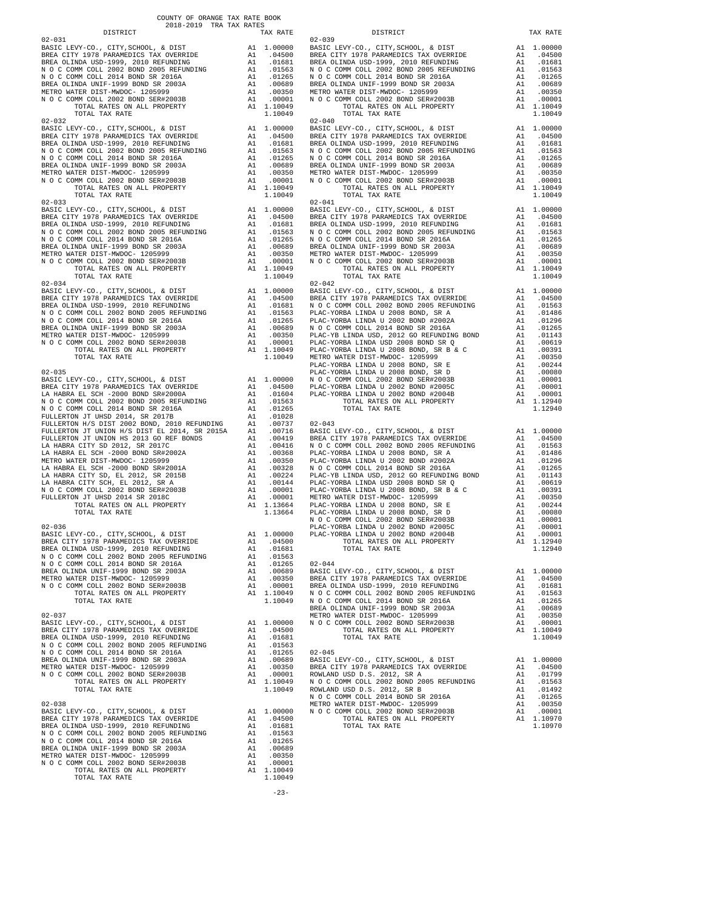COUNTY OF ORANGE TAX RATE BOOK
2018-2019 TRA TAX RATES

| DISTRICT | | TAX RATE |
|---|---|---|
| **02-031** | | |
| BASIC LEVY-CO., CITY,SCHOOL, & DIST | A1 | 1.00000 |
| BREA CITY 1978 PARAMEDICS TAX OVERRIDE | A1 | .04500 |
| BREA OLINDA USD-1999, 2010 REFUNDING | A1 | .01681 |
| N O C COMM COLL 2002 BOND 2005 REFUNDING | A1 | .01563 |
| N O C COMM COLL 2014 BOND SR 2016A | A1 | .01265 |
| BREA OLINDA UNIF-1999 BOND SR 2003A | A1 | .00689 |
| METRO WATER DIST-MWDOC- 1205999 | A1 | .00350 |
| N O C COMM COLL 2002 BOND SER#2003B | A1 | .00001 |
| TOTAL RATES ON ALL PROPERTY | A1 | 1.10049 |
| TOTAL TAX RATE | | 1.10049 |
| **02-032** | | |
| BASIC LEVY-CO., CITY,SCHOOL, & DIST | A1 | 1.00000 |
| BREA CITY 1978 PARAMEDICS TAX OVERRIDE | A1 | .04500 |
| BREA OLINDA USD-1999, 2010 REFUNDING | A1 | .01681 |
| N O C COMM COLL 2002 BOND 2005 REFUNDING | A1 | .01563 |
| N O C COMM COLL 2014 BOND SR 2016A | A1 | .01265 |
| BREA OLINDA UNIF-1999 BOND SR 2003A | A1 | .00689 |
| METRO WATER DIST-MWDOC- 1205999 | A1 | .00350 |
| N O C COMM COLL 2002 BOND SER#2003B | A1 | .00001 |
| TOTAL RATES ON ALL PROPERTY | A1 | 1.10049 |
| TOTAL TAX RATE | | 1.10049 |
| **02-033** | | |
| BASIC LEVY-CO., CITY,SCHOOL, & DIST | A1 | 1.00000 |
| BREA CITY 1978 PARAMEDICS TAX OVERRIDE | A1 | .04500 |
| BREA OLINDA USD-1999, 2010 REFUNDING | A1 | .01681 |
| N O C COMM COLL 2002 BOND 2005 REFUNDING | A1 | .01563 |
| N O C COMM COLL 2014 BOND SR 2016A | A1 | .01265 |
| BREA OLINDA UNIF-1999 BOND SR 2003A | A1 | .00689 |
| METRO WATER DIST-MWDOC- 1205999 | A1 | .00350 |
| N O C COMM COLL 2002 BOND SER#2003B | A1 | .00001 |
| TOTAL RATES ON ALL PROPERTY | A1 | 1.10049 |
| TOTAL TAX RATE | | 1.10049 |
| **02-034** | | |
| BASIC LEVY-CO., CITY,SCHOOL, & DIST | A1 | 1.00000 |
| BREA CITY 1978 PARAMEDICS TAX OVERRIDE | A1 | .04500 |
| BREA OLINDA USD-1999, 2010 REFUNDING | A1 | .01681 |
| N O C COMM COLL 2002 BOND 2005 REFUNDING | A1 | .01563 |
| N O C COMM COLL 2014 BOND SR 2016A | A1 | .01265 |
| BREA OLINDA UNIF-1999 BOND SR 2003A | A1 | .00689 |
| METRO WATER DIST-MWDOC- 1205999 | A1 | .00350 |
| N O C COMM COLL 2002 BOND SER#2003B | A1 | .00001 |
| TOTAL RATES ON ALL PROPERTY | A1 | 1.10049 |
| TOTAL TAX RATE | | 1.10049 |
| **02-035** | | |
| BASIC LEVY-CO., CITY,SCHOOL, & DIST | A1 | 1.00000 |
| BREA CITY 1978 PARAMEDICS TAX OVERRIDE | A1 | .04500 |
| LA HABRA EL SCH -2000 BOND SR2000A | A1 | .01604 |
| N O C COMM COLL 2002 BOND 2005 REFUNDING | A1 | .01563 |
| N O C COMM COLL 2014 BOND SR 2016A | A1 | .01265 |
| FULLERTON JT UHSD 2014, SR 2017B | A1 | .01028 |
| FULLERTON H/S DIST 2002 BOND, 2010 REFUNDING | A1 | .00737 |
| FULLERTON JT UNION H/S DIST EL 2014, SR 2015A | A1 | .00716 |
| FULLERTON JT UNION HS 2013 GO REF BONDS | A1 | .00419 |
| LA HABRA CITY SD 2012, SR 2017C | A1 | .00416 |
| LA HABRA EL SCH -2000 BOND SER#2002A | A1 | .00368 |
| METRO WATER DIST-MWDOC- 1205999 | A1 | .00350 |
| LA HABRA EL SCH -2000 BOND SER#2001A | A1 | .00328 |
| LA HABRA CITY SD, EL 2012, SR 2015B | A1 | .00224 |
| LA HABRA CITY SCH, EL 2012, SR A | A1 | .00144 |
| N O C COMM COLL 2002 BOND SER#2003B | A1 | .00001 |
| FULLERTON JT UHSD 2014 SR 2018C | A1 | .00001 |
| TOTAL RATES ON ALL PROPERTY | A1 | 1.13664 |
| TOTAL TAX RATE | | 1.13664 |
| **02-036** | | |
| BASIC LEVY-CO., CITY,SCHOOL, & DIST | A1 | 1.00000 |
| BREA CITY 1978 PARAMEDICS TAX OVERRIDE | A1 | .04500 |
| BREA OLINDA USD-1999, 2010 REFUNDING | A1 | .01681 |
| N O C COMM COLL 2002 BOND 2005 REFUNDING | A1 | .01563 |
| N O C COMM COLL 2014 BOND SR 2016A | A1 | .01265 |
| BREA OLINDA UNIF-1999 BOND SR 2003A | A1 | .00689 |
| METRO WATER DIST-MWDOC- 1205999 | A1 | .00350 |
| N O C COMM COLL 2002 BOND SER#2003B | A1 | .00001 |
| TOTAL RATES ON ALL PROPERTY | A1 | 1.10049 |
| TOTAL TAX RATE | | 1.10049 |
| **02-037** | | |
| BASIC LEVY-CO., CITY,SCHOOL, & DIST | A1 | 1.00000 |
| BREA CITY 1978 PARAMEDICS TAX OVERRIDE | A1 | .04500 |
| BREA OLINDA USD-1999, 2010 REFUNDING | A1 | .01681 |
| N O C COMM COLL 2002 BOND 2005 REFUNDING | A1 | .01563 |
| N O C COMM COLL 2014 BOND SR 2016A | A1 | .01265 |
| BREA OLINDA UNIF-1999 BOND SR 2003A | A1 | .00689 |
| METRO WATER DIST-MWDOC- 1205999 | A1 | .00350 |
| N O C COMM COLL 2002 BOND SER#2003B | A1 | .00001 |
| TOTAL RATES ON ALL PROPERTY | A1 | 1.10049 |
| TOTAL TAX RATE | | 1.10049 |
| **02-038** | | |
| BASIC LEVY-CO., CITY,SCHOOL, & DIST | A1 | 1.00000 |
| BREA CITY 1978 PARAMEDICS TAX OVERRIDE | A1 | .04500 |
| BREA OLINDA USD-1999, 2010 REFUNDING | A1 | .01681 |
| N O C COMM COLL 2002 BOND 2005 REFUNDING | A1 | .01563 |
| N O C COMM COLL 2014 BOND SR 2016A | A1 | .01265 |
| BREA OLINDA UNIF-1999 BOND SR 2003A | A1 | .00689 |
| METRO WATER DIST-MWDOC- 1205999 | A1 | .00350 |
| N O C COMM COLL 2002 BOND SER#2003B | A1 | .00001 |
| TOTAL RATES ON ALL PROPERTY | A1 | 1.10049 |
| TOTAL TAX RATE | | 1.10049 |
| **02-039** | | |
| BASIC LEVY-CO., CITY,SCHOOL, & DIST | A1 | 1.00000 |
| BREA CITY 1978 PARAMEDICS TAX OVERRIDE | A1 | .04500 |
| BREA OLINDA USD-1999, 2010 REFUNDING | A1 | .01681 |
| N O C COMM COLL 2002 BOND 2005 REFUNDING | A1 | .01563 |
| N O C COMM COLL 2014 BOND SR 2016A | A1 | .01265 |
| BREA OLINDA UNIF-1999 BOND SR 2003A | A1 | .00689 |
| METRO WATER DIST-MWDOC- 1205999 | A1 | .00350 |
| N O C COMM COLL 2002 BOND SER#2003B | A1 | .00001 |
| TOTAL RATES ON ALL PROPERTY | A1 | 1.10049 |
| TOTAL TAX RATE | | 1.10049 |
| **02-040** | | |
| BASIC LEVY-CO., CITY,SCHOOL, & DIST | A1 | 1.00000 |
| BREA CITY 1978 PARAMEDICS TAX OVERRIDE | A1 | .04500 |
| BREA OLINDA USD-1999, 2010 REFUNDING | A1 | .01681 |
| N O C COMM COLL 2002 BOND 2005 REFUNDING | A1 | .01563 |
| N O C COMM COLL 2014 BOND SR 2016A | A1 | .01265 |
| BREA OLINDA UNIF-1999 BOND SR 2003A | A1 | .00689 |
| METRO WATER DIST-MWDOC- 1205999 | A1 | .00350 |
| N O C COMM COLL 2002 BOND SER#2003B | A1 | .00001 |
| TOTAL RATES ON ALL PROPERTY | A1 | 1.10049 |
| TOTAL TAX RATE | | 1.10049 |
| **02-041** | | |
| BASIC LEVY-CO., CITY,SCHOOL, & DIST | A1 | 1.00000 |
| BREA CITY 1978 PARAMEDICS TAX OVERRIDE | A1 | .04500 |
| BREA OLINDA USD-1999, 2010 REFUNDING | A1 | .01681 |
| N O C COMM COLL 2002 BOND 2005 REFUNDING | A1 | .01563 |
| N O C COMM COLL 2014 BOND SR 2016A | A1 | .01265 |
| BREA OLINDA UNIF-1999 BOND SR 2003A | A1 | .00689 |
| METRO WATER DIST-MWDOC- 1205999 | A1 | .00350 |
| N O C COMM COLL 2002 BOND SER#2003B | A1 | .00001 |
| TOTAL RATES ON ALL PROPERTY | A1 | 1.10049 |
| TOTAL TAX RATE | | 1.10049 |
| **02-042** | | |
| BASIC LEVY-CO., CITY,SCHOOL, & DIST | A1 | 1.00000 |
| BREA CITY 1978 PARAMEDICS TAX OVERRIDE | A1 | .04500 |
| N O C COMM COLL 2002 BOND 2005 REFUNDING | A1 | .01563 |
| PLAC-YORBA LINDA U 2008 BOND, SR A | A1 | .01486 |
| PLAC-YORBA LINDA U 2002 BOND #2002A | A1 | .01296 |
| N O C COMM COLL 2014 BOND SR 2016A | A1 | .01265 |
| PLAC-YB LINDA USD, 2012 GO REFUNDING BOND | A1 | .01143 |
| PLAC-YORBA LINDA USD 2008 BOND SR Q | A1 | .00619 |
| PLAC-YORBA LINDA U 2008 BOND, SR B & C | A1 | .00391 |
| METRO WATER DIST-MWDOC- 1205999 | A1 | .00350 |
| PLAC-YORBA LINDA U 2008 BOND, SR E | A1 | .00244 |
| PLAC-YORBA LINDA U 2008 BOND, SR D | A1 | .00080 |
| N O C COMM COLL 2002 BOND SER#2003B | A1 | .00001 |
| PLAC-YORBA LINDA U 2002 BOND #2005C | A1 | .00001 |
| PLAC-YORBA LINDA U 2002 BOND #2004B | A1 | .00001 |
| TOTAL RATES ON ALL PROPERTY | A1 | 1.12940 |
| TOTAL TAX RATE | | 1.12940 |
| **02-043** | | |
| BASIC LEVY-CO., CITY,SCHOOL, & DIST | A1 | 1.00000 |
| BREA CITY 1978 PARAMEDICS TAX OVERRIDE | A1 | .04500 |
| N O C COMM COLL 2002 BOND 2005 REFUNDING | A1 | .01563 |
| PLAC-YORBA LINDA U 2008 BOND, SR A | A1 | .01486 |
| PLAC-YORBA LINDA U 2002 BOND #2002A | A1 | .01296 |
| N O C COMM COLL 2014 BOND SR 2016A | A1 | .01265 |
| PLAC-YB LINDA USD, 2012 GO REFUNDING BOND | A1 | .01143 |
| PLAC-YORBA LINDA USD 2008 BOND SR Q | A1 | .00619 |
| PLAC-YORBA LINDA U 2008 BOND, SR B & C | A1 | .00391 |
| METRO WATER DIST-MWDOC- 1205999 | A1 | .00350 |
| PLAC-YORBA LINDA U 2008 BOND, SR E | A1 | .00244 |
| PLAC-YORBA LINDA U 2008 BOND, SR D | A1 | .00080 |
| N O C COMM COLL 2002 BOND SER#2003B | A1 | .00001 |
| PLAC-YORBA LINDA U 2002 BOND #2005C | A1 | .00001 |
| PLAC-YORBA LINDA U 2002 BOND #2004B | A1 | .00001 |
| TOTAL RATES ON ALL PROPERTY | A1 | 1.12940 |
| TOTAL TAX RATE | | 1.12940 |
| **02-044** | | |
| BASIC LEVY-CO., CITY,SCHOOL, & DIST | A1 | 1.00000 |
| BREA CITY 1978 PARAMEDICS TAX OVERRIDE | A1 | .04500 |
| BREA OLINDA USD-1999, 2010 REFUNDING | A1 | .01681 |
| N O C COMM COLL 2002 BOND 2005 REFUNDING | A1 | .01563 |
| N O C COMM COLL 2014 BOND SR 2016A | A1 | .01265 |
| BREA OLINDA UNIF-1999 BOND SR 2003A | A1 | .00689 |
| METRO WATER DIST-MWDOC- 1205999 | A1 | .00350 |
| N O C COMM COLL 2002 BOND SER#2003B | A1 | .00001 |
| TOTAL RATES ON ALL PROPERTY | A1 | 1.10049 |
| TOTAL TAX RATE | | 1.10049 |
| **02-045** | | |
| BASIC LEVY-CO., CITY,SCHOOL, & DIST | A1 | 1.00000 |
| BREA CITY 1978 PARAMEDICS TAX OVERRIDE | A1 | .04500 |
| ROWLAND USD D.S. 2012, SR A | A1 | .01799 |
| N O C COMM COLL 2002 BOND 2005 REFUNDING | A1 | .01563 |
| ROWLAND USD D.S. 2012, SR B | A1 | .01492 |
| N O C COMM COLL 2014 BOND SR 2016A | A1 | .01265 |
| METRO WATER DIST-MWDOC- 1205999 | A1 | .00350 |
| N O C COMM COLL 2002 BOND SER#2003B | A1 | .00001 |
| TOTAL RATES ON ALL PROPERTY | A1 | 1.10970 |
| TOTAL TAX RATE | | 1.10970 |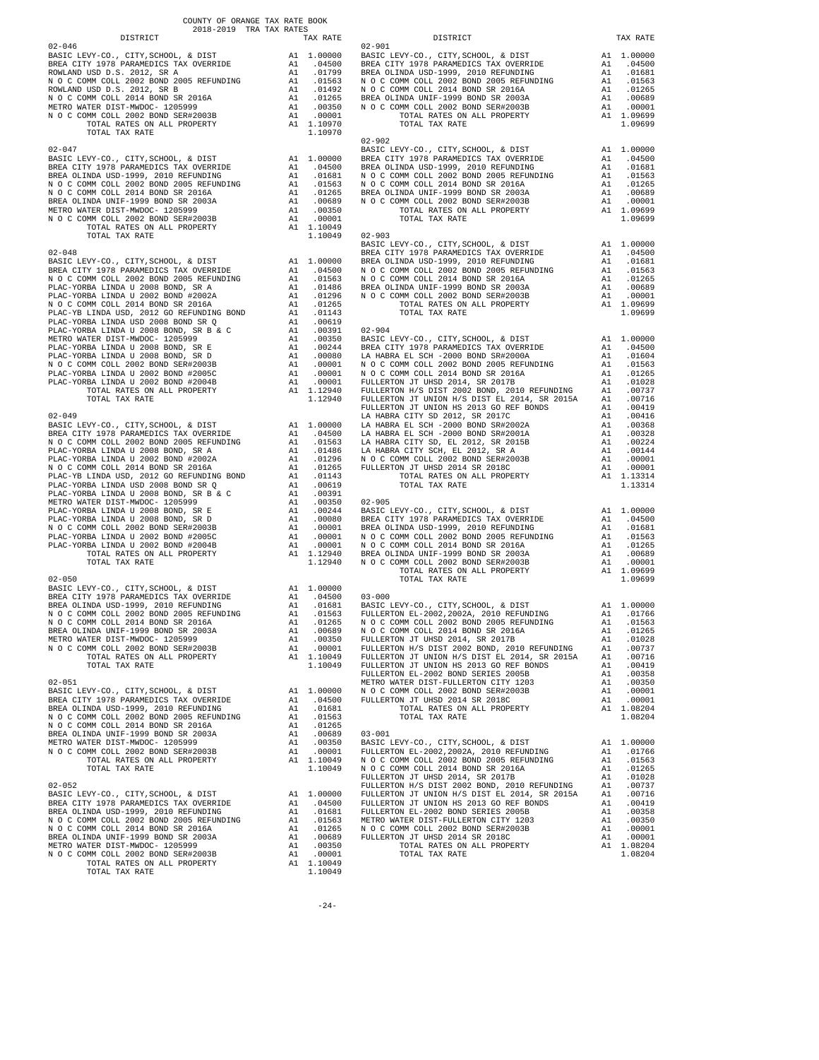COUNTY OF ORANGE TAX RATE BOOK
2018-2019 TRA TAX RATES

| DISTRICT | | TAX RATE |
|---|---|---|
| **02-046** | | |
| BASIC LEVY-CO., CITY,SCHOOL, & DIST | A1 | 1.00000 |
| BREA CITY 1978 PARAMEDICS TAX OVERRIDE | A1 | .04500 |
| ROWLAND USD D.S. 2012, SR A | A1 | .01799 |
| N O C COMM COLL 2002 BOND 2005 REFUNDING | A1 | .01563 |
| ROWLAND USD D.S. 2012, SR B | A1 | .01492 |
| N O C COMM COLL 2014 BOND SR 2016A | A1 | .01265 |
| METRO WATER DIST-MWDOC- 1205999 | A1 | .00350 |
| N O C COMM COLL 2002 BOND SER#2003B | A1 | .00001 |
| TOTAL RATES ON ALL PROPERTY | A1 | 1.10970 |
| TOTAL TAX RATE | | 1.10970 |
| **02-047** | | |
| BASIC LEVY-CO., CITY,SCHOOL, & DIST | A1 | 1.00000 |
| BREA CITY 1978 PARAMEDICS TAX OVERRIDE | A1 | .04500 |
| BREA OLINDA USD-1999, 2010 REFUNDING | A1 | .01681 |
| N O C COMM COLL 2002 BOND 2005 REFUNDING | A1 | .01563 |
| N O C COMM COLL 2014 BOND SR 2016A | A1 | .01265 |
| BREA OLINDA UNIF-1999 BOND SR 2003A | A1 | .00689 |
| METRO WATER DIST-MWDOC- 1205999 | A1 | .00350 |
| N O C COMM COLL 2002 BOND SER#2003B | A1 | .00001 |
| TOTAL RATES ON ALL PROPERTY | A1 | 1.10049 |
| TOTAL TAX RATE | | 1.10049 |
| **02-048** | | |
| BASIC LEVY-CO., CITY,SCHOOL, & DIST | A1 | 1.00000 |
| BREA CITY 1978 PARAMEDICS TAX OVERRIDE | A1 | .04500 |
| N O C COMM COLL 2002 BOND 2005 REFUNDING | A1 | .01563 |
| PLAC-YORBA LINDA U 2008 BOND, SR A | A1 | .01486 |
| PLAC-YORBA LINDA U 2002 BOND #2002A | A1 | .01296 |
| N O C COMM COLL 2014 BOND SR 2016A | A1 | .01265 |
| PLAC-YB LINDA USD, 2012 GO REFUNDING BOND | A1 | .01143 |
| PLAC-YORBA LINDA USD 2008 BOND SR Q | A1 | .00619 |
| PLAC-YORBA LINDA U 2008 BOND, SR B & C | A1 | .00391 |
| METRO WATER DIST-MWDOC- 1205999 | A1 | .00350 |
| PLAC-YORBA LINDA U 2008 BOND, SR E | A1 | .00244 |
| PLAC-YORBA LINDA U 2008 BOND, SR D | A1 | .00080 |
| N O C COMM COLL 2002 BOND SER#2003B | A1 | .00001 |
| PLAC-YORBA LINDA U 2002 BOND #2005C | A1 | .00001 |
| PLAC-YORBA LINDA U 2002 BOND #2004B | A1 | .00001 |
| TOTAL RATES ON ALL PROPERTY | A1 | 1.12940 |
| TOTAL TAX RATE | | 1.12940 |
| **02-049** | | |
| BASIC LEVY-CO., CITY,SCHOOL, & DIST | A1 | 1.00000 |
| BREA CITY 1978 PARAMEDICS TAX OVERRIDE | A1 | .04500 |
| N O C COMM COLL 2002 BOND 2005 REFUNDING | A1 | .01563 |
| PLAC-YORBA LINDA U 2008 BOND, SR A | A1 | .01486 |
| PLAC-YORBA LINDA U 2002 BOND #2002A | A1 | .01296 |
| N O C COMM COLL 2014 BOND SR 2016A | A1 | .01265 |
| PLAC-YB LINDA USD, 2012 GO REFUNDING BOND | A1 | .01143 |
| PLAC-YORBA LINDA USD 2008 BOND SR Q | A1 | .00619 |
| PLAC-YORBA LINDA U 2008 BOND, SR B & C | A1 | .00391 |
| METRO WATER DIST-MWDOC- 1205999 | A1 | .00350 |
| PLAC-YORBA LINDA U 2008 BOND, SR E | A1 | .00244 |
| PLAC-YORBA LINDA U 2008 BOND, SR D | A1 | .00080 |
| N O C COMM COLL 2002 BOND SER#2003B | A1 | .00001 |
| PLAC-YORBA LINDA U 2002 BOND #2005C | A1 | .00001 |
| PLAC-YORBA LINDA U 2002 BOND #2004B | A1 | .00001 |
| TOTAL RATES ON ALL PROPERTY | A1 | 1.12940 |
| TOTAL TAX RATE | | 1.12940 |
| **02-050** | | |
| BASIC LEVY-CO., CITY,SCHOOL, & DIST | A1 | 1.00000 |
| BREA CITY 1978 PARAMEDICS TAX OVERRIDE | A1 | .04500 |
| BREA OLINDA USD-1999, 2010 REFUNDING | A1 | .01681 |
| N O C COMM COLL 2002 BOND 2005 REFUNDING | A1 | .01563 |
| N O C COMM COLL 2014 BOND SR 2016A | A1 | .01265 |
| BREA OLINDA UNIF-1999 BOND SR 2003A | A1 | .00689 |
| METRO WATER DIST-MWDOC- 1205999 | A1 | .00350 |
| N O C COMM COLL 2002 BOND SER#2003B | A1 | .00001 |
| TOTAL RATES ON ALL PROPERTY | A1 | 1.10049 |
| TOTAL TAX RATE | | 1.10049 |
| **02-051** | | |
| BASIC LEVY-CO., CITY,SCHOOL, & DIST | A1 | 1.00000 |
| BREA CITY 1978 PARAMEDICS TAX OVERRIDE | A1 | .04500 |
| BREA OLINDA USD-1999, 2010 REFUNDING | A1 | .01681 |
| N O C COMM COLL 2002 BOND 2005 REFUNDING | A1 | .01563 |
| N O C COMM COLL 2014 BOND SR 2016A | A1 | .01265 |
| BREA OLINDA UNIF-1999 BOND SR 2003A | A1 | .00689 |
| METRO WATER DIST-MWDOC- 1205999 | A1 | .00350 |
| N O C COMM COLL 2002 BOND SER#2003B | A1 | .00001 |
| TOTAL RATES ON ALL PROPERTY | A1 | 1.10049 |
| TOTAL TAX RATE | | 1.10049 |
| **02-052** | | |
| BASIC LEVY-CO., CITY,SCHOOL, & DIST | A1 | 1.00000 |
| BREA CITY 1978 PARAMEDICS TAX OVERRIDE | A1 | .04500 |
| BREA OLINDA USD-1999, 2010 REFUNDING | A1 | .01681 |
| N O C COMM COLL 2002 BOND 2005 REFUNDING | A1 | .01563 |
| N O C COMM COLL 2014 BOND SR 2016A | A1 | .01265 |
| BREA OLINDA UNIF-1999 BOND SR 2003A | A1 | .00689 |
| METRO WATER DIST-MWDOC- 1205999 | A1 | .00350 |
| N O C COMM COLL 2002 BOND SER#2003B | A1 | .00001 |
| TOTAL RATES ON ALL PROPERTY | A1 | 1.10049 |
| TOTAL TAX RATE | | 1.10049 |
| **02-901** | | |
| BASIC LEVY-CO., CITY,SCHOOL, & DIST | A1 | 1.00000 |
| BREA CITY 1978 PARAMEDICS TAX OVERRIDE | A1 | .04500 |
| BREA OLINDA USD-1999, 2010 REFUNDING | A1 | .01681 |
| N O C COMM COLL 2002 BOND 2005 REFUNDING | A1 | .01563 |
| N O C COMM COLL 2014 BOND SR 2016A | A1 | .01265 |
| BREA OLINDA UNIF-1999 BOND SR 2003A | A1 | .00689 |
| N O C COMM COLL 2002 BOND SER#2003B | A1 | .00001 |
| TOTAL RATES ON ALL PROPERTY | A1 | 1.09699 |
| TOTAL TAX RATE | | 1.09699 |
| **02-902** | | |
| BASIC LEVY-CO., CITY,SCHOOL, & DIST | A1 | 1.00000 |
| BREA CITY 1978 PARAMEDICS TAX OVERRIDE | A1 | .04500 |
| BREA OLINDA USD-1999, 2010 REFUNDING | A1 | .01681 |
| N O C COMM COLL 2002 BOND 2005 REFUNDING | A1 | .01563 |
| N O C COMM COLL 2014 BOND SR 2016A | A1 | .01265 |
| BREA OLINDA UNIF-1999 BOND SR 2003A | A1 | .00689 |
| N O C COMM COLL 2002 BOND SER#2003B | A1 | .00001 |
| TOTAL RATES ON ALL PROPERTY | A1 | 1.09699 |
| TOTAL TAX RATE | | 1.09699 |
| **02-903** | | |
| BASIC LEVY-CO., CITY,SCHOOL, & DIST | A1 | 1.00000 |
| BREA CITY 1978 PARAMEDICS TAX OVERRIDE | A1 | .04500 |
| BREA OLINDA USD-1999, 2010 REFUNDING | A1 | .01681 |
| N O C COMM COLL 2002 BOND 2005 REFUNDING | A1 | .01563 |
| N O C COMM COLL 2014 BOND SR 2016A | A1 | .01265 |
| BREA OLINDA UNIF-1999 BOND SR 2003A | A1 | .00689 |
| N O C COMM COLL 2002 BOND SER#2003B | A1 | .00001 |
| TOTAL RATES ON ALL PROPERTY | A1 | 1.09699 |
| TOTAL TAX RATE | | 1.09699 |
| **02-904** | | |
| BASIC LEVY-CO., CITY,SCHOOL, & DIST | A1 | 1.00000 |
| BREA CITY 1978 PARAMEDICS TAX OVERRIDE | A1 | .04500 |
| LA HABRA EL SCH -2000 BOND SR#2000A | A1 | .01604 |
| N O C COMM COLL 2002 BOND 2005 REFUNDING | A1 | .01563 |
| N O C COMM COLL 2014 BOND SR 2016A | A1 | .01265 |
| FULLERTON JT UHSD 2014, SR 2017B | A1 | .01028 |
| FULLERTON H/S DIST 2002 BOND, 2010 REFUNDING | A1 | .00737 |
| FULLERTON JT UNION H/S DIST EL 2014, SR 2015A | A1 | .00716 |
| FULLERTON JT UNION HS 2013 GO REF BONDS | A1 | .00419 |
| LA HABRA CITY SD 2012, SR 2017C | A1 | .00416 |
| LA HABRA EL SCH -2000 BOND SR#2002A | A1 | .00368 |
| LA HABRA EL SCH -2000 BOND SR#2001A | A1 | .00328 |
| LA HABRA CITY SD, EL 2012, SR 2015B | A1 | .00224 |
| LA HABRA CITY SCH, EL 2012, SR A | A1 | .00144 |
| N O C COMM COLL 2002 BOND SER#2003B | A1 | .00001 |
| FULLERTON JT UHSD 2014 SR 2018C | A1 | .00001 |
| TOTAL RATES ON ALL PROPERTY | A1 | 1.13314 |
| TOTAL TAX RATE | | 1.13314 |
| **02-905** | | |
| BASIC LEVY-CO., CITY,SCHOOL, & DIST | A1 | 1.00000 |
| BREA CITY 1978 PARAMEDICS TAX OVERRIDE | A1 | .04500 |
| BREA OLINDA USD-1999, 2010 REFUNDING | A1 | .01681 |
| N O C COMM COLL 2002 BOND 2005 REFUNDING | A1 | .01563 |
| N O C COMM COLL 2014 BOND SR 2016A | A1 | .01265 |
| BREA OLINDA UNIF-1999 BOND SR 2003A | A1 | .00689 |
| N O C COMM COLL 2002 BOND SER#2003B | A1 | .00001 |
| TOTAL RATES ON ALL PROPERTY | A1 | 1.09699 |
| TOTAL TAX RATE | | 1.09699 |
| **03-000** | | |
| BASIC LEVY-CO., CITY,SCHOOL, & DIST | A1 | 1.00000 |
| FULLERTON EL-2002,2002A, 2010 REFUNDING | A1 | .01766 |
| N O C COMM COLL 2002 BOND 2005 REFUNDING | A1 | .01563 |
| N O C COMM COLL 2014 BOND SR 2016A | A1 | .01265 |
| FULLERTON JT UHSD 2014, SR 2017B | A1 | .01028 |
| FULLERTON H/S DIST 2002 BOND, 2010 REFUNDING | A1 | .00737 |
| FULLERTON JT UNION H/S DIST EL 2014, SR 2015A | A1 | .00716 |
| FULLERTON JT UNION HS 2013 GO REF BONDS | A1 | .00419 |
| FULLERTON EL-2002 BOND SERIES 2005B | A1 | .00358 |
| METRO WATER DIST-FULLERTON CITY 1203 | A1 | .00350 |
| N O C COMM COLL 2002 BOND SER#2003B | A1 | .00001 |
| FULLERTON JT UHSD 2014 SR 2018C | A1 | .00001 |
| TOTAL RATES ON ALL PROPERTY | A1 | 1.08204 |
| TOTAL TAX RATE | | 1.08204 |
| **03-001** | | |
| BASIC LEVY-CO., CITY,SCHOOL, & DIST | A1 | 1.00000 |
| FULLERTON EL-2002,2002A, 2010 REFUNDING | A1 | .01766 |
| N O C COMM COLL 2002 BOND 2005 REFUNDING | A1 | .01563 |
| N O C COMM COLL 2014 BOND SR 2016A | A1 | .01265 |
| FULLERTON JT UHSD 2014, SR 2017B | A1 | .01028 |
| FULLERTON H/S DIST 2002 BOND, 2010 REFUNDING | A1 | .00737 |
| FULLERTON JT UNION H/S DIST EL 2014, SR 2015A | A1 | .00716 |
| FULLERTON JT UNION HS 2013 GO REF BONDS | A1 | .00419 |
| FULLERTON EL-2002 BOND SERIES 2005B | A1 | .00358 |
| METRO WATER DIST-FULLERTON CITY 1203 | A1 | .00350 |
| N O C COMM COLL 2002 BOND SER#2003B | A1 | .00001 |
| FULLERTON JT UHSD 2014 SR 2018C | A1 | .00001 |
| TOTAL RATES ON ALL PROPERTY | A1 | 1.08204 |
| TOTAL TAX RATE | | 1.08204 |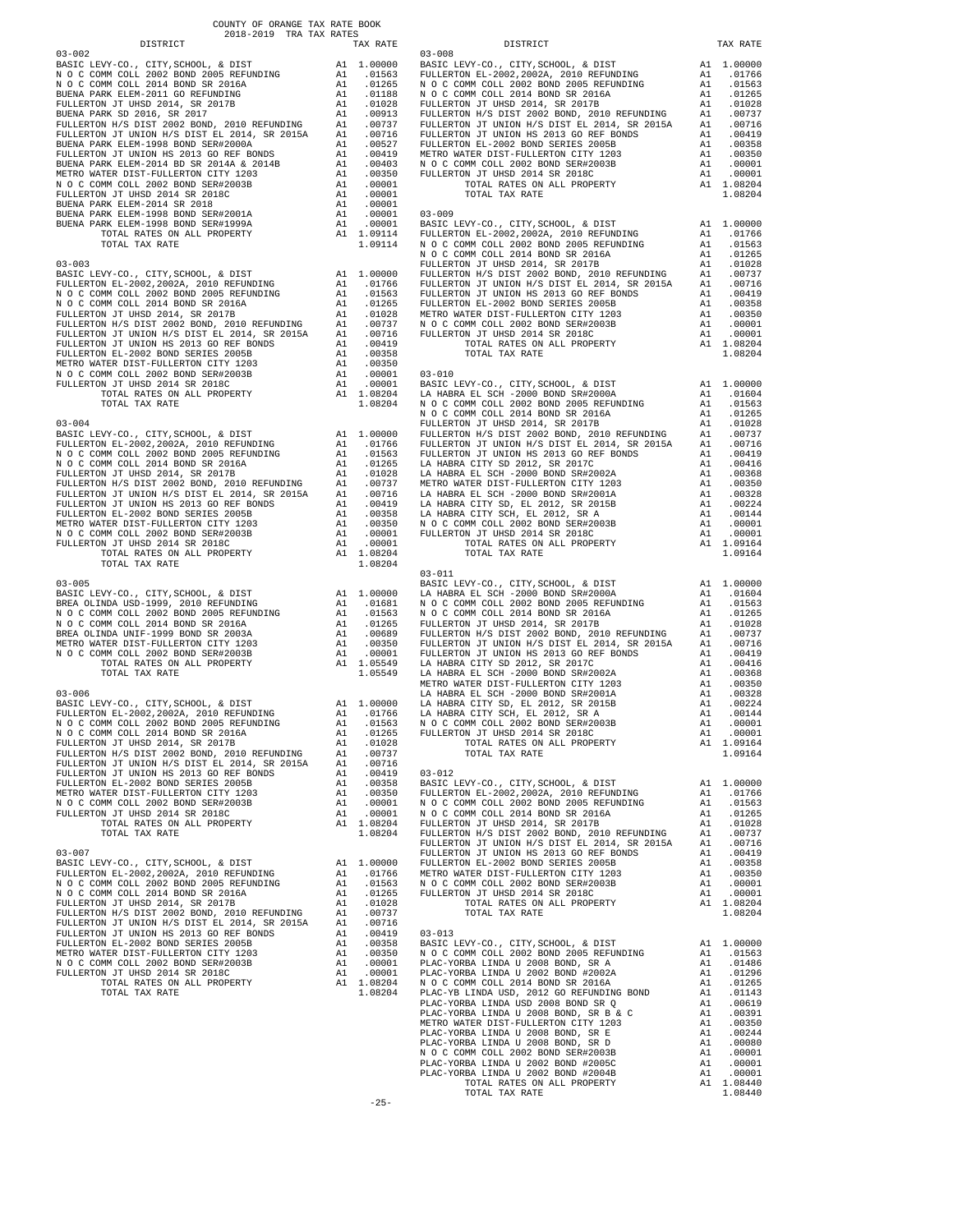COUNTY OF ORANGE TAX RATE BOOK
2018-2019 TRA TAX RATES

| DISTRICT | | TAX RATE |
|---|---|---|
| **03-002** | | |
| BASIC LEVY-CO., CITY,SCHOOL, & DIST | A1 | 1.00000 |
| N O C COMM COLL 2002 BOND 2005 REFUNDING | A1 | .01563 |
| N O C COMM COLL 2014 BOND SR 2016A | A1 | .01265 |
| BUENA PARK ELEM-2011 GO REFUNDING | A1 | .01188 |
| FULLERTON JT UHSD 2014, SR 2017B | A1 | .01028 |
| BUENA PARK SD 2016, SR 2017 | A1 | .00913 |
| FULLERTON H/S DIST 2002 BOND, 2010 REFUNDING | A1 | .00737 |
| FULLERTON JT UNION H/S DIST EL 2014, SR 2015A | A1 | .00716 |
| BUENA PARK ELEM-1998 BOND SER#2000A | A1 | .00527 |
| FULLERTON JT UNION HS 2013 GO REF BONDS | A1 | .00419 |
| BUENA PARK ELEM-2014 BD SR 2014A & 2014B | A1 | .00403 |
| METRO WATER DIST-FULLERTON CITY 1203 | A1 | .00350 |
| N O C COMM COLL 2002 BOND SER#2003B | A1 | .00001 |
| FULLERTON JT UHSD 2014 SR 2018C | A1 | .00001 |
| BUENA PARK ELEM-2014 SR 2018 | A1 | .00001 |
| BUENA PARK ELEM-1998 BOND SER#2001A | A1 | .00001 |
| BUENA PARK ELEM-1998 BOND SER#1999A | A1 | .00001 |
| TOTAL RATES ON ALL PROPERTY | A1 | 1.09114 |
| TOTAL TAX RATE | | 1.09114 |
| **03-003** | | |
| BASIC LEVY-CO., CITY,SCHOOL, & DIST | A1 | 1.00000 |
| FULLERTON EL-2002,2002A, 2010 REFUNDING | A1 | .01766 |
| N O C COMM COLL 2002 BOND 2005 REFUNDING | A1 | .01563 |
| N O C COMM COLL 2014 BOND SR 2016A | A1 | .01265 |
| FULLERTON JT UHSD 2014, SR 2017B | A1 | .01028 |
| FULLERTON H/S DIST 2002 BOND, 2010 REFUNDING | A1 | .00737 |
| FULLERTON JT UNION H/S DIST EL 2014, SR 2015A | A1 | .00716 |
| FULLERTON JT UNION HS 2013 GO REF BONDS | A1 | .00419 |
| FULLERTON EL-2002 BOND SERIES 2005B | A1 | .00358 |
| METRO WATER DIST-FULLERTON CITY 1203 | A1 | .00350 |
| N O C COMM COLL 2002 BOND SER#2003B | A1 | .00001 |
| FULLERTON JT UHSD 2014 SR 2018C | A1 | .00001 |
| TOTAL RATES ON ALL PROPERTY | A1 | 1.08204 |
| TOTAL TAX RATE | | 1.08204 |
| **03-004** | | |
| BASIC LEVY-CO., CITY,SCHOOL, & DIST | A1 | 1.00000 |
| FULLERTON EL-2002,2002A, 2010 REFUNDING | A1 | .01766 |
| N O C COMM COLL 2002 BOND 2005 REFUNDING | A1 | .01563 |
| N O C COMM COLL 2014 BOND SR 2016A | A1 | .01265 |
| FULLERTON JT UHSD 2014, SR 2017B | A1 | .01028 |
| FULLERTON H/S DIST 2002 BOND, 2010 REFUNDING | A1 | .00737 |
| FULLERTON JT UNION H/S DIST EL 2014, SR 2015A | A1 | .00716 |
| FULLERTON JT UNION HS 2013 GO REF BONDS | A1 | .00419 |
| FULLERTON EL-2002 BOND SERIES 2005B | A1 | .00358 |
| METRO WATER DIST-FULLERTON CITY 1203 | A1 | .00350 |
| N O C COMM COLL 2002 BOND SER#2003B | A1 | .00001 |
| FULLERTON JT UHSD 2014 SR 2018C | A1 | .00001 |
| TOTAL RATES ON ALL PROPERTY | A1 | 1.08204 |
| TOTAL TAX RATE | | 1.08204 |
| **03-005** | | |
| BASIC LEVY-CO., CITY,SCHOOL, & DIST | A1 | 1.00000 |
| BREA OLINDA USD-1999, 2010 REFUNDING | A1 | .01681 |
| N O C COMM COLL 2002 BOND 2005 REFUNDING | A1 | .01563 |
| N O C COMM COLL 2014 BOND SR 2016A | A1 | .01265 |
| BREA OLINDA UNIF-1999 BOND SR 2003A | A1 | .00689 |
| METRO WATER DIST-FULLERTON CITY 1203 | A1 | .00350 |
| N O C COMM COLL 2002 BOND SER#2003B | A1 | .00001 |
| TOTAL RATES ON ALL PROPERTY | A1 | 1.05549 |
| TOTAL TAX RATE | | 1.05549 |
| **03-006** | | |
| BASIC LEVY-CO., CITY,SCHOOL, & DIST | A1 | 1.00000 |
| FULLERTON EL-2002,2002A, 2010 REFUNDING | A1 | .01766 |
| N O C COMM COLL 2002 BOND 2005 REFUNDING | A1 | .01563 |
| N O C COMM COLL 2014 BOND SR 2016A | A1 | .01265 |
| FULLERTON JT UHSD 2014, SR 2017B | A1 | .01028 |
| FULLERTON H/S DIST 2002 BOND, 2010 REFUNDING | A1 | .00737 |
| FULLERTON JT UNION H/S DIST EL 2014, SR 2015A | A1 | .00716 |
| FULLERTON JT UNION HS 2013 GO REF BONDS | A1 | .00419 |
| FULLERTON EL-2002 BOND SERIES 2005B | A1 | .00358 |
| METRO WATER DIST-FULLERTON CITY 1203 | A1 | .00350 |
| N O C COMM COLL 2002 BOND SER#2003B | A1 | .00001 |
| FULLERTON JT UHSD 2014 SR 2018C | A1 | .00001 |
| TOTAL RATES ON ALL PROPERTY | A1 | 1.08204 |
| TOTAL TAX RATE | | 1.08204 |
| **03-007** | | |
| BASIC LEVY-CO., CITY,SCHOOL, & DIST | A1 | 1.00000 |
| FULLERTON EL-2002,2002A, 2010 REFUNDING | A1 | .01766 |
| N O C COMM COLL 2002 BOND 2005 REFUNDING | A1 | .01563 |
| N O C COMM COLL 2014 BOND SR 2016A | A1 | .01265 |
| FULLERTON JT UHSD 2014, SR 2017B | A1 | .01028 |
| FULLERTON H/S DIST 2002 BOND, 2010 REFUNDING | A1 | .00737 |
| FULLERTON JT UNION H/S DIST EL 2014, SR 2015A | A1 | .00716 |
| FULLERTON JT UNION HS 2013 GO REF BONDS | A1 | .00419 |
| FULLERTON EL-2002 BOND SERIES 2005B | A1 | .00358 |
| METRO WATER DIST-FULLERTON CITY 1203 | A1 | .00350 |
| N O C COMM COLL 2002 BOND SER#2003B | A1 | .00001 |
| FULLERTON JT UHSD 2014 SR 2018C | A1 | .00001 |
| TOTAL RATES ON ALL PROPERTY | A1 | 1.08204 |
| TOTAL TAX RATE | | 1.08204 |
| **03-008** | | |
| BASIC LEVY-CO., CITY,SCHOOL, & DIST | A1 | 1.00000 |
| FULLERTON EL-2002,2002A, 2010 REFUNDING | A1 | .01766 |
| N O C COMM COLL 2002 BOND 2005 REFUNDING | A1 | .01563 |
| N O C COMM COLL 2014 BOND SR 2016A | A1 | .01265 |
| FULLERTON JT UHSD 2014, SR 2017B | A1 | .01028 |
| FULLERTON H/S DIST 2002 BOND, 2010 REFUNDING | A1 | .00737 |
| FULLERTON JT UNION H/S DIST EL 2014, SR 2015A | A1 | .00716 |
| FULLERTON JT UNION HS 2013 GO REF BONDS | A1 | .00419 |
| FULLERTON EL-2002 BOND SERIES 2005B | A1 | .00358 |
| METRO WATER DIST-FULLERTON CITY 1203 | A1 | .00350 |
| N O C COMM COLL 2002 BOND SER#2003B | A1 | .00001 |
| FULLERTON JT UHSD 2014 SR 2018C | A1 | .00001 |
| TOTAL RATES ON ALL PROPERTY | A1 | 1.08204 |
| TOTAL TAX RATE | | 1.08204 |
| **03-009** | | |
| BASIC LEVY-CO., CITY,SCHOOL, & DIST | A1 | 1.00000 |
| FULLERTON EL-2002,2002A, 2010 REFUNDING | A1 | .01766 |
| N O C COMM COLL 2002 BOND 2005 REFUNDING | A1 | .01563 |
| N O C COMM COLL 2014 BOND SR 2016A | A1 | .01265 |
| FULLERTON JT UHSD 2014, SR 2017B | A1 | .01028 |
| FULLERTON H/S DIST 2002 BOND, 2010 REFUNDING | A1 | .00737 |
| FULLERTON JT UNION H/S DIST EL 2014, SR 2015A | A1 | .00716 |
| FULLERTON JT UNION HS 2013 GO REF BONDS | A1 | .00419 |
| FULLERTON EL-2002 BOND SERIES 2005B | A1 | .00358 |
| METRO WATER DIST-FULLERTON CITY 1203 | A1 | .00350 |
| N O C COMM COLL 2002 BOND SER#2003B | A1 | .00001 |
| FULLERTON JT UHSD 2014 SR 2018C | A1 | .00001 |
| TOTAL RATES ON ALL PROPERTY | A1 | 1.08204 |
| TOTAL TAX RATE | | 1.08204 |
| **03-010** | | |
| BASIC LEVY-CO., CITY,SCHOOL, & DIST | A1 | 1.00000 |
| LA HABRA EL SCH -2000 BOND SR#2000A | A1 | .01604 |
| N O C COMM COLL 2002 BOND 2005 REFUNDING | A1 | .01563 |
| N O C COMM COLL 2014 BOND SR 2016A | A1 | .01265 |
| FULLERTON JT UHSD 2014, SR 2017B | A1 | .01028 |
| FULLERTON H/S DIST 2002 BOND, 2010 REFUNDING | A1 | .00737 |
| FULLERTON JT UNION H/S DIST EL 2014, SR 2015A | A1 | .00716 |
| FULLERTON JT UNION HS 2013 GO REF BONDS | A1 | .00419 |
| LA HABRA CITY SD 2012, SR 2017C | A1 | .00416 |
| LA HABRA EL SCH -2000 BOND SR#2002A | A1 | .00368 |
| METRO WATER DIST-FULLERTON CITY 1203 | A1 | .00350 |
| LA HABRA EL SCH -2000 BOND SR#2001A | A1 | .00328 |
| LA HABRA CITY SD, EL 2012, SR 2015B | A1 | .00224 |
| LA HABRA CITY SCH, EL 2012, SR A | A1 | .00144 |
| N O C COMM COLL 2002 BOND SER#2003B | A1 | .00001 |
| FULLERTON JT UHSD 2014 SR 2018C | A1 | .00001 |
| TOTAL RATES ON ALL PROPERTY | A1 | 1.09164 |
| TOTAL TAX RATE | | 1.09164 |
| **03-011** | | |
| BASIC LEVY-CO., CITY,SCHOOL, & DIST | A1 | 1.00000 |
| LA HABRA EL SCH -2000 BOND SR#2000A | A1 | .01604 |
| N O C COMM COLL 2002 BOND 2005 REFUNDING | A1 | .01563 |
| N O C COMM COLL 2014 BOND SR 2016A | A1 | .01265 |
| FULLERTON JT UHSD 2014, SR 2017B | A1 | .01028 |
| FULLERTON H/S DIST 2002 BOND, 2010 REFUNDING | A1 | .00737 |
| FULLERTON JT UNION H/S DIST EL 2014, SR 2015A | A1 | .00716 |
| FULLERTON JT UNION HS 2013 GO REF BONDS | A1 | .00419 |
| LA HABRA CITY SD 2012, SR 2017C | A1 | .00416 |
| LA HABRA EL SCH -2000 BOND SR#2002A | A1 | .00368 |
| METRO WATER DIST-FULLERTON CITY 1203 | A1 | .00350 |
| LA HABRA EL SCH -2000 BOND SR#2001A | A1 | .00328 |
| LA HABRA CITY SD, EL 2012, SR 2015B | A1 | .00224 |
| LA HABRA CITY SCH, EL 2012, SR A | A1 | .00144 |
| N O C COMM COLL 2002 BOND SER#2003B | A1 | .00001 |
| FULLERTON JT UHSD 2014 SR 2018C | A1 | .00001 |
| TOTAL RATES ON ALL PROPERTY | A1 | 1.09164 |
| TOTAL TAX RATE | | 1.09164 |
| **03-012** | | |
| BASIC LEVY-CO., CITY,SCHOOL, & DIST | A1 | 1.00000 |
| FULLERTON EL-2002,2002A, 2010 REFUNDING | A1 | .01766 |
| N O C COMM COLL 2002 BOND 2005 REFUNDING | A1 | .01563 |
| N O C COMM COLL 2014 BOND SR 2016A | A1 | .01265 |
| FULLERTON JT UHSD 2014, SR 2017B | A1 | .01028 |
| FULLERTON H/S DIST 2002 BOND, 2010 REFUNDING | A1 | .00737 |
| FULLERTON JT UNION H/S DIST EL 2014, SR 2015A | A1 | .00716 |
| FULLERTON JT UNION HS 2013 GO REF BONDS | A1 | .00419 |
| FULLERTON EL-2002 BOND SERIES 2005B | A1 | .00358 |
| METRO WATER DIST-FULLERTON CITY 1203 | A1 | .00350 |
| N O C COMM COLL 2002 BOND SER#2003B | A1 | .00001 |
| FULLERTON JT UHSD 2014 SR 2018C | A1 | .00001 |
| TOTAL RATES ON ALL PROPERTY | A1 | 1.08204 |
| TOTAL TAX RATE | | 1.08204 |
| **03-013** | | |
| BASIC LEVY-CO., CITY,SCHOOL, & DIST | A1 | 1.00000 |
| N O C COMM COLL 2002 BOND 2005 REFUNDING | A1 | .01563 |
| PLAC-YORBA LINDA U 2008 BOND, SR A | A1 | .01486 |
| PLAC-YORBA LINDA U 2002 BOND #2002A | A1 | .01296 |
| N O C COMM COLL 2014 BOND SR 2016A | A1 | .01265 |
| PLAC-YB LINDA USD, 2012 GO REFUNDING BOND | A1 | .01143 |
| PLAC-YORBA LINDA USD 2008 BOND SR Q | A1 | .00619 |
| PLAC-YORBA LINDA U 2008 BOND, SR B & C | A1 | .00391 |
| METRO WATER DIST-FULLERTON CITY 1203 | A1 | .00350 |
| PLAC-YORBA LINDA U 2008 BOND, SR E | A1 | .00244 |
| PLAC-YORBA LINDA U 2008 BOND, SR D | A1 | .00080 |
| N O C COMM COLL 2002 BOND SER#2003B | A1 | .00001 |
| PLAC-YORBA LINDA U 2002 BOND #2005C | A1 | .00001 |
| PLAC-YORBA LINDA U 2002 BOND #2004B | A1 | .00001 |
| TOTAL RATES ON ALL PROPERTY | A1 | 1.08440 |
| TOTAL TAX RATE | | 1.08440 |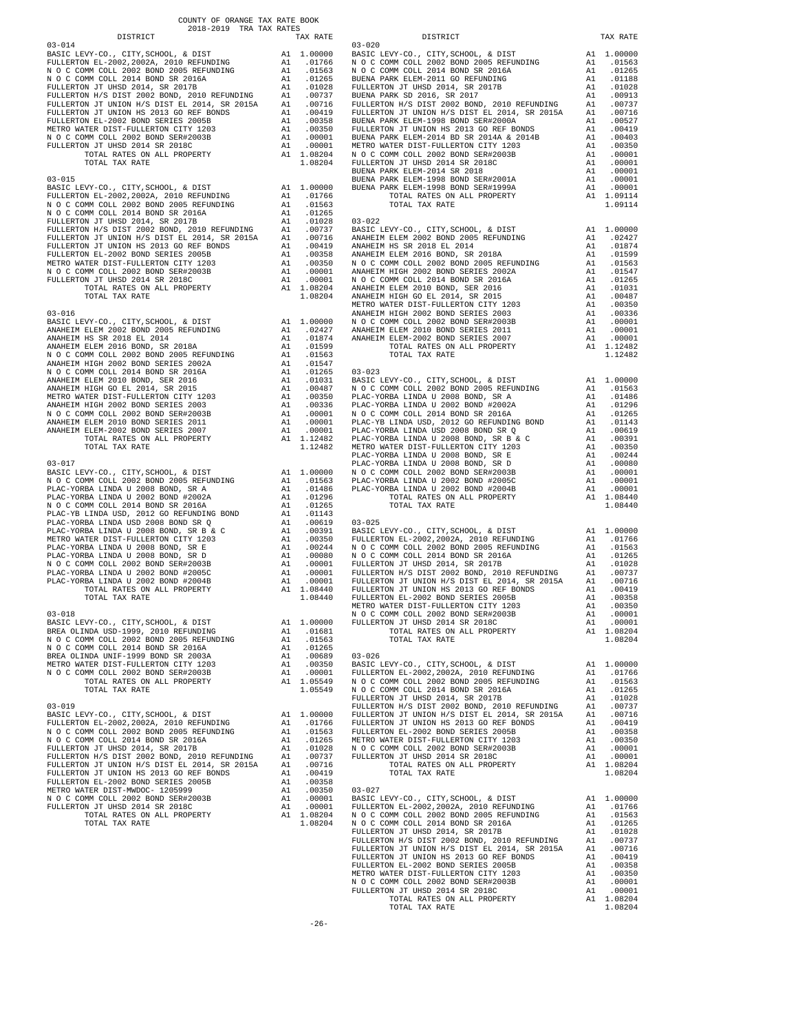COUNTY OF ORANGE TAX RATE BOOK
2018-2019 TRA TAX RATES

| DISTRICT | | TAX RATE |
|---|---|---|
| 03-014 | | |
| BASIC LEVY-CO., CITY,SCHOOL, & DIST | A1 | 1.00000 |
| FULLERTON EL-2002,2002A, 2010 REFUNDING | A1 | .01766 |
| N O C COMM COLL 2002 BOND 2005 REFUNDING | A1 | .01563 |
| N O C COMM COLL 2014 BOND SR 2016A | A1 | .01265 |
| FULLERTON JT UHSD 2014, SR 2017B | A1 | .01028 |
| FULLERTON H/S DIST 2002 BOND, 2010 REFUNDING | A1 | .00737 |
| FULLERTON JT UNION H/S DIST EL 2014, SR 2015A | A1 | .00716 |
| FULLERTON JT UNION HS 2013 GO REF BONDS | A1 | .00419 |
| FULLERTON EL-2002 BOND SERIES 2005B | A1 | .00358 |
| METRO WATER DIST-FULLERTON CITY 1203 | A1 | .00350 |
| N O C COMM COLL 2002 BOND SER#2003B | A1 | .00001 |
| FULLERTON JT UHSD 2014 SR 2018C | A1 | .00001 |
| TOTAL RATES ON ALL PROPERTY | A1 | 1.08204 |
| TOTAL TAX RATE | | 1.08204 |
| 03-015 | | |
| BASIC LEVY-CO., CITY,SCHOOL, & DIST | A1 | 1.00000 |
| FULLERTON EL-2002,2002A, 2010 REFUNDING | A1 | .01766 |
| N O C COMM COLL 2002 BOND 2005 REFUNDING | A1 | .01563 |
| N O C COMM COLL 2014 BOND SR 2016A | A1 | .01265 |
| FULLERTON JT UHSD 2014, SR 2017B | A1 | .01028 |
| FULLERTON H/S DIST 2002 BOND, 2010 REFUNDING | A1 | .00737 |
| FULLERTON JT UNION H/S DIST EL 2014, SR 2015A | A1 | .00716 |
| FULLERTON JT UNION HS 2013 GO REF BONDS | A1 | .00419 |
| FULLERTON EL-2002 BOND SERIES 2005B | A1 | .00358 |
| METRO WATER DIST-FULLERTON CITY 1203 | A1 | .00350 |
| N O C COMM COLL 2002 BOND SER#2003B | A1 | .00001 |
| FULLERTON JT UHSD 2014 SR 2018C | A1 | .00001 |
| TOTAL RATES ON ALL PROPERTY | A1 | 1.08204 |
| TOTAL TAX RATE | | 1.08204 |
| 03-016 | | |
| BASIC LEVY-CO., CITY,SCHOOL, & DIST | A1 | 1.00000 |
| ANAHEIM ELEM 2002 BOND 2005 REFUNDING | A1 | .02427 |
| ANAHEIM HS SR 2018 EL 2014 | A1 | .01874 |
| ANAHEIM ELEM 2016 BOND, SR 2018A | A1 | .01599 |
| N O C COMM COLL 2002 BOND 2005 REFUNDING | A1 | .01563 |
| ANAHEIM HIGH 2002 BOND SERIES 2002A | A1 | .01547 |
| N O C COMM COLL 2014 BOND SR 2016A | A1 | .01265 |
| ANAHEIM ELEM 2010 BOND, SER 2016 | A1 | .01031 |
| ANAHEIM HIGH GO EL 2014, SR 2015 | A1 | .00487 |
| METRO WATER DIST-FULLERTON CITY 1203 | A1 | .00350 |
| ANAHEIM HIGH 2002 BOND SERIES 2003 | A1 | .00336 |
| N O C COMM COLL 2002 BOND SER#2003B | A1 | .00001 |
| ANAHEIM ELEM 2010 BOND SERIES 2011 | A1 | .00001 |
| ANAHEIM ELEM-2002 BOND SERIES 2007 | A1 | .00001 |
| TOTAL RATES ON ALL PROPERTY | A1 | 1.12482 |
| TOTAL TAX RATE | | 1.12482 |
| 03-017 | | |
| BASIC LEVY-CO., CITY,SCHOOL, & DIST | A1 | 1.00000 |
| N O C COMM COLL 2002 BOND 2005 REFUNDING | A1 | .01563 |
| PLAC-YORBA LINDA U 2008 BOND, SR A | A1 | .01486 |
| PLAC-YORBA LINDA U 2002 BOND #2002A | A1 | .01296 |
| N O C COMM COLL 2014 BOND SR 2016A | A1 | .01265 |
| PLAC-YB LINDA USD, 2012 GO REFUNDING BOND | A1 | .01143 |
| PLAC-YORBA LINDA USD 2008 BOND SR Q | A1 | .00619 |
| PLAC-YORBA LINDA U 2008 BOND, SR B & C | A1 | .00391 |
| METRO WATER DIST-FULLERTON CITY 1203 | A1 | .00350 |
| PLAC-YORBA LINDA U 2008 BOND, SR E | A1 | .00244 |
| PLAC-YORBA LINDA U 2008 BOND, SR D | A1 | .00080 |
| N O C COMM COLL 2002 BOND SER#2003B | A1 | .00001 |
| PLAC-YORBA LINDA U 2002 BOND #2005C | A1 | .00001 |
| PLAC-YORBA LINDA U 2002 BOND #2004B | A1 | .00001 |
| TOTAL RATES ON ALL PROPERTY | A1 | 1.08440 |
| TOTAL TAX RATE | | 1.08440 |
| 03-018 | | |
| BASIC LEVY-CO., CITY,SCHOOL, & DIST | A1 | 1.00000 |
| BREA OLINDA USD-1999, 2010 REFUNDING | A1 | .01681 |
| N O C COMM COLL 2002 BOND 2005 REFUNDING | A1 | .01563 |
| N O C COMM COLL 2014 BOND SR 2016A | A1 | .01265 |
| BREA OLINDA UNIF-1999 BOND SR 2003A | A1 | .00689 |
| METRO WATER DIST-FULLERTON CITY 1203 | A1 | .00350 |
| N O C COMM COLL 2002 BOND SER#2003B | A1 | .00001 |
| TOTAL RATES ON ALL PROPERTY | A1 | 1.05549 |
| TOTAL TAX RATE | | 1.05549 |
| 03-019 | | |
| BASIC LEVY-CO., CITY,SCHOOL, & DIST | A1 | 1.00000 |
| FULLERTON EL-2002,2002A, 2010 REFUNDING | A1 | .01766 |
| N O C COMM COLL 2002 BOND 2005 REFUNDING | A1 | .01563 |
| N O C COMM COLL 2014 BOND SR 2016A | A1 | .01265 |
| FULLERTON JT UHSD 2014, SR 2017B | A1 | .01028 |
| FULLERTON H/S DIST 2002 BOND, 2010 REFUNDING | A1 | .00737 |
| FULLERTON JT UNION H/S DIST EL 2014, SR 2015A | A1 | .00716 |
| FULLERTON JT UNION HS 2013 GO REF BONDS | A1 | .00419 |
| FULLERTON EL-2002 BOND SERIES 2005B | A1 | .00358 |
| METRO WATER DIST-MWDOC- 1205999 | A1 | .00350 |
| N O C COMM COLL 2002 BOND SER#2003B | A1 | .00001 |
| FULLERTON JT UHSD 2014 SR 2018C | A1 | .00001 |
| TOTAL RATES ON ALL PROPERTY | A1 | 1.08204 |
| TOTAL TAX RATE | | 1.08204 |
| 03-020 | | |
| BASIC LEVY-CO., CITY,SCHOOL, & DIST | A1 | 1.00000 |
| N O C COMM COLL 2002 BOND 2005 REFUNDING | A1 | .01563 |
| N O C COMM COLL 2014 BOND SR 2016A | A1 | .01265 |
| BUENA PARK ELEM-2011 GO REFUNDING | A1 | .01188 |
| FULLERTON JT UHSD 2014, SR 2017B | A1 | .01028 |
| BUENA PARK SD 2016, SR 2017 | A1 | .00913 |
| FULLERTON H/S DIST 2002 BOND, 2010 REFUNDING | A1 | .00737 |
| FULLERTON JT UNION H/S DIST EL 2014, SR 2015A | A1 | .00716 |
| BUENA PARK ELEM-1998 BOND SER#2000A | A1 | .00527 |
| FULLERTON JT UNION HS 2013 GO REF BONDS | A1 | .00419 |
| BUENA PARK ELEM-2014 BD SR 2014A & 2014B | A1 | .00403 |
| METRO WATER DIST-FULLERTON CITY 1203 | A1 | .00350 |
| N O C COMM COLL 2002 BOND SER#2003B | A1 | .00001 |
| FULLERTON JT UHSD 2014 SR 2018C | A1 | .00001 |
| BUENA PARK ELEM-2014 SR 2018 | A1 | .00001 |
| BUENA PARK ELEM-1998 BOND SER#1999A | A1 | .00001 |
| TOTAL RATES ON ALL PROPERTY | A1 | 1.09114 |
| TOTAL TAX RATE | | 1.09114 |
| 03-022 | | |
| BASIC LEVY-CO., CITY,SCHOOL, & DIST | A1 | 1.00000 |
| ANAHEIM ELEM 2002 BOND 2005 REFUNDING | A1 | .02427 |
| ANAHEIM HS SR 2018 EL 2014 | A1 | .01874 |
| ANAHEIM ELEM 2016 BOND, SR 2018A | A1 | .01599 |
| N O C COMM COLL 2002 BOND 2005 REFUNDING | A1 | .01563 |
| ANAHEIM HIGH 2002 BOND SERIES 2002A | A1 | .01547 |
| N O C COMM COLL 2014 BOND SR 2016A | A1 | .01265 |
| ANAHEIM ELEM 2010 BOND, SER 2016 | A1 | .01031 |
| ANAHEIM HIGH GO EL 2014, SR 2015 | A1 | .00487 |
| METRO WATER DIST-FULLERTON CITY 1203 | A1 | .00350 |
| ANAHEIM HIGH 2002 BOND SERIES 2003 | A1 | .00336 |
| N O C COMM COLL 2002 BOND SER#2003B | A1 | .00001 |
| ANAHEIM ELEM 2010 BOND SERIES 2011 | A1 | .00001 |
| ANAHEIM ELEM-2002 BOND SERIES 2007 | A1 | .00001 |
| TOTAL RATES ON ALL PROPERTY | A1 | 1.12482 |
| TOTAL TAX RATE | | 1.12482 |
| 03-023 | | |
| BASIC LEVY-CO., CITY,SCHOOL, & DIST | A1 | 1.00000 |
| N O C COMM COLL 2002 BOND 2005 REFUNDING | A1 | .01563 |
| PLAC-YORBA LINDA U 2008 BOND, SR A | A1 | .01486 |
| PLAC-YORBA LINDA U 2002 BOND #2002A | A1 | .01296 |
| N O C COMM COLL 2014 BOND SR 2016A | A1 | .01265 |
| PLAC-YB LINDA USD, 2012 GO REFUNDING BOND | A1 | .01143 |
| PLAC-YORBA LINDA USD 2008 BOND SR Q | A1 | .00619 |
| PLAC-YORBA LINDA U 2008 BOND, SR B & C | A1 | .00391 |
| METRO WATER DIST-FULLERTON CITY 1203 | A1 | .00350 |
| PLAC-YORBA LINDA U 2008 BOND, SR E | A1 | .00244 |
| PLAC-YORBA LINDA U 2008 BOND, SR D | A1 | .00080 |
| N O C COMM COLL 2002 BOND SER#2003B | A1 | .00001 |
| PLAC-YORBA LINDA U 2002 BOND #2005C | A1 | .00001 |
| PLAC-YORBA LINDA U 2002 BOND #2004B | A1 | .00001 |
| TOTAL RATES ON ALL PROPERTY | A1 | 1.08440 |
| TOTAL TAX RATE | | 1.08440 |
| 03-025 | | |
| BASIC LEVY-CO., CITY,SCHOOL, & DIST | A1 | 1.00000 |
| FULLERTON EL-2002,2002A, 2010 REFUNDING | A1 | .01766 |
| N O C COMM COLL 2002 BOND 2005 REFUNDING | A1 | .01563 |
| N O C COMM COLL 2014 BOND SR 2016A | A1 | .01265 |
| FULLERTON JT UHSD 2014, SR 2017B | A1 | .01028 |
| FULLERTON H/S DIST 2002 BOND, 2010 REFUNDING | A1 | .00737 |
| FULLERTON JT UNION H/S DIST EL 2014, SR 2015A | A1 | .00716 |
| FULLERTON JT UNION HS 2013 GO REF BONDS | A1 | .00419 |
| FULLERTON EL-2002 BOND SERIES 2005B | A1 | .00358 |
| METRO WATER DIST-FULLERTON CITY 1203 | A1 | .00350 |
| N O C COMM COLL 2002 BOND SER#2003B | A1 | .00001 |
| FULLERTON JT UHSD 2014 SR 2018C | A1 | .00001 |
| TOTAL RATES ON ALL PROPERTY | A1 | 1.08204 |
| TOTAL TAX RATE | | 1.08204 |
| 03-026 | | |
| BASIC LEVY-CO., CITY,SCHOOL, & DIST | A1 | 1.00000 |
| FULLERTON EL-2002,2002A, 2010 REFUNDING | A1 | .01766 |
| N O C COMM COLL 2002 BOND 2005 REFUNDING | A1 | .01563 |
| N O C COMM COLL 2014 BOND SR 2016A | A1 | .01265 |
| FULLERTON JT UHSD 2014, SR 2017B | A1 | .01028 |
| FULLERTON H/S DIST 2002 BOND, 2010 REFUNDING | A1 | .00737 |
| FULLERTON JT UNION H/S DIST EL 2014, SR 2015A | A1 | .00716 |
| FULLERTON JT UNION HS 2013 GO REF BONDS | A1 | .00419 |
| FULLERTON EL-2002 BOND SERIES 2005B | A1 | .00358 |
| METRO WATER DIST-FULLERTON CITY 1203 | A1 | .00350 |
| N O C COMM COLL 2002 BOND SER#2003B | A1 | .00001 |
| FULLERTON JT UHSD 2014 SR 2018C | A1 | .00001 |
| TOTAL RATES ON ALL PROPERTY | A1 | 1.08204 |
| TOTAL TAX RATE | | 1.08204 |
| 03-027 | | |
| BASIC LEVY-CO., CITY,SCHOOL, & DIST | A1 | 1.00000 |
| FULLERTON EL-2002,2002A, 2010 REFUNDING | A1 | .01766 |
| N O C COMM COLL 2002 BOND 2005 REFUNDING | A1 | .01563 |
| N O C COMM COLL 2014 BOND SR 2016A | A1 | .01265 |
| FULLERTON JT UHSD 2014, SR 2017B | A1 | .01028 |
| FULLERTON H/S DIST 2002 BOND, 2010 REFUNDING | A1 | .00737 |
| FULLERTON JT UNION H/S DIST EL 2014, SR 2015A | A1 | .00716 |
| FULLERTON JT UNION HS 2013 GO REF BONDS | A1 | .00419 |
| FULLERTON EL-2002 BOND SERIES 2005B | A1 | .00358 |
| METRO WATER DIST-FULLERTON CITY 1203 | A1 | .00350 |
| N O C COMM COLL 2002 BOND SER#2003B | A1 | .00001 |
| FULLERTON JT UHSD 2014 SR 2018C | A1 | .00001 |
| TOTAL RATES ON ALL PROPERTY | A1 | 1.08204 |
| TOTAL TAX RATE | | 1.08204 |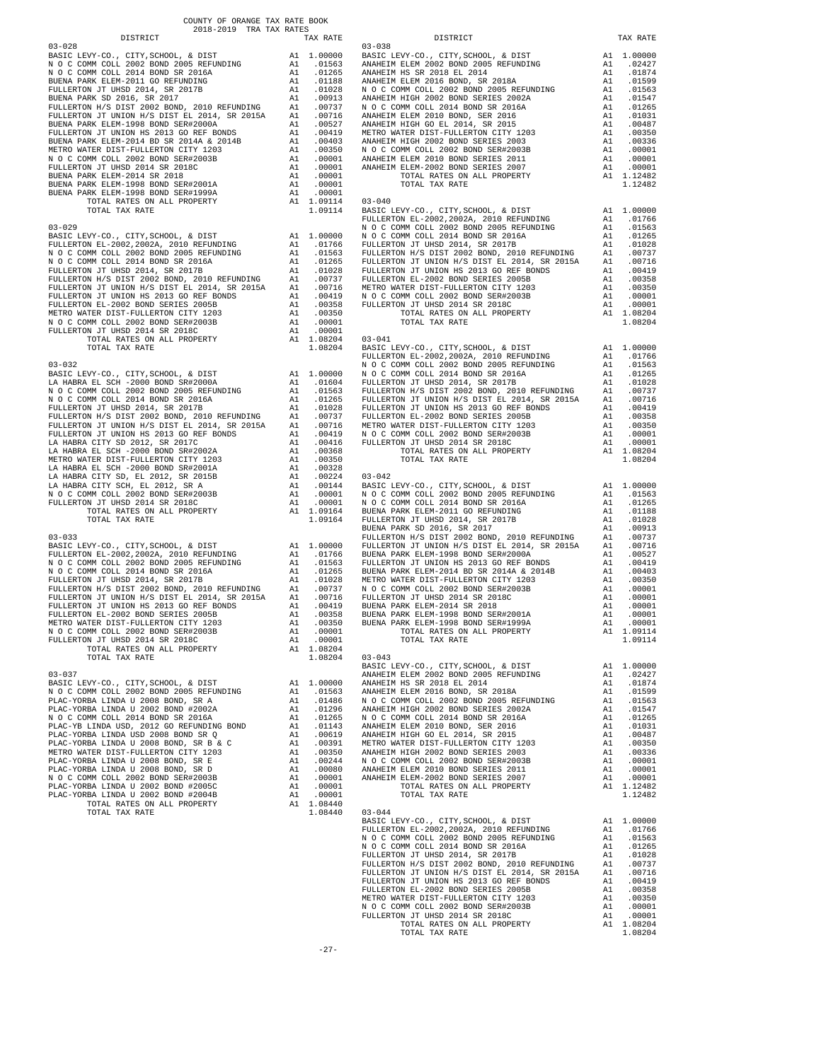COUNTY OF ORANGE TAX RATE BOOK
2018-2019 TRA TAX RATES

| DISTRICT | | TAX RATE |
|---|---|---|
| **03-028** | | |
| BASIC LEVY-CO., CITY,SCHOOL, & DIST | A1 | 1.00000 |
| N O C COMM COLL 2002 BOND 2005 REFUNDING | A1 | .01563 |
| N O C COMM COLL 2014 BOND SR 2016A | A1 | .01265 |
| BUENA PARK ELEM-2011 GO REFUNDING | A1 | .01188 |
| FULLERTON JT UHSD 2014, SR 2017B | A1 | .01028 |
| BUENA PARK SD 2016, SR 2017 | A1 | .00913 |
| FULLERTON H/S DIST 2002 BOND, 2010 REFUNDING | A1 | .00737 |
| FULLERTON JT UNION H/S DIST EL 2014, SR 2015A | A1 | .00716 |
| BUENA PARK ELEM-1998 BOND SER#2000A | A1 | .00527 |
| FULLERTON JT UNION HS 2013 GO REF BONDS | A1 | .00419 |
| BUENA PARK ELEM-2014 BD SR 2014A & 2014B | A1 | .00403 |
| METRO WATER DIST-FULLERTON CITY 1203 | A1 | .00350 |
| N O C COMM COLL 2002 BOND SER#2003B | A1 | .00001 |
| FULLERTON JT UHSD 2014 SR 2018C | A1 | .00001 |
| BUENA PARK ELEM-2014 SR 2018 | A1 | .00001 |
| BUENA PARK ELEM-1998 BOND SER#2001A | A1 | .00001 |
| BUENA PARK ELEM-1998 BOND SER#1999A | A1 | .00001 |
| TOTAL RATES ON ALL PROPERTY | A1 | 1.09114 |
| TOTAL TAX RATE | | 1.09114 |
| **03-029** | | |
| BASIC LEVY-CO., CITY,SCHOOL, & DIST | A1 | 1.00000 |
| FULLERTON EL-2002,2002A, 2010 REFUNDING | A1 | .01766 |
| N O C COMM COLL 2002 BOND 2005 REFUNDING | A1 | .01563 |
| N O C COMM COLL 2014 BOND SR 2016A | A1 | .01265 |
| FULLERTON JT UHSD 2014, SR 2017B | A1 | .01028 |
| FULLERTON H/S DIST 2002 BOND, 2010 REFUNDING | A1 | .00737 |
| FULLERTON JT UNION H/S DIST EL 2014, SR 2015A | A1 | .00716 |
| FULLERTON JT UNION HS 2013 GO REF BONDS | A1 | .00419 |
| FULLERTON EL-2002 BOND SERIES 2005B | A1 | .00358 |
| METRO WATER DIST-FULLERTON CITY 1203 | A1 | .00350 |
| N O C COMM COLL 2002 BOND SER#2003B | A1 | .00001 |
| FULLERTON JT UHSD 2014 SR 2018C | A1 | .00001 |
| TOTAL RATES ON ALL PROPERTY | A1 | 1.08204 |
| TOTAL TAX RATE | | 1.08204 |
| **03-032** | | |
| BASIC LEVY-CO., CITY,SCHOOL, & DIST | A1 | 1.00000 |
| LA HABRA EL SCH -2000 BOND SR#2000A | A1 | .01604 |
| N O C COMM COLL 2002 BOND 2005 REFUNDING | A1 | .01563 |
| N O C COMM COLL 2014 BOND SR 2016A | A1 | .01265 |
| FULLERTON JT UHSD 2014, SR 2017B | A1 | .01028 |
| FULLERTON H/S DIST 2002 BOND, 2010 REFUNDING | A1 | .00737 |
| FULLERTON JT UNION H/S DIST EL 2014, SR 2015A | A1 | .00716 |
| FULLERTON JT UNION HS 2013 GO REF BONDS | A1 | .00419 |
| LA HABRA CITY SD 2012, SR 2017C | A1 | .00416 |
| LA HABRA EL SCH -2000 BOND SR#2002A | A1 | .00368 |
| METRO WATER DIST-FULLERTON CITY 1203 | A1 | .00350 |
| LA HABRA EL SCH -2000 BOND SR#2001A | A1 | .00328 |
| LA HABRA CITY SD, EL 2012, SR 2015B | A1 | .00224 |
| LA HABRA CITY SCH, EL 2012, SR A | A1 | .00144 |
| N O C COMM COLL 2002 BOND SER#2003B | A1 | .00001 |
| FULLERTON JT UHSD 2014 SR 2018C | A1 | .00001 |
| TOTAL RATES ON ALL PROPERTY | A1 | 1.09164 |
| TOTAL TAX RATE | | 1.09164 |
| **03-033** | | |
| BASIC LEVY-CO., CITY,SCHOOL, & DIST | A1 | 1.00000 |
| FULLERTON EL-2002,2002A, 2010 REFUNDING | A1 | .01766 |
| N O C COMM COLL 2002 BOND 2005 REFUNDING | A1 | .01563 |
| N O C COMM COLL 2014 BOND SR 2016A | A1 | .01265 |
| FULLERTON JT UHSD 2014, SR 2017B | A1 | .01028 |
| FULLERTON H/S DIST 2002 BOND, 2010 REFUNDING | A1 | .00737 |
| FULLERTON JT UNION H/S DIST EL 2014, SR 2015A | A1 | .00716 |
| FULLERTON JT UNION HS 2013 GO REF BONDS | A1 | .00419 |
| FULLERTON EL-2002 BOND SERIES 2005B | A1 | .00358 |
| METRO WATER DIST-FULLERTON CITY 1203 | A1 | .00350 |
| N O C COMM COLL 2002 BOND SER#2003B | A1 | .00001 |
| FULLERTON JT UHSD 2014 SR 2018C | A1 | .00001 |
| TOTAL RATES ON ALL PROPERTY | A1 | 1.08204 |
| TOTAL TAX RATE | | 1.08204 |
| **03-037** | | |
| BASIC LEVY-CO., CITY,SCHOOL, & DIST | A1 | 1.00000 |
| N O C COMM COLL 2002 BOND 2005 REFUNDING | A1 | .01563 |
| PLAC-YORBA LINDA U 2008 BOND, SR A | A1 | .01486 |
| PLAC-YORBA LINDA U 2002 BOND #2002A | A1 | .01296 |
| N O C COMM COLL 2014 BOND SR 2016A | A1 | .01265 |
| PLAC-YB LINDA USD, 2012 GO REFUNDING BOND | A1 | .01143 |
| PLAC-YORBA LINDA USD 2008 BOND SR Q | A1 | .00619 |
| PLAC-YORBA LINDA U 2008 BOND, SR B & C | A1 | .00391 |
| METRO WATER DIST-FULLERTON CITY 1203 | A1 | .00350 |
| PLAC-YORBA LINDA U 2008 BOND, SR E | A1 | .00244 |
| PLAC-YORBA LINDA U 2008 BOND, SR D | A1 | .00080 |
| N O C COMM COLL 2002 BOND SER#2003B | A1 | .00001 |
| PLAC-YORBA LINDA U 2002 BOND #2005C | A1 | .00001 |
| PLAC-YORBA LINDA U 2002 BOND #2004B | A1 | .00001 |
| TOTAL RATES ON ALL PROPERTY | A1 | 1.08440 |
| TOTAL TAX RATE | | 1.08440 |
| **03-038** | | |
| BASIC LEVY-CO., CITY,SCHOOL, & DIST | A1 | 1.00000 |
| ANAHEIM ELEM 2002 BOND 2005 REFUNDING | A1 | .02427 |
| ANAHEIM HS SR 2018 EL 2014 | A1 | .01874 |
| ANAHEIM ELEM 2016 BOND, SR 2018A | A1 | .01599 |
| N O C COMM COLL 2002 BOND 2005 REFUNDING | A1 | .01563 |
| ANAHEIM HIGH 2002 BOND SERIES 2002A | A1 | .01547 |
| N O C COMM COLL 2014 BOND SR 2016A | A1 | .01265 |
| ANAHEIM ELEM 2010 BOND, SER 2016 | A1 | .01031 |
| ANAHEIM HIGH GO EL 2014, SR 2015 | A1 | .00487 |
| METRO WATER DIST-FULLERTON CITY 1203 | A1 | .00350 |
| ANAHEIM HIGH 2002 BOND SERIES 2003 | A1 | .00336 |
| N O C COMM COLL 2002 BOND SER#2003B | A1 | .00001 |
| ANAHEIM ELEM 2010 BOND SERIES 2011 | A1 | .00001 |
| ANAHEIM ELEM-2002 BOND SERIES 2007 | A1 | .00001 |
| TOTAL RATES ON ALL PROPERTY | A1 | 1.12482 |
| TOTAL TAX RATE | | 1.12482 |
| **03-040** | | |
| BASIC LEVY-CO., CITY,SCHOOL, & DIST | A1 | 1.00000 |
| FULLERTON EL-2002,2002A, 2010 REFUNDING | A1 | .01766 |
| N O C COMM COLL 2002 BOND 2005 REFUNDING | A1 | .01563 |
| N O C COMM COLL 2014 BOND SR 2016A | A1 | .01265 |
| FULLERTON JT UHSD 2014, SR 2017B | A1 | .01028 |
| FULLERTON H/S DIST 2002 BOND, 2010 REFUNDING | A1 | .00737 |
| FULLERTON JT UNION H/S DIST EL 2014, SR 2015A | A1 | .00716 |
| FULLERTON JT UNION HS 2013 GO REF BONDS | A1 | .00419 |
| FULLERTON EL-2002 BOND SERIES 2005B | A1 | .00358 |
| METRO WATER DIST-FULLERTON CITY 1203 | A1 | .00350 |
| N O C COMM COLL 2002 BOND SER#2003B | A1 | .00001 |
| FULLERTON JT UHSD 2014 SR 2018C | A1 | .00001 |
| TOTAL RATES ON ALL PROPERTY | A1 | 1.08204 |
| TOTAL TAX RATE | | 1.08204 |
| **03-041** | | |
| BASIC LEVY-CO., CITY,SCHOOL, & DIST | A1 | 1.00000 |
| FULLERTON EL-2002,2002A, 2010 REFUNDING | A1 | .01766 |
| N O C COMM COLL 2002 BOND 2005 REFUNDING | A1 | .01563 |
| N O C COMM COLL 2014 BOND SR 2016A | A1 | .01265 |
| FULLERTON JT UHSD 2014, SR 2017B | A1 | .01028 |
| FULLERTON H/S DIST 2002 BOND, 2010 REFUNDING | A1 | .00737 |
| FULLERTON JT UNION H/S DIST EL 2014, SR 2015A | A1 | .00716 |
| FULLERTON JT UNION HS 2013 GO REF BONDS | A1 | .00419 |
| FULLERTON EL-2002 BOND SERIES 2005B | A1 | .00358 |
| METRO WATER DIST-FULLERTON CITY 1203 | A1 | .00350 |
| N O C COMM COLL 2002 BOND SER#2003B | A1 | .00001 |
| FULLERTON JT UHSD 2014 SR 2018C | A1 | .00001 |
| TOTAL RATES ON ALL PROPERTY | A1 | 1.08204 |
| TOTAL TAX RATE | | 1.08204 |
| **03-042** | | |
| BASIC LEVY-CO., CITY,SCHOOL, & DIST | A1 | 1.00000 |
| N O C COMM COLL 2002 BOND 2005 REFUNDING | A1 | .01563 |
| N O C COMM COLL 2014 BOND SR 2016A | A1 | .01265 |
| BUENA PARK ELEM-2011 GO REFUNDING | A1 | .01188 |
| FULLERTON JT UHSD 2014, SR 2017B | A1 | .01028 |
| BUENA PARK SD 2016, SR 2017 | A1 | .00913 |
| FULLERTON H/S DIST 2002 BOND, 2010 REFUNDING | A1 | .00737 |
| FULLERTON JT UNION H/S DIST EL 2014, SR 2015A | A1 | .00716 |
| BUENA PARK ELEM-1998 BOND SER#2000A | A1 | .00527 |
| FULLERTON JT UNION HS 2013 GO REF BONDS | A1 | .00419 |
| BUENA PARK ELEM-2014 BD SR 2014A & 2014B | A1 | .00403 |
| METRO WATER DIST-FULLERTON CITY 1203 | A1 | .00350 |
| N O C COMM COLL 2002 BOND SER#2003B | A1 | .00001 |
| FULLERTON JT UHSD 2014 SR 2018C | A1 | .00001 |
| BUENA PARK ELEM-2014 SR 2018 | A1 | .00001 |
| BUENA PARK ELEM-1998 BOND SER#2001A | A1 | .00001 |
| BUENA PARK ELEM-1998 BOND SER#1999A | A1 | .00001 |
| TOTAL RATES ON ALL PROPERTY | A1 | 1.09114 |
| TOTAL TAX RATE | | 1.09114 |
| **03-043** | | |
| BASIC LEVY-CO., CITY,SCHOOL, & DIST | A1 | 1.00000 |
| ANAHEIM ELEM 2002 BOND 2005 REFUNDING | A1 | .02427 |
| ANAHEIM HS SR 2018 EL 2014 | A1 | .01874 |
| ANAHEIM ELEM 2016 BOND, SR 2018A | A1 | .01599 |
| N O C COMM COLL 2002 BOND 2005 REFUNDING | A1 | .01563 |
| ANAHEIM HIGH 2002 BOND SERIES 2002A | A1 | .01547 |
| N O C COMM COLL 2014 BOND SR 2016A | A1 | .01265 |
| ANAHEIM ELEM 2010 BOND, SER 2016 | A1 | .01031 |
| ANAHEIM HIGH GO EL 2014, SR 2015 | A1 | .00487 |
| METRO WATER DIST-FULLERTON CITY 1203 | A1 | .00350 |
| ANAHEIM HIGH 2002 BOND SERIES 2003 | A1 | .00336 |
| N O C COMM COLL 2002 BOND SER#2003B | A1 | .00001 |
| ANAHEIM ELEM 2010 BOND SERIES 2011 | A1 | .00001 |
| ANAHEIM ELEM-2002 BOND SERIES 2007 | A1 | .00001 |
| TOTAL RATES ON ALL PROPERTY | A1 | 1.12482 |
| TOTAL TAX RATE | | 1.12482 |
| **03-044** | | |
| BASIC LEVY-CO., CITY,SCHOOL, & DIST | A1 | 1.00000 |
| FULLERTON EL-2002,2002A, 2010 REFUNDING | A1 | .01766 |
| N O C COMM COLL 2002 BOND 2005 REFUNDING | A1 | .01563 |
| N O C COMM COLL 2014 BOND SR 2016A | A1 | .01265 |
| FULLERTON JT UHSD 2014, SR 2017B | A1 | .01028 |
| FULLERTON H/S DIST 2002 BOND, 2010 REFUNDING | A1 | .00737 |
| FULLERTON JT UNION H/S DIST EL 2014, SR 2015A | A1 | .00716 |
| FULLERTON JT UNION HS 2013 GO REF BONDS | A1 | .00419 |
| FULLERTON EL-2002 BOND SERIES 2005B | A1 | .00358 |
| METRO WATER DIST-FULLERTON CITY 1203 | A1 | .00350 |
| N O C COMM COLL 2002 BOND SER#2003B | A1 | .00001 |
| FULLERTON JT UHSD 2014 SR 2018C | A1 | .00001 |
| TOTAL RATES ON ALL PROPERTY | A1 | 1.08204 |
| TOTAL TAX RATE | | 1.08204 |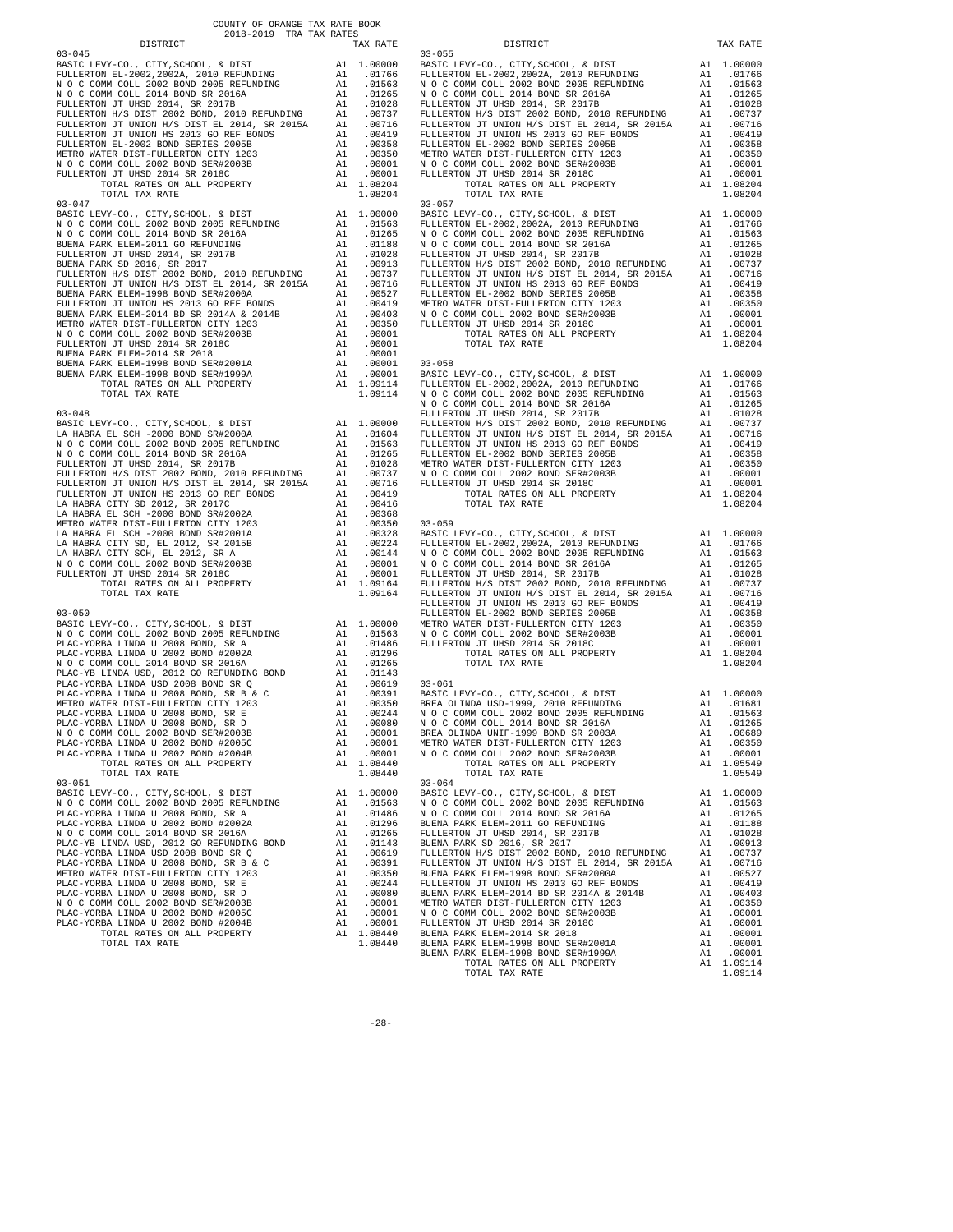COUNTY OF ORANGE TAX RATE BOOK
2018-2019 TRA TAX RATES

| DISTRICT | | TAX RATE |
|---|---|---|
| **03-045** | | |
| BASIC LEVY-CO., CITY,SCHOOL, & DIST | A1 | 1.00000 |
| FULLERTON EL-2002,2002A, 2010 REFUNDING | A1 | .01766 |
| N O C COMM COLL 2002 BOND 2005 REFUNDING | A1 | .01563 |
| N O C COMM COLL 2014 BOND SR 2016A | A1 | .01265 |
| FULLERTON JT UHSD 2014, SR 2017B | A1 | .01028 |
| FULLERTON H/S DIST 2002 BOND, 2010 REFUNDING | A1 | .00737 |
| FULLERTON JT UNION H/S DIST EL 2014, SR 2015A | A1 | .00716 |
| FULLERTON JT UNION HS 2013 GO REF BONDS | A1 | .00419 |
| FULLERTON EL-2002 BOND SERIES 2005B | A1 | .00358 |
| METRO WATER DIST-FULLERTON CITY 1203 | A1 | .00350 |
| N O C COMM COLL 2002 BOND SER#2003B | A1 | .00001 |
| FULLERTON JT UHSD 2014 SR 2018C | A1 | .00001 |
| TOTAL RATES ON ALL PROPERTY | A1 | 1.08204 |
| TOTAL TAX RATE | | 1.08204 |
| **03-047** | | |
| BASIC LEVY-CO., CITY,SCHOOL, & DIST | A1 | 1.00000 |
| N O C COMM COLL 2002 BOND 2005 REFUNDING | A1 | .01563 |
| N O C COMM COLL 2014 BOND SR 2016A | A1 | .01265 |
| BUENA PARK ELEM-2011 GO REFUNDING | A1 | .01188 |
| FULLERTON JT UHSD 2014, SR 2017B | A1 | .01028 |
| BUENA PARK SD 2016, SR 2017 | A1 | .00913 |
| FULLERTON H/S DIST 2002 BOND, 2010 REFUNDING | A1 | .00737 |
| FULLERTON JT UNION H/S DIST EL 2014, SR 2015A | A1 | .00716 |
| BUENA PARK ELEM-1998 BOND SER#2000A | A1 | .00527 |
| FULLERTON JT UNION HS 2013 GO REF BONDS | A1 | .00419 |
| BUENA PARK ELEM-2014 BD SR 2014A & 2014B | A1 | .00403 |
| METRO WATER DIST-FULLERTON CITY 1203 | A1 | .00350 |
| N O C COMM COLL 2002 BOND SER#2003B | A1 | .00001 |
| FULLERTON JT UHSD 2014 SR 2018C | A1 | .00001 |
| BUENA PARK ELEM-2014 SR 2018 | A1 | .00001 |
| BUENA PARK ELEM-1998 BOND SER#2001A | A1 | .00001 |
| BUENA PARK ELEM-1998 BOND SER#1999A | A1 | .00001 |
| TOTAL RATES ON ALL PROPERTY | A1 | 1.09114 |
| TOTAL TAX RATE | | 1.09114 |
| **03-048** | | |
| BASIC LEVY-CO., CITY,SCHOOL, & DIST | A1 | 1.00000 |
| LA HABRA EL SCH -2000 BOND SR#2000A | A1 | .01604 |
| N O C COMM COLL 2002 BOND 2005 REFUNDING | A1 | .01563 |
| N O C COMM COLL 2014 BOND SR 2016A | A1 | .01265 |
| FULLERTON JT UHSD 2014, SR 2017B | A1 | .01028 |
| FULLERTON H/S DIST 2002 BOND, 2010 REFUNDING | A1 | .00737 |
| FULLERTON JT UNION H/S DIST EL 2014, SR 2015A | A1 | .00716 |
| FULLERTON JT UNION HS 2013 GO REF BONDS | A1 | .00419 |
| LA HABRA CITY SD 2012, SR 2017C | A1 | .00416 |
| LA HABRA EL SCH -2000 BOND SR#2002A | A1 | .00368 |
| METRO WATER DIST-FULLERTON CITY 1203 | A1 | .00350 |
| LA HABRA EL SCH -2000 BOND SR#2001A | A1 | .00328 |
| LA HABRA CITY SD, EL 2012, SR 2015B | A1 | .00224 |
| LA HABRA CITY SCH, EL 2012, SR A | A1 | .00144 |
| N O C COMM COLL 2002 BOND SER#2003B | A1 | .00001 |
| FULLERTON JT UHSD 2014 SR 2018C | A1 | .00001 |
| TOTAL RATES ON ALL PROPERTY | A1 | 1.09164 |
| TOTAL TAX RATE | | 1.09164 |
| **03-050** | | |
| BASIC LEVY-CO., CITY,SCHOOL, & DIST | A1 | 1.00000 |
| N O C COMM COLL 2002 BOND 2005 REFUNDING | A1 | .01563 |
| PLAC-YORBA LINDA U 2008 BOND, SR A | A1 | .01486 |
| PLAC-YORBA LINDA U 2002 BOND #2002A | A1 | .01296 |
| N O C COMM COLL 2014 BOND SR 2016A | A1 | .01265 |
| PLAC-YB LINDA USD, 2012 GO REFUNDING BOND | A1 | .01143 |
| PLAC-YORBA LINDA USD 2008 BOND SR Q | A1 | .00619 |
| PLAC-YORBA LINDA U 2008 BOND, SR B & C | A1 | .00391 |
| METRO WATER DIST-FULLERTON CITY 1203 | A1 | .00350 |
| PLAC-YORBA LINDA U 2008 BOND, SR E | A1 | .00244 |
| PLAC-YORBA LINDA U 2008 BOND, SR D | A1 | .00080 |
| N O C COMM COLL 2002 BOND SER#2003B | A1 | .00001 |
| PLAC-YORBA LINDA U 2002 BOND #2005C | A1 | .00001 |
| PLAC-YORBA LINDA U 2002 BOND #2004B | A1 | .00001 |
| TOTAL RATES ON ALL PROPERTY | A1 | 1.08440 |
| TOTAL TAX RATE | | 1.08440 |
| **03-051** | | |
| BASIC LEVY-CO., CITY,SCHOOL, & DIST | A1 | 1.00000 |
| N O C COMM COLL 2002 BOND 2005 REFUNDING | A1 | .01563 |
| PLAC-YORBA LINDA U 2008 BOND, SR A | A1 | .01486 |
| PLAC-YORBA LINDA U 2002 BOND #2002A | A1 | .01296 |
| N O C COMM COLL 2014 BOND SR 2016A | A1 | .01265 |
| PLAC-YB LINDA USD, 2012 GO REFUNDING BOND | A1 | .01143 |
| PLAC-YORBA LINDA USD 2008 BOND SR Q | A1 | .00619 |
| PLAC-YORBA LINDA U 2008 BOND, SR B & C | A1 | .00391 |
| METRO WATER DIST-FULLERTON CITY 1203 | A1 | .00350 |
| PLAC-YORBA LINDA U 2008 BOND, SR E | A1 | .00244 |
| PLAC-YORBA LINDA U 2008 BOND, SR D | A1 | .00080 |
| N O C COMM COLL 2002 BOND SER#2003B | A1 | .00001 |
| PLAC-YORBA LINDA U 2002 BOND #2005C | A1 | .00001 |
| PLAC-YORBA LINDA U 2002 BOND #2004B | A1 | .00001 |
| TOTAL RATES ON ALL PROPERTY | A1 | 1.08440 |
| TOTAL TAX RATE | | 1.08440 |
| **03-055** | | |
| BASIC LEVY-CO., CITY,SCHOOL, & DIST | A1 | 1.00000 |
| FULLERTON EL-2002,2002A, 2010 REFUNDING | A1 | .01766 |
| N O C COMM COLL 2002 BOND 2005 REFUNDING | A1 | .01563 |
| N O C COMM COLL 2014 BOND SR 2016A | A1 | .01265 |
| FULLERTON JT UHSD 2014, SR 2017B | A1 | .01028 |
| FULLERTON H/S DIST 2002 BOND, 2010 REFUNDING | A1 | .00737 |
| FULLERTON JT UNION H/S DIST EL 2014, SR 2015A | A1 | .00716 |
| FULLERTON JT UNION HS 2013 GO REF BONDS | A1 | .00419 |
| FULLERTON EL-2002 BOND SERIES 2005B | A1 | .00358 |
| METRO WATER DIST-FULLERTON CITY 1203 | A1 | .00350 |
| N O C COMM COLL 2002 BOND SER#2003B | A1 | .00001 |
| FULLERTON JT UHSD 2014 SR 2018C | A1 | .00001 |
| TOTAL RATES ON ALL PROPERTY | A1 | 1.08204 |
| TOTAL TAX RATE | | 1.08204 |
| **03-057** | | |
| BASIC LEVY-CO., CITY,SCHOOL, & DIST | A1 | 1.00000 |
| FULLERTON EL-2002,2002A, 2010 REFUNDING | A1 | .01766 |
| N O C COMM COLL 2002 BOND 2005 REFUNDING | A1 | .01563 |
| N O C COMM COLL 2014 BOND SR 2016A | A1 | .01265 |
| FULLERTON JT UHSD 2014, SR 2017B | A1 | .01028 |
| FULLERTON H/S DIST 2002 BOND, 2010 REFUNDING | A1 | .00737 |
| FULLERTON JT UNION H/S DIST EL 2014, SR 2015A | A1 | .00716 |
| FULLERTON JT UNION HS 2013 GO REF BONDS | A1 | .00419 |
| FULLERTON EL-2002 BOND SERIES 2005B | A1 | .00358 |
| METRO WATER DIST-FULLERTON CITY 1203 | A1 | .00350 |
| N O C COMM COLL 2002 BOND SER#2003B | A1 | .00001 |
| FULLERTON JT UHSD 2014 SR 2018C | A1 | .00001 |
| TOTAL RATES ON ALL PROPERTY | A1 | 1.08204 |
| TOTAL TAX RATE | | 1.08204 |
| **03-058** | | |
| BASIC LEVY-CO., CITY,SCHOOL, & DIST | A1 | 1.00000 |
| FULLERTON EL-2002,2002A, 2010 REFUNDING | A1 | .01766 |
| N O C COMM COLL 2002 BOND 2005 REFUNDING | A1 | .01563 |
| N O C COMM COLL 2014 BOND SR 2016A | A1 | .01265 |
| FULLERTON JT UHSD 2014, SR 2017B | A1 | .01028 |
| FULLERTON H/S DIST 2002 BOND, 2010 REFUNDING | A1 | .00737 |
| FULLERTON JT UNION H/S DIST EL 2014, SR 2015A | A1 | .00716 |
| FULLERTON JT UNION HS 2013 GO REF BONDS | A1 | .00419 |
| FULLERTON EL-2002 BOND SERIES 2005B | A1 | .00358 |
| METRO WATER DIST-FULLERTON CITY 1203 | A1 | .00350 |
| N O C COMM COLL 2002 BOND SER#2003B | A1 | .00001 |
| FULLERTON JT UHSD 2014 SR 2018C | A1 | .00001 |
| TOTAL RATES ON ALL PROPERTY | A1 | 1.08204 |
| TOTAL TAX RATE | | 1.08204 |
| **03-059** | | |
| BASIC LEVY-CO., CITY,SCHOOL, & DIST | A1 | 1.00000 |
| FULLERTON EL-2002,2002A, 2010 REFUNDING | A1 | .01766 |
| N O C COMM COLL 2002 BOND 2005 REFUNDING | A1 | .01563 |
| N O C COMM COLL 2014 BOND SR 2016A | A1 | .01265 |
| FULLERTON JT UHSD 2014, SR 2017B | A1 | .01028 |
| FULLERTON H/S DIST 2002 BOND, 2010 REFUNDING | A1 | .00737 |
| FULLERTON JT UNION H/S DIST EL 2014, SR 2015A | A1 | .00716 |
| FULLERTON JT UNION HS 2013 GO REF BONDS | A1 | .00419 |
| FULLERTON EL-2002 BOND SERIES 2005B | A1 | .00358 |
| METRO WATER DIST-FULLERTON CITY 1203 | A1 | .00350 |
| N O C COMM COLL 2002 BOND SER#2003B | A1 | .00001 |
| FULLERTON JT UHSD 2014 SR 2018C | A1 | .00001 |
| TOTAL RATES ON ALL PROPERTY | A1 | 1.08204 |
| TOTAL TAX RATE | | 1.08204 |
| **03-061** | | |
| BASIC LEVY-CO., CITY,SCHOOL, & DIST | A1 | 1.00000 |
| BREA OLINDA USD-1999, 2010 REFUNDING | A1 | .01681 |
| N O C COMM COLL 2002 BOND 2005 REFUNDING | A1 | .01563 |
| N O C COMM COLL 2014 BOND SR 2016A | A1 | .01265 |
| BREA OLINDA UNIF-1999 BOND SR 2003A | A1 | .00689 |
| METRO WATER DIST-FULLERTON CITY 1203 | A1 | .00350 |
| N O C COMM COLL 2002 BOND SER#2003B | A1 | .00001 |
| TOTAL RATES ON ALL PROPERTY | A1 | 1.05549 |
| TOTAL TAX RATE | | 1.05549 |
| **03-064** | | |
| BASIC LEVY-CO., CITY,SCHOOL, & DIST | A1 | 1.00000 |
| N O C COMM COLL 2002 BOND 2005 REFUNDING | A1 | .01563 |
| N O C COMM COLL 2014 BOND SR 2016A | A1 | .01265 |
| BUENA PARK ELEM-2011 GO REFUNDING | A1 | .01188 |
| FULLERTON JT UHSD 2014, SR 2017B | A1 | .01028 |
| BUENA PARK SD 2016, SR 2017 | A1 | .00913 |
| FULLERTON H/S DIST 2002 BOND, 2010 REFUNDING | A1 | .00737 |
| FULLERTON JT UNION H/S DIST EL 2014, SR 2015A | A1 | .00716 |
| BUENA PARK ELEM-1998 BOND SER#2000A | A1 | .00527 |
| FULLERTON JT UNION HS 2013 GO REF BONDS | A1 | .00419 |
| BUENA PARK ELEM-2014 BD SR 2014A & 2014B | A1 | .00403 |
| METRO WATER DIST-FULLERTON CITY 1203 | A1 | .00350 |
| N O C COMM COLL 2002 BOND SER#2003B | A1 | .00001 |
| FULLERTON JT UHSD 2014 SR 2018C | A1 | .00001 |
| BUENA PARK ELEM-2014 SR 2018 | A1 | .00001 |
| BUENA PARK ELEM-1998 BOND SER#2001A | A1 | .00001 |
| BUENA PARK ELEM-1998 BOND SER#1999A | A1 | .00001 |
| TOTAL RATES ON ALL PROPERTY | A1 | 1.09114 |
| TOTAL TAX RATE | | 1.09114 |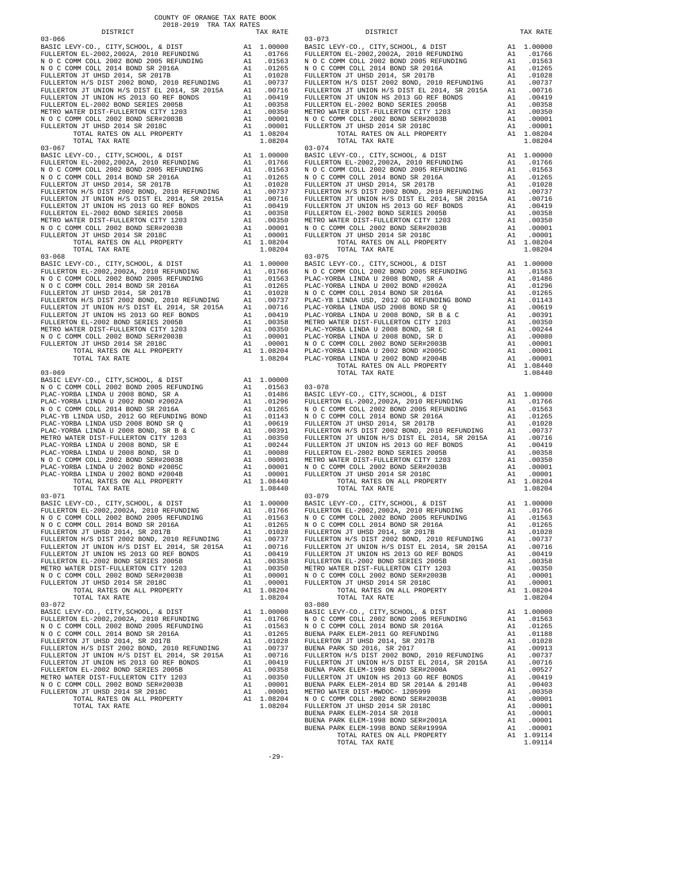COUNTY OF ORANGE TAX RATE BOOK
2018-2019 TRA TAX RATES

| DISTRICT | | TAX RATE |
|---|---|---|
| **03-066** | | |
| BASIC LEVY-CO., CITY,SCHOOL, & DIST | A1 | 1.00000 |
| FULLERTON EL-2002,2002A, 2010 REFUNDING | A1 | .01766 |
| N O C COMM COLL 2002 BOND 2005 REFUNDING | A1 | .01563 |
| N O C COMM COLL 2014 BOND SR 2016A | A1 | .01265 |
| FULLERTON JT UHSD 2014, SR 2017B | A1 | .01028 |
| FULLERTON H/S DIST 2002 BOND, 2010 REFUNDING | A1 | .00737 |
| FULLERTON JT UNION H/S DIST EL 2014, SR 2015A | A1 | .00716 |
| FULLERTON JT UNION HS 2013 GO REF BONDS | A1 | .00419 |
| FULLERTON EL-2002 BOND SERIES 2005B | A1 | .00358 |
| METRO WATER DIST-FULLERTON CITY 1203 | A1 | .00350 |
| N O C COMM COLL 2002 BOND SER#2003B | A1 | .00001 |
| FULLERTON JT UHSD 2014 SR 2018C | A1 | .00001 |
| TOTAL RATES ON ALL PROPERTY | A1 | 1.08204 |
| TOTAL TAX RATE | | 1.08204 |
| **03-067** | | |
| BASIC LEVY-CO., CITY,SCHOOL, & DIST | A1 | 1.00000 |
| FULLERTON EL-2002,2002A, 2010 REFUNDING | A1 | .01766 |
| N O C COMM COLL 2002 BOND 2005 REFUNDING | A1 | .01563 |
| N O C COMM COLL 2014 BOND SR 2016A | A1 | .01265 |
| FULLERTON JT UHSD 2014, SR 2017B | A1 | .01028 |
| FULLERTON H/S DIST 2002 BOND, 2010 REFUNDING | A1 | .00737 |
| FULLERTON JT UNION H/S DIST EL 2014, SR 2015A | A1 | .00716 |
| FULLERTON JT UNION HS 2013 GO REF BONDS | A1 | .00419 |
| FULLERTON EL-2002 BOND SERIES 2005B | A1 | .00358 |
| METRO WATER DIST-FULLERTON CITY 1203 | A1 | .00350 |
| N O C COMM COLL 2002 BOND SER#2003B | A1 | .00001 |
| FULLERTON JT UHSD 2014 SR 2018C | A1 | .00001 |
| TOTAL RATES ON ALL PROPERTY | A1 | 1.08204 |
| TOTAL TAX RATE | | 1.08204 |
| **03-068** | | |
| BASIC LEVY-CO., CITY,SCHOOL, & DIST | A1 | 1.00000 |
| FULLERTON EL-2002,2002A, 2010 REFUNDING | A1 | .01766 |
| N O C COMM COLL 2002 BOND 2005 REFUNDING | A1 | .01563 |
| N O C COMM COLL 2014 BOND SR 2016A | A1 | .01265 |
| FULLERTON JT UHSD 2014, SR 2017B | A1 | .01028 |
| FULLERTON H/S DIST 2002 BOND, 2010 REFUNDING | A1 | .00737 |
| FULLERTON JT UNION H/S DIST EL 2014, SR 2015A | A1 | .00716 |
| FULLERTON JT UNION HS 2013 GO REF BONDS | A1 | .00419 |
| FULLERTON EL-2002 BOND SERIES 2005B | A1 | .00358 |
| METRO WATER DIST-FULLERTON CITY 1203 | A1 | .00350 |
| N O C COMM COLL 2002 BOND SER#2003B | A1 | .00001 |
| FULLERTON JT UHSD 2014 SR 2018C | A1 | .00001 |
| TOTAL RATES ON ALL PROPERTY | A1 | 1.08204 |
| TOTAL TAX RATE | | 1.08204 |
| **03-069** | | |
| BASIC LEVY-CO., CITY,SCHOOL, & DIST | A1 | 1.00000 |
| N O C COMM COLL 2002 BOND 2005 REFUNDING | A1 | .01563 |
| PLAC-YORBA LINDA U 2008 BOND, SR A | A1 | .01486 |
| PLAC-YORBA LINDA U 2002 BOND #2002A | A1 | .01296 |
| N O C COMM COLL 2014 BOND SR 2016A | A1 | .01265 |
| PLAC-YB LINDA USD, 2012 GO REFUNDING BOND | A1 | .01143 |
| PLAC-YORBA LINDA USD 2008 BOND SR Q | A1 | .00619 |
| PLAC-YORBA LINDA U 2008 BOND, SR B & C | A1 | .00391 |
| METRO WATER DIST-FULLERTON CITY 1203 | A1 | .00350 |
| PLAC-YORBA LINDA U 2008 BOND, SR E | A1 | .00244 |
| PLAC-YORBA LINDA U 2008 BOND, SR D | A1 | .00080 |
| N O C COMM COLL 2002 BOND SER#2003B | A1 | .00001 |
| PLAC-YORBA LINDA U 2002 BOND #2005C | A1 | .00001 |
| PLAC-YORBA LINDA U 2002 BOND #2004B | A1 | .00001 |
| TOTAL RATES ON ALL PROPERTY | A1 | 1.08440 |
| TOTAL TAX RATE | | 1.08440 |
| **03-071** | | |
| BASIC LEVY-CO., CITY,SCHOOL, & DIST | A1 | 1.00000 |
| FULLERTON EL-2002,2002A, 2010 REFUNDING | A1 | .01766 |
| N O C COMM COLL 2002 BOND 2005 REFUNDING | A1 | .01563 |
| N O C COMM COLL 2014 BOND SR 2016A | A1 | .01265 |
| FULLERTON JT UHSD 2014, SR 2017B | A1 | .01028 |
| FULLERTON H/S DIST 2002 BOND, 2010 REFUNDING | A1 | .00737 |
| FULLERTON JT UNION H/S DIST EL 2014, SR 2015A | A1 | .00716 |
| FULLERTON JT UNION HS 2013 GO REF BONDS | A1 | .00419 |
| FULLERTON EL-2002 BOND SERIES 2005B | A1 | .00358 |
| METRO WATER DIST-FULLERTON CITY 1203 | A1 | .00350 |
| N O C COMM COLL 2002 BOND SER#2003B | A1 | .00001 |
| FULLERTON JT UHSD 2014 SR 2018C | A1 | .00001 |
| TOTAL RATES ON ALL PROPERTY | A1 | 1.08204 |
| TOTAL TAX RATE | | 1.08204 |
| **03-072** | | |
| BASIC LEVY-CO., CITY,SCHOOL, & DIST | A1 | 1.00000 |
| FULLERTON EL-2002,2002A, 2010 REFUNDING | A1 | .01766 |
| N O C COMM COLL 2002 BOND 2005 REFUNDING | A1 | .01563 |
| N O C COMM COLL 2014 BOND SR 2016A | A1 | .01265 |
| FULLERTON JT UHSD 2014, SR 2017B | A1 | .01028 |
| FULLERTON H/S DIST 2002 BOND, 2010 REFUNDING | A1 | .00737 |
| FULLERTON JT UNION H/S DIST EL 2014, SR 2015A | A1 | .00716 |
| FULLERTON JT UNION HS 2013 GO REF BONDS | A1 | .00419 |
| FULLERTON EL-2002 BOND SERIES 2005B | A1 | .00358 |
| METRO WATER DIST-FULLERTON CITY 1203 | A1 | .00350 |
| N O C COMM COLL 2002 BOND SER#2003B | A1 | .00001 |
| FULLERTON JT UHSD 2014 SR 2018C | A1 | .00001 |
| TOTAL RATES ON ALL PROPERTY | A1 | 1.08204 |
| TOTAL TAX RATE | | 1.08204 |
| **03-073** | | |
| BASIC LEVY-CO., CITY,SCHOOL, & DIST | A1 | 1.00000 |
| FULLERTON EL-2002,2002A, 2010 REFUNDING | A1 | .01766 |
| N O C COMM COLL 2002 BOND 2005 REFUNDING | A1 | .01563 |
| N O C COMM COLL 2014 BOND SR 2016A | A1 | .01265 |
| FULLERTON JT UHSD 2014, SR 2017B | A1 | .01028 |
| FULLERTON H/S DIST 2002 BOND, 2010 REFUNDING | A1 | .00737 |
| FULLERTON JT UNION H/S DIST EL 2014, SR 2015A | A1 | .00716 |
| FULLERTON JT UNION HS 2013 GO REF BONDS | A1 | .00419 |
| FULLERTON EL-2002 BOND SERIES 2005B | A1 | .00358 |
| METRO WATER DIST-FULLERTON CITY 1203 | A1 | .00350 |
| N O C COMM COLL 2002 BOND SER#2003B | A1 | .00001 |
| FULLERTON JT UHSD 2014 SR 2018C | A1 | .00001 |
| TOTAL RATES ON ALL PROPERTY | A1 | 1.08204 |
| TOTAL TAX RATE | | 1.08204 |
| **03-074** | | |
| BASIC LEVY-CO., CITY,SCHOOL, & DIST | A1 | 1.00000 |
| FULLERTON EL-2002,2002A, 2010 REFUNDING | A1 | .01766 |
| N O C COMM COLL 2002 BOND 2005 REFUNDING | A1 | .01563 |
| N O C COMM COLL 2014 BOND SR 2016A | A1 | .01265 |
| FULLERTON JT UHSD 2014, SR 2017B | A1 | .01028 |
| FULLERTON H/S DIST 2002 BOND, 2010 REFUNDING | A1 | .00737 |
| FULLERTON JT UNION H/S DIST EL 2014, SR 2015A | A1 | .00716 |
| FULLERTON JT UNION HS 2013 GO REF BONDS | A1 | .00419 |
| FULLERTON EL-2002 BOND SERIES 2005B | A1 | .00358 |
| METRO WATER DIST-FULLERTON CITY 1203 | A1 | .00350 |
| N O C COMM COLL 2002 BOND SER#2003B | A1 | .00001 |
| FULLERTON JT UHSD 2014 SR 2018C | A1 | .00001 |
| TOTAL RATES ON ALL PROPERTY | A1 | 1.08204 |
| TOTAL TAX RATE | | 1.08204 |
| **03-075** | | |
| BASIC LEVY-CO., CITY,SCHOOL, & DIST | A1 | 1.00000 |
| N O C COMM COLL 2002 BOND 2005 REFUNDING | A1 | .01563 |
| PLAC-YORBA LINDA U 2008 BOND, SR A | A1 | .01486 |
| PLAC-YORBA LINDA U 2002 BOND #2002A | A1 | .01296 |
| N O C COMM COLL 2014 BOND SR 2016A | A1 | .01265 |
| PLAC-YB LINDA USD, 2012 GO REFUNDING BOND | A1 | .01143 |
| PLAC-YORBA LINDA USD 2008 BOND SR Q | A1 | .00619 |
| PLAC-YORBA LINDA U 2008 BOND, SR B & C | A1 | .00391 |
| METRO WATER DIST-FULLERTON CITY 1203 | A1 | .00350 |
| PLAC-YORBA LINDA U 2008 BOND, SR E | A1 | .00244 |
| PLAC-YORBA LINDA U 2008 BOND, SR D | A1 | .00080 |
| N O C COMM COLL 2002 BOND SER#2003B | A1 | .00001 |
| PLAC-YORBA LINDA U 2002 BOND #2005C | A1 | .00001 |
| PLAC-YORBA LINDA U 2002 BOND #2004B | A1 | .00001 |
| TOTAL RATES ON ALL PROPERTY | A1 | 1.08440 |
| TOTAL TAX RATE | | 1.08440 |
| **03-078** | | |
| BASIC LEVY-CO., CITY,SCHOOL, & DIST | A1 | 1.00000 |
| FULLERTON EL-2002,2002A, 2010 REFUNDING | A1 | .01766 |
| N O C COMM COLL 2002 BOND 2005 REFUNDING | A1 | .01563 |
| N O C COMM COLL 2014 BOND SR 2016A | A1 | .01265 |
| FULLERTON JT UHSD 2014, SR 2017B | A1 | .01028 |
| FULLERTON H/S DIST 2002 BOND, 2010 REFUNDING | A1 | .00737 |
| FULLERTON JT UNION H/S DIST EL 2014, SR 2015A | A1 | .00716 |
| FULLERTON JT UNION HS 2013 GO REF BONDS | A1 | .00419 |
| FULLERTON EL-2002 BOND SERIES 2005B | A1 | .00358 |
| METRO WATER DIST-FULLERTON CITY 1203 | A1 | .00350 |
| N O C COMM COLL 2002 BOND SER#2003B | A1 | .00001 |
| FULLERTON JT UHSD 2014 SR 2018C | A1 | .00001 |
| TOTAL RATES ON ALL PROPERTY | A1 | 1.08204 |
| TOTAL TAX RATE | | 1.08204 |
| **03-079** | | |
| BASIC LEVY-CO., CITY,SCHOOL, & DIST | A1 | 1.00000 |
| FULLERTON EL-2002,2002A, 2010 REFUNDING | A1 | .01766 |
| N O C COMM COLL 2002 BOND 2005 REFUNDING | A1 | .01563 |
| N O C COMM COLL 2014 BOND SR 2016A | A1 | .01265 |
| FULLERTON JT UHSD 2014, SR 2017B | A1 | .01028 |
| FULLERTON H/S DIST 2002 BOND, 2010 REFUNDING | A1 | .00737 |
| FULLERTON JT UNION H/S DIST EL 2014, SR 2015A | A1 | .00716 |
| FULLERTON JT UNION HS 2013 GO REF BONDS | A1 | .00419 |
| FULLERTON EL-2002 BOND SERIES 2005B | A1 | .00358 |
| METRO WATER DIST-FULLERTON CITY 1203 | A1 | .00350 |
| N O C COMM COLL 2002 BOND SER#2003B | A1 | .00001 |
| FULLERTON JT UHSD 2014 SR 2018C | A1 | .00001 |
| TOTAL RATES ON ALL PROPERTY | A1 | 1.08204 |
| TOTAL TAX RATE | | 1.08204 |
| **03-080** | | |
| BASIC LEVY-CO., CITY,SCHOOL, & DIST | A1 | 1.00000 |
| N O C COMM COLL 2002 BOND 2005 REFUNDING | A1 | .01563 |
| N O C COMM COLL 2014 BOND SR 2016A | A1 | .01265 |
| BUENA PARK ELEM-2011 GO REFUNDING | A1 | .01188 |
| FULLERTON JT UHSD 2014, SR 2017B | A1 | .01028 |
| BUENA PARK SD 2016, SR 2017 | A1 | .00913 |
| FULLERTON H/S DIST 2002 BOND, 2010 REFUNDING | A1 | .00737 |
| FULLERTON JT UNION H/S DIST EL 2014, SR 2015A | A1 | .00716 |
| BUENA PARK ELEM-1998 BOND SER#2000A | A1 | .00527 |
| FULLERTON JT UNION HS 2013 GO REF BONDS | A1 | .00419 |
| BUENA PARK ELEM-2014 BD SR 2014A & 2014B | A1 | .00403 |
| METRO WATER DIST-MWDOC- 1205999 | A1 | .00350 |
| N O C COMM COLL 2002 BOND SER#2003B | A1 | .00001 |
| FULLERTON JT UHSD 2014 SR 2018C | A1 | .00001 |
| BUENA PARK ELEM-2014 SR 2018 | A1 | .00001 |
| BUENA PARK ELEM-1998 BOND SER#2001A | A1 | .00001 |
| BUENA PARK ELEM-1998 BOND SER#1999A | A1 | .00001 |
| TOTAL RATES ON ALL PROPERTY | A1 | 1.09114 |
| TOTAL TAX RATE | | 1.09114 |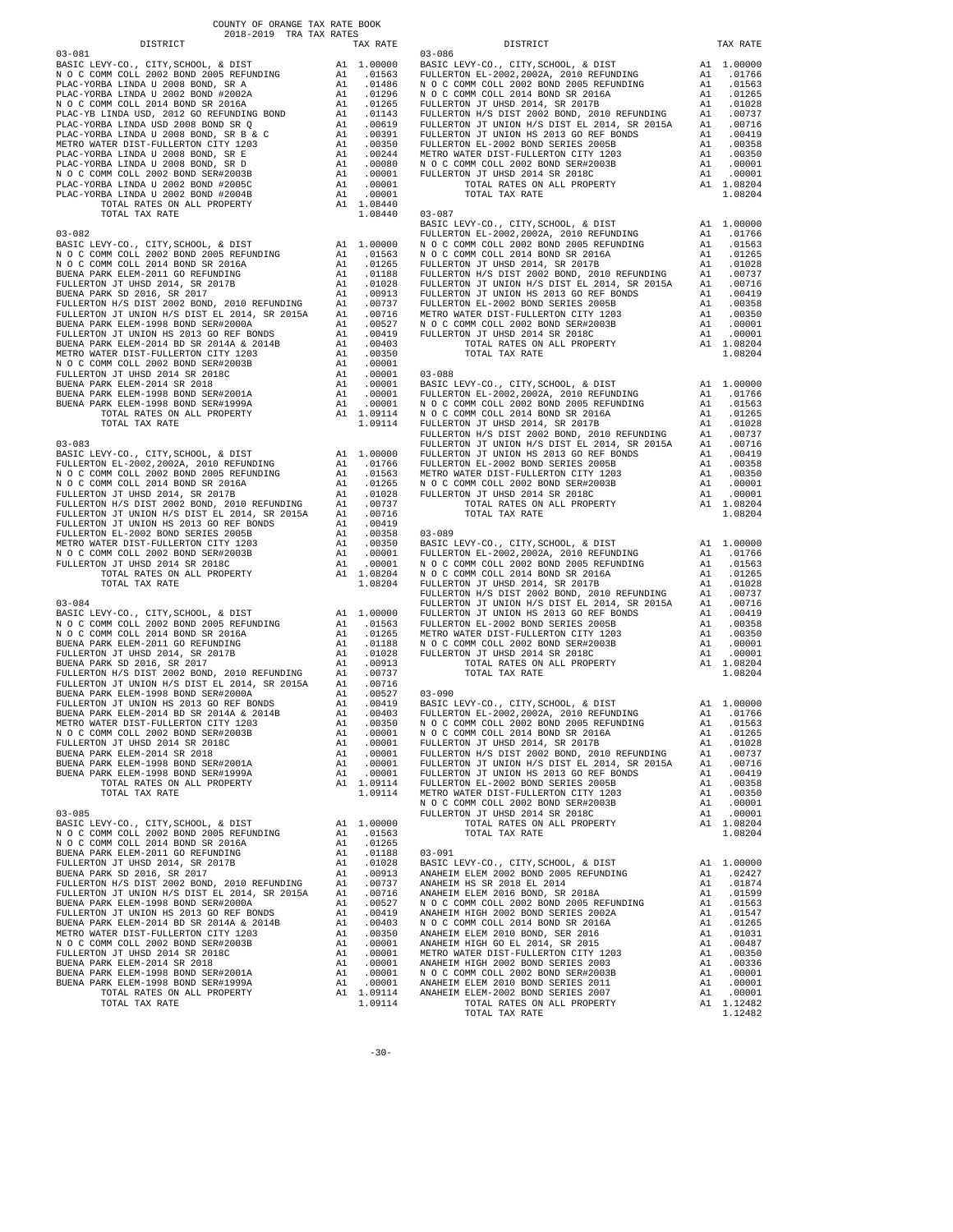COUNTY OF ORANGE TAX RATE BOOK
2018-2019 TRA TAX RATES

| DISTRICT | | TAX RATE |
|---|---|---|
| 03-081 | | |
| BASIC LEVY-CO., CITY,SCHOOL, & DIST | A1 | 1.00000 |
| N O C COMM COLL 2002 BOND 2005 REFUNDING | A1 | .01563 |
| PLAC-YORBA LINDA U 2008 BOND, SR A | A1 | .01486 |
| PLAC-YORBA LINDA U 2002 BOND #2002A | A1 | .01296 |
| N O C COMM COLL 2014 BOND SR 2016A | A1 | .01265 |
| PLAC-YB LINDA USD, 2012 GO REFUNDING BOND | A1 | .01143 |
| PLAC-YORBA LINDA USD 2008 BOND SR Q | A1 | .00619 |
| PLAC-YORBA LINDA U 2008 BOND, SR B & C | A1 | .00391 |
| METRO WATER DIST-FULLERTON CITY 1203 | A1 | .00350 |
| PLAC-YORBA LINDA U 2008 BOND, SR E | A1 | .00244 |
| PLAC-YORBA LINDA U 2008 BOND, SR D | A1 | .00080 |
| N O C COMM COLL 2002 BOND SER#2003B | A1 | .00001 |
| PLAC-YORBA LINDA U 2002 BOND #2005C | A1 | .00001 |
| PLAC-YORBA LINDA U 2002 BOND #2004B | A1 | .00001 |
| TOTAL RATES ON ALL PROPERTY | A1 | 1.08440 |
| TOTAL TAX RATE | | 1.08440 |
| 03-082 | | |
| BASIC LEVY-CO., CITY,SCHOOL, & DIST | A1 | 1.00000 |
| N O C COMM COLL 2002 BOND 2005 REFUNDING | A1 | .01563 |
| N O C COMM COLL 2014 BOND SR 2016A | A1 | .01265 |
| BUENA PARK ELEM-2011 GO REFUNDING | A1 | .01188 |
| FULLERTON JT UHSD 2014, SR 2017B | A1 | .01028 |
| BUENA PARK SD 2016, SR 2017 | A1 | .00913 |
| FULLERTON H/S DIST 2002 BOND, 2010 REFUNDING | A1 | .00737 |
| FULLERTON JT UNION H/S DIST EL 2014, SR 2015A | A1 | .00716 |
| BUENA PARK ELEM-1998 BOND SER#2000A | A1 | .00527 |
| FULLERTON JT UNION HS 2013 GO REF BONDS | A1 | .00419 |
| BUENA PARK ELEM-2014 BD SR 2014A & 2014B | A1 | .00403 |
| METRO WATER DIST-FULLERTON CITY 1203 | A1 | .00350 |
| N O C COMM COLL 2002 BOND SER#2003B | A1 | .00001 |
| FULLERTON JT UHSD 2014 SR 2018C | A1 | .00001 |
| BUENA PARK ELEM-2014 SR 2018 | A1 | .00001 |
| BUENA PARK ELEM-1998 BOND SER#2001A | A1 | .00001 |
| BUENA PARK ELEM-1998 BOND SER#1999A | A1 | .00001 |
| TOTAL RATES ON ALL PROPERTY | A1 | 1.09114 |
| TOTAL TAX RATE | | 1.09114 |
| 03-083 | | |
| BASIC LEVY-CO., CITY,SCHOOL, & DIST | A1 | 1.00000 |
| FULLERTON EL-2002,2002A, 2010 REFUNDING | A1 | .01766 |
| N O C COMM COLL 2002 BOND 2005 REFUNDING | A1 | .01563 |
| N O C COMM COLL 2014 BOND SR 2016A | A1 | .01265 |
| FULLERTON JT UHSD 2014, SR 2017B | A1 | .01028 |
| FULLERTON H/S DIST 2002 BOND, 2010 REFUNDING | A1 | .00737 |
| FULLERTON JT UNION H/S DIST EL 2014, SR 2015A | A1 | .00716 |
| FULLERTON JT UNION HS 2013 GO REF BONDS | A1 | .00419 |
| FULLERTON EL-2002 BOND SERIES 2005B | A1 | .00358 |
| METRO WATER DIST-FULLERTON CITY 1203 | A1 | .00350 |
| N O C COMM COLL 2002 BOND SER#2003B | A1 | .00001 |
| FULLERTON JT UHSD 2014 SR 2018C | A1 | .00001 |
| TOTAL RATES ON ALL PROPERTY | A1 | 1.08204 |
| TOTAL TAX RATE | | 1.08204 |
| 03-084 | | |
| BASIC LEVY-CO., CITY,SCHOOL, & DIST | A1 | 1.00000 |
| N O C COMM COLL 2002 BOND 2005 REFUNDING | A1 | .01563 |
| N O C COMM COLL 2014 BOND SR 2016A | A1 | .01265 |
| BUENA PARK ELEM-2011 GO REFUNDING | A1 | .01188 |
| FULLERTON JT UHSD 2014, SR 2017B | A1 | .01028 |
| BUENA PARK SD 2016, SR 2017 | A1 | .00913 |
| FULLERTON H/S DIST 2002 BOND, 2010 REFUNDING | A1 | .00737 |
| FULLERTON JT UNION H/S DIST EL 2014, SR 2015A | A1 | .00716 |
| BUENA PARK ELEM-1998 BOND SER#2000A | A1 | .00527 |
| FULLERTON JT UNION HS 2013 GO REF BONDS | A1 | .00419 |
| BUENA PARK ELEM-2014 BD SR 2014A & 2014B | A1 | .00403 |
| METRO WATER DIST-FULLERTON CITY 1203 | A1 | .00350 |
| N O C COMM COLL 2002 BOND SER#2003B | A1 | .00001 |
| FULLERTON JT UHSD 2014 SR 2018C | A1 | .00001 |
| BUENA PARK ELEM-2014 SR 2018 | A1 | .00001 |
| BUENA PARK ELEM-1998 BOND SER#2001A | A1 | .00001 |
| BUENA PARK ELEM-1998 BOND SER#1999A | A1 | .00001 |
| TOTAL RATES ON ALL PROPERTY | A1 | 1.09114 |
| TOTAL TAX RATE | | 1.09114 |
| 03-085 | | |
| BASIC LEVY-CO., CITY,SCHOOL, & DIST | A1 | 1.00000 |
| N O C COMM COLL 2002 BOND 2005 REFUNDING | A1 | .01563 |
| N O C COMM COLL 2014 BOND SR 2016A | A1 | .01265 |
| BUENA PARK ELEM-2011 GO REFUNDING | A1 | .01188 |
| FULLERTON JT UHSD 2014, SR 2017B | A1 | .01028 |
| BUENA PARK SD 2016, SR 2017 | A1 | .00913 |
| FULLERTON H/S DIST 2002 BOND, 2010 REFUNDING | A1 | .00737 |
| FULLERTON JT UNION H/S DIST EL 2014, SR 2015A | A1 | .00716 |
| BUENA PARK ELEM-1998 BOND SER#2000A | A1 | .00527 |
| FULLERTON JT UNION HS 2013 GO REF BONDS | A1 | .00419 |
| BUENA PARK ELEM-2014 BD SR 2014A & 2014B | A1 | .00403 |
| METRO WATER DIST-FULLERTON CITY 1203 | A1 | .00350 |
| N O C COMM COLL 2002 BOND SER#2003B | A1 | .00001 |
| FULLERTON JT UHSD 2014 SR 2018C | A1 | .00001 |
| BUENA PARK ELEM-2014 SR 2018 | A1 | .00001 |
| BUENA PARK ELEM-1998 BOND SER#2001A | A1 | .00001 |
| BUENA PARK ELEM-1998 BOND SER#1999A | A1 | .00001 |
| TOTAL RATES ON ALL PROPERTY | A1 | 1.09114 |
| TOTAL TAX RATE | | 1.09114 |
| 03-086 | | |
| BASIC LEVY-CO., CITY,SCHOOL, & DIST | A1 | 1.00000 |
| FULLERTON EL-2002,2002A, 2010 REFUNDING | A1 | .01766 |
| N O C COMM COLL 2002 BOND 2005 REFUNDING | A1 | .01563 |
| N O C COMM COLL 2014 BOND SR 2016A | A1 | .01265 |
| FULLERTON JT UHSD 2014, SR 2017B | A1 | .01028 |
| FULLERTON H/S DIST 2002 BOND, 2010 REFUNDING | A1 | .00737 |
| FULLERTON JT UNION H/S DIST EL 2014, SR 2015A | A1 | .00716 |
| FULLERTON JT UNION HS 2013 GO REF BONDS | A1 | .00419 |
| FULLERTON EL-2002 BOND SERIES 2005B | A1 | .00358 |
| METRO WATER DIST-FULLERTON CITY 1203 | A1 | .00350 |
| N O C COMM COLL 2002 BOND SER#2003B | A1 | .00001 |
| FULLERTON JT UHSD 2014 SR 2018C | A1 | .00001 |
| TOTAL RATES ON ALL PROPERTY | A1 | 1.08204 |
| TOTAL TAX RATE | | 1.08204 |
| 03-087 | | |
| BASIC LEVY-CO., CITY,SCHOOL, & DIST | A1 | 1.00000 |
| FULLERTON EL-2002,2002A, 2010 REFUNDING | A1 | .01766 |
| N O C COMM COLL 2002 BOND 2005 REFUNDING | A1 | .01563 |
| N O C COMM COLL 2014 BOND SR 2016A | A1 | .01265 |
| FULLERTON JT UHSD 2014, SR 2017B | A1 | .01028 |
| FULLERTON H/S DIST 2002 BOND, 2010 REFUNDING | A1 | .00737 |
| FULLERTON JT UNION H/S DIST EL 2014, SR 2015A | A1 | .00716 |
| FULLERTON JT UNION HS 2013 GO REF BONDS | A1 | .00419 |
| FULLERTON EL-2002 BOND SERIES 2005B | A1 | .00358 |
| METRO WATER DIST-FULLERTON CITY 1203 | A1 | .00350 |
| N O C COMM COLL 2002 BOND SER#2003B | A1 | .00001 |
| FULLERTON JT UHSD 2014 SR 2018C | A1 | .00001 |
| TOTAL RATES ON ALL PROPERTY | A1 | 1.08204 |
| TOTAL TAX RATE | | 1.08204 |
| 03-088 | | |
| BASIC LEVY-CO., CITY,SCHOOL, & DIST | A1 | 1.00000 |
| FULLERTON EL-2002,2002A, 2010 REFUNDING | A1 | .01766 |
| N O C COMM COLL 2002 BOND 2005 REFUNDING | A1 | .01563 |
| N O C COMM COLL 2014 BOND SR 2016A | A1 | .01265 |
| FULLERTON JT UHSD 2014, SR 2017B | A1 | .01028 |
| FULLERTON H/S DIST 2002 BOND, 2010 REFUNDING | A1 | .00737 |
| FULLERTON JT UNION H/S DIST EL 2014, SR 2015A | A1 | .00716 |
| FULLERTON JT UNION HS 2013 GO REF BONDS | A1 | .00419 |
| FULLERTON EL-2002 BOND SERIES 2005B | A1 | .00358 |
| METRO WATER DIST-FULLERTON CITY 1203 | A1 | .00350 |
| N O C COMM COLL 2002 BOND SER#2003B | A1 | .00001 |
| FULLERTON JT UHSD 2014 SR 2018C | A1 | .00001 |
| TOTAL RATES ON ALL PROPERTY | A1 | 1.08204 |
| TOTAL TAX RATE | | 1.08204 |
| 03-089 | | |
| BASIC LEVY-CO., CITY,SCHOOL, & DIST | A1 | 1.00000 |
| FULLERTON EL-2002,2002A, 2010 REFUNDING | A1 | .01766 |
| N O C COMM COLL 2002 BOND 2005 REFUNDING | A1 | .01563 |
| N O C COMM COLL 2014 BOND SR 2016A | A1 | .01265 |
| FULLERTON JT UHSD 2014, SR 2017B | A1 | .01028 |
| FULLERTON H/S DIST 2002 BOND, 2010 REFUNDING | A1 | .00737 |
| FULLERTON JT UNION H/S DIST EL 2014, SR 2015A | A1 | .00716 |
| FULLERTON JT UNION HS 2013 GO REF BONDS | A1 | .00419 |
| FULLERTON EL-2002 BOND SERIES 2005B | A1 | .00358 |
| METRO WATER DIST-FULLERTON CITY 1203 | A1 | .00350 |
| N O C COMM COLL 2002 BOND SER#2003B | A1 | .00001 |
| FULLERTON JT UHSD 2014 SR 2018C | A1 | .00001 |
| TOTAL RATES ON ALL PROPERTY | A1 | 1.08204 |
| TOTAL TAX RATE | | 1.08204 |
| 03-090 | | |
| BASIC LEVY-CO., CITY,SCHOOL, & DIST | A1 | 1.00000 |
| FULLERTON EL-2002,2002A, 2010 REFUNDING | A1 | .01766 |
| N O C COMM COLL 2002 BOND 2005 REFUNDING | A1 | .01563 |
| N O C COMM COLL 2014 BOND SR 2016A | A1 | .01265 |
| FULLERTON JT UHSD 2014, SR 2017B | A1 | .01028 |
| FULLERTON H/S DIST 2002 BOND, 2010 REFUNDING | A1 | .00737 |
| FULLERTON JT UNION H/S DIST EL 2014, SR 2015A | A1 | .00716 |
| FULLERTON JT UNION HS 2013 GO REF BONDS | A1 | .00419 |
| FULLERTON EL-2002 BOND SERIES 2005B | A1 | .00358 |
| METRO WATER DIST-FULLERTON CITY 1203 | A1 | .00350 |
| N O C COMM COLL 2002 BOND SER#2003B | A1 | .00001 |
| FULLERTON JT UHSD 2014 SR 2018C | A1 | .00001 |
| TOTAL RATES ON ALL PROPERTY | A1 | 1.08204 |
| TOTAL TAX RATE | | 1.08204 |
| 03-091 | | |
| BASIC LEVY-CO., CITY,SCHOOL, & DIST | A1 | 1.00000 |
| ANAHEIM ELEM 2002 BOND 2005 REFUNDING | A1 | .02427 |
| ANAHEIM HS SR 2018 EL 2014 | A1 | .01874 |
| ANAHEIM ELEM 2016 BOND, SR 2018A | A1 | .01599 |
| N O C COMM COLL 2002 BOND 2005 REFUNDING | A1 | .01563 |
| ANAHEIM HIGH 2002 BOND SERIES 2002A | A1 | .01547 |
| N O C COMM COLL 2014 BOND SR 2016A | A1 | .01265 |
| ANAHEIM ELEM 2010 BOND, SER 2016 | A1 | .01031 |
| ANAHEIM HIGH GO EL 2014, SR 2015 | A1 | .00487 |
| METRO WATER DIST-FULLERTON CITY 1203 | A1 | .00350 |
| ANAHEIM HIGH 2002 BOND SERIES 2003 | A1 | .00336 |
| N O C COMM COLL 2002 BOND SER#2003B | A1 | .00001 |
| ANAHEIM ELEM 2010 BOND SERIES 2011 | A1 | .00001 |
| ANAHEIM ELEM-2002 BOND SERIES 2007 | A1 | .00001 |
| TOTAL RATES ON ALL PROPERTY | A1 | 1.12482 |
| TOTAL TAX RATE | | 1.12482 |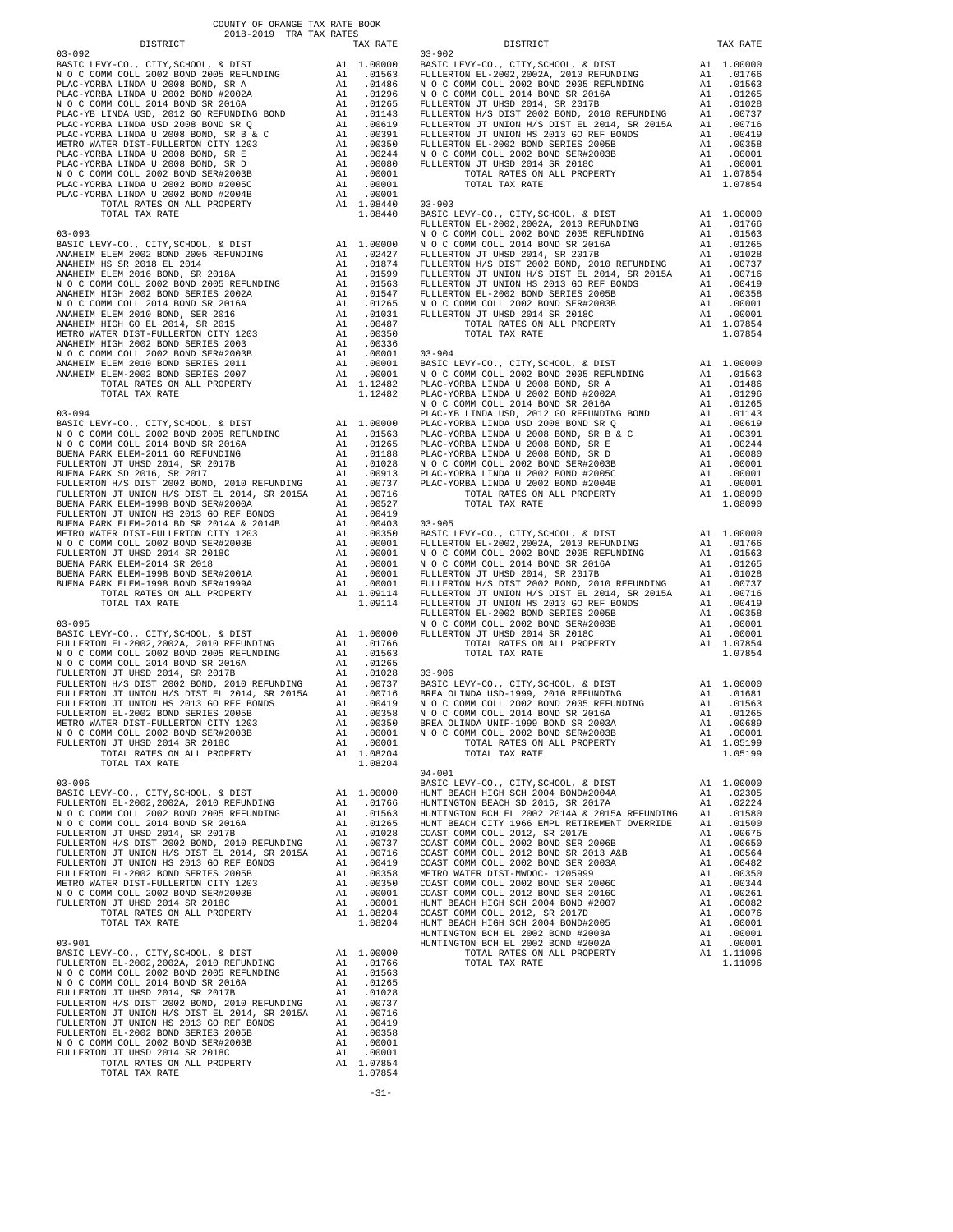COUNTY OF ORANGE TAX RATE BOOK
2018-2019 TRA TAX RATES

### 03-092

| DISTRICT | | TAX RATE |
|---|---|---|
| BASIC LEVY-CO., CITY,SCHOOL, & DIST | A1 | 1.00000 |
| N O C COMM COLL 2002 BOND 2005 REFUNDING | A1 | .01563 |
| PLAC-YORBA LINDA U 2008 BOND, SR A | A1 | .01486 |
| PLAC-YORBA LINDA U 2002 BOND #2002A | A1 | .01296 |
| N O C COMM COLL 2014 BOND SR 2016A | A1 | .01265 |
| PLAC-YB LINDA USD, 2012 GO REFUNDING BOND | A1 | .01143 |
| PLAC-YORBA LINDA USD 2008 BOND SR Q | A1 | .00619 |
| PLAC-YORBA LINDA U 2008 BOND, SR B & C | A1 | .00391 |
| METRO WATER DIST-FULLERTON CITY 1203 | A1 | .00350 |
| PLAC-YORBA LINDA U 2008 BOND, SR E | A1 | .00244 |
| PLAC-YORBA LINDA U 2008 BOND, SR D | A1 | .00080 |
| N O C COMM COLL 2002 BOND SER#2003B | A1 | .00001 |
| PLAC-YORBA LINDA U 2002 BOND #2005C | A1 | .00001 |
| PLAC-YORBA LINDA U 2002 BOND #2004B | A1 | .00001 |
| TOTAL RATES ON ALL PROPERTY | A1 | 1.08440 |
| TOTAL TAX RATE | | 1.08440 |

### 03-093

| DISTRICT | | TAX RATE |
|---|---|---|
| BASIC LEVY-CO., CITY,SCHOOL, & DIST | A1 | 1.00000 |
| ANAHEIM ELEM 2002 BOND 2005 REFUNDING | A1 | .02427 |
| ANAHEIM HS SR 2018 EL 2014 | A1 | .01874 |
| ANAHEIM ELEM 2016 BOND, SR 2018A | A1 | .01599 |
| N O C COMM COLL 2002 BOND 2005 REFUNDING | A1 | .01563 |
| ANAHEIM HIGH 2002 BOND SERIES 2002A | A1 | .01547 |
| N O C COMM COLL 2014 BOND SR 2016A | A1 | .01265 |
| ANAHEIM ELEM 2010 BOND, SER 2016 | A1 | .01031 |
| ANAHEIM HIGH GO EL 2014, SR 2015 | A1 | .00487 |
| METRO WATER DIST-FULLERTON CITY 1203 | A1 | .00350 |
| ANAHEIM HIGH 2002 BOND SERIES 2003 | A1 | .00336 |
| N O C COMM COLL 2002 BOND SER#2003B | A1 | .00001 |
| ANAHEIM ELEM 2010 BOND SERIES 2011 | A1 | .00001 |
| ANAHEIM ELEM-2002 BOND SERIES 2007 | A1 | .00001 |
| TOTAL RATES ON ALL PROPERTY | A1 | 1.12482 |
| TOTAL TAX RATE | | 1.12482 |

### 03-094

| DISTRICT | | TAX RATE |
|---|---|---|
| BASIC LEVY-CO., CITY,SCHOOL, & DIST | A1 | 1.00000 |
| N O C COMM COLL 2002 BOND 2005 REFUNDING | A1 | .01563 |
| N O C COMM COLL 2014 BOND SR 2016A | A1 | .01265 |
| BUENA PARK ELEM-2011 GO REFUNDING | A1 | .01188 |
| FULLERTON JT UHSD 2014, SR 2017B | A1 | .01028 |
| BUENA PARK SD 2016, SR 2017 | A1 | .00913 |
| FULLERTON H/S DIST 2002 BOND, 2010 REFUNDING | A1 | .00737 |
| FULLERTON JT UNION H/S DIST EL 2014, SR 2015A | A1 | .00716 |
| BUENA PARK ELEM-1998 BOND SER#2000A | A1 | .00527 |
| FULLERTON JT UNION HS 2013 GO REF BONDS | A1 | .00419 |
| BUENA PARK ELEM-2014 BD SR 2014A & 2014B | A1 | .00403 |
| METRO WATER DIST-FULLERTON CITY 1203 | A1 | .00350 |
| N O C COMM COLL 2002 BOND SER#2003B | A1 | .00001 |
| FULLERTON JT UHSD 2014 SR 2018C | A1 | .00001 |
| BUENA PARK ELEM-2014 SR 2018 | A1 | .00001 |
| BUENA PARK ELEM-1998 BOND SER#2001A | A1 | .00001 |
| BUENA PARK ELEM-1998 BOND SER#1999A | A1 | .00001 |
| TOTAL RATES ON ALL PROPERTY | A1 | 1.09114 |
| TOTAL TAX RATE | | 1.09114 |

### 03-095

| DISTRICT | | TAX RATE |
|---|---|---|
| BASIC LEVY-CO., CITY,SCHOOL, & DIST | A1 | 1.00000 |
| FULLERTON EL-2002,2002A, 2010 REFUNDING | A1 | .01766 |
| N O C COMM COLL 2002 BOND 2005 REFUNDING | A1 | .01563 |
| N O C COMM COLL 2014 BOND SR 2016A | A1 | .01265 |
| FULLERTON JT UHSD 2014, SR 2017B | A1 | .01028 |
| FULLERTON H/S DIST 2002 BOND, 2010 REFUNDING | A1 | .00737 |
| FULLERTON JT UNION H/S DIST EL 2014, SR 2015A | A1 | .00716 |
| FULLERTON JT UNION HS 2013 GO REF BONDS | A1 | .00419 |
| FULLERTON EL-2002 BOND SERIES 2005B | A1 | .00358 |
| METRO WATER DIST-FULLERTON CITY 1203 | A1 | .00350 |
| N O C COMM COLL 2002 BOND SER#2003B | A1 | .00001 |
| FULLERTON JT UHSD 2014 SR 2018C | A1 | .00001 |
| TOTAL RATES ON ALL PROPERTY | A1 | 1.08204 |
| TOTAL TAX RATE | | 1.08204 |

### 03-096

| DISTRICT | | TAX RATE |
|---|---|---|
| BASIC LEVY-CO., CITY,SCHOOL, & DIST | A1 | 1.00000 |
| FULLERTON EL-2002,2002A, 2010 REFUNDING | A1 | .01766 |
| N O C COMM COLL 2002 BOND 2005 REFUNDING | A1 | .01563 |
| N O C COMM COLL 2014 BOND SR 2016A | A1 | .01265 |
| FULLERTON JT UHSD 2014, SR 2017B | A1 | .01028 |
| FULLERTON H/S DIST 2002 BOND, 2010 REFUNDING | A1 | .00737 |
| FULLERTON JT UNION H/S DIST EL 2014, SR 2015A | A1 | .00716 |
| FULLERTON JT UNION HS 2013 GO REF BONDS | A1 | .00419 |
| FULLERTON EL-2002 BOND SERIES 2005B | A1 | .00358 |
| METRO WATER DIST-FULLERTON CITY 1203 | A1 | .00350 |
| N O C COMM COLL 2002 BOND SER#2003B | A1 | .00001 |
| FULLERTON JT UHSD 2014 SR 2018C | A1 | .00001 |
| TOTAL RATES ON ALL PROPERTY | A1 | 1.08204 |
| TOTAL TAX RATE | | 1.08204 |

### 03-901

| DISTRICT | | TAX RATE |
|---|---|---|
| BASIC LEVY-CO., CITY,SCHOOL, & DIST | A1 | 1.00000 |
| FULLERTON EL-2002,2002A, 2010 REFUNDING | A1 | .01766 |
| N O C COMM COLL 2002 BOND 2005 REFUNDING | A1 | .01563 |
| N O C COMM COLL 2014 BOND SR 2016A | A1 | .01265 |
| FULLERTON JT UHSD 2014, SR 2017B | A1 | .01028 |
| FULLERTON H/S DIST 2002 BOND, 2010 REFUNDING | A1 | .00737 |
| FULLERTON JT UNION H/S DIST EL 2014, SR 2015A | A1 | .00716 |
| FULLERTON JT UNION HS 2013 GO REF BONDS | A1 | .00419 |
| FULLERTON EL-2002 BOND SERIES 2005B | A1 | .00358 |
| N O C COMM COLL 2002 BOND SER#2003B | A1 | .00001 |
| FULLERTON JT UHSD 2014 SR 2018C | A1 | .00001 |
| TOTAL RATES ON ALL PROPERTY | A1 | 1.07854 |
| TOTAL TAX RATE | | 1.07854 |

### 03-902

| DISTRICT | | TAX RATE |
|---|---|---|
| BASIC LEVY-CO., CITY,SCHOOL, & DIST | A1 | 1.00000 |
| FULLERTON EL-2002,2002A, 2010 REFUNDING | A1 | .01766 |
| N O C COMM COLL 2002 BOND 2005 REFUNDING | A1 | .01563 |
| N O C COMM COLL 2014 BOND SR 2016A | A1 | .01265 |
| FULLERTON JT UHSD 2014, SR 2017B | A1 | .01028 |
| FULLERTON H/S DIST 2002 BOND, 2010 REFUNDING | A1 | .00737 |
| FULLERTON JT UNION H/S DIST EL 2014, SR 2015A | A1 | .00716 |
| FULLERTON JT UNION HS 2013 GO REF BONDS | A1 | .00419 |
| FULLERTON EL-2002 BOND SERIES 2005B | A1 | .00358 |
| N O C COMM COLL 2002 BOND SER#2003B | A1 | .00001 |
| FULLERTON JT UHSD 2014 SR 2018C | A1 | .00001 |
| TOTAL RATES ON ALL PROPERTY | A1 | 1.07854 |
| TOTAL TAX RATE | | 1.07854 |

### 03-903

| DISTRICT | | TAX RATE |
|---|---|---|
| BASIC LEVY-CO., CITY,SCHOOL, & DIST | A1 | 1.00000 |
| FULLERTON EL-2002,2002A, 2010 REFUNDING | A1 | .01766 |
| N O C COMM COLL 2002 BOND 2005 REFUNDING | A1 | .01563 |
| N O C COMM COLL 2014 BOND SR 2016A | A1 | .01265 |
| FULLERTON JT UHSD 2014, SR 2017B | A1 | .01028 |
| FULLERTON H/S DIST 2002 BOND, 2010 REFUNDING | A1 | .00737 |
| FULLERTON JT UNION H/S DIST EL 2014, SR 2015A | A1 | .00716 |
| FULLERTON JT UNION HS 2013 GO REF BONDS | A1 | .00419 |
| FULLERTON EL-2002 BOND SERIES 2005B | A1 | .00358 |
| N O C COMM COLL 2002 BOND SER#2003B | A1 | .00001 |
| FULLERTON JT UHSD 2014 SR 2018C | A1 | .00001 |
| TOTAL RATES ON ALL PROPERTY | A1 | 1.07854 |
| TOTAL TAX RATE | | 1.07854 |

### 03-904

| DISTRICT | | TAX RATE |
|---|---|---|
| BASIC LEVY-CO., CITY,SCHOOL, & DIST | A1 | 1.00000 |
| N O C COMM COLL 2002 BOND 2005 REFUNDING | A1 | .01563 |
| PLAC-YORBA LINDA U 2008 BOND, SR A | A1 | .01486 |
| PLAC-YORBA LINDA U 2002 BOND #2002A | A1 | .01296 |
| N O C COMM COLL 2014 BOND SR 2016A | A1 | .01265 |
| PLAC-YB LINDA USD, 2012 GO REFUNDING BOND | A1 | .01143 |
| PLAC-YORBA LINDA USD 2008 BOND SR Q | A1 | .00619 |
| PLAC-YORBA LINDA U 2008 BOND, SR B & C | A1 | .00391 |
| PLAC-YORBA LINDA U 2008 BOND, SR E | A1 | .00244 |
| PLAC-YORBA LINDA U 2008 BOND, SR D | A1 | .00080 |
| N O C COMM COLL 2002 BOND SER#2003B | A1 | .00001 |
| PLAC-YORBA LINDA U 2002 BOND #2005C | A1 | .00001 |
| PLAC-YORBA LINDA U 2002 BOND #2004B | A1 | .00001 |
| TOTAL RATES ON ALL PROPERTY | A1 | 1.08090 |
| TOTAL TAX RATE | | 1.08090 |

### 03-905

| DISTRICT | | TAX RATE |
|---|---|---|
| BASIC LEVY-CO., CITY,SCHOOL, & DIST | A1 | 1.00000 |
| FULLERTON EL-2002,2002A, 2010 REFUNDING | A1 | .01766 |
| N O C COMM COLL 2002 BOND 2005 REFUNDING | A1 | .01563 |
| N O C COMM COLL 2014 BOND SR 2016A | A1 | .01265 |
| FULLERTON JT UHSD 2014, SR 2017B | A1 | .01028 |
| FULLERTON H/S DIST 2002 BOND, 2010 REFUNDING | A1 | .00737 |
| FULLERTON JT UNION H/S DIST EL 2014, SR 2015A | A1 | .00716 |
| FULLERTON JT UNION HS 2013 GO REF BONDS | A1 | .00419 |
| FULLERTON EL-2002 BOND SERIES 2005B | A1 | .00358 |
| N O C COMM COLL 2002 BOND SER#2003B | A1 | .00001 |
| FULLERTON JT UHSD 2014 SR 2018C | A1 | .00001 |
| TOTAL RATES ON ALL PROPERTY | A1 | 1.07854 |
| TOTAL TAX RATE | | 1.07854 |

### 03-906

| DISTRICT | | TAX RATE |
|---|---|---|
| BASIC LEVY-CO., CITY,SCHOOL, & DIST | A1 | 1.00000 |
| BREA OLINDA USD-1999, 2010 REFUNDING | A1 | .01681 |
| N O C COMM COLL 2002 BOND 2005 REFUNDING | A1 | .01563 |
| N O C COMM COLL 2014 BOND SR 2016A | A1 | .01265 |
| BREA OLINDA UNIF-1999 BOND SR 2003A | A1 | .00689 |
| N O C COMM COLL 2002 BOND SER#2003B | A1 | .00001 |
| TOTAL RATES ON ALL PROPERTY | A1 | 1.05199 |
| TOTAL TAX RATE | | 1.05199 |

### 04-001

| DISTRICT | | TAX RATE |
|---|---|---|
| BASIC LEVY-CO., CITY,SCHOOL, & DIST | A1 | 1.00000 |
| HUNT BEACH HIGH SCH 2004 BOND#2004A | A1 | .02305 |
| HUNTINGTON BEACH SD 2016, SR 2017A | A1 | .02224 |
| HUNTINGTON BCH EL 2002 2014A & 2015A REFUNDING | A1 | .01580 |
| HUNT BEACH CITY 1966 EMPL RETIREMENT OVERRIDE | A1 | .01500 |
| COAST COMM COLL 2012, SR 2017E | A1 | .00675 |
| COAST COMM COLL 2002 BOND SER 2006B | A1 | .00650 |
| COAST COMM COLL 2012 BOND SR 2013 A&B | A1 | .00564 |
| COAST COMM COLL 2002 BOND SER 2003A | A1 | .00482 |
| METRO WATER DIST-MWDOC- 1205999 | A1 | .00350 |
| COAST COMM COLL 2002 BOND SER 2006C | A1 | .00344 |
| COAST COMM COLL 2012 BOND SER 2016C | A1 | .00261 |
| HUNT BEACH HIGH SCH 2004 BOND#2007 | A1 | .00082 |
| COAST COMM COLL 2012, SR 2017D | A1 | .00076 |
| HUNT BEACH HIGH SCH 2004 BOND#2005 | A1 | .00001 |
| HUNTINGTON BCH EL 2002 BOND #2003A | A1 | .00001 |
| HUNTINGTON BCH EL 2002 BOND #2002A | A1 | .00001 |
| TOTAL RATES ON ALL PROPERTY | A1 | 1.11096 |
| TOTAL TAX RATE | | 1.11096 |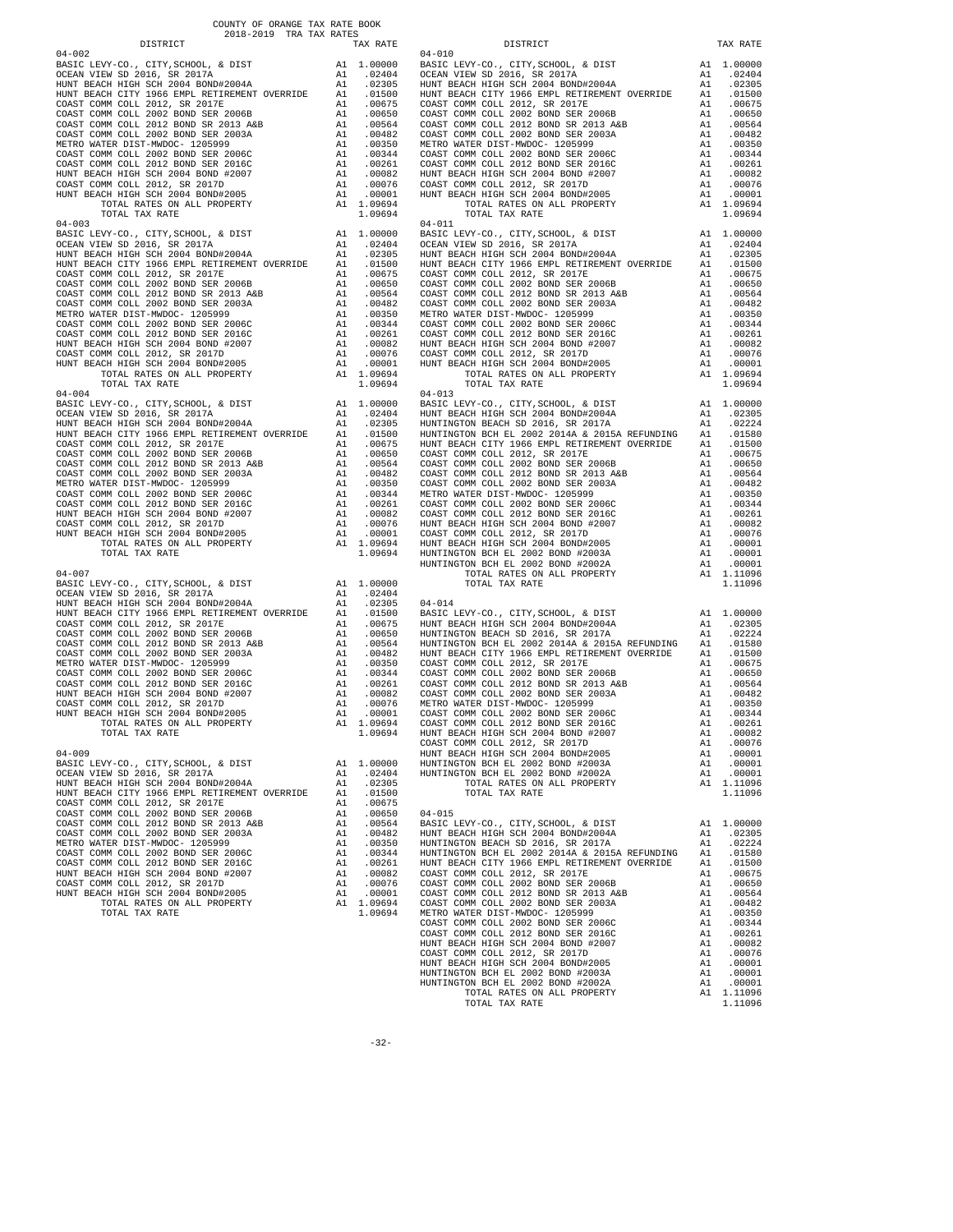COUNTY OF ORANGE TAX RATE BOOK
2018-2019 TRA TAX RATES

| DISTRICT | | TAX RATE |
|---|---|---|
| **04-002** | | |
| BASIC LEVY-CO., CITY,SCHOOL, & DIST | A1 | 1.00000 |
| OCEAN VIEW SD 2016, SR 2017A | A1 | .02404 |
| HUNT BEACH HIGH SCH 2004 BOND#2004A | A1 | .02305 |
| HUNT BEACH CITY 1966 EMPL RETIREMENT OVERRIDE | A1 | .01500 |
| COAST COMM COLL 2012, SR 2017E | A1 | .00675 |
| COAST COMM COLL 2002 BOND SER 2006B | A1 | .00650 |
| COAST COMM COLL 2012 BOND SR 2013 A&B | A1 | .00564 |
| COAST COMM COLL 2002 BOND SER 2003A | A1 | .00482 |
| METRO WATER DIST-MWDOC- 1205999 | A1 | .00350 |
| COAST COMM COLL 2002 BOND SER 2006C | A1 | .00344 |
| COAST COMM COLL 2012 BOND SER 2016C | A1 | .00261 |
| HUNT BEACH HIGH SCH 2004 BOND #2007 | A1 | .00082 |
| COAST COMM COLL 2012, SR 2017D | A1 | .00076 |
| HUNT BEACH HIGH SCH 2004 BOND#2005 | A1 | .00001 |
| TOTAL RATES ON ALL PROPERTY | A1 | 1.09694 |
| TOTAL TAX RATE | | 1.09694 |
| **04-003** | | |
| BASIC LEVY-CO., CITY,SCHOOL, & DIST | A1 | 1.00000 |
| OCEAN VIEW SD 2016, SR 2017A | A1 | .02404 |
| HUNT BEACH HIGH SCH 2004 BOND#2004A | A1 | .02305 |
| HUNT BEACH CITY 1966 EMPL RETIREMENT OVERRIDE | A1 | .01500 |
| COAST COMM COLL 2012, SR 2017E | A1 | .00675 |
| COAST COMM COLL 2002 BOND SER 2006B | A1 | .00650 |
| COAST COMM COLL 2012 BOND SR 2013 A&B | A1 | .00564 |
| COAST COMM COLL 2002 BOND SER 2003A | A1 | .00482 |
| METRO WATER DIST-MWDOC- 1205999 | A1 | .00350 |
| COAST COMM COLL 2002 BOND SER 2006C | A1 | .00344 |
| COAST COMM COLL 2012 BOND SER 2016C | A1 | .00261 |
| HUNT BEACH HIGH SCH 2004 BOND #2007 | A1 | .00082 |
| COAST COMM COLL 2012, SR 2017D | A1 | .00076 |
| HUNT BEACH HIGH SCH 2004 BOND#2005 | A1 | .00001 |
| TOTAL RATES ON ALL PROPERTY | A1 | 1.09694 |
| TOTAL TAX RATE | | 1.09694 |
| **04-004** | | |
| BASIC LEVY-CO., CITY,SCHOOL, & DIST | A1 | 1.00000 |
| OCEAN VIEW SD 2016, SR 2017A | A1 | .02404 |
| HUNT BEACH HIGH SCH 2004 BOND#2004A | A1 | .02305 |
| HUNT BEACH CITY 1966 EMPL RETIREMENT OVERRIDE | A1 | .01500 |
| COAST COMM COLL 2012, SR 2017E | A1 | .00675 |
| COAST COMM COLL 2002 BOND SER 2006B | A1 | .00650 |
| COAST COMM COLL 2012 BOND SR 2013 A&B | A1 | .00564 |
| COAST COMM COLL 2002 BOND SER 2003A | A1 | .00482 |
| METRO WATER DIST-MWDOC- 1205999 | A1 | .00350 |
| COAST COMM COLL 2002 BOND SER 2006C | A1 | .00344 |
| COAST COMM COLL 2012 BOND SER 2016C | A1 | .00261 |
| HUNT BEACH HIGH SCH 2004 BOND #2007 | A1 | .00082 |
| COAST COMM COLL 2012, SR 2017D | A1 | .00076 |
| HUNT BEACH HIGH SCH 2004 BOND#2005 | A1 | .00001 |
| TOTAL RATES ON ALL PROPERTY | A1 | 1.09694 |
| TOTAL TAX RATE | | 1.09694 |
| **04-007** | | |
| BASIC LEVY-CO., CITY,SCHOOL, & DIST | A1 | 1.00000 |
| OCEAN VIEW SD 2016, SR 2017A | A1 | .02404 |
| HUNT BEACH HIGH SCH 2004 BOND#2004A | A1 | .02305 |
| HUNT BEACH CITY 1966 EMPL RETIREMENT OVERRIDE | A1 | .01500 |
| COAST COMM COLL 2012, SR 2017E | A1 | .00675 |
| COAST COMM COLL 2002 BOND SER 2006B | A1 | .00650 |
| COAST COMM COLL 2012 BOND SR 2013 A&B | A1 | .00564 |
| COAST COMM COLL 2002 BOND SER 2003A | A1 | .00482 |
| METRO WATER DIST-MWDOC- 1205999 | A1 | .00350 |
| COAST COMM COLL 2002 BOND SER 2006C | A1 | .00344 |
| COAST COMM COLL 2012 BOND SER 2016C | A1 | .00261 |
| HUNT BEACH HIGH SCH 2004 BOND #2007 | A1 | .00082 |
| COAST COMM COLL 2012, SR 2017D | A1 | .00076 |
| HUNT BEACH HIGH SCH 2004 BOND#2005 | A1 | .00001 |
| TOTAL RATES ON ALL PROPERTY | A1 | 1.09694 |
| TOTAL TAX RATE | | 1.09694 |
| **04-009** | | |
| BASIC LEVY-CO., CITY,SCHOOL, & DIST | A1 | 1.00000 |
| OCEAN VIEW SD 2016, SR 2017A | A1 | .02404 |
| HUNT BEACH HIGH SCH 2004 BOND#2004A | A1 | .02305 |
| HUNT BEACH CITY 1966 EMPL RETIREMENT OVERRIDE | A1 | .01500 |
| COAST COMM COLL 2012, SR 2017E | A1 | .00675 |
| COAST COMM COLL 2002 BOND SER 2006B | A1 | .00650 |
| COAST COMM COLL 2012 BOND SR 2013 A&B | A1 | .00564 |
| COAST COMM COLL 2002 BOND SER 2003A | A1 | .00482 |
| METRO WATER DIST-MWDOC- 1205999 | A1 | .00350 |
| COAST COMM COLL 2002 BOND SER 2006C | A1 | .00344 |
| COAST COMM COLL 2012 BOND SER 2016C | A1 | .00261 |
| HUNT BEACH HIGH SCH 2004 BOND #2007 | A1 | .00082 |
| COAST COMM COLL 2012, SR 2017D | A1 | .00076 |
| HUNT BEACH HIGH SCH 2004 BOND#2005 | A1 | .00001 |
| TOTAL RATES ON ALL PROPERTY | A1 | 1.09694 |
| TOTAL TAX RATE | | 1.09694 |
| **04-010** | | |
| BASIC LEVY-CO., CITY,SCHOOL, & DIST | A1 | 1.00000 |
| OCEAN VIEW SD 2016, SR 2017A | A1 | .02404 |
| HUNT BEACH HIGH SCH 2004 BOND#2004A | A1 | .02305 |
| HUNT BEACH CITY 1966 EMPL RETIREMENT OVERRIDE | A1 | .01500 |
| COAST COMM COLL 2012, SR 2017E | A1 | .00675 |
| COAST COMM COLL 2002 BOND SER 2006B | A1 | .00650 |
| COAST COMM COLL 2012 BOND SR 2013 A&B | A1 | .00564 |
| COAST COMM COLL 2002 BOND SER 2003A | A1 | .00482 |
| METRO WATER DIST-MWDOC- 1205999 | A1 | .00350 |
| COAST COMM COLL 2002 BOND SER 2006C | A1 | .00344 |
| COAST COMM COLL 2012 BOND SER 2016C | A1 | .00261 |
| HUNT BEACH HIGH SCH 2004 BOND #2007 | A1 | .00082 |
| COAST COMM COLL 2012, SR 2017D | A1 | .00076 |
| HUNT BEACH HIGH SCH 2004 BOND#2005 | A1 | .00001 |
| TOTAL RATES ON ALL PROPERTY | A1 | 1.09694 |
| TOTAL TAX RATE | | 1.09694 |
| **04-011** | | |
| BASIC LEVY-CO., CITY,SCHOOL, & DIST | A1 | 1.00000 |
| OCEAN VIEW SD 2016, SR 2017A | A1 | .02404 |
| HUNT BEACH HIGH SCH 2004 BOND#2004A | A1 | .02305 |
| HUNT BEACH CITY 1966 EMPL RETIREMENT OVERRIDE | A1 | .01500 |
| COAST COMM COLL 2012, SR 2017E | A1 | .00675 |
| COAST COMM COLL 2002 BOND SER 2006B | A1 | .00650 |
| COAST COMM COLL 2012 BOND SR 2013 A&B | A1 | .00564 |
| COAST COMM COLL 2002 BOND SER 2003A | A1 | .00482 |
| METRO WATER DIST-MWDOC- 1205999 | A1 | .00350 |
| COAST COMM COLL 2002 BOND SER 2006C | A1 | .00344 |
| COAST COMM COLL 2012 BOND SER 2016C | A1 | .00261 |
| HUNT BEACH HIGH SCH 2004 BOND #2007 | A1 | .00082 |
| COAST COMM COLL 2012, SR 2017D | A1 | .00076 |
| HUNT BEACH HIGH SCH 2004 BOND#2005 | A1 | .00001 |
| TOTAL RATES ON ALL PROPERTY | A1 | 1.09694 |
| TOTAL TAX RATE | | 1.09694 |
| **04-013** | | |
| BASIC LEVY-CO., CITY,SCHOOL, & DIST | A1 | 1.00000 |
| HUNT BEACH HIGH SCH 2004 BOND#2004A | A1 | .02305 |
| HUNTINGTON BEACH SD 2016, SR 2017A | A1 | .02224 |
| HUNTINGTON BCH EL 2002 2014A & 2015A REFUNDING | A1 | .01580 |
| HUNT BEACH CITY 1966 EMPL RETIREMENT OVERRIDE | A1 | .01500 |
| COAST COMM COLL 2012, SR 2017E | A1 | .00675 |
| COAST COMM COLL 2002 BOND SER 2006B | A1 | .00650 |
| COAST COMM COLL 2012 BOND SR 2013 A&B | A1 | .00564 |
| COAST COMM COLL 2002 BOND SER 2003A | A1 | .00482 |
| METRO WATER DIST-MWDOC- 1205999 | A1 | .00350 |
| COAST COMM COLL 2002 BOND SER 2006C | A1 | .00344 |
| COAST COMM COLL 2012 BOND SER 2016C | A1 | .00261 |
| HUNT BEACH HIGH SCH 2004 BOND #2007 | A1 | .00082 |
| COAST COMM COLL 2012, SR 2017D | A1 | .00076 |
| HUNT BEACH HIGH SCH 2004 BOND#2005 | A1 | .00001 |
| HUNTINGTON BCH EL 2002 BOND #2003A | A1 | .00001 |
| HUNTINGTON BCH EL 2002 BOND #2002A | A1 | .00001 |
| TOTAL RATES ON ALL PROPERTY | A1 | 1.11096 |
| TOTAL TAX RATE | | 1.11096 |
| **04-014** | | |
| BASIC LEVY-CO., CITY,SCHOOL, & DIST | A1 | 1.00000 |
| HUNT BEACH HIGH SCH 2004 BOND#2004A | A1 | .02305 |
| HUNTINGTON BEACH SD 2016, SR 2017A | A1 | .02224 |
| HUNTINGTON BCH EL 2002 2014A & 2015A REFUNDING | A1 | .01580 |
| HUNT BEACH CITY 1966 EMPL RETIREMENT OVERRIDE | A1 | .01500 |
| COAST COMM COLL 2012, SR 2017E | A1 | .00675 |
| COAST COMM COLL 2002 BOND SER 2006B | A1 | .00650 |
| COAST COMM COLL 2012 BOND SR 2013 A&B | A1 | .00564 |
| COAST COMM COLL 2002 BOND SER 2003A | A1 | .00482 |
| METRO WATER DIST-MWDOC- 1205999 | A1 | .00350 |
| COAST COMM COLL 2002 BOND SER 2006C | A1 | .00344 |
| COAST COMM COLL 2012 BOND SER 2016C | A1 | .00261 |
| HUNT BEACH HIGH SCH 2004 BOND #2007 | A1 | .00082 |
| COAST COMM COLL 2012, SR 2017D | A1 | .00076 |
| HUNT BEACH HIGH SCH 2004 BOND#2005 | A1 | .00001 |
| HUNTINGTON BCH EL 2002 BOND #2003A | A1 | .00001 |
| HUNTINGTON BCH EL 2002 BOND #2002A | A1 | .00001 |
| TOTAL RATES ON ALL PROPERTY | A1 | 1.11096 |
| TOTAL TAX RATE | | 1.11096 |
| **04-015** | | |
| BASIC LEVY-CO., CITY,SCHOOL, & DIST | A1 | 1.00000 |
| HUNT BEACH HIGH SCH 2004 BOND#2004A | A1 | .02305 |
| HUNTINGTON BEACH SD 2016, SR 2017A | A1 | .02224 |
| HUNTINGTON BCH EL 2002 2014A & 2015A REFUNDING | A1 | .01580 |
| HUNT BEACH CITY 1966 EMPL RETIREMENT OVERRIDE | A1 | .01500 |
| COAST COMM COLL 2012, SR 2017E | A1 | .00675 |
| COAST COMM COLL 2002 BOND SER 2006B | A1 | .00650 |
| COAST COMM COLL 2012 BOND SR 2013 A&B | A1 | .00564 |
| COAST COMM COLL 2002 BOND SER 2003A | A1 | .00482 |
| METRO WATER DIST-MWDOC- 1205999 | A1 | .00350 |
| COAST COMM COLL 2002 BOND SER 2006C | A1 | .00344 |
| COAST COMM COLL 2012 BOND SER 2016C | A1 | .00261 |
| HUNT BEACH HIGH SCH 2004 BOND #2007 | A1 | .00082 |
| COAST COMM COLL 2012, SR 2017D | A1 | .00076 |
| HUNT BEACH HIGH SCH 2004 BOND#2005 | A1 | .00001 |
| HUNTINGTON BCH EL 2002 BOND #2003A | A1 | .00001 |
| HUNTINGTON BCH EL 2002 BOND #2002A | A1 | .00001 |
| TOTAL RATES ON ALL PROPERTY | A1 | 1.11096 |
| TOTAL TAX RATE | | 1.11096 |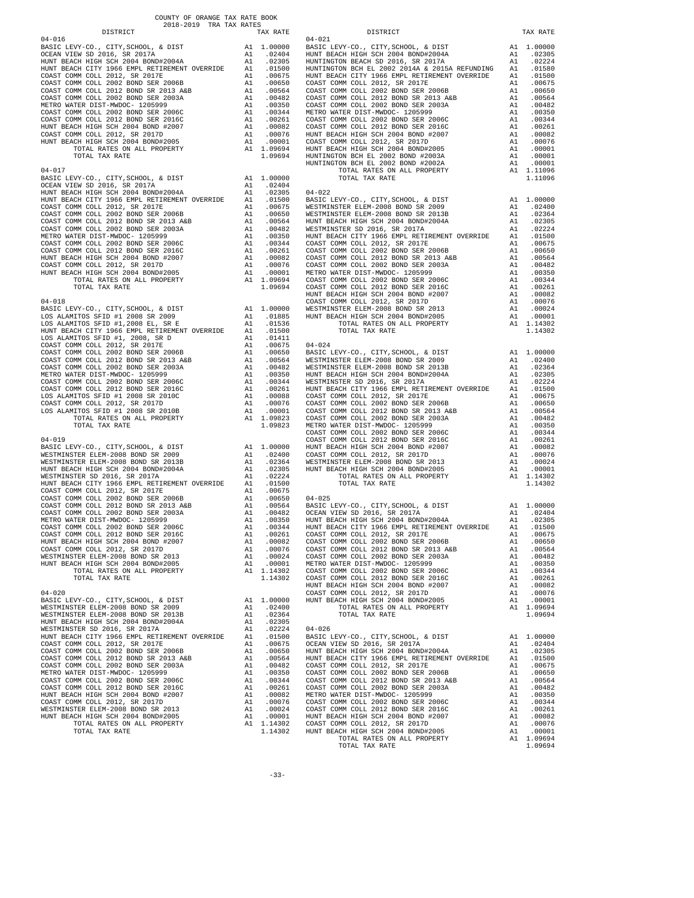COUNTY OF ORANGE TAX RATE BOOK
2018-2019 TRA TAX RATES

| DISTRICT | | TAX RATE |
|---|---|---|
| **04-016** | | |
| BASIC LEVY-CO., CITY,SCHOOL, & DIST | A1 | 1.00000 |
| OCEAN VIEW SD 2016, SR 2017A | A1 | .02404 |
| HUNT BEACH HIGH SCH 2004 BOND#2004A | A1 | .02305 |
| HUNT BEACH CITY 1966 EMPL RETIREMENT OVERRIDE | A1 | .01500 |
| COAST COMM COLL 2012, SR 2017E | A1 | .00675 |
| COAST COMM COLL 2002 BOND SER 2006B | A1 | .00650 |
| COAST COMM COLL 2012 BOND SR 2013 A&B | A1 | .00564 |
| COAST COMM COLL 2002 BOND SER 2003A | A1 | .00482 |
| METRO WATER DIST-MWDOC- 1205999 | A1 | .00350 |
| COAST COMM COLL 2002 BOND SER 2006C | A1 | .00344 |
| COAST COMM COLL 2012 BOND SER 2016C | A1 | .00261 |
| HUNT BEACH HIGH SCH 2004 BOND #2007 | A1 | .00082 |
| COAST COMM COLL 2012, SR 2017D | A1 | .00076 |
| HUNT BEACH HIGH SCH 2004 BOND#2005 | A1 | .00001 |
| TOTAL RATES ON ALL PROPERTY | A1 | 1.09694 |
| TOTAL TAX RATE | | 1.09694 |
| **04-017** | | |
| BASIC LEVY-CO., CITY,SCHOOL, & DIST | A1 | 1.00000 |
| OCEAN VIEW SD 2016, SR 2017A | A1 | .02404 |
| HUNT BEACH HIGH SCH 2004 BOND#2004A | A1 | .02305 |
| HUNT BEACH CITY 1966 EMPL RETIREMENT OVERRIDE | A1 | .01500 |
| COAST COMM COLL 2012, SR 2017E | A1 | .00675 |
| COAST COMM COLL 2002 BOND SER 2006B | A1 | .00650 |
| COAST COMM COLL 2012 BOND SR 2013 A&B | A1 | .00564 |
| COAST COMM COLL 2002 BOND SER 2003A | A1 | .00482 |
| METRO WATER DIST-MWDOC- 1205999 | A1 | .00350 |
| COAST COMM COLL 2002 BOND SER 2006C | A1 | .00344 |
| COAST COMM COLL 2012 BOND SER 2016C | A1 | .00261 |
| HUNT BEACH HIGH SCH 2004 BOND #2007 | A1 | .00082 |
| COAST COMM COLL 2012, SR 2017D | A1 | .00076 |
| HUNT BEACH HIGH SCH 2004 BOND#2005 | A1 | .00001 |
| TOTAL RATES ON ALL PROPERTY | A1 | 1.09694 |
| TOTAL TAX RATE | | 1.09694 |
| **04-018** | | |
| BASIC LEVY-CO., CITY,SCHOOL, & DIST | A1 | 1.00000 |
| LOS ALAMITOS SFID #1 2008 SR 2009 | A1 | .01885 |
| LOS ALAMITOS SFID #1,2008 EL, SR E | A1 | .01536 |
| HUNT BEACH CITY 1966 EMPL RETIREMENT OVERRIDE | A1 | .01500 |
| LOS ALAMITOS SFID #1, 2008, SR D | A1 | .01411 |
| COAST COMM COLL 2012, SR 2017E | A1 | .00675 |
| COAST COMM COLL 2002 BOND SER 2006B | A1 | .00650 |
| COAST COMM COLL 2012 BOND SR 2013 A&B | A1 | .00564 |
| COAST COMM COLL 2002 BOND SER 2003A | A1 | .00482 |
| METRO WATER DIST-MWDOC- 1205999 | A1 | .00350 |
| COAST COMM COLL 2002 BOND SER 2006C | A1 | .00344 |
| COAST COMM COLL 2012 BOND SER 2016C | A1 | .00261 |
| LOS ALAMITOS SFID #1 2008 SR 2010C | A1 | .00088 |
| COAST COMM COLL 2012, SR 2017D | A1 | .00076 |
| LOS ALAMITOS SFID #1 2008 SR 2010B | A1 | .00001 |
| TOTAL RATES ON ALL PROPERTY | A1 | 1.09823 |
| TOTAL TAX RATE | | 1.09823 |
| **04-019** | | |
| BASIC LEVY-CO., CITY,SCHOOL, & DIST | A1 | 1.00000 |
| WESTMINSTER ELEM-2008 BOND SR 2009 | A1 | .02400 |
| WESTMINSTER ELEM-2008 BOND SR 2013B | A1 | .02364 |
| HUNT BEACH HIGH SCH 2004 BOND#2004A | A1 | .02305 |
| WESTMINSTER SD 2016, SR 2017A | A1 | .02224 |
| HUNT BEACH CITY 1966 EMPL RETIREMENT OVERRIDE | A1 | .01500 |
| COAST COMM COLL 2012, SR 2017E | A1 | .00675 |
| COAST COMM COLL 2002 BOND SER 2006B | A1 | .00650 |
| COAST COMM COLL 2012 BOND SR 2013 A&B | A1 | .00564 |
| COAST COMM COLL 2002 BOND SER 2003A | A1 | .00482 |
| METRO WATER DIST-MWDOC- 1205999 | A1 | .00350 |
| COAST COMM COLL 2002 BOND SER 2006C | A1 | .00344 |
| COAST COMM COLL 2012 BOND SER 2016C | A1 | .00261 |
| HUNT BEACH HIGH SCH 2004 BOND #2007 | A1 | .00082 |
| COAST COMM COLL 2012, SR 2017D | A1 | .00076 |
| WESTMINSTER ELEM-2008 BOND SR 2013 | A1 | .00024 |
| HUNT BEACH HIGH SCH 2004 BOND#2005 | A1 | .00001 |
| TOTAL RATES ON ALL PROPERTY | A1 | 1.14302 |
| TOTAL TAX RATE | | 1.14302 |
| **04-020** | | |
| BASIC LEVY-CO., CITY,SCHOOL, & DIST | A1 | 1.00000 |
| WESTMINSTER ELEM-2008 BOND SR 2009 | A1 | .02400 |
| WESTMINSTER ELEM-2008 BOND SR 2013B | A1 | .02364 |
| HUNT BEACH HIGH SCH 2004 BOND#2004A | A1 | .02305 |
| WESTMINSTER SD 2016, SR 2017A | A1 | .02224 |
| HUNT BEACH CITY 1966 EMPL RETIREMENT OVERRIDE | A1 | .01500 |
| COAST COMM COLL 2012, SR 2017E | A1 | .00675 |
| COAST COMM COLL 2002 BOND SER 2006B | A1 | .00650 |
| COAST COMM COLL 2012 BOND SR 2013 A&B | A1 | .00564 |
| COAST COMM COLL 2002 BOND SER 2003A | A1 | .00482 |
| METRO WATER DIST-MWDOC- 1205999 | A1 | .00350 |
| COAST COMM COLL 2002 BOND SER 2006C | A1 | .00344 |
| COAST COMM COLL 2012 BOND SER 2016C | A1 | .00261 |
| HUNT BEACH HIGH SCH 2004 BOND #2007 | A1 | .00082 |
| COAST COMM COLL 2012, SR 2017D | A1 | .00076 |
| WESTMINSTER ELEM-2008 BOND SR 2013 | A1 | .00024 |
| HUNT BEACH HIGH SCH 2004 BOND#2005 | A1 | .00001 |
| TOTAL RATES ON ALL PROPERTY | A1 | 1.14302 |
| TOTAL TAX RATE | | 1.14302 |
| **04-021** | | |
| BASIC LEVY-CO., CITY,SCHOOL, & DIST | A1 | 1.00000 |
| HUNT BEACH HIGH SCH 2004 BOND#2004A | A1 | .02305 |
| HUNTINGTON BEACH SD 2016, SR 2017A | A1 | .02224 |
| HUNTINGTON BCH EL 2002 2014A & 2015A REFUNDING | A1 | .01580 |
| HUNT BEACH CITY 1966 EMPL RETIREMENT OVERRIDE | A1 | .01500 |
| COAST COMM COLL 2012, SR 2017E | A1 | .00675 |
| COAST COMM COLL 2002 BOND SER 2006B | A1 | .00650 |
| COAST COMM COLL 2012 BOND SR 2013 A&B | A1 | .00564 |
| COAST COMM COLL 2002 BOND SER 2003A | A1 | .00482 |
| METRO WATER DIST-MWDOC- 1205999 | A1 | .00350 |
| COAST COMM COLL 2002 BOND SER 2006C | A1 | .00344 |
| COAST COMM COLL 2012 BOND SER 2016C | A1 | .00261 |
| HUNT BEACH HIGH SCH 2004 BOND #2007 | A1 | .00082 |
| COAST COMM COLL 2012, SR 2017D | A1 | .00076 |
| HUNT BEACH HIGH SCH 2004 BOND#2005 | A1 | .00001 |
| HUNTINGTON BCH EL 2002 BOND #2003A | A1 | .00001 |
| HUNTINGTON BCH EL 2002 BOND #2002A | A1 | .00001 |
| TOTAL RATES ON ALL PROPERTY | A1 | 1.11096 |
| TOTAL TAX RATE | | 1.11096 |
| **04-022** | | |
| BASIC LEVY-CO., CITY,SCHOOL, & DIST | A1 | 1.00000 |
| WESTMINSTER ELEM-2008 BOND SR 2009 | A1 | .02400 |
| WESTMINSTER ELEM-2008 BOND SR 2013B | A1 | .02364 |
| HUNT BEACH HIGH SCH 2004 BOND#2004A | A1 | .02305 |
| WESTMINSTER SD 2016, SR 2017A | A1 | .02224 |
| HUNT BEACH CITY 1966 EMPL RETIREMENT OVERRIDE | A1 | .01500 |
| COAST COMM COLL 2012, SR 2017E | A1 | .00675 |
| COAST COMM COLL 2002 BOND SER 2006B | A1 | .00650 |
| COAST COMM COLL 2012 BOND SR 2013 A&B | A1 | .00564 |
| COAST COMM COLL 2002 BOND SER 2003A | A1 | .00482 |
| METRO WATER DIST-MWDOC- 1205999 | A1 | .00350 |
| COAST COMM COLL 2002 BOND SER 2006C | A1 | .00344 |
| COAST COMM COLL 2012 BOND SER 2016C | A1 | .00261 |
| HUNT BEACH HIGH SCH 2004 BOND #2007 | A1 | .00082 |
| COAST COMM COLL 2012, SR 2017D | A1 | .00076 |
| WESTMINSTER ELEM-2008 BOND SR 2013 | A1 | .00024 |
| HUNT BEACH HIGH SCH 2004 BOND#2005 | A1 | .00001 |
| TOTAL RATES ON ALL PROPERTY | A1 | 1.14302 |
| TOTAL TAX RATE | | 1.14302 |
| **04-024** | | |
| BASIC LEVY-CO., CITY,SCHOOL, & DIST | A1 | 1.00000 |
| WESTMINSTER ELEM-2008 BOND SR 2009 | A1 | .02400 |
| WESTMINSTER ELEM-2008 BOND SR 2013B | A1 | .02364 |
| HUNT BEACH HIGH SCH 2004 BOND#2004A | A1 | .02305 |
| WESTMINSTER SD 2016, SR 2017A | A1 | .02224 |
| HUNT BEACH CITY 1966 EMPL RETIREMENT OVERRIDE | A1 | .01500 |
| COAST COMM COLL 2012, SR 2017E | A1 | .00675 |
| COAST COMM COLL 2002 BOND SER 2006B | A1 | .00650 |
| COAST COMM COLL 2012 BOND SR 2013 A&B | A1 | .00564 |
| COAST COMM COLL 2002 BOND SER 2003A | A1 | .00482 |
| METRO WATER DIST-MWDOC- 1205999 | A1 | .00350 |
| COAST COMM COLL 2002 BOND SER 2006C | A1 | .00344 |
| COAST COMM COLL 2012 BOND SER 2016C | A1 | .00261 |
| HUNT BEACH HIGH SCH 2004 BOND #2007 | A1 | .00082 |
| COAST COMM COLL 2012, SR 2017D | A1 | .00076 |
| WESTMINSTER ELEM-2008 BOND SR 2013 | A1 | .00024 |
| HUNT BEACH HIGH SCH 2004 BOND#2005 | A1 | .00001 |
| TOTAL RATES ON ALL PROPERTY | A1 | 1.14302 |
| TOTAL TAX RATE | | 1.14302 |
| **04-025** | | |
| BASIC LEVY-CO., CITY,SCHOOL, & DIST | A1 | 1.00000 |
| OCEAN VIEW SD 2016, SR 2017A | A1 | .02404 |
| HUNT BEACH HIGH SCH 2004 BOND#2004A | A1 | .02305 |
| HUNT BEACH CITY 1966 EMPL RETIREMENT OVERRIDE | A1 | .01500 |
| COAST COMM COLL 2012, SR 2017E | A1 | .00675 |
| COAST COMM COLL 2002 BOND SER 2006B | A1 | .00650 |
| COAST COMM COLL 2012 BOND SR 2013 A&B | A1 | .00564 |
| COAST COMM COLL 2002 BOND SER 2003A | A1 | .00482 |
| METRO WATER DIST-MWDOC- 1205999 | A1 | .00350 |
| COAST COMM COLL 2002 BOND SER 2006C | A1 | .00344 |
| COAST COMM COLL 2012 BOND SER 2016C | A1 | .00261 |
| HUNT BEACH HIGH SCH 2004 BOND #2007 | A1 | .00082 |
| COAST COMM COLL 2012, SR 2017D | A1 | .00076 |
| HUNT BEACH HIGH SCH 2004 BOND#2005 | A1 | .00001 |
| TOTAL RATES ON ALL PROPERTY | A1 | 1.09694 |
| TOTAL TAX RATE | | 1.09694 |
| **04-026** | | |
| BASIC LEVY-CO., CITY,SCHOOL, & DIST | A1 | 1.00000 |
| OCEAN VIEW SD 2016, SR 2017A | A1 | .02404 |
| HUNT BEACH HIGH SCH 2004 BOND#2004A | A1 | .02305 |
| HUNT BEACH CITY 1966 EMPL RETIREMENT OVERRIDE | A1 | .01500 |
| COAST COMM COLL 2012, SR 2017E | A1 | .00675 |
| COAST COMM COLL 2002 BOND SER 2006B | A1 | .00650 |
| COAST COMM COLL 2012 BOND SR 2013 A&B | A1 | .00564 |
| COAST COMM COLL 2002 BOND SER 2003A | A1 | .00482 |
| METRO WATER DIST-MWDOC- 1205999 | A1 | .00350 |
| COAST COMM COLL 2002 BOND SER 2006C | A1 | .00344 |
| COAST COMM COLL 2012 BOND SER 2016C | A1 | .00261 |
| HUNT BEACH HIGH SCH 2004 BOND #2007 | A1 | .00082 |
| COAST COMM COLL 2012, SR 2017D | A1 | .00076 |
| HUNT BEACH HIGH SCH 2004 BOND#2005 | A1 | .00001 |
| TOTAL RATES ON ALL PROPERTY | A1 | 1.09694 |
| TOTAL TAX RATE | | 1.09694 |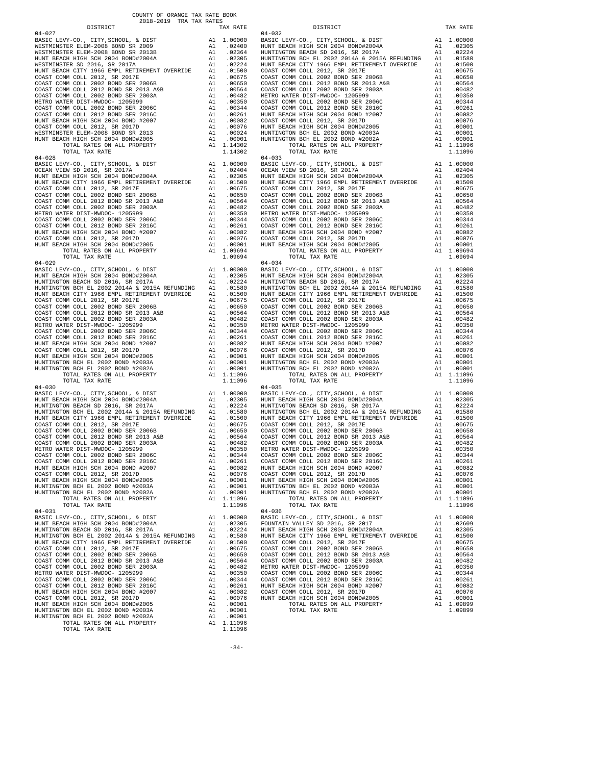COUNTY OF ORANGE TAX RATE BOOK
2018-2019 TRA TAX RATES

### 04-027

| DISTRICT | | TAX RATE |
|---|---|---|
| BASIC LEVY-CO., CITY,SCHOOL, & DIST | A1 | 1.00000 |
| WESTMINSTER ELEM-2008 BOND SR 2009 | A1 | .02400 |
| WESTMINSTER ELEM-2008 BOND SR 2013B | A1 | .02364 |
| HUNT BEACH HIGH SCH 2004 BOND#2004A | A1 | .02305 |
| WESTMINSTER SD 2016, SR 2017A | A1 | .02224 |
| HUNT BEACH CITY 1966 EMPL RETIREMENT OVERRIDE | A1 | .01500 |
| COAST COMM COLL 2012, SR 2017E | A1 | .00675 |
| COAST COMM COLL 2002 BOND SER 2006B | A1 | .00650 |
| COAST COMM COLL 2012 BOND SR 2013 A&B | A1 | .00564 |
| COAST COMM COLL 2002 BOND SER 2003A | A1 | .00482 |
| METRO WATER DIST-MWDOC- 1205999 | A1 | .00350 |
| COAST COMM COLL 2002 BOND SER 2006C | A1 | .00344 |
| COAST COMM COLL 2012 BOND SER 2016C | A1 | .00261 |
| HUNT BEACH HIGH SCH 2004 BOND #2007 | A1 | .00082 |
| COAST COMM COLL 2012, SR 2017D | A1 | .00076 |
| WESTMINSTER ELEM-2008 BOND SR 2013 | A1 | .00024 |
| HUNT BEACH HIGH SCH 2004 BOND#2005 | A1 | .00001 |
| TOTAL RATES ON ALL PROPERTY | A1 | 1.14302 |
| TOTAL TAX RATE | | 1.14302 |

### 04-028

| DISTRICT | | TAX RATE |
|---|---|---|
| BASIC LEVY-CO., CITY,SCHOOL, & DIST | A1 | 1.00000 |
| OCEAN VIEW SD 2016, SR 2017A | A1 | .02404 |
| HUNT BEACH HIGH SCH 2004 BOND#2004A | A1 | .02305 |
| HUNT BEACH CITY 1966 EMPL RETIREMENT OVERRIDE | A1 | .01500 |
| COAST COMM COLL 2012, SR 2017E | A1 | .00675 |
| COAST COMM COLL 2002 BOND SER 2006B | A1 | .00650 |
| COAST COMM COLL 2012 BOND SR 2013 A&B | A1 | .00564 |
| COAST COMM COLL 2002 BOND SER 2003A | A1 | .00482 |
| METRO WATER DIST-MWDOC- 1205999 | A1 | .00350 |
| COAST COMM COLL 2002 BOND SER 2006C | A1 | .00344 |
| COAST COMM COLL 2012 BOND SER 2016C | A1 | .00261 |
| HUNT BEACH HIGH SCH 2004 BOND #2007 | A1 | .00082 |
| COAST COMM COLL 2012, SR 2017D | A1 | .00076 |
| HUNT BEACH HIGH SCH 2004 BOND#2005 | A1 | .00001 |
| TOTAL RATES ON ALL PROPERTY | A1 | 1.09694 |
| TOTAL TAX RATE | | 1.09694 |

### 04-029

| DISTRICT | | TAX RATE |
|---|---|---|
| BASIC LEVY-CO., CITY,SCHOOL, & DIST | A1 | 1.00000 |
| HUNT BEACH HIGH SCH 2004 BOND#2004A | A1 | .02305 |
| HUNTINGTON BEACH SD 2016, SR 2017A | A1 | .02224 |
| HUNTINGTON BCH EL 2002 2014A & 2015A REFUNDING | A1 | .01580 |
| HUNT BEACH CITY 1966 EMPL RETIREMENT OVERRIDE | A1 | .01500 |
| COAST COMM COLL 2012, SR 2017E | A1 | .00675 |
| COAST COMM COLL 2002 BOND SER 2006B | A1 | .00650 |
| COAST COMM COLL 2012 BOND SR 2013 A&B | A1 | .00564 |
| COAST COMM COLL 2002 BOND SER 2003A | A1 | .00482 |
| METRO WATER DIST-MWDOC- 1205999 | A1 | .00350 |
| COAST COMM COLL 2002 BOND SER 2006C | A1 | .00344 |
| COAST COMM COLL 2012 BOND SER 2016C | A1 | .00261 |
| HUNT BEACH HIGH SCH 2004 BOND #2007 | A1 | .00082 |
| COAST COMM COLL 2012, SR 2017D | A1 | .00076 |
| HUNT BEACH HIGH SCH 2004 BOND#2005 | A1 | .00001 |
| HUNTINGTON BCH EL 2002 BOND #2003A | A1 | .00001 |
| HUNTINGTON BCH EL 2002 BOND #2002A | A1 | .00001 |
| TOTAL RATES ON ALL PROPERTY | A1 | 1.11096 |
| TOTAL TAX RATE | | 1.11096 |

### 04-030

| DISTRICT | | TAX RATE |
|---|---|---|
| BASIC LEVY-CO., CITY,SCHOOL, & DIST | A1 | 1.00000 |
| HUNT BEACH HIGH SCH 2004 BOND#2004A | A1 | .02305 |
| HUNTINGTON BEACH SD 2016, SR 2017A | A1 | .02224 |
| HUNTINGTON BCH EL 2002 2014A & 2015A REFUNDING | A1 | .01580 |
| HUNT BEACH CITY 1966 EMPL RETIREMENT OVERRIDE | A1 | .01500 |
| COAST COMM COLL 2012, SR 2017E | A1 | .00675 |
| COAST COMM COLL 2002 BOND SER 2006B | A1 | .00650 |
| COAST COMM COLL 2012 BOND SR 2013 A&B | A1 | .00564 |
| COAST COMM COLL 2002 BOND SER 2003A | A1 | .00482 |
| METRO WATER DIST-MWDOC- 1205999 | A1 | .00350 |
| COAST COMM COLL 2002 BOND SER 2006C | A1 | .00344 |
| COAST COMM COLL 2012 BOND SER 2016C | A1 | .00261 |
| HUNT BEACH HIGH SCH 2004 BOND #2007 | A1 | .00082 |
| COAST COMM COLL 2012, SR 2017D | A1 | .00076 |
| HUNT BEACH HIGH SCH 2004 BOND#2005 | A1 | .00001 |
| HUNTINGTON BCH EL 2002 BOND #2003A | A1 | .00001 |
| HUNTINGTON BCH EL 2002 BOND #2002A | A1 | .00001 |
| TOTAL RATES ON ALL PROPERTY | A1 | 1.11096 |
| TOTAL TAX RATE | | 1.11096 |

### 04-031

| DISTRICT | | TAX RATE |
|---|---|---|
| BASIC LEVY-CO., CITY,SCHOOL, & DIST | A1 | 1.00000 |
| HUNT BEACH HIGH SCH 2004 BOND#2004A | A1 | .02305 |
| HUNTINGTON BEACH SD 2016, SR 2017A | A1 | .02224 |
| HUNTINGTON BCH EL 2002 2014A & 2015A REFUNDING | A1 | .01580 |
| HUNT BEACH CITY 1966 EMPL RETIREMENT OVERRIDE | A1 | .01500 |
| COAST COMM COLL 2012, SR 2017E | A1 | .00675 |
| COAST COMM COLL 2002 BOND SER 2006B | A1 | .00650 |
| COAST COMM COLL 2012 BOND SR 2013 A&B | A1 | .00564 |
| COAST COMM COLL 2002 BOND SER 2003A | A1 | .00482 |
| METRO WATER DIST-MWDOC- 1205999 | A1 | .00350 |
| COAST COMM COLL 2002 BOND SER 2006C | A1 | .00344 |
| COAST COMM COLL 2012 BOND SER 2016C | A1 | .00261 |
| HUNT BEACH HIGH SCH 2004 BOND #2007 | A1 | .00082 |
| COAST COMM COLL 2012, SR 2017D | A1 | .00076 |
| HUNT BEACH HIGH SCH 2004 BOND#2005 | A1 | .00001 |
| HUNTINGTON BCH EL 2002 BOND #2003A | A1 | .00001 |
| HUNTINGTON BCH EL 2002 BOND #2002A | A1 | .00001 |
| TOTAL RATES ON ALL PROPERTY | A1 | 1.11096 |
| TOTAL TAX RATE | | 1.11096 |

### 04-032

| DISTRICT | | TAX RATE |
|---|---|---|
| BASIC LEVY-CO., CITY,SCHOOL, & DIST | A1 | 1.00000 |
| HUNT BEACH HIGH SCH 2004 BOND#2004A | A1 | .02305 |
| HUNTINGTON BEACH SD 2016, SR 2017A | A1 | .02224 |
| HUNTINGTON BCH EL 2002 2014A & 2015A REFUNDING | A1 | .01580 |
| HUNT BEACH CITY 1966 EMPL RETIREMENT OVERRIDE | A1 | .01500 |
| COAST COMM COLL 2012, SR 2017E | A1 | .00675 |
| COAST COMM COLL 2002 BOND SER 2006B | A1 | .00650 |
| COAST COMM COLL 2012 BOND SR 2013 A&B | A1 | .00564 |
| COAST COMM COLL 2002 BOND SER 2003A | A1 | .00482 |
| METRO WATER DIST-MWDOC- 1205999 | A1 | .00350 |
| COAST COMM COLL 2002 BOND SER 2006C | A1 | .00344 |
| COAST COMM COLL 2012 BOND SER 2016C | A1 | .00261 |
| HUNT BEACH HIGH SCH 2004 BOND #2007 | A1 | .00082 |
| COAST COMM COLL 2012, SR 2017D | A1 | .00076 |
| HUNT BEACH HIGH SCH 2004 BOND#2005 | A1 | .00001 |
| HUNTINGTON BCH EL 2002 BOND #2003A | A1 | .00001 |
| HUNTINGTON BCH EL 2002 BOND #2002A | A1 | .00001 |
| TOTAL RATES ON ALL PROPERTY | A1 | 1.11096 |
| TOTAL TAX RATE | | 1.11096 |

### 04-033

| DISTRICT | | TAX RATE |
|---|---|---|
| BASIC LEVY-CO., CITY,SCHOOL, & DIST | A1 | 1.00000 |
| OCEAN VIEW SD 2016, SR 2017A | A1 | .02404 |
| HUNT BEACH HIGH SCH 2004 BOND#2004A | A1 | .02305 |
| HUNT BEACH CITY 1966 EMPL RETIREMENT OVERRIDE | A1 | .01500 |
| COAST COMM COLL 2012, SR 2017E | A1 | .00675 |
| COAST COMM COLL 2002 BOND SER 2006B | A1 | .00650 |
| COAST COMM COLL 2012 BOND SR 2013 A&B | A1 | .00564 |
| COAST COMM COLL 2002 BOND SER 2003A | A1 | .00482 |
| METRO WATER DIST-MWDOC- 1205999 | A1 | .00350 |
| COAST COMM COLL 2002 BOND SER 2006C | A1 | .00344 |
| COAST COMM COLL 2012 BOND SER 2016C | A1 | .00261 |
| HUNT BEACH HIGH SCH 2004 BOND #2007 | A1 | .00082 |
| COAST COMM COLL 2012, SR 2017D | A1 | .00076 |
| HUNT BEACH HIGH SCH 2004 BOND#2005 | A1 | .00001 |
| TOTAL RATES ON ALL PROPERTY | A1 | 1.09694 |
| TOTAL TAX RATE | | 1.09694 |

### 04-034

| DISTRICT | | TAX RATE |
|---|---|---|
| BASIC LEVY-CO., CITY,SCHOOL, & DIST | A1 | 1.00000 |
| HUNT BEACH HIGH SCH 2004 BOND#2004A | A1 | .02305 |
| HUNTINGTON BEACH SD 2016, SR 2017A | A1 | .02224 |
| HUNTINGTON BCH EL 2002 2014A & 2015A REFUNDING | A1 | .01580 |
| HUNT BEACH CITY 1966 EMPL RETIREMENT OVERRIDE | A1 | .01500 |
| COAST COMM COLL 2012, SR 2017E | A1 | .00675 |
| COAST COMM COLL 2002 BOND SER 2006B | A1 | .00650 |
| COAST COMM COLL 2012 BOND SR 2013 A&B | A1 | .00564 |
| COAST COMM COLL 2002 BOND SER 2003A | A1 | .00482 |
| METRO WATER DIST-MWDOC- 1205999 | A1 | .00350 |
| COAST COMM COLL 2002 BOND SER 2006C | A1 | .00344 |
| COAST COMM COLL 2012 BOND SER 2016C | A1 | .00261 |
| HUNT BEACH HIGH SCH 2004 BOND #2007 | A1 | .00082 |
| COAST COMM COLL 2012, SR 2017D | A1 | .00076 |
| HUNT BEACH HIGH SCH 2004 BOND#2005 | A1 | .00001 |
| HUNTINGTON BCH EL 2002 BOND #2003A | A1 | .00001 |
| HUNTINGTON BCH EL 2002 BOND #2002A | A1 | .00001 |
| TOTAL RATES ON ALL PROPERTY | A1 | 1.11096 |
| TOTAL TAX RATE | | 1.11096 |

### 04-035

| DISTRICT | | TAX RATE |
|---|---|---|
| BASIC LEVY-CO., CITY,SCHOOL, & DIST | A1 | 1.00000 |
| HUNT BEACH HIGH SCH 2004 BOND#2004A | A1 | .02305 |
| HUNTINGTON BEACH SD 2016, SR 2017A | A1 | .02224 |
| HUNTINGTON BCH EL 2002 2014A & 2015A REFUNDING | A1 | .01580 |
| HUNT BEACH CITY 1966 EMPL RETIREMENT OVERRIDE | A1 | .01500 |
| COAST COMM COLL 2012, SR 2017E | A1 | .00675 |
| COAST COMM COLL 2002 BOND SER 2006B | A1 | .00650 |
| COAST COMM COLL 2012 BOND SR 2013 A&B | A1 | .00564 |
| COAST COMM COLL 2002 BOND SER 2003A | A1 | .00482 |
| METRO WATER DIST-MWDOC- 1205999 | A1 | .00350 |
| COAST COMM COLL 2002 BOND SER 2006C | A1 | .00344 |
| COAST COMM COLL 2012 BOND SER 2016C | A1 | .00261 |
| HUNT BEACH HIGH SCH 2004 BOND #2007 | A1 | .00082 |
| COAST COMM COLL 2012, SR 2017D | A1 | .00076 |
| HUNT BEACH HIGH SCH 2004 BOND#2005 | A1 | .00001 |
| HUNTINGTON BCH EL 2002 BOND #2003A | A1 | .00001 |
| HUNTINGTON BCH EL 2002 BOND #2002A | A1 | .00001 |
| TOTAL RATES ON ALL PROPERTY | A1 | 1.11096 |
| TOTAL TAX RATE | | 1.11096 |

### 04-036

| DISTRICT | | TAX RATE |
|---|---|---|
| BASIC LEVY-CO., CITY,SCHOOL, & DIST | A1 | 1.00000 |
| FOUNTAIN VALLEY SD 2016, SR 2017 | A1 | .02609 |
| HUNT BEACH HIGH SCH 2004 BOND#2004A | A1 | .02305 |
| HUNT BEACH CITY 1966 EMPL RETIREMENT OVERRIDE | A1 | .01500 |
| COAST COMM COLL 2012, SR 2017E | A1 | .00675 |
| COAST COMM COLL 2002 BOND SER 2006B | A1 | .00650 |
| COAST COMM COLL 2012 BOND SR 2013 A&B | A1 | .00564 |
| COAST COMM COLL 2002 BOND SER 2003A | A1 | .00482 |
| METRO WATER DIST-MWDOC- 1205999 | A1 | .00350 |
| COAST COMM COLL 2002 BOND SER 2006C | A1 | .00344 |
| COAST COMM COLL 2012 BOND SER 2016C | A1 | .00261 |
| HUNT BEACH HIGH SCH 2004 BOND #2007 | A1 | .00082 |
| COAST COMM COLL 2012, SR 2017D | A1 | .00076 |
| HUNT BEACH HIGH SCH 2004 BOND#2005 | A1 | .00001 |
| TOTAL RATES ON ALL PROPERTY | A1 | 1.09899 |
| TOTAL TAX RATE | | 1.09899 |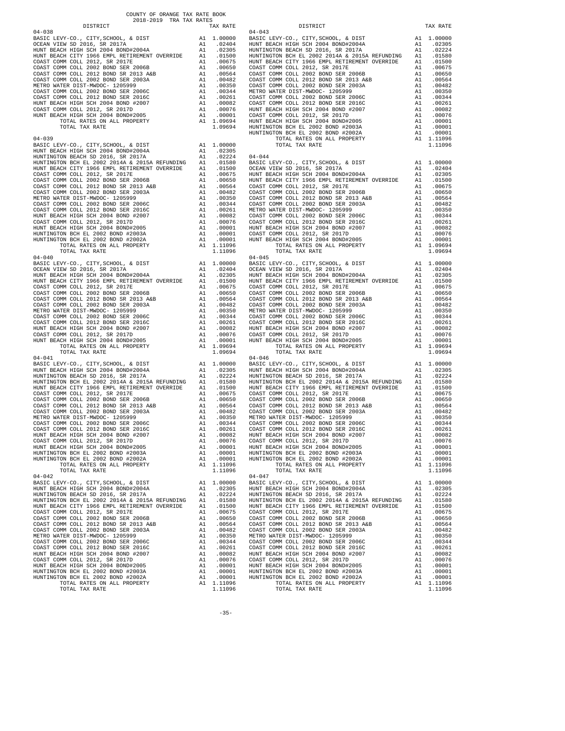COUNTY OF ORANGE TAX RATE BOOK
2018-2019 TRA TAX RATES

| DISTRICT | | TAX RATE |
|---|---|---|
| **04-038** | | |
| BASIC LEVY-CO., CITY,SCHOOL, & DIST | A1 | 1.00000 |
| OCEAN VIEW SD 2016, SR 2017A | A1 | .02404 |
| HUNT BEACH HIGH SCH 2004 BOND#2004A | A1 | .02305 |
| HUNT BEACH CITY 1966 EMPL RETIREMENT OVERRIDE | A1 | .01500 |
| COAST COMM COLL 2012, SR 2017E | A1 | .00675 |
| COAST COMM COLL 2002 BOND SER 2006B | A1 | .00650 |
| COAST COMM COLL 2012 BOND SR 2013 A&B | A1 | .00564 |
| COAST COMM COLL 2002 BOND SER 2003A | A1 | .00482 |
| METRO WATER DIST-MWDOC- 1205999 | A1 | .00350 |
| COAST COMM COLL 2002 BOND SER 2006C | A1 | .00344 |
| COAST COMM COLL 2012 BOND SER 2016C | A1 | .00261 |
| HUNT BEACH HIGH SCH 2004 BOND #2007 | A1 | .00082 |
| COAST COMM COLL 2012, SR 2017D | A1 | .00076 |
| HUNT BEACH HIGH SCH 2004 BOND#2005 | A1 | .00001 |
| TOTAL RATES ON ALL PROPERTY | A1 | 1.09694 |
| TOTAL TAX RATE | | 1.09694 |
| **04-039** | | |
| BASIC LEVY-CO., CITY,SCHOOL, & DIST | A1 | 1.00000 |
| HUNT BEACH HIGH SCH 2004 BOND#2004A | A1 | .02305 |
| HUNTINGTON BEACH SD 2016, SR 2017A | A1 | .02224 |
| HUNTINGTON BCH EL 2002 2014A & 2015A REFUNDING | A1 | .01580 |
| HUNT BEACH CITY 1966 EMPL RETIREMENT OVERRIDE | A1 | .01500 |
| COAST COMM COLL 2012, SR 2017E | A1 | .00675 |
| COAST COMM COLL 2002 BOND SER 2006B | A1 | .00650 |
| COAST COMM COLL 2012 BOND SR 2013 A&B | A1 | .00564 |
| COAST COMM COLL 2002 BOND SER 2003A | A1 | .00482 |
| METRO WATER DIST-MWDOC- 1205999 | A1 | .00350 |
| COAST COMM COLL 2002 BOND SER 2006C | A1 | .00344 |
| COAST COMM COLL 2012 BOND SER 2016C | A1 | .00261 |
| HUNT BEACH HIGH SCH 2004 BOND #2007 | A1 | .00082 |
| COAST COMM COLL 2012, SR 2017D | A1 | .00076 |
| HUNT BEACH HIGH SCH 2004 BOND#2005 | A1 | .00001 |
| HUNTINGTON BCH EL 2002 BOND #2003A | A1 | .00001 |
| HUNTINGTON BCH EL 2002 BOND #2002A | A1 | .00001 |
| TOTAL RATES ON ALL PROPERTY | A1 | 1.11096 |
| TOTAL TAX RATE | | 1.11096 |
| **04-040** | | |
| BASIC LEVY-CO., CITY,SCHOOL, & DIST | A1 | 1.00000 |
| OCEAN VIEW SD 2016, SR 2017A | A1 | .02404 |
| HUNT BEACH HIGH SCH 2004 BOND#2004A | A1 | .02305 |
| HUNT BEACH CITY 1966 EMPL RETIREMENT OVERRIDE | A1 | .01500 |
| COAST COMM COLL 2012, SR 2017E | A1 | .00675 |
| COAST COMM COLL 2002 BOND SER 2006B | A1 | .00650 |
| COAST COMM COLL 2012 BOND SR 2013 A&B | A1 | .00564 |
| COAST COMM COLL 2002 BOND SER 2003A | A1 | .00482 |
| METRO WATER DIST-MWDOC- 1205999 | A1 | .00350 |
| COAST COMM COLL 2002 BOND SER 2006C | A1 | .00344 |
| COAST COMM COLL 2012 BOND SER 2016C | A1 | .00261 |
| HUNT BEACH HIGH SCH 2004 BOND #2007 | A1 | .00082 |
| COAST COMM COLL 2012, SR 2017D | A1 | .00076 |
| HUNT BEACH HIGH SCH 2004 BOND#2005 | A1 | .00001 |
| TOTAL RATES ON ALL PROPERTY | A1 | 1.09694 |
| TOTAL TAX RATE | | 1.09694 |
| **04-041** | | |
| BASIC LEVY-CO., CITY,SCHOOL, & DIST | A1 | 1.00000 |
| HUNT BEACH HIGH SCH 2004 BOND#2004A | A1 | .02305 |
| HUNTINGTON BEACH SD 2016, SR 2017A | A1 | .02224 |
| HUNTINGTON BCH EL 2002 2014A & 2015A REFUNDING | A1 | .01580 |
| HUNT BEACH CITY 1966 EMPL RETIREMENT OVERRIDE | A1 | .01500 |
| COAST COMM COLL 2012, SR 2017E | A1 | .00675 |
| COAST COMM COLL 2002 BOND SER 2006B | A1 | .00650 |
| COAST COMM COLL 2012 BOND SR 2013 A&B | A1 | .00564 |
| COAST COMM COLL 2002 BOND SER 2003A | A1 | .00482 |
| METRO WATER DIST-MWDOC- 1205999 | A1 | .00350 |
| COAST COMM COLL 2002 BOND SER 2006C | A1 | .00344 |
| COAST COMM COLL 2012 BOND SER 2016C | A1 | .00261 |
| HUNT BEACH HIGH SCH 2004 BOND #2007 | A1 | .00082 |
| COAST COMM COLL 2012, SR 2017D | A1 | .00076 |
| HUNT BEACH HIGH SCH 2004 BOND#2005 | A1 | .00001 |
| HUNTINGTON BCH EL 2002 BOND #2003A | A1 | .00001 |
| HUNTINGTON BCH EL 2002 BOND #2002A | A1 | .00001 |
| TOTAL RATES ON ALL PROPERTY | A1 | 1.11096 |
| TOTAL TAX RATE | | 1.11096 |
| **04-042** | | |
| BASIC LEVY-CO., CITY,SCHOOL, & DIST | A1 | 1.00000 |
| HUNT BEACH HIGH SCH 2004 BOND#2004A | A1 | .02305 |
| HUNTINGTON BEACH SD 2016, SR 2017A | A1 | .02224 |
| HUNTINGTON BCH EL 2002 2014A & 2015A REFUNDING | A1 | .01580 |
| HUNT BEACH CITY 1966 EMPL RETIREMENT OVERRIDE | A1 | .01500 |
| COAST COMM COLL 2012, SR 2017E | A1 | .00675 |
| COAST COMM COLL 2002 BOND SER 2006B | A1 | .00650 |
| COAST COMM COLL 2012 BOND SR 2013 A&B | A1 | .00564 |
| COAST COMM COLL 2002 BOND SER 2003A | A1 | .00482 |
| METRO WATER DIST-MWDOC- 1205999 | A1 | .00350 |
| COAST COMM COLL 2002 BOND SER 2006C | A1 | .00344 |
| COAST COMM COLL 2012 BOND SER 2016C | A1 | .00261 |
| HUNT BEACH HIGH SCH 2004 BOND #2007 | A1 | .00082 |
| COAST COMM COLL 2012, SR 2017D | A1 | .00076 |
| HUNT BEACH HIGH SCH 2004 BOND#2005 | A1 | .00001 |
| HUNTINGTON BCH EL 2002 BOND #2003A | A1 | .00001 |
| HUNTINGTON BCH EL 2002 BOND #2002A | A1 | .00001 |
| TOTAL RATES ON ALL PROPERTY | A1 | 1.11096 |
| TOTAL TAX RATE | | 1.11096 |

| DISTRICT | | TAX RATE |
|---|---|---|
| **04-043** | | |
| BASIC LEVY-CO., CITY,SCHOOL, & DIST | A1 | 1.00000 |
| HUNT BEACH HIGH SCH 2004 BOND#2004A | A1 | .02305 |
| HUNTINGTON BEACH SD 2016, SR 2017A | A1 | .02224 |
| HUNTINGTON BCH EL 2002 2014A & 2015A REFUNDING | A1 | .01580 |
| HUNT BEACH CITY 1966 EMPL RETIREMENT OVERRIDE | A1 | .01500 |
| COAST COMM COLL 2012, SR 2017E | A1 | .00675 |
| COAST COMM COLL 2002 BOND SER 2006B | A1 | .00650 |
| COAST COMM COLL 2012 BOND SR 2013 A&B | A1 | .00564 |
| COAST COMM COLL 2002 BOND SER 2003A | A1 | .00482 |
| METRO WATER DIST-MWDOC- 1205999 | A1 | .00350 |
| COAST COMM COLL 2002 BOND SER 2006C | A1 | .00344 |
| COAST COMM COLL 2012 BOND SER 2016C | A1 | .00261 |
| HUNT BEACH HIGH SCH 2004 BOND #2007 | A1 | .00082 |
| COAST COMM COLL 2012, SR 2017D | A1 | .00076 |
| HUNT BEACH HIGH SCH 2004 BOND#2005 | A1 | .00001 |
| HUNTINGTON BCH EL 2002 BOND #2003A | A1 | .00001 |
| HUNTINGTON BCH EL 2002 BOND #2002A | A1 | .00001 |
| TOTAL RATES ON ALL PROPERTY | A1 | 1.11096 |
| TOTAL TAX RATE | | 1.11096 |
| **04-044** | | |
| BASIC LEVY-CO., CITY,SCHOOL, & DIST | A1 | 1.00000 |
| OCEAN VIEW SD 2016, SR 2017A | A1 | .02404 |
| HUNT BEACH HIGH SCH 2004 BOND#2004A | A1 | .02305 |
| HUNT BEACH CITY 1966 EMPL RETIREMENT OVERRIDE | A1 | .01500 |
| COAST COMM COLL 2012, SR 2017E | A1 | .00675 |
| COAST COMM COLL 2002 BOND SER 2006B | A1 | .00650 |
| COAST COMM COLL 2012 BOND SR 2013 A&B | A1 | .00564 |
| COAST COMM COLL 2002 BOND SER 2003A | A1 | .00482 |
| METRO WATER DIST-MWDOC- 1205999 | A1 | .00350 |
| COAST COMM COLL 2002 BOND SER 2006C | A1 | .00344 |
| COAST COMM COLL 2012 BOND SER 2016C | A1 | .00261 |
| HUNT BEACH HIGH SCH 2004 BOND #2007 | A1 | .00082 |
| COAST COMM COLL 2012, SR 2017D | A1 | .00076 |
| HUNT BEACH HIGH SCH 2004 BOND#2005 | A1 | .00001 |
| TOTAL RATES ON ALL PROPERTY | A1 | 1.09694 |
| TOTAL TAX RATE | | 1.09694 |
| **04-045** | | |
| BASIC LEVY-CO., CITY,SCHOOL, & DIST | A1 | 1.00000 |
| OCEAN VIEW SD 2016, SR 2017A | A1 | .02404 |
| HUNT BEACH HIGH SCH 2004 BOND#2004A | A1 | .02305 |
| HUNT BEACH CITY 1966 EMPL RETIREMENT OVERRIDE | A1 | .01500 |
| COAST COMM COLL 2012, SR 2017E | A1 | .00675 |
| COAST COMM COLL 2002 BOND SER 2006B | A1 | .00650 |
| COAST COMM COLL 2012 BOND SR 2013 A&B | A1 | .00564 |
| COAST COMM COLL 2002 BOND SER 2003A | A1 | .00482 |
| METRO WATER DIST-MWDOC- 1205999 | A1 | .00350 |
| COAST COMM COLL 2002 BOND SER 2006C | A1 | .00344 |
| COAST COMM COLL 2012 BOND SER 2016C | A1 | .00261 |
| HUNT BEACH HIGH SCH 2004 BOND #2007 | A1 | .00082 |
| COAST COMM COLL 2012, SR 2017D | A1 | .00076 |
| HUNT BEACH HIGH SCH 2004 BOND#2005 | A1 | .00001 |
| TOTAL RATES ON ALL PROPERTY | A1 | 1.09694 |
| TOTAL TAX RATE | | 1.09694 |
| **04-046** | | |
| BASIC LEVY-CO., CITY,SCHOOL, & DIST | A1 | 1.00000 |
| HUNT BEACH HIGH SCH 2004 BOND#2004A | A1 | .02305 |
| HUNTINGTON BEACH SD 2016, SR 2017A | A1 | .02224 |
| HUNTINGTON BCH EL 2002 2014A & 2015A REFUNDING | A1 | .01580 |
| HUNT BEACH CITY 1966 EMPL RETIREMENT OVERRIDE | A1 | .01500 |
| COAST COMM COLL 2012, SR 2017E | A1 | .00675 |
| COAST COMM COLL 2002 BOND SER 2006B | A1 | .00650 |
| COAST COMM COLL 2012 BOND SR 2013 A&B | A1 | .00564 |
| COAST COMM COLL 2002 BOND SER 2003A | A1 | .00482 |
| METRO WATER DIST-MWDOC- 1205999 | A1 | .00350 |
| COAST COMM COLL 2002 BOND SER 2006C | A1 | .00344 |
| COAST COMM COLL 2012 BOND SER 2016C | A1 | .00261 |
| HUNT BEACH HIGH SCH 2004 BOND #2007 | A1 | .00082 |
| COAST COMM COLL 2012, SR 2017D | A1 | .00076 |
| HUNT BEACH HIGH SCH 2004 BOND#2005 | A1 | .00001 |
| HUNTINGTON BCH EL 2002 BOND #2003A | A1 | .00001 |
| HUNTINGTON BCH EL 2002 BOND #2002A | A1 | .00001 |
| TOTAL RATES ON ALL PROPERTY | A1 | 1.11096 |
| TOTAL TAX RATE | | 1.11096 |
| **04-047** | | |
| BASIC LEVY-CO., CITY,SCHOOL, & DIST | A1 | 1.00000 |
| HUNT BEACH HIGH SCH 2004 BOND#2004A | A1 | .02305 |
| HUNTINGTON BEACH SD 2016, SR 2017A | A1 | .02224 |
| HUNTINGTON BCH EL 2002 2014A & 2015A REFUNDING | A1 | .01580 |
| HUNT BEACH CITY 1966 EMPL RETIREMENT OVERRIDE | A1 | .01500 |
| COAST COMM COLL 2012, SR 2017E | A1 | .00675 |
| COAST COMM COLL 2002 BOND SER 2006B | A1 | .00650 |
| COAST COMM COLL 2012 BOND SR 2013 A&B | A1 | .00564 |
| COAST COMM COLL 2002 BOND SER 2003A | A1 | .00482 |
| METRO WATER DIST-MWDOC- 1205999 | A1 | .00350 |
| COAST COMM COLL 2002 BOND SER 2006C | A1 | .00344 |
| COAST COMM COLL 2012 BOND SER 2016C | A1 | .00261 |
| HUNT BEACH HIGH SCH 2004 BOND #2007 | A1 | .00082 |
| COAST COMM COLL 2012, SR 2017D | A1 | .00076 |
| HUNT BEACH HIGH SCH 2004 BOND#2005 | A1 | .00001 |
| HUNTINGTON BCH EL 2002 BOND #2003A | A1 | .00001 |
| HUNTINGTON BCH EL 2002 BOND #2002A | A1 | .00001 |
| TOTAL RATES ON ALL PROPERTY | A1 | 1.11096 |
| TOTAL TAX RATE | | 1.11096 |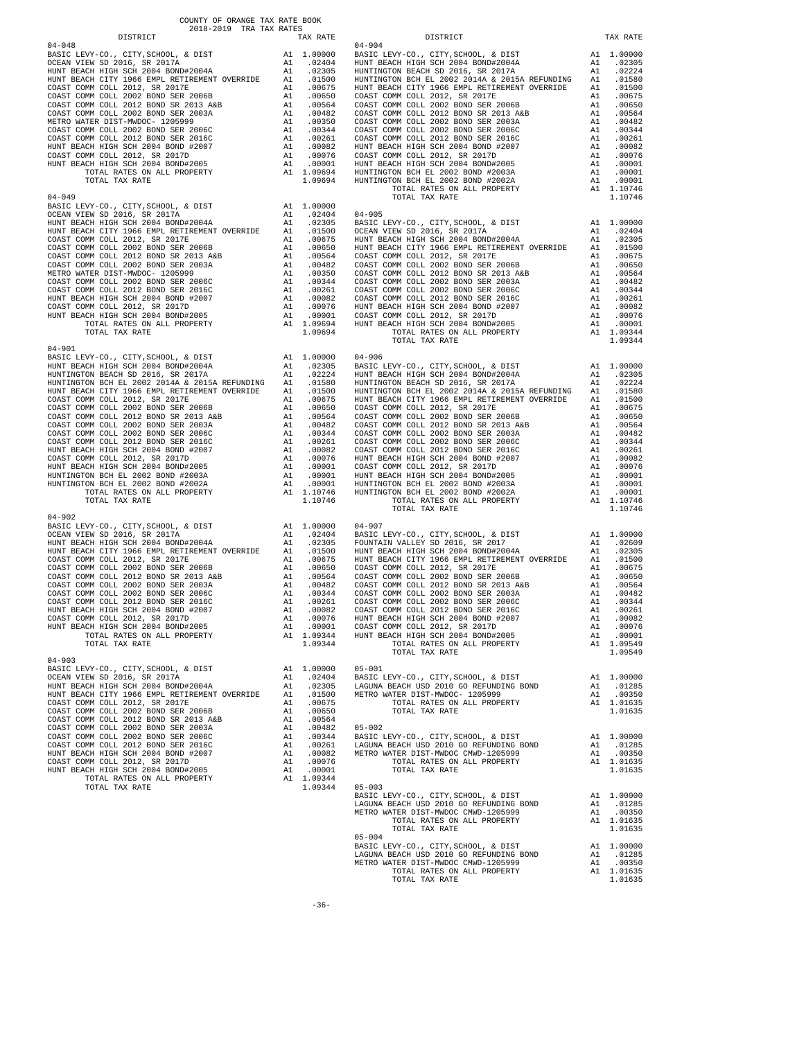COUNTY OF ORANGE TAX RATE BOOK
2018-2019 TRA TAX RATES

| DISTRICT | | TAX RATE |
|---|---|---|
| **04-048** | | |
| BASIC LEVY-CO., CITY,SCHOOL, & DIST | A1 | 1.00000 |
| OCEAN VIEW SD 2016, SR 2017A | A1 | .02404 |
| HUNT BEACH HIGH SCH 2004 BOND#2004A | A1 | .02305 |
| HUNT BEACH CITY 1966 EMPL RETIREMENT OVERRIDE | A1 | .01500 |
| COAST COMM COLL 2012, SR 2017E | A1 | .00675 |
| COAST COMM COLL 2002 BOND SER 2006B | A1 | .00650 |
| COAST COMM COLL 2012 BOND SR 2013 A&B | A1 | .00564 |
| COAST COMM COLL 2002 BOND SER 2003A | A1 | .00482 |
| METRO WATER DIST-MWDOC- 1205999 | A1 | .00350 |
| COAST COMM COLL 2002 BOND SER 2006C | A1 | .00344 |
| COAST COMM COLL 2012 BOND SER 2016C | A1 | .00261 |
| HUNT BEACH HIGH SCH 2004 BOND #2007 | A1 | .00082 |
| COAST COMM COLL 2012, SR 2017D | A1 | .00076 |
| HUNT BEACH HIGH SCH 2004 BOND#2005 | A1 | .00001 |
| TOTAL RATES ON ALL PROPERTY | A1 | 1.09694 |
| TOTAL TAX RATE | | 1.09694 |
| **04-049** | | |
| BASIC LEVY-CO., CITY,SCHOOL, & DIST | A1 | 1.00000 |
| OCEAN VIEW SD 2016, SR 2017A | A1 | .02404 |
| HUNT BEACH HIGH SCH 2004 BOND#2004A | A1 | .02305 |
| HUNT BEACH CITY 1966 EMPL RETIREMENT OVERRIDE | A1 | .01500 |
| COAST COMM COLL 2012, SR 2017E | A1 | .00675 |
| COAST COMM COLL 2002 BOND SER 2006B | A1 | .00650 |
| COAST COMM COLL 2012 BOND SR 2013 A&B | A1 | .00564 |
| COAST COMM COLL 2002 BOND SER 2003A | A1 | .00482 |
| METRO WATER DIST-MWDOC- 1205999 | A1 | .00350 |
| COAST COMM COLL 2002 BOND SER 2006C | A1 | .00344 |
| COAST COMM COLL 2012 BOND SER 2016C | A1 | .00261 |
| HUNT BEACH HIGH SCH 2004 BOND #2007 | A1 | .00082 |
| COAST COMM COLL 2012, SR 2017D | A1 | .00076 |
| HUNT BEACH HIGH SCH 2004 BOND#2005 | A1 | .00001 |
| TOTAL RATES ON ALL PROPERTY | A1 | 1.09694 |
| TOTAL TAX RATE | | 1.09694 |
| **04-901** | | |
| BASIC LEVY-CO., CITY,SCHOOL, & DIST | A1 | 1.00000 |
| HUNT BEACH HIGH SCH 2004 BOND#2004A | A1 | .02305 |
| HUNTINGTON BEACH SD 2016, SR 2017A | A1 | .02224 |
| HUNTINGTON BCH EL 2002 2014A & 2015A REFUNDING | A1 | .01580 |
| HUNT BEACH CITY 1966 EMPL RETIREMENT OVERRIDE | A1 | .01500 |
| COAST COMM COLL 2012, SR 2017E | A1 | .00675 |
| COAST COMM COLL 2002 BOND SER 2006B | A1 | .00650 |
| COAST COMM COLL 2012 BOND SR 2013 A&B | A1 | .00564 |
| COAST COMM COLL 2002 BOND SER 2003A | A1 | .00482 |
| COAST COMM COLL 2002 BOND SER 2006C | A1 | .00344 |
| COAST COMM COLL 2012 BOND SER 2016C | A1 | .00261 |
| HUNT BEACH HIGH SCH 2004 BOND #2007 | A1 | .00082 |
| COAST COMM COLL 2012, SR 2017D | A1 | .00076 |
| HUNT BEACH HIGH SCH 2004 BOND#2005 | A1 | .00001 |
| HUNTINGTON BCH EL 2002 BOND #2003A | A1 | .00001 |
| HUNTINGTON BCH EL 2002 BOND #2002A | A1 | .00001 |
| TOTAL RATES ON ALL PROPERTY | A1 | 1.10746 |
| TOTAL TAX RATE | | 1.10746 |
| **04-902** | | |
| BASIC LEVY-CO., CITY,SCHOOL, & DIST | A1 | 1.00000 |
| OCEAN VIEW SD 2016, SR 2017A | A1 | .02404 |
| HUNT BEACH HIGH SCH 2004 BOND#2004A | A1 | .02305 |
| HUNT BEACH CITY 1966 EMPL RETIREMENT OVERRIDE | A1 | .01500 |
| COAST COMM COLL 2012, SR 2017E | A1 | .00675 |
| COAST COMM COLL 2002 BOND SER 2006B | A1 | .00650 |
| COAST COMM COLL 2012 BOND SR 2013 A&B | A1 | .00564 |
| COAST COMM COLL 2002 BOND SER 2003A | A1 | .00482 |
| COAST COMM COLL 2002 BOND SER 2006C | A1 | .00344 |
| COAST COMM COLL 2012 BOND SER 2016C | A1 | .00261 |
| HUNT BEACH HIGH SCH 2004 BOND #2007 | A1 | .00082 |
| COAST COMM COLL 2012, SR 2017D | A1 | .00076 |
| HUNT BEACH HIGH SCH 2004 BOND#2005 | A1 | .00001 |
| TOTAL RATES ON ALL PROPERTY | A1 | 1.09344 |
| TOTAL TAX RATE | | 1.09344 |
| **04-903** | | |
| BASIC LEVY-CO., CITY,SCHOOL, & DIST | A1 | 1.00000 |
| OCEAN VIEW SD 2016, SR 2017A | A1 | .02404 |
| HUNT BEACH HIGH SCH 2004 BOND#2004A | A1 | .02305 |
| HUNT BEACH CITY 1966 EMPL RETIREMENT OVERRIDE | A1 | .01500 |
| COAST COMM COLL 2012, SR 2017E | A1 | .00675 |
| COAST COMM COLL 2002 BOND SER 2006B | A1 | .00650 |
| COAST COMM COLL 2012 BOND SR 2013 A&B | A1 | .00564 |
| COAST COMM COLL 2002 BOND SER 2003A | A1 | .00482 |
| COAST COMM COLL 2002 BOND SER 2006C | A1 | .00344 |
| COAST COMM COLL 2012 BOND SER 2016C | A1 | .00261 |
| HUNT BEACH HIGH SCH 2004 BOND #2007 | A1 | .00082 |
| COAST COMM COLL 2012, SR 2017D | A1 | .00076 |
| HUNT BEACH HIGH SCH 2004 BOND#2005 | A1 | .00001 |
| TOTAL RATES ON ALL PROPERTY | A1 | 1.09344 |
| TOTAL TAX RATE | | 1.09344 |
| **04-904** | | |
| BASIC LEVY-CO., CITY,SCHOOL, & DIST | A1 | 1.00000 |
| HUNT BEACH HIGH SCH 2004 BOND#2004A | A1 | .02305 |
| HUNTINGTON BEACH SD 2016, SR 2017A | A1 | .02224 |
| HUNTINGTON BCH EL 2002 2014A & 2015A REFUNDING | A1 | .01580 |
| HUNT BEACH CITY 1966 EMPL RETIREMENT OVERRIDE | A1 | .01500 |
| COAST COMM COLL 2012, SR 2017E | A1 | .00675 |
| COAST COMM COLL 2002 BOND SER 2006B | A1 | .00650 |
| COAST COMM COLL 2012 BOND SR 2013 A&B | A1 | .00564 |
| COAST COMM COLL 2002 BOND SER 2003A | A1 | .00482 |
| COAST COMM COLL 2002 BOND SER 2006C | A1 | .00344 |
| COAST COMM COLL 2012 BOND SER 2016C | A1 | .00261 |
| HUNT BEACH HIGH SCH 2004 BOND #2007 | A1 | .00082 |
| COAST COMM COLL 2012, SR 2017D | A1 | .00076 |
| HUNT BEACH HIGH SCH 2004 BOND#2005 | A1 | .00001 |
| HUNTINGTON BCH EL 2002 BOND #2003A | A1 | .00001 |
| HUNTINGTON BCH EL 2002 BOND #2002A | A1 | .00001 |
| TOTAL RATES ON ALL PROPERTY | A1 | 1.10746 |
| TOTAL TAX RATE | | 1.10746 |
| **04-905** | | |
| BASIC LEVY-CO., CITY,SCHOOL, & DIST | A1 | 1.00000 |
| OCEAN VIEW SD 2016, SR 2017A | A1 | .02404 |
| HUNT BEACH HIGH SCH 2004 BOND#2004A | A1 | .02305 |
| HUNT BEACH CITY 1966 EMPL RETIREMENT OVERRIDE | A1 | .01500 |
| COAST COMM COLL 2012, SR 2017E | A1 | .00675 |
| COAST COMM COLL 2002 BOND SER 2006B | A1 | .00650 |
| COAST COMM COLL 2012 BOND SR 2013 A&B | A1 | .00564 |
| COAST COMM COLL 2002 BOND SER 2003A | A1 | .00482 |
| COAST COMM COLL 2002 BOND SER 2006C | A1 | .00344 |
| COAST COMM COLL 2012 BOND SER 2016C | A1 | .00261 |
| HUNT BEACH HIGH SCH 2004 BOND #2007 | A1 | .00082 |
| COAST COMM COLL 2012, SR 2017D | A1 | .00076 |
| HUNT BEACH HIGH SCH 2004 BOND#2005 | A1 | .00001 |
| TOTAL RATES ON ALL PROPERTY | A1 | 1.09344 |
| TOTAL TAX RATE | | 1.09344 |
| **04-906** | | |
| BASIC LEVY-CO., CITY,SCHOOL, & DIST | A1 | 1.00000 |
| HUNT BEACH HIGH SCH 2004 BOND#2004A | A1 | .02305 |
| HUNTINGTON BEACH SD 2016, SR 2017A | A1 | .02224 |
| HUNTINGTON BCH EL 2002 2014A & 2015A REFUNDING | A1 | .01580 |
| HUNT BEACH CITY 1966 EMPL RETIREMENT OVERRIDE | A1 | .01500 |
| COAST COMM COLL 2012, SR 2017E | A1 | .00675 |
| COAST COMM COLL 2002 BOND SER 2006B | A1 | .00650 |
| COAST COMM COLL 2012 BOND SR 2013 A&B | A1 | .00564 |
| COAST COMM COLL 2002 BOND SER 2003A | A1 | .00482 |
| COAST COMM COLL 2002 BOND SER 2006C | A1 | .00344 |
| COAST COMM COLL 2012 BOND SER 2016C | A1 | .00261 |
| HUNT BEACH HIGH SCH 2004 BOND #2007 | A1 | .00082 |
| COAST COMM COLL 2012, SR 2017D | A1 | .00076 |
| HUNT BEACH HIGH SCH 2004 BOND#2005 | A1 | .00001 |
| HUNTINGTON BCH EL 2002 BOND #2003A | A1 | .00001 |
| HUNTINGTON BCH EL 2002 BOND #2002A | A1 | .00001 |
| TOTAL RATES ON ALL PROPERTY | A1 | 1.10746 |
| TOTAL TAX RATE | | 1.10746 |
| **04-907** | | |
| BASIC LEVY-CO., CITY,SCHOOL, & DIST | A1 | 1.00000 |
| FOUNTAIN VALLEY SD 2016, SR 2017 | A1 | .02609 |
| HUNT BEACH HIGH SCH 2004 BOND#2004A | A1 | .02305 |
| HUNT BEACH CITY 1966 EMPL RETIREMENT OVERRIDE | A1 | .01500 |
| COAST COMM COLL 2012, SR 2017E | A1 | .00675 |
| COAST COMM COLL 2002 BOND SER 2006B | A1 | .00650 |
| COAST COMM COLL 2012 BOND SR 2013 A&B | A1 | .00564 |
| COAST COMM COLL 2002 BOND SER 2003A | A1 | .00482 |
| COAST COMM COLL 2002 BOND SER 2006C | A1 | .00344 |
| COAST COMM COLL 2012 BOND SER 2016C | A1 | .00261 |
| HUNT BEACH HIGH SCH 2004 BOND #2007 | A1 | .00082 |
| COAST COMM COLL 2012, SR 2017D | A1 | .00076 |
| HUNT BEACH HIGH SCH 2004 BOND#2005 | A1 | .00001 |
| TOTAL RATES ON ALL PROPERTY | A1 | 1.09549 |
| TOTAL TAX RATE | | 1.09549 |
| **05-001** | | |
| BASIC LEVY-CO., CITY,SCHOOL, & DIST | A1 | 1.00000 |
| LAGUNA BEACH USD 2010 GO REFUNDING BOND | A1 | .01285 |
| METRO WATER DIST-MWDOC- 1205999 | A1 | .00350 |
| TOTAL RATES ON ALL PROPERTY | A1 | 1.01635 |
| TOTAL TAX RATE | | 1.01635 |
| **05-002** | | |
| BASIC LEVY-CO., CITY,SCHOOL, & DIST | A1 | 1.00000 |
| LAGUNA BEACH USD 2010 GO REFUNDING BOND | A1 | .01285 |
| METRO WATER DIST-MWDOC CMWD-1205999 | A1 | .00350 |
| TOTAL RATES ON ALL PROPERTY | A1 | 1.01635 |
| TOTAL TAX RATE | | 1.01635 |
| **05-003** | | |
| BASIC LEVY-CO., CITY,SCHOOL, & DIST | A1 | 1.00000 |
| LAGUNA BEACH USD 2010 GO REFUNDING BOND | A1 | .01285 |
| METRO WATER DIST-MWDOC CMWD-1205999 | A1 | .00350 |
| TOTAL RATES ON ALL PROPERTY | A1 | 1.01635 |
| TOTAL TAX RATE | | 1.01635 |
| **05-004** | | |
| BASIC LEVY-CO., CITY,SCHOOL, & DIST | A1 | 1.00000 |
| LAGUNA BEACH USD 2010 GO REFUNDING BOND | A1 | .01285 |
| METRO WATER DIST-MWDOC CMWD-1205999 | A1 | .00350 |
| TOTAL RATES ON ALL PROPERTY | A1 | 1.01635 |
| TOTAL TAX RATE | | 1.01635 |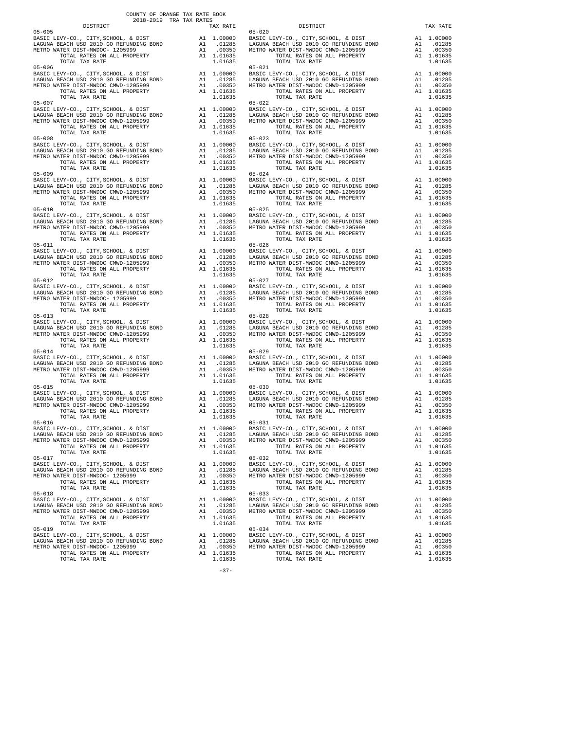COUNTY OF ORANGE TAX RATE BOOK
2018-2019 TRA TAX RATES

| DISTRICT | | TAX RATE | DISTRICT | | TAX RATE |
|---|---|---|---|---|---|
| 05-005 | | | 05-020 | | |
| BASIC LEVY-CO., CITY,SCHOOL, & DIST | A1 | 1.00000 | BASIC LEVY-CO., CITY,SCHOOL, & DIST | A1 | 1.00000 |
| LAGUNA BEACH USD 2010 GO REFUNDING BOND | A1 | .01285 | LAGUNA BEACH USD 2010 GO REFUNDING BOND | A1 | .01285 |
| METRO WATER DIST-MWDOC- 1205999 | A1 | .00350 | METRO WATER DIST-MWDOC CMWD-1205999 | A1 | .00350 |
| TOTAL RATES ON ALL PROPERTY | A1 | 1.01635 | TOTAL RATES ON ALL PROPERTY | A1 | 1.01635 |
| TOTAL TAX RATE | | 1.01635 | TOTAL TAX RATE | | 1.01635 |
| 05-006 | | | 05-021 | | |
| BASIC LEVY-CO., CITY,SCHOOL, & DIST | A1 | 1.00000 | BASIC LEVY-CO., CITY,SCHOOL, & DIST | A1 | 1.00000 |
| LAGUNA BEACH USD 2010 GO REFUNDING BOND | A1 | .01285 | LAGUNA BEACH USD 2010 GO REFUNDING BOND | A1 | .01285 |
| METRO WATER DIST-MWDOC CMWD-1205999 | A1 | .00350 | METRO WATER DIST-MWDOC CMWD-1205999 | A1 | .00350 |
| TOTAL RATES ON ALL PROPERTY | A1 | 1.01635 | TOTAL RATES ON ALL PROPERTY | A1 | 1.01635 |
| TOTAL TAX RATE | | 1.01635 | TOTAL TAX RATE | | 1.01635 |
| 05-007 | | | 05-022 | | |
| BASIC LEVY-CO., CITY,SCHOOL, & DIST | A1 | 1.00000 | BASIC LEVY-CO., CITY,SCHOOL, & DIST | A1 | 1.00000 |
| LAGUNA BEACH USD 2010 GO REFUNDING BOND | A1 | .01285 | LAGUNA BEACH USD 2010 GO REFUNDING BOND | A1 | .01285 |
| METRO WATER DIST-MWDOC CMWD-1205999 | A1 | .00350 | METRO WATER DIST-MWDOC CMWD-1205999 | A1 | .00350 |
| TOTAL RATES ON ALL PROPERTY | A1 | 1.01635 | TOTAL RATES ON ALL PROPERTY | A1 | 1.01635 |
| TOTAL TAX RATE | | 1.01635 | TOTAL TAX RATE | | 1.01635 |
| 05-008 | | | 05-023 | | |
| BASIC LEVY-CO., CITY,SCHOOL, & DIST | A1 | 1.00000 | BASIC LEVY-CO., CITY,SCHOOL, & DIST | A1 | 1.00000 |
| LAGUNA BEACH USD 2010 GO REFUNDING BOND | A1 | .01285 | LAGUNA BEACH USD 2010 GO REFUNDING BOND | A1 | .01285 |
| METRO WATER DIST-MWDOC CMWD-1205999 | A1 | .00350 | METRO WATER DIST-MWDOC CMWD-1205999 | A1 | .00350 |
| TOTAL RATES ON ALL PROPERTY | A1 | 1.01635 | TOTAL RATES ON ALL PROPERTY | A1 | 1.01635 |
| TOTAL TAX RATE | | 1.01635 | TOTAL TAX RATE | | 1.01635 |
| 05-009 | | | 05-024 | | |
| BASIC LEVY-CO., CITY,SCHOOL, & DIST | A1 | 1.00000 | BASIC LEVY-CO., CITY,SCHOOL, & DIST | A1 | 1.00000 |
| LAGUNA BEACH USD 2010 GO REFUNDING BOND | A1 | .01285 | LAGUNA BEACH USD 2010 GO REFUNDING BOND | A1 | .01285 |
| METRO WATER DIST-MWDOC CMWD-1205999 | A1 | .00350 | METRO WATER DIST-MWDOC CMWD-1205999 | A1 | .00350 |
| TOTAL RATES ON ALL PROPERTY | A1 | 1.01635 | TOTAL RATES ON ALL PROPERTY | A1 | 1.01635 |
| TOTAL TAX RATE | | 1.01635 | TOTAL TAX RATE | | 1.01635 |
| 05-010 | | | 05-025 | | |
| BASIC LEVY-CO., CITY,SCHOOL, & DIST | A1 | 1.00000 | BASIC LEVY-CO., CITY,SCHOOL, & DIST | A1 | 1.00000 |
| LAGUNA BEACH USD 2010 GO REFUNDING BOND | A1 | .01285 | LAGUNA BEACH USD 2010 GO REFUNDING BOND | A1 | .01285 |
| METRO WATER DIST-MWDOC CMWD-1205999 | A1 | .00350 | METRO WATER DIST-MWDOC CMWD-1205999 | A1 | .00350 |
| TOTAL RATES ON ALL PROPERTY | A1 | 1.01635 | TOTAL RATES ON ALL PROPERTY | A1 | 1.01635 |
| TOTAL TAX RATE | | 1.01635 | TOTAL TAX RATE | | 1.01635 |
| 05-011 | | | 05-026 | | |
| BASIC LEVY-CO., CITY,SCHOOL, & DIST | A1 | 1.00000 | BASIC LEVY-CO., CITY,SCHOOL, & DIST | A1 | 1.00000 |
| LAGUNA BEACH USD 2010 GO REFUNDING BOND | A1 | .01285 | LAGUNA BEACH USD 2010 GO REFUNDING BOND | A1 | .01285 |
| METRO WATER DIST-MWDOC CMWD-1205999 | A1 | .00350 | METRO WATER DIST-MWDOC CMWD-1205999 | A1 | .00350 |
| TOTAL RATES ON ALL PROPERTY | A1 | 1.01635 | TOTAL RATES ON ALL PROPERTY | A1 | 1.01635 |
| TOTAL TAX RATE | | 1.01635 | TOTAL TAX RATE | | 1.01635 |
| 05-012 | | | 05-027 | | |
| BASIC LEVY-CO., CITY,SCHOOL, & DIST | A1 | 1.00000 | BASIC LEVY-CO., CITY,SCHOOL, & DIST | A1 | 1.00000 |
| LAGUNA BEACH USD 2010 GO REFUNDING BOND | A1 | .01285 | LAGUNA BEACH USD 2010 GO REFUNDING BOND | A1 | .01285 |
| METRO WATER DIST-MWDOC- 1205999 | A1 | .00350 | METRO WATER DIST-MWDOC CMWD-1205999 | A1 | .00350 |
| TOTAL RATES ON ALL PROPERTY | A1 | 1.01635 | TOTAL RATES ON ALL PROPERTY | A1 | 1.01635 |
| TOTAL TAX RATE | | 1.01635 | TOTAL TAX RATE | | 1.01635 |
| 05-013 | | | 05-028 | | |
| BASIC LEVY-CO., CITY,SCHOOL, & DIST | A1 | 1.00000 | BASIC LEVY-CO., CITY,SCHOOL, & DIST | A1 | 1.00000 |
| LAGUNA BEACH USD 2010 GO REFUNDING BOND | A1 | .01285 | LAGUNA BEACH USD 2010 GO REFUNDING BOND | A1 | .01285 |
| METRO WATER DIST-MWDOC CMWD-1205999 | A1 | .00350 | METRO WATER DIST-MWDOC CMWD-1205999 | A1 | .00350 |
| TOTAL RATES ON ALL PROPERTY | A1 | 1.01635 | TOTAL RATES ON ALL PROPERTY | A1 | 1.01635 |
| TOTAL TAX RATE | | 1.01635 | TOTAL TAX RATE | | 1.01635 |
| 05-014 | | | 05-029 | | |
| BASIC LEVY-CO., CITY,SCHOOL, & DIST | A1 | 1.00000 | BASIC LEVY-CO., CITY,SCHOOL, & DIST | A1 | 1.00000 |
| LAGUNA BEACH USD 2010 GO REFUNDING BOND | A1 | .01285 | LAGUNA BEACH USD 2010 GO REFUNDING BOND | A1 | .01285 |
| METRO WATER DIST-MWDOC CMWD-1205999 | A1 | .00350 | METRO WATER DIST-MWDOC CMWD-1205999 | A1 | .00350 |
| TOTAL RATES ON ALL PROPERTY | A1 | 1.01635 | TOTAL RATES ON ALL PROPERTY | A1 | 1.01635 |
| TOTAL TAX RATE | | 1.01635 | TOTAL TAX RATE | | 1.01635 |
| 05-015 | | | 05-030 | | |
| BASIC LEVY-CO., CITY,SCHOOL, & DIST | A1 | 1.00000 | BASIC LEVY-CO., CITY,SCHOOL, & DIST | A1 | 1.00000 |
| LAGUNA BEACH USD 2010 GO REFUNDING BOND | A1 | .01285 | LAGUNA BEACH USD 2010 GO REFUNDING BOND | A1 | .01285 |
| METRO WATER DIST-MWDOC CMWD-1205999 | A1 | .00350 | METRO WATER DIST-MWDOC CMWD-1205999 | A1 | .00350 |
| TOTAL RATES ON ALL PROPERTY | A1 | 1.01635 | TOTAL RATES ON ALL PROPERTY | A1 | 1.01635 |
| TOTAL TAX RATE | | 1.01635 | TOTAL TAX RATE | | 1.01635 |
| 05-016 | | | 05-031 | | |
| BASIC LEVY-CO., CITY,SCHOOL, & DIST | A1 | 1.00000 | BASIC LEVY-CO., CITY,SCHOOL, & DIST | A1 | 1.00000 |
| LAGUNA BEACH USD 2010 GO REFUNDING BOND | A1 | .01285 | LAGUNA BEACH USD 2010 GO REFUNDING BOND | A1 | .01285 |
| METRO WATER DIST-MWDOC CMWD-1205999 | A1 | .00350 | METRO WATER DIST-MWDOC CMWD-1205999 | A1 | .00350 |
| TOTAL RATES ON ALL PROPERTY | A1 | 1.01635 | TOTAL RATES ON ALL PROPERTY | A1 | 1.01635 |
| TOTAL TAX RATE | | 1.01635 | TOTAL TAX RATE | | 1.01635 |
| 05-017 | | | 05-032 | | |
| BASIC LEVY-CO., CITY,SCHOOL, & DIST | A1 | 1.00000 | BASIC LEVY-CO., CITY,SCHOOL, & DIST | A1 | 1.00000 |
| LAGUNA BEACH USD 2010 GO REFUNDING BOND | A1 | .01285 | LAGUNA BEACH USD 2010 GO REFUNDING BOND | A1 | .01285 |
| METRO WATER DIST-MWDOC- 1205999 | A1 | .00350 | METRO WATER DIST-MWDOC CMWD-1205999 | A1 | .00350 |
| TOTAL RATES ON ALL PROPERTY | A1 | 1.01635 | TOTAL RATES ON ALL PROPERTY | A1 | 1.01635 |
| TOTAL TAX RATE | | 1.01635 | TOTAL TAX RATE | | 1.01635 |
| 05-018 | | | 05-033 | | |
| BASIC LEVY-CO., CITY,SCHOOL, & DIST | A1 | 1.00000 | BASIC LEVY-CO., CITY,SCHOOL, & DIST | A1 | 1.00000 |
| LAGUNA BEACH USD 2010 GO REFUNDING BOND | A1 | .01285 | LAGUNA BEACH USD 2010 GO REFUNDING BOND | A1 | .01285 |
| METRO WATER DIST-MWDOC CMWD-1205999 | A1 | .00350 | METRO WATER DIST-MWDOC CMWD-1205999 | A1 | .00350 |
| TOTAL RATES ON ALL PROPERTY | A1 | 1.01635 | TOTAL RATES ON ALL PROPERTY | A1 | 1.01635 |
| TOTAL TAX RATE | | 1.01635 | TOTAL TAX RATE | | 1.01635 |
| 05-019 | | | 05-034 | | |
| BASIC LEVY-CO., CITY,SCHOOL, & DIST | A1 | 1.00000 | BASIC LEVY-CO., CITY,SCHOOL, & DIST | A1 | 1.00000 |
| LAGUNA BEACH USD 2010 GO REFUNDING BOND | A1 | .01285 | LAGUNA BEACH USD 2010 GO REFUNDING BOND | A1 | .01285 |
| METRO WATER DIST-MWDOC- 1205999 | A1 | .00350 | METRO WATER DIST-MWDOC CMWD-1205999 | A1 | .00350 |
| TOTAL RATES ON ALL PROPERTY | A1 | 1.01635 | TOTAL RATES ON ALL PROPERTY | A1 | 1.01635 |
| TOTAL TAX RATE | | 1.01635 | TOTAL TAX RATE | | 1.01635 |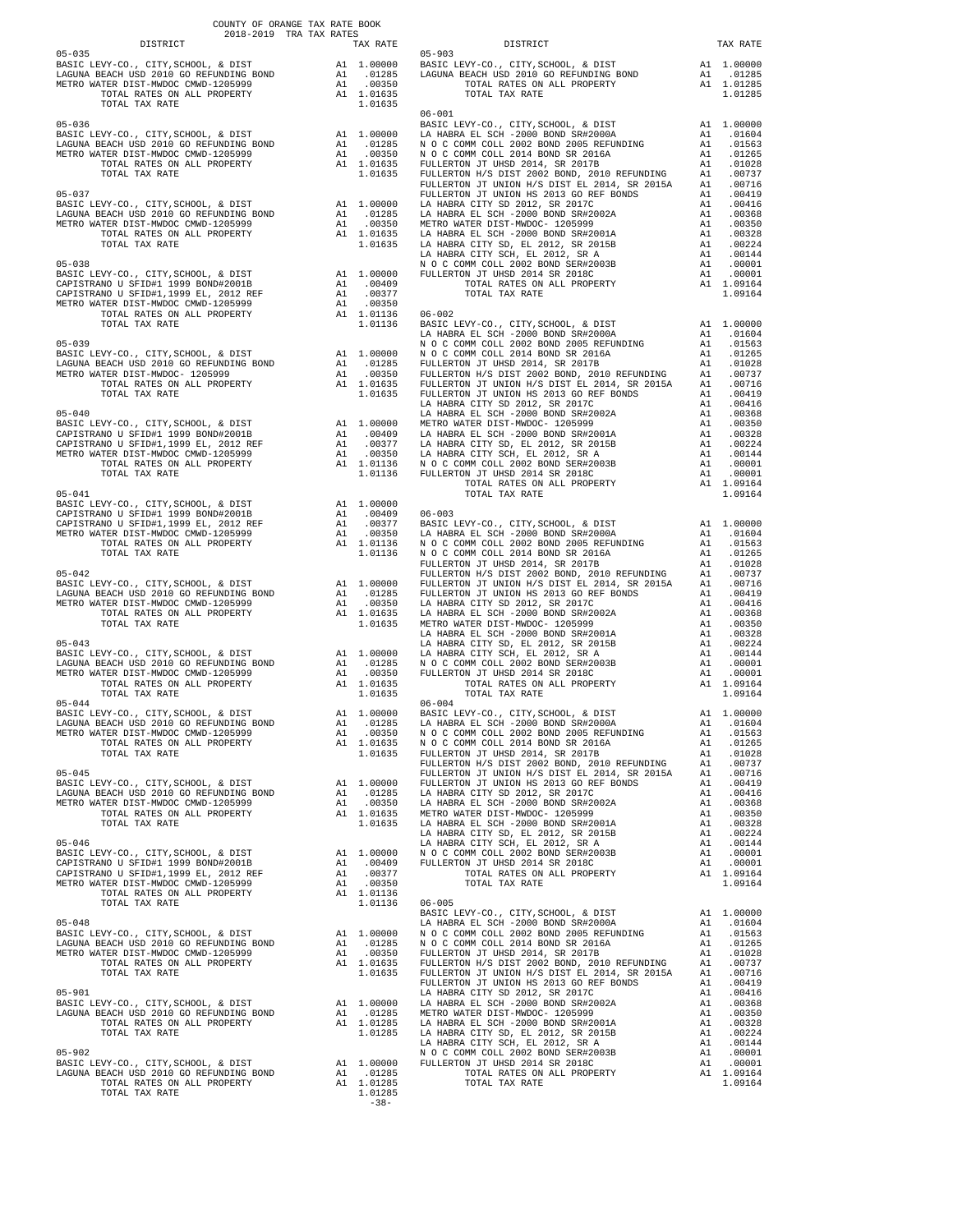COUNTY OF ORANGE TAX RATE BOOK
2018-2019 TRA TAX RATES

| DISTRICT | | TAX RATE |
|---|---|---|
| **05-035** | | |
| BASIC LEVY-CO., CITY,SCHOOL, & DIST | A1 | 1.00000 |
| LAGUNA BEACH USD 2010 GO REFUNDING BOND | A1 | .01285 |
| METRO WATER DIST-MWDOC CMWD-1205999 | A1 | .00350 |
| TOTAL RATES ON ALL PROPERTY | A1 | 1.01635 |
| TOTAL TAX RATE | | 1.01635 |
| **05-036** | | |
| BASIC LEVY-CO., CITY,SCHOOL, & DIST | A1 | 1.00000 |
| LAGUNA BEACH USD 2010 GO REFUNDING BOND | A1 | .01285 |
| METRO WATER DIST-MWDOC CMWD-1205999 | A1 | .00350 |
| TOTAL RATES ON ALL PROPERTY | A1 | 1.01635 |
| TOTAL TAX RATE | | 1.01635 |
| **05-037** | | |
| BASIC LEVY-CO., CITY,SCHOOL, & DIST | A1 | 1.00000 |
| LAGUNA BEACH USD 2010 GO REFUNDING BOND | A1 | .01285 |
| METRO WATER DIST-MWDOC CMWD-1205999 | A1 | .00350 |
| TOTAL RATES ON ALL PROPERTY | A1 | 1.01635 |
| TOTAL TAX RATE | | 1.01635 |
| **05-038** | | |
| BASIC LEVY-CO., CITY,SCHOOL, & DIST | A1 | 1.00000 |
| CAPISTRANO U SFID#1 1999 BOND#2001B | A1 | .00409 |
| CAPISTRANO U SFID#1,1999 EL, 2012 REF | A1 | .00377 |
| METRO WATER DIST-MWDOC CMWD-1205999 | A1 | .00350 |
| TOTAL RATES ON ALL PROPERTY | A1 | 1.01136 |
| TOTAL TAX RATE | | 1.01136 |
| **05-039** | | |
| BASIC LEVY-CO., CITY,SCHOOL, & DIST | A1 | 1.00000 |
| LAGUNA BEACH USD 2010 GO REFUNDING BOND | A1 | .01285 |
| METRO WATER DIST-MWDOC- 1205999 | A1 | .00350 |
| TOTAL RATES ON ALL PROPERTY | A1 | 1.01635 |
| TOTAL TAX RATE | | 1.01635 |
| **05-040** | | |
| BASIC LEVY-CO., CITY,SCHOOL, & DIST | A1 | 1.00000 |
| CAPISTRANO U SFID#1 1999 BOND#2001B | A1 | .00409 |
| CAPISTRANO U SFID#1,1999 EL, 2012 REF | A1 | .00377 |
| METRO WATER DIST-MWDOC CMWD-1205999 | A1 | .00350 |
| TOTAL RATES ON ALL PROPERTY | A1 | 1.01136 |
| TOTAL TAX RATE | | 1.01136 |
| **05-041** | | |
| BASIC LEVY-CO., CITY,SCHOOL, & DIST | A1 | 1.00000 |
| CAPISTRANO U SFID#1 1999 BOND#2001B | A1 | .00409 |
| CAPISTRANO U SFID#1,1999 EL, 2012 REF | A1 | .00377 |
| METRO WATER DIST-MWDOC CMWD-1205999 | A1 | .00350 |
| TOTAL RATES ON ALL PROPERTY | A1 | 1.01136 |
| TOTAL TAX RATE | | 1.01136 |
| **05-042** | | |
| BASIC LEVY-CO., CITY,SCHOOL, & DIST | A1 | 1.00000 |
| LAGUNA BEACH USD 2010 GO REFUNDING BOND | A1 | .01285 |
| METRO WATER DIST-MWDOC CMWD-1205999 | A1 | .00350 |
| TOTAL RATES ON ALL PROPERTY | A1 | 1.01635 |
| TOTAL TAX RATE | | 1.01635 |
| **05-043** | | |
| BASIC LEVY-CO., CITY,SCHOOL, & DIST | A1 | 1.00000 |
| LAGUNA BEACH USD 2010 GO REFUNDING BOND | A1 | .01285 |
| METRO WATER DIST-MWDOC CMWD-1205999 | A1 | .00350 |
| TOTAL RATES ON ALL PROPERTY | A1 | 1.01635 |
| TOTAL TAX RATE | | 1.01635 |
| **05-044** | | |
| BASIC LEVY-CO., CITY,SCHOOL, & DIST | A1 | 1.00000 |
| LAGUNA BEACH USD 2010 GO REFUNDING BOND | A1 | .01285 |
| METRO WATER DIST-MWDOC CMWD-1205999 | A1 | .00350 |
| TOTAL RATES ON ALL PROPERTY | A1 | 1.01635 |
| TOTAL TAX RATE | | 1.01635 |
| **05-045** | | |
| BASIC LEVY-CO., CITY,SCHOOL, & DIST | A1 | 1.00000 |
| LAGUNA BEACH USD 2010 GO REFUNDING BOND | A1 | .01285 |
| METRO WATER DIST-MWDOC CMWD-1205999 | A1 | .00350 |
| TOTAL RATES ON ALL PROPERTY | A1 | 1.01635 |
| TOTAL TAX RATE | | 1.01635 |
| **05-046** | | |
| BASIC LEVY-CO., CITY,SCHOOL, & DIST | A1 | 1.00000 |
| CAPISTRANO U SFID#1 1999 BOND#2001B | A1 | .00409 |
| CAPISTRANO U SFID#1,1999 EL, 2012 REF | A1 | .00377 |
| METRO WATER DIST-MWDOC CMWD-1205999 | A1 | .00350 |
| TOTAL RATES ON ALL PROPERTY | A1 | 1.01136 |
| TOTAL TAX RATE | | 1.01136 |
| **05-048** | | |
| BASIC LEVY-CO., CITY,SCHOOL, & DIST | A1 | 1.00000 |
| LAGUNA BEACH USD 2010 GO REFUNDING BOND | A1 | .01285 |
| METRO WATER DIST-MWDOC CMWD-1205999 | A1 | .00350 |
| TOTAL RATES ON ALL PROPERTY | A1 | 1.01635 |
| TOTAL TAX RATE | | 1.01635 |
| **05-901** | | |
| BASIC LEVY-CO., CITY,SCHOOL, & DIST | A1 | 1.00000 |
| LAGUNA BEACH USD 2010 GO REFUNDING BOND | A1 | .01285 |
| TOTAL RATES ON ALL PROPERTY | A1 | 1.01285 |
| TOTAL TAX RATE | | 1.01285 |
| **05-902** | | |
| BASIC LEVY-CO., CITY,SCHOOL, & DIST | A1 | 1.00000 |
| LAGUNA BEACH USD 2010 GO REFUNDING BOND | A1 | .01285 |
| TOTAL RATES ON ALL PROPERTY | A1 | 1.01285 |
| TOTAL TAX RATE | | 1.01285 |
| **05-903** | | |
| BASIC LEVY-CO., CITY,SCHOOL, & DIST | A1 | 1.00000 |
| LAGUNA BEACH USD 2010 GO REFUNDING BOND | A1 | .01285 |
| TOTAL RATES ON ALL PROPERTY | A1 | 1.01285 |
| TOTAL TAX RATE | | 1.01285 |
| **06-001** | | |
| BASIC LEVY-CO., CITY,SCHOOL, & DIST | A1 | 1.00000 |
| LA HABRA EL SCH -2000 BOND SR#2000A | A1 | .01604 |
| N O C COMM COLL 2002 BOND 2005 REFUNDING | A1 | .01563 |
| N O C COMM COLL 2014 BOND SR 2016A | A1 | .01265 |
| FULLERTON JT UHSD 2014, SR 2017B | A1 | .01028 |
| FULLERTON H/S DIST 2002 BOND, 2010 REFUNDING | A1 | .00737 |
| FULLERTON JT UNION H/S DIST EL 2014, SR 2015A | A1 | .00716 |
| FULLERTON JT UNION HS 2013 GO REF BONDS | A1 | .00419 |
| LA HABRA CITY SD 2012, SR 2017C | A1 | .00416 |
| LA HABRA EL SCH -2000 BOND SR#2002A | A1 | .00368 |
| METRO WATER DIST-MWDOC- 1205999 | A1 | .00350 |
| LA HABRA EL SCH -2000 BOND SR#2001A | A1 | .00328 |
| LA HABRA CITY SD, EL 2012, SR 2015B | A1 | .00224 |
| LA HABRA CITY SCH, EL 2012, SR A | A1 | .00144 |
| N O C COMM COLL 2002 BOND SER#2003B | A1 | .00001 |
| FULLERTON JT UHSD 2014 SR 2018C | A1 | .00001 |
| TOTAL RATES ON ALL PROPERTY | A1 | 1.09164 |
| TOTAL TAX RATE | | 1.09164 |
| **06-002** | | |
| BASIC LEVY-CO., CITY,SCHOOL, & DIST | A1 | 1.00000 |
| LA HABRA EL SCH -2000 BOND SR#2000A | A1 | .01604 |
| N O C COMM COLL 2002 BOND 2005 REFUNDING | A1 | .01563 |
| N O C COMM COLL 2014 BOND SR 2016A | A1 | .01265 |
| FULLERTON JT UHSD 2014, SR 2017B | A1 | .01028 |
| FULLERTON H/S DIST 2002 BOND, 2010 REFUNDING | A1 | .00737 |
| FULLERTON JT UNION H/S DIST EL 2014, SR 2015A | A1 | .00716 |
| FULLERTON JT UNION HS 2013 GO REF BONDS | A1 | .00419 |
| LA HABRA CITY SD 2012, SR 2017C | A1 | .00416 |
| LA HABRA EL SCH -2000 BOND SR#2002A | A1 | .00368 |
| METRO WATER DIST-MWDOC- 1205999 | A1 | .00350 |
| LA HABRA EL SCH -2000 BOND SR#2001A | A1 | .00328 |
| LA HABRA CITY SD, EL 2012, SR 2015B | A1 | .00224 |
| LA HABRA CITY SCH, EL 2012, SR A | A1 | .00144 |
| N O C COMM COLL 2002 BOND SER#2003B | A1 | .00001 |
| FULLERTON JT UHSD 2014 SR 2018C | A1 | .00001 |
| TOTAL RATES ON ALL PROPERTY | A1 | 1.09164 |
| TOTAL TAX RATE | | 1.09164 |
| **06-003** | | |
| BASIC LEVY-CO., CITY,SCHOOL, & DIST | A1 | 1.00000 |
| LA HABRA EL SCH -2000 BOND SR#2000A | A1 | .01604 |
| N O C COMM COLL 2002 BOND 2005 REFUNDING | A1 | .01563 |
| N O C COMM COLL 2014 BOND SR 2016A | A1 | .01265 |
| FULLERTON JT UHSD 2014, SR 2017B | A1 | .01028 |
| FULLERTON H/S DIST 2002 BOND, 2010 REFUNDING | A1 | .00737 |
| FULLERTON JT UNION H/S DIST EL 2014, SR 2015A | A1 | .00716 |
| FULLERTON JT UNION HS 2013 GO REF BONDS | A1 | .00419 |
| LA HABRA CITY SD 2012, SR 2017C | A1 | .00416 |
| LA HABRA EL SCH -2000 BOND SR#2002A | A1 | .00368 |
| METRO WATER DIST-MWDOC- 1205999 | A1 | .00350 |
| LA HABRA EL SCH -2000 BOND SR#2001A | A1 | .00328 |
| LA HABRA CITY SD, EL 2012, SR 2015B | A1 | .00224 |
| LA HABRA CITY SCH, EL 2012, SR A | A1 | .00144 |
| N O C COMM COLL 2002 BOND SER#2003B | A1 | .00001 |
| FULLERTON JT UHSD 2014 SR 2018C | A1 | .00001 |
| TOTAL RATES ON ALL PROPERTY | A1 | 1.09164 |
| TOTAL TAX RATE | | 1.09164 |
| **06-004** | | |
| BASIC LEVY-CO., CITY,SCHOOL, & DIST | A1 | 1.00000 |
| LA HABRA EL SCH -2000 BOND SR#2000A | A1 | .01604 |
| N O C COMM COLL 2002 BOND 2005 REFUNDING | A1 | .01563 |
| N O C COMM COLL 2014 BOND SR 2016A | A1 | .01265 |
| FULLERTON JT UHSD 2014, SR 2017B | A1 | .01028 |
| FULLERTON H/S DIST 2002 BOND, 2010 REFUNDING | A1 | .00737 |
| FULLERTON JT UNION H/S DIST EL 2014, SR 2015A | A1 | .00716 |
| FULLERTON JT UNION HS 2013 GO REF BONDS | A1 | .00419 |
| LA HABRA CITY SD 2012, SR 2017C | A1 | .00416 |
| LA HABRA EL SCH -2000 BOND SR#2002A | A1 | .00368 |
| METRO WATER DIST-MWDOC- 1205999 | A1 | .00350 |
| LA HABRA EL SCH -2000 BOND SR#2001A | A1 | .00328 |
| LA HABRA CITY SD, EL 2012, SR 2015B | A1 | .00224 |
| LA HABRA CITY SCH, EL 2012, SR A | A1 | .00144 |
| N O C COMM COLL 2002 BOND SER#2003B | A1 | .00001 |
| FULLERTON JT UHSD 2014 SR 2018C | A1 | .00001 |
| TOTAL RATES ON ALL PROPERTY | A1 | 1.09164 |
| TOTAL TAX RATE | | 1.09164 |
| **06-005** | | |
| BASIC LEVY-CO., CITY,SCHOOL, & DIST | A1 | 1.00000 |
| LA HABRA EL SCH -2000 BOND SR#2000A | A1 | .01604 |
| N O C COMM COLL 2002 BOND 2005 REFUNDING | A1 | .01563 |
| N O C COMM COLL 2014 BOND SR 2016A | A1 | .01265 |
| FULLERTON JT UHSD 2014, SR 2017B | A1 | .01028 |
| FULLERTON H/S DIST 2002 BOND, 2010 REFUNDING | A1 | .00737 |
| FULLERTON JT UNION H/S DIST EL 2014, SR 2015A | A1 | .00716 |
| FULLERTON JT UNION HS 2013 GO REF BONDS | A1 | .00419 |
| LA HABRA CITY SD 2012, SR 2017C | A1 | .00416 |
| LA HABRA EL SCH -2000 BOND SR#2002A | A1 | .00368 |
| METRO WATER DIST-MWDOC- 1205999 | A1 | .00350 |
| LA HABRA EL SCH -2000 BOND SR#2001A | A1 | .00328 |
| LA HABRA CITY SD, EL 2012, SR 2015B | A1 | .00224 |
| LA HABRA CITY SCH, EL 2012, SR A | A1 | .00144 |
| N O C COMM COLL 2002 BOND SER#2003B | A1 | .00001 |
| FULLERTON JT UHSD 2014 SR 2018C | A1 | .00001 |
| TOTAL RATES ON ALL PROPERTY | A1 | 1.09164 |
| TOTAL TAX RATE | | 1.09164 |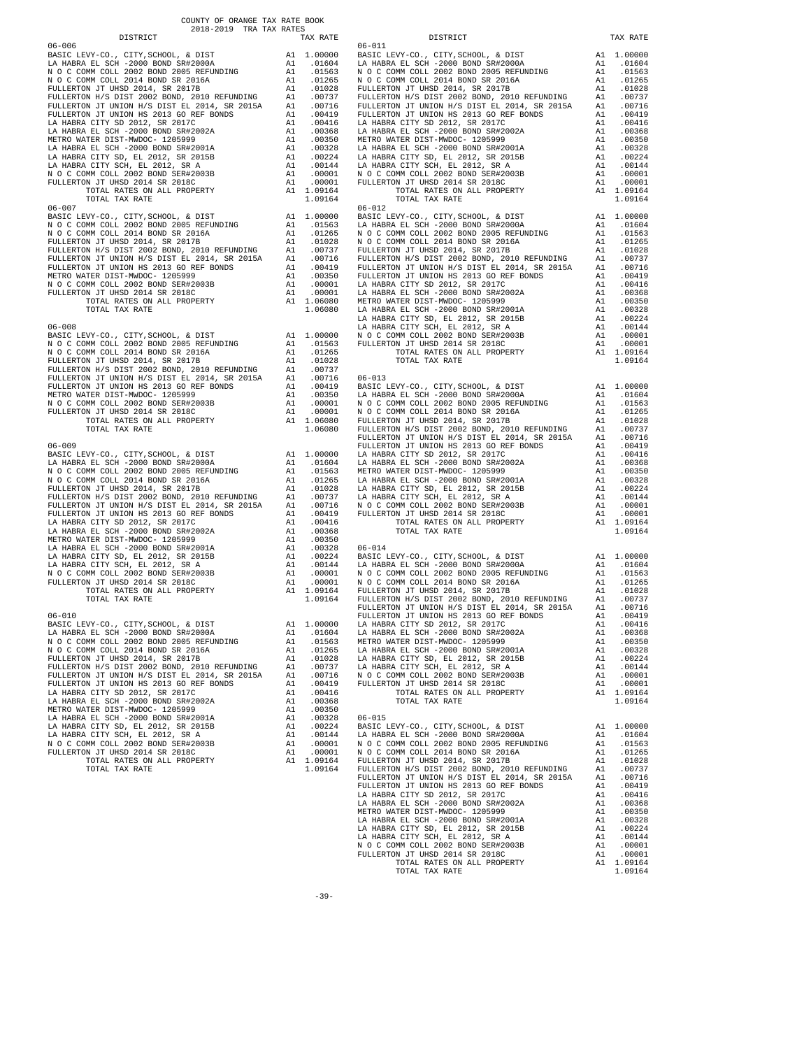COUNTY OF ORANGE TAX RATE BOOK
2018-2019 TRA TAX RATES

### 06-006

| DISTRICT | | TAX RATE |
|---|---|---|
| BASIC LEVY-CO., CITY,SCHOOL, & DIST | A1 | 1.00000 |
| LA HABRA EL SCH -2000 BOND SR#2000A | A1 | .01604 |
| N O C COMM COLL 2002 BOND 2005 REFUNDING | A1 | .01563 |
| N O C COMM COLL 2014 BOND SR 2016A | A1 | .01265 |
| FULLERTON JT UHSD 2014, SR 2017B | A1 | .01028 |
| FULLERTON H/S DIST 2002 BOND, 2010 REFUNDING | A1 | .00737 |
| FULLERTON JT UNION H/S DIST EL 2014, SR 2015A | A1 | .00716 |
| FULLERTON JT UNION HS 2013 GO REF BONDS | A1 | .00419 |
| LA HABRA CITY SD 2012, SR 2017C | A1 | .00416 |
| LA HABRA EL SCH -2000 BOND SR#2002A | A1 | .00368 |
| METRO WATER DIST-MWDOC- 1205999 | A1 | .00350 |
| LA HABRA EL SCH -2000 BOND SR#2001A | A1 | .00328 |
| LA HABRA CITY SD, EL 2012, SR 2015B | A1 | .00224 |
| LA HABRA CITY SCH, EL 2012, SR A | A1 | .00144 |
| N O C COMM COLL 2002 BOND SER#2003B | A1 | .00001 |
| FULLERTON JT UHSD 2014 SR 2018C | A1 | .00001 |
| TOTAL RATES ON ALL PROPERTY | A1 | 1.09164 |
| TOTAL TAX RATE | | 1.09164 |

### 06-007

| DISTRICT | | TAX RATE |
|---|---|---|
| BASIC LEVY-CO., CITY,SCHOOL, & DIST | A1 | 1.00000 |
| N O C COMM COLL 2002 BOND 2005 REFUNDING | A1 | .01563 |
| N O C COMM COLL 2014 BOND SR 2016A | A1 | .01265 |
| FULLERTON JT UHSD 2014, SR 2017B | A1 | .01028 |
| FULLERTON H/S DIST 2002 BOND, 2010 REFUNDING | A1 | .00737 |
| FULLERTON JT UNION H/S DIST EL 2014, SR 2015A | A1 | .00716 |
| FULLERTON JT UNION HS 2013 GO REF BONDS | A1 | .00419 |
| METRO WATER DIST-MWDOC- 1205999 | A1 | .00350 |
| N O C COMM COLL 2002 BOND SER#2003B | A1 | .00001 |
| FULLERTON JT UHSD 2014 SR 2018C | A1 | .00001 |
| TOTAL RATES ON ALL PROPERTY | A1 | 1.06080 |
| TOTAL TAX RATE | | 1.06080 |

### 06-008

| DISTRICT | | TAX RATE |
|---|---|---|
| BASIC LEVY-CO., CITY,SCHOOL, & DIST | A1 | 1.00000 |
| N O C COMM COLL 2002 BOND 2005 REFUNDING | A1 | .01563 |
| N O C COMM COLL 2014 BOND SR 2016A | A1 | .01265 |
| FULLERTON JT UHSD 2014, SR 2017B | A1 | .01028 |
| FULLERTON H/S DIST 2002 BOND, 2010 REFUNDING | A1 | .00737 |
| FULLERTON JT UNION H/S DIST EL 2014, SR 2015A | A1 | .00716 |
| FULLERTON JT UNION HS 2013 GO REF BONDS | A1 | .00419 |
| METRO WATER DIST-MWDOC- 1205999 | A1 | .00350 |
| N O C COMM COLL 2002 BOND SER#2003B | A1 | .00001 |
| FULLERTON JT UHSD 2014 SR 2018C | A1 | .00001 |
| TOTAL RATES ON ALL PROPERTY | A1 | 1.06080 |
| TOTAL TAX RATE | | 1.06080 |

### 06-009

| DISTRICT | | TAX RATE |
|---|---|---|
| BASIC LEVY-CO., CITY,SCHOOL, & DIST | A1 | 1.00000 |
| LA HABRA EL SCH -2000 BOND SR#2000A | A1 | .01604 |
| N O C COMM COLL 2002 BOND 2005 REFUNDING | A1 | .01563 |
| N O C COMM COLL 2014 BOND SR 2016A | A1 | .01265 |
| FULLERTON JT UHSD 2014, SR 2017B | A1 | .01028 |
| FULLERTON H/S DIST 2002 BOND, 2010 REFUNDING | A1 | .00737 |
| FULLERTON JT UNION H/S DIST EL 2014, SR 2015A | A1 | .00716 |
| FULLERTON JT UNION HS 2013 GO REF BONDS | A1 | .00419 |
| LA HABRA CITY SD 2012, SR 2017C | A1 | .00416 |
| LA HABRA EL SCH -2000 BOND SR#2002A | A1 | .00368 |
| METRO WATER DIST-MWDOC- 1205999 | A1 | .00350 |
| LA HABRA EL SCH -2000 BOND SR#2001A | A1 | .00328 |
| LA HABRA CITY SD, EL 2012, SR 2015B | A1 | .00224 |
| LA HABRA CITY SCH, EL 2012, SR A | A1 | .00144 |
| N O C COMM COLL 2002 BOND SER#2003B | A1 | .00001 |
| FULLERTON JT UHSD 2014 SR 2018C | A1 | .00001 |
| TOTAL RATES ON ALL PROPERTY | A1 | 1.09164 |
| TOTAL TAX RATE | | 1.09164 |

### 06-010

| DISTRICT | | TAX RATE |
|---|---|---|
| BASIC LEVY-CO., CITY,SCHOOL, & DIST | A1 | 1.00000 |
| LA HABRA EL SCH -2000 BOND SR#2000A | A1 | .01604 |
| N O C COMM COLL 2002 BOND 2005 REFUNDING | A1 | .01563 |
| N O C COMM COLL 2014 BOND SR 2016A | A1 | .01265 |
| FULLERTON JT UHSD 2014, SR 2017B | A1 | .01028 |
| FULLERTON H/S DIST 2002 BOND, 2010 REFUNDING | A1 | .00737 |
| FULLERTON JT UNION H/S DIST EL 2014, SR 2015A | A1 | .00716 |
| FULLERTON JT UNION HS 2013 GO REF BONDS | A1 | .00419 |
| LA HABRA CITY SD 2012, SR 2017C | A1 | .00416 |
| LA HABRA EL SCH -2000 BOND SR#2002A | A1 | .00368 |
| METRO WATER DIST-MWDOC- 1205999 | A1 | .00350 |
| LA HABRA EL SCH -2000 BOND SR#2001A | A1 | .00328 |
| LA HABRA CITY SD, EL 2012, SR 2015B | A1 | .00224 |
| LA HABRA CITY SCH, EL 2012, SR A | A1 | .00144 |
| N O C COMM COLL 2002 BOND SER#2003B | A1 | .00001 |
| FULLERTON JT UHSD 2014 SR 2018C | A1 | .00001 |
| TOTAL RATES ON ALL PROPERTY | A1 | 1.09164 |
| TOTAL TAX RATE | | 1.09164 |

### 06-011

| DISTRICT | | TAX RATE |
|---|---|---|
| BASIC LEVY-CO., CITY,SCHOOL, & DIST | A1 | 1.00000 |
| LA HABRA EL SCH -2000 BOND SR#2000A | A1 | .01604 |
| N O C COMM COLL 2002 BOND 2005 REFUNDING | A1 | .01563 |
| N O C COMM COLL 2014 BOND SR 2016A | A1 | .01265 |
| FULLERTON JT UHSD 2014, SR 2017B | A1 | .01028 |
| FULLERTON H/S DIST 2002 BOND, 2010 REFUNDING | A1 | .00737 |
| FULLERTON JT UNION H/S DIST EL 2014, SR 2015A | A1 | .00716 |
| FULLERTON JT UNION HS 2013 GO REF BONDS | A1 | .00419 |
| LA HABRA CITY SD 2012, SR 2017C | A1 | .00416 |
| LA HABRA EL SCH -2000 BOND SR#2002A | A1 | .00368 |
| METRO WATER DIST-MWDOC- 1205999 | A1 | .00350 |
| LA HABRA EL SCH -2000 BOND SR#2001A | A1 | .00328 |
| LA HABRA CITY SD, EL 2012, SR 2015B | A1 | .00224 |
| LA HABRA CITY SCH, EL 2012, SR A | A1 | .00144 |
| N O C COMM COLL 2002 BOND SER#2003B | A1 | .00001 |
| FULLERTON JT UHSD 2014 SR 2018C | A1 | .00001 |
| TOTAL RATES ON ALL PROPERTY | A1 | 1.09164 |
| TOTAL TAX RATE | | 1.09164 |

### 06-012

| DISTRICT | | TAX RATE |
|---|---|---|
| BASIC LEVY-CO., CITY,SCHOOL, & DIST | A1 | 1.00000 |
| LA HABRA EL SCH -2000 BOND SR#2000A | A1 | .01604 |
| N O C COMM COLL 2002 BOND 2005 REFUNDING | A1 | .01563 |
| N O C COMM COLL 2014 BOND SR 2016A | A1 | .01265 |
| FULLERTON JT UHSD 2014, SR 2017B | A1 | .01028 |
| FULLERTON H/S DIST 2002 BOND, 2010 REFUNDING | A1 | .00737 |
| FULLERTON JT UNION H/S DIST EL 2014, SR 2015A | A1 | .00716 |
| FULLERTON JT UNION HS 2013 GO REF BONDS | A1 | .00419 |
| LA HABRA CITY SD 2012, SR 2017C | A1 | .00416 |
| LA HABRA EL SCH -2000 BOND SR#2002A | A1 | .00368 |
| METRO WATER DIST-MWDOC- 1205999 | A1 | .00350 |
| LA HABRA EL SCH -2000 BOND SR#2001A | A1 | .00328 |
| LA HABRA CITY SD, EL 2012, SR 2015B | A1 | .00224 |
| LA HABRA CITY SCH, EL 2012, SR A | A1 | .00144 |
| N O C COMM COLL 2002 BOND SER#2003B | A1 | .00001 |
| FULLERTON JT UHSD 2014 SR 2018C | A1 | .00001 |
| TOTAL RATES ON ALL PROPERTY | A1 | 1.09164 |
| TOTAL TAX RATE | | 1.09164 |

### 06-013

| DISTRICT | | TAX RATE |
|---|---|---|
| BASIC LEVY-CO., CITY,SCHOOL, & DIST | A1 | 1.00000 |
| LA HABRA EL SCH -2000 BOND SR#2000A | A1 | .01604 |
| N O C COMM COLL 2002 BOND 2005 REFUNDING | A1 | .01563 |
| N O C COMM COLL 2014 BOND SR 2016A | A1 | .01265 |
| FULLERTON JT UHSD 2014, SR 2017B | A1 | .01028 |
| FULLERTON H/S DIST 2002 BOND, 2010 REFUNDING | A1 | .00737 |
| FULLERTON JT UNION H/S DIST EL 2014, SR 2015A | A1 | .00716 |
| FULLERTON JT UNION HS 2013 GO REF BONDS | A1 | .00419 |
| LA HABRA CITY SD 2012, SR 2017C | A1 | .00416 |
| LA HABRA EL SCH -2000 BOND SR#2002A | A1 | .00368 |
| METRO WATER DIST-MWDOC- 1205999 | A1 | .00350 |
| LA HABRA EL SCH -2000 BOND SR#2001A | A1 | .00328 |
| LA HABRA CITY SD, EL 2012, SR 2015B | A1 | .00224 |
| LA HABRA CITY SCH, EL 2012, SR A | A1 | .00144 |
| N O C COMM COLL 2002 BOND SER#2003B | A1 | .00001 |
| FULLERTON JT UHSD 2014 SR 2018C | A1 | .00001 |
| TOTAL RATES ON ALL PROPERTY | A1 | 1.09164 |
| TOTAL TAX RATE | | 1.09164 |

### 06-014

| DISTRICT | | TAX RATE |
|---|---|---|
| BASIC LEVY-CO., CITY,SCHOOL, & DIST | A1 | 1.00000 |
| LA HABRA EL SCH -2000 BOND SR#2000A | A1 | .01604 |
| N O C COMM COLL 2002 BOND 2005 REFUNDING | A1 | .01563 |
| N O C COMM COLL 2014 BOND SR 2016A | A1 | .01265 |
| FULLERTON JT UHSD 2014, SR 2017B | A1 | .01028 |
| FULLERTON H/S DIST 2002 BOND, 2010 REFUNDING | A1 | .00737 |
| FULLERTON JT UNION H/S DIST EL 2014, SR 2015A | A1 | .00716 |
| FULLERTON JT UNION HS 2013 GO REF BONDS | A1 | .00419 |
| LA HABRA CITY SD 2012, SR 2017C | A1 | .00416 |
| LA HABRA EL SCH -2000 BOND SR#2002A | A1 | .00368 |
| METRO WATER DIST-MWDOC- 1205999 | A1 | .00350 |
| LA HABRA EL SCH -2000 BOND SR#2001A | A1 | .00328 |
| LA HABRA CITY SD, EL 2012, SR 2015B | A1 | .00224 |
| LA HABRA CITY SCH, EL 2012, SR A | A1 | .00144 |
| N O C COMM COLL 2002 BOND SER#2003B | A1 | .00001 |
| FULLERTON JT UHSD 2014 SR 2018C | A1 | .00001 |
| TOTAL RATES ON ALL PROPERTY | A1 | 1.09164 |
| TOTAL TAX RATE | | 1.09164 |

### 06-015

| DISTRICT | | TAX RATE |
|---|---|---|
| BASIC LEVY-CO., CITY,SCHOOL, & DIST | A1 | 1.00000 |
| LA HABRA EL SCH -2000 BOND SR#2000A | A1 | .01604 |
| N O C COMM COLL 2002 BOND 2005 REFUNDING | A1 | .01563 |
| N O C COMM COLL 2014 BOND SR 2016A | A1 | .01265 |
| FULLERTON JT UHSD 2014, SR 2017B | A1 | .01028 |
| FULLERTON H/S DIST 2002 BOND, 2010 REFUNDING | A1 | .00737 |
| FULLERTON JT UNION H/S DIST EL 2014, SR 2015A | A1 | .00716 |
| FULLERTON JT UNION HS 2013 GO REF BONDS | A1 | .00419 |
| LA HABRA CITY SD 2012, SR 2017C | A1 | .00416 |
| LA HABRA EL SCH -2000 BOND SR#2002A | A1 | .00368 |
| METRO WATER DIST-MWDOC- 1205999 | A1 | .00350 |
| LA HABRA EL SCH -2000 BOND SR#2001A | A1 | .00328 |
| LA HABRA CITY SD, EL 2012, SR 2015B | A1 | .00224 |
| LA HABRA CITY SCH, EL 2012, SR A | A1 | .00144 |
| N O C COMM COLL 2002 BOND SER#2003B | A1 | .00001 |
| FULLERTON JT UHSD 2014 SR 2018C | A1 | .00001 |
| TOTAL RATES ON ALL PROPERTY | A1 | 1.09164 |
| TOTAL TAX RATE | | 1.09164 |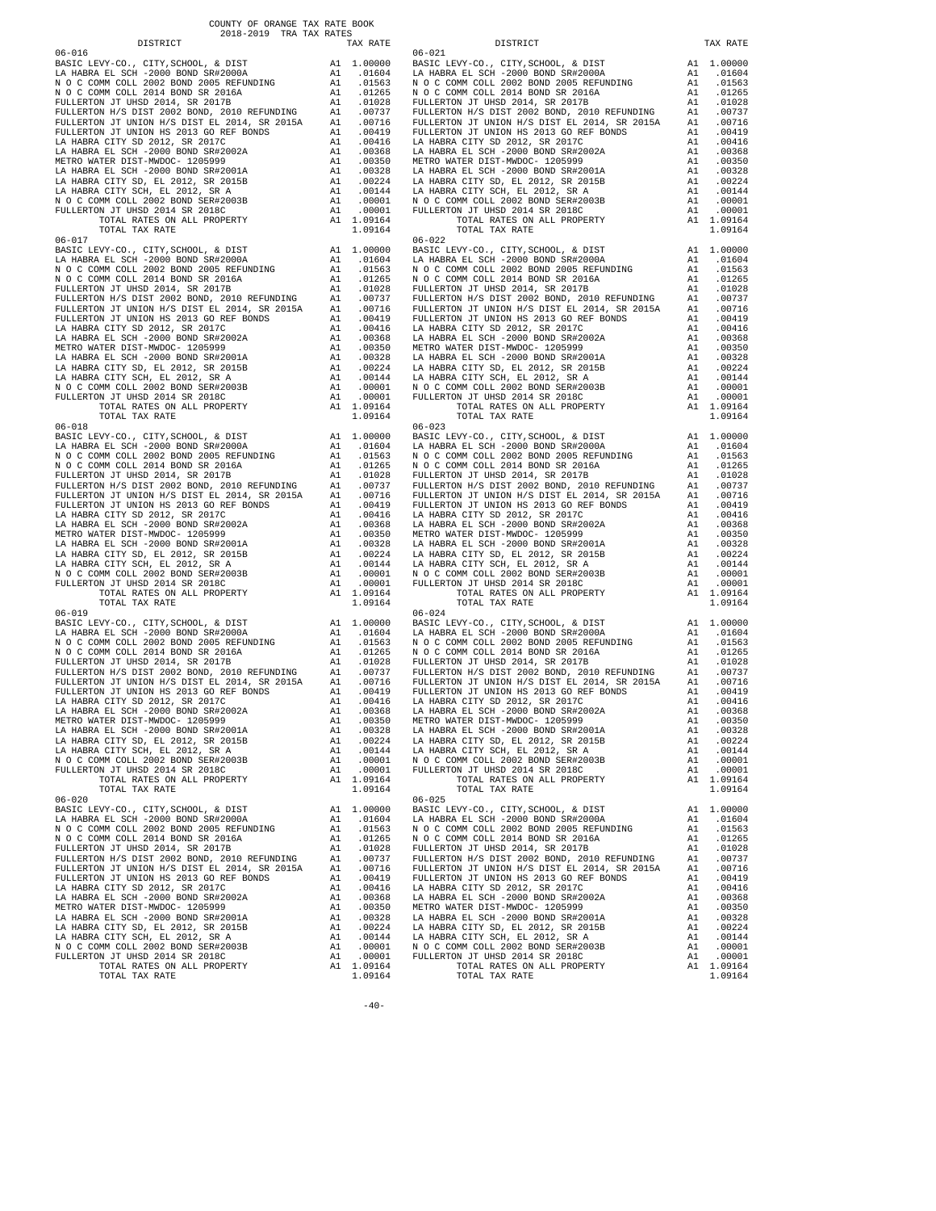### 06-016

| DISTRICT | | TAX RATE |
|---|---|---|
| BASIC LEVY-CO., CITY,SCHOOL, & DIST | A1 | 1.00000 |
| LA HABRA EL SCH -2000 BOND SR#2000A | A1 | .01604 |
| N O C COMM COLL 2002 BOND 2005 REFUNDING | A1 | .01563 |
| N O C COMM COLL 2014 BOND SR 2016A | A1 | .01265 |
| FULLERTON JT UHSD 2014, SR 2017B | A1 | .01028 |
| FULLERTON H/S DIST 2002 BOND, 2010 REFUNDING | A1 | .00737 |
| FULLERTON JT UNION H/S DIST EL 2014, SR 2015A | A1 | .00716 |
| FULLERTON JT UNION HS 2013 GO REF BONDS | A1 | .00419 |
| LA HABRA CITY SD 2012, SR 2017C | A1 | .00416 |
| LA HABRA EL SCH -2000 BOND SR#2002A | A1 | .00368 |
| METRO WATER DIST-MWDOC- 1205999 | A1 | .00350 |
| LA HABRA EL SCH -2000 BOND SR#2001A | A1 | .00328 |
| LA HABRA CITY SD, EL 2012, SR 2015B | A1 | .00224 |
| LA HABRA CITY SCH, EL 2012, SR A | A1 | .00144 |
| N O C COMM COLL 2002 BOND SER#2003B | A1 | .00001 |
| FULLERTON JT UHSD 2014 SR 2018C | A1 | .00001 |
| TOTAL RATES ON ALL PROPERTY | A1 | 1.09164 |
| TOTAL TAX RATE | | 1.09164 |

### 06-017

| DISTRICT | | TAX RATE |
|---|---|---|
| BASIC LEVY-CO., CITY,SCHOOL, & DIST | A1 | 1.00000 |
| LA HABRA EL SCH -2000 BOND SR#2000A | A1 | .01604 |
| N O C COMM COLL 2002 BOND 2005 REFUNDING | A1 | .01563 |
| N O C COMM COLL 2014 BOND SR 2016A | A1 | .01265 |
| FULLERTON JT UHSD 2014, SR 2017B | A1 | .01028 |
| FULLERTON H/S DIST 2002 BOND, 2010 REFUNDING | A1 | .00737 |
| FULLERTON JT UNION H/S DIST EL 2014, SR 2015A | A1 | .00716 |
| FULLERTON JT UNION HS 2013 GO REF BONDS | A1 | .00419 |
| LA HABRA CITY SD 2012, SR 2017C | A1 | .00416 |
| LA HABRA EL SCH -2000 BOND SR#2002A | A1 | .00368 |
| METRO WATER DIST-MWDOC- 1205999 | A1 | .00350 |
| LA HABRA EL SCH -2000 BOND SR#2001A | A1 | .00328 |
| LA HABRA CITY SD, EL 2012, SR 2015B | A1 | .00224 |
| LA HABRA CITY SCH, EL 2012, SR A | A1 | .00144 |
| N O C COMM COLL 2002 BOND SER#2003B | A1 | .00001 |
| FULLERTON JT UHSD 2014 SR 2018C | A1 | .00001 |
| TOTAL RATES ON ALL PROPERTY | A1 | 1.09164 |
| TOTAL TAX RATE | | 1.09164 |

### 06-018

| DISTRICT | | TAX RATE |
|---|---|---|
| BASIC LEVY-CO., CITY,SCHOOL, & DIST | A1 | 1.00000 |
| LA HABRA EL SCH -2000 BOND SR#2000A | A1 | .01604 |
| N O C COMM COLL 2002 BOND 2005 REFUNDING | A1 | .01563 |
| N O C COMM COLL 2014 BOND SR 2016A | A1 | .01265 |
| FULLERTON JT UHSD 2014, SR 2017B | A1 | .01028 |
| FULLERTON H/S DIST 2002 BOND, 2010 REFUNDING | A1 | .00737 |
| FULLERTON JT UNION H/S DIST EL 2014, SR 2015A | A1 | .00716 |
| FULLERTON JT UNION HS 2013 GO REF BONDS | A1 | .00419 |
| LA HABRA CITY SD 2012, SR 2017C | A1 | .00416 |
| LA HABRA EL SCH -2000 BOND SR#2002A | A1 | .00368 |
| METRO WATER DIST-MWDOC- 1205999 | A1 | .00350 |
| LA HABRA EL SCH -2000 BOND SR#2001A | A1 | .00328 |
| LA HABRA CITY SD, EL 2012, SR 2015B | A1 | .00224 |
| LA HABRA CITY SCH, EL 2012, SR A | A1 | .00144 |
| N O C COMM COLL 2002 BOND SER#2003B | A1 | .00001 |
| FULLERTON JT UHSD 2014 SR 2018C | A1 | .00001 |
| TOTAL RATES ON ALL PROPERTY | A1 | 1.09164 |
| TOTAL TAX RATE | | 1.09164 |

### 06-019

| DISTRICT | | TAX RATE |
|---|---|---|
| BASIC LEVY-CO., CITY,SCHOOL, & DIST | A1 | 1.00000 |
| LA HABRA EL SCH -2000 BOND SR#2000A | A1 | .01604 |
| N O C COMM COLL 2002 BOND 2005 REFUNDING | A1 | .01563 |
| N O C COMM COLL 2014 BOND SR 2016A | A1 | .01265 |
| FULLERTON JT UHSD 2014, SR 2017B | A1 | .01028 |
| FULLERTON H/S DIST 2002 BOND, 2010 REFUNDING | A1 | .00737 |
| FULLERTON JT UNION H/S DIST EL 2014, SR 2015A | A1 | .00716 |
| FULLERTON JT UNION HS 2013 GO REF BONDS | A1 | .00419 |
| LA HABRA CITY SD 2012, SR 2017C | A1 | .00416 |
| LA HABRA EL SCH -2000 BOND SR#2002A | A1 | .00368 |
| METRO WATER DIST-MWDOC- 1205999 | A1 | .00350 |
| LA HABRA EL SCH -2000 BOND SR#2001A | A1 | .00328 |
| LA HABRA CITY SD, EL 2012, SR 2015B | A1 | .00224 |
| LA HABRA CITY SCH, EL 2012, SR A | A1 | .00144 |
| N O C COMM COLL 2002 BOND SER#2003B | A1 | .00001 |
| FULLERTON JT UHSD 2014 SR 2018C | A1 | .00001 |
| TOTAL RATES ON ALL PROPERTY | A1 | 1.09164 |
| TOTAL TAX RATE | | 1.09164 |

### 06-020

| DISTRICT | | TAX RATE |
|---|---|---|
| BASIC LEVY-CO., CITY,SCHOOL, & DIST | A1 | 1.00000 |
| LA HABRA EL SCH -2000 BOND SR#2000A | A1 | .01604 |
| N O C COMM COLL 2002 BOND 2005 REFUNDING | A1 | .01563 |
| N O C COMM COLL 2014 BOND SR 2016A | A1 | .01265 |
| FULLERTON JT UHSD 2014, SR 2017B | A1 | .01028 |
| FULLERTON H/S DIST 2002 BOND, 2010 REFUNDING | A1 | .00737 |
| FULLERTON JT UNION H/S DIST EL 2014, SR 2015A | A1 | .00716 |
| FULLERTON JT UNION HS 2013 GO REF BONDS | A1 | .00419 |
| LA HABRA CITY SD 2012, SR 2017C | A1 | .00416 |
| LA HABRA EL SCH -2000 BOND SR#2002A | A1 | .00368 |
| METRO WATER DIST-MWDOC- 1205999 | A1 | .00350 |
| LA HABRA EL SCH -2000 BOND SR#2001A | A1 | .00328 |
| LA HABRA CITY SD, EL 2012, SR 2015B | A1 | .00224 |
| LA HABRA CITY SCH, EL 2012, SR A | A1 | .00144 |
| N O C COMM COLL 2002 BOND SER#2003B | A1 | .00001 |
| FULLERTON JT UHSD 2014 SR 2018C | A1 | .00001 |
| TOTAL RATES ON ALL PROPERTY | A1 | 1.09164 |
| TOTAL TAX RATE | | 1.09164 |

### 06-021

| DISTRICT | | TAX RATE |
|---|---|---|
| BASIC LEVY-CO., CITY,SCHOOL, & DIST | A1 | 1.00000 |
| LA HABRA EL SCH -2000 BOND SR#2000A | A1 | .01604 |
| N O C COMM COLL 2002 BOND 2005 REFUNDING | A1 | .01563 |
| N O C COMM COLL 2014 BOND SR 2016A | A1 | .01265 |
| FULLERTON JT UHSD 2014, SR 2017B | A1 | .01028 |
| FULLERTON H/S DIST 2002 BOND, 2010 REFUNDING | A1 | .00737 |
| FULLERTON JT UNION H/S DIST EL 2014, SR 2015A | A1 | .00716 |
| FULLERTON JT UNION HS 2013 GO REF BONDS | A1 | .00419 |
| LA HABRA CITY SD 2012, SR 2017C | A1 | .00416 |
| LA HABRA EL SCH -2000 BOND SR#2002A | A1 | .00368 |
| METRO WATER DIST-MWDOC- 1205999 | A1 | .00350 |
| LA HABRA EL SCH -2000 BOND SR#2001A | A1 | .00328 |
| LA HABRA CITY SD, EL 2012, SR 2015B | A1 | .00224 |
| LA HABRA CITY SCH, EL 2012, SR A | A1 | .00144 |
| N O C COMM COLL 2002 BOND SER#2003B | A1 | .00001 |
| FULLERTON JT UHSD 2014 SR 2018C | A1 | .00001 |
| TOTAL RATES ON ALL PROPERTY | A1 | 1.09164 |
| TOTAL TAX RATE | | 1.09164 |

### 06-022

| DISTRICT | | TAX RATE |
|---|---|---|
| BASIC LEVY-CO., CITY,SCHOOL, & DIST | A1 | 1.00000 |
| LA HABRA EL SCH -2000 BOND SR#2000A | A1 | .01604 |
| N O C COMM COLL 2002 BOND 2005 REFUNDING | A1 | .01563 |
| N O C COMM COLL 2014 BOND SR 2016A | A1 | .01265 |
| FULLERTON JT UHSD 2014, SR 2017B | A1 | .01028 |
| FULLERTON H/S DIST 2002 BOND, 2010 REFUNDING | A1 | .00737 |
| FULLERTON JT UNION H/S DIST EL 2014, SR 2015A | A1 | .00716 |
| FULLERTON JT UNION HS 2013 GO REF BONDS | A1 | .00419 |
| LA HABRA CITY SD 2012, SR 2017C | A1 | .00416 |
| LA HABRA EL SCH -2000 BOND SR#2002A | A1 | .00368 |
| METRO WATER DIST-MWDOC- 1205999 | A1 | .00350 |
| LA HABRA EL SCH -2000 BOND SR#2001A | A1 | .00328 |
| LA HABRA CITY SD, EL 2012, SR 2015B | A1 | .00224 |
| LA HABRA CITY SCH, EL 2012, SR A | A1 | .00144 |
| N O C COMM COLL 2002 BOND SER#2003B | A1 | .00001 |
| FULLERTON JT UHSD 2014 SR 2018C | A1 | .00001 |
| TOTAL RATES ON ALL PROPERTY | A1 | 1.09164 |
| TOTAL TAX RATE | | 1.09164 |

### 06-023

| DISTRICT | | TAX RATE |
|---|---|---|
| BASIC LEVY-CO., CITY,SCHOOL, & DIST | A1 | 1.00000 |
| LA HABRA EL SCH -2000 BOND SR#2000A | A1 | .01604 |
| N O C COMM COLL 2002 BOND 2005 REFUNDING | A1 | .01563 |
| N O C COMM COLL 2014 BOND SR 2016A | A1 | .01265 |
| FULLERTON JT UHSD 2014, SR 2017B | A1 | .01028 |
| FULLERTON H/S DIST 2002 BOND, 2010 REFUNDING | A1 | .00737 |
| FULLERTON JT UNION H/S DIST EL 2014, SR 2015A | A1 | .00716 |
| FULLERTON JT UNION HS 2013 GO REF BONDS | A1 | .00419 |
| LA HABRA CITY SD 2012, SR 2017C | A1 | .00416 |
| LA HABRA EL SCH -2000 BOND SR#2002A | A1 | .00368 |
| METRO WATER DIST-MWDOC- 1205999 | A1 | .00350 |
| LA HABRA EL SCH -2000 BOND SR#2001A | A1 | .00328 |
| LA HABRA CITY SD, EL 2012, SR 2015B | A1 | .00224 |
| LA HABRA CITY SCH, EL 2012, SR A | A1 | .00144 |
| N O C COMM COLL 2002 BOND SER#2003B | A1 | .00001 |
| FULLERTON JT UHSD 2014 SR 2018C | A1 | .00001 |
| TOTAL RATES ON ALL PROPERTY | A1 | 1.09164 |
| TOTAL TAX RATE | | 1.09164 |

### 06-024

| DISTRICT | | TAX RATE |
|---|---|---|
| BASIC LEVY-CO., CITY,SCHOOL, & DIST | A1 | 1.00000 |
| LA HABRA EL SCH -2000 BOND SR#2000A | A1 | .01604 |
| N O C COMM COLL 2002 BOND 2005 REFUNDING | A1 | .01563 |
| N O C COMM COLL 2014 BOND SR 2016A | A1 | .01265 |
| FULLERTON JT UHSD 2014, SR 2017B | A1 | .01028 |
| FULLERTON H/S DIST 2002 BOND, 2010 REFUNDING | A1 | .00737 |
| FULLERTON JT UNION H/S DIST EL 2014, SR 2015A | A1 | .00716 |
| FULLERTON JT UNION HS 2013 GO REF BONDS | A1 | .00419 |
| LA HABRA CITY SD 2012, SR 2017C | A1 | .00416 |
| LA HABRA EL SCH -2000 BOND SR#2002A | A1 | .00368 |
| METRO WATER DIST-MWDOC- 1205999 | A1 | .00350 |
| LA HABRA EL SCH -2000 BOND SR#2001A | A1 | .00328 |
| LA HABRA CITY SD, EL 2012, SR 2015B | A1 | .00224 |
| LA HABRA CITY SCH, EL 2012, SR A | A1 | .00144 |
| N O C COMM COLL 2002 BOND SER#2003B | A1 | .00001 |
| FULLERTON JT UHSD 2014 SR 2018C | A1 | .00001 |
| TOTAL RATES ON ALL PROPERTY | A1 | 1.09164 |
| TOTAL TAX RATE | | 1.09164 |

### 06-025

| DISTRICT | | TAX RATE |
|---|---|---|
| BASIC LEVY-CO., CITY,SCHOOL, & DIST | A1 | 1.00000 |
| LA HABRA EL SCH -2000 BOND SR#2000A | A1 | .01604 |
| N O C COMM COLL 2002 BOND 2005 REFUNDING | A1 | .01563 |
| N O C COMM COLL 2014 BOND SR 2016A | A1 | .01265 |
| FULLERTON JT UHSD 2014, SR 2017B | A1 | .01028 |
| FULLERTON H/S DIST 2002 BOND, 2010 REFUNDING | A1 | .00737 |
| FULLERTON JT UNION H/S DIST EL 2014, SR 2015A | A1 | .00716 |
| FULLERTON JT UNION HS 2013 GO REF BONDS | A1 | .00419 |
| LA HABRA CITY SD 2012, SR 2017C | A1 | .00416 |
| LA HABRA EL SCH -2000 BOND SR#2002A | A1 | .00368 |
| METRO WATER DIST-MWDOC- 1205999 | A1 | .00350 |
| LA HABRA EL SCH -2000 BOND SR#2001A | A1 | .00328 |
| LA HABRA CITY SD, EL 2012, SR 2015B | A1 | .00224 |
| LA HABRA CITY SCH, EL 2012, SR A | A1 | .00144 |
| N O C COMM COLL 2002 BOND SER#2003B | A1 | .00001 |
| FULLERTON JT UHSD 2014 SR 2018C | A1 | .00001 |
| TOTAL RATES ON ALL PROPERTY | A1 | 1.09164 |
| TOTAL TAX RATE | | 1.09164 |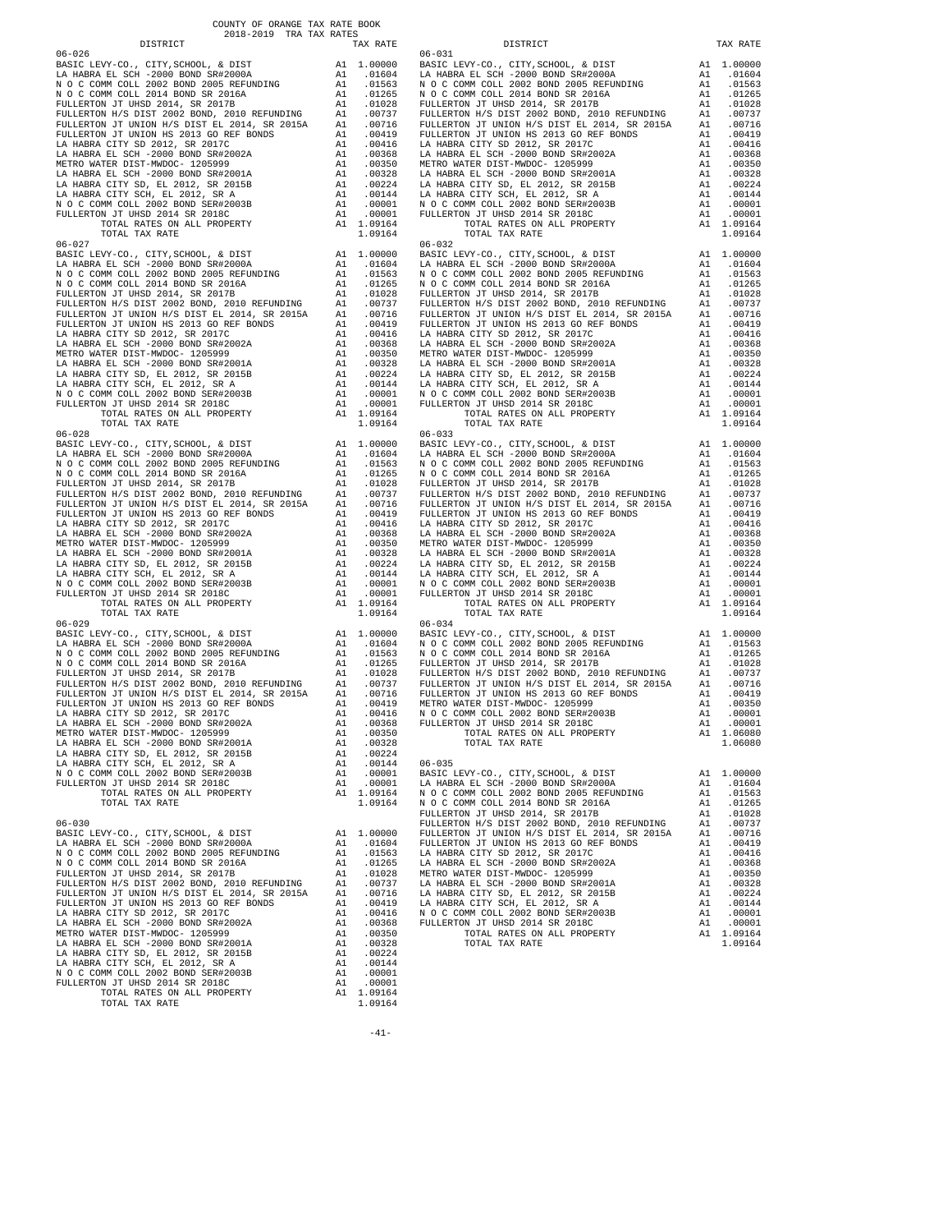COUNTY OF ORANGE TAX RATE BOOK
2018-2019 TRA TAX RATES

| DISTRICT | | TAX RATE |
|---|---|---|
| 06-026 | | |
| BASIC LEVY-CO., CITY,SCHOOL, & DIST | A1 | 1.00000 |
| LA HABRA EL SCH -2000 BOND SR#2000A | A1 | .01604 |
| N O C COMM COLL 2002 BOND 2005 REFUNDING | A1 | .01563 |
| N O C COMM COLL 2014 BOND SR 2016A | A1 | .01265 |
| FULLERTON JT UHSD 2014, SR 2017B | A1 | .01028 |
| FULLERTON H/S DIST 2002 BOND, 2010 REFUNDING | A1 | .00737 |
| FULLERTON JT UNION H/S DIST EL 2014, SR 2015A | A1 | .00716 |
| FULLERTON JT UNION HS 2013 GO REF BONDS | A1 | .00419 |
| LA HABRA CITY SD 2012, SR 2017C | A1 | .00416 |
| LA HABRA EL SCH -2000 BOND SR#2002A | A1 | .00368 |
| METRO WATER DIST-MWDOC- 1205999 | A1 | .00350 |
| LA HABRA EL SCH -2000 BOND SR#2001A | A1 | .00328 |
| LA HABRA CITY SD, EL 2012, SR 2015B | A1 | .00224 |
| LA HABRA CITY SCH, EL 2012, SR A | A1 | .00144 |
| N O C COMM COLL 2002 BOND SER#2003B | A1 | .00001 |
| FULLERTON JT UHSD 2014 SR 2018C | A1 | .00001 |
| TOTAL RATES ON ALL PROPERTY | A1 | 1.09164 |
| TOTAL TAX RATE | | 1.09164 |
| 06-027 | | |
| BASIC LEVY-CO., CITY,SCHOOL, & DIST | A1 | 1.00000 |
| LA HABRA EL SCH -2000 BOND SR#2000A | A1 | .01604 |
| N O C COMM COLL 2002 BOND 2005 REFUNDING | A1 | .01563 |
| N O C COMM COLL 2014 BOND SR 2016A | A1 | .01265 |
| FULLERTON JT UHSD 2014, SR 2017B | A1 | .01028 |
| FULLERTON H/S DIST 2002 BOND, 2010 REFUNDING | A1 | .00737 |
| FULLERTON JT UNION H/S DIST EL 2014, SR 2015A | A1 | .00716 |
| FULLERTON JT UNION HS 2013 GO REF BONDS | A1 | .00419 |
| LA HABRA CITY SD 2012, SR 2017C | A1 | .00416 |
| LA HABRA EL SCH -2000 BOND SR#2002A | A1 | .00368 |
| METRO WATER DIST-MWDOC- 1205999 | A1 | .00350 |
| LA HABRA EL SCH -2000 BOND SR#2001A | A1 | .00328 |
| LA HABRA CITY SD, EL 2012, SR 2015B | A1 | .00224 |
| LA HABRA CITY SCH, EL 2012, SR A | A1 | .00144 |
| N O C COMM COLL 2002 BOND SER#2003B | A1 | .00001 |
| FULLERTON JT UHSD 2014 SR 2018C | A1 | .00001 |
| TOTAL RATES ON ALL PROPERTY | A1 | 1.09164 |
| TOTAL TAX RATE | | 1.09164 |
| 06-028 | | |
| BASIC LEVY-CO., CITY,SCHOOL, & DIST | A1 | 1.00000 |
| LA HABRA EL SCH -2000 BOND SR#2000A | A1 | .01604 |
| N O C COMM COLL 2002 BOND 2005 REFUNDING | A1 | .01563 |
| N O C COMM COLL 2014 BOND SR 2016A | A1 | .01265 |
| FULLERTON JT UHSD 2014, SR 2017B | A1 | .01028 |
| FULLERTON H/S DIST 2002 BOND, 2010 REFUNDING | A1 | .00737 |
| FULLERTON JT UNION H/S DIST EL 2014, SR 2015A | A1 | .00716 |
| FULLERTON JT UNION HS 2013 GO REF BONDS | A1 | .00419 |
| LA HABRA CITY SD 2012, SR 2017C | A1 | .00416 |
| LA HABRA EL SCH -2000 BOND SR#2002A | A1 | .00368 |
| METRO WATER DIST-MWDOC- 1205999 | A1 | .00350 |
| LA HABRA EL SCH -2000 BOND SR#2001A | A1 | .00328 |
| LA HABRA CITY SD, EL 2012, SR 2015B | A1 | .00224 |
| LA HABRA CITY SCH, EL 2012, SR A | A1 | .00144 |
| N O C COMM COLL 2002 BOND SER#2003B | A1 | .00001 |
| FULLERTON JT UHSD 2014 SR 2018C | A1 | .00001 |
| TOTAL RATES ON ALL PROPERTY | A1 | 1.09164 |
| TOTAL TAX RATE | | 1.09164 |
| 06-029 | | |
| BASIC LEVY-CO., CITY,SCHOOL, & DIST | A1 | 1.00000 |
| LA HABRA EL SCH -2000 BOND SR#2000A | A1 | .01604 |
| N O C COMM COLL 2002 BOND 2005 REFUNDING | A1 | .01563 |
| N O C COMM COLL 2014 BOND SR 2016A | A1 | .01265 |
| FULLERTON JT UHSD 2014, SR 2017B | A1 | .01028 |
| FULLERTON H/S DIST 2002 BOND, 2010 REFUNDING | A1 | .00737 |
| FULLERTON JT UNION H/S DIST EL 2014, SR 2015A | A1 | .00716 |
| FULLERTON JT UNION HS 2013 GO REF BONDS | A1 | .00419 |
| LA HABRA CITY SD 2012, SR 2017C | A1 | .00416 |
| LA HABRA EL SCH -2000 BOND SR#2002A | A1 | .00368 |
| METRO WATER DIST-MWDOC- 1205999 | A1 | .00350 |
| LA HABRA EL SCH -2000 BOND SR#2001A | A1 | .00328 |
| LA HABRA CITY SD, EL 2012, SR 2015B | A1 | .00224 |
| LA HABRA CITY SCH, EL 2012, SR A | A1 | .00144 |
| N O C COMM COLL 2002 BOND SER#2003B | A1 | .00001 |
| FULLERTON JT UHSD 2014 SR 2018C | A1 | .00001 |
| TOTAL RATES ON ALL PROPERTY | A1 | 1.09164 |
| TOTAL TAX RATE | | 1.09164 |
| 06-030 | | |
| BASIC LEVY-CO., CITY,SCHOOL, & DIST | A1 | 1.00000 |
| LA HABRA EL SCH -2000 BOND SR#2000A | A1 | .01604 |
| N O C COMM COLL 2002 BOND 2005 REFUNDING | A1 | .01563 |
| N O C COMM COLL 2014 BOND SR 2016A | A1 | .01265 |
| FULLERTON JT UHSD 2014, SR 2017B | A1 | .01028 |
| FULLERTON H/S DIST 2002 BOND, 2010 REFUNDING | A1 | .00737 |
| FULLERTON JT UNION H/S DIST EL 2014, SR 2015A | A1 | .00716 |
| FULLERTON JT UNION HS 2013 GO REF BONDS | A1 | .00419 |
| LA HABRA CITY SD 2012, SR 2017C | A1 | .00416 |
| LA HABRA EL SCH -2000 BOND SR#2002A | A1 | .00368 |
| METRO WATER DIST-MWDOC- 1205999 | A1 | .00350 |
| LA HABRA EL SCH -2000 BOND SR#2001A | A1 | .00328 |
| LA HABRA CITY SD, EL 2012, SR 2015B | A1 | .00224 |
| LA HABRA CITY SCH, EL 2012, SR A | A1 | .00144 |
| N O C COMM COLL 2002 BOND SER#2003B | A1 | .00001 |
| FULLERTON JT UHSD 2014 SR 2018C | A1 | .00001 |
| TOTAL RATES ON ALL PROPERTY | A1 | 1.09164 |
| TOTAL TAX RATE | | 1.09164 |
| 06-031 | | |
| BASIC LEVY-CO., CITY,SCHOOL, & DIST | A1 | 1.00000 |
| LA HABRA EL SCH -2000 BOND SR#2000A | A1 | .01604 |
| N O C COMM COLL 2002 BOND 2005 REFUNDING | A1 | .01563 |
| N O C COMM COLL 2014 BOND SR 2016A | A1 | .01265 |
| FULLERTON JT UHSD 2014, SR 2017B | A1 | .01028 |
| FULLERTON H/S DIST 2002 BOND, 2010 REFUNDING | A1 | .00737 |
| FULLERTON JT UNION H/S DIST EL 2014, SR 2015A | A1 | .00716 |
| FULLERTON JT UNION HS 2013 GO REF BONDS | A1 | .00419 |
| LA HABRA CITY SD 2012, SR 2017C | A1 | .00416 |
| LA HABRA EL SCH -2000 BOND SR#2002A | A1 | .00368 |
| METRO WATER DIST-MWDOC- 1205999 | A1 | .00350 |
| LA HABRA EL SCH -2000 BOND SR#2001A | A1 | .00328 |
| LA HABRA CITY SD, EL 2012, SR 2015B | A1 | .00224 |
| LA HABRA CITY SCH, EL 2012, SR A | A1 | .00144 |
| N O C COMM COLL 2002 BOND SER#2003B | A1 | .00001 |
| FULLERTON JT UHSD 2014 SR 2018C | A1 | .00001 |
| TOTAL RATES ON ALL PROPERTY | A1 | 1.09164 |
| TOTAL TAX RATE | | 1.09164 |
| 06-032 | | |
| BASIC LEVY-CO., CITY,SCHOOL, & DIST | A1 | 1.00000 |
| LA HABRA EL SCH -2000 BOND SR#2000A | A1 | .01604 |
| N O C COMM COLL 2002 BOND 2005 REFUNDING | A1 | .01563 |
| N O C COMM COLL 2014 BOND SR 2016A | A1 | .01265 |
| FULLERTON JT UHSD 2014, SR 2017B | A1 | .01028 |
| FULLERTON H/S DIST 2002 BOND, 2010 REFUNDING | A1 | .00737 |
| FULLERTON JT UNION H/S DIST EL 2014, SR 2015A | A1 | .00716 |
| FULLERTON JT UNION HS 2013 GO REF BONDS | A1 | .00419 |
| LA HABRA CITY SD 2012, SR 2017C | A1 | .00416 |
| LA HABRA EL SCH -2000 BOND SR#2002A | A1 | .00368 |
| METRO WATER DIST-MWDOC- 1205999 | A1 | .00350 |
| LA HABRA EL SCH -2000 BOND SR#2001A | A1 | .00328 |
| LA HABRA CITY SD, EL 2012, SR 2015B | A1 | .00224 |
| LA HABRA CITY SCH, EL 2012, SR A | A1 | .00144 |
| N O C COMM COLL 2002 BOND SER#2003B | A1 | .00001 |
| FULLERTON JT UHSD 2014 SR 2018C | A1 | .00001 |
| TOTAL RATES ON ALL PROPERTY | A1 | 1.09164 |
| TOTAL TAX RATE | | 1.09164 |
| 06-033 | | |
| BASIC LEVY-CO., CITY,SCHOOL, & DIST | A1 | 1.00000 |
| LA HABRA EL SCH -2000 BOND SR#2000A | A1 | .01604 |
| N O C COMM COLL 2002 BOND 2005 REFUNDING | A1 | .01563 |
| N O C COMM COLL 2014 BOND SR 2016A | A1 | .01265 |
| FULLERTON JT UHSD 2014, SR 2017B | A1 | .01028 |
| FULLERTON H/S DIST 2002 BOND, 2010 REFUNDING | A1 | .00737 |
| FULLERTON JT UNION H/S DIST EL 2014, SR 2015A | A1 | .00716 |
| FULLERTON JT UNION HS 2013 GO REF BONDS | A1 | .00419 |
| LA HABRA CITY SD 2012, SR 2017C | A1 | .00416 |
| LA HABRA EL SCH -2000 BOND SR#2002A | A1 | .00368 |
| METRO WATER DIST-MWDOC- 1205999 | A1 | .00350 |
| LA HABRA EL SCH -2000 BOND SR#2001A | A1 | .00328 |
| LA HABRA CITY SD, EL 2012, SR 2015B | A1 | .00224 |
| LA HABRA CITY SCH, EL 2012, SR A | A1 | .00144 |
| N O C COMM COLL 2002 BOND SER#2003B | A1 | .00001 |
| FULLERTON JT UHSD 2014 SR 2018C | A1 | .00001 |
| TOTAL RATES ON ALL PROPERTY | A1 | 1.09164 |
| TOTAL TAX RATE | | 1.09164 |
| 06-034 | | |
| BASIC LEVY-CO., CITY,SCHOOL, & DIST | A1 | 1.00000 |
| N O C COMM COLL 2002 BOND 2005 REFUNDING | A1 | .01563 |
| N O C COMM COLL 2014 BOND SR 2016A | A1 | .01265 |
| FULLERTON JT UHSD 2014, SR 2017B | A1 | .01028 |
| FULLERTON H/S DIST 2002 BOND, 2010 REFUNDING | A1 | .00737 |
| FULLERTON JT UNION H/S DIST EL 2014, SR 2015A | A1 | .00716 |
| FULLERTON JT UNION HS 2013 GO REF BONDS | A1 | .00419 |
| METRO WATER DIST-MWDOC- 1205999 | A1 | .00350 |
| N O C COMM COLL 2002 BOND SER#2003B | A1 | .00001 |
| FULLERTON JT UHSD 2014 SR 2018C | A1 | .00001 |
| TOTAL RATES ON ALL PROPERTY | A1 | 1.06080 |
| TOTAL TAX RATE | | 1.06080 |
| 06-035 | | |
| BASIC LEVY-CO., CITY,SCHOOL, & DIST | A1 | 1.00000 |
| LA HABRA EL SCH -2000 BOND SR#2000A | A1 | .01604 |
| N O C COMM COLL 2002 BOND 2005 REFUNDING | A1 | .01563 |
| N O C COMM COLL 2014 BOND SR 2016A | A1 | .01265 |
| FULLERTON JT UHSD 2014, SR 2017B | A1 | .01028 |
| FULLERTON H/S DIST 2002 BOND, 2010 REFUNDING | A1 | .00737 |
| FULLERTON JT UNION H/S DIST EL 2014, SR 2015A | A1 | .00716 |
| FULLERTON JT UNION HS 2013 GO REF BONDS | A1 | .00419 |
| LA HABRA CITY SD 2012, SR 2017C | A1 | .00416 |
| LA HABRA EL SCH -2000 BOND SR#2002A | A1 | .00368 |
| METRO WATER DIST-MWDOC- 1205999 | A1 | .00350 |
| LA HABRA EL SCH -2000 BOND SR#2001A | A1 | .00328 |
| LA HABRA CITY SD, EL 2012, SR 2015B | A1 | .00224 |
| LA HABRA CITY SCH, EL 2012, SR A | A1 | .00144 |
| N O C COMM COLL 2002 BOND SER#2003B | A1 | .00001 |
| FULLERTON JT UHSD 2014 SR 2018C | A1 | .00001 |
| TOTAL RATES ON ALL PROPERTY | A1 | 1.09164 |
| TOTAL TAX RATE | | 1.09164 |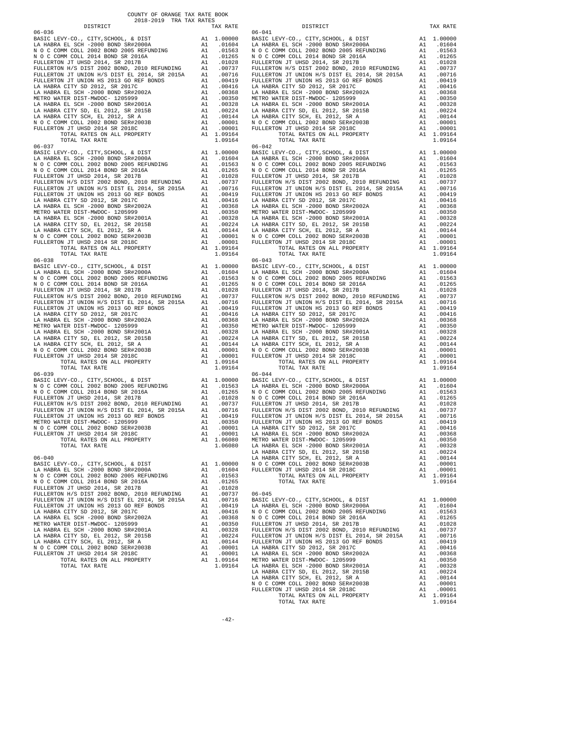COUNTY OF ORANGE TAX RATE BOOK
2018-2019 TRA TAX RATES

| DISTRICT | | TAX RATE |
|---|---|---|
| **06-036** | | |
| BASIC LEVY-CO., CITY,SCHOOL, & DIST | A1 | 1.00000 |
| LA HABRA EL SCH -2000 BOND SR#2000A | A1 | .01604 |
| N O C COMM COLL 2002 BOND 2005 REFUNDING | A1 | .01563 |
| N O C COMM COLL 2014 BOND SR 2016A | A1 | .01265 |
| FULLERTON JT UHSD 2014, SR 2017B | A1 | .01028 |
| FULLERTON H/S DIST 2002 BOND, 2010 REFUNDING | A1 | .00737 |
| FULLERTON JT UNION H/S DIST EL 2014, SR 2015A | A1 | .00716 |
| FULLERTON JT UNION HS 2013 GO REF BONDS | A1 | .00419 |
| LA HABRA CITY SD 2012, SR 2017C | A1 | .00416 |
| LA HABRA EL SCH -2000 BOND SR#2002A | A1 | .00368 |
| METRO WATER DIST-MWDOC- 1205999 | A1 | .00350 |
| LA HABRA EL SCH -2000 BOND SR#2001A | A1 | .00328 |
| LA HABRA CITY SD, EL 2012, SR 2015B | A1 | .00224 |
| LA HABRA CITY SCH, EL 2012, SR A | A1 | .00144 |
| N O C COMM COLL 2002 BOND SER#2003B | A1 | .00001 |
| FULLERTON JT UHSD 2014 SR 2018C | A1 | .00001 |
| TOTAL RATES ON ALL PROPERTY | A1 | 1.09164 |
| TOTAL TAX RATE | | 1.09164 |
| **06-037** | | |
| BASIC LEVY-CO., CITY,SCHOOL, & DIST | A1 | 1.00000 |
| LA HABRA EL SCH -2000 BOND SR#2000A | A1 | .01604 |
| N O C COMM COLL 2002 BOND 2005 REFUNDING | A1 | .01563 |
| N O C COMM COLL 2014 BOND SR 2016A | A1 | .01265 |
| FULLERTON JT UHSD 2014, SR 2017B | A1 | .01028 |
| FULLERTON H/S DIST 2002 BOND, 2010 REFUNDING | A1 | .00737 |
| FULLERTON JT UNION H/S DIST EL 2014, SR 2015A | A1 | .00716 |
| FULLERTON JT UNION HS 2013 GO REF BONDS | A1 | .00419 |
| LA HABRA CITY SD 2012, SR 2017C | A1 | .00416 |
| LA HABRA EL SCH -2000 BOND SR#2002A | A1 | .00368 |
| METRO WATER DIST-MWDOC- 1205999 | A1 | .00350 |
| LA HABRA EL SCH -2000 BOND SR#2001A | A1 | .00328 |
| LA HABRA CITY SD, EL 2012, SR 2015B | A1 | .00224 |
| LA HABRA CITY SCH, EL 2012, SR A | A1 | .00144 |
| N O C COMM COLL 2002 BOND SER#2003B | A1 | .00001 |
| FULLERTON JT UHSD 2014 SR 2018C | A1 | .00001 |
| TOTAL RATES ON ALL PROPERTY | A1 | 1.09164 |
| TOTAL TAX RATE | | 1.09164 |
| **06-038** | | |
| BASIC LEVY-CO., CITY,SCHOOL, & DIST | A1 | 1.00000 |
| LA HABRA EL SCH -2000 BOND SR#2000A | A1 | .01604 |
| N O C COMM COLL 2002 BOND 2005 REFUNDING | A1 | .01563 |
| N O C COMM COLL 2014 BOND SR 2016A | A1 | .01265 |
| FULLERTON JT UHSD 2014, SR 2017B | A1 | .01028 |
| FULLERTON H/S DIST 2002 BOND, 2010 REFUNDING | A1 | .00737 |
| FULLERTON JT UNION H/S DIST EL 2014, SR 2015A | A1 | .00716 |
| FULLERTON JT UNION HS 2013 GO REF BONDS | A1 | .00419 |
| LA HABRA CITY SD 2012, SR 2017C | A1 | .00416 |
| LA HABRA EL SCH -2000 BOND SR#2002A | A1 | .00368 |
| METRO WATER DIST-MWDOC- 1205999 | A1 | .00350 |
| LA HABRA EL SCH -2000 BOND SR#2001A | A1 | .00328 |
| LA HABRA CITY SD, EL 2012, SR 2015B | A1 | .00224 |
| LA HABRA CITY SCH, EL 2012, SR A | A1 | .00144 |
| N O C COMM COLL 2002 BOND SER#2003B | A1 | .00001 |
| FULLERTON JT UHSD 2014 SR 2018C | A1 | .00001 |
| TOTAL RATES ON ALL PROPERTY | A1 | 1.09164 |
| TOTAL TAX RATE | | 1.09164 |
| **06-039** | | |
| BASIC LEVY-CO., CITY,SCHOOL, & DIST | A1 | 1.00000 |
| N O C COMM COLL 2002 BOND 2005 REFUNDING | A1 | .01563 |
| N O C COMM COLL 2014 BOND SR 2016A | A1 | .01265 |
| FULLERTON JT UHSD 2014, SR 2017B | A1 | .01028 |
| FULLERTON H/S DIST 2002 BOND, 2010 REFUNDING | A1 | .00737 |
| FULLERTON JT UNION H/S DIST EL 2014, SR 2015A | A1 | .00716 |
| FULLERTON JT UNION HS 2013 GO REF BONDS | A1 | .00419 |
| METRO WATER DIST-MWDOC- 1205999 | A1 | .00350 |
| N O C COMM COLL 2002 BOND SER#2003B | A1 | .00001 |
| FULLERTON JT UHSD 2014 SR 2018C | A1 | .00001 |
| TOTAL RATES ON ALL PROPERTY | A1 | 1.06080 |
| TOTAL TAX RATE | | 1.06080 |
| **06-040** | | |
| BASIC LEVY-CO., CITY,SCHOOL, & DIST | A1 | 1.00000 |
| LA HABRA EL SCH -2000 BOND SR#2000A | A1 | .01604 |
| N O C COMM COLL 2002 BOND 2005 REFUNDING | A1 | .01563 |
| N O C COMM COLL 2014 BOND SR 2016A | A1 | .01265 |
| FULLERTON JT UHSD 2014, SR 2017B | A1 | .01028 |
| FULLERTON H/S DIST 2002 BOND, 2010 REFUNDING | A1 | .00737 |
| FULLERTON JT UNION H/S DIST EL 2014, SR 2015A | A1 | .00716 |
| FULLERTON JT UNION HS 2013 GO REF BONDS | A1 | .00419 |
| LA HABRA CITY SD 2012, SR 2017C | A1 | .00416 |
| LA HABRA EL SCH -2000 BOND SR#2002A | A1 | .00368 |
| METRO WATER DIST-MWDOC- 1205999 | A1 | .00350 |
| LA HABRA EL SCH -2000 BOND SR#2001A | A1 | .00328 |
| LA HABRA CITY SD, EL 2012, SR 2015B | A1 | .00224 |
| LA HABRA CITY SCH, EL 2012, SR A | A1 | .00144 |
| N O C COMM COLL 2002 BOND SER#2003B | A1 | .00001 |
| FULLERTON JT UHSD 2014 SR 2018C | A1 | .00001 |
| TOTAL RATES ON ALL PROPERTY | A1 | 1.09164 |
| TOTAL TAX RATE | | 1.09164 |
| **06-041** | | |
| BASIC LEVY-CO., CITY,SCHOOL, & DIST | A1 | 1.00000 |
| LA HABRA EL SCH -2000 BOND SR#2000A | A1 | .01604 |
| N O C COMM COLL 2002 BOND 2005 REFUNDING | A1 | .01563 |
| N O C COMM COLL 2014 BOND SR 2016A | A1 | .01265 |
| FULLERTON JT UHSD 2014, SR 2017B | A1 | .01028 |
| FULLERTON H/S DIST 2002 BOND, 2010 REFUNDING | A1 | .00737 |
| FULLERTON JT UNION H/S DIST EL 2014, SR 2015A | A1 | .00716 |
| FULLERTON JT UNION HS 2013 GO REF BONDS | A1 | .00419 |
| LA HABRA CITY SD 2012, SR 2017C | A1 | .00416 |
| LA HABRA EL SCH -2000 BOND SR#2002A | A1 | .00368 |
| METRO WATER DIST-MWDOC- 1205999 | A1 | .00350 |
| LA HABRA EL SCH -2000 BOND SR#2001A | A1 | .00328 |
| LA HABRA CITY SD, EL 2012, SR 2015B | A1 | .00224 |
| LA HABRA CITY SCH, EL 2012, SR A | A1 | .00144 |
| N O C COMM COLL 2002 BOND SER#2003B | A1 | .00001 |
| FULLERTON JT UHSD 2014 SR 2018C | A1 | .00001 |
| TOTAL RATES ON ALL PROPERTY | A1 | 1.09164 |
| TOTAL TAX RATE | | 1.09164 |
| **06-042** | | |
| BASIC LEVY-CO., CITY,SCHOOL, & DIST | A1 | 1.00000 |
| LA HABRA EL SCH -2000 BOND SR#2000A | A1 | .01604 |
| N O C COMM COLL 2002 BOND 2005 REFUNDING | A1 | .01563 |
| N O C COMM COLL 2014 BOND SR 2016A | A1 | .01265 |
| FULLERTON JT UHSD 2014, SR 2017B | A1 | .01028 |
| FULLERTON H/S DIST 2002 BOND, 2010 REFUNDING | A1 | .00737 |
| FULLERTON JT UNION H/S DIST EL 2014, SR 2015A | A1 | .00716 |
| FULLERTON JT UNION HS 2013 GO REF BONDS | A1 | .00419 |
| LA HABRA CITY SD 2012, SR 2017C | A1 | .00416 |
| LA HABRA EL SCH -2000 BOND SR#2002A | A1 | .00368 |
| METRO WATER DIST-MWDOC- 1205999 | A1 | .00350 |
| LA HABRA EL SCH -2000 BOND SR#2001A | A1 | .00328 |
| LA HABRA CITY SD, EL 2012, SR 2015B | A1 | .00224 |
| LA HABRA CITY SCH, EL 2012, SR A | A1 | .00144 |
| N O C COMM COLL 2002 BOND SER#2003B | A1 | .00001 |
| FULLERTON JT UHSD 2014 SR 2018C | A1 | .00001 |
| TOTAL RATES ON ALL PROPERTY | A1 | 1.09164 |
| TOTAL TAX RATE | | 1.09164 |
| **06-043** | | |
| BASIC LEVY-CO., CITY,SCHOOL, & DIST | A1 | 1.00000 |
| LA HABRA EL SCH -2000 BOND SR#2000A | A1 | .01604 |
| N O C COMM COLL 2002 BOND 2005 REFUNDING | A1 | .01563 |
| N O C COMM COLL 2014 BOND SR 2016A | A1 | .01265 |
| FULLERTON JT UHSD 2014, SR 2017B | A1 | .01028 |
| FULLERTON H/S DIST 2002 BOND, 2010 REFUNDING | A1 | .00737 |
| FULLERTON JT UNION H/S DIST EL 2014, SR 2015A | A1 | .00716 |
| FULLERTON JT UNION HS 2013 GO REF BONDS | A1 | .00419 |
| LA HABRA CITY SD 2012, SR 2017C | A1 | .00416 |
| LA HABRA EL SCH -2000 BOND SR#2002A | A1 | .00368 |
| METRO WATER DIST-MWDOC- 1205999 | A1 | .00350 |
| LA HABRA EL SCH -2000 BOND SR#2001A | A1 | .00328 |
| LA HABRA CITY SD, EL 2012, SR 2015B | A1 | .00224 |
| LA HABRA CITY SCH, EL 2012, SR A | A1 | .00144 |
| N O C COMM COLL 2002 BOND SER#2003B | A1 | .00001 |
| FULLERTON JT UHSD 2014 SR 2018C | A1 | .00001 |
| TOTAL RATES ON ALL PROPERTY | A1 | 1.09164 |
| TOTAL TAX RATE | | 1.09164 |
| **06-044** | | |
| BASIC LEVY-CO., CITY,SCHOOL, & DIST | A1 | 1.00000 |
| LA HABRA EL SCH -2000 BOND SR#2000A | A1 | .01604 |
| N O C COMM COLL 2002 BOND 2005 REFUNDING | A1 | .01563 |
| N O C COMM COLL 2014 BOND SR 2016A | A1 | .01265 |
| FULLERTON JT UHSD 2014, SR 2017B | A1 | .01028 |
| FULLERTON H/S DIST 2002 BOND, 2010 REFUNDING | A1 | .00737 |
| FULLERTON JT UNION H/S DIST EL 2014, SR 2015A | A1 | .00716 |
| FULLERTON JT UNION HS 2013 GO REF BONDS | A1 | .00419 |
| LA HABRA CITY SD 2012, SR 2017C | A1 | .00416 |
| LA HABRA EL SCH -2000 BOND SR#2002A | A1 | .00368 |
| METRO WATER DIST-MWDOC- 1205999 | A1 | .00350 |
| LA HABRA EL SCH -2000 BOND SR#2001A | A1 | .00328 |
| LA HABRA CITY SD, EL 2012, SR 2015B | A1 | .00224 |
| LA HABRA CITY SCH, EL 2012, SR A | A1 | .00144 |
| N O C COMM COLL 2002 BOND SER#2003B | A1 | .00001 |
| FULLERTON JT UHSD 2014 SR 2018C | A1 | .00001 |
| TOTAL RATES ON ALL PROPERTY | A1 | 1.09164 |
| TOTAL TAX RATE | | 1.09164 |
| **06-045** | | |
| BASIC LEVY-CO., CITY,SCHOOL, & DIST | A1 | 1.00000 |
| LA HABRA EL SCH -2000 BOND SR#2000A | A1 | .01604 |
| N O C COMM COLL 2002 BOND 2005 REFUNDING | A1 | .01563 |
| N O C COMM COLL 2014 BOND SR 2016A | A1 | .01265 |
| FULLERTON JT UHSD 2014, SR 2017B | A1 | .01028 |
| FULLERTON H/S DIST 2002 BOND, 2010 REFUNDING | A1 | .00737 |
| FULLERTON JT UNION H/S DIST EL 2014, SR 2015A | A1 | .00716 |
| FULLERTON JT UNION HS 2013 GO REF BONDS | A1 | .00419 |
| LA HABRA CITY SD 2012, SR 2017C | A1 | .00416 |
| LA HABRA EL SCH -2000 BOND SR#2002A | A1 | .00368 |
| METRO WATER DIST-MWDOC- 1205999 | A1 | .00350 |
| LA HABRA EL SCH -2000 BOND SR#2001A | A1 | .00328 |
| LA HABRA CITY SD, EL 2012, SR 2015B | A1 | .00224 |
| LA HABRA CITY SCH, EL 2012, SR A | A1 | .00144 |
| N O C COMM COLL 2002 BOND SER#2003B | A1 | .00001 |
| FULLERTON JT UHSD 2014 SR 2018C | A1 | .00001 |
| TOTAL RATES ON ALL PROPERTY | A1 | 1.09164 |
| TOTAL TAX RATE | | 1.09164 |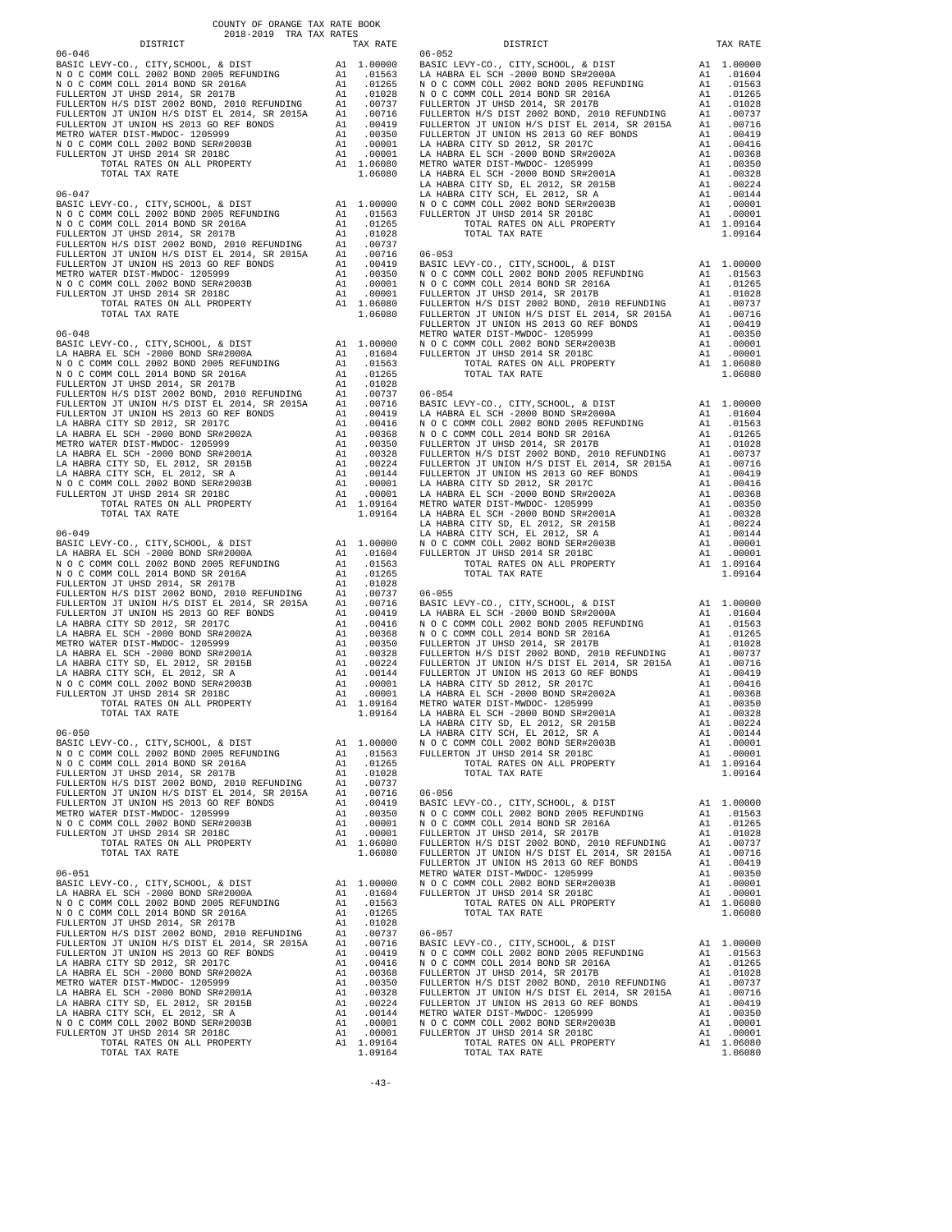COUNTY OF ORANGE TAX RATE BOOK
2018-2019 TRA TAX RATES

| DISTRICT | | TAX RATE |
|---|---|---|
| **06-046** | | |
| BASIC LEVY-CO., CITY,SCHOOL, & DIST | A1 | 1.00000 |
| N O C COMM COLL 2002 BOND 2005 REFUNDING | A1 | .01563 |
| N O C COMM COLL 2014 BOND SR 2016A | A1 | .01265 |
| FULLERTON JT UHSD 2014, SR 2017B | A1 | .01028 |
| FULLERTON H/S DIST 2002 BOND, 2010 REFUNDING | A1 | .00737 |
| FULLERTON JT UNION H/S DIST EL 2014, SR 2015A | A1 | .00716 |
| FULLERTON JT UNION HS 2013 GO REF BONDS | A1 | .00419 |
| METRO WATER DIST-MWDOC- 1205999 | A1 | .00350 |
| N O C COMM COLL 2002 BOND SER#2003B | A1 | .00001 |
| FULLERTON JT UHSD 2014 SR 2018C | A1 | .00001 |
| TOTAL RATES ON ALL PROPERTY | A1 | 1.06080 |
| TOTAL TAX RATE | | 1.06080 |
| **06-047** | | |
| BASIC LEVY-CO., CITY,SCHOOL, & DIST | A1 | 1.00000 |
| N O C COMM COLL 2002 BOND 2005 REFUNDING | A1 | .01563 |
| N O C COMM COLL 2014 BOND SR 2016A | A1 | .01265 |
| FULLERTON JT UHSD 2014, SR 2017B | A1 | .01028 |
| FULLERTON H/S DIST 2002 BOND, 2010 REFUNDING | A1 | .00737 |
| FULLERTON JT UNION H/S DIST EL 2014, SR 2015A | A1 | .00716 |
| FULLERTON JT UNION HS 2013 GO REF BONDS | A1 | .00419 |
| METRO WATER DIST-MWDOC- 1205999 | A1 | .00350 |
| N O C COMM COLL 2002 BOND SER#2003B | A1 | .00001 |
| FULLERTON JT UHSD 2014 SR 2018C | A1 | .00001 |
| TOTAL RATES ON ALL PROPERTY | A1 | 1.06080 |
| TOTAL TAX RATE | | 1.06080 |
| **06-048** | | |
| BASIC LEVY-CO., CITY,SCHOOL, & DIST | A1 | 1.00000 |
| LA HABRA EL SCH -2000 BOND SR#2000A | A1 | .01604 |
| N O C COMM COLL 2002 BOND 2005 REFUNDING | A1 | .01563 |
| N O C COMM COLL 2014 BOND SR 2016A | A1 | .01265 |
| FULLERTON JT UHSD 2014, SR 2017B | A1 | .01028 |
| FULLERTON H/S DIST 2002 BOND, 2010 REFUNDING | A1 | .00737 |
| FULLERTON JT UNION H/S DIST EL 2014, SR 2015A | A1 | .00716 |
| FULLERTON JT UNION HS 2013 GO REF BONDS | A1 | .00419 |
| LA HABRA CITY SD 2012, SR 2017C | A1 | .00416 |
| LA HABRA EL SCH -2000 BOND SR#2002A | A1 | .00368 |
| METRO WATER DIST-MWDOC- 1205999 | A1 | .00350 |
| LA HABRA EL SCH -2000 BOND SR#2001A | A1 | .00328 |
| LA HABRA CITY SD, EL 2012, SR 2015B | A1 | .00224 |
| LA HABRA CITY SCH, EL 2012, SR A | A1 | .00144 |
| N O C COMM COLL 2002 BOND SER#2003B | A1 | .00001 |
| FULLERTON JT UHSD 2014 SR 2018C | A1 | .00001 |
| TOTAL RATES ON ALL PROPERTY | A1 | 1.09164 |
| TOTAL TAX RATE | | 1.09164 |
| **06-049** | | |
| BASIC LEVY-CO., CITY,SCHOOL, & DIST | A1 | 1.00000 |
| LA HABRA EL SCH -2000 BOND SR#2000A | A1 | .01604 |
| N O C COMM COLL 2002 BOND 2005 REFUNDING | A1 | .01563 |
| N O C COMM COLL 2014 BOND SR 2016A | A1 | .01265 |
| FULLERTON JT UHSD 2014, SR 2017B | A1 | .01028 |
| FULLERTON H/S DIST 2002 BOND, 2010 REFUNDING | A1 | .00737 |
| FULLERTON JT UNION H/S DIST EL 2014, SR 2015A | A1 | .00716 |
| FULLERTON JT UNION HS 2013 GO REF BONDS | A1 | .00419 |
| LA HABRA CITY SD 2012, SR 2017C | A1 | .00416 |
| LA HABRA EL SCH -2000 BOND SR#2002A | A1 | .00368 |
| METRO WATER DIST-MWDOC- 1205999 | A1 | .00350 |
| LA HABRA EL SCH -2000 BOND SR#2001A | A1 | .00328 |
| LA HABRA CITY SD, EL 2012, SR 2015B | A1 | .00224 |
| LA HABRA CITY SCH, EL 2012, SR A | A1 | .00144 |
| N O C COMM COLL 2002 BOND SER#2003B | A1 | .00001 |
| FULLERTON JT UHSD 2014 SR 2018C | A1 | .00001 |
| TOTAL RATES ON ALL PROPERTY | A1 | 1.09164 |
| TOTAL TAX RATE | | 1.09164 |
| **06-050** | | |
| BASIC LEVY-CO., CITY,SCHOOL, & DIST | A1 | 1.00000 |
| N O C COMM COLL 2002 BOND 2005 REFUNDING | A1 | .01563 |
| N O C COMM COLL 2014 BOND SR 2016A | A1 | .01265 |
| FULLERTON JT UHSD 2014, SR 2017B | A1 | .01028 |
| FULLERTON H/S DIST 2002 BOND, 2010 REFUNDING | A1 | .00737 |
| FULLERTON JT UNION H/S DIST EL 2014, SR 2015A | A1 | .00716 |
| FULLERTON JT UNION HS 2013 GO REF BONDS | A1 | .00419 |
| METRO WATER DIST-MWDOC- 1205999 | A1 | .00350 |
| N O C COMM COLL 2002 BOND SER#2003B | A1 | .00001 |
| FULLERTON JT UHSD 2014 SR 2018C | A1 | .00001 |
| TOTAL RATES ON ALL PROPERTY | A1 | 1.06080 |
| TOTAL TAX RATE | | 1.06080 |
| **06-051** | | |
| BASIC LEVY-CO., CITY,SCHOOL, & DIST | A1 | 1.00000 |
| LA HABRA EL SCH -2000 BOND SR#2000A | A1 | .01604 |
| N O C COMM COLL 2002 BOND 2005 REFUNDING | A1 | .01563 |
| N O C COMM COLL 2014 BOND SR 2016A | A1 | .01265 |
| FULLERTON JT UHSD 2014, SR 2017B | A1 | .01028 |
| FULLERTON H/S DIST 2002 BOND, 2010 REFUNDING | A1 | .00737 |
| FULLERTON JT UNION H/S DIST EL 2014, SR 2015A | A1 | .00716 |
| FULLERTON JT UNION HS 2013 GO REF BONDS | A1 | .00419 |
| LA HABRA CITY SD 2012, SR 2017C | A1 | .00416 |
| LA HABRA EL SCH -2000 BOND SR#2002A | A1 | .00368 |
| METRO WATER DIST-MWDOC- 1205999 | A1 | .00350 |
| LA HABRA EL SCH -2000 BOND SR#2001A | A1 | .00328 |
| LA HABRA CITY SD, EL 2012, SR 2015B | A1 | .00224 |
| LA HABRA CITY SCH, EL 2012, SR A | A1 | .00144 |
| N O C COMM COLL 2002 BOND SER#2003B | A1 | .00001 |
| FULLERTON JT UHSD 2014 SR 2018C | A1 | .00001 |
| TOTAL RATES ON ALL PROPERTY | A1 | 1.09164 |
| TOTAL TAX RATE | | 1.09164 |
| **06-052** | | |
| BASIC LEVY-CO., CITY,SCHOOL, & DIST | A1 | 1.00000 |
| LA HABRA EL SCH -2000 BOND SR#2000A | A1 | .01604 |
| N O C COMM COLL 2002 BOND 2005 REFUNDING | A1 | .01563 |
| N O C COMM COLL 2014 BOND SR 2016A | A1 | .01265 |
| FULLERTON JT UHSD 2014, SR 2017B | A1 | .01028 |
| FULLERTON H/S DIST 2002 BOND, 2010 REFUNDING | A1 | .00737 |
| FULLERTON JT UNION H/S DIST EL 2014, SR 2015A | A1 | .00716 |
| FULLERTON JT UNION HS 2013 GO REF BONDS | A1 | .00419 |
| LA HABRA CITY SD 2012, SR 2017C | A1 | .00416 |
| LA HABRA EL SCH -2000 BOND SR#2002A | A1 | .00368 |
| METRO WATER DIST-MWDOC- 1205999 | A1 | .00350 |
| LA HABRA EL SCH -2000 BOND SR#2001A | A1 | .00328 |
| LA HABRA CITY SD, EL 2012, SR 2015B | A1 | .00224 |
| LA HABRA CITY SCH, EL 2012, SR A | A1 | .00144 |
| N O C COMM COLL 2002 BOND SER#2003B | A1 | .00001 |
| FULLERTON JT UHSD 2014 SR 2018C | A1 | .00001 |
| TOTAL RATES ON ALL PROPERTY | A1 | 1.09164 |
| TOTAL TAX RATE | | 1.09164 |
| **06-053** | | |
| BASIC LEVY-CO., CITY,SCHOOL, & DIST | A1 | 1.00000 |
| N O C COMM COLL 2002 BOND 2005 REFUNDING | A1 | .01563 |
| N O C COMM COLL 2014 BOND SR 2016A | A1 | .01265 |
| FULLERTON JT UHSD 2014, SR 2017B | A1 | .01028 |
| FULLERTON H/S DIST 2002 BOND, 2010 REFUNDING | A1 | .00737 |
| FULLERTON JT UNION H/S DIST EL 2014, SR 2015A | A1 | .00716 |
| FULLERTON JT UNION HS 2013 GO REF BONDS | A1 | .00419 |
| METRO WATER DIST-MWDOC- 1205999 | A1 | .00350 |
| N O C COMM COLL 2002 BOND SER#2003B | A1 | .00001 |
| FULLERTON JT UHSD 2014 SR 2018C | A1 | .00001 |
| TOTAL RATES ON ALL PROPERTY | A1 | 1.06080 |
| TOTAL TAX RATE | | 1.06080 |
| **06-054** | | |
| BASIC LEVY-CO., CITY,SCHOOL, & DIST | A1 | 1.00000 |
| LA HABRA EL SCH -2000 BOND SR#2000A | A1 | .01604 |
| N O C COMM COLL 2002 BOND 2005 REFUNDING | A1 | .01563 |
| N O C COMM COLL 2014 BOND SR 2016A | A1 | .01265 |
| FULLERTON JT UHSD 2014, SR 2017B | A1 | .01028 |
| FULLERTON H/S DIST 2002 BOND, 2010 REFUNDING | A1 | .00737 |
| FULLERTON JT UNION H/S DIST EL 2014, SR 2015A | A1 | .00716 |
| FULLERTON JT UNION HS 2013 GO REF BONDS | A1 | .00419 |
| LA HABRA CITY SD 2012, SR 2017C | A1 | .00416 |
| LA HABRA EL SCH -2000 BOND SR#2002A | A1 | .00368 |
| METRO WATER DIST-MWDOC- 1205999 | A1 | .00350 |
| LA HABRA EL SCH -2000 BOND SR#2001A | A1 | .00328 |
| LA HABRA CITY SD, EL 2012, SR 2015B | A1 | .00224 |
| LA HABRA CITY SCH, EL 2012, SR A | A1 | .00144 |
| N O C COMM COLL 2002 BOND SER#2003B | A1 | .00001 |
| FULLERTON JT UHSD 2014 SR 2018C | A1 | .00001 |
| TOTAL RATES ON ALL PROPERTY | A1 | 1.09164 |
| TOTAL TAX RATE | | 1.09164 |
| **06-055** | | |
| BASIC LEVY-CO., CITY,SCHOOL, & DIST | A1 | 1.00000 |
| LA HABRA EL SCH -2000 BOND SR#2000A | A1 | .01604 |
| N O C COMM COLL 2002 BOND 2005 REFUNDING | A1 | .01563 |
| N O C COMM COLL 2014 BOND SR 2016A | A1 | .01265 |
| FULLERTON JT UHSD 2014, SR 2017B | A1 | .01028 |
| FULLERTON H/S DIST 2002 BOND, 2010 REFUNDING | A1 | .00737 |
| FULLERTON JT UNION H/S DIST EL 2014, SR 2015A | A1 | .00716 |
| FULLERTON JT UNION HS 2013 GO REF BONDS | A1 | .00419 |
| LA HABRA CITY SD 2012, SR 2017C | A1 | .00416 |
| LA HABRA EL SCH -2000 BOND SR#2002A | A1 | .00368 |
| METRO WATER DIST-MWDOC- 1205999 | A1 | .00350 |
| LA HABRA EL SCH -2000 BOND SR#2001A | A1 | .00328 |
| LA HABRA CITY SD, EL 2012, SR 2015B | A1 | .00224 |
| LA HABRA CITY SCH, EL 2012, SR A | A1 | .00144 |
| N O C COMM COLL 2002 BOND SER#2003B | A1 | .00001 |
| FULLERTON JT UHSD 2014 SR 2018C | A1 | .00001 |
| TOTAL RATES ON ALL PROPERTY | A1 | 1.09164 |
| TOTAL TAX RATE | | 1.09164 |
| **06-056** | | |
| BASIC LEVY-CO., CITY,SCHOOL, & DIST | A1 | 1.00000 |
| N O C COMM COLL 2002 BOND 2005 REFUNDING | A1 | .01563 |
| N O C COMM COLL 2014 BOND SR 2016A | A1 | .01265 |
| FULLERTON JT UHSD 2014, SR 2017B | A1 | .01028 |
| FULLERTON H/S DIST 2002 BOND, 2010 REFUNDING | A1 | .00737 |
| FULLERTON JT UNION H/S DIST EL 2014, SR 2015A | A1 | .00716 |
| FULLERTON JT UNION HS 2013 GO REF BONDS | A1 | .00419 |
| METRO WATER DIST-MWDOC- 1205999 | A1 | .00350 |
| N O C COMM COLL 2002 BOND SER#2003B | A1 | .00001 |
| FULLERTON JT UHSD 2014 SR 2018C | A1 | .00001 |
| TOTAL RATES ON ALL PROPERTY | A1 | 1.06080 |
| TOTAL TAX RATE | | 1.06080 |
| **06-057** | | |
| BASIC LEVY-CO., CITY,SCHOOL, & DIST | A1 | 1.00000 |
| N O C COMM COLL 2002 BOND 2005 REFUNDING | A1 | .01563 |
| N O C COMM COLL 2014 BOND SR 2016A | A1 | .01265 |
| FULLERTON JT UHSD 2014, SR 2017B | A1 | .01028 |
| FULLERTON H/S DIST 2002 BOND, 2010 REFUNDING | A1 | .00737 |
| FULLERTON JT UNION H/S DIST EL 2014, SR 2015A | A1 | .00716 |
| FULLERTON JT UNION HS 2013 GO REF BONDS | A1 | .00419 |
| METRO WATER DIST-MWDOC- 1205999 | A1 | .00350 |
| N O C COMM COLL 2002 BOND SER#2003B | A1 | .00001 |
| FULLERTON JT UHSD 2014 SR 2018C | A1 | .00001 |
| TOTAL RATES ON ALL PROPERTY | A1 | 1.06080 |
| TOTAL TAX RATE | | 1.06080 |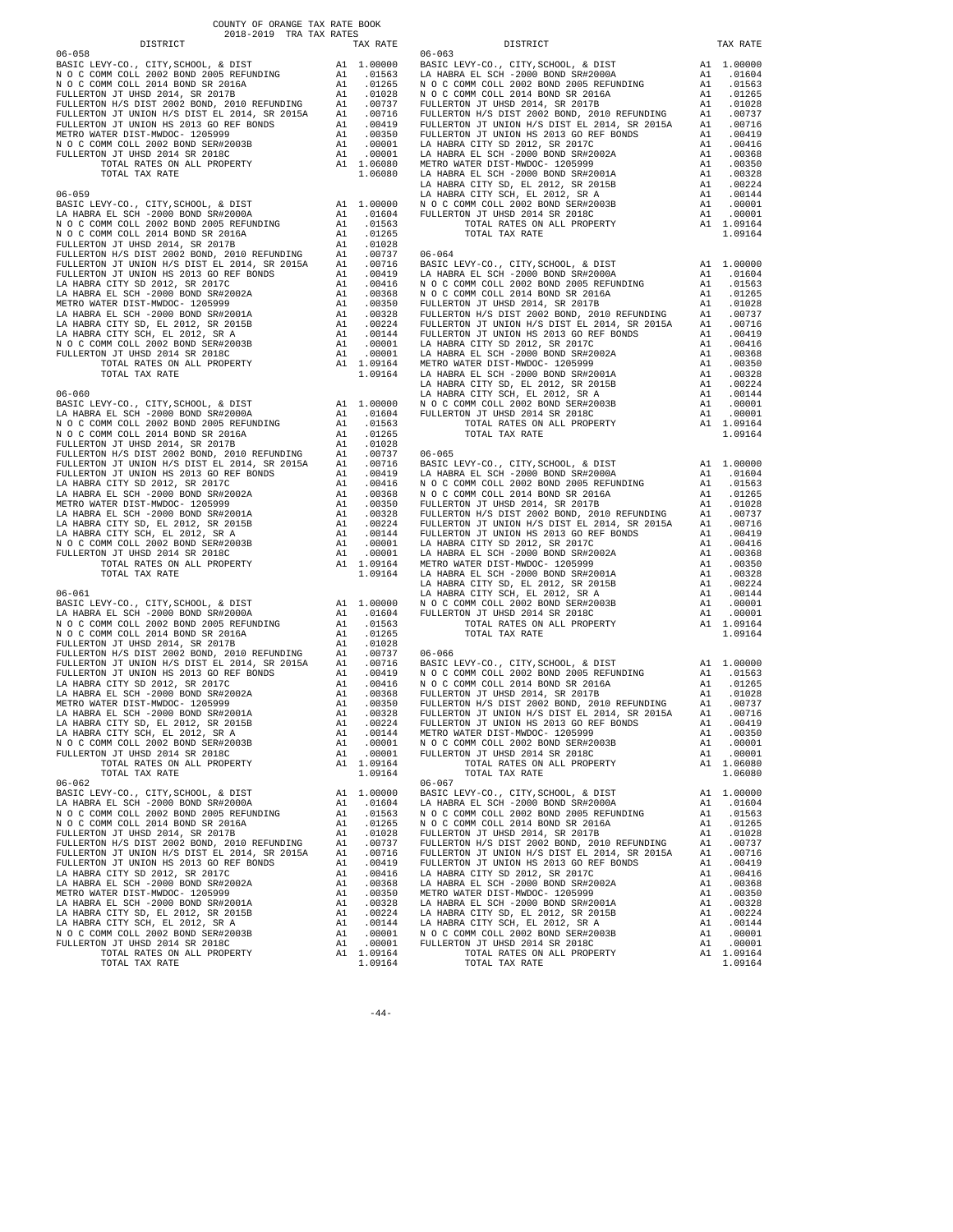COUNTY OF ORANGE TAX RATE BOOK
2018-2019 TRA TAX RATES

| DISTRICT | | TAX RATE |
|---|---|---|
| **06-058** | | |
| BASIC LEVY-CO., CITY,SCHOOL, & DIST | A1 | 1.00000 |
| N O C COMM COLL 2002 BOND 2005 REFUNDING | A1 | .01563 |
| N O C COMM COLL 2014 BOND SR 2016A | A1 | .01265 |
| FULLERTON JT UHSD 2014, SR 2017B | A1 | .01028 |
| FULLERTON H/S DIST 2002 BOND, 2010 REFUNDING | A1 | .00737 |
| FULLERTON JT UNION H/S DIST EL 2014, SR 2015A | A1 | .00716 |
| FULLERTON JT UNION HS 2013 GO REF BONDS | A1 | .00419 |
| METRO WATER DIST-MWDOC- 1205999 | A1 | .00350 |
| N O C COMM COLL 2002 BOND SER#2003B | A1 | .00001 |
| FULLERTON JT UHSD 2014 SR 2018C | A1 | .00001 |
| TOTAL RATES ON ALL PROPERTY | A1 | 1.06080 |
| TOTAL TAX RATE | | 1.06080 |
| **06-059** | | |
| BASIC LEVY-CO., CITY,SCHOOL, & DIST | A1 | 1.00000 |
| LA HABRA EL SCH -2000 BOND SR#2000A | A1 | .01604 |
| N O C COMM COLL 2002 BOND 2005 REFUNDING | A1 | .01563 |
| N O C COMM COLL 2014 BOND SR 2016A | A1 | .01265 |
| FULLERTON JT UHSD 2014, SR 2017B | A1 | .01028 |
| FULLERTON H/S DIST 2002 BOND, 2010 REFUNDING | A1 | .00737 |
| FULLERTON JT UNION H/S DIST EL 2014, SR 2015A | A1 | .00716 |
| FULLERTON JT UNION HS 2013 GO REF BONDS | A1 | .00419 |
| LA HABRA CITY SD 2012, SR 2017C | A1 | .00416 |
| LA HABRA EL SCH -2000 BOND SR#2002A | A1 | .00368 |
| METRO WATER DIST-MWDOC- 1205999 | A1 | .00350 |
| LA HABRA EL SCH -2000 BOND SR#2001A | A1 | .00328 |
| LA HABRA CITY SD, EL 2012, SR 2015B | A1 | .00224 |
| LA HABRA CITY SCH, EL 2012, SR A | A1 | .00144 |
| N O C COMM COLL 2002 BOND SER#2003B | A1 | .00001 |
| FULLERTON JT UHSD 2014 SR 2018C | A1 | .00001 |
| TOTAL RATES ON ALL PROPERTY | A1 | 1.09164 |
| TOTAL TAX RATE | | 1.09164 |
| **06-060** | | |
| BASIC LEVY-CO., CITY,SCHOOL, & DIST | A1 | 1.00000 |
| LA HABRA EL SCH -2000 BOND SR#2000A | A1 | .01604 |
| N O C COMM COLL 2002 BOND 2005 REFUNDING | A1 | .01563 |
| N O C COMM COLL 2014 BOND SR 2016A | A1 | .01265 |
| FULLERTON JT UHSD 2014, SR 2017B | A1 | .01028 |
| FULLERTON H/S DIST 2002 BOND, 2010 REFUNDING | A1 | .00737 |
| FULLERTON JT UNION H/S DIST EL 2014, SR 2015A | A1 | .00716 |
| FULLERTON JT UNION HS 2013 GO REF BONDS | A1 | .00419 |
| LA HABRA CITY SD 2012, SR 2017C | A1 | .00416 |
| LA HABRA EL SCH -2000 BOND SR#2002A | A1 | .00368 |
| METRO WATER DIST-MWDOC- 1205999 | A1 | .00350 |
| LA HABRA EL SCH -2000 BOND SR#2001A | A1 | .00328 |
| LA HABRA CITY SD, EL 2012, SR 2015B | A1 | .00224 |
| LA HABRA CITY SCH, EL 2012, SR A | A1 | .00144 |
| N O C COMM COLL 2002 BOND SER#2003B | A1 | .00001 |
| FULLERTON JT UHSD 2014 SR 2018C | A1 | .00001 |
| TOTAL RATES ON ALL PROPERTY | A1 | 1.09164 |
| TOTAL TAX RATE | | 1.09164 |
| **06-061** | | |
| BASIC LEVY-CO., CITY,SCHOOL, & DIST | A1 | 1.00000 |
| LA HABRA EL SCH -2000 BOND SR#2000A | A1 | .01604 |
| N O C COMM COLL 2002 BOND 2005 REFUNDING | A1 | .01563 |
| N O C COMM COLL 2014 BOND SR 2016A | A1 | .01265 |
| FULLERTON JT UHSD 2014, SR 2017B | A1 | .01028 |
| FULLERTON H/S DIST 2002 BOND, 2010 REFUNDING | A1 | .00737 |
| FULLERTON JT UNION H/S DIST EL 2014, SR 2015A | A1 | .00716 |
| FULLERTON JT UNION HS 2013 GO REF BONDS | A1 | .00419 |
| LA HABRA CITY SD 2012, SR 2017C | A1 | .00416 |
| LA HABRA EL SCH -2000 BOND SR#2002A | A1 | .00368 |
| METRO WATER DIST-MWDOC- 1205999 | A1 | .00350 |
| LA HABRA EL SCH -2000 BOND SR#2001A | A1 | .00328 |
| LA HABRA CITY SD, EL 2012, SR 2015B | A1 | .00224 |
| LA HABRA CITY SCH, EL 2012, SR A | A1 | .00144 |
| N O C COMM COLL 2002 BOND SER#2003B | A1 | .00001 |
| FULLERTON JT UHSD 2014 SR 2018C | A1 | .00001 |
| TOTAL RATES ON ALL PROPERTY | A1 | 1.09164 |
| TOTAL TAX RATE | | 1.09164 |
| **06-062** | | |
| BASIC LEVY-CO., CITY,SCHOOL, & DIST | A1 | 1.00000 |
| LA HABRA EL SCH -2000 BOND SR#2000A | A1 | .01604 |
| N O C COMM COLL 2002 BOND 2005 REFUNDING | A1 | .01563 |
| N O C COMM COLL 2014 BOND SR 2016A | A1 | .01265 |
| FULLERTON JT UHSD 2014, SR 2017B | A1 | .01028 |
| FULLERTON H/S DIST 2002 BOND, 2010 REFUNDING | A1 | .00737 |
| FULLERTON JT UNION H/S DIST EL 2014, SR 2015A | A1 | .00716 |
| FULLERTON JT UNION HS 2013 GO REF BONDS | A1 | .00419 |
| LA HABRA CITY SD 2012, SR 2017C | A1 | .00416 |
| LA HABRA EL SCH -2000 BOND SR#2002A | A1 | .00368 |
| METRO WATER DIST-MWDOC- 1205999 | A1 | .00350 |
| LA HABRA EL SCH -2000 BOND SR#2001A | A1 | .00328 |
| LA HABRA CITY SD, EL 2012, SR 2015B | A1 | .00224 |
| LA HABRA CITY SCH, EL 2012, SR A | A1 | .00144 |
| N O C COMM COLL 2002 BOND SER#2003B | A1 | .00001 |
| FULLERTON JT UHSD 2014 SR 2018C | A1 | .00001 |
| TOTAL RATES ON ALL PROPERTY | A1 | 1.09164 |
| TOTAL TAX RATE | | 1.09164 |
| **06-063** | | |
| BASIC LEVY-CO., CITY,SCHOOL, & DIST | A1 | 1.00000 |
| LA HABRA EL SCH -2000 BOND SR#2000A | A1 | .01604 |
| N O C COMM COLL 2002 BOND 2005 REFUNDING | A1 | .01563 |
| N O C COMM COLL 2014 BOND SR 2016A | A1 | .01265 |
| FULLERTON JT UHSD 2014, SR 2017B | A1 | .01028 |
| FULLERTON H/S DIST 2002 BOND, 2010 REFUNDING | A1 | .00737 |
| FULLERTON JT UNION H/S DIST EL 2014, SR 2015A | A1 | .00716 |
| FULLERTON JT UNION HS 2013 GO REF BONDS | A1 | .00419 |
| LA HABRA CITY SD 2012, SR 2017C | A1 | .00416 |
| LA HABRA EL SCH -2000 BOND SR#2002A | A1 | .00368 |
| METRO WATER DIST-MWDOC- 1205999 | A1 | .00350 |
| LA HABRA EL SCH -2000 BOND SR#2001A | A1 | .00328 |
| LA HABRA CITY SD, EL 2012, SR 2015B | A1 | .00224 |
| LA HABRA CITY SCH, EL 2012, SR A | A1 | .00144 |
| N O C COMM COLL 2002 BOND SER#2003B | A1 | .00001 |
| FULLERTON JT UHSD 2014 SR 2018C | A1 | .00001 |
| TOTAL RATES ON ALL PROPERTY | A1 | 1.09164 |
| TOTAL TAX RATE | | 1.09164 |
| **06-064** | | |
| BASIC LEVY-CO., CITY,SCHOOL, & DIST | A1 | 1.00000 |
| LA HABRA EL SCH -2000 BOND SR#2000A | A1 | .01604 |
| N O C COMM COLL 2002 BOND 2005 REFUNDING | A1 | .01563 |
| N O C COMM COLL 2014 BOND SR 2016A | A1 | .01265 |
| FULLERTON JT UHSD 2014, SR 2017B | A1 | .01028 |
| FULLERTON H/S DIST 2002 BOND, 2010 REFUNDING | A1 | .00737 |
| FULLERTON JT UNION H/S DIST EL 2014, SR 2015A | A1 | .00716 |
| FULLERTON JT UNION HS 2013 GO REF BONDS | A1 | .00419 |
| LA HABRA CITY SD 2012, SR 2017C | A1 | .00416 |
| LA HABRA EL SCH -2000 BOND SR#2002A | A1 | .00368 |
| METRO WATER DIST-MWDOC- 1205999 | A1 | .00350 |
| LA HABRA EL SCH -2000 BOND SR#2001A | A1 | .00328 |
| LA HABRA CITY SD, EL 2012, SR 2015B | A1 | .00224 |
| LA HABRA CITY SCH, EL 2012, SR A | A1 | .00144 |
| N O C COMM COLL 2002 BOND SER#2003B | A1 | .00001 |
| FULLERTON JT UHSD 2014 SR 2018C | A1 | .00001 |
| TOTAL RATES ON ALL PROPERTY | A1 | 1.09164 |
| TOTAL TAX RATE | | 1.09164 |
| **06-065** | | |
| BASIC LEVY-CO., CITY,SCHOOL, & DIST | A1 | 1.00000 |
| LA HABRA EL SCH -2000 BOND SR#2000A | A1 | .01604 |
| N O C COMM COLL 2002 BOND 2005 REFUNDING | A1 | .01563 |
| N O C COMM COLL 2014 BOND SR 2016A | A1 | .01265 |
| FULLERTON JT UHSD 2014, SR 2017B | A1 | .01028 |
| FULLERTON H/S DIST 2002 BOND, 2010 REFUNDING | A1 | .00737 |
| FULLERTON JT UNION H/S DIST EL 2014, SR 2015A | A1 | .00716 |
| FULLERTON JT UNION HS 2013 GO REF BONDS | A1 | .00419 |
| LA HABRA CITY SD 2012, SR 2017C | A1 | .00416 |
| LA HABRA EL SCH -2000 BOND SR#2002A | A1 | .00368 |
| METRO WATER DIST-MWDOC- 1205999 | A1 | .00350 |
| LA HABRA EL SCH -2000 BOND SR#2001A | A1 | .00328 |
| LA HABRA CITY SD, EL 2012, SR 2015B | A1 | .00224 |
| LA HABRA CITY SCH, EL 2012, SR A | A1 | .00144 |
| N O C COMM COLL 2002 BOND SER#2003B | A1 | .00001 |
| FULLERTON JT UHSD 2014 SR 2018C | A1 | .00001 |
| TOTAL RATES ON ALL PROPERTY | A1 | 1.09164 |
| TOTAL TAX RATE | | 1.09164 |
| **06-066** | | |
| BASIC LEVY-CO., CITY,SCHOOL, & DIST | A1 | 1.00000 |
| N O C COMM COLL 2002 BOND 2005 REFUNDING | A1 | .01563 |
| N O C COMM COLL 2014 BOND SR 2016A | A1 | .01265 |
| FULLERTON JT UHSD 2014, SR 2017B | A1 | .01028 |
| FULLERTON H/S DIST 2002 BOND, 2010 REFUNDING | A1 | .00737 |
| FULLERTON JT UNION H/S DIST EL 2014, SR 2015A | A1 | .00716 |
| FULLERTON JT UNION HS 2013 GO REF BONDS | A1 | .00419 |
| METRO WATER DIST-MWDOC- 1205999 | A1 | .00350 |
| N O C COMM COLL 2002 BOND SER#2003B | A1 | .00001 |
| FULLERTON JT UHSD 2014 SR 2018C | A1 | .00001 |
| TOTAL RATES ON ALL PROPERTY | A1 | 1.06080 |
| TOTAL TAX RATE | | 1.06080 |
| **06-067** | | |
| BASIC LEVY-CO., CITY,SCHOOL, & DIST | A1 | 1.00000 |
| LA HABRA EL SCH -2000 BOND SR#2000A | A1 | .01604 |
| N O C COMM COLL 2002 BOND 2005 REFUNDING | A1 | .01563 |
| N O C COMM COLL 2014 BOND SR 2016A | A1 | .01265 |
| FULLERTON JT UHSD 2014, SR 2017B | A1 | .01028 |
| FULLERTON H/S DIST 2002 BOND, 2010 REFUNDING | A1 | .00737 |
| FULLERTON JT UNION H/S DIST EL 2014, SR 2015A | A1 | .00716 |
| FULLERTON JT UNION HS 2013 GO REF BONDS | A1 | .00419 |
| LA HABRA CITY SD 2012, SR 2017C | A1 | .00416 |
| LA HABRA EL SCH -2000 BOND SR#2002A | A1 | .00368 |
| METRO WATER DIST-MWDOC- 1205999 | A1 | .00350 |
| LA HABRA EL SCH -2000 BOND SR#2001A | A1 | .00328 |
| LA HABRA CITY SD, EL 2012, SR 2015B | A1 | .00224 |
| LA HABRA CITY SCH, EL 2012, SR A | A1 | .00144 |
| N O C COMM COLL 2002 BOND SER#2003B | A1 | .00001 |
| FULLERTON JT UHSD 2014 SR 2018C | A1 | .00001 |
| TOTAL RATES ON ALL PROPERTY | A1 | 1.09164 |
| TOTAL TAX RATE | | 1.09164 |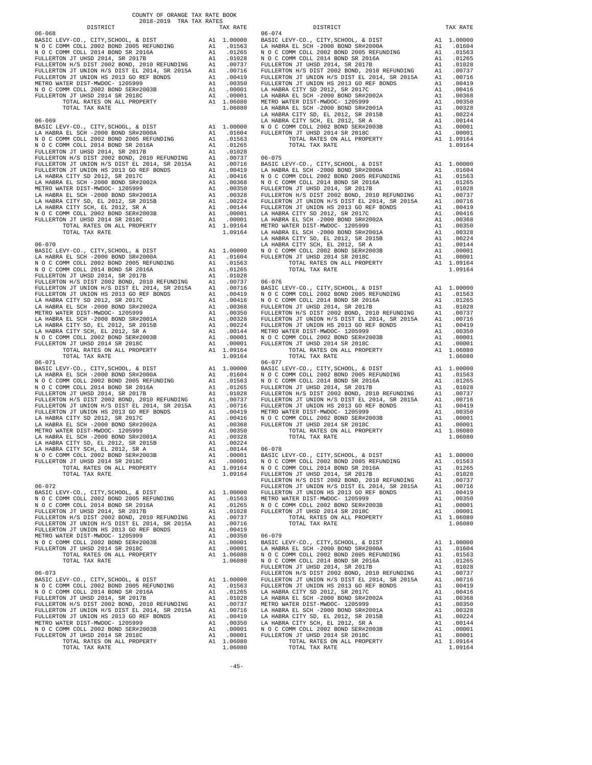COUNTY OF ORANGE TAX RATE BOOK
2018-2019 TRA TAX RATES

| DISTRICT | | TAX RATE |
|---|---|---|
| **06-068** | | |
| BASIC LEVY-CO., CITY,SCHOOL, & DIST | A1 | 1.00000 |
| N O C COMM COLL 2002 BOND 2005 REFUNDING | A1 | .01563 |
| N O C COMM COLL 2014 BOND SR 2016A | A1 | .01265 |
| FULLERTON JT UHSD 2014, SR 2017B | A1 | .01028 |
| FULLERTON H/S DIST 2002 BOND, 2010 REFUNDING | A1 | .00737 |
| FULLERTON JT UNION H/S DIST EL 2014, SR 2015A | A1 | .00716 |
| FULLERTON JT UNION HS 2013 GO REF BONDS | A1 | .00419 |
| METRO WATER DIST-MWDOC- 1205999 | A1 | .00350 |
| N O C COMM COLL 2002 BOND SER#2003B | A1 | .00001 |
| FULLERTON JT UHSD 2014 SR 2018C | A1 | .00001 |
| TOTAL RATES ON ALL PROPERTY | A1 | 1.06080 |
| TOTAL TAX RATE | | 1.06080 |
| **06-069** | | |
| BASIC LEVY-CO., CITY,SCHOOL, & DIST | A1 | 1.00000 |
| LA HABRA EL SCH -2000 BOND SR#2000A | A1 | .01604 |
| N O C COMM COLL 2002 BOND 2005 REFUNDING | A1 | .01563 |
| N O C COMM COLL 2014 BOND SR 2016A | A1 | .01265 |
| FULLERTON JT UHSD 2014, SR 2017B | A1 | .01028 |
| FULLERTON H/S DIST 2002 BOND, 2010 REFUNDING | A1 | .00737 |
| FULLERTON JT UNION H/S DIST EL 2014, SR 2015A | A1 | .00716 |
| FULLERTON JT UNION HS 2013 GO REF BONDS | A1 | .00419 |
| LA HABRA CITY SD 2012, SR 2017C | A1 | .00416 |
| LA HABRA EL SCH -2000 BOND SR#2002A | A1 | .00368 |
| METRO WATER DIST-MWDOC- 1205999 | A1 | .00350 |
| LA HABRA EL SCH -2000 BOND SR#2001A | A1 | .00328 |
| LA HABRA CITY SD, EL 2012, SR 2015B | A1 | .00224 |
| LA HABRA CITY SCH, EL 2012, SR A | A1 | .00144 |
| N O C COMM COLL 2002 BOND SER#2003B | A1 | .00001 |
| FULLERTON JT UHSD 2014 SR 2018C | A1 | .00001 |
| TOTAL RATES ON ALL PROPERTY | A1 | 1.09164 |
| TOTAL TAX RATE | | 1.09164 |
| **06-070** | | |
| BASIC LEVY-CO., CITY,SCHOOL, & DIST | A1 | 1.00000 |
| LA HABRA EL SCH -2000 BOND SR#2000A | A1 | .01604 |
| N O C COMM COLL 2002 BOND 2005 REFUNDING | A1 | .01563 |
| N O C COMM COLL 2014 BOND SR 2016A | A1 | .01265 |
| FULLERTON JT UHSD 2014, SR 2017B | A1 | .01028 |
| FULLERTON H/S DIST 2002 BOND, 2010 REFUNDING | A1 | .00737 |
| FULLERTON JT UNION H/S DIST EL 2014, SR 2015A | A1 | .00716 |
| FULLERTON JT UNION HS 2013 GO REF BONDS | A1 | .00419 |
| LA HABRA CITY SD 2012, SR 2017C | A1 | .00416 |
| LA HABRA EL SCH -2000 BOND SR#2002A | A1 | .00368 |
| METRO WATER DIST-MWDOC- 1205999 | A1 | .00350 |
| LA HABRA EL SCH -2000 BOND SR#2001A | A1 | .00328 |
| LA HABRA CITY SD, EL 2012, SR 2015B | A1 | .00224 |
| LA HABRA CITY SCH, EL 2012, SR A | A1 | .00144 |
| N O C COMM COLL 2002 BOND SER#2003B | A1 | .00001 |
| FULLERTON JT UHSD 2014 SR 2018C | A1 | .00001 |
| TOTAL RATES ON ALL PROPERTY | A1 | 1.09164 |
| TOTAL TAX RATE | | 1.09164 |
| **06-071** | | |
| BASIC LEVY-CO., CITY,SCHOOL, & DIST | A1 | 1.00000 |
| LA HABRA EL SCH -2000 BOND SR#2000A | A1 | .01604 |
| N O C COMM COLL 2002 BOND 2005 REFUNDING | A1 | .01563 |
| N O C COMM COLL 2014 BOND SR 2016A | A1 | .01265 |
| FULLERTON JT UHSD 2014, SR 2017B | A1 | .01028 |
| FULLERTON H/S DIST 2002 BOND, 2010 REFUNDING | A1 | .00737 |
| FULLERTON JT UNION H/S DIST EL 2014, SR 2015A | A1 | .00716 |
| FULLERTON JT UNION HS 2013 GO REF BONDS | A1 | .00419 |
| LA HABRA CITY SD 2012, SR 2017C | A1 | .00416 |
| LA HABRA EL SCH -2000 BOND SR#2002A | A1 | .00368 |
| METRO WATER DIST-MWDOC- 1205999 | A1 | .00350 |
| LA HABRA EL SCH -2000 BOND SR#2001A | A1 | .00328 |
| LA HABRA CITY SD, EL 2012, SR 2015B | A1 | .00224 |
| LA HABRA CITY SCH, EL 2012, SR A | A1 | .00144 |
| N O C COMM COLL 2002 BOND SER#2003B | A1 | .00001 |
| FULLERTON JT UHSD 2014 SR 2018C | A1 | .00001 |
| TOTAL RATES ON ALL PROPERTY | A1 | 1.09164 |
| TOTAL TAX RATE | | 1.09164 |
| **06-072** | | |
| BASIC LEVY-CO., CITY,SCHOOL, & DIST | A1 | 1.00000 |
| N O C COMM COLL 2002 BOND 2005 REFUNDING | A1 | .01563 |
| N O C COMM COLL 2014 BOND SR 2016A | A1 | .01265 |
| FULLERTON JT UHSD 2014, SR 2017B | A1 | .01028 |
| FULLERTON H/S DIST 2002 BOND, 2010 REFUNDING | A1 | .00737 |
| FULLERTON JT UNION H/S DIST EL 2014, SR 2015A | A1 | .00716 |
| FULLERTON JT UNION HS 2013 GO REF BONDS | A1 | .00419 |
| METRO WATER DIST-MWDOC- 1205999 | A1 | .00350 |
| N O C COMM COLL 2002 BOND SER#2003B | A1 | .00001 |
| FULLERTON JT UHSD 2014 SR 2018C | A1 | .00001 |
| TOTAL RATES ON ALL PROPERTY | A1 | 1.06080 |
| TOTAL TAX RATE | | 1.06080 |
| **06-073** | | |
| BASIC LEVY-CO., CITY,SCHOOL, & DIST | A1 | 1.00000 |
| N O C COMM COLL 2002 BOND 2005 REFUNDING | A1 | .01563 |
| N O C COMM COLL 2014 BOND SR 2016A | A1 | .01265 |
| FULLERTON JT UHSD 2014, SR 2017B | A1 | .01028 |
| FULLERTON H/S DIST 2002 BOND, 2010 REFUNDING | A1 | .00737 |
| FULLERTON JT UNION H/S DIST EL 2014, SR 2015A | A1 | .00716 |
| FULLERTON JT UNION HS 2013 GO REF BONDS | A1 | .00419 |
| METRO WATER DIST-MWDOC- 1205999 | A1 | .00350 |
| N O C COMM COLL 2002 BOND SER#2003B | A1 | .00001 |
| FULLERTON JT UHSD 2014 SR 2018C | A1 | .00001 |
| TOTAL RATES ON ALL PROPERTY | A1 | 1.06080 |
| TOTAL TAX RATE | | 1.06080 |
| **06-074** | | |
| BASIC LEVY-CO., CITY,SCHOOL, & DIST | A1 | 1.00000 |
| LA HABRA EL SCH -2000 BOND SR#2000A | A1 | .01604 |
| N O C COMM COLL 2002 BOND 2005 REFUNDING | A1 | .01563 |
| N O C COMM COLL 2014 BOND SR 2016A | A1 | .01265 |
| FULLERTON JT UHSD 2014, SR 2017B | A1 | .01028 |
| FULLERTON H/S DIST 2002 BOND, 2010 REFUNDING | A1 | .00737 |
| FULLERTON JT UNION H/S DIST EL 2014, SR 2015A | A1 | .00716 |
| FULLERTON JT UNION HS 2013 GO REF BONDS | A1 | .00419 |
| LA HABRA CITY SD 2012, SR 2017C | A1 | .00416 |
| LA HABRA EL SCH -2000 BOND SR#2002A | A1 | .00368 |
| METRO WATER DIST-MWDOC- 1205999 | A1 | .00350 |
| LA HABRA EL SCH -2000 BOND SR#2001A | A1 | .00328 |
| LA HABRA CITY SD, EL 2012, SR 2015B | A1 | .00224 |
| LA HABRA CITY SCH, EL 2012, SR A | A1 | .00144 |
| N O C COMM COLL 2002 BOND SER#2003B | A1 | .00001 |
| FULLERTON JT UHSD 2014 SR 2018C | A1 | .00001 |
| TOTAL RATES ON ALL PROPERTY | A1 | 1.09164 |
| TOTAL TAX RATE | | 1.09164 |
| **06-075** | | |
| BASIC LEVY-CO., CITY,SCHOOL, & DIST | A1 | 1.00000 |
| LA HABRA EL SCH -2000 BOND SR#2000A | A1 | .01604 |
| N O C COMM COLL 2002 BOND 2005 REFUNDING | A1 | .01563 |
| N O C COMM COLL 2014 BOND SR 2016A | A1 | .01265 |
| FULLERTON JT UHSD 2014, SR 2017B | A1 | .01028 |
| FULLERTON H/S DIST 2002 BOND, 2010 REFUNDING | A1 | .00737 |
| FULLERTON JT UNION H/S DIST EL 2014, SR 2015A | A1 | .00716 |
| FULLERTON JT UNION HS 2013 GO REF BONDS | A1 | .00419 |
| LA HABRA CITY SD 2012, SR 2017C | A1 | .00416 |
| LA HABRA EL SCH -2000 BOND SR#2002A | A1 | .00368 |
| METRO WATER DIST-MWDOC- 1205999 | A1 | .00350 |
| LA HABRA EL SCH -2000 BOND SR#2001A | A1 | .00328 |
| LA HABRA CITY SD, EL 2012, SR 2015B | A1 | .00224 |
| LA HABRA CITY SCH, EL 2012, SR A | A1 | .00144 |
| N O C COMM COLL 2002 BOND SER#2003B | A1 | .00001 |
| FULLERTON JT UHSD 2014 SR 2018C | A1 | .00001 |
| TOTAL RATES ON ALL PROPERTY | A1 | 1.09164 |
| TOTAL TAX RATE | | 1.09164 |
| **06-076** | | |
| BASIC LEVY-CO., CITY,SCHOOL, & DIST | A1 | 1.00000 |
| N O C COMM COLL 2002 BOND 2005 REFUNDING | A1 | .01563 |
| N O C COMM COLL 2014 BOND SR 2016A | A1 | .01265 |
| FULLERTON JT UHSD 2014, SR 2017B | A1 | .01028 |
| FULLERTON H/S DIST 2002 BOND, 2010 REFUNDING | A1 | .00737 |
| FULLERTON JT UNION H/S DIST EL 2014, SR 2015A | A1 | .00716 |
| FULLERTON JT UNION HS 2013 GO REF BONDS | A1 | .00419 |
| METRO WATER DIST-MWDOC- 1205999 | A1 | .00350 |
| N O C COMM COLL 2002 BOND SER#2003B | A1 | .00001 |
| FULLERTON JT UHSD 2014 SR 2018C | A1 | .00001 |
| TOTAL RATES ON ALL PROPERTY | A1 | 1.06080 |
| TOTAL TAX RATE | | 1.06080 |
| **06-077** | | |
| BASIC LEVY-CO., CITY,SCHOOL, & DIST | A1 | 1.00000 |
| N O C COMM COLL 2002 BOND 2005 REFUNDING | A1 | .01563 |
| N O C COMM COLL 2014 BOND SR 2016A | A1 | .01265 |
| FULLERTON JT UHSD 2014, SR 2017B | A1 | .01028 |
| FULLERTON H/S DIST 2002 BOND, 2010 REFUNDING | A1 | .00737 |
| FULLERTON JT UNION H/S DIST EL 2014, SR 2015A | A1 | .00716 |
| FULLERTON JT UNION HS 2013 GO REF BONDS | A1 | .00419 |
| METRO WATER DIST-MWDOC- 1205999 | A1 | .00350 |
| N O C COMM COLL 2002 BOND SER#2003B | A1 | .00001 |
| FULLERTON JT UHSD 2014 SR 2018C | A1 | .00001 |
| TOTAL RATES ON ALL PROPERTY | A1 | 1.06080 |
| TOTAL TAX RATE | | 1.06080 |
| **06-078** | | |
| BASIC LEVY-CO., CITY,SCHOOL, & DIST | A1 | 1.00000 |
| N O C COMM COLL 2002 BOND 2005 REFUNDING | A1 | .01563 |
| N O C COMM COLL 2014 BOND SR 2016A | A1 | .01265 |
| FULLERTON JT UHSD 2014, SR 2017B | A1 | .01028 |
| FULLERTON H/S DIST 2002 BOND, 2010 REFUNDING | A1 | .00737 |
| FULLERTON JT UNION H/S DIST EL 2014, SR 2015A | A1 | .00716 |
| FULLERTON JT UNION HS 2013 GO REF BONDS | A1 | .00419 |
| METRO WATER DIST-MWDOC- 1205999 | A1 | .00350 |
| N O C COMM COLL 2002 BOND SER#2003B | A1 | .00001 |
| FULLERTON JT UHSD 2014 SR 2018C | A1 | .00001 |
| TOTAL RATES ON ALL PROPERTY | A1 | 1.06080 |
| TOTAL TAX RATE | | 1.06080 |
| **06-079** | | |
| BASIC LEVY-CO., CITY,SCHOOL, & DIST | A1 | 1.00000 |
| LA HABRA EL SCH -2000 BOND SR#2000A | A1 | .01604 |
| N O C COMM COLL 2002 BOND 2005 REFUNDING | A1 | .01563 |
| N O C COMM COLL 2014 BOND SR 2016A | A1 | .01265 |
| FULLERTON JT UHSD 2014, SR 2017B | A1 | .01028 |
| FULLERTON H/S DIST 2002 BOND, 2010 REFUNDING | A1 | .00737 |
| FULLERTON JT UNION H/S DIST EL 2014, SR 2015A | A1 | .00716 |
| FULLERTON JT UNION HS 2013 GO REF BONDS | A1 | .00419 |
| LA HABRA CITY SD 2012, SR 2017C | A1 | .00416 |
| LA HABRA EL SCH -2000 BOND SR#2002A | A1 | .00368 |
| METRO WATER DIST-MWDOC- 1205999 | A1 | .00350 |
| LA HABRA EL SCH -2000 BOND SR#2001A | A1 | .00328 |
| LA HABRA CITY SD, EL 2012, SR 2015B | A1 | .00224 |
| LA HABRA CITY SCH, EL 2012, SR A | A1 | .00144 |
| N O C COMM COLL 2002 BOND SER#2003B | A1 | .00001 |
| FULLERTON JT UHSD 2014 SR 2018C | A1 | .00001 |
| TOTAL RATES ON ALL PROPERTY | A1 | 1.09164 |
| TOTAL TAX RATE | | 1.09164 |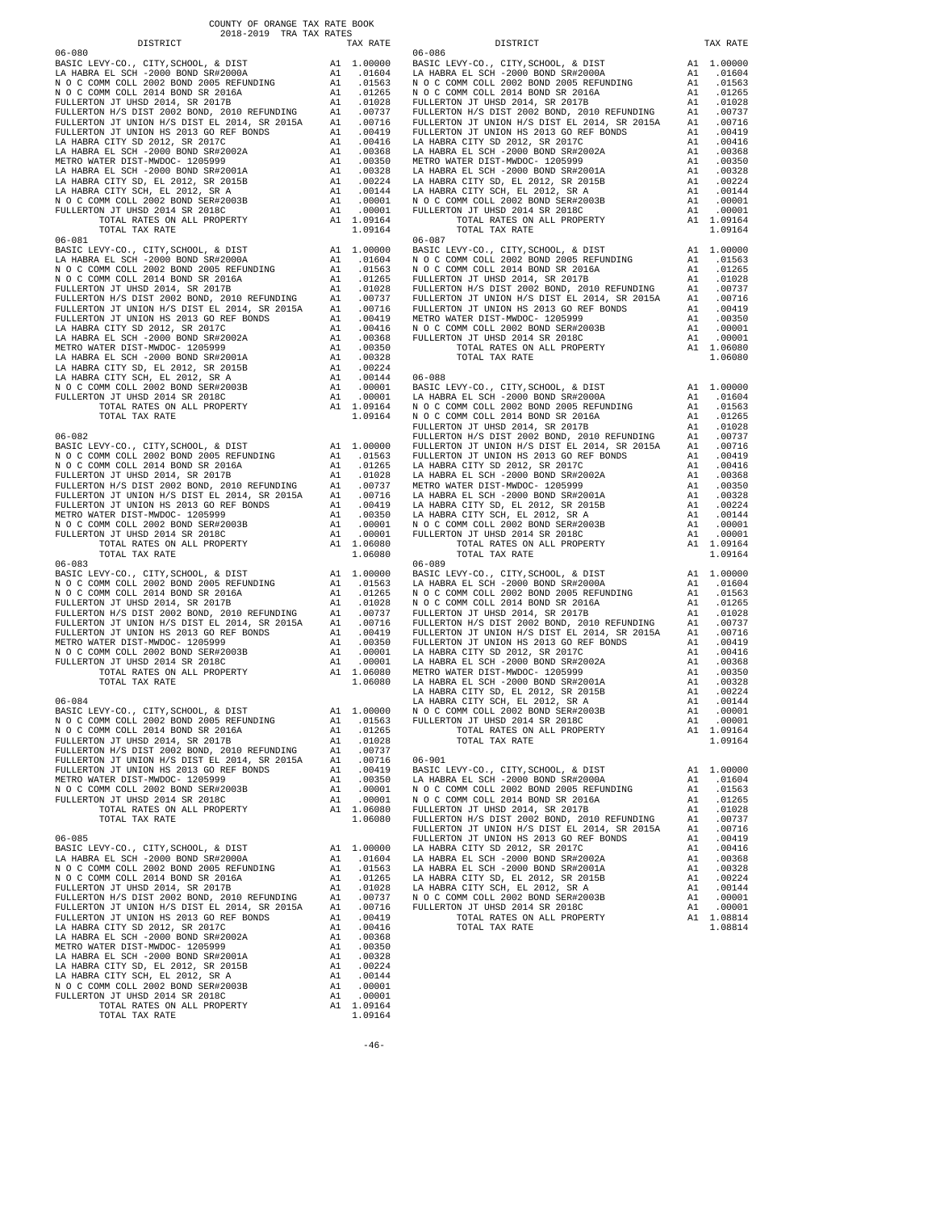COUNTY OF ORANGE TAX RATE BOOK
2018-2019 TRA TAX RATES

| DISTRICT | | TAX RATE |
|---|---|---|
| **06-080** | | |
| BASIC LEVY-CO., CITY,SCHOOL, & DIST | A1 | 1.00000 |
| LA HABRA EL SCH -2000 BOND SR#2000A | A1 | .01604 |
| N O C COMM COLL 2002 BOND 2005 REFUNDING | A1 | .01563 |
| N O C COMM COLL 2014 BOND SR 2016A | A1 | .01265 |
| FULLERTON JT UHSD 2014, SR 2017B | A1 | .01028 |
| FULLERTON H/S DIST 2002 BOND, 2010 REFUNDING | A1 | .00737 |
| FULLERTON JT UNION H/S DIST EL 2014, SR 2015A | A1 | .00716 |
| FULLERTON JT UNION HS 2013 GO REF BONDS | A1 | .00419 |
| LA HABRA CITY SD 2012, SR 2017C | A1 | .00416 |
| LA HABRA EL SCH -2000 BOND SR#2002A | A1 | .00368 |
| METRO WATER DIST-MWDOC- 1205999 | A1 | .00350 |
| LA HABRA EL SCH -2000 BOND SR#2001A | A1 | .00328 |
| LA HABRA CITY SD, EL 2012, SR 2015B | A1 | .00224 |
| LA HABRA CITY SCH, EL 2012, SR A | A1 | .00144 |
| N O C COMM COLL 2002 BOND SER#2003B | A1 | .00001 |
| FULLERTON JT UHSD 2014 SR 2018C | A1 | .00001 |
| TOTAL RATES ON ALL PROPERTY | A1 | 1.09164 |
| TOTAL TAX RATE | | 1.09164 |
| **06-081** | | |
| BASIC LEVY-CO., CITY,SCHOOL, & DIST | A1 | 1.00000 |
| LA HABRA EL SCH -2000 BOND SR#2000A | A1 | .01604 |
| N O C COMM COLL 2002 BOND 2005 REFUNDING | A1 | .01563 |
| N O C COMM COLL 2014 BOND SR 2016A | A1 | .01265 |
| FULLERTON JT UHSD 2014, SR 2017B | A1 | .01028 |
| FULLERTON H/S DIST 2002 BOND, 2010 REFUNDING | A1 | .00737 |
| FULLERTON JT UNION H/S DIST EL 2014, SR 2015A | A1 | .00716 |
| FULLERTON JT UNION HS 2013 GO REF BONDS | A1 | .00419 |
| LA HABRA CITY SD 2012, SR 2017C | A1 | .00416 |
| LA HABRA EL SCH -2000 BOND SR#2002A | A1 | .00368 |
| METRO WATER DIST-MWDOC- 1205999 | A1 | .00350 |
| LA HABRA EL SCH -2000 BOND SR#2001A | A1 | .00328 |
| LA HABRA CITY SD, EL 2012, SR 2015B | A1 | .00224 |
| LA HABRA CITY SCH, EL 2012, SR A | A1 | .00144 |
| N O C COMM COLL 2002 BOND SER#2003B | A1 | .00001 |
| FULLERTON JT UHSD 2014 SR 2018C | A1 | .00001 |
| TOTAL RATES ON ALL PROPERTY | A1 | 1.09164 |
| TOTAL TAX RATE | | 1.09164 |
| **06-082** | | |
| BASIC LEVY-CO., CITY,SCHOOL, & DIST | A1 | 1.00000 |
| N O C COMM COLL 2002 BOND 2005 REFUNDING | A1 | .01563 |
| N O C COMM COLL 2014 BOND SR 2016A | A1 | .01265 |
| FULLERTON JT UHSD 2014, SR 2017B | A1 | .01028 |
| FULLERTON H/S DIST 2002 BOND, 2010 REFUNDING | A1 | .00737 |
| FULLERTON JT UNION H/S DIST EL 2014, SR 2015A | A1 | .00716 |
| FULLERTON JT UNION HS 2013 GO REF BONDS | A1 | .00419 |
| METRO WATER DIST-MWDOC- 1205999 | A1 | .00350 |
| N O C COMM COLL 2002 BOND SER#2003B | A1 | .00001 |
| FULLERTON JT UHSD 2014 SR 2018C | A1 | .00001 |
| TOTAL RATES ON ALL PROPERTY | A1 | 1.06080 |
| TOTAL TAX RATE | | 1.06080 |
| **06-083** | | |
| BASIC LEVY-CO., CITY,SCHOOL, & DIST | A1 | 1.00000 |
| N O C COMM COLL 2002 BOND 2005 REFUNDING | A1 | .01563 |
| N O C COMM COLL 2014 BOND SR 2016A | A1 | .01265 |
| FULLERTON JT UHSD 2014, SR 2017B | A1 | .01028 |
| FULLERTON H/S DIST 2002 BOND, 2010 REFUNDING | A1 | .00737 |
| FULLERTON JT UNION H/S DIST EL 2014, SR 2015A | A1 | .00716 |
| FULLERTON JT UNION HS 2013 GO REF BONDS | A1 | .00419 |
| METRO WATER DIST-MWDOC- 1205999 | A1 | .00350 |
| N O C COMM COLL 2002 BOND SER#2003B | A1 | .00001 |
| FULLERTON JT UHSD 2014 SR 2018C | A1 | .00001 |
| TOTAL RATES ON ALL PROPERTY | A1 | 1.06080 |
| TOTAL TAX RATE | | 1.06080 |
| **06-084** | | |
| BASIC LEVY-CO., CITY,SCHOOL, & DIST | A1 | 1.00000 |
| N O C COMM COLL 2002 BOND 2005 REFUNDING | A1 | .01563 |
| N O C COMM COLL 2014 BOND SR 2016A | A1 | .01265 |
| FULLERTON JT UHSD 2014, SR 2017B | A1 | .01028 |
| FULLERTON H/S DIST 2002 BOND, 2010 REFUNDING | A1 | .00737 |
| FULLERTON JT UNION H/S DIST EL 2014, SR 2015A | A1 | .00716 |
| FULLERTON JT UNION HS 2013 GO REF BONDS | A1 | .00419 |
| METRO WATER DIST-MWDOC- 1205999 | A1 | .00350 |
| N O C COMM COLL 2002 BOND SER#2003B | A1 | .00001 |
| FULLERTON JT UHSD 2014 SR 2018C | A1 | .00001 |
| TOTAL RATES ON ALL PROPERTY | A1 | 1.06080 |
| TOTAL TAX RATE | | 1.06080 |
| **06-085** | | |
| BASIC LEVY-CO., CITY,SCHOOL, & DIST | A1 | 1.00000 |
| LA HABRA EL SCH -2000 BOND SR#2000A | A1 | .01604 |
| N O C COMM COLL 2002 BOND 2005 REFUNDING | A1 | .01563 |
| N O C COMM COLL 2014 BOND SR 2016A | A1 | .01265 |
| FULLERTON JT UHSD 2014, SR 2017B | A1 | .01028 |
| FULLERTON H/S DIST 2002 BOND, 2010 REFUNDING | A1 | .00737 |
| FULLERTON JT UNION H/S DIST EL 2014, SR 2015A | A1 | .00716 |
| FULLERTON JT UNION HS 2013 GO REF BONDS | A1 | .00419 |
| LA HABRA CITY SD 2012, SR 2017C | A1 | .00416 |
| LA HABRA EL SCH -2000 BOND SR#2002A | A1 | .00368 |
| METRO WATER DIST-MWDOC- 1205999 | A1 | .00350 |
| LA HABRA EL SCH -2000 BOND SR#2001A | A1 | .00328 |
| LA HABRA CITY SD, EL 2012, SR 2015B | A1 | .00224 |
| LA HABRA CITY SCH, EL 2012, SR A | A1 | .00144 |
| N O C COMM COLL 2002 BOND SER#2003B | A1 | .00001 |
| FULLERTON JT UHSD 2014 SR 2018C | A1 | .00001 |
| TOTAL RATES ON ALL PROPERTY | A1 | 1.09164 |
| TOTAL TAX RATE | | 1.09164 |
| **06-086** | | |
| BASIC LEVY-CO., CITY,SCHOOL, & DIST | A1 | 1.00000 |
| LA HABRA EL SCH -2000 BOND SR#2000A | A1 | .01604 |
| N O C COMM COLL 2002 BOND 2005 REFUNDING | A1 | .01563 |
| N O C COMM COLL 2014 BOND SR 2016A | A1 | .01265 |
| FULLERTON JT UHSD 2014, SR 2017B | A1 | .01028 |
| FULLERTON H/S DIST 2002 BOND, 2010 REFUNDING | A1 | .00737 |
| FULLERTON JT UNION H/S DIST EL 2014, SR 2015A | A1 | .00716 |
| FULLERTON JT UNION HS 2013 GO REF BONDS | A1 | .00419 |
| LA HABRA CITY SD 2012, SR 2017C | A1 | .00416 |
| LA HABRA EL SCH -2000 BOND SR#2002A | A1 | .00368 |
| METRO WATER DIST-MWDOC- 1205999 | A1 | .00350 |
| LA HABRA EL SCH -2000 BOND SR#2001A | A1 | .00328 |
| LA HABRA CITY SD, EL 2012, SR 2015B | A1 | .00224 |
| LA HABRA CITY SCH, EL 2012, SR A | A1 | .00144 |
| N O C COMM COLL 2002 BOND SER#2003B | A1 | .00001 |
| FULLERTON JT UHSD 2014 SR 2018C | A1 | .00001 |
| TOTAL RATES ON ALL PROPERTY | A1 | 1.09164 |
| TOTAL TAX RATE | | 1.09164 |
| **06-087** | | |
| BASIC LEVY-CO., CITY,SCHOOL, & DIST | A1 | 1.00000 |
| N O C COMM COLL 2002 BOND 2005 REFUNDING | A1 | .01563 |
| N O C COMM COLL 2014 BOND SR 2016A | A1 | .01265 |
| FULLERTON JT UHSD 2014, SR 2017B | A1 | .01028 |
| FULLERTON H/S DIST 2002 BOND, 2010 REFUNDING | A1 | .00737 |
| FULLERTON JT UNION H/S DIST EL 2014, SR 2015A | A1 | .00716 |
| FULLERTON JT UNION HS 2013 GO REF BONDS | A1 | .00419 |
| METRO WATER DIST-MWDOC- 1205999 | A1 | .00350 |
| N O C COMM COLL 2002 BOND SER#2003B | A1 | .00001 |
| FULLERTON JT UHSD 2014 SR 2018C | A1 | .00001 |
| TOTAL RATES ON ALL PROPERTY | A1 | 1.06080 |
| TOTAL TAX RATE | | 1.06080 |
| **06-088** | | |
| BASIC LEVY-CO., CITY,SCHOOL, & DIST | A1 | 1.00000 |
| LA HABRA EL SCH -2000 BOND SR#2000A | A1 | .01604 |
| N O C COMM COLL 2002 BOND 2005 REFUNDING | A1 | .01563 |
| N O C COMM COLL 2014 BOND SR 2016A | A1 | .01265 |
| FULLERTON JT UHSD 2014, SR 2017B | A1 | .01028 |
| FULLERTON H/S DIST 2002 BOND, 2010 REFUNDING | A1 | .00737 |
| FULLERTON JT UNION H/S DIST EL 2014, SR 2015A | A1 | .00716 |
| FULLERTON JT UNION HS 2013 GO REF BONDS | A1 | .00419 |
| LA HABRA CITY SD 2012, SR 2017C | A1 | .00416 |
| LA HABRA EL SCH -2000 BOND SR#2002A | A1 | .00368 |
| METRO WATER DIST-MWDOC- 1205999 | A1 | .00350 |
| LA HABRA EL SCH -2000 BOND SR#2001A | A1 | .00328 |
| LA HABRA CITY SD, EL 2012, SR 2015B | A1 | .00224 |
| LA HABRA CITY SCH, EL 2012, SR A | A1 | .00144 |
| N O C COMM COLL 2002 BOND SER#2003B | A1 | .00001 |
| FULLERTON JT UHSD 2014 SR 2018C | A1 | .00001 |
| TOTAL RATES ON ALL PROPERTY | A1 | 1.09164 |
| TOTAL TAX RATE | | 1.09164 |
| **06-089** | | |
| BASIC LEVY-CO., CITY,SCHOOL, & DIST | A1 | 1.00000 |
| LA HABRA EL SCH -2000 BOND SR#2000A | A1 | .01604 |
| N O C COMM COLL 2002 BOND 2005 REFUNDING | A1 | .01563 |
| N O C COMM COLL 2014 BOND SR 2016A | A1 | .01265 |
| FULLERTON JT UHSD 2014, SR 2017B | A1 | .01028 |
| FULLERTON H/S DIST 2002 BOND, 2010 REFUNDING | A1 | .00737 |
| FULLERTON JT UNION H/S DIST EL 2014, SR 2015A | A1 | .00716 |
| FULLERTON JT UNION HS 2013 GO REF BONDS | A1 | .00419 |
| LA HABRA CITY SD 2012, SR 2017C | A1 | .00416 |
| LA HABRA EL SCH -2000 BOND SR#2002A | A1 | .00368 |
| METRO WATER DIST-MWDOC- 1205999 | A1 | .00350 |
| LA HABRA EL SCH -2000 BOND SR#2001A | A1 | .00328 |
| LA HABRA CITY SD, EL 2012, SR 2015B | A1 | .00224 |
| LA HABRA CITY SCH, EL 2012, SR A | A1 | .00144 |
| N O C COMM COLL 2002 BOND SER#2003B | A1 | .00001 |
| FULLERTON JT UHSD 2014 SR 2018C | A1 | .00001 |
| TOTAL RATES ON ALL PROPERTY | A1 | 1.09164 |
| TOTAL TAX RATE | | 1.09164 |
| **06-901** | | |
| BASIC LEVY-CO., CITY,SCHOOL, & DIST | A1 | 1.00000 |
| LA HABRA EL SCH -2000 BOND SR#2000A | A1 | .01604 |
| N O C COMM COLL 2002 BOND 2005 REFUNDING | A1 | .01563 |
| N O C COMM COLL 2014 BOND SR 2016A | A1 | .01265 |
| FULLERTON JT UHSD 2014, SR 2017B | A1 | .01028 |
| FULLERTON H/S DIST 2002 BOND, 2010 REFUNDING | A1 | .00737 |
| FULLERTON JT UNION H/S DIST EL 2014, SR 2015A | A1 | .00716 |
| FULLERTON JT UNION HS 2013 GO REF BONDS | A1 | .00419 |
| LA HABRA CITY SD 2012, SR 2017C | A1 | .00416 |
| LA HABRA EL SCH -2000 BOND SR#2002A | A1 | .00368 |
| LA HABRA EL SCH -2000 BOND SR#2001A | A1 | .00328 |
| LA HABRA CITY SD, EL 2012, SR 2015B | A1 | .00224 |
| LA HABRA CITY SCH, EL 2012, SR A | A1 | .00144 |
| N O C COMM COLL 2002 BOND SER#2003B | A1 | .00001 |
| FULLERTON JT UHSD 2014 SR 2018C | A1 | .00001 |
| TOTAL RATES ON ALL PROPERTY | A1 | 1.08814 |
| TOTAL TAX RATE | | 1.08814 |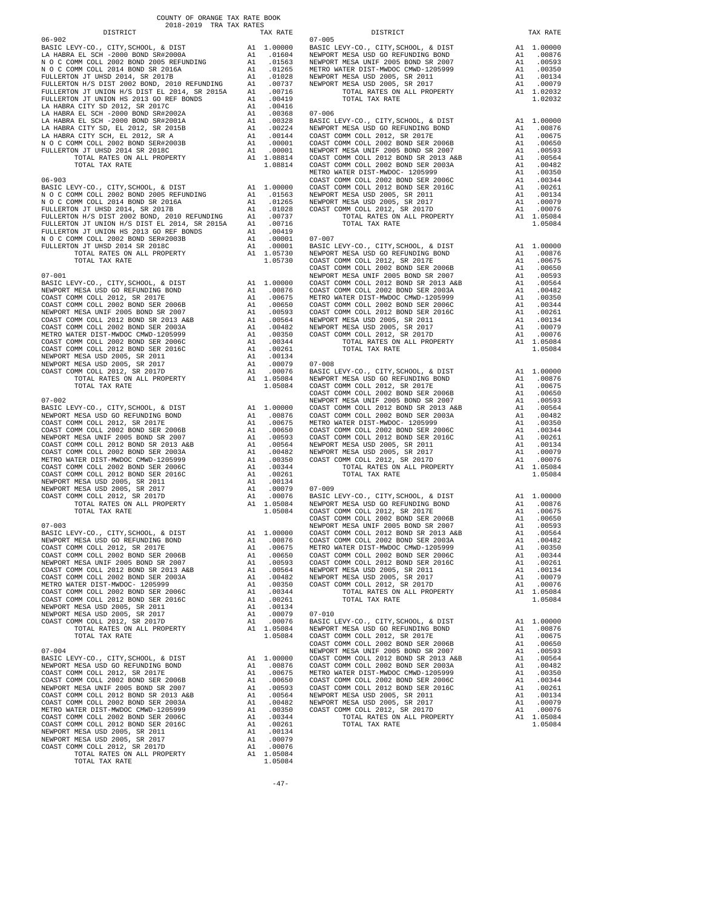COUNTY OF ORANGE TAX RATE BOOK
2018-2019 TRA TAX RATES

| DISTRICT | | TAX RATE |
|---|---|---|
| **06-902** | | |
| BASIC LEVY-CO., CITY,SCHOOL, & DIST | A1 | 1.00000 |
| LA HABRA EL SCH -2000 BOND SR#2000A | A1 | .01604 |
| N O C COMM COLL 2002 BOND 2005 REFUNDING | A1 | .01563 |
| N O C COMM COLL 2014 BOND SR 2016A | A1 | .01265 |
| FULLERTON JT UHSD 2014, SR 2017B | A1 | .01028 |
| FULLERTON H/S DIST 2002 BOND, 2010 REFUNDING | A1 | .00737 |
| FULLERTON JT UNION H/S DIST EL 2014, SR 2015A | A1 | .00716 |
| FULLERTON JT UNION HS 2013 GO REF BONDS | A1 | .00419 |
| LA HABRA CITY SD 2012, SR 2017C | A1 | .00416 |
| LA HABRA EL SCH -2000 BOND SR#2002A | A1 | .00368 |
| LA HABRA EL SCH -2000 BOND SR#2001A | A1 | .00328 |
| LA HABRA CITY SD, EL 2012, SR 2015B | A1 | .00224 |
| LA HABRA CITY SCH, EL 2012, SR A | A1 | .00144 |
| N O C COMM COLL 2002 BOND SER#2003B | A1 | .00001 |
| FULLERTON JT UHSD 2014 SR 2018C | A1 | .00001 |
| TOTAL RATES ON ALL PROPERTY | A1 | 1.08814 |
| TOTAL TAX RATE | | 1.08814 |
| **06-903** | | |
| BASIC LEVY-CO., CITY,SCHOOL, & DIST | A1 | 1.00000 |
| N O C COMM COLL 2002 BOND 2005 REFUNDING | A1 | .01563 |
| N O C COMM COLL 2014 BOND SR 2016A | A1 | .01265 |
| FULLERTON JT UHSD 2014, SR 2017B | A1 | .01028 |
| FULLERTON H/S DIST 2002 BOND, 2010 REFUNDING | A1 | .00737 |
| FULLERTON JT UNION H/S DIST EL 2014, SR 2015A | A1 | .00716 |
| FULLERTON JT UNION HS 2013 GO REF BONDS | A1 | .00419 |
| N O C COMM COLL 2002 BOND SER#2003B | A1 | .00001 |
| FULLERTON JT UHSD 2014 SR 2018C | A1 | .00001 |
| TOTAL RATES ON ALL PROPERTY | A1 | 1.05730 |
| TOTAL TAX RATE | | 1.05730 |
| **07-001** | | |
| BASIC LEVY-CO., CITY,SCHOOL, & DIST | A1 | 1.00000 |
| NEWPORT MESA USD GO REFUNDING BOND | A1 | .00876 |
| COAST COMM COLL 2012, SR 2017E | A1 | .00675 |
| COAST COMM COLL 2002 BOND SER 2006B | A1 | .00650 |
| NEWPORT MESA UNIF 2005 BOND SR 2007 | A1 | .00593 |
| COAST COMM COLL 2012 BOND SR 2013 A&B | A1 | .00564 |
| COAST COMM COLL 2002 BOND SER 2003A | A1 | .00482 |
| METRO WATER DIST-MWDOC CMWD-1205999 | A1 | .00350 |
| COAST COMM COLL 2002 BOND SER 2006C | A1 | .00344 |
| COAST COMM COLL 2012 BOND SER 2016C | A1 | .00261 |
| NEWPORT MESA USD 2005, SR 2011 | A1 | .00134 |
| NEWPORT MESA USD 2005, SR 2017 | A1 | .00079 |
| COAST COMM COLL 2012, SR 2017D | A1 | .00076 |
| TOTAL RATES ON ALL PROPERTY | A1 | 1.05084 |
| TOTAL TAX RATE | | 1.05084 |
| **07-002** | | |
| BASIC LEVY-CO., CITY,SCHOOL, & DIST | A1 | 1.00000 |
| NEWPORT MESA USD GO REFUNDING BOND | A1 | .00876 |
| COAST COMM COLL 2012, SR 2017E | A1 | .00675 |
| COAST COMM COLL 2002 BOND SER 2006B | A1 | .00650 |
| NEWPORT MESA UNIF 2005 BOND SR 2007 | A1 | .00593 |
| COAST COMM COLL 2012 BOND SR 2013 A&B | A1 | .00564 |
| COAST COMM COLL 2002 BOND SER 2003A | A1 | .00482 |
| METRO WATER DIST-MWDOC CMWD-1205999 | A1 | .00350 |
| COAST COMM COLL 2002 BOND SER 2006C | A1 | .00344 |
| COAST COMM COLL 2012 BOND SER 2016C | A1 | .00261 |
| NEWPORT MESA USD 2005, SR 2011 | A1 | .00134 |
| NEWPORT MESA USD 2005, SR 2017 | A1 | .00079 |
| COAST COMM COLL 2012, SR 2017D | A1 | .00076 |
| TOTAL RATES ON ALL PROPERTY | A1 | 1.05084 |
| TOTAL TAX RATE | | 1.05084 |
| **07-003** | | |
| BASIC LEVY-CO., CITY,SCHOOL, & DIST | A1 | 1.00000 |
| NEWPORT MESA USD GO REFUNDING BOND | A1 | .00876 |
| COAST COMM COLL 2012, SR 2017E | A1 | .00675 |
| COAST COMM COLL 2002 BOND SER 2006B | A1 | .00650 |
| NEWPORT MESA UNIF 2005 BOND SR 2007 | A1 | .00593 |
| COAST COMM COLL 2012 BOND SR 2013 A&B | A1 | .00564 |
| COAST COMM COLL 2002 BOND SER 2003A | A1 | .00482 |
| METRO WATER DIST-MWDOC- 1205999 | A1 | .00350 |
| COAST COMM COLL 2002 BOND SER 2006C | A1 | .00344 |
| COAST COMM COLL 2012 BOND SER 2016C | A1 | .00261 |
| NEWPORT MESA USD 2005, SR 2011 | A1 | .00134 |
| NEWPORT MESA USD 2005, SR 2017 | A1 | .00079 |
| COAST COMM COLL 2012, SR 2017D | A1 | .00076 |
| TOTAL RATES ON ALL PROPERTY | A1 | 1.05084 |
| TOTAL TAX RATE | | 1.05084 |
| **07-004** | | |
| BASIC LEVY-CO., CITY,SCHOOL, & DIST | A1 | 1.00000 |
| NEWPORT MESA USD GO REFUNDING BOND | A1 | .00876 |
| COAST COMM COLL 2012, SR 2017E | A1 | .00675 |
| COAST COMM COLL 2002 BOND SER 2006B | A1 | .00650 |
| NEWPORT MESA UNIF 2005 BOND SR 2007 | A1 | .00593 |
| COAST COMM COLL 2012 BOND SR 2013 A&B | A1 | .00564 |
| COAST COMM COLL 2002 BOND SER 2003A | A1 | .00482 |
| METRO WATER DIST-MWDOC CMWD-1205999 | A1 | .00350 |
| COAST COMM COLL 2002 BOND SER 2006C | A1 | .00344 |
| COAST COMM COLL 2012 BOND SER 2016C | A1 | .00261 |
| NEWPORT MESA USD 2005, SR 2011 | A1 | .00134 |
| NEWPORT MESA USD 2005, SR 2017 | A1 | .00079 |
| COAST COMM COLL 2012, SR 2017D | A1 | .00076 |
| TOTAL RATES ON ALL PROPERTY | A1 | 1.05084 |
| TOTAL TAX RATE | | 1.05084 |
| **07-005** | | |
| BASIC LEVY-CO., CITY,SCHOOL, & DIST | A1 | 1.00000 |
| NEWPORT MESA USD GO REFUNDING BOND | A1 | .00876 |
| NEWPORT MESA UNIF 2005 BOND SR 2007 | A1 | .00593 |
| METRO WATER DIST-MWDOC CMWD-1205999 | A1 | .00350 |
| NEWPORT MESA USD 2005, SR 2011 | A1 | .00134 |
| NEWPORT MESA USD 2005, SR 2017 | A1 | .00079 |
| TOTAL RATES ON ALL PROPERTY | A1 | 1.02032 |
| TOTAL TAX RATE | | 1.02032 |
| **07-006** | | |
| BASIC LEVY-CO., CITY,SCHOOL, & DIST | A1 | 1.00000 |
| NEWPORT MESA USD GO REFUNDING BOND | A1 | .00876 |
| COAST COMM COLL 2012, SR 2017E | A1 | .00675 |
| COAST COMM COLL 2002 BOND SER 2006B | A1 | .00650 |
| NEWPORT MESA UNIF 2005 BOND SR 2007 | A1 | .00593 |
| COAST COMM COLL 2012 BOND SR 2013 A&B | A1 | .00564 |
| COAST COMM COLL 2002 BOND SER 2003A | A1 | .00482 |
| METRO WATER DIST-MWDOC- 1205999 | A1 | .00350 |
| COAST COMM COLL 2002 BOND SER 2006C | A1 | .00344 |
| COAST COMM COLL 2012 BOND SER 2016C | A1 | .00261 |
| NEWPORT MESA USD 2005, SR 2011 | A1 | .00134 |
| NEWPORT MESA USD 2005, SR 2017 | A1 | .00079 |
| COAST COMM COLL 2012, SR 2017D | A1 | .00076 |
| TOTAL RATES ON ALL PROPERTY | A1 | 1.05084 |
| TOTAL TAX RATE | | 1.05084 |
| **07-007** | | |
| BASIC LEVY-CO., CITY,SCHOOL, & DIST | A1 | 1.00000 |
| NEWPORT MESA USD GO REFUNDING BOND | A1 | .00876 |
| COAST COMM COLL 2012, SR 2017E | A1 | .00675 |
| COAST COMM COLL 2002 BOND SER 2006B | A1 | .00650 |
| NEWPORT MESA UNIF 2005 BOND SR 2007 | A1 | .00593 |
| COAST COMM COLL 2012 BOND SR 2013 A&B | A1 | .00564 |
| COAST COMM COLL 2002 BOND SER 2003A | A1 | .00482 |
| METRO WATER DIST-MWDOC CMWD-1205999 | A1 | .00350 |
| COAST COMM COLL 2002 BOND SER 2006C | A1 | .00344 |
| COAST COMM COLL 2012 BOND SER 2016C | A1 | .00261 |
| NEWPORT MESA USD 2005, SR 2011 | A1 | .00134 |
| NEWPORT MESA USD 2005, SR 2017 | A1 | .00079 |
| COAST COMM COLL 2012, SR 2017D | A1 | .00076 |
| TOTAL RATES ON ALL PROPERTY | A1 | 1.05084 |
| TOTAL TAX RATE | | 1.05084 |
| **07-008** | | |
| BASIC LEVY-CO., CITY,SCHOOL, & DIST | A1 | 1.00000 |
| NEWPORT MESA USD GO REFUNDING BOND | A1 | .00876 |
| COAST COMM COLL 2012, SR 2017E | A1 | .00675 |
| COAST COMM COLL 2002 BOND SER 2006B | A1 | .00650 |
| NEWPORT MESA UNIF 2005 BOND SR 2007 | A1 | .00593 |
| COAST COMM COLL 2012 BOND SR 2013 A&B | A1 | .00564 |
| COAST COMM COLL 2002 BOND SER 2003A | A1 | .00482 |
| METRO WATER DIST-MWDOC- 1205999 | A1 | .00350 |
| COAST COMM COLL 2002 BOND SER 2006C | A1 | .00344 |
| COAST COMM COLL 2012 BOND SER 2016C | A1 | .00261 |
| NEWPORT MESA USD 2005, SR 2011 | A1 | .00134 |
| NEWPORT MESA USD 2005, SR 2017 | A1 | .00079 |
| COAST COMM COLL 2012, SR 2017D | A1 | .00076 |
| TOTAL RATES ON ALL PROPERTY | A1 | 1.05084 |
| TOTAL TAX RATE | | 1.05084 |
| **07-009** | | |
| BASIC LEVY-CO., CITY,SCHOOL, & DIST | A1 | 1.00000 |
| NEWPORT MESA USD GO REFUNDING BOND | A1 | .00876 |
| COAST COMM COLL 2012, SR 2017E | A1 | .00675 |
| COAST COMM COLL 2002 BOND SER 2006B | A1 | .00650 |
| NEWPORT MESA UNIF 2005 BOND SR 2007 | A1 | .00593 |
| COAST COMM COLL 2012 BOND SR 2013 A&B | A1 | .00564 |
| COAST COMM COLL 2002 BOND SER 2003A | A1 | .00482 |
| METRO WATER DIST-MWDOC CMWD-1205999 | A1 | .00350 |
| COAST COMM COLL 2002 BOND SER 2006C | A1 | .00344 |
| COAST COMM COLL 2012 BOND SER 2016C | A1 | .00261 |
| NEWPORT MESA USD 2005, SR 2011 | A1 | .00134 |
| NEWPORT MESA USD 2005, SR 2017 | A1 | .00079 |
| COAST COMM COLL 2012, SR 2017D | A1 | .00076 |
| TOTAL RATES ON ALL PROPERTY | A1 | 1.05084 |
| TOTAL TAX RATE | | 1.05084 |
| **07-010** | | |
| BASIC LEVY-CO., CITY,SCHOOL, & DIST | A1 | 1.00000 |
| NEWPORT MESA USD GO REFUNDING BOND | A1 | .00876 |
| COAST COMM COLL 2012, SR 2017E | A1 | .00675 |
| COAST COMM COLL 2002 BOND SER 2006B | A1 | .00650 |
| NEWPORT MESA UNIF 2005 BOND SR 2007 | A1 | .00593 |
| COAST COMM COLL 2012 BOND SR 2013 A&B | A1 | .00564 |
| COAST COMM COLL 2002 BOND SER 2003A | A1 | .00482 |
| METRO WATER DIST-MWDOC CMWD-1205999 | A1 | .00350 |
| COAST COMM COLL 2002 BOND SER 2006C | A1 | .00344 |
| COAST COMM COLL 2012 BOND SER 2016C | A1 | .00261 |
| NEWPORT MESA USD 2005, SR 2011 | A1 | .00134 |
| NEWPORT MESA USD 2005, SR 2017 | A1 | .00079 |
| COAST COMM COLL 2012, SR 2017D | A1 | .00076 |
| TOTAL RATES ON ALL PROPERTY | A1 | 1.05084 |
| TOTAL TAX RATE | | 1.05084 |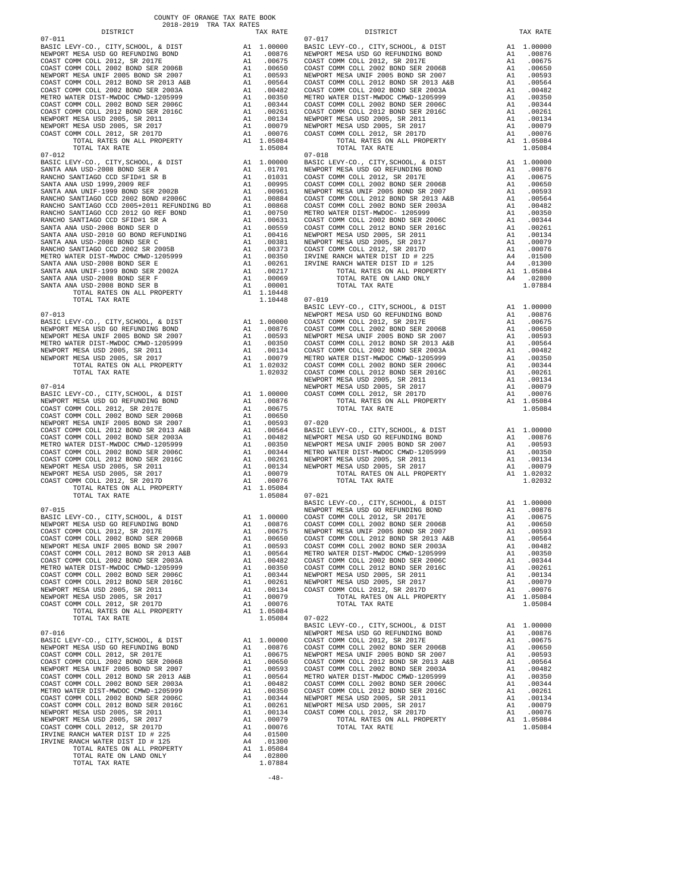COUNTY OF ORANGE TAX RATE BOOK
2018-2019 TRA TAX RATES

| DISTRICT | | TAX RATE |
|---|---|---|
| **07-011** | | |
| BASIC LEVY-CO., CITY,SCHOOL, & DIST | A1 | 1.00000 |
| NEWPORT MESA USD GO REFUNDING BOND | A1 | .00876 |
| COAST COMM COLL 2012, SR 2017E | A1 | .00675 |
| COAST COMM COLL 2002 BOND SER 2006B | A1 | .00650 |
| NEWPORT MESA UNIF 2005 BOND SR 2007 | A1 | .00593 |
| COAST COMM COLL 2012 BOND SR 2013 A&B | A1 | .00564 |
| COAST COMM COLL 2002 BOND SER 2003A | A1 | .00482 |
| METRO WATER DIST-MWDOC CMWD-1205999 | A1 | .00350 |
| COAST COMM COLL 2002 BOND SER 2006C | A1 | .00344 |
| COAST COMM COLL 2012 BOND SER 2016C | A1 | .00261 |
| NEWPORT MESA USD 2005, SR 2011 | A1 | .00134 |
| NEWPORT MESA USD 2005, SR 2017 | A1 | .00079 |
| COAST COMM COLL 2012, SR 2017D | A1 | .00076 |
| TOTAL RATES ON ALL PROPERTY | A1 | 1.05084 |
| TOTAL TAX RATE | | 1.05084 |
| **07-012** | | |
| BASIC LEVY-CO., CITY,SCHOOL, & DIST | A1 | 1.00000 |
| SANTA ANA USD-2008 BOND SER A | A1 | .01701 |
| RANCHO SANTIAGO CCD SFID#1 SR B | A1 | .01031 |
| SANTA ANA USD 1999,2009 REF | A1 | .00995 |
| SANTA ANA UNIF-1999 BOND SER 2002B | A1 | .00961 |
| RANCHO SANTIAGO CCD 2002 BOND #2006C | A1 | .00884 |
| RANCHO SANTIAGO CCD 2005+2011 REFUNDING BD | A1 | .00868 |
| RANCHO SANTIAGO CCD 2012 GO REF BOND | A1 | .00750 |
| RANCHO SANTIAGO CCD SFID#1 SR A | A1 | .00631 |
| SANTA ANA USD-2008 BOND SER D | A1 | .00559 |
| SANTA ANA USD-2010 GO BOND REFUNDING | A1 | .00416 |
| SANTA ANA USD-2008 BOND SER C | A1 | .00381 |
| RANCHO SANTIAGO CCD 2002 SR 2005B | A1 | .00373 |
| METRO WATER DIST-MWDOC CMWD-1205999 | A1 | .00350 |
| SANTA ANA USD-2008 BOND SER E | A1 | .00261 |
| SANTA ANA UNIF-1999 BOND SER 2002A | A1 | .00217 |
| SANTA ANA USD-2008 BOND SER F | A1 | .00069 |
| SANTA ANA USD-2008 BOND SER B | A1 | .00001 |
| TOTAL RATES ON ALL PROPERTY | A1 | 1.10448 |
| TOTAL TAX RATE | | 1.10448 |
| **07-013** | | |
| BASIC LEVY-CO., CITY,SCHOOL, & DIST | A1 | 1.00000 |
| NEWPORT MESA USD GO REFUNDING BOND | A1 | .00876 |
| NEWPORT MESA UNIF 2005 BOND SR 2007 | A1 | .00593 |
| METRO WATER DIST-MWDOC CMWD-1205999 | A1 | .00350 |
| NEWPORT MESA USD 2005, SR 2011 | A1 | .00134 |
| NEWPORT MESA USD 2005, SR 2017 | A1 | .00079 |
| TOTAL RATES ON ALL PROPERTY | A1 | 1.02032 |
| TOTAL TAX RATE | | 1.02032 |
| **07-014** | | |
| BASIC LEVY-CO., CITY,SCHOOL, & DIST | A1 | 1.00000 |
| NEWPORT MESA USD GO REFUNDING BOND | A1 | .00876 |
| COAST COMM COLL 2012, SR 2017E | A1 | .00675 |
| COAST COMM COLL 2002 BOND SER 2006B | A1 | .00650 |
| NEWPORT MESA UNIF 2005 BOND SR 2007 | A1 | .00593 |
| COAST COMM COLL 2012 BOND SR 2013 A&B | A1 | .00564 |
| COAST COMM COLL 2002 BOND SER 2003A | A1 | .00482 |
| METRO WATER DIST-MWDOC CMWD-1205999 | A1 | .00350 |
| COAST COMM COLL 2002 BOND SER 2006C | A1 | .00344 |
| COAST COMM COLL 2012 BOND SER 2016C | A1 | .00261 |
| NEWPORT MESA USD 2005, SR 2011 | A1 | .00134 |
| NEWPORT MESA USD 2005, SR 2017 | A1 | .00079 |
| COAST COMM COLL 2012, SR 2017D | A1 | .00076 |
| TOTAL RATES ON ALL PROPERTY | A1 | 1.05084 |
| TOTAL TAX RATE | | 1.05084 |
| **07-015** | | |
| BASIC LEVY-CO., CITY,SCHOOL, & DIST | A1 | 1.00000 |
| NEWPORT MESA USD GO REFUNDING BOND | A1 | .00876 |
| COAST COMM COLL 2012, SR 2017E | A1 | .00675 |
| COAST COMM COLL 2002 BOND SER 2006B | A1 | .00650 |
| NEWPORT MESA UNIF 2005 BOND SR 2007 | A1 | .00593 |
| COAST COMM COLL 2012 BOND SR 2013 A&B | A1 | .00564 |
| COAST COMM COLL 2002 BOND SER 2003A | A1 | .00482 |
| METRO WATER DIST-MWDOC CMWD-1205999 | A1 | .00350 |
| COAST COMM COLL 2002 BOND SER 2006C | A1 | .00344 |
| COAST COMM COLL 2012 BOND SER 2016C | A1 | .00261 |
| NEWPORT MESA USD 2005, SR 2011 | A1 | .00134 |
| NEWPORT MESA USD 2005, SR 2017 | A1 | .00079 |
| COAST COMM COLL 2012, SR 2017D | A1 | .00076 |
| TOTAL RATES ON ALL PROPERTY | A1 | 1.05084 |
| TOTAL TAX RATE | | 1.05084 |
| **07-016** | | |
| BASIC LEVY-CO., CITY,SCHOOL, & DIST | A1 | 1.00000 |
| NEWPORT MESA USD GO REFUNDING BOND | A1 | .00876 |
| COAST COMM COLL 2012, SR 2017E | A1 | .00675 |
| COAST COMM COLL 2002 BOND SER 2006B | A1 | .00650 |
| NEWPORT MESA UNIF 2005 BOND SR 2007 | A1 | .00593 |
| COAST COMM COLL 2012 BOND SR 2013 A&B | A1 | .00564 |
| COAST COMM COLL 2002 BOND SER 2003A | A1 | .00482 |
| METRO WATER DIST-MWDOC CMWD-1205999 | A1 | .00350 |
| COAST COMM COLL 2002 BOND SER 2006C | A1 | .00344 |
| COAST COMM COLL 2012 BOND SER 2016C | A1 | .00261 |
| NEWPORT MESA USD 2005, SR 2011 | A1 | .00134 |
| NEWPORT MESA USD 2005, SR 2017 | A1 | .00079 |
| COAST COMM COLL 2012, SR 2017D | A1 | .00076 |
| IRVINE RANCH WATER DIST ID # 225 | A4 | .01500 |
| IRVINE RANCH WATER DIST ID # 125 | A4 | .01300 |
| TOTAL RATES ON ALL PROPERTY | A1 | 1.05084 |
| TOTAL RATE ON LAND ONLY | A4 | .02800 |
| TOTAL TAX RATE | | 1.07884 |
| **07-017** | | |
| BASIC LEVY-CO., CITY,SCHOOL, & DIST | A1 | 1.00000 |
| NEWPORT MESA USD GO REFUNDING BOND | A1 | .00876 |
| COAST COMM COLL 2012, SR 2017E | A1 | .00675 |
| COAST COMM COLL 2002 BOND SER 2006B | A1 | .00650 |
| NEWPORT MESA UNIF 2005 BOND SR 2007 | A1 | .00593 |
| COAST COMM COLL 2012 BOND SR 2013 A&B | A1 | .00564 |
| COAST COMM COLL 2002 BOND SER 2003A | A1 | .00482 |
| METRO WATER DIST-MWDOC CMWD-1205999 | A1 | .00350 |
| COAST COMM COLL 2002 BOND SER 2006C | A1 | .00344 |
| COAST COMM COLL 2012 BOND SER 2016C | A1 | .00261 |
| NEWPORT MESA USD 2005, SR 2011 | A1 | .00134 |
| NEWPORT MESA USD 2005, SR 2017 | A1 | .00079 |
| COAST COMM COLL 2012, SR 2017D | A1 | .00076 |
| TOTAL RATES ON ALL PROPERTY | A1 | 1.05084 |
| TOTAL TAX RATE | | 1.05084 |
| **07-018** | | |
| BASIC LEVY-CO., CITY,SCHOOL, & DIST | A1 | 1.00000 |
| NEWPORT MESA USD GO REFUNDING BOND | A1 | .00876 |
| COAST COMM COLL 2012, SR 2017E | A1 | .00675 |
| COAST COMM COLL 2002 BOND SER 2006B | A1 | .00650 |
| NEWPORT MESA UNIF 2005 BOND SR 2007 | A1 | .00593 |
| COAST COMM COLL 2012 BOND SR 2013 A&B | A1 | .00564 |
| COAST COMM COLL 2002 BOND SER 2003A | A1 | .00482 |
| METRO WATER DIST-MWDOC- 1205999 | A1 | .00350 |
| COAST COMM COLL 2002 BOND SER 2006C | A1 | .00344 |
| COAST COMM COLL 2012 BOND SER 2016C | A1 | .00261 |
| NEWPORT MESA USD 2005, SR 2011 | A1 | .00134 |
| NEWPORT MESA USD 2005, SR 2017 | A1 | .00079 |
| COAST COMM COLL 2012, SR 2017D | A1 | .00076 |
| IRVINE RANCH WATER DIST ID # 225 | A4 | .01500 |
| IRVINE RANCH WATER DIST ID # 125 | A4 | .01300 |
| TOTAL RATES ON ALL PROPERTY | A1 | 1.05084 |
| TOTAL RATE ON LAND ONLY | A4 | .02800 |
| TOTAL TAX RATE | | 1.07884 |
| **07-019** | | |
| BASIC LEVY-CO., CITY,SCHOOL, & DIST | A1 | 1.00000 |
| NEWPORT MESA USD GO REFUNDING BOND | A1 | .00876 |
| COAST COMM COLL 2012, SR 2017E | A1 | .00675 |
| COAST COMM COLL 2002 BOND SER 2006B | A1 | .00650 |
| NEWPORT MESA UNIF 2005 BOND SR 2007 | A1 | .00593 |
| COAST COMM COLL 2012 BOND SR 2013 A&B | A1 | .00564 |
| COAST COMM COLL 2002 BOND SER 2003A | A1 | .00482 |
| METRO WATER DIST-MWDOC CMWD-1205999 | A1 | .00350 |
| COAST COMM COLL 2002 BOND SER 2006C | A1 | .00344 |
| COAST COMM COLL 2012 BOND SER 2016C | A1 | .00261 |
| NEWPORT MESA USD 2005, SR 2011 | A1 | .00134 |
| NEWPORT MESA USD 2005, SR 2017 | A1 | .00079 |
| COAST COMM COLL 2012, SR 2017D | A1 | .00076 |
| TOTAL RATES ON ALL PROPERTY | A1 | 1.05084 |
| TOTAL TAX RATE | | 1.05084 |
| **07-020** | | |
| BASIC LEVY-CO., CITY,SCHOOL, & DIST | A1 | 1.00000 |
| NEWPORT MESA USD GO REFUNDING BOND | A1 | .00876 |
| NEWPORT MESA UNIF 2005 BOND SR 2007 | A1 | .00593 |
| METRO WATER DIST-MWDOC CMWD-1205999 | A1 | .00350 |
| NEWPORT MESA USD 2005, SR 2011 | A1 | .00134 |
| NEWPORT MESA USD 2005, SR 2017 | A1 | .00079 |
| TOTAL RATES ON ALL PROPERTY | A1 | 1.02032 |
| TOTAL TAX RATE | | 1.02032 |
| **07-021** | | |
| BASIC LEVY-CO., CITY,SCHOOL, & DIST | A1 | 1.00000 |
| NEWPORT MESA USD GO REFUNDING BOND | A1 | .00876 |
| COAST COMM COLL 2012, SR 2017E | A1 | .00675 |
| COAST COMM COLL 2002 BOND SER 2006B | A1 | .00650 |
| NEWPORT MESA UNIF 2005 BOND SR 2007 | A1 | .00593 |
| COAST COMM COLL 2012 BOND SR 2013 A&B | A1 | .00564 |
| COAST COMM COLL 2002 BOND SER 2003A | A1 | .00482 |
| METRO WATER DIST-MWDOC CMWD-1205999 | A1 | .00350 |
| COAST COMM COLL 2002 BOND SER 2006C | A1 | .00344 |
| COAST COMM COLL 2012 BOND SER 2016C | A1 | .00261 |
| NEWPORT MESA USD 2005, SR 2011 | A1 | .00134 |
| NEWPORT MESA USD 2005, SR 2017 | A1 | .00079 |
| COAST COMM COLL 2012, SR 2017D | A1 | .00076 |
| TOTAL RATES ON ALL PROPERTY | A1 | 1.05084 |
| TOTAL TAX RATE | | 1.05084 |
| **07-022** | | |
| BASIC LEVY-CO., CITY,SCHOOL, & DIST | A1 | 1.00000 |
| NEWPORT MESA USD GO REFUNDING BOND | A1 | .00876 |
| COAST COMM COLL 2012, SR 2017E | A1 | .00675 |
| COAST COMM COLL 2002 BOND SER 2006B | A1 | .00650 |
| NEWPORT MESA UNIF 2005 BOND SR 2007 | A1 | .00593 |
| COAST COMM COLL 2012 BOND SR 2013 A&B | A1 | .00564 |
| COAST COMM COLL 2002 BOND SER 2003A | A1 | .00482 |
| METRO WATER DIST-MWDOC CMWD-1205999 | A1 | .00350 |
| COAST COMM COLL 2002 BOND SER 2006C | A1 | .00344 |
| COAST COMM COLL 2012 BOND SER 2016C | A1 | .00261 |
| NEWPORT MESA USD 2005, SR 2011 | A1 | .00134 |
| NEWPORT MESA USD 2005, SR 2017 | A1 | .00079 |
| COAST COMM COLL 2012, SR 2017D | A1 | .00076 |
| TOTAL RATES ON ALL PROPERTY | A1 | 1.05084 |
| TOTAL TAX RATE | | 1.05084 |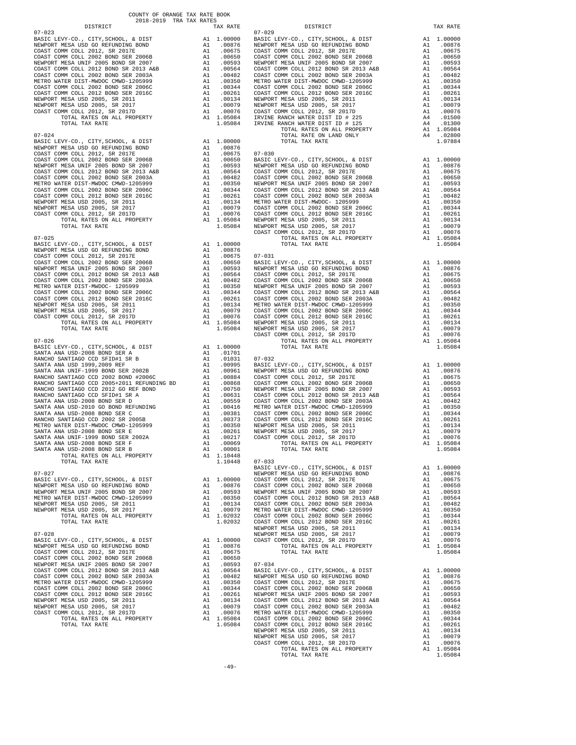COUNTY OF ORANGE TAX RATE BOOK
2018-2019 TRA TAX RATES

### 07-023

| DISTRICT | | TAX RATE |
|---|---|---|
| BASIC LEVY-CO., CITY,SCHOOL, & DIST | A1 | 1.00000 |
| NEWPORT MESA USD GO REFUNDING BOND | A1 | .00876 |
| COAST COMM COLL 2012, SR 2017E | A1 | .00675 |
| COAST COMM COLL 2002 BOND SER 2006B | A1 | .00650 |
| NEWPORT MESA UNIF 2005 BOND SR 2007 | A1 | .00593 |
| COAST COMM COLL 2012 BOND SR 2013 A&B | A1 | .00564 |
| COAST COMM COLL 2002 BOND SER 2003A | A1 | .00482 |
| METRO WATER DIST-MWDOC CMWD-1205999 | A1 | .00350 |
| COAST COMM COLL 2002 BOND SER 2006C | A1 | .00344 |
| COAST COMM COLL 2012 BOND SER 2016C | A1 | .00261 |
| NEWPORT MESA USD 2005, SR 2011 | A1 | .00134 |
| NEWPORT MESA USD 2005, SR 2017 | A1 | .00079 |
| COAST COMM COLL 2012, SR 2017D | A1 | .00076 |
| TOTAL RATES ON ALL PROPERTY | A1 | 1.05084 |
| TOTAL TAX RATE | | 1.05084 |

### 07-024

| DISTRICT | | TAX RATE |
|---|---|---|
| BASIC LEVY-CO., CITY,SCHOOL, & DIST | A1 | 1.00000 |
| NEWPORT MESA USD GO REFUNDING BOND | A1 | .00876 |
| COAST COMM COLL 2012, SR 2017E | A1 | .00675 |
| COAST COMM COLL 2002 BOND SER 2006B | A1 | .00650 |
| NEWPORT MESA UNIF 2005 BOND SR 2007 | A1 | .00593 |
| COAST COMM COLL 2012 BOND SR 2013 A&B | A1 | .00564 |
| COAST COMM COLL 2002 BOND SER 2003A | A1 | .00482 |
| METRO WATER DIST-MWDOC CMWD-1205999 | A1 | .00350 |
| COAST COMM COLL 2002 BOND SER 2006C | A1 | .00344 |
| COAST COMM COLL 2012 BOND SER 2016C | A1 | .00261 |
| NEWPORT MESA USD 2005, SR 2011 | A1 | .00134 |
| NEWPORT MESA USD 2005, SR 2017 | A1 | .00079 |
| COAST COMM COLL 2012, SR 2017D | A1 | .00076 |
| TOTAL RATES ON ALL PROPERTY | A1 | 1.05084 |
| TOTAL TAX RATE | | 1.05084 |

### 07-025

| DISTRICT | | TAX RATE |
|---|---|---|
| BASIC LEVY-CO., CITY,SCHOOL, & DIST | A1 | 1.00000 |
| NEWPORT MESA USD GO REFUNDING BOND | A1 | .00876 |
| COAST COMM COLL 2012, SR 2017E | A1 | .00675 |
| COAST COMM COLL 2002 BOND SER 2006B | A1 | .00650 |
| NEWPORT MESA UNIF 2005 BOND SR 2007 | A1 | .00593 |
| COAST COMM COLL 2012 BOND SR 2013 A&B | A1 | .00564 |
| COAST COMM COLL 2002 BOND SER 2003A | A1 | .00482 |
| METRO WATER DIST-MWDOC- 1205999 | A1 | .00350 |
| COAST COMM COLL 2002 BOND SER 2006C | A1 | .00344 |
| COAST COMM COLL 2012 BOND SER 2016C | A1 | .00261 |
| NEWPORT MESA USD 2005, SR 2011 | A1 | .00134 |
| NEWPORT MESA USD 2005, SR 2017 | A1 | .00079 |
| COAST COMM COLL 2012, SR 2017D | A1 | .00076 |
| TOTAL RATES ON ALL PROPERTY | A1 | 1.05084 |
| TOTAL TAX RATE | | 1.05084 |

### 07-026

| DISTRICT | | TAX RATE |
|---|---|---|
| BASIC LEVY-CO., CITY,SCHOOL, & DIST | A1 | 1.00000 |
| SANTA ANA USD-2008 BOND SER A | A1 | .01701 |
| RANCHO SANTIAGO CCD SFID#1 SR B | A1 | .01031 |
| SANTA ANA USD 1999,2009 REF | A1 | .00995 |
| SANTA ANA UNIF-1999 BOND SER 2002B | A1 | .00961 |
| RANCHO SANTIAGO CCD 2002 BOND #2006C | A1 | .00884 |
| RANCHO SANTIAGO CCD 2005+2011 REFUNDING BD | A1 | .00868 |
| RANCHO SANTIAGO CCD 2012 GO REF BOND | A1 | .00750 |
| RANCHO SANTIAGO CCD SFID#1 SR A | A1 | .00631 |
| SANTA ANA USD-2008 BOND SER D | A1 | .00559 |
| SANTA ANA USD-2010 GO BOND REFUNDING | A1 | .00416 |
| SANTA ANA USD-2008 BOND SER C | A1 | .00381 |
| RANCHO SANTIAGO CCD 2002 SR 2005B | A1 | .00373 |
| METRO WATER DIST-MWDOC CMWD-1205999 | A1 | .00350 |
| SANTA ANA USD-2008 BOND SER E | A1 | .00261 |
| SANTA ANA UNIF-1999 BOND SER 2002A | A1 | .00217 |
| SANTA ANA USD-2008 BOND SER F | A1 | .00069 |
| SANTA ANA USD-2008 BOND SER B | A1 | .00001 |
| TOTAL RATES ON ALL PROPERTY | A1 | 1.10448 |
| TOTAL TAX RATE | | 1.10448 |

### 07-027

| DISTRICT | | TAX RATE |
|---|---|---|
| BASIC LEVY-CO., CITY,SCHOOL, & DIST | A1 | 1.00000 |
| NEWPORT MESA USD GO REFUNDING BOND | A1 | .00876 |
| NEWPORT MESA UNIF 2005 BOND SR 2007 | A1 | .00593 |
| METRO WATER DIST-MWDOC CMWD-1205999 | A1 | .00350 |
| NEWPORT MESA USD 2005, SR 2011 | A1 | .00134 |
| NEWPORT MESA USD 2005, SR 2017 | A1 | .00079 |
| TOTAL RATES ON ALL PROPERTY | A1 | 1.02032 |
| TOTAL TAX RATE | | 1.02032 |

### 07-028

| DISTRICT | | TAX RATE |
|---|---|---|
| BASIC LEVY-CO., CITY,SCHOOL, & DIST | A1 | 1.00000 |
| NEWPORT MESA USD GO REFUNDING BOND | A1 | .00876 |
| COAST COMM COLL 2012, SR 2017E | A1 | .00675 |
| COAST COMM COLL 2002 BOND SER 2006B | A1 | .00650 |
| NEWPORT MESA UNIF 2005 BOND SR 2007 | A1 | .00593 |
| COAST COMM COLL 2012 BOND SR 2013 A&B | A1 | .00564 |
| COAST COMM COLL 2002 BOND SER 2003A | A1 | .00482 |
| METRO WATER DIST-MWDOC CMWD-1205999 | A1 | .00350 |
| COAST COMM COLL 2002 BOND SER 2006C | A1 | .00344 |
| COAST COMM COLL 2012 BOND SER 2016C | A1 | .00261 |
| NEWPORT MESA USD 2005, SR 2011 | A1 | .00134 |
| NEWPORT MESA USD 2005, SR 2017 | A1 | .00079 |
| COAST COMM COLL 2012, SR 2017D | A1 | .00076 |
| TOTAL RATES ON ALL PROPERTY | A1 | 1.05084 |
| TOTAL TAX RATE | | 1.05084 |

### 07-029

| DISTRICT | | TAX RATE |
|---|---|---|
| BASIC LEVY-CO., CITY,SCHOOL, & DIST | A1 | 1.00000 |
| NEWPORT MESA USD GO REFUNDING BOND | A1 | .00876 |
| COAST COMM COLL 2012, SR 2017E | A1 | .00675 |
| COAST COMM COLL 2002 BOND SER 2006B | A1 | .00650 |
| NEWPORT MESA UNIF 2005 BOND SR 2007 | A1 | .00593 |
| COAST COMM COLL 2012 BOND SR 2013 A&B | A1 | .00564 |
| COAST COMM COLL 2002 BOND SER 2003A | A1 | .00482 |
| METRO WATER DIST-MWDOC CMWD-1205999 | A1 | .00350 |
| COAST COMM COLL 2002 BOND SER 2006C | A1 | .00344 |
| COAST COMM COLL 2012 BOND SER 2016C | A1 | .00261 |
| NEWPORT MESA USD 2005, SR 2011 | A1 | .00134 |
| NEWPORT MESA USD 2005, SR 2017 | A1 | .00079 |
| COAST COMM COLL 2012, SR 2017D | A1 | .00076 |
| IRVINE RANCH WATER DIST ID # 225 | A4 | .01500 |
| IRVINE RANCH WATER DIST ID # 125 | A4 | .01300 |
| TOTAL RATES ON ALL PROPERTY | A1 | 1.05084 |
| TOTAL RATE ON LAND ONLY | A4 | .02800 |
| TOTAL TAX RATE | | 1.07884 |

### 07-030

| DISTRICT | | TAX RATE |
|---|---|---|
| BASIC LEVY-CO., CITY,SCHOOL, & DIST | A1 | 1.00000 |
| NEWPORT MESA USD GO REFUNDING BOND | A1 | .00876 |
| COAST COMM COLL 2012, SR 2017E | A1 | .00675 |
| COAST COMM COLL 2002 BOND SER 2006B | A1 | .00650 |
| NEWPORT MESA UNIF 2005 BOND SR 2007 | A1 | .00593 |
| COAST COMM COLL 2012 BOND SR 2013 A&B | A1 | .00564 |
| COAST COMM COLL 2002 BOND SER 2003A | A1 | .00482 |
| METRO WATER DIST-MWDOC- 1205999 | A1 | .00350 |
| COAST COMM COLL 2002 BOND SER 2006C | A1 | .00344 |
| COAST COMM COLL 2012 BOND SER 2016C | A1 | .00261 |
| NEWPORT MESA USD 2005, SR 2011 | A1 | .00134 |
| NEWPORT MESA USD 2005, SR 2017 | A1 | .00079 |
| COAST COMM COLL 2012, SR 2017D | A1 | .00076 |
| TOTAL RATES ON ALL PROPERTY | A1 | 1.05084 |
| TOTAL TAX RATE | | 1.05084 |

### 07-031

| DISTRICT | | TAX RATE |
|---|---|---|
| BASIC LEVY-CO., CITY,SCHOOL, & DIST | A1 | 1.00000 |
| NEWPORT MESA USD GO REFUNDING BOND | A1 | .00876 |
| COAST COMM COLL 2012, SR 2017E | A1 | .00675 |
| COAST COMM COLL 2002 BOND SER 2006B | A1 | .00650 |
| NEWPORT MESA UNIF 2005 BOND SR 2007 | A1 | .00593 |
| COAST COMM COLL 2012 BOND SR 2013 A&B | A1 | .00564 |
| COAST COMM COLL 2002 BOND SER 2003A | A1 | .00482 |
| METRO WATER DIST-MWDOC CMWD-1205999 | A1 | .00350 |
| COAST COMM COLL 2002 BOND SER 2006C | A1 | .00344 |
| COAST COMM COLL 2012 BOND SER 2016C | A1 | .00261 |
| NEWPORT MESA USD 2005, SR 2011 | A1 | .00134 |
| NEWPORT MESA USD 2005, SR 2017 | A1 | .00079 |
| COAST COMM COLL 2012, SR 2017D | A1 | .00076 |
| TOTAL RATES ON ALL PROPERTY | A1 | 1.05084 |
| TOTAL TAX RATE | | 1.05084 |

### 07-032

| DISTRICT | | TAX RATE |
|---|---|---|
| BASIC LEVY-CO., CITY,SCHOOL, & DIST | A1 | 1.00000 |
| NEWPORT MESA USD GO REFUNDING BOND | A1 | .00876 |
| COAST COMM COLL 2012, SR 2017E | A1 | .00675 |
| COAST COMM COLL 2002 BOND SER 2006B | A1 | .00650 |
| NEWPORT MESA UNIF 2005 BOND SR 2007 | A1 | .00593 |
| COAST COMM COLL 2012 BOND SR 2013 A&B | A1 | .00564 |
| COAST COMM COLL 2002 BOND SER 2003A | A1 | .00482 |
| METRO WATER DIST-MWDOC CMWD-1205999 | A1 | .00350 |
| COAST COMM COLL 2002 BOND SER 2006C | A1 | .00344 |
| COAST COMM COLL 2012 BOND SER 2016C | A1 | .00261 |
| NEWPORT MESA USD 2005, SR 2011 | A1 | .00134 |
| NEWPORT MESA USD 2005, SR 2017 | A1 | .00079 |
| COAST COMM COLL 2012, SR 2017D | A1 | .00076 |
| TOTAL RATES ON ALL PROPERTY | A1 | 1.05084 |
| TOTAL TAX RATE | | 1.05084 |

### 07-033

| DISTRICT | | TAX RATE |
|---|---|---|
| BASIC LEVY-CO., CITY,SCHOOL, & DIST | A1 | 1.00000 |
| NEWPORT MESA USD GO REFUNDING BOND | A1 | .00876 |
| COAST COMM COLL 2012, SR 2017E | A1 | .00675 |
| COAST COMM COLL 2002 BOND SER 2006B | A1 | .00650 |
| NEWPORT MESA UNIF 2005 BOND SR 2007 | A1 | .00593 |
| COAST COMM COLL 2012 BOND SR 2013 A&B | A1 | .00564 |
| COAST COMM COLL 2002 BOND SER 2003A | A1 | .00482 |
| METRO WATER DIST-MWDOC CMWD-1205999 | A1 | .00350 |
| COAST COMM COLL 2002 BOND SER 2006C | A1 | .00344 |
| COAST COMM COLL 2012 BOND SER 2016C | A1 | .00261 |
| NEWPORT MESA USD 2005, SR 2011 | A1 | .00134 |
| NEWPORT MESA USD 2005, SR 2017 | A1 | .00079 |
| COAST COMM COLL 2012, SR 2017D | A1 | .00076 |
| TOTAL RATES ON ALL PROPERTY | A1 | 1.05084 |
| TOTAL TAX RATE | | 1.05084 |

### 07-034

| DISTRICT | | TAX RATE |
|---|---|---|
| BASIC LEVY-CO., CITY,SCHOOL, & DIST | A1 | 1.00000 |
| NEWPORT MESA USD GO REFUNDING BOND | A1 | .00876 |
| COAST COMM COLL 2012, SR 2017E | A1 | .00675 |
| COAST COMM COLL 2002 BOND SER 2006B | A1 | .00650 |
| NEWPORT MESA UNIF 2005 BOND SR 2007 | A1 | .00593 |
| COAST COMM COLL 2012 BOND SR 2013 A&B | A1 | .00564 |
| COAST COMM COLL 2002 BOND SER 2003A | A1 | .00482 |
| METRO WATER DIST-MWDOC CMWD-1205999 | A1 | .00350 |
| COAST COMM COLL 2002 BOND SER 2006C | A1 | .00344 |
| COAST COMM COLL 2012 BOND SER 2016C | A1 | .00261 |
| NEWPORT MESA USD 2005, SR 2011 | A1 | .00134 |
| NEWPORT MESA USD 2005, SR 2017 | A1 | .00079 |
| COAST COMM COLL 2012, SR 2017D | A1 | .00076 |
| TOTAL RATES ON ALL PROPERTY | A1 | 1.05084 |
| TOTAL TAX RATE | | 1.05084 |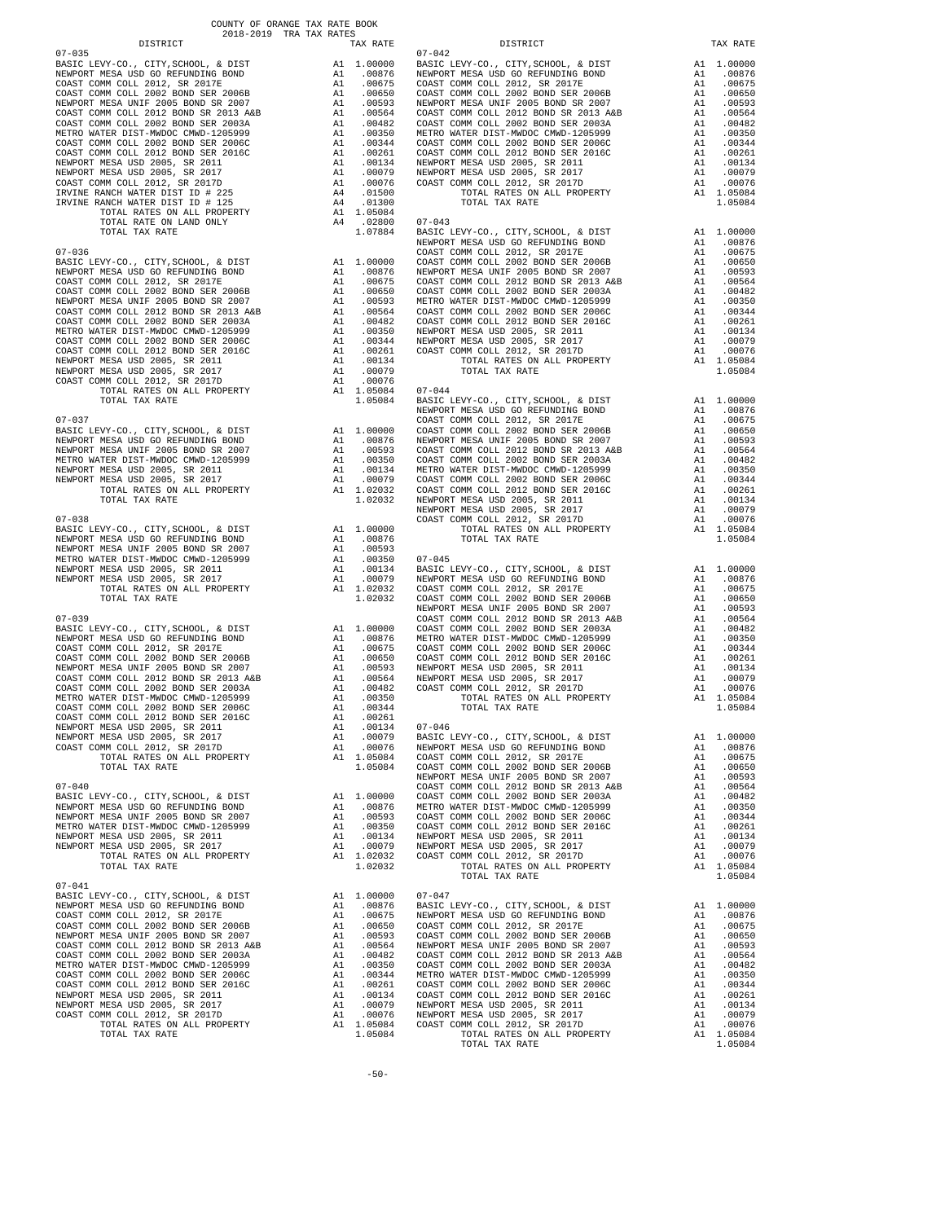COUNTY OF ORANGE TAX RATE BOOK
2018-2019 TRA TAX RATES

| DISTRICT | | TAX RATE |
|---|---|---|
| **07-035** | | |
| BASIC LEVY-CO., CITY,SCHOOL, & DIST | A1 | 1.00000 |
| NEWPORT MESA USD GO REFUNDING BOND | A1 | .00876 |
| COAST COMM COLL 2012, SR 2017E | A1 | .00675 |
| COAST COMM COLL 2002 BOND SER 2006B | A1 | .00650 |
| NEWPORT MESA UNIF 2005 BOND SR 2007 | A1 | .00593 |
| COAST COMM COLL 2012 BOND SR 2013 A&B | A1 | .00564 |
| COAST COMM COLL 2002 BOND SER 2003A | A1 | .00482 |
| METRO WATER DIST-MWDOC CMWD-1205999 | A1 | .00350 |
| COAST COMM COLL 2002 BOND SER 2006C | A1 | .00344 |
| COAST COMM COLL 2012 BOND SER 2016C | A1 | .00261 |
| NEWPORT MESA USD 2005, SR 2011 | A1 | .00134 |
| NEWPORT MESA USD 2005, SR 2017 | A1 | .00079 |
| COAST COMM COLL 2012, SR 2017D | A1 | .00076 |
| IRVINE RANCH WATER DIST ID # 225 | A4 | .01500 |
| IRVINE RANCH WATER DIST ID # 125 | A4 | .01300 |
| TOTAL RATES ON ALL PROPERTY | A1 | 1.05084 |
| TOTAL RATE ON LAND ONLY | A4 | .02800 |
| TOTAL TAX RATE | | 1.07884 |
| **07-036** | | |
| BASIC LEVY-CO., CITY,SCHOOL, & DIST | A1 | 1.00000 |
| NEWPORT MESA USD GO REFUNDING BOND | A1 | .00876 |
| COAST COMM COLL 2012, SR 2017E | A1 | .00675 |
| COAST COMM COLL 2002 BOND SER 2006B | A1 | .00650 |
| NEWPORT MESA UNIF 2005 BOND SR 2007 | A1 | .00593 |
| COAST COMM COLL 2012 BOND SR 2013 A&B | A1 | .00564 |
| COAST COMM COLL 2002 BOND SER 2003A | A1 | .00482 |
| METRO WATER DIST-MWDOC CMWD-1205999 | A1 | .00350 |
| COAST COMM COLL 2002 BOND SER 2006C | A1 | .00344 |
| COAST COMM COLL 2012 BOND SER 2016C | A1 | .00261 |
| NEWPORT MESA USD 2005, SR 2011 | A1 | .00134 |
| NEWPORT MESA USD 2005, SR 2017 | A1 | .00079 |
| COAST COMM COLL 2012, SR 2017D | A1 | .00076 |
| TOTAL RATES ON ALL PROPERTY | A1 | 1.05084 |
| TOTAL TAX RATE | | 1.05084 |
| **07-037** | | |
| BASIC LEVY-CO., CITY,SCHOOL, & DIST | A1 | 1.00000 |
| NEWPORT MESA USD GO REFUNDING BOND | A1 | .00876 |
| NEWPORT MESA UNIF 2005 BOND SR 2007 | A1 | .00593 |
| METRO WATER DIST-MWDOC CMWD-1205999 | A1 | .00350 |
| NEWPORT MESA USD 2005, SR 2011 | A1 | .00134 |
| NEWPORT MESA USD 2005, SR 2017 | A1 | .00079 |
| TOTAL RATES ON ALL PROPERTY | A1 | 1.02032 |
| TOTAL TAX RATE | | 1.02032 |
| **07-038** | | |
| BASIC LEVY-CO., CITY,SCHOOL, & DIST | A1 | 1.00000 |
| NEWPORT MESA USD GO REFUNDING BOND | A1 | .00876 |
| NEWPORT MESA UNIF 2005 BOND SR 2007 | A1 | .00593 |
| METRO WATER DIST-MWDOC CMWD-1205999 | A1 | .00350 |
| NEWPORT MESA USD 2005, SR 2011 | A1 | .00134 |
| NEWPORT MESA USD 2005, SR 2017 | A1 | .00079 |
| TOTAL RATES ON ALL PROPERTY | A1 | 1.02032 |
| TOTAL TAX RATE | | 1.02032 |
| **07-039** | | |
| BASIC LEVY-CO., CITY,SCHOOL, & DIST | A1 | 1.00000 |
| NEWPORT MESA USD GO REFUNDING BOND | A1 | .00876 |
| COAST COMM COLL 2012, SR 2017E | A1 | .00675 |
| COAST COMM COLL 2002 BOND SER 2006B | A1 | .00650 |
| NEWPORT MESA UNIF 2005 BOND SR 2007 | A1 | .00593 |
| COAST COMM COLL 2012 BOND SR 2013 A&B | A1 | .00564 |
| COAST COMM COLL 2002 BOND SER 2003A | A1 | .00482 |
| METRO WATER DIST-MWDOC CMWD-1205999 | A1 | .00350 |
| COAST COMM COLL 2002 BOND SER 2006C | A1 | .00344 |
| COAST COMM COLL 2012 BOND SER 2016C | A1 | .00261 |
| NEWPORT MESA USD 2005, SR 2011 | A1 | .00134 |
| NEWPORT MESA USD 2005, SR 2017 | A1 | .00079 |
| COAST COMM COLL 2012, SR 2017D | A1 | .00076 |
| TOTAL RATES ON ALL PROPERTY | A1 | 1.05084 |
| TOTAL TAX RATE | | 1.05084 |
| **07-040** | | |
| BASIC LEVY-CO., CITY,SCHOOL, & DIST | A1 | 1.00000 |
| NEWPORT MESA USD GO REFUNDING BOND | A1 | .00876 |
| NEWPORT MESA UNIF 2005 BOND SR 2007 | A1 | .00593 |
| METRO WATER DIST-MWDOC CMWD-1205999 | A1 | .00350 |
| NEWPORT MESA USD 2005, SR 2011 | A1 | .00134 |
| NEWPORT MESA USD 2005, SR 2017 | A1 | .00079 |
| TOTAL RATES ON ALL PROPERTY | A1 | 1.02032 |
| TOTAL TAX RATE | | 1.02032 |
| **07-041** | | |
| BASIC LEVY-CO., CITY,SCHOOL, & DIST | A1 | 1.00000 |
| NEWPORT MESA USD GO REFUNDING BOND | A1 | .00876 |
| COAST COMM COLL 2012, SR 2017E | A1 | .00675 |
| COAST COMM COLL 2002 BOND SER 2006B | A1 | .00650 |
| NEWPORT MESA UNIF 2005 BOND SR 2007 | A1 | .00593 |
| COAST COMM COLL 2012 BOND SR 2013 A&B | A1 | .00564 |
| COAST COMM COLL 2002 BOND SER 2003A | A1 | .00482 |
| METRO WATER DIST-MWDOC CMWD-1205999 | A1 | .00350 |
| COAST COMM COLL 2002 BOND SER 2006C | A1 | .00344 |
| COAST COMM COLL 2012 BOND SER 2016C | A1 | .00261 |
| NEWPORT MESA USD 2005, SR 2011 | A1 | .00134 |
| NEWPORT MESA USD 2005, SR 2017 | A1 | .00079 |
| COAST COMM COLL 2012, SR 2017D | A1 | .00076 |
| TOTAL RATES ON ALL PROPERTY | A1 | 1.05084 |
| TOTAL TAX RATE | | 1.05084 |
| **07-042** | | |
| BASIC LEVY-CO., CITY,SCHOOL, & DIST | A1 | 1.00000 |
| NEWPORT MESA USD GO REFUNDING BOND | A1 | .00876 |
| COAST COMM COLL 2012, SR 2017E | A1 | .00675 |
| COAST COMM COLL 2002 BOND SER 2006B | A1 | .00650 |
| NEWPORT MESA UNIF 2005 BOND SR 2007 | A1 | .00593 |
| COAST COMM COLL 2012 BOND SR 2013 A&B | A1 | .00564 |
| COAST COMM COLL 2002 BOND SER 2003A | A1 | .00482 |
| METRO WATER DIST-MWDOC CMWD-1205999 | A1 | .00350 |
| COAST COMM COLL 2002 BOND SER 2006C | A1 | .00344 |
| COAST COMM COLL 2012 BOND SER 2016C | A1 | .00261 |
| NEWPORT MESA USD 2005, SR 2011 | A1 | .00134 |
| NEWPORT MESA USD 2005, SR 2017 | A1 | .00079 |
| COAST COMM COLL 2012, SR 2017D | A1 | .00076 |
| TOTAL RATES ON ALL PROPERTY | A1 | 1.05084 |
| TOTAL TAX RATE | | 1.05084 |
| **07-043** | | |
| BASIC LEVY-CO., CITY,SCHOOL, & DIST | A1 | 1.00000 |
| NEWPORT MESA USD GO REFUNDING BOND | A1 | .00876 |
| COAST COMM COLL 2012, SR 2017E | A1 | .00675 |
| COAST COMM COLL 2002 BOND SER 2006B | A1 | .00650 |
| NEWPORT MESA UNIF 2005 BOND SR 2007 | A1 | .00593 |
| COAST COMM COLL 2012 BOND SR 2013 A&B | A1 | .00564 |
| COAST COMM COLL 2002 BOND SER 2003A | A1 | .00482 |
| METRO WATER DIST-MWDOC CMWD-1205999 | A1 | .00350 |
| COAST COMM COLL 2002 BOND SER 2006C | A1 | .00344 |
| COAST COMM COLL 2012 BOND SER 2016C | A1 | .00261 |
| NEWPORT MESA USD 2005, SR 2011 | A1 | .00134 |
| NEWPORT MESA USD 2005, SR 2017 | A1 | .00079 |
| COAST COMM COLL 2012, SR 2017D | A1 | .00076 |
| TOTAL RATES ON ALL PROPERTY | A1 | 1.05084 |
| TOTAL TAX RATE | | 1.05084 |
| **07-044** | | |
| BASIC LEVY-CO., CITY,SCHOOL, & DIST | A1 | 1.00000 |
| NEWPORT MESA USD GO REFUNDING BOND | A1 | .00876 |
| COAST COMM COLL 2012, SR 2017E | A1 | .00675 |
| COAST COMM COLL 2002 BOND SER 2006B | A1 | .00650 |
| NEWPORT MESA UNIF 2005 BOND SR 2007 | A1 | .00593 |
| COAST COMM COLL 2012 BOND SR 2013 A&B | A1 | .00564 |
| COAST COMM COLL 2002 BOND SER 2003A | A1 | .00482 |
| METRO WATER DIST-MWDOC CMWD-1205999 | A1 | .00350 |
| COAST COMM COLL 2002 BOND SER 2006C | A1 | .00344 |
| COAST COMM COLL 2012 BOND SER 2016C | A1 | .00261 |
| NEWPORT MESA USD 2005, SR 2011 | A1 | .00134 |
| NEWPORT MESA USD 2005, SR 2017 | A1 | .00079 |
| COAST COMM COLL 2012, SR 2017D | A1 | .00076 |
| TOTAL RATES ON ALL PROPERTY | A1 | 1.05084 |
| TOTAL TAX RATE | | 1.05084 |
| **07-045** | | |
| BASIC LEVY-CO., CITY,SCHOOL, & DIST | A1 | 1.00000 |
| NEWPORT MESA USD GO REFUNDING BOND | A1 | .00876 |
| COAST COMM COLL 2012, SR 2017E | A1 | .00675 |
| COAST COMM COLL 2002 BOND SER 2006B | A1 | .00650 |
| NEWPORT MESA UNIF 2005 BOND SR 2007 | A1 | .00593 |
| COAST COMM COLL 2012 BOND SR 2013 A&B | A1 | .00564 |
| COAST COMM COLL 2002 BOND SER 2003A | A1 | .00482 |
| METRO WATER DIST-MWDOC CMWD-1205999 | A1 | .00350 |
| COAST COMM COLL 2002 BOND SER 2006C | A1 | .00344 |
| COAST COMM COLL 2012 BOND SER 2016C | A1 | .00261 |
| NEWPORT MESA USD 2005, SR 2011 | A1 | .00134 |
| NEWPORT MESA USD 2005, SR 2017 | A1 | .00079 |
| COAST COMM COLL 2012, SR 2017D | A1 | .00076 |
| TOTAL RATES ON ALL PROPERTY | A1 | 1.05084 |
| TOTAL TAX RATE | | 1.05084 |
| **07-046** | | |
| BASIC LEVY-CO., CITY,SCHOOL, & DIST | A1 | 1.00000 |
| NEWPORT MESA USD GO REFUNDING BOND | A1 | .00876 |
| COAST COMM COLL 2012, SR 2017E | A1 | .00675 |
| COAST COMM COLL 2002 BOND SER 2006B | A1 | .00650 |
| NEWPORT MESA UNIF 2005 BOND SR 2007 | A1 | .00593 |
| COAST COMM COLL 2012 BOND SR 2013 A&B | A1 | .00564 |
| COAST COMM COLL 2002 BOND SER 2003A | A1 | .00482 |
| METRO WATER DIST-MWDOC CMWD-1205999 | A1 | .00350 |
| COAST COMM COLL 2002 BOND SER 2006C | A1 | .00344 |
| COAST COMM COLL 2012 BOND SER 2016C | A1 | .00261 |
| NEWPORT MESA USD 2005, SR 2011 | A1 | .00134 |
| NEWPORT MESA USD 2005, SR 2017 | A1 | .00079 |
| COAST COMM COLL 2012, SR 2017D | A1 | .00076 |
| TOTAL RATES ON ALL PROPERTY | A1 | 1.05084 |
| TOTAL TAX RATE | | 1.05084 |
| **07-047** | | |
| BASIC LEVY-CO., CITY,SCHOOL, & DIST | A1 | 1.00000 |
| NEWPORT MESA USD GO REFUNDING BOND | A1 | .00876 |
| COAST COMM COLL 2012, SR 2017E | A1 | .00675 |
| COAST COMM COLL 2002 BOND SER 2006B | A1 | .00650 |
| NEWPORT MESA UNIF 2005 BOND SR 2007 | A1 | .00593 |
| COAST COMM COLL 2012 BOND SR 2013 A&B | A1 | .00564 |
| COAST COMM COLL 2002 BOND SER 2003A | A1 | .00482 |
| METRO WATER DIST-MWDOC CMWD-1205999 | A1 | .00350 |
| COAST COMM COLL 2002 BOND SER 2006C | A1 | .00344 |
| COAST COMM COLL 2012 BOND SER 2016C | A1 | .00261 |
| NEWPORT MESA USD 2005, SR 2011 | A1 | .00134 |
| NEWPORT MESA USD 2005, SR 2017 | A1 | .00079 |
| COAST COMM COLL 2012, SR 2017D | A1 | .00076 |
| TOTAL RATES ON ALL PROPERTY | A1 | 1.05084 |
| TOTAL TAX RATE | | 1.05084 |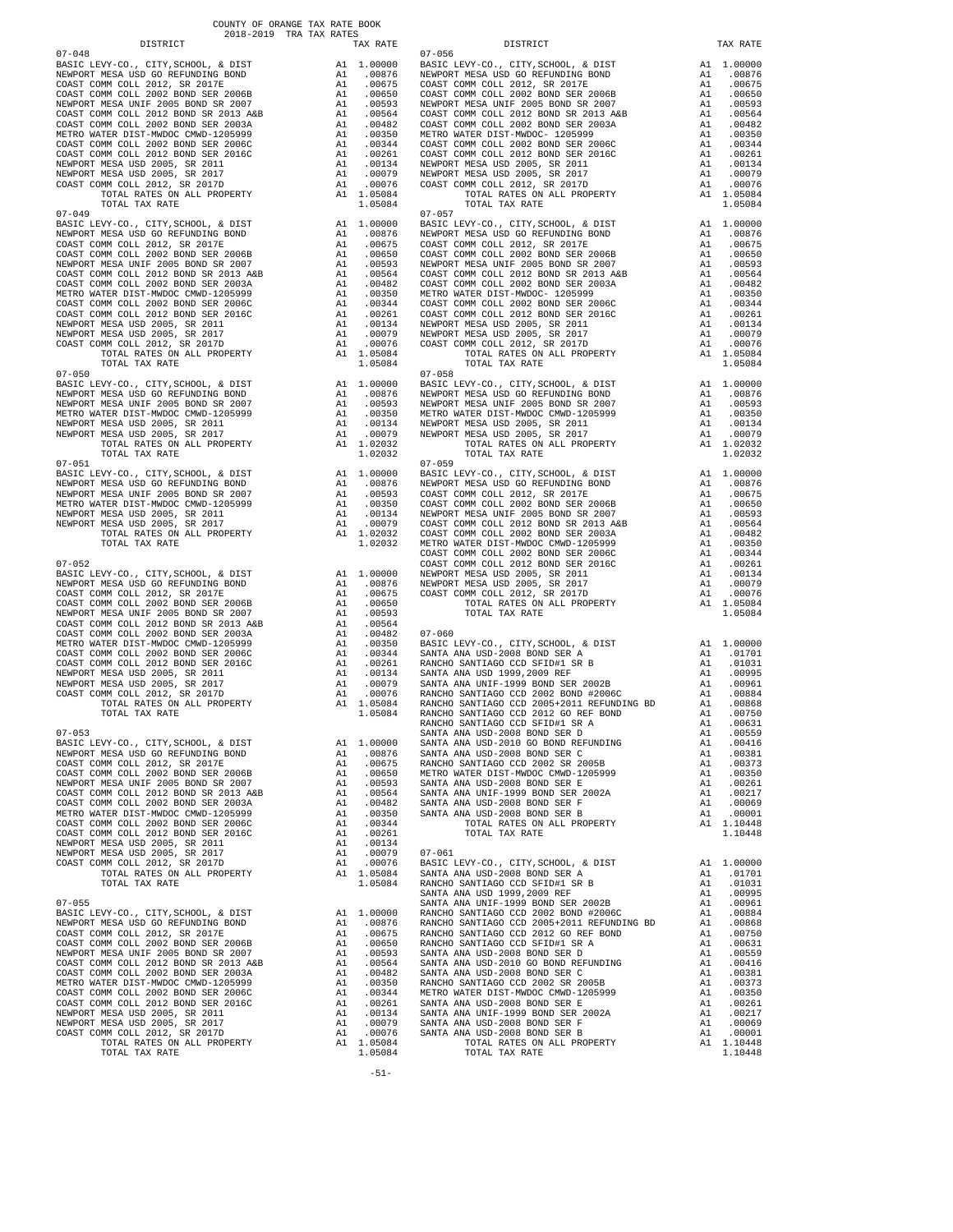COUNTY OF ORANGE TAX RATE BOOK
2018-2019 TRA TAX RATES

| DISTRICT | | TAX RATE |
|---|---|---|
| **07-048** | | |
| BASIC LEVY-CO., CITY,SCHOOL, & DIST | A1 | 1.00000 |
| NEWPORT MESA USD GO REFUNDING BOND | A1 | .00876 |
| COAST COMM COLL 2012, SR 2017E | A1 | .00675 |
| COAST COMM COLL 2002 BOND SER 2006B | A1 | .00650 |
| NEWPORT MESA UNIF 2005 BOND SR 2007 | A1 | .00593 |
| COAST COMM COLL 2012 BOND SR 2013 A&B | A1 | .00564 |
| COAST COMM COLL 2002 BOND SER 2003A | A1 | .00482 |
| METRO WATER DIST-MWDOC CMWD-1205999 | A1 | .00350 |
| COAST COMM COLL 2002 BOND SER 2006C | A1 | .00344 |
| COAST COMM COLL 2012 BOND SER 2016C | A1 | .00261 |
| NEWPORT MESA USD 2005, SR 2011 | A1 | .00134 |
| NEWPORT MESA USD 2005, SR 2017 | A1 | .00079 |
| COAST COMM COLL 2012, SR 2017D | A1 | .00076 |
| TOTAL RATES ON ALL PROPERTY | A1 | 1.05084 |
| TOTAL TAX RATE | | 1.05084 |
| **07-049** | | |
| BASIC LEVY-CO., CITY,SCHOOL, & DIST | A1 | 1.00000 |
| NEWPORT MESA USD GO REFUNDING BOND | A1 | .00876 |
| COAST COMM COLL 2012, SR 2017E | A1 | .00675 |
| COAST COMM COLL 2002 BOND SER 2006B | A1 | .00650 |
| NEWPORT MESA UNIF 2005 BOND SR 2007 | A1 | .00593 |
| COAST COMM COLL 2012 BOND SR 2013 A&B | A1 | .00564 |
| COAST COMM COLL 2002 BOND SER 2003A | A1 | .00482 |
| METRO WATER DIST-MWDOC CMWD-1205999 | A1 | .00350 |
| COAST COMM COLL 2002 BOND SER 2006C | A1 | .00344 |
| COAST COMM COLL 2012 BOND SER 2016C | A1 | .00261 |
| NEWPORT MESA USD 2005, SR 2011 | A1 | .00134 |
| NEWPORT MESA USD 2005, SR 2017 | A1 | .00079 |
| COAST COMM COLL 2012, SR 2017D | A1 | .00076 |
| TOTAL RATES ON ALL PROPERTY | A1 | 1.05084 |
| TOTAL TAX RATE | | 1.05084 |
| **07-050** | | |
| BASIC LEVY-CO., CITY,SCHOOL, & DIST | A1 | 1.00000 |
| NEWPORT MESA USD GO REFUNDING BOND | A1 | .00876 |
| NEWPORT MESA UNIF 2005 BOND SR 2007 | A1 | .00593 |
| METRO WATER DIST-MWDOC CMWD-1205999 | A1 | .00350 |
| NEWPORT MESA USD 2005, SR 2011 | A1 | .00134 |
| NEWPORT MESA USD 2005, SR 2017 | A1 | .00079 |
| TOTAL RATES ON ALL PROPERTY | A1 | 1.02032 |
| TOTAL TAX RATE | | 1.02032 |
| **07-051** | | |
| BASIC LEVY-CO., CITY,SCHOOL, & DIST | A1 | 1.00000 |
| NEWPORT MESA USD GO REFUNDING BOND | A1 | .00876 |
| NEWPORT MESA UNIF 2005 BOND SR 2007 | A1 | .00593 |
| METRO WATER DIST-MWDOC CMWD-1205999 | A1 | .00350 |
| NEWPORT MESA USD 2005, SR 2011 | A1 | .00134 |
| NEWPORT MESA USD 2005, SR 2017 | A1 | .00079 |
| TOTAL RATES ON ALL PROPERTY | A1 | 1.02032 |
| TOTAL TAX RATE | | 1.02032 |
| **07-052** | | |
| BASIC LEVY-CO., CITY,SCHOOL, & DIST | A1 | 1.00000 |
| NEWPORT MESA USD GO REFUNDING BOND | A1 | .00876 |
| COAST COMM COLL 2012, SR 2017E | A1 | .00675 |
| COAST COMM COLL 2002 BOND SER 2006B | A1 | .00650 |
| NEWPORT MESA UNIF 2005 BOND SR 2007 | A1 | .00593 |
| COAST COMM COLL 2012 BOND SR 2013 A&B | A1 | .00564 |
| COAST COMM COLL 2002 BOND SER 2003A | A1 | .00482 |
| METRO WATER DIST-MWDOC CMWD-1205999 | A1 | .00350 |
| COAST COMM COLL 2002 BOND SER 2006C | A1 | .00344 |
| COAST COMM COLL 2012 BOND SER 2016C | A1 | .00261 |
| NEWPORT MESA USD 2005, SR 2011 | A1 | .00134 |
| NEWPORT MESA USD 2005, SR 2017 | A1 | .00079 |
| COAST COMM COLL 2012, SR 2017D | A1 | .00076 |
| TOTAL RATES ON ALL PROPERTY | A1 | 1.05084 |
| TOTAL TAX RATE | | 1.05084 |
| **07-053** | | |
| BASIC LEVY-CO., CITY,SCHOOL, & DIST | A1 | 1.00000 |
| NEWPORT MESA USD GO REFUNDING BOND | A1 | .00876 |
| COAST COMM COLL 2012, SR 2017E | A1 | .00675 |
| COAST COMM COLL 2002 BOND SER 2006B | A1 | .00650 |
| NEWPORT MESA UNIF 2005 BOND SR 2007 | A1 | .00593 |
| COAST COMM COLL 2012 BOND SR 2013 A&B | A1 | .00564 |
| COAST COMM COLL 2002 BOND SER 2003A | A1 | .00482 |
| METRO WATER DIST-MWDOC CMWD-1205999 | A1 | .00350 |
| COAST COMM COLL 2002 BOND SER 2006C | A1 | .00344 |
| COAST COMM COLL 2012 BOND SER 2016C | A1 | .00261 |
| NEWPORT MESA USD 2005, SR 2011 | A1 | .00134 |
| NEWPORT MESA USD 2005, SR 2017 | A1 | .00079 |
| COAST COMM COLL 2012, SR 2017D | A1 | .00076 |
| TOTAL RATES ON ALL PROPERTY | A1 | 1.05084 |
| TOTAL TAX RATE | | 1.05084 |
| **07-055** | | |
| BASIC LEVY-CO., CITY,SCHOOL, & DIST | A1 | 1.00000 |
| NEWPORT MESA USD GO REFUNDING BOND | A1 | .00876 |
| COAST COMM COLL 2012, SR 2017E | A1 | .00675 |
| COAST COMM COLL 2002 BOND SER 2006B | A1 | .00650 |
| NEWPORT MESA UNIF 2005 BOND SR 2007 | A1 | .00593 |
| COAST COMM COLL 2012 BOND SR 2013 A&B | A1 | .00564 |
| COAST COMM COLL 2002 BOND SER 2003A | A1 | .00482 |
| METRO WATER DIST-MWDOC CMWD-1205999 | A1 | .00350 |
| COAST COMM COLL 2002 BOND SER 2006C | A1 | .00344 |
| COAST COMM COLL 2012 BOND SER 2016C | A1 | .00261 |
| NEWPORT MESA USD 2005, SR 2011 | A1 | .00134 |
| NEWPORT MESA USD 2005, SR 2017 | A1 | .00079 |
| COAST COMM COLL 2012, SR 2017D | A1 | .00076 |
| TOTAL RATES ON ALL PROPERTY | A1 | 1.05084 |
| TOTAL TAX RATE | | 1.05084 |
| **07-056** | | |
| BASIC LEVY-CO., CITY,SCHOOL, & DIST | A1 | 1.00000 |
| NEWPORT MESA USD GO REFUNDING BOND | A1 | .00876 |
| COAST COMM COLL 2012, SR 2017E | A1 | .00675 |
| COAST COMM COLL 2002 BOND SER 2006B | A1 | .00650 |
| NEWPORT MESA UNIF 2005 BOND SR 2007 | A1 | .00593 |
| COAST COMM COLL 2012 BOND SR 2013 A&B | A1 | .00564 |
| COAST COMM COLL 2002 BOND SER 2003A | A1 | .00482 |
| METRO WATER DIST-MWDOC- 1205999 | A1 | .00350 |
| COAST COMM COLL 2002 BOND SER 2006C | A1 | .00344 |
| COAST COMM COLL 2012 BOND SER 2016C | A1 | .00261 |
| NEWPORT MESA USD 2005, SR 2011 | A1 | .00134 |
| NEWPORT MESA USD 2005, SR 2017 | A1 | .00079 |
| COAST COMM COLL 2012, SR 2017D | A1 | .00076 |
| TOTAL RATES ON ALL PROPERTY | A1 | 1.05084 |
| TOTAL TAX RATE | | 1.05084 |
| **07-057** | | |
| BASIC LEVY-CO., CITY,SCHOOL, & DIST | A1 | 1.00000 |
| NEWPORT MESA USD GO REFUNDING BOND | A1 | .00876 |
| COAST COMM COLL 2012, SR 2017E | A1 | .00675 |
| COAST COMM COLL 2002 BOND SER 2006B | A1 | .00650 |
| NEWPORT MESA UNIF 2005 BOND SR 2007 | A1 | .00593 |
| COAST COMM COLL 2012 BOND SR 2013 A&B | A1 | .00564 |
| COAST COMM COLL 2002 BOND SER 2003A | A1 | .00482 |
| METRO WATER DIST-MWDOC- 1205999 | A1 | .00350 |
| COAST COMM COLL 2002 BOND SER 2006C | A1 | .00344 |
| COAST COMM COLL 2012 BOND SER 2016C | A1 | .00261 |
| NEWPORT MESA USD 2005, SR 2011 | A1 | .00134 |
| NEWPORT MESA USD 2005, SR 2017 | A1 | .00079 |
| COAST COMM COLL 2012, SR 2017D | A1 | .00076 |
| TOTAL RATES ON ALL PROPERTY | A1 | 1.05084 |
| TOTAL TAX RATE | | 1.05084 |
| **07-058** | | |
| BASIC LEVY-CO., CITY,SCHOOL, & DIST | A1 | 1.00000 |
| NEWPORT MESA USD GO REFUNDING BOND | A1 | .00876 |
| NEWPORT MESA UNIF 2005 BOND SR 2007 | A1 | .00593 |
| METRO WATER DIST-MWDOC CMWD-1205999 | A1 | .00350 |
| NEWPORT MESA USD 2005, SR 2011 | A1 | .00134 |
| NEWPORT MESA USD 2005, SR 2017 | A1 | .00079 |
| TOTAL RATES ON ALL PROPERTY | A1 | 1.02032 |
| TOTAL TAX RATE | | 1.02032 |
| **07-059** | | |
| BASIC LEVY-CO., CITY,SCHOOL, & DIST | A1 | 1.00000 |
| NEWPORT MESA USD GO REFUNDING BOND | A1 | .00876 |
| COAST COMM COLL 2012, SR 2017E | A1 | .00675 |
| COAST COMM COLL 2002 BOND SER 2006B | A1 | .00650 |
| NEWPORT MESA UNIF 2005 BOND SR 2007 | A1 | .00593 |
| COAST COMM COLL 2012 BOND SR 2013 A&B | A1 | .00564 |
| COAST COMM COLL 2002 BOND SER 2003A | A1 | .00482 |
| METRO WATER DIST-MWDOC CMWD-1205999 | A1 | .00350 |
| COAST COMM COLL 2002 BOND SER 2006C | A1 | .00344 |
| COAST COMM COLL 2012 BOND SER 2016C | A1 | .00261 |
| NEWPORT MESA USD 2005, SR 2011 | A1 | .00134 |
| NEWPORT MESA USD 2005, SR 2017 | A1 | .00079 |
| COAST COMM COLL 2012, SR 2017D | A1 | .00076 |
| TOTAL RATES ON ALL PROPERTY | A1 | 1.05084 |
| TOTAL TAX RATE | | 1.05084 |
| **07-060** | | |
| BASIC LEVY-CO., CITY,SCHOOL, & DIST | A1 | 1.00000 |
| SANTA ANA USD-2008 BOND SER A | A1 | .01701 |
| RANCHO SANTIAGO CCD SFID#1 SR B | A1 | .01031 |
| SANTA ANA USD 1999,2009 REF | A1 | .00995 |
| SANTA ANA UNIF-1999 BOND SER 2002B | A1 | .00961 |
| RANCHO SANTIAGO CCD 2002 BOND #2006C | A1 | .00884 |
| RANCHO SANTIAGO CCD 2005+2011 REFUNDING BD | A1 | .00868 |
| RANCHO SANTIAGO CCD 2012 GO REF BOND | A1 | .00750 |
| RANCHO SANTIAGO CCD SFID#1 SR A | A1 | .00631 |
| SANTA ANA USD-2008 BOND SER D | A1 | .00559 |
| SANTA ANA USD-2010 GO BOND REFUNDING | A1 | .00416 |
| SANTA ANA USD-2008 BOND SER C | A1 | .00381 |
| RANCHO SANTIAGO CCD 2002 SR 2005B | A1 | .00373 |
| METRO WATER DIST-MWDOC CMWD-1205999 | A1 | .00350 |
| SANTA ANA USD-2008 BOND SER E | A1 | .00261 |
| SANTA ANA UNIF-1999 BOND SER 2002A | A1 | .00217 |
| SANTA ANA USD-2008 BOND SER F | A1 | .00069 |
| SANTA ANA USD-2008 BOND SER B | A1 | .00001 |
| TOTAL RATES ON ALL PROPERTY | A1 | 1.10448 |
| TOTAL TAX RATE | | 1.10448 |
| **07-061** | | |
| BASIC LEVY-CO., CITY,SCHOOL, & DIST | A1 | 1.00000 |
| SANTA ANA USD-2008 BOND SER A | A1 | .01701 |
| RANCHO SANTIAGO CCD SFID#1 SR B | A1 | .01031 |
| SANTA ANA USD 1999,2009 REF | A1 | .00995 |
| SANTA ANA UNIF-1999 BOND SER 2002B | A1 | .00961 |
| RANCHO SANTIAGO CCD 2002 BOND #2006C | A1 | .00884 |
| RANCHO SANTIAGO CCD 2005+2011 REFUNDING BD | A1 | .00868 |
| RANCHO SANTIAGO CCD 2012 GO REF BOND | A1 | .00750 |
| RANCHO SANTIAGO CCD SFID#1 SR A | A1 | .00631 |
| SANTA ANA USD-2008 BOND SER D | A1 | .00559 |
| SANTA ANA USD-2010 GO BOND REFUNDING | A1 | .00416 |
| SANTA ANA USD-2008 BOND SER C | A1 | .00381 |
| RANCHO SANTIAGO CCD 2002 SR 2005B | A1 | .00373 |
| METRO WATER DIST-MWDOC CMWD-1205999 | A1 | .00350 |
| SANTA ANA USD-2008 BOND SER E | A1 | .00261 |
| SANTA ANA UNIF-1999 BOND SER 2002A | A1 | .00217 |
| SANTA ANA USD-2008 BOND SER F | A1 | .00069 |
| SANTA ANA USD-2008 BOND SER B | A1 | .00001 |
| TOTAL RATES ON ALL PROPERTY | A1 | 1.10448 |
| TOTAL TAX RATE | | 1.10448 |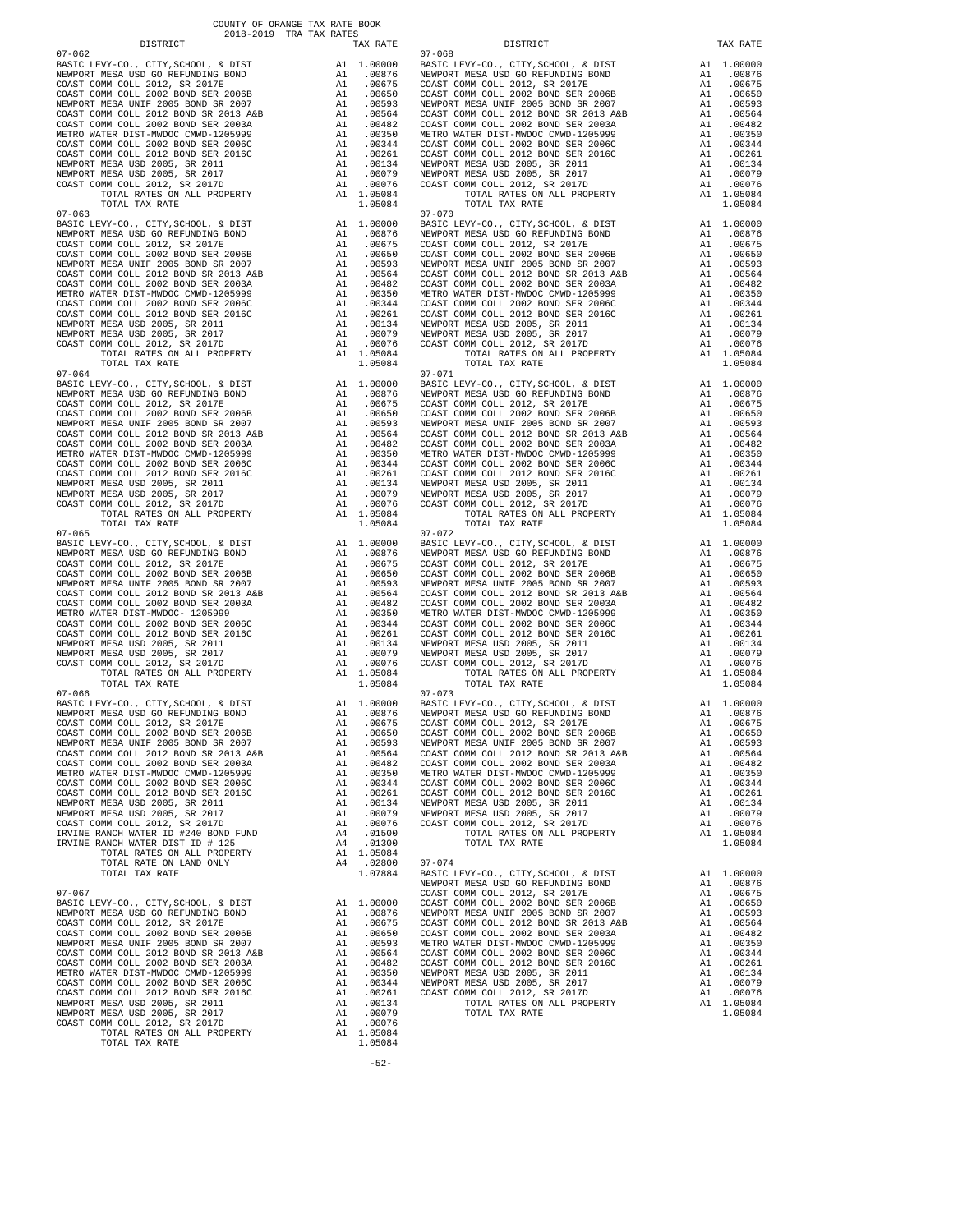COUNTY OF ORANGE TAX RATE BOOK
2018-2019 TRA TAX RATES

| DISTRICT | | TAX RATE |
|---|---|---|
| **07-062** | | |
| BASIC LEVY-CO., CITY,SCHOOL, & DIST | A1 | 1.00000 |
| NEWPORT MESA USD GO REFUNDING BOND | A1 | .00876 |
| COAST COMM COLL 2012, SR 2017E | A1 | .00675 |
| COAST COMM COLL 2002 BOND SER 2006B | A1 | .00650 |
| NEWPORT MESA UNIF 2005 BOND SR 2007 | A1 | .00593 |
| COAST COMM COLL 2012 BOND SR 2013 A&B | A1 | .00564 |
| COAST COMM COLL 2002 BOND SER 2003A | A1 | .00482 |
| METRO WATER DIST-MWDOC CMWD-1205999 | A1 | .00350 |
| COAST COMM COLL 2002 BOND SER 2006C | A1 | .00344 |
| COAST COMM COLL 2012 BOND SER 2016C | A1 | .00261 |
| NEWPORT MESA USD 2005, SR 2011 | A1 | .00134 |
| NEWPORT MESA USD 2005, SR 2017 | A1 | .00079 |
| COAST COMM COLL 2012, SR 2017D | A1 | .00076 |
| TOTAL RATES ON ALL PROPERTY | A1 | 1.05084 |
| TOTAL TAX RATE | | 1.05084 |
| **07-063** | | |
| BASIC LEVY-CO., CITY,SCHOOL, & DIST | A1 | 1.00000 |
| NEWPORT MESA USD GO REFUNDING BOND | A1 | .00876 |
| COAST COMM COLL 2012, SR 2017E | A1 | .00675 |
| COAST COMM COLL 2002 BOND SER 2006B | A1 | .00650 |
| NEWPORT MESA UNIF 2005 BOND SR 2007 | A1 | .00593 |
| COAST COMM COLL 2012 BOND SR 2013 A&B | A1 | .00564 |
| COAST COMM COLL 2002 BOND SER 2003A | A1 | .00482 |
| METRO WATER DIST-MWDOC CMWD-1205999 | A1 | .00350 |
| COAST COMM COLL 2002 BOND SER 2006C | A1 | .00344 |
| COAST COMM COLL 2012 BOND SER 2016C | A1 | .00261 |
| NEWPORT MESA USD 2005, SR 2011 | A1 | .00134 |
| NEWPORT MESA USD 2005, SR 2017 | A1 | .00079 |
| COAST COMM COLL 2012, SR 2017D | A1 | .00076 |
| TOTAL RATES ON ALL PROPERTY | A1 | 1.05084 |
| TOTAL TAX RATE | | 1.05084 |
| **07-064** | | |
| BASIC LEVY-CO., CITY,SCHOOL, & DIST | A1 | 1.00000 |
| NEWPORT MESA USD GO REFUNDING BOND | A1 | .00876 |
| COAST COMM COLL 2012, SR 2017E | A1 | .00675 |
| COAST COMM COLL 2002 BOND SER 2006B | A1 | .00650 |
| NEWPORT MESA UNIF 2005 BOND SR 2007 | A1 | .00593 |
| COAST COMM COLL 2012 BOND SR 2013 A&B | A1 | .00564 |
| COAST COMM COLL 2002 BOND SER 2003A | A1 | .00482 |
| METRO WATER DIST-MWDOC CMWD-1205999 | A1 | .00350 |
| COAST COMM COLL 2002 BOND SER 2006C | A1 | .00344 |
| COAST COMM COLL 2012 BOND SER 2016C | A1 | .00261 |
| NEWPORT MESA USD 2005, SR 2011 | A1 | .00134 |
| NEWPORT MESA USD 2005, SR 2017 | A1 | .00079 |
| COAST COMM COLL 2012, SR 2017D | A1 | .00076 |
| TOTAL RATES ON ALL PROPERTY | A1 | 1.05084 |
| TOTAL TAX RATE | | 1.05084 |
| **07-065** | | |
| BASIC LEVY-CO., CITY,SCHOOL, & DIST | A1 | 1.00000 |
| NEWPORT MESA USD GO REFUNDING BOND | A1 | .00876 |
| COAST COMM COLL 2012, SR 2017E | A1 | .00675 |
| COAST COMM COLL 2002 BOND SER 2006B | A1 | .00650 |
| NEWPORT MESA UNIF 2005 BOND SR 2007 | A1 | .00593 |
| COAST COMM COLL 2012 BOND SR 2013 A&B | A1 | .00564 |
| COAST COMM COLL 2002 BOND SER 2003A | A1 | .00482 |
| METRO WATER DIST-MWDOC- 1205999 | A1 | .00350 |
| COAST COMM COLL 2002 BOND SER 2006C | A1 | .00344 |
| COAST COMM COLL 2012 BOND SER 2016C | A1 | .00261 |
| NEWPORT MESA USD 2005, SR 2011 | A1 | .00134 |
| NEWPORT MESA USD 2005, SR 2017 | A1 | .00079 |
| COAST COMM COLL 2012, SR 2017D | A1 | .00076 |
| TOTAL RATES ON ALL PROPERTY | A1 | 1.05084 |
| TOTAL TAX RATE | | 1.05084 |
| **07-066** | | |
| BASIC LEVY-CO., CITY,SCHOOL, & DIST | A1 | 1.00000 |
| NEWPORT MESA USD GO REFUNDING BOND | A1 | .00876 |
| COAST COMM COLL 2012, SR 2017E | A1 | .00675 |
| COAST COMM COLL 2002 BOND SER 2006B | A1 | .00650 |
| NEWPORT MESA UNIF 2005 BOND SR 2007 | A1 | .00593 |
| COAST COMM COLL 2012 BOND SR 2013 A&B | A1 | .00564 |
| COAST COMM COLL 2002 BOND SER 2003A | A1 | .00482 |
| METRO WATER DIST-MWDOC CMWD-1205999 | A1 | .00350 |
| COAST COMM COLL 2002 BOND SER 2006C | A1 | .00344 |
| COAST COMM COLL 2012 BOND SER 2016C | A1 | .00261 |
| NEWPORT MESA USD 2005, SR 2011 | A1 | .00134 |
| NEWPORT MESA USD 2005, SR 2017 | A1 | .00079 |
| COAST COMM COLL 2012, SR 2017D | A1 | .00076 |
| IRVINE RANCH WATER ID #240 BOND FUND | A4 | .01500 |
| IRVINE RANCH WATER DIST ID # 125 | A4 | .01300 |
| TOTAL RATES ON ALL PROPERTY | A1 | 1.05084 |
| TOTAL RATE ON LAND ONLY | A4 | .02800 |
| TOTAL TAX RATE | | 1.07884 |
| **07-067** | | |
| BASIC LEVY-CO., CITY,SCHOOL, & DIST | A1 | 1.00000 |
| NEWPORT MESA USD GO REFUNDING BOND | A1 | .00876 |
| COAST COMM COLL 2012, SR 2017E | A1 | .00675 |
| COAST COMM COLL 2002 BOND SER 2006B | A1 | .00650 |
| NEWPORT MESA UNIF 2005 BOND SR 2007 | A1 | .00593 |
| COAST COMM COLL 2012 BOND SR 2013 A&B | A1 | .00564 |
| COAST COMM COLL 2002 BOND SER 2003A | A1 | .00482 |
| METRO WATER DIST-MWDOC CMWD-1205999 | A1 | .00350 |
| COAST COMM COLL 2002 BOND SER 2006C | A1 | .00344 |
| COAST COMM COLL 2012 BOND SER 2016C | A1 | .00261 |
| NEWPORT MESA USD 2005, SR 2011 | A1 | .00134 |
| NEWPORT MESA USD 2005, SR 2017 | A1 | .00079 |
| COAST COMM COLL 2012, SR 2017D | A1 | .00076 |
| TOTAL RATES ON ALL PROPERTY | A1 | 1.05084 |
| TOTAL TAX RATE | | 1.05084 |
| **07-068** | | |
| BASIC LEVY-CO., CITY,SCHOOL, & DIST | A1 | 1.00000 |
| NEWPORT MESA USD GO REFUNDING BOND | A1 | .00876 |
| COAST COMM COLL 2012, SR 2017E | A1 | .00675 |
| COAST COMM COLL 2002 BOND SER 2006B | A1 | .00650 |
| NEWPORT MESA UNIF 2005 BOND SR 2007 | A1 | .00593 |
| COAST COMM COLL 2012 BOND SR 2013 A&B | A1 | .00564 |
| COAST COMM COLL 2002 BOND SER 2003A | A1 | .00482 |
| METRO WATER DIST-MWDOC CMWD-1205999 | A1 | .00350 |
| COAST COMM COLL 2002 BOND SER 2006C | A1 | .00344 |
| COAST COMM COLL 2012 BOND SER 2016C | A1 | .00261 |
| NEWPORT MESA USD 2005, SR 2011 | A1 | .00134 |
| NEWPORT MESA USD 2005, SR 2017 | A1 | .00079 |
| COAST COMM COLL 2012, SR 2017D | A1 | .00076 |
| TOTAL RATES ON ALL PROPERTY | A1 | 1.05084 |
| TOTAL TAX RATE | | 1.05084 |
| **07-070** | | |
| BASIC LEVY-CO., CITY,SCHOOL, & DIST | A1 | 1.00000 |
| NEWPORT MESA USD GO REFUNDING BOND | A1 | .00876 |
| COAST COMM COLL 2012, SR 2017E | A1 | .00675 |
| COAST COMM COLL 2002 BOND SER 2006B | A1 | .00650 |
| NEWPORT MESA UNIF 2005 BOND SR 2007 | A1 | .00593 |
| COAST COMM COLL 2012 BOND SR 2013 A&B | A1 | .00564 |
| COAST COMM COLL 2002 BOND SER 2003A | A1 | .00482 |
| METRO WATER DIST-MWDOC CMWD-1205999 | A1 | .00350 |
| COAST COMM COLL 2002 BOND SER 2006C | A1 | .00344 |
| COAST COMM COLL 2012 BOND SER 2016C | A1 | .00261 |
| NEWPORT MESA USD 2005, SR 2011 | A1 | .00134 |
| NEWPORT MESA USD 2005, SR 2017 | A1 | .00079 |
| COAST COMM COLL 2012, SR 2017D | A1 | .00076 |
| TOTAL RATES ON ALL PROPERTY | A1 | 1.05084 |
| TOTAL TAX RATE | | 1.05084 |
| **07-071** | | |
| BASIC LEVY-CO., CITY,SCHOOL, & DIST | A1 | 1.00000 |
| NEWPORT MESA USD GO REFUNDING BOND | A1 | .00876 |
| COAST COMM COLL 2012, SR 2017E | A1 | .00675 |
| COAST COMM COLL 2002 BOND SER 2006B | A1 | .00650 |
| NEWPORT MESA UNIF 2005 BOND SR 2007 | A1 | .00593 |
| COAST COMM COLL 2012 BOND SR 2013 A&B | A1 | .00564 |
| COAST COMM COLL 2002 BOND SER 2003A | A1 | .00482 |
| METRO WATER DIST-MWDOC CMWD-1205999 | A1 | .00350 |
| COAST COMM COLL 2002 BOND SER 2006C | A1 | .00344 |
| COAST COMM COLL 2012 BOND SER 2016C | A1 | .00261 |
| NEWPORT MESA USD 2005, SR 2011 | A1 | .00134 |
| NEWPORT MESA USD 2005, SR 2017 | A1 | .00079 |
| COAST COMM COLL 2012, SR 2017D | A1 | .00076 |
| TOTAL RATES ON ALL PROPERTY | A1 | 1.05084 |
| TOTAL TAX RATE | | 1.05084 |
| **07-072** | | |
| BASIC LEVY-CO., CITY,SCHOOL, & DIST | A1 | 1.00000 |
| NEWPORT MESA USD GO REFUNDING BOND | A1 | .00876 |
| COAST COMM COLL 2012, SR 2017E | A1 | .00675 |
| COAST COMM COLL 2002 BOND SER 2006B | A1 | .00650 |
| NEWPORT MESA UNIF 2005 BOND SR 2007 | A1 | .00593 |
| COAST COMM COLL 2012 BOND SR 2013 A&B | A1 | .00564 |
| COAST COMM COLL 2002 BOND SER 2003A | A1 | .00482 |
| METRO WATER DIST-MWDOC CMWD-1205999 | A1 | .00350 |
| COAST COMM COLL 2002 BOND SER 2006C | A1 | .00344 |
| COAST COMM COLL 2012 BOND SER 2016C | A1 | .00261 |
| NEWPORT MESA USD 2005, SR 2011 | A1 | .00134 |
| NEWPORT MESA USD 2005, SR 2017 | A1 | .00079 |
| COAST COMM COLL 2012, SR 2017D | A1 | .00076 |
| TOTAL RATES ON ALL PROPERTY | A1 | 1.05084 |
| TOTAL TAX RATE | | 1.05084 |
| **07-073** | | |
| BASIC LEVY-CO., CITY,SCHOOL, & DIST | A1 | 1.00000 |
| NEWPORT MESA USD GO REFUNDING BOND | A1 | .00876 |
| COAST COMM COLL 2012, SR 2017E | A1 | .00675 |
| COAST COMM COLL 2002 BOND SER 2006B | A1 | .00650 |
| NEWPORT MESA UNIF 2005 BOND SR 2007 | A1 | .00593 |
| COAST COMM COLL 2012 BOND SR 2013 A&B | A1 | .00564 |
| COAST COMM COLL 2002 BOND SER 2003A | A1 | .00482 |
| METRO WATER DIST-MWDOC CMWD-1205999 | A1 | .00350 |
| COAST COMM COLL 2002 BOND SER 2006C | A1 | .00344 |
| COAST COMM COLL 2012 BOND SER 2016C | A1 | .00261 |
| NEWPORT MESA USD 2005, SR 2011 | A1 | .00134 |
| NEWPORT MESA USD 2005, SR 2017 | A1 | .00079 |
| COAST COMM COLL 2012, SR 2017D | A1 | .00076 |
| TOTAL RATES ON ALL PROPERTY | A1 | 1.05084 |
| TOTAL TAX RATE | | 1.05084 |
| **07-074** | | |
| BASIC LEVY-CO., CITY,SCHOOL, & DIST | A1 | 1.00000 |
| NEWPORT MESA USD GO REFUNDING BOND | A1 | .00876 |
| COAST COMM COLL 2012, SR 2017E | A1 | .00675 |
| COAST COMM COLL 2002 BOND SER 2006B | A1 | .00650 |
| NEWPORT MESA UNIF 2005 BOND SR 2007 | A1 | .00593 |
| COAST COMM COLL 2012 BOND SR 2013 A&B | A1 | .00564 |
| COAST COMM COLL 2002 BOND SER 2003A | A1 | .00482 |
| METRO WATER DIST-MWDOC CMWD-1205999 | A1 | .00350 |
| COAST COMM COLL 2002 BOND SER 2006C | A1 | .00344 |
| COAST COMM COLL 2012 BOND SER 2016C | A1 | .00261 |
| NEWPORT MESA USD 2005, SR 2011 | A1 | .00134 |
| NEWPORT MESA USD 2005, SR 2017 | A1 | .00079 |
| COAST COMM COLL 2012, SR 2017D | A1 | .00076 |
| TOTAL RATES ON ALL PROPERTY | A1 | 1.05084 |
| TOTAL TAX RATE | | 1.05084 |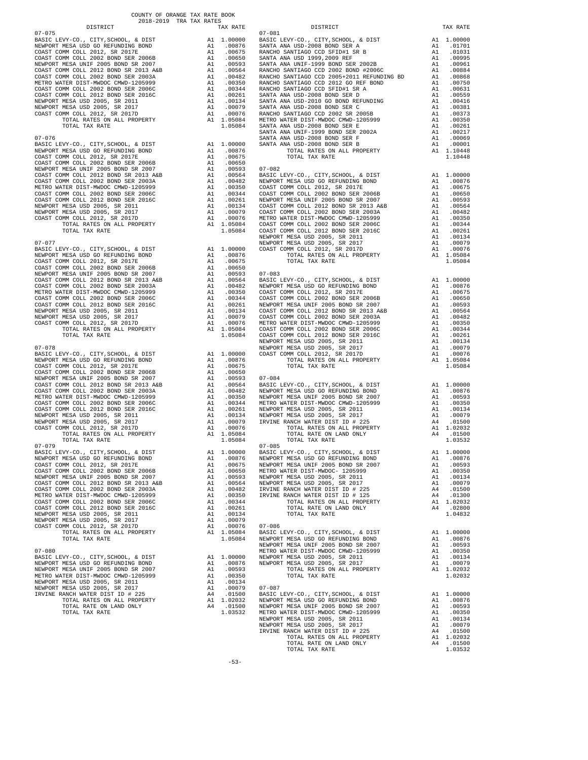COUNTY OF ORANGE TAX RATE BOOK
2018-2019 TRA TAX RATES

| DISTRICT | | TAX RATE |
|---|---|---|
| **07-075** | | |
| BASIC LEVY-CO., CITY,SCHOOL, & DIST | A1 | 1.00000 |
| NEWPORT MESA USD GO REFUNDING BOND | A1 | .00876 |
| COAST COMM COLL 2012, SR 2017E | A1 | .00675 |
| COAST COMM COLL 2002 BOND SER 2006B | A1 | .00650 |
| NEWPORT MESA UNIF 2005 BOND SR 2007 | A1 | .00593 |
| COAST COMM COLL 2012 BOND SR 2013 A&B | A1 | .00564 |
| COAST COMM COLL 2002 BOND SER 2003A | A1 | .00482 |
| METRO WATER DIST-MWDOC CMWD-1205999 | A1 | .00350 |
| COAST COMM COLL 2002 BOND SER 2006C | A1 | .00344 |
| COAST COMM COLL 2012 BOND SER 2016C | A1 | .00261 |
| NEWPORT MESA USD 2005, SR 2011 | A1 | .00134 |
| NEWPORT MESA USD 2005, SR 2017 | A1 | .00079 |
| COAST COMM COLL 2012, SR 2017D | A1 | .00076 |
| TOTAL RATES ON ALL PROPERTY | A1 | 1.05084 |
| TOTAL TAX RATE | | 1.05084 |
| **07-076** | | |
| BASIC LEVY-CO., CITY,SCHOOL, & DIST | A1 | 1.00000 |
| NEWPORT MESA USD GO REFUNDING BOND | A1 | .00876 |
| COAST COMM COLL 2012, SR 2017E | A1 | .00675 |
| COAST COMM COLL 2002 BOND SER 2006B | A1 | .00650 |
| NEWPORT MESA UNIF 2005 BOND SR 2007 | A1 | .00593 |
| COAST COMM COLL 2012 BOND SR 2013 A&B | A1 | .00564 |
| COAST COMM COLL 2002 BOND SER 2003A | A1 | .00482 |
| METRO WATER DIST-MWDOC CMWD-1205999 | A1 | .00350 |
| COAST COMM COLL 2002 BOND SER 2006C | A1 | .00344 |
| COAST COMM COLL 2012 BOND SER 2016C | A1 | .00261 |
| NEWPORT MESA USD 2005, SR 2011 | A1 | .00134 |
| NEWPORT MESA USD 2005, SR 2017 | A1 | .00079 |
| COAST COMM COLL 2012, SR 2017D | A1 | .00076 |
| TOTAL RATES ON ALL PROPERTY | A1 | 1.05084 |
| TOTAL TAX RATE | | 1.05084 |
| **07-077** | | |
| BASIC LEVY-CO., CITY,SCHOOL, & DIST | A1 | 1.00000 |
| NEWPORT MESA USD GO REFUNDING BOND | A1 | .00876 |
| COAST COMM COLL 2012, SR 2017E | A1 | .00675 |
| COAST COMM COLL 2002 BOND SER 2006B | A1 | .00650 |
| NEWPORT MESA UNIF 2005 BOND SR 2007 | A1 | .00593 |
| COAST COMM COLL 2012 BOND SR 2013 A&B | A1 | .00564 |
| COAST COMM COLL 2002 BOND SER 2003A | A1 | .00482 |
| METRO WATER DIST-MWDOC CMWD-1205999 | A1 | .00350 |
| COAST COMM COLL 2002 BOND SER 2006C | A1 | .00344 |
| COAST COMM COLL 2012 BOND SER 2016C | A1 | .00261 |
| NEWPORT MESA USD 2005, SR 2011 | A1 | .00134 |
| NEWPORT MESA USD 2005, SR 2017 | A1 | .00079 |
| COAST COMM COLL 2012, SR 2017D | A1 | .00076 |
| TOTAL RATES ON ALL PROPERTY | A1 | 1.05084 |
| TOTAL TAX RATE | | 1.05084 |
| **07-078** | | |
| BASIC LEVY-CO., CITY,SCHOOL, & DIST | A1 | 1.00000 |
| NEWPORT MESA USD GO REFUNDING BOND | A1 | .00876 |
| COAST COMM COLL 2012, SR 2017E | A1 | .00675 |
| COAST COMM COLL 2002 BOND SER 2006B | A1 | .00650 |
| NEWPORT MESA UNIF 2005 BOND SR 2007 | A1 | .00593 |
| COAST COMM COLL 2012 BOND SR 2013 A&B | A1 | .00564 |
| COAST COMM COLL 2002 BOND SER 2003A | A1 | .00482 |
| METRO WATER DIST-MWDOC CMWD-1205999 | A1 | .00350 |
| COAST COMM COLL 2002 BOND SER 2006C | A1 | .00344 |
| COAST COMM COLL 2012 BOND SER 2016C | A1 | .00261 |
| NEWPORT MESA USD 2005, SR 2011 | A1 | .00134 |
| NEWPORT MESA USD 2005, SR 2017 | A1 | .00079 |
| COAST COMM COLL 2012, SR 2017D | A1 | .00076 |
| TOTAL RATES ON ALL PROPERTY | A1 | 1.05084 |
| TOTAL TAX RATE | | 1.05084 |
| **07-079** | | |
| BASIC LEVY-CO., CITY,SCHOOL, & DIST | A1 | 1.00000 |
| NEWPORT MESA USD GO REFUNDING BOND | A1 | .00876 |
| COAST COMM COLL 2012, SR 2017E | A1 | .00675 |
| COAST COMM COLL 2002 BOND SER 2006B | A1 | .00650 |
| NEWPORT MESA UNIF 2005 BOND SR 2007 | A1 | .00593 |
| COAST COMM COLL 2012 BOND SR 2013 A&B | A1 | .00564 |
| COAST COMM COLL 2002 BOND SER 2003A | A1 | .00482 |
| METRO WATER DIST-MWDOC CMWD-1205999 | A1 | .00350 |
| COAST COMM COLL 2002 BOND SER 2006C | A1 | .00344 |
| COAST COMM COLL 2012 BOND SER 2016C | A1 | .00261 |
| NEWPORT MESA USD 2005, SR 2011 | A1 | .00134 |
| NEWPORT MESA USD 2005, SR 2017 | A1 | .00079 |
| COAST COMM COLL 2012, SR 2017D | A1 | .00076 |
| TOTAL RATES ON ALL PROPERTY | A1 | 1.05084 |
| TOTAL TAX RATE | | 1.05084 |
| **07-080** | | |
| BASIC LEVY-CO., CITY,SCHOOL, & DIST | A1 | 1.00000 |
| NEWPORT MESA USD GO REFUNDING BOND | A1 | .00876 |
| NEWPORT MESA UNIF 2005 BOND SR 2007 | A1 | .00593 |
| METRO WATER DIST-MWDOC CMWD-1205999 | A1 | .00350 |
| NEWPORT MESA USD 2005, SR 2011 | A1 | .00134 |
| NEWPORT MESA USD 2005, SR 2017 | A1 | .00079 |
| IRVINE RANCH WATER DIST ID # 225 | A4 | .01500 |
| TOTAL RATES ON ALL PROPERTY | A1 | 1.02032 |
| TOTAL RATE ON LAND ONLY | A4 | .01500 |
| TOTAL TAX RATE | | 1.03532 |
| **07-081** | | |
| BASIC LEVY-CO., CITY,SCHOOL, & DIST | A1 | 1.00000 |
| SANTA ANA USD-2008 BOND SER A | A1 | .01701 |
| RANCHO SANTIAGO CCD SFID#1 SR B | A1 | .01031 |
| SANTA ANA USD 1999,2009 REF | A1 | .00995 |
| SANTA ANA UNIF-1999 BOND SER 2002B | A1 | .00961 |
| RANCHO SANTIAGO CCD 2002 BOND #2006C | A1 | .00884 |
| RANCHO SANTIAGO CCD 2005+2011 REFUNDING BD | A1 | .00868 |
| RANCHO SANTIAGO CCD 2012 GO REF BOND | A1 | .00750 |
| RANCHO SANTIAGO CCD SFID#1 SR A | A1 | .00631 |
| SANTA ANA USD-2008 BOND SER D | A1 | .00559 |
| SANTA ANA USD-2010 GO BOND REFUNDING | A1 | .00416 |
| SANTA ANA USD-2008 BOND SER C | A1 | .00381 |
| RANCHO SANTIAGO CCD 2002 SR 2005B | A1 | .00373 |
| METRO WATER DIST-MWDOC CMWD-1205999 | A1 | .00350 |
| SANTA ANA USD-2008 BOND SER E | A1 | .00261 |
| SANTA ANA UNIF-1999 BOND SER 2002A | A1 | .00217 |
| SANTA ANA USD-2008 BOND SER F | A1 | .00069 |
| SANTA ANA USD-2008 BOND SER B | A1 | .00001 |
| TOTAL RATES ON ALL PROPERTY | A1 | 1.10448 |
| TOTAL TAX RATE | | 1.10448 |
| **07-082** | | |
| BASIC LEVY-CO., CITY,SCHOOL, & DIST | A1 | 1.00000 |
| NEWPORT MESA USD GO REFUNDING BOND | A1 | .00876 |
| COAST COMM COLL 2012, SR 2017E | A1 | .00675 |
| COAST COMM COLL 2002 BOND SER 2006B | A1 | .00650 |
| NEWPORT MESA UNIF 2005 BOND SR 2007 | A1 | .00593 |
| COAST COMM COLL 2012 BOND SR 2013 A&B | A1 | .00564 |
| COAST COMM COLL 2002 BOND SER 2003A | A1 | .00482 |
| METRO WATER DIST-MWDOC CMWD-1205999 | A1 | .00350 |
| COAST COMM COLL 2002 BOND SER 2006C | A1 | .00344 |
| COAST COMM COLL 2012 BOND SER 2016C | A1 | .00261 |
| NEWPORT MESA USD 2005, SR 2011 | A1 | .00134 |
| NEWPORT MESA USD 2005, SR 2017 | A1 | .00079 |
| COAST COMM COLL 2012, SR 2017D | A1 | .00076 |
| TOTAL RATES ON ALL PROPERTY | A1 | 1.05084 |
| TOTAL TAX RATE | | 1.05084 |
| **07-083** | | |
| BASIC LEVY-CO., CITY,SCHOOL, & DIST | A1 | 1.00000 |
| NEWPORT MESA USD GO REFUNDING BOND | A1 | .00876 |
| COAST COMM COLL 2012, SR 2017E | A1 | .00675 |
| COAST COMM COLL 2002 BOND SER 2006B | A1 | .00650 |
| NEWPORT MESA UNIF 2005 BOND SR 2007 | A1 | .00593 |
| COAST COMM COLL 2012 BOND SR 2013 A&B | A1 | .00564 |
| COAST COMM COLL 2002 BOND SER 2003A | A1 | .00482 |
| METRO WATER DIST-MWDOC CMWD-1205999 | A1 | .00350 |
| COAST COMM COLL 2002 BOND SER 2006C | A1 | .00344 |
| COAST COMM COLL 2012 BOND SER 2016C | A1 | .00261 |
| NEWPORT MESA USD 2005, SR 2011 | A1 | .00134 |
| NEWPORT MESA USD 2005, SR 2017 | A1 | .00079 |
| COAST COMM COLL 2012, SR 2017D | A1 | .00076 |
| TOTAL RATES ON ALL PROPERTY | A1 | 1.05084 |
| TOTAL TAX RATE | | 1.05084 |
| **07-084** | | |
| BASIC LEVY-CO., CITY,SCHOOL, & DIST | A1 | 1.00000 |
| NEWPORT MESA USD GO REFUNDING BOND | A1 | .00876 |
| NEWPORT MESA UNIF 2005 BOND SR 2007 | A1 | .00593 |
| METRO WATER DIST-MWDOC CMWD-1205999 | A1 | .00350 |
| NEWPORT MESA USD 2005, SR 2011 | A1 | .00134 |
| NEWPORT MESA USD 2005, SR 2017 | A1 | .00079 |
| IRVINE RANCH WATER DIST ID # 225 | A4 | .01500 |
| TOTAL RATES ON ALL PROPERTY | A1 | 1.02032 |
| TOTAL RATE ON LAND ONLY | A4 | .01500 |
| TOTAL TAX RATE | | 1.03532 |
| **07-085** | | |
| BASIC LEVY-CO., CITY,SCHOOL, & DIST | A1 | 1.00000 |
| NEWPORT MESA USD GO REFUNDING BOND | A1 | .00876 |
| NEWPORT MESA UNIF 2005 BOND SR 2007 | A1 | .00593 |
| METRO WATER DIST-MWDOC- 1205999 | A1 | .00350 |
| NEWPORT MESA USD 2005, SR 2011 | A1 | .00134 |
| NEWPORT MESA USD 2005, SR 2017 | A1 | .00079 |
| IRVINE RANCH WATER DIST ID # 225 | A4 | .01500 |
| IRVINE RANCH WATER DIST ID # 125 | A4 | .01300 |
| TOTAL RATES ON ALL PROPERTY | A1 | 1.02032 |
| TOTAL RATE ON LAND ONLY | A4 | .02800 |
| TOTAL TAX RATE | | 1.04832 |
| **07-086** | | |
| BASIC LEVY-CO., CITY,SCHOOL, & DIST | A1 | 1.00000 |
| NEWPORT MESA USD GO REFUNDING BOND | A1 | .00876 |
| NEWPORT MESA UNIF 2005 BOND SR 2007 | A1 | .00593 |
| METRO WATER DIST-MWDOC CMWD-1205999 | A1 | .00350 |
| NEWPORT MESA USD 2005, SR 2011 | A1 | .00134 |
| NEWPORT MESA USD 2005, SR 2017 | A1 | .00079 |
| TOTAL RATES ON ALL PROPERTY | A1 | 1.02032 |
| TOTAL TAX RATE | | 1.02032 |
| **07-087** | | |
| BASIC LEVY-CO., CITY,SCHOOL, & DIST | A1 | 1.00000 |
| NEWPORT MESA USD GO REFUNDING BOND | A1 | .00876 |
| NEWPORT MESA UNIF 2005 BOND SR 2007 | A1 | .00593 |
| METRO WATER DIST-MWDOC CMWD-1205999 | A1 | .00350 |
| NEWPORT MESA USD 2005, SR 2011 | A1 | .00134 |
| NEWPORT MESA USD 2005, SR 2017 | A1 | .00079 |
| IRVINE RANCH WATER DIST ID # 225 | A4 | .01500 |
| TOTAL RATES ON ALL PROPERTY | A1 | 1.02032 |
| TOTAL RATE ON LAND ONLY | A4 | .01500 |
| TOTAL TAX RATE | | 1.03532 |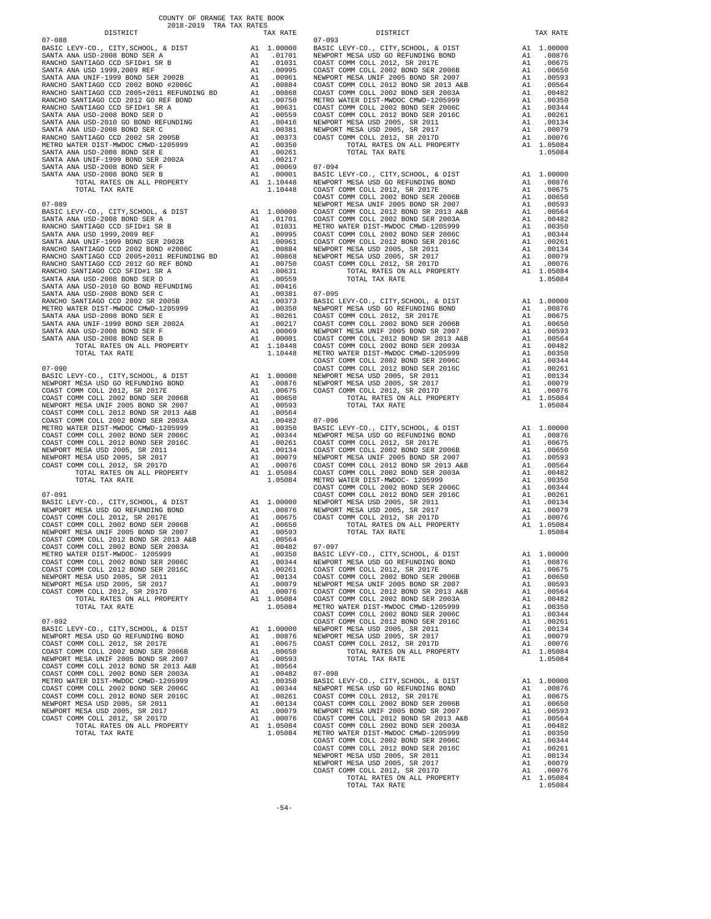COUNTY OF ORANGE TAX RATE BOOK
2018-2019 TRA TAX RATES

| DISTRICT | | TAX RATE |
|---|---|---|
| 07-088 | | |
| BASIC LEVY-CO., CITY,SCHOOL, & DIST | A1 | 1.00000 |
| SANTA ANA USD-2008 BOND SER A | A1 | .01701 |
| RANCHO SANTIAGO CCD SFID#1 SR B | A1 | .01031 |
| SANTA ANA USD 1999,2009 REF | A1 | .00995 |
| SANTA ANA UNIF-1999 BOND SER 2002B | A1 | .00961 |
| RANCHO SANTIAGO CCD 2002 BOND #2006C | A1 | .00884 |
| RANCHO SANTIAGO CCD 2005+2011 REFUNDING BD | A1 | .00868 |
| RANCHO SANTIAGO CCD 2012 GO REF BOND | A1 | .00750 |
| RANCHO SANTIAGO CCD SFID#1 SR A | A1 | .00631 |
| SANTA ANA USD-2008 BOND SER D | A1 | .00559 |
| SANTA ANA USD-2010 GO BOND REFUNDING | A1 | .00416 |
| SANTA ANA USD-2008 BOND SER C | A1 | .00381 |
| RANCHO SANTIAGO CCD 2002 SR 2005B | A1 | .00373 |
| METRO WATER DIST-MWDOC CMWD-1205999 | A1 | .00350 |
| SANTA ANA USD-2008 BOND SER E | A1 | .00261 |
| SANTA ANA UNIF-1999 BOND SER 2002A | A1 | .00217 |
| SANTA ANA USD-2008 BOND SER F | A1 | .00069 |
| SANTA ANA USD-2008 BOND SER B | A1 | .00001 |
| TOTAL RATES ON ALL PROPERTY | A1 | 1.10448 |
| TOTAL TAX RATE | | 1.10448 |
| 07-089 | | |
| BASIC LEVY-CO., CITY,SCHOOL, & DIST | A1 | 1.00000 |
| SANTA ANA USD-2008 BOND SER A | A1 | .01701 |
| RANCHO SANTIAGO CCD SFID#1 SR B | A1 | .01031 |
| SANTA ANA USD 1999,2009 REF | A1 | .00995 |
| SANTA ANA UNIF-1999 BOND SER 2002B | A1 | .00961 |
| RANCHO SANTIAGO CCD 2002 BOND #2006C | A1 | .00884 |
| RANCHO SANTIAGO CCD 2005+2011 REFUNDING BD | A1 | .00868 |
| RANCHO SANTIAGO CCD 2012 GO REF BOND | A1 | .00750 |
| RANCHO SANTIAGO CCD SFID#1 SR A | A1 | .00631 |
| SANTA ANA USD-2008 BOND SER D | A1 | .00559 |
| SANTA ANA USD-2010 GO BOND REFUNDING | A1 | .00416 |
| SANTA ANA USD-2008 BOND SER C | A1 | .00381 |
| RANCHO SANTIAGO CCD 2002 SR 2005B | A1 | .00373 |
| METRO WATER DIST-MWDOC CMWD-1205999 | A1 | .00350 |
| SANTA ANA USD-2008 BOND SER E | A1 | .00261 |
| SANTA ANA UNIF-1999 BOND SER 2002A | A1 | .00217 |
| SANTA ANA USD-2008 BOND SER F | A1 | .00069 |
| SANTA ANA USD-2008 BOND SER B | A1 | .00001 |
| TOTAL RATES ON ALL PROPERTY | A1 | 1.10448 |
| TOTAL TAX RATE | | 1.10448 |
| 07-090 | | |
| BASIC LEVY-CO., CITY,SCHOOL, & DIST | A1 | 1.00000 |
| NEWPORT MESA USD GO REFUNDING BOND | A1 | .00876 |
| COAST COMM COLL 2012, SR 2017E | A1 | .00675 |
| COAST COMM COLL 2002 BOND SER 2006B | A1 | .00650 |
| NEWPORT MESA UNIF 2005 BOND SR 2007 | A1 | .00593 |
| COAST COMM COLL 2012 BOND SR 2013 A&B | A1 | .00564 |
| COAST COMM COLL 2002 BOND SER 2003A | A1 | .00482 |
| METRO WATER DIST-MWDOC CMWD-1205999 | A1 | .00350 |
| COAST COMM COLL 2002 BOND SER 2006C | A1 | .00344 |
| COAST COMM COLL 2012 BOND SER 2016C | A1 | .00261 |
| NEWPORT MESA USD 2005, SR 2011 | A1 | .00134 |
| NEWPORT MESA USD 2005, SR 2017 | A1 | .00079 |
| COAST COMM COLL 2012, SR 2017D | A1 | .00076 |
| TOTAL RATES ON ALL PROPERTY | A1 | 1.05084 |
| TOTAL TAX RATE | | 1.05084 |
| 07-091 | | |
| BASIC LEVY-CO., CITY,SCHOOL, & DIST | A1 | 1.00000 |
| NEWPORT MESA USD GO REFUNDING BOND | A1 | .00876 |
| COAST COMM COLL 2012, SR 2017E | A1 | .00675 |
| COAST COMM COLL 2002 BOND SER 2006B | A1 | .00650 |
| NEWPORT MESA UNIF 2005 BOND SR 2007 | A1 | .00593 |
| COAST COMM COLL 2012 BOND SR 2013 A&B | A1 | .00564 |
| COAST COMM COLL 2002 BOND SER 2003A | A1 | .00482 |
| METRO WATER DIST-MWDOC- 1205999 | A1 | .00350 |
| COAST COMM COLL 2002 BOND SER 2006C | A1 | .00344 |
| COAST COMM COLL 2012 BOND SER 2016C | A1 | .00261 |
| NEWPORT MESA USD 2005, SR 2011 | A1 | .00134 |
| NEWPORT MESA USD 2005, SR 2017 | A1 | .00079 |
| COAST COMM COLL 2012, SR 2017D | A1 | .00076 |
| TOTAL RATES ON ALL PROPERTY | A1 | 1.05084 |
| TOTAL TAX RATE | | 1.05084 |
| 07-092 | | |
| BASIC LEVY-CO., CITY,SCHOOL, & DIST | A1 | 1.00000 |
| NEWPORT MESA USD GO REFUNDING BOND | A1 | .00876 |
| COAST COMM COLL 2012, SR 2017E | A1 | .00675 |
| COAST COMM COLL 2002 BOND SER 2006B | A1 | .00650 |
| NEWPORT MESA UNIF 2005 BOND SR 2007 | A1 | .00593 |
| COAST COMM COLL 2012 BOND SR 2013 A&B | A1 | .00564 |
| COAST COMM COLL 2002 BOND SER 2003A | A1 | .00482 |
| METRO WATER DIST-MWDOC CMWD-1205999 | A1 | .00350 |
| COAST COMM COLL 2002 BOND SER 2006C | A1 | .00344 |
| COAST COMM COLL 2012 BOND SER 2016C | A1 | .00261 |
| NEWPORT MESA USD 2005, SR 2011 | A1 | .00134 |
| NEWPORT MESA USD 2005, SR 2017 | A1 | .00079 |
| COAST COMM COLL 2012, SR 2017D | A1 | .00076 |
| TOTAL RATES ON ALL PROPERTY | A1 | 1.05084 |
| TOTAL TAX RATE | | 1.05084 |
| 07-093 | | |
| BASIC LEVY-CO., CITY,SCHOOL, & DIST | A1 | 1.00000 |
| NEWPORT MESA USD GO REFUNDING BOND | A1 | .00876 |
| COAST COMM COLL 2012, SR 2017E | A1 | .00675 |
| COAST COMM COLL 2002 BOND SER 2006B | A1 | .00650 |
| NEWPORT MESA UNIF 2005 BOND SR 2007 | A1 | .00593 |
| COAST COMM COLL 2012 BOND SR 2013 A&B | A1 | .00564 |
| COAST COMM COLL 2002 BOND SER 2003A | A1 | .00482 |
| METRO WATER DIST-MWDOC CMWD-1205999 | A1 | .00350 |
| COAST COMM COLL 2002 BOND SER 2006C | A1 | .00344 |
| COAST COMM COLL 2012 BOND SER 2016C | A1 | .00261 |
| NEWPORT MESA USD 2005, SR 2011 | A1 | .00134 |
| NEWPORT MESA USD 2005, SR 2017 | A1 | .00079 |
| COAST COMM COLL 2012, SR 2017D | A1 | .00076 |
| TOTAL RATES ON ALL PROPERTY | A1 | 1.05084 |
| TOTAL TAX RATE | | 1.05084 |
| 07-094 | | |
| BASIC LEVY-CO., CITY,SCHOOL, & DIST | A1 | 1.00000 |
| NEWPORT MESA USD GO REFUNDING BOND | A1 | .00876 |
| COAST COMM COLL 2012, SR 2017E | A1 | .00675 |
| COAST COMM COLL 2002 BOND SER 2006B | A1 | .00650 |
| NEWPORT MESA UNIF 2005 BOND SR 2007 | A1 | .00593 |
| COAST COMM COLL 2012 BOND SR 2013 A&B | A1 | .00564 |
| COAST COMM COLL 2002 BOND SER 2003A | A1 | .00482 |
| METRO WATER DIST-MWDOC CMWD-1205999 | A1 | .00350 |
| COAST COMM COLL 2002 BOND SER 2006C | A1 | .00344 |
| COAST COMM COLL 2012 BOND SER 2016C | A1 | .00261 |
| NEWPORT MESA USD 2005, SR 2011 | A1 | .00134 |
| NEWPORT MESA USD 2005, SR 2017 | A1 | .00079 |
| COAST COMM COLL 2012, SR 2017D | A1 | .00076 |
| TOTAL RATES ON ALL PROPERTY | A1 | 1.05084 |
| TOTAL TAX RATE | | 1.05084 |
| 07-095 | | |
| BASIC LEVY-CO., CITY,SCHOOL, & DIST | A1 | 1.00000 |
| NEWPORT MESA USD GO REFUNDING BOND | A1 | .00876 |
| COAST COMM COLL 2012, SR 2017E | A1 | .00675 |
| COAST COMM COLL 2002 BOND SER 2006B | A1 | .00650 |
| NEWPORT MESA UNIF 2005 BOND SR 2007 | A1 | .00593 |
| COAST COMM COLL 2012 BOND SR 2013 A&B | A1 | .00564 |
| COAST COMM COLL 2002 BOND SER 2003A | A1 | .00482 |
| METRO WATER DIST-MWDOC CMWD-1205999 | A1 | .00350 |
| COAST COMM COLL 2002 BOND SER 2006C | A1 | .00344 |
| COAST COMM COLL 2012 BOND SER 2016C | A1 | .00261 |
| NEWPORT MESA USD 2005, SR 2011 | A1 | .00134 |
| NEWPORT MESA USD 2005, SR 2017 | A1 | .00079 |
| COAST COMM COLL 2012, SR 2017D | A1 | .00076 |
| TOTAL RATES ON ALL PROPERTY | A1 | 1.05084 |
| TOTAL TAX RATE | | 1.05084 |
| 07-096 | | |
| BASIC LEVY-CO., CITY,SCHOOL, & DIST | A1 | 1.00000 |
| NEWPORT MESA USD GO REFUNDING BOND | A1 | .00876 |
| COAST COMM COLL 2012, SR 2017E | A1 | .00675 |
| COAST COMM COLL 2002 BOND SER 2006B | A1 | .00650 |
| NEWPORT MESA UNIF 2005 BOND SR 2007 | A1 | .00593 |
| COAST COMM COLL 2012 BOND SR 2013 A&B | A1 | .00564 |
| COAST COMM COLL 2002 BOND SER 2003A | A1 | .00482 |
| METRO WATER DIST-MWDOC- 1205999 | A1 | .00350 |
| COAST COMM COLL 2002 BOND SER 2006C | A1 | .00344 |
| COAST COMM COLL 2012 BOND SER 2016C | A1 | .00261 |
| NEWPORT MESA USD 2005, SR 2011 | A1 | .00134 |
| NEWPORT MESA USD 2005, SR 2017 | A1 | .00079 |
| COAST COMM COLL 2012, SR 2017D | A1 | .00076 |
| TOTAL RATES ON ALL PROPERTY | A1 | 1.05084 |
| TOTAL TAX RATE | | 1.05084 |
| 07-097 | | |
| BASIC LEVY-CO., CITY,SCHOOL, & DIST | A1 | 1.00000 |
| NEWPORT MESA USD GO REFUNDING BOND | A1 | .00876 |
| COAST COMM COLL 2012, SR 2017E | A1 | .00675 |
| COAST COMM COLL 2002 BOND SER 2006B | A1 | .00650 |
| NEWPORT MESA UNIF 2005 BOND SR 2007 | A1 | .00593 |
| COAST COMM COLL 2012 BOND SR 2013 A&B | A1 | .00564 |
| COAST COMM COLL 2002 BOND SER 2003A | A1 | .00482 |
| METRO WATER DIST-MWDOC CMWD-1205999 | A1 | .00350 |
| COAST COMM COLL 2002 BOND SER 2006C | A1 | .00344 |
| COAST COMM COLL 2012 BOND SER 2016C | A1 | .00261 |
| NEWPORT MESA USD 2005, SR 2011 | A1 | .00134 |
| NEWPORT MESA USD 2005, SR 2017 | A1 | .00079 |
| COAST COMM COLL 2012, SR 2017D | A1 | .00076 |
| TOTAL RATES ON ALL PROPERTY | A1 | 1.05084 |
| TOTAL TAX RATE | | 1.05084 |
| 07-098 | | |
| BASIC LEVY-CO., CITY,SCHOOL, & DIST | A1 | 1.00000 |
| NEWPORT MESA USD GO REFUNDING BOND | A1 | .00876 |
| COAST COMM COLL 2012, SR 2017E | A1 | .00675 |
| COAST COMM COLL 2002 BOND SER 2006B | A1 | .00650 |
| NEWPORT MESA UNIF 2005 BOND SR 2007 | A1 | .00593 |
| COAST COMM COLL 2012 BOND SR 2013 A&B | A1 | .00564 |
| COAST COMM COLL 2002 BOND SER 2003A | A1 | .00482 |
| METRO WATER DIST-MWDOC CMWD-1205999 | A1 | .00350 |
| COAST COMM COLL 2002 BOND SER 2006C | A1 | .00344 |
| COAST COMM COLL 2012 BOND SER 2016C | A1 | .00261 |
| NEWPORT MESA USD 2005, SR 2011 | A1 | .00134 |
| NEWPORT MESA USD 2005, SR 2017 | A1 | .00079 |
| COAST COMM COLL 2012, SR 2017D | A1 | .00076 |
| TOTAL RATES ON ALL PROPERTY | A1 | 1.05084 |
| TOTAL TAX RATE | | 1.05084 |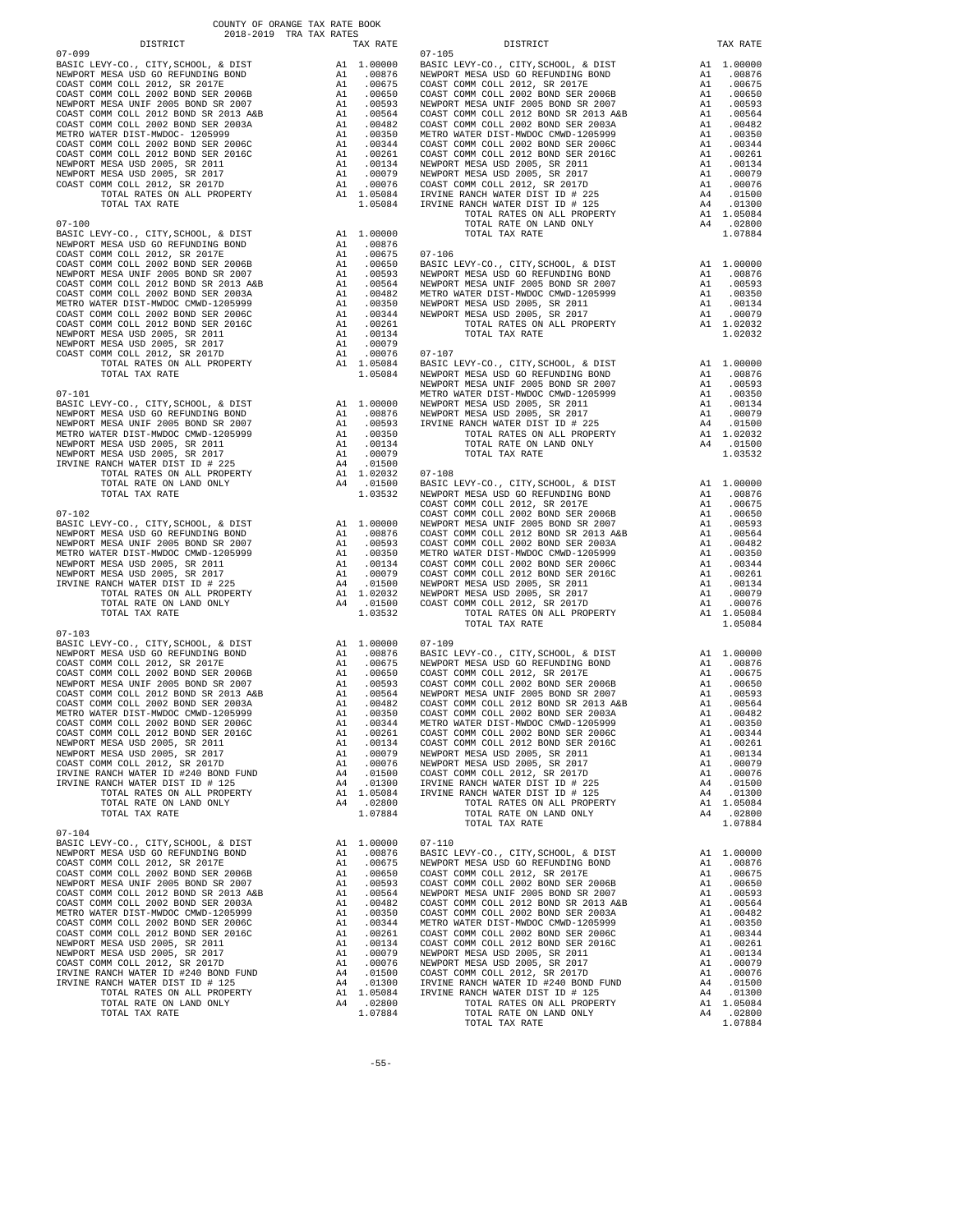COUNTY OF ORANGE TAX RATE BOOK
2018-2019 TRA TAX RATES

| DISTRICT | | TAX RATE |
|---|---|---|
| **07-099** | | |
| BASIC LEVY-CO., CITY,SCHOOL, & DIST | A1 | 1.00000 |
| NEWPORT MESA USD GO REFUNDING BOND | A1 | .00876 |
| COAST COMM COLL 2012, SR 2017E | A1 | .00675 |
| COAST COMM COLL 2002 BOND SER 2006B | A1 | .00650 |
| NEWPORT MESA UNIF 2005 BOND SR 2007 | A1 | .00593 |
| COAST COMM COLL 2012 BOND SR 2013 A&B | A1 | .00564 |
| COAST COMM COLL 2002 BOND SER 2003A | A1 | .00482 |
| METRO WATER DIST-MWDOC- 1205999 | A1 | .00350 |
| COAST COMM COLL 2002 BOND SER 2006C | A1 | .00344 |
| COAST COMM COLL 2012 BOND SER 2016C | A1 | .00261 |
| NEWPORT MESA USD 2005, SR 2011 | A1 | .00134 |
| NEWPORT MESA USD 2005, SR 2017 | A1 | .00079 |
| COAST COMM COLL 2012, SR 2017D | A1 | .00076 |
| TOTAL RATES ON ALL PROPERTY | A1 | 1.05084 |
| TOTAL TAX RATE | | 1.05084 |
| **07-100** | | |
| BASIC LEVY-CO., CITY,SCHOOL, & DIST | A1 | 1.00000 |
| NEWPORT MESA USD GO REFUNDING BOND | A1 | .00876 |
| COAST COMM COLL 2012, SR 2017E | A1 | .00675 |
| COAST COMM COLL 2002 BOND SER 2006B | A1 | .00650 |
| NEWPORT MESA UNIF 2005 BOND SR 2007 | A1 | .00593 |
| COAST COMM COLL 2012 BOND SR 2013 A&B | A1 | .00564 |
| COAST COMM COLL 2002 BOND SER 2003A | A1 | .00482 |
| METRO WATER DIST-MWDOC CMWD-1205999 | A1 | .00350 |
| COAST COMM COLL 2002 BOND SER 2006C | A1 | .00344 |
| COAST COMM COLL 2012 BOND SER 2016C | A1 | .00261 |
| NEWPORT MESA USD 2005, SR 2011 | A1 | .00134 |
| NEWPORT MESA USD 2005, SR 2017 | A1 | .00079 |
| COAST COMM COLL 2012, SR 2017D | A1 | .00076 |
| TOTAL RATES ON ALL PROPERTY | A1 | 1.05084 |
| TOTAL TAX RATE | | 1.05084 |
| **07-101** | | |
| BASIC LEVY-CO., CITY,SCHOOL, & DIST | A1 | 1.00000 |
| NEWPORT MESA USD GO REFUNDING BOND | A1 | .00876 |
| NEWPORT MESA UNIF 2005 BOND SR 2007 | A1 | .00593 |
| METRO WATER DIST-MWDOC CMWD-1205999 | A1 | .00350 |
| NEWPORT MESA USD 2005, SR 2011 | A1 | .00134 |
| NEWPORT MESA USD 2005, SR 2017 | A1 | .00079 |
| IRVINE RANCH WATER DIST ID # 225 | A4 | .01500 |
| TOTAL RATES ON ALL PROPERTY | A1 | 1.02032 |
| TOTAL RATE ON LAND ONLY | A4 | .01500 |
| TOTAL TAX RATE | | 1.03532 |
| **07-102** | | |
| BASIC LEVY-CO., CITY,SCHOOL, & DIST | A1 | 1.00000 |
| NEWPORT MESA USD GO REFUNDING BOND | A1 | .00876 |
| NEWPORT MESA UNIF 2005 BOND SR 2007 | A1 | .00593 |
| METRO WATER DIST-MWDOC CMWD-1205999 | A1 | .00350 |
| NEWPORT MESA USD 2005, SR 2011 | A1 | .00134 |
| NEWPORT MESA USD 2005, SR 2017 | A1 | .00079 |
| IRVINE RANCH WATER DIST ID # 225 | A4 | .01500 |
| TOTAL RATES ON ALL PROPERTY | A1 | 1.02032 |
| TOTAL RATE ON LAND ONLY | A4 | .01500 |
| TOTAL TAX RATE | | 1.03532 |
| **07-103** | | |
| BASIC LEVY-CO., CITY,SCHOOL, & DIST | A1 | 1.00000 |
| NEWPORT MESA USD GO REFUNDING BOND | A1 | .00876 |
| COAST COMM COLL 2012, SR 2017E | A1 | .00675 |
| COAST COMM COLL 2002 BOND SER 2006B | A1 | .00650 |
| NEWPORT MESA UNIF 2005 BOND SR 2007 | A1 | .00593 |
| COAST COMM COLL 2012 BOND SR 2013 A&B | A1 | .00564 |
| COAST COMM COLL 2002 BOND SER 2003A | A1 | .00482 |
| METRO WATER DIST-MWDOC CMWD-1205999 | A1 | .00350 |
| COAST COMM COLL 2002 BOND SER 2006C | A1 | .00344 |
| COAST COMM COLL 2012 BOND SER 2016C | A1 | .00261 |
| NEWPORT MESA USD 2005, SR 2011 | A1 | .00134 |
| NEWPORT MESA USD 2005, SR 2017 | A1 | .00079 |
| COAST COMM COLL 2012, SR 2017D | A1 | .00076 |
| IRVINE RANCH WATER ID #240 BOND FUND | A4 | .01500 |
| IRVINE RANCH WATER DIST ID # 125 | A4 | .01300 |
| TOTAL RATES ON ALL PROPERTY | A1 | 1.05084 |
| TOTAL RATE ON LAND ONLY | A4 | .02800 |
| TOTAL TAX RATE | | 1.07884 |
| **07-104** | | |
| BASIC LEVY-CO., CITY,SCHOOL, & DIST | A1 | 1.00000 |
| NEWPORT MESA USD GO REFUNDING BOND | A1 | .00876 |
| COAST COMM COLL 2012, SR 2017E | A1 | .00675 |
| COAST COMM COLL 2002 BOND SER 2006B | A1 | .00650 |
| NEWPORT MESA UNIF 2005 BOND SR 2007 | A1 | .00593 |
| COAST COMM COLL 2012 BOND SR 2013 A&B | A1 | .00564 |
| COAST COMM COLL 2002 BOND SER 2003A | A1 | .00482 |
| METRO WATER DIST-MWDOC CMWD-1205999 | A1 | .00350 |
| COAST COMM COLL 2002 BOND SER 2006C | A1 | .00344 |
| COAST COMM COLL 2012 BOND SER 2016C | A1 | .00261 |
| NEWPORT MESA USD 2005, SR 2011 | A1 | .00134 |
| NEWPORT MESA USD 2005, SR 2017 | A1 | .00079 |
| COAST COMM COLL 2012, SR 2017D | A1 | .00076 |
| IRVINE RANCH WATER ID #240 BOND FUND | A4 | .01500 |
| IRVINE RANCH WATER DIST ID # 125 | A4 | .01300 |
| TOTAL RATES ON ALL PROPERTY | A1 | 1.05084 |
| TOTAL RATE ON LAND ONLY | A4 | .02800 |
| TOTAL TAX RATE | | 1.07884 |
| **07-105** | | |
| BASIC LEVY-CO., CITY,SCHOOL, & DIST | A1 | 1.00000 |
| NEWPORT MESA USD GO REFUNDING BOND | A1 | .00876 |
| COAST COMM COLL 2012, SR 2017E | A1 | .00675 |
| COAST COMM COLL 2002 BOND SER 2006B | A1 | .00650 |
| NEWPORT MESA UNIF 2005 BOND SR 2007 | A1 | .00593 |
| COAST COMM COLL 2012 BOND SR 2013 A&B | A1 | .00564 |
| COAST COMM COLL 2002 BOND SER 2003A | A1 | .00482 |
| METRO WATER DIST-MWDOC CMWD-1205999 | A1 | .00350 |
| COAST COMM COLL 2002 BOND SER 2006C | A1 | .00344 |
| COAST COMM COLL 2012 BOND SER 2016C | A1 | .00261 |
| NEWPORT MESA USD 2005, SR 2011 | A1 | .00134 |
| NEWPORT MESA USD 2005, SR 2017 | A1 | .00079 |
| COAST COMM COLL 2012, SR 2017D | A1 | .00076 |
| IRVINE RANCH WATER DIST ID # 225 | A4 | .01500 |
| IRVINE RANCH WATER DIST ID # 125 | A4 | .01300 |
| TOTAL RATES ON ALL PROPERTY | A1 | 1.05084 |
| TOTAL RATE ON LAND ONLY | A4 | .02800 |
| TOTAL TAX RATE | | 1.07884 |
| **07-106** | | |
| BASIC LEVY-CO., CITY,SCHOOL, & DIST | A1 | 1.00000 |
| NEWPORT MESA USD GO REFUNDING BOND | A1 | .00876 |
| NEWPORT MESA UNIF 2005 BOND SR 2007 | A1 | .00593 |
| METRO WATER DIST-MWDOC CMWD-1205999 | A1 | .00350 |
| NEWPORT MESA USD 2005, SR 2011 | A1 | .00134 |
| NEWPORT MESA USD 2005, SR 2017 | A1 | .00079 |
| TOTAL RATES ON ALL PROPERTY | A1 | 1.02032 |
| TOTAL TAX RATE | | 1.02032 |
| **07-107** | | |
| BASIC LEVY-CO., CITY,SCHOOL, & DIST | A1 | 1.00000 |
| NEWPORT MESA USD GO REFUNDING BOND | A1 | .00876 |
| NEWPORT MESA UNIF 2005 BOND SR 2007 | A1 | .00593 |
| METRO WATER DIST-MWDOC CMWD-1205999 | A1 | .00350 |
| NEWPORT MESA USD 2005, SR 2011 | A1 | .00134 |
| NEWPORT MESA USD 2005, SR 2017 | A1 | .00079 |
| IRVINE RANCH WATER DIST ID # 225 | A4 | .01500 |
| TOTAL RATES ON ALL PROPERTY | A1 | 1.02032 |
| TOTAL RATE ON LAND ONLY | A4 | .01500 |
| TOTAL TAX RATE | | 1.03532 |
| **07-108** | | |
| BASIC LEVY-CO., CITY,SCHOOL, & DIST | A1 | 1.00000 |
| NEWPORT MESA USD GO REFUNDING BOND | A1 | .00876 |
| COAST COMM COLL 2012, SR 2017E | A1 | .00675 |
| COAST COMM COLL 2002 BOND SER 2006B | A1 | .00650 |
| NEWPORT MESA UNIF 2005 BOND SR 2007 | A1 | .00593 |
| COAST COMM COLL 2012 BOND SR 2013 A&B | A1 | .00564 |
| COAST COMM COLL 2002 BOND SER 2003A | A1 | .00482 |
| METRO WATER DIST-MWDOC CMWD-1205999 | A1 | .00350 |
| COAST COMM COLL 2002 BOND SER 2006C | A1 | .00344 |
| COAST COMM COLL 2012 BOND SER 2016C | A1 | .00261 |
| NEWPORT MESA USD 2005, SR 2011 | A1 | .00134 |
| NEWPORT MESA USD 2005, SR 2017 | A1 | .00079 |
| COAST COMM COLL 2012, SR 2017D | A1 | .00076 |
| TOTAL RATES ON ALL PROPERTY | A1 | 1.05084 |
| TOTAL TAX RATE | | 1.05084 |
| **07-109** | | |
| BASIC LEVY-CO., CITY,SCHOOL, & DIST | A1 | 1.00000 |
| NEWPORT MESA USD GO REFUNDING BOND | A1 | .00876 |
| COAST COMM COLL 2012, SR 2017E | A1 | .00675 |
| COAST COMM COLL 2002 BOND SER 2006B | A1 | .00650 |
| NEWPORT MESA UNIF 2005 BOND SR 2007 | A1 | .00593 |
| COAST COMM COLL 2012 BOND SR 2013 A&B | A1 | .00564 |
| COAST COMM COLL 2002 BOND SER 2003A | A1 | .00482 |
| METRO WATER DIST-MWDOC CMWD-1205999 | A1 | .00350 |
| COAST COMM COLL 2002 BOND SER 2006C | A1 | .00344 |
| COAST COMM COLL 2012 BOND SER 2016C | A1 | .00261 |
| NEWPORT MESA USD 2005, SR 2011 | A1 | .00134 |
| NEWPORT MESA USD 2005, SR 2017 | A1 | .00079 |
| COAST COMM COLL 2012, SR 2017D | A1 | .00076 |
| IRVINE RANCH WATER DIST ID # 225 | A4 | .01500 |
| IRVINE RANCH WATER DIST ID # 125 | A4 | .01300 |
| TOTAL RATES ON ALL PROPERTY | A1 | 1.05084 |
| TOTAL RATE ON LAND ONLY | A4 | .02800 |
| TOTAL TAX RATE | | 1.07884 |
| **07-110** | | |
| BASIC LEVY-CO., CITY,SCHOOL, & DIST | A1 | 1.00000 |
| NEWPORT MESA USD GO REFUNDING BOND | A1 | .00876 |
| COAST COMM COLL 2012, SR 2017E | A1 | .00675 |
| COAST COMM COLL 2002 BOND SER 2006B | A1 | .00650 |
| NEWPORT MESA UNIF 2005 BOND SR 2007 | A1 | .00593 |
| COAST COMM COLL 2012 BOND SR 2013 A&B | A1 | .00564 |
| COAST COMM COLL 2002 BOND SER 2003A | A1 | .00482 |
| METRO WATER DIST-MWDOC CMWD-1205999 | A1 | .00350 |
| COAST COMM COLL 2002 BOND SER 2006C | A1 | .00344 |
| COAST COMM COLL 2012 BOND SER 2016C | A1 | .00261 |
| NEWPORT MESA USD 2005, SR 2011 | A1 | .00134 |
| NEWPORT MESA USD 2005, SR 2017 | A1 | .00079 |
| COAST COMM COLL 2012, SR 2017D | A1 | .00076 |
| IRVINE RANCH WATER ID #240 BOND FUND | A4 | .01500 |
| IRVINE RANCH WATER DIST ID # 125 | A4 | .01300 |
| TOTAL RATES ON ALL PROPERTY | A1 | 1.05084 |
| TOTAL RATE ON LAND ONLY | A4 | .02800 |
| TOTAL TAX RATE | | 1.07884 |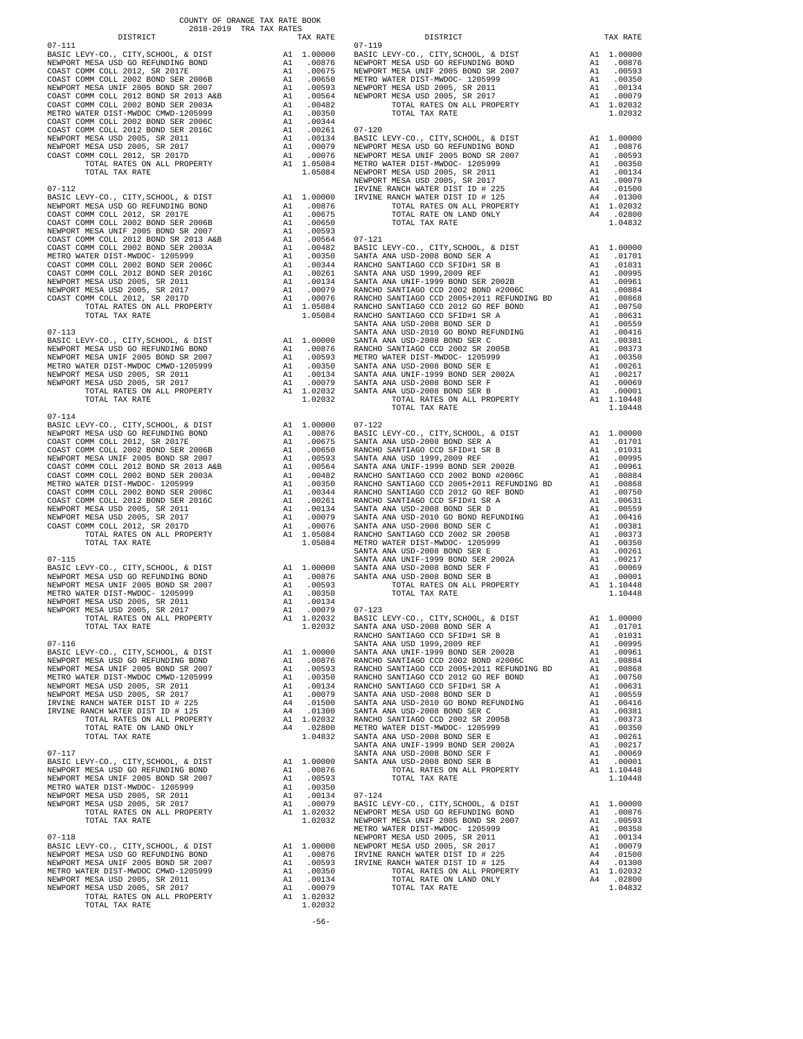COUNTY OF ORANGE TAX RATE BOOK
2018-2019 TRA TAX RATES

| DISTRICT | | TAX RATE |
|---|---|---|
| **07-111** | | |
| BASIC LEVY-CO., CITY,SCHOOL, & DIST | A1 | 1.00000 |
| NEWPORT MESA USD GO REFUNDING BOND | A1 | .00876 |
| COAST COMM COLL 2012, SR 2017E | A1 | .00675 |
| COAST COMM COLL 2002 BOND SER 2006B | A1 | .00650 |
| NEWPORT MESA UNIF 2005 BOND SR 2007 | A1 | .00593 |
| COAST COMM COLL 2012 BOND SR 2013 A&B | A1 | .00564 |
| COAST COMM COLL 2002 BOND SER 2003A | A1 | .00482 |
| METRO WATER DIST-MWDOC CMWD-1205999 | A1 | .00350 |
| COAST COMM COLL 2002 BOND SER 2006C | A1 | .00344 |
| COAST COMM COLL 2012 BOND SER 2016C | A1 | .00261 |
| NEWPORT MESA USD 2005, SR 2011 | A1 | .00134 |
| NEWPORT MESA USD 2005, SR 2017 | A1 | .00079 |
| COAST COMM COLL 2012, SR 2017D | A1 | .00076 |
| TOTAL RATES ON ALL PROPERTY | A1 | 1.05084 |
| TOTAL TAX RATE | | 1.05084 |
| **07-112** | | |
| BASIC LEVY-CO., CITY,SCHOOL, & DIST | A1 | 1.00000 |
| NEWPORT MESA USD GO REFUNDING BOND | A1 | .00876 |
| COAST COMM COLL 2012, SR 2017E | A1 | .00675 |
| COAST COMM COLL 2002 BOND SER 2006B | A1 | .00650 |
| NEWPORT MESA UNIF 2005 BOND SR 2007 | A1 | .00593 |
| COAST COMM COLL 2012 BOND SR 2013 A&B | A1 | .00564 |
| COAST COMM COLL 2002 BOND SER 2003A | A1 | .00482 |
| METRO WATER DIST-MWDOC- 1205999 | A1 | .00350 |
| COAST COMM COLL 2002 BOND SER 2006C | A1 | .00344 |
| COAST COMM COLL 2012 BOND SER 2016C | A1 | .00261 |
| NEWPORT MESA USD 2005, SR 2011 | A1 | .00134 |
| NEWPORT MESA USD 2005, SR 2017 | A1 | .00079 |
| COAST COMM COLL 2012, SR 2017D | A1 | .00076 |
| TOTAL RATES ON ALL PROPERTY | A1 | 1.05084 |
| TOTAL TAX RATE | | 1.05084 |
| **07-113** | | |
| BASIC LEVY-CO., CITY,SCHOOL, & DIST | A1 | 1.00000 |
| NEWPORT MESA USD GO REFUNDING BOND | A1 | .00876 |
| NEWPORT MESA UNIF 2005 BOND SR 2007 | A1 | .00593 |
| METRO WATER DIST-MWDOC CMWD-1205999 | A1 | .00350 |
| NEWPORT MESA USD 2005, SR 2011 | A1 | .00134 |
| NEWPORT MESA USD 2005, SR 2017 | A1 | .00079 |
| TOTAL RATES ON ALL PROPERTY | A1 | 1.02032 |
| TOTAL TAX RATE | | 1.02032 |
| **07-114** | | |
| BASIC LEVY-CO., CITY,SCHOOL, & DIST | A1 | 1.00000 |
| NEWPORT MESA USD GO REFUNDING BOND | A1 | .00876 |
| COAST COMM COLL 2012, SR 2017E | A1 | .00675 |
| COAST COMM COLL 2002 BOND SER 2006B | A1 | .00650 |
| NEWPORT MESA UNIF 2005 BOND SR 2007 | A1 | .00593 |
| COAST COMM COLL 2012 BOND SR 2013 A&B | A1 | .00564 |
| COAST COMM COLL 2002 BOND SER 2003A | A1 | .00482 |
| METRO WATER DIST-MWDOC- 1205999 | A1 | .00350 |
| COAST COMM COLL 2002 BOND SER 2006C | A1 | .00344 |
| COAST COMM COLL 2012 BOND SER 2016C | A1 | .00261 |
| NEWPORT MESA USD 2005, SR 2011 | A1 | .00134 |
| NEWPORT MESA USD 2005, SR 2017 | A1 | .00079 |
| COAST COMM COLL 2012, SR 2017D | A1 | .00076 |
| TOTAL RATES ON ALL PROPERTY | A1 | 1.05084 |
| TOTAL TAX RATE | | 1.05084 |
| **07-115** | | |
| BASIC LEVY-CO., CITY,SCHOOL, & DIST | A1 | 1.00000 |
| NEWPORT MESA USD GO REFUNDING BOND | A1 | .00876 |
| NEWPORT MESA UNIF 2005 BOND SR 2007 | A1 | .00593 |
| METRO WATER DIST-MWDOC- 1205999 | A1 | .00350 |
| NEWPORT MESA USD 2005, SR 2011 | A1 | .00134 |
| NEWPORT MESA USD 2005, SR 2017 | A1 | .00079 |
| TOTAL RATES ON ALL PROPERTY | A1 | 1.02032 |
| TOTAL TAX RATE | | 1.02032 |
| **07-116** | | |
| BASIC LEVY-CO., CITY,SCHOOL, & DIST | A1 | 1.00000 |
| NEWPORT MESA USD GO REFUNDING BOND | A1 | .00876 |
| NEWPORT MESA UNIF 2005 BOND SR 2007 | A1 | .00593 |
| METRO WATER DIST-MWDOC CMWD-1205999 | A1 | .00350 |
| NEWPORT MESA USD 2005, SR 2011 | A1 | .00134 |
| NEWPORT MESA USD 2005, SR 2017 | A1 | .00079 |
| IRVINE RANCH WATER DIST ID # 225 | A4 | .01500 |
| IRVINE RANCH WATER DIST ID # 125 | A4 | .01300 |
| TOTAL RATES ON ALL PROPERTY | A1 | 1.02032 |
| TOTAL RATE ON LAND ONLY | A4 | .02800 |
| TOTAL TAX RATE | | 1.04832 |
| **07-117** | | |
| BASIC LEVY-CO., CITY,SCHOOL, & DIST | A1 | 1.00000 |
| NEWPORT MESA USD GO REFUNDING BOND | A1 | .00876 |
| NEWPORT MESA UNIF 2005 BOND SR 2007 | A1 | .00593 |
| METRO WATER DIST-MWDOC- 1205999 | A1 | .00350 |
| NEWPORT MESA USD 2005, SR 2011 | A1 | .00134 |
| NEWPORT MESA USD 2005, SR 2017 | A1 | .00079 |
| TOTAL RATES ON ALL PROPERTY | A1 | 1.02032 |
| TOTAL TAX RATE | | 1.02032 |
| **07-118** | | |
| BASIC LEVY-CO., CITY,SCHOOL, & DIST | A1 | 1.00000 |
| NEWPORT MESA USD GO REFUNDING BOND | A1 | .00876 |
| NEWPORT MESA UNIF 2005 BOND SR 2007 | A1 | .00593 |
| METRO WATER DIST-MWDOC CMWD-1205999 | A1 | .00350 |
| NEWPORT MESA USD 2005, SR 2011 | A1 | .00134 |
| NEWPORT MESA USD 2005, SR 2017 | A1 | .00079 |
| TOTAL RATES ON ALL PROPERTY | A1 | 1.02032 |
| TOTAL TAX RATE | | 1.02032 |
| **07-119** | | |
| BASIC LEVY-CO., CITY,SCHOOL, & DIST | A1 | 1.00000 |
| NEWPORT MESA USD GO REFUNDING BOND | A1 | .00876 |
| NEWPORT MESA UNIF 2005 BOND SR 2007 | A1 | .00593 |
| METRO WATER DIST-MWDOC- 1205999 | A1 | .00350 |
| NEWPORT MESA USD 2005, SR 2011 | A1 | .00134 |
| NEWPORT MESA USD 2005, SR 2017 | A1 | .00079 |
| TOTAL RATES ON ALL PROPERTY | A1 | 1.02032 |
| TOTAL TAX RATE | | 1.02032 |
| **07-120** | | |
| BASIC LEVY-CO., CITY,SCHOOL, & DIST | A1 | 1.00000 |
| NEWPORT MESA USD GO REFUNDING BOND | A1 | .00876 |
| NEWPORT MESA UNIF 2005 BOND SR 2007 | A1 | .00593 |
| METRO WATER DIST-MWDOC- 1205999 | A1 | .00350 |
| NEWPORT MESA USD 2005, SR 2011 | A1 | .00134 |
| NEWPORT MESA USD 2005, SR 2017 | A1 | .00079 |
| IRVINE RANCH WATER DIST ID # 225 | A4 | .01500 |
| IRVINE RANCH WATER DIST ID # 125 | A4 | .01300 |
| TOTAL RATES ON ALL PROPERTY | A1 | 1.02032 |
| TOTAL RATE ON LAND ONLY | A4 | .02800 |
| TOTAL TAX RATE | | 1.04832 |
| **07-121** | | |
| BASIC LEVY-CO., CITY,SCHOOL, & DIST | A1 | 1.00000 |
| SANTA ANA USD-2008 BOND SER A | A1 | .01701 |
| RANCHO SANTIAGO CCD SFID#1 SR B | A1 | .01031 |
| SANTA ANA USD 1999,2009 REF | A1 | .00995 |
| SANTA ANA UNIF-1999 BOND SER 2002B | A1 | .00961 |
| RANCHO SANTIAGO CCD 2002 BOND #2006C | A1 | .00884 |
| RANCHO SANTIAGO CCD 2005+2011 REFUNDING BD | A1 | .00868 |
| RANCHO SANTIAGO CCD 2012 GO REF BOND | A1 | .00750 |
| RANCHO SANTIAGO CCD SFID#1 SR A | A1 | .00631 |
| SANTA ANA USD-2008 BOND SER D | A1 | .00559 |
| SANTA ANA USD-2010 GO BOND REFUNDING | A1 | .00416 |
| SANTA ANA USD-2008 BOND SER C | A1 | .00381 |
| RANCHO SANTIAGO CCD 2002 SR 2005B | A1 | .00373 |
| METRO WATER DIST-MWDOC- 1205999 | A1 | .00350 |
| SANTA ANA USD-2008 BOND SER E | A1 | .00261 |
| SANTA ANA UNIF-1999 BOND SER 2002A | A1 | .00217 |
| SANTA ANA USD-2008 BOND SER F | A1 | .00069 |
| SANTA ANA USD-2008 BOND SER B | A1 | .00001 |
| TOTAL RATES ON ALL PROPERTY | A1 | 1.10448 |
| TOTAL TAX RATE | | 1.10448 |
| **07-122** | | |
| BASIC LEVY-CO., CITY,SCHOOL, & DIST | A1 | 1.00000 |
| SANTA ANA USD-2008 BOND SER A | A1 | .01701 |
| RANCHO SANTIAGO CCD SFID#1 SR B | A1 | .01031 |
| SANTA ANA USD 1999,2009 REF | A1 | .00995 |
| SANTA ANA UNIF-1999 BOND SER 2002B | A1 | .00961 |
| RANCHO SANTIAGO CCD 2002 BOND #2006C | A1 | .00884 |
| RANCHO SANTIAGO CCD 2005+2011 REFUNDING BD | A1 | .00868 |
| RANCHO SANTIAGO CCD 2012 GO REF BOND | A1 | .00750 |
| RANCHO SANTIAGO CCD SFID#1 SR A | A1 | .00631 |
| SANTA ANA USD-2008 BOND SER D | A1 | .00559 |
| SANTA ANA USD-2010 GO BOND REFUNDING | A1 | .00416 |
| SANTA ANA USD-2008 BOND SER C | A1 | .00381 |
| RANCHO SANTIAGO CCD 2002 SR 2005B | A1 | .00373 |
| METRO WATER DIST-MWDOC- 1205999 | A1 | .00350 |
| SANTA ANA USD-2008 BOND SER E | A1 | .00261 |
| SANTA ANA UNIF-1999 BOND SER 2002A | A1 | .00217 |
| SANTA ANA USD-2008 BOND SER F | A1 | .00069 |
| SANTA ANA USD-2008 BOND SER B | A1 | .00001 |
| TOTAL RATES ON ALL PROPERTY | A1 | 1.10448 |
| TOTAL TAX RATE | | 1.10448 |
| **07-123** | | |
| BASIC LEVY-CO., CITY,SCHOOL, & DIST | A1 | 1.00000 |
| SANTA ANA USD-2008 BOND SER A | A1 | .01701 |
| RANCHO SANTIAGO CCD SFID#1 SR B | A1 | .01031 |
| SANTA ANA USD 1999,2009 REF | A1 | .00995 |
| SANTA ANA UNIF-1999 BOND SER 2002B | A1 | .00961 |
| RANCHO SANTIAGO CCD 2002 BOND #2006C | A1 | .00884 |
| RANCHO SANTIAGO CCD 2005+2011 REFUNDING BD | A1 | .00868 |
| RANCHO SANTIAGO CCD 2012 GO REF BOND | A1 | .00750 |
| RANCHO SANTIAGO CCD SFID#1 SR A | A1 | .00631 |
| SANTA ANA USD-2008 BOND SER D | A1 | .00559 |
| SANTA ANA USD-2010 GO BOND REFUNDING | A1 | .00416 |
| SANTA ANA USD-2008 BOND SER C | A1 | .00381 |
| RANCHO SANTIAGO CCD 2002 SR 2005B | A1 | .00373 |
| METRO WATER DIST-MWDOC- 1205999 | A1 | .00350 |
| SANTA ANA USD-2008 BOND SER E | A1 | .00261 |
| SANTA ANA UNIF-1999 BOND SER 2002A | A1 | .00217 |
| SANTA ANA USD-2008 BOND SER F | A1 | .00069 |
| SANTA ANA USD-2008 BOND SER B | A1 | .00001 |
| TOTAL RATES ON ALL PROPERTY | A1 | 1.10448 |
| TOTAL TAX RATE | | 1.10448 |
| **07-124** | | |
| BASIC LEVY-CO., CITY,SCHOOL, & DIST | A1 | 1.00000 |
| NEWPORT MESA USD GO REFUNDING BOND | A1 | .00876 |
| NEWPORT MESA UNIF 2005 BOND SR 2007 | A1 | .00593 |
| METRO WATER DIST-MWDOC- 1205999 | A1 | .00350 |
| NEWPORT MESA USD 2005, SR 2011 | A1 | .00134 |
| NEWPORT MESA USD 2005, SR 2017 | A1 | .00079 |
| IRVINE RANCH WATER DIST ID # 225 | A4 | .01500 |
| IRVINE RANCH WATER DIST ID # 125 | A4 | .01300 |
| TOTAL RATES ON ALL PROPERTY | A1 | 1.02032 |
| TOTAL RATE ON LAND ONLY | A4 | .02800 |
| TOTAL TAX RATE | | 1.04832 |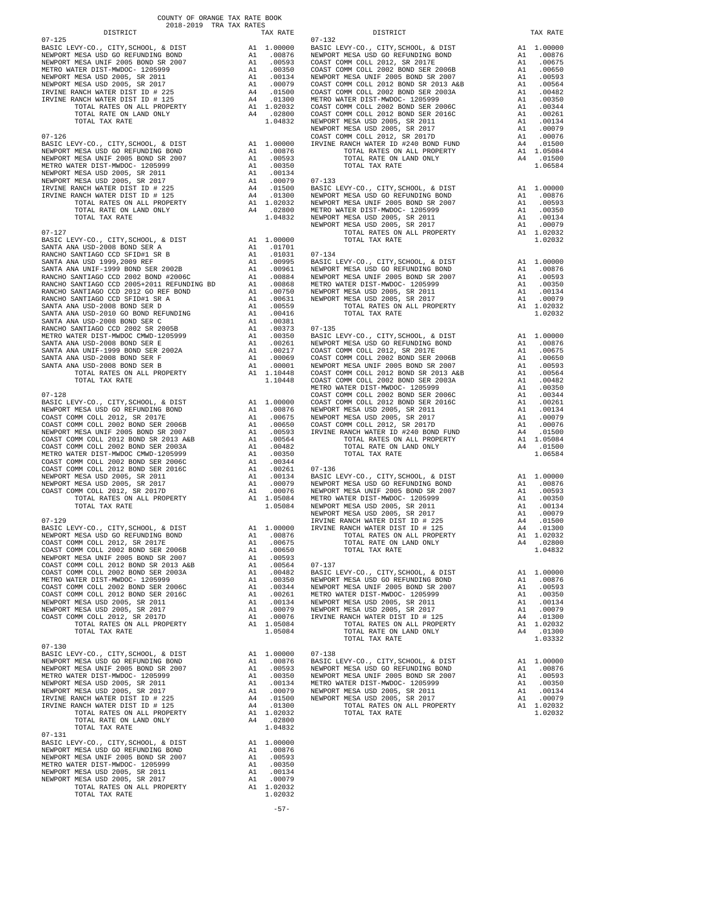COUNTY OF ORANGE TAX RATE BOOK
2018-2019 TRA TAX RATES

| DISTRICT | | TAX RATE |
|---|---|---|
| **07-125** | | |
| BASIC LEVY-CO., CITY,SCHOOL, & DIST | A1 | 1.00000 |
| NEWPORT MESA USD GO REFUNDING BOND | A1 | .00876 |
| NEWPORT MESA UNIF 2005 BOND SR 2007 | A1 | .00593 |
| METRO WATER DIST-MWDOC- 1205999 | A1 | .00350 |
| NEWPORT MESA USD 2005, SR 2011 | A1 | .00134 |
| NEWPORT MESA USD 2005, SR 2017 | A1 | .00079 |
| IRVINE RANCH WATER DIST ID # 225 | A4 | .01500 |
| IRVINE RANCH WATER DIST ID # 125 | A4 | .01300 |
| TOTAL RATES ON ALL PROPERTY | A1 | 1.02032 |
| TOTAL RATE ON LAND ONLY | A4 | .02800 |
| TOTAL TAX RATE | | 1.04832 |
| **07-126** | | |
| BASIC LEVY-CO., CITY,SCHOOL, & DIST | A1 | 1.00000 |
| NEWPORT MESA USD GO REFUNDING BOND | A1 | .00876 |
| NEWPORT MESA UNIF 2005 BOND SR 2007 | A1 | .00593 |
| METRO WATER DIST-MWDOC- 1205999 | A1 | .00350 |
| NEWPORT MESA USD 2005, SR 2011 | A1 | .00134 |
| NEWPORT MESA USD 2005, SR 2017 | A1 | .00079 |
| IRVINE RANCH WATER DIST ID # 225 | A4 | .01500 |
| IRVINE RANCH WATER DIST ID # 125 | A4 | .01300 |
| TOTAL RATES ON ALL PROPERTY | A1 | 1.02032 |
| TOTAL RATE ON LAND ONLY | A4 | .02800 |
| TOTAL TAX RATE | | 1.04832 |
| **07-127** | | |
| BASIC LEVY-CO., CITY,SCHOOL, & DIST | A1 | 1.00000 |
| SANTA ANA USD-2008 BOND SER A | A1 | .01701 |
| RANCHO SANTIAGO CCD SFID#1 SR B | A1 | .01031 |
| SANTA ANA USD 1999,2009 REF | A1 | .00995 |
| SANTA ANA UNIF-1999 BOND SER 2002B | A1 | .00961 |
| RANCHO SANTIAGO CCD 2002 BOND #2006C | A1 | .00884 |
| RANCHO SANTIAGO CCD 2005+2011 REFUNDING BD | A1 | .00868 |
| RANCHO SANTIAGO CCD 2012 GO REF BOND | A1 | .00750 |
| RANCHO SANTIAGO CCD SFID#1 SR A | A1 | .00631 |
| SANTA ANA USD-2008 BOND SER D | A1 | .00559 |
| SANTA ANA USD-2010 GO BOND REFUNDING | A1 | .00416 |
| SANTA ANA USD-2008 BOND SER C | A1 | .00381 |
| RANCHO SANTIAGO CCD 2002 SR 2005B | A1 | .00373 |
| METRO WATER DIST-MWDOC CMWD-1205999 | A1 | .00350 |
| SANTA ANA USD-2008 BOND SER E | A1 | .00261 |
| SANTA ANA UNIF-1999 BOND SER 2002A | A1 | .00217 |
| SANTA ANA USD-2008 BOND SER F | A1 | .00069 |
| SANTA ANA USD-2008 BOND SER B | A1 | .00001 |
| TOTAL RATES ON ALL PROPERTY | A1 | 1.10448 |
| TOTAL TAX RATE | | 1.10448 |
| **07-128** | | |
| BASIC LEVY-CO., CITY,SCHOOL, & DIST | A1 | 1.00000 |
| NEWPORT MESA USD GO REFUNDING BOND | A1 | .00876 |
| COAST COMM COLL 2012, SR 2017E | A1 | .00675 |
| COAST COMM COLL 2002 BOND SER 2006B | A1 | .00650 |
| NEWPORT MESA UNIF 2005 BOND SR 2007 | A1 | .00593 |
| COAST COMM COLL 2012 BOND SR 2013 A&B | A1 | .00564 |
| COAST COMM COLL 2002 BOND SER 2003A | A1 | .00482 |
| METRO WATER DIST-MWDOC CMWD-1205999 | A1 | .00350 |
| COAST COMM COLL 2002 BOND SER 2006C | A1 | .00344 |
| COAST COMM COLL 2012 BOND SER 2016C | A1 | .00261 |
| NEWPORT MESA USD 2005, SR 2011 | A1 | .00134 |
| NEWPORT MESA USD 2005, SR 2017 | A1 | .00079 |
| COAST COMM COLL 2012, SR 2017D | A1 | .00076 |
| TOTAL RATES ON ALL PROPERTY | A1 | 1.05084 |
| TOTAL TAX RATE | | 1.05084 |
| **07-129** | | |
| BASIC LEVY-CO., CITY,SCHOOL, & DIST | A1 | 1.00000 |
| NEWPORT MESA USD GO REFUNDING BOND | A1 | .00876 |
| COAST COMM COLL 2012, SR 2017E | A1 | .00675 |
| COAST COMM COLL 2002 BOND SER 2006B | A1 | .00650 |
| NEWPORT MESA UNIF 2005 BOND SR 2007 | A1 | .00593 |
| COAST COMM COLL 2012 BOND SR 2013 A&B | A1 | .00564 |
| COAST COMM COLL 2002 BOND SER 2003A | A1 | .00482 |
| METRO WATER DIST-MWDOC- 1205999 | A1 | .00350 |
| COAST COMM COLL 2002 BOND SER 2006C | A1 | .00344 |
| COAST COMM COLL 2012 BOND SER 2016C | A1 | .00261 |
| NEWPORT MESA USD 2005, SR 2011 | A1 | .00134 |
| NEWPORT MESA USD 2005, SR 2017 | A1 | .00079 |
| COAST COMM COLL 2012, SR 2017D | A1 | .00076 |
| TOTAL RATES ON ALL PROPERTY | A1 | 1.05084 |
| TOTAL TAX RATE | | 1.05084 |
| **07-130** | | |
| BASIC LEVY-CO., CITY,SCHOOL, & DIST | A1 | 1.00000 |
| NEWPORT MESA USD GO REFUNDING BOND | A1 | .00876 |
| NEWPORT MESA UNIF 2005 BOND SR 2007 | A1 | .00593 |
| METRO WATER DIST-MWDOC- 1205999 | A1 | .00350 |
| NEWPORT MESA USD 2005, SR 2011 | A1 | .00134 |
| NEWPORT MESA USD 2005, SR 2017 | A1 | .00079 |
| IRVINE RANCH WATER DIST ID # 225 | A4 | .01500 |
| IRVINE RANCH WATER DIST ID # 125 | A4 | .01300 |
| TOTAL RATES ON ALL PROPERTY | A1 | 1.02032 |
| TOTAL RATE ON LAND ONLY | A4 | .02800 |
| TOTAL TAX RATE | | 1.04832 |
| **07-131** | | |
| BASIC LEVY-CO., CITY,SCHOOL, & DIST | A1 | 1.00000 |
| NEWPORT MESA USD GO REFUNDING BOND | A1 | .00876 |
| NEWPORT MESA UNIF 2005 BOND SR 2007 | A1 | .00593 |
| METRO WATER DIST-MWDOC- 1205999 | A1 | .00350 |
| NEWPORT MESA USD 2005, SR 2011 | A1 | .00134 |
| NEWPORT MESA USD 2005, SR 2017 | A1 | .00079 |
| TOTAL RATES ON ALL PROPERTY | A1 | 1.02032 |
| TOTAL TAX RATE | | 1.02032 |
| **07-132** | | |
| BASIC LEVY-CO., CITY,SCHOOL, & DIST | A1 | 1.00000 |
| NEWPORT MESA USD GO REFUNDING BOND | A1 | .00876 |
| COAST COMM COLL 2012, SR 2017E | A1 | .00675 |
| COAST COMM COLL 2002 BOND SER 2006B | A1 | .00650 |
| NEWPORT MESA UNIF 2005 BOND SR 2007 | A1 | .00593 |
| COAST COMM COLL 2012 BOND SR 2013 A&B | A1 | .00564 |
| COAST COMM COLL 2002 BOND SER 2003A | A1 | .00482 |
| METRO WATER DIST-MWDOC- 1205999 | A1 | .00350 |
| COAST COMM COLL 2002 BOND SER 2006C | A1 | .00344 |
| COAST COMM COLL 2012 BOND SER 2016C | A1 | .00261 |
| NEWPORT MESA USD 2005, SR 2011 | A1 | .00134 |
| NEWPORT MESA USD 2005, SR 2017 | A1 | .00079 |
| COAST COMM COLL 2012, SR 2017D | A1 | .00076 |
| IRVINE RANCH WATER ID #240 BOND FUND | A4 | .01500 |
| TOTAL RATES ON ALL PROPERTY | A1 | 1.05084 |
| TOTAL RATE ON LAND ONLY | A4 | .01500 |
| TOTAL TAX RATE | | 1.06584 |
| **07-133** | | |
| BASIC LEVY-CO., CITY,SCHOOL, & DIST | A1 | 1.00000 |
| NEWPORT MESA USD GO REFUNDING BOND | A1 | .00876 |
| NEWPORT MESA UNIF 2005 BOND SR 2007 | A1 | .00593 |
| METRO WATER DIST-MWDOC- 1205999 | A1 | .00350 |
| NEWPORT MESA USD 2005, SR 2011 | A1 | .00134 |
| NEWPORT MESA USD 2005, SR 2017 | A1 | .00079 |
| TOTAL RATES ON ALL PROPERTY | A1 | 1.02032 |
| TOTAL TAX RATE | | 1.02032 |
| **07-134** | | |
| BASIC LEVY-CO., CITY,SCHOOL, & DIST | A1 | 1.00000 |
| NEWPORT MESA USD GO REFUNDING BOND | A1 | .00876 |
| NEWPORT MESA UNIF 2005 BOND SR 2007 | A1 | .00593 |
| METRO WATER DIST-MWDOC- 1205999 | A1 | .00350 |
| NEWPORT MESA USD 2005, SR 2011 | A1 | .00134 |
| NEWPORT MESA USD 2005, SR 2017 | A1 | .00079 |
| TOTAL RATES ON ALL PROPERTY | A1 | 1.02032 |
| TOTAL TAX RATE | | 1.02032 |
| **07-135** | | |
| BASIC LEVY-CO., CITY,SCHOOL, & DIST | A1 | 1.00000 |
| NEWPORT MESA USD GO REFUNDING BOND | A1 | .00876 |
| COAST COMM COLL 2012, SR 2017E | A1 | .00675 |
| COAST COMM COLL 2002 BOND SER 2006B | A1 | .00650 |
| NEWPORT MESA UNIF 2005 BOND SR 2007 | A1 | .00593 |
| COAST COMM COLL 2012 BOND SR 2013 A&B | A1 | .00564 |
| COAST COMM COLL 2002 BOND SER 2003A | A1 | .00482 |
| METRO WATER DIST-MWDOC- 1205999 | A1 | .00350 |
| COAST COMM COLL 2002 BOND SER 2006C | A1 | .00344 |
| COAST COMM COLL 2012 BOND SER 2016C | A1 | .00261 |
| NEWPORT MESA USD 2005, SR 2011 | A1 | .00134 |
| NEWPORT MESA USD 2005, SR 2017 | A1 | .00079 |
| COAST COMM COLL 2012, SR 2017D | A1 | .00076 |
| IRVINE RANCH WATER ID #240 BOND FUND | A4 | .01500 |
| TOTAL RATES ON ALL PROPERTY | A1 | 1.05084 |
| TOTAL RATE ON LAND ONLY | A4 | .01500 |
| TOTAL TAX RATE | | 1.06584 |
| **07-136** | | |
| BASIC LEVY-CO., CITY,SCHOOL, & DIST | A1 | 1.00000 |
| NEWPORT MESA USD GO REFUNDING BOND | A1 | .00876 |
| NEWPORT MESA UNIF 2005 BOND SR 2007 | A1 | .00593 |
| METRO WATER DIST-MWDOC- 1205999 | A1 | .00350 |
| NEWPORT MESA USD 2005, SR 2011 | A1 | .00134 |
| NEWPORT MESA USD 2005, SR 2017 | A1 | .00079 |
| IRVINE RANCH WATER DIST ID # 225 | A4 | .01500 |
| IRVINE RANCH WATER DIST ID # 125 | A4 | .01300 |
| TOTAL RATES ON ALL PROPERTY | A1 | 1.02032 |
| TOTAL RATE ON LAND ONLY | A4 | .02800 |
| TOTAL TAX RATE | | 1.04832 |
| **07-137** | | |
| BASIC LEVY-CO., CITY,SCHOOL, & DIST | A1 | 1.00000 |
| NEWPORT MESA USD GO REFUNDING BOND | A1 | .00876 |
| NEWPORT MESA UNIF 2005 BOND SR 2007 | A1 | .00593 |
| METRO WATER DIST-MWDOC- 1205999 | A1 | .00350 |
| NEWPORT MESA USD 2005, SR 2011 | A1 | .00134 |
| NEWPORT MESA USD 2005, SR 2017 | A1 | .00079 |
| IRVINE RANCH WATER DIST ID # 125 | A4 | .01300 |
| TOTAL RATES ON ALL PROPERTY | A1 | 1.02032 |
| TOTAL RATE ON LAND ONLY | A4 | .01300 |
| TOTAL TAX RATE | | 1.03332 |
| **07-138** | | |
| BASIC LEVY-CO., CITY,SCHOOL, & DIST | A1 | 1.00000 |
| NEWPORT MESA USD GO REFUNDING BOND | A1 | .00876 |
| NEWPORT MESA UNIF 2005 BOND SR 2007 | A1 | .00593 |
| METRO WATER DIST-MWDOC- 1205999 | A1 | .00350 |
| NEWPORT MESA USD 2005, SR 2011 | A1 | .00134 |
| NEWPORT MESA USD 2005, SR 2017 | A1 | .00079 |
| TOTAL RATES ON ALL PROPERTY | A1 | 1.02032 |
| TOTAL TAX RATE | | 1.02032 |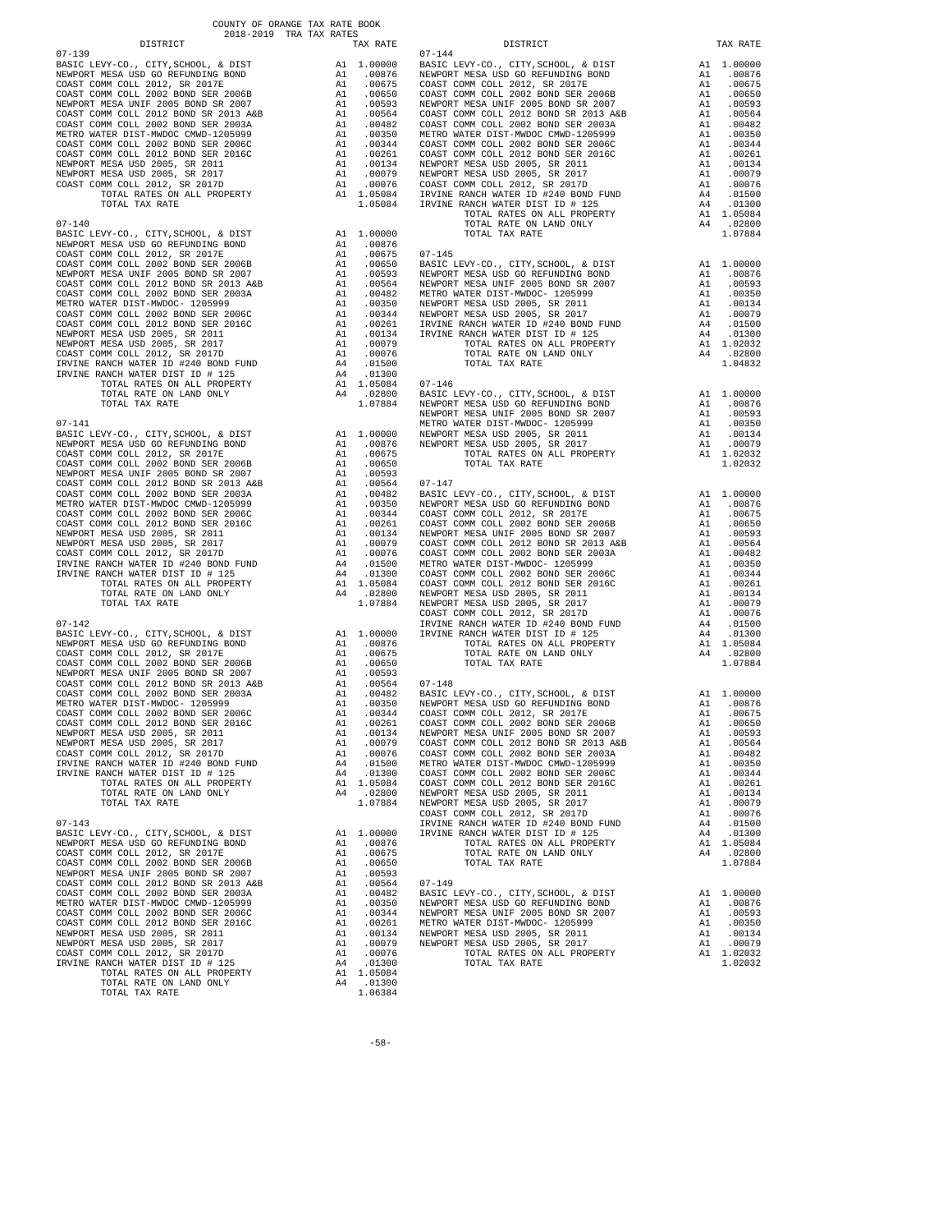COUNTY OF ORANGE TAX RATE BOOK
2018-2019 TRA TAX RATES

| DISTRICT | | TAX RATE |
|---|---|---|
| **07-139** | | |
| BASIC LEVY-CO., CITY,SCHOOL, & DIST | A1 | 1.00000 |
| NEWPORT MESA USD GO REFUNDING BOND | A1 | .00876 |
| COAST COMM COLL 2012, SR 2017E | A1 | .00675 |
| COAST COMM COLL 2002 BOND SER 2006B | A1 | .00650 |
| NEWPORT MESA UNIF 2005 BOND SR 2007 | A1 | .00593 |
| COAST COMM COLL 2012 BOND SR 2013 A&B | A1 | .00564 |
| COAST COMM COLL 2002 BOND SER 2003A | A1 | .00482 |
| METRO WATER DIST-MWDOC CMWD-1205999 | A1 | .00350 |
| COAST COMM COLL 2002 BOND SER 2006C | A1 | .00344 |
| COAST COMM COLL 2012 BOND SER 2016C | A1 | .00261 |
| NEWPORT MESA USD 2005, SR 2011 | A1 | .00134 |
| NEWPORT MESA USD 2005, SR 2017 | A1 | .00079 |
| COAST COMM COLL 2012, SR 2017D | A1 | .00076 |
| TOTAL RATES ON ALL PROPERTY | A1 | 1.05084 |
| TOTAL TAX RATE | | 1.05084 |
| **07-140** | | |
| BASIC LEVY-CO., CITY,SCHOOL, & DIST | A1 | 1.00000 |
| NEWPORT MESA USD GO REFUNDING BOND | A1 | .00876 |
| COAST COMM COLL 2012, SR 2017E | A1 | .00675 |
| COAST COMM COLL 2002 BOND SER 2006B | A1 | .00650 |
| NEWPORT MESA UNIF 2005 BOND SR 2007 | A1 | .00593 |
| COAST COMM COLL 2012 BOND SR 2013 A&B | A1 | .00564 |
| COAST COMM COLL 2002 BOND SER 2003A | A1 | .00482 |
| METRO WATER DIST-MWDOC- 1205999 | A1 | .00350 |
| COAST COMM COLL 2002 BOND SER 2006C | A1 | .00344 |
| COAST COMM COLL 2012 BOND SER 2016C | A1 | .00261 |
| NEWPORT MESA USD 2005, SR 2011 | A1 | .00134 |
| NEWPORT MESA USD 2005, SR 2017 | A1 | .00079 |
| COAST COMM COLL 2012, SR 2017D | A1 | .00076 |
| IRVINE RANCH WATER ID #240 BOND FUND | A4 | .01500 |
| IRVINE RANCH WATER DIST ID # 125 | A4 | .01300 |
| TOTAL RATES ON ALL PROPERTY | A1 | 1.05084 |
| TOTAL RATE ON LAND ONLY | A4 | .02800 |
| TOTAL TAX RATE | | 1.07884 |
| **07-141** | | |
| BASIC LEVY-CO., CITY,SCHOOL, & DIST | A1 | 1.00000 |
| NEWPORT MESA USD GO REFUNDING BOND | A1 | .00876 |
| COAST COMM COLL 2012, SR 2017E | A1 | .00675 |
| COAST COMM COLL 2002 BOND SER 2006B | A1 | .00650 |
| NEWPORT MESA UNIF 2005 BOND SR 2007 | A1 | .00593 |
| COAST COMM COLL 2012 BOND SR 2013 A&B | A1 | .00564 |
| COAST COMM COLL 2002 BOND SER 2003A | A1 | .00482 |
| METRO WATER DIST-MWDOC CMWD-1205999 | A1 | .00350 |
| COAST COMM COLL 2002 BOND SER 2006C | A1 | .00344 |
| COAST COMM COLL 2012 BOND SER 2016C | A1 | .00261 |
| NEWPORT MESA USD 2005, SR 2011 | A1 | .00134 |
| NEWPORT MESA USD 2005, SR 2017 | A1 | .00079 |
| COAST COMM COLL 2012, SR 2017D | A1 | .00076 |
| IRVINE RANCH WATER ID #240 BOND FUND | A4 | .01500 |
| IRVINE RANCH WATER DIST ID # 125 | A4 | .01300 |
| TOTAL RATES ON ALL PROPERTY | A1 | 1.05084 |
| TOTAL RATE ON LAND ONLY | A4 | .02800 |
| TOTAL TAX RATE | | 1.07884 |
| **07-142** | | |
| BASIC LEVY-CO., CITY,SCHOOL, & DIST | A1 | 1.00000 |
| NEWPORT MESA USD GO REFUNDING BOND | A1 | .00876 |
| COAST COMM COLL 2012, SR 2017E | A1 | .00675 |
| COAST COMM COLL 2002 BOND SER 2006B | A1 | .00650 |
| NEWPORT MESA UNIF 2005 BOND SR 2007 | A1 | .00593 |
| COAST COMM COLL 2012 BOND SR 2013 A&B | A1 | .00564 |
| COAST COMM COLL 2002 BOND SER 2003A | A1 | .00482 |
| METRO WATER DIST-MWDOC- 1205999 | A1 | .00350 |
| COAST COMM COLL 2002 BOND SER 2006C | A1 | .00344 |
| COAST COMM COLL 2012 BOND SER 2016C | A1 | .00261 |
| NEWPORT MESA USD 2005, SR 2011 | A1 | .00134 |
| NEWPORT MESA USD 2005, SR 2017 | A1 | .00079 |
| COAST COMM COLL 2012, SR 2017D | A1 | .00076 |
| IRVINE RANCH WATER ID #240 BOND FUND | A4 | .01500 |
| IRVINE RANCH WATER DIST ID # 125 | A4 | .01300 |
| TOTAL RATES ON ALL PROPERTY | A1 | 1.05084 |
| TOTAL RATE ON LAND ONLY | A4 | .02800 |
| TOTAL TAX RATE | | 1.07884 |
| **07-143** | | |
| BASIC LEVY-CO., CITY,SCHOOL, & DIST | A1 | 1.00000 |
| NEWPORT MESA USD GO REFUNDING BOND | A1 | .00876 |
| COAST COMM COLL 2012, SR 2017E | A1 | .00675 |
| COAST COMM COLL 2002 BOND SER 2006B | A1 | .00650 |
| NEWPORT MESA UNIF 2005 BOND SR 2007 | A1 | .00593 |
| COAST COMM COLL 2012 BOND SR 2013 A&B | A1 | .00564 |
| COAST COMM COLL 2002 BOND SER 2003A | A1 | .00482 |
| METRO WATER DIST-MWDOC CMWD-1205999 | A1 | .00350 |
| COAST COMM COLL 2002 BOND SER 2006C | A1 | .00344 |
| COAST COMM COLL 2012 BOND SER 2016C | A1 | .00261 |
| NEWPORT MESA USD 2005, SR 2011 | A1 | .00134 |
| NEWPORT MESA USD 2005, SR 2017 | A1 | .00079 |
| COAST COMM COLL 2012, SR 2017D | A1 | .00076 |
| IRVINE RANCH WATER DIST ID # 125 | A4 | .01300 |
| TOTAL RATES ON ALL PROPERTY | A1 | 1.05084 |
| TOTAL RATE ON LAND ONLY | A4 | .01300 |
| TOTAL TAX RATE | | 1.06384 |
| **07-144** | | |
| BASIC LEVY-CO., CITY,SCHOOL, & DIST | A1 | 1.00000 |
| NEWPORT MESA USD GO REFUNDING BOND | A1 | .00876 |
| COAST COMM COLL 2012, SR 2017E | A1 | .00675 |
| COAST COMM COLL 2002 BOND SER 2006B | A1 | .00650 |
| NEWPORT MESA UNIF 2005 BOND SR 2007 | A1 | .00593 |
| COAST COMM COLL 2012 BOND SR 2013 A&B | A1 | .00564 |
| COAST COMM COLL 2002 BOND SER 2003A | A1 | .00482 |
| METRO WATER DIST-MWDOC CMWD-1205999 | A1 | .00350 |
| COAST COMM COLL 2002 BOND SER 2006C | A1 | .00344 |
| COAST COMM COLL 2012 BOND SER 2016C | A1 | .00261 |
| NEWPORT MESA USD 2005, SR 2011 | A1 | .00134 |
| NEWPORT MESA USD 2005, SR 2017 | A1 | .00079 |
| COAST COMM COLL 2012, SR 2017D | A1 | .00076 |
| IRVINE RANCH WATER ID #240 BOND FUND | A4 | .01500 |
| IRVINE RANCH WATER DIST ID # 125 | A4 | .01300 |
| TOTAL RATES ON ALL PROPERTY | A1 | 1.05084 |
| TOTAL RATE ON LAND ONLY | A4 | .02800 |
| TOTAL TAX RATE | | 1.07884 |
| **07-145** | | |
| BASIC LEVY-CO., CITY,SCHOOL, & DIST | A1 | 1.00000 |
| NEWPORT MESA USD GO REFUNDING BOND | A1 | .00876 |
| NEWPORT MESA UNIF 2005 BOND SR 2007 | A1 | .00593 |
| METRO WATER DIST-MWDOC- 1205999 | A1 | .00350 |
| NEWPORT MESA USD 2005, SR 2011 | A1 | .00134 |
| NEWPORT MESA USD 2005, SR 2017 | A1 | .00079 |
| IRVINE RANCH WATER ID #240 BOND FUND | A4 | .01500 |
| IRVINE RANCH WATER DIST ID # 125 | A4 | .01300 |
| TOTAL RATES ON ALL PROPERTY | A1 | 1.02032 |
| TOTAL RATE ON LAND ONLY | A4 | .02800 |
| TOTAL TAX RATE | | 1.04832 |
| **07-146** | | |
| BASIC LEVY-CO., CITY,SCHOOL, & DIST | A1 | 1.00000 |
| NEWPORT MESA USD GO REFUNDING BOND | A1 | .00876 |
| NEWPORT MESA UNIF 2005 BOND SR 2007 | A1 | .00593 |
| METRO WATER DIST-MWDOC- 1205999 | A1 | .00350 |
| NEWPORT MESA USD 2005, SR 2011 | A1 | .00134 |
| NEWPORT MESA USD 2005, SR 2017 | A1 | .00079 |
| TOTAL RATES ON ALL PROPERTY | A1 | 1.02032 |
| TOTAL TAX RATE | | 1.02032 |
| **07-147** | | |
| BASIC LEVY-CO., CITY,SCHOOL, & DIST | A1 | 1.00000 |
| NEWPORT MESA USD GO REFUNDING BOND | A1 | .00876 |
| COAST COMM COLL 2012, SR 2017E | A1 | .00675 |
| COAST COMM COLL 2002 BOND SER 2006B | A1 | .00650 |
| NEWPORT MESA UNIF 2005 BOND SR 2007 | A1 | .00593 |
| COAST COMM COLL 2012 BOND SR 2013 A&B | A1 | .00564 |
| COAST COMM COLL 2002 BOND SER 2003A | A1 | .00482 |
| METRO WATER DIST-MWDOC- 1205999 | A1 | .00350 |
| COAST COMM COLL 2002 BOND SER 2006C | A1 | .00344 |
| COAST COMM COLL 2012 BOND SER 2016C | A1 | .00261 |
| NEWPORT MESA USD 2005, SR 2011 | A1 | .00134 |
| NEWPORT MESA USD 2005, SR 2017 | A1 | .00079 |
| COAST COMM COLL 2012, SR 2017D | A1 | .00076 |
| IRVINE RANCH WATER ID #240 BOND FUND | A4 | .01500 |
| IRVINE RANCH WATER DIST ID # 125 | A4 | .01300 |
| TOTAL RATES ON ALL PROPERTY | A1 | 1.05084 |
| TOTAL RATE ON LAND ONLY | A4 | .02800 |
| TOTAL TAX RATE | | 1.07884 |
| **07-148** | | |
| BASIC LEVY-CO., CITY,SCHOOL, & DIST | A1 | 1.00000 |
| NEWPORT MESA USD GO REFUNDING BOND | A1 | .00876 |
| COAST COMM COLL 2012, SR 2017E | A1 | .00675 |
| COAST COMM COLL 2002 BOND SER 2006B | A1 | .00650 |
| NEWPORT MESA UNIF 2005 BOND SR 2007 | A1 | .00593 |
| COAST COMM COLL 2012 BOND SR 2013 A&B | A1 | .00564 |
| COAST COMM COLL 2002 BOND SER 2003A | A1 | .00482 |
| METRO WATER DIST-MWDOC CMWD-1205999 | A1 | .00350 |
| COAST COMM COLL 2002 BOND SER 2006C | A1 | .00344 |
| COAST COMM COLL 2012 BOND SER 2016C | A1 | .00261 |
| NEWPORT MESA USD 2005, SR 2011 | A1 | .00134 |
| NEWPORT MESA USD 2005, SR 2017 | A1 | .00079 |
| COAST COMM COLL 2012, SR 2017D | A1 | .00076 |
| IRVINE RANCH WATER ID #240 BOND FUND | A4 | .01500 |
| IRVINE RANCH WATER DIST ID # 125 | A4 | .01300 |
| TOTAL RATES ON ALL PROPERTY | A1 | 1.05084 |
| TOTAL RATE ON LAND ONLY | A4 | .02800 |
| TOTAL TAX RATE | | 1.07884 |
| **07-149** | | |
| BASIC LEVY-CO., CITY,SCHOOL, & DIST | A1 | 1.00000 |
| NEWPORT MESA USD GO REFUNDING BOND | A1 | .00876 |
| NEWPORT MESA UNIF 2005 BOND SR 2007 | A1 | .00593 |
| METRO WATER DIST-MWDOC- 1205999 | A1 | .00350 |
| NEWPORT MESA USD 2005, SR 2011 | A1 | .00134 |
| NEWPORT MESA USD 2005, SR 2017 | A1 | .00079 |
| TOTAL RATES ON ALL PROPERTY | A1 | 1.02032 |
| TOTAL TAX RATE | | 1.02032 |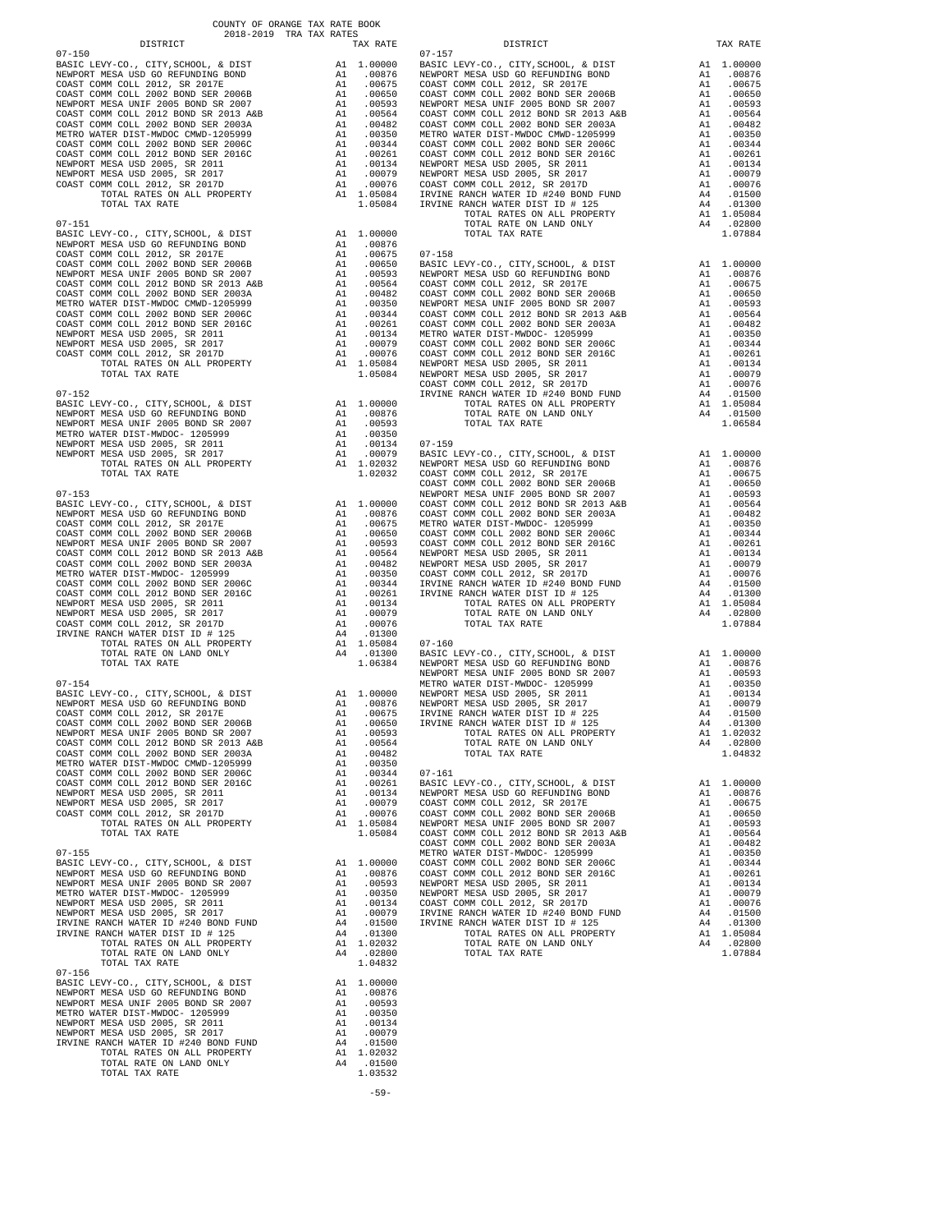COUNTY OF ORANGE TAX RATE BOOK
2018-2019 TRA TAX RATES

| DISTRICT | | TAX RATE |
|---|---|---|
| **07-150** | | |
| BASIC LEVY-CO., CITY,SCHOOL, & DIST | A1 | 1.00000 |
| NEWPORT MESA USD GO REFUNDING BOND | A1 | .00876 |
| COAST COMM COLL 2012, SR 2017E | A1 | .00675 |
| COAST COMM COLL 2002 BOND SER 2006B | A1 | .00650 |
| NEWPORT MESA UNIF 2005 BOND SR 2007 | A1 | .00593 |
| COAST COMM COLL 2012 BOND SR 2013 A&B | A1 | .00564 |
| COAST COMM COLL 2002 BOND SER 2003A | A1 | .00482 |
| METRO WATER DIST-MWDOC CMWD-1205999 | A1 | .00350 |
| COAST COMM COLL 2002 BOND SER 2006C | A1 | .00344 |
| COAST COMM COLL 2012 BOND SER 2016C | A1 | .00261 |
| NEWPORT MESA USD 2005, SR 2011 | A1 | .00134 |
| NEWPORT MESA USD 2005, SR 2017 | A1 | .00079 |
| COAST COMM COLL 2012, SR 2017D | A1 | .00076 |
| TOTAL RATES ON ALL PROPERTY | A1 | 1.05084 |
| TOTAL TAX RATE | | 1.05084 |
| **07-151** | | |
| BASIC LEVY-CO., CITY,SCHOOL, & DIST | A1 | 1.00000 |
| NEWPORT MESA USD GO REFUNDING BOND | A1 | .00876 |
| COAST COMM COLL 2012, SR 2017E | A1 | .00675 |
| COAST COMM COLL 2002 BOND SER 2006B | A1 | .00650 |
| NEWPORT MESA UNIF 2005 BOND SR 2007 | A1 | .00593 |
| COAST COMM COLL 2012 BOND SR 2013 A&B | A1 | .00564 |
| COAST COMM COLL 2002 BOND SER 2003A | A1 | .00482 |
| METRO WATER DIST-MWDOC CMWD-1205999 | A1 | .00350 |
| COAST COMM COLL 2002 BOND SER 2006C | A1 | .00344 |
| COAST COMM COLL 2012 BOND SER 2016C | A1 | .00261 |
| NEWPORT MESA USD 2005, SR 2011 | A1 | .00134 |
| NEWPORT MESA USD 2005, SR 2017 | A1 | .00079 |
| COAST COMM COLL 2012, SR 2017D | A1 | .00076 |
| TOTAL RATES ON ALL PROPERTY | A1 | 1.05084 |
| TOTAL TAX RATE | | 1.05084 |
| **07-152** | | |
| BASIC LEVY-CO., CITY,SCHOOL, & DIST | A1 | 1.00000 |
| NEWPORT MESA USD GO REFUNDING BOND | A1 | .00876 |
| NEWPORT MESA UNIF 2005 BOND SR 2007 | A1 | .00593 |
| METRO WATER DIST-MWDOC- 1205999 | A1 | .00350 |
| NEWPORT MESA USD 2005, SR 2011 | A1 | .00134 |
| NEWPORT MESA USD 2005, SR 2017 | A1 | .00079 |
| TOTAL RATES ON ALL PROPERTY | A1 | 1.02032 |
| TOTAL TAX RATE | | 1.02032 |
| **07-153** | | |
| BASIC LEVY-CO., CITY,SCHOOL, & DIST | A1 | 1.00000 |
| NEWPORT MESA USD GO REFUNDING BOND | A1 | .00876 |
| COAST COMM COLL 2012, SR 2017E | A1 | .00675 |
| COAST COMM COLL 2002 BOND SER 2006B | A1 | .00650 |
| NEWPORT MESA UNIF 2005 BOND SR 2007 | A1 | .00593 |
| COAST COMM COLL 2012 BOND SR 2013 A&B | A1 | .00564 |
| COAST COMM COLL 2002 BOND SER 2003A | A1 | .00482 |
| METRO WATER DIST-MWDOC- 1205999 | A1 | .00350 |
| COAST COMM COLL 2002 BOND SER 2006C | A1 | .00344 |
| COAST COMM COLL 2012 BOND SER 2016C | A1 | .00261 |
| NEWPORT MESA USD 2005, SR 2011 | A1 | .00134 |
| NEWPORT MESA USD 2005, SR 2017 | A1 | .00079 |
| COAST COMM COLL 2012, SR 2017D | A1 | .00076 |
| IRVINE RANCH WATER DIST ID # 125 | A4 | .01300 |
| TOTAL RATES ON ALL PROPERTY | A1 | 1.05084 |
| TOTAL RATE ON LAND ONLY | A4 | .01300 |
| TOTAL TAX RATE | | 1.06384 |
| **07-154** | | |
| BASIC LEVY-CO., CITY,SCHOOL, & DIST | A1 | 1.00000 |
| NEWPORT MESA USD GO REFUNDING BOND | A1 | .00876 |
| COAST COMM COLL 2012, SR 2017E | A1 | .00675 |
| COAST COMM COLL 2002 BOND SER 2006B | A1 | .00650 |
| NEWPORT MESA UNIF 2005 BOND SR 2007 | A1 | .00593 |
| COAST COMM COLL 2012 BOND SR 2013 A&B | A1 | .00564 |
| COAST COMM COLL 2002 BOND SER 2003A | A1 | .00482 |
| METRO WATER DIST-MWDOC CMWD-1205999 | A1 | .00350 |
| COAST COMM COLL 2002 BOND SER 2006C | A1 | .00344 |
| COAST COMM COLL 2012 BOND SER 2016C | A1 | .00261 |
| NEWPORT MESA USD 2005, SR 2011 | A1 | .00134 |
| NEWPORT MESA USD 2005, SR 2017 | A1 | .00079 |
| COAST COMM COLL 2012, SR 2017D | A1 | .00076 |
| TOTAL RATES ON ALL PROPERTY | A1 | 1.05084 |
| TOTAL TAX RATE | | 1.05084 |
| **07-155** | | |
| BASIC LEVY-CO., CITY,SCHOOL, & DIST | A1 | 1.00000 |
| NEWPORT MESA USD GO REFUNDING BOND | A1 | .00876 |
| NEWPORT MESA UNIF 2005 BOND SR 2007 | A1 | .00593 |
| METRO WATER DIST-MWDOC- 1205999 | A1 | .00350 |
| NEWPORT MESA USD 2005, SR 2011 | A1 | .00134 |
| NEWPORT MESA USD 2005, SR 2017 | A1 | .00079 |
| IRVINE RANCH WATER ID #240 BOND FUND | A4 | .01500 |
| IRVINE RANCH WATER DIST ID # 125 | A4 | .01300 |
| TOTAL RATES ON ALL PROPERTY | A1 | 1.02032 |
| TOTAL RATE ON LAND ONLY | A4 | .02800 |
| TOTAL TAX RATE | | 1.04832 |
| **07-156** | | |
| BASIC LEVY-CO., CITY,SCHOOL, & DIST | A1 | 1.00000 |
| NEWPORT MESA USD GO REFUNDING BOND | A1 | .00876 |
| NEWPORT MESA UNIF 2005 BOND SR 2007 | A1 | .00593 |
| METRO WATER DIST-MWDOC- 1205999 | A1 | .00350 |
| NEWPORT MESA USD 2005, SR 2011 | A1 | .00134 |
| NEWPORT MESA USD 2005, SR 2017 | A1 | .00079 |
| IRVINE RANCH WATER ID #240 BOND FUND | A4 | .01500 |
| TOTAL RATES ON ALL PROPERTY | A1 | 1.02032 |
| TOTAL RATE ON LAND ONLY | A4 | .01500 |
| TOTAL TAX RATE | | 1.03532 |
| **07-157** | | |
| BASIC LEVY-CO., CITY,SCHOOL, & DIST | A1 | 1.00000 |
| NEWPORT MESA USD GO REFUNDING BOND | A1 | .00876 |
| COAST COMM COLL 2012, SR 2017E | A1 | .00675 |
| COAST COMM COLL 2002 BOND SER 2006B | A1 | .00650 |
| NEWPORT MESA UNIF 2005 BOND SR 2007 | A1 | .00593 |
| COAST COMM COLL 2012 BOND SR 2013 A&B | A1 | .00564 |
| COAST COMM COLL 2002 BOND SER 2003A | A1 | .00482 |
| METRO WATER DIST-MWDOC CMWD-1205999 | A1 | .00350 |
| COAST COMM COLL 2002 BOND SER 2006C | A1 | .00344 |
| COAST COMM COLL 2012 BOND SER 2016C | A1 | .00261 |
| NEWPORT MESA USD 2005, SR 2011 | A1 | .00134 |
| NEWPORT MESA USD 2005, SR 2017 | A1 | .00079 |
| COAST COMM COLL 2012, SR 2017D | A1 | .00076 |
| IRVINE RANCH WATER ID #240 BOND FUND | A4 | .01500 |
| IRVINE RANCH WATER DIST ID # 125 | A4 | .01300 |
| TOTAL RATES ON ALL PROPERTY | A1 | 1.05084 |
| TOTAL RATE ON LAND ONLY | A4 | .02800 |
| TOTAL TAX RATE | | 1.07884 |
| **07-158** | | |
| BASIC LEVY-CO., CITY,SCHOOL, & DIST | A1 | 1.00000 |
| NEWPORT MESA USD GO REFUNDING BOND | A1 | .00876 |
| COAST COMM COLL 2012, SR 2017E | A1 | .00675 |
| COAST COMM COLL 2002 BOND SER 2006B | A1 | .00650 |
| NEWPORT MESA UNIF 2005 BOND SR 2007 | A1 | .00593 |
| COAST COMM COLL 2012 BOND SR 2013 A&B | A1 | .00564 |
| COAST COMM COLL 2002 BOND SER 2003A | A1 | .00482 |
| METRO WATER DIST-MWDOC- 1205999 | A1 | .00350 |
| COAST COMM COLL 2002 BOND SER 2006C | A1 | .00344 |
| COAST COMM COLL 2012 BOND SER 2016C | A1 | .00261 |
| NEWPORT MESA USD 2005, SR 2011 | A1 | .00134 |
| NEWPORT MESA USD 2005, SR 2017 | A1 | .00079 |
| COAST COMM COLL 2012, SR 2017D | A1 | .00076 |
| IRVINE RANCH WATER ID #240 BOND FUND | A4 | .01500 |
| TOTAL RATES ON ALL PROPERTY | A1 | 1.05084 |
| TOTAL RATE ON LAND ONLY | A4 | .01500 |
| TOTAL TAX RATE | | 1.06584 |
| **07-159** | | |
| BASIC LEVY-CO., CITY,SCHOOL, & DIST | A1 | 1.00000 |
| NEWPORT MESA USD GO REFUNDING BOND | A1 | .00876 |
| COAST COMM COLL 2012, SR 2017E | A1 | .00675 |
| COAST COMM COLL 2002 BOND SER 2006B | A1 | .00650 |
| NEWPORT MESA UNIF 2005 BOND SR 2007 | A1 | .00593 |
| COAST COMM COLL 2012 BOND SR 2013 A&B | A1 | .00564 |
| COAST COMM COLL 2002 BOND SER 2003A | A1 | .00482 |
| METRO WATER DIST-MWDOC- 1205999 | A1 | .00350 |
| COAST COMM COLL 2002 BOND SER 2006C | A1 | .00344 |
| COAST COMM COLL 2012 BOND SER 2016C | A1 | .00261 |
| NEWPORT MESA USD 2005, SR 2011 | A1 | .00134 |
| NEWPORT MESA USD 2005, SR 2017 | A1 | .00079 |
| COAST COMM COLL 2012, SR 2017D | A1 | .00076 |
| IRVINE RANCH WATER ID #240 BOND FUND | A4 | .01500 |
| IRVINE RANCH WATER DIST ID # 125 | A4 | .01300 |
| TOTAL RATES ON ALL PROPERTY | A1 | 1.05084 |
| TOTAL RATE ON LAND ONLY | A4 | .02800 |
| TOTAL TAX RATE | | 1.07884 |
| **07-160** | | |
| BASIC LEVY-CO., CITY,SCHOOL, & DIST | A1 | 1.00000 |
| NEWPORT MESA USD GO REFUNDING BOND | A1 | .00876 |
| NEWPORT MESA UNIF 2005 BOND SR 2007 | A1 | .00593 |
| METRO WATER DIST-MWDOC- 1205999 | A1 | .00350 |
| NEWPORT MESA USD 2005, SR 2011 | A1 | .00134 |
| NEWPORT MESA USD 2005, SR 2017 | A1 | .00079 |
| IRVINE RANCH WATER DIST ID # 225 | A4 | .01500 |
| IRVINE RANCH WATER DIST ID # 125 | A4 | .01300 |
| TOTAL RATES ON ALL PROPERTY | A1 | 1.02032 |
| TOTAL RATE ON LAND ONLY | A4 | .02800 |
| TOTAL TAX RATE | | 1.04832 |
| **07-161** | | |
| BASIC LEVY-CO., CITY,SCHOOL, & DIST | A1 | 1.00000 |
| NEWPORT MESA USD GO REFUNDING BOND | A1 | .00876 |
| COAST COMM COLL 2012, SR 2017E | A1 | .00675 |
| COAST COMM COLL 2002 BOND SER 2006B | A1 | .00650 |
| NEWPORT MESA UNIF 2005 BOND SR 2007 | A1 | .00593 |
| COAST COMM COLL 2012 BOND SR 2013 A&B | A1 | .00564 |
| COAST COMM COLL 2002 BOND SER 2003A | A1 | .00482 |
| METRO WATER DIST-MWDOC- 1205999 | A1 | .00350 |
| COAST COMM COLL 2002 BOND SER 2006C | A1 | .00344 |
| COAST COMM COLL 2012 BOND SER 2016C | A1 | .00261 |
| NEWPORT MESA USD 2005, SR 2011 | A1 | .00134 |
| NEWPORT MESA USD 2005, SR 2017 | A1 | .00079 |
| COAST COMM COLL 2012, SR 2017D | A1 | .00076 |
| IRVINE RANCH WATER ID #240 BOND FUND | A4 | .01500 |
| IRVINE RANCH WATER DIST ID # 125 | A4 | .01300 |
| TOTAL RATES ON ALL PROPERTY | A1 | 1.05084 |
| TOTAL RATE ON LAND ONLY | A4 | .02800 |
| TOTAL TAX RATE | | 1.07884 |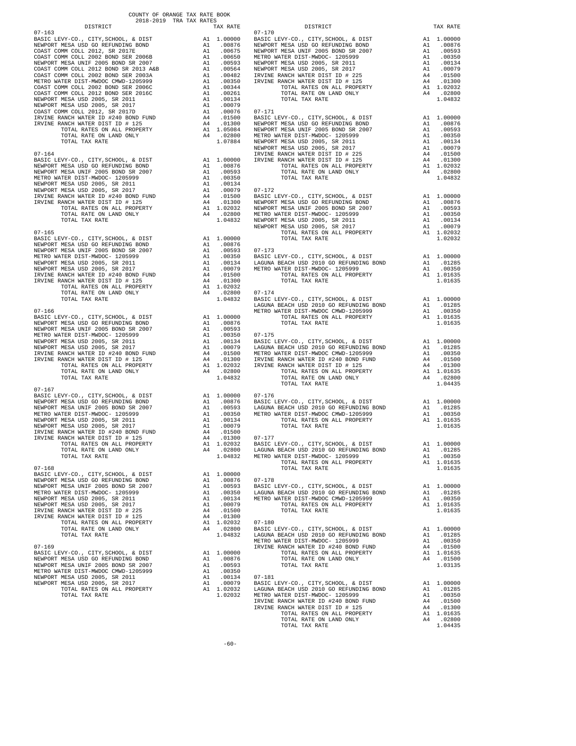COUNTY OF ORANGE TAX RATE BOOK
2018-2019 TRA TAX RATES

| DISTRICT | | TAX RATE |
|---|---|---|
| **07-163** | | |
| BASIC LEVY-CO., CITY,SCHOOL, & DIST | A1 | 1.00000 |
| NEWPORT MESA USD GO REFUNDING BOND | A1 | .00876 |
| COAST COMM COLL 2012, SR 2017E | A1 | .00675 |
| COAST COMM COLL 2002 BOND SER 2006B | A1 | .00650 |
| NEWPORT MESA UNIF 2005 BOND SR 2007 | A1 | .00593 |
| COAST COMM COLL 2012 BOND SR 2013 A&B | A1 | .00564 |
| COAST COMM COLL 2002 BOND SER 2003A | A1 | .00482 |
| METRO WATER DIST-MWDOC CMWD-1205999 | A1 | .00350 |
| COAST COMM COLL 2002 BOND SER 2006C | A1 | .00344 |
| COAST COMM COLL 2012 BOND SER 2016C | A1 | .00261 |
| NEWPORT MESA USD 2005, SR 2011 | A1 | .00134 |
| NEWPORT MESA USD 2005, SR 2017 | A1 | .00079 |
| COAST COMM COLL 2012, SR 2017D | A1 | .00076 |
| IRVINE RANCH WATER ID #240 BOND FUND | A4 | .01500 |
| IRVINE RANCH WATER DIST ID # 125 | A4 | .01300 |
| TOTAL RATES ON ALL PROPERTY | A1 | 1.05084 |
| TOTAL RATE ON LAND ONLY | A4 | .02800 |
| TOTAL TAX RATE | | 1.07884 |
| **07-164** | | |
| BASIC LEVY-CO., CITY,SCHOOL, & DIST | A1 | 1.00000 |
| NEWPORT MESA USD GO REFUNDING BOND | A1 | .00876 |
| NEWPORT MESA UNIF 2005 BOND SR 2007 | A1 | .00593 |
| METRO WATER DIST-MWDOC- 1205999 | A1 | .00350 |
| NEWPORT MESA USD 2005, SR 2011 | A1 | .00134 |
| NEWPORT MESA USD 2005, SR 2017 | A1 | .00079 |
| IRVINE RANCH WATER ID #240 BOND FUND | A4 | .01500 |
| IRVINE RANCH WATER DIST ID # 125 | A4 | .01300 |
| TOTAL RATES ON ALL PROPERTY | A1 | 1.02032 |
| TOTAL RATE ON LAND ONLY | A4 | .02800 |
| TOTAL TAX RATE | | 1.04832 |
| **07-165** | | |
| BASIC LEVY-CO., CITY,SCHOOL, & DIST | A1 | 1.00000 |
| NEWPORT MESA USD GO REFUNDING BOND | A1 | .00876 |
| NEWPORT MESA UNIF 2005 BOND SR 2007 | A1 | .00593 |
| METRO WATER DIST-MWDOC- 1205999 | A1 | .00350 |
| NEWPORT MESA USD 2005, SR 2011 | A1 | .00134 |
| NEWPORT MESA USD 2005, SR 2017 | A1 | .00079 |
| IRVINE RANCH WATER ID #240 BOND FUND | A4 | .01500 |
| IRVINE RANCH WATER DIST ID # 125 | A4 | .01300 |
| TOTAL RATES ON ALL PROPERTY | A1 | 1.02032 |
| TOTAL RATE ON LAND ONLY | A4 | .02800 |
| TOTAL TAX RATE | | 1.04832 |
| **07-166** | | |
| BASIC LEVY-CO., CITY,SCHOOL, & DIST | A1 | 1.00000 |
| NEWPORT MESA USD GO REFUNDING BOND | A1 | .00876 |
| NEWPORT MESA UNIF 2005 BOND SR 2007 | A1 | .00593 |
| METRO WATER DIST-MWDOC- 1205999 | A1 | .00350 |
| NEWPORT MESA USD 2005, SR 2011 | A1 | .00134 |
| NEWPORT MESA USD 2005, SR 2017 | A1 | .00079 |
| IRVINE RANCH WATER ID #240 BOND FUND | A4 | .01500 |
| IRVINE RANCH WATER DIST ID # 125 | A4 | .01300 |
| TOTAL RATES ON ALL PROPERTY | A1 | 1.02032 |
| TOTAL RATE ON LAND ONLY | A4 | .02800 |
| TOTAL TAX RATE | | 1.04832 |
| **07-167** | | |
| BASIC LEVY-CO., CITY,SCHOOL, & DIST | A1 | 1.00000 |
| NEWPORT MESA USD GO REFUNDING BOND | A1 | .00876 |
| NEWPORT MESA UNIF 2005 BOND SR 2007 | A1 | .00593 |
| METRO WATER DIST-MWDOC- 1205999 | A1 | .00350 |
| NEWPORT MESA USD 2005, SR 2011 | A1 | .00134 |
| NEWPORT MESA USD 2005, SR 2017 | A1 | .00079 |
| IRVINE RANCH WATER ID #240 BOND FUND | A4 | .01500 |
| IRVINE RANCH WATER DIST ID # 125 | A4 | .01300 |
| TOTAL RATES ON ALL PROPERTY | A1 | 1.02032 |
| TOTAL RATE ON LAND ONLY | A4 | .02800 |
| TOTAL TAX RATE | | 1.04832 |
| **07-168** | | |
| BASIC LEVY-CO., CITY,SCHOOL, & DIST | A1 | 1.00000 |
| NEWPORT MESA USD GO REFUNDING BOND | A1 | .00876 |
| NEWPORT MESA UNIF 2005 BOND SR 2007 | A1 | .00593 |
| METRO WATER DIST-MWDOC- 1205999 | A1 | .00350 |
| NEWPORT MESA USD 2005, SR 2011 | A1 | .00134 |
| NEWPORT MESA USD 2005, SR 2017 | A1 | .00079 |
| IRVINE RANCH WATER DIST ID # 225 | A4 | .01500 |
| IRVINE RANCH WATER DIST ID # 125 | A4 | .01300 |
| TOTAL RATES ON ALL PROPERTY | A1 | 1.02032 |
| TOTAL RATE ON LAND ONLY | A4 | .02800 |
| TOTAL TAX RATE | | 1.04832 |
| **07-169** | | |
| BASIC LEVY-CO., CITY,SCHOOL, & DIST | A1 | 1.00000 |
| NEWPORT MESA USD GO REFUNDING BOND | A1 | .00876 |
| NEWPORT MESA UNIF 2005 BOND SR 2007 | A1 | .00593 |
| METRO WATER DIST-MWDOC CMWD-1205999 | A1 | .00350 |
| NEWPORT MESA USD 2005, SR 2011 | A1 | .00134 |
| NEWPORT MESA USD 2005, SR 2017 | A1 | .00079 |
| TOTAL RATES ON ALL PROPERTY | A1 | 1.02032 |
| TOTAL TAX RATE | | 1.02032 |
| **07-170** | | |
| BASIC LEVY-CO., CITY,SCHOOL, & DIST | A1 | 1.00000 |
| NEWPORT MESA USD GO REFUNDING BOND | A1 | .00876 |
| NEWPORT MESA UNIF 2005 BOND SR 2007 | A1 | .00593 |
| METRO WATER DIST-MWDOC- 1205999 | A1 | .00350 |
| NEWPORT MESA USD 2005, SR 2011 | A1 | .00134 |
| NEWPORT MESA USD 2005, SR 2017 | A1 | .00079 |
| IRVINE RANCH WATER DIST ID # 225 | A4 | .01500 |
| IRVINE RANCH WATER DIST ID # 125 | A4 | .01300 |
| TOTAL RATES ON ALL PROPERTY | A1 | 1.02032 |
| TOTAL RATE ON LAND ONLY | A4 | .02800 |
| TOTAL TAX RATE | | 1.04832 |
| **07-171** | | |
| BASIC LEVY-CO., CITY,SCHOOL, & DIST | A1 | 1.00000 |
| NEWPORT MESA USD GO REFUNDING BOND | A1 | .00876 |
| NEWPORT MESA UNIF 2005 BOND SR 2007 | A1 | .00593 |
| METRO WATER DIST-MWDOC- 1205999 | A1 | .00350 |
| NEWPORT MESA USD 2005, SR 2011 | A1 | .00134 |
| NEWPORT MESA USD 2005, SR 2017 | A1 | .00079 |
| IRVINE RANCH WATER DIST ID # 225 | A4 | .01500 |
| IRVINE RANCH WATER DIST ID # 125 | A4 | .01300 |
| TOTAL RATES ON ALL PROPERTY | A1 | 1.02032 |
| TOTAL RATE ON LAND ONLY | A4 | .02800 |
| TOTAL TAX RATE | | 1.04832 |
| **07-172** | | |
| BASIC LEVY-CO., CITY,SCHOOL, & DIST | A1 | 1.00000 |
| NEWPORT MESA USD GO REFUNDING BOND | A1 | .00876 |
| NEWPORT MESA UNIF 2005 BOND SR 2007 | A1 | .00593 |
| METRO WATER DIST-MWDOC- 1205999 | A1 | .00350 |
| NEWPORT MESA USD 2005, SR 2011 | A1 | .00134 |
| NEWPORT MESA USD 2005, SR 2017 | A1 | .00079 |
| TOTAL RATES ON ALL PROPERTY | A1 | 1.02032 |
| TOTAL TAX RATE | | 1.02032 |
| **07-173** | | |
| BASIC LEVY-CO., CITY,SCHOOL, & DIST | A1 | 1.00000 |
| LAGUNA BEACH USD 2010 GO REFUNDING BOND | A1 | .01285 |
| METRO WATER DIST-MWDOC- 1205999 | A1 | .00350 |
| TOTAL RATES ON ALL PROPERTY | A1 | 1.01635 |
| TOTAL TAX RATE | | 1.01635 |
| **07-174** | | |
| BASIC LEVY-CO., CITY,SCHOOL, & DIST | A1 | 1.00000 |
| LAGUNA BEACH USD 2010 GO REFUNDING BOND | A1 | .01285 |
| METRO WATER DIST-MWDOC CMWD-1205999 | A1 | .00350 |
| TOTAL RATES ON ALL PROPERTY | A1 | 1.01635 |
| TOTAL TAX RATE | | 1.01635 |
| **07-175** | | |
| BASIC LEVY-CO., CITY,SCHOOL, & DIST | A1 | 1.00000 |
| LAGUNA BEACH USD 2010 GO REFUNDING BOND | A1 | .01285 |
| METRO WATER DIST-MWDOC CMWD-1205999 | A1 | .00350 |
| IRVINE RANCH WATER ID #240 BOND FUND | A4 | .01500 |
| IRVINE RANCH WATER DIST ID # 125 | A4 | .01300 |
| TOTAL RATES ON ALL PROPERTY | A1 | 1.01635 |
| TOTAL RATE ON LAND ONLY | A4 | .02800 |
| TOTAL TAX RATE | | 1.04435 |
| **07-176** | | |
| BASIC LEVY-CO., CITY,SCHOOL, & DIST | A1 | 1.00000 |
| LAGUNA BEACH USD 2010 GO REFUNDING BOND | A1 | .01285 |
| METRO WATER DIST-MWDOC CMWD-1205999 | A1 | .00350 |
| TOTAL RATES ON ALL PROPERTY | A1 | 1.01635 |
| TOTAL TAX RATE | | 1.01635 |
| **07-177** | | |
| BASIC LEVY-CO., CITY,SCHOOL, & DIST | A1 | 1.00000 |
| LAGUNA BEACH USD 2010 GO REFUNDING BOND | A1 | .01285 |
| METRO WATER DIST-MWDOC- 1205999 | A1 | .00350 |
| TOTAL RATES ON ALL PROPERTY | A1 | 1.01635 |
| TOTAL TAX RATE | | 1.01635 |
| **07-178** | | |
| BASIC LEVY-CO., CITY,SCHOOL, & DIST | A1 | 1.00000 |
| LAGUNA BEACH USD 2010 GO REFUNDING BOND | A1 | .01285 |
| METRO WATER DIST-MWDOC CMWD-1205999 | A1 | .00350 |
| TOTAL RATES ON ALL PROPERTY | A1 | 1.01635 |
| TOTAL TAX RATE | | 1.01635 |
| **07-180** | | |
| BASIC LEVY-CO., CITY,SCHOOL, & DIST | A1 | 1.00000 |
| LAGUNA BEACH USD 2010 GO REFUNDING BOND | A1 | .01285 |
| METRO WATER DIST-MWDOC- 1205999 | A1 | .00350 |
| IRVINE RANCH WATER ID #240 BOND FUND | A4 | .01500 |
| TOTAL RATES ON ALL PROPERTY | A1 | 1.01635 |
| TOTAL RATE ON LAND ONLY | A4 | .01500 |
| TOTAL TAX RATE | | 1.03135 |
| **07-181** | | |
| BASIC LEVY-CO., CITY,SCHOOL, & DIST | A1 | 1.00000 |
| LAGUNA BEACH USD 2010 GO REFUNDING BOND | A1 | .01285 |
| METRO WATER DIST-MWDOC- 1205999 | A1 | .00350 |
| IRVINE RANCH WATER ID #240 BOND FUND | A4 | .01500 |
| IRVINE RANCH WATER DIST ID # 125 | A4 | .01300 |
| TOTAL RATES ON ALL PROPERTY | A1 | 1.01635 |
| TOTAL RATE ON LAND ONLY | A4 | .02800 |
| TOTAL TAX RATE | | 1.04435 |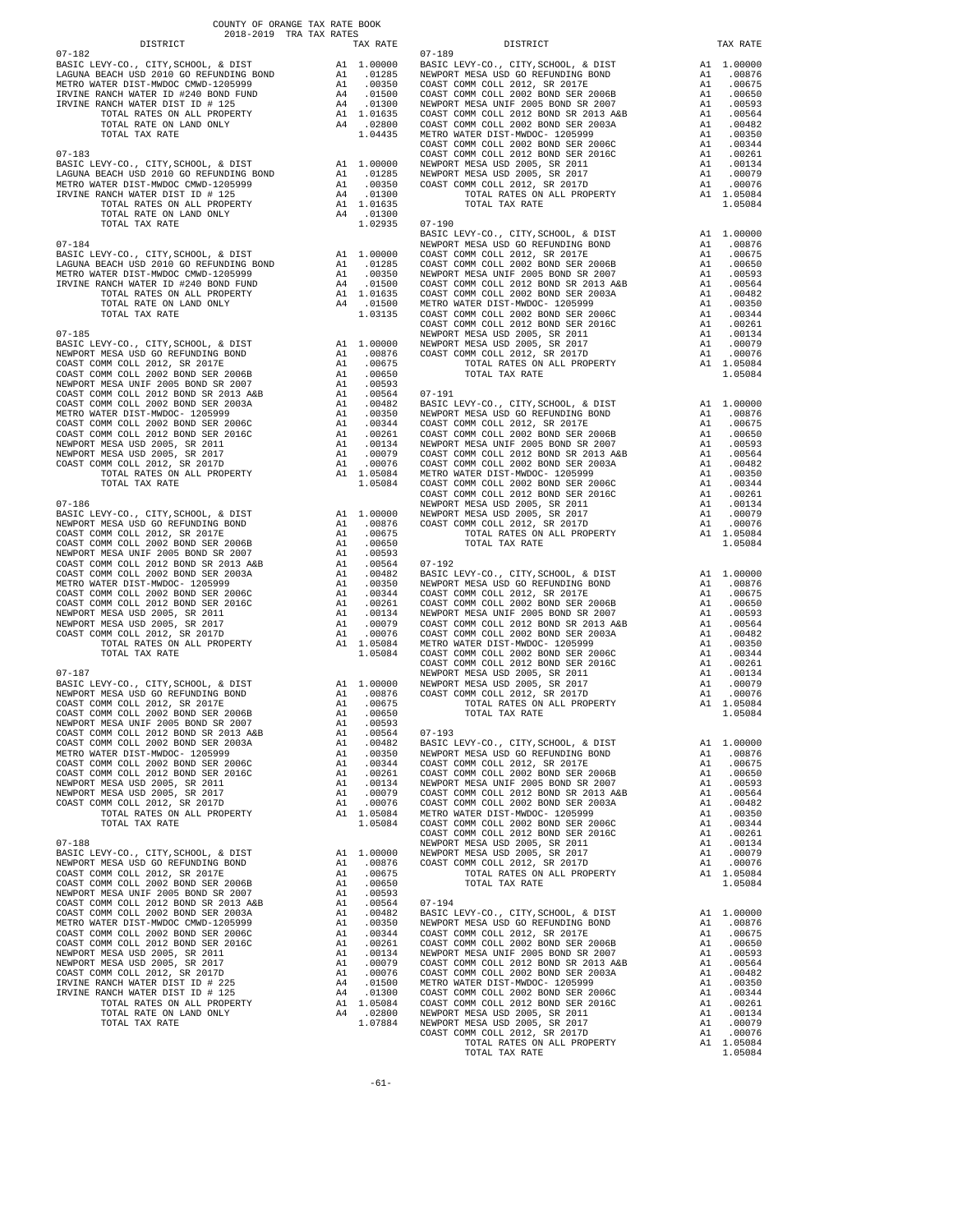COUNTY OF ORANGE TAX RATE BOOK
2018-2019 TRA TAX RATES

| DISTRICT | | TAX RATE |
|---|---|---|
| 07-182 | | |
| BASIC LEVY-CO., CITY,SCHOOL, & DIST | A1 | 1.00000 |
| LAGUNA BEACH USD 2010 GO REFUNDING BOND | A1 | .01285 |
| METRO WATER DIST-MWDOC CMWD-1205999 | A1 | .00350 |
| IRVINE RANCH WATER ID #240 BOND FUND | A4 | .01500 |
| IRVINE RANCH WATER DIST ID # 125 | A4 | .01300 |
| TOTAL RATES ON ALL PROPERTY | A1 | 1.01635 |
| TOTAL RATE ON LAND ONLY | A4 | .02800 |
| TOTAL TAX RATE | | 1.04435 |
| 07-183 | | |
| BASIC LEVY-CO., CITY,SCHOOL, & DIST | A1 | 1.00000 |
| LAGUNA BEACH USD 2010 GO REFUNDING BOND | A1 | .01285 |
| METRO WATER DIST-MWDOC CMWD-1205999 | A1 | .00350 |
| IRVINE RANCH WATER DIST ID # 125 | A4 | .01300 |
| TOTAL RATES ON ALL PROPERTY | A1 | 1.01635 |
| TOTAL RATE ON LAND ONLY | A4 | .01300 |
| TOTAL TAX RATE | | 1.02935 |
| 07-184 | | |
| BASIC LEVY-CO., CITY,SCHOOL, & DIST | A1 | 1.00000 |
| LAGUNA BEACH USD 2010 GO REFUNDING BOND | A1 | .01285 |
| METRO WATER DIST-MWDOC CMWD-1205999 | A1 | .00350 |
| IRVINE RANCH WATER ID #240 BOND FUND | A4 | .01500 |
| TOTAL RATES ON ALL PROPERTY | A1 | 1.01635 |
| TOTAL RATE ON LAND ONLY | A4 | .01500 |
| TOTAL TAX RATE | | 1.03135 |
| 07-185 | | |
| BASIC LEVY-CO., CITY,SCHOOL, & DIST | A1 | 1.00000 |
| NEWPORT MESA USD GO REFUNDING BOND | A1 | .00876 |
| COAST COMM COLL 2012, SR 2017E | A1 | .00675 |
| COAST COMM COLL 2002 BOND SER 2006B | A1 | .00650 |
| NEWPORT MESA UNIF 2005 BOND SR 2007 | A1 | .00593 |
| COAST COMM COLL 2012 BOND SR 2013 A&B | A1 | .00564 |
| COAST COMM COLL 2002 BOND SER 2003A | A1 | .00482 |
| METRO WATER DIST-MWDOC- 1205999 | A1 | .00350 |
| COAST COMM COLL 2002 BOND SER 2006C | A1 | .00344 |
| COAST COMM COLL 2012 BOND SER 2016C | A1 | .00261 |
| NEWPORT MESA USD 2005, SR 2011 | A1 | .00134 |
| NEWPORT MESA USD 2005, SR 2017 | A1 | .00079 |
| COAST COMM COLL 2012, SR 2017D | A1 | .00076 |
| TOTAL RATES ON ALL PROPERTY | A1 | 1.05084 |
| TOTAL TAX RATE | | 1.05084 |
| 07-186 | | |
| BASIC LEVY-CO., CITY,SCHOOL, & DIST | A1 | 1.00000 |
| NEWPORT MESA USD GO REFUNDING BOND | A1 | .00876 |
| COAST COMM COLL 2012, SR 2017E | A1 | .00675 |
| COAST COMM COLL 2002 BOND SER 2006B | A1 | .00650 |
| NEWPORT MESA UNIF 2005 BOND SR 2007 | A1 | .00593 |
| COAST COMM COLL 2012 BOND SR 2013 A&B | A1 | .00564 |
| COAST COMM COLL 2002 BOND SER 2003A | A1 | .00482 |
| METRO WATER DIST-MWDOC- 1205999 | A1 | .00350 |
| COAST COMM COLL 2002 BOND SER 2006C | A1 | .00344 |
| COAST COMM COLL 2012 BOND SER 2016C | A1 | .00261 |
| NEWPORT MESA USD 2005, SR 2011 | A1 | .00134 |
| NEWPORT MESA USD 2005, SR 2017 | A1 | .00079 |
| COAST COMM COLL 2012, SR 2017D | A1 | .00076 |
| TOTAL RATES ON ALL PROPERTY | A1 | 1.05084 |
| TOTAL TAX RATE | | 1.05084 |
| 07-187 | | |
| BASIC LEVY-CO., CITY,SCHOOL, & DIST | A1 | 1.00000 |
| NEWPORT MESA USD GO REFUNDING BOND | A1 | .00876 |
| COAST COMM COLL 2012, SR 2017E | A1 | .00675 |
| COAST COMM COLL 2002 BOND SER 2006B | A1 | .00650 |
| NEWPORT MESA UNIF 2005 BOND SR 2007 | A1 | .00593 |
| COAST COMM COLL 2012 BOND SR 2013 A&B | A1 | .00564 |
| COAST COMM COLL 2002 BOND SER 2003A | A1 | .00482 |
| METRO WATER DIST-MWDOC- 1205999 | A1 | .00350 |
| COAST COMM COLL 2002 BOND SER 2006C | A1 | .00344 |
| COAST COMM COLL 2012 BOND SER 2016C | A1 | .00261 |
| NEWPORT MESA USD 2005, SR 2011 | A1 | .00134 |
| NEWPORT MESA USD 2005, SR 2017 | A1 | .00079 |
| COAST COMM COLL 2012, SR 2017D | A1 | .00076 |
| TOTAL RATES ON ALL PROPERTY | A1 | 1.05084 |
| TOTAL TAX RATE | | 1.05084 |
| 07-188 | | |
| BASIC LEVY-CO., CITY,SCHOOL, & DIST | A1 | 1.00000 |
| NEWPORT MESA USD GO REFUNDING BOND | A1 | .00876 |
| COAST COMM COLL 2012, SR 2017E | A1 | .00675 |
| COAST COMM COLL 2002 BOND SER 2006B | A1 | .00650 |
| NEWPORT MESA UNIF 2005 BOND SR 2007 | A1 | .00593 |
| COAST COMM COLL 2012 BOND SR 2013 A&B | A1 | .00564 |
| COAST COMM COLL 2002 BOND SER 2003A | A1 | .00482 |
| METRO WATER DIST-MWDOC CMWD-1205999 | A1 | .00350 |
| COAST COMM COLL 2002 BOND SER 2006C | A1 | .00344 |
| COAST COMM COLL 2012 BOND SER 2016C | A1 | .00261 |
| NEWPORT MESA USD 2005, SR 2011 | A1 | .00134 |
| NEWPORT MESA USD 2005, SR 2017 | A1 | .00079 |
| COAST COMM COLL 2012, SR 2017D | A1 | .00076 |
| IRVINE RANCH WATER DIST ID # 225 | A4 | .01500 |
| IRVINE RANCH WATER DIST ID # 125 | A4 | .01300 |
| TOTAL RATES ON ALL PROPERTY | A1 | 1.05084 |
| TOTAL RATE ON LAND ONLY | A4 | .02800 |
| TOTAL TAX RATE | | 1.07884 |
| 07-189 | | |
| BASIC LEVY-CO., CITY,SCHOOL, & DIST | A1 | 1.00000 |
| NEWPORT MESA USD GO REFUNDING BOND | A1 | .00876 |
| COAST COMM COLL 2012, SR 2017E | A1 | .00675 |
| COAST COMM COLL 2002 BOND SER 2006B | A1 | .00650 |
| NEWPORT MESA UNIF 2005 BOND SR 2007 | A1 | .00593 |
| COAST COMM COLL 2012 BOND SR 2013 A&B | A1 | .00564 |
| COAST COMM COLL 2002 BOND SER 2003A | A1 | .00482 |
| METRO WATER DIST-MWDOC- 1205999 | A1 | .00350 |
| COAST COMM COLL 2002 BOND SER 2006C | A1 | .00344 |
| COAST COMM COLL 2012 BOND SER 2016C | A1 | .00261 |
| NEWPORT MESA USD 2005, SR 2011 | A1 | .00134 |
| NEWPORT MESA USD 2005, SR 2017 | A1 | .00079 |
| COAST COMM COLL 2012, SR 2017D | A1 | .00076 |
| TOTAL RATES ON ALL PROPERTY | A1 | 1.05084 |
| TOTAL TAX RATE | | 1.05084 |
| 07-190 | | |
| BASIC LEVY-CO., CITY,SCHOOL, & DIST | A1 | 1.00000 |
| NEWPORT MESA USD GO REFUNDING BOND | A1 | .00876 |
| COAST COMM COLL 2012, SR 2017E | A1 | .00675 |
| COAST COMM COLL 2002 BOND SER 2006B | A1 | .00650 |
| NEWPORT MESA UNIF 2005 BOND SR 2007 | A1 | .00593 |
| COAST COMM COLL 2012 BOND SR 2013 A&B | A1 | .00564 |
| COAST COMM COLL 2002 BOND SER 2003A | A1 | .00482 |
| METRO WATER DIST-MWDOC- 1205999 | A1 | .00350 |
| COAST COMM COLL 2002 BOND SER 2006C | A1 | .00344 |
| COAST COMM COLL 2012 BOND SER 2016C | A1 | .00261 |
| NEWPORT MESA USD 2005, SR 2011 | A1 | .00134 |
| NEWPORT MESA USD 2005, SR 2017 | A1 | .00079 |
| COAST COMM COLL 2012, SR 2017D | A1 | .00076 |
| TOTAL RATES ON ALL PROPERTY | A1 | 1.05084 |
| TOTAL TAX RATE | | 1.05084 |
| 07-191 | | |
| BASIC LEVY-CO., CITY,SCHOOL, & DIST | A1 | 1.00000 |
| NEWPORT MESA USD GO REFUNDING BOND | A1 | .00876 |
| COAST COMM COLL 2012, SR 2017E | A1 | .00675 |
| COAST COMM COLL 2002 BOND SER 2006B | A1 | .00650 |
| NEWPORT MESA UNIF 2005 BOND SR 2007 | A1 | .00593 |
| COAST COMM COLL 2012 BOND SR 2013 A&B | A1 | .00564 |
| COAST COMM COLL 2002 BOND SER 2003A | A1 | .00482 |
| METRO WATER DIST-MWDOC- 1205999 | A1 | .00350 |
| COAST COMM COLL 2002 BOND SER 2006C | A1 | .00344 |
| COAST COMM COLL 2012 BOND SER 2016C | A1 | .00261 |
| NEWPORT MESA USD 2005, SR 2011 | A1 | .00134 |
| NEWPORT MESA USD 2005, SR 2017 | A1 | .00079 |
| COAST COMM COLL 2012, SR 2017D | A1 | .00076 |
| TOTAL RATES ON ALL PROPERTY | A1 | 1.05084 |
| TOTAL TAX RATE | | 1.05084 |
| 07-192 | | |
| BASIC LEVY-CO., CITY,SCHOOL, & DIST | A1 | 1.00000 |
| NEWPORT MESA USD GO REFUNDING BOND | A1 | .00876 |
| COAST COMM COLL 2012, SR 2017E | A1 | .00675 |
| COAST COMM COLL 2002 BOND SER 2006B | A1 | .00650 |
| NEWPORT MESA UNIF 2005 BOND SR 2007 | A1 | .00593 |
| COAST COMM COLL 2012 BOND SR 2013 A&B | A1 | .00564 |
| COAST COMM COLL 2002 BOND SER 2003A | A1 | .00482 |
| METRO WATER DIST-MWDOC- 1205999 | A1 | .00350 |
| COAST COMM COLL 2002 BOND SER 2006C | A1 | .00344 |
| COAST COMM COLL 2012 BOND SER 2016C | A1 | .00261 |
| NEWPORT MESA USD 2005, SR 2011 | A1 | .00134 |
| NEWPORT MESA USD 2005, SR 2017 | A1 | .00079 |
| COAST COMM COLL 2012, SR 2017D | A1 | .00076 |
| TOTAL RATES ON ALL PROPERTY | A1 | 1.05084 |
| TOTAL TAX RATE | | 1.05084 |
| 07-193 | | |
| BASIC LEVY-CO., CITY,SCHOOL, & DIST | A1 | 1.00000 |
| NEWPORT MESA USD GO REFUNDING BOND | A1 | .00876 |
| COAST COMM COLL 2012, SR 2017E | A1 | .00675 |
| COAST COMM COLL 2002 BOND SER 2006B | A1 | .00650 |
| NEWPORT MESA UNIF 2005 BOND SR 2007 | A1 | .00593 |
| COAST COMM COLL 2012 BOND SR 2013 A&B | A1 | .00564 |
| COAST COMM COLL 2002 BOND SER 2003A | A1 | .00482 |
| METRO WATER DIST-MWDOC- 1205999 | A1 | .00350 |
| COAST COMM COLL 2002 BOND SER 2006C | A1 | .00344 |
| COAST COMM COLL 2012 BOND SER 2016C | A1 | .00261 |
| NEWPORT MESA USD 2005, SR 2011 | A1 | .00134 |
| NEWPORT MESA USD 2005, SR 2017 | A1 | .00079 |
| COAST COMM COLL 2012, SR 2017D | A1 | .00076 |
| TOTAL RATES ON ALL PROPERTY | A1 | 1.05084 |
| TOTAL TAX RATE | | 1.05084 |
| 07-194 | | |
| BASIC LEVY-CO., CITY,SCHOOL, & DIST | A1 | 1.00000 |
| NEWPORT MESA USD GO REFUNDING BOND | A1 | .00876 |
| COAST COMM COLL 2012, SR 2017E | A1 | .00675 |
| COAST COMM COLL 2002 BOND SER 2006B | A1 | .00650 |
| NEWPORT MESA UNIF 2005 BOND SR 2007 | A1 | .00593 |
| COAST COMM COLL 2012 BOND SR 2013 A&B | A1 | .00564 |
| COAST COMM COLL 2002 BOND SER 2003A | A1 | .00482 |
| METRO WATER DIST-MWDOC- 1205999 | A1 | .00350 |
| COAST COMM COLL 2002 BOND SER 2006C | A1 | .00344 |
| COAST COMM COLL 2012 BOND SER 2016C | A1 | .00261 |
| NEWPORT MESA USD 2005, SR 2011 | A1 | .00134 |
| NEWPORT MESA USD 2005, SR 2017 | A1 | .00079 |
| COAST COMM COLL 2012, SR 2017D | A1 | .00076 |
| TOTAL RATES ON ALL PROPERTY | A1 | 1.05084 |
| TOTAL TAX RATE | | 1.05084 |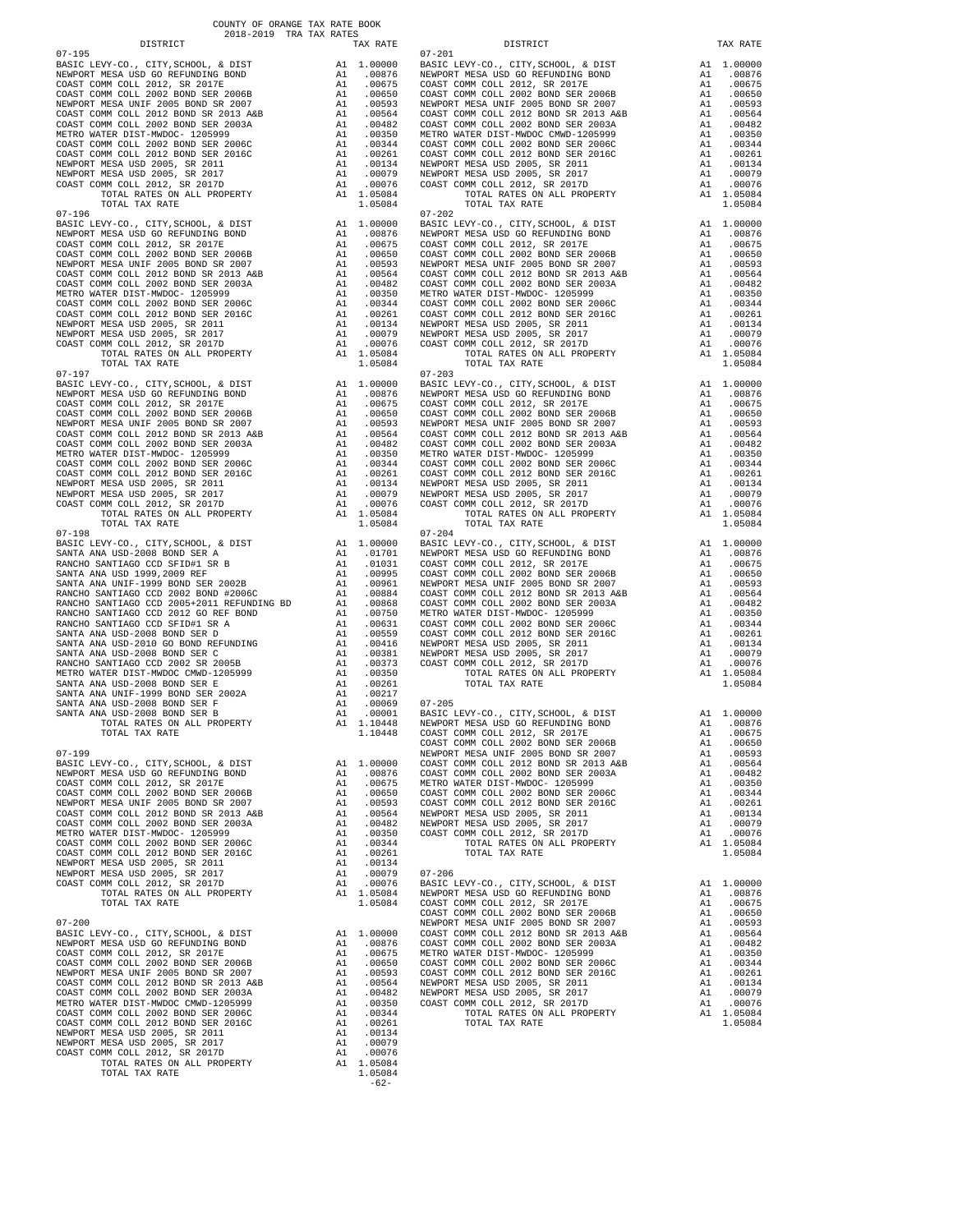COUNTY OF ORANGE TAX RATE BOOK
2018-2019 TRA TAX RATES

| DISTRICT | | TAX RATE |
|---|---|---|
| 07-195 | | |
| BASIC LEVY-CO., CITY,SCHOOL, & DIST | A1 | 1.00000 |
| NEWPORT MESA USD GO REFUNDING BOND | A1 | .00876 |
| COAST COMM COLL 2012, SR 2017E | A1 | .00675 |
| COAST COMM COLL 2002 BOND SER 2006B | A1 | .00650 |
| NEWPORT MESA UNIF 2005 BOND SR 2007 | A1 | .00593 |
| COAST COMM COLL 2012 BOND SR 2013 A&B | A1 | .00564 |
| COAST COMM COLL 2002 BOND SER 2003A | A1 | .00482 |
| METRO WATER DIST-MWDOC- 1205999 | A1 | .00350 |
| COAST COMM COLL 2002 BOND SER 2006C | A1 | .00344 |
| COAST COMM COLL 2012 BOND SER 2016C | A1 | .00261 |
| NEWPORT MESA USD 2005, SR 2011 | A1 | .00134 |
| NEWPORT MESA USD 2005, SR 2017 | A1 | .00079 |
| COAST COMM COLL 2012, SR 2017D | A1 | .00076 |
| TOTAL RATES ON ALL PROPERTY | A1 | 1.05084 |
| TOTAL TAX RATE | | 1.05084 |
| 07-196 | | |
| BASIC LEVY-CO., CITY,SCHOOL, & DIST | A1 | 1.00000 |
| NEWPORT MESA USD GO REFUNDING BOND | A1 | .00876 |
| COAST COMM COLL 2012, SR 2017E | A1 | .00675 |
| COAST COMM COLL 2002 BOND SER 2006B | A1 | .00650 |
| NEWPORT MESA UNIF 2005 BOND SR 2007 | A1 | .00593 |
| COAST COMM COLL 2012 BOND SR 2013 A&B | A1 | .00564 |
| COAST COMM COLL 2002 BOND SER 2003A | A1 | .00482 |
| METRO WATER DIST-MWDOC- 1205999 | A1 | .00350 |
| COAST COMM COLL 2002 BOND SER 2006C | A1 | .00344 |
| COAST COMM COLL 2012 BOND SER 2016C | A1 | .00261 |
| NEWPORT MESA USD 2005, SR 2011 | A1 | .00134 |
| NEWPORT MESA USD 2005, SR 2017 | A1 | .00079 |
| COAST COMM COLL 2012, SR 2017D | A1 | .00076 |
| TOTAL RATES ON ALL PROPERTY | A1 | 1.05084 |
| TOTAL TAX RATE | | 1.05084 |
| 07-197 | | |
| BASIC LEVY-CO., CITY,SCHOOL, & DIST | A1 | 1.00000 |
| NEWPORT MESA USD GO REFUNDING BOND | A1 | .00876 |
| COAST COMM COLL 2012, SR 2017E | A1 | .00675 |
| COAST COMM COLL 2002 BOND SER 2006B | A1 | .00650 |
| NEWPORT MESA UNIF 2005 BOND SR 2007 | A1 | .00593 |
| COAST COMM COLL 2012 BOND SR 2013 A&B | A1 | .00564 |
| COAST COMM COLL 2002 BOND SER 2003A | A1 | .00482 |
| METRO WATER DIST-MWDOC- 1205999 | A1 | .00350 |
| COAST COMM COLL 2002 BOND SER 2006C | A1 | .00344 |
| COAST COMM COLL 2012 BOND SER 2016C | A1 | .00261 |
| NEWPORT MESA USD 2005, SR 2011 | A1 | .00134 |
| NEWPORT MESA USD 2005, SR 2017 | A1 | .00079 |
| COAST COMM COLL 2012, SR 2017D | A1 | .00076 |
| TOTAL RATES ON ALL PROPERTY | A1 | 1.05084 |
| TOTAL TAX RATE | | 1.05084 |
| 07-198 | | |
| BASIC LEVY-CO., CITY,SCHOOL, & DIST | A1 | 1.00000 |
| SANTA ANA USD-2008 BOND SER A | A1 | .01701 |
| RANCHO SANTIAGO CCD SFID#1 SR B | A1 | .01031 |
| SANTA ANA USD 1999,2009 REF | A1 | .00995 |
| SANTA ANA UNIF-1999 BOND SER 2002B | A1 | .00961 |
| RANCHO SANTIAGO CCD 2002 BOND #2006C | A1 | .00884 |
| RANCHO SANTIAGO CCD 2005+2011 REFUNDING BD | A1 | .00868 |
| RANCHO SANTIAGO CCD 2012 GO REF BOND | A1 | .00750 |
| RANCHO SANTIAGO CCD SFID#1 SR A | A1 | .00631 |
| SANTA ANA USD-2008 BOND SER D | A1 | .00559 |
| SANTA ANA USD-2010 GO BOND REFUNDING | A1 | .00416 |
| SANTA ANA USD-2008 BOND SER C | A1 | .00381 |
| RANCHO SANTIAGO CCD 2002 SR 2005B | A1 | .00373 |
| METRO WATER DIST-MWDOC CMWD-1205999 | A1 | .00350 |
| SANTA ANA USD-2008 BOND SER E | A1 | .00261 |
| SANTA ANA UNIF-1999 BOND SER 2002A | A1 | .00217 |
| SANTA ANA USD-2008 BOND SER F | A1 | .00069 |
| SANTA ANA USD-2008 BOND SER B | A1 | .00001 |
| TOTAL RATES ON ALL PROPERTY | A1 | 1.10448 |
| TOTAL TAX RATE | | 1.10448 |
| 07-199 | | |
| BASIC LEVY-CO., CITY,SCHOOL, & DIST | A1 | 1.00000 |
| NEWPORT MESA USD GO REFUNDING BOND | A1 | .00876 |
| COAST COMM COLL 2012, SR 2017E | A1 | .00675 |
| COAST COMM COLL 2002 BOND SER 2006B | A1 | .00650 |
| NEWPORT MESA UNIF 2005 BOND SR 2007 | A1 | .00593 |
| COAST COMM COLL 2012 BOND SR 2013 A&B | A1 | .00564 |
| COAST COMM COLL 2002 BOND SER 2003A | A1 | .00482 |
| METRO WATER DIST-MWDOC- 1205999 | A1 | .00350 |
| COAST COMM COLL 2002 BOND SER 2006C | A1 | .00344 |
| COAST COMM COLL 2012 BOND SER 2016C | A1 | .00261 |
| NEWPORT MESA USD 2005, SR 2011 | A1 | .00134 |
| NEWPORT MESA USD 2005, SR 2017 | A1 | .00079 |
| COAST COMM COLL 2012, SR 2017D | A1 | .00076 |
| TOTAL RATES ON ALL PROPERTY | A1 | 1.05084 |
| TOTAL TAX RATE | | 1.05084 |
| 07-200 | | |
| BASIC LEVY-CO., CITY,SCHOOL, & DIST | A1 | 1.00000 |
| NEWPORT MESA USD GO REFUNDING BOND | A1 | .00876 |
| COAST COMM COLL 2012, SR 2017E | A1 | .00675 |
| COAST COMM COLL 2002 BOND SER 2006B | A1 | .00650 |
| NEWPORT MESA UNIF 2005 BOND SR 2007 | A1 | .00593 |
| COAST COMM COLL 2012 BOND SR 2013 A&B | A1 | .00564 |
| COAST COMM COLL 2002 BOND SER 2003A | A1 | .00482 |
| METRO WATER DIST-MWDOC CMWD-1205999 | A1 | .00350 |
| COAST COMM COLL 2002 BOND SER 2006C | A1 | .00344 |
| COAST COMM COLL 2012 BOND SER 2016C | A1 | .00261 |
| NEWPORT MESA USD 2005, SR 2011 | A1 | .00134 |
| NEWPORT MESA USD 2005, SR 2017 | A1 | .00079 |
| COAST COMM COLL 2012, SR 2017D | A1 | .00076 |
| TOTAL RATES ON ALL PROPERTY | A1 | 1.05084 |
| TOTAL TAX RATE | | 1.05084 |
| 07-201 | | |
| BASIC LEVY-CO., CITY,SCHOOL, & DIST | A1 | 1.00000 |
| NEWPORT MESA USD GO REFUNDING BOND | A1 | .00876 |
| COAST COMM COLL 2012, SR 2017E | A1 | .00675 |
| COAST COMM COLL 2002 BOND SER 2006B | A1 | .00650 |
| NEWPORT MESA UNIF 2005 BOND SR 2007 | A1 | .00593 |
| COAST COMM COLL 2012 BOND SR 2013 A&B | A1 | .00564 |
| COAST COMM COLL 2002 BOND SER 2003A | A1 | .00482 |
| METRO WATER DIST-MWDOC CMWD-1205999 | A1 | .00350 |
| COAST COMM COLL 2002 BOND SER 2006C | A1 | .00344 |
| COAST COMM COLL 2012 BOND SER 2016C | A1 | .00261 |
| NEWPORT MESA USD 2005, SR 2011 | A1 | .00134 |
| NEWPORT MESA USD 2005, SR 2017 | A1 | .00079 |
| COAST COMM COLL 2012, SR 2017D | A1 | .00076 |
| TOTAL RATES ON ALL PROPERTY | A1 | 1.05084 |
| TOTAL TAX RATE | | 1.05084 |
| 07-202 | | |
| BASIC LEVY-CO., CITY,SCHOOL, & DIST | A1 | 1.00000 |
| NEWPORT MESA USD GO REFUNDING BOND | A1 | .00876 |
| COAST COMM COLL 2012, SR 2017E | A1 | .00675 |
| COAST COMM COLL 2002 BOND SER 2006B | A1 | .00650 |
| NEWPORT MESA UNIF 2005 BOND SR 2007 | A1 | .00593 |
| COAST COMM COLL 2012 BOND SR 2013 A&B | A1 | .00564 |
| COAST COMM COLL 2002 BOND SER 2003A | A1 | .00482 |
| METRO WATER DIST-MWDOC- 1205999 | A1 | .00350 |
| COAST COMM COLL 2002 BOND SER 2006C | A1 | .00344 |
| COAST COMM COLL 2012 BOND SER 2016C | A1 | .00261 |
| NEWPORT MESA USD 2005, SR 2011 | A1 | .00134 |
| NEWPORT MESA USD 2005, SR 2017 | A1 | .00079 |
| COAST COMM COLL 2012, SR 2017D | A1 | .00076 |
| TOTAL RATES ON ALL PROPERTY | A1 | 1.05084 |
| TOTAL TAX RATE | | 1.05084 |
| 07-203 | | |
| BASIC LEVY-CO., CITY,SCHOOL, & DIST | A1 | 1.00000 |
| NEWPORT MESA USD GO REFUNDING BOND | A1 | .00876 |
| COAST COMM COLL 2012, SR 2017E | A1 | .00675 |
| COAST COMM COLL 2002 BOND SER 2006B | A1 | .00650 |
| NEWPORT MESA UNIF 2005 BOND SR 2007 | A1 | .00593 |
| COAST COMM COLL 2012 BOND SR 2013 A&B | A1 | .00564 |
| COAST COMM COLL 2002 BOND SER 2003A | A1 | .00482 |
| METRO WATER DIST-MWDOC- 1205999 | A1 | .00350 |
| COAST COMM COLL 2002 BOND SER 2006C | A1 | .00344 |
| COAST COMM COLL 2012 BOND SER 2016C | A1 | .00261 |
| NEWPORT MESA USD 2005, SR 2011 | A1 | .00134 |
| NEWPORT MESA USD 2005, SR 2017 | A1 | .00079 |
| COAST COMM COLL 2012, SR 2017D | A1 | .00076 |
| TOTAL RATES ON ALL PROPERTY | A1 | 1.05084 |
| TOTAL TAX RATE | | 1.05084 |
| 07-204 | | |
| BASIC LEVY-CO., CITY,SCHOOL, & DIST | A1 | 1.00000 |
| NEWPORT MESA USD GO REFUNDING BOND | A1 | .00876 |
| COAST COMM COLL 2012, SR 2017E | A1 | .00675 |
| COAST COMM COLL 2002 BOND SER 2006B | A1 | .00650 |
| NEWPORT MESA UNIF 2005 BOND SR 2007 | A1 | .00593 |
| COAST COMM COLL 2012 BOND SR 2013 A&B | A1 | .00564 |
| COAST COMM COLL 2002 BOND SER 2003A | A1 | .00482 |
| METRO WATER DIST-MWDOC- 1205999 | A1 | .00350 |
| COAST COMM COLL 2002 BOND SER 2006C | A1 | .00344 |
| COAST COMM COLL 2012 BOND SER 2016C | A1 | .00261 |
| NEWPORT MESA USD 2005, SR 2011 | A1 | .00134 |
| NEWPORT MESA USD 2005, SR 2017 | A1 | .00079 |
| COAST COMM COLL 2012, SR 2017D | A1 | .00076 |
| TOTAL RATES ON ALL PROPERTY | A1 | 1.05084 |
| TOTAL TAX RATE | | 1.05084 |
| 07-205 | | |
| BASIC LEVY-CO., CITY,SCHOOL, & DIST | A1 | 1.00000 |
| NEWPORT MESA USD GO REFUNDING BOND | A1 | .00876 |
| COAST COMM COLL 2012, SR 2017E | A1 | .00675 |
| COAST COMM COLL 2002 BOND SER 2006B | A1 | .00650 |
| NEWPORT MESA UNIF 2005 BOND SR 2007 | A1 | .00593 |
| COAST COMM COLL 2012 BOND SR 2013 A&B | A1 | .00564 |
| COAST COMM COLL 2002 BOND SER 2003A | A1 | .00482 |
| METRO WATER DIST-MWDOC- 1205999 | A1 | .00350 |
| COAST COMM COLL 2002 BOND SER 2006C | A1 | .00344 |
| COAST COMM COLL 2012 BOND SER 2016C | A1 | .00261 |
| NEWPORT MESA USD 2005, SR 2011 | A1 | .00134 |
| NEWPORT MESA USD 2005, SR 2017 | A1 | .00079 |
| COAST COMM COLL 2012, SR 2017D | A1 | .00076 |
| TOTAL RATES ON ALL PROPERTY | A1 | 1.05084 |
| TOTAL TAX RATE | | 1.05084 |
| 07-206 | | |
| BASIC LEVY-CO., CITY,SCHOOL, & DIST | A1 | 1.00000 |
| NEWPORT MESA USD GO REFUNDING BOND | A1 | .00876 |
| COAST COMM COLL 2012, SR 2017E | A1 | .00675 |
| COAST COMM COLL 2002 BOND SER 2006B | A1 | .00650 |
| NEWPORT MESA UNIF 2005 BOND SR 2007 | A1 | .00593 |
| COAST COMM COLL 2012 BOND SR 2013 A&B | A1 | .00564 |
| COAST COMM COLL 2002 BOND SER 2003A | A1 | .00482 |
| METRO WATER DIST-MWDOC- 1205999 | A1 | .00350 |
| COAST COMM COLL 2002 BOND SER 2006C | A1 | .00344 |
| COAST COMM COLL 2012 BOND SER 2016C | A1 | .00261 |
| NEWPORT MESA USD 2005, SR 2011 | A1 | .00134 |
| NEWPORT MESA USD 2005, SR 2017 | A1 | .00079 |
| COAST COMM COLL 2012, SR 2017D | A1 | .00076 |
| TOTAL RATES ON ALL PROPERTY | A1 | 1.05084 |
| TOTAL TAX RATE | | 1.05084 |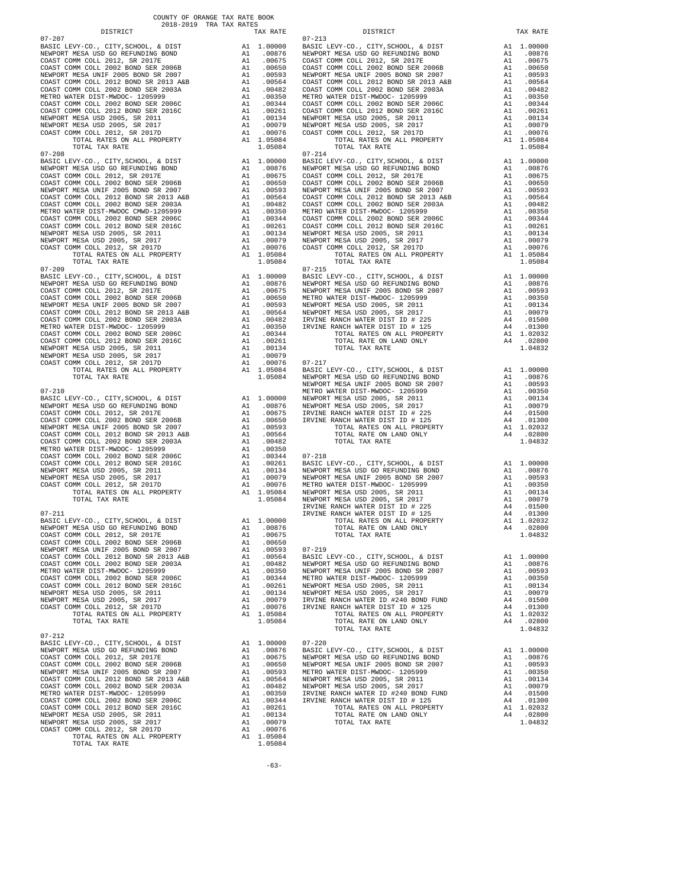COUNTY OF ORANGE TAX RATE BOOK
2018-2019 TRA TAX RATES

| DISTRICT | | TAX RATE |
|---|---|---|
| **07-207** | | |
| BASIC LEVY-CO., CITY,SCHOOL, & DIST | A1 | 1.00000 |
| NEWPORT MESA USD GO REFUNDING BOND | A1 | .00876 |
| COAST COMM COLL 2012, SR 2017E | A1 | .00675 |
| COAST COMM COLL 2002 BOND SER 2006B | A1 | .00650 |
| NEWPORT MESA UNIF 2005 BOND SR 2007 | A1 | .00593 |
| COAST COMM COLL 2012 BOND SR 2013 A&B | A1 | .00564 |
| COAST COMM COLL 2002 BOND SER 2003A | A1 | .00482 |
| METRO WATER DIST-MWDOC- 1205999 | A1 | .00350 |
| COAST COMM COLL 2002 BOND SER 2006C | A1 | .00344 |
| COAST COMM COLL 2012 BOND SER 2016C | A1 | .00261 |
| NEWPORT MESA USD 2005, SR 2011 | A1 | .00134 |
| NEWPORT MESA USD 2005, SR 2017 | A1 | .00079 |
| COAST COMM COLL 2012, SR 2017D | A1 | .00076 |
| TOTAL RATES ON ALL PROPERTY | A1 | 1.05084 |
| TOTAL TAX RATE | | 1.05084 |
| **07-208** | | |
| BASIC LEVY-CO., CITY,SCHOOL, & DIST | A1 | 1.00000 |
| NEWPORT MESA USD GO REFUNDING BOND | A1 | .00876 |
| COAST COMM COLL 2012, SR 2017E | A1 | .00675 |
| COAST COMM COLL 2002 BOND SER 2006B | A1 | .00650 |
| NEWPORT MESA UNIF 2005 BOND SR 2007 | A1 | .00593 |
| COAST COMM COLL 2012 BOND SR 2013 A&B | A1 | .00564 |
| COAST COMM COLL 2002 BOND SER 2003A | A1 | .00482 |
| METRO WATER DIST-MWDOC CMWD-1205999 | A1 | .00350 |
| COAST COMM COLL 2002 BOND SER 2006C | A1 | .00344 |
| COAST COMM COLL 2012 BOND SER 2016C | A1 | .00261 |
| NEWPORT MESA USD 2005, SR 2011 | A1 | .00134 |
| NEWPORT MESA USD 2005, SR 2017 | A1 | .00079 |
| COAST COMM COLL 2012, SR 2017D | A1 | .00076 |
| TOTAL RATES ON ALL PROPERTY | A1 | 1.05084 |
| TOTAL TAX RATE | | 1.05084 |
| **07-209** | | |
| BASIC LEVY-CO., CITY,SCHOOL, & DIST | A1 | 1.00000 |
| NEWPORT MESA USD GO REFUNDING BOND | A1 | .00876 |
| COAST COMM COLL 2012, SR 2017E | A1 | .00675 |
| COAST COMM COLL 2002 BOND SER 2006B | A1 | .00650 |
| NEWPORT MESA UNIF 2005 BOND SR 2007 | A1 | .00593 |
| COAST COMM COLL 2012 BOND SR 2013 A&B | A1 | .00564 |
| COAST COMM COLL 2002 BOND SER 2003A | A1 | .00482 |
| METRO WATER DIST-MWDOC- 1205999 | A1 | .00350 |
| COAST COMM COLL 2002 BOND SER 2006C | A1 | .00344 |
| COAST COMM COLL 2012 BOND SER 2016C | A1 | .00261 |
| NEWPORT MESA USD 2005, SR 2011 | A1 | .00134 |
| NEWPORT MESA USD 2005, SR 2017 | A1 | .00079 |
| COAST COMM COLL 2012, SR 2017D | A1 | .00076 |
| TOTAL RATES ON ALL PROPERTY | A1 | 1.05084 |
| TOTAL TAX RATE | | 1.05084 |
| **07-210** | | |
| BASIC LEVY-CO., CITY,SCHOOL, & DIST | A1 | 1.00000 |
| NEWPORT MESA USD GO REFUNDING BOND | A1 | .00876 |
| COAST COMM COLL 2012, SR 2017E | A1 | .00675 |
| COAST COMM COLL 2002 BOND SER 2006B | A1 | .00650 |
| NEWPORT MESA UNIF 2005 BOND SR 2007 | A1 | .00593 |
| COAST COMM COLL 2012 BOND SR 2013 A&B | A1 | .00564 |
| COAST COMM COLL 2002 BOND SER 2003A | A1 | .00482 |
| METRO WATER DIST-MWDOC- 1205999 | A1 | .00350 |
| COAST COMM COLL 2002 BOND SER 2006C | A1 | .00344 |
| COAST COMM COLL 2012 BOND SER 2016C | A1 | .00261 |
| NEWPORT MESA USD 2005, SR 2011 | A1 | .00134 |
| NEWPORT MESA USD 2005, SR 2017 | A1 | .00079 |
| COAST COMM COLL 2012, SR 2017D | A1 | .00076 |
| TOTAL RATES ON ALL PROPERTY | A1 | 1.05084 |
| TOTAL TAX RATE | | 1.05084 |
| **07-211** | | |
| BASIC LEVY-CO., CITY,SCHOOL, & DIST | A1 | 1.00000 |
| NEWPORT MESA USD GO REFUNDING BOND | A1 | .00876 |
| COAST COMM COLL 2012, SR 2017E | A1 | .00675 |
| COAST COMM COLL 2002 BOND SER 2006B | A1 | .00650 |
| NEWPORT MESA UNIF 2005 BOND SR 2007 | A1 | .00593 |
| COAST COMM COLL 2012 BOND SR 2013 A&B | A1 | .00564 |
| COAST COMM COLL 2002 BOND SER 2003A | A1 | .00482 |
| METRO WATER DIST-MWDOC- 1205999 | A1 | .00350 |
| COAST COMM COLL 2002 BOND SER 2006C | A1 | .00344 |
| COAST COMM COLL 2012 BOND SER 2016C | A1 | .00261 |
| NEWPORT MESA USD 2005, SR 2011 | A1 | .00134 |
| NEWPORT MESA USD 2005, SR 2017 | A1 | .00079 |
| COAST COMM COLL 2012, SR 2017D | A1 | .00076 |
| TOTAL RATES ON ALL PROPERTY | A1 | 1.05084 |
| TOTAL TAX RATE | | 1.05084 |
| **07-212** | | |
| BASIC LEVY-CO., CITY,SCHOOL, & DIST | A1 | 1.00000 |
| NEWPORT MESA USD GO REFUNDING BOND | A1 | .00876 |
| COAST COMM COLL 2012, SR 2017E | A1 | .00675 |
| COAST COMM COLL 2002 BOND SER 2006B | A1 | .00650 |
| NEWPORT MESA UNIF 2005 BOND SR 2007 | A1 | .00593 |
| COAST COMM COLL 2012 BOND SR 2013 A&B | A1 | .00564 |
| COAST COMM COLL 2002 BOND SER 2003A | A1 | .00482 |
| METRO WATER DIST-MWDOC- 1205999 | A1 | .00350 |
| COAST COMM COLL 2002 BOND SER 2006C | A1 | .00344 |
| COAST COMM COLL 2012 BOND SER 2016C | A1 | .00261 |
| NEWPORT MESA USD 2005, SR 2011 | A1 | .00134 |
| NEWPORT MESA USD 2005, SR 2017 | A1 | .00079 |
| COAST COMM COLL 2012, SR 2017D | A1 | .00076 |
| TOTAL RATES ON ALL PROPERTY | A1 | 1.05084 |
| TOTAL TAX RATE | | 1.05084 |
| **07-213** | | |
| BASIC LEVY-CO., CITY,SCHOOL, & DIST | A1 | 1.00000 |
| NEWPORT MESA USD GO REFUNDING BOND | A1 | .00876 |
| COAST COMM COLL 2012, SR 2017E | A1 | .00675 |
| COAST COMM COLL 2002 BOND SER 2006B | A1 | .00650 |
| NEWPORT MESA UNIF 2005 BOND SR 2007 | A1 | .00593 |
| COAST COMM COLL 2012 BOND SR 2013 A&B | A1 | .00564 |
| COAST COMM COLL 2002 BOND SER 2003A | A1 | .00482 |
| METRO WATER DIST-MWDOC- 1205999 | A1 | .00350 |
| COAST COMM COLL 2002 BOND SER 2006C | A1 | .00344 |
| COAST COMM COLL 2012 BOND SER 2016C | A1 | .00261 |
| NEWPORT MESA USD 2005, SR 2011 | A1 | .00134 |
| NEWPORT MESA USD 2005, SR 2017 | A1 | .00079 |
| COAST COMM COLL 2012, SR 2017D | A1 | .00076 |
| TOTAL RATES ON ALL PROPERTY | A1 | 1.05084 |
| TOTAL TAX RATE | | 1.05084 |
| **07-214** | | |
| BASIC LEVY-CO., CITY,SCHOOL, & DIST | A1 | 1.00000 |
| NEWPORT MESA USD GO REFUNDING BOND | A1 | .00876 |
| COAST COMM COLL 2012, SR 2017E | A1 | .00675 |
| COAST COMM COLL 2002 BOND SER 2006B | A1 | .00650 |
| NEWPORT MESA UNIF 2005 BOND SR 2007 | A1 | .00593 |
| COAST COMM COLL 2012 BOND SR 2013 A&B | A1 | .00564 |
| COAST COMM COLL 2002 BOND SER 2003A | A1 | .00482 |
| METRO WATER DIST-MWDOC- 1205999 | A1 | .00350 |
| COAST COMM COLL 2002 BOND SER 2006C | A1 | .00344 |
| COAST COMM COLL 2012 BOND SER 2016C | A1 | .00261 |
| NEWPORT MESA USD 2005, SR 2011 | A1 | .00134 |
| NEWPORT MESA USD 2005, SR 2017 | A1 | .00079 |
| COAST COMM COLL 2012, SR 2017D | A1 | .00076 |
| TOTAL RATES ON ALL PROPERTY | A1 | 1.05084 |
| TOTAL TAX RATE | | 1.05084 |
| **07-215** | | |
| BASIC LEVY-CO., CITY,SCHOOL, & DIST | A1 | 1.00000 |
| NEWPORT MESA USD GO REFUNDING BOND | A1 | .00876 |
| NEWPORT MESA UNIF 2005 BOND SR 2007 | A1 | .00593 |
| METRO WATER DIST-MWDOC- 1205999 | A1 | .00350 |
| NEWPORT MESA USD 2005, SR 2011 | A1 | .00134 |
| NEWPORT MESA USD 2005, SR 2017 | A1 | .00079 |
| IRVINE RANCH WATER DIST ID # 225 | A4 | .01500 |
| IRVINE RANCH WATER DIST ID # 125 | A4 | .01300 |
| TOTAL RATES ON ALL PROPERTY | A1 | 1.02032 |
| TOTAL RATE ON LAND ONLY | A4 | .02800 |
| TOTAL TAX RATE | | 1.04832 |
| **07-217** | | |
| BASIC LEVY-CO., CITY,SCHOOL, & DIST | A1 | 1.00000 |
| NEWPORT MESA USD GO REFUNDING BOND | A1 | .00876 |
| NEWPORT MESA UNIF 2005 BOND SR 2007 | A1 | .00593 |
| METRO WATER DIST-MWDOC- 1205999 | A1 | .00350 |
| NEWPORT MESA USD 2005, SR 2011 | A1 | .00134 |
| NEWPORT MESA USD 2005, SR 2017 | A1 | .00079 |
| IRVINE RANCH WATER DIST ID # 225 | A4 | .01500 |
| IRVINE RANCH WATER DIST ID # 125 | A4 | .01300 |
| TOTAL RATES ON ALL PROPERTY | A1 | 1.02032 |
| TOTAL RATE ON LAND ONLY | A4 | .02800 |
| TOTAL TAX RATE | | 1.04832 |
| **07-218** | | |
| BASIC LEVY-CO., CITY,SCHOOL, & DIST | A1 | 1.00000 |
| NEWPORT MESA USD GO REFUNDING BOND | A1 | .00876 |
| NEWPORT MESA UNIF 2005 BOND SR 2007 | A1 | .00593 |
| METRO WATER DIST-MWDOC- 1205999 | A1 | .00350 |
| NEWPORT MESA USD 2005, SR 2011 | A1 | .00134 |
| NEWPORT MESA USD 2005, SR 2017 | A1 | .00079 |
| IRVINE RANCH WATER DIST ID # 225 | A4 | .01500 |
| IRVINE RANCH WATER DIST ID # 125 | A4 | .01300 |
| TOTAL RATES ON ALL PROPERTY | A1 | 1.02032 |
| TOTAL RATE ON LAND ONLY | A4 | .02800 |
| TOTAL TAX RATE | | 1.04832 |
| **07-219** | | |
| BASIC LEVY-CO., CITY,SCHOOL, & DIST | A1 | 1.00000 |
| NEWPORT MESA USD GO REFUNDING BOND | A1 | .00876 |
| NEWPORT MESA UNIF 2005 BOND SR 2007 | A1 | .00593 |
| METRO WATER DIST-MWDOC- 1205999 | A1 | .00350 |
| NEWPORT MESA USD 2005, SR 2011 | A1 | .00134 |
| NEWPORT MESA USD 2005, SR 2017 | A1 | .00079 |
| IRVINE RANCH WATER ID #240 BOND FUND | A4 | .01500 |
| IRVINE RANCH WATER DIST ID # 125 | A4 | .01300 |
| TOTAL RATES ON ALL PROPERTY | A1 | 1.02032 |
| TOTAL RATE ON LAND ONLY | A4 | .02800 |
| TOTAL TAX RATE | | 1.04832 |
| **07-220** | | |
| BASIC LEVY-CO., CITY,SCHOOL, & DIST | A1 | 1.00000 |
| NEWPORT MESA USD GO REFUNDING BOND | A1 | .00876 |
| NEWPORT MESA UNIF 2005 BOND SR 2007 | A1 | .00593 |
| METRO WATER DIST-MWDOC- 1205999 | A1 | .00350 |
| NEWPORT MESA USD 2005, SR 2011 | A1 | .00134 |
| NEWPORT MESA USD 2005, SR 2017 | A1 | .00079 |
| IRVINE RANCH WATER ID #240 BOND FUND | A4 | .01500 |
| IRVINE RANCH WATER DIST ID # 125 | A4 | .01300 |
| TOTAL RATES ON ALL PROPERTY | A1 | 1.02032 |
| TOTAL RATE ON LAND ONLY | A4 | .02800 |
| TOTAL TAX RATE | | 1.04832 |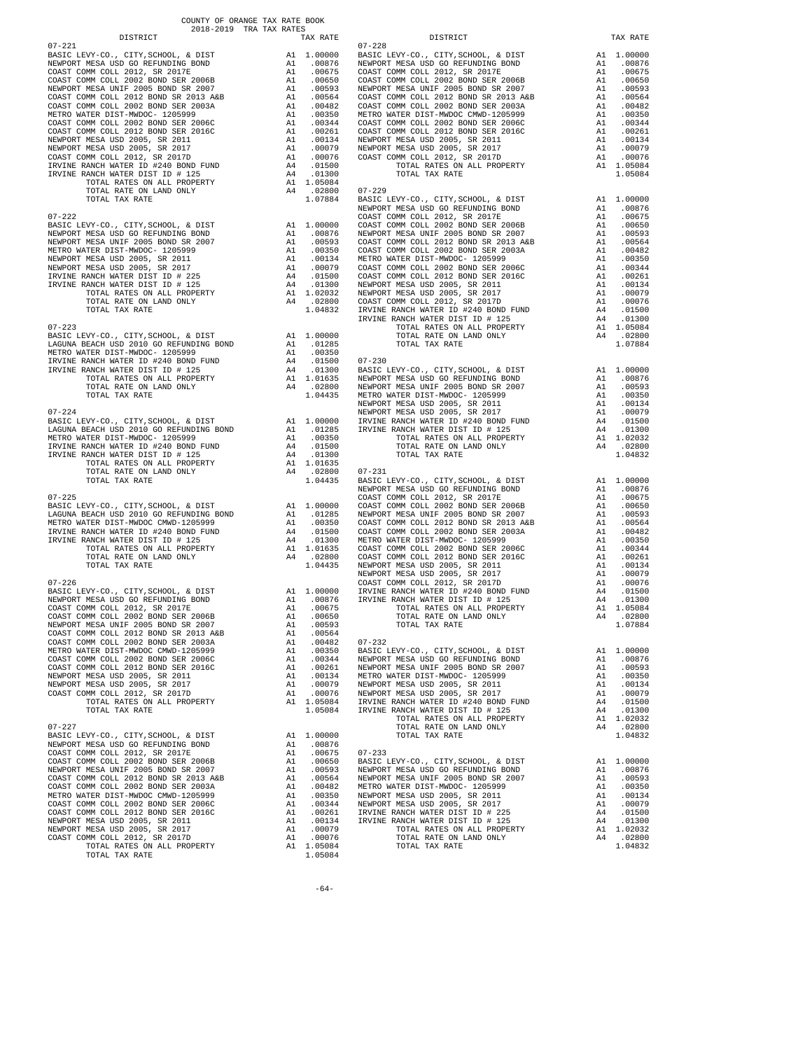COUNTY OF ORANGE TAX RATE BOOK
2018-2019 TRA TAX RATES

| DISTRICT | | TAX RATE |
|---|---|---|
| **07-221** | | |
| BASIC LEVY-CO., CITY,SCHOOL, & DIST | A1 | 1.00000 |
| NEWPORT MESA USD GO REFUNDING BOND | A1 | .00876 |
| COAST COMM COLL 2012, SR 2017E | A1 | .00675 |
| COAST COMM COLL 2002 BOND SER 2006B | A1 | .00650 |
| NEWPORT MESA UNIF 2005 BOND SR 2007 | A1 | .00593 |
| COAST COMM COLL 2012 BOND SR 2013 A&B | A1 | .00564 |
| COAST COMM COLL 2002 BOND SER 2003A | A1 | .00482 |
| METRO WATER DIST-MWDOC- 1205999 | A1 | .00350 |
| COAST COMM COLL 2002 BOND SER 2006C | A1 | .00344 |
| COAST COMM COLL 2012 BOND SER 2016C | A1 | .00261 |
| NEWPORT MESA USD 2005, SR 2011 | A1 | .00134 |
| NEWPORT MESA USD 2005, SR 2017 | A1 | .00079 |
| COAST COMM COLL 2012, SR 2017D | A1 | .00076 |
| IRVINE RANCH WATER ID #240 BOND FUND | A4 | .01500 |
| IRVINE RANCH WATER DIST ID # 125 | A4 | .01300 |
| TOTAL RATES ON ALL PROPERTY | A1 | 1.05084 |
| TOTAL RATE ON LAND ONLY | A4 | .02800 |
| TOTAL TAX RATE | | 1.07884 |
| **07-222** | | |
| BASIC LEVY-CO., CITY,SCHOOL, & DIST | A1 | 1.00000 |
| NEWPORT MESA USD GO REFUNDING BOND | A1 | .00876 |
| NEWPORT MESA UNIF 2005 BOND SR 2007 | A1 | .00593 |
| METRO WATER DIST-MWDOC- 1205999 | A1 | .00350 |
| NEWPORT MESA USD 2005, SR 2011 | A1 | .00134 |
| NEWPORT MESA USD 2005, SR 2017 | A1 | .00079 |
| IRVINE RANCH WATER DIST ID # 225 | A4 | .01500 |
| IRVINE RANCH WATER DIST ID # 125 | A4 | .01300 |
| TOTAL RATES ON ALL PROPERTY | A1 | 1.02032 |
| TOTAL RATE ON LAND ONLY | A4 | .02800 |
| TOTAL TAX RATE | | 1.04832 |
| **07-223** | | |
| BASIC LEVY-CO., CITY,SCHOOL, & DIST | A1 | 1.00000 |
| LAGUNA BEACH USD 2010 GO REFUNDING BOND | A1 | .01285 |
| METRO WATER DIST-MWDOC- 1205999 | A1 | .00350 |
| IRVINE RANCH WATER ID #240 BOND FUND | A4 | .01500 |
| IRVINE RANCH WATER DIST ID # 125 | A4 | .01300 |
| TOTAL RATES ON ALL PROPERTY | A1 | 1.01635 |
| TOTAL RATE ON LAND ONLY | A4 | .02800 |
| TOTAL TAX RATE | | 1.04435 |
| **07-224** | | |
| BASIC LEVY-CO., CITY,SCHOOL, & DIST | A1 | 1.00000 |
| LAGUNA BEACH USD 2010 GO REFUNDING BOND | A1 | .01285 |
| METRO WATER DIST-MWDOC- 1205999 | A1 | .00350 |
| IRVINE RANCH WATER ID #240 BOND FUND | A4 | .01500 |
| IRVINE RANCH WATER DIST ID # 125 | A4 | .01300 |
| TOTAL RATES ON ALL PROPERTY | A1 | 1.01635 |
| TOTAL RATE ON LAND ONLY | A4 | .02800 |
| TOTAL TAX RATE | | 1.04435 |
| **07-225** | | |
| BASIC LEVY-CO., CITY,SCHOOL, & DIST | A1 | 1.00000 |
| LAGUNA BEACH USD 2010 GO REFUNDING BOND | A1 | .01285 |
| METRO WATER DIST-MWDOC CMWD-1205999 | A1 | .00350 |
| IRVINE RANCH WATER ID #240 BOND FUND | A4 | .01500 |
| IRVINE RANCH WATER DIST ID # 125 | A4 | .01300 |
| TOTAL RATES ON ALL PROPERTY | A1 | 1.01635 |
| TOTAL RATE ON LAND ONLY | A4 | .02800 |
| TOTAL TAX RATE | | 1.04435 |
| **07-226** | | |
| BASIC LEVY-CO., CITY,SCHOOL, & DIST | A1 | 1.00000 |
| NEWPORT MESA USD GO REFUNDING BOND | A1 | .00876 |
| COAST COMM COLL 2012, SR 2017E | A1 | .00675 |
| COAST COMM COLL 2002 BOND SER 2006B | A1 | .00650 |
| NEWPORT MESA UNIF 2005 BOND SR 2007 | A1 | .00593 |
| COAST COMM COLL 2012 BOND SR 2013 A&B | A1 | .00564 |
| COAST COMM COLL 2002 BOND SER 2003A | A1 | .00482 |
| METRO WATER DIST-MWDOC CMWD-1205999 | A1 | .00350 |
| COAST COMM COLL 2002 BOND SER 2006C | A1 | .00344 |
| COAST COMM COLL 2012 BOND SER 2016C | A1 | .00261 |
| NEWPORT MESA USD 2005, SR 2011 | A1 | .00134 |
| NEWPORT MESA USD 2005, SR 2017 | A1 | .00079 |
| COAST COMM COLL 2012, SR 2017D | A1 | .00076 |
| TOTAL RATES ON ALL PROPERTY | A1 | 1.05084 |
| TOTAL TAX RATE | | 1.05084 |
| **07-227** | | |
| BASIC LEVY-CO., CITY,SCHOOL, & DIST | A1 | 1.00000 |
| NEWPORT MESA USD GO REFUNDING BOND | A1 | .00876 |
| COAST COMM COLL 2012, SR 2017E | A1 | .00675 |
| COAST COMM COLL 2002 BOND SER 2006B | A1 | .00650 |
| NEWPORT MESA UNIF 2005 BOND SR 2007 | A1 | .00593 |
| COAST COMM COLL 2012 BOND SR 2013 A&B | A1 | .00564 |
| COAST COMM COLL 2002 BOND SER 2003A | A1 | .00482 |
| METRO WATER DIST-MWDOC CMWD-1205999 | A1 | .00350 |
| COAST COMM COLL 2002 BOND SER 2006C | A1 | .00344 |
| COAST COMM COLL 2012 BOND SER 2016C | A1 | .00261 |
| NEWPORT MESA USD 2005, SR 2011 | A1 | .00134 |
| NEWPORT MESA USD 2005, SR 2017 | A1 | .00079 |
| COAST COMM COLL 2012, SR 2017D | A1 | .00076 |
| TOTAL RATES ON ALL PROPERTY | A1 | 1.05084 |
| TOTAL TAX RATE | | 1.05084 |
| **07-228** | | |
| BASIC LEVY-CO., CITY,SCHOOL, & DIST | A1 | 1.00000 |
| NEWPORT MESA USD GO REFUNDING BOND | A1 | .00876 |
| COAST COMM COLL 2012, SR 2017E | A1 | .00675 |
| COAST COMM COLL 2002 BOND SER 2006B | A1 | .00650 |
| NEWPORT MESA UNIF 2005 BOND SR 2007 | A1 | .00593 |
| COAST COMM COLL 2012 BOND SR 2013 A&B | A1 | .00564 |
| COAST COMM COLL 2002 BOND SER 2003A | A1 | .00482 |
| METRO WATER DIST-MWDOC CMWD-1205999 | A1 | .00350 |
| COAST COMM COLL 2002 BOND SER 2006C | A1 | .00344 |
| COAST COMM COLL 2012 BOND SER 2016C | A1 | .00261 |
| NEWPORT MESA USD 2005, SR 2011 | A1 | .00134 |
| NEWPORT MESA USD 2005, SR 2017 | A1 | .00079 |
| COAST COMM COLL 2012, SR 2017D | A1 | .00076 |
| TOTAL RATES ON ALL PROPERTY | A1 | 1.05084 |
| TOTAL TAX RATE | | 1.05084 |
| **07-229** | | |
| BASIC LEVY-CO., CITY,SCHOOL, & DIST | A1 | 1.00000 |
| NEWPORT MESA USD GO REFUNDING BOND | A1 | .00876 |
| COAST COMM COLL 2012, SR 2017E | A1 | .00675 |
| COAST COMM COLL 2002 BOND SER 2006B | A1 | .00650 |
| NEWPORT MESA UNIF 2005 BOND SR 2007 | A1 | .00593 |
| COAST COMM COLL 2012 BOND SR 2013 A&B | A1 | .00564 |
| COAST COMM COLL 2002 BOND SER 2003A | A1 | .00482 |
| METRO WATER DIST-MWDOC- 1205999 | A1 | .00350 |
| COAST COMM COLL 2002 BOND SER 2006C | A1 | .00344 |
| COAST COMM COLL 2012 BOND SER 2016C | A1 | .00261 |
| NEWPORT MESA USD 2005, SR 2011 | A1 | .00134 |
| NEWPORT MESA USD 2005, SR 2017 | A1 | .00079 |
| COAST COMM COLL 2012, SR 2017D | A1 | .00076 |
| IRVINE RANCH WATER ID #240 BOND FUND | A4 | .01500 |
| IRVINE RANCH WATER DIST ID # 125 | A4 | .01300 |
| TOTAL RATES ON ALL PROPERTY | A1 | 1.05084 |
| TOTAL RATE ON LAND ONLY | A4 | .02800 |
| TOTAL TAX RATE | | 1.07884 |
| **07-230** | | |
| BASIC LEVY-CO., CITY,SCHOOL, & DIST | A1 | 1.00000 |
| NEWPORT MESA USD GO REFUNDING BOND | A1 | .00876 |
| NEWPORT MESA UNIF 2005 BOND SR 2007 | A1 | .00593 |
| METRO WATER DIST-MWDOC- 1205999 | A1 | .00350 |
| NEWPORT MESA USD 2005, SR 2011 | A1 | .00134 |
| NEWPORT MESA USD 2005, SR 2017 | A1 | .00079 |
| IRVINE RANCH WATER ID #240 BOND FUND | A4 | .01500 |
| IRVINE RANCH WATER DIST ID # 125 | A4 | .01300 |
| TOTAL RATES ON ALL PROPERTY | A1 | 1.02032 |
| TOTAL RATE ON LAND ONLY | A4 | .02800 |
| TOTAL TAX RATE | | 1.04832 |
| **07-231** | | |
| BASIC LEVY-CO., CITY,SCHOOL, & DIST | A1 | 1.00000 |
| NEWPORT MESA USD GO REFUNDING BOND | A1 | .00876 |
| COAST COMM COLL 2012, SR 2017E | A1 | .00675 |
| COAST COMM COLL 2002 BOND SER 2006B | A1 | .00650 |
| NEWPORT MESA UNIF 2005 BOND SR 2007 | A1 | .00593 |
| COAST COMM COLL 2012 BOND SR 2013 A&B | A1 | .00564 |
| COAST COMM COLL 2002 BOND SER 2003A | A1 | .00482 |
| METRO WATER DIST-MWDOC- 1205999 | A1 | .00350 |
| COAST COMM COLL 2002 BOND SER 2006C | A1 | .00344 |
| COAST COMM COLL 2012 BOND SER 2016C | A1 | .00261 |
| NEWPORT MESA USD 2005, SR 2011 | A1 | .00134 |
| NEWPORT MESA USD 2005, SR 2017 | A1 | .00079 |
| COAST COMM COLL 2012, SR 2017D | A1 | .00076 |
| IRVINE RANCH WATER ID #240 BOND FUND | A4 | .01500 |
| IRVINE RANCH WATER DIST ID # 125 | A4 | .01300 |
| TOTAL RATES ON ALL PROPERTY | A1 | 1.05084 |
| TOTAL RATE ON LAND ONLY | A4 | .02800 |
| TOTAL TAX RATE | | 1.07884 |
| **07-232** | | |
| BASIC LEVY-CO., CITY,SCHOOL, & DIST | A1 | 1.00000 |
| NEWPORT MESA USD GO REFUNDING BOND | A1 | .00876 |
| NEWPORT MESA UNIF 2005 BOND SR 2007 | A1 | .00593 |
| METRO WATER DIST-MWDOC- 1205999 | A1 | .00350 |
| NEWPORT MESA USD 2005, SR 2011 | A1 | .00134 |
| NEWPORT MESA USD 2005, SR 2017 | A1 | .00079 |
| IRVINE RANCH WATER ID #240 BOND FUND | A4 | .01500 |
| IRVINE RANCH WATER DIST ID # 125 | A4 | .01300 |
| TOTAL RATES ON ALL PROPERTY | A1 | 1.02032 |
| TOTAL RATE ON LAND ONLY | A4 | .02800 |
| TOTAL TAX RATE | | 1.04832 |
| **07-233** | | |
| BASIC LEVY-CO., CITY,SCHOOL, & DIST | A1 | 1.00000 |
| NEWPORT MESA USD GO REFUNDING BOND | A1 | .00876 |
| NEWPORT MESA UNIF 2005 BOND SR 2007 | A1 | .00593 |
| METRO WATER DIST-MWDOC- 1205999 | A1 | .00350 |
| NEWPORT MESA USD 2005, SR 2011 | A1 | .00134 |
| NEWPORT MESA USD 2005, SR 2017 | A1 | .00079 |
| IRVINE RANCH WATER DIST ID # 225 | A4 | .01500 |
| IRVINE RANCH WATER DIST ID # 125 | A4 | .01300 |
| TOTAL RATES ON ALL PROPERTY | A1 | 1.02032 |
| TOTAL RATE ON LAND ONLY | A4 | .02800 |
| TOTAL TAX RATE | | 1.04832 |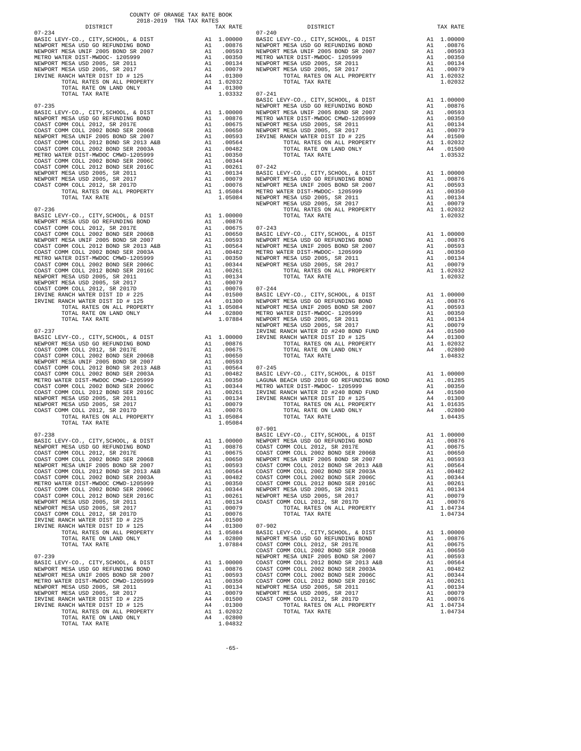COUNTY OF ORANGE TAX RATE BOOK
2018-2019 TRA TAX RATES

| DISTRICT | | TAX RATE |
|---|---|---|
| **07-234** | | |
| BASIC LEVY-CO., CITY,SCHOOL, & DIST | A1 | 1.00000 |
| NEWPORT MESA USD GO REFUNDING BOND | A1 | .00876 |
| NEWPORT MESA UNIF 2005 BOND SR 2007 | A1 | .00593 |
| METRO WATER DIST-MWDOC- 1205999 | A1 | .00350 |
| NEWPORT MESA USD 2005, SR 2011 | A1 | .00134 |
| NEWPORT MESA USD 2005, SR 2017 | A1 | .00079 |
| IRVINE RANCH WATER DIST ID # 125 | A4 | .01300 |
| TOTAL RATES ON ALL PROPERTY | A1 | 1.02032 |
| TOTAL RATE ON LAND ONLY | A4 | .01300 |
| TOTAL TAX RATE | | 1.03332 |
| **07-235** | | |
| BASIC LEVY-CO., CITY,SCHOOL, & DIST | A1 | 1.00000 |
| NEWPORT MESA USD GO REFUNDING BOND | A1 | .00876 |
| COAST COMM COLL 2012, SR 2017E | A1 | .00675 |
| COAST COMM COLL 2002 BOND SER 2006B | A1 | .00650 |
| NEWPORT MESA UNIF 2005 BOND SR 2007 | A1 | .00593 |
| COAST COMM COLL 2012 BOND SR 2013 A&B | A1 | .00564 |
| COAST COMM COLL 2002 BOND SER 2003A | A1 | .00482 |
| METRO WATER DIST-MWDOC CMWD-1205999 | A1 | .00350 |
| COAST COMM COLL 2002 BOND SER 2006C | A1 | .00344 |
| COAST COMM COLL 2012 BOND SER 2016C | A1 | .00261 |
| NEWPORT MESA USD 2005, SR 2011 | A1 | .00134 |
| NEWPORT MESA USD 2005, SR 2017 | A1 | .00079 |
| COAST COMM COLL 2012, SR 2017D | A1 | .00076 |
| TOTAL RATES ON ALL PROPERTY | A1 | 1.05084 |
| TOTAL TAX RATE | | 1.05084 |
| **07-236** | | |
| BASIC LEVY-CO., CITY,SCHOOL, & DIST | A1 | 1.00000 |
| NEWPORT MESA USD GO REFUNDING BOND | A1 | .00876 |
| COAST COMM COLL 2012, SR 2017E | A1 | .00675 |
| COAST COMM COLL 2002 BOND SER 2006B | A1 | .00650 |
| NEWPORT MESA UNIF 2005 BOND SR 2007 | A1 | .00593 |
| COAST COMM COLL 2012 BOND SR 2013 A&B | A1 | .00564 |
| COAST COMM COLL 2002 BOND SER 2003A | A1 | .00482 |
| METRO WATER DIST-MWDOC CMWD-1205999 | A1 | .00350 |
| COAST COMM COLL 2002 BOND SER 2006C | A1 | .00344 |
| COAST COMM COLL 2012 BOND SER 2016C | A1 | .00261 |
| NEWPORT MESA USD 2005, SR 2011 | A1 | .00134 |
| NEWPORT MESA USD 2005, SR 2017 | A1 | .00079 |
| COAST COMM COLL 2012, SR 2017D | A1 | .00076 |
| IRVINE RANCH WATER DIST ID # 225 | A4 | .01500 |
| IRVINE RANCH WATER DIST ID # 125 | A4 | .01300 |
| TOTAL RATES ON ALL PROPERTY | A1 | 1.05084 |
| TOTAL RATE ON LAND ONLY | A4 | .02800 |
| TOTAL TAX RATE | | 1.07884 |
| **07-237** | | |
| BASIC LEVY-CO., CITY,SCHOOL, & DIST | A1 | 1.00000 |
| NEWPORT MESA USD GO REFUNDING BOND | A1 | .00876 |
| COAST COMM COLL 2012, SR 2017E | A1 | .00675 |
| COAST COMM COLL 2002 BOND SER 2006B | A1 | .00650 |
| NEWPORT MESA UNIF 2005 BOND SR 2007 | A1 | .00593 |
| COAST COMM COLL 2012 BOND SR 2013 A&B | A1 | .00564 |
| COAST COMM COLL 2002 BOND SER 2003A | A1 | .00482 |
| METRO WATER DIST-MWDOC CMWD-1205999 | A1 | .00350 |
| COAST COMM COLL 2002 BOND SER 2006C | A1 | .00344 |
| COAST COMM COLL 2012 BOND SER 2016C | A1 | .00261 |
| NEWPORT MESA USD 2005, SR 2011 | A1 | .00134 |
| NEWPORT MESA USD 2005, SR 2017 | A1 | .00079 |
| COAST COMM COLL 2012, SR 2017D | A1 | .00076 |
| TOTAL RATES ON ALL PROPERTY | A1 | 1.05084 |
| TOTAL TAX RATE | | 1.05084 |
| **07-238** | | |
| BASIC LEVY-CO., CITY,SCHOOL, & DIST | A1 | 1.00000 |
| NEWPORT MESA USD GO REFUNDING BOND | A1 | .00876 |
| COAST COMM COLL 2012, SR 2017E | A1 | .00675 |
| COAST COMM COLL 2002 BOND SER 2006B | A1 | .00650 |
| NEWPORT MESA UNIF 2005 BOND SR 2007 | A1 | .00593 |
| COAST COMM COLL 2012 BOND SR 2013 A&B | A1 | .00564 |
| COAST COMM COLL 2002 BOND SER 2003A | A1 | .00482 |
| METRO WATER DIST-MWDOC CMWD-1205999 | A1 | .00350 |
| COAST COMM COLL 2002 BOND SER 2006C | A1 | .00344 |
| COAST COMM COLL 2012 BOND SER 2016C | A1 | .00261 |
| NEWPORT MESA USD 2005, SR 2011 | A1 | .00134 |
| NEWPORT MESA USD 2005, SR 2017 | A1 | .00079 |
| COAST COMM COLL 2012, SR 2017D | A1 | .00076 |
| IRVINE RANCH WATER DIST ID # 225 | A4 | .01500 |
| IRVINE RANCH WATER DIST ID # 125 | A4 | .01300 |
| TOTAL RATES ON ALL PROPERTY | A1 | 1.05084 |
| TOTAL RATE ON LAND ONLY | A4 | .02800 |
| TOTAL TAX RATE | | 1.07884 |
| **07-239** | | |
| BASIC LEVY-CO., CITY,SCHOOL, & DIST | A1 | 1.00000 |
| NEWPORT MESA USD GO REFUNDING BOND | A1 | .00876 |
| NEWPORT MESA UNIF 2005 BOND SR 2007 | A1 | .00593 |
| METRO WATER DIST-MWDOC CMWD-1205999 | A1 | .00350 |
| NEWPORT MESA USD 2005, SR 2011 | A1 | .00134 |
| NEWPORT MESA USD 2005, SR 2017 | A1 | .00079 |
| IRVINE RANCH WATER DIST ID # 225 | A4 | .01500 |
| IRVINE RANCH WATER DIST ID # 125 | A4 | .01300 |
| TOTAL RATES ON ALL PROPERTY | A1 | 1.02032 |
| TOTAL RATE ON LAND ONLY | A4 | .02800 |
| TOTAL TAX RATE | | 1.04832 |
| **07-240** | | |
| BASIC LEVY-CO., CITY,SCHOOL, & DIST | A1 | 1.00000 |
| NEWPORT MESA USD GO REFUNDING BOND | A1 | .00876 |
| NEWPORT MESA UNIF 2005 BOND SR 2007 | A1 | .00593 |
| METRO WATER DIST-MWDOC- 1205999 | A1 | .00350 |
| NEWPORT MESA USD 2005, SR 2011 | A1 | .00134 |
| NEWPORT MESA USD 2005, SR 2017 | A1 | .00079 |
| TOTAL RATES ON ALL PROPERTY | A1 | 1.02032 |
| TOTAL TAX RATE | | 1.02032 |
| **07-241** | | |
| BASIC LEVY-CO., CITY,SCHOOL, & DIST | A1 | 1.00000 |
| NEWPORT MESA USD GO REFUNDING BOND | A1 | .00876 |
| NEWPORT MESA UNIF 2005 BOND SR 2007 | A1 | .00593 |
| METRO WATER DIST-MWDOC CMWD-1205999 | A1 | .00350 |
| NEWPORT MESA USD 2005, SR 2011 | A1 | .00134 |
| NEWPORT MESA USD 2005, SR 2017 | A1 | .00079 |
| IRVINE RANCH WATER DIST ID # 225 | A4 | .01500 |
| TOTAL RATES ON ALL PROPERTY | A1 | 1.02032 |
| TOTAL RATE ON LAND ONLY | A4 | .01500 |
| TOTAL TAX RATE | | 1.03532 |
| **07-242** | | |
| BASIC LEVY-CO., CITY,SCHOOL, & DIST | A1 | 1.00000 |
| NEWPORT MESA USD GO REFUNDING BOND | A1 | .00876 |
| NEWPORT MESA UNIF 2005 BOND SR 2007 | A1 | .00593 |
| METRO WATER DIST-MWDOC- 1205999 | A1 | .00350 |
| NEWPORT MESA USD 2005, SR 2011 | A1 | .00134 |
| NEWPORT MESA USD 2005, SR 2017 | A1 | .00079 |
| TOTAL RATES ON ALL PROPERTY | A1 | 1.02032 |
| TOTAL TAX RATE | | 1.02032 |
| **07-243** | | |
| BASIC LEVY-CO., CITY,SCHOOL, & DIST | A1 | 1.00000 |
| NEWPORT MESA USD GO REFUNDING BOND | A1 | .00876 |
| NEWPORT MESA UNIF 2005 BOND SR 2007 | A1 | .00593 |
| METRO WATER DIST-MWDOC- 1205999 | A1 | .00350 |
| NEWPORT MESA USD 2005, SR 2011 | A1 | .00134 |
| NEWPORT MESA USD 2005, SR 2017 | A1 | .00079 |
| TOTAL RATES ON ALL PROPERTY | A1 | 1.02032 |
| TOTAL TAX RATE | | 1.02032 |
| **07-244** | | |
| BASIC LEVY-CO., CITY,SCHOOL, & DIST | A1 | 1.00000 |
| NEWPORT MESA USD GO REFUNDING BOND | A1 | .00876 |
| NEWPORT MESA UNIF 2005 BOND SR 2007 | A1 | .00593 |
| METRO WATER DIST-MWDOC- 1205999 | A1 | .00350 |
| NEWPORT MESA USD 2005, SR 2011 | A1 | .00134 |
| NEWPORT MESA USD 2005, SR 2017 | A1 | .00079 |
| IRVINE RANCH WATER ID #240 BOND FUND | A4 | .01500 |
| IRVINE RANCH WATER DIST ID # 125 | A4 | .01300 |
| TOTAL RATES ON ALL PROPERTY | A1 | 1.02032 |
| TOTAL RATE ON LAND ONLY | A4 | .02800 |
| TOTAL TAX RATE | | 1.04832 |
| **07-245** | | |
| BASIC LEVY-CO., CITY,SCHOOL, & DIST | A1 | 1.00000 |
| LAGUNA BEACH USD 2010 GO REFUNDING BOND | A1 | .01285 |
| METRO WATER DIST-MWDOC- 1205999 | A1 | .00350 |
| IRVINE RANCH WATER ID #240 BOND FUND | A4 | .01500 |
| IRVINE RANCH WATER DIST ID # 125 | A4 | .01300 |
| TOTAL RATES ON ALL PROPERTY | A1 | 1.01635 |
| TOTAL RATE ON LAND ONLY | A4 | .02800 |
| TOTAL TAX RATE | | 1.04435 |
| **07-901** | | |
| BASIC LEVY-CO., CITY,SCHOOL, & DIST | A1 | 1.00000 |
| NEWPORT MESA USD GO REFUNDING BOND | A1 | .00876 |
| COAST COMM COLL 2012, SR 2017E | A1 | .00675 |
| COAST COMM COLL 2002 BOND SER 2006B | A1 | .00650 |
| NEWPORT MESA UNIF 2005 BOND SR 2007 | A1 | .00593 |
| COAST COMM COLL 2012 BOND SR 2013 A&B | A1 | .00564 |
| COAST COMM COLL 2002 BOND SER 2003A | A1 | .00482 |
| COAST COMM COLL 2002 BOND SER 2006C | A1 | .00344 |
| COAST COMM COLL 2012 BOND SER 2016C | A1 | .00261 |
| NEWPORT MESA USD 2005, SR 2011 | A1 | .00134 |
| NEWPORT MESA USD 2005, SR 2017 | A1 | .00079 |
| COAST COMM COLL 2012, SR 2017D | A1 | .00076 |
| TOTAL RATES ON ALL PROPERTY | A1 | 1.04734 |
| TOTAL TAX RATE | | 1.04734 |
| **07-902** | | |
| BASIC LEVY-CO., CITY,SCHOOL, & DIST | A1 | 1.00000 |
| NEWPORT MESA USD GO REFUNDING BOND | A1 | .00876 |
| COAST COMM COLL 2012, SR 2017E | A1 | .00675 |
| COAST COMM COLL 2002 BOND SER 2006B | A1 | .00650 |
| NEWPORT MESA UNIF 2005 BOND SR 2007 | A1 | .00593 |
| COAST COMM COLL 2012 BOND SR 2013 A&B | A1 | .00564 |
| COAST COMM COLL 2002 BOND SER 2003A | A1 | .00482 |
| COAST COMM COLL 2002 BOND SER 2006C | A1 | .00344 |
| COAST COMM COLL 2012 BOND SER 2016C | A1 | .00261 |
| NEWPORT MESA USD 2005, SR 2011 | A1 | .00134 |
| NEWPORT MESA USD 2005, SR 2017 | A1 | .00079 |
| COAST COMM COLL 2012, SR 2017D | A1 | .00076 |
| TOTAL RATES ON ALL PROPERTY | A1 | 1.04734 |
| TOTAL TAX RATE | | 1.04734 |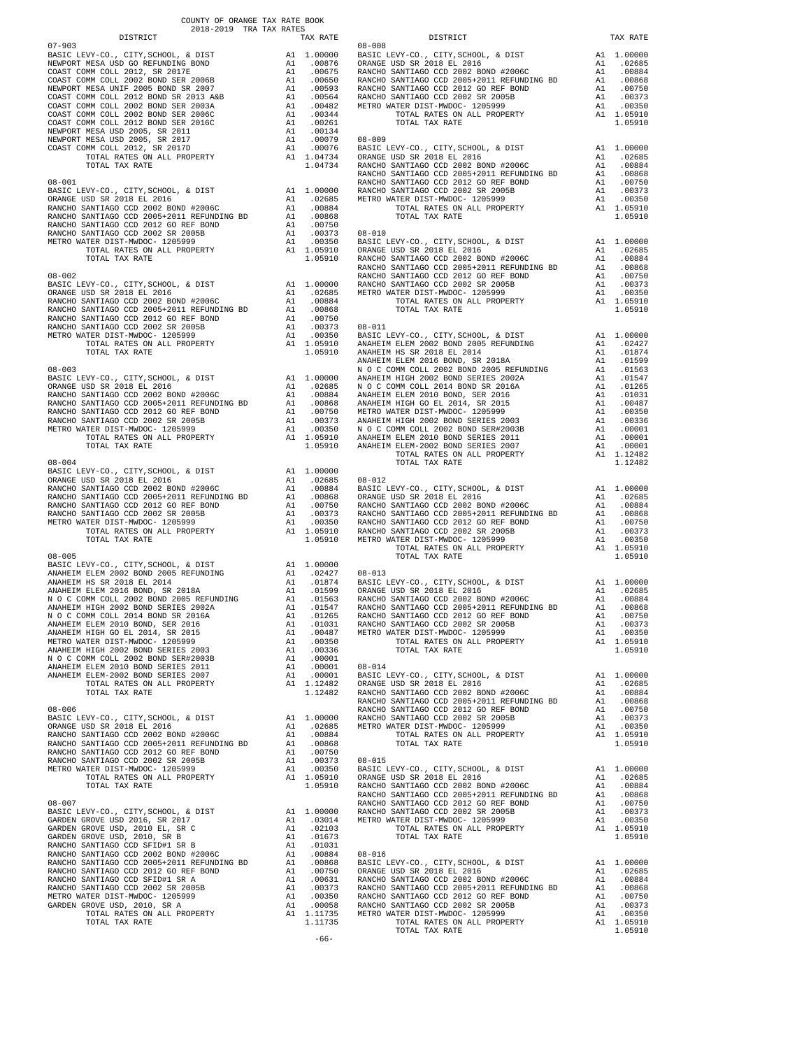COUNTY OF ORANGE TAX RATE BOOK
2018-2019 TRA TAX RATES

| DISTRICT | | TAX RATE |
|---|---|---|
| 07-903 | | |
| BASIC LEVY-CO., CITY,SCHOOL, & DIST | A1 | 1.00000 |
| NEWPORT MESA USD GO REFUNDING BOND | A1 | .00876 |
| COAST COMM COLL 2012, SR 2017E | A1 | .00675 |
| COAST COMM COLL 2002 BOND SER 2006B | A1 | .00650 |
| NEWPORT MESA UNIF 2005 BOND SER 2007 | A1 | .00593 |
| COAST COMM COLL 2012 BOND SR 2013 A&B | A1 | .00564 |
| COAST COMM COLL 2002 BOND SER 2003A | A1 | .00482 |
| COAST COMM COLL 2002 BOND SER 2006C | A1 | .00344 |
| COAST COMM COLL 2012 BOND SER 2016C | A1 | .00261 |
| NEWPORT MESA USD 2005, SR 2011 | A1 | .00134 |
| NEWPORT MESA USD 2005, SR 2017 | A1 | .00079 |
| COAST COMM COLL 2012, SR 2017D | A1 | .00076 |
| TOTAL RATES ON ALL PROPERTY | A1 | 1.04734 |
| TOTAL TAX RATE | | 1.04734 |
| 08-001 | | |
| BASIC LEVY-CO., CITY,SCHOOL, & DIST | A1 | 1.00000 |
| ORANGE USD SR 2018 EL 2016 | A1 | .02685 |
| RANCHO SANTIAGO CCD 2002 BOND #2006C | A1 | .00884 |
| RANCHO SANTIAGO CCD 2005+2011 REFUNDING BD | A1 | .00868 |
| RANCHO SANTIAGO CCD 2012 GO REF BOND | A1 | .00750 |
| RANCHO SANTIAGO CCD 2002 SR 2005B | A1 | .00373 |
| METRO WATER DIST-MWDOC- 1205999 | A1 | .00350 |
| TOTAL RATES ON ALL PROPERTY | A1 | 1.05910 |
| TOTAL TAX RATE | | 1.05910 |
| 08-002 | | |
| BASIC LEVY-CO., CITY,SCHOOL, & DIST | A1 | 1.00000 |
| ORANGE USD SR 2018 EL 2016 | A1 | .02685 |
| RANCHO SANTIAGO CCD 2002 BOND #2006C | A1 | .00884 |
| RANCHO SANTIAGO CCD 2005+2011 REFUNDING BD | A1 | .00868 |
| RANCHO SANTIAGO CCD 2012 GO REF BOND | A1 | .00750 |
| RANCHO SANTIAGO CCD 2002 SR 2005B | A1 | .00373 |
| METRO WATER DIST-MWDOC- 1205999 | A1 | .00350 |
| TOTAL RATES ON ALL PROPERTY | A1 | 1.05910 |
| TOTAL TAX RATE | | 1.05910 |
| 08-003 | | |
| BASIC LEVY-CO., CITY,SCHOOL, & DIST | A1 | 1.00000 |
| ORANGE USD SR 2018 EL 2016 | A1 | .02685 |
| RANCHO SANTIAGO CCD 2002 BOND #2006C | A1 | .00884 |
| RANCHO SANTIAGO CCD 2005+2011 REFUNDING BD | A1 | .00868 |
| RANCHO SANTIAGO CCD 2012 GO REF BOND | A1 | .00750 |
| RANCHO SANTIAGO CCD 2002 SR 2005B | A1 | .00373 |
| METRO WATER DIST-MWDOC- 1205999 | A1 | .00350 |
| TOTAL RATES ON ALL PROPERTY | A1 | 1.05910 |
| TOTAL TAX RATE | | 1.05910 |
| 08-004 | | |
| BASIC LEVY-CO., CITY,SCHOOL, & DIST | A1 | 1.00000 |
| ORANGE USD SR 2018 EL 2016 | A1 | .02685 |
| RANCHO SANTIAGO CCD 2002 BOND #2006C | A1 | .00884 |
| RANCHO SANTIAGO CCD 2005+2011 REFUNDING BD | A1 | .00868 |
| RANCHO SANTIAGO CCD 2012 GO REF BOND | A1 | .00750 |
| RANCHO SANTIAGO CCD 2002 SR 2005B | A1 | .00373 |
| METRO WATER DIST-MWDOC- 1205999 | A1 | .00350 |
| TOTAL RATES ON ALL PROPERTY | A1 | 1.05910 |
| TOTAL TAX RATE | | 1.05910 |
| 08-005 | | |
| BASIC LEVY-CO., CITY,SCHOOL, & DIST | A1 | 1.00000 |
| ANAHEIM ELEM 2002 BOND 2005 REFUNDING | A1 | .02427 |
| ANAHEIM HS SR 2018 EL 2014 | A1 | .01874 |
| ANAHEIM ELEM 2016 BOND, SR 2018A | A1 | .01599 |
| N O C COMM COLL 2002 BOND 2005 REFUNDING | A1 | .01563 |
| ANAHEIM HIGH 2002 BOND SERIES 2002A | A1 | .01547 |
| N O C COMM COLL 2014 BOND SR 2016A | A1 | .01265 |
| ANAHEIM ELEM 2010 BOND, SER 2016 | A1 | .01031 |
| ANAHEIM HIGH GO EL 2014, SR 2015 | A1 | .00487 |
| METRO WATER DIST-MWDOC- 1205999 | A1 | .00350 |
| ANAHEIM HIGH 2002 BOND SERIES 2003 | A1 | .00336 |
| N O C COMM COLL 2002 BOND SER#2003B | A1 | .00001 |
| ANAHEIM ELEM 2010 BOND SERIES 2011 | A1 | .00001 |
| ANAHEIM ELEM-2002 BOND SERIES 2007 | A1 | .00001 |
| TOTAL RATES ON ALL PROPERTY | A1 | 1.12482 |
| TOTAL TAX RATE | | 1.12482 |
| 08-006 | | |
| BASIC LEVY-CO., CITY,SCHOOL, & DIST | A1 | 1.00000 |
| ORANGE USD SR 2018 EL 2016 | A1 | .02685 |
| RANCHO SANTIAGO CCD 2002 BOND #2006C | A1 | .00884 |
| RANCHO SANTIAGO CCD 2005+2011 REFUNDING BD | A1 | .00868 |
| RANCHO SANTIAGO CCD 2012 GO REF BOND | A1 | .00750 |
| RANCHO SANTIAGO CCD 2002 SR 2005B | A1 | .00373 |
| METRO WATER DIST-MWDOC- 1205999 | A1 | .00350 |
| TOTAL RATES ON ALL PROPERTY | A1 | 1.05910 |
| TOTAL TAX RATE | | 1.05910 |
| 08-007 | | |
| BASIC LEVY-CO., CITY,SCHOOL, & DIST | A1 | 1.00000 |
| GARDEN GROVE USD 2016, SR 2017 | A1 | .03014 |
| GARDEN GROVE USD, 2010 EL, SR C | A1 | .02103 |
| GARDEN GROVE USD, 2010, SR B | A1 | .01673 |
| RANCHO SANTIAGO CCD SFID#1 SR B | A1 | .01031 |
| RANCHO SANTIAGO CCD 2002 BOND #2006C | A1 | .00884 |
| RANCHO SANTIAGO CCD 2005+2011 REFUNDING BD | A1 | .00868 |
| RANCHO SANTIAGO CCD 2012 GO REF BOND | A1 | .00750 |
| RANCHO SANTIAGO CCD SFID#1 SR A | A1 | .00631 |
| RANCHO SANTIAGO CCD 2002 SR 2005B | A1 | .00373 |
| METRO WATER DIST-MWDOC- 1205999 | A1 | .00350 |
| GARDEN GROVE USD, 2010, SR A | A1 | .00058 |
| TOTAL RATES ON ALL PROPERTY | A1 | 1.11735 |
| TOTAL TAX RATE | | 1.11735 |
| 08-008 | | |
| BASIC LEVY-CO., CITY,SCHOOL, & DIST | A1 | 1.00000 |
| ORANGE USD SR 2018 EL 2016 | A1 | .02685 |
| RANCHO SANTIAGO CCD 2002 BOND #2006C | A1 | .00884 |
| RANCHO SANTIAGO CCD 2005+2011 REFUNDING BD | A1 | .00868 |
| RANCHO SANTIAGO CCD 2012 GO REF BOND | A1 | .00750 |
| RANCHO SANTIAGO CCD 2002 SR 2005B | A1 | .00373 |
| METRO WATER DIST-MWDOC- 1205999 | A1 | .00350 |
| TOTAL RATES ON ALL PROPERTY | A1 | 1.05910 |
| TOTAL TAX RATE | | 1.05910 |
| 08-009 | | |
| BASIC LEVY-CO., CITY,SCHOOL, & DIST | A1 | 1.00000 |
| ORANGE USD SR 2018 EL 2016 | A1 | .02685 |
| RANCHO SANTIAGO CCD 2002 BOND #2006C | A1 | .00884 |
| RANCHO SANTIAGO CCD 2005+2011 REFUNDING BD | A1 | .00868 |
| RANCHO SANTIAGO CCD 2012 GO REF BOND | A1 | .00750 |
| RANCHO SANTIAGO CCD 2002 SR 2005B | A1 | .00373 |
| METRO WATER DIST-MWDOC- 1205999 | A1 | .00350 |
| TOTAL RATES ON ALL PROPERTY | A1 | 1.05910 |
| TOTAL TAX RATE | | 1.05910 |
| 08-010 | | |
| BASIC LEVY-CO., CITY,SCHOOL, & DIST | A1 | 1.00000 |
| ORANGE USD SR 2018 EL 2016 | A1 | .02685 |
| RANCHO SANTIAGO CCD 2002 BOND #2006C | A1 | .00884 |
| RANCHO SANTIAGO CCD 2005+2011 REFUNDING BD | A1 | .00868 |
| RANCHO SANTIAGO CCD 2012 GO REF BOND | A1 | .00750 |
| RANCHO SANTIAGO CCD 2002 SR 2005B | A1 | .00373 |
| METRO WATER DIST-MWDOC- 1205999 | A1 | .00350 |
| TOTAL RATES ON ALL PROPERTY | A1 | 1.05910 |
| TOTAL TAX RATE | | 1.05910 |
| 08-011 | | |
| BASIC LEVY-CO., CITY,SCHOOL, & DIST | A1 | 1.00000 |
| ANAHEIM ELEM 2002 BOND 2005 REFUNDING | A1 | .02427 |
| ANAHEIM HS SR 2018 EL 2014 | A1 | .01874 |
| ANAHEIM ELEM 2016 BOND, SR 2018A | A1 | .01599 |
| N O C COMM COLL 2002 BOND 2005 REFUNDING | A1 | .01563 |
| ANAHEIM HIGH 2002 BOND SERIES 2002A | A1 | .01547 |
| N O C COMM COLL 2014 BOND SR 2016A | A1 | .01265 |
| ANAHEIM ELEM 2010 BOND, SER 2016 | A1 | .01031 |
| ANAHEIM HIGH GO EL 2014, SR 2015 | A1 | .00487 |
| METRO WATER DIST-MWDOC- 1205999 | A1 | .00350 |
| ANAHEIM HIGH 2002 BOND SERIES 2003 | A1 | .00336 |
| N O C COMM COLL 2002 BOND SER#2003B | A1 | .00001 |
| ANAHEIM ELEM 2010 BOND SERIES 2011 | A1 | .00001 |
| ANAHEIM ELEM-2002 BOND SERIES 2007 | A1 | .00001 |
| TOTAL RATES ON ALL PROPERTY | A1 | 1.12482 |
| TOTAL TAX RATE | | 1.12482 |
| 08-012 | | |
| BASIC LEVY-CO., CITY,SCHOOL, & DIST | A1 | 1.00000 |
| ORANGE USD SR 2018 EL 2016 | A1 | .02685 |
| RANCHO SANTIAGO CCD 2002 BOND #2006C | A1 | .00884 |
| RANCHO SANTIAGO CCD 2005+2011 REFUNDING BD | A1 | .00868 |
| RANCHO SANTIAGO CCD 2012 GO REF BOND | A1 | .00750 |
| RANCHO SANTIAGO CCD 2002 SR 2005B | A1 | .00373 |
| METRO WATER DIST-MWDOC- 1205999 | A1 | .00350 |
| TOTAL RATES ON ALL PROPERTY | A1 | 1.05910 |
| TOTAL TAX RATE | | 1.05910 |
| 08-013 | | |
| BASIC LEVY-CO., CITY,SCHOOL, & DIST | A1 | 1.00000 |
| ORANGE USD SR 2018 EL 2016 | A1 | .02685 |
| RANCHO SANTIAGO CCD 2002 BOND #2006C | A1 | .00884 |
| RANCHO SANTIAGO CCD 2005+2011 REFUNDING BD | A1 | .00868 |
| RANCHO SANTIAGO CCD 2012 GO REF BOND | A1 | .00750 |
| RANCHO SANTIAGO CCD 2002 SR 2005B | A1 | .00373 |
| METRO WATER DIST-MWDOC- 1205999 | A1 | .00350 |
| TOTAL RATES ON ALL PROPERTY | A1 | 1.05910 |
| TOTAL TAX RATE | | 1.05910 |
| 08-014 | | |
| BASIC LEVY-CO., CITY,SCHOOL, & DIST | A1 | 1.00000 |
| ORANGE USD SR 2018 EL 2016 | A1 | .02685 |
| RANCHO SANTIAGO CCD 2002 BOND #2006C | A1 | .00884 |
| RANCHO SANTIAGO CCD 2005+2011 REFUNDING BD | A1 | .00868 |
| RANCHO SANTIAGO CCD 2012 GO REF BOND | A1 | .00750 |
| RANCHO SANTIAGO CCD 2002 SR 2005B | A1 | .00373 |
| METRO WATER DIST-MWDOC- 1205999 | A1 | .00350 |
| TOTAL RATES ON ALL PROPERTY | A1 | 1.05910 |
| TOTAL TAX RATE | | 1.05910 |
| 08-015 | | |
| BASIC LEVY-CO., CITY,SCHOOL, & DIST | A1 | 1.00000 |
| ORANGE USD SR 2018 EL 2016 | A1 | .02685 |
| RANCHO SANTIAGO CCD 2002 BOND #2006C | A1 | .00884 |
| RANCHO SANTIAGO CCD 2005+2011 REFUNDING BD | A1 | .00868 |
| RANCHO SANTIAGO CCD 2012 GO REF BOND | A1 | .00750 |
| RANCHO SANTIAGO CCD 2002 SR 2005B | A1 | .00373 |
| METRO WATER DIST-MWDOC- 1205999 | A1 | .00350 |
| TOTAL RATES ON ALL PROPERTY | A1 | 1.05910 |
| TOTAL TAX RATE | | 1.05910 |
| 08-016 | | |
| BASIC LEVY-CO., CITY,SCHOOL, & DIST | A1 | 1.00000 |
| ORANGE USD SR 2018 EL 2016 | A1 | .02685 |
| RANCHO SANTIAGO CCD 2002 BOND #2006C | A1 | .00884 |
| RANCHO SANTIAGO CCD 2005+2011 REFUNDING BD | A1 | .00868 |
| RANCHO SANTIAGO CCD 2012 GO REF BOND | A1 | .00750 |
| RANCHO SANTIAGO CCD 2002 SR 2005B | A1 | .00373 |
| METRO WATER DIST-MWDOC- 1205999 | A1 | .00350 |
| TOTAL RATES ON ALL PROPERTY | A1 | 1.05910 |
| TOTAL TAX RATE | | 1.05910 |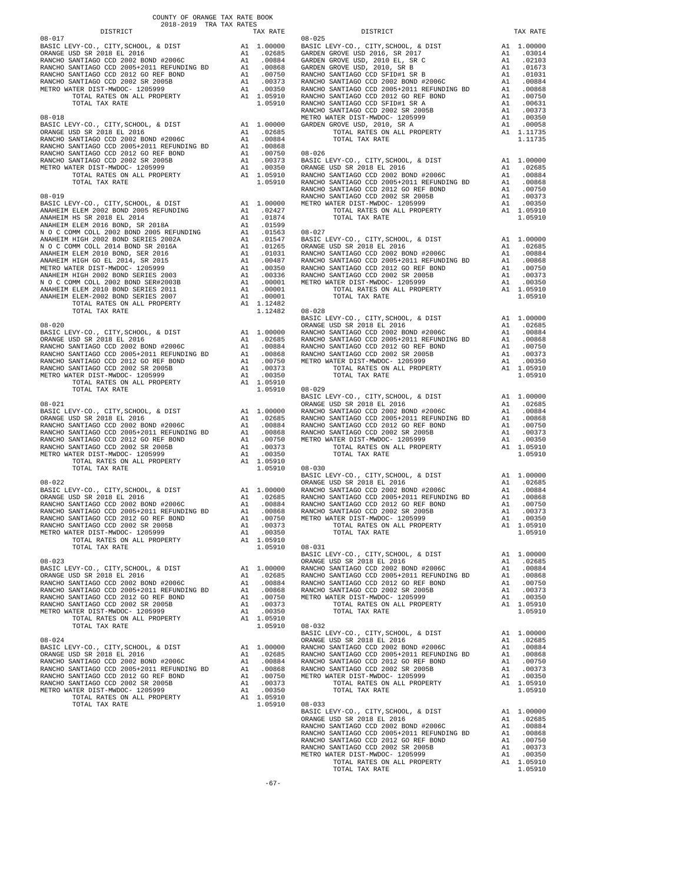COUNTY OF ORANGE TAX RATE BOOK
2018-2019 TRA TAX RATES

| DISTRICT | | TAX RATE |
|---|---|---|
| **08-017** | | |
| BASIC LEVY-CO., CITY,SCHOOL, & DIST | A1 | 1.00000 |
| ORANGE USD SR 2018 EL 2016 | A1 | .02685 |
| RANCHO SANTIAGO CCD 2002 BOND #2006C | A1 | .00884 |
| RANCHO SANTIAGO CCD 2005+2011 REFUNDING BD | A1 | .00868 |
| RANCHO SANTIAGO CCD 2012 GO REF BOND | A1 | .00750 |
| RANCHO SANTIAGO CCD 2002 SR 2005B | A1 | .00373 |
| METRO WATER DIST-MWDOC- 1205999 | A1 | .00350 |
| TOTAL RATES ON ALL PROPERTY | A1 | 1.05910 |
| TOTAL TAX RATE | | 1.05910 |
| **08-018** | | |
| BASIC LEVY-CO., CITY,SCHOOL, & DIST | A1 | 1.00000 |
| ORANGE USD SR 2018 EL 2016 | A1 | .02685 |
| RANCHO SANTIAGO CCD 2002 BOND #2006C | A1 | .00884 |
| RANCHO SANTIAGO CCD 2005+2011 REFUNDING BD | A1 | .00868 |
| RANCHO SANTIAGO CCD 2012 GO REF BOND | A1 | .00750 |
| RANCHO SANTIAGO CCD 2002 SR 2005B | A1 | .00373 |
| METRO WATER DIST-MWDOC- 1205999 | A1 | .00350 |
| TOTAL RATES ON ALL PROPERTY | A1 | 1.05910 |
| TOTAL TAX RATE | | 1.05910 |
| **08-019** | | |
| BASIC LEVY-CO., CITY,SCHOOL, & DIST | A1 | 1.00000 |
| ANAHEIM ELEM 2002 BOND 2005 REFUNDING | A1 | .02427 |
| ANAHEIM HS SR 2018 EL 2014 | A1 | .01874 |
| ANAHEIM ELEM 2016 BOND, SR 2018A | A1 | .01599 |
| N O C COMM COLL 2002 BOND 2005 REFUNDING | A1 | .01563 |
| ANAHEIM HIGH 2002 BOND SERIES 2002A | A1 | .01547 |
| N O C COMM COLL 2014 BOND SR 2016A | A1 | .01265 |
| ANAHEIM ELEM 2010 BOND, SER 2016 | A1 | .01031 |
| ANAHEIM HIGH GO EL 2014, SR 2015 | A1 | .00487 |
| METRO WATER DIST-MWDOC- 1205999 | A1 | .00350 |
| ANAHEIM HIGH 2002 BOND SERIES 2003 | A1 | .00336 |
| N O C COMM COLL 2002 BOND SER#2003B | A1 | .00001 |
| ANAHEIM ELEM 2010 BOND SERIES 2011 | A1 | .00001 |
| ANAHEIM ELEM-2002 BOND SERIES 2007 | A1 | .00001 |
| TOTAL RATES ON ALL PROPERTY | A1 | 1.12482 |
| TOTAL TAX RATE | | 1.12482 |
| **08-020** | | |
| BASIC LEVY-CO., CITY,SCHOOL, & DIST | A1 | 1.00000 |
| ORANGE USD SR 2018 EL 2016 | A1 | .02685 |
| RANCHO SANTIAGO CCD 2002 BOND #2006C | A1 | .00884 |
| RANCHO SANTIAGO CCD 2005+2011 REFUNDING BD | A1 | .00868 |
| RANCHO SANTIAGO CCD 2012 GO REF BOND | A1 | .00750 |
| RANCHO SANTIAGO CCD 2002 SR 2005B | A1 | .00373 |
| METRO WATER DIST-MWDOC- 1205999 | A1 | .00350 |
| TOTAL RATES ON ALL PROPERTY | A1 | 1.05910 |
| TOTAL TAX RATE | | 1.05910 |
| **08-021** | | |
| BASIC LEVY-CO., CITY,SCHOOL, & DIST | A1 | 1.00000 |
| ORANGE USD SR 2018 EL 2016 | A1 | .02685 |
| RANCHO SANTIAGO CCD 2002 BOND #2006C | A1 | .00884 |
| RANCHO SANTIAGO CCD 2005+2011 REFUNDING BD | A1 | .00868 |
| RANCHO SANTIAGO CCD 2012 GO REF BOND | A1 | .00750 |
| RANCHO SANTIAGO CCD 2002 SR 2005B | A1 | .00373 |
| METRO WATER DIST-MWDOC- 1205999 | A1 | .00350 |
| TOTAL RATES ON ALL PROPERTY | A1 | 1.05910 |
| TOTAL TAX RATE | | 1.05910 |
| **08-022** | | |
| BASIC LEVY-CO., CITY,SCHOOL, & DIST | A1 | 1.00000 |
| ORANGE USD SR 2018 EL 2016 | A1 | .02685 |
| RANCHO SANTIAGO CCD 2002 BOND #2006C | A1 | .00884 |
| RANCHO SANTIAGO CCD 2005+2011 REFUNDING BD | A1 | .00868 |
| RANCHO SANTIAGO CCD 2012 GO REF BOND | A1 | .00750 |
| RANCHO SANTIAGO CCD 2002 SR 2005B | A1 | .00373 |
| METRO WATER DIST-MWDOC- 1205999 | A1 | .00350 |
| TOTAL RATES ON ALL PROPERTY | A1 | 1.05910 |
| TOTAL TAX RATE | | 1.05910 |
| **08-023** | | |
| BASIC LEVY-CO., CITY,SCHOOL, & DIST | A1 | 1.00000 |
| ORANGE USD SR 2018 EL 2016 | A1 | .02685 |
| RANCHO SANTIAGO CCD 2002 BOND #2006C | A1 | .00884 |
| RANCHO SANTIAGO CCD 2005+2011 REFUNDING BD | A1 | .00868 |
| RANCHO SANTIAGO CCD 2012 GO REF BOND | A1 | .00750 |
| RANCHO SANTIAGO CCD 2002 SR 2005B | A1 | .00373 |
| METRO WATER DIST-MWDOC- 1205999 | A1 | .00350 |
| TOTAL RATES ON ALL PROPERTY | A1 | 1.05910 |
| TOTAL TAX RATE | | 1.05910 |
| **08-024** | | |
| BASIC LEVY-CO., CITY,SCHOOL, & DIST | A1 | 1.00000 |
| ORANGE USD SR 2018 EL 2016 | A1 | .02685 |
| RANCHO SANTIAGO CCD 2002 BOND #2006C | A1 | .00884 |
| RANCHO SANTIAGO CCD 2005+2011 REFUNDING BD | A1 | .00868 |
| RANCHO SANTIAGO CCD 2012 GO REF BOND | A1 | .00750 |
| RANCHO SANTIAGO CCD 2002 SR 2005B | A1 | .00373 |
| METRO WATER DIST-MWDOC- 1205999 | A1 | .00350 |
| TOTAL RATES ON ALL PROPERTY | A1 | 1.05910 |
| TOTAL TAX RATE | | 1.05910 |
| **08-025** | | |
| BASIC LEVY-CO., CITY,SCHOOL, & DIST | A1 | 1.00000 |
| GARDEN GROVE USD 2016, SR 2017 | A1 | .03014 |
| GARDEN GROVE USD, 2010 EL, SR C | A1 | .02103 |
| GARDEN GROVE USD, 2010, SR B | A1 | .01673 |
| RANCHO SANTIAGO CCD SFID#1 SR B | A1 | .01031 |
| RANCHO SANTIAGO CCD 2002 BOND #2006C | A1 | .00884 |
| RANCHO SANTIAGO CCD 2005+2011 REFUNDING BD | A1 | .00868 |
| RANCHO SANTIAGO CCD 2012 GO REF BOND | A1 | .00750 |
| RANCHO SANTIAGO CCD SFID#1 SR A | A1 | .00631 |
| RANCHO SANTIAGO CCD 2002 SR 2005B | A1 | .00373 |
| METRO WATER DIST-MWDOC- 1205999 | A1 | .00350 |
| GARDEN GROVE USD, 2010, SR A | A1 | .00058 |
| TOTAL RATES ON ALL PROPERTY | A1 | 1.11735 |
| TOTAL TAX RATE | | 1.11735 |
| **08-026** | | |
| BASIC LEVY-CO., CITY,SCHOOL, & DIST | A1 | 1.00000 |
| ORANGE USD SR 2018 EL 2016 | A1 | .02685 |
| RANCHO SANTIAGO CCD 2002 BOND #2006C | A1 | .00884 |
| RANCHO SANTIAGO CCD 2005+2011 REFUNDING BD | A1 | .00868 |
| RANCHO SANTIAGO CCD 2012 GO REF BOND | A1 | .00750 |
| RANCHO SANTIAGO CCD 2002 SR 2005B | A1 | .00373 |
| METRO WATER DIST-MWDOC- 1205999 | A1 | .00350 |
| TOTAL RATES ON ALL PROPERTY | A1 | 1.05910 |
| TOTAL TAX RATE | | 1.05910 |
| **08-027** | | |
| BASIC LEVY-CO., CITY,SCHOOL, & DIST | A1 | 1.00000 |
| ORANGE USD SR 2018 EL 2016 | A1 | .02685 |
| RANCHO SANTIAGO CCD 2002 BOND #2006C | A1 | .00884 |
| RANCHO SANTIAGO CCD 2005+2011 REFUNDING BD | A1 | .00868 |
| RANCHO SANTIAGO CCD 2012 GO REF BOND | A1 | .00750 |
| RANCHO SANTIAGO CCD 2002 SR 2005B | A1 | .00373 |
| METRO WATER DIST-MWDOC- 1205999 | A1 | .00350 |
| TOTAL RATES ON ALL PROPERTY | A1 | 1.05910 |
| TOTAL TAX RATE | | 1.05910 |
| **08-028** | | |
| BASIC LEVY-CO., CITY,SCHOOL, & DIST | A1 | 1.00000 |
| ORANGE USD SR 2018 EL 2016 | A1 | .02685 |
| RANCHO SANTIAGO CCD 2002 BOND #2006C | A1 | .00884 |
| RANCHO SANTIAGO CCD 2005+2011 REFUNDING BD | A1 | .00868 |
| RANCHO SANTIAGO CCD 2012 GO REF BOND | A1 | .00750 |
| RANCHO SANTIAGO CCD 2002 SR 2005B | A1 | .00373 |
| METRO WATER DIST-MWDOC- 1205999 | A1 | .00350 |
| TOTAL RATES ON ALL PROPERTY | A1 | 1.05910 |
| TOTAL TAX RATE | | 1.05910 |
| **08-029** | | |
| BASIC LEVY-CO., CITY,SCHOOL, & DIST | A1 | 1.00000 |
| ORANGE USD SR 2018 EL 2016 | A1 | .02685 |
| RANCHO SANTIAGO CCD 2002 BOND #2006C | A1 | .00884 |
| RANCHO SANTIAGO CCD 2005+2011 REFUNDING BD | A1 | .00868 |
| RANCHO SANTIAGO CCD 2012 GO REF BOND | A1 | .00750 |
| RANCHO SANTIAGO CCD 2002 SR 2005B | A1 | .00373 |
| METRO WATER DIST-MWDOC- 1205999 | A1 | .00350 |
| TOTAL RATES ON ALL PROPERTY | A1 | 1.05910 |
| TOTAL TAX RATE | | 1.05910 |
| **08-030** | | |
| BASIC LEVY-CO., CITY,SCHOOL, & DIST | A1 | 1.00000 |
| ORANGE USD SR 2018 EL 2016 | A1 | .02685 |
| RANCHO SANTIAGO CCD 2002 BOND #2006C | A1 | .00884 |
| RANCHO SANTIAGO CCD 2005+2011 REFUNDING BD | A1 | .00868 |
| RANCHO SANTIAGO CCD 2012 GO REF BOND | A1 | .00750 |
| RANCHO SANTIAGO CCD 2002 SR 2005B | A1 | .00373 |
| METRO WATER DIST-MWDOC- 1205999 | A1 | .00350 |
| TOTAL RATES ON ALL PROPERTY | A1 | 1.05910 |
| TOTAL TAX RATE | | 1.05910 |
| **08-031** | | |
| BASIC LEVY-CO., CITY,SCHOOL, & DIST | A1 | 1.00000 |
| ORANGE USD SR 2018 EL 2016 | A1 | .02685 |
| RANCHO SANTIAGO CCD 2002 BOND #2006C | A1 | .00884 |
| RANCHO SANTIAGO CCD 2005+2011 REFUNDING BD | A1 | .00868 |
| RANCHO SANTIAGO CCD 2012 GO REF BOND | A1 | .00750 |
| RANCHO SANTIAGO CCD 2002 SR 2005B | A1 | .00373 |
| METRO WATER DIST-MWDOC- 1205999 | A1 | .00350 |
| TOTAL RATES ON ALL PROPERTY | A1 | 1.05910 |
| TOTAL TAX RATE | | 1.05910 |
| **08-032** | | |
| BASIC LEVY-CO., CITY,SCHOOL, & DIST | A1 | 1.00000 |
| ORANGE USD SR 2018 EL 2016 | A1 | .02685 |
| RANCHO SANTIAGO CCD 2002 BOND #2006C | A1 | .00884 |
| RANCHO SANTIAGO CCD 2005+2011 REFUNDING BD | A1 | .00868 |
| RANCHO SANTIAGO CCD 2012 GO REF BOND | A1 | .00750 |
| RANCHO SANTIAGO CCD 2002 SR 2005B | A1 | .00373 |
| METRO WATER DIST-MWDOC- 1205999 | A1 | .00350 |
| TOTAL RATES ON ALL PROPERTY | A1 | 1.05910 |
| TOTAL TAX RATE | | 1.05910 |
| **08-033** | | |
| BASIC LEVY-CO., CITY,SCHOOL, & DIST | A1 | 1.00000 |
| ORANGE USD SR 2018 EL 2016 | A1 | .02685 |
| RANCHO SANTIAGO CCD 2002 BOND #2006C | A1 | .00884 |
| RANCHO SANTIAGO CCD 2005+2011 REFUNDING BD | A1 | .00868 |
| RANCHO SANTIAGO CCD 2012 GO REF BOND | A1 | .00750 |
| RANCHO SANTIAGO CCD 2002 SR 2005B | A1 | .00373 |
| METRO WATER DIST-MWDOC- 1205999 | A1 | .00350 |
| TOTAL RATES ON ALL PROPERTY | A1 | 1.05910 |
| TOTAL TAX RATE | | 1.05910 |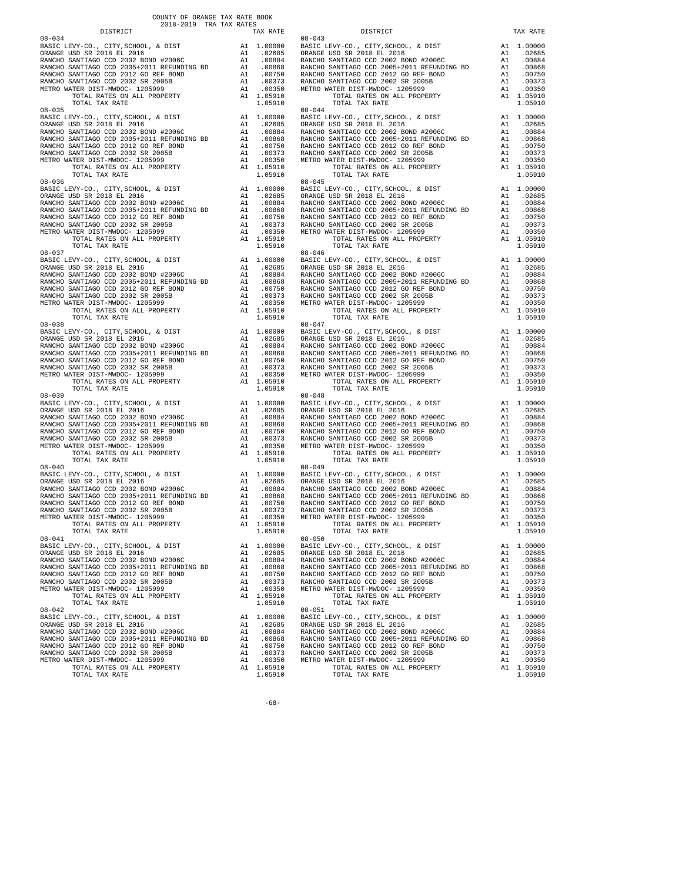COUNTY OF ORANGE TAX RATE BOOK
2018-2019 TRA TAX RATES

| DISTRICT | | TAX RATE |
|---|---|---|
| **08-034** | | |
| BASIC LEVY-CO., CITY,SCHOOL, & DIST | A1 | 1.00000 |
| ORANGE USD SR 2018 EL 2016 | A1 | .02685 |
| RANCHO SANTIAGO CCD 2002 BOND #2006C | A1 | .00884 |
| RANCHO SANTIAGO CCD 2005+2011 REFUNDING BD | A1 | .00868 |
| RANCHO SANTIAGO CCD 2012 GO REF BOND | A1 | .00750 |
| RANCHO SANTIAGO CCD 2002 SR 2005B | A1 | .00373 |
| METRO WATER DIST-MWDOC- 1205999 | A1 | .00350 |
| TOTAL RATES ON ALL PROPERTY | A1 | 1.05910 |
| TOTAL TAX RATE | | 1.05910 |
| **08-035** | | |
| BASIC LEVY-CO., CITY,SCHOOL, & DIST | A1 | 1.00000 |
| ORANGE USD SR 2018 EL 2016 | A1 | .02685 |
| RANCHO SANTIAGO CCD 2002 BOND #2006C | A1 | .00884 |
| RANCHO SANTIAGO CCD 2005+2011 REFUNDING BD | A1 | .00868 |
| RANCHO SANTIAGO CCD 2012 GO REF BOND | A1 | .00750 |
| RANCHO SANTIAGO CCD 2002 SR 2005B | A1 | .00373 |
| METRO WATER DIST-MWDOC- 1205999 | A1 | .00350 |
| TOTAL RATES ON ALL PROPERTY | A1 | 1.05910 |
| TOTAL TAX RATE | | 1.05910 |
| **08-036** | | |
| BASIC LEVY-CO., CITY,SCHOOL, & DIST | A1 | 1.00000 |
| ORANGE USD SR 2018 EL 2016 | A1 | .02685 |
| RANCHO SANTIAGO CCD 2002 BOND #2006C | A1 | .00884 |
| RANCHO SANTIAGO CCD 2005+2011 REFUNDING BD | A1 | .00868 |
| RANCHO SANTIAGO CCD 2012 GO REF BOND | A1 | .00750 |
| RANCHO SANTIAGO CCD 2002 SR 2005B | A1 | .00373 |
| METRO WATER DIST-MWDOC- 1205999 | A1 | .00350 |
| TOTAL RATES ON ALL PROPERTY | A1 | 1.05910 |
| TOTAL TAX RATE | | 1.05910 |
| **08-037** | | |
| BASIC LEVY-CO., CITY,SCHOOL, & DIST | A1 | 1.00000 |
| ORANGE USD SR 2018 EL 2016 | A1 | .02685 |
| RANCHO SANTIAGO CCD 2002 BOND #2006C | A1 | .00884 |
| RANCHO SANTIAGO CCD 2005+2011 REFUNDING BD | A1 | .00868 |
| RANCHO SANTIAGO CCD 2012 GO REF BOND | A1 | .00750 |
| RANCHO SANTIAGO CCD 2002 SR 2005B | A1 | .00373 |
| METRO WATER DIST-MWDOC- 1205999 | A1 | .00350 |
| TOTAL RATES ON ALL PROPERTY | A1 | 1.05910 |
| TOTAL TAX RATE | | 1.05910 |
| **08-038** | | |
| BASIC LEVY-CO., CITY,SCHOOL, & DIST | A1 | 1.00000 |
| ORANGE USD SR 2018 EL 2016 | A1 | .02685 |
| RANCHO SANTIAGO CCD 2002 BOND #2006C | A1 | .00884 |
| RANCHO SANTIAGO CCD 2005+2011 REFUNDING BD | A1 | .00868 |
| RANCHO SANTIAGO CCD 2012 GO REF BOND | A1 | .00750 |
| RANCHO SANTIAGO CCD 2002 SR 2005B | A1 | .00373 |
| METRO WATER DIST-MWDOC- 1205999 | A1 | .00350 |
| TOTAL RATES ON ALL PROPERTY | A1 | 1.05910 |
| TOTAL TAX RATE | | 1.05910 |
| **08-039** | | |
| BASIC LEVY-CO., CITY,SCHOOL, & DIST | A1 | 1.00000 |
| ORANGE USD SR 2018 EL 2016 | A1 | .02685 |
| RANCHO SANTIAGO CCD 2002 BOND #2006C | A1 | .00884 |
| RANCHO SANTIAGO CCD 2005+2011 REFUNDING BD | A1 | .00868 |
| RANCHO SANTIAGO CCD 2012 GO REF BOND | A1 | .00750 |
| RANCHO SANTIAGO CCD 2002 SR 2005B | A1 | .00373 |
| METRO WATER DIST-MWDOC- 1205999 | A1 | .00350 |
| TOTAL RATES ON ALL PROPERTY | A1 | 1.05910 |
| TOTAL TAX RATE | | 1.05910 |
| **08-040** | | |
| BASIC LEVY-CO., CITY,SCHOOL, & DIST | A1 | 1.00000 |
| ORANGE USD SR 2018 EL 2016 | A1 | .02685 |
| RANCHO SANTIAGO CCD 2002 BOND #2006C | A1 | .00884 |
| RANCHO SANTIAGO CCD 2005+2011 REFUNDING BD | A1 | .00868 |
| RANCHO SANTIAGO CCD 2012 GO REF BOND | A1 | .00750 |
| RANCHO SANTIAGO CCD 2002 SR 2005B | A1 | .00373 |
| METRO WATER DIST-MWDOC- 1205999 | A1 | .00350 |
| TOTAL RATES ON ALL PROPERTY | A1 | 1.05910 |
| TOTAL TAX RATE | | 1.05910 |
| **08-041** | | |
| BASIC LEVY-CO., CITY,SCHOOL, & DIST | A1 | 1.00000 |
| ORANGE USD SR 2018 EL 2016 | A1 | .02685 |
| RANCHO SANTIAGO CCD 2002 BOND #2006C | A1 | .00884 |
| RANCHO SANTIAGO CCD 2005+2011 REFUNDING BD | A1 | .00868 |
| RANCHO SANTIAGO CCD 2012 GO REF BOND | A1 | .00750 |
| RANCHO SANTIAGO CCD 2002 SR 2005B | A1 | .00373 |
| METRO WATER DIST-MWDOC- 1205999 | A1 | .00350 |
| TOTAL RATES ON ALL PROPERTY | A1 | 1.05910 |
| TOTAL TAX RATE | | 1.05910 |
| **08-042** | | |
| BASIC LEVY-CO., CITY,SCHOOL, & DIST | A1 | 1.00000 |
| ORANGE USD SR 2018 EL 2016 | A1 | .02685 |
| RANCHO SANTIAGO CCD 2002 BOND #2006C | A1 | .00884 |
| RANCHO SANTIAGO CCD 2005+2011 REFUNDING BD | A1 | .00868 |
| RANCHO SANTIAGO CCD 2012 GO REF BOND | A1 | .00750 |
| RANCHO SANTIAGO CCD 2002 SR 2005B | A1 | .00373 |
| METRO WATER DIST-MWDOC- 1205999 | A1 | .00350 |
| TOTAL RATES ON ALL PROPERTY | A1 | 1.05910 |
| TOTAL TAX RATE | | 1.05910 |
| **08-043** | | |
| BASIC LEVY-CO., CITY,SCHOOL, & DIST | A1 | 1.00000 |
| ORANGE USD SR 2018 EL 2016 | A1 | .02685 |
| RANCHO SANTIAGO CCD 2002 BOND #2006C | A1 | .00884 |
| RANCHO SANTIAGO CCD 2005+2011 REFUNDING BD | A1 | .00868 |
| RANCHO SANTIAGO CCD 2012 GO REF BOND | A1 | .00750 |
| RANCHO SANTIAGO CCD 2002 SR 2005B | A1 | .00373 |
| METRO WATER DIST-MWDOC- 1205999 | A1 | .00350 |
| TOTAL RATES ON ALL PROPERTY | A1 | 1.05910 |
| TOTAL TAX RATE | | 1.05910 |
| **08-044** | | |
| BASIC LEVY-CO., CITY,SCHOOL, & DIST | A1 | 1.00000 |
| ORANGE USD SR 2018 EL 2016 | A1 | .02685 |
| RANCHO SANTIAGO CCD 2002 BOND #2006C | A1 | .00884 |
| RANCHO SANTIAGO CCD 2005+2011 REFUNDING BD | A1 | .00868 |
| RANCHO SANTIAGO CCD 2012 GO REF BOND | A1 | .00750 |
| RANCHO SANTIAGO CCD 2002 SR 2005B | A1 | .00373 |
| METRO WATER DIST-MWDOC- 1205999 | A1 | .00350 |
| TOTAL RATES ON ALL PROPERTY | A1 | 1.05910 |
| TOTAL TAX RATE | | 1.05910 |
| **08-045** | | |
| BASIC LEVY-CO., CITY,SCHOOL, & DIST | A1 | 1.00000 |
| ORANGE USD SR 2018 EL 2016 | A1 | .02685 |
| RANCHO SANTIAGO CCD 2002 BOND #2006C | A1 | .00884 |
| RANCHO SANTIAGO CCD 2005+2011 REFUNDING BD | A1 | .00868 |
| RANCHO SANTIAGO CCD 2012 GO REF BOND | A1 | .00750 |
| RANCHO SANTIAGO CCD 2002 SR 2005B | A1 | .00373 |
| METRO WATER DIST-MWDOC- 1205999 | A1 | .00350 |
| TOTAL RATES ON ALL PROPERTY | A1 | 1.05910 |
| TOTAL TAX RATE | | 1.05910 |
| **08-046** | | |
| BASIC LEVY-CO., CITY,SCHOOL, & DIST | A1 | 1.00000 |
| ORANGE USD SR 2018 EL 2016 | A1 | .02685 |
| RANCHO SANTIAGO CCD 2002 BOND #2006C | A1 | .00884 |
| RANCHO SANTIAGO CCD 2005+2011 REFUNDING BD | A1 | .00868 |
| RANCHO SANTIAGO CCD 2012 GO REF BOND | A1 | .00750 |
| RANCHO SANTIAGO CCD 2002 SR 2005B | A1 | .00373 |
| METRO WATER DIST-MWDOC- 1205999 | A1 | .00350 |
| TOTAL RATES ON ALL PROPERTY | A1 | 1.05910 |
| TOTAL TAX RATE | | 1.05910 |
| **08-047** | | |
| BASIC LEVY-CO., CITY,SCHOOL, & DIST | A1 | 1.00000 |
| ORANGE USD SR 2018 EL 2016 | A1 | .02685 |
| RANCHO SANTIAGO CCD 2002 BOND #2006C | A1 | .00884 |
| RANCHO SANTIAGO CCD 2005+2011 REFUNDING BD | A1 | .00868 |
| RANCHO SANTIAGO CCD 2012 GO REF BOND | A1 | .00750 |
| RANCHO SANTIAGO CCD 2002 SR 2005B | A1 | .00373 |
| METRO WATER DIST-MWDOC- 1205999 | A1 | .00350 |
| TOTAL RATES ON ALL PROPERTY | A1 | 1.05910 |
| TOTAL TAX RATE | | 1.05910 |
| **08-048** | | |
| BASIC LEVY-CO., CITY,SCHOOL, & DIST | A1 | 1.00000 |
| ORANGE USD SR 2018 EL 2016 | A1 | .02685 |
| RANCHO SANTIAGO CCD 2002 BOND #2006C | A1 | .00884 |
| RANCHO SANTIAGO CCD 2005+2011 REFUNDING BD | A1 | .00868 |
| RANCHO SANTIAGO CCD 2012 GO REF BOND | A1 | .00750 |
| RANCHO SANTIAGO CCD 2002 SR 2005B | A1 | .00373 |
| METRO WATER DIST-MWDOC- 1205999 | A1 | .00350 |
| TOTAL RATES ON ALL PROPERTY | A1 | 1.05910 |
| TOTAL TAX RATE | | 1.05910 |
| **08-049** | | |
| BASIC LEVY-CO., CITY,SCHOOL, & DIST | A1 | 1.00000 |
| ORANGE USD SR 2018 EL 2016 | A1 | .02685 |
| RANCHO SANTIAGO CCD 2002 BOND #2006C | A1 | .00884 |
| RANCHO SANTIAGO CCD 2005+2011 REFUNDING BD | A1 | .00868 |
| RANCHO SANTIAGO CCD 2012 GO REF BOND | A1 | .00750 |
| RANCHO SANTIAGO CCD 2002 SR 2005B | A1 | .00373 |
| METRO WATER DIST-MWDOC- 1205999 | A1 | .00350 |
| TOTAL RATES ON ALL PROPERTY | A1 | 1.05910 |
| TOTAL TAX RATE | | 1.05910 |
| **08-050** | | |
| BASIC LEVY-CO., CITY,SCHOOL, & DIST | A1 | 1.00000 |
| ORANGE USD SR 2018 EL 2016 | A1 | .02685 |
| RANCHO SANTIAGO CCD 2002 BOND #2006C | A1 | .00884 |
| RANCHO SANTIAGO CCD 2005+2011 REFUNDING BD | A1 | .00868 |
| RANCHO SANTIAGO CCD 2012 GO REF BOND | A1 | .00750 |
| RANCHO SANTIAGO CCD 2002 SR 2005B | A1 | .00373 |
| METRO WATER DIST-MWDOC- 1205999 | A1 | .00350 |
| TOTAL RATES ON ALL PROPERTY | A1 | 1.05910 |
| TOTAL TAX RATE | | 1.05910 |
| **08-051** | | |
| BASIC LEVY-CO., CITY,SCHOOL, & DIST | A1 | 1.00000 |
| ORANGE USD SR 2018 EL 2016 | A1 | .02685 |
| RANCHO SANTIAGO CCD 2002 BOND #2006C | A1 | .00884 |
| RANCHO SANTIAGO CCD 2005+2011 REFUNDING BD | A1 | .00868 |
| RANCHO SANTIAGO CCD 2012 GO REF BOND | A1 | .00750 |
| RANCHO SANTIAGO CCD 2002 SR 2005B | A1 | .00373 |
| METRO WATER DIST-MWDOC- 1205999 | A1 | .00350 |
| TOTAL RATES ON ALL PROPERTY | A1 | 1.05910 |
| TOTAL TAX RATE | | 1.05910 |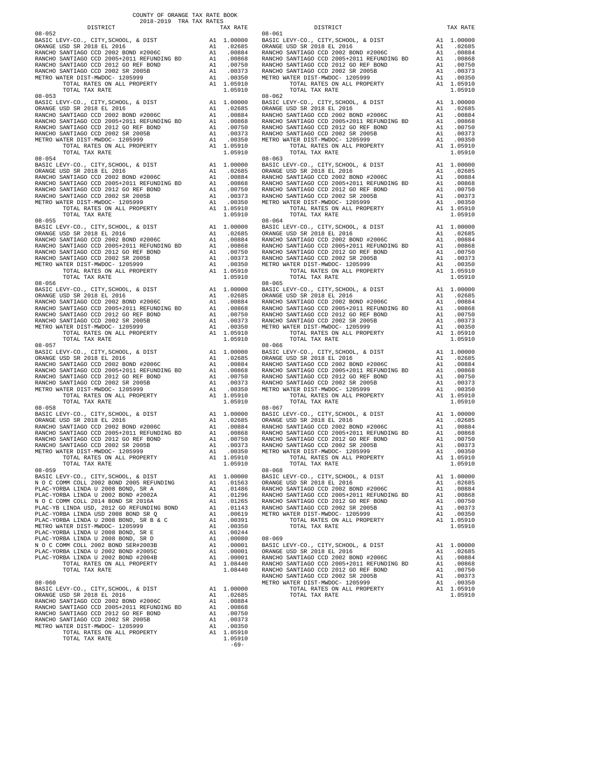COUNTY OF ORANGE TAX RATE BOOK
2018-2019 TRA TAX RATES

| DISTRICT | | TAX RATE |
|---|---|---|
| **08-052** | | |
| BASIC LEVY-CO., CITY,SCHOOL, & DIST | A1 | 1.00000 |
| ORANGE USD SR 2018 EL 2016 | A1 | .02685 |
| RANCHO SANTIAGO CCD 2002 BOND #2006C | A1 | .00884 |
| RANCHO SANTIAGO CCD 2005+2011 REFUNDING BD | A1 | .00868 |
| RANCHO SANTIAGO CCD 2012 GO REF BOND | A1 | .00750 |
| RANCHO SANTIAGO CCD 2002 SR 2005B | A1 | .00373 |
| METRO WATER DIST-MWDOC- 1205999 | A1 | .00350 |
| TOTAL RATES ON ALL PROPERTY | A1 | 1.05910 |
| TOTAL TAX RATE | | 1.05910 |
| **08-053** | | |
| BASIC LEVY-CO., CITY,SCHOOL, & DIST | A1 | 1.00000 |
| ORANGE USD SR 2018 EL 2016 | A1 | .02685 |
| RANCHO SANTIAGO CCD 2002 BOND #2006C | A1 | .00884 |
| RANCHO SANTIAGO CCD 2005+2011 REFUNDING BD | A1 | .00868 |
| RANCHO SANTIAGO CCD 2012 GO REF BOND | A1 | .00750 |
| RANCHO SANTIAGO CCD 2002 SR 2005B | A1 | .00373 |
| METRO WATER DIST-MWDOC- 1205999 | A1 | .00350 |
| TOTAL RATES ON ALL PROPERTY | A1 | 1.05910 |
| TOTAL TAX RATE | | 1.05910 |
| **08-054** | | |
| BASIC LEVY-CO., CITY,SCHOOL, & DIST | A1 | 1.00000 |
| ORANGE USD SR 2018 EL 2016 | A1 | .02685 |
| RANCHO SANTIAGO CCD 2002 BOND #2006C | A1 | .00884 |
| RANCHO SANTIAGO CCD 2005+2011 REFUNDING BD | A1 | .00868 |
| RANCHO SANTIAGO CCD 2012 GO REF BOND | A1 | .00750 |
| RANCHO SANTIAGO CCD 2002 SR 2005B | A1 | .00373 |
| METRO WATER DIST-MWDOC- 1205999 | A1 | .00350 |
| TOTAL RATES ON ALL PROPERTY | A1 | 1.05910 |
| TOTAL TAX RATE | | 1.05910 |
| **08-055** | | |
| BASIC LEVY-CO., CITY,SCHOOL, & DIST | A1 | 1.00000 |
| ORANGE USD SR 2018 EL 2016 | A1 | .02685 |
| RANCHO SANTIAGO CCD 2002 BOND #2006C | A1 | .00884 |
| RANCHO SANTIAGO CCD 2005+2011 REFUNDING BD | A1 | .00868 |
| RANCHO SANTIAGO CCD 2012 GO REF BOND | A1 | .00750 |
| RANCHO SANTIAGO CCD 2002 SR 2005B | A1 | .00373 |
| METRO WATER DIST-MWDOC- 1205999 | A1 | .00350 |
| TOTAL RATES ON ALL PROPERTY | A1 | 1.05910 |
| TOTAL TAX RATE | | 1.05910 |
| **08-056** | | |
| BASIC LEVY-CO., CITY,SCHOOL, & DIST | A1 | 1.00000 |
| ORANGE USD SR 2018 EL 2016 | A1 | .02685 |
| RANCHO SANTIAGO CCD 2002 BOND #2006C | A1 | .00884 |
| RANCHO SANTIAGO CCD 2005+2011 REFUNDING BD | A1 | .00868 |
| RANCHO SANTIAGO CCD 2012 GO REF BOND | A1 | .00750 |
| RANCHO SANTIAGO CCD 2002 SR 2005B | A1 | .00373 |
| METRO WATER DIST-MWDOC- 1205999 | A1 | .00350 |
| TOTAL RATES ON ALL PROPERTY | A1 | 1.05910 |
| TOTAL TAX RATE | | 1.05910 |
| **08-057** | | |
| BASIC LEVY-CO., CITY,SCHOOL, & DIST | A1 | 1.00000 |
| ORANGE USD SR 2018 EL 2016 | A1 | .02685 |
| RANCHO SANTIAGO CCD 2002 BOND #2006C | A1 | .00884 |
| RANCHO SANTIAGO CCD 2005+2011 REFUNDING BD | A1 | .00868 |
| RANCHO SANTIAGO CCD 2012 GO REF BOND | A1 | .00750 |
| RANCHO SANTIAGO CCD 2002 SR 2005B | A1 | .00373 |
| METRO WATER DIST-MWDOC- 1205999 | A1 | .00350 |
| TOTAL RATES ON ALL PROPERTY | A1 | 1.05910 |
| TOTAL TAX RATE | | 1.05910 |
| **08-058** | | |
| BASIC LEVY-CO., CITY,SCHOOL, & DIST | A1 | 1.00000 |
| ORANGE USD SR 2018 EL 2016 | A1 | .02685 |
| RANCHO SANTIAGO CCD 2002 BOND #2006C | A1 | .00884 |
| RANCHO SANTIAGO CCD 2005+2011 REFUNDING BD | A1 | .00868 |
| RANCHO SANTIAGO CCD 2012 GO REF BOND | A1 | .00750 |
| RANCHO SANTIAGO CCD 2002 SR 2005B | A1 | .00373 |
| METRO WATER DIST-MWDOC- 1205999 | A1 | .00350 |
| TOTAL RATES ON ALL PROPERTY | A1 | 1.05910 |
| TOTAL TAX RATE | | 1.05910 |
| **08-059** | | |
| BASIC LEVY-CO., CITY,SCHOOL, & DIST | A1 | 1.00000 |
| N O C COMM COLL 2002 BOND 2005 REFUNDING | A1 | .01563 |
| PLAC-YORBA LINDA U 2008 BOND, SR A | A1 | .01486 |
| PLAC-YORBA LINDA U 2002 BOND #2002A | A1 | .01296 |
| N O C COMM COLL 2014 BOND SR 2016A | A1 | .01265 |
| PLAC-YB LINDA USD, 2012 GO REFUNDING BOND | A1 | .01143 |
| PLAC-YORBA LINDA USD 2008 BOND SR Q | A1 | .00619 |
| PLAC-YORBA LINDA U 2008 BOND, SR B & C | A1 | .00391 |
| METRO WATER DIST-MWDOC- 1205999 | A1 | .00350 |
| PLAC-YORBA LINDA U 2008 BOND, SR E | A1 | .00244 |
| PLAC-YORBA LINDA U 2008 BOND, SR D | A1 | .00080 |
| N O C COMM COLL 2002 BOND SER#2003B | A1 | .00001 |
| PLAC-YORBA LINDA U 2002 BOND #2005C | A1 | .00001 |
| PLAC-YORBA LINDA U 2002 BOND #2004B | A1 | .00001 |
| TOTAL RATES ON ALL PROPERTY | A1 | 1.08440 |
| TOTAL TAX RATE | | 1.08440 |
| **08-060** | | |
| BASIC LEVY-CO., CITY,SCHOOL, & DIST | A1 | 1.00000 |
| ORANGE USD SR 2018 EL 2016 | A1 | .02685 |
| RANCHO SANTIAGO CCD 2002 BOND #2006C | A1 | .00884 |
| RANCHO SANTIAGO CCD 2005+2011 REFUNDING BD | A1 | .00868 |
| RANCHO SANTIAGO CCD 2012 GO REF BOND | A1 | .00750 |
| RANCHO SANTIAGO CCD 2002 SR 2005B | A1 | .00373 |
| METRO WATER DIST-MWDOC- 1205999 | A1 | .00350 |
| TOTAL RATES ON ALL PROPERTY | A1 | 1.05910 |
| TOTAL TAX RATE | | 1.05910 |
| **08-061** | | |
| BASIC LEVY-CO., CITY,SCHOOL, & DIST | A1 | 1.00000 |
| ORANGE USD SR 2018 EL 2016 | A1 | .02685 |
| RANCHO SANTIAGO CCD 2002 BOND #2006C | A1 | .00884 |
| RANCHO SANTIAGO CCD 2005+2011 REFUNDING BD | A1 | .00868 |
| RANCHO SANTIAGO CCD 2012 GO REF BOND | A1 | .00750 |
| RANCHO SANTIAGO CCD 2002 SR 2005B | A1 | .00373 |
| METRO WATER DIST-MWDOC- 1205999 | A1 | .00350 |
| TOTAL RATES ON ALL PROPERTY | A1 | 1.05910 |
| TOTAL TAX RATE | | 1.05910 |
| **08-062** | | |
| BASIC LEVY-CO., CITY,SCHOOL, & DIST | A1 | 1.00000 |
| ORANGE USD SR 2018 EL 2016 | A1 | .02685 |
| RANCHO SANTIAGO CCD 2002 BOND #2006C | A1 | .00884 |
| RANCHO SANTIAGO CCD 2005+2011 REFUNDING BD | A1 | .00868 |
| RANCHO SANTIAGO CCD 2012 GO REF BOND | A1 | .00750 |
| RANCHO SANTIAGO CCD 2002 SR 2005B | A1 | .00373 |
| METRO WATER DIST-MWDOC- 1205999 | A1 | .00350 |
| TOTAL RATES ON ALL PROPERTY | A1 | 1.05910 |
| TOTAL TAX RATE | | 1.05910 |
| **08-063** | | |
| BASIC LEVY-CO., CITY,SCHOOL, & DIST | A1 | 1.00000 |
| ORANGE USD SR 2018 EL 2016 | A1 | .02685 |
| RANCHO SANTIAGO CCD 2002 BOND #2006C | A1 | .00884 |
| RANCHO SANTIAGO CCD 2005+2011 REFUNDING BD | A1 | .00868 |
| RANCHO SANTIAGO CCD 2012 GO REF BOND | A1 | .00750 |
| RANCHO SANTIAGO CCD 2002 SR 2005B | A1 | .00373 |
| METRO WATER DIST-MWDOC- 1205999 | A1 | .00350 |
| TOTAL RATES ON ALL PROPERTY | A1 | 1.05910 |
| TOTAL TAX RATE | | 1.05910 |
| **08-064** | | |
| BASIC LEVY-CO., CITY,SCHOOL, & DIST | A1 | 1.00000 |
| ORANGE USD SR 2018 EL 2016 | A1 | .02685 |
| RANCHO SANTIAGO CCD 2002 BOND #2006C | A1 | .00884 |
| RANCHO SANTIAGO CCD 2005+2011 REFUNDING BD | A1 | .00868 |
| RANCHO SANTIAGO CCD 2012 GO REF BOND | A1 | .00750 |
| RANCHO SANTIAGO CCD 2002 SR 2005B | A1 | .00373 |
| METRO WATER DIST-MWDOC- 1205999 | A1 | .00350 |
| TOTAL RATES ON ALL PROPERTY | A1 | 1.05910 |
| TOTAL TAX RATE | | 1.05910 |
| **08-065** | | |
| BASIC LEVY-CO., CITY,SCHOOL, & DIST | A1 | 1.00000 |
| ORANGE USD SR 2018 EL 2016 | A1 | .02685 |
| RANCHO SANTIAGO CCD 2002 BOND #2006C | A1 | .00884 |
| RANCHO SANTIAGO CCD 2005+2011 REFUNDING BD | A1 | .00868 |
| RANCHO SANTIAGO CCD 2012 GO REF BOND | A1 | .00750 |
| RANCHO SANTIAGO CCD 2002 SR 2005B | A1 | .00373 |
| METRO WATER DIST-MWDOC- 1205999 | A1 | .00350 |
| TOTAL RATES ON ALL PROPERTY | A1 | 1.05910 |
| TOTAL TAX RATE | | 1.05910 |
| **08-066** | | |
| BASIC LEVY-CO., CITY,SCHOOL, & DIST | A1 | 1.00000 |
| ORANGE USD SR 2018 EL 2016 | A1 | .02685 |
| RANCHO SANTIAGO CCD 2002 BOND #2006C | A1 | .00884 |
| RANCHO SANTIAGO CCD 2005+2011 REFUNDING BD | A1 | .00868 |
| RANCHO SANTIAGO CCD 2012 GO REF BOND | A1 | .00750 |
| RANCHO SANTIAGO CCD 2002 SR 2005B | A1 | .00373 |
| METRO WATER DIST-MWDOC- 1205999 | A1 | .00350 |
| TOTAL RATES ON ALL PROPERTY | A1 | 1.05910 |
| TOTAL TAX RATE | | 1.05910 |
| **08-067** | | |
| BASIC LEVY-CO., CITY,SCHOOL, & DIST | A1 | 1.00000 |
| ORANGE USD SR 2018 EL 2016 | A1 | .02685 |
| RANCHO SANTIAGO CCD 2002 BOND #2006C | A1 | .00884 |
| RANCHO SANTIAGO CCD 2005+2011 REFUNDING BD | A1 | .00868 |
| RANCHO SANTIAGO CCD 2012 GO REF BOND | A1 | .00750 |
| RANCHO SANTIAGO CCD 2002 SR 2005B | A1 | .00373 |
| METRO WATER DIST-MWDOC- 1205999 | A1 | .00350 |
| TOTAL RATES ON ALL PROPERTY | A1 | 1.05910 |
| TOTAL TAX RATE | | 1.05910 |
| **08-068** | | |
| BASIC LEVY-CO., CITY,SCHOOL, & DIST | A1 | 1.00000 |
| ORANGE USD SR 2018 EL 2016 | A1 | .02685 |
| RANCHO SANTIAGO CCD 2002 BOND #2006C | A1 | .00884 |
| RANCHO SANTIAGO CCD 2005+2011 REFUNDING BD | A1 | .00868 |
| RANCHO SANTIAGO CCD 2012 GO REF BOND | A1 | .00750 |
| RANCHO SANTIAGO CCD 2002 SR 2005B | A1 | .00373 |
| METRO WATER DIST-MWDOC- 1205999 | A1 | .00350 |
| TOTAL RATES ON ALL PROPERTY | A1 | 1.05910 |
| TOTAL TAX RATE | | 1.05910 |
| **08-069** | | |
| BASIC LEVY-CO., CITY,SCHOOL, & DIST | A1 | 1.00000 |
| ORANGE USD SR 2018 EL 2016 | A1 | .02685 |
| RANCHO SANTIAGO CCD 2002 BOND #2006C | A1 | .00884 |
| RANCHO SANTIAGO CCD 2005+2011 REFUNDING BD | A1 | .00868 |
| RANCHO SANTIAGO CCD 2012 GO REF BOND | A1 | .00750 |
| RANCHO SANTIAGO CCD 2002 SR 2005B | A1 | .00373 |
| METRO WATER DIST-MWDOC- 1205999 | A1 | .00350 |
| TOTAL RATES ON ALL PROPERTY | A1 | 1.05910 |
| TOTAL TAX RATE | | 1.05910 |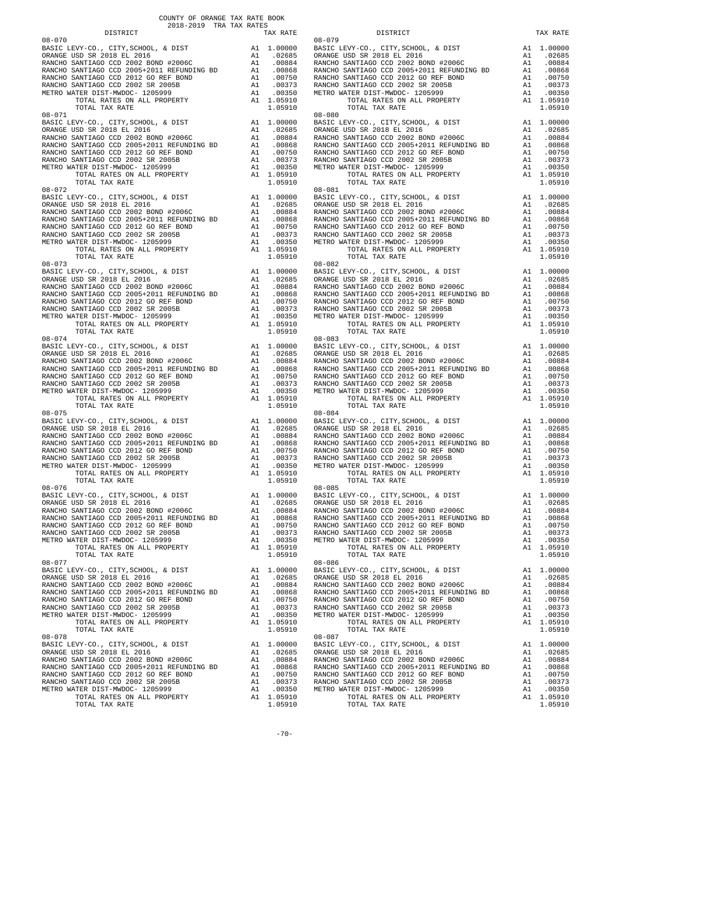COUNTY OF ORANGE TAX RATE BOOK
2018-2019 TRA TAX RATES

| DISTRICT | | TAX RATE |
|---|---|---|
| 08-070 | | |
| BASIC LEVY-CO., CITY,SCHOOL, & DIST | A1 | 1.00000 |
| ORANGE USD SR 2018 EL 2016 | A1 | .02685 |
| RANCHO SANTIAGO CCD 2002 BOND #2006C | A1 | .00884 |
| RANCHO SANTIAGO CCD 2005+2011 REFUNDING BD | A1 | .00868 |
| RANCHO SANTIAGO CCD 2012 GO REF BOND | A1 | .00750 |
| RANCHO SANTIAGO CCD 2002 SR 2005B | A1 | .00373 |
| METRO WATER DIST-MWDOC- 1205999 | A1 | .00350 |
| TOTAL RATES ON ALL PROPERTY | A1 | 1.05910 |
| TOTAL TAX RATE | | 1.05910 |
| 08-071 | | |
| BASIC LEVY-CO., CITY,SCHOOL, & DIST | A1 | 1.00000 |
| ORANGE USD SR 2018 EL 2016 | A1 | .02685 |
| RANCHO SANTIAGO CCD 2002 BOND #2006C | A1 | .00884 |
| RANCHO SANTIAGO CCD 2005+2011 REFUNDING BD | A1 | .00868 |
| RANCHO SANTIAGO CCD 2012 GO REF BOND | A1 | .00750 |
| RANCHO SANTIAGO CCD 2002 SR 2005B | A1 | .00373 |
| METRO WATER DIST-MWDOC- 1205999 | A1 | .00350 |
| TOTAL RATES ON ALL PROPERTY | A1 | 1.05910 |
| TOTAL TAX RATE | | 1.05910 |
| 08-072 | | |
| BASIC LEVY-CO., CITY,SCHOOL, & DIST | A1 | 1.00000 |
| ORANGE USD SR 2018 EL 2016 | A1 | .02685 |
| RANCHO SANTIAGO CCD 2002 BOND #2006C | A1 | .00884 |
| RANCHO SANTIAGO CCD 2005+2011 REFUNDING BD | A1 | .00868 |
| RANCHO SANTIAGO CCD 2012 GO REF BOND | A1 | .00750 |
| RANCHO SANTIAGO CCD 2002 SR 2005B | A1 | .00373 |
| METRO WATER DIST-MWDOC- 1205999 | A1 | .00350 |
| TOTAL RATES ON ALL PROPERTY | A1 | 1.05910 |
| TOTAL TAX RATE | | 1.05910 |
| 08-073 | | |
| BASIC LEVY-CO., CITY,SCHOOL, & DIST | A1 | 1.00000 |
| ORANGE USD SR 2018 EL 2016 | A1 | .02685 |
| RANCHO SANTIAGO CCD 2002 BOND #2006C | A1 | .00884 |
| RANCHO SANTIAGO CCD 2005+2011 REFUNDING BD | A1 | .00868 |
| RANCHO SANTIAGO CCD 2012 GO REF BOND | A1 | .00750 |
| RANCHO SANTIAGO CCD 2002 SR 2005B | A1 | .00373 |
| METRO WATER DIST-MWDOC- 1205999 | A1 | .00350 |
| TOTAL RATES ON ALL PROPERTY | A1 | 1.05910 |
| TOTAL TAX RATE | | 1.05910 |
| 08-074 | | |
| BASIC LEVY-CO., CITY,SCHOOL, & DIST | A1 | 1.00000 |
| ORANGE USD SR 2018 EL 2016 | A1 | .02685 |
| RANCHO SANTIAGO CCD 2002 BOND #2006C | A1 | .00884 |
| RANCHO SANTIAGO CCD 2005+2011 REFUNDING BD | A1 | .00868 |
| RANCHO SANTIAGO CCD 2012 GO REF BOND | A1 | .00750 |
| RANCHO SANTIAGO CCD 2002 SR 2005B | A1 | .00373 |
| METRO WATER DIST-MWDOC- 1205999 | A1 | .00350 |
| TOTAL RATES ON ALL PROPERTY | A1 | 1.05910 |
| TOTAL TAX RATE | | 1.05910 |
| 08-075 | | |
| BASIC LEVY-CO., CITY,SCHOOL, & DIST | A1 | 1.00000 |
| ORANGE USD SR 2018 EL 2016 | A1 | .02685 |
| RANCHO SANTIAGO CCD 2002 BOND #2006C | A1 | .00884 |
| RANCHO SANTIAGO CCD 2005+2011 REFUNDING BD | A1 | .00868 |
| RANCHO SANTIAGO CCD 2012 GO REF BOND | A1 | .00750 |
| RANCHO SANTIAGO CCD 2002 SR 2005B | A1 | .00373 |
| METRO WATER DIST-MWDOC- 1205999 | A1 | .00350 |
| TOTAL RATES ON ALL PROPERTY | A1 | 1.05910 |
| TOTAL TAX RATE | | 1.05910 |
| 08-076 | | |
| BASIC LEVY-CO., CITY,SCHOOL, & DIST | A1 | 1.00000 |
| ORANGE USD SR 2018 EL 2016 | A1 | .02685 |
| RANCHO SANTIAGO CCD 2002 BOND #2006C | A1 | .00884 |
| RANCHO SANTIAGO CCD 2005+2011 REFUNDING BD | A1 | .00868 |
| RANCHO SANTIAGO CCD 2012 GO REF BOND | A1 | .00750 |
| RANCHO SANTIAGO CCD 2002 SR 2005B | A1 | .00373 |
| METRO WATER DIST-MWDOC- 1205999 | A1 | .00350 |
| TOTAL RATES ON ALL PROPERTY | A1 | 1.05910 |
| TOTAL TAX RATE | | 1.05910 |
| 08-077 | | |
| BASIC LEVY-CO., CITY,SCHOOL, & DIST | A1 | 1.00000 |
| ORANGE USD SR 2018 EL 2016 | A1 | .02685 |
| RANCHO SANTIAGO CCD 2002 BOND #2006C | A1 | .00884 |
| RANCHO SANTIAGO CCD 2005+2011 REFUNDING BD | A1 | .00868 |
| RANCHO SANTIAGO CCD 2012 GO REF BOND | A1 | .00750 |
| RANCHO SANTIAGO CCD 2002 SR 2005B | A1 | .00373 |
| METRO WATER DIST-MWDOC- 1205999 | A1 | .00350 |
| TOTAL RATES ON ALL PROPERTY | A1 | 1.05910 |
| TOTAL TAX RATE | | 1.05910 |
| 08-078 | | |
| BASIC LEVY-CO., CITY,SCHOOL, & DIST | A1 | 1.00000 |
| ORANGE USD SR 2018 EL 2016 | A1 | .02685 |
| RANCHO SANTIAGO CCD 2002 BOND #2006C | A1 | .00884 |
| RANCHO SANTIAGO CCD 2005+2011 REFUNDING BD | A1 | .00868 |
| RANCHO SANTIAGO CCD 2012 GO REF BOND | A1 | .00750 |
| RANCHO SANTIAGO CCD 2002 SR 2005B | A1 | .00373 |
| METRO WATER DIST-MWDOC- 1205999 | A1 | .00350 |
| TOTAL RATES ON ALL PROPERTY | A1 | 1.05910 |
| TOTAL TAX RATE | | 1.05910 |
| 08-079 | | |
| BASIC LEVY-CO., CITY,SCHOOL, & DIST | A1 | 1.00000 |
| ORANGE USD SR 2018 EL 2016 | A1 | .02685 |
| RANCHO SANTIAGO CCD 2002 BOND #2006C | A1 | .00884 |
| RANCHO SANTIAGO CCD 2005+2011 REFUNDING BD | A1 | .00868 |
| RANCHO SANTIAGO CCD 2012 GO REF BOND | A1 | .00750 |
| RANCHO SANTIAGO CCD 2002 SR 2005B | A1 | .00373 |
| METRO WATER DIST-MWDOC- 1205999 | A1 | .00350 |
| TOTAL RATES ON ALL PROPERTY | A1 | 1.05910 |
| TOTAL TAX RATE | | 1.05910 |
| 08-080 | | |
| BASIC LEVY-CO., CITY,SCHOOL, & DIST | A1 | 1.00000 |
| ORANGE USD SR 2018 EL 2016 | A1 | .02685 |
| RANCHO SANTIAGO CCD 2002 BOND #2006C | A1 | .00884 |
| RANCHO SANTIAGO CCD 2005+2011 REFUNDING BD | A1 | .00868 |
| RANCHO SANTIAGO CCD 2012 GO REF BOND | A1 | .00750 |
| RANCHO SANTIAGO CCD 2002 SR 2005B | A1 | .00373 |
| METRO WATER DIST-MWDOC- 1205999 | A1 | .00350 |
| TOTAL RATES ON ALL PROPERTY | A1 | 1.05910 |
| TOTAL TAX RATE | | 1.05910 |
| 08-081 | | |
| BASIC LEVY-CO., CITY,SCHOOL, & DIST | A1 | 1.00000 |
| ORANGE USD SR 2018 EL 2016 | A1 | .02685 |
| RANCHO SANTIAGO CCD 2002 BOND #2006C | A1 | .00884 |
| RANCHO SANTIAGO CCD 2005+2011 REFUNDING BD | A1 | .00868 |
| RANCHO SANTIAGO CCD 2012 GO REF BOND | A1 | .00750 |
| RANCHO SANTIAGO CCD 2002 SR 2005B | A1 | .00373 |
| METRO WATER DIST-MWDOC- 1205999 | A1 | .00350 |
| TOTAL RATES ON ALL PROPERTY | A1 | 1.05910 |
| TOTAL TAX RATE | | 1.05910 |
| 08-082 | | |
| BASIC LEVY-CO., CITY,SCHOOL, & DIST | A1 | 1.00000 |
| ORANGE USD SR 2018 EL 2016 | A1 | .02685 |
| RANCHO SANTIAGO CCD 2002 BOND #2006C | A1 | .00884 |
| RANCHO SANTIAGO CCD 2005+2011 REFUNDING BD | A1 | .00868 |
| RANCHO SANTIAGO CCD 2012 GO REF BOND | A1 | .00750 |
| RANCHO SANTIAGO CCD 2002 SR 2005B | A1 | .00373 |
| METRO WATER DIST-MWDOC- 1205999 | A1 | .00350 |
| TOTAL RATES ON ALL PROPERTY | A1 | 1.05910 |
| TOTAL TAX RATE | | 1.05910 |
| 08-083 | | |
| BASIC LEVY-CO., CITY,SCHOOL, & DIST | A1 | 1.00000 |
| ORANGE USD SR 2018 EL 2016 | A1 | .02685 |
| RANCHO SANTIAGO CCD 2002 BOND #2006C | A1 | .00884 |
| RANCHO SANTIAGO CCD 2005+2011 REFUNDING BD | A1 | .00868 |
| RANCHO SANTIAGO CCD 2012 GO REF BOND | A1 | .00750 |
| RANCHO SANTIAGO CCD 2002 SR 2005B | A1 | .00373 |
| METRO WATER DIST-MWDOC- 1205999 | A1 | .00350 |
| TOTAL RATES ON ALL PROPERTY | A1 | 1.05910 |
| TOTAL TAX RATE | | 1.05910 |
| 08-084 | | |
| BASIC LEVY-CO., CITY,SCHOOL, & DIST | A1 | 1.00000 |
| ORANGE USD SR 2018 EL 2016 | A1 | .02685 |
| RANCHO SANTIAGO CCD 2002 BOND #2006C | A1 | .00884 |
| RANCHO SANTIAGO CCD 2005+2011 REFUNDING BD | A1 | .00868 |
| RANCHO SANTIAGO CCD 2012 GO REF BOND | A1 | .00750 |
| RANCHO SANTIAGO CCD 2002 SR 2005B | A1 | .00373 |
| METRO WATER DIST-MWDOC- 1205999 | A1 | .00350 |
| TOTAL RATES ON ALL PROPERTY | A1 | 1.05910 |
| TOTAL TAX RATE | | 1.05910 |
| 08-085 | | |
| BASIC LEVY-CO., CITY,SCHOOL, & DIST | A1 | 1.00000 |
| ORANGE USD SR 2018 EL 2016 | A1 | .02685 |
| RANCHO SANTIAGO CCD 2002 BOND #2006C | A1 | .00884 |
| RANCHO SANTIAGO CCD 2005+2011 REFUNDING BD | A1 | .00868 |
| RANCHO SANTIAGO CCD 2012 GO REF BOND | A1 | .00750 |
| RANCHO SANTIAGO CCD 2002 SR 2005B | A1 | .00373 |
| METRO WATER DIST-MWDOC- 1205999 | A1 | .00350 |
| TOTAL RATES ON ALL PROPERTY | A1 | 1.05910 |
| TOTAL TAX RATE | | 1.05910 |
| 08-086 | | |
| BASIC LEVY-CO., CITY,SCHOOL, & DIST | A1 | 1.00000 |
| ORANGE USD SR 2018 EL 2016 | A1 | .02685 |
| RANCHO SANTIAGO CCD 2002 BOND #2006C | A1 | .00884 |
| RANCHO SANTIAGO CCD 2005+2011 REFUNDING BD | A1 | .00868 |
| RANCHO SANTIAGO CCD 2012 GO REF BOND | A1 | .00750 |
| RANCHO SANTIAGO CCD 2002 SR 2005B | A1 | .00373 |
| METRO WATER DIST-MWDOC- 1205999 | A1 | .00350 |
| TOTAL RATES ON ALL PROPERTY | A1 | 1.05910 |
| TOTAL TAX RATE | | 1.05910 |
| 08-087 | | |
| BASIC LEVY-CO., CITY,SCHOOL, & DIST | A1 | 1.00000 |
| ORANGE USD SR 2018 EL 2016 | A1 | .02685 |
| RANCHO SANTIAGO CCD 2002 BOND #2006C | A1 | .00884 |
| RANCHO SANTIAGO CCD 2005+2011 REFUNDING BD | A1 | .00868 |
| RANCHO SANTIAGO CCD 2012 GO REF BOND | A1 | .00750 |
| RANCHO SANTIAGO CCD 2002 SR 2005B | A1 | .00373 |
| METRO WATER DIST-MWDOC- 1205999 | A1 | .00350 |
| TOTAL RATES ON ALL PROPERTY | A1 | 1.05910 |
| TOTAL TAX RATE | | 1.05910 |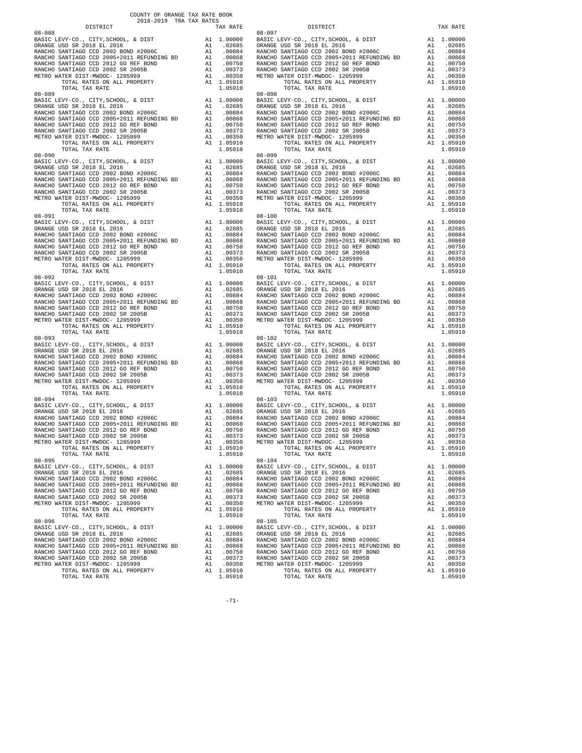COUNTY OF ORANGE TAX RATE BOOK
2018-2019 TRA TAX RATES

| DISTRICT | | TAX RATE |
|---|---|---|
| 08-088 | | |
| BASIC LEVY-CO., CITY,SCHOOL, & DIST | A1 | 1.00000 |
| ORANGE USD SR 2018 EL 2016 | A1 | .02685 |
| RANCHO SANTIAGO CCD 2002 BOND #2006C | A1 | .00884 |
| RANCHO SANTIAGO CCD 2005+2011 REFUNDING BD | A1 | .00868 |
| RANCHO SANTIAGO CCD 2012 GO REF BOND | A1 | .00750 |
| RANCHO SANTIAGO CCD 2002 SR 2005B | A1 | .00373 |
| METRO WATER DIST-MWDOC- 1205999 | A1 | .00350 |
| TOTAL RATES ON ALL PROPERTY | A1 | 1.05910 |
| TOTAL TAX RATE | | 1.05910 |
| 08-089 | | |
| BASIC LEVY-CO., CITY,SCHOOL, & DIST | A1 | 1.00000 |
| ORANGE USD SR 2018 EL 2016 | A1 | .02685 |
| RANCHO SANTIAGO CCD 2002 BOND #2006C | A1 | .00884 |
| RANCHO SANTIAGO CCD 2005+2011 REFUNDING BD | A1 | .00868 |
| RANCHO SANTIAGO CCD 2012 GO REF BOND | A1 | .00750 |
| RANCHO SANTIAGO CCD 2002 SR 2005B | A1 | .00373 |
| METRO WATER DIST-MWDOC- 1205999 | A1 | .00350 |
| TOTAL RATES ON ALL PROPERTY | A1 | 1.05910 |
| TOTAL TAX RATE | | 1.05910 |
| 08-090 | | |
| BASIC LEVY-CO., CITY,SCHOOL, & DIST | A1 | 1.00000 |
| ORANGE USD SR 2018 EL 2016 | A1 | .02685 |
| RANCHO SANTIAGO CCD 2002 BOND #2006C | A1 | .00884 |
| RANCHO SANTIAGO CCD 2005+2011 REFUNDING BD | A1 | .00868 |
| RANCHO SANTIAGO CCD 2012 GO REF BOND | A1 | .00750 |
| RANCHO SANTIAGO CCD 2002 SR 2005B | A1 | .00373 |
| METRO WATER DIST-MWDOC- 1205999 | A1 | .00350 |
| TOTAL RATES ON ALL PROPERTY | A1 | 1.05910 |
| TOTAL TAX RATE | | 1.05910 |
| 08-091 | | |
| BASIC LEVY-CO., CITY,SCHOOL, & DIST | A1 | 1.00000 |
| ORANGE USD SR 2018 EL 2016 | A1 | .02685 |
| RANCHO SANTIAGO CCD 2002 BOND #2006C | A1 | .00884 |
| RANCHO SANTIAGO CCD 2005+2011 REFUNDING BD | A1 | .00868 |
| RANCHO SANTIAGO CCD 2012 GO REF BOND | A1 | .00750 |
| RANCHO SANTIAGO CCD 2002 SR 2005B | A1 | .00373 |
| METRO WATER DIST-MWDOC- 1205999 | A1 | .00350 |
| TOTAL RATES ON ALL PROPERTY | A1 | 1.05910 |
| TOTAL TAX RATE | | 1.05910 |
| 08-092 | | |
| BASIC LEVY-CO., CITY,SCHOOL, & DIST | A1 | 1.00000 |
| ORANGE USD SR 2018 EL 2016 | A1 | .02685 |
| RANCHO SANTIAGO CCD 2002 BOND #2006C | A1 | .00884 |
| RANCHO SANTIAGO CCD 2005+2011 REFUNDING BD | A1 | .00868 |
| RANCHO SANTIAGO CCD 2012 GO REF BOND | A1 | .00750 |
| RANCHO SANTIAGO CCD 2002 SR 2005B | A1 | .00373 |
| METRO WATER DIST-MWDOC- 1205999 | A1 | .00350 |
| TOTAL RATES ON ALL PROPERTY | A1 | 1.05910 |
| TOTAL TAX RATE | | 1.05910 |
| 08-093 | | |
| BASIC LEVY-CO., CITY,SCHOOL, & DIST | A1 | 1.00000 |
| ORANGE USD SR 2018 EL 2016 | A1 | .02685 |
| RANCHO SANTIAGO CCD 2002 BOND #2006C | A1 | .00884 |
| RANCHO SANTIAGO CCD 2005+2011 REFUNDING BD | A1 | .00868 |
| RANCHO SANTIAGO CCD 2012 GO REF BOND | A1 | .00750 |
| RANCHO SANTIAGO CCD 2002 SR 2005B | A1 | .00373 |
| METRO WATER DIST-MWDOC- 1205999 | A1 | .00350 |
| TOTAL RATES ON ALL PROPERTY | A1 | 1.05910 |
| TOTAL TAX RATE | | 1.05910 |
| 08-094 | | |
| BASIC LEVY-CO., CITY,SCHOOL, & DIST | A1 | 1.00000 |
| ORANGE USD SR 2018 EL 2016 | A1 | .02685 |
| RANCHO SANTIAGO CCD 2002 BOND #2006C | A1 | .00884 |
| RANCHO SANTIAGO CCD 2005+2011 REFUNDING BD | A1 | .00868 |
| RANCHO SANTIAGO CCD 2012 GO REF BOND | A1 | .00750 |
| RANCHO SANTIAGO CCD 2002 SR 2005B | A1 | .00373 |
| METRO WATER DIST-MWDOC- 1205999 | A1 | .00350 |
| TOTAL RATES ON ALL PROPERTY | A1 | 1.05910 |
| TOTAL TAX RATE | | 1.05910 |
| 08-095 | | |
| BASIC LEVY-CO., CITY,SCHOOL, & DIST | A1 | 1.00000 |
| ORANGE USD SR 2018 EL 2016 | A1 | .02685 |
| RANCHO SANTIAGO CCD 2002 BOND #2006C | A1 | .00884 |
| RANCHO SANTIAGO CCD 2005+2011 REFUNDING BD | A1 | .00868 |
| RANCHO SANTIAGO CCD 2012 GO REF BOND | A1 | .00750 |
| RANCHO SANTIAGO CCD 2002 SR 2005B | A1 | .00373 |
| METRO WATER DIST-MWDOC- 1205999 | A1 | .00350 |
| TOTAL RATES ON ALL PROPERTY | A1 | 1.05910 |
| TOTAL TAX RATE | | 1.05910 |
| 08-096 | | |
| BASIC LEVY-CO., CITY,SCHOOL, & DIST | A1 | 1.00000 |
| ORANGE USD SR 2018 EL 2016 | A1 | .02685 |
| RANCHO SANTIAGO CCD 2002 BOND #2006C | A1 | .00884 |
| RANCHO SANTIAGO CCD 2005+2011 REFUNDING BD | A1 | .00868 |
| RANCHO SANTIAGO CCD 2012 GO REF BOND | A1 | .00750 |
| RANCHO SANTIAGO CCD 2002 SR 2005B | A1 | .00373 |
| METRO WATER DIST-MWDOC- 1205999 | A1 | .00350 |
| TOTAL RATES ON ALL PROPERTY | A1 | 1.05910 |
| TOTAL TAX RATE | | 1.05910 |
| 08-097 | | |
| BASIC LEVY-CO., CITY,SCHOOL, & DIST | A1 | 1.00000 |
| ORANGE USD SR 2018 EL 2016 | A1 | .02685 |
| RANCHO SANTIAGO CCD 2002 BOND #2006C | A1 | .00884 |
| RANCHO SANTIAGO CCD 2005+2011 REFUNDING BD | A1 | .00868 |
| RANCHO SANTIAGO CCD 2012 GO REF BOND | A1 | .00750 |
| RANCHO SANTIAGO CCD 2002 SR 2005B | A1 | .00373 |
| METRO WATER DIST-MWDOC- 1205999 | A1 | .00350 |
| TOTAL RATES ON ALL PROPERTY | A1 | 1.05910 |
| TOTAL TAX RATE | | 1.05910 |
| 08-098 | | |
| BASIC LEVY-CO., CITY,SCHOOL, & DIST | A1 | 1.00000 |
| ORANGE USD SR 2018 EL 2016 | A1 | .02685 |
| RANCHO SANTIAGO CCD 2002 BOND #2006C | A1 | .00884 |
| RANCHO SANTIAGO CCD 2005+2011 REFUNDING BD | A1 | .00868 |
| RANCHO SANTIAGO CCD 2012 GO REF BOND | A1 | .00750 |
| RANCHO SANTIAGO CCD 2002 SR 2005B | A1 | .00373 |
| METRO WATER DIST-MWDOC- 1205999 | A1 | .00350 |
| TOTAL RATES ON ALL PROPERTY | A1 | 1.05910 |
| TOTAL TAX RATE | | 1.05910 |
| 08-099 | | |
| BASIC LEVY-CO., CITY,SCHOOL, & DIST | A1 | 1.00000 |
| ORANGE USD SR 2018 EL 2016 | A1 | .02685 |
| RANCHO SANTIAGO CCD 2002 BOND #2006C | A1 | .00884 |
| RANCHO SANTIAGO CCD 2005+2011 REFUNDING BD | A1 | .00868 |
| RANCHO SANTIAGO CCD 2012 GO REF BOND | A1 | .00750 |
| RANCHO SANTIAGO CCD 2002 SR 2005B | A1 | .00373 |
| METRO WATER DIST-MWDOC- 1205999 | A1 | .00350 |
| TOTAL RATES ON ALL PROPERTY | A1 | 1.05910 |
| TOTAL TAX RATE | | 1.05910 |
| 08-100 | | |
| BASIC LEVY-CO., CITY,SCHOOL, & DIST | A1 | 1.00000 |
| ORANGE USD SR 2018 EL 2016 | A1 | .02685 |
| RANCHO SANTIAGO CCD 2002 BOND #2006C | A1 | .00884 |
| RANCHO SANTIAGO CCD 2005+2011 REFUNDING BD | A1 | .00868 |
| RANCHO SANTIAGO CCD 2012 GO REF BOND | A1 | .00750 |
| RANCHO SANTIAGO CCD 2002 SR 2005B | A1 | .00373 |
| METRO WATER DIST-MWDOC- 1205999 | A1 | .00350 |
| TOTAL RATES ON ALL PROPERTY | A1 | 1.05910 |
| TOTAL TAX RATE | | 1.05910 |
| 08-101 | | |
| BASIC LEVY-CO., CITY,SCHOOL, & DIST | A1 | 1.00000 |
| ORANGE USD SR 2018 EL 2016 | A1 | .02685 |
| RANCHO SANTIAGO CCD 2002 BOND #2006C | A1 | .00884 |
| RANCHO SANTIAGO CCD 2005+2011 REFUNDING BD | A1 | .00868 |
| RANCHO SANTIAGO CCD 2012 GO REF BOND | A1 | .00750 |
| RANCHO SANTIAGO CCD 2002 SR 2005B | A1 | .00373 |
| METRO WATER DIST-MWDOC- 1205999 | A1 | .00350 |
| TOTAL RATES ON ALL PROPERTY | A1 | 1.05910 |
| TOTAL TAX RATE | | 1.05910 |
| 08-102 | | |
| BASIC LEVY-CO., CITY,SCHOOL, & DIST | A1 | 1.00000 |
| ORANGE USD SR 2018 EL 2016 | A1 | .02685 |
| RANCHO SANTIAGO CCD 2002 BOND #2006C | A1 | .00884 |
| RANCHO SANTIAGO CCD 2005+2011 REFUNDING BD | A1 | .00868 |
| RANCHO SANTIAGO CCD 2012 GO REF BOND | A1 | .00750 |
| RANCHO SANTIAGO CCD 2002 SR 2005B | A1 | .00373 |
| METRO WATER DIST-MWDOC- 1205999 | A1 | .00350 |
| TOTAL RATES ON ALL PROPERTY | A1 | 1.05910 |
| TOTAL TAX RATE | | 1.05910 |
| 08-103 | | |
| BASIC LEVY-CO., CITY,SCHOOL, & DIST | A1 | 1.00000 |
| ORANGE USD SR 2018 EL 2016 | A1 | .02685 |
| RANCHO SANTIAGO CCD 2002 BOND #2006C | A1 | .00884 |
| RANCHO SANTIAGO CCD 2005+2011 REFUNDING BD | A1 | .00868 |
| RANCHO SANTIAGO CCD 2012 GO REF BOND | A1 | .00750 |
| RANCHO SANTIAGO CCD 2002 SR 2005B | A1 | .00373 |
| METRO WATER DIST-MWDOC- 1205999 | A1 | .00350 |
| TOTAL RATES ON ALL PROPERTY | A1 | 1.05910 |
| TOTAL TAX RATE | | 1.05910 |
| 08-104 | | |
| BASIC LEVY-CO., CITY,SCHOOL, & DIST | A1 | 1.00000 |
| ORANGE USD SR 2018 EL 2016 | A1 | .02685 |
| RANCHO SANTIAGO CCD 2002 BOND #2006C | A1 | .00884 |
| RANCHO SANTIAGO CCD 2005+2011 REFUNDING BD | A1 | .00868 |
| RANCHO SANTIAGO CCD 2012 GO REF BOND | A1 | .00750 |
| RANCHO SANTIAGO CCD 2002 SR 2005B | A1 | .00373 |
| METRO WATER DIST-MWDOC- 1205999 | A1 | .00350 |
| TOTAL RATES ON ALL PROPERTY | A1 | 1.05910 |
| TOTAL TAX RATE | | 1.05910 |
| 08-105 | | |
| BASIC LEVY-CO., CITY,SCHOOL, & DIST | A1 | 1.00000 |
| ORANGE USD SR 2018 EL 2016 | A1 | .02685 |
| RANCHO SANTIAGO CCD 2002 BOND #2006C | A1 | .00884 |
| RANCHO SANTIAGO CCD 2005+2011 REFUNDING BD | A1 | .00868 |
| RANCHO SANTIAGO CCD 2012 GO REF BOND | A1 | .00750 |
| RANCHO SANTIAGO CCD 2002 SR 2005B | A1 | .00373 |
| METRO WATER DIST-MWDOC- 1205999 | A1 | .00350 |
| TOTAL RATES ON ALL PROPERTY | A1 | 1.05910 |
| TOTAL TAX RATE | | 1.05910 |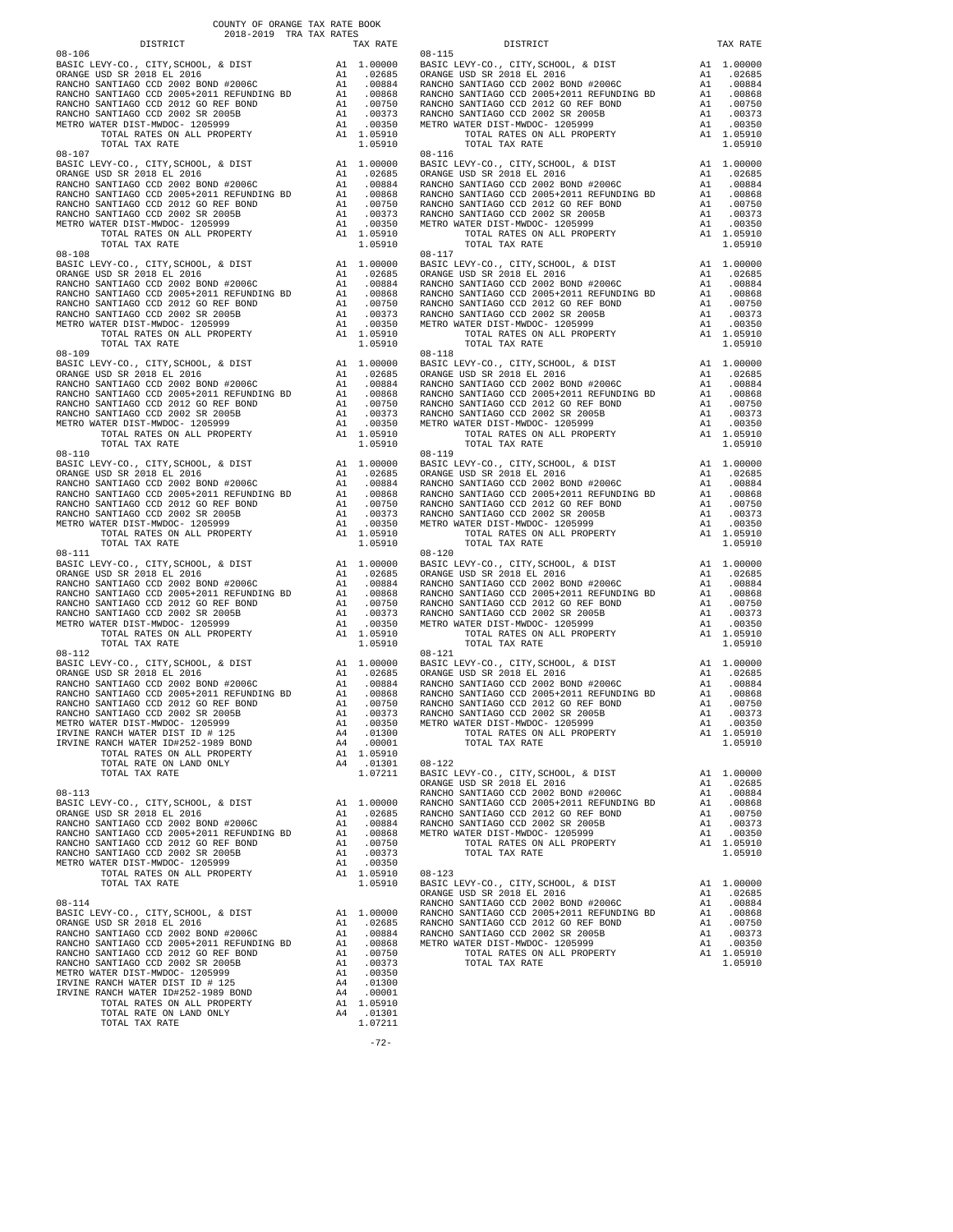COUNTY OF ORANGE TAX RATE BOOK
2018-2019 TRA TAX RATES

| DISTRICT | | TAX RATE |
|---|---|---|
| **08-106** | | |
| BASIC LEVY-CO., CITY,SCHOOL, & DIST | A1 | 1.00000 |
| ORANGE USD SR 2018 EL 2016 | A1 | .02685 |
| RANCHO SANTIAGO CCD 2002 BOND #2006C | A1 | .00884 |
| RANCHO SANTIAGO CCD 2005+2011 REFUNDING BD | A1 | .00868 |
| RANCHO SANTIAGO CCD 2012 GO REF BOND | A1 | .00750 |
| RANCHO SANTIAGO CCD 2002 SR 2005B | A1 | .00373 |
| METRO WATER DIST-MWDOC- 1205999 | A1 | .00350 |
| TOTAL RATES ON ALL PROPERTY | A1 | 1.05910 |
| TOTAL TAX RATE | | 1.05910 |
| **08-107** | | |
| BASIC LEVY-CO., CITY,SCHOOL, & DIST | A1 | 1.00000 |
| ORANGE USD SR 2018 EL 2016 | A1 | .02685 |
| RANCHO SANTIAGO CCD 2002 BOND #2006C | A1 | .00884 |
| RANCHO SANTIAGO CCD 2005+2011 REFUNDING BD | A1 | .00868 |
| RANCHO SANTIAGO CCD 2012 GO REF BOND | A1 | .00750 |
| RANCHO SANTIAGO CCD 2002 SR 2005B | A1 | .00373 |
| METRO WATER DIST-MWDOC- 1205999 | A1 | .00350 |
| TOTAL RATES ON ALL PROPERTY | A1 | 1.05910 |
| TOTAL TAX RATE | | 1.05910 |
| **08-108** | | |
| BASIC LEVY-CO., CITY,SCHOOL, & DIST | A1 | 1.00000 |
| ORANGE USD SR 2018 EL 2016 | A1 | .02685 |
| RANCHO SANTIAGO CCD 2002 BOND #2006C | A1 | .00884 |
| RANCHO SANTIAGO CCD 2005+2011 REFUNDING BD | A1 | .00868 |
| RANCHO SANTIAGO CCD 2012 GO REF BOND | A1 | .00750 |
| RANCHO SANTIAGO CCD 2002 SR 2005B | A1 | .00373 |
| METRO WATER DIST-MWDOC- 1205999 | A1 | .00350 |
| TOTAL RATES ON ALL PROPERTY | A1 | 1.05910 |
| TOTAL TAX RATE | | 1.05910 |
| **08-109** | | |
| BASIC LEVY-CO., CITY,SCHOOL, & DIST | A1 | 1.00000 |
| ORANGE USD SR 2018 EL 2016 | A1 | .02685 |
| RANCHO SANTIAGO CCD 2002 BOND #2006C | A1 | .00884 |
| RANCHO SANTIAGO CCD 2005+2011 REFUNDING BD | A1 | .00868 |
| RANCHO SANTIAGO CCD 2012 GO REF BOND | A1 | .00750 |
| RANCHO SANTIAGO CCD 2002 SR 2005B | A1 | .00373 |
| METRO WATER DIST-MWDOC- 1205999 | A1 | .00350 |
| TOTAL RATES ON ALL PROPERTY | A1 | 1.05910 |
| TOTAL TAX RATE | | 1.05910 |
| **08-110** | | |
| BASIC LEVY-CO., CITY,SCHOOL, & DIST | A1 | 1.00000 |
| ORANGE USD SR 2018 EL 2016 | A1 | .02685 |
| RANCHO SANTIAGO CCD 2002 BOND #2006C | A1 | .00884 |
| RANCHO SANTIAGO CCD 2005+2011 REFUNDING BD | A1 | .00868 |
| RANCHO SANTIAGO CCD 2012 GO REF BOND | A1 | .00750 |
| RANCHO SANTIAGO CCD 2002 SR 2005B | A1 | .00373 |
| METRO WATER DIST-MWDOC- 1205999 | A1 | .00350 |
| TOTAL RATES ON ALL PROPERTY | A1 | 1.05910 |
| TOTAL TAX RATE | | 1.05910 |
| **08-111** | | |
| BASIC LEVY-CO., CITY,SCHOOL, & DIST | A1 | 1.00000 |
| ORANGE USD SR 2018 EL 2016 | A1 | .02685 |
| RANCHO SANTIAGO CCD 2002 BOND #2006C | A1 | .00884 |
| RANCHO SANTIAGO CCD 2005+2011 REFUNDING BD | A1 | .00868 |
| RANCHO SANTIAGO CCD 2012 GO REF BOND | A1 | .00750 |
| RANCHO SANTIAGO CCD 2002 SR 2005B | A1 | .00373 |
| METRO WATER DIST-MWDOC- 1205999 | A1 | .00350 |
| TOTAL RATES ON ALL PROPERTY | A1 | 1.05910 |
| TOTAL TAX RATE | | 1.05910 |
| **08-112** | | |
| BASIC LEVY-CO., CITY,SCHOOL, & DIST | A1 | 1.00000 |
| ORANGE USD SR 2018 EL 2016 | A1 | .02685 |
| RANCHO SANTIAGO CCD 2002 BOND #2006C | A1 | .00884 |
| RANCHO SANTIAGO CCD 2005+2011 REFUNDING BD | A1 | .00868 |
| RANCHO SANTIAGO CCD 2012 GO REF BOND | A1 | .00750 |
| RANCHO SANTIAGO CCD 2002 SR 2005B | A1 | .00373 |
| METRO WATER DIST-MWDOC- 1205999 | A1 | .00350 |
| IRVINE RANCH WATER DIST ID # 125 | A4 | .01300 |
| IRVINE RANCH WATER ID#252-1989 BOND | A4 | .00001 |
| TOTAL RATES ON ALL PROPERTY | A1 | 1.05910 |
| TOTAL RATE ON LAND ONLY | A4 | .01301 |
| TOTAL TAX RATE | | 1.07211 |
| **08-113** | | |
| BASIC LEVY-CO., CITY,SCHOOL, & DIST | A1 | 1.00000 |
| ORANGE USD SR 2018 EL 2016 | A1 | .02685 |
| RANCHO SANTIAGO CCD 2002 BOND #2006C | A1 | .00884 |
| RANCHO SANTIAGO CCD 2005+2011 REFUNDING BD | A1 | .00868 |
| RANCHO SANTIAGO CCD 2012 GO REF BOND | A1 | .00750 |
| RANCHO SANTIAGO CCD 2002 SR 2005B | A1 | .00373 |
| METRO WATER DIST-MWDOC- 1205999 | A1 | .00350 |
| TOTAL RATES ON ALL PROPERTY | A1 | 1.05910 |
| TOTAL TAX RATE | | 1.05910 |
| **08-114** | | |
| BASIC LEVY-CO., CITY,SCHOOL, & DIST | A1 | 1.00000 |
| ORANGE USD SR 2018 EL 2016 | A1 | .02685 |
| RANCHO SANTIAGO CCD 2002 BOND #2006C | A1 | .00884 |
| RANCHO SANTIAGO CCD 2005+2011 REFUNDING BD | A1 | .00868 |
| RANCHO SANTIAGO CCD 2012 GO REF BOND | A1 | .00750 |
| RANCHO SANTIAGO CCD 2002 SR 2005B | A1 | .00373 |
| METRO WATER DIST-MWDOC- 1205999 | A1 | .00350 |
| IRVINE RANCH WATER DIST ID # 125 | A4 | .01300 |
| IRVINE RANCH WATER ID#252-1989 BOND | A4 | .00001 |
| TOTAL RATES ON ALL PROPERTY | A1 | 1.05910 |
| TOTAL RATE ON LAND ONLY | A4 | .01301 |
| TOTAL TAX RATE | | 1.07211 |
| **08-115** | | |
| BASIC LEVY-CO., CITY,SCHOOL, & DIST | A1 | 1.00000 |
| ORANGE USD SR 2018 EL 2016 | A1 | .02685 |
| RANCHO SANTIAGO CCD 2002 BOND #2006C | A1 | .00884 |
| RANCHO SANTIAGO CCD 2005+2011 REFUNDING BD | A1 | .00868 |
| RANCHO SANTIAGO CCD 2012 GO REF BOND | A1 | .00750 |
| RANCHO SANTIAGO CCD 2002 SR 2005B | A1 | .00373 |
| METRO WATER DIST-MWDOC- 1205999 | A1 | .00350 |
| TOTAL RATES ON ALL PROPERTY | A1 | 1.05910 |
| TOTAL TAX RATE | | 1.05910 |
| **08-116** | | |
| BASIC LEVY-CO., CITY,SCHOOL, & DIST | A1 | 1.00000 |
| ORANGE USD SR 2018 EL 2016 | A1 | .02685 |
| RANCHO SANTIAGO CCD 2002 BOND #2006C | A1 | .00884 |
| RANCHO SANTIAGO CCD 2005+2011 REFUNDING BD | A1 | .00868 |
| RANCHO SANTIAGO CCD 2012 GO REF BOND | A1 | .00750 |
| RANCHO SANTIAGO CCD 2002 SR 2005B | A1 | .00373 |
| METRO WATER DIST-MWDOC- 1205999 | A1 | .00350 |
| TOTAL RATES ON ALL PROPERTY | A1 | 1.05910 |
| TOTAL TAX RATE | | 1.05910 |
| **08-117** | | |
| BASIC LEVY-CO., CITY,SCHOOL, & DIST | A1 | 1.00000 |
| ORANGE USD SR 2018 EL 2016 | A1 | .02685 |
| RANCHO SANTIAGO CCD 2002 BOND #2006C | A1 | .00884 |
| RANCHO SANTIAGO CCD 2005+2011 REFUNDING BD | A1 | .00868 |
| RANCHO SANTIAGO CCD 2012 GO REF BOND | A1 | .00750 |
| RANCHO SANTIAGO CCD 2002 SR 2005B | A1 | .00373 |
| METRO WATER DIST-MWDOC- 1205999 | A1 | .00350 |
| TOTAL RATES ON ALL PROPERTY | A1 | 1.05910 |
| TOTAL TAX RATE | | 1.05910 |
| **08-118** | | |
| BASIC LEVY-CO., CITY,SCHOOL, & DIST | A1 | 1.00000 |
| ORANGE USD SR 2018 EL 2016 | A1 | .02685 |
| RANCHO SANTIAGO CCD 2002 BOND #2006C | A1 | .00884 |
| RANCHO SANTIAGO CCD 2005+2011 REFUNDING BD | A1 | .00868 |
| RANCHO SANTIAGO CCD 2012 GO REF BOND | A1 | .00750 |
| RANCHO SANTIAGO CCD 2002 SR 2005B | A1 | .00373 |
| METRO WATER DIST-MWDOC- 1205999 | A1 | .00350 |
| TOTAL RATES ON ALL PROPERTY | A1 | 1.05910 |
| TOTAL TAX RATE | | 1.05910 |
| **08-119** | | |
| BASIC LEVY-CO., CITY,SCHOOL, & DIST | A1 | 1.00000 |
| ORANGE USD SR 2018 EL 2016 | A1 | .02685 |
| RANCHO SANTIAGO CCD 2002 BOND #2006C | A1 | .00884 |
| RANCHO SANTIAGO CCD 2005+2011 REFUNDING BD | A1 | .00868 |
| RANCHO SANTIAGO CCD 2012 GO REF BOND | A1 | .00750 |
| RANCHO SANTIAGO CCD 2002 SR 2005B | A1 | .00373 |
| METRO WATER DIST-MWDOC- 1205999 | A1 | .00350 |
| TOTAL RATES ON ALL PROPERTY | A1 | 1.05910 |
| TOTAL TAX RATE | | 1.05910 |
| **08-120** | | |
| BASIC LEVY-CO., CITY,SCHOOL, & DIST | A1 | 1.00000 |
| ORANGE USD SR 2018 EL 2016 | A1 | .02685 |
| RANCHO SANTIAGO CCD 2002 BOND #2006C | A1 | .00884 |
| RANCHO SANTIAGO CCD 2005+2011 REFUNDING BD | A1 | .00868 |
| RANCHO SANTIAGO CCD 2012 GO REF BOND | A1 | .00750 |
| RANCHO SANTIAGO CCD 2002 SR 2005B | A1 | .00373 |
| METRO WATER DIST-MWDOC- 1205999 | A1 | .00350 |
| TOTAL RATES ON ALL PROPERTY | A1 | 1.05910 |
| TOTAL TAX RATE | | 1.05910 |
| **08-121** | | |
| BASIC LEVY-CO., CITY,SCHOOL, & DIST | A1 | 1.00000 |
| ORANGE USD SR 2018 EL 2016 | A1 | .02685 |
| RANCHO SANTIAGO CCD 2002 BOND #2006C | A1 | .00884 |
| RANCHO SANTIAGO CCD 2005+2011 REFUNDING BD | A1 | .00868 |
| RANCHO SANTIAGO CCD 2012 GO REF BOND | A1 | .00750 |
| RANCHO SANTIAGO CCD 2002 SR 2005B | A1 | .00373 |
| METRO WATER DIST-MWDOC- 1205999 | A1 | .00350 |
| TOTAL RATES ON ALL PROPERTY | A1 | 1.05910 |
| TOTAL TAX RATE | | 1.05910 |
| **08-122** | | |
| BASIC LEVY-CO., CITY,SCHOOL, & DIST | A1 | 1.00000 |
| ORANGE USD SR 2018 EL 2016 | A1 | .02685 |
| RANCHO SANTIAGO CCD 2002 BOND #2006C | A1 | .00884 |
| RANCHO SANTIAGO CCD 2005+2011 REFUNDING BD | A1 | .00868 |
| RANCHO SANTIAGO CCD 2012 GO REF BOND | A1 | .00750 |
| RANCHO SANTIAGO CCD 2002 SR 2005B | A1 | .00373 |
| METRO WATER DIST-MWDOC- 1205999 | A1 | .00350 |
| TOTAL RATES ON ALL PROPERTY | A1 | 1.05910 |
| TOTAL TAX RATE | | 1.05910 |
| **08-123** | | |
| BASIC LEVY-CO., CITY,SCHOOL, & DIST | A1 | 1.00000 |
| ORANGE USD SR 2018 EL 2016 | A1 | .02685 |
| RANCHO SANTIAGO CCD 2002 BOND #2006C | A1 | .00884 |
| RANCHO SANTIAGO CCD 2005+2011 REFUNDING BD | A1 | .00868 |
| RANCHO SANTIAGO CCD 2012 GO REF BOND | A1 | .00750 |
| RANCHO SANTIAGO CCD 2002 SR 2005B | A1 | .00373 |
| METRO WATER DIST-MWDOC- 1205999 | A1 | .00350 |
| TOTAL RATES ON ALL PROPERTY | A1 | 1.05910 |
| TOTAL TAX RATE | | 1.05910 |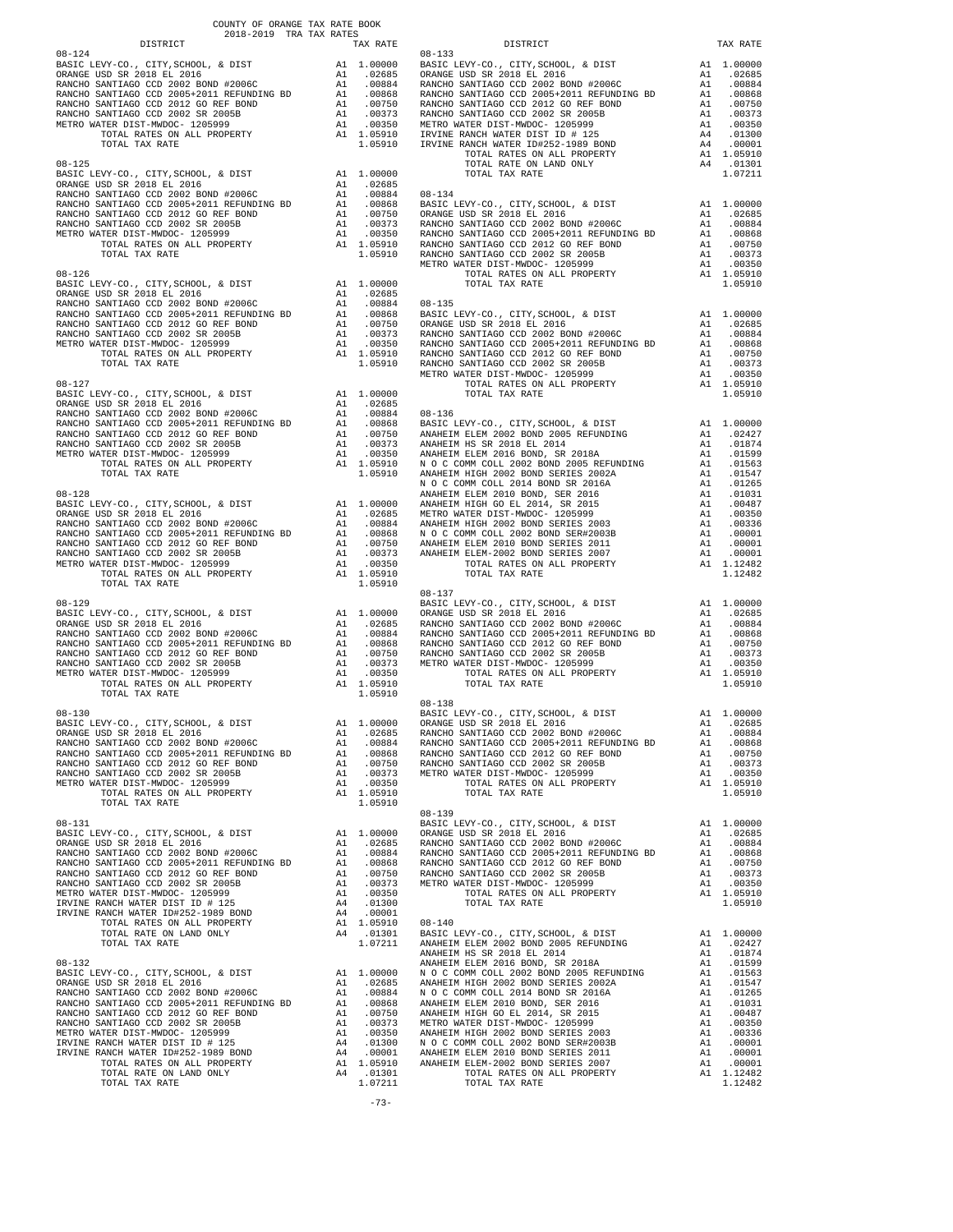COUNTY OF ORANGE TAX RATE BOOK
2018-2019 TRA TAX RATES

| DISTRICT | | TAX RATE |
|---|---|---|
| **08-124** | | |
| BASIC LEVY-CO., CITY,SCHOOL, & DIST | A1 | 1.00000 |
| ORANGE USD SR 2018 EL 2016 | A1 | .02685 |
| RANCHO SANTIAGO CCD 2002 BOND #2006C | A1 | .00884 |
| RANCHO SANTIAGO CCD 2005+2011 REFUNDING BD | A1 | .00868 |
| RANCHO SANTIAGO CCD 2012 GO REF BOND | A1 | .00750 |
| RANCHO SANTIAGO CCD 2002 SR 2005B | A1 | .00373 |
| METRO WATER DIST-MWDOC- 1205999 | A1 | .00350 |
| TOTAL RATES ON ALL PROPERTY | A1 | 1.05910 |
| TOTAL TAX RATE | | 1.05910 |
| **08-125** | | |
| BASIC LEVY-CO., CITY,SCHOOL, & DIST | A1 | 1.00000 |
| ORANGE USD SR 2018 EL 2016 | A1 | .02685 |
| RANCHO SANTIAGO CCD 2002 BOND #2006C | A1 | .00884 |
| RANCHO SANTIAGO CCD 2005+2011 REFUNDING BD | A1 | .00868 |
| RANCHO SANTIAGO CCD 2012 GO REF BOND | A1 | .00750 |
| RANCHO SANTIAGO CCD 2002 SR 2005B | A1 | .00373 |
| METRO WATER DIST-MWDOC- 1205999 | A1 | .00350 |
| TOTAL RATES ON ALL PROPERTY | A1 | 1.05910 |
| TOTAL TAX RATE | | 1.05910 |
| **08-126** | | |
| BASIC LEVY-CO., CITY,SCHOOL, & DIST | A1 | 1.00000 |
| ORANGE USD SR 2018 EL 2016 | A1 | .02685 |
| RANCHO SANTIAGO CCD 2002 BOND #2006C | A1 | .00884 |
| RANCHO SANTIAGO CCD 2005+2011 REFUNDING BD | A1 | .00868 |
| RANCHO SANTIAGO CCD 2012 GO REF BOND | A1 | .00750 |
| RANCHO SANTIAGO CCD 2002 SR 2005B | A1 | .00373 |
| METRO WATER DIST-MWDOC- 1205999 | A1 | .00350 |
| TOTAL RATES ON ALL PROPERTY | A1 | 1.05910 |
| TOTAL TAX RATE | | 1.05910 |
| **08-127** | | |
| BASIC LEVY-CO., CITY,SCHOOL, & DIST | A1 | 1.00000 |
| ORANGE USD SR 2018 EL 2016 | A1 | .02685 |
| RANCHO SANTIAGO CCD 2002 BOND #2006C | A1 | .00884 |
| RANCHO SANTIAGO CCD 2005+2011 REFUNDING BD | A1 | .00868 |
| RANCHO SANTIAGO CCD 2012 GO REF BOND | A1 | .00750 |
| RANCHO SANTIAGO CCD 2002 SR 2005B | A1 | .00373 |
| METRO WATER DIST-MWDOC- 1205999 | A1 | .00350 |
| TOTAL RATES ON ALL PROPERTY | A1 | 1.05910 |
| TOTAL TAX RATE | | 1.05910 |
| **08-128** | | |
| BASIC LEVY-CO., CITY,SCHOOL, & DIST | A1 | 1.00000 |
| ORANGE USD SR 2018 EL 2016 | A1 | .02685 |
| RANCHO SANTIAGO CCD 2002 BOND #2006C | A1 | .00884 |
| RANCHO SANTIAGO CCD 2005+2011 REFUNDING BD | A1 | .00868 |
| RANCHO SANTIAGO CCD 2012 GO REF BOND | A1 | .00750 |
| RANCHO SANTIAGO CCD 2002 SR 2005B | A1 | .00373 |
| METRO WATER DIST-MWDOC- 1205999 | A1 | .00350 |
| TOTAL RATES ON ALL PROPERTY | A1 | 1.05910 |
| TOTAL TAX RATE | | 1.05910 |
| **08-129** | | |
| BASIC LEVY-CO., CITY,SCHOOL, & DIST | A1 | 1.00000 |
| ORANGE USD SR 2018 EL 2016 | A1 | .02685 |
| RANCHO SANTIAGO CCD 2002 BOND #2006C | A1 | .00884 |
| RANCHO SANTIAGO CCD 2005+2011 REFUNDING BD | A1 | .00868 |
| RANCHO SANTIAGO CCD 2012 GO REF BOND | A1 | .00750 |
| RANCHO SANTIAGO CCD 2002 SR 2005B | A1 | .00373 |
| METRO WATER DIST-MWDOC- 1205999 | A1 | .00350 |
| TOTAL RATES ON ALL PROPERTY | A1 | 1.05910 |
| TOTAL TAX RATE | | 1.05910 |
| **08-130** | | |
| BASIC LEVY-CO., CITY,SCHOOL, & DIST | A1 | 1.00000 |
| ORANGE USD SR 2018 EL 2016 | A1 | .02685 |
| RANCHO SANTIAGO CCD 2002 BOND #2006C | A1 | .00884 |
| RANCHO SANTIAGO CCD 2005+2011 REFUNDING BD | A1 | .00868 |
| RANCHO SANTIAGO CCD 2012 GO REF BOND | A1 | .00750 |
| RANCHO SANTIAGO CCD 2002 SR 2005B | A1 | .00373 |
| METRO WATER DIST-MWDOC- 1205999 | A1 | .00350 |
| TOTAL RATES ON ALL PROPERTY | A1 | 1.05910 |
| TOTAL TAX RATE | | 1.05910 |
| **08-131** | | |
| BASIC LEVY-CO., CITY,SCHOOL, & DIST | A1 | 1.00000 |
| ORANGE USD SR 2018 EL 2016 | A1 | .02685 |
| RANCHO SANTIAGO CCD 2002 BOND #2006C | A1 | .00884 |
| RANCHO SANTIAGO CCD 2005+2011 REFUNDING BD | A1 | .00868 |
| RANCHO SANTIAGO CCD 2012 GO REF BOND | A1 | .00750 |
| RANCHO SANTIAGO CCD 2002 SR 2005B | A1 | .00373 |
| METRO WATER DIST-MWDOC- 1205999 | A1 | .00350 |
| IRVINE RANCH WATER DIST ID # 125 | A4 | .01300 |
| IRVINE RANCH WATER ID#252-1989 BOND | A4 | .00001 |
| TOTAL RATES ON ALL PROPERTY | A1 | 1.05910 |
| TOTAL RATE ON LAND ONLY | A4 | .01301 |
| TOTAL TAX RATE | | 1.07211 |
| **08-132** | | |
| BASIC LEVY-CO., CITY,SCHOOL, & DIST | A1 | 1.00000 |
| ORANGE USD SR 2018 EL 2016 | A1 | .02685 |
| RANCHO SANTIAGO CCD 2002 BOND #2006C | A1 | .00884 |
| RANCHO SANTIAGO CCD 2005+2011 REFUNDING BD | A1 | .00868 |
| RANCHO SANTIAGO CCD 2012 GO REF BOND | A1 | .00750 |
| RANCHO SANTIAGO CCD 2002 SR 2005B | A1 | .00373 |
| METRO WATER DIST-MWDOC- 1205999 | A1 | .00350 |
| IRVINE RANCH WATER DIST ID # 125 | A4 | .01300 |
| IRVINE RANCH WATER ID#252-1989 BOND | A4 | .00001 |
| TOTAL RATES ON ALL PROPERTY | A1 | 1.05910 |
| TOTAL RATE ON LAND ONLY | A4 | .01301 |
| TOTAL TAX RATE | | 1.07211 |
| **08-133** | | |
| BASIC LEVY-CO., CITY,SCHOOL, & DIST | A1 | 1.00000 |
| ORANGE USD SR 2018 EL 2016 | A1 | .02685 |
| RANCHO SANTIAGO CCD 2002 BOND #2006C | A1 | .00884 |
| RANCHO SANTIAGO CCD 2005+2011 REFUNDING BD | A1 | .00868 |
| RANCHO SANTIAGO CCD 2012 GO REF BOND | A1 | .00750 |
| RANCHO SANTIAGO CCD 2002 SR 2005B | A1 | .00373 |
| METRO WATER DIST-MWDOC- 1205999 | A1 | .00350 |
| IRVINE RANCH WATER DIST ID # 125 | A4 | .01300 |
| IRVINE RANCH WATER ID#252-1989 BOND | A4 | .00001 |
| TOTAL RATES ON ALL PROPERTY | A1 | 1.05910 |
| TOTAL RATE ON LAND ONLY | A4 | .01301 |
| TOTAL TAX RATE | | 1.07211 |
| **08-134** | | |
| BASIC LEVY-CO., CITY,SCHOOL, & DIST | A1 | 1.00000 |
| ORANGE USD SR 2018 EL 2016 | A1 | .02685 |
| RANCHO SANTIAGO CCD 2002 BOND #2006C | A1 | .00884 |
| RANCHO SANTIAGO CCD 2005+2011 REFUNDING BD | A1 | .00868 |
| RANCHO SANTIAGO CCD 2012 GO REF BOND | A1 | .00750 |
| RANCHO SANTIAGO CCD 2002 SR 2005B | A1 | .00373 |
| METRO WATER DIST-MWDOC- 1205999 | A1 | .00350 |
| TOTAL RATES ON ALL PROPERTY | A1 | 1.05910 |
| TOTAL TAX RATE | | 1.05910 |
| **08-135** | | |
| BASIC LEVY-CO., CITY,SCHOOL, & DIST | A1 | 1.00000 |
| ORANGE USD SR 2018 EL 2016 | A1 | .02685 |
| RANCHO SANTIAGO CCD 2002 BOND #2006C | A1 | .00884 |
| RANCHO SANTIAGO CCD 2005+2011 REFUNDING BD | A1 | .00868 |
| RANCHO SANTIAGO CCD 2012 GO REF BOND | A1 | .00750 |
| RANCHO SANTIAGO CCD 2002 SR 2005B | A1 | .00373 |
| METRO WATER DIST-MWDOC- 1205999 | A1 | .00350 |
| TOTAL RATES ON ALL PROPERTY | A1 | 1.05910 |
| TOTAL TAX RATE | | 1.05910 |
| **08-136** | | |
| BASIC LEVY-CO., CITY,SCHOOL, & DIST | A1 | 1.00000 |
| ANAHEIM ELEM 2002 BOND 2005 REFUNDING | A1 | .02427 |
| ANAHEIM HS SR 2018 EL 2014 | A1 | .01874 |
| ANAHEIM ELEM 2016 BOND, SR 2018A | A1 | .01599 |
| N O C COMM COLL 2002 BOND 2005 REFUNDING | A1 | .01563 |
| ANAHEIM HIGH 2002 BOND SERIES 2002A | A1 | .01547 |
| N O C COMM COLL 2014 BOND SR 2016A | A1 | .01265 |
| ANAHEIM ELEM 2010 BOND, SER 2016 | A1 | .01031 |
| ANAHEIM HIGH GO EL 2014, SR 2015 | A1 | .00487 |
| METRO WATER DIST-MWDOC- 1205999 | A1 | .00350 |
| ANAHEIM HIGH 2002 BOND SERIES 2003 | A1 | .00336 |
| N O C COMM COLL 2002 BOND SER#2003B | A1 | .00001 |
| ANAHEIM ELEM 2010 BOND SERIES 2011 | A1 | .00001 |
| ANAHEIM ELEM-2002 BOND SERIES 2007 | A1 | .00001 |
| TOTAL RATES ON ALL PROPERTY | A1 | 1.12482 |
| TOTAL TAX RATE | | 1.12482 |
| **08-137** | | |
| BASIC LEVY-CO., CITY,SCHOOL, & DIST | A1 | 1.00000 |
| ORANGE USD SR 2018 EL 2016 | A1 | .02685 |
| RANCHO SANTIAGO CCD 2002 BOND #2006C | A1 | .00884 |
| RANCHO SANTIAGO CCD 2005+2011 REFUNDING BD | A1 | .00868 |
| RANCHO SANTIAGO CCD 2012 GO REF BOND | A1 | .00750 |
| RANCHO SANTIAGO CCD 2002 SR 2005B | A1 | .00373 |
| METRO WATER DIST-MWDOC- 1205999 | A1 | .00350 |
| TOTAL RATES ON ALL PROPERTY | A1 | 1.05910 |
| TOTAL TAX RATE | | 1.05910 |
| **08-138** | | |
| BASIC LEVY-CO., CITY,SCHOOL, & DIST | A1 | 1.00000 |
| ORANGE USD SR 2018 EL 2016 | A1 | .02685 |
| RANCHO SANTIAGO CCD 2002 BOND #2006C | A1 | .00884 |
| RANCHO SANTIAGO CCD 2005+2011 REFUNDING BD | A1 | .00868 |
| RANCHO SANTIAGO CCD 2012 GO REF BOND | A1 | .00750 |
| RANCHO SANTIAGO CCD 2002 SR 2005B | A1 | .00373 |
| METRO WATER DIST-MWDOC- 1205999 | A1 | .00350 |
| TOTAL RATES ON ALL PROPERTY | A1 | 1.05910 |
| TOTAL TAX RATE | | 1.05910 |
| **08-139** | | |
| BASIC LEVY-CO., CITY,SCHOOL, & DIST | A1 | 1.00000 |
| ORANGE USD SR 2018 EL 2016 | A1 | .02685 |
| RANCHO SANTIAGO CCD 2002 BOND #2006C | A1 | .00884 |
| RANCHO SANTIAGO CCD 2005+2011 REFUNDING BD | A1 | .00868 |
| RANCHO SANTIAGO CCD 2012 GO REF BOND | A1 | .00750 |
| RANCHO SANTIAGO CCD 2002 SR 2005B | A1 | .00373 |
| METRO WATER DIST-MWDOC- 1205999 | A1 | .00350 |
| TOTAL RATES ON ALL PROPERTY | A1 | 1.05910 |
| TOTAL TAX RATE | | 1.05910 |
| **08-140** | | |
| BASIC LEVY-CO., CITY,SCHOOL, & DIST | A1 | 1.00000 |
| ANAHEIM ELEM 2002 BOND 2005 REFUNDING | A1 | .02427 |
| ANAHEIM HS SR 2018 EL 2014 | A1 | .01874 |
| ANAHEIM ELEM 2016 BOND, SR 2018A | A1 | .01599 |
| N O C COMM COLL 2002 BOND 2005 REFUNDING | A1 | .01563 |
| ANAHEIM HIGH 2002 BOND SERIES 2002A | A1 | .01547 |
| N O C COMM COLL 2014 BOND SR 2016A | A1 | .01265 |
| ANAHEIM ELEM 2010 BOND, SER 2016 | A1 | .01031 |
| ANAHEIM HIGH GO EL 2014, SR 2015 | A1 | .00487 |
| METRO WATER DIST-MWDOC- 1205999 | A1 | .00350 |
| ANAHEIM HIGH 2002 BOND SERIES 2003 | A1 | .00336 |
| N O C COMM COLL 2002 BOND SER#2003B | A1 | .00001 |
| ANAHEIM ELEM 2010 BOND SERIES 2011 | A1 | .00001 |
| ANAHEIM ELEM-2002 BOND SERIES 2007 | A1 | .00001 |
| TOTAL RATES ON ALL PROPERTY | A1 | 1.12482 |
| TOTAL TAX RATE | | 1.12482 |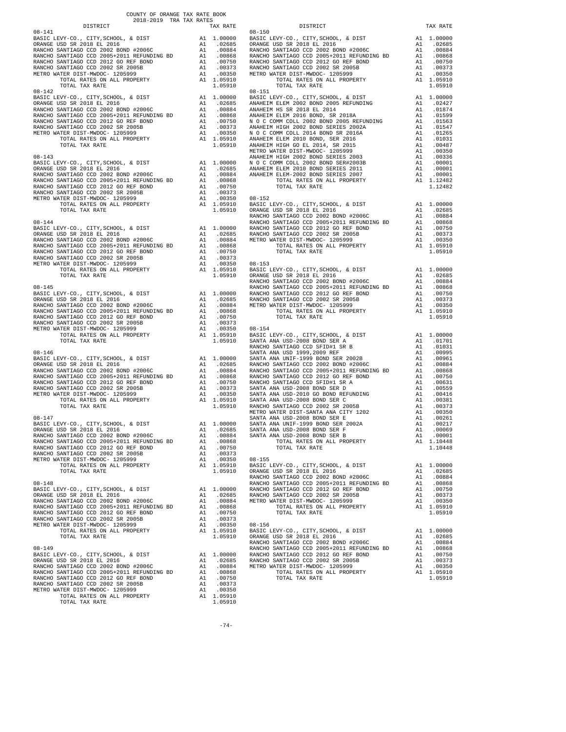COUNTY OF ORANGE TAX RATE BOOK
2018-2019 TRA TAX RATES

| DISTRICT | | TAX RATE |
|---|---|---|
| **08-141** | | |
| BASIC LEVY-CO., CITY,SCHOOL, & DIST | A1 | 1.00000 |
| ORANGE USD SR 2018 EL 2016 | A1 | .02685 |
| RANCHO SANTIAGO CCD 2002 BOND #2006C | A1 | .00884 |
| RANCHO SANTIAGO CCD 2005+2011 REFUNDING BD | A1 | .00868 |
| RANCHO SANTIAGO CCD 2012 GO REF BOND | A1 | .00750 |
| RANCHO SANTIAGO CCD 2002 SR 2005B | A1 | .00373 |
| METRO WATER DIST-MWDOC- 1205999 | A1 | .00350 |
| TOTAL RATES ON ALL PROPERTY | A1 | 1.05910 |
| TOTAL TAX RATE | | 1.05910 |
| **08-142** | | |
| BASIC LEVY-CO., CITY,SCHOOL, & DIST | A1 | 1.00000 |
| ORANGE USD SR 2018 EL 2016 | A1 | .02685 |
| RANCHO SANTIAGO CCD 2002 BOND #2006C | A1 | .00884 |
| RANCHO SANTIAGO CCD 2005+2011 REFUNDING BD | A1 | .00868 |
| RANCHO SANTIAGO CCD 2012 GO REF BOND | A1 | .00750 |
| RANCHO SANTIAGO CCD 2002 SR 2005B | A1 | .00373 |
| METRO WATER DIST-MWDOC- 1205999 | A1 | .00350 |
| TOTAL RATES ON ALL PROPERTY | A1 | 1.05910 |
| TOTAL TAX RATE | | 1.05910 |
| **08-143** | | |
| BASIC LEVY-CO., CITY,SCHOOL, & DIST | A1 | 1.00000 |
| ORANGE USD SR 2018 EL 2016 | A1 | .02685 |
| RANCHO SANTIAGO CCD 2002 BOND #2006C | A1 | .00884 |
| RANCHO SANTIAGO CCD 2005+2011 REFUNDING BD | A1 | .00868 |
| RANCHO SANTIAGO CCD 2012 GO REF BOND | A1 | .00750 |
| RANCHO SANTIAGO CCD 2002 SR 2005B | A1 | .00373 |
| METRO WATER DIST-MWDOC- 1205999 | A1 | .00350 |
| TOTAL RATES ON ALL PROPERTY | A1 | 1.05910 |
| TOTAL TAX RATE | | 1.05910 |
| **08-144** | | |
| BASIC LEVY-CO., CITY,SCHOOL, & DIST | A1 | 1.00000 |
| ORANGE USD SR 2018 EL 2016 | A1 | .02685 |
| RANCHO SANTIAGO CCD 2002 BOND #2006C | A1 | .00884 |
| RANCHO SANTIAGO CCD 2005+2011 REFUNDING BD | A1 | .00868 |
| RANCHO SANTIAGO CCD 2012 GO REF BOND | A1 | .00750 |
| RANCHO SANTIAGO CCD 2002 SR 2005B | A1 | .00373 |
| METRO WATER DIST-MWDOC- 1205999 | A1 | .00350 |
| TOTAL RATES ON ALL PROPERTY | A1 | 1.05910 |
| TOTAL TAX RATE | | 1.05910 |
| **08-145** | | |
| BASIC LEVY-CO., CITY,SCHOOL, & DIST | A1 | 1.00000 |
| ORANGE USD SR 2018 EL 2016 | A1 | .02685 |
| RANCHO SANTIAGO CCD 2002 BOND #2006C | A1 | .00884 |
| RANCHO SANTIAGO CCD 2005+2011 REFUNDING BD | A1 | .00868 |
| RANCHO SANTIAGO CCD 2012 GO REF BOND | A1 | .00750 |
| RANCHO SANTIAGO CCD 2002 SR 2005B | A1 | .00373 |
| METRO WATER DIST-MWDOC- 1205999 | A1 | .00350 |
| TOTAL RATES ON ALL PROPERTY | A1 | 1.05910 |
| TOTAL TAX RATE | | 1.05910 |
| **08-146** | | |
| BASIC LEVY-CO., CITY,SCHOOL, & DIST | A1 | 1.00000 |
| ORANGE USD SR 2018 EL 2016 | A1 | .02685 |
| RANCHO SANTIAGO CCD 2002 BOND #2006C | A1 | .00884 |
| RANCHO SANTIAGO CCD 2005+2011 REFUNDING BD | A1 | .00868 |
| RANCHO SANTIAGO CCD 2012 GO REF BOND | A1 | .00750 |
| RANCHO SANTIAGO CCD 2002 SR 2005B | A1 | .00373 |
| METRO WATER DIST-MWDOC- 1205999 | A1 | .00350 |
| TOTAL RATES ON ALL PROPERTY | A1 | 1.05910 |
| TOTAL TAX RATE | | 1.05910 |
| **08-147** | | |
| BASIC LEVY-CO., CITY,SCHOOL, & DIST | A1 | 1.00000 |
| ORANGE USD SR 2018 EL 2016 | A1 | .02685 |
| RANCHO SANTIAGO CCD 2002 BOND #2006C | A1 | .00884 |
| RANCHO SANTIAGO CCD 2005+2011 REFUNDING BD | A1 | .00868 |
| RANCHO SANTIAGO CCD 2012 GO REF BOND | A1 | .00750 |
| RANCHO SANTIAGO CCD 2002 SR 2005B | A1 | .00373 |
| METRO WATER DIST-MWDOC- 1205999 | A1 | .00350 |
| TOTAL RATES ON ALL PROPERTY | A1 | 1.05910 |
| TOTAL TAX RATE | | 1.05910 |
| **08-148** | | |
| BASIC LEVY-CO., CITY,SCHOOL, & DIST | A1 | 1.00000 |
| ORANGE USD SR 2018 EL 2016 | A1 | .02685 |
| RANCHO SANTIAGO CCD 2002 BOND #2006C | A1 | .00884 |
| RANCHO SANTIAGO CCD 2005+2011 REFUNDING BD | A1 | .00868 |
| RANCHO SANTIAGO CCD 2012 GO REF BOND | A1 | .00750 |
| RANCHO SANTIAGO CCD 2002 SR 2005B | A1 | .00373 |
| METRO WATER DIST-MWDOC- 1205999 | A1 | .00350 |
| TOTAL RATES ON ALL PROPERTY | A1 | 1.05910 |
| TOTAL TAX RATE | | 1.05910 |
| **08-149** | | |
| BASIC LEVY-CO., CITY,SCHOOL, & DIST | A1 | 1.00000 |
| ORANGE USD SR 2018 EL 2016 | A1 | .02685 |
| RANCHO SANTIAGO CCD 2002 BOND #2006C | A1 | .00884 |
| RANCHO SANTIAGO CCD 2005+2011 REFUNDING BD | A1 | .00868 |
| RANCHO SANTIAGO CCD 2012 GO REF BOND | A1 | .00750 |
| RANCHO SANTIAGO CCD 2002 SR 2005B | A1 | .00373 |
| METRO WATER DIST-MWDOC- 1205999 | A1 | .00350 |
| TOTAL RATES ON ALL PROPERTY | A1 | 1.05910 |
| TOTAL TAX RATE | | 1.05910 |
| **08-150** | | |
| BASIC LEVY-CO., CITY,SCHOOL, & DIST | A1 | 1.00000 |
| ORANGE USD SR 2018 EL 2016 | A1 | .02685 |
| RANCHO SANTIAGO CCD 2002 BOND #2006C | A1 | .00884 |
| RANCHO SANTIAGO CCD 2005+2011 REFUNDING BD | A1 | .00868 |
| RANCHO SANTIAGO CCD 2012 GO REF BOND | A1 | .00750 |
| RANCHO SANTIAGO CCD 2002 SR 2005B | A1 | .00373 |
| METRO WATER DIST-MWDOC- 1205999 | A1 | .00350 |
| TOTAL RATES ON ALL PROPERTY | A1 | 1.05910 |
| TOTAL TAX RATE | | 1.05910 |
| **08-151** | | |
| BASIC LEVY-CO., CITY,SCHOOL, & DIST | A1 | 1.00000 |
| ANAHEIM ELEM 2002 BOND 2005 REFUNDING | A1 | .02427 |
| ANAHEIM HS SR 2018 EL 2014 | A1 | .01874 |
| ANAHEIM ELEM 2016 BOND, SR 2018A | A1 | .01599 |
| N O C COMM COLL 2002 BOND 2005 REFUNDING | A1 | .01563 |
| ANAHEIM HIGH 2002 BOND SERIES 2002A | A1 | .01547 |
| N O C COMM COLL 2014 BOND SR 2016A | A1 | .01265 |
| ANAHEIM ELEM 2010 BOND, SER 2016 | A1 | .01031 |
| ANAHEIM HIGH GO EL 2014, SR 2015 | A1 | .00487 |
| METRO WATER DIST-MWDOC- 1205999 | A1 | .00350 |
| ANAHEIM HIGH 2002 BOND SERIES 2003 | A1 | .00336 |
| N O C COMM COLL 2002 BOND SER#2003B | A1 | .00001 |
| ANAHEIM ELEM 2010 BOND SERIES 2011 | A1 | .00001 |
| ANAHEIM ELEM-2002 BOND SERIES 2007 | A1 | .00001 |
| TOTAL RATES ON ALL PROPERTY | A1 | 1.12482 |
| TOTAL TAX RATE | | 1.12482 |
| **08-152** | | |
| BASIC LEVY-CO., CITY,SCHOOL, & DIST | A1 | 1.00000 |
| ORANGE USD SR 2018 EL 2016 | A1 | .02685 |
| RANCHO SANTIAGO CCD 2002 BOND #2006C | A1 | .00884 |
| RANCHO SANTIAGO CCD 2005+2011 REFUNDING BD | A1 | .00868 |
| RANCHO SANTIAGO CCD 2012 GO REF BOND | A1 | .00750 |
| RANCHO SANTIAGO CCD 2002 SR 2005B | A1 | .00373 |
| METRO WATER DIST-MWDOC- 1205999 | A1 | .00350 |
| TOTAL RATES ON ALL PROPERTY | A1 | 1.05910 |
| TOTAL TAX RATE | | 1.05910 |
| **08-153** | | |
| BASIC LEVY-CO., CITY,SCHOOL, & DIST | A1 | 1.00000 |
| ORANGE USD SR 2018 EL 2016 | A1 | .02685 |
| RANCHO SANTIAGO CCD 2002 BOND #2006C | A1 | .00884 |
| RANCHO SANTIAGO CCD 2005+2011 REFUNDING BD | A1 | .00868 |
| RANCHO SANTIAGO CCD 2012 GO REF BOND | A1 | .00750 |
| RANCHO SANTIAGO CCD 2002 SR 2005B | A1 | .00373 |
| METRO WATER DIST-MWDOC- 1205999 | A1 | .00350 |
| TOTAL RATES ON ALL PROPERTY | A1 | 1.05910 |
| TOTAL TAX RATE | | 1.05910 |
| **08-154** | | |
| BASIC LEVY-CO., CITY,SCHOOL, & DIST | A1 | 1.00000 |
| SANTA ANA USD-2008 BOND SER A | A1 | .01701 |
| RANCHO SANTIAGO CCD SFID#1 SR B | A1 | .01031 |
| SANTA ANA USD 1999,2009 REF | A1 | .00995 |
| SANTA ANA UNIF-1999 BOND SER 2002B | A1 | .00961 |
| RANCHO SANTIAGO CCD 2002 BOND #2006C | A1 | .00884 |
| RANCHO SANTIAGO CCD 2005+2011 REFUNDING BD | A1 | .00868 |
| RANCHO SANTIAGO CCD 2012 GO REF BOND | A1 | .00750 |
| RANCHO SANTIAGO CCD SFID#1 SR A | A1 | .00631 |
| SANTA ANA USD-2008 BOND SER D | A1 | .00559 |
| SANTA ANA USD-2010 GO BOND REFUNDING | A1 | .00416 |
| SANTA ANA USD-2008 BOND SER C | A1 | .00381 |
| RANCHO SANTIAGO CCD 2002 SR 2005B | A1 | .00373 |
| METRO WATER DIST-SANTA ANA CITY 1202 | A1 | .00350 |
| SANTA ANA USD-2008 BOND SER E | A1 | .00261 |
| SANTA ANA UNIF-1999 BOND SER 2002A | A1 | .00217 |
| SANTA ANA USD-2008 BOND SER F | A1 | .00069 |
| SANTA ANA USD-2008 BOND SER B | A1 | .00001 |
| TOTAL RATES ON ALL PROPERTY | A1 | 1.10448 |
| TOTAL TAX RATE | | 1.10448 |
| **08-155** | | |
| BASIC LEVY-CO., CITY,SCHOOL, & DIST | A1 | 1.00000 |
| ORANGE USD SR 2018 EL 2016 | A1 | .02685 |
| RANCHO SANTIAGO CCD 2002 BOND #2006C | A1 | .00884 |
| RANCHO SANTIAGO CCD 2005+2011 REFUNDING BD | A1 | .00868 |
| RANCHO SANTIAGO CCD 2012 GO REF BOND | A1 | .00750 |
| RANCHO SANTIAGO CCD 2002 SR 2005B | A1 | .00373 |
| METRO WATER DIST-MWDOC- 1205999 | A1 | .00350 |
| TOTAL RATES ON ALL PROPERTY | A1 | 1.05910 |
| TOTAL TAX RATE | | 1.05910 |
| **08-156** | | |
| BASIC LEVY-CO., CITY,SCHOOL, & DIST | A1 | 1.00000 |
| ORANGE USD SR 2018 EL 2016 | A1 | .02685 |
| RANCHO SANTIAGO CCD 2002 BOND #2006C | A1 | .00884 |
| RANCHO SANTIAGO CCD 2005+2011 REFUNDING BD | A1 | .00868 |
| RANCHO SANTIAGO CCD 2012 GO REF BOND | A1 | .00750 |
| RANCHO SANTIAGO CCD 2002 SR 2005B | A1 | .00373 |
| METRO WATER DIST-MWDOC- 1205999 | A1 | .00350 |
| TOTAL RATES ON ALL PROPERTY | A1 | 1.05910 |
| TOTAL TAX RATE | | 1.05910 |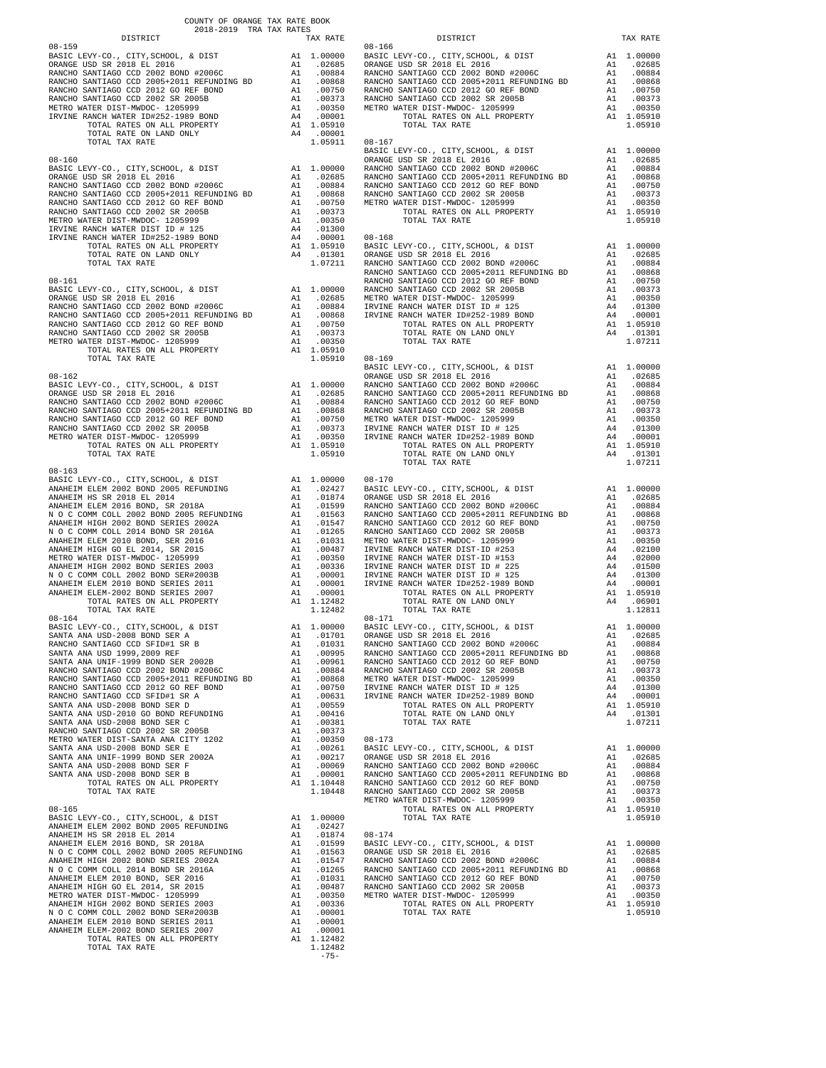COUNTY OF ORANGE TAX RATE BOOK
2018-2019 TRA TAX RATES

| DISTRICT | | TAX RATE |
|---|---|---|
| **08-159** | | |
| BASIC LEVY-CO., CITY,SCHOOL, & DIST | A1 | 1.00000 |
| ORANGE USD SR 2018 EL 2016 | A1 | .02685 |
| RANCHO SANTIAGO CCD 2002 BOND #2006C | A1 | .00884 |
| RANCHO SANTIAGO CCD 2005+2011 REFUNDING BD | A1 | .00868 |
| RANCHO SANTIAGO CCD 2012 GO REF BOND | A1 | .00750 |
| RANCHO SANTIAGO CCD 2002 SR 2005B | A1 | .00373 |
| METRO WATER DIST-MWDOC- 1205999 | A1 | .00350 |
| IRVINE RANCH WATER ID#252-1989 BOND | A4 | .00001 |
| TOTAL RATES ON ALL PROPERTY | A1 | 1.05910 |
| TOTAL RATE ON LAND ONLY | A4 | .00001 |
| TOTAL TAX RATE | | 1.05911 |
| **08-160** | | |
| BASIC LEVY-CO., CITY,SCHOOL, & DIST | A1 | 1.00000 |
| ORANGE USD SR 2018 EL 2016 | A1 | .02685 |
| RANCHO SANTIAGO CCD 2002 BOND #2006C | A1 | .00884 |
| RANCHO SANTIAGO CCD 2005+2011 REFUNDING BD | A1 | .00868 |
| RANCHO SANTIAGO CCD 2012 GO REF BOND | A1 | .00750 |
| RANCHO SANTIAGO CCD 2002 SR 2005B | A1 | .00373 |
| METRO WATER DIST-MWDOC- 1205999 | A1 | .00350 |
| IRVINE RANCH WATER DIST ID # 125 | A4 | .01300 |
| IRVINE RANCH WATER ID#252-1989 BOND | A4 | .00001 |
| TOTAL RATES ON ALL PROPERTY | A1 | 1.05910 |
| TOTAL RATE ON LAND ONLY | A4 | .01301 |
| TOTAL TAX RATE | | 1.07211 |
| **08-161** | | |
| BASIC LEVY-CO., CITY,SCHOOL, & DIST | A1 | 1.00000 |
| ORANGE USD SR 2018 EL 2016 | A1 | .02685 |
| RANCHO SANTIAGO CCD 2002 BOND #2006C | A1 | .00884 |
| RANCHO SANTIAGO CCD 2005+2011 REFUNDING BD | A1 | .00868 |
| RANCHO SANTIAGO CCD 2012 GO REF BOND | A1 | .00750 |
| RANCHO SANTIAGO CCD 2002 SR 2005B | A1 | .00373 |
| METRO WATER DIST-MWDOC- 1205999 | A1 | .00350 |
| TOTAL RATES ON ALL PROPERTY | A1 | 1.05910 |
| TOTAL TAX RATE | | 1.05910 |
| **08-162** | | |
| BASIC LEVY-CO., CITY,SCHOOL, & DIST | A1 | 1.00000 |
| ORANGE USD SR 2018 EL 2016 | A1 | .02685 |
| RANCHO SANTIAGO CCD 2002 BOND #2006C | A1 | .00884 |
| RANCHO SANTIAGO CCD 2005+2011 REFUNDING BD | A1 | .00868 |
| RANCHO SANTIAGO CCD 2012 GO REF BOND | A1 | .00750 |
| RANCHO SANTIAGO CCD 2002 SR 2005B | A1 | .00373 |
| METRO WATER DIST-MWDOC- 1205999 | A1 | .00350 |
| TOTAL RATES ON ALL PROPERTY | A1 | 1.05910 |
| TOTAL TAX RATE | | 1.05910 |
| **08-163** | | |
| BASIC LEVY-CO., CITY,SCHOOL, & DIST | A1 | 1.00000 |
| ANAHEIM ELEM 2002 BOND 2005 REFUNDING | A1 | .02427 |
| ANAHEIM HS SR 2018 EL 2014 | A1 | .01874 |
| ANAHEIM ELEM 2016 BOND, SR 2018A | A1 | .01599 |
| N O C COMM COLL 2002 BOND 2005 REFUNDING | A1 | .01563 |
| ANAHEIM HIGH 2002 BOND SERIES 2002A | A1 | .01547 |
| N O C COMM COLL 2014 BOND SR 2016A | A1 | .01265 |
| ANAHEIM ELEM 2010 BOND, SER 2016 | A1 | .01031 |
| ANAHEIM HIGH GO EL 2014, SR 2015 | A1 | .00487 |
| METRO WATER DIST-MWDOC- 1205999 | A1 | .00350 |
| ANAHEIM HIGH 2002 BOND SERIES 2003 | A1 | .00336 |
| N O C COMM COLL 2002 BOND SER#2003B | A1 | .00001 |
| ANAHEIM ELEM 2010 BOND SERIES 2011 | A1 | .00001 |
| ANAHEIM ELEM-2002 BOND SERIES 2007 | A1 | .00001 |
| TOTAL RATES ON ALL PROPERTY | A1 | 1.12482 |
| TOTAL TAX RATE | | 1.12482 |
| **08-164** | | |
| BASIC LEVY-CO., CITY,SCHOOL, & DIST | A1 | 1.00000 |
| SANTA ANA USD-2008 BOND SER A | A1 | .01701 |
| RANCHO SANTIAGO CCD SFID#1 SR B | A1 | .01031 |
| SANTA ANA USD 1999,2009 REF | A1 | .00995 |
| SANTA ANA UNIF-1999 BOND SER 2002B | A1 | .00961 |
| RANCHO SANTIAGO CCD 2002 BOND #2006C | A1 | .00884 |
| RANCHO SANTIAGO CCD 2005+2011 REFUNDING BD | A1 | .00868 |
| RANCHO SANTIAGO CCD 2012 GO REF BOND | A1 | .00750 |
| RANCHO SANTIAGO CCD SFID#1 SR A | A1 | .00631 |
| SANTA ANA USD-2008 BOND SER D | A1 | .00559 |
| SANTA ANA USD-2010 GO BOND REFUNDING | A1 | .00416 |
| SANTA ANA USD-2008 BOND SER C | A1 | .00381 |
| RANCHO SANTIAGO CCD 2002 SR 2005B | A1 | .00373 |
| METRO WATER DIST-SANTA ANA CITY 1202 | A1 | .00350 |
| SANTA ANA USD-2008 BOND SER E | A1 | .00261 |
| SANTA ANA UNIF-1999 BOND SER 2002A | A1 | .00217 |
| SANTA ANA USD-2008 BOND SER F | A1 | .00069 |
| SANTA ANA USD-2008 BOND SER B | A1 | .00001 |
| TOTAL RATES ON ALL PROPERTY | A1 | 1.10448 |
| TOTAL TAX RATE | | 1.10448 |
| **08-165** | | |
| BASIC LEVY-CO., CITY,SCHOOL, & DIST | A1 | 1.00000 |
| ANAHEIM ELEM 2002 BOND 2005 REFUNDING | A1 | .02427 |
| ANAHEIM HS SR 2018 EL 2014 | A1 | .01874 |
| ANAHEIM ELEM 2016 BOND, SR 2018A | A1 | .01599 |
| N O C COMM COLL 2002 BOND 2005 REFUNDING | A1 | .01563 |
| ANAHEIM HIGH 2002 BOND SERIES 2002A | A1 | .01547 |
| N O C COMM COLL 2014 BOND SR 2016A | A1 | .01265 |
| ANAHEIM ELEM 2010 BOND, SER 2016 | A1 | .01031 |
| ANAHEIM HIGH GO EL 2014, SR 2015 | A1 | .00487 |
| METRO WATER DIST-MWDOC- 1205999 | A1 | .00350 |
| ANAHEIM HIGH 2002 BOND SERIES 2003 | A1 | .00336 |
| N O C COMM COLL 2002 BOND SER#2003B | A1 | .00001 |
| ANAHEIM ELEM 2010 BOND SERIES 2011 | A1 | .00001 |
| ANAHEIM ELEM-2002 BOND SERIES 2007 | A1 | .00001 |
| TOTAL RATES ON ALL PROPERTY | A1 | 1.12482 |
| TOTAL TAX RATE | | 1.12482 |
| **08-166** | | |
| BASIC LEVY-CO., CITY,SCHOOL, & DIST | A1 | 1.00000 |
| ORANGE USD SR 2018 EL 2016 | A1 | .02685 |
| RANCHO SANTIAGO CCD 2002 BOND #2006C | A1 | .00884 |
| RANCHO SANTIAGO CCD 2005+2011 REFUNDING BD | A1 | .00868 |
| RANCHO SANTIAGO CCD 2012 GO REF BOND | A1 | .00750 |
| RANCHO SANTIAGO CCD 2002 SR 2005B | A1 | .00373 |
| METRO WATER DIST-MWDOC- 1205999 | A1 | .00350 |
| TOTAL RATES ON ALL PROPERTY | A1 | 1.05910 |
| TOTAL TAX RATE | | 1.05910 |
| **08-167** | | |
| BASIC LEVY-CO., CITY,SCHOOL, & DIST | A1 | 1.00000 |
| ORANGE USD SR 2018 EL 2016 | A1 | .02685 |
| RANCHO SANTIAGO CCD 2002 BOND #2006C | A1 | .00884 |
| RANCHO SANTIAGO CCD 2005+2011 REFUNDING BD | A1 | .00868 |
| RANCHO SANTIAGO CCD 2012 GO REF BOND | A1 | .00750 |
| RANCHO SANTIAGO CCD 2002 SR 2005B | A1 | .00373 |
| METRO WATER DIST-MWDOC- 1205999 | A1 | .00350 |
| TOTAL RATES ON ALL PROPERTY | A1 | 1.05910 |
| TOTAL TAX RATE | | 1.05910 |
| **08-168** | | |
| BASIC LEVY-CO., CITY,SCHOOL, & DIST | A1 | 1.00000 |
| ORANGE USD SR 2018 EL 2016 | A1 | .02685 |
| RANCHO SANTIAGO CCD 2002 BOND #2006C | A1 | .00884 |
| RANCHO SANTIAGO CCD 2005+2011 REFUNDING BD | A1 | .00868 |
| RANCHO SANTIAGO CCD 2012 GO REF BOND | A1 | .00750 |
| RANCHO SANTIAGO CCD 2002 SR 2005B | A1 | .00373 |
| METRO WATER DIST-MWDOC- 1205999 | A1 | .00350 |
| IRVINE RANCH WATER DIST ID # 125 | A4 | .01300 |
| IRVINE RANCH WATER ID#252-1989 BOND | A4 | .00001 |
| TOTAL RATES ON ALL PROPERTY | A1 | 1.05910 |
| TOTAL RATE ON LAND ONLY | A4 | .01301 |
| TOTAL TAX RATE | | 1.07211 |
| **08-169** | | |
| BASIC LEVY-CO., CITY,SCHOOL, & DIST | A1 | 1.00000 |
| ORANGE USD SR 2018 EL 2016 | A1 | .02685 |
| RANCHO SANTIAGO CCD 2002 BOND #2006C | A1 | .00884 |
| RANCHO SANTIAGO CCD 2005+2011 REFUNDING BD | A1 | .00868 |
| RANCHO SANTIAGO CCD 2012 GO REF BOND | A1 | .00750 |
| RANCHO SANTIAGO CCD 2002 SR 2005B | A1 | .00373 |
| METRO WATER DIST-MWDOC- 1205999 | A1 | .00350 |
| IRVINE RANCH WATER DIST ID # 125 | A4 | .01300 |
| IRVINE RANCH WATER ID#252-1989 BOND | A4 | .00001 |
| TOTAL RATES ON ALL PROPERTY | A1 | 1.05910 |
| TOTAL RATE ON LAND ONLY | A4 | .01301 |
| TOTAL TAX RATE | | 1.07211 |
| **08-170** | | |
| BASIC LEVY-CO., CITY,SCHOOL, & DIST | A1 | 1.00000 |
| ORANGE USD SR 2018 EL 2016 | A1 | .02685 |
| RANCHO SANTIAGO CCD 2002 BOND #2006C | A1 | .00884 |
| RANCHO SANTIAGO CCD 2005+2011 REFUNDING BD | A1 | .00868 |
| RANCHO SANTIAGO CCD 2012 GO REF BOND | A1 | .00750 |
| RANCHO SANTIAGO CCD 2002 SR 2005B | A1 | .00373 |
| METRO WATER DIST-MWDOC- 1205999 | A1 | .00350 |
| IRVINE RANCH WATER DIST-ID #253 | A4 | .02100 |
| IRVINE RANCH WATER DIST-ID #153 | A4 | .02000 |
| IRVINE RANCH WATER DIST ID # 225 | A4 | .01500 |
| IRVINE RANCH WATER DIST ID # 125 | A4 | .01300 |
| IRVINE RANCH WATER ID#252-1989 BOND | A4 | .00001 |
| TOTAL RATES ON ALL PROPERTY | A1 | 1.05910 |
| TOTAL RATE ON LAND ONLY | A4 | .06901 |
| TOTAL TAX RATE | | 1.12811 |
| **08-171** | | |
| BASIC LEVY-CO., CITY,SCHOOL, & DIST | A1 | 1.00000 |
| ORANGE USD SR 2018 EL 2016 | A1 | .02685 |
| RANCHO SANTIAGO CCD 2002 BOND #2006C | A1 | .00884 |
| RANCHO SANTIAGO CCD 2005+2011 REFUNDING BD | A1 | .00868 |
| RANCHO SANTIAGO CCD 2002 SR 2005B | A1 | .00373 |
| METRO WATER DIST-MWDOC- 1205999 | A1 | .00350 |
| IRVINE RANCH WATER DIST ID # 125 | A4 | .01300 |
| IRVINE RANCH WATER ID#252-1989 BOND | A4 | .00001 |
| TOTAL RATES ON ALL PROPERTY | A1 | 1.05910 |
| TOTAL RATE ON LAND ONLY | A4 | .01301 |
| TOTAL TAX RATE | | 1.07211 |
| **08-173** | | |
| BASIC LEVY-CO., CITY,SCHOOL, & DIST | A1 | 1.00000 |
| ORANGE USD SR 2018 EL 2016 | A1 | .02685 |
| RANCHO SANTIAGO CCD 2002 BOND #2006C | A1 | .00884 |
| RANCHO SANTIAGO CCD 2005+2011 REFUNDING BD | A1 | .00868 |
| RANCHO SANTIAGO CCD 2012 GO REF BOND | A1 | .00750 |
| RANCHO SANTIAGO CCD 2002 SR 2005B | A1 | .00373 |
| METRO WATER DIST-MWDOC- 1205999 | A1 | .00350 |
| TOTAL RATES ON ALL PROPERTY | A1 | 1.05910 |
| TOTAL TAX RATE | | 1.05910 |
| **08-174** | | |
| BASIC LEVY-CO., CITY,SCHOOL, & DIST | A1 | 1.00000 |
| ORANGE USD SR 2018 EL 2016 | A1 | .02685 |
| RANCHO SANTIAGO CCD 2002 BOND #2006C | A1 | .00884 |
| RANCHO SANTIAGO CCD 2005+2011 REFUNDING BD | A1 | .00868 |
| RANCHO SANTIAGO CCD 2012 GO REF BOND | A1 | .00750 |
| RANCHO SANTIAGO CCD 2002 SR 2005B | A1 | .00373 |
| METRO WATER DIST-MWDOC- 1205999 | A1 | .00350 |
| TOTAL RATES ON ALL PROPERTY | A1 | 1.05910 |
| TOTAL TAX RATE | | 1.05910 |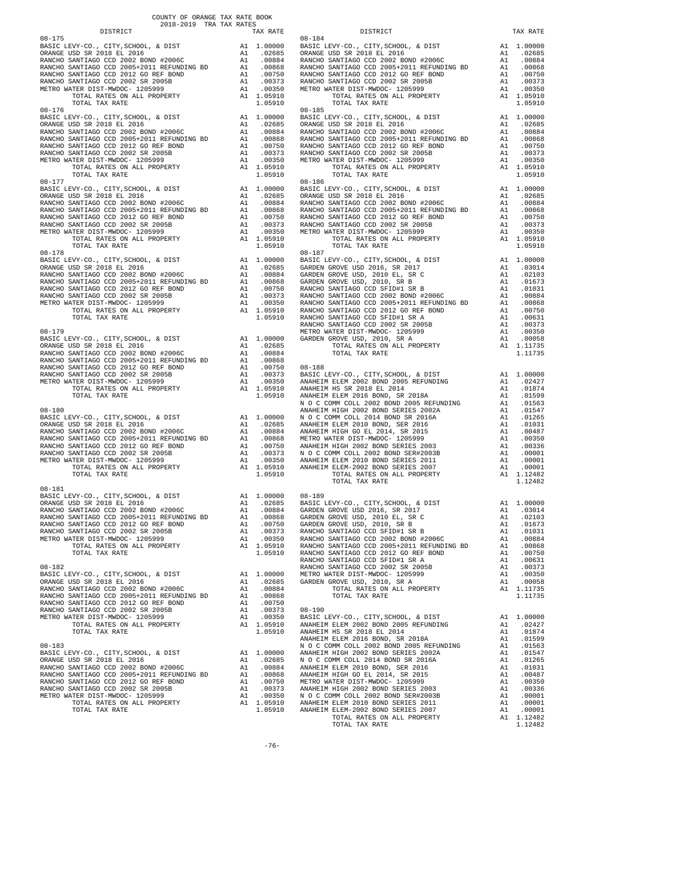COUNTY OF ORANGE TAX RATE BOOK
2018-2019 TRA TAX RATES

| DISTRICT | | TAX RATE |
|---|---|---|
| **08-175** | | |
| BASIC LEVY-CO., CITY,SCHOOL, & DIST | A1 | 1.00000 |
| ORANGE USD SR 2018 EL 2016 | A1 | .02685 |
| RANCHO SANTIAGO CCD 2002 BOND #2006C | A1 | .00884 |
| RANCHO SANTIAGO CCD 2005+2011 REFUNDING BD | A1 | .00868 |
| RANCHO SANTIAGO CCD 2012 GO REF BOND | A1 | .00750 |
| RANCHO SANTIAGO CCD 2002 SR 2005B | A1 | .00373 |
| METRO WATER DIST-MWDOC- 1205999 | A1 | .00350 |
| TOTAL RATES ON ALL PROPERTY | A1 | 1.05910 |
| TOTAL TAX RATE | | 1.05910 |
| **08-176** | | |
| BASIC LEVY-CO., CITY,SCHOOL, & DIST | A1 | 1.00000 |
| ORANGE USD SR 2018 EL 2016 | A1 | .02685 |
| RANCHO SANTIAGO CCD 2002 BOND #2006C | A1 | .00884 |
| RANCHO SANTIAGO CCD 2005+2011 REFUNDING BD | A1 | .00868 |
| RANCHO SANTIAGO CCD 2012 GO REF BOND | A1 | .00750 |
| RANCHO SANTIAGO CCD 2002 SR 2005B | A1 | .00373 |
| METRO WATER DIST-MWDOC- 1205999 | A1 | .00350 |
| TOTAL RATES ON ALL PROPERTY | A1 | 1.05910 |
| TOTAL TAX RATE | | 1.05910 |
| **08-177** | | |
| BASIC LEVY-CO., CITY,SCHOOL, & DIST | A1 | 1.00000 |
| ORANGE USD SR 2018 EL 2016 | A1 | .02685 |
| RANCHO SANTIAGO CCD 2002 BOND #2006C | A1 | .00884 |
| RANCHO SANTIAGO CCD 2005+2011 REFUNDING BD | A1 | .00868 |
| RANCHO SANTIAGO CCD 2012 GO REF BOND | A1 | .00750 |
| RANCHO SANTIAGO CCD 2002 SR 2005B | A1 | .00373 |
| METRO WATER DIST-MWDOC- 1205999 | A1 | .00350 |
| TOTAL RATES ON ALL PROPERTY | A1 | 1.05910 |
| TOTAL TAX RATE | | 1.05910 |
| **08-178** | | |
| BASIC LEVY-CO., CITY,SCHOOL, & DIST | A1 | 1.00000 |
| ORANGE USD SR 2018 EL 2016 | A1 | .02685 |
| RANCHO SANTIAGO CCD 2002 BOND #2006C | A1 | .00884 |
| RANCHO SANTIAGO CCD 2005+2011 REFUNDING BD | A1 | .00868 |
| RANCHO SANTIAGO CCD 2012 GO REF BOND | A1 | .00750 |
| RANCHO SANTIAGO CCD 2002 SR 2005B | A1 | .00373 |
| METRO WATER DIST-MWDOC- 1205999 | A1 | .00350 |
| TOTAL RATES ON ALL PROPERTY | A1 | 1.05910 |
| TOTAL TAX RATE | | 1.05910 |
| **08-179** | | |
| BASIC LEVY-CO., CITY,SCHOOL, & DIST | A1 | 1.00000 |
| ORANGE USD SR 2018 EL 2016 | A1 | .02685 |
| RANCHO SANTIAGO CCD 2002 BOND #2006C | A1 | .00884 |
| RANCHO SANTIAGO CCD 2005+2011 REFUNDING BD | A1 | .00868 |
| RANCHO SANTIAGO CCD 2012 GO REF BOND | A1 | .00750 |
| RANCHO SANTIAGO CCD 2002 SR 2005B | A1 | .00373 |
| METRO WATER DIST-MWDOC- 1205999 | A1 | .00350 |
| TOTAL RATES ON ALL PROPERTY | A1 | 1.05910 |
| TOTAL TAX RATE | | 1.05910 |
| **08-180** | | |
| BASIC LEVY-CO., CITY,SCHOOL, & DIST | A1 | 1.00000 |
| ORANGE USD SR 2018 EL 2016 | A1 | .02685 |
| RANCHO SANTIAGO CCD 2002 BOND #2006C | A1 | .00884 |
| RANCHO SANTIAGO CCD 2005+2011 REFUNDING BD | A1 | .00868 |
| RANCHO SANTIAGO CCD 2012 GO REF BOND | A1 | .00750 |
| RANCHO SANTIAGO CCD 2002 SR 2005B | A1 | .00373 |
| METRO WATER DIST-MWDOC- 1205999 | A1 | .00350 |
| TOTAL RATES ON ALL PROPERTY | A1 | 1.05910 |
| TOTAL TAX RATE | | 1.05910 |
| **08-181** | | |
| BASIC LEVY-CO., CITY,SCHOOL, & DIST | A1 | 1.00000 |
| ORANGE USD SR 2018 EL 2016 | A1 | .02685 |
| RANCHO SANTIAGO CCD 2002 BOND #2006C | A1 | .00884 |
| RANCHO SANTIAGO CCD 2005+2011 REFUNDING BD | A1 | .00868 |
| RANCHO SANTIAGO CCD 2012 GO REF BOND | A1 | .00750 |
| RANCHO SANTIAGO CCD 2002 SR 2005B | A1 | .00373 |
| METRO WATER DIST-MWDOC- 1205999 | A1 | .00350 |
| TOTAL RATES ON ALL PROPERTY | A1 | 1.05910 |
| TOTAL TAX RATE | | 1.05910 |
| **08-182** | | |
| BASIC LEVY-CO., CITY,SCHOOL, & DIST | A1 | 1.00000 |
| ORANGE USD SR 2018 EL 2016 | A1 | .02685 |
| RANCHO SANTIAGO CCD 2002 BOND #2006C | A1 | .00884 |
| RANCHO SANTIAGO CCD 2005+2011 REFUNDING BD | A1 | .00868 |
| RANCHO SANTIAGO CCD 2012 GO REF BOND | A1 | .00750 |
| RANCHO SANTIAGO CCD 2002 SR 2005B | A1 | .00373 |
| METRO WATER DIST-MWDOC- 1205999 | A1 | .00350 |
| TOTAL RATES ON ALL PROPERTY | A1 | 1.05910 |
| TOTAL TAX RATE | | 1.05910 |
| **08-183** | | |
| BASIC LEVY-CO., CITY,SCHOOL, & DIST | A1 | 1.00000 |
| ORANGE USD SR 2018 EL 2016 | A1 | .02685 |
| RANCHO SANTIAGO CCD 2002 BOND #2006C | A1 | .00884 |
| RANCHO SANTIAGO CCD 2005+2011 REFUNDING BD | A1 | .00868 |
| RANCHO SANTIAGO CCD 2012 GO REF BOND | A1 | .00750 |
| RANCHO SANTIAGO CCD 2002 SR 2005B | A1 | .00373 |
| METRO WATER DIST-MWDOC- 1205999 | A1 | .00350 |
| TOTAL RATES ON ALL PROPERTY | A1 | 1.05910 |
| TOTAL TAX RATE | | 1.05910 |
| **08-184** | | |
| BASIC LEVY-CO., CITY,SCHOOL, & DIST | A1 | 1.00000 |
| ORANGE USD SR 2018 EL 2016 | A1 | .02685 |
| RANCHO SANTIAGO CCD 2002 BOND #2006C | A1 | .00884 |
| RANCHO SANTIAGO CCD 2005+2011 REFUNDING BD | A1 | .00868 |
| RANCHO SANTIAGO CCD 2012 GO REF BOND | A1 | .00750 |
| RANCHO SANTIAGO CCD 2002 SR 2005B | A1 | .00373 |
| METRO WATER DIST-MWDOC- 1205999 | A1 | .00350 |
| TOTAL RATES ON ALL PROPERTY | A1 | 1.05910 |
| TOTAL TAX RATE | | 1.05910 |
| **08-185** | | |
| BASIC LEVY-CO., CITY,SCHOOL, & DIST | A1 | 1.00000 |
| ORANGE USD SR 2018 EL 2016 | A1 | .02685 |
| RANCHO SANTIAGO CCD 2002 BOND #2006C | A1 | .00884 |
| RANCHO SANTIAGO CCD 2005+2011 REFUNDING BD | A1 | .00868 |
| RANCHO SANTIAGO CCD 2012 GO REF BOND | A1 | .00750 |
| RANCHO SANTIAGO CCD 2002 SR 2005B | A1 | .00373 |
| METRO WATER DIST-MWDOC- 1205999 | A1 | .00350 |
| TOTAL RATES ON ALL PROPERTY | A1 | 1.05910 |
| TOTAL TAX RATE | | 1.05910 |
| **08-186** | | |
| BASIC LEVY-CO., CITY,SCHOOL, & DIST | A1 | 1.00000 |
| ORANGE USD SR 2018 EL 2016 | A1 | .02685 |
| RANCHO SANTIAGO CCD 2002 BOND #2006C | A1 | .00884 |
| RANCHO SANTIAGO CCD 2005+2011 REFUNDING BD | A1 | .00868 |
| RANCHO SANTIAGO CCD 2012 GO REF BOND | A1 | .00750 |
| RANCHO SANTIAGO CCD 2002 SR 2005B | A1 | .00373 |
| METRO WATER DIST-MWDOC- 1205999 | A1 | .00350 |
| TOTAL RATES ON ALL PROPERTY | A1 | 1.05910 |
| TOTAL TAX RATE | | 1.05910 |
| **08-187** | | |
| BASIC LEVY-CO., CITY,SCHOOL, & DIST | A1 | 1.00000 |
| GARDEN GROVE USD 2016, SR 2017 | A1 | .03014 |
| GARDEN GROVE USD, 2010 EL, SR C | A1 | .02103 |
| GARDEN GROVE USD, 2010, SR B | A1 | .01673 |
| RANCHO SANTIAGO CCD SFID#1 SR B | A1 | .01031 |
| RANCHO SANTIAGO CCD 2002 BOND #2006C | A1 | .00884 |
| RANCHO SANTIAGO CCD 2005+2011 REFUNDING BD | A1 | .00868 |
| RANCHO SANTIAGO CCD 2012 GO REF BOND | A1 | .00750 |
| RANCHO SANTIAGO CCD SFID#1 SR A | A1 | .00631 |
| RANCHO SANTIAGO CCD 2002 SR 2005B | A1 | .00373 |
| METRO WATER DIST-MWDOC- 1205999 | A1 | .00350 |
| GARDEN GROVE USD, 2010, SR A | A1 | .00058 |
| TOTAL RATES ON ALL PROPERTY | A1 | 1.11735 |
| TOTAL TAX RATE | | 1.11735 |
| **08-188** | | |
| BASIC LEVY-CO., CITY,SCHOOL, & DIST | A1 | 1.00000 |
| ANAHEIM ELEM 2002 BOND 2005 REFUNDING | A1 | .02427 |
| ANAHEIM HS SR 2018 EL 2014 | A1 | .01874 |
| ANAHEIM ELEM 2016 BOND, SR 2018A | A1 | .01599 |
| N O C COMM COLL 2002 BOND 2005 REFUNDING | A1 | .01563 |
| ANAHEIM HIGH 2002 BOND SERIES 2002A | A1 | .01547 |
| N O C COMM COLL 2014 BOND SR 2016A | A1 | .01265 |
| ANAHEIM ELEM 2010 BOND, SER 2016 | A1 | .01031 |
| ANAHEIM HIGH GO EL 2014, SR 2015 | A1 | .00487 |
| METRO WATER DIST-MWDOC- 1205999 | A1 | .00350 |
| ANAHEIM HIGH 2002 BOND SERIES 2003 | A1 | .00336 |
| N O C COMM COLL 2002 BOND SER#2003B | A1 | .00001 |
| ANAHEIM ELEM 2010 BOND SERIES 2011 | A1 | .00001 |
| ANAHEIM ELEM-2002 BOND SERIES 2007 | A1 | .00001 |
| TOTAL RATES ON ALL PROPERTY | A1 | 1.12482 |
| TOTAL TAX RATE | | 1.12482 |
| **08-189** | | |
| BASIC LEVY-CO., CITY,SCHOOL, & DIST | A1 | 1.00000 |
| GARDEN GROVE USD 2016, SR 2017 | A1 | .03014 |
| GARDEN GROVE USD, 2010 EL, SR C | A1 | .02103 |
| GARDEN GROVE USD, 2010, SR B | A1 | .01673 |
| RANCHO SANTIAGO CCD SFID#1 SR B | A1 | .01031 |
| RANCHO SANTIAGO CCD 2002 BOND #2006C | A1 | .00884 |
| RANCHO SANTIAGO CCD 2005+2011 REFUNDING BD | A1 | .00868 |
| RANCHO SANTIAGO CCD 2012 GO REF BOND | A1 | .00750 |
| RANCHO SANTIAGO CCD SFID#1 SR A | A1 | .00631 |
| RANCHO SANTIAGO CCD 2002 SR 2005B | A1 | .00373 |
| METRO WATER DIST-MWDOC- 1205999 | A1 | .00350 |
| GARDEN GROVE USD, 2010, SR A | A1 | .00058 |
| TOTAL RATES ON ALL PROPERTY | A1 | 1.11735 |
| TOTAL TAX RATE | | 1.11735 |
| **08-190** | | |
| BASIC LEVY-CO., CITY,SCHOOL, & DIST | A1 | 1.00000 |
| ANAHEIM ELEM 2002 BOND 2005 REFUNDING | A1 | .02427 |
| ANAHEIM HS SR 2018 EL 2014 | A1 | .01874 |
| ANAHEIM ELEM 2016 BOND, SR 2018A | A1 | .01599 |
| N O C COMM COLL 2002 BOND 2005 REFUNDING | A1 | .01563 |
| ANAHEIM HIGH 2002 BOND SERIES 2002A | A1 | .01547 |
| N O C COMM COLL 2014 BOND SR 2016A | A1 | .01265 |
| ANAHEIM ELEM 2010 BOND, SER 2016 | A1 | .01031 |
| ANAHEIM HIGH GO EL 2014, SR 2015 | A1 | .00487 |
| METRO WATER DIST-MWDOC- 1205999 | A1 | .00350 |
| ANAHEIM HIGH 2002 BOND SERIES 2003 | A1 | .00336 |
| N O C COMM COLL 2002 BOND SER#2003B | A1 | .00001 |
| ANAHEIM ELEM 2010 BOND SERIES 2011 | A1 | .00001 |
| ANAHEIM ELEM-2002 BOND SERIES 2007 | A1 | .00001 |
| TOTAL RATES ON ALL PROPERTY | A1 | 1.12482 |
| TOTAL TAX RATE | | 1.12482 |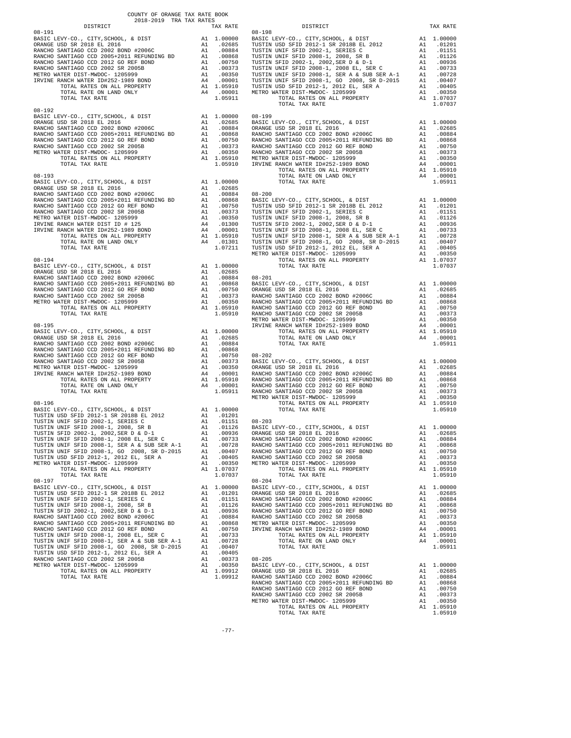COUNTY OF ORANGE TAX RATE BOOK
2018-2019 TRA TAX RATES

| DISTRICT | | TAX RATE |
|---|---|---|
| **08-191** | | |
| BASIC LEVY-CO., CITY,SCHOOL, & DIST | A1 | 1.00000 |
| ORANGE USD SR 2018 EL 2016 | A1 | .02685 |
| RANCHO SANTIAGO CCD 2002 BOND #2006C | A1 | .00884 |
| RANCHO SANTIAGO CCD 2005+2011 REFUNDING BD | A1 | .00868 |
| RANCHO SANTIAGO CCD 2012 GO REF BOND | A1 | .00750 |
| RANCHO SANTIAGO CCD 2002 SR 2005B | A1 | .00373 |
| METRO WATER DIST-MWDOC- 1205999 | A1 | .00350 |
| IRVINE RANCH WATER ID#252-1989 BOND | A4 | .00001 |
| TOTAL RATES ON ALL PROPERTY | A1 | 1.05910 |
| TOTAL RATE ON LAND ONLY | A4 | .00001 |
| TOTAL TAX RATE | | 1.05911 |
| **08-192** | | |
| BASIC LEVY-CO., CITY,SCHOOL, & DIST | A1 | 1.00000 |
| ORANGE USD SR 2018 EL 2016 | A1 | .02685 |
| RANCHO SANTIAGO CCD 2002 BOND #2006C | A1 | .00884 |
| RANCHO SANTIAGO CCD 2005+2011 REFUNDING BD | A1 | .00868 |
| RANCHO SANTIAGO CCD 2012 GO REF BOND | A1 | .00750 |
| RANCHO SANTIAGO CCD 2002 SR 2005B | A1 | .00373 |
| METRO WATER DIST-MWDOC- 1205999 | A1 | .00350 |
| TOTAL RATES ON ALL PROPERTY | A1 | 1.05910 |
| TOTAL TAX RATE | | 1.05910 |
| **08-193** | | |
| BASIC LEVY-CO., CITY,SCHOOL, & DIST | A1 | 1.00000 |
| ORANGE USD SR 2018 EL 2016 | A1 | .02685 |
| RANCHO SANTIAGO CCD 2002 BOND #2006C | A1 | .00884 |
| RANCHO SANTIAGO CCD 2005+2011 REFUNDING BD | A1 | .00868 |
| RANCHO SANTIAGO CCD 2012 GO REF BOND | A1 | .00750 |
| RANCHO SANTIAGO CCD 2002 SR 2005B | A1 | .00373 |
| METRO WATER DIST-MWDOC- 1205999 | A1 | .00350 |
| IRVINE RANCH WATER DIST # 125 | A4 | .01300 |
| IRVINE RANCH WATER ID#252-1989 BOND | A4 | .00001 |
| TOTAL RATES ON ALL PROPERTY | A1 | 1.05910 |
| TOTAL RATE ON LAND ONLY | A4 | .01301 |
| TOTAL TAX RATE | | 1.07211 |
| **08-194** | | |
| BASIC LEVY-CO., CITY,SCHOOL, & DIST | A1 | 1.00000 |
| ORANGE USD SR 2018 EL 2016 | A1 | .02685 |
| RANCHO SANTIAGO CCD 2002 BOND #2006C | A1 | .00884 |
| RANCHO SANTIAGO CCD 2005+2011 REFUNDING BD | A1 | .00868 |
| RANCHO SANTIAGO CCD 2012 GO REF BOND | A1 | .00750 |
| RANCHO SANTIAGO CCD 2002 SR 2005B | A1 | .00373 |
| METRO WATER DIST-MWDOC- 1205999 | A1 | .00350 |
| TOTAL RATES ON ALL PROPERTY | A1 | 1.05910 |
| TOTAL TAX RATE | | 1.05910 |
| **08-195** | | |
| BASIC LEVY-CO., CITY,SCHOOL, & DIST | A1 | 1.00000 |
| ORANGE USD SR 2018 EL 2016 | A1 | .02685 |
| RANCHO SANTIAGO CCD 2002 BOND #2006C | A1 | .00884 |
| RANCHO SANTIAGO CCD 2005+2011 REFUNDING BD | A1 | .00868 |
| RANCHO SANTIAGO CCD 2012 GO REF BOND | A1 | .00750 |
| RANCHO SANTIAGO CCD 2002 SR 2005B | A1 | .00373 |
| METRO WATER DIST-MWDOC- 1205999 | A1 | .00350 |
| IRVINE RANCH WATER ID#252-1989 BOND | A4 | .00001 |
| TOTAL RATES ON ALL PROPERTY | A1 | 1.05910 |
| TOTAL RATE ON LAND ONLY | A4 | .00001 |
| TOTAL TAX RATE | | 1.05911 |
| **08-196** | | |
| BASIC LEVY-CO., CITY,SCHOOL, & DIST | A1 | 1.00000 |
| TUSTIN USD SFID 2012-1 SR 2018B EL 2012 | A1 | .01201 |
| TUSTIN UNIF SFID 2002-1, SERIES C | A1 | .01151 |
| TUSTIN UNIF SFID 2008-1, 2008, SR B | A1 | .01126 |
| TUSTIN SFID 2002-1, 2002,SER D & D-1 | A1 | .00936 |
| TUSTIN UNIF SFID 2008-1, 2008 EL, SER C | A1 | .00733 |
| TUSTIN UNIF SFID 2008-1, SER A & SUB SER A-1 | A1 | .00728 |
| TUSTIN UNIF SFID 2008-1, GO 2008, SR D-2015 | A1 | .00407 |
| TUSTIN USD SFID 2012-1, 2012 EL, SER A | A1 | .00405 |
| METRO WATER DIST-MWDOC- 1205999 | A1 | .00350 |
| TOTAL RATES ON ALL PROPERTY | A1 | 1.07037 |
| TOTAL TAX RATE | | 1.07037 |
| **08-197** | | |
| BASIC LEVY-CO., CITY,SCHOOL, & DIST | A1 | 1.00000 |
| TUSTIN USD SFID 2012-1 SR 2018B EL 2012 | A1 | .01201 |
| TUSTIN UNIF SFID 2002-1, SERIES C | A1 | .01151 |
| TUSTIN UNIF SFID 2008-1, 2008, SR B | A1 | .01126 |
| TUSTIN SFID 2002-1, 2002,SER D & D-1 | A1 | .00936 |
| RANCHO SANTIAGO CCD 2002 BOND #2006C | A1 | .00884 |
| RANCHO SANTIAGO CCD 2005+2011 REFUNDING BD | A1 | .00868 |
| RANCHO SANTIAGO CCD 2012 GO REF BOND | A1 | .00750 |
| TUSTIN UNIF SFID 2008-1, 2008 EL, SER C | A1 | .00733 |
| TUSTIN UNIF SFID 2008-1, SER A & SUB SER A-1 | A1 | .00728 |
| TUSTIN UNIF SFID 2008-1, GO 2008, SR D-2015 | A1 | .00407 |
| TUSTIN USD SFID 2012-1, 2012 EL, SER A | A1 | .00405 |
| RANCHO SANTIAGO CCD 2002 SR 2005B | A1 | .00373 |
| METRO WATER DIST-MWDOC- 1205999 | A1 | .00350 |
| TOTAL RATES ON ALL PROPERTY | A1 | 1.09912 |
| TOTAL TAX RATE | | 1.09912 |
| **08-198** | | |
| BASIC LEVY-CO., CITY,SCHOOL, & DIST | A1 | 1.00000 |
| TUSTIN USD SFID 2012-1 SR 2018B EL 2012 | A1 | .01201 |
| TUSTIN UNIF SFID 2002-1, SERIES C | A1 | .01151 |
| TUSTIN UNIF SFID 2008-1, 2008, SR B | A1 | .01126 |
| TUSTIN SFID 2002-1, 2002,SER D & D-1 | A1 | .00936 |
| TUSTIN UNIF SFID 2008-1, 2008 EL, SER C | A1 | .00733 |
| TUSTIN UNIF SFID 2008-1, SER A & SUB SER A-1 | A1 | .00728 |
| TUSTIN UNIF SFID 2008-1, GO 2008, SR D-2015 | A1 | .00407 |
| TUSTIN USD SFID 2012-1, 2012 EL, SER A | A1 | .00405 |
| METRO WATER DIST-MWDOC- 1205999 | A1 | .00350 |
| TOTAL RATES ON ALL PROPERTY | A1 | 1.07037 |
| TOTAL TAX RATE | | 1.07037 |
| **08-199** | | |
| BASIC LEVY-CO., CITY,SCHOOL, & DIST | A1 | 1.00000 |
| ORANGE USD SR 2018 EL 2016 | A1 | .02685 |
| RANCHO SANTIAGO CCD 2002 BOND #2006C | A1 | .00884 |
| RANCHO SANTIAGO CCD 2005+2011 REFUNDING BD | A1 | .00868 |
| RANCHO SANTIAGO CCD 2012 GO REF BOND | A1 | .00750 |
| RANCHO SANTIAGO CCD 2002 SR 2005B | A1 | .00373 |
| METRO WATER DIST-MWDOC- 1205999 | A1 | .00350 |
| IRVINE RANCH WATER ID#252-1989 BOND | A4 | .00001 |
| TOTAL RATES ON ALL PROPERTY | A1 | 1.05910 |
| TOTAL RATE ON LAND ONLY | A4 | .00001 |
| TOTAL TAX RATE | | 1.05911 |
| **08-200** | | |
| BASIC LEVY-CO., CITY,SCHOOL, & DIST | A1 | 1.00000 |
| TUSTIN USD SFID 2012-1 SR 2018B EL 2012 | A1 | .01201 |
| TUSTIN UNIF SFID 2002-1, SERIES C | A1 | .01151 |
| TUSTIN UNIF SFID 2008-1, 2008, SR B | A1 | .01126 |
| TUSTIN SFID 2002-1, 2002,SER D & D-1 | A1 | .00936 |
| TUSTIN UNIF SFID 2008-1, 2008 EL, SER C | A1 | .00733 |
| TUSTIN UNIF SFID 2008-1, SER A & SUB SER A-1 | A1 | .00728 |
| TUSTIN UNIF SFID 2008-1, GO 2008, SR D-2015 | A1 | .00407 |
| TUSTIN USD SFID 2012-1, 2012 EL, SER A | A1 | .00405 |
| METRO WATER DIST-MWDOC- 1205999 | A1 | .00350 |
| TOTAL RATES ON ALL PROPERTY | A1 | 1.07037 |
| TOTAL TAX RATE | | 1.07037 |
| **08-201** | | |
| BASIC LEVY-CO., CITY,SCHOOL, & DIST | A1 | 1.00000 |
| ORANGE USD SR 2018 EL 2016 | A1 | .02685 |
| RANCHO SANTIAGO CCD 2002 BOND #2006C | A1 | .00884 |
| RANCHO SANTIAGO CCD 2005+2011 REFUNDING BD | A1 | .00868 |
| RANCHO SANTIAGO CCD 2012 GO REF BOND | A1 | .00750 |
| RANCHO SANTIAGO CCD 2002 SR 2005B | A1 | .00373 |
| METRO WATER DIST-MWDOC- 1205999 | A1 | .00350 |
| IRVINE RANCH WATER ID#252-1989 BOND | A4 | .00001 |
| TOTAL RATES ON ALL PROPERTY | A1 | 1.05910 |
| TOTAL RATE ON LAND ONLY | A4 | .00001 |
| TOTAL TAX RATE | | 1.05911 |
| **08-202** | | |
| BASIC LEVY-CO., CITY,SCHOOL, & DIST | A1 | 1.00000 |
| ORANGE USD SR 2018 EL 2016 | A1 | .02685 |
| RANCHO SANTIAGO CCD 2002 BOND #2006C | A1 | .00884 |
| RANCHO SANTIAGO CCD 2005+2011 REFUNDING BD | A1 | .00868 |
| RANCHO SANTIAGO CCD 2012 GO REF BOND | A1 | .00750 |
| RANCHO SANTIAGO CCD 2002 SR 2005B | A1 | .00373 |
| METRO WATER DIST-MWDOC- 1205999 | A1 | .00350 |
| TOTAL RATES ON ALL PROPERTY | A1 | 1.05910 |
| TOTAL TAX RATE | | 1.05910 |
| **08-203** | | |
| BASIC LEVY-CO., CITY,SCHOOL, & DIST | A1 | 1.00000 |
| ORANGE USD SR 2018 EL 2016 | A1 | .02685 |
| RANCHO SANTIAGO CCD 2002 BOND #2006C | A1 | .00884 |
| RANCHO SANTIAGO CCD 2005+2011 REFUNDING BD | A1 | .00868 |
| RANCHO SANTIAGO CCD 2012 GO REF BOND | A1 | .00750 |
| RANCHO SANTIAGO CCD 2002 SR 2005B | A1 | .00373 |
| METRO WATER DIST-MWDOC- 1205999 | A1 | .00350 |
| TOTAL RATES ON ALL PROPERTY | A1 | 1.05910 |
| TOTAL TAX RATE | | 1.05910 |
| **08-204** | | |
| BASIC LEVY-CO., CITY,SCHOOL, & DIST | A1 | 1.00000 |
| ORANGE USD SR 2018 EL 2016 | A1 | .02685 |
| RANCHO SANTIAGO CCD 2002 BOND #2006C | A1 | .00884 |
| RANCHO SANTIAGO CCD 2005+2011 REFUNDING BD | A1 | .00868 |
| RANCHO SANTIAGO CCD 2012 GO REF BOND | A1 | .00750 |
| RANCHO SANTIAGO CCD 2002 SR 2005B | A1 | .00373 |
| METRO WATER DIST-MWDOC- 1205999 | A1 | .00350 |
| IRVINE RANCH WATER ID#252-1989 BOND | A4 | .00001 |
| TOTAL RATES ON ALL PROPERTY | A1 | 1.05910 |
| TOTAL RATE ON LAND ONLY | A4 | .00001 |
| TOTAL TAX RATE | | 1.05911 |
| **08-205** | | |
| BASIC LEVY-CO., CITY,SCHOOL, & DIST | A1 | 1.00000 |
| ORANGE USD SR 2018 EL 2016 | A1 | .02685 |
| RANCHO SANTIAGO CCD 2002 BOND #2006C | A1 | .00884 |
| RANCHO SANTIAGO CCD 2005+2011 REFUNDING BD | A1 | .00868 |
| RANCHO SANTIAGO CCD 2012 GO REF BOND | A1 | .00750 |
| RANCHO SANTIAGO CCD 2002 SR 2005B | A1 | .00373 |
| METRO WATER DIST-MWDOC- 1205999 | A1 | .00350 |
| TOTAL RATES ON ALL PROPERTY | A1 | 1.05910 |
| TOTAL TAX RATE | | 1.05910 |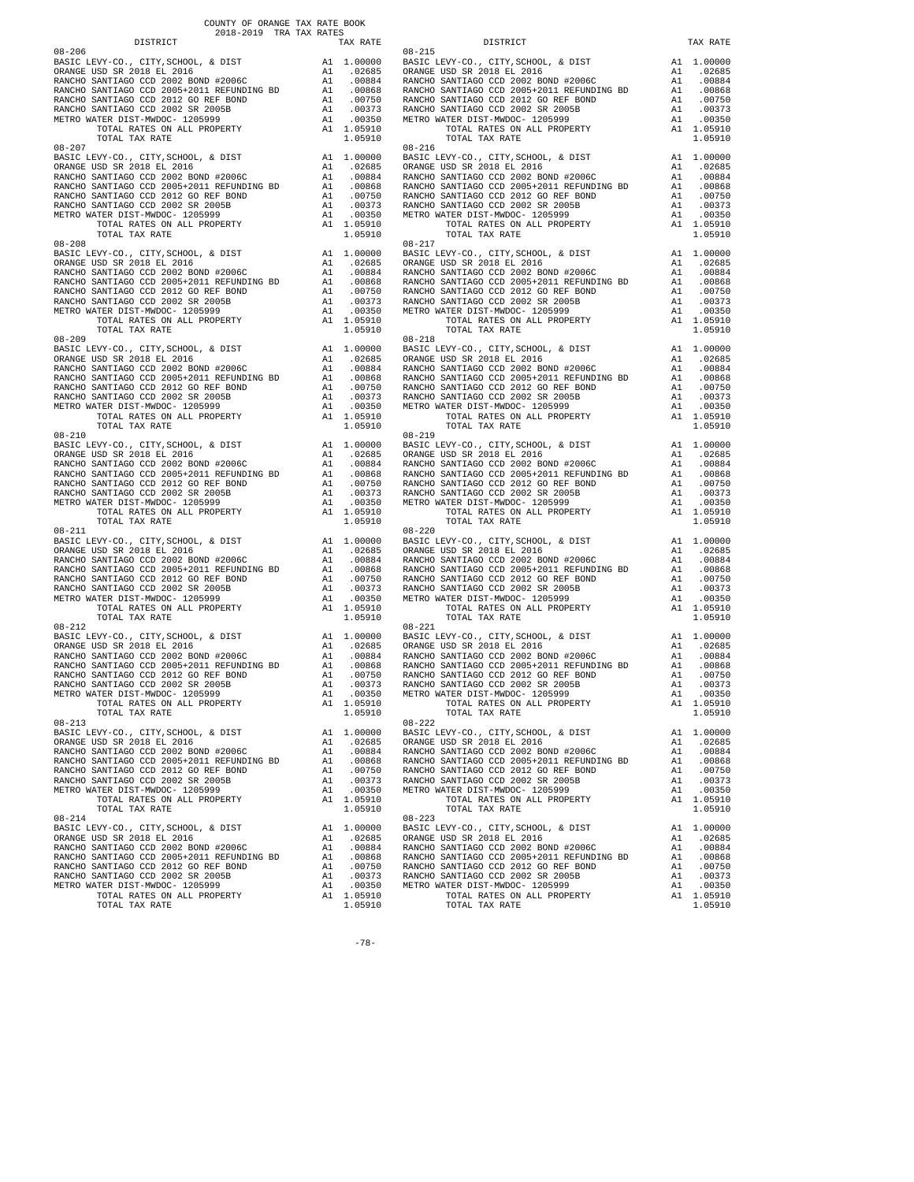COUNTY OF ORANGE TAX RATE BOOK
2018-2019 TRA TAX RATES

| DISTRICT | | TAX RATE |
|---|---|---|
| 08-206 | | |
| BASIC LEVY-CO., CITY,SCHOOL, & DIST | A1 | 1.00000 |
| ORANGE USD SR 2018 EL 2016 | A1 | .02685 |
| RANCHO SANTIAGO CCD 2002 BOND #2006C | A1 | .00884 |
| RANCHO SANTIAGO CCD 2005+2011 REFUNDING BD | A1 | .00868 |
| RANCHO SANTIAGO CCD 2012 GO REF BOND | A1 | .00750 |
| RANCHO SANTIAGO CCD 2002 SR 2005B | A1 | .00373 |
| METRO WATER DIST-MWDOC- 1205999 | A1 | .00350 |
| TOTAL RATES ON ALL PROPERTY | A1 | 1.05910 |
| TOTAL TAX RATE | | 1.05910 |
| 08-207 | | |
| BASIC LEVY-CO., CITY,SCHOOL, & DIST | A1 | 1.00000 |
| ORANGE USD SR 2018 EL 2016 | A1 | .02685 |
| RANCHO SANTIAGO CCD 2002 BOND #2006C | A1 | .00884 |
| RANCHO SANTIAGO CCD 2005+2011 REFUNDING BD | A1 | .00868 |
| RANCHO SANTIAGO CCD 2012 GO REF BOND | A1 | .00750 |
| RANCHO SANTIAGO CCD 2002 SR 2005B | A1 | .00373 |
| METRO WATER DIST-MWDOC- 1205999 | A1 | .00350 |
| TOTAL RATES ON ALL PROPERTY | A1 | 1.05910 |
| TOTAL TAX RATE | | 1.05910 |
| 08-208 | | |
| BASIC LEVY-CO., CITY,SCHOOL, & DIST | A1 | 1.00000 |
| ORANGE USD SR 2018 EL 2016 | A1 | .02685 |
| RANCHO SANTIAGO CCD 2002 BOND #2006C | A1 | .00884 |
| RANCHO SANTIAGO CCD 2005+2011 REFUNDING BD | A1 | .00868 |
| RANCHO SANTIAGO CCD 2012 GO REF BOND | A1 | .00750 |
| RANCHO SANTIAGO CCD 2002 SR 2005B | A1 | .00373 |
| METRO WATER DIST-MWDOC- 1205999 | A1 | .00350 |
| TOTAL RATES ON ALL PROPERTY | A1 | 1.05910 |
| TOTAL TAX RATE | | 1.05910 |
| 08-209 | | |
| BASIC LEVY-CO., CITY,SCHOOL, & DIST | A1 | 1.00000 |
| ORANGE USD SR 2018 EL 2016 | A1 | .02685 |
| RANCHO SANTIAGO CCD 2002 BOND #2006C | A1 | .00884 |
| RANCHO SANTIAGO CCD 2005+2011 REFUNDING BD | A1 | .00868 |
| RANCHO SANTIAGO CCD 2012 GO REF BOND | A1 | .00750 |
| RANCHO SANTIAGO CCD 2002 SR 2005B | A1 | .00373 |
| METRO WATER DIST-MWDOC- 1205999 | A1 | .00350 |
| TOTAL RATES ON ALL PROPERTY | A1 | 1.05910 |
| TOTAL TAX RATE | | 1.05910 |
| 08-210 | | |
| BASIC LEVY-CO., CITY,SCHOOL, & DIST | A1 | 1.00000 |
| ORANGE USD SR 2018 EL 2016 | A1 | .02685 |
| RANCHO SANTIAGO CCD 2002 BOND #2006C | A1 | .00884 |
| RANCHO SANTIAGO CCD 2005+2011 REFUNDING BD | A1 | .00868 |
| RANCHO SANTIAGO CCD 2012 GO REF BOND | A1 | .00750 |
| RANCHO SANTIAGO CCD 2002 SR 2005B | A1 | .00373 |
| METRO WATER DIST-MWDOC- 1205999 | A1 | .00350 |
| TOTAL RATES ON ALL PROPERTY | A1 | 1.05910 |
| TOTAL TAX RATE | | 1.05910 |
| 08-211 | | |
| BASIC LEVY-CO., CITY,SCHOOL, & DIST | A1 | 1.00000 |
| ORANGE USD SR 2018 EL 2016 | A1 | .02685 |
| RANCHO SANTIAGO CCD 2002 BOND #2006C | A1 | .00884 |
| RANCHO SANTIAGO CCD 2005+2011 REFUNDING BD | A1 | .00868 |
| RANCHO SANTIAGO CCD 2012 GO REF BOND | A1 | .00750 |
| RANCHO SANTIAGO CCD 2002 SR 2005B | A1 | .00373 |
| METRO WATER DIST-MWDOC- 1205999 | A1 | .00350 |
| TOTAL RATES ON ALL PROPERTY | A1 | 1.05910 |
| TOTAL TAX RATE | | 1.05910 |
| 08-212 | | |
| BASIC LEVY-CO., CITY,SCHOOL, & DIST | A1 | 1.00000 |
| ORANGE USD SR 2018 EL 2016 | A1 | .02685 |
| RANCHO SANTIAGO CCD 2002 BOND #2006C | A1 | .00884 |
| RANCHO SANTIAGO CCD 2005+2011 REFUNDING BD | A1 | .00868 |
| RANCHO SANTIAGO CCD 2012 GO REF BOND | A1 | .00750 |
| RANCHO SANTIAGO CCD 2002 SR 2005B | A1 | .00373 |
| METRO WATER DIST-MWDOC- 1205999 | A1 | .00350 |
| TOTAL RATES ON ALL PROPERTY | A1 | 1.05910 |
| TOTAL TAX RATE | | 1.05910 |
| 08-213 | | |
| BASIC LEVY-CO., CITY,SCHOOL, & DIST | A1 | 1.00000 |
| ORANGE USD SR 2018 EL 2016 | A1 | .02685 |
| RANCHO SANTIAGO CCD 2002 BOND #2006C | A1 | .00884 |
| RANCHO SANTIAGO CCD 2005+2011 REFUNDING BD | A1 | .00868 |
| RANCHO SANTIAGO CCD 2012 GO REF BOND | A1 | .00750 |
| RANCHO SANTIAGO CCD 2002 SR 2005B | A1 | .00373 |
| METRO WATER DIST-MWDOC- 1205999 | A1 | .00350 |
| TOTAL RATES ON ALL PROPERTY | A1 | 1.05910 |
| TOTAL TAX RATE | | 1.05910 |
| 08-214 | | |
| BASIC LEVY-CO., CITY,SCHOOL, & DIST | A1 | 1.00000 |
| ORANGE USD SR 2018 EL 2016 | A1 | .02685 |
| RANCHO SANTIAGO CCD 2002 BOND #2006C | A1 | .00884 |
| RANCHO SANTIAGO CCD 2005+2011 REFUNDING BD | A1 | .00868 |
| RANCHO SANTIAGO CCD 2012 GO REF BOND | A1 | .00750 |
| RANCHO SANTIAGO CCD 2002 SR 2005B | A1 | .00373 |
| METRO WATER DIST-MWDOC- 1205999 | A1 | .00350 |
| TOTAL RATES ON ALL PROPERTY | A1 | 1.05910 |
| TOTAL TAX RATE | | 1.05910 |
| 08-215 | | |
| BASIC LEVY-CO., CITY,SCHOOL, & DIST | A1 | 1.00000 |
| ORANGE USD SR 2018 EL 2016 | A1 | .02685 |
| RANCHO SANTIAGO CCD 2002 BOND #2006C | A1 | .00884 |
| RANCHO SANTIAGO CCD 2005+2011 REFUNDING BD | A1 | .00868 |
| RANCHO SANTIAGO CCD 2012 GO REF BOND | A1 | .00750 |
| RANCHO SANTIAGO CCD 2002 SR 2005B | A1 | .00373 |
| METRO WATER DIST-MWDOC- 1205999 | A1 | .00350 |
| TOTAL RATES ON ALL PROPERTY | A1 | 1.05910 |
| TOTAL TAX RATE | | 1.05910 |
| 08-216 | | |
| BASIC LEVY-CO., CITY,SCHOOL, & DIST | A1 | 1.00000 |
| ORANGE USD SR 2018 EL 2016 | A1 | .02685 |
| RANCHO SANTIAGO CCD 2002 BOND #2006C | A1 | .00884 |
| RANCHO SANTIAGO CCD 2005+2011 REFUNDING BD | A1 | .00868 |
| RANCHO SANTIAGO CCD 2012 GO REF BOND | A1 | .00750 |
| RANCHO SANTIAGO CCD 2002 SR 2005B | A1 | .00373 |
| METRO WATER DIST-MWDOC- 1205999 | A1 | .00350 |
| TOTAL RATES ON ALL PROPERTY | A1 | 1.05910 |
| TOTAL TAX RATE | | 1.05910 |
| 08-217 | | |
| BASIC LEVY-CO., CITY,SCHOOL, & DIST | A1 | 1.00000 |
| ORANGE USD SR 2018 EL 2016 | A1 | .02685 |
| RANCHO SANTIAGO CCD 2002 BOND #2006C | A1 | .00884 |
| RANCHO SANTIAGO CCD 2005+2011 REFUNDING BD | A1 | .00868 |
| RANCHO SANTIAGO CCD 2012 GO REF BOND | A1 | .00750 |
| RANCHO SANTIAGO CCD 2002 SR 2005B | A1 | .00373 |
| METRO WATER DIST-MWDOC- 1205999 | A1 | .00350 |
| TOTAL RATES ON ALL PROPERTY | A1 | 1.05910 |
| TOTAL TAX RATE | | 1.05910 |
| 08-218 | | |
| BASIC LEVY-CO., CITY,SCHOOL, & DIST | A1 | 1.00000 |
| ORANGE USD SR 2018 EL 2016 | A1 | .02685 |
| RANCHO SANTIAGO CCD 2002 BOND #2006C | A1 | .00884 |
| RANCHO SANTIAGO CCD 2005+2011 REFUNDING BD | A1 | .00868 |
| RANCHO SANTIAGO CCD 2012 GO REF BOND | A1 | .00750 |
| RANCHO SANTIAGO CCD 2002 SR 2005B | A1 | .00373 |
| METRO WATER DIST-MWDOC- 1205999 | A1 | .00350 |
| TOTAL RATES ON ALL PROPERTY | A1 | 1.05910 |
| TOTAL TAX RATE | | 1.05910 |
| 08-219 | | |
| BASIC LEVY-CO., CITY,SCHOOL, & DIST | A1 | 1.00000 |
| ORANGE USD SR 2018 EL 2016 | A1 | .02685 |
| RANCHO SANTIAGO CCD 2002 BOND #2006C | A1 | .00884 |
| RANCHO SANTIAGO CCD 2005+2011 REFUNDING BD | A1 | .00868 |
| RANCHO SANTIAGO CCD 2012 GO REF BOND | A1 | .00750 |
| RANCHO SANTIAGO CCD 2002 SR 2005B | A1 | .00373 |
| METRO WATER DIST-MWDOC- 1205999 | A1 | .00350 |
| TOTAL RATES ON ALL PROPERTY | A1 | 1.05910 |
| TOTAL TAX RATE | | 1.05910 |
| 08-220 | | |
| BASIC LEVY-CO., CITY,SCHOOL, & DIST | A1 | 1.00000 |
| ORANGE USD SR 2018 EL 2016 | A1 | .02685 |
| RANCHO SANTIAGO CCD 2002 BOND #2006C | A1 | .00884 |
| RANCHO SANTIAGO CCD 2005+2011 REFUNDING BD | A1 | .00868 |
| RANCHO SANTIAGO CCD 2012 GO REF BOND | A1 | .00750 |
| RANCHO SANTIAGO CCD 2002 SR 2005B | A1 | .00373 |
| METRO WATER DIST-MWDOC- 1205999 | A1 | .00350 |
| TOTAL RATES ON ALL PROPERTY | A1 | 1.05910 |
| TOTAL TAX RATE | | 1.05910 |
| 08-221 | | |
| BASIC LEVY-CO., CITY,SCHOOL, & DIST | A1 | 1.00000 |
| ORANGE USD SR 2018 EL 2016 | A1 | .02685 |
| RANCHO SANTIAGO CCD 2002 BOND #2006C | A1 | .00884 |
| RANCHO SANTIAGO CCD 2005+2011 REFUNDING BD | A1 | .00868 |
| RANCHO SANTIAGO CCD 2012 GO REF BOND | A1 | .00750 |
| RANCHO SANTIAGO CCD 2002 SR 2005B | A1 | .00373 |
| METRO WATER DIST-MWDOC- 1205999 | A1 | .00350 |
| TOTAL RATES ON ALL PROPERTY | A1 | 1.05910 |
| TOTAL TAX RATE | | 1.05910 |
| 08-222 | | |
| BASIC LEVY-CO., CITY,SCHOOL, & DIST | A1 | 1.00000 |
| ORANGE USD SR 2018 EL 2016 | A1 | .02685 |
| RANCHO SANTIAGO CCD 2002 BOND #2006C | A1 | .00884 |
| RANCHO SANTIAGO CCD 2005+2011 REFUNDING BD | A1 | .00868 |
| RANCHO SANTIAGO CCD 2012 GO REF BOND | A1 | .00750 |
| RANCHO SANTIAGO CCD 2002 SR 2005B | A1 | .00373 |
| METRO WATER DIST-MWDOC- 1205999 | A1 | .00350 |
| TOTAL RATES ON ALL PROPERTY | A1 | 1.05910 |
| TOTAL TAX RATE | | 1.05910 |
| 08-223 | | |
| BASIC LEVY-CO., CITY,SCHOOL, & DIST | A1 | 1.00000 |
| ORANGE USD SR 2018 EL 2016 | A1 | .02685 |
| RANCHO SANTIAGO CCD 2002 BOND #2006C | A1 | .00884 |
| RANCHO SANTIAGO CCD 2005+2011 REFUNDING BD | A1 | .00868 |
| RANCHO SANTIAGO CCD 2012 GO REF BOND | A1 | .00750 |
| RANCHO SANTIAGO CCD 2002 SR 2005B | A1 | .00373 |
| METRO WATER DIST-MWDOC- 1205999 | A1 | .00350 |
| TOTAL RATES ON ALL PROPERTY | A1 | 1.05910 |
| TOTAL TAX RATE | | 1.05910 |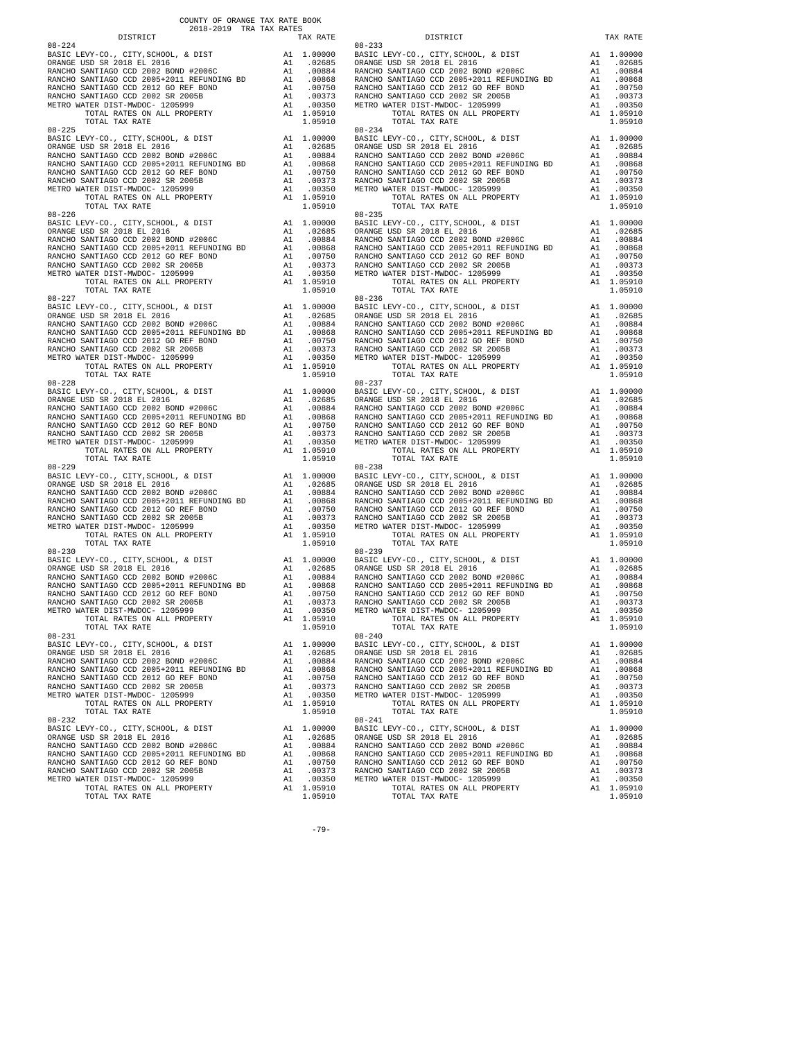COUNTY OF ORANGE TAX RATE BOOK
2018-2019 TRA TAX RATES

| DISTRICT | TAX RATE | |
|---|---|---|
| **08-224** | | |
| BASIC LEVY-CO., CITY,SCHOOL, & DIST | A1 | 1.00000 |
| ORANGE USD SR 2018 EL 2016 | A1 | .02685 |
| RANCHO SANTIAGO CCD 2002 BOND #2006C | A1 | .00884 |
| RANCHO SANTIAGO CCD 2005+2011 REFUNDING BD | A1 | .00868 |
| RANCHO SANTIAGO CCD 2012 GO REF BOND | A1 | .00750 |
| RANCHO SANTIAGO CCD 2002 SR 2005B | A1 | .00373 |
| METRO WATER DIST-MWDOC- 1205999 | A1 | .00350 |
| TOTAL RATES ON ALL PROPERTY | A1 | 1.05910 |
| TOTAL TAX RATE | | 1.05910 |
| **08-225** | | |
| BASIC LEVY-CO., CITY,SCHOOL, & DIST | A1 | 1.00000 |
| ORANGE USD SR 2018 EL 2016 | A1 | .02685 |
| RANCHO SANTIAGO CCD 2002 BOND #2006C | A1 | .00884 |
| RANCHO SANTIAGO CCD 2005+2011 REFUNDING BD | A1 | .00868 |
| RANCHO SANTIAGO CCD 2012 GO REF BOND | A1 | .00750 |
| RANCHO SANTIAGO CCD 2002 SR 2005B | A1 | .00373 |
| METRO WATER DIST-MWDOC- 1205999 | A1 | .00350 |
| TOTAL RATES ON ALL PROPERTY | A1 | 1.05910 |
| TOTAL TAX RATE | | 1.05910 |
| **08-226** | | |
| BASIC LEVY-CO., CITY,SCHOOL, & DIST | A1 | 1.00000 |
| ORANGE USD SR 2018 EL 2016 | A1 | .02685 |
| RANCHO SANTIAGO CCD 2002 BOND #2006C | A1 | .00884 |
| RANCHO SANTIAGO CCD 2005+2011 REFUNDING BD | A1 | .00868 |
| RANCHO SANTIAGO CCD 2012 GO REF BOND | A1 | .00750 |
| RANCHO SANTIAGO CCD 2002 SR 2005B | A1 | .00373 |
| METRO WATER DIST-MWDOC- 1205999 | A1 | .00350 |
| TOTAL RATES ON ALL PROPERTY | A1 | 1.05910 |
| TOTAL TAX RATE | | 1.05910 |
| **08-227** | | |
| BASIC LEVY-CO., CITY,SCHOOL, & DIST | A1 | 1.00000 |
| ORANGE USD SR 2018 EL 2016 | A1 | .02685 |
| RANCHO SANTIAGO CCD 2002 BOND #2006C | A1 | .00884 |
| RANCHO SANTIAGO CCD 2005+2011 REFUNDING BD | A1 | .00868 |
| RANCHO SANTIAGO CCD 2012 GO REF BOND | A1 | .00750 |
| RANCHO SANTIAGO CCD 2002 SR 2005B | A1 | .00373 |
| METRO WATER DIST-MWDOC- 1205999 | A1 | .00350 |
| TOTAL RATES ON ALL PROPERTY | A1 | 1.05910 |
| TOTAL TAX RATE | | 1.05910 |
| **08-228** | | |
| BASIC LEVY-CO., CITY,SCHOOL, & DIST | A1 | 1.00000 |
| ORANGE USD SR 2018 EL 2016 | A1 | .02685 |
| RANCHO SANTIAGO CCD 2002 BOND #2006C | A1 | .00884 |
| RANCHO SANTIAGO CCD 2005+2011 REFUNDING BD | A1 | .00868 |
| RANCHO SANTIAGO CCD 2012 GO REF BOND | A1 | .00750 |
| RANCHO SANTIAGO CCD 2002 SR 2005B | A1 | .00373 |
| METRO WATER DIST-MWDOC- 1205999 | A1 | .00350 |
| TOTAL RATES ON ALL PROPERTY | A1 | 1.05910 |
| TOTAL TAX RATE | | 1.05910 |
| **08-229** | | |
| BASIC LEVY-CO., CITY,SCHOOL, & DIST | A1 | 1.00000 |
| ORANGE USD SR 2018 EL 2016 | A1 | .02685 |
| RANCHO SANTIAGO CCD 2002 BOND #2006C | A1 | .00884 |
| RANCHO SANTIAGO CCD 2005+2011 REFUNDING BD | A1 | .00868 |
| RANCHO SANTIAGO CCD 2012 GO REF BOND | A1 | .00750 |
| RANCHO SANTIAGO CCD 2002 SR 2005B | A1 | .00373 |
| METRO WATER DIST-MWDOC- 1205999 | A1 | .00350 |
| TOTAL RATES ON ALL PROPERTY | A1 | 1.05910 |
| TOTAL TAX RATE | | 1.05910 |
| **08-230** | | |
| BASIC LEVY-CO., CITY,SCHOOL, & DIST | A1 | 1.00000 |
| ORANGE USD SR 2018 EL 2016 | A1 | .02685 |
| RANCHO SANTIAGO CCD 2002 BOND #2006C | A1 | .00884 |
| RANCHO SANTIAGO CCD 2005+2011 REFUNDING BD | A1 | .00868 |
| RANCHO SANTIAGO CCD 2012 GO REF BOND | A1 | .00750 |
| RANCHO SANTIAGO CCD 2002 SR 2005B | A1 | .00373 |
| METRO WATER DIST-MWDOC- 1205999 | A1 | .00350 |
| TOTAL RATES ON ALL PROPERTY | A1 | 1.05910 |
| TOTAL TAX RATE | | 1.05910 |
| **08-231** | | |
| BASIC LEVY-CO., CITY,SCHOOL, & DIST | A1 | 1.00000 |
| ORANGE USD SR 2018 EL 2016 | A1 | .02685 |
| RANCHO SANTIAGO CCD 2002 BOND #2006C | A1 | .00884 |
| RANCHO SANTIAGO CCD 2005+2011 REFUNDING BD | A1 | .00868 |
| RANCHO SANTIAGO CCD 2012 GO REF BOND | A1 | .00750 |
| RANCHO SANTIAGO CCD 2002 SR 2005B | A1 | .00373 |
| METRO WATER DIST-MWDOC- 1205999 | A1 | .00350 |
| TOTAL RATES ON ALL PROPERTY | A1 | 1.05910 |
| TOTAL TAX RATE | | 1.05910 |
| **08-232** | | |
| BASIC LEVY-CO., CITY,SCHOOL, & DIST | A1 | 1.00000 |
| ORANGE USD SR 2018 EL 2016 | A1 | .02685 |
| RANCHO SANTIAGO CCD 2002 BOND #2006C | A1 | .00884 |
| RANCHO SANTIAGO CCD 2005+2011 REFUNDING BD | A1 | .00868 |
| RANCHO SANTIAGO CCD 2012 GO REF BOND | A1 | .00750 |
| RANCHO SANTIAGO CCD 2002 SR 2005B | A1 | .00373 |
| METRO WATER DIST-MWDOC- 1205999 | A1 | .00350 |
| TOTAL RATES ON ALL PROPERTY | A1 | 1.05910 |
| TOTAL TAX RATE | | 1.05910 |
| **08-233** | | |
| BASIC LEVY-CO., CITY,SCHOOL, & DIST | A1 | 1.00000 |
| ORANGE USD SR 2018 EL 2016 | A1 | .02685 |
| RANCHO SANTIAGO CCD 2002 BOND #2006C | A1 | .00884 |
| RANCHO SANTIAGO CCD 2005+2011 REFUNDING BD | A1 | .00868 |
| RANCHO SANTIAGO CCD 2012 GO REF BOND | A1 | .00750 |
| RANCHO SANTIAGO CCD 2002 SR 2005B | A1 | .00373 |
| METRO WATER DIST-MWDOC- 1205999 | A1 | .00350 |
| TOTAL RATES ON ALL PROPERTY | A1 | 1.05910 |
| TOTAL TAX RATE | | 1.05910 |
| **08-234** | | |
| BASIC LEVY-CO., CITY,SCHOOL, & DIST | A1 | 1.00000 |
| ORANGE USD SR 2018 EL 2016 | A1 | .02685 |
| RANCHO SANTIAGO CCD 2002 BOND #2006C | A1 | .00884 |
| RANCHO SANTIAGO CCD 2005+2011 REFUNDING BD | A1 | .00868 |
| RANCHO SANTIAGO CCD 2012 GO REF BOND | A1 | .00750 |
| RANCHO SANTIAGO CCD 2002 SR 2005B | A1 | .00373 |
| METRO WATER DIST-MWDOC- 1205999 | A1 | .00350 |
| TOTAL RATES ON ALL PROPERTY | A1 | 1.05910 |
| TOTAL TAX RATE | | 1.05910 |
| **08-235** | | |
| BASIC LEVY-CO., CITY,SCHOOL, & DIST | A1 | 1.00000 |
| ORANGE USD SR 2018 EL 2016 | A1 | .02685 |
| RANCHO SANTIAGO CCD 2002 BOND #2006C | A1 | .00884 |
| RANCHO SANTIAGO CCD 2005+2011 REFUNDING BD | A1 | .00868 |
| RANCHO SANTIAGO CCD 2012 GO REF BOND | A1 | .00750 |
| RANCHO SANTIAGO CCD 2002 SR 2005B | A1 | .00373 |
| METRO WATER DIST-MWDOC- 1205999 | A1 | .00350 |
| TOTAL RATES ON ALL PROPERTY | A1 | 1.05910 |
| TOTAL TAX RATE | | 1.05910 |
| **08-236** | | |
| BASIC LEVY-CO., CITY,SCHOOL, & DIST | A1 | 1.00000 |
| ORANGE USD SR 2018 EL 2016 | A1 | .02685 |
| RANCHO SANTIAGO CCD 2002 BOND #2006C | A1 | .00884 |
| RANCHO SANTIAGO CCD 2005+2011 REFUNDING BD | A1 | .00868 |
| RANCHO SANTIAGO CCD 2012 GO REF BOND | A1 | .00750 |
| RANCHO SANTIAGO CCD 2002 SR 2005B | A1 | .00373 |
| METRO WATER DIST-MWDOC- 1205999 | A1 | .00350 |
| TOTAL RATES ON ALL PROPERTY | A1 | 1.05910 |
| TOTAL TAX RATE | | 1.05910 |
| **08-237** | | |
| BASIC LEVY-CO., CITY,SCHOOL, & DIST | A1 | 1.00000 |
| ORANGE USD SR 2018 EL 2016 | A1 | .02685 |
| RANCHO SANTIAGO CCD 2002 BOND #2006C | A1 | .00884 |
| RANCHO SANTIAGO CCD 2005+2011 REFUNDING BD | A1 | .00868 |
| RANCHO SANTIAGO CCD 2012 GO REF BOND | A1 | .00750 |
| RANCHO SANTIAGO CCD 2002 SR 2005B | A1 | .00373 |
| METRO WATER DIST-MWDOC- 1205999 | A1 | .00350 |
| TOTAL RATES ON ALL PROPERTY | A1 | 1.05910 |
| TOTAL TAX RATE | | 1.05910 |
| **08-238** | | |
| BASIC LEVY-CO., CITY,SCHOOL, & DIST | A1 | 1.00000 |
| ORANGE USD SR 2018 EL 2016 | A1 | .02685 |
| RANCHO SANTIAGO CCD 2002 BOND #2006C | A1 | .00884 |
| RANCHO SANTIAGO CCD 2005+2011 REFUNDING BD | A1 | .00868 |
| RANCHO SANTIAGO CCD 2012 GO REF BOND | A1 | .00750 |
| RANCHO SANTIAGO CCD 2002 SR 2005B | A1 | .00373 |
| METRO WATER DIST-MWDOC- 1205999 | A1 | .00350 |
| TOTAL RATES ON ALL PROPERTY | A1 | 1.05910 |
| TOTAL TAX RATE | | 1.05910 |
| **08-239** | | |
| BASIC LEVY-CO., CITY,SCHOOL, & DIST | A1 | 1.00000 |
| ORANGE USD SR 2018 EL 2016 | A1 | .02685 |
| RANCHO SANTIAGO CCD 2002 BOND #2006C | A1 | .00884 |
| RANCHO SANTIAGO CCD 2005+2011 REFUNDING BD | A1 | .00868 |
| RANCHO SANTIAGO CCD 2012 GO REF BOND | A1 | .00750 |
| RANCHO SANTIAGO CCD 2002 SR 2005B | A1 | .00373 |
| METRO WATER DIST-MWDOC- 1205999 | A1 | .00350 |
| TOTAL RATES ON ALL PROPERTY | A1 | 1.05910 |
| TOTAL TAX RATE | | 1.05910 |
| **08-240** | | |
| BASIC LEVY-CO., CITY,SCHOOL, & DIST | A1 | 1.00000 |
| ORANGE USD SR 2018 EL 2016 | A1 | .02685 |
| RANCHO SANTIAGO CCD 2002 BOND #2006C | A1 | .00884 |
| RANCHO SANTIAGO CCD 2005+2011 REFUNDING BD | A1 | .00868 |
| RANCHO SANTIAGO CCD 2012 GO REF BOND | A1 | .00750 |
| RANCHO SANTIAGO CCD 2002 SR 2005B | A1 | .00373 |
| METRO WATER DIST-MWDOC- 1205999 | A1 | .00350 |
| TOTAL RATES ON ALL PROPERTY | A1 | 1.05910 |
| TOTAL TAX RATE | | 1.05910 |
| **08-241** | | |
| BASIC LEVY-CO., CITY,SCHOOL, & DIST | A1 | 1.00000 |
| ORANGE USD SR 2018 EL 2016 | A1 | .02685 |
| RANCHO SANTIAGO CCD 2002 BOND #2006C | A1 | .00884 |
| RANCHO SANTIAGO CCD 2005+2011 REFUNDING BD | A1 | .00868 |
| RANCHO SANTIAGO CCD 2012 GO REF BOND | A1 | .00750 |
| RANCHO SANTIAGO CCD 2002 SR 2005B | A1 | .00373 |
| METRO WATER DIST-MWDOC- 1205999 | A1 | .00350 |
| TOTAL RATES ON ALL PROPERTY | A1 | 1.05910 |
| TOTAL TAX RATE | | 1.05910 |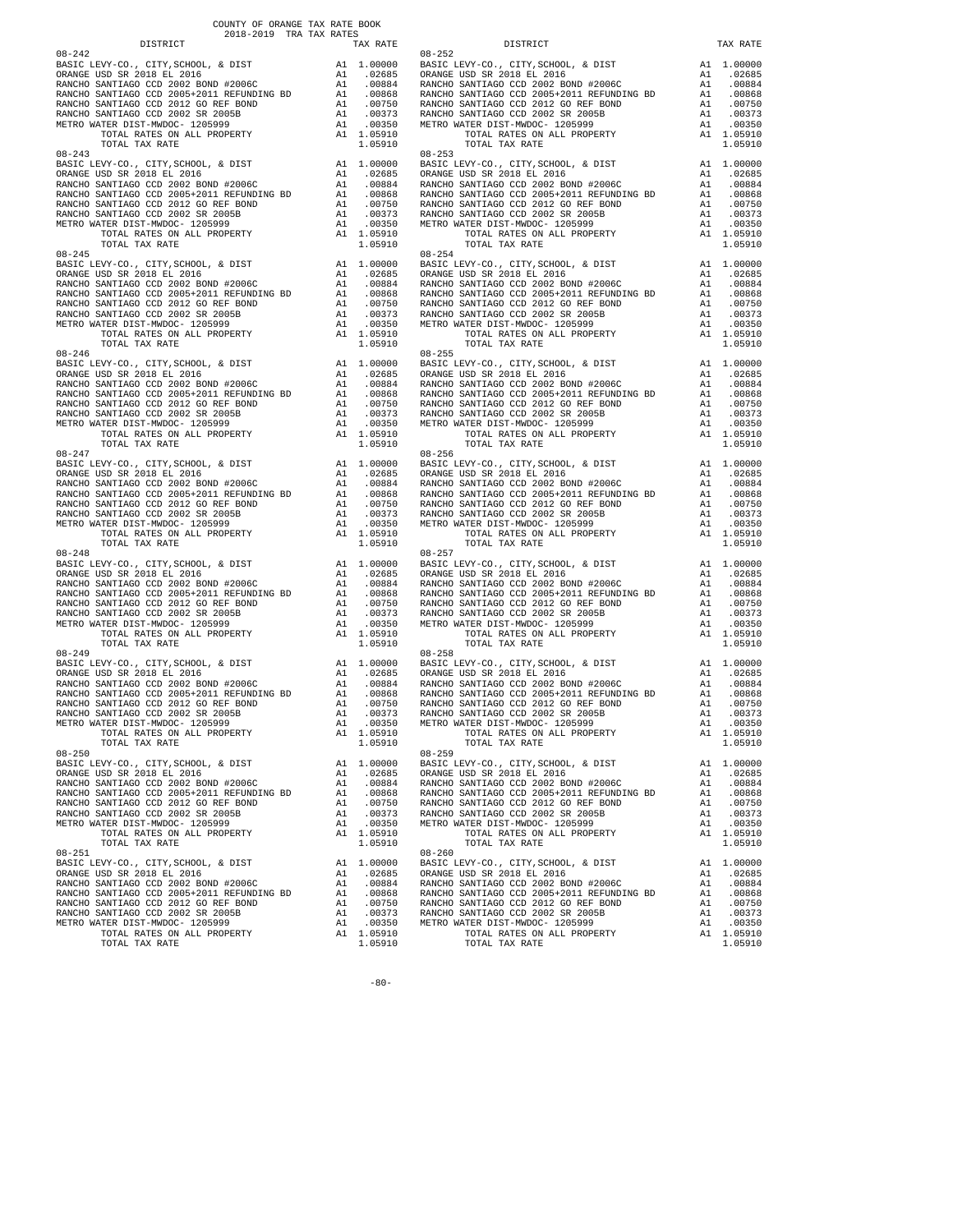COUNTY OF ORANGE TAX RATE BOOK
2018-2019 TRA TAX RATES

| DISTRICT | | TAX RATE |
|---|---|---|
| 08-242 | | |
| BASIC LEVY-CO., CITY,SCHOOL, & DIST | A1 | 1.00000 |
| ORANGE USD SR 2018 EL 2016 | A1 | .02685 |
| RANCHO SANTIAGO CCD 2002 BOND #2006C | A1 | .00884 |
| RANCHO SANTIAGO CCD 2005+2011 REFUNDING BD | A1 | .00868 |
| RANCHO SANTIAGO CCD 2012 GO REF BOND | A1 | .00750 |
| RANCHO SANTIAGO CCD 2002 SR 2005B | A1 | .00373 |
| METRO WATER DIST-MWDOC- 1205999 | A1 | .00350 |
| TOTAL RATES ON ALL PROPERTY | A1 | 1.05910 |
| TOTAL TAX RATE | | 1.05910 |
| 08-243 | | |
| BASIC LEVY-CO., CITY,SCHOOL, & DIST | A1 | 1.00000 |
| ORANGE USD SR 2018 EL 2016 | A1 | .02685 |
| RANCHO SANTIAGO CCD 2002 BOND #2006C | A1 | .00884 |
| RANCHO SANTIAGO CCD 2005+2011 REFUNDING BD | A1 | .00868 |
| RANCHO SANTIAGO CCD 2012 GO REF BOND | A1 | .00750 |
| RANCHO SANTIAGO CCD 2002 SR 2005B | A1 | .00373 |
| METRO WATER DIST-MWDOC- 1205999 | A1 | .00350 |
| TOTAL RATES ON ALL PROPERTY | A1 | 1.05910 |
| TOTAL TAX RATE | | 1.05910 |
| 08-245 | | |
| BASIC LEVY-CO., CITY,SCHOOL, & DIST | A1 | 1.00000 |
| ORANGE USD SR 2018 EL 2016 | A1 | .02685 |
| RANCHO SANTIAGO CCD 2002 BOND #2006C | A1 | .00884 |
| RANCHO SANTIAGO CCD 2005+2011 REFUNDING BD | A1 | .00868 |
| RANCHO SANTIAGO CCD 2012 GO REF BOND | A1 | .00750 |
| RANCHO SANTIAGO CCD 2002 SR 2005B | A1 | .00373 |
| METRO WATER DIST-MWDOC- 1205999 | A1 | .00350 |
| TOTAL RATES ON ALL PROPERTY | A1 | 1.05910 |
| TOTAL TAX RATE | | 1.05910 |
| 08-246 | | |
| BASIC LEVY-CO., CITY,SCHOOL, & DIST | A1 | 1.00000 |
| ORANGE USD SR 2018 EL 2016 | A1 | .02685 |
| RANCHO SANTIAGO CCD 2002 BOND #2006C | A1 | .00884 |
| RANCHO SANTIAGO CCD 2005+2011 REFUNDING BD | A1 | .00868 |
| RANCHO SANTIAGO CCD 2012 GO REF BOND | A1 | .00750 |
| RANCHO SANTIAGO CCD 2002 SR 2005B | A1 | .00373 |
| METRO WATER DIST-MWDOC- 1205999 | A1 | .00350 |
| TOTAL RATES ON ALL PROPERTY | A1 | 1.05910 |
| TOTAL TAX RATE | | 1.05910 |
| 08-247 | | |
| BASIC LEVY-CO., CITY,SCHOOL, & DIST | A1 | 1.00000 |
| ORANGE USD SR 2018 EL 2016 | A1 | .02685 |
| RANCHO SANTIAGO CCD 2002 BOND #2006C | A1 | .00884 |
| RANCHO SANTIAGO CCD 2005+2011 REFUNDING BD | A1 | .00868 |
| RANCHO SANTIAGO CCD 2012 GO REF BOND | A1 | .00750 |
| RANCHO SANTIAGO CCD 2002 SR 2005B | A1 | .00373 |
| METRO WATER DIST-MWDOC- 1205999 | A1 | .00350 |
| TOTAL RATES ON ALL PROPERTY | A1 | 1.05910 |
| TOTAL TAX RATE | | 1.05910 |
| 08-248 | | |
| BASIC LEVY-CO., CITY,SCHOOL, & DIST | A1 | 1.00000 |
| ORANGE USD SR 2018 EL 2016 | A1 | .02685 |
| RANCHO SANTIAGO CCD 2002 BOND #2006C | A1 | .00884 |
| RANCHO SANTIAGO CCD 2005+2011 REFUNDING BD | A1 | .00868 |
| RANCHO SANTIAGO CCD 2012 GO REF BOND | A1 | .00750 |
| RANCHO SANTIAGO CCD 2002 SR 2005B | A1 | .00373 |
| METRO WATER DIST-MWDOC- 1205999 | A1 | .00350 |
| TOTAL RATES ON ALL PROPERTY | A1 | 1.05910 |
| TOTAL TAX RATE | | 1.05910 |
| 08-249 | | |
| BASIC LEVY-CO., CITY,SCHOOL, & DIST | A1 | 1.00000 |
| ORANGE USD SR 2018 EL 2016 | A1 | .02685 |
| RANCHO SANTIAGO CCD 2002 BOND #2006C | A1 | .00884 |
| RANCHO SANTIAGO CCD 2005+2011 REFUNDING BD | A1 | .00868 |
| RANCHO SANTIAGO CCD 2012 GO REF BOND | A1 | .00750 |
| RANCHO SANTIAGO CCD 2002 SR 2005B | A1 | .00373 |
| METRO WATER DIST-MWDOC- 1205999 | A1 | .00350 |
| TOTAL RATES ON ALL PROPERTY | A1 | 1.05910 |
| TOTAL TAX RATE | | 1.05910 |
| 08-250 | | |
| BASIC LEVY-CO., CITY,SCHOOL, & DIST | A1 | 1.00000 |
| ORANGE USD SR 2018 EL 2016 | A1 | .02685 |
| RANCHO SANTIAGO CCD 2002 BOND #2006C | A1 | .00884 |
| RANCHO SANTIAGO CCD 2005+2011 REFUNDING BD | A1 | .00868 |
| RANCHO SANTIAGO CCD 2012 GO REF BOND | A1 | .00750 |
| RANCHO SANTIAGO CCD 2002 SR 2005B | A1 | .00373 |
| METRO WATER DIST-MWDOC- 1205999 | A1 | .00350 |
| TOTAL RATES ON ALL PROPERTY | A1 | 1.05910 |
| TOTAL TAX RATE | | 1.05910 |
| 08-251 | | |
| BASIC LEVY-CO., CITY,SCHOOL, & DIST | A1 | 1.00000 |
| ORANGE USD SR 2018 EL 2016 | A1 | .02685 |
| RANCHO SANTIAGO CCD 2002 BOND #2006C | A1 | .00884 |
| RANCHO SANTIAGO CCD 2005+2011 REFUNDING BD | A1 | .00868 |
| RANCHO SANTIAGO CCD 2012 GO REF BOND | A1 | .00750 |
| RANCHO SANTIAGO CCD 2002 SR 2005B | A1 | .00373 |
| METRO WATER DIST-MWDOC- 1205999 | A1 | .00350 |
| TOTAL RATES ON ALL PROPERTY | A1 | 1.05910 |
| TOTAL TAX RATE | | 1.05910 |
| 08-252 | | |
| BASIC LEVY-CO., CITY,SCHOOL, & DIST | A1 | 1.00000 |
| ORANGE USD SR 2018 EL 2016 | A1 | .02685 |
| RANCHO SANTIAGO CCD 2002 BOND #2006C | A1 | .00884 |
| RANCHO SANTIAGO CCD 2005+2011 REFUNDING BD | A1 | .00868 |
| RANCHO SANTIAGO CCD 2012 GO REF BOND | A1 | .00750 |
| RANCHO SANTIAGO CCD 2002 SR 2005B | A1 | .00373 |
| METRO WATER DIST-MWDOC- 1205999 | A1 | .00350 |
| TOTAL RATES ON ALL PROPERTY | A1 | 1.05910 |
| TOTAL TAX RATE | | 1.05910 |
| 08-253 | | |
| BASIC LEVY-CO., CITY,SCHOOL, & DIST | A1 | 1.00000 |
| ORANGE USD SR 2018 EL 2016 | A1 | .02685 |
| RANCHO SANTIAGO CCD 2002 BOND #2006C | A1 | .00884 |
| RANCHO SANTIAGO CCD 2005+2011 REFUNDING BD | A1 | .00868 |
| RANCHO SANTIAGO CCD 2012 GO REF BOND | A1 | .00750 |
| RANCHO SANTIAGO CCD 2002 SR 2005B | A1 | .00373 |
| METRO WATER DIST-MWDOC- 1205999 | A1 | .00350 |
| TOTAL RATES ON ALL PROPERTY | A1 | 1.05910 |
| TOTAL TAX RATE | | 1.05910 |
| 08-254 | | |
| BASIC LEVY-CO., CITY,SCHOOL, & DIST | A1 | 1.00000 |
| ORANGE USD SR 2018 EL 2016 | A1 | .02685 |
| RANCHO SANTIAGO CCD 2002 BOND #2006C | A1 | .00884 |
| RANCHO SANTIAGO CCD 2005+2011 REFUNDING BD | A1 | .00868 |
| RANCHO SANTIAGO CCD 2012 GO REF BOND | A1 | .00750 |
| RANCHO SANTIAGO CCD 2002 SR 2005B | A1 | .00373 |
| METRO WATER DIST-MWDOC- 1205999 | A1 | .00350 |
| TOTAL RATES ON ALL PROPERTY | A1 | 1.05910 |
| TOTAL TAX RATE | | 1.05910 |
| 08-255 | | |
| BASIC LEVY-CO., CITY,SCHOOL, & DIST | A1 | 1.00000 |
| ORANGE USD SR 2018 EL 2016 | A1 | .02685 |
| RANCHO SANTIAGO CCD 2002 BOND #2006C | A1 | .00884 |
| RANCHO SANTIAGO CCD 2005+2011 REFUNDING BD | A1 | .00868 |
| RANCHO SANTIAGO CCD 2012 GO REF BOND | A1 | .00750 |
| RANCHO SANTIAGO CCD 2002 SR 2005B | A1 | .00373 |
| METRO WATER DIST-MWDOC- 1205999 | A1 | .00350 |
| TOTAL RATES ON ALL PROPERTY | A1 | 1.05910 |
| TOTAL TAX RATE | | 1.05910 |
| 08-256 | | |
| BASIC LEVY-CO., CITY,SCHOOL, & DIST | A1 | 1.00000 |
| ORANGE USD SR 2018 EL 2016 | A1 | .02685 |
| RANCHO SANTIAGO CCD 2002 BOND #2006C | A1 | .00884 |
| RANCHO SANTIAGO CCD 2005+2011 REFUNDING BD | A1 | .00868 |
| RANCHO SANTIAGO CCD 2012 GO REF BOND | A1 | .00750 |
| RANCHO SANTIAGO CCD 2002 SR 2005B | A1 | .00373 |
| METRO WATER DIST-MWDOC- 1205999 | A1 | .00350 |
| TOTAL RATES ON ALL PROPERTY | A1 | 1.05910 |
| TOTAL TAX RATE | | 1.05910 |
| 08-257 | | |
| BASIC LEVY-CO., CITY,SCHOOL, & DIST | A1 | 1.00000 |
| ORANGE USD SR 2018 EL 2016 | A1 | .02685 |
| RANCHO SANTIAGO CCD 2002 BOND #2006C | A1 | .00884 |
| RANCHO SANTIAGO CCD 2005+2011 REFUNDING BD | A1 | .00868 |
| RANCHO SANTIAGO CCD 2012 GO REF BOND | A1 | .00750 |
| RANCHO SANTIAGO CCD 2002 SR 2005B | A1 | .00373 |
| METRO WATER DIST-MWDOC- 1205999 | A1 | .00350 |
| TOTAL RATES ON ALL PROPERTY | A1 | 1.05910 |
| TOTAL TAX RATE | | 1.05910 |
| 08-258 | | |
| BASIC LEVY-CO., CITY,SCHOOL, & DIST | A1 | 1.00000 |
| ORANGE USD SR 2018 EL 2016 | A1 | .02685 |
| RANCHO SANTIAGO CCD 2002 BOND #2006C | A1 | .00884 |
| RANCHO SANTIAGO CCD 2005+2011 REFUNDING BD | A1 | .00868 |
| RANCHO SANTIAGO CCD 2012 GO REF BOND | A1 | .00750 |
| RANCHO SANTIAGO CCD 2002 SR 2005B | A1 | .00373 |
| METRO WATER DIST-MWDOC- 1205999 | A1 | .00350 |
| TOTAL RATES ON ALL PROPERTY | A1 | 1.05910 |
| TOTAL TAX RATE | | 1.05910 |
| 08-259 | | |
| BASIC LEVY-CO., CITY,SCHOOL, & DIST | A1 | 1.00000 |
| ORANGE USD SR 2018 EL 2016 | A1 | .02685 |
| RANCHO SANTIAGO CCD 2002 BOND #2006C | A1 | .00884 |
| RANCHO SANTIAGO CCD 2005+2011 REFUNDING BD | A1 | .00868 |
| RANCHO SANTIAGO CCD 2012 GO REF BOND | A1 | .00750 |
| RANCHO SANTIAGO CCD 2002 SR 2005B | A1 | .00373 |
| METRO WATER DIST-MWDOC- 1205999 | A1 | .00350 |
| TOTAL RATES ON ALL PROPERTY | A1 | 1.05910 |
| TOTAL TAX RATE | | 1.05910 |
| 08-260 | | |
| BASIC LEVY-CO., CITY,SCHOOL, & DIST | A1 | 1.00000 |
| ORANGE USD SR 2018 EL 2016 | A1 | .02685 |
| RANCHO SANTIAGO CCD 2002 BOND #2006C | A1 | .00884 |
| RANCHO SANTIAGO CCD 2005+2011 REFUNDING BD | A1 | .00868 |
| RANCHO SANTIAGO CCD 2012 GO REF BOND | A1 | .00750 |
| RANCHO SANTIAGO CCD 2002 SR 2005B | A1 | .00373 |
| METRO WATER DIST-MWDOC- 1205999 | A1 | .00350 |
| TOTAL RATES ON ALL PROPERTY | A1 | 1.05910 |
| TOTAL TAX RATE | | 1.05910 |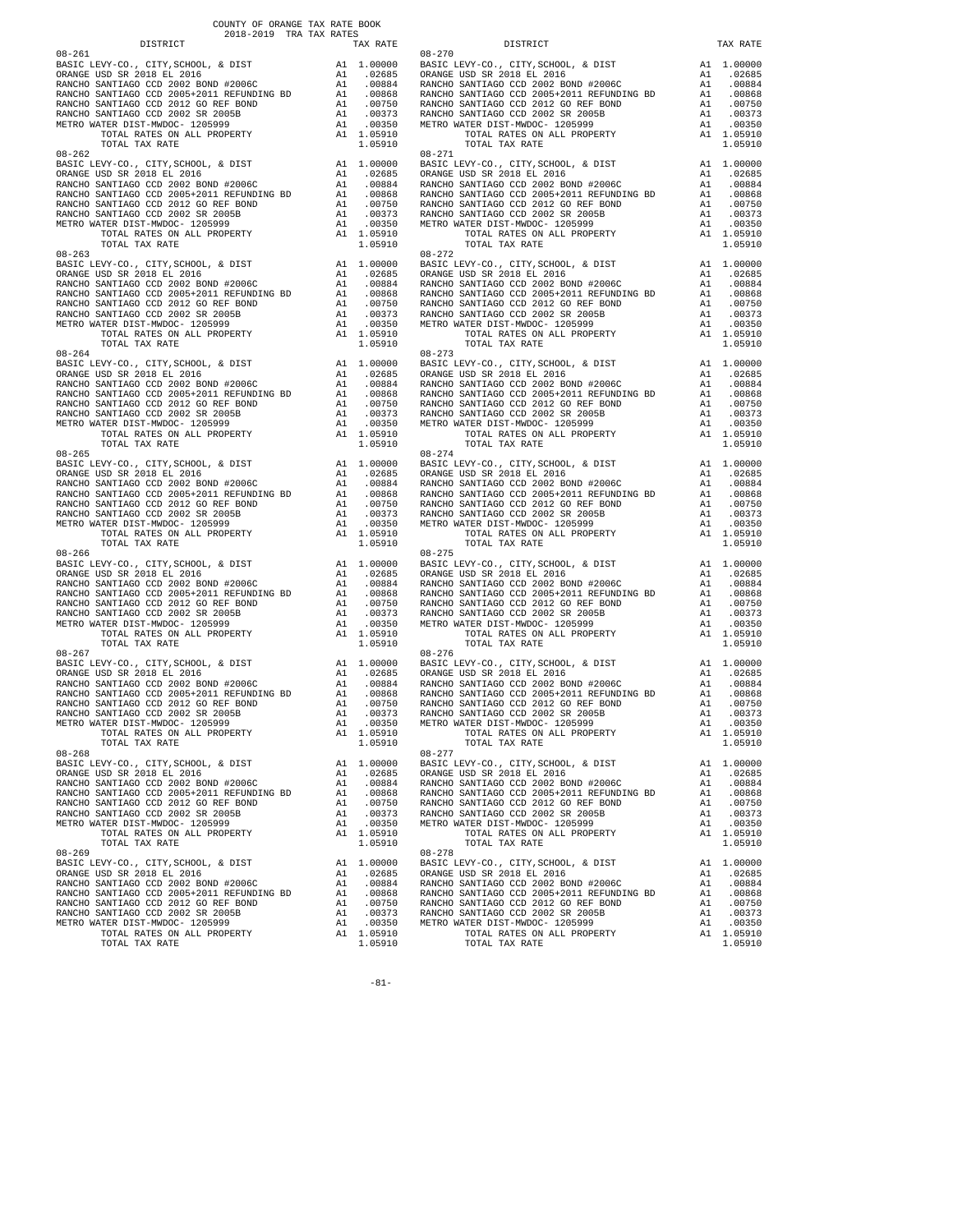COUNTY OF ORANGE TAX RATE BOOK
2018-2019 TRA TAX RATES

| DISTRICT | | TAX RATE |
|---|---|---|
| 08-261 | | |
| BASIC LEVY-CO., CITY,SCHOOL, & DIST | A1 | 1.00000 |
| ORANGE USD SR 2018 EL 2016 | A1 | .02685 |
| RANCHO SANTIAGO CCD 2002 BOND #2006C | A1 | .00884 |
| RANCHO SANTIAGO CCD 2005+2011 REFUNDING BD | A1 | .00868 |
| RANCHO SANTIAGO CCD 2012 GO REF BOND | A1 | .00750 |
| RANCHO SANTIAGO CCD 2002 SR 2005B | A1 | .00373 |
| METRO WATER DIST-MWDOC- 1205999 | A1 | .00350 |
| TOTAL RATES ON ALL PROPERTY | A1 | 1.05910 |
| TOTAL TAX RATE | | 1.05910 |
| 08-262 | | |
| BASIC LEVY-CO., CITY,SCHOOL, & DIST | A1 | 1.00000 |
| ORANGE USD SR 2018 EL 2016 | A1 | .02685 |
| RANCHO SANTIAGO CCD 2002 BOND #2006C | A1 | .00884 |
| RANCHO SANTIAGO CCD 2005+2011 REFUNDING BD | A1 | .00868 |
| RANCHO SANTIAGO CCD 2012 GO REF BOND | A1 | .00750 |
| RANCHO SANTIAGO CCD 2002 SR 2005B | A1 | .00373 |
| METRO WATER DIST-MWDOC- 1205999 | A1 | .00350 |
| TOTAL RATES ON ALL PROPERTY | A1 | 1.05910 |
| TOTAL TAX RATE | | 1.05910 |
| 08-263 | | |
| BASIC LEVY-CO., CITY,SCHOOL, & DIST | A1 | 1.00000 |
| ORANGE USD SR 2018 EL 2016 | A1 | .02685 |
| RANCHO SANTIAGO CCD 2002 BOND #2006C | A1 | .00884 |
| RANCHO SANTIAGO CCD 2005+2011 REFUNDING BD | A1 | .00868 |
| RANCHO SANTIAGO CCD 2012 GO REF BOND | A1 | .00750 |
| RANCHO SANTIAGO CCD 2002 SR 2005B | A1 | .00373 |
| METRO WATER DIST-MWDOC- 1205999 | A1 | .00350 |
| TOTAL RATES ON ALL PROPERTY | A1 | 1.05910 |
| TOTAL TAX RATE | | 1.05910 |
| 08-264 | | |
| BASIC LEVY-CO., CITY,SCHOOL, & DIST | A1 | 1.00000 |
| ORANGE USD SR 2018 EL 2016 | A1 | .02685 |
| RANCHO SANTIAGO CCD 2002 BOND #2006C | A1 | .00884 |
| RANCHO SANTIAGO CCD 2005+2011 REFUNDING BD | A1 | .00868 |
| RANCHO SANTIAGO CCD 2012 GO REF BOND | A1 | .00750 |
| RANCHO SANTIAGO CCD 2002 SR 2005B | A1 | .00373 |
| METRO WATER DIST-MWDOC- 1205999 | A1 | .00350 |
| TOTAL RATES ON ALL PROPERTY | A1 | 1.05910 |
| TOTAL TAX RATE | | 1.05910 |
| 08-265 | | |
| BASIC LEVY-CO., CITY,SCHOOL, & DIST | A1 | 1.00000 |
| ORANGE USD SR 2018 EL 2016 | A1 | .02685 |
| RANCHO SANTIAGO CCD 2002 BOND #2006C | A1 | .00884 |
| RANCHO SANTIAGO CCD 2005+2011 REFUNDING BD | A1 | .00868 |
| RANCHO SANTIAGO CCD 2012 GO REF BOND | A1 | .00750 |
| RANCHO SANTIAGO CCD 2002 SR 2005B | A1 | .00373 |
| METRO WATER DIST-MWDOC- 1205999 | A1 | .00350 |
| TOTAL RATES ON ALL PROPERTY | A1 | 1.05910 |
| TOTAL TAX RATE | | 1.05910 |
| 08-266 | | |
| BASIC LEVY-CO., CITY,SCHOOL, & DIST | A1 | 1.00000 |
| ORANGE USD SR 2018 EL 2016 | A1 | .02685 |
| RANCHO SANTIAGO CCD 2002 BOND #2006C | A1 | .00884 |
| RANCHO SANTIAGO CCD 2005+2011 REFUNDING BD | A1 | .00868 |
| RANCHO SANTIAGO CCD 2012 GO REF BOND | A1 | .00750 |
| RANCHO SANTIAGO CCD 2002 SR 2005B | A1 | .00373 |
| METRO WATER DIST-MWDOC- 1205999 | A1 | .00350 |
| TOTAL RATES ON ALL PROPERTY | A1 | 1.05910 |
| TOTAL TAX RATE | | 1.05910 |
| 08-267 | | |
| BASIC LEVY-CO., CITY,SCHOOL, & DIST | A1 | 1.00000 |
| ORANGE USD SR 2018 EL 2016 | A1 | .02685 |
| RANCHO SANTIAGO CCD 2002 BOND #2006C | A1 | .00884 |
| RANCHO SANTIAGO CCD 2005+2011 REFUNDING BD | A1 | .00868 |
| RANCHO SANTIAGO CCD 2012 GO REF BOND | A1 | .00750 |
| RANCHO SANTIAGO CCD 2002 SR 2005B | A1 | .00373 |
| METRO WATER DIST-MWDOC- 1205999 | A1 | .00350 |
| TOTAL RATES ON ALL PROPERTY | A1 | 1.05910 |
| TOTAL TAX RATE | | 1.05910 |
| 08-268 | | |
| BASIC LEVY-CO., CITY,SCHOOL, & DIST | A1 | 1.00000 |
| ORANGE USD SR 2018 EL 2016 | A1 | .02685 |
| RANCHO SANTIAGO CCD 2002 BOND #2006C | A1 | .00884 |
| RANCHO SANTIAGO CCD 2005+2011 REFUNDING BD | A1 | .00868 |
| RANCHO SANTIAGO CCD 2012 GO REF BOND | A1 | .00750 |
| RANCHO SANTIAGO CCD 2002 SR 2005B | A1 | .00373 |
| METRO WATER DIST-MWDOC- 1205999 | A1 | .00350 |
| TOTAL RATES ON ALL PROPERTY | A1 | 1.05910 |
| TOTAL TAX RATE | | 1.05910 |
| 08-269 | | |
| BASIC LEVY-CO., CITY,SCHOOL, & DIST | A1 | 1.00000 |
| ORANGE USD SR 2018 EL 2016 | A1 | .02685 |
| RANCHO SANTIAGO CCD 2002 BOND #2006C | A1 | .00884 |
| RANCHO SANTIAGO CCD 2005+2011 REFUNDING BD | A1 | .00868 |
| RANCHO SANTIAGO CCD 2012 GO REF BOND | A1 | .00750 |
| RANCHO SANTIAGO CCD 2002 SR 2005B | A1 | .00373 |
| METRO WATER DIST-MWDOC- 1205999 | A1 | .00350 |
| TOTAL RATES ON ALL PROPERTY | A1 | 1.05910 |
| TOTAL TAX RATE | | 1.05910 |
| 08-270 | | |
| BASIC LEVY-CO., CITY,SCHOOL, & DIST | A1 | 1.00000 |
| ORANGE USD SR 2018 EL 2016 | A1 | .02685 |
| RANCHO SANTIAGO CCD 2002 BOND #2006C | A1 | .00884 |
| RANCHO SANTIAGO CCD 2005+2011 REFUNDING BD | A1 | .00868 |
| RANCHO SANTIAGO CCD 2012 GO REF BOND | A1 | .00750 |
| RANCHO SANTIAGO CCD 2002 SR 2005B | A1 | .00373 |
| METRO WATER DIST-MWDOC- 1205999 | A1 | .00350 |
| TOTAL RATES ON ALL PROPERTY | A1 | 1.05910 |
| TOTAL TAX RATE | | 1.05910 |
| 08-271 | | |
| BASIC LEVY-CO., CITY,SCHOOL, & DIST | A1 | 1.00000 |
| ORANGE USD SR 2018 EL 2016 | A1 | .02685 |
| RANCHO SANTIAGO CCD 2002 BOND #2006C | A1 | .00884 |
| RANCHO SANTIAGO CCD 2005+2011 REFUNDING BD | A1 | .00868 |
| RANCHO SANTIAGO CCD 2012 GO REF BOND | A1 | .00750 |
| RANCHO SANTIAGO CCD 2002 SR 2005B | A1 | .00373 |
| METRO WATER DIST-MWDOC- 1205999 | A1 | .00350 |
| TOTAL RATES ON ALL PROPERTY | A1 | 1.05910 |
| TOTAL TAX RATE | | 1.05910 |
| 08-272 | | |
| BASIC LEVY-CO., CITY,SCHOOL, & DIST | A1 | 1.00000 |
| ORANGE USD SR 2018 EL 2016 | A1 | .02685 |
| RANCHO SANTIAGO CCD 2002 BOND #2006C | A1 | .00884 |
| RANCHO SANTIAGO CCD 2005+2011 REFUNDING BD | A1 | .00868 |
| RANCHO SANTIAGO CCD 2012 GO REF BOND | A1 | .00750 |
| RANCHO SANTIAGO CCD 2002 SR 2005B | A1 | .00373 |
| METRO WATER DIST-MWDOC- 1205999 | A1 | .00350 |
| TOTAL RATES ON ALL PROPERTY | A1 | 1.05910 |
| TOTAL TAX RATE | | 1.05910 |
| 08-273 | | |
| BASIC LEVY-CO., CITY,SCHOOL, & DIST | A1 | 1.00000 |
| ORANGE USD SR 2018 EL 2016 | A1 | .02685 |
| RANCHO SANTIAGO CCD 2002 BOND #2006C | A1 | .00884 |
| RANCHO SANTIAGO CCD 2005+2011 REFUNDING BD | A1 | .00868 |
| RANCHO SANTIAGO CCD 2012 GO REF BOND | A1 | .00750 |
| RANCHO SANTIAGO CCD 2002 SR 2005B | A1 | .00373 |
| METRO WATER DIST-MWDOC- 1205999 | A1 | .00350 |
| TOTAL RATES ON ALL PROPERTY | A1 | 1.05910 |
| TOTAL TAX RATE | | 1.05910 |
| 08-274 | | |
| BASIC LEVY-CO., CITY,SCHOOL, & DIST | A1 | 1.00000 |
| ORANGE USD SR 2018 EL 2016 | A1 | .02685 |
| RANCHO SANTIAGO CCD 2002 BOND #2006C | A1 | .00884 |
| RANCHO SANTIAGO CCD 2005+2011 REFUNDING BD | A1 | .00868 |
| RANCHO SANTIAGO CCD 2012 GO REF BOND | A1 | .00750 |
| RANCHO SANTIAGO CCD 2002 SR 2005B | A1 | .00373 |
| METRO WATER DIST-MWDOC- 1205999 | A1 | .00350 |
| TOTAL RATES ON ALL PROPERTY | A1 | 1.05910 |
| TOTAL TAX RATE | | 1.05910 |
| 08-275 | | |
| BASIC LEVY-CO., CITY,SCHOOL, & DIST | A1 | 1.00000 |
| ORANGE USD SR 2018 EL 2016 | A1 | .02685 |
| RANCHO SANTIAGO CCD 2002 BOND #2006C | A1 | .00884 |
| RANCHO SANTIAGO CCD 2005+2011 REFUNDING BD | A1 | .00868 |
| RANCHO SANTIAGO CCD 2012 GO REF BOND | A1 | .00750 |
| RANCHO SANTIAGO CCD 2002 SR 2005B | A1 | .00373 |
| METRO WATER DIST-MWDOC- 1205999 | A1 | .00350 |
| TOTAL RATES ON ALL PROPERTY | A1 | 1.05910 |
| TOTAL TAX RATE | | 1.05910 |
| 08-276 | | |
| BASIC LEVY-CO., CITY,SCHOOL, & DIST | A1 | 1.00000 |
| ORANGE USD SR 2018 EL 2016 | A1 | .02685 |
| RANCHO SANTIAGO CCD 2002 BOND #2006C | A1 | .00884 |
| RANCHO SANTIAGO CCD 2005+2011 REFUNDING BD | A1 | .00868 |
| RANCHO SANTIAGO CCD 2012 GO REF BOND | A1 | .00750 |
| RANCHO SANTIAGO CCD 2002 SR 2005B | A1 | .00373 |
| METRO WATER DIST-MWDOC- 1205999 | A1 | .00350 |
| TOTAL RATES ON ALL PROPERTY | A1 | 1.05910 |
| TOTAL TAX RATE | | 1.05910 |
| 08-277 | | |
| BASIC LEVY-CO., CITY,SCHOOL, & DIST | A1 | 1.00000 |
| ORANGE USD SR 2018 EL 2016 | A1 | .02685 |
| RANCHO SANTIAGO CCD 2002 BOND #2006C | A1 | .00884 |
| RANCHO SANTIAGO CCD 2005+2011 REFUNDING BD | A1 | .00868 |
| RANCHO SANTIAGO CCD 2012 GO REF BOND | A1 | .00750 |
| RANCHO SANTIAGO CCD 2002 SR 2005B | A1 | .00373 |
| METRO WATER DIST-MWDOC- 1205999 | A1 | .00350 |
| TOTAL RATES ON ALL PROPERTY | A1 | 1.05910 |
| TOTAL TAX RATE | | 1.05910 |
| 08-278 | | |
| BASIC LEVY-CO., CITY,SCHOOL, & DIST | A1 | 1.00000 |
| ORANGE USD SR 2018 EL 2016 | A1 | .02685 |
| RANCHO SANTIAGO CCD 2002 BOND #2006C | A1 | .00884 |
| RANCHO SANTIAGO CCD 2005+2011 REFUNDING BD | A1 | .00868 |
| RANCHO SANTIAGO CCD 2012 GO REF BOND | A1 | .00750 |
| RANCHO SANTIAGO CCD 2002 SR 2005B | A1 | .00373 |
| METRO WATER DIST-MWDOC- 1205999 | A1 | .00350 |
| TOTAL RATES ON ALL PROPERTY | A1 | 1.05910 |
| TOTAL TAX RATE | | 1.05910 |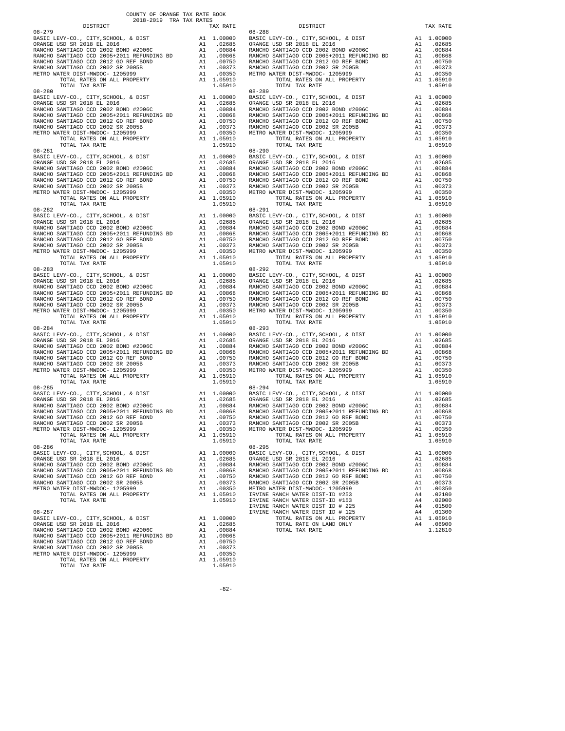COUNTY OF ORANGE TAX RATE BOOK
2018-2019 TRA TAX RATES

| DISTRICT | | TAX RATE |
|---|---|---|
| 08-279 | | |
| BASIC LEVY-CO., CITY,SCHOOL, & DIST | A1 | 1.00000 |
| ORANGE USD SR 2018 EL 2016 | A1 | .02685 |
| RANCHO SANTIAGO CCD 2002 BOND #2006C | A1 | .00884 |
| RANCHO SANTIAGO CCD 2005+2011 REFUNDING BD | A1 | .00868 |
| RANCHO SANTIAGO CCD 2012 GO REF BOND | A1 | .00750 |
| RANCHO SANTIAGO CCD 2002 SR 2005B | A1 | .00373 |
| METRO WATER DIST-MWDOC- 1205999 | A1 | .00350 |
| TOTAL RATES ON ALL PROPERTY | A1 | 1.05910 |
| TOTAL TAX RATE | | 1.05910 |
| 08-280 | | |
| BASIC LEVY-CO., CITY,SCHOOL, & DIST | A1 | 1.00000 |
| ORANGE USD SR 2018 EL 2016 | A1 | .02685 |
| RANCHO SANTIAGO CCD 2002 BOND #2006C | A1 | .00884 |
| RANCHO SANTIAGO CCD 2005+2011 REFUNDING BD | A1 | .00868 |
| RANCHO SANTIAGO CCD 2012 GO REF BOND | A1 | .00750 |
| RANCHO SANTIAGO CCD 2002 SR 2005B | A1 | .00373 |
| METRO WATER DIST-MWDOC- 1205999 | A1 | .00350 |
| TOTAL RATES ON ALL PROPERTY | A1 | 1.05910 |
| TOTAL TAX RATE | | 1.05910 |
| 08-281 | | |
| BASIC LEVY-CO., CITY,SCHOOL, & DIST | A1 | 1.00000 |
| ORANGE USD SR 2018 EL 2016 | A1 | .02685 |
| RANCHO SANTIAGO CCD 2002 BOND #2006C | A1 | .00884 |
| RANCHO SANTIAGO CCD 2005+2011 REFUNDING BD | A1 | .00868 |
| RANCHO SANTIAGO CCD 2012 GO REF BOND | A1 | .00750 |
| RANCHO SANTIAGO CCD 2002 SR 2005B | A1 | .00373 |
| METRO WATER DIST-MWDOC- 1205999 | A1 | .00350 |
| TOTAL RATES ON ALL PROPERTY | A1 | 1.05910 |
| TOTAL TAX RATE | | 1.05910 |
| 08-282 | | |
| BASIC LEVY-CO., CITY,SCHOOL, & DIST | A1 | 1.00000 |
| ORANGE USD SR 2018 EL 2016 | A1 | .02685 |
| RANCHO SANTIAGO CCD 2002 BOND #2006C | A1 | .00884 |
| RANCHO SANTIAGO CCD 2005+2011 REFUNDING BD | A1 | .00868 |
| RANCHO SANTIAGO CCD 2012 GO REF BOND | A1 | .00750 |
| RANCHO SANTIAGO CCD 2002 SR 2005B | A1 | .00373 |
| METRO WATER DIST-MWDOC- 1205999 | A1 | .00350 |
| TOTAL RATES ON ALL PROPERTY | A1 | 1.05910 |
| TOTAL TAX RATE | | 1.05910 |
| 08-283 | | |
| BASIC LEVY-CO., CITY,SCHOOL, & DIST | A1 | 1.00000 |
| ORANGE USD SR 2018 EL 2016 | A1 | .02685 |
| RANCHO SANTIAGO CCD 2002 BOND #2006C | A1 | .00884 |
| RANCHO SANTIAGO CCD 2005+2011 REFUNDING BD | A1 | .00868 |
| RANCHO SANTIAGO CCD 2012 GO REF BOND | A1 | .00750 |
| RANCHO SANTIAGO CCD 2002 SR 2005B | A1 | .00373 |
| METRO WATER DIST-MWDOC- 1205999 | A1 | .00350 |
| TOTAL RATES ON ALL PROPERTY | A1 | 1.05910 |
| TOTAL TAX RATE | | 1.05910 |
| 08-284 | | |
| BASIC LEVY-CO., CITY,SCHOOL, & DIST | A1 | 1.00000 |
| ORANGE USD SR 2018 EL 2016 | A1 | .02685 |
| RANCHO SANTIAGO CCD 2002 BOND #2006C | A1 | .00884 |
| RANCHO SANTIAGO CCD 2005+2011 REFUNDING BD | A1 | .00868 |
| RANCHO SANTIAGO CCD 2012 GO REF BOND | A1 | .00750 |
| RANCHO SANTIAGO CCD 2002 SR 2005B | A1 | .00373 |
| METRO WATER DIST-MWDOC- 1205999 | A1 | .00350 |
| TOTAL RATES ON ALL PROPERTY | A1 | 1.05910 |
| TOTAL TAX RATE | | 1.05910 |
| 08-285 | | |
| BASIC LEVY-CO., CITY,SCHOOL, & DIST | A1 | 1.00000 |
| ORANGE USD SR 2018 EL 2016 | A1 | .02685 |
| RANCHO SANTIAGO CCD 2002 BOND #2006C | A1 | .00884 |
| RANCHO SANTIAGO CCD 2005+2011 REFUNDING BD | A1 | .00868 |
| RANCHO SANTIAGO CCD 2012 GO REF BOND | A1 | .00750 |
| RANCHO SANTIAGO CCD 2002 SR 2005B | A1 | .00373 |
| METRO WATER DIST-MWDOC- 1205999 | A1 | .00350 |
| TOTAL RATES ON ALL PROPERTY | A1 | 1.05910 |
| TOTAL TAX RATE | | 1.05910 |
| 08-286 | | |
| BASIC LEVY-CO., CITY,SCHOOL, & DIST | A1 | 1.00000 |
| ORANGE USD SR 2018 EL 2016 | A1 | .02685 |
| RANCHO SANTIAGO CCD 2002 BOND #2006C | A1 | .00884 |
| RANCHO SANTIAGO CCD 2005+2011 REFUNDING BD | A1 | .00868 |
| RANCHO SANTIAGO CCD 2012 GO REF BOND | A1 | .00750 |
| RANCHO SANTIAGO CCD 2002 SR 2005B | A1 | .00373 |
| METRO WATER DIST-MWDOC- 1205999 | A1 | .00350 |
| TOTAL RATES ON ALL PROPERTY | A1 | 1.05910 |
| TOTAL TAX RATE | | 1.05910 |
| 08-287 | | |
| BASIC LEVY-CO., CITY,SCHOOL, & DIST | A1 | 1.00000 |
| ORANGE USD SR 2018 EL 2016 | A1 | .02685 |
| RANCHO SANTIAGO CCD 2002 BOND #2006C | A1 | .00884 |
| RANCHO SANTIAGO CCD 2005+2011 REFUNDING BD | A1 | .00868 |
| RANCHO SANTIAGO CCD 2012 GO REF BOND | A1 | .00750 |
| RANCHO SANTIAGO CCD 2002 SR 2005B | A1 | .00373 |
| METRO WATER DIST-MWDOC- 1205999 | A1 | .00350 |
| TOTAL RATES ON ALL PROPERTY | A1 | 1.05910 |
| TOTAL TAX RATE | | 1.05910 |
| 08-288 | | |
| BASIC LEVY-CO., CITY,SCHOOL, & DIST | A1 | 1.00000 |
| ORANGE USD SR 2018 EL 2016 | A1 | .02685 |
| RANCHO SANTIAGO CCD 2002 BOND #2006C | A1 | .00884 |
| RANCHO SANTIAGO CCD 2005+2011 REFUNDING BD | A1 | .00868 |
| RANCHO SANTIAGO CCD 2012 GO REF BOND | A1 | .00750 |
| RANCHO SANTIAGO CCD 2002 SR 2005B | A1 | .00373 |
| METRO WATER DIST-MWDOC- 1205999 | A1 | .00350 |
| TOTAL RATES ON ALL PROPERTY | A1 | 1.05910 |
| TOTAL TAX RATE | | 1.05910 |
| 08-289 | | |
| BASIC LEVY-CO., CITY,SCHOOL, & DIST | A1 | 1.00000 |
| ORANGE USD SR 2018 EL 2016 | A1 | .02685 |
| RANCHO SANTIAGO CCD 2002 BOND #2006C | A1 | .00884 |
| RANCHO SANTIAGO CCD 2005+2011 REFUNDING BD | A1 | .00868 |
| RANCHO SANTIAGO CCD 2012 GO REF BOND | A1 | .00750 |
| RANCHO SANTIAGO CCD 2002 SR 2005B | A1 | .00373 |
| METRO WATER DIST-MWDOC- 1205999 | A1 | .00350 |
| TOTAL RATES ON ALL PROPERTY | A1 | 1.05910 |
| TOTAL TAX RATE | | 1.05910 |
| 08-290 | | |
| BASIC LEVY-CO., CITY,SCHOOL, & DIST | A1 | 1.00000 |
| ORANGE USD SR 2018 EL 2016 | A1 | .02685 |
| RANCHO SANTIAGO CCD 2002 BOND #2006C | A1 | .00884 |
| RANCHO SANTIAGO CCD 2005+2011 REFUNDING BD | A1 | .00868 |
| RANCHO SANTIAGO CCD 2012 GO REF BOND | A1 | .00750 |
| RANCHO SANTIAGO CCD 2002 SR 2005B | A1 | .00373 |
| METRO WATER DIST-MWDOC- 1205999 | A1 | .00350 |
| TOTAL RATES ON ALL PROPERTY | A1 | 1.05910 |
| TOTAL TAX RATE | | 1.05910 |
| 08-291 | | |
| BASIC LEVY-CO., CITY,SCHOOL, & DIST | A1 | 1.00000 |
| ORANGE USD SR 2018 EL 2016 | A1 | .02685 |
| RANCHO SANTIAGO CCD 2002 BOND #2006C | A1 | .00884 |
| RANCHO SANTIAGO CCD 2005+2011 REFUNDING BD | A1 | .00868 |
| RANCHO SANTIAGO CCD 2012 GO REF BOND | A1 | .00750 |
| RANCHO SANTIAGO CCD 2002 SR 2005B | A1 | .00373 |
| METRO WATER DIST-MWDOC- 1205999 | A1 | .00350 |
| TOTAL RATES ON ALL PROPERTY | A1 | 1.05910 |
| TOTAL TAX RATE | | 1.05910 |
| 08-292 | | |
| BASIC LEVY-CO., CITY,SCHOOL, & DIST | A1 | 1.00000 |
| ORANGE USD SR 2018 EL 2016 | A1 | .02685 |
| RANCHO SANTIAGO CCD 2002 BOND #2006C | A1 | .00884 |
| RANCHO SANTIAGO CCD 2005+2011 REFUNDING BD | A1 | .00868 |
| RANCHO SANTIAGO CCD 2012 GO REF BOND | A1 | .00750 |
| RANCHO SANTIAGO CCD 2002 SR 2005B | A1 | .00373 |
| METRO WATER DIST-MWDOC- 1205999 | A1 | .00350 |
| TOTAL RATES ON ALL PROPERTY | A1 | 1.05910 |
| TOTAL TAX RATE | | 1.05910 |
| 08-293 | | |
| BASIC LEVY-CO., CITY,SCHOOL, & DIST | A1 | 1.00000 |
| ORANGE USD SR 2018 EL 2016 | A1 | .02685 |
| RANCHO SANTIAGO CCD 2002 BOND #2006C | A1 | .00884 |
| RANCHO SANTIAGO CCD 2005+2011 REFUNDING BD | A1 | .00868 |
| RANCHO SANTIAGO CCD 2012 GO REF BOND | A1 | .00750 |
| RANCHO SANTIAGO CCD 2002 SR 2005B | A1 | .00373 |
| METRO WATER DIST-MWDOC- 1205999 | A1 | .00350 |
| TOTAL RATES ON ALL PROPERTY | A1 | 1.05910 |
| TOTAL TAX RATE | | 1.05910 |
| 08-294 | | |
| BASIC LEVY-CO., CITY,SCHOOL, & DIST | A1 | 1.00000 |
| ORANGE USD SR 2018 EL 2016 | A1 | .02685 |
| RANCHO SANTIAGO CCD 2002 BOND #2006C | A1 | .00884 |
| RANCHO SANTIAGO CCD 2005+2011 REFUNDING BD | A1 | .00868 |
| RANCHO SANTIAGO CCD 2012 GO REF BOND | A1 | .00750 |
| RANCHO SANTIAGO CCD 2002 SR 2005B | A1 | .00373 |
| METRO WATER DIST-MWDOC- 1205999 | A1 | .00350 |
| TOTAL RATES ON ALL PROPERTY | A1 | 1.05910 |
| TOTAL TAX RATE | | 1.05910 |
| 08-295 | | |
| BASIC LEVY-CO., CITY,SCHOOL, & DIST | A1 | 1.00000 |
| ORANGE USD SR 2018 EL 2016 | A1 | .02685 |
| RANCHO SANTIAGO CCD 2002 BOND #2006C | A1 | .00884 |
| RANCHO SANTIAGO CCD 2005+2011 REFUNDING BD | A1 | .00868 |
| RANCHO SANTIAGO CCD 2012 GO REF BOND | A1 | .00750 |
| RANCHO SANTIAGO CCD 2002 SR 2005B | A1 | .00373 |
| METRO WATER DIST-MWDOC- 1205999 | A1 | .00350 |
| IRVINE RANCH WATER DIST-ID #253 | A4 | .02100 |
| IRVINE RANCH WATER DIST-ID #153 | A4 | .02000 |
| IRVINE RANCH WATER DIST ID # 225 | A4 | .01500 |
| IRVINE RANCH WATER DIST ID # 125 | A4 | .01300 |
| TOTAL RATES ON ALL PROPERTY | A1 | 1.05910 |
| TOTAL RATE ON LAND ONLY | A4 | .06900 |
| TOTAL TAX RATE | | 1.12810 |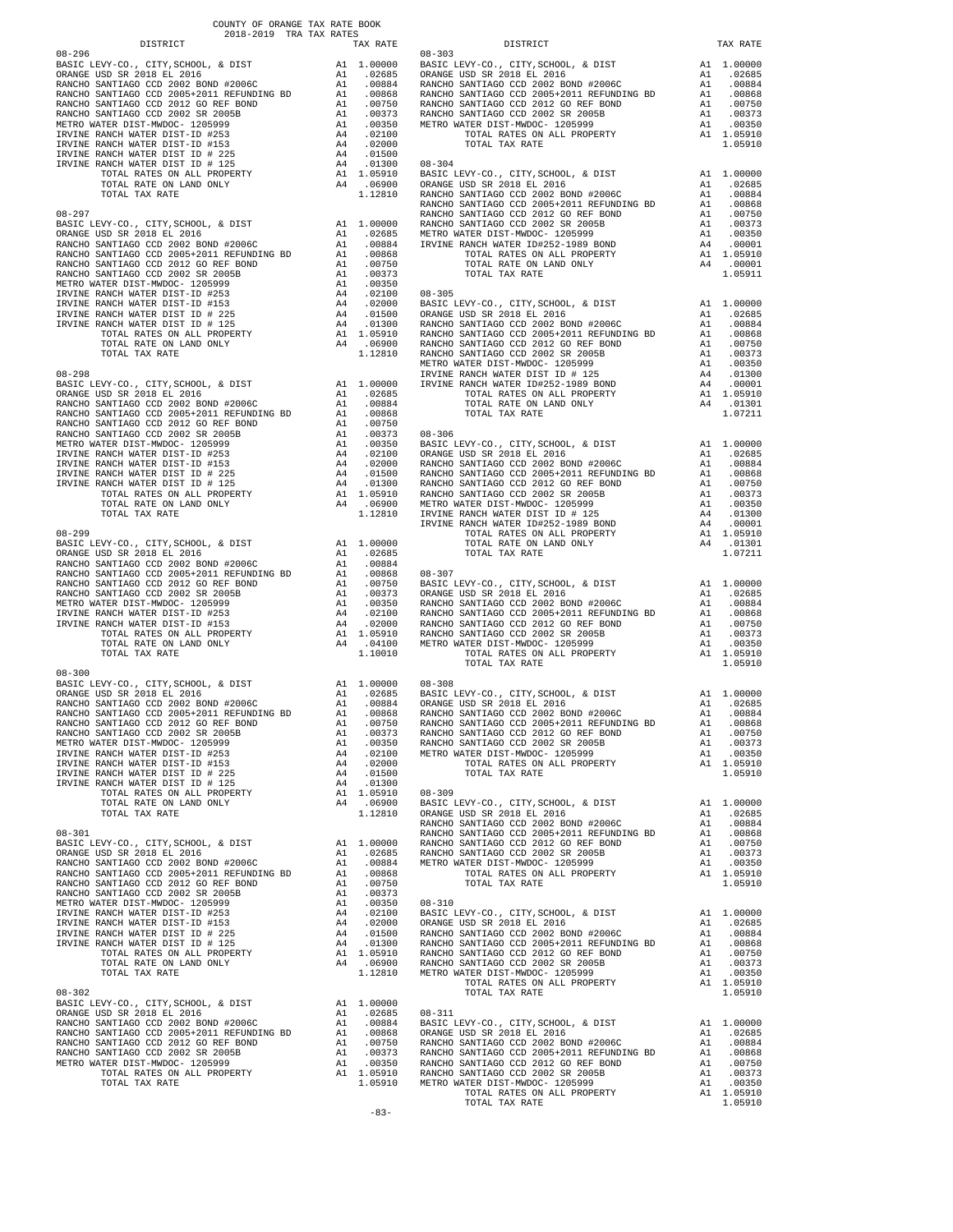COUNTY OF ORANGE TAX RATE BOOK
2018-2019 TRA TAX RATES

| DISTRICT | | TAX RATE |
|---|---|---|
| **08-296** | | |
| BASIC LEVY-CO., CITY,SCHOOL, & DIST | A1 | 1.00000 |
| ORANGE USD SR 2018 EL 2016 | A1 | .02685 |
| RANCHO SANTIAGO CCD 2002 BOND #2006C | A1 | .00884 |
| RANCHO SANTIAGO CCD 2005+2011 REFUNDING BD | A1 | .00868 |
| RANCHO SANTIAGO CCD 2012 GO REF BOND | A1 | .00750 |
| RANCHO SANTIAGO CCD 2002 SR 2005B | A1 | .00373 |
| METRO WATER DIST-MWDOC- 1205999 | A1 | .00350 |
| IRVINE RANCH WATER DIST-ID #253 | A4 | .02100 |
| IRVINE RANCH WATER DIST-ID #153 | A4 | .02000 |
| IRVINE RANCH WATER DIST ID # 225 | A4 | .01500 |
| IRVINE RANCH WATER DIST ID # 125 | A4 | .01300 |
| TOTAL RATES ON ALL PROPERTY | A1 | 1.05910 |
| TOTAL RATE ON LAND ONLY | A4 | .06900 |
| TOTAL TAX RATE | | 1.12810 |
| **08-297** | | |
| BASIC LEVY-CO., CITY,SCHOOL, & DIST | A1 | 1.00000 |
| ORANGE USD SR 2018 EL 2016 | A1 | .02685 |
| RANCHO SANTIAGO CCD 2002 BOND #2006C | A1 | .00884 |
| RANCHO SANTIAGO CCD 2005+2011 REFUNDING BD | A1 | .00868 |
| RANCHO SANTIAGO CCD 2012 GO REF BOND | A1 | .00750 |
| RANCHO SANTIAGO CCD 2002 SR 2005B | A1 | .00373 |
| METRO WATER DIST-MWDOC- 1205999 | A1 | .00350 |
| IRVINE RANCH WATER DIST-ID #253 | A4 | .02100 |
| IRVINE RANCH WATER DIST-ID #153 | A4 | .02000 |
| IRVINE RANCH WATER DIST ID # 225 | A4 | .01500 |
| IRVINE RANCH WATER DIST ID # 125 | A4 | .01300 |
| TOTAL RATES ON ALL PROPERTY | A1 | 1.05910 |
| TOTAL RATE ON LAND ONLY | A4 | .06900 |
| TOTAL TAX RATE | | 1.12810 |
| **08-298** | | |
| BASIC LEVY-CO., CITY,SCHOOL, & DIST | A1 | 1.00000 |
| ORANGE USD SR 2018 EL 2016 | A1 | .02685 |
| RANCHO SANTIAGO CCD 2002 BOND #2006C | A1 | .00884 |
| RANCHO SANTIAGO CCD 2005+2011 REFUNDING BD | A1 | .00868 |
| RANCHO SANTIAGO CCD 2012 GO REF BOND | A1 | .00750 |
| RANCHO SANTIAGO CCD 2002 SR 2005B | A1 | .00373 |
| METRO WATER DIST-MWDOC- 1205999 | A1 | .00350 |
| IRVINE RANCH WATER DIST-ID #253 | A4 | .02100 |
| IRVINE RANCH WATER DIST-ID #153 | A4 | .02000 |
| IRVINE RANCH WATER DIST ID # 225 | A4 | .01500 |
| IRVINE RANCH WATER DIST ID # 125 | A4 | .01300 |
| TOTAL RATES ON ALL PROPERTY | A1 | 1.05910 |
| TOTAL RATE ON LAND ONLY | A4 | .06900 |
| TOTAL TAX RATE | | 1.12810 |
| **08-299** | | |
| BASIC LEVY-CO., CITY,SCHOOL, & DIST | A1 | 1.00000 |
| ORANGE USD SR 2018 EL 2016 | A1 | .02685 |
| RANCHO SANTIAGO CCD 2002 BOND #2006C | A1 | .00884 |
| RANCHO SANTIAGO CCD 2005+2011 REFUNDING BD | A1 | .00868 |
| RANCHO SANTIAGO CCD 2012 GO REF BOND | A1 | .00750 |
| RANCHO SANTIAGO CCD 2002 SR 2005B | A1 | .00373 |
| METRO WATER DIST-MWDOC- 1205999 | A1 | .00350 |
| IRVINE RANCH WATER DIST-ID #253 | A4 | .02100 |
| IRVINE RANCH WATER DIST-ID #153 | A4 | .02000 |
| TOTAL RATES ON ALL PROPERTY | A1 | 1.05910 |
| TOTAL RATE ON LAND ONLY | A4 | .04100 |
| TOTAL TAX RATE | | 1.10010 |
| **08-300** | | |
| BASIC LEVY-CO., CITY,SCHOOL, & DIST | A1 | 1.00000 |
| ORANGE USD SR 2018 EL 2016 | A1 | .02685 |
| RANCHO SANTIAGO CCD 2002 BOND #2006C | A1 | .00884 |
| RANCHO SANTIAGO CCD 2005+2011 REFUNDING BD | A1 | .00868 |
| RANCHO SANTIAGO CCD 2012 GO REF BOND | A1 | .00750 |
| RANCHO SANTIAGO CCD 2002 SR 2005B | A1 | .00373 |
| METRO WATER DIST-MWDOC- 1205999 | A1 | .00350 |
| IRVINE RANCH WATER DIST-ID #253 | A4 | .02100 |
| IRVINE RANCH WATER DIST-ID #153 | A4 | .02000 |
| IRVINE RANCH WATER DIST ID # 225 | A4 | .01500 |
| IRVINE RANCH WATER DIST ID # 125 | A4 | .01300 |
| TOTAL RATES ON ALL PROPERTY | A1 | 1.05910 |
| TOTAL RATE ON LAND ONLY | A4 | .06900 |
| TOTAL TAX RATE | | 1.12810 |
| **08-301** | | |
| BASIC LEVY-CO., CITY,SCHOOL, & DIST | A1 | 1.00000 |
| ORANGE USD SR 2018 EL 2016 | A1 | .02685 |
| RANCHO SANTIAGO CCD 2002 BOND #2006C | A1 | .00884 |
| RANCHO SANTIAGO CCD 2005+2011 REFUNDING BD | A1 | .00868 |
| RANCHO SANTIAGO CCD 2012 GO REF BOND | A1 | .00750 |
| RANCHO SANTIAGO CCD 2002 SR 2005B | A1 | .00373 |
| METRO WATER DIST-MWDOC- 1205999 | A1 | .00350 |
| IRVINE RANCH WATER DIST-ID #253 | A4 | .02100 |
| IRVINE RANCH WATER DIST-ID #153 | A4 | .02000 |
| IRVINE RANCH WATER DIST ID # 225 | A4 | .01500 |
| IRVINE RANCH WATER DIST ID # 125 | A4 | .01300 |
| TOTAL RATES ON ALL PROPERTY | A1 | 1.05910 |
| TOTAL RATE ON LAND ONLY | A4 | .06900 |
| TOTAL TAX RATE | | 1.12810 |
| **08-302** | | |
| BASIC LEVY-CO., CITY,SCHOOL, & DIST | A1 | 1.00000 |
| ORANGE USD SR 2018 EL 2016 | A1 | .02685 |
| RANCHO SANTIAGO CCD 2002 BOND #2006C | A1 | .00884 |
| RANCHO SANTIAGO CCD 2005+2011 REFUNDING BD | A1 | .00868 |
| RANCHO SANTIAGO CCD 2012 GO REF BOND | A1 | .00750 |
| RANCHO SANTIAGO CCD 2002 SR 2005B | A1 | .00373 |
| METRO WATER DIST-MWDOC- 1205999 | A1 | .00350 |
| TOTAL RATES ON ALL PROPERTY | A1 | 1.05910 |
| TOTAL TAX RATE | | 1.05910 |
| **08-303** | | |
| BASIC LEVY-CO., CITY,SCHOOL, & DIST | A1 | 1.00000 |
| ORANGE USD SR 2018 EL 2016 | A1 | .02685 |
| RANCHO SANTIAGO CCD 2002 BOND #2006C | A1 | .00884 |
| RANCHO SANTIAGO CCD 2005+2011 REFUNDING BD | A1 | .00868 |
| RANCHO SANTIAGO CCD 2012 GO REF BOND | A1 | .00750 |
| RANCHO SANTIAGO CCD 2002 SR 2005B | A1 | .00373 |
| METRO WATER DIST-MWDOC- 1205999 | A1 | .00350 |
| TOTAL RATES ON ALL PROPERTY | A1 | 1.05910 |
| TOTAL TAX RATE | | 1.05910 |
| **08-304** | | |
| BASIC LEVY-CO., CITY,SCHOOL, & DIST | A1 | 1.00000 |
| ORANGE USD SR 2018 EL 2016 | A1 | .02685 |
| RANCHO SANTIAGO CCD 2002 BOND #2006C | A1 | .00884 |
| RANCHO SANTIAGO CCD 2005+2011 REFUNDING BD | A1 | .00868 |
| RANCHO SANTIAGO CCD 2012 GO REF BOND | A1 | .00750 |
| RANCHO SANTIAGO CCD 2002 SR 2005B | A1 | .00373 |
| METRO WATER DIST-MWDOC- 1205999 | A1 | .00350 |
| IRVINE RANCH WATER ID#252-1989 BOND | A4 | .00001 |
| TOTAL RATES ON ALL PROPERTY | A1 | 1.05910 |
| TOTAL RATE ON LAND ONLY | A4 | .00001 |
| TOTAL TAX RATE | | 1.05911 |
| **08-305** | | |
| BASIC LEVY-CO., CITY,SCHOOL, & DIST | A1 | 1.00000 |
| ORANGE USD SR 2018 EL 2016 | A1 | .02685 |
| RANCHO SANTIAGO CCD 2002 BOND #2006C | A1 | .00884 |
| RANCHO SANTIAGO CCD 2005+2011 REFUNDING BD | A1 | .00868 |
| RANCHO SANTIAGO CCD 2012 GO REF BOND | A1 | .00750 |
| RANCHO SANTIAGO CCD 2002 SR 2005B | A1 | .00373 |
| METRO WATER DIST-MWDOC- 1205999 | A1 | .00350 |
| IRVINE RANCH WATER DIST ID # 125 | A4 | .01300 |
| IRVINE RANCH WATER ID#252-1989 BOND | A4 | .00001 |
| TOTAL RATES ON ALL PROPERTY | A1 | 1.05910 |
| TOTAL RATE ON LAND ONLY | A4 | .01301 |
| TOTAL TAX RATE | | 1.07211 |
| **08-306** | | |
| BASIC LEVY-CO., CITY,SCHOOL, & DIST | A1 | 1.00000 |
| ORANGE USD SR 2018 EL 2016 | A1 | .02685 |
| RANCHO SANTIAGO CCD 2002 BOND #2006C | A1 | .00884 |
| RANCHO SANTIAGO CCD 2005+2011 REFUNDING BD | A1 | .00868 |
| RANCHO SANTIAGO CCD 2012 GO REF BOND | A1 | .00750 |
| RANCHO SANTIAGO CCD 2002 SR 2005B | A1 | .00373 |
| METRO WATER DIST-MWDOC- 1205999 | A1 | .00350 |
| IRVINE RANCH WATER DIST ID # 125 | A4 | .01300 |
| IRVINE RANCH WATER ID#252-1989 BOND | A4 | .00001 |
| TOTAL RATES ON ALL PROPERTY | A1 | 1.05910 |
| TOTAL RATE ON LAND ONLY | A4 | .01301 |
| TOTAL TAX RATE | | 1.07211 |
| **08-307** | | |
| BASIC LEVY-CO., CITY,SCHOOL, & DIST | A1 | 1.00000 |
| ORANGE USD SR 2018 EL 2016 | A1 | .02685 |
| RANCHO SANTIAGO CCD 2002 BOND #2006C | A1 | .00884 |
| RANCHO SANTIAGO CCD 2005+2011 REFUNDING BD | A1 | .00868 |
| RANCHO SANTIAGO CCD 2012 GO REF BOND | A1 | .00750 |
| RANCHO SANTIAGO CCD 2002 SR 2005B | A1 | .00373 |
| METRO WATER DIST-MWDOC- 1205999 | A1 | .00350 |
| TOTAL RATES ON ALL PROPERTY | A1 | 1.05910 |
| TOTAL TAX RATE | | 1.05910 |
| **08-308** | | |
| BASIC LEVY-CO., CITY,SCHOOL, & DIST | A1 | 1.00000 |
| ORANGE USD SR 2018 EL 2016 | A1 | .02685 |
| RANCHO SANTIAGO CCD 2002 BOND #2006C | A1 | .00884 |
| RANCHO SANTIAGO CCD 2005+2011 REFUNDING BD | A1 | .00868 |
| RANCHO SANTIAGO CCD 2012 GO REF BOND | A1 | .00750 |
| RANCHO SANTIAGO CCD 2002 SR 2005B | A1 | .00373 |
| METRO WATER DIST-MWDOC- 1205999 | A1 | .00350 |
| TOTAL RATES ON ALL PROPERTY | A1 | 1.05910 |
| TOTAL TAX RATE | | 1.05910 |
| **08-309** | | |
| BASIC LEVY-CO., CITY,SCHOOL, & DIST | A1 | 1.00000 |
| ORANGE USD SR 2018 EL 2016 | A1 | .02685 |
| RANCHO SANTIAGO CCD 2002 BOND #2006C | A1 | .00884 |
| RANCHO SANTIAGO CCD 2005+2011 REFUNDING BD | A1 | .00868 |
| RANCHO SANTIAGO CCD 2012 GO REF BOND | A1 | .00750 |
| RANCHO SANTIAGO CCD 2002 SR 2005B | A1 | .00373 |
| METRO WATER DIST-MWDOC- 1205999 | A1 | .00350 |
| TOTAL RATES ON ALL PROPERTY | A1 | 1.05910 |
| TOTAL TAX RATE | | 1.05910 |
| **08-310** | | |
| BASIC LEVY-CO., CITY,SCHOOL, & DIST | A1 | 1.00000 |
| ORANGE USD SR 2018 EL 2016 | A1 | .02685 |
| RANCHO SANTIAGO CCD 2002 BOND #2006C | A1 | .00884 |
| RANCHO SANTIAGO CCD 2005+2011 REFUNDING BD | A1 | .00868 |
| RANCHO SANTIAGO CCD 2012 GO REF BOND | A1 | .00750 |
| RANCHO SANTIAGO CCD 2002 SR 2005B | A1 | .00373 |
| METRO WATER DIST-MWDOC- 1205999 | A1 | .00350 |
| TOTAL RATES ON ALL PROPERTY | A1 | 1.05910 |
| TOTAL TAX RATE | | 1.05910 |
| **08-311** | | |
| BASIC LEVY-CO., CITY,SCHOOL, & DIST | A1 | 1.00000 |
| ORANGE USD SR 2018 EL 2016 | A1 | .02685 |
| RANCHO SANTIAGO CCD 2002 BOND #2006C | A1 | .00884 |
| RANCHO SANTIAGO CCD 2005+2011 REFUNDING BD | A1 | .00868 |
| RANCHO SANTIAGO CCD 2012 GO REF BOND | A1 | .00750 |
| RANCHO SANTIAGO CCD 2002 SR 2005B | A1 | .00373 |
| METRO WATER DIST-MWDOC- 1205999 | A1 | .00350 |
| TOTAL RATES ON ALL PROPERTY | A1 | 1.05910 |
| TOTAL TAX RATE | | 1.05910 |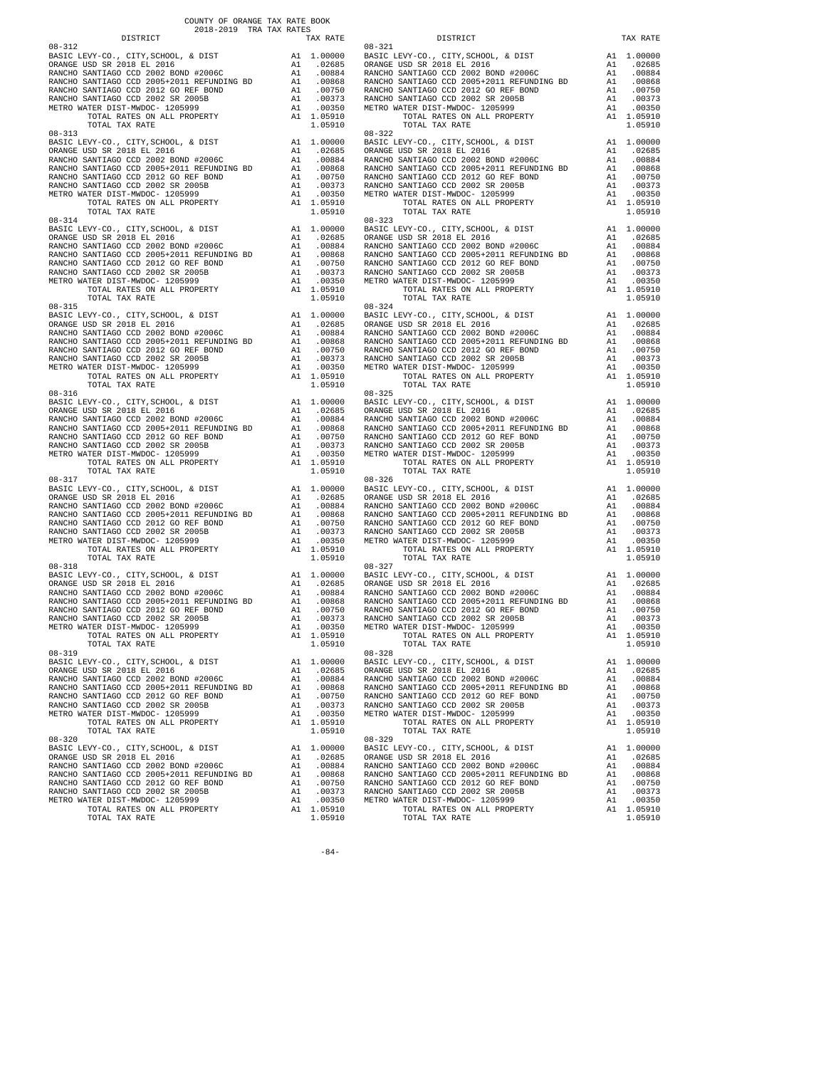COUNTY OF ORANGE TAX RATE BOOK
2018-2019 TRA TAX RATES

| DISTRICT | | TAX RATE |
|---|---|---|
| 08-312 | | |
| BASIC LEVY-CO., CITY,SCHOOL, & DIST | A1 | 1.00000 |
| ORANGE USD SR 2018 EL 2016 | A1 | .02685 |
| RANCHO SANTIAGO CCD 2002 BOND #2006C | A1 | .00884 |
| RANCHO SANTIAGO CCD 2005+2011 REFUNDING BD | A1 | .00868 |
| RANCHO SANTIAGO CCD 2012 GO REF BOND | A1 | .00750 |
| RANCHO SANTIAGO CCD 2002 SR 2005B | A1 | .00373 |
| METRO WATER DIST-MWDOC- 1205999 | A1 | .00350 |
| TOTAL RATES ON ALL PROPERTY | A1 | 1.05910 |
| TOTAL TAX RATE | | 1.05910 |
| 08-313 | | |
| BASIC LEVY-CO., CITY,SCHOOL, & DIST | A1 | 1.00000 |
| ORANGE USD SR 2018 EL 2016 | A1 | .02685 |
| RANCHO SANTIAGO CCD 2002 BOND #2006C | A1 | .00884 |
| RANCHO SANTIAGO CCD 2005+2011 REFUNDING BD | A1 | .00868 |
| RANCHO SANTIAGO CCD 2012 GO REF BOND | A1 | .00750 |
| RANCHO SANTIAGO CCD 2002 SR 2005B | A1 | .00373 |
| METRO WATER DIST-MWDOC- 1205999 | A1 | .00350 |
| TOTAL RATES ON ALL PROPERTY | A1 | 1.05910 |
| TOTAL TAX RATE | | 1.05910 |
| 08-314 | | |
| BASIC LEVY-CO., CITY,SCHOOL, & DIST | A1 | 1.00000 |
| ORANGE USD SR 2018 EL 2016 | A1 | .02685 |
| RANCHO SANTIAGO CCD 2002 BOND #2006C | A1 | .00884 |
| RANCHO SANTIAGO CCD 2005+2011 REFUNDING BD | A1 | .00868 |
| RANCHO SANTIAGO CCD 2012 GO REF BOND | A1 | .00750 |
| RANCHO SANTIAGO CCD 2002 SR 2005B | A1 | .00373 |
| METRO WATER DIST-MWDOC- 1205999 | A1 | .00350 |
| TOTAL RATES ON ALL PROPERTY | A1 | 1.05910 |
| TOTAL TAX RATE | | 1.05910 |
| 08-315 | | |
| BASIC LEVY-CO., CITY,SCHOOL, & DIST | A1 | 1.00000 |
| ORANGE USD SR 2018 EL 2016 | A1 | .02685 |
| RANCHO SANTIAGO CCD 2002 BOND #2006C | A1 | .00884 |
| RANCHO SANTIAGO CCD 2005+2011 REFUNDING BD | A1 | .00868 |
| RANCHO SANTIAGO CCD 2012 GO REF BOND | A1 | .00750 |
| RANCHO SANTIAGO CCD 2002 SR 2005B | A1 | .00373 |
| METRO WATER DIST-MWDOC- 1205999 | A1 | .00350 |
| TOTAL RATES ON ALL PROPERTY | A1 | 1.05910 |
| TOTAL TAX RATE | | 1.05910 |
| 08-316 | | |
| BASIC LEVY-CO., CITY,SCHOOL, & DIST | A1 | 1.00000 |
| ORANGE USD SR 2018 EL 2016 | A1 | .02685 |
| RANCHO SANTIAGO CCD 2002 BOND #2006C | A1 | .00884 |
| RANCHO SANTIAGO CCD 2005+2011 REFUNDING BD | A1 | .00868 |
| RANCHO SANTIAGO CCD 2012 GO REF BOND | A1 | .00750 |
| RANCHO SANTIAGO CCD 2002 SR 2005B | A1 | .00373 |
| METRO WATER DIST-MWDOC- 1205999 | A1 | .00350 |
| TOTAL RATES ON ALL PROPERTY | A1 | 1.05910 |
| TOTAL TAX RATE | | 1.05910 |
| 08-317 | | |
| BASIC LEVY-CO., CITY,SCHOOL, & DIST | A1 | 1.00000 |
| ORANGE USD SR 2018 EL 2016 | A1 | .02685 |
| RANCHO SANTIAGO CCD 2002 BOND #2006C | A1 | .00884 |
| RANCHO SANTIAGO CCD 2005+2011 REFUNDING BD | A1 | .00868 |
| RANCHO SANTIAGO CCD 2012 GO REF BOND | A1 | .00750 |
| RANCHO SANTIAGO CCD 2002 SR 2005B | A1 | .00373 |
| METRO WATER DIST-MWDOC- 1205999 | A1 | .00350 |
| TOTAL RATES ON ALL PROPERTY | A1 | 1.05910 |
| TOTAL TAX RATE | | 1.05910 |
| 08-318 | | |
| BASIC LEVY-CO., CITY,SCHOOL, & DIST | A1 | 1.00000 |
| ORANGE USD SR 2018 EL 2016 | A1 | .02685 |
| RANCHO SANTIAGO CCD 2002 BOND #2006C | A1 | .00884 |
| RANCHO SANTIAGO CCD 2005+2011 REFUNDING BD | A1 | .00868 |
| RANCHO SANTIAGO CCD 2012 GO REF BOND | A1 | .00750 |
| RANCHO SANTIAGO CCD 2002 SR 2005B | A1 | .00373 |
| METRO WATER DIST-MWDOC- 1205999 | A1 | .00350 |
| TOTAL RATES ON ALL PROPERTY | A1 | 1.05910 |
| TOTAL TAX RATE | | 1.05910 |
| 08-319 | | |
| BASIC LEVY-CO., CITY,SCHOOL, & DIST | A1 | 1.00000 |
| ORANGE USD SR 2018 EL 2016 | A1 | .02685 |
| RANCHO SANTIAGO CCD 2002 BOND #2006C | A1 | .00884 |
| RANCHO SANTIAGO CCD 2005+2011 REFUNDING BD | A1 | .00868 |
| RANCHO SANTIAGO CCD 2012 GO REF BOND | A1 | .00750 |
| RANCHO SANTIAGO CCD 2002 SR 2005B | A1 | .00373 |
| METRO WATER DIST-MWDOC- 1205999 | A1 | .00350 |
| TOTAL RATES ON ALL PROPERTY | A1 | 1.05910 |
| TOTAL TAX RATE | | 1.05910 |
| 08-320 | | |
| BASIC LEVY-CO., CITY,SCHOOL, & DIST | A1 | 1.00000 |
| ORANGE USD SR 2018 EL 2016 | A1 | .02685 |
| RANCHO SANTIAGO CCD 2002 BOND #2006C | A1 | .00884 |
| RANCHO SANTIAGO CCD 2005+2011 REFUNDING BD | A1 | .00868 |
| RANCHO SANTIAGO CCD 2012 GO REF BOND | A1 | .00750 |
| RANCHO SANTIAGO CCD 2002 SR 2005B | A1 | .00373 |
| METRO WATER DIST-MWDOC- 1205999 | A1 | .00350 |
| TOTAL RATES ON ALL PROPERTY | A1 | 1.05910 |
| TOTAL TAX RATE | | 1.05910 |
| 08-321 | | |
| BASIC LEVY-CO., CITY,SCHOOL, & DIST | A1 | 1.00000 |
| ORANGE USD SR 2018 EL 2016 | A1 | .02685 |
| RANCHO SANTIAGO CCD 2002 BOND #2006C | A1 | .00884 |
| RANCHO SANTIAGO CCD 2005+2011 REFUNDING BD | A1 | .00868 |
| RANCHO SANTIAGO CCD 2012 GO REF BOND | A1 | .00750 |
| RANCHO SANTIAGO CCD 2002 SR 2005B | A1 | .00373 |
| METRO WATER DIST-MWDOC- 1205999 | A1 | .00350 |
| TOTAL RATES ON ALL PROPERTY | A1 | 1.05910 |
| TOTAL TAX RATE | | 1.05910 |
| 08-322 | | |
| BASIC LEVY-CO., CITY,SCHOOL, & DIST | A1 | 1.00000 |
| ORANGE USD SR 2018 EL 2016 | A1 | .02685 |
| RANCHO SANTIAGO CCD 2002 BOND #2006C | A1 | .00884 |
| RANCHO SANTIAGO CCD 2005+2011 REFUNDING BD | A1 | .00868 |
| RANCHO SANTIAGO CCD 2012 GO REF BOND | A1 | .00750 |
| RANCHO SANTIAGO CCD 2002 SR 2005B | A1 | .00373 |
| METRO WATER DIST-MWDOC- 1205999 | A1 | .00350 |
| TOTAL RATES ON ALL PROPERTY | A1 | 1.05910 |
| TOTAL TAX RATE | | 1.05910 |
| 08-323 | | |
| BASIC LEVY-CO., CITY,SCHOOL, & DIST | A1 | 1.00000 |
| ORANGE USD SR 2018 EL 2016 | A1 | .02685 |
| RANCHO SANTIAGO CCD 2002 BOND #2006C | A1 | .00884 |
| RANCHO SANTIAGO CCD 2005+2011 REFUNDING BD | A1 | .00868 |
| RANCHO SANTIAGO CCD 2012 GO REF BOND | A1 | .00750 |
| RANCHO SANTIAGO CCD 2002 SR 2005B | A1 | .00373 |
| METRO WATER DIST-MWDOC- 1205999 | A1 | .00350 |
| TOTAL RATES ON ALL PROPERTY | A1 | 1.05910 |
| TOTAL TAX RATE | | 1.05910 |
| 08-324 | | |
| BASIC LEVY-CO., CITY,SCHOOL, & DIST | A1 | 1.00000 |
| ORANGE USD SR 2018 EL 2016 | A1 | .02685 |
| RANCHO SANTIAGO CCD 2002 BOND #2006C | A1 | .00884 |
| RANCHO SANTIAGO CCD 2005+2011 REFUNDING BD | A1 | .00868 |
| RANCHO SANTIAGO CCD 2012 GO REF BOND | A1 | .00750 |
| RANCHO SANTIAGO CCD 2002 SR 2005B | A1 | .00373 |
| METRO WATER DIST-MWDOC- 1205999 | A1 | .00350 |
| TOTAL RATES ON ALL PROPERTY | A1 | 1.05910 |
| TOTAL TAX RATE | | 1.05910 |
| 08-325 | | |
| BASIC LEVY-CO., CITY,SCHOOL, & DIST | A1 | 1.00000 |
| ORANGE USD SR 2018 EL 2016 | A1 | .02685 |
| RANCHO SANTIAGO CCD 2002 BOND #2006C | A1 | .00884 |
| RANCHO SANTIAGO CCD 2005+2011 REFUNDING BD | A1 | .00868 |
| RANCHO SANTIAGO CCD 2012 GO REF BOND | A1 | .00750 |
| RANCHO SANTIAGO CCD 2002 SR 2005B | A1 | .00373 |
| METRO WATER DIST-MWDOC- 1205999 | A1 | .00350 |
| TOTAL RATES ON ALL PROPERTY | A1 | 1.05910 |
| TOTAL TAX RATE | | 1.05910 |
| 08-326 | | |
| BASIC LEVY-CO., CITY,SCHOOL, & DIST | A1 | 1.00000 |
| ORANGE USD SR 2018 EL 2016 | A1 | .02685 |
| RANCHO SANTIAGO CCD 2002 BOND #2006C | A1 | .00884 |
| RANCHO SANTIAGO CCD 2005+2011 REFUNDING BD | A1 | .00868 |
| RANCHO SANTIAGO CCD 2012 GO REF BOND | A1 | .00750 |
| RANCHO SANTIAGO CCD 2002 SR 2005B | A1 | .00373 |
| METRO WATER DIST-MWDOC- 1205999 | A1 | .00350 |
| TOTAL RATES ON ALL PROPERTY | A1 | 1.05910 |
| TOTAL TAX RATE | | 1.05910 |
| 08-327 | | |
| BASIC LEVY-CO., CITY,SCHOOL, & DIST | A1 | 1.00000 |
| ORANGE USD SR 2018 EL 2016 | A1 | .02685 |
| RANCHO SANTIAGO CCD 2002 BOND #2006C | A1 | .00884 |
| RANCHO SANTIAGO CCD 2005+2011 REFUNDING BD | A1 | .00868 |
| RANCHO SANTIAGO CCD 2012 GO REF BOND | A1 | .00750 |
| RANCHO SANTIAGO CCD 2002 SR 2005B | A1 | .00373 |
| METRO WATER DIST-MWDOC- 1205999 | A1 | .00350 |
| TOTAL RATES ON ALL PROPERTY | A1 | 1.05910 |
| TOTAL TAX RATE | | 1.05910 |
| 08-328 | | |
| BASIC LEVY-CO., CITY,SCHOOL, & DIST | A1 | 1.00000 |
| ORANGE USD SR 2018 EL 2016 | A1 | .02685 |
| RANCHO SANTIAGO CCD 2002 BOND #2006C | A1 | .00884 |
| RANCHO SANTIAGO CCD 2005+2011 REFUNDING BD | A1 | .00868 |
| RANCHO SANTIAGO CCD 2012 GO REF BOND | A1 | .00750 |
| RANCHO SANTIAGO CCD 2002 SR 2005B | A1 | .00373 |
| METRO WATER DIST-MWDOC- 1205999 | A1 | .00350 |
| TOTAL RATES ON ALL PROPERTY | A1 | 1.05910 |
| TOTAL TAX RATE | | 1.05910 |
| 08-329 | | |
| BASIC LEVY-CO., CITY,SCHOOL, & DIST | A1 | 1.00000 |
| ORANGE USD SR 2018 EL 2016 | A1 | .02685 |
| RANCHO SANTIAGO CCD 2002 BOND #2006C | A1 | .00884 |
| RANCHO SANTIAGO CCD 2005+2011 REFUNDING BD | A1 | .00868 |
| RANCHO SANTIAGO CCD 2012 GO REF BOND | A1 | .00750 |
| RANCHO SANTIAGO CCD 2002 SR 2005B | A1 | .00373 |
| METRO WATER DIST-MWDOC- 1205999 | A1 | .00350 |
| TOTAL RATES ON ALL PROPERTY | A1 | 1.05910 |
| TOTAL TAX RATE | | 1.05910 |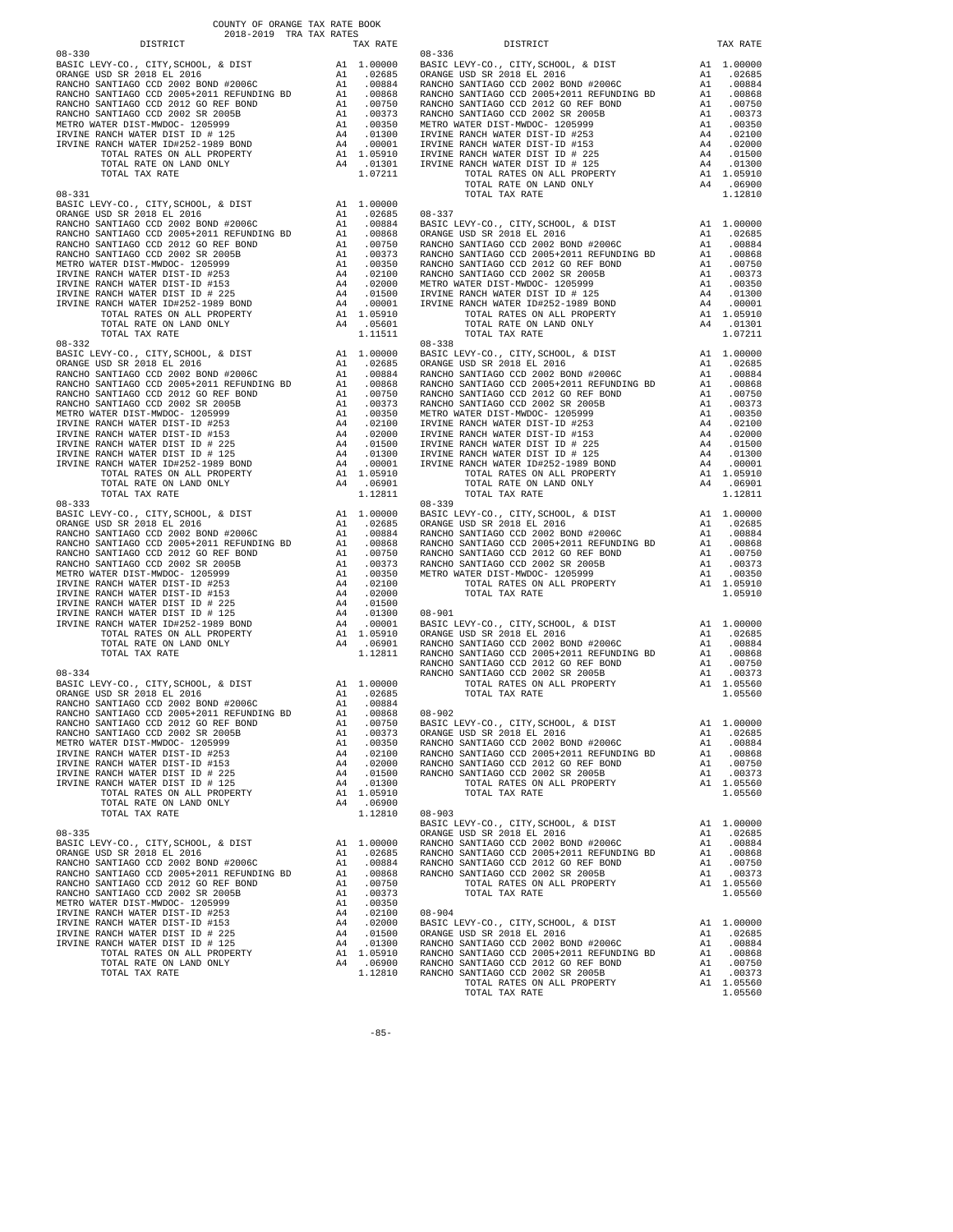COUNTY OF ORANGE TAX RATE BOOK
2018-2019 TRA TAX RATES

| DISTRICT | | TAX RATE |
|---|---|---|
| **08-330** | | |
| BASIC LEVY-CO., CITY,SCHOOL, & DIST | A1 | 1.00000 |
| ORANGE USD SR 2018 EL 2016 | A1 | .02685 |
| RANCHO SANTIAGO CCD 2002 BOND #2006C | A1 | .00884 |
| RANCHO SANTIAGO CCD 2005+2011 REFUNDING BD | A1 | .00868 |
| RANCHO SANTIAGO CCD 2012 GO REF BOND | A1 | .00750 |
| RANCHO SANTIAGO CCD 2002 SR 2005B | A1 | .00373 |
| METRO WATER DIST-MWDOC- 1205999 | A1 | .00350 |
| IRVINE RANCH WATER DIST ID # 125 | A4 | .01300 |
| IRVINE RANCH WATER ID#252-1989 BOND | A4 | .00001 |
| TOTAL RATES ON ALL PROPERTY | A1 | 1.05910 |
| TOTAL RATE ON LAND ONLY | A4 | .01301 |
| TOTAL TAX RATE | | 1.07211 |
| **08-331** | | |
| BASIC LEVY-CO., CITY,SCHOOL, & DIST | A1 | 1.00000 |
| ORANGE USD SR 2018 EL 2016 | A1 | .02685 |
| RANCHO SANTIAGO CCD 2002 BOND #2006C | A1 | .00884 |
| RANCHO SANTIAGO CCD 2005+2011 REFUNDING BD | A1 | .00868 |
| RANCHO SANTIAGO CCD 2012 GO REF BOND | A1 | .00750 |
| RANCHO SANTIAGO CCD 2002 SR 2005B | A1 | .00373 |
| METRO WATER DIST-MWDOC- 1205999 | A1 | .00350 |
| IRVINE RANCH WATER DIST-ID #253 | A4 | .02100 |
| IRVINE RANCH WATER DIST-ID #153 | A4 | .02000 |
| IRVINE RANCH WATER DIST ID # 225 | A4 | .01500 |
| IRVINE RANCH WATER ID#252-1989 BOND | A4 | .00001 |
| TOTAL RATES ON ALL PROPERTY | A1 | 1.05910 |
| TOTAL RATE ON LAND ONLY | A4 | .05601 |
| TOTAL TAX RATE | | 1.11511 |
| **08-332** | | |
| BASIC LEVY-CO., CITY,SCHOOL, & DIST | A1 | 1.00000 |
| ORANGE USD SR 2018 EL 2016 | A1 | .02685 |
| RANCHO SANTIAGO CCD 2002 BOND #2006C | A1 | .00884 |
| RANCHO SANTIAGO CCD 2005+2011 REFUNDING BD | A1 | .00868 |
| RANCHO SANTIAGO CCD 2012 GO REF BOND | A1 | .00750 |
| RANCHO SANTIAGO CCD 2002 SR 2005B | A1 | .00373 |
| METRO WATER DIST-MWDOC- 1205999 | A1 | .00350 |
| IRVINE RANCH WATER DIST-ID #253 | A4 | .02100 |
| IRVINE RANCH WATER DIST-ID #153 | A4 | .02000 |
| IRVINE RANCH WATER DIST ID # 225 | A4 | .01500 |
| IRVINE RANCH WATER DIST ID # 125 | A4 | .01300 |
| IRVINE RANCH WATER ID#252-1989 BOND | A4 | .00001 |
| TOTAL RATES ON ALL PROPERTY | A1 | 1.05910 |
| TOTAL RATE ON LAND ONLY | A4 | .06901 |
| TOTAL TAX RATE | | 1.12811 |
| **08-333** | | |
| BASIC LEVY-CO., CITY,SCHOOL, & DIST | A1 | 1.00000 |
| ORANGE USD SR 2018 EL 2016 | A1 | .02685 |
| RANCHO SANTIAGO CCD 2002 BOND #2006C | A1 | .00884 |
| RANCHO SANTIAGO CCD 2005+2011 REFUNDING BD | A1 | .00868 |
| RANCHO SANTIAGO CCD 2012 GO REF BOND | A1 | .00750 |
| RANCHO SANTIAGO CCD 2002 SR 2005B | A1 | .00373 |
| METRO WATER DIST-MWDOC- 1205999 | A1 | .00350 |
| IRVINE RANCH WATER DIST-ID #253 | A4 | .02100 |
| IRVINE RANCH WATER DIST-ID #153 | A4 | .02000 |
| IRVINE RANCH WATER DIST ID # 225 | A4 | .01500 |
| IRVINE RANCH WATER DIST ID # 125 | A4 | .01300 |
| IRVINE RANCH WATER ID#252-1989 BOND | A4 | .00001 |
| TOTAL RATES ON ALL PROPERTY | A1 | 1.05910 |
| TOTAL RATE ON LAND ONLY | A4 | .06901 |
| TOTAL TAX RATE | | 1.12811 |
| **08-334** | | |
| BASIC LEVY-CO., CITY,SCHOOL, & DIST | A1 | 1.00000 |
| ORANGE USD SR 2018 EL 2016 | A1 | .02685 |
| RANCHO SANTIAGO CCD 2002 BOND #2006C | A1 | .00884 |
| RANCHO SANTIAGO CCD 2005+2011 REFUNDING BD | A1 | .00868 |
| RANCHO SANTIAGO CCD 2012 GO REF BOND | A1 | .00750 |
| RANCHO SANTIAGO CCD 2002 SR 2005B | A1 | .00373 |
| METRO WATER DIST-MWDOC- 1205999 | A1 | .00350 |
| IRVINE RANCH WATER DIST-ID #253 | A4 | .02100 |
| IRVINE RANCH WATER DIST-ID #153 | A4 | .02000 |
| IRVINE RANCH WATER DIST ID # 225 | A4 | .01500 |
| IRVINE RANCH WATER DIST ID # 125 | A4 | .01300 |
| TOTAL RATES ON ALL PROPERTY | A1 | 1.05910 |
| TOTAL RATE ON LAND ONLY | A4 | .06900 |
| TOTAL TAX RATE | | 1.12810 |
| **08-335** | | |
| BASIC LEVY-CO., CITY,SCHOOL, & DIST | A1 | 1.00000 |
| ORANGE USD SR 2018 EL 2016 | A1 | .02685 |
| RANCHO SANTIAGO CCD 2002 BOND #2006C | A1 | .00884 |
| RANCHO SANTIAGO CCD 2005+2011 REFUNDING BD | A1 | .00868 |
| RANCHO SANTIAGO CCD 2012 GO REF BOND | A1 | .00750 |
| RANCHO SANTIAGO CCD 2002 SR 2005B | A1 | .00373 |
| METRO WATER DIST-MWDOC- 1205999 | A1 | .00350 |
| IRVINE RANCH WATER DIST-ID #253 | A4 | .02100 |
| IRVINE RANCH WATER DIST-ID #153 | A4 | .02000 |
| IRVINE RANCH WATER DIST ID # 225 | A4 | .01500 |
| IRVINE RANCH WATER DIST ID # 125 | A4 | .01300 |
| TOTAL RATES ON ALL PROPERTY | A1 | 1.05910 |
| TOTAL RATE ON LAND ONLY | A4 | .06900 |
| TOTAL TAX RATE | | 1.12810 |
| **08-336** | | |
| BASIC LEVY-CO., CITY,SCHOOL, & DIST | A1 | 1.00000 |
| ORANGE USD SR 2018 EL 2016 | A1 | .02685 |
| RANCHO SANTIAGO CCD 2002 BOND #2006C | A1 | .00884 |
| RANCHO SANTIAGO CCD 2005+2011 REFUNDING BD | A1 | .00868 |
| RANCHO SANTIAGO CCD 2012 GO REF BOND | A1 | .00750 |
| RANCHO SANTIAGO CCD 2002 SR 2005B | A1 | .00373 |
| METRO WATER DIST-MWDOC- 1205999 | A1 | .00350 |
| IRVINE RANCH WATER DIST-ID #253 | A4 | .02100 |
| IRVINE RANCH WATER DIST-ID #153 | A4 | .02000 |
| IRVINE RANCH WATER DIST ID # 225 | A4 | .01500 |
| IRVINE RANCH WATER DIST ID # 125 | A4 | .01300 |
| TOTAL RATES ON ALL PROPERTY | A1 | 1.05910 |
| TOTAL RATE ON LAND ONLY | A4 | .06900 |
| TOTAL TAX RATE | | 1.12810 |
| **08-337** | | |
| BASIC LEVY-CO., CITY,SCHOOL, & DIST | A1 | 1.00000 |
| ORANGE USD SR 2018 EL 2016 | A1 | .02685 |
| RANCHO SANTIAGO CCD 2002 BOND #2006C | A1 | .00884 |
| RANCHO SANTIAGO CCD 2005+2011 REFUNDING BD | A1 | .00868 |
| RANCHO SANTIAGO CCD 2012 GO REF BOND | A1 | .00750 |
| RANCHO SANTIAGO CCD 2002 SR 2005B | A1 | .00373 |
| METRO WATER DIST-MWDOC- 1205999 | A1 | .00350 |
| IRVINE RANCH WATER DIST ID # 125 | A4 | .01300 |
| IRVINE RANCH WATER ID#252-1989 BOND | A4 | .00001 |
| TOTAL RATES ON ALL PROPERTY | A1 | 1.05910 |
| TOTAL RATE ON LAND ONLY | A4 | .01301 |
| TOTAL TAX RATE | | 1.07211 |
| **08-338** | | |
| BASIC LEVY-CO., CITY,SCHOOL, & DIST | A1 | 1.00000 |
| ORANGE USD SR 2018 EL 2016 | A1 | .02685 |
| RANCHO SANTIAGO CCD 2002 BOND #2006C | A1 | .00884 |
| RANCHO SANTIAGO CCD 2005+2011 REFUNDING BD | A1 | .00868 |
| RANCHO SANTIAGO CCD 2012 GO REF BOND | A1 | .00750 |
| RANCHO SANTIAGO CCD 2002 SR 2005B | A1 | .00373 |
| METRO WATER DIST-MWDOC- 1205999 | A1 | .00350 |
| IRVINE RANCH WATER DIST-ID #253 | A4 | .02100 |
| IRVINE RANCH WATER DIST-ID #153 | A4 | .02000 |
| IRVINE RANCH WATER DIST ID # 225 | A4 | .01500 |
| IRVINE RANCH WATER DIST ID # 125 | A4 | .01300 |
| IRVINE RANCH WATER ID#252-1989 BOND | A4 | .00001 |
| TOTAL RATES ON ALL PROPERTY | A1 | 1.05910 |
| TOTAL RATE ON LAND ONLY | A4 | .06901 |
| TOTAL TAX RATE | | 1.12811 |
| **08-339** | | |
| BASIC LEVY-CO., CITY,SCHOOL, & DIST | A1 | 1.00000 |
| ORANGE USD SR 2018 EL 2016 | A1 | .02685 |
| RANCHO SANTIAGO CCD 2002 BOND #2006C | A1 | .00884 |
| RANCHO SANTIAGO CCD 2005+2011 REFUNDING BD | A1 | .00868 |
| RANCHO SANTIAGO CCD 2012 GO REF BOND | A1 | .00750 |
| RANCHO SANTIAGO CCD 2002 SR 2005B | A1 | .00373 |
| METRO WATER DIST-MWDOC- 1205999 | A1 | .00350 |
| TOTAL RATES ON ALL PROPERTY | A1 | 1.05910 |
| TOTAL TAX RATE | | 1.05910 |
| **08-901** | | |
| BASIC LEVY-CO., CITY,SCHOOL, & DIST | A1 | 1.00000 |
| ORANGE USD SR 2018 EL 2016 | A1 | .02685 |
| RANCHO SANTIAGO CCD 2002 BOND #2006C | A1 | .00884 |
| RANCHO SANTIAGO CCD 2005+2011 REFUNDING BD | A1 | .00868 |
| RANCHO SANTIAGO CCD 2012 GO REF BOND | A1 | .00750 |
| RANCHO SANTIAGO CCD 2002 SR 2005B | A1 | .00373 |
| TOTAL RATES ON ALL PROPERTY | A1 | 1.05560 |
| TOTAL TAX RATE | | 1.05560 |
| **08-902** | | |
| BASIC LEVY-CO., CITY,SCHOOL, & DIST | A1 | 1.00000 |
| ORANGE USD SR 2018 EL 2016 | A1 | .02685 |
| RANCHO SANTIAGO CCD 2002 BOND #2006C | A1 | .00884 |
| RANCHO SANTIAGO CCD 2005+2011 REFUNDING BD | A1 | .00868 |
| RANCHO SANTIAGO CCD 2012 GO REF BOND | A1 | .00750 |
| RANCHO SANTIAGO CCD 2002 SR 2005B | A1 | .00373 |
| TOTAL RATES ON ALL PROPERTY | A1 | 1.05560 |
| TOTAL TAX RATE | | 1.05560 |
| **08-903** | | |
| BASIC LEVY-CO., CITY,SCHOOL, & DIST | A1 | 1.00000 |
| ORANGE USD SR 2018 EL 2016 | A1 | .02685 |
| RANCHO SANTIAGO CCD 2002 BOND #2006C | A1 | .00884 |
| RANCHO SANTIAGO CCD 2005+2011 REFUNDING BD | A1 | .00868 |
| RANCHO SANTIAGO CCD 2012 GO REF BOND | A1 | .00750 |
| RANCHO SANTIAGO CCD 2002 SR 2005B | A1 | .00373 |
| TOTAL RATES ON ALL PROPERTY | A1 | 1.05560 |
| TOTAL TAX RATE | | 1.05560 |
| **08-904** | | |
| BASIC LEVY-CO., CITY,SCHOOL, & DIST | A1 | 1.00000 |
| ORANGE USD SR 2018 EL 2016 | A1 | .02685 |
| RANCHO SANTIAGO CCD 2002 BOND #2006C | A1 | .00884 |
| RANCHO SANTIAGO CCD 2005+2011 REFUNDING BD | A1 | .00868 |
| RANCHO SANTIAGO CCD 2012 GO REF BOND | A1 | .00750 |
| RANCHO SANTIAGO CCD 2002 SR 2005B | A1 | .00373 |
| TOTAL RATES ON ALL PROPERTY | A1 | 1.05560 |
| TOTAL TAX RATE | | 1.05560 |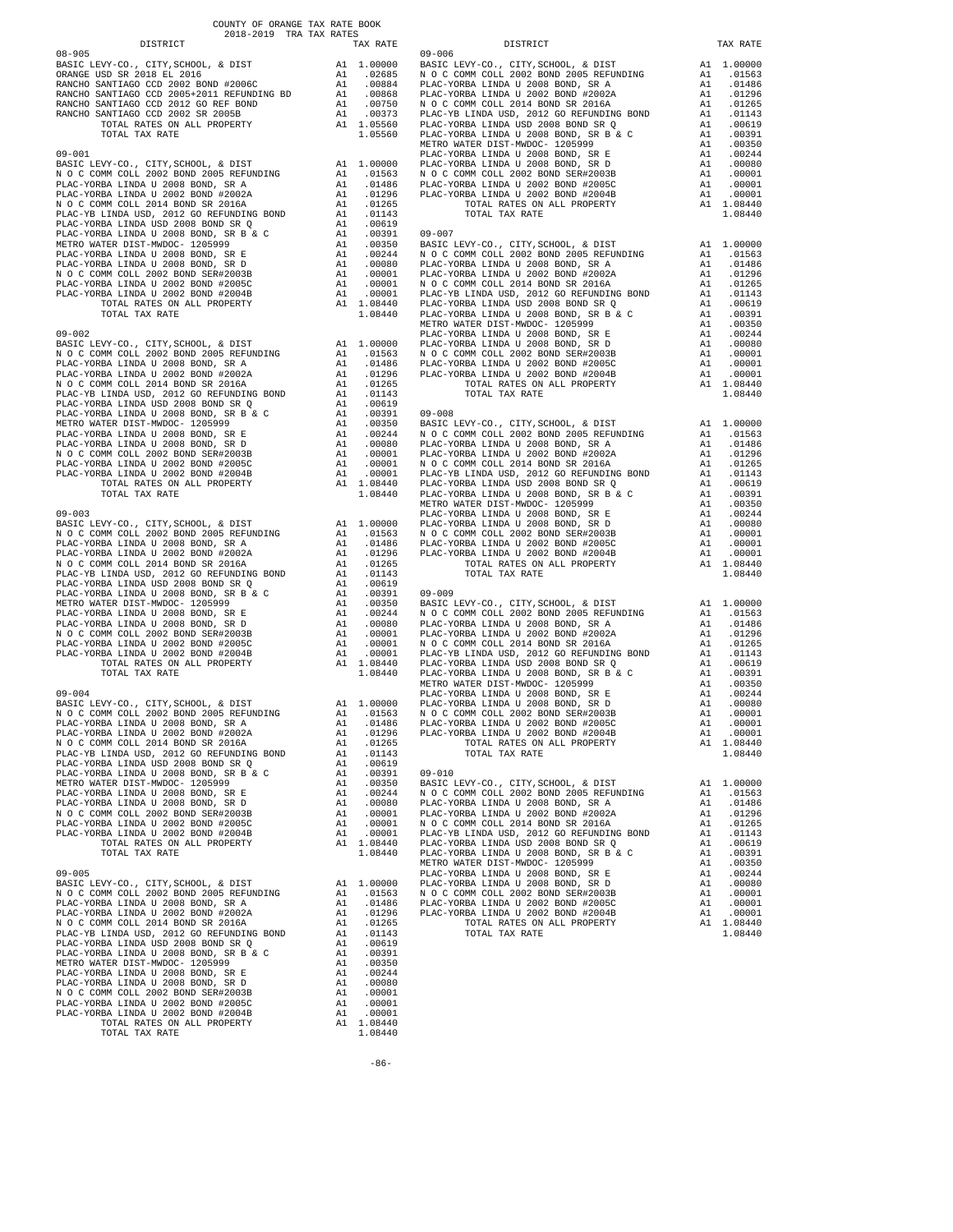COUNTY OF ORANGE TAX RATE BOOK
2018-2019 TRA TAX RATES

## 08-905

| DISTRICT | | TAX RATE |
|---|---|---|
| BASIC LEVY-CO., CITY,SCHOOL, & DIST | A1 | 1.00000 |
| ORANGE USD SR 2018 EL 2016 | A1 | .02685 |
| RANCHO SANTIAGO CCD 2002 BOND #2006C | A1 | .00884 |
| RANCHO SANTIAGO CCD 2005+2011 REFUNDING BD | A1 | .00868 |
| RANCHO SANTIAGO CCD 2012 GO REF BOND | A1 | .00750 |
| RANCHO SANTIAGO CCD 2002 SR 2005B | A1 | .00373 |
| TOTAL RATES ON ALL PROPERTY | A1 | 1.05560 |
| TOTAL TAX RATE | | 1.05560 |

## 09-001

| DISTRICT | | TAX RATE |
|---|---|---|
| BASIC LEVY-CO., CITY,SCHOOL, & DIST | A1 | 1.00000 |
| N O C COMM COLL 2002 BOND 2005 REFUNDING | A1 | .01563 |
| PLAC-YORBA LINDA U 2008 BOND, SR A | A1 | .01486 |
| PLAC-YORBA LINDA U 2002 BOND #2002A | A1 | .01296 |
| N O C COMM COLL 2014 BOND SR 2016A | A1 | .01265 |
| PLAC-YB LINDA USD, 2012 GO REFUNDING BOND | A1 | .01143 |
| PLAC-YORBA LINDA USD 2008 BOND SR Q | A1 | .00619 |
| PLAC-YORBA LINDA U 2008 BOND, SR B & C | A1 | .00391 |
| METRO WATER DIST-MWDOC- 1205999 | A1 | .00350 |
| PLAC-YORBA LINDA U 2008 BOND, SR E | A1 | .00244 |
| PLAC-YORBA LINDA U 2008 BOND, SR D | A1 | .00080 |
| N O C COMM COLL 2002 BOND SER#2003B | A1 | .00001 |
| PLAC-YORBA LINDA U 2002 BOND #2005C | A1 | .00001 |
| PLAC-YORBA LINDA U 2002 BOND #2004B | A1 | .00001 |
| TOTAL RATES ON ALL PROPERTY | A1 | 1.08440 |
| TOTAL TAX RATE | | 1.08440 |

## 09-002

| DISTRICT | | TAX RATE |
|---|---|---|
| BASIC LEVY-CO., CITY,SCHOOL, & DIST | A1 | 1.00000 |
| N O C COMM COLL 2002 BOND 2005 REFUNDING | A1 | .01563 |
| PLAC-YORBA LINDA U 2008 BOND, SR A | A1 | .01486 |
| PLAC-YORBA LINDA U 2002 BOND #2002A | A1 | .01296 |
| N O C COMM COLL 2014 BOND SR 2016A | A1 | .01265 |
| PLAC-YB LINDA USD, 2012 GO REFUNDING BOND | A1 | .01143 |
| PLAC-YORBA LINDA USD 2008 BOND SR Q | A1 | .00619 |
| PLAC-YORBA LINDA U 2008 BOND, SR B & C | A1 | .00391 |
| METRO WATER DIST-MWDOC- 1205999 | A1 | .00350 |
| PLAC-YORBA LINDA U 2008 BOND, SR E | A1 | .00244 |
| PLAC-YORBA LINDA U 2008 BOND, SR D | A1 | .00080 |
| N O C COMM COLL 2002 BOND SER#2003B | A1 | .00001 |
| PLAC-YORBA LINDA U 2002 BOND #2005C | A1 | .00001 |
| PLAC-YORBA LINDA U 2002 BOND #2004B | A1 | .00001 |
| TOTAL RATES ON ALL PROPERTY | A1 | 1.08440 |
| TOTAL TAX RATE | | 1.08440 |

## 09-003

| DISTRICT | | TAX RATE |
|---|---|---|
| BASIC LEVY-CO., CITY,SCHOOL, & DIST | A1 | 1.00000 |
| N O C COMM COLL 2002 BOND 2005 REFUNDING | A1 | .01563 |
| PLAC-YORBA LINDA U 2008 BOND, SR A | A1 | .01486 |
| PLAC-YORBA LINDA U 2002 BOND #2002A | A1 | .01296 |
| N O C COMM COLL 2014 BOND SR 2016A | A1 | .01265 |
| PLAC-YB LINDA USD, 2012 GO REFUNDING BOND | A1 | .01143 |
| PLAC-YORBA LINDA USD 2008 BOND SR Q | A1 | .00619 |
| PLAC-YORBA LINDA U 2008 BOND, SR B & C | A1 | .00391 |
| METRO WATER DIST-MWDOC- 1205999 | A1 | .00350 |
| PLAC-YORBA LINDA U 2008 BOND, SR E | A1 | .00244 |
| PLAC-YORBA LINDA U 2008 BOND, SR D | A1 | .00080 |
| N O C COMM COLL 2002 BOND SER#2003B | A1 | .00001 |
| PLAC-YORBA LINDA U 2002 BOND #2005C | A1 | .00001 |
| PLAC-YORBA LINDA U 2002 BOND #2004B | A1 | .00001 |
| TOTAL RATES ON ALL PROPERTY | A1 | 1.08440 |
| TOTAL TAX RATE | | 1.08440 |

## 09-004

| DISTRICT | | TAX RATE |
|---|---|---|
| BASIC LEVY-CO., CITY,SCHOOL, & DIST | A1 | 1.00000 |
| N O C COMM COLL 2002 BOND 2005 REFUNDING | A1 | .01563 |
| PLAC-YORBA LINDA U 2008 BOND, SR A | A1 | .01486 |
| PLAC-YORBA LINDA U 2002 BOND #2002A | A1 | .01296 |
| N O C COMM COLL 2014 BOND SR 2016A | A1 | .01265 |
| PLAC-YB LINDA USD, 2012 GO REFUNDING BOND | A1 | .01143 |
| PLAC-YORBA LINDA USD 2008 BOND SR Q | A1 | .00619 |
| PLAC-YORBA LINDA U 2008 BOND, SR B & C | A1 | .00391 |
| METRO WATER DIST-MWDOC- 1205999 | A1 | .00350 |
| PLAC-YORBA LINDA U 2008 BOND, SR E | A1 | .00244 |
| PLAC-YORBA LINDA U 2008 BOND, SR D | A1 | .00080 |
| N O C COMM COLL 2002 BOND SER#2003B | A1 | .00001 |
| PLAC-YORBA LINDA U 2002 BOND #2005C | A1 | .00001 |
| PLAC-YORBA LINDA U 2002 BOND #2004B | A1 | .00001 |
| TOTAL RATES ON ALL PROPERTY | A1 | 1.08440 |
| TOTAL TAX RATE | | 1.08440 |

## 09-005

| DISTRICT | | TAX RATE |
|---|---|---|
| BASIC LEVY-CO., CITY,SCHOOL, & DIST | A1 | 1.00000 |
| N O C COMM COLL 2002 BOND 2005 REFUNDING | A1 | .01563 |
| PLAC-YORBA LINDA U 2008 BOND, SR A | A1 | .01486 |
| PLAC-YORBA LINDA U 2002 BOND #2002A | A1 | .01296 |
| N O C COMM COLL 2014 BOND SR 2016A | A1 | .01265 |
| PLAC-YB LINDA USD, 2012 GO REFUNDING BOND | A1 | .01143 |
| PLAC-YORBA LINDA USD 2008 BOND SR Q | A1 | .00619 |
| PLAC-YORBA LINDA U 2008 BOND, SR B & C | A1 | .00391 |
| METRO WATER DIST-MWDOC- 1205999 | A1 | .00350 |
| PLAC-YORBA LINDA U 2008 BOND, SR E | A1 | .00244 |
| PLAC-YORBA LINDA U 2008 BOND, SR D | A1 | .00080 |
| N O C COMM COLL 2002 BOND SER#2003B | A1 | .00001 |
| PLAC-YORBA LINDA U 2002 BOND #2005C | A1 | .00001 |
| PLAC-YORBA LINDA U 2002 BOND #2004B | A1 | .00001 |
| TOTAL RATES ON ALL PROPERTY | A1 | 1.08440 |
| TOTAL TAX RATE | | 1.08440 |

## 09-006

| DISTRICT | | TAX RATE |
|---|---|---|
| BASIC LEVY-CO., CITY,SCHOOL, & DIST | A1 | 1.00000 |
| N O C COMM COLL 2002 BOND 2005 REFUNDING | A1 | .01563 |
| PLAC-YORBA LINDA U 2008 BOND, SR A | A1 | .01486 |
| PLAC-YORBA LINDA U 2002 BOND #2002A | A1 | .01296 |
| N O C COMM COLL 2014 BOND SR 2016A | A1 | .01265 |
| PLAC-YB LINDA USD, 2012 GO REFUNDING BOND | A1 | .01143 |
| PLAC-YORBA LINDA USD 2008 BOND SR Q | A1 | .00619 |
| PLAC-YORBA LINDA U 2008 BOND, SR B & C | A1 | .00391 |
| METRO WATER DIST-MWDOC- 1205999 | A1 | .00350 |
| PLAC-YORBA LINDA U 2008 BOND, SR E | A1 | .00244 |
| PLAC-YORBA LINDA U 2008 BOND, SR D | A1 | .00080 |
| N O C COMM COLL 2002 BOND SER#2003B | A1 | .00001 |
| PLAC-YORBA LINDA U 2002 BOND #2005C | A1 | .00001 |
| PLAC-YORBA LINDA U 2002 BOND #2004B | A1 | .00001 |
| TOTAL RATES ON ALL PROPERTY | A1 | 1.08440 |
| TOTAL TAX RATE | | 1.08440 |

## 09-007

| DISTRICT | | TAX RATE |
|---|---|---|
| BASIC LEVY-CO., CITY,SCHOOL, & DIST | A1 | 1.00000 |
| N O C COMM COLL 2002 BOND 2005 REFUNDING | A1 | .01563 |
| PLAC-YORBA LINDA U 2008 BOND, SR A | A1 | .01486 |
| PLAC-YORBA LINDA U 2002 BOND #2002A | A1 | .01296 |
| N O C COMM COLL 2014 BOND SR 2016A | A1 | .01265 |
| PLAC-YB LINDA USD, 2012 GO REFUNDING BOND | A1 | .01143 |
| PLAC-YORBA LINDA USD 2008 BOND SR Q | A1 | .00619 |
| PLAC-YORBA LINDA U 2008 BOND, SR B & C | A1 | .00391 |
| METRO WATER DIST-MWDOC- 1205999 | A1 | .00350 |
| PLAC-YORBA LINDA U 2008 BOND, SR E | A1 | .00244 |
| PLAC-YORBA LINDA U 2008 BOND, SR D | A1 | .00080 |
| N O C COMM COLL 2002 BOND SER#2003B | A1 | .00001 |
| PLAC-YORBA LINDA U 2002 BOND #2005C | A1 | .00001 |
| PLAC-YORBA LINDA U 2002 BOND #2004B | A1 | .00001 |
| TOTAL RATES ON ALL PROPERTY | A1 | 1.08440 |
| TOTAL TAX RATE | | 1.08440 |

## 09-008

| DISTRICT | | TAX RATE |
|---|---|---|
| BASIC LEVY-CO., CITY,SCHOOL, & DIST | A1 | 1.00000 |
| N O C COMM COLL 2002 BOND 2005 REFUNDING | A1 | .01563 |
| PLAC-YORBA LINDA U 2008 BOND, SR A | A1 | .01486 |
| PLAC-YORBA LINDA U 2002 BOND #2002A | A1 | .01296 |
| N O C COMM COLL 2014 BOND SR 2016A | A1 | .01265 |
| PLAC-YB LINDA USD, 2012 GO REFUNDING BOND | A1 | .01143 |
| PLAC-YORBA LINDA USD 2008 BOND SR Q | A1 | .00619 |
| PLAC-YORBA LINDA U 2008 BOND, SR B & C | A1 | .00391 |
| METRO WATER DIST-MWDOC- 1205999 | A1 | .00350 |
| PLAC-YORBA LINDA U 2008 BOND, SR E | A1 | .00244 |
| PLAC-YORBA LINDA U 2008 BOND, SR D | A1 | .00080 |
| N O C COMM COLL 2002 BOND SER#2003B | A1 | .00001 |
| PLAC-YORBA LINDA U 2002 BOND #2005C | A1 | .00001 |
| PLAC-YORBA LINDA U 2002 BOND #2004B | A1 | .00001 |
| TOTAL RATES ON ALL PROPERTY | A1 | 1.08440 |
| TOTAL TAX RATE | | 1.08440 |

## 09-009

| DISTRICT | | TAX RATE |
|---|---|---|
| BASIC LEVY-CO., CITY,SCHOOL, & DIST | A1 | 1.00000 |
| N O C COMM COLL 2002 BOND 2005 REFUNDING | A1 | .01563 |
| PLAC-YORBA LINDA U 2008 BOND, SR A | A1 | .01486 |
| PLAC-YORBA LINDA U 2002 BOND #2002A | A1 | .01296 |
| N O C COMM COLL 2014 BOND SR 2016A | A1 | .01265 |
| PLAC-YB LINDA USD, 2012 GO REFUNDING BOND | A1 | .01143 |
| PLAC-YORBA LINDA USD 2008 BOND SR Q | A1 | .00619 |
| PLAC-YORBA LINDA U 2008 BOND, SR B & C | A1 | .00391 |
| METRO WATER DIST-MWDOC- 1205999 | A1 | .00350 |
| PLAC-YORBA LINDA U 2008 BOND, SR E | A1 | .00244 |
| PLAC-YORBA LINDA U 2008 BOND, SR D | A1 | .00080 |
| N O C COMM COLL 2002 BOND SER#2003B | A1 | .00001 |
| PLAC-YORBA LINDA U 2002 BOND #2005C | A1 | .00001 |
| PLAC-YORBA LINDA U 2002 BOND #2004B | A1 | .00001 |
| TOTAL RATES ON ALL PROPERTY | A1 | 1.08440 |
| TOTAL TAX RATE | | 1.08440 |

## 09-010

| DISTRICT | | TAX RATE |
|---|---|---|
| BASIC LEVY-CO., CITY,SCHOOL, & DIST | A1 | 1.00000 |
| N O C COMM COLL 2002 BOND 2005 REFUNDING | A1 | .01563 |
| PLAC-YORBA LINDA U 2008 BOND, SR A | A1 | .01486 |
| PLAC-YORBA LINDA U 2002 BOND #2002A | A1 | .01296 |
| N O C COMM COLL 2014 BOND SR 2016A | A1 | .01265 |
| PLAC-YB LINDA USD, 2012 GO REFUNDING BOND | A1 | .01143 |
| PLAC-YORBA LINDA USD 2008 BOND SR Q | A1 | .00619 |
| PLAC-YORBA LINDA U 2008 BOND, SR B & C | A1 | .00391 |
| METRO WATER DIST-MWDOC- 1205999 | A1 | .00350 |
| PLAC-YORBA LINDA U 2008 BOND, SR E | A1 | .00244 |
| PLAC-YORBA LINDA U 2008 BOND, SR D | A1 | .00080 |
| N O C COMM COLL 2002 BOND SER#2003B | A1 | .00001 |
| PLAC-YORBA LINDA U 2002 BOND #2005C | A1 | .00001 |
| PLAC-YORBA LINDA U 2002 BOND #2004B | A1 | .00001 |
| TOTAL RATES ON ALL PROPERTY | A1 | 1.08440 |
| TOTAL TAX RATE | | 1.08440 |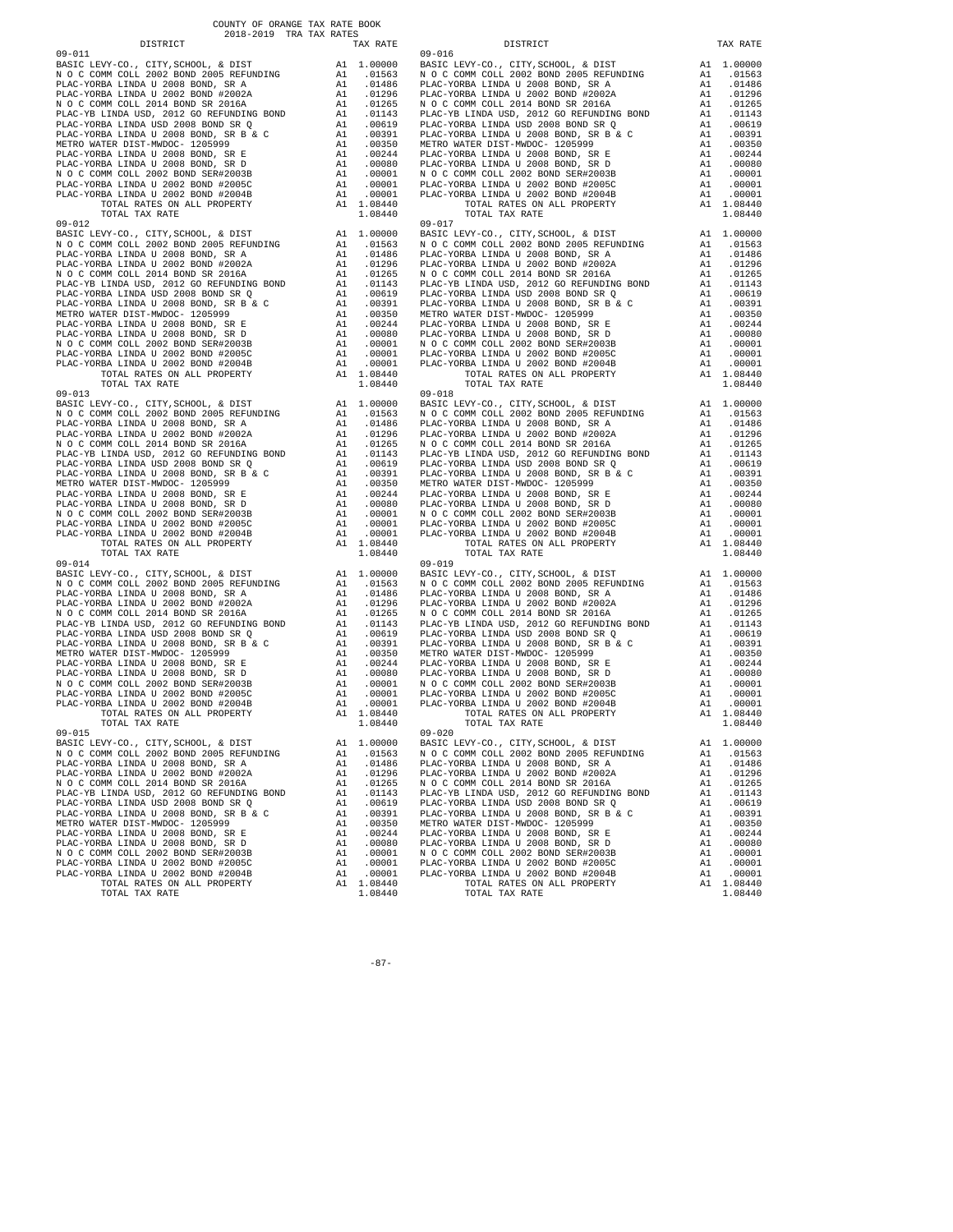COUNTY OF ORANGE TAX RATE BOOK
2018-2019 TRA TAX RATES

| DISTRICT | | TAX RATE |
|---|---|---|
| **09-011** | | |
| BASIC LEVY-CO., CITY,SCHOOL, & DIST | A1 | 1.00000 |
| N O C COMM COLL 2002 BOND 2005 REFUNDING | A1 | .01563 |
| PLAC-YORBA LINDA U 2008 BOND, SR A | A1 | .01486 |
| PLAC-YORBA LINDA U 2002 BOND #2002A | A1 | .01296 |
| N O C COMM COLL 2014 BOND SR 2016A | A1 | .01265 |
| PLAC-YB LINDA USD, 2012 GO REFUNDING BOND | A1 | .01143 |
| PLAC-YORBA LINDA USD 2008 BOND SR Q | A1 | .00619 |
| PLAC-YORBA LINDA U 2008 BOND, SR B & C | A1 | .00391 |
| METRO WATER DIST-MWDOC- 1205999 | A1 | .00350 |
| PLAC-YORBA LINDA U 2008 BOND, SR E | A1 | .00244 |
| PLAC-YORBA LINDA U 2008 BOND, SR D | A1 | .00080 |
| N O C COMM COLL 2002 BOND SER#2003B | A1 | .00001 |
| PLAC-YORBA LINDA U 2002 BOND #2005C | A1 | .00001 |
| PLAC-YORBA LINDA U 2002 BOND #2004B | A1 | .00001 |
| TOTAL RATES ON ALL PROPERTY | A1 | 1.08440 |
| TOTAL TAX RATE | | 1.08440 |
| **09-012** | | |
| BASIC LEVY-CO., CITY,SCHOOL, & DIST | A1 | 1.00000 |
| N O C COMM COLL 2002 BOND 2005 REFUNDING | A1 | .01563 |
| PLAC-YORBA LINDA U 2008 BOND, SR A | A1 | .01486 |
| PLAC-YORBA LINDA U 2002 BOND #2002A | A1 | .01296 |
| N O C COMM COLL 2014 BOND SR 2016A | A1 | .01265 |
| PLAC-YB LINDA USD, 2012 GO REFUNDING BOND | A1 | .01143 |
| PLAC-YORBA LINDA USD 2008 BOND SR Q | A1 | .00619 |
| PLAC-YORBA LINDA U 2008 BOND, SR B & C | A1 | .00391 |
| METRO WATER DIST-MWDOC- 1205999 | A1 | .00350 |
| PLAC-YORBA LINDA U 2008 BOND, SR E | A1 | .00244 |
| PLAC-YORBA LINDA U 2008 BOND, SR D | A1 | .00080 |
| N O C COMM COLL 2002 BOND SER#2003B | A1 | .00001 |
| PLAC-YORBA LINDA U 2002 BOND #2005C | A1 | .00001 |
| PLAC-YORBA LINDA U 2002 BOND #2004B | A1 | .00001 |
| TOTAL RATES ON ALL PROPERTY | A1 | 1.08440 |
| TOTAL TAX RATE | | 1.08440 |
| **09-013** | | |
| BASIC LEVY-CO., CITY,SCHOOL, & DIST | A1 | 1.00000 |
| N O C COMM COLL 2002 BOND 2005 REFUNDING | A1 | .01563 |
| PLAC-YORBA LINDA U 2008 BOND, SR A | A1 | .01486 |
| PLAC-YORBA LINDA U 2002 BOND #2002A | A1 | .01296 |
| N O C COMM COLL 2014 BOND SR 2016A | A1 | .01265 |
| PLAC-YB LINDA USD, 2012 GO REFUNDING BOND | A1 | .01143 |
| PLAC-YORBA LINDA USD 2008 BOND SR Q | A1 | .00619 |
| PLAC-YORBA LINDA U 2008 BOND, SR B & C | A1 | .00391 |
| METRO WATER DIST-MWDOC- 1205999 | A1 | .00350 |
| PLAC-YORBA LINDA U 2008 BOND, SR E | A1 | .00244 |
| PLAC-YORBA LINDA U 2008 BOND, SR D | A1 | .00080 |
| N O C COMM COLL 2002 BOND SER#2003B | A1 | .00001 |
| PLAC-YORBA LINDA U 2002 BOND #2005C | A1 | .00001 |
| PLAC-YORBA LINDA U 2002 BOND #2004B | A1 | .00001 |
| TOTAL RATES ON ALL PROPERTY | A1 | 1.08440 |
| TOTAL TAX RATE | | 1.08440 |
| **09-014** | | |
| BASIC LEVY-CO., CITY,SCHOOL, & DIST | A1 | 1.00000 |
| N O C COMM COLL 2002 BOND 2005 REFUNDING | A1 | .01563 |
| PLAC-YORBA LINDA U 2008 BOND, SR A | A1 | .01486 |
| PLAC-YORBA LINDA U 2002 BOND #2002A | A1 | .01296 |
| N O C COMM COLL 2014 BOND SR 2016A | A1 | .01265 |
| PLAC-YB LINDA USD, 2012 GO REFUNDING BOND | A1 | .01143 |
| PLAC-YORBA LINDA USD 2008 BOND SR Q | A1 | .00619 |
| PLAC-YORBA LINDA U 2008 BOND, SR B & C | A1 | .00391 |
| METRO WATER DIST-MWDOC- 1205999 | A1 | .00350 |
| PLAC-YORBA LINDA U 2008 BOND, SR E | A1 | .00244 |
| PLAC-YORBA LINDA U 2008 BOND, SR D | A1 | .00080 |
| N O C COMM COLL 2002 BOND SER#2003B | A1 | .00001 |
| PLAC-YORBA LINDA U 2002 BOND #2005C | A1 | .00001 |
| PLAC-YORBA LINDA U 2002 BOND #2004B | A1 | .00001 |
| TOTAL RATES ON ALL PROPERTY | A1 | 1.08440 |
| TOTAL TAX RATE | | 1.08440 |
| **09-015** | | |
| BASIC LEVY-CO., CITY,SCHOOL, & DIST | A1 | 1.00000 |
| N O C COMM COLL 2002 BOND 2005 REFUNDING | A1 | .01563 |
| PLAC-YORBA LINDA U 2008 BOND, SR A | A1 | .01486 |
| PLAC-YORBA LINDA U 2002 BOND #2002A | A1 | .01296 |
| N O C COMM COLL 2014 BOND SR 2016A | A1 | .01265 |
| PLAC-YB LINDA USD, 2012 GO REFUNDING BOND | A1 | .01143 |
| PLAC-YORBA LINDA USD 2008 BOND SR Q | A1 | .00619 |
| PLAC-YORBA LINDA U 2008 BOND, SR B & C | A1 | .00391 |
| METRO WATER DIST-MWDOC- 1205999 | A1 | .00350 |
| PLAC-YORBA LINDA U 2008 BOND, SR E | A1 | .00244 |
| PLAC-YORBA LINDA U 2008 BOND, SR D | A1 | .00080 |
| N O C COMM COLL 2002 BOND SER#2003B | A1 | .00001 |
| PLAC-YORBA LINDA U 2002 BOND #2005C | A1 | .00001 |
| PLAC-YORBA LINDA U 2002 BOND #2004B | A1 | .00001 |
| TOTAL RATES ON ALL PROPERTY | A1 | 1.08440 |
| TOTAL TAX RATE | | 1.08440 |
| **09-016** | | |
| BASIC LEVY-CO., CITY,SCHOOL, & DIST | A1 | 1.00000 |
| N O C COMM COLL 2002 BOND 2005 REFUNDING | A1 | .01563 |
| PLAC-YORBA LINDA U 2008 BOND, SR A | A1 | .01486 |
| PLAC-YORBA LINDA U 2002 BOND #2002A | A1 | .01296 |
| N O C COMM COLL 2014 BOND SR 2016A | A1 | .01265 |
| PLAC-YB LINDA USD, 2012 GO REFUNDING BOND | A1 | .01143 |
| PLAC-YORBA LINDA USD 2008 BOND SR Q | A1 | .00619 |
| PLAC-YORBA LINDA U 2008 BOND, SR B & C | A1 | .00391 |
| METRO WATER DIST-MWDOC- 1205999 | A1 | .00350 |
| PLAC-YORBA LINDA U 2008 BOND, SR E | A1 | .00244 |
| PLAC-YORBA LINDA U 2008 BOND, SR D | A1 | .00080 |
| N O C COMM COLL 2002 BOND SER#2003B | A1 | .00001 |
| PLAC-YORBA LINDA U 2002 BOND #2005C | A1 | .00001 |
| PLAC-YORBA LINDA U 2002 BOND #2004B | A1 | .00001 |
| TOTAL RATES ON ALL PROPERTY | A1 | 1.08440 |
| TOTAL TAX RATE | | 1.08440 |
| **09-017** | | |
| BASIC LEVY-CO., CITY,SCHOOL, & DIST | A1 | 1.00000 |
| N O C COMM COLL 2002 BOND 2005 REFUNDING | A1 | .01563 |
| PLAC-YORBA LINDA U 2008 BOND, SR A | A1 | .01486 |
| PLAC-YORBA LINDA U 2002 BOND #2002A | A1 | .01296 |
| N O C COMM COLL 2014 BOND SR 2016A | A1 | .01265 |
| PLAC-YB LINDA USD, 2012 GO REFUNDING BOND | A1 | .01143 |
| PLAC-YORBA LINDA USD 2008 BOND SR Q | A1 | .00619 |
| PLAC-YORBA LINDA U 2008 BOND, SR B & C | A1 | .00391 |
| METRO WATER DIST-MWDOC- 1205999 | A1 | .00350 |
| PLAC-YORBA LINDA U 2008 BOND, SR E | A1 | .00244 |
| PLAC-YORBA LINDA U 2008 BOND, SR D | A1 | .00080 |
| N O C COMM COLL 2002 BOND SER#2003B | A1 | .00001 |
| PLAC-YORBA LINDA U 2002 BOND #2005C | A1 | .00001 |
| PLAC-YORBA LINDA U 2002 BOND #2004B | A1 | .00001 |
| TOTAL RATES ON ALL PROPERTY | A1 | 1.08440 |
| TOTAL TAX RATE | | 1.08440 |
| **09-018** | | |
| BASIC LEVY-CO., CITY,SCHOOL, & DIST | A1 | 1.00000 |
| N O C COMM COLL 2002 BOND 2005 REFUNDING | A1 | .01563 |
| PLAC-YORBA LINDA U 2008 BOND, SR A | A1 | .01486 |
| PLAC-YORBA LINDA U 2002 BOND #2002A | A1 | .01296 |
| N O C COMM COLL 2014 BOND SR 2016A | A1 | .01265 |
| PLAC-YB LINDA USD, 2012 GO REFUNDING BOND | A1 | .01143 |
| PLAC-YORBA LINDA USD 2008 BOND SR Q | A1 | .00619 |
| PLAC-YORBA LINDA U 2008 BOND, SR B & C | A1 | .00391 |
| METRO WATER DIST-MWDOC- 1205999 | A1 | .00350 |
| PLAC-YORBA LINDA U 2008 BOND, SR E | A1 | .00244 |
| PLAC-YORBA LINDA U 2008 BOND, SR D | A1 | .00080 |
| N O C COMM COLL 2002 BOND SER#2003B | A1 | .00001 |
| PLAC-YORBA LINDA U 2002 BOND #2005C | A1 | .00001 |
| PLAC-YORBA LINDA U 2002 BOND #2004B | A1 | .00001 |
| TOTAL RATES ON ALL PROPERTY | A1 | 1.08440 |
| TOTAL TAX RATE | | 1.08440 |
| **09-019** | | |
| BASIC LEVY-CO., CITY,SCHOOL, & DIST | A1 | 1.00000 |
| N O C COMM COLL 2002 BOND 2005 REFUNDING | A1 | .01563 |
| PLAC-YORBA LINDA U 2008 BOND, SR A | A1 | .01486 |
| PLAC-YORBA LINDA U 2002 BOND #2002A | A1 | .01296 |
| N O C COMM COLL 2014 BOND SR 2016A | A1 | .01265 |
| PLAC-YB LINDA USD, 2012 GO REFUNDING BOND | A1 | .01143 |
| PLAC-YORBA LINDA USD 2008 BOND SR Q | A1 | .00619 |
| PLAC-YORBA LINDA U 2008 BOND, SR B & C | A1 | .00391 |
| METRO WATER DIST-MWDOC- 1205999 | A1 | .00350 |
| PLAC-YORBA LINDA U 2008 BOND, SR E | A1 | .00244 |
| PLAC-YORBA LINDA U 2008 BOND, SR D | A1 | .00080 |
| N O C COMM COLL 2002 BOND SER#2003B | A1 | .00001 |
| PLAC-YORBA LINDA U 2002 BOND #2005C | A1 | .00001 |
| PLAC-YORBA LINDA U 2002 BOND #2004B | A1 | .00001 |
| TOTAL RATES ON ALL PROPERTY | A1 | 1.08440 |
| TOTAL TAX RATE | | 1.08440 |
| **09-020** | | |
| BASIC LEVY-CO., CITY,SCHOOL, & DIST | A1 | 1.00000 |
| N O C COMM COLL 2002 BOND 2005 REFUNDING | A1 | .01563 |
| PLAC-YORBA LINDA U 2008 BOND, SR A | A1 | .01486 |
| PLAC-YORBA LINDA U 2002 BOND #2002A | A1 | .01296 |
| N O C COMM COLL 2014 BOND SR 2016A | A1 | .01265 |
| PLAC-YB LINDA USD, 2012 GO REFUNDING BOND | A1 | .01143 |
| PLAC-YORBA LINDA USD 2008 BOND SR Q | A1 | .00619 |
| PLAC-YORBA LINDA U 2008 BOND, SR B & C | A1 | .00391 |
| METRO WATER DIST-MWDOC- 1205999 | A1 | .00350 |
| PLAC-YORBA LINDA U 2008 BOND, SR E | A1 | .00244 |
| PLAC-YORBA LINDA U 2008 BOND, SR D | A1 | .00080 |
| N O C COMM COLL 2002 BOND SER#2003B | A1 | .00001 |
| PLAC-YORBA LINDA U 2002 BOND #2005C | A1 | .00001 |
| PLAC-YORBA LINDA U 2002 BOND #2004B | A1 | .00001 |
| TOTAL RATES ON ALL PROPERTY | A1 | 1.08440 |
| TOTAL TAX RATE | | 1.08440 |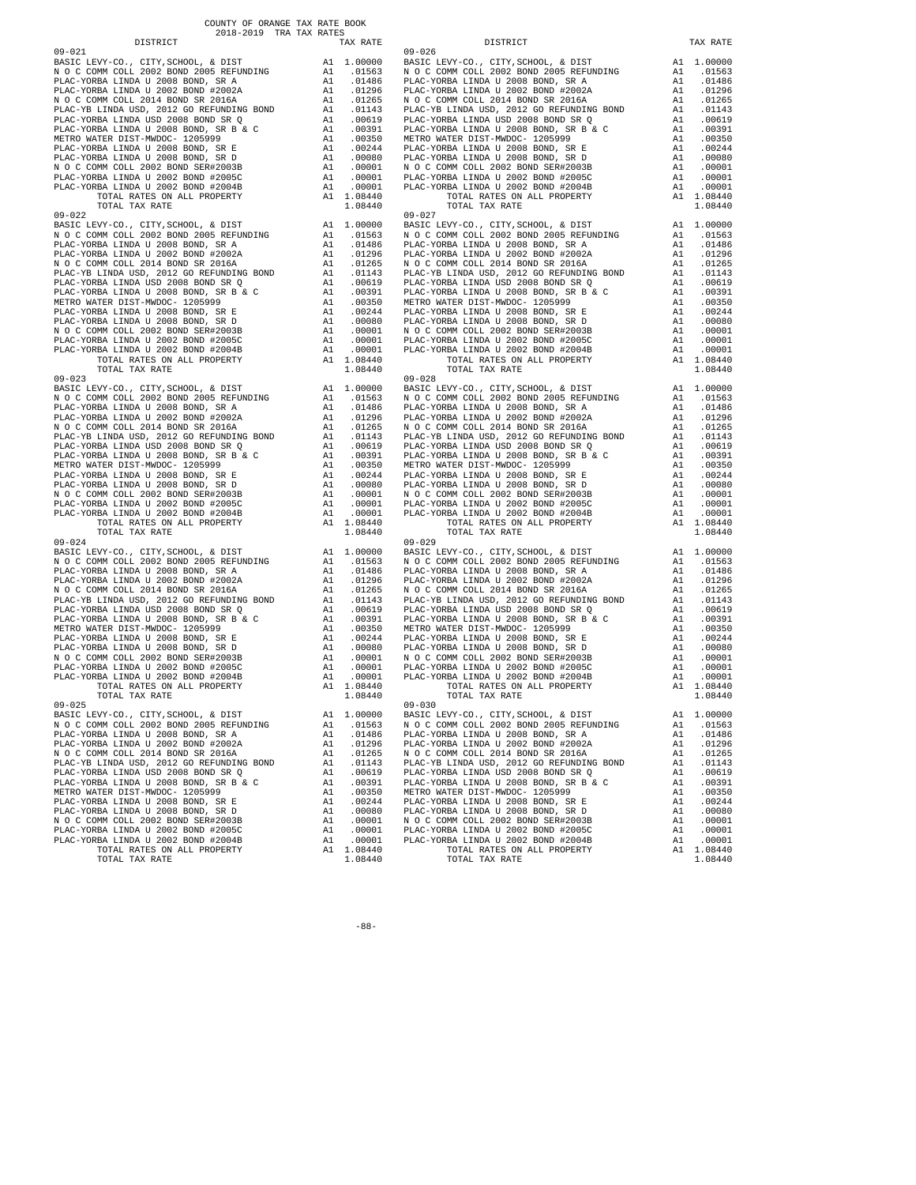COUNTY OF ORANGE TAX RATE BOOK
2018-2019 TRA TAX RATES

| DISTRICT | | TAX RATE |
|---|---|---|
| 09-021 | | |
| BASIC LEVY-CO., CITY,SCHOOL, & DIST | A1 | 1.00000 |
| N O C COMM COLL 2002 BOND 2005 REFUNDING | A1 | .01563 |
| PLAC-YORBA LINDA U 2008 BOND, SR A | A1 | .01486 |
| PLAC-YORBA LINDA U 2002 BOND #2002A | A1 | .01296 |
| N O C COMM COLL 2014 BOND SR 2016A | A1 | .01265 |
| PLAC-YB LINDA USD, 2012 GO REFUNDING BOND | A1 | .01143 |
| PLAC-YORBA LINDA USD 2008 BOND SR Q | A1 | .00619 |
| PLAC-YORBA LINDA U 2008 BOND, SR B & C | A1 | .00391 |
| METRO WATER DIST-MWDOC- 1205999 | A1 | .00350 |
| PLAC-YORBA LINDA U 2008 BOND, SR E | A1 | .00244 |
| PLAC-YORBA LINDA U 2008 BOND, SR D | A1 | .00080 |
| N O C COMM COLL 2002 BOND SER#2003B | A1 | .00001 |
| PLAC-YORBA LINDA U 2002 BOND #2005C | A1 | .00001 |
| PLAC-YORBA LINDA U 2002 BOND #2004B | A1 | .00001 |
| TOTAL RATES ON ALL PROPERTY | A1 | 1.08440 |
| TOTAL TAX RATE | | 1.08440 |
| 09-022 | | |
| BASIC LEVY-CO., CITY,SCHOOL, & DIST | A1 | 1.00000 |
| N O C COMM COLL 2002 BOND 2005 REFUNDING | A1 | .01563 |
| PLAC-YORBA LINDA U 2008 BOND, SR A | A1 | .01486 |
| PLAC-YORBA LINDA U 2002 BOND #2002A | A1 | .01296 |
| N O C COMM COLL 2014 BOND SR 2016A | A1 | .01265 |
| PLAC-YB LINDA USD, 2012 GO REFUNDING BOND | A1 | .01143 |
| PLAC-YORBA LINDA USD 2008 BOND SR Q | A1 | .00619 |
| PLAC-YORBA LINDA U 2008 BOND, SR B & C | A1 | .00391 |
| METRO WATER DIST-MWDOC- 1205999 | A1 | .00350 |
| PLAC-YORBA LINDA U 2008 BOND, SR E | A1 | .00244 |
| PLAC-YORBA LINDA U 2008 BOND, SR D | A1 | .00080 |
| N O C COMM COLL 2002 BOND SER#2003B | A1 | .00001 |
| PLAC-YORBA LINDA U 2002 BOND #2005C | A1 | .00001 |
| PLAC-YORBA LINDA U 2002 BOND #2004B | A1 | .00001 |
| TOTAL RATES ON ALL PROPERTY | A1 | 1.08440 |
| TOTAL TAX RATE | | 1.08440 |
| 09-023 | | |
| BASIC LEVY-CO., CITY,SCHOOL, & DIST | A1 | 1.00000 |
| N O C COMM COLL 2002 BOND 2005 REFUNDING | A1 | .01563 |
| PLAC-YORBA LINDA U 2008 BOND, SR A | A1 | .01486 |
| PLAC-YORBA LINDA U 2002 BOND #2002A | A1 | .01296 |
| N O C COMM COLL 2014 BOND SR 2016A | A1 | .01265 |
| PLAC-YB LINDA USD, 2012 GO REFUNDING BOND | A1 | .01143 |
| PLAC-YORBA LINDA USD 2008 BOND SR Q | A1 | .00619 |
| PLAC-YORBA LINDA U 2008 BOND, SR B & C | A1 | .00391 |
| METRO WATER DIST-MWDOC- 1205999 | A1 | .00350 |
| PLAC-YORBA LINDA U 2008 BOND, SR E | A1 | .00244 |
| PLAC-YORBA LINDA U 2008 BOND, SR D | A1 | .00080 |
| N O C COMM COLL 2002 BOND SER#2003B | A1 | .00001 |
| PLAC-YORBA LINDA U 2002 BOND #2005C | A1 | .00001 |
| PLAC-YORBA LINDA U 2002 BOND #2004B | A1 | .00001 |
| TOTAL RATES ON ALL PROPERTY | A1 | 1.08440 |
| TOTAL TAX RATE | | 1.08440 |
| 09-024 | | |
| BASIC LEVY-CO., CITY,SCHOOL, & DIST | A1 | 1.00000 |
| N O C COMM COLL 2002 BOND 2005 REFUNDING | A1 | .01563 |
| PLAC-YORBA LINDA U 2008 BOND, SR A | A1 | .01486 |
| PLAC-YORBA LINDA U 2002 BOND #2002A | A1 | .01296 |
| N O C COMM COLL 2014 BOND SR 2016A | A1 | .01265 |
| PLAC-YB LINDA USD, 2012 GO REFUNDING BOND | A1 | .01143 |
| PLAC-YORBA LINDA USD 2008 BOND SR Q | A1 | .00619 |
| PLAC-YORBA LINDA U 2008 BOND, SR B & C | A1 | .00391 |
| METRO WATER DIST-MWDOC- 1205999 | A1 | .00350 |
| PLAC-YORBA LINDA U 2008 BOND, SR E | A1 | .00244 |
| PLAC-YORBA LINDA U 2008 BOND, SR D | A1 | .00080 |
| N O C COMM COLL 2002 BOND SER#2003B | A1 | .00001 |
| PLAC-YORBA LINDA U 2002 BOND #2005C | A1 | .00001 |
| PLAC-YORBA LINDA U 2002 BOND #2004B | A1 | .00001 |
| TOTAL RATES ON ALL PROPERTY | A1 | 1.08440 |
| TOTAL TAX RATE | | 1.08440 |
| 09-025 | | |
| BASIC LEVY-CO., CITY,SCHOOL, & DIST | A1 | 1.00000 |
| N O C COMM COLL 2002 BOND 2005 REFUNDING | A1 | .01563 |
| PLAC-YORBA LINDA U 2008 BOND, SR A | A1 | .01486 |
| PLAC-YORBA LINDA U 2002 BOND #2002A | A1 | .01296 |
| N O C COMM COLL 2014 BOND SR 2016A | A1 | .01265 |
| PLAC-YB LINDA USD, 2012 GO REFUNDING BOND | A1 | .01143 |
| PLAC-YORBA LINDA USD 2008 BOND SR Q | A1 | .00619 |
| PLAC-YORBA LINDA U 2008 BOND, SR B & C | A1 | .00391 |
| METRO WATER DIST-MWDOC- 1205999 | A1 | .00350 |
| PLAC-YORBA LINDA U 2008 BOND, SR E | A1 | .00244 |
| PLAC-YORBA LINDA U 2008 BOND, SR D | A1 | .00080 |
| N O C COMM COLL 2002 BOND SER#2003B | A1 | .00001 |
| PLAC-YORBA LINDA U 2002 BOND #2005C | A1 | .00001 |
| PLAC-YORBA LINDA U 2002 BOND #2004B | A1 | .00001 |
| TOTAL RATES ON ALL PROPERTY | A1 | 1.08440 |
| TOTAL TAX RATE | | 1.08440 |
| 09-026 | | |
| BASIC LEVY-CO., CITY,SCHOOL, & DIST | A1 | 1.00000 |
| N O C COMM COLL 2002 BOND 2005 REFUNDING | A1 | .01563 |
| PLAC-YORBA LINDA U 2008 BOND, SR A | A1 | .01486 |
| PLAC-YORBA LINDA U 2002 BOND #2002A | A1 | .01296 |
| N O C COMM COLL 2014 BOND SR 2016A | A1 | .01265 |
| PLAC-YB LINDA USD, 2012 GO REFUNDING BOND | A1 | .01143 |
| PLAC-YORBA LINDA USD 2008 BOND SR Q | A1 | .00619 |
| PLAC-YORBA LINDA U 2008 BOND, SR B & C | A1 | .00391 |
| METRO WATER DIST-MWDOC- 1205999 | A1 | .00350 |
| PLAC-YORBA LINDA U 2008 BOND, SR E | A1 | .00244 |
| PLAC-YORBA LINDA U 2008 BOND, SR D | A1 | .00080 |
| N O C COMM COLL 2002 BOND SER#2003B | A1 | .00001 |
| PLAC-YORBA LINDA U 2002 BOND #2005C | A1 | .00001 |
| PLAC-YORBA LINDA U 2002 BOND #2004B | A1 | .00001 |
| TOTAL RATES ON ALL PROPERTY | A1 | 1.08440 |
| TOTAL TAX RATE | | 1.08440 |
| 09-027 | | |
| BASIC LEVY-CO., CITY,SCHOOL, & DIST | A1 | 1.00000 |
| N O C COMM COLL 2002 BOND 2005 REFUNDING | A1 | .01563 |
| PLAC-YORBA LINDA U 2008 BOND, SR A | A1 | .01486 |
| PLAC-YORBA LINDA U 2002 BOND #2002A | A1 | .01296 |
| N O C COMM COLL 2014 BOND SR 2016A | A1 | .01265 |
| PLAC-YB LINDA USD, 2012 GO REFUNDING BOND | A1 | .01143 |
| PLAC-YORBA LINDA USD 2008 BOND SR Q | A1 | .00619 |
| PLAC-YORBA LINDA U 2008 BOND, SR B & C | A1 | .00391 |
| METRO WATER DIST-MWDOC- 1205999 | A1 | .00350 |
| PLAC-YORBA LINDA U 2008 BOND, SR E | A1 | .00244 |
| PLAC-YORBA LINDA U 2008 BOND, SR D | A1 | .00080 |
| N O C COMM COLL 2002 BOND SER#2003B | A1 | .00001 |
| PLAC-YORBA LINDA U 2002 BOND #2005C | A1 | .00001 |
| PLAC-YORBA LINDA U 2002 BOND #2004B | A1 | .00001 |
| TOTAL RATES ON ALL PROPERTY | A1 | 1.08440 |
| TOTAL TAX RATE | | 1.08440 |
| 09-028 | | |
| BASIC LEVY-CO., CITY,SCHOOL, & DIST | A1 | 1.00000 |
| N O C COMM COLL 2002 BOND 2005 REFUNDING | A1 | .01563 |
| PLAC-YORBA LINDA U 2008 BOND, SR A | A1 | .01486 |
| PLAC-YORBA LINDA U 2002 BOND #2002A | A1 | .01296 |
| N O C COMM COLL 2014 BOND SR 2016A | A1 | .01265 |
| PLAC-YB LINDA USD, 2012 GO REFUNDING BOND | A1 | .01143 |
| PLAC-YORBA LINDA USD 2008 BOND SR Q | A1 | .00619 |
| PLAC-YORBA LINDA U 2008 BOND, SR B & C | A1 | .00391 |
| METRO WATER DIST-MWDOC- 1205999 | A1 | .00350 |
| PLAC-YORBA LINDA U 2008 BOND, SR E | A1 | .00244 |
| PLAC-YORBA LINDA U 2008 BOND, SR D | A1 | .00080 |
| N O C COMM COLL 2002 BOND SER#2003B | A1 | .00001 |
| PLAC-YORBA LINDA U 2002 BOND #2005C | A1 | .00001 |
| PLAC-YORBA LINDA U 2002 BOND #2004B | A1 | .00001 |
| TOTAL RATES ON ALL PROPERTY | A1 | 1.08440 |
| TOTAL TAX RATE | | 1.08440 |
| 09-029 | | |
| BASIC LEVY-CO., CITY,SCHOOL, & DIST | A1 | 1.00000 |
| N O C COMM COLL 2002 BOND 2005 REFUNDING | A1 | .01563 |
| PLAC-YORBA LINDA U 2008 BOND, SR A | A1 | .01486 |
| PLAC-YORBA LINDA U 2002 BOND #2002A | A1 | .01296 |
| N O C COMM COLL 2014 BOND SR 2016A | A1 | .01265 |
| PLAC-YB LINDA USD, 2012 GO REFUNDING BOND | A1 | .01143 |
| PLAC-YORBA LINDA USD 2008 BOND SR Q | A1 | .00619 |
| PLAC-YORBA LINDA U 2008 BOND, SR B & C | A1 | .00391 |
| METRO WATER DIST-MWDOC- 1205999 | A1 | .00350 |
| PLAC-YORBA LINDA U 2008 BOND, SR E | A1 | .00244 |
| PLAC-YORBA LINDA U 2008 BOND, SR D | A1 | .00080 |
| N O C COMM COLL 2002 BOND SER#2003B | A1 | .00001 |
| PLAC-YORBA LINDA U 2002 BOND #2005C | A1 | .00001 |
| PLAC-YORBA LINDA U 2002 BOND #2004B | A1 | .00001 |
| TOTAL RATES ON ALL PROPERTY | A1 | 1.08440 |
| TOTAL TAX RATE | | 1.08440 |
| 09-030 | | |
| BASIC LEVY-CO., CITY,SCHOOL, & DIST | A1 | 1.00000 |
| N O C COMM COLL 2002 BOND 2005 REFUNDING | A1 | .01563 |
| PLAC-YORBA LINDA U 2008 BOND, SR A | A1 | .01486 |
| PLAC-YORBA LINDA U 2002 BOND #2002A | A1 | .01296 |
| N O C COMM COLL 2014 BOND SR 2016A | A1 | .01265 |
| PLAC-YB LINDA USD, 2012 GO REFUNDING BOND | A1 | .01143 |
| PLAC-YORBA LINDA USD 2008 BOND SR Q | A1 | .00619 |
| PLAC-YORBA LINDA U 2008 BOND, SR B & C | A1 | .00391 |
| METRO WATER DIST-MWDOC- 1205999 | A1 | .00350 |
| PLAC-YORBA LINDA U 2008 BOND, SR E | A1 | .00244 |
| PLAC-YORBA LINDA U 2008 BOND, SR D | A1 | .00080 |
| N O C COMM COLL 2002 BOND SER#2003B | A1 | .00001 |
| PLAC-YORBA LINDA U 2002 BOND #2005C | A1 | .00001 |
| PLAC-YORBA LINDA U 2002 BOND #2004B | A1 | .00001 |
| TOTAL RATES ON ALL PROPERTY | A1 | 1.08440 |
| TOTAL TAX RATE | | 1.08440 |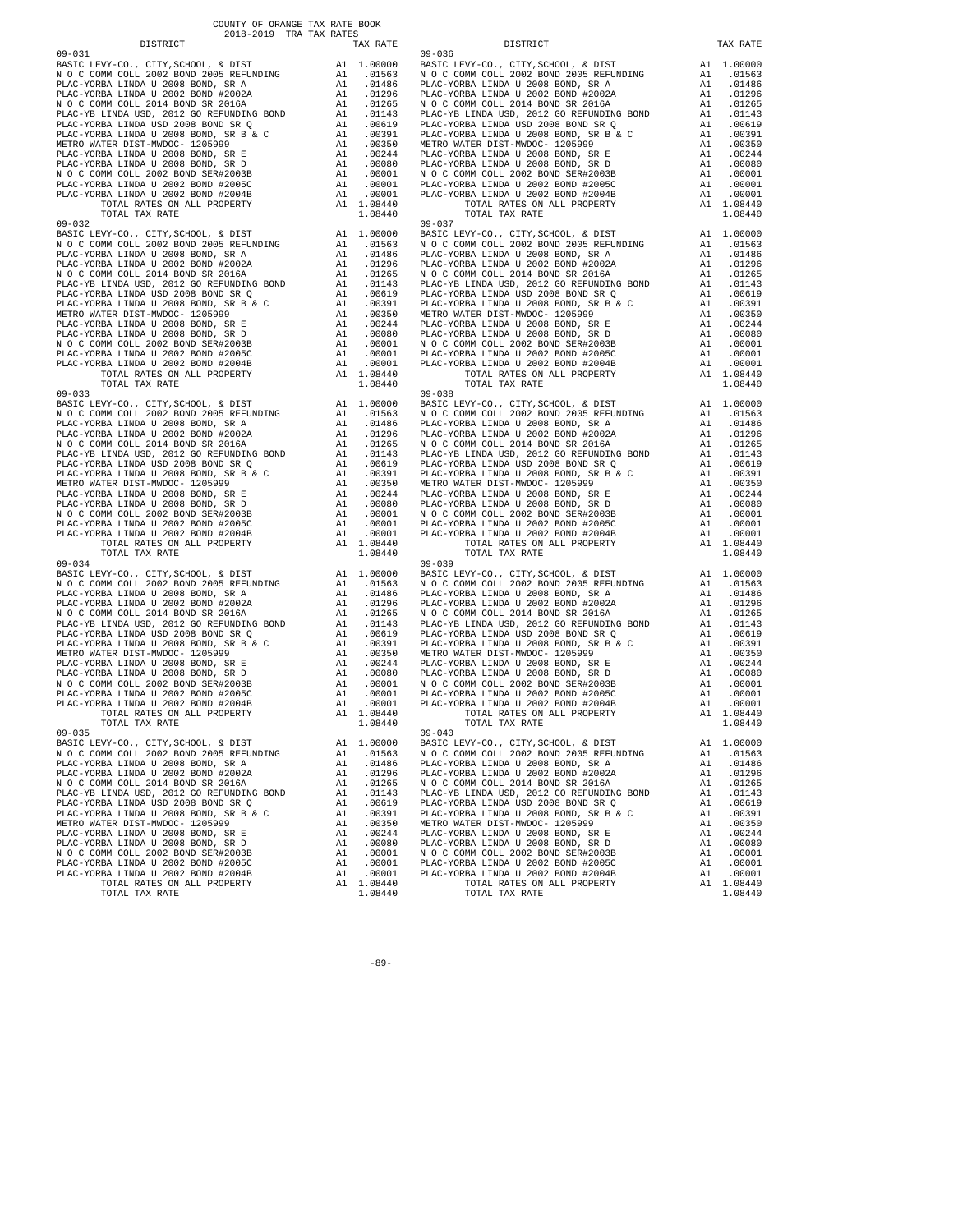COUNTY OF ORANGE TAX RATE BOOK
2018-2019 TRA TAX RATES

**09-031**

| DISTRICT | | TAX RATE |
|---|---|---|
| BASIC LEVY-CO., CITY,SCHOOL, & DIST | A1 | 1.00000 |
| N O C COMM COLL 2002 BOND 2005 REFUNDING | A1 | .01563 |
| PLAC-YORBA LINDA U 2008 BOND, SR A | A1 | .01486 |
| PLAC-YORBA LINDA U 2002 BOND #2002A | A1 | .01296 |
| N O C COMM COLL 2014 BOND SR 2016A | A1 | .01265 |
| PLAC-YB LINDA USD, 2012 GO REFUNDING BOND | A1 | .01143 |
| PLAC-YORBA LINDA USD 2008 BOND SR Q | A1 | .00619 |
| PLAC-YORBA LINDA U 2008 BOND, SR B & C | A1 | .00391 |
| METRO WATER DIST-MWDOC- 1205999 | A1 | .00350 |
| PLAC-YORBA LINDA U 2008 BOND, SR E | A1 | .00244 |
| PLAC-YORBA LINDA U 2008 BOND, SR D | A1 | .00080 |
| N O C COMM COLL 2002 BOND SER#2003B | A1 | .00001 |
| PLAC-YORBA LINDA U 2002 BOND #2005C | A1 | .00001 |
| PLAC-YORBA LINDA U 2002 BOND #2004B | A1 | .00001 |
| TOTAL RATES ON ALL PROPERTY | A1 | 1.08440 |
| TOTAL TAX RATE | | 1.08440 |

**09-032**

| DISTRICT | | TAX RATE |
|---|---|---|
| BASIC LEVY-CO., CITY,SCHOOL, & DIST | A1 | 1.00000 |
| N O C COMM COLL 2002 BOND 2005 REFUNDING | A1 | .01563 |
| PLAC-YORBA LINDA U 2008 BOND, SR A | A1 | .01486 |
| PLAC-YORBA LINDA U 2002 BOND #2002A | A1 | .01296 |
| N O C COMM COLL 2014 BOND SR 2016A | A1 | .01265 |
| PLAC-YB LINDA USD, 2012 GO REFUNDING BOND | A1 | .01143 |
| PLAC-YORBA LINDA USD 2008 BOND SR Q | A1 | .00619 |
| PLAC-YORBA LINDA U 2008 BOND, SR B & C | A1 | .00391 |
| METRO WATER DIST-MWDOC- 1205999 | A1 | .00350 |
| PLAC-YORBA LINDA U 2008 BOND, SR E | A1 | .00244 |
| PLAC-YORBA LINDA U 2008 BOND, SR D | A1 | .00080 |
| N O C COMM COLL 2002 BOND SER#2003B | A1 | .00001 |
| PLAC-YORBA LINDA U 2002 BOND #2005C | A1 | .00001 |
| PLAC-YORBA LINDA U 2002 BOND #2004B | A1 | .00001 |
| TOTAL RATES ON ALL PROPERTY | A1 | 1.08440 |
| TOTAL TAX RATE | | 1.08440 |

**09-033**

| DISTRICT | | TAX RATE |
|---|---|---|
| BASIC LEVY-CO., CITY,SCHOOL, & DIST | A1 | 1.00000 |
| N O C COMM COLL 2002 BOND 2005 REFUNDING | A1 | .01563 |
| PLAC-YORBA LINDA U 2008 BOND, SR A | A1 | .01486 |
| PLAC-YORBA LINDA U 2002 BOND #2002A | A1 | .01296 |
| N O C COMM COLL 2014 BOND SR 2016A | A1 | .01265 |
| PLAC-YB LINDA USD, 2012 GO REFUNDING BOND | A1 | .01143 |
| PLAC-YORBA LINDA USD 2008 BOND SR Q | A1 | .00619 |
| PLAC-YORBA LINDA U 2008 BOND, SR B & C | A1 | .00391 |
| METRO WATER DIST-MWDOC- 1205999 | A1 | .00350 |
| PLAC-YORBA LINDA U 2008 BOND, SR E | A1 | .00244 |
| PLAC-YORBA LINDA U 2008 BOND, SR D | A1 | .00080 |
| N O C COMM COLL 2002 BOND SER#2003B | A1 | .00001 |
| PLAC-YORBA LINDA U 2002 BOND #2005C | A1 | .00001 |
| PLAC-YORBA LINDA U 2002 BOND #2004B | A1 | .00001 |
| TOTAL RATES ON ALL PROPERTY | A1 | 1.08440 |
| TOTAL TAX RATE | | 1.08440 |

**09-034**

| DISTRICT | | TAX RATE |
|---|---|---|
| BASIC LEVY-CO., CITY,SCHOOL, & DIST | A1 | 1.00000 |
| N O C COMM COLL 2002 BOND 2005 REFUNDING | A1 | .01563 |
| PLAC-YORBA LINDA U 2008 BOND, SR A | A1 | .01486 |
| PLAC-YORBA LINDA U 2002 BOND #2002A | A1 | .01296 |
| N O C COMM COLL 2014 BOND SR 2016A | A1 | .01265 |
| PLAC-YB LINDA USD, 2012 GO REFUNDING BOND | A1 | .01143 |
| PLAC-YORBA LINDA USD 2008 BOND SR Q | A1 | .00619 |
| PLAC-YORBA LINDA U 2008 BOND, SR B & C | A1 | .00391 |
| METRO WATER DIST-MWDOC- 1205999 | A1 | .00350 |
| PLAC-YORBA LINDA U 2008 BOND, SR E | A1 | .00244 |
| PLAC-YORBA LINDA U 2008 BOND, SR D | A1 | .00080 |
| N O C COMM COLL 2002 BOND SER#2003B | A1 | .00001 |
| PLAC-YORBA LINDA U 2002 BOND #2005C | A1 | .00001 |
| PLAC-YORBA LINDA U 2002 BOND #2004B | A1 | .00001 |
| TOTAL RATES ON ALL PROPERTY | A1 | 1.08440 |
| TOTAL TAX RATE | | 1.08440 |

**09-035**

| DISTRICT | | TAX RATE |
|---|---|---|
| BASIC LEVY-CO., CITY,SCHOOL, & DIST | A1 | 1.00000 |
| N O C COMM COLL 2002 BOND 2005 REFUNDING | A1 | .01563 |
| PLAC-YORBA LINDA U 2008 BOND, SR A | A1 | .01486 |
| PLAC-YORBA LINDA U 2002 BOND #2002A | A1 | .01296 |
| N O C COMM COLL 2014 BOND SR 2016A | A1 | .01265 |
| PLAC-YB LINDA USD, 2012 GO REFUNDING BOND | A1 | .01143 |
| PLAC-YORBA LINDA USD 2008 BOND SR Q | A1 | .00619 |
| PLAC-YORBA LINDA U 2008 BOND, SR B & C | A1 | .00391 |
| METRO WATER DIST-MWDOC- 1205999 | A1 | .00350 |
| PLAC-YORBA LINDA U 2008 BOND, SR E | A1 | .00244 |
| PLAC-YORBA LINDA U 2008 BOND, SR D | A1 | .00080 |
| N O C COMM COLL 2002 BOND SER#2003B | A1 | .00001 |
| PLAC-YORBA LINDA U 2002 BOND #2005C | A1 | .00001 |
| PLAC-YORBA LINDA U 2002 BOND #2004B | A1 | .00001 |
| TOTAL RATES ON ALL PROPERTY | A1 | 1.08440 |
| TOTAL TAX RATE | | 1.08440 |

**09-036**

| DISTRICT | | TAX RATE |
|---|---|---|
| BASIC LEVY-CO., CITY,SCHOOL, & DIST | A1 | 1.00000 |
| N O C COMM COLL 2002 BOND 2005 REFUNDING | A1 | .01563 |
| PLAC-YORBA LINDA U 2008 BOND, SR A | A1 | .01486 |
| PLAC-YORBA LINDA U 2002 BOND #2002A | A1 | .01296 |
| N O C COMM COLL 2014 BOND SR 2016A | A1 | .01265 |
| PLAC-YB LINDA USD, 2012 GO REFUNDING BOND | A1 | .01143 |
| PLAC-YORBA LINDA USD 2008 BOND SR Q | A1 | .00619 |
| PLAC-YORBA LINDA U 2008 BOND, SR B & C | A1 | .00391 |
| METRO WATER DIST-MWDOC- 1205999 | A1 | .00350 |
| PLAC-YORBA LINDA U 2008 BOND, SR E | A1 | .00244 |
| PLAC-YORBA LINDA U 2008 BOND, SR D | A1 | .00080 |
| N O C COMM COLL 2002 BOND SER#2003B | A1 | .00001 |
| PLAC-YORBA LINDA U 2002 BOND #2005C | A1 | .00001 |
| PLAC-YORBA LINDA U 2002 BOND #2004B | A1 | .00001 |
| TOTAL RATES ON ALL PROPERTY | A1 | 1.08440 |
| TOTAL TAX RATE | | 1.08440 |

**09-037**

| DISTRICT | | TAX RATE |
|---|---|---|
| BASIC LEVY-CO., CITY,SCHOOL, & DIST | A1 | 1.00000 |
| N O C COMM COLL 2002 BOND 2005 REFUNDING | A1 | .01563 |
| PLAC-YORBA LINDA U 2008 BOND, SR A | A1 | .01486 |
| PLAC-YORBA LINDA U 2002 BOND #2002A | A1 | .01296 |
| N O C COMM COLL 2014 BOND SR 2016A | A1 | .01265 |
| PLAC-YB LINDA USD, 2012 GO REFUNDING BOND | A1 | .01143 |
| PLAC-YORBA LINDA USD 2008 BOND SR Q | A1 | .00619 |
| PLAC-YORBA LINDA U 2008 BOND, SR B & C | A1 | .00391 |
| METRO WATER DIST-MWDOC- 1205999 | A1 | .00350 |
| PLAC-YORBA LINDA U 2008 BOND, SR E | A1 | .00244 |
| PLAC-YORBA LINDA U 2008 BOND, SR D | A1 | .00080 |
| N O C COMM COLL 2002 BOND SER#2003B | A1 | .00001 |
| PLAC-YORBA LINDA U 2002 BOND #2005C | A1 | .00001 |
| PLAC-YORBA LINDA U 2002 BOND #2004B | A1 | .00001 |
| TOTAL RATES ON ALL PROPERTY | A1 | 1.08440 |
| TOTAL TAX RATE | | 1.08440 |

**09-038**

| DISTRICT | | TAX RATE |
|---|---|---|
| BASIC LEVY-CO., CITY,SCHOOL, & DIST | A1 | 1.00000 |
| N O C COMM COLL 2002 BOND 2005 REFUNDING | A1 | .01563 |
| PLAC-YORBA LINDA U 2008 BOND, SR A | A1 | .01486 |
| PLAC-YORBA LINDA U 2002 BOND #2002A | A1 | .01296 |
| N O C COMM COLL 2014 BOND SR 2016A | A1 | .01265 |
| PLAC-YB LINDA USD, 2012 GO REFUNDING BOND | A1 | .01143 |
| PLAC-YORBA LINDA USD 2008 BOND SR Q | A1 | .00619 |
| PLAC-YORBA LINDA U 2008 BOND, SR B & C | A1 | .00391 |
| METRO WATER DIST-MWDOC- 1205999 | A1 | .00350 |
| PLAC-YORBA LINDA U 2008 BOND, SR E | A1 | .00244 |
| PLAC-YORBA LINDA U 2008 BOND, SR D | A1 | .00080 |
| N O C COMM COLL 2002 BOND SER#2003B | A1 | .00001 |
| PLAC-YORBA LINDA U 2002 BOND #2005C | A1 | .00001 |
| PLAC-YORBA LINDA U 2002 BOND #2004B | A1 | .00001 |
| TOTAL RATES ON ALL PROPERTY | A1 | 1.08440 |
| TOTAL TAX RATE | | 1.08440 |

**09-039**

| DISTRICT | | TAX RATE |
|---|---|---|
| BASIC LEVY-CO., CITY,SCHOOL, & DIST | A1 | 1.00000 |
| N O C COMM COLL 2002 BOND 2005 REFUNDING | A1 | .01563 |
| PLAC-YORBA LINDA U 2008 BOND, SR A | A1 | .01486 |
| PLAC-YORBA LINDA U 2002 BOND #2002A | A1 | .01296 |
| N O C COMM COLL 2014 BOND SR 2016A | A1 | .01265 |
| PLAC-YB LINDA USD, 2012 GO REFUNDING BOND | A1 | .01143 |
| PLAC-YORBA LINDA USD 2008 BOND SR Q | A1 | .00619 |
| PLAC-YORBA LINDA U 2008 BOND, SR B & C | A1 | .00391 |
| METRO WATER DIST-MWDOC- 1205999 | A1 | .00350 |
| PLAC-YORBA LINDA U 2008 BOND, SR E | A1 | .00244 |
| PLAC-YORBA LINDA U 2008 BOND, SR D | A1 | .00080 |
| N O C COMM COLL 2002 BOND SER#2003B | A1 | .00001 |
| PLAC-YORBA LINDA U 2002 BOND #2005C | A1 | .00001 |
| PLAC-YORBA LINDA U 2002 BOND #2004B | A1 | .00001 |
| TOTAL RATES ON ALL PROPERTY | A1 | 1.08440 |
| TOTAL TAX RATE | | 1.08440 |

**09-040**

| DISTRICT | | TAX RATE |
|---|---|---|
| BASIC LEVY-CO., CITY,SCHOOL, & DIST | A1 | 1.00000 |
| N O C COMM COLL 2002 BOND 2005 REFUNDING | A1 | .01563 |
| PLAC-YORBA LINDA U 2008 BOND, SR A | A1 | .01486 |
| PLAC-YORBA LINDA U 2002 BOND #2002A | A1 | .01296 |
| N O C COMM COLL 2014 BOND SR 2016A | A1 | .01265 |
| PLAC-YB LINDA USD, 2012 GO REFUNDING BOND | A1 | .01143 |
| PLAC-YORBA LINDA USD 2008 BOND SR Q | A1 | .00619 |
| PLAC-YORBA LINDA U 2008 BOND, SR B & C | A1 | .00391 |
| METRO WATER DIST-MWDOC- 1205999 | A1 | .00350 |
| PLAC-YORBA LINDA U 2008 BOND, SR E | A1 | .00244 |
| PLAC-YORBA LINDA U 2008 BOND, SR D | A1 | .00080 |
| N O C COMM COLL 2002 BOND SER#2003B | A1 | .00001 |
| PLAC-YORBA LINDA U 2002 BOND #2005C | A1 | .00001 |
| PLAC-YORBA LINDA U 2002 BOND #2004B | A1 | .00001 |
| TOTAL RATES ON ALL PROPERTY | A1 | 1.08440 |
| TOTAL TAX RATE | | 1.08440 |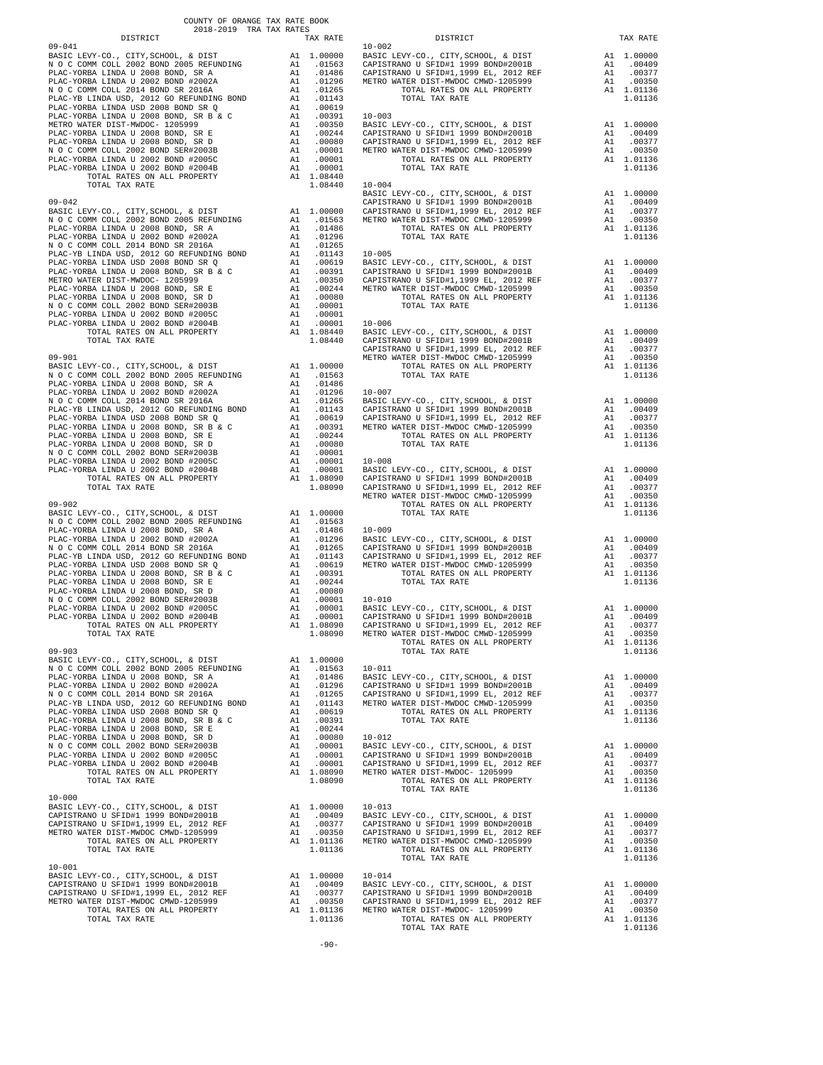COUNTY OF ORANGE TAX RATE BOOK
2018-2019 TRA TAX RATES

| DISTRICT | TAX RATE |
|---|---|
| **09-041** | |
| BASIC LEVY-CO., CITY,SCHOOL, & DIST | A1 1.00000 |
| N O C COMM COLL 2002 BOND 2005 REFUNDING | A1 .01563 |
| PLAC-YORBA LINDA U 2008 BOND, SR A | A1 .01486 |
| PLAC-YORBA LINDA U 2002 BOND #2002A | A1 .01296 |
| N O C COMM COLL 2014 BOND SR 2016A | A1 .01265 |
| PLAC-YB LINDA USD, 2012 GO REFUNDING BOND | A1 .01143 |
| PLAC-YORBA LINDA USD 2008 BOND SR Q | A1 .00619 |
| PLAC-YORBA LINDA U 2008 BOND, SR B & C | A1 .00391 |
| METRO WATER DIST-MWDOC- 1205999 | A1 .00350 |
| PLAC-YORBA LINDA U 2008 BOND, SR E | A1 .00244 |
| PLAC-YORBA LINDA U 2008 BOND, SR D | A1 .00080 |
| N O C COMM COLL 2002 BOND SER#2003B | A1 .00001 |
| PLAC-YORBA LINDA U 2002 BOND #2005C | A1 .00001 |
| PLAC-YORBA LINDA U 2002 BOND #2004B | A1 .00001 |
| TOTAL RATES ON ALL PROPERTY | A1 1.08440 |
| TOTAL TAX RATE | 1.08440 |
| **09-042** | |
| BASIC LEVY-CO., CITY,SCHOOL, & DIST | A1 1.00000 |
| N O C COMM COLL 2002 BOND 2005 REFUNDING | A1 .01563 |
| PLAC-YORBA LINDA U 2008 BOND, SR A | A1 .01486 |
| PLAC-YORBA LINDA U 2002 BOND #2002A | A1 .01296 |
| N O C COMM COLL 2014 BOND SR 2016A | A1 .01265 |
| PLAC-YB LINDA USD, 2012 GO REFUNDING BOND | A1 .01143 |
| PLAC-YORBA LINDA USD 2008 BOND SR Q | A1 .00619 |
| PLAC-YORBA LINDA U 2008 BOND, SR B & C | A1 .00391 |
| METRO WATER DIST-MWDOC- 1205999 | A1 .00350 |
| PLAC-YORBA LINDA U 2008 BOND, SR E | A1 .00244 |
| PLAC-YORBA LINDA U 2008 BOND, SR D | A1 .00080 |
| N O C COMM COLL 2002 BOND SER#2003B | A1 .00001 |
| PLAC-YORBA LINDA U 2002 BOND #2005C | A1 .00001 |
| PLAC-YORBA LINDA U 2002 BOND #2004B | A1 .00001 |
| TOTAL RATES ON ALL PROPERTY | A1 1.08440 |
| TOTAL TAX RATE | 1.08440 |
| **09-901** | |
| BASIC LEVY-CO., CITY,SCHOOL, & DIST | A1 1.00000 |
| N O C COMM COLL 2002 BOND 2005 REFUNDING | A1 .01563 |
| PLAC-YORBA LINDA U 2008 BOND, SR A | A1 .01486 |
| PLAC-YORBA LINDA U 2002 BOND #2002A | A1 .01296 |
| N O C COMM COLL 2014 BOND SR 2016A | A1 .01265 |
| PLAC-YB LINDA USD, 2012 GO REFUNDING BOND | A1 .01143 |
| PLAC-YORBA LINDA USD 2008 BOND SR Q | A1 .00619 |
| PLAC-YORBA LINDA U 2008 BOND, SR B & C | A1 .00391 |
| PLAC-YORBA LINDA U 2008 BOND, SR E | A1 .00244 |
| PLAC-YORBA LINDA U 2008 BOND, SR D | A1 .00080 |
| N O C COMM COLL 2002 BOND SER#2003B | A1 .00001 |
| PLAC-YORBA LINDA U 2002 BOND #2005C | A1 .00001 |
| PLAC-YORBA LINDA U 2002 BOND #2004B | A1 .00001 |
| TOTAL RATES ON ALL PROPERTY | A1 1.08090 |
| TOTAL TAX RATE | 1.08090 |
| **09-902** | |
| BASIC LEVY-CO., CITY,SCHOOL, & DIST | A1 1.00000 |
| N O C COMM COLL 2002 BOND 2005 REFUNDING | A1 .01563 |
| PLAC-YORBA LINDA U 2008 BOND, SR A | A1 .01486 |
| PLAC-YORBA LINDA U 2002 BOND #2002A | A1 .01296 |
| N O C COMM COLL 2014 BOND SR 2016A | A1 .01265 |
| PLAC-YB LINDA USD, 2012 GO REFUNDING BOND | A1 .01143 |
| PLAC-YORBA LINDA USD 2008 BOND SR Q | A1 .00619 |
| PLAC-YORBA LINDA U 2008 BOND, SR B & C | A1 .00391 |
| PLAC-YORBA LINDA U 2008 BOND, SR E | A1 .00244 |
| PLAC-YORBA LINDA U 2008 BOND, SR D | A1 .00080 |
| N O C COMM COLL 2002 BOND SER#2003B | A1 .00001 |
| PLAC-YORBA LINDA U 2002 BOND #2005C | A1 .00001 |
| PLAC-YORBA LINDA U 2002 BOND #2004B | A1 .00001 |
| TOTAL RATES ON ALL PROPERTY | A1 1.08090 |
| TOTAL TAX RATE | 1.08090 |
| **09-903** | |
| BASIC LEVY-CO., CITY,SCHOOL, & DIST | A1 1.00000 |
| N O C COMM COLL 2002 BOND 2005 REFUNDING | A1 .01563 |
| PLAC-YORBA LINDA U 2008 BOND, SR A | A1 .01486 |
| PLAC-YORBA LINDA U 2002 BOND #2002A | A1 .01296 |
| N O C COMM COLL 2014 BOND SR 2016A | A1 .01265 |
| PLAC-YB LINDA USD, 2012 GO REFUNDING BOND | A1 .01143 |
| PLAC-YORBA LINDA USD 2008 BOND SR Q | A1 .00619 |
| PLAC-YORBA LINDA U 2008 BOND, SR B & C | A1 .00391 |
| PLAC-YORBA LINDA U 2008 BOND, SR E | A1 .00244 |
| PLAC-YORBA LINDA U 2008 BOND, SR D | A1 .00080 |
| N O C COMM COLL 2002 BOND SER#2003B | A1 .00001 |
| PLAC-YORBA LINDA U 2002 BOND #2005C | A1 .00001 |
| PLAC-YORBA LINDA U 2002 BOND #2004B | A1 .00001 |
| TOTAL RATES ON ALL PROPERTY | A1 1.08090 |
| TOTAL TAX RATE | 1.08090 |
| **10-000** | |
| BASIC LEVY-CO., CITY,SCHOOL, & DIST | A1 1.00000 |
| CAPISTRANO U SFID#1 1999 BOND#2001B | A1 .00409 |
| CAPISTRANO U SFID#1,1999 EL, 2012 REF | A1 .00377 |
| METRO WATER DIST-MWDOC CMWD-1205999 | A1 .00350 |
| TOTAL RATES ON ALL PROPERTY | A1 1.01136 |
| TOTAL TAX RATE | 1.01136 |
| **10-001** | |
| BASIC LEVY-CO., CITY,SCHOOL, & DIST | A1 1.00000 |
| CAPISTRANO U SFID#1 1999 BOND#2001B | A1 .00409 |
| CAPISTRANO U SFID#1,1999 EL, 2012 REF | A1 .00377 |
| METRO WATER DIST-MWDOC CMWD-1205999 | A1 .00350 |
| TOTAL RATES ON ALL PROPERTY | A1 1.01136 |
| TOTAL TAX RATE | 1.01136 |
| **10-002** | |
| BASIC LEVY-CO., CITY,SCHOOL, & DIST | A1 1.00000 |
| CAPISTRANO U SFID#1 1999 BOND#2001B | A1 .00409 |
| CAPISTRANO U SFID#1,1999 EL, 2012 REF | A1 .00377 |
| METRO WATER DIST-MWDOC CMWD-1205999 | A1 .00350 |
| TOTAL RATES ON ALL PROPERTY | A1 1.01136 |
| TOTAL TAX RATE | 1.01136 |
| **10-003** | |
| BASIC LEVY-CO., CITY,SCHOOL, & DIST | A1 1.00000 |
| CAPISTRANO U SFID#1 1999 BOND#2001B | A1 .00409 |
| CAPISTRANO U SFID#1,1999 EL, 2012 REF | A1 .00377 |
| METRO WATER DIST-MWDOC CMWD-1205999 | A1 .00350 |
| TOTAL RATES ON ALL PROPERTY | A1 1.01136 |
| TOTAL TAX RATE | 1.01136 |
| **10-004** | |
| BASIC LEVY-CO., CITY,SCHOOL, & DIST | A1 1.00000 |
| CAPISTRANO U SFID#1 1999 BOND#2001B | A1 .00409 |
| CAPISTRANO U SFID#1,1999 EL, 2012 REF | A1 .00377 |
| METRO WATER DIST-MWDOC CMWD-1205999 | A1 .00350 |
| TOTAL RATES ON ALL PROPERTY | A1 1.01136 |
| TOTAL TAX RATE | 1.01136 |
| **10-005** | |
| BASIC LEVY-CO., CITY,SCHOOL, & DIST | A1 1.00000 |
| CAPISTRANO U SFID#1 1999 BOND#2001B | A1 .00409 |
| CAPISTRANO U SFID#1,1999 EL, 2012 REF | A1 .00377 |
| METRO WATER DIST-MWDOC CMWD-1205999 | A1 .00350 |
| TOTAL RATES ON ALL PROPERTY | A1 1.01136 |
| TOTAL TAX RATE | 1.01136 |
| **10-006** | |
| BASIC LEVY-CO., CITY,SCHOOL, & DIST | A1 1.00000 |
| CAPISTRANO U SFID#1 1999 BOND#2001B | A1 .00409 |
| CAPISTRANO U SFID#1,1999 EL, 2012 REF | A1 .00377 |
| METRO WATER DIST-MWDOC CMWD-1205999 | A1 .00350 |
| TOTAL RATES ON ALL PROPERTY | A1 1.01136 |
| TOTAL TAX RATE | 1.01136 |
| **10-007** | |
| BASIC LEVY-CO., CITY,SCHOOL, & DIST | A1 1.00000 |
| CAPISTRANO U SFID#1 1999 BOND#2001B | A1 .00409 |
| CAPISTRANO U SFID#1,1999 EL, 2012 REF | A1 .00377 |
| METRO WATER DIST-MWDOC CMWD-1205999 | A1 .00350 |
| TOTAL RATES ON ALL PROPERTY | A1 1.01136 |
| TOTAL TAX RATE | 1.01136 |
| **10-008** | |
| BASIC LEVY-CO., CITY,SCHOOL, & DIST | A1 1.00000 |
| CAPISTRANO U SFID#1 1999 BOND#2001B | A1 .00409 |
| CAPISTRANO U SFID#1,1999 EL, 2012 REF | A1 .00377 |
| METRO WATER DIST-MWDOC CMWD-1205999 | A1 .00350 |
| TOTAL RATES ON ALL PROPERTY | A1 1.01136 |
| TOTAL TAX RATE | 1.01136 |
| **10-009** | |
| BASIC LEVY-CO., CITY,SCHOOL, & DIST | A1 1.00000 |
| CAPISTRANO U SFID#1 1999 BOND#2001B | A1 .00409 |
| CAPISTRANO U SFID#1,1999 EL, 2012 REF | A1 .00377 |
| METRO WATER DIST-MWDOC CMWD-1205999 | A1 .00350 |
| TOTAL RATES ON ALL PROPERTY | A1 1.01136 |
| TOTAL TAX RATE | 1.01136 |
| **10-010** | |
| BASIC LEVY-CO., CITY,SCHOOL, & DIST | A1 1.00000 |
| CAPISTRANO U SFID#1 1999 BOND#2001B | A1 .00409 |
| CAPISTRANO U SFID#1,1999 EL, 2012 REF | A1 .00377 |
| METRO WATER DIST-MWDOC CMWD-1205999 | A1 .00350 |
| TOTAL RATES ON ALL PROPERTY | A1 1.01136 |
| TOTAL TAX RATE | 1.01136 |
| **10-011** | |
| BASIC LEVY-CO., CITY,SCHOOL, & DIST | A1 1.00000 |
| CAPISTRANO U SFID#1 1999 BOND#2001B | A1 .00409 |
| CAPISTRANO U SFID#1,1999 EL, 2012 REF | A1 .00377 |
| METRO WATER DIST-MWDOC CMWD-1205999 | A1 .00350 |
| TOTAL RATES ON ALL PROPERTY | A1 1.01136 |
| TOTAL TAX RATE | 1.01136 |
| **10-012** | |
| BASIC LEVY-CO., CITY,SCHOOL, & DIST | A1 1.00000 |
| CAPISTRANO U SFID#1 1999 BOND#2001B | A1 .00409 |
| CAPISTRANO U SFID#1,1999 EL, 2012 REF | A1 .00377 |
| METRO WATER DIST-MWDOC- 1205999 | A1 .00350 |
| TOTAL RATES ON ALL PROPERTY | A1 1.01136 |
| TOTAL TAX RATE | 1.01136 |
| **10-013** | |
| BASIC LEVY-CO., CITY,SCHOOL, & DIST | A1 1.00000 |
| CAPISTRANO U SFID#1 1999 BOND#2001B | A1 .00409 |
| CAPISTRANO U SFID#1,1999 EL, 2012 REF | A1 .00377 |
| METRO WATER DIST-MWDOC CMWD-1205999 | A1 .00350 |
| TOTAL RATES ON ALL PROPERTY | A1 1.01136 |
| TOTAL TAX RATE | 1.01136 |
| **10-014** | |
| BASIC LEVY-CO., CITY,SCHOOL, & DIST | A1 1.00000 |
| CAPISTRANO U SFID#1 1999 BOND#2001B | A1 .00409 |
| CAPISTRANO U SFID#1,1999 EL, 2012 REF | A1 .00377 |
| METRO WATER DIST-MWDOC- 1205999 | A1 .00350 |
| TOTAL RATES ON ALL PROPERTY | A1 1.01136 |
| TOTAL TAX RATE | 1.01136 |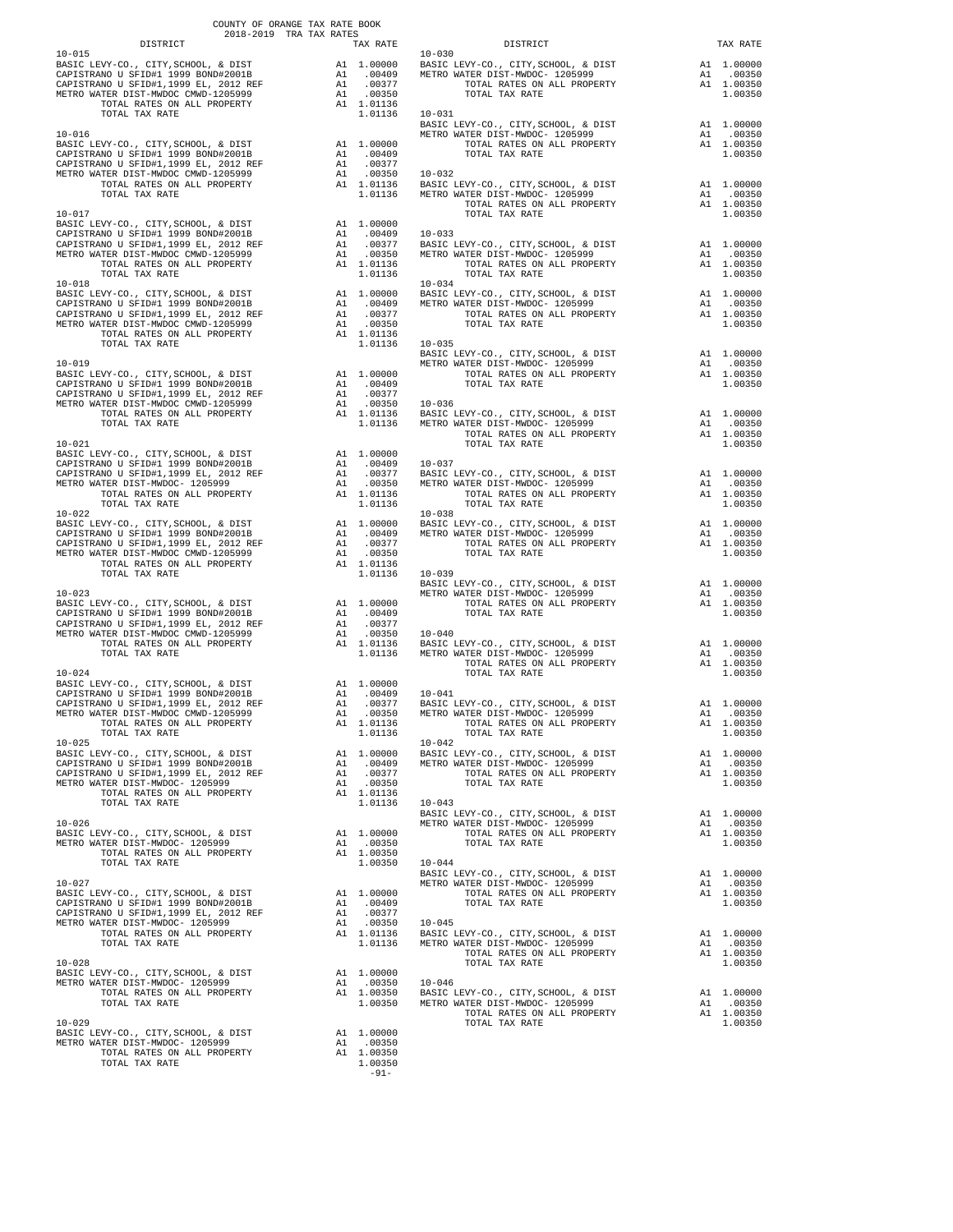COUNTY OF ORANGE TAX RATE BOOK
2018-2019 TRA TAX RATES

| DISTRICT | TAX RATE |
|---|---|
| **10-015** | |
| BASIC LEVY-CO., CITY,SCHOOL, & DIST | A1 1.00000 |
| CAPISTRANO U SFID#1 1999 BOND#2001B | A1 .00409 |
| CAPISTRANO U SFID#1,1999 EL, 2012 REF | A1 .00377 |
| METRO WATER DIST-MWDOC CMWD-1205999 | A1 .00350 |
| TOTAL RATES ON ALL PROPERTY | A1 1.01136 |
| TOTAL TAX RATE | 1.01136 |
| **10-016** | |
| BASIC LEVY-CO., CITY,SCHOOL, & DIST | A1 1.00000 |
| CAPISTRANO U SFID#1 1999 BOND#2001B | A1 .00409 |
| CAPISTRANO U SFID#1,1999 EL, 2012 REF | A1 .00377 |
| METRO WATER DIST-MWDOC CMWD-1205999 | A1 .00350 |
| TOTAL RATES ON ALL PROPERTY | A1 1.01136 |
| TOTAL TAX RATE | 1.01136 |
| **10-017** | |
| BASIC LEVY-CO., CITY,SCHOOL, & DIST | A1 1.00000 |
| CAPISTRANO U SFID#1 1999 BOND#2001B | A1 .00409 |
| CAPISTRANO U SFID#1,1999 EL, 2012 REF | A1 .00377 |
| METRO WATER DIST-MWDOC CMWD-1205999 | A1 .00350 |
| TOTAL RATES ON ALL PROPERTY | A1 1.01136 |
| TOTAL TAX RATE | 1.01136 |
| **10-018** | |
| BASIC LEVY-CO., CITY,SCHOOL, & DIST | A1 1.00000 |
| CAPISTRANO U SFID#1 1999 BOND#2001B | A1 .00409 |
| CAPISTRANO U SFID#1,1999 EL, 2012 REF | A1 .00377 |
| METRO WATER DIST-MWDOC CMWD-1205999 | A1 .00350 |
| TOTAL RATES ON ALL PROPERTY | A1 1.01136 |
| TOTAL TAX RATE | 1.01136 |
| **10-019** | |
| BASIC LEVY-CO., CITY,SCHOOL, & DIST | A1 1.00000 |
| CAPISTRANO U SFID#1 1999 BOND#2001B | A1 .00409 |
| CAPISTRANO U SFID#1,1999 EL, 2012 REF | A1 .00377 |
| METRO WATER DIST-MWDOC CMWD-1205999 | A1 .00350 |
| TOTAL RATES ON ALL PROPERTY | A1 1.01136 |
| TOTAL TAX RATE | 1.01136 |
| **10-021** | |
| BASIC LEVY-CO., CITY,SCHOOL, & DIST | A1 1.00000 |
| CAPISTRANO U SFID#1 1999 BOND#2001B | A1 .00409 |
| CAPISTRANO U SFID#1,1999 EL, 2012 REF | A1 .00377 |
| METRO WATER DIST-MWDOC- 1205999 | A1 .00350 |
| TOTAL RATES ON ALL PROPERTY | A1 1.01136 |
| TOTAL TAX RATE | 1.01136 |
| **10-022** | |
| BASIC LEVY-CO., CITY,SCHOOL, & DIST | A1 1.00000 |
| CAPISTRANO U SFID#1 1999 BOND#2001B | A1 .00409 |
| CAPISTRANO U SFID#1,1999 EL, 2012 REF | A1 .00377 |
| METRO WATER DIST-MWDOC CMWD-1205999 | A1 .00350 |
| TOTAL RATES ON ALL PROPERTY | A1 1.01136 |
| TOTAL TAX RATE | 1.01136 |
| **10-023** | |
| BASIC LEVY-CO., CITY,SCHOOL, & DIST | A1 1.00000 |
| CAPISTRANO U SFID#1 1999 BOND#2001B | A1 .00409 |
| CAPISTRANO U SFID#1,1999 EL, 2012 REF | A1 .00377 |
| METRO WATER DIST-MWDOC CMWD-1205999 | A1 .00350 |
| TOTAL RATES ON ALL PROPERTY | A1 1.01136 |
| TOTAL TAX RATE | 1.01136 |
| **10-024** | |
| BASIC LEVY-CO., CITY,SCHOOL, & DIST | A1 1.00000 |
| CAPISTRANO U SFID#1 1999 BOND#2001B | A1 .00409 |
| CAPISTRANO U SFID#1,1999 EL, 2012 REF | A1 .00377 |
| METRO WATER DIST-MWDOC CMWD-1205999 | A1 .00350 |
| TOTAL RATES ON ALL PROPERTY | A1 1.01136 |
| TOTAL TAX RATE | 1.01136 |
| **10-025** | |
| BASIC LEVY-CO., CITY,SCHOOL, & DIST | A1 1.00000 |
| CAPISTRANO U SFID#1 1999 BOND#2001B | A1 .00409 |
| CAPISTRANO U SFID#1,1999 EL, 2012 REF | A1 .00377 |
| METRO WATER DIST-MWDOC- 1205999 | A1 .00350 |
| TOTAL RATES ON ALL PROPERTY | A1 1.01136 |
| TOTAL TAX RATE | 1.01136 |
| **10-026** | |
| BASIC LEVY-CO., CITY,SCHOOL, & DIST | A1 1.00000 |
| METRO WATER DIST-MWDOC- 1205999 | A1 .00350 |
| TOTAL RATES ON ALL PROPERTY | A1 1.00350 |
| TOTAL TAX RATE | 1.00350 |
| **10-027** | |
| BASIC LEVY-CO., CITY,SCHOOL, & DIST | A1 1.00000 |
| CAPISTRANO U SFID#1 1999 BOND#2001B | A1 .00409 |
| CAPISTRANO U SFID#1,1999 EL, 2012 REF | A1 .00377 |
| METRO WATER DIST-MWDOC- 1205999 | A1 .00350 |
| TOTAL RATES ON ALL PROPERTY | A1 1.01136 |
| TOTAL TAX RATE | 1.01136 |
| **10-028** | |
| BASIC LEVY-CO., CITY,SCHOOL, & DIST | A1 1.00000 |
| METRO WATER DIST-MWDOC- 1205999 | A1 .00350 |
| TOTAL RATES ON ALL PROPERTY | A1 1.00350 |
| TOTAL TAX RATE | 1.00350 |
| **10-029** | |
| BASIC LEVY-CO., CITY,SCHOOL, & DIST | A1 1.00000 |
| METRO WATER DIST-MWDOC- 1205999 | A1 .00350 |
| TOTAL RATES ON ALL PROPERTY | A1 1.00350 |
| TOTAL TAX RATE | 1.00350 |
| **10-030** | |
| BASIC LEVY-CO., CITY,SCHOOL, & DIST | A1 1.00000 |
| METRO WATER DIST-MWDOC- 1205999 | A1 .00350 |
| TOTAL RATES ON ALL PROPERTY | A1 1.00350 |
| TOTAL TAX RATE | 1.00350 |
| **10-031** | |
| BASIC LEVY-CO., CITY,SCHOOL, & DIST | A1 1.00000 |
| METRO WATER DIST-MWDOC- 1205999 | A1 .00350 |
| TOTAL RATES ON ALL PROPERTY | A1 1.00350 |
| TOTAL TAX RATE | 1.00350 |
| **10-032** | |
| BASIC LEVY-CO., CITY,SCHOOL, & DIST | A1 1.00000 |
| METRO WATER DIST-MWDOC- 1205999 | A1 .00350 |
| TOTAL RATES ON ALL PROPERTY | A1 1.00350 |
| TOTAL TAX RATE | 1.00350 |
| **10-033** | |
| BASIC LEVY-CO., CITY,SCHOOL, & DIST | A1 1.00000 |
| METRO WATER DIST-MWDOC- 1205999 | A1 .00350 |
| TOTAL RATES ON ALL PROPERTY | A1 1.00350 |
| TOTAL TAX RATE | 1.00350 |
| **10-034** | |
| BASIC LEVY-CO., CITY,SCHOOL, & DIST | A1 1.00000 |
| METRO WATER DIST-MWDOC- 1205999 | A1 .00350 |
| TOTAL RATES ON ALL PROPERTY | A1 1.00350 |
| TOTAL TAX RATE | 1.00350 |
| **10-035** | |
| BASIC LEVY-CO., CITY,SCHOOL, & DIST | A1 1.00000 |
| METRO WATER DIST-MWDOC- 1205999 | A1 .00350 |
| TOTAL RATES ON ALL PROPERTY | A1 1.00350 |
| TOTAL TAX RATE | 1.00350 |
| **10-036** | |
| BASIC LEVY-CO., CITY,SCHOOL, & DIST | A1 1.00000 |
| METRO WATER DIST-MWDOC- 1205999 | A1 .00350 |
| TOTAL RATES ON ALL PROPERTY | A1 1.00350 |
| TOTAL TAX RATE | 1.00350 |
| **10-037** | |
| BASIC LEVY-CO., CITY,SCHOOL, & DIST | A1 1.00000 |
| METRO WATER DIST-MWDOC- 1205999 | A1 .00350 |
| TOTAL RATES ON ALL PROPERTY | A1 1.00350 |
| TOTAL TAX RATE | 1.00350 |
| **10-038** | |
| BASIC LEVY-CO., CITY,SCHOOL, & DIST | A1 1.00000 |
| METRO WATER DIST-MWDOC- 1205999 | A1 .00350 |
| TOTAL RATES ON ALL PROPERTY | A1 1.00350 |
| TOTAL TAX RATE | 1.00350 |
| **10-039** | |
| BASIC LEVY-CO., CITY,SCHOOL, & DIST | A1 1.00000 |
| METRO WATER DIST-MWDOC- 1205999 | A1 .00350 |
| TOTAL RATES ON ALL PROPERTY | A1 1.00350 |
| TOTAL TAX RATE | 1.00350 |
| **10-040** | |
| BASIC LEVY-CO., CITY,SCHOOL, & DIST | A1 1.00000 |
| METRO WATER DIST-MWDOC- 1205999 | A1 .00350 |
| TOTAL RATES ON ALL PROPERTY | A1 1.00350 |
| TOTAL TAX RATE | 1.00350 |
| **10-041** | |
| BASIC LEVY-CO., CITY,SCHOOL, & DIST | A1 1.00000 |
| METRO WATER DIST-MWDOC- 1205999 | A1 .00350 |
| TOTAL RATES ON ALL PROPERTY | A1 1.00350 |
| TOTAL TAX RATE | 1.00350 |
| **10-042** | |
| BASIC LEVY-CO., CITY,SCHOOL, & DIST | A1 1.00000 |
| METRO WATER DIST-MWDOC- 1205999 | A1 .00350 |
| TOTAL RATES ON ALL PROPERTY | A1 1.00350 |
| TOTAL TAX RATE | 1.00350 |
| **10-043** | |
| BASIC LEVY-CO., CITY,SCHOOL, & DIST | A1 1.00000 |
| METRO WATER DIST-MWDOC- 1205999 | A1 .00350 |
| TOTAL RATES ON ALL PROPERTY | A1 1.00350 |
| TOTAL TAX RATE | 1.00350 |
| **10-044** | |
| BASIC LEVY-CO., CITY,SCHOOL, & DIST | A1 1.00000 |
| METRO WATER DIST-MWDOC- 1205999 | A1 .00350 |
| TOTAL RATES ON ALL PROPERTY | A1 1.00350 |
| TOTAL TAX RATE | 1.00350 |
| **10-045** | |
| BASIC LEVY-CO., CITY,SCHOOL, & DIST | A1 1.00000 |
| METRO WATER DIST-MWDOC- 1205999 | A1 .00350 |
| TOTAL RATES ON ALL PROPERTY | A1 1.00350 |
| TOTAL TAX RATE | 1.00350 |
| **10-046** | |
| BASIC LEVY-CO., CITY,SCHOOL, & DIST | A1 1.00000 |
| METRO WATER DIST-MWDOC- 1205999 | A1 .00350 |
| TOTAL RATES ON ALL PROPERTY | A1 1.00350 |
| TOTAL TAX RATE | 1.00350 |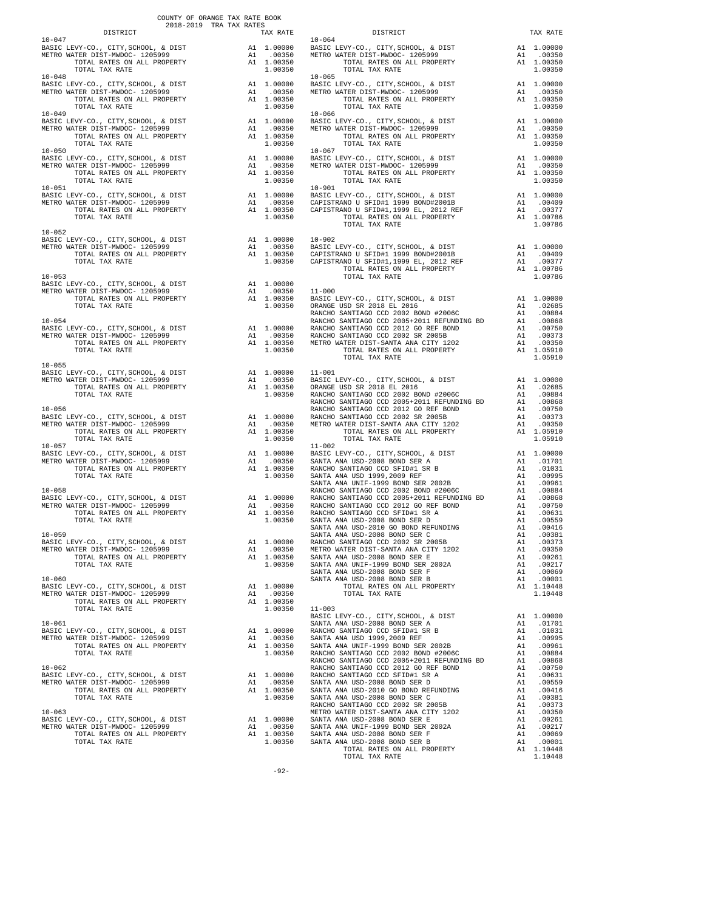COUNTY OF ORANGE TAX RATE BOOK
2018-2019 TRA TAX RATES

| DISTRICT | | TAX RATE |
|---|---|---|
| **10-047** | | |
| BASIC LEVY-CO., CITY,SCHOOL, & DIST | A1 | 1.00000 |
| METRO WATER DIST-MWDOC- 1205999 | A1 | .00350 |
| TOTAL RATES ON ALL PROPERTY | A1 | 1.00350 |
| TOTAL TAX RATE | | 1.00350 |
| **10-048** | | |
| BASIC LEVY-CO., CITY,SCHOOL, & DIST | A1 | 1.00000 |
| METRO WATER DIST-MWDOC- 1205999 | A1 | .00350 |
| TOTAL RATES ON ALL PROPERTY | A1 | 1.00350 |
| TOTAL TAX RATE | | 1.00350 |
| **10-049** | | |
| BASIC LEVY-CO., CITY,SCHOOL, & DIST | A1 | 1.00000 |
| METRO WATER DIST-MWDOC- 1205999 | A1 | .00350 |
| TOTAL RATES ON ALL PROPERTY | A1 | 1.00350 |
| TOTAL TAX RATE | | 1.00350 |
| **10-050** | | |
| BASIC LEVY-CO., CITY,SCHOOL, & DIST | A1 | 1.00000 |
| METRO WATER DIST-MWDOC- 1205999 | A1 | .00350 |
| TOTAL RATES ON ALL PROPERTY | A1 | 1.00350 |
| TOTAL TAX RATE | | 1.00350 |
| **10-051** | | |
| BASIC LEVY-CO., CITY,SCHOOL, & DIST | A1 | 1.00000 |
| METRO WATER DIST-MWDOC- 1205999 | A1 | .00350 |
| TOTAL RATES ON ALL PROPERTY | A1 | 1.00350 |
| TOTAL TAX RATE | | 1.00350 |
| **10-052** | | |
| BASIC LEVY-CO., CITY,SCHOOL, & DIST | A1 | 1.00000 |
| METRO WATER DIST-MWDOC- 1205999 | A1 | .00350 |
| TOTAL RATES ON ALL PROPERTY | A1 | 1.00350 |
| TOTAL TAX RATE | | 1.00350 |
| **10-053** | | |
| BASIC LEVY-CO., CITY,SCHOOL, & DIST | A1 | 1.00000 |
| METRO WATER DIST-MWDOC- 1205999 | A1 | .00350 |
| TOTAL RATES ON ALL PROPERTY | A1 | 1.00350 |
| TOTAL TAX RATE | | 1.00350 |
| **10-054** | | |
| BASIC LEVY-CO., CITY,SCHOOL, & DIST | A1 | 1.00000 |
| METRO WATER DIST-MWDOC- 1205999 | A1 | .00350 |
| TOTAL RATES ON ALL PROPERTY | A1 | 1.00350 |
| TOTAL TAX RATE | | 1.00350 |
| **10-055** | | |
| BASIC LEVY-CO., CITY,SCHOOL, & DIST | A1 | 1.00000 |
| METRO WATER DIST-MWDOC- 1205999 | A1 | .00350 |
| TOTAL RATES ON ALL PROPERTY | A1 | 1.00350 |
| TOTAL TAX RATE | | 1.00350 |
| **10-056** | | |
| BASIC LEVY-CO., CITY,SCHOOL, & DIST | A1 | 1.00000 |
| METRO WATER DIST-MWDOC- 1205999 | A1 | .00350 |
| TOTAL RATES ON ALL PROPERTY | A1 | 1.00350 |
| TOTAL TAX RATE | | 1.00350 |
| **10-057** | | |
| BASIC LEVY-CO., CITY,SCHOOL, & DIST | A1 | 1.00000 |
| METRO WATER DIST-MWDOC- 1205999 | A1 | .00350 |
| TOTAL RATES ON ALL PROPERTY | A1 | 1.00350 |
| TOTAL TAX RATE | | 1.00350 |
| **10-058** | | |
| BASIC LEVY-CO., CITY,SCHOOL, & DIST | A1 | 1.00000 |
| METRO WATER DIST-MWDOC- 1205999 | A1 | .00350 |
| TOTAL RATES ON ALL PROPERTY | A1 | 1.00350 |
| TOTAL TAX RATE | | 1.00350 |
| **10-059** | | |
| BASIC LEVY-CO., CITY,SCHOOL, & DIST | A1 | 1.00000 |
| METRO WATER DIST-MWDOC- 1205999 | A1 | .00350 |
| TOTAL RATES ON ALL PROPERTY | A1 | 1.00350 |
| TOTAL TAX RATE | | 1.00350 |
| **10-060** | | |
| BASIC LEVY-CO., CITY,SCHOOL, & DIST | A1 | 1.00000 |
| METRO WATER DIST-MWDOC- 1205999 | A1 | .00350 |
| TOTAL RATES ON ALL PROPERTY | A1 | 1.00350 |
| TOTAL TAX RATE | | 1.00350 |
| **10-061** | | |
| BASIC LEVY-CO., CITY,SCHOOL, & DIST | A1 | 1.00000 |
| METRO WATER DIST-MWDOC- 1205999 | A1 | .00350 |
| TOTAL RATES ON ALL PROPERTY | A1 | 1.00350 |
| TOTAL TAX RATE | | 1.00350 |
| **10-062** | | |
| BASIC LEVY-CO., CITY,SCHOOL, & DIST | A1 | 1.00000 |
| METRO WATER DIST-MWDOC- 1205999 | A1 | .00350 |
| TOTAL RATES ON ALL PROPERTY | A1 | 1.00350 |
| TOTAL TAX RATE | | 1.00350 |
| **10-063** | | |
| BASIC LEVY-CO., CITY,SCHOOL, & DIST | A1 | 1.00000 |
| METRO WATER DIST-MWDOC- 1205999 | A1 | .00350 |
| TOTAL RATES ON ALL PROPERTY | A1 | 1.00350 |
| TOTAL TAX RATE | | 1.00350 |
| **10-064** | | |
| BASIC LEVY-CO., CITY,SCHOOL, & DIST | A1 | 1.00000 |
| METRO WATER DIST-MWDOC- 1205999 | A1 | .00350 |
| TOTAL RATES ON ALL PROPERTY | A1 | 1.00350 |
| TOTAL TAX RATE | | 1.00350 |
| **10-065** | | |
| BASIC LEVY-CO., CITY,SCHOOL, & DIST | A1 | 1.00000 |
| METRO WATER DIST-MWDOC- 1205999 | A1 | .00350 |
| TOTAL RATES ON ALL PROPERTY | A1 | 1.00350 |
| TOTAL TAX RATE | | 1.00350 |
| **10-066** | | |
| BASIC LEVY-CO., CITY,SCHOOL, & DIST | A1 | 1.00000 |
| METRO WATER DIST-MWDOC- 1205999 | A1 | .00350 |
| TOTAL RATES ON ALL PROPERTY | A1 | 1.00350 |
| TOTAL TAX RATE | | 1.00350 |
| **10-067** | | |
| BASIC LEVY-CO., CITY,SCHOOL, & DIST | A1 | 1.00000 |
| METRO WATER DIST-MWDOC- 1205999 | A1 | .00350 |
| TOTAL RATES ON ALL PROPERTY | A1 | 1.00350 |
| TOTAL TAX RATE | | 1.00350 |
| **10-901** | | |
| BASIC LEVY-CO., CITY,SCHOOL, & DIST | A1 | 1.00000 |
| CAPISTRANO U SFID#1 1999 BOND#2001B | A1 | .00409 |
| CAPISTRANO U SFID#1,1999 EL, 2012 REF | A1 | .00377 |
| TOTAL RATES ON ALL PROPERTY | A1 | 1.00786 |
| TOTAL TAX RATE | | 1.00786 |
| **10-902** | | |
| BASIC LEVY-CO., CITY,SCHOOL, & DIST | A1 | 1.00000 |
| CAPISTRANO U SFID#1 1999 BOND#2001B | A1 | .00409 |
| CAPISTRANO U SFID#1,1999 EL, 2012 REF | A1 | .00377 |
| TOTAL RATES ON ALL PROPERTY | A1 | 1.00786 |
| TOTAL TAX RATE | | 1.00786 |
| **11-000** | | |
| BASIC LEVY-CO., CITY,SCHOOL, & DIST | A1 | 1.00000 |
| ORANGE USD SR 2018 EL 2016 | A1 | .02685 |
| RANCHO SANTIAGO CCD 2002 BOND #2006C | A1 | .00884 |
| RANCHO SANTIAGO CCD 2005+2011 REFUNDING BD | A1 | .00868 |
| RANCHO SANTIAGO CCD 2012 GO REF BOND | A1 | .00750 |
| RANCHO SANTIAGO CCD 2002 SR 2005B | A1 | .00373 |
| METRO WATER DIST-SANTA ANA CITY 1202 | A1 | .00350 |
| TOTAL RATES ON ALL PROPERTY | A1 | 1.05910 |
| TOTAL TAX RATE | | 1.05910 |
| **11-001** | | |
| BASIC LEVY-CO., CITY,SCHOOL, & DIST | A1 | 1.00000 |
| ORANGE USD SR 2018 EL 2016 | A1 | .02685 |
| RANCHO SANTIAGO CCD 2002 BOND #2006C | A1 | .00884 |
| RANCHO SANTIAGO CCD 2005+2011 REFUNDING BD | A1 | .00868 |
| RANCHO SANTIAGO CCD 2012 GO REF BOND | A1 | .00750 |
| RANCHO SANTIAGO CCD 2002 SR 2005B | A1 | .00373 |
| METRO WATER DIST-SANTA ANA CITY 1202 | A1 | .00350 |
| TOTAL RATES ON ALL PROPERTY | A1 | 1.05910 |
| TOTAL TAX RATE | | 1.05910 |
| **11-002** | | |
| BASIC LEVY-CO., CITY,SCHOOL, & DIST | A1 | 1.00000 |
| SANTA ANA USD-2008 BOND SER A | A1 | .01701 |
| RANCHO SANTIAGO CCD SFID#1 SR B | A1 | .01031 |
| SANTA ANA USD 1999,2009 REF | A1 | .00995 |
| SANTA ANA UNIF-1999 BOND SER 2002B | A1 | .00961 |
| RANCHO SANTIAGO CCD 2002 BOND #2006C | A1 | .00884 |
| RANCHO SANTIAGO CCD 2005+2011 REFUNDING BD | A1 | .00868 |
| RANCHO SANTIAGO CCD 2012 GO REF BOND | A1 | .00750 |
| RANCHO SANTIAGO CCD SFID#1 SR A | A1 | .00631 |
| SANTA ANA USD-2008 BOND SER D | A1 | .00559 |
| SANTA ANA USD-2010 GO BOND REFUNDING | A1 | .00416 |
| SANTA ANA USD-2008 BOND SER C | A1 | .00381 |
| RANCHO SANTIAGO CCD 2002 SR 2005B | A1 | .00373 |
| METRO WATER DIST-SANTA ANA CITY 1202 | A1 | .00350 |
| SANTA ANA USD-2008 BOND SER E | A1 | .00261 |
| SANTA ANA UNIF-1999 BOND SER 2002A | A1 | .00217 |
| SANTA ANA USD-2008 BOND SER F | A1 | .00069 |
| SANTA ANA USD-2008 BOND SER B | A1 | .00001 |
| TOTAL RATES ON ALL PROPERTY | A1 | 1.10448 |
| TOTAL TAX RATE | | 1.10448 |
| **11-003** | | |
| BASIC LEVY-CO., CITY,SCHOOL, & DIST | A1 | 1.00000 |
| SANTA ANA USD-2008 BOND SER A | A1 | .01701 |
| RANCHO SANTIAGO CCD SFID#1 SR B | A1 | .01031 |
| SANTA ANA USD 1999,2009 REF | A1 | .00995 |
| SANTA ANA UNIF-1999 BOND SER 2002B | A1 | .00961 |
| RANCHO SANTIAGO CCD 2002 BOND #2006C | A1 | .00884 |
| RANCHO SANTIAGO CCD 2005+2011 REFUNDING BD | A1 | .00868 |
| RANCHO SANTIAGO CCD 2012 GO REF BOND | A1 | .00750 |
| RANCHO SANTIAGO CCD SFID#1 SR A | A1 | .00631 |
| SANTA ANA USD-2008 BOND SER D | A1 | .00559 |
| SANTA ANA USD-2010 GO BOND REFUNDING | A1 | .00416 |
| SANTA ANA USD-2008 BOND SER C | A1 | .00381 |
| RANCHO SANTIAGO CCD 2002 SR 2005B | A1 | .00373 |
| METRO WATER DIST-SANTA ANA CITY 1202 | A1 | .00350 |
| SANTA ANA USD-2008 BOND SER E | A1 | .00261 |
| SANTA ANA UNIF-1999 BOND SER 2002A | A1 | .00217 |
| SANTA ANA USD-2008 BOND SER F | A1 | .00069 |
| SANTA ANA USD-2008 BOND SER B | A1 | .00001 |
| TOTAL RATES ON ALL PROPERTY | A1 | 1.10448 |
| TOTAL TAX RATE | | 1.10448 |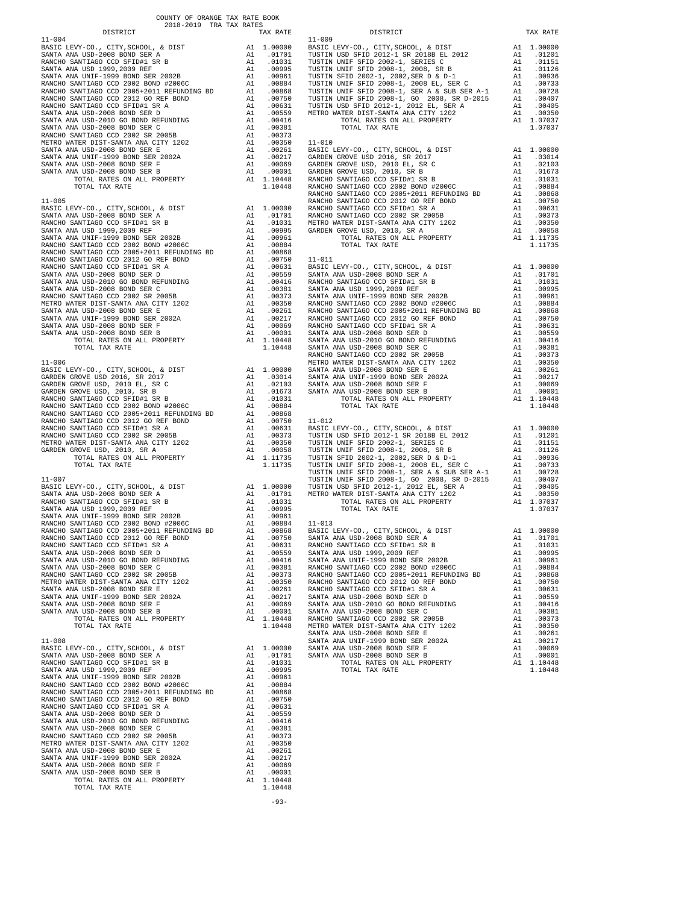COUNTY OF ORANGE TAX RATE BOOK
2018-2019 TRA TAX RATES

### 11-004

| DISTRICT | | TAX RATE |
|---|---|---|
| BASIC LEVY-CO., CITY,SCHOOL, & DIST | A1 | 1.00000 |
| SANTA ANA USD-2008 BOND SER A | A1 | .01701 |
| RANCHO SANTIAGO CCD SFID#1 SR B | A1 | .01031 |
| SANTA ANA USD 1999,2009 REF | A1 | .00995 |
| SANTA ANA UNIF-1999 BOND SER 2002B | A1 | .00961 |
| RANCHO SANTIAGO CCD 2002 BOND #2006C | A1 | .00884 |
| RANCHO SANTIAGO CCD 2005+2011 REFUNDING BD | A1 | .00868 |
| RANCHO SANTIAGO CCD 2012 GO REF BOND | A1 | .00750 |
| RANCHO SANTIAGO CCD SFID#1 SR A | A1 | .00631 |
| SANTA ANA USD-2008 BOND SER D | A1 | .00559 |
| SANTA ANA USD-2010 GO BOND REFUNDING | A1 | .00416 |
| SANTA ANA USD-2008 BOND SER C | A1 | .00381 |
| RANCHO SANTIAGO CCD 2002 SR 2005B | A1 | .00373 |
| METRO WATER DIST-SANTA ANA CITY 1202 | A1 | .00350 |
| SANTA ANA USD-2008 BOND SER E | A1 | .00261 |
| SANTA ANA UNIF-1999 BOND SER 2002A | A1 | .00217 |
| SANTA ANA USD-2008 BOND SER F | A1 | .00069 |
| SANTA ANA USD-2008 BOND SER B | A1 | .00001 |
| TOTAL RATES ON ALL PROPERTY | A1 | 1.10448 |
| TOTAL TAX RATE | | 1.10448 |

### 11-005

| DISTRICT | | TAX RATE |
|---|---|---|
| BASIC LEVY-CO., CITY,SCHOOL, & DIST | A1 | 1.00000 |
| SANTA ANA USD-2008 BOND SER A | A1 | .01701 |
| RANCHO SANTIAGO CCD SFID#1 SR B | A1 | .01031 |
| SANTA ANA USD 1999,2009 REF | A1 | .00995 |
| SANTA ANA UNIF-1999 BOND SER 2002B | A1 | .00961 |
| RANCHO SANTIAGO CCD 2002 BOND #2006C | A1 | .00884 |
| RANCHO SANTIAGO CCD 2005+2011 REFUNDING BD | A1 | .00868 |
| RANCHO SANTIAGO CCD 2012 GO REF BOND | A1 | .00750 |
| RANCHO SANTIAGO CCD SFID#1 SR A | A1 | .00631 |
| SANTA ANA USD-2008 BOND SER D | A1 | .00559 |
| SANTA ANA USD-2010 GO BOND REFUNDING | A1 | .00416 |
| SANTA ANA USD-2008 BOND SER C | A1 | .00381 |
| RANCHO SANTIAGO CCD 2002 SR 2005B | A1 | .00373 |
| METRO WATER DIST-SANTA ANA CITY 1202 | A1 | .00350 |
| SANTA ANA USD-2008 BOND SER E | A1 | .00261 |
| SANTA ANA UNIF-1999 BOND SER 2002A | A1 | .00217 |
| SANTA ANA USD-2008 BOND SER F | A1 | .00069 |
| SANTA ANA USD-2008 BOND SER B | A1 | .00001 |
| TOTAL RATES ON ALL PROPERTY | A1 | 1.10448 |
| TOTAL TAX RATE | | 1.10448 |

### 11-006

| DISTRICT | | TAX RATE |
|---|---|---|
| BASIC LEVY-CO., CITY,SCHOOL, & DIST | A1 | 1.00000 |
| GARDEN GROVE USD 2016, SR 2017 | A1 | .03014 |
| GARDEN GROVE USD, 2010 EL, SR C | A1 | .02103 |
| GARDEN GROVE USD, 2010, SR B | A1 | .01673 |
| RANCHO SANTIAGO CCD SFID#1 SR B | A1 | .01031 |
| RANCHO SANTIAGO CCD 2002 BOND #2006C | A1 | .00884 |
| RANCHO SANTIAGO CCD 2005+2011 REFUNDING BD | A1 | .00868 |
| RANCHO SANTIAGO CCD 2012 GO REF BOND | A1 | .00750 |
| RANCHO SANTIAGO CCD SFID#1 SR A | A1 | .00631 |
| RANCHO SANTIAGO CCD 2002 SR 2005B | A1 | .00373 |
| METRO WATER DIST-SANTA ANA CITY 1202 | A1 | .00350 |
| GARDEN GROVE USD, 2010, SR A | A1 | .00058 |
| TOTAL RATES ON ALL PROPERTY | A1 | 1.11735 |
| TOTAL TAX RATE | | 1.11735 |

### 11-007

| DISTRICT | | TAX RATE |
|---|---|---|
| BASIC LEVY-CO., CITY,SCHOOL, & DIST | A1 | 1.00000 |
| SANTA ANA USD-2008 BOND SER A | A1 | .01701 |
| RANCHO SANTIAGO CCD SFID#1 SR B | A1 | .01031 |
| SANTA ANA USD 1999,2009 REF | A1 | .00995 |
| SANTA ANA UNIF-1999 BOND SER 2002B | A1 | .00961 |
| RANCHO SANTIAGO CCD 2002 BOND #2006C | A1 | .00884 |
| RANCHO SANTIAGO CCD 2005+2011 REFUNDING BD | A1 | .00868 |
| RANCHO SANTIAGO CCD 2012 GO REF BOND | A1 | .00750 |
| RANCHO SANTIAGO CCD SFID#1 SR A | A1 | .00631 |
| SANTA ANA USD-2008 BOND SER D | A1 | .00559 |
| SANTA ANA USD-2010 GO BOND REFUNDING | A1 | .00416 |
| SANTA ANA USD-2008 BOND SER C | A1 | .00381 |
| RANCHO SANTIAGO CCD 2002 SR 2005B | A1 | .00373 |
| METRO WATER DIST-SANTA ANA CITY 1202 | A1 | .00350 |
| SANTA ANA USD-2008 BOND SER E | A1 | .00261 |
| SANTA ANA UNIF-1999 BOND SER 2002A | A1 | .00217 |
| SANTA ANA USD-2008 BOND SER F | A1 | .00069 |
| SANTA ANA USD-2008 BOND SER B | A1 | .00001 |
| TOTAL RATES ON ALL PROPERTY | A1 | 1.10448 |
| TOTAL TAX RATE | | 1.10448 |

### 11-008

| DISTRICT | | TAX RATE |
|---|---|---|
| BASIC LEVY-CO., CITY,SCHOOL, & DIST | A1 | 1.00000 |
| SANTA ANA USD-2008 BOND SER A | A1 | .01701 |
| RANCHO SANTIAGO CCD SFID#1 SR B | A1 | .01031 |
| SANTA ANA USD 1999,2009 REF | A1 | .00995 |
| SANTA ANA UNIF-1999 BOND SER 2002B | A1 | .00961 |
| RANCHO SANTIAGO CCD 2002 BOND #2006C | A1 | .00884 |
| RANCHO SANTIAGO CCD 2005+2011 REFUNDING BD | A1 | .00868 |
| RANCHO SANTIAGO CCD 2012 GO REF BOND | A1 | .00750 |
| RANCHO SANTIAGO CCD SFID#1 SR A | A1 | .00631 |
| SANTA ANA USD-2008 BOND SER D | A1 | .00559 |
| SANTA ANA USD-2010 GO BOND REFUNDING | A1 | .00416 |
| SANTA ANA USD-2008 BOND SER C | A1 | .00381 |
| RANCHO SANTIAGO CCD 2002 SR 2005B | A1 | .00373 |
| METRO WATER DIST-SANTA ANA CITY 1202 | A1 | .00350 |
| SANTA ANA USD-2008 BOND SER E | A1 | .00261 |
| SANTA ANA UNIF-1999 BOND SER 2002A | A1 | .00217 |
| SANTA ANA USD-2008 BOND SER F | A1 | .00069 |
| SANTA ANA USD-2008 BOND SER B | A1 | .00001 |
| TOTAL RATES ON ALL PROPERTY | A1 | 1.10448 |
| TOTAL TAX RATE | | 1.10448 |

### 11-009

| DISTRICT | | TAX RATE |
|---|---|---|
| BASIC LEVY-CO., CITY,SCHOOL, & DIST | A1 | 1.00000 |
| TUSTIN USD SFID 2012-1 SR 2018B EL 2012 | A1 | .01201 |
| TUSTIN UNIF SFID 2002-1, SERIES C | A1 | .01151 |
| TUSTIN UNIF SFID 2008-1, 2008, SR B | A1 | .01126 |
| TUSTIN SFID 2002-1, 2002,SER D & D-1 | A1 | .00936 |
| TUSTIN UNIF SFID 2008-1, 2008 EL, SER C | A1 | .00733 |
| TUSTIN UNIF SFID 2008-1, SER A & SUB SER A-1 | A1 | .00728 |
| TUSTIN UNIF SFID 2008-1, GO 2008, SR D-2015 | A1 | .00407 |
| TUSTIN USD SFID 2012-1, 2012 EL, SER A | A1 | .00405 |
| METRO WATER DIST-SANTA ANA CITY 1202 | A1 | .00350 |
| TOTAL RATES ON ALL PROPERTY | A1 | 1.07037 |
| TOTAL TAX RATE | | 1.07037 |

### 11-010

| DISTRICT | | TAX RATE |
|---|---|---|
| BASIC LEVY-CO., CITY,SCHOOL, & DIST | A1 | 1.00000 |
| GARDEN GROVE USD 2016, SR 2017 | A1 | .03014 |
| GARDEN GROVE USD, 2010 EL, SR C | A1 | .02103 |
| GARDEN GROVE USD, 2010, SR B | A1 | .01673 |
| RANCHO SANTIAGO CCD SFID#1 SR B | A1 | .01031 |
| RANCHO SANTIAGO CCD 2002 BOND #2006C | A1 | .00884 |
| RANCHO SANTIAGO CCD 2005+2011 REFUNDING BD | A1 | .00868 |
| RANCHO SANTIAGO CCD 2012 GO REF BOND | A1 | .00750 |
| RANCHO SANTIAGO CCD SFID#1 SR A | A1 | .00631 |
| RANCHO SANTIAGO CCD 2002 SR 2005B | A1 | .00373 |
| METRO WATER DIST-SANTA ANA CITY 1202 | A1 | .00350 |
| GARDEN GROVE USD, 2010, SR A | A1 | .00058 |
| TOTAL RATES ON ALL PROPERTY | A1 | 1.11735 |
| TOTAL TAX RATE | | 1.11735 |

### 11-011

| DISTRICT | | TAX RATE |
|---|---|---|
| BASIC LEVY-CO., CITY,SCHOOL, & DIST | A1 | 1.00000 |
| SANTA ANA USD-2008 BOND SER A | A1 | .01701 |
| RANCHO SANTIAGO CCD SFID#1 SR B | A1 | .01031 |
| SANTA ANA USD 1999,2009 REF | A1 | .00995 |
| SANTA ANA UNIF-1999 BOND SER 2002B | A1 | .00961 |
| RANCHO SANTIAGO CCD 2002 BOND #2006C | A1 | .00884 |
| RANCHO SANTIAGO CCD 2005+2011 REFUNDING BD | A1 | .00868 |
| RANCHO SANTIAGO CCD 2012 GO REF BOND | A1 | .00750 |
| RANCHO SANTIAGO CCD SFID#1 SR A | A1 | .00631 |
| SANTA ANA USD-2008 BOND SER D | A1 | .00559 |
| SANTA ANA USD-2010 GO BOND REFUNDING | A1 | .00416 |
| SANTA ANA USD-2008 BOND SER C | A1 | .00381 |
| RANCHO SANTIAGO CCD 2002 SR 2005B | A1 | .00373 |
| METRO WATER DIST-SANTA ANA CITY 1202 | A1 | .00350 |
| SANTA ANA USD-2008 BOND SER E | A1 | .00261 |
| SANTA ANA UNIF-1999 BOND SER 2002A | A1 | .00217 |
| SANTA ANA USD-2008 BOND SER F | A1 | .00069 |
| SANTA ANA USD-2008 BOND SER B | A1 | .00001 |
| TOTAL RATES ON ALL PROPERTY | A1 | 1.10448 |
| TOTAL TAX RATE | | 1.10448 |

### 11-012

| DISTRICT | | TAX RATE |
|---|---|---|
| BASIC LEVY-CO., CITY,SCHOOL, & DIST | A1 | 1.00000 |
| TUSTIN USD SFID 2012-1 SR 2018B EL 2012 | A1 | .01201 |
| TUSTIN UNIF SFID 2002-1, SERIES C | A1 | .01151 |
| TUSTIN UNIF SFID 2008-1, 2008, SR B | A1 | .01126 |
| TUSTIN SFID 2002-1, 2002,SER D & D-1 | A1 | .00936 |
| TUSTIN UNIF SFID 2008-1, 2008 EL, SER C | A1 | .00733 |
| TUSTIN UNIF SFID 2008-1, SER A & SUB SER A-1 | A1 | .00728 |
| TUSTIN UNIF SFID 2008-1, GO 2008, SR D-2015 | A1 | .00407 |
| TUSTIN USD SFID 2012-1, 2012 EL, SER A | A1 | .00405 |
| METRO WATER DIST-SANTA ANA CITY 1202 | A1 | .00350 |
| TOTAL RATES ON ALL PROPERTY | A1 | 1.07037 |
| TOTAL TAX RATE | | 1.07037 |

### 11-013

| DISTRICT | | TAX RATE |
|---|---|---|
| BASIC LEVY-CO., CITY,SCHOOL, & DIST | A1 | 1.00000 |
| SANTA ANA USD-2008 BOND SER A | A1 | .01701 |
| RANCHO SANTIAGO CCD SFID#1 SR B | A1 | .01031 |
| SANTA ANA USD 1999,2009 REF | A1 | .00995 |
| SANTA ANA UNIF-1999 BOND SER 2002B | A1 | .00961 |
| RANCHO SANTIAGO CCD 2002 BOND #2006C | A1 | .00884 |
| RANCHO SANTIAGO CCD 2005+2011 REFUNDING BD | A1 | .00868 |
| RANCHO SANTIAGO CCD 2012 GO REF BOND | A1 | .00750 |
| RANCHO SANTIAGO CCD SFID#1 SR A | A1 | .00631 |
| SANTA ANA USD-2008 BOND SER D | A1 | .00559 |
| SANTA ANA USD-2010 GO BOND REFUNDING | A1 | .00416 |
| SANTA ANA USD-2008 BOND SER C | A1 | .00381 |
| RANCHO SANTIAGO CCD 2002 SR 2005B | A1 | .00373 |
| METRO WATER DIST-SANTA ANA CITY 1202 | A1 | .00350 |
| SANTA ANA USD-2008 BOND SER E | A1 | .00261 |
| SANTA ANA UNIF-1999 BOND SER 2002A | A1 | .00217 |
| SANTA ANA USD-2008 BOND SER F | A1 | .00069 |
| SANTA ANA USD-2008 BOND SER B | A1 | .00001 |
| TOTAL RATES ON ALL PROPERTY | A1 | 1.10448 |
| TOTAL TAX RATE | | 1.10448 |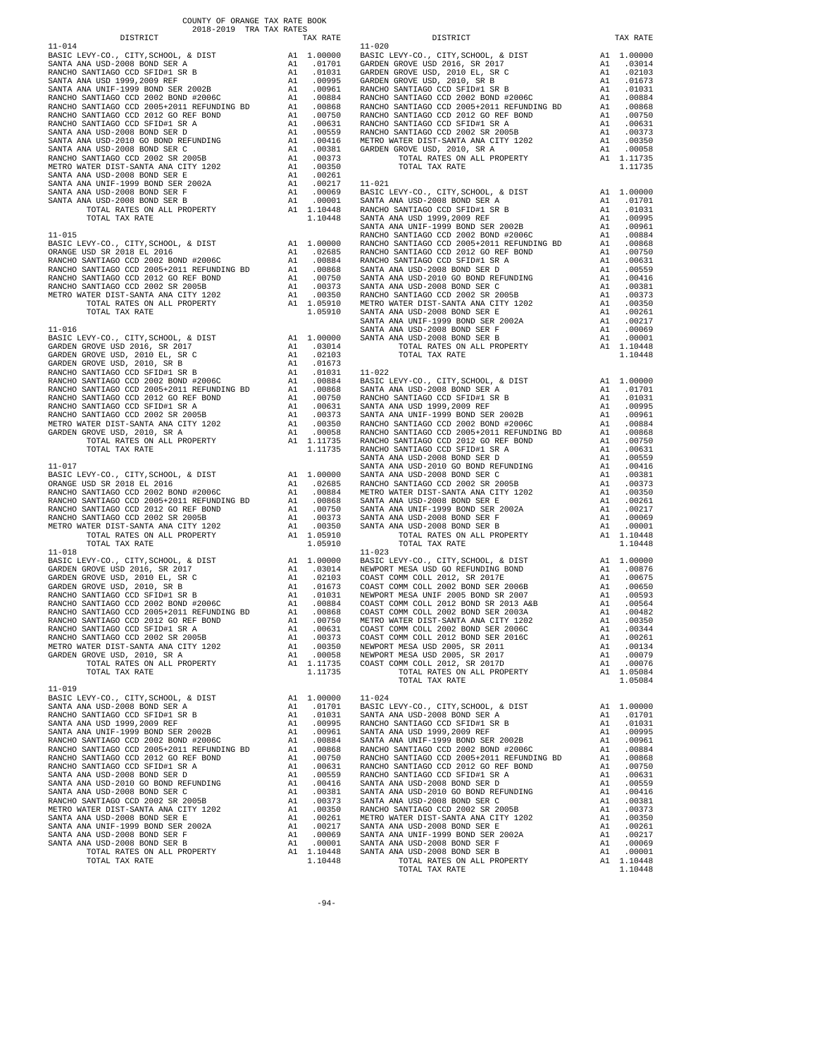COUNTY OF ORANGE TAX RATE BOOK
2018-2019 TRA TAX RATES

### 11-014

| DISTRICT | | TAX RATE |
|---|---|---|
| BASIC LEVY-CO., CITY,SCHOOL, & DIST | A1 | 1.00000 |
| SANTA ANA USD-2008 BOND SER A | A1 | .01701 |
| RANCHO SANTIAGO CCD SFID#1 SR B | A1 | .01031 |
| SANTA ANA USD 1999,2009 REF | A1 | .00995 |
| SANTA ANA UNIF-1999 BOND SER 2002B | A1 | .00961 |
| RANCHO SANTIAGO CCD 2002 BOND #2006C | A1 | .00884 |
| RANCHO SANTIAGO CCD 2005+2011 REFUNDING BD | A1 | .00868 |
| RANCHO SANTIAGO CCD 2012 GO REF BOND | A1 | .00750 |
| RANCHO SANTIAGO CCD SFID#1 SR A | A1 | .00631 |
| SANTA ANA USD-2008 BOND SER D | A1 | .00559 |
| SANTA ANA USD-2010 GO BOND REFUNDING | A1 | .00416 |
| SANTA ANA USD-2008 BOND SER C | A1 | .00381 |
| RANCHO SANTIAGO CCD 2002 SR 2005B | A1 | .00373 |
| METRO WATER DIST-SANTA ANA CITY 1202 | A1 | .00350 |
| SANTA ANA USD-2008 BOND SER E | A1 | .00261 |
| SANTA ANA UNIF-1999 BOND SER 2002A | A1 | .00217 |
| SANTA ANA USD-2008 BOND SER F | A1 | .00069 |
| SANTA ANA USD-2008 BOND SER B | A1 | .00001 |
| TOTAL RATES ON ALL PROPERTY | A1 | 1.10448 |
| TOTAL TAX RATE | | 1.10448 |

### 11-015

| DISTRICT | | TAX RATE |
|---|---|---|
| BASIC LEVY-CO., CITY,SCHOOL, & DIST | A1 | 1.00000 |
| ORANGE USD SR 2018 EL 2016 | A1 | .02685 |
| RANCHO SANTIAGO CCD 2002 BOND #2006C | A1 | .00884 |
| RANCHO SANTIAGO CCD 2005+2011 REFUNDING BD | A1 | .00868 |
| RANCHO SANTIAGO CCD 2012 GO REF BOND | A1 | .00750 |
| RANCHO SANTIAGO CCD 2002 SR 2005B | A1 | .00373 |
| METRO WATER DIST-SANTA ANA CITY 1202 | A1 | .00350 |
| TOTAL RATES ON ALL PROPERTY | A1 | 1.05910 |
| TOTAL TAX RATE | | 1.05910 |

### 11-016

| DISTRICT | | TAX RATE |
|---|---|---|
| BASIC LEVY-CO., CITY,SCHOOL, & DIST | A1 | 1.00000 |
| GARDEN GROVE USD 2016, SR 2017 | A1 | .03014 |
| GARDEN GROVE USD, 2010 EL, SR C | A1 | .02103 |
| GARDEN GROVE USD, 2010, SR B | A1 | .01673 |
| RANCHO SANTIAGO CCD SFID#1 SR B | A1 | .01031 |
| RANCHO SANTIAGO CCD 2002 BOND #2006C | A1 | .00884 |
| RANCHO SANTIAGO CCD 2005+2011 REFUNDING BD | A1 | .00868 |
| RANCHO SANTIAGO CCD 2012 GO REF BOND | A1 | .00750 |
| RANCHO SANTIAGO CCD SFID#1 SR A | A1 | .00631 |
| RANCHO SANTIAGO CCD 2002 SR 2005B | A1 | .00373 |
| METRO WATER DIST-SANTA ANA CITY 1202 | A1 | .00350 |
| GARDEN GROVE USD, 2010, SR A | A1 | .00058 |
| TOTAL RATES ON ALL PROPERTY | A1 | 1.11735 |
| TOTAL TAX RATE | | 1.11735 |

### 11-017

| DISTRICT | | TAX RATE |
|---|---|---|
| BASIC LEVY-CO., CITY,SCHOOL, & DIST | A1 | 1.00000 |
| ORANGE USD SR 2018 EL 2016 | A1 | .02685 |
| RANCHO SANTIAGO CCD 2002 BOND #2006C | A1 | .00884 |
| RANCHO SANTIAGO CCD 2005+2011 REFUNDING BD | A1 | .00868 |
| RANCHO SANTIAGO CCD 2012 GO REF BOND | A1 | .00750 |
| RANCHO SANTIAGO CCD 2002 SR 2005B | A1 | .00373 |
| METRO WATER DIST-SANTA ANA CITY 1202 | A1 | .00350 |
| TOTAL RATES ON ALL PROPERTY | A1 | 1.05910 |
| TOTAL TAX RATE | | 1.05910 |

### 11-018

| DISTRICT | | TAX RATE |
|---|---|---|
| BASIC LEVY-CO., CITY,SCHOOL, & DIST | A1 | 1.00000 |
| GARDEN GROVE USD 2016, SR 2017 | A1 | .03014 |
| GARDEN GROVE USD, 2010 EL, SR C | A1 | .02103 |
| GARDEN GROVE USD, 2010, SR B | A1 | .01673 |
| RANCHO SANTIAGO CCD SFID#1 SR B | A1 | .01031 |
| RANCHO SANTIAGO CCD 2002 BOND #2006C | A1 | .00884 |
| RANCHO SANTIAGO CCD 2005+2011 REFUNDING BD | A1 | .00868 |
| RANCHO SANTIAGO CCD 2012 GO REF BOND | A1 | .00750 |
| RANCHO SANTIAGO CCD SFID#1 SR A | A1 | .00631 |
| RANCHO SANTIAGO CCD 2002 SR 2005B | A1 | .00373 |
| METRO WATER DIST-SANTA ANA CITY 1202 | A1 | .00350 |
| GARDEN GROVE USD, 2010, SR A | A1 | .00058 |
| TOTAL RATES ON ALL PROPERTY | A1 | 1.11735 |
| TOTAL TAX RATE | | 1.11735 |

### 11-019

| DISTRICT | | TAX RATE |
|---|---|---|
| BASIC LEVY-CO., CITY,SCHOOL, & DIST | A1 | 1.00000 |
| SANTA ANA USD-2008 BOND SER A | A1 | .01701 |
| RANCHO SANTIAGO CCD SFID#1 SR B | A1 | .01031 |
| SANTA ANA USD 1999,2009 REF | A1 | .00995 |
| SANTA ANA UNIF-1999 BOND SER 2002B | A1 | .00961 |
| RANCHO SANTIAGO CCD 2002 BOND #2006C | A1 | .00884 |
| RANCHO SANTIAGO CCD 2005+2011 REFUNDING BD | A1 | .00868 |
| RANCHO SANTIAGO CCD 2012 GO REF BOND | A1 | .00750 |
| RANCHO SANTIAGO CCD SFID#1 SR A | A1 | .00631 |
| SANTA ANA USD-2008 BOND SER D | A1 | .00559 |
| SANTA ANA USD-2010 GO BOND REFUNDING | A1 | .00416 |
| SANTA ANA USD-2008 BOND SER C | A1 | .00381 |
| RANCHO SANTIAGO CCD 2002 SR 2005B | A1 | .00373 |
| METRO WATER DIST-SANTA ANA CITY 1202 | A1 | .00350 |
| SANTA ANA USD-2008 BOND SER E | A1 | .00261 |
| SANTA ANA UNIF-1999 BOND SER 2002A | A1 | .00217 |
| SANTA ANA USD-2008 BOND SER F | A1 | .00069 |
| SANTA ANA USD-2008 BOND SER B | A1 | .00001 |
| TOTAL RATES ON ALL PROPERTY | A1 | 1.10448 |
| TOTAL TAX RATE | | 1.10448 |

### 11-020

| DISTRICT | | TAX RATE |
|---|---|---|
| BASIC LEVY-CO., CITY,SCHOOL, & DIST | A1 | 1.00000 |
| GARDEN GROVE USD 2016, SR 2017 | A1 | .03014 |
| GARDEN GROVE USD, 2010 EL, SR C | A1 | .02103 |
| GARDEN GROVE USD, 2010, SR B | A1 | .01673 |
| RANCHO SANTIAGO CCD SFID#1 SR B | A1 | .01031 |
| RANCHO SANTIAGO CCD 2002 BOND #2006C | A1 | .00884 |
| RANCHO SANTIAGO CCD 2005+2011 REFUNDING BD | A1 | .00868 |
| RANCHO SANTIAGO CCD 2012 GO REF BOND | A1 | .00750 |
| RANCHO SANTIAGO CCD SFID#1 SR A | A1 | .00631 |
| RANCHO SANTIAGO CCD 2002 SR 2005B | A1 | .00373 |
| METRO WATER DIST-SANTA ANA CITY 1202 | A1 | .00350 |
| GARDEN GROVE USD, 2010, SR A | A1 | .00058 |
| TOTAL RATES ON ALL PROPERTY | A1 | 1.11735 |
| TOTAL TAX RATE | | 1.11735 |

### 11-021

| DISTRICT | | TAX RATE |
|---|---|---|
| BASIC LEVY-CO., CITY,SCHOOL, & DIST | A1 | 1.00000 |
| SANTA ANA USD-2008 BOND SER A | A1 | .01701 |
| RANCHO SANTIAGO CCD SFID#1 SR B | A1 | .01031 |
| SANTA ANA USD 1999,2009 REF | A1 | .00995 |
| SANTA ANA UNIF-1999 BOND SER 2002B | A1 | .00961 |
| RANCHO SANTIAGO CCD 2002 BOND #2006C | A1 | .00884 |
| RANCHO SANTIAGO CCD 2005+2011 REFUNDING BD | A1 | .00868 |
| RANCHO SANTIAGO CCD 2012 GO REF BOND | A1 | .00750 |
| RANCHO SANTIAGO CCD SFID#1 SR A | A1 | .00631 |
| SANTA ANA USD-2008 BOND SER D | A1 | .00559 |
| SANTA ANA USD-2010 GO BOND REFUNDING | A1 | .00416 |
| SANTA ANA USD-2008 BOND SER C | A1 | .00381 |
| RANCHO SANTIAGO CCD 2002 SR 2005B | A1 | .00373 |
| METRO WATER DIST-SANTA ANA CITY 1202 | A1 | .00350 |
| SANTA ANA USD-2008 BOND SER E | A1 | .00261 |
| SANTA ANA UNIF-1999 BOND SER 2002A | A1 | .00217 |
| SANTA ANA USD-2008 BOND SER F | A1 | .00069 |
| SANTA ANA USD-2008 BOND SER B | A1 | .00001 |
| TOTAL RATES ON ALL PROPERTY | A1 | 1.10448 |
| TOTAL TAX RATE | | 1.10448 |

### 11-022

| DISTRICT | | TAX RATE |
|---|---|---|
| BASIC LEVY-CO., CITY,SCHOOL, & DIST | A1 | 1.00000 |
| SANTA ANA USD-2008 BOND SER A | A1 | .01701 |
| RANCHO SANTIAGO CCD SFID#1 SR B | A1 | .01031 |
| SANTA ANA USD 1999,2009 REF | A1 | .00995 |
| SANTA ANA UNIF-1999 BOND SER 2002B | A1 | .00961 |
| RANCHO SANTIAGO CCD 2002 BOND #2006C | A1 | .00884 |
| RANCHO SANTIAGO CCD 2005+2011 REFUNDING BD | A1 | .00868 |
| RANCHO SANTIAGO CCD 2012 GO REF BOND | A1 | .00750 |
| RANCHO SANTIAGO CCD SFID#1 SR A | A1 | .00631 |
| SANTA ANA USD-2008 BOND SER D | A1 | .00559 |
| SANTA ANA USD-2010 GO BOND REFUNDING | A1 | .00416 |
| SANTA ANA USD-2008 BOND SER C | A1 | .00381 |
| RANCHO SANTIAGO CCD 2002 SR 2005B | A1 | .00373 |
| METRO WATER DIST-SANTA ANA CITY 1202 | A1 | .00350 |
| SANTA ANA USD-2008 BOND SER E | A1 | .00261 |
| SANTA ANA UNIF-1999 BOND SER 2002A | A1 | .00217 |
| SANTA ANA USD-2008 BOND SER F | A1 | .00069 |
| SANTA ANA USD-2008 BOND SER B | A1 | .00001 |
| TOTAL RATES ON ALL PROPERTY | A1 | 1.10448 |
| TOTAL TAX RATE | | 1.10448 |

### 11-023

| DISTRICT | | TAX RATE |
|---|---|---|
| BASIC LEVY-CO., CITY,SCHOOL, & DIST | A1 | 1.00000 |
| NEWPORT MESA USD GO REFUNDING BOND | A1 | .00876 |
| COAST COMM COLL 2012, SR 2017E | A1 | .00675 |
| COAST COMM COLL 2002 BOND SER 2006B | A1 | .00650 |
| NEWPORT MESA UNIF 2005 BOND SR 2007 | A1 | .00593 |
| COAST COMM COLL 2012 BOND SR 2013 A&B | A1 | .00564 |
| COAST COMM COLL 2002 BOND SER 2003A | A1 | .00482 |
| METRO WATER DIST-SANTA ANA CITY 1202 | A1 | .00350 |
| COAST COMM COLL 2002 BOND SER 2006C | A1 | .00344 |
| COAST COMM COLL 2012 BOND SER 2016C | A1 | .00261 |
| NEWPORT MESA USD 2005, SR 2011 | A1 | .00134 |
| NEWPORT MESA USD 2005, SR 2017 | A1 | .00079 |
| COAST COMM COLL 2012, SR 2017D | A1 | .00076 |
| TOTAL RATES ON ALL PROPERTY | A1 | 1.05084 |
| TOTAL TAX RATE | | 1.05084 |

### 11-024

| DISTRICT | | TAX RATE |
|---|---|---|
| BASIC LEVY-CO., CITY,SCHOOL, & DIST | A1 | 1.00000 |
| SANTA ANA USD-2008 BOND SER A | A1 | .01701 |
| RANCHO SANTIAGO CCD SFID#1 SR B | A1 | .01031 |
| SANTA ANA USD 1999,2009 REF | A1 | .00995 |
| SANTA ANA UNIF-1999 BOND SER 2002B | A1 | .00961 |
| RANCHO SANTIAGO CCD 2002 BOND #2006C | A1 | .00884 |
| RANCHO SANTIAGO CCD 2005+2011 REFUNDING BD | A1 | .00868 |
| RANCHO SANTIAGO CCD 2012 GO REF BOND | A1 | .00750 |
| RANCHO SANTIAGO CCD SFID#1 SR A | A1 | .00631 |
| SANTA ANA USD-2008 BOND SER D | A1 | .00559 |
| SANTA ANA USD-2010 GO BOND REFUNDING | A1 | .00416 |
| SANTA ANA USD-2008 BOND SER C | A1 | .00381 |
| RANCHO SANTIAGO CCD 2002 SR 2005B | A1 | .00373 |
| METRO WATER DIST-SANTA ANA CITY 1202 | A1 | .00350 |
| SANTA ANA USD-2008 BOND SER E | A1 | .00261 |
| SANTA ANA UNIF-1999 BOND SER 2002A | A1 | .00217 |
| SANTA ANA USD-2008 BOND SER F | A1 | .00069 |
| SANTA ANA USD-2008 BOND SER B | A1 | .00001 |
| TOTAL RATES ON ALL PROPERTY | A1 | 1.10448 |
| TOTAL TAX RATE | | 1.10448 |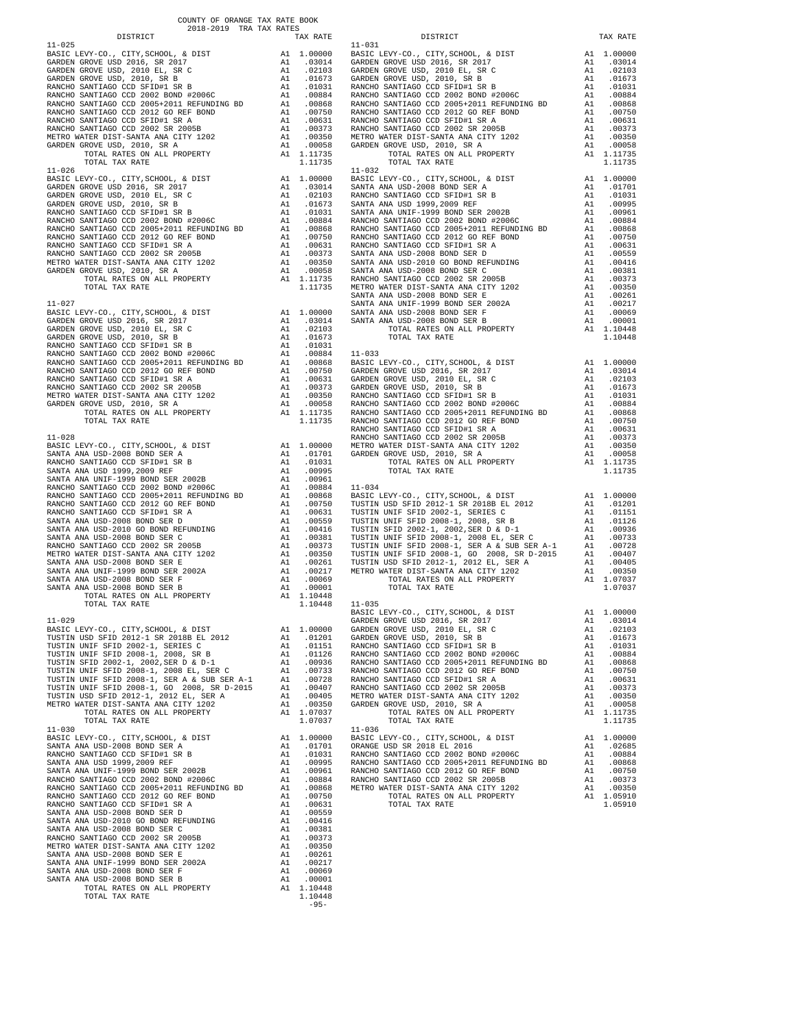COUNTY OF ORANGE TAX RATE BOOK
2018-2019 TRA TAX RATES

| DISTRICT | | TAX RATE |
|---|---|---|
| **11-025** | | |
| BASIC LEVY-CO., CITY,SCHOOL, & DIST | A1 | 1.00000 |
| GARDEN GROVE USD 2016, SR 2017 | A1 | .03014 |
| GARDEN GROVE USD, 2010 EL, SR C | A1 | .02103 |
| GARDEN GROVE USD, 2010, SR B | A1 | .01673 |
| RANCHO SANTIAGO CCD SFID#1 SR B | A1 | .01031 |
| RANCHO SANTIAGO CCD 2002 BOND #2006C | A1 | .00884 |
| RANCHO SANTIAGO CCD 2005+2011 REFUNDING BD | A1 | .00868 |
| RANCHO SANTIAGO CCD 2012 GO REF BOND | A1 | .00750 |
| RANCHO SANTIAGO CCD SFID#1 SR A | A1 | .00631 |
| RANCHO SANTIAGO CCD 2002 SR 2005B | A1 | .00373 |
| METRO WATER DIST-SANTA ANA CITY 1202 | A1 | .00350 |
| GARDEN GROVE USD, 2010, SR A | A1 | .00058 |
| TOTAL RATES ON ALL PROPERTY | A1 | 1.11735 |
| TOTAL TAX RATE | | 1.11735 |
| **11-026** | | |
| BASIC LEVY-CO., CITY,SCHOOL, & DIST | A1 | 1.00000 |
| GARDEN GROVE USD 2016, SR 2017 | A1 | .03014 |
| GARDEN GROVE USD, 2010 EL, SR C | A1 | .02103 |
| GARDEN GROVE USD, 2010, SR B | A1 | .01673 |
| RANCHO SANTIAGO CCD SFID#1 SR B | A1 | .01031 |
| RANCHO SANTIAGO CCD 2002 BOND #2006C | A1 | .00884 |
| RANCHO SANTIAGO CCD 2005+2011 REFUNDING BD | A1 | .00868 |
| RANCHO SANTIAGO CCD 2012 GO REF BOND | A1 | .00750 |
| RANCHO SANTIAGO CCD SFID#1 SR A | A1 | .00631 |
| RANCHO SANTIAGO CCD 2002 SR 2005B | A1 | .00373 |
| METRO WATER DIST-SANTA ANA CITY 1202 | A1 | .00350 |
| GARDEN GROVE USD, 2010, SR A | A1 | .00058 |
| TOTAL RATES ON ALL PROPERTY | A1 | 1.11735 |
| TOTAL TAX RATE | | 1.11735 |
| **11-027** | | |
| BASIC LEVY-CO., CITY,SCHOOL, & DIST | A1 | 1.00000 |
| GARDEN GROVE USD 2016, SR 2017 | A1 | .03014 |
| GARDEN GROVE USD, 2010 EL, SR C | A1 | .02103 |
| GARDEN GROVE USD, 2010, SR B | A1 | .01673 |
| RANCHO SANTIAGO CCD SFID#1 SR B | A1 | .01031 |
| RANCHO SANTIAGO CCD 2002 BOND #2006C | A1 | .00884 |
| RANCHO SANTIAGO CCD 2005+2011 REFUNDING BD | A1 | .00868 |
| RANCHO SANTIAGO CCD 2012 GO REF BOND | A1 | .00750 |
| RANCHO SANTIAGO CCD SFID#1 SR A | A1 | .00631 |
| RANCHO SANTIAGO CCD 2002 SR 2005B | A1 | .00373 |
| METRO WATER DIST-SANTA ANA CITY 1202 | A1 | .00350 |
| GARDEN GROVE USD, 2010, SR A | A1 | .00058 |
| TOTAL RATES ON ALL PROPERTY | A1 | 1.11735 |
| TOTAL TAX RATE | | 1.11735 |
| **11-028** | | |
| BASIC LEVY-CO., CITY,SCHOOL, & DIST | A1 | 1.00000 |
| SANTA ANA USD-2008 BOND SER A | A1 | .01701 |
| RANCHO SANTIAGO CCD SFID#1 SR B | A1 | .01031 |
| SANTA ANA USD 1999,2009 REF | A1 | .00995 |
| SANTA ANA UNIF-1999 BOND SER 2002B | A1 | .00961 |
| RANCHO SANTIAGO CCD 2002 BOND #2006C | A1 | .00884 |
| RANCHO SANTIAGO CCD 2005+2011 REFUNDING BD | A1 | .00868 |
| RANCHO SANTIAGO CCD 2012 GO REF BOND | A1 | .00750 |
| RANCHO SANTIAGO CCD SFID#1 SR A | A1 | .00631 |
| SANTA ANA USD-2008 BOND SER D | A1 | .00559 |
| SANTA ANA USD-2010 GO BOND REFUNDING | A1 | .00416 |
| SANTA ANA USD-2008 BOND SER C | A1 | .00381 |
| RANCHO SANTIAGO CCD 2002 SR 2005B | A1 | .00373 |
| METRO WATER DIST-SANTA ANA CITY 1202 | A1 | .00350 |
| SANTA ANA USD-2008 BOND SER E | A1 | .00261 |
| SANTA ANA UNIF-1999 BOND SER 2002A | A1 | .00217 |
| SANTA ANA USD-2008 BOND SER F | A1 | .00069 |
| SANTA ANA USD-2008 BOND SER B | A1 | .00001 |
| TOTAL RATES ON ALL PROPERTY | A1 | 1.10448 |
| TOTAL TAX RATE | | 1.10448 |
| **11-029** | | |
| BASIC LEVY-CO., CITY,SCHOOL, & DIST | A1 | 1.00000 |
| TUSTIN USD SFID 2012-1 SR 2018B EL 2012 | A1 | .01201 |
| TUSTIN UNIF SFID 2002-1, SERIES C | A1 | .01151 |
| TUSTIN UNIF SFID 2008-1, 2008, SR B | A1 | .01126 |
| TUSTIN SFID 2002-1, 2002,SER D & D-1 | A1 | .00936 |
| TUSTIN UNIF SFID 2008-1, 2008 EL, SER C | A1 | .00733 |
| TUSTIN UNIF SFID 2008-1, SER A & SUB SER A-1 | A1 | .00728 |
| TUSTIN UNIF SFID 2008-1, GO 2008, SR D-2015 | A1 | .00407 |
| TUSTIN USD SFID 2012-1, 2012 EL, SER A | A1 | .00405 |
| METRO WATER DIST-SANTA ANA CITY 1202 | A1 | .00350 |
| TOTAL RATES ON ALL PROPERTY | A1 | 1.07037 |
| TOTAL TAX RATE | | 1.07037 |
| **11-030** | | |
| BASIC LEVY-CO., CITY,SCHOOL, & DIST | A1 | 1.00000 |
| SANTA ANA USD-2008 BOND SER A | A1 | .01701 |
| RANCHO SANTIAGO CCD SFID#1 SR B | A1 | .01031 |
| SANTA ANA USD 1999,2009 REF | A1 | .00995 |
| SANTA ANA UNIF-1999 BOND SER 2002B | A1 | .00961 |
| RANCHO SANTIAGO CCD 2002 BOND #2006C | A1 | .00884 |
| RANCHO SANTIAGO CCD 2005+2011 REFUNDING BD | A1 | .00868 |
| RANCHO SANTIAGO CCD 2012 GO REF BOND | A1 | .00750 |
| RANCHO SANTIAGO CCD SFID#1 SR A | A1 | .00631 |
| SANTA ANA USD-2008 BOND SER D | A1 | .00559 |
| SANTA ANA USD-2010 GO BOND REFUNDING | A1 | .00416 |
| SANTA ANA USD-2008 BOND SER C | A1 | .00381 |
| RANCHO SANTIAGO CCD 2002 SR 2005B | A1 | .00373 |
| METRO WATER DIST-SANTA ANA CITY 1202 | A1 | .00350 |
| SANTA ANA USD-2008 BOND SER E | A1 | .00261 |
| SANTA ANA UNIF-1999 BOND SER 2002A | A1 | .00217 |
| SANTA ANA USD-2008 BOND SER F | A1 | .00069 |
| SANTA ANA USD-2008 BOND SER B | A1 | .00001 |
| TOTAL RATES ON ALL PROPERTY | A1 | 1.10448 |
| TOTAL TAX RATE | | 1.10448 |
| **11-031** | | |
| BASIC LEVY-CO., CITY,SCHOOL, & DIST | A1 | 1.00000 |
| GARDEN GROVE USD 2016, SR 2017 | A1 | .03014 |
| GARDEN GROVE USD, 2010 EL, SR C | A1 | .02103 |
| GARDEN GROVE USD, 2010, SR B | A1 | .01673 |
| RANCHO SANTIAGO CCD SFID#1 SR B | A1 | .01031 |
| RANCHO SANTIAGO CCD 2002 BOND #2006C | A1 | .00884 |
| RANCHO SANTIAGO CCD 2005+2011 REFUNDING BD | A1 | .00868 |
| RANCHO SANTIAGO CCD 2012 GO REF BOND | A1 | .00750 |
| RANCHO SANTIAGO CCD SFID#1 SR A | A1 | .00631 |
| RANCHO SANTIAGO CCD 2002 SR 2005B | A1 | .00373 |
| METRO WATER DIST-SANTA ANA CITY 1202 | A1 | .00350 |
| GARDEN GROVE USD, 2010, SR A | A1 | .00058 |
| TOTAL RATES ON ALL PROPERTY | A1 | 1.11735 |
| TOTAL TAX RATE | | 1.11735 |
| **11-032** | | |
| BASIC LEVY-CO., CITY,SCHOOL, & DIST | A1 | 1.00000 |
| SANTA ANA USD-2008 BOND SER A | A1 | .01701 |
| RANCHO SANTIAGO CCD SFID#1 SR B | A1 | .01031 |
| SANTA ANA USD 1999,2009 REF | A1 | .00995 |
| SANTA ANA UNIF-1999 BOND SER 2002B | A1 | .00961 |
| RANCHO SANTIAGO CCD 2002 BOND #2006C | A1 | .00884 |
| RANCHO SANTIAGO CCD 2005+2011 REFUNDING BD | A1 | .00868 |
| RANCHO SANTIAGO CCD 2012 GO REF BOND | A1 | .00750 |
| RANCHO SANTIAGO CCD SFID#1 SR A | A1 | .00631 |
| SANTA ANA USD-2008 BOND SER D | A1 | .00559 |
| SANTA ANA USD-2010 GO BOND REFUNDING | A1 | .00416 |
| SANTA ANA USD-2008 BOND SER C | A1 | .00381 |
| RANCHO SANTIAGO CCD 2002 SR 2005B | A1 | .00373 |
| METRO WATER DIST-SANTA ANA CITY 1202 | A1 | .00350 |
| SANTA ANA USD-2008 BOND SER E | A1 | .00261 |
| SANTA ANA UNIF-1999 BOND SER 2002A | A1 | .00217 |
| SANTA ANA USD-2008 BOND SER F | A1 | .00069 |
| SANTA ANA USD-2008 BOND SER B | A1 | .00001 |
| TOTAL RATES ON ALL PROPERTY | A1 | 1.10448 |
| TOTAL TAX RATE | | 1.10448 |
| **11-033** | | |
| BASIC LEVY-CO., CITY,SCHOOL, & DIST | A1 | 1.00000 |
| GARDEN GROVE USD 2016, SR 2017 | A1 | .03014 |
| GARDEN GROVE USD, 2010 EL, SR C | A1 | .02103 |
| GARDEN GROVE USD, 2010, SR B | A1 | .01673 |
| RANCHO SANTIAGO CCD SFID#1 SR B | A1 | .01031 |
| RANCHO SANTIAGO CCD 2002 BOND #2006C | A1 | .00884 |
| RANCHO SANTIAGO CCD 2005+2011 REFUNDING BD | A1 | .00868 |
| RANCHO SANTIAGO CCD 2012 GO REF BOND | A1 | .00750 |
| RANCHO SANTIAGO CCD SFID#1 SR A | A1 | .00631 |
| RANCHO SANTIAGO CCD 2002 SR 2005B | A1 | .00373 |
| METRO WATER DIST-SANTA ANA CITY 1202 | A1 | .00350 |
| GARDEN GROVE USD, 2010, SR A | A1 | .00058 |
| TOTAL RATES ON ALL PROPERTY | A1 | 1.11735 |
| TOTAL TAX RATE | | 1.11735 |
| **11-034** | | |
| BASIC LEVY-CO., CITY,SCHOOL, & DIST | A1 | 1.00000 |
| TUSTIN USD SFID 2012-1 SR 2018B EL 2012 | A1 | .01201 |
| TUSTIN UNIF SFID 2002-1, SERIES C | A1 | .01151 |
| TUSTIN UNIF SFID 2008-1, 2008, SR B | A1 | .01126 |
| TUSTIN SFID 2002-1, 2002,SER D & D-1 | A1 | .00936 |
| TUSTIN UNIF SFID 2008-1, 2008 EL, SER C | A1 | .00733 |
| TUSTIN UNIF SFID 2008-1, SER A & SUB SER A-1 | A1 | .00728 |
| TUSTIN UNIF SFID 2008-1, GO 2008, SR D-2015 | A1 | .00407 |
| TUSTIN USD SFID 2012-1, 2012 EL, SER A | A1 | .00405 |
| METRO WATER DIST-SANTA ANA CITY 1202 | A1 | .00350 |
| TOTAL RATES ON ALL PROPERTY | A1 | 1.07037 |
| TOTAL TAX RATE | | 1.07037 |
| **11-035** | | |
| BASIC LEVY-CO., CITY,SCHOOL, & DIST | A1 | 1.00000 |
| GARDEN GROVE USD 2016, SR 2017 | A1 | .03014 |
| GARDEN GROVE USD, 2010 EL, SR C | A1 | .02103 |
| GARDEN GROVE USD, 2010, SR B | A1 | .01673 |
| RANCHO SANTIAGO CCD SFID#1 SR B | A1 | .01031 |
| RANCHO SANTIAGO CCD 2002 BOND #2006C | A1 | .00884 |
| RANCHO SANTIAGO CCD 2005+2011 REFUNDING BD | A1 | .00868 |
| RANCHO SANTIAGO CCD 2012 GO REF BOND | A1 | .00750 |
| RANCHO SANTIAGO CCD SFID#1 SR A | A1 | .00631 |
| RANCHO SANTIAGO CCD 2002 SR 2005B | A1 | .00373 |
| METRO WATER DIST-SANTA ANA CITY 1202 | A1 | .00350 |
| GARDEN GROVE USD, 2010, SR A | A1 | .00058 |
| TOTAL RATES ON ALL PROPERTY | A1 | 1.11735 |
| TOTAL TAX RATE | | 1.11735 |
| **11-036** | | |
| BASIC LEVY-CO., CITY,SCHOOL, & DIST | A1 | 1.00000 |
| ORANGE USD SR 2018 EL 2016 | A1 | .02685 |
| RANCHO SANTIAGO CCD 2002 BOND #2006C | A1 | .00884 |
| RANCHO SANTIAGO CCD 2005+2011 REFUNDING BD | A1 | .00868 |
| RANCHO SANTIAGO CCD 2012 GO REF BOND | A1 | .00750 |
| RANCHO SANTIAGO CCD 2002 SR 2005B | A1 | .00373 |
| METRO WATER DIST-SANTA ANA CITY 1202 | A1 | .00350 |
| TOTAL RATES ON ALL PROPERTY | A1 | 1.05910 |
| TOTAL TAX RATE | | 1.05910 |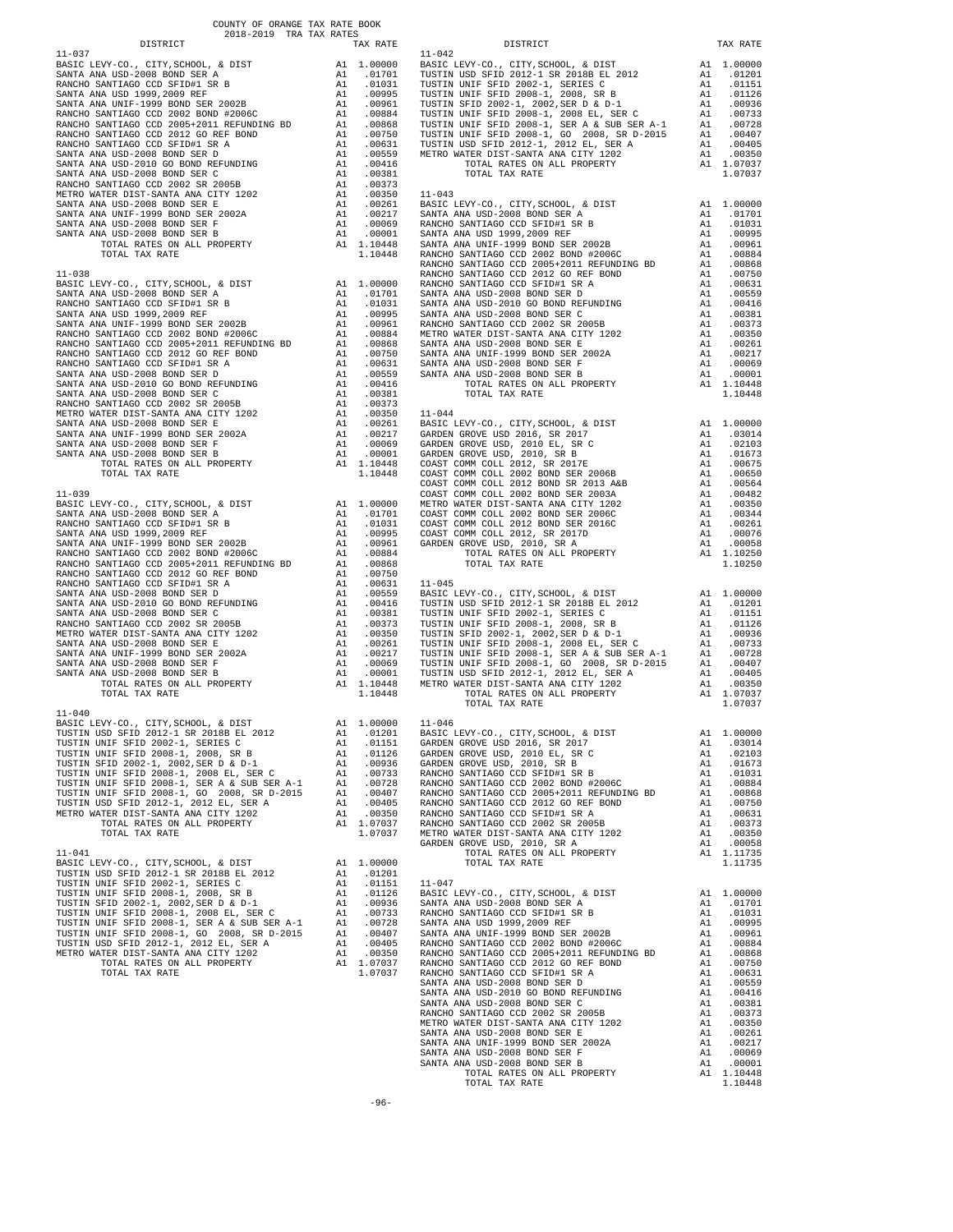COUNTY OF ORANGE TAX RATE BOOK
2018-2019 TRA TAX RATES

| DISTRICT | | TAX RATE |
|---|---|---|
| **11-037** | | |
| BASIC LEVY-CO., CITY,SCHOOL, & DIST | A1 | 1.00000 |
| SANTA ANA USD-2008 BOND SER A | A1 | .01701 |
| RANCHO SANTIAGO CCD SFID#1 SR B | A1 | .01031 |
| SANTA ANA USD 1999,2009 REF | A1 | .00995 |
| SANTA ANA UNIF-1999 BOND SER 2002B | A1 | .00961 |
| RANCHO SANTIAGO CCD 2002 BOND #2006C | A1 | .00884 |
| RANCHO SANTIAGO CCD 2005+2011 REFUNDING BD | A1 | .00868 |
| RANCHO SANTIAGO CCD 2012 GO REF BOND | A1 | .00750 |
| RANCHO SANTIAGO CCD SFID#1 SR A | A1 | .00631 |
| SANTA ANA USD-2008 BOND SER D | A1 | .00559 |
| SANTA ANA USD-2010 GO BOND REFUNDING | A1 | .00416 |
| SANTA ANA USD-2008 BOND SER C | A1 | .00381 |
| RANCHO SANTIAGO CCD 2002 SR 2005B | A1 | .00373 |
| METRO WATER DIST-SANTA ANA CITY 1202 | A1 | .00350 |
| SANTA ANA USD-2008 BOND SER E | A1 | .00261 |
| SANTA ANA UNIF-1999 BOND SER 2002A | A1 | .00217 |
| SANTA ANA USD-2008 BOND SER F | A1 | .00069 |
| SANTA ANA USD-2008 BOND SER B | A1 | .00001 |
| TOTAL RATES ON ALL PROPERTY | A1 | 1.10448 |
| TOTAL TAX RATE | | 1.10448 |
| **11-038** | | |
| BASIC LEVY-CO., CITY,SCHOOL, & DIST | A1 | 1.00000 |
| SANTA ANA USD-2008 BOND SER A | A1 | .01701 |
| RANCHO SANTIAGO CCD SFID#1 SR B | A1 | .01031 |
| SANTA ANA USD 1999,2009 REF | A1 | .00995 |
| SANTA ANA UNIF-1999 BOND SER 2002B | A1 | .00961 |
| RANCHO SANTIAGO CCD 2002 BOND #2006C | A1 | .00884 |
| RANCHO SANTIAGO CCD 2005+2011 REFUNDING BD | A1 | .00868 |
| RANCHO SANTIAGO CCD 2012 GO REF BOND | A1 | .00750 |
| RANCHO SANTIAGO CCD SFID#1 SR A | A1 | .00631 |
| SANTA ANA USD-2008 BOND SER D | A1 | .00559 |
| SANTA ANA USD-2010 GO BOND REFUNDING | A1 | .00416 |
| SANTA ANA USD-2008 BOND SER C | A1 | .00381 |
| RANCHO SANTIAGO CCD 2002 SR 2005B | A1 | .00373 |
| METRO WATER DIST-SANTA ANA CITY 1202 | A1 | .00350 |
| SANTA ANA USD-2008 BOND SER E | A1 | .00261 |
| SANTA ANA UNIF-1999 BOND SER 2002A | A1 | .00217 |
| SANTA ANA USD-2008 BOND SER F | A1 | .00069 |
| SANTA ANA USD-2008 BOND SER B | A1 | .00001 |
| TOTAL RATES ON ALL PROPERTY | A1 | 1.10448 |
| TOTAL TAX RATE | | 1.10448 |
| **11-039** | | |
| BASIC LEVY-CO., CITY,SCHOOL, & DIST | A1 | 1.00000 |
| SANTA ANA USD-2008 BOND SER A | A1 | .01701 |
| RANCHO SANTIAGO CCD SFID#1 SR B | A1 | .01031 |
| SANTA ANA USD 1999,2009 REF | A1 | .00995 |
| SANTA ANA UNIF-1999 BOND SER 2002B | A1 | .00961 |
| RANCHO SANTIAGO CCD 2002 BOND #2006C | A1 | .00884 |
| RANCHO SANTIAGO CCD 2005+2011 REFUNDING BD | A1 | .00868 |
| RANCHO SANTIAGO CCD 2012 GO REF BOND | A1 | .00750 |
| RANCHO SANTIAGO CCD SFID#1 SR A | A1 | .00631 |
| SANTA ANA USD-2008 BOND SER D | A1 | .00559 |
| SANTA ANA USD-2010 GO BOND REFUNDING | A1 | .00416 |
| SANTA ANA USD-2008 BOND SER C | A1 | .00381 |
| RANCHO SANTIAGO CCD 2002 SR 2005B | A1 | .00373 |
| METRO WATER DIST-SANTA ANA CITY 1202 | A1 | .00350 |
| SANTA ANA USD-2008 BOND SER E | A1 | .00261 |
| SANTA ANA UNIF-1999 BOND SER 2002A | A1 | .00217 |
| SANTA ANA USD-2008 BOND SER F | A1 | .00069 |
| SANTA ANA USD-2008 BOND SER B | A1 | .00001 |
| TOTAL RATES ON ALL PROPERTY | A1 | 1.10448 |
| TOTAL TAX RATE | | 1.10448 |
| **11-040** | | |
| BASIC LEVY-CO., CITY,SCHOOL, & DIST | A1 | 1.00000 |
| TUSTIN USD SFID 2012-1 SR 2018B EL 2012 | A1 | .01201 |
| TUSTIN UNIF SFID 2002-1, SERIES C | A1 | .01151 |
| TUSTIN UNIF SFID 2008-1, 2008, SR B | A1 | .01126 |
| TUSTIN SFID 2002-1, 2002,SER D & D-1 | A1 | .00936 |
| TUSTIN UNIF SFID 2008-1, 2008 EL, SER C | A1 | .00733 |
| TUSTIN UNIF SFID 2008-1, SER A & SUB SER A-1 | A1 | .00728 |
| TUSTIN UNIF SFID 2008-1, GO 2008, SR D-2015 | A1 | .00407 |
| TUSTIN USD SFID 2012-1, 2012 EL, SER A | A1 | .00405 |
| METRO WATER DIST-SANTA ANA CITY 1202 | A1 | .00350 |
| TOTAL RATES ON ALL PROPERTY | A1 | 1.07037 |
| TOTAL TAX RATE | | 1.07037 |
| **11-041** | | |
| BASIC LEVY-CO., CITY,SCHOOL, & DIST | A1 | 1.00000 |
| TUSTIN USD SFID 2012-1 SR 2018B EL 2012 | A1 | .01201 |
| TUSTIN UNIF SFID 2002-1, SERIES C | A1 | .01151 |
| TUSTIN UNIF SFID 2008-1, 2008, SR B | A1 | .01126 |
| TUSTIN SFID 2002-1, 2002,SER D & D-1 | A1 | .00936 |
| TUSTIN UNIF SFID 2008-1, 2008 EL, SER C | A1 | .00733 |
| TUSTIN UNIF SFID 2008-1, SER A & SUB SER A-1 | A1 | .00728 |
| TUSTIN UNIF SFID 2008-1, GO 2008, SR D-2015 | A1 | .00407 |
| TUSTIN USD SFID 2012-1, 2012 EL, SER A | A1 | .00405 |
| METRO WATER DIST-SANTA ANA CITY 1202 | A1 | .00350 |
| TOTAL RATES ON ALL PROPERTY | A1 | 1.07037 |
| TOTAL TAX RATE | | 1.07037 |
| **11-042** | | |
| BASIC LEVY-CO., CITY,SCHOOL, & DIST | A1 | 1.00000 |
| TUSTIN USD SFID 2012-1 SR 2018B EL 2012 | A1 | .01201 |
| TUSTIN UNIF SFID 2002-1, SERIES C | A1 | .01151 |
| TUSTIN UNIF SFID 2008-1, 2008, SR B | A1 | .01126 |
| TUSTIN SFID 2002-1, 2002,SER D & D-1 | A1 | .00936 |
| TUSTIN UNIF SFID 2008-1, 2008 EL, SER C | A1 | .00733 |
| TUSTIN UNIF SFID 2008-1, SER A & SUB SER A-1 | A1 | .00728 |
| TUSTIN UNIF SFID 2008-1, GO 2008, SR D-2015 | A1 | .00407 |
| TUSTIN USD SFID 2012-1, 2012 EL, SER A | A1 | .00405 |
| METRO WATER DIST-SANTA ANA CITY 1202 | A1 | .00350 |
| TOTAL RATES ON ALL PROPERTY | A1 | 1.07037 |
| TOTAL TAX RATE | | 1.07037 |
| **11-043** | | |
| BASIC LEVY-CO., CITY,SCHOOL, & DIST | A1 | 1.00000 |
| SANTA ANA USD-2008 BOND SER A | A1 | .01701 |
| RANCHO SANTIAGO CCD SFID#1 SR B | A1 | .01031 |
| SANTA ANA USD 1999,2009 REF | A1 | .00995 |
| SANTA ANA UNIF-1999 BOND SER 2002B | A1 | .00961 |
| RANCHO SANTIAGO CCD 2002 BOND #2006C | A1 | .00884 |
| RANCHO SANTIAGO CCD 2005+2011 REFUNDING BD | A1 | .00868 |
| RANCHO SANTIAGO CCD 2012 GO REF BOND | A1 | .00750 |
| RANCHO SANTIAGO CCD SFID#1 SR A | A1 | .00631 |
| SANTA ANA USD-2008 BOND SER D | A1 | .00559 |
| SANTA ANA USD-2010 GO BOND REFUNDING | A1 | .00416 |
| SANTA ANA USD-2008 BOND SER C | A1 | .00381 |
| RANCHO SANTIAGO CCD 2002 SR 2005B | A1 | .00373 |
| METRO WATER DIST-SANTA ANA CITY 1202 | A1 | .00350 |
| SANTA ANA USD-2008 BOND SER E | A1 | .00261 |
| SANTA ANA UNIF-1999 BOND SER 2002A | A1 | .00217 |
| SANTA ANA USD-2008 BOND SER F | A1 | .00069 |
| SANTA ANA USD-2008 BOND SER B | A1 | .00001 |
| TOTAL RATES ON ALL PROPERTY | A1 | 1.10448 |
| TOTAL TAX RATE | | 1.10448 |
| **11-044** | | |
| BASIC LEVY-CO., CITY,SCHOOL, & DIST | A1 | 1.00000 |
| GARDEN GROVE USD 2016, SR 2017 | A1 | .03014 |
| GARDEN GROVE USD, 2010 EL, SR C | A1 | .02103 |
| GARDEN GROVE USD, 2010, SR B | A1 | .01673 |
| COAST COMM COLL 2012, SR 2017E | A1 | .00675 |
| COAST COMM COLL 2002 BOND SER 2006B | A1 | .00650 |
| COAST COMM COLL 2012 BOND SR 2013 A&B | A1 | .00564 |
| COAST COMM COLL 2002 BOND SER 2003A | A1 | .00482 |
| METRO WATER DIST-SANTA ANA CITY 1202 | A1 | .00350 |
| COAST COMM COLL 2002 BOND SER 2006C | A1 | .00344 |
| COAST COMM COLL 2012 BOND SER 2016C | A1 | .00261 |
| COAST COMM COLL 2012, SR 2017D | A1 | .00076 |
| GARDEN GROVE USD, 2010, SR A | A1 | .00058 |
| TOTAL RATES ON ALL PROPERTY | A1 | 1.10250 |
| TOTAL TAX RATE | | 1.10250 |
| **11-045** | | |
| BASIC LEVY-CO., CITY,SCHOOL, & DIST | A1 | 1.00000 |
| TUSTIN USD SFID 2012-1 SR 2018B EL 2012 | A1 | .01201 |
| TUSTIN UNIF SFID 2002-1, SERIES C | A1 | .01151 |
| TUSTIN UNIF SFID 2008-1, 2008, SR B | A1 | .01126 |
| TUSTIN SFID 2002-1, 2002,SER D & D-1 | A1 | .00936 |
| TUSTIN UNIF SFID 2008-1, 2008 EL, SER C | A1 | .00733 |
| TUSTIN UNIF SFID 2008-1, SER A & SUB SER A-1 | A1 | .00728 |
| TUSTIN UNIF SFID 2008-1, GO 2008, SR D-2015 | A1 | .00407 |
| TUSTIN USD SFID 2012-1, 2012 EL, SER A | A1 | .00405 |
| METRO WATER DIST-SANTA ANA CITY 1202 | A1 | .00350 |
| TOTAL RATES ON ALL PROPERTY | A1 | 1.07037 |
| TOTAL TAX RATE | | 1.07037 |
| **11-046** | | |
| BASIC LEVY-CO., CITY,SCHOOL, & DIST | A1 | 1.00000 |
| GARDEN GROVE USD 2016, SR 2017 | A1 | .03014 |
| GARDEN GROVE USD, 2010 EL, SR C | A1 | .02103 |
| GARDEN GROVE USD, 2010, SR B | A1 | .01673 |
| RANCHO SANTIAGO CCD SFID#1 SR B | A1 | .01031 |
| RANCHO SANTIAGO CCD 2002 BOND #2006C | A1 | .00884 |
| RANCHO SANTIAGO CCD 2005+2011 REFUNDING BD | A1 | .00868 |
| RANCHO SANTIAGO CCD 2012 GO REF BOND | A1 | .00750 |
| RANCHO SANTIAGO CCD SFID#1 SR A | A1 | .00631 |
| RANCHO SANTIAGO CCD 2002 SR 2005B | A1 | .00373 |
| METRO WATER DIST-SANTA ANA CITY 1202 | A1 | .00350 |
| GARDEN GROVE USD, 2010, SR A | A1 | .00058 |
| TOTAL RATES ON ALL PROPERTY | A1 | 1.11735 |
| TOTAL TAX RATE | | 1.11735 |
| **11-047** | | |
| BASIC LEVY-CO., CITY,SCHOOL, & DIST | A1 | 1.00000 |
| SANTA ANA USD-2008 BOND SER A | A1 | .01701 |
| RANCHO SANTIAGO CCD SFID#1 SR B | A1 | .01031 |
| SANTA ANA USD 1999,2009 REF | A1 | .00995 |
| SANTA ANA UNIF-1999 BOND SER 2002B | A1 | .00961 |
| RANCHO SANTIAGO CCD 2002 BOND #2006C | A1 | .00884 |
| RANCHO SANTIAGO CCD 2005+2011 REFUNDING BD | A1 | .00868 |
| RANCHO SANTIAGO CCD 2012 GO REF BOND | A1 | .00750 |
| RANCHO SANTIAGO CCD SFID#1 SR A | A1 | .00631 |
| SANTA ANA USD-2008 BOND SER D | A1 | .00559 |
| SANTA ANA USD-2010 GO BOND REFUNDING | A1 | .00416 |
| SANTA ANA USD-2008 BOND SER C | A1 | .00381 |
| RANCHO SANTIAGO CCD 2002 SR 2005B | A1 | .00373 |
| METRO WATER DIST-SANTA ANA CITY 1202 | A1 | .00350 |
| SANTA ANA USD-2008 BOND SER E | A1 | .00261 |
| SANTA ANA UNIF-1999 BOND SER 2002A | A1 | .00217 |
| SANTA ANA USD-2008 BOND SER F | A1 | .00069 |
| SANTA ANA USD-2008 BOND SER B | A1 | .00001 |
| TOTAL RATES ON ALL PROPERTY | A1 | 1.10448 |
| TOTAL TAX RATE | | 1.10448 |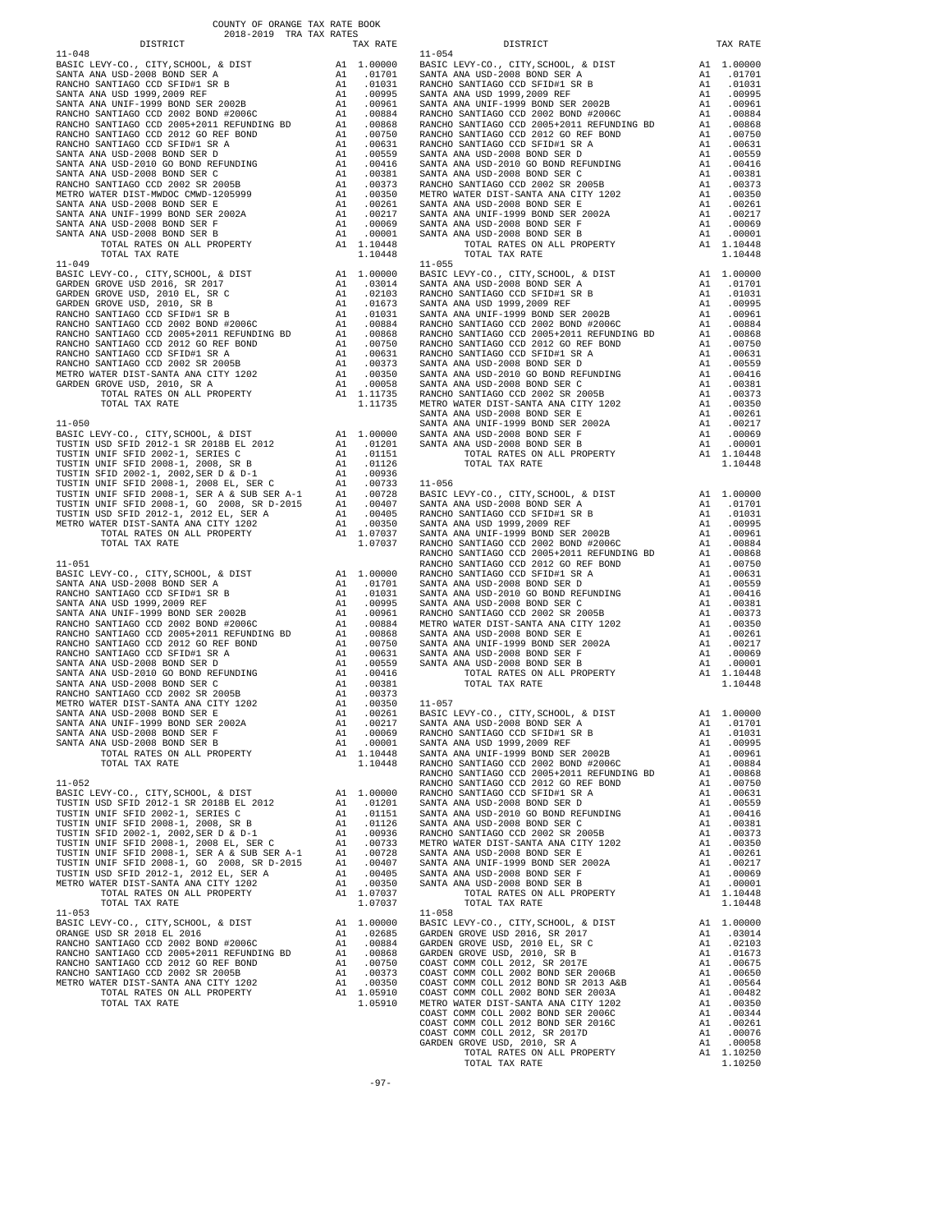COUNTY OF ORANGE TAX RATE BOOK
2018-2019 TRA TAX RATES

| DISTRICT | | TAX RATE |
|---|---|---|
| **11-048** | | |
| BASIC LEVY-CO., CITY,SCHOOL, & DIST | A1 | 1.00000 |
| SANTA ANA USD-2008 BOND SER A | A1 | .01701 |
| RANCHO SANTIAGO CCD SFID#1 SR B | A1 | .01031 |
| SANTA ANA USD 1999,2009 REF | A1 | .00995 |
| SANTA ANA UNIF-1999 BOND SER 2002B | A1 | .00961 |
| RANCHO SANTIAGO CCD 2002 BOND #2006C | A1 | .00884 |
| RANCHO SANTIAGO CCD 2005+2011 REFUNDING BD | A1 | .00868 |
| RANCHO SANTIAGO CCD 2012 GO REF BOND | A1 | .00750 |
| RANCHO SANTIAGO CCD SFID#1 SR A | A1 | .00631 |
| SANTA ANA USD-2008 BOND SER D | A1 | .00559 |
| SANTA ANA USD-2010 GO BOND REFUNDING | A1 | .00416 |
| SANTA ANA USD-2008 BOND SER C | A1 | .00381 |
| RANCHO SANTIAGO CCD 2002 SR 2005B | A1 | .00373 |
| METRO WATER DIST-MWDOC CMWD-1205999 | A1 | .00350 |
| SANTA ANA USD-2008 BOND SER E | A1 | .00261 |
| SANTA ANA UNIF-1999 BOND SER 2002A | A1 | .00217 |
| SANTA ANA USD-2008 BOND SER F | A1 | .00069 |
| SANTA ANA USD-2008 BOND SER B | A1 | .00001 |
| TOTAL RATES ON ALL PROPERTY | A1 | 1.10448 |
| TOTAL TAX RATE | | 1.10448 |
| **11-049** | | |
| BASIC LEVY-CO., CITY,SCHOOL, & DIST | A1 | 1.00000 |
| GARDEN GROVE USD 2016, SR 2017 | A1 | .03014 |
| GARDEN GROVE USD, 2010 EL, SR C | A1 | .02103 |
| GARDEN GROVE USD, 2010, SR B | A1 | .01673 |
| RANCHO SANTIAGO CCD SFID#1 SR B | A1 | .01031 |
| RANCHO SANTIAGO CCD 2002 BOND #2006C | A1 | .00884 |
| RANCHO SANTIAGO CCD 2005+2011 REFUNDING BD | A1 | .00868 |
| RANCHO SANTIAGO CCD 2012 GO REF BOND | A1 | .00750 |
| RANCHO SANTIAGO CCD SFID#1 SR A | A1 | .00631 |
| RANCHO SANTIAGO CCD 2002 SR 2005B | A1 | .00373 |
| METRO WATER DIST-SANTA ANA CITY 1202 | A1 | .00350 |
| GARDEN GROVE USD, 2010, SR A | A1 | .00058 |
| TOTAL RATES ON ALL PROPERTY | A1 | 1.11735 |
| TOTAL TAX RATE | | 1.11735 |
| **11-050** | | |
| BASIC LEVY-CO., CITY,SCHOOL, & DIST | A1 | 1.00000 |
| TUSTIN USD SFID 2012-1 SR 2018B EL 2012 | A1 | .01201 |
| TUSTIN UNIF SFID 2002-1, SERIES C | A1 | .01151 |
| TUSTIN UNIF SFID 2008-1, 2008, SR B | A1 | .01126 |
| TUSTIN SFID 2002-1, 2002,SER D & D-1 | A1 | .00936 |
| TUSTIN UNIF SFID 2008-1, 2008 EL, SER C | A1 | .00733 |
| TUSTIN UNIF SFID 2008-1, SER A & SUB SER A-1 | A1 | .00728 |
| TUSTIN UNIF SFID 2008-1, GO 2008, SR D-2015 | A1 | .00407 |
| TUSTIN USD SFID 2012-1, 2012 EL, SER A | A1 | .00405 |
| METRO WATER DIST-SANTA ANA CITY 1202 | A1 | .00350 |
| TOTAL RATES ON ALL PROPERTY | A1 | 1.07037 |
| TOTAL TAX RATE | | 1.07037 |
| **11-051** | | |
| BASIC LEVY-CO., CITY,SCHOOL, & DIST | A1 | 1.00000 |
| SANTA ANA USD-2008 BOND SER A | A1 | .01701 |
| RANCHO SANTIAGO CCD SFID#1 SR B | A1 | .01031 |
| SANTA ANA USD 1999,2009 REF | A1 | .00995 |
| SANTA ANA UNIF-1999 BOND SER 2002B | A1 | .00961 |
| RANCHO SANTIAGO CCD 2002 BOND #2006C | A1 | .00884 |
| RANCHO SANTIAGO CCD 2005+2011 REFUNDING BD | A1 | .00868 |
| RANCHO SANTIAGO CCD 2012 GO REF BOND | A1 | .00750 |
| RANCHO SANTIAGO CCD SFID#1 SR A | A1 | .00631 |
| SANTA ANA USD-2008 BOND SER D | A1 | .00559 |
| SANTA ANA USD-2010 GO BOND REFUNDING | A1 | .00416 |
| SANTA ANA USD-2008 BOND SER C | A1 | .00381 |
| RANCHO SANTIAGO CCD 2002 SR 2005B | A1 | .00373 |
| METRO WATER DIST-SANTA ANA CITY 1202 | A1 | .00350 |
| SANTA ANA USD-2008 BOND SER E | A1 | .00261 |
| SANTA ANA UNIF-1999 BOND SER 2002A | A1 | .00217 |
| SANTA ANA USD-2008 BOND SER F | A1 | .00069 |
| SANTA ANA USD-2008 BOND SER B | A1 | .00001 |
| TOTAL RATES ON ALL PROPERTY | A1 | 1.10448 |
| TOTAL TAX RATE | | 1.10448 |
| **11-052** | | |
| BASIC LEVY-CO., CITY,SCHOOL, & DIST | A1 | 1.00000 |
| TUSTIN USD SFID 2012-1 SR 2018B EL 2012 | A1 | .01201 |
| TUSTIN UNIF SFID 2002-1, SERIES C | A1 | .01151 |
| TUSTIN UNIF SFID 2008-1, 2008, SR B | A1 | .01126 |
| TUSTIN SFID 2002-1, 2002,SER D & D-1 | A1 | .00936 |
| TUSTIN UNIF SFID 2008-1, 2008 EL, SER C | A1 | .00733 |
| TUSTIN UNIF SFID 2008-1, SER A & SUB SER A-1 | A1 | .00728 |
| TUSTIN UNIF SFID 2008-1, GO 2008, SR D-2015 | A1 | .00407 |
| TUSTIN USD SFID 2012-1, 2012 EL, SER A | A1 | .00405 |
| METRO WATER DIST-SANTA ANA CITY 1202 | A1 | .00350 |
| TOTAL RATES ON ALL PROPERTY | A1 | 1.07037 |
| TOTAL TAX RATE | | 1.07037 |
| **11-053** | | |
| BASIC LEVY-CO., CITY,SCHOOL, & DIST | A1 | 1.00000 |
| ORANGE USD SR 2018 EL 2016 | A1 | .02685 |
| RANCHO SANTIAGO CCD 2002 BOND #2006C | A1 | .00884 |
| RANCHO SANTIAGO CCD 2005+2011 REFUNDING BD | A1 | .00868 |
| RANCHO SANTIAGO CCD 2012 GO REF BOND | A1 | .00750 |
| RANCHO SANTIAGO CCD 2002 SR 2005B | A1 | .00373 |
| METRO WATER DIST-SANTA ANA CITY 1202 | A1 | .00350 |
| TOTAL RATES ON ALL PROPERTY | A1 | 1.05910 |
| TOTAL TAX RATE | | 1.05910 |
| **11-054** | | |
| BASIC LEVY-CO., CITY,SCHOOL, & DIST | A1 | 1.00000 |
| SANTA ANA USD-2008 BOND SER A | A1 | .01701 |
| RANCHO SANTIAGO CCD SFID#1 SR B | A1 | .01031 |
| SANTA ANA USD 1999,2009 REF | A1 | .00995 |
| SANTA ANA UNIF-1999 BOND SER 2002B | A1 | .00961 |
| RANCHO SANTIAGO CCD 2002 BOND #2006C | A1 | .00884 |
| RANCHO SANTIAGO CCD 2005+2011 REFUNDING BD | A1 | .00868 |
| RANCHO SANTIAGO CCD 2012 GO REF BOND | A1 | .00750 |
| RANCHO SANTIAGO CCD SFID#1 SR A | A1 | .00631 |
| SANTA ANA USD-2008 BOND SER D | A1 | .00559 |
| SANTA ANA USD-2010 GO BOND REFUNDING | A1 | .00416 |
| SANTA ANA USD-2008 BOND SER C | A1 | .00381 |
| RANCHO SANTIAGO CCD 2002 SR 2005B | A1 | .00373 |
| METRO WATER DIST-SANTA ANA CITY 1202 | A1 | .00350 |
| SANTA ANA USD-2008 BOND SER E | A1 | .00261 |
| SANTA ANA UNIF-1999 BOND SER 2002A | A1 | .00217 |
| SANTA ANA USD-2008 BOND SER F | A1 | .00069 |
| SANTA ANA USD-2008 BOND SER B | A1 | .00001 |
| TOTAL RATES ON ALL PROPERTY | A1 | 1.10448 |
| TOTAL TAX RATE | | 1.10448 |
| **11-055** | | |
| BASIC LEVY-CO., CITY,SCHOOL, & DIST | A1 | 1.00000 |
| SANTA ANA USD-2008 BOND SER A | A1 | .01701 |
| RANCHO SANTIAGO CCD SFID#1 SR B | A1 | .01031 |
| SANTA ANA USD 1999,2009 REF | A1 | .00995 |
| SANTA ANA UNIF-1999 BOND SER 2002B | A1 | .00961 |
| RANCHO SANTIAGO CCD 2002 BOND #2006C | A1 | .00884 |
| RANCHO SANTIAGO CCD 2005+2011 REFUNDING BD | A1 | .00868 |
| RANCHO SANTIAGO CCD 2012 GO REF BOND | A1 | .00750 |
| RANCHO SANTIAGO CCD SFID#1 SR A | A1 | .00631 |
| SANTA ANA USD-2008 BOND SER D | A1 | .00559 |
| SANTA ANA USD-2010 GO BOND REFUNDING | A1 | .00416 |
| SANTA ANA USD-2008 BOND SER C | A1 | .00381 |
| RANCHO SANTIAGO CCD 2002 SR 2005B | A1 | .00373 |
| METRO WATER DIST-SANTA ANA CITY 1202 | A1 | .00350 |
| SANTA ANA USD-2008 BOND SER E | A1 | .00261 |
| SANTA ANA UNIF-1999 BOND SER 2002A | A1 | .00217 |
| SANTA ANA USD-2008 BOND SER F | A1 | .00069 |
| SANTA ANA USD-2008 BOND SER B | A1 | .00001 |
| TOTAL RATES ON ALL PROPERTY | A1 | 1.10448 |
| TOTAL TAX RATE | | 1.10448 |
| **11-056** | | |
| BASIC LEVY-CO., CITY,SCHOOL, & DIST | A1 | 1.00000 |
| SANTA ANA USD-2008 BOND SER A | A1 | .01701 |
| RANCHO SANTIAGO CCD SFID#1 SR B | A1 | .01031 |
| SANTA ANA USD 1999,2009 REF | A1 | .00995 |
| SANTA ANA UNIF-1999 BOND SER 2002B | A1 | .00961 |
| RANCHO SANTIAGO CCD 2002 BOND #2006C | A1 | .00884 |
| RANCHO SANTIAGO CCD 2005+2011 REFUNDING BD | A1 | .00868 |
| RANCHO SANTIAGO CCD 2012 GO REF BOND | A1 | .00750 |
| RANCHO SANTIAGO CCD SFID#1 SR A | A1 | .00631 |
| SANTA ANA USD-2008 BOND SER D | A1 | .00559 |
| SANTA ANA USD-2010 GO BOND REFUNDING | A1 | .00416 |
| SANTA ANA USD-2008 BOND SER C | A1 | .00381 |
| RANCHO SANTIAGO CCD 2002 SR 2005B | A1 | .00373 |
| METRO WATER DIST-SANTA ANA CITY 1202 | A1 | .00350 |
| SANTA ANA USD-2008 BOND SER E | A1 | .00261 |
| SANTA ANA UNIF-1999 BOND SER 2002A | A1 | .00217 |
| SANTA ANA USD-2008 BOND SER F | A1 | .00069 |
| SANTA ANA USD-2008 BOND SER B | A1 | .00001 |
| TOTAL RATES ON ALL PROPERTY | A1 | 1.10448 |
| TOTAL TAX RATE | | 1.10448 |
| **11-057** | | |
| BASIC LEVY-CO., CITY,SCHOOL, & DIST | A1 | 1.00000 |
| SANTA ANA USD-2008 BOND SER A | A1 | .01701 |
| RANCHO SANTIAGO CCD SFID#1 SR B | A1 | .01031 |
| SANTA ANA USD 1999,2009 REF | A1 | .00995 |
| SANTA ANA UNIF-1999 BOND SER 2002B | A1 | .00961 |
| RANCHO SANTIAGO CCD 2002 BOND #2006C | A1 | .00884 |
| RANCHO SANTIAGO CCD 2005+2011 REFUNDING BD | A1 | .00868 |
| RANCHO SANTIAGO CCD 2012 GO REF BOND | A1 | .00750 |
| RANCHO SANTIAGO CCD SFID#1 SR A | A1 | .00631 |
| SANTA ANA USD-2008 BOND SER D | A1 | .00559 |
| SANTA ANA USD-2010 GO BOND REFUNDING | A1 | .00416 |
| SANTA ANA USD-2008 BOND SER C | A1 | .00381 |
| RANCHO SANTIAGO CCD 2002 SR 2005B | A1 | .00373 |
| METRO WATER DIST-SANTA ANA CITY 1202 | A1 | .00350 |
| SANTA ANA USD-2008 BOND SER E | A1 | .00261 |
| SANTA ANA UNIF-1999 BOND SER 2002A | A1 | .00217 |
| SANTA ANA USD-2008 BOND SER F | A1 | .00069 |
| SANTA ANA USD-2008 BOND SER B | A1 | .00001 |
| TOTAL RATES ON ALL PROPERTY | A1 | 1.10448 |
| TOTAL TAX RATE | | 1.10448 |
| **11-058** | | |
| BASIC LEVY-CO., CITY,SCHOOL, & DIST | A1 | 1.00000 |
| GARDEN GROVE USD 2016, SR 2017 | A1 | .03014 |
| GARDEN GROVE USD, 2010 EL, SR C | A1 | .02103 |
| GARDEN GROVE USD, 2010, SR B | A1 | .01673 |
| COAST COMM COLL 2012, SR 2017E | A1 | .00675 |
| COAST COMM COLL 2002 BOND SER 2006B | A1 | .00650 |
| COAST COMM COLL 2012 BOND SR 2013 A&B | A1 | .00564 |
| COAST COMM COLL 2002 BOND SER 2003A | A1 | .00482 |
| METRO WATER DIST-SANTA ANA CITY 1202 | A1 | .00350 |
| COAST COMM COLL 2002 BOND SER 2006C | A1 | .00344 |
| COAST COMM COLL 2012 BOND SER 2016C | A1 | .00261 |
| COAST COMM COLL 2012, SR 2017D | A1 | .00076 |
| GARDEN GROVE USD, 2010, SR A | A1 | .00058 |
| TOTAL RATES ON ALL PROPERTY | A1 | 1.10250 |
| TOTAL TAX RATE | | 1.10250 |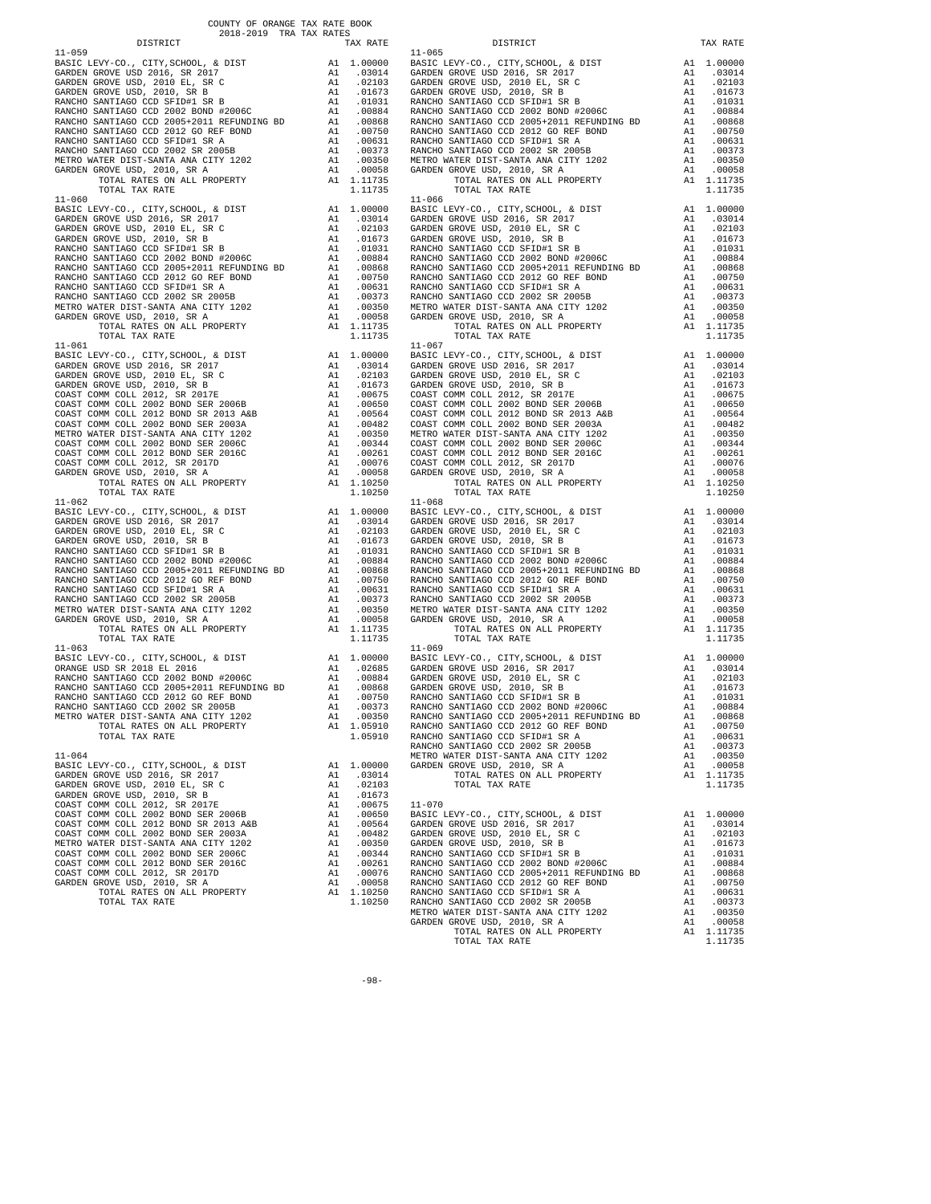COUNTY OF ORANGE TAX RATE BOOK
2018-2019 TRA TAX RATES

| DISTRICT | | TAX RATE |
|---|---|---|
| 11-059 | | |
| BASIC LEVY-CO., CITY,SCHOOL, & DIST | A1 | 1.00000 |
| GARDEN GROVE USD 2016, SR 2017 | A1 | .03014 |
| GARDEN GROVE USD, 2010 EL, SR C | A1 | .02103 |
| GARDEN GROVE USD, 2010, SR B | A1 | .01673 |
| RANCHO SANTIAGO CCD SFID#1 SR B | A1 | .01031 |
| RANCHO SANTIAGO CCD 2002 BOND #2006C | A1 | .00884 |
| RANCHO SANTIAGO CCD 2005+2011 REFUNDING BD | A1 | .00868 |
| RANCHO SANTIAGO CCD 2012 GO REF BOND | A1 | .00750 |
| RANCHO SANTIAGO CCD SFID#1 SR A | A1 | .00631 |
| RANCHO SANTIAGO CCD 2002 SR 2005B | A1 | .00373 |
| METRO WATER DIST-SANTA ANA CITY 1202 | A1 | .00350 |
| GARDEN GROVE USD, 2010, SR A | A1 | .00058 |
| TOTAL RATES ON ALL PROPERTY | A1 | 1.11735 |
| TOTAL TAX RATE | | 1.11735 |
| 11-060 | | |
| BASIC LEVY-CO., CITY,SCHOOL, & DIST | A1 | 1.00000 |
| GARDEN GROVE USD 2016, SR 2017 | A1 | .03014 |
| GARDEN GROVE USD, 2010 EL, SR C | A1 | .02103 |
| GARDEN GROVE USD, 2010, SR B | A1 | .01673 |
| RANCHO SANTIAGO CCD SFID#1 SR B | A1 | .01031 |
| RANCHO SANTIAGO CCD 2002 BOND #2006C | A1 | .00884 |
| RANCHO SANTIAGO CCD 2005+2011 REFUNDING BD | A1 | .00868 |
| RANCHO SANTIAGO CCD 2012 GO REF BOND | A1 | .00750 |
| RANCHO SANTIAGO CCD SFID#1 SR A | A1 | .00631 |
| RANCHO SANTIAGO CCD 2002 SR 2005B | A1 | .00373 |
| METRO WATER DIST-SANTA ANA CITY 1202 | A1 | .00350 |
| GARDEN GROVE USD, 2010, SR A | A1 | .00058 |
| TOTAL RATES ON ALL PROPERTY | A1 | 1.11735 |
| TOTAL TAX RATE | | 1.11735 |
| 11-061 | | |
| BASIC LEVY-CO., CITY,SCHOOL, & DIST | A1 | 1.00000 |
| GARDEN GROVE USD 2016, SR 2017 | A1 | .03014 |
| GARDEN GROVE USD, 2010 EL, SR C | A1 | .02103 |
| GARDEN GROVE USD, 2010, SR B | A1 | .01673 |
| COAST COMM COLL 2012, SR 2017E | A1 | .00675 |
| COAST COMM COLL 2002 BOND SER 2006B | A1 | .00650 |
| COAST COMM COLL 2012 BOND SR 2013 A&B | A1 | .00564 |
| COAST COMM COLL 2002 BOND SER 2003A | A1 | .00482 |
| METRO WATER DIST-SANTA ANA CITY 1202 | A1 | .00350 |
| COAST COMM COLL 2002 BOND SER 2006C | A1 | .00344 |
| COAST COMM COLL 2012 BOND SER 2016C | A1 | .00261 |
| COAST COMM COLL 2012, SR 2017D | A1 | .00076 |
| GARDEN GROVE USD, 2010, SR A | A1 | .00058 |
| TOTAL RATES ON ALL PROPERTY | A1 | 1.10250 |
| TOTAL TAX RATE | | 1.10250 |
| 11-062 | | |
| BASIC LEVY-CO., CITY,SCHOOL, & DIST | A1 | 1.00000 |
| GARDEN GROVE USD 2016, SR 2017 | A1 | .03014 |
| GARDEN GROVE USD, 2010 EL, SR C | A1 | .02103 |
| GARDEN GROVE USD, 2010, SR B | A1 | .01673 |
| RANCHO SANTIAGO CCD SFID#1 SR B | A1 | .01031 |
| RANCHO SANTIAGO CCD 2002 BOND #2006C | A1 | .00884 |
| RANCHO SANTIAGO CCD 2005+2011 REFUNDING BD | A1 | .00868 |
| RANCHO SANTIAGO CCD 2012 GO REF BOND | A1 | .00750 |
| RANCHO SANTIAGO CCD SFID#1 SR A | A1 | .00631 |
| RANCHO SANTIAGO CCD 2002 SR 2005B | A1 | .00373 |
| METRO WATER DIST-SANTA ANA CITY 1202 | A1 | .00350 |
| GARDEN GROVE USD, 2010, SR A | A1 | .00058 |
| TOTAL RATES ON ALL PROPERTY | A1 | 1.11735 |
| TOTAL TAX RATE | | 1.11735 |
| 11-063 | | |
| BASIC LEVY-CO., CITY,SCHOOL, & DIST | A1 | 1.00000 |
| ORANGE USD SR 2018 EL 2016 | A1 | .02685 |
| RANCHO SANTIAGO CCD 2002 BOND #2006C | A1 | .00884 |
| RANCHO SANTIAGO CCD 2005+2011 REFUNDING BD | A1 | .00868 |
| RANCHO SANTIAGO CCD 2012 GO REF BOND | A1 | .00750 |
| RANCHO SANTIAGO CCD 2002 SR 2005B | A1 | .00373 |
| METRO WATER DIST-SANTA ANA CITY 1202 | A1 | .00350 |
| TOTAL RATES ON ALL PROPERTY | A1 | 1.05910 |
| TOTAL TAX RATE | | 1.05910 |
| 11-064 | | |
| BASIC LEVY-CO., CITY,SCHOOL, & DIST | A1 | 1.00000 |
| GARDEN GROVE USD 2016, SR 2017 | A1 | .03014 |
| GARDEN GROVE USD, 2010 EL, SR C | A1 | .02103 |
| GARDEN GROVE USD, 2010, SR B | A1 | .01673 |
| COAST COMM COLL 2012, SR 2017E | A1 | .00675 |
| COAST COMM COLL 2002 BOND SER 2006B | A1 | .00650 |
| COAST COMM COLL 2012 BOND SR 2013 A&B | A1 | .00564 |
| COAST COMM COLL 2002 BOND SER 2003A | A1 | .00482 |
| METRO WATER DIST-SANTA ANA CITY 1202 | A1 | .00350 |
| COAST COMM COLL 2002 BOND SER 2006C | A1 | .00344 |
| COAST COMM COLL 2012 BOND SER 2016C | A1 | .00261 |
| COAST COMM COLL 2012, SR 2017D | A1 | .00076 |
| GARDEN GROVE USD, 2010, SR A | A1 | .00058 |
| TOTAL RATES ON ALL PROPERTY | A1 | 1.10250 |
| TOTAL TAX RATE | | 1.10250 |
| 11-065 | | |
| BASIC LEVY-CO., CITY,SCHOOL, & DIST | A1 | 1.00000 |
| GARDEN GROVE USD 2016, SR 2017 | A1 | .03014 |
| GARDEN GROVE USD, 2010 EL, SR C | A1 | .02103 |
| GARDEN GROVE USD, 2010, SR B | A1 | .01673 |
| RANCHO SANTIAGO CCD SFID#1 SR B | A1 | .01031 |
| RANCHO SANTIAGO CCD 2002 BOND #2006C | A1 | .00884 |
| RANCHO SANTIAGO CCD 2005+2011 REFUNDING BD | A1 | .00868 |
| RANCHO SANTIAGO CCD 2012 GO REF BOND | A1 | .00750 |
| RANCHO SANTIAGO CCD SFID#1 SR A | A1 | .00631 |
| RANCHO SANTIAGO CCD 2002 SR 2005B | A1 | .00373 |
| METRO WATER DIST-SANTA ANA CITY 1202 | A1 | .00350 |
| GARDEN GROVE USD, 2010, SR A | A1 | .00058 |
| TOTAL RATES ON ALL PROPERTY | A1 | 1.11735 |
| TOTAL TAX RATE | | 1.11735 |
| 11-066 | | |
| BASIC LEVY-CO., CITY,SCHOOL, & DIST | A1 | 1.00000 |
| GARDEN GROVE USD 2016, SR 2017 | A1 | .03014 |
| GARDEN GROVE USD, 2010 EL, SR C | A1 | .02103 |
| GARDEN GROVE USD, 2010, SR B | A1 | .01673 |
| RANCHO SANTIAGO CCD SFID#1 SR B | A1 | .01031 |
| RANCHO SANTIAGO CCD 2002 BOND #2006C | A1 | .00884 |
| RANCHO SANTIAGO CCD 2005+2011 REFUNDING BD | A1 | .00868 |
| RANCHO SANTIAGO CCD 2012 GO REF BOND | A1 | .00750 |
| RANCHO SANTIAGO CCD SFID#1 SR A | A1 | .00631 |
| RANCHO SANTIAGO CCD 2002 SR 2005B | A1 | .00373 |
| METRO WATER DIST-SANTA ANA CITY 1202 | A1 | .00350 |
| GARDEN GROVE USD, 2010, SR A | A1 | .00058 |
| TOTAL RATES ON ALL PROPERTY | A1 | 1.11735 |
| TOTAL TAX RATE | | 1.11735 |
| 11-067 | | |
| BASIC LEVY-CO., CITY,SCHOOL, & DIST | A1 | 1.00000 |
| GARDEN GROVE USD 2016, SR 2017 | A1 | .03014 |
| GARDEN GROVE USD, 2010 EL, SR C | A1 | .02103 |
| GARDEN GROVE USD, 2010, SR B | A1 | .01673 |
| COAST COMM COLL 2012, SR 2017E | A1 | .00675 |
| COAST COMM COLL 2002 BOND SER 2006B | A1 | .00650 |
| COAST COMM COLL 2012 BOND SR 2013 A&B | A1 | .00564 |
| COAST COMM COLL 2002 BOND SER 2003A | A1 | .00482 |
| METRO WATER DIST-SANTA ANA CITY 1202 | A1 | .00350 |
| COAST COMM COLL 2002 BOND SER 2006C | A1 | .00344 |
| COAST COMM COLL 2012 BOND SER 2016C | A1 | .00261 |
| COAST COMM COLL 2012, SR 2017D | A1 | .00076 |
| GARDEN GROVE USD, 2010, SR A | A1 | .00058 |
| TOTAL RATES ON ALL PROPERTY | A1 | 1.10250 |
| TOTAL TAX RATE | | 1.10250 |
| 11-068 | | |
| BASIC LEVY-CO., CITY,SCHOOL, & DIST | A1 | 1.00000 |
| GARDEN GROVE USD 2016, SR 2017 | A1 | .03014 |
| GARDEN GROVE USD, 2010 EL, SR C | A1 | .02103 |
| GARDEN GROVE USD, 2010, SR B | A1 | .01673 |
| RANCHO SANTIAGO CCD SFID#1 SR B | A1 | .01031 |
| RANCHO SANTIAGO CCD 2002 BOND #2006C | A1 | .00884 |
| RANCHO SANTIAGO CCD 2005+2011 REFUNDING BD | A1 | .00868 |
| RANCHO SANTIAGO CCD 2012 GO REF BOND | A1 | .00750 |
| RANCHO SANTIAGO CCD SFID#1 SR A | A1 | .00631 |
| RANCHO SANTIAGO CCD 2002 SR 2005B | A1 | .00373 |
| METRO WATER DIST-SANTA ANA CITY 1202 | A1 | .00350 |
| GARDEN GROVE USD, 2010, SR A | A1 | .00058 |
| TOTAL RATES ON ALL PROPERTY | A1 | 1.11735 |
| TOTAL TAX RATE | | 1.11735 |
| 11-069 | | |
| BASIC LEVY-CO., CITY,SCHOOL, & DIST | A1 | 1.00000 |
| GARDEN GROVE USD 2016, SR 2017 | A1 | .03014 |
| GARDEN GROVE USD, 2010 EL, SR C | A1 | .02103 |
| GARDEN GROVE USD, 2010, SR B | A1 | .01673 |
| RANCHO SANTIAGO CCD SFID#1 SR B | A1 | .01031 |
| RANCHO SANTIAGO CCD 2002 BOND #2006C | A1 | .00884 |
| RANCHO SANTIAGO CCD 2005+2011 REFUNDING BD | A1 | .00868 |
| RANCHO SANTIAGO CCD 2012 GO REF BOND | A1 | .00750 |
| RANCHO SANTIAGO CCD SFID#1 SR A | A1 | .00631 |
| RANCHO SANTIAGO CCD 2002 SR 2005B | A1 | .00373 |
| METRO WATER DIST-SANTA ANA CITY 1202 | A1 | .00350 |
| GARDEN GROVE USD, 2010, SR A | A1 | .00058 |
| TOTAL RATES ON ALL PROPERTY | A1 | 1.11735 |
| TOTAL TAX RATE | | 1.11735 |
| 11-070 | | |
| BASIC LEVY-CO., CITY,SCHOOL, & DIST | A1 | 1.00000 |
| GARDEN GROVE USD 2016, SR 2017 | A1 | .03014 |
| GARDEN GROVE USD, 2010 EL, SR C | A1 | .02103 |
| GARDEN GROVE USD, 2010, SR B | A1 | .01673 |
| RANCHO SANTIAGO CCD SFID#1 SR B | A1 | .01031 |
| RANCHO SANTIAGO CCD 2002 BOND #2006C | A1 | .00884 |
| RANCHO SANTIAGO CCD 2005+2011 REFUNDING BD | A1 | .00868 |
| RANCHO SANTIAGO CCD 2012 GO REF BOND | A1 | .00750 |
| RANCHO SANTIAGO CCD SFID#1 SR A | A1 | .00631 |
| RANCHO SANTIAGO CCD 2002 SR 2005B | A1 | .00373 |
| METRO WATER DIST-SANTA ANA CITY 1202 | A1 | .00350 |
| GARDEN GROVE USD, 2010, SR A | A1 | .00058 |
| TOTAL RATES ON ALL PROPERTY | A1 | 1.11735 |
| TOTAL TAX RATE | | 1.11735 |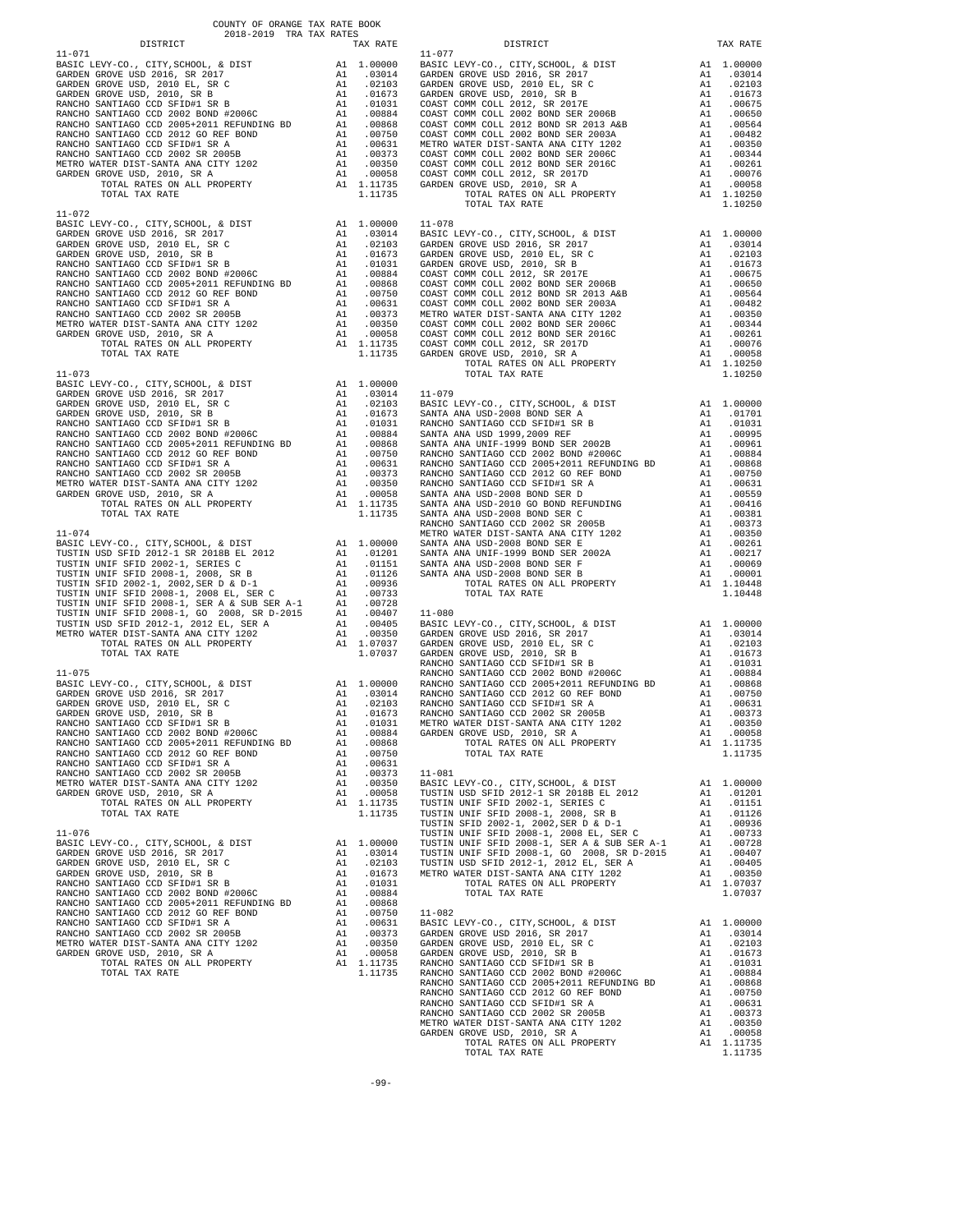COUNTY OF ORANGE TAX RATE BOOK
2018-2019 TRA TAX RATES

| DISTRICT | | TAX RATE |
|---|---|---|
| **11-071** | | |
| BASIC LEVY-CO., CITY,SCHOOL, & DIST | A1 | 1.00000 |
| GARDEN GROVE USD 2016, SR 2017 | A1 | .03014 |
| GARDEN GROVE USD, 2010 EL, SR C | A1 | .02103 |
| GARDEN GROVE USD, 2010, SR B | A1 | .01673 |
| RANCHO SANTIAGO CCD SFID#1 SR B | A1 | .01031 |
| RANCHO SANTIAGO CCD 2002 BOND #2006C | A1 | .00884 |
| RANCHO SANTIAGO CCD 2005+2011 REFUNDING BD | A1 | .00868 |
| RANCHO SANTIAGO CCD 2012 GO REF BOND | A1 | .00750 |
| RANCHO SANTIAGO CCD SFID#1 SR A | A1 | .00631 |
| RANCHO SANTIAGO CCD 2002 SR 2005B | A1 | .00373 |
| METRO WATER DIST-SANTA ANA CITY 1202 | A1 | .00350 |
| GARDEN GROVE USD, 2010, SR A | A1 | .00058 |
| TOTAL RATES ON ALL PROPERTY | A1 | 1.11735 |
| TOTAL TAX RATE | | 1.11735 |
| **11-072** | | |
| BASIC LEVY-CO., CITY,SCHOOL, & DIST | A1 | 1.00000 |
| GARDEN GROVE USD 2016, SR 2017 | A1 | .03014 |
| GARDEN GROVE USD, 2010 EL, SR C | A1 | .02103 |
| GARDEN GROVE USD, 2010, SR B | A1 | .01673 |
| RANCHO SANTIAGO CCD SFID#1 SR B | A1 | .01031 |
| RANCHO SANTIAGO CCD 2002 BOND #2006C | A1 | .00884 |
| RANCHO SANTIAGO CCD 2005+2011 REFUNDING BD | A1 | .00868 |
| RANCHO SANTIAGO CCD 2012 GO REF BOND | A1 | .00750 |
| RANCHO SANTIAGO CCD SFID#1 SR A | A1 | .00631 |
| RANCHO SANTIAGO CCD 2002 SR 2005B | A1 | .00373 |
| METRO WATER DIST-SANTA ANA CITY 1202 | A1 | .00350 |
| GARDEN GROVE USD, 2010, SR A | A1 | .00058 |
| TOTAL RATES ON ALL PROPERTY | A1 | 1.11735 |
| TOTAL TAX RATE | | 1.11735 |
| **11-073** | | |
| BASIC LEVY-CO., CITY,SCHOOL, & DIST | A1 | 1.00000 |
| GARDEN GROVE USD 2016, SR 2017 | A1 | .03014 |
| GARDEN GROVE USD, 2010 EL, SR C | A1 | .02103 |
| GARDEN GROVE USD, 2010, SR B | A1 | .01673 |
| RANCHO SANTIAGO CCD SFID#1 SR B | A1 | .01031 |
| RANCHO SANTIAGO CCD 2002 BOND #2006C | A1 | .00884 |
| RANCHO SANTIAGO CCD 2005+2011 REFUNDING BD | A1 | .00868 |
| RANCHO SANTIAGO CCD 2012 GO REF BOND | A1 | .00750 |
| RANCHO SANTIAGO CCD SFID#1 SR A | A1 | .00631 |
| RANCHO SANTIAGO CCD 2002 SR 2005B | A1 | .00373 |
| METRO WATER DIST-SANTA ANA CITY 1202 | A1 | .00350 |
| GARDEN GROVE USD, 2010, SR A | A1 | .00058 |
| TOTAL RATES ON ALL PROPERTY | A1 | 1.11735 |
| TOTAL TAX RATE | | 1.11735 |
| **11-074** | | |
| BASIC LEVY-CO., CITY,SCHOOL, & DIST | A1 | 1.00000 |
| TUSTIN USD SFID 2012-1 SR 2018B EL 2012 | A1 | .01201 |
| TUSTIN UNIF SFID 2002-1, SERIES C | A1 | .01151 |
| TUSTIN UNIF SFID 2008-1, 2008, SR B | A1 | .01126 |
| TUSTIN SFID 2002-1, 2002,SER D & D-1 | A1 | .00936 |
| TUSTIN UNIF SFID 2008-1, 2008 EL, SER C | A1 | .00733 |
| TUSTIN UNIF SFID 2008-1, SER A & SUB SER A-1 | A1 | .00728 |
| TUSTIN UNIF SFID 2008-1, GO 2008, SR D-2015 | A1 | .00407 |
| TUSTIN USD SFID 2012-1, 2012 EL, SER A | A1 | .00405 |
| METRO WATER DIST-SANTA ANA CITY 1202 | A1 | .00350 |
| TOTAL RATES ON ALL PROPERTY | A1 | 1.07037 |
| TOTAL TAX RATE | | 1.07037 |
| **11-075** | | |
| BASIC LEVY-CO., CITY,SCHOOL, & DIST | A1 | 1.00000 |
| GARDEN GROVE USD 2016, SR 2017 | A1 | .03014 |
| GARDEN GROVE USD, 2010 EL, SR C | A1 | .02103 |
| GARDEN GROVE USD, 2010, SR B | A1 | .01673 |
| RANCHO SANTIAGO CCD SFID#1 SR B | A1 | .01031 |
| RANCHO SANTIAGO CCD 2002 BOND #2006C | A1 | .00884 |
| RANCHO SANTIAGO CCD 2005+2011 REFUNDING BD | A1 | .00868 |
| RANCHO SANTIAGO CCD 2012 GO REF BOND | A1 | .00750 |
| RANCHO SANTIAGO CCD SFID#1 SR A | A1 | .00631 |
| RANCHO SANTIAGO CCD 2002 SR 2005B | A1 | .00373 |
| METRO WATER DIST-SANTA ANA CITY 1202 | A1 | .00350 |
| GARDEN GROVE USD, 2010, SR A | A1 | .00058 |
| TOTAL RATES ON ALL PROPERTY | A1 | 1.11735 |
| TOTAL TAX RATE | | 1.11735 |
| **11-076** | | |
| BASIC LEVY-CO., CITY,SCHOOL, & DIST | A1 | 1.00000 |
| GARDEN GROVE USD 2016, SR 2017 | A1 | .03014 |
| GARDEN GROVE USD, 2010 EL, SR C | A1 | .02103 |
| GARDEN GROVE USD, 2010, SR B | A1 | .01673 |
| RANCHO SANTIAGO CCD SFID#1 SR B | A1 | .01031 |
| RANCHO SANTIAGO CCD 2002 BOND #2006C | A1 | .00884 |
| RANCHO SANTIAGO CCD 2005+2011 REFUNDING BD | A1 | .00868 |
| RANCHO SANTIAGO CCD 2012 GO REF BOND | A1 | .00750 |
| RANCHO SANTIAGO CCD SFID#1 SR A | A1 | .00631 |
| RANCHO SANTIAGO CCD 2002 SR 2005B | A1 | .00373 |
| METRO WATER DIST-SANTA ANA CITY 1202 | A1 | .00350 |
| GARDEN GROVE USD, 2010, SR A | A1 | .00058 |
| TOTAL RATES ON ALL PROPERTY | A1 | 1.11735 |
| TOTAL TAX RATE | | 1.11735 |
| **11-077** | | |
| BASIC LEVY-CO., CITY,SCHOOL, & DIST | A1 | 1.00000 |
| GARDEN GROVE USD 2016, SR 2017 | A1 | .03014 |
| GARDEN GROVE USD, 2010 EL, SR C | A1 | .02103 |
| GARDEN GROVE USD, 2010, SR B | A1 | .01673 |
| COAST COMM COLL 2012, SR 2017E | A1 | .00675 |
| COAST COMM COLL 2002 BOND SER 2006B | A1 | .00650 |
| COAST COMM COLL 2012 BOND SR 2013 A&B | A1 | .00564 |
| COAST COMM COLL 2002 BOND SER 2003A | A1 | .00482 |
| METRO WATER DIST-SANTA ANA CITY 1202 | A1 | .00350 |
| COAST COMM COLL 2002 BOND SER 2006C | A1 | .00344 |
| COAST COMM COLL 2012 BOND SER 2016C | A1 | .00261 |
| COAST COMM COLL 2012, SR 2017D | A1 | .00076 |
| GARDEN GROVE USD, 2010, SR A | A1 | .00058 |
| TOTAL RATES ON ALL PROPERTY | A1 | 1.10250 |
| TOTAL TAX RATE | | 1.10250 |
| **11-078** | | |
| BASIC LEVY-CO., CITY,SCHOOL, & DIST | A1 | 1.00000 |
| GARDEN GROVE USD 2016, SR 2017 | A1 | .03014 |
| GARDEN GROVE USD, 2010 EL, SR C | A1 | .02103 |
| GARDEN GROVE USD, 2010, SR B | A1 | .01673 |
| COAST COMM COLL 2012, SR 2017E | A1 | .00675 |
| COAST COMM COLL 2002 BOND SER 2006B | A1 | .00650 |
| COAST COMM COLL 2012 BOND SR 2013 A&B | A1 | .00564 |
| COAST COMM COLL 2002 BOND SER 2003A | A1 | .00482 |
| METRO WATER DIST-SANTA ANA CITY 1202 | A1 | .00350 |
| COAST COMM COLL 2002 BOND SER 2006C | A1 | .00344 |
| COAST COMM COLL 2012 BOND SER 2016C | A1 | .00261 |
| COAST COMM COLL 2012, SR 2017D | A1 | .00076 |
| GARDEN GROVE USD, 2010, SR A | A1 | .00058 |
| TOTAL RATES ON ALL PROPERTY | A1 | 1.10250 |
| TOTAL TAX RATE | | 1.10250 |
| **11-079** | | |
| BASIC LEVY-CO., CITY,SCHOOL, & DIST | A1 | 1.00000 |
| SANTA ANA USD-2008 BOND SER A | A1 | .01701 |
| RANCHO SANTIAGO CCD SFID#1 SR B | A1 | .01031 |
| SANTA ANA USD 1999,2009 REF | A1 | .00995 |
| SANTA ANA UNIF-1999 BOND SER 2002B | A1 | .00961 |
| RANCHO SANTIAGO CCD 2002 BOND #2006C | A1 | .00884 |
| RANCHO SANTIAGO CCD 2005+2011 REFUNDING BD | A1 | .00868 |
| RANCHO SANTIAGO CCD 2012 GO REF BOND | A1 | .00750 |
| RANCHO SANTIAGO CCD SFID#1 SR A | A1 | .00631 |
| SANTA ANA USD-2008 BOND SER D | A1 | .00559 |
| SANTA ANA USD-2010 GO BOND REFUNDING | A1 | .00416 |
| SANTA ANA USD-2008 BOND SER C | A1 | .00381 |
| RANCHO SANTIAGO CCD 2002 SR 2005B | A1 | .00373 |
| METRO WATER DIST-SANTA ANA CITY 1202 | A1 | .00350 |
| SANTA ANA USD-2008 BOND SER E | A1 | .00261 |
| SANTA ANA UNIF-1999 BOND SER 2002A | A1 | .00217 |
| SANTA ANA USD-2008 BOND SER F | A1 | .00069 |
| SANTA ANA USD-2008 BOND SER B | A1 | .00001 |
| TOTAL RATES ON ALL PROPERTY | A1 | 1.10448 |
| TOTAL TAX RATE | | 1.10448 |
| **11-080** | | |
| BASIC LEVY-CO., CITY,SCHOOL, & DIST | A1 | 1.00000 |
| GARDEN GROVE USD 2016, SR 2017 | A1 | .03014 |
| GARDEN GROVE USD, 2010 EL, SR C | A1 | .02103 |
| GARDEN GROVE USD, 2010, SR B | A1 | .01673 |
| RANCHO SANTIAGO CCD SFID#1 SR B | A1 | .01031 |
| RANCHO SANTIAGO CCD 2002 BOND #2006C | A1 | .00884 |
| RANCHO SANTIAGO CCD 2005+2011 REFUNDING BD | A1 | .00868 |
| RANCHO SANTIAGO CCD 2012 GO REF BOND | A1 | .00750 |
| RANCHO SANTIAGO CCD SFID#1 SR A | A1 | .00631 |
| RANCHO SANTIAGO CCD 2002 SR 2005B | A1 | .00373 |
| METRO WATER DIST-SANTA ANA CITY 1202 | A1 | .00350 |
| GARDEN GROVE USD, 2010, SR A | A1 | .00058 |
| TOTAL RATES ON ALL PROPERTY | A1 | 1.11735 |
| TOTAL TAX RATE | | 1.11735 |
| **11-081** | | |
| BASIC LEVY-CO., CITY,SCHOOL, & DIST | A1 | 1.00000 |
| TUSTIN USD SFID 2012-1 SR 2018B EL 2012 | A1 | .01201 |
| TUSTIN UNIF SFID 2002-1, SERIES C | A1 | .01151 |
| TUSTIN UNIF SFID 2008-1, 2008, SR B | A1 | .01126 |
| TUSTIN SFID 2002-1, 2002,SER D & D-1 | A1 | .00936 |
| TUSTIN UNIF SFID 2008-1, 2008 EL, SER C | A1 | .00733 |
| TUSTIN UNIF SFID 2008-1, SER A & SUB SER A-1 | A1 | .00728 |
| TUSTIN UNIF SFID 2008-1, GO 2008, SR D-2015 | A1 | .00407 |
| TUSTIN USD SFID 2012-1, 2012 EL, SER A | A1 | .00405 |
| METRO WATER DIST-SANTA ANA CITY 1202 | A1 | .00350 |
| TOTAL RATES ON ALL PROPERTY | A1 | 1.07037 |
| TOTAL TAX RATE | | 1.07037 |
| **11-082** | | |
| BASIC LEVY-CO., CITY,SCHOOL, & DIST | A1 | 1.00000 |
| GARDEN GROVE USD 2016, SR 2017 | A1 | .03014 |
| GARDEN GROVE USD, 2010 EL, SR C | A1 | .02103 |
| GARDEN GROVE USD, 2010, SR B | A1 | .01673 |
| RANCHO SANTIAGO CCD SFID#1 SR B | A1 | .01031 |
| RANCHO SANTIAGO CCD 2002 BOND #2006C | A1 | .00884 |
| RANCHO SANTIAGO CCD 2005+2011 REFUNDING BD | A1 | .00868 |
| RANCHO SANTIAGO CCD 2012 GO REF BOND | A1 | .00750 |
| RANCHO SANTIAGO CCD SFID#1 SR A | A1 | .00631 |
| RANCHO SANTIAGO CCD 2002 SR 2005B | A1 | .00373 |
| METRO WATER DIST-SANTA ANA CITY 1202 | A1 | .00350 |
| GARDEN GROVE USD, 2010, SR A | A1 | .00058 |
| TOTAL RATES ON ALL PROPERTY | A1 | 1.11735 |
| TOTAL TAX RATE | | 1.11735 |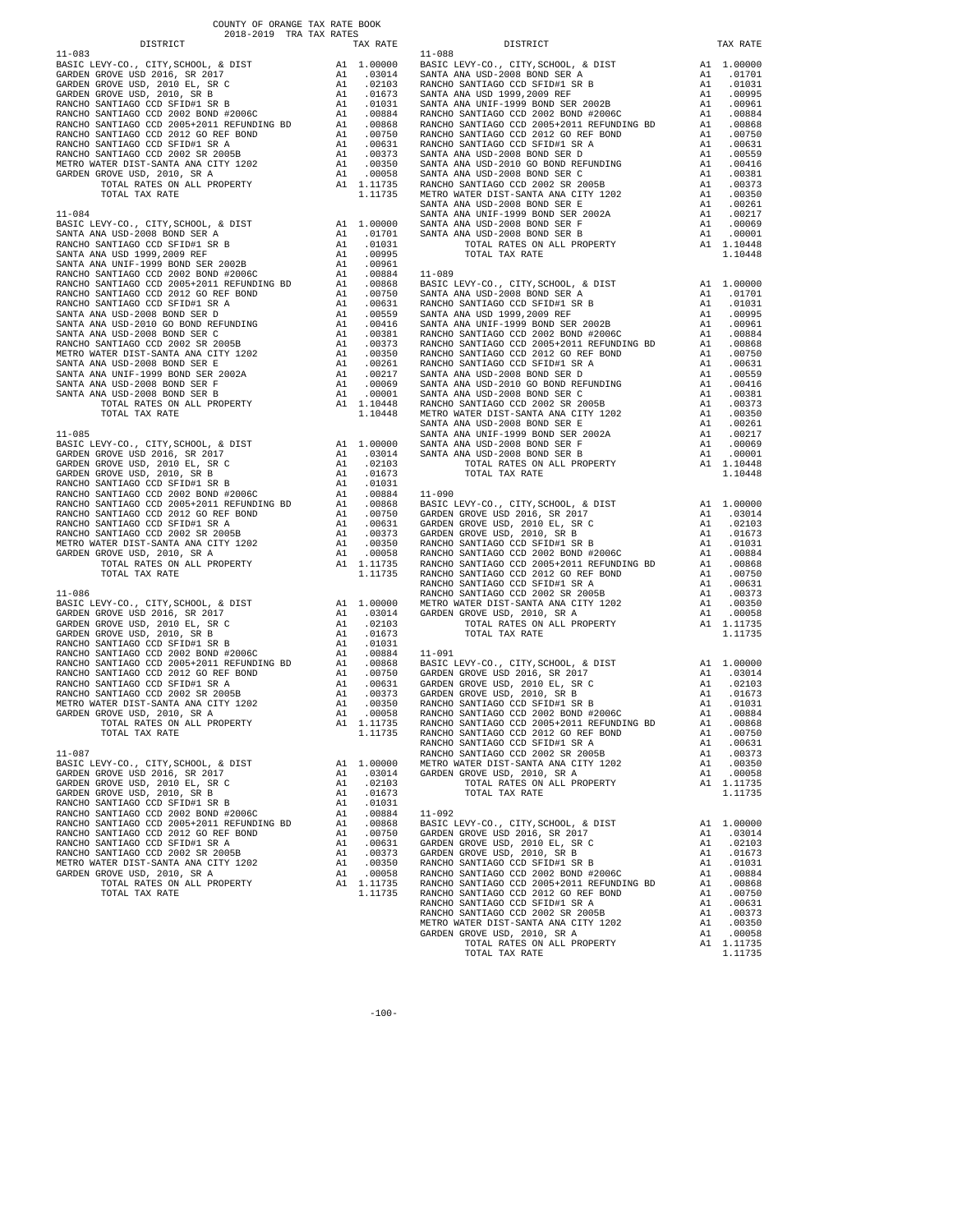COUNTY OF ORANGE TAX RATE BOOK
2018-2019 TRA TAX RATES

### 11-083

| DISTRICT | | TAX RATE |
|---|---|---|
| BASIC LEVY-CO., CITY,SCHOOL, & DIST | A1 | 1.00000 |
| GARDEN GROVE USD 2016, SR 2017 | A1 | .03014 |
| GARDEN GROVE USD, 2010 EL, SR C | A1 | .02103 |
| GARDEN GROVE USD, 2010, SR B | A1 | .01673 |
| RANCHO SANTIAGO CCD SFID#1 SR B | A1 | .01031 |
| RANCHO SANTIAGO CCD 2002 BOND #2006C | A1 | .00884 |
| RANCHO SANTIAGO CCD 2005+2011 REFUNDING BD | A1 | .00868 |
| RANCHO SANTIAGO CCD 2012 GO REF BOND | A1 | .00750 |
| RANCHO SANTIAGO CCD SFID#1 SR A | A1 | .00631 |
| RANCHO SANTIAGO CCD 2002 SR 2005B | A1 | .00373 |
| METRO WATER DIST-SANTA ANA CITY 1202 | A1 | .00350 |
| GARDEN GROVE USD, 2010, SR A | A1 | .00058 |
| TOTAL RATES ON ALL PROPERTY | A1 | 1.11735 |
| TOTAL TAX RATE | | 1.11735 |

### 11-084

| DISTRICT | | TAX RATE |
|---|---|---|
| BASIC LEVY-CO., CITY,SCHOOL, & DIST | A1 | 1.00000 |
| SANTA ANA USD-2008 BOND SER A | A1 | .01701 |
| RANCHO SANTIAGO CCD SFID#1 SR B | A1 | .01031 |
| SANTA ANA USD 1999,2009 REF | A1 | .00995 |
| SANTA ANA UNIF-1999 BOND SER 2002B | A1 | .00961 |
| RANCHO SANTIAGO CCD 2002 BOND #2006C | A1 | .00884 |
| RANCHO SANTIAGO CCD 2005+2011 REFUNDING BD | A1 | .00868 |
| RANCHO SANTIAGO CCD 2012 GO REF BOND | A1 | .00750 |
| RANCHO SANTIAGO CCD SFID#1 SR A | A1 | .00631 |
| SANTA ANA USD-2008 BOND SER D | A1 | .00559 |
| SANTA ANA USD-2010 GO BOND REFUNDING | A1 | .00416 |
| SANTA ANA USD-2008 BOND SER C | A1 | .00381 |
| RANCHO SANTIAGO CCD 2002 SR 2005B | A1 | .00373 |
| METRO WATER DIST-SANTA ANA CITY 1202 | A1 | .00350 |
| SANTA ANA USD-2008 BOND SER E | A1 | .00261 |
| SANTA ANA UNIF-1999 BOND SER 2002A | A1 | .00217 |
| SANTA ANA USD-2008 BOND SER F | A1 | .00069 |
| SANTA ANA USD-2008 BOND SER B | A1 | .00001 |
| TOTAL RATES ON ALL PROPERTY | A1 | 1.10448 |
| TOTAL TAX RATE | | 1.10448 |

### 11-085

| DISTRICT | | TAX RATE |
|---|---|---|
| BASIC LEVY-CO., CITY,SCHOOL, & DIST | A1 | 1.00000 |
| GARDEN GROVE USD 2016, SR 2017 | A1 | .03014 |
| GARDEN GROVE USD, 2010 EL, SR C | A1 | .02103 |
| GARDEN GROVE USD, 2010, SR B | A1 | .01673 |
| RANCHO SANTIAGO CCD SFID#1 SR B | A1 | .01031 |
| RANCHO SANTIAGO CCD 2002 BOND #2006C | A1 | .00884 |
| RANCHO SANTIAGO CCD 2005+2011 REFUNDING BD | A1 | .00868 |
| RANCHO SANTIAGO CCD 2012 GO REF BOND | A1 | .00750 |
| RANCHO SANTIAGO CCD SFID#1 SR A | A1 | .00631 |
| RANCHO SANTIAGO CCD 2002 SR 2005B | A1 | .00373 |
| METRO WATER DIST-SANTA ANA CITY 1202 | A1 | .00350 |
| GARDEN GROVE USD, 2010, SR A | A1 | .00058 |
| TOTAL RATES ON ALL PROPERTY | A1 | 1.11735 |
| TOTAL TAX RATE | | 1.11735 |

### 11-086

| DISTRICT | | TAX RATE |
|---|---|---|
| BASIC LEVY-CO., CITY,SCHOOL, & DIST | A1 | 1.00000 |
| GARDEN GROVE USD 2016, SR 2017 | A1 | .03014 |
| GARDEN GROVE USD, 2010 EL, SR C | A1 | .02103 |
| GARDEN GROVE USD, 2010, SR B | A1 | .01673 |
| RANCHO SANTIAGO CCD SFID#1 SR B | A1 | .01031 |
| RANCHO SANTIAGO CCD 2002 BOND #2006C | A1 | .00884 |
| RANCHO SANTIAGO CCD 2005+2011 REFUNDING BD | A1 | .00868 |
| RANCHO SANTIAGO CCD 2012 GO REF BOND | A1 | .00750 |
| RANCHO SANTIAGO CCD SFID#1 SR A | A1 | .00631 |
| RANCHO SANTIAGO CCD 2002 SR 2005B | A1 | .00373 |
| METRO WATER DIST-SANTA ANA CITY 1202 | A1 | .00350 |
| GARDEN GROVE USD, 2010, SR A | A1 | .00058 |
| TOTAL RATES ON ALL PROPERTY | A1 | 1.11735 |
| TOTAL TAX RATE | | 1.11735 |

### 11-087

| DISTRICT | | TAX RATE |
|---|---|---|
| BASIC LEVY-CO., CITY,SCHOOL, & DIST | A1 | 1.00000 |
| GARDEN GROVE USD 2016, SR 2017 | A1 | .03014 |
| GARDEN GROVE USD, 2010 EL, SR C | A1 | .02103 |
| GARDEN GROVE USD, 2010, SR B | A1 | .01673 |
| RANCHO SANTIAGO CCD SFID#1 SR B | A1 | .01031 |
| RANCHO SANTIAGO CCD 2002 BOND #2006C | A1 | .00884 |
| RANCHO SANTIAGO CCD 2005+2011 REFUNDING BD | A1 | .00868 |
| RANCHO SANTIAGO CCD 2012 GO REF BOND | A1 | .00750 |
| RANCHO SANTIAGO CCD SFID#1 SR A | A1 | .00631 |
| RANCHO SANTIAGO CCD 2002 SR 2005B | A1 | .00373 |
| METRO WATER DIST-SANTA ANA CITY 1202 | A1 | .00350 |
| GARDEN GROVE USD, 2010, SR A | A1 | .00058 |
| TOTAL RATES ON ALL PROPERTY | A1 | 1.11735 |
| TOTAL TAX RATE | | 1.11735 |

### 11-088

| DISTRICT | | TAX RATE |
|---|---|---|
| BASIC LEVY-CO., CITY,SCHOOL, & DIST | A1 | 1.00000 |
| SANTA ANA USD-2008 BOND SER A | A1 | .01701 |
| RANCHO SANTIAGO CCD SFID#1 SR B | A1 | .01031 |
| SANTA ANA USD 1999,2009 REF | A1 | .00995 |
| SANTA ANA UNIF-1999 BOND SER 2002B | A1 | .00961 |
| RANCHO SANTIAGO CCD 2002 BOND #2006C | A1 | .00884 |
| RANCHO SANTIAGO CCD 2005+2011 REFUNDING BD | A1 | .00868 |
| RANCHO SANTIAGO CCD 2012 GO REF BOND | A1 | .00750 |
| RANCHO SANTIAGO CCD SFID#1 SR A | A1 | .00631 |
| SANTA ANA USD-2008 BOND SER D | A1 | .00559 |
| SANTA ANA USD-2010 GO BOND REFUNDING | A1 | .00416 |
| SANTA ANA USD-2008 BOND SER C | A1 | .00381 |
| RANCHO SANTIAGO CCD 2002 SR 2005B | A1 | .00373 |
| METRO WATER DIST-SANTA ANA CITY 1202 | A1 | .00350 |
| SANTA ANA USD-2008 BOND SER E | A1 | .00261 |
| SANTA ANA UNIF-1999 BOND SER 2002A | A1 | .00217 |
| SANTA ANA USD-2008 BOND SER F | A1 | .00069 |
| SANTA ANA USD-2008 BOND SER B | A1 | .00001 |
| TOTAL RATES ON ALL PROPERTY | A1 | 1.10448 |
| TOTAL TAX RATE | | 1.10448 |

### 11-089

| DISTRICT | | TAX RATE |
|---|---|---|
| BASIC LEVY-CO., CITY,SCHOOL, & DIST | A1 | 1.00000 |
| SANTA ANA USD-2008 BOND SER A | A1 | .01701 |
| RANCHO SANTIAGO CCD SFID#1 SR B | A1 | .01031 |
| SANTA ANA USD 1999,2009 REF | A1 | .00995 |
| SANTA ANA UNIF-1999 BOND SER 2002B | A1 | .00961 |
| RANCHO SANTIAGO CCD 2002 BOND #2006C | A1 | .00884 |
| RANCHO SANTIAGO CCD 2005+2011 REFUNDING BD | A1 | .00868 |
| RANCHO SANTIAGO CCD 2012 GO REF BOND | A1 | .00750 |
| RANCHO SANTIAGO CCD SFID#1 SR A | A1 | .00631 |
| SANTA ANA USD-2008 BOND SER D | A1 | .00559 |
| SANTA ANA USD-2010 GO BOND REFUNDING | A1 | .00416 |
| SANTA ANA USD-2008 BOND SER C | A1 | .00381 |
| RANCHO SANTIAGO CCD 2002 SR 2005B | A1 | .00373 |
| METRO WATER DIST-SANTA ANA CITY 1202 | A1 | .00350 |
| SANTA ANA USD-2008 BOND SER E | A1 | .00261 |
| SANTA ANA UNIF-1999 BOND SER 2002A | A1 | .00217 |
| SANTA ANA USD-2008 BOND SER F | A1 | .00069 |
| SANTA ANA USD-2008 BOND SER B | A1 | .00001 |
| TOTAL RATES ON ALL PROPERTY | A1 | 1.10448 |
| TOTAL TAX RATE | | 1.10448 |

### 11-090

| DISTRICT | | TAX RATE |
|---|---|---|
| BASIC LEVY-CO., CITY,SCHOOL, & DIST | A1 | 1.00000 |
| GARDEN GROVE USD 2016, SR 2017 | A1 | .03014 |
| GARDEN GROVE USD, 2010 EL, SR C | A1 | .02103 |
| GARDEN GROVE USD, 2010, SR B | A1 | .01673 |
| RANCHO SANTIAGO CCD SFID#1 SR B | A1 | .01031 |
| RANCHO SANTIAGO CCD 2002 BOND #2006C | A1 | .00884 |
| RANCHO SANTIAGO CCD 2005+2011 REFUNDING BD | A1 | .00868 |
| RANCHO SANTIAGO CCD 2012 GO REF BOND | A1 | .00750 |
| RANCHO SANTIAGO CCD SFID#1 SR A | A1 | .00631 |
| RANCHO SANTIAGO CCD 2002 SR 2005B | A1 | .00373 |
| METRO WATER DIST-SANTA ANA CITY 1202 | A1 | .00350 |
| GARDEN GROVE USD, 2010, SR A | A1 | .00058 |
| TOTAL RATES ON ALL PROPERTY | A1 | 1.11735 |
| TOTAL TAX RATE | | 1.11735 |

### 11-091

| DISTRICT | | TAX RATE |
|---|---|---|
| BASIC LEVY-CO., CITY,SCHOOL, & DIST | A1 | 1.00000 |
| GARDEN GROVE USD 2016, SR 2017 | A1 | .03014 |
| GARDEN GROVE USD, 2010 EL, SR C | A1 | .02103 |
| GARDEN GROVE USD, 2010, SR B | A1 | .01673 |
| RANCHO SANTIAGO CCD SFID#1 SR B | A1 | .01031 |
| RANCHO SANTIAGO CCD 2002 BOND #2006C | A1 | .00884 |
| RANCHO SANTIAGO CCD 2005+2011 REFUNDING BD | A1 | .00868 |
| RANCHO SANTIAGO CCD 2012 GO REF BOND | A1 | .00750 |
| RANCHO SANTIAGO CCD SFID#1 SR A | A1 | .00631 |
| RANCHO SANTIAGO CCD 2002 SR 2005B | A1 | .00373 |
| METRO WATER DIST-SANTA ANA CITY 1202 | A1 | .00350 |
| GARDEN GROVE USD, 2010, SR A | A1 | .00058 |
| TOTAL RATES ON ALL PROPERTY | A1 | 1.11735 |
| TOTAL TAX RATE | | 1.11735 |

### 11-092

| DISTRICT | | TAX RATE |
|---|---|---|
| BASIC LEVY-CO., CITY,SCHOOL, & DIST | A1 | 1.00000 |
| GARDEN GROVE USD 2016, SR 2017 | A1 | .03014 |
| GARDEN GROVE USD, 2010 EL, SR C | A1 | .02103 |
| GARDEN GROVE USD, 2010, SR B | A1 | .01673 |
| RANCHO SANTIAGO CCD SFID#1 SR B | A1 | .01031 |
| RANCHO SANTIAGO CCD 2002 BOND #2006C | A1 | .00884 |
| RANCHO SANTIAGO CCD 2005+2011 REFUNDING BD | A1 | .00868 |
| RANCHO SANTIAGO CCD 2012 GO REF BOND | A1 | .00750 |
| RANCHO SANTIAGO CCD SFID#1 SR A | A1 | .00631 |
| RANCHO SANTIAGO CCD 2002 SR 2005B | A1 | .00373 |
| METRO WATER DIST-SANTA ANA CITY 1202 | A1 | .00350 |
| GARDEN GROVE USD, 2010, SR A | A1 | .00058 |
| TOTAL RATES ON ALL PROPERTY | A1 | 1.11735 |
| TOTAL TAX RATE | | 1.11735 |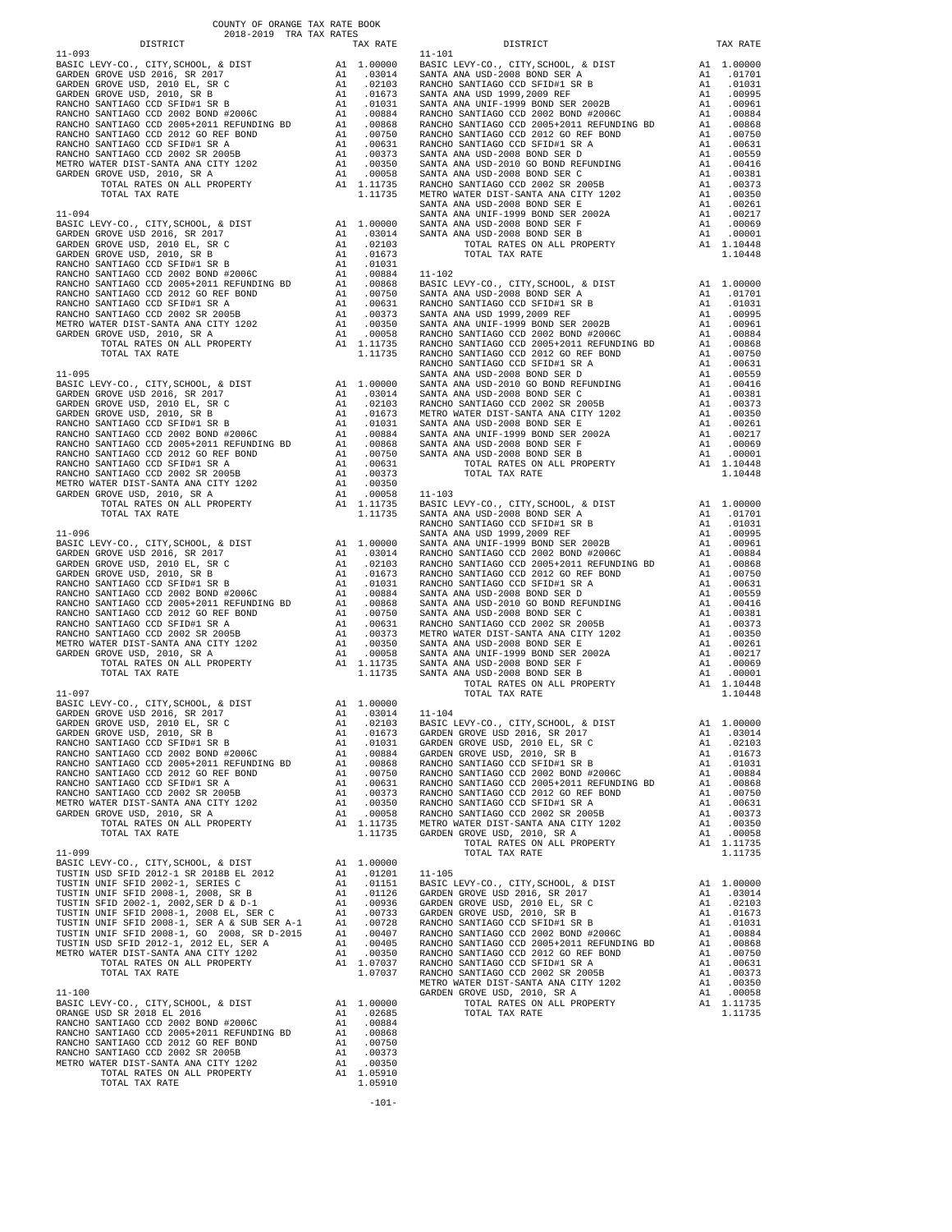COUNTY OF ORANGE TAX RATE BOOK
2018-2019 TRA TAX RATES

| DISTRICT | | TAX RATE |
|---|---|---|
| **11-093** | | |
| BASIC LEVY-CO., CITY,SCHOOL, & DIST | A1 | 1.00000 |
| GARDEN GROVE USD 2016, SR 2017 | A1 | .03014 |
| GARDEN GROVE USD, 2010 EL, SR C | A1 | .02103 |
| GARDEN GROVE USD, 2010, SR B | A1 | .01673 |
| RANCHO SANTIAGO CCD SFID#1 SR B | A1 | .01031 |
| RANCHO SANTIAGO CCD 2002 BOND #2006C | A1 | .00884 |
| RANCHO SANTIAGO CCD 2005+2011 REFUNDING BD | A1 | .00868 |
| RANCHO SANTIAGO CCD 2012 GO REF BOND | A1 | .00750 |
| RANCHO SANTIAGO CCD SFID#1 SR A | A1 | .00631 |
| RANCHO SANTIAGO CCD 2002 SR 2005B | A1 | .00373 |
| METRO WATER DIST-SANTA ANA CITY 1202 | A1 | .00350 |
| GARDEN GROVE USD, 2010, SR A | A1 | .00058 |
| TOTAL RATES ON ALL PROPERTY | A1 | 1.11735 |
| TOTAL TAX RATE | | 1.11735 |
| **11-094** | | |
| BASIC LEVY-CO., CITY,SCHOOL, & DIST | A1 | 1.00000 |
| GARDEN GROVE USD 2016, SR 2017 | A1 | .03014 |
| GARDEN GROVE USD, 2010 EL, SR C | A1 | .02103 |
| GARDEN GROVE USD, 2010, SR B | A1 | .01673 |
| RANCHO SANTIAGO CCD SFID#1 SR B | A1 | .01031 |
| RANCHO SANTIAGO CCD 2002 BOND #2006C | A1 | .00884 |
| RANCHO SANTIAGO CCD 2005+2011 REFUNDING BD | A1 | .00868 |
| RANCHO SANTIAGO CCD 2012 GO REF BOND | A1 | .00750 |
| RANCHO SANTIAGO CCD SFID#1 SR A | A1 | .00631 |
| RANCHO SANTIAGO CCD 2002 SR 2005B | A1 | .00373 |
| METRO WATER DIST-SANTA ANA CITY 1202 | A1 | .00350 |
| GARDEN GROVE USD, 2010, SR A | A1 | .00058 |
| TOTAL RATES ON ALL PROPERTY | A1 | 1.11735 |
| TOTAL TAX RATE | | 1.11735 |
| **11-095** | | |
| BASIC LEVY-CO., CITY,SCHOOL, & DIST | A1 | 1.00000 |
| GARDEN GROVE USD 2016, SR 2017 | A1 | .03014 |
| GARDEN GROVE USD, 2010 EL, SR C | A1 | .02103 |
| GARDEN GROVE USD, 2010, SR B | A1 | .01673 |
| RANCHO SANTIAGO CCD SFID#1 SR B | A1 | .01031 |
| RANCHO SANTIAGO CCD 2002 BOND #2006C | A1 | .00884 |
| RANCHO SANTIAGO CCD 2005+2011 REFUNDING BD | A1 | .00868 |
| RANCHO SANTIAGO CCD 2012 GO REF BOND | A1 | .00750 |
| RANCHO SANTIAGO CCD SFID#1 SR A | A1 | .00631 |
| RANCHO SANTIAGO CCD 2002 SR 2005B | A1 | .00373 |
| METRO WATER DIST-SANTA ANA CITY 1202 | A1 | .00350 |
| GARDEN GROVE USD, 2010, SR A | A1 | .00058 |
| TOTAL RATES ON ALL PROPERTY | A1 | 1.11735 |
| TOTAL TAX RATE | | 1.11735 |
| **11-096** | | |
| BASIC LEVY-CO., CITY,SCHOOL, & DIST | A1 | 1.00000 |
| GARDEN GROVE USD 2016, SR 2017 | A1 | .03014 |
| GARDEN GROVE USD, 2010 EL, SR C | A1 | .02103 |
| GARDEN GROVE USD, 2010, SR B | A1 | .01673 |
| RANCHO SANTIAGO CCD SFID#1 SR B | A1 | .01031 |
| RANCHO SANTIAGO CCD 2002 BOND #2006C | A1 | .00884 |
| RANCHO SANTIAGO CCD 2005+2011 REFUNDING BD | A1 | .00868 |
| RANCHO SANTIAGO CCD 2012 GO REF BOND | A1 | .00750 |
| RANCHO SANTIAGO CCD SFID#1 SR A | A1 | .00631 |
| RANCHO SANTIAGO CCD 2002 SR 2005B | A1 | .00373 |
| METRO WATER DIST-SANTA ANA CITY 1202 | A1 | .00350 |
| GARDEN GROVE USD, 2010, SR A | A1 | .00058 |
| TOTAL RATES ON ALL PROPERTY | A1 | 1.11735 |
| TOTAL TAX RATE | | 1.11735 |
| **11-097** | | |
| BASIC LEVY-CO., CITY,SCHOOL, & DIST | A1 | 1.00000 |
| GARDEN GROVE USD 2016, SR 2017 | A1 | .03014 |
| GARDEN GROVE USD, 2010 EL, SR C | A1 | .02103 |
| GARDEN GROVE USD, 2010, SR B | A1 | .01673 |
| RANCHO SANTIAGO CCD SFID#1 SR B | A1 | .01031 |
| RANCHO SANTIAGO CCD 2002 BOND #2006C | A1 | .00884 |
| RANCHO SANTIAGO CCD 2005+2011 REFUNDING BD | A1 | .00868 |
| RANCHO SANTIAGO CCD 2012 GO REF BOND | A1 | .00750 |
| RANCHO SANTIAGO CCD SFID#1 SR A | A1 | .00631 |
| RANCHO SANTIAGO CCD 2002 SR 2005B | A1 | .00373 |
| METRO WATER DIST-SANTA ANA CITY 1202 | A1 | .00350 |
| GARDEN GROVE USD, 2010, SR A | A1 | .00058 |
| TOTAL RATES ON ALL PROPERTY | A1 | 1.11735 |
| TOTAL TAX RATE | | 1.11735 |
| **11-099** | | |
| BASIC LEVY-CO., CITY,SCHOOL, & DIST | A1 | 1.00000 |
| TUSTIN USD SFID 2012-1 SR 2018B EL 2012 | A1 | .01201 |
| TUSTIN UNIF SFID 2002-1, SERIES C | A1 | .01151 |
| TUSTIN UNIF SFID 2008-1, 2008, SR B | A1 | .01126 |
| TUSTIN SFID 2002-1, 2002,SER D & D-1 | A1 | .00936 |
| TUSTIN UNIF SFID 2008-1, 2008 EL, SER C | A1 | .00733 |
| TUSTIN UNIF SFID 2008-1, SER A & SUB SER A-1 | A1 | .00728 |
| TUSTIN UNIF SFID 2008-1, GO 2008, SR D-2015 | A1 | .00407 |
| TUSTIN USD SFID 2012-1, 2012 EL, SER A | A1 | .00405 |
| METRO WATER DIST-SANTA ANA CITY 1202 | A1 | .00350 |
| TOTAL RATES ON ALL PROPERTY | A1 | 1.07037 |
| TOTAL TAX RATE | | 1.07037 |
| **11-100** | | |
| BASIC LEVY-CO., CITY,SCHOOL, & DIST | A1 | 1.00000 |
| ORANGE USD SR 2018 EL 2016 | A1 | .02685 |
| RANCHO SANTIAGO CCD 2002 BOND #2006C | A1 | .00884 |
| RANCHO SANTIAGO CCD 2005+2011 REFUNDING BD | A1 | .00868 |
| RANCHO SANTIAGO CCD 2012 GO REF BOND | A1 | .00750 |
| RANCHO SANTIAGO CCD 2002 SR 2005B | A1 | .00373 |
| METRO WATER DIST-SANTA ANA CITY 1202 | A1 | .00350 |
| TOTAL RATES ON ALL PROPERTY | A1 | 1.05910 |
| TOTAL TAX RATE | | 1.05910 |
| **11-101** | | |
| BASIC LEVY-CO., CITY,SCHOOL, & DIST | A1 | 1.00000 |
| SANTA ANA USD-2008 BOND SER A | A1 | .01701 |
| RANCHO SANTIAGO CCD SFID#1 SR B | A1 | .01031 |
| SANTA ANA USD 1999,2009 REF | A1 | .00995 |
| SANTA ANA UNIF-1999 BOND SER 2002B | A1 | .00961 |
| RANCHO SANTIAGO CCD 2002 BOND #2006C | A1 | .00884 |
| RANCHO SANTIAGO CCD 2005+2011 REFUNDING BD | A1 | .00868 |
| RANCHO SANTIAGO CCD 2012 GO REF BOND | A1 | .00750 |
| RANCHO SANTIAGO CCD SFID#1 SR A | A1 | .00631 |
| SANTA ANA USD-2008 BOND SER D | A1 | .00559 |
| SANTA ANA USD-2010 GO BOND REFUNDING | A1 | .00416 |
| SANTA ANA USD-2008 BOND SER C | A1 | .00381 |
| RANCHO SANTIAGO CCD 2002 SR 2005B | A1 | .00373 |
| METRO WATER DIST-SANTA ANA CITY 1202 | A1 | .00350 |
| SANTA ANA USD-2008 BOND SER E | A1 | .00261 |
| SANTA ANA UNIF-1999 BOND SER 2002A | A1 | .00217 |
| SANTA ANA USD-2008 BOND SER F | A1 | .00069 |
| SANTA ANA USD-2008 BOND SER B | A1 | .00001 |
| TOTAL RATES ON ALL PROPERTY | A1 | 1.10448 |
| TOTAL TAX RATE | | 1.10448 |
| **11-102** | | |
| BASIC LEVY-CO., CITY,SCHOOL, & DIST | A1 | 1.00000 |
| SANTA ANA USD-2008 BOND SER A | A1 | .01701 |
| RANCHO SANTIAGO CCD SFID#1 SR B | A1 | .01031 |
| SANTA ANA USD 1999,2009 REF | A1 | .00995 |
| SANTA ANA UNIF-1999 BOND SER 2002B | A1 | .00961 |
| RANCHO SANTIAGO CCD 2002 BOND #2006C | A1 | .00884 |
| RANCHO SANTIAGO CCD 2005+2011 REFUNDING BD | A1 | .00868 |
| RANCHO SANTIAGO CCD 2012 GO REF BOND | A1 | .00750 |
| RANCHO SANTIAGO CCD SFID#1 SR A | A1 | .00631 |
| SANTA ANA USD-2008 BOND SER D | A1 | .00559 |
| SANTA ANA USD-2010 GO BOND REFUNDING | A1 | .00416 |
| SANTA ANA USD-2008 BOND SER C | A1 | .00381 |
| RANCHO SANTIAGO CCD 2002 SR 2005B | A1 | .00373 |
| METRO WATER DIST-SANTA ANA CITY 1202 | A1 | .00350 |
| SANTA ANA USD-2008 BOND SER E | A1 | .00261 |
| SANTA ANA UNIF-1999 BOND SER 2002A | A1 | .00217 |
| SANTA ANA USD-2008 BOND SER F | A1 | .00069 |
| SANTA ANA USD-2008 BOND SER B | A1 | .00001 |
| TOTAL RATES ON ALL PROPERTY | A1 | 1.10448 |
| TOTAL TAX RATE | | 1.10448 |
| **11-103** | | |
| BASIC LEVY-CO., CITY,SCHOOL, & DIST | A1 | 1.00000 |
| SANTA ANA USD-2008 BOND SER A | A1 | .01701 |
| RANCHO SANTIAGO CCD SFID#1 SR B | A1 | .01031 |
| SANTA ANA USD 1999,2009 REF | A1 | .00995 |
| SANTA ANA UNIF-1999 BOND SER 2002B | A1 | .00961 |
| RANCHO SANTIAGO CCD 2002 BOND #2006C | A1 | .00884 |
| RANCHO SANTIAGO CCD 2005+2011 REFUNDING BD | A1 | .00868 |
| RANCHO SANTIAGO CCD 2012 GO REF BOND | A1 | .00750 |
| RANCHO SANTIAGO CCD SFID#1 SR A | A1 | .00631 |
| SANTA ANA USD-2008 BOND SER D | A1 | .00559 |
| SANTA ANA USD-2010 GO BOND REFUNDING | A1 | .00416 |
| SANTA ANA USD-2008 BOND SER C | A1 | .00381 |
| RANCHO SANTIAGO CCD 2002 SR 2005B | A1 | .00373 |
| METRO WATER DIST-SANTA ANA CITY 1202 | A1 | .00350 |
| SANTA ANA USD-2008 BOND SER E | A1 | .00261 |
| SANTA ANA UNIF-1999 BOND SER 2002A | A1 | .00217 |
| SANTA ANA USD-2008 BOND SER F | A1 | .00069 |
| SANTA ANA USD-2008 BOND SER B | A1 | .00001 |
| TOTAL RATES ON ALL PROPERTY | A1 | 1.10448 |
| TOTAL TAX RATE | | 1.10448 |
| **11-104** | | |
| BASIC LEVY-CO., CITY,SCHOOL, & DIST | A1 | 1.00000 |
| GARDEN GROVE USD 2016, SR 2017 | A1 | .03014 |
| GARDEN GROVE USD, 2010 EL, SR C | A1 | .02103 |
| GARDEN GROVE USD, 2010, SR B | A1 | .01673 |
| RANCHO SANTIAGO CCD SFID#1 SR B | A1 | .01031 |
| RANCHO SANTIAGO CCD 2002 BOND #2006C | A1 | .00884 |
| RANCHO SANTIAGO CCD 2005+2011 REFUNDING BD | A1 | .00868 |
| RANCHO SANTIAGO CCD 2012 GO REF BOND | A1 | .00750 |
| RANCHO SANTIAGO CCD SFID#1 SR A | A1 | .00631 |
| RANCHO SANTIAGO CCD 2002 SR 2005B | A1 | .00373 |
| METRO WATER DIST-SANTA ANA CITY 1202 | A1 | .00350 |
| GARDEN GROVE USD, 2010, SR A | A1 | .00058 |
| TOTAL RATES ON ALL PROPERTY | A1 | 1.11735 |
| TOTAL TAX RATE | | 1.11735 |
| **11-105** | | |
| BASIC LEVY-CO., CITY,SCHOOL, & DIST | A1 | 1.00000 |
| GARDEN GROVE USD 2016, SR 2017 | A1 | .03014 |
| GARDEN GROVE USD, 2010 EL, SR C | A1 | .02103 |
| GARDEN GROVE USD, 2010, SR B | A1 | .01673 |
| RANCHO SANTIAGO CCD SFID#1 SR B | A1 | .01031 |
| RANCHO SANTIAGO CCD 2002 BOND #2006C | A1 | .00884 |
| RANCHO SANTIAGO CCD 2005+2011 REFUNDING BD | A1 | .00868 |
| RANCHO SANTIAGO CCD 2012 GO REF BOND | A1 | .00750 |
| RANCHO SANTIAGO CCD SFID#1 SR A | A1 | .00631 |
| RANCHO SANTIAGO CCD 2002 SR 2005B | A1 | .00373 |
| METRO WATER DIST-SANTA ANA CITY 1202 | A1 | .00350 |
| GARDEN GROVE USD, 2010, SR A | A1 | .00058 |
| TOTAL RATES ON ALL PROPERTY | A1 | 1.11735 |
| TOTAL TAX RATE | | 1.11735 |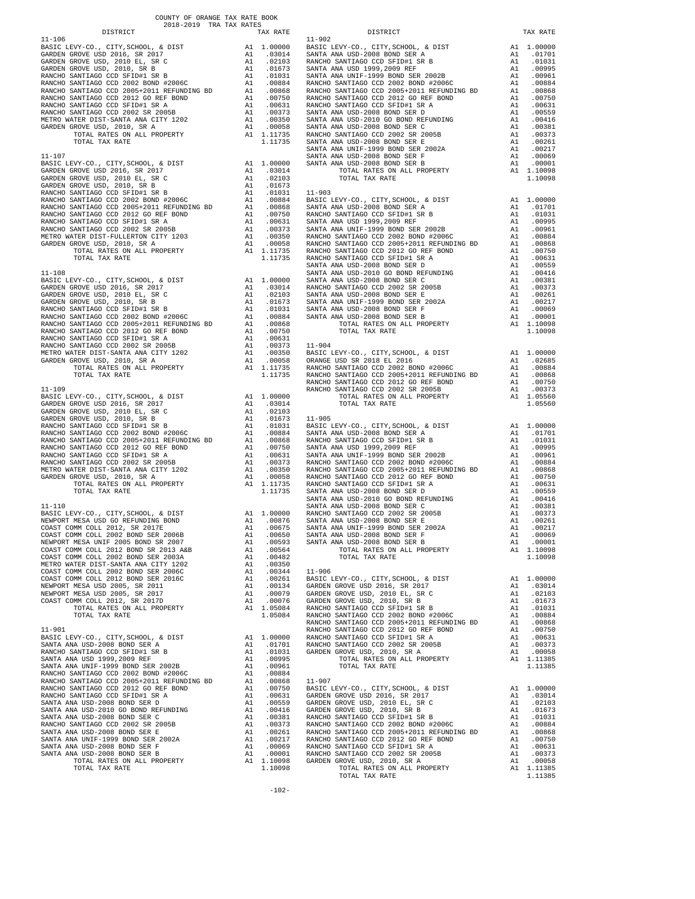COUNTY OF ORANGE TAX RATE BOOK
2018-2019 TRA TAX RATES

| DISTRICT | | TAX RATE |
|---|---|---|
| **11-106** | | |
| BASIC LEVY-CO., CITY,SCHOOL, & DIST | A1 | 1.00000 |
| GARDEN GROVE USD 2016, SR 2017 | A1 | .03014 |
| GARDEN GROVE USD, 2010 EL, SR C | A1 | .02103 |
| GARDEN GROVE USD, 2010, SR B | A1 | .01673 |
| RANCHO SANTIAGO CCD SFID#1 SR B | A1 | .01031 |
| RANCHO SANTIAGO CCD 2002 BOND #2006C | A1 | .00884 |
| RANCHO SANTIAGO CCD 2005+2011 REFUNDING BD | A1 | .00868 |
| RANCHO SANTIAGO CCD 2012 GO REF BOND | A1 | .00750 |
| RANCHO SANTIAGO CCD SFID#1 SR A | A1 | .00631 |
| RANCHO SANTIAGO CCD 2002 SR 2005B | A1 | .00373 |
| METRO WATER DIST-SANTA ANA CITY 1202 | A1 | .00350 |
| GARDEN GROVE USD, 2010, SR A | A1 | .00058 |
| TOTAL RATES ON ALL PROPERTY | A1 | 1.11735 |
| TOTAL TAX RATE | | 1.11735 |
| **11-107** | | |
| BASIC LEVY-CO., CITY,SCHOOL, & DIST | A1 | 1.00000 |
| GARDEN GROVE USD 2016, SR 2017 | A1 | .03014 |
| GARDEN GROVE USD, 2010 EL, SR C | A1 | .02103 |
| GARDEN GROVE USD, 2010, SR B | A1 | .01673 |
| RANCHO SANTIAGO CCD SFID#1 SR B | A1 | .01031 |
| RANCHO SANTIAGO CCD 2002 BOND #2006C | A1 | .00884 |
| RANCHO SANTIAGO CCD 2005+2011 REFUNDING BD | A1 | .00868 |
| RANCHO SANTIAGO CCD 2012 GO REF BOND | A1 | .00750 |
| RANCHO SANTIAGO CCD SFID#1 SR A | A1 | .00631 |
| RANCHO SANTIAGO CCD 2002 SR 2005B | A1 | .00373 |
| METRO WATER DIST-FULLERTON CITY 1203 | A1 | .00350 |
| GARDEN GROVE USD, 2010, SR A | A1 | .00058 |
| TOTAL RATES ON ALL PROPERTY | A1 | 1.11735 |
| TOTAL TAX RATE | | 1.11735 |
| **11-108** | | |
| BASIC LEVY-CO., CITY,SCHOOL, & DIST | A1 | 1.00000 |
| GARDEN GROVE USD 2016, SR 2017 | A1 | .03014 |
| GARDEN GROVE USD, 2010 EL, SR C | A1 | .02103 |
| GARDEN GROVE USD, 2010, SR B | A1 | .01673 |
| RANCHO SANTIAGO CCD SFID#1 SR B | A1 | .01031 |
| RANCHO SANTIAGO CCD 2002 BOND #2006C | A1 | .00884 |
| RANCHO SANTIAGO CCD 2005+2011 REFUNDING BD | A1 | .00868 |
| RANCHO SANTIAGO CCD 2012 GO REF BOND | A1 | .00750 |
| RANCHO SANTIAGO CCD SFID#1 SR A | A1 | .00631 |
| RANCHO SANTIAGO CCD 2002 SR 2005B | A1 | .00373 |
| METRO WATER DIST-SANTA ANA CITY 1202 | A1 | .00350 |
| GARDEN GROVE USD, 2010, SR A | A1 | .00058 |
| TOTAL RATES ON ALL PROPERTY | A1 | 1.11735 |
| TOTAL TAX RATE | | 1.11735 |
| **11-109** | | |
| BASIC LEVY-CO., CITY,SCHOOL, & DIST | A1 | 1.00000 |
| GARDEN GROVE USD 2016, SR 2017 | A1 | .03014 |
| GARDEN GROVE USD, 2010 EL, SR C | A1 | .02103 |
| GARDEN GROVE USD, 2010, SR B | A1 | .01673 |
| RANCHO SANTIAGO CCD SFID#1 SR B | A1 | .01031 |
| RANCHO SANTIAGO CCD 2002 BOND #2006C | A1 | .00884 |
| RANCHO SANTIAGO CCD 2005+2011 REFUNDING BD | A1 | .00868 |
| RANCHO SANTIAGO CCD 2012 GO REF BOND | A1 | .00750 |
| RANCHO SANTIAGO CCD SFID#1 SR A | A1 | .00631 |
| RANCHO SANTIAGO CCD 2002 SR 2005B | A1 | .00373 |
| METRO WATER DIST-SANTA ANA CITY 1202 | A1 | .00350 |
| GARDEN GROVE USD, 2010, SR A | A1 | .00058 |
| TOTAL RATES ON ALL PROPERTY | A1 | 1.11735 |
| TOTAL TAX RATE | | 1.11735 |
| **11-110** | | |
| BASIC LEVY-CO., CITY,SCHOOL, & DIST | A1 | 1.00000 |
| NEWPORT MESA USD GO REFUNDING BOND | A1 | .00876 |
| COAST COMM COLL 2012, SR 2017E | A1 | .00675 |
| COAST COMM COLL 2002 BOND SER 2006B | A1 | .00650 |
| NEWPORT MESA UNIF 2005 BOND SR 2007 | A1 | .00593 |
| COAST COMM COLL 2012 BOND SR 2013 A&B | A1 | .00564 |
| COAST COMM COLL 2002 BOND SER 2003A | A1 | .00482 |
| METRO WATER DIST-SANTA ANA CITY 1202 | A1 | .00350 |
| COAST COMM COLL 2002 BOND SER 2006C | A1 | .00344 |
| COAST COMM COLL 2012 BOND SER 2016C | A1 | .00261 |
| NEWPORT MESA USD 2005, SR 2011 | A1 | .00134 |
| NEWPORT MESA USD 2005, SR 2017 | A1 | .00079 |
| COAST COMM COLL 2012, SR 2017D | A1 | .00076 |
| TOTAL RATES ON ALL PROPERTY | A1 | 1.05084 |
| TOTAL TAX RATE | | 1.05084 |
| **11-901** | | |
| BASIC LEVY-CO., CITY,SCHOOL, & DIST | A1 | 1.00000 |
| SANTA ANA USD-2008 BOND SER A | A1 | .01701 |
| RANCHO SANTIAGO CCD SFID#1 SR B | A1 | .01031 |
| SANTA ANA USD 1999,2009 REF | A1 | .00995 |
| SANTA ANA UNIF-1999 BOND SER 2002B | A1 | .00961 |
| RANCHO SANTIAGO CCD 2002 BOND #2006C | A1 | .00884 |
| RANCHO SANTIAGO CCD 2005+2011 REFUNDING BD | A1 | .00868 |
| RANCHO SANTIAGO CCD 2012 GO REF BOND | A1 | .00750 |
| RANCHO SANTIAGO CCD SFID#1 SR A | A1 | .00631 |
| SANTA ANA USD-2008 BOND SER D | A1 | .00559 |
| SANTA ANA USD-2010 GO BOND REFUNDING | A1 | .00416 |
| SANTA ANA USD-2008 BOND SER C | A1 | .00381 |
| RANCHO SANTIAGO CCD 2002 SR 2005B | A1 | .00373 |
| SANTA ANA USD-2008 BOND SER E | A1 | .00261 |
| SANTA ANA UNIF-1999 BOND SER 2002A | A1 | .00217 |
| SANTA ANA USD-2008 BOND SER F | A1 | .00069 |
| SANTA ANA USD-2008 BOND SER B | A1 | .00001 |
| TOTAL RATES ON ALL PROPERTY | A1 | 1.10098 |
| TOTAL TAX RATE | | 1.10098 |
| **11-902** | | |
| BASIC LEVY-CO., CITY,SCHOOL, & DIST | A1 | 1.00000 |
| SANTA ANA USD-2008 BOND SER A | A1 | .01701 |
| RANCHO SANTIAGO CCD SFID#1 SR B | A1 | .01031 |
| SANTA ANA USD 1999,2009 REF | A1 | .00995 |
| SANTA ANA UNIF-1999 BOND SER 2002B | A1 | .00961 |
| RANCHO SANTIAGO CCD 2002 BOND #2006C | A1 | .00884 |
| RANCHO SANTIAGO CCD 2005+2011 REFUNDING BD | A1 | .00868 |
| RANCHO SANTIAGO CCD 2012 GO REF BOND | A1 | .00750 |
| RANCHO SANTIAGO CCD SFID#1 SR A | A1 | .00631 |
| SANTA ANA USD-2008 BOND SER D | A1 | .00559 |
| SANTA ANA USD-2010 GO BOND REFUNDING | A1 | .00416 |
| SANTA ANA USD-2008 BOND SER C | A1 | .00381 |
| RANCHO SANTIAGO CCD 2002 SR 2005B | A1 | .00373 |
| SANTA ANA USD-2008 BOND SER E | A1 | .00261 |
| SANTA ANA UNIF-1999 BOND SER 2002A | A1 | .00217 |
| SANTA ANA USD-2008 BOND SER F | A1 | .00069 |
| SANTA ANA USD-2008 BOND SER B | A1 | .00001 |
| TOTAL RATES ON ALL PROPERTY | A1 | 1.10098 |
| TOTAL TAX RATE | | 1.10098 |
| **11-903** | | |
| BASIC LEVY-CO., CITY,SCHOOL, & DIST | A1 | 1.00000 |
| SANTA ANA USD-2008 BOND SER A | A1 | .01701 |
| RANCHO SANTIAGO CCD SFID#1 SR B | A1 | .01031 |
| SANTA ANA USD 1999,2009 REF | A1 | .00995 |
| SANTA ANA UNIF-1999 BOND SER 2002B | A1 | .00961 |
| RANCHO SANTIAGO CCD 2002 BOND #2006C | A1 | .00884 |
| RANCHO SANTIAGO CCD 2005+2011 REFUNDING BD | A1 | .00868 |
| RANCHO SANTIAGO CCD 2012 GO REF BOND | A1 | .00750 |
| RANCHO SANTIAGO CCD SFID#1 SR A | A1 | .00631 |
| SANTA ANA USD-2008 BOND SER D | A1 | .00559 |
| SANTA ANA USD-2010 GO BOND REFUNDING | A1 | .00416 |
| SANTA ANA USD-2008 BOND SER C | A1 | .00381 |
| RANCHO SANTIAGO CCD 2002 SR 2005B | A1 | .00373 |
| SANTA ANA USD-2008 BOND SER E | A1 | .00261 |
| SANTA ANA UNIF-1999 BOND SER 2002A | A1 | .00217 |
| SANTA ANA USD-2008 BOND SER F | A1 | .00069 |
| SANTA ANA USD-2008 BOND SER B | A1 | .00001 |
| TOTAL RATES ON ALL PROPERTY | A1 | 1.10098 |
| TOTAL TAX RATE | | 1.10098 |
| **11-904** | | |
| BASIC LEVY-CO., CITY,SCHOOL, & DIST | A1 | 1.00000 |
| ORANGE USD SR 2018 EL 2016 | A1 | .02685 |
| RANCHO SANTIAGO CCD 2002 BOND #2006C | A1 | .00884 |
| RANCHO SANTIAGO CCD 2005+2011 REFUNDING BD | A1 | .00868 |
| RANCHO SANTIAGO CCD 2012 GO REF BOND | A1 | .00750 |
| RANCHO SANTIAGO CCD 2002 SR 2005B | A1 | .00373 |
| TOTAL RATES ON ALL PROPERTY | A1 | 1.05560 |
| TOTAL TAX RATE | | 1.05560 |
| **11-905** | | |
| BASIC LEVY-CO., CITY,SCHOOL, & DIST | A1 | 1.00000 |
| SANTA ANA USD-2008 BOND SER A | A1 | .01701 |
| RANCHO SANTIAGO CCD SFID#1 SR B | A1 | .01031 |
| SANTA ANA USD 1999,2009 REF | A1 | .00995 |
| SANTA ANA UNIF-1999 BOND SER 2002B | A1 | .00961 |
| RANCHO SANTIAGO CCD 2002 BOND #2006C | A1 | .00884 |
| RANCHO SANTIAGO CCD 2005+2011 REFUNDING BD | A1 | .00868 |
| RANCHO SANTIAGO CCD 2012 GO REF BOND | A1 | .00750 |
| RANCHO SANTIAGO CCD SFID#1 SR A | A1 | .00631 |
| SANTA ANA USD-2008 BOND SER D | A1 | .00559 |
| SANTA ANA USD-2010 GO BOND REFUNDING | A1 | .00416 |
| SANTA ANA USD-2008 BOND SER C | A1 | .00381 |
| RANCHO SANTIAGO CCD 2002 SR 2005B | A1 | .00373 |
| SANTA ANA USD-2008 BOND SER E | A1 | .00261 |
| SANTA ANA UNIF-1999 BOND SER 2002A | A1 | .00217 |
| SANTA ANA USD-2008 BOND SER F | A1 | .00069 |
| SANTA ANA USD-2008 BOND SER B | A1 | .00001 |
| TOTAL RATES ON ALL PROPERTY | A1 | 1.10098 |
| TOTAL TAX RATE | | 1.10098 |
| **11-906** | | |
| BASIC LEVY-CO., CITY,SCHOOL, & DIST | A1 | 1.00000 |
| GARDEN GROVE USD 2016, SR 2017 | A1 | .03014 |
| GARDEN GROVE USD, 2010 EL, SR C | A1 | .02103 |
| GARDEN GROVE USD, 2010, SR B | A1 | .01673 |
| RANCHO SANTIAGO CCD SFID#1 SR B | A1 | .01031 |
| RANCHO SANTIAGO CCD 2002 BOND #2006C | A1 | .00884 |
| RANCHO SANTIAGO CCD 2005+2011 REFUNDING BD | A1 | .00868 |
| RANCHO SANTIAGO CCD 2012 GO REF BOND | A1 | .00750 |
| RANCHO SANTIAGO CCD SFID#1 SR A | A1 | .00631 |
| RANCHO SANTIAGO CCD 2002 SR 2005B | A1 | .00373 |
| GARDEN GROVE USD, 2010, SR A | A1 | .00058 |
| TOTAL RATES ON ALL PROPERTY | A1 | 1.11385 |
| TOTAL TAX RATE | | 1.11385 |
| **11-907** | | |
| BASIC LEVY-CO., CITY,SCHOOL, & DIST | A1 | 1.00000 |
| GARDEN GROVE USD 2016, SR 2017 | A1 | .03014 |
| GARDEN GROVE USD, 2010 EL, SR C | A1 | .02103 |
| GARDEN GROVE USD, 2010, SR B | A1 | .01673 |
| RANCHO SANTIAGO CCD SFID#1 SR B | A1 | .01031 |
| RANCHO SANTIAGO CCD 2002 BOND #2006C | A1 | .00884 |
| RANCHO SANTIAGO CCD 2005+2011 REFUNDING BD | A1 | .00868 |
| RANCHO SANTIAGO CCD 2012 GO REF BOND | A1 | .00750 |
| RANCHO SANTIAGO CCD SFID#1 SR A | A1 | .00631 |
| RANCHO SANTIAGO CCD 2002 SR 2005B | A1 | .00373 |
| GARDEN GROVE USD, 2010, SR A | A1 | .00058 |
| TOTAL RATES ON ALL PROPERTY | A1 | 1.11385 |
| TOTAL TAX RATE | | 1.11385 |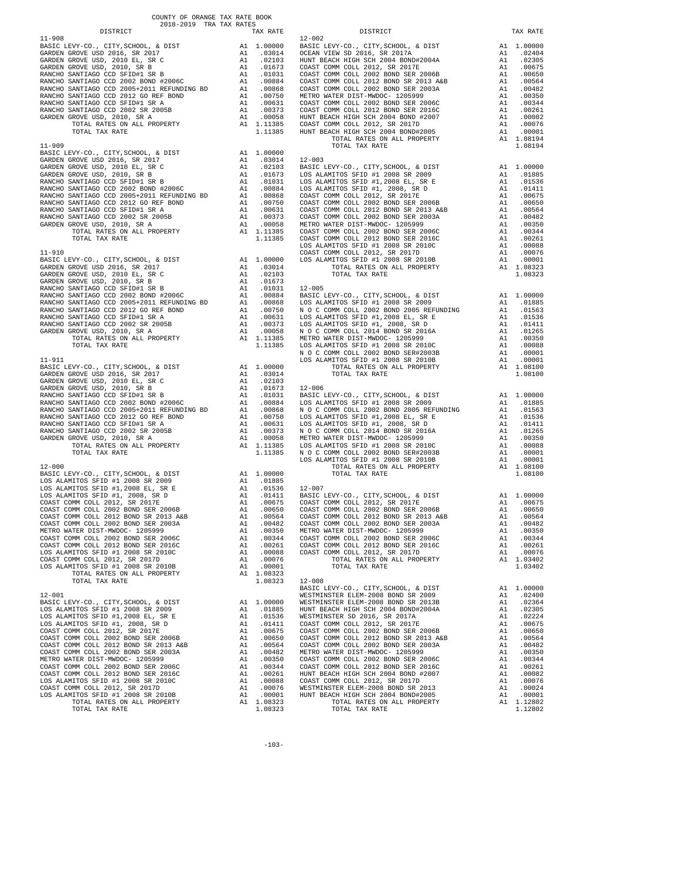COUNTY OF ORANGE TAX RATE BOOK
2018-2019 TRA TAX RATES

| DISTRICT | | TAX RATE |
|---|---|---|
| 11-908 | | |
| BASIC LEVY-CO., CITY,SCHOOL, & DIST | A1 | 1.00000 |
| GARDEN GROVE USD 2016, SR 2017 | A1 | .03014 |
| GARDEN GROVE USD, 2010 EL, SR C | A1 | .02103 |
| GARDEN GROVE USD, 2010, SR B | A1 | .01673 |
| RANCHO SANTIAGO CCD SFID#1 SR B | A1 | .01031 |
| RANCHO SANTIAGO CCD 2002 BOND #2006C | A1 | .00884 |
| RANCHO SANTIAGO CCD 2005+2011 REFUNDING BD | A1 | .00868 |
| RANCHO SANTIAGO CCD 2012 GO REF BOND | A1 | .00750 |
| RANCHO SANTIAGO CCD SFID#1 SR A | A1 | .00631 |
| RANCHO SANTIAGO CCD 2002 SR 2005B | A1 | .00373 |
| GARDEN GROVE USD, 2010, SR A | A1 | .00058 |
| TOTAL RATES ON ALL PROPERTY | A1 | 1.11385 |
| TOTAL TAX RATE | | 1.11385 |
| 11-909 | | |
| BASIC LEVY-CO., CITY,SCHOOL, & DIST | A1 | 1.00000 |
| GARDEN GROVE USD 2016, SR 2017 | A1 | .03014 |
| GARDEN GROVE USD, 2010 EL, SR C | A1 | .02103 |
| GARDEN GROVE USD, 2010, SR B | A1 | .01673 |
| RANCHO SANTIAGO CCD SFID#1 SR B | A1 | .01031 |
| RANCHO SANTIAGO CCD 2002 BOND #2006C | A1 | .00884 |
| RANCHO SANTIAGO CCD 2005+2011 REFUNDING BD | A1 | .00868 |
| RANCHO SANTIAGO CCD 2012 GO REF BOND | A1 | .00750 |
| RANCHO SANTIAGO CCD SFID#1 SR A | A1 | .00631 |
| RANCHO SANTIAGO CCD 2002 SR 2005B | A1 | .00373 |
| GARDEN GROVE USD, 2010, SR A | A1 | .00058 |
| TOTAL RATES ON ALL PROPERTY | A1 | 1.11385 |
| TOTAL TAX RATE | | 1.11385 |
| 11-910 | | |
| BASIC LEVY-CO., CITY,SCHOOL, & DIST | A1 | 1.00000 |
| GARDEN GROVE USD 2016, SR 2017 | A1 | .03014 |
| GARDEN GROVE USD, 2010 EL, SR C | A1 | .02103 |
| GARDEN GROVE USD, 2010, SR B | A1 | .01673 |
| RANCHO SANTIAGO CCD SFID#1 SR B | A1 | .01031 |
| RANCHO SANTIAGO CCD 2002 BOND #2006C | A1 | .00884 |
| RANCHO SANTIAGO CCD 2005+2011 REFUNDING BD | A1 | .00868 |
| RANCHO SANTIAGO CCD 2012 GO REF BOND | A1 | .00750 |
| RANCHO SANTIAGO CCD SFID#1 SR A | A1 | .00631 |
| RANCHO SANTIAGO CCD 2002 SR 2005B | A1 | .00373 |
| GARDEN GROVE USD, 2010, SR A | A1 | .00058 |
| TOTAL RATES ON ALL PROPERTY | A1 | 1.11385 |
| TOTAL TAX RATE | | 1.11385 |
| 11-911 | | |
| BASIC LEVY-CO., CITY,SCHOOL, & DIST | A1 | 1.00000 |
| GARDEN GROVE USD 2016, SR 2017 | A1 | .03014 |
| GARDEN GROVE USD, 2010 EL, SR C | A1 | .02103 |
| GARDEN GROVE USD, 2010, SR B | A1 | .01673 |
| RANCHO SANTIAGO CCD SFID#1 SR B | A1 | .01031 |
| RANCHO SANTIAGO CCD 2002 BOND #2006C | A1 | .00884 |
| RANCHO SANTIAGO CCD 2005+2011 REFUNDING BD | A1 | .00868 |
| RANCHO SANTIAGO CCD 2012 GO REF BOND | A1 | .00750 |
| RANCHO SANTIAGO CCD SFID#1 SR A | A1 | .00631 |
| RANCHO SANTIAGO CCD 2002 SR 2005B | A1 | .00373 |
| GARDEN GROVE USD, 2010, SR A | A1 | .00058 |
| TOTAL RATES ON ALL PROPERTY | A1 | 1.11385 |
| TOTAL TAX RATE | | 1.11385 |
| 12-000 | | |
| BASIC LEVY-CO., CITY,SCHOOL, & DIST | A1 | 1.00000 |
| LOS ALAMITOS SFID #1 2008 SR 2009 | A1 | .01885 |
| LOS ALAMITOS SFID #1,2008 EL, SR E | A1 | .01536 |
| LOS ALAMITOS SFID #1, 2008, SR D | A1 | .01411 |
| COAST COMM COLL 2012, SR 2017E | A1 | .00675 |
| COAST COMM COLL 2002 BOND SER 2006B | A1 | .00650 |
| COAST COMM COLL 2012 BOND SR 2013 A&B | A1 | .00564 |
| COAST COMM COLL 2002 BOND SER 2003A | A1 | .00482 |
| METRO WATER DIST-MWDOC- 1205999 | A1 | .00350 |
| COAST COMM COLL 2002 BOND SER 2006C | A1 | .00344 |
| COAST COMM COLL 2012 BOND SER 2016C | A1 | .00261 |
| LOS ALAMITOS SFID #1 2008 SR 2010C | A1 | .00088 |
| COAST COMM COLL 2012, SR 2017D | A1 | .00076 |
| LOS ALAMITOS SFID #1 2008 SR 2010B | A1 | .00001 |
| TOTAL RATES ON ALL PROPERTY | A1 | 1.08323 |
| TOTAL TAX RATE | | 1.08323 |
| 12-001 | | |
| BASIC LEVY-CO., CITY,SCHOOL, & DIST | A1 | 1.00000 |
| LOS ALAMITOS SFID #1 2008 SR 2009 | A1 | .01885 |
| LOS ALAMITOS SFID #1,2008 EL, SR E | A1 | .01536 |
| LOS ALAMITOS SFID #1, 2008, SR D | A1 | .01411 |
| COAST COMM COLL 2012, SR 2017E | A1 | .00675 |
| COAST COMM COLL 2002 BOND SER 2006B | A1 | .00650 |
| COAST COMM COLL 2012 BOND SR 2013 A&B | A1 | .00564 |
| COAST COMM COLL 2002 BOND SER 2003A | A1 | .00482 |
| METRO WATER DIST-MWDOC- 1205999 | A1 | .00350 |
| COAST COMM COLL 2002 BOND SER 2006C | A1 | .00344 |
| COAST COMM COLL 2012 BOND SER 2016C | A1 | .00261 |
| LOS ALAMITOS SFID #1 2008 SR 2010C | A1 | .00088 |
| COAST COMM COLL 2012, SR 2017D | A1 | .00076 |
| LOS ALAMITOS SFID #1 2008 SR 2010B | A1 | .00001 |
| TOTAL RATES ON ALL PROPERTY | A1 | 1.08323 |
| TOTAL TAX RATE | | 1.08323 |
| 12-002 | | |
| BASIC LEVY-CO., CITY,SCHOOL, & DIST | A1 | 1.00000 |
| OCEAN VIEW SD 2016, SR 2017A | A1 | .02404 |
| HUNT BEACH HIGH SCH 2004 BOND#2004A | A1 | .02305 |
| COAST COMM COLL 2012, SR 2017E | A1 | .00675 |
| COAST COMM COLL 2002 BOND SER 2006B | A1 | .00650 |
| COAST COMM COLL 2012 BOND SR 2013 A&B | A1 | .00564 |
| COAST COMM COLL 2002 BOND SER 2003A | A1 | .00482 |
| METRO WATER DIST-MWDOC- 1205999 | A1 | .00350 |
| COAST COMM COLL 2002 BOND SER 2006C | A1 | .00344 |
| COAST COMM COLL 2012 BOND SER 2016C | A1 | .00261 |
| HUNT BEACH HIGH SCH 2004 BOND #2007 | A1 | .00082 |
| COAST COMM COLL 2012, SR 2017D | A1 | .00076 |
| HUNT BEACH HIGH SCH 2004 BOND#2005 | A1 | .00001 |
| TOTAL RATES ON ALL PROPERTY | A1 | 1.08194 |
| TOTAL TAX RATE | | 1.08194 |
| 12-003 | | |
| BASIC LEVY-CO., CITY,SCHOOL, & DIST | A1 | 1.00000 |
| LOS ALAMITOS SFID #1 2008 SR 2009 | A1 | .01885 |
| LOS ALAMITOS SFID #1,2008 EL, SR E | A1 | .01536 |
| LOS ALAMITOS SFID #1, 2008, SR D | A1 | .01411 |
| COAST COMM COLL 2012, SR 2017E | A1 | .00675 |
| COAST COMM COLL 2002 BOND SER 2006B | A1 | .00650 |
| COAST COMM COLL 2012 BOND SR 2013 A&B | A1 | .00564 |
| COAST COMM COLL 2002 BOND SER 2003A | A1 | .00482 |
| METRO WATER DIST-MWDOC- 1205999 | A1 | .00350 |
| COAST COMM COLL 2002 BOND SER 2006C | A1 | .00344 |
| COAST COMM COLL 2012 BOND SER 2016C | A1 | .00261 |
| LOS ALAMITOS SFID #1 2008 SR 2010C | A1 | .00088 |
| COAST COMM COLL 2012, SR 2017D | A1 | .00076 |
| LOS ALAMITOS SFID #1 2008 SR 2010B | A1 | .00001 |
| TOTAL RATES ON ALL PROPERTY | A1 | 1.08323 |
| TOTAL TAX RATE | | 1.08323 |
| 12-005 | | |
| BASIC LEVY-CO., CITY,SCHOOL, & DIST | A1 | 1.00000 |
| LOS ALAMITOS SFID #1 2008 SR 2009 | A1 | .01885 |
| N O C COMM COLL 2002 BOND 2005 REFUNDING | A1 | .01563 |
| LOS ALAMITOS SFID #1,2008 EL, SR E | A1 | .01536 |
| LOS ALAMITOS SFID #1, 2008, SR D | A1 | .01411 |
| N O C COMM COLL 2014 BOND SR 2016A | A1 | .01265 |
| METRO WATER DIST-MWDOC- 1205999 | A1 | .00350 |
| LOS ALAMITOS SFID #1 2008 SR 2010C | A1 | .00088 |
| N O C COMM COLL 2002 BOND SER#2003B | A1 | .00001 |
| LOS ALAMITOS SFID #1 2008 SR 2010B | A1 | .00001 |
| TOTAL RATES ON ALL PROPERTY | A1 | 1.08100 |
| TOTAL TAX RATE | | 1.08100 |
| 12-006 | | |
| BASIC LEVY-CO., CITY,SCHOOL, & DIST | A1 | 1.00000 |
| LOS ALAMITOS SFID #1 2008 SR 2009 | A1 | .01885 |
| N O C COMM COLL 2002 BOND 2005 REFUNDING | A1 | .01563 |
| LOS ALAMITOS SFID #1,2008 EL, SR E | A1 | .01536 |
| LOS ALAMITOS SFID #1, 2008, SR D | A1 | .01411 |
| N O C COMM COLL 2014 BOND SR 2016A | A1 | .01265 |
| METRO WATER DIST-MWDOC- 1205999 | A1 | .00350 |
| LOS ALAMITOS SFID #1 2008 SR 2010C | A1 | .00088 |
| N O C COMM COLL 2002 BOND SER#2003B | A1 | .00001 |
| LOS ALAMITOS SFID #1 2008 SR 2010B | A1 | .00001 |
| TOTAL RATES ON ALL PROPERTY | A1 | 1.08100 |
| TOTAL TAX RATE | | 1.08100 |
| 12-007 | | |
| BASIC LEVY-CO., CITY,SCHOOL, & DIST | A1 | 1.00000 |
| COAST COMM COLL 2012, SR 2017E | A1 | .00675 |
| COAST COMM COLL 2002 BOND SER 2006B | A1 | .00650 |
| COAST COMM COLL 2012 BOND SR 2013 A&B | A1 | .00564 |
| COAST COMM COLL 2002 BOND SER 2003A | A1 | .00482 |
| METRO WATER DIST-MWDOC- 1205999 | A1 | .00350 |
| COAST COMM COLL 2002 BOND SER 2006C | A1 | .00344 |
| COAST COMM COLL 2012 BOND SER 2016C | A1 | .00261 |
| COAST COMM COLL 2012, SR 2017D | A1 | .00076 |
| TOTAL RATES ON ALL PROPERTY | A1 | 1.03402 |
| TOTAL TAX RATE | | 1.03402 |
| 12-008 | | |
| BASIC LEVY-CO., CITY,SCHOOL, & DIST | A1 | 1.00000 |
| WESTMINSTER ELEM-2008 BOND SR 2009 | A1 | .02400 |
| WESTMINSTER ELEM-2008 BOND SR 2013B | A1 | .02364 |
| HUNT BEACH HIGH SCH 2004 BOND#2004A | A1 | .02305 |
| WESTMINSTER SD 2016, SR 2017A | A1 | .02224 |
| COAST COMM COLL 2012, SR 2017E | A1 | .00675 |
| COAST COMM COLL 2002 BOND SER 2006B | A1 | .00650 |
| COAST COMM COLL 2012 BOND SR 2013 A&B | A1 | .00564 |
| COAST COMM COLL 2002 BOND SER 2003A | A1 | .00482 |
| METRO WATER DIST-MWDOC- 1205999 | A1 | .00350 |
| COAST COMM COLL 2002 BOND SER 2006C | A1 | .00344 |
| COAST COMM COLL 2012 BOND SER 2016C | A1 | .00261 |
| HUNT BEACH HIGH SCH 2004 BOND #2007 | A1 | .00082 |
| COAST COMM COLL 2012, SR 2017D | A1 | .00076 |
| WESTMINSTER ELEM-2008 BOND SR 2013 | A1 | .00024 |
| HUNT BEACH HIGH SCH 2004 BOND#2005 | A1 | .00001 |
| TOTAL RATES ON ALL PROPERTY | A1 | 1.12802 |
| TOTAL TAX RATE | | 1.12802 |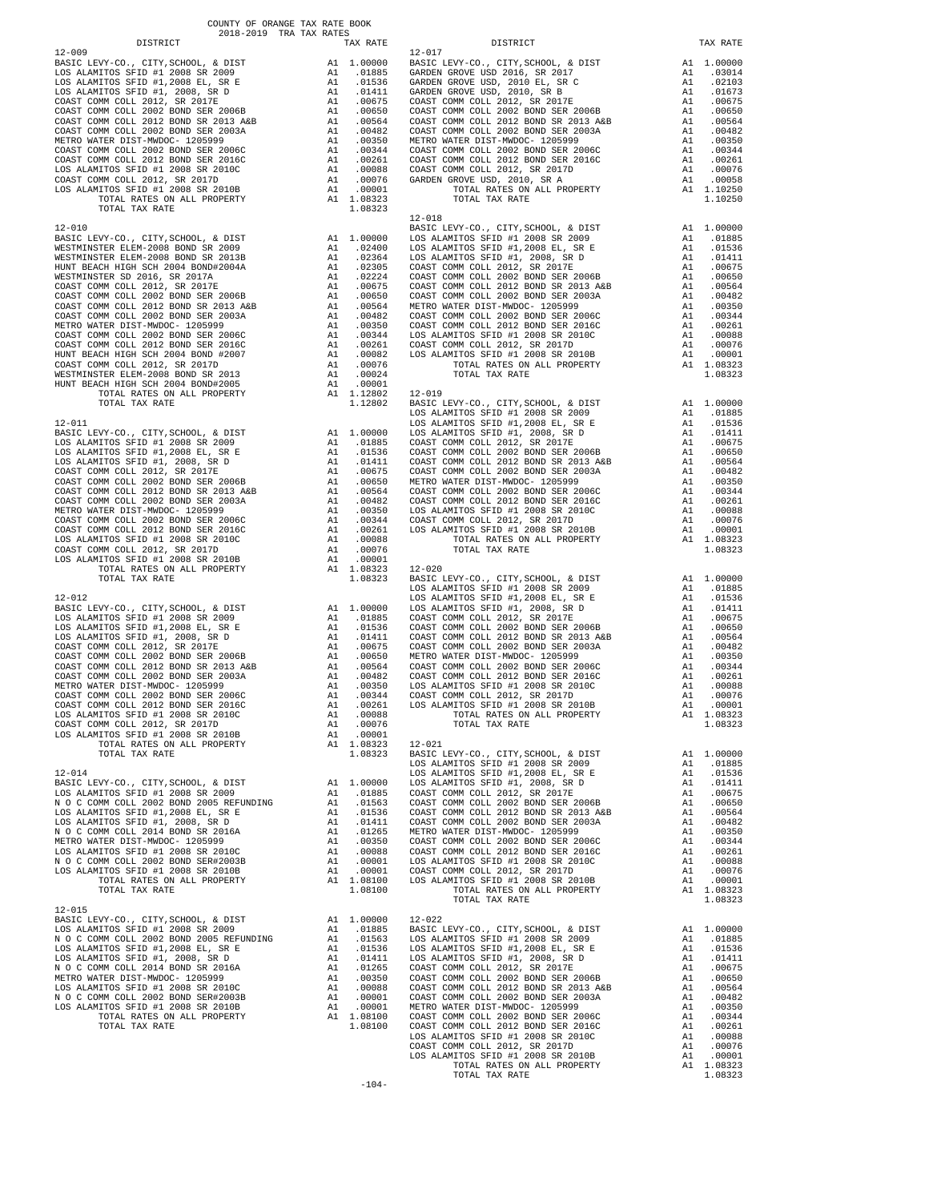COUNTY OF ORANGE TAX RATE BOOK
2018-2019 TRA TAX RATES

| DISTRICT | | TAX RATE |
|---|---|---|
| **12-009** | | |
| BASIC LEVY-CO., CITY,SCHOOL, & DIST | A1 | 1.00000 |
| LOS ALAMITOS SFID #1 2008 SR 2009 | A1 | .01885 |
| LOS ALAMITOS SFID #1,2008 EL, SR E | A1 | .01536 |
| LOS ALAMITOS SFID #1, 2008, SR D | A1 | .01411 |
| COAST COMM COLL 2012, SR 2017E | A1 | .00675 |
| COAST COMM COLL 2002 BOND SER 2006B | A1 | .00650 |
| COAST COMM COLL 2012 BOND SR 2013 A&B | A1 | .00564 |
| COAST COMM COLL 2002 BOND SER 2003A | A1 | .00482 |
| METRO WATER DIST-MWDOC- 1205999 | A1 | .00350 |
| COAST COMM COLL 2002 BOND SER 2006C | A1 | .00344 |
| COAST COMM COLL 2012 BOND SER 2016C | A1 | .00261 |
| LOS ALAMITOS SFID #1 2008 SR 2010C | A1 | .00088 |
| COAST COMM COLL 2012, SR 2017D | A1 | .00076 |
| LOS ALAMITOS SFID #1 2008 SR 2010B | A1 | .00001 |
| TOTAL RATES ON ALL PROPERTY | A1 | 1.08323 |
| TOTAL TAX RATE | | 1.08323 |
| **12-010** | | |
| BASIC LEVY-CO., CITY,SCHOOL, & DIST | A1 | 1.00000 |
| WESTMINSTER ELEM-2008 BOND SR 2009 | A1 | .02400 |
| WESTMINSTER ELEM-2008 BOND SR 2013B | A1 | .02364 |
| HUNT BEACH HIGH SCH 2004 BOND#2004A | A1 | .02305 |
| WESTMINSTER SD 2016, SR 2017A | A1 | .02224 |
| COAST COMM COLL 2012, SR 2017E | A1 | .00675 |
| COAST COMM COLL 2002 BOND SER 2006B | A1 | .00650 |
| COAST COMM COLL 2012 BOND SR 2013 A&B | A1 | .00564 |
| COAST COMM COLL 2002 BOND SER 2003A | A1 | .00482 |
| METRO WATER DIST-MWDOC- 1205999 | A1 | .00350 |
| COAST COMM COLL 2002 BOND SER 2006C | A1 | .00344 |
| COAST COMM COLL 2012 BOND SER 2016C | A1 | .00261 |
| HUNT BEACH HIGH SCH 2004 BOND #2007 | A1 | .00082 |
| COAST COMM COLL 2012, SR 2017D | A1 | .00076 |
| WESTMINSTER ELEM-2008 BOND SR 2013 | A1 | .00024 |
| HUNT BEACH HIGH SCH 2004 BOND#2005 | A1 | .00001 |
| TOTAL RATES ON ALL PROPERTY | A1 | 1.12802 |
| TOTAL TAX RATE | | 1.12802 |
| **12-011** | | |
| BASIC LEVY-CO., CITY,SCHOOL, & DIST | A1 | 1.00000 |
| LOS ALAMITOS SFID #1 2008 SR 2009 | A1 | .01885 |
| LOS ALAMITOS SFID #1,2008 EL, SR E | A1 | .01536 |
| LOS ALAMITOS SFID #1, 2008, SR D | A1 | .01411 |
| COAST COMM COLL 2012, SR 2017E | A1 | .00675 |
| COAST COMM COLL 2002 BOND SER 2006B | A1 | .00650 |
| COAST COMM COLL 2012 BOND SR 2013 A&B | A1 | .00564 |
| COAST COMM COLL 2002 BOND SER 2003A | A1 | .00482 |
| METRO WATER DIST-MWDOC- 1205999 | A1 | .00350 |
| COAST COMM COLL 2002 BOND SER 2006C | A1 | .00344 |
| COAST COMM COLL 2012 BOND SER 2016C | A1 | .00261 |
| LOS ALAMITOS SFID #1 2008 SR 2010C | A1 | .00088 |
| COAST COMM COLL 2012, SR 2017D | A1 | .00076 |
| LOS ALAMITOS SFID #1 2008 SR 2010B | A1 | .00001 |
| TOTAL RATES ON ALL PROPERTY | A1 | 1.08323 |
| TOTAL TAX RATE | | 1.08323 |
| **12-012** | | |
| BASIC LEVY-CO., CITY,SCHOOL, & DIST | A1 | 1.00000 |
| LOS ALAMITOS SFID #1 2008 SR 2009 | A1 | .01885 |
| LOS ALAMITOS SFID #1,2008 EL, SR E | A1 | .01536 |
| LOS ALAMITOS SFID #1, 2008, SR D | A1 | .01411 |
| COAST COMM COLL 2012, SR 2017E | A1 | .00675 |
| COAST COMM COLL 2002 BOND SER 2006B | A1 | .00650 |
| COAST COMM COLL 2012 BOND SR 2013 A&B | A1 | .00564 |
| COAST COMM COLL 2002 BOND SER 2003A | A1 | .00482 |
| METRO WATER DIST-MWDOC- 1205999 | A1 | .00350 |
| COAST COMM COLL 2002 BOND SER 2006C | A1 | .00344 |
| COAST COMM COLL 2012 BOND SER 2016C | A1 | .00261 |
| LOS ALAMITOS SFID #1 2008 SR 2010C | A1 | .00088 |
| COAST COMM COLL 2012, SR 2017D | A1 | .00076 |
| LOS ALAMITOS SFID #1 2008 SR 2010B | A1 | .00001 |
| TOTAL RATES ON ALL PROPERTY | A1 | 1.08323 |
| TOTAL TAX RATE | | 1.08323 |
| **12-014** | | |
| BASIC LEVY-CO., CITY,SCHOOL, & DIST | A1 | 1.00000 |
| LOS ALAMITOS SFID #1 2008 SR 2009 | A1 | .01885 |
| N O C COMM COLL 2002 BOND 2005 REFUNDING | A1 | .01563 |
| LOS ALAMITOS SFID #1,2008 EL, SR E | A1 | .01536 |
| LOS ALAMITOS SFID #1, 2008, SR D | A1 | .01411 |
| N O C COMM COLL 2014 BOND SR 2016A | A1 | .01265 |
| METRO WATER DIST-MWDOC- 1205999 | A1 | .00350 |
| LOS ALAMITOS SFID #1 2008 SR 2010C | A1 | .00088 |
| N O C COMM COLL 2002 BOND SER#2003B | A1 | .00001 |
| LOS ALAMITOS SFID #1 2008 SR 2010B | A1 | .00001 |
| TOTAL RATES ON ALL PROPERTY | A1 | 1.08100 |
| TOTAL TAX RATE | | 1.08100 |
| **12-015** | | |
| BASIC LEVY-CO., CITY,SCHOOL, & DIST | A1 | 1.00000 |
| LOS ALAMITOS SFID #1 2008 SR 2009 | A1 | .01885 |
| N O C COMM COLL 2002 BOND 2005 REFUNDING | A1 | .01563 |
| LOS ALAMITOS SFID #1,2008 EL, SR E | A1 | .01536 |
| LOS ALAMITOS SFID #1, 2008, SR D | A1 | .01411 |
| N O C COMM COLL 2014 BOND SR 2016A | A1 | .01265 |
| METRO WATER DIST-MWDOC- 1205999 | A1 | .00350 |
| LOS ALAMITOS SFID #1 2008 SR 2010C | A1 | .00088 |
| N O C COMM COLL 2002 BOND SER#2003B | A1 | .00001 |
| LOS ALAMITOS SFID #1 2008 SR 2010B | A1 | .00001 |
| TOTAL RATES ON ALL PROPERTY | A1 | 1.08100 |
| TOTAL TAX RATE | | 1.08100 |
| **12-017** | | |
| BASIC LEVY-CO., CITY,SCHOOL, & DIST | A1 | 1.00000 |
| GARDEN GROVE USD 2016, SR 2017 | A1 | .03014 |
| GARDEN GROVE USD, 2010 EL, SR C | A1 | .02103 |
| GARDEN GROVE USD, 2010, SR B | A1 | .01673 |
| COAST COMM COLL 2012, SR 2017E | A1 | .00675 |
| COAST COMM COLL 2002 BOND SER 2006B | A1 | .00650 |
| COAST COMM COLL 2012 BOND SR 2013 A&B | A1 | .00564 |
| COAST COMM COLL 2002 BOND SER 2003A | A1 | .00482 |
| METRO WATER DIST-MWDOC- 1205999 | A1 | .00350 |
| COAST COMM COLL 2002 BOND SER 2006C | A1 | .00344 |
| COAST COMM COLL 2012 BOND SER 2016C | A1 | .00261 |
| COAST COMM COLL 2012, SR 2017D | A1 | .00076 |
| GARDEN GROVE USD, 2010, SR A | A1 | .00058 |
| TOTAL RATES ON ALL PROPERTY | A1 | 1.10250 |
| TOTAL TAX RATE | | 1.10250 |
| **12-018** | | |
| BASIC LEVY-CO., CITY,SCHOOL, & DIST | A1 | 1.00000 |
| LOS ALAMITOS SFID #1 2008 SR 2009 | A1 | .01885 |
| LOS ALAMITOS SFID #1,2008 EL, SR E | A1 | .01536 |
| LOS ALAMITOS SFID #1, 2008, SR D | A1 | .01411 |
| COAST COMM COLL 2012, SR 2017E | A1 | .00675 |
| COAST COMM COLL 2002 BOND SER 2006B | A1 | .00650 |
| COAST COMM COLL 2012 BOND SR 2013 A&B | A1 | .00564 |
| COAST COMM COLL 2002 BOND SER 2003A | A1 | .00482 |
| METRO WATER DIST-MWDOC- 1205999 | A1 | .00350 |
| COAST COMM COLL 2002 BOND SER 2006C | A1 | .00344 |
| COAST COMM COLL 2012 BOND SER 2016C | A1 | .00261 |
| LOS ALAMITOS SFID #1 2008 SR 2010C | A1 | .00088 |
| COAST COMM COLL 2012, SR 2017D | A1 | .00076 |
| LOS ALAMITOS SFID #1 2008 SR 2010B | A1 | .00001 |
| TOTAL RATES ON ALL PROPERTY | A1 | 1.08323 |
| TOTAL TAX RATE | | 1.08323 |
| **12-019** | | |
| BASIC LEVY-CO., CITY,SCHOOL, & DIST | A1 | 1.00000 |
| LOS ALAMITOS SFID #1 2008 SR 2009 | A1 | .01885 |
| LOS ALAMITOS SFID #1,2008 EL, SR E | A1 | .01536 |
| LOS ALAMITOS SFID #1, 2008, SR D | A1 | .01411 |
| COAST COMM COLL 2012, SR 2017E | A1 | .00675 |
| COAST COMM COLL 2002 BOND SER 2006B | A1 | .00650 |
| COAST COMM COLL 2012 BOND SR 2013 A&B | A1 | .00564 |
| COAST COMM COLL 2002 BOND SER 2003A | A1 | .00482 |
| METRO WATER DIST-MWDOC- 1205999 | A1 | .00350 |
| COAST COMM COLL 2002 BOND SER 2006C | A1 | .00344 |
| COAST COMM COLL 2012 BOND SER 2016C | A1 | .00261 |
| LOS ALAMITOS SFID #1 2008 SR 2010C | A1 | .00088 |
| COAST COMM COLL 2012, SR 2017D | A1 | .00076 |
| LOS ALAMITOS SFID #1 2008 SR 2010B | A1 | .00001 |
| TOTAL RATES ON ALL PROPERTY | A1 | 1.08323 |
| TOTAL TAX RATE | | 1.08323 |
| **12-020** | | |
| BASIC LEVY-CO., CITY,SCHOOL, & DIST | A1 | 1.00000 |
| LOS ALAMITOS SFID #1 2008 SR 2009 | A1 | .01885 |
| LOS ALAMITOS SFID #1,2008 EL, SR E | A1 | .01536 |
| LOS ALAMITOS SFID #1, 2008, SR D | A1 | .01411 |
| COAST COMM COLL 2012, SR 2017E | A1 | .00675 |
| COAST COMM COLL 2002 BOND SER 2006B | A1 | .00650 |
| COAST COMM COLL 2012 BOND SR 2013 A&B | A1 | .00564 |
| COAST COMM COLL 2002 BOND SER 2003A | A1 | .00482 |
| METRO WATER DIST-MWDOC- 1205999 | A1 | .00350 |
| COAST COMM COLL 2002 BOND SER 2006C | A1 | .00344 |
| COAST COMM COLL 2012 BOND SER 2016C | A1 | .00261 |
| LOS ALAMITOS SFID #1 2008 SR 2010C | A1 | .00088 |
| COAST COMM COLL 2012, SR 2017D | A1 | .00076 |
| LOS ALAMITOS SFID #1 2008 SR 2010B | A1 | .00001 |
| TOTAL RATES ON ALL PROPERTY | A1 | 1.08323 |
| TOTAL TAX RATE | | 1.08323 |
| **12-021** | | |
| BASIC LEVY-CO., CITY,SCHOOL, & DIST | A1 | 1.00000 |
| LOS ALAMITOS SFID #1 2008 SR 2009 | A1 | .01885 |
| LOS ALAMITOS SFID #1,2008 EL, SR E | A1 | .01536 |
| LOS ALAMITOS SFID #1, 2008, SR D | A1 | .01411 |
| COAST COMM COLL 2012, SR 2017E | A1 | .00675 |
| COAST COMM COLL 2002 BOND SER 2006B | A1 | .00650 |
| COAST COMM COLL 2012 BOND SR 2013 A&B | A1 | .00564 |
| COAST COMM COLL 2002 BOND SER 2003A | A1 | .00482 |
| METRO WATER DIST-MWDOC- 1205999 | A1 | .00350 |
| COAST COMM COLL 2002 BOND SER 2006C | A1 | .00344 |
| COAST COMM COLL 2012 BOND SER 2016C | A1 | .00261 |
| LOS ALAMITOS SFID #1 2008 SR 2010C | A1 | .00088 |
| COAST COMM COLL 2012, SR 2017D | A1 | .00076 |
| LOS ALAMITOS SFID #1 2008 SR 2010B | A1 | .00001 |
| TOTAL RATES ON ALL PROPERTY | A1 | 1.08323 |
| TOTAL TAX RATE | | 1.08323 |
| **12-022** | | |
| BASIC LEVY-CO., CITY,SCHOOL, & DIST | A1 | 1.00000 |
| LOS ALAMITOS SFID #1 2008 SR 2009 | A1 | .01885 |
| LOS ALAMITOS SFID #1,2008 EL, SR E | A1 | .01536 |
| LOS ALAMITOS SFID #1, 2008, SR D | A1 | .01411 |
| COAST COMM COLL 2012, SR 2017E | A1 | .00675 |
| COAST COMM COLL 2002 BOND SER 2006B | A1 | .00650 |
| COAST COMM COLL 2012 BOND SR 2013 A&B | A1 | .00564 |
| COAST COMM COLL 2002 BOND SER 2003A | A1 | .00482 |
| METRO WATER DIST-MWDOC- 1205999 | A1 | .00350 |
| COAST COMM COLL 2002 BOND SER 2006C | A1 | .00344 |
| COAST COMM COLL 2012 BOND SER 2016C | A1 | .00261 |
| LOS ALAMITOS SFID #1 2008 SR 2010C | A1 | .00088 |
| COAST COMM COLL 2012, SR 2017D | A1 | .00076 |
| LOS ALAMITOS SFID #1 2008 SR 2010B | A1 | .00001 |
| TOTAL RATES ON ALL PROPERTY | A1 | 1.08323 |
| TOTAL TAX RATE | | 1.08323 |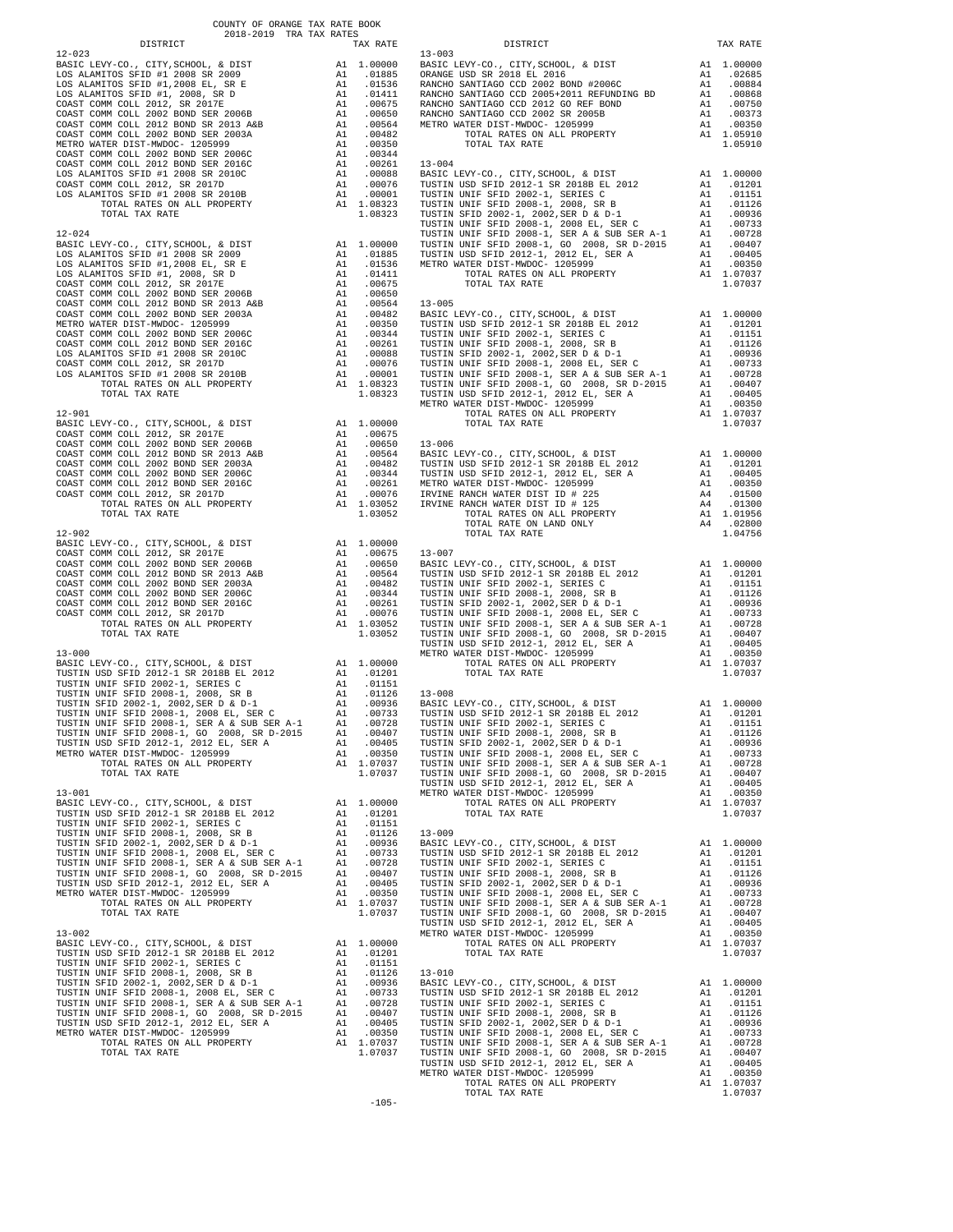COUNTY OF ORANGE TAX RATE BOOK
2018-2019 TRA TAX RATES

| DISTRICT | | TAX RATE |
|---|---|---|
| **12-023** | | |
| BASIC LEVY-CO., CITY,SCHOOL, & DIST | A1 | 1.00000 |
| LOS ALAMITOS SFID #1 2008 SR 2009 | A1 | .01885 |
| LOS ALAMITOS SFID #1,2008 EL, SR E | A1 | .01536 |
| LOS ALAMITOS SFID #1, 2008, SR D | A1 | .01411 |
| COAST COMM COLL 2012, SR 2017E | A1 | .00675 |
| COAST COMM COLL 2002 BOND SER 2006B | A1 | .00650 |
| COAST COMM COLL 2012 BOND SR 2013 A&B | A1 | .00564 |
| COAST COMM COLL 2002 BOND SER 2003A | A1 | .00482 |
| METRO WATER DIST-MWDOC- 1205999 | A1 | .00350 |
| COAST COMM COLL 2002 BOND SER 2006C | A1 | .00344 |
| COAST COMM COLL 2012 BOND SER 2016C | A1 | .00261 |
| LOS ALAMITOS SFID #1 2008 SR 2010C | A1 | .00088 |
| COAST COMM COLL 2012, SR 2017D | A1 | .00076 |
| LOS ALAMITOS SFID #1 2008 SR 2010B | A1 | .00001 |
| TOTAL RATES ON ALL PROPERTY | A1 | 1.08323 |
| TOTAL TAX RATE | | 1.08323 |
| **12-024** | | |
| BASIC LEVY-CO., CITY,SCHOOL, & DIST | A1 | 1.00000 |
| LOS ALAMITOS SFID #1 2008 SR 2009 | A1 | .01885 |
| LOS ALAMITOS SFID #1,2008 EL, SR E | A1 | .01536 |
| LOS ALAMITOS SFID #1, 2008, SR D | A1 | .01411 |
| COAST COMM COLL 2012, SR 2017E | A1 | .00675 |
| COAST COMM COLL 2002 BOND SER 2006B | A1 | .00650 |
| COAST COMM COLL 2012 BOND SR 2013 A&B | A1 | .00564 |
| COAST COMM COLL 2002 BOND SER 2003A | A1 | .00482 |
| METRO WATER DIST-MWDOC- 1205999 | A1 | .00350 |
| COAST COMM COLL 2002 BOND SER 2006C | A1 | .00344 |
| COAST COMM COLL 2012 BOND SER 2016C | A1 | .00261 |
| LOS ALAMITOS SFID #1 2008 SR 2010C | A1 | .00088 |
| COAST COMM COLL 2012, SR 2017D | A1 | .00076 |
| LOS ALAMITOS SFID #1 2008 SR 2010B | A1 | .00001 |
| TOTAL RATES ON ALL PROPERTY | A1 | 1.08323 |
| TOTAL TAX RATE | | 1.08323 |
| **12-901** | | |
| BASIC LEVY-CO., CITY,SCHOOL, & DIST | A1 | 1.00000 |
| COAST COMM COLL 2012, SR 2017E | A1 | .00675 |
| COAST COMM COLL 2002 BOND SER 2006B | A1 | .00650 |
| COAST COMM COLL 2012 BOND SR 2013 A&B | A1 | .00564 |
| COAST COMM COLL 2002 BOND SER 2003A | A1 | .00482 |
| COAST COMM COLL 2002 BOND SER 2006C | A1 | .00344 |
| COAST COMM COLL 2012 BOND SER 2016C | A1 | .00261 |
| COAST COMM COLL 2012, SR 2017D | A1 | .00076 |
| TOTAL RATES ON ALL PROPERTY | A1 | 1.03052 |
| TOTAL TAX RATE | | 1.03052 |
| **12-902** | | |
| BASIC LEVY-CO., CITY,SCHOOL, & DIST | A1 | 1.00000 |
| COAST COMM COLL 2012, SR 2017E | A1 | .00675 |
| COAST COMM COLL 2002 BOND SER 2006B | A1 | .00650 |
| COAST COMM COLL 2012 BOND SR 2013 A&B | A1 | .00564 |
| COAST COMM COLL 2002 BOND SER 2003A | A1 | .00482 |
| COAST COMM COLL 2002 BOND SER 2006C | A1 | .00344 |
| COAST COMM COLL 2012 BOND SER 2016C | A1 | .00261 |
| COAST COMM COLL 2012, SR 2017D | A1 | .00076 |
| TOTAL RATES ON ALL PROPERTY | A1 | 1.03052 |
| TOTAL TAX RATE | | 1.03052 |
| **13-000** | | |
| BASIC LEVY-CO., CITY,SCHOOL, & DIST | A1 | 1.00000 |
| TUSTIN USD SFID 2012-1 SR 2018B EL 2012 | A1 | .01201 |
| TUSTIN UNIF SFID 2002-1, SERIES C | A1 | .01151 |
| TUSTIN UNIF SFID 2008-1, 2008, SR B | A1 | .01126 |
| TUSTIN SFID 2002-1, 2002,SER D & D-1 | A1 | .00936 |
| TUSTIN UNIF SFID 2008-1, 2008 EL, SER C | A1 | .00733 |
| TUSTIN UNIF SFID 2008-1, SER A & SUB SER A-1 | A1 | .00728 |
| TUSTIN UNIF SFID 2008-1, GO 2008, SR D-2015 | A1 | .00407 |
| TUSTIN USD SFID 2012-1, 2012 EL, SER A | A1 | .00405 |
| METRO WATER DIST-MWDOC- 1205999 | A1 | .00350 |
| TOTAL RATES ON ALL PROPERTY | A1 | 1.07037 |
| TOTAL TAX RATE | | 1.07037 |
| **13-001** | | |
| BASIC LEVY-CO., CITY,SCHOOL, & DIST | A1 | 1.00000 |
| TUSTIN USD SFID 2012-1 SR 2018B EL 2012 | A1 | .01201 |
| TUSTIN UNIF SFID 2002-1, SERIES C | A1 | .01151 |
| TUSTIN UNIF SFID 2008-1, 2008, SR B | A1 | .01126 |
| TUSTIN SFID 2002-1, 2002,SER D & D-1 | A1 | .00936 |
| TUSTIN UNIF SFID 2008-1, 2008 EL, SER C | A1 | .00733 |
| TUSTIN UNIF SFID 2008-1, SER A & SUB SER A-1 | A1 | .00728 |
| TUSTIN UNIF SFID 2008-1, GO 2008, SR D-2015 | A1 | .00407 |
| TUSTIN USD SFID 2012-1, 2012 EL, SER A | A1 | .00405 |
| METRO WATER DIST-MWDOC- 1205999 | A1 | .00350 |
| TOTAL RATES ON ALL PROPERTY | A1 | 1.07037 |
| TOTAL TAX RATE | | 1.07037 |
| **13-002** | | |
| BASIC LEVY-CO., CITY,SCHOOL, & DIST | A1 | 1.00000 |
| TUSTIN USD SFID 2012-1 SR 2018B EL 2012 | A1 | .01201 |
| TUSTIN UNIF SFID 2002-1, SERIES C | A1 | .01151 |
| TUSTIN UNIF SFID 2008-1, 2008, SR B | A1 | .01126 |
| TUSTIN SFID 2002-1, 2002,SER D & D-1 | A1 | .00936 |
| TUSTIN UNIF SFID 2008-1, 2008 EL, SER C | A1 | .00733 |
| TUSTIN UNIF SFID 2008-1, SER A & SUB SER A-1 | A1 | .00728 |
| TUSTIN UNIF SFID 2008-1, GO 2008, SR D-2015 | A1 | .00407 |
| TUSTIN USD SFID 2012-1, 2012 EL, SER A | A1 | .00405 |
| METRO WATER DIST-MWDOC- 1205999 | A1 | .00350 |
| TOTAL RATES ON ALL PROPERTY | A1 | 1.07037 |
| TOTAL TAX RATE | | 1.07037 |
| **13-003** | | |
| BASIC LEVY-CO., CITY,SCHOOL, & DIST | A1 | 1.00000 |
| ORANGE USD SR 2018 EL 2016 | A1 | .02685 |
| RANCHO SANTIAGO CCD 2002 BOND #2006C | A1 | .00884 |
| RANCHO SANTIAGO CCD 2005+2011 REFUNDING BD | A1 | .00868 |
| RANCHO SANTIAGO CCD 2012 GO REF BOND | A1 | .00750 |
| RANCHO SANTIAGO CCD 2002 SR 2005B | A1 | .00373 |
| METRO WATER DIST-MWDOC- 1205999 | A1 | .00350 |
| TOTAL RATES ON ALL PROPERTY | A1 | 1.05910 |
| TOTAL TAX RATE | | 1.05910 |
| **13-004** | | |
| BASIC LEVY-CO., CITY,SCHOOL, & DIST | A1 | 1.00000 |
| TUSTIN USD SFID 2012-1 SR 2018B EL 2012 | A1 | .01201 |
| TUSTIN UNIF SFID 2002-1, SERIES C | A1 | .01151 |
| TUSTIN UNIF SFID 2008-1, 2008, SR B | A1 | .01126 |
| TUSTIN SFID 2002-1, 2002,SER D & D-1 | A1 | .00936 |
| TUSTIN UNIF SFID 2008-1, 2008 EL, SER C | A1 | .00733 |
| TUSTIN UNIF SFID 2008-1, SER A & SUB SER A-1 | A1 | .00728 |
| TUSTIN UNIF SFID 2008-1, GO 2008, SR D-2015 | A1 | .00407 |
| TUSTIN USD SFID 2012-1, 2012 EL, SER A | A1 | .00405 |
| METRO WATER DIST-MWDOC- 1205999 | A1 | .00350 |
| TOTAL RATES ON ALL PROPERTY | A1 | 1.07037 |
| TOTAL TAX RATE | | 1.07037 |
| **13-005** | | |
| BASIC LEVY-CO., CITY,SCHOOL, & DIST | A1 | 1.00000 |
| TUSTIN USD SFID 2012-1 SR 2018B EL 2012 | A1 | .01201 |
| TUSTIN UNIF SFID 2002-1, SERIES C | A1 | .01151 |
| TUSTIN UNIF SFID 2008-1, 2008, SR B | A1 | .01126 |
| TUSTIN SFID 2002-1, 2002,SER D & D-1 | A1 | .00936 |
| TUSTIN UNIF SFID 2008-1, 2008 EL, SER C | A1 | .00733 |
| TUSTIN UNIF SFID 2008-1, SER A & SUB SER A-1 | A1 | .00728 |
| TUSTIN UNIF SFID 2008-1, GO 2008, SR D-2015 | A1 | .00407 |
| TUSTIN USD SFID 2012-1, 2012 EL, SER A | A1 | .00405 |
| METRO WATER DIST-MWDOC- 1205999 | A1 | .00350 |
| TOTAL RATES ON ALL PROPERTY | A1 | 1.07037 |
| TOTAL TAX RATE | | 1.07037 |
| **13-006** | | |
| BASIC LEVY-CO., CITY,SCHOOL, & DIST | A1 | 1.00000 |
| TUSTIN USD SFID 2012-1 SR 2018B EL 2012 | A1 | .01201 |
| TUSTIN USD SFID 2012-1, 2012 EL, SER A | A1 | .00405 |
| METRO WATER DIST-MWDOC- 1205999 | A1 | .00350 |
| IRVINE RANCH WATER DIST ID # 225 | A4 | .01500 |
| IRVINE RANCH WATER DIST ID # 125 | A4 | .01300 |
| TOTAL RATES ON ALL PROPERTY | A1 | 1.01956 |
| TOTAL RATE ON LAND ONLY | A4 | .02800 |
| TOTAL TAX RATE | | 1.04756 |
| **13-007** | | |
| BASIC LEVY-CO., CITY,SCHOOL, & DIST | A1 | 1.00000 |
| TUSTIN USD SFID 2012-1 SR 2018B EL 2012 | A1 | .01201 |
| TUSTIN UNIF SFID 2002-1, SERIES C | A1 | .01151 |
| TUSTIN UNIF SFID 2008-1, 2008, SR B | A1 | .01126 |
| TUSTIN SFID 2002-1, 2002,SER D & D-1 | A1 | .00936 |
| TUSTIN UNIF SFID 2008-1, 2008 EL, SER C | A1 | .00733 |
| TUSTIN UNIF SFID 2008-1, SER A & SUB SER A-1 | A1 | .00728 |
| TUSTIN UNIF SFID 2008-1, GO 2008, SR D-2015 | A1 | .00407 |
| TUSTIN USD SFID 2012-1, 2012 EL, SER A | A1 | .00405 |
| METRO WATER DIST-MWDOC- 1205999 | A1 | .00350 |
| TOTAL RATES ON ALL PROPERTY | A1 | 1.07037 |
| TOTAL TAX RATE | | 1.07037 |
| **13-008** | | |
| BASIC LEVY-CO., CITY,SCHOOL, & DIST | A1 | 1.00000 |
| TUSTIN USD SFID 2012-1 SR 2018B EL 2012 | A1 | .01201 |
| TUSTIN UNIF SFID 2002-1, SERIES C | A1 | .01151 |
| TUSTIN UNIF SFID 2008-1, 2008, SR B | A1 | .01126 |
| TUSTIN SFID 2002-1, 2002,SER D & D-1 | A1 | .00936 |
| TUSTIN UNIF SFID 2008-1, 2008 EL, SER C | A1 | .00733 |
| TUSTIN UNIF SFID 2008-1, SER A & SUB SER A-1 | A1 | .00728 |
| TUSTIN UNIF SFID 2008-1, GO 2008, SR D-2015 | A1 | .00407 |
| TUSTIN USD SFID 2012-1, 2012 EL, SER A | A1 | .00405 |
| METRO WATER DIST-MWDOC- 1205999 | A1 | .00350 |
| TOTAL RATES ON ALL PROPERTY | A1 | 1.07037 |
| TOTAL TAX RATE | | 1.07037 |
| **13-009** | | |
| BASIC LEVY-CO., CITY,SCHOOL, & DIST | A1 | 1.00000 |
| TUSTIN USD SFID 2012-1 SR 2018B EL 2012 | A1 | .01201 |
| TUSTIN UNIF SFID 2002-1, SERIES C | A1 | .01151 |
| TUSTIN UNIF SFID 2008-1, 2008, SR B | A1 | .01126 |
| TUSTIN SFID 2002-1, 2002,SER D & D-1 | A1 | .00936 |
| TUSTIN UNIF SFID 2008-1, 2008 EL, SER C | A1 | .00733 |
| TUSTIN UNIF SFID 2008-1, SER A & SUB SER A-1 | A1 | .00728 |
| TUSTIN UNIF SFID 2008-1, GO 2008, SR D-2015 | A1 | .00407 |
| TUSTIN USD SFID 2012-1, 2012 EL, SER A | A1 | .00405 |
| METRO WATER DIST-MWDOC- 1205999 | A1 | .00350 |
| TOTAL RATES ON ALL PROPERTY | A1 | 1.07037 |
| TOTAL TAX RATE | | 1.07037 |
| **13-010** | | |
| BASIC LEVY-CO., CITY,SCHOOL, & DIST | A1 | 1.00000 |
| TUSTIN USD SFID 2012-1 SR 2018B EL 2012 | A1 | .01201 |
| TUSTIN UNIF SFID 2002-1, SERIES C | A1 | .01151 |
| TUSTIN UNIF SFID 2008-1, 2008, SR B | A1 | .01126 |
| TUSTIN SFID 2002-1, 2002,SER D & D-1 | A1 | .00936 |
| TUSTIN UNIF SFID 2008-1, 2008 EL, SER C | A1 | .00733 |
| TUSTIN UNIF SFID 2008-1, SER A & SUB SER A-1 | A1 | .00728 |
| TUSTIN UNIF SFID 2008-1, GO 2008, SR D-2015 | A1 | .00407 |
| TUSTIN USD SFID 2012-1, 2012 EL, SER A | A1 | .00405 |
| METRO WATER DIST-MWDOC- 1205999 | A1 | .00350 |
| TOTAL RATES ON ALL PROPERTY | A1 | 1.07037 |
| TOTAL TAX RATE | | 1.07037 |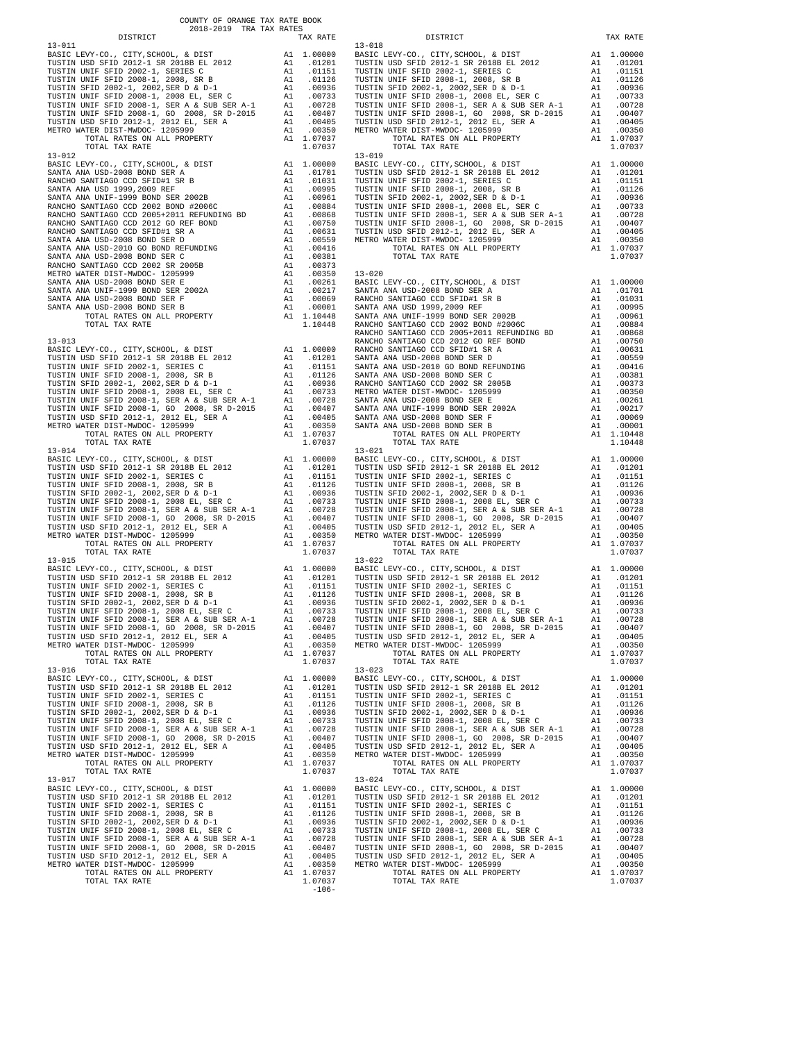COUNTY OF ORANGE TAX RATE BOOK
2018-2019 TRA TAX RATES

### 13-011

| DISTRICT | | TAX RATE |
|---|---|---|
| BASIC LEVY-CO., CITY,SCHOOL, & DIST | A1 | 1.00000 |
| TUSTIN USD SFID 2012-1 SR 2018B EL 2012 | A1 | .01201 |
| TUSTIN UNIF SFID 2002-1, SERIES C | A1 | .01151 |
| TUSTIN UNIF SFID 2008-1, 2008, SR B | A1 | .01126 |
| TUSTIN SFID 2002-1, 2002,SER D & D-1 | A1 | .00936 |
| TUSTIN UNIF SFID 2008-1, 2008 EL, SER C | A1 | .00733 |
| TUSTIN UNIF SFID 2008-1, SER A & SUB SER A-1 | A1 | .00728 |
| TUSTIN UNIF SFID 2008-1, GO 2008, SR D-2015 | A1 | .00407 |
| TUSTIN USD SFID 2012-1, 2012 EL, SER A | A1 | .00405 |
| METRO WATER DIST-MWDOC- 1205999 | A1 | .00350 |
| TOTAL RATES ON ALL PROPERTY | A1 | 1.07037 |
| TOTAL TAX RATE | | 1.07037 |

### 13-012

| DISTRICT | | TAX RATE |
|---|---|---|
| BASIC LEVY-CO., CITY,SCHOOL, & DIST | A1 | 1.00000 |
| SANTA ANA USD-2008 BOND SER A | A1 | .01701 |
| RANCHO SANTIAGO CCD SFID#1 SR B | A1 | .01031 |
| SANTA ANA USD 1999,2009 REF | A1 | .00995 |
| SANTA ANA UNIF-1999 BOND SER 2002B | A1 | .00961 |
| RANCHO SANTIAGO CCD 2002 BOND #2006C | A1 | .00884 |
| RANCHO SANTIAGO CCD 2005+2011 REFUNDING BD | A1 | .00868 |
| RANCHO SANTIAGO CCD 2012 GO REF BOND | A1 | .00750 |
| RANCHO SANTIAGO CCD SFID#1 SR A | A1 | .00631 |
| SANTA ANA USD-2008 BOND SER D | A1 | .00559 |
| SANTA ANA USD-2010 GO BOND REFUNDING | A1 | .00416 |
| SANTA ANA USD-2008 BOND SER C | A1 | .00381 |
| RANCHO SANTIAGO CCD 2002 SER 2005B | A1 | .00373 |
| METRO WATER DIST-MWDOC- 1205999 | A1 | .00350 |
| SANTA ANA USD-2008 BOND SER E | A1 | .00261 |
| SANTA ANA UNIF-1999 BOND SER 2002A | A1 | .00217 |
| SANTA ANA USD-2008 BOND SER F | A1 | .00069 |
| SANTA ANA USD-2008 BOND SER B | A1 | .00001 |
| TOTAL RATES ON ALL PROPERTY | A1 | 1.10448 |
| TOTAL TAX RATE | | 1.10448 |

### 13-013

| DISTRICT | | TAX RATE |
|---|---|---|
| BASIC LEVY-CO., CITY,SCHOOL, & DIST | A1 | 1.00000 |
| TUSTIN USD SFID 2012-1 SR 2018B EL 2012 | A1 | .01201 |
| TUSTIN UNIF SFID 2002-1, SERIES C | A1 | .01151 |
| TUSTIN UNIF SFID 2008-1, 2008, SR B | A1 | .01126 |
| TUSTIN SFID 2002-1, 2002,SER D & D-1 | A1 | .00936 |
| TUSTIN UNIF SFID 2008-1, 2008 EL, SER C | A1 | .00733 |
| TUSTIN UNIF SFID 2008-1, SER A & SUB SER A-1 | A1 | .00728 |
| TUSTIN UNIF SFID 2008-1, GO 2008, SR D-2015 | A1 | .00407 |
| TUSTIN USD SFID 2012-1, 2012 EL, SER A | A1 | .00405 |
| METRO WATER DIST-MWDOC- 1205999 | A1 | .00350 |
| TOTAL RATES ON ALL PROPERTY | A1 | 1.07037 |
| TOTAL TAX RATE | | 1.07037 |

### 13-014

| DISTRICT | | TAX RATE |
|---|---|---|
| BASIC LEVY-CO., CITY,SCHOOL, & DIST | A1 | 1.00000 |
| TUSTIN USD SFID 2012-1 SR 2018B EL 2012 | A1 | .01201 |
| TUSTIN UNIF SFID 2002-1, SERIES C | A1 | .01151 |
| TUSTIN UNIF SFID 2008-1, 2008, SR B | A1 | .01126 |
| TUSTIN SFID 2002-1, 2002,SER D & D-1 | A1 | .00936 |
| TUSTIN UNIF SFID 2008-1, 2008 EL, SER C | A1 | .00733 |
| TUSTIN UNIF SFID 2008-1, SER A & SUB SER A-1 | A1 | .00728 |
| TUSTIN UNIF SFID 2008-1, GO 2008, SR D-2015 | A1 | .00407 |
| TUSTIN USD SFID 2012-1, 2012 EL, SER A | A1 | .00405 |
| METRO WATER DIST-MWDOC- 1205999 | A1 | .00350 |
| TOTAL RATES ON ALL PROPERTY | A1 | 1.07037 |
| TOTAL TAX RATE | | 1.07037 |

### 13-015

| DISTRICT | | TAX RATE |
|---|---|---|
| BASIC LEVY-CO., CITY,SCHOOL, & DIST | A1 | 1.00000 |
| TUSTIN USD SFID 2012-1 SR 2018B EL 2012 | A1 | .01201 |
| TUSTIN UNIF SFID 2002-1, SERIES C | A1 | .01151 |
| TUSTIN UNIF SFID 2008-1, 2008, SR B | A1 | .01126 |
| TUSTIN SFID 2002-1, 2002,SER D & D-1 | A1 | .00936 |
| TUSTIN UNIF SFID 2008-1, 2008 EL, SER C | A1 | .00733 |
| TUSTIN UNIF SFID 2008-1, SER A & SUB SER A-1 | A1 | .00728 |
| TUSTIN UNIF SFID 2008-1, GO 2008, SR D-2015 | A1 | .00407 |
| TUSTIN USD SFID 2012-1, 2012 EL, SER A | A1 | .00405 |
| METRO WATER DIST-MWDOC- 1205999 | A1 | .00350 |
| TOTAL RATES ON ALL PROPERTY | A1 | 1.07037 |
| TOTAL TAX RATE | | 1.07037 |

### 13-016

| DISTRICT | | TAX RATE |
|---|---|---|
| BASIC LEVY-CO., CITY,SCHOOL, & DIST | A1 | 1.00000 |
| TUSTIN USD SFID 2012-1 SR 2018B EL 2012 | A1 | .01201 |
| TUSTIN UNIF SFID 2002-1, SERIES C | A1 | .01151 |
| TUSTIN UNIF SFID 2008-1, 2008, SR B | A1 | .01126 |
| TUSTIN SFID 2002-1, 2002,SER D & D-1 | A1 | .00936 |
| TUSTIN UNIF SFID 2008-1, 2008 EL, SER C | A1 | .00733 |
| TUSTIN UNIF SFID 2008-1, SER A & SUB SER A-1 | A1 | .00728 |
| TUSTIN UNIF SFID 2008-1, GO 2008, SR D-2015 | A1 | .00407 |
| TUSTIN USD SFID 2012-1, 2012 EL, SER A | A1 | .00405 |
| METRO WATER DIST-MWDOC- 1205999 | A1 | .00350 |
| TOTAL RATES ON ALL PROPERTY | A1 | 1.07037 |
| TOTAL TAX RATE | | 1.07037 |

### 13-017

| DISTRICT | | TAX RATE |
|---|---|---|
| BASIC LEVY-CO., CITY,SCHOOL, & DIST | A1 | 1.00000 |
| TUSTIN USD SFID 2012-1 SR 2018B EL 2012 | A1 | .01201 |
| TUSTIN UNIF SFID 2002-1, SERIES C | A1 | .01151 |
| TUSTIN UNIF SFID 2008-1, 2008, SR B | A1 | .01126 |
| TUSTIN SFID 2002-1, 2002,SER D & D-1 | A1 | .00936 |
| TUSTIN UNIF SFID 2008-1, 2008 EL, SER C | A1 | .00733 |
| TUSTIN UNIF SFID 2008-1, SER A & SUB SER A-1 | A1 | .00728 |
| TUSTIN UNIF SFID 2008-1, GO 2008, SR D-2015 | A1 | .00407 |
| TUSTIN USD SFID 2012-1, 2012 EL, SER A | A1 | .00405 |
| METRO WATER DIST-MWDOC- 1205999 | A1 | .00350 |
| TOTAL RATES ON ALL PROPERTY | A1 | 1.07037 |
| TOTAL TAX RATE | | 1.07037 |

### 13-018

| DISTRICT | | TAX RATE |
|---|---|---|
| BASIC LEVY-CO., CITY,SCHOOL, & DIST | A1 | 1.00000 |
| TUSTIN USD SFID 2012-1 SR 2018B EL 2012 | A1 | .01201 |
| TUSTIN UNIF SFID 2002-1, SERIES C | A1 | .01151 |
| TUSTIN UNIF SFID 2008-1, 2008, SR B | A1 | .01126 |
| TUSTIN SFID 2002-1, 2002,SER D & D-1 | A1 | .00936 |
| TUSTIN UNIF SFID 2008-1, 2008 EL, SER C | A1 | .00733 |
| TUSTIN UNIF SFID 2008-1, SER A & SUB SER A-1 | A1 | .00728 |
| TUSTIN UNIF SFID 2008-1, GO 2008, SR D-2015 | A1 | .00407 |
| TUSTIN USD SFID 2012-1, 2012 EL, SER A | A1 | .00405 |
| METRO WATER DIST-MWDOC- 1205999 | A1 | .00350 |
| TOTAL RATES ON ALL PROPERTY | A1 | 1.07037 |
| TOTAL TAX RATE | | 1.07037 |

### 13-019

| DISTRICT | | TAX RATE |
|---|---|---|
| BASIC LEVY-CO., CITY,SCHOOL, & DIST | A1 | 1.00000 |
| TUSTIN USD SFID 2012-1 SR 2018B EL 2012 | A1 | .01201 |
| TUSTIN UNIF SFID 2002-1, SERIES C | A1 | .01151 |
| TUSTIN UNIF SFID 2008-1, 2008, SR B | A1 | .01126 |
| TUSTIN SFID 2002-1, 2002,SER D & D-1 | A1 | .00936 |
| TUSTIN UNIF SFID 2008-1, 2008 EL, SER C | A1 | .00733 |
| TUSTIN UNIF SFID 2008-1, SER A & SUB SER A-1 | A1 | .00728 |
| TUSTIN UNIF SFID 2008-1, GO 2008, SR D-2015 | A1 | .00407 |
| TUSTIN USD SFID 2012-1, 2012 EL, SER A | A1 | .00405 |
| METRO WATER DIST-MWDOC- 1205999 | A1 | .00350 |
| TOTAL RATES ON ALL PROPERTY | A1 | 1.07037 |
| TOTAL TAX RATE | | 1.07037 |

### 13-020

| DISTRICT | | TAX RATE |
|---|---|---|
| BASIC LEVY-CO., CITY,SCHOOL, & DIST | A1 | 1.00000 |
| SANTA ANA USD-2008 BOND SER A | A1 | .01701 |
| RANCHO SANTIAGO CCD SFID#1 SR B | A1 | .01031 |
| SANTA ANA USD 1999,2009 REF | A1 | .00995 |
| SANTA ANA UNIF-1999 BOND SER 2002B | A1 | .00961 |
| RANCHO SANTIAGO CCD 2002 BOND #2006C | A1 | .00884 |
| RANCHO SANTIAGO CCD 2005+2011 REFUNDING BD | A1 | .00868 |
| RANCHO SANTIAGO CCD 2012 GO REF BOND | A1 | .00750 |
| RANCHO SANTIAGO CCD SFID#1 SR A | A1 | .00631 |
| SANTA ANA USD-2008 BOND SER D | A1 | .00559 |
| SANTA ANA USD-2010 GO BOND REFUNDING | A1 | .00416 |
| SANTA ANA USD-2008 BOND SER C | A1 | .00381 |
| RANCHO SANTIAGO CCD 2002 SER 2005B | A1 | .00373 |
| METRO WATER DIST-MWDOC- 1205999 | A1 | .00350 |
| SANTA ANA USD-2008 BOND SER E | A1 | .00261 |
| SANTA ANA UNIF-1999 BOND SER 2002A | A1 | .00217 |
| SANTA ANA USD-2008 BOND SER F | A1 | .00069 |
| SANTA ANA USD-2008 BOND SER B | A1 | .00001 |
| TOTAL RATES ON ALL PROPERTY | A1 | 1.10448 |
| TOTAL TAX RATE | | 1.10448 |

### 13-021

| DISTRICT | | TAX RATE |
|---|---|---|
| BASIC LEVY-CO., CITY,SCHOOL, & DIST | A1 | 1.00000 |
| TUSTIN USD SFID 2012-1 SR 2018B EL 2012 | A1 | .01201 |
| TUSTIN UNIF SFID 2002-1, SERIES C | A1 | .01151 |
| TUSTIN UNIF SFID 2008-1, 2008, SR B | A1 | .01126 |
| TUSTIN SFID 2002-1, 2002,SER D & D-1 | A1 | .00936 |
| TUSTIN UNIF SFID 2008-1, 2008 EL, SER C | A1 | .00733 |
| TUSTIN UNIF SFID 2008-1, SER A & SUB SER A-1 | A1 | .00728 |
| TUSTIN UNIF SFID 2008-1, GO 2008, SR D-2015 | A1 | .00407 |
| TUSTIN USD SFID 2012-1, 2012 EL, SER A | A1 | .00405 |
| METRO WATER DIST-MWDOC- 1205999 | A1 | .00350 |
| TOTAL RATES ON ALL PROPERTY | A1 | 1.07037 |
| TOTAL TAX RATE | | 1.07037 |

### 13-022

| DISTRICT | | TAX RATE |
|---|---|---|
| BASIC LEVY-CO., CITY,SCHOOL, & DIST | A1 | 1.00000 |
| TUSTIN USD SFID 2012-1 SR 2018B EL 2012 | A1 | .01201 |
| TUSTIN UNIF SFID 2002-1, SERIES C | A1 | .01151 |
| TUSTIN UNIF SFID 2008-1, 2008, SR B | A1 | .01126 |
| TUSTIN SFID 2002-1, 2002,SER D & D-1 | A1 | .00936 |
| TUSTIN UNIF SFID 2008-1, 2008 EL, SER C | A1 | .00733 |
| TUSTIN UNIF SFID 2008-1, SER A & SUB SER A-1 | A1 | .00728 |
| TUSTIN UNIF SFID 2008-1, GO 2008, SR D-2015 | A1 | .00407 |
| TUSTIN USD SFID 2012-1, 2012 EL, SER A | A1 | .00405 |
| METRO WATER DIST-MWDOC- 1205999 | A1 | .00350 |
| TOTAL RATES ON ALL PROPERTY | A1 | 1.07037 |
| TOTAL TAX RATE | | 1.07037 |

### 13-023

| DISTRICT | | TAX RATE |
|---|---|---|
| BASIC LEVY-CO., CITY,SCHOOL, & DIST | A1 | 1.00000 |
| TUSTIN USD SFID 2012-1 SR 2018B EL 2012 | A1 | .01201 |
| TUSTIN UNIF SFID 2002-1, SERIES C | A1 | .01151 |
| TUSTIN UNIF SFID 2008-1, 2008, SR B | A1 | .01126 |
| TUSTIN SFID 2002-1, 2002,SER D & D-1 | A1 | .00936 |
| TUSTIN UNIF SFID 2008-1, 2008 EL, SER C | A1 | .00733 |
| TUSTIN UNIF SFID 2008-1, SER A & SUB SER A-1 | A1 | .00728 |
| TUSTIN UNIF SFID 2008-1, GO 2008, SR D-2015 | A1 | .00407 |
| TUSTIN USD SFID 2012-1, 2012 EL, SER A | A1 | .00405 |
| METRO WATER DIST-MWDOC- 1205999 | A1 | .00350 |
| TOTAL RATES ON ALL PROPERTY | A1 | 1.07037 |
| TOTAL TAX RATE | | 1.07037 |

### 13-024

| DISTRICT | | TAX RATE |
|---|---|---|
| BASIC LEVY-CO., CITY,SCHOOL, & DIST | A1 | 1.00000 |
| TUSTIN USD SFID 2012-1 SR 2018B EL 2012 | A1 | .01201 |
| TUSTIN UNIF SFID 2002-1, SERIES C | A1 | .01151 |
| TUSTIN UNIF SFID 2008-1, 2008, SR B | A1 | .01126 |
| TUSTIN SFID 2002-1, 2002,SER D & D-1 | A1 | .00936 |
| TUSTIN UNIF SFID 2008-1, 2008 EL, SER C | A1 | .00733 |
| TUSTIN UNIF SFID 2008-1, SER A & SUB SER A-1 | A1 | .00728 |
| TUSTIN UNIF SFID 2008-1, GO 2008, SR D-2015 | A1 | .00407 |
| TUSTIN USD SFID 2012-1, 2012 EL, SER A | A1 | .00405 |
| METRO WATER DIST-MWDOC- 1205999 | A1 | .00350 |
| TOTAL RATES ON ALL PROPERTY | A1 | 1.07037 |
| TOTAL TAX RATE | | 1.07037 |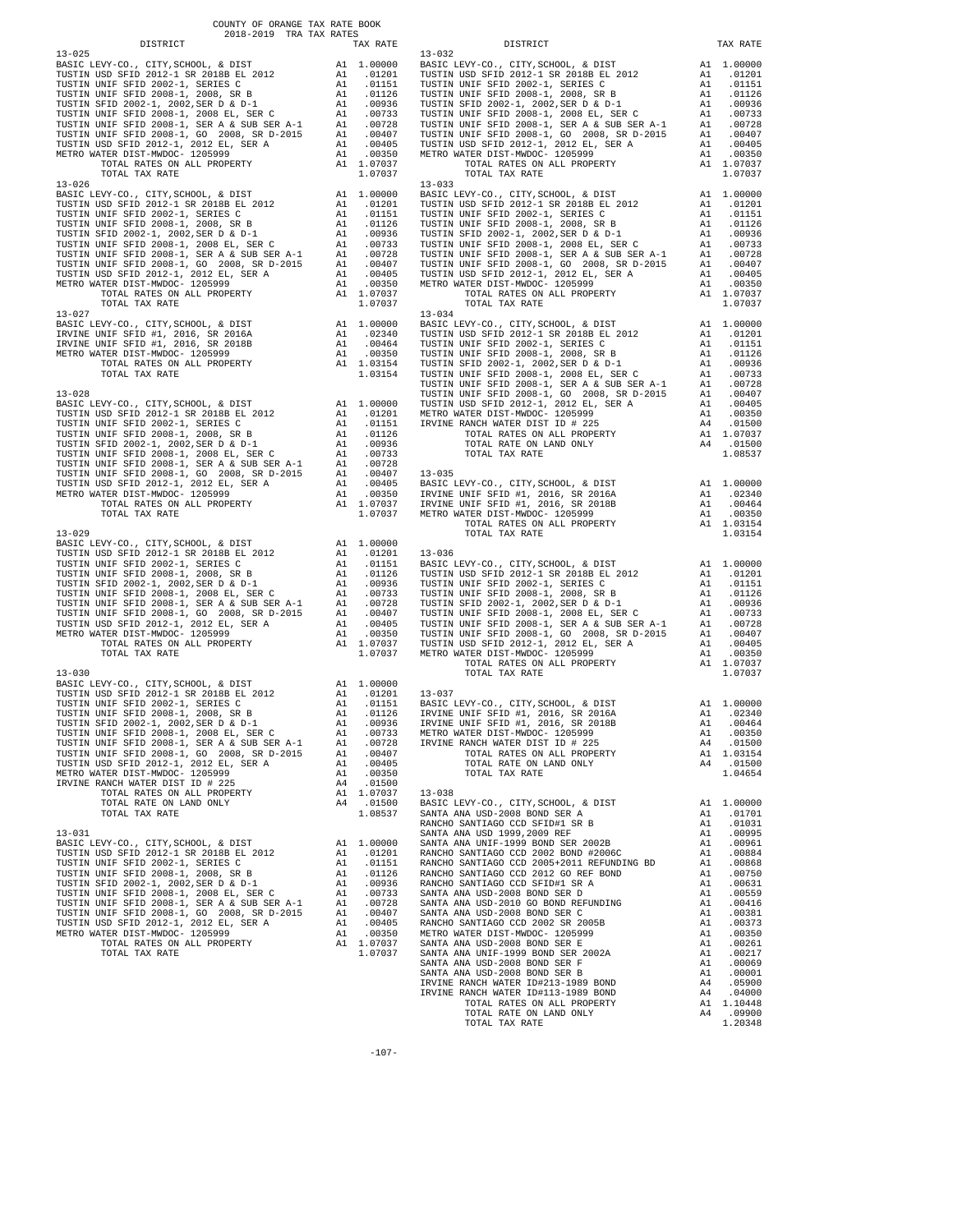COUNTY OF ORANGE TAX RATE BOOK
2018-2019 TRA TAX RATES

| DISTRICT | | TAX RATE |
|---|---|---|
| **13-025** | | |
| BASIC LEVY-CO., CITY,SCHOOL, & DIST | A1 | 1.00000 |
| TUSTIN USD SFID 2012-1 SR 2018B EL 2012 | A1 | .01201 |
| TUSTIN UNIF SFID 2002-1, SERIES C | A1 | .01151 |
| TUSTIN UNIF SFID 2008-1, 2008, SR B | A1 | .01126 |
| TUSTIN SFID 2002-1, 2002,SER D & D-1 | A1 | .00936 |
| TUSTIN UNIF SFID 2008-1, 2008 EL, SER C | A1 | .00733 |
| TUSTIN UNIF SFID 2008-1, SER A & SUB SER A-1 | A1 | .00728 |
| TUSTIN UNIF SFID 2008-1, GO 2008, SR D-2015 | A1 | .00407 |
| TUSTIN USD SFID 2012-1, 2012 EL, SER A | A1 | .00405 |
| METRO WATER DIST-MWDOC- 1205999 | A1 | .00350 |
| TOTAL RATES ON ALL PROPERTY | A1 | 1.07037 |
| TOTAL TAX RATE | | 1.07037 |
| **13-026** | | |
| BASIC LEVY-CO., CITY,SCHOOL, & DIST | A1 | 1.00000 |
| TUSTIN USD SFID 2012-1 SR 2018B EL 2012 | A1 | .01201 |
| TUSTIN UNIF SFID 2002-1, SERIES C | A1 | .01151 |
| TUSTIN UNIF SFID 2008-1, 2008, SR B | A1 | .01126 |
| TUSTIN SFID 2002-1, 2002,SER D & D-1 | A1 | .00936 |
| TUSTIN UNIF SFID 2008-1, 2008 EL, SER C | A1 | .00733 |
| TUSTIN UNIF SFID 2008-1, SER A & SUB SER A-1 | A1 | .00728 |
| TUSTIN UNIF SFID 2008-1, GO 2008, SR D-2015 | A1 | .00407 |
| TUSTIN USD SFID 2012-1, 2012 EL, SER A | A1 | .00405 |
| METRO WATER DIST-MWDOC- 1205999 | A1 | .00350 |
| TOTAL RATES ON ALL PROPERTY | A1 | 1.07037 |
| TOTAL TAX RATE | | 1.07037 |
| **13-027** | | |
| BASIC LEVY-CO., CITY,SCHOOL, & DIST | A1 | 1.00000 |
| IRVINE UNIF SFID #1, 2016, SR 2016A | A1 | .02340 |
| IRVINE UNIF SFID #1, 2016, SR 2018B | A1 | .00464 |
| METRO WATER DIST-MWDOC- 1205999 | A1 | .00350 |
| TOTAL RATES ON ALL PROPERTY | A1 | 1.03154 |
| TOTAL TAX RATE | | 1.03154 |
| **13-028** | | |
| BASIC LEVY-CO., CITY,SCHOOL, & DIST | A1 | 1.00000 |
| TUSTIN USD SFID 2012-1 SR 2018B EL 2012 | A1 | .01201 |
| TUSTIN UNIF SFID 2002-1, SERIES C | A1 | .01151 |
| TUSTIN UNIF SFID 2008-1, 2008, SR B | A1 | .01126 |
| TUSTIN SFID 2002-1, 2002,SER D & D-1 | A1 | .00936 |
| TUSTIN UNIF SFID 2008-1, 2008 EL, SER C | A1 | .00733 |
| TUSTIN UNIF SFID 2008-1, SER A & SUB SER A-1 | A1 | .00728 |
| TUSTIN UNIF SFID 2008-1, GO 2008, SR D-2015 | A1 | .00407 |
| TUSTIN USD SFID 2012-1, 2012 EL, SER A | A1 | .00405 |
| METRO WATER DIST-MWDOC- 1205999 | A1 | .00350 |
| TOTAL RATES ON ALL PROPERTY | A1 | 1.07037 |
| TOTAL TAX RATE | | 1.07037 |
| **13-029** | | |
| BASIC LEVY-CO., CITY,SCHOOL, & DIST | A1 | 1.00000 |
| TUSTIN USD SFID 2012-1 SR 2018B EL 2012 | A1 | .01201 |
| TUSTIN UNIF SFID 2002-1, SERIES C | A1 | .01151 |
| TUSTIN UNIF SFID 2008-1, 2008, SR B | A1 | .01126 |
| TUSTIN SFID 2002-1, 2002,SER D & D-1 | A1 | .00936 |
| TUSTIN UNIF SFID 2008-1, 2008 EL, SER C | A1 | .00733 |
| TUSTIN UNIF SFID 2008-1, SER A & SUB SER A-1 | A1 | .00728 |
| TUSTIN UNIF SFID 2008-1, GO 2008, SR D-2015 | A1 | .00407 |
| TUSTIN USD SFID 2012-1, 2012 EL, SER A | A1 | .00405 |
| METRO WATER DIST-MWDOC- 1205999 | A1 | .00350 |
| TOTAL RATES ON ALL PROPERTY | A1 | 1.07037 |
| TOTAL TAX RATE | | 1.07037 |
| **13-030** | | |
| BASIC LEVY-CO., CITY,SCHOOL, & DIST | A1 | 1.00000 |
| TUSTIN USD SFID 2012-1 SR 2018B EL 2012 | A1 | .01201 |
| TUSTIN UNIF SFID 2002-1, SERIES C | A1 | .01151 |
| TUSTIN UNIF SFID 2008-1, 2008, SR B | A1 | .01126 |
| TUSTIN SFID 2002-1, 2002,SER D & D-1 | A1 | .00936 |
| TUSTIN UNIF SFID 2008-1, 2008 EL, SER C | A1 | .00733 |
| TUSTIN UNIF SFID 2008-1, SER A & SUB SER A-1 | A1 | .00728 |
| TUSTIN UNIF SFID 2008-1, GO 2008, SR D-2015 | A1 | .00407 |
| TUSTIN USD SFID 2012-1, 2012 EL, SER A | A1 | .00405 |
| METRO WATER DIST-MWDOC- 1205999 | A1 | .00350 |
| IRVINE RANCH WATER DIST ID # 225 | A4 | .01500 |
| TOTAL RATES ON ALL PROPERTY | A1 | 1.07037 |
| TOTAL RATE ON LAND ONLY | A4 | .01500 |
| TOTAL TAX RATE | | 1.08537 |
| **13-031** | | |
| BASIC LEVY-CO., CITY,SCHOOL, & DIST | A1 | 1.00000 |
| TUSTIN USD SFID 2012-1 SR 2018B EL 2012 | A1 | .01201 |
| TUSTIN UNIF SFID 2002-1, SERIES C | A1 | .01151 |
| TUSTIN UNIF SFID 2008-1, 2008, SR B | A1 | .01126 |
| TUSTIN SFID 2002-1, 2002,SER D & D-1 | A1 | .00936 |
| TUSTIN UNIF SFID 2008-1, 2008 EL, SER C | A1 | .00733 |
| TUSTIN UNIF SFID 2008-1, SER A & SUB SER A-1 | A1 | .00728 |
| TUSTIN UNIF SFID 2008-1, GO 2008, SR D-2015 | A1 | .00407 |
| TUSTIN USD SFID 2012-1, 2012 EL, SER A | A1 | .00405 |
| METRO WATER DIST-MWDOC- 1205999 | A1 | .00350 |
| TOTAL RATES ON ALL PROPERTY | A1 | 1.07037 |
| TOTAL TAX RATE | | 1.07037 |
| **13-032** | | |
| BASIC LEVY-CO., CITY,SCHOOL, & DIST | A1 | 1.00000 |
| TUSTIN USD SFID 2012-1 SR 2018B EL 2012 | A1 | .01201 |
| TUSTIN UNIF SFID 2002-1, SERIES C | A1 | .01151 |
| TUSTIN UNIF SFID 2008-1, 2008, SR B | A1 | .01126 |
| TUSTIN SFID 2002-1, 2002,SER D & D-1 | A1 | .00936 |
| TUSTIN UNIF SFID 2008-1, 2008 EL, SER C | A1 | .00733 |
| TUSTIN UNIF SFID 2008-1, SER A & SUB SER A-1 | A1 | .00728 |
| TUSTIN UNIF SFID 2008-1, GO 2008, SR D-2015 | A1 | .00407 |
| TUSTIN USD SFID 2012-1, 2012 EL, SER A | A1 | .00405 |
| METRO WATER DIST-MWDOC- 1205999 | A1 | .00350 |
| TOTAL RATES ON ALL PROPERTY | A1 | 1.07037 |
| TOTAL TAX RATE | | 1.07037 |
| **13-033** | | |
| BASIC LEVY-CO., CITY,SCHOOL, & DIST | A1 | 1.00000 |
| TUSTIN USD SFID 2012-1 SR 2018B EL 2012 | A1 | .01201 |
| TUSTIN UNIF SFID 2002-1, SERIES C | A1 | .01151 |
| TUSTIN UNIF SFID 2008-1, 2008, SR B | A1 | .01126 |
| TUSTIN SFID 2002-1, 2002,SER D & D-1 | A1 | .00936 |
| TUSTIN UNIF SFID 2008-1, 2008 EL, SER C | A1 | .00733 |
| TUSTIN UNIF SFID 2008-1, SER A & SUB SER A-1 | A1 | .00728 |
| TUSTIN UNIF SFID 2008-1, GO 2008, SR D-2015 | A1 | .00407 |
| TUSTIN USD SFID 2012-1, 2012 EL, SER A | A1 | .00405 |
| METRO WATER DIST-MWDOC- 1205999 | A1 | .00350 |
| TOTAL RATES ON ALL PROPERTY | A1 | 1.07037 |
| TOTAL TAX RATE | | 1.07037 |
| **13-034** | | |
| BASIC LEVY-CO., CITY,SCHOOL, & DIST | A1 | 1.00000 |
| TUSTIN USD SFID 2012-1 SR 2018B EL 2012 | A1 | .01201 |
| TUSTIN UNIF SFID 2002-1, SERIES C | A1 | .01151 |
| TUSTIN UNIF SFID 2008-1, 2008, SR B | A1 | .01126 |
| TUSTIN SFID 2002-1, 2002,SER D & D-1 | A1 | .00936 |
| TUSTIN UNIF SFID 2008-1, 2008 EL, SER C | A1 | .00733 |
| TUSTIN UNIF SFID 2008-1, SER A & SUB SER A-1 | A1 | .00728 |
| TUSTIN UNIF SFID 2008-1, GO 2008, SR D-2015 | A1 | .00407 |
| TUSTIN USD SFID 2012-1, 2012 EL, SER A | A1 | .00405 |
| METRO WATER DIST-MWDOC- 1205999 | A1 | .00350 |
| IRVINE RANCH WATER DIST ID # 225 | A4 | .01500 |
| TOTAL RATES ON ALL PROPERTY | A1 | 1.07037 |
| TOTAL RATE ON LAND ONLY | A4 | .01500 |
| TOTAL TAX RATE | | 1.08537 |
| **13-035** | | |
| BASIC LEVY-CO., CITY,SCHOOL, & DIST | A1 | 1.00000 |
| IRVINE UNIF SFID #1, 2016, SR 2016A | A1 | .02340 |
| IRVINE UNIF SFID #1, 2016, SR 2018B | A1 | .00464 |
| METRO WATER DIST-MWDOC- 1205999 | A1 | .00350 |
| TOTAL RATES ON ALL PROPERTY | A1 | 1.03154 |
| TOTAL TAX RATE | | 1.03154 |
| **13-036** | | |
| BASIC LEVY-CO., CITY,SCHOOL, & DIST | A1 | 1.00000 |
| TUSTIN USD SFID 2012-1 SR 2018B EL 2012 | A1 | .01201 |
| TUSTIN UNIF SFID 2002-1, SERIES C | A1 | .01151 |
| TUSTIN UNIF SFID 2008-1, 2008, SR B | A1 | .01126 |
| TUSTIN SFID 2002-1, 2002,SER D & D-1 | A1 | .00936 |
| TUSTIN UNIF SFID 2008-1, 2008 EL, SER C | A1 | .00733 |
| TUSTIN UNIF SFID 2008-1, SER A & SUB SER A-1 | A1 | .00728 |
| TUSTIN UNIF SFID 2008-1, GO 2008, SR D-2015 | A1 | .00407 |
| TUSTIN USD SFID 2012-1, 2012 EL, SER A | A1 | .00405 |
| METRO WATER DIST-MWDOC- 1205999 | A1 | .00350 |
| TOTAL RATES ON ALL PROPERTY | A1 | 1.07037 |
| TOTAL TAX RATE | | 1.07037 |
| **13-037** | | |
| BASIC LEVY-CO., CITY,SCHOOL, & DIST | A1 | 1.00000 |
| IRVINE UNIF SFID #1, 2016, SR 2016A | A1 | .02340 |
| IRVINE UNIF SFID #1, 2016, SR 2018B | A1 | .00464 |
| METRO WATER DIST-MWDOC- 1205999 | A1 | .00350 |
| IRVINE RANCH WATER DIST ID # 225 | A4 | .01500 |
| TOTAL RATES ON ALL PROPERTY | A1 | 1.03154 |
| TOTAL RATE ON LAND ONLY | A4 | .01500 |
| TOTAL TAX RATE | | 1.04654 |
| **13-038** | | |
| BASIC LEVY-CO., CITY,SCHOOL, & DIST | A1 | 1.00000 |
| SANTA ANA USD-2008 BOND SER A | A1 | .01701 |
| RANCHO SANTIAGO CCD SFID#1 SR B | A1 | .01031 |
| SANTA ANA USD 1999,2009 REF | A1 | .00995 |
| SANTA ANA UNIF-1999 BOND SER 2002B | A1 | .00961 |
| RANCHO SANTIAGO CCD 2002 BOND #2006C | A1 | .00884 |
| RANCHO SANTIAGO CCD 2005+2011 REFUNDING BD | A1 | .00868 |
| RANCHO SANTIAGO CCD 2012 GO REF BOND | A1 | .00750 |
| RANCHO SANTIAGO CCD SFID#1 SR A | A1 | .00631 |
| SANTA ANA USD-2008 BOND SER D | A1 | .00559 |
| SANTA ANA USD-2010 GO BOND REFUNDING | A1 | .00416 |
| SANTA ANA USD-2008 BOND SER C | A1 | .00381 |
| RANCHO SANTIAGO CCD 2002 SR 2005B | A1 | .00373 |
| METRO WATER DIST-MWDOC- 1205999 | A1 | .00350 |
| SANTA ANA USD-2008 BOND SER E | A1 | .00261 |
| SANTA ANA UNIF-1999 BOND SER 2002A | A1 | .00217 |
| SANTA ANA USD-2008 BOND SER F | A1 | .00069 |
| SANTA ANA USD-2008 BOND SER B | A1 | .00001 |
| IRVINE RANCH WATER ID#213-1989 BOND | A4 | .05900 |
| IRVINE RANCH WATER ID#113-1989 BOND | A4 | .04000 |
| TOTAL RATES ON ALL PROPERTY | A1 | 1.10448 |
| TOTAL RATE ON LAND ONLY | A4 | .09900 |
| TOTAL TAX RATE | | 1.20348 |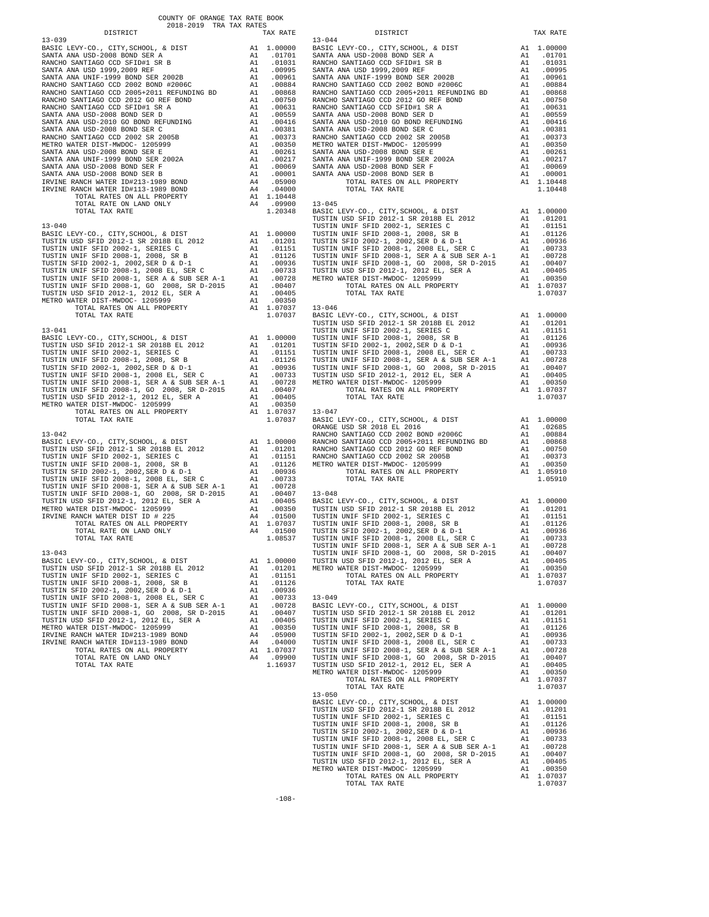COUNTY OF ORANGE TAX RATE BOOK
2018-2019 TRA TAX RATES

| DISTRICT | | TAX RATE |
|---|---|---|
| **13-039** | | |
| BASIC LEVY-CO., CITY,SCHOOL, & DIST | A1 | 1.00000 |
| SANTA ANA USD-2008 BOND SER A | A1 | .01701 |
| RANCHO SANTIAGO CCD SFID#1 SR B | A1 | .01031 |
| SANTA ANA USD 1999,2009 REF | A1 | .00995 |
| SANTA ANA UNIF-1999 BOND SER 2002B | A1 | .00961 |
| RANCHO SANTIAGO CCD 2002 BOND #2006C | A1 | .00884 |
| RANCHO SANTIAGO CCD 2005+2011 REFUNDING BD | A1 | .00868 |
| RANCHO SANTIAGO CCD 2012 GO REF BOND | A1 | .00750 |
| RANCHO SANTIAGO CCD SFID#1 SR A | A1 | .00631 |
| SANTA ANA USD-2008 BOND SER D | A1 | .00559 |
| SANTA ANA USD-2010 GO BOND REFUNDING | A1 | .00416 |
| SANTA ANA USD-2008 BOND SER C | A1 | .00381 |
| RANCHO SANTIAGO CCD 2002 SR 2005B | A1 | .00373 |
| METRO WATER DIST-MWDOC- 1205999 | A1 | .00350 |
| SANTA ANA USD-2008 BOND SER E | A1 | .00261 |
| SANTA ANA UNIF-1999 BOND SER 2002A | A1 | .00217 |
| SANTA ANA USD-2008 BOND SER F | A1 | .00069 |
| SANTA ANA USD-2008 BOND SER B | A1 | .00001 |
| IRVINE RANCH WATER ID#213-1989 BOND | A4 | .05900 |
| IRVINE RANCH WATER ID#113-1989 BOND | A4 | .04000 |
| TOTAL RATES ON ALL PROPERTY | A1 | 1.10448 |
| TOTAL RATE ON LAND ONLY | A4 | .09900 |
| TOTAL TAX RATE | | 1.20348 |
| **13-040** | | |
| BASIC LEVY-CO., CITY,SCHOOL, & DIST | A1 | 1.00000 |
| TUSTIN USD SFID 2012-1 SR 2018B EL 2012 | A1 | .01201 |
| TUSTIN UNIF SFID 2002-1, SERIES C | A1 | .01151 |
| TUSTIN UNIF SFID 2008-1, 2008, SR B | A1 | .01126 |
| TUSTIN SFID 2002-1, 2002,SER D & D-1 | A1 | .00936 |
| TUSTIN UNIF SFID 2008-1, 2008 EL, SER C | A1 | .00733 |
| TUSTIN UNIF SFID 2008-1, SER A & SUB SER A-1 | A1 | .00728 |
| TUSTIN UNIF SFID 2008-1, GO 2008, SR D-2015 | A1 | .00407 |
| TUSTIN USD SFID 2012-1, 2012 EL, SER A | A1 | .00405 |
| METRO WATER DIST-MWDOC- 1205999 | A1 | .00350 |
| TOTAL RATES ON ALL PROPERTY | A1 | 1.07037 |
| TOTAL TAX RATE | | 1.07037 |
| **13-041** | | |
| BASIC LEVY-CO., CITY,SCHOOL, & DIST | A1 | 1.00000 |
| TUSTIN USD SFID 2012-1 SR 2018B EL 2012 | A1 | .01201 |
| TUSTIN UNIF SFID 2002-1, SERIES C | A1 | .01151 |
| TUSTIN UNIF SFID 2008-1, 2008, SR B | A1 | .01126 |
| TUSTIN SFID 2002-1, 2002,SER D & D-1 | A1 | .00936 |
| TUSTIN UNIF SFID 2008-1, 2008 EL, SER C | A1 | .00733 |
| TUSTIN UNIF SFID 2008-1, SER A & SUB SER A-1 | A1 | .00728 |
| TUSTIN UNIF SFID 2008-1, GO 2008, SR D-2015 | A1 | .00407 |
| TUSTIN USD SFID 2012-1, 2012 EL, SER A | A1 | .00405 |
| METRO WATER DIST-MWDOC- 1205999 | A1 | .00350 |
| TOTAL RATES ON ALL PROPERTY | A1 | 1.07037 |
| TOTAL TAX RATE | | 1.07037 |
| **13-042** | | |
| BASIC LEVY-CO., CITY,SCHOOL, & DIST | A1 | 1.00000 |
| TUSTIN USD SFID 2012-1 SR 2018B EL 2012 | A1 | .01201 |
| TUSTIN UNIF SFID 2002-1, SERIES C | A1 | .01151 |
| TUSTIN UNIF SFID 2008-1, 2008, SR B | A1 | .01126 |
| TUSTIN SFID 2002-1, 2002,SER D & D-1 | A1 | .00936 |
| TUSTIN UNIF SFID 2008-1, 2008 EL, SER C | A1 | .00733 |
| TUSTIN UNIF SFID 2008-1, SER A & SUB SER A-1 | A1 | .00728 |
| TUSTIN UNIF SFID 2008-1, GO 2008, SR D-2015 | A1 | .00407 |
| TUSTIN USD SFID 2012-1, 2012 EL, SER A | A1 | .00405 |
| METRO WATER DIST-MWDOC- 1205999 | A1 | .00350 |
| IRVINE RANCH WATER DIST ID # 225 | A4 | .01500 |
| TOTAL RATES ON ALL PROPERTY | A1 | 1.07037 |
| TOTAL RATE ON LAND ONLY | A4 | .01500 |
| TOTAL TAX RATE | | 1.08537 |
| **13-043** | | |
| BASIC LEVY-CO., CITY,SCHOOL, & DIST | A1 | 1.00000 |
| TUSTIN USD SFID 2012-1 SR 2018B EL 2012 | A1 | .01201 |
| TUSTIN UNIF SFID 2002-1, SERIES C | A1 | .01151 |
| TUSTIN UNIF SFID 2008-1, 2008, SR B | A1 | .01126 |
| TUSTIN SFID 2002-1, 2002,SER D & D-1 | A1 | .00936 |
| TUSTIN UNIF SFID 2008-1, 2008 EL, SER C | A1 | .00733 |
| TUSTIN UNIF SFID 2008-1, SER A & SUB SER A-1 | A1 | .00728 |
| TUSTIN UNIF SFID 2008-1, GO 2008, SR D-2015 | A1 | .00407 |
| TUSTIN USD SFID 2012-1, 2012 EL, SER A | A1 | .00405 |
| METRO WATER DIST-MWDOC- 1205999 | A1 | .00350 |
| IRVINE RANCH WATER ID#213-1989 BOND | A4 | .05900 |
| IRVINE RANCH WATER ID#113-1989 BOND | A4 | .04000 |
| TOTAL RATES ON ALL PROPERTY | A1 | 1.07037 |
| TOTAL RATE ON LAND ONLY | A4 | .09900 |
| TOTAL TAX RATE | | 1.16937 |
| **13-044** | | |
| BASIC LEVY-CO., CITY,SCHOOL, & DIST | A1 | 1.00000 |
| SANTA ANA USD-2008 BOND SER A | A1 | .01701 |
| RANCHO SANTIAGO CCD SFID#1 SR B | A1 | .01031 |
| SANTA ANA USD 1999,2009 REF | A1 | .00995 |
| SANTA ANA UNIF-1999 BOND SER 2002B | A1 | .00961 |
| RANCHO SANTIAGO CCD 2002 BOND #2006C | A1 | .00884 |
| RANCHO SANTIAGO CCD 2005+2011 REFUNDING BD | A1 | .00868 |
| RANCHO SANTIAGO CCD 2012 GO REF BOND | A1 | .00750 |
| RANCHO SANTIAGO CCD SFID#1 SR A | A1 | .00631 |
| SANTA ANA USD-2008 BOND SER D | A1 | .00559 |
| SANTA ANA USD-2010 GO BOND REFUNDING | A1 | .00416 |
| SANTA ANA USD-2008 BOND SER C | A1 | .00381 |
| RANCHO SANTIAGO CCD 2002 SR 2005B | A1 | .00373 |
| METRO WATER DIST-MWDOC- 1205999 | A1 | .00350 |
| SANTA ANA USD-2008 BOND SER E | A1 | .00261 |
| SANTA ANA UNIF-1999 BOND SER 2002A | A1 | .00217 |
| SANTA ANA USD-2008 BOND SER F | A1 | .00069 |
| SANTA ANA USD-2008 BOND SER B | A1 | .00001 |
| TOTAL RATES ON ALL PROPERTY | A1 | 1.10448 |
| TOTAL TAX RATE | | 1.10448 |
| **13-045** | | |
| BASIC LEVY-CO., CITY,SCHOOL, & DIST | A1 | 1.00000 |
| TUSTIN USD SFID 2012-1 SR 2018B EL 2012 | A1 | .01201 |
| TUSTIN UNIF SFID 2002-1, SERIES C | A1 | .01151 |
| TUSTIN UNIF SFID 2008-1, 2008, SR B | A1 | .01126 |
| TUSTIN SFID 2002-1, 2002,SER D & D-1 | A1 | .00936 |
| TUSTIN UNIF SFID 2008-1, 2008 EL, SER C | A1 | .00733 |
| TUSTIN UNIF SFID 2008-1, SER A & SUB SER A-1 | A1 | .00728 |
| TUSTIN UNIF SFID 2008-1, GO 2008, SR D-2015 | A1 | .00407 |
| TUSTIN USD SFID 2012-1, 2012 EL, SER A | A1 | .00405 |
| METRO WATER DIST-MWDOC- 1205999 | A1 | .00350 |
| TOTAL RATES ON ALL PROPERTY | A1 | 1.07037 |
| TOTAL TAX RATE | | 1.07037 |
| **13-046** | | |
| BASIC LEVY-CO., CITY,SCHOOL, & DIST | A1 | 1.00000 |
| TUSTIN USD SFID 2012-1 SR 2018B EL 2012 | A1 | .01201 |
| TUSTIN UNIF SFID 2002-1, SERIES C | A1 | .01151 |
| TUSTIN UNIF SFID 2008-1, 2008, SR B | A1 | .01126 |
| TUSTIN SFID 2002-1, 2002,SER D & D-1 | A1 | .00936 |
| TUSTIN UNIF SFID 2008-1, 2008 EL, SER C | A1 | .00733 |
| TUSTIN UNIF SFID 2008-1, SER A & SUB SER A-1 | A1 | .00728 |
| TUSTIN UNIF SFID 2008-1, GO 2008, SR D-2015 | A1 | .00407 |
| TUSTIN USD SFID 2012-1, 2012 EL, SER A | A1 | .00405 |
| METRO WATER DIST-MWDOC- 1205999 | A1 | .00350 |
| TOTAL RATES ON ALL PROPERTY | A1 | 1.07037 |
| TOTAL TAX RATE | | 1.07037 |
| **13-047** | | |
| BASIC LEVY-CO., CITY,SCHOOL, & DIST | A1 | 1.00000 |
| ORANGE USD SR 2018 EL 2016 | A1 | .02685 |
| RANCHO SANTIAGO CCD 2002 BOND #2006C | A1 | .00884 |
| RANCHO SANTIAGO CCD 2005+2011 REFUNDING BD | A1 | .00868 |
| RANCHO SANTIAGO CCD 2012 GO REF BOND | A1 | .00750 |
| RANCHO SANTIAGO CCD 2002 SR 2005B | A1 | .00373 |
| METRO WATER DIST-MWDOC- 1205999 | A1 | .00350 |
| TOTAL RATES ON ALL PROPERTY | A1 | 1.05910 |
| TOTAL TAX RATE | | 1.05910 |
| **13-048** | | |
| BASIC LEVY-CO., CITY,SCHOOL, & DIST | A1 | 1.00000 |
| TUSTIN USD SFID 2012-1 SR 2018B EL 2012 | A1 | .01201 |
| TUSTIN UNIF SFID 2002-1, SERIES C | A1 | .01151 |
| TUSTIN UNIF SFID 2008-1, 2008, SR B | A1 | .01126 |
| TUSTIN SFID 2002-1, 2002,SER D & D-1 | A1 | .00936 |
| TUSTIN UNIF SFID 2008-1, 2008 EL, SER C | A1 | .00733 |
| TUSTIN UNIF SFID 2008-1, SER A & SUB SER A-1 | A1 | .00728 |
| TUSTIN UNIF SFID 2008-1, GO 2008, SR D-2015 | A1 | .00407 |
| TUSTIN USD SFID 2012-1, 2012 EL, SER A | A1 | .00405 |
| METRO WATER DIST-MWDOC- 1205999 | A1 | .00350 |
| TOTAL RATES ON ALL PROPERTY | A1 | 1.07037 |
| TOTAL TAX RATE | | 1.07037 |
| **13-049** | | |
| BASIC LEVY-CO., CITY,SCHOOL, & DIST | A1 | 1.00000 |
| TUSTIN USD SFID 2012-1 SR 2018B EL 2012 | A1 | .01201 |
| TUSTIN UNIF SFID 2002-1, SERIES C | A1 | .01151 |
| TUSTIN UNIF SFID 2008-1, 2008, SR B | A1 | .01126 |
| TUSTIN SFID 2002-1, 2002,SER D & D-1 | A1 | .00936 |
| TUSTIN UNIF SFID 2008-1, 2008 EL, SER C | A1 | .00733 |
| TUSTIN UNIF SFID 2008-1, SER A & SUB SER A-1 | A1 | .00728 |
| TUSTIN UNIF SFID 2008-1, GO 2008, SR D-2015 | A1 | .00407 |
| TUSTIN USD SFID 2012-1, 2012 EL, SER A | A1 | .00405 |
| METRO WATER DIST-MWDOC- 1205999 | A1 | .00350 |
| TOTAL RATES ON ALL PROPERTY | A1 | 1.07037 |
| TOTAL TAX RATE | | 1.07037 |
| **13-050** | | |
| BASIC LEVY-CO., CITY,SCHOOL, & DIST | A1 | 1.00000 |
| TUSTIN USD SFID 2012-1 SR 2018B EL 2012 | A1 | .01201 |
| TUSTIN UNIF SFID 2002-1, SERIES C | A1 | .01151 |
| TUSTIN UNIF SFID 2008-1, 2008, SR B | A1 | .01126 |
| TUSTIN SFID 2002-1, 2002,SER D & D-1 | A1 | .00936 |
| TUSTIN UNIF SFID 2008-1, 2008 EL, SER C | A1 | .00733 |
| TUSTIN UNIF SFID 2008-1, SER A & SUB SER A-1 | A1 | .00728 |
| TUSTIN UNIF SFID 2008-1, GO 2008, SR D-2015 | A1 | .00407 |
| TUSTIN USD SFID 2012-1, 2012 EL, SER A | A1 | .00405 |
| METRO WATER DIST-MWDOC- 1205999 | A1 | .00350 |
| TOTAL RATES ON ALL PROPERTY | A1 | 1.07037 |
| TOTAL TAX RATE | | 1.07037 |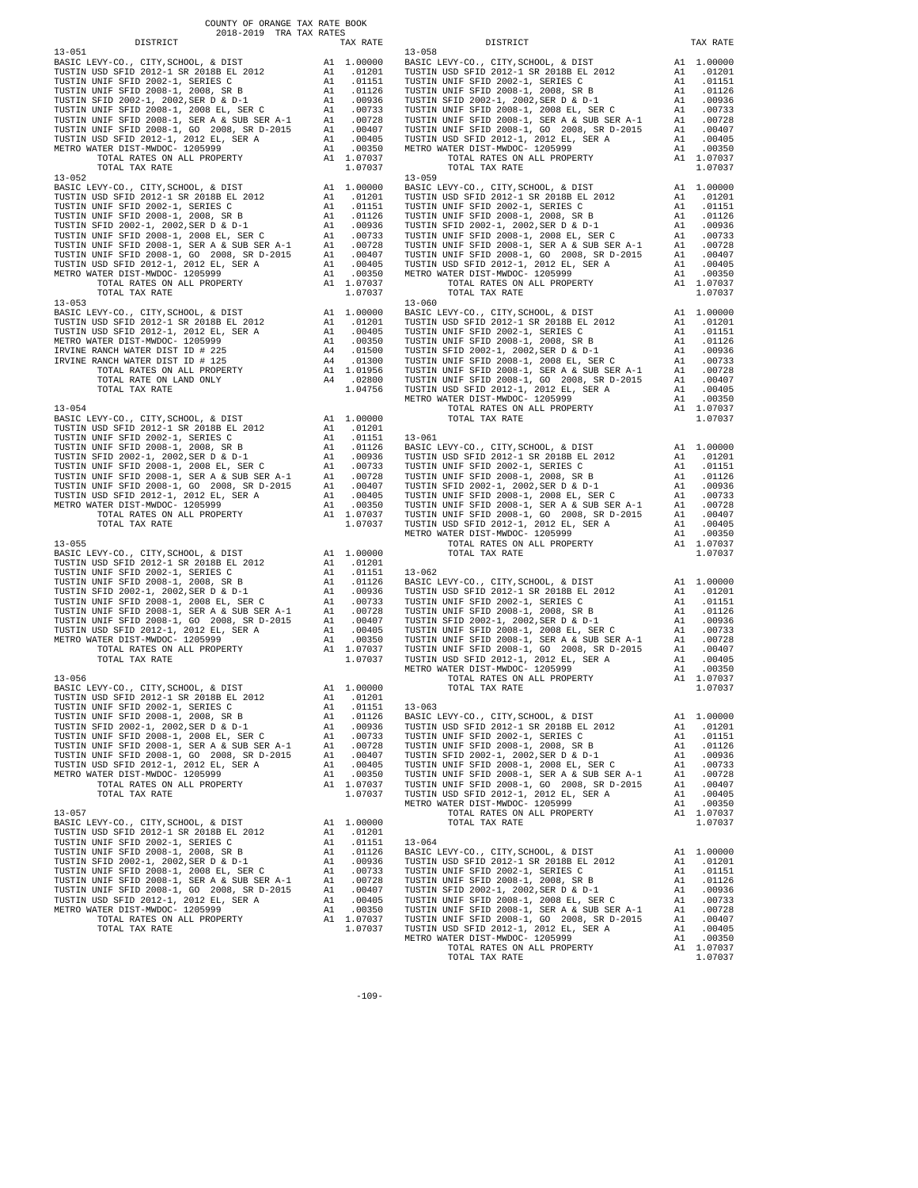COUNTY OF ORANGE TAX RATE BOOK
2018-2019 TRA TAX RATES

| DISTRICT | | TAX RATE |
|---|---|---|
| **13-051** | | |
| BASIC LEVY-CO., CITY,SCHOOL, & DIST | A1 | 1.00000 |
| TUSTIN USD SFID 2012-1 SR 2018B EL 2012 | A1 | .01201 |
| TUSTIN UNIF SFID 2002-1, SERIES C | A1 | .01151 |
| TUSTIN UNIF SFID 2008-1, 2008, SR B | A1 | .01126 |
| TUSTIN SFID 2002-1, 2002,SER D & D-1 | A1 | .00936 |
| TUSTIN UNIF SFID 2008-1, 2008 EL, SER C | A1 | .00733 |
| TUSTIN UNIF SFID 2008-1, SER A & SUB SER A-1 | A1 | .00728 |
| TUSTIN UNIF SFID 2008-1, GO 2008, SR D-2015 | A1 | .00407 |
| TUSTIN USD SFID 2012-1, 2012 EL, SER A | A1 | .00405 |
| METRO WATER DIST-MWDOC- 1205999 | A1 | .00350 |
| TOTAL RATES ON ALL PROPERTY | A1 | 1.07037 |
| TOTAL TAX RATE | | 1.07037 |
| **13-052** | | |
| BASIC LEVY-CO., CITY,SCHOOL, & DIST | A1 | 1.00000 |
| TUSTIN USD SFID 2012-1 SR 2018B EL 2012 | A1 | .01201 |
| TUSTIN UNIF SFID 2002-1, SERIES C | A1 | .01151 |
| TUSTIN UNIF SFID 2008-1, 2008, SR B | A1 | .01126 |
| TUSTIN SFID 2002-1, 2002,SER D & D-1 | A1 | .00936 |
| TUSTIN UNIF SFID 2008-1, 2008 EL, SER C | A1 | .00733 |
| TUSTIN UNIF SFID 2008-1, SER A & SUB SER A-1 | A1 | .00728 |
| TUSTIN UNIF SFID 2008-1, GO 2008, SR D-2015 | A1 | .00407 |
| TUSTIN USD SFID 2012-1, 2012 EL, SER A | A1 | .00405 |
| METRO WATER DIST-MWDOC- 1205999 | A1 | .00350 |
| TOTAL RATES ON ALL PROPERTY | A1 | 1.07037 |
| TOTAL TAX RATE | | 1.07037 |
| **13-053** | | |
| BASIC LEVY-CO., CITY,SCHOOL, & DIST | A1 | 1.00000 |
| TUSTIN USD SFID 2012-1 SR 2018B EL 2012 | A1 | .01201 |
| TUSTIN USD SFID 2012-1, 2012 EL, SER A | A1 | .00405 |
| METRO WATER DIST-MWDOC- 1205999 | A1 | .00350 |
| IRVINE RANCH WATER DIST ID # 225 | A4 | .01500 |
| IRVINE RANCH WATER DIST ID # 125 | A4 | .01300 |
| TOTAL RATES ON ALL PROPERTY | A1 | 1.01956 |
| TOTAL RATE ON LAND ONLY | A4 | .02800 |
| TOTAL TAX RATE | | 1.04756 |
| **13-054** | | |
| BASIC LEVY-CO., CITY,SCHOOL, & DIST | A1 | 1.00000 |
| TUSTIN USD SFID 2012-1 SR 2018B EL 2012 | A1 | .01201 |
| TUSTIN UNIF SFID 2002-1, SERIES C | A1 | .01151 |
| TUSTIN UNIF SFID 2008-1, 2008, SR B | A1 | .01126 |
| TUSTIN SFID 2002-1, 2002,SER D & D-1 | A1 | .00936 |
| TUSTIN UNIF SFID 2008-1, 2008 EL, SER C | A1 | .00733 |
| TUSTIN UNIF SFID 2008-1, SER A & SUB SER A-1 | A1 | .00728 |
| TUSTIN UNIF SFID 2008-1, GO 2008, SR D-2015 | A1 | .00407 |
| TUSTIN USD SFID 2012-1, 2012 EL, SER A | A1 | .00405 |
| METRO WATER DIST-MWDOC- 1205999 | A1 | .00350 |
| TOTAL RATES ON ALL PROPERTY | A1 | 1.07037 |
| TOTAL TAX RATE | | 1.07037 |
| **13-055** | | |
| BASIC LEVY-CO., CITY,SCHOOL, & DIST | A1 | 1.00000 |
| TUSTIN USD SFID 2012-1 SR 2018B EL 2012 | A1 | .01201 |
| TUSTIN UNIF SFID 2002-1, SERIES C | A1 | .01151 |
| TUSTIN UNIF SFID 2008-1, 2008, SR B | A1 | .01126 |
| TUSTIN SFID 2002-1, 2002,SER D & D-1 | A1 | .00936 |
| TUSTIN UNIF SFID 2008-1, 2008 EL, SER C | A1 | .00733 |
| TUSTIN UNIF SFID 2008-1, SER A & SUB SER A-1 | A1 | .00728 |
| TUSTIN UNIF SFID 2008-1, GO 2008, SR D-2015 | A1 | .00407 |
| TUSTIN USD SFID 2012-1, 2012 EL, SER A | A1 | .00405 |
| METRO WATER DIST-MWDOC- 1205999 | A1 | .00350 |
| TOTAL RATES ON ALL PROPERTY | A1 | 1.07037 |
| TOTAL TAX RATE | | 1.07037 |
| **13-056** | | |
| BASIC LEVY-CO., CITY,SCHOOL, & DIST | A1 | 1.00000 |
| TUSTIN USD SFID 2012-1 SR 2018B EL 2012 | A1 | .01201 |
| TUSTIN UNIF SFID 2002-1, SERIES C | A1 | .01151 |
| TUSTIN UNIF SFID 2008-1, 2008, SR B | A1 | .01126 |
| TUSTIN SFID 2002-1, 2002,SER D & D-1 | A1 | .00936 |
| TUSTIN UNIF SFID 2008-1, 2008 EL, SER C | A1 | .00733 |
| TUSTIN UNIF SFID 2008-1, SER A & SUB SER A-1 | A1 | .00728 |
| TUSTIN UNIF SFID 2008-1, GO 2008, SR D-2015 | A1 | .00407 |
| TUSTIN USD SFID 2012-1, 2012 EL, SER A | A1 | .00405 |
| METRO WATER DIST-MWDOC- 1205999 | A1 | .00350 |
| TOTAL RATES ON ALL PROPERTY | A1 | 1.07037 |
| TOTAL TAX RATE | | 1.07037 |
| **13-057** | | |
| BASIC LEVY-CO., CITY,SCHOOL, & DIST | A1 | 1.00000 |
| TUSTIN USD SFID 2012-1 SR 2018B EL 2012 | A1 | .01201 |
| TUSTIN UNIF SFID 2002-1, SERIES C | A1 | .01151 |
| TUSTIN UNIF SFID 2008-1, 2008, SR B | A1 | .01126 |
| TUSTIN SFID 2002-1, 2002,SER D & D-1 | A1 | .00936 |
| TUSTIN UNIF SFID 2008-1, 2008 EL, SER C | A1 | .00733 |
| TUSTIN UNIF SFID 2008-1, SER A & SUB SER A-1 | A1 | .00728 |
| TUSTIN UNIF SFID 2008-1, GO 2008, SR D-2015 | A1 | .00407 |
| TUSTIN USD SFID 2012-1, 2012 EL, SER A | A1 | .00405 |
| METRO WATER DIST-MWDOC- 1205999 | A1 | .00350 |
| TOTAL RATES ON ALL PROPERTY | A1 | 1.07037 |
| TOTAL TAX RATE | | 1.07037 |
| **13-058** | | |
| BASIC LEVY-CO., CITY,SCHOOL, & DIST | A1 | 1.00000 |
| TUSTIN USD SFID 2012-1 SR 2018B EL 2012 | A1 | .01201 |
| TUSTIN UNIF SFID 2002-1, SERIES C | A1 | .01151 |
| TUSTIN UNIF SFID 2008-1, 2008, SR B | A1 | .01126 |
| TUSTIN SFID 2002-1, 2002,SER D & D-1 | A1 | .00936 |
| TUSTIN UNIF SFID 2008-1, 2008 EL, SER C | A1 | .00733 |
| TUSTIN UNIF SFID 2008-1, SER A & SUB SER A-1 | A1 | .00728 |
| TUSTIN UNIF SFID 2008-1, GO 2008, SR D-2015 | A1 | .00407 |
| TUSTIN USD SFID 2012-1, 2012 EL, SER A | A1 | .00405 |
| METRO WATER DIST-MWDOC- 1205999 | A1 | .00350 |
| TOTAL RATES ON ALL PROPERTY | A1 | 1.07037 |
| TOTAL TAX RATE | | 1.07037 |
| **13-059** | | |
| BASIC LEVY-CO., CITY,SCHOOL, & DIST | A1 | 1.00000 |
| TUSTIN USD SFID 2012-1 SR 2018B EL 2012 | A1 | .01201 |
| TUSTIN UNIF SFID 2002-1, SERIES C | A1 | .01151 |
| TUSTIN UNIF SFID 2008-1, 2008, SR B | A1 | .01126 |
| TUSTIN SFID 2002-1, 2002,SER D & D-1 | A1 | .00936 |
| TUSTIN UNIF SFID 2008-1, 2008 EL, SER C | A1 | .00733 |
| TUSTIN UNIF SFID 2008-1, SER A & SUB SER A-1 | A1 | .00728 |
| TUSTIN UNIF SFID 2008-1, GO 2008, SR D-2015 | A1 | .00407 |
| TUSTIN USD SFID 2012-1, 2012 EL, SER A | A1 | .00405 |
| METRO WATER DIST-MWDOC- 1205999 | A1 | .00350 |
| TOTAL RATES ON ALL PROPERTY | A1 | 1.07037 |
| TOTAL TAX RATE | | 1.07037 |
| **13-060** | | |
| BASIC LEVY-CO., CITY,SCHOOL, & DIST | A1 | 1.00000 |
| TUSTIN USD SFID 2012-1 SR 2018B EL 2012 | A1 | .01201 |
| TUSTIN UNIF SFID 2002-1, SERIES C | A1 | .01151 |
| TUSTIN UNIF SFID 2008-1, 2008, SR B | A1 | .01126 |
| TUSTIN SFID 2002-1, 2002,SER D & D-1 | A1 | .00936 |
| TUSTIN UNIF SFID 2008-1, 2008 EL, SER C | A1 | .00733 |
| TUSTIN UNIF SFID 2008-1, SER A & SUB SER A-1 | A1 | .00728 |
| TUSTIN UNIF SFID 2008-1, GO 2008, SR D-2015 | A1 | .00407 |
| TUSTIN USD SFID 2012-1, 2012 EL, SER A | A1 | .00405 |
| METRO WATER DIST-MWDOC- 1205999 | A1 | .00350 |
| TOTAL RATES ON ALL PROPERTY | A1 | 1.07037 |
| TOTAL TAX RATE | | 1.07037 |
| **13-061** | | |
| BASIC LEVY-CO., CITY,SCHOOL, & DIST | A1 | 1.00000 |
| TUSTIN USD SFID 2012-1 SR 2018B EL 2012 | A1 | .01201 |
| TUSTIN UNIF SFID 2002-1, SERIES C | A1 | .01151 |
| TUSTIN UNIF SFID 2008-1, 2008, SR B | A1 | .01126 |
| TUSTIN SFID 2002-1, 2002,SER D & D-1 | A1 | .00936 |
| TUSTIN UNIF SFID 2008-1, 2008 EL, SER C | A1 | .00733 |
| TUSTIN UNIF SFID 2008-1, SER A & SUB SER A-1 | A1 | .00728 |
| TUSTIN UNIF SFID 2008-1, GO 2008, SR D-2015 | A1 | .00407 |
| TUSTIN USD SFID 2012-1, 2012 EL, SER A | A1 | .00405 |
| METRO WATER DIST-MWDOC- 1205999 | A1 | .00350 |
| TOTAL RATES ON ALL PROPERTY | A1 | 1.07037 |
| TOTAL TAX RATE | | 1.07037 |
| **13-062** | | |
| BASIC LEVY-CO., CITY,SCHOOL, & DIST | A1 | 1.00000 |
| TUSTIN USD SFID 2012-1 SR 2018B EL 2012 | A1 | .01201 |
| TUSTIN UNIF SFID 2002-1, SERIES C | A1 | .01151 |
| TUSTIN UNIF SFID 2008-1, 2008, SR B | A1 | .01126 |
| TUSTIN SFID 2002-1, 2002,SER D & D-1 | A1 | .00936 |
| TUSTIN UNIF SFID 2008-1, 2008 EL, SER C | A1 | .00733 |
| TUSTIN UNIF SFID 2008-1, SER A & SUB SER A-1 | A1 | .00728 |
| TUSTIN UNIF SFID 2008-1, GO 2008, SR D-2015 | A1 | .00407 |
| TUSTIN USD SFID 2012-1, 2012 EL, SER A | A1 | .00405 |
| METRO WATER DIST-MWDOC- 1205999 | A1 | .00350 |
| TOTAL RATES ON ALL PROPERTY | A1 | 1.07037 |
| TOTAL TAX RATE | | 1.07037 |
| **13-063** | | |
| BASIC LEVY-CO., CITY,SCHOOL, & DIST | A1 | 1.00000 |
| TUSTIN USD SFID 2012-1 SR 2018B EL 2012 | A1 | .01201 |
| TUSTIN UNIF SFID 2002-1, SERIES C | A1 | .01151 |
| TUSTIN UNIF SFID 2008-1, 2008, SR B | A1 | .01126 |
| TUSTIN SFID 2002-1, 2002,SER D & D-1 | A1 | .00936 |
| TUSTIN UNIF SFID 2008-1, 2008 EL, SER C | A1 | .00733 |
| TUSTIN UNIF SFID 2008-1, SER A & SUB SER A-1 | A1 | .00728 |
| TUSTIN UNIF SFID 2008-1, GO 2008, SR D-2015 | A1 | .00407 |
| TUSTIN USD SFID 2012-1, 2012 EL, SER A | A1 | .00405 |
| METRO WATER DIST-MWDOC- 1205999 | A1 | .00350 |
| TOTAL RATES ON ALL PROPERTY | A1 | 1.07037 |
| TOTAL TAX RATE | | 1.07037 |
| **13-064** | | |
| BASIC LEVY-CO., CITY,SCHOOL, & DIST | A1 | 1.00000 |
| TUSTIN USD SFID 2012-1 SR 2018B EL 2012 | A1 | .01201 |
| TUSTIN UNIF SFID 2002-1, SERIES C | A1 | .01151 |
| TUSTIN UNIF SFID 2008-1, 2008, SR B | A1 | .01126 |
| TUSTIN SFID 2002-1, 2002,SER D & D-1 | A1 | .00936 |
| TUSTIN UNIF SFID 2008-1, 2008 EL, SER C | A1 | .00733 |
| TUSTIN UNIF SFID 2008-1, SER A & SUB SER A-1 | A1 | .00728 |
| TUSTIN UNIF SFID 2008-1, GO 2008, SR D-2015 | A1 | .00407 |
| TUSTIN USD SFID 2012-1, 2012 EL, SER A | A1 | .00405 |
| METRO WATER DIST-MWDOC- 1205999 | A1 | .00350 |
| TOTAL RATES ON ALL PROPERTY | A1 | 1.07037 |
| TOTAL TAX RATE | | 1.07037 |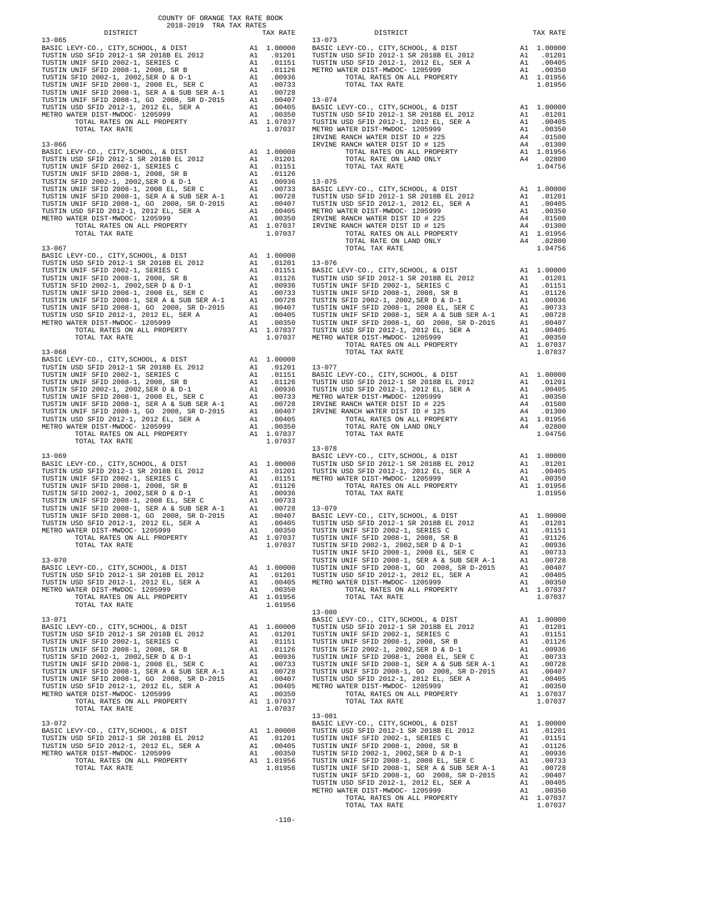COUNTY OF ORANGE TAX RATE BOOK
2018-2019 TRA TAX RATES

| DISTRICT | | TAX RATE |
|---|---|---|
| **13-065** | | |
| BASIC LEVY-CO., CITY,SCHOOL, & DIST | A1 | 1.00000 |
| TUSTIN USD SFID 2012-1 SR 2018B EL 2012 | A1 | .01201 |
| TUSTIN UNIF SFID 2002-1, SERIES C | A1 | .01151 |
| TUSTIN UNIF SFID 2008-1, 2008, SR B | A1 | .01126 |
| TUSTIN SFID 2002-1, 2002,SER D & D-1 | A1 | .00936 |
| TUSTIN UNIF SFID 2008-1, 2008 EL, SER C | A1 | .00733 |
| TUSTIN UNIF SFID 2008-1, SER A & SUB SER A-1 | A1 | .00728 |
| TUSTIN UNIF SFID 2008-1, GO 2008, SR D-2015 | A1 | .00407 |
| TUSTIN USD SFID 2012-1, 2012 EL, SER A | A1 | .00405 |
| METRO WATER DIST-MWDOC- 1205999 | A1 | .00350 |
| TOTAL RATES ON ALL PROPERTY | A1 | 1.07037 |
| TOTAL TAX RATE | | 1.07037 |
| **13-066** | | |
| BASIC LEVY-CO., CITY,SCHOOL, & DIST | A1 | 1.00000 |
| TUSTIN USD SFID 2012-1 SR 2018B EL 2012 | A1 | .01201 |
| TUSTIN UNIF SFID 2002-1, SERIES C | A1 | .01151 |
| TUSTIN UNIF SFID 2008-1, 2008, SR B | A1 | .01126 |
| TUSTIN SFID 2002-1, 2002,SER D & D-1 | A1 | .00936 |
| TUSTIN UNIF SFID 2008-1, 2008 EL, SER C | A1 | .00733 |
| TUSTIN UNIF SFID 2008-1, SER A & SUB SER A-1 | A1 | .00728 |
| TUSTIN UNIF SFID 2008-1, GO 2008, SR D-2015 | A1 | .00407 |
| TUSTIN USD SFID 2012-1, 2012 EL, SER A | A1 | .00405 |
| METRO WATER DIST-MWDOC- 1205999 | A1 | .00350 |
| TOTAL RATES ON ALL PROPERTY | A1 | 1.07037 |
| TOTAL TAX RATE | | 1.07037 |
| **13-067** | | |
| BASIC LEVY-CO., CITY,SCHOOL, & DIST | A1 | 1.00000 |
| TUSTIN USD SFID 2012-1 SR 2018B EL 2012 | A1 | .01201 |
| TUSTIN UNIF SFID 2002-1, SERIES C | A1 | .01151 |
| TUSTIN UNIF SFID 2008-1, 2008, SR B | A1 | .01126 |
| TUSTIN SFID 2002-1, 2002,SER D & D-1 | A1 | .00936 |
| TUSTIN UNIF SFID 2008-1, 2008 EL, SER C | A1 | .00733 |
| TUSTIN UNIF SFID 2008-1, SER A & SUB SER A-1 | A1 | .00728 |
| TUSTIN UNIF SFID 2008-1, GO 2008, SR D-2015 | A1 | .00407 |
| TUSTIN USD SFID 2012-1, 2012 EL, SER A | A1 | .00405 |
| METRO WATER DIST-MWDOC- 1205999 | A1 | .00350 |
| TOTAL RATES ON ALL PROPERTY | A1 | 1.07037 |
| TOTAL TAX RATE | | 1.07037 |
| **13-068** | | |
| BASIC LEVY-CO., CITY,SCHOOL, & DIST | A1 | 1.00000 |
| TUSTIN USD SFID 2012-1 SR 2018B EL 2012 | A1 | .01201 |
| TUSTIN UNIF SFID 2002-1, SERIES C | A1 | .01151 |
| TUSTIN UNIF SFID 2008-1, 2008, SR B | A1 | .01126 |
| TUSTIN SFID 2002-1, 2002,SER D & D-1 | A1 | .00936 |
| TUSTIN UNIF SFID 2008-1, 2008 EL, SER C | A1 | .00733 |
| TUSTIN UNIF SFID 2008-1, SER A & SUB SER A-1 | A1 | .00728 |
| TUSTIN UNIF SFID 2008-1, GO 2008, SR D-2015 | A1 | .00407 |
| TUSTIN USD SFID 2012-1, 2012 EL, SER A | A1 | .00405 |
| METRO WATER DIST-MWDOC- 1205999 | A1 | .00350 |
| TOTAL RATES ON ALL PROPERTY | A1 | 1.07037 |
| TOTAL TAX RATE | | 1.07037 |
| **13-069** | | |
| BASIC LEVY-CO., CITY,SCHOOL, & DIST | A1 | 1.00000 |
| TUSTIN USD SFID 2012-1 SR 2018B EL 2012 | A1 | .01201 |
| TUSTIN UNIF SFID 2002-1, SERIES C | A1 | .01151 |
| TUSTIN UNIF SFID 2008-1, 2008, SR B | A1 | .01126 |
| TUSTIN SFID 2002-1, 2002,SER D & D-1 | A1 | .00936 |
| TUSTIN UNIF SFID 2008-1, 2008 EL, SER C | A1 | .00733 |
| TUSTIN UNIF SFID 2008-1, SER A & SUB SER A-1 | A1 | .00728 |
| TUSTIN UNIF SFID 2008-1, GO 2008, SR D-2015 | A1 | .00407 |
| TUSTIN USD SFID 2012-1, 2012 EL, SER A | A1 | .00405 |
| METRO WATER DIST-MWDOC- 1205999 | A1 | .00350 |
| TOTAL RATES ON ALL PROPERTY | A1 | 1.07037 |
| TOTAL TAX RATE | | 1.07037 |
| **13-070** | | |
| BASIC LEVY-CO., CITY,SCHOOL, & DIST | A1 | 1.00000 |
| TUSTIN USD SFID 2012-1 SR 2018B EL 2012 | A1 | .01201 |
| TUSTIN USD SFID 2012-1, 2012 EL, SER A | A1 | .00405 |
| METRO WATER DIST-MWDOC- 1205999 | A1 | .00350 |
| TOTAL RATES ON ALL PROPERTY | A1 | 1.01956 |
| TOTAL TAX RATE | | 1.01956 |
| **13-071** | | |
| BASIC LEVY-CO., CITY,SCHOOL, & DIST | A1 | 1.00000 |
| TUSTIN USD SFID 2012-1 SR 2018B EL 2012 | A1 | .01201 |
| TUSTIN UNIF SFID 2002-1, SERIES C | A1 | .01151 |
| TUSTIN UNIF SFID 2008-1, 2008, SR B | A1 | .01126 |
| TUSTIN SFID 2002-1, 2002,SER D & D-1 | A1 | .00936 |
| TUSTIN UNIF SFID 2008-1, 2008 EL, SER C | A1 | .00733 |
| TUSTIN UNIF SFID 2008-1, SER A & SUB SER A-1 | A1 | .00728 |
| TUSTIN UNIF SFID 2008-1, GO 2008, SR D-2015 | A1 | .00407 |
| TUSTIN USD SFID 2012-1, 2012 EL, SER A | A1 | .00405 |
| METRO WATER DIST-MWDOC- 1205999 | A1 | .00350 |
| TOTAL RATES ON ALL PROPERTY | A1 | 1.07037 |
| TOTAL TAX RATE | | 1.07037 |
| **13-072** | | |
| BASIC LEVY-CO., CITY,SCHOOL, & DIST | A1 | 1.00000 |
| TUSTIN USD SFID 2012-1 SR 2018B EL 2012 | A1 | .01201 |
| TUSTIN USD SFID 2012-1, 2012 EL, SER A | A1 | .00405 |
| METRO WATER DIST-MWDOC- 1205999 | A1 | .00350 |
| TOTAL RATES ON ALL PROPERTY | A1 | 1.01956 |
| TOTAL TAX RATE | | 1.01956 |
| **13-073** | | |
| BASIC LEVY-CO., CITY,SCHOOL, & DIST | A1 | 1.00000 |
| TUSTIN USD SFID 2012-1 SR 2018B EL 2012 | A1 | .01201 |
| TUSTIN USD SFID 2012-1, 2012 EL, SER A | A1 | .00405 |
| METRO WATER DIST-MWDOC- 1205999 | A1 | .00350 |
| TOTAL RATES ON ALL PROPERTY | A1 | 1.01956 |
| TOTAL TAX RATE | | 1.01956 |
| **13-074** | | |
| BASIC LEVY-CO., CITY,SCHOOL, & DIST | A1 | 1.00000 |
| TUSTIN USD SFID 2012-1 SR 2018B EL 2012 | A1 | .01201 |
| TUSTIN USD SFID 2012-1, 2012 EL, SER A | A1 | .00405 |
| METRO WATER DIST-MWDOC- 1205999 | A1 | .00350 |
| IRVINE RANCH WATER DIST ID # 225 | A4 | .01500 |
| IRVINE RANCH WATER DIST ID # 125 | A4 | .01300 |
| TOTAL RATES ON ALL PROPERTY | A1 | 1.01956 |
| TOTAL RATE ON LAND ONLY | A4 | .02800 |
| TOTAL TAX RATE | | 1.04756 |
| **13-075** | | |
| BASIC LEVY-CO., CITY,SCHOOL, & DIST | A1 | 1.00000 |
| TUSTIN USD SFID 2012-1 SR 2018B EL 2012 | A1 | .01201 |
| TUSTIN USD SFID 2012-1, 2012 EL, SER A | A1 | .00405 |
| METRO WATER DIST-MWDOC- 1205999 | A1 | .00350 |
| IRVINE RANCH WATER DIST ID # 225 | A4 | .01500 |
| IRVINE RANCH WATER DIST ID # 125 | A4 | .01300 |
| TOTAL RATES ON ALL PROPERTY | A1 | 1.01956 |
| TOTAL RATE ON LAND ONLY | A4 | .02800 |
| TOTAL TAX RATE | | 1.04756 |
| **13-076** | | |
| BASIC LEVY-CO., CITY,SCHOOL, & DIST | A1 | 1.00000 |
| TUSTIN USD SFID 2012-1 SR 2018B EL 2012 | A1 | .01201 |
| TUSTIN UNIF SFID 2002-1, SERIES C | A1 | .01151 |
| TUSTIN UNIF SFID 2008-1, 2008, SR B | A1 | .01126 |
| TUSTIN SFID 2002-1, 2002,SER D & D-1 | A1 | .00936 |
| TUSTIN UNIF SFID 2008-1, 2008 EL, SER C | A1 | .00733 |
| TUSTIN UNIF SFID 2008-1, SER A & SUB SER A-1 | A1 | .00728 |
| TUSTIN UNIF SFID 2008-1, GO 2008, SR D-2015 | A1 | .00407 |
| TUSTIN USD SFID 2012-1, 2012 EL, SER A | A1 | .00405 |
| METRO WATER DIST-MWDOC- 1205999 | A1 | .00350 |
| TOTAL RATES ON ALL PROPERTY | A1 | 1.07037 |
| TOTAL TAX RATE | | 1.07037 |
| **13-077** | | |
| BASIC LEVY-CO., CITY,SCHOOL, & DIST | A1 | 1.00000 |
| TUSTIN USD SFID 2012-1 SR 2018B EL 2012 | A1 | .01201 |
| TUSTIN USD SFID 2012-1, 2012 EL, SER A | A1 | .00405 |
| METRO WATER DIST-MWDOC- 1205999 | A1 | .00350 |
| IRVINE RANCH WATER DIST ID # 225 | A4 | .01500 |
| IRVINE RANCH WATER DIST ID # 125 | A4 | .01300 |
| TOTAL RATES ON ALL PROPERTY | A1 | 1.01956 |
| TOTAL RATE ON LAND ONLY | A4 | .02800 |
| TOTAL TAX RATE | | 1.04756 |
| **13-078** | | |
| BASIC LEVY-CO., CITY,SCHOOL, & DIST | A1 | 1.00000 |
| TUSTIN USD SFID 2012-1 SR 2018B EL 2012 | A1 | .01201 |
| TUSTIN USD SFID 2012-1, 2012 EL, SER A | A1 | .00405 |
| METRO WATER DIST-MWDOC- 1205999 | A1 | .00350 |
| TOTAL RATES ON ALL PROPERTY | A1 | 1.01956 |
| TOTAL TAX RATE | | 1.01956 |
| **13-079** | | |
| BASIC LEVY-CO., CITY,SCHOOL, & DIST | A1 | 1.00000 |
| TUSTIN USD SFID 2012-1 SR 2018B EL 2012 | A1 | .01201 |
| TUSTIN UNIF SFID 2002-1, SERIES C | A1 | .01151 |
| TUSTIN UNIF SFID 2008-1, 2008, SR B | A1 | .01126 |
| TUSTIN SFID 2002-1, 2002,SER D & D-1 | A1 | .00936 |
| TUSTIN UNIF SFID 2008-1, 2008 EL, SER C | A1 | .00733 |
| TUSTIN UNIF SFID 2008-1, SER A & SUB SER A-1 | A1 | .00728 |
| TUSTIN UNIF SFID 2008-1, GO 2008, SR D-2015 | A1 | .00407 |
| TUSTIN USD SFID 2012-1, 2012 EL, SER A | A1 | .00405 |
| METRO WATER DIST-MWDOC- 1205999 | A1 | .00350 |
| TOTAL RATES ON ALL PROPERTY | A1 | 1.07037 |
| TOTAL TAX RATE | | 1.07037 |
| **13-080** | | |
| BASIC LEVY-CO., CITY,SCHOOL, & DIST | A1 | 1.00000 |
| TUSTIN USD SFID 2012-1 SR 2018B EL 2012 | A1 | .01201 |
| TUSTIN UNIF SFID 2002-1, SERIES C | A1 | .01151 |
| TUSTIN UNIF SFID 2008-1, 2008, SR B | A1 | .01126 |
| TUSTIN SFID 2002-1, 2002,SER D & D-1 | A1 | .00936 |
| TUSTIN UNIF SFID 2008-1, 2008 EL, SER C | A1 | .00733 |
| TUSTIN UNIF SFID 2008-1, SER A & SUB SER A-1 | A1 | .00728 |
| TUSTIN UNIF SFID 2008-1, GO 2008, SR D-2015 | A1 | .00407 |
| TUSTIN USD SFID 2012-1, 2012 EL, SER A | A1 | .00405 |
| METRO WATER DIST-MWDOC- 1205999 | A1 | .00350 |
| TOTAL RATES ON ALL PROPERTY | A1 | 1.07037 |
| TOTAL TAX RATE | | 1.07037 |
| **13-081** | | |
| BASIC LEVY-CO., CITY,SCHOOL, & DIST | A1 | 1.00000 |
| TUSTIN USD SFID 2012-1 SR 2018B EL 2012 | A1 | .01201 |
| TUSTIN UNIF SFID 2002-1, SERIES C | A1 | .01151 |
| TUSTIN UNIF SFID 2008-1, 2008, SR B | A1 | .01126 |
| TUSTIN SFID 2002-1, 2002,SER D & D-1 | A1 | .00936 |
| TUSTIN UNIF SFID 2008-1, 2008 EL, SER C | A1 | .00733 |
| TUSTIN UNIF SFID 2008-1, SER A & SUB SER A-1 | A1 | .00728 |
| TUSTIN UNIF SFID 2008-1, GO 2008, SR D-2015 | A1 | .00407 |
| TUSTIN USD SFID 2012-1, 2012 EL, SER A | A1 | .00405 |
| METRO WATER DIST-MWDOC- 1205999 | A1 | .00350 |
| TOTAL RATES ON ALL PROPERTY | A1 | 1.07037 |
| TOTAL TAX RATE | | 1.07037 |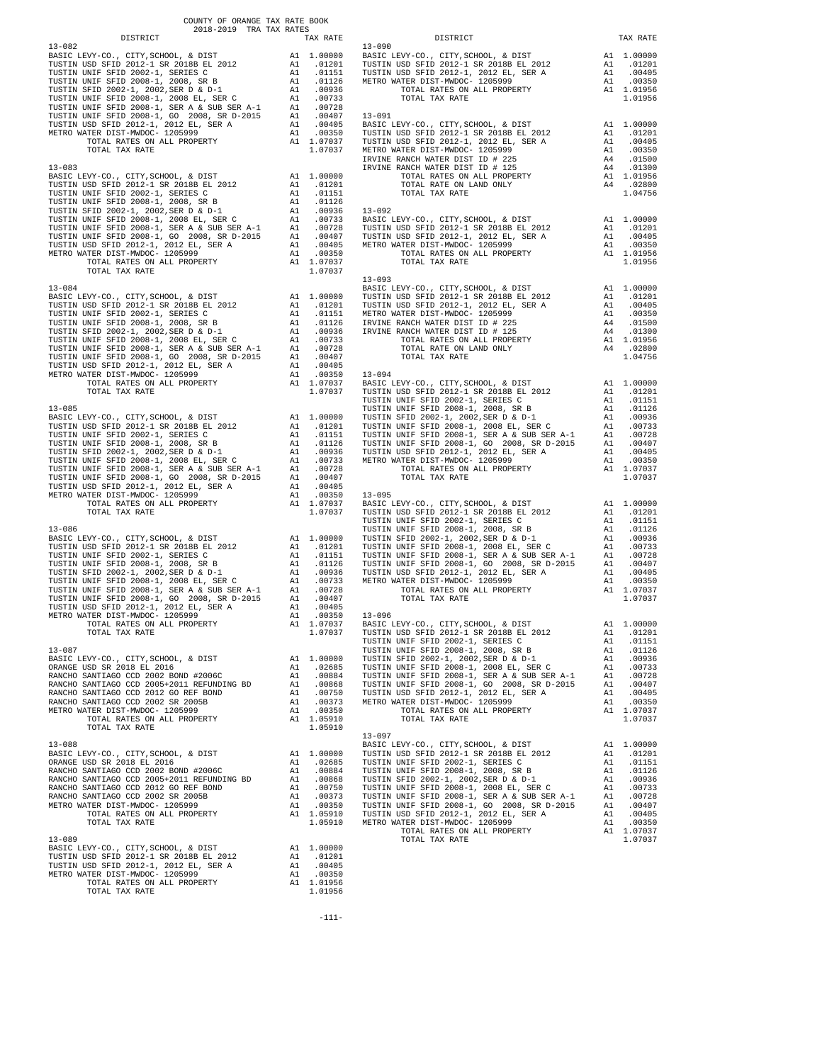COUNTY OF ORANGE TAX RATE BOOK
2018-2019 TRA TAX RATES

| DISTRICT | | TAX RATE |
|---|---|---|
| **13-082** | | |
| BASIC LEVY-CO., CITY,SCHOOL, & DIST | A1 | 1.00000 |
| TUSTIN USD SFID 2012-1 SR 2018B EL 2012 | A1 | .01201 |
| TUSTIN UNIF SFID 2002-1, SERIES C | A1 | .01151 |
| TUSTIN UNIF SFID 2008-1, 2008, SR B | A1 | .01126 |
| TUSTIN SFID 2002-1, 2002,SER D & D-1 | A1 | .00936 |
| TUSTIN UNIF SFID 2008-1, 2008 EL, SER C | A1 | .00733 |
| TUSTIN UNIF SFID 2008-1, SER A & SUB SER A-1 | A1 | .00728 |
| TUSTIN UNIF SFID 2008-1, GO 2008, SR D-2015 | A1 | .00407 |
| TUSTIN USD SFID 2012-1, 2012 EL, SER A | A1 | .00405 |
| METRO WATER DIST-MWDOC- 1205999 | A1 | .00350 |
| TOTAL RATES ON ALL PROPERTY | A1 | 1.07037 |
| TOTAL TAX RATE | | 1.07037 |
| **13-083** | | |
| BASIC LEVY-CO., CITY,SCHOOL, & DIST | A1 | 1.00000 |
| TUSTIN USD SFID 2012-1 SR 2018B EL 2012 | A1 | .01201 |
| TUSTIN UNIF SFID 2002-1, SERIES C | A1 | .01151 |
| TUSTIN UNIF SFID 2008-1, 2008, SR B | A1 | .01126 |
| TUSTIN SFID 2002-1, 2002,SER D & D-1 | A1 | .00936 |
| TUSTIN UNIF SFID 2008-1, 2008 EL, SER C | A1 | .00733 |
| TUSTIN UNIF SFID 2008-1, SER A & SUB SER A-1 | A1 | .00728 |
| TUSTIN UNIF SFID 2008-1, GO 2008, SR D-2015 | A1 | .00407 |
| TUSTIN USD SFID 2012-1, 2012 EL, SER A | A1 | .00405 |
| METRO WATER DIST-MWDOC- 1205999 | A1 | .00350 |
| TOTAL RATES ON ALL PROPERTY | A1 | 1.07037 |
| TOTAL TAX RATE | | 1.07037 |
| **13-084** | | |
| BASIC LEVY-CO., CITY,SCHOOL, & DIST | A1 | 1.00000 |
| TUSTIN USD SFID 2012-1 SR 2018B EL 2012 | A1 | .01201 |
| TUSTIN UNIF SFID 2002-1, SERIES C | A1 | .01151 |
| TUSTIN UNIF SFID 2008-1, 2008, SR B | A1 | .01126 |
| TUSTIN SFID 2002-1, 2002,SER D & D-1 | A1 | .00936 |
| TUSTIN UNIF SFID 2008-1, 2008 EL, SER C | A1 | .00733 |
| TUSTIN UNIF SFID 2008-1, SER A & SUB SER A-1 | A1 | .00728 |
| TUSTIN UNIF SFID 2008-1, GO 2008, SR D-2015 | A1 | .00407 |
| TUSTIN USD SFID 2012-1, 2012 EL, SER A | A1 | .00405 |
| METRO WATER DIST-MWDOC- 1205999 | A1 | .00350 |
| TOTAL RATES ON ALL PROPERTY | A1 | 1.07037 |
| TOTAL TAX RATE | | 1.07037 |
| **13-085** | | |
| BASIC LEVY-CO., CITY,SCHOOL, & DIST | A1 | 1.00000 |
| TUSTIN USD SFID 2012-1 SR 2018B EL 2012 | A1 | .01201 |
| TUSTIN UNIF SFID 2002-1, SERIES C | A1 | .01151 |
| TUSTIN UNIF SFID 2008-1, 2008, SR B | A1 | .01126 |
| TUSTIN SFID 2002-1, 2002,SER D & D-1 | A1 | .00936 |
| TUSTIN UNIF SFID 2008-1, 2008 EL, SER C | A1 | .00733 |
| TUSTIN UNIF SFID 2008-1, SER A & SUB SER A-1 | A1 | .00728 |
| TUSTIN UNIF SFID 2008-1, GO 2008, SR D-2015 | A1 | .00407 |
| TUSTIN USD SFID 2012-1, 2012 EL, SER A | A1 | .00405 |
| METRO WATER DIST-MWDOC- 1205999 | A1 | .00350 |
| TOTAL RATES ON ALL PROPERTY | A1 | 1.07037 |
| TOTAL TAX RATE | | 1.07037 |
| **13-086** | | |
| BASIC LEVY-CO., CITY,SCHOOL, & DIST | A1 | 1.00000 |
| TUSTIN USD SFID 2012-1 SR 2018B EL 2012 | A1 | .01201 |
| TUSTIN UNIF SFID 2002-1, SERIES C | A1 | .01151 |
| TUSTIN UNIF SFID 2008-1, 2008, SR B | A1 | .01126 |
| TUSTIN SFID 2002-1, 2002,SER D & D-1 | A1 | .00936 |
| TUSTIN UNIF SFID 2008-1, 2008 EL, SER C | A1 | .00733 |
| TUSTIN UNIF SFID 2008-1, SER A & SUB SER A-1 | A1 | .00728 |
| TUSTIN UNIF SFID 2008-1, GO 2008, SR D-2015 | A1 | .00407 |
| TUSTIN USD SFID 2012-1, 2012 EL, SER A | A1 | .00405 |
| METRO WATER DIST-MWDOC- 1205999 | A1 | .00350 |
| TOTAL RATES ON ALL PROPERTY | A1 | 1.07037 |
| TOTAL TAX RATE | | 1.07037 |
| **13-087** | | |
| BASIC LEVY-CO., CITY,SCHOOL, & DIST | A1 | 1.00000 |
| ORANGE USD SR 2018 EL 2016 | A1 | .02685 |
| RANCHO SANTIAGO CCD 2002 BOND #2006C | A1 | .00884 |
| RANCHO SANTIAGO CCD 2005+2011 REFUNDING BD | A1 | .00868 |
| RANCHO SANTIAGO CCD 2012 GO REF BOND | A1 | .00750 |
| RANCHO SANTIAGO CCD 2002 SR 2005B | A1 | .00373 |
| METRO WATER DIST-MWDOC- 1205999 | A1 | .00350 |
| TOTAL RATES ON ALL PROPERTY | A1 | 1.05910 |
| TOTAL TAX RATE | | 1.05910 |
| **13-088** | | |
| BASIC LEVY-CO., CITY,SCHOOL, & DIST | A1 | 1.00000 |
| ORANGE USD SR 2018 EL 2016 | A1 | .02685 |
| RANCHO SANTIAGO CCD 2002 BOND #2006C | A1 | .00884 |
| RANCHO SANTIAGO CCD 2005+2011 REFUNDING BD | A1 | .00868 |
| RANCHO SANTIAGO CCD 2012 GO REF BOND | A1 | .00750 |
| RANCHO SANTIAGO CCD 2002 SR 2005B | A1 | .00373 |
| METRO WATER DIST-MWDOC- 1205999 | A1 | .00350 |
| TOTAL RATES ON ALL PROPERTY | A1 | 1.05910 |
| TOTAL TAX RATE | | 1.05910 |
| **13-089** | | |
| BASIC LEVY-CO., CITY,SCHOOL, & DIST | A1 | 1.00000 |
| TUSTIN USD SFID 2012-1 SR 2018B EL 2012 | A1 | .01201 |
| TUSTIN USD SFID 2012-1, 2012 EL, SER A | A1 | .00405 |
| METRO WATER DIST-MWDOC- 1205999 | A1 | .00350 |
| TOTAL RATES ON ALL PROPERTY | A1 | 1.01956 |
| TOTAL TAX RATE | | 1.01956 |
| **13-090** | | |
| BASIC LEVY-CO., CITY,SCHOOL, & DIST | A1 | 1.00000 |
| TUSTIN USD SFID 2012-1 SR 2018B EL 2012 | A1 | .01201 |
| TUSTIN USD SFID 2012-1, 2012 EL, SER A | A1 | .00405 |
| METRO WATER DIST-MWDOC- 1205999 | A1 | .00350 |
| TOTAL RATES ON ALL PROPERTY | A1 | 1.01956 |
| TOTAL TAX RATE | | 1.01956 |
| **13-091** | | |
| BASIC LEVY-CO., CITY,SCHOOL, & DIST | A1 | 1.00000 |
| TUSTIN USD SFID 2012-1 SR 2018B EL 2012 | A1 | .01201 |
| TUSTIN USD SFID 2012-1, 2012 EL, SER A | A1 | .00405 |
| METRO WATER DIST-MWDOC- 1205999 | A1 | .00350 |
| IRVINE RANCH WATER DIST ID # 225 | A4 | .01500 |
| IRVINE RANCH WATER DIST ID # 125 | A4 | .01300 |
| TOTAL RATES ON ALL PROPERTY | A1 | 1.01956 |
| TOTAL RATE ON LAND ONLY | A4 | .02800 |
| TOTAL TAX RATE | | 1.04756 |
| **13-092** | | |
| BASIC LEVY-CO., CITY,SCHOOL, & DIST | A1 | 1.00000 |
| TUSTIN USD SFID 2012-1 SR 2018B EL 2012 | A1 | .01201 |
| TUSTIN USD SFID 2012-1, 2012 EL, SER A | A1 | .00405 |
| METRO WATER DIST-MWDOC- 1205999 | A1 | .00350 |
| TOTAL RATES ON ALL PROPERTY | A1 | 1.01956 |
| TOTAL TAX RATE | | 1.01956 |
| **13-093** | | |
| BASIC LEVY-CO., CITY,SCHOOL, & DIST | A1 | 1.00000 |
| TUSTIN USD SFID 2012-1 SR 2018B EL 2012 | A1 | .01201 |
| TUSTIN USD SFID 2012-1, 2012 EL, SER A | A1 | .00405 |
| METRO WATER DIST-MWDOC- 1205999 | A1 | .00350 |
| IRVINE RANCH WATER DIST ID # 225 | A4 | .01500 |
| IRVINE RANCH WATER DIST ID # 125 | A4 | .01300 |
| TOTAL RATES ON ALL PROPERTY | A1 | 1.01956 |
| TOTAL RATE ON LAND ONLY | A4 | .02800 |
| TOTAL TAX RATE | | 1.04756 |
| **13-094** | | |
| BASIC LEVY-CO., CITY,SCHOOL, & DIST | A1 | 1.00000 |
| TUSTIN USD SFID 2012-1 SR 2018B EL 2012 | A1 | .01201 |
| TUSTIN UNIF SFID 2002-1, SERIES C | A1 | .01151 |
| TUSTIN UNIF SFID 2008-1, 2008, SR B | A1 | .01126 |
| TUSTIN SFID 2002-1, 2002,SER D & D-1 | A1 | .00936 |
| TUSTIN UNIF SFID 2008-1, 2008 EL, SER C | A1 | .00733 |
| TUSTIN UNIF SFID 2008-1, SER A & SUB SER A-1 | A1 | .00728 |
| TUSTIN UNIF SFID 2008-1, GO 2008, SR D-2015 | A1 | .00407 |
| TUSTIN USD SFID 2012-1, 2012 EL, SER A | A1 | .00405 |
| METRO WATER DIST-MWDOC- 1205999 | A1 | .00350 |
| TOTAL RATES ON ALL PROPERTY | A1 | 1.07037 |
| TOTAL TAX RATE | | 1.07037 |
| **13-095** | | |
| BASIC LEVY-CO., CITY,SCHOOL, & DIST | A1 | 1.00000 |
| TUSTIN USD SFID 2012-1 SR 2018B EL 2012 | A1 | .01201 |
| TUSTIN UNIF SFID 2002-1, SERIES C | A1 | .01151 |
| TUSTIN UNIF SFID 2008-1, 2008, SR B | A1 | .01126 |
| TUSTIN SFID 2002-1, 2002,SER D & D-1 | A1 | .00936 |
| TUSTIN UNIF SFID 2008-1, 2008 EL, SER C | A1 | .00733 |
| TUSTIN UNIF SFID 2008-1, SER A & SUB SER A-1 | A1 | .00728 |
| TUSTIN UNIF SFID 2008-1, GO 2008, SR D-2015 | A1 | .00407 |
| TUSTIN USD SFID 2012-1, 2012 EL, SER A | A1 | .00405 |
| METRO WATER DIST-MWDOC- 1205999 | A1 | .00350 |
| TOTAL RATES ON ALL PROPERTY | A1 | 1.07037 |
| TOTAL TAX RATE | | 1.07037 |
| **13-096** | | |
| BASIC LEVY-CO., CITY,SCHOOL, & DIST | A1 | 1.00000 |
| TUSTIN USD SFID 2012-1 SR 2018B EL 2012 | A1 | .01201 |
| TUSTIN UNIF SFID 2002-1, SERIES C | A1 | .01151 |
| TUSTIN UNIF SFID 2008-1, 2008, SR B | A1 | .01126 |
| TUSTIN SFID 2002-1, 2002,SER D & D-1 | A1 | .00936 |
| TUSTIN UNIF SFID 2008-1, 2008 EL, SER C | A1 | .00733 |
| TUSTIN UNIF SFID 2008-1, SER A & SUB SER A-1 | A1 | .00728 |
| TUSTIN UNIF SFID 2008-1, GO 2008, SR D-2015 | A1 | .00407 |
| TUSTIN USD SFID 2012-1, 2012 EL, SER A | A1 | .00405 |
| METRO WATER DIST-MWDOC- 1205999 | A1 | .00350 |
| TOTAL RATES ON ALL PROPERTY | A1 | 1.07037 |
| TOTAL TAX RATE | | 1.07037 |
| **13-097** | | |
| BASIC LEVY-CO., CITY,SCHOOL, & DIST | A1 | 1.00000 |
| TUSTIN USD SFID 2012-1 SR 2018B EL 2012 | A1 | .01201 |
| TUSTIN UNIF SFID 2002-1, SERIES C | A1 | .01151 |
| TUSTIN UNIF SFID 2008-1, 2008, SR B | A1 | .01126 |
| TUSTIN SFID 2002-1, 2002,SER D & D-1 | A1 | .00936 |
| TUSTIN UNIF SFID 2008-1, 2008 EL, SER C | A1 | .00733 |
| TUSTIN UNIF SFID 2008-1, SER A & SUB SER A-1 | A1 | .00728 |
| TUSTIN UNIF SFID 2008-1, GO 2008, SR D-2015 | A1 | .00407 |
| TUSTIN USD SFID 2012-1, 2012 EL, SER A | A1 | .00405 |
| METRO WATER DIST-MWDOC- 1205999 | A1 | .00350 |
| TOTAL RATES ON ALL PROPERTY | A1 | 1.07037 |
| TOTAL TAX RATE | | 1.07037 |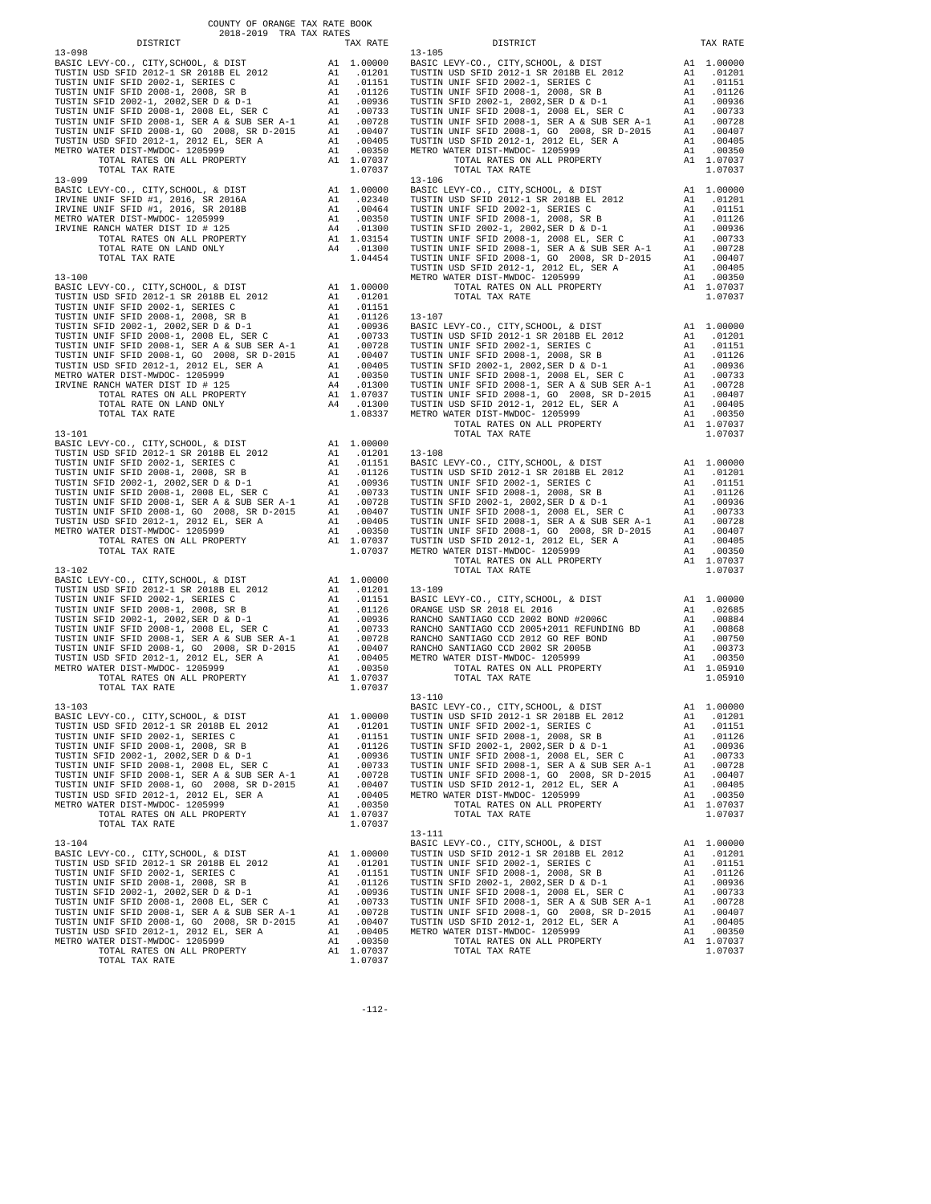# COUNTY OF ORANGE TAX RATE BOOK
## 2018-2019 TRA TAX RATES

| DISTRICT | | TAX RATE |
|---|---|---|
| **13-098** | | |
| BASIC LEVY-CO., CITY,SCHOOL, & DIST | A1 | 1.00000 |
| TUSTIN USD SFID 2012-1 SR 2018B EL 2012 | A1 | .01201 |
| TUSTIN UNIF SFID 2002-1, SERIES C | A1 | .01151 |
| TUSTIN UNIF SFID 2008-1, 2008, SR B | A1 | .01126 |
| TUSTIN SFID 2002-1, 2002,SER D & D-1 | A1 | .00936 |
| TUSTIN UNIF SFID 2008-1, 2008 EL, SER C | A1 | .00733 |
| TUSTIN UNIF SFID 2008-1, SER A & SUB SER A-1 | A1 | .00728 |
| TUSTIN UNIF SFID 2008-1, GO 2008, SR D-2015 | A1 | .00407 |
| TUSTIN USD SFID 2012-1, 2012 EL, SER A | A1 | .00405 |
| METRO WATER DIST-MWDOC- 1205999 | A1 | .00350 |
| TOTAL RATES ON ALL PROPERTY | A1 | 1.07037 |
| TOTAL TAX RATE | | 1.07037 |
| **13-099** | | |
| BASIC LEVY-CO., CITY,SCHOOL, & DIST | A1 | 1.00000 |
| IRVINE UNIF SFID #1, 2016, SR 2016A | A1 | .02340 |
| IRVINE UNIF SFID #1, 2016, SR 2018B | A1 | .00464 |
| METRO WATER DIST-MWDOC- 1205999 | A1 | .00350 |
| IRVINE RANCH WATER DIST ID # 125 | A4 | .01300 |
| TOTAL RATES ON ALL PROPERTY | A1 | 1.03154 |
| TOTAL RATE ON LAND ONLY | A4 | .01300 |
| TOTAL TAX RATE | | 1.04454 |
| **13-100** | | |
| BASIC LEVY-CO., CITY,SCHOOL, & DIST | A1 | 1.00000 |
| TUSTIN USD SFID 2012-1 SR 2018B EL 2012 | A1 | .01201 |
| TUSTIN UNIF SFID 2002-1, SERIES C | A1 | .01151 |
| TUSTIN UNIF SFID 2008-1, 2008, SR B | A1 | .01126 |
| TUSTIN SFID 2002-1, 2002,SER D & D-1 | A1 | .00936 |
| TUSTIN UNIF SFID 2008-1, 2008 EL, SER C | A1 | .00733 |
| TUSTIN UNIF SFID 2008-1, SER A & SUB SER A-1 | A1 | .00728 |
| TUSTIN UNIF SFID 2008-1, GO 2008, SR D-2015 | A1 | .00407 |
| TUSTIN USD SFID 2012-1, 2012 EL, SER A | A1 | .00405 |
| METRO WATER DIST-MWDOC- 1205999 | A1 | .00350 |
| IRVINE RANCH WATER DIST ID # 125 | A4 | .01300 |
| TOTAL RATES ON ALL PROPERTY | A1 | 1.07037 |
| TOTAL RATE ON LAND ONLY | A4 | .01300 |
| TOTAL TAX RATE | | 1.08337 |
| **13-101** | | |
| BASIC LEVY-CO., CITY,SCHOOL, & DIST | A1 | 1.00000 |
| TUSTIN USD SFID 2012-1 SR 2018B EL 2012 | A1 | .01201 |
| TUSTIN UNIF SFID 2002-1, SERIES C | A1 | .01151 |
| TUSTIN UNIF SFID 2008-1, 2008, SR B | A1 | .01126 |
| TUSTIN SFID 2002-1, 2002,SER D & D-1 | A1 | .00936 |
| TUSTIN UNIF SFID 2008-1, 2008 EL, SER C | A1 | .00733 |
| TUSTIN UNIF SFID 2008-1, SER A & SUB SER A-1 | A1 | .00728 |
| TUSTIN UNIF SFID 2008-1, GO 2008, SR D-2015 | A1 | .00407 |
| TUSTIN USD SFID 2012-1, 2012 EL, SER A | A1 | .00405 |
| METRO WATER DIST-MWDOC- 1205999 | A1 | .00350 |
| TOTAL RATES ON ALL PROPERTY | A1 | 1.07037 |
| TOTAL TAX RATE | | 1.07037 |
| **13-102** | | |
| BASIC LEVY-CO., CITY,SCHOOL, & DIST | A1 | 1.00000 |
| TUSTIN USD SFID 2012-1 SR 2018B EL 2012 | A1 | .01201 |
| TUSTIN UNIF SFID 2002-1, SERIES C | A1 | .01151 |
| TUSTIN UNIF SFID 2008-1, 2008, SR B | A1 | .01126 |
| TUSTIN SFID 2002-1, 2002,SER D & D-1 | A1 | .00936 |
| TUSTIN UNIF SFID 2008-1, 2008 EL, SER C | A1 | .00733 |
| TUSTIN UNIF SFID 2008-1, SER A & SUB SER A-1 | A1 | .00728 |
| TUSTIN UNIF SFID 2008-1, GO 2008, SR D-2015 | A1 | .00407 |
| TUSTIN USD SFID 2012-1, 2012 EL, SER A | A1 | .00405 |
| METRO WATER DIST-MWDOC- 1205999 | A1 | .00350 |
| TOTAL RATES ON ALL PROPERTY | A1 | 1.07037 |
| TOTAL TAX RATE | | 1.07037 |
| **13-103** | | |
| BASIC LEVY-CO., CITY,SCHOOL, & DIST | A1 | 1.00000 |
| TUSTIN USD SFID 2012-1 SR 2018B EL 2012 | A1 | .01201 |
| TUSTIN UNIF SFID 2002-1, SERIES C | A1 | .01151 |
| TUSTIN UNIF SFID 2008-1, 2008, SR B | A1 | .01126 |
| TUSTIN SFID 2002-1, 2002,SER D & D-1 | A1 | .00936 |
| TUSTIN UNIF SFID 2008-1, 2008 EL, SER C | A1 | .00733 |
| TUSTIN UNIF SFID 2008-1, SER A & SUB SER A-1 | A1 | .00728 |
| TUSTIN UNIF SFID 2008-1, GO 2008, SR D-2015 | A1 | .00407 |
| TUSTIN USD SFID 2012-1, 2012 EL, SER A | A1 | .00405 |
| METRO WATER DIST-MWDOC- 1205999 | A1 | .00350 |
| TOTAL RATES ON ALL PROPERTY | A1 | 1.07037 |
| TOTAL TAX RATE | | 1.07037 |
| **13-104** | | |
| BASIC LEVY-CO., CITY,SCHOOL, & DIST | A1 | 1.00000 |
| TUSTIN USD SFID 2012-1 SR 2018B EL 2012 | A1 | .01201 |
| TUSTIN UNIF SFID 2002-1, SERIES C | A1 | .01151 |
| TUSTIN UNIF SFID 2008-1, 2008, SR B | A1 | .01126 |
| TUSTIN SFID 2002-1, 2002,SER D & D-1 | A1 | .00936 |
| TUSTIN UNIF SFID 2008-1, 2008 EL, SER C | A1 | .00733 |
| TUSTIN UNIF SFID 2008-1, SER A & SUB SER A-1 | A1 | .00728 |
| TUSTIN UNIF SFID 2008-1, GO 2008, SR D-2015 | A1 | .00407 |
| TUSTIN USD SFID 2012-1, 2012 EL, SER A | A1 | .00405 |
| METRO WATER DIST-MWDOC- 1205999 | A1 | .00350 |
| TOTAL RATES ON ALL PROPERTY | A1 | 1.07037 |
| TOTAL TAX RATE | | 1.07037 |
| **13-105** | | |
| BASIC LEVY-CO., CITY,SCHOOL, & DIST | A1 | 1.00000 |
| TUSTIN USD SFID 2012-1 SR 2018B EL 2012 | A1 | .01201 |
| TUSTIN UNIF SFID 2002-1, SERIES C | A1 | .01151 |
| TUSTIN UNIF SFID 2008-1, 2008, SR B | A1 | .01126 |
| TUSTIN SFID 2002-1, 2002,SER D & D-1 | A1 | .00936 |
| TUSTIN UNIF SFID 2008-1, 2008 EL, SER C | A1 | .00733 |
| TUSTIN UNIF SFID 2008-1, SER A & SUB SER A-1 | A1 | .00728 |
| TUSTIN UNIF SFID 2008-1, GO 2008, SR D-2015 | A1 | .00407 |
| TUSTIN USD SFID 2012-1, 2012 EL, SER A | A1 | .00405 |
| METRO WATER DIST-MWDOC- 1205999 | A1 | .00350 |
| TOTAL RATES ON ALL PROPERTY | A1 | 1.07037 |
| TOTAL TAX RATE | | 1.07037 |
| **13-106** | | |
| BASIC LEVY-CO., CITY,SCHOOL, & DIST | A1 | 1.00000 |
| TUSTIN USD SFID 2012-1 SR 2018B EL 2012 | A1 | .01201 |
| TUSTIN UNIF SFID 2002-1, SERIES C | A1 | .01151 |
| TUSTIN UNIF SFID 2008-1, 2008, SR B | A1 | .01126 |
| TUSTIN SFID 2002-1, 2002,SER D & D-1 | A1 | .00936 |
| TUSTIN UNIF SFID 2008-1, 2008 EL, SER C | A1 | .00733 |
| TUSTIN UNIF SFID 2008-1, SER A & SUB SER A-1 | A1 | .00728 |
| TUSTIN UNIF SFID 2008-1, GO 2008, SR D-2015 | A1 | .00407 |
| TUSTIN USD SFID 2012-1, 2012 EL, SER A | A1 | .00405 |
| METRO WATER DIST-MWDOC- 1205999 | A1 | .00350 |
| TOTAL RATES ON ALL PROPERTY | A1 | 1.07037 |
| TOTAL TAX RATE | | 1.07037 |
| **13-107** | | |
| BASIC LEVY-CO., CITY,SCHOOL, & DIST | A1 | 1.00000 |
| TUSTIN USD SFID 2012-1 SR 2018B EL 2012 | A1 | .01201 |
| TUSTIN UNIF SFID 2002-1, SERIES C | A1 | .01151 |
| TUSTIN UNIF SFID 2008-1, 2008, SR B | A1 | .01126 |
| TUSTIN SFID 2002-1, 2002,SER D & D-1 | A1 | .00936 |
| TUSTIN UNIF SFID 2008-1, 2008 EL, SER C | A1 | .00733 |
| TUSTIN UNIF SFID 2008-1, SER A & SUB SER A-1 | A1 | .00728 |
| TUSTIN UNIF SFID 2008-1, GO 2008, SR D-2015 | A1 | .00407 |
| TUSTIN USD SFID 2012-1, 2012 EL, SER A | A1 | .00405 |
| METRO WATER DIST-MWDOC- 1205999 | A1 | .00350 |
| TOTAL RATES ON ALL PROPERTY | A1 | 1.07037 |
| TOTAL TAX RATE | | 1.07037 |
| **13-108** | | |
| BASIC LEVY-CO., CITY,SCHOOL, & DIST | A1 | 1.00000 |
| TUSTIN USD SFID 2012-1 SR 2018B EL 2012 | A1 | .01201 |
| TUSTIN UNIF SFID 2002-1, SERIES C | A1 | .01151 |
| TUSTIN UNIF SFID 2008-1, 2008, SR B | A1 | .01126 |
| TUSTIN SFID 2002-1, 2002,SER D & D-1 | A1 | .00936 |
| TUSTIN UNIF SFID 2008-1, 2008 EL, SER C | A1 | .00733 |
| TUSTIN UNIF SFID 2008-1, SER A & SUB SER A-1 | A1 | .00728 |
| TUSTIN UNIF SFID 2008-1, GO 2008, SR D-2015 | A1 | .00407 |
| TUSTIN USD SFID 2012-1, 2012 EL, SER A | A1 | .00405 |
| METRO WATER DIST-MWDOC- 1205999 | A1 | .00350 |
| TOTAL RATES ON ALL PROPERTY | A1 | 1.07037 |
| TOTAL TAX RATE | | 1.07037 |
| **13-109** | | |
| BASIC LEVY-CO., CITY,SCHOOL, & DIST | A1 | 1.00000 |
| ORANGE USD SR 2018 EL 2016 | A1 | .02685 |
| RANCHO SANTIAGO CCD 2002 BOND #2006C | A1 | .00884 |
| RANCHO SANTIAGO CCD 2005+2011 REFUNDING BD | A1 | .00868 |
| RANCHO SANTIAGO CCD 2012 GO REF BOND | A1 | .00750 |
| RANCHO SANTIAGO CCD 2002 SR 2005B | A1 | .00373 |
| METRO WATER DIST-MWDOC- 1205999 | A1 | .00350 |
| TOTAL RATES ON ALL PROPERTY | A1 | 1.05910 |
| TOTAL TAX RATE | | 1.05910 |
| **13-110** | | |
| BASIC LEVY-CO., CITY,SCHOOL, & DIST | A1 | 1.00000 |
| TUSTIN USD SFID 2012-1 SR 2018B EL 2012 | A1 | .01201 |
| TUSTIN UNIF SFID 2002-1, SERIES C | A1 | .01151 |
| TUSTIN UNIF SFID 2008-1, 2008, SR B | A1 | .01126 |
| TUSTIN SFID 2002-1, 2002,SER D & D-1 | A1 | .00936 |
| TUSTIN UNIF SFID 2008-1, 2008 EL, SER C | A1 | .00733 |
| TUSTIN UNIF SFID 2008-1, SER A & SUB SER A-1 | A1 | .00728 |
| TUSTIN UNIF SFID 2008-1, GO 2008, SR D-2015 | A1 | .00407 |
| TUSTIN USD SFID 2012-1, 2012 EL, SER A | A1 | .00405 |
| METRO WATER DIST-MWDOC- 1205999 | A1 | .00350 |
| TOTAL RATES ON ALL PROPERTY | A1 | 1.07037 |
| TOTAL TAX RATE | | 1.07037 |
| **13-111** | | |
| BASIC LEVY-CO., CITY,SCHOOL, & DIST | A1 | 1.00000 |
| TUSTIN USD SFID 2012-1 SR 2018B EL 2012 | A1 | .01201 |
| TUSTIN UNIF SFID 2002-1, SERIES C | A1 | .01151 |
| TUSTIN UNIF SFID 2008-1, 2008, SR B | A1 | .01126 |
| TUSTIN SFID 2002-1, 2002,SER D & D-1 | A1 | .00936 |
| TUSTIN UNIF SFID 2008-1, 2008 EL, SER C | A1 | .00733 |
| TUSTIN UNIF SFID 2008-1, SER A & SUB SER A-1 | A1 | .00728 |
| TUSTIN UNIF SFID 2008-1, GO 2008, SR D-2015 | A1 | .00407 |
| TUSTIN USD SFID 2012-1, 2012 EL, SER A | A1 | .00405 |
| METRO WATER DIST-MWDOC- 1205999 | A1 | .00350 |
| TOTAL RATES ON ALL PROPERTY | A1 | 1.07037 |
| TOTAL TAX RATE | | 1.07037 |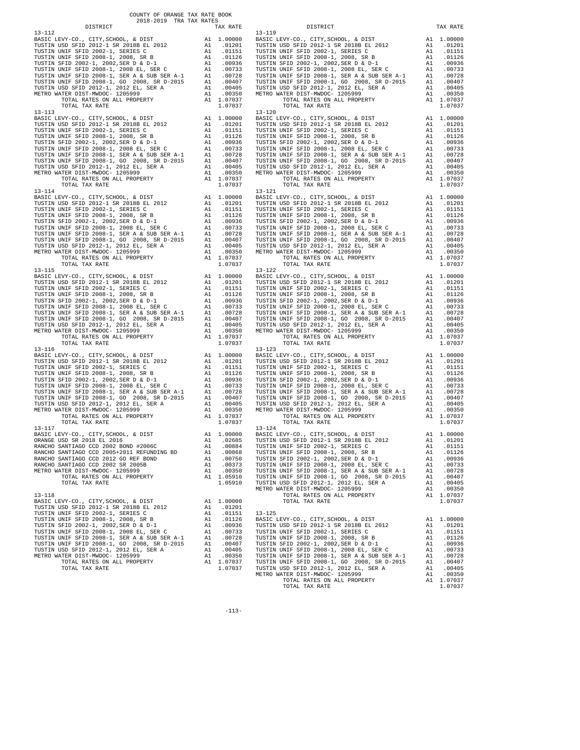COUNTY OF ORANGE TAX RATE BOOK
2018-2019 TRA TAX RATES

| DISTRICT | | TAX RATE |
|---|---|---|
| 13-112 | | |
| BASIC LEVY-CO., CITY,SCHOOL, & DIST | A1 | 1.00000 |
| TUSTIN USD SFID 2012-1 SR 2018B EL 2012 | A1 | .01201 |
| TUSTIN UNIF SFID 2002-1, SERIES C | A1 | .01151 |
| TUSTIN UNIF SFID 2008-1, 2008, SR B | A1 | .01126 |
| TUSTIN SFID 2002-1, 2002,SER D & D-1 | A1 | .00936 |
| TUSTIN UNIF SFID 2008-1, 2008 EL, SER C | A1 | .00733 |
| TUSTIN UNIF SFID 2008-1, SER A & SUB SER A-1 | A1 | .00728 |
| TUSTIN UNIF SFID 2008-1, GO 2008, SR D-2015 | A1 | .00407 |
| TUSTIN USD SFID 2012-1, 2012 EL, SER A | A1 | .00405 |
| METRO WATER DIST-MWDOC- 1205999 | A1 | .00350 |
| TOTAL RATES ON ALL PROPERTY | A1 | 1.07037 |
| TOTAL TAX RATE | | 1.07037 |
| 13-113 | | |
| BASIC LEVY-CO., CITY,SCHOOL, & DIST | A1 | 1.00000 |
| TUSTIN USD SFID 2012-1 SR 2018B EL 2012 | A1 | .01201 |
| TUSTIN UNIF SFID 2002-1, SERIES C | A1 | .01151 |
| TUSTIN UNIF SFID 2008-1, 2008, SR B | A1 | .01126 |
| TUSTIN SFID 2002-1, 2002,SER D & D-1 | A1 | .00936 |
| TUSTIN UNIF SFID 2008-1, 2008 EL, SER C | A1 | .00733 |
| TUSTIN UNIF SFID 2008-1, SER A & SUB SER A-1 | A1 | .00728 |
| TUSTIN UNIF SFID 2008-1, GO 2008, SR D-2015 | A1 | .00407 |
| TUSTIN USD SFID 2012-1, 2012 EL, SER A | A1 | .00405 |
| METRO WATER DIST-MWDOC- 1205999 | A1 | .00350 |
| TOTAL RATES ON ALL PROPERTY | A1 | 1.07037 |
| TOTAL TAX RATE | | 1.07037 |
| 13-114 | | |
| BASIC LEVY-CO., CITY,SCHOOL, & DIST | A1 | 1.00000 |
| TUSTIN USD SFID 2012-1 SR 2018B EL 2012 | A1 | .01201 |
| TUSTIN UNIF SFID 2002-1, SERIES C | A1 | .01151 |
| TUSTIN UNIF SFID 2008-1, 2008, SR B | A1 | .01126 |
| TUSTIN SFID 2002-1, 2002,SER D & D-1 | A1 | .00936 |
| TUSTIN UNIF SFID 2008-1, 2008 EL, SER C | A1 | .00733 |
| TUSTIN UNIF SFID 2008-1, SER A & SUB SER A-1 | A1 | .00728 |
| TUSTIN UNIF SFID 2008-1, GO 2008, SR D-2015 | A1 | .00407 |
| TUSTIN USD SFID 2012-1, 2012 EL, SER A | A1 | .00405 |
| METRO WATER DIST-MWDOC- 1205999 | A1 | .00350 |
| TOTAL RATES ON ALL PROPERTY | A1 | 1.07037 |
| TOTAL TAX RATE | | 1.07037 |
| 13-115 | | |
| BASIC LEVY-CO., CITY,SCHOOL, & DIST | A1 | 1.00000 |
| TUSTIN USD SFID 2012-1 SR 2018B EL 2012 | A1 | .01201 |
| TUSTIN UNIF SFID 2002-1, SERIES C | A1 | .01151 |
| TUSTIN UNIF SFID 2008-1, 2008, SR B | A1 | .01126 |
| TUSTIN SFID 2002-1, 2002,SER D & D-1 | A1 | .00936 |
| TUSTIN UNIF SFID 2008-1, 2008 EL, SER C | A1 | .00733 |
| TUSTIN UNIF SFID 2008-1, SER A & SUB SER A-1 | A1 | .00728 |
| TUSTIN UNIF SFID 2008-1, GO 2008, SR D-2015 | A1 | .00407 |
| TUSTIN USD SFID 2012-1, 2012 EL, SER A | A1 | .00405 |
| METRO WATER DIST-MWDOC- 1205999 | A1 | .00350 |
| TOTAL RATES ON ALL PROPERTY | A1 | 1.07037 |
| TOTAL TAX RATE | | 1.07037 |
| 13-116 | | |
| BASIC LEVY-CO., CITY,SCHOOL, & DIST | A1 | 1.00000 |
| TUSTIN USD SFID 2012-1 SR 2018B EL 2012 | A1 | .01201 |
| TUSTIN UNIF SFID 2002-1, SERIES C | A1 | .01151 |
| TUSTIN UNIF SFID 2008-1, 2008, SR B | A1 | .01126 |
| TUSTIN SFID 2002-1, 2002,SER D & D-1 | A1 | .00936 |
| TUSTIN UNIF SFID 2008-1, 2008 EL, SER C | A1 | .00733 |
| TUSTIN UNIF SFID 2008-1, SER A & SUB SER A-1 | A1 | .00728 |
| TUSTIN UNIF SFID 2008-1, GO 2008, SR D-2015 | A1 | .00407 |
| TUSTIN USD SFID 2012-1, 2012 EL, SER A | A1 | .00405 |
| METRO WATER DIST-MWDOC- 1205999 | A1 | .00350 |
| TOTAL RATES ON ALL PROPERTY | A1 | 1.07037 |
| TOTAL TAX RATE | | 1.07037 |
| 13-117 | | |
| BASIC LEVY-CO., CITY,SCHOOL, & DIST | A1 | 1.00000 |
| ORANGE USD SR 2018 EL 2016 | A1 | .02685 |
| RANCHO SANTIAGO CCD 2002 BOND #2006C | A1 | .00884 |
| RANCHO SANTIAGO CCD 2005+2011 REFUNDING BD | A1 | .00868 |
| RANCHO SANTIAGO CCD 2012 GO REF BOND | A1 | .00750 |
| RANCHO SANTIAGO CCD 2002 SR 2005B | A1 | .00373 |
| METRO WATER DIST-MWDOC- 1205999 | A1 | .00350 |
| TOTAL RATES ON ALL PROPERTY | A1 | 1.05910 |
| TOTAL TAX RATE | | 1.05910 |
| 13-118 | | |
| BASIC LEVY-CO., CITY,SCHOOL, & DIST | A1 | 1.00000 |
| TUSTIN USD SFID 2012-1 SR 2018B EL 2012 | A1 | .01201 |
| TUSTIN UNIF SFID 2002-1, SERIES C | A1 | .01151 |
| TUSTIN UNIF SFID 2008-1, 2008, SR B | A1 | .01126 |
| TUSTIN SFID 2002-1, 2002,SER D & D-1 | A1 | .00936 |
| TUSTIN UNIF SFID 2008-1, 2008 EL, SER C | A1 | .00733 |
| TUSTIN UNIF SFID 2008-1, SER A & SUB SER A-1 | A1 | .00728 |
| TUSTIN UNIF SFID 2008-1, GO 2008, SR D-2015 | A1 | .00407 |
| TUSTIN USD SFID 2012-1, 2012 EL, SER A | A1 | .00405 |
| METRO WATER DIST-MWDOC- 1205999 | A1 | .00350 |
| TOTAL RATES ON ALL PROPERTY | A1 | 1.07037 |
| TOTAL TAX RATE | | 1.07037 |
| 13-119 | | |
| BASIC LEVY-CO., CITY,SCHOOL, & DIST | A1 | 1.00000 |
| TUSTIN USD SFID 2012-1 SR 2018B EL 2012 | A1 | .01201 |
| TUSTIN UNIF SFID 2002-1, SERIES C | A1 | .01151 |
| TUSTIN UNIF SFID 2008-1, 2008, SR B | A1 | .01126 |
| TUSTIN SFID 2002-1, 2002,SER D & D-1 | A1 | .00936 |
| TUSTIN UNIF SFID 2008-1, 2008 EL, SER C | A1 | .00733 |
| TUSTIN UNIF SFID 2008-1, SER A & SUB SER A-1 | A1 | .00728 |
| TUSTIN UNIF SFID 2008-1, GO 2008, SR D-2015 | A1 | .00407 |
| TUSTIN USD SFID 2012-1, 2012 EL, SER A | A1 | .00405 |
| METRO WATER DIST-MWDOC- 1205999 | A1 | .00350 |
| TOTAL RATES ON ALL PROPERTY | A1 | 1.07037 |
| TOTAL TAX RATE | | 1.07037 |
| 13-120 | | |
| BASIC LEVY-CO., CITY,SCHOOL, & DIST | A1 | 1.00000 |
| TUSTIN USD SFID 2012-1 SR 2018B EL 2012 | A1 | .01201 |
| TUSTIN UNIF SFID 2002-1, SERIES C | A1 | .01151 |
| TUSTIN UNIF SFID 2008-1, 2008, SR B | A1 | .01126 |
| TUSTIN SFID 2002-1, 2002,SER D & D-1 | A1 | .00936 |
| TUSTIN UNIF SFID 2008-1, 2008 EL, SER C | A1 | .00733 |
| TUSTIN UNIF SFID 2008-1, SER A & SUB SER A-1 | A1 | .00728 |
| TUSTIN UNIF SFID 2008-1, GO 2008, SR D-2015 | A1 | .00407 |
| TUSTIN USD SFID 2012-1, 2012 EL, SER A | A1 | .00405 |
| METRO WATER DIST-MWDOC- 1205999 | A1 | .00350 |
| TOTAL RATES ON ALL PROPERTY | A1 | 1.07037 |
| TOTAL TAX RATE | | 1.07037 |
| 13-121 | | |
| BASIC LEVY-CO., CITY,SCHOOL, & DIST | A1 | 1.00000 |
| TUSTIN USD SFID 2012-1 SR 2018B EL 2012 | A1 | .01201 |
| TUSTIN UNIF SFID 2002-1, SERIES C | A1 | .01151 |
| TUSTIN UNIF SFID 2008-1, 2008, SR B | A1 | .01126 |
| TUSTIN SFID 2002-1, 2002,SER D & D-1 | A1 | .00936 |
| TUSTIN UNIF SFID 2008-1, 2008 EL, SER C | A1 | .00733 |
| TUSTIN UNIF SFID 2008-1, SER A & SUB SER A-1 | A1 | .00728 |
| TUSTIN UNIF SFID 2008-1, GO 2008, SR D-2015 | A1 | .00407 |
| TUSTIN USD SFID 2012-1, 2012 EL, SER A | A1 | .00405 |
| METRO WATER DIST-MWDOC- 1205999 | A1 | .00350 |
| TOTAL RATES ON ALL PROPERTY | A1 | 1.07037 |
| TOTAL TAX RATE | | 1.07037 |
| 13-122 | | |
| BASIC LEVY-CO., CITY,SCHOOL, & DIST | A1 | 1.00000 |
| TUSTIN USD SFID 2012-1 SR 2018B EL 2012 | A1 | .01201 |
| TUSTIN UNIF SFID 2002-1, SERIES C | A1 | .01151 |
| TUSTIN UNIF SFID 2008-1, 2008, SR B | A1 | .01126 |
| TUSTIN SFID 2002-1, 2002,SER D & D-1 | A1 | .00936 |
| TUSTIN UNIF SFID 2008-1, 2008 EL, SER C | A1 | .00733 |
| TUSTIN UNIF SFID 2008-1, SER A & SUB SER A-1 | A1 | .00728 |
| TUSTIN UNIF SFID 2008-1, GO 2008, SR D-2015 | A1 | .00407 |
| TUSTIN USD SFID 2012-1, 2012 EL, SER A | A1 | .00405 |
| METRO WATER DIST-MWDOC- 1205999 | A1 | .00350 |
| TOTAL RATES ON ALL PROPERTY | A1 | 1.07037 |
| TOTAL TAX RATE | | 1.07037 |
| 13-123 | | |
| BASIC LEVY-CO., CITY,SCHOOL, & DIST | A1 | 1.00000 |
| TUSTIN USD SFID 2012-1 SR 2018B EL 2012 | A1 | .01201 |
| TUSTIN UNIF SFID 2002-1, SERIES C | A1 | .01151 |
| TUSTIN UNIF SFID 2008-1, 2008, SR B | A1 | .01126 |
| TUSTIN SFID 2002-1, 2002,SER D & D-1 | A1 | .00936 |
| TUSTIN UNIF SFID 2008-1, 2008 EL, SER C | A1 | .00733 |
| TUSTIN UNIF SFID 2008-1, SER A & SUB SER A-1 | A1 | .00728 |
| TUSTIN UNIF SFID 2008-1, GO 2008, SR D-2015 | A1 | .00407 |
| TUSTIN USD SFID 2012-1, 2012 EL, SER A | A1 | .00405 |
| METRO WATER DIST-MWDOC- 1205999 | A1 | .00350 |
| TOTAL RATES ON ALL PROPERTY | A1 | 1.07037 |
| TOTAL TAX RATE | | 1.07037 |
| 13-124 | | |
| BASIC LEVY-CO., CITY,SCHOOL, & DIST | A1 | 1.00000 |
| TUSTIN USD SFID 2012-1 SR 2018B EL 2012 | A1 | .01201 |
| TUSTIN UNIF SFID 2002-1, SERIES C | A1 | .01151 |
| TUSTIN UNIF SFID 2008-1, 2008, SR B | A1 | .01126 |
| TUSTIN SFID 2002-1, 2002,SER D & D-1 | A1 | .00936 |
| TUSTIN UNIF SFID 2008-1, 2008 EL, SER C | A1 | .00733 |
| TUSTIN UNIF SFID 2008-1, SER A & SUB SER A-1 | A1 | .00728 |
| TUSTIN UNIF SFID 2008-1, GO 2008, SR D-2015 | A1 | .00407 |
| TUSTIN USD SFID 2012-1, 2012 EL, SER A | A1 | .00405 |
| METRO WATER DIST-MWDOC- 1205999 | A1 | .00350 |
| TOTAL RATES ON ALL PROPERTY | A1 | 1.07037 |
| TOTAL TAX RATE | | 1.07037 |
| 13-125 | | |
| BASIC LEVY-CO., CITY,SCHOOL, & DIST | A1 | 1.00000 |
| TUSTIN USD SFID 2012-1 SR 2018B EL 2012 | A1 | .01201 |
| TUSTIN UNIF SFID 2002-1, SERIES C | A1 | .01151 |
| TUSTIN UNIF SFID 2008-1, 2008, SR B | A1 | .01126 |
| TUSTIN SFID 2002-1, 2002,SER D & D-1 | A1 | .00936 |
| TUSTIN UNIF SFID 2008-1, 2008 EL, SER C | A1 | .00733 |
| TUSTIN UNIF SFID 2008-1, SER A & SUB SER A-1 | A1 | .00728 |
| TUSTIN UNIF SFID 2008-1, GO 2008, SR D-2015 | A1 | .00407 |
| TUSTIN USD SFID 2012-1, 2012 EL, SER A | A1 | .00405 |
| METRO WATER DIST-MWDOC- 1205999 | A1 | .00350 |
| TOTAL RATES ON ALL PROPERTY | A1 | 1.07037 |
| TOTAL TAX RATE | | 1.07037 |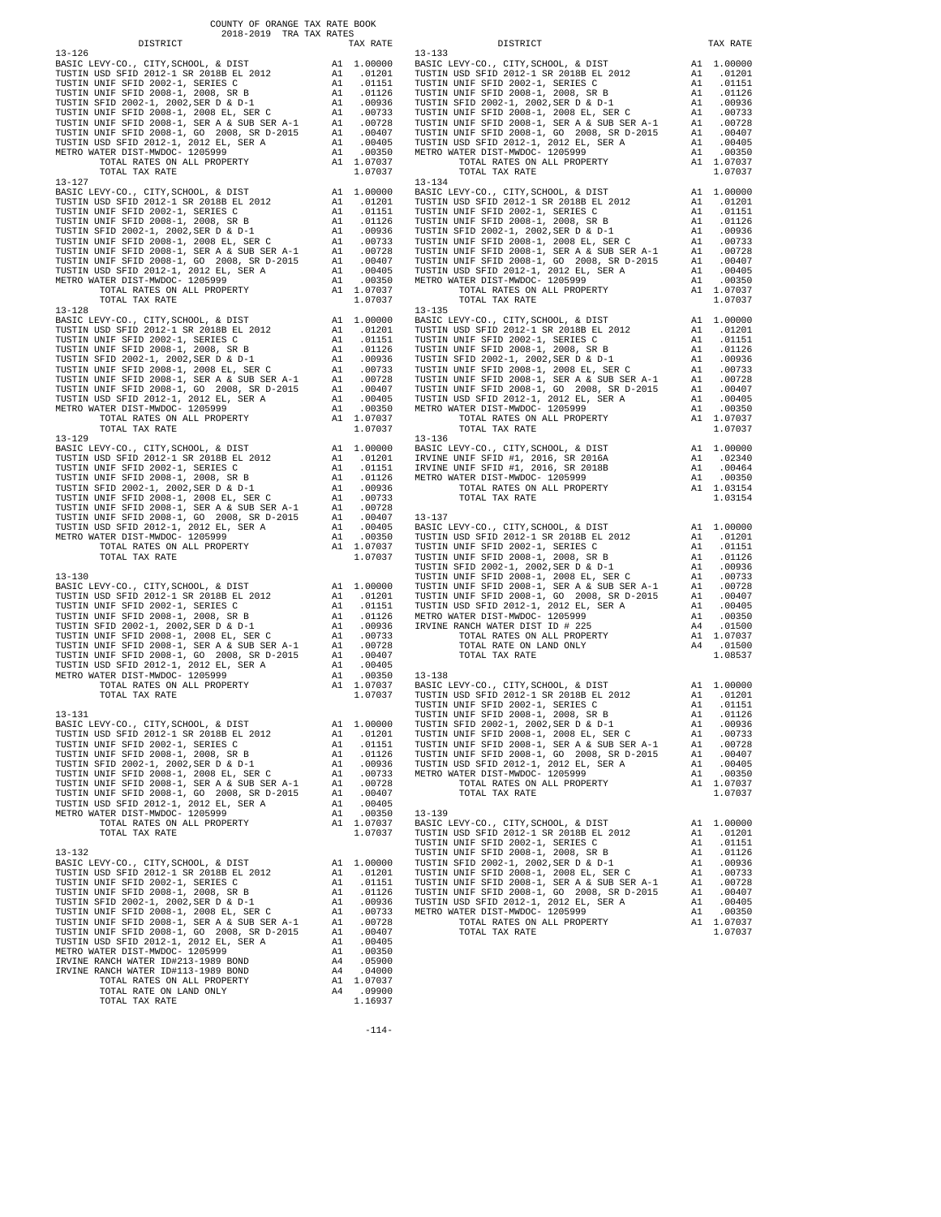COUNTY OF ORANGE TAX RATE BOOK
2018-2019 TRA TAX RATES

| DISTRICT | | TAX RATE |
|---|---|---|
| **13-126** | | |
| BASIC LEVY-CO., CITY,SCHOOL, & DIST | A1 | 1.00000 |
| TUSTIN USD SFID 2012-1 SR 2018B EL 2012 | A1 | .01201 |
| TUSTIN UNIF SFID 2002-1, SERIES C | A1 | .01151 |
| TUSTIN UNIF SFID 2008-1, 2008, SR B | A1 | .01126 |
| TUSTIN SFID 2002-1, 2002,SER D & D-1 | A1 | .00936 |
| TUSTIN UNIF SFID 2008-1, 2008 EL, SER C | A1 | .00733 |
| TUSTIN UNIF SFID 2008-1, SER A & SUB SER A-1 | A1 | .00728 |
| TUSTIN UNIF SFID 2008-1, GO 2008, SR D-2015 | A1 | .00407 |
| TUSTIN USD SFID 2012-1, 2012 EL, SER A | A1 | .00405 |
| METRO WATER DIST-MWDOC- 1205999 | A1 | .00350 |
| TOTAL RATES ON ALL PROPERTY | A1 | 1.07037 |
| TOTAL TAX RATE | | 1.07037 |
| **13-127** | | |
| BASIC LEVY-CO., CITY,SCHOOL, & DIST | A1 | 1.00000 |
| TUSTIN USD SFID 2012-1 SR 2018B EL 2012 | A1 | .01201 |
| TUSTIN UNIF SFID 2002-1, SERIES C | A1 | .01151 |
| TUSTIN UNIF SFID 2008-1, 2008, SR B | A1 | .01126 |
| TUSTIN SFID 2002-1, 2002,SER D & D-1 | A1 | .00936 |
| TUSTIN UNIF SFID 2008-1, 2008 EL, SER C | A1 | .00733 |
| TUSTIN UNIF SFID 2008-1, SER A & SUB SER A-1 | A1 | .00728 |
| TUSTIN UNIF SFID 2008-1, GO 2008, SR D-2015 | A1 | .00407 |
| TUSTIN USD SFID 2012-1, 2012 EL, SER A | A1 | .00405 |
| METRO WATER DIST-MWDOC- 1205999 | A1 | .00350 |
| TOTAL RATES ON ALL PROPERTY | A1 | 1.07037 |
| TOTAL TAX RATE | | 1.07037 |
| **13-128** | | |
| BASIC LEVY-CO., CITY,SCHOOL, & DIST | A1 | 1.00000 |
| TUSTIN USD SFID 2012-1 SR 2018B EL 2012 | A1 | .01201 |
| TUSTIN UNIF SFID 2002-1, SERIES C | A1 | .01151 |
| TUSTIN UNIF SFID 2008-1, 2008, SR B | A1 | .01126 |
| TUSTIN SFID 2002-1, 2002,SER D & D-1 | A1 | .00936 |
| TUSTIN UNIF SFID 2008-1, 2008 EL, SER C | A1 | .00733 |
| TUSTIN UNIF SFID 2008-1, SER A & SUB SER A-1 | A1 | .00728 |
| TUSTIN UNIF SFID 2008-1, GO 2008, SR D-2015 | A1 | .00407 |
| TUSTIN USD SFID 2012-1, 2012 EL, SER A | A1 | .00405 |
| METRO WATER DIST-MWDOC- 1205999 | A1 | .00350 |
| TOTAL RATES ON ALL PROPERTY | A1 | 1.07037 |
| TOTAL TAX RATE | | 1.07037 |
| **13-129** | | |
| BASIC LEVY-CO., CITY,SCHOOL, & DIST | A1 | 1.00000 |
| TUSTIN USD SFID 2012-1 SR 2018B EL 2012 | A1 | .01201 |
| TUSTIN UNIF SFID 2002-1, SERIES C | A1 | .01151 |
| TUSTIN UNIF SFID 2008-1, 2008, SR B | A1 | .01126 |
| TUSTIN SFID 2002-1, 2002,SER D & D-1 | A1 | .00936 |
| TUSTIN UNIF SFID 2008-1, 2008 EL, SER C | A1 | .00733 |
| TUSTIN UNIF SFID 2008-1, SER A & SUB SER A-1 | A1 | .00728 |
| TUSTIN UNIF SFID 2008-1, GO 2008, SR D-2015 | A1 | .00407 |
| TUSTIN USD SFID 2012-1, 2012 EL, SER A | A1 | .00405 |
| METRO WATER DIST-MWDOC- 1205999 | A1 | .00350 |
| TOTAL RATES ON ALL PROPERTY | A1 | 1.07037 |
| TOTAL TAX RATE | | 1.07037 |
| **13-130** | | |
| BASIC LEVY-CO., CITY,SCHOOL, & DIST | A1 | 1.00000 |
| TUSTIN USD SFID 2012-1 SR 2018B EL 2012 | A1 | .01201 |
| TUSTIN UNIF SFID 2002-1, SERIES C | A1 | .01151 |
| TUSTIN UNIF SFID 2008-1, 2008, SR B | A1 | .01126 |
| TUSTIN SFID 2002-1, 2002,SER D & D-1 | A1 | .00936 |
| TUSTIN UNIF SFID 2008-1, 2008 EL, SER C | A1 | .00733 |
| TUSTIN UNIF SFID 2008-1, SER A & SUB SER A-1 | A1 | .00728 |
| TUSTIN UNIF SFID 2008-1, GO 2008, SR D-2015 | A1 | .00407 |
| TUSTIN USD SFID 2012-1, 2012 EL, SER A | A1 | .00405 |
| METRO WATER DIST-MWDOC- 1205999 | A1 | .00350 |
| TOTAL RATES ON ALL PROPERTY | A1 | 1.07037 |
| TOTAL TAX RATE | | 1.07037 |
| **13-131** | | |
| BASIC LEVY-CO., CITY,SCHOOL, & DIST | A1 | 1.00000 |
| TUSTIN USD SFID 2012-1 SR 2018B EL 2012 | A1 | .01201 |
| TUSTIN UNIF SFID 2002-1, SERIES C | A1 | .01151 |
| TUSTIN UNIF SFID 2008-1, 2008, SR B | A1 | .01126 |
| TUSTIN SFID 2002-1, 2002,SER D & D-1 | A1 | .00936 |
| TUSTIN UNIF SFID 2008-1, 2008 EL, SER C | A1 | .00733 |
| TUSTIN UNIF SFID 2008-1, SER A & SUB SER A-1 | A1 | .00728 |
| TUSTIN UNIF SFID 2008-1, GO 2008, SR D-2015 | A1 | .00407 |
| TUSTIN USD SFID 2012-1, 2012 EL, SER A | A1 | .00405 |
| METRO WATER DIST-MWDOC- 1205999 | A1 | .00350 |
| TOTAL RATES ON ALL PROPERTY | A1 | 1.07037 |
| TOTAL TAX RATE | | 1.07037 |
| **13-132** | | |
| BASIC LEVY-CO., CITY,SCHOOL, & DIST | A1 | 1.00000 |
| TUSTIN USD SFID 2012-1 SR 2018B EL 2012 | A1 | .01201 |
| TUSTIN UNIF SFID 2002-1, SERIES C | A1 | .01151 |
| TUSTIN UNIF SFID 2008-1, 2008, SR B | A1 | .01126 |
| TUSTIN SFID 2002-1, 2002,SER D & D-1 | A1 | .00936 |
| TUSTIN UNIF SFID 2008-1, 2008 EL, SER C | A1 | .00733 |
| TUSTIN UNIF SFID 2008-1, SER A & SUB SER A-1 | A1 | .00728 |
| TUSTIN UNIF SFID 2008-1, GO 2008, SR D-2015 | A1 | .00407 |
| TUSTIN USD SFID 2012-1, 2012 EL, SER A | A1 | .00405 |
| METRO WATER DIST-MWDOC- 1205999 | A1 | .00350 |
| IRVINE RANCH WATER ID#213-1989 BOND | A4 | .05900 |
| IRVINE RANCH WATER ID#113-1989 BOND | A4 | .04000 |
| TOTAL RATES ON ALL PROPERTY | A1 | 1.07037 |
| TOTAL RATE ON LAND ONLY | A4 | .09900 |
| TOTAL TAX RATE | | 1.16937 |
| **13-133** | | |
| BASIC LEVY-CO., CITY,SCHOOL, & DIST | A1 | 1.00000 |
| TUSTIN USD SFID 2012-1 SR 2018B EL 2012 | A1 | .01201 |
| TUSTIN UNIF SFID 2002-1, SERIES C | A1 | .01151 |
| TUSTIN UNIF SFID 2008-1, 2008, SR B | A1 | .01126 |
| TUSTIN SFID 2002-1, 2002,SER D & D-1 | A1 | .00936 |
| TUSTIN UNIF SFID 2008-1, 2008 EL, SER C | A1 | .00733 |
| TUSTIN UNIF SFID 2008-1, SER A & SUB SER A-1 | A1 | .00728 |
| TUSTIN UNIF SFID 2008-1, GO 2008, SR D-2015 | A1 | .00407 |
| TUSTIN USD SFID 2012-1, 2012 EL, SER A | A1 | .00405 |
| METRO WATER DIST-MWDOC- 1205999 | A1 | .00350 |
| TOTAL RATES ON ALL PROPERTY | A1 | 1.07037 |
| TOTAL TAX RATE | | 1.07037 |
| **13-134** | | |
| BASIC LEVY-CO., CITY,SCHOOL, & DIST | A1 | 1.00000 |
| TUSTIN USD SFID 2012-1 SR 2018B EL 2012 | A1 | .01201 |
| TUSTIN UNIF SFID 2002-1, SERIES C | A1 | .01151 |
| TUSTIN UNIF SFID 2008-1, 2008, SR B | A1 | .01126 |
| TUSTIN SFID 2002-1, 2002,SER D & D-1 | A1 | .00936 |
| TUSTIN UNIF SFID 2008-1, 2008 EL, SER C | A1 | .00733 |
| TUSTIN UNIF SFID 2008-1, SER A & SUB SER A-1 | A1 | .00728 |
| TUSTIN UNIF SFID 2008-1, GO 2008, SR D-2015 | A1 | .00407 |
| TUSTIN USD SFID 2012-1, 2012 EL, SER A | A1 | .00405 |
| METRO WATER DIST-MWDOC- 1205999 | A1 | .00350 |
| TOTAL RATES ON ALL PROPERTY | A1 | 1.07037 |
| TOTAL TAX RATE | | 1.07037 |
| **13-135** | | |
| BASIC LEVY-CO., CITY,SCHOOL, & DIST | A1 | 1.00000 |
| TUSTIN USD SFID 2012-1 SR 2018B EL 2012 | A1 | .01201 |
| TUSTIN UNIF SFID 2002-1, SERIES C | A1 | .01151 |
| TUSTIN UNIF SFID 2008-1, 2008, SR B | A1 | .01126 |
| TUSTIN SFID 2002-1, 2002,SER D & D-1 | A1 | .00936 |
| TUSTIN UNIF SFID 2008-1, 2008 EL, SER C | A1 | .00733 |
| TUSTIN UNIF SFID 2008-1, SER A & SUB SER A-1 | A1 | .00728 |
| TUSTIN UNIF SFID 2008-1, GO 2008, SR D-2015 | A1 | .00407 |
| TUSTIN USD SFID 2012-1, 2012 EL, SER A | A1 | .00405 |
| METRO WATER DIST-MWDOC- 1205999 | A1 | .00350 |
| TOTAL RATES ON ALL PROPERTY | A1 | 1.07037 |
| TOTAL TAX RATE | | 1.07037 |
| **13-136** | | |
| BASIC LEVY-CO., CITY,SCHOOL, & DIST | A1 | 1.00000 |
| IRVINE UNIF SFID #1, 2016, SR 2016A | A1 | .02340 |
| IRVINE UNIF SFID #1, 2016, SR 2018B | A1 | .00464 |
| METRO WATER DIST-MWDOC- 1205999 | A1 | .00350 |
| TOTAL RATES ON ALL PROPERTY | A1 | 1.03154 |
| TOTAL TAX RATE | | 1.03154 |
| **13-137** | | |
| BASIC LEVY-CO., CITY,SCHOOL, & DIST | A1 | 1.00000 |
| TUSTIN USD SFID 2012-1 SR 2018B EL 2012 | A1 | .01201 |
| TUSTIN UNIF SFID 2002-1, SERIES C | A1 | .01151 |
| TUSTIN UNIF SFID 2008-1, 2008, SR B | A1 | .01126 |
| TUSTIN SFID 2002-1, 2002,SER D & D-1 | A1 | .00936 |
| TUSTIN UNIF SFID 2008-1, 2008 EL, SER C | A1 | .00733 |
| TUSTIN UNIF SFID 2008-1, SER A & SUB SER A-1 | A1 | .00728 |
| TUSTIN UNIF SFID 2008-1, GO 2008, SR D-2015 | A1 | .00407 |
| TUSTIN USD SFID 2012-1, 2012 EL, SER A | A1 | .00405 |
| METRO WATER DIST-MWDOC- 1205999 | A1 | .00350 |
| IRVINE RANCH WATER DIST ID # 225 | A4 | .01500 |
| TOTAL RATES ON ALL PROPERTY | A1 | 1.07037 |
| TOTAL RATE ON LAND ONLY | A4 | .01500 |
| TOTAL TAX RATE | | 1.08537 |
| **13-138** | | |
| BASIC LEVY-CO., CITY,SCHOOL, & DIST | A1 | 1.00000 |
| TUSTIN USD SFID 2012-1 SR 2018B EL 2012 | A1 | .01201 |
| TUSTIN UNIF SFID 2002-1, SERIES C | A1 | .01151 |
| TUSTIN UNIF SFID 2008-1, 2008, SR B | A1 | .01126 |
| TUSTIN SFID 2002-1, 2002,SER D & D-1 | A1 | .00936 |
| TUSTIN UNIF SFID 2008-1, 2008 EL, SER C | A1 | .00733 |
| TUSTIN UNIF SFID 2008-1, SER A & SUB SER A-1 | A1 | .00728 |
| TUSTIN UNIF SFID 2008-1, GO 2008, SR D-2015 | A1 | .00407 |
| TUSTIN USD SFID 2012-1, 2012 EL, SER A | A1 | .00405 |
| METRO WATER DIST-MWDOC- 1205999 | A1 | .00350 |
| TOTAL RATES ON ALL PROPERTY | A1 | 1.07037 |
| TOTAL TAX RATE | | 1.07037 |
| **13-139** | | |
| BASIC LEVY-CO., CITY,SCHOOL, & DIST | A1 | 1.00000 |
| TUSTIN USD SFID 2012-1 SR 2018B EL 2012 | A1 | .01201 |
| TUSTIN UNIF SFID 2002-1, SERIES C | A1 | .01151 |
| TUSTIN UNIF SFID 2008-1, 2008, SR B | A1 | .01126 |
| TUSTIN SFID 2002-1, 2002,SER D & D-1 | A1 | .00936 |
| TUSTIN UNIF SFID 2008-1, 2008 EL, SER C | A1 | .00733 |
| TUSTIN UNIF SFID 2008-1, SER A & SUB SER A-1 | A1 | .00728 |
| TUSTIN UNIF SFID 2008-1, GO 2008, SR D-2015 | A1 | .00407 |
| TUSTIN USD SFID 2012-1, 2012 EL, SER A | A1 | .00405 |
| METRO WATER DIST-MWDOC- 1205999 | A1 | .00350 |
| TOTAL RATES ON ALL PROPERTY | A1 | 1.07037 |
| TOTAL TAX RATE | | 1.07037 |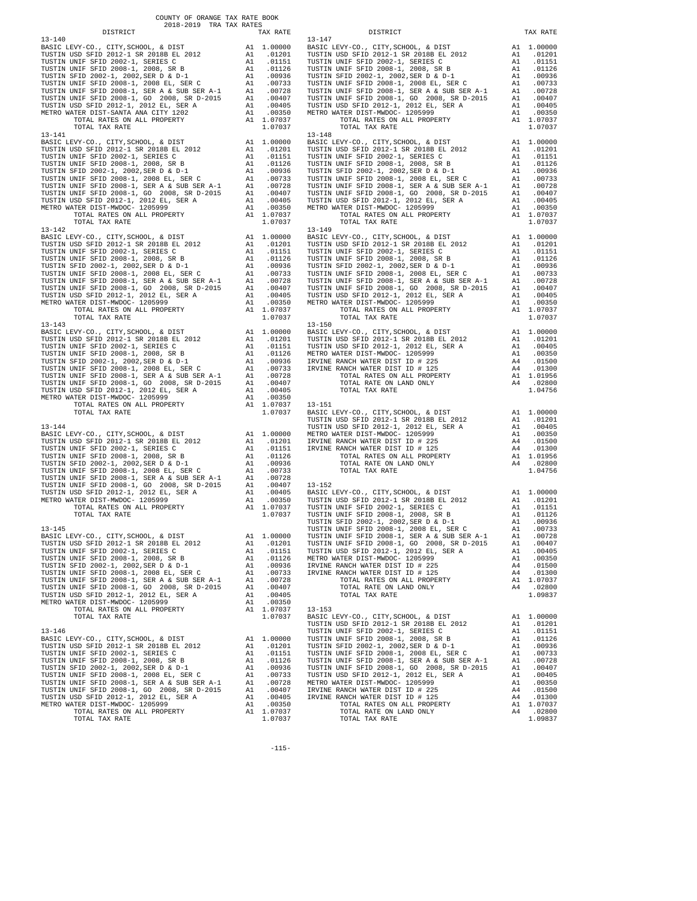COUNTY OF ORANGE TAX RATE BOOK
2018-2019 TRA TAX RATES

| DISTRICT | | TAX RATE |
|---|---|---|
| **13-140** | | |
| BASIC LEVY-CO., CITY,SCHOOL, & DIST | A1 | 1.00000 |
| TUSTIN USD SFID 2012-1 SR 2018B EL 2012 | A1 | .01201 |
| TUSTIN UNIF SFID 2002-1, SERIES C | A1 | .01151 |
| TUSTIN UNIF SFID 2008-1, 2008, SR B | A1 | .01126 |
| TUSTIN SFID 2002-1, 2002,SER D & D-1 | A1 | .00936 |
| TUSTIN UNIF SFID 2008-1, 2008 EL, SER C | A1 | .00733 |
| TUSTIN UNIF SFID 2008-1, SER A & SUB SER A-1 | A1 | .00728 |
| TUSTIN UNIF SFID 2008-1, GO 2008, SR D-2015 | A1 | .00407 |
| TUSTIN USD SFID 2012-1, 2012 EL, SER A | A1 | .00405 |
| METRO WATER DIST-SANTA ANA CITY 1202 | A1 | .00350 |
| TOTAL RATES ON ALL PROPERTY | A1 | 1.07037 |
| TOTAL TAX RATE | | 1.07037 |
| **13-141** | | |
| BASIC LEVY-CO., CITY,SCHOOL, & DIST | A1 | 1.00000 |
| TUSTIN USD SFID 2012-1 SR 2018B EL 2012 | A1 | .01201 |
| TUSTIN UNIF SFID 2002-1, SERIES C | A1 | .01151 |
| TUSTIN UNIF SFID 2008-1, 2008, SR B | A1 | .01126 |
| TUSTIN SFID 2002-1, 2002,SER D & D-1 | A1 | .00936 |
| TUSTIN UNIF SFID 2008-1, 2008 EL, SER C | A1 | .00733 |
| TUSTIN UNIF SFID 2008-1, SER A & SUB SER A-1 | A1 | .00728 |
| TUSTIN UNIF SFID 2008-1, GO 2008, SR D-2015 | A1 | .00407 |
| TUSTIN USD SFID 2012-1, 2012 EL, SER A | A1 | .00405 |
| METRO WATER DIST-MWDOC- 1205999 | A1 | .00350 |
| TOTAL RATES ON ALL PROPERTY | A1 | 1.07037 |
| TOTAL TAX RATE | | 1.07037 |
| **13-142** | | |
| BASIC LEVY-CO., CITY,SCHOOL, & DIST | A1 | 1.00000 |
| TUSTIN USD SFID 2012-1 SR 2018B EL 2012 | A1 | .01201 |
| TUSTIN UNIF SFID 2002-1, SERIES C | A1 | .01151 |
| TUSTIN UNIF SFID 2008-1, 2008, SR B | A1 | .01126 |
| TUSTIN SFID 2002-1, 2002,SER D & D-1 | A1 | .00936 |
| TUSTIN UNIF SFID 2008-1, 2008 EL, SER C | A1 | .00733 |
| TUSTIN UNIF SFID 2008-1, SER A & SUB SER A-1 | A1 | .00728 |
| TUSTIN UNIF SFID 2008-1, GO 2008, SR D-2015 | A1 | .00407 |
| TUSTIN USD SFID 2012-1, 2012 EL, SER A | A1 | .00405 |
| METRO WATER DIST-MWDOC- 1205999 | A1 | .00350 |
| TOTAL RATES ON ALL PROPERTY | A1 | 1.07037 |
| TOTAL TAX RATE | | 1.07037 |
| **13-143** | | |
| BASIC LEVY-CO., CITY,SCHOOL, & DIST | A1 | 1.00000 |
| TUSTIN USD SFID 2012-1 SR 2018B EL 2012 | A1 | .01201 |
| TUSTIN UNIF SFID 2002-1, SERIES C | A1 | .01151 |
| TUSTIN UNIF SFID 2008-1, 2008, SR B | A1 | .01126 |
| TUSTIN SFID 2002-1, 2002,SER D & D-1 | A1 | .00936 |
| TUSTIN UNIF SFID 2008-1, 2008 EL, SER C | A1 | .00733 |
| TUSTIN UNIF SFID 2008-1, SER A & SUB SER A-1 | A1 | .00728 |
| TUSTIN UNIF SFID 2008-1, GO 2008, SR D-2015 | A1 | .00407 |
| TUSTIN USD SFID 2012-1, 2012 EL, SER A | A1 | .00405 |
| METRO WATER DIST-MWDOC- 1205999 | A1 | .00350 |
| TOTAL RATES ON ALL PROPERTY | A1 | 1.07037 |
| TOTAL TAX RATE | | 1.07037 |
| **13-144** | | |
| BASIC LEVY-CO., CITY,SCHOOL, & DIST | A1 | 1.00000 |
| TUSTIN USD SFID 2012-1 SR 2018B EL 2012 | A1 | .01201 |
| TUSTIN UNIF SFID 2002-1, SERIES C | A1 | .01151 |
| TUSTIN UNIF SFID 2008-1, 2008, SR B | A1 | .01126 |
| TUSTIN SFID 2002-1, 2002,SER D & D-1 | A1 | .00936 |
| TUSTIN UNIF SFID 2008-1, 2008 EL, SER C | A1 | .00733 |
| TUSTIN UNIF SFID 2008-1, SER A & SUB SER A-1 | A1 | .00728 |
| TUSTIN UNIF SFID 2008-1, GO 2008, SR D-2015 | A1 | .00407 |
| TUSTIN USD SFID 2012-1, 2012 EL, SER A | A1 | .00405 |
| METRO WATER DIST-MWDOC- 1205999 | A1 | .00350 |
| TOTAL RATES ON ALL PROPERTY | A1 | 1.07037 |
| TOTAL TAX RATE | | 1.07037 |
| **13-145** | | |
| BASIC LEVY-CO., CITY,SCHOOL, & DIST | A1 | 1.00000 |
| TUSTIN USD SFID 2012-1 SR 2018B EL 2012 | A1 | .01201 |
| TUSTIN UNIF SFID 2002-1, SERIES C | A1 | .01151 |
| TUSTIN UNIF SFID 2008-1, 2008, SR B | A1 | .01126 |
| TUSTIN SFID 2002-1, 2002,SER D & D-1 | A1 | .00936 |
| TUSTIN UNIF SFID 2008-1, 2008 EL, SER C | A1 | .00733 |
| TUSTIN UNIF SFID 2008-1, SER A & SUB SER A-1 | A1 | .00728 |
| TUSTIN UNIF SFID 2008-1, GO 2008, SR D-2015 | A1 | .00407 |
| TUSTIN USD SFID 2012-1, 2012 EL, SER A | A1 | .00405 |
| METRO WATER DIST-MWDOC- 1205999 | A1 | .00350 |
| TOTAL RATES ON ALL PROPERTY | A1 | 1.07037 |
| TOTAL TAX RATE | | 1.07037 |
| **13-146** | | |
| BASIC LEVY-CO., CITY,SCHOOL, & DIST | A1 | 1.00000 |
| TUSTIN USD SFID 2012-1 SR 2018B EL 2012 | A1 | .01201 |
| TUSTIN UNIF SFID 2002-1, SERIES C | A1 | .01151 |
| TUSTIN UNIF SFID 2008-1, 2008, SR B | A1 | .01126 |
| TUSTIN SFID 2002-1, 2002,SER D & D-1 | A1 | .00936 |
| TUSTIN UNIF SFID 2008-1, 2008 EL, SER C | A1 | .00733 |
| TUSTIN UNIF SFID 2008-1, SER A & SUB SER A-1 | A1 | .00728 |
| TUSTIN UNIF SFID 2008-1, GO 2008, SR D-2015 | A1 | .00407 |
| TUSTIN USD SFID 2012-1, 2012 EL, SER A | A1 | .00405 |
| METRO WATER DIST-MWDOC- 1205999 | A1 | .00350 |
| TOTAL RATES ON ALL PROPERTY | A1 | 1.07037 |
| TOTAL TAX RATE | | 1.07037 |
| **13-147** | | |
| BASIC LEVY-CO., CITY,SCHOOL, & DIST | A1 | 1.00000 |
| TUSTIN USD SFID 2012-1 SR 2018B EL 2012 | A1 | .01201 |
| TUSTIN UNIF SFID 2002-1, SERIES C | A1 | .01151 |
| TUSTIN UNIF SFID 2008-1, 2008, SR B | A1 | .01126 |
| TUSTIN SFID 2002-1, 2002,SER D & D-1 | A1 | .00936 |
| TUSTIN UNIF SFID 2008-1, 2008 EL, SER C | A1 | .00733 |
| TUSTIN UNIF SFID 2008-1, SER A & SUB SER A-1 | A1 | .00728 |
| TUSTIN UNIF SFID 2008-1, GO 2008, SR D-2015 | A1 | .00407 |
| TUSTIN USD SFID 2012-1, 2012 EL, SER A | A1 | .00405 |
| METRO WATER DIST-MWDOC- 1205999 | A1 | .00350 |
| TOTAL RATES ON ALL PROPERTY | A1 | 1.07037 |
| TOTAL TAX RATE | | 1.07037 |
| **13-148** | | |
| BASIC LEVY-CO., CITY,SCHOOL, & DIST | A1 | 1.00000 |
| TUSTIN USD SFID 2012-1 SR 2018B EL 2012 | A1 | .01201 |
| TUSTIN UNIF SFID 2002-1, SERIES C | A1 | .01151 |
| TUSTIN UNIF SFID 2008-1, 2008, SR B | A1 | .01126 |
| TUSTIN SFID 2002-1, 2002,SER D & D-1 | A1 | .00936 |
| TUSTIN UNIF SFID 2008-1, 2008 EL, SER C | A1 | .00733 |
| TUSTIN UNIF SFID 2008-1, SER A & SUB SER A-1 | A1 | .00728 |
| TUSTIN UNIF SFID 2008-1, GO 2008, SR D-2015 | A1 | .00407 |
| TUSTIN USD SFID 2012-1, 2012 EL, SER A | A1 | .00405 |
| METRO WATER DIST-MWDOC- 1205999 | A1 | .00350 |
| TOTAL RATES ON ALL PROPERTY | A1 | 1.07037 |
| TOTAL TAX RATE | | 1.07037 |
| **13-149** | | |
| BASIC LEVY-CO., CITY,SCHOOL, & DIST | A1 | 1.00000 |
| TUSTIN USD SFID 2012-1 SR 2018B EL 2012 | A1 | .01201 |
| TUSTIN UNIF SFID 2002-1, SERIES C | A1 | .01151 |
| TUSTIN UNIF SFID 2008-1, 2008, SR B | A1 | .01126 |
| TUSTIN SFID 2002-1, 2002,SER D & D-1 | A1 | .00936 |
| TUSTIN UNIF SFID 2008-1, 2008 EL, SER C | A1 | .00733 |
| TUSTIN UNIF SFID 2008-1, SER A & SUB SER A-1 | A1 | .00728 |
| TUSTIN UNIF SFID 2008-1, GO 2008, SR D-2015 | A1 | .00407 |
| TUSTIN USD SFID 2012-1, 2012 EL, SER A | A1 | .00405 |
| METRO WATER DIST-MWDOC- 1205999 | A1 | .00350 |
| TOTAL RATES ON ALL PROPERTY | A1 | 1.07037 |
| TOTAL TAX RATE | | 1.07037 |
| **13-150** | | |
| BASIC LEVY-CO., CITY,SCHOOL, & DIST | A1 | 1.00000 |
| TUSTIN USD SFID 2012-1 SR 2018B EL 2012 | A1 | .01201 |
| TUSTIN USD SFID 2012-1, 2012 EL, SER A | A1 | .00405 |
| METRO WATER DIST-MWDOC- 1205999 | A1 | .00350 |
| IRVINE RANCH WATER DIST ID # 225 | A4 | .01500 |
| IRVINE RANCH WATER DIST ID # 125 | A4 | .01300 |
| TOTAL RATES ON ALL PROPERTY | A1 | 1.01956 |
| TOTAL RATE ON LAND ONLY | A4 | .02800 |
| TOTAL TAX RATE | | 1.04756 |
| **13-151** | | |
| BASIC LEVY-CO., CITY,SCHOOL, & DIST | A1 | 1.00000 |
| TUSTIN USD SFID 2012-1 SR 2018B EL 2012 | A1 | .01201 |
| TUSTIN USD SFID 2012-1, 2012 EL, SER A | A1 | .00405 |
| METRO WATER DIST-MWDOC- 1205999 | A1 | .00350 |
| IRVINE RANCH WATER DIST ID # 225 | A4 | .01500 |
| IRVINE RANCH WATER DIST ID # 125 | A4 | .01300 |
| TOTAL RATES ON ALL PROPERTY | A1 | 1.01956 |
| TOTAL RATE ON LAND ONLY | A4 | .02800 |
| TOTAL TAX RATE | | 1.04756 |
| **13-152** | | |
| BASIC LEVY-CO., CITY,SCHOOL, & DIST | A1 | 1.00000 |
| TUSTIN USD SFID 2012-1 SR 2018B EL 2012 | A1 | .01201 |
| TUSTIN UNIF SFID 2002-1, SERIES C | A1 | .01151 |
| TUSTIN UNIF SFID 2008-1, 2008, SR B | A1 | .01126 |
| TUSTIN SFID 2002-1, 2002,SER D & D-1 | A1 | .00936 |
| TUSTIN UNIF SFID 2008-1, 2008 EL, SER C | A1 | .00733 |
| TUSTIN UNIF SFID 2008-1, SER A & SUB SER A-1 | A1 | .00728 |
| TUSTIN UNIF SFID 2008-1, GO 2008, SR D-2015 | A1 | .00407 |
| TUSTIN USD SFID 2012-1, 2012 EL, SER A | A1 | .00405 |
| METRO WATER DIST-MWDOC- 1205999 | A1 | .00350 |
| IRVINE RANCH WATER DIST ID # 225 | A4 | .01500 |
| IRVINE RANCH WATER DIST ID # 125 | A4 | .01300 |
| TOTAL RATES ON ALL PROPERTY | A1 | 1.07037 |
| TOTAL RATE ON LAND ONLY | A4 | .02800 |
| TOTAL TAX RATE | | 1.09837 |
| **13-153** | | |
| BASIC LEVY-CO., CITY,SCHOOL, & DIST | A1 | 1.00000 |
| TUSTIN USD SFID 2012-1 SR 2018B EL 2012 | A1 | .01201 |
| TUSTIN UNIF SFID 2002-1, SERIES C | A1 | .01151 |
| TUSTIN UNIF SFID 2008-1, 2008, SR B | A1 | .01126 |
| TUSTIN SFID 2002-1, 2002,SER D & D-1 | A1 | .00936 |
| TUSTIN UNIF SFID 2008-1, 2008 EL, SER C | A1 | .00733 |
| TUSTIN UNIF SFID 2008-1, SER A & SUB SER A-1 | A1 | .00728 |
| TUSTIN UNIF SFID 2008-1, GO 2008, SR D-2015 | A1 | .00407 |
| TUSTIN USD SFID 2012-1, 2012 EL, SER A | A1 | .00405 |
| METRO WATER DIST-MWDOC- 1205999 | A1 | .00350 |
| IRVINE RANCH WATER DIST ID # 225 | A4 | .01500 |
| IRVINE RANCH WATER DIST ID # 125 | A4 | .01300 |
| TOTAL RATES ON ALL PROPERTY | A1 | 1.07037 |
| TOTAL RATE ON LAND ONLY | A4 | .02800 |
| TOTAL TAX RATE | | 1.09837 |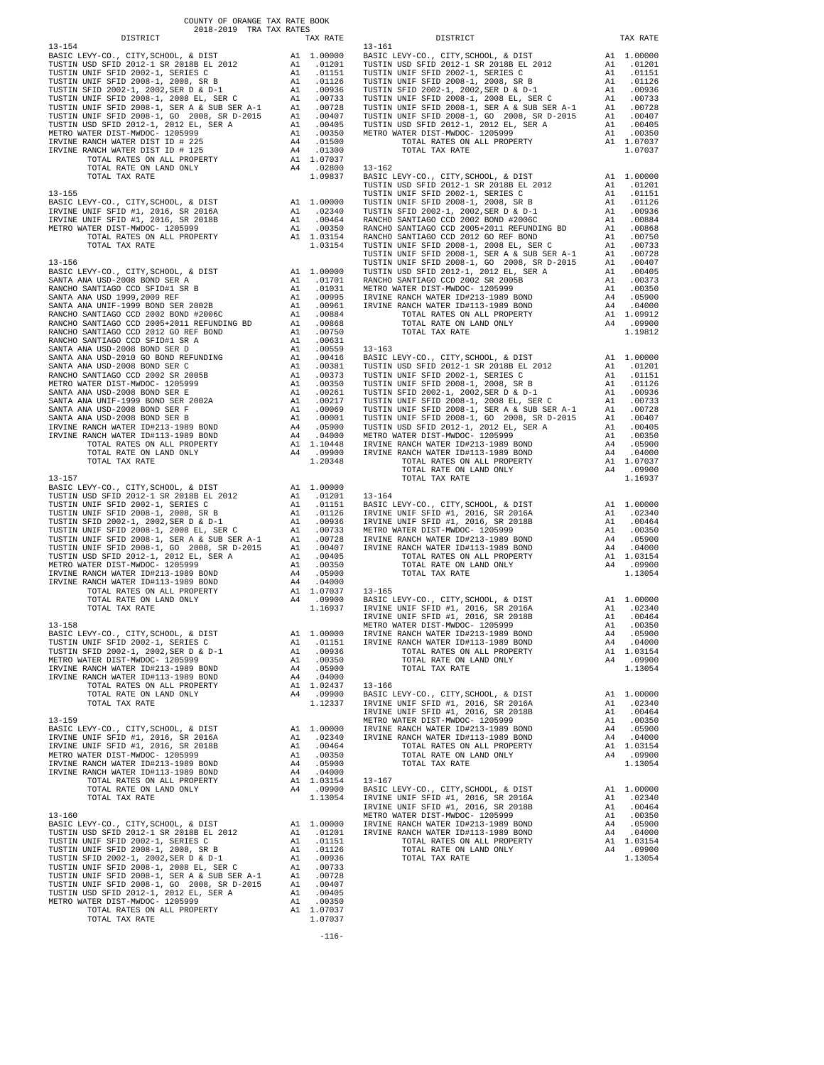COUNTY OF ORANGE TAX RATE BOOK
2018-2019 TRA TAX RATES

**13-154**

| DISTRICT | | TAX RATE |
|---|---|---|
| BASIC LEVY-CO., CITY,SCHOOL, & DIST | A1 | 1.00000 |
| TUSTIN USD SFID 2012-1 SR 2018B EL 2012 | A1 | .01201 |
| TUSTIN UNIF SFID 2002-1, SERIES C | A1 | .01151 |
| TUSTIN UNIF SFID 2008-1, 2008, SR B | A1 | .01126 |
| TUSTIN SFID 2002-1, 2002,SER D & D-1 | A1 | .00936 |
| TUSTIN UNIF SFID 2008-1, 2008 EL, SER C | A1 | .00733 |
| TUSTIN UNIF SFID 2008-1, SER A & SUB SER A-1 | A1 | .00728 |
| TUSTIN UNIF SFID 2008-1, GO 2008, SR D-2015 | A1 | .00407 |
| TUSTIN USD SFID 2012-1, 2012 EL, SER A | A1 | .00405 |
| METRO WATER DIST-MWDOC- 1205999 | A1 | .00350 |
| IRVINE RANCH WATER DIST ID # 225 | A4 | .01500 |
| IRVINE RANCH WATER DIST ID # 125 | A4 | .01300 |
| TOTAL RATES ON ALL PROPERTY | A1 | 1.07037 |
| TOTAL RATE ON LAND ONLY | A4 | .02800 |
| TOTAL TAX RATE | | 1.09837 |

**13-155**

| DISTRICT | | TAX RATE |
|---|---|---|
| BASIC LEVY-CO., CITY,SCHOOL, & DIST | A1 | 1.00000 |
| IRVINE UNIF SFID #1, 2016, SR 2016A | A1 | .02340 |
| IRVINE UNIF SFID #1, 2016, SR 2018B | A1 | .00464 |
| METRO WATER DIST-MWDOC- 1205999 | A1 | .00350 |
| TOTAL RATES ON ALL PROPERTY | A1 | 1.03154 |
| TOTAL TAX RATE | | 1.03154 |

**13-156**

| DISTRICT | | TAX RATE |
|---|---|---|
| BASIC LEVY-CO., CITY,SCHOOL, & DIST | A1 | 1.00000 |
| SANTA ANA USD-2008 BOND SER A | A1 | .01701 |
| RANCHO SANTIAGO CCD SFID#1 SR B | A1 | .01031 |
| SANTA ANA USD 1999,2009 REF | A1 | .00995 |
| SANTA ANA UNIF-1999 BOND SER 2002B | A1 | .00961 |
| RANCHO SANTIAGO CCD 2002 BOND #2006C | A1 | .00884 |
| RANCHO SANTIAGO CCD 2005+2011 REFUNDING BD | A1 | .00868 |
| RANCHO SANTIAGO CCD 2012 GO REF BOND | A1 | .00750 |
| RANCHO SANTIAGO CCD SFID#1 SR A | A1 | .00631 |
| SANTA ANA USD-2008 BOND SER D | A1 | .00559 |
| SANTA ANA USD-2010 GO BOND REFUNDING | A1 | .00416 |
| SANTA ANA USD-2008 BOND SER C | A1 | .00381 |
| RANCHO SANTIAGO CCD 2002 SR 2005B | A1 | .00373 |
| METRO WATER DIST-MWDOC- 1205999 | A1 | .00350 |
| SANTA ANA USD-2008 BOND SER E | A1 | .00261 |
| SANTA ANA UNIF-1999 BOND SER 2002A | A1 | .00217 |
| SANTA ANA USD-2008 BOND SER F | A1 | .00069 |
| SANTA ANA USD-2008 BOND SER B | A1 | .00001 |
| IRVINE RANCH WATER ID#213-1989 BOND | A4 | .05900 |
| IRVINE RANCH WATER ID#113-1989 BOND | A4 | .04000 |
| TOTAL RATES ON ALL PROPERTY | A1 | 1.10448 |
| TOTAL RATE ON LAND ONLY | A4 | .09900 |
| TOTAL TAX RATE | | 1.20348 |

**13-157**

| DISTRICT | | TAX RATE |
|---|---|---|
| BASIC LEVY-CO., CITY,SCHOOL, & DIST | A1 | 1.00000 |
| TUSTIN USD SFID 2012-1 SR 2018B EL 2012 | A1 | .01201 |
| TUSTIN UNIF SFID 2002-1, SERIES C | A1 | .01151 |
| TUSTIN UNIF SFID 2008-1, 2008, SR B | A1 | .01126 |
| TUSTIN SFID 2002-1, 2002,SER D & D-1 | A1 | .00936 |
| TUSTIN UNIF SFID 2008-1, 2008 EL, SER C | A1 | .00733 |
| TUSTIN UNIF SFID 2008-1, SER A & SUB SER A-1 | A1 | .00728 |
| TUSTIN UNIF SFID 2008-1, GO 2008, SR D-2015 | A1 | .00407 |
| TUSTIN USD SFID 2012-1, 2012 EL, SER A | A1 | .00405 |
| METRO WATER DIST-MWDOC- 1205999 | A1 | .00350 |
| IRVINE RANCH WATER ID#213-1989 BOND | A4 | .05900 |
| IRVINE RANCH WATER ID#113-1989 BOND | A4 | .04000 |
| TOTAL RATES ON ALL PROPERTY | A1 | 1.07037 |
| TOTAL RATE ON LAND ONLY | A4 | .09900 |
| TOTAL TAX RATE | | 1.16937 |

**13-158**

| DISTRICT | | TAX RATE |
|---|---|---|
| BASIC LEVY-CO., CITY,SCHOOL, & DIST | A1 | 1.00000 |
| TUSTIN UNIF SFID 2002-1, SERIES C | A1 | .01151 |
| TUSTIN SFID 2002-1, 2002,SER D & D-1 | A1 | .00936 |
| METRO WATER DIST-MWDOC- 1205999 | A1 | .00350 |
| IRVINE RANCH WATER ID#213-1989 BOND | A4 | .05900 |
| IRVINE RANCH WATER ID#113-1989 BOND | A4 | .04000 |
| TOTAL RATES ON ALL PROPERTY | A1 | 1.02437 |
| TOTAL RATE ON LAND ONLY | A4 | .09900 |
| TOTAL TAX RATE | | 1.12337 |

**13-159**

| DISTRICT | | TAX RATE |
|---|---|---|
| BASIC LEVY-CO., CITY,SCHOOL, & DIST | A1 | 1.00000 |
| IRVINE UNIF SFID #1, 2016, SR 2016A | A1 | .02340 |
| IRVINE UNIF SFID #1, 2016, SR 2018B | A1 | .00464 |
| METRO WATER DIST-MWDOC- 1205999 | A1 | .00350 |
| IRVINE RANCH WATER ID#213-1989 BOND | A4 | .05900 |
| IRVINE RANCH WATER ID#113-1989 BOND | A4 | .04000 |
| TOTAL RATES ON ALL PROPERTY | A1 | 1.03154 |
| TOTAL RATE ON LAND ONLY | A4 | .09900 |
| TOTAL TAX RATE | | 1.13054 |

**13-160**

| DISTRICT | | TAX RATE |
|---|---|---|
| BASIC LEVY-CO., CITY,SCHOOL, & DIST | A1 | 1.00000 |
| TUSTIN USD SFID 2012-1 SR 2018B EL 2012 | A1 | .01201 |
| TUSTIN UNIF SFID 2002-1, SERIES C | A1 | .01151 |
| TUSTIN UNIF SFID 2008-1, 2008, SR B | A1 | .01126 |
| TUSTIN SFID 2002-1, 2002,SER D & D-1 | A1 | .00936 |
| TUSTIN UNIF SFID 2008-1, 2008 EL, SER C | A1 | .00733 |
| TUSTIN UNIF SFID 2008-1, SER A & SUB SER A-1 | A1 | .00728 |
| TUSTIN UNIF SFID 2008-1, GO 2008, SR D-2015 | A1 | .00407 |
| TUSTIN USD SFID 2012-1, 2012 EL, SER A | A1 | .00405 |
| METRO WATER DIST-MWDOC- 1205999 | A1 | .00350 |
| TOTAL RATES ON ALL PROPERTY | A1 | 1.07037 |
| TOTAL TAX RATE | | 1.07037 |

**13-161**

| DISTRICT | | TAX RATE |
|---|---|---|
| BASIC LEVY-CO., CITY,SCHOOL, & DIST | A1 | 1.00000 |
| TUSTIN USD SFID 2012-1 SR 2018B EL 2012 | A1 | .01201 |
| TUSTIN UNIF SFID 2002-1, SERIES C | A1 | .01151 |
| TUSTIN UNIF SFID 2008-1, 2008, SR B | A1 | .01126 |
| TUSTIN SFID 2002-1, 2002,SER D & D-1 | A1 | .00936 |
| TUSTIN UNIF SFID 2008-1, 2008 EL, SER C | A1 | .00733 |
| TUSTIN UNIF SFID 2008-1, SER A & SUB SER A-1 | A1 | .00728 |
| TUSTIN UNIF SFID 2008-1, GO 2008, SR D-2015 | A1 | .00407 |
| TUSTIN USD SFID 2012-1, 2012 EL, SER A | A1 | .00405 |
| METRO WATER DIST-MWDOC- 1205999 | A1 | .00350 |
| TOTAL RATES ON ALL PROPERTY | A1 | 1.07037 |
| TOTAL TAX RATE | | 1.07037 |

**13-162**

| DISTRICT | | TAX RATE |
|---|---|---|
| BASIC LEVY-CO., CITY,SCHOOL, & DIST | A1 | 1.00000 |
| TUSTIN USD SFID 2012-1 SR 2018B EL 2012 | A1 | .01201 |
| TUSTIN UNIF SFID 2002-1, SERIES C | A1 | .01151 |
| TUSTIN UNIF SFID 2008-1, 2008, SR B | A1 | .01126 |
| TUSTIN SFID 2002-1, 2002,SER D & D-1 | A1 | .00936 |
| RANCHO SANTIAGO CCD 2002 BOND #2006C | A1 | .00884 |
| RANCHO SANTIAGO CCD 2005+2011 REFUNDING BD | A1 | .00868 |
| RANCHO SANTIAGO CCD 2012 GO REF BOND | A1 | .00750 |
| TUSTIN UNIF SFID 2008-1, 2008 EL, SER C | A1 | .00733 |
| TUSTIN UNIF SFID 2008-1, SER A & SUB SER A-1 | A1 | .00728 |
| TUSTIN UNIF SFID 2008-1, GO 2008, SR D-2015 | A1 | .00407 |
| TUSTIN USD SFID 2012-1, 2012 EL, SER A | A1 | .00405 |
| RANCHO SANTIAGO CCD 2002 SR 2005B | A1 | .00373 |
| METRO WATER DIST-MWDOC- 1205999 | A1 | .00350 |
| IRVINE RANCH WATER ID#213-1989 BOND | A4 | .05900 |
| IRVINE RANCH WATER ID#113-1989 BOND | A4 | .04000 |
| TOTAL RATES ON ALL PROPERTY | A1 | 1.09912 |
| TOTAL RATE ON LAND ONLY | A4 | .09900 |
| TOTAL TAX RATE | | 1.19812 |

**13-163**

| DISTRICT | | TAX RATE |
|---|---|---|
| BASIC LEVY-CO., CITY,SCHOOL, & DIST | A1 | 1.00000 |
| TUSTIN USD SFID 2012-1 SR 2018B EL 2012 | A1 | .01201 |
| TUSTIN UNIF SFID 2002-1, SERIES C | A1 | .01151 |
| TUSTIN UNIF SFID 2008-1, 2008, SR B | A1 | .01126 |
| TUSTIN SFID 2002-1, 2002,SER D & D-1 | A1 | .00936 |
| TUSTIN UNIF SFID 2008-1, 2008 EL, SER C | A1 | .00733 |
| TUSTIN UNIF SFID 2008-1, SER A & SUB SER A-1 | A1 | .00728 |
| TUSTIN UNIF SFID 2008-1, GO 2008, SR D-2015 | A1 | .00407 |
| TUSTIN USD SFID 2012-1, 2012 EL, SER A | A1 | .00405 |
| METRO WATER DIST-MWDOC- 1205999 | A1 | .00350 |
| IRVINE RANCH WATER ID#213-1989 BOND | A4 | .05900 |
| IRVINE RANCH WATER ID#113-1989 BOND | A4 | .04000 |
| TOTAL RATES ON ALL PROPERTY | A1 | 1.07037 |
| TOTAL RATE ON LAND ONLY | A4 | .09900 |
| TOTAL TAX RATE | | 1.16937 |

**13-164**

| DISTRICT | | TAX RATE |
|---|---|---|
| BASIC LEVY-CO., CITY,SCHOOL, & DIST | A1 | 1.00000 |
| IRVINE UNIF SFID #1, 2016, SR 2016A | A1 | .02340 |
| IRVINE UNIF SFID #1, 2016, SR 2018B | A1 | .00464 |
| METRO WATER DIST-MWDOC- 1205999 | A1 | .00350 |
| IRVINE RANCH WATER ID#213-1989 BOND | A4 | .05900 |
| IRVINE RANCH WATER ID#113-1989 BOND | A4 | .04000 |
| TOTAL RATES ON ALL PROPERTY | A1 | 1.03154 |
| TOTAL RATE ON LAND ONLY | A4 | .09900 |
| TOTAL TAX RATE | | 1.13054 |

**13-165**

| DISTRICT | | TAX RATE |
|---|---|---|
| BASIC LEVY-CO., CITY,SCHOOL, & DIST | A1 | 1.00000 |
| IRVINE UNIF SFID #1, 2016, SR 2016A | A1 | .02340 |
| IRVINE UNIF SFID #1, 2016, SR 2018B | A1 | .00464 |
| METRO WATER DIST-MWDOC- 1205999 | A1 | .00350 |
| IRVINE RANCH WATER ID#213-1989 BOND | A4 | .05900 |
| IRVINE RANCH WATER ID#113-1989 BOND | A4 | .04000 |
| TOTAL RATES ON ALL PROPERTY | A1 | 1.03154 |
| TOTAL RATE ON LAND ONLY | A4 | .09900 |
| TOTAL TAX RATE | | 1.13054 |

**13-166**

| DISTRICT | | TAX RATE |
|---|---|---|
| BASIC LEVY-CO., CITY,SCHOOL, & DIST | A1 | 1.00000 |
| IRVINE UNIF SFID #1, 2016, SR 2016A | A1 | .02340 |
| IRVINE UNIF SFID #1, 2016, SR 2018B | A1 | .00464 |
| METRO WATER DIST-MWDOC- 1205999 | A1 | .00350 |
| IRVINE RANCH WATER ID#213-1989 BOND | A4 | .05900 |
| IRVINE RANCH WATER ID#113-1989 BOND | A4 | .04000 |
| TOTAL RATES ON ALL PROPERTY | A1 | 1.03154 |
| TOTAL RATE ON LAND ONLY | A4 | .09900 |
| TOTAL TAX RATE | | 1.13054 |

**13-167**

| DISTRICT | | TAX RATE |
|---|---|---|
| BASIC LEVY-CO., CITY,SCHOOL, & DIST | A1 | 1.00000 |
| IRVINE UNIF SFID #1, 2016, SR 2016A | A1 | .02340 |
| IRVINE UNIF SFID #1, 2016, SR 2018B | A1 | .00464 |
| METRO WATER DIST-MWDOC- 1205999 | A1 | .00350 |
| IRVINE RANCH WATER ID#213-1989 BOND | A4 | .05900 |
| IRVINE RANCH WATER ID#113-1989 BOND | A4 | .04000 |
| TOTAL RATES ON ALL PROPERTY | A1 | 1.03154 |
| TOTAL RATE ON LAND ONLY | A4 | .09900 |
| TOTAL TAX RATE | | 1.13054 |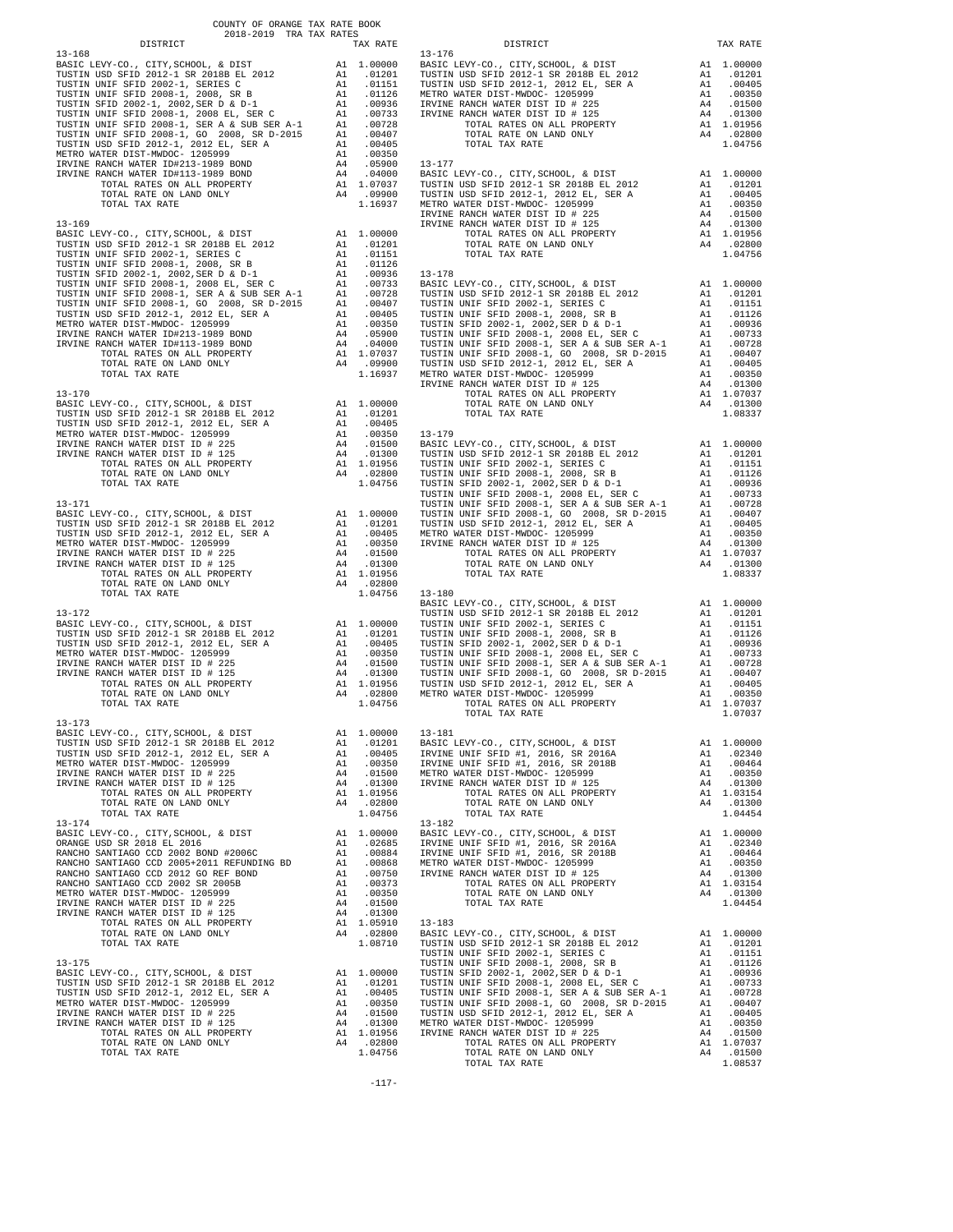COUNTY OF ORANGE TAX RATE BOOK
2018-2019 TRA TAX RATES

| DISTRICT | | TAX RATE |
|---|---|---|
| **13-168** | | |
| BASIC LEVY-CO., CITY,SCHOOL, & DIST | A1 | 1.00000 |
| TUSTIN USD SFID 2012-1 SR 2018B EL 2012 | A1 | .01201 |
| TUSTIN UNIF SFID 2002-1, SERIES C | A1 | .01151 |
| TUSTIN UNIF SFID 2008-1, 2008, SR B | A1 | .01126 |
| TUSTIN SFID 2002-1, 2002,SER D & D-1 | A1 | .00936 |
| TUSTIN UNIF SFID 2008-1, 2008 EL, SER C | A1 | .00733 |
| TUSTIN UNIF SFID 2008-1, SER A & SUB SER A-1 | A1 | .00728 |
| TUSTIN UNIF SFID 2008-1, GO 2008, SR D-2015 | A1 | .00407 |
| TUSTIN USD SFID 2012-1, 2012 EL, SER A | A1 | .00405 |
| METRO WATER DIST-MWDOC- 1205999 | A1 | .00350 |
| IRVINE RANCH WATER ID#213-1989 BOND | A4 | .05900 |
| IRVINE RANCH WATER ID#113-1989 BOND | A4 | .04000 |
| TOTAL RATES ON ALL PROPERTY | A1 | 1.07037 |
| TOTAL RATE ON LAND ONLY | A4 | .09900 |
| TOTAL TAX RATE | | 1.16937 |
| **13-169** | | |
| BASIC LEVY-CO., CITY,SCHOOL, & DIST | A1 | 1.00000 |
| TUSTIN USD SFID 2012-1 SR 2018B EL 2012 | A1 | .01201 |
| TUSTIN UNIF SFID 2002-1, SERIES C | A1 | .01151 |
| TUSTIN UNIF SFID 2008-1, 2008, SR B | A1 | .01126 |
| TUSTIN SFID 2002-1, 2002,SER D & D-1 | A1 | .00936 |
| TUSTIN UNIF SFID 2008-1, 2008 EL, SER C | A1 | .00733 |
| TUSTIN UNIF SFID 2008-1, SER A & SUB SER A-1 | A1 | .00728 |
| TUSTIN UNIF SFID 2008-1, GO 2008, SR D-2015 | A1 | .00407 |
| TUSTIN USD SFID 2012-1, 2012 EL, SER A | A1 | .00405 |
| METRO WATER DIST-MWDOC- 1205999 | A1 | .00350 |
| IRVINE RANCH WATER ID#213-1989 BOND | A4 | .05900 |
| IRVINE RANCH WATER ID#113-1989 BOND | A4 | .04000 |
| TOTAL RATES ON ALL PROPERTY | A1 | 1.07037 |
| TOTAL RATE ON LAND ONLY | A4 | .09900 |
| TOTAL TAX RATE | | 1.16937 |
| **13-170** | | |
| BASIC LEVY-CO., CITY,SCHOOL, & DIST | A1 | 1.00000 |
| TUSTIN USD SFID 2012-1 SR 2018B EL 2012 | A1 | .01201 |
| TUSTIN USD SFID 2012-1, 2012 EL, SER A | A1 | .00405 |
| METRO WATER DIST-MWDOC- 1205999 | A1 | .00350 |
| IRVINE RANCH WATER DIST ID # 225 | A4 | .01500 |
| IRVINE RANCH WATER DIST ID # 125 | A4 | .01300 |
| TOTAL RATES ON ALL PROPERTY | A1 | 1.01956 |
| TOTAL RATE ON LAND ONLY | A4 | .02800 |
| TOTAL TAX RATE | | 1.04756 |
| **13-171** | | |
| BASIC LEVY-CO., CITY,SCHOOL, & DIST | A1 | 1.00000 |
| TUSTIN USD SFID 2012-1 SR 2018B EL 2012 | A1 | .01201 |
| TUSTIN USD SFID 2012-1, 2012 EL, SER A | A1 | .00405 |
| METRO WATER DIST-MWDOC- 1205999 | A1 | .00350 |
| IRVINE RANCH WATER DIST ID # 225 | A4 | .01500 |
| IRVINE RANCH WATER DIST ID # 125 | A4 | .01300 |
| TOTAL RATES ON ALL PROPERTY | A1 | 1.01956 |
| TOTAL RATE ON LAND ONLY | A4 | .02800 |
| TOTAL TAX RATE | | 1.04756 |
| **13-172** | | |
| BASIC LEVY-CO., CITY,SCHOOL, & DIST | A1 | 1.00000 |
| TUSTIN USD SFID 2012-1 SR 2018B EL 2012 | A1 | .01201 |
| TUSTIN USD SFID 2012-1, 2012 EL, SER A | A1 | .00405 |
| METRO WATER DIST-MWDOC- 1205999 | A1 | .00350 |
| IRVINE RANCH WATER DIST ID # 225 | A4 | .01500 |
| IRVINE RANCH WATER DIST ID # 125 | A4 | .01300 |
| TOTAL RATES ON ALL PROPERTY | A1 | 1.01956 |
| TOTAL RATE ON LAND ONLY | A4 | .02800 |
| TOTAL TAX RATE | | 1.04756 |
| **13-173** | | |
| BASIC LEVY-CO., CITY,SCHOOL, & DIST | A1 | 1.00000 |
| TUSTIN USD SFID 2012-1 SR 2018B EL 2012 | A1 | .01201 |
| TUSTIN USD SFID 2012-1, 2012 EL, SER A | A1 | .00405 |
| METRO WATER DIST-MWDOC- 1205999 | A1 | .00350 |
| IRVINE RANCH WATER DIST ID # 225 | A4 | .01500 |
| IRVINE RANCH WATER DIST ID # 125 | A4 | .01300 |
| TOTAL RATES ON ALL PROPERTY | A1 | 1.01956 |
| TOTAL RATE ON LAND ONLY | A4 | .02800 |
| TOTAL TAX RATE | | 1.04756 |
| **13-174** | | |
| BASIC LEVY-CO., CITY,SCHOOL, & DIST | A1 | 1.00000 |
| ORANGE USD SR 2018 EL 2016 | A1 | .02685 |
| RANCHO SANTIAGO CCD 2002 BOND #2006C | A1 | .00884 |
| RANCHO SANTIAGO CCD 2005+2011 REFUNDING BD | A1 | .00868 |
| RANCHO SANTIAGO CCD 2012 GO REF BOND | A1 | .00750 |
| RANCHO SANTIAGO CCD 2002 SR 2005B | A1 | .00373 |
| METRO WATER DIST-MWDOC- 1205999 | A1 | .00350 |
| IRVINE RANCH WATER DIST ID # 225 | A4 | .01500 |
| IRVINE RANCH WATER DIST ID # 125 | A4 | .01300 |
| TOTAL RATES ON ALL PROPERTY | A1 | 1.05910 |
| TOTAL RATE ON LAND ONLY | A4 | .02800 |
| TOTAL TAX RATE | | 1.08710 |
| **13-175** | | |
| BASIC LEVY-CO., CITY,SCHOOL, & DIST | A1 | 1.00000 |
| TUSTIN USD SFID 2012-1 SR 2018B EL 2012 | A1 | .01201 |
| TUSTIN USD SFID 2012-1, 2012 EL, SER A | A1 | .00405 |
| METRO WATER DIST-MWDOC- 1205999 | A1 | .00350 |
| IRVINE RANCH WATER DIST ID # 225 | A4 | .01500 |
| IRVINE RANCH WATER DIST ID # 125 | A4 | .01300 |
| TOTAL RATES ON ALL PROPERTY | A1 | 1.01956 |
| TOTAL RATE ON LAND ONLY | A4 | .02800 |
| TOTAL TAX RATE | | 1.04756 |
| **13-176** | | |
| BASIC LEVY-CO., CITY,SCHOOL, & DIST | A1 | 1.00000 |
| TUSTIN USD SFID 2012-1 SR 2018B EL 2012 | A1 | .01201 |
| TUSTIN USD SFID 2012-1, 2012 EL, SER A | A1 | .00405 |
| METRO WATER DIST-MWDOC- 1205999 | A1 | .00350 |
| IRVINE RANCH WATER DIST ID # 225 | A4 | .01500 |
| IRVINE RANCH WATER DIST ID # 125 | A4 | .01300 |
| TOTAL RATES ON ALL PROPERTY | A1 | 1.01956 |
| TOTAL RATE ON LAND ONLY | A4 | .02800 |
| TOTAL TAX RATE | | 1.04756 |
| **13-177** | | |
| BASIC LEVY-CO., CITY,SCHOOL, & DIST | A1 | 1.00000 |
| TUSTIN USD SFID 2012-1 SR 2018B EL 2012 | A1 | .01201 |
| TUSTIN USD SFID 2012-1, 2012 EL, SER A | A1 | .00405 |
| METRO WATER DIST-MWDOC- 1205999 | A1 | .00350 |
| IRVINE RANCH WATER DIST ID # 225 | A4 | .01500 |
| IRVINE RANCH WATER DIST ID # 125 | A4 | .01300 |
| TOTAL RATES ON ALL PROPERTY | A1 | 1.01956 |
| TOTAL RATE ON LAND ONLY | A4 | .02800 |
| TOTAL TAX RATE | | 1.04756 |
| **13-178** | | |
| BASIC LEVY-CO., CITY,SCHOOL, & DIST | A1 | 1.00000 |
| TUSTIN USD SFID 2012-1 SR 2018B EL 2012 | A1 | .01201 |
| TUSTIN UNIF SFID 2002-1, SERIES C | A1 | .01151 |
| TUSTIN UNIF SFID 2008-1, 2008, SR B | A1 | .01126 |
| TUSTIN SFID 2002-1, 2002,SER D & D-1 | A1 | .00936 |
| TUSTIN UNIF SFID 2008-1, 2008 EL, SER C | A1 | .00733 |
| TUSTIN UNIF SFID 2008-1, SER A & SUB SER A-1 | A1 | .00728 |
| TUSTIN UNIF SFID 2008-1, GO 2008, SR D-2015 | A1 | .00407 |
| TUSTIN USD SFID 2012-1, 2012 EL, SER A | A1 | .00405 |
| METRO WATER DIST-MWDOC- 1205999 | A1 | .00350 |
| IRVINE RANCH WATER DIST ID # 125 | A4 | .01300 |
| TOTAL RATES ON ALL PROPERTY | A1 | 1.07037 |
| TOTAL RATE ON LAND ONLY | A4 | .01300 |
| TOTAL TAX RATE | | 1.08337 |
| **13-179** | | |
| BASIC LEVY-CO., CITY,SCHOOL, & DIST | A1 | 1.00000 |
| TUSTIN USD SFID 2012-1 SR 2018B EL 2012 | A1 | .01201 |
| TUSTIN UNIF SFID 2002-1, SERIES C | A1 | .01151 |
| TUSTIN UNIF SFID 2008-1, 2008, SR B | A1 | .01126 |
| TUSTIN SFID 2002-1, 2002,SER D & D-1 | A1 | .00936 |
| TUSTIN UNIF SFID 2008-1, 2008 EL, SER C | A1 | .00733 |
| TUSTIN UNIF SFID 2008-1, SER A & SUB SER A-1 | A1 | .00728 |
| TUSTIN UNIF SFID 2008-1, GO 2008, SR D-2015 | A1 | .00407 |
| TUSTIN USD SFID 2012-1, 2012 EL, SER A | A1 | .00405 |
| METRO WATER DIST-MWDOC- 1205999 | A1 | .00350 |
| IRVINE RANCH WATER DIST ID # 125 | A4 | .01300 |
| TOTAL RATES ON ALL PROPERTY | A1 | 1.07037 |
| TOTAL RATE ON LAND ONLY | A4 | .01300 |
| TOTAL TAX RATE | | 1.08337 |
| **13-180** | | |
| BASIC LEVY-CO., CITY,SCHOOL, & DIST | A1 | 1.00000 |
| TUSTIN USD SFID 2012-1 SR 2018B EL 2012 | A1 | .01201 |
| TUSTIN UNIF SFID 2002-1, SERIES C | A1 | .01151 |
| TUSTIN UNIF SFID 2008-1, 2008, SR B | A1 | .01126 |
| TUSTIN SFID 2002-1, 2002,SER D & D-1 | A1 | .00936 |
| TUSTIN UNIF SFID 2008-1, 2008 EL, SER C | A1 | .00733 |
| TUSTIN UNIF SFID 2008-1, SER A & SUB SER A-1 | A1 | .00728 |
| TUSTIN UNIF SFID 2008-1, GO 2008, SR D-2015 | A1 | .00407 |
| TUSTIN USD SFID 2012-1, 2012 EL, SER A | A1 | .00405 |
| METRO WATER DIST-MWDOC- 1205999 | A1 | .00350 |
| TOTAL RATES ON ALL PROPERTY | A1 | 1.07037 |
| TOTAL TAX RATE | | 1.07037 |
| **13-181** | | |
| BASIC LEVY-CO., CITY,SCHOOL, & DIST | A1 | 1.00000 |
| IRVINE UNIF SFID #1, 2016, SR 2016A | A1 | .02340 |
| IRVINE UNIF SFID #1, 2016, SR 2018B | A1 | .00464 |
| METRO WATER DIST-MWDOC- 1205999 | A1 | .00350 |
| IRVINE RANCH WATER DIST ID # 125 | A4 | .01300 |
| TOTAL RATES ON ALL PROPERTY | A1 | 1.03154 |
| TOTAL RATE ON LAND ONLY | A4 | .01300 |
| TOTAL TAX RATE | | 1.04454 |
| **13-182** | | |
| BASIC LEVY-CO., CITY,SCHOOL, & DIST | A1 | 1.00000 |
| IRVINE UNIF SFID #1, 2016, SR 2016A | A1 | .02340 |
| IRVINE UNIF SFID #1, 2016, SR 2018B | A1 | .00464 |
| METRO WATER DIST-MWDOC- 1205999 | A1 | .00350 |
| IRVINE RANCH WATER DIST ID # 125 | A4 | .01300 |
| TOTAL RATES ON ALL PROPERTY | A1 | 1.03154 |
| TOTAL RATE ON LAND ONLY | A4 | .01300 |
| TOTAL TAX RATE | | 1.04454 |
| **13-183** | | |
| BASIC LEVY-CO., CITY,SCHOOL, & DIST | A1 | 1.00000 |
| TUSTIN USD SFID 2012-1 SR 2018B EL 2012 | A1 | .01201 |
| TUSTIN UNIF SFID 2002-1, SERIES C | A1 | .01151 |
| TUSTIN UNIF SFID 2008-1, 2008, SR B | A1 | .01126 |
| TUSTIN SFID 2002-1, 2002,SER D & D-1 | A1 | .00936 |
| TUSTIN UNIF SFID 2008-1, 2008 EL, SER C | A1 | .00733 |
| TUSTIN UNIF SFID 2008-1, SER A & SUB SER A-1 | A1 | .00728 |
| TUSTIN UNIF SFID 2008-1, GO 2008, SR D-2015 | A1 | .00407 |
| TUSTIN USD SFID 2012-1, 2012 EL, SER A | A1 | .00405 |
| METRO WATER DIST-MWDOC- 1205999 | A1 | .00350 |
| IRVINE RANCH WATER DIST ID # 225 | A4 | .01500 |
| TOTAL RATES ON ALL PROPERTY | A1 | 1.07037 |
| TOTAL RATE ON LAND ONLY | A4 | .01500 |
| TOTAL TAX RATE | | 1.08537 |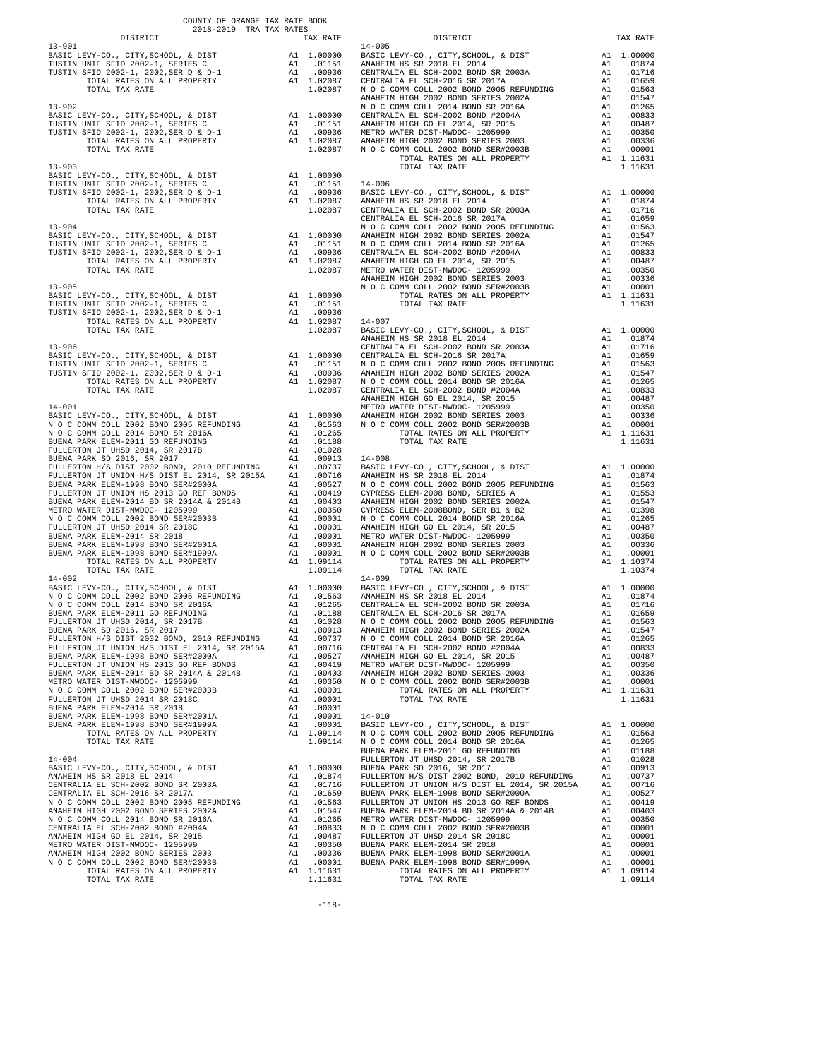COUNTY OF ORANGE TAX RATE BOOK
2018-2019 TRA TAX RATES

| DISTRICT | | TAX RATE |
|---|---|---|
| **13-901** | | |
| BASIC LEVY-CO., CITY,SCHOOL, & DIST | A1 | 1.00000 |
| TUSTIN UNIF SFID 2002-1, SERIES C | A1 | .01151 |
| TUSTIN SFID 2002-1, 2002,SER D & D-1 | A1 | .00936 |
| TOTAL RATES ON ALL PROPERTY | A1 | 1.02087 |
| TOTAL TAX RATE | | 1.02087 |
| **13-902** | | |
| BASIC LEVY-CO., CITY,SCHOOL, & DIST | A1 | 1.00000 |
| TUSTIN UNIF SFID 2002-1, SERIES C | A1 | .01151 |
| TUSTIN SFID 2002-1, 2002,SER D & D-1 | A1 | .00936 |
| TOTAL RATES ON ALL PROPERTY | A1 | 1.02087 |
| TOTAL TAX RATE | | 1.02087 |
| **13-903** | | |
| BASIC LEVY-CO., CITY,SCHOOL, & DIST | A1 | 1.00000 |
| TUSTIN UNIF SFID 2002-1, SERIES C | A1 | .01151 |
| TUSTIN SFID 2002-1, 2002,SER D & D-1 | A1 | .00936 |
| TOTAL RATES ON ALL PROPERTY | A1 | 1.02087 |
| TOTAL TAX RATE | | 1.02087 |
| **13-904** | | |
| BASIC LEVY-CO., CITY,SCHOOL, & DIST | A1 | 1.00000 |
| TUSTIN UNIF SFID 2002-1, SERIES C | A1 | .01151 |
| TUSTIN SFID 2002-1, 2002,SER D & D-1 | A1 | .00936 |
| TOTAL RATES ON ALL PROPERTY | A1 | 1.02087 |
| TOTAL TAX RATE | | 1.02087 |
| **13-905** | | |
| BASIC LEVY-CO., CITY,SCHOOL, & DIST | A1 | 1.00000 |
| TUSTIN UNIF SFID 2002-1, SERIES C | A1 | .01151 |
| TUSTIN SFID 2002-1, 2002,SER D & D-1 | A1 | .00936 |
| TOTAL RATES ON ALL PROPERTY | A1 | 1.02087 |
| TOTAL TAX RATE | | 1.02087 |
| **13-906** | | |
| BASIC LEVY-CO., CITY,SCHOOL, & DIST | A1 | 1.00000 |
| TUSTIN UNIF SFID 2002-1, SERIES C | A1 | .01151 |
| TUSTIN SFID 2002-1, 2002,SER D & D-1 | A1 | .00936 |
| TOTAL RATES ON ALL PROPERTY | A1 | 1.02087 |
| TOTAL TAX RATE | | 1.02087 |
| **14-001** | | |
| BASIC LEVY-CO., CITY,SCHOOL, & DIST | A1 | 1.00000 |
| N O C COMM COLL 2002 BOND 2005 REFUNDING | A1 | .01563 |
| N O C COMM COLL 2014 BOND SR 2016A | A1 | .01265 |
| BUENA PARK ELEM-2011 GO REFUNDING | A1 | .01188 |
| FULLERTON JT UHSD 2014, SR 2017B | A1 | .01028 |
| BUENA PARK SD 2016, SR 2017 | A1 | .00913 |
| FULLERTON H/S DIST 2002 BOND, 2010 REFUNDING | A1 | .00737 |
| FULLERTON JT UNION H/S DIST EL 2014, SR 2015A | A1 | .00716 |
| BUENA PARK ELEM-1998 BOND SER#2000A | A1 | .00527 |
| FULLERTON JT UNION HS 2013 GO REF BONDS | A1 | .00419 |
| BUENA PARK ELEM-2014 BD SR 2014A & 2014B | A1 | .00403 |
| METRO WATER DIST-MWDOC- 1205999 | A1 | .00350 |
| N O C COMM COLL 2002 BOND SER#2003B | A1 | .00001 |
| FULLERTON JT UHSD 2014 SR 2018C | A1 | .00001 |
| BUENA PARK ELEM-2014 SR 2018 | A1 | .00001 |
| BUENA PARK ELEM-1998 BOND SER#2001A | A1 | .00001 |
| BUENA PARK ELEM-1998 BOND SER#1999A | A1 | .00001 |
| TOTAL RATES ON ALL PROPERTY | A1 | 1.09114 |
| TOTAL TAX RATE | | 1.09114 |
| **14-002** | | |
| BASIC LEVY-CO., CITY,SCHOOL, & DIST | A1 | 1.00000 |
| N O C COMM COLL 2002 BOND 2005 REFUNDING | A1 | .01563 |
| N O C COMM COLL 2014 BOND SR 2016A | A1 | .01265 |
| BUENA PARK ELEM-2011 GO REFUNDING | A1 | .01188 |
| FULLERTON JT UHSD 2014, SR 2017B | A1 | .01028 |
| BUENA PARK SD 2016, SR 2017 | A1 | .00913 |
| FULLERTON H/S DIST 2002 BOND, 2010 REFUNDING | A1 | .00737 |
| FULLERTON JT UNION H/S DIST EL 2014, SR 2015A | A1 | .00716 |
| BUENA PARK ELEM-1998 BOND SER#2000A | A1 | .00527 |
| FULLERTON JT UNION HS 2013 GO REF BONDS | A1 | .00419 |
| BUENA PARK ELEM-2014 BD SR 2014A & 2014B | A1 | .00403 |
| METRO WATER DIST-MWDOC- 1205999 | A1 | .00350 |
| N O C COMM COLL 2002 BOND SER#2003B | A1 | .00001 |
| FULLERTON JT UHSD 2014 SR 2018C | A1 | .00001 |
| BUENA PARK ELEM-2014 SR 2018 | A1 | .00001 |
| BUENA PARK ELEM-1998 BOND SER#2001A | A1 | .00001 |
| BUENA PARK ELEM-1998 BOND SER#1999A | A1 | .00001 |
| TOTAL RATES ON ALL PROPERTY | A1 | 1.09114 |
| TOTAL TAX RATE | | 1.09114 |
| **14-004** | | |
| BASIC LEVY-CO., CITY,SCHOOL, & DIST | A1 | 1.00000 |
| ANAHEIM HS SR 2018 EL 2014 | A1 | .01874 |
| CENTRALIA EL SCH-2002 BOND SR 2003A | A1 | .01716 |
| CENTRALIA EL SCH-2016 SR 2017A | A1 | .01659 |
| N O C COMM COLL 2002 BOND 2005 REFUNDING | A1 | .01563 |
| ANAHEIM HIGH 2002 BOND SERIES 2002A | A1 | .01547 |
| N O C COMM COLL 2014 BOND SR 2016A | A1 | .01265 |
| CENTRALIA EL SCH-2002 BOND #2004A | A1 | .00833 |
| ANAHEIM HIGH GO EL 2014, SR 2015 | A1 | .00487 |
| METRO WATER DIST-MWDOC- 1205999 | A1 | .00350 |
| ANAHEIM HIGH 2002 BOND SERIES 2003 | A1 | .00336 |
| N O C COMM COLL 2002 BOND SER#2003B | A1 | .00001 |
| TOTAL RATES ON ALL PROPERTY | A1 | 1.11631 |
| TOTAL TAX RATE | | 1.11631 |
| **14-005** | | |
| BASIC LEVY-CO., CITY,SCHOOL, & DIST | A1 | 1.00000 |
| ANAHEIM HS SR 2018 EL 2014 | A1 | .01874 |
| CENTRALIA EL SCH-2002 BOND SR 2003A | A1 | .01716 |
| CENTRALIA EL SCH-2016 SR 2017A | A1 | .01659 |
| N O C COMM COLL 2002 BOND 2005 REFUNDING | A1 | .01563 |
| ANAHEIM HIGH 2002 BOND SERIES 2002A | A1 | .01547 |
| N O C COMM COLL 2014 BOND SR 2016A | A1 | .01265 |
| CENTRALIA EL SCH-2002 BOND #2004A | A1 | .00833 |
| ANAHEIM HIGH GO EL 2014, SR 2015 | A1 | .00487 |
| METRO WATER DIST-MWDOC- 1205999 | A1 | .00350 |
| ANAHEIM HIGH 2002 BOND SERIES 2003 | A1 | .00336 |
| N O C COMM COLL 2002 BOND SER#2003B | A1 | .00001 |
| TOTAL RATES ON ALL PROPERTY | A1 | 1.11631 |
| TOTAL TAX RATE | | 1.11631 |
| **14-006** | | |
| BASIC LEVY-CO., CITY,SCHOOL, & DIST | A1 | 1.00000 |
| ANAHEIM HS SR 2018 EL 2014 | A1 | .01874 |
| CENTRALIA EL SCH-2002 BOND SR 2003A | A1 | .01716 |
| CENTRALIA EL SCH-2016 SR 2017A | A1 | .01659 |
| N O C COMM COLL 2002 BOND 2005 REFUNDING | A1 | .01563 |
| ANAHEIM HIGH 2002 BOND SERIES 2002A | A1 | .01547 |
| N O C COMM COLL 2014 BOND SR 2016A | A1 | .01265 |
| CENTRALIA EL SCH-2002 BOND #2004A | A1 | .00833 |
| ANAHEIM HIGH GO EL 2014, SR 2015 | A1 | .00487 |
| METRO WATER DIST-MWDOC- 1205999 | A1 | .00350 |
| ANAHEIM HIGH 2002 BOND SERIES 2003 | A1 | .00336 |
| N O C COMM COLL 2002 BOND SER#2003B | A1 | .00001 |
| TOTAL RATES ON ALL PROPERTY | A1 | 1.11631 |
| TOTAL TAX RATE | | 1.11631 |
| **14-007** | | |
| BASIC LEVY-CO., CITY,SCHOOL, & DIST | A1 | 1.00000 |
| ANAHEIM HS SR 2018 EL 2014 | A1 | .01874 |
| CENTRALIA EL SCH-2002 BOND SR 2003A | A1 | .01716 |
| CENTRALIA EL SCH-2016 SR 2017A | A1 | .01659 |
| N O C COMM COLL 2002 BOND 2005 REFUNDING | A1 | .01563 |
| ANAHEIM HIGH 2002 BOND SERIES 2002A | A1 | .01547 |
| N O C COMM COLL 2014 BOND SR 2016A | A1 | .01265 |
| CENTRALIA EL SCH-2002 BOND #2004A | A1 | .00833 |
| ANAHEIM HIGH GO EL 2014, SR 2015 | A1 | .00487 |
| METRO WATER DIST-MWDOC- 1205999 | A1 | .00350 |
| ANAHEIM HIGH 2002 BOND SERIES 2003 | A1 | .00336 |
| N O C COMM COLL 2002 BOND SER#2003B | A1 | .00001 |
| TOTAL RATES ON ALL PROPERTY | A1 | 1.11631 |
| TOTAL TAX RATE | | 1.11631 |
| **14-008** | | |
| BASIC LEVY-CO., CITY,SCHOOL, & DIST | A1 | 1.00000 |
| ANAHEIM HS SR 2018 EL 2014 | A1 | .01874 |
| N O C COMM COLL 2002 BOND 2005 REFUNDING | A1 | .01563 |
| CYPRESS ELEM-2008 BOND, SERIES A | A1 | .01553 |
| ANAHEIM HIGH 2002 BOND SERIES 2002A | A1 | .01547 |
| CYPRESS ELEM-2008BOND, SER B1 & B2 | A1 | .01398 |
| N O C COMM COLL 2014 BOND SR 2016A | A1 | .01265 |
| ANAHEIM HIGH GO EL 2014, SR 2015 | A1 | .00487 |
| METRO WATER DIST-MWDOC- 1205999 | A1 | .00350 |
| ANAHEIM HIGH 2002 BOND SERIES 2003 | A1 | .00336 |
| N O C COMM COLL 2002 BOND SER#2003B | A1 | .00001 |
| TOTAL RATES ON ALL PROPERTY | A1 | 1.10374 |
| TOTAL TAX RATE | | 1.10374 |
| **14-009** | | |
| BASIC LEVY-CO., CITY,SCHOOL, & DIST | A1 | 1.00000 |
| ANAHEIM HS SR 2018 EL 2014 | A1 | .01874 |
| CENTRALIA EL SCH-2002 BOND SR 2003A | A1 | .01716 |
| CENTRALIA EL SCH-2016 SR 2017A | A1 | .01659 |
| N O C COMM COLL 2002 BOND 2005 REFUNDING | A1 | .01563 |
| ANAHEIM HIGH 2002 BOND SERIES 2002A | A1 | .01547 |
| N O C COMM COLL 2014 BOND SR 2016A | A1 | .01265 |
| CENTRALIA EL SCH-2002 BOND #2004A | A1 | .00833 |
| ANAHEIM HIGH GO EL 2014, SR 2015 | A1 | .00487 |
| METRO WATER DIST-MWDOC- 1205999 | A1 | .00350 |
| ANAHEIM HIGH 2002 BOND SERIES 2003 | A1 | .00336 |
| N O C COMM COLL 2002 BOND SER#2003B | A1 | .00001 |
| TOTAL RATES ON ALL PROPERTY | A1 | 1.11631 |
| TOTAL TAX RATE | | 1.11631 |
| **14-010** | | |
| BASIC LEVY-CO., CITY,SCHOOL, & DIST | A1 | 1.00000 |
| N O C COMM COLL 2002 BOND 2005 REFUNDING | A1 | .01563 |
| N O C COMM COLL 2014 BOND SR 2016A | A1 | .01265 |
| BUENA PARK ELEM-2011 GO REFUNDING | A1 | .01188 |
| FULLERTON JT UHSD 2014, SR 2017B | A1 | .01028 |
| BUENA PARK SD 2016, SR 2017 | A1 | .00913 |
| FULLERTON H/S DIST 2002 BOND, 2010 REFUNDING | A1 | .00737 |
| FULLERTON JT UNION H/S DIST EL 2014, SR 2015A | A1 | .00716 |
| BUENA PARK ELEM-1998 BOND SER#2000A | A1 | .00527 |
| FULLERTON JT UNION HS 2013 GO REF BONDS | A1 | .00419 |
| BUENA PARK ELEM-2014 BD SR 2014A & 2014B | A1 | .00403 |
| METRO WATER DIST-MWDOC- 1205999 | A1 | .00350 |
| N O C COMM COLL 2002 BOND SER#2003B | A1 | .00001 |
| FULLERTON JT UHSD 2014 SR 2018C | A1 | .00001 |
| BUENA PARK ELEM-2014 SR 2018 | A1 | .00001 |
| BUENA PARK ELEM-1998 BOND SER#2001A | A1 | .00001 |
| BUENA PARK ELEM-1998 BOND SER#1999A | A1 | .00001 |
| TOTAL RATES ON ALL PROPERTY | A1 | 1.09114 |
| TOTAL TAX RATE | | 1.09114 |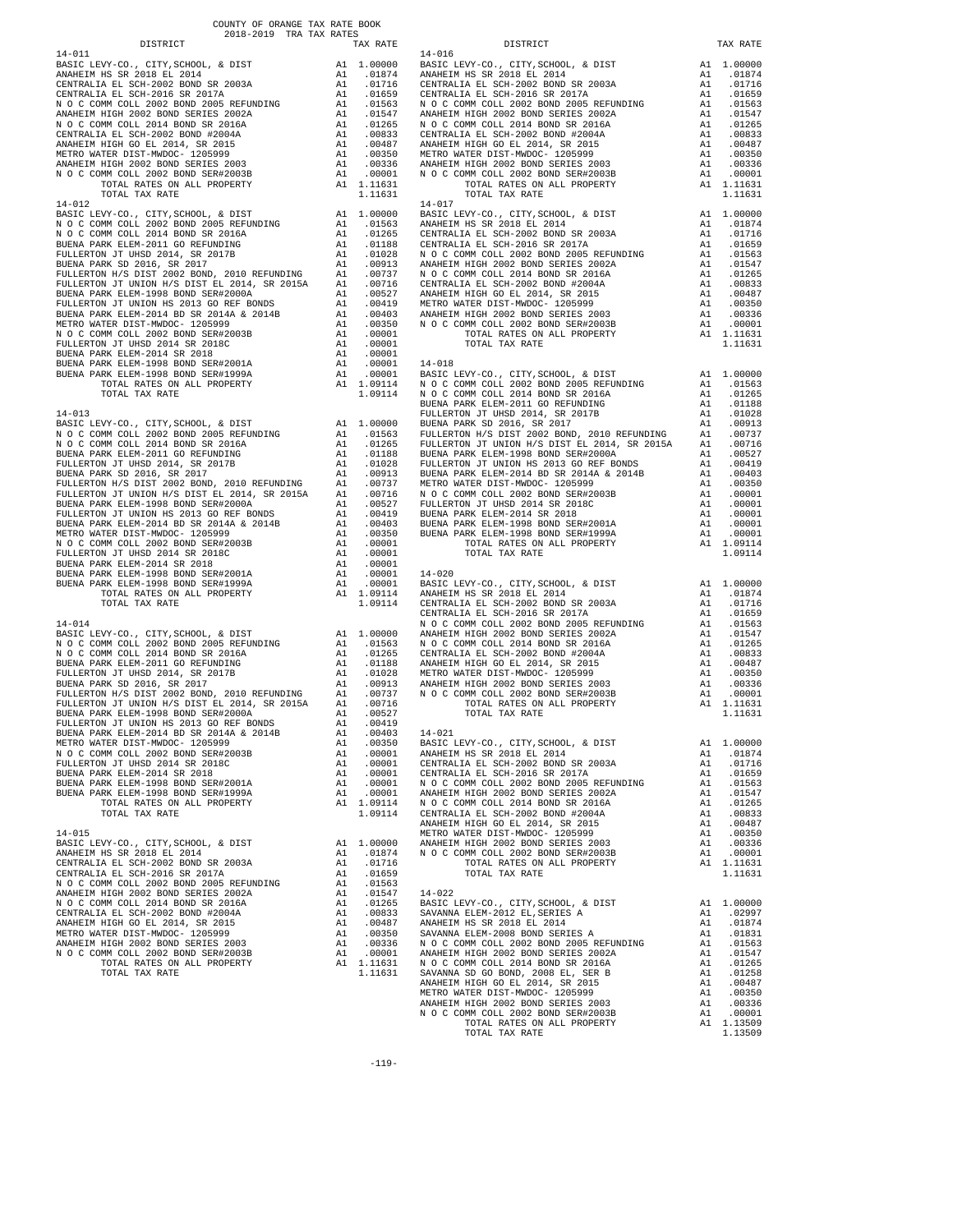COUNTY OF ORANGE TAX RATE BOOK
2018-2019 TRA TAX RATES

| DISTRICT | | TAX RATE |
|---|---|---|
| **14-011** | | |
| BASIC LEVY-CO., CITY,SCHOOL, & DIST | A1 | 1.00000 |
| ANAHEIM HS SR 2018 EL 2014 | A1 | .01874 |
| CENTRALIA EL SCH-2002 BOND SR 2003A | A1 | .01716 |
| CENTRALIA EL SCH-2016 SR 2017A | A1 | .01659 |
| N O C COMM COLL 2002 BOND 2005 REFUNDING | A1 | .01563 |
| ANAHEIM HIGH 2002 BOND SERIES 2002A | A1 | .01547 |
| N O C COMM COLL 2014 BOND SR 2016A | A1 | .01265 |
| CENTRALIA EL SCH-2002 BOND #2004A | A1 | .00833 |
| ANAHEIM HIGH GO EL 2014, SR 2015 | A1 | .00487 |
| METRO WATER DIST-MWDOC- 1205999 | A1 | .00350 |
| ANAHEIM HIGH 2002 BOND SERIES 2003 | A1 | .00336 |
| N O C COMM COLL 2002 BOND SER#2003B | A1 | .00001 |
| TOTAL RATES ON ALL PROPERTY | A1 | 1.11631 |
| TOTAL TAX RATE | | 1.11631 |
| **14-012** | | |
| BASIC LEVY-CO., CITY,SCHOOL, & DIST | A1 | 1.00000 |
| N O C COMM COLL 2002 BOND 2005 REFUNDING | A1 | .01563 |
| N O C COMM COLL 2014 BOND SR 2016A | A1 | .01265 |
| BUENA PARK ELEM-2011 GO REFUNDING | A1 | .01188 |
| FULLERTON JT UHSD 2014, SR 2017B | A1 | .01028 |
| BUENA PARK SD 2016, SR 2017 | A1 | .00913 |
| FULLERTON H/S DIST 2002 BOND, 2010 REFUNDING | A1 | .00737 |
| FULLERTON JT UNION H/S DIST EL 2014, SR 2015A | A1 | .00716 |
| BUENA PARK ELEM-1998 BOND SER#2000A | A1 | .00527 |
| FULLERTON JT UNION HS 2013 GO REF BONDS | A1 | .00419 |
| BUENA PARK ELEM-2014 BD SR 2014A & 2014B | A1 | .00403 |
| METRO WATER DIST-MWDOC- 1205999 | A1 | .00350 |
| N O C COMM COLL 2002 BOND SER#2003B | A1 | .00001 |
| FULLERTON JT UHSD 2014 SR 2018C | A1 | .00001 |
| BUENA PARK ELEM-2014 SR 2018 | A1 | .00001 |
| BUENA PARK ELEM-1998 BOND SER#2001A | A1 | .00001 |
| BUENA PARK ELEM-1998 BOND SER#1999A | A1 | .00001 |
| TOTAL RATES ON ALL PROPERTY | A1 | 1.09114 |
| TOTAL TAX RATE | | 1.09114 |
| **14-013** | | |
| BASIC LEVY-CO., CITY,SCHOOL, & DIST | A1 | 1.00000 |
| N O C COMM COLL 2002 BOND 2005 REFUNDING | A1 | .01563 |
| N O C COMM COLL 2014 BOND SR 2016A | A1 | .01265 |
| BUENA PARK ELEM-2011 GO REFUNDING | A1 | .01188 |
| FULLERTON JT UHSD 2014, SR 2017B | A1 | .01028 |
| BUENA PARK SD 2016, SR 2017 | A1 | .00913 |
| FULLERTON H/S DIST 2002 BOND, 2010 REFUNDING | A1 | .00737 |
| FULLERTON JT UNION H/S DIST EL 2014, SR 2015A | A1 | .00716 |
| BUENA PARK ELEM-1998 BOND SER#2000A | A1 | .00527 |
| FULLERTON JT UNION HS 2013 GO REF BONDS | A1 | .00419 |
| BUENA PARK ELEM-2014 BD SR 2014A & 2014B | A1 | .00403 |
| METRO WATER DIST-MWDOC- 1205999 | A1 | .00350 |
| N O C COMM COLL 2002 BOND SER#2003B | A1 | .00001 |
| FULLERTON JT UHSD 2014 SR 2018C | A1 | .00001 |
| BUENA PARK ELEM-2014 SR 2018 | A1 | .00001 |
| BUENA PARK ELEM-1998 BOND SER#2001A | A1 | .00001 |
| BUENA PARK ELEM-1998 BOND SER#1999A | A1 | .00001 |
| TOTAL RATES ON ALL PROPERTY | A1 | 1.09114 |
| TOTAL TAX RATE | | 1.09114 |
| **14-014** | | |
| BASIC LEVY-CO., CITY,SCHOOL, & DIST | A1 | 1.00000 |
| N O C COMM COLL 2002 BOND 2005 REFUNDING | A1 | .01563 |
| N O C COMM COLL 2014 BOND SR 2016A | A1 | .01265 |
| BUENA PARK ELEM-2011 GO REFUNDING | A1 | .01188 |
| FULLERTON JT UHSD 2014, SR 2017B | A1 | .01028 |
| BUENA PARK SD 2016, SR 2017 | A1 | .00913 |
| FULLERTON H/S DIST 2002 BOND, 2010 REFUNDING | A1 | .00737 |
| FULLERTON JT UNION H/S DIST EL 2014, SR 2015A | A1 | .00716 |
| BUENA PARK ELEM-1998 BOND SER#2000A | A1 | .00527 |
| FULLERTON JT UNION HS 2013 GO REF BONDS | A1 | .00419 |
| BUENA PARK ELEM-2014 BD SR 2014A & 2014B | A1 | .00403 |
| METRO WATER DIST-MWDOC- 1205999 | A1 | .00350 |
| N O C COMM COLL 2002 BOND SER#2003B | A1 | .00001 |
| FULLERTON JT UHSD 2014 SR 2018C | A1 | .00001 |
| BUENA PARK ELEM-2014 SR 2018 | A1 | .00001 |
| BUENA PARK ELEM-1998 BOND SER#2001A | A1 | .00001 |
| BUENA PARK ELEM-1998 BOND SER#1999A | A1 | .00001 |
| TOTAL RATES ON ALL PROPERTY | A1 | 1.09114 |
| TOTAL TAX RATE | | 1.09114 |
| **14-015** | | |
| BASIC LEVY-CO., CITY,SCHOOL, & DIST | A1 | 1.00000 |
| ANAHEIM HS SR 2018 EL 2014 | A1 | .01874 |
| CENTRALIA EL SCH-2002 BOND SR 2003A | A1 | .01716 |
| CENTRALIA EL SCH-2016 SR 2017A | A1 | .01659 |
| N O C COMM COLL 2002 BOND 2005 REFUNDING | A1 | .01563 |
| ANAHEIM HIGH 2002 BOND SERIES 2002A | A1 | .01547 |
| N O C COMM COLL 2014 BOND SR 2016A | A1 | .01265 |
| CENTRALIA EL SCH-2002 BOND #2004A | A1 | .00833 |
| ANAHEIM HIGH GO EL 2014, SR 2015 | A1 | .00487 |
| METRO WATER DIST-MWDOC- 1205999 | A1 | .00350 |
| ANAHEIM HIGH 2002 BOND SERIES 2003 | A1 | .00336 |
| N O C COMM COLL 2002 BOND SER#2003B | A1 | .00001 |
| TOTAL RATES ON ALL PROPERTY | A1 | 1.11631 |
| TOTAL TAX RATE | | 1.11631 |
| **14-016** | | |
| BASIC LEVY-CO., CITY,SCHOOL, & DIST | A1 | 1.00000 |
| ANAHEIM HS SR 2018 EL 2014 | A1 | .01874 |
| CENTRALIA EL SCH-2002 BOND SR 2003A | A1 | .01716 |
| CENTRALIA EL SCH-2016 SR 2017A | A1 | .01659 |
| N O C COMM COLL 2002 BOND 2005 REFUNDING | A1 | .01563 |
| ANAHEIM HIGH 2002 BOND SERIES 2002A | A1 | .01547 |
| N O C COMM COLL 2014 BOND SR 2016A | A1 | .01265 |
| CENTRALIA EL SCH-2002 BOND #2004A | A1 | .00833 |
| ANAHEIM HIGH GO EL 2014, SR 2015 | A1 | .00487 |
| METRO WATER DIST-MWDOC- 1205999 | A1 | .00350 |
| ANAHEIM HIGH 2002 BOND SERIES 2003 | A1 | .00336 |
| N O C COMM COLL 2002 BOND SER#2003B | A1 | .00001 |
| TOTAL RATES ON ALL PROPERTY | A1 | 1.11631 |
| TOTAL TAX RATE | | 1.11631 |
| **14-017** | | |
| BASIC LEVY-CO., CITY,SCHOOL, & DIST | A1 | 1.00000 |
| ANAHEIM HS SR 2018 EL 2014 | A1 | .01874 |
| CENTRALIA EL SCH-2002 BOND SR 2003A | A1 | .01716 |
| CENTRALIA EL SCH-2016 SR 2017A | A1 | .01659 |
| N O C COMM COLL 2002 BOND 2005 REFUNDING | A1 | .01563 |
| ANAHEIM HIGH 2002 BOND SERIES 2002A | A1 | .01547 |
| N O C COMM COLL 2014 BOND SR 2016A | A1 | .01265 |
| CENTRALIA EL SCH-2002 BOND #2004A | A1 | .00833 |
| ANAHEIM HIGH GO EL 2014, SR 2015 | A1 | .00487 |
| METRO WATER DIST-MWDOC- 1205999 | A1 | .00350 |
| ANAHEIM HIGH 2002 BOND SERIES 2003 | A1 | .00336 |
| N O C COMM COLL 2002 BOND SER#2003B | A1 | .00001 |
| TOTAL RATES ON ALL PROPERTY | A1 | 1.11631 |
| TOTAL TAX RATE | | 1.11631 |
| **14-018** | | |
| BASIC LEVY-CO., CITY,SCHOOL, & DIST | A1 | 1.00000 |
| N O C COMM COLL 2002 BOND 2005 REFUNDING | A1 | .01563 |
| N O C COMM COLL 2014 BOND SR 2016A | A1 | .01265 |
| BUENA PARK ELEM-2011 GO REFUNDING | A1 | .01188 |
| FULLERTON JT UHSD 2014, SR 2017B | A1 | .01028 |
| BUENA PARK SD 2016, SR 2017 | A1 | .00913 |
| FULLERTON H/S DIST 2002 BOND, 2010 REFUNDING | A1 | .00737 |
| FULLERTON JT UNION H/S DIST EL 2014, SR 2015A | A1 | .00716 |
| BUENA PARK ELEM-1998 BOND SER#2000A | A1 | .00527 |
| FULLERTON JT UNION HS 2013 GO REF BONDS | A1 | .00419 |
| BUENA PARK ELEM-2014 BD SR 2014A & 2014B | A1 | .00403 |
| METRO WATER DIST-MWDOC- 1205999 | A1 | .00350 |
| N O C COMM COLL 2002 BOND SER#2003B | A1 | .00001 |
| FULLERTON JT UHSD 2014 SR 2018C | A1 | .00001 |
| BUENA PARK ELEM-2014 SR 2018 | A1 | .00001 |
| BUENA PARK ELEM-1998 BOND SER#2001A | A1 | .00001 |
| BUENA PARK ELEM-1998 BOND SER#1999A | A1 | .00001 |
| TOTAL RATES ON ALL PROPERTY | A1 | 1.09114 |
| TOTAL TAX RATE | | 1.09114 |
| **14-020** | | |
| BASIC LEVY-CO., CITY,SCHOOL, & DIST | A1 | 1.00000 |
| ANAHEIM HS SR 2018 EL 2014 | A1 | .01874 |
| CENTRALIA EL SCH-2002 BOND SR 2003A | A1 | .01716 |
| CENTRALIA EL SCH-2016 SR 2017A | A1 | .01659 |
| N O C COMM COLL 2002 BOND 2005 REFUNDING | A1 | .01563 |
| ANAHEIM HIGH 2002 BOND SERIES 2002A | A1 | .01547 |
| N O C COMM COLL 2014 BOND SR 2016A | A1 | .01265 |
| CENTRALIA EL SCH-2002 BOND #2004A | A1 | .00833 |
| ANAHEIM HIGH GO EL 2014, SR 2015 | A1 | .00487 |
| METRO WATER DIST-MWDOC- 1205999 | A1 | .00350 |
| ANAHEIM HIGH 2002 BOND SERIES 2003 | A1 | .00336 |
| N O C COMM COLL 2002 BOND SER#2003B | A1 | .00001 |
| TOTAL RATES ON ALL PROPERTY | A1 | 1.11631 |
| TOTAL TAX RATE | | 1.11631 |
| **14-021** | | |
| BASIC LEVY-CO., CITY,SCHOOL, & DIST | A1 | 1.00000 |
| ANAHEIM HS SR 2018 EL 2014 | A1 | .01874 |
| CENTRALIA EL SCH-2002 BOND SR 2003A | A1 | .01716 |
| CENTRALIA EL SCH-2016 SR 2017A | A1 | .01659 |
| N O C COMM COLL 2002 BOND 2005 REFUNDING | A1 | .01563 |
| ANAHEIM HIGH 2002 BOND SERIES 2002A | A1 | .01547 |
| N O C COMM COLL 2014 BOND SR 2016A | A1 | .01265 |
| CENTRALIA EL SCH-2002 BOND #2004A | A1 | .00833 |
| ANAHEIM HIGH GO EL 2014, SR 2015 | A1 | .00487 |
| METRO WATER DIST-MWDOC- 1205999 | A1 | .00350 |
| ANAHEIM HIGH 2002 BOND SERIES 2003 | A1 | .00336 |
| N O C COMM COLL 2002 BOND SER#2003B | A1 | .00001 |
| TOTAL RATES ON ALL PROPERTY | A1 | 1.11631 |
| TOTAL TAX RATE | | 1.11631 |
| **14-022** | | |
| BASIC LEVY-CO., CITY,SCHOOL, & DIST | A1 | 1.00000 |
| SAVANNA ELEM-2012 EL,SERIES A | A1 | .02997 |
| ANAHEIM HS SR 2018 EL 2014 | A1 | .01874 |
| SAVANNA ELEM-2008 BOND SERIES A | A1 | .01831 |
| N O C COMM COLL 2002 BOND 2005 REFUNDING | A1 | .01563 |
| ANAHEIM HIGH 2002 BOND SERIES 2002A | A1 | .01547 |
| N O C COMM COLL 2014 BOND SR 2016A | A1 | .01265 |
| SAVANNA SD GO BOND, 2008 EL, SER B | A1 | .01258 |
| ANAHEIM HIGH GO EL 2014, SR 2015 | A1 | .00487 |
| METRO WATER DIST-MWDOC- 1205999 | A1 | .00350 |
| ANAHEIM HIGH 2002 BOND SERIES 2003 | A1 | .00336 |
| N O C COMM COLL 2002 BOND SER#2003B | A1 | .00001 |
| TOTAL RATES ON ALL PROPERTY | A1 | 1.13509 |
| TOTAL TAX RATE | | 1.13509 |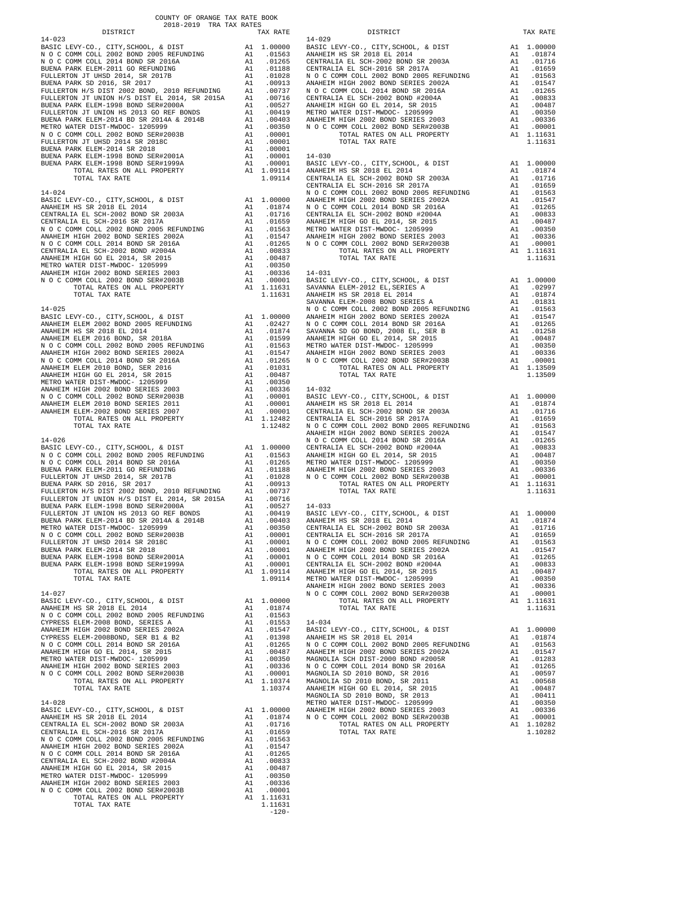COUNTY OF ORANGE TAX RATE BOOK
2018-2019 TRA TAX RATES

| DISTRICT | | TAX RATE |
|---|---|---|
| **14-023** | | |
| BASIC LEVY-CO., CITY,SCHOOL, & DIST | A1 | 1.00000 |
| N O C COMM COLL 2002 BOND 2005 REFUNDING | A1 | .01563 |
| N O C COMM COLL 2014 BOND SR 2016A | A1 | .01265 |
| BUENA PARK ELEM-2011 GO REFUNDING | A1 | .01188 |
| FULLERTON JT UHSD 2014, SR 2017B | A1 | .01028 |
| BUENA PARK SD 2016, SR 2017 | A1 | .00913 |
| FULLERTON H/S DIST 2002 BOND, 2010 REFUNDING | A1 | .00737 |
| FULLERTON JT UNION H/S DIST EL 2014, SR 2015A | A1 | .00716 |
| BUENA PARK ELEM-1998 BOND SER#2000A | A1 | .00527 |
| FULLERTON JT UNION HS 2013 GO REF BONDS | A1 | .00419 |
| BUENA PARK ELEM-2014 BD SR 2014A & 2014B | A1 | .00403 |
| METRO WATER DIST-MWDOC- 1205999 | A1 | .00350 |
| N O C COMM COLL 2002 BOND SER#2003B | A1 | .00001 |
| FULLERTON JT UHSD 2014 SR 2018C | A1 | .00001 |
| BUENA PARK ELEM-2014 SR 2018 | A1 | .00001 |
| BUENA PARK ELEM-1998 BOND SER#2001A | A1 | .00001 |
| BUENA PARK ELEM-1998 BOND SER#1999A | A1 | .00001 |
| TOTAL RATES ON ALL PROPERTY | A1 | 1.09114 |
| TOTAL TAX RATE | | 1.09114 |
| **14-024** | | |
| BASIC LEVY-CO., CITY,SCHOOL, & DIST | A1 | 1.00000 |
| ANAHEIM HS SR 2018 EL 2014 | A1 | .01874 |
| CENTRALIA EL SCH-2002 BOND SR 2003A | A1 | .01716 |
| CENTRALIA EL SCH-2016 SR 2017A | A1 | .01659 |
| N O C COMM COLL 2002 BOND 2005 REFUNDING | A1 | .01563 |
| ANAHEIM HIGH 2002 BOND SERIES 2002A | A1 | .01547 |
| N O C COMM COLL 2014 BOND SR 2016A | A1 | .01265 |
| CENTRALIA EL SCH-2002 BOND #2004A | A1 | .00833 |
| ANAHEIM HIGH GO EL 2014, SR 2015 | A1 | .00487 |
| METRO WATER DIST-MWDOC- 1205999 | A1 | .00350 |
| ANAHEIM HIGH 2002 BOND SERIES 2003 | A1 | .00336 |
| N O C COMM COLL 2002 BOND SER#2003B | A1 | .00001 |
| TOTAL RATES ON ALL PROPERTY | A1 | 1.11631 |
| TOTAL TAX RATE | | 1.11631 |
| **14-025** | | |
| BASIC LEVY-CO., CITY,SCHOOL, & DIST | A1 | 1.00000 |
| ANAHEIM ELEM 2002 BOND 2005 REFUNDING | A1 | .02427 |
| ANAHEIM HS SR 2018 EL 2014 | A1 | .01874 |
| ANAHEIM ELEM 2016 BOND, SR 2018A | A1 | .01599 |
| N O C COMM COLL 2002 BOND 2005 REFUNDING | A1 | .01563 |
| ANAHEIM HIGH 2002 BOND SERIES 2002A | A1 | .01547 |
| N O C COMM COLL 2014 BOND SR 2016A | A1 | .01265 |
| ANAHEIM ELEM 2010 BOND, SER 2016 | A1 | .01031 |
| ANAHEIM HIGH GO EL 2014, SR 2015 | A1 | .00487 |
| METRO WATER DIST-MWDOC- 1205999 | A1 | .00350 |
| ANAHEIM HIGH 2002 BOND SERIES 2003 | A1 | .00336 |
| N O C COMM COLL 2002 BOND SER#2003B | A1 | .00001 |
| ANAHEIM ELEM 2010 BOND SERIES 2011 | A1 | .00001 |
| ANAHEIM ELEM-2002 BOND SERIES 2007 | A1 | .00001 |
| TOTAL RATES ON ALL PROPERTY | A1 | 1.12482 |
| TOTAL TAX RATE | | 1.12482 |
| **14-026** | | |
| BASIC LEVY-CO., CITY,SCHOOL, & DIST | A1 | 1.00000 |
| N O C COMM COLL 2002 BOND 2005 REFUNDING | A1 | .01563 |
| N O C COMM COLL 2014 BOND SR 2016A | A1 | .01265 |
| BUENA PARK ELEM-2011 GO REFUNDING | A1 | .01188 |
| FULLERTON JT UHSD 2014, SR 2017B | A1 | .01028 |
| BUENA PARK SD 2016, SR 2017 | A1 | .00913 |
| FULLERTON H/S DIST 2002 BOND, 2010 REFUNDING | A1 | .00737 |
| FULLERTON JT UNION H/S DIST EL 2014, SR 2015A | A1 | .00716 |
| BUENA PARK ELEM-1998 BOND SER#2000A | A1 | .00527 |
| FULLERTON JT UNION HS 2013 GO REF BONDS | A1 | .00419 |
| BUENA PARK ELEM-2014 BD SR 2014A & 2014B | A1 | .00403 |
| METRO WATER DIST-MWDOC- 1205999 | A1 | .00350 |
| N O C COMM COLL 2002 BOND SER#2003B | A1 | .00001 |
| FULLERTON JT UHSD 2014 SR 2018C | A1 | .00001 |
| BUENA PARK ELEM-2014 SR 2018 | A1 | .00001 |
| BUENA PARK ELEM-1998 BOND SER#2001A | A1 | .00001 |
| BUENA PARK ELEM-1998 BOND SER#1999A | A1 | .00001 |
| TOTAL RATES ON ALL PROPERTY | A1 | 1.09114 |
| TOTAL TAX RATE | | 1.09114 |
| **14-027** | | |
| BASIC LEVY-CO., CITY,SCHOOL, & DIST | A1 | 1.00000 |
| ANAHEIM HS SR 2018 EL 2014 | A1 | .01874 |
| N O C COMM COLL 2002 BOND 2005 REFUNDING | A1 | .01563 |
| CYPRESS ELEM-2008 BOND, SERIES A | A1 | .01553 |
| ANAHEIM HIGH 2002 BOND SERIES 2002A | A1 | .01547 |
| CYPRESS ELEM-2008BOND, SER B1 & B2 | A1 | .01398 |
| N O C COMM COLL 2014 BOND SR 2016A | A1 | .01265 |
| ANAHEIM HIGH GO EL 2014, SR 2015 | A1 | .00487 |
| METRO WATER DIST-MWDOC- 1205999 | A1 | .00350 |
| ANAHEIM HIGH 2002 BOND SERIES 2003 | A1 | .00336 |
| N O C COMM COLL 2002 BOND SER#2003B | A1 | .00001 |
| TOTAL RATES ON ALL PROPERTY | A1 | 1.10374 |
| TOTAL TAX RATE | | 1.10374 |
| **14-028** | | |
| BASIC LEVY-CO., CITY,SCHOOL, & DIST | A1 | 1.00000 |
| ANAHEIM HS SR 2018 EL 2014 | A1 | .01874 |
| CENTRALIA EL SCH-2002 BOND SR 2003A | A1 | .01716 |
| CENTRALIA EL SCH-2016 SR 2017A | A1 | .01659 |
| N O C COMM COLL 2002 BOND 2005 REFUNDING | A1 | .01563 |
| ANAHEIM HIGH 2002 BOND SERIES 2002A | A1 | .01547 |
| N O C COMM COLL 2014 BOND SR 2016A | A1 | .01265 |
| CENTRALIA EL SCH-2002 BOND #2004A | A1 | .00833 |
| ANAHEIM HIGH GO EL 2014, SR 2015 | A1 | .00487 |
| METRO WATER DIST-MWDOC- 1205999 | A1 | .00350 |
| ANAHEIM HIGH 2002 BOND SERIES 2003 | A1 | .00336 |
| N O C COMM COLL 2002 BOND SER#2003B | A1 | .00001 |
| TOTAL RATES ON ALL PROPERTY | A1 | 1.11631 |
| TOTAL TAX RATE | | 1.11631 |
| **14-029** | | |
| BASIC LEVY-CO., CITY,SCHOOL, & DIST | A1 | 1.00000 |
| ANAHEIM HS SR 2018 EL 2014 | A1 | .01874 |
| CENTRALIA EL SCH-2002 BOND SR 2003A | A1 | .01716 |
| CENTRALIA EL SCH-2016 SR 2017A | A1 | .01659 |
| N O C COMM COLL 2002 BOND 2005 REFUNDING | A1 | .01563 |
| ANAHEIM HIGH 2002 BOND SERIES 2002A | A1 | .01547 |
| N O C COMM COLL 2014 BOND SR 2016A | A1 | .01265 |
| CENTRALIA EL SCH-2002 BOND #2004A | A1 | .00833 |
| ANAHEIM HIGH GO EL 2014, SR 2015 | A1 | .00487 |
| METRO WATER DIST-MWDOC- 1205999 | A1 | .00350 |
| ANAHEIM HIGH 2002 BOND SERIES 2003 | A1 | .00336 |
| N O C COMM COLL 2002 BOND SER#2003B | A1 | .00001 |
| TOTAL RATES ON ALL PROPERTY | A1 | 1.11631 |
| TOTAL TAX RATE | | 1.11631 |
| **14-030** | | |
| BASIC LEVY-CO., CITY,SCHOOL, & DIST | A1 | 1.00000 |
| ANAHEIM HS SR 2018 EL 2014 | A1 | .01874 |
| CENTRALIA EL SCH-2002 BOND SR 2003A | A1 | .01716 |
| CENTRALIA EL SCH-2016 SR 2017A | A1 | .01659 |
| N O C COMM COLL 2002 BOND 2005 REFUNDING | A1 | .01563 |
| ANAHEIM HIGH 2002 BOND SERIES 2002A | A1 | .01547 |
| N O C COMM COLL 2014 BOND SR 2016A | A1 | .01265 |
| CENTRALIA EL SCH-2002 BOND #2004A | A1 | .00833 |
| ANAHEIM HIGH GO EL 2014, SR 2015 | A1 | .00487 |
| METRO WATER DIST-MWDOC- 1205999 | A1 | .00350 |
| ANAHEIM HIGH 2002 BOND SERIES 2003 | A1 | .00336 |
| N O C COMM COLL 2002 BOND SER#2003B | A1 | .00001 |
| TOTAL RATES ON ALL PROPERTY | A1 | 1.11631 |
| TOTAL TAX RATE | | 1.11631 |
| **14-031** | | |
| BASIC LEVY-CO., CITY,SCHOOL, & DIST | A1 | 1.00000 |
| SAVANNA ELEM-2012 EL,SERIES A | A1 | .02997 |
| ANAHEIM HS SR 2018 EL 2014 | A1 | .01874 |
| SAVANNA ELEM-2008 BOND SERIES A | A1 | .01831 |
| N O C COMM COLL 2002 BOND 2005 REFUNDING | A1 | .01563 |
| ANAHEIM HIGH 2002 BOND SERIES 2002A | A1 | .01547 |
| N O C COMM COLL 2014 BOND SR 2016A | A1 | .01265 |
| SAVANNA SD GO BOND, 2008 EL, SER B | A1 | .01258 |
| ANAHEIM HIGH GO EL 2014, SR 2015 | A1 | .00487 |
| METRO WATER DIST-MWDOC- 1205999 | A1 | .00350 |
| ANAHEIM HIGH 2002 BOND SERIES 2003 | A1 | .00336 |
| N O C COMM COLL 2002 BOND SER#2003B | A1 | .00001 |
| TOTAL RATES ON ALL PROPERTY | A1 | 1.13509 |
| TOTAL TAX RATE | | 1.13509 |
| **14-032** | | |
| BASIC LEVY-CO., CITY,SCHOOL, & DIST | A1 | 1.00000 |
| ANAHEIM HS SR 2018 EL 2014 | A1 | .01874 |
| CENTRALIA EL SCH-2002 BOND SR 2003A | A1 | .01716 |
| CENTRALIA EL SCH-2016 SR 2017A | A1 | .01659 |
| N O C COMM COLL 2002 BOND 2005 REFUNDING | A1 | .01563 |
| ANAHEIM HIGH 2002 BOND SERIES 2002A | A1 | .01547 |
| N O C COMM COLL 2014 BOND SR 2016A | A1 | .01265 |
| CENTRALIA EL SCH-2002 BOND #2004A | A1 | .00833 |
| ANAHEIM HIGH GO EL 2014, SR 2015 | A1 | .00487 |
| METRO WATER DIST-MWDOC- 1205999 | A1 | .00350 |
| ANAHEIM HIGH 2002 BOND SERIES 2003 | A1 | .00336 |
| N O C COMM COLL 2002 BOND SER#2003B | A1 | .00001 |
| TOTAL RATES ON ALL PROPERTY | A1 | 1.11631 |
| TOTAL TAX RATE | | 1.11631 |
| **14-033** | | |
| BASIC LEVY-CO., CITY,SCHOOL, & DIST | A1 | 1.00000 |
| ANAHEIM HS SR 2018 EL 2014 | A1 | .01874 |
| CENTRALIA EL SCH-2002 BOND SR 2003A | A1 | .01716 |
| CENTRALIA EL SCH-2016 SR 2017A | A1 | .01659 |
| N O C COMM COLL 2002 BOND 2005 REFUNDING | A1 | .01563 |
| ANAHEIM HIGH 2002 BOND SERIES 2002A | A1 | .01547 |
| N O C COMM COLL 2014 BOND SR 2016A | A1 | .01265 |
| CENTRALIA EL SCH-2002 BOND #2004A | A1 | .00833 |
| ANAHEIM HIGH GO EL 2014, SR 2015 | A1 | .00487 |
| METRO WATER DIST-MWDOC- 1205999 | A1 | .00350 |
| ANAHEIM HIGH 2002 BOND SERIES 2003 | A1 | .00336 |
| N O C COMM COLL 2002 BOND SER#2003B | A1 | .00001 |
| TOTAL RATES ON ALL PROPERTY | A1 | 1.11631 |
| TOTAL TAX RATE | | 1.11631 |
| **14-034** | | |
| BASIC LEVY-CO., CITY,SCHOOL, & DIST | A1 | 1.00000 |
| ANAHEIM HS SR 2018 EL 2014 | A1 | .01874 |
| N O C COMM COLL 2002 BOND 2005 REFUNDING | A1 | .01563 |
| ANAHEIM HIGH 2002 BOND SERIES 2002A | A1 | .01547 |
| MAGNOLIA SCH DIST-2000 BOND #2005R | A1 | .01283 |
| N O C COMM COLL 2014 BOND SR 2016A | A1 | .01265 |
| MAGNOLIA SD 2010 BOND, SR 2016 | A1 | .00597 |
| MAGNOLIA SD 2010 BOND, SR 2011 | A1 | .00568 |
| ANAHEIM HIGH GO EL 2014, SR 2015 | A1 | .00487 |
| MAGNOLIA SD 2010 BOND, SR 2013 | A1 | .00411 |
| METRO WATER DIST-MWDOC- 1205999 | A1 | .00350 |
| ANAHEIM HIGH 2002 BOND SERIES 2003 | A1 | .00336 |
| N O C COMM COLL 2002 BOND SER#2003B | A1 | .00001 |
| TOTAL RATES ON ALL PROPERTY | A1 | 1.10282 |
| TOTAL TAX RATE | | 1.10282 |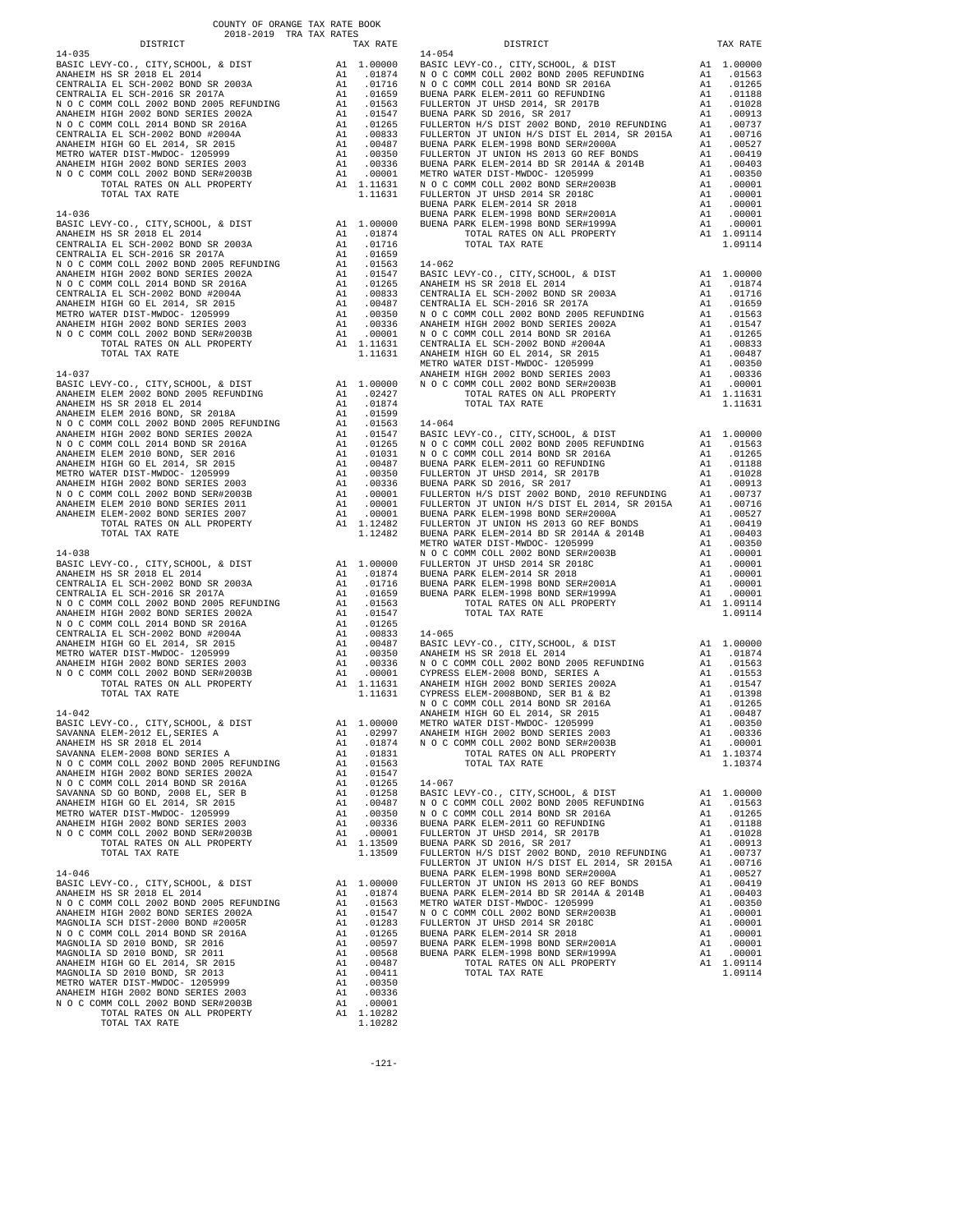COUNTY OF ORANGE TAX RATE BOOK
2018-2019 TRA TAX RATES

| DISTRICT | | TAX RATE |
|---|---|---|
| **14-035** | | |
| BASIC LEVY-CO., CITY,SCHOOL, & DIST | A1 | 1.00000 |
| ANAHEIM HS SR 2018 EL 2014 | A1 | .01874 |
| CENTRALIA EL SCH-2002 BOND SR 2003A | A1 | .01716 |
| CENTRALIA EL SCH-2016 SR 2017A | A1 | .01659 |
| N O C COMM COLL 2002 BOND 2005 REFUNDING | A1 | .01563 |
| ANAHEIM HIGH 2002 BOND SERIES 2002A | A1 | .01547 |
| N O C COMM COLL 2014 BOND SR 2016A | A1 | .01265 |
| CENTRALIA EL SCH-2002 BOND #2004A | A1 | .00833 |
| ANAHEIM HIGH GO EL 2014, SR 2015 | A1 | .00487 |
| METRO WATER DIST-MWDOC- 1205999 | A1 | .00350 |
| ANAHEIM HIGH 2002 BOND SERIES 2003 | A1 | .00336 |
| N O C COMM COLL 2002 BOND SER#2003B | A1 | .00001 |
| TOTAL RATES ON ALL PROPERTY | A1 | 1.11631 |
| TOTAL TAX RATE | | 1.11631 |
| **14-036** | | |
| BASIC LEVY-CO., CITY,SCHOOL, & DIST | A1 | 1.00000 |
| ANAHEIM HS SR 2018 EL 2014 | A1 | .01874 |
| CENTRALIA EL SCH-2002 BOND SR 2003A | A1 | .01716 |
| CENTRALIA EL SCH-2016 SR 2017A | A1 | .01659 |
| N O C COMM COLL 2002 BOND 2005 REFUNDING | A1 | .01563 |
| ANAHEIM HIGH 2002 BOND SERIES 2002A | A1 | .01547 |
| N O C COMM COLL 2014 BOND SR 2016A | A1 | .01265 |
| CENTRALIA EL SCH-2002 BOND #2004A | A1 | .00833 |
| ANAHEIM HIGH GO EL 2014, SR 2015 | A1 | .00487 |
| METRO WATER DIST-MWDOC- 1205999 | A1 | .00350 |
| ANAHEIM HIGH 2002 BOND SERIES 2003 | A1 | .00336 |
| N O C COMM COLL 2002 BOND SER#2003B | A1 | .00001 |
| TOTAL RATES ON ALL PROPERTY | A1 | 1.11631 |
| TOTAL TAX RATE | | 1.11631 |
| **14-037** | | |
| BASIC LEVY-CO., CITY,SCHOOL, & DIST | A1 | 1.00000 |
| ANAHEIM ELEM 2002 BOND 2005 REFUNDING | A1 | .02427 |
| ANAHEIM HS SR 2018 EL 2014 | A1 | .01874 |
| ANAHEIM ELEM 2016 BOND, SR 2018A | A1 | .01599 |
| N O C COMM COLL 2002 BOND 2005 REFUNDING | A1 | .01563 |
| ANAHEIM HIGH 2002 BOND SERIES 2002A | A1 | .01547 |
| N O C COMM COLL 2014 BOND SR 2016A | A1 | .01265 |
| ANAHEIM ELEM 2010 BOND, SER 2016 | A1 | .01031 |
| ANAHEIM HIGH GO EL 2014, SR 2015 | A1 | .00487 |
| METRO WATER DIST-MWDOC- 1205999 | A1 | .00350 |
| ANAHEIM HIGH 2002 BOND SERIES 2003 | A1 | .00336 |
| N O C COMM COLL 2002 BOND SER#2003B | A1 | .00001 |
| ANAHEIM ELEM 2010 BOND SERIES 2011 | A1 | .00001 |
| ANAHEIM ELEM-2002 BOND SERIES 2007 | A1 | .00001 |
| TOTAL RATES ON ALL PROPERTY | A1 | 1.12482 |
| TOTAL TAX RATE | | 1.12482 |
| **14-038** | | |
| BASIC LEVY-CO., CITY,SCHOOL, & DIST | A1 | 1.00000 |
| ANAHEIM HS SR 2018 EL 2014 | A1 | .01874 |
| CENTRALIA EL SCH-2002 BOND SR 2003A | A1 | .01716 |
| CENTRALIA EL SCH-2016 SR 2017A | A1 | .01659 |
| N O C COMM COLL 2002 BOND 2005 REFUNDING | A1 | .01563 |
| ANAHEIM HIGH 2002 BOND SERIES 2002A | A1 | .01547 |
| N O C COMM COLL 2014 BOND SR 2016A | A1 | .01265 |
| CENTRALIA EL SCH-2002 BOND #2004A | A1 | .00833 |
| ANAHEIM HIGH GO EL 2014, SR 2015 | A1 | .00487 |
| METRO WATER DIST-MWDOC- 1205999 | A1 | .00350 |
| ANAHEIM HIGH 2002 BOND SERIES 2003 | A1 | .00336 |
| N O C COMM COLL 2002 BOND SER#2003B | A1 | .00001 |
| TOTAL RATES ON ALL PROPERTY | A1 | 1.11631 |
| TOTAL TAX RATE | | 1.11631 |
| **14-042** | | |
| BASIC LEVY-CO., CITY,SCHOOL, & DIST | A1 | 1.00000 |
| SAVANNA ELEM-2012 EL,SERIES A | A1 | .02997 |
| ANAHEIM HS SR 2018 EL 2014 | A1 | .01874 |
| SAVANNA ELEM-2008 BOND SERIES A | A1 | .01831 |
| N O C COMM COLL 2002 BOND 2005 REFUNDING | A1 | .01563 |
| ANAHEIM HIGH 2002 BOND SERIES 2002A | A1 | .01547 |
| N O C COMM COLL 2014 BOND SR 2016A | A1 | .01265 |
| SAVANNA SD GO BOND, 2008 EL, SER B | A1 | .01258 |
| ANAHEIM HIGH GO EL 2014, SR 2015 | A1 | .00487 |
| METRO WATER DIST-MWDOC- 1205999 | A1 | .00350 |
| ANAHEIM HIGH 2002 BOND SERIES 2003 | A1 | .00336 |
| N O C COMM COLL 2002 BOND SER#2003B | A1 | .00001 |
| TOTAL RATES ON ALL PROPERTY | A1 | 1.13509 |
| TOTAL TAX RATE | | 1.13509 |
| **14-046** | | |
| BASIC LEVY-CO., CITY,SCHOOL, & DIST | A1 | 1.00000 |
| ANAHEIM HS SR 2018 EL 2014 | A1 | .01874 |
| N O C COMM COLL 2002 BOND 2005 REFUNDING | A1 | .01563 |
| ANAHEIM HIGH 2002 BOND SERIES 2002A | A1 | .01547 |
| MAGNOLIA SCH DIST-2000 BOND #2005R | A1 | .01283 |
| N O C COMM COLL 2014 BOND SR 2016A | A1 | .01265 |
| MAGNOLIA SD 2010 BOND, SR 2016 | A1 | .00597 |
| MAGNOLIA SD 2010 BOND, SR 2011 | A1 | .00568 |
| ANAHEIM HIGH GO EL 2014, SR 2015 | A1 | .00487 |
| MAGNOLIA SD 2010 BOND, SR 2013 | A1 | .00411 |
| METRO WATER DIST-MWDOC- 1205999 | A1 | .00350 |
| ANAHEIM HIGH 2002 BOND SERIES 2003 | A1 | .00336 |
| N O C COMM COLL 2002 BOND SER#2003B | A1 | .00001 |
| TOTAL RATES ON ALL PROPERTY | A1 | 1.10282 |
| TOTAL TAX RATE | | 1.10282 |
| **14-054** | | |
| BASIC LEVY-CO., CITY,SCHOOL, & DIST | A1 | 1.00000 |
| N O C COMM COLL 2002 BOND 2005 REFUNDING | A1 | .01563 |
| N O C COMM COLL 2014 BOND SR 2016A | A1 | .01265 |
| BUENA PARK ELEM-2011 GO REFUNDING | A1 | .01188 |
| FULLERTON JT UHSD 2014, SR 2017B | A1 | .01028 |
| BUENA PARK SD 2016, SR 2017 | A1 | .00913 |
| FULLERTON H/S DIST 2002 BOND, 2010 REFUNDING | A1 | .00737 |
| FULLERTON JT UNION H/S DIST EL 2014, SR 2015A | A1 | .00716 |
| BUENA PARK ELEM-1998 BOND SER#2000A | A1 | .00527 |
| FULLERTON JT UNION HS 2013 GO REF BONDS | A1 | .00419 |
| BUENA PARK ELEM-2014 BD SR 2014A & 2014B | A1 | .00403 |
| METRO WATER DIST-MWDOC- 1205999 | A1 | .00350 |
| N O C COMM COLL 2002 BOND SER#2003B | A1 | .00001 |
| FULLERTON JT UHSD 2014 SR 2018C | A1 | .00001 |
| BUENA PARK ELEM-2014 SR 2018 | A1 | .00001 |
| BUENA PARK ELEM-1998 BOND SER#2001A | A1 | .00001 |
| BUENA PARK ELEM-1998 BOND SER#1999A | A1 | .00001 |
| TOTAL RATES ON ALL PROPERTY | A1 | 1.09114 |
| TOTAL TAX RATE | | 1.09114 |
| **14-062** | | |
| BASIC LEVY-CO., CITY,SCHOOL, & DIST | A1 | 1.00000 |
| ANAHEIM HS SR 2018 EL 2014 | A1 | .01874 |
| CENTRALIA EL SCH-2002 BOND SR 2003A | A1 | .01716 |
| CENTRALIA EL SCH-2016 SR 2017A | A1 | .01659 |
| N O C COMM COLL 2002 BOND 2005 REFUNDING | A1 | .01563 |
| ANAHEIM HIGH 2002 BOND SERIES 2002A | A1 | .01547 |
| N O C COMM COLL 2014 BOND SR 2016A | A1 | .01265 |
| CENTRALIA EL SCH-2002 BOND #2004A | A1 | .00833 |
| ANAHEIM HIGH GO EL 2014, SR 2015 | A1 | .00487 |
| METRO WATER DIST-MWDOC- 1205999 | A1 | .00350 |
| ANAHEIM HIGH 2002 BOND SERIES 2003 | A1 | .00336 |
| N O C COMM COLL 2002 BOND SER#2003B | A1 | .00001 |
| TOTAL RATES ON ALL PROPERTY | A1 | 1.11631 |
| TOTAL TAX RATE | | 1.11631 |
| **14-064** | | |
| BASIC LEVY-CO., CITY,SCHOOL, & DIST | A1 | 1.00000 |
| N O C COMM COLL 2002 BOND 2005 REFUNDING | A1 | .01563 |
| N O C COMM COLL 2014 BOND SR 2016A | A1 | .01265 |
| BUENA PARK ELEM-2011 GO REFUNDING | A1 | .01188 |
| FULLERTON JT UHSD 2014, SR 2017B | A1 | .01028 |
| BUENA PARK SD 2016, SR 2017 | A1 | .00913 |
| FULLERTON H/S DIST 2002 BOND, 2010 REFUNDING | A1 | .00737 |
| FULLERTON JT UNION H/S DIST EL 2014, SR 2015A | A1 | .00716 |
| BUENA PARK ELEM-1998 BOND SER#2000A | A1 | .00527 |
| FULLERTON JT UNION HS 2013 GO REF BONDS | A1 | .00419 |
| BUENA PARK ELEM-2014 BD SR 2014A & 2014B | A1 | .00403 |
| METRO WATER DIST-MWDOC- 1205999 | A1 | .00350 |
| N O C COMM COLL 2002 BOND SER#2003B | A1 | .00001 |
| FULLERTON JT UHSD 2014 SR 2018C | A1 | .00001 |
| BUENA PARK ELEM-2014 SR 2018 | A1 | .00001 |
| BUENA PARK ELEM-1998 BOND SER#2001A | A1 | .00001 |
| BUENA PARK ELEM-1998 BOND SER#1999A | A1 | .00001 |
| TOTAL RATES ON ALL PROPERTY | A1 | 1.09114 |
| TOTAL TAX RATE | | 1.09114 |
| **14-065** | | |
| BASIC LEVY-CO., CITY,SCHOOL, & DIST | A1 | 1.00000 |
| ANAHEIM HS SR 2018 EL 2014 | A1 | .01874 |
| N O C COMM COLL 2002 BOND 2005 REFUNDING | A1 | .01563 |
| CYPRESS ELEM-2008 BOND, SERIES A | A1 | .01553 |
| ANAHEIM HIGH 2002 BOND SERIES 2002A | A1 | .01547 |
| CYPRESS ELEM-2008BOND, SER B1 & B2 | A1 | .01398 |
| N O C COMM COLL 2014 BOND SR 2016A | A1 | .01265 |
| ANAHEIM HIGH GO EL 2014, SR 2015 | A1 | .00487 |
| METRO WATER DIST-MWDOC- 1205999 | A1 | .00350 |
| ANAHEIM HIGH 2002 BOND SERIES 2003 | A1 | .00336 |
| N O C COMM COLL 2002 BOND SER#2003B | A1 | .00001 |
| TOTAL RATES ON ALL PROPERTY | A1 | 1.10374 |
| TOTAL TAX RATE | | 1.10374 |
| **14-067** | | |
| BASIC LEVY-CO., CITY,SCHOOL, & DIST | A1 | 1.00000 |
| N O C COMM COLL 2002 BOND 2005 REFUNDING | A1 | .01563 |
| N O C COMM COLL 2014 BOND SR 2016A | A1 | .01265 |
| BUENA PARK ELEM-2011 GO REFUNDING | A1 | .01188 |
| FULLERTON JT UHSD 2014, SR 2017B | A1 | .01028 |
| BUENA PARK SD 2016, SR 2017 | A1 | .00913 |
| FULLERTON H/S DIST 2002 BOND, 2010 REFUNDING | A1 | .00737 |
| FULLERTON JT UNION H/S DIST EL 2014, SR 2015A | A1 | .00716 |
| BUENA PARK ELEM-1998 BOND SER#2000A | A1 | .00527 |
| FULLERTON JT UNION HS 2013 GO REF BONDS | A1 | .00419 |
| BUENA PARK ELEM-2014 BD SR 2014A & 2014B | A1 | .00403 |
| METRO WATER DIST-MWDOC- 1205999 | A1 | .00350 |
| N O C COMM COLL 2002 BOND SER#2003B | A1 | .00001 |
| FULLERTON JT UHSD 2014 SR 2018C | A1 | .00001 |
| BUENA PARK ELEM-2014 SR 2018 | A1 | .00001 |
| BUENA PARK ELEM-1998 BOND SER#2001A | A1 | .00001 |
| BUENA PARK ELEM-1998 BOND SER#1999A | A1 | .00001 |
| TOTAL RATES ON ALL PROPERTY | A1 | 1.09114 |
| TOTAL TAX RATE | | 1.09114 |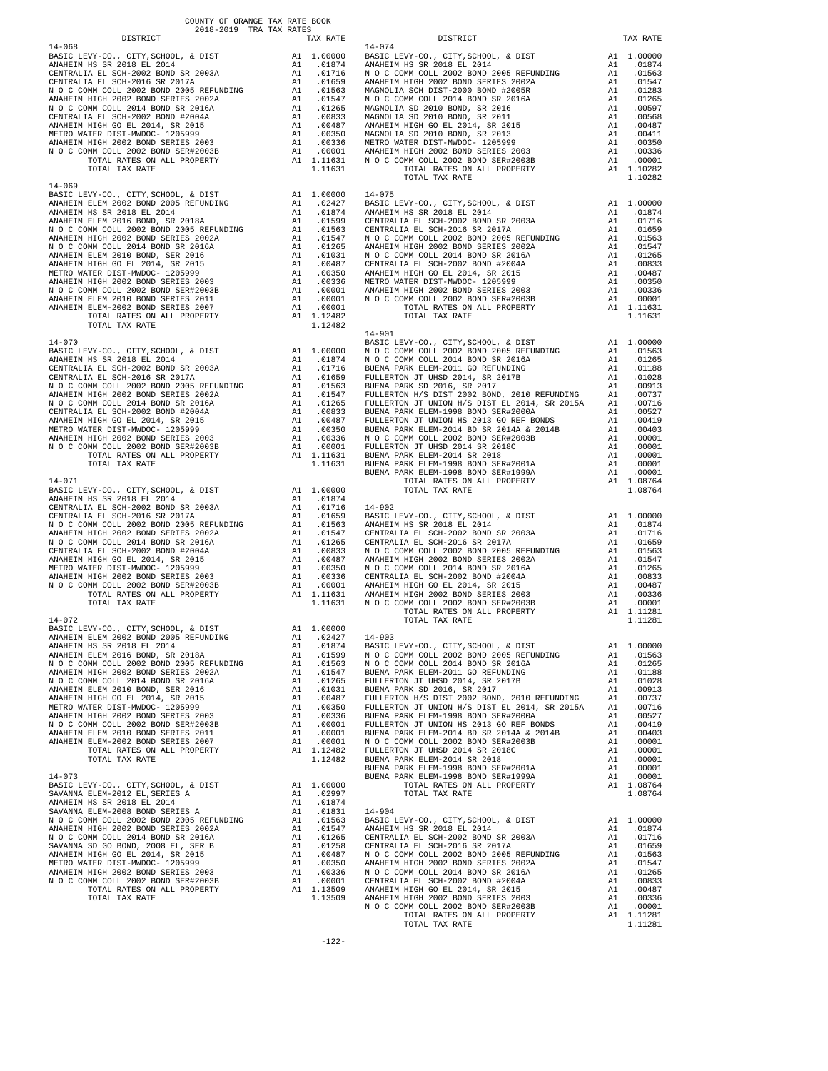COUNTY OF ORANGE TAX RATE BOOK
2018-2019 TRA TAX RATES

| DISTRICT | | TAX RATE |
|---|---|---|
| **14-068** | | |
| BASIC LEVY-CO., CITY,SCHOOL, & DIST | A1 | 1.00000 |
| ANAHEIM HS SR 2018 EL 2014 | A1 | .01874 |
| CENTRALIA EL SCH-2002 BOND SR 2003A | A1 | .01716 |
| CENTRALIA EL SCH-2016 SR 2017A | A1 | .01659 |
| N O C COMM COLL 2002 BOND 2005 REFUNDING | A1 | .01563 |
| ANAHEIM HIGH 2002 BOND SERIES 2002A | A1 | .01547 |
| N O C COMM COLL 2014 BOND SR 2016A | A1 | .01265 |
| CENTRALIA EL SCH-2002 BOND #2004A | A1 | .00833 |
| ANAHEIM HIGH GO EL 2014, SR 2015 | A1 | .00487 |
| METRO WATER DIST-MWDOC- 1205999 | A1 | .00350 |
| ANAHEIM HIGH 2002 BOND SERIES 2003 | A1 | .00336 |
| N O C COMM COLL 2002 BOND SER#2003B | A1 | .00001 |
| TOTAL RATES ON ALL PROPERTY | A1 | 1.11631 |
| TOTAL TAX RATE | | 1.11631 |
| **14-069** | | |
| BASIC LEVY-CO., CITY,SCHOOL, & DIST | A1 | 1.00000 |
| ANAHEIM ELEM 2002 BOND 2005 REFUNDING | A1 | .02427 |
| ANAHEIM HS SR 2018 EL 2014 | A1 | .01874 |
| ANAHEIM ELEM 2016 BOND, SR 2018A | A1 | .01599 |
| N O C COMM COLL 2002 BOND 2005 REFUNDING | A1 | .01563 |
| ANAHEIM HIGH 2002 BOND SERIES 2002A | A1 | .01547 |
| N O C COMM COLL 2014 BOND SR 2016A | A1 | .01265 |
| ANAHEIM ELEM 2010 BOND, SER 2016 | A1 | .01031 |
| ANAHEIM HIGH GO EL 2014, SR 2015 | A1 | .00487 |
| METRO WATER DIST-MWDOC- 1205999 | A1 | .00350 |
| ANAHEIM HIGH 2002 BOND SERIES 2003 | A1 | .00336 |
| N O C COMM COLL 2002 BOND SER#2003B | A1 | .00001 |
| ANAHEIM ELEM 2010 BOND SERIES 2011 | A1 | .00001 |
| ANAHEIM ELEM-2002 BOND SERIES 2007 | A1 | .00001 |
| TOTAL RATES ON ALL PROPERTY | A1 | 1.12482 |
| TOTAL TAX RATE | | 1.12482 |
| **14-070** | | |
| BASIC LEVY-CO., CITY,SCHOOL, & DIST | A1 | 1.00000 |
| ANAHEIM HS SR 2018 EL 2014 | A1 | .01874 |
| CENTRALIA EL SCH-2002 BOND SR 2003A | A1 | .01716 |
| CENTRALIA EL SCH-2016 SR 2017A | A1 | .01659 |
| N O C COMM COLL 2002 BOND 2005 REFUNDING | A1 | .01563 |
| ANAHEIM HIGH 2002 BOND SERIES 2002A | A1 | .01547 |
| N O C COMM COLL 2014 BOND SR 2016A | A1 | .01265 |
| CENTRALIA EL SCH-2002 BOND #2004A | A1 | .00833 |
| ANAHEIM HIGH GO EL 2014, SR 2015 | A1 | .00487 |
| METRO WATER DIST-MWDOC- 1205999 | A1 | .00350 |
| ANAHEIM HIGH 2002 BOND SERIES 2003 | A1 | .00336 |
| N O C COMM COLL 2002 BOND SER#2003B | A1 | .00001 |
| TOTAL RATES ON ALL PROPERTY | A1 | 1.11631 |
| TOTAL TAX RATE | | 1.11631 |
| **14-071** | | |
| BASIC LEVY-CO., CITY,SCHOOL, & DIST | A1 | 1.00000 |
| ANAHEIM HS SR 2018 EL 2014 | A1 | .01874 |
| CENTRALIA EL SCH-2002 BOND SR 2003A | A1 | .01716 |
| CENTRALIA EL SCH-2016 SR 2017A | A1 | .01659 |
| N O C COMM COLL 2002 BOND 2005 REFUNDING | A1 | .01563 |
| ANAHEIM HIGH 2002 BOND SERIES 2002A | A1 | .01547 |
| N O C COMM COLL 2014 BOND SR 2016A | A1 | .01265 |
| CENTRALIA EL SCH-2002 BOND #2004A | A1 | .00833 |
| ANAHEIM HIGH GO EL 2014, SR 2015 | A1 | .00487 |
| METRO WATER DIST-MWDOC- 1205999 | A1 | .00350 |
| ANAHEIM HIGH 2002 BOND SERIES 2003 | A1 | .00336 |
| N O C COMM COLL 2002 BOND SER#2003B | A1 | .00001 |
| TOTAL RATES ON ALL PROPERTY | A1 | 1.11631 |
| TOTAL TAX RATE | | 1.11631 |
| **14-072** | | |
| BASIC LEVY-CO., CITY,SCHOOL, & DIST | A1 | 1.00000 |
| ANAHEIM ELEM 2002 BOND 2005 REFUNDING | A1 | .02427 |
| ANAHEIM HS SR 2018 EL 2014 | A1 | .01874 |
| ANAHEIM ELEM 2016 BOND, SR 2018A | A1 | .01599 |
| N O C COMM COLL 2002 BOND 2005 REFUNDING | A1 | .01563 |
| ANAHEIM HIGH 2002 BOND SERIES 2002A | A1 | .01547 |
| N O C COMM COLL 2014 BOND SR 2016A | A1 | .01265 |
| ANAHEIM ELEM 2010 BOND, SER 2016 | A1 | .01031 |
| ANAHEIM HIGH GO EL 2014, SR 2015 | A1 | .00487 |
| METRO WATER DIST-MWDOC- 1205999 | A1 | .00350 |
| ANAHEIM HIGH 2002 BOND SERIES 2003 | A1 | .00336 |
| N O C COMM COLL 2002 BOND SER#2003B | A1 | .00001 |
| ANAHEIM ELEM 2010 BOND SERIES 2011 | A1 | .00001 |
| ANAHEIM ELEM-2002 BOND SERIES 2007 | A1 | .00001 |
| TOTAL RATES ON ALL PROPERTY | A1 | 1.12482 |
| TOTAL TAX RATE | | 1.12482 |
| **14-073** | | |
| BASIC LEVY-CO., CITY,SCHOOL, & DIST | A1 | 1.00000 |
| SAVANNA ELEM-2012 EL,SERIES A | A1 | .02997 |
| ANAHEIM HS SR 2018 EL 2014 | A1 | .01874 |
| SAVANNA ELEM-2008 BOND SERIES A | A1 | .01831 |
| N O C COMM COLL 2002 BOND 2005 REFUNDING | A1 | .01563 |
| ANAHEIM HIGH 2002 BOND SERIES 2002A | A1 | .01547 |
| N O C COMM COLL 2014 BOND SR 2016A | A1 | .01265 |
| SAVANNA SD GO BOND, 2008 EL, SER B | A1 | .01258 |
| ANAHEIM HIGH GO EL 2014, SR 2015 | A1 | .00487 |
| METRO WATER DIST-MWDOC- 1205999 | A1 | .00350 |
| ANAHEIM HIGH 2002 BOND SERIES 2003 | A1 | .00336 |
| N O C COMM COLL 2002 BOND SER#2003B | A1 | .00001 |
| TOTAL RATES ON ALL PROPERTY | A1 | 1.13509 |
| TOTAL TAX RATE | | 1.13509 |
| **14-074** | | |
| BASIC LEVY-CO., CITY,SCHOOL, & DIST | A1 | 1.00000 |
| ANAHEIM HS SR 2018 EL 2014 | A1 | .01874 |
| N O C COMM COLL 2002 BOND 2005 REFUNDING | A1 | .01563 |
| ANAHEIM HIGH 2002 BOND SERIES 2002A | A1 | .01547 |
| MAGNOLIA SCH DIST-2000 BOND #2005R | A1 | .01283 |
| N O C COMM COLL 2014 BOND SR 2016A | A1 | .01265 |
| MAGNOLIA SD 2010 BOND, SR 2016 | A1 | .00597 |
| MAGNOLIA SD 2010 BOND, SR 2011 | A1 | .00568 |
| ANAHEIM HIGH GO EL 2014, SR 2015 | A1 | .00487 |
| MAGNOLIA SD 2010 BOND, SR 2013 | A1 | .00411 |
| METRO WATER DIST-MWDOC- 1205999 | A1 | .00350 |
| ANAHEIM HIGH 2002 BOND SERIES 2003 | A1 | .00336 |
| N O C COMM COLL 2002 BOND SER#2003B | A1 | .00001 |
| TOTAL RATES ON ALL PROPERTY | A1 | 1.10282 |
| TOTAL TAX RATE | | 1.10282 |
| **14-075** | | |
| BASIC LEVY-CO., CITY,SCHOOL, & DIST | A1 | 1.00000 |
| ANAHEIM HS SR 2018 EL 2014 | A1 | .01874 |
| CENTRALIA EL SCH-2002 BOND SR 2003A | A1 | .01716 |
| CENTRALIA EL SCH-2016 SR 2017A | A1 | .01659 |
| N O C COMM COLL 2002 BOND 2005 REFUNDING | A1 | .01563 |
| ANAHEIM HIGH 2002 BOND SERIES 2002A | A1 | .01547 |
| N O C COMM COLL 2014 BOND SR 2016A | A1 | .01265 |
| CENTRALIA EL SCH-2002 BOND #2004A | A1 | .00833 |
| ANAHEIM HIGH GO EL 2014, SR 2015 | A1 | .00487 |
| METRO WATER DIST-MWDOC- 1205999 | A1 | .00350 |
| ANAHEIM HIGH 2002 BOND SERIES 2003 | A1 | .00336 |
| N O C COMM COLL 2002 BOND SER#2003B | A1 | .00001 |
| TOTAL RATES ON ALL PROPERTY | A1 | 1.11631 |
| TOTAL TAX RATE | | 1.11631 |
| **14-901** | | |
| BASIC LEVY-CO., CITY,SCHOOL, & DIST | A1 | 1.00000 |
| N O C COMM COLL 2002 BOND 2005 REFUNDING | A1 | .01563 |
| N O C COMM COLL 2014 BOND SR 2016A | A1 | .01265 |
| BUENA PARK ELEM-2011 GO REFUNDING | A1 | .01188 |
| FULLERTON JT UHSD 2014, SR 2017B | A1 | .01028 |
| BUENA PARK SD 2016, SR 2017 | A1 | .00913 |
| FULLERTON H/S DIST 2002 BOND, 2010 REFUNDING | A1 | .00737 |
| FULLERTON JT UNION H/S DIST EL 2014, SR 2015A | A1 | .00716 |
| BUENA PARK ELEM-1998 BOND SER#2000A | A1 | .00527 |
| FULLERTON JT UNION HS 2013 GO REF BONDS | A1 | .00419 |
| BUENA PARK ELEM-2014 BD SR 2014A & 2014B | A1 | .00403 |
| N O C COMM COLL 2002 BOND SER#2003B | A1 | .00001 |
| FULLERTON JT UHSD 2014 SR 2018C | A1 | .00001 |
| BUENA PARK ELEM-2014 SR 2018 | A1 | .00001 |
| BUENA PARK ELEM-1998 BOND SER#2001A | A1 | .00001 |
| BUENA PARK ELEM-1998 BOND SER#1999A | A1 | .00001 |
| TOTAL RATES ON ALL PROPERTY | A1 | 1.08764 |
| TOTAL TAX RATE | | 1.08764 |
| **14-902** | | |
| BASIC LEVY-CO., CITY,SCHOOL, & DIST | A1 | 1.00000 |
| ANAHEIM HS SR 2018 EL 2014 | A1 | .01874 |
| CENTRALIA EL SCH-2002 BOND SR 2003A | A1 | .01716 |
| CENTRALIA EL SCH-2016 SR 2017A | A1 | .01659 |
| N O C COMM COLL 2002 BOND 2005 REFUNDING | A1 | .01563 |
| ANAHEIM HIGH 2002 BOND SERIES 2002A | A1 | .01547 |
| N O C COMM COLL 2014 BOND SR 2016A | A1 | .01265 |
| CENTRALIA EL SCH-2002 BOND #2004A | A1 | .00833 |
| ANAHEIM HIGH GO EL 2014, SR 2015 | A1 | .00487 |
| ANAHEIM HIGH 2002 BOND SERIES 2003 | A1 | .00336 |
| N O C COMM COLL 2002 BOND SER#2003B | A1 | .00001 |
| TOTAL RATES ON ALL PROPERTY | A1 | 1.11281 |
| TOTAL TAX RATE | | 1.11281 |
| **14-903** | | |
| BASIC LEVY-CO., CITY,SCHOOL, & DIST | A1 | 1.00000 |
| N O C COMM COLL 2002 BOND 2005 REFUNDING | A1 | .01563 |
| N O C COMM COLL 2014 BOND SR 2016A | A1 | .01265 |
| BUENA PARK ELEM-2011 GO REFUNDING | A1 | .01188 |
| FULLERTON JT UHSD 2014, SR 2017B | A1 | .01028 |
| BUENA PARK SD 2016, SR 2017 | A1 | .00913 |
| FULLERTON H/S DIST 2002 BOND, 2010 REFUNDING | A1 | .00737 |
| FULLERTON JT UNION H/S DIST EL 2014, SR 2015A | A1 | .00716 |
| BUENA PARK ELEM-1998 BOND SER#2000A | A1 | .00527 |
| FULLERTON JT UNION HS 2013 GO REF BONDS | A1 | .00419 |
| BUENA PARK ELEM-2014 BD SR 2014A & 2014B | A1 | .00403 |
| N O C COMM COLL 2002 BOND SER#2003B | A1 | .00001 |
| FULLERTON JT UHSD 2014 SR 2018C | A1 | .00001 |
| BUENA PARK ELEM-2014 SR 2018 | A1 | .00001 |
| BUENA PARK ELEM-1998 BOND SER#2001A | A1 | .00001 |
| BUENA PARK ELEM-1998 BOND SER#1999A | A1 | .00001 |
| TOTAL RATES ON ALL PROPERTY | A1 | 1.08764 |
| TOTAL TAX RATE | | 1.08764 |
| **14-904** | | |
| BASIC LEVY-CO., CITY,SCHOOL, & DIST | A1 | 1.00000 |
| ANAHEIM HS SR 2018 EL 2014 | A1 | .01874 |
| CENTRALIA EL SCH-2002 BOND SR 2003A | A1 | .01716 |
| CENTRALIA EL SCH-2016 SR 2017A | A1 | .01659 |
| N O C COMM COLL 2002 BOND 2005 REFUNDING | A1 | .01563 |
| ANAHEIM HIGH 2002 BOND SERIES 2002A | A1 | .01547 |
| N O C COMM COLL 2014 BOND SR 2016A | A1 | .01265 |
| CENTRALIA EL SCH-2002 BOND #2004A | A1 | .00833 |
| ANAHEIM HIGH GO EL 2014, SR 2015 | A1 | .00487 |
| ANAHEIM HIGH 2002 BOND SERIES 2003 | A1 | .00336 |
| N O C COMM COLL 2002 BOND SER#2003B | A1 | .00001 |
| TOTAL RATES ON ALL PROPERTY | A1 | 1.11281 |
| TOTAL TAX RATE | | 1.11281 |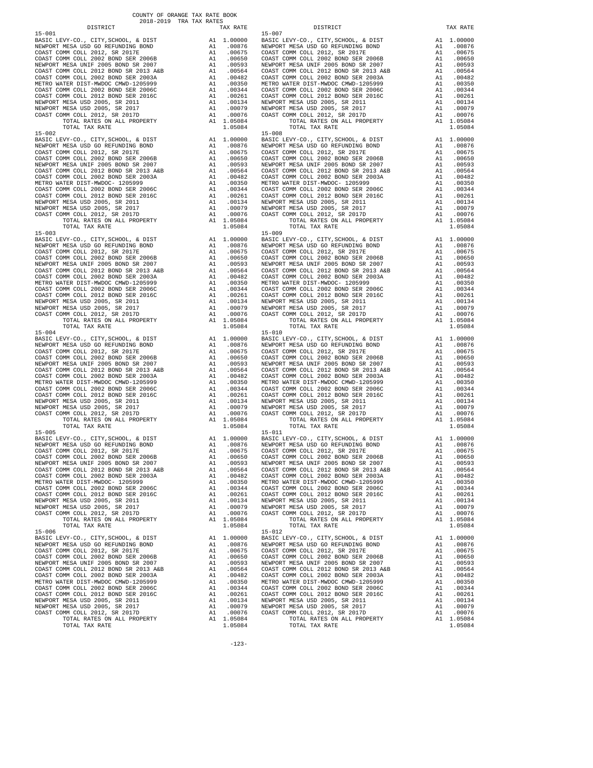COUNTY OF ORANGE TAX RATE BOOK
2018-2019 TRA TAX RATES

| DISTRICT | | TAX RATE |
|---|---|---|
| **15-001** | | |
| BASIC LEVY-CO., CITY,SCHOOL, & DIST | A1 | 1.00000 |
| NEWPORT MESA USD GO REFUNDING BOND | A1 | .00876 |
| COAST COMM COLL 2012, SR 2017E | A1 | .00675 |
| COAST COMM COLL 2002 BOND SER 2006B | A1 | .00650 |
| NEWPORT MESA UNIF 2005 BOND SR 2007 | A1 | .00593 |
| COAST COMM COLL 2012 BOND SR 2013 A&B | A1 | .00564 |
| COAST COMM COLL 2002 BOND SER 2003A | A1 | .00482 |
| METRO WATER DIST-MWDOC CMWD-1205999 | A1 | .00350 |
| COAST COMM COLL 2002 BOND SER 2006C | A1 | .00344 |
| COAST COMM COLL 2012 BOND SER 2016C | A1 | .00261 |
| NEWPORT MESA USD 2005, SR 2011 | A1 | .00134 |
| NEWPORT MESA USD 2005, SR 2017 | A1 | .00079 |
| COAST COMM COLL 2012, SR 2017D | A1 | .00076 |
| TOTAL RATES ON ALL PROPERTY | A1 | 1.05084 |
| TOTAL TAX RATE | | 1.05084 |
| **15-002** | | |
| BASIC LEVY-CO., CITY,SCHOOL, & DIST | A1 | 1.00000 |
| NEWPORT MESA USD GO REFUNDING BOND | A1 | .00876 |
| COAST COMM COLL 2012, SR 2017E | A1 | .00675 |
| COAST COMM COLL 2002 BOND SER 2006B | A1 | .00650 |
| NEWPORT MESA UNIF 2005 BOND SR 2007 | A1 | .00593 |
| COAST COMM COLL 2012 BOND SR 2013 A&B | A1 | .00564 |
| COAST COMM COLL 2002 BOND SER 2003A | A1 | .00482 |
| METRO WATER DIST-MWDOC- 1205999 | A1 | .00350 |
| COAST COMM COLL 2002 BOND SER 2006C | A1 | .00344 |
| COAST COMM COLL 2012 BOND SER 2016C | A1 | .00261 |
| NEWPORT MESA USD 2005, SR 2011 | A1 | .00134 |
| NEWPORT MESA USD 2005, SR 2017 | A1 | .00079 |
| COAST COMM COLL 2012, SR 2017D | A1 | .00076 |
| TOTAL RATES ON ALL PROPERTY | A1 | 1.05084 |
| TOTAL TAX RATE | | 1.05084 |
| **15-003** | | |
| BASIC LEVY-CO., CITY,SCHOOL, & DIST | A1 | 1.00000 |
| NEWPORT MESA USD GO REFUNDING BOND | A1 | .00876 |
| COAST COMM COLL 2012, SR 2017E | A1 | .00675 |
| COAST COMM COLL 2002 BOND SER 2006B | A1 | .00650 |
| NEWPORT MESA UNIF 2005 BOND SR 2007 | A1 | .00593 |
| COAST COMM COLL 2012 BOND SR 2013 A&B | A1 | .00564 |
| COAST COMM COLL 2002 BOND SER 2003A | A1 | .00482 |
| METRO WATER DIST-MWDOC CMWD-1205999 | A1 | .00350 |
| COAST COMM COLL 2002 BOND SER 2006C | A1 | .00344 |
| COAST COMM COLL 2012 BOND SER 2016C | A1 | .00261 |
| NEWPORT MESA USD 2005, SR 2011 | A1 | .00134 |
| NEWPORT MESA USD 2005, SR 2017 | A1 | .00079 |
| COAST COMM COLL 2012, SR 2017D | A1 | .00076 |
| TOTAL RATES ON ALL PROPERTY | A1 | 1.05084 |
| TOTAL TAX RATE | | 1.05084 |
| **15-004** | | |
| BASIC LEVY-CO., CITY,SCHOOL, & DIST | A1 | 1.00000 |
| NEWPORT MESA USD GO REFUNDING BOND | A1 | .00876 |
| COAST COMM COLL 2012, SR 2017E | A1 | .00675 |
| COAST COMM COLL 2002 BOND SER 2006B | A1 | .00650 |
| NEWPORT MESA UNIF 2005 BOND SR 2007 | A1 | .00593 |
| COAST COMM COLL 2012 BOND SR 2013 A&B | A1 | .00564 |
| COAST COMM COLL 2002 BOND SER 2003A | A1 | .00482 |
| METRO WATER DIST-MWDOC CMWD-1205999 | A1 | .00350 |
| COAST COMM COLL 2002 BOND SER 2006C | A1 | .00344 |
| COAST COMM COLL 2012 BOND SER 2016C | A1 | .00261 |
| NEWPORT MESA USD 2005, SR 2011 | A1 | .00134 |
| NEWPORT MESA USD 2005, SR 2017 | A1 | .00079 |
| COAST COMM COLL 2012, SR 2017D | A1 | .00076 |
| TOTAL RATES ON ALL PROPERTY | A1 | 1.05084 |
| TOTAL TAX RATE | | 1.05084 |
| **15-005** | | |
| BASIC LEVY-CO., CITY,SCHOOL, & DIST | A1 | 1.00000 |
| NEWPORT MESA USD GO REFUNDING BOND | A1 | .00876 |
| COAST COMM COLL 2012, SR 2017E | A1 | .00675 |
| COAST COMM COLL 2002 BOND SER 2006B | A1 | .00650 |
| NEWPORT MESA UNIF 2005 BOND SR 2007 | A1 | .00593 |
| COAST COMM COLL 2012 BOND SR 2013 A&B | A1 | .00564 |
| COAST COMM COLL 2002 BOND SER 2003A | A1 | .00482 |
| METRO WATER DIST-MWDOC- 1205999 | A1 | .00350 |
| COAST COMM COLL 2002 BOND SER 2006C | A1 | .00344 |
| COAST COMM COLL 2012 BOND SER 2016C | A1 | .00261 |
| NEWPORT MESA USD 2005, SR 2011 | A1 | .00134 |
| NEWPORT MESA USD 2005, SR 2017 | A1 | .00079 |
| COAST COMM COLL 2012, SR 2017D | A1 | .00076 |
| TOTAL RATES ON ALL PROPERTY | A1 | 1.05084 |
| TOTAL TAX RATE | | 1.05084 |
| **15-006** | | |
| BASIC LEVY-CO., CITY,SCHOOL, & DIST | A1 | 1.00000 |
| NEWPORT MESA USD GO REFUNDING BOND | A1 | .00876 |
| COAST COMM COLL 2012, SR 2017E | A1 | .00675 |
| COAST COMM COLL 2002 BOND SER 2006B | A1 | .00650 |
| NEWPORT MESA UNIF 2005 BOND SR 2007 | A1 | .00593 |
| COAST COMM COLL 2012 BOND SR 2013 A&B | A1 | .00564 |
| COAST COMM COLL 2002 BOND SER 2003A | A1 | .00482 |
| METRO WATER DIST-MWDOC CMWD-1205999 | A1 | .00350 |
| COAST COMM COLL 2002 BOND SER 2006C | A1 | .00344 |
| COAST COMM COLL 2012 BOND SER 2016C | A1 | .00261 |
| NEWPORT MESA USD 2005, SR 2011 | A1 | .00134 |
| NEWPORT MESA USD 2005, SR 2017 | A1 | .00079 |
| COAST COMM COLL 2012, SR 2017D | A1 | .00076 |
| TOTAL RATES ON ALL PROPERTY | A1 | 1.05084 |
| TOTAL TAX RATE | | 1.05084 |
| **15-007** | | |
| BASIC LEVY-CO., CITY,SCHOOL, & DIST | A1 | 1.00000 |
| NEWPORT MESA USD GO REFUNDING BOND | A1 | .00876 |
| COAST COMM COLL 2012, SR 2017E | A1 | .00675 |
| COAST COMM COLL 2002 BOND SER 2006B | A1 | .00650 |
| NEWPORT MESA UNIF 2005 BOND SR 2007 | A1 | .00593 |
| COAST COMM COLL 2012 BOND SR 2013 A&B | A1 | .00564 |
| COAST COMM COLL 2002 BOND SER 2003A | A1 | .00482 |
| METRO WATER DIST-MWDOC CMWD-1205999 | A1 | .00350 |
| COAST COMM COLL 2002 BOND SER 2006C | A1 | .00344 |
| COAST COMM COLL 2012 BOND SER 2016C | A1 | .00261 |
| NEWPORT MESA USD 2005, SR 2011 | A1 | .00134 |
| NEWPORT MESA USD 2005, SR 2017 | A1 | .00079 |
| COAST COMM COLL 2012, SR 2017D | A1 | .00076 |
| TOTAL RATES ON ALL PROPERTY | A1 | 1.05084 |
| TOTAL TAX RATE | | 1.05084 |
| **15-008** | | |
| BASIC LEVY-CO., CITY,SCHOOL, & DIST | A1 | 1.00000 |
| NEWPORT MESA USD GO REFUNDING BOND | A1 | .00876 |
| COAST COMM COLL 2012, SR 2017E | A1 | .00675 |
| COAST COMM COLL 2002 BOND SER 2006B | A1 | .00650 |
| NEWPORT MESA UNIF 2005 BOND SR 2007 | A1 | .00593 |
| COAST COMM COLL 2012 BOND SR 2013 A&B | A1 | .00564 |
| COAST COMM COLL 2002 BOND SER 2003A | A1 | .00482 |
| METRO WATER DIST-MWDOC- 1205999 | A1 | .00350 |
| COAST COMM COLL 2002 BOND SER 2006C | A1 | .00344 |
| COAST COMM COLL 2012 BOND SER 2016C | A1 | .00261 |
| NEWPORT MESA USD 2005, SR 2011 | A1 | .00134 |
| NEWPORT MESA USD 2005, SR 2017 | A1 | .00079 |
| COAST COMM COLL 2012, SR 2017D | A1 | .00076 |
| TOTAL RATES ON ALL PROPERTY | A1 | 1.05084 |
| TOTAL TAX RATE | | 1.05084 |
| **15-009** | | |
| BASIC LEVY-CO., CITY,SCHOOL, & DIST | A1 | 1.00000 |
| NEWPORT MESA USD GO REFUNDING BOND | A1 | .00876 |
| COAST COMM COLL 2012, SR 2017E | A1 | .00675 |
| COAST COMM COLL 2002 BOND SER 2006B | A1 | .00650 |
| NEWPORT MESA UNIF 2005 BOND SR 2007 | A1 | .00593 |
| COAST COMM COLL 2012 BOND SR 2013 A&B | A1 | .00564 |
| COAST COMM COLL 2002 BOND SER 2003A | A1 | .00482 |
| METRO WATER DIST-MWDOC- 1205999 | A1 | .00350 |
| COAST COMM COLL 2002 BOND SER 2006C | A1 | .00344 |
| COAST COMM COLL 2012 BOND SER 2016C | A1 | .00261 |
| NEWPORT MESA USD 2005, SR 2011 | A1 | .00134 |
| NEWPORT MESA USD 2005, SR 2017 | A1 | .00079 |
| COAST COMM COLL 2012, SR 2017D | A1 | .00076 |
| TOTAL RATES ON ALL PROPERTY | A1 | 1.05084 |
| TOTAL TAX RATE | | 1.05084 |
| **15-010** | | |
| BASIC LEVY-CO., CITY,SCHOOL, & DIST | A1 | 1.00000 |
| NEWPORT MESA USD GO REFUNDING BOND | A1 | .00876 |
| COAST COMM COLL 2012, SR 2017E | A1 | .00675 |
| COAST COMM COLL 2002 BOND SER 2006B | A1 | .00650 |
| NEWPORT MESA UNIF 2005 BOND SR 2007 | A1 | .00593 |
| COAST COMM COLL 2012 BOND SR 2013 A&B | A1 | .00564 |
| COAST COMM COLL 2002 BOND SER 2003A | A1 | .00482 |
| METRO WATER DIST-MWDOC CMWD-1205999 | A1 | .00350 |
| COAST COMM COLL 2002 BOND SER 2006C | A1 | .00344 |
| COAST COMM COLL 2012 BOND SER 2016C | A1 | .00261 |
| NEWPORT MESA USD 2005, SR 2011 | A1 | .00134 |
| NEWPORT MESA USD 2005, SR 2017 | A1 | .00079 |
| COAST COMM COLL 2012, SR 2017D | A1 | .00076 |
| TOTAL RATES ON ALL PROPERTY | A1 | 1.05084 |
| TOTAL TAX RATE | | 1.05084 |
| **15-011** | | |
| BASIC LEVY-CO., CITY,SCHOOL, & DIST | A1 | 1.00000 |
| NEWPORT MESA USD GO REFUNDING BOND | A1 | .00876 |
| COAST COMM COLL 2012, SR 2017E | A1 | .00675 |
| COAST COMM COLL 2002 BOND SER 2006B | A1 | .00650 |
| NEWPORT MESA UNIF 2005 BOND SR 2007 | A1 | .00593 |
| COAST COMM COLL 2012 BOND SR 2013 A&B | A1 | .00564 |
| COAST COMM COLL 2002 BOND SER 2003A | A1 | .00482 |
| METRO WATER DIST-MWDOC CMWD-1205999 | A1 | .00350 |
| COAST COMM COLL 2002 BOND SER 2006C | A1 | .00344 |
| COAST COMM COLL 2012 BOND SER 2016C | A1 | .00261 |
| NEWPORT MESA USD 2005, SR 2011 | A1 | .00134 |
| NEWPORT MESA USD 2005, SR 2017 | A1 | .00079 |
| COAST COMM COLL 2012, SR 2017D | A1 | .00076 |
| TOTAL RATES ON ALL PROPERTY | A1 | 1.05084 |
| TOTAL TAX RATE | | 1.05084 |
| **15-012** | | |
| BASIC LEVY-CO., CITY,SCHOOL, & DIST | A1 | 1.00000 |
| NEWPORT MESA USD GO REFUNDING BOND | A1 | .00876 |
| COAST COMM COLL 2012, SR 2017E | A1 | .00675 |
| COAST COMM COLL 2002 BOND SER 2006B | A1 | .00650 |
| NEWPORT MESA UNIF 2005 BOND SR 2007 | A1 | .00593 |
| COAST COMM COLL 2012 BOND SR 2013 A&B | A1 | .00564 |
| COAST COMM COLL 2002 BOND SER 2003A | A1 | .00482 |
| METRO WATER DIST-MWDOC CMWD-1205999 | A1 | .00350 |
| COAST COMM COLL 2002 BOND SER 2006C | A1 | .00344 |
| COAST COMM COLL 2012 BOND SER 2016C | A1 | .00261 |
| NEWPORT MESA USD 2005, SR 2011 | A1 | .00134 |
| NEWPORT MESA USD 2005, SR 2017 | A1 | .00079 |
| COAST COMM COLL 2012, SR 2017D | A1 | .00076 |
| TOTAL RATES ON ALL PROPERTY | A1 | 1.05084 |
| TOTAL TAX RATE | | 1.05084 |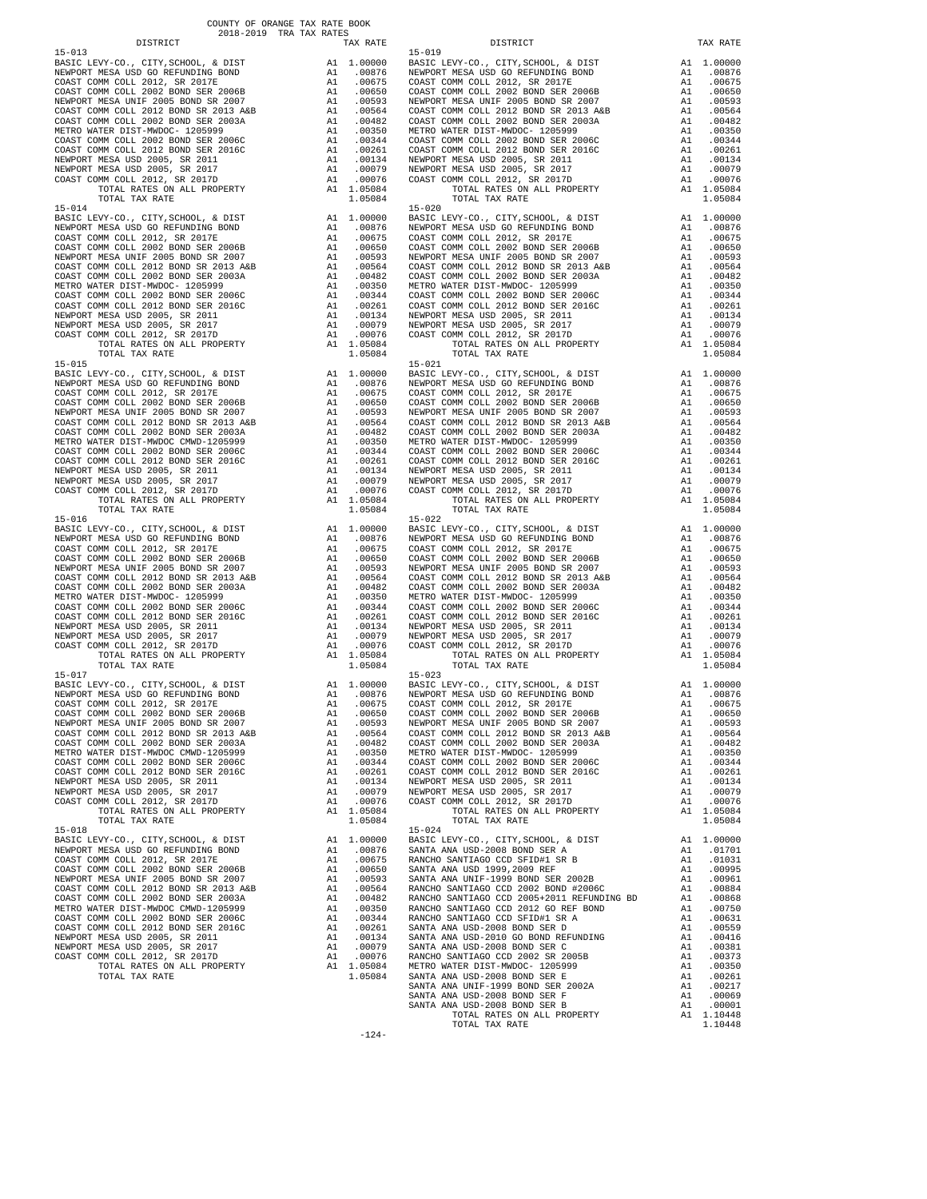COUNTY OF ORANGE TAX RATE BOOK
2018-2019 TRA TAX RATES

| DISTRICT | | TAX RATE |
|---|---|---|
| **15-013** | | |
| BASIC LEVY-CO., CITY,SCHOOL, & DIST | A1 | 1.00000 |
| NEWPORT MESA USD GO REFUNDING BOND | A1 | .00876 |
| COAST COMM COLL 2012, SR 2017E | A1 | .00675 |
| COAST COMM COLL 2002 BOND SER 2006B | A1 | .00650 |
| NEWPORT MESA UNIF 2005 BOND SR 2007 | A1 | .00593 |
| COAST COMM COLL 2012 BOND SR 2013 A&B | A1 | .00564 |
| COAST COMM COLL 2002 BOND SER 2003A | A1 | .00482 |
| METRO WATER DIST-MWDOC- 1205999 | A1 | .00350 |
| COAST COMM COLL 2002 BOND SER 2006C | A1 | .00344 |
| COAST COMM COLL 2012 BOND SER 2016C | A1 | .00261 |
| NEWPORT MESA USD 2005, SR 2011 | A1 | .00134 |
| NEWPORT MESA USD 2005, SR 2017 | A1 | .00079 |
| COAST COMM COLL 2012, SR 2017D | A1 | .00076 |
| TOTAL RATES ON ALL PROPERTY | A1 | 1.05084 |
| TOTAL TAX RATE | | 1.05084 |
| **15-014** | | |
| BASIC LEVY-CO., CITY,SCHOOL, & DIST | A1 | 1.00000 |
| NEWPORT MESA USD GO REFUNDING BOND | A1 | .00876 |
| COAST COMM COLL 2012, SR 2017E | A1 | .00675 |
| COAST COMM COLL 2002 BOND SER 2006B | A1 | .00650 |
| NEWPORT MESA UNIF 2005 BOND SR 2007 | A1 | .00593 |
| COAST COMM COLL 2012 BOND SR 2013 A&B | A1 | .00564 |
| COAST COMM COLL 2002 BOND SER 2003A | A1 | .00482 |
| METRO WATER DIST-MWDOC- 1205999 | A1 | .00350 |
| COAST COMM COLL 2002 BOND SER 2006C | A1 | .00344 |
| COAST COMM COLL 2012 BOND SER 2016C | A1 | .00261 |
| NEWPORT MESA USD 2005, SR 2011 | A1 | .00134 |
| NEWPORT MESA USD 2005, SR 2017 | A1 | .00079 |
| COAST COMM COLL 2012, SR 2017D | A1 | .00076 |
| TOTAL RATES ON ALL PROPERTY | A1 | 1.05084 |
| TOTAL TAX RATE | | 1.05084 |
| **15-015** | | |
| BASIC LEVY-CO., CITY,SCHOOL, & DIST | A1 | 1.00000 |
| NEWPORT MESA USD GO REFUNDING BOND | A1 | .00876 |
| COAST COMM COLL 2012, SR 2017E | A1 | .00675 |
| COAST COMM COLL 2002 BOND SER 2006B | A1 | .00650 |
| NEWPORT MESA UNIF 2005 BOND SR 2007 | A1 | .00593 |
| COAST COMM COLL 2012 BOND SR 2013 A&B | A1 | .00564 |
| COAST COMM COLL 2002 BOND SER 2003A | A1 | .00482 |
| METRO WATER DIST-MWDOC CMWD-1205999 | A1 | .00350 |
| COAST COMM COLL 2002 BOND SER 2006C | A1 | .00344 |
| COAST COMM COLL 2012 BOND SER 2016C | A1 | .00261 |
| NEWPORT MESA USD 2005, SR 2011 | A1 | .00134 |
| NEWPORT MESA USD 2005, SR 2017 | A1 | .00079 |
| COAST COMM COLL 2012, SR 2017D | A1 | .00076 |
| TOTAL RATES ON ALL PROPERTY | A1 | 1.05084 |
| TOTAL TAX RATE | | 1.05084 |
| **15-016** | | |
| BASIC LEVY-CO., CITY,SCHOOL, & DIST | A1 | 1.00000 |
| NEWPORT MESA USD GO REFUNDING BOND | A1 | .00876 |
| COAST COMM COLL 2012, SR 2017E | A1 | .00675 |
| COAST COMM COLL 2002 BOND SER 2006B | A1 | .00650 |
| NEWPORT MESA UNIF 2005 BOND SR 2007 | A1 | .00593 |
| COAST COMM COLL 2012 BOND SR 2013 A&B | A1 | .00564 |
| COAST COMM COLL 2002 BOND SER 2003A | A1 | .00482 |
| METRO WATER DIST-MWDOC- 1205999 | A1 | .00350 |
| COAST COMM COLL 2002 BOND SER 2006C | A1 | .00344 |
| COAST COMM COLL 2012 BOND SER 2016C | A1 | .00261 |
| NEWPORT MESA USD 2005, SR 2011 | A1 | .00134 |
| NEWPORT MESA USD 2005, SR 2017 | A1 | .00079 |
| COAST COMM COLL 2012, SR 2017D | A1 | .00076 |
| TOTAL RATES ON ALL PROPERTY | A1 | 1.05084 |
| TOTAL TAX RATE | | 1.05084 |
| **15-017** | | |
| BASIC LEVY-CO., CITY,SCHOOL, & DIST | A1 | 1.00000 |
| NEWPORT MESA USD GO REFUNDING BOND | A1 | .00876 |
| COAST COMM COLL 2012, SR 2017E | A1 | .00675 |
| COAST COMM COLL 2002 BOND SER 2006B | A1 | .00650 |
| NEWPORT MESA UNIF 2005 BOND SR 2007 | A1 | .00593 |
| COAST COMM COLL 2012 BOND SR 2013 A&B | A1 | .00564 |
| COAST COMM COLL 2002 BOND SER 2003A | A1 | .00482 |
| METRO WATER DIST-MWDOC CMWD-1205999 | A1 | .00350 |
| COAST COMM COLL 2002 BOND SER 2006C | A1 | .00344 |
| COAST COMM COLL 2012 BOND SER 2016C | A1 | .00261 |
| NEWPORT MESA USD 2005, SR 2011 | A1 | .00134 |
| NEWPORT MESA USD 2005, SR 2017 | A1 | .00079 |
| COAST COMM COLL 2012, SR 2017D | A1 | .00076 |
| TOTAL RATES ON ALL PROPERTY | A1 | 1.05084 |
| TOTAL TAX RATE | | 1.05084 |
| **15-018** | | |
| BASIC LEVY-CO., CITY,SCHOOL, & DIST | A1 | 1.00000 |
| NEWPORT MESA USD GO REFUNDING BOND | A1 | .00876 |
| COAST COMM COLL 2012, SR 2017E | A1 | .00675 |
| COAST COMM COLL 2002 BOND SER 2006B | A1 | .00650 |
| NEWPORT MESA UNIF 2005 BOND SR 2007 | A1 | .00593 |
| COAST COMM COLL 2012 BOND SR 2013 A&B | A1 | .00564 |
| COAST COMM COLL 2002 BOND SER 2003A | A1 | .00482 |
| METRO WATER DIST-MWDOC CMWD-1205999 | A1 | .00350 |
| COAST COMM COLL 2002 BOND SER 2006C | A1 | .00344 |
| COAST COMM COLL 2012 BOND SER 2016C | A1 | .00261 |
| NEWPORT MESA USD 2005, SR 2011 | A1 | .00134 |
| NEWPORT MESA USD 2005, SR 2017 | A1 | .00079 |
| COAST COMM COLL 2012, SR 2017D | A1 | .00076 |
| TOTAL RATES ON ALL PROPERTY | A1 | 1.05084 |
| TOTAL TAX RATE | | 1.05084 |
| **15-019** | | |
| BASIC LEVY-CO., CITY,SCHOOL, & DIST | A1 | 1.00000 |
| NEWPORT MESA USD GO REFUNDING BOND | A1 | .00876 |
| COAST COMM COLL 2012, SR 2017E | A1 | .00675 |
| COAST COMM COLL 2002 BOND SER 2006B | A1 | .00650 |
| NEWPORT MESA UNIF 2005 BOND SR 2007 | A1 | .00593 |
| COAST COMM COLL 2012 BOND SR 2013 A&B | A1 | .00564 |
| COAST COMM COLL 2002 BOND SER 2003A | A1 | .00482 |
| METRO WATER DIST-MWDOC- 1205999 | A1 | .00350 |
| COAST COMM COLL 2002 BOND SER 2006C | A1 | .00344 |
| COAST COMM COLL 2012 BOND SER 2016C | A1 | .00261 |
| NEWPORT MESA USD 2005, SR 2011 | A1 | .00134 |
| NEWPORT MESA USD 2005, SR 2017 | A1 | .00079 |
| COAST COMM COLL 2012, SR 2017D | A1 | .00076 |
| TOTAL RATES ON ALL PROPERTY | A1 | 1.05084 |
| TOTAL TAX RATE | | 1.05084 |
| **15-020** | | |
| BASIC LEVY-CO., CITY,SCHOOL, & DIST | A1 | 1.00000 |
| NEWPORT MESA USD GO REFUNDING BOND | A1 | .00876 |
| COAST COMM COLL 2012, SR 2017E | A1 | .00675 |
| COAST COMM COLL 2002 BOND SER 2006B | A1 | .00650 |
| NEWPORT MESA UNIF 2005 BOND SR 2007 | A1 | .00593 |
| COAST COMM COLL 2012 BOND SR 2013 A&B | A1 | .00564 |
| COAST COMM COLL 2002 BOND SER 2003A | A1 | .00482 |
| METRO WATER DIST-MWDOC- 1205999 | A1 | .00350 |
| COAST COMM COLL 2002 BOND SER 2006C | A1 | .00344 |
| COAST COMM COLL 2012 BOND SER 2016C | A1 | .00261 |
| NEWPORT MESA USD 2005, SR 2011 | A1 | .00134 |
| NEWPORT MESA USD 2005, SR 2017 | A1 | .00079 |
| COAST COMM COLL 2012, SR 2017D | A1 | .00076 |
| TOTAL RATES ON ALL PROPERTY | A1 | 1.05084 |
| TOTAL TAX RATE | | 1.05084 |
| **15-021** | | |
| BASIC LEVY-CO., CITY,SCHOOL, & DIST | A1 | 1.00000 |
| NEWPORT MESA USD GO REFUNDING BOND | A1 | .00876 |
| COAST COMM COLL 2012, SR 2017E | A1 | .00675 |
| COAST COMM COLL 2002 BOND SER 2006B | A1 | .00650 |
| NEWPORT MESA UNIF 2005 BOND SR 2007 | A1 | .00593 |
| COAST COMM COLL 2012 BOND SR 2013 A&B | A1 | .00564 |
| COAST COMM COLL 2002 BOND SER 2003A | A1 | .00482 |
| METRO WATER DIST-MWDOC- 1205999 | A1 | .00350 |
| COAST COMM COLL 2002 BOND SER 2006C | A1 | .00344 |
| COAST COMM COLL 2012 BOND SER 2016C | A1 | .00261 |
| NEWPORT MESA USD 2005, SR 2011 | A1 | .00134 |
| NEWPORT MESA USD 2005, SR 2017 | A1 | .00079 |
| COAST COMM COLL 2012, SR 2017D | A1 | .00076 |
| TOTAL RATES ON ALL PROPERTY | A1 | 1.05084 |
| TOTAL TAX RATE | | 1.05084 |
| **15-022** | | |
| BASIC LEVY-CO., CITY,SCHOOL, & DIST | A1 | 1.00000 |
| NEWPORT MESA USD GO REFUNDING BOND | A1 | .00876 |
| COAST COMM COLL 2012, SR 2017E | A1 | .00675 |
| COAST COMM COLL 2002 BOND SER 2006B | A1 | .00650 |
| NEWPORT MESA UNIF 2005 BOND SR 2007 | A1 | .00593 |
| COAST COMM COLL 2012 BOND SR 2013 A&B | A1 | .00564 |
| COAST COMM COLL 2002 BOND SER 2003A | A1 | .00482 |
| METRO WATER DIST-MWDOC- 1205999 | A1 | .00350 |
| COAST COMM COLL 2002 BOND SER 2006C | A1 | .00344 |
| COAST COMM COLL 2012 BOND SER 2016C | A1 | .00261 |
| NEWPORT MESA USD 2005, SR 2011 | A1 | .00134 |
| NEWPORT MESA USD 2005, SR 2017 | A1 | .00079 |
| COAST COMM COLL 2012, SR 2017D | A1 | .00076 |
| TOTAL RATES ON ALL PROPERTY | A1 | 1.05084 |
| TOTAL TAX RATE | | 1.05084 |
| **15-023** | | |
| BASIC LEVY-CO., CITY,SCHOOL, & DIST | A1 | 1.00000 |
| NEWPORT MESA USD GO REFUNDING BOND | A1 | .00876 |
| COAST COMM COLL 2012, SR 2017E | A1 | .00675 |
| COAST COMM COLL 2002 BOND SER 2006B | A1 | .00650 |
| NEWPORT MESA UNIF 2005 BOND SR 2007 | A1 | .00593 |
| COAST COMM COLL 2012 BOND SR 2013 A&B | A1 | .00564 |
| COAST COMM COLL 2002 BOND SER 2003A | A1 | .00482 |
| METRO WATER DIST-MWDOC- 1205999 | A1 | .00350 |
| COAST COMM COLL 2002 BOND SER 2006C | A1 | .00344 |
| COAST COMM COLL 2012 BOND SER 2016C | A1 | .00261 |
| NEWPORT MESA USD 2005, SR 2011 | A1 | .00134 |
| NEWPORT MESA USD 2005, SR 2017 | A1 | .00079 |
| COAST COMM COLL 2012, SR 2017D | A1 | .00076 |
| TOTAL RATES ON ALL PROPERTY | A1 | 1.05084 |
| TOTAL TAX RATE | | 1.05084 |
| **15-024** | | |
| BASIC LEVY-CO., CITY,SCHOOL, & DIST | A1 | 1.00000 |
| SANTA ANA USD-2008 BOND SER A | A1 | .01701 |
| RANCHO SANTIAGO CCD SFID#1 SR B | A1 | .01031 |
| SANTA ANA USD 1999,2009 REF | A1 | .00995 |
| SANTA ANA UNIF-1999 BOND SER 2002B | A1 | .00961 |
| RANCHO SANTIAGO CCD 2002 BOND #2006C | A1 | .00884 |
| RANCHO SANTIAGO CCD 2005+2011 REFUNDING BD | A1 | .00868 |
| RANCHO SANTIAGO CCD 2012 GO REF BOND | A1 | .00750 |
| RANCHO SANTIAGO CCD SFID#1 SR A | A1 | .00631 |
| SANTA ANA USD-2008 BOND SER D | A1 | .00559 |
| SANTA ANA USD-2010 GO BOND REFUNDING | A1 | .00416 |
| SANTA ANA USD-2008 BOND SER C | A1 | .00381 |
| RANCHO SANTIAGO CCD 2002 SR 2005B | A1 | .00373 |
| METRO WATER DIST-MWDOC- 1205999 | A1 | .00350 |
| SANTA ANA USD-2008 BOND SER E | A1 | .00261 |
| SANTA ANA UNIF-1999 BOND SER 2002A | A1 | .00217 |
| SANTA ANA USD-2008 BOND SER F | A1 | .00069 |
| SANTA ANA USD-2008 BOND SER B | A1 | .00001 |
| TOTAL RATES ON ALL PROPERTY | A1 | 1.10448 |
| TOTAL TAX RATE | | 1.10448 |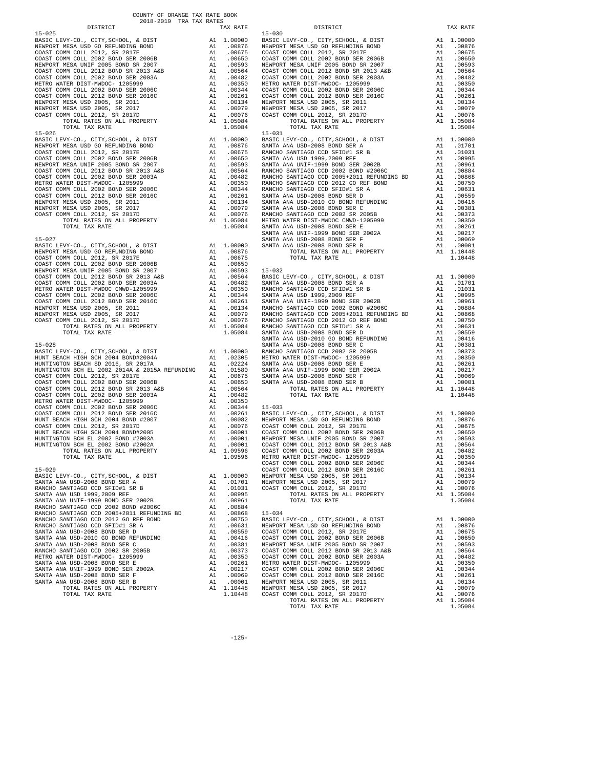COUNTY OF ORANGE TAX RATE BOOK
2018-2019 TRA TAX RATES

| DISTRICT | | TAX RATE |
|---|---|---|
| **15-025** | | |
| BASIC LEVY-CO., CITY,SCHOOL, & DIST | A1 | 1.00000 |
| NEWPORT MESA USD GO REFUNDING BOND | A1 | .00876 |
| COAST COMM COLL 2012, SR 2017E | A1 | .00675 |
| COAST COMM COLL 2002 BOND SER 2006B | A1 | .00650 |
| NEWPORT MESA UNIF 2005 BOND SR 2007 | A1 | .00593 |
| COAST COMM COLL 2012 BOND SR 2013 A&B | A1 | .00564 |
| COAST COMM COLL 2002 BOND SER 2003A | A1 | .00482 |
| METRO WATER DIST-MWDOC- 1205999 | A1 | .00350 |
| COAST COMM COLL 2002 BOND SER 2006C | A1 | .00344 |
| COAST COMM COLL 2012 BOND SER 2016C | A1 | .00261 |
| NEWPORT MESA USD 2005, SR 2011 | A1 | .00134 |
| NEWPORT MESA USD 2005, SR 2017 | A1 | .00079 |
| COAST COMM COLL 2012, SR 2017D | A1 | .00076 |
| TOTAL RATES ON ALL PROPERTY | A1 | 1.05084 |
| TOTAL TAX RATE | | 1.05084 |
| **15-026** | | |
| BASIC LEVY-CO., CITY,SCHOOL, & DIST | A1 | 1.00000 |
| NEWPORT MESA USD GO REFUNDING BOND | A1 | .00876 |
| COAST COMM COLL 2012, SR 2017E | A1 | .00675 |
| COAST COMM COLL 2002 BOND SER 2006B | A1 | .00650 |
| NEWPORT MESA UNIF 2005 BOND SR 2007 | A1 | .00593 |
| COAST COMM COLL 2012 BOND SR 2013 A&B | A1 | .00564 |
| COAST COMM COLL 2002 BOND SER 2003A | A1 | .00482 |
| METRO WATER DIST-MWDOC- 1205999 | A1 | .00350 |
| COAST COMM COLL 2002 BOND SER 2006C | A1 | .00344 |
| COAST COMM COLL 2012 BOND SER 2016C | A1 | .00261 |
| NEWPORT MESA USD 2005, SR 2011 | A1 | .00134 |
| NEWPORT MESA USD 2005, SR 2017 | A1 | .00079 |
| COAST COMM COLL 2012, SR 2017D | A1 | .00076 |
| TOTAL RATES ON ALL PROPERTY | A1 | 1.05084 |
| TOTAL TAX RATE | | 1.05084 |
| **15-027** | | |
| BASIC LEVY-CO., CITY,SCHOOL, & DIST | A1 | 1.00000 |
| NEWPORT MESA USD GO REFUNDING BOND | A1 | .00876 |
| COAST COMM COLL 2012, SR 2017E | A1 | .00675 |
| COAST COMM COLL 2002 BOND SER 2006B | A1 | .00650 |
| NEWPORT MESA UNIF 2005 BOND SR 2007 | A1 | .00593 |
| COAST COMM COLL 2012 BOND SR 2013 A&B | A1 | .00564 |
| COAST COMM COLL 2002 BOND SER 2003A | A1 | .00482 |
| METRO WATER DIST-MWDOC CMWD-1205999 | A1 | .00350 |
| COAST COMM COLL 2002 BOND SER 2006C | A1 | .00344 |
| COAST COMM COLL 2012 BOND SER 2016C | A1 | .00261 |
| NEWPORT MESA USD 2005, SR 2011 | A1 | .00134 |
| NEWPORT MESA USD 2005, SR 2017 | A1 | .00079 |
| COAST COMM COLL 2012, SR 2017D | A1 | .00076 |
| TOTAL RATES ON ALL PROPERTY | A1 | 1.05084 |
| TOTAL TAX RATE | | 1.05084 |
| **15-028** | | |
| BASIC LEVY-CO., CITY,SCHOOL, & DIST | A1 | 1.00000 |
| HUNT BEACH HIGH SCH 2004 BOND#2004A | A1 | .02305 |
| HUNTINGTON BEACH SD 2016, SR 2017A | A1 | .02224 |
| HUNTINGTON BCH EL 2002 2014A & 2015A REFUNDING | A1 | .01580 |
| COAST COMM COLL 2012, SR 2017E | A1 | .00675 |
| COAST COMM COLL 2002 BOND SER 2006B | A1 | .00650 |
| COAST COMM COLL 2012 BOND SR 2013 A&B | A1 | .00564 |
| COAST COMM COLL 2002 BOND SER 2003A | A1 | .00482 |
| METRO WATER DIST-MWDOC- 1205999 | A1 | .00350 |
| COAST COMM COLL 2002 BOND SER 2006C | A1 | .00344 |
| COAST COMM COLL 2012 BOND SER 2016C | A1 | .00261 |
| HUNT BEACH HIGH SCH 2004 BOND #2007 | A1 | .00082 |
| COAST COMM COLL 2012, SR 2017D | A1 | .00076 |
| HUNT BEACH HIGH SCH 2004 BOND#2005 | A1 | .00001 |
| HUNTINGTON BCH EL 2002 BOND #2003A | A1 | .00001 |
| HUNTINGTON BCH EL 2002 BOND #2002A | A1 | .00001 |
| TOTAL RATES ON ALL PROPERTY | A1 | 1.09596 |
| TOTAL TAX RATE | | 1.09596 |
| **15-029** | | |
| BASIC LEVY-CO., CITY,SCHOOL, & DIST | A1 | 1.00000 |
| SANTA ANA USD-2008 BOND SER A | A1 | .01701 |
| RANCHO SANTIAGO CCD SFID#1 SR B | A1 | .01031 |
| SANTA ANA USD 1999,2009 REF | A1 | .00995 |
| SANTA ANA UNIF-1999 BOND SER 2002B | A1 | .00961 |
| RANCHO SANTIAGO CCD 2002 BOND #2006C | A1 | .00884 |
| RANCHO SANTIAGO CCD 2005+2011 REFUNDING BD | A1 | .00868 |
| RANCHO SANTIAGO CCD 2012 GO REF BOND | A1 | .00750 |
| RANCHO SANTIAGO CCD SFID#1 SR A | A1 | .00631 |
| SANTA ANA USD-2008 BOND SER D | A1 | .00559 |
| SANTA ANA USD-2010 GO BOND REFUNDING | A1 | .00416 |
| SANTA ANA USD-2008 BOND SER C | A1 | .00381 |
| RANCHO SANTIAGO CCD 2002 SR 2005B | A1 | .00373 |
| METRO WATER DIST-MWDOC- 1205999 | A1 | .00350 |
| SANTA ANA USD-2008 BOND SER E | A1 | .00261 |
| SANTA ANA UNIF-1999 BOND SER 2002A | A1 | .00217 |
| SANTA ANA USD-2008 BOND SER F | A1 | .00069 |
| SANTA ANA USD-2008 BOND SER B | A1 | .00001 |
| TOTAL RATES ON ALL PROPERTY | A1 | 1.10448 |
| TOTAL TAX RATE | | 1.10448 |
| **15-030** | | |
| BASIC LEVY-CO., CITY,SCHOOL, & DIST | A1 | 1.00000 |
| NEWPORT MESA USD GO REFUNDING BOND | A1 | .00876 |
| COAST COMM COLL 2012, SR 2017E | A1 | .00675 |
| COAST COMM COLL 2002 BOND SER 2006B | A1 | .00650 |
| NEWPORT MESA UNIF 2005 BOND SR 2007 | A1 | .00593 |
| COAST COMM COLL 2012 BOND SR 2013 A&B | A1 | .00564 |
| COAST COMM COLL 2002 BOND SER 2003A | A1 | .00482 |
| METRO WATER DIST-MWDOC- 1205999 | A1 | .00350 |
| COAST COMM COLL 2002 BOND SER 2006C | A1 | .00344 |
| COAST COMM COLL 2012 BOND SER 2016C | A1 | .00261 |
| NEWPORT MESA USD 2005, SR 2011 | A1 | .00134 |
| NEWPORT MESA USD 2005, SR 2017 | A1 | .00079 |
| COAST COMM COLL 2012, SR 2017D | A1 | .00076 |
| TOTAL RATES ON ALL PROPERTY | A1 | 1.05084 |
| TOTAL TAX RATE | | 1.05084 |
| **15-031** | | |
| BASIC LEVY-CO., CITY,SCHOOL, & DIST | A1 | 1.00000 |
| SANTA ANA USD-2008 BOND SER A | A1 | .01701 |
| RANCHO SANTIAGO CCD SFID#1 SR B | A1 | .01031 |
| SANTA ANA USD 1999,2009 REF | A1 | .00995 |
| SANTA ANA UNIF-1999 BOND SER 2002B | A1 | .00961 |
| RANCHO SANTIAGO CCD 2002 BOND #2006C | A1 | .00884 |
| RANCHO SANTIAGO CCD 2005+2011 REFUNDING BD | A1 | .00868 |
| RANCHO SANTIAGO CCD 2012 GO REF BOND | A1 | .00750 |
| RANCHO SANTIAGO CCD SFID#1 SR A | A1 | .00631 |
| SANTA ANA USD-2008 BOND SER D | A1 | .00559 |
| SANTA ANA USD-2010 GO BOND REFUNDING | A1 | .00416 |
| SANTA ANA USD-2008 BOND SER C | A1 | .00381 |
| RANCHO SANTIAGO CCD 2002 SR 2005B | A1 | .00373 |
| METRO WATER DIST-MWDOC CMWD-1205999 | A1 | .00350 |
| SANTA ANA USD-2008 BOND SER E | A1 | .00261 |
| SANTA ANA UNIF-1999 BOND SER 2002A | A1 | .00217 |
| SANTA ANA USD-2008 BOND SER F | A1 | .00069 |
| SANTA ANA USD-2008 BOND SER B | A1 | .00001 |
| TOTAL RATES ON ALL PROPERTY | A1 | 1.10448 |
| TOTAL TAX RATE | | 1.10448 |
| **15-032** | | |
| BASIC LEVY-CO., CITY,SCHOOL, & DIST | A1 | 1.00000 |
| SANTA ANA USD-2008 BOND SER A | A1 | .01701 |
| RANCHO SANTIAGO CCD SFID#1 SR B | A1 | .01031 |
| SANTA ANA USD 1999,2009 REF | A1 | .00995 |
| SANTA ANA UNIF-1999 BOND SER 2002B | A1 | .00961 |
| RANCHO SANTIAGO CCD 2002 BOND #2006C | A1 | .00884 |
| RANCHO SANTIAGO CCD 2005+2011 REFUNDING BD | A1 | .00868 |
| RANCHO SANTIAGO CCD 2012 GO REF BOND | A1 | .00750 |
| RANCHO SANTIAGO CCD SFID#1 SR A | A1 | .00631 |
| SANTA ANA USD-2008 BOND SER D | A1 | .00559 |
| SANTA ANA USD-2010 GO BOND REFUNDING | A1 | .00416 |
| SANTA ANA USD-2008 BOND SER C | A1 | .00381 |
| RANCHO SANTIAGO CCD 2002 SR 2005B | A1 | .00373 |
| METRO WATER DIST-MWDOC- 1205999 | A1 | .00350 |
| SANTA ANA USD-2008 BOND SER E | A1 | .00261 |
| SANTA ANA UNIF-1999 BOND SER 2002A | A1 | .00217 |
| SANTA ANA USD-2008 BOND SER F | A1 | .00069 |
| SANTA ANA USD-2008 BOND SER B | A1 | .00001 |
| TOTAL RATES ON ALL PROPERTY | A1 | 1.10448 |
| TOTAL TAX RATE | | 1.10448 |
| **15-033** | | |
| BASIC LEVY-CO., CITY,SCHOOL, & DIST | A1 | 1.00000 |
| NEWPORT MESA USD GO REFUNDING BOND | A1 | .00876 |
| COAST COMM COLL 2012, SR 2017E | A1 | .00675 |
| COAST COMM COLL 2002 BOND SER 2006B | A1 | .00650 |
| NEWPORT MESA UNIF 2005 BOND SR 2007 | A1 | .00593 |
| COAST COMM COLL 2012 BOND SR 2013 A&B | A1 | .00564 |
| COAST COMM COLL 2002 BOND SER 2003A | A1 | .00482 |
| METRO WATER DIST-MWDOC- 1205999 | A1 | .00350 |
| COAST COMM COLL 2002 BOND SER 2006C | A1 | .00344 |
| COAST COMM COLL 2012 BOND SER 2016C | A1 | .00261 |
| NEWPORT MESA USD 2005, SR 2011 | A1 | .00134 |
| NEWPORT MESA USD 2005, SR 2017 | A1 | .00079 |
| COAST COMM COLL 2012, SR 2017D | A1 | .00076 |
| TOTAL RATES ON ALL PROPERTY | A1 | 1.05084 |
| TOTAL TAX RATE | | 1.05084 |
| **15-034** | | |
| BASIC LEVY-CO., CITY,SCHOOL, & DIST | A1 | 1.00000 |
| NEWPORT MESA USD GO REFUNDING BOND | A1 | .00876 |
| COAST COMM COLL 2012, SR 2017E | A1 | .00675 |
| COAST COMM COLL 2002 BOND SER 2006B | A1 | .00650 |
| NEWPORT MESA UNIF 2005 BOND SR 2007 | A1 | .00593 |
| COAST COMM COLL 2012 BOND SR 2013 A&B | A1 | .00564 |
| COAST COMM COLL 2002 BOND SER 2003A | A1 | .00482 |
| METRO WATER DIST-MWDOC- 1205999 | A1 | .00350 |
| COAST COMM COLL 2002 BOND SER 2006C | A1 | .00344 |
| COAST COMM COLL 2012 BOND SER 2016C | A1 | .00261 |
| NEWPORT MESA USD 2005, SR 2011 | A1 | .00134 |
| NEWPORT MESA USD 2005, SR 2017 | A1 | .00079 |
| COAST COMM COLL 2012, SR 2017D | A1 | .00076 |
| TOTAL RATES ON ALL PROPERTY | A1 | 1.05084 |
| TOTAL TAX RATE | | 1.05084 |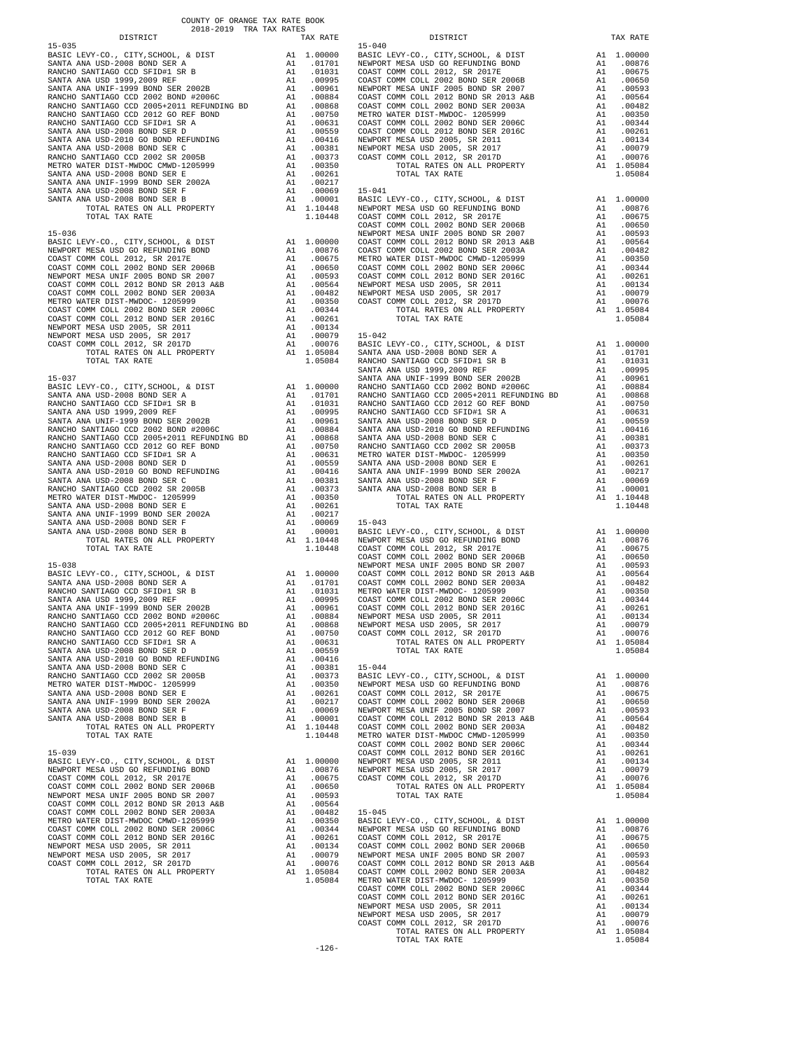COUNTY OF ORANGE TAX RATE BOOK
2018-2019 TRA TAX RATES

**15-035**

| DISTRICT | | TAX RATE |
|---|---|---|
| BASIC LEVY-CO., CITY,SCHOOL, & DIST | A1 | 1.00000 |
| SANTA ANA USD-2008 BOND SER A | A1 | .01701 |
| RANCHO SANTIAGO CCD SFID#1 SR B | A1 | .01031 |
| SANTA ANA USD 1999,2009 REF | A1 | .00995 |
| SANTA ANA UNIF-1999 BOND SER 2002B | A1 | .00961 |
| RANCHO SANTIAGO CCD 2002 BOND #2006C | A1 | .00884 |
| RANCHO SANTIAGO CCD 2005+2011 REFUNDING BD | A1 | .00868 |
| RANCHO SANTIAGO CCD 2012 GO REF BOND | A1 | .00750 |
| RANCHO SANTIAGO CCD SFID#1 SR A | A1 | .00631 |
| SANTA ANA USD-2008 BOND SER D | A1 | .00559 |
| SANTA ANA USD-2010 GO BOND REFUNDING | A1 | .00416 |
| SANTA ANA USD-2008 BOND SER C | A1 | .00381 |
| RANCHO SANTIAGO CCD 2002 SR 2005B | A1 | .00373 |
| METRO WATER DIST-MWDOC CMWD-1205999 | A1 | .00350 |
| SANTA ANA USD-2008 BOND SER E | A1 | .00261 |
| SANTA ANA UNIF-1999 BOND SER 2002A | A1 | .00217 |
| SANTA ANA USD-2008 BOND SER F | A1 | .00069 |
| SANTA ANA USD-2008 BOND SER B | A1 | .00001 |
| TOTAL RATES ON ALL PROPERTY | A1 | 1.10448 |
| TOTAL TAX RATE | | 1.10448 |

**15-036**

| DISTRICT | | TAX RATE |
|---|---|---|
| BASIC LEVY-CO., CITY,SCHOOL, & DIST | A1 | 1.00000 |
| NEWPORT MESA USD GO REFUNDING BOND | A1 | .00876 |
| COAST COMM COLL 2012, SR 2017E | A1 | .00675 |
| COAST COMM COLL 2002 BOND SER 2006B | A1 | .00650 |
| NEWPORT MESA UNIF 2005 BOND SR 2007 | A1 | .00593 |
| COAST COMM COLL 2012 BOND SR 2013 A&B | A1 | .00564 |
| COAST COMM COLL 2002 BOND SER 2003A | A1 | .00482 |
| METRO WATER DIST-MWDOC- 1205999 | A1 | .00350 |
| COAST COMM COLL 2002 BOND SER 2006C | A1 | .00344 |
| COAST COMM COLL 2012 BOND SER 2016C | A1 | .00261 |
| NEWPORT MESA USD 2005, SR 2011 | A1 | .00134 |
| NEWPORT MESA USD 2005, SR 2017 | A1 | .00079 |
| COAST COMM COLL 2012, SR 2017D | A1 | .00076 |
| TOTAL RATES ON ALL PROPERTY | A1 | 1.05084 |
| TOTAL TAX RATE | | 1.05084 |

**15-037**

| DISTRICT | | TAX RATE |
|---|---|---|
| BASIC LEVY-CO., CITY,SCHOOL, & DIST | A1 | 1.00000 |
| SANTA ANA USD-2008 BOND SER A | A1 | .01701 |
| RANCHO SANTIAGO CCD SFID#1 SR B | A1 | .01031 |
| SANTA ANA USD 1999,2009 REF | A1 | .00995 |
| SANTA ANA UNIF-1999 BOND SER 2002B | A1 | .00961 |
| RANCHO SANTIAGO CCD 2002 BOND #2006C | A1 | .00884 |
| RANCHO SANTIAGO CCD 2005+2011 REFUNDING BD | A1 | .00868 |
| RANCHO SANTIAGO CCD 2012 GO REF BOND | A1 | .00750 |
| RANCHO SANTIAGO CCD SFID#1 SR A | A1 | .00631 |
| SANTA ANA USD-2008 BOND SER D | A1 | .00559 |
| SANTA ANA USD-2010 GO BOND REFUNDING | A1 | .00416 |
| SANTA ANA USD-2008 BOND SER C | A1 | .00381 |
| RANCHO SANTIAGO CCD 2002 SR 2005B | A1 | .00373 |
| METRO WATER DIST-MWDOC- 1205999 | A1 | .00350 |
| SANTA ANA USD-2008 BOND SER E | A1 | .00261 |
| SANTA ANA UNIF-1999 BOND SER 2002A | A1 | .00217 |
| SANTA ANA USD-2008 BOND SER F | A1 | .00069 |
| SANTA ANA USD-2008 BOND SER B | A1 | .00001 |
| TOTAL RATES ON ALL PROPERTY | A1 | 1.10448 |
| TOTAL TAX RATE | | 1.10448 |

**15-038**

| DISTRICT | | TAX RATE |
|---|---|---|
| BASIC LEVY-CO., CITY,SCHOOL, & DIST | A1 | 1.00000 |
| SANTA ANA USD-2008 BOND SER A | A1 | .01701 |
| RANCHO SANTIAGO CCD SFID#1 SR B | A1 | .01031 |
| SANTA ANA USD 1999,2009 REF | A1 | .00995 |
| SANTA ANA UNIF-1999 BOND SER 2002B | A1 | .00961 |
| RANCHO SANTIAGO CCD 2002 BOND #2006C | A1 | .00884 |
| RANCHO SANTIAGO CCD 2005+2011 REFUNDING BD | A1 | .00868 |
| RANCHO SANTIAGO CCD 2012 GO REF BOND | A1 | .00750 |
| RANCHO SANTIAGO CCD SFID#1 SR A | A1 | .00631 |
| SANTA ANA USD-2008 BOND SER D | A1 | .00559 |
| SANTA ANA USD-2010 GO BOND REFUNDING | A1 | .00416 |
| SANTA ANA USD-2008 BOND SER C | A1 | .00381 |
| RANCHO SANTIAGO CCD 2002 SR 2005B | A1 | .00373 |
| METRO WATER DIST-MWDOC- 1205999 | A1 | .00350 |
| SANTA ANA USD-2008 BOND SER E | A1 | .00261 |
| SANTA ANA UNIF-1999 BOND SER 2002A | A1 | .00217 |
| SANTA ANA USD-2008 BOND SER F | A1 | .00069 |
| SANTA ANA USD-2008 BOND SER B | A1 | .00001 |
| TOTAL RATES ON ALL PROPERTY | A1 | 1.10448 |
| TOTAL TAX RATE | | 1.10448 |

**15-039**

| DISTRICT | | TAX RATE |
|---|---|---|
| BASIC LEVY-CO., CITY,SCHOOL, & DIST | A1 | 1.00000 |
| NEWPORT MESA USD GO REFUNDING BOND | A1 | .00876 |
| COAST COMM COLL 2012, SR 2017E | A1 | .00675 |
| COAST COMM COLL 2002 BOND SER 2006B | A1 | .00650 |
| NEWPORT MESA UNIF 2005 BOND SR 2007 | A1 | .00593 |
| COAST COMM COLL 2012 BOND SR 2013 A&B | A1 | .00564 |
| COAST COMM COLL 2002 BOND SER 2003A | A1 | .00482 |
| METRO WATER DIST-MWDOC CMWD-1205999 | A1 | .00350 |
| COAST COMM COLL 2002 BOND SER 2006C | A1 | .00344 |
| COAST COMM COLL 2012 BOND SER 2016C | A1 | .00261 |
| NEWPORT MESA USD 2005, SR 2011 | A1 | .00134 |
| NEWPORT MESA USD 2005, SR 2017 | A1 | .00079 |
| COAST COMM COLL 2012, SR 2017D | A1 | .00076 |
| TOTAL RATES ON ALL PROPERTY | A1 | 1.05084 |
| TOTAL TAX RATE | | 1.05084 |

**15-040**

| DISTRICT | | TAX RATE |
|---|---|---|
| BASIC LEVY-CO., CITY,SCHOOL, & DIST | A1 | 1.00000 |
| NEWPORT MESA USD GO REFUNDING BOND | A1 | .00876 |
| COAST COMM COLL 2012, SR 2017E | A1 | .00675 |
| COAST COMM COLL 2002 BOND SER 2006B | A1 | .00650 |
| NEWPORT MESA UNIF 2005 BOND SR 2007 | A1 | .00593 |
| COAST COMM COLL 2012 BOND SR 2013 A&B | A1 | .00564 |
| COAST COMM COLL 2002 BOND SER 2003A | A1 | .00482 |
| METRO WATER DIST-MWDOC- 1205999 | A1 | .00350 |
| COAST COMM COLL 2002 BOND SER 2006C | A1 | .00344 |
| COAST COMM COLL 2012 BOND SER 2016C | A1 | .00261 |
| NEWPORT MESA USD 2005, SR 2011 | A1 | .00134 |
| NEWPORT MESA USD 2005, SR 2017 | A1 | .00079 |
| COAST COMM COLL 2012, SR 2017D | A1 | .00076 |
| TOTAL RATES ON ALL PROPERTY | A1 | 1.05084 |
| TOTAL TAX RATE | | 1.05084 |

**15-041**

| DISTRICT | | TAX RATE |
|---|---|---|
| BASIC LEVY-CO., CITY,SCHOOL, & DIST | A1 | 1.00000 |
| NEWPORT MESA USD GO REFUNDING BOND | A1 | .00876 |
| COAST COMM COLL 2012, SR 2017E | A1 | .00675 |
| COAST COMM COLL 2002 BOND SER 2006B | A1 | .00650 |
| NEWPORT MESA UNIF 2005 BOND SR 2007 | A1 | .00593 |
| COAST COMM COLL 2012 BOND SR 2013 A&B | A1 | .00564 |
| COAST COMM COLL 2002 BOND SER 2003A | A1 | .00482 |
| METRO WATER DIST-MWDOC CMWD-1205999 | A1 | .00350 |
| COAST COMM COLL 2002 BOND SER 2006C | A1 | .00344 |
| COAST COMM COLL 2012 BOND SER 2016C | A1 | .00261 |
| NEWPORT MESA USD 2005, SR 2011 | A1 | .00134 |
| NEWPORT MESA USD 2005, SR 2017 | A1 | .00079 |
| COAST COMM COLL 2012, SR 2017D | A1 | .00076 |
| TOTAL RATES ON ALL PROPERTY | A1 | 1.05084 |
| TOTAL TAX RATE | | 1.05084 |

**15-042**

| DISTRICT | | TAX RATE |
|---|---|---|
| BASIC LEVY-CO., CITY,SCHOOL, & DIST | A1 | 1.00000 |
| SANTA ANA USD-2008 BOND SER A | A1 | .01701 |
| RANCHO SANTIAGO CCD SFID#1 SR B | A1 | .01031 |
| SANTA ANA USD 1999,2009 REF | A1 | .00995 |
| SANTA ANA UNIF-1999 BOND SER 2002B | A1 | .00961 |
| RANCHO SANTIAGO CCD 2002 BOND #2006C | A1 | .00884 |
| RANCHO SANTIAGO CCD 2005+2011 REFUNDING BD | A1 | .00868 |
| RANCHO SANTIAGO CCD 2012 GO REF BOND | A1 | .00750 |
| RANCHO SANTIAGO CCD SFID#1 SR A | A1 | .00631 |
| SANTA ANA USD-2008 BOND SER D | A1 | .00559 |
| SANTA ANA USD-2010 GO BOND REFUNDING | A1 | .00416 |
| SANTA ANA USD-2008 BOND SER C | A1 | .00381 |
| RANCHO SANTIAGO CCD 2002 SR 2005B | A1 | .00373 |
| METRO WATER DIST-MWDOC- 1205999 | A1 | .00350 |
| SANTA ANA USD-2008 BOND SER E | A1 | .00261 |
| SANTA ANA UNIF-1999 BOND SER 2002A | A1 | .00217 |
| SANTA ANA USD-2008 BOND SER F | A1 | .00069 |
| SANTA ANA USD-2008 BOND SER B | A1 | .00001 |
| TOTAL RATES ON ALL PROPERTY | A1 | 1.10448 |
| TOTAL TAX RATE | | 1.10448 |

**15-043**

| DISTRICT | | TAX RATE |
|---|---|---|
| BASIC LEVY-CO., CITY,SCHOOL, & DIST | A1 | 1.00000 |
| NEWPORT MESA USD GO REFUNDING BOND | A1 | .00876 |
| COAST COMM COLL 2012, SR 2017E | A1 | .00675 |
| COAST COMM COLL 2002 BOND SER 2006B | A1 | .00650 |
| NEWPORT MESA UNIF 2005 BOND SR 2007 | A1 | .00593 |
| COAST COMM COLL 2012 BOND SR 2013 A&B | A1 | .00564 |
| COAST COMM COLL 2002 BOND SER 2003A | A1 | .00482 |
| METRO WATER DIST-MWDOC- 1205999 | A1 | .00350 |
| COAST COMM COLL 2002 BOND SER 2006C | A1 | .00344 |
| COAST COMM COLL 2012 BOND SER 2016C | A1 | .00261 |
| NEWPORT MESA USD 2005, SR 2011 | A1 | .00134 |
| NEWPORT MESA USD 2005, SR 2017 | A1 | .00079 |
| COAST COMM COLL 2012, SR 2017D | A1 | .00076 |
| TOTAL RATES ON ALL PROPERTY | A1 | 1.05084 |
| TOTAL TAX RATE | | 1.05084 |

**15-044**

| DISTRICT | | TAX RATE |
|---|---|---|
| BASIC LEVY-CO., CITY,SCHOOL, & DIST | A1 | 1.00000 |
| NEWPORT MESA USD GO REFUNDING BOND | A1 | .00876 |
| COAST COMM COLL 2012, SR 2017E | A1 | .00675 |
| COAST COMM COLL 2002 BOND SER 2006B | A1 | .00650 |
| NEWPORT MESA UNIF 2005 BOND SR 2007 | A1 | .00593 |
| COAST COMM COLL 2012 BOND SR 2013 A&B | A1 | .00564 |
| COAST COMM COLL 2002 BOND SER 2003A | A1 | .00482 |
| METRO WATER DIST-MWDOC CMWD-1205999 | A1 | .00350 |
| COAST COMM COLL 2002 BOND SER 2006C | A1 | .00344 |
| COAST COMM COLL 2012 BOND SER 2016C | A1 | .00261 |
| NEWPORT MESA USD 2005, SR 2011 | A1 | .00134 |
| NEWPORT MESA USD 2005, SR 2017 | A1 | .00079 |
| COAST COMM COLL 2012, SR 2017D | A1 | .00076 |
| TOTAL RATES ON ALL PROPERTY | A1 | 1.05084 |
| TOTAL TAX RATE | | 1.05084 |

**15-045**

| DISTRICT | | TAX RATE |
|---|---|---|
| BASIC LEVY-CO., CITY,SCHOOL, & DIST | A1 | 1.00000 |
| NEWPORT MESA USD GO REFUNDING BOND | A1 | .00876 |
| COAST COMM COLL 2012, SR 2017E | A1 | .00675 |
| COAST COMM COLL 2002 BOND SER 2006B | A1 | .00650 |
| NEWPORT MESA UNIF 2005 BOND SR 2007 | A1 | .00593 |
| COAST COMM COLL 2012 BOND SR 2013 A&B | A1 | .00564 |
| COAST COMM COLL 2002 BOND SER 2003A | A1 | .00482 |
| METRO WATER DIST-MWDOC- 1205999 | A1 | .00350 |
| COAST COMM COLL 2002 BOND SER 2006C | A1 | .00344 |
| COAST COMM COLL 2012 BOND SER 2016C | A1 | .00261 |
| NEWPORT MESA USD 2005, SR 2011 | A1 | .00134 |
| NEWPORT MESA USD 2005, SR 2017 | A1 | .00079 |
| COAST COMM COLL 2012, SR 2017D | A1 | .00076 |
| TOTAL RATES ON ALL PROPERTY | A1 | 1.05084 |
| TOTAL TAX RATE | | 1.05084 |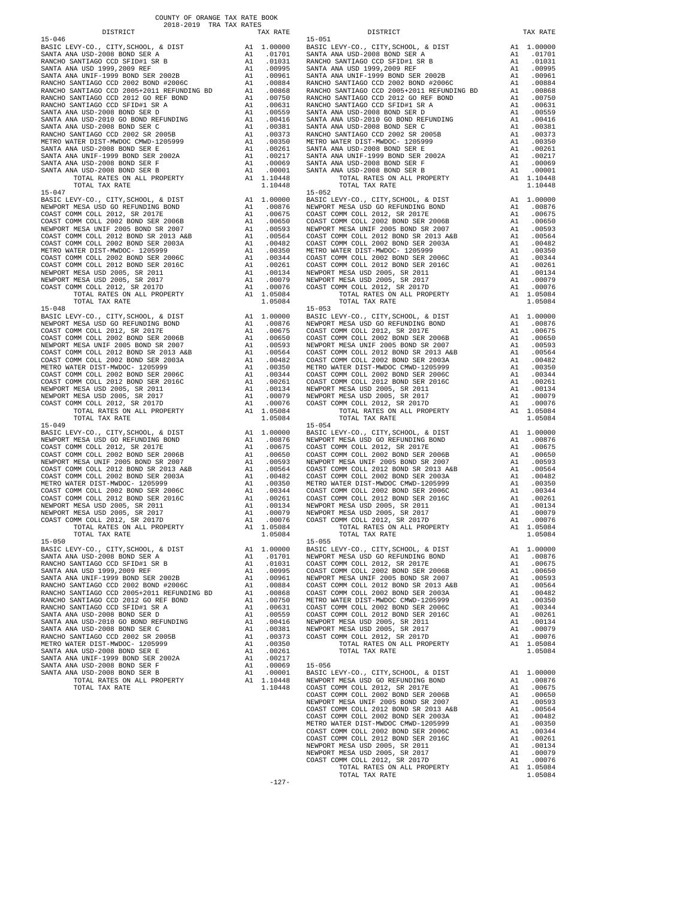COUNTY OF ORANGE TAX RATE BOOK
2018-2019 TRA TAX RATES

| DISTRICT | | TAX RATE |
|---|---|---|
| **15-046** | | |
| BASIC LEVY-CO., CITY,SCHOOL, & DIST | A1 | 1.00000 |
| SANTA ANA USD-2008 BOND SER A | A1 | .01701 |
| RANCHO SANTIAGO CCD SFID#1 SR B | A1 | .01031 |
| SANTA ANA USD 1999,2009 REF | A1 | .00995 |
| SANTA ANA UNIF-1999 BOND SER 2002B | A1 | .00961 |
| RANCHO SANTIAGO CCD 2002 BOND #2006C | A1 | .00884 |
| RANCHO SANTIAGO CCD 2005+2011 REFUNDING BD | A1 | .00868 |
| RANCHO SANTIAGO CCD 2012 GO REF BOND | A1 | .00750 |
| RANCHO SANTIAGO CCD SFID#1 SR A | A1 | .00631 |
| SANTA ANA USD-2008 BOND SER D | A1 | .00559 |
| SANTA ANA USD-2010 GO BOND REFUNDING | A1 | .00416 |
| SANTA ANA USD-2008 BOND SER C | A1 | .00381 |
| RANCHO SANTIAGO CCD 2002 SR 2005B | A1 | .00373 |
| METRO WATER DIST-MWDOC CMWD-1205999 | A1 | .00350 |
| SANTA ANA USD-2008 BOND SER E | A1 | .00261 |
| SANTA ANA UNIF-1999 BOND SER 2002A | A1 | .00217 |
| SANTA ANA USD-2008 BOND SER F | A1 | .00069 |
| SANTA ANA USD-2008 BOND SER B | A1 | .00001 |
| TOTAL RATES ON ALL PROPERTY | A1 | 1.10448 |
| TOTAL TAX RATE | | 1.10448 |
| **15-047** | | |
| BASIC LEVY-CO., CITY,SCHOOL, & DIST | A1 | 1.00000 |
| NEWPORT MESA USD GO REFUNDING BOND | A1 | .00876 |
| COAST COMM COLL 2012, SR 2017E | A1 | .00675 |
| COAST COMM COLL 2002 BOND SER 2006B | A1 | .00650 |
| NEWPORT MESA UNIF 2005 BOND SR 2007 | A1 | .00593 |
| COAST COMM COLL 2012 BOND SR 2013 A&B | A1 | .00564 |
| COAST COMM COLL 2002 BOND SER 2003A | A1 | .00482 |
| METRO WATER DIST-MWDOC- 1205999 | A1 | .00350 |
| COAST COMM COLL 2002 BOND SER 2006C | A1 | .00344 |
| COAST COMM COLL 2012 BOND SER 2016C | A1 | .00261 |
| NEWPORT MESA USD 2005, SR 2011 | A1 | .00134 |
| NEWPORT MESA USD 2005, SR 2017 | A1 | .00079 |
| COAST COMM COLL 2012, SR 2017D | A1 | .00076 |
| TOTAL RATES ON ALL PROPERTY | A1 | 1.05084 |
| TOTAL TAX RATE | | 1.05084 |
| **15-048** | | |
| BASIC LEVY-CO., CITY,SCHOOL, & DIST | A1 | 1.00000 |
| NEWPORT MESA USD GO REFUNDING BOND | A1 | .00876 |
| COAST COMM COLL 2012, SR 2017E | A1 | .00675 |
| COAST COMM COLL 2002 BOND SER 2006B | A1 | .00650 |
| NEWPORT MESA UNIF 2005 BOND SR 2007 | A1 | .00593 |
| COAST COMM COLL 2012 BOND SR 2013 A&B | A1 | .00564 |
| COAST COMM COLL 2002 BOND SER 2003A | A1 | .00482 |
| METRO WATER DIST-MWDOC- 1205999 | A1 | .00350 |
| COAST COMM COLL 2002 BOND SER 2006C | A1 | .00344 |
| COAST COMM COLL 2012 BOND SER 2016C | A1 | .00261 |
| NEWPORT MESA USD 2005, SR 2011 | A1 | .00134 |
| NEWPORT MESA USD 2005, SR 2017 | A1 | .00079 |
| COAST COMM COLL 2012, SR 2017D | A1 | .00076 |
| TOTAL RATES ON ALL PROPERTY | A1 | 1.05084 |
| TOTAL TAX RATE | | 1.05084 |
| **15-049** | | |
| BASIC LEVY-CO., CITY,SCHOOL, & DIST | A1 | 1.00000 |
| NEWPORT MESA USD GO REFUNDING BOND | A1 | .00876 |
| COAST COMM COLL 2012, SR 2017E | A1 | .00675 |
| COAST COMM COLL 2002 BOND SER 2006B | A1 | .00650 |
| NEWPORT MESA UNIF 2005 BOND SR 2007 | A1 | .00593 |
| COAST COMM COLL 2012 BOND SR 2013 A&B | A1 | .00564 |
| COAST COMM COLL 2002 BOND SER 2003A | A1 | .00482 |
| METRO WATER DIST-MWDOC- 1205999 | A1 | .00350 |
| COAST COMM COLL 2002 BOND SER 2006C | A1 | .00344 |
| COAST COMM COLL 2012 BOND SER 2016C | A1 | .00261 |
| NEWPORT MESA USD 2005, SR 2011 | A1 | .00134 |
| NEWPORT MESA USD 2005, SR 2017 | A1 | .00079 |
| COAST COMM COLL 2012, SR 2017D | A1 | .00076 |
| TOTAL RATES ON ALL PROPERTY | A1 | 1.05084 |
| TOTAL TAX RATE | | 1.05084 |
| **15-050** | | |
| BASIC LEVY-CO., CITY,SCHOOL, & DIST | A1 | 1.00000 |
| SANTA ANA USD-2008 BOND SER A | A1 | .01701 |
| RANCHO SANTIAGO CCD SFID#1 SR B | A1 | .01031 |
| SANTA ANA USD 1999,2009 REF | A1 | .00995 |
| SANTA ANA UNIF-1999 BOND SER 2002B | A1 | .00961 |
| RANCHO SANTIAGO CCD 2002 BOND #2006C | A1 | .00884 |
| RANCHO SANTIAGO CCD 2005+2011 REFUNDING BD | A1 | .00868 |
| RANCHO SANTIAGO CCD 2012 GO REF BOND | A1 | .00750 |
| RANCHO SANTIAGO CCD SFID#1 SR A | A1 | .00631 |
| SANTA ANA USD-2008 BOND SER D | A1 | .00559 |
| SANTA ANA USD-2010 GO BOND REFUNDING | A1 | .00416 |
| SANTA ANA USD-2008 BOND SER C | A1 | .00381 |
| RANCHO SANTIAGO CCD 2002 SR 2005B | A1 | .00373 |
| METRO WATER DIST-MWDOC- 1205999 | A1 | .00350 |
| SANTA ANA USD-2008 BOND SER E | A1 | .00261 |
| SANTA ANA UNIF-1999 BOND SER 2002A | A1 | .00217 |
| SANTA ANA USD-2008 BOND SER F | A1 | .00069 |
| SANTA ANA USD-2008 BOND SER B | A1 | .00001 |
| TOTAL RATES ON ALL PROPERTY | A1 | 1.10448 |
| TOTAL TAX RATE | | 1.10448 |
| **15-051** | | |
| BASIC LEVY-CO., CITY,SCHOOL, & DIST | A1 | 1.00000 |
| SANTA ANA USD-2008 BOND SER A | A1 | .01701 |
| RANCHO SANTIAGO CCD SFID#1 SR B | A1 | .01031 |
| SANTA ANA USD 1999,2009 REF | A1 | .00995 |
| SANTA ANA UNIF-1999 BOND SER 2002B | A1 | .00961 |
| RANCHO SANTIAGO CCD 2002 BOND #2006C | A1 | .00884 |
| RANCHO SANTIAGO CCD 2005+2011 REFUNDING BD | A1 | .00868 |
| RANCHO SANTIAGO CCD 2012 GO REF BOND | A1 | .00750 |
| RANCHO SANTIAGO CCD SFID#1 SR A | A1 | .00631 |
| SANTA ANA USD-2008 BOND SER D | A1 | .00559 |
| SANTA ANA USD-2010 GO BOND REFUNDING | A1 | .00416 |
| SANTA ANA USD-2008 BOND SER C | A1 | .00381 |
| RANCHO SANTIAGO CCD 2002 SR 2005B | A1 | .00373 |
| METRO WATER DIST-MWDOC- 1205999 | A1 | .00350 |
| SANTA ANA USD-2008 BOND SER E | A1 | .00261 |
| SANTA ANA UNIF-1999 BOND SER 2002A | A1 | .00217 |
| SANTA ANA USD-2008 BOND SER F | A1 | .00069 |
| SANTA ANA USD-2008 BOND SER B | A1 | .00001 |
| TOTAL RATES ON ALL PROPERTY | A1 | 1.10448 |
| TOTAL TAX RATE | | 1.10448 |
| **15-052** | | |
| BASIC LEVY-CO., CITY,SCHOOL, & DIST | A1 | 1.00000 |
| NEWPORT MESA USD GO REFUNDING BOND | A1 | .00876 |
| COAST COMM COLL 2012, SR 2017E | A1 | .00675 |
| COAST COMM COLL 2002 BOND SER 2006B | A1 | .00650 |
| NEWPORT MESA UNIF 2005 BOND SR 2007 | A1 | .00593 |
| COAST COMM COLL 2012 BOND SR 2013 A&B | A1 | .00564 |
| COAST COMM COLL 2002 BOND SER 2003A | A1 | .00482 |
| METRO WATER DIST-MWDOC- 1205999 | A1 | .00350 |
| COAST COMM COLL 2002 BOND SER 2006C | A1 | .00344 |
| COAST COMM COLL 2012 BOND SER 2016C | A1 | .00261 |
| NEWPORT MESA USD 2005, SR 2011 | A1 | .00134 |
| NEWPORT MESA USD 2005, SR 2017 | A1 | .00079 |
| COAST COMM COLL 2012, SR 2017D | A1 | .00076 |
| TOTAL RATES ON ALL PROPERTY | A1 | 1.05084 |
| TOTAL TAX RATE | | 1.05084 |
| **15-053** | | |
| BASIC LEVY-CO., CITY,SCHOOL, & DIST | A1 | 1.00000 |
| NEWPORT MESA USD GO REFUNDING BOND | A1 | .00876 |
| COAST COMM COLL 2012, SR 2017E | A1 | .00675 |
| COAST COMM COLL 2002 BOND SER 2006B | A1 | .00650 |
| NEWPORT MESA UNIF 2005 BOND SR 2007 | A1 | .00593 |
| COAST COMM COLL 2012 BOND SR 2013 A&B | A1 | .00564 |
| COAST COMM COLL 2002 BOND SER 2003A | A1 | .00482 |
| METRO WATER DIST-MWDOC CMWD-1205999 | A1 | .00350 |
| COAST COMM COLL 2002 BOND SER 2006C | A1 | .00344 |
| COAST COMM COLL 2012 BOND SER 2016C | A1 | .00261 |
| NEWPORT MESA USD 2005, SR 2011 | A1 | .00134 |
| NEWPORT MESA USD 2005, SR 2017 | A1 | .00079 |
| COAST COMM COLL 2012, SR 2017D | A1 | .00076 |
| TOTAL RATES ON ALL PROPERTY | A1 | 1.05084 |
| TOTAL TAX RATE | | 1.05084 |
| **15-054** | | |
| BASIC LEVY-CO., CITY,SCHOOL, & DIST | A1 | 1.00000 |
| NEWPORT MESA USD GO REFUNDING BOND | A1 | .00876 |
| COAST COMM COLL 2012, SR 2017E | A1 | .00675 |
| COAST COMM COLL 2002 BOND SER 2006B | A1 | .00650 |
| NEWPORT MESA UNIF 2005 BOND SR 2007 | A1 | .00593 |
| COAST COMM COLL 2012 BOND SR 2013 A&B | A1 | .00564 |
| COAST COMM COLL 2002 BOND SER 2003A | A1 | .00482 |
| METRO WATER DIST-MWDOC CMWD-1205999 | A1 | .00350 |
| COAST COMM COLL 2002 BOND SER 2006C | A1 | .00344 |
| COAST COMM COLL 2012 BOND SER 2016C | A1 | .00261 |
| NEWPORT MESA USD 2005, SR 2011 | A1 | .00134 |
| NEWPORT MESA USD 2005, SR 2017 | A1 | .00079 |
| COAST COMM COLL 2012, SR 2017D | A1 | .00076 |
| TOTAL RATES ON ALL PROPERTY | A1 | 1.05084 |
| TOTAL TAX RATE | | 1.05084 |
| **15-055** | | |
| BASIC LEVY-CO., CITY,SCHOOL, & DIST | A1 | 1.00000 |
| NEWPORT MESA USD GO REFUNDING BOND | A1 | .00876 |
| COAST COMM COLL 2012, SR 2017E | A1 | .00675 |
| COAST COMM COLL 2002 BOND SER 2006B | A1 | .00650 |
| NEWPORT MESA UNIF 2005 BOND SR 2007 | A1 | .00593 |
| COAST COMM COLL 2012 BOND SR 2013 A&B | A1 | .00564 |
| COAST COMM COLL 2002 BOND SER 2003A | A1 | .00482 |
| METRO WATER DIST-MWDOC CMWD-1205999 | A1 | .00350 |
| COAST COMM COLL 2002 BOND SER 2006C | A1 | .00344 |
| COAST COMM COLL 2012 BOND SER 2016C | A1 | .00261 |
| NEWPORT MESA USD 2005, SR 2011 | A1 | .00134 |
| NEWPORT MESA USD 2005, SR 2017 | A1 | .00079 |
| COAST COMM COLL 2012, SR 2017D | A1 | .00076 |
| TOTAL RATES ON ALL PROPERTY | A1 | 1.05084 |
| TOTAL TAX RATE | | 1.05084 |
| **15-056** | | |
| BASIC LEVY-CO., CITY,SCHOOL, & DIST | A1 | 1.00000 |
| NEWPORT MESA USD GO REFUNDING BOND | A1 | .00876 |
| COAST COMM COLL 2012, SR 2017E | A1 | .00675 |
| COAST COMM COLL 2002 BOND SER 2006B | A1 | .00650 |
| NEWPORT MESA UNIF 2005 BOND SR 2007 | A1 | .00593 |
| COAST COMM COLL 2012 BOND SR 2013 A&B | A1 | .00564 |
| COAST COMM COLL 2002 BOND SER 2003A | A1 | .00482 |
| METRO WATER DIST-MWDOC CMWD-1205999 | A1 | .00350 |
| COAST COMM COLL 2002 BOND SER 2006C | A1 | .00344 |
| COAST COMM COLL 2012 BOND SER 2016C | A1 | .00261 |
| NEWPORT MESA USD 2005, SR 2011 | A1 | .00134 |
| NEWPORT MESA USD 2005, SR 2017 | A1 | .00079 |
| COAST COMM COLL 2012, SR 2017D | A1 | .00076 |
| TOTAL RATES ON ALL PROPERTY | A1 | 1.05084 |
| TOTAL TAX RATE | | 1.05084 |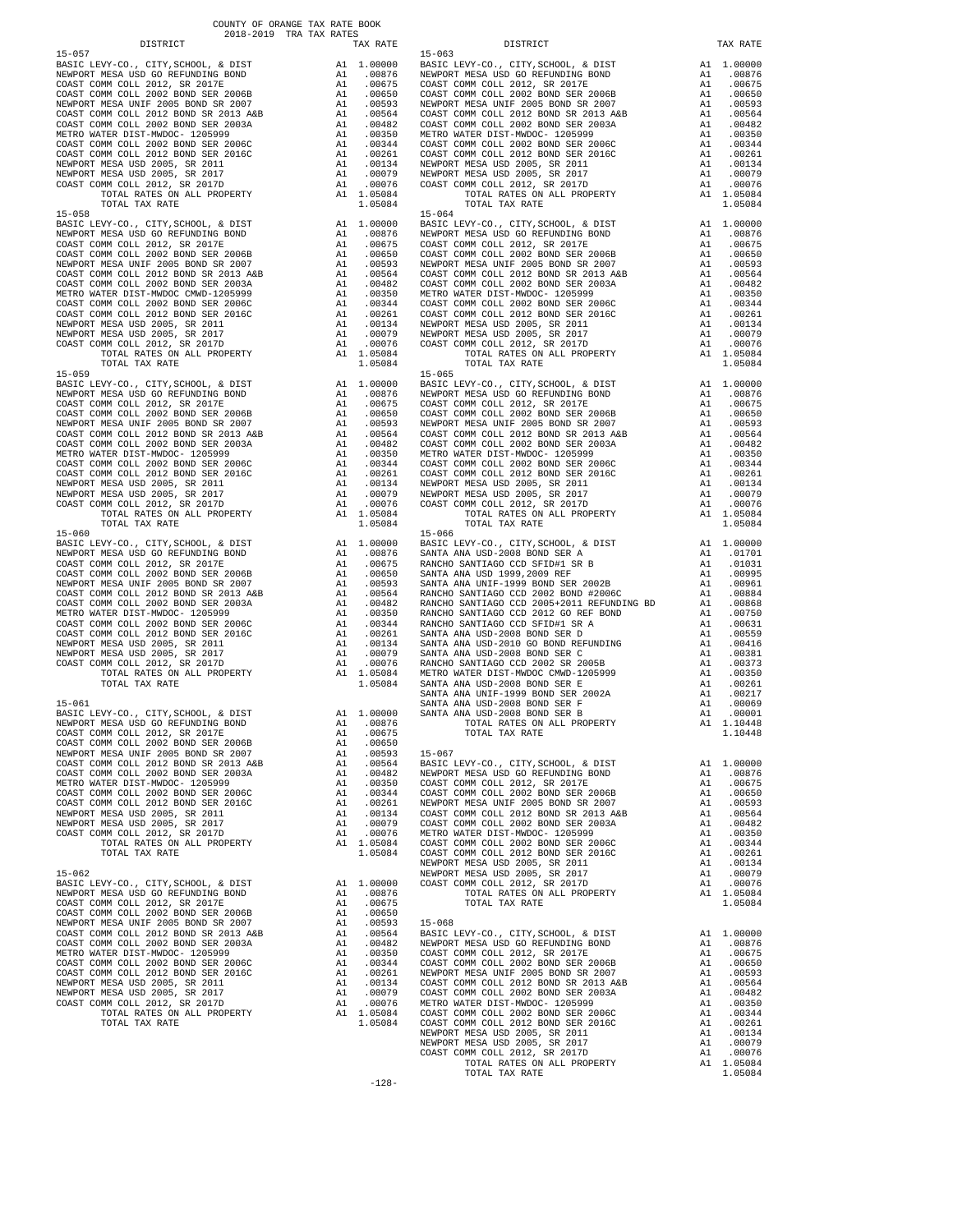COUNTY OF ORANGE TAX RATE BOOK
2018-2019 TRA TAX RATES

| DISTRICT | | TAX RATE |
|---|---|---|
| **15-057** | | |
| BASIC LEVY-CO., CITY,SCHOOL, & DIST | A1 | 1.00000 |
| NEWPORT MESA USD GO REFUNDING BOND | A1 | .00876 |
| COAST COMM COLL 2012, SR 2017E | A1 | .00675 |
| COAST COMM COLL 2002 BOND SER 2006B | A1 | .00650 |
| NEWPORT MESA UNIF 2005 BOND SR 2007 | A1 | .00593 |
| COAST COMM COLL 2012 BOND SR 2013 A&B | A1 | .00564 |
| COAST COMM COLL 2002 BOND SER 2003A | A1 | .00482 |
| METRO WATER DIST-MWDOC- 1205999 | A1 | .00350 |
| COAST COMM COLL 2002 BOND SER 2006C | A1 | .00344 |
| COAST COMM COLL 2012 BOND SER 2016C | A1 | .00261 |
| NEWPORT MESA USD 2005, SR 2011 | A1 | .00134 |
| NEWPORT MESA USD 2005, SR 2017 | A1 | .00079 |
| COAST COMM COLL 2012, SR 2017D | A1 | .00076 |
| TOTAL RATES ON ALL PROPERTY | A1 | 1.05084 |
| TOTAL TAX RATE | | 1.05084 |
| **15-058** | | |
| BASIC LEVY-CO., CITY,SCHOOL, & DIST | A1 | 1.00000 |
| NEWPORT MESA USD GO REFUNDING BOND | A1 | .00876 |
| COAST COMM COLL 2012, SR 2017E | A1 | .00675 |
| COAST COMM COLL 2002 BOND SER 2006B | A1 | .00650 |
| NEWPORT MESA UNIF 2005 BOND SR 2007 | A1 | .00593 |
| COAST COMM COLL 2012 BOND SR 2013 A&B | A1 | .00564 |
| COAST COMM COLL 2002 BOND SER 2003A | A1 | .00482 |
| METRO WATER DIST-MWDOC CMWD-1205999 | A1 | .00350 |
| COAST COMM COLL 2002 BOND SER 2006C | A1 | .00344 |
| COAST COMM COLL 2012 BOND SER 2016C | A1 | .00261 |
| NEWPORT MESA USD 2005, SR 2011 | A1 | .00134 |
| NEWPORT MESA USD 2005, SR 2017 | A1 | .00079 |
| COAST COMM COLL 2012, SR 2017D | A1 | .00076 |
| TOTAL RATES ON ALL PROPERTY | A1 | 1.05084 |
| TOTAL TAX RATE | | 1.05084 |
| **15-059** | | |
| BASIC LEVY-CO., CITY,SCHOOL, & DIST | A1 | 1.00000 |
| NEWPORT MESA USD GO REFUNDING BOND | A1 | .00876 |
| COAST COMM COLL 2012, SR 2017E | A1 | .00675 |
| COAST COMM COLL 2002 BOND SER 2006B | A1 | .00650 |
| NEWPORT MESA UNIF 2005 BOND SR 2007 | A1 | .00593 |
| COAST COMM COLL 2012 BOND SR 2013 A&B | A1 | .00564 |
| COAST COMM COLL 2002 BOND SER 2003A | A1 | .00482 |
| METRO WATER DIST-MWDOC- 1205999 | A1 | .00350 |
| COAST COMM COLL 2002 BOND SER 2006C | A1 | .00344 |
| COAST COMM COLL 2012 BOND SER 2016C | A1 | .00261 |
| NEWPORT MESA USD 2005, SR 2011 | A1 | .00134 |
| NEWPORT MESA USD 2005, SR 2017 | A1 | .00079 |
| COAST COMM COLL 2012, SR 2017D | A1 | .00076 |
| TOTAL RATES ON ALL PROPERTY | A1 | 1.05084 |
| TOTAL TAX RATE | | 1.05084 |
| **15-060** | | |
| BASIC LEVY-CO., CITY,SCHOOL, & DIST | A1 | 1.00000 |
| NEWPORT MESA USD GO REFUNDING BOND | A1 | .00876 |
| COAST COMM COLL 2012, SR 2017E | A1 | .00675 |
| COAST COMM COLL 2002 BOND SER 2006B | A1 | .00650 |
| NEWPORT MESA UNIF 2005 BOND SR 2007 | A1 | .00593 |
| COAST COMM COLL 2012 BOND SR 2013 A&B | A1 | .00564 |
| COAST COMM COLL 2002 BOND SER 2003A | A1 | .00482 |
| METRO WATER DIST-MWDOC- 1205999 | A1 | .00350 |
| COAST COMM COLL 2002 BOND SER 2006C | A1 | .00344 |
| COAST COMM COLL 2012 BOND SER 2016C | A1 | .00261 |
| NEWPORT MESA USD 2005, SR 2011 | A1 | .00134 |
| NEWPORT MESA USD 2005, SR 2017 | A1 | .00079 |
| COAST COMM COLL 2012, SR 2017D | A1 | .00076 |
| TOTAL RATES ON ALL PROPERTY | A1 | 1.05084 |
| TOTAL TAX RATE | | 1.05084 |
| **15-061** | | |
| BASIC LEVY-CO., CITY,SCHOOL, & DIST | A1 | 1.00000 |
| NEWPORT MESA USD GO REFUNDING BOND | A1 | .00876 |
| COAST COMM COLL 2012, SR 2017E | A1 | .00675 |
| COAST COMM COLL 2002 BOND SER 2006B | A1 | .00650 |
| NEWPORT MESA UNIF 2005 BOND SR 2007 | A1 | .00593 |
| COAST COMM COLL 2012 BOND SR 2013 A&B | A1 | .00564 |
| COAST COMM COLL 2002 BOND SER 2003A | A1 | .00482 |
| METRO WATER DIST-MWDOC- 1205999 | A1 | .00350 |
| COAST COMM COLL 2002 BOND SER 2006C | A1 | .00344 |
| COAST COMM COLL 2012 BOND SER 2016C | A1 | .00261 |
| NEWPORT MESA USD 2005, SR 2011 | A1 | .00134 |
| NEWPORT MESA USD 2005, SR 2017 | A1 | .00079 |
| COAST COMM COLL 2012, SR 2017D | A1 | .00076 |
| TOTAL RATES ON ALL PROPERTY | A1 | 1.05084 |
| TOTAL TAX RATE | | 1.05084 |
| **15-062** | | |
| BASIC LEVY-CO., CITY,SCHOOL, & DIST | A1 | 1.00000 |
| NEWPORT MESA USD GO REFUNDING BOND | A1 | .00876 |
| COAST COMM COLL 2012, SR 2017E | A1 | .00675 |
| COAST COMM COLL 2002 BOND SER 2006B | A1 | .00650 |
| NEWPORT MESA UNIF 2005 BOND SR 2007 | A1 | .00593 |
| COAST COMM COLL 2012 BOND SR 2013 A&B | A1 | .00564 |
| COAST COMM COLL 2002 BOND SER 2003A | A1 | .00482 |
| METRO WATER DIST-MWDOC- 1205999 | A1 | .00350 |
| COAST COMM COLL 2002 BOND SER 2006C | A1 | .00344 |
| COAST COMM COLL 2012 BOND SER 2016C | A1 | .00261 |
| NEWPORT MESA USD 2005, SR 2011 | A1 | .00134 |
| NEWPORT MESA USD 2005, SR 2017 | A1 | .00079 |
| COAST COMM COLL 2012, SR 2017D | A1 | .00076 |
| TOTAL RATES ON ALL PROPERTY | A1 | 1.05084 |
| TOTAL TAX RATE | | 1.05084 |
| **15-063** | | |
| BASIC LEVY-CO., CITY,SCHOOL, & DIST | A1 | 1.00000 |
| NEWPORT MESA USD GO REFUNDING BOND | A1 | .00876 |
| COAST COMM COLL 2012, SR 2017E | A1 | .00675 |
| COAST COMM COLL 2002 BOND SER 2006B | A1 | .00650 |
| NEWPORT MESA UNIF 2005 BOND SR 2007 | A1 | .00593 |
| COAST COMM COLL 2012 BOND SR 2013 A&B | A1 | .00564 |
| COAST COMM COLL 2002 BOND SER 2003A | A1 | .00482 |
| METRO WATER DIST-MWDOC- 1205999 | A1 | .00350 |
| COAST COMM COLL 2002 BOND SER 2006C | A1 | .00344 |
| COAST COMM COLL 2012 BOND SER 2016C | A1 | .00261 |
| NEWPORT MESA USD 2005, SR 2011 | A1 | .00134 |
| NEWPORT MESA USD 2005, SR 2017 | A1 | .00079 |
| COAST COMM COLL 2012, SR 2017D | A1 | .00076 |
| TOTAL RATES ON ALL PROPERTY | A1 | 1.05084 |
| TOTAL TAX RATE | | 1.05084 |
| **15-064** | | |
| BASIC LEVY-CO., CITY,SCHOOL, & DIST | A1 | 1.00000 |
| NEWPORT MESA USD GO REFUNDING BOND | A1 | .00876 |
| COAST COMM COLL 2012, SR 2017E | A1 | .00675 |
| COAST COMM COLL 2002 BOND SER 2006B | A1 | .00650 |
| NEWPORT MESA UNIF 2005 BOND SR 2007 | A1 | .00593 |
| COAST COMM COLL 2012 BOND SR 2013 A&B | A1 | .00564 |
| COAST COMM COLL 2002 BOND SER 2003A | A1 | .00482 |
| METRO WATER DIST-MWDOC- 1205999 | A1 | .00350 |
| COAST COMM COLL 2002 BOND SER 2006C | A1 | .00344 |
| COAST COMM COLL 2012 BOND SER 2016C | A1 | .00261 |
| NEWPORT MESA USD 2005, SR 2011 | A1 | .00134 |
| NEWPORT MESA USD 2005, SR 2017 | A1 | .00079 |
| COAST COMM COLL 2012, SR 2017D | A1 | .00076 |
| TOTAL RATES ON ALL PROPERTY | A1 | 1.05084 |
| TOTAL TAX RATE | | 1.05084 |
| **15-065** | | |
| BASIC LEVY-CO., CITY,SCHOOL, & DIST | A1 | 1.00000 |
| NEWPORT MESA USD GO REFUNDING BOND | A1 | .00876 |
| COAST COMM COLL 2012, SR 2017E | A1 | .00675 |
| COAST COMM COLL 2002 BOND SER 2006B | A1 | .00650 |
| NEWPORT MESA UNIF 2005 BOND SR 2007 | A1 | .00593 |
| COAST COMM COLL 2012 BOND SR 2013 A&B | A1 | .00564 |
| COAST COMM COLL 2002 BOND SER 2003A | A1 | .00482 |
| METRO WATER DIST-MWDOC- 1205999 | A1 | .00350 |
| COAST COMM COLL 2002 BOND SER 2006C | A1 | .00344 |
| COAST COMM COLL 2012 BOND SER 2016C | A1 | .00261 |
| NEWPORT MESA USD 2005, SR 2011 | A1 | .00134 |
| NEWPORT MESA USD 2005, SR 2017 | A1 | .00079 |
| COAST COMM COLL 2012, SR 2017D | A1 | .00076 |
| TOTAL RATES ON ALL PROPERTY | A1 | 1.05084 |
| TOTAL TAX RATE | | 1.05084 |
| **15-066** | | |
| BASIC LEVY-CO., CITY,SCHOOL, & DIST | A1 | 1.00000 |
| SANTA ANA USD-2008 BOND SER A | A1 | .01701 |
| RANCHO SANTIAGO CCD SFID#1 SR B | A1 | .01031 |
| SANTA ANA USD 1999,2009 REF | A1 | .00995 |
| SANTA ANA UNIF-1999 BOND SER 2002B | A1 | .00961 |
| RANCHO SANTIAGO CCD 2002 BOND #2006C | A1 | .00884 |
| RANCHO SANTIAGO CCD 2005+2011 REFUNDING BD | A1 | .00868 |
| RANCHO SANTIAGO CCD 2012 GO REF BOND | A1 | .00750 |
| RANCHO SANTIAGO CCD SFID#1 SR A | A1 | .00631 |
| SANTA ANA USD-2008 BOND SER D | A1 | .00559 |
| SANTA ANA USD-2010 GO BOND REFUNDING | A1 | .00416 |
| SANTA ANA USD-2008 BOND SER C | A1 | .00381 |
| RANCHO SANTIAGO CCD 2002 SER 2005B | A1 | .00373 |
| METRO WATER DIST-MWDOC CMWD-1205999 | A1 | .00350 |
| SANTA ANA USD-2008 BOND SER E | A1 | .00261 |
| SANTA ANA UNIF-1999 BOND SER 2002A | A1 | .00217 |
| SANTA ANA USD-2008 BOND SER F | A1 | .00069 |
| SANTA ANA USD-2008 BOND SER B | A1 | .00001 |
| TOTAL RATES ON ALL PROPERTY | A1 | 1.10448 |
| TOTAL TAX RATE | | 1.10448 |
| **15-067** | | |
| BASIC LEVY-CO., CITY,SCHOOL, & DIST | A1 | 1.00000 |
| NEWPORT MESA USD GO REFUNDING BOND | A1 | .00876 |
| COAST COMM COLL 2012, SR 2017E | A1 | .00675 |
| COAST COMM COLL 2002 BOND SER 2006B | A1 | .00650 |
| NEWPORT MESA UNIF 2005 BOND SR 2007 | A1 | .00593 |
| COAST COMM COLL 2012 BOND SR 2013 A&B | A1 | .00564 |
| COAST COMM COLL 2002 BOND SER 2003A | A1 | .00482 |
| METRO WATER DIST-MWDOC- 1205999 | A1 | .00350 |
| COAST COMM COLL 2002 BOND SER 2006C | A1 | .00344 |
| COAST COMM COLL 2012 BOND SER 2016C | A1 | .00261 |
| NEWPORT MESA USD 2005, SR 2011 | A1 | .00134 |
| NEWPORT MESA USD 2005, SR 2017 | A1 | .00079 |
| COAST COMM COLL 2012, SR 2017D | A1 | .00076 |
| TOTAL RATES ON ALL PROPERTY | A1 | 1.05084 |
| TOTAL TAX RATE | | 1.05084 |
| **15-068** | | |
| BASIC LEVY-CO., CITY,SCHOOL, & DIST | A1 | 1.00000 |
| NEWPORT MESA USD GO REFUNDING BOND | A1 | .00876 |
| COAST COMM COLL 2012, SR 2017E | A1 | .00675 |
| COAST COMM COLL 2002 BOND SER 2006B | A1 | .00650 |
| NEWPORT MESA UNIF 2005 BOND SR 2007 | A1 | .00593 |
| COAST COMM COLL 2012 BOND SR 2013 A&B | A1 | .00564 |
| COAST COMM COLL 2002 BOND SER 2003A | A1 | .00482 |
| METRO WATER DIST-MWDOC- 1205999 | A1 | .00350 |
| COAST COMM COLL 2002 BOND SER 2006C | A1 | .00344 |
| COAST COMM COLL 2012 BOND SER 2016C | A1 | .00261 |
| NEWPORT MESA USD 2005, SR 2011 | A1 | .00134 |
| NEWPORT MESA USD 2005, SR 2017 | A1 | .00079 |
| COAST COMM COLL 2012, SR 2017D | A1 | .00076 |
| TOTAL RATES ON ALL PROPERTY | A1 | 1.05084 |
| TOTAL TAX RATE | | 1.05084 |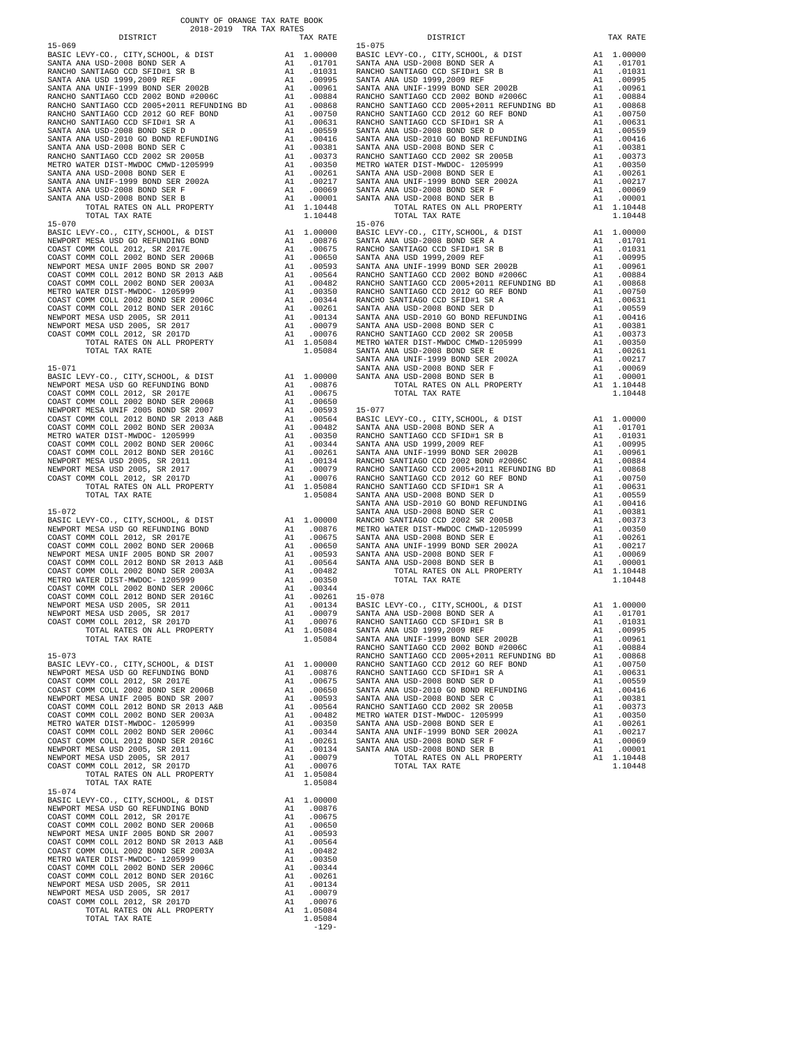COUNTY OF ORANGE TAX RATE BOOK
2018-2019 TRA TAX RATES

| DISTRICT | | TAX RATE |
|---|---|---|
| **15-069** | | |
| BASIC LEVY-CO., CITY,SCHOOL, & DIST | A1 | 1.00000 |
| SANTA ANA USD-2008 BOND SER A | A1 | .01701 |
| RANCHO SANTIAGO CCD SFID#1 SR B | A1 | .01031 |
| SANTA ANA USD 1999,2009 REF | A1 | .00995 |
| SANTA ANA UNIF-1999 BOND SER 2002B | A1 | .00961 |
| RANCHO SANTIAGO CCD 2002 BOND #2006C | A1 | .00884 |
| RANCHO SANTIAGO CCD 2005+2011 REFUNDING BD | A1 | .00868 |
| RANCHO SANTIAGO CCD 2012 GO REF BOND | A1 | .00750 |
| RANCHO SANTIAGO CCD SFID#1 SR A | A1 | .00631 |
| SANTA ANA USD-2008 BOND SER D | A1 | .00559 |
| SANTA ANA USD-2010 GO BOND REFUNDING | A1 | .00416 |
| SANTA ANA USD-2008 BOND SER C | A1 | .00381 |
| RANCHO SANTIAGO CCD 2002 SR 2005B | A1 | .00373 |
| METRO WATER DIST-MWDOC CMWD-1205999 | A1 | .00350 |
| SANTA ANA USD-2008 BOND SER E | A1 | .00261 |
| SANTA ANA UNIF-1999 BOND SER 2002A | A1 | .00217 |
| SANTA ANA USD-2008 BOND SER F | A1 | .00069 |
| SANTA ANA USD-2008 BOND SER B | A1 | .00001 |
| TOTAL RATES ON ALL PROPERTY | A1 | 1.10448 |
| TOTAL TAX RATE | | 1.10448 |
| **15-070** | | |
| BASIC LEVY-CO., CITY,SCHOOL, & DIST | A1 | 1.00000 |
| NEWPORT MESA USD GO REFUNDING BOND | A1 | .00876 |
| COAST COMM COLL 2012, SR 2017E | A1 | .00675 |
| COAST COMM COLL 2002 BOND SER 2006B | A1 | .00650 |
| NEWPORT MESA UNIF 2005 BOND SR 2007 | A1 | .00593 |
| COAST COMM COLL 2012 BOND SR 2013 A&B | A1 | .00564 |
| COAST COMM COLL 2002 BOND SER 2003A | A1 | .00482 |
| METRO WATER DIST-MWDOC- 1205999 | A1 | .00350 |
| COAST COMM COLL 2002 BOND SER 2006C | A1 | .00344 |
| COAST COMM COLL 2012 BOND SER 2016C | A1 | .00261 |
| NEWPORT MESA USD 2005, SR 2011 | A1 | .00134 |
| NEWPORT MESA USD 2005, SR 2017 | A1 | .00079 |
| COAST COMM COLL 2012, SR 2017D | A1 | .00076 |
| TOTAL RATES ON ALL PROPERTY | A1 | 1.05084 |
| TOTAL TAX RATE | | 1.05084 |
| **15-071** | | |
| BASIC LEVY-CO., CITY,SCHOOL, & DIST | A1 | 1.00000 |
| NEWPORT MESA USD GO REFUNDING BOND | A1 | .00876 |
| COAST COMM COLL 2012, SR 2017E | A1 | .00675 |
| COAST COMM COLL 2002 BOND SER 2006B | A1 | .00650 |
| NEWPORT MESA UNIF 2005 BOND SR 2007 | A1 | .00593 |
| COAST COMM COLL 2012 BOND SR 2013 A&B | A1 | .00564 |
| COAST COMM COLL 2002 BOND SER 2003A | A1 | .00482 |
| METRO WATER DIST-MWDOC- 1205999 | A1 | .00350 |
| COAST COMM COLL 2002 BOND SER 2006C | A1 | .00344 |
| COAST COMM COLL 2012 BOND SER 2016C | A1 | .00261 |
| NEWPORT MESA USD 2005, SR 2011 | A1 | .00134 |
| NEWPORT MESA USD 2005, SR 2017 | A1 | .00079 |
| COAST COMM COLL 2012, SR 2017D | A1 | .00076 |
| TOTAL RATES ON ALL PROPERTY | A1 | 1.05084 |
| TOTAL TAX RATE | | 1.05084 |
| **15-072** | | |
| BASIC LEVY-CO., CITY,SCHOOL, & DIST | A1 | 1.00000 |
| NEWPORT MESA USD GO REFUNDING BOND | A1 | .00876 |
| COAST COMM COLL 2012, SR 2017E | A1 | .00675 |
| COAST COMM COLL 2002 BOND SER 2006B | A1 | .00650 |
| NEWPORT MESA UNIF 2005 BOND SR 2007 | A1 | .00593 |
| COAST COMM COLL 2012 BOND SR 2013 A&B | A1 | .00564 |
| COAST COMM COLL 2002 BOND SER 2003A | A1 | .00482 |
| METRO WATER DIST-MWDOC- 1205999 | A1 | .00350 |
| COAST COMM COLL 2002 BOND SER 2006C | A1 | .00344 |
| COAST COMM COLL 2012 BOND SER 2016C | A1 | .00261 |
| NEWPORT MESA USD 2005, SR 2011 | A1 | .00134 |
| NEWPORT MESA USD 2005, SR 2017 | A1 | .00079 |
| COAST COMM COLL 2012, SR 2017D | A1 | .00076 |
| TOTAL RATES ON ALL PROPERTY | A1 | 1.05084 |
| TOTAL TAX RATE | | 1.05084 |
| **15-073** | | |
| BASIC LEVY-CO., CITY,SCHOOL, & DIST | A1 | 1.00000 |
| NEWPORT MESA USD GO REFUNDING BOND | A1 | .00876 |
| COAST COMM COLL 2012, SR 2017E | A1 | .00675 |
| COAST COMM COLL 2002 BOND SER 2006B | A1 | .00650 |
| NEWPORT MESA UNIF 2005 BOND SR 2007 | A1 | .00593 |
| COAST COMM COLL 2012 BOND SR 2013 A&B | A1 | .00564 |
| COAST COMM COLL 2002 BOND SER 2003A | A1 | .00482 |
| METRO WATER DIST-MWDOC- 1205999 | A1 | .00350 |
| COAST COMM COLL 2002 BOND SER 2006C | A1 | .00344 |
| COAST COMM COLL 2012 BOND SER 2016C | A1 | .00261 |
| NEWPORT MESA USD 2005, SR 2011 | A1 | .00134 |
| NEWPORT MESA USD 2005, SR 2017 | A1 | .00079 |
| COAST COMM COLL 2012, SR 2017D | A1 | .00076 |
| TOTAL RATES ON ALL PROPERTY | A1 | 1.05084 |
| TOTAL TAX RATE | | 1.05084 |
| **15-074** | | |
| BASIC LEVY-CO., CITY,SCHOOL, & DIST | A1 | 1.00000 |
| NEWPORT MESA USD GO REFUNDING BOND | A1 | .00876 |
| COAST COMM COLL 2012, SR 2017E | A1 | .00675 |
| COAST COMM COLL 2002 BOND SER 2006B | A1 | .00650 |
| NEWPORT MESA UNIF 2005 BOND SR 2007 | A1 | .00593 |
| COAST COMM COLL 2012 BOND SR 2013 A&B | A1 | .00564 |
| COAST COMM COLL 2002 BOND SER 2003A | A1 | .00482 |
| METRO WATER DIST-MWDOC- 1205999 | A1 | .00350 |
| COAST COMM COLL 2002 BOND SER 2006C | A1 | .00344 |
| COAST COMM COLL 2012 BOND SER 2016C | A1 | .00261 |
| NEWPORT MESA USD 2005, SR 2011 | A1 | .00134 |
| NEWPORT MESA USD 2005, SR 2017 | A1 | .00079 |
| COAST COMM COLL 2012, SR 2017D | A1 | .00076 |
| TOTAL RATES ON ALL PROPERTY | A1 | 1.05084 |
| TOTAL TAX RATE | | 1.05084 |
| **15-075** | | |
| BASIC LEVY-CO., CITY,SCHOOL, & DIST | A1 | 1.00000 |
| SANTA ANA USD-2008 BOND SER A | A1 | .01701 |
| RANCHO SANTIAGO CCD SFID#1 SR B | A1 | .01031 |
| SANTA ANA USD 1999,2009 REF | A1 | .00995 |
| SANTA ANA UNIF-1999 BOND SER 2002B | A1 | .00961 |
| RANCHO SANTIAGO CCD 2002 BOND #2006C | A1 | .00884 |
| RANCHO SANTIAGO CCD 2005+2011 REFUNDING BD | A1 | .00868 |
| RANCHO SANTIAGO CCD 2012 GO REF BOND | A1 | .00750 |
| RANCHO SANTIAGO CCD SFID#1 SR A | A1 | .00631 |
| SANTA ANA USD-2008 BOND SER D | A1 | .00559 |
| SANTA ANA USD-2010 GO BOND REFUNDING | A1 | .00416 |
| SANTA ANA USD-2008 BOND SER C | A1 | .00381 |
| RANCHO SANTIAGO CCD 2002 SR 2005B | A1 | .00373 |
| METRO WATER DIST-MWDOC- 1205999 | A1 | .00350 |
| SANTA ANA USD-2008 BOND SER E | A1 | .00261 |
| SANTA ANA UNIF-1999 BOND SER 2002A | A1 | .00217 |
| SANTA ANA USD-2008 BOND SER F | A1 | .00069 |
| SANTA ANA USD-2008 BOND SER B | A1 | .00001 |
| TOTAL RATES ON ALL PROPERTY | A1 | 1.10448 |
| TOTAL TAX RATE | | 1.10448 |
| **15-076** | | |
| BASIC LEVY-CO., CITY,SCHOOL, & DIST | A1 | 1.00000 |
| SANTA ANA USD-2008 BOND SER A | A1 | .01701 |
| RANCHO SANTIAGO CCD SFID#1 SR B | A1 | .01031 |
| SANTA ANA USD 1999,2009 REF | A1 | .00995 |
| SANTA ANA UNIF-1999 BOND SER 2002B | A1 | .00961 |
| RANCHO SANTIAGO CCD 2002 BOND #2006C | A1 | .00884 |
| RANCHO SANTIAGO CCD 2005+2011 REFUNDING BD | A1 | .00868 |
| RANCHO SANTIAGO CCD 2012 GO REF BOND | A1 | .00750 |
| RANCHO SANTIAGO CCD SFID#1 SR A | A1 | .00631 |
| SANTA ANA USD-2008 BOND SER D | A1 | .00559 |
| SANTA ANA USD-2010 GO BOND REFUNDING | A1 | .00416 |
| SANTA ANA USD-2008 BOND SER C | A1 | .00381 |
| RANCHO SANTIAGO CCD 2002 SR 2005B | A1 | .00373 |
| METRO WATER DIST-MWDOC CMWD-1205999 | A1 | .00350 |
| SANTA ANA USD-2008 BOND SER E | A1 | .00261 |
| SANTA ANA UNIF-1999 BOND SER 2002A | A1 | .00217 |
| SANTA ANA USD-2008 BOND SER F | A1 | .00069 |
| SANTA ANA USD-2008 BOND SER B | A1 | .00001 |
| TOTAL RATES ON ALL PROPERTY | A1 | 1.10448 |
| TOTAL TAX RATE | | 1.10448 |
| **15-077** | | |
| BASIC LEVY-CO., CITY,SCHOOL, & DIST | A1 | 1.00000 |
| SANTA ANA USD-2008 BOND SER A | A1 | .01701 |
| RANCHO SANTIAGO CCD SFID#1 SR B | A1 | .01031 |
| SANTA ANA USD 1999,2009 REF | A1 | .00995 |
| SANTA ANA UNIF-1999 BOND SER 2002B | A1 | .00961 |
| RANCHO SANTIAGO CCD 2002 BOND #2006C | A1 | .00884 |
| RANCHO SANTIAGO CCD 2005+2011 REFUNDING BD | A1 | .00868 |
| RANCHO SANTIAGO CCD 2012 GO REF BOND | A1 | .00750 |
| RANCHO SANTIAGO CCD SFID#1 SR A | A1 | .00631 |
| SANTA ANA USD-2008 BOND SER D | A1 | .00559 |
| SANTA ANA USD-2010 GO BOND REFUNDING | A1 | .00416 |
| SANTA ANA USD-2008 BOND SER C | A1 | .00381 |
| RANCHO SANTIAGO CCD 2002 SR 2005B | A1 | .00373 |
| METRO WATER DIST-MWDOC CMWD-1205999 | A1 | .00350 |
| SANTA ANA USD-2008 BOND SER E | A1 | .00261 |
| SANTA ANA UNIF-1999 BOND SER 2002A | A1 | .00217 |
| SANTA ANA USD-2008 BOND SER F | A1 | .00069 |
| SANTA ANA USD-2008 BOND SER B | A1 | .00001 |
| TOTAL RATES ON ALL PROPERTY | A1 | 1.10448 |
| TOTAL TAX RATE | | 1.10448 |
| **15-078** | | |
| BASIC LEVY-CO., CITY,SCHOOL, & DIST | A1 | 1.00000 |
| SANTA ANA USD-2008 BOND SER A | A1 | .01701 |
| RANCHO SANTIAGO CCD SFID#1 SR B | A1 | .01031 |
| SANTA ANA USD 1999,2009 REF | A1 | .00995 |
| SANTA ANA UNIF-1999 BOND SER 2002B | A1 | .00961 |
| RANCHO SANTIAGO CCD 2002 BOND #2006C | A1 | .00884 |
| RANCHO SANTIAGO CCD 2005+2011 REFUNDING BD | A1 | .00868 |
| RANCHO SANTIAGO CCD 2012 GO REF BOND | A1 | .00750 |
| RANCHO SANTIAGO CCD SFID#1 SR A | A1 | .00631 |
| SANTA ANA USD-2008 BOND SER D | A1 | .00559 |
| SANTA ANA USD-2010 GO BOND REFUNDING | A1 | .00416 |
| SANTA ANA USD-2008 BOND SER C | A1 | .00381 |
| RANCHO SANTIAGO CCD 2002 SR 2005B | A1 | .00373 |
| METRO WATER DIST-MWDOC- 1205999 | A1 | .00350 |
| SANTA ANA USD-2008 BOND SER E | A1 | .00261 |
| SANTA ANA UNIF-1999 BOND SER 2002A | A1 | .00217 |
| SANTA ANA USD-2008 BOND SER F | A1 | .00069 |
| SANTA ANA USD-2008 BOND SER B | A1 | .00001 |
| TOTAL RATES ON ALL PROPERTY | A1 | 1.10448 |
| TOTAL TAX RATE | | 1.10448 |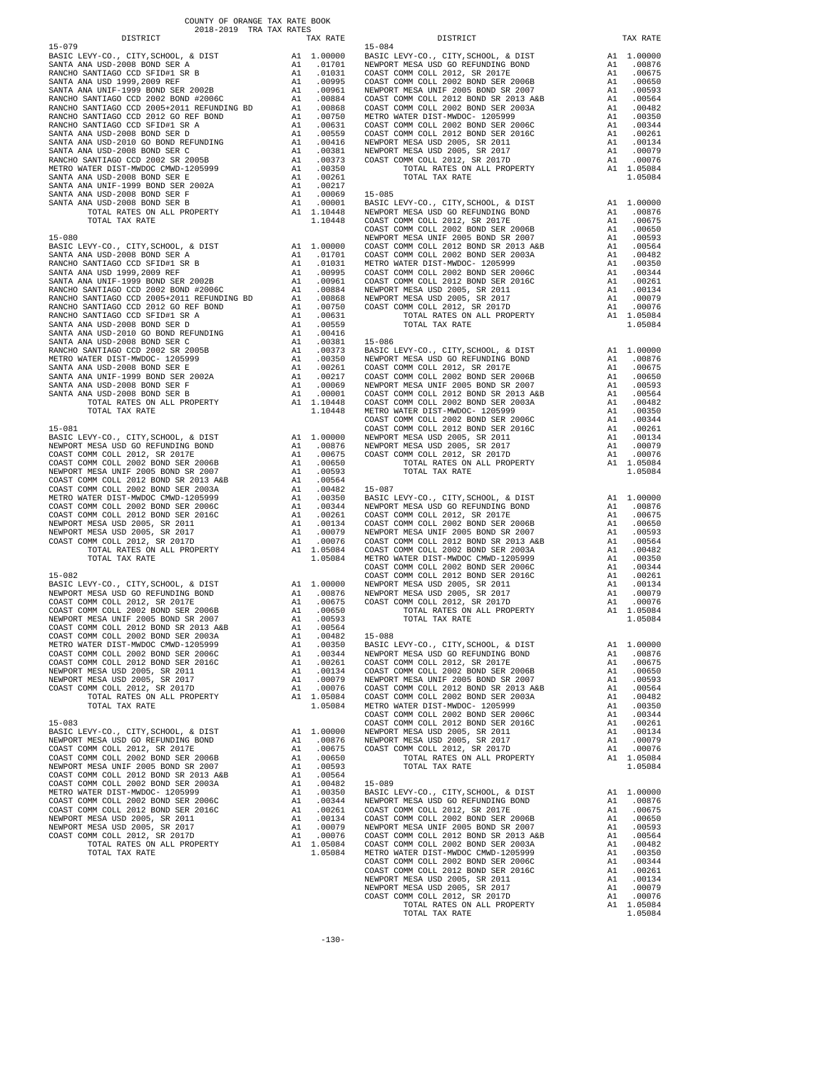COUNTY OF ORANGE TAX RATE BOOK
2018-2019 TRA TAX RATES

**15-079**

| DISTRICT | | TAX RATE |
|---|---|---|
| BASIC LEVY-CO., CITY,SCHOOL, & DIST | A1 | 1.00000 |
| SANTA ANA USD-2008 BOND SER A | A1 | .01701 |
| RANCHO SANTIAGO CCD SFID#1 SR B | A1 | .01031 |
| SANTA ANA USD 1999,2009 REF | A1 | .00995 |
| SANTA ANA UNIF-1999 BOND SER 2002B | A1 | .00961 |
| RANCHO SANTIAGO CCD 2002 BOND #2006C | A1 | .00884 |
| RANCHO SANTIAGO CCD 2005+2011 REFUNDING BD | A1 | .00868 |
| RANCHO SANTIAGO CCD 2012 GO REF BOND | A1 | .00750 |
| RANCHO SANTIAGO CCD SFID#1 SR A | A1 | .00631 |
| SANTA ANA USD-2008 BOND SER D | A1 | .00559 |
| SANTA ANA USD-2010 GO BOND REFUNDING | A1 | .00416 |
| SANTA ANA USD-2008 BOND SER C | A1 | .00381 |
| RANCHO SANTIAGO CCD 2002 SR 2005B | A1 | .00373 |
| METRO WATER DIST-MWDOC CMWD-1205999 | A1 | .00350 |
| SANTA ANA USD-2008 BOND SER E | A1 | .00261 |
| SANTA ANA UNIF-1999 BOND SER 2002A | A1 | .00217 |
| SANTA ANA USD-2008 BOND SER F | A1 | .00069 |
| SANTA ANA USD-2008 BOND SER B | A1 | .00001 |
| TOTAL RATES ON ALL PROPERTY | A1 | 1.10448 |
| TOTAL TAX RATE | | 1.10448 |

**15-080**

| DISTRICT | | TAX RATE |
|---|---|---|
| BASIC LEVY-CO., CITY,SCHOOL, & DIST | A1 | 1.00000 |
| SANTA ANA USD-2008 BOND SER A | A1 | .01701 |
| RANCHO SANTIAGO CCD SFID#1 SR B | A1 | .01031 |
| SANTA ANA USD 1999,2009 REF | A1 | .00995 |
| SANTA ANA UNIF-1999 BOND SER 2002B | A1 | .00961 |
| RANCHO SANTIAGO CCD 2002 BOND #2006C | A1 | .00884 |
| RANCHO SANTIAGO CCD 2005+2011 REFUNDING BD | A1 | .00868 |
| RANCHO SANTIAGO CCD 2012 GO REF BOND | A1 | .00750 |
| RANCHO SANTIAGO CCD SFID#1 SR A | A1 | .00631 |
| SANTA ANA USD-2008 BOND SER D | A1 | .00559 |
| SANTA ANA USD-2010 GO BOND REFUNDING | A1 | .00416 |
| SANTA ANA USD-2008 BOND SER C | A1 | .00381 |
| RANCHO SANTIAGO CCD 2002 SR 2005B | A1 | .00373 |
| METRO WATER DIST-MWDOC- 1205999 | A1 | .00350 |
| SANTA ANA USD-2008 BOND SER E | A1 | .00261 |
| SANTA ANA UNIF-1999 BOND SER 2002A | A1 | .00217 |
| SANTA ANA USD-2008 BOND SER F | A1 | .00069 |
| SANTA ANA USD-2008 BOND SER B | A1 | .00001 |
| TOTAL RATES ON ALL PROPERTY | A1 | 1.10448 |
| TOTAL TAX RATE | | 1.10448 |

**15-081**

| DISTRICT | | TAX RATE |
|---|---|---|
| BASIC LEVY-CO., CITY,SCHOOL, & DIST | A1 | 1.00000 |
| NEWPORT MESA USD GO REFUNDING BOND | A1 | .00876 |
| COAST COMM COLL 2012, SR 2017E | A1 | .00675 |
| COAST COMM COLL 2002 BOND SER 2006B | A1 | .00650 |
| NEWPORT MESA UNIF 2005 BOND SR 2007 | A1 | .00593 |
| COAST COMM COLL 2012 BOND SR 2013 A&B | A1 | .00564 |
| COAST COMM COLL 2002 BOND SER 2003A | A1 | .00482 |
| METRO WATER DIST-MWDOC CMWD-1205999 | A1 | .00350 |
| COAST COMM COLL 2002 BOND SER 2006C | A1 | .00344 |
| COAST COMM COLL 2012 BOND SER 2016C | A1 | .00261 |
| NEWPORT MESA USD 2005, SR 2011 | A1 | .00134 |
| NEWPORT MESA USD 2005, SR 2017 | A1 | .00079 |
| COAST COMM COLL 2012, SR 2017D | A1 | .00076 |
| TOTAL RATES ON ALL PROPERTY | A1 | 1.05084 |
| TOTAL TAX RATE | | 1.05084 |

**15-082**

| DISTRICT | | TAX RATE |
|---|---|---|
| BASIC LEVY-CO., CITY,SCHOOL, & DIST | A1 | 1.00000 |
| NEWPORT MESA USD GO REFUNDING BOND | A1 | .00876 |
| COAST COMM COLL 2012, SR 2017E | A1 | .00675 |
| COAST COMM COLL 2002 BOND SER 2006B | A1 | .00650 |
| NEWPORT MESA UNIF 2005 BOND SR 2007 | A1 | .00593 |
| COAST COMM COLL 2012 BOND SR 2013 A&B | A1 | .00564 |
| COAST COMM COLL 2002 BOND SER 2003A | A1 | .00482 |
| METRO WATER DIST-MWDOC CMWD-1205999 | A1 | .00350 |
| COAST COMM COLL 2002 BOND SER 2006C | A1 | .00344 |
| COAST COMM COLL 2012 BOND SER 2016C | A1 | .00261 |
| NEWPORT MESA USD 2005, SR 2011 | A1 | .00134 |
| NEWPORT MESA USD 2005, SR 2017 | A1 | .00079 |
| COAST COMM COLL 2012, SR 2017D | A1 | .00076 |
| TOTAL RATES ON ALL PROPERTY | A1 | 1.05084 |
| TOTAL TAX RATE | | 1.05084 |

**15-083**

| DISTRICT | | TAX RATE |
|---|---|---|
| BASIC LEVY-CO., CITY,SCHOOL, & DIST | A1 | 1.00000 |
| NEWPORT MESA USD GO REFUNDING BOND | A1 | .00876 |
| COAST COMM COLL 2012, SR 2017E | A1 | .00675 |
| COAST COMM COLL 2002 BOND SER 2006B | A1 | .00650 |
| NEWPORT MESA UNIF 2005 BOND SR 2007 | A1 | .00593 |
| COAST COMM COLL 2012 BOND SR 2013 A&B | A1 | .00564 |
| COAST COMM COLL 2002 BOND SER 2003A | A1 | .00482 |
| METRO WATER DIST-MWDOC- 1205999 | A1 | .00350 |
| COAST COMM COLL 2002 BOND SER 2006C | A1 | .00344 |
| COAST COMM COLL 2012 BOND SER 2016C | A1 | .00261 |
| NEWPORT MESA USD 2005, SR 2011 | A1 | .00134 |
| NEWPORT MESA USD 2005, SR 2017 | A1 | .00079 |
| COAST COMM COLL 2012, SR 2017D | A1 | .00076 |
| TOTAL RATES ON ALL PROPERTY | A1 | 1.05084 |
| TOTAL TAX RATE | | 1.05084 |

**15-084**

| DISTRICT | | TAX RATE |
|---|---|---|
| BASIC LEVY-CO., CITY,SCHOOL, & DIST | A1 | 1.00000 |
| NEWPORT MESA USD GO REFUNDING BOND | A1 | .00876 |
| COAST COMM COLL 2012, SR 2017E | A1 | .00675 |
| COAST COMM COLL 2002 BOND SER 2006B | A1 | .00650 |
| NEWPORT MESA UNIF 2005 BOND SR 2007 | A1 | .00593 |
| COAST COMM COLL 2012 BOND SR 2013 A&B | A1 | .00564 |
| COAST COMM COLL 2002 BOND SER 2003A | A1 | .00482 |
| METRO WATER DIST-MWDOC- 1205999 | A1 | .00350 |
| COAST COMM COLL 2002 BOND SER 2006C | A1 | .00344 |
| COAST COMM COLL 2012 BOND SER 2016C | A1 | .00261 |
| NEWPORT MESA USD 2005, SR 2011 | A1 | .00134 |
| NEWPORT MESA USD 2005, SR 2017 | A1 | .00079 |
| COAST COMM COLL 2012, SR 2017D | A1 | .00076 |
| TOTAL RATES ON ALL PROPERTY | A1 | 1.05084 |
| TOTAL TAX RATE | | 1.05084 |

**15-085**

| DISTRICT | | TAX RATE |
|---|---|---|
| BASIC LEVY-CO., CITY,SCHOOL, & DIST | A1 | 1.00000 |
| NEWPORT MESA USD GO REFUNDING BOND | A1 | .00876 |
| COAST COMM COLL 2012, SR 2017E | A1 | .00675 |
| COAST COMM COLL 2002 BOND SER 2006B | A1 | .00650 |
| NEWPORT MESA UNIF 2005 BOND SR 2007 | A1 | .00593 |
| COAST COMM COLL 2012 BOND SR 2013 A&B | A1 | .00564 |
| COAST COMM COLL 2002 BOND SER 2003A | A1 | .00482 |
| METRO WATER DIST-MWDOC- 1205999 | A1 | .00350 |
| COAST COMM COLL 2002 BOND SER 2006C | A1 | .00344 |
| COAST COMM COLL 2012 BOND SER 2016C | A1 | .00261 |
| NEWPORT MESA USD 2005, SR 2011 | A1 | .00134 |
| NEWPORT MESA USD 2005, SR 2017 | A1 | .00079 |
| COAST COMM COLL 2012, SR 2017D | A1 | .00076 |
| TOTAL RATES ON ALL PROPERTY | A1 | 1.05084 |
| TOTAL TAX RATE | | 1.05084 |

**15-086**

| DISTRICT | | TAX RATE |
|---|---|---|
| BASIC LEVY-CO., CITY,SCHOOL, & DIST | A1 | 1.00000 |
| NEWPORT MESA USD GO REFUNDING BOND | A1 | .00876 |
| COAST COMM COLL 2012, SR 2017E | A1 | .00675 |
| COAST COMM COLL 2002 BOND SER 2006B | A1 | .00650 |
| NEWPORT MESA UNIF 2005 BOND SR 2007 | A1 | .00593 |
| COAST COMM COLL 2012 BOND SR 2013 A&B | A1 | .00564 |
| COAST COMM COLL 2002 BOND SER 2003A | A1 | .00482 |
| METRO WATER DIST-MWDOC- 1205999 | A1 | .00350 |
| COAST COMM COLL 2002 BOND SER 2006C | A1 | .00344 |
| COAST COMM COLL 2012 BOND SER 2016C | A1 | .00261 |
| NEWPORT MESA USD 2005, SR 2011 | A1 | .00134 |
| NEWPORT MESA USD 2005, SR 2017 | A1 | .00079 |
| COAST COMM COLL 2012, SR 2017D | A1 | .00076 |
| TOTAL RATES ON ALL PROPERTY | A1 | 1.05084 |
| TOTAL TAX RATE | | 1.05084 |

**15-087**

| DISTRICT | | TAX RATE |
|---|---|---|
| BASIC LEVY-CO., CITY,SCHOOL, & DIST | A1 | 1.00000 |
| NEWPORT MESA USD GO REFUNDING BOND | A1 | .00876 |
| COAST COMM COLL 2012, SR 2017E | A1 | .00675 |
| COAST COMM COLL 2002 BOND SER 2006B | A1 | .00650 |
| NEWPORT MESA UNIF 2005 BOND SR 2007 | A1 | .00593 |
| COAST COMM COLL 2012 BOND SR 2013 A&B | A1 | .00564 |
| COAST COMM COLL 2002 BOND SER 2003A | A1 | .00482 |
| METRO WATER DIST-MWDOC CMWD-1205999 | A1 | .00350 |
| COAST COMM COLL 2002 BOND SER 2006C | A1 | .00344 |
| COAST COMM COLL 2012 BOND SER 2016C | A1 | .00261 |
| NEWPORT MESA USD 2005, SR 2011 | A1 | .00134 |
| NEWPORT MESA USD 2005, SR 2017 | A1 | .00079 |
| COAST COMM COLL 2012, SR 2017D | A1 | .00076 |
| TOTAL RATES ON ALL PROPERTY | A1 | 1.05084 |
| TOTAL TAX RATE | | 1.05084 |

**15-088**

| DISTRICT | | TAX RATE |
|---|---|---|
| BASIC LEVY-CO., CITY,SCHOOL, & DIST | A1 | 1.00000 |
| NEWPORT MESA USD GO REFUNDING BOND | A1 | .00876 |
| COAST COMM COLL 2012, SR 2017E | A1 | .00675 |
| COAST COMM COLL 2002 BOND SER 2006B | A1 | .00650 |
| NEWPORT MESA UNIF 2005 BOND SR 2007 | A1 | .00593 |
| COAST COMM COLL 2012 BOND SR 2013 A&B | A1 | .00564 |
| COAST COMM COLL 2002 BOND SER 2003A | A1 | .00482 |
| METRO WATER DIST-MWDOC- 1205999 | A1 | .00350 |
| COAST COMM COLL 2002 BOND SER 2006C | A1 | .00344 |
| COAST COMM COLL 2012 BOND SER 2016C | A1 | .00261 |
| NEWPORT MESA USD 2005, SR 2011 | A1 | .00134 |
| NEWPORT MESA USD 2005, SR 2017 | A1 | .00079 |
| COAST COMM COLL 2012, SR 2017D | A1 | .00076 |
| TOTAL RATES ON ALL PROPERTY | A1 | 1.05084 |
| TOTAL TAX RATE | | 1.05084 |

**15-089**

| DISTRICT | | TAX RATE |
|---|---|---|
| BASIC LEVY-CO., CITY,SCHOOL, & DIST | A1 | 1.00000 |
| NEWPORT MESA USD GO REFUNDING BOND | A1 | .00876 |
| COAST COMM COLL 2012, SR 2017E | A1 | .00675 |
| COAST COMM COLL 2002 BOND SER 2006B | A1 | .00650 |
| NEWPORT MESA UNIF 2005 BOND SR 2007 | A1 | .00593 |
| COAST COMM COLL 2012 BOND SR 2013 A&B | A1 | .00564 |
| COAST COMM COLL 2002 BOND SER 2003A | A1 | .00482 |
| METRO WATER DIST-MWDOC CMWD-1205999 | A1 | .00350 |
| COAST COMM COLL 2002 BOND SER 2006C | A1 | .00344 |
| COAST COMM COLL 2012 BOND SER 2016C | A1 | .00261 |
| NEWPORT MESA USD 2005, SR 2011 | A1 | .00134 |
| NEWPORT MESA USD 2005, SR 2017 | A1 | .00079 |
| COAST COMM COLL 2012, SR 2017D | A1 | .00076 |
| TOTAL RATES ON ALL PROPERTY | A1 | 1.05084 |
| TOTAL TAX RATE | | 1.05084 |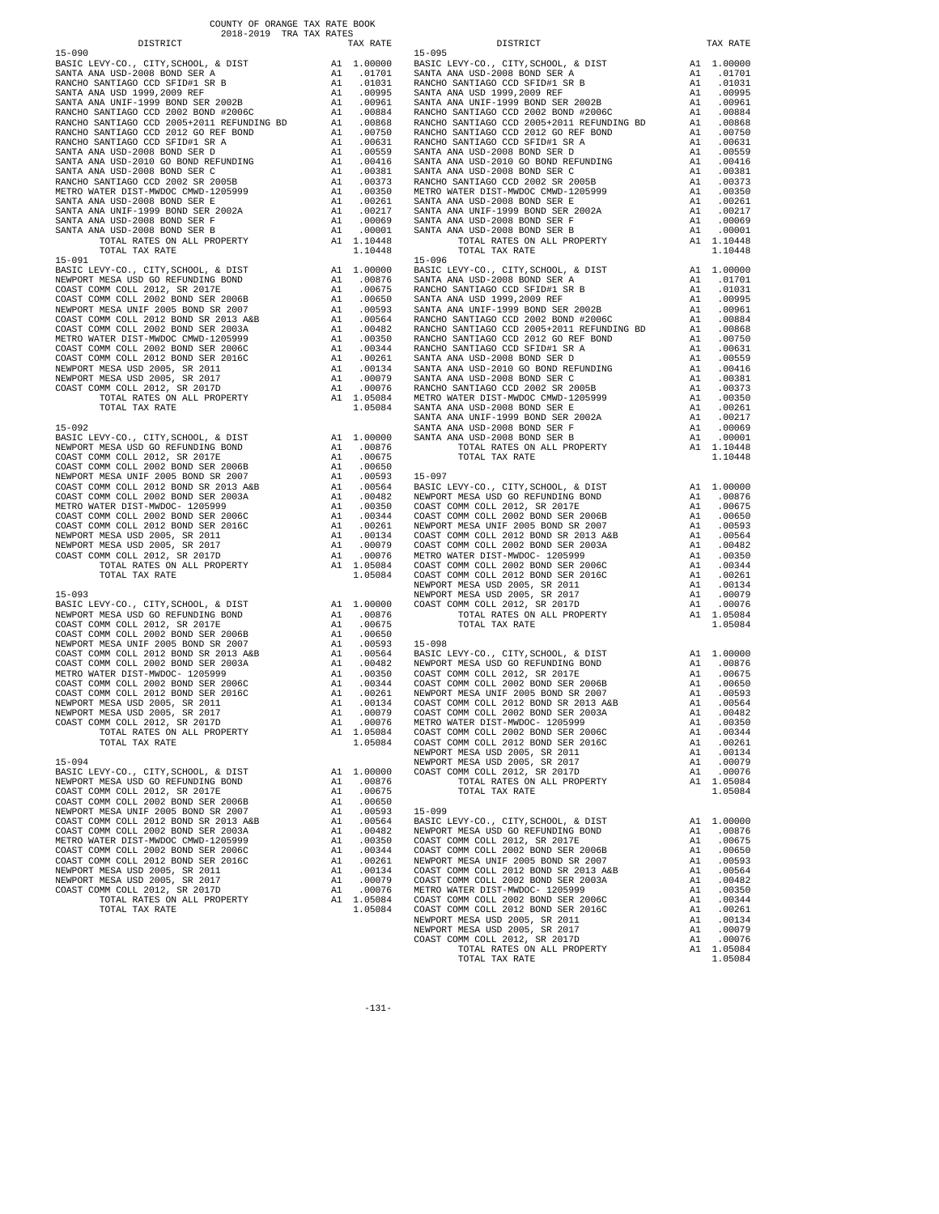COUNTY OF ORANGE TAX RATE BOOK
2018-2019 TRA TAX RATES

| DISTRICT | | TAX RATE |
|---|---|---|
| **15-090** | | |
| BASIC LEVY-CO., CITY,SCHOOL, & DIST | A1 | 1.00000 |
| SANTA ANA USD-2008 BOND SER A | A1 | .01701 |
| RANCHO SANTIAGO CCD SFID#1 SR B | A1 | .01031 |
| SANTA ANA USD 1999,2009 REF | A1 | .00995 |
| SANTA ANA UNIF-1999 BOND SER 2002B | A1 | .00961 |
| RANCHO SANTIAGO CCD 2002 BOND #2006C | A1 | .00884 |
| RANCHO SANTIAGO CCD 2005+2011 REFUNDING BD | A1 | .00868 |
| RANCHO SANTIAGO CCD 2012 GO REF BOND | A1 | .00750 |
| RANCHO SANTIAGO CCD SFID#1 SR A | A1 | .00631 |
| SANTA ANA USD-2008 BOND SER D | A1 | .00559 |
| SANTA ANA USD-2010 GO BOND REFUNDING | A1 | .00416 |
| SANTA ANA USD-2008 BOND SER C | A1 | .00381 |
| RANCHO SANTIAGO CCD 2002 SR 2005B | A1 | .00373 |
| METRO WATER DIST-MWDOC CMWD-1205999 | A1 | .00350 |
| SANTA ANA USD-2008 BOND SER E | A1 | .00261 |
| SANTA ANA UNIF-1999 BOND SER 2002A | A1 | .00217 |
| SANTA ANA USD-2008 BOND SER F | A1 | .00069 |
| SANTA ANA USD-2008 BOND SER B | A1 | .00001 |
| TOTAL RATES ON ALL PROPERTY | A1 | 1.10448 |
| TOTAL TAX RATE | | 1.10448 |
| **15-091** | | |
| BASIC LEVY-CO., CITY,SCHOOL, & DIST | A1 | 1.00000 |
| NEWPORT MESA USD GO REFUNDING BOND | A1 | .00876 |
| COAST COMM COLL 2012, SR 2017E | A1 | .00675 |
| COAST COMM COLL 2002 BOND SER 2006B | A1 | .00650 |
| NEWPORT MESA UNIF 2005 BOND SR 2007 | A1 | .00593 |
| COAST COMM COLL 2012 BOND SR 2013 A&B | A1 | .00564 |
| COAST COMM COLL 2002 BOND SER 2003A | A1 | .00482 |
| METRO WATER DIST-MWDOC CMWD-1205999 | A1 | .00350 |
| COAST COMM COLL 2002 BOND SER 2006C | A1 | .00344 |
| COAST COMM COLL 2012 BOND SER 2016C | A1 | .00261 |
| NEWPORT MESA USD 2005, SR 2011 | A1 | .00134 |
| NEWPORT MESA USD 2005, SR 2017 | A1 | .00079 |
| COAST COMM COLL 2012, SR 2017D | A1 | .00076 |
| TOTAL RATES ON ALL PROPERTY | A1 | 1.05084 |
| TOTAL TAX RATE | | 1.05084 |
| **15-092** | | |
| BASIC LEVY-CO., CITY,SCHOOL, & DIST | A1 | 1.00000 |
| NEWPORT MESA USD GO REFUNDING BOND | A1 | .00876 |
| COAST COMM COLL 2012, SR 2017E | A1 | .00675 |
| COAST COMM COLL 2002 BOND SER 2006B | A1 | .00650 |
| NEWPORT MESA UNIF 2005 BOND SR 2007 | A1 | .00593 |
| COAST COMM COLL 2012 BOND SR 2013 A&B | A1 | .00564 |
| COAST COMM COLL 2002 BOND SER 2003A | A1 | .00482 |
| METRO WATER DIST-MWDOC- 1205999 | A1 | .00350 |
| COAST COMM COLL 2002 BOND SER 2006C | A1 | .00344 |
| COAST COMM COLL 2012 BOND SER 2016C | A1 | .00261 |
| NEWPORT MESA USD 2005, SR 2011 | A1 | .00134 |
| NEWPORT MESA USD 2005, SR 2017 | A1 | .00079 |
| COAST COMM COLL 2012, SR 2017D | A1 | .00076 |
| TOTAL RATES ON ALL PROPERTY | A1 | 1.05084 |
| TOTAL TAX RATE | | 1.05084 |
| **15-093** | | |
| BASIC LEVY-CO., CITY,SCHOOL, & DIST | A1 | 1.00000 |
| NEWPORT MESA USD GO REFUNDING BOND | A1 | .00876 |
| COAST COMM COLL 2012, SR 2017E | A1 | .00675 |
| COAST COMM COLL 2002 BOND SER 2006B | A1 | .00650 |
| NEWPORT MESA UNIF 2005 BOND SR 2007 | A1 | .00593 |
| COAST COMM COLL 2012 BOND SR 2013 A&B | A1 | .00564 |
| COAST COMM COLL 2002 BOND SER 2003A | A1 | .00482 |
| METRO WATER DIST-MWDOC- 1205999 | A1 | .00350 |
| COAST COMM COLL 2002 BOND SER 2006C | A1 | .00344 |
| COAST COMM COLL 2012 BOND SER 2016C | A1 | .00261 |
| NEWPORT MESA USD 2005, SR 2011 | A1 | .00134 |
| NEWPORT MESA USD 2005, SR 2017 | A1 | .00079 |
| COAST COMM COLL 2012, SR 2017D | A1 | .00076 |
| TOTAL RATES ON ALL PROPERTY | A1 | 1.05084 |
| TOTAL TAX RATE | | 1.05084 |
| **15-094** | | |
| BASIC LEVY-CO., CITY,SCHOOL, & DIST | A1 | 1.00000 |
| NEWPORT MESA USD GO REFUNDING BOND | A1 | .00876 |
| COAST COMM COLL 2012, SR 2017E | A1 | .00675 |
| COAST COMM COLL 2002 BOND SER 2006B | A1 | .00650 |
| NEWPORT MESA UNIF 2005 BOND SR 2007 | A1 | .00593 |
| COAST COMM COLL 2012 BOND SR 2013 A&B | A1 | .00564 |
| COAST COMM COLL 2002 BOND SER 2003A | A1 | .00482 |
| METRO WATER DIST-MWDOC CMWD-1205999 | A1 | .00350 |
| COAST COMM COLL 2002 BOND SER 2006C | A1 | .00344 |
| COAST COMM COLL 2012 BOND SER 2016C | A1 | .00261 |
| NEWPORT MESA USD 2005, SR 2011 | A1 | .00134 |
| NEWPORT MESA USD 2005, SR 2017 | A1 | .00079 |
| COAST COMM COLL 2012, SR 2017D | A1 | .00076 |
| TOTAL RATES ON ALL PROPERTY | A1 | 1.05084 |
| TOTAL TAX RATE | | 1.05084 |
| **15-095** | | |
| BASIC LEVY-CO., CITY,SCHOOL, & DIST | A1 | 1.00000 |
| SANTA ANA USD-2008 BOND SER A | A1 | .01701 |
| RANCHO SANTIAGO CCD SFID#1 SR B | A1 | .01031 |
| SANTA ANA USD 1999,2009 REF | A1 | .00995 |
| SANTA ANA UNIF-1999 BOND SER 2002B | A1 | .00961 |
| RANCHO SANTIAGO CCD 2002 BOND #2006C | A1 | .00884 |
| RANCHO SANTIAGO CCD 2005+2011 REFUNDING BD | A1 | .00868 |
| RANCHO SANTIAGO CCD 2012 GO REF BOND | A1 | .00750 |
| RANCHO SANTIAGO CCD SFID#1 SR A | A1 | .00631 |
| SANTA ANA USD-2008 BOND SER D | A1 | .00559 |
| SANTA ANA USD-2010 GO BOND REFUNDING | A1 | .00416 |
| SANTA ANA USD-2008 BOND SER C | A1 | .00381 |
| RANCHO SANTIAGO CCD 2002 SR 2005B | A1 | .00373 |
| METRO WATER DIST-MWDOC CMWD-1205999 | A1 | .00350 |
| SANTA ANA USD-2008 BOND SER E | A1 | .00261 |
| SANTA ANA UNIF-1999 BOND SER 2002A | A1 | .00217 |
| SANTA ANA USD-2008 BOND SER F | A1 | .00069 |
| SANTA ANA USD-2008 BOND SER B | A1 | .00001 |
| TOTAL RATES ON ALL PROPERTY | A1 | 1.10448 |
| TOTAL TAX RATE | | 1.10448 |
| **15-096** | | |
| BASIC LEVY-CO., CITY,SCHOOL, & DIST | A1 | 1.00000 |
| SANTA ANA USD-2008 BOND SER A | A1 | .01701 |
| RANCHO SANTIAGO CCD SFID#1 SR B | A1 | .01031 |
| SANTA ANA USD 1999,2009 REF | A1 | .00995 |
| SANTA ANA UNIF-1999 BOND SER 2002B | A1 | .00961 |
| RANCHO SANTIAGO CCD 2002 BOND #2006C | A1 | .00884 |
| RANCHO SANTIAGO CCD 2005+2011 REFUNDING BD | A1 | .00868 |
| RANCHO SANTIAGO CCD 2012 GO REF BOND | A1 | .00750 |
| RANCHO SANTIAGO CCD SFID#1 SR A | A1 | .00631 |
| SANTA ANA USD-2008 BOND SER D | A1 | .00559 |
| SANTA ANA USD-2010 GO BOND REFUNDING | A1 | .00416 |
| SANTA ANA USD-2008 BOND SER C | A1 | .00381 |
| RANCHO SANTIAGO CCD 2002 SR 2005B | A1 | .00373 |
| METRO WATER DIST-MWDOC CMWD-1205999 | A1 | .00350 |
| SANTA ANA USD-2008 BOND SER E | A1 | .00261 |
| SANTA ANA UNIF-1999 BOND SER 2002A | A1 | .00217 |
| SANTA ANA USD-2008 BOND SER F | A1 | .00069 |
| SANTA ANA USD-2008 BOND SER B | A1 | .00001 |
| TOTAL RATES ON ALL PROPERTY | A1 | 1.10448 |
| TOTAL TAX RATE | | 1.10448 |
| **15-097** | | |
| BASIC LEVY-CO., CITY,SCHOOL, & DIST | A1 | 1.00000 |
| NEWPORT MESA USD GO REFUNDING BOND | A1 | .00876 |
| COAST COMM COLL 2012, SR 2017E | A1 | .00675 |
| COAST COMM COLL 2002 BOND SER 2006B | A1 | .00650 |
| NEWPORT MESA UNIF 2005 BOND SR 2007 | A1 | .00593 |
| COAST COMM COLL 2012 BOND SR 2013 A&B | A1 | .00564 |
| COAST COMM COLL 2002 BOND SER 2003A | A1 | .00482 |
| METRO WATER DIST-MWDOC- 1205999 | A1 | .00350 |
| COAST COMM COLL 2002 BOND SER 2006C | A1 | .00344 |
| COAST COMM COLL 2012 BOND SER 2016C | A1 | .00261 |
| NEWPORT MESA USD 2005, SR 2011 | A1 | .00134 |
| NEWPORT MESA USD 2005, SR 2017 | A1 | .00079 |
| COAST COMM COLL 2012, SR 2017D | A1 | .00076 |
| TOTAL RATES ON ALL PROPERTY | A1 | 1.05084 |
| TOTAL TAX RATE | | 1.05084 |
| **15-098** | | |
| BASIC LEVY-CO., CITY,SCHOOL, & DIST | A1 | 1.00000 |
| NEWPORT MESA USD GO REFUNDING BOND | A1 | .00876 |
| COAST COMM COLL 2012, SR 2017E | A1 | .00675 |
| COAST COMM COLL 2002 BOND SER 2006B | A1 | .00650 |
| NEWPORT MESA UNIF 2005 BOND SR 2007 | A1 | .00593 |
| COAST COMM COLL 2012 BOND SR 2013 A&B | A1 | .00564 |
| COAST COMM COLL 2002 BOND SER 2003A | A1 | .00482 |
| METRO WATER DIST-MWDOC- 1205999 | A1 | .00350 |
| COAST COMM COLL 2002 BOND SER 2006C | A1 | .00344 |
| COAST COMM COLL 2012 BOND SER 2016C | A1 | .00261 |
| NEWPORT MESA USD 2005, SR 2011 | A1 | .00134 |
| NEWPORT MESA USD 2005, SR 2017 | A1 | .00079 |
| COAST COMM COLL 2012, SR 2017D | A1 | .00076 |
| TOTAL RATES ON ALL PROPERTY | A1 | 1.05084 |
| TOTAL TAX RATE | | 1.05084 |
| **15-099** | | |
| BASIC LEVY-CO., CITY,SCHOOL, & DIST | A1 | 1.00000 |
| NEWPORT MESA USD GO REFUNDING BOND | A1 | .00876 |
| COAST COMM COLL 2012, SR 2017E | A1 | .00675 |
| COAST COMM COLL 2002 BOND SER 2006B | A1 | .00650 |
| NEWPORT MESA UNIF 2005 BOND SR 2007 | A1 | .00593 |
| COAST COMM COLL 2012 BOND SR 2013 A&B | A1 | .00564 |
| COAST COMM COLL 2002 BOND SER 2003A | A1 | .00482 |
| METRO WATER DIST-MWDOC- 1205999 | A1 | .00350 |
| COAST COMM COLL 2002 BOND SER 2006C | A1 | .00344 |
| COAST COMM COLL 2012 BOND SER 2016C | A1 | .00261 |
| NEWPORT MESA USD 2005, SR 2011 | A1 | .00134 |
| NEWPORT MESA USD 2005, SR 2017 | A1 | .00079 |
| COAST COMM COLL 2012, SR 2017D | A1 | .00076 |
| TOTAL RATES ON ALL PROPERTY | A1 | 1.05084 |
| TOTAL TAX RATE | | 1.05084 |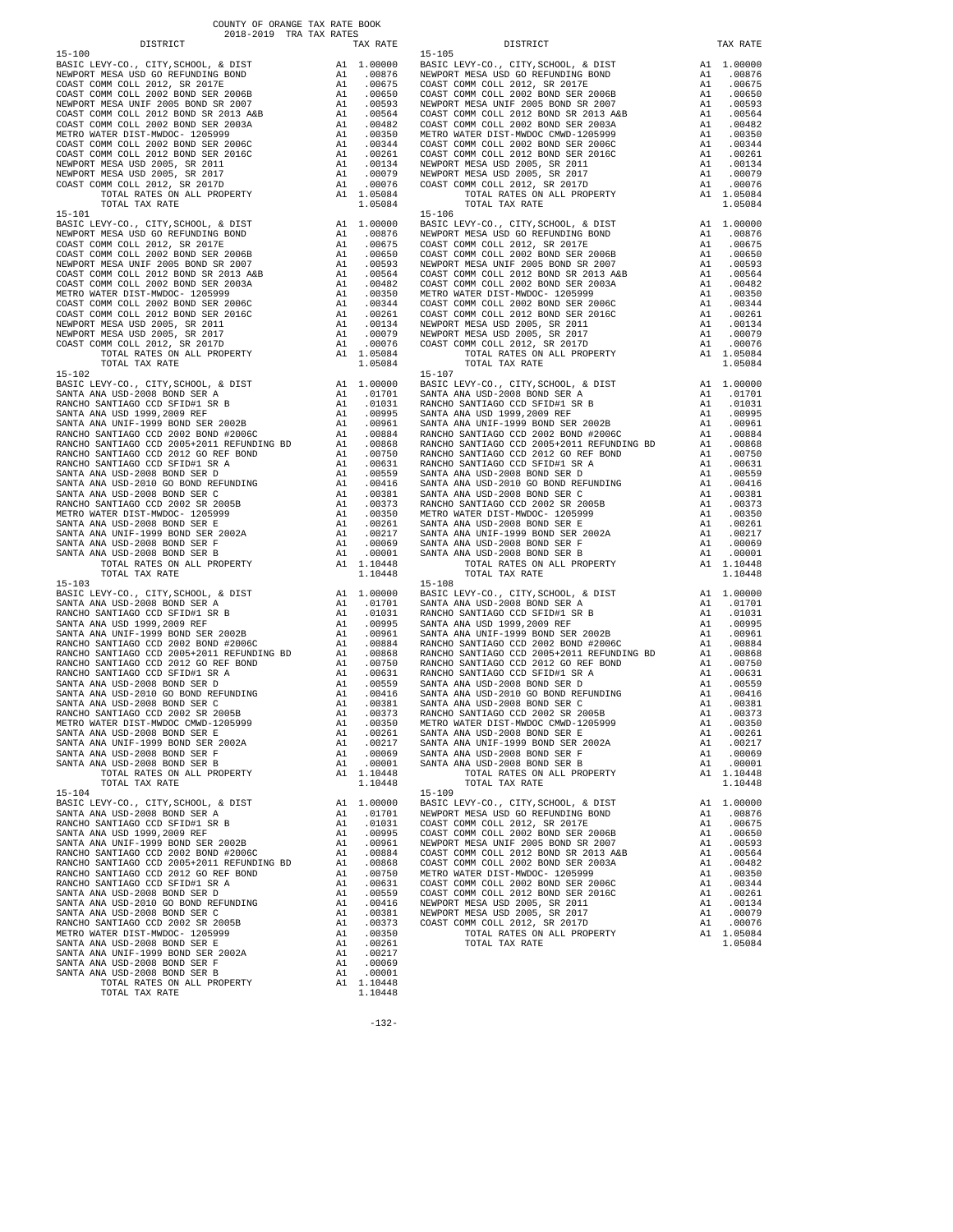COUNTY OF ORANGE TAX RATE BOOK
2018-2019 TRA TAX RATES

| DISTRICT | | TAX RATE |
|---|---|---|
| **15-100** | | |
| BASIC LEVY-CO., CITY,SCHOOL, & DIST | A1 | 1.00000 |
| NEWPORT MESA USD GO REFUNDING BOND | A1 | .00876 |
| COAST COMM COLL 2012, SR 2017E | A1 | .00675 |
| COAST COMM COLL 2002 BOND SER 2006B | A1 | .00650 |
| NEWPORT MESA UNIF 2005 BOND SR 2007 | A1 | .00593 |
| COAST COMM COLL 2012 BOND SR 2013 A&B | A1 | .00564 |
| COAST COMM COLL 2002 BOND SER 2003A | A1 | .00482 |
| METRO WATER DIST-MWDOC- 1205999 | A1 | .00350 |
| COAST COMM COLL 2002 BOND SER 2006C | A1 | .00344 |
| COAST COMM COLL 2012 BOND SER 2016C | A1 | .00261 |
| NEWPORT MESA USD 2005, SR 2011 | A1 | .00134 |
| NEWPORT MESA USD 2005, SR 2017 | A1 | .00079 |
| COAST COMM COLL 2012, SR 2017D | A1 | .00076 |
| TOTAL RATES ON ALL PROPERTY | A1 | 1.05084 |
| TOTAL TAX RATE | | 1.05084 |
| **15-101** | | |
| BASIC LEVY-CO., CITY,SCHOOL, & DIST | A1 | 1.00000 |
| NEWPORT MESA USD GO REFUNDING BOND | A1 | .00876 |
| COAST COMM COLL 2012, SR 2017E | A1 | .00675 |
| COAST COMM COLL 2002 BOND SER 2006B | A1 | .00650 |
| NEWPORT MESA UNIF 2005 BOND SR 2007 | A1 | .00593 |
| COAST COMM COLL 2012 BOND SR 2013 A&B | A1 | .00564 |
| COAST COMM COLL 2002 BOND SER 2003A | A1 | .00482 |
| METRO WATER DIST-MWDOC- 1205999 | A1 | .00350 |
| COAST COMM COLL 2002 BOND SER 2006C | A1 | .00344 |
| COAST COMM COLL 2012 BOND SER 2016C | A1 | .00261 |
| NEWPORT MESA USD 2005, SR 2011 | A1 | .00134 |
| NEWPORT MESA USD 2005, SR 2017 | A1 | .00079 |
| COAST COMM COLL 2012, SR 2017D | A1 | .00076 |
| TOTAL RATES ON ALL PROPERTY | A1 | 1.05084 |
| TOTAL TAX RATE | | 1.05084 |
| **15-102** | | |
| BASIC LEVY-CO., CITY,SCHOOL, & DIST | A1 | 1.00000 |
| SANTA ANA USD-2008 BOND SER A | A1 | .01701 |
| RANCHO SANTIAGO CCD SFID#1 SR B | A1 | .01031 |
| SANTA ANA USD 1999,2009 REF | A1 | .00995 |
| SANTA ANA UNIF-1999 BOND SER 2002B | A1 | .00961 |
| RANCHO SANTIAGO CCD 2002 BOND #2006C | A1 | .00884 |
| RANCHO SANTIAGO CCD 2005+2011 REFUNDING BD | A1 | .00868 |
| RANCHO SANTIAGO CCD 2012 GO REF BOND | A1 | .00750 |
| RANCHO SANTIAGO CCD SFID#1 SR A | A1 | .00631 |
| SANTA ANA USD-2008 BOND SER D | A1 | .00559 |
| SANTA ANA USD-2010 GO BOND REFUNDING | A1 | .00416 |
| SANTA ANA USD-2008 BOND SER C | A1 | .00381 |
| RANCHO SANTIAGO CCD 2002 SR 2005B | A1 | .00373 |
| METRO WATER DIST-MWDOC- 1205999 | A1 | .00350 |
| SANTA ANA USD-2008 BOND SER E | A1 | .00261 |
| SANTA ANA UNIF-1999 BOND SER 2002A | A1 | .00217 |
| SANTA ANA USD-2008 BOND SER F | A1 | .00069 |
| SANTA ANA USD-2008 BOND SER B | A1 | .00001 |
| TOTAL RATES ON ALL PROPERTY | A1 | 1.10448 |
| TOTAL TAX RATE | | 1.10448 |
| **15-103** | | |
| BASIC LEVY-CO., CITY,SCHOOL, & DIST | A1 | 1.00000 |
| SANTA ANA USD-2008 BOND SER A | A1 | .01701 |
| RANCHO SANTIAGO CCD SFID#1 SR B | A1 | .01031 |
| SANTA ANA USD 1999,2009 REF | A1 | .00995 |
| SANTA ANA UNIF-1999 BOND SER 2002B | A1 | .00961 |
| RANCHO SANTIAGO CCD 2002 BOND #2006C | A1 | .00884 |
| RANCHO SANTIAGO CCD 2005+2011 REFUNDING BD | A1 | .00868 |
| RANCHO SANTIAGO CCD 2012 GO REF BOND | A1 | .00750 |
| RANCHO SANTIAGO CCD SFID#1 SR A | A1 | .00631 |
| SANTA ANA USD-2008 BOND SER D | A1 | .00559 |
| SANTA ANA USD-2010 GO BOND REFUNDING | A1 | .00416 |
| SANTA ANA USD-2008 BOND SER C | A1 | .00381 |
| RANCHO SANTIAGO CCD 2002 SR 2005B | A1 | .00373 |
| METRO WATER DIST-MWDOC CMWD-1205999 | A1 | .00350 |
| SANTA ANA USD-2008 BOND SER E | A1 | .00261 |
| SANTA ANA UNIF-1999 BOND SER 2002A | A1 | .00217 |
| SANTA ANA USD-2008 BOND SER F | A1 | .00069 |
| SANTA ANA USD-2008 BOND SER B | A1 | .00001 |
| TOTAL RATES ON ALL PROPERTY | A1 | 1.10448 |
| TOTAL TAX RATE | | 1.10448 |
| **15-104** | | |
| BASIC LEVY-CO., CITY,SCHOOL, & DIST | A1 | 1.00000 |
| SANTA ANA USD-2008 BOND SER A | A1 | .01701 |
| RANCHO SANTIAGO CCD SFID#1 SR B | A1 | .01031 |
| SANTA ANA USD 1999,2009 REF | A1 | .00995 |
| SANTA ANA UNIF-1999 BOND SER 2002B | A1 | .00961 |
| RANCHO SANTIAGO CCD 2002 BOND #2006C | A1 | .00884 |
| RANCHO SANTIAGO CCD 2005+2011 REFUNDING BD | A1 | .00868 |
| RANCHO SANTIAGO CCD 2012 GO REF BOND | A1 | .00750 |
| RANCHO SANTIAGO CCD SFID#1 SR A | A1 | .00631 |
| SANTA ANA USD-2008 BOND SER D | A1 | .00559 |
| SANTA ANA USD-2010 GO BOND REFUNDING | A1 | .00416 |
| SANTA ANA USD-2008 BOND SER C | A1 | .00381 |
| RANCHO SANTIAGO CCD 2002 SR 2005B | A1 | .00373 |
| METRO WATER DIST-MWDOC- 1205999 | A1 | .00350 |
| SANTA ANA USD-2008 BOND SER E | A1 | .00261 |
| SANTA ANA UNIF-1999 BOND SER 2002A | A1 | .00217 |
| SANTA ANA USD-2008 BOND SER F | A1 | .00069 |
| SANTA ANA USD-2008 BOND SER B | A1 | .00001 |
| TOTAL RATES ON ALL PROPERTY | A1 | 1.10448 |
| TOTAL TAX RATE | | 1.10448 |
| **15-105** | | |
| BASIC LEVY-CO., CITY,SCHOOL, & DIST | A1 | 1.00000 |
| NEWPORT MESA USD GO REFUNDING BOND | A1 | .00876 |
| COAST COMM COLL 2012, SR 2017E | A1 | .00675 |
| COAST COMM COLL 2002 BOND SER 2006B | A1 | .00650 |
| NEWPORT MESA UNIF 2005 BOND SR 2007 | A1 | .00593 |
| COAST COMM COLL 2012 BOND SR 2013 A&B | A1 | .00564 |
| COAST COMM COLL 2002 BOND SER 2003A | A1 | .00482 |
| METRO WATER DIST-MWDOC CMWD-1205999 | A1 | .00350 |
| COAST COMM COLL 2002 BOND SER 2006C | A1 | .00344 |
| COAST COMM COLL 2012 BOND SER 2016C | A1 | .00261 |
| NEWPORT MESA USD 2005, SR 2011 | A1 | .00134 |
| NEWPORT MESA USD 2005, SR 2017 | A1 | .00079 |
| COAST COMM COLL 2012, SR 2017D | A1 | .00076 |
| TOTAL RATES ON ALL PROPERTY | A1 | 1.05084 |
| TOTAL TAX RATE | | 1.05084 |
| **15-106** | | |
| BASIC LEVY-CO., CITY,SCHOOL, & DIST | A1 | 1.00000 |
| NEWPORT MESA USD GO REFUNDING BOND | A1 | .00876 |
| COAST COMM COLL 2012, SR 2017E | A1 | .00675 |
| COAST COMM COLL 2002 BOND SER 2006B | A1 | .00650 |
| NEWPORT MESA UNIF 2005 BOND SR 2007 | A1 | .00593 |
| COAST COMM COLL 2012 BOND SR 2013 A&B | A1 | .00564 |
| COAST COMM COLL 2002 BOND SER 2003A | A1 | .00482 |
| METRO WATER DIST-MWDOC- 1205999 | A1 | .00350 |
| COAST COMM COLL 2002 BOND SER 2006C | A1 | .00344 |
| COAST COMM COLL 2012 BOND SER 2016C | A1 | .00261 |
| NEWPORT MESA USD 2005, SR 2011 | A1 | .00134 |
| NEWPORT MESA USD 2005, SR 2017 | A1 | .00079 |
| COAST COMM COLL 2012, SR 2017D | A1 | .00076 |
| TOTAL RATES ON ALL PROPERTY | A1 | 1.05084 |
| TOTAL TAX RATE | | 1.05084 |
| **15-107** | | |
| BASIC LEVY-CO., CITY,SCHOOL, & DIST | A1 | 1.00000 |
| SANTA ANA USD-2008 BOND SER A | A1 | .01701 |
| RANCHO SANTIAGO CCD SFID#1 SR B | A1 | .01031 |
| SANTA ANA USD 1999,2009 REF | A1 | .00995 |
| SANTA ANA UNIF-1999 BOND SER 2002B | A1 | .00961 |
| RANCHO SANTIAGO CCD 2002 BOND #2006C | A1 | .00884 |
| RANCHO SANTIAGO CCD 2005+2011 REFUNDING BD | A1 | .00868 |
| RANCHO SANTIAGO CCD 2012 GO REF BOND | A1 | .00750 |
| RANCHO SANTIAGO CCD SFID#1 SR A | A1 | .00631 |
| SANTA ANA USD-2008 BOND SER D | A1 | .00559 |
| SANTA ANA USD-2010 GO BOND REFUNDING | A1 | .00416 |
| SANTA ANA USD-2008 BOND SER C | A1 | .00381 |
| RANCHO SANTIAGO CCD 2002 SR 2005B | A1 | .00373 |
| METRO WATER DIST-MWDOC- 1205999 | A1 | .00350 |
| SANTA ANA USD-2008 BOND SER E | A1 | .00261 |
| SANTA ANA UNIF-1999 BOND SER 2002A | A1 | .00217 |
| SANTA ANA USD-2008 BOND SER F | A1 | .00069 |
| SANTA ANA USD-2008 BOND SER B | A1 | .00001 |
| TOTAL RATES ON ALL PROPERTY | A1 | 1.10448 |
| TOTAL TAX RATE | | 1.10448 |
| **15-108** | | |
| BASIC LEVY-CO., CITY,SCHOOL, & DIST | A1 | 1.00000 |
| SANTA ANA USD-2008 BOND SER A | A1 | .01701 |
| RANCHO SANTIAGO CCD SFID#1 SR B | A1 | .01031 |
| SANTA ANA USD 1999,2009 REF | A1 | .00995 |
| SANTA ANA UNIF-1999 BOND SER 2002B | A1 | .00961 |
| RANCHO SANTIAGO CCD 2002 BOND #2006C | A1 | .00884 |
| RANCHO SANTIAGO CCD 2005+2011 REFUNDING BD | A1 | .00868 |
| RANCHO SANTIAGO CCD 2012 GO REF BOND | A1 | .00750 |
| RANCHO SANTIAGO CCD SFID#1 SR A | A1 | .00631 |
| SANTA ANA USD-2008 BOND SER D | A1 | .00559 |
| SANTA ANA USD-2010 GO BOND REFUNDING | A1 | .00416 |
| SANTA ANA USD-2008 BOND SER C | A1 | .00381 |
| RANCHO SANTIAGO CCD 2002 SR 2005B | A1 | .00373 |
| METRO WATER DIST-MWDOC CMWD-1205999 | A1 | .00350 |
| SANTA ANA USD-2008 BOND SER E | A1 | .00261 |
| SANTA ANA UNIF-1999 BOND SER 2002A | A1 | .00217 |
| SANTA ANA USD-2008 BOND SER F | A1 | .00069 |
| SANTA ANA USD-2008 BOND SER B | A1 | .00001 |
| TOTAL RATES ON ALL PROPERTY | A1 | 1.10448 |
| TOTAL TAX RATE | | 1.10448 |
| **15-109** | | |
| BASIC LEVY-CO., CITY,SCHOOL, & DIST | A1 | 1.00000 |
| NEWPORT MESA USD GO REFUNDING BOND | A1 | .00876 |
| COAST COMM COLL 2012, SR 2017E | A1 | .00675 |
| COAST COMM COLL 2002 BOND SER 2006B | A1 | .00650 |
| NEWPORT MESA UNIF 2005 BOND SR 2007 | A1 | .00593 |
| COAST COMM COLL 2012 BOND SR 2013 A&B | A1 | .00564 |
| COAST COMM COLL 2002 BOND SER 2003A | A1 | .00482 |
| METRO WATER DIST-MWDOC- 1205999 | A1 | .00350 |
| COAST COMM COLL 2002 BOND SER 2006C | A1 | .00344 |
| COAST COMM COLL 2012 BOND SER 2016C | A1 | .00261 |
| NEWPORT MESA USD 2005, SR 2011 | A1 | .00134 |
| NEWPORT MESA USD 2005, SR 2017 | A1 | .00079 |
| COAST COMM COLL 2012, SR 2017D | A1 | .00076 |
| TOTAL RATES ON ALL PROPERTY | A1 | 1.05084 |
| TOTAL TAX RATE | | 1.05084 |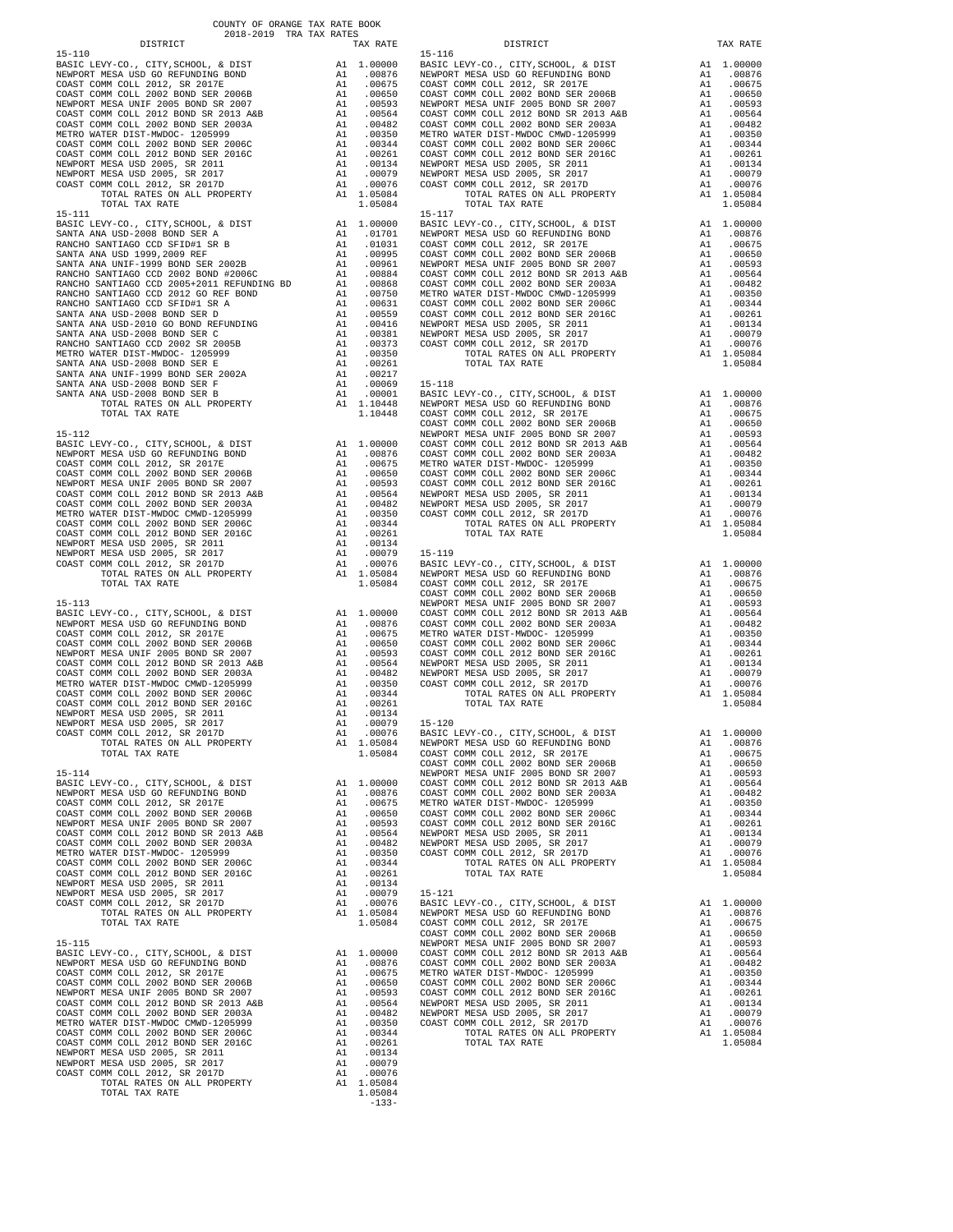COUNTY OF ORANGE TAX RATE BOOK
2018-2019 TRA TAX RATES

| DISTRICT | | TAX RATE |
|---|---|---|
| **15-110** | | |
| BASIC LEVY-CO., CITY,SCHOOL, & DIST | A1 | 1.00000 |
| NEWPORT MESA USD GO REFUNDING BOND | A1 | .00876 |
| COAST COMM COLL 2012, SR 2017E | A1 | .00675 |
| COAST COMM COLL 2002 BOND SER 2006B | A1 | .00650 |
| NEWPORT MESA UNIF 2005 BOND SR 2007 | A1 | .00593 |
| COAST COMM COLL 2012 BOND SR 2013 A&B | A1 | .00564 |
| COAST COMM COLL 2002 BOND SER 2003A | A1 | .00482 |
| METRO WATER DIST-MWDOC- 1205999 | A1 | .00350 |
| COAST COMM COLL 2002 BOND SER 2006C | A1 | .00344 |
| COAST COMM COLL 2012 BOND SER 2016C | A1 | .00261 |
| NEWPORT MESA USD 2005, SR 2011 | A1 | .00134 |
| NEWPORT MESA USD 2005, SR 2017 | A1 | .00079 |
| COAST COMM COLL 2012, SR 2017D | A1 | .00076 |
| TOTAL RATES ON ALL PROPERTY | A1 | 1.05084 |
| TOTAL TAX RATE | | 1.05084 |
| **15-111** | | |
| BASIC LEVY-CO., CITY,SCHOOL, & DIST | A1 | 1.00000 |
| SANTA ANA USD-2008 BOND SER A | A1 | .01701 |
| RANCHO SANTIAGO CCD SFID#1 SR B | A1 | .01031 |
| SANTA ANA USD 1999,2009 REF | A1 | .00995 |
| SANTA ANA UNIF-1999 BOND SER 2002B | A1 | .00961 |
| RANCHO SANTIAGO CCD 2002 BOND #2006C | A1 | .00884 |
| RANCHO SANTIAGO CCD 2005+2011 REFUNDING BD | A1 | .00868 |
| RANCHO SANTIAGO CCD 2012 GO REF BOND | A1 | .00750 |
| RANCHO SANTIAGO CCD SFID#1 SR A | A1 | .00631 |
| SANTA ANA USD-2008 BOND SER D | A1 | .00559 |
| SANTA ANA USD-2010 GO BOND REFUNDING | A1 | .00416 |
| SANTA ANA USD-2008 BOND SER C | A1 | .00381 |
| RANCHO SANTIAGO CCD 2002 SR 2005B | A1 | .00373 |
| METRO WATER DIST-MWDOC- 1205999 | A1 | .00350 |
| SANTA ANA USD-2008 BOND SER E | A1 | .00261 |
| SANTA ANA UNIF-1999 BOND SER 2002A | A1 | .00217 |
| SANTA ANA USD-2008 BOND SER F | A1 | .00069 |
| SANTA ANA USD-2008 BOND SER B | A1 | .00001 |
| TOTAL RATES ON ALL PROPERTY | A1 | 1.10448 |
| TOTAL TAX RATE | | 1.10448 |
| **15-112** | | |
| BASIC LEVY-CO., CITY,SCHOOL, & DIST | A1 | 1.00000 |
| NEWPORT MESA USD GO REFUNDING BOND | A1 | .00876 |
| COAST COMM COLL 2012, SR 2017E | A1 | .00675 |
| COAST COMM COLL 2002 BOND SER 2006B | A1 | .00650 |
| NEWPORT MESA UNIF 2005 BOND SR 2007 | A1 | .00593 |
| COAST COMM COLL 2012 BOND SR 2013 A&B | A1 | .00564 |
| COAST COMM COLL 2002 BOND SER 2003A | A1 | .00482 |
| METRO WATER DIST-MWDOC CMWD-1205999 | A1 | .00350 |
| COAST COMM COLL 2002 BOND SER 2006C | A1 | .00344 |
| COAST COMM COLL 2012 BOND SER 2016C | A1 | .00261 |
| NEWPORT MESA USD 2005, SR 2011 | A1 | .00134 |
| NEWPORT MESA USD 2005, SR 2017 | A1 | .00079 |
| COAST COMM COLL 2012, SR 2017D | A1 | .00076 |
| TOTAL RATES ON ALL PROPERTY | A1 | 1.05084 |
| TOTAL TAX RATE | | 1.05084 |
| **15-113** | | |
| BASIC LEVY-CO., CITY,SCHOOL, & DIST | A1 | 1.00000 |
| NEWPORT MESA USD GO REFUNDING BOND | A1 | .00876 |
| COAST COMM COLL 2012, SR 2017E | A1 | .00675 |
| COAST COMM COLL 2002 BOND SER 2006B | A1 | .00650 |
| NEWPORT MESA UNIF 2005 BOND SR 2007 | A1 | .00593 |
| COAST COMM COLL 2012 BOND SR 2013 A&B | A1 | .00564 |
| COAST COMM COLL 2002 BOND SER 2003A | A1 | .00482 |
| METRO WATER DIST-MWDOC CMWD-1205999 | A1 | .00350 |
| COAST COMM COLL 2002 BOND SER 2006C | A1 | .00344 |
| COAST COMM COLL 2012 BOND SER 2016C | A1 | .00261 |
| NEWPORT MESA USD 2005, SR 2011 | A1 | .00134 |
| NEWPORT MESA USD 2005, SR 2017 | A1 | .00079 |
| COAST COMM COLL 2012, SR 2017D | A1 | .00076 |
| TOTAL RATES ON ALL PROPERTY | A1 | 1.05084 |
| TOTAL TAX RATE | | 1.05084 |
| **15-114** | | |
| BASIC LEVY-CO., CITY,SCHOOL, & DIST | A1 | 1.00000 |
| NEWPORT MESA USD GO REFUNDING BOND | A1 | .00876 |
| COAST COMM COLL 2012, SR 2017E | A1 | .00675 |
| COAST COMM COLL 2002 BOND SER 2006B | A1 | .00650 |
| NEWPORT MESA UNIF 2005 BOND SR 2007 | A1 | .00593 |
| COAST COMM COLL 2012 BOND SR 2013 A&B | A1 | .00564 |
| COAST COMM COLL 2002 BOND SER 2003A | A1 | .00482 |
| METRO WATER DIST-MWDOC- 1205999 | A1 | .00350 |
| COAST COMM COLL 2002 BOND SER 2006C | A1 | .00344 |
| COAST COMM COLL 2012 BOND SER 2016C | A1 | .00261 |
| NEWPORT MESA USD 2005, SR 2011 | A1 | .00134 |
| NEWPORT MESA USD 2005, SR 2017 | A1 | .00079 |
| COAST COMM COLL 2012, SR 2017D | A1 | .00076 |
| TOTAL RATES ON ALL PROPERTY | A1 | 1.05084 |
| TOTAL TAX RATE | | 1.05084 |
| **15-115** | | |
| BASIC LEVY-CO., CITY,SCHOOL, & DIST | A1 | 1.00000 |
| NEWPORT MESA USD GO REFUNDING BOND | A1 | .00876 |
| COAST COMM COLL 2012, SR 2017E | A1 | .00675 |
| COAST COMM COLL 2002 BOND SER 2006B | A1 | .00650 |
| NEWPORT MESA UNIF 2005 BOND SR 2007 | A1 | .00593 |
| COAST COMM COLL 2012 BOND SR 2013 A&B | A1 | .00564 |
| COAST COMM COLL 2002 BOND SER 2003A | A1 | .00482 |
| METRO WATER DIST-MWDOC CMWD-1205999 | A1 | .00350 |
| COAST COMM COLL 2002 BOND SER 2006C | A1 | .00344 |
| COAST COMM COLL 2012 BOND SER 2016C | A1 | .00261 |
| NEWPORT MESA USD 2005, SR 2011 | A1 | .00134 |
| NEWPORT MESA USD 2005, SR 2017 | A1 | .00079 |
| COAST COMM COLL 2012, SR 2017D | A1 | .00076 |
| TOTAL RATES ON ALL PROPERTY | A1 | 1.05084 |
| TOTAL TAX RATE | | 1.05084 |
| **15-116** | | |
| BASIC LEVY-CO., CITY,SCHOOL, & DIST | A1 | 1.00000 |
| NEWPORT MESA USD GO REFUNDING BOND | A1 | .00876 |
| COAST COMM COLL 2012, SR 2017E | A1 | .00675 |
| COAST COMM COLL 2002 BOND SER 2006B | A1 | .00650 |
| NEWPORT MESA UNIF 2005 BOND SR 2007 | A1 | .00593 |
| COAST COMM COLL 2012 BOND SR 2013 A&B | A1 | .00564 |
| COAST COMM COLL 2002 BOND SER 2003A | A1 | .00482 |
| METRO WATER DIST-MWDOC CMWD-1205999 | A1 | .00350 |
| COAST COMM COLL 2002 BOND SER 2006C | A1 | .00344 |
| COAST COMM COLL 2012 BOND SER 2016C | A1 | .00261 |
| NEWPORT MESA USD 2005, SR 2011 | A1 | .00134 |
| NEWPORT MESA USD 2005, SR 2017 | A1 | .00079 |
| COAST COMM COLL 2012, SR 2017D | A1 | .00076 |
| TOTAL RATES ON ALL PROPERTY | A1 | 1.05084 |
| TOTAL TAX RATE | | 1.05084 |
| **15-117** | | |
| BASIC LEVY-CO., CITY,SCHOOL, & DIST | A1 | 1.00000 |
| NEWPORT MESA USD GO REFUNDING BOND | A1 | .00876 |
| COAST COMM COLL 2012, SR 2017E | A1 | .00675 |
| COAST COMM COLL 2002 BOND SER 2006B | A1 | .00650 |
| NEWPORT MESA UNIF 2005 BOND SR 2007 | A1 | .00593 |
| COAST COMM COLL 2012 BOND SR 2013 A&B | A1 | .00564 |
| COAST COMM COLL 2002 BOND SER 2003A | A1 | .00482 |
| METRO WATER DIST-MWDOC CMWD-1205999 | A1 | .00350 |
| COAST COMM COLL 2002 BOND SER 2006C | A1 | .00344 |
| COAST COMM COLL 2012 BOND SER 2016C | A1 | .00261 |
| NEWPORT MESA USD 2005, SR 2011 | A1 | .00134 |
| NEWPORT MESA USD 2005, SR 2017 | A1 | .00079 |
| COAST COMM COLL 2012, SR 2017D | A1 | .00076 |
| TOTAL RATES ON ALL PROPERTY | A1 | 1.05084 |
| TOTAL TAX RATE | | 1.05084 |
| **15-118** | | |
| BASIC LEVY-CO., CITY,SCHOOL, & DIST | A1 | 1.00000 |
| NEWPORT MESA USD GO REFUNDING BOND | A1 | .00876 |
| COAST COMM COLL 2012, SR 2017E | A1 | .00675 |
| COAST COMM COLL 2002 BOND SER 2006B | A1 | .00650 |
| NEWPORT MESA UNIF 2005 BOND SR 2007 | A1 | .00593 |
| COAST COMM COLL 2012 BOND SR 2013 A&B | A1 | .00564 |
| COAST COMM COLL 2002 BOND SER 2003A | A1 | .00482 |
| METRO WATER DIST-MWDOC- 1205999 | A1 | .00350 |
| COAST COMM COLL 2002 BOND SER 2006C | A1 | .00344 |
| COAST COMM COLL 2012 BOND SER 2016C | A1 | .00261 |
| NEWPORT MESA USD 2005, SR 2011 | A1 | .00134 |
| NEWPORT MESA USD 2005, SR 2017 | A1 | .00079 |
| COAST COMM COLL 2012, SR 2017D | A1 | .00076 |
| TOTAL RATES ON ALL PROPERTY | A1 | 1.05084 |
| TOTAL TAX RATE | | 1.05084 |
| **15-119** | | |
| BASIC LEVY-CO., CITY,SCHOOL, & DIST | A1 | 1.00000 |
| NEWPORT MESA USD GO REFUNDING BOND | A1 | .00876 |
| COAST COMM COLL 2012, SR 2017E | A1 | .00675 |
| COAST COMM COLL 2002 BOND SER 2006B | A1 | .00650 |
| NEWPORT MESA UNIF 2005 BOND SR 2007 | A1 | .00593 |
| COAST COMM COLL 2012 BOND SR 2013 A&B | A1 | .00564 |
| COAST COMM COLL 2002 BOND SER 2003A | A1 | .00482 |
| METRO WATER DIST-MWDOC- 1205999 | A1 | .00350 |
| COAST COMM COLL 2002 BOND SER 2006C | A1 | .00344 |
| COAST COMM COLL 2012 BOND SER 2016C | A1 | .00261 |
| NEWPORT MESA USD 2005, SR 2011 | A1 | .00134 |
| NEWPORT MESA USD 2005, SR 2017 | A1 | .00079 |
| COAST COMM COLL 2012, SR 2017D | A1 | .00076 |
| TOTAL RATES ON ALL PROPERTY | A1 | 1.05084 |
| TOTAL TAX RATE | | 1.05084 |
| **15-120** | | |
| BASIC LEVY-CO., CITY,SCHOOL, & DIST | A1 | 1.00000 |
| NEWPORT MESA USD GO REFUNDING BOND | A1 | .00876 |
| COAST COMM COLL 2012, SR 2017E | A1 | .00675 |
| COAST COMM COLL 2002 BOND SER 2006B | A1 | .00650 |
| NEWPORT MESA UNIF 2005 BOND SR 2007 | A1 | .00593 |
| COAST COMM COLL 2012 BOND SR 2013 A&B | A1 | .00564 |
| COAST COMM COLL 2002 BOND SER 2003A | A1 | .00482 |
| METRO WATER DIST-MWDOC- 1205999 | A1 | .00350 |
| COAST COMM COLL 2002 BOND SER 2006C | A1 | .00344 |
| COAST COMM COLL 2012 BOND SER 2016C | A1 | .00261 |
| NEWPORT MESA USD 2005, SR 2011 | A1 | .00134 |
| NEWPORT MESA USD 2005, SR 2017 | A1 | .00079 |
| COAST COMM COLL 2012, SR 2017D | A1 | .00076 |
| TOTAL RATES ON ALL PROPERTY | A1 | 1.05084 |
| TOTAL TAX RATE | | 1.05084 |
| **15-121** | | |
| BASIC LEVY-CO., CITY,SCHOOL, & DIST | A1 | 1.00000 |
| NEWPORT MESA USD GO REFUNDING BOND | A1 | .00876 |
| COAST COMM COLL 2012, SR 2017E | A1 | .00675 |
| COAST COMM COLL 2002 BOND SER 2006B | A1 | .00650 |
| NEWPORT MESA UNIF 2005 BOND SR 2007 | A1 | .00593 |
| COAST COMM COLL 2012 BOND SR 2013 A&B | A1 | .00564 |
| COAST COMM COLL 2002 BOND SER 2003A | A1 | .00482 |
| METRO WATER DIST-MWDOC- 1205999 | A1 | .00350 |
| COAST COMM COLL 2002 BOND SER 2006C | A1 | .00344 |
| COAST COMM COLL 2012 BOND SER 2016C | A1 | .00261 |
| NEWPORT MESA USD 2005, SR 2011 | A1 | .00134 |
| NEWPORT MESA USD 2005, SR 2017 | A1 | .00079 |
| COAST COMM COLL 2012, SR 2017D | A1 | .00076 |
| TOTAL RATES ON ALL PROPERTY | A1 | 1.05084 |
| TOTAL TAX RATE | | 1.05084 |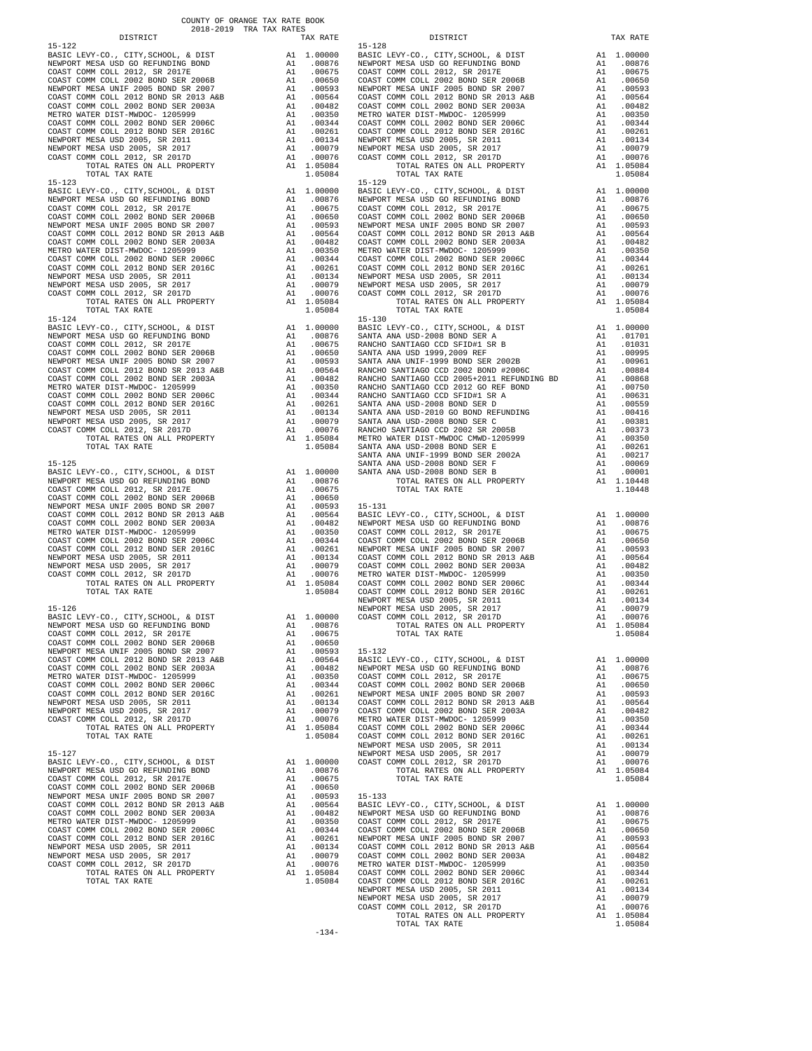COUNTY OF ORANGE TAX RATE BOOK
2018-2019 TRA TAX RATES

| DISTRICT | | TAX RATE |
|---|---|---|
| **15-122** | | |
| BASIC LEVY-CO., CITY,SCHOOL, & DIST | A1 | 1.00000 |
| NEWPORT MESA USD GO REFUNDING BOND | A1 | .00876 |
| COAST COMM COLL 2012, SR 2017E | A1 | .00675 |
| COAST COMM COLL 2002 BOND SER 2006B | A1 | .00650 |
| NEWPORT MESA UNIF 2005 BOND SR 2007 | A1 | .00593 |
| COAST COMM COLL 2012 BOND SR 2013 A&B | A1 | .00564 |
| COAST COMM COLL 2002 BOND SER 2003A | A1 | .00482 |
| METRO WATER DIST-MWDOC- 1205999 | A1 | .00350 |
| COAST COMM COLL 2002 BOND SER 2006C | A1 | .00344 |
| COAST COMM COLL 2012 BOND SER 2016C | A1 | .00261 |
| NEWPORT MESA USD 2005, SR 2011 | A1 | .00134 |
| NEWPORT MESA USD 2005, SR 2017 | A1 | .00079 |
| COAST COMM COLL 2012, SR 2017D | A1 | .00076 |
| TOTAL RATES ON ALL PROPERTY | A1 | 1.05084 |
| TOTAL TAX RATE | | 1.05084 |
| **15-123** | | |
| BASIC LEVY-CO., CITY,SCHOOL, & DIST | A1 | 1.00000 |
| NEWPORT MESA USD GO REFUNDING BOND | A1 | .00876 |
| COAST COMM COLL 2012, SR 2017E | A1 | .00675 |
| COAST COMM COLL 2002 BOND SER 2006B | A1 | .00650 |
| NEWPORT MESA UNIF 2005 BOND SR 2007 | A1 | .00593 |
| COAST COMM COLL 2012 BOND SR 2013 A&B | A1 | .00564 |
| COAST COMM COLL 2002 BOND SER 2003A | A1 | .00482 |
| METRO WATER DIST-MWDOC- 1205999 | A1 | .00350 |
| COAST COMM COLL 2002 BOND SER 2006C | A1 | .00344 |
| COAST COMM COLL 2012 BOND SER 2016C | A1 | .00261 |
| NEWPORT MESA USD 2005, SR 2011 | A1 | .00134 |
| NEWPORT MESA USD 2005, SR 2017 | A1 | .00079 |
| COAST COMM COLL 2012, SR 2017D | A1 | .00076 |
| TOTAL RATES ON ALL PROPERTY | A1 | 1.05084 |
| TOTAL TAX RATE | | 1.05084 |
| **15-124** | | |
| BASIC LEVY-CO., CITY,SCHOOL, & DIST | A1 | 1.00000 |
| NEWPORT MESA USD GO REFUNDING BOND | A1 | .00876 |
| COAST COMM COLL 2012, SR 2017E | A1 | .00675 |
| COAST COMM COLL 2002 BOND SER 2006B | A1 | .00650 |
| NEWPORT MESA UNIF 2005 BOND SR 2007 | A1 | .00593 |
| COAST COMM COLL 2012 BOND SR 2013 A&B | A1 | .00564 |
| COAST COMM COLL 2002 BOND SER 2003A | A1 | .00482 |
| METRO WATER DIST-MWDOC- 1205999 | A1 | .00350 |
| COAST COMM COLL 2002 BOND SER 2006C | A1 | .00344 |
| COAST COMM COLL 2012 BOND SER 2016C | A1 | .00261 |
| NEWPORT MESA USD 2005, SR 2011 | A1 | .00134 |
| NEWPORT MESA USD 2005, SR 2017 | A1 | .00079 |
| COAST COMM COLL 2012, SR 2017D | A1 | .00076 |
| TOTAL RATES ON ALL PROPERTY | A1 | 1.05084 |
| TOTAL TAX RATE | | 1.05084 |
| **15-125** | | |
| BASIC LEVY-CO., CITY,SCHOOL, & DIST | A1 | 1.00000 |
| NEWPORT MESA USD GO REFUNDING BOND | A1 | .00876 |
| COAST COMM COLL 2012, SR 2017E | A1 | .00675 |
| COAST COMM COLL 2002 BOND SER 2006B | A1 | .00650 |
| NEWPORT MESA UNIF 2005 BOND SR 2007 | A1 | .00593 |
| COAST COMM COLL 2012 BOND SR 2013 A&B | A1 | .00564 |
| COAST COMM COLL 2002 BOND SER 2003A | A1 | .00482 |
| METRO WATER DIST-MWDOC- 1205999 | A1 | .00350 |
| COAST COMM COLL 2002 BOND SER 2006C | A1 | .00344 |
| COAST COMM COLL 2012 BOND SER 2016C | A1 | .00261 |
| NEWPORT MESA USD 2005, SR 2011 | A1 | .00134 |
| NEWPORT MESA USD 2005, SR 2017 | A1 | .00079 |
| COAST COMM COLL 2012, SR 2017D | A1 | .00076 |
| TOTAL RATES ON ALL PROPERTY | A1 | 1.05084 |
| TOTAL TAX RATE | | 1.05084 |
| **15-126** | | |
| BASIC LEVY-CO., CITY,SCHOOL, & DIST | A1 | 1.00000 |
| NEWPORT MESA USD GO REFUNDING BOND | A1 | .00876 |
| COAST COMM COLL 2012, SR 2017E | A1 | .00675 |
| COAST COMM COLL 2002 BOND SER 2006B | A1 | .00650 |
| NEWPORT MESA UNIF 2005 BOND SR 2007 | A1 | .00593 |
| COAST COMM COLL 2012 BOND SR 2013 A&B | A1 | .00564 |
| COAST COMM COLL 2002 BOND SER 2003A | A1 | .00482 |
| METRO WATER DIST-MWDOC- 1205999 | A1 | .00350 |
| COAST COMM COLL 2002 BOND SER 2006C | A1 | .00344 |
| COAST COMM COLL 2012 BOND SER 2016C | A1 | .00261 |
| NEWPORT MESA USD 2005, SR 2011 | A1 | .00134 |
| NEWPORT MESA USD 2005, SR 2017 | A1 | .00079 |
| COAST COMM COLL 2012, SR 2017D | A1 | .00076 |
| TOTAL RATES ON ALL PROPERTY | A1 | 1.05084 |
| TOTAL TAX RATE | | 1.05084 |
| **15-127** | | |
| BASIC LEVY-CO., CITY,SCHOOL, & DIST | A1 | 1.00000 |
| NEWPORT MESA USD GO REFUNDING BOND | A1 | .00876 |
| COAST COMM COLL 2012, SR 2017E | A1 | .00675 |
| COAST COMM COLL 2002 BOND SER 2006B | A1 | .00650 |
| NEWPORT MESA UNIF 2005 BOND SR 2007 | A1 | .00593 |
| COAST COMM COLL 2012 BOND SR 2013 A&B | A1 | .00564 |
| COAST COMM COLL 2002 BOND SER 2003A | A1 | .00482 |
| METRO WATER DIST-MWDOC- 1205999 | A1 | .00350 |
| COAST COMM COLL 2002 BOND SER 2006C | A1 | .00344 |
| COAST COMM COLL 2012 BOND SER 2016C | A1 | .00261 |
| NEWPORT MESA USD 2005, SR 2011 | A1 | .00134 |
| NEWPORT MESA USD 2005, SR 2017 | A1 | .00079 |
| COAST COMM COLL 2012, SR 2017D | A1 | .00076 |
| TOTAL RATES ON ALL PROPERTY | A1 | 1.05084 |
| TOTAL TAX RATE | | 1.05084 |
| **15-128** | | |
| BASIC LEVY-CO., CITY,SCHOOL, & DIST | A1 | 1.00000 |
| NEWPORT MESA USD GO REFUNDING BOND | A1 | .00876 |
| COAST COMM COLL 2012, SR 2017E | A1 | .00675 |
| COAST COMM COLL 2002 BOND SER 2006B | A1 | .00650 |
| NEWPORT MESA UNIF 2005 BOND SR 2007 | A1 | .00593 |
| COAST COMM COLL 2012 BOND SR 2013 A&B | A1 | .00564 |
| COAST COMM COLL 2002 BOND SER 2003A | A1 | .00482 |
| METRO WATER DIST-MWDOC- 1205999 | A1 | .00350 |
| COAST COMM COLL 2002 BOND SER 2006C | A1 | .00344 |
| COAST COMM COLL 2012 BOND SER 2016C | A1 | .00261 |
| NEWPORT MESA USD 2005, SR 2011 | A1 | .00134 |
| NEWPORT MESA USD 2005, SR 2017 | A1 | .00079 |
| COAST COMM COLL 2012, SR 2017D | A1 | .00076 |
| TOTAL RATES ON ALL PROPERTY | A1 | 1.05084 |
| TOTAL TAX RATE | | 1.05084 |
| **15-129** | | |
| BASIC LEVY-CO., CITY,SCHOOL, & DIST | A1 | 1.00000 |
| NEWPORT MESA USD GO REFUNDING BOND | A1 | .00876 |
| COAST COMM COLL 2012, SR 2017E | A1 | .00675 |
| COAST COMM COLL 2002 BOND SER 2006B | A1 | .00650 |
| NEWPORT MESA UNIF 2005 BOND SR 2007 | A1 | .00593 |
| COAST COMM COLL 2012 BOND SR 2013 A&B | A1 | .00564 |
| COAST COMM COLL 2002 BOND SER 2003A | A1 | .00482 |
| METRO WATER DIST-MWDOC- 1205999 | A1 | .00350 |
| COAST COMM COLL 2002 BOND SER 2006C | A1 | .00344 |
| COAST COMM COLL 2012 BOND SER 2016C | A1 | .00261 |
| NEWPORT MESA USD 2005, SR 2011 | A1 | .00134 |
| NEWPORT MESA USD 2005, SR 2017 | A1 | .00079 |
| COAST COMM COLL 2012, SR 2017D | A1 | .00076 |
| TOTAL RATES ON ALL PROPERTY | A1 | 1.05084 |
| TOTAL TAX RATE | | 1.05084 |
| **15-130** | | |
| BASIC LEVY-CO., CITY,SCHOOL, & DIST | A1 | 1.00000 |
| SANTA ANA USD-2008 BOND SER A | A1 | .01701 |
| RANCHO SANTIAGO CCD SFID#1 SR B | A1 | .01031 |
| SANTA ANA USD 1999,2009 REF | A1 | .00995 |
| SANTA ANA UNIF-1999 BOND SER 2002B | A1 | .00961 |
| RANCHO SANTIAGO CCD 2002 BOND #2006C | A1 | .00884 |
| RANCHO SANTIAGO CCD 2005+2011 REFUNDING BD | A1 | .00868 |
| RANCHO SANTIAGO CCD 2012 GO REF BOND | A1 | .00750 |
| RANCHO SANTIAGO CCD SFID#1 SR A | A1 | .00631 |
| SANTA ANA USD-2008 BOND SER D | A1 | .00559 |
| SANTA ANA USD-2010 GO BOND REFUNDING | A1 | .00416 |
| SANTA ANA USD-2008 BOND SER C | A1 | .00381 |
| RANCHO SANTIAGO CCD 2002 SR 2005B | A1 | .00373 |
| METRO WATER DIST-MWDOC CMWD-1205999 | A1 | .00350 |
| SANTA ANA USD-2008 BOND SER E | A1 | .00261 |
| SANTA ANA UNIF-1999 BOND SER 2002A | A1 | .00217 |
| SANTA ANA USD-2008 BOND SER F | A1 | .00069 |
| SANTA ANA USD-2008 BOND SER B | A1 | .00001 |
| TOTAL RATES ON ALL PROPERTY | A1 | 1.10448 |
| TOTAL TAX RATE | | 1.10448 |
| **15-131** | | |
| BASIC LEVY-CO., CITY,SCHOOL, & DIST | A1 | 1.00000 |
| NEWPORT MESA USD GO REFUNDING BOND | A1 | .00876 |
| COAST COMM COLL 2012, SR 2017E | A1 | .00675 |
| COAST COMM COLL 2002 BOND SER 2006B | A1 | .00650 |
| NEWPORT MESA UNIF 2005 BOND SR 2007 | A1 | .00593 |
| COAST COMM COLL 2012 BOND SR 2013 A&B | A1 | .00564 |
| COAST COMM COLL 2002 BOND SER 2003A | A1 | .00482 |
| METRO WATER DIST-MWDOC- 1205999 | A1 | .00350 |
| COAST COMM COLL 2002 BOND SER 2006C | A1 | .00344 |
| COAST COMM COLL 2012 BOND SER 2016C | A1 | .00261 |
| NEWPORT MESA USD 2005, SR 2011 | A1 | .00134 |
| NEWPORT MESA USD 2005, SR 2017 | A1 | .00079 |
| COAST COMM COLL 2012, SR 2017D | A1 | .00076 |
| TOTAL RATES ON ALL PROPERTY | A1 | 1.05084 |
| TOTAL TAX RATE | | 1.05084 |
| **15-132** | | |
| BASIC LEVY-CO., CITY,SCHOOL, & DIST | A1 | 1.00000 |
| NEWPORT MESA USD GO REFUNDING BOND | A1 | .00876 |
| COAST COMM COLL 2012, SR 2017E | A1 | .00675 |
| COAST COMM COLL 2002 BOND SER 2006B | A1 | .00650 |
| NEWPORT MESA UNIF 2005 BOND SR 2007 | A1 | .00593 |
| COAST COMM COLL 2012 BOND SR 2013 A&B | A1 | .00564 |
| COAST COMM COLL 2002 BOND SER 2003A | A1 | .00482 |
| METRO WATER DIST-MWDOC- 1205999 | A1 | .00350 |
| COAST COMM COLL 2002 BOND SER 2006C | A1 | .00344 |
| COAST COMM COLL 2012 BOND SER 2016C | A1 | .00261 |
| NEWPORT MESA USD 2005, SR 2011 | A1 | .00134 |
| NEWPORT MESA USD 2005, SR 2017 | A1 | .00079 |
| COAST COMM COLL 2012, SR 2017D | A1 | .00076 |
| TOTAL RATES ON ALL PROPERTY | A1 | 1.05084 |
| TOTAL TAX RATE | | 1.05084 |
| **15-133** | | |
| BASIC LEVY-CO., CITY,SCHOOL, & DIST | A1 | 1.00000 |
| NEWPORT MESA USD GO REFUNDING BOND | A1 | .00876 |
| COAST COMM COLL 2012, SR 2017E | A1 | .00675 |
| COAST COMM COLL 2002 BOND SER 2006B | A1 | .00650 |
| NEWPORT MESA UNIF 2005 BOND SR 2007 | A1 | .00593 |
| COAST COMM COLL 2012 BOND SR 2013 A&B | A1 | .00564 |
| COAST COMM COLL 2002 BOND SER 2003A | A1 | .00482 |
| METRO WATER DIST-MWDOC- 1205999 | A1 | .00350 |
| COAST COMM COLL 2002 BOND SER 2006C | A1 | .00344 |
| COAST COMM COLL 2012 BOND SER 2016C | A1 | .00261 |
| NEWPORT MESA USD 2005, SR 2011 | A1 | .00134 |
| NEWPORT MESA USD 2005, SR 2017 | A1 | .00079 |
| COAST COMM COLL 2012, SR 2017D | A1 | .00076 |
| TOTAL RATES ON ALL PROPERTY | A1 | 1.05084 |
| TOTAL TAX RATE | | 1.05084 |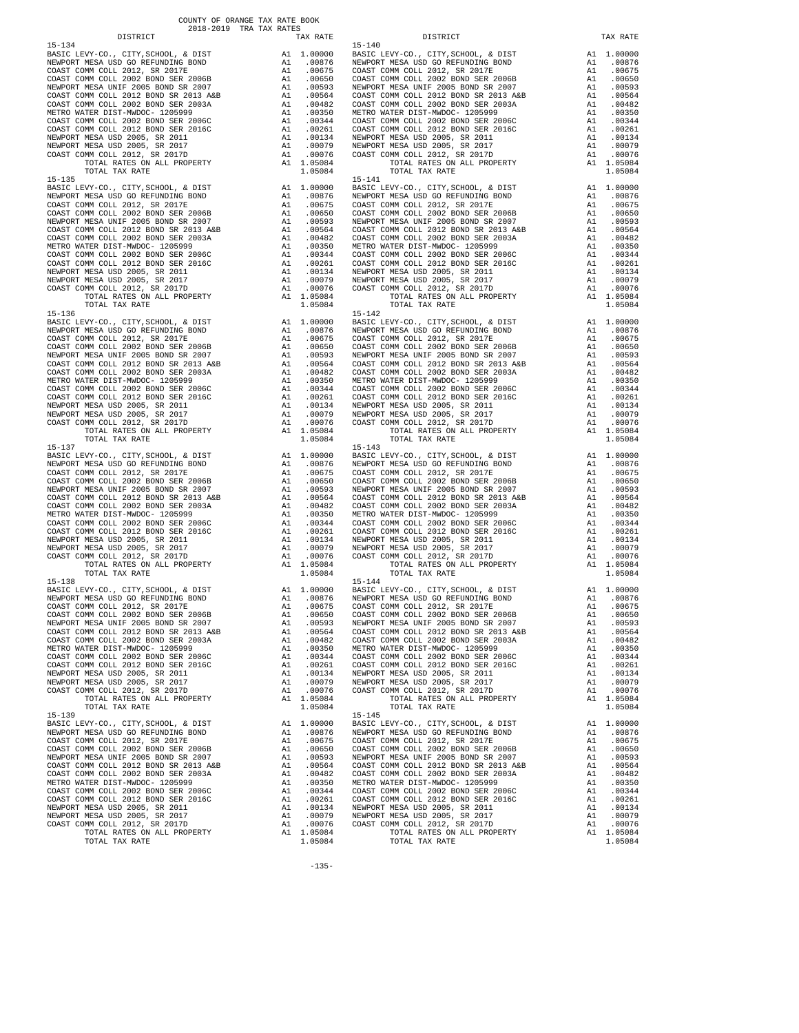COUNTY OF ORANGE TAX RATE BOOK
2018-2019 TRA TAX RATES

| DISTRICT | TAX RATE | DISTRICT | TAX RATE |
|---|---|---|---|
| 15-134 | | 15-140 | |
| BASIC LEVY-CO., CITY,SCHOOL, & DIST | A1 1.00000 | BASIC LEVY-CO., CITY,SCHOOL, & DIST | A1 1.00000 |
| NEWPORT MESA USD GO REFUNDING BOND | A1 .00876 | NEWPORT MESA USD GO REFUNDING BOND | A1 .00876 |
| COAST COMM COLL 2012, SR 2017E | A1 .00675 | COAST COMM COLL 2012, SR 2017E | A1 .00675 |
| COAST COMM COLL 2002 BOND SER 2006B | A1 .00650 | COAST COMM COLL 2002 BOND SER 2006B | A1 .00650 |
| NEWPORT MESA UNIF 2005 BOND SR 2007 | A1 .00593 | NEWPORT MESA UNIF 2005 BOND SR 2007 | A1 .00593 |
| COAST COMM COLL 2012 BOND SR 2013 A&B | A1 .00564 | COAST COMM COLL 2012 BOND SR 2013 A&B | A1 .00564 |
| COAST COMM COLL 2002 BOND SER 2003A | A1 .00482 | COAST COMM COLL 2002 BOND SER 2003A | A1 .00482 |
| METRO WATER DIST-MWDOC- 1205999 | A1 .00350 | METRO WATER DIST-MWDOC- 1205999 | A1 .00350 |
| COAST COMM COLL 2002 BOND SER 2006C | A1 .00344 | COAST COMM COLL 2002 BOND SER 2006C | A1 .00344 |
| COAST COMM COLL 2012 BOND SER 2016C | A1 .00261 | COAST COMM COLL 2012 BOND SER 2016C | A1 .00261 |
| NEWPORT MESA USD 2005, SR 2011 | A1 .00134 | NEWPORT MESA USD 2005, SR 2011 | A1 .00134 |
| NEWPORT MESA USD 2005, SR 2017 | A1 .00079 | NEWPORT MESA USD 2005, SR 2017 | A1 .00079 |
| COAST COMM COLL 2012, SR 2017D | A1 .00076 | COAST COMM COLL 2012, SR 2017D | A1 .00076 |
| TOTAL RATES ON ALL PROPERTY | A1 1.05084 | TOTAL RATES ON ALL PROPERTY | A1 1.05084 |
| TOTAL TAX RATE | 1.05084 | TOTAL TAX RATE | 1.05084 |
| 15-135 | | 15-141 | |
| BASIC LEVY-CO., CITY,SCHOOL, & DIST | A1 1.00000 | BASIC LEVY-CO., CITY,SCHOOL, & DIST | A1 1.00000 |
| NEWPORT MESA USD GO REFUNDING BOND | A1 .00876 | NEWPORT MESA USD GO REFUNDING BOND | A1 .00876 |
| COAST COMM COLL 2012, SR 2017E | A1 .00675 | COAST COMM COLL 2012, SR 2017E | A1 .00675 |
| COAST COMM COLL 2002 BOND SER 2006B | A1 .00650 | COAST COMM COLL 2002 BOND SER 2006B | A1 .00650 |
| NEWPORT MESA UNIF 2005 BOND SR 2007 | A1 .00593 | NEWPORT MESA UNIF 2005 BOND SR 2007 | A1 .00593 |
| COAST COMM COLL 2012 BOND SR 2013 A&B | A1 .00564 | COAST COMM COLL 2012 BOND SR 2013 A&B | A1 .00564 |
| COAST COMM COLL 2002 BOND SER 2003A | A1 .00482 | COAST COMM COLL 2002 BOND SER 2003A | A1 .00482 |
| METRO WATER DIST-MWDOC- 1205999 | A1 .00350 | METRO WATER DIST-MWDOC- 1205999 | A1 .00350 |
| COAST COMM COLL 2002 BOND SER 2006C | A1 .00344 | COAST COMM COLL 2002 BOND SER 2006C | A1 .00344 |
| COAST COMM COLL 2012 BOND SER 2016C | A1 .00261 | COAST COMM COLL 2012 BOND SER 2016C | A1 .00261 |
| NEWPORT MESA USD 2005, SR 2011 | A1 .00134 | NEWPORT MESA USD 2005, SR 2011 | A1 .00134 |
| NEWPORT MESA USD 2005, SR 2017 | A1 .00079 | NEWPORT MESA USD 2005, SR 2017 | A1 .00079 |
| COAST COMM COLL 2012, SR 2017D | A1 .00076 | COAST COMM COLL 2012, SR 2017D | A1 .00076 |
| TOTAL RATES ON ALL PROPERTY | A1 1.05084 | TOTAL RATES ON ALL PROPERTY | A1 1.05084 |
| TOTAL TAX RATE | 1.05084 | TOTAL TAX RATE | 1.05084 |
| 15-136 | | 15-142 | |
| BASIC LEVY-CO., CITY,SCHOOL, & DIST | A1 1.00000 | BASIC LEVY-CO., CITY,SCHOOL, & DIST | A1 1.00000 |
| NEWPORT MESA USD GO REFUNDING BOND | A1 .00876 | NEWPORT MESA USD GO REFUNDING BOND | A1 .00876 |
| COAST COMM COLL 2012, SR 2017E | A1 .00675 | COAST COMM COLL 2012, SR 2017E | A1 .00675 |
| COAST COMM COLL 2002 BOND SER 2006B | A1 .00650 | COAST COMM COLL 2002 BOND SER 2006B | A1 .00650 |
| NEWPORT MESA UNIF 2005 BOND SR 2007 | A1 .00593 | NEWPORT MESA UNIF 2005 BOND SR 2007 | A1 .00593 |
| COAST COMM COLL 2012 BOND SR 2013 A&B | A1 .00564 | COAST COMM COLL 2012 BOND SR 2013 A&B | A1 .00564 |
| COAST COMM COLL 2002 BOND SER 2003A | A1 .00482 | COAST COMM COLL 2002 BOND SER 2003A | A1 .00482 |
| METRO WATER DIST-MWDOC- 1205999 | A1 .00350 | METRO WATER DIST-MWDOC- 1205999 | A1 .00350 |
| COAST COMM COLL 2002 BOND SER 2006C | A1 .00344 | COAST COMM COLL 2002 BOND SER 2006C | A1 .00344 |
| COAST COMM COLL 2012 BOND SER 2016C | A1 .00261 | COAST COMM COLL 2012 BOND SER 2016C | A1 .00261 |
| NEWPORT MESA USD 2005, SR 2011 | A1 .00134 | NEWPORT MESA USD 2005, SR 2011 | A1 .00134 |
| NEWPORT MESA USD 2005, SR 2017 | A1 .00079 | NEWPORT MESA USD 2005, SR 2017 | A1 .00079 |
| COAST COMM COLL 2012, SR 2017D | A1 .00076 | COAST COMM COLL 2012, SR 2017D | A1 .00076 |
| TOTAL RATES ON ALL PROPERTY | A1 1.05084 | TOTAL RATES ON ALL PROPERTY | A1 1.05084 |
| TOTAL TAX RATE | 1.05084 | TOTAL TAX RATE | 1.05084 |
| 15-137 | | 15-143 | |
| BASIC LEVY-CO., CITY,SCHOOL, & DIST | A1 1.00000 | BASIC LEVY-CO., CITY,SCHOOL, & DIST | A1 1.00000 |
| NEWPORT MESA USD GO REFUNDING BOND | A1 .00876 | NEWPORT MESA USD GO REFUNDING BOND | A1 .00876 |
| COAST COMM COLL 2012, SR 2017E | A1 .00675 | COAST COMM COLL 2012, SR 2017E | A1 .00675 |
| COAST COMM COLL 2002 BOND SER 2006B | A1 .00650 | COAST COMM COLL 2002 BOND SER 2006B | A1 .00650 |
| NEWPORT MESA UNIF 2005 BOND SR 2007 | A1 .00593 | NEWPORT MESA UNIF 2005 BOND SR 2007 | A1 .00593 |
| COAST COMM COLL 2012 BOND SR 2013 A&B | A1 .00564 | COAST COMM COLL 2012 BOND SR 2013 A&B | A1 .00564 |
| COAST COMM COLL 2002 BOND SER 2003A | A1 .00482 | COAST COMM COLL 2002 BOND SER 2003A | A1 .00482 |
| METRO WATER DIST-MWDOC- 1205999 | A1 .00350 | METRO WATER DIST-MWDOC- 1205999 | A1 .00350 |
| COAST COMM COLL 2002 BOND SER 2006C | A1 .00344 | COAST COMM COLL 2002 BOND SER 2006C | A1 .00344 |
| COAST COMM COLL 2012 BOND SER 2016C | A1 .00261 | COAST COMM COLL 2012 BOND SER 2016C | A1 .00261 |
| NEWPORT MESA USD 2005, SR 2011 | A1 .00134 | NEWPORT MESA USD 2005, SR 2011 | A1 .00134 |
| NEWPORT MESA USD 2005, SR 2017 | A1 .00079 | NEWPORT MESA USD 2005, SR 2017 | A1 .00079 |
| COAST COMM COLL 2012, SR 2017D | A1 .00076 | COAST COMM COLL 2012, SR 2017D | A1 .00076 |
| TOTAL RATES ON ALL PROPERTY | A1 1.05084 | TOTAL RATES ON ALL PROPERTY | A1 1.05084 |
| TOTAL TAX RATE | 1.05084 | TOTAL TAX RATE | 1.05084 |
| 15-138 | | 15-144 | |
| BASIC LEVY-CO., CITY,SCHOOL, & DIST | A1 1.00000 | BASIC LEVY-CO., CITY,SCHOOL, & DIST | A1 1.00000 |
| NEWPORT MESA USD GO REFUNDING BOND | A1 .00876 | NEWPORT MESA USD GO REFUNDING BOND | A1 .00876 |
| COAST COMM COLL 2012, SR 2017E | A1 .00675 | COAST COMM COLL 2012, SR 2017E | A1 .00675 |
| COAST COMM COLL 2002 BOND SER 2006B | A1 .00650 | COAST COMM COLL 2002 BOND SER 2006B | A1 .00650 |
| NEWPORT MESA UNIF 2005 BOND SR 2007 | A1 .00593 | NEWPORT MESA UNIF 2005 BOND SR 2007 | A1 .00593 |
| COAST COMM COLL 2012 BOND SR 2013 A&B | A1 .00564 | COAST COMM COLL 2012 BOND SR 2013 A&B | A1 .00564 |
| COAST COMM COLL 2002 BOND SER 2003A | A1 .00482 | COAST COMM COLL 2002 BOND SER 2003A | A1 .00482 |
| METRO WATER DIST-MWDOC- 1205999 | A1 .00350 | METRO WATER DIST-MWDOC- 1205999 | A1 .00350 |
| COAST COMM COLL 2002 BOND SER 2006C | A1 .00344 | COAST COMM COLL 2002 BOND SER 2006C | A1 .00344 |
| COAST COMM COLL 2012 BOND SER 2016C | A1 .00261 | COAST COMM COLL 2012 BOND SER 2016C | A1 .00261 |
| NEWPORT MESA USD 2005, SR 2011 | A1 .00134 | NEWPORT MESA USD 2005, SR 2011 | A1 .00134 |
| NEWPORT MESA USD 2005, SR 2017 | A1 .00079 | NEWPORT MESA USD 2005, SR 2017 | A1 .00079 |
| COAST COMM COLL 2012, SR 2017D | A1 .00076 | COAST COMM COLL 2012, SR 2017D | A1 .00076 |
| TOTAL RATES ON ALL PROPERTY | A1 1.05084 | TOTAL RATES ON ALL PROPERTY | A1 1.05084 |
| TOTAL TAX RATE | 1.05084 | TOTAL TAX RATE | 1.05084 |
| 15-139 | | 15-145 | |
| BASIC LEVY-CO., CITY,SCHOOL, & DIST | A1 1.00000 | BASIC LEVY-CO., CITY,SCHOOL, & DIST | A1 1.00000 |
| NEWPORT MESA USD GO REFUNDING BOND | A1 .00876 | NEWPORT MESA USD GO REFUNDING BOND | A1 .00876 |
| COAST COMM COLL 2012, SR 2017E | A1 .00675 | COAST COMM COLL 2012, SR 2017E | A1 .00675 |
| COAST COMM COLL 2002 BOND SER 2006B | A1 .00650 | COAST COMM COLL 2002 BOND SER 2006B | A1 .00650 |
| NEWPORT MESA UNIF 2005 BOND SR 2007 | A1 .00593 | NEWPORT MESA UNIF 2005 BOND SR 2007 | A1 .00593 |
| COAST COMM COLL 2012 BOND SR 2013 A&B | A1 .00564 | COAST COMM COLL 2012 BOND SR 2013 A&B | A1 .00564 |
| COAST COMM COLL 2002 BOND SER 2003A | A1 .00482 | COAST COMM COLL 2002 BOND SER 2003A | A1 .00482 |
| METRO WATER DIST-MWDOC- 1205999 | A1 .00350 | METRO WATER DIST-MWDOC- 1205999 | A1 .00350 |
| COAST COMM COLL 2002 BOND SER 2006C | A1 .00344 | COAST COMM COLL 2002 BOND SER 2006C | A1 .00344 |
| COAST COMM COLL 2012 BOND SER 2016C | A1 .00261 | COAST COMM COLL 2012 BOND SER 2016C | A1 .00261 |
| NEWPORT MESA USD 2005, SR 2011 | A1 .00134 | NEWPORT MESA USD 2005, SR 2011 | A1 .00134 |
| NEWPORT MESA USD 2005, SR 2017 | A1 .00079 | NEWPORT MESA USD 2005, SR 2017 | A1 .00079 |
| COAST COMM COLL 2012, SR 2017D | A1 .00076 | COAST COMM COLL 2012, SR 2017D | A1 .00076 |
| TOTAL RATES ON ALL PROPERTY | A1 1.05084 | TOTAL RATES ON ALL PROPERTY | A1 1.05084 |
| TOTAL TAX RATE | 1.05084 | TOTAL TAX RATE | 1.05084 |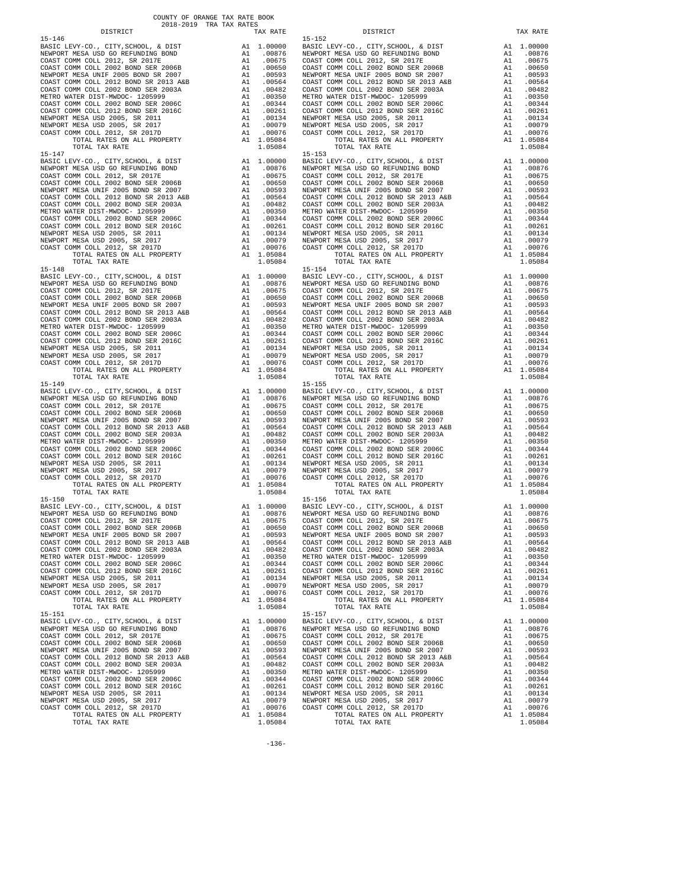COUNTY OF ORANGE TAX RATE BOOK
2018-2019 TRA TAX RATES

| DISTRICT | TAX RATE |
|---|---|
| **15-146** | |
| BASIC LEVY-CO., CITY,SCHOOL, & DIST | A1 1.00000 |
| NEWPORT MESA USD GO REFUNDING BOND | A1 .00876 |
| COAST COMM COLL 2012, SR 2017E | A1 .00675 |
| COAST COMM COLL 2002 BOND SER 2006B | A1 .00650 |
| NEWPORT MESA UNIF 2005 BOND SR 2007 | A1 .00593 |
| COAST COMM COLL 2012 BOND SR 2013 A&B | A1 .00564 |
| COAST COMM COLL 2002 BOND SER 2003A | A1 .00482 |
| METRO WATER DIST-MWDOC- 1205999 | A1 .00350 |
| COAST COMM COLL 2002 BOND SER 2006C | A1 .00344 |
| COAST COMM COLL 2012 BOND SER 2016C | A1 .00261 |
| NEWPORT MESA USD 2005, SR 2011 | A1 .00134 |
| NEWPORT MESA USD 2005, SR 2017 | A1 .00079 |
| COAST COMM COLL 2012, SR 2017D | A1 .00076 |
| TOTAL RATES ON ALL PROPERTY | A1 1.05084 |
| TOTAL TAX RATE | 1.05084 |
| **15-147** | |
| BASIC LEVY-CO., CITY,SCHOOL, & DIST | A1 1.00000 |
| NEWPORT MESA USD GO REFUNDING BOND | A1 .00876 |
| COAST COMM COLL 2012, SR 2017E | A1 .00675 |
| COAST COMM COLL 2002 BOND SER 2006B | A1 .00650 |
| NEWPORT MESA UNIF 2005 BOND SR 2007 | A1 .00593 |
| COAST COMM COLL 2012 BOND SR 2013 A&B | A1 .00564 |
| COAST COMM COLL 2002 BOND SER 2003A | A1 .00482 |
| METRO WATER DIST-MWDOC- 1205999 | A1 .00350 |
| COAST COMM COLL 2002 BOND SER 2006C | A1 .00344 |
| COAST COMM COLL 2012 BOND SER 2016C | A1 .00261 |
| NEWPORT MESA USD 2005, SR 2011 | A1 .00134 |
| NEWPORT MESA USD 2005, SR 2017 | A1 .00079 |
| COAST COMM COLL 2012, SR 2017D | A1 .00076 |
| TOTAL RATES ON ALL PROPERTY | A1 1.05084 |
| TOTAL TAX RATE | 1.05084 |
| **15-148** | |
| BASIC LEVY-CO., CITY,SCHOOL, & DIST | A1 1.00000 |
| NEWPORT MESA USD GO REFUNDING BOND | A1 .00876 |
| COAST COMM COLL 2012, SR 2017E | A1 .00675 |
| COAST COMM COLL 2002 BOND SER 2006B | A1 .00650 |
| NEWPORT MESA UNIF 2005 BOND SR 2007 | A1 .00593 |
| COAST COMM COLL 2012 BOND SR 2013 A&B | A1 .00564 |
| COAST COMM COLL 2002 BOND SER 2003A | A1 .00482 |
| METRO WATER DIST-MWDOC- 1205999 | A1 .00350 |
| COAST COMM COLL 2002 BOND SER 2006C | A1 .00344 |
| COAST COMM COLL 2012 BOND SER 2016C | A1 .00261 |
| NEWPORT MESA USD 2005, SR 2011 | A1 .00134 |
| NEWPORT MESA USD 2005, SR 2017 | A1 .00079 |
| COAST COMM COLL 2012, SR 2017D | A1 .00076 |
| TOTAL RATES ON ALL PROPERTY | A1 1.05084 |
| TOTAL TAX RATE | 1.05084 |
| **15-149** | |
| BASIC LEVY-CO., CITY,SCHOOL, & DIST | A1 1.00000 |
| NEWPORT MESA USD GO REFUNDING BOND | A1 .00876 |
| COAST COMM COLL 2012, SR 2017E | A1 .00675 |
| COAST COMM COLL 2002 BOND SER 2006B | A1 .00650 |
| NEWPORT MESA UNIF 2005 BOND SR 2007 | A1 .00593 |
| COAST COMM COLL 2012 BOND SR 2013 A&B | A1 .00564 |
| COAST COMM COLL 2002 BOND SER 2003A | A1 .00482 |
| METRO WATER DIST-MWDOC- 1205999 | A1 .00350 |
| COAST COMM COLL 2002 BOND SER 2006C | A1 .00344 |
| COAST COMM COLL 2012 BOND SER 2016C | A1 .00261 |
| NEWPORT MESA USD 2005, SR 2011 | A1 .00134 |
| NEWPORT MESA USD 2005, SR 2017 | A1 .00079 |
| COAST COMM COLL 2012, SR 2017D | A1 .00076 |
| TOTAL RATES ON ALL PROPERTY | A1 1.05084 |
| TOTAL TAX RATE | 1.05084 |
| **15-150** | |
| BASIC LEVY-CO., CITY,SCHOOL, & DIST | A1 1.00000 |
| NEWPORT MESA USD GO REFUNDING BOND | A1 .00876 |
| COAST COMM COLL 2012, SR 2017E | A1 .00675 |
| COAST COMM COLL 2002 BOND SER 2006B | A1 .00650 |
| NEWPORT MESA UNIF 2005 BOND SR 2007 | A1 .00593 |
| COAST COMM COLL 2012 BOND SR 2013 A&B | A1 .00564 |
| COAST COMM COLL 2002 BOND SER 2003A | A1 .00482 |
| METRO WATER DIST-MWDOC- 1205999 | A1 .00350 |
| COAST COMM COLL 2002 BOND SER 2006C | A1 .00344 |
| COAST COMM COLL 2012 BOND SER 2016C | A1 .00261 |
| NEWPORT MESA USD 2005, SR 2011 | A1 .00134 |
| NEWPORT MESA USD 2005, SR 2017 | A1 .00079 |
| COAST COMM COLL 2012, SR 2017D | A1 .00076 |
| TOTAL RATES ON ALL PROPERTY | A1 1.05084 |
| TOTAL TAX RATE | 1.05084 |
| **15-151** | |
| BASIC LEVY-CO., CITY,SCHOOL, & DIST | A1 1.00000 |
| NEWPORT MESA USD GO REFUNDING BOND | A1 .00876 |
| COAST COMM COLL 2012, SR 2017E | A1 .00675 |
| COAST COMM COLL 2002 BOND SER 2006B | A1 .00650 |
| NEWPORT MESA UNIF 2005 BOND SR 2007 | A1 .00593 |
| COAST COMM COLL 2012 BOND SR 2013 A&B | A1 .00564 |
| COAST COMM COLL 2002 BOND SER 2003A | A1 .00482 |
| METRO WATER DIST-MWDOC- 1205999 | A1 .00350 |
| COAST COMM COLL 2002 BOND SER 2006C | A1 .00344 |
| COAST COMM COLL 2012 BOND SER 2016C | A1 .00261 |
| NEWPORT MESA USD 2005, SR 2011 | A1 .00134 |
| NEWPORT MESA USD 2005, SR 2017 | A1 .00079 |
| COAST COMM COLL 2012, SR 2017D | A1 .00076 |
| TOTAL RATES ON ALL PROPERTY | A1 1.05084 |
| TOTAL TAX RATE | 1.05084 |
| **15-152** | |
| BASIC LEVY-CO., CITY,SCHOOL, & DIST | A1 1.00000 |
| NEWPORT MESA USD GO REFUNDING BOND | A1 .00876 |
| COAST COMM COLL 2012, SR 2017E | A1 .00675 |
| COAST COMM COLL 2002 BOND SER 2006B | A1 .00650 |
| NEWPORT MESA UNIF 2005 BOND SR 2007 | A1 .00593 |
| COAST COMM COLL 2012 BOND SR 2013 A&B | A1 .00564 |
| COAST COMM COLL 2002 BOND SER 2003A | A1 .00482 |
| METRO WATER DIST-MWDOC- 1205999 | A1 .00350 |
| COAST COMM COLL 2002 BOND SER 2006C | A1 .00344 |
| COAST COMM COLL 2012 BOND SER 2016C | A1 .00261 |
| NEWPORT MESA USD 2005, SR 2011 | A1 .00134 |
| NEWPORT MESA USD 2005, SR 2017 | A1 .00079 |
| COAST COMM COLL 2012, SR 2017D | A1 .00076 |
| TOTAL RATES ON ALL PROPERTY | A1 1.05084 |
| TOTAL TAX RATE | 1.05084 |
| **15-153** | |
| BASIC LEVY-CO., CITY,SCHOOL, & DIST | A1 1.00000 |
| NEWPORT MESA USD GO REFUNDING BOND | A1 .00876 |
| COAST COMM COLL 2012, SR 2017E | A1 .00675 |
| COAST COMM COLL 2002 BOND SER 2006B | A1 .00650 |
| NEWPORT MESA UNIF 2005 BOND SR 2007 | A1 .00593 |
| COAST COMM COLL 2012 BOND SR 2013 A&B | A1 .00564 |
| COAST COMM COLL 2002 BOND SER 2003A | A1 .00482 |
| METRO WATER DIST-MWDOC- 1205999 | A1 .00350 |
| COAST COMM COLL 2002 BOND SER 2006C | A1 .00344 |
| COAST COMM COLL 2012 BOND SER 2016C | A1 .00261 |
| NEWPORT MESA USD 2005, SR 2011 | A1 .00134 |
| NEWPORT MESA USD 2005, SR 2017 | A1 .00079 |
| COAST COMM COLL 2012, SR 2017D | A1 .00076 |
| TOTAL RATES ON ALL PROPERTY | A1 1.05084 |
| TOTAL TAX RATE | 1.05084 |
| **15-154** | |
| BASIC LEVY-CO., CITY,SCHOOL, & DIST | A1 1.00000 |
| NEWPORT MESA USD GO REFUNDING BOND | A1 .00876 |
| COAST COMM COLL 2012, SR 2017E | A1 .00675 |
| COAST COMM COLL 2002 BOND SER 2006B | A1 .00650 |
| NEWPORT MESA UNIF 2005 BOND SR 2007 | A1 .00593 |
| COAST COMM COLL 2012 BOND SR 2013 A&B | A1 .00564 |
| COAST COMM COLL 2002 BOND SER 2003A | A1 .00482 |
| METRO WATER DIST-MWDOC- 1205999 | A1 .00350 |
| COAST COMM COLL 2002 BOND SER 2006C | A1 .00344 |
| COAST COMM COLL 2012 BOND SER 2016C | A1 .00261 |
| NEWPORT MESA USD 2005, SR 2011 | A1 .00134 |
| NEWPORT MESA USD 2005, SR 2017 | A1 .00079 |
| COAST COMM COLL 2012, SR 2017D | A1 .00076 |
| TOTAL RATES ON ALL PROPERTY | A1 1.05084 |
| TOTAL TAX RATE | 1.05084 |
| **15-155** | |
| BASIC LEVY-CO., CITY,SCHOOL, & DIST | A1 1.00000 |
| NEWPORT MESA USD GO REFUNDING BOND | A1 .00876 |
| COAST COMM COLL 2012, SR 2017E | A1 .00675 |
| COAST COMM COLL 2002 BOND SER 2006B | A1 .00650 |
| NEWPORT MESA UNIF 2005 BOND SR 2007 | A1 .00593 |
| COAST COMM COLL 2012 BOND SR 2013 A&B | A1 .00564 |
| COAST COMM COLL 2002 BOND SER 2003A | A1 .00482 |
| METRO WATER DIST-MWDOC- 1205999 | A1 .00350 |
| COAST COMM COLL 2002 BOND SER 2006C | A1 .00344 |
| COAST COMM COLL 2012 BOND SER 2016C | A1 .00261 |
| NEWPORT MESA USD 2005, SR 2011 | A1 .00134 |
| NEWPORT MESA USD 2005, SR 2017 | A1 .00079 |
| COAST COMM COLL 2012, SR 2017D | A1 .00076 |
| TOTAL RATES ON ALL PROPERTY | A1 1.05084 |
| TOTAL TAX RATE | 1.05084 |
| **15-156** | |
| BASIC LEVY-CO., CITY,SCHOOL, & DIST | A1 1.00000 |
| NEWPORT MESA USD GO REFUNDING BOND | A1 .00876 |
| COAST COMM COLL 2012, SR 2017E | A1 .00675 |
| COAST COMM COLL 2002 BOND SER 2006B | A1 .00650 |
| NEWPORT MESA UNIF 2005 BOND SR 2007 | A1 .00593 |
| COAST COMM COLL 2012 BOND SR 2013 A&B | A1 .00564 |
| COAST COMM COLL 2002 BOND SER 2003A | A1 .00482 |
| METRO WATER DIST-MWDOC- 1205999 | A1 .00350 |
| COAST COMM COLL 2002 BOND SER 2006C | A1 .00344 |
| COAST COMM COLL 2012 BOND SER 2016C | A1 .00261 |
| NEWPORT MESA USD 2005, SR 2011 | A1 .00134 |
| NEWPORT MESA USD 2005, SR 2017 | A1 .00079 |
| COAST COMM COLL 2012, SR 2017D | A1 .00076 |
| TOTAL RATES ON ALL PROPERTY | A1 1.05084 |
| TOTAL TAX RATE | 1.05084 |
| **15-157** | |
| BASIC LEVY-CO., CITY,SCHOOL, & DIST | A1 1.00000 |
| NEWPORT MESA USD GO REFUNDING BOND | A1 .00876 |
| COAST COMM COLL 2012, SR 2017E | A1 .00675 |
| COAST COMM COLL 2002 BOND SER 2006B | A1 .00650 |
| NEWPORT MESA UNIF 2005 BOND SR 2007 | A1 .00593 |
| COAST COMM COLL 2012 BOND SR 2013 A&B | A1 .00564 |
| COAST COMM COLL 2002 BOND SER 2003A | A1 .00482 |
| METRO WATER DIST-MWDOC- 1205999 | A1 .00350 |
| COAST COMM COLL 2002 BOND SER 2006C | A1 .00344 |
| COAST COMM COLL 2012 BOND SER 2016C | A1 .00261 |
| NEWPORT MESA USD 2005, SR 2011 | A1 .00134 |
| NEWPORT MESA USD 2005, SR 2017 | A1 .00079 |
| COAST COMM COLL 2012, SR 2017D | A1 .00076 |
| TOTAL RATES ON ALL PROPERTY | A1 1.05084 |
| TOTAL TAX RATE | 1.05084 |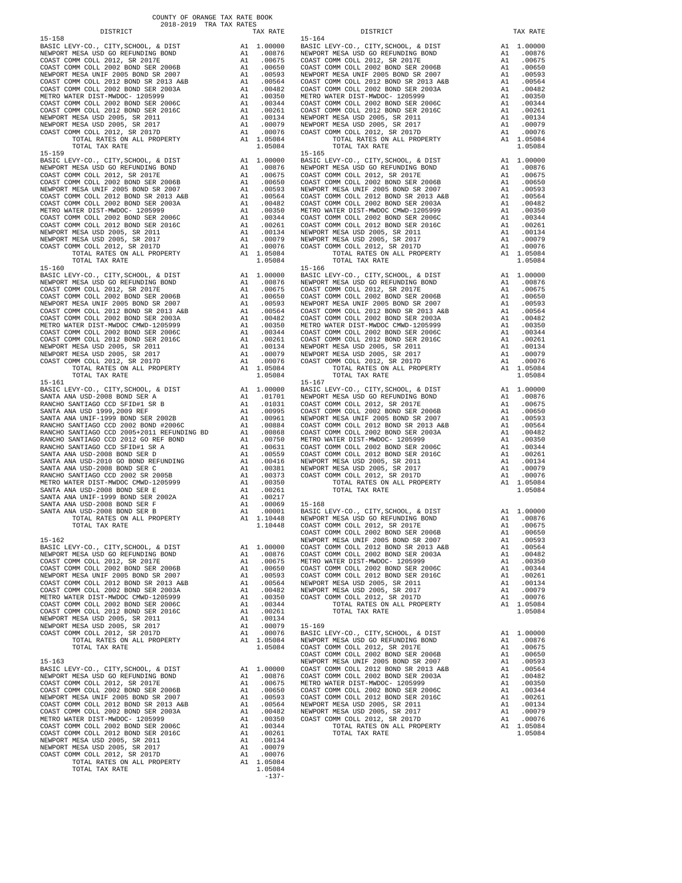COUNTY OF ORANGE TAX RATE BOOK
2018-2019 TRA TAX RATES

| DISTRICT | | TAX RATE |
|---|---|---|
| **15-158** | | |
| BASIC LEVY-CO., CITY,SCHOOL, & DIST | A1 | 1.00000 |
| NEWPORT MESA USD GO REFUNDING BOND | A1 | .00876 |
| COAST COMM COLL 2012, SR 2017E | A1 | .00675 |
| COAST COMM COLL 2002 BOND SER 2006B | A1 | .00650 |
| NEWPORT MESA UNIF 2005 BOND SR 2007 | A1 | .00593 |
| COAST COMM COLL 2012 BOND SR 2013 A&B | A1 | .00564 |
| COAST COMM COLL 2002 BOND SER 2003A | A1 | .00482 |
| METRO WATER DIST-MWDOC- 1205999 | A1 | .00350 |
| COAST COMM COLL 2002 BOND SER 2006C | A1 | .00344 |
| COAST COMM COLL 2012 BOND SER 2016C | A1 | .00261 |
| NEWPORT MESA USD 2005, SR 2011 | A1 | .00134 |
| NEWPORT MESA USD 2005, SR 2017 | A1 | .00079 |
| COAST COMM COLL 2012, SR 2017D | A1 | .00076 |
| TOTAL RATES ON ALL PROPERTY | A1 | 1.05084 |
| TOTAL TAX RATE | | 1.05084 |
| **15-159** | | |
| BASIC LEVY-CO., CITY,SCHOOL, & DIST | A1 | 1.00000 |
| NEWPORT MESA USD GO REFUNDING BOND | A1 | .00876 |
| COAST COMM COLL 2012, SR 2017E | A1 | .00675 |
| COAST COMM COLL 2002 BOND SER 2006B | A1 | .00650 |
| NEWPORT MESA UNIF 2005 BOND SR 2007 | A1 | .00593 |
| COAST COMM COLL 2012 BOND SR 2013 A&B | A1 | .00564 |
| COAST COMM COLL 2002 BOND SER 2003A | A1 | .00482 |
| METRO WATER DIST-MWDOC- 1205999 | A1 | .00350 |
| COAST COMM COLL 2002 BOND SER 2006C | A1 | .00344 |
| COAST COMM COLL 2012 BOND SER 2016C | A1 | .00261 |
| NEWPORT MESA USD 2005, SR 2011 | A1 | .00134 |
| NEWPORT MESA USD 2005, SR 2017 | A1 | .00079 |
| COAST COMM COLL 2012, SR 2017D | A1 | .00076 |
| TOTAL RATES ON ALL PROPERTY | A1 | 1.05084 |
| TOTAL TAX RATE | | 1.05084 |
| **15-160** | | |
| BASIC LEVY-CO., CITY,SCHOOL, & DIST | A1 | 1.00000 |
| NEWPORT MESA USD GO REFUNDING BOND | A1 | .00876 |
| COAST COMM COLL 2012, SR 2017E | A1 | .00675 |
| COAST COMM COLL 2002 BOND SER 2006B | A1 | .00650 |
| NEWPORT MESA UNIF 2005 BOND SR 2007 | A1 | .00593 |
| COAST COMM COLL 2012 BOND SR 2013 A&B | A1 | .00564 |
| COAST COMM COLL 2002 BOND SER 2003A | A1 | .00482 |
| METRO WATER DIST-MWDOC CMWD-1205999 | A1 | .00350 |
| COAST COMM COLL 2002 BOND SER 2006C | A1 | .00344 |
| COAST COMM COLL 2012 BOND SER 2016C | A1 | .00261 |
| NEWPORT MESA USD 2005, SR 2011 | A1 | .00134 |
| NEWPORT MESA USD 2005, SR 2017 | A1 | .00079 |
| COAST COMM COLL 2012, SR 2017D | A1 | .00076 |
| TOTAL RATES ON ALL PROPERTY | A1 | 1.05084 |
| TOTAL TAX RATE | | 1.05084 |
| **15-161** | | |
| BASIC LEVY-CO., CITY,SCHOOL, & DIST | A1 | 1.00000 |
| SANTA ANA USD-2008 BOND SER A | A1 | .01701 |
| RANCHO SANTIAGO CCD SFID#1 SR B | A1 | .01031 |
| SANTA ANA USD 1999,2009 REF | A1 | .00995 |
| SANTA ANA UNIF-1999 BOND SER 2002B | A1 | .00961 |
| RANCHO SANTIAGO CCD 2002 BOND #2006C | A1 | .00884 |
| RANCHO SANTIAGO CCD 2005+2011 REFUNDING BD | A1 | .00868 |
| RANCHO SANTIAGO CCD 2012 GO REF BOND | A1 | .00750 |
| RANCHO SANTIAGO CCD SFID#1 SR A | A1 | .00631 |
| SANTA ANA USD-2008 BOND SER D | A1 | .00559 |
| SANTA ANA USD-2010 GO BOND REFUNDING | A1 | .00416 |
| SANTA ANA USD-2008 BOND SER C | A1 | .00381 |
| RANCHO SANTIAGO CCD 2002 SR 2005B | A1 | .00373 |
| METRO WATER DIST-MWDOC CMWD-1205999 | A1 | .00350 |
| SANTA ANA USD-2008 BOND SER E | A1 | .00261 |
| SANTA ANA UNIF-1999 BOND SER 2002A | A1 | .00217 |
| SANTA ANA USD-2008 BOND SER F | A1 | .00069 |
| SANTA ANA USD-2008 BOND SER B | A1 | .00001 |
| TOTAL RATES ON ALL PROPERTY | A1 | 1.10448 |
| TOTAL TAX RATE | | 1.10448 |
| **15-162** | | |
| BASIC LEVY-CO., CITY,SCHOOL, & DIST | A1 | 1.00000 |
| NEWPORT MESA USD GO REFUNDING BOND | A1 | .00876 |
| COAST COMM COLL 2012, SR 2017E | A1 | .00675 |
| COAST COMM COLL 2002 BOND SER 2006B | A1 | .00650 |
| NEWPORT MESA UNIF 2005 BOND SR 2007 | A1 | .00593 |
| COAST COMM COLL 2012 BOND SR 2013 A&B | A1 | .00564 |
| COAST COMM COLL 2002 BOND SER 2003A | A1 | .00482 |
| METRO WATER DIST-MWDOC CMWD-1205999 | A1 | .00350 |
| COAST COMM COLL 2002 BOND SER 2006C | A1 | .00344 |
| COAST COMM COLL 2012 BOND SER 2016C | A1 | .00261 |
| NEWPORT MESA USD 2005, SR 2011 | A1 | .00134 |
| NEWPORT MESA USD 2005, SR 2017 | A1 | .00079 |
| COAST COMM COLL 2012, SR 2017D | A1 | .00076 |
| TOTAL RATES ON ALL PROPERTY | A1 | 1.05084 |
| TOTAL TAX RATE | | 1.05084 |
| **15-163** | | |
| BASIC LEVY-CO., CITY,SCHOOL, & DIST | A1 | 1.00000 |
| NEWPORT MESA USD GO REFUNDING BOND | A1 | .00876 |
| COAST COMM COLL 2012, SR 2017E | A1 | .00675 |
| COAST COMM COLL 2002 BOND SER 2006B | A1 | .00650 |
| NEWPORT MESA UNIF 2005 BOND SR 2007 | A1 | .00593 |
| COAST COMM COLL 2012 BOND SR 2013 A&B | A1 | .00564 |
| COAST COMM COLL 2002 BOND SER 2003A | A1 | .00482 |
| METRO WATER DIST-MWDOC- 1205999 | A1 | .00350 |
| COAST COMM COLL 2002 BOND SER 2006C | A1 | .00344 |
| COAST COMM COLL 2012 BOND SER 2016C | A1 | .00261 |
| NEWPORT MESA USD 2005, SR 2011 | A1 | .00134 |
| NEWPORT MESA USD 2005, SR 2017 | A1 | .00079 |
| COAST COMM COLL 2012, SR 2017D | A1 | .00076 |
| TOTAL RATES ON ALL PROPERTY | A1 | 1.05084 |
| TOTAL TAX RATE | | 1.05084 |
| **15-164** | | |
| BASIC LEVY-CO., CITY,SCHOOL, & DIST | A1 | 1.00000 |
| NEWPORT MESA USD GO REFUNDING BOND | A1 | .00876 |
| COAST COMM COLL 2012, SR 2017E | A1 | .00675 |
| COAST COMM COLL 2002 BOND SER 2006B | A1 | .00650 |
| NEWPORT MESA UNIF 2005 BOND SR 2007 | A1 | .00593 |
| COAST COMM COLL 2012 BOND SR 2013 A&B | A1 | .00564 |
| COAST COMM COLL 2002 BOND SER 2003A | A1 | .00482 |
| METRO WATER DIST-MWDOC- 1205999 | A1 | .00350 |
| COAST COMM COLL 2002 BOND SER 2006C | A1 | .00344 |
| COAST COMM COLL 2012 BOND SER 2016C | A1 | .00261 |
| NEWPORT MESA USD 2005, SR 2011 | A1 | .00134 |
| NEWPORT MESA USD 2005, SR 2017 | A1 | .00079 |
| COAST COMM COLL 2012, SR 2017D | A1 | .00076 |
| TOTAL RATES ON ALL PROPERTY | A1 | 1.05084 |
| TOTAL TAX RATE | | 1.05084 |
| **15-165** | | |
| BASIC LEVY-CO., CITY,SCHOOL, & DIST | A1 | 1.00000 |
| NEWPORT MESA USD GO REFUNDING BOND | A1 | .00876 |
| COAST COMM COLL 2012, SR 2017E | A1 | .00675 |
| COAST COMM COLL 2002 BOND SER 2006B | A1 | .00650 |
| NEWPORT MESA UNIF 2005 BOND SR 2007 | A1 | .00593 |
| COAST COMM COLL 2012 BOND SR 2013 A&B | A1 | .00564 |
| COAST COMM COLL 2002 BOND SER 2003A | A1 | .00482 |
| METRO WATER DIST-MWDOC CMWD-1205999 | A1 | .00350 |
| COAST COMM COLL 2002 BOND SER 2006C | A1 | .00344 |
| COAST COMM COLL 2012 BOND SER 2016C | A1 | .00261 |
| NEWPORT MESA USD 2005, SR 2011 | A1 | .00134 |
| NEWPORT MESA USD 2005, SR 2017 | A1 | .00079 |
| COAST COMM COLL 2012, SR 2017D | A1 | .00076 |
| TOTAL RATES ON ALL PROPERTY | A1 | 1.05084 |
| TOTAL TAX RATE | | 1.05084 |
| **15-166** | | |
| BASIC LEVY-CO., CITY,SCHOOL, & DIST | A1 | 1.00000 |
| NEWPORT MESA USD GO REFUNDING BOND | A1 | .00876 |
| COAST COMM COLL 2012, SR 2017E | A1 | .00675 |
| COAST COMM COLL 2002 BOND SER 2006B | A1 | .00650 |
| NEWPORT MESA UNIF 2005 BOND SR 2007 | A1 | .00593 |
| COAST COMM COLL 2012 BOND SR 2013 A&B | A1 | .00564 |
| COAST COMM COLL 2002 BOND SER 2003A | A1 | .00482 |
| METRO WATER DIST-MWDOC CMWD-1205999 | A1 | .00350 |
| COAST COMM COLL 2002 BOND SER 2006C | A1 | .00344 |
| COAST COMM COLL 2012 BOND SER 2016C | A1 | .00261 |
| NEWPORT MESA USD 2005, SR 2011 | A1 | .00134 |
| NEWPORT MESA USD 2005, SR 2017 | A1 | .00079 |
| COAST COMM COLL 2012, SR 2017D | A1 | .00076 |
| TOTAL RATES ON ALL PROPERTY | A1 | 1.05084 |
| TOTAL TAX RATE | | 1.05084 |
| **15-167** | | |
| BASIC LEVY-CO., CITY,SCHOOL, & DIST | A1 | 1.00000 |
| NEWPORT MESA USD GO REFUNDING BOND | A1 | .00876 |
| COAST COMM COLL 2012, SR 2017E | A1 | .00675 |
| COAST COMM COLL 2002 BOND SER 2006B | A1 | .00650 |
| NEWPORT MESA UNIF 2005 BOND SR 2007 | A1 | .00593 |
| COAST COMM COLL 2012 BOND SR 2013 A&B | A1 | .00564 |
| COAST COMM COLL 2002 BOND SER 2003A | A1 | .00482 |
| METRO WATER DIST-MWDOC- 1205999 | A1 | .00350 |
| COAST COMM COLL 2002 BOND SER 2006C | A1 | .00344 |
| COAST COMM COLL 2012 BOND SER 2016C | A1 | .00261 |
| NEWPORT MESA USD 2005, SR 2011 | A1 | .00134 |
| NEWPORT MESA USD 2005, SR 2017 | A1 | .00079 |
| COAST COMM COLL 2012, SR 2017D | A1 | .00076 |
| TOTAL RATES ON ALL PROPERTY | A1 | 1.05084 |
| TOTAL TAX RATE | | 1.05084 |
| **15-168** | | |
| BASIC LEVY-CO., CITY,SCHOOL, & DIST | A1 | 1.00000 |
| NEWPORT MESA USD GO REFUNDING BOND | A1 | .00876 |
| COAST COMM COLL 2012, SR 2017E | A1 | .00675 |
| COAST COMM COLL 2002 BOND SER 2006B | A1 | .00650 |
| NEWPORT MESA UNIF 2005 BOND SR 2007 | A1 | .00593 |
| COAST COMM COLL 2012 BOND SR 2013 A&B | A1 | .00564 |
| COAST COMM COLL 2002 BOND SER 2003A | A1 | .00482 |
| METRO WATER DIST-MWDOC- 1205999 | A1 | .00350 |
| COAST COMM COLL 2002 BOND SER 2006C | A1 | .00344 |
| COAST COMM COLL 2012 BOND SER 2016C | A1 | .00261 |
| NEWPORT MESA USD 2005, SR 2011 | A1 | .00134 |
| NEWPORT MESA USD 2005, SR 2017 | A1 | .00079 |
| COAST COMM COLL 2012, SR 2017D | A1 | .00076 |
| TOTAL RATES ON ALL PROPERTY | A1 | 1.05084 |
| TOTAL TAX RATE | | 1.05084 |
| **15-169** | | |
| BASIC LEVY-CO., CITY,SCHOOL, & DIST | A1 | 1.00000 |
| NEWPORT MESA USD GO REFUNDING BOND | A1 | .00876 |
| COAST COMM COLL 2012, SR 2017E | A1 | .00675 |
| COAST COMM COLL 2002 BOND SER 2006B | A1 | .00650 |
| NEWPORT MESA UNIF 2005 BOND SR 2007 | A1 | .00593 |
| COAST COMM COLL 2012 BOND SR 2013 A&B | A1 | .00564 |
| COAST COMM COLL 2002 BOND SER 2003A | A1 | .00482 |
| METRO WATER DIST-MWDOC- 1205999 | A1 | .00350 |
| COAST COMM COLL 2002 BOND SER 2006C | A1 | .00344 |
| COAST COMM COLL 2012 BOND SER 2016C | A1 | .00261 |
| NEWPORT MESA USD 2005, SR 2011 | A1 | .00134 |
| NEWPORT MESA USD 2005, SR 2017 | A1 | .00079 |
| COAST COMM COLL 2012, SR 2017D | A1 | .00076 |
| TOTAL RATES ON ALL PROPERTY | A1 | 1.05084 |
| TOTAL TAX RATE | | 1.05084 |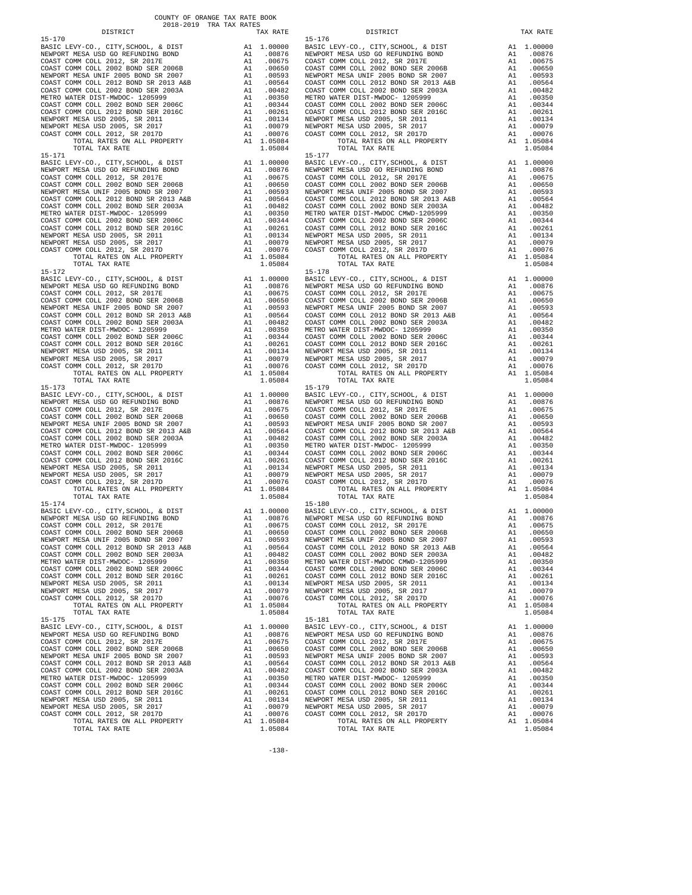COUNTY OF ORANGE TAX RATE BOOK
2018-2019 TRA TAX RATES

| DISTRICT | | TAX RATE |
|---|---|---|
| **15-170** | | |
| BASIC LEVY-CO., CITY,SCHOOL, & DIST | A1 | 1.00000 |
| NEWPORT MESA USD GO REFUNDING BOND | A1 | .00876 |
| COAST COMM COLL 2012, SR 2017E | A1 | .00675 |
| COAST COMM COLL 2002 BOND SER 2006B | A1 | .00650 |
| NEWPORT MESA UNIF 2005 BOND SR 2007 | A1 | .00593 |
| COAST COMM COLL 2012 BOND SR 2013 A&B | A1 | .00564 |
| COAST COMM COLL 2002 BOND SER 2003A | A1 | .00482 |
| METRO WATER DIST-MWDOC- 1205999 | A1 | .00350 |
| COAST COMM COLL 2002 BOND SER 2006C | A1 | .00344 |
| COAST COMM COLL 2012 BOND SER 2016C | A1 | .00261 |
| NEWPORT MESA USD 2005, SR 2011 | A1 | .00134 |
| NEWPORT MESA USD 2005, SR 2017 | A1 | .00079 |
| COAST COMM COLL 2012, SR 2017D | A1 | .00076 |
| TOTAL RATES ON ALL PROPERTY | A1 | 1.05084 |
| TOTAL TAX RATE | | 1.05084 |
| **15-171** | | |
| BASIC LEVY-CO., CITY,SCHOOL, & DIST | A1 | 1.00000 |
| NEWPORT MESA USD GO REFUNDING BOND | A1 | .00876 |
| COAST COMM COLL 2012, SR 2017E | A1 | .00675 |
| COAST COMM COLL 2002 BOND SER 2006B | A1 | .00650 |
| NEWPORT MESA UNIF 2005 BOND SR 2007 | A1 | .00593 |
| COAST COMM COLL 2012 BOND SR 2013 A&B | A1 | .00564 |
| COAST COMM COLL 2002 BOND SER 2003A | A1 | .00482 |
| METRO WATER DIST-MWDOC- 1205999 | A1 | .00350 |
| COAST COMM COLL 2002 BOND SER 2006C | A1 | .00344 |
| COAST COMM COLL 2012 BOND SER 2016C | A1 | .00261 |
| NEWPORT MESA USD 2005, SR 2011 | A1 | .00134 |
| NEWPORT MESA USD 2005, SR 2017 | A1 | .00079 |
| COAST COMM COLL 2012, SR 2017D | A1 | .00076 |
| TOTAL RATES ON ALL PROPERTY | A1 | 1.05084 |
| TOTAL TAX RATE | | 1.05084 |
| **15-172** | | |
| BASIC LEVY-CO., CITY,SCHOOL, & DIST | A1 | 1.00000 |
| NEWPORT MESA USD GO REFUNDING BOND | A1 | .00876 |
| COAST COMM COLL 2012, SR 2017E | A1 | .00675 |
| COAST COMM COLL 2002 BOND SER 2006B | A1 | .00650 |
| NEWPORT MESA UNIF 2005 BOND SR 2007 | A1 | .00593 |
| COAST COMM COLL 2012 BOND SR 2013 A&B | A1 | .00564 |
| COAST COMM COLL 2002 BOND SER 2003A | A1 | .00482 |
| METRO WATER DIST-MWDOC- 1205999 | A1 | .00350 |
| COAST COMM COLL 2002 BOND SER 2006C | A1 | .00344 |
| COAST COMM COLL 2012 BOND SER 2016C | A1 | .00261 |
| NEWPORT MESA USD 2005, SR 2011 | A1 | .00134 |
| NEWPORT MESA USD 2005, SR 2017 | A1 | .00079 |
| COAST COMM COLL 2012, SR 2017D | A1 | .00076 |
| TOTAL RATES ON ALL PROPERTY | A1 | 1.05084 |
| TOTAL TAX RATE | | 1.05084 |
| **15-173** | | |
| BASIC LEVY-CO., CITY,SCHOOL, & DIST | A1 | 1.00000 |
| NEWPORT MESA USD GO REFUNDING BOND | A1 | .00876 |
| COAST COMM COLL 2012, SR 2017E | A1 | .00675 |
| COAST COMM COLL 2002 BOND SER 2006B | A1 | .00650 |
| NEWPORT MESA UNIF 2005 BOND SR 2007 | A1 | .00593 |
| COAST COMM COLL 2012 BOND SR 2013 A&B | A1 | .00564 |
| COAST COMM COLL 2002 BOND SER 2003A | A1 | .00482 |
| METRO WATER DIST-MWDOC- 1205999 | A1 | .00350 |
| COAST COMM COLL 2002 BOND SER 2006C | A1 | .00344 |
| COAST COMM COLL 2012 BOND SER 2016C | A1 | .00261 |
| NEWPORT MESA USD 2005, SR 2011 | A1 | .00134 |
| NEWPORT MESA USD 2005, SR 2017 | A1 | .00079 |
| COAST COMM COLL 2012, SR 2017D | A1 | .00076 |
| TOTAL RATES ON ALL PROPERTY | A1 | 1.05084 |
| TOTAL TAX RATE | | 1.05084 |
| **15-174** | | |
| BASIC LEVY-CO., CITY,SCHOOL, & DIST | A1 | 1.00000 |
| NEWPORT MESA USD GO REFUNDING BOND | A1 | .00876 |
| COAST COMM COLL 2012, SR 2017E | A1 | .00675 |
| COAST COMM COLL 2002 BOND SER 2006B | A1 | .00650 |
| NEWPORT MESA UNIF 2005 BOND SR 2007 | A1 | .00593 |
| COAST COMM COLL 2012 BOND SR 2013 A&B | A1 | .00564 |
| COAST COMM COLL 2002 BOND SER 2003A | A1 | .00482 |
| METRO WATER DIST-MWDOC- 1205999 | A1 | .00350 |
| COAST COMM COLL 2002 BOND SER 2006C | A1 | .00344 |
| COAST COMM COLL 2012 BOND SER 2016C | A1 | .00261 |
| NEWPORT MESA USD 2005, SR 2011 | A1 | .00134 |
| NEWPORT MESA USD 2005, SR 2017 | A1 | .00079 |
| COAST COMM COLL 2012, SR 2017D | A1 | .00076 |
| TOTAL RATES ON ALL PROPERTY | A1 | 1.05084 |
| TOTAL TAX RATE | | 1.05084 |
| **15-175** | | |
| BASIC LEVY-CO., CITY,SCHOOL, & DIST | A1 | 1.00000 |
| NEWPORT MESA USD GO REFUNDING BOND | A1 | .00876 |
| COAST COMM COLL 2012, SR 2017E | A1 | .00675 |
| COAST COMM COLL 2002 BOND SER 2006B | A1 | .00650 |
| NEWPORT MESA UNIF 2005 BOND SR 2007 | A1 | .00593 |
| COAST COMM COLL 2012 BOND SR 2013 A&B | A1 | .00564 |
| COAST COMM COLL 2002 BOND SER 2003A | A1 | .00482 |
| METRO WATER DIST-MWDOC- 1205999 | A1 | .00350 |
| COAST COMM COLL 2002 BOND SER 2006C | A1 | .00344 |
| COAST COMM COLL 2012 BOND SER 2016C | A1 | .00261 |
| NEWPORT MESA USD 2005, SR 2011 | A1 | .00134 |
| NEWPORT MESA USD 2005, SR 2017 | A1 | .00079 |
| COAST COMM COLL 2012, SR 2017D | A1 | .00076 |
| TOTAL RATES ON ALL PROPERTY | A1 | 1.05084 |
| TOTAL TAX RATE | | 1.05084 |
| **15-176** | | |
| BASIC LEVY-CO., CITY,SCHOOL, & DIST | A1 | 1.00000 |
| NEWPORT MESA USD GO REFUNDING BOND | A1 | .00876 |
| COAST COMM COLL 2012, SR 2017E | A1 | .00675 |
| COAST COMM COLL 2002 BOND SER 2006B | A1 | .00650 |
| NEWPORT MESA UNIF 2005 BOND SR 2007 | A1 | .00593 |
| COAST COMM COLL 2012 BOND SR 2013 A&B | A1 | .00564 |
| COAST COMM COLL 2002 BOND SER 2003A | A1 | .00482 |
| METRO WATER DIST-MWDOC- 1205999 | A1 | .00350 |
| COAST COMM COLL 2002 BOND SER 2006C | A1 | .00344 |
| COAST COMM COLL 2012 BOND SER 2016C | A1 | .00261 |
| NEWPORT MESA USD 2005, SR 2011 | A1 | .00134 |
| NEWPORT MESA USD 2005, SR 2017 | A1 | .00079 |
| COAST COMM COLL 2012, SR 2017D | A1 | .00076 |
| TOTAL RATES ON ALL PROPERTY | A1 | 1.05084 |
| TOTAL TAX RATE | | 1.05084 |
| **15-177** | | |
| BASIC LEVY-CO., CITY,SCHOOL, & DIST | A1 | 1.00000 |
| NEWPORT MESA USD GO REFUNDING BOND | A1 | .00876 |
| COAST COMM COLL 2012, SR 2017E | A1 | .00675 |
| COAST COMM COLL 2002 BOND SER 2006B | A1 | .00650 |
| NEWPORT MESA UNIF 2005 BOND SR 2007 | A1 | .00593 |
| COAST COMM COLL 2012 BOND SR 2013 A&B | A1 | .00564 |
| COAST COMM COLL 2002 BOND SER 2003A | A1 | .00482 |
| METRO WATER DIST-MWDOC CMWD-1205999 | A1 | .00350 |
| COAST COMM COLL 2002 BOND SER 2006C | A1 | .00344 |
| COAST COMM COLL 2012 BOND SER 2016C | A1 | .00261 |
| NEWPORT MESA USD 2005, SR 2011 | A1 | .00134 |
| NEWPORT MESA USD 2005, SR 2017 | A1 | .00079 |
| COAST COMM COLL 2012, SR 2017D | A1 | .00076 |
| TOTAL RATES ON ALL PROPERTY | A1 | 1.05084 |
| TOTAL TAX RATE | | 1.05084 |
| **15-178** | | |
| BASIC LEVY-CO., CITY,SCHOOL, & DIST | A1 | 1.00000 |
| NEWPORT MESA USD GO REFUNDING BOND | A1 | .00876 |
| COAST COMM COLL 2012, SR 2017E | A1 | .00675 |
| COAST COMM COLL 2002 BOND SER 2006B | A1 | .00650 |
| NEWPORT MESA UNIF 2005 BOND SR 2007 | A1 | .00593 |
| COAST COMM COLL 2012 BOND SR 2013 A&B | A1 | .00564 |
| COAST COMM COLL 2002 BOND SER 2003A | A1 | .00482 |
| METRO WATER DIST-MWDOC- 1205999 | A1 | .00350 |
| COAST COMM COLL 2002 BOND SER 2006C | A1 | .00344 |
| COAST COMM COLL 2012 BOND SER 2016C | A1 | .00261 |
| NEWPORT MESA USD 2005, SR 2011 | A1 | .00134 |
| NEWPORT MESA USD 2005, SR 2017 | A1 | .00079 |
| COAST COMM COLL 2012, SR 2017D | A1 | .00076 |
| TOTAL RATES ON ALL PROPERTY | A1 | 1.05084 |
| TOTAL TAX RATE | | 1.05084 |
| **15-179** | | |
| BASIC LEVY-CO., CITY,SCHOOL, & DIST | A1 | 1.00000 |
| NEWPORT MESA USD GO REFUNDING BOND | A1 | .00876 |
| COAST COMM COLL 2012, SR 2017E | A1 | .00675 |
| COAST COMM COLL 2002 BOND SER 2006B | A1 | .00650 |
| NEWPORT MESA UNIF 2005 BOND SR 2007 | A1 | .00593 |
| COAST COMM COLL 2012 BOND SR 2013 A&B | A1 | .00564 |
| COAST COMM COLL 2002 BOND SER 2003A | A1 | .00482 |
| METRO WATER DIST-MWDOC- 1205999 | A1 | .00350 |
| COAST COMM COLL 2002 BOND SER 2006C | A1 | .00344 |
| COAST COMM COLL 2012 BOND SER 2016C | A1 | .00261 |
| NEWPORT MESA USD 2005, SR 2011 | A1 | .00134 |
| NEWPORT MESA USD 2005, SR 2017 | A1 | .00079 |
| COAST COMM COLL 2012, SR 2017D | A1 | .00076 |
| TOTAL RATES ON ALL PROPERTY | A1 | 1.05084 |
| TOTAL TAX RATE | | 1.05084 |
| **15-180** | | |
| BASIC LEVY-CO., CITY,SCHOOL, & DIST | A1 | 1.00000 |
| NEWPORT MESA USD GO REFUNDING BOND | A1 | .00876 |
| COAST COMM COLL 2012, SR 2017E | A1 | .00675 |
| COAST COMM COLL 2002 BOND SER 2006B | A1 | .00650 |
| NEWPORT MESA UNIF 2005 BOND SR 2007 | A1 | .00593 |
| COAST COMM COLL 2012 BOND SR 2013 A&B | A1 | .00564 |
| COAST COMM COLL 2002 BOND SER 2003A | A1 | .00482 |
| METRO WATER DIST-MWDOC CMWD-1205999 | A1 | .00350 |
| COAST COMM COLL 2002 BOND SER 2006C | A1 | .00344 |
| COAST COMM COLL 2012 BOND SER 2016C | A1 | .00261 |
| NEWPORT MESA USD 2005, SR 2011 | A1 | .00134 |
| NEWPORT MESA USD 2005, SR 2017 | A1 | .00079 |
| COAST COMM COLL 2012, SR 2017D | A1 | .00076 |
| TOTAL RATES ON ALL PROPERTY | A1 | 1.05084 |
| TOTAL TAX RATE | | 1.05084 |
| **15-181** | | |
| BASIC LEVY-CO., CITY,SCHOOL, & DIST | A1 | 1.00000 |
| NEWPORT MESA USD GO REFUNDING BOND | A1 | .00876 |
| COAST COMM COLL 2012, SR 2017E | A1 | .00675 |
| COAST COMM COLL 2002 BOND SER 2006B | A1 | .00650 |
| NEWPORT MESA UNIF 2005 BOND SR 2007 | A1 | .00593 |
| COAST COMM COLL 2012 BOND SR 2013 A&B | A1 | .00564 |
| COAST COMM COLL 2002 BOND SER 2003A | A1 | .00482 |
| METRO WATER DIST-MWDOC- 1205999 | A1 | .00350 |
| COAST COMM COLL 2002 BOND SER 2006C | A1 | .00344 |
| COAST COMM COLL 2012 BOND SER 2016C | A1 | .00261 |
| NEWPORT MESA USD 2005, SR 2011 | A1 | .00134 |
| NEWPORT MESA USD 2005, SR 2017 | A1 | .00079 |
| COAST COMM COLL 2012, SR 2017D | A1 | .00076 |
| TOTAL RATES ON ALL PROPERTY | A1 | 1.05084 |
| TOTAL TAX RATE | | 1.05084 |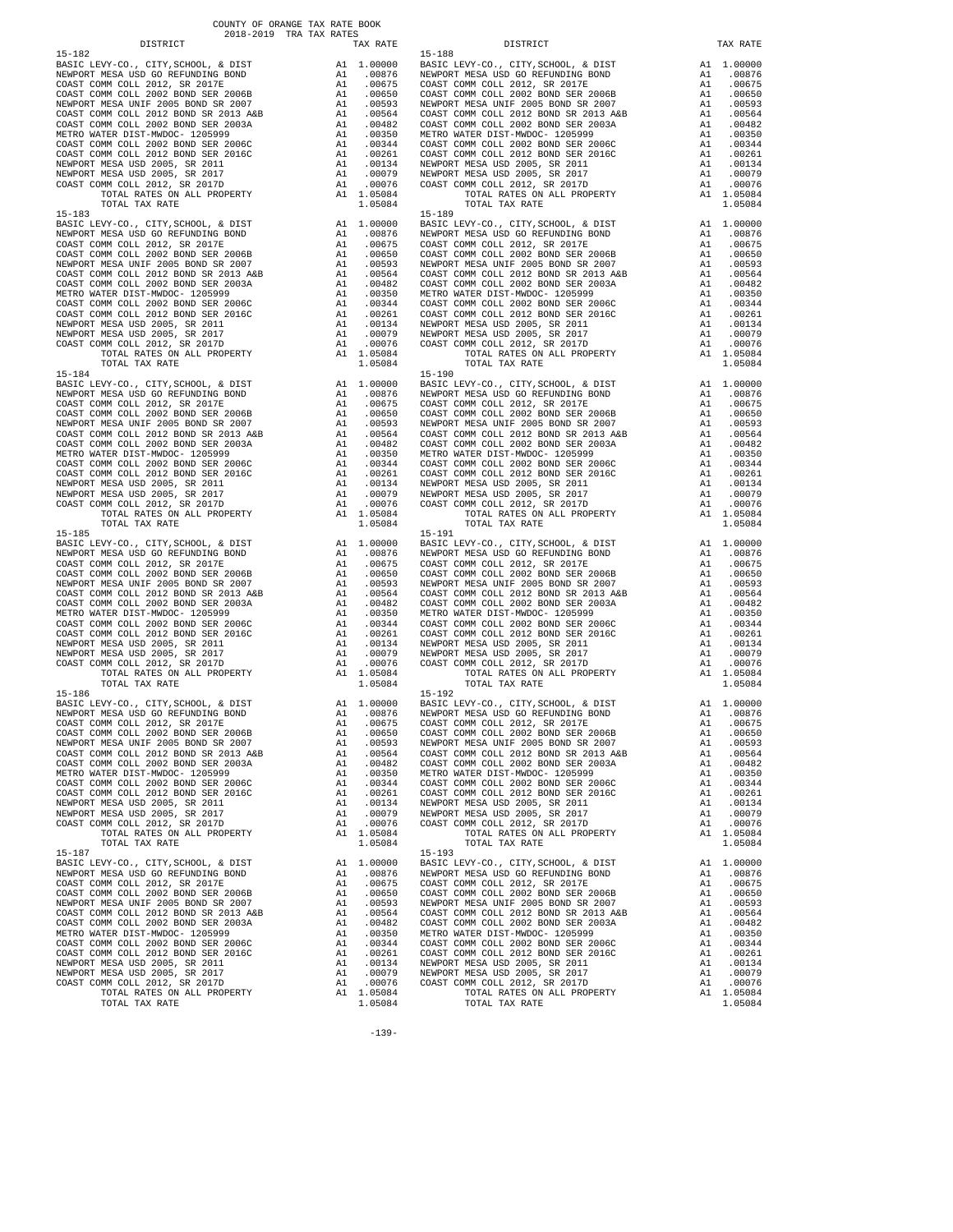COUNTY OF ORANGE TAX RATE BOOK
2018-2019 TRA TAX RATES

| DISTRICT | | TAX RATE |
|---|---|---|
| **15-182** | | |
| BASIC LEVY-CO., CITY,SCHOOL, & DIST | A1 | 1.00000 |
| NEWPORT MESA USD GO REFUNDING BOND | A1 | .00876 |
| COAST COMM COLL 2012, SR 2017E | A1 | .00675 |
| COAST COMM COLL 2002 BOND SER 2006B | A1 | .00650 |
| NEWPORT MESA UNIF 2005 BOND SR 2007 | A1 | .00593 |
| COAST COMM COLL 2012 BOND SR 2013 A&B | A1 | .00564 |
| COAST COMM COLL 2002 BOND SER 2003A | A1 | .00482 |
| METRO WATER DIST-MWDOC- 1205999 | A1 | .00350 |
| COAST COMM COLL 2002 BOND SER 2006C | A1 | .00344 |
| COAST COMM COLL 2012 BOND SER 2016C | A1 | .00261 |
| NEWPORT MESA USD 2005, SR 2011 | A1 | .00134 |
| NEWPORT MESA USD 2005, SR 2017 | A1 | .00079 |
| COAST COMM COLL 2012, SR 2017D | A1 | .00076 |
| TOTAL RATES ON ALL PROPERTY | A1 | 1.05084 |
| TOTAL TAX RATE | | 1.05084 |
| **15-183** | | |
| BASIC LEVY-CO., CITY,SCHOOL, & DIST | A1 | 1.00000 |
| NEWPORT MESA USD GO REFUNDING BOND | A1 | .00876 |
| COAST COMM COLL 2012, SR 2017E | A1 | .00675 |
| COAST COMM COLL 2002 BOND SER 2006B | A1 | .00650 |
| NEWPORT MESA UNIF 2005 BOND SR 2007 | A1 | .00593 |
| COAST COMM COLL 2012 BOND SR 2013 A&B | A1 | .00564 |
| COAST COMM COLL 2002 BOND SER 2003A | A1 | .00482 |
| METRO WATER DIST-MWDOC- 1205999 | A1 | .00350 |
| COAST COMM COLL 2002 BOND SER 2006C | A1 | .00344 |
| COAST COMM COLL 2012 BOND SER 2016C | A1 | .00261 |
| NEWPORT MESA USD 2005, SR 2011 | A1 | .00134 |
| NEWPORT MESA USD 2005, SR 2017 | A1 | .00079 |
| COAST COMM COLL 2012, SR 2017D | A1 | .00076 |
| TOTAL RATES ON ALL PROPERTY | A1 | 1.05084 |
| TOTAL TAX RATE | | 1.05084 |
| **15-184** | | |
| BASIC LEVY-CO., CITY,SCHOOL, & DIST | A1 | 1.00000 |
| NEWPORT MESA USD GO REFUNDING BOND | A1 | .00876 |
| COAST COMM COLL 2012, SR 2017E | A1 | .00675 |
| COAST COMM COLL 2002 BOND SER 2006B | A1 | .00650 |
| NEWPORT MESA UNIF 2005 BOND SR 2007 | A1 | .00593 |
| COAST COMM COLL 2012 BOND SR 2013 A&B | A1 | .00564 |
| COAST COMM COLL 2002 BOND SER 2003A | A1 | .00482 |
| METRO WATER DIST-MWDOC- 1205999 | A1 | .00350 |
| COAST COMM COLL 2002 BOND SER 2006C | A1 | .00344 |
| COAST COMM COLL 2012 BOND SER 2016C | A1 | .00261 |
| NEWPORT MESA USD 2005, SR 2011 | A1 | .00134 |
| NEWPORT MESA USD 2005, SR 2017 | A1 | .00079 |
| COAST COMM COLL 2012, SR 2017D | A1 | .00076 |
| TOTAL RATES ON ALL PROPERTY | A1 | 1.05084 |
| TOTAL TAX RATE | | 1.05084 |
| **15-185** | | |
| BASIC LEVY-CO., CITY,SCHOOL, & DIST | A1 | 1.00000 |
| NEWPORT MESA USD GO REFUNDING BOND | A1 | .00876 |
| COAST COMM COLL 2012, SR 2017E | A1 | .00675 |
| COAST COMM COLL 2002 BOND SER 2006B | A1 | .00650 |
| NEWPORT MESA UNIF 2005 BOND SR 2007 | A1 | .00593 |
| COAST COMM COLL 2012 BOND SR 2013 A&B | A1 | .00564 |
| COAST COMM COLL 2002 BOND SER 2003A | A1 | .00482 |
| METRO WATER DIST-MWDOC- 1205999 | A1 | .00350 |
| COAST COMM COLL 2002 BOND SER 2006C | A1 | .00344 |
| COAST COMM COLL 2012 BOND SER 2016C | A1 | .00261 |
| NEWPORT MESA USD 2005, SR 2011 | A1 | .00134 |
| NEWPORT MESA USD 2005, SR 2017 | A1 | .00079 |
| COAST COMM COLL 2012, SR 2017D | A1 | .00076 |
| TOTAL RATES ON ALL PROPERTY | A1 | 1.05084 |
| TOTAL TAX RATE | | 1.05084 |
| **15-186** | | |
| BASIC LEVY-CO., CITY,SCHOOL, & DIST | A1 | 1.00000 |
| NEWPORT MESA USD GO REFUNDING BOND | A1 | .00876 |
| COAST COMM COLL 2012, SR 2017E | A1 | .00675 |
| COAST COMM COLL 2002 BOND SER 2006B | A1 | .00650 |
| NEWPORT MESA UNIF 2005 BOND SR 2007 | A1 | .00593 |
| COAST COMM COLL 2012 BOND SR 2013 A&B | A1 | .00564 |
| COAST COMM COLL 2002 BOND SER 2003A | A1 | .00482 |
| METRO WATER DIST-MWDOC- 1205999 | A1 | .00350 |
| COAST COMM COLL 2002 BOND SER 2006C | A1 | .00344 |
| COAST COMM COLL 2012 BOND SER 2016C | A1 | .00261 |
| NEWPORT MESA USD 2005, SR 2011 | A1 | .00134 |
| NEWPORT MESA USD 2005, SR 2017 | A1 | .00079 |
| COAST COMM COLL 2012, SR 2017D | A1 | .00076 |
| TOTAL RATES ON ALL PROPERTY | A1 | 1.05084 |
| TOTAL TAX RATE | | 1.05084 |
| **15-187** | | |
| BASIC LEVY-CO., CITY,SCHOOL, & DIST | A1 | 1.00000 |
| NEWPORT MESA USD GO REFUNDING BOND | A1 | .00876 |
| COAST COMM COLL 2012, SR 2017E | A1 | .00675 |
| COAST COMM COLL 2002 BOND SER 2006B | A1 | .00650 |
| NEWPORT MESA UNIF 2005 BOND SR 2007 | A1 | .00593 |
| COAST COMM COLL 2012 BOND SR 2013 A&B | A1 | .00564 |
| COAST COMM COLL 2002 BOND SER 2003A | A1 | .00482 |
| METRO WATER DIST-MWDOC- 1205999 | A1 | .00350 |
| COAST COMM COLL 2002 BOND SER 2006C | A1 | .00344 |
| COAST COMM COLL 2012 BOND SER 2016C | A1 | .00261 |
| NEWPORT MESA USD 2005, SR 2011 | A1 | .00134 |
| NEWPORT MESA USD 2005, SR 2017 | A1 | .00079 |
| COAST COMM COLL 2012, SR 2017D | A1 | .00076 |
| TOTAL RATES ON ALL PROPERTY | A1 | 1.05084 |
| TOTAL TAX RATE | | 1.05084 |
| **15-188** | | |
| BASIC LEVY-CO., CITY,SCHOOL, & DIST | A1 | 1.00000 |
| NEWPORT MESA USD GO REFUNDING BOND | A1 | .00876 |
| COAST COMM COLL 2012, SR 2017E | A1 | .00675 |
| COAST COMM COLL 2002 BOND SER 2006B | A1 | .00650 |
| NEWPORT MESA UNIF 2005 BOND SR 2007 | A1 | .00593 |
| COAST COMM COLL 2012 BOND SR 2013 A&B | A1 | .00564 |
| COAST COMM COLL 2002 BOND SER 2003A | A1 | .00482 |
| METRO WATER DIST-MWDOC- 1205999 | A1 | .00350 |
| COAST COMM COLL 2002 BOND SER 2006C | A1 | .00344 |
| COAST COMM COLL 2012 BOND SER 2016C | A1 | .00261 |
| NEWPORT MESA USD 2005, SR 2011 | A1 | .00134 |
| NEWPORT MESA USD 2005, SR 2017 | A1 | .00079 |
| COAST COMM COLL 2012, SR 2017D | A1 | .00076 |
| TOTAL RATES ON ALL PROPERTY | A1 | 1.05084 |
| TOTAL TAX RATE | | 1.05084 |
| **15-189** | | |
| BASIC LEVY-CO., CITY,SCHOOL, & DIST | A1 | 1.00000 |
| NEWPORT MESA USD GO REFUNDING BOND | A1 | .00876 |
| COAST COMM COLL 2012, SR 2017E | A1 | .00675 |
| COAST COMM COLL 2002 BOND SER 2006B | A1 | .00650 |
| NEWPORT MESA UNIF 2005 BOND SR 2007 | A1 | .00593 |
| COAST COMM COLL 2012 BOND SR 2013 A&B | A1 | .00564 |
| COAST COMM COLL 2002 BOND SER 2003A | A1 | .00482 |
| METRO WATER DIST-MWDOC- 1205999 | A1 | .00350 |
| COAST COMM COLL 2002 BOND SER 2006C | A1 | .00344 |
| COAST COMM COLL 2012 BOND SER 2016C | A1 | .00261 |
| NEWPORT MESA USD 2005, SR 2011 | A1 | .00134 |
| NEWPORT MESA USD 2005, SR 2017 | A1 | .00079 |
| COAST COMM COLL 2012, SR 2017D | A1 | .00076 |
| TOTAL RATES ON ALL PROPERTY | A1 | 1.05084 |
| TOTAL TAX RATE | | 1.05084 |
| **15-190** | | |
| BASIC LEVY-CO., CITY,SCHOOL, & DIST | A1 | 1.00000 |
| NEWPORT MESA USD GO REFUNDING BOND | A1 | .00876 |
| COAST COMM COLL 2012, SR 2017E | A1 | .00675 |
| COAST COMM COLL 2002 BOND SER 2006B | A1 | .00650 |
| NEWPORT MESA UNIF 2005 BOND SR 2007 | A1 | .00593 |
| COAST COMM COLL 2012 BOND SR 2013 A&B | A1 | .00564 |
| COAST COMM COLL 2002 BOND SER 2003A | A1 | .00482 |
| METRO WATER DIST-MWDOC- 1205999 | A1 | .00350 |
| COAST COMM COLL 2002 BOND SER 2006C | A1 | .00344 |
| COAST COMM COLL 2012 BOND SER 2016C | A1 | .00261 |
| NEWPORT MESA USD 2005, SR 2011 | A1 | .00134 |
| NEWPORT MESA USD 2005, SR 2017 | A1 | .00079 |
| COAST COMM COLL 2012, SR 2017D | A1 | .00076 |
| TOTAL RATES ON ALL PROPERTY | A1 | 1.05084 |
| TOTAL TAX RATE | | 1.05084 |
| **15-191** | | |
| BASIC LEVY-CO., CITY,SCHOOL, & DIST | A1 | 1.00000 |
| NEWPORT MESA USD GO REFUNDING BOND | A1 | .00876 |
| COAST COMM COLL 2012, SR 2017E | A1 | .00675 |
| COAST COMM COLL 2002 BOND SER 2006B | A1 | .00650 |
| NEWPORT MESA UNIF 2005 BOND SR 2007 | A1 | .00593 |
| COAST COMM COLL 2012 BOND SR 2013 A&B | A1 | .00564 |
| COAST COMM COLL 2002 BOND SER 2003A | A1 | .00482 |
| METRO WATER DIST-MWDOC- 1205999 | A1 | .00350 |
| COAST COMM COLL 2002 BOND SER 2006C | A1 | .00344 |
| COAST COMM COLL 2012 BOND SER 2016C | A1 | .00261 |
| NEWPORT MESA USD 2005, SR 2011 | A1 | .00134 |
| NEWPORT MESA USD 2005, SR 2017 | A1 | .00079 |
| COAST COMM COLL 2012, SR 2017D | A1 | .00076 |
| TOTAL RATES ON ALL PROPERTY | A1 | 1.05084 |
| TOTAL TAX RATE | | 1.05084 |
| **15-192** | | |
| BASIC LEVY-CO., CITY,SCHOOL, & DIST | A1 | 1.00000 |
| NEWPORT MESA USD GO REFUNDING BOND | A1 | .00876 |
| COAST COMM COLL 2012, SR 2017E | A1 | .00675 |
| COAST COMM COLL 2002 BOND SER 2006B | A1 | .00650 |
| NEWPORT MESA UNIF 2005 BOND SR 2007 | A1 | .00593 |
| COAST COMM COLL 2012 BOND SR 2013 A&B | A1 | .00564 |
| COAST COMM COLL 2002 BOND SER 2003A | A1 | .00482 |
| METRO WATER DIST-MWDOC- 1205999 | A1 | .00350 |
| COAST COMM COLL 2002 BOND SER 2006C | A1 | .00344 |
| COAST COMM COLL 2012 BOND SER 2016C | A1 | .00261 |
| NEWPORT MESA USD 2005, SR 2011 | A1 | .00134 |
| NEWPORT MESA USD 2005, SR 2017 | A1 | .00079 |
| COAST COMM COLL 2012, SR 2017D | A1 | .00076 |
| TOTAL RATES ON ALL PROPERTY | A1 | 1.05084 |
| TOTAL TAX RATE | | 1.05084 |
| **15-193** | | |
| BASIC LEVY-CO., CITY,SCHOOL, & DIST | A1 | 1.00000 |
| NEWPORT MESA USD GO REFUNDING BOND | A1 | .00876 |
| COAST COMM COLL 2012, SR 2017E | A1 | .00675 |
| COAST COMM COLL 2002 BOND SER 2006B | A1 | .00650 |
| NEWPORT MESA UNIF 2005 BOND SR 2007 | A1 | .00593 |
| COAST COMM COLL 2012 BOND SR 2013 A&B | A1 | .00564 |
| COAST COMM COLL 2002 BOND SER 2003A | A1 | .00482 |
| METRO WATER DIST-MWDOC- 1205999 | A1 | .00350 |
| COAST COMM COLL 2002 BOND SER 2006C | A1 | .00344 |
| COAST COMM COLL 2012 BOND SER 2016C | A1 | .00261 |
| NEWPORT MESA USD 2005, SR 2011 | A1 | .00134 |
| NEWPORT MESA USD 2005, SR 2017 | A1 | .00079 |
| COAST COMM COLL 2012, SR 2017D | A1 | .00076 |
| TOTAL RATES ON ALL PROPERTY | A1 | 1.05084 |
| TOTAL TAX RATE | | 1.05084 |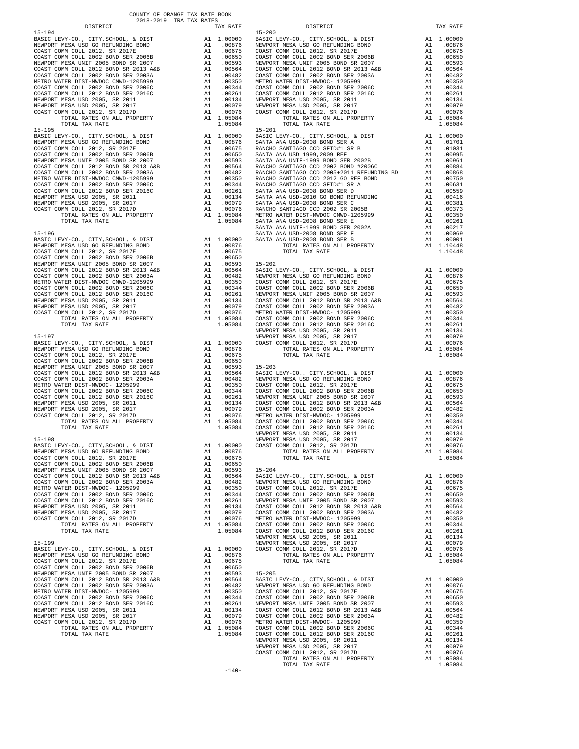COUNTY OF ORANGE TAX RATE BOOK
2018-2019 TRA TAX RATES

| DISTRICT | | TAX RATE |
|---|---|---|
| **15-194** | | |
| BASIC LEVY-CO., CITY,SCHOOL, & DIST | A1 | 1.00000 |
| NEWPORT MESA USD GO REFUNDING BOND | A1 | .00876 |
| COAST COMM COLL 2012, SR 2017E | A1 | .00675 |
| COAST COMM COLL 2002 BOND SER 2006B | A1 | .00650 |
| NEWPORT MESA UNIF 2005 BOND SR 2007 | A1 | .00593 |
| COAST COMM COLL 2012 BOND SR 2013 A&B | A1 | .00564 |
| COAST COMM COLL 2002 BOND SER 2003A | A1 | .00482 |
| METRO WATER DIST-MWDOC CMWD-1205999 | A1 | .00350 |
| COAST COMM COLL 2002 BOND SER 2006C | A1 | .00344 |
| COAST COMM COLL 2012 BOND SER 2016C | A1 | .00261 |
| NEWPORT MESA USD 2005, SR 2011 | A1 | .00134 |
| NEWPORT MESA USD 2005, SR 2017 | A1 | .00079 |
| COAST COMM COLL 2012, SR 2017D | A1 | .00076 |
| TOTAL RATES ON ALL PROPERTY | A1 | 1.05084 |
| TOTAL TAX RATE | | 1.05084 |
| **15-195** | | |
| BASIC LEVY-CO., CITY,SCHOOL, & DIST | A1 | 1.00000 |
| NEWPORT MESA USD GO REFUNDING BOND | A1 | .00876 |
| COAST COMM COLL 2012, SR 2017E | A1 | .00675 |
| COAST COMM COLL 2002 BOND SER 2006B | A1 | .00650 |
| NEWPORT MESA UNIF 2005 BOND SR 2007 | A1 | .00593 |
| COAST COMM COLL 2012 BOND SR 2013 A&B | A1 | .00564 |
| COAST COMM COLL 2002 BOND SER 2003A | A1 | .00482 |
| METRO WATER DIST-MWDOC CMWD-1205999 | A1 | .00350 |
| COAST COMM COLL 2002 BOND SER 2006C | A1 | .00344 |
| COAST COMM COLL 2012 BOND SER 2016C | A1 | .00261 |
| NEWPORT MESA USD 2005, SR 2011 | A1 | .00134 |
| NEWPORT MESA USD 2005, SR 2017 | A1 | .00079 |
| COAST COMM COLL 2012, SR 2017D | A1 | .00076 |
| TOTAL RATES ON ALL PROPERTY | A1 | 1.05084 |
| TOTAL TAX RATE | | 1.05084 |
| **15-196** | | |
| BASIC LEVY-CO., CITY,SCHOOL, & DIST | A1 | 1.00000 |
| NEWPORT MESA USD GO REFUNDING BOND | A1 | .00876 |
| COAST COMM COLL 2012, SR 2017E | A1 | .00675 |
| COAST COMM COLL 2002 BOND SER 2006B | A1 | .00650 |
| NEWPORT MESA UNIF 2005 BOND SR 2007 | A1 | .00593 |
| COAST COMM COLL 2012 BOND SR 2013 A&B | A1 | .00564 |
| COAST COMM COLL 2002 BOND SER 2003A | A1 | .00482 |
| METRO WATER DIST-MWDOC CMWD-1205999 | A1 | .00350 |
| COAST COMM COLL 2002 BOND SER 2006C | A1 | .00344 |
| COAST COMM COLL 2012 BOND SER 2016C | A1 | .00261 |
| NEWPORT MESA USD 2005, SR 2011 | A1 | .00134 |
| NEWPORT MESA USD 2005, SR 2017 | A1 | .00079 |
| COAST COMM COLL 2012, SR 2017D | A1 | .00076 |
| TOTAL RATES ON ALL PROPERTY | A1 | 1.05084 |
| TOTAL TAX RATE | | 1.05084 |
| **15-197** | | |
| BASIC LEVY-CO., CITY,SCHOOL, & DIST | A1 | 1.00000 |
| NEWPORT MESA USD GO REFUNDING BOND | A1 | .00876 |
| COAST COMM COLL 2012, SR 2017E | A1 | .00675 |
| COAST COMM COLL 2002 BOND SER 2006B | A1 | .00650 |
| NEWPORT MESA UNIF 2005 BOND SR 2007 | A1 | .00593 |
| COAST COMM COLL 2012 BOND SR 2013 A&B | A1 | .00564 |
| COAST COMM COLL 2002 BOND SER 2003A | A1 | .00482 |
| METRO WATER DIST-MWDOC- 1205999 | A1 | .00350 |
| COAST COMM COLL 2002 BOND SER 2006C | A1 | .00344 |
| COAST COMM COLL 2012 BOND SER 2016C | A1 | .00261 |
| NEWPORT MESA USD 2005, SR 2011 | A1 | .00134 |
| NEWPORT MESA USD 2005, SR 2017 | A1 | .00079 |
| COAST COMM COLL 2012, SR 2017D | A1 | .00076 |
| TOTAL RATES ON ALL PROPERTY | A1 | 1.05084 |
| TOTAL TAX RATE | | 1.05084 |
| **15-198** | | |
| BASIC LEVY-CO., CITY,SCHOOL, & DIST | A1 | 1.00000 |
| NEWPORT MESA USD GO REFUNDING BOND | A1 | .00876 |
| COAST COMM COLL 2012, SR 2017E | A1 | .00675 |
| COAST COMM COLL 2002 BOND SER 2006B | A1 | .00650 |
| NEWPORT MESA UNIF 2005 BOND SR 2007 | A1 | .00593 |
| COAST COMM COLL 2012 BOND SR 2013 A&B | A1 | .00564 |
| COAST COMM COLL 2002 BOND SER 2003A | A1 | .00482 |
| METRO WATER DIST-MWDOC- 1205999 | A1 | .00350 |
| COAST COMM COLL 2002 BOND SER 2006C | A1 | .00344 |
| COAST COMM COLL 2012 BOND SER 2016C | A1 | .00261 |
| NEWPORT MESA USD 2005, SR 2011 | A1 | .00134 |
| NEWPORT MESA USD 2005, SR 2017 | A1 | .00079 |
| COAST COMM COLL 2012, SR 2017D | A1 | .00076 |
| TOTAL RATES ON ALL PROPERTY | A1 | 1.05084 |
| TOTAL TAX RATE | | 1.05084 |
| **15-199** | | |
| BASIC LEVY-CO., CITY,SCHOOL, & DIST | A1 | 1.00000 |
| NEWPORT MESA USD GO REFUNDING BOND | A1 | .00876 |
| COAST COMM COLL 2012, SR 2017E | A1 | .00675 |
| COAST COMM COLL 2002 BOND SER 2006B | A1 | .00650 |
| NEWPORT MESA UNIF 2005 BOND SR 2007 | A1 | .00593 |
| COAST COMM COLL 2012 BOND SR 2013 A&B | A1 | .00564 |
| COAST COMM COLL 2002 BOND SER 2003A | A1 | .00482 |
| METRO WATER DIST-MWDOC- 1205999 | A1 | .00350 |
| COAST COMM COLL 2002 BOND SER 2006C | A1 | .00344 |
| COAST COMM COLL 2012 BOND SER 2016C | A1 | .00261 |
| NEWPORT MESA USD 2005, SR 2011 | A1 | .00134 |
| NEWPORT MESA USD 2005, SR 2017 | A1 | .00079 |
| COAST COMM COLL 2012, SR 2017D | A1 | .00076 |
| TOTAL RATES ON ALL PROPERTY | A1 | 1.05084 |
| TOTAL TAX RATE | | 1.05084 |
| **15-200** | | |
| BASIC LEVY-CO., CITY,SCHOOL, & DIST | A1 | 1.00000 |
| NEWPORT MESA USD GO REFUNDING BOND | A1 | .00876 |
| COAST COMM COLL 2012, SR 2017E | A1 | .00675 |
| COAST COMM COLL 2002 BOND SER 2006B | A1 | .00650 |
| NEWPORT MESA UNIF 2005 BOND SR 2007 | A1 | .00593 |
| COAST COMM COLL 2012 BOND SR 2013 A&B | A1 | .00564 |
| COAST COMM COLL 2002 BOND SER 2003A | A1 | .00482 |
| METRO WATER DIST-MWDOC- 1205999 | A1 | .00350 |
| COAST COMM COLL 2002 BOND SER 2006C | A1 | .00344 |
| COAST COMM COLL 2012 BOND SER 2016C | A1 | .00261 |
| NEWPORT MESA USD 2005, SR 2011 | A1 | .00134 |
| NEWPORT MESA USD 2005, SR 2017 | A1 | .00079 |
| COAST COMM COLL 2012, SR 2017D | A1 | .00076 |
| TOTAL RATES ON ALL PROPERTY | A1 | 1.05084 |
| TOTAL TAX RATE | | 1.05084 |
| **15-201** | | |
| BASIC LEVY-CO., CITY,SCHOOL, & DIST | A1 | 1.00000 |
| SANTA ANA USD-2008 BOND SER A | A1 | .01701 |
| RANCHO SANTIAGO CCD SFID#1 SR B | A1 | .01031 |
| SANTA ANA USD 1999,2009 REF | A1 | .00995 |
| SANTA ANA UNIF-1999 BOND SER 2002B | A1 | .00961 |
| RANCHO SANTIAGO CCD 2002 BOND #2006C | A1 | .00884 |
| RANCHO SANTIAGO CCD 2005+2011 REFUNDING BD | A1 | .00868 |
| RANCHO SANTIAGO CCD 2012 GO REF BOND | A1 | .00750 |
| RANCHO SANTIAGO CCD SFID#1 SR A | A1 | .00631 |
| SANTA ANA USD-2008 BOND SER D | A1 | .00559 |
| SANTA ANA USD-2010 GO BOND REFUNDING | A1 | .00416 |
| SANTA ANA USD-2008 BOND SER C | A1 | .00381 |
| RANCHO SANTIAGO CCD 2002 SR 2005B | A1 | .00373 |
| METRO WATER DIST-MWDOC CMWD-1205999 | A1 | .00350 |
| SANTA ANA USD-2008 BOND SER E | A1 | .00261 |
| SANTA ANA UNIF-1999 BOND SER 2002A | A1 | .00217 |
| SANTA ANA USD-2008 BOND SER F | A1 | .00069 |
| SANTA ANA USD-2008 BOND SER B | A1 | .00001 |
| TOTAL RATES ON ALL PROPERTY | A1 | 1.10448 |
| TOTAL TAX RATE | | 1.10448 |
| **15-202** | | |
| BASIC LEVY-CO., CITY,SCHOOL, & DIST | A1 | 1.00000 |
| NEWPORT MESA USD GO REFUNDING BOND | A1 | .00876 |
| COAST COMM COLL 2012, SR 2017E | A1 | .00675 |
| COAST COMM COLL 2002 BOND SER 2006B | A1 | .00650 |
| NEWPORT MESA UNIF 2005 BOND SR 2007 | A1 | .00593 |
| COAST COMM COLL 2012 BOND SR 2013 A&B | A1 | .00564 |
| COAST COMM COLL 2002 BOND SER 2003A | A1 | .00482 |
| METRO WATER DIST-MWDOC- 1205999 | A1 | .00350 |
| COAST COMM COLL 2002 BOND SER 2006C | A1 | .00344 |
| COAST COMM COLL 2012 BOND SER 2016C | A1 | .00261 |
| NEWPORT MESA USD 2005, SR 2011 | A1 | .00134 |
| NEWPORT MESA USD 2005, SR 2017 | A1 | .00079 |
| COAST COMM COLL 2012, SR 2017D | A1 | .00076 |
| TOTAL RATES ON ALL PROPERTY | A1 | 1.05084 |
| TOTAL TAX RATE | | 1.05084 |
| **15-203** | | |
| BASIC LEVY-CO., CITY,SCHOOL, & DIST | A1 | 1.00000 |
| NEWPORT MESA USD GO REFUNDING BOND | A1 | .00876 |
| COAST COMM COLL 2012, SR 2017E | A1 | .00675 |
| COAST COMM COLL 2002 BOND SER 2006B | A1 | .00650 |
| NEWPORT MESA UNIF 2005 BOND SR 2007 | A1 | .00593 |
| COAST COMM COLL 2012 BOND SR 2013 A&B | A1 | .00564 |
| COAST COMM COLL 2002 BOND SER 2003A | A1 | .00482 |
| METRO WATER DIST-MWDOC- 1205999 | A1 | .00350 |
| COAST COMM COLL 2002 BOND SER 2006C | A1 | .00344 |
| COAST COMM COLL 2012 BOND SER 2016C | A1 | .00261 |
| NEWPORT MESA USD 2005, SR 2011 | A1 | .00134 |
| NEWPORT MESA USD 2005, SR 2017 | A1 | .00079 |
| COAST COMM COLL 2012, SR 2017D | A1 | .00076 |
| TOTAL RATES ON ALL PROPERTY | A1 | 1.05084 |
| TOTAL TAX RATE | | 1.05084 |
| **15-204** | | |
| BASIC LEVY-CO., CITY,SCHOOL, & DIST | A1 | 1.00000 |
| NEWPORT MESA USD GO REFUNDING BOND | A1 | .00876 |
| COAST COMM COLL 2012, SR 2017E | A1 | .00675 |
| COAST COMM COLL 2002 BOND SER 2006B | A1 | .00650 |
| NEWPORT MESA UNIF 2005 BOND SR 2007 | A1 | .00593 |
| COAST COMM COLL 2012 BOND SR 2013 A&B | A1 | .00564 |
| COAST COMM COLL 2002 BOND SER 2003A | A1 | .00482 |
| METRO WATER DIST-MWDOC- 1205999 | A1 | .00350 |
| COAST COMM COLL 2002 BOND SER 2006C | A1 | .00344 |
| COAST COMM COLL 2012 BOND SER 2016C | A1 | .00261 |
| NEWPORT MESA USD 2005, SR 2011 | A1 | .00134 |
| NEWPORT MESA USD 2005, SR 2017 | A1 | .00079 |
| COAST COMM COLL 2012, SR 2017D | A1 | .00076 |
| TOTAL RATES ON ALL PROPERTY | A1 | 1.05084 |
| TOTAL TAX RATE | | 1.05084 |
| **15-205** | | |
| BASIC LEVY-CO., CITY,SCHOOL, & DIST | A1 | 1.00000 |
| NEWPORT MESA USD GO REFUNDING BOND | A1 | .00876 |
| COAST COMM COLL 2012, SR 2017E | A1 | .00675 |
| COAST COMM COLL 2002 BOND SER 2006B | A1 | .00650 |
| NEWPORT MESA UNIF 2005 BOND SR 2007 | A1 | .00593 |
| COAST COMM COLL 2012 BOND SR 2013 A&B | A1 | .00564 |
| COAST COMM COLL 2002 BOND SER 2003A | A1 | .00482 |
| METRO WATER DIST-MWDOC- 1205999 | A1 | .00350 |
| COAST COMM COLL 2002 BOND SER 2006C | A1 | .00344 |
| COAST COMM COLL 2012 BOND SER 2016C | A1 | .00261 |
| NEWPORT MESA USD 2005, SR 2011 | A1 | .00134 |
| NEWPORT MESA USD 2005, SR 2017 | A1 | .00079 |
| COAST COMM COLL 2012, SR 2017D | A1 | .00076 |
| TOTAL RATES ON ALL PROPERTY | A1 | 1.05084 |
| TOTAL TAX RATE | | 1.05084 |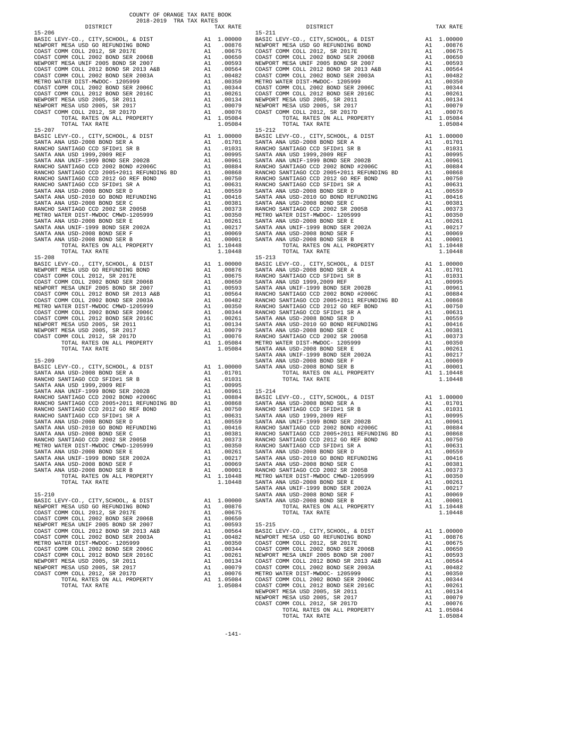COUNTY OF ORANGE TAX RATE BOOK
2018-2019 TRA TAX RATES

| DISTRICT | | TAX RATE |
|---|---|---|
| 15-206 | | |
| BASIC LEVY-CO., CITY,SCHOOL, & DIST | A1 | 1.00000 |
| NEWPORT MESA USD GO REFUNDING BOND | A1 | .00876 |
| COAST COMM COLL 2012, SR 2017E | A1 | .00675 |
| COAST COMM COLL 2002 BOND SER 2006B | A1 | .00650 |
| NEWPORT MESA UNIF 2005 BOND SR 2007 | A1 | .00593 |
| COAST COMM COLL 2012 BOND SR 2013 A&B | A1 | .00564 |
| COAST COMM COLL 2002 BOND SER 2003A | A1 | .00482 |
| METRO WATER DIST-MWDOC- 1205999 | A1 | .00350 |
| COAST COMM COLL 2002 BOND SER 2006C | A1 | .00344 |
| COAST COMM COLL 2012 BOND SER 2016C | A1 | .00261 |
| NEWPORT MESA USD 2005, SR 2011 | A1 | .00134 |
| NEWPORT MESA USD 2005, SR 2017 | A1 | .00079 |
| COAST COMM COLL 2012, SR 2017D | A1 | .00076 |
| TOTAL RATES ON ALL PROPERTY | A1 | 1.05084 |
| TOTAL TAX RATE | | 1.05084 |
| 15-207 | | |
| BASIC LEVY-CO., CITY,SCHOOL, & DIST | A1 | 1.00000 |
| SANTA ANA USD-2008 BOND SER A | A1 | .01701 |
| RANCHO SANTIAGO CCD SFID#1 SR B | A1 | .01031 |
| SANTA ANA USD 1999,2009 REF | A1 | .00995 |
| SANTA ANA UNIF-1999 BOND SER 2002B | A1 | .00961 |
| RANCHO SANTIAGO CCD 2002 BOND #2006C | A1 | .00884 |
| RANCHO SANTIAGO CCD 2005+2011 REFUNDING BD | A1 | .00868 |
| RANCHO SANTIAGO CCD 2012 GO REF BOND | A1 | .00750 |
| RANCHO SANTIAGO CCD SFID#1 SR A | A1 | .00631 |
| SANTA ANA USD-2008 BOND SER D | A1 | .00559 |
| SANTA ANA USD-2010 GO BOND REFUNDING | A1 | .00416 |
| SANTA ANA USD-2008 BOND SER C | A1 | .00381 |
| RANCHO SANTIAGO CCD 2002 SR 2005B | A1 | .00373 |
| METRO WATER DIST-MWDOC CMWD-1205999 | A1 | .00350 |
| SANTA ANA USD-2008 BOND SER E | A1 | .00261 |
| SANTA ANA UNIF-1999 BOND SER 2002A | A1 | .00217 |
| SANTA ANA USD-2008 BOND SER F | A1 | .00069 |
| SANTA ANA USD-2008 BOND SER B | A1 | .00001 |
| TOTAL RATES ON ALL PROPERTY | A1 | 1.10448 |
| TOTAL TAX RATE | | 1.10448 |
| 15-208 | | |
| BASIC LEVY-CO., CITY,SCHOOL, & DIST | A1 | 1.00000 |
| NEWPORT MESA USD GO REFUNDING BOND | A1 | .00876 |
| COAST COMM COLL 2012, SR 2017E | A1 | .00675 |
| COAST COMM COLL 2002 BOND SER 2006B | A1 | .00650 |
| NEWPORT MESA UNIF 2005 BOND SR 2007 | A1 | .00593 |
| COAST COMM COLL 2012 BOND SR 2013 A&B | A1 | .00564 |
| COAST COMM COLL 2002 BOND SER 2003A | A1 | .00482 |
| METRO WATER DIST-MWDOC CMWD-1205999 | A1 | .00350 |
| COAST COMM COLL 2002 BOND SER 2006C | A1 | .00344 |
| COAST COMM COLL 2012 BOND SER 2016C | A1 | .00261 |
| NEWPORT MESA USD 2005, SR 2011 | A1 | .00134 |
| NEWPORT MESA USD 2005, SR 2017 | A1 | .00079 |
| COAST COMM COLL 2012, SR 2017D | A1 | .00076 |
| TOTAL RATES ON ALL PROPERTY | A1 | 1.05084 |
| TOTAL TAX RATE | | 1.05084 |
| 15-209 | | |
| BASIC LEVY-CO., CITY,SCHOOL, & DIST | A1 | 1.00000 |
| SANTA ANA USD-2008 BOND SER A | A1 | .01701 |
| RANCHO SANTIAGO CCD SFID#1 SR B | A1 | .01031 |
| SANTA ANA USD 1999,2009 REF | A1 | .00995 |
| SANTA ANA UNIF-1999 BOND SER 2002B | A1 | .00961 |
| RANCHO SANTIAGO CCD 2002 BOND #2006C | A1 | .00884 |
| RANCHO SANTIAGO CCD 2005+2011 REFUNDING BD | A1 | .00868 |
| RANCHO SANTIAGO CCD 2012 GO REF BOND | A1 | .00750 |
| RANCHO SANTIAGO CCD SFID#1 SR A | A1 | .00631 |
| SANTA ANA USD-2008 BOND SER D | A1 | .00559 |
| SANTA ANA USD-2010 GO BOND REFUNDING | A1 | .00416 |
| SANTA ANA USD-2008 BOND SER C | A1 | .00381 |
| RANCHO SANTIAGO CCD 2002 SR 2005B | A1 | .00373 |
| METRO WATER DIST-MWDOC CMWD-1205999 | A1 | .00350 |
| SANTA ANA USD-2008 BOND SER E | A1 | .00261 |
| SANTA ANA UNIF-1999 BOND SER 2002A | A1 | .00217 |
| SANTA ANA USD-2008 BOND SER F | A1 | .00069 |
| SANTA ANA USD-2008 BOND SER B | A1 | .00001 |
| TOTAL RATES ON ALL PROPERTY | A1 | 1.10448 |
| TOTAL TAX RATE | | 1.10448 |
| 15-210 | | |
| BASIC LEVY-CO., CITY,SCHOOL, & DIST | A1 | 1.00000 |
| NEWPORT MESA USD GO REFUNDING BOND | A1 | .00876 |
| COAST COMM COLL 2012, SR 2017E | A1 | .00675 |
| COAST COMM COLL 2002 BOND SER 2006B | A1 | .00650 |
| NEWPORT MESA UNIF 2005 BOND SR 2007 | A1 | .00593 |
| COAST COMM COLL 2012 BOND SR 2013 A&B | A1 | .00564 |
| COAST COMM COLL 2002 BOND SER 2003A | A1 | .00482 |
| METRO WATER DIST-MWDOC- 1205999 | A1 | .00350 |
| COAST COMM COLL 2002 BOND SER 2006C | A1 | .00344 |
| COAST COMM COLL 2012 BOND SER 2016C | A1 | .00261 |
| NEWPORT MESA USD 2005, SR 2011 | A1 | .00134 |
| NEWPORT MESA USD 2005, SR 2017 | A1 | .00079 |
| COAST COMM COLL 2012, SR 2017D | A1 | .00076 |
| TOTAL RATES ON ALL PROPERTY | A1 | 1.05084 |
| TOTAL TAX RATE | | 1.05084 |
| 15-211 | | |
| BASIC LEVY-CO., CITY,SCHOOL, & DIST | A1 | 1.00000 |
| NEWPORT MESA USD GO REFUNDING BOND | A1 | .00876 |
| COAST COMM COLL 2012, SR 2017E | A1 | .00675 |
| COAST COMM COLL 2002 BOND SER 2006B | A1 | .00650 |
| NEWPORT MESA UNIF 2005 BOND SR 2007 | A1 | .00593 |
| COAST COMM COLL 2012 BOND SR 2013 A&B | A1 | .00564 |
| COAST COMM COLL 2002 BOND SER 2003A | A1 | .00482 |
| METRO WATER DIST-MWDOC- 1205999 | A1 | .00350 |
| COAST COMM COLL 2002 BOND SER 2006C | A1 | .00344 |
| COAST COMM COLL 2012 BOND SER 2016C | A1 | .00261 |
| NEWPORT MESA USD 2005, SR 2011 | A1 | .00134 |
| NEWPORT MESA USD 2005, SR 2017 | A1 | .00079 |
| COAST COMM COLL 2012, SR 2017D | A1 | .00076 |
| TOTAL RATES ON ALL PROPERTY | A1 | 1.05084 |
| TOTAL TAX RATE | | 1.05084 |
| 15-212 | | |
| BASIC LEVY-CO., CITY,SCHOOL, & DIST | A1 | 1.00000 |
| SANTA ANA USD-2008 BOND SER A | A1 | .01701 |
| RANCHO SANTIAGO CCD SFID#1 SR B | A1 | .01031 |
| SANTA ANA USD 1999,2009 REF | A1 | .00995 |
| SANTA ANA UNIF-1999 BOND SER 2002B | A1 | .00961 |
| RANCHO SANTIAGO CCD 2002 BOND #2006C | A1 | .00884 |
| RANCHO SANTIAGO CCD 2005+2011 REFUNDING BD | A1 | .00868 |
| RANCHO SANTIAGO CCD 2012 GO REF BOND | A1 | .00750 |
| RANCHO SANTIAGO CCD SFID#1 SR A | A1 | .00631 |
| SANTA ANA USD-2008 BOND SER D | A1 | .00559 |
| SANTA ANA USD-2010 GO BOND REFUNDING | A1 | .00416 |
| SANTA ANA USD-2008 BOND SER C | A1 | .00381 |
| RANCHO SANTIAGO CCD 2002 SR 2005B | A1 | .00373 |
| METRO WATER DIST-MWDOC- 1205999 | A1 | .00350 |
| SANTA ANA USD-2008 BOND SER E | A1 | .00261 |
| SANTA ANA UNIF-1999 BOND SER 2002A | A1 | .00217 |
| SANTA ANA USD-2008 BOND SER F | A1 | .00069 |
| SANTA ANA USD-2008 BOND SER B | A1 | .00001 |
| TOTAL RATES ON ALL PROPERTY | A1 | 1.10448 |
| TOTAL TAX RATE | | 1.10448 |
| 15-213 | | |
| BASIC LEVY-CO., CITY,SCHOOL, & DIST | A1 | 1.00000 |
| SANTA ANA USD-2008 BOND SER A | A1 | .01701 |
| RANCHO SANTIAGO CCD SFID#1 SR B | A1 | .01031 |
| SANTA ANA USD 1999,2009 REF | A1 | .00995 |
| SANTA ANA UNIF-1999 BOND SER 2002B | A1 | .00961 |
| RANCHO SANTIAGO CCD 2002 BOND #2006C | A1 | .00884 |
| RANCHO SANTIAGO CCD 2005+2011 REFUNDING BD | A1 | .00868 |
| RANCHO SANTIAGO CCD 2012 GO REF BOND | A1 | .00750 |
| RANCHO SANTIAGO CCD SFID#1 SR A | A1 | .00631 |
| SANTA ANA USD-2008 BOND SER D | A1 | .00559 |
| SANTA ANA USD-2010 GO BOND REFUNDING | A1 | .00416 |
| SANTA ANA USD-2008 BOND SER C | A1 | .00381 |
| RANCHO SANTIAGO CCD 2002 SR 2005B | A1 | .00373 |
| METRO WATER DIST-MWDOC- 1205999 | A1 | .00350 |
| SANTA ANA USD-2008 BOND SER E | A1 | .00261 |
| SANTA ANA UNIF-1999 BOND SER 2002A | A1 | .00217 |
| SANTA ANA USD-2008 BOND SER F | A1 | .00069 |
| SANTA ANA USD-2008 BOND SER B | A1 | .00001 |
| TOTAL RATES ON ALL PROPERTY | A1 | 1.10448 |
| TOTAL TAX RATE | | 1.10448 |
| 15-214 | | |
| BASIC LEVY-CO., CITY,SCHOOL, & DIST | A1 | 1.00000 |
| SANTA ANA USD-2008 BOND SER A | A1 | .01701 |
| RANCHO SANTIAGO CCD SFID#1 SR B | A1 | .01031 |
| SANTA ANA USD 1999,2009 REF | A1 | .00995 |
| SANTA ANA UNIF-1999 BOND SER 2002B | A1 | .00961 |
| RANCHO SANTIAGO CCD 2002 BOND #2006C | A1 | .00884 |
| RANCHO SANTIAGO CCD 2005+2011 REFUNDING BD | A1 | .00868 |
| RANCHO SANTIAGO CCD 2012 GO REF BOND | A1 | .00750 |
| RANCHO SANTIAGO CCD SFID#1 SR A | A1 | .00631 |
| SANTA ANA USD-2008 BOND SER D | A1 | .00559 |
| SANTA ANA USD-2010 GO BOND REFUNDING | A1 | .00416 |
| SANTA ANA USD-2008 BOND SER C | A1 | .00381 |
| RANCHO SANTIAGO CCD 2002 SR 2005B | A1 | .00373 |
| METRO WATER DIST-MWDOC CMWD-1205999 | A1 | .00350 |
| SANTA ANA USD-2008 BOND SER E | A1 | .00261 |
| SANTA ANA UNIF-1999 BOND SER 2002A | A1 | .00217 |
| SANTA ANA USD-2008 BOND SER F | A1 | .00069 |
| SANTA ANA USD-2008 BOND SER B | A1 | .00001 |
| TOTAL RATES ON ALL PROPERTY | A1 | 1.10448 |
| TOTAL TAX RATE | | 1.10448 |
| 15-215 | | |
| BASIC LEVY-CO., CITY,SCHOOL, & DIST | A1 | 1.00000 |
| NEWPORT MESA USD GO REFUNDING BOND | A1 | .00876 |
| COAST COMM COLL 2012, SR 2017E | A1 | .00675 |
| COAST COMM COLL 2002 BOND SER 2006B | A1 | .00650 |
| NEWPORT MESA UNIF 2005 BOND SR 2007 | A1 | .00593 |
| COAST COMM COLL 2012 BOND SR 2013 A&B | A1 | .00564 |
| COAST COMM COLL 2002 BOND SER 2003A | A1 | .00482 |
| METRO WATER DIST-MWDOC- 1205999 | A1 | .00350 |
| COAST COMM COLL 2002 BOND SER 2006C | A1 | .00344 |
| COAST COMM COLL 2012 BOND SER 2016C | A1 | .00261 |
| NEWPORT MESA USD 2005, SR 2011 | A1 | .00134 |
| NEWPORT MESA USD 2005, SR 2017 | A1 | .00079 |
| COAST COMM COLL 2012, SR 2017D | A1 | .00076 |
| TOTAL RATES ON ALL PROPERTY | A1 | 1.05084 |
| TOTAL TAX RATE | | 1.05084 |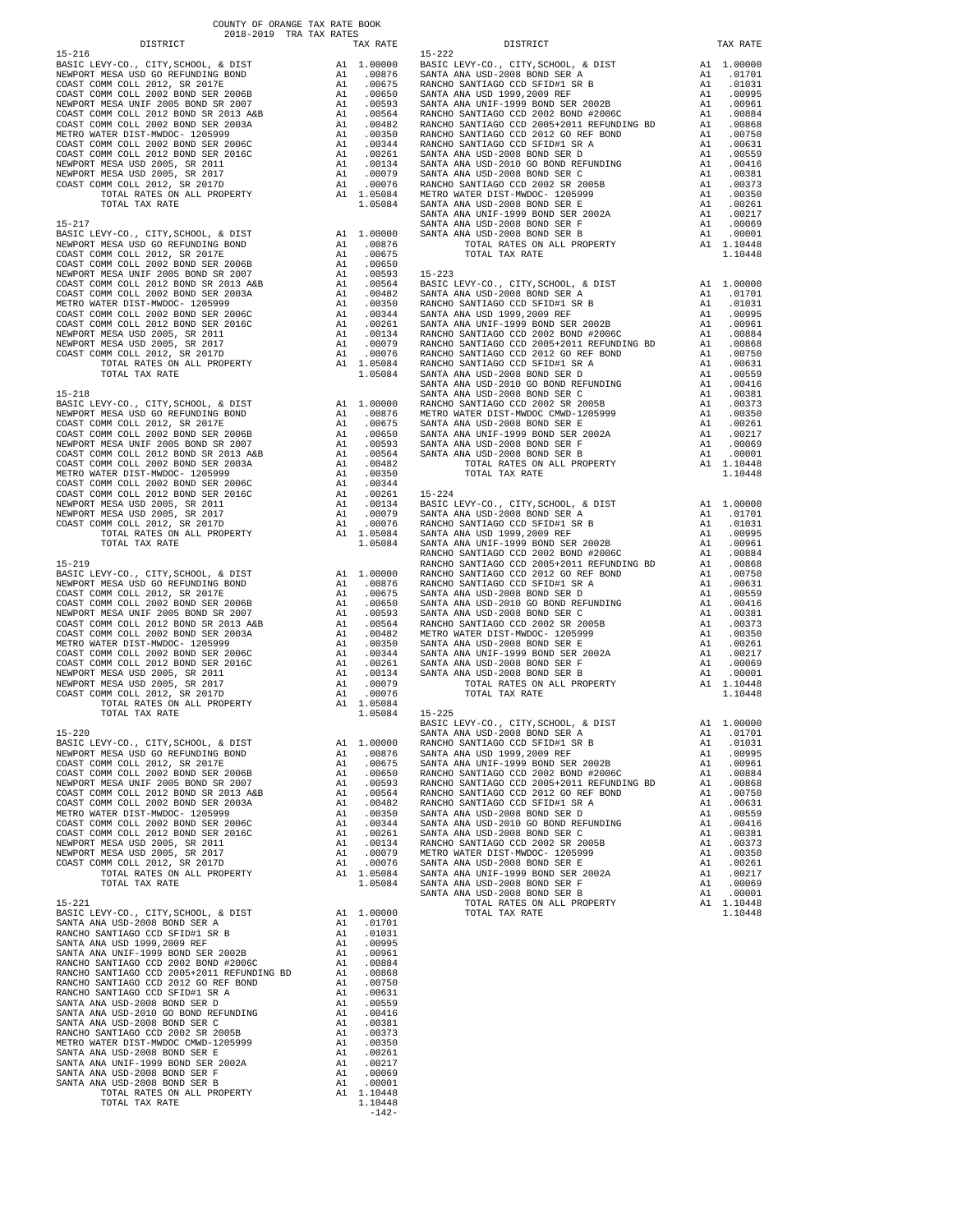COUNTY OF ORANGE TAX RATE BOOK
2018-2019 TRA TAX RATES

### 15-216

| DISTRICT | | TAX RATE |
|---|---|---|
| BASIC LEVY-CO., CITY,SCHOOL, & DIST | A1 | 1.00000 |
| NEWPORT MESA USD GO REFUNDING BOND | A1 | .00876 |
| COAST COMM COLL 2012, SR 2017E | A1 | .00675 |
| COAST COMM COLL 2002 BOND SER 2006B | A1 | .00650 |
| NEWPORT MESA UNIF 2005 BOND SR 2007 | A1 | .00593 |
| COAST COMM COLL 2012 BOND SR 2013 A&B | A1 | .00564 |
| COAST COMM COLL 2002 BOND SER 2003A | A1 | .00482 |
| METRO WATER DIST-MWDOC- 1205999 | A1 | .00350 |
| COAST COMM COLL 2002 BOND SER 2006C | A1 | .00344 |
| COAST COMM COLL 2012 BOND SER 2016C | A1 | .00261 |
| NEWPORT MESA USD 2005, SR 2011 | A1 | .00134 |
| NEWPORT MESA USD 2005, SR 2017 | A1 | .00079 |
| COAST COMM COLL 2012, SR 2017D | A1 | .00076 |
| TOTAL RATES ON ALL PROPERTY | A1 | 1.05084 |
| TOTAL TAX RATE | | 1.05084 |

### 15-217

| DISTRICT | | TAX RATE |
|---|---|---|
| BASIC LEVY-CO., CITY,SCHOOL, & DIST | A1 | 1.00000 |
| NEWPORT MESA USD GO REFUNDING BOND | A1 | .00876 |
| COAST COMM COLL 2012, SR 2017E | A1 | .00675 |
| COAST COMM COLL 2002 BOND SER 2006B | A1 | .00650 |
| NEWPORT MESA UNIF 2005 BOND SR 2007 | A1 | .00593 |
| COAST COMM COLL 2012 BOND SR 2013 A&B | A1 | .00564 |
| COAST COMM COLL 2002 BOND SER 2003A | A1 | .00482 |
| METRO WATER DIST-MWDOC- 1205999 | A1 | .00350 |
| COAST COMM COLL 2002 BOND SER 2006C | A1 | .00344 |
| COAST COMM COLL 2012 BOND SER 2016C | A1 | .00261 |
| NEWPORT MESA USD 2005, SR 2011 | A1 | .00134 |
| NEWPORT MESA USD 2005, SR 2017 | A1 | .00079 |
| COAST COMM COLL 2012, SR 2017D | A1 | .00076 |
| TOTAL RATES ON ALL PROPERTY | A1 | 1.05084 |
| TOTAL TAX RATE | | 1.05084 |

### 15-218

| DISTRICT | | TAX RATE |
|---|---|---|
| BASIC LEVY-CO., CITY,SCHOOL, & DIST | A1 | 1.00000 |
| NEWPORT MESA USD GO REFUNDING BOND | A1 | .00876 |
| COAST COMM COLL 2012, SR 2017E | A1 | .00675 |
| COAST COMM COLL 2002 BOND SER 2006B | A1 | .00650 |
| NEWPORT MESA UNIF 2005 BOND SR 2007 | A1 | .00593 |
| COAST COMM COLL 2012 BOND SR 2013 A&B | A1 | .00564 |
| COAST COMM COLL 2002 BOND SER 2003A | A1 | .00482 |
| METRO WATER DIST-MWDOC- 1205999 | A1 | .00350 |
| COAST COMM COLL 2002 BOND SER 2006C | A1 | .00344 |
| COAST COMM COLL 2012 BOND SER 2016C | A1 | .00261 |
| NEWPORT MESA USD 2005, SR 2011 | A1 | .00134 |
| NEWPORT MESA USD 2005, SR 2017 | A1 | .00079 |
| COAST COMM COLL 2012, SR 2017D | A1 | .00076 |
| TOTAL RATES ON ALL PROPERTY | A1 | 1.05084 |
| TOTAL TAX RATE | | 1.05084 |

### 15-219

| DISTRICT | | TAX RATE |
|---|---|---|
| BASIC LEVY-CO., CITY,SCHOOL, & DIST | A1 | 1.00000 |
| NEWPORT MESA USD GO REFUNDING BOND | A1 | .00876 |
| COAST COMM COLL 2012, SR 2017E | A1 | .00675 |
| COAST COMM COLL 2002 BOND SER 2006B | A1 | .00650 |
| NEWPORT MESA UNIF 2005 BOND SR 2007 | A1 | .00593 |
| COAST COMM COLL 2012 BOND SR 2013 A&B | A1 | .00564 |
| COAST COMM COLL 2002 BOND SER 2003A | A1 | .00482 |
| METRO WATER DIST-MWDOC- 1205999 | A1 | .00350 |
| COAST COMM COLL 2002 BOND SER 2006C | A1 | .00344 |
| COAST COMM COLL 2012 BOND SER 2016C | A1 | .00261 |
| NEWPORT MESA USD 2005, SR 2011 | A1 | .00134 |
| NEWPORT MESA USD 2005, SR 2017 | A1 | .00079 |
| COAST COMM COLL 2012, SR 2017D | A1 | .00076 |
| TOTAL RATES ON ALL PROPERTY | A1 | 1.05084 |
| TOTAL TAX RATE | | 1.05084 |

### 15-220

| DISTRICT | | TAX RATE |
|---|---|---|
| BASIC LEVY-CO., CITY,SCHOOL, & DIST | A1 | 1.00000 |
| NEWPORT MESA USD GO REFUNDING BOND | A1 | .00876 |
| COAST COMM COLL 2012, SR 2017E | A1 | .00675 |
| COAST COMM COLL 2002 BOND SER 2006B | A1 | .00650 |
| NEWPORT MESA UNIF 2005 BOND SR 2007 | A1 | .00593 |
| COAST COMM COLL 2012 BOND SR 2013 A&B | A1 | .00564 |
| COAST COMM COLL 2002 BOND SER 2003A | A1 | .00482 |
| METRO WATER DIST-MWDOC- 1205999 | A1 | .00350 |
| COAST COMM COLL 2002 BOND SER 2006C | A1 | .00344 |
| COAST COMM COLL 2012 BOND SER 2016C | A1 | .00261 |
| NEWPORT MESA USD 2005, SR 2011 | A1 | .00134 |
| NEWPORT MESA USD 2005, SR 2017 | A1 | .00079 |
| COAST COMM COLL 2012, SR 2017D | A1 | .00076 |
| TOTAL RATES ON ALL PROPERTY | A1 | 1.05084 |
| TOTAL TAX RATE | | 1.05084 |

### 15-221

| DISTRICT | | TAX RATE |
|---|---|---|
| BASIC LEVY-CO., CITY,SCHOOL, & DIST | A1 | 1.00000 |
| SANTA ANA USD-2008 BOND SER A | A1 | .01701 |
| RANCHO SANTIAGO CCD SFID#1 SR B | A1 | .01031 |
| SANTA ANA USD 1999,2009 REF | A1 | .00995 |
| SANTA ANA UNIF-1999 BOND SER 2002B | A1 | .00961 |
| RANCHO SANTIAGO CCD 2002 BOND #2006C | A1 | .00884 |
| RANCHO SANTIAGO CCD 2005+2011 REFUNDING BD | A1 | .00868 |
| RANCHO SANTIAGO CCD 2012 GO REF BOND | A1 | .00750 |
| RANCHO SANTIAGO CCD SFID#1 SR A | A1 | .00631 |
| SANTA ANA USD-2008 BOND SER D | A1 | .00559 |
| SANTA ANA USD-2010 GO BOND REFUNDING | A1 | .00416 |
| SANTA ANA USD-2008 BOND SER C | A1 | .00381 |
| RANCHO SANTIAGO CCD 2002 SR 2005B | A1 | .00373 |
| METRO WATER DIST-MWDOC CMWD-1205999 | A1 | .00350 |
| SANTA ANA USD-2008 BOND SER E | A1 | .00261 |
| SANTA ANA UNIF-1999 BOND SER 2002A | A1 | .00217 |
| SANTA ANA USD-2008 BOND SER F | A1 | .00069 |
| SANTA ANA USD-2008 BOND SER B | A1 | .00001 |
| TOTAL RATES ON ALL PROPERTY | A1 | 1.10448 |
| TOTAL TAX RATE | | 1.10448 |

### 15-222

| DISTRICT | | TAX RATE |
|---|---|---|
| BASIC LEVY-CO., CITY,SCHOOL, & DIST | A1 | 1.00000 |
| SANTA ANA USD-2008 BOND SER A | A1 | .01701 |
| RANCHO SANTIAGO CCD SFID#1 SR B | A1 | .01031 |
| SANTA ANA USD 1999,2009 REF | A1 | .00995 |
| SANTA ANA UNIF-1999 BOND SER 2002B | A1 | .00961 |
| RANCHO SANTIAGO CCD 2002 BOND #2006C | A1 | .00884 |
| RANCHO SANTIAGO CCD 2005+2011 REFUNDING BD | A1 | .00868 |
| RANCHO SANTIAGO CCD 2012 GO REF BOND | A1 | .00750 |
| RANCHO SANTIAGO CCD SFID#1 SR A | A1 | .00631 |
| SANTA ANA USD-2008 BOND SER D | A1 | .00559 |
| SANTA ANA USD-2010 GO BOND REFUNDING | A1 | .00416 |
| SANTA ANA USD-2008 BOND SER C | A1 | .00381 |
| RANCHO SANTIAGO CCD 2002 SR 2005B | A1 | .00373 |
| METRO WATER DIST-MWDOC- 1205999 | A1 | .00350 |
| SANTA ANA USD-2008 BOND SER E | A1 | .00261 |
| SANTA ANA UNIF-1999 BOND SER 2002A | A1 | .00217 |
| SANTA ANA USD-2008 BOND SER F | A1 | .00069 |
| SANTA ANA USD-2008 BOND SER B | A1 | .00001 |
| TOTAL RATES ON ALL PROPERTY | A1 | 1.10448 |
| TOTAL TAX RATE | | 1.10448 |

### 15-223

| DISTRICT | | TAX RATE |
|---|---|---|
| BASIC LEVY-CO., CITY,SCHOOL, & DIST | A1 | 1.00000 |
| SANTA ANA USD-2008 BOND SER A | A1 | .01701 |
| RANCHO SANTIAGO CCD SFID#1 SR B | A1 | .01031 |
| SANTA ANA USD 1999,2009 REF | A1 | .00995 |
| SANTA ANA UNIF-1999 BOND SER 2002B | A1 | .00961 |
| RANCHO SANTIAGO CCD 2002 BOND #2006C | A1 | .00884 |
| RANCHO SANTIAGO CCD 2005+2011 REFUNDING BD | A1 | .00868 |
| RANCHO SANTIAGO CCD 2012 GO REF BOND | A1 | .00750 |
| RANCHO SANTIAGO CCD SFID#1 SR A | A1 | .00631 |
| SANTA ANA USD-2008 BOND SER D | A1 | .00559 |
| SANTA ANA USD-2010 GO BOND REFUNDING | A1 | .00416 |
| SANTA ANA USD-2008 BOND SER C | A1 | .00381 |
| RANCHO SANTIAGO CCD 2002 SR 2005B | A1 | .00373 |
| METRO WATER DIST-MWDOC CMWD-1205999 | A1 | .00350 |
| SANTA ANA USD-2008 BOND SER E | A1 | .00261 |
| SANTA ANA UNIF-1999 BOND SER 2002A | A1 | .00217 |
| SANTA ANA USD-2008 BOND SER F | A1 | .00069 |
| SANTA ANA USD-2008 BOND SER B | A1 | .00001 |
| TOTAL RATES ON ALL PROPERTY | A1 | 1.10448 |
| TOTAL TAX RATE | | 1.10448 |

### 15-224

| DISTRICT | | TAX RATE |
|---|---|---|
| BASIC LEVY-CO., CITY,SCHOOL, & DIST | A1 | 1.00000 |
| SANTA ANA USD-2008 BOND SER A | A1 | .01701 |
| RANCHO SANTIAGO CCD SFID#1 SR B | A1 | .01031 |
| SANTA ANA USD 1999,2009 REF | A1 | .00995 |
| SANTA ANA UNIF-1999 BOND SER 2002B | A1 | .00961 |
| RANCHO SANTIAGO CCD 2002 BOND #2006C | A1 | .00884 |
| RANCHO SANTIAGO CCD 2005+2011 REFUNDING BD | A1 | .00868 |
| RANCHO SANTIAGO CCD 2012 GO REF BOND | A1 | .00750 |
| RANCHO SANTIAGO CCD SFID#1 SR A | A1 | .00631 |
| SANTA ANA USD-2008 BOND SER D | A1 | .00559 |
| SANTA ANA USD-2010 GO BOND REFUNDING | A1 | .00416 |
| SANTA ANA USD-2008 BOND SER C | A1 | .00381 |
| RANCHO SANTIAGO CCD 2002 SR 2005B | A1 | .00373 |
| METRO WATER DIST-MWDOC- 1205999 | A1 | .00350 |
| SANTA ANA USD-2008 BOND SER E | A1 | .00261 |
| SANTA ANA UNIF-1999 BOND SER 2002A | A1 | .00217 |
| SANTA ANA USD-2008 BOND SER F | A1 | .00069 |
| SANTA ANA USD-2008 BOND SER B | A1 | .00001 |
| TOTAL RATES ON ALL PROPERTY | A1 | 1.10448 |
| TOTAL TAX RATE | | 1.10448 |

### 15-225

| DISTRICT | | TAX RATE |
|---|---|---|
| BASIC LEVY-CO., CITY,SCHOOL, & DIST | A1 | 1.00000 |
| SANTA ANA USD-2008 BOND SER A | A1 | .01701 |
| RANCHO SANTIAGO CCD SFID#1 SR B | A1 | .01031 |
| SANTA ANA USD 1999,2009 REF | A1 | .00995 |
| SANTA ANA UNIF-1999 BOND SER 2002B | A1 | .00961 |
| RANCHO SANTIAGO CCD 2002 BOND #2006C | A1 | .00884 |
| RANCHO SANTIAGO CCD 2005+2011 REFUNDING BD | A1 | .00868 |
| RANCHO SANTIAGO CCD 2012 GO REF BOND | A1 | .00750 |
| RANCHO SANTIAGO CCD SFID#1 SR A | A1 | .00631 |
| SANTA ANA USD-2008 BOND SER D | A1 | .00559 |
| SANTA ANA USD-2010 GO BOND REFUNDING | A1 | .00416 |
| SANTA ANA USD-2008 BOND SER C | A1 | .00381 |
| RANCHO SANTIAGO CCD 2002 SR 2005B | A1 | .00373 |
| METRO WATER DIST-MWDOC- 1205999 | A1 | .00350 |
| SANTA ANA USD-2008 BOND SER E | A1 | .00261 |
| SANTA ANA UNIF-1999 BOND SER 2002A | A1 | .00217 |
| SANTA ANA USD-2008 BOND SER F | A1 | .00069 |
| SANTA ANA USD-2008 BOND SER B | A1 | .00001 |
| TOTAL RATES ON ALL PROPERTY | A1 | 1.10448 |
| TOTAL TAX RATE | | 1.10448 |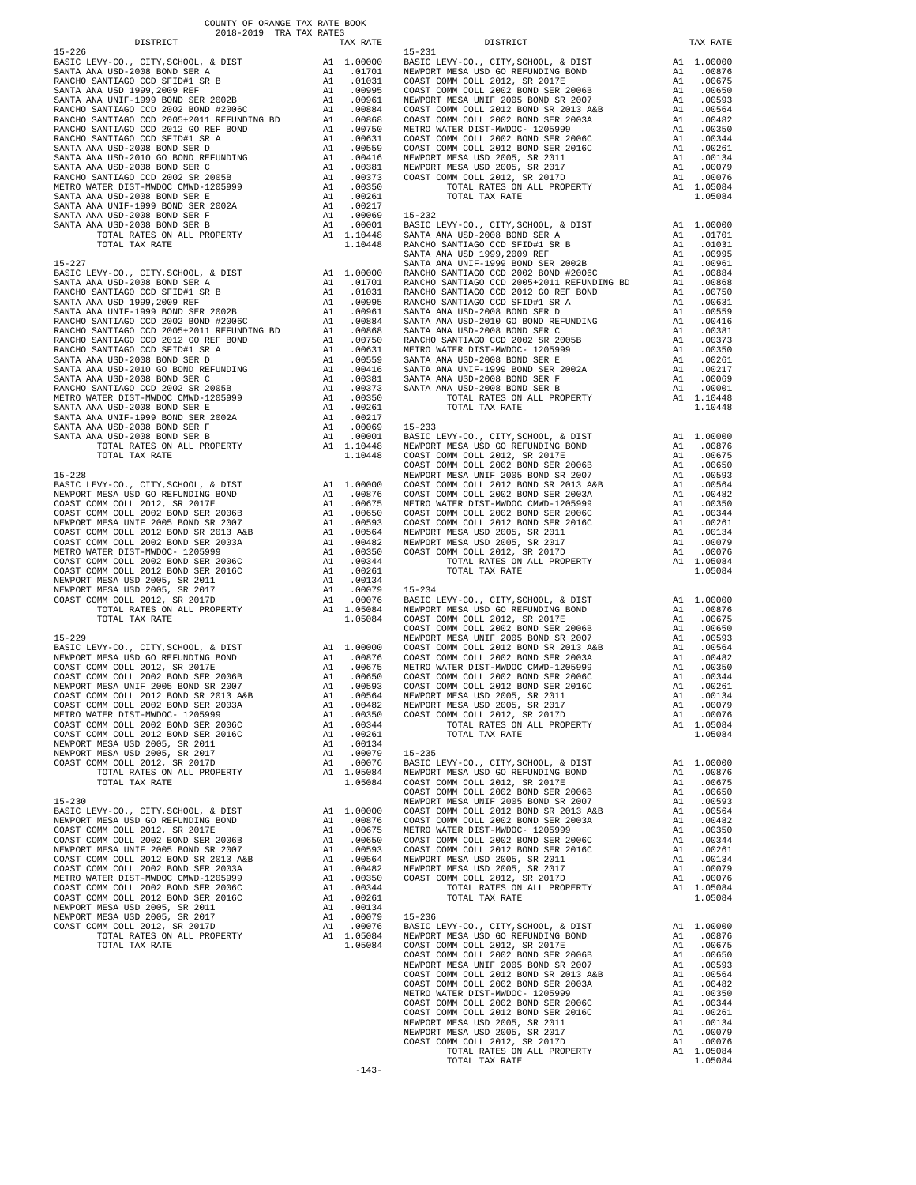COUNTY OF ORANGE TAX RATE BOOK
2018-2019 TRA TAX RATES

| DISTRICT | | TAX RATE |
|---|---|---|
| **15-226** | | |
| BASIC LEVY-CO., CITY,SCHOOL, & DIST | A1 | 1.00000 |
| SANTA ANA USD-2008 BOND SER A | A1 | .01701 |
| RANCHO SANTIAGO CCD SFID#1 SR B | A1 | .01031 |
| SANTA ANA USD 1999,2009 REF | A1 | .00995 |
| SANTA ANA UNIF-1999 BOND SER 2002B | A1 | .00961 |
| RANCHO SANTIAGO CCD 2002 BOND #2006C | A1 | .00884 |
| RANCHO SANTIAGO CCD 2005+2011 REFUNDING BD | A1 | .00868 |
| RANCHO SANTIAGO CCD 2012 GO REF BOND | A1 | .00750 |
| RANCHO SANTIAGO CCD SFID#1 SR A | A1 | .00631 |
| SANTA ANA USD-2008 BOND SER D | A1 | .00559 |
| SANTA ANA USD-2010 GO BOND REFUNDING | A1 | .00416 |
| SANTA ANA USD-2008 BOND SER C | A1 | .00381 |
| RANCHO SANTIAGO CCD 2002 SR 2005B | A1 | .00373 |
| METRO WATER DIST-MWDOC CMWD-1205999 | A1 | .00350 |
| SANTA ANA USD-2008 BOND SER E | A1 | .00261 |
| SANTA ANA UNIF-1999 BOND SER 2002A | A1 | .00217 |
| SANTA ANA USD-2008 BOND SER F | A1 | .00069 |
| SANTA ANA USD-2008 BOND SER B | A1 | .00001 |
| TOTAL RATES ON ALL PROPERTY | A1 | 1.10448 |
| TOTAL TAX RATE | | 1.10448 |
| **15-227** | | |
| BASIC LEVY-CO., CITY,SCHOOL, & DIST | A1 | 1.00000 |
| SANTA ANA USD-2008 BOND SER A | A1 | .01701 |
| RANCHO SANTIAGO CCD SFID#1 SR B | A1 | .01031 |
| SANTA ANA USD 1999,2009 REF | A1 | .00995 |
| SANTA ANA UNIF-1999 BOND SER 2002B | A1 | .00961 |
| RANCHO SANTIAGO CCD 2002 BOND #2006C | A1 | .00884 |
| RANCHO SANTIAGO CCD 2005+2011 REFUNDING BD | A1 | .00868 |
| RANCHO SANTIAGO CCD 2012 GO REF BOND | A1 | .00750 |
| RANCHO SANTIAGO CCD SFID#1 SR A | A1 | .00631 |
| SANTA ANA USD-2008 BOND SER D | A1 | .00559 |
| SANTA ANA USD-2010 GO BOND REFUNDING | A1 | .00416 |
| SANTA ANA USD-2008 BOND SER C | A1 | .00381 |
| RANCHO SANTIAGO CCD 2002 SR 2005B | A1 | .00373 |
| METRO WATER DIST-MWDOC CMWD-1205999 | A1 | .00350 |
| SANTA ANA USD-2008 BOND SER E | A1 | .00261 |
| SANTA ANA UNIF-1999 BOND SER 2002A | A1 | .00217 |
| SANTA ANA USD-2008 BOND SER F | A1 | .00069 |
| SANTA ANA USD-2008 BOND SER B | A1 | .00001 |
| TOTAL RATES ON ALL PROPERTY | A1 | 1.10448 |
| TOTAL TAX RATE | | 1.10448 |
| **15-228** | | |
| BASIC LEVY-CO., CITY,SCHOOL, & DIST | A1 | 1.00000 |
| NEWPORT MESA USD GO REFUNDING BOND | A1 | .00876 |
| COAST COMM COLL 2012, SR 2017E | A1 | .00675 |
| COAST COMM COLL 2002 BOND SER 2006B | A1 | .00650 |
| NEWPORT MESA UNIF 2005 BOND SR 2007 | A1 | .00593 |
| COAST COMM COLL 2012 BOND SR 2013 A&B | A1 | .00564 |
| COAST COMM COLL 2002 BOND SER 2003A | A1 | .00482 |
| METRO WATER DIST-MWDOC- 1205999 | A1 | .00350 |
| COAST COMM COLL 2002 BOND SER 2006C | A1 | .00344 |
| COAST COMM COLL 2012 BOND SER 2016C | A1 | .00261 |
| NEWPORT MESA USD 2005, SR 2011 | A1 | .00134 |
| NEWPORT MESA USD 2005, SR 2017 | A1 | .00079 |
| COAST COMM COLL 2012, SR 2017D | A1 | .00076 |
| TOTAL RATES ON ALL PROPERTY | A1 | 1.05084 |
| TOTAL TAX RATE | | 1.05084 |
| **15-229** | | |
| BASIC LEVY-CO., CITY,SCHOOL, & DIST | A1 | 1.00000 |
| NEWPORT MESA USD GO REFUNDING BOND | A1 | .00876 |
| COAST COMM COLL 2012, SR 2017E | A1 | .00675 |
| COAST COMM COLL 2002 BOND SER 2006B | A1 | .00650 |
| NEWPORT MESA UNIF 2005 BOND SR 2007 | A1 | .00593 |
| COAST COMM COLL 2012 BOND SR 2013 A&B | A1 | .00564 |
| COAST COMM COLL 2002 BOND SER 2003A | A1 | .00482 |
| METRO WATER DIST-MWDOC- 1205999 | A1 | .00350 |
| COAST COMM COLL 2002 BOND SER 2006C | A1 | .00344 |
| COAST COMM COLL 2012 BOND SER 2016C | A1 | .00261 |
| NEWPORT MESA USD 2005, SR 2011 | A1 | .00134 |
| NEWPORT MESA USD 2005, SR 2017 | A1 | .00079 |
| COAST COMM COLL 2012, SR 2017D | A1 | .00076 |
| TOTAL RATES ON ALL PROPERTY | A1 | 1.05084 |
| TOTAL TAX RATE | | 1.05084 |
| **15-230** | | |
| BASIC LEVY-CO., CITY,SCHOOL, & DIST | A1 | 1.00000 |
| NEWPORT MESA USD GO REFUNDING BOND | A1 | .00876 |
| COAST COMM COLL 2012, SR 2017E | A1 | .00675 |
| COAST COMM COLL 2002 BOND SER 2006B | A1 | .00650 |
| NEWPORT MESA UNIF 2005 BOND SR 2007 | A1 | .00593 |
| COAST COMM COLL 2012 BOND SR 2013 A&B | A1 | .00564 |
| COAST COMM COLL 2002 BOND SER 2003A | A1 | .00482 |
| METRO WATER DIST-MWDOC CMWD-1205999 | A1 | .00350 |
| COAST COMM COLL 2002 BOND SER 2006C | A1 | .00344 |
| COAST COMM COLL 2012 BOND SER 2016C | A1 | .00261 |
| NEWPORT MESA USD 2005, SR 2011 | A1 | .00134 |
| NEWPORT MESA USD 2005, SR 2017 | A1 | .00079 |
| COAST COMM COLL 2012, SR 2017D | A1 | .00076 |
| TOTAL RATES ON ALL PROPERTY | A1 | 1.05084 |
| TOTAL TAX RATE | | 1.05084 |
| **15-231** | | |
| BASIC LEVY-CO., CITY,SCHOOL, & DIST | A1 | 1.00000 |
| NEWPORT MESA USD GO REFUNDING BOND | A1 | .00876 |
| COAST COMM COLL 2012, SR 2017E | A1 | .00675 |
| COAST COMM COLL 2002 BOND SER 2006B | A1 | .00650 |
| NEWPORT MESA UNIF 2005 BOND SR 2007 | A1 | .00593 |
| COAST COMM COLL 2012 BOND SR 2013 A&B | A1 | .00564 |
| COAST COMM COLL 2002 BOND SER 2003A | A1 | .00482 |
| METRO WATER DIST-MWDOC- 1205999 | A1 | .00350 |
| COAST COMM COLL 2002 BOND SER 2006C | A1 | .00344 |
| COAST COMM COLL 2012 BOND SER 2016C | A1 | .00261 |
| NEWPORT MESA USD 2005, SR 2011 | A1 | .00134 |
| NEWPORT MESA USD 2005, SR 2017 | A1 | .00079 |
| COAST COMM COLL 2012, SR 2017D | A1 | .00076 |
| TOTAL RATES ON ALL PROPERTY | A1 | 1.05084 |
| TOTAL TAX RATE | | 1.05084 |
| **15-232** | | |
| BASIC LEVY-CO., CITY,SCHOOL, & DIST | A1 | 1.00000 |
| SANTA ANA USD-2008 BOND SER A | A1 | .01701 |
| RANCHO SANTIAGO CCD SFID#1 SR B | A1 | .01031 |
| SANTA ANA USD 1999,2009 REF | A1 | .00995 |
| SANTA ANA UNIF-1999 BOND SER 2002B | A1 | .00961 |
| RANCHO SANTIAGO CCD 2002 BOND #2006C | A1 | .00884 |
| RANCHO SANTIAGO CCD 2005+2011 REFUNDING BD | A1 | .00868 |
| RANCHO SANTIAGO CCD 2012 GO REF BOND | A1 | .00750 |
| RANCHO SANTIAGO CCD SFID#1 SR A | A1 | .00631 |
| SANTA ANA USD-2008 BOND SER D | A1 | .00559 |
| SANTA ANA USD-2010 GO BOND REFUNDING | A1 | .00416 |
| SANTA ANA USD-2008 BOND SER C | A1 | .00381 |
| RANCHO SANTIAGO CCD 2002 SR 2005B | A1 | .00373 |
| METRO WATER DIST-MWDOC- 1205999 | A1 | .00350 |
| SANTA ANA USD-2008 BOND SER E | A1 | .00261 |
| SANTA ANA UNIF-1999 BOND SER 2002A | A1 | .00217 |
| SANTA ANA USD-2008 BOND SER F | A1 | .00069 |
| SANTA ANA USD-2008 BOND SER B | A1 | .00001 |
| TOTAL RATES ON ALL PROPERTY | A1 | 1.10448 |
| TOTAL TAX RATE | | 1.10448 |
| **15-233** | | |
| BASIC LEVY-CO., CITY,SCHOOL, & DIST | A1 | 1.00000 |
| NEWPORT MESA USD GO REFUNDING BOND | A1 | .00876 |
| COAST COMM COLL 2012, SR 2017E | A1 | .00675 |
| COAST COMM COLL 2002 BOND SER 2006B | A1 | .00650 |
| NEWPORT MESA UNIF 2005 BOND SR 2007 | A1 | .00593 |
| COAST COMM COLL 2012 BOND SR 2013 A&B | A1 | .00564 |
| COAST COMM COLL 2002 BOND SER 2003A | A1 | .00482 |
| METRO WATER DIST-MWDOC CMWD-1205999 | A1 | .00350 |
| COAST COMM COLL 2002 BOND SER 2006C | A1 | .00344 |
| COAST COMM COLL 2012 BOND SER 2016C | A1 | .00261 |
| NEWPORT MESA USD 2005, SR 2011 | A1 | .00134 |
| NEWPORT MESA USD 2005, SR 2017 | A1 | .00079 |
| COAST COMM COLL 2012, SR 2017D | A1 | .00076 |
| TOTAL RATES ON ALL PROPERTY | A1 | 1.05084 |
| TOTAL TAX RATE | | 1.05084 |
| **15-234** | | |
| BASIC LEVY-CO., CITY,SCHOOL, & DIST | A1 | 1.00000 |
| NEWPORT MESA USD GO REFUNDING BOND | A1 | .00876 |
| COAST COMM COLL 2012, SR 2017E | A1 | .00675 |
| COAST COMM COLL 2002 BOND SER 2006B | A1 | .00650 |
| NEWPORT MESA UNIF 2005 BOND SR 2007 | A1 | .00593 |
| COAST COMM COLL 2012 BOND SR 2013 A&B | A1 | .00564 |
| COAST COMM COLL 2002 BOND SER 2003A | A1 | .00482 |
| METRO WATER DIST-MWDOC CMWD-1205999 | A1 | .00350 |
| COAST COMM COLL 2002 BOND SER 2006C | A1 | .00344 |
| COAST COMM COLL 2012 BOND SER 2016C | A1 | .00261 |
| NEWPORT MESA USD 2005, SR 2011 | A1 | .00134 |
| NEWPORT MESA USD 2005, SR 2017 | A1 | .00079 |
| COAST COMM COLL 2012, SR 2017D | A1 | .00076 |
| TOTAL RATES ON ALL PROPERTY | A1 | 1.05084 |
| TOTAL TAX RATE | | 1.05084 |
| **15-235** | | |
| BASIC LEVY-CO., CITY,SCHOOL, & DIST | A1 | 1.00000 |
| NEWPORT MESA USD GO REFUNDING BOND | A1 | .00876 |
| COAST COMM COLL 2012, SR 2017E | A1 | .00675 |
| COAST COMM COLL 2002 BOND SER 2006B | A1 | .00650 |
| NEWPORT MESA UNIF 2005 BOND SR 2007 | A1 | .00593 |
| COAST COMM COLL 2012 BOND SR 2013 A&B | A1 | .00564 |
| COAST COMM COLL 2002 BOND SER 2003A | A1 | .00482 |
| METRO WATER DIST-MWDOC- 1205999 | A1 | .00350 |
| COAST COMM COLL 2002 BOND SER 2006C | A1 | .00344 |
| COAST COMM COLL 2012 BOND SER 2016C | A1 | .00261 |
| NEWPORT MESA USD 2005, SR 2011 | A1 | .00134 |
| NEWPORT MESA USD 2005, SR 2017 | A1 | .00079 |
| COAST COMM COLL 2012, SR 2017D | A1 | .00076 |
| TOTAL RATES ON ALL PROPERTY | A1 | 1.05084 |
| TOTAL TAX RATE | | 1.05084 |
| **15-236** | | |
| BASIC LEVY-CO., CITY,SCHOOL, & DIST | A1 | 1.00000 |
| NEWPORT MESA USD GO REFUNDING BOND | A1 | .00876 |
| COAST COMM COLL 2012, SR 2017E | A1 | .00675 |
| COAST COMM COLL 2002 BOND SER 2006B | A1 | .00650 |
| NEWPORT MESA UNIF 2005 BOND SR 2007 | A1 | .00593 |
| COAST COMM COLL 2012 BOND SR 2013 A&B | A1 | .00564 |
| COAST COMM COLL 2002 BOND SER 2003A | A1 | .00482 |
| METRO WATER DIST-MWDOC- 1205999 | A1 | .00350 |
| COAST COMM COLL 2002 BOND SER 2006C | A1 | .00344 |
| COAST COMM COLL 2012 BOND SER 2016C | A1 | .00261 |
| NEWPORT MESA USD 2005, SR 2011 | A1 | .00134 |
| NEWPORT MESA USD 2005, SR 2017 | A1 | .00079 |
| COAST COMM COLL 2012, SR 2017D | A1 | .00076 |
| TOTAL RATES ON ALL PROPERTY | A1 | 1.05084 |
| TOTAL TAX RATE | | 1.05084 |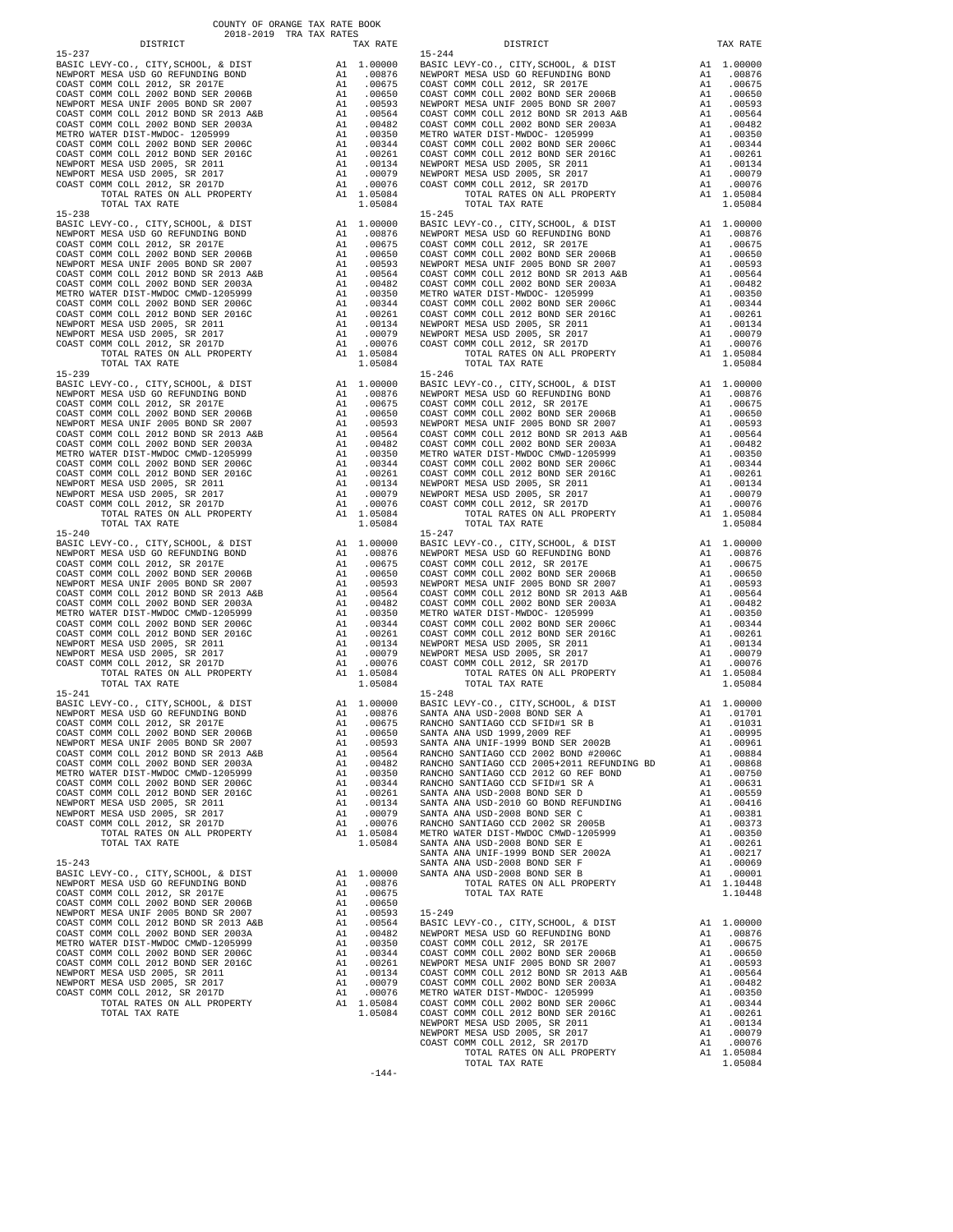COUNTY OF ORANGE TAX RATE BOOK
2018-2019 TRA TAX RATES

| DISTRICT | | TAX RATE |
|---|---|---|
| **15-237** | | |
| BASIC LEVY-CO., CITY,SCHOOL, & DIST | A1 | 1.00000 |
| NEWPORT MESA USD GO REFUNDING BOND | A1 | .00876 |
| COAST COMM COLL 2012, SR 2017E | A1 | .00675 |
| COAST COMM COLL 2002 BOND SER 2006B | A1 | .00650 |
| NEWPORT MESA UNIF 2005 BOND SR 2007 | A1 | .00593 |
| COAST COMM COLL 2012 BOND SR 2013 A&B | A1 | .00564 |
| COAST COMM COLL 2002 BOND SER 2003A | A1 | .00482 |
| METRO WATER DIST-MWDOC- 1205999 | A1 | .00350 |
| COAST COMM COLL 2002 BOND SER 2006C | A1 | .00344 |
| COAST COMM COLL 2012 BOND SER 2016C | A1 | .00261 |
| NEWPORT MESA USD 2005, SR 2011 | A1 | .00134 |
| NEWPORT MESA USD 2005, SR 2017 | A1 | .00079 |
| COAST COMM COLL 2012, SR 2017D | A1 | .00076 |
| TOTAL RATES ON ALL PROPERTY | A1 | 1.05084 |
| TOTAL TAX RATE | | 1.05084 |
| **15-238** | | |
| BASIC LEVY-CO., CITY,SCHOOL, & DIST | A1 | 1.00000 |
| NEWPORT MESA USD GO REFUNDING BOND | A1 | .00876 |
| COAST COMM COLL 2012, SR 2017E | A1 | .00675 |
| COAST COMM COLL 2002 BOND SER 2006B | A1 | .00650 |
| NEWPORT MESA UNIF 2005 BOND SR 2007 | A1 | .00593 |
| COAST COMM COLL 2012 BOND SR 2013 A&B | A1 | .00564 |
| COAST COMM COLL 2002 BOND SER 2003A | A1 | .00482 |
| METRO WATER DIST-MWDOC CMWD-1205999 | A1 | .00350 |
| COAST COMM COLL 2002 BOND SER 2006C | A1 | .00344 |
| COAST COMM COLL 2012 BOND SER 2016C | A1 | .00261 |
| NEWPORT MESA USD 2005, SR 2011 | A1 | .00134 |
| NEWPORT MESA USD 2005, SR 2017 | A1 | .00079 |
| COAST COMM COLL 2012, SR 2017D | A1 | .00076 |
| TOTAL RATES ON ALL PROPERTY | A1 | 1.05084 |
| TOTAL TAX RATE | | 1.05084 |
| **15-239** | | |
| BASIC LEVY-CO., CITY,SCHOOL, & DIST | A1 | 1.00000 |
| NEWPORT MESA USD GO REFUNDING BOND | A1 | .00876 |
| COAST COMM COLL 2012, SR 2017E | A1 | .00675 |
| COAST COMM COLL 2002 BOND SER 2006B | A1 | .00650 |
| NEWPORT MESA UNIF 2005 BOND SR 2007 | A1 | .00593 |
| COAST COMM COLL 2012 BOND SR 2013 A&B | A1 | .00564 |
| COAST COMM COLL 2002 BOND SER 2003A | A1 | .00482 |
| METRO WATER DIST-MWDOC CMWD-1205999 | A1 | .00350 |
| COAST COMM COLL 2002 BOND SER 2006C | A1 | .00344 |
| COAST COMM COLL 2012 BOND SER 2016C | A1 | .00261 |
| NEWPORT MESA USD 2005, SR 2011 | A1 | .00134 |
| NEWPORT MESA USD 2005, SR 2017 | A1 | .00079 |
| COAST COMM COLL 2012, SR 2017D | A1 | .00076 |
| TOTAL RATES ON ALL PROPERTY | A1 | 1.05084 |
| TOTAL TAX RATE | | 1.05084 |
| **15-240** | | |
| BASIC LEVY-CO., CITY,SCHOOL, & DIST | A1 | 1.00000 |
| NEWPORT MESA USD GO REFUNDING BOND | A1 | .00876 |
| COAST COMM COLL 2012, SR 2017E | A1 | .00675 |
| COAST COMM COLL 2002 BOND SER 2006B | A1 | .00650 |
| NEWPORT MESA UNIF 2005 BOND SR 2007 | A1 | .00593 |
| COAST COMM COLL 2012 BOND SR 2013 A&B | A1 | .00564 |
| COAST COMM COLL 2002 BOND SER 2003A | A1 | .00482 |
| METRO WATER DIST-MWDOC CMWD-1205999 | A1 | .00350 |
| COAST COMM COLL 2002 BOND SER 2006C | A1 | .00344 |
| COAST COMM COLL 2012 BOND SER 2016C | A1 | .00261 |
| NEWPORT MESA USD 2005, SR 2011 | A1 | .00134 |
| NEWPORT MESA USD 2005, SR 2017 | A1 | .00079 |
| COAST COMM COLL 2012, SR 2017D | A1 | .00076 |
| TOTAL RATES ON ALL PROPERTY | A1 | 1.05084 |
| TOTAL TAX RATE | | 1.05084 |
| **15-241** | | |
| BASIC LEVY-CO., CITY,SCHOOL, & DIST | A1 | 1.00000 |
| NEWPORT MESA USD GO REFUNDING BOND | A1 | .00876 |
| COAST COMM COLL 2012, SR 2017E | A1 | .00675 |
| COAST COMM COLL 2002 BOND SER 2006B | A1 | .00650 |
| NEWPORT MESA UNIF 2005 BOND SR 2007 | A1 | .00593 |
| COAST COMM COLL 2012 BOND SR 2013 A&B | A1 | .00564 |
| COAST COMM COLL 2002 BOND SER 2003A | A1 | .00482 |
| METRO WATER DIST-MWDOC CMWD-1205999 | A1 | .00350 |
| COAST COMM COLL 2002 BOND SER 2006C | A1 | .00344 |
| COAST COMM COLL 2012 BOND SER 2016C | A1 | .00261 |
| NEWPORT MESA USD 2005, SR 2011 | A1 | .00134 |
| NEWPORT MESA USD 2005, SR 2017 | A1 | .00079 |
| COAST COMM COLL 2012, SR 2017D | A1 | .00076 |
| TOTAL RATES ON ALL PROPERTY | A1 | 1.05084 |
| TOTAL TAX RATE | | 1.05084 |
| **15-243** | | |
| BASIC LEVY-CO., CITY,SCHOOL, & DIST | A1 | 1.00000 |
| NEWPORT MESA USD GO REFUNDING BOND | A1 | .00876 |
| COAST COMM COLL 2012, SR 2017E | A1 | .00675 |
| COAST COMM COLL 2002 BOND SER 2006B | A1 | .00650 |
| NEWPORT MESA UNIF 2005 BOND SR 2007 | A1 | .00593 |
| COAST COMM COLL 2012 BOND SR 2013 A&B | A1 | .00564 |
| COAST COMM COLL 2002 BOND SER 2003A | A1 | .00482 |
| METRO WATER DIST-MWDOC CMWD-1205999 | A1 | .00350 |
| COAST COMM COLL 2002 BOND SER 2006C | A1 | .00344 |
| COAST COMM COLL 2012 BOND SER 2016C | A1 | .00261 |
| NEWPORT MESA USD 2005, SR 2011 | A1 | .00134 |
| NEWPORT MESA USD 2005, SR 2017 | A1 | .00079 |
| COAST COMM COLL 2012, SR 2017D | A1 | .00076 |
| TOTAL RATES ON ALL PROPERTY | A1 | 1.05084 |
| TOTAL TAX RATE | | 1.05084 |
| **15-244** | | |
| BASIC LEVY-CO., CITY,SCHOOL, & DIST | A1 | 1.00000 |
| NEWPORT MESA USD GO REFUNDING BOND | A1 | .00876 |
| COAST COMM COLL 2012, SR 2017E | A1 | .00675 |
| COAST COMM COLL 2002 BOND SER 2006B | A1 | .00650 |
| NEWPORT MESA UNIF 2005 BOND SR 2007 | A1 | .00593 |
| COAST COMM COLL 2012 BOND SR 2013 A&B | A1 | .00564 |
| COAST COMM COLL 2002 BOND SER 2003A | A1 | .00482 |
| METRO WATER DIST-MWDOC- 1205999 | A1 | .00350 |
| COAST COMM COLL 2002 BOND SER 2006C | A1 | .00344 |
| COAST COMM COLL 2012 BOND SER 2016C | A1 | .00261 |
| NEWPORT MESA USD 2005, SR 2011 | A1 | .00134 |
| NEWPORT MESA USD 2005, SR 2017 | A1 | .00079 |
| COAST COMM COLL 2012, SR 2017D | A1 | .00076 |
| TOTAL RATES ON ALL PROPERTY | A1 | 1.05084 |
| TOTAL TAX RATE | | 1.05084 |
| **15-245** | | |
| BASIC LEVY-CO., CITY,SCHOOL, & DIST | A1 | 1.00000 |
| NEWPORT MESA USD GO REFUNDING BOND | A1 | .00876 |
| COAST COMM COLL 2012, SR 2017E | A1 | .00675 |
| COAST COMM COLL 2002 BOND SER 2006B | A1 | .00650 |
| NEWPORT MESA UNIF 2005 BOND SR 2007 | A1 | .00593 |
| COAST COMM COLL 2012 BOND SR 2013 A&B | A1 | .00564 |
| COAST COMM COLL 2002 BOND SER 2003A | A1 | .00482 |
| METRO WATER DIST-MWDOC- 1205999 | A1 | .00350 |
| COAST COMM COLL 2002 BOND SER 2006C | A1 | .00344 |
| COAST COMM COLL 2012 BOND SER 2016C | A1 | .00261 |
| NEWPORT MESA USD 2005, SR 2011 | A1 | .00134 |
| NEWPORT MESA USD 2005, SR 2017 | A1 | .00079 |
| COAST COMM COLL 2012, SR 2017D | A1 | .00076 |
| TOTAL RATES ON ALL PROPERTY | A1 | 1.05084 |
| TOTAL TAX RATE | | 1.05084 |
| **15-246** | | |
| BASIC LEVY-CO., CITY,SCHOOL, & DIST | A1 | 1.00000 |
| NEWPORT MESA USD GO REFUNDING BOND | A1 | .00876 |
| COAST COMM COLL 2012, SR 2017E | A1 | .00675 |
| COAST COMM COLL 2002 BOND SER 2006B | A1 | .00650 |
| NEWPORT MESA UNIF 2005 BOND SR 2007 | A1 | .00593 |
| COAST COMM COLL 2012 BOND SR 2013 A&B | A1 | .00564 |
| COAST COMM COLL 2002 BOND SER 2003A | A1 | .00482 |
| METRO WATER DIST-MWDOC CMWD-1205999 | A1 | .00350 |
| COAST COMM COLL 2002 BOND SER 2006C | A1 | .00344 |
| COAST COMM COLL 2012 BOND SER 2016C | A1 | .00261 |
| NEWPORT MESA USD 2005, SR 2011 | A1 | .00134 |
| NEWPORT MESA USD 2005, SR 2017 | A1 | .00079 |
| COAST COMM COLL 2012, SR 2017D | A1 | .00076 |
| TOTAL RATES ON ALL PROPERTY | A1 | 1.05084 |
| TOTAL TAX RATE | | 1.05084 |
| **15-247** | | |
| BASIC LEVY-CO., CITY,SCHOOL, & DIST | A1 | 1.00000 |
| NEWPORT MESA USD GO REFUNDING BOND | A1 | .00876 |
| COAST COMM COLL 2012, SR 2017E | A1 | .00675 |
| COAST COMM COLL 2002 BOND SER 2006B | A1 | .00650 |
| NEWPORT MESA UNIF 2005 BOND SR 2007 | A1 | .00593 |
| COAST COMM COLL 2012 BOND SR 2013 A&B | A1 | .00564 |
| COAST COMM COLL 2002 BOND SER 2003A | A1 | .00482 |
| METRO WATER DIST-MWDOC- 1205999 | A1 | .00350 |
| COAST COMM COLL 2002 BOND SER 2006C | A1 | .00344 |
| COAST COMM COLL 2012 BOND SER 2016C | A1 | .00261 |
| NEWPORT MESA USD 2005, SR 2011 | A1 | .00134 |
| NEWPORT MESA USD 2005, SR 2017 | A1 | .00079 |
| COAST COMM COLL 2012, SR 2017D | A1 | .00076 |
| TOTAL RATES ON ALL PROPERTY | A1 | 1.05084 |
| TOTAL TAX RATE | | 1.05084 |
| **15-248** | | |
| BASIC LEVY-CO., CITY,SCHOOL, & DIST | A1 | 1.00000 |
| SANTA ANA USD-2008 BOND SER A | A1 | .01701 |
| RANCHO SANTIAGO CCD SFID#1 SR B | A1 | .01031 |
| SANTA ANA USD 1999,2009 REF | A1 | .00995 |
| SANTA ANA UNIF-1999 BOND SER 2002B | A1 | .00961 |
| RANCHO SANTIAGO CCD 2002 BOND #2006C | A1 | .00884 |
| RANCHO SANTIAGO CCD 2005+2011 REFUNDING BD | A1 | .00868 |
| RANCHO SANTIAGO CCD 2012 GO REF BOND | A1 | .00750 |
| RANCHO SANTIAGO CCD SFID#1 SR A | A1 | .00631 |
| SANTA ANA USD-2008 BOND SER D | A1 | .00559 |
| SANTA ANA USD-2010 GO BOND REFUNDING | A1 | .00416 |
| SANTA ANA USD-2008 BOND SER C | A1 | .00381 |
| RANCHO SANTIAGO CCD 2002 SR 2005B | A1 | .00373 |
| METRO WATER DIST-MWDOC CMWD-1205999 | A1 | .00350 |
| SANTA ANA USD-2008 BOND SER E | A1 | .00261 |
| SANTA ANA UNIF-1999 BOND SER 2002A | A1 | .00217 |
| SANTA ANA USD-2008 BOND SER F | A1 | .00069 |
| SANTA ANA USD-2008 BOND SER B | A1 | .00001 |
| TOTAL RATES ON ALL PROPERTY | A1 | 1.10448 |
| TOTAL TAX RATE | | 1.10448 |
| **15-249** | | |
| BASIC LEVY-CO., CITY,SCHOOL, & DIST | A1 | 1.00000 |
| NEWPORT MESA USD GO REFUNDING BOND | A1 | .00876 |
| COAST COMM COLL 2012, SR 2017E | A1 | .00675 |
| COAST COMM COLL 2002 BOND SER 2006B | A1 | .00650 |
| NEWPORT MESA UNIF 2005 BOND SR 2007 | A1 | .00593 |
| COAST COMM COLL 2012 BOND SR 2013 A&B | A1 | .00564 |
| COAST COMM COLL 2002 BOND SER 2003A | A1 | .00482 |
| METRO WATER DIST-MWDOC- 1205999 | A1 | .00350 |
| COAST COMM COLL 2002 BOND SER 2006C | A1 | .00344 |
| COAST COMM COLL 2012 BOND SER 2016C | A1 | .00261 |
| NEWPORT MESA USD 2005, SR 2011 | A1 | .00134 |
| NEWPORT MESA USD 2005, SR 2017 | A1 | .00079 |
| COAST COMM COLL 2012, SR 2017D | A1 | .00076 |
| TOTAL RATES ON ALL PROPERTY | A1 | 1.05084 |
| TOTAL TAX RATE | | 1.05084 |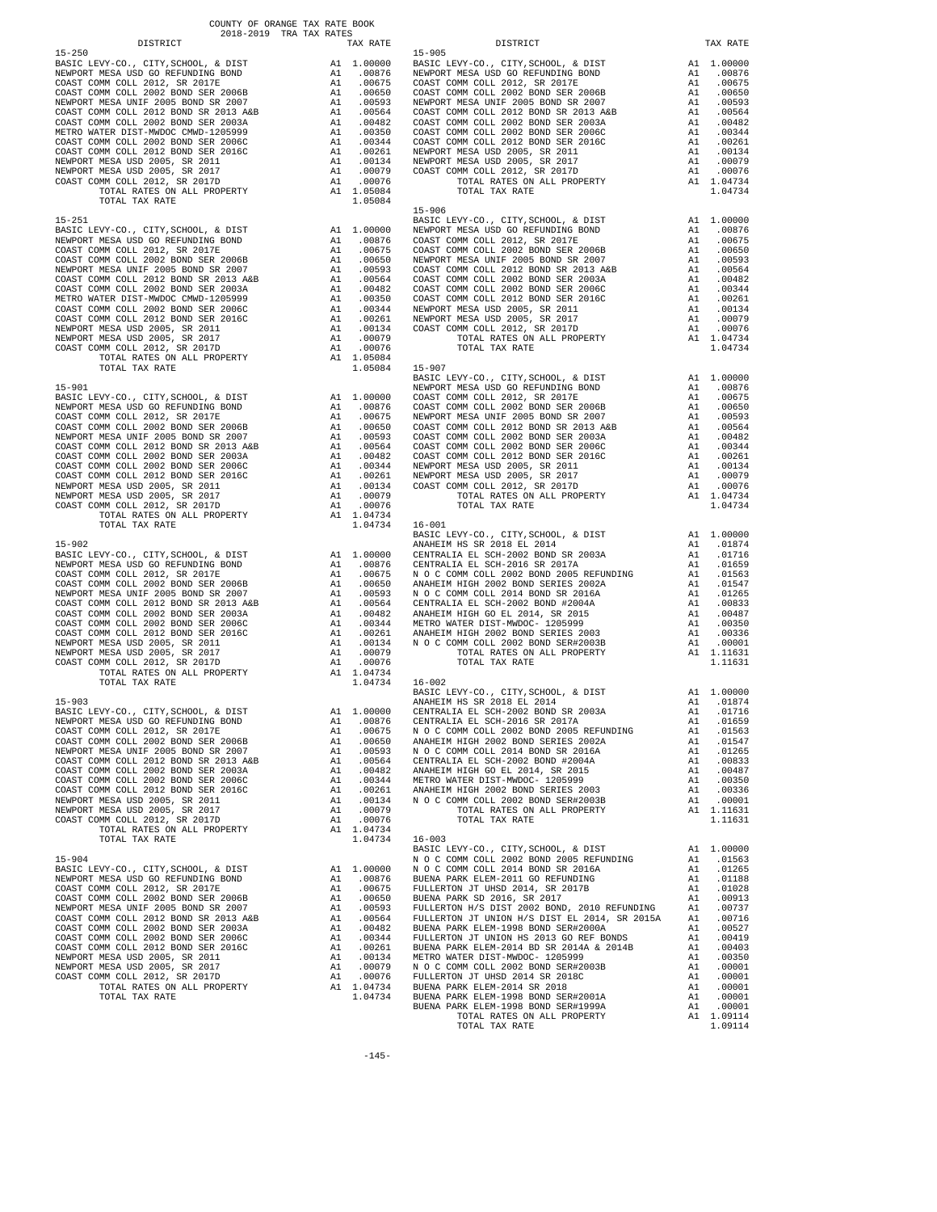COUNTY OF ORANGE TAX RATE BOOK
2018-2019 TRA TAX RATES

| DISTRICT | | TAX RATE |
|---|---|---|
| **15-250** | | |
| BASIC LEVY-CO., CITY,SCHOOL, & DIST | A1 | 1.00000 |
| NEWPORT MESA USD GO REFUNDING BOND | A1 | .00876 |
| COAST COMM COLL 2012, SR 2017E | A1 | .00675 |
| COAST COMM COLL 2002 BOND SER 2006B | A1 | .00650 |
| NEWPORT MESA UNIF 2005 BOND SR 2007 | A1 | .00593 |
| COAST COMM COLL 2012 BOND SR 2013 A&B | A1 | .00564 |
| COAST COMM COLL 2002 BOND SER 2003A | A1 | .00482 |
| METRO WATER DIST-MWDOC CMWD-1205999 | A1 | .00350 |
| COAST COMM COLL 2002 BOND SER 2006C | A1 | .00344 |
| COAST COMM COLL 2012 BOND SER 2016C | A1 | .00261 |
| NEWPORT MESA USD 2005, SR 2011 | A1 | .00134 |
| NEWPORT MESA USD 2005, SR 2017 | A1 | .00079 |
| COAST COMM COLL 2012, SR 2017D | A1 | .00076 |
| TOTAL RATES ON ALL PROPERTY | A1 | 1.05084 |
| TOTAL TAX RATE | | 1.05084 |
| **15-251** | | |
| BASIC LEVY-CO., CITY,SCHOOL, & DIST | A1 | 1.00000 |
| NEWPORT MESA USD GO REFUNDING BOND | A1 | .00876 |
| COAST COMM COLL 2012, SR 2017E | A1 | .00675 |
| COAST COMM COLL 2002 BOND SER 2006B | A1 | .00650 |
| NEWPORT MESA UNIF 2005 BOND SR 2007 | A1 | .00593 |
| COAST COMM COLL 2012 BOND SR 2013 A&B | A1 | .00564 |
| COAST COMM COLL 2002 BOND SER 2003A | A1 | .00482 |
| METRO WATER DIST-MWDOC CMWD-1205999 | A1 | .00350 |
| COAST COMM COLL 2002 BOND SER 2006C | A1 | .00344 |
| COAST COMM COLL 2012 BOND SER 2016C | A1 | .00261 |
| NEWPORT MESA USD 2005, SR 2011 | A1 | .00134 |
| NEWPORT MESA USD 2005, SR 2017 | A1 | .00079 |
| COAST COMM COLL 2012, SR 2017D | A1 | .00076 |
| TOTAL RATES ON ALL PROPERTY | A1 | 1.05084 |
| TOTAL TAX RATE | | 1.05084 |
| **15-901** | | |
| BASIC LEVY-CO., CITY,SCHOOL, & DIST | A1 | 1.00000 |
| NEWPORT MESA USD GO REFUNDING BOND | A1 | .00876 |
| COAST COMM COLL 2012, SR 2017E | A1 | .00675 |
| COAST COMM COLL 2002 BOND SER 2006B | A1 | .00650 |
| NEWPORT MESA UNIF 2005 BOND SR 2007 | A1 | .00593 |
| COAST COMM COLL 2012 BOND SR 2013 A&B | A1 | .00564 |
| COAST COMM COLL 2002 BOND SER 2003A | A1 | .00482 |
| COAST COMM COLL 2002 BOND SER 2006C | A1 | .00344 |
| COAST COMM COLL 2012 BOND SER 2016C | A1 | .00261 |
| NEWPORT MESA USD 2005, SR 2011 | A1 | .00134 |
| NEWPORT MESA USD 2005, SR 2017 | A1 | .00079 |
| COAST COMM COLL 2012, SR 2017D | A1 | .00076 |
| TOTAL RATES ON ALL PROPERTY | A1 | 1.04734 |
| TOTAL TAX RATE | | 1.04734 |
| **15-902** | | |
| BASIC LEVY-CO., CITY,SCHOOL, & DIST | A1 | 1.00000 |
| NEWPORT MESA USD GO REFUNDING BOND | A1 | .00876 |
| COAST COMM COLL 2012, SR 2017E | A1 | .00675 |
| COAST COMM COLL 2002 BOND SER 2006B | A1 | .00650 |
| NEWPORT MESA UNIF 2005 BOND SR 2007 | A1 | .00593 |
| COAST COMM COLL 2012 BOND SR 2013 A&B | A1 | .00564 |
| COAST COMM COLL 2002 BOND SER 2003A | A1 | .00482 |
| COAST COMM COLL 2002 BOND SER 2006C | A1 | .00344 |
| COAST COMM COLL 2012 BOND SER 2016C | A1 | .00261 |
| NEWPORT MESA USD 2005, SR 2011 | A1 | .00134 |
| NEWPORT MESA USD 2005, SR 2017 | A1 | .00079 |
| COAST COMM COLL 2012, SR 2017D | A1 | .00076 |
| TOTAL RATES ON ALL PROPERTY | A1 | 1.04734 |
| TOTAL TAX RATE | | 1.04734 |
| **15-903** | | |
| BASIC LEVY-CO., CITY,SCHOOL, & DIST | A1 | 1.00000 |
| NEWPORT MESA USD GO REFUNDING BOND | A1 | .00876 |
| COAST COMM COLL 2012, SR 2017E | A1 | .00675 |
| COAST COMM COLL 2002 BOND SER 2006B | A1 | .00650 |
| NEWPORT MESA UNIF 2005 BOND SR 2007 | A1 | .00593 |
| COAST COMM COLL 2012 BOND SR 2013 A&B | A1 | .00564 |
| COAST COMM COLL 2002 BOND SER 2003A | A1 | .00482 |
| COAST COMM COLL 2002 BOND SER 2006C | A1 | .00344 |
| COAST COMM COLL 2012 BOND SER 2016C | A1 | .00261 |
| NEWPORT MESA USD 2005, SR 2011 | A1 | .00134 |
| NEWPORT MESA USD 2005, SR 2017 | A1 | .00079 |
| COAST COMM COLL 2012, SR 2017D | A1 | .00076 |
| TOTAL RATES ON ALL PROPERTY | A1 | 1.04734 |
| TOTAL TAX RATE | | 1.04734 |
| **15-904** | | |
| BASIC LEVY-CO., CITY,SCHOOL, & DIST | A1 | 1.00000 |
| NEWPORT MESA USD GO REFUNDING BOND | A1 | .00876 |
| COAST COMM COLL 2012, SR 2017E | A1 | .00675 |
| COAST COMM COLL 2002 BOND SER 2006B | A1 | .00650 |
| NEWPORT MESA UNIF 2005 BOND SR 2007 | A1 | .00593 |
| COAST COMM COLL 2012 BOND SR 2013 A&B | A1 | .00564 |
| COAST COMM COLL 2002 BOND SER 2003A | A1 | .00482 |
| COAST COMM COLL 2002 BOND SER 2006C | A1 | .00344 |
| COAST COMM COLL 2012 BOND SER 2016C | A1 | .00261 |
| NEWPORT MESA USD 2005, SR 2011 | A1 | .00134 |
| NEWPORT MESA USD 2005, SR 2017 | A1 | .00079 |
| COAST COMM COLL 2012, SR 2017D | A1 | .00076 |
| TOTAL RATES ON ALL PROPERTY | A1 | 1.04734 |
| TOTAL TAX RATE | | 1.04734 |
| **15-905** | | |
| BASIC LEVY-CO., CITY,SCHOOL, & DIST | A1 | 1.00000 |
| NEWPORT MESA USD GO REFUNDING BOND | A1 | .00876 |
| COAST COMM COLL 2012, SR 2017E | A1 | .00675 |
| COAST COMM COLL 2002 BOND SER 2006B | A1 | .00650 |
| NEWPORT MESA UNIF 2005 BOND SR 2007 | A1 | .00593 |
| COAST COMM COLL 2012 BOND SR 2013 A&B | A1 | .00564 |
| COAST COMM COLL 2002 BOND SER 2003A | A1 | .00482 |
| COAST COMM COLL 2002 BOND SER 2006C | A1 | .00344 |
| COAST COMM COLL 2012 BOND SER 2016C | A1 | .00261 |
| NEWPORT MESA USD 2005, SR 2011 | A1 | .00134 |
| NEWPORT MESA USD 2005, SR 2017 | A1 | .00079 |
| COAST COMM COLL 2012, SR 2017D | A1 | .00076 |
| TOTAL RATES ON ALL PROPERTY | A1 | 1.04734 |
| TOTAL TAX RATE | | 1.04734 |
| **15-906** | | |
| BASIC LEVY-CO., CITY,SCHOOL, & DIST | A1 | 1.00000 |
| NEWPORT MESA USD GO REFUNDING BOND | A1 | .00876 |
| COAST COMM COLL 2012, SR 2017E | A1 | .00675 |
| COAST COMM COLL 2002 BOND SER 2006B | A1 | .00650 |
| NEWPORT MESA UNIF 2005 BOND SR 2007 | A1 | .00593 |
| COAST COMM COLL 2012 BOND SR 2013 A&B | A1 | .00564 |
| COAST COMM COLL 2002 BOND SER 2003A | A1 | .00482 |
| COAST COMM COLL 2002 BOND SER 2006C | A1 | .00344 |
| COAST COMM COLL 2012 BOND SER 2016C | A1 | .00261 |
| NEWPORT MESA USD 2005, SR 2011 | A1 | .00134 |
| NEWPORT MESA USD 2005, SR 2017 | A1 | .00079 |
| COAST COMM COLL 2012, SR 2017D | A1 | .00076 |
| TOTAL RATES ON ALL PROPERTY | A1 | 1.04734 |
| TOTAL TAX RATE | | 1.04734 |
| **15-907** | | |
| BASIC LEVY-CO., CITY,SCHOOL, & DIST | A1 | 1.00000 |
| NEWPORT MESA USD GO REFUNDING BOND | A1 | .00876 |
| COAST COMM COLL 2012, SR 2017E | A1 | .00675 |
| COAST COMM COLL 2002 BOND SER 2006B | A1 | .00650 |
| NEWPORT MESA UNIF 2005 BOND SR 2007 | A1 | .00593 |
| COAST COMM COLL 2012 BOND SR 2013 A&B | A1 | .00564 |
| COAST COMM COLL 2002 BOND SER 2003A | A1 | .00482 |
| COAST COMM COLL 2002 BOND SER 2006C | A1 | .00344 |
| COAST COMM COLL 2012 BOND SER 2016C | A1 | .00261 |
| NEWPORT MESA USD 2005, SR 2011 | A1 | .00134 |
| NEWPORT MESA USD 2005, SR 2017 | A1 | .00079 |
| COAST COMM COLL 2012, SR 2017D | A1 | .00076 |
| TOTAL RATES ON ALL PROPERTY | A1 | 1.04734 |
| TOTAL TAX RATE | | 1.04734 |
| **16-001** | | |
| BASIC LEVY-CO., CITY,SCHOOL, & DIST | A1 | 1.00000 |
| ANAHEIM HS SR 2018 EL 2014 | A1 | .01874 |
| CENTRALIA EL SCH-2002 BOND SR 2003A | A1 | .01716 |
| CENTRALIA EL SCH-2016 SR 2017A | A1 | .01659 |
| N O C COMM COLL 2002 BOND 2005 REFUNDING | A1 | .01563 |
| ANAHEIM HIGH 2002 BOND SERIES 2002A | A1 | .01547 |
| N O C COMM COLL 2014 BOND SR 2016A | A1 | .01265 |
| CENTRALIA EL SCH-2002 BOND #2004A | A1 | .00833 |
| ANAHEIM HIGH GO EL 2014, SR 2015 | A1 | .00487 |
| METRO WATER DIST-MWDOC- 1205999 | A1 | .00350 |
| ANAHEIM HIGH 2002 BOND SERIES 2003 | A1 | .00336 |
| N O C COMM COLL 2002 BOND SER#2003B | A1 | .00001 |
| TOTAL RATES ON ALL PROPERTY | A1 | 1.11631 |
| TOTAL TAX RATE | | 1.11631 |
| **16-002** | | |
| BASIC LEVY-CO., CITY,SCHOOL, & DIST | A1 | 1.00000 |
| ANAHEIM HS SR 2018 EL 2014 | A1 | .01874 |
| CENTRALIA EL SCH-2002 BOND SR 2003A | A1 | .01716 |
| CENTRALIA EL SCH-2016 SR 2017A | A1 | .01659 |
| N O C COMM COLL 2002 BOND 2005 REFUNDING | A1 | .01563 |
| ANAHEIM HIGH 2002 BOND SERIES 2002A | A1 | .01547 |
| N O C COMM COLL 2014 BOND SR 2016A | A1 | .01265 |
| CENTRALIA EL SCH-2002 BOND #2004A | A1 | .00833 |
| ANAHEIM HIGH GO EL 2014, SR 2015 | A1 | .00487 |
| METRO WATER DIST-MWDOC- 1205999 | A1 | .00350 |
| ANAHEIM HIGH 2002 BOND SERIES 2003 | A1 | .00336 |
| N O C COMM COLL 2002 BOND SER#2003B | A1 | .00001 |
| TOTAL RATES ON ALL PROPERTY | A1 | 1.11631 |
| TOTAL TAX RATE | | 1.11631 |
| **16-003** | | |
| BASIC LEVY-CO., CITY,SCHOOL, & DIST | A1 | 1.00000 |
| N O C COMM COLL 2002 BOND 2005 REFUNDING | A1 | .01563 |
| N O C COMM COLL 2014 BOND SR 2016A | A1 | .01265 |
| BUENA PARK ELEM-2011 GO REFUNDING | A1 | .01188 |
| FULLERTON JT UHSD 2014, SR 2017B | A1 | .01028 |
| BUENA PARK SD 2016, SR 2017 | A1 | .00913 |
| FULLERTON H/S DIST 2002 BOND, 2010 REFUNDING | A1 | .00737 |
| FULLERTON JT UNION H/S DIST EL 2014, SR 2015A | A1 | .00716 |
| BUENA PARK ELEM-1998 BOND SER#2000A | A1 | .00527 |
| FULLERTON JT UNION HS 2013 GO REF BONDS | A1 | .00419 |
| BUENA PARK ELEM-2014 BD SR 2014A & 2014B | A1 | .00403 |
| METRO WATER DIST-MWDOC- 1205999 | A1 | .00350 |
| N O C COMM COLL 2002 BOND SER#2003B | A1 | .00001 |
| FULLERTON JT UHSD 2014 SR 2018C | A1 | .00001 |
| BUENA PARK ELEM-2014 SR 2018 | A1 | .00001 |
| BUENA PARK ELEM-1998 BOND SER#2001A | A1 | .00001 |
| BUENA PARK ELEM-1998 BOND SER#1999A | A1 | .00001 |
| TOTAL RATES ON ALL PROPERTY | A1 | 1.09114 |
| TOTAL TAX RATE | | 1.09114 |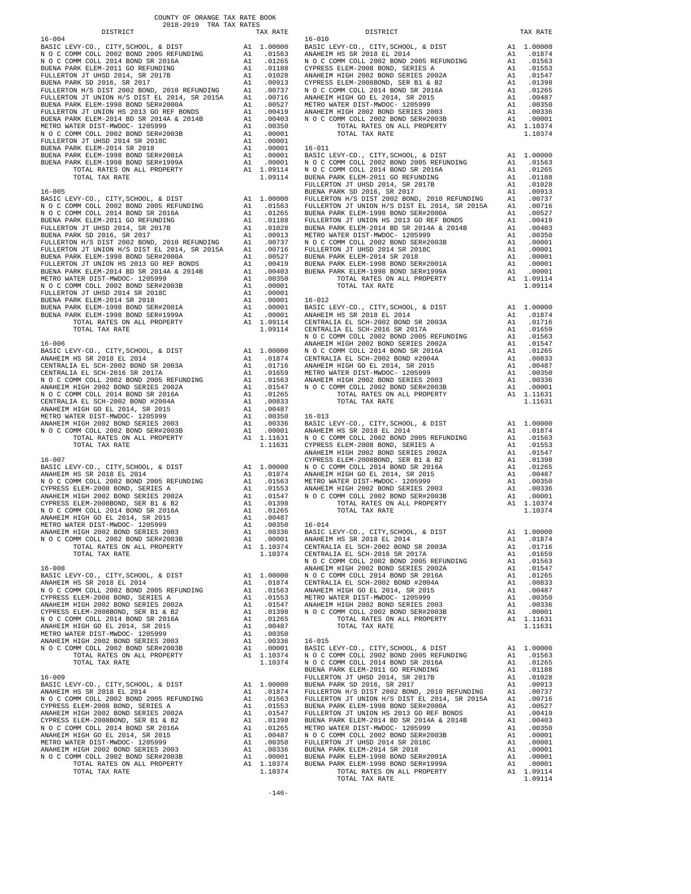COUNTY OF ORANGE TAX RATE BOOK
2018-2019 TRA TAX RATES

### 16-004

| DISTRICT | | TAX RATE |
|---|---|---|
| BASIC LEVY-CO., CITY,SCHOOL, & DIST | A1 | 1.00000 |
| N O C COMM COLL 2002 BOND 2005 REFUNDING | A1 | .01563 |
| N O C COMM COLL 2014 BOND SR 2016A | A1 | .01265 |
| BUENA PARK ELEM-2011 GO REFUNDING | A1 | .01188 |
| FULLERTON JT UHSD 2014, SR 2017B | A1 | .01028 |
| BUENA PARK SD 2016, SR 2017 | A1 | .00913 |
| FULLERTON H/S DIST 2002 BOND, 2010 REFUNDING | A1 | .00737 |
| FULLERTON JT UNION H/S DIST EL 2014, SR 2015A | A1 | .00716 |
| BUENA PARK ELEM-1998 BOND SER#2000A | A1 | .00527 |
| FULLERTON JT UNION HS 2013 GO REF BONDS | A1 | .00419 |
| BUENA PARK ELEM-2014 BD SR 2014A & 2014B | A1 | .00403 |
| METRO WATER DIST-MWDOC- 1205999 | A1 | .00350 |
| N O C COMM COLL 2002 BOND SER#2003B | A1 | .00001 |
| FULLERTON JT UHSD 2014 SR 2018C | A1 | .00001 |
| BUENA PARK ELEM-2014 SR 2018 | A1 | .00001 |
| BUENA PARK ELEM-1998 BOND SER#2001A | A1 | .00001 |
| BUENA PARK ELEM-1998 BOND SER#1999A | A1 | .00001 |
| TOTAL RATES ON ALL PROPERTY | A1 | 1.09114 |
| TOTAL TAX RATE | | 1.09114 |

### 16-005

| DISTRICT | | TAX RATE |
|---|---|---|
| BASIC LEVY-CO., CITY,SCHOOL, & DIST | A1 | 1.00000 |
| N O C COMM COLL 2002 BOND 2005 REFUNDING | A1 | .01563 |
| N O C COMM COLL 2014 BOND SR 2016A | A1 | .01265 |
| BUENA PARK ELEM-2011 GO REFUNDING | A1 | .01188 |
| FULLERTON JT UHSD 2014, SR 2017B | A1 | .01028 |
| BUENA PARK SD 2016, SR 2017 | A1 | .00913 |
| FULLERTON H/S DIST 2002 BOND, 2010 REFUNDING | A1 | .00737 |
| FULLERTON JT UNION H/S DIST EL 2014, SR 2015A | A1 | .00716 |
| BUENA PARK ELEM-1998 BOND SER#2000A | A1 | .00527 |
| FULLERTON JT UNION HS 2013 GO REF BONDS | A1 | .00419 |
| BUENA PARK ELEM-2014 BD SR 2014A & 2014B | A1 | .00403 |
| METRO WATER DIST-MWDOC- 1205999 | A1 | .00350 |
| N O C COMM COLL 2002 BOND SER#2003B | A1 | .00001 |
| FULLERTON JT UHSD 2014 SR 2018C | A1 | .00001 |
| BUENA PARK ELEM-2014 SR 2018 | A1 | .00001 |
| BUENA PARK ELEM-1998 BOND SER#2001A | A1 | .00001 |
| BUENA PARK ELEM-1998 BOND SER#1999A | A1 | .00001 |
| TOTAL RATES ON ALL PROPERTY | A1 | 1.09114 |
| TOTAL TAX RATE | | 1.09114 |

### 16-006

| DISTRICT | | TAX RATE |
|---|---|---|
| BASIC LEVY-CO., CITY,SCHOOL, & DIST | A1 | 1.00000 |
| ANAHEIM HS SR 2018 EL 2014 | A1 | .01874 |
| CENTRALIA EL SCH-2002 BOND SR 2003A | A1 | .01716 |
| CENTRALIA EL SCH-2016 SR 2017A | A1 | .01659 |
| N O C COMM COLL 2002 BOND 2005 REFUNDING | A1 | .01563 |
| ANAHEIM HIGH 2002 BOND SERIES 2002A | A1 | .01547 |
| N O C COMM COLL 2014 BOND SR 2016A | A1 | .01265 |
| CENTRALIA EL SCH-2002 BOND #2004A | A1 | .00833 |
| ANAHEIM HIGH GO EL 2014, SR 2015 | A1 | .00487 |
| METRO WATER DIST-MWDOC- 1205999 | A1 | .00350 |
| ANAHEIM HIGH 2002 BOND SERIES 2003 | A1 | .00336 |
| N O C COMM COLL 2002 BOND SER#2003B | A1 | .00001 |
| TOTAL RATES ON ALL PROPERTY | A1 | 1.11631 |
| TOTAL TAX RATE | | 1.11631 |

### 16-007

| DISTRICT | | TAX RATE |
|---|---|---|
| BASIC LEVY-CO., CITY,SCHOOL, & DIST | A1 | 1.00000 |
| ANAHEIM HS SR 2018 EL 2014 | A1 | .01874 |
| N O C COMM COLL 2002 BOND 2005 REFUNDING | A1 | .01563 |
| CYPRESS ELEM-2008 BOND, SERIES A | A1 | .01553 |
| ANAHEIM HIGH 2002 BOND SERIES 2002A | A1 | .01547 |
| CYPRESS ELEM-2008BOND, SER B1 & B2 | A1 | .01398 |
| N O C COMM COLL 2014 BOND SR 2016A | A1 | .01265 |
| ANAHEIM HIGH GO EL 2014, SR 2015 | A1 | .00487 |
| METRO WATER DIST-MWDOC- 1205999 | A1 | .00350 |
| ANAHEIM HIGH 2002 BOND SERIES 2003 | A1 | .00336 |
| N O C COMM COLL 2002 BOND SER#2003B | A1 | .00001 |
| TOTAL RATES ON ALL PROPERTY | A1 | 1.10374 |
| TOTAL TAX RATE | | 1.10374 |

### 16-008

| DISTRICT | | TAX RATE |
|---|---|---|
| BASIC LEVY-CO., CITY,SCHOOL, & DIST | A1 | 1.00000 |
| ANAHEIM HS SR 2018 EL 2014 | A1 | .01874 |
| N O C COMM COLL 2002 BOND 2005 REFUNDING | A1 | .01563 |
| CYPRESS ELEM-2008 BOND, SERIES A | A1 | .01553 |
| ANAHEIM HIGH 2002 BOND SERIES 2002A | A1 | .01547 |
| CYPRESS ELEM-2008BOND, SER B1 & B2 | A1 | .01398 |
| N O C COMM COLL 2014 BOND SR 2016A | A1 | .01265 |
| ANAHEIM HIGH GO EL 2014, SR 2015 | A1 | .00487 |
| METRO WATER DIST-MWDOC- 1205999 | A1 | .00350 |
| ANAHEIM HIGH 2002 BOND SERIES 2003 | A1 | .00336 |
| N O C COMM COLL 2002 BOND SER#2003B | A1 | .00001 |
| TOTAL RATES ON ALL PROPERTY | A1 | 1.10374 |
| TOTAL TAX RATE | | 1.10374 |

### 16-009

| DISTRICT | | TAX RATE |
|---|---|---|
| BASIC LEVY-CO., CITY,SCHOOL, & DIST | A1 | 1.00000 |
| ANAHEIM HS SR 2018 EL 2014 | A1 | .01874 |
| N O C COMM COLL 2002 BOND 2005 REFUNDING | A1 | .01563 |
| CYPRESS ELEM-2008 BOND, SERIES A | A1 | .01553 |
| ANAHEIM HIGH 2002 BOND SERIES 2002A | A1 | .01547 |
| CYPRESS ELEM-2008BOND, SER B1 & B2 | A1 | .01398 |
| N O C COMM COLL 2014 BOND SR 2016A | A1 | .01265 |
| ANAHEIM HIGH GO EL 2014, SR 2015 | A1 | .00487 |
| METRO WATER DIST-MWDOC- 1205999 | A1 | .00350 |
| ANAHEIM HIGH 2002 BOND SERIES 2003 | A1 | .00336 |
| N O C COMM COLL 2002 BOND SER#2003B | A1 | .00001 |
| TOTAL RATES ON ALL PROPERTY | A1 | 1.10374 |
| TOTAL TAX RATE | | 1.10374 |

### 16-010

| DISTRICT | | TAX RATE |
|---|---|---|
| BASIC LEVY-CO., CITY,SCHOOL, & DIST | A1 | 1.00000 |
| ANAHEIM HS SR 2018 EL 2014 | A1 | .01874 |
| N O C COMM COLL 2002 BOND 2005 REFUNDING | A1 | .01563 |
| CYPRESS ELEM-2008 BOND, SERIES A | A1 | .01553 |
| ANAHEIM HIGH 2002 BOND SERIES 2002A | A1 | .01547 |
| CYPRESS ELEM-2008BOND, SER B1 & B2 | A1 | .01398 |
| N O C COMM COLL 2014 BOND SR 2016A | A1 | .01265 |
| ANAHEIM HIGH GO EL 2014, SR 2015 | A1 | .00487 |
| METRO WATER DIST-MWDOC- 1205999 | A1 | .00350 |
| ANAHEIM HIGH 2002 BOND SERIES 2003 | A1 | .00336 |
| N O C COMM COLL 2002 BOND SER#2003B | A1 | .00001 |
| TOTAL RATES ON ALL PROPERTY | A1 | 1.10374 |
| TOTAL TAX RATE | | 1.10374 |

### 16-011

| DISTRICT | | TAX RATE |
|---|---|---|
| BASIC LEVY-CO., CITY,SCHOOL, & DIST | A1 | 1.00000 |
| N O C COMM COLL 2002 BOND 2005 REFUNDING | A1 | .01563 |
| N O C COMM COLL 2014 BOND SR 2016A | A1 | .01265 |
| BUENA PARK ELEM-2011 GO REFUNDING | A1 | .01188 |
| FULLERTON JT UHSD 2014, SR 2017B | A1 | .01028 |
| BUENA PARK SD 2016, SR 2017 | A1 | .00913 |
| FULLERTON H/S DIST 2002 BOND, 2010 REFUNDING | A1 | .00737 |
| FULLERTON JT UNION H/S DIST EL 2014, SR 2015A | A1 | .00716 |
| BUENA PARK ELEM-1998 BOND SER#2000A | A1 | .00527 |
| FULLERTON JT UNION HS 2013 GO REF BONDS | A1 | .00419 |
| BUENA PARK ELEM-2014 BD SR 2014A & 2014B | A1 | .00403 |
| METRO WATER DIST-MWDOC- 1205999 | A1 | .00350 |
| N O C COMM COLL 2002 BOND SER#2003B | A1 | .00001 |
| FULLERTON JT UHSD 2014 SR 2018C | A1 | .00001 |
| BUENA PARK ELEM-2014 SR 2018 | A1 | .00001 |
| BUENA PARK ELEM-1998 BOND SER#2001A | A1 | .00001 |
| BUENA PARK ELEM-1998 BOND SER#1999A | A1 | .00001 |
| TOTAL RATES ON ALL PROPERTY | A1 | 1.09114 |
| TOTAL TAX RATE | | 1.09114 |

### 16-012

| DISTRICT | | TAX RATE |
|---|---|---|
| BASIC LEVY-CO., CITY,SCHOOL, & DIST | A1 | 1.00000 |
| ANAHEIM HS SR 2018 EL 2014 | A1 | .01874 |
| CENTRALIA EL SCH-2002 BOND SR 2003A | A1 | .01716 |
| CENTRALIA EL SCH-2016 SR 2017A | A1 | .01659 |
| N O C COMM COLL 2002 BOND 2005 REFUNDING | A1 | .01563 |
| ANAHEIM HIGH 2002 BOND SERIES 2002A | A1 | .01547 |
| N O C COMM COLL 2014 BOND SR 2016A | A1 | .01265 |
| CENTRALIA EL SCH-2002 BOND #2004A | A1 | .00833 |
| ANAHEIM HIGH GO EL 2014, SR 2015 | A1 | .00487 |
| METRO WATER DIST-MWDOC- 1205999 | A1 | .00350 |
| ANAHEIM HIGH 2002 BOND SERIES 2003 | A1 | .00336 |
| N O C COMM COLL 2002 BOND SER#2003B | A1 | .00001 |
| TOTAL RATES ON ALL PROPERTY | A1 | 1.11631 |
| TOTAL TAX RATE | | 1.11631 |

### 16-013

| DISTRICT | | TAX RATE |
|---|---|---|
| BASIC LEVY-CO., CITY,SCHOOL, & DIST | A1 | 1.00000 |
| ANAHEIM HS SR 2018 EL 2014 | A1 | .01874 |
| N O C COMM COLL 2002 BOND 2005 REFUNDING | A1 | .01563 |
| CYPRESS ELEM-2008 BOND, SERIES A | A1 | .01553 |
| ANAHEIM HIGH 2002 BOND SERIES 2002A | A1 | .01547 |
| CYPRESS ELEM-2008BOND, SER B1 & B2 | A1 | .01398 |
| N O C COMM COLL 2014 BOND SR 2016A | A1 | .01265 |
| ANAHEIM HIGH GO EL 2014, SR 2015 | A1 | .00487 |
| METRO WATER DIST-MWDOC- 1205999 | A1 | .00350 |
| ANAHEIM HIGH 2002 BOND SERIES 2003 | A1 | .00336 |
| N O C COMM COLL 2002 BOND SER#2003B | A1 | .00001 |
| TOTAL RATES ON ALL PROPERTY | A1 | 1.10374 |
| TOTAL TAX RATE | | 1.10374 |

### 16-014

| DISTRICT | | TAX RATE |
|---|---|---|
| BASIC LEVY-CO., CITY,SCHOOL, & DIST | A1 | 1.00000 |
| ANAHEIM HS SR 2018 EL 2014 | A1 | .01874 |
| CENTRALIA EL SCH-2002 BOND SR 2003A | A1 | .01716 |
| CENTRALIA EL SCH-2016 SR 2017A | A1 | .01659 |
| N O C COMM COLL 2002 BOND 2005 REFUNDING | A1 | .01563 |
| ANAHEIM HIGH 2002 BOND SERIES 2002A | A1 | .01547 |
| N O C COMM COLL 2014 BOND SR 2016A | A1 | .01265 |
| CENTRALIA EL SCH-2002 BOND #2004A | A1 | .00833 |
| ANAHEIM HIGH GO EL 2014, SR 2015 | A1 | .00487 |
| METRO WATER DIST-MWDOC- 1205999 | A1 | .00350 |
| ANAHEIM HIGH 2002 BOND SERIES 2003 | A1 | .00336 |
| N O C COMM COLL 2002 BOND SER#2003B | A1 | .00001 |
| TOTAL RATES ON ALL PROPERTY | A1 | 1.11631 |
| TOTAL TAX RATE | | 1.11631 |

### 16-015

| DISTRICT | | TAX RATE |
|---|---|---|
| BASIC LEVY-CO., CITY,SCHOOL, & DIST | A1 | 1.00000 |
| N O C COMM COLL 2002 BOND 2005 REFUNDING | A1 | .01563 |
| N O C COMM COLL 2014 BOND SR 2016A | A1 | .01265 |
| BUENA PARK ELEM-2011 GO REFUNDING | A1 | .01188 |
| FULLERTON JT UHSD 2014, SR 2017B | A1 | .01028 |
| BUENA PARK SD 2016, SR 2017 | A1 | .00913 |
| FULLERTON H/S DIST 2002 BOND, 2010 REFUNDING | A1 | .00737 |
| FULLERTON JT UNION H/S DIST EL 2014, SR 2015A | A1 | .00716 |
| BUENA PARK ELEM-1998 BOND SER#2000A | A1 | .00527 |
| FULLERTON JT UNION HS 2013 GO REF BONDS | A1 | .00419 |
| BUENA PARK ELEM-2014 BD SR 2014A & 2014B | A1 | .00403 |
| METRO WATER DIST-MWDOC- 1205999 | A1 | .00350 |
| N O C COMM COLL 2002 BOND SER#2003B | A1 | .00001 |
| FULLERTON JT UHSD 2014 SR 2018C | A1 | .00001 |
| BUENA PARK ELEM-2014 SR 2018 | A1 | .00001 |
| BUENA PARK ELEM-1998 BOND SER#2001A | A1 | .00001 |
| BUENA PARK ELEM-1998 BOND SER#1999A | A1 | .00001 |
| TOTAL RATES ON ALL PROPERTY | A1 | 1.09114 |
| TOTAL TAX RATE | | 1.09114 |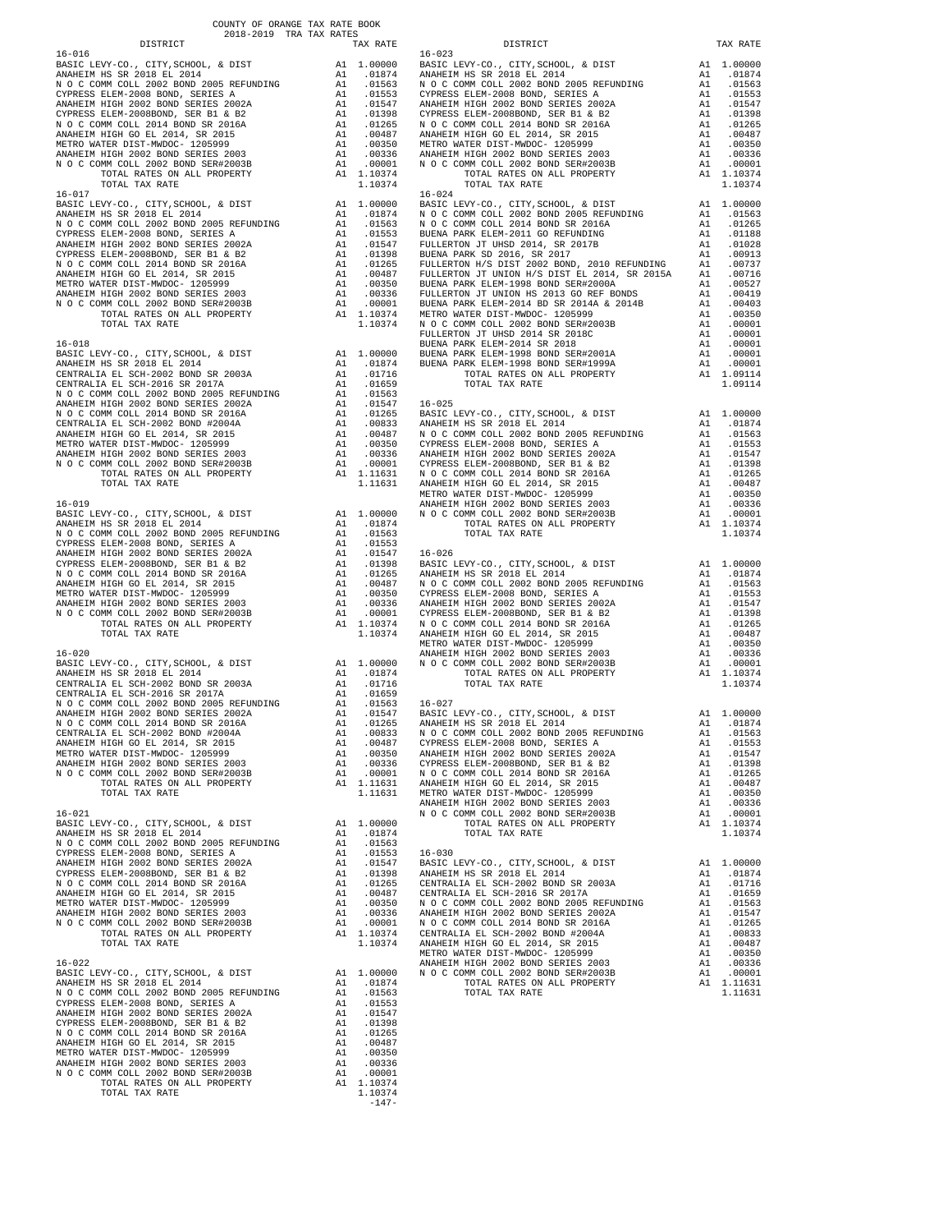# COUNTY OF ORANGE TAX RATE BOOK
## 2018-2019 TRA TAX RATES

| DISTRICT | | TAX RATE |
|---|---|---|
| **16-016** | | |
| BASIC LEVY-CO., CITY,SCHOOL, & DIST | A1 | 1.00000 |
| ANAHEIM HS SR 2018 EL 2014 | A1 | .01874 |
| N O C COMM COLL 2002 BOND 2005 REFUNDING | A1 | .01563 |
| CYPRESS ELEM-2008 BOND, SERIES A | A1 | .01553 |
| ANAHEIM HIGH 2002 BOND SERIES 2002A | A1 | .01547 |
| CYPRESS ELEM-2008BOND, SER B1 & B2 | A1 | .01398 |
| N O C COMM COLL 2014 BOND SR 2016A | A1 | .01265 |
| ANAHEIM HIGH GO EL 2014, SR 2015 | A1 | .00487 |
| METRO WATER DIST-MWDOC- 1205999 | A1 | .00350 |
| ANAHEIM HIGH 2002 BOND SERIES 2003 | A1 | .00336 |
| N O C COMM COLL 2002 BOND SER#2003B | A1 | .00001 |
| TOTAL RATES ON ALL PROPERTY | A1 | 1.10374 |
| TOTAL TAX RATE | | 1.10374 |
| **16-017** | | |
| BASIC LEVY-CO., CITY,SCHOOL, & DIST | A1 | 1.00000 |
| ANAHEIM HS SR 2018 EL 2014 | A1 | .01874 |
| N O C COMM COLL 2002 BOND 2005 REFUNDING | A1 | .01563 |
| CYPRESS ELEM-2008 BOND, SERIES A | A1 | .01553 |
| ANAHEIM HIGH 2002 BOND SERIES 2002A | A1 | .01547 |
| CYPRESS ELEM-2008BOND, SER B1 & B2 | A1 | .01398 |
| N O C COMM COLL 2014 BOND SR 2016A | A1 | .01265 |
| ANAHEIM HIGH GO EL 2014, SR 2015 | A1 | .00487 |
| METRO WATER DIST-MWDOC- 1205999 | A1 | .00350 |
| ANAHEIM HIGH 2002 BOND SERIES 2003 | A1 | .00336 |
| N O C COMM COLL 2002 BOND SER#2003B | A1 | .00001 |
| TOTAL RATES ON ALL PROPERTY | A1 | 1.10374 |
| TOTAL TAX RATE | | 1.10374 |
| **16-018** | | |
| BASIC LEVY-CO., CITY,SCHOOL, & DIST | A1 | 1.00000 |
| ANAHEIM HS SR 2018 EL 2014 | A1 | .01874 |
| CENTRALIA EL SCH-2002 BOND SR 2003A | A1 | .01716 |
| CENTRALIA EL SCH-2016 SR 2017A | A1 | .01659 |
| N O C COMM COLL 2002 BOND 2005 REFUNDING | A1 | .01563 |
| ANAHEIM HIGH 2002 BOND SERIES 2002A | A1 | .01547 |
| N O C COMM COLL 2014 BOND SR 2016A | A1 | .01265 |
| CENTRALIA EL SCH-2002 BOND #2004A | A1 | .00833 |
| ANAHEIM HIGH GO EL 2014, SR 2015 | A1 | .00487 |
| METRO WATER DIST-MWDOC- 1205999 | A1 | .00350 |
| ANAHEIM HIGH 2002 BOND SERIES 2003 | A1 | .00336 |
| N O C COMM COLL 2002 BOND SER#2003B | A1 | .00001 |
| TOTAL RATES ON ALL PROPERTY | A1 | 1.11631 |
| TOTAL TAX RATE | | 1.11631 |
| **16-019** | | |
| BASIC LEVY-CO., CITY,SCHOOL, & DIST | A1 | 1.00000 |
| ANAHEIM HS SR 2018 EL 2014 | A1 | .01874 |
| N O C COMM COLL 2002 BOND 2005 REFUNDING | A1 | .01563 |
| CYPRESS ELEM-2008 BOND, SERIES A | A1 | .01553 |
| ANAHEIM HIGH 2002 BOND SERIES 2002A | A1 | .01547 |
| CYPRESS ELEM-2008BOND, SER B1 & B2 | A1 | .01398 |
| N O C COMM COLL 2014 BOND SR 2016A | A1 | .01265 |
| ANAHEIM HIGH GO EL 2014, SR 2015 | A1 | .00487 |
| METRO WATER DIST-MWDOC- 1205999 | A1 | .00350 |
| ANAHEIM HIGH 2002 BOND SERIES 2003 | A1 | .00336 |
| N O C COMM COLL 2002 BOND SER#2003B | A1 | .00001 |
| TOTAL RATES ON ALL PROPERTY | A1 | 1.10374 |
| TOTAL TAX RATE | | 1.10374 |
| **16-020** | | |
| BASIC LEVY-CO., CITY,SCHOOL, & DIST | A1 | 1.00000 |
| ANAHEIM HS SR 2018 EL 2014 | A1 | .01874 |
| CENTRALIA EL SCH-2002 BOND SR 2003A | A1 | .01716 |
| CENTRALIA EL SCH-2016 SR 2017A | A1 | .01659 |
| N O C COMM COLL 2002 BOND 2005 REFUNDING | A1 | .01563 |
| ANAHEIM HIGH 2002 BOND SERIES 2002A | A1 | .01547 |
| N O C COMM COLL 2014 BOND SR 2016A | A1 | .01265 |
| CENTRALIA EL SCH-2002 BOND #2004A | A1 | .00833 |
| ANAHEIM HIGH GO EL 2014, SR 2015 | A1 | .00487 |
| METRO WATER DIST-MWDOC- 1205999 | A1 | .00350 |
| ANAHEIM HIGH 2002 BOND SERIES 2003 | A1 | .00336 |
| N O C COMM COLL 2002 BOND SER#2003B | A1 | .00001 |
| TOTAL RATES ON ALL PROPERTY | A1 | 1.11631 |
| TOTAL TAX RATE | | 1.11631 |
| **16-021** | | |
| BASIC LEVY-CO., CITY,SCHOOL, & DIST | A1 | 1.00000 |
| ANAHEIM HS SR 2018 EL 2014 | A1 | .01874 |
| N O C COMM COLL 2002 BOND 2005 REFUNDING | A1 | .01563 |
| CYPRESS ELEM-2008 BOND, SERIES A | A1 | .01553 |
| ANAHEIM HIGH 2002 BOND SERIES 2002A | A1 | .01547 |
| CYPRESS ELEM-2008BOND, SER B1 & B2 | A1 | .01398 |
| N O C COMM COLL 2014 BOND SR 2016A | A1 | .01265 |
| ANAHEIM HIGH GO EL 2014, SR 2015 | A1 | .00487 |
| METRO WATER DIST-MWDOC- 1205999 | A1 | .00350 |
| ANAHEIM HIGH 2002 BOND SERIES 2003 | A1 | .00336 |
| N O C COMM COLL 2002 BOND SER#2003B | A1 | .00001 |
| TOTAL RATES ON ALL PROPERTY | A1 | 1.10374 |
| TOTAL TAX RATE | | 1.10374 |
| **16-022** | | |
| BASIC LEVY-CO., CITY,SCHOOL, & DIST | A1 | 1.00000 |
| ANAHEIM HS SR 2018 EL 2014 | A1 | .01874 |
| N O C COMM COLL 2002 BOND 2005 REFUNDING | A1 | .01563 |
| CYPRESS ELEM-2008 BOND, SERIES A | A1 | .01553 |
| ANAHEIM HIGH 2002 BOND SERIES 2002A | A1 | .01547 |
| CYPRESS ELEM-2008BOND, SER B1 & B2 | A1 | .01398 |
| N O C COMM COLL 2014 BOND SR 2016A | A1 | .01265 |
| ANAHEIM HIGH GO EL 2014, SR 2015 | A1 | .00487 |
| METRO WATER DIST-MWDOC- 1205999 | A1 | .00350 |
| ANAHEIM HIGH 2002 BOND SERIES 2003 | A1 | .00336 |
| N O C COMM COLL 2002 BOND SER#2003B | A1 | .00001 |
| TOTAL RATES ON ALL PROPERTY | A1 | 1.10374 |
| TOTAL TAX RATE | | 1.10374 |
| **16-023** | | |
| BASIC LEVY-CO., CITY,SCHOOL, & DIST | A1 | 1.00000 |
| ANAHEIM HS SR 2018 EL 2014 | A1 | .01874 |
| N O C COMM COLL 2002 BOND 2005 REFUNDING | A1 | .01563 |
| CYPRESS ELEM-2008 BOND, SERIES A | A1 | .01553 |
| ANAHEIM HIGH 2002 BOND SERIES 2002A | A1 | .01547 |
| CYPRESS ELEM-2008BOND, SER B1 & B2 | A1 | .01398 |
| N O C COMM COLL 2014 BOND SR 2016A | A1 | .01265 |
| ANAHEIM HIGH GO EL 2014, SR 2015 | A1 | .00487 |
| METRO WATER DIST-MWDOC- 1205999 | A1 | .00350 |
| ANAHEIM HIGH 2002 BOND SERIES 2003 | A1 | .00336 |
| N O C COMM COLL 2002 BOND SER#2003B | A1 | .00001 |
| TOTAL RATES ON ALL PROPERTY | A1 | 1.10374 |
| TOTAL TAX RATE | | 1.10374 |
| **16-024** | | |
| BASIC LEVY-CO., CITY,SCHOOL, & DIST | A1 | 1.00000 |
| N O C COMM COLL 2002 BOND 2005 REFUNDING | A1 | .01563 |
| N O C COMM COLL 2014 BOND SR 2016A | A1 | .01265 |
| BUENA PARK ELEM-2011 GO REFUNDING | A1 | .01188 |
| FULLERTON JT UHSD 2014, SR 2017B | A1 | .01028 |
| BUENA PARK SD 2016, SR 2017 | A1 | .00913 |
| FULLERTON H/S DIST 2002 BOND, 2010 REFUNDING | A1 | .00737 |
| FULLERTON JT UNION H/S DIST EL 2014, SR 2015A | A1 | .00716 |
| BUENA PARK ELEM-1998 BOND SER#2000A | A1 | .00527 |
| FULLERTON JT UNION HS 2013 GO REF BONDS | A1 | .00419 |
| BUENA PARK ELEM-2014 BD SR 2014A & 2014B | A1 | .00403 |
| METRO WATER DIST-MWDOC- 1205999 | A1 | .00350 |
| N O C COMM COLL 2002 BOND SER#2003B | A1 | .00001 |
| FULLERTON JT UHSD 2014 SR 2018C | A1 | .00001 |
| BUENA PARK ELEM-2014 SR 2018 | A1 | .00001 |
| BUENA PARK ELEM-1998 BOND SER#2001A | A1 | .00001 |
| BUENA PARK ELEM-1998 BOND SER#1999A | A1 | .00001 |
| TOTAL RATES ON ALL PROPERTY | A1 | 1.09114 |
| TOTAL TAX RATE | | 1.09114 |
| **16-025** | | |
| BASIC LEVY-CO., CITY,SCHOOL, & DIST | A1 | 1.00000 |
| ANAHEIM HS SR 2018 EL 2014 | A1 | .01874 |
| N O C COMM COLL 2002 BOND 2005 REFUNDING | A1 | .01563 |
| CYPRESS ELEM-2008 BOND, SERIES A | A1 | .01553 |
| ANAHEIM HIGH 2002 BOND SERIES 2002A | A1 | .01547 |
| CYPRESS ELEM-2008BOND, SER B1 & B2 | A1 | .01398 |
| N O C COMM COLL 2014 BOND SR 2016A | A1 | .01265 |
| ANAHEIM HIGH GO EL 2014, SR 2015 | A1 | .00487 |
| METRO WATER DIST-MWDOC- 1205999 | A1 | .00350 |
| ANAHEIM HIGH 2002 BOND SERIES 2003 | A1 | .00336 |
| N O C COMM COLL 2002 BOND SER#2003B | A1 | .00001 |
| TOTAL RATES ON ALL PROPERTY | A1 | 1.10374 |
| TOTAL TAX RATE | | 1.10374 |
| **16-026** | | |
| BASIC LEVY-CO., CITY,SCHOOL, & DIST | A1 | 1.00000 |
| ANAHEIM HS SR 2018 EL 2014 | A1 | .01874 |
| N O C COMM COLL 2002 BOND 2005 REFUNDING | A1 | .01563 |
| CYPRESS ELEM-2008 BOND, SERIES A | A1 | .01553 |
| ANAHEIM HIGH 2002 BOND SERIES 2002A | A1 | .01547 |
| CYPRESS ELEM-2008BOND, SER B1 & B2 | A1 | .01398 |
| N O C COMM COLL 2014 BOND SR 2016A | A1 | .01265 |
| ANAHEIM HIGH GO EL 2014, SR 2015 | A1 | .00487 |
| METRO WATER DIST-MWDOC- 1205999 | A1 | .00350 |
| ANAHEIM HIGH 2002 BOND SERIES 2003 | A1 | .00336 |
| N O C COMM COLL 2002 BOND SER#2003B | A1 | .00001 |
| TOTAL RATES ON ALL PROPERTY | A1 | 1.10374 |
| TOTAL TAX RATE | | 1.10374 |
| **16-027** | | |
| BASIC LEVY-CO., CITY,SCHOOL, & DIST | A1 | 1.00000 |
| ANAHEIM HS SR 2018 EL 2014 | A1 | .01874 |
| N O C COMM COLL 2002 BOND 2005 REFUNDING | A1 | .01563 |
| CYPRESS ELEM-2008 BOND, SERIES A | A1 | .01553 |
| ANAHEIM HIGH 2002 BOND SERIES 2002A | A1 | .01547 |
| CYPRESS ELEM-2008BOND, SER B1 & B2 | A1 | .01398 |
| N O C COMM COLL 2014 BOND SR 2016A | A1 | .01265 |
| ANAHEIM HIGH GO EL 2014, SR 2015 | A1 | .00487 |
| METRO WATER DIST-MWDOC- 1205999 | A1 | .00350 |
| ANAHEIM HIGH 2002 BOND SERIES 2003 | A1 | .00336 |
| N O C COMM COLL 2002 BOND SER#2003B | A1 | .00001 |
| TOTAL RATES ON ALL PROPERTY | A1 | 1.10374 |
| TOTAL TAX RATE | | 1.10374 |
| **16-030** | | |
| BASIC LEVY-CO., CITY,SCHOOL, & DIST | A1 | 1.00000 |
| ANAHEIM HS SR 2018 EL 2014 | A1 | .01874 |
| CENTRALIA EL SCH-2002 BOND SR 2003A | A1 | .01716 |
| CENTRALIA EL SCH-2016 SR 2017A | A1 | .01659 |
| N O C COMM COLL 2002 BOND 2005 REFUNDING | A1 | .01563 |
| ANAHEIM HIGH 2002 BOND SERIES 2002A | A1 | .01547 |
| N O C COMM COLL 2014 BOND SR 2016A | A1 | .01265 |
| CENTRALIA EL SCH-2002 BOND #2004A | A1 | .00833 |
| ANAHEIM HIGH GO EL 2014, SR 2015 | A1 | .00487 |
| METRO WATER DIST-MWDOC- 1205999 | A1 | .00350 |
| ANAHEIM HIGH 2002 BOND SERIES 2003 | A1 | .00336 |
| N O C COMM COLL 2002 BOND SER#2003B | A1 | .00001 |
| TOTAL RATES ON ALL PROPERTY | A1 | 1.11631 |
| TOTAL TAX RATE | | 1.11631 |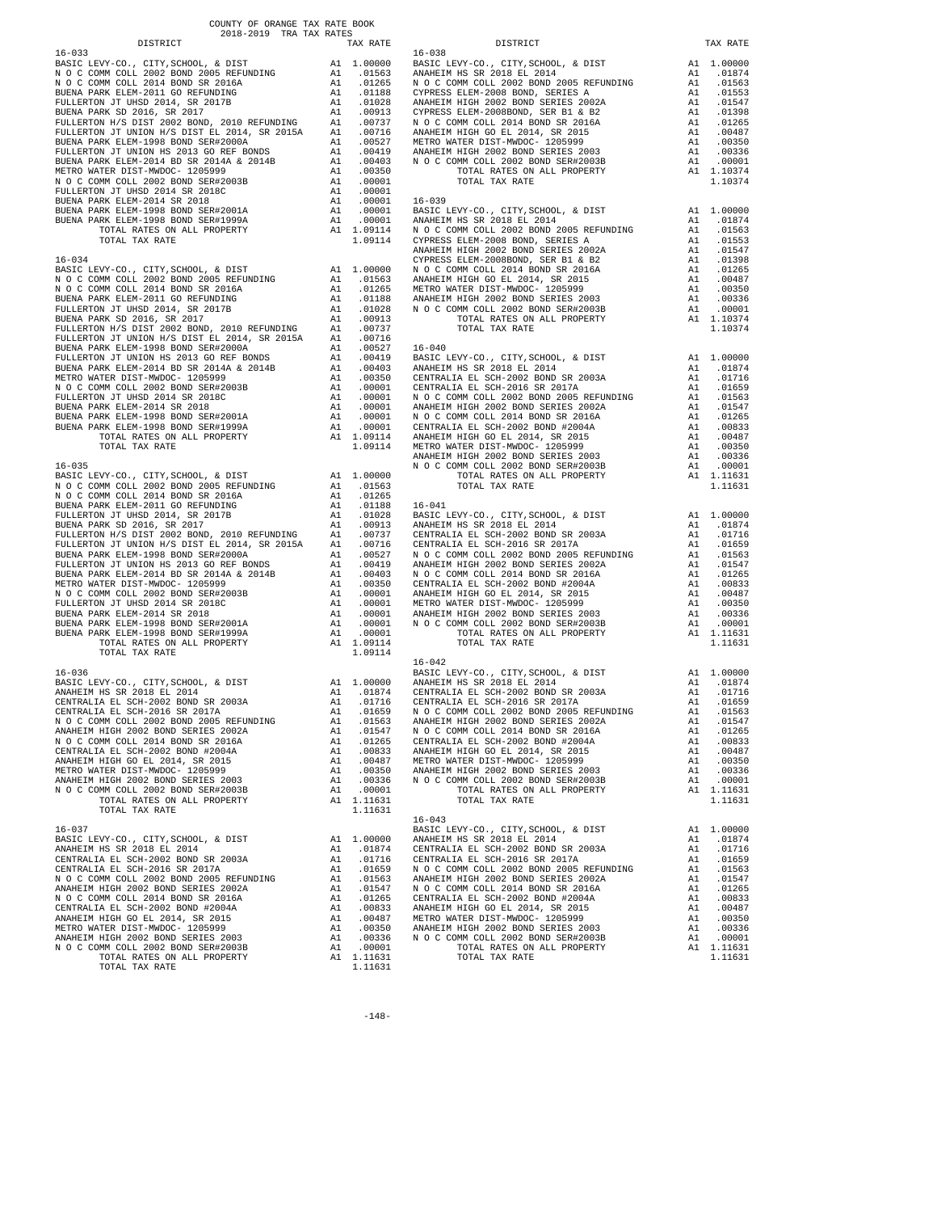COUNTY OF ORANGE TAX RATE BOOK
2018-2019 TRA TAX RATES

| DISTRICT | | TAX RATE |
|---|---|---|
| **16-033** | | |
| BASIC LEVY-CO., CITY,SCHOOL, & DIST | A1 | 1.00000 |
| N O C COMM COLL 2002 BOND 2005 REFUNDING | A1 | .01563 |
| N O C COMM COLL 2014 BOND SR 2016A | A1 | .01265 |
| BUENA PARK ELEM-2011 GO REFUNDING | A1 | .01188 |
| FULLERTON JT UHSD 2014, SR 2017B | A1 | .01028 |
| BUENA PARK SD 2016, SR 2017 | A1 | .00913 |
| FULLERTON H/S DIST 2002 BOND, 2010 REFUNDING | A1 | .00737 |
| FULLERTON JT UNION H/S DIST EL 2014, SR 2015A | A1 | .00716 |
| BUENA PARK ELEM-1998 BOND SER#2000A | A1 | .00527 |
| FULLERTON JT UNION HS 2013 GO REF BONDS | A1 | .00419 |
| BUENA PARK ELEM-2014 BD SR 2014A & 2014B | A1 | .00403 |
| METRO WATER DIST-MWDOC- 1205999 | A1 | .00350 |
| N O C COMM COLL 2002 BOND SER#2003B | A1 | .00001 |
| FULLERTON JT UHSD 2014 SR 2018C | A1 | .00001 |
| BUENA PARK ELEM-2014 SR 2018 | A1 | .00001 |
| BUENA PARK ELEM-1998 BOND SER#2001A | A1 | .00001 |
| BUENA PARK ELEM-1998 BOND SER#1999A | A1 | .00001 |
| TOTAL RATES ON ALL PROPERTY | A1 | 1.09114 |
| TOTAL TAX RATE | | 1.09114 |
| **16-034** | | |
| BASIC LEVY-CO., CITY,SCHOOL, & DIST | A1 | 1.00000 |
| N O C COMM COLL 2002 BOND 2005 REFUNDING | A1 | .01563 |
| N O C COMM COLL 2014 BOND SR 2016A | A1 | .01265 |
| BUENA PARK ELEM-2011 GO REFUNDING | A1 | .01188 |
| FULLERTON JT UHSD 2014, SR 2017B | A1 | .01028 |
| BUENA PARK SD 2016, SR 2017 | A1 | .00913 |
| FULLERTON H/S DIST 2002 BOND, 2010 REFUNDING | A1 | .00737 |
| FULLERTON JT UNION H/S DIST EL 2014, SR 2015A | A1 | .00716 |
| BUENA PARK ELEM-1998 BOND SER#2000A | A1 | .00527 |
| FULLERTON JT UNION HS 2013 GO REF BONDS | A1 | .00419 |
| BUENA PARK ELEM-2014 BD SR 2014A & 2014B | A1 | .00403 |
| METRO WATER DIST-MWDOC- 1205999 | A1 | .00350 |
| N O C COMM COLL 2002 BOND SER#2003B | A1 | .00001 |
| FULLERTON JT UHSD 2014 SR 2018C | A1 | .00001 |
| BUENA PARK ELEM-2014 SR 2018 | A1 | .00001 |
| BUENA PARK ELEM-1998 BOND SER#2001A | A1 | .00001 |
| BUENA PARK ELEM-1998 BOND SER#1999A | A1 | .00001 |
| TOTAL RATES ON ALL PROPERTY | A1 | 1.09114 |
| TOTAL TAX RATE | | 1.09114 |
| **16-035** | | |
| BASIC LEVY-CO., CITY,SCHOOL, & DIST | A1 | 1.00000 |
| N O C COMM COLL 2002 BOND 2005 REFUNDING | A1 | .01563 |
| N O C COMM COLL 2014 BOND SR 2016A | A1 | .01265 |
| BUENA PARK ELEM-2011 GO REFUNDING | A1 | .01188 |
| FULLERTON JT UHSD 2014, SR 2017B | A1 | .01028 |
| BUENA PARK SD 2016, SR 2017 | A1 | .00913 |
| FULLERTON H/S DIST 2002 BOND, 2010 REFUNDING | A1 | .00737 |
| FULLERTON JT UNION H/S DIST EL 2014, SR 2015A | A1 | .00716 |
| BUENA PARK ELEM-1998 BOND SER#2000A | A1 | .00527 |
| FULLERTON JT UNION HS 2013 GO REF BONDS | A1 | .00419 |
| BUENA PARK ELEM-2014 BD SR 2014A & 2014B | A1 | .00403 |
| METRO WATER DIST-MWDOC- 1205999 | A1 | .00350 |
| N O C COMM COLL 2002 BOND SER#2003B | A1 | .00001 |
| FULLERTON JT UHSD 2014 SR 2018C | A1 | .00001 |
| BUENA PARK ELEM-2014 SR 2018 | A1 | .00001 |
| BUENA PARK ELEM-1998 BOND SER#2001A | A1 | .00001 |
| BUENA PARK ELEM-1998 BOND SER#1999A | A1 | .00001 |
| TOTAL RATES ON ALL PROPERTY | A1 | 1.09114 |
| TOTAL TAX RATE | | 1.09114 |
| **16-036** | | |
| BASIC LEVY-CO., CITY,SCHOOL, & DIST | A1 | 1.00000 |
| ANAHEIM HS SR 2018 EL 2014 | A1 | .01874 |
| CENTRALIA EL SCH-2002 BOND SR 2003A | A1 | .01716 |
| CENTRALIA EL SCH-2016 SR 2017A | A1 | .01659 |
| N O C COMM COLL 2002 BOND 2005 REFUNDING | A1 | .01563 |
| ANAHEIM HIGH 2002 BOND SERIES 2002A | A1 | .01547 |
| N O C COMM COLL 2014 BOND SR 2016A | A1 | .01265 |
| CENTRALIA EL SCH-2002 BOND #2004A | A1 | .00833 |
| ANAHEIM HIGH GO EL 2014, SR 2015 | A1 | .00487 |
| METRO WATER DIST-MWDOC- 1205999 | A1 | .00350 |
| ANAHEIM HIGH 2002 BOND SERIES 2003 | A1 | .00336 |
| N O C COMM COLL 2002 BOND SER#2003B | A1 | .00001 |
| TOTAL RATES ON ALL PROPERTY | A1 | 1.11631 |
| TOTAL TAX RATE | | 1.11631 |
| **16-037** | | |
| BASIC LEVY-CO., CITY,SCHOOL, & DIST | A1 | 1.00000 |
| ANAHEIM HS SR 2018 EL 2014 | A1 | .01874 |
| CENTRALIA EL SCH-2002 BOND SR 2003A | A1 | .01716 |
| CENTRALIA EL SCH-2016 SR 2017A | A1 | .01659 |
| N O C COMM COLL 2002 BOND 2005 REFUNDING | A1 | .01563 |
| ANAHEIM HIGH 2002 BOND SERIES 2002A | A1 | .01547 |
| N O C COMM COLL 2014 BOND SR 2016A | A1 | .01265 |
| CENTRALIA EL SCH-2002 BOND #2004A | A1 | .00833 |
| ANAHEIM HIGH GO EL 2014, SR 2015 | A1 | .00487 |
| METRO WATER DIST-MWDOC- 1205999 | A1 | .00350 |
| ANAHEIM HIGH 2002 BOND SERIES 2003 | A1 | .00336 |
| N O C COMM COLL 2002 BOND SER#2003B | A1 | .00001 |
| TOTAL RATES ON ALL PROPERTY | A1 | 1.11631 |
| TOTAL TAX RATE | | 1.11631 |
| **16-038** | | |
| BASIC LEVY-CO., CITY,SCHOOL, & DIST | A1 | 1.00000 |
| ANAHEIM HS SR 2018 EL 2014 | A1 | .01874 |
| N O C COMM COLL 2002 BOND 2005 REFUNDING | A1 | .01563 |
| CYPRESS ELEM-2008 BOND, SERIES A | A1 | .01553 |
| ANAHEIM HIGH 2002 BOND SERIES 2002A | A1 | .01547 |
| CYPRESS ELEM-2008BOND, SER B1 & B2 | A1 | .01398 |
| N O C COMM COLL 2014 BOND SR 2016A | A1 | .01265 |
| ANAHEIM HIGH GO EL 2014, SR 2015 | A1 | .00487 |
| METRO WATER DIST-MWDOC- 1205999 | A1 | .00350 |
| ANAHEIM HIGH 2002 BOND SERIES 2003 | A1 | .00336 |
| N O C COMM COLL 2002 BOND SER#2003B | A1 | .00001 |
| TOTAL RATES ON ALL PROPERTY | A1 | 1.10374 |
| TOTAL TAX RATE | | 1.10374 |
| **16-039** | | |
| BASIC LEVY-CO., CITY,SCHOOL, & DIST | A1 | 1.00000 |
| ANAHEIM HS SR 2018 EL 2014 | A1 | .01874 |
| N O C COMM COLL 2002 BOND 2005 REFUNDING | A1 | .01563 |
| CYPRESS ELEM-2008 BOND, SERIES A | A1 | .01553 |
| ANAHEIM HIGH 2002 BOND SERIES 2002A | A1 | .01547 |
| CYPRESS ELEM-2008BOND, SER B1 & B2 | A1 | .01398 |
| N O C COMM COLL 2014 BOND SR 2016A | A1 | .01265 |
| ANAHEIM HIGH GO EL 2014, SR 2015 | A1 | .00487 |
| METRO WATER DIST-MWDOC- 1205999 | A1 | .00350 |
| ANAHEIM HIGH 2002 BOND SERIES 2003 | A1 | .00336 |
| N O C COMM COLL 2002 BOND SER#2003B | A1 | .00001 |
| TOTAL RATES ON ALL PROPERTY | A1 | 1.10374 |
| TOTAL TAX RATE | | 1.10374 |
| **16-040** | | |
| BASIC LEVY-CO., CITY,SCHOOL, & DIST | A1 | 1.00000 |
| ANAHEIM HS SR 2018 EL 2014 | A1 | .01874 |
| CENTRALIA EL SCH-2002 BOND SR 2003A | A1 | .01716 |
| CENTRALIA EL SCH-2016 SR 2017A | A1 | .01659 |
| N O C COMM COLL 2002 BOND 2005 REFUNDING | A1 | .01563 |
| ANAHEIM HIGH 2002 BOND SERIES 2002A | A1 | .01547 |
| N O C COMM COLL 2014 BOND SR 2016A | A1 | .01265 |
| CENTRALIA EL SCH-2002 BOND #2004A | A1 | .00833 |
| ANAHEIM HIGH GO EL 2014, SR 2015 | A1 | .00487 |
| METRO WATER DIST-MWDOC- 1205999 | A1 | .00350 |
| ANAHEIM HIGH 2002 BOND SERIES 2003 | A1 | .00336 |
| N O C COMM COLL 2002 BOND SER#2003B | A1 | .00001 |
| TOTAL RATES ON ALL PROPERTY | A1 | 1.11631 |
| TOTAL TAX RATE | | 1.11631 |
| **16-041** | | |
| BASIC LEVY-CO., CITY,SCHOOL, & DIST | A1 | 1.00000 |
| ANAHEIM HS SR 2018 EL 2014 | A1 | .01874 |
| CENTRALIA EL SCH-2002 BOND SR 2003A | A1 | .01716 |
| CENTRALIA EL SCH-2016 SR 2017A | A1 | .01659 |
| N O C COMM COLL 2002 BOND 2005 REFUNDING | A1 | .01563 |
| ANAHEIM HIGH 2002 BOND SERIES 2002A | A1 | .01547 |
| N O C COMM COLL 2014 BOND SR 2016A | A1 | .01265 |
| CENTRALIA EL SCH-2002 BOND #2004A | A1 | .00833 |
| ANAHEIM HIGH GO EL 2014, SR 2015 | A1 | .00487 |
| METRO WATER DIST-MWDOC- 1205999 | A1 | .00350 |
| ANAHEIM HIGH 2002 BOND SERIES 2003 | A1 | .00336 |
| N O C COMM COLL 2002 BOND SER#2003B | A1 | .00001 |
| TOTAL RATES ON ALL PROPERTY | A1 | 1.11631 |
| TOTAL TAX RATE | | 1.11631 |
| **16-042** | | |
| BASIC LEVY-CO., CITY,SCHOOL, & DIST | A1 | 1.00000 |
| ANAHEIM HS SR 2018 EL 2014 | A1 | .01874 |
| CENTRALIA EL SCH-2002 BOND SR 2003A | A1 | .01716 |
| CENTRALIA EL SCH-2016 SR 2017A | A1 | .01659 |
| N O C COMM COLL 2002 BOND 2005 REFUNDING | A1 | .01563 |
| ANAHEIM HIGH 2002 BOND SERIES 2002A | A1 | .01547 |
| N O C COMM COLL 2014 BOND SR 2016A | A1 | .01265 |
| CENTRALIA EL SCH-2002 BOND #2004A | A1 | .00833 |
| ANAHEIM HIGH GO EL 2014, SR 2015 | A1 | .00487 |
| METRO WATER DIST-MWDOC- 1205999 | A1 | .00350 |
| ANAHEIM HIGH 2002 BOND SERIES 2003 | A1 | .00336 |
| N O C COMM COLL 2002 BOND SER#2003B | A1 | .00001 |
| TOTAL RATES ON ALL PROPERTY | A1 | 1.11631 |
| TOTAL TAX RATE | | 1.11631 |
| **16-043** | | |
| BASIC LEVY-CO., CITY,SCHOOL, & DIST | A1 | 1.00000 |
| ANAHEIM HS SR 2018 EL 2014 | A1 | .01874 |
| CENTRALIA EL SCH-2002 BOND SR 2003A | A1 | .01716 |
| CENTRALIA EL SCH-2016 SR 2017A | A1 | .01659 |
| N O C COMM COLL 2002 BOND 2005 REFUNDING | A1 | .01563 |
| ANAHEIM HIGH 2002 BOND SERIES 2002A | A1 | .01547 |
| N O C COMM COLL 2014 BOND SR 2016A | A1 | .01265 |
| CENTRALIA EL SCH-2002 BOND #2004A | A1 | .00833 |
| ANAHEIM HIGH GO EL 2014, SR 2015 | A1 | .00487 |
| METRO WATER DIST-MWDOC- 1205999 | A1 | .00350 |
| ANAHEIM HIGH 2002 BOND SERIES 2003 | A1 | .00336 |
| N O C COMM COLL 2002 BOND SER#2003B | A1 | .00001 |
| TOTAL RATES ON ALL PROPERTY | A1 | 1.11631 |
| TOTAL TAX RATE | | 1.11631 |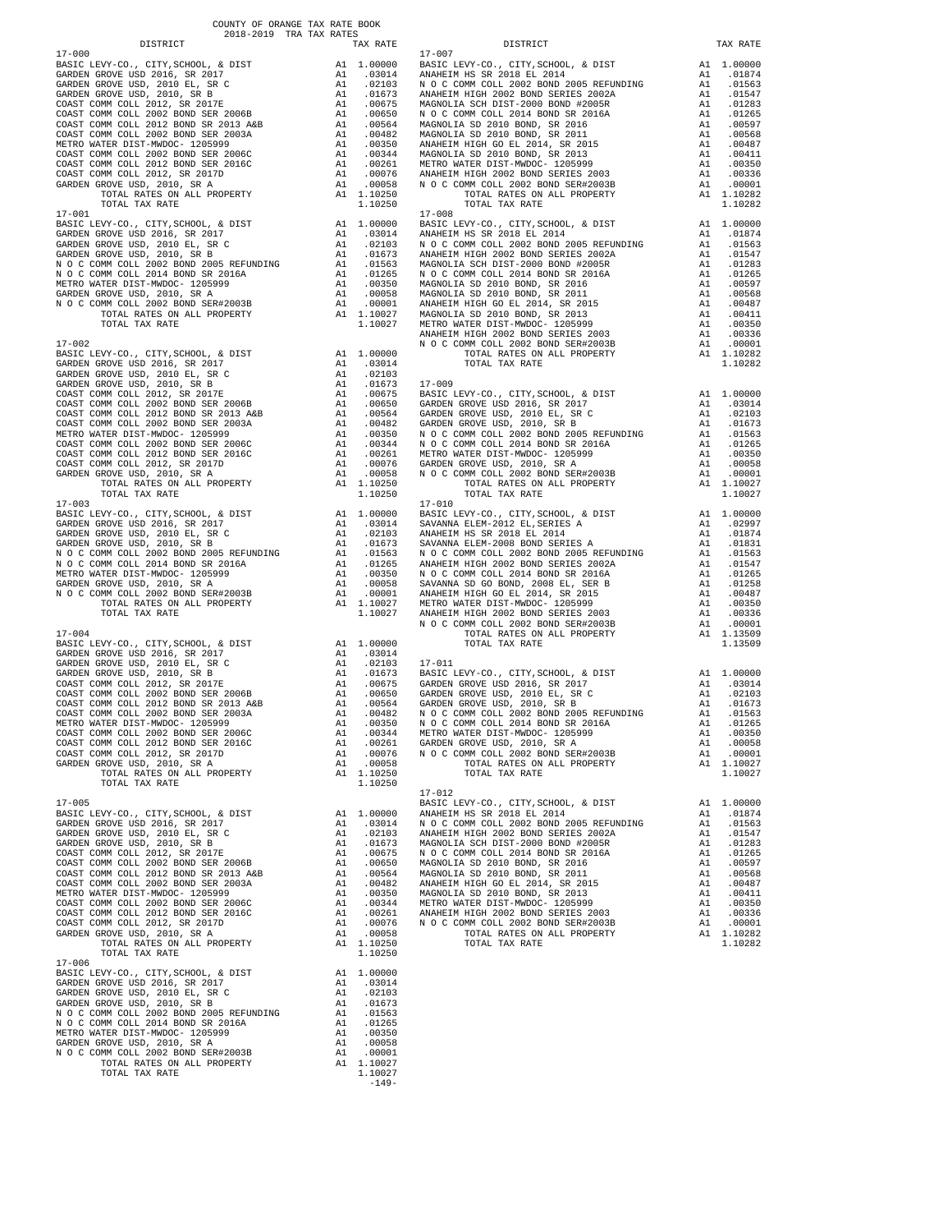COUNTY OF ORANGE TAX RATE BOOK
2018-2019 TRA TAX RATES

| DISTRICT | | TAX RATE |
|---|---|---|
| **17-000** | | |
| BASIC LEVY-CO., CITY,SCHOOL, & DIST | A1 | 1.00000 |
| GARDEN GROVE USD 2016, SR 2017 | A1 | .03014 |
| GARDEN GROVE USD, 2010 EL, SR C | A1 | .02103 |
| GARDEN GROVE USD, 2010, SR B | A1 | .01673 |
| COAST COMM COLL 2012, SR 2017E | A1 | .00675 |
| COAST COMM COLL 2002 BOND SER 2006B | A1 | .00650 |
| COAST COMM COLL 2012 BOND SR 2013 A&B | A1 | .00564 |
| COAST COMM COLL 2002 BOND SER 2003A | A1 | .00482 |
| METRO WATER DIST-MWDOC- 1205999 | A1 | .00350 |
| COAST COMM COLL 2002 BOND SER 2006C | A1 | .00344 |
| COAST COMM COLL 2012 BOND SER 2016C | A1 | .00261 |
| COAST COMM COLL 2012, SR 2017D | A1 | .00076 |
| GARDEN GROVE USD, 2010, SR A | A1 | .00058 |
| TOTAL RATES ON ALL PROPERTY | A1 | 1.10250 |
| TOTAL TAX RATE | | 1.10250 |
| **17-001** | | |
| BASIC LEVY-CO., CITY,SCHOOL, & DIST | A1 | 1.00000 |
| GARDEN GROVE USD 2016, SR 2017 | A1 | .03014 |
| GARDEN GROVE USD, 2010 EL, SR C | A1 | .02103 |
| GARDEN GROVE USD, 2010, SR B | A1 | .01673 |
| N O C COMM COLL 2002 BOND 2005 REFUNDING | A1 | .01563 |
| N O C COMM COLL 2014 BOND SR 2016A | A1 | .01265 |
| METRO WATER DIST-MWDOC- 1205999 | A1 | .00350 |
| GARDEN GROVE USD, 2010, SR A | A1 | .00058 |
| N O C COMM COLL 2002 BOND SER#2003B | A1 | .00001 |
| TOTAL RATES ON ALL PROPERTY | A1 | 1.10027 |
| TOTAL TAX RATE | | 1.10027 |
| **17-002** | | |
| BASIC LEVY-CO., CITY,SCHOOL, & DIST | A1 | 1.00000 |
| GARDEN GROVE USD 2016, SR 2017 | A1 | .03014 |
| GARDEN GROVE USD, 2010 EL, SR C | A1 | .02103 |
| GARDEN GROVE USD, 2010, SR B | A1 | .01673 |
| COAST COMM COLL 2012, SR 2017E | A1 | .00675 |
| COAST COMM COLL 2002 BOND SER 2006B | A1 | .00650 |
| COAST COMM COLL 2012 BOND SR 2013 A&B | A1 | .00564 |
| COAST COMM COLL 2002 BOND SER 2003A | A1 | .00482 |
| METRO WATER DIST-MWDOC- 1205999 | A1 | .00350 |
| COAST COMM COLL 2002 BOND SER 2006C | A1 | .00344 |
| COAST COMM COLL 2012 BOND SER 2016C | A1 | .00261 |
| COAST COMM COLL 2012, SR 2017D | A1 | .00076 |
| GARDEN GROVE USD, 2010, SR A | A1 | .00058 |
| TOTAL RATES ON ALL PROPERTY | A1 | 1.10250 |
| TOTAL TAX RATE | | 1.10250 |
| **17-003** | | |
| BASIC LEVY-CO., CITY,SCHOOL, & DIST | A1 | 1.00000 |
| GARDEN GROVE USD 2016, SR 2017 | A1 | .03014 |
| GARDEN GROVE USD, 2010 EL, SR C | A1 | .02103 |
| GARDEN GROVE USD, 2010, SR B | A1 | .01673 |
| N O C COMM COLL 2002 BOND 2005 REFUNDING | A1 | .01563 |
| N O C COMM COLL 2014 BOND SR 2016A | A1 | .01265 |
| METRO WATER DIST-MWDOC- 1205999 | A1 | .00350 |
| GARDEN GROVE USD, 2010, SR A | A1 | .00058 |
| N O C COMM COLL 2002 BOND SER#2003B | A1 | .00001 |
| TOTAL RATES ON ALL PROPERTY | A1 | 1.10027 |
| TOTAL TAX RATE | | 1.10027 |
| **17-004** | | |
| BASIC LEVY-CO., CITY,SCHOOL, & DIST | A1 | 1.00000 |
| GARDEN GROVE USD 2016, SR 2017 | A1 | .03014 |
| GARDEN GROVE USD, 2010 EL, SR C | A1 | .02103 |
| GARDEN GROVE USD, 2010, SR B | A1 | .01673 |
| COAST COMM COLL 2012, SR 2017E | A1 | .00675 |
| COAST COMM COLL 2002 BOND SER 2006B | A1 | .00650 |
| COAST COMM COLL 2012 BOND SR 2013 A&B | A1 | .00564 |
| COAST COMM COLL 2002 BOND SER 2003A | A1 | .00482 |
| METRO WATER DIST-MWDOC- 1205999 | A1 | .00350 |
| COAST COMM COLL 2002 BOND SER 2006C | A1 | .00344 |
| COAST COMM COLL 2012 BOND SER 2016C | A1 | .00261 |
| COAST COMM COLL 2012, SR 2017D | A1 | .00076 |
| GARDEN GROVE USD, 2010, SR A | A1 | .00058 |
| TOTAL RATES ON ALL PROPERTY | A1 | 1.10250 |
| TOTAL TAX RATE | | 1.10250 |
| **17-005** | | |
| BASIC LEVY-CO., CITY,SCHOOL, & DIST | A1 | 1.00000 |
| GARDEN GROVE USD 2016, SR 2017 | A1 | .03014 |
| GARDEN GROVE USD, 2010 EL, SR C | A1 | .02103 |
| GARDEN GROVE USD, 2010, SR B | A1 | .01673 |
| COAST COMM COLL 2012, SR 2017E | A1 | .00675 |
| COAST COMM COLL 2002 BOND SER 2006B | A1 | .00650 |
| COAST COMM COLL 2012 BOND SR 2013 A&B | A1 | .00564 |
| COAST COMM COLL 2002 BOND SER 2003A | A1 | .00482 |
| METRO WATER DIST-MWDOC- 1205999 | A1 | .00350 |
| COAST COMM COLL 2002 BOND SER 2006C | A1 | .00344 |
| COAST COMM COLL 2012 BOND SER 2016C | A1 | .00261 |
| COAST COMM COLL 2012, SR 2017D | A1 | .00076 |
| GARDEN GROVE USD, 2010, SR A | A1 | .00058 |
| TOTAL RATES ON ALL PROPERTY | A1 | 1.10250 |
| TOTAL TAX RATE | | 1.10250 |
| **17-006** | | |
| BASIC LEVY-CO., CITY,SCHOOL, & DIST | A1 | 1.00000 |
| GARDEN GROVE USD 2016, SR 2017 | A1 | .03014 |
| GARDEN GROVE USD, 2010 EL, SR C | A1 | .02103 |
| GARDEN GROVE USD, 2010, SR B | A1 | .01673 |
| N O C COMM COLL 2002 BOND 2005 REFUNDING | A1 | .01563 |
| N O C COMM COLL 2014 BOND SR 2016A | A1 | .01265 |
| METRO WATER DIST-MWDOC- 1205999 | A1 | .00350 |
| GARDEN GROVE USD, 2010, SR A | A1 | .00058 |
| N O C COMM COLL 2002 BOND SER#2003B | A1 | .00001 |
| TOTAL RATES ON ALL PROPERTY | A1 | 1.10027 |
| TOTAL TAX RATE | | 1.10027 |
| **17-007** | | |
| BASIC LEVY-CO., CITY,SCHOOL, & DIST | A1 | 1.00000 |
| ANAHEIM HS SR 2018 EL 2014 | A1 | .01874 |
| N O C COMM COLL 2002 BOND 2005 REFUNDING | A1 | .01563 |
| ANAHEIM HIGH 2002 BOND SERIES 2002A | A1 | .01547 |
| MAGNOLIA SCH DIST-2000 BOND #2005R | A1 | .01283 |
| N O C COMM COLL 2014 BOND SR 2016A | A1 | .01265 |
| MAGNOLIA SD 2010 BOND, SR 2016 | A1 | .00597 |
| MAGNOLIA SD 2010 BOND, SR 2011 | A1 | .00568 |
| ANAHEIM HIGH GO EL 2014, SR 2015 | A1 | .00487 |
| MAGNOLIA SD 2010 BOND, SR 2013 | A1 | .00411 |
| METRO WATER DIST-MWDOC- 1205999 | A1 | .00350 |
| ANAHEIM HIGH 2002 BOND SERIES 2003 | A1 | .00336 |
| N O C COMM COLL 2002 BOND SER#2003B | A1 | .00001 |
| TOTAL RATES ON ALL PROPERTY | A1 | 1.10282 |
| TOTAL TAX RATE | | 1.10282 |
| **17-008** | | |
| BASIC LEVY-CO., CITY,SCHOOL, & DIST | A1 | 1.00000 |
| ANAHEIM HS SR 2018 EL 2014 | A1 | .01874 |
| N O C COMM COLL 2002 BOND 2005 REFUNDING | A1 | .01563 |
| ANAHEIM HIGH 2002 BOND SERIES 2002A | A1 | .01547 |
| MAGNOLIA SCH DIST-2000 BOND #2005R | A1 | .01283 |
| N O C COMM COLL 2014 BOND SR 2016A | A1 | .01265 |
| MAGNOLIA SD 2010 BOND, SR 2016 | A1 | .00597 |
| MAGNOLIA SD 2010 BOND, SR 2011 | A1 | .00568 |
| ANAHEIM HIGH GO EL 2014, SR 2015 | A1 | .00487 |
| MAGNOLIA SD 2010 BOND, SR 2013 | A1 | .00411 |
| METRO WATER DIST-MWDOC- 1205999 | A1 | .00350 |
| ANAHEIM HIGH 2002 BOND SERIES 2003 | A1 | .00336 |
| N O C COMM COLL 2002 BOND SER#2003B | A1 | .00001 |
| TOTAL RATES ON ALL PROPERTY | A1 | 1.10282 |
| TOTAL TAX RATE | | 1.10282 |
| **17-009** | | |
| BASIC LEVY-CO., CITY,SCHOOL, & DIST | A1 | 1.00000 |
| GARDEN GROVE USD 2016, SR 2017 | A1 | .03014 |
| GARDEN GROVE USD, 2010 EL, SR C | A1 | .02103 |
| GARDEN GROVE USD, 2010, SR B | A1 | .01673 |
| N O C COMM COLL 2002 BOND 2005 REFUNDING | A1 | .01563 |
| N O C COMM COLL 2014 BOND SR 2016A | A1 | .01265 |
| METRO WATER DIST-MWDOC- 1205999 | A1 | .00350 |
| GARDEN GROVE USD, 2010, SR A | A1 | .00058 |
| N O C COMM COLL 2002 BOND SER#2003B | A1 | .00001 |
| TOTAL RATES ON ALL PROPERTY | A1 | 1.10027 |
| TOTAL TAX RATE | | 1.10027 |
| **17-010** | | |
| BASIC LEVY-CO., CITY,SCHOOL, & DIST | A1 | 1.00000 |
| SAVANNA ELEM-2012 EL,SERIES A | A1 | .02997 |
| ANAHEIM HS SR 2018 EL 2014 | A1 | .01874 |
| SAVANNA ELEM-2008 BOND SERIES A | A1 | .01831 |
| N O C COMM COLL 2002 BOND 2005 REFUNDING | A1 | .01563 |
| ANAHEIM HIGH 2002 BOND SERIES 2002A | A1 | .01547 |
| N O C COMM COLL 2014 BOND SR 2016A | A1 | .01265 |
| SAVANNA SD GO BOND, 2008 EL, SER B | A1 | .01258 |
| ANAHEIM HIGH GO EL 2014, SR 2015 | A1 | .00487 |
| METRO WATER DIST-MWDOC- 1205999 | A1 | .00350 |
| ANAHEIM HIGH 2002 BOND SERIES 2003 | A1 | .00336 |
| N O C COMM COLL 2002 BOND SER#2003B | A1 | .00001 |
| TOTAL RATES ON ALL PROPERTY | A1 | 1.13509 |
| TOTAL TAX RATE | | 1.13509 |
| **17-011** | | |
| BASIC LEVY-CO., CITY,SCHOOL, & DIST | A1 | 1.00000 |
| GARDEN GROVE USD 2016, SR 2017 | A1 | .03014 |
| GARDEN GROVE USD, 2010 EL, SR C | A1 | .02103 |
| GARDEN GROVE USD, 2010, SR B | A1 | .01673 |
| N O C COMM COLL 2002 BOND 2005 REFUNDING | A1 | .01563 |
| N O C COMM COLL 2014 BOND SR 2016A | A1 | .01265 |
| METRO WATER DIST-MWDOC- 1205999 | A1 | .00350 |
| GARDEN GROVE USD, 2010, SR A | A1 | .00058 |
| N O C COMM COLL 2002 BOND SER#2003B | A1 | .00001 |
| TOTAL RATES ON ALL PROPERTY | A1 | 1.10027 |
| TOTAL TAX RATE | | 1.10027 |
| **17-012** | | |
| BASIC LEVY-CO., CITY,SCHOOL, & DIST | A1 | 1.00000 |
| ANAHEIM HS SR 2018 EL 2014 | A1 | .01874 |
| N O C COMM COLL 2002 BOND 2005 REFUNDING | A1 | .01563 |
| ANAHEIM HIGH 2002 BOND SERIES 2002A | A1 | .01547 |
| MAGNOLIA SCH DIST-2000 BOND #2005R | A1 | .01283 |
| N O C COMM COLL 2014 BOND SR 2016A | A1 | .01265 |
| MAGNOLIA SD 2010 BOND, SR 2016 | A1 | .00597 |
| MAGNOLIA SD 2010 BOND, SR 2011 | A1 | .00568 |
| ANAHEIM HIGH GO EL 2014, SR 2015 | A1 | .00487 |
| MAGNOLIA SD 2010 BOND, SR 2013 | A1 | .00411 |
| METRO WATER DIST-MWDOC- 1205999 | A1 | .00350 |
| ANAHEIM HIGH 2002 BOND SERIES 2003 | A1 | .00336 |
| N O C COMM COLL 2002 BOND SER#2003B | A1 | .00001 |
| TOTAL RATES ON ALL PROPERTY | A1 | 1.10282 |
| TOTAL TAX RATE | | 1.10282 |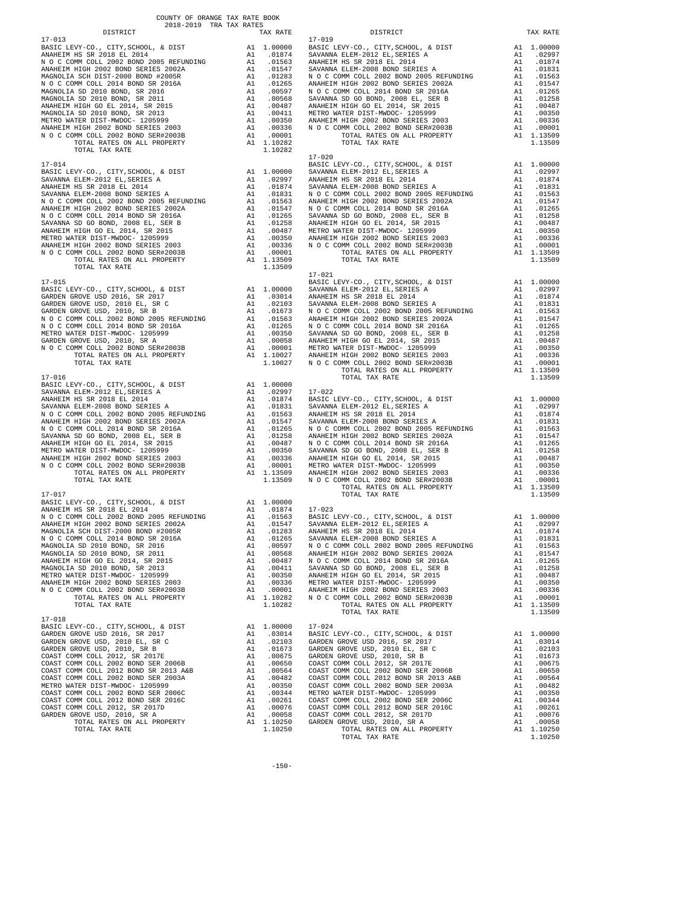COUNTY OF ORANGE TAX RATE BOOK
2018-2019 TRA TAX RATES

| DISTRICT | | TAX RATE |
|---|---|---|
| **17-013** | | |
| BASIC LEVY-CO., CITY,SCHOOL, & DIST | A1 | 1.00000 |
| ANAHEIM HS SR 2018 EL 2014 | A1 | .01874 |
| N O C COMM COLL 2002 BOND 2005 REFUNDING | A1 | .01563 |
| ANAHEIM HIGH 2002 BOND SERIES 2002A | A1 | .01547 |
| MAGNOLIA SCH DIST-2000 BOND #2005R | A1 | .01283 |
| N O C COMM COLL 2014 BOND SR 2016A | A1 | .01265 |
| MAGNOLIA SD 2010 BOND, SR 2016 | A1 | .00597 |
| MAGNOLIA SD 2010 BOND, SR 2011 | A1 | .00568 |
| ANAHEIM HIGH GO EL 2014, SR 2015 | A1 | .00487 |
| MAGNOLIA SD 2010 BOND, SR 2013 | A1 | .00411 |
| METRO WATER DIST-MWDOC- 1205999 | A1 | .00350 |
| ANAHEIM HIGH 2002 BOND SERIES 2003 | A1 | .00336 |
| N O C COMM COLL 2002 BOND SER#2003B | A1 | .00001 |
| TOTAL RATES ON ALL PROPERTY | A1 | 1.10282 |
| TOTAL TAX RATE | | 1.10282 |
| **17-014** | | |
| BASIC LEVY-CO., CITY,SCHOOL, & DIST | A1 | 1.00000 |
| SAVANNA ELEM-2012 EL,SERIES A | A1 | .02997 |
| ANAHEIM HS SR 2018 EL 2014 | A1 | .01874 |
| SAVANNA ELEM-2008 BOND SERIES A | A1 | .01831 |
| N O C COMM COLL 2002 BOND 2005 REFUNDING | A1 | .01563 |
| ANAHEIM HIGH 2002 BOND SERIES 2002A | A1 | .01547 |
| N O C COMM COLL 2014 BOND SR 2016A | A1 | .01265 |
| SAVANNA SD GO BOND, 2008 EL, SER B | A1 | .01258 |
| ANAHEIM HIGH GO EL 2014, SR 2015 | A1 | .00487 |
| METRO WATER DIST-MWDOC- 1205999 | A1 | .00350 |
| ANAHEIM HIGH 2002 BOND SERIES 2003 | A1 | .00336 |
| N O C COMM COLL 2002 BOND SER#2003B | A1 | .00001 |
| TOTAL RATES ON ALL PROPERTY | A1 | 1.13509 |
| TOTAL TAX RATE | | 1.13509 |
| **17-015** | | |
| BASIC LEVY-CO., CITY,SCHOOL, & DIST | A1 | 1.00000 |
| GARDEN GROVE USD 2016, SR 2017 | A1 | .03014 |
| GARDEN GROVE USD, 2010 EL, SR C | A1 | .02103 |
| GARDEN GROVE USD, 2010, SR B | A1 | .01673 |
| N O C COMM COLL 2002 BOND 2005 REFUNDING | A1 | .01563 |
| N O C COMM COLL 2014 BOND SR 2016A | A1 | .01265 |
| METRO WATER DIST-MWDOC- 1205999 | A1 | .00350 |
| GARDEN GROVE USD, 2010, SR A | A1 | .00058 |
| N O C COMM COLL 2002 BOND SER#2003B | A1 | .00001 |
| TOTAL RATES ON ALL PROPERTY | A1 | 1.10027 |
| TOTAL TAX RATE | | 1.10027 |
| **17-016** | | |
| BASIC LEVY-CO., CITY,SCHOOL, & DIST | A1 | 1.00000 |
| SAVANNA ELEM-2012 EL,SERIES A | A1 | .02997 |
| ANAHEIM HS SR 2018 EL 2014 | A1 | .01874 |
| SAVANNA ELEM-2008 BOND SERIES A | A1 | .01831 |
| N O C COMM COLL 2002 BOND 2005 REFUNDING | A1 | .01563 |
| ANAHEIM HIGH 2002 BOND SERIES 2002A | A1 | .01547 |
| N O C COMM COLL 2014 BOND SR 2016A | A1 | .01265 |
| SAVANNA SD GO BOND, 2008 EL, SER B | A1 | .01258 |
| ANAHEIM HIGH GO EL 2014, SR 2015 | A1 | .00487 |
| METRO WATER DIST-MWDOC- 1205999 | A1 | .00350 |
| ANAHEIM HIGH 2002 BOND SERIES 2003 | A1 | .00336 |
| N O C COMM COLL 2002 BOND SER#2003B | A1 | .00001 |
| TOTAL RATES ON ALL PROPERTY | A1 | 1.13509 |
| TOTAL TAX RATE | | 1.13509 |
| **17-017** | | |
| BASIC LEVY-CO., CITY,SCHOOL, & DIST | A1 | 1.00000 |
| ANAHEIM HS SR 2018 EL 2014 | A1 | .01874 |
| N O C COMM COLL 2002 BOND 2005 REFUNDING | A1 | .01563 |
| ANAHEIM HIGH 2002 BOND SERIES 2002A | A1 | .01547 |
| MAGNOLIA SCH DIST-2000 BOND #2005R | A1 | .01283 |
| N O C COMM COLL 2014 BOND SR 2016A | A1 | .01265 |
| MAGNOLIA SD 2010 BOND, SR 2016 | A1 | .00597 |
| MAGNOLIA SD 2010 BOND, SR 2011 | A1 | .00568 |
| ANAHEIM HIGH GO EL 2014, SR 2015 | A1 | .00487 |
| MAGNOLIA SD 2010 BOND, SR 2013 | A1 | .00411 |
| METRO WATER DIST-MWDOC- 1205999 | A1 | .00350 |
| ANAHEIM HIGH 2002 BOND SERIES 2003 | A1 | .00336 |
| N O C COMM COLL 2002 BOND SER#2003B | A1 | .00001 |
| TOTAL RATES ON ALL PROPERTY | A1 | 1.10282 |
| TOTAL TAX RATE | | 1.10282 |
| **17-018** | | |
| BASIC LEVY-CO., CITY,SCHOOL, & DIST | A1 | 1.00000 |
| GARDEN GROVE USD 2016, SR 2017 | A1 | .03014 |
| GARDEN GROVE USD, 2010 EL, SR C | A1 | .02103 |
| GARDEN GROVE USD, 2010, SR B | A1 | .01673 |
| COAST COMM COLL 2012, SR 2017E | A1 | .00675 |
| COAST COMM COLL 2002 BOND SER 2006B | A1 | .00650 |
| COAST COMM COLL 2012 BOND SR 2013 A&B | A1 | .00564 |
| COAST COMM COLL 2002 BOND SER 2003A | A1 | .00482 |
| METRO WATER DIST-MWDOC- 1205999 | A1 | .00350 |
| COAST COMM COLL 2002 BOND SER 2006C | A1 | .00344 |
| COAST COMM COLL 2012 BOND SER 2016C | A1 | .00261 |
| COAST COMM COLL 2012, SR 2017D | A1 | .00076 |
| GARDEN GROVE USD, 2010, SR A | A1 | .00058 |
| TOTAL RATES ON ALL PROPERTY | A1 | 1.10250 |
| TOTAL TAX RATE | | 1.10250 |
| **17-019** | | |
| BASIC LEVY-CO., CITY,SCHOOL, & DIST | A1 | 1.00000 |
| SAVANNA ELEM-2012 EL,SERIES A | A1 | .02997 |
| ANAHEIM HS SR 2018 EL 2014 | A1 | .01874 |
| SAVANNA ELEM-2008 BOND SERIES A | A1 | .01831 |
| N O C COMM COLL 2002 BOND 2005 REFUNDING | A1 | .01563 |
| ANAHEIM HIGH 2002 BOND SERIES 2002A | A1 | .01547 |
| N O C COMM COLL 2014 BOND SR 2016A | A1 | .01265 |
| SAVANNA SD GO BOND, 2008 EL, SER B | A1 | .01258 |
| ANAHEIM HIGH GO EL 2014, SR 2015 | A1 | .00487 |
| METRO WATER DIST-MWDOC- 1205999 | A1 | .00350 |
| ANAHEIM HIGH 2002 BOND SERIES 2003 | A1 | .00336 |
| N O C COMM COLL 2002 BOND SER#2003B | A1 | .00001 |
| TOTAL RATES ON ALL PROPERTY | A1 | 1.13509 |
| TOTAL TAX RATE | | 1.13509 |
| **17-020** | | |
| BASIC LEVY-CO., CITY,SCHOOL, & DIST | A1 | 1.00000 |
| SAVANNA ELEM-2012 EL,SERIES A | A1 | .02997 |
| ANAHEIM HS SR 2018 EL 2014 | A1 | .01874 |
| SAVANNA ELEM-2008 BOND SERIES A | A1 | .01831 |
| N O C COMM COLL 2002 BOND 2005 REFUNDING | A1 | .01563 |
| ANAHEIM HIGH 2002 BOND SERIES 2002A | A1 | .01547 |
| N O C COMM COLL 2014 BOND SR 2016A | A1 | .01265 |
| SAVANNA SD GO BOND, 2008 EL, SER B | A1 | .01258 |
| ANAHEIM HIGH GO EL 2014, SR 2015 | A1 | .00487 |
| METRO WATER DIST-MWDOC- 1205999 | A1 | .00350 |
| ANAHEIM HIGH 2002 BOND SERIES 2003 | A1 | .00336 |
| N O C COMM COLL 2002 BOND SER#2003B | A1 | .00001 |
| TOTAL RATES ON ALL PROPERTY | A1 | 1.13509 |
| TOTAL TAX RATE | | 1.13509 |
| **17-021** | | |
| BASIC LEVY-CO., CITY,SCHOOL, & DIST | A1 | 1.00000 |
| SAVANNA ELEM-2012 EL,SERIES A | A1 | .02997 |
| ANAHEIM HS SR 2018 EL 2014 | A1 | .01874 |
| SAVANNA ELEM-2008 BOND SERIES A | A1 | .01831 |
| N O C COMM COLL 2002 BOND 2005 REFUNDING | A1 | .01563 |
| ANAHEIM HIGH 2002 BOND SERIES 2002A | A1 | .01547 |
| N O C COMM COLL 2014 BOND SR 2016A | A1 | .01265 |
| SAVANNA SD GO BOND, 2008 EL, SER B | A1 | .01258 |
| ANAHEIM HIGH GO EL 2014, SR 2015 | A1 | .00487 |
| METRO WATER DIST-MWDOC- 1205999 | A1 | .00350 |
| ANAHEIM HIGH 2002 BOND SERIES 2003 | A1 | .00336 |
| N O C COMM COLL 2002 BOND SER#2003B | A1 | .00001 |
| TOTAL RATES ON ALL PROPERTY | A1 | 1.13509 |
| TOTAL TAX RATE | | 1.13509 |
| **17-022** | | |
| BASIC LEVY-CO., CITY,SCHOOL, & DIST | A1 | 1.00000 |
| SAVANNA ELEM-2012 EL,SERIES A | A1 | .02997 |
| ANAHEIM HS SR 2018 EL 2014 | A1 | .01874 |
| SAVANNA ELEM-2008 BOND SERIES A | A1 | .01831 |
| N O C COMM COLL 2002 BOND 2005 REFUNDING | A1 | .01563 |
| ANAHEIM HIGH 2002 BOND SERIES 2002A | A1 | .01547 |
| N O C COMM COLL 2014 BOND SR 2016A | A1 | .01265 |
| SAVANNA SD GO BOND, 2008 EL, SER B | A1 | .01258 |
| ANAHEIM HIGH GO EL 2014, SR 2015 | A1 | .00487 |
| METRO WATER DIST-MWDOC- 1205999 | A1 | .00350 |
| ANAHEIM HIGH 2002 BOND SERIES 2003 | A1 | .00336 |
| N O C COMM COLL 2002 BOND SER#2003B | A1 | .00001 |
| TOTAL RATES ON ALL PROPERTY | A1 | 1.13509 |
| TOTAL TAX RATE | | 1.13509 |
| **17-023** | | |
| BASIC LEVY-CO., CITY,SCHOOL, & DIST | A1 | 1.00000 |
| SAVANNA ELEM-2012 EL,SERIES A | A1 | .02997 |
| ANAHEIM HS SR 2018 EL 2014 | A1 | .01874 |
| SAVANNA ELEM-2008 BOND SERIES A | A1 | .01831 |
| N O C COMM COLL 2002 BOND 2005 REFUNDING | A1 | .01563 |
| ANAHEIM HIGH 2002 BOND SERIES 2002A | A1 | .01547 |
| N O C COMM COLL 2014 BOND SR 2016A | A1 | .01265 |
| SAVANNA SD GO BOND, 2008 EL, SER B | A1 | .01258 |
| ANAHEIM HIGH GO EL 2014, SR 2015 | A1 | .00487 |
| METRO WATER DIST-MWDOC- 1205999 | A1 | .00350 |
| ANAHEIM HIGH 2002 BOND SERIES 2003 | A1 | .00336 |
| N O C COMM COLL 2002 BOND SER#2003B | A1 | .00001 |
| TOTAL RATES ON ALL PROPERTY | A1 | 1.13509 |
| TOTAL TAX RATE | | 1.13509 |
| **17-024** | | |
| BASIC LEVY-CO., CITY,SCHOOL, & DIST | A1 | 1.00000 |
| GARDEN GROVE USD 2016, SR 2017 | A1 | .03014 |
| GARDEN GROVE USD, 2010 EL, SR C | A1 | .02103 |
| GARDEN GROVE USD, 2010, SR B | A1 | .01673 |
| COAST COMM COLL 2012, SR 2017E | A1 | .00675 |
| COAST COMM COLL 2002 BOND SER 2006B | A1 | .00650 |
| COAST COMM COLL 2012 BOND SR 2013 A&B | A1 | .00564 |
| COAST COMM COLL 2002 BOND SER 2003A | A1 | .00482 |
| METRO WATER DIST-MWDOC- 1205999 | A1 | .00350 |
| COAST COMM COLL 2002 BOND SER 2006C | A1 | .00344 |
| COAST COMM COLL 2012 BOND SER 2016C | A1 | .00261 |
| COAST COMM COLL 2012, SR 2017D | A1 | .00076 |
| GARDEN GROVE USD, 2010, SR A | A1 | .00058 |
| TOTAL RATES ON ALL PROPERTY | A1 | 1.10250 |
| TOTAL TAX RATE | | 1.10250 |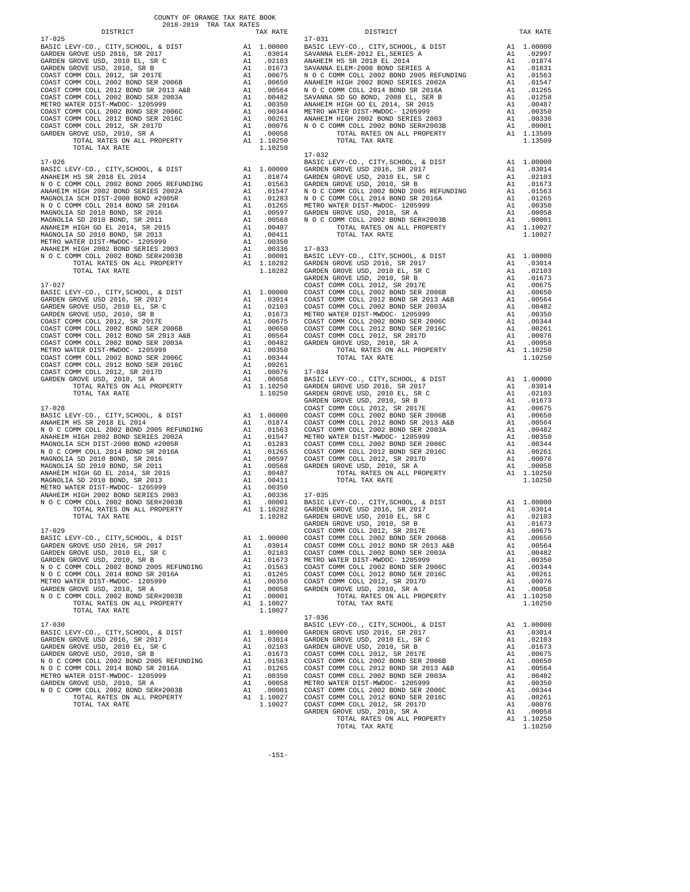COUNTY OF ORANGE TAX RATE BOOK
2018-2019 TRA TAX RATES

| DISTRICT | | TAX RATE |
|---|---|---|
| **17-025** | | |
| BASIC LEVY-CO., CITY,SCHOOL, & DIST | A1 | 1.00000 |
| GARDEN GROVE USD 2016, SR 2017 | A1 | .03014 |
| GARDEN GROVE USD, 2010 EL, SR C | A1 | .02103 |
| GARDEN GROVE USD, 2010, SR B | A1 | .01673 |
| COAST COMM COLL 2012, SR 2017E | A1 | .00675 |
| COAST COMM COLL 2002 BOND SER 2006B | A1 | .00650 |
| COAST COMM COLL 2012 BOND SR 2013 A&B | A1 | .00564 |
| COAST COMM COLL 2002 BOND SER 2003A | A1 | .00482 |
| METRO WATER DIST-MWDOC- 1205999 | A1 | .00350 |
| COAST COMM COLL 2002 BOND SER 2006C | A1 | .00344 |
| COAST COMM COLL 2012 BOND SER 2016C | A1 | .00261 |
| COAST COMM COLL 2012, SR 2017D | A1 | .00076 |
| GARDEN GROVE USD, 2010, SR A | A1 | .00058 |
| TOTAL RATES ON ALL PROPERTY | A1 | 1.10250 |
| TOTAL TAX RATE | | 1.10250 |
| **17-026** | | |
| BASIC LEVY-CO., CITY,SCHOOL, & DIST | A1 | 1.00000 |
| ANAHEIM HS SR 2018 EL 2014 | A1 | .01874 |
| N O C COMM COLL 2002 BOND 2005 REFUNDING | A1 | .01563 |
| ANAHEIM HIGH 2002 BOND SERIES 2002A | A1 | .01547 |
| MAGNOLIA SCH DIST-2000 BOND #2005R | A1 | .01283 |
| N O C COMM COLL 2014 BOND SR 2016A | A1 | .01265 |
| MAGNOLIA SD 2010 BOND, SR 2016 | A1 | .00597 |
| MAGNOLIA SD 2010 BOND, SR 2011 | A1 | .00568 |
| ANAHEIM HIGH GO EL 2014, SR 2015 | A1 | .00487 |
| MAGNOLIA SD 2010 BOND, SR 2013 | A1 | .00411 |
| METRO WATER DIST-MWDOC- 1205999 | A1 | .00350 |
| ANAHEIM HIGH 2002 BOND SERIES 2003 | A1 | .00336 |
| N O C COMM COLL 2002 BOND SER#2003B | A1 | .00001 |
| TOTAL RATES ON ALL PROPERTY | A1 | 1.10282 |
| TOTAL TAX RATE | | 1.10282 |
| **17-027** | | |
| BASIC LEVY-CO., CITY,SCHOOL, & DIST | A1 | 1.00000 |
| GARDEN GROVE USD 2016, SR 2017 | A1 | .03014 |
| GARDEN GROVE USD, 2010 EL, SR C | A1 | .02103 |
| GARDEN GROVE USD, 2010, SR B | A1 | .01673 |
| COAST COMM COLL 2012, SR 2017E | A1 | .00675 |
| COAST COMM COLL 2002 BOND SER 2006B | A1 | .00650 |
| COAST COMM COLL 2012 BOND SR 2013 A&B | A1 | .00564 |
| COAST COMM COLL 2002 BOND SER 2003A | A1 | .00482 |
| METRO WATER DIST-MWDOC- 1205999 | A1 | .00350 |
| COAST COMM COLL 2002 BOND SER 2006C | A1 | .00344 |
| COAST COMM COLL 2012 BOND SER 2016C | A1 | .00261 |
| COAST COMM COLL 2012, SR 2017D | A1 | .00076 |
| GARDEN GROVE USD, 2010, SR A | A1 | .00058 |
| TOTAL RATES ON ALL PROPERTY | A1 | 1.10250 |
| TOTAL TAX RATE | | 1.10250 |
| **17-028** | | |
| BASIC LEVY-CO., CITY,SCHOOL, & DIST | A1 | 1.00000 |
| ANAHEIM HS SR 2018 EL 2014 | A1 | .01874 |
| N O C COMM COLL 2002 BOND 2005 REFUNDING | A1 | .01563 |
| ANAHEIM HIGH 2002 BOND SERIES 2002A | A1 | .01547 |
| MAGNOLIA SCH DIST-2000 BOND #2005R | A1 | .01283 |
| N O C COMM COLL 2014 BOND SR 2016A | A1 | .01265 |
| MAGNOLIA SD 2010 BOND, SR 2016 | A1 | .00597 |
| MAGNOLIA SD 2010 BOND, SR 2011 | A1 | .00568 |
| ANAHEIM HIGH GO EL 2014, SR 2015 | A1 | .00487 |
| MAGNOLIA SD 2010 BOND, SR 2013 | A1 | .00411 |
| METRO WATER DIST-MWDOC- 1205999 | A1 | .00350 |
| ANAHEIM HIGH 2002 BOND SERIES 2003 | A1 | .00336 |
| N O C COMM COLL 2002 BOND SER#2003B | A1 | .00001 |
| TOTAL RATES ON ALL PROPERTY | A1 | 1.10282 |
| TOTAL TAX RATE | | 1.10282 |
| **17-029** | | |
| BASIC LEVY-CO., CITY,SCHOOL, & DIST | A1 | 1.00000 |
| GARDEN GROVE USD 2016, SR 2017 | A1 | .03014 |
| GARDEN GROVE USD, 2010 EL, SR C | A1 | .02103 |
| GARDEN GROVE USD, 2010, SR B | A1 | .01673 |
| N O C COMM COLL 2002 BOND 2005 REFUNDING | A1 | .01563 |
| N O C COMM COLL 2014 BOND SR 2016A | A1 | .01265 |
| METRO WATER DIST-MWDOC- 1205999 | A1 | .00350 |
| GARDEN GROVE USD, 2010, SR A | A1 | .00058 |
| N O C COMM COLL 2002 BOND SER#2003B | A1 | .00001 |
| TOTAL RATES ON ALL PROPERTY | A1 | 1.10027 |
| TOTAL TAX RATE | | 1.10027 |
| **17-030** | | |
| BASIC LEVY-CO., CITY,SCHOOL, & DIST | A1 | 1.00000 |
| GARDEN GROVE USD 2016, SR 2017 | A1 | .03014 |
| GARDEN GROVE USD, 2010 EL, SR C | A1 | .02103 |
| GARDEN GROVE USD, 2010, SR B | A1 | .01673 |
| N O C COMM COLL 2002 BOND 2005 REFUNDING | A1 | .01563 |
| N O C COMM COLL 2014 BOND SR 2016A | A1 | .01265 |
| METRO WATER DIST-MWDOC- 1205999 | A1 | .00350 |
| GARDEN GROVE USD, 2010, SR A | A1 | .00058 |
| N O C COMM COLL 2002 BOND SER#2003B | A1 | .00001 |
| TOTAL RATES ON ALL PROPERTY | A1 | 1.10027 |
| TOTAL TAX RATE | | 1.10027 |
| **17-031** | | |
| BASIC LEVY-CO., CITY,SCHOOL, & DIST | A1 | 1.00000 |
| SAVANNA ELEM-2012 EL,SERIES A | A1 | .02997 |
| ANAHEIM HS SR 2018 EL 2014 | A1 | .01874 |
| SAVANNA ELEM-2008 BOND SERIES A | A1 | .01831 |
| N O C COMM COLL 2002 BOND 2005 REFUNDING | A1 | .01563 |
| ANAHEIM HIGH 2002 BOND SERIES 2002A | A1 | .01547 |
| N O C COMM COLL 2014 BOND SR 2016A | A1 | .01265 |
| SAVANNA SD GO BOND, 2008 EL, SER B | A1 | .01258 |
| ANAHEIM HIGH GO EL 2014, SR 2015 | A1 | .00487 |
| METRO WATER DIST-MWDOC- 1205999 | A1 | .00350 |
| ANAHEIM HIGH 2002 BOND SERIES 2003 | A1 | .00336 |
| N O C COMM COLL 2002 BOND SER#2003B | A1 | .00001 |
| TOTAL RATES ON ALL PROPERTY | A1 | 1.13509 |
| TOTAL TAX RATE | | 1.13509 |
| **17-032** | | |
| BASIC LEVY-CO., CITY,SCHOOL, & DIST | A1 | 1.00000 |
| GARDEN GROVE USD 2016, SR 2017 | A1 | .03014 |
| GARDEN GROVE USD, 2010 EL, SR C | A1 | .02103 |
| GARDEN GROVE USD, 2010, SR B | A1 | .01673 |
| N O C COMM COLL 2002 BOND 2005 REFUNDING | A1 | .01563 |
| N O C COMM COLL 2014 BOND SR 2016A | A1 | .01265 |
| METRO WATER DIST-MWDOC- 1205999 | A1 | .00350 |
| GARDEN GROVE USD, 2010, SR A | A1 | .00058 |
| N O C COMM COLL 2002 BOND SER#2003B | A1 | .00001 |
| TOTAL RATES ON ALL PROPERTY | A1 | 1.10027 |
| TOTAL TAX RATE | | 1.10027 |
| **17-033** | | |
| BASIC LEVY-CO., CITY,SCHOOL, & DIST | A1 | 1.00000 |
| GARDEN GROVE USD 2016, SR 2017 | A1 | .03014 |
| GARDEN GROVE USD, 2010 EL, SR C | A1 | .02103 |
| GARDEN GROVE USD, 2010, SR B | A1 | .01673 |
| COAST COMM COLL 2012, SR 2017E | A1 | .00675 |
| COAST COMM COLL 2002 BOND SER 2006B | A1 | .00650 |
| COAST COMM COLL 2012 BOND SR 2013 A&B | A1 | .00564 |
| COAST COMM COLL 2002 BOND SER 2003A | A1 | .00482 |
| METRO WATER DIST-MWDOC- 1205999 | A1 | .00350 |
| COAST COMM COLL 2002 BOND SER 2006C | A1 | .00344 |
| COAST COMM COLL 2012 BOND SER 2016C | A1 | .00261 |
| COAST COMM COLL 2012, SR 2017D | A1 | .00076 |
| GARDEN GROVE USD, 2010, SR A | A1 | .00058 |
| TOTAL RATES ON ALL PROPERTY | A1 | 1.10250 |
| TOTAL TAX RATE | | 1.10250 |
| **17-034** | | |
| BASIC LEVY-CO., CITY,SCHOOL, & DIST | A1 | 1.00000 |
| GARDEN GROVE USD 2016, SR 2017 | A1 | .03014 |
| GARDEN GROVE USD, 2010 EL, SR C | A1 | .02103 |
| GARDEN GROVE USD, 2010, SR B | A1 | .01673 |
| COAST COMM COLL 2012, SR 2017E | A1 | .00675 |
| COAST COMM COLL 2002 BOND SER 2006B | A1 | .00650 |
| COAST COMM COLL 2012 BOND SR 2013 A&B | A1 | .00564 |
| COAST COMM COLL 2002 BOND SER 2003A | A1 | .00482 |
| METRO WATER DIST-MWDOC- 1205999 | A1 | .00350 |
| COAST COMM COLL 2002 BOND SER 2006C | A1 | .00344 |
| COAST COMM COLL 2012 BOND SER 2016C | A1 | .00261 |
| COAST COMM COLL 2012, SR 2017D | A1 | .00076 |
| GARDEN GROVE USD, 2010, SR A | A1 | .00058 |
| TOTAL RATES ON ALL PROPERTY | A1 | 1.10250 |
| TOTAL TAX RATE | | 1.10250 |
| **17-035** | | |
| BASIC LEVY-CO., CITY,SCHOOL, & DIST | A1 | 1.00000 |
| GARDEN GROVE USD 2016, SR 2017 | A1 | .03014 |
| GARDEN GROVE USD, 2010 EL, SR C | A1 | .02103 |
| GARDEN GROVE USD, 2010, SR B | A1 | .01673 |
| COAST COMM COLL 2012, SR 2017E | A1 | .00675 |
| COAST COMM COLL 2002 BOND SER 2006B | A1 | .00650 |
| COAST COMM COLL 2012 BOND SR 2013 A&B | A1 | .00564 |
| COAST COMM COLL 2002 BOND SER 2003A | A1 | .00482 |
| METRO WATER DIST-MWDOC- 1205999 | A1 | .00350 |
| COAST COMM COLL 2002 BOND SER 2006C | A1 | .00344 |
| COAST COMM COLL 2012 BOND SER 2016C | A1 | .00261 |
| COAST COMM COLL 2012, SR 2017D | A1 | .00076 |
| GARDEN GROVE USD, 2010, SR A | A1 | .00058 |
| TOTAL RATES ON ALL PROPERTY | A1 | 1.10250 |
| TOTAL TAX RATE | | 1.10250 |
| **17-036** | | |
| BASIC LEVY-CO., CITY,SCHOOL, & DIST | A1 | 1.00000 |
| GARDEN GROVE USD 2016, SR 2017 | A1 | .03014 |
| GARDEN GROVE USD, 2010 EL, SR C | A1 | .02103 |
| GARDEN GROVE USD, 2010, SR B | A1 | .01673 |
| COAST COMM COLL 2012, SR 2017E | A1 | .00675 |
| COAST COMM COLL 2002 BOND SER 2006B | A1 | .00650 |
| COAST COMM COLL 2012 BOND SR 2013 A&B | A1 | .00564 |
| COAST COMM COLL 2002 BOND SER 2003A | A1 | .00482 |
| METRO WATER DIST-MWDOC- 1205999 | A1 | .00350 |
| COAST COMM COLL 2002 BOND SER 2006C | A1 | .00344 |
| COAST COMM COLL 2012 BOND SER 2016C | A1 | .00261 |
| COAST COMM COLL 2012, SR 2017D | A1 | .00076 |
| GARDEN GROVE USD, 2010, SR A | A1 | .00058 |
| TOTAL RATES ON ALL PROPERTY | A1 | 1.10250 |
| TOTAL TAX RATE | | 1.10250 |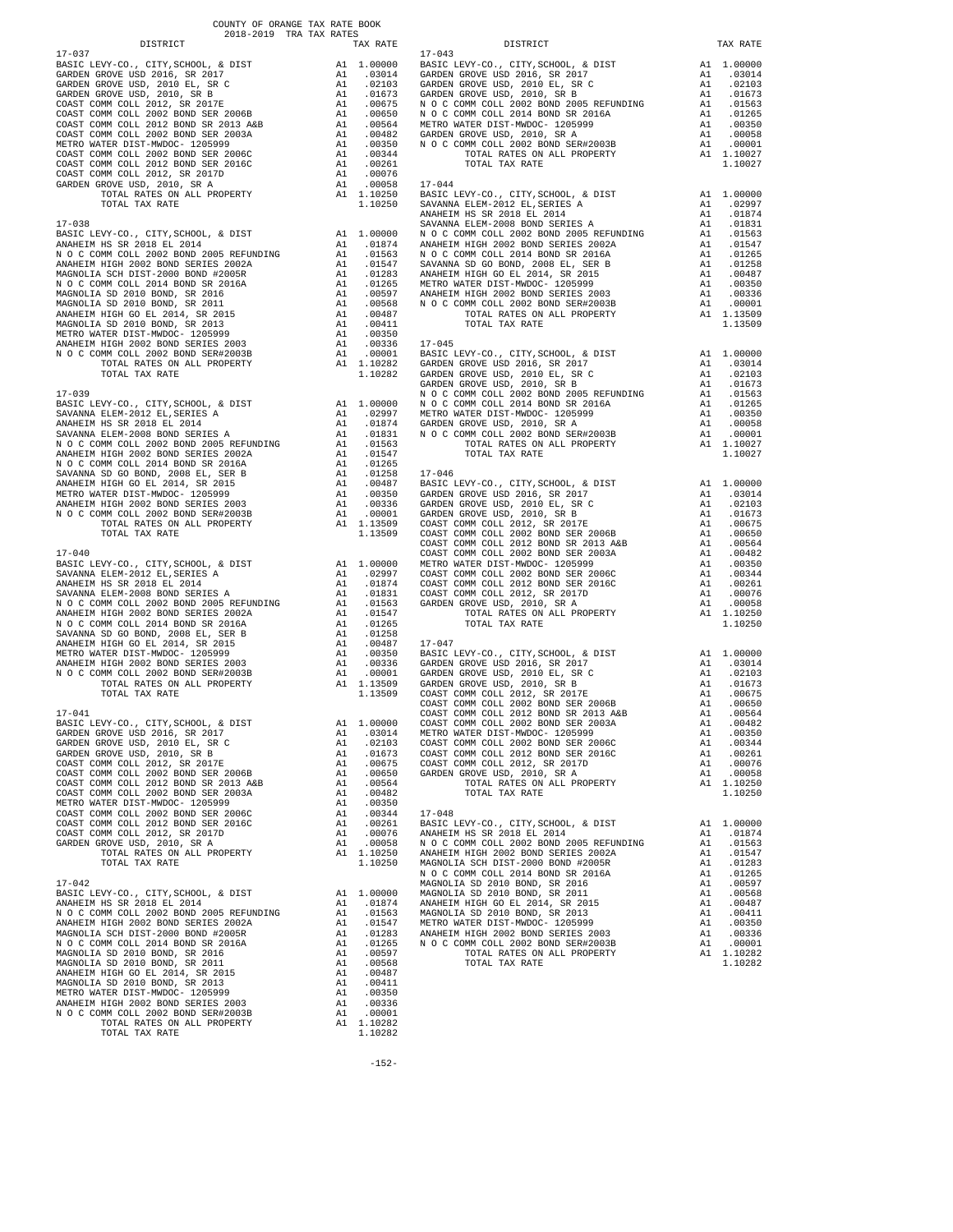COUNTY OF ORANGE TAX RATE BOOK
2018-2019 TRA TAX RATES

### 17-037

| DISTRICT | | TAX RATE |
|---|---|---|
| BASIC LEVY-CO., CITY,SCHOOL, & DIST | A1 | 1.00000 |
| GARDEN GROVE USD 2016, SR 2017 | A1 | .03014 |
| GARDEN GROVE USD, 2010 EL, SR C | A1 | .02103 |
| GARDEN GROVE USD, 2010, SR B | A1 | .01673 |
| COAST COMM COLL 2012, SR 2017E | A1 | .00675 |
| COAST COMM COLL 2002 BOND SER 2006B | A1 | .00650 |
| COAST COMM COLL 2012 BOND SER 2013 A&B | A1 | .00564 |
| COAST COMM COLL 2002 BOND SER 2003A | A1 | .00482 |
| METRO WATER DIST-MWDOC- 1205999 | A1 | .00350 |
| COAST COMM COLL 2002 BOND SER 2006C | A1 | .00344 |
| COAST COMM COLL 2012 BOND SER 2016C | A1 | .00261 |
| COAST COMM COLL 2012, SR 2017D | A1 | .00076 |
| GARDEN GROVE USD, 2010, SR A | A1 | .00058 |
| TOTAL RATES ON ALL PROPERTY | A1 | 1.10250 |
| TOTAL TAX RATE | | 1.10250 |

### 17-038

| DISTRICT | | TAX RATE |
|---|---|---|
| BASIC LEVY-CO., CITY,SCHOOL, & DIST | A1 | 1.00000 |
| ANAHEIM HS SR 2018 EL 2014 | A1 | .01874 |
| N O C COMM COLL 2002 BOND 2005 REFUNDING | A1 | .01563 |
| ANAHEIM HIGH 2002 BOND SERIES 2002A | A1 | .01547 |
| MAGNOLIA SCH DIST-2000 BOND #2005R | A1 | .01283 |
| N O C COMM COLL 2014 BOND SR 2016A | A1 | .01265 |
| MAGNOLIA SD 2010 BOND, SR 2016 | A1 | .00597 |
| MAGNOLIA SD 2010 BOND, SR 2011 | A1 | .00568 |
| ANAHEIM HIGH GO EL 2014, SR 2015 | A1 | .00487 |
| MAGNOLIA SD 2010 BOND, SR 2013 | A1 | .00411 |
| METRO WATER DIST-MWDOC- 1205999 | A1 | .00350 |
| ANAHEIM HIGH 2002 BOND SERIES 2003 | A1 | .00336 |
| N O C COMM COLL 2002 BOND SER#2003B | A1 | .00001 |
| TOTAL RATES ON ALL PROPERTY | A1 | 1.10282 |
| TOTAL TAX RATE | | 1.10282 |

### 17-039

| DISTRICT | | TAX RATE |
|---|---|---|
| BASIC LEVY-CO., CITY,SCHOOL, & DIST | A1 | 1.00000 |
| SAVANNA ELEM-2012 EL,SERIES A | A1 | .02997 |
| ANAHEIM HS SR 2018 EL 2014 | A1 | .01874 |
| SAVANNA ELEM-2008 BOND SERIES A | A1 | .01831 |
| N O C COMM COLL 2002 BOND 2005 REFUNDING | A1 | .01563 |
| ANAHEIM HIGH 2002 BOND SERIES 2002A | A1 | .01547 |
| N O C COMM COLL 2014 BOND SR 2016A | A1 | .01265 |
| SAVANNA SD GO BOND, 2008 EL, SER B | A1 | .01258 |
| ANAHEIM HIGH GO EL 2014, SR 2015 | A1 | .00487 |
| METRO WATER DIST-MWDOC- 1205999 | A1 | .00350 |
| ANAHEIM HIGH 2002 BOND SERIES 2003 | A1 | .00336 |
| N O C COMM COLL 2002 BOND SER#2003B | A1 | .00001 |
| TOTAL RATES ON ALL PROPERTY | A1 | 1.13509 |
| TOTAL TAX RATE | | 1.13509 |

### 17-040

| DISTRICT | | TAX RATE |
|---|---|---|
| BASIC LEVY-CO., CITY,SCHOOL, & DIST | A1 | 1.00000 |
| SAVANNA ELEM-2012 EL,SERIES A | A1 | .02997 |
| ANAHEIM HS SR 2018 EL 2014 | A1 | .01874 |
| SAVANNA ELEM-2008 BOND SERIES A | A1 | .01831 |
| N O C COMM COLL 2002 BOND 2005 REFUNDING | A1 | .01563 |
| ANAHEIM HIGH 2002 BOND SERIES 2002A | A1 | .01547 |
| N O C COMM COLL 2014 BOND SR 2016A | A1 | .01265 |
| SAVANNA SD GO BOND, 2008 EL, SER B | A1 | .01258 |
| ANAHEIM HIGH GO EL 2014, SR 2015 | A1 | .00487 |
| METRO WATER DIST-MWDOC- 1205999 | A1 | .00350 |
| ANAHEIM HIGH 2002 BOND SERIES 2003 | A1 | .00336 |
| N O C COMM COLL 2002 BOND SER#2003B | A1 | .00001 |
| TOTAL RATES ON ALL PROPERTY | A1 | 1.13509 |
| TOTAL TAX RATE | | 1.13509 |

### 17-041

| DISTRICT | | TAX RATE |
|---|---|---|
| BASIC LEVY-CO., CITY,SCHOOL, & DIST | A1 | 1.00000 |
| GARDEN GROVE USD 2016, SR 2017 | A1 | .03014 |
| GARDEN GROVE USD, 2010 EL, SR C | A1 | .02103 |
| GARDEN GROVE USD, 2010, SR B | A1 | .01673 |
| COAST COMM COLL 2012, SR 2017E | A1 | .00675 |
| COAST COMM COLL 2002 BOND SER 2006B | A1 | .00650 |
| COAST COMM COLL 2012 BOND SER 2013 A&B | A1 | .00564 |
| COAST COMM COLL 2002 BOND SER 2003A | A1 | .00482 |
| METRO WATER DIST-MWDOC- 1205999 | A1 | .00350 |
| COAST COMM COLL 2002 BOND SER 2006C | A1 | .00344 |
| COAST COMM COLL 2012 BOND SER 2016C | A1 | .00261 |
| COAST COMM COLL 2012, SR 2017D | A1 | .00076 |
| GARDEN GROVE USD, 2010, SR A | A1 | .00058 |
| TOTAL RATES ON ALL PROPERTY | A1 | 1.10250 |
| TOTAL TAX RATE | | 1.10250 |

### 17-042

| DISTRICT | | TAX RATE |
|---|---|---|
| BASIC LEVY-CO., CITY,SCHOOL, & DIST | A1 | 1.00000 |
| ANAHEIM HS SR 2018 EL 2014 | A1 | .01874 |
| N O C COMM COLL 2002 BOND 2005 REFUNDING | A1 | .01563 |
| ANAHEIM HIGH 2002 BOND SERIES 2002A | A1 | .01547 |
| MAGNOLIA SCH DIST-2000 BOND #2005R | A1 | .01283 |
| N O C COMM COLL 2014 BOND SR 2016A | A1 | .01265 |
| MAGNOLIA SD 2010 BOND, SR 2016 | A1 | .00597 |
| MAGNOLIA SD 2010 BOND, SR 2011 | A1 | .00568 |
| ANAHEIM HIGH GO EL 2014, SR 2015 | A1 | .00487 |
| MAGNOLIA SD 2010 BOND, SR 2013 | A1 | .00411 |
| METRO WATER DIST-MWDOC- 1205999 | A1 | .00350 |
| ANAHEIM HIGH 2002 BOND SERIES 2003 | A1 | .00336 |
| N O C COMM COLL 2002 BOND SER#2003B | A1 | .00001 |
| TOTAL RATES ON ALL PROPERTY | A1 | 1.10282 |
| TOTAL TAX RATE | | 1.10282 |

### 17-043

| DISTRICT | | TAX RATE |
|---|---|---|
| BASIC LEVY-CO., CITY,SCHOOL, & DIST | A1 | 1.00000 |
| GARDEN GROVE USD 2016, SR 2017 | A1 | .03014 |
| GARDEN GROVE USD, 2010 EL, SR C | A1 | .02103 |
| GARDEN GROVE USD, 2010, SR B | A1 | .01673 |
| N O C COMM COLL 2002 BOND 2005 REFUNDING | A1 | .01563 |
| N O C COMM COLL 2014 BOND SR 2016A | A1 | .01265 |
| METRO WATER DIST-MWDOC- 1205999 | A1 | .00350 |
| GARDEN GROVE USD, 2010, SR A | A1 | .00058 |
| N O C COMM COLL 2002 BOND SER#2003B | A1 | .00001 |
| TOTAL RATES ON ALL PROPERTY | A1 | 1.10027 |
| TOTAL TAX RATE | | 1.10027 |

### 17-044

| DISTRICT | | TAX RATE |
|---|---|---|
| BASIC LEVY-CO., CITY,SCHOOL, & DIST | A1 | 1.00000 |
| SAVANNA ELEM-2012 EL,SERIES A | A1 | .02997 |
| ANAHEIM HS SR 2018 EL 2014 | A1 | .01874 |
| SAVANNA ELEM-2008 BOND SERIES A | A1 | .01831 |
| N O C COMM COLL 2002 BOND 2005 REFUNDING | A1 | .01563 |
| ANAHEIM HIGH 2002 BOND SERIES 2002A | A1 | .01547 |
| N O C COMM COLL 2014 BOND SR 2016A | A1 | .01265 |
| SAVANNA SD GO BOND, 2008 EL, SER B | A1 | .01258 |
| ANAHEIM HIGH GO EL 2014, SR 2015 | A1 | .00487 |
| METRO WATER DIST-MWDOC- 1205999 | A1 | .00350 |
| ANAHEIM HIGH 2002 BOND SERIES 2003 | A1 | .00336 |
| N O C COMM COLL 2002 BOND SER#2003B | A1 | .00001 |
| TOTAL RATES ON ALL PROPERTY | A1 | 1.13509 |
| TOTAL TAX RATE | | 1.13509 |

### 17-045

| DISTRICT | | TAX RATE |
|---|---|---|
| BASIC LEVY-CO., CITY,SCHOOL, & DIST | A1 | 1.00000 |
| GARDEN GROVE USD 2016, SR 2017 | A1 | .03014 |
| GARDEN GROVE USD, 2010 EL, SR C | A1 | .02103 |
| GARDEN GROVE USD, 2010, SR B | A1 | .01673 |
| N O C COMM COLL 2002 BOND 2005 REFUNDING | A1 | .01563 |
| N O C COMM COLL 2014 BOND SR 2016A | A1 | .01265 |
| METRO WATER DIST-MWDOC- 1205999 | A1 | .00350 |
| GARDEN GROVE USD, 2010, SR A | A1 | .00058 |
| N O C COMM COLL 2002 BOND SER#2003B | A1 | .00001 |
| TOTAL RATES ON ALL PROPERTY | A1 | 1.10027 |
| TOTAL TAX RATE | | 1.10027 |

### 17-046

| DISTRICT | | TAX RATE |
|---|---|---|
| BASIC LEVY-CO., CITY,SCHOOL, & DIST | A1 | 1.00000 |
| GARDEN GROVE USD 2016, SR 2017 | A1 | .03014 |
| GARDEN GROVE USD, 2010 EL, SR C | A1 | .02103 |
| GARDEN GROVE USD, 2010, SR B | A1 | .01673 |
| COAST COMM COLL 2012, SR 2017E | A1 | .00675 |
| COAST COMM COLL 2002 BOND SER 2006B | A1 | .00650 |
| COAST COMM COLL 2012 BOND SER 2013 A&B | A1 | .00564 |
| COAST COMM COLL 2002 BOND SER 2003A | A1 | .00482 |
| METRO WATER DIST-MWDOC- 1205999 | A1 | .00350 |
| COAST COMM COLL 2002 BOND SER 2006C | A1 | .00344 |
| COAST COMM COLL 2012 BOND SER 2016C | A1 | .00261 |
| COAST COMM COLL 2012, SR 2017D | A1 | .00076 |
| GARDEN GROVE USD, 2010, SR A | A1 | .00058 |
| TOTAL RATES ON ALL PROPERTY | A1 | 1.10250 |
| TOTAL TAX RATE | | 1.10250 |

### 17-047

| DISTRICT | | TAX RATE |
|---|---|---|
| BASIC LEVY-CO., CITY,SCHOOL, & DIST | A1 | 1.00000 |
| GARDEN GROVE USD 2016, SR 2017 | A1 | .03014 |
| GARDEN GROVE USD, 2010 EL, SR C | A1 | .02103 |
| GARDEN GROVE USD, 2010, SR B | A1 | .01673 |
| COAST COMM COLL 2012, SR 2017E | A1 | .00675 |
| COAST COMM COLL 2002 BOND SER 2006B | A1 | .00650 |
| COAST COMM COLL 2012 BOND SER 2013 A&B | A1 | .00564 |
| COAST COMM COLL 2002 BOND SER 2003A | A1 | .00482 |
| METRO WATER DIST-MWDOC- 1205999 | A1 | .00350 |
| COAST COMM COLL 2002 BOND SER 2006C | A1 | .00344 |
| COAST COMM COLL 2012 BOND SER 2016C | A1 | .00261 |
| COAST COMM COLL 2012, SR 2017D | A1 | .00076 |
| GARDEN GROVE USD, 2010, SR A | A1 | .00058 |
| TOTAL RATES ON ALL PROPERTY | A1 | 1.10250 |
| TOTAL TAX RATE | | 1.10250 |

### 17-048

| DISTRICT | | TAX RATE |
|---|---|---|
| BASIC LEVY-CO., CITY,SCHOOL, & DIST | A1 | 1.00000 |
| ANAHEIM HS SR 2018 EL 2014 | A1 | .01874 |
| N O C COMM COLL 2002 BOND 2005 REFUNDING | A1 | .01563 |
| ANAHEIM HIGH 2002 BOND SERIES 2002A | A1 | .01547 |
| MAGNOLIA SCH DIST-2000 BOND #2005R | A1 | .01283 |
| N O C COMM COLL 2014 BOND SR 2016A | A1 | .01265 |
| MAGNOLIA SD 2010 BOND, SR 2016 | A1 | .00597 |
| MAGNOLIA SD 2010 BOND, SR 2011 | A1 | .00568 |
| ANAHEIM HIGH GO EL 2014, SR 2015 | A1 | .00487 |
| MAGNOLIA SD 2010 BOND, SR 2013 | A1 | .00411 |
| METRO WATER DIST-MWDOC- 1205999 | A1 | .00350 |
| ANAHEIM HIGH 2002 BOND SERIES 2003 | A1 | .00336 |
| N O C COMM COLL 2002 BOND SER#2003B | A1 | .00001 |
| TOTAL RATES ON ALL PROPERTY | A1 | 1.10282 |
| TOTAL TAX RATE | | 1.10282 |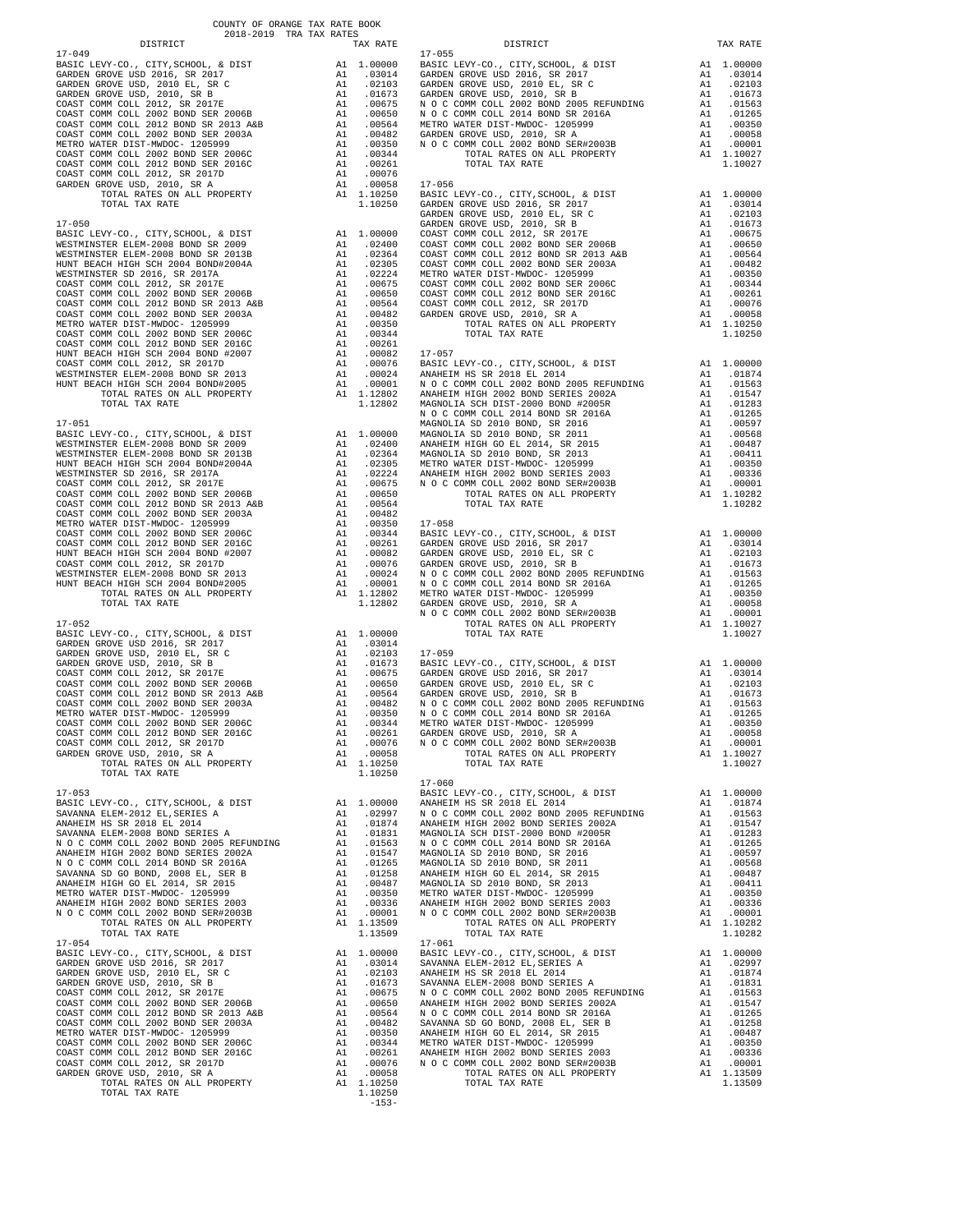COUNTY OF ORANGE TAX RATE BOOK
2018-2019 TRA TAX RATES

| DISTRICT | | TAX RATE |
|---|---|---|
| **17-049** | | |
| BASIC LEVY-CO., CITY,SCHOOL, & DIST | A1 | 1.00000 |
| GARDEN GROVE USD 2016, SR 2017 | A1 | .03014 |
| GARDEN GROVE USD, 2010 EL, SR C | A1 | .02103 |
| GARDEN GROVE USD, 2010, SR B | A1 | .01673 |
| COAST COMM COLL 2012, SR 2017E | A1 | .00675 |
| COAST COMM COLL 2002 BOND SER 2006B | A1 | .00650 |
| COAST COMM COLL 2012 BOND SR 2013 A&B | A1 | .00564 |
| COAST COMM COLL 2002 BOND SER 2003A | A1 | .00482 |
| METRO WATER DIST-MWDOC- 1205999 | A1 | .00350 |
| COAST COMM COLL 2002 BOND SER 2006C | A1 | .00344 |
| COAST COMM COLL 2012 BOND SER 2016C | A1 | .00261 |
| COAST COMM COLL 2012, SR 2017D | A1 | .00076 |
| GARDEN GROVE USD, 2010, SR A | A1 | .00058 |
| TOTAL RATES ON ALL PROPERTY | A1 | 1.10250 |
| TOTAL TAX RATE | | 1.10250 |
| **17-050** | | |
| BASIC LEVY-CO., CITY,SCHOOL, & DIST | A1 | 1.00000 |
| WESTMINSTER ELEM-2008 BOND SR 2009 | A1 | .02400 |
| WESTMINSTER ELEM-2008 BOND SR 2013B | A1 | .02364 |
| HUNT BEACH HIGH SCH 2004 BOND#2004A | A1 | .02305 |
| WESTMINSTER SD 2016, SR 2017A | A1 | .02224 |
| COAST COMM COLL 2012, SR 2017E | A1 | .00675 |
| COAST COMM COLL 2002 BOND SER 2006B | A1 | .00650 |
| COAST COMM COLL 2012 BOND SR 2013 A&B | A1 | .00564 |
| COAST COMM COLL 2002 BOND SER 2003A | A1 | .00482 |
| METRO WATER DIST-MWDOC- 1205999 | A1 | .00350 |
| COAST COMM COLL 2002 BOND SER 2006C | A1 | .00344 |
| COAST COMM COLL 2012 BOND SER 2016C | A1 | .00261 |
| HUNT BEACH HIGH SCH 2004 BOND #2007 | A1 | .00082 |
| COAST COMM COLL 2012, SR 2017D | A1 | .00076 |
| WESTMINSTER ELEM-2008 BOND SR 2013 | A1 | .00024 |
| HUNT BEACH HIGH SCH 2004 BOND#2005 | A1 | .00001 |
| TOTAL RATES ON ALL PROPERTY | A1 | 1.12802 |
| TOTAL TAX RATE | | 1.12802 |
| **17-051** | | |
| BASIC LEVY-CO., CITY,SCHOOL, & DIST | A1 | 1.00000 |
| WESTMINSTER ELEM-2008 BOND SR 2009 | A1 | .02400 |
| WESTMINSTER ELEM-2008 BOND SR 2013B | A1 | .02364 |
| HUNT BEACH HIGH SCH 2004 BOND#2004A | A1 | .02305 |
| WESTMINSTER SD 2016, SR 2017A | A1 | .02224 |
| COAST COMM COLL 2012, SR 2017E | A1 | .00675 |
| COAST COMM COLL 2002 BOND SER 2006B | A1 | .00650 |
| COAST COMM COLL 2012 BOND SR 2013 A&B | A1 | .00564 |
| COAST COMM COLL 2002 BOND SER 2003A | A1 | .00482 |
| METRO WATER DIST-MWDOC- 1205999 | A1 | .00350 |
| COAST COMM COLL 2002 BOND SER 2006C | A1 | .00344 |
| COAST COMM COLL 2012 BOND SER 2016C | A1 | .00261 |
| HUNT BEACH HIGH SCH 2004 BOND #2007 | A1 | .00082 |
| COAST COMM COLL 2012, SR 2017D | A1 | .00076 |
| WESTMINSTER ELEM-2008 BOND SR 2013 | A1 | .00024 |
| HUNT BEACH HIGH SCH 2004 BOND#2005 | A1 | .00001 |
| TOTAL RATES ON ALL PROPERTY | A1 | 1.12802 |
| TOTAL TAX RATE | | 1.12802 |
| **17-052** | | |
| BASIC LEVY-CO., CITY,SCHOOL, & DIST | A1 | 1.00000 |
| GARDEN GROVE USD 2016, SR 2017 | A1 | .03014 |
| GARDEN GROVE USD, 2010 EL, SR C | A1 | .02103 |
| GARDEN GROVE USD, 2010, SR B | A1 | .01673 |
| COAST COMM COLL 2012, SR 2017E | A1 | .00675 |
| COAST COMM COLL 2002 BOND SER 2006B | A1 | .00650 |
| COAST COMM COLL 2012 BOND SR 2013 A&B | A1 | .00564 |
| COAST COMM COLL 2002 BOND SER 2003A | A1 | .00482 |
| METRO WATER DIST-MWDOC- 1205999 | A1 | .00350 |
| COAST COMM COLL 2002 BOND SER 2006C | A1 | .00344 |
| COAST COMM COLL 2012 BOND SER 2016C | A1 | .00261 |
| COAST COMM COLL 2012, SR 2017D | A1 | .00076 |
| GARDEN GROVE USD, 2010, SR A | A1 | .00058 |
| TOTAL RATES ON ALL PROPERTY | A1 | 1.10250 |
| TOTAL TAX RATE | | 1.10250 |
| **17-053** | | |
| BASIC LEVY-CO., CITY,SCHOOL, & DIST | A1 | 1.00000 |
| SAVANNA ELEM-2012 EL,SERIES A | A1 | .02997 |
| ANAHEIM HS SR 2018 EL 2014 | A1 | .01874 |
| SAVANNA ELEM-2008 BOND SERIES A | A1 | .01831 |
| N O C COMM COLL 2002 BOND 2005 REFUNDING | A1 | .01563 |
| ANAHEIM HIGH 2002 BOND SERIES 2002A | A1 | .01547 |
| N O C COMM COLL 2014 BOND SR 2016A | A1 | .01265 |
| SAVANNA SD GO BOND, 2008 EL, SER B | A1 | .01258 |
| ANAHEIM HIGH GO EL 2014, SR 2015 | A1 | .00487 |
| METRO WATER DIST-MWDOC- 1205999 | A1 | .00350 |
| ANAHEIM HIGH 2002 BOND SERIES 2003 | A1 | .00336 |
| N O C COMM COLL 2002 BOND SER#2003B | A1 | .00001 |
| TOTAL RATES ON ALL PROPERTY | A1 | 1.13509 |
| TOTAL TAX RATE | | 1.13509 |
| **17-054** | | |
| BASIC LEVY-CO., CITY,SCHOOL, & DIST | A1 | 1.00000 |
| GARDEN GROVE USD 2016, SR 2017 | A1 | .03014 |
| GARDEN GROVE USD, 2010 EL, SR C | A1 | .02103 |
| GARDEN GROVE USD, 2010, SR B | A1 | .01673 |
| COAST COMM COLL 2012, SR 2017E | A1 | .00675 |
| COAST COMM COLL 2002 BOND SER 2006B | A1 | .00650 |
| COAST COMM COLL 2012 BOND SR 2013 A&B | A1 | .00564 |
| COAST COMM COLL 2002 BOND SER 2003A | A1 | .00482 |
| METRO WATER DIST-MWDOC- 1205999 | A1 | .00350 |
| COAST COMM COLL 2002 BOND SER 2006C | A1 | .00344 |
| COAST COMM COLL 2012 BOND SER 2016C | A1 | .00261 |
| COAST COMM COLL 2012, SR 2017D | A1 | .00076 |
| GARDEN GROVE USD, 2010, SR A | A1 | .00058 |
| TOTAL RATES ON ALL PROPERTY | A1 | 1.10250 |
| TOTAL TAX RATE | | 1.10250 |
| **17-055** | | |
| BASIC LEVY-CO., CITY,SCHOOL, & DIST | A1 | 1.00000 |
| GARDEN GROVE USD 2016, SR 2017 | A1 | .03014 |
| GARDEN GROVE USD, 2010 EL, SR C | A1 | .02103 |
| GARDEN GROVE USD, 2010, SR B | A1 | .01673 |
| N O C COMM COLL 2002 BOND 2005 REFUNDING | A1 | .01563 |
| N O C COMM COLL 2014 BOND SR 2016A | A1 | .01265 |
| METRO WATER DIST-MWDOC- 1205999 | A1 | .00350 |
| GARDEN GROVE USD, 2010, SR A | A1 | .00058 |
| N O C COMM COLL 2002 BOND SER#2003B | A1 | .00001 |
| TOTAL RATES ON ALL PROPERTY | A1 | 1.10027 |
| TOTAL TAX RATE | | 1.10027 |
| **17-056** | | |
| BASIC LEVY-CO., CITY,SCHOOL, & DIST | A1 | 1.00000 |
| GARDEN GROVE USD 2016, SR 2017 | A1 | .03014 |
| GARDEN GROVE USD, 2010 EL, SR C | A1 | .02103 |
| GARDEN GROVE USD, 2010, SR B | A1 | .01673 |
| COAST COMM COLL 2012, SR 2017E | A1 | .00675 |
| COAST COMM COLL 2002 BOND SER 2006B | A1 | .00650 |
| COAST COMM COLL 2012 BOND SR 2013 A&B | A1 | .00564 |
| COAST COMM COLL 2002 BOND SER 2003A | A1 | .00482 |
| METRO WATER DIST-MWDOC- 1205999 | A1 | .00350 |
| COAST COMM COLL 2002 BOND SER 2006C | A1 | .00344 |
| COAST COMM COLL 2012 BOND SER 2016C | A1 | .00261 |
| COAST COMM COLL 2012, SR 2017D | A1 | .00076 |
| GARDEN GROVE USD, 2010, SR A | A1 | .00058 |
| TOTAL RATES ON ALL PROPERTY | A1 | 1.10250 |
| TOTAL TAX RATE | | 1.10250 |
| **17-057** | | |
| BASIC LEVY-CO., CITY,SCHOOL, & DIST | A1 | 1.00000 |
| ANAHEIM HS SR 2018 EL 2014 | A1 | .01874 |
| N O C COMM COLL 2002 BOND 2005 REFUNDING | A1 | .01563 |
| ANAHEIM HIGH 2002 BOND SERIES 2002A | A1 | .01547 |
| MAGNOLIA SCH DIST-2000 BOND #2005R | A1 | .01283 |
| N O C COMM COLL 2014 BOND SR 2016A | A1 | .01265 |
| MAGNOLIA SD 2010 BOND, SR 2016 | A1 | .00597 |
| MAGNOLIA SD 2010 BOND, SR 2011 | A1 | .00568 |
| ANAHEIM HIGH GO EL 2014, SR 2015 | A1 | .00487 |
| MAGNOLIA SD 2010 BOND, SR 2013 | A1 | .00411 |
| METRO WATER DIST-MWDOC- 1205999 | A1 | .00350 |
| ANAHEIM HIGH 2002 BOND SERIES 2003 | A1 | .00336 |
| N O C COMM COLL 2002 BOND SER#2003B | A1 | .00001 |
| TOTAL RATES ON ALL PROPERTY | A1 | 1.10282 |
| TOTAL TAX RATE | | 1.10282 |
| **17-058** | | |
| BASIC LEVY-CO., CITY,SCHOOL, & DIST | A1 | 1.00000 |
| GARDEN GROVE USD 2016, SR 2017 | A1 | .03014 |
| GARDEN GROVE USD, 2010 EL, SR C | A1 | .02103 |
| GARDEN GROVE USD, 2010, SR B | A1 | .01673 |
| N O C COMM COLL 2002 BOND 2005 REFUNDING | A1 | .01563 |
| N O C COMM COLL 2014 BOND SR 2016A | A1 | .01265 |
| METRO WATER DIST-MWDOC- 1205999 | A1 | .00350 |
| GARDEN GROVE USD, 2010, SR A | A1 | .00058 |
| N O C COMM COLL 2002 BOND SER#2003B | A1 | .00001 |
| TOTAL RATES ON ALL PROPERTY | A1 | 1.10027 |
| TOTAL TAX RATE | | 1.10027 |
| **17-059** | | |
| BASIC LEVY-CO., CITY,SCHOOL, & DIST | A1 | 1.00000 |
| GARDEN GROVE USD 2016, SR 2017 | A1 | .03014 |
| GARDEN GROVE USD, 2010 EL, SR C | A1 | .02103 |
| GARDEN GROVE USD, 2010, SR B | A1 | .01673 |
| N O C COMM COLL 2002 BOND 2005 REFUNDING | A1 | .01563 |
| N O C COMM COLL 2014 BOND SR 2016A | A1 | .01265 |
| METRO WATER DIST-MWDOC- 1205999 | A1 | .00350 |
| GARDEN GROVE USD, 2010, SR A | A1 | .00058 |
| N O C COMM COLL 2002 BOND SER#2003B | A1 | .00001 |
| TOTAL RATES ON ALL PROPERTY | A1 | 1.10027 |
| TOTAL TAX RATE | | 1.10027 |
| **17-060** | | |
| BASIC LEVY-CO., CITY,SCHOOL, & DIST | A1 | 1.00000 |
| ANAHEIM HS SR 2018 EL 2014 | A1 | .01874 |
| N O C COMM COLL 2002 BOND 2005 REFUNDING | A1 | .01563 |
| ANAHEIM HIGH 2002 BOND SERIES 2002A | A1 | .01547 |
| MAGNOLIA SCH DIST-2000 BOND #2005R | A1 | .01283 |
| N O C COMM COLL 2014 BOND SR 2016A | A1 | .01265 |
| MAGNOLIA SD 2010 BOND, SR 2016 | A1 | .00597 |
| MAGNOLIA SD 2010 BOND, SR 2011 | A1 | .00568 |
| ANAHEIM HIGH GO EL 2014, SR 2015 | A1 | .00487 |
| MAGNOLIA SD 2010 BOND, SR 2013 | A1 | .00411 |
| METRO WATER DIST-MWDOC- 1205999 | A1 | .00350 |
| ANAHEIM HIGH 2002 BOND SERIES 2003 | A1 | .00336 |
| N O C COMM COLL 2002 BOND SER#2003B | A1 | .00001 |
| TOTAL RATES ON ALL PROPERTY | A1 | 1.10282 |
| TOTAL TAX RATE | | 1.10282 |
| **17-061** | | |
| BASIC LEVY-CO., CITY,SCHOOL, & DIST | A1 | 1.00000 |
| SAVANNA ELEM-2012 EL,SERIES A | A1 | .02997 |
| ANAHEIM HS SR 2018 EL 2014 | A1 | .01874 |
| SAVANNA ELEM-2008 BOND SERIES A | A1 | .01831 |
| N O C COMM COLL 2002 BOND 2005 REFUNDING | A1 | .01563 |
| ANAHEIM HIGH 2002 BOND SERIES 2002A | A1 | .01547 |
| N O C COMM COLL 2014 BOND SR 2016A | A1 | .01265 |
| SAVANNA SD GO BOND, 2008 EL, SER B | A1 | .01258 |
| ANAHEIM HIGH GO EL 2014, SR 2015 | A1 | .00487 |
| METRO WATER DIST-MWDOC- 1205999 | A1 | .00350 |
| ANAHEIM HIGH 2002 BOND SERIES 2003 | A1 | .00336 |
| N O C COMM COLL 2002 BOND SER#2003B | A1 | .00001 |
| TOTAL RATES ON ALL PROPERTY | A1 | 1.13509 |
| TOTAL TAX RATE | | 1.13509 |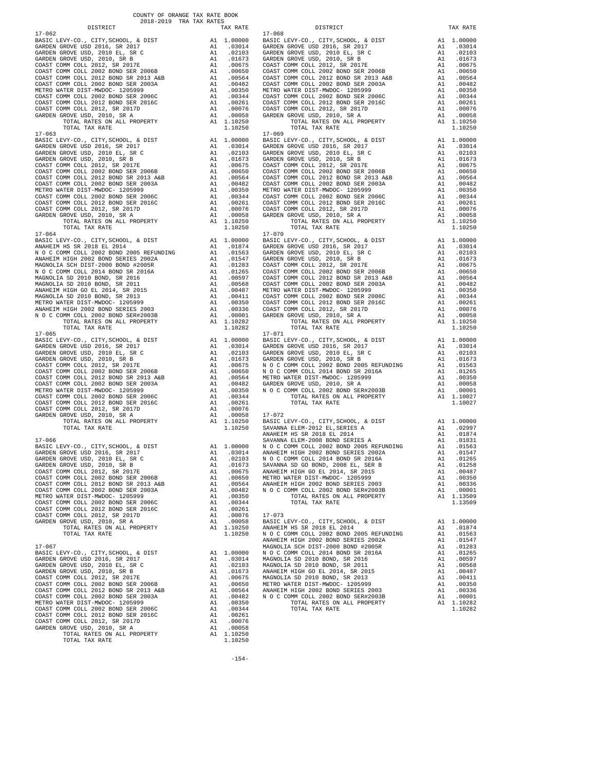COUNTY OF ORANGE TAX RATE BOOK
2018-2019 TRA TAX RATES

| DISTRICT | | TAX RATE |
|---|---|---|
| **17-062** | | |
| BASIC LEVY-CO., CITY,SCHOOL, & DIST | A1 | 1.00000 |
| GARDEN GROVE USD 2016, SR 2017 | A1 | .03014 |
| GARDEN GROVE USD, 2010 EL, SR C | A1 | .02103 |
| GARDEN GROVE USD, 2010, SR B | A1 | .01673 |
| COAST COMM COLL 2012, SR 2017E | A1 | .00675 |
| COAST COMM COLL 2002 BOND SER 2006B | A1 | .00650 |
| COAST COMM COLL 2012 BOND SR 2013 A&B | A1 | .00564 |
| COAST COMM COLL 2002 BOND SER 2003A | A1 | .00482 |
| METRO WATER DIST-MWDOC- 1205999 | A1 | .00350 |
| COAST COMM COLL 2002 BOND SER 2006C | A1 | .00344 |
| COAST COMM COLL 2012 BOND SER 2016C | A1 | .00261 |
| COAST COMM COLL 2012, SR 2017D | A1 | .00076 |
| GARDEN GROVE USD, 2010, SR A | A1 | .00058 |
| TOTAL RATES ON ALL PROPERTY | A1 | 1.10250 |
| TOTAL TAX RATE | | 1.10250 |
| **17-063** | | |
| BASIC LEVY-CO., CITY,SCHOOL, & DIST | A1 | 1.00000 |
| GARDEN GROVE USD 2016, SR 2017 | A1 | .03014 |
| GARDEN GROVE USD, 2010 EL, SR C | A1 | .02103 |
| GARDEN GROVE USD, 2010, SR B | A1 | .01673 |
| COAST COMM COLL 2012, SR 2017E | A1 | .00675 |
| COAST COMM COLL 2002 BOND SER 2006B | A1 | .00650 |
| COAST COMM COLL 2012 BOND SR 2013 A&B | A1 | .00564 |
| COAST COMM COLL 2002 BOND SER 2003A | A1 | .00482 |
| METRO WATER DIST-MWDOC- 1205999 | A1 | .00350 |
| COAST COMM COLL 2002 BOND SER 2006C | A1 | .00344 |
| COAST COMM COLL 2012 BOND SER 2016C | A1 | .00261 |
| COAST COMM COLL 2012, SR 2017D | A1 | .00076 |
| GARDEN GROVE USD, 2010, SR A | A1 | .00058 |
| TOTAL RATES ON ALL PROPERTY | A1 | 1.10250 |
| TOTAL TAX RATE | | 1.10250 |
| **17-064** | | |
| BASIC LEVY-CO., CITY,SCHOOL, & DIST | A1 | 1.00000 |
| ANAHEIM HS SR 2018 EL 2014 | A1 | .01874 |
| N O C COMM COLL 2002 BOND 2005 REFUNDING | A1 | .01563 |
| ANAHEIM HIGH 2002 BOND SERIES 2002A | A1 | .01547 |
| MAGNOLIA SCH DIST-2000 BOND #2005R | A1 | .01283 |
| N O C COMM COLL 2014 BOND SR 2016A | A1 | .01265 |
| MAGNOLIA SD 2010 BOND, SR 2016 | A1 | .00597 |
| MAGNOLIA SD 2010 BOND, SR 2011 | A1 | .00568 |
| ANAHEIM HIGH GO EL 2014, SR 2015 | A1 | .00487 |
| MAGNOLIA SD 2010 BOND, SR 2013 | A1 | .00411 |
| METRO WATER DIST-MWDOC- 1205999 | A1 | .00350 |
| ANAHEIM HIGH 2002 BOND SERIES 2003 | A1 | .00336 |
| N O C COMM COLL 2002 BOND SER#2003B | A1 | .00001 |
| TOTAL RATES ON ALL PROPERTY | A1 | 1.10282 |
| TOTAL TAX RATE | | 1.10282 |
| **17-065** | | |
| BASIC LEVY-CO., CITY,SCHOOL, & DIST | A1 | 1.00000 |
| GARDEN GROVE USD 2016, SR 2017 | A1 | .03014 |
| GARDEN GROVE USD, 2010 EL, SR C | A1 | .02103 |
| GARDEN GROVE USD, 2010, SR B | A1 | .01673 |
| COAST COMM COLL 2012, SR 2017E | A1 | .00675 |
| COAST COMM COLL 2002 BOND SER 2006B | A1 | .00650 |
| COAST COMM COLL 2012 BOND SR 2013 A&B | A1 | .00564 |
| COAST COMM COLL 2002 BOND SER 2003A | A1 | .00482 |
| METRO WATER DIST-MWDOC- 1205999 | A1 | .00350 |
| COAST COMM COLL 2002 BOND SER 2006C | A1 | .00344 |
| COAST COMM COLL 2012 BOND SER 2016C | A1 | .00261 |
| COAST COMM COLL 2012, SR 2017D | A1 | .00076 |
| GARDEN GROVE USD, 2010, SR A | A1 | .00058 |
| TOTAL RATES ON ALL PROPERTY | A1 | 1.10250 |
| TOTAL TAX RATE | | 1.10250 |
| **17-066** | | |
| BASIC LEVY-CO., CITY,SCHOOL, & DIST | A1 | 1.00000 |
| GARDEN GROVE USD 2016, SR 2017 | A1 | .03014 |
| GARDEN GROVE USD, 2010 EL, SR C | A1 | .02103 |
| GARDEN GROVE USD, 2010, SR B | A1 | .01673 |
| COAST COMM COLL 2012, SR 2017E | A1 | .00675 |
| COAST COMM COLL 2002 BOND SER 2006B | A1 | .00650 |
| COAST COMM COLL 2012 BOND SR 2013 A&B | A1 | .00564 |
| COAST COMM COLL 2002 BOND SER 2003A | A1 | .00482 |
| METRO WATER DIST-MWDOC- 1205999 | A1 | .00350 |
| COAST COMM COLL 2002 BOND SER 2006C | A1 | .00344 |
| COAST COMM COLL 2012 BOND SER 2016C | A1 | .00261 |
| COAST COMM COLL 2012, SR 2017D | A1 | .00076 |
| GARDEN GROVE USD, 2010, SR A | A1 | .00058 |
| TOTAL RATES ON ALL PROPERTY | A1 | 1.10250 |
| TOTAL TAX RATE | | 1.10250 |
| **17-067** | | |
| BASIC LEVY-CO., CITY,SCHOOL, & DIST | A1 | 1.00000 |
| GARDEN GROVE USD 2016, SR 2017 | A1 | .03014 |
| GARDEN GROVE USD, 2010 EL, SR C | A1 | .02103 |
| GARDEN GROVE USD, 2010, SR B | A1 | .01673 |
| COAST COMM COLL 2012, SR 2017E | A1 | .00675 |
| COAST COMM COLL 2002 BOND SER 2006B | A1 | .00650 |
| COAST COMM COLL 2012 BOND SR 2013 A&B | A1 | .00564 |
| COAST COMM COLL 2002 BOND SER 2003A | A1 | .00482 |
| METRO WATER DIST-MWDOC- 1205999 | A1 | .00350 |
| COAST COMM COLL 2002 BOND SER 2006C | A1 | .00344 |
| COAST COMM COLL 2012 BOND SER 2016C | A1 | .00261 |
| COAST COMM COLL 2012, SR 2017D | A1 | .00076 |
| GARDEN GROVE USD, 2010, SR A | A1 | .00058 |
| TOTAL RATES ON ALL PROPERTY | A1 | 1.10250 |
| TOTAL TAX RATE | | 1.10250 |
| **17-068** | | |
| BASIC LEVY-CO., CITY,SCHOOL, & DIST | A1 | 1.00000 |
| GARDEN GROVE USD 2016, SR 2017 | A1 | .03014 |
| GARDEN GROVE USD, 2010 EL, SR C | A1 | .02103 |
| GARDEN GROVE USD, 2010, SR B | A1 | .01673 |
| COAST COMM COLL 2012, SR 2017E | A1 | .00675 |
| COAST COMM COLL 2002 BOND SER 2006B | A1 | .00650 |
| COAST COMM COLL 2012 BOND SR 2013 A&B | A1 | .00564 |
| COAST COMM COLL 2002 BOND SER 2003A | A1 | .00482 |
| METRO WATER DIST-MWDOC- 1205999 | A1 | .00350 |
| COAST COMM COLL 2002 BOND SER 2006C | A1 | .00344 |
| COAST COMM COLL 2012 BOND SER 2016C | A1 | .00261 |
| COAST COMM COLL 2012, SR 2017D | A1 | .00076 |
| GARDEN GROVE USD, 2010, SR A | A1 | .00058 |
| TOTAL RATES ON ALL PROPERTY | A1 | 1.10250 |
| TOTAL TAX RATE | | 1.10250 |
| **17-069** | | |
| BASIC LEVY-CO., CITY,SCHOOL, & DIST | A1 | 1.00000 |
| GARDEN GROVE USD 2016, SR 2017 | A1 | .03014 |
| GARDEN GROVE USD, 2010 EL, SR C | A1 | .02103 |
| GARDEN GROVE USD, 2010, SR B | A1 | .01673 |
| COAST COMM COLL 2012, SR 2017E | A1 | .00675 |
| COAST COMM COLL 2002 BOND SER 2006B | A1 | .00650 |
| COAST COMM COLL 2012 BOND SR 2013 A&B | A1 | .00564 |
| COAST COMM COLL 2002 BOND SER 2003A | A1 | .00482 |
| METRO WATER DIST-MWDOC- 1205999 | A1 | .00350 |
| COAST COMM COLL 2002 BOND SER 2006C | A1 | .00344 |
| COAST COMM COLL 2012 BOND SER 2016C | A1 | .00261 |
| COAST COMM COLL 2012, SR 2017D | A1 | .00076 |
| GARDEN GROVE USD, 2010, SR A | A1 | .00058 |
| TOTAL RATES ON ALL PROPERTY | A1 | 1.10250 |
| TOTAL TAX RATE | | 1.10250 |
| **17-070** | | |
| BASIC LEVY-CO., CITY,SCHOOL, & DIST | A1 | 1.00000 |
| GARDEN GROVE USD 2016, SR 2017 | A1 | .03014 |
| GARDEN GROVE USD, 2010 EL, SR C | A1 | .02103 |
| GARDEN GROVE USD, 2010, SR B | A1 | .01673 |
| COAST COMM COLL 2012, SR 2017E | A1 | .00675 |
| COAST COMM COLL 2002 BOND SER 2006B | A1 | .00650 |
| COAST COMM COLL 2012 BOND SR 2013 A&B | A1 | .00564 |
| COAST COMM COLL 2002 BOND SER 2003A | A1 | .00482 |
| METRO WATER DIST-MWDOC- 1205999 | A1 | .00350 |
| COAST COMM COLL 2002 BOND SER 2006C | A1 | .00344 |
| COAST COMM COLL 2012 BOND SER 2016C | A1 | .00261 |
| COAST COMM COLL 2012, SR 2017D | A1 | .00076 |
| GARDEN GROVE USD, 2010, SR A | A1 | .00058 |
| TOTAL RATES ON ALL PROPERTY | A1 | 1.10250 |
| TOTAL TAX RATE | | 1.10250 |
| **17-071** | | |
| BASIC LEVY-CO., CITY,SCHOOL, & DIST | A1 | 1.00000 |
| GARDEN GROVE USD 2016, SR 2017 | A1 | .03014 |
| GARDEN GROVE USD, 2010 EL, SR C | A1 | .02103 |
| GARDEN GROVE USD, 2010, SR B | A1 | .01673 |
| N O C COMM COLL 2002 BOND 2005 REFUNDING | A1 | .01563 |
| N O C COMM COLL 2014 BOND SR 2016A | A1 | .01265 |
| METRO WATER DIST-MWDOC- 1205999 | A1 | .00350 |
| GARDEN GROVE USD, 2010, SR A | A1 | .00058 |
| N O C COMM COLL 2002 BOND SER#2003B | A1 | .00001 |
| TOTAL RATES ON ALL PROPERTY | A1 | 1.10027 |
| TOTAL TAX RATE | | 1.10027 |
| **17-072** | | |
| BASIC LEVY-CO., CITY,SCHOOL, & DIST | A1 | 1.00000 |
| SAVANNA ELEM-2012 EL,SERIES A | A1 | .02997 |
| ANAHEIM HS SR 2018 EL 2014 | A1 | .01874 |
| SAVANNA ELEM-2008 BOND SERIES A | A1 | .01831 |
| N O C COMM COLL 2002 BOND 2005 REFUNDING | A1 | .01563 |
| ANAHEIM HIGH 2002 BOND SERIES 2002A | A1 | .01547 |
| N O C COMM COLL 2014 BOND SR 2016A | A1 | .01265 |
| SAVANNA SD GO BOND, 2008 EL, SER B | A1 | .01258 |
| ANAHEIM HIGH GO EL 2014, SR 2015 | A1 | .00487 |
| METRO WATER DIST-MWDOC- 1205999 | A1 | .00350 |
| ANAHEIM HIGH 2002 BOND SERIES 2003 | A1 | .00336 |
| N O C COMM COLL 2002 BOND SER#2003B | A1 | .00001 |
| TOTAL RATES ON ALL PROPERTY | A1 | 1.13509 |
| TOTAL TAX RATE | | 1.13509 |
| **17-073** | | |
| BASIC LEVY-CO., CITY,SCHOOL, & DIST | A1 | 1.00000 |
| ANAHEIM HS SR 2018 EL 2014 | A1 | .01874 |
| N O C COMM COLL 2002 BOND 2005 REFUNDING | A1 | .01563 |
| ANAHEIM HIGH 2002 BOND SERIES 2002A | A1 | .01547 |
| MAGNOLIA SCH DIST-2000 BOND #2005R | A1 | .01283 |
| N O C COMM COLL 2014 BOND SR 2016A | A1 | .01265 |
| MAGNOLIA SD 2010 BOND, SR 2016 | A1 | .00597 |
| MAGNOLIA SD 2010 BOND, SR 2011 | A1 | .00568 |
| ANAHEIM HIGH GO EL 2014, SR 2015 | A1 | .00487 |
| MAGNOLIA SD 2010 BOND, SR 2013 | A1 | .00411 |
| METRO WATER DIST-MWDOC- 1205999 | A1 | .00350 |
| ANAHEIM HIGH 2002 BOND SERIES 2003 | A1 | .00336 |
| N O C COMM COLL 2002 BOND SER#2003B | A1 | .00001 |
| TOTAL RATES ON ALL PROPERTY | A1 | 1.10282 |
| TOTAL TAX RATE | | 1.10282 |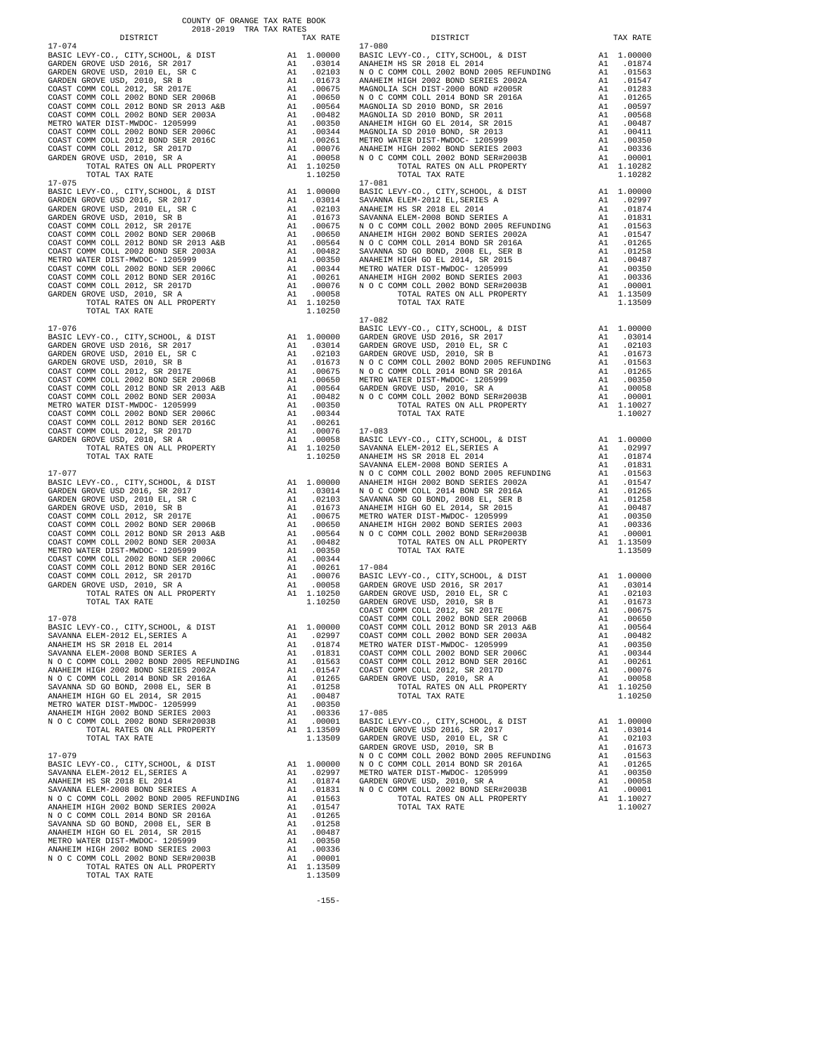COUNTY OF ORANGE TAX RATE BOOK
2018-2019 TRA TAX RATES

### 17-074

| DISTRICT | | TAX RATE |
|---|---|---|
| BASIC LEVY-CO., CITY,SCHOOL, & DIST | A1 | 1.00000 |
| GARDEN GROVE USD 2016, SR 2017 | A1 | .03014 |
| GARDEN GROVE USD, 2010 EL, SR C | A1 | .02103 |
| GARDEN GROVE USD, 2010, SR B | A1 | .01673 |
| COAST COMM COLL 2012, SR 2017E | A1 | .00675 |
| COAST COMM COLL 2002 BOND SER 2006B | A1 | .00650 |
| COAST COMM COLL 2012 BOND SR 2013 A&B | A1 | .00564 |
| COAST COMM COLL 2002 BOND SER 2003A | A1 | .00482 |
| METRO WATER DIST-MWDOC- 1205999 | A1 | .00350 |
| COAST COMM COLL 2002 BOND SER 2006C | A1 | .00344 |
| COAST COMM COLL 2012 BOND SER 2016C | A1 | .00261 |
| COAST COMM COLL 2012, SR 2017D | A1 | .00076 |
| GARDEN GROVE USD, 2010, SR A | A1 | .00058 |
| TOTAL RATES ON ALL PROPERTY | A1 | 1.10250 |
| TOTAL TAX RATE | | 1.10250 |

### 17-075

| DISTRICT | | TAX RATE |
|---|---|---|
| BASIC LEVY-CO., CITY,SCHOOL, & DIST | A1 | 1.00000 |
| GARDEN GROVE USD 2016, SR 2017 | A1 | .03014 |
| GARDEN GROVE USD, 2010 EL, SR C | A1 | .02103 |
| GARDEN GROVE USD, 2010, SR B | A1 | .01673 |
| COAST COMM COLL 2012, SR 2017E | A1 | .00675 |
| COAST COMM COLL 2002 BOND SER 2006B | A1 | .00650 |
| COAST COMM COLL 2012 BOND SR 2013 A&B | A1 | .00564 |
| COAST COMM COLL 2002 BOND SER 2003A | A1 | .00482 |
| METRO WATER DIST-MWDOC- 1205999 | A1 | .00350 |
| COAST COMM COLL 2002 BOND SER 2006C | A1 | .00344 |
| COAST COMM COLL 2012 BOND SER 2016C | A1 | .00261 |
| COAST COMM COLL 2012, SR 2017D | A1 | .00076 |
| GARDEN GROVE USD, 2010, SR A | A1 | .00058 |
| TOTAL RATES ON ALL PROPERTY | A1 | 1.10250 |
| TOTAL TAX RATE | | 1.10250 |

### 17-076

| DISTRICT | | TAX RATE |
|---|---|---|
| BASIC LEVY-CO., CITY,SCHOOL, & DIST | A1 | 1.00000 |
| GARDEN GROVE USD 2016, SR 2017 | A1 | .03014 |
| GARDEN GROVE USD, 2010 EL, SR C | A1 | .02103 |
| GARDEN GROVE USD, 2010, SR B | A1 | .01673 |
| COAST COMM COLL 2012, SR 2017E | A1 | .00675 |
| COAST COMM COLL 2002 BOND SER 2006B | A1 | .00650 |
| COAST COMM COLL 2012 BOND SR 2013 A&B | A1 | .00564 |
| COAST COMM COLL 2002 BOND SER 2003A | A1 | .00482 |
| METRO WATER DIST-MWDOC- 1205999 | A1 | .00350 |
| COAST COMM COLL 2002 BOND SER 2006C | A1 | .00344 |
| COAST COMM COLL 2012 BOND SER 2016C | A1 | .00261 |
| COAST COMM COLL 2012, SR 2017D | A1 | .00076 |
| GARDEN GROVE USD, 2010, SR A | A1 | .00058 |
| TOTAL RATES ON ALL PROPERTY | A1 | 1.10250 |
| TOTAL TAX RATE | | 1.10250 |

### 17-077

| DISTRICT | | TAX RATE |
|---|---|---|
| BASIC LEVY-CO., CITY,SCHOOL, & DIST | A1 | 1.00000 |
| GARDEN GROVE USD 2016, SR 2017 | A1 | .03014 |
| GARDEN GROVE USD, 2010 EL, SR C | A1 | .02103 |
| GARDEN GROVE USD, 2010, SR B | A1 | .01673 |
| COAST COMM COLL 2012, SR 2017E | A1 | .00675 |
| COAST COMM COLL 2002 BOND SER 2006B | A1 | .00650 |
| COAST COMM COLL 2012 BOND SR 2013 A&B | A1 | .00564 |
| COAST COMM COLL 2002 BOND SER 2003A | A1 | .00482 |
| METRO WATER DIST-MWDOC- 1205999 | A1 | .00350 |
| COAST COMM COLL 2002 BOND SER 2006C | A1 | .00344 |
| COAST COMM COLL 2012 BOND SER 2016C | A1 | .00261 |
| COAST COMM COLL 2012, SR 2017D | A1 | .00076 |
| GARDEN GROVE USD, 2010, SR A | A1 | .00058 |
| TOTAL RATES ON ALL PROPERTY | A1 | 1.10250 |
| TOTAL TAX RATE | | 1.10250 |

### 17-078

| DISTRICT | | TAX RATE |
|---|---|---|
| BASIC LEVY-CO., CITY,SCHOOL, & DIST | A1 | 1.00000 |
| SAVANNA ELEM-2012 EL,SERIES A | A1 | .02997 |
| ANAHEIM HS SR 2018 EL 2014 | A1 | .01874 |
| SAVANNA ELEM-2008 BOND SERIES A | A1 | .01831 |
| N O C COMM COLL 2002 BOND 2005 REFUNDING | A1 | .01563 |
| ANAHEIM HIGH 2002 BOND SERIES 2002A | A1 | .01547 |
| N O C COMM COLL 2014 BOND SR 2016A | A1 | .01265 |
| SAVANNA SD GO BOND, 2008 EL, SER B | A1 | .01258 |
| ANAHEIM HIGH GO EL 2014, SR 2015 | A1 | .00487 |
| METRO WATER DIST-MWDOC- 1205999 | A1 | .00350 |
| ANAHEIM HIGH 2002 BOND SERIES 2003 | A1 | .00336 |
| N O C COMM COLL 2002 BOND SER#2003B | A1 | .00001 |
| TOTAL RATES ON ALL PROPERTY | A1 | 1.13509 |
| TOTAL TAX RATE | | 1.13509 |

### 17-079

| DISTRICT | | TAX RATE |
|---|---|---|
| BASIC LEVY-CO., CITY,SCHOOL, & DIST | A1 | 1.00000 |
| SAVANNA ELEM-2012 EL,SERIES A | A1 | .02997 |
| ANAHEIM HS SR 2018 EL 2014 | A1 | .01874 |
| SAVANNA ELEM-2008 BOND SERIES A | A1 | .01831 |
| N O C COMM COLL 2002 BOND 2005 REFUNDING | A1 | .01563 |
| ANAHEIM HIGH 2002 BOND SERIES 2002A | A1 | .01547 |
| N O C COMM COLL 2014 BOND SR 2016A | A1 | .01265 |
| SAVANNA SD GO BOND, 2008 EL, SER B | A1 | .01258 |
| ANAHEIM HIGH GO EL 2014, SR 2015 | A1 | .00487 |
| METRO WATER DIST-MWDOC- 1205999 | A1 | .00350 |
| ANAHEIM HIGH 2002 BOND SERIES 2003 | A1 | .00336 |
| N O C COMM COLL 2002 BOND SER#2003B | A1 | .00001 |
| TOTAL RATES ON ALL PROPERTY | A1 | 1.13509 |
| TOTAL TAX RATE | | 1.13509 |

### 17-080

| DISTRICT | | TAX RATE |
|---|---|---|
| BASIC LEVY-CO., CITY,SCHOOL, & DIST | A1 | 1.00000 |
| ANAHEIM HS SR 2018 EL 2014 | A1 | .01874 |
| N O C COMM COLL 2002 BOND 2005 REFUNDING | A1 | .01563 |
| ANAHEIM HIGH 2002 BOND SERIES 2002A | A1 | .01547 |
| MAGNOLIA SCH DIST-2000 BOND #2005R | A1 | .01283 |
| N O C COMM COLL 2014 BOND SR 2016A | A1 | .01265 |
| MAGNOLIA SD 2010 BOND, SR 2016 | A1 | .00597 |
| MAGNOLIA SD 2010 BOND, SR 2011 | A1 | .00568 |
| ANAHEIM HIGH GO EL 2014, SR 2015 | A1 | .00487 |
| MAGNOLIA SD 2010 BOND, SR 2013 | A1 | .00411 |
| METRO WATER DIST-MWDOC- 1205999 | A1 | .00350 |
| ANAHEIM HIGH 2002 BOND SERIES 2003 | A1 | .00336 |
| N O C COMM COLL 2002 BOND SER#2003B | A1 | .00001 |
| TOTAL RATES ON ALL PROPERTY | A1 | 1.10282 |
| TOTAL TAX RATE | | 1.10282 |

### 17-081

| DISTRICT | | TAX RATE |
|---|---|---|
| BASIC LEVY-CO., CITY,SCHOOL, & DIST | A1 | 1.00000 |
| SAVANNA ELEM-2012 EL,SERIES A | A1 | .02997 |
| ANAHEIM HS SR 2018 EL 2014 | A1 | .01874 |
| SAVANNA ELEM-2008 BOND SERIES A | A1 | .01831 |
| N O C COMM COLL 2002 BOND 2005 REFUNDING | A1 | .01563 |
| ANAHEIM HIGH 2002 BOND SERIES 2002A | A1 | .01547 |
| N O C COMM COLL 2014 BOND SR 2016A | A1 | .01265 |
| SAVANNA SD GO BOND, 2008 EL, SER B | A1 | .01258 |
| ANAHEIM HIGH GO EL 2014, SR 2015 | A1 | .00487 |
| METRO WATER DIST-MWDOC- 1205999 | A1 | .00350 |
| ANAHEIM HIGH 2002 BOND SERIES 2003 | A1 | .00336 |
| N O C COMM COLL 2002 BOND SER#2003B | A1 | .00001 |
| TOTAL RATES ON ALL PROPERTY | A1 | 1.13509 |
| TOTAL TAX RATE | | 1.13509 |

### 17-082

| DISTRICT | | TAX RATE |
|---|---|---|
| BASIC LEVY-CO., CITY,SCHOOL, & DIST | A1 | 1.00000 |
| GARDEN GROVE USD 2016, SR 2017 | A1 | .03014 |
| GARDEN GROVE USD, 2010 EL, SR C | A1 | .02103 |
| GARDEN GROVE USD, 2010, SR B | A1 | .01673 |
| N O C COMM COLL 2002 BOND 2005 REFUNDING | A1 | .01563 |
| N O C COMM COLL 2014 BOND SR 2016A | A1 | .01265 |
| METRO WATER DIST-MWDOC- 1205999 | A1 | .00350 |
| GARDEN GROVE USD, 2010, SR A | A1 | .00058 |
| N O C COMM COLL 2002 BOND SER#2003B | A1 | .00001 |
| TOTAL RATES ON ALL PROPERTY | A1 | 1.10027 |
| TOTAL TAX RATE | | 1.10027 |

### 17-083

| DISTRICT | | TAX RATE |
|---|---|---|
| BASIC LEVY-CO., CITY,SCHOOL, & DIST | A1 | 1.00000 |
| SAVANNA ELEM-2012 EL,SERIES A | A1 | .02997 |
| ANAHEIM HS SR 2018 EL 2014 | A1 | .01874 |
| SAVANNA ELEM-2008 BOND SERIES A | A1 | .01831 |
| N O C COMM COLL 2002 BOND 2005 REFUNDING | A1 | .01563 |
| ANAHEIM HIGH 2002 BOND SERIES 2002A | A1 | .01547 |
| N O C COMM COLL 2014 BOND SR 2016A | A1 | .01265 |
| SAVANNA SD GO BOND, 2008 EL, SER B | A1 | .01258 |
| ANAHEIM HIGH GO EL 2014, SR 2015 | A1 | .00487 |
| METRO WATER DIST-MWDOC- 1205999 | A1 | .00350 |
| ANAHEIM HIGH 2002 BOND SERIES 2003 | A1 | .00336 |
| N O C COMM COLL 2002 BOND SER#2003B | A1 | .00001 |
| TOTAL RATES ON ALL PROPERTY | A1 | 1.13509 |
| TOTAL TAX RATE | | 1.13509 |

### 17-084

| DISTRICT | | TAX RATE |
|---|---|---|
| BASIC LEVY-CO., CITY,SCHOOL, & DIST | A1 | 1.00000 |
| GARDEN GROVE USD 2016, SR 2017 | A1 | .03014 |
| GARDEN GROVE USD, 2010 EL, SR C | A1 | .02103 |
| GARDEN GROVE USD, 2010, SR B | A1 | .01673 |
| COAST COMM COLL 2012, SR 2017E | A1 | .00675 |
| COAST COMM COLL 2002 BOND SER 2006B | A1 | .00650 |
| COAST COMM COLL 2012 BOND SR 2013 A&B | A1 | .00564 |
| COAST COMM COLL 2002 BOND SER 2003A | A1 | .00482 |
| METRO WATER DIST-MWDOC- 1205999 | A1 | .00350 |
| COAST COMM COLL 2002 BOND SER 2006C | A1 | .00344 |
| COAST COMM COLL 2012 BOND SER 2016C | A1 | .00261 |
| COAST COMM COLL 2012, SR 2017D | A1 | .00076 |
| GARDEN GROVE USD, 2010, SR A | A1 | .00058 |
| TOTAL RATES ON ALL PROPERTY | A1 | 1.10250 |
| TOTAL TAX RATE | | 1.10250 |

### 17-085

| DISTRICT | | TAX RATE |
|---|---|---|
| BASIC LEVY-CO., CITY,SCHOOL, & DIST | A1 | 1.00000 |
| GARDEN GROVE USD 2016, SR 2017 | A1 | .03014 |
| GARDEN GROVE USD, 2010 EL, SR C | A1 | .02103 |
| GARDEN GROVE USD, 2010, SR B | A1 | .01673 |
| N O C COMM COLL 2002 BOND 2005 REFUNDING | A1 | .01563 |
| N O C COMM COLL 2014 BOND SR 2016A | A1 | .01265 |
| METRO WATER DIST-MWDOC- 1205999 | A1 | .00350 |
| GARDEN GROVE USD, 2010, SR A | A1 | .00058 |
| N O C COMM COLL 2002 BOND SER#2003B | A1 | .00001 |
| TOTAL RATES ON ALL PROPERTY | A1 | 1.10027 |
| TOTAL TAX RATE | | 1.10027 |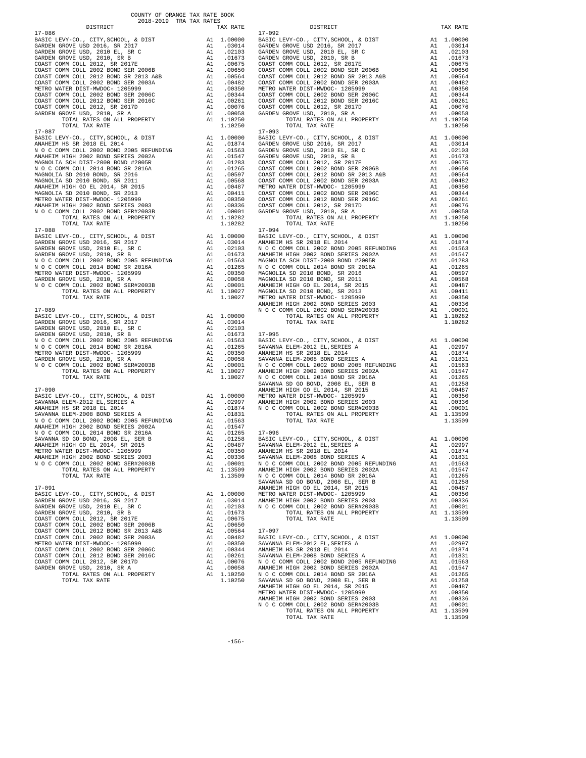COUNTY OF ORANGE TAX RATE BOOK
2018-2019 TRA TAX RATES

| DISTRICT | | TAX RATE |
|---|---|---|
| **17-086** | | |
| BASIC LEVY-CO., CITY,SCHOOL, & DIST | A1 | 1.00000 |
| GARDEN GROVE USD 2016, SR 2017 | A1 | .03014 |
| GARDEN GROVE USD, 2010 EL, SR C | A1 | .02103 |
| GARDEN GROVE USD, 2010, SR B | A1 | .01673 |
| COAST COMM COLL 2012, SR 2017E | A1 | .00675 |
| COAST COMM COLL 2002 BOND SER 2006B | A1 | .00650 |
| COAST COMM COLL 2012 BOND SR 2013 A&B | A1 | .00564 |
| COAST COMM COLL 2002 BOND SER 2003A | A1 | .00482 |
| METRO WATER DIST-MWDOC- 1205999 | A1 | .00350 |
| COAST COMM COLL 2002 BOND SER 2006C | A1 | .00344 |
| COAST COMM COLL 2012 BOND SER 2016C | A1 | .00261 |
| COAST COMM COLL 2012, SR 2017D | A1 | .00076 |
| GARDEN GROVE USD, 2010, SR A | A1 | .00058 |
| TOTAL RATES ON ALL PROPERTY | A1 | 1.10250 |
| TOTAL TAX RATE | | 1.10250 |
| **17-087** | | |
| BASIC LEVY-CO., CITY,SCHOOL, & DIST | A1 | 1.00000 |
| ANAHEIM HS SR 2018 EL 2014 | A1 | .01874 |
| N O C COMM COLL 2002 BOND 2005 REFUNDING | A1 | .01563 |
| ANAHEIM HIGH 2002 BOND SERIES 2002A | A1 | .01547 |
| MAGNOLIA SCH DIST-2000 BOND #2005R | A1 | .01283 |
| N O C COMM COLL 2014 BOND SR 2016A | A1 | .01265 |
| MAGNOLIA SD 2010 BOND, SR 2016 | A1 | .00597 |
| MAGNOLIA SD 2010 BOND, SR 2011 | A1 | .00568 |
| ANAHEIM HIGH GO EL 2014, SR 2015 | A1 | .00487 |
| MAGNOLIA SD 2010 BOND, SR 2013 | A1 | .00411 |
| METRO WATER DIST-MWDOC- 1205999 | A1 | .00350 |
| ANAHEIM HIGH 2002 BOND SERIES 2003 | A1 | .00336 |
| N O C COMM COLL 2002 BOND SER#2003B | A1 | .00001 |
| TOTAL RATES ON ALL PROPERTY | A1 | 1.10282 |
| TOTAL TAX RATE | | 1.10282 |
| **17-088** | | |
| BASIC LEVY-CO., CITY,SCHOOL, & DIST | A1 | 1.00000 |
| GARDEN GROVE USD 2016, SR 2017 | A1 | .03014 |
| GARDEN GROVE USD, 2010 EL, SR C | A1 | .02103 |
| GARDEN GROVE USD, 2010, SR B | A1 | .01673 |
| N O C COMM COLL 2002 BOND 2005 REFUNDING | A1 | .01563 |
| N O C COMM COLL 2014 BOND SR 2016A | A1 | .01265 |
| METRO WATER DIST-MWDOC- 1205999 | A1 | .00350 |
| GARDEN GROVE USD, 2010, SR A | A1 | .00058 |
| N O C COMM COLL 2002 BOND SER#2003B | A1 | .00001 |
| TOTAL RATES ON ALL PROPERTY | A1 | 1.10027 |
| TOTAL TAX RATE | | 1.10027 |
| **17-089** | | |
| BASIC LEVY-CO., CITY,SCHOOL, & DIST | A1 | 1.00000 |
| GARDEN GROVE USD 2016, SR 2017 | A1 | .03014 |
| GARDEN GROVE USD, 2010 EL, SR C | A1 | .02103 |
| GARDEN GROVE USD, 2010, SR B | A1 | .01673 |
| N O C COMM COLL 2002 BOND 2005 REFUNDING | A1 | .01563 |
| N O C COMM COLL 2014 BOND SR 2016A | A1 | .01265 |
| METRO WATER DIST-MWDOC- 1205999 | A1 | .00350 |
| GARDEN GROVE USD, 2010, SR A | A1 | .00058 |
| N O C COMM COLL 2002 BOND SER#2003B | A1 | .00001 |
| TOTAL RATES ON ALL PROPERTY | A1 | 1.10027 |
| TOTAL TAX RATE | | 1.10027 |
| **17-090** | | |
| BASIC LEVY-CO., CITY,SCHOOL, & DIST | A1 | 1.00000 |
| SAVANNA ELEM-2012 EL,SERIES A | A1 | .02997 |
| ANAHEIM HS SR 2018 EL 2014 | A1 | .01874 |
| SAVANNA ELEM-2008 BOND SERIES A | A1 | .01831 |
| N O C COMM COLL 2002 BOND 2005 REFUNDING | A1 | .01563 |
| ANAHEIM HIGH 2002 BOND SERIES 2002A | A1 | .01547 |
| N O C COMM COLL 2014 BOND SR 2016A | A1 | .01265 |
| SAVANNA SD GO BOND, 2008 EL, SER B | A1 | .01258 |
| ANAHEIM HIGH GO EL 2014, SR 2015 | A1 | .00487 |
| METRO WATER DIST-MWDOC- 1205999 | A1 | .00350 |
| ANAHEIM HIGH 2002 BOND SERIES 2003 | A1 | .00336 |
| N O C COMM COLL 2002 BOND SER#2003B | A1 | .00001 |
| TOTAL RATES ON ALL PROPERTY | A1 | 1.13509 |
| TOTAL TAX RATE | | 1.13509 |
| **17-091** | | |
| BASIC LEVY-CO., CITY,SCHOOL, & DIST | A1 | 1.00000 |
| GARDEN GROVE USD 2016, SR 2017 | A1 | .03014 |
| GARDEN GROVE USD, 2010 EL, SR C | A1 | .02103 |
| GARDEN GROVE USD, 2010, SR B | A1 | .01673 |
| COAST COMM COLL 2012, SR 2017E | A1 | .00675 |
| COAST COMM COLL 2002 BOND SER 2006B | A1 | .00650 |
| COAST COMM COLL 2012 BOND SR 2013 A&B | A1 | .00564 |
| COAST COMM COLL 2002 BOND SER 2003A | A1 | .00482 |
| METRO WATER DIST-MWDOC- 1205999 | A1 | .00350 |
| COAST COMM COLL 2002 BOND SER 2006C | A1 | .00344 |
| COAST COMM COLL 2012 BOND SER 2016C | A1 | .00261 |
| COAST COMM COLL 2012, SR 2017D | A1 | .00076 |
| GARDEN GROVE USD, 2010, SR A | A1 | .00058 |
| TOTAL RATES ON ALL PROPERTY | A1 | 1.10250 |
| TOTAL TAX RATE | | 1.10250 |
| **17-092** | | |
| BASIC LEVY-CO., CITY,SCHOOL, & DIST | A1 | 1.00000 |
| GARDEN GROVE USD 2016, SR 2017 | A1 | .03014 |
| GARDEN GROVE USD, 2010 EL, SR C | A1 | .02103 |
| GARDEN GROVE USD, 2010, SR B | A1 | .01673 |
| COAST COMM COLL 2012, SR 2017E | A1 | .00675 |
| COAST COMM COLL 2002 BOND SER 2006B | A1 | .00650 |
| COAST COMM COLL 2012 BOND SR 2013 A&B | A1 | .00564 |
| COAST COMM COLL 2002 BOND SER 2003A | A1 | .00482 |
| METRO WATER DIST-MWDOC- 1205999 | A1 | .00350 |
| COAST COMM COLL 2002 BOND SER 2006C | A1 | .00344 |
| COAST COMM COLL 2012 BOND SER 2016C | A1 | .00261 |
| COAST COMM COLL 2012, SR 2017D | A1 | .00076 |
| GARDEN GROVE USD, 2010, SR A | A1 | .00058 |
| TOTAL RATES ON ALL PROPERTY | A1 | 1.10250 |
| TOTAL TAX RATE | | 1.10250 |
| **17-093** | | |
| BASIC LEVY-CO., CITY,SCHOOL, & DIST | A1 | 1.00000 |
| GARDEN GROVE USD 2016, SR 2017 | A1 | .03014 |
| GARDEN GROVE USD, 2010 EL, SR C | A1 | .02103 |
| GARDEN GROVE USD, 2010, SR B | A1 | .01673 |
| COAST COMM COLL 2012, SR 2017E | A1 | .00675 |
| COAST COMM COLL 2002 BOND SER 2006B | A1 | .00650 |
| COAST COMM COLL 2012 BOND SR 2013 A&B | A1 | .00564 |
| COAST COMM COLL 2002 BOND SER 2003A | A1 | .00482 |
| METRO WATER DIST-MWDOC- 1205999 | A1 | .00350 |
| COAST COMM COLL 2002 BOND SER 2006C | A1 | .00344 |
| COAST COMM COLL 2012 BOND SER 2016C | A1 | .00261 |
| COAST COMM COLL 2012, SR 2017D | A1 | .00076 |
| GARDEN GROVE USD, 2010, SR A | A1 | .00058 |
| TOTAL RATES ON ALL PROPERTY | A1 | 1.10250 |
| TOTAL TAX RATE | | 1.10250 |
| **17-094** | | |
| BASIC LEVY-CO., CITY,SCHOOL, & DIST | A1 | 1.00000 |
| ANAHEIM HS SR 2018 EL 2014 | A1 | .01874 |
| N O C COMM COLL 2002 BOND 2005 REFUNDING | A1 | .01563 |
| ANAHEIM HIGH 2002 BOND SERIES 2002A | A1 | .01547 |
| MAGNOLIA SCH DIST-2000 BOND #2005R | A1 | .01283 |
| N O C COMM COLL 2014 BOND SR 2016A | A1 | .01265 |
| MAGNOLIA SD 2010 BOND, SR 2016 | A1 | .00597 |
| MAGNOLIA SD 2010 BOND, SR 2011 | A1 | .00568 |
| ANAHEIM HIGH GO EL 2014, SR 2015 | A1 | .00487 |
| MAGNOLIA SD 2010 BOND, SR 2013 | A1 | .00411 |
| METRO WATER DIST-MWDOC- 1205999 | A1 | .00350 |
| ANAHEIM HIGH 2002 BOND SERIES 2003 | A1 | .00336 |
| N O C COMM COLL 2002 BOND SER#2003B | A1 | .00001 |
| TOTAL RATES ON ALL PROPERTY | A1 | 1.10282 |
| TOTAL TAX RATE | | 1.10282 |
| **17-095** | | |
| BASIC LEVY-CO., CITY,SCHOOL, & DIST | A1 | 1.00000 |
| SAVANNA ELEM-2012 EL,SERIES A | A1 | .02997 |
| ANAHEIM HS SR 2018 EL 2014 | A1 | .01874 |
| SAVANNA ELEM-2008 BOND SERIES A | A1 | .01831 |
| N O C COMM COLL 2002 BOND 2005 REFUNDING | A1 | .01563 |
| ANAHEIM HIGH 2002 BOND SERIES 2002A | A1 | .01547 |
| N O C COMM COLL 2014 BOND SR 2016A | A1 | .01265 |
| SAVANNA SD GO BOND, 2008 EL, SER B | A1 | .01258 |
| ANAHEIM HIGH GO EL 2014, SR 2015 | A1 | .00487 |
| METRO WATER DIST-MWDOC- 1205999 | A1 | .00350 |
| ANAHEIM HIGH 2002 BOND SERIES 2003 | A1 | .00336 |
| N O C COMM COLL 2002 BOND SER#2003B | A1 | .00001 |
| TOTAL RATES ON ALL PROPERTY | A1 | 1.13509 |
| TOTAL TAX RATE | | 1.13509 |
| **17-096** | | |
| BASIC LEVY-CO., CITY,SCHOOL, & DIST | A1 | 1.00000 |
| SAVANNA ELEM-2012 EL,SERIES A | A1 | .02997 |
| ANAHEIM HS SR 2018 EL 2014 | A1 | .01874 |
| SAVANNA ELEM-2008 BOND SERIES A | A1 | .01831 |
| N O C COMM COLL 2002 BOND 2005 REFUNDING | A1 | .01563 |
| ANAHEIM HIGH 2002 BOND SERIES 2002A | A1 | .01547 |
| N O C COMM COLL 2014 BOND SR 2016A | A1 | .01265 |
| SAVANNA SD GO BOND, 2008 EL, SER B | A1 | .01258 |
| ANAHEIM HIGH GO EL 2014, SR 2015 | A1 | .00487 |
| METRO WATER DIST-MWDOC- 1205999 | A1 | .00350 |
| ANAHEIM HIGH 2002 BOND SERIES 2003 | A1 | .00336 |
| N O C COMM COLL 2002 BOND SER#2003B | A1 | .00001 |
| TOTAL RATES ON ALL PROPERTY | A1 | 1.13509 |
| TOTAL TAX RATE | | 1.13509 |
| **17-097** | | |
| BASIC LEVY-CO., CITY,SCHOOL, & DIST | A1 | 1.00000 |
| SAVANNA ELEM-2012 EL,SERIES A | A1 | .02997 |
| ANAHEIM HS SR 2018 EL 2014 | A1 | .01874 |
| SAVANNA ELEM-2008 BOND SERIES A | A1 | .01831 |
| N O C COMM COLL 2002 BOND 2005 REFUNDING | A1 | .01563 |
| ANAHEIM HIGH 2002 BOND SERIES 2002A | A1 | .01547 |
| N O C COMM COLL 2014 BOND SR 2016A | A1 | .01265 |
| SAVANNA SD GO BOND, 2008 EL, SER B | A1 | .01258 |
| ANAHEIM HIGH GO EL 2014, SR 2015 | A1 | .00487 |
| METRO WATER DIST-MWDOC- 1205999 | A1 | .00350 |
| ANAHEIM HIGH 2002 BOND SERIES 2003 | A1 | .00336 |
| N O C COMM COLL 2002 BOND SER#2003B | A1 | .00001 |
| TOTAL RATES ON ALL PROPERTY | A1 | 1.13509 |
| TOTAL TAX RATE | | 1.13509 |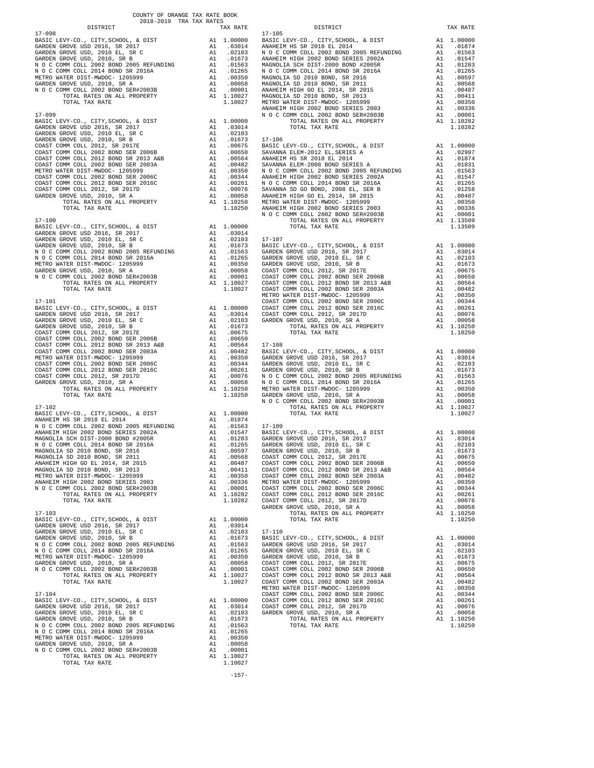COUNTY OF ORANGE TAX RATE BOOK
2018-2019 TRA TAX RATES

### 17-098

| DISTRICT | | TAX RATE |
|---|---|---|
| BASIC LEVY-CO., CITY,SCHOOL, & DIST | A1 | 1.00000 |
| GARDEN GROVE USD 2016, SR 2017 | A1 | .03014 |
| GARDEN GROVE USD, 2010 EL, SR C | A1 | .02103 |
| GARDEN GROVE USD, 2010, SR B | A1 | .01673 |
| N O C COMM COLL 2002 BOND 2005 REFUNDING | A1 | .01563 |
| N O C COMM COLL 2014 BOND SR 2016A | A1 | .01265 |
| METRO WATER DIST-MWDOC- 1205999 | A1 | .00350 |
| GARDEN GROVE USD, 2010, SR A | A1 | .00058 |
| N O C COMM COLL 2002 BOND SER#2003B | A1 | .00001 |
| TOTAL RATES ON ALL PROPERTY | A1 | 1.10027 |
| TOTAL TAX RATE | | 1.10027 |

### 17-099

| DISTRICT | | TAX RATE |
|---|---|---|
| BASIC LEVY-CO., CITY,SCHOOL, & DIST | A1 | 1.00000 |
| GARDEN GROVE USD 2016, SR 2017 | A1 | .03014 |
| GARDEN GROVE USD, 2010 EL, SR C | A1 | .02103 |
| GARDEN GROVE USD, 2010, SR B | A1 | .01673 |
| COAST COMM COLL 2012, SR 2017E | A1 | .00675 |
| COAST COMM COLL 2002 BOND SER 2006B | A1 | .00650 |
| COAST COMM COLL 2012 BOND SR 2013 A&B | A1 | .00564 |
| COAST COMM COLL 2002 BOND SER 2003A | A1 | .00482 |
| METRO WATER DIST-MWDOC- 1205999 | A1 | .00350 |
| COAST COMM COLL 2002 BOND SER 2006C | A1 | .00344 |
| COAST COMM COLL 2012 BOND SER 2016C | A1 | .00261 |
| COAST COMM COLL 2012, SR 2017D | A1 | .00076 |
| GARDEN GROVE USD, 2010, SR A | A1 | .00058 |
| TOTAL RATES ON ALL PROPERTY | A1 | 1.10250 |
| TOTAL TAX RATE | | 1.10250 |

### 17-100

| DISTRICT | | TAX RATE |
|---|---|---|
| BASIC LEVY-CO., CITY,SCHOOL, & DIST | A1 | 1.00000 |
| GARDEN GROVE USD 2016, SR 2017 | A1 | .03014 |
| GARDEN GROVE USD, 2010 EL, SR C | A1 | .02103 |
| GARDEN GROVE USD, 2010, SR B | A1 | .01673 |
| N O C COMM COLL 2002 BOND 2005 REFUNDING | A1 | .01563 |
| N O C COMM COLL 2014 BOND SR 2016A | A1 | .01265 |
| METRO WATER DIST-MWDOC- 1205999 | A1 | .00350 |
| GARDEN GROVE USD, 2010, SR A | A1 | .00058 |
| N O C COMM COLL 2002 BOND SER#2003B | A1 | .00001 |
| TOTAL RATES ON ALL PROPERTY | A1 | 1.10027 |
| TOTAL TAX RATE | | 1.10027 |

### 17-101

| DISTRICT | | TAX RATE |
|---|---|---|
| BASIC LEVY-CO., CITY,SCHOOL, & DIST | A1 | 1.00000 |
| GARDEN GROVE USD 2016, SR 2017 | A1 | .03014 |
| GARDEN GROVE USD, 2010 EL, SR C | A1 | .02103 |
| GARDEN GROVE USD, 2010, SR B | A1 | .01673 |
| COAST COMM COLL 2012, SR 2017E | A1 | .00675 |
| COAST COMM COLL 2002 BOND SER 2006B | A1 | .00650 |
| COAST COMM COLL 2012 BOND SR 2013 A&B | A1 | .00564 |
| COAST COMM COLL 2002 BOND SER 2003A | A1 | .00482 |
| METRO WATER DIST-MWDOC- 1205999 | A1 | .00350 |
| COAST COMM COLL 2002 BOND SER 2006C | A1 | .00344 |
| COAST COMM COLL 2012 BOND SER 2016C | A1 | .00261 |
| COAST COMM COLL 2012, SR 2017D | A1 | .00076 |
| GARDEN GROVE USD, 2010, SR A | A1 | .00058 |
| TOTAL RATES ON ALL PROPERTY | A1 | 1.10250 |
| TOTAL TAX RATE | | 1.10250 |

### 17-102

| DISTRICT | | TAX RATE |
|---|---|---|
| BASIC LEVY-CO., CITY,SCHOOL, & DIST | A1 | 1.00000 |
| ANAHEIM HS SR 2018 EL 2014 | A1 | .01874 |
| N O C COMM COLL 2002 BOND 2005 REFUNDING | A1 | .01563 |
| ANAHEIM HIGH 2002 BOND SERIES 2002A | A1 | .01547 |
| MAGNOLIA SCH DIST-2000 BOND #2005R | A1 | .01283 |
| N O C COMM COLL 2014 BOND SR 2016A | A1 | .01265 |
| MAGNOLIA SD 2010 BOND, SR 2016 | A1 | .00597 |
| MAGNOLIA SD 2010 BOND, SR 2011 | A1 | .00568 |
| ANAHEIM HIGH GO EL 2014, SR 2015 | A1 | .00487 |
| MAGNOLIA SD 2010 BOND, SR 2013 | A1 | .00411 |
| METRO WATER DIST-MWDOC- 1205999 | A1 | .00350 |
| ANAHEIM HIGH 2002 BOND SERIES 2003 | A1 | .00336 |
| N O C COMM COLL 2002 BOND SER#2003B | A1 | .00001 |
| TOTAL RATES ON ALL PROPERTY | A1 | 1.10282 |
| TOTAL TAX RATE | | 1.10282 |

### 17-103

| DISTRICT | | TAX RATE |
|---|---|---|
| BASIC LEVY-CO., CITY,SCHOOL, & DIST | A1 | 1.00000 |
| GARDEN GROVE USD 2016, SR 2017 | A1 | .03014 |
| GARDEN GROVE USD, 2010 EL, SR C | A1 | .02103 |
| GARDEN GROVE USD, 2010, SR B | A1 | .01673 |
| N O C COMM COLL 2002 BOND 2005 REFUNDING | A1 | .01563 |
| N O C COMM COLL 2014 BOND SR 2016A | A1 | .01265 |
| METRO WATER DIST-MWDOC- 1205999 | A1 | .00350 |
| GARDEN GROVE USD, 2010, SR A | A1 | .00058 |
| N O C COMM COLL 2002 BOND SER#2003B | A1 | .00001 |
| TOTAL RATES ON ALL PROPERTY | A1 | 1.10027 |
| TOTAL TAX RATE | | 1.10027 |

### 17-104

| DISTRICT | | TAX RATE |
|---|---|---|
| BASIC LEVY-CO., CITY,SCHOOL, & DIST | A1 | 1.00000 |
| GARDEN GROVE USD 2016, SR 2017 | A1 | .03014 |
| GARDEN GROVE USD, 2010 EL, SR C | A1 | .02103 |
| GARDEN GROVE USD, 2010, SR B | A1 | .01673 |
| N O C COMM COLL 2002 BOND 2005 REFUNDING | A1 | .01563 |
| N O C COMM COLL 2014 BOND SR 2016A | A1 | .01265 |
| METRO WATER DIST-MWDOC- 1205999 | A1 | .00350 |
| GARDEN GROVE USD, 2010, SR A | A1 | .00058 |
| N O C COMM COLL 2002 BOND SER#2003B | A1 | .00001 |
| TOTAL RATES ON ALL PROPERTY | A1 | 1.10027 |
| TOTAL TAX RATE | | 1.10027 |

### 17-105

| DISTRICT | | TAX RATE |
|---|---|---|
| BASIC LEVY-CO., CITY,SCHOOL, & DIST | A1 | 1.00000 |
| ANAHEIM HS SR 2018 EL 2014 | A1 | .01874 |
| N O C COMM COLL 2002 BOND 2005 REFUNDING | A1 | .01563 |
| ANAHEIM HIGH 2002 BOND SERIES 2002A | A1 | .01547 |
| MAGNOLIA SCH DIST-2000 BOND #2005R | A1 | .01283 |
| N O C COMM COLL 2014 BOND SR 2016A | A1 | .01265 |
| MAGNOLIA SD 2010 BOND, SR 2016 | A1 | .00597 |
| MAGNOLIA SD 2010 BOND, SR 2011 | A1 | .00568 |
| ANAHEIM HIGH GO EL 2014, SR 2015 | A1 | .00487 |
| MAGNOLIA SD 2010 BOND, SR 2013 | A1 | .00411 |
| METRO WATER DIST-MWDOC- 1205999 | A1 | .00350 |
| ANAHEIM HIGH 2002 BOND SERIES 2003 | A1 | .00336 |
| N O C COMM COLL 2002 BOND SER#2003B | A1 | .00001 |
| TOTAL RATES ON ALL PROPERTY | A1 | 1.10282 |
| TOTAL TAX RATE | | 1.10282 |

### 17-106

| DISTRICT | | TAX RATE |
|---|---|---|
| BASIC LEVY-CO., CITY,SCHOOL, & DIST | A1 | 1.00000 |
| SAVANNA ELEM-2012 EL,SERIES A | A1 | .02997 |
| ANAHEIM HS SR 2018 EL 2014 | A1 | .01874 |
| SAVANNA ELEM-2008 BOND SERIES A | A1 | .01831 |
| N O C COMM COLL 2002 BOND 2005 REFUNDING | A1 | .01563 |
| ANAHEIM HIGH 2002 BOND SERIES 2002A | A1 | .01547 |
| N O C COMM COLL 2014 BOND SR 2016A | A1 | .01265 |
| SAVANNA SD GO BOND, 2008 EL, SER B | A1 | .01258 |
| ANAHEIM HIGH GO EL 2014, SR 2015 | A1 | .00487 |
| METRO WATER DIST-MWDOC- 1205999 | A1 | .00350 |
| ANAHEIM HIGH 2002 BOND SERIES 2003 | A1 | .00336 |
| N O C COMM COLL 2002 BOND SER#2003B | A1 | .00001 |
| TOTAL RATES ON ALL PROPERTY | A1 | 1.13509 |
| TOTAL TAX RATE | | 1.13509 |

### 17-107

| DISTRICT | | TAX RATE |
|---|---|---|
| BASIC LEVY-CO., CITY,SCHOOL, & DIST | A1 | 1.00000 |
| GARDEN GROVE USD 2016, SR 2017 | A1 | .03014 |
| GARDEN GROVE USD, 2010 EL, SR C | A1 | .02103 |
| GARDEN GROVE USD, 2010, SR B | A1 | .01673 |
| COAST COMM COLL 2012, SR 2017E | A1 | .00675 |
| COAST COMM COLL 2002 BOND SER 2006B | A1 | .00650 |
| COAST COMM COLL 2012 BOND SR 2013 A&B | A1 | .00564 |
| COAST COMM COLL 2002 BOND SER 2003A | A1 | .00482 |
| METRO WATER DIST-MWDOC- 1205999 | A1 | .00350 |
| COAST COMM COLL 2002 BOND SER 2006C | A1 | .00344 |
| COAST COMM COLL 2012 BOND SER 2016C | A1 | .00261 |
| COAST COMM COLL 2012, SR 2017D | A1 | .00076 |
| GARDEN GROVE USD, 2010, SR A | A1 | .00058 |
| TOTAL RATES ON ALL PROPERTY | A1 | 1.10250 |
| TOTAL TAX RATE | | 1.10250 |

### 17-108

| DISTRICT | | TAX RATE |
|---|---|---|
| BASIC LEVY-CO., CITY,SCHOOL, & DIST | A1 | 1.00000 |
| GARDEN GROVE USD 2016, SR 2017 | A1 | .03014 |
| GARDEN GROVE USD, 2010 EL, SR C | A1 | .02103 |
| GARDEN GROVE USD, 2010, SR B | A1 | .01673 |
| N O C COMM COLL 2002 BOND 2005 REFUNDING | A1 | .01563 |
| N O C COMM COLL 2014 BOND SR 2016A | A1 | .01265 |
| METRO WATER DIST-MWDOC- 1205999 | A1 | .00350 |
| GARDEN GROVE USD, 2010, SR A | A1 | .00058 |
| N O C COMM COLL 2002 BOND SER#2003B | A1 | .00001 |
| TOTAL RATES ON ALL PROPERTY | A1 | 1.10027 |
| TOTAL TAX RATE | | 1.10027 |

### 17-109

| DISTRICT | | TAX RATE |
|---|---|---|
| BASIC LEVY-CO., CITY,SCHOOL, & DIST | A1 | 1.00000 |
| GARDEN GROVE USD 2016, SR 2017 | A1 | .03014 |
| GARDEN GROVE USD, 2010 EL, SR C | A1 | .02103 |
| GARDEN GROVE USD, 2010, SR B | A1 | .01673 |
| COAST COMM COLL 2012, SR 2017E | A1 | .00675 |
| COAST COMM COLL 2002 BOND SER 2006B | A1 | .00650 |
| COAST COMM COLL 2012 BOND SR 2013 A&B | A1 | .00564 |
| COAST COMM COLL 2002 BOND SER 2003A | A1 | .00482 |
| METRO WATER DIST-MWDOC- 1205999 | A1 | .00350 |
| COAST COMM COLL 2002 BOND SER 2006C | A1 | .00344 |
| COAST COMM COLL 2012 BOND SER 2016C | A1 | .00261 |
| COAST COMM COLL 2012, SR 2017D | A1 | .00076 |
| GARDEN GROVE USD, 2010, SR A | A1 | .00058 |
| TOTAL RATES ON ALL PROPERTY | A1 | 1.10250 |
| TOTAL TAX RATE | | 1.10250 |

### 17-110

| DISTRICT | | TAX RATE |
|---|---|---|
| BASIC LEVY-CO., CITY,SCHOOL, & DIST | A1 | 1.00000 |
| GARDEN GROVE USD 2016, SR 2017 | A1 | .03014 |
| GARDEN GROVE USD, 2010 EL, SR C | A1 | .02103 |
| GARDEN GROVE USD, 2010, SR B | A1 | .01673 |
| COAST COMM COLL 2012, SR 2017E | A1 | .00675 |
| COAST COMM COLL 2002 BOND SER 2006B | A1 | .00650 |
| COAST COMM COLL 2012 BOND SR 2013 A&B | A1 | .00564 |
| COAST COMM COLL 2002 BOND SER 2003A | A1 | .00482 |
| METRO WATER DIST-MWDOC- 1205999 | A1 | .00350 |
| COAST COMM COLL 2002 BOND SER 2006C | A1 | .00344 |
| COAST COMM COLL 2012 BOND SER 2016C | A1 | .00261 |
| COAST COMM COLL 2012, SR 2017D | A1 | .00076 |
| GARDEN GROVE USD, 2010, SR A | A1 | .00058 |
| TOTAL RATES ON ALL PROPERTY | A1 | 1.10250 |
| TOTAL TAX RATE | | 1.10250 |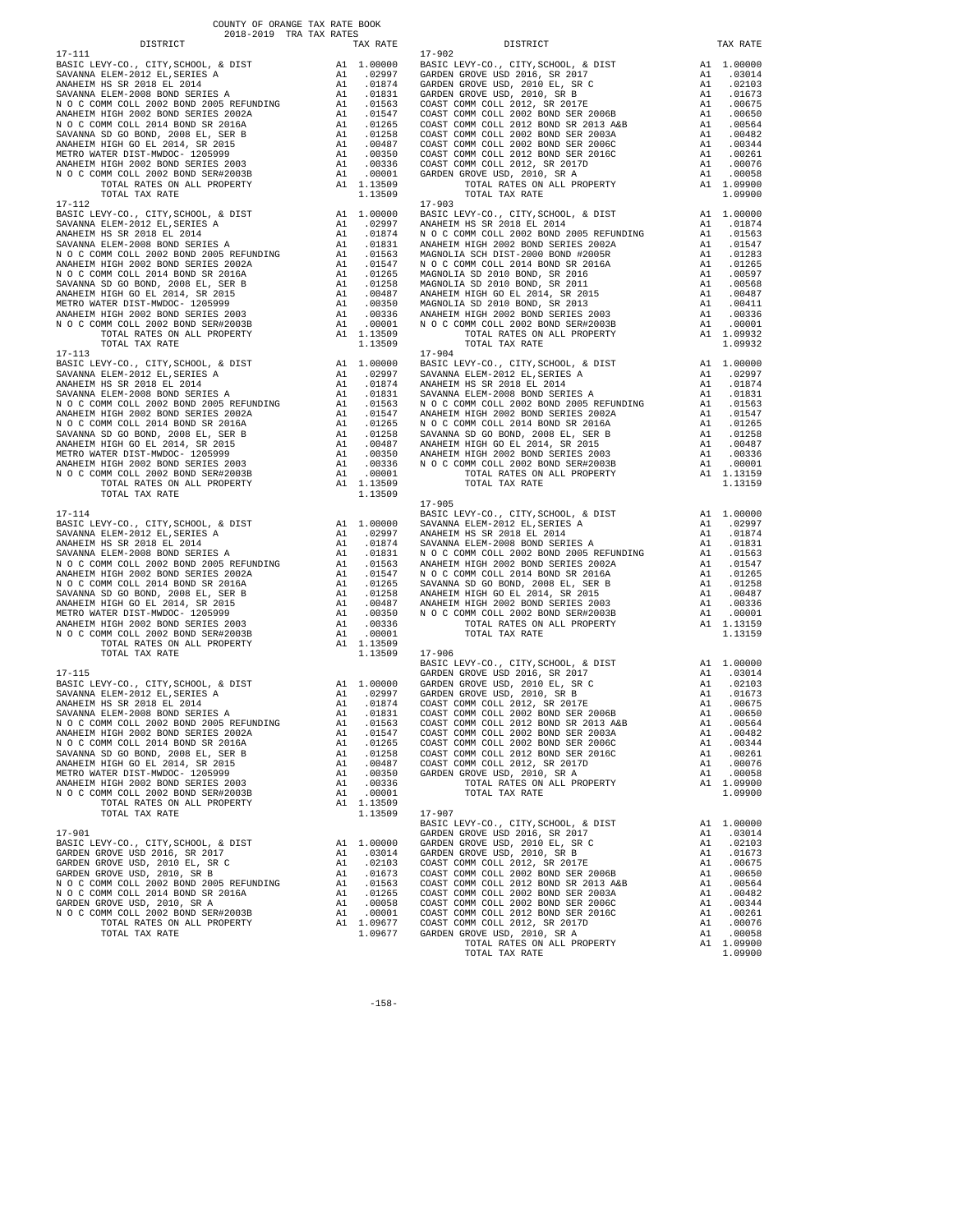COUNTY OF ORANGE TAX RATE BOOK
2018-2019 TRA TAX RATES

| DISTRICT | | TAX RATE |
|---|---|---|
| **17-111** | | |
| BASIC LEVY-CO., CITY,SCHOOL, & DIST | A1 | 1.00000 |
| SAVANNA ELEM-2012 EL,SERIES A | A1 | .02997 |
| ANAHEIM HS SR 2018 EL 2014 | A1 | .01874 |
| SAVANNA ELEM-2008 BOND SERIES A | A1 | .01831 |
| N O C COMM COLL 2002 BOND 2005 REFUNDING | A1 | .01563 |
| ANAHEIM HIGH 2002 BOND SERIES 2002A | A1 | .01547 |
| N O C COMM COLL 2014 BOND SR 2016A | A1 | .01265 |
| SAVANNA SD GO BOND, 2008 EL, SER B | A1 | .01258 |
| ANAHEIM HIGH GO EL 2014, SR 2015 | A1 | .00487 |
| METRO WATER DIST-MWDOC- 1205999 | A1 | .00350 |
| ANAHEIM HIGH 2002 BOND SERIES 2003 | A1 | .00336 |
| N O C COMM COLL 2002 BOND SER#2003B | A1 | .00001 |
| TOTAL RATES ON ALL PROPERTY | A1 | 1.13509 |
| TOTAL TAX RATE | | 1.13509 |
| **17-112** | | |
| BASIC LEVY-CO., CITY,SCHOOL, & DIST | A1 | 1.00000 |
| SAVANNA ELEM-2012 EL,SERIES A | A1 | .02997 |
| ANAHEIM HS SR 2018 EL 2014 | A1 | .01874 |
| SAVANNA ELEM-2008 BOND SERIES A | A1 | .01831 |
| N O C COMM COLL 2002 BOND 2005 REFUNDING | A1 | .01563 |
| ANAHEIM HIGH 2002 BOND SERIES 2002A | A1 | .01547 |
| N O C COMM COLL 2014 BOND SR 2016A | A1 | .01265 |
| SAVANNA SD GO BOND, 2008 EL, SER B | A1 | .01258 |
| ANAHEIM HIGH GO EL 2014, SR 2015 | A1 | .00487 |
| METRO WATER DIST-MWDOC- 1205999 | A1 | .00350 |
| ANAHEIM HIGH 2002 BOND SERIES 2003 | A1 | .00336 |
| N O C COMM COLL 2002 BOND SER#2003B | A1 | .00001 |
| TOTAL RATES ON ALL PROPERTY | A1 | 1.13509 |
| TOTAL TAX RATE | | 1.13509 |
| **17-113** | | |
| BASIC LEVY-CO., CITY,SCHOOL, & DIST | A1 | 1.00000 |
| SAVANNA ELEM-2012 EL,SERIES A | A1 | .02997 |
| ANAHEIM HS SR 2018 EL 2014 | A1 | .01874 |
| SAVANNA ELEM-2008 BOND SERIES A | A1 | .01831 |
| N O C COMM COLL 2002 BOND 2005 REFUNDING | A1 | .01563 |
| ANAHEIM HIGH 2002 BOND SERIES 2002A | A1 | .01547 |
| N O C COMM COLL 2014 BOND SR 2016A | A1 | .01265 |
| SAVANNA SD GO BOND, 2008 EL, SER B | A1 | .01258 |
| ANAHEIM HIGH GO EL 2014, SR 2015 | A1 | .00487 |
| METRO WATER DIST-MWDOC- 1205999 | A1 | .00350 |
| ANAHEIM HIGH 2002 BOND SERIES 2003 | A1 | .00336 |
| N O C COMM COLL 2002 BOND SER#2003B | A1 | .00001 |
| TOTAL RATES ON ALL PROPERTY | A1 | 1.13509 |
| TOTAL TAX RATE | | 1.13509 |
| **17-114** | | |
| BASIC LEVY-CO., CITY,SCHOOL, & DIST | A1 | 1.00000 |
| SAVANNA ELEM-2012 EL,SERIES A | A1 | .02997 |
| ANAHEIM HS SR 2018 EL 2014 | A1 | .01874 |
| SAVANNA ELEM-2008 BOND SERIES A | A1 | .01831 |
| N O C COMM COLL 2002 BOND 2005 REFUNDING | A1 | .01563 |
| ANAHEIM HIGH 2002 BOND SERIES 2002A | A1 | .01547 |
| N O C COMM COLL 2014 BOND SR 2016A | A1 | .01265 |
| SAVANNA SD GO BOND, 2008 EL, SER B | A1 | .01258 |
| ANAHEIM HIGH GO EL 2014, SR 2015 | A1 | .00487 |
| METRO WATER DIST-MWDOC- 1205999 | A1 | .00350 |
| ANAHEIM HIGH 2002 BOND SERIES 2003 | A1 | .00336 |
| N O C COMM COLL 2002 BOND SER#2003B | A1 | .00001 |
| TOTAL RATES ON ALL PROPERTY | A1 | 1.13509 |
| TOTAL TAX RATE | | 1.13509 |
| **17-115** | | |
| BASIC LEVY-CO., CITY,SCHOOL, & DIST | A1 | 1.00000 |
| SAVANNA ELEM-2012 EL,SERIES A | A1 | .02997 |
| ANAHEIM HS SR 2018 EL 2014 | A1 | .01874 |
| SAVANNA ELEM-2008 BOND SERIES A | A1 | .01831 |
| N O C COMM COLL 2002 BOND 2005 REFUNDING | A1 | .01563 |
| ANAHEIM HIGH 2002 BOND SERIES 2002A | A1 | .01547 |
| N O C COMM COLL 2014 BOND SR 2016A | A1 | .01265 |
| SAVANNA SD GO BOND, 2008 EL, SER B | A1 | .01258 |
| ANAHEIM HIGH GO EL 2014, SR 2015 | A1 | .00487 |
| METRO WATER DIST-MWDOC- 1205999 | A1 | .00350 |
| ANAHEIM HIGH 2002 BOND SERIES 2003 | A1 | .00336 |
| N O C COMM COLL 2002 BOND SER#2003B | A1 | .00001 |
| TOTAL RATES ON ALL PROPERTY | A1 | 1.13509 |
| TOTAL TAX RATE | | 1.13509 |
| **17-901** | | |
| BASIC LEVY-CO., CITY,SCHOOL, & DIST | A1 | 1.00000 |
| GARDEN GROVE USD 2016, SR 2017 | A1 | .03014 |
| GARDEN GROVE USD, 2010 EL, SR C | A1 | .02103 |
| GARDEN GROVE USD, 2010, SR B | A1 | .01673 |
| N O C COMM COLL 2002 BOND 2005 REFUNDING | A1 | .01563 |
| N O C COMM COLL 2014 BOND SR 2016A | A1 | .01265 |
| GARDEN GROVE USD, 2010, SR A | A1 | .00058 |
| N O C COMM COLL 2002 BOND SER#2003B | A1 | .00001 |
| TOTAL RATES ON ALL PROPERTY | A1 | 1.09677 |
| TOTAL TAX RATE | | 1.09677 |
| **17-902** | | |
| BASIC LEVY-CO., CITY,SCHOOL, & DIST | A1 | 1.00000 |
| GARDEN GROVE USD 2016, SR 2017 | A1 | .03014 |
| GARDEN GROVE USD, 2010 EL, SR C | A1 | .02103 |
| GARDEN GROVE USD, 2010, SR B | A1 | .01673 |
| COAST COMM COLL 2012, SR 2017E | A1 | .00675 |
| COAST COMM COLL 2002 BOND SER 2006B | A1 | .00650 |
| COAST COMM COLL 2012 BOND SR 2013 A&B | A1 | .00564 |
| COAST COMM COLL 2002 BOND SER 2003A | A1 | .00482 |
| COAST COMM COLL 2002 BOND SER 2006C | A1 | .00344 |
| COAST COMM COLL 2012 BOND SER 2016C | A1 | .00261 |
| COAST COMM COLL 2012, SR 2017D | A1 | .00076 |
| GARDEN GROVE USD, 2010, SR A | A1 | .00058 |
| TOTAL RATES ON ALL PROPERTY | A1 | 1.09900 |
| TOTAL TAX RATE | | 1.09900 |
| **17-903** | | |
| BASIC LEVY-CO., CITY,SCHOOL, & DIST | A1 | 1.00000 |
| ANAHEIM HS SR 2018 EL 2014 | A1 | .01874 |
| N O C COMM COLL 2002 BOND 2005 REFUNDING | A1 | .01563 |
| ANAHEIM HIGH 2002 BOND SERIES 2002A | A1 | .01547 |
| MAGNOLIA SCH DIST-2000 BOND #2005R | A1 | .01283 |
| N O C COMM COLL 2014 BOND SR 2016A | A1 | .01265 |
| MAGNOLIA SD 2010 BOND, SR 2016 | A1 | .00597 |
| MAGNOLIA SD 2010 BOND, SR 2011 | A1 | .00568 |
| ANAHEIM HIGH GO EL 2014, SR 2015 | A1 | .00487 |
| MAGNOLIA SD 2010 BOND, SR 2013 | A1 | .00411 |
| ANAHEIM HIGH 2002 BOND SERIES 2003 | A1 | .00336 |
| N O C COMM COLL 2002 BOND SER#2003B | A1 | .00001 |
| TOTAL RATES ON ALL PROPERTY | A1 | 1.09932 |
| TOTAL TAX RATE | | 1.09932 |
| **17-904** | | |
| BASIC LEVY-CO., CITY,SCHOOL, & DIST | A1 | 1.00000 |
| SAVANNA ELEM-2012 EL,SERIES A | A1 | .02997 |
| ANAHEIM HS SR 2018 EL 2014 | A1 | .01874 |
| SAVANNA ELEM-2008 BOND SERIES A | A1 | .01831 |
| N O C COMM COLL 2002 BOND 2005 REFUNDING | A1 | .01563 |
| ANAHEIM HIGH 2002 BOND SERIES 2002A | A1 | .01547 |
| N O C COMM COLL 2014 BOND SR 2016A | A1 | .01265 |
| SAVANNA SD GO BOND, 2008 EL, SER B | A1 | .01258 |
| ANAHEIM HIGH GO EL 2014, SR 2015 | A1 | .00487 |
| ANAHEIM HIGH 2002 BOND SERIES 2003 | A1 | .00336 |
| N O C COMM COLL 2002 BOND SER#2003B | A1 | .00001 |
| TOTAL RATES ON ALL PROPERTY | A1 | 1.13159 |
| TOTAL TAX RATE | | 1.13159 |
| **17-905** | | |
| BASIC LEVY-CO., CITY,SCHOOL, & DIST | A1 | 1.00000 |
| SAVANNA ELEM-2012 EL,SERIES A | A1 | .02997 |
| ANAHEIM HS SR 2018 EL 2014 | A1 | .01874 |
| SAVANNA ELEM-2008 BOND SERIES A | A1 | .01831 |
| N O C COMM COLL 2002 BOND 2005 REFUNDING | A1 | .01563 |
| ANAHEIM HIGH 2002 BOND SERIES 2002A | A1 | .01547 |
| N O C COMM COLL 2014 BOND SR 2016A | A1 | .01265 |
| SAVANNA SD GO BOND, 2008 EL, SER B | A1 | .01258 |
| ANAHEIM HIGH GO EL 2014, SR 2015 | A1 | .00487 |
| ANAHEIM HIGH 2002 BOND SERIES 2003 | A1 | .00336 |
| N O C COMM COLL 2002 BOND SER#2003B | A1 | .00001 |
| TOTAL RATES ON ALL PROPERTY | A1 | 1.13159 |
| TOTAL TAX RATE | | 1.13159 |
| **17-906** | | |
| BASIC LEVY-CO., CITY,SCHOOL, & DIST | A1 | 1.00000 |
| GARDEN GROVE USD 2016, SR 2017 | A1 | .03014 |
| GARDEN GROVE USD, 2010 EL, SR C | A1 | .02103 |
| GARDEN GROVE USD, 2010, SR B | A1 | .01673 |
| COAST COMM COLL 2012, SR 2017E | A1 | .00675 |
| COAST COMM COLL 2002 BOND SER 2006B | A1 | .00650 |
| COAST COMM COLL 2012 BOND SR 2013 A&B | A1 | .00564 |
| COAST COMM COLL 2002 BOND SER 2003A | A1 | .00482 |
| COAST COMM COLL 2002 BOND SER 2006C | A1 | .00344 |
| COAST COMM COLL 2012 BOND SER 2016C | A1 | .00261 |
| COAST COMM COLL 2012, SR 2017D | A1 | .00076 |
| GARDEN GROVE USD, 2010, SR A | A1 | .00058 |
| TOTAL RATES ON ALL PROPERTY | A1 | 1.09900 |
| TOTAL TAX RATE | | 1.09900 |
| **17-907** | | |
| BASIC LEVY-CO., CITY,SCHOOL, & DIST | A1 | 1.00000 |
| GARDEN GROVE USD 2016, SR 2017 | A1 | .03014 |
| GARDEN GROVE USD, 2010 EL, SR C | A1 | .02103 |
| GARDEN GROVE USD, 2010, SR B | A1 | .01673 |
| COAST COMM COLL 2012, SR 2017E | A1 | .00675 |
| COAST COMM COLL 2002 BOND SER 2006B | A1 | .00650 |
| COAST COMM COLL 2012 BOND SR 2013 A&B | A1 | .00564 |
| COAST COMM COLL 2002 BOND SER 2003A | A1 | .00482 |
| COAST COMM COLL 2002 BOND SER 2006C | A1 | .00344 |
| COAST COMM COLL 2012 BOND SER 2016C | A1 | .00261 |
| COAST COMM COLL 2012, SR 2017D | A1 | .00076 |
| GARDEN GROVE USD, 2010, SR A | A1 | .00058 |
| TOTAL RATES ON ALL PROPERTY | A1 | 1.09900 |
| TOTAL TAX RATE | | 1.09900 |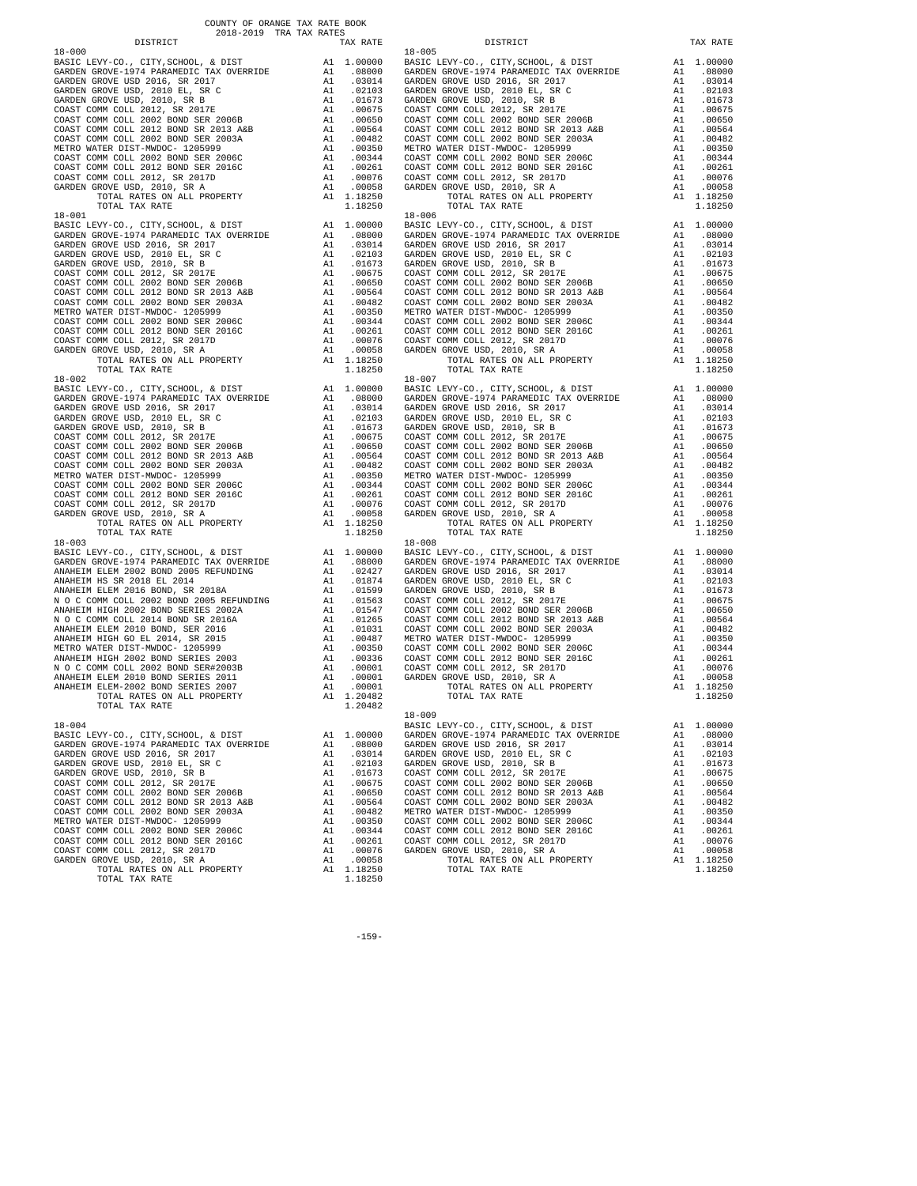COUNTY OF ORANGE TAX RATE BOOK
2018-2019 TRA TAX RATES

| DISTRICT | | TAX RATE |
|---|---|---|
| **18-000** | | |
| BASIC LEVY-CO., CITY,SCHOOL, & DIST | A1 | 1.00000 |
| GARDEN GROVE-1974 PARAMEDIC TAX OVERRIDE | A1 | .08000 |
| GARDEN GROVE USD 2016, SR 2017 | A1 | .03014 |
| GARDEN GROVE USD, 2010 EL, SR C | A1 | .02103 |
| GARDEN GROVE USD, 2010, SR B | A1 | .01673 |
| COAST COMM COLL 2012, SR 2017E | A1 | .00675 |
| COAST COMM COLL 2002 BOND SER 2006B | A1 | .00650 |
| COAST COMM COLL 2012 BOND SR 2013 A&B | A1 | .00564 |
| COAST COMM COLL 2002 BOND SER 2003A | A1 | .00482 |
| METRO WATER DIST-MWDOC- 1205999 | A1 | .00350 |
| COAST COMM COLL 2002 BOND SER 2006C | A1 | .00344 |
| COAST COMM COLL 2012 BOND SER 2016C | A1 | .00261 |
| COAST COMM COLL 2012, SR 2017D | A1 | .00076 |
| GARDEN GROVE USD, 2010, SR A | A1 | .00058 |
| TOTAL RATES ON ALL PROPERTY | A1 | 1.18250 |
| TOTAL TAX RATE | | 1.18250 |
| **18-001** | | |
| BASIC LEVY-CO., CITY,SCHOOL, & DIST | A1 | 1.00000 |
| GARDEN GROVE-1974 PARAMEDIC TAX OVERRIDE | A1 | .08000 |
| GARDEN GROVE USD 2016, SR 2017 | A1 | .03014 |
| GARDEN GROVE USD, 2010 EL, SR C | A1 | .02103 |
| GARDEN GROVE USD, 2010, SR B | A1 | .01673 |
| COAST COMM COLL 2012, SR 2017E | A1 | .00675 |
| COAST COMM COLL 2002 BOND SER 2006B | A1 | .00650 |
| COAST COMM COLL 2012 BOND SR 2013 A&B | A1 | .00564 |
| COAST COMM COLL 2002 BOND SER 2003A | A1 | .00482 |
| METRO WATER DIST-MWDOC- 1205999 | A1 | .00350 |
| COAST COMM COLL 2002 BOND SER 2006C | A1 | .00344 |
| COAST COMM COLL 2012 BOND SER 2016C | A1 | .00261 |
| COAST COMM COLL 2012, SR 2017D | A1 | .00076 |
| GARDEN GROVE USD, 2010, SR A | A1 | .00058 |
| TOTAL RATES ON ALL PROPERTY | A1 | 1.18250 |
| TOTAL TAX RATE | | 1.18250 |
| **18-002** | | |
| BASIC LEVY-CO., CITY,SCHOOL, & DIST | A1 | 1.00000 |
| GARDEN GROVE-1974 PARAMEDIC TAX OVERRIDE | A1 | .08000 |
| GARDEN GROVE USD 2016, SR 2017 | A1 | .03014 |
| GARDEN GROVE USD, 2010 EL, SR C | A1 | .02103 |
| GARDEN GROVE USD, 2010, SR B | A1 | .01673 |
| COAST COMM COLL 2012, SR 2017E | A1 | .00675 |
| COAST COMM COLL 2002 BOND SER 2006B | A1 | .00650 |
| COAST COMM COLL 2012 BOND SR 2013 A&B | A1 | .00564 |
| COAST COMM COLL 2002 BOND SER 2003A | A1 | .00482 |
| METRO WATER DIST-MWDOC- 1205999 | A1 | .00350 |
| COAST COMM COLL 2002 BOND SER 2006C | A1 | .00344 |
| COAST COMM COLL 2012 BOND SER 2016C | A1 | .00261 |
| COAST COMM COLL 2012, SR 2017D | A1 | .00076 |
| GARDEN GROVE USD, 2010, SR A | A1 | .00058 |
| TOTAL RATES ON ALL PROPERTY | A1 | 1.18250 |
| TOTAL TAX RATE | | 1.18250 |
| **18-003** | | |
| BASIC LEVY-CO., CITY,SCHOOL, & DIST | A1 | 1.00000 |
| GARDEN GROVE-1974 PARAMEDIC TAX OVERRIDE | A1 | .08000 |
| ANAHEIM ELEM 2002 BOND 2005 REFUNDING | A1 | .02427 |
| ANAHEIM HS SR 2018 EL 2014 | A1 | .01874 |
| ANAHEIM ELEM 2016 BOND, SR 2018A | A1 | .01599 |
| N O C COMM COLL 2002 BOND 2005 REFUNDING | A1 | .01563 |
| ANAHEIM HIGH 2002 BOND SERIES 2002A | A1 | .01547 |
| N O C COMM COLL 2014 BOND SR 2016A | A1 | .01265 |
| ANAHEIM ELEM 2010 BOND, SER 2016 | A1 | .01031 |
| ANAHEIM HIGH GO EL 2014, SR 2015 | A1 | .00487 |
| METRO WATER DIST-MWDOC- 1205999 | A1 | .00350 |
| ANAHEIM HIGH 2002 BOND SERIES 2003 | A1 | .00336 |
| N O C COMM COLL 2002 BOND SER#2003B | A1 | .00001 |
| ANAHEIM ELEM 2010 BOND SERIES 2011 | A1 | .00001 |
| ANAHEIM ELEM-2002 BOND SERIES 2007 | A1 | .00001 |
| TOTAL RATES ON ALL PROPERTY | A1 | 1.20482 |
| TOTAL TAX RATE | | 1.20482 |
| **18-004** | | |
| BASIC LEVY-CO., CITY,SCHOOL, & DIST | A1 | 1.00000 |
| GARDEN GROVE-1974 PARAMEDIC TAX OVERRIDE | A1 | .08000 |
| GARDEN GROVE USD 2016, SR 2017 | A1 | .03014 |
| GARDEN GROVE USD, 2010 EL, SR C | A1 | .02103 |
| GARDEN GROVE USD, 2010, SR B | A1 | .01673 |
| COAST COMM COLL 2012, SR 2017E | A1 | .00675 |
| COAST COMM COLL 2002 BOND SER 2006B | A1 | .00650 |
| COAST COMM COLL 2012 BOND SR 2013 A&B | A1 | .00564 |
| COAST COMM COLL 2002 BOND SER 2003A | A1 | .00482 |
| METRO WATER DIST-MWDOC- 1205999 | A1 | .00350 |
| COAST COMM COLL 2002 BOND SER 2006C | A1 | .00344 |
| COAST COMM COLL 2012 BOND SER 2016C | A1 | .00261 |
| COAST COMM COLL 2012, SR 2017D | A1 | .00076 |
| GARDEN GROVE USD, 2010, SR A | A1 | .00058 |
| TOTAL RATES ON ALL PROPERTY | A1 | 1.18250 |
| TOTAL TAX RATE | | 1.18250 |
| **18-005** | | |
| BASIC LEVY-CO., CITY,SCHOOL, & DIST | A1 | 1.00000 |
| GARDEN GROVE-1974 PARAMEDIC TAX OVERRIDE | A1 | .08000 |
| GARDEN GROVE USD 2016, SR 2017 | A1 | .03014 |
| GARDEN GROVE USD, 2010 EL, SR C | A1 | .02103 |
| GARDEN GROVE USD, 2010, SR B | A1 | .01673 |
| COAST COMM COLL 2012, SR 2017E | A1 | .00675 |
| COAST COMM COLL 2002 BOND SER 2006B | A1 | .00650 |
| COAST COMM COLL 2012 BOND SR 2013 A&B | A1 | .00564 |
| COAST COMM COLL 2002 BOND SER 2003A | A1 | .00482 |
| METRO WATER DIST-MWDOC- 1205999 | A1 | .00350 |
| COAST COMM COLL 2002 BOND SER 2006C | A1 | .00344 |
| COAST COMM COLL 2012 BOND SER 2016C | A1 | .00261 |
| COAST COMM COLL 2012, SR 2017D | A1 | .00076 |
| GARDEN GROVE USD, 2010, SR A | A1 | .00058 |
| TOTAL RATES ON ALL PROPERTY | A1 | 1.18250 |
| TOTAL TAX RATE | | 1.18250 |
| **18-006** | | |
| BASIC LEVY-CO., CITY,SCHOOL, & DIST | A1 | 1.00000 |
| GARDEN GROVE-1974 PARAMEDIC TAX OVERRIDE | A1 | .08000 |
| GARDEN GROVE USD 2016, SR 2017 | A1 | .03014 |
| GARDEN GROVE USD, 2010 EL, SR C | A1 | .02103 |
| GARDEN GROVE USD, 2010, SR B | A1 | .01673 |
| COAST COMM COLL 2012, SR 2017E | A1 | .00675 |
| COAST COMM COLL 2002 BOND SER 2006B | A1 | .00650 |
| COAST COMM COLL 2012 BOND SR 2013 A&B | A1 | .00564 |
| COAST COMM COLL 2002 BOND SER 2003A | A1 | .00482 |
| METRO WATER DIST-MWDOC- 1205999 | A1 | .00350 |
| COAST COMM COLL 2002 BOND SER 2006C | A1 | .00344 |
| COAST COMM COLL 2012 BOND SER 2016C | A1 | .00261 |
| COAST COMM COLL 2012, SR 2017D | A1 | .00076 |
| GARDEN GROVE USD, 2010, SR A | A1 | .00058 |
| TOTAL RATES ON ALL PROPERTY | A1 | 1.18250 |
| TOTAL TAX RATE | | 1.18250 |
| **18-007** | | |
| BASIC LEVY-CO., CITY,SCHOOL, & DIST | A1 | 1.00000 |
| GARDEN GROVE-1974 PARAMEDIC TAX OVERRIDE | A1 | .08000 |
| GARDEN GROVE USD 2016, SR 2017 | A1 | .03014 |
| GARDEN GROVE USD, 2010 EL, SR C | A1 | .02103 |
| GARDEN GROVE USD, 2010, SR B | A1 | .01673 |
| COAST COMM COLL 2012, SR 2017E | A1 | .00675 |
| COAST COMM COLL 2002 BOND SER 2006B | A1 | .00650 |
| COAST COMM COLL 2012 BOND SR 2013 A&B | A1 | .00564 |
| COAST COMM COLL 2002 BOND SER 2003A | A1 | .00482 |
| METRO WATER DIST-MWDOC- 1205999 | A1 | .00350 |
| COAST COMM COLL 2002 BOND SER 2006C | A1 | .00344 |
| COAST COMM COLL 2012 BOND SER 2016C | A1 | .00261 |
| COAST COMM COLL 2012, SR 2017D | A1 | .00076 |
| GARDEN GROVE USD, 2010, SR A | A1 | .00058 |
| TOTAL RATES ON ALL PROPERTY | A1 | 1.18250 |
| TOTAL TAX RATE | | 1.18250 |
| **18-008** | | |
| BASIC LEVY-CO., CITY,SCHOOL, & DIST | A1 | 1.00000 |
| GARDEN GROVE-1974 PARAMEDIC TAX OVERRIDE | A1 | .08000 |
| GARDEN GROVE USD 2016, SR 2017 | A1 | .03014 |
| GARDEN GROVE USD, 2010 EL, SR C | A1 | .02103 |
| GARDEN GROVE USD, 2010, SR B | A1 | .01673 |
| COAST COMM COLL 2012, SR 2017E | A1 | .00675 |
| COAST COMM COLL 2002 BOND SER 2006B | A1 | .00650 |
| COAST COMM COLL 2012 BOND SR 2013 A&B | A1 | .00564 |
| COAST COMM COLL 2002 BOND SER 2003A | A1 | .00482 |
| METRO WATER DIST-MWDOC- 1205999 | A1 | .00350 |
| COAST COMM COLL 2002 BOND SER 2006C | A1 | .00344 |
| COAST COMM COLL 2012 BOND SER 2016C | A1 | .00261 |
| COAST COMM COLL 2012, SR 2017D | A1 | .00076 |
| GARDEN GROVE USD, 2010, SR A | A1 | .00058 |
| TOTAL RATES ON ALL PROPERTY | A1 | 1.18250 |
| TOTAL TAX RATE | | 1.18250 |
| **18-009** | | |
| BASIC LEVY-CO., CITY,SCHOOL, & DIST | A1 | 1.00000 |
| GARDEN GROVE-1974 PARAMEDIC TAX OVERRIDE | A1 | .08000 |
| GARDEN GROVE USD 2016, SR 2017 | A1 | .03014 |
| GARDEN GROVE USD, 2010 EL, SR C | A1 | .02103 |
| GARDEN GROVE USD, 2010, SR B | A1 | .01673 |
| COAST COMM COLL 2012, SR 2017E | A1 | .00675 |
| COAST COMM COLL 2002 BOND SER 2006B | A1 | .00650 |
| COAST COMM COLL 2012 BOND SR 2013 A&B | A1 | .00564 |
| COAST COMM COLL 2002 BOND SER 2003A | A1 | .00482 |
| METRO WATER DIST-MWDOC- 1205999 | A1 | .00350 |
| COAST COMM COLL 2002 BOND SER 2006C | A1 | .00344 |
| COAST COMM COLL 2012 BOND SER 2016C | A1 | .00261 |
| COAST COMM COLL 2012, SR 2017D | A1 | .00076 |
| GARDEN GROVE USD, 2010, SR A | A1 | .00058 |
| TOTAL RATES ON ALL PROPERTY | A1 | 1.18250 |
| TOTAL TAX RATE | | 1.18250 |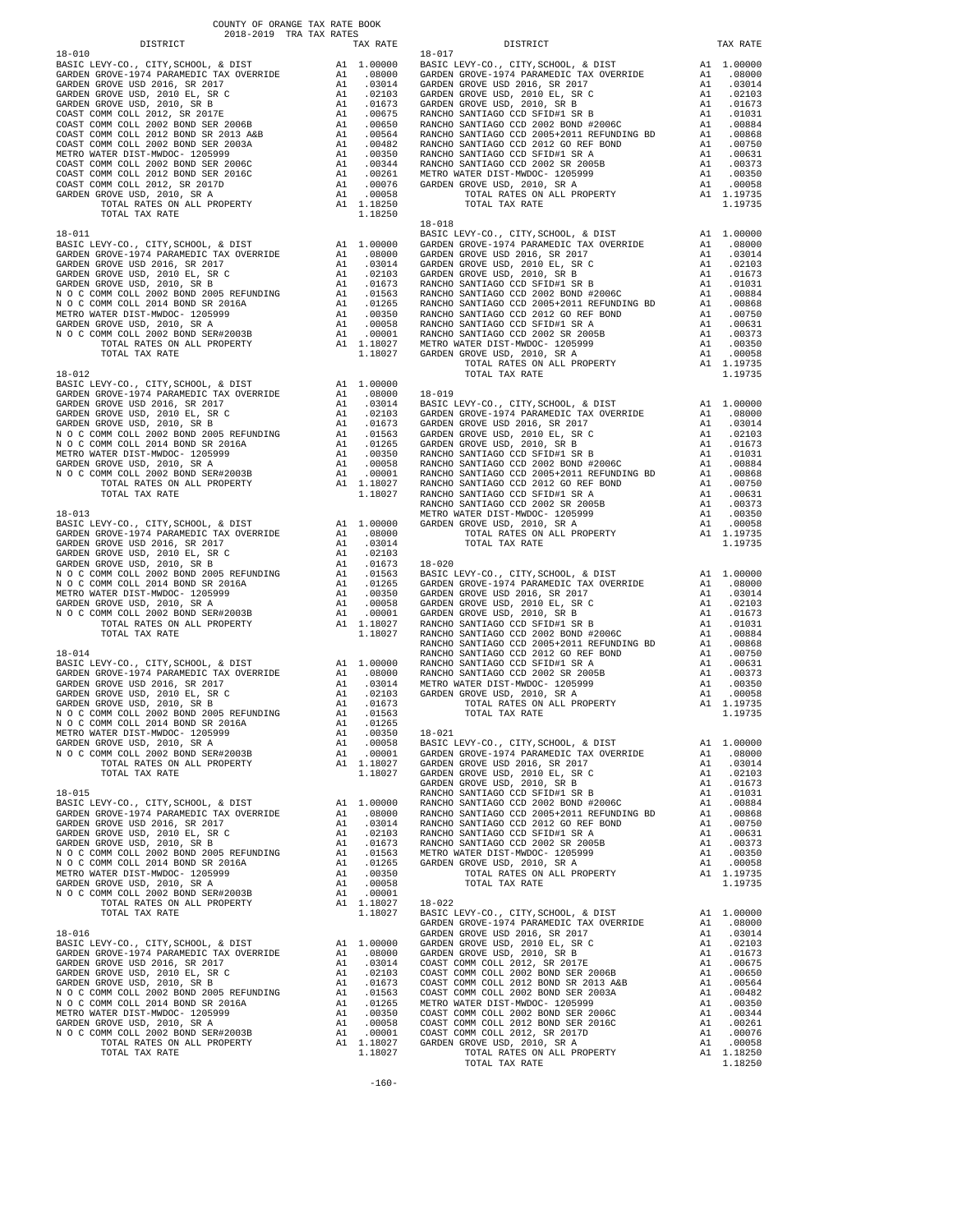COUNTY OF ORANGE TAX RATE BOOK
2018-2019 TRA TAX RATES

**18-010**

| DISTRICT | | TAX RATE |
|---|---|---|
| BASIC LEVY-CO., CITY,SCHOOL, & DIST | A1 | 1.00000 |
| GARDEN GROVE-1974 PARAMEDIC TAX OVERRIDE | A1 | .08000 |
| GARDEN GROVE USD 2016, SR 2017 | A1 | .03014 |
| GARDEN GROVE USD, 2010 EL, SR C | A1 | .02103 |
| GARDEN GROVE USD, 2010, SR B | A1 | .01673 |
| COAST COMM COLL 2012, SR 2017E | A1 | .00675 |
| COAST COMM COLL 2002 BOND SER 2006B | A1 | .00650 |
| COAST COMM COLL 2012 BOND SR 2013 A&B | A1 | .00564 |
| COAST COMM COLL 2002 BOND SER 2003A | A1 | .00482 |
| METRO WATER DIST-MWDOC- 1205999 | A1 | .00350 |
| COAST COMM COLL 2002 BOND SER 2006C | A1 | .00344 |
| COAST COMM COLL 2012 BOND SER 2016C | A1 | .00261 |
| COAST COMM COLL 2012, SR 2017D | A1 | .00076 |
| GARDEN GROVE USD, 2010, SR A | A1 | .00058 |
| TOTAL RATES ON ALL PROPERTY | A1 | 1.18250 |
| TOTAL TAX RATE | | 1.18250 |

**18-011**

| DISTRICT | | TAX RATE |
|---|---|---|
| BASIC LEVY-CO., CITY,SCHOOL, & DIST | A1 | 1.00000 |
| GARDEN GROVE-1974 PARAMEDIC TAX OVERRIDE | A1 | .08000 |
| GARDEN GROVE USD 2016, SR 2017 | A1 | .03014 |
| GARDEN GROVE USD, 2010 EL, SR C | A1 | .02103 |
| GARDEN GROVE USD, 2010, SR B | A1 | .01673 |
| N O C COMM COLL 2002 BOND 2005 REFUNDING | A1 | .01563 |
| N O C COMM COLL 2014 BOND SR 2016A | A1 | .01265 |
| METRO WATER DIST-MWDOC- 1205999 | A1 | .00350 |
| GARDEN GROVE USD, 2010, SR A | A1 | .00058 |
| N O C COMM COLL 2002 BOND SER#2003B | A1 | .00001 |
| TOTAL RATES ON ALL PROPERTY | A1 | 1.18027 |
| TOTAL TAX RATE | | 1.18027 |

**18-012**

| DISTRICT | | TAX RATE |
|---|---|---|
| BASIC LEVY-CO., CITY,SCHOOL, & DIST | A1 | 1.00000 |
| GARDEN GROVE-1974 PARAMEDIC TAX OVERRIDE | A1 | .08000 |
| GARDEN GROVE USD 2016, SR 2017 | A1 | .03014 |
| GARDEN GROVE USD, 2010 EL, SR C | A1 | .02103 |
| GARDEN GROVE USD, 2010, SR B | A1 | .01673 |
| N O C COMM COLL 2002 BOND 2005 REFUNDING | A1 | .01563 |
| N O C COMM COLL 2014 BOND SR 2016A | A1 | .01265 |
| METRO WATER DIST-MWDOC- 1205999 | A1 | .00350 |
| GARDEN GROVE USD, 2010, SR A | A1 | .00058 |
| N O C COMM COLL 2002 BOND SER#2003B | A1 | .00001 |
| TOTAL RATES ON ALL PROPERTY | A1 | 1.18027 |
| TOTAL TAX RATE | | 1.18027 |

**18-013**

| DISTRICT | | TAX RATE |
|---|---|---|
| BASIC LEVY-CO., CITY,SCHOOL, & DIST | A1 | 1.00000 |
| GARDEN GROVE-1974 PARAMEDIC TAX OVERRIDE | A1 | .08000 |
| GARDEN GROVE USD 2016, SR 2017 | A1 | .03014 |
| GARDEN GROVE USD, 2010 EL, SR C | A1 | .02103 |
| GARDEN GROVE USD, 2010, SR B | A1 | .01673 |
| N O C COMM COLL 2002 BOND 2005 REFUNDING | A1 | .01563 |
| N O C COMM COLL 2014 BOND SR 2016A | A1 | .01265 |
| METRO WATER DIST-MWDOC- 1205999 | A1 | .00350 |
| GARDEN GROVE USD, 2010, SR A | A1 | .00058 |
| N O C COMM COLL 2002 BOND SER#2003B | A1 | .00001 |
| TOTAL RATES ON ALL PROPERTY | A1 | 1.18027 |
| TOTAL TAX RATE | | 1.18027 |

**18-014**

| DISTRICT | | TAX RATE |
|---|---|---|
| BASIC LEVY-CO., CITY,SCHOOL, & DIST | A1 | 1.00000 |
| GARDEN GROVE-1974 PARAMEDIC TAX OVERRIDE | A1 | .08000 |
| GARDEN GROVE USD 2016, SR 2017 | A1 | .03014 |
| GARDEN GROVE USD, 2010 EL, SR C | A1 | .02103 |
| GARDEN GROVE USD, 2010, SR B | A1 | .01673 |
| N O C COMM COLL 2002 BOND 2005 REFUNDING | A1 | .01563 |
| N O C COMM COLL 2014 BOND SR 2016A | A1 | .01265 |
| METRO WATER DIST-MWDOC- 1205999 | A1 | .00350 |
| GARDEN GROVE USD, 2010, SR A | A1 | .00058 |
| N O C COMM COLL 2002 BOND SER#2003B | A1 | .00001 |
| TOTAL RATES ON ALL PROPERTY | A1 | 1.18027 |
| TOTAL TAX RATE | | 1.18027 |

**18-015**

| DISTRICT | | TAX RATE |
|---|---|---|
| BASIC LEVY-CO., CITY,SCHOOL, & DIST | A1 | 1.00000 |
| GARDEN GROVE-1974 PARAMEDIC TAX OVERRIDE | A1 | .08000 |
| GARDEN GROVE USD 2016, SR 2017 | A1 | .03014 |
| GARDEN GROVE USD, 2010 EL, SR C | A1 | .02103 |
| GARDEN GROVE USD, 2010, SR B | A1 | .01673 |
| N O C COMM COLL 2002 BOND 2005 REFUNDING | A1 | .01563 |
| N O C COMM COLL 2014 BOND SR 2016A | A1 | .01265 |
| METRO WATER DIST-MWDOC- 1205999 | A1 | .00350 |
| GARDEN GROVE USD, 2010, SR A | A1 | .00058 |
| N O C COMM COLL 2002 BOND SER#2003B | A1 | .00001 |
| TOTAL RATES ON ALL PROPERTY | A1 | 1.18027 |
| TOTAL TAX RATE | | 1.18027 |

**18-016**

| DISTRICT | | TAX RATE |
|---|---|---|
| BASIC LEVY-CO., CITY,SCHOOL, & DIST | A1 | 1.00000 |
| GARDEN GROVE-1974 PARAMEDIC TAX OVERRIDE | A1 | .08000 |
| GARDEN GROVE USD 2016, SR 2017 | A1 | .03014 |
| GARDEN GROVE USD, 2010 EL, SR C | A1 | .02103 |
| GARDEN GROVE USD, 2010, SR B | A1 | .01673 |
| N O C COMM COLL 2002 BOND 2005 REFUNDING | A1 | .01563 |
| N O C COMM COLL 2014 BOND SR 2016A | A1 | .01265 |
| METRO WATER DIST-MWDOC- 1205999 | A1 | .00350 |
| GARDEN GROVE USD, 2010, SR A | A1 | .00058 |
| N O C COMM COLL 2002 BOND SER#2003B | A1 | .00001 |
| TOTAL RATES ON ALL PROPERTY | A1 | 1.18027 |
| TOTAL TAX RATE | | 1.18027 |

**18-017**

| DISTRICT | | TAX RATE |
|---|---|---|
| BASIC LEVY-CO., CITY,SCHOOL, & DIST | A1 | 1.00000 |
| GARDEN GROVE-1974 PARAMEDIC TAX OVERRIDE | A1 | .08000 |
| GARDEN GROVE USD 2016, SR 2017 | A1 | .03014 |
| GARDEN GROVE USD, 2010 EL, SR C | A1 | .02103 |
| GARDEN GROVE USD, 2010, SR B | A1 | .01673 |
| RANCHO SANTIAGO CCD SFID#1 SR B | A1 | .01031 |
| RANCHO SANTIAGO CCD 2002 BOND #2006C | A1 | .00884 |
| RANCHO SANTIAGO CCD 2005+2011 REFUNDING BD | A1 | .00868 |
| RANCHO SANTIAGO CCD 2012 GO REF BOND | A1 | .00750 |
| RANCHO SANTIAGO CCD SFID#1 SR A | A1 | .00631 |
| RANCHO SANTIAGO CCD 2002 SR 2005B | A1 | .00373 |
| METRO WATER DIST-MWDOC- 1205999 | A1 | .00350 |
| GARDEN GROVE USD, 2010, SR A | A1 | .00058 |
| TOTAL RATES ON ALL PROPERTY | A1 | 1.19735 |
| TOTAL TAX RATE | | 1.19735 |

**18-018**

| DISTRICT | | TAX RATE |
|---|---|---|
| BASIC LEVY-CO., CITY,SCHOOL, & DIST | A1 | 1.00000 |
| GARDEN GROVE-1974 PARAMEDIC TAX OVERRIDE | A1 | .08000 |
| GARDEN GROVE USD 2016, SR 2017 | A1 | .03014 |
| GARDEN GROVE USD, 2010 EL, SR C | A1 | .02103 |
| GARDEN GROVE USD, 2010, SR B | A1 | .01673 |
| RANCHO SANTIAGO CCD SFID#1 SR B | A1 | .01031 |
| RANCHO SANTIAGO CCD 2002 BOND #2006C | A1 | .00884 |
| RANCHO SANTIAGO CCD 2005+2011 REFUNDING BD | A1 | .00868 |
| RANCHO SANTIAGO CCD 2012 GO REF BOND | A1 | .00750 |
| RANCHO SANTIAGO CCD SFID#1 SR A | A1 | .00631 |
| RANCHO SANTIAGO CCD 2002 SR 2005B | A1 | .00373 |
| METRO WATER DIST-MWDOC- 1205999 | A1 | .00350 |
| GARDEN GROVE USD, 2010, SR A | A1 | .00058 |
| TOTAL RATES ON ALL PROPERTY | A1 | 1.19735 |
| TOTAL TAX RATE | | 1.19735 |

**18-019**

| DISTRICT | | TAX RATE |
|---|---|---|
| BASIC LEVY-CO., CITY,SCHOOL, & DIST | A1 | 1.00000 |
| GARDEN GROVE-1974 PARAMEDIC TAX OVERRIDE | A1 | .08000 |
| GARDEN GROVE USD 2016, SR 2017 | A1 | .03014 |
| GARDEN GROVE USD, 2010 EL, SR C | A1 | .02103 |
| GARDEN GROVE USD, 2010, SR B | A1 | .01673 |
| RANCHO SANTIAGO CCD SFID#1 SR B | A1 | .01031 |
| RANCHO SANTIAGO CCD 2002 BOND #2006C | A1 | .00884 |
| RANCHO SANTIAGO CCD 2005+2011 REFUNDING BD | A1 | .00868 |
| RANCHO SANTIAGO CCD 2012 GO REF BOND | A1 | .00750 |
| RANCHO SANTIAGO CCD SFID#1 SR A | A1 | .00631 |
| RANCHO SANTIAGO CCD 2002 SR 2005B | A1 | .00373 |
| METRO WATER DIST-MWDOC- 1205999 | A1 | .00350 |
| GARDEN GROVE USD, 2010, SR A | A1 | .00058 |
| TOTAL RATES ON ALL PROPERTY | A1 | 1.19735 |
| TOTAL TAX RATE | | 1.19735 |

**18-020**

| DISTRICT | | TAX RATE |
|---|---|---|
| BASIC LEVY-CO., CITY,SCHOOL, & DIST | A1 | 1.00000 |
| GARDEN GROVE-1974 PARAMEDIC TAX OVERRIDE | A1 | .08000 |
| GARDEN GROVE USD 2016, SR 2017 | A1 | .03014 |
| GARDEN GROVE USD, 2010 EL, SR C | A1 | .02103 |
| GARDEN GROVE USD, 2010, SR B | A1 | .01673 |
| RANCHO SANTIAGO CCD SFID#1 SR B | A1 | .01031 |
| RANCHO SANTIAGO CCD 2002 BOND #2006C | A1 | .00884 |
| RANCHO SANTIAGO CCD 2005+2011 REFUNDING BD | A1 | .00868 |
| RANCHO SANTIAGO CCD 2012 GO REF BOND | A1 | .00750 |
| RANCHO SANTIAGO CCD SFID#1 SR A | A1 | .00631 |
| RANCHO SANTIAGO CCD 2002 SR 2005B | A1 | .00373 |
| METRO WATER DIST-MWDOC- 1205999 | A1 | .00350 |
| GARDEN GROVE USD, 2010, SR A | A1 | .00058 |
| TOTAL RATES ON ALL PROPERTY | A1 | 1.19735 |
| TOTAL TAX RATE | | 1.19735 |

**18-021**

| DISTRICT | | TAX RATE |
|---|---|---|
| BASIC LEVY-CO., CITY,SCHOOL, & DIST | A1 | 1.00000 |
| GARDEN GROVE-1974 PARAMEDIC TAX OVERRIDE | A1 | .08000 |
| GARDEN GROVE USD 2016, SR 2017 | A1 | .03014 |
| GARDEN GROVE USD, 2010 EL, SR C | A1 | .02103 |
| GARDEN GROVE USD, 2010, SR B | A1 | .01673 |
| RANCHO SANTIAGO CCD SFID#1 SR B | A1 | .01031 |
| RANCHO SANTIAGO CCD 2002 BOND #2006C | A1 | .00884 |
| RANCHO SANTIAGO CCD 2005+2011 REFUNDING BD | A1 | .00868 |
| RANCHO SANTIAGO CCD 2012 GO REF BOND | A1 | .00750 |
| RANCHO SANTIAGO CCD SFID#1 SR A | A1 | .00631 |
| RANCHO SANTIAGO CCD 2002 SR 2005B | A1 | .00373 |
| METRO WATER DIST-MWDOC- 1205999 | A1 | .00350 |
| GARDEN GROVE USD, 2010, SR A | A1 | .00058 |
| TOTAL RATES ON ALL PROPERTY | A1 | 1.19735 |
| TOTAL TAX RATE | | 1.19735 |

**18-022**

| DISTRICT | | TAX RATE |
|---|---|---|
| BASIC LEVY-CO., CITY,SCHOOL, & DIST | A1 | 1.00000 |
| GARDEN GROVE-1974 PARAMEDIC TAX OVERRIDE | A1 | .08000 |
| GARDEN GROVE USD 2016, SR 2017 | A1 | .03014 |
| GARDEN GROVE USD, 2010 EL, SR C | A1 | .02103 |
| GARDEN GROVE USD, 2010, SR B | A1 | .01673 |
| COAST COMM COLL 2012, SR 2017E | A1 | .00675 |
| COAST COMM COLL 2002 BOND SER 2006B | A1 | .00650 |
| COAST COMM COLL 2012 BOND SR 2013 A&B | A1 | .00564 |
| COAST COMM COLL 2002 BOND SER 2003A | A1 | .00482 |
| METRO WATER DIST-MWDOC- 1205999 | A1 | .00350 |
| COAST COMM COLL 2002 BOND SER 2006C | A1 | .00344 |
| COAST COMM COLL 2012 BOND SER 2016C | A1 | .00261 |
| COAST COMM COLL 2012, SR 2017D | A1 | .00076 |
| GARDEN GROVE USD, 2010, SR A | A1 | .00058 |
| TOTAL RATES ON ALL PROPERTY | A1 | 1.18250 |
| TOTAL TAX RATE | | 1.18250 |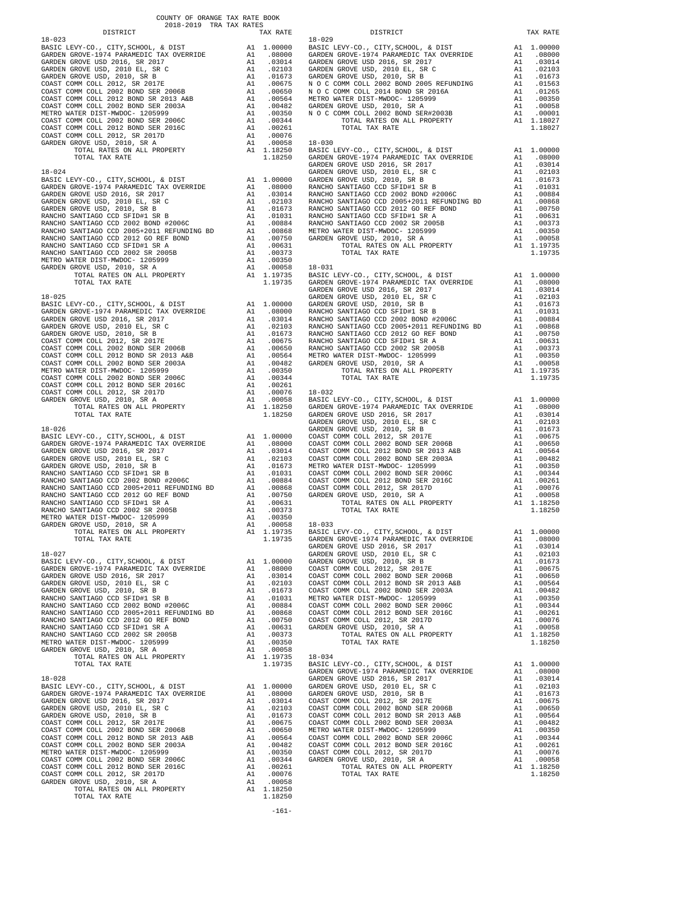COUNTY OF ORANGE TAX RATE BOOK
2018-2019 TRA TAX RATES

| DISTRICT | | TAX RATE |
|---|---|---|
| **18-023** | | |
| BASIC LEVY-CO., CITY,SCHOOL, & DIST | A1 | 1.00000 |
| GARDEN GROVE-1974 PARAMEDIC TAX OVERRIDE | A1 | .08000 |
| GARDEN GROVE USD 2016, SR 2017 | A1 | .03014 |
| GARDEN GROVE USD, 2010 EL, SR C | A1 | .02103 |
| GARDEN GROVE USD, 2010, SR B | A1 | .01673 |
| COAST COMM COLL 2012, SR 2017E | A1 | .00675 |
| COAST COMM COLL 2002 BOND SER 2006B | A1 | .00650 |
| COAST COMM COLL 2012 BOND SER 2013 A&B | A1 | .00564 |
| COAST COMM COLL 2002 BOND SER 2003A | A1 | .00482 |
| METRO WATER DIST-MWDOC- 1205999 | A1 | .00350 |
| COAST COMM COLL 2002 BOND SER 2006C | A1 | .00344 |
| COAST COMM COLL 2012 BOND SER 2016C | A1 | .00261 |
| COAST COMM COLL 2012, SR 2017D | A1 | .00076 |
| GARDEN GROVE USD, 2010, SR A | A1 | .00058 |
| TOTAL RATES ON ALL PROPERTY | A1 | 1.18250 |
| TOTAL TAX RATE | | 1.18250 |
| **18-024** | | |
| BASIC LEVY-CO., CITY,SCHOOL, & DIST | A1 | 1.00000 |
| GARDEN GROVE-1974 PARAMEDIC TAX OVERRIDE | A1 | .08000 |
| GARDEN GROVE USD 2016, SR 2017 | A1 | .03014 |
| GARDEN GROVE USD, 2010 EL, SR C | A1 | .02103 |
| GARDEN GROVE USD, 2010, SR B | A1 | .01673 |
| RANCHO SANTIAGO CCD SFID#1 SR B | A1 | .01031 |
| RANCHO SANTIAGO CCD 2002 BOND #2006C | A1 | .00884 |
| RANCHO SANTIAGO CCD 2005+2011 REFUNDING BD | A1 | .00868 |
| RANCHO SANTIAGO CCD 2012 GO REF BOND | A1 | .00750 |
| RANCHO SANTIAGO CCD SFID#1 SR A | A1 | .00631 |
| RANCHO SANTIAGO CCD 2002 SR 2005B | A1 | .00373 |
| METRO WATER DIST-MWDOC- 1205999 | A1 | .00350 |
| GARDEN GROVE USD, 2010, SR A | A1 | .00058 |
| TOTAL RATES ON ALL PROPERTY | A1 | 1.19735 |
| TOTAL TAX RATE | | 1.19735 |
| **18-025** | | |
| BASIC LEVY-CO., CITY,SCHOOL, & DIST | A1 | 1.00000 |
| GARDEN GROVE-1974 PARAMEDIC TAX OVERRIDE | A1 | .08000 |
| GARDEN GROVE USD 2016, SR 2017 | A1 | .03014 |
| GARDEN GROVE USD, 2010 EL, SR C | A1 | .02103 |
| GARDEN GROVE USD, 2010, SR B | A1 | .01673 |
| COAST COMM COLL 2012, SR 2017E | A1 | .00675 |
| COAST COMM COLL 2002 BOND SER 2006B | A1 | .00650 |
| COAST COMM COLL 2012 BOND SER 2013 A&B | A1 | .00564 |
| COAST COMM COLL 2002 BOND SER 2003A | A1 | .00482 |
| METRO WATER DIST-MWDOC- 1205999 | A1 | .00350 |
| COAST COMM COLL 2002 BOND SER 2006C | A1 | .00344 |
| COAST COMM COLL 2012 BOND SER 2016C | A1 | .00261 |
| COAST COMM COLL 2012, SR 2017D | A1 | .00076 |
| GARDEN GROVE USD, 2010, SR A | A1 | .00058 |
| TOTAL RATES ON ALL PROPERTY | A1 | 1.18250 |
| TOTAL TAX RATE | | 1.18250 |
| **18-026** | | |
| BASIC LEVY-CO., CITY,SCHOOL, & DIST | A1 | 1.00000 |
| GARDEN GROVE-1974 PARAMEDIC TAX OVERRIDE | A1 | .08000 |
| GARDEN GROVE USD 2016, SR 2017 | A1 | .03014 |
| GARDEN GROVE USD, 2010 EL, SR C | A1 | .02103 |
| GARDEN GROVE USD, 2010, SR B | A1 | .01673 |
| RANCHO SANTIAGO CCD SFID#1 SR B | A1 | .01031 |
| RANCHO SANTIAGO CCD 2002 BOND #2006C | A1 | .00884 |
| RANCHO SANTIAGO CCD 2005+2011 REFUNDING BD | A1 | .00868 |
| RANCHO SANTIAGO CCD 2012 GO REF BOND | A1 | .00750 |
| RANCHO SANTIAGO CCD SFID#1 SR A | A1 | .00631 |
| RANCHO SANTIAGO CCD 2002 SR 2005B | A1 | .00373 |
| METRO WATER DIST-MWDOC- 1205999 | A1 | .00350 |
| GARDEN GROVE USD, 2010, SR A | A1 | .00058 |
| TOTAL RATES ON ALL PROPERTY | A1 | 1.19735 |
| TOTAL TAX RATE | | 1.19735 |
| **18-027** | | |
| BASIC LEVY-CO., CITY,SCHOOL, & DIST | A1 | 1.00000 |
| GARDEN GROVE-1974 PARAMEDIC TAX OVERRIDE | A1 | .08000 |
| GARDEN GROVE USD 2016, SR 2017 | A1 | .03014 |
| GARDEN GROVE USD, 2010 EL, SR C | A1 | .02103 |
| GARDEN GROVE USD, 2010, SR B | A1 | .01673 |
| RANCHO SANTIAGO CCD SFID#1 SR B | A1 | .01031 |
| RANCHO SANTIAGO CCD 2002 BOND #2006C | A1 | .00884 |
| RANCHO SANTIAGO CCD 2005+2011 REFUNDING BD | A1 | .00868 |
| RANCHO SANTIAGO CCD 2012 GO REF BOND | A1 | .00750 |
| RANCHO SANTIAGO CCD SFID#1 SR A | A1 | .00631 |
| RANCHO SANTIAGO CCD 2002 SR 2005B | A1 | .00373 |
| METRO WATER DIST-MWDOC- 1205999 | A1 | .00350 |
| GARDEN GROVE USD, 2010, SR A | A1 | .00058 |
| TOTAL RATES ON ALL PROPERTY | A1 | 1.19735 |
| TOTAL TAX RATE | | 1.19735 |
| **18-028** | | |
| BASIC LEVY-CO., CITY,SCHOOL, & DIST | A1 | 1.00000 |
| GARDEN GROVE-1974 PARAMEDIC TAX OVERRIDE | A1 | .08000 |
| GARDEN GROVE USD 2016, SR 2017 | A1 | .03014 |
| GARDEN GROVE USD, 2010 EL, SR C | A1 | .02103 |
| GARDEN GROVE USD, 2010, SR B | A1 | .01673 |
| COAST COMM COLL 2012, SR 2017E | A1 | .00675 |
| COAST COMM COLL 2002 BOND SER 2006B | A1 | .00650 |
| COAST COMM COLL 2012 BOND SER 2013 A&B | A1 | .00564 |
| COAST COMM COLL 2002 BOND SER 2003A | A1 | .00482 |
| METRO WATER DIST-MWDOC- 1205999 | A1 | .00350 |
| COAST COMM COLL 2002 BOND SER 2006C | A1 | .00344 |
| COAST COMM COLL 2012 BOND SER 2016C | A1 | .00261 |
| COAST COMM COLL 2012, SR 2017D | A1 | .00076 |
| GARDEN GROVE USD, 2010, SR A | A1 | .00058 |
| TOTAL RATES ON ALL PROPERTY | A1 | 1.18250 |
| TOTAL TAX RATE | | 1.18250 |
| **18-029** | | |
| BASIC LEVY-CO., CITY,SCHOOL, & DIST | A1 | 1.00000 |
| GARDEN GROVE-1974 PARAMEDIC TAX OVERRIDE | A1 | .08000 |
| GARDEN GROVE USD 2016, SR 2017 | A1 | .03014 |
| GARDEN GROVE USD, 2010 EL, SR C | A1 | .02103 |
| GARDEN GROVE USD, 2010, SR B | A1 | .01673 |
| N O C COMM COLL 2002 BOND 2005 REFUNDING | A1 | .01563 |
| N O C COMM COLL 2014 BOND SR 2016A | A1 | .01265 |
| METRO WATER DIST-MWDOC- 1205999 | A1 | .00350 |
| GARDEN GROVE USD, 2010, SR A | A1 | .00058 |
| N O C COMM COLL 2002 BOND SER#2003B | A1 | .00001 |
| TOTAL RATES ON ALL PROPERTY | A1 | 1.18027 |
| TOTAL TAX RATE | | 1.18027 |
| **18-030** | | |
| BASIC LEVY-CO., CITY,SCHOOL, & DIST | A1 | 1.00000 |
| GARDEN GROVE-1974 PARAMEDIC TAX OVERRIDE | A1 | .08000 |
| GARDEN GROVE USD 2016, SR 2017 | A1 | .03014 |
| GARDEN GROVE USD, 2010 EL, SR C | A1 | .02103 |
| GARDEN GROVE USD, 2010, SR B | A1 | .01673 |
| RANCHO SANTIAGO CCD SFID#1 SR B | A1 | .01031 |
| RANCHO SANTIAGO CCD 2002 BOND #2006C | A1 | .00884 |
| RANCHO SANTIAGO CCD 2005+2011 REFUNDING BD | A1 | .00868 |
| RANCHO SANTIAGO CCD 2012 GO REF BOND | A1 | .00750 |
| RANCHO SANTIAGO CCD SFID#1 SR A | A1 | .00631 |
| RANCHO SANTIAGO CCD 2002 SR 2005B | A1 | .00373 |
| METRO WATER DIST-MWDOC- 1205999 | A1 | .00350 |
| GARDEN GROVE USD, 2010, SR A | A1 | .00058 |
| TOTAL RATES ON ALL PROPERTY | A1 | 1.19735 |
| TOTAL TAX RATE | | 1.19735 |
| **18-031** | | |
| BASIC LEVY-CO., CITY,SCHOOL, & DIST | A1 | 1.00000 |
| GARDEN GROVE-1974 PARAMEDIC TAX OVERRIDE | A1 | .08000 |
| GARDEN GROVE USD 2016, SR 2017 | A1 | .03014 |
| GARDEN GROVE USD, 2010 EL, SR C | A1 | .02103 |
| GARDEN GROVE USD, 2010, SR B | A1 | .01673 |
| RANCHO SANTIAGO CCD SFID#1 SR B | A1 | .01031 |
| RANCHO SANTIAGO CCD 2002 BOND #2006C | A1 | .00884 |
| RANCHO SANTIAGO CCD 2005+2011 REFUNDING BD | A1 | .00868 |
| RANCHO SANTIAGO CCD 2012 GO REF BOND | A1 | .00750 |
| RANCHO SANTIAGO CCD SFID#1 SR A | A1 | .00631 |
| RANCHO SANTIAGO CCD 2002 SR 2005B | A1 | .00373 |
| METRO WATER DIST-MWDOC- 1205999 | A1 | .00350 |
| GARDEN GROVE USD, 2010, SR A | A1 | .00058 |
| TOTAL RATES ON ALL PROPERTY | A1 | 1.19735 |
| TOTAL TAX RATE | | 1.19735 |
| **18-032** | | |
| BASIC LEVY-CO., CITY,SCHOOL, & DIST | A1 | 1.00000 |
| GARDEN GROVE-1974 PARAMEDIC TAX OVERRIDE | A1 | .08000 |
| GARDEN GROVE USD 2016, SR 2017 | A1 | .03014 |
| GARDEN GROVE USD, 2010 EL, SR C | A1 | .02103 |
| GARDEN GROVE USD, 2010, SR B | A1 | .01673 |
| COAST COMM COLL 2012, SR 2017E | A1 | .00675 |
| COAST COMM COLL 2002 BOND SER 2006B | A1 | .00650 |
| COAST COMM COLL 2012 BOND SER 2013 A&B | A1 | .00564 |
| COAST COMM COLL 2002 BOND SER 2003A | A1 | .00482 |
| METRO WATER DIST-MWDOC- 1205999 | A1 | .00350 |
| COAST COMM COLL 2002 BOND SER 2006C | A1 | .00344 |
| COAST COMM COLL 2012 BOND SER 2016C | A1 | .00261 |
| COAST COMM COLL 2012, SR 2017D | A1 | .00076 |
| GARDEN GROVE USD, 2010, SR A | A1 | .00058 |
| TOTAL RATES ON ALL PROPERTY | A1 | 1.18250 |
| TOTAL TAX RATE | | 1.18250 |
| **18-033** | | |
| BASIC LEVY-CO., CITY,SCHOOL, & DIST | A1 | 1.00000 |
| GARDEN GROVE-1974 PARAMEDIC TAX OVERRIDE | A1 | .08000 |
| GARDEN GROVE USD 2016, SR 2017 | A1 | .03014 |
| GARDEN GROVE USD, 2010 EL, SR C | A1 | .02103 |
| GARDEN GROVE USD, 2010, SR B | A1 | .01673 |
| COAST COMM COLL 2012, SR 2017E | A1 | .00675 |
| COAST COMM COLL 2002 BOND SER 2006B | A1 | .00650 |
| COAST COMM COLL 2012 BOND SER 2013 A&B | A1 | .00564 |
| COAST COMM COLL 2002 BOND SER 2003A | A1 | .00482 |
| METRO WATER DIST-MWDOC- 1205999 | A1 | .00350 |
| COAST COMM COLL 2002 BOND SER 2006C | A1 | .00344 |
| COAST COMM COLL 2012 BOND SER 2016C | A1 | .00261 |
| COAST COMM COLL 2012, SR 2017D | A1 | .00076 |
| GARDEN GROVE USD, 2010, SR A | A1 | .00058 |
| TOTAL RATES ON ALL PROPERTY | A1 | 1.18250 |
| TOTAL TAX RATE | | 1.18250 |
| **18-034** | | |
| BASIC LEVY-CO., CITY,SCHOOL, & DIST | A1 | 1.00000 |
| GARDEN GROVE-1974 PARAMEDIC TAX OVERRIDE | A1 | .08000 |
| GARDEN GROVE USD 2016, SR 2017 | A1 | .03014 |
| GARDEN GROVE USD, 2010 EL, SR C | A1 | .02103 |
| GARDEN GROVE USD, 2010, SR B | A1 | .01673 |
| COAST COMM COLL 2012, SR 2017E | A1 | .00675 |
| COAST COMM COLL 2002 BOND SER 2006B | A1 | .00650 |
| COAST COMM COLL 2012 BOND SER 2013 A&B | A1 | .00564 |
| COAST COMM COLL 2002 BOND SER 2003A | A1 | .00482 |
| METRO WATER DIST-MWDOC- 1205999 | A1 | .00350 |
| COAST COMM COLL 2002 BOND SER 2006C | A1 | .00344 |
| COAST COMM COLL 2012 BOND SER 2016C | A1 | .00261 |
| COAST COMM COLL 2012, SR 2017D | A1 | .00076 |
| GARDEN GROVE USD, 2010, SR A | A1 | .00058 |
| TOTAL RATES ON ALL PROPERTY | A1 | 1.18250 |
| TOTAL TAX RATE | | 1.18250 |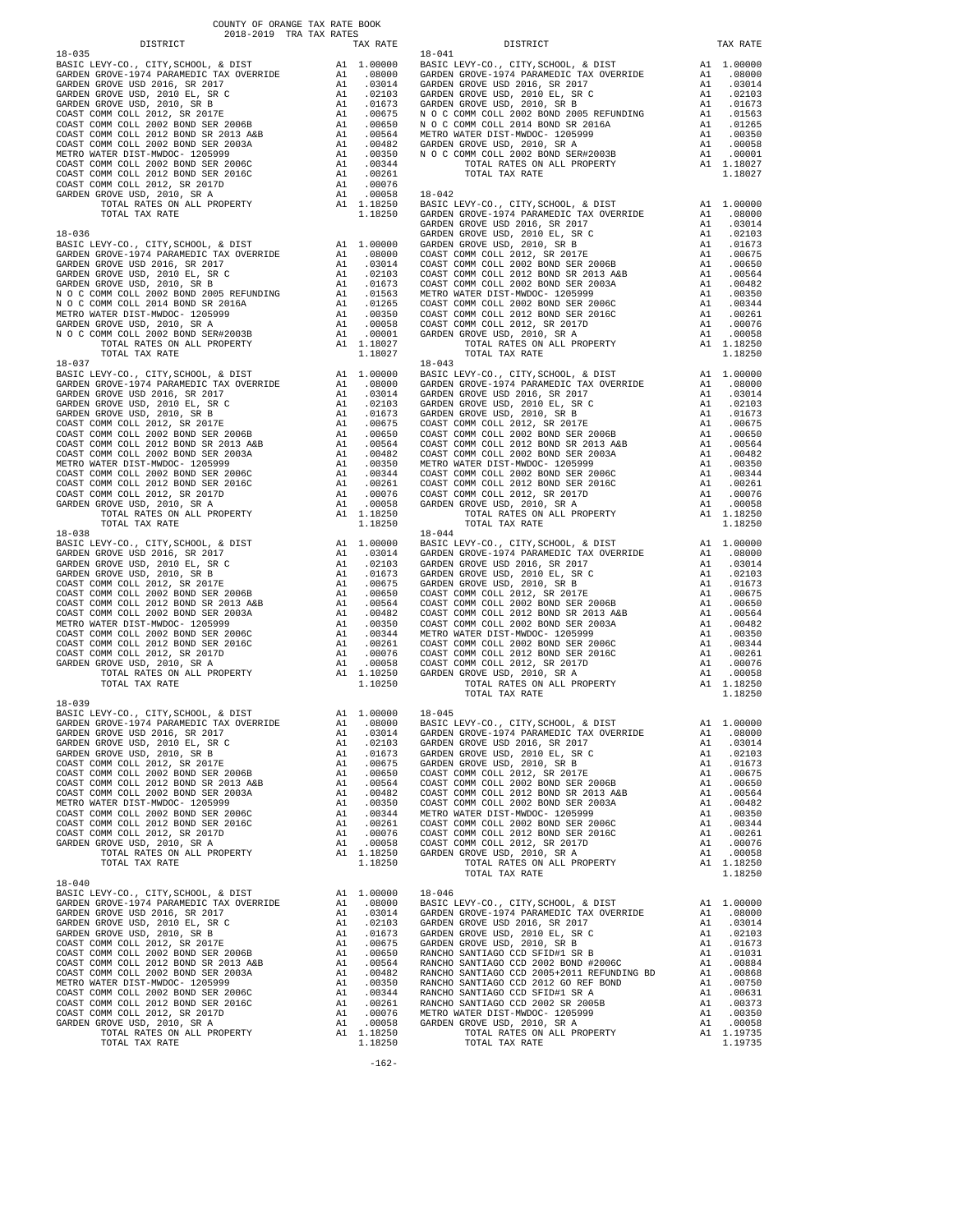COUNTY OF ORANGE TAX RATE BOOK
2018-2019 TRA TAX RATES

**18-035**

| DISTRICT | | TAX RATE |
|---|---|---|
| BASIC LEVY-CO., CITY,SCHOOL, & DIST | A1 | 1.00000 |
| GARDEN GROVE-1974 PARAMEDIC TAX OVERRIDE | A1 | .08000 |
| GARDEN GROVE USD 2016, SR 2017 | A1 | .03014 |
| GARDEN GROVE USD, 2010 EL, SR C | A1 | .02103 |
| GARDEN GROVE USD, 2010, SR B | A1 | .01673 |
| COAST COMM COLL 2012, SR 2017E | A1 | .00675 |
| COAST COMM COLL 2002 BOND SER 2006B | A1 | .00650 |
| COAST COMM COLL 2012 BOND SR 2013 A&B | A1 | .00564 |
| COAST COMM COLL 2002 BOND SER 2003A | A1 | .00482 |
| METRO WATER DIST-MWDOC- 1205999 | A1 | .00350 |
| COAST COMM COLL 2002 BOND SER 2006C | A1 | .00344 |
| COAST COMM COLL 2012 BOND SER 2016C | A1 | .00261 |
| COAST COMM COLL 2012, SR 2017D | A1 | .00076 |
| GARDEN GROVE USD, 2010, SR A | A1 | .00058 |
| TOTAL RATES ON ALL PROPERTY | A1 | 1.18250 |
| TOTAL TAX RATE | | 1.18250 |

**18-036**

| DISTRICT | | TAX RATE |
|---|---|---|
| BASIC LEVY-CO., CITY,SCHOOL, & DIST | A1 | 1.00000 |
| GARDEN GROVE-1974 PARAMEDIC TAX OVERRIDE | A1 | .08000 |
| GARDEN GROVE USD 2016, SR 2017 | A1 | .03014 |
| GARDEN GROVE USD, 2010 EL, SR C | A1 | .02103 |
| GARDEN GROVE USD, 2010, SR B | A1 | .01673 |
| N O C COMM COLL 2002 BOND 2005 REFUNDING | A1 | .01563 |
| N O C COMM COLL 2014 BOND SR 2016A | A1 | .01265 |
| METRO WATER DIST-MWDOC- 1205999 | A1 | .00350 |
| GARDEN GROVE USD, 2010, SR A | A1 | .00058 |
| N O C COMM COLL 2002 BOND SER#2003B | A1 | .00001 |
| TOTAL RATES ON ALL PROPERTY | A1 | 1.18027 |
| TOTAL TAX RATE | | 1.18027 |

**18-037**

| DISTRICT | | TAX RATE |
|---|---|---|
| BASIC LEVY-CO., CITY,SCHOOL, & DIST | A1 | 1.00000 |
| GARDEN GROVE-1974 PARAMEDIC TAX OVERRIDE | A1 | .08000 |
| GARDEN GROVE USD 2016, SR 2017 | A1 | .03014 |
| GARDEN GROVE USD, 2010 EL, SR C | A1 | .02103 |
| GARDEN GROVE USD, 2010, SR B | A1 | .01673 |
| COAST COMM COLL 2012, SR 2017E | A1 | .00675 |
| COAST COMM COLL 2002 BOND SER 2006B | A1 | .00650 |
| COAST COMM COLL 2012 BOND SR 2013 A&B | A1 | .00564 |
| COAST COMM COLL 2002 BOND SER 2003A | A1 | .00482 |
| METRO WATER DIST-MWDOC- 1205999 | A1 | .00350 |
| COAST COMM COLL 2002 BOND SER 2006C | A1 | .00344 |
| COAST COMM COLL 2012 BOND SER 2016C | A1 | .00261 |
| COAST COMM COLL 2012, SR 2017D | A1 | .00076 |
| GARDEN GROVE USD, 2010, SR A | A1 | .00058 |
| TOTAL RATES ON ALL PROPERTY | A1 | 1.18250 |
| TOTAL TAX RATE | | 1.18250 |

**18-038**

| DISTRICT | | TAX RATE |
|---|---|---|
| BASIC LEVY-CO., CITY,SCHOOL, & DIST | A1 | 1.00000 |
| GARDEN GROVE USD 2016, SR 2017 | A1 | .03014 |
| GARDEN GROVE USD, 2010 EL, SR C | A1 | .02103 |
| GARDEN GROVE USD, 2010, SR B | A1 | .01673 |
| COAST COMM COLL 2012, SR 2017E | A1 | .00675 |
| COAST COMM COLL 2002 BOND SER 2006B | A1 | .00650 |
| COAST COMM COLL 2012 BOND SR 2013 A&B | A1 | .00564 |
| COAST COMM COLL 2002 BOND SER 2003A | A1 | .00482 |
| METRO WATER DIST-MWDOC- 1205999 | A1 | .00350 |
| COAST COMM COLL 2002 BOND SER 2006C | A1 | .00344 |
| COAST COMM COLL 2012 BOND SER 2016C | A1 | .00261 |
| COAST COMM COLL 2012, SR 2017D | A1 | .00076 |
| GARDEN GROVE USD, 2010, SR A | A1 | .00058 |
| TOTAL RATES ON ALL PROPERTY | A1 | 1.10250 |
| TOTAL TAX RATE | | 1.10250 |

**18-039**

| DISTRICT | | TAX RATE |
|---|---|---|
| BASIC LEVY-CO., CITY,SCHOOL, & DIST | A1 | 1.00000 |
| GARDEN GROVE-1974 PARAMEDIC TAX OVERRIDE | A1 | .08000 |
| GARDEN GROVE USD 2016, SR 2017 | A1 | .03014 |
| GARDEN GROVE USD, 2010 EL, SR C | A1 | .02103 |
| GARDEN GROVE USD, 2010, SR B | A1 | .01673 |
| COAST COMM COLL 2012, SR 2017E | A1 | .00675 |
| COAST COMM COLL 2002 BOND SER 2006B | A1 | .00650 |
| COAST COMM COLL 2012 BOND SR 2013 A&B | A1 | .00564 |
| COAST COMM COLL 2002 BOND SER 2003A | A1 | .00482 |
| METRO WATER DIST-MWDOC- 1205999 | A1 | .00350 |
| COAST COMM COLL 2002 BOND SER 2006C | A1 | .00344 |
| COAST COMM COLL 2012 BOND SER 2016C | A1 | .00261 |
| COAST COMM COLL 2012, SR 2017D | A1 | .00076 |
| GARDEN GROVE USD, 2010, SR A | A1 | .00058 |
| TOTAL RATES ON ALL PROPERTY | A1 | 1.18250 |
| TOTAL TAX RATE | | 1.18250 |

**18-040**

| DISTRICT | | TAX RATE |
|---|---|---|
| BASIC LEVY-CO., CITY,SCHOOL, & DIST | A1 | 1.00000 |
| GARDEN GROVE-1974 PARAMEDIC TAX OVERRIDE | A1 | .08000 |
| GARDEN GROVE USD 2016, SR 2017 | A1 | .03014 |
| GARDEN GROVE USD, 2010 EL, SR C | A1 | .02103 |
| GARDEN GROVE USD, 2010, SR B | A1 | .01673 |
| COAST COMM COLL 2012, SR 2017E | A1 | .00675 |
| COAST COMM COLL 2002 BOND SER 2006B | A1 | .00650 |
| COAST COMM COLL 2012 BOND SR 2013 A&B | A1 | .00564 |
| COAST COMM COLL 2002 BOND SER 2003A | A1 | .00482 |
| METRO WATER DIST-MWDOC- 1205999 | A1 | .00350 |
| COAST COMM COLL 2002 BOND SER 2006C | A1 | .00344 |
| COAST COMM COLL 2012 BOND SER 2016C | A1 | .00261 |
| COAST COMM COLL 2012, SR 2017D | A1 | .00076 |
| GARDEN GROVE USD, 2010, SR A | A1 | .00058 |
| TOTAL RATES ON ALL PROPERTY | A1 | 1.18250 |
| TOTAL TAX RATE | | 1.18250 |

**18-041**

| DISTRICT | | TAX RATE |
|---|---|---|
| BASIC LEVY-CO., CITY,SCHOOL, & DIST | A1 | 1.00000 |
| GARDEN GROVE-1974 PARAMEDIC TAX OVERRIDE | A1 | .08000 |
| GARDEN GROVE USD 2016, SR 2017 | A1 | .03014 |
| GARDEN GROVE USD, 2010 EL, SR C | A1 | .02103 |
| GARDEN GROVE USD, 2010, SR B | A1 | .01673 |
| N O C COMM COLL 2002 BOND 2005 REFUNDING | A1 | .01563 |
| N O C COMM COLL 2014 BOND SR 2016A | A1 | .01265 |
| METRO WATER DIST-MWDOC- 1205999 | A1 | .00350 |
| GARDEN GROVE USD, 2010, SR A | A1 | .00058 |
| N O C COMM COLL 2002 BOND SER#2003B | A1 | .00001 |
| TOTAL RATES ON ALL PROPERTY | A1 | 1.18027 |
| TOTAL TAX RATE | | 1.18027 |

**18-042**

| DISTRICT | | TAX RATE |
|---|---|---|
| BASIC LEVY-CO., CITY,SCHOOL, & DIST | A1 | 1.00000 |
| GARDEN GROVE-1974 PARAMEDIC TAX OVERRIDE | A1 | .08000 |
| GARDEN GROVE USD 2016, SR 2017 | A1 | .03014 |
| GARDEN GROVE USD, 2010 EL, SR C | A1 | .02103 |
| GARDEN GROVE USD, 2010, SR B | A1 | .01673 |
| COAST COMM COLL 2012, SR 2017E | A1 | .00675 |
| COAST COMM COLL 2002 BOND SER 2006B | A1 | .00650 |
| COAST COMM COLL 2012 BOND SR 2013 A&B | A1 | .00564 |
| COAST COMM COLL 2002 BOND SER 2003A | A1 | .00482 |
| METRO WATER DIST-MWDOC- 1205999 | A1 | .00350 |
| COAST COMM COLL 2002 BOND SER 2006C | A1 | .00344 |
| COAST COMM COLL 2012 BOND SER 2016C | A1 | .00261 |
| COAST COMM COLL 2012, SR 2017D | A1 | .00076 |
| GARDEN GROVE USD, 2010, SR A | A1 | .00058 |
| TOTAL RATES ON ALL PROPERTY | A1 | 1.18250 |
| TOTAL TAX RATE | | 1.18250 |

**18-043**

| DISTRICT | | TAX RATE |
|---|---|---|
| BASIC LEVY-CO., CITY,SCHOOL, & DIST | A1 | 1.00000 |
| GARDEN GROVE-1974 PARAMEDIC TAX OVERRIDE | A1 | .08000 |
| GARDEN GROVE USD 2016, SR 2017 | A1 | .03014 |
| GARDEN GROVE USD, 2010 EL, SR C | A1 | .02103 |
| GARDEN GROVE USD, 2010, SR B | A1 | .01673 |
| COAST COMM COLL 2012, SR 2017E | A1 | .00675 |
| COAST COMM COLL 2002 BOND SER 2006B | A1 | .00650 |
| COAST COMM COLL 2012 BOND SR 2013 A&B | A1 | .00564 |
| COAST COMM COLL 2002 BOND SER 2003A | A1 | .00482 |
| METRO WATER DIST-MWDOC- 1205999 | A1 | .00350 |
| COAST COMM COLL 2002 BOND SER 2006C | A1 | .00344 |
| COAST COMM COLL 2012 BOND SER 2016C | A1 | .00261 |
| COAST COMM COLL 2012, SR 2017D | A1 | .00076 |
| GARDEN GROVE USD, 2010, SR A | A1 | .00058 |
| TOTAL RATES ON ALL PROPERTY | A1 | 1.18250 |
| TOTAL TAX RATE | | 1.18250 |

**18-044**

| DISTRICT | | TAX RATE |
|---|---|---|
| BASIC LEVY-CO., CITY,SCHOOL, & DIST | A1 | 1.00000 |
| GARDEN GROVE-1974 PARAMEDIC TAX OVERRIDE | A1 | .08000 |
| GARDEN GROVE USD 2016, SR 2017 | A1 | .03014 |
| GARDEN GROVE USD, 2010 EL, SR C | A1 | .02103 |
| GARDEN GROVE USD, 2010, SR B | A1 | .01673 |
| COAST COMM COLL 2012, SR 2017E | A1 | .00675 |
| COAST COMM COLL 2002 BOND SER 2006B | A1 | .00650 |
| COAST COMM COLL 2012 BOND SR 2013 A&B | A1 | .00564 |
| COAST COMM COLL 2002 BOND SER 2003A | A1 | .00482 |
| METRO WATER DIST-MWDOC- 1205999 | A1 | .00350 |
| COAST COMM COLL 2002 BOND SER 2006C | A1 | .00344 |
| COAST COMM COLL 2012 BOND SER 2016C | A1 | .00261 |
| COAST COMM COLL 2012, SR 2017D | A1 | .00076 |
| GARDEN GROVE USD, 2010, SR A | A1 | .00058 |
| TOTAL RATES ON ALL PROPERTY | A1 | 1.18250 |
| TOTAL TAX RATE | | 1.18250 |

**18-045**

| DISTRICT | | TAX RATE |
|---|---|---|
| BASIC LEVY-CO., CITY,SCHOOL, & DIST | A1 | 1.00000 |
| GARDEN GROVE-1974 PARAMEDIC TAX OVERRIDE | A1 | .08000 |
| GARDEN GROVE USD 2016, SR 2017 | A1 | .03014 |
| GARDEN GROVE USD, 2010 EL, SR C | A1 | .02103 |
| GARDEN GROVE USD, 2010, SR B | A1 | .01673 |
| COAST COMM COLL 2012, SR 2017E | A1 | .00675 |
| COAST COMM COLL 2002 BOND SER 2006B | A1 | .00650 |
| COAST COMM COLL 2012 BOND SR 2013 A&B | A1 | .00564 |
| COAST COMM COLL 2002 BOND SER 2003A | A1 | .00482 |
| METRO WATER DIST-MWDOC- 1205999 | A1 | .00350 |
| COAST COMM COLL 2002 BOND SER 2006C | A1 | .00344 |
| COAST COMM COLL 2012 BOND SER 2016C | A1 | .00261 |
| COAST COMM COLL 2012, SR 2017D | A1 | .00076 |
| GARDEN GROVE USD, 2010, SR A | A1 | .00058 |
| TOTAL RATES ON ALL PROPERTY | A1 | 1.18250 |
| TOTAL TAX RATE | | 1.18250 |

**18-046**

| DISTRICT | | TAX RATE |
|---|---|---|
| BASIC LEVY-CO., CITY,SCHOOL, & DIST | A1 | 1.00000 |
| GARDEN GROVE-1974 PARAMEDIC TAX OVERRIDE | A1 | .08000 |
| GARDEN GROVE USD 2016, SR 2017 | A1 | .03014 |
| GARDEN GROVE USD, 2010 EL, SR C | A1 | .02103 |
| GARDEN GROVE USD, 2010, SR B | A1 | .01673 |
| RANCHO SANTIAGO CCD SFID#1 SR B | A1 | .01031 |
| RANCHO SANTIAGO CCD 2002 BOND #2006C | A1 | .00884 |
| RANCHO SANTIAGO CCD 2005+2011 REFUNDING BD | A1 | .00868 |
| RANCHO SANTIAGO CCD 2012 GO REF BOND | A1 | .00750 |
| RANCHO SANTIAGO CCD SFID#1 SR A | A1 | .00631 |
| RANCHO SANTIAGO CCD 2002 SR 2005B | A1 | .00373 |
| METRO WATER DIST-MWDOC- 1205999 | A1 | .00350 |
| GARDEN GROVE USD, 2010, SR A | A1 | .00058 |
| TOTAL RATES ON ALL PROPERTY | A1 | 1.19735 |
| TOTAL TAX RATE | | 1.19735 |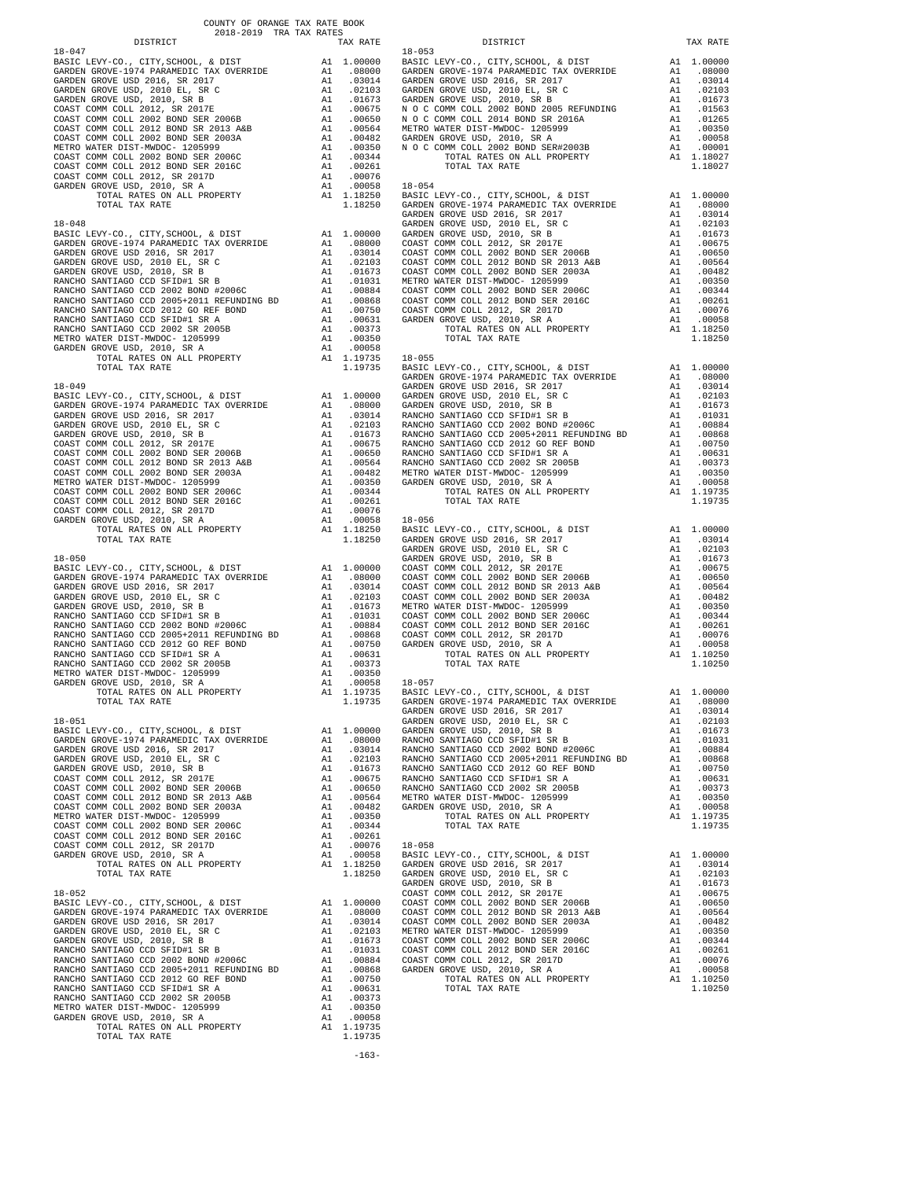COUNTY OF ORANGE TAX RATE BOOK
2018-2019 TRA TAX RATES

**18-047**

| DISTRICT | | TAX RATE |
|---|---|---|
| BASIC LEVY-CO., CITY,SCHOOL, & DIST | A1 | 1.00000 |
| GARDEN GROVE-1974 PARAMEDIC TAX OVERRIDE | A1 | .08000 |
| GARDEN GROVE USD 2016, SR 2017 | A1 | .03014 |
| GARDEN GROVE USD, 2010 EL, SR C | A1 | .02103 |
| GARDEN GROVE USD, 2010, SR B | A1 | .01673 |
| COAST COMM COLL 2012, SR 2017E | A1 | .00675 |
| COAST COMM COLL 2002 BOND SER 2006B | A1 | .00650 |
| COAST COMM COLL 2012 BOND SR 2013 A&B | A1 | .00564 |
| COAST COMM COLL 2002 BOND SER 2003A | A1 | .00482 |
| METRO WATER DIST-MWDOC- 1205999 | A1 | .00350 |
| COAST COMM COLL 2002 BOND SER 2006C | A1 | .00344 |
| COAST COMM COLL 2012 BOND SER 2016C | A1 | .00261 |
| COAST COMM COLL 2012, SR 2017D | A1 | .00076 |
| GARDEN GROVE USD, 2010, SR A | A1 | .00058 |
| TOTAL RATES ON ALL PROPERTY | A1 | 1.18250 |
| TOTAL TAX RATE | | 1.18250 |

**18-048**

| DISTRICT | | TAX RATE |
|---|---|---|
| BASIC LEVY-CO., CITY,SCHOOL, & DIST | A1 | 1.00000 |
| GARDEN GROVE-1974 PARAMEDIC TAX OVERRIDE | A1 | .08000 |
| GARDEN GROVE USD 2016, SR 2017 | A1 | .03014 |
| GARDEN GROVE USD, 2010 EL, SR C | A1 | .02103 |
| GARDEN GROVE USD, 2010, SR B | A1 | .01673 |
| RANCHO SANTIAGO CCD SFID#1 SR B | A1 | .01031 |
| RANCHO SANTIAGO CCD 2002 BOND #2006C | A1 | .00884 |
| RANCHO SANTIAGO CCD 2005+2011 REFUNDING BD | A1 | .00868 |
| RANCHO SANTIAGO CCD 2012 GO REF BOND | A1 | .00750 |
| RANCHO SANTIAGO CCD SFID#1 SR A | A1 | .00631 |
| RANCHO SANTIAGO CCD 2002 SR 2005B | A1 | .00373 |
| METRO WATER DIST-MWDOC- 1205999 | A1 | .00350 |
| GARDEN GROVE USD, 2010, SR A | A1 | .00058 |
| TOTAL RATES ON ALL PROPERTY | A1 | 1.19735 |
| TOTAL TAX RATE | | 1.19735 |

**18-049**

| DISTRICT | | TAX RATE |
|---|---|---|
| BASIC LEVY-CO., CITY,SCHOOL, & DIST | A1 | 1.00000 |
| GARDEN GROVE-1974 PARAMEDIC TAX OVERRIDE | A1 | .08000 |
| GARDEN GROVE USD 2016, SR 2017 | A1 | .03014 |
| GARDEN GROVE USD, 2010 EL, SR C | A1 | .02103 |
| GARDEN GROVE USD, 2010, SR B | A1 | .01673 |
| COAST COMM COLL 2012, SR 2017E | A1 | .00675 |
| COAST COMM COLL 2002 BOND SER 2006B | A1 | .00650 |
| COAST COMM COLL 2012 BOND SR 2013 A&B | A1 | .00564 |
| COAST COMM COLL 2002 BOND SER 2003A | A1 | .00482 |
| METRO WATER DIST-MWDOC- 1205999 | A1 | .00350 |
| COAST COMM COLL 2002 BOND SER 2006C | A1 | .00344 |
| COAST COMM COLL 2012 BOND SER 2016C | A1 | .00261 |
| COAST COMM COLL 2012, SR 2017D | A1 | .00076 |
| GARDEN GROVE USD, 2010, SR A | A1 | .00058 |
| TOTAL RATES ON ALL PROPERTY | A1 | 1.18250 |
| TOTAL TAX RATE | | 1.18250 |

**18-050**

| DISTRICT | | TAX RATE |
|---|---|---|
| BASIC LEVY-CO., CITY,SCHOOL, & DIST | A1 | 1.00000 |
| GARDEN GROVE-1974 PARAMEDIC TAX OVERRIDE | A1 | .08000 |
| GARDEN GROVE USD 2016, SR 2017 | A1 | .03014 |
| GARDEN GROVE USD, 2010 EL, SR C | A1 | .02103 |
| GARDEN GROVE USD, 2010, SR B | A1 | .01673 |
| RANCHO SANTIAGO CCD SFID#1 SR B | A1 | .01031 |
| RANCHO SANTIAGO CCD 2002 BOND #2006C | A1 | .00884 |
| RANCHO SANTIAGO CCD 2005+2011 REFUNDING BD | A1 | .00868 |
| RANCHO SANTIAGO CCD 2012 GO REF BOND | A1 | .00750 |
| RANCHO SANTIAGO CCD SFID#1 SR A | A1 | .00631 |
| RANCHO SANTIAGO CCD 2002 SR 2005B | A1 | .00373 |
| METRO WATER DIST-MWDOC- 1205999 | A1 | .00350 |
| GARDEN GROVE USD, 2010, SR A | A1 | .00058 |
| TOTAL RATES ON ALL PROPERTY | A1 | 1.19735 |
| TOTAL TAX RATE | | 1.19735 |

**18-051**

| DISTRICT | | TAX RATE |
|---|---|---|
| BASIC LEVY-CO., CITY,SCHOOL, & DIST | A1 | 1.00000 |
| GARDEN GROVE-1974 PARAMEDIC TAX OVERRIDE | A1 | .08000 |
| GARDEN GROVE USD 2016, SR 2017 | A1 | .03014 |
| GARDEN GROVE USD, 2010 EL, SR C | A1 | .02103 |
| GARDEN GROVE USD, 2010, SR B | A1 | .01673 |
| COAST COMM COLL 2012, SR 2017E | A1 | .00675 |
| COAST COMM COLL 2002 BOND SER 2006B | A1 | .00650 |
| COAST COMM COLL 2012 BOND SR 2013 A&B | A1 | .00564 |
| COAST COMM COLL 2002 BOND SER 2003A | A1 | .00482 |
| METRO WATER DIST-MWDOC- 1205999 | A1 | .00350 |
| COAST COMM COLL 2002 BOND SER 2006C | A1 | .00344 |
| COAST COMM COLL 2012 BOND SER 2016C | A1 | .00261 |
| COAST COMM COLL 2012, SR 2017D | A1 | .00076 |
| GARDEN GROVE USD, 2010, SR A | A1 | .00058 |
| TOTAL RATES ON ALL PROPERTY | A1 | 1.18250 |
| TOTAL TAX RATE | | 1.18250 |

**18-052**

| DISTRICT | | TAX RATE |
|---|---|---|
| BASIC LEVY-CO., CITY,SCHOOL, & DIST | A1 | 1.00000 |
| GARDEN GROVE-1974 PARAMEDIC TAX OVERRIDE | A1 | .08000 |
| GARDEN GROVE USD 2016, SR 2017 | A1 | .03014 |
| GARDEN GROVE USD, 2010 EL, SR C | A1 | .02103 |
| GARDEN GROVE USD, 2010, SR B | A1 | .01673 |
| RANCHO SANTIAGO CCD SFID#1 SR B | A1 | .01031 |
| RANCHO SANTIAGO CCD 2002 BOND #2006C | A1 | .00884 |
| RANCHO SANTIAGO CCD 2005+2011 REFUNDING BD | A1 | .00868 |
| RANCHO SANTIAGO CCD 2012 GO REF BOND | A1 | .00750 |
| RANCHO SANTIAGO CCD SFID#1 SR A | A1 | .00631 |
| RANCHO SANTIAGO CCD 2002 SR 2005B | A1 | .00373 |
| METRO WATER DIST-MWDOC- 1205999 | A1 | .00350 |
| GARDEN GROVE USD, 2010, SR A | A1 | .00058 |
| TOTAL RATES ON ALL PROPERTY | A1 | 1.19735 |
| TOTAL TAX RATE | | 1.19735 |

**18-053**

| DISTRICT | | TAX RATE |
|---|---|---|
| BASIC LEVY-CO., CITY,SCHOOL, & DIST | A1 | 1.00000 |
| GARDEN GROVE-1974 PARAMEDIC TAX OVERRIDE | A1 | .08000 |
| GARDEN GROVE USD 2016, SR 2017 | A1 | .03014 |
| GARDEN GROVE USD, 2010 EL, SR C | A1 | .02103 |
| GARDEN GROVE USD, 2010, SR B | A1 | .01673 |
| N O C COMM COLL 2002 BOND 2005 REFUNDING | A1 | .01563 |
| N O C COMM COLL 2014 BOND SR 2016A | A1 | .01265 |
| METRO WATER DIST-MWDOC- 1205999 | A1 | .00350 |
| GARDEN GROVE USD, 2010, SR A | A1 | .00058 |
| N O C COMM COLL 2002 BOND SER#2003B | A1 | .00001 |
| TOTAL RATES ON ALL PROPERTY | A1 | 1.18027 |
| TOTAL TAX RATE | | 1.18027 |

**18-054**

| DISTRICT | | TAX RATE |
|---|---|---|
| BASIC LEVY-CO., CITY,SCHOOL, & DIST | A1 | 1.00000 |
| GARDEN GROVE-1974 PARAMEDIC TAX OVERRIDE | A1 | .08000 |
| GARDEN GROVE USD 2016, SR 2017 | A1 | .03014 |
| GARDEN GROVE USD, 2010 EL, SR C | A1 | .02103 |
| GARDEN GROVE USD, 2010, SR B | A1 | .01673 |
| COAST COMM COLL 2012, SR 2017E | A1 | .00675 |
| COAST COMM COLL 2002 BOND SER 2006B | A1 | .00650 |
| COAST COMM COLL 2012 BOND SR 2013 A&B | A1 | .00564 |
| COAST COMM COLL 2002 BOND SER 2003A | A1 | .00482 |
| METRO WATER DIST-MWDOC- 1205999 | A1 | .00350 |
| COAST COMM COLL 2002 BOND SER 2006C | A1 | .00344 |
| COAST COMM COLL 2012 BOND SER 2016C | A1 | .00261 |
| COAST COMM COLL 2012, SR 2017D | A1 | .00076 |
| GARDEN GROVE USD, 2010, SR A | A1 | .00058 |
| TOTAL RATES ON ALL PROPERTY | A1 | 1.18250 |
| TOTAL TAX RATE | | 1.18250 |

**18-055**

| DISTRICT | | TAX RATE |
|---|---|---|
| BASIC LEVY-CO., CITY,SCHOOL, & DIST | A1 | 1.00000 |
| GARDEN GROVE-1974 PARAMEDIC TAX OVERRIDE | A1 | .08000 |
| GARDEN GROVE USD 2016, SR 2017 | A1 | .03014 |
| GARDEN GROVE USD, 2010 EL, SR C | A1 | .02103 |
| GARDEN GROVE USD, 2010, SR B | A1 | .01673 |
| RANCHO SANTIAGO CCD SFID#1 SR B | A1 | .01031 |
| RANCHO SANTIAGO CCD 2002 BOND #2006C | A1 | .00884 |
| RANCHO SANTIAGO CCD 2005+2011 REFUNDING BD | A1 | .00868 |
| RANCHO SANTIAGO CCD 2012 GO REF BOND | A1 | .00750 |
| RANCHO SANTIAGO CCD SFID#1 SR A | A1 | .00631 |
| RANCHO SANTIAGO CCD 2002 SR 2005B | A1 | .00373 |
| METRO WATER DIST-MWDOC- 1205999 | A1 | .00350 |
| GARDEN GROVE USD, 2010, SR A | A1 | .00058 |
| TOTAL RATES ON ALL PROPERTY | A1 | 1.19735 |
| TOTAL TAX RATE | | 1.19735 |

**18-056**

| DISTRICT | | TAX RATE |
|---|---|---|
| BASIC LEVY-CO., CITY,SCHOOL, & DIST | A1 | 1.00000 |
| GARDEN GROVE USD 2016, SR 2017 | A1 | .03014 |
| GARDEN GROVE USD, 2010 EL, SR C | A1 | .02103 |
| GARDEN GROVE USD, 2010, SR B | A1 | .01673 |
| COAST COMM COLL 2012, SR 2017E | A1 | .00675 |
| COAST COMM COLL 2002 BOND SER 2006B | A1 | .00650 |
| COAST COMM COLL 2012 BOND SR 2013 A&B | A1 | .00564 |
| COAST COMM COLL 2002 BOND SER 2003A | A1 | .00482 |
| METRO WATER DIST-MWDOC- 1205999 | A1 | .00350 |
| COAST COMM COLL 2002 BOND SER 2006C | A1 | .00344 |
| COAST COMM COLL 2012 BOND SER 2016C | A1 | .00261 |
| COAST COMM COLL 2012, SR 2017D | A1 | .00076 |
| GARDEN GROVE USD, 2010, SR A | A1 | .00058 |
| TOTAL RATES ON ALL PROPERTY | A1 | 1.10250 |
| TOTAL TAX RATE | | 1.10250 |

**18-057**

| DISTRICT | | TAX RATE |
|---|---|---|
| BASIC LEVY-CO., CITY,SCHOOL, & DIST | A1 | 1.00000 |
| GARDEN GROVE-1974 PARAMEDIC TAX OVERRIDE | A1 | .08000 |
| GARDEN GROVE USD 2016, SR 2017 | A1 | .03014 |
| GARDEN GROVE USD, 2010 EL, SR C | A1 | .02103 |
| GARDEN GROVE USD, 2010, SR B | A1 | .01673 |
| RANCHO SANTIAGO CCD SFID#1 SR B | A1 | .01031 |
| RANCHO SANTIAGO CCD 2002 BOND #2006C | A1 | .00884 |
| RANCHO SANTIAGO CCD 2005+2011 REFUNDING BD | A1 | .00868 |
| RANCHO SANTIAGO CCD 2012 GO REF BOND | A1 | .00750 |
| RANCHO SANTIAGO CCD SFID#1 SR A | A1 | .00631 |
| RANCHO SANTIAGO CCD 2002 SR 2005B | A1 | .00373 |
| METRO WATER DIST-MWDOC- 1205999 | A1 | .00350 |
| GARDEN GROVE USD, 2010, SR A | A1 | .00058 |
| TOTAL RATES ON ALL PROPERTY | A1 | 1.19735 |
| TOTAL TAX RATE | | 1.19735 |

**18-058**

| DISTRICT | | TAX RATE |
|---|---|---|
| BASIC LEVY-CO., CITY,SCHOOL, & DIST | A1 | 1.00000 |
| GARDEN GROVE USD 2016, SR 2017 | A1 | .03014 |
| GARDEN GROVE USD, 2010 EL, SR C | A1 | .02103 |
| GARDEN GROVE USD, 2010, SR B | A1 | .01673 |
| COAST COMM COLL 2012, SR 2017E | A1 | .00675 |
| COAST COMM COLL 2002 BOND SER 2006B | A1 | .00650 |
| COAST COMM COLL 2012 BOND SR 2013 A&B | A1 | .00564 |
| COAST COMM COLL 2002 BOND SER 2003A | A1 | .00482 |
| METRO WATER DIST-MWDOC- 1205999 | A1 | .00350 |
| COAST COMM COLL 2002 BOND SER 2006C | A1 | .00344 |
| COAST COMM COLL 2012 BOND SER 2016C | A1 | .00261 |
| COAST COMM COLL 2012, SR 2017D | A1 | .00076 |
| GARDEN GROVE USD, 2010, SR A | A1 | .00058 |
| TOTAL RATES ON ALL PROPERTY | A1 | 1.10250 |
| TOTAL TAX RATE | | 1.10250 |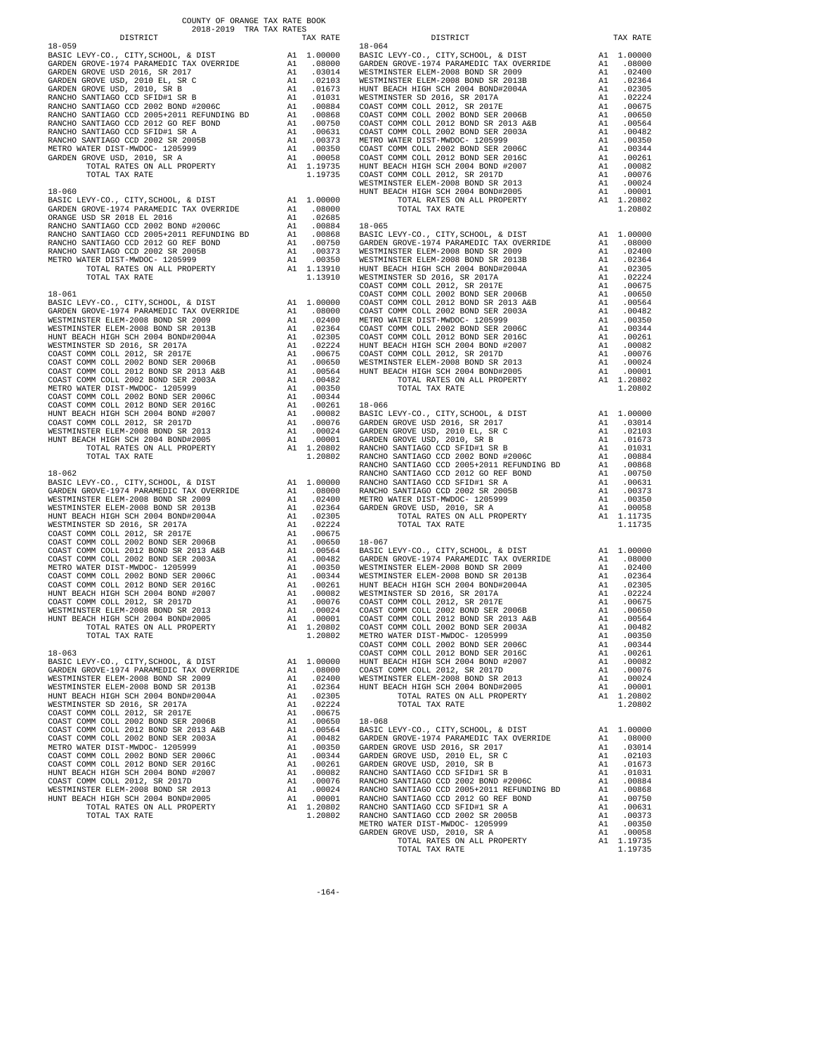COUNTY OF ORANGE TAX RATE BOOK
2018-2019 TRA TAX RATES

| DISTRICT | | TAX RATE |
|---|---|---|
| **18-059** | | |
| BASIC LEVY-CO., CITY,SCHOOL, & DIST | A1 | 1.00000 |
| GARDEN GROVE-1974 PARAMEDIC TAX OVERRIDE | A1 | .08000 |
| GARDEN GROVE USD 2016, SR 2017 | A1 | .03014 |
| GARDEN GROVE USD, 2010 EL, SR C | A1 | .02103 |
| GARDEN GROVE USD, 2010, SR B | A1 | .01673 |
| RANCHO SANTIAGO CCD SFID#1 SR B | A1 | .01031 |
| RANCHO SANTIAGO CCD 2002 BOND #2006C | A1 | .00884 |
| RANCHO SANTIAGO CCD 2005+2011 REFUNDING BD | A1 | .00868 |
| RANCHO SANTIAGO CCD 2012 GO REF BOND | A1 | .00750 |
| RANCHO SANTIAGO CCD SFID#1 SR A | A1 | .00631 |
| RANCHO SANTIAGO CCD 2002 SR 2005B | A1 | .00373 |
| METRO WATER DIST-MWDOC- 1205999 | A1 | .00350 |
| GARDEN GROVE USD, 2010, SR A | A1 | .00058 |
| TOTAL RATES ON ALL PROPERTY | A1 | 1.19735 |
| TOTAL TAX RATE | | 1.19735 |
| **18-060** | | |
| BASIC LEVY-CO., CITY,SCHOOL, & DIST | A1 | 1.00000 |
| GARDEN GROVE-1974 PARAMEDIC TAX OVERRIDE | A1 | .08000 |
| ORANGE USD SR 2018 EL 2016 | A1 | .02685 |
| RANCHO SANTIAGO CCD 2002 BOND #2006C | A1 | .00884 |
| RANCHO SANTIAGO CCD 2005+2011 REFUNDING BD | A1 | .00868 |
| RANCHO SANTIAGO CCD 2012 GO REF BOND | A1 | .00750 |
| RANCHO SANTIAGO CCD 2002 SR 2005B | A1 | .00373 |
| METRO WATER DIST-MWDOC- 1205999 | A1 | .00350 |
| TOTAL RATES ON ALL PROPERTY | A1 | 1.13910 |
| TOTAL TAX RATE | | 1.13910 |
| **18-061** | | |
| BASIC LEVY-CO., CITY,SCHOOL, & DIST | A1 | 1.00000 |
| GARDEN GROVE-1974 PARAMEDIC TAX OVERRIDE | A1 | .08000 |
| WESTMINSTER ELEM-2008 BOND SR 2009 | A1 | .02400 |
| WESTMINSTER ELEM-2008 BOND SR 2013B | A1 | .02364 |
| HUNT BEACH HIGH SCH 2004 BOND#2004A | A1 | .02305 |
| WESTMINSTER SD 2016, SR 2017A | A1 | .02224 |
| COAST COMM COLL 2012, SR 2017E | A1 | .00675 |
| COAST COMM COLL 2002 BOND SER 2006B | A1 | .00650 |
| COAST COMM COLL 2012 BOND SR 2013 A&B | A1 | .00564 |
| COAST COMM COLL 2002 BOND SER 2003A | A1 | .00482 |
| METRO WATER DIST-MWDOC- 1205999 | A1 | .00350 |
| COAST COMM COLL 2002 BOND SER 2006C | A1 | .00344 |
| COAST COMM COLL 2012 BOND SER 2016C | A1 | .00261 |
| HUNT BEACH HIGH SCH 2004 BOND #2007 | A1 | .00082 |
| COAST COMM COLL 2012, SR 2017D | A1 | .00076 |
| WESTMINSTER ELEM-2008 BOND SR 2013 | A1 | .00024 |
| HUNT BEACH HIGH SCH 2004 BOND#2005 | A1 | .00001 |
| TOTAL RATES ON ALL PROPERTY | A1 | 1.20802 |
| TOTAL TAX RATE | | 1.20802 |
| **18-062** | | |
| BASIC LEVY-CO., CITY,SCHOOL, & DIST | A1 | 1.00000 |
| GARDEN GROVE-1974 PARAMEDIC TAX OVERRIDE | A1 | .08000 |
| WESTMINSTER ELEM-2008 BOND SR 2009 | A1 | .02400 |
| WESTMINSTER ELEM-2008 BOND SR 2013B | A1 | .02364 |
| HUNT BEACH HIGH SCH 2004 BOND#2004A | A1 | .02305 |
| WESTMINSTER SD 2016, SR 2017A | A1 | .02224 |
| COAST COMM COLL 2012, SR 2017E | A1 | .00675 |
| COAST COMM COLL 2002 BOND SER 2006B | A1 | .00650 |
| COAST COMM COLL 2012 BOND SR 2013 A&B | A1 | .00564 |
| COAST COMM COLL 2002 BOND SER 2003A | A1 | .00482 |
| METRO WATER DIST-MWDOC- 1205999 | A1 | .00350 |
| COAST COMM COLL 2002 BOND SER 2006C | A1 | .00344 |
| COAST COMM COLL 2012 BOND SER 2016C | A1 | .00261 |
| HUNT BEACH HIGH SCH 2004 BOND #2007 | A1 | .00082 |
| COAST COMM COLL 2012, SR 2017D | A1 | .00076 |
| WESTMINSTER ELEM-2008 BOND SR 2013 | A1 | .00024 |
| HUNT BEACH HIGH SCH 2004 BOND#2005 | A1 | .00001 |
| TOTAL RATES ON ALL PROPERTY | A1 | 1.20802 |
| TOTAL TAX RATE | | 1.20802 |
| **18-063** | | |
| BASIC LEVY-CO., CITY,SCHOOL, & DIST | A1 | 1.00000 |
| GARDEN GROVE-1974 PARAMEDIC TAX OVERRIDE | A1 | .08000 |
| WESTMINSTER ELEM-2008 BOND SR 2009 | A1 | .02400 |
| WESTMINSTER ELEM-2008 BOND SR 2013B | A1 | .02364 |
| HUNT BEACH HIGH SCH 2004 BOND#2004A | A1 | .02305 |
| WESTMINSTER SD 2016, SR 2017A | A1 | .02224 |
| COAST COMM COLL 2012, SR 2017E | A1 | .00675 |
| COAST COMM COLL 2002 BOND SER 2006B | A1 | .00650 |
| COAST COMM COLL 2012 BOND SR 2013 A&B | A1 | .00564 |
| COAST COMM COLL 2002 BOND SER 2003A | A1 | .00482 |
| METRO WATER DIST-MWDOC- 1205999 | A1 | .00350 |
| COAST COMM COLL 2002 BOND SER 2006C | A1 | .00344 |
| COAST COMM COLL 2012 BOND SER 2016C | A1 | .00261 |
| HUNT BEACH HIGH SCH 2004 BOND #2007 | A1 | .00082 |
| COAST COMM COLL 2012, SR 2017D | A1 | .00076 |
| WESTMINSTER ELEM-2008 BOND SR 2013 | A1 | .00024 |
| HUNT BEACH HIGH SCH 2004 BOND#2005 | A1 | .00001 |
| TOTAL RATES ON ALL PROPERTY | A1 | 1.20802 |
| TOTAL TAX RATE | | 1.20802 |
| **18-064** | | |
| BASIC LEVY-CO., CITY,SCHOOL, & DIST | A1 | 1.00000 |
| GARDEN GROVE-1974 PARAMEDIC TAX OVERRIDE | A1 | .08000 |
| WESTMINSTER ELEM-2008 BOND SR 2009 | A1 | .02400 |
| WESTMINSTER ELEM-2008 BOND SR 2013B | A1 | .02364 |
| HUNT BEACH HIGH SCH 2004 BOND#2004A | A1 | .02305 |
| WESTMINSTER SD 2016, SR 2017A | A1 | .02224 |
| COAST COMM COLL 2012, SR 2017E | A1 | .00675 |
| COAST COMM COLL 2002 BOND SER 2006B | A1 | .00650 |
| COAST COMM COLL 2012 BOND SR 2013 A&B | A1 | .00564 |
| COAST COMM COLL 2002 BOND SER 2003A | A1 | .00482 |
| METRO WATER DIST-MWDOC- 1205999 | A1 | .00350 |
| COAST COMM COLL 2002 BOND SER 2006C | A1 | .00344 |
| COAST COMM COLL 2012 BOND SER 2016C | A1 | .00261 |
| HUNT BEACH HIGH SCH 2004 BOND #2007 | A1 | .00082 |
| COAST COMM COLL 2012, SR 2017D | A1 | .00076 |
| WESTMINSTER ELEM-2008 BOND SR 2013 | A1 | .00024 |
| HUNT BEACH HIGH SCH 2004 BOND#2005 | A1 | .00001 |
| TOTAL RATES ON ALL PROPERTY | A1 | 1.20802 |
| TOTAL TAX RATE | | 1.20802 |
| **18-065** | | |
| BASIC LEVY-CO., CITY,SCHOOL, & DIST | A1 | 1.00000 |
| GARDEN GROVE-1974 PARAMEDIC TAX OVERRIDE | A1 | .08000 |
| WESTMINSTER ELEM-2008 BOND SR 2009 | A1 | .02400 |
| WESTMINSTER ELEM-2008 BOND SR 2013B | A1 | .02364 |
| HUNT BEACH HIGH SCH 2004 BOND#2004A | A1 | .02305 |
| WESTMINSTER SD 2016, SR 2017A | A1 | .02224 |
| COAST COMM COLL 2012, SR 2017E | A1 | .00675 |
| COAST COMM COLL 2002 BOND SER 2006B | A1 | .00650 |
| COAST COMM COLL 2012 BOND SR 2013 A&B | A1 | .00564 |
| COAST COMM COLL 2002 BOND SER 2003A | A1 | .00482 |
| METRO WATER DIST-MWDOC- 1205999 | A1 | .00350 |
| COAST COMM COLL 2002 BOND SER 2006C | A1 | .00344 |
| COAST COMM COLL 2012 BOND SER 2016C | A1 | .00261 |
| HUNT BEACH HIGH SCH 2004 BOND #2007 | A1 | .00082 |
| COAST COMM COLL 2012, SR 2017D | A1 | .00076 |
| WESTMINSTER ELEM-2008 BOND SR 2013 | A1 | .00024 |
| HUNT BEACH HIGH SCH 2004 BOND#2005 | A1 | .00001 |
| TOTAL RATES ON ALL PROPERTY | A1 | 1.20802 |
| TOTAL TAX RATE | | 1.20802 |
| **18-066** | | |
| BASIC LEVY-CO., CITY,SCHOOL, & DIST | A1 | 1.00000 |
| GARDEN GROVE USD 2016, SR 2017 | A1 | .03014 |
| GARDEN GROVE USD, 2010 EL, SR C | A1 | .02103 |
| GARDEN GROVE USD, 2010, SR B | A1 | .01673 |
| RANCHO SANTIAGO CCD SFID#1 SR B | A1 | .01031 |
| RANCHO SANTIAGO CCD 2002 BOND #2006C | A1 | .00884 |
| RANCHO SANTIAGO CCD 2005+2011 REFUNDING BD | A1 | .00868 |
| RANCHO SANTIAGO CCD 2012 GO REF BOND | A1 | .00750 |
| RANCHO SANTIAGO CCD SFID#1 SR A | A1 | .00631 |
| RANCHO SANTIAGO CCD 2002 SR 2005B | A1 | .00373 |
| METRO WATER DIST-MWDOC- 1205999 | A1 | .00350 |
| GARDEN GROVE USD, 2010, SR A | A1 | .00058 |
| TOTAL RATES ON ALL PROPERTY | A1 | 1.11735 |
| TOTAL TAX RATE | | 1.11735 |
| **18-067** | | |
| BASIC LEVY-CO., CITY,SCHOOL, & DIST | A1 | 1.00000 |
| GARDEN GROVE-1974 PARAMEDIC TAX OVERRIDE | A1 | .08000 |
| WESTMINSTER ELEM-2008 BOND SR 2009 | A1 | .02400 |
| WESTMINSTER ELEM-2008 BOND SR 2013B | A1 | .02364 |
| HUNT BEACH HIGH SCH 2004 BOND#2004A | A1 | .02305 |
| WESTMINSTER SD 2016, SR 2017A | A1 | .02224 |
| COAST COMM COLL 2012, SR 2017E | A1 | .00675 |
| COAST COMM COLL 2002 BOND SER 2006B | A1 | .00650 |
| COAST COMM COLL 2012 BOND SR 2013 A&B | A1 | .00564 |
| COAST COMM COLL 2002 BOND SER 2003A | A1 | .00482 |
| METRO WATER DIST-MWDOC- 1205999 | A1 | .00350 |
| COAST COMM COLL 2002 BOND SER 2006C | A1 | .00344 |
| COAST COMM COLL 2012 BOND SER 2016C | A1 | .00261 |
| HUNT BEACH HIGH SCH 2004 BOND #2007 | A1 | .00082 |
| COAST COMM COLL 2012, SR 2017D | A1 | .00076 |
| WESTMINSTER ELEM-2008 BOND SR 2013 | A1 | .00024 |
| HUNT BEACH HIGH SCH 2004 BOND#2005 | A1 | .00001 |
| TOTAL RATES ON ALL PROPERTY | A1 | 1.20802 |
| TOTAL TAX RATE | | 1.20802 |
| **18-068** | | |
| BASIC LEVY-CO., CITY,SCHOOL, & DIST | A1 | 1.00000 |
| GARDEN GROVE-1974 PARAMEDIC TAX OVERRIDE | A1 | .08000 |
| GARDEN GROVE USD 2016, SR 2017 | A1 | .03014 |
| GARDEN GROVE USD, 2010 EL, SR C | A1 | .02103 |
| GARDEN GROVE USD, 2010, SR B | A1 | .01673 |
| RANCHO SANTIAGO CCD SFID#1 SR B | A1 | .01031 |
| RANCHO SANTIAGO CCD 2002 BOND #2006C | A1 | .00884 |
| RANCHO SANTIAGO CCD 2005+2011 REFUNDING BD | A1 | .00868 |
| RANCHO SANTIAGO CCD 2012 GO REF BOND | A1 | .00750 |
| RANCHO SANTIAGO CCD SFID#1 SR A | A1 | .00631 |
| RANCHO SANTIAGO CCD 2002 SR 2005B | A1 | .00373 |
| METRO WATER DIST-MWDOC- 1205999 | A1 | .00350 |
| GARDEN GROVE USD, 2010, SR A | A1 | .00058 |
| TOTAL RATES ON ALL PROPERTY | A1 | 1.19735 |
| TOTAL TAX RATE | | 1.19735 |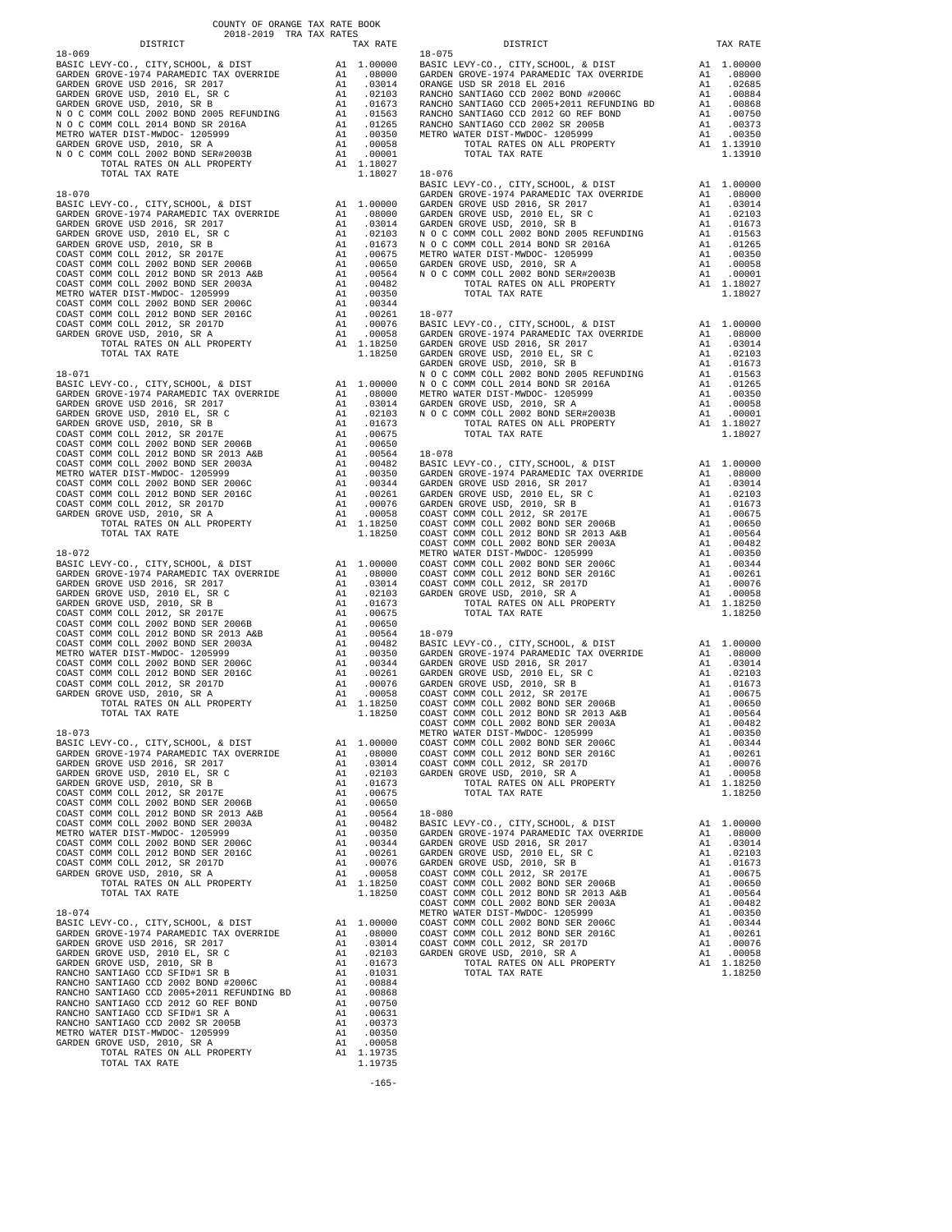COUNTY OF ORANGE TAX RATE BOOK
2018-2019 TRA TAX RATES

| DISTRICT | | TAX RATE |
|---|---|---|
| **18-069** | | |
| BASIC LEVY-CO., CITY,SCHOOL, & DIST | A1 | 1.00000 |
| GARDEN GROVE-1974 PARAMEDIC TAX OVERRIDE | A1 | .08000 |
| GARDEN GROVE USD 2016, SR 2017 | A1 | .03014 |
| GARDEN GROVE USD, 2010 EL, SR C | A1 | .02103 |
| GARDEN GROVE USD, 2010, SR B | A1 | .01673 |
| N O C COMM COLL 2002 BOND 2005 REFUNDING | A1 | .01563 |
| N O C COMM COLL 2014 BOND SR 2016A | A1 | .01265 |
| METRO WATER DIST-MWDOC- 1205999 | A1 | .00350 |
| GARDEN GROVE USD, 2010, SR A | A1 | .00058 |
| N O C COMM COLL 2002 BOND SER#2003B | A1 | .00001 |
| TOTAL RATES ON ALL PROPERTY | A1 | 1.18027 |
| TOTAL TAX RATE | | 1.18027 |
| **18-070** | | |
| BASIC LEVY-CO., CITY,SCHOOL, & DIST | A1 | 1.00000 |
| GARDEN GROVE-1974 PARAMEDIC TAX OVERRIDE | A1 | .08000 |
| GARDEN GROVE USD 2016, SR 2017 | A1 | .03014 |
| GARDEN GROVE USD, 2010 EL, SR C | A1 | .02103 |
| GARDEN GROVE USD, 2010, SR B | A1 | .01673 |
| COAST COMM COLL 2012, SR 2017E | A1 | .00675 |
| COAST COMM COLL 2002 BOND SER 2006B | A1 | .00650 |
| COAST COMM COLL 2012 BOND SR 2013 A&B | A1 | .00564 |
| COAST COMM COLL 2002 BOND SER 2003A | A1 | .00482 |
| METRO WATER DIST-MWDOC- 1205999 | A1 | .00350 |
| COAST COMM COLL 2002 BOND SER 2006C | A1 | .00344 |
| COAST COMM COLL 2012 BOND SER 2016C | A1 | .00261 |
| COAST COMM COLL 2012, SR 2017D | A1 | .00076 |
| GARDEN GROVE USD, 2010, SR A | A1 | .00058 |
| TOTAL RATES ON ALL PROPERTY | A1 | 1.18250 |
| TOTAL TAX RATE | | 1.18250 |
| **18-071** | | |
| BASIC LEVY-CO., CITY,SCHOOL, & DIST | A1 | 1.00000 |
| GARDEN GROVE-1974 PARAMEDIC TAX OVERRIDE | A1 | .08000 |
| GARDEN GROVE USD 2016, SR 2017 | A1 | .03014 |
| GARDEN GROVE USD, 2010 EL, SR C | A1 | .02103 |
| GARDEN GROVE USD, 2010, SR B | A1 | .01673 |
| COAST COMM COLL 2012, SR 2017E | A1 | .00675 |
| COAST COMM COLL 2002 BOND SER 2006B | A1 | .00650 |
| COAST COMM COLL 2012 BOND SR 2013 A&B | A1 | .00564 |
| COAST COMM COLL 2002 BOND SER 2003A | A1 | .00482 |
| METRO WATER DIST-MWDOC- 1205999 | A1 | .00350 |
| COAST COMM COLL 2002 BOND SER 2006C | A1 | .00344 |
| COAST COMM COLL 2012 BOND SER 2016C | A1 | .00261 |
| COAST COMM COLL 2012, SR 2017D | A1 | .00076 |
| GARDEN GROVE USD, 2010, SR A | A1 | .00058 |
| TOTAL RATES ON ALL PROPERTY | A1 | 1.18250 |
| TOTAL TAX RATE | | 1.18250 |
| **18-072** | | |
| BASIC LEVY-CO., CITY,SCHOOL, & DIST | A1 | 1.00000 |
| GARDEN GROVE-1974 PARAMEDIC TAX OVERRIDE | A1 | .08000 |
| GARDEN GROVE USD 2016, SR 2017 | A1 | .03014 |
| GARDEN GROVE USD, 2010 EL, SR C | A1 | .02103 |
| GARDEN GROVE USD, 2010, SR B | A1 | .01673 |
| COAST COMM COLL 2012, SR 2017E | A1 | .00675 |
| COAST COMM COLL 2002 BOND SER 2006B | A1 | .00650 |
| COAST COMM COLL 2012 BOND SR 2013 A&B | A1 | .00564 |
| COAST COMM COLL 2002 BOND SER 2003A | A1 | .00482 |
| METRO WATER DIST-MWDOC- 1205999 | A1 | .00350 |
| COAST COMM COLL 2002 BOND SER 2006C | A1 | .00344 |
| COAST COMM COLL 2012 BOND SER 2016C | A1 | .00261 |
| COAST COMM COLL 2012, SR 2017D | A1 | .00076 |
| GARDEN GROVE USD, 2010, SR A | A1 | .00058 |
| TOTAL RATES ON ALL PROPERTY | A1 | 1.18250 |
| TOTAL TAX RATE | | 1.18250 |
| **18-073** | | |
| BASIC LEVY-CO., CITY,SCHOOL, & DIST | A1 | 1.00000 |
| GARDEN GROVE-1974 PARAMEDIC TAX OVERRIDE | A1 | .08000 |
| GARDEN GROVE USD 2016, SR 2017 | A1 | .03014 |
| GARDEN GROVE USD, 2010 EL, SR C | A1 | .02103 |
| GARDEN GROVE USD, 2010, SR B | A1 | .01673 |
| COAST COMM COLL 2012, SR 2017E | A1 | .00675 |
| COAST COMM COLL 2002 BOND SER 2006B | A1 | .00650 |
| COAST COMM COLL 2012 BOND SR 2013 A&B | A1 | .00564 |
| COAST COMM COLL 2002 BOND SER 2003A | A1 | .00482 |
| METRO WATER DIST-MWDOC- 1205999 | A1 | .00350 |
| COAST COMM COLL 2002 BOND SER 2006C | A1 | .00344 |
| COAST COMM COLL 2012 BOND SER 2016C | A1 | .00261 |
| COAST COMM COLL 2012, SR 2017D | A1 | .00076 |
| GARDEN GROVE USD, 2010, SR A | A1 | .00058 |
| TOTAL RATES ON ALL PROPERTY | A1 | 1.18250 |
| TOTAL TAX RATE | | 1.18250 |
| **18-074** | | |
| BASIC LEVY-CO., CITY,SCHOOL, & DIST | A1 | 1.00000 |
| GARDEN GROVE-1974 PARAMEDIC TAX OVERRIDE | A1 | .08000 |
| GARDEN GROVE USD 2016, SR 2017 | A1 | .03014 |
| GARDEN GROVE USD, 2010 EL, SR C | A1 | .02103 |
| GARDEN GROVE USD, 2010, SR B | A1 | .01673 |
| RANCHO SANTIAGO CCD SFID#1 SR B | A1 | .01031 |
| RANCHO SANTIAGO CCD 2002 BOND #2006C | A1 | .00884 |
| RANCHO SANTIAGO CCD 2005+2011 REFUNDING BD | A1 | .00868 |
| RANCHO SANTIAGO CCD 2012 GO REF BOND | A1 | .00750 |
| RANCHO SANTIAGO CCD SFID#1 SR A | A1 | .00631 |
| RANCHO SANTIAGO CCD 2002 SR 2005B | A1 | .00373 |
| METRO WATER DIST-MWDOC- 1205999 | A1 | .00350 |
| GARDEN GROVE USD, 2010, SR A | A1 | .00058 |
| TOTAL RATES ON ALL PROPERTY | A1 | 1.19735 |
| TOTAL TAX RATE | | 1.19735 |
| **18-075** | | |
| BASIC LEVY-CO., CITY,SCHOOL, & DIST | A1 | 1.00000 |
| GARDEN GROVE-1974 PARAMEDIC TAX OVERRIDE | A1 | .08000 |
| ORANGE USD SR 2018 EL 2016 | A1 | .02685 |
| RANCHO SANTIAGO CCD 2002 BOND #2006C | A1 | .00884 |
| RANCHO SANTIAGO CCD 2005+2011 REFUNDING BD | A1 | .00868 |
| RANCHO SANTIAGO CCD 2012 GO REF BOND | A1 | .00750 |
| RANCHO SANTIAGO CCD 2002 SR 2005B | A1 | .00373 |
| METRO WATER DIST-MWDOC- 1205999 | A1 | .00350 |
| TOTAL RATES ON ALL PROPERTY | A1 | 1.13910 |
| TOTAL TAX RATE | | 1.13910 |
| **18-076** | | |
| BASIC LEVY-CO., CITY,SCHOOL, & DIST | A1 | 1.00000 |
| GARDEN GROVE-1974 PARAMEDIC TAX OVERRIDE | A1 | .08000 |
| GARDEN GROVE USD 2016, SR 2017 | A1 | .03014 |
| GARDEN GROVE USD, 2010 EL, SR C | A1 | .02103 |
| GARDEN GROVE USD, 2010, SR B | A1 | .01673 |
| N O C COMM COLL 2002 BOND 2005 REFUNDING | A1 | .01563 |
| N O C COMM COLL 2014 BOND SR 2016A | A1 | .01265 |
| METRO WATER DIST-MWDOC- 1205999 | A1 | .00350 |
| GARDEN GROVE USD, 2010, SR A | A1 | .00058 |
| N O C COMM COLL 2002 BOND SER#2003B | A1 | .00001 |
| TOTAL RATES ON ALL PROPERTY | A1 | 1.18027 |
| TOTAL TAX RATE | | 1.18027 |
| **18-077** | | |
| BASIC LEVY-CO., CITY,SCHOOL, & DIST | A1 | 1.00000 |
| GARDEN GROVE-1974 PARAMEDIC TAX OVERRIDE | A1 | .08000 |
| GARDEN GROVE USD 2016, SR 2017 | A1 | .03014 |
| GARDEN GROVE USD, 2010 EL, SR C | A1 | .02103 |
| GARDEN GROVE USD, 2010, SR B | A1 | .01673 |
| N O C COMM COLL 2002 BOND 2005 REFUNDING | A1 | .01563 |
| N O C COMM COLL 2014 BOND SR 2016A | A1 | .01265 |
| METRO WATER DIST-MWDOC- 1205999 | A1 | .00350 |
| GARDEN GROVE USD, 2010, SR A | A1 | .00058 |
| N O C COMM COLL 2002 BOND SER#2003B | A1 | .00001 |
| TOTAL RATES ON ALL PROPERTY | A1 | 1.18027 |
| TOTAL TAX RATE | | 1.18027 |
| **18-078** | | |
| BASIC LEVY-CO., CITY,SCHOOL, & DIST | A1 | 1.00000 |
| GARDEN GROVE-1974 PARAMEDIC TAX OVERRIDE | A1 | .08000 |
| GARDEN GROVE USD 2016, SR 2017 | A1 | .03014 |
| GARDEN GROVE USD, 2010 EL, SR C | A1 | .02103 |
| GARDEN GROVE USD, 2010, SR B | A1 | .01673 |
| COAST COMM COLL 2012, SR 2017E | A1 | .00675 |
| COAST COMM COLL 2002 BOND SER 2006B | A1 | .00650 |
| COAST COMM COLL 2012 BOND SR 2013 A&B | A1 | .00564 |
| COAST COMM COLL 2002 BOND SER 2003A | A1 | .00482 |
| METRO WATER DIST-MWDOC- 1205999 | A1 | .00350 |
| COAST COMM COLL 2002 BOND SER 2006C | A1 | .00344 |
| COAST COMM COLL 2012 BOND SER 2016C | A1 | .00261 |
| COAST COMM COLL 2012, SR 2017D | A1 | .00076 |
| GARDEN GROVE USD, 2010, SR A | A1 | .00058 |
| TOTAL RATES ON ALL PROPERTY | A1 | 1.18250 |
| TOTAL TAX RATE | | 1.18250 |
| **18-079** | | |
| BASIC LEVY-CO., CITY,SCHOOL, & DIST | A1 | 1.00000 |
| GARDEN GROVE-1974 PARAMEDIC TAX OVERRIDE | A1 | .08000 |
| GARDEN GROVE USD 2016, SR 2017 | A1 | .03014 |
| GARDEN GROVE USD, 2010 EL, SR C | A1 | .02103 |
| GARDEN GROVE USD, 2010, SR B | A1 | .01673 |
| COAST COMM COLL 2012, SR 2017E | A1 | .00675 |
| COAST COMM COLL 2002 BOND SER 2006B | A1 | .00650 |
| COAST COMM COLL 2012 BOND SR 2013 A&B | A1 | .00564 |
| COAST COMM COLL 2002 BOND SER 2003A | A1 | .00482 |
| METRO WATER DIST-MWDOC- 1205999 | A1 | .00350 |
| COAST COMM COLL 2002 BOND SER 2006C | A1 | .00344 |
| COAST COMM COLL 2012 BOND SER 2016C | A1 | .00261 |
| COAST COMM COLL 2012, SR 2017D | A1 | .00076 |
| GARDEN GROVE USD, 2010, SR A | A1 | .00058 |
| TOTAL RATES ON ALL PROPERTY | A1 | 1.18250 |
| TOTAL TAX RATE | | 1.18250 |
| **18-080** | | |
| BASIC LEVY-CO., CITY,SCHOOL, & DIST | A1 | 1.00000 |
| GARDEN GROVE-1974 PARAMEDIC TAX OVERRIDE | A1 | .08000 |
| GARDEN GROVE USD 2016, SR 2017 | A1 | .03014 |
| GARDEN GROVE USD, 2010 EL, SR C | A1 | .02103 |
| GARDEN GROVE USD, 2010, SR B | A1 | .01673 |
| COAST COMM COLL 2012, SR 2017E | A1 | .00675 |
| COAST COMM COLL 2002 BOND SER 2006B | A1 | .00650 |
| COAST COMM COLL 2012 BOND SR 2013 A&B | A1 | .00564 |
| COAST COMM COLL 2002 BOND SER 2003A | A1 | .00482 |
| METRO WATER DIST-MWDOC- 1205999 | A1 | .00350 |
| COAST COMM COLL 2002 BOND SER 2006C | A1 | .00344 |
| COAST COMM COLL 2012 BOND SER 2016C | A1 | .00261 |
| COAST COMM COLL 2012, SR 2017D | A1 | .00076 |
| GARDEN GROVE USD, 2010, SR A | A1 | .00058 |
| TOTAL RATES ON ALL PROPERTY | A1 | 1.18250 |
| TOTAL TAX RATE | | 1.18250 |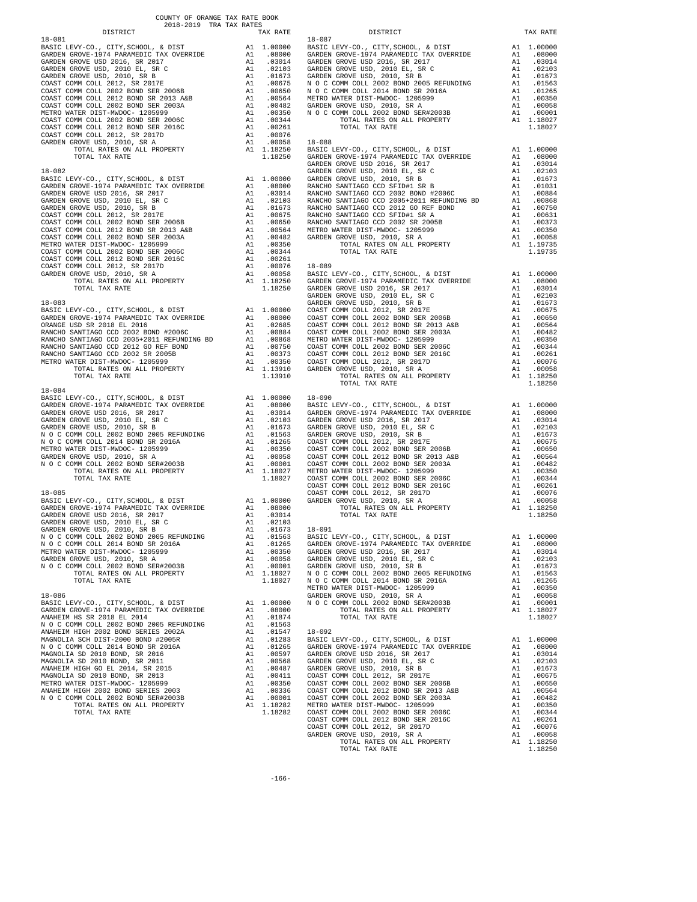COUNTY OF ORANGE TAX RATE BOOK
2018-2019 TRA TAX RATES

| DISTRICT | | TAX RATE |
|---|---|---|
| **18-081** | | |
| BASIC LEVY-CO., CITY,SCHOOL, & DIST | A1 | 1.00000 |
| GARDEN GROVE-1974 PARAMEDIC TAX OVERRIDE | A1 | .08000 |
| GARDEN GROVE USD 2016, SR 2017 | A1 | .03014 |
| GARDEN GROVE USD, 2010 EL, SR C | A1 | .02103 |
| GARDEN GROVE USD, 2010, SR B | A1 | .01673 |
| COAST COMM COLL 2012, SR 2017E | A1 | .00675 |
| COAST COMM COLL 2002 BOND SER 2006B | A1 | .00650 |
| COAST COMM COLL 2012 BOND SR 2013 A&B | A1 | .00564 |
| COAST COMM COLL 2002 BOND SER 2003A | A1 | .00482 |
| METRO WATER DIST-MWDOC- 1205999 | A1 | .00350 |
| COAST COMM COLL 2002 BOND SER 2006C | A1 | .00344 |
| COAST COMM COLL 2012 BOND SER 2016C | A1 | .00261 |
| COAST COMM COLL 2012, SR 2017D | A1 | .00076 |
| GARDEN GROVE USD, 2010, SR A | A1 | .00058 |
| TOTAL RATES ON ALL PROPERTY | A1 | 1.18250 |
| TOTAL TAX RATE | | 1.18250 |
| **18-082** | | |
| BASIC LEVY-CO., CITY,SCHOOL, & DIST | A1 | 1.00000 |
| GARDEN GROVE-1974 PARAMEDIC TAX OVERRIDE | A1 | .08000 |
| GARDEN GROVE USD 2016, SR 2017 | A1 | .03014 |
| GARDEN GROVE USD, 2010 EL, SR C | A1 | .02103 |
| GARDEN GROVE USD, 2010, SR B | A1 | .01673 |
| COAST COMM COLL 2012, SR 2017E | A1 | .00675 |
| COAST COMM COLL 2002 BOND SER 2006B | A1 | .00650 |
| COAST COMM COLL 2012 BOND SR 2013 A&B | A1 | .00564 |
| COAST COMM COLL 2002 BOND SER 2003A | A1 | .00482 |
| METRO WATER DIST-MWDOC- 1205999 | A1 | .00350 |
| COAST COMM COLL 2002 BOND SER 2006C | A1 | .00344 |
| COAST COMM COLL 2012 BOND SER 2016C | A1 | .00261 |
| COAST COMM COLL 2012, SR 2017D | A1 | .00076 |
| GARDEN GROVE USD, 2010, SR A | A1 | .00058 |
| TOTAL RATES ON ALL PROPERTY | A1 | 1.18250 |
| TOTAL TAX RATE | | 1.18250 |
| **18-083** | | |
| BASIC LEVY-CO., CITY,SCHOOL, & DIST | A1 | 1.00000 |
| GARDEN GROVE-1974 PARAMEDIC TAX OVERRIDE | A1 | .08000 |
| ORANGE USD SR 2018 EL 2016 | A1 | .02685 |
| RANCHO SANTIAGO CCD 2002 BOND #2006C | A1 | .00884 |
| RANCHO SANTIAGO CCD 2005+2011 REFUNDING BD | A1 | .00868 |
| RANCHO SANTIAGO CCD 2012 GO REF BOND | A1 | .00750 |
| RANCHO SANTIAGO CCD 2002 SR 2005B | A1 | .00373 |
| METRO WATER DIST-MWDOC- 1205999 | A1 | .00350 |
| TOTAL RATES ON ALL PROPERTY | A1 | 1.13910 |
| TOTAL TAX RATE | | 1.13910 |
| **18-084** | | |
| BASIC LEVY-CO., CITY,SCHOOL, & DIST | A1 | 1.00000 |
| GARDEN GROVE-1974 PARAMEDIC TAX OVERRIDE | A1 | .08000 |
| GARDEN GROVE USD 2016, SR 2017 | A1 | .03014 |
| GARDEN GROVE USD, 2010 EL, SR C | A1 | .02103 |
| GARDEN GROVE USD, 2010, SR B | A1 | .01673 |
| N O C COMM COLL 2002 BOND 2005 REFUNDING | A1 | .01563 |
| N O C COMM COLL 2014 BOND SR 2016A | A1 | .01265 |
| METRO WATER DIST-MWDOC- 1205999 | A1 | .00350 |
| GARDEN GROVE USD, 2010, SR A | A1 | .00058 |
| N O C COMM COLL 2002 BOND SER#2003B | A1 | .00001 |
| TOTAL RATES ON ALL PROPERTY | A1 | 1.18027 |
| TOTAL TAX RATE | | 1.18027 |
| **18-085** | | |
| BASIC LEVY-CO., CITY,SCHOOL, & DIST | A1 | 1.00000 |
| GARDEN GROVE-1974 PARAMEDIC TAX OVERRIDE | A1 | .08000 |
| GARDEN GROVE USD 2016, SR 2017 | A1 | .03014 |
| GARDEN GROVE USD, 2010 EL, SR C | A1 | .02103 |
| GARDEN GROVE USD, 2010, SR B | A1 | .01673 |
| N O C COMM COLL 2002 BOND 2005 REFUNDING | A1 | .01563 |
| N O C COMM COLL 2014 BOND SR 2016A | A1 | .01265 |
| METRO WATER DIST-MWDOC- 1205999 | A1 | .00350 |
| GARDEN GROVE USD, 2010, SR A | A1 | .00058 |
| N O C COMM COLL 2002 BOND SER#2003B | A1 | .00001 |
| TOTAL RATES ON ALL PROPERTY | A1 | 1.18027 |
| TOTAL TAX RATE | | 1.18027 |
| **18-086** | | |
| BASIC LEVY-CO., CITY,SCHOOL, & DIST | A1 | 1.00000 |
| GARDEN GROVE-1974 PARAMEDIC TAX OVERRIDE | A1 | .08000 |
| ANAHEIM HS SR 2018 EL 2014 | A1 | .01874 |
| N O C COMM COLL 2002 BOND 2005 REFUNDING | A1 | .01563 |
| ANAHEIM HIGH 2002 BOND SERIES 2002A | A1 | .01547 |
| MAGNOLIA SCH DIST-2000 BOND #2005R | A1 | .01283 |
| N O C COMM COLL 2014 BOND SR 2016A | A1 | .01265 |
| MAGNOLIA SD 2010 BOND, SR 2016 | A1 | .00597 |
| MAGNOLIA SD 2010 BOND, SR 2011 | A1 | .00568 |
| ANAHEIM HIGH GO EL 2014, SR 2015 | A1 | .00487 |
| MAGNOLIA SD 2010 BOND, SR 2013 | A1 | .00411 |
| METRO WATER DIST-MWDOC- 1205999 | A1 | .00350 |
| ANAHEIM HIGH 2002 BOND SERIES 2003 | A1 | .00336 |
| N O C COMM COLL 2002 BOND SER#2003B | A1 | .00001 |
| TOTAL RATES ON ALL PROPERTY | A1 | 1.18282 |
| TOTAL TAX RATE | | 1.18282 |
| **18-087** | | |
| BASIC LEVY-CO., CITY,SCHOOL, & DIST | A1 | 1.00000 |
| GARDEN GROVE-1974 PARAMEDIC TAX OVERRIDE | A1 | .08000 |
| GARDEN GROVE USD 2016, SR 2017 | A1 | .03014 |
| GARDEN GROVE USD, 2010 EL, SR C | A1 | .02103 |
| GARDEN GROVE USD, 2010, SR B | A1 | .01673 |
| N O C COMM COLL 2002 BOND 2005 REFUNDING | A1 | .01563 |
| N O C COMM COLL 2014 BOND SR 2016A | A1 | .01265 |
| METRO WATER DIST-MWDOC- 1205999 | A1 | .00350 |
| GARDEN GROVE USD, 2010, SR A | A1 | .00058 |
| N O C COMM COLL 2002 BOND SER#2003B | A1 | .00001 |
| TOTAL RATES ON ALL PROPERTY | A1 | 1.18027 |
| TOTAL TAX RATE | | 1.18027 |
| **18-088** | | |
| BASIC LEVY-CO., CITY,SCHOOL, & DIST | A1 | 1.00000 |
| GARDEN GROVE-1974 PARAMEDIC TAX OVERRIDE | A1 | .08000 |
| GARDEN GROVE USD 2016, SR 2017 | A1 | .03014 |
| GARDEN GROVE USD, 2010 EL, SR C | A1 | .02103 |
| GARDEN GROVE USD, 2010, SR B | A1 | .01673 |
| RANCHO SANTIAGO CCD SFID#1 SR B | A1 | .01031 |
| RANCHO SANTIAGO CCD 2002 BOND #2006C | A1 | .00884 |
| RANCHO SANTIAGO CCD 2005+2011 REFUNDING BD | A1 | .00868 |
| RANCHO SANTIAGO CCD 2012 GO REF BOND | A1 | .00750 |
| RANCHO SANTIAGO CCD SFID#1 SR A | A1 | .00631 |
| RANCHO SANTIAGO CCD 2002 SR 2005B | A1 | .00373 |
| METRO WATER DIST-MWDOC- 1205999 | A1 | .00350 |
| GARDEN GROVE USD, 2010, SR A | A1 | .00058 |
| TOTAL RATES ON ALL PROPERTY | A1 | 1.19735 |
| TOTAL TAX RATE | | 1.19735 |
| **18-089** | | |
| BASIC LEVY-CO., CITY,SCHOOL, & DIST | A1 | 1.00000 |
| GARDEN GROVE-1974 PARAMEDIC TAX OVERRIDE | A1 | .08000 |
| GARDEN GROVE USD 2016, SR 2017 | A1 | .03014 |
| GARDEN GROVE USD, 2010 EL, SR C | A1 | .02103 |
| GARDEN GROVE USD, 2010, SR B | A1 | .01673 |
| COAST COMM COLL 2012, SR 2017E | A1 | .00675 |
| COAST COMM COLL 2002 BOND SER 2006B | A1 | .00650 |
| COAST COMM COLL 2012 BOND SR 2013 A&B | A1 | .00564 |
| COAST COMM COLL 2002 BOND SER 2003A | A1 | .00482 |
| METRO WATER DIST-MWDOC- 1205999 | A1 | .00350 |
| COAST COMM COLL 2002 BOND SER 2006C | A1 | .00344 |
| COAST COMM COLL 2012 BOND SER 2016C | A1 | .00261 |
| COAST COMM COLL 2012, SR 2017D | A1 | .00076 |
| GARDEN GROVE USD, 2010, SR A | A1 | .00058 |
| TOTAL RATES ON ALL PROPERTY | A1 | 1.18250 |
| TOTAL TAX RATE | | 1.18250 |
| **18-090** | | |
| BASIC LEVY-CO., CITY,SCHOOL, & DIST | A1 | 1.00000 |
| GARDEN GROVE-1974 PARAMEDIC TAX OVERRIDE | A1 | .08000 |
| GARDEN GROVE USD 2016, SR 2017 | A1 | .03014 |
| GARDEN GROVE USD, 2010 EL, SR C | A1 | .02103 |
| GARDEN GROVE USD, 2010, SR B | A1 | .01673 |
| COAST COMM COLL 2012, SR 2017E | A1 | .00675 |
| COAST COMM COLL 2002 BOND SER 2006B | A1 | .00650 |
| COAST COMM COLL 2012 BOND SR 2013 A&B | A1 | .00564 |
| COAST COMM COLL 2002 BOND SER 2003A | A1 | .00482 |
| METRO WATER DIST-MWDOC- 1205999 | A1 | .00350 |
| COAST COMM COLL 2002 BOND SER 2006C | A1 | .00344 |
| COAST COMM COLL 2012 BOND SER 2016C | A1 | .00261 |
| COAST COMM COLL 2012, SR 2017D | A1 | .00076 |
| GARDEN GROVE USD, 2010, SR A | A1 | .00058 |
| TOTAL RATES ON ALL PROPERTY | A1 | 1.18250 |
| TOTAL TAX RATE | | 1.18250 |
| **18-091** | | |
| BASIC LEVY-CO., CITY,SCHOOL, & DIST | A1 | 1.00000 |
| GARDEN GROVE-1974 PARAMEDIC TAX OVERRIDE | A1 | .08000 |
| GARDEN GROVE USD 2016, SR 2017 | A1 | .03014 |
| GARDEN GROVE USD, 2010 EL, SR C | A1 | .02103 |
| GARDEN GROVE USD, 2010, SR B | A1 | .01673 |
| N O C COMM COLL 2002 BOND 2005 REFUNDING | A1 | .01563 |
| N O C COMM COLL 2014 BOND SR 2016A | A1 | .01265 |
| METRO WATER DIST-MWDOC- 1205999 | A1 | .00350 |
| GARDEN GROVE USD, 2010, SR A | A1 | .00058 |
| N O C COMM COLL 2002 BOND SER#2003B | A1 | .00001 |
| TOTAL RATES ON ALL PROPERTY | A1 | 1.18027 |
| TOTAL TAX RATE | | 1.18027 |
| **18-092** | | |
| BASIC LEVY-CO., CITY,SCHOOL, & DIST | A1 | 1.00000 |
| GARDEN GROVE-1974 PARAMEDIC TAX OVERRIDE | A1 | .08000 |
| GARDEN GROVE USD 2016, SR 2017 | A1 | .03014 |
| GARDEN GROVE USD, 2010 EL, SR C | A1 | .02103 |
| GARDEN GROVE USD, 2010, SR B | A1 | .01673 |
| COAST COMM COLL 2012, SR 2017E | A1 | .00675 |
| COAST COMM COLL 2002 BOND SER 2006B | A1 | .00650 |
| COAST COMM COLL 2012 BOND SR 2013 A&B | A1 | .00564 |
| COAST COMM COLL 2002 BOND SER 2003A | A1 | .00482 |
| METRO WATER DIST-MWDOC- 1205999 | A1 | .00350 |
| COAST COMM COLL 2002 BOND SER 2006C | A1 | .00344 |
| COAST COMM COLL 2012 BOND SER 2016C | A1 | .00261 |
| COAST COMM COLL 2012, SR 2017D | A1 | .00076 |
| GARDEN GROVE USD, 2010, SR A | A1 | .00058 |
| TOTAL RATES ON ALL PROPERTY | A1 | 1.18250 |
| TOTAL TAX RATE | | 1.18250 |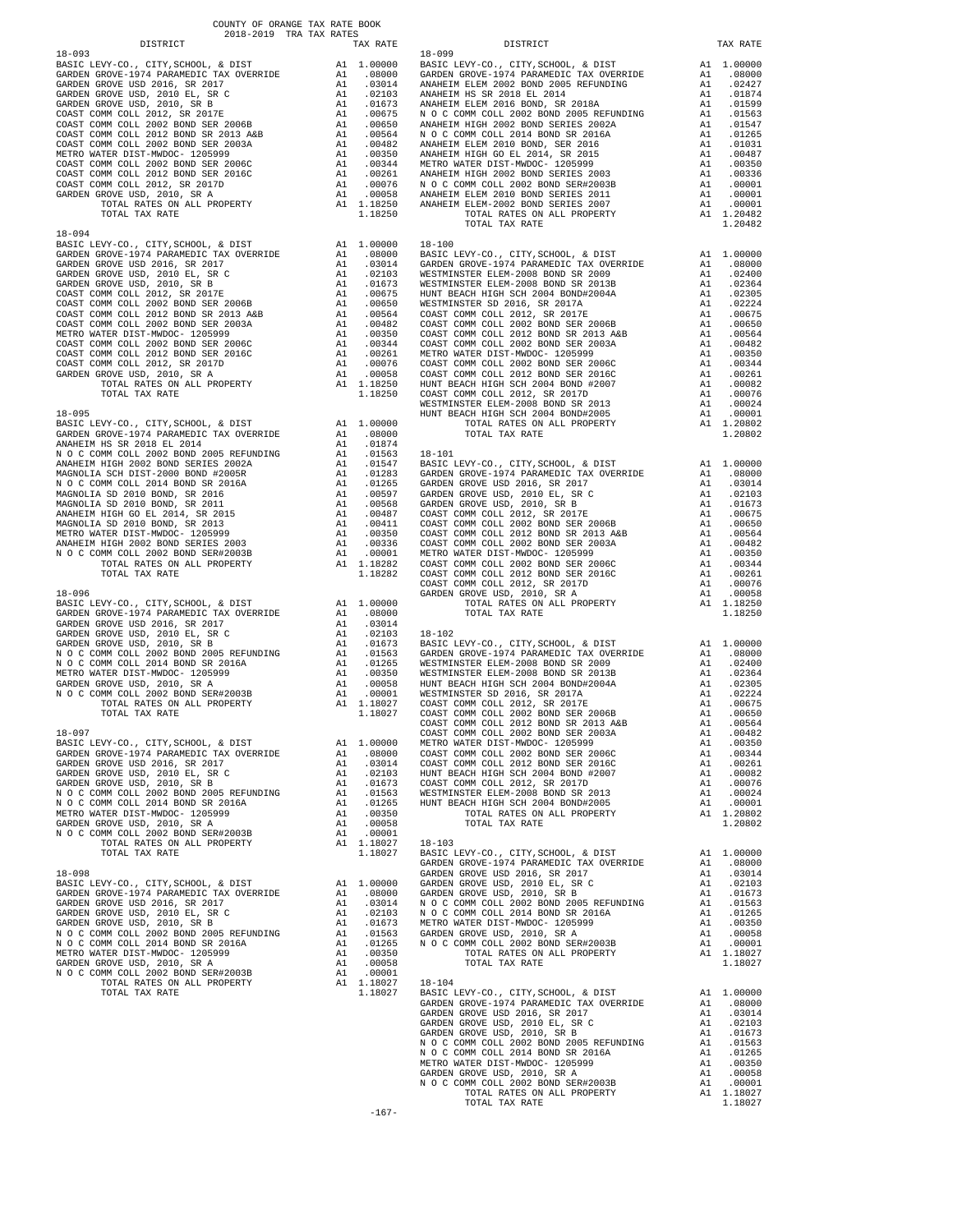COUNTY OF ORANGE TAX RATE BOOK
2018-2019 TRA TAX RATES

| DISTRICT | | TAX RATE |
|---|---|---|
| **18-093** | | |
| BASIC LEVY-CO., CITY,SCHOOL, & DIST | A1 | 1.00000 |
| GARDEN GROVE-1974 PARAMEDIC TAX OVERRIDE | A1 | .08000 |
| GARDEN GROVE USD 2016, SR 2017 | A1 | .03014 |
| GARDEN GROVE USD, 2010 EL, SR C | A1 | .02103 |
| GARDEN GROVE USD, 2010, SR B | A1 | .01673 |
| COAST COMM COLL 2012, SR 2017E | A1 | .00675 |
| COAST COMM COLL 2002 BOND SER 2006B | A1 | .00650 |
| COAST COMM COLL 2012 BOND SR 2013 A&B | A1 | .00564 |
| COAST COMM COLL 2002 BOND SER 2003A | A1 | .00482 |
| METRO WATER DIST-MWDOC- 1205999 | A1 | .00350 |
| COAST COMM COLL 2002 BOND SER 2006C | A1 | .00344 |
| COAST COMM COLL 2012 BOND SER 2016C | A1 | .00261 |
| COAST COMM COLL 2012, SR 2017D | A1 | .00076 |
| GARDEN GROVE USD, 2010, SR A | A1 | .00058 |
| TOTAL RATES ON ALL PROPERTY | A1 | 1.18250 |
| TOTAL TAX RATE | | 1.18250 |
| **18-094** | | |
| BASIC LEVY-CO., CITY,SCHOOL, & DIST | A1 | 1.00000 |
| GARDEN GROVE-1974 PARAMEDIC TAX OVERRIDE | A1 | .08000 |
| GARDEN GROVE USD 2016, SR 2017 | A1 | .03014 |
| GARDEN GROVE USD, 2010 EL, SR C | A1 | .02103 |
| GARDEN GROVE USD, 2010, SR B | A1 | .01673 |
| COAST COMM COLL 2012, SR 2017E | A1 | .00675 |
| COAST COMM COLL 2002 BOND SER 2006B | A1 | .00650 |
| COAST COMM COLL 2012 BOND SR 2013 A&B | A1 | .00564 |
| COAST COMM COLL 2002 BOND SER 2003A | A1 | .00482 |
| METRO WATER DIST-MWDOC- 1205999 | A1 | .00350 |
| COAST COMM COLL 2002 BOND SER 2006C | A1 | .00344 |
| COAST COMM COLL 2012 BOND SER 2016C | A1 | .00261 |
| COAST COMM COLL 2012, SR 2017D | A1 | .00076 |
| GARDEN GROVE USD, 2010, SR A | A1 | .00058 |
| TOTAL RATES ON ALL PROPERTY | A1 | 1.18250 |
| TOTAL TAX RATE | | 1.18250 |
| **18-095** | | |
| BASIC LEVY-CO., CITY,SCHOOL, & DIST | A1 | 1.00000 |
| GARDEN GROVE-1974 PARAMEDIC TAX OVERRIDE | A1 | .08000 |
| ANAHEIM HS SR 2018 EL 2014 | A1 | .01874 |
| N O C COMM COLL 2002 BOND 2005 REFUNDING | A1 | .01563 |
| ANAHEIM HIGH 2002 BOND SERIES 2002A | A1 | .01547 |
| MAGNOLIA SCH DIST-2000 BOND #2005R | A1 | .01283 |
| N O C COMM COLL 2014 BOND SR 2016A | A1 | .01265 |
| MAGNOLIA SD 2010 BOND, SR 2016 | A1 | .00597 |
| MAGNOLIA SD 2010 BOND, SR 2011 | A1 | .00568 |
| ANAHEIM HIGH GO EL 2014, SR 2015 | A1 | .00487 |
| MAGNOLIA SD 2010 BOND, SR 2013 | A1 | .00411 |
| METRO WATER DIST-MWDOC- 1205999 | A1 | .00350 |
| ANAHEIM HIGH 2002 BOND SERIES 2003 | A1 | .00336 |
| N O C COMM COLL 2002 BOND SER#2003B | A1 | .00001 |
| TOTAL RATES ON ALL PROPERTY | A1 | 1.18282 |
| TOTAL TAX RATE | | 1.18282 |
| **18-096** | | |
| BASIC LEVY-CO., CITY,SCHOOL, & DIST | A1 | 1.00000 |
| GARDEN GROVE-1974 PARAMEDIC TAX OVERRIDE | A1 | .08000 |
| GARDEN GROVE USD 2016, SR 2017 | A1 | .03014 |
| GARDEN GROVE USD, 2010 EL, SR C | A1 | .02103 |
| GARDEN GROVE USD, 2010, SR B | A1 | .01673 |
| N O C COMM COLL 2002 BOND 2005 REFUNDING | A1 | .01563 |
| N O C COMM COLL 2014 BOND SR 2016A | A1 | .01265 |
| METRO WATER DIST-MWDOC- 1205999 | A1 | .00350 |
| GARDEN GROVE USD, 2010, SR A | A1 | .00058 |
| N O C COMM COLL 2002 BOND SER#2003B | A1 | .00001 |
| TOTAL RATES ON ALL PROPERTY | A1 | 1.18027 |
| TOTAL TAX RATE | | 1.18027 |
| **18-097** | | |
| BASIC LEVY-CO., CITY,SCHOOL, & DIST | A1 | 1.00000 |
| GARDEN GROVE-1974 PARAMEDIC TAX OVERRIDE | A1 | .08000 |
| GARDEN GROVE USD 2016, SR 2017 | A1 | .03014 |
| GARDEN GROVE USD, 2010 EL, SR C | A1 | .02103 |
| GARDEN GROVE USD, 2010, SR B | A1 | .01673 |
| N O C COMM COLL 2002 BOND 2005 REFUNDING | A1 | .01563 |
| N O C COMM COLL 2014 BOND SR 2016A | A1 | .01265 |
| METRO WATER DIST-MWDOC- 1205999 | A1 | .00350 |
| GARDEN GROVE USD, 2010, SR A | A1 | .00058 |
| N O C COMM COLL 2002 BOND SER#2003B | A1 | .00001 |
| TOTAL RATES ON ALL PROPERTY | A1 | 1.18027 |
| TOTAL TAX RATE | | 1.18027 |
| **18-098** | | |
| BASIC LEVY-CO., CITY,SCHOOL, & DIST | A1 | 1.00000 |
| GARDEN GROVE-1974 PARAMEDIC TAX OVERRIDE | A1 | .08000 |
| GARDEN GROVE USD 2016, SR 2017 | A1 | .03014 |
| GARDEN GROVE USD, 2010 EL, SR C | A1 | .02103 |
| GARDEN GROVE USD, 2010, SR B | A1 | .01673 |
| N O C COMM COLL 2002 BOND 2005 REFUNDING | A1 | .01563 |
| N O C COMM COLL 2014 BOND SR 2016A | A1 | .01265 |
| METRO WATER DIST-MWDOC- 1205999 | A1 | .00350 |
| GARDEN GROVE USD, 2010, SR A | A1 | .00058 |
| N O C COMM COLL 2002 BOND SER#2003B | A1 | .00001 |
| TOTAL RATES ON ALL PROPERTY | A1 | 1.18027 |
| TOTAL TAX RATE | | 1.18027 |
| **18-099** | | |
| BASIC LEVY-CO., CITY,SCHOOL, & DIST | A1 | 1.00000 |
| GARDEN GROVE-1974 PARAMEDIC TAX OVERRIDE | A1 | .08000 |
| ANAHEIM ELEM 2002 BOND 2005 REFUNDING | A1 | .02427 |
| ANAHEIM HS SR 2018 EL 2014 | A1 | .01874 |
| ANAHEIM ELEM 2016 BOND, SR 2018A | A1 | .01599 |
| N O C COMM COLL 2002 BOND 2005 REFUNDING | A1 | .01563 |
| ANAHEIM HIGH 2002 BOND SERIES 2002A | A1 | .01547 |
| N O C COMM COLL 2014 BOND SR 2016A | A1 | .01265 |
| ANAHEIM ELEM 2010 BOND, SER 2016 | A1 | .01031 |
| ANAHEIM HIGH GO EL 2014, SR 2015 | A1 | .00487 |
| METRO WATER DIST-MWDOC- 1205999 | A1 | .00350 |
| ANAHEIM HIGH 2002 BOND SERIES 2003 | A1 | .00336 |
| N O C COMM COLL 2002 BOND SER#2003B | A1 | .00001 |
| ANAHEIM ELEM 2010 BOND SERIES 2011 | A1 | .00001 |
| ANAHEIM ELEM-2002 BOND SERIES 2007 | A1 | .00001 |
| TOTAL RATES ON ALL PROPERTY | A1 | 1.20482 |
| TOTAL TAX RATE | | 1.20482 |
| **18-100** | | |
| BASIC LEVY-CO., CITY,SCHOOL, & DIST | A1 | 1.00000 |
| GARDEN GROVE-1974 PARAMEDIC TAX OVERRIDE | A1 | .08000 |
| WESTMINSTER ELEM-2008 BOND SR 2009 | A1 | .02400 |
| WESTMINSTER ELEM-2008 BOND SR 2013B | A1 | .02364 |
| HUNT BEACH HIGH SCH 2004 BOND#2004A | A1 | .02305 |
| WESTMINSTER SD 2016, SR 2017A | A1 | .02224 |
| COAST COMM COLL 2012, SR 2017E | A1 | .00675 |
| COAST COMM COLL 2002 BOND SER 2006B | A1 | .00650 |
| COAST COMM COLL 2012 BOND SR 2013 A&B | A1 | .00564 |
| COAST COMM COLL 2002 BOND SER 2003A | A1 | .00482 |
| METRO WATER DIST-MWDOC- 1205999 | A1 | .00350 |
| COAST COMM COLL 2002 BOND SER 2006C | A1 | .00344 |
| COAST COMM COLL 2012 BOND SER 2016C | A1 | .00261 |
| HUNT BEACH HIGH SCH 2004 BOND #2007 | A1 | .00082 |
| COAST COMM COLL 2012, SR 2017D | A1 | .00076 |
| WESTMINSTER ELEM-2008 BOND SR 2013 | A1 | .00024 |
| HUNT BEACH HIGH SCH 2004 BOND#2005 | A1 | .00001 |
| TOTAL RATES ON ALL PROPERTY | A1 | 1.20802 |
| TOTAL TAX RATE | | 1.20802 |
| **18-101** | | |
| BASIC LEVY-CO., CITY,SCHOOL, & DIST | A1 | 1.00000 |
| GARDEN GROVE-1974 PARAMEDIC TAX OVERRIDE | A1 | .08000 |
| GARDEN GROVE USD 2016, SR 2017 | A1 | .03014 |
| GARDEN GROVE USD, 2010 EL, SR C | A1 | .02103 |
| GARDEN GROVE USD, 2010, SR B | A1 | .01673 |
| COAST COMM COLL 2012, SR 2017E | A1 | .00675 |
| COAST COMM COLL 2002 BOND SER 2006B | A1 | .00650 |
| COAST COMM COLL 2012 BOND SR 2013 A&B | A1 | .00564 |
| COAST COMM COLL 2002 BOND SER 2003A | A1 | .00482 |
| METRO WATER DIST-MWDOC- 1205999 | A1 | .00350 |
| COAST COMM COLL 2002 BOND SER 2006C | A1 | .00344 |
| COAST COMM COLL 2012 BOND SER 2016C | A1 | .00261 |
| COAST COMM COLL 2012, SR 2017D | A1 | .00076 |
| GARDEN GROVE USD, 2010, SR A | A1 | .00058 |
| TOTAL RATES ON ALL PROPERTY | A1 | 1.18250 |
| TOTAL TAX RATE | | 1.18250 |
| **18-102** | | |
| BASIC LEVY-CO., CITY,SCHOOL, & DIST | A1 | 1.00000 |
| GARDEN GROVE-1974 PARAMEDIC TAX OVERRIDE | A1 | .08000 |
| WESTMINSTER ELEM-2008 BOND SR 2009 | A1 | .02400 |
| WESTMINSTER ELEM-2008 BOND SR 2013B | A1 | .02364 |
| HUNT BEACH HIGH SCH 2004 BOND#2004A | A1 | .02305 |
| WESTMINSTER SD 2016, SR 2017A | A1 | .02224 |
| COAST COMM COLL 2012, SR 2017E | A1 | .00675 |
| COAST COMM COLL 2002 BOND SER 2006B | A1 | .00650 |
| COAST COMM COLL 2012 BOND SR 2013 A&B | A1 | .00564 |
| COAST COMM COLL 2002 BOND SER 2003A | A1 | .00482 |
| METRO WATER DIST-MWDOC- 1205999 | A1 | .00350 |
| COAST COMM COLL 2002 BOND SER 2006C | A1 | .00344 |
| COAST COMM COLL 2012 BOND SER 2016C | A1 | .00261 |
| HUNT BEACH HIGH SCH 2004 BOND #2007 | A1 | .00082 |
| COAST COMM COLL 2012, SR 2017D | A1 | .00076 |
| WESTMINSTER ELEM-2008 BOND SR 2013 | A1 | .00024 |
| HUNT BEACH HIGH SCH 2004 BOND#2005 | A1 | .00001 |
| TOTAL RATES ON ALL PROPERTY | A1 | 1.20802 |
| TOTAL TAX RATE | | 1.20802 |
| **18-103** | | |
| BASIC LEVY-CO., CITY,SCHOOL, & DIST | A1 | 1.00000 |
| GARDEN GROVE-1974 PARAMEDIC TAX OVERRIDE | A1 | .08000 |
| GARDEN GROVE USD 2016, SR 2017 | A1 | .03014 |
| GARDEN GROVE USD, 2010 EL, SR C | A1 | .02103 |
| GARDEN GROVE USD, 2010, SR B | A1 | .01673 |
| N O C COMM COLL 2002 BOND 2005 REFUNDING | A1 | .01563 |
| N O C COMM COLL 2014 BOND SR 2016A | A1 | .01265 |
| METRO WATER DIST-MWDOC- 1205999 | A1 | .00350 |
| GARDEN GROVE USD, 2010, SR A | A1 | .00058 |
| N O C COMM COLL 2002 BOND SER#2003B | A1 | .00001 |
| TOTAL RATES ON ALL PROPERTY | A1 | 1.18027 |
| TOTAL TAX RATE | | 1.18027 |
| **18-104** | | |
| BASIC LEVY-CO., CITY,SCHOOL, & DIST | A1 | 1.00000 |
| GARDEN GROVE-1974 PARAMEDIC TAX OVERRIDE | A1 | .08000 |
| GARDEN GROVE USD 2016, SR 2017 | A1 | .03014 |
| GARDEN GROVE USD, 2010 EL, SR C | A1 | .02103 |
| GARDEN GROVE USD, 2010, SR B | A1 | .01673 |
| N O C COMM COLL 2002 BOND 2005 REFUNDING | A1 | .01563 |
| N O C COMM COLL 2014 BOND SR 2016A | A1 | .01265 |
| METRO WATER DIST-MWDOC- 1205999 | A1 | .00350 |
| GARDEN GROVE USD, 2010, SR A | A1 | .00058 |
| N O C COMM COLL 2002 BOND SER#2003B | A1 | .00001 |
| TOTAL RATES ON ALL PROPERTY | A1 | 1.18027 |
| TOTAL TAX RATE | | 1.18027 |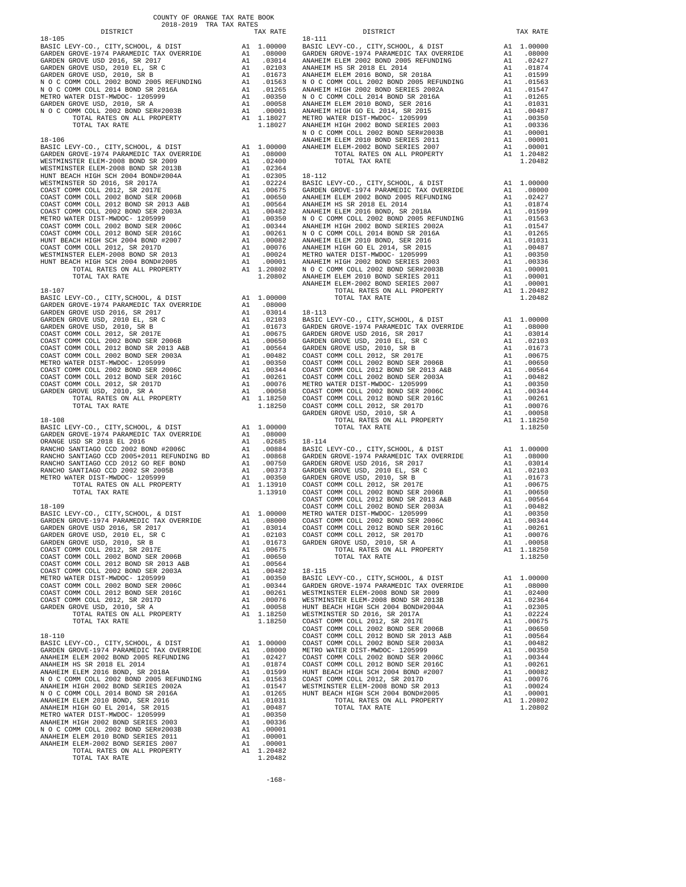COUNTY OF ORANGE TAX RATE BOOK
2018-2019 TRA TAX RATES

| DISTRICT | | TAX RATE |
|---|---|---|
| **18-105** | | |
| BASIC LEVY-CO., CITY,SCHOOL, & DIST | A1 | 1.00000 |
| GARDEN GROVE-1974 PARAMEDIC TAX OVERRIDE | A1 | .08000 |
| GARDEN GROVE USD 2016, SR 2017 | A1 | .03014 |
| GARDEN GROVE USD, 2010 EL, SR C | A1 | .02103 |
| GARDEN GROVE USD, 2010, SR B | A1 | .01673 |
| N O C COMM COLL 2002 BOND 2005 REFUNDING | A1 | .01563 |
| N O C COMM COLL 2014 BOND SR 2016A | A1 | .01265 |
| METRO WATER DIST-MWDOC- 1205999 | A1 | .00350 |
| GARDEN GROVE USD, 2010, SR A | A1 | .00058 |
| N O C COMM COLL 2002 BOND SER#2003B | A1 | .00001 |
| TOTAL RATES ON ALL PROPERTY | A1 | 1.18027 |
| TOTAL TAX RATE | | 1.18027 |
| **18-106** | | |
| BASIC LEVY-CO., CITY,SCHOOL, & DIST | A1 | 1.00000 |
| GARDEN GROVE-1974 PARAMEDIC TAX OVERRIDE | A1 | .08000 |
| WESTMINSTER ELEM-2008 BOND SR 2009 | A1 | .02400 |
| WESTMINSTER ELEM-2008 BOND SR 2013B | A1 | .02364 |
| HUNT BEACH HIGH SCH 2004 BOND#2004A | A1 | .02305 |
| WESTMINSTER SD 2016, SR 2017A | A1 | .02224 |
| COAST COMM COLL 2012, SR 2017E | A1 | .00675 |
| COAST COMM COLL 2002 BOND SER 2006B | A1 | .00650 |
| COAST COMM COLL 2012 BOND SR 2013 A&B | A1 | .00564 |
| COAST COMM COLL 2002 BOND SER 2003A | A1 | .00482 |
| METRO WATER DIST-MWDOC- 1205999 | A1 | .00350 |
| COAST COMM COLL 2002 BOND SER 2006C | A1 | .00344 |
| COAST COMM COLL 2012 BOND SER 2016C | A1 | .00261 |
| HUNT BEACH HIGH SCH 2004 BOND #2007 | A1 | .00082 |
| COAST COMM COLL 2012, SR 2017D | A1 | .00076 |
| WESTMINSTER ELEM-2008 BOND SR 2013 | A1 | .00024 |
| HUNT BEACH HIGH SCH 2004 BOND#2005 | A1 | .00001 |
| TOTAL RATES ON ALL PROPERTY | A1 | 1.20802 |
| TOTAL TAX RATE | | 1.20802 |
| **18-107** | | |
| BASIC LEVY-CO., CITY,SCHOOL, & DIST | A1 | 1.00000 |
| GARDEN GROVE-1974 PARAMEDIC TAX OVERRIDE | A1 | .08000 |
| GARDEN GROVE USD 2016, SR 2017 | A1 | .03014 |
| GARDEN GROVE USD, 2010 EL, SR C | A1 | .02103 |
| GARDEN GROVE USD, 2010, SR B | A1 | .01673 |
| COAST COMM COLL 2012, SR 2017E | A1 | .00675 |
| COAST COMM COLL 2002 BOND SER 2006B | A1 | .00650 |
| COAST COMM COLL 2012 BOND SR 2013 A&B | A1 | .00564 |
| COAST COMM COLL 2002 BOND SER 2003A | A1 | .00482 |
| METRO WATER DIST-MWDOC- 1205999 | A1 | .00350 |
| COAST COMM COLL 2002 BOND SER 2006C | A1 | .00344 |
| COAST COMM COLL 2012 BOND SER 2016C | A1 | .00261 |
| COAST COMM COLL 2012, SR 2017D | A1 | .00076 |
| GARDEN GROVE USD, 2010, SR A | A1 | .00058 |
| TOTAL RATES ON ALL PROPERTY | A1 | 1.18250 |
| TOTAL TAX RATE | | 1.18250 |
| **18-108** | | |
| BASIC LEVY-CO., CITY,SCHOOL, & DIST | A1 | 1.00000 |
| GARDEN GROVE-1974 PARAMEDIC TAX OVERRIDE | A1 | .08000 |
| ORANGE USD SR 2018 EL 2016 | A1 | .02685 |
| RANCHO SANTIAGO CCD 2002 BOND #2006C | A1 | .00884 |
| RANCHO SANTIAGO CCD 2005+2011 REFUNDING BD | A1 | .00868 |
| RANCHO SANTIAGO CCD 2012 GO REF BOND | A1 | .00750 |
| RANCHO SANTIAGO CCD 2002 SR 2005B | A1 | .00373 |
| METRO WATER DIST-MWDOC- 1205999 | A1 | .00350 |
| TOTAL RATES ON ALL PROPERTY | A1 | 1.13910 |
| TOTAL TAX RATE | | 1.13910 |
| **18-109** | | |
| BASIC LEVY-CO., CITY,SCHOOL, & DIST | A1 | 1.00000 |
| GARDEN GROVE-1974 PARAMEDIC TAX OVERRIDE | A1 | .08000 |
| GARDEN GROVE USD 2016, SR 2017 | A1 | .03014 |
| GARDEN GROVE USD, 2010 EL, SR C | A1 | .02103 |
| GARDEN GROVE USD, 2010, SR B | A1 | .01673 |
| COAST COMM COLL 2012, SR 2017E | A1 | .00675 |
| COAST COMM COLL 2002 BOND SER 2006B | A1 | .00650 |
| COAST COMM COLL 2012 BOND SR 2013 A&B | A1 | .00564 |
| COAST COMM COLL 2002 BOND SER 2003A | A1 | .00482 |
| METRO WATER DIST-MWDOC- 1205999 | A1 | .00350 |
| COAST COMM COLL 2002 BOND SER 2006C | A1 | .00344 |
| COAST COMM COLL 2012 BOND SER 2016C | A1 | .00261 |
| COAST COMM COLL 2012, SR 2017D | A1 | .00076 |
| GARDEN GROVE USD, 2010, SR A | A1 | .00058 |
| TOTAL RATES ON ALL PROPERTY | A1 | 1.18250 |
| TOTAL TAX RATE | | 1.18250 |
| **18-110** | | |
| BASIC LEVY-CO., CITY,SCHOOL, & DIST | A1 | 1.00000 |
| GARDEN GROVE-1974 PARAMEDIC TAX OVERRIDE | A1 | .08000 |
| ANAHEIM ELEM 2002 BOND 2005 REFUNDING | A1 | .02427 |
| ANAHEIM HS SR 2018 EL 2014 | A1 | .01874 |
| ANAHEIM ELEM 2016 BOND, SR 2018A | A1 | .01599 |
| N O C COMM COLL 2002 BOND 2005 REFUNDING | A1 | .01563 |
| ANAHEIM HIGH 2002 BOND SERIES 2002A | A1 | .01547 |
| N O C COMM COLL 2014 BOND SR 2016A | A1 | .01265 |
| ANAHEIM ELEM 2010 BOND, SER 2016 | A1 | .01031 |
| ANAHEIM HIGH GO EL 2014, SR 2015 | A1 | .00487 |
| METRO WATER DIST-MWDOC- 1205999 | A1 | .00350 |
| ANAHEIM HIGH 2002 BOND SERIES 2003 | A1 | .00336 |
| N O C COMM COLL 2002 BOND SER#2003B | A1 | .00001 |
| ANAHEIM ELEM 2010 BOND SERIES 2011 | A1 | .00001 |
| ANAHEIM ELEM-2002 BOND SERIES 2007 | A1 | .00001 |
| TOTAL RATES ON ALL PROPERTY | A1 | 1.20482 |
| TOTAL TAX RATE | | 1.20482 |
| **18-111** | | |
| BASIC LEVY-CO., CITY,SCHOOL, & DIST | A1 | 1.00000 |
| GARDEN GROVE-1974 PARAMEDIC TAX OVERRIDE | A1 | .08000 |
| ANAHEIM ELEM 2002 BOND 2005 REFUNDING | A1 | .02427 |
| ANAHEIM HS SR 2018 EL 2014 | A1 | .01874 |
| ANAHEIM ELEM 2016 BOND, SR 2018A | A1 | .01599 |
| N O C COMM COLL 2002 BOND 2005 REFUNDING | A1 | .01563 |
| ANAHEIM HIGH 2002 BOND SERIES 2002A | A1 | .01547 |
| N O C COMM COLL 2014 BOND SR 2016A | A1 | .01265 |
| ANAHEIM ELEM 2010 BOND, SER 2016 | A1 | .01031 |
| ANAHEIM HIGH GO EL 2014, SR 2015 | A1 | .00487 |
| METRO WATER DIST-MWDOC- 1205999 | A1 | .00350 |
| ANAHEIM HIGH 2002 BOND SERIES 2003 | A1 | .00336 |
| N O C COMM COLL 2002 BOND SER#2003B | A1 | .00001 |
| ANAHEIM ELEM 2010 BOND SERIES 2011 | A1 | .00001 |
| ANAHEIM ELEM-2002 BOND SERIES 2007 | A1 | .00001 |
| TOTAL RATES ON ALL PROPERTY | A1 | 1.20482 |
| TOTAL TAX RATE | | 1.20482 |
| **18-112** | | |
| BASIC LEVY-CO., CITY,SCHOOL, & DIST | A1 | 1.00000 |
| GARDEN GROVE-1974 PARAMEDIC TAX OVERRIDE | A1 | .08000 |
| ANAHEIM ELEM 2002 BOND 2005 REFUNDING | A1 | .02427 |
| ANAHEIM HS SR 2018 EL 2014 | A1 | .01874 |
| ANAHEIM ELEM 2016 BOND, SR 2018A | A1 | .01599 |
| N O C COMM COLL 2002 BOND 2005 REFUNDING | A1 | .01563 |
| ANAHEIM HIGH 2002 BOND SERIES 2002A | A1 | .01547 |
| N O C COMM COLL 2014 BOND SR 2016A | A1 | .01265 |
| ANAHEIM ELEM 2010 BOND, SER 2016 | A1 | .01031 |
| ANAHEIM HIGH GO EL 2014, SR 2015 | A1 | .00487 |
| METRO WATER DIST-MWDOC- 1205999 | A1 | .00350 |
| ANAHEIM HIGH 2002 BOND SERIES 2003 | A1 | .00336 |
| N O C COMM COLL 2002 BOND SER#2003B | A1 | .00001 |
| ANAHEIM ELEM 2010 BOND SERIES 2011 | A1 | .00001 |
| ANAHEIM ELEM-2002 BOND SERIES 2007 | A1 | .00001 |
| TOTAL RATES ON ALL PROPERTY | A1 | 1.20482 |
| TOTAL TAX RATE | | 1.20482 |
| **18-113** | | |
| BASIC LEVY-CO., CITY,SCHOOL, & DIST | A1 | 1.00000 |
| GARDEN GROVE-1974 PARAMEDIC TAX OVERRIDE | A1 | .08000 |
| GARDEN GROVE USD 2016, SR 2017 | A1 | .03014 |
| GARDEN GROVE USD, 2010 EL, SR C | A1 | .02103 |
| GARDEN GROVE USD, 2010, SR B | A1 | .01673 |
| COAST COMM COLL 2012, SR 2017E | A1 | .00675 |
| COAST COMM COLL 2002 BOND SER 2006B | A1 | .00650 |
| COAST COMM COLL 2012 BOND SR 2013 A&B | A1 | .00564 |
| COAST COMM COLL 2002 BOND SER 2003A | A1 | .00482 |
| METRO WATER DIST-MWDOC- 1205999 | A1 | .00350 |
| COAST COMM COLL 2002 BOND SER 2006C | A1 | .00344 |
| COAST COMM COLL 2012 BOND SER 2016C | A1 | .00261 |
| COAST COMM COLL 2012, SR 2017D | A1 | .00076 |
| GARDEN GROVE USD, 2010, SR A | A1 | .00058 |
| TOTAL RATES ON ALL PROPERTY | A1 | 1.18250 |
| TOTAL TAX RATE | | 1.18250 |
| **18-114** | | |
| BASIC LEVY-CO., CITY,SCHOOL, & DIST | A1 | 1.00000 |
| GARDEN GROVE-1974 PARAMEDIC TAX OVERRIDE | A1 | .08000 |
| GARDEN GROVE USD 2016, SR 2017 | A1 | .03014 |
| GARDEN GROVE USD, 2010 EL, SR C | A1 | .02103 |
| GARDEN GROVE USD, 2010, SR B | A1 | .01673 |
| COAST COMM COLL 2012, SR 2017E | A1 | .00675 |
| COAST COMM COLL 2002 BOND SER 2006B | A1 | .00650 |
| COAST COMM COLL 2012 BOND SR 2013 A&B | A1 | .00564 |
| COAST COMM COLL 2002 BOND SER 2003A | A1 | .00482 |
| METRO WATER DIST-MWDOC- 1205999 | A1 | .00350 |
| COAST COMM COLL 2002 BOND SER 2006C | A1 | .00344 |
| COAST COMM COLL 2012 BOND SER 2016C | A1 | .00261 |
| COAST COMM COLL 2012, SR 2017D | A1 | .00076 |
| GARDEN GROVE USD, 2010, SR A | A1 | .00058 |
| TOTAL RATES ON ALL PROPERTY | A1 | 1.18250 |
| TOTAL TAX RATE | | 1.18250 |
| **18-115** | | |
| BASIC LEVY-CO., CITY,SCHOOL, & DIST | A1 | 1.00000 |
| GARDEN GROVE-1974 PARAMEDIC TAX OVERRIDE | A1 | .08000 |
| WESTMINSTER ELEM-2008 BOND SR 2009 | A1 | .02400 |
| WESTMINSTER ELEM-2008 BOND SR 2013B | A1 | .02364 |
| HUNT BEACH HIGH SCH 2004 BOND#2004A | A1 | .02305 |
| WESTMINSTER SD 2016, SR 2017A | A1 | .02224 |
| COAST COMM COLL 2012, SR 2017E | A1 | .00675 |
| COAST COMM COLL 2002 BOND SER 2006B | A1 | .00650 |
| COAST COMM COLL 2012 BOND SR 2013 A&B | A1 | .00564 |
| COAST COMM COLL 2002 BOND SER 2003A | A1 | .00482 |
| METRO WATER DIST-MWDOC- 1205999 | A1 | .00350 |
| COAST COMM COLL 2002 BOND SER 2006C | A1 | .00344 |
| COAST COMM COLL 2012 BOND SER 2016C | A1 | .00261 |
| HUNT BEACH HIGH SCH 2004 BOND #2007 | A1 | .00082 |
| COAST COMM COLL 2012, SR 2017D | A1 | .00076 |
| WESTMINSTER ELEM-2008 BOND SR 2013 | A1 | .00024 |
| HUNT BEACH HIGH SCH 2004 BOND#2005 | A1 | .00001 |
| TOTAL RATES ON ALL PROPERTY | A1 | 1.20802 |
| TOTAL TAX RATE | | 1.20802 |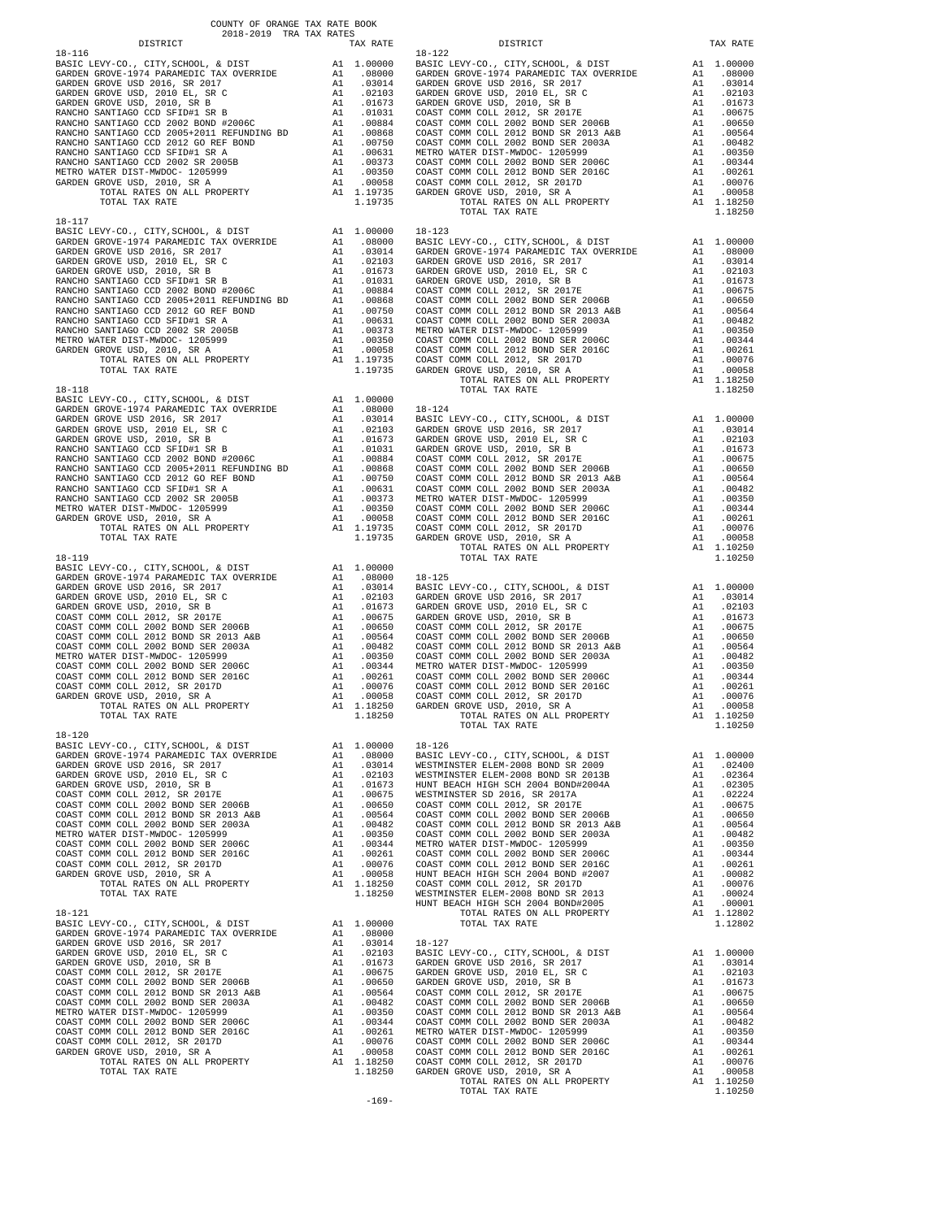COUNTY OF ORANGE TAX RATE BOOK
2018-2019 TRA TAX RATES

| DISTRICT | | TAX RATE |
|---|---|---|
| **18-116** | | |
| BASIC LEVY-CO., CITY,SCHOOL, & DIST | A1 | 1.00000 |
| GARDEN GROVE-1974 PARAMEDIC TAX OVERRIDE | A1 | .08000 |
| GARDEN GROVE USD 2016, SR 2017 | A1 | .03014 |
| GARDEN GROVE USD, 2010 EL, SR C | A1 | .02103 |
| GARDEN GROVE USD, 2010, SR B | A1 | .01673 |
| RANCHO SANTIAGO CCD SFID#1 SR B | A1 | .01031 |
| RANCHO SANTIAGO CCD 2002 BOND #2006C | A1 | .00884 |
| RANCHO SANTIAGO CCD 2005+2011 REFUNDING BD | A1 | .00868 |
| RANCHO SANTIAGO CCD 2012 GO REF BOND | A1 | .00750 |
| RANCHO SANTIAGO CCD SFID#1 SR A | A1 | .00631 |
| RANCHO SANTIAGO CCD 2002 SR 2005B | A1 | .00373 |
| METRO WATER DIST-MWDOC- 1205999 | A1 | .00350 |
| GARDEN GROVE USD, 2010, SR A | A1 | .00058 |
| TOTAL RATES ON ALL PROPERTY | A1 | 1.19735 |
| TOTAL TAX RATE | | 1.19735 |
| **18-117** | | |
| BASIC LEVY-CO., CITY,SCHOOL, & DIST | A1 | 1.00000 |
| GARDEN GROVE-1974 PARAMEDIC TAX OVERRIDE | A1 | .08000 |
| GARDEN GROVE USD 2016, SR 2017 | A1 | .03014 |
| GARDEN GROVE USD, 2010 EL, SR C | A1 | .02103 |
| GARDEN GROVE USD, 2010, SR B | A1 | .01673 |
| RANCHO SANTIAGO CCD SFID#1 SR B | A1 | .01031 |
| RANCHO SANTIAGO CCD 2002 BOND #2006C | A1 | .00884 |
| RANCHO SANTIAGO CCD 2005+2011 REFUNDING BD | A1 | .00868 |
| RANCHO SANTIAGO CCD 2012 GO REF BOND | A1 | .00750 |
| RANCHO SANTIAGO CCD SFID#1 SR A | A1 | .00631 |
| RANCHO SANTIAGO CCD 2002 SR 2005B | A1 | .00373 |
| METRO WATER DIST-MWDOC- 1205999 | A1 | .00350 |
| GARDEN GROVE USD, 2010, SR A | A1 | .00058 |
| TOTAL RATES ON ALL PROPERTY | A1 | 1.19735 |
| TOTAL TAX RATE | | 1.19735 |
| **18-118** | | |
| BASIC LEVY-CO., CITY,SCHOOL, & DIST | A1 | 1.00000 |
| GARDEN GROVE-1974 PARAMEDIC TAX OVERRIDE | A1 | .08000 |
| GARDEN GROVE USD 2016, SR 2017 | A1 | .03014 |
| GARDEN GROVE USD, 2010 EL, SR C | A1 | .02103 |
| GARDEN GROVE USD, 2010, SR B | A1 | .01673 |
| RANCHO SANTIAGO CCD SFID#1 SR B | A1 | .01031 |
| RANCHO SANTIAGO CCD 2002 BOND #2006C | A1 | .00884 |
| RANCHO SANTIAGO CCD 2005+2011 REFUNDING BD | A1 | .00868 |
| RANCHO SANTIAGO CCD 2012 GO REF BOND | A1 | .00750 |
| RANCHO SANTIAGO CCD SFID#1 SR A | A1 | .00631 |
| RANCHO SANTIAGO CCD 2002 SR 2005B | A1 | .00373 |
| METRO WATER DIST-MWDOC- 1205999 | A1 | .00350 |
| GARDEN GROVE USD, 2010, SR A | A1 | .00058 |
| TOTAL RATES ON ALL PROPERTY | A1 | 1.19735 |
| TOTAL TAX RATE | | 1.19735 |
| **18-119** | | |
| BASIC LEVY-CO., CITY,SCHOOL, & DIST | A1 | 1.00000 |
| GARDEN GROVE-1974 PARAMEDIC TAX OVERRIDE | A1 | .08000 |
| GARDEN GROVE USD 2016, SR 2017 | A1 | .03014 |
| GARDEN GROVE USD, 2010 EL, SR C | A1 | .02103 |
| GARDEN GROVE USD, 2010, SR B | A1 | .01673 |
| COAST COMM COLL 2012, SR 2017E | A1 | .00675 |
| COAST COMM COLL 2002 BOND SER 2006B | A1 | .00650 |
| COAST COMM COLL 2012 BOND SR 2013 A&B | A1 | .00564 |
| COAST COMM COLL 2002 BOND SER 2003A | A1 | .00482 |
| METRO WATER DIST-MWDOC- 1205999 | A1 | .00350 |
| COAST COMM COLL 2002 BOND SER 2006C | A1 | .00344 |
| COAST COMM COLL 2012 BOND SER 2016C | A1 | .00261 |
| COAST COMM COLL 2012, SR 2017D | A1 | .00076 |
| GARDEN GROVE USD, 2010, SR A | A1 | .00058 |
| TOTAL RATES ON ALL PROPERTY | A1 | 1.18250 |
| TOTAL TAX RATE | | 1.18250 |
| **18-120** | | |
| BASIC LEVY-CO., CITY,SCHOOL, & DIST | A1 | 1.00000 |
| GARDEN GROVE-1974 PARAMEDIC TAX OVERRIDE | A1 | .08000 |
| GARDEN GROVE USD 2016, SR 2017 | A1 | .03014 |
| GARDEN GROVE USD, 2010 EL, SR C | A1 | .02103 |
| GARDEN GROVE USD, 2010, SR B | A1 | .01673 |
| COAST COMM COLL 2012, SR 2017E | A1 | .00675 |
| COAST COMM COLL 2002 BOND SER 2006B | A1 | .00650 |
| COAST COMM COLL 2012 BOND SR 2013 A&B | A1 | .00564 |
| COAST COMM COLL 2002 BOND SER 2003A | A1 | .00482 |
| METRO WATER DIST-MWDOC- 1205999 | A1 | .00350 |
| COAST COMM COLL 2002 BOND SER 2006C | A1 | .00344 |
| COAST COMM COLL 2012 BOND SER 2016C | A1 | .00261 |
| COAST COMM COLL 2012, SR 2017D | A1 | .00076 |
| GARDEN GROVE USD, 2010, SR A | A1 | .00058 |
| TOTAL RATES ON ALL PROPERTY | A1 | 1.18250 |
| TOTAL TAX RATE | | 1.18250 |
| **18-121** | | |
| BASIC LEVY-CO., CITY,SCHOOL, & DIST | A1 | 1.00000 |
| GARDEN GROVE-1974 PARAMEDIC TAX OVERRIDE | A1 | .08000 |
| GARDEN GROVE USD 2016, SR 2017 | A1 | .03014 |
| GARDEN GROVE USD, 2010 EL, SR C | A1 | .02103 |
| GARDEN GROVE USD, 2010, SR B | A1 | .01673 |
| COAST COMM COLL 2012, SR 2017E | A1 | .00675 |
| COAST COMM COLL 2002 BOND SER 2006B | A1 | .00650 |
| COAST COMM COLL 2012 BOND SR 2013 A&B | A1 | .00564 |
| COAST COMM COLL 2002 BOND SER 2003A | A1 | .00482 |
| METRO WATER DIST-MWDOC- 1205999 | A1 | .00350 |
| COAST COMM COLL 2002 BOND SER 2006C | A1 | .00344 |
| COAST COMM COLL 2012 BOND SER 2016C | A1 | .00261 |
| COAST COMM COLL 2012, SR 2017D | A1 | .00076 |
| GARDEN GROVE USD, 2010, SR A | A1 | .00058 |
| TOTAL RATES ON ALL PROPERTY | A1 | 1.18250 |
| TOTAL TAX RATE | | 1.18250 |
| **18-122** | | |
| BASIC LEVY-CO., CITY,SCHOOL, & DIST | A1 | 1.00000 |
| GARDEN GROVE-1974 PARAMEDIC TAX OVERRIDE | A1 | .08000 |
| GARDEN GROVE USD 2016, SR 2017 | A1 | .03014 |
| GARDEN GROVE USD, 2010 EL, SR C | A1 | .02103 |
| GARDEN GROVE USD, 2010, SR B | A1 | .01673 |
| COAST COMM COLL 2012, SR 2017E | A1 | .00675 |
| COAST COMM COLL 2002 BOND SER 2006B | A1 | .00650 |
| COAST COMM COLL 2012 BOND SR 2013 A&B | A1 | .00564 |
| COAST COMM COLL 2002 BOND SER 2003A | A1 | .00482 |
| METRO WATER DIST-MWDOC- 1205999 | A1 | .00350 |
| COAST COMM COLL 2002 BOND SER 2006C | A1 | .00344 |
| COAST COMM COLL 2012 BOND SER 2016C | A1 | .00261 |
| COAST COMM COLL 2012, SR 2017D | A1 | .00076 |
| GARDEN GROVE USD, 2010, SR A | A1 | .00058 |
| TOTAL RATES ON ALL PROPERTY | A1 | 1.18250 |
| TOTAL TAX RATE | | 1.18250 |
| **18-123** | | |
| BASIC LEVY-CO., CITY,SCHOOL, & DIST | A1 | 1.00000 |
| GARDEN GROVE-1974 PARAMEDIC TAX OVERRIDE | A1 | .08000 |
| GARDEN GROVE USD 2016, SR 2017 | A1 | .03014 |
| GARDEN GROVE USD, 2010 EL, SR C | A1 | .02103 |
| GARDEN GROVE USD, 2010, SR B | A1 | .01673 |
| COAST COMM COLL 2012, SR 2017E | A1 | .00675 |
| COAST COMM COLL 2002 BOND SER 2006B | A1 | .00650 |
| COAST COMM COLL 2012 BOND SR 2013 A&B | A1 | .00564 |
| COAST COMM COLL 2002 BOND SER 2003A | A1 | .00482 |
| METRO WATER DIST-MWDOC- 1205999 | A1 | .00350 |
| COAST COMM COLL 2002 BOND SER 2006C | A1 | .00344 |
| COAST COMM COLL 2012 BOND SER 2016C | A1 | .00261 |
| COAST COMM COLL 2012, SR 2017D | A1 | .00076 |
| GARDEN GROVE USD, 2010, SR A | A1 | .00058 |
| TOTAL RATES ON ALL PROPERTY | A1 | 1.18250 |
| TOTAL TAX RATE | | 1.18250 |
| **18-124** | | |
| BASIC LEVY-CO., CITY,SCHOOL, & DIST | A1 | 1.00000 |
| GARDEN GROVE USD 2016, SR 2017 | A1 | .03014 |
| GARDEN GROVE USD, 2010 EL, SR C | A1 | .02103 |
| GARDEN GROVE USD, 2010, SR B | A1 | .01673 |
| COAST COMM COLL 2012, SR 2017E | A1 | .00675 |
| COAST COMM COLL 2002 BOND SER 2006B | A1 | .00650 |
| COAST COMM COLL 2012 BOND SR 2013 A&B | A1 | .00564 |
| COAST COMM COLL 2002 BOND SER 2003A | A1 | .00482 |
| METRO WATER DIST-MWDOC- 1205999 | A1 | .00350 |
| COAST COMM COLL 2002 BOND SER 2006C | A1 | .00344 |
| COAST COMM COLL 2012 BOND SER 2016C | A1 | .00261 |
| COAST COMM COLL 2012, SR 2017D | A1 | .00076 |
| GARDEN GROVE USD, 2010, SR A | A1 | .00058 |
| TOTAL RATES ON ALL PROPERTY | A1 | 1.10250 |
| TOTAL TAX RATE | | 1.10250 |
| **18-125** | | |
| BASIC LEVY-CO., CITY,SCHOOL, & DIST | A1 | 1.00000 |
| GARDEN GROVE USD 2016, SR 2017 | A1 | .03014 |
| GARDEN GROVE USD, 2010 EL, SR C | A1 | .02103 |
| GARDEN GROVE USD, 2010, SR B | A1 | .01673 |
| COAST COMM COLL 2012, SR 2017E | A1 | .00675 |
| COAST COMM COLL 2002 BOND SER 2006B | A1 | .00650 |
| COAST COMM COLL 2012 BOND SR 2013 A&B | A1 | .00564 |
| COAST COMM COLL 2002 BOND SER 2003A | A1 | .00482 |
| METRO WATER DIST-MWDOC- 1205999 | A1 | .00350 |
| COAST COMM COLL 2002 BOND SER 2006C | A1 | .00344 |
| COAST COMM COLL 2012 BOND SER 2016C | A1 | .00261 |
| COAST COMM COLL 2012, SR 2017D | A1 | .00076 |
| GARDEN GROVE USD, 2010, SR A | A1 | .00058 |
| TOTAL RATES ON ALL PROPERTY | A1 | 1.10250 |
| TOTAL TAX RATE | | 1.10250 |
| **18-126** | | |
| BASIC LEVY-CO., CITY,SCHOOL, & DIST | A1 | 1.00000 |
| WESTMINSTER ELEM-2008 BOND SR 2009 | A1 | .02400 |
| WESTMINSTER ELEM-2008 BOND SR 2013B | A1 | .02364 |
| HUNT BEACH HIGH SCH 2004 BOND#2004A | A1 | .02305 |
| WESTMINSTER SD 2016, SR 2017A | A1 | .02224 |
| COAST COMM COLL 2012, SR 2017E | A1 | .00675 |
| COAST COMM COLL 2002 BOND SER 2006B | A1 | .00650 |
| COAST COMM COLL 2012 BOND SR 2013 A&B | A1 | .00564 |
| COAST COMM COLL 2002 BOND SER 2003A | A1 | .00482 |
| METRO WATER DIST-MWDOC- 1205999 | A1 | .00350 |
| COAST COMM COLL 2002 BOND SER 2006C | A1 | .00344 |
| COAST COMM COLL 2012 BOND SER 2016C | A1 | .00261 |
| HUNT BEACH HIGH SCH 2004 BOND #2007 | A1 | .00082 |
| COAST COMM COLL 2012, SR 2017D | A1 | .00076 |
| WESTMINSTER ELEM-2008 BOND SR 2013 | A1 | .00024 |
| HUNT BEACH HIGH SCH 2004 BOND#2005 | A1 | .00001 |
| TOTAL RATES ON ALL PROPERTY | A1 | 1.12802 |
| TOTAL TAX RATE | | 1.12802 |
| **18-127** | | |
| BASIC LEVY-CO., CITY,SCHOOL, & DIST | A1 | 1.00000 |
| GARDEN GROVE USD 2016, SR 2017 | A1 | .03014 |
| GARDEN GROVE USD, 2010 EL, SR C | A1 | .02103 |
| GARDEN GROVE USD, 2010, SR B | A1 | .01673 |
| COAST COMM COLL 2012, SR 2017E | A1 | .00675 |
| COAST COMM COLL 2002 BOND SER 2006B | A1 | .00650 |
| COAST COMM COLL 2012 BOND SR 2013 A&B | A1 | .00564 |
| COAST COMM COLL 2002 BOND SER 2003A | A1 | .00482 |
| METRO WATER DIST-MWDOC- 1205999 | A1 | .00350 |
| COAST COMM COLL 2002 BOND SER 2006C | A1 | .00344 |
| COAST COMM COLL 2012 BOND SER 2016C | A1 | .00261 |
| COAST COMM COLL 2012, SR 2017D | A1 | .00076 |
| GARDEN GROVE USD, 2010, SR A | A1 | .00058 |
| TOTAL RATES ON ALL PROPERTY | A1 | 1.10250 |
| TOTAL TAX RATE | | 1.10250 |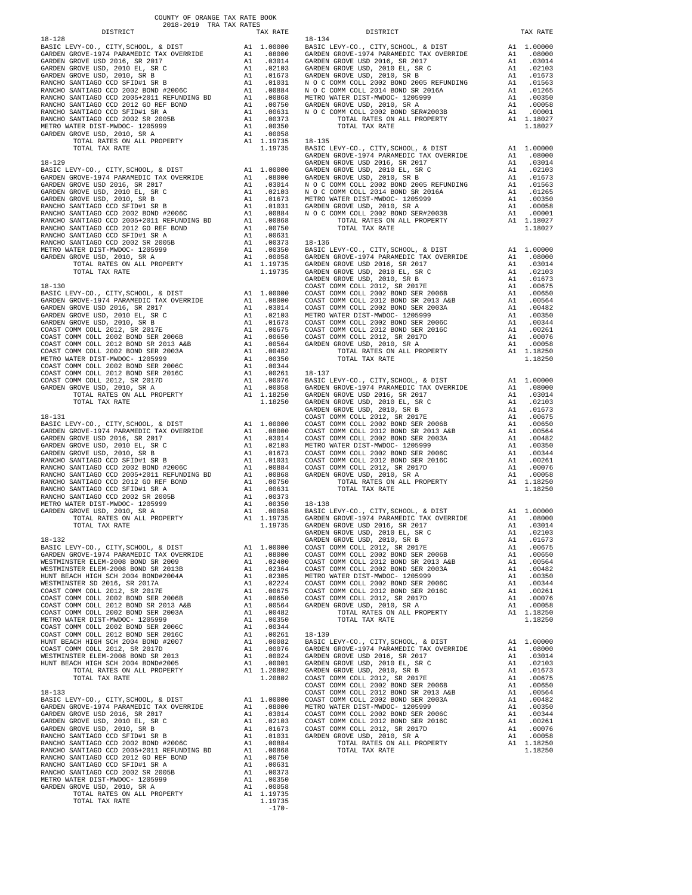COUNTY OF ORANGE TAX RATE BOOK
2018-2019 TRA TAX RATES

**18-128**

| DISTRICT | | TAX RATE |
|---|---|---|
| BASIC LEVY-CO., CITY,SCHOOL, & DIST | A1 | 1.00000 |
| GARDEN GROVE-1974 PARAMEDIC TAX OVERRIDE | A1 | .08000 |
| GARDEN GROVE USD 2016, SR 2017 | A1 | .03014 |
| GARDEN GROVE USD, 2010 EL, SR C | A1 | .02103 |
| GARDEN GROVE USD, 2010, SR B | A1 | .01673 |
| RANCHO SANTIAGO CCD SFID#1 SR B | A1 | .01031 |
| RANCHO SANTIAGO CCD 2002 BOND #2006C | A1 | .00884 |
| RANCHO SANTIAGO CCD 2005+2011 REFUNDING BD | A1 | .00868 |
| RANCHO SANTIAGO CCD 2012 GO REF BOND | A1 | .00750 |
| RANCHO SANTIAGO CCD SFID#1 SR A | A1 | .00631 |
| RANCHO SANTIAGO CCD 2002 SR 2005B | A1 | .00373 |
| METRO WATER DIST-MWDOC- 1205999 | A1 | .00350 |
| GARDEN GROVE USD, 2010, SR A | A1 | .00058 |
| TOTAL RATES ON ALL PROPERTY | A1 | 1.19735 |
| TOTAL TAX RATE | | 1.19735 |

**18-129**

| DISTRICT | | TAX RATE |
|---|---|---|
| BASIC LEVY-CO., CITY,SCHOOL, & DIST | A1 | 1.00000 |
| GARDEN GROVE-1974 PARAMEDIC TAX OVERRIDE | A1 | .08000 |
| GARDEN GROVE USD 2016, SR 2017 | A1 | .03014 |
| GARDEN GROVE USD, 2010 EL, SR C | A1 | .02103 |
| GARDEN GROVE USD, 2010, SR B | A1 | .01673 |
| RANCHO SANTIAGO CCD SFID#1 SR B | A1 | .01031 |
| RANCHO SANTIAGO CCD 2002 BOND #2006C | A1 | .00884 |
| RANCHO SANTIAGO CCD 2005+2011 REFUNDING BD | A1 | .00868 |
| RANCHO SANTIAGO CCD 2012 GO REF BOND | A1 | .00750 |
| RANCHO SANTIAGO CCD SFID#1 SR A | A1 | .00631 |
| RANCHO SANTIAGO CCD 2002 SR 2005B | A1 | .00373 |
| METRO WATER DIST-MWDOC- 1205999 | A1 | .00350 |
| GARDEN GROVE USD, 2010, SR A | A1 | .00058 |
| TOTAL RATES ON ALL PROPERTY | A1 | 1.19735 |
| TOTAL TAX RATE | | 1.19735 |

**18-130**

| DISTRICT | | TAX RATE |
|---|---|---|
| BASIC LEVY-CO., CITY,SCHOOL, & DIST | A1 | 1.00000 |
| GARDEN GROVE-1974 PARAMEDIC TAX OVERRIDE | A1 | .08000 |
| GARDEN GROVE USD 2016, SR 2017 | A1 | .03014 |
| GARDEN GROVE USD, 2010 EL, SR C | A1 | .02103 |
| GARDEN GROVE USD, 2010, SR B | A1 | .01673 |
| COAST COMM COLL 2012, SR 2017E | A1 | .00675 |
| COAST COMM COLL 2002 BOND SER 2006B | A1 | .00650 |
| COAST COMM COLL 2012 BOND SR 2013 A&B | A1 | .00564 |
| COAST COMM COLL 2002 BOND SER 2003A | A1 | .00482 |
| METRO WATER DIST-MWDOC- 1205999 | A1 | .00350 |
| COAST COMM COLL 2002 BOND SER 2006C | A1 | .00344 |
| COAST COMM COLL 2012 BOND SER 2016C | A1 | .00261 |
| COAST COMM COLL 2012, SR 2017D | A1 | .00076 |
| GARDEN GROVE USD, 2010, SR A | A1 | .00058 |
| TOTAL RATES ON ALL PROPERTY | A1 | 1.18250 |
| TOTAL TAX RATE | | 1.18250 |

**18-131**

| DISTRICT | | TAX RATE |
|---|---|---|
| BASIC LEVY-CO., CITY,SCHOOL, & DIST | A1 | 1.00000 |
| GARDEN GROVE-1974 PARAMEDIC TAX OVERRIDE | A1 | .08000 |
| GARDEN GROVE USD 2016, SR 2017 | A1 | .03014 |
| GARDEN GROVE USD, 2010 EL, SR C | A1 | .02103 |
| GARDEN GROVE USD, 2010, SR B | A1 | .01673 |
| RANCHO SANTIAGO CCD SFID#1 SR B | A1 | .01031 |
| RANCHO SANTIAGO CCD 2002 BOND #2006C | A1 | .00884 |
| RANCHO SANTIAGO CCD 2005+2011 REFUNDING BD | A1 | .00868 |
| RANCHO SANTIAGO CCD 2012 GO REF BOND | A1 | .00750 |
| RANCHO SANTIAGO CCD SFID#1 SR A | A1 | .00631 |
| RANCHO SANTIAGO CCD 2002 SR 2005B | A1 | .00373 |
| METRO WATER DIST-MWDOC- 1205999 | A1 | .00350 |
| GARDEN GROVE USD, 2010, SR A | A1 | .00058 |
| TOTAL RATES ON ALL PROPERTY | A1 | 1.19735 |
| TOTAL TAX RATE | | 1.19735 |

**18-132**

| DISTRICT | | TAX RATE |
|---|---|---|
| BASIC LEVY-CO., CITY,SCHOOL, & DIST | A1 | 1.00000 |
| GARDEN GROVE-1974 PARAMEDIC TAX OVERRIDE | A1 | .08000 |
| WESTMINSTER ELEM-2008 BOND SR 2009 | A1 | .02400 |
| WESTMINSTER ELEM-2008 BOND SR 2013B | A1 | .02364 |
| HUNT BEACH HIGH SCH 2004 BOND#2004A | A1 | .02305 |
| WESTMINSTER SD 2016, SR 2017A | A1 | .02224 |
| COAST COMM COLL 2012, SR 2017E | A1 | .00675 |
| COAST COMM COLL 2002 BOND SER 2006B | A1 | .00650 |
| COAST COMM COLL 2012 BOND SR 2013 A&B | A1 | .00564 |
| COAST COMM COLL 2002 BOND SER 2003A | A1 | .00482 |
| METRO WATER DIST-MWDOC- 1205999 | A1 | .00350 |
| COAST COMM COLL 2002 BOND SER 2006C | A1 | .00344 |
| COAST COMM COLL 2012 BOND SER 2016C | A1 | .00261 |
| HUNT BEACH HIGH SCH 2004 BOND #2007 | A1 | .00082 |
| COAST COMM COLL 2012, SR 2017D | A1 | .00076 |
| WESTMINSTER ELEM-2008 BOND SR 2013 | A1 | .00024 |
| HUNT BEACH HIGH SCH 2004 BOND#2005 | A1 | .00001 |
| TOTAL RATES ON ALL PROPERTY | A1 | 1.20802 |
| TOTAL TAX RATE | | 1.20802 |

**18-133**

| DISTRICT | | TAX RATE |
|---|---|---|
| BASIC LEVY-CO., CITY,SCHOOL, & DIST | A1 | 1.00000 |
| GARDEN GROVE-1974 PARAMEDIC TAX OVERRIDE | A1 | .08000 |
| GARDEN GROVE USD 2016, SR 2017 | A1 | .03014 |
| GARDEN GROVE USD, 2010 EL, SR C | A1 | .02103 |
| GARDEN GROVE USD, 2010, SR B | A1 | .01673 |
| RANCHO SANTIAGO CCD SFID#1 SR B | A1 | .01031 |
| RANCHO SANTIAGO CCD 2002 BOND #2006C | A1 | .00884 |
| RANCHO SANTIAGO CCD 2005+2011 REFUNDING BD | A1 | .00868 |
| RANCHO SANTIAGO CCD 2012 GO REF BOND | A1 | .00750 |
| RANCHO SANTIAGO CCD SFID#1 SR A | A1 | .00631 |
| RANCHO SANTIAGO CCD 2002 SR 2005B | A1 | .00373 |
| METRO WATER DIST-MWDOC- 1205999 | A1 | .00350 |
| GARDEN GROVE USD, 2010, SR A | A1 | .00058 |
| TOTAL RATES ON ALL PROPERTY | A1 | 1.19735 |
| TOTAL TAX RATE | | 1.19735 |

**18-134**

| DISTRICT | | TAX RATE |
|---|---|---|
| BASIC LEVY-CO., CITY,SCHOOL, & DIST | A1 | 1.00000 |
| GARDEN GROVE-1974 PARAMEDIC TAX OVERRIDE | A1 | .08000 |
| GARDEN GROVE USD 2016, SR 2017 | A1 | .03014 |
| GARDEN GROVE USD, 2010 EL, SR C | A1 | .02103 |
| GARDEN GROVE USD, 2010, SR B | A1 | .01673 |
| N O C COMM COLL 2002 BOND 2005 REFUNDING | A1 | .01563 |
| N O C COMM COLL 2014 BOND SR 2016A | A1 | .01265 |
| METRO WATER DIST-MWDOC- 1205999 | A1 | .00350 |
| GARDEN GROVE USD, 2010, SR A | A1 | .00058 |
| N O C COMM COLL 2002 BOND SER#2003B | A1 | .00001 |
| TOTAL RATES ON ALL PROPERTY | A1 | 1.18027 |
| TOTAL TAX RATE | | 1.18027 |

**18-135**

| DISTRICT | | TAX RATE |
|---|---|---|
| BASIC LEVY-CO., CITY,SCHOOL, & DIST | A1 | 1.00000 |
| GARDEN GROVE-1974 PARAMEDIC TAX OVERRIDE | A1 | .08000 |
| GARDEN GROVE USD 2016, SR 2017 | A1 | .03014 |
| GARDEN GROVE USD, 2010 EL, SR C | A1 | .02103 |
| GARDEN GROVE USD, 2010, SR B | A1 | .01673 |
| N O C COMM COLL 2002 BOND 2005 REFUNDING | A1 | .01563 |
| N O C COMM COLL 2014 BOND SR 2016A | A1 | .01265 |
| METRO WATER DIST-MWDOC- 1205999 | A1 | .00350 |
| GARDEN GROVE USD, 2010, SR A | A1 | .00058 |
| N O C COMM COLL 2002 BOND SER#2003B | A1 | .00001 |
| TOTAL RATES ON ALL PROPERTY | A1 | 1.18027 |
| TOTAL TAX RATE | | 1.18027 |

**18-136**

| DISTRICT | | TAX RATE |
|---|---|---|
| BASIC LEVY-CO., CITY,SCHOOL, & DIST | A1 | 1.00000 |
| GARDEN GROVE-1974 PARAMEDIC TAX OVERRIDE | A1 | .08000 |
| GARDEN GROVE USD 2016, SR 2017 | A1 | .03014 |
| GARDEN GROVE USD, 2010 EL, SR C | A1 | .02103 |
| GARDEN GROVE USD, 2010, SR B | A1 | .01673 |
| COAST COMM COLL 2012, SR 2017E | A1 | .00675 |
| COAST COMM COLL 2002 BOND SER 2006B | A1 | .00650 |
| COAST COMM COLL 2012 BOND SR 2013 A&B | A1 | .00564 |
| COAST COMM COLL 2002 BOND SER 2003A | A1 | .00482 |
| METRO WATER DIST-MWDOC- 1205999 | A1 | .00350 |
| COAST COMM COLL 2002 BOND SER 2006C | A1 | .00344 |
| COAST COMM COLL 2012 BOND SER 2016C | A1 | .00261 |
| COAST COMM COLL 2012, SR 2017D | A1 | .00076 |
| GARDEN GROVE USD, 2010, SR A | A1 | .00058 |
| TOTAL RATES ON ALL PROPERTY | A1 | 1.18250 |
| TOTAL TAX RATE | | 1.18250 |

**18-137**

| DISTRICT | | TAX RATE |
|---|---|---|
| BASIC LEVY-CO., CITY,SCHOOL, & DIST | A1 | 1.00000 |
| GARDEN GROVE-1974 PARAMEDIC TAX OVERRIDE | A1 | .08000 |
| GARDEN GROVE USD 2016, SR 2017 | A1 | .03014 |
| GARDEN GROVE USD, 2010 EL, SR C | A1 | .02103 |
| GARDEN GROVE USD, 2010, SR B | A1 | .01673 |
| COAST COMM COLL 2012, SR 2017E | A1 | .00675 |
| COAST COMM COLL 2002 BOND SER 2006B | A1 | .00650 |
| COAST COMM COLL 2012 BOND SR 2013 A&B | A1 | .00564 |
| COAST COMM COLL 2002 BOND SER 2003A | A1 | .00482 |
| METRO WATER DIST-MWDOC- 1205999 | A1 | .00350 |
| COAST COMM COLL 2002 BOND SER 2006C | A1 | .00344 |
| COAST COMM COLL 2012 BOND SER 2016C | A1 | .00261 |
| COAST COMM COLL 2012, SR 2017D | A1 | .00076 |
| GARDEN GROVE USD, 2010, SR A | A1 | .00058 |
| TOTAL RATES ON ALL PROPERTY | A1 | 1.18250 |
| TOTAL TAX RATE | | 1.18250 |

**18-138**

| DISTRICT | | TAX RATE |
|---|---|---|
| BASIC LEVY-CO., CITY,SCHOOL, & DIST | A1 | 1.00000 |
| GARDEN GROVE-1974 PARAMEDIC TAX OVERRIDE | A1 | .08000 |
| GARDEN GROVE USD 2016, SR 2017 | A1 | .03014 |
| GARDEN GROVE USD, 2010 EL, SR C | A1 | .02103 |
| GARDEN GROVE USD, 2010, SR B | A1 | .01673 |
| COAST COMM COLL 2012, SR 2017E | A1 | .00675 |
| COAST COMM COLL 2002 BOND SER 2006B | A1 | .00650 |
| COAST COMM COLL 2012 BOND SR 2013 A&B | A1 | .00564 |
| COAST COMM COLL 2002 BOND SER 2003A | A1 | .00482 |
| METRO WATER DIST-MWDOC- 1205999 | A1 | .00350 |
| COAST COMM COLL 2002 BOND SER 2006C | A1 | .00344 |
| COAST COMM COLL 2012 BOND SER 2016C | A1 | .00261 |
| COAST COMM COLL 2012, SR 2017D | A1 | .00076 |
| GARDEN GROVE USD, 2010, SR A | A1 | .00058 |
| TOTAL RATES ON ALL PROPERTY | A1 | 1.18250 |
| TOTAL TAX RATE | | 1.18250 |

**18-139**

| DISTRICT | | TAX RATE |
|---|---|---|
| BASIC LEVY-CO., CITY,SCHOOL, & DIST | A1 | 1.00000 |
| GARDEN GROVE-1974 PARAMEDIC TAX OVERRIDE | A1 | .08000 |
| GARDEN GROVE USD 2016, SR 2017 | A1 | .03014 |
| GARDEN GROVE USD, 2010 EL, SR C | A1 | .02103 |
| GARDEN GROVE USD, 2010, SR B | A1 | .01673 |
| COAST COMM COLL 2012, SR 2017E | A1 | .00675 |
| COAST COMM COLL 2002 BOND SER 2006B | A1 | .00650 |
| COAST COMM COLL 2012 BOND SR 2013 A&B | A1 | .00564 |
| COAST COMM COLL 2002 BOND SER 2003A | A1 | .00482 |
| METRO WATER DIST-MWDOC- 1205999 | A1 | .00350 |
| COAST COMM COLL 2002 BOND SER 2006C | A1 | .00344 |
| COAST COMM COLL 2012 BOND SER 2016C | A1 | .00261 |
| COAST COMM COLL 2012, SR 2017D | A1 | .00076 |
| GARDEN GROVE USD, 2010, SR A | A1 | .00058 |
| TOTAL RATES ON ALL PROPERTY | A1 | 1.18250 |
| TOTAL TAX RATE | | 1.18250 |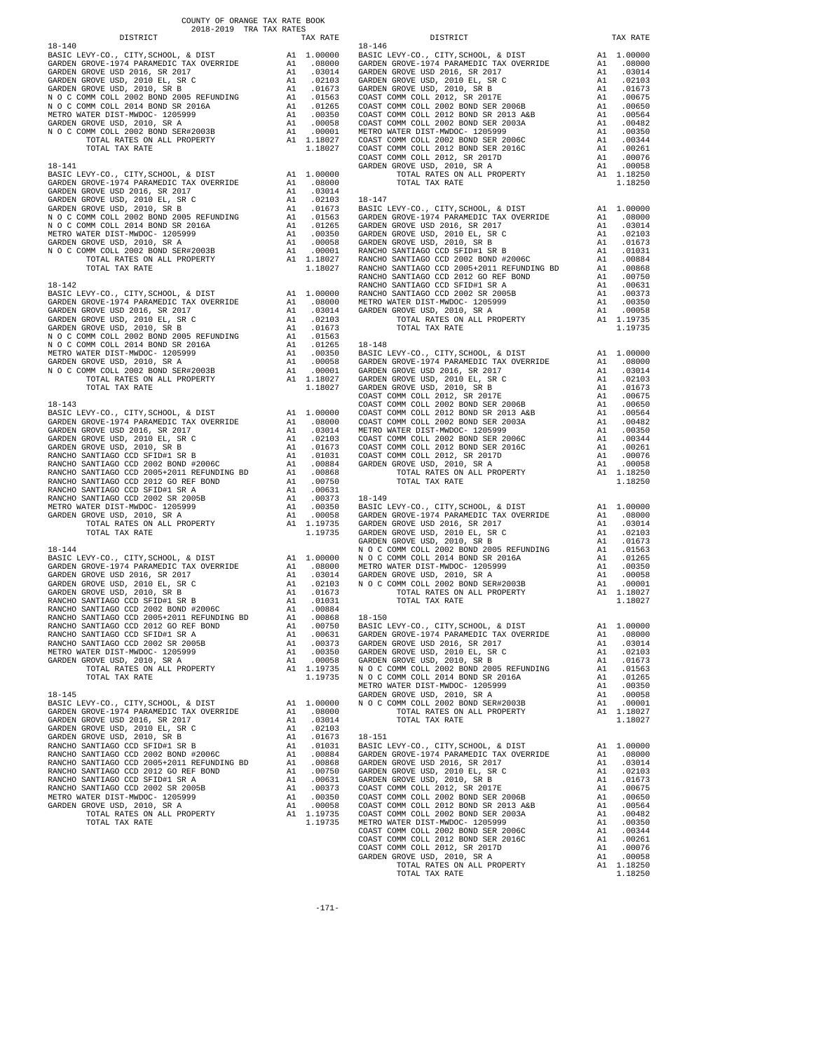COUNTY OF ORANGE TAX RATE BOOK
2018-2019 TRA TAX RATES

| DISTRICT | | TAX RATE |
|---|---|---|
| **18-140** | | |
| BASIC LEVY-CO., CITY,SCHOOL, & DIST | A1 | 1.00000 |
| GARDEN GROVE-1974 PARAMEDIC TAX OVERRIDE | A1 | .08000 |
| GARDEN GROVE USD 2016, SR 2017 | A1 | .03014 |
| GARDEN GROVE USD, 2010 EL, SR C | A1 | .02103 |
| GARDEN GROVE USD, 2010, SR B | A1 | .01673 |
| N O C COMM COLL 2002 BOND 2005 REFUNDING | A1 | .01563 |
| N O C COMM COLL 2014 BOND SR 2016A | A1 | .01265 |
| METRO WATER DIST-MWDOC- 1205999 | A1 | .00350 |
| GARDEN GROVE USD, 2010, SR A | A1 | .00058 |
| N O C COMM COLL 2002 BOND SER#2003B | A1 | .00001 |
| TOTAL RATES ON ALL PROPERTY | A1 | 1.18027 |
| TOTAL TAX RATE | | 1.18027 |
| **18-141** | | |
| BASIC LEVY-CO., CITY,SCHOOL, & DIST | A1 | 1.00000 |
| GARDEN GROVE-1974 PARAMEDIC TAX OVERRIDE | A1 | .08000 |
| GARDEN GROVE USD 2016, SR 2017 | A1 | .03014 |
| GARDEN GROVE USD, 2010 EL, SR C | A1 | .02103 |
| GARDEN GROVE USD, 2010, SR B | A1 | .01673 |
| N O C COMM COLL 2002 BOND 2005 REFUNDING | A1 | .01563 |
| N O C COMM COLL 2014 BOND SR 2016A | A1 | .01265 |
| METRO WATER DIST-MWDOC- 1205999 | A1 | .00350 |
| GARDEN GROVE USD, 2010, SR A | A1 | .00058 |
| N O C COMM COLL 2002 BOND SER#2003B | A1 | .00001 |
| TOTAL RATES ON ALL PROPERTY | A1 | 1.18027 |
| TOTAL TAX RATE | | 1.18027 |
| **18-142** | | |
| BASIC LEVY-CO., CITY,SCHOOL, & DIST | A1 | 1.00000 |
| GARDEN GROVE-1974 PARAMEDIC TAX OVERRIDE | A1 | .08000 |
| GARDEN GROVE USD 2016, SR 2017 | A1 | .03014 |
| GARDEN GROVE USD, 2010 EL, SR C | A1 | .02103 |
| GARDEN GROVE USD, 2010, SR B | A1 | .01673 |
| N O C COMM COLL 2002 BOND 2005 REFUNDING | A1 | .01563 |
| N O C COMM COLL 2014 BOND SR 2016A | A1 | .01265 |
| METRO WATER DIST-MWDOC- 1205999 | A1 | .00350 |
| GARDEN GROVE USD, 2010, SR A | A1 | .00058 |
| N O C COMM COLL 2002 BOND SER#2003B | A1 | .00001 |
| TOTAL RATES ON ALL PROPERTY | A1 | 1.18027 |
| TOTAL TAX RATE | | 1.18027 |
| **18-143** | | |
| BASIC LEVY-CO., CITY,SCHOOL, & DIST | A1 | 1.00000 |
| GARDEN GROVE-1974 PARAMEDIC TAX OVERRIDE | A1 | .08000 |
| GARDEN GROVE USD 2016, SR 2017 | A1 | .03014 |
| GARDEN GROVE USD, 2010 EL, SR C | A1 | .02103 |
| GARDEN GROVE USD, 2010, SR B | A1 | .01673 |
| RANCHO SANTIAGO CCD SFID#1 SR B | A1 | .01031 |
| RANCHO SANTIAGO CCD 2002 BOND #2006C | A1 | .00884 |
| RANCHO SANTIAGO CCD 2005+2011 REFUNDING BD | A1 | .00868 |
| RANCHO SANTIAGO CCD 2012 GO REF BOND | A1 | .00750 |
| RANCHO SANTIAGO CCD SFID#1 SR A | A1 | .00631 |
| RANCHO SANTIAGO CCD 2002 SR 2005B | A1 | .00373 |
| METRO WATER DIST-MWDOC- 1205999 | A1 | .00350 |
| GARDEN GROVE USD, 2010, SR A | A1 | .00058 |
| TOTAL RATES ON ALL PROPERTY | A1 | 1.19735 |
| TOTAL TAX RATE | | 1.19735 |
| **18-144** | | |
| BASIC LEVY-CO., CITY,SCHOOL, & DIST | A1 | 1.00000 |
| GARDEN GROVE-1974 PARAMEDIC TAX OVERRIDE | A1 | .08000 |
| GARDEN GROVE USD 2016, SR 2017 | A1 | .03014 |
| GARDEN GROVE USD, 2010 EL, SR C | A1 | .02103 |
| GARDEN GROVE USD, 2010, SR B | A1 | .01673 |
| RANCHO SANTIAGO CCD SFID#1 SR B | A1 | .01031 |
| RANCHO SANTIAGO CCD 2002 BOND #2006C | A1 | .00884 |
| RANCHO SANTIAGO CCD 2005+2011 REFUNDING BD | A1 | .00868 |
| RANCHO SANTIAGO CCD 2012 GO REF BOND | A1 | .00750 |
| RANCHO SANTIAGO CCD SFID#1 SR A | A1 | .00631 |
| RANCHO SANTIAGO CCD 2002 SR 2005B | A1 | .00373 |
| METRO WATER DIST-MWDOC- 1205999 | A1 | .00350 |
| GARDEN GROVE USD, 2010, SR A | A1 | .00058 |
| TOTAL RATES ON ALL PROPERTY | A1 | 1.19735 |
| TOTAL TAX RATE | | 1.19735 |
| **18-145** | | |
| BASIC LEVY-CO., CITY,SCHOOL, & DIST | A1 | 1.00000 |
| GARDEN GROVE-1974 PARAMEDIC TAX OVERRIDE | A1 | .08000 |
| GARDEN GROVE USD 2016, SR 2017 | A1 | .03014 |
| GARDEN GROVE USD, 2010 EL, SR C | A1 | .02103 |
| GARDEN GROVE USD, 2010, SR B | A1 | .01673 |
| RANCHO SANTIAGO CCD SFID#1 SR B | A1 | .01031 |
| RANCHO SANTIAGO CCD 2002 BOND #2006C | A1 | .00884 |
| RANCHO SANTIAGO CCD 2005+2011 REFUNDING BD | A1 | .00868 |
| RANCHO SANTIAGO CCD 2012 GO REF BOND | A1 | .00750 |
| RANCHO SANTIAGO CCD SFID#1 SR A | A1 | .00631 |
| RANCHO SANTIAGO CCD 2002 SR 2005B | A1 | .00373 |
| METRO WATER DIST-MWDOC- 1205999 | A1 | .00350 |
| GARDEN GROVE USD, 2010, SR A | A1 | .00058 |
| TOTAL RATES ON ALL PROPERTY | A1 | 1.19735 |
| TOTAL TAX RATE | | 1.19735 |
| **18-146** | | |
| BASIC LEVY-CO., CITY,SCHOOL, & DIST | A1 | 1.00000 |
| GARDEN GROVE-1974 PARAMEDIC TAX OVERRIDE | A1 | .08000 |
| GARDEN GROVE USD 2016, SR 2017 | A1 | .03014 |
| GARDEN GROVE USD, 2010 EL, SR C | A1 | .02103 |
| GARDEN GROVE USD, 2010, SR B | A1 | .01673 |
| COAST COMM COLL 2012, SR 2017E | A1 | .00675 |
| COAST COMM COLL 2002 BOND SER 2006B | A1 | .00650 |
| COAST COMM COLL 2012 BOND SR 2013 A&B | A1 | .00564 |
| COAST COMM COLL 2002 BOND SER 2003A | A1 | .00482 |
| METRO WATER DIST-MWDOC- 1205999 | A1 | .00350 |
| COAST COMM COLL 2002 BOND SER 2006C | A1 | .00344 |
| COAST COMM COLL 2012 BOND SER 2016C | A1 | .00261 |
| COAST COMM COLL 2012, SR 2017D | A1 | .00076 |
| GARDEN GROVE USD, 2010, SR A | A1 | .00058 |
| TOTAL RATES ON ALL PROPERTY | A1 | 1.18250 |
| TOTAL TAX RATE | | 1.18250 |
| **18-147** | | |
| BASIC LEVY-CO., CITY,SCHOOL, & DIST | A1 | 1.00000 |
| GARDEN GROVE-1974 PARAMEDIC TAX OVERRIDE | A1 | .08000 |
| GARDEN GROVE USD 2016, SR 2017 | A1 | .03014 |
| GARDEN GROVE USD, 2010 EL, SR C | A1 | .02103 |
| GARDEN GROVE USD, 2010, SR B | A1 | .01673 |
| RANCHO SANTIAGO CCD SFID#1 SR B | A1 | .01031 |
| RANCHO SANTIAGO CCD 2002 BOND #2006C | A1 | .00884 |
| RANCHO SANTIAGO CCD 2005+2011 REFUNDING BD | A1 | .00868 |
| RANCHO SANTIAGO CCD 2012 GO REF BOND | A1 | .00750 |
| RANCHO SANTIAGO CCD SFID#1 SR A | A1 | .00631 |
| RANCHO SANTIAGO CCD 2002 SR 2005B | A1 | .00373 |
| METRO WATER DIST-MWDOC- 1205999 | A1 | .00350 |
| GARDEN GROVE USD, 2010, SR A | A1 | .00058 |
| TOTAL RATES ON ALL PROPERTY | A1 | 1.19735 |
| TOTAL TAX RATE | | 1.19735 |
| **18-148** | | |
| BASIC LEVY-CO., CITY,SCHOOL, & DIST | A1 | 1.00000 |
| GARDEN GROVE-1974 PARAMEDIC TAX OVERRIDE | A1 | .08000 |
| GARDEN GROVE USD 2016, SR 2017 | A1 | .03014 |
| GARDEN GROVE USD, 2010 EL, SR C | A1 | .02103 |
| GARDEN GROVE USD, 2010, SR B | A1 | .01673 |
| COAST COMM COLL 2012, SR 2017E | A1 | .00675 |
| COAST COMM COLL 2002 BOND SER 2006B | A1 | .00650 |
| COAST COMM COLL 2012 BOND SR 2013 A&B | A1 | .00564 |
| COAST COMM COLL 2002 BOND SER 2003A | A1 | .00482 |
| METRO WATER DIST-MWDOC- 1205999 | A1 | .00350 |
| COAST COMM COLL 2002 BOND SER 2006C | A1 | .00344 |
| COAST COMM COLL 2012 BOND SER 2016C | A1 | .00261 |
| COAST COMM COLL 2012, SR 2017D | A1 | .00076 |
| GARDEN GROVE USD, 2010, SR A | A1 | .00058 |
| TOTAL RATES ON ALL PROPERTY | A1 | 1.18250 |
| TOTAL TAX RATE | | 1.18250 |
| **18-149** | | |
| BASIC LEVY-CO., CITY,SCHOOL, & DIST | A1 | 1.00000 |
| GARDEN GROVE-1974 PARAMEDIC TAX OVERRIDE | A1 | .08000 |
| GARDEN GROVE USD 2016, SR 2017 | A1 | .03014 |
| GARDEN GROVE USD, 2010 EL, SR C | A1 | .02103 |
| GARDEN GROVE USD, 2010, SR B | A1 | .01673 |
| N O C COMM COLL 2002 BOND 2005 REFUNDING | A1 | .01563 |
| N O C COMM COLL 2014 BOND SR 2016A | A1 | .01265 |
| METRO WATER DIST-MWDOC- 1205999 | A1 | .00350 |
| GARDEN GROVE USD, 2010, SR A | A1 | .00058 |
| N O C COMM COLL 2002 BOND SER#2003B | A1 | .00001 |
| TOTAL RATES ON ALL PROPERTY | A1 | 1.18027 |
| TOTAL TAX RATE | | 1.18027 |
| **18-150** | | |
| BASIC LEVY-CO., CITY,SCHOOL, & DIST | A1 | 1.00000 |
| GARDEN GROVE-1974 PARAMEDIC TAX OVERRIDE | A1 | .08000 |
| GARDEN GROVE USD 2016, SR 2017 | A1 | .03014 |
| GARDEN GROVE USD, 2010 EL, SR C | A1 | .02103 |
| GARDEN GROVE USD, 2010, SR B | A1 | .01673 |
| N O C COMM COLL 2002 BOND 2005 REFUNDING | A1 | .01563 |
| N O C COMM COLL 2014 BOND SR 2016A | A1 | .01265 |
| METRO WATER DIST-MWDOC- 1205999 | A1 | .00350 |
| GARDEN GROVE USD, 2010, SR A | A1 | .00058 |
| N O C COMM COLL 2002 BOND SER#2003B | A1 | .00001 |
| TOTAL RATES ON ALL PROPERTY | A1 | 1.18027 |
| TOTAL TAX RATE | | 1.18027 |
| **18-151** | | |
| BASIC LEVY-CO., CITY,SCHOOL, & DIST | A1 | 1.00000 |
| GARDEN GROVE-1974 PARAMEDIC TAX OVERRIDE | A1 | .08000 |
| GARDEN GROVE USD 2016, SR 2017 | A1 | .03014 |
| GARDEN GROVE USD, 2010 EL, SR C | A1 | .02103 |
| GARDEN GROVE USD, 2010, SR B | A1 | .01673 |
| COAST COMM COLL 2012, SR 2017E | A1 | .00675 |
| COAST COMM COLL 2002 BOND SER 2006B | A1 | .00650 |
| COAST COMM COLL 2012 BOND SR 2013 A&B | A1 | .00564 |
| COAST COMM COLL 2002 BOND SER 2003A | A1 | .00482 |
| METRO WATER DIST-MWDOC- 1205999 | A1 | .00350 |
| COAST COMM COLL 2002 BOND SER 2006C | A1 | .00344 |
| COAST COMM COLL 2012 BOND SER 2016C | A1 | .00261 |
| COAST COMM COLL 2012, SR 2017D | A1 | .00076 |
| GARDEN GROVE USD, 2010, SR A | A1 | .00058 |
| TOTAL RATES ON ALL PROPERTY | A1 | 1.18250 |
| TOTAL TAX RATE | | 1.18250 |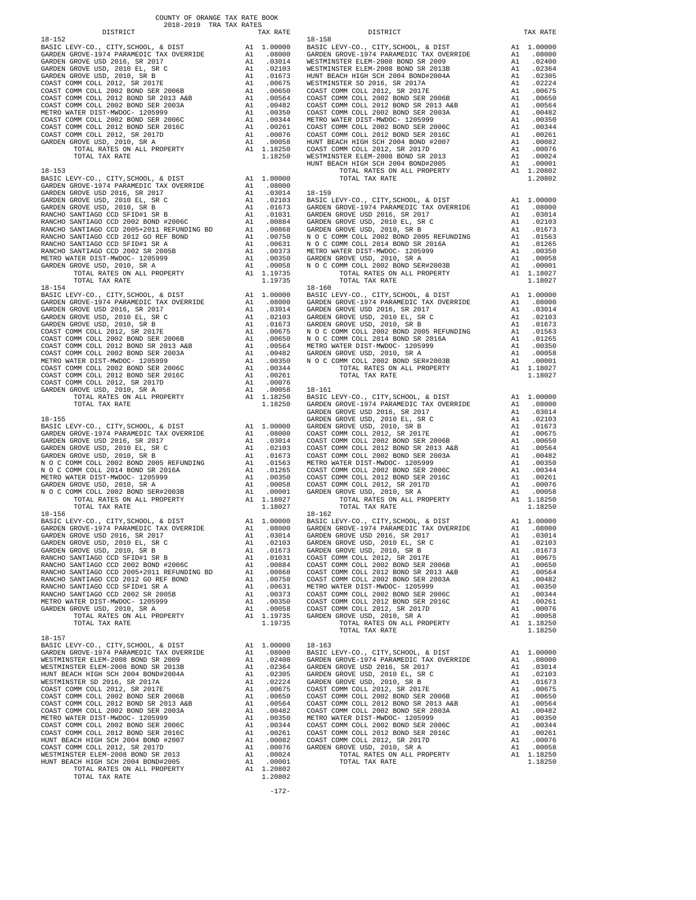COUNTY OF ORANGE TAX RATE BOOK
2018-2019 TRA TAX RATES

| DISTRICT | | TAX RATE |
|---|---|---|
| **18-152** | | |
| BASIC LEVY-CO., CITY,SCHOOL, & DIST | A1 | 1.00000 |
| GARDEN GROVE-1974 PARAMEDIC TAX OVERRIDE | A1 | .08000 |
| GARDEN GROVE USD 2016, SR 2017 | A1 | .03014 |
| GARDEN GROVE USD, 2010 EL, SR C | A1 | .02103 |
| GARDEN GROVE USD, 2010, SR B | A1 | .01673 |
| COAST COMM COLL 2012, SR 2017E | A1 | .00675 |
| COAST COMM COLL 2002 BOND SER 2006B | A1 | .00650 |
| COAST COMM COLL 2012 BOND SR 2013 A&B | A1 | .00564 |
| COAST COMM COLL 2002 BOND SER 2003A | A1 | .00482 |
| METRO WATER DIST-MWDOC- 1205999 | A1 | .00350 |
| COAST COMM COLL 2002 BOND SER 2006C | A1 | .00344 |
| COAST COMM COLL 2012 BOND SER 2016C | A1 | .00261 |
| COAST COMM COLL 2012, SR 2017D | A1 | .00076 |
| GARDEN GROVE USD, 2010, SR A | A1 | .00058 |
| TOTAL RATES ON ALL PROPERTY | A1 | 1.18250 |
| TOTAL TAX RATE | | 1.18250 |
| **18-153** | | |
| BASIC LEVY-CO., CITY,SCHOOL, & DIST | A1 | 1.00000 |
| GARDEN GROVE-1974 PARAMEDIC TAX OVERRIDE | A1 | .08000 |
| GARDEN GROVE USD 2016, SR 2017 | A1 | .03014 |
| GARDEN GROVE USD, 2010 EL, SR C | A1 | .02103 |
| GARDEN GROVE USD, 2010, SR B | A1 | .01673 |
| RANCHO SANTIAGO CCD SFID#1 SR B | A1 | .01031 |
| RANCHO SANTIAGO CCD 2002 BOND #2006C | A1 | .00884 |
| RANCHO SANTIAGO CCD 2005+2011 REFUNDING BD | A1 | .00868 |
| RANCHO SANTIAGO CCD 2012 GO REF BOND | A1 | .00750 |
| RANCHO SANTIAGO CCD SFID#1 SR A | A1 | .00631 |
| RANCHO SANTIAGO CCD 2002 SR 2005B | A1 | .00373 |
| METRO WATER DIST-MWDOC- 1205999 | A1 | .00350 |
| GARDEN GROVE USD, 2010, SR A | A1 | .00058 |
| TOTAL RATES ON ALL PROPERTY | A1 | 1.19735 |
| TOTAL TAX RATE | | 1.19735 |
| **18-154** | | |
| BASIC LEVY-CO., CITY,SCHOOL, & DIST | A1 | 1.00000 |
| GARDEN GROVE-1974 PARAMEDIC TAX OVERRIDE | A1 | .08000 |
| GARDEN GROVE USD 2016, SR 2017 | A1 | .03014 |
| GARDEN GROVE USD, 2010 EL, SR C | A1 | .02103 |
| GARDEN GROVE USD, 2010, SR B | A1 | .01673 |
| COAST COMM COLL 2012, SR 2017E | A1 | .00675 |
| COAST COMM COLL 2002 BOND SER 2006B | A1 | .00650 |
| COAST COMM COLL 2012 BOND SR 2013 A&B | A1 | .00564 |
| COAST COMM COLL 2002 BOND SER 2003A | A1 | .00482 |
| METRO WATER DIST-MWDOC- 1205999 | A1 | .00350 |
| COAST COMM COLL 2002 BOND SER 2006C | A1 | .00344 |
| COAST COMM COLL 2012 BOND SER 2016C | A1 | .00261 |
| COAST COMM COLL 2012, SR 2017D | A1 | .00076 |
| GARDEN GROVE USD, 2010, SR A | A1 | .00058 |
| TOTAL RATES ON ALL PROPERTY | A1 | 1.18250 |
| TOTAL TAX RATE | | 1.18250 |
| **18-155** | | |
| BASIC LEVY-CO., CITY,SCHOOL, & DIST | A1 | 1.00000 |
| GARDEN GROVE-1974 PARAMEDIC TAX OVERRIDE | A1 | .08000 |
| GARDEN GROVE USD 2016, SR 2017 | A1 | .03014 |
| GARDEN GROVE USD, 2010 EL, SR C | A1 | .02103 |
| GARDEN GROVE USD, 2010, SR B | A1 | .01673 |
| N O C COMM COLL 2002 BOND 2005 REFUNDING | A1 | .01563 |
| N O C COMM COLL 2014 BOND SR 2016A | A1 | .01265 |
| METRO WATER DIST-MWDOC- 1205999 | A1 | .00350 |
| GARDEN GROVE USD, 2010, SR A | A1 | .00058 |
| N O C COMM COLL 2002 BOND SER#2003B | A1 | .00001 |
| TOTAL RATES ON ALL PROPERTY | A1 | 1.18027 |
| TOTAL TAX RATE | | 1.18027 |
| **18-156** | | |
| BASIC LEVY-CO., CITY,SCHOOL, & DIST | A1 | 1.00000 |
| GARDEN GROVE-1974 PARAMEDIC TAX OVERRIDE | A1 | .08000 |
| GARDEN GROVE USD 2016, SR 2017 | A1 | .03014 |
| GARDEN GROVE USD, 2010 EL, SR C | A1 | .02103 |
| GARDEN GROVE USD, 2010, SR B | A1 | .01673 |
| RANCHO SANTIAGO CCD SFID#1 SR B | A1 | .01031 |
| RANCHO SANTIAGO CCD 2002 BOND #2006C | A1 | .00884 |
| RANCHO SANTIAGO CCD 2005+2011 REFUNDING BD | A1 | .00868 |
| RANCHO SANTIAGO CCD 2012 GO REF BOND | A1 | .00750 |
| RANCHO SANTIAGO CCD SFID#1 SR A | A1 | .00631 |
| RANCHO SANTIAGO CCD 2002 SR 2005B | A1 | .00373 |
| METRO WATER DIST-MWDOC- 1205999 | A1 | .00350 |
| GARDEN GROVE USD, 2010, SR A | A1 | .00058 |
| TOTAL RATES ON ALL PROPERTY | A1 | 1.19735 |
| TOTAL TAX RATE | | 1.19735 |
| **18-157** | | |
| BASIC LEVY-CO., CITY,SCHOOL, & DIST | A1 | 1.00000 |
| GARDEN GROVE-1974 PARAMEDIC TAX OVERRIDE | A1 | .08000 |
| WESTMINSTER ELEM-2008 BOND SR 2009 | A1 | .02400 |
| WESTMINSTER ELEM-2008 BOND SR 2013B | A1 | .02364 |
| HUNT BEACH HIGH SCH 2004 BOND#2004A | A1 | .02305 |
| WESTMINSTER SD 2016, SR 2017A | A1 | .02224 |
| COAST COMM COLL 2012, SR 2017E | A1 | .00675 |
| COAST COMM COLL 2002 BOND SER 2006B | A1 | .00650 |
| COAST COMM COLL 2012 BOND SR 2013 A&B | A1 | .00564 |
| COAST COMM COLL 2002 BOND SER 2003A | A1 | .00482 |
| METRO WATER DIST-MWDOC- 1205999 | A1 | .00350 |
| COAST COMM COLL 2002 BOND SER 2006C | A1 | .00344 |
| COAST COMM COLL 2012 BOND SER 2016C | A1 | .00261 |
| HUNT BEACH HIGH SCH 2004 BOND #2007 | A1 | .00082 |
| COAST COMM COLL 2012, SR 2017D | A1 | .00076 |
| WESTMINSTER ELEM-2008 BOND SR 2013 | A1 | .00024 |
| HUNT BEACH HIGH SCH 2004 BOND#2005 | A1 | .00001 |
| TOTAL RATES ON ALL PROPERTY | A1 | 1.20802 |
| TOTAL TAX RATE | | 1.20802 |
| **18-158** | | |
| BASIC LEVY-CO., CITY,SCHOOL, & DIST | A1 | 1.00000 |
| GARDEN GROVE-1974 PARAMEDIC TAX OVERRIDE | A1 | .08000 |
| WESTMINSTER ELEM-2008 BOND SR 2009 | A1 | .02400 |
| WESTMINSTER ELEM-2008 BOND SR 2013B | A1 | .02364 |
| HUNT BEACH HIGH SCH 2004 BOND#2004A | A1 | .02305 |
| WESTMINSTER SD 2016, SR 2017A | A1 | .02224 |
| COAST COMM COLL 2012, SR 2017E | A1 | .00675 |
| COAST COMM COLL 2002 BOND SER 2006B | A1 | .00650 |
| COAST COMM COLL 2012 BOND SR 2013 A&B | A1 | .00564 |
| COAST COMM COLL 2002 BOND SER 2003A | A1 | .00482 |
| METRO WATER DIST-MWDOC- 1205999 | A1 | .00350 |
| COAST COMM COLL 2002 BOND SER 2006C | A1 | .00344 |
| COAST COMM COLL 2012 BOND SER 2016C | A1 | .00261 |
| HUNT BEACH HIGH SCH 2004 BOND #2007 | A1 | .00082 |
| COAST COMM COLL 2012, SR 2017D | A1 | .00076 |
| WESTMINSTER ELEM-2008 BOND SR 2013 | A1 | .00024 |
| HUNT BEACH HIGH SCH 2004 BOND#2005 | A1 | .00001 |
| TOTAL RATES ON ALL PROPERTY | A1 | 1.20802 |
| TOTAL TAX RATE | | 1.20802 |
| **18-159** | | |
| BASIC LEVY-CO., CITY,SCHOOL, & DIST | A1 | 1.00000 |
| GARDEN GROVE-1974 PARAMEDIC TAX OVERRIDE | A1 | .08000 |
| GARDEN GROVE USD 2016, SR 2017 | A1 | .03014 |
| GARDEN GROVE USD, 2010 EL, SR C | A1 | .02103 |
| GARDEN GROVE USD, 2010, SR B | A1 | .01673 |
| N O C COMM COLL 2002 BOND 2005 REFUNDING | A1 | .01563 |
| N O C COMM COLL 2014 BOND SR 2016A | A1 | .01265 |
| METRO WATER DIST-MWDOC- 1205999 | A1 | .00350 |
| GARDEN GROVE USD, 2010, SR A | A1 | .00058 |
| N O C COMM COLL 2002 BOND SER#2003B | A1 | .00001 |
| TOTAL RATES ON ALL PROPERTY | A1 | 1.18027 |
| TOTAL TAX RATE | | 1.18027 |
| **18-160** | | |
| BASIC LEVY-CO., CITY,SCHOOL, & DIST | A1 | 1.00000 |
| GARDEN GROVE-1974 PARAMEDIC TAX OVERRIDE | A1 | .08000 |
| GARDEN GROVE USD 2016, SR 2017 | A1 | .03014 |
| GARDEN GROVE USD, 2010 EL, SR C | A1 | .02103 |
| GARDEN GROVE USD, 2010, SR B | A1 | .01673 |
| N O C COMM COLL 2002 BOND 2005 REFUNDING | A1 | .01563 |
| N O C COMM COLL 2014 BOND SR 2016A | A1 | .01265 |
| METRO WATER DIST-MWDOC- 1205999 | A1 | .00350 |
| GARDEN GROVE USD, 2010, SR A | A1 | .00058 |
| N O C COMM COLL 2002 BOND SER#2003B | A1 | .00001 |
| TOTAL RATES ON ALL PROPERTY | A1 | 1.18027 |
| TOTAL TAX RATE | | 1.18027 |
| **18-161** | | |
| BASIC LEVY-CO., CITY,SCHOOL, & DIST | A1 | 1.00000 |
| GARDEN GROVE-1974 PARAMEDIC TAX OVERRIDE | A1 | .08000 |
| GARDEN GROVE USD 2016, SR 2017 | A1 | .03014 |
| GARDEN GROVE USD, 2010 EL, SR C | A1 | .02103 |
| GARDEN GROVE USD, 2010, SR B | A1 | .01673 |
| COAST COMM COLL 2012, SR 2017E | A1 | .00675 |
| COAST COMM COLL 2002 BOND SER 2006B | A1 | .00650 |
| COAST COMM COLL 2012 BOND SR 2013 A&B | A1 | .00564 |
| COAST COMM COLL 2002 BOND SER 2003A | A1 | .00482 |
| METRO WATER DIST-MWDOC- 1205999 | A1 | .00350 |
| COAST COMM COLL 2002 BOND SER 2006C | A1 | .00344 |
| COAST COMM COLL 2012 BOND SER 2016C | A1 | .00261 |
| COAST COMM COLL 2012, SR 2017D | A1 | .00076 |
| GARDEN GROVE USD, 2010, SR A | A1 | .00058 |
| TOTAL RATES ON ALL PROPERTY | A1 | 1.18250 |
| TOTAL TAX RATE | | 1.18250 |
| **18-162** | | |
| BASIC LEVY-CO., CITY,SCHOOL, & DIST | A1 | 1.00000 |
| GARDEN GROVE-1974 PARAMEDIC TAX OVERRIDE | A1 | .08000 |
| GARDEN GROVE USD 2016, SR 2017 | A1 | .03014 |
| GARDEN GROVE USD, 2010 EL, SR C | A1 | .02103 |
| GARDEN GROVE USD, 2010, SR B | A1 | .01673 |
| COAST COMM COLL 2012, SR 2017E | A1 | .00675 |
| COAST COMM COLL 2002 BOND SER 2006B | A1 | .00650 |
| COAST COMM COLL 2012 BOND SR 2013 A&B | A1 | .00564 |
| COAST COMM COLL 2002 BOND SER 2003A | A1 | .00482 |
| METRO WATER DIST-MWDOC- 1205999 | A1 | .00350 |
| COAST COMM COLL 2002 BOND SER 2006C | A1 | .00344 |
| COAST COMM COLL 2012 BOND SER 2016C | A1 | .00261 |
| COAST COMM COLL 2012, SR 2017D | A1 | .00076 |
| GARDEN GROVE USD, 2010, SR A | A1 | .00058 |
| TOTAL RATES ON ALL PROPERTY | A1 | 1.18250 |
| TOTAL TAX RATE | | 1.18250 |
| **18-163** | | |
| BASIC LEVY-CO., CITY,SCHOOL, & DIST | A1 | 1.00000 |
| GARDEN GROVE-1974 PARAMEDIC TAX OVERRIDE | A1 | .08000 |
| GARDEN GROVE USD 2016, SR 2017 | A1 | .03014 |
| GARDEN GROVE USD, 2010 EL, SR C | A1 | .02103 |
| GARDEN GROVE USD, 2010, SR B | A1 | .01673 |
| COAST COMM COLL 2012, SR 2017E | A1 | .00675 |
| COAST COMM COLL 2002 BOND SER 2006B | A1 | .00650 |
| COAST COMM COLL 2012 BOND SR 2013 A&B | A1 | .00564 |
| COAST COMM COLL 2002 BOND SER 2003A | A1 | .00482 |
| METRO WATER DIST-MWDOC- 1205999 | A1 | .00350 |
| COAST COMM COLL 2002 BOND SER 2006C | A1 | .00344 |
| COAST COMM COLL 2012 BOND SER 2016C | A1 | .00261 |
| COAST COMM COLL 2012, SR 2017D | A1 | .00076 |
| GARDEN GROVE USD, 2010, SR A | A1 | .00058 |
| TOTAL RATES ON ALL PROPERTY | A1 | 1.18250 |
| TOTAL TAX RATE | | 1.18250 |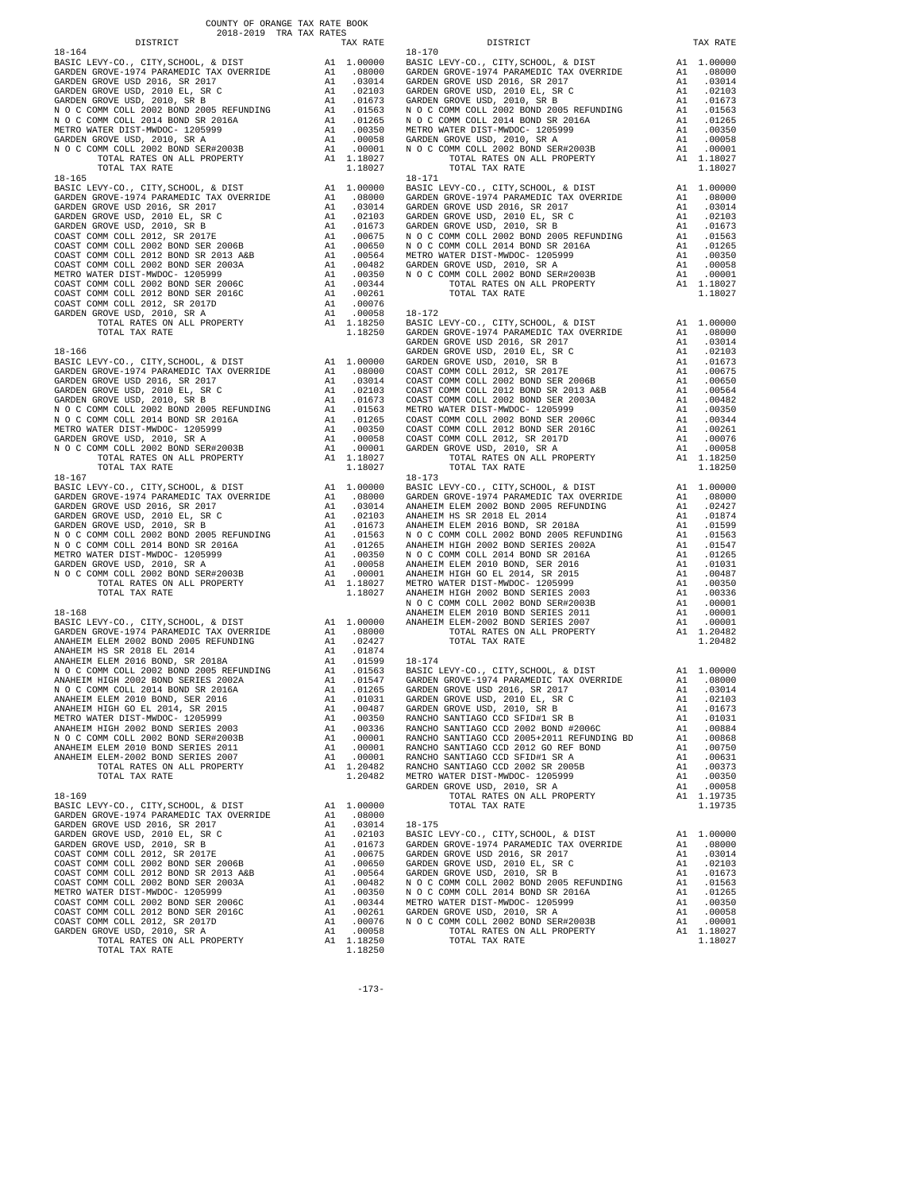COUNTY OF ORANGE TAX RATE BOOK
2018-2019 TRA TAX RATES

| DISTRICT | | TAX RATE |
|---|---|---|
| **18-164** | | |
| BASIC LEVY-CO., CITY,SCHOOL, & DIST | A1 | 1.00000 |
| GARDEN GROVE-1974 PARAMEDIC TAX OVERRIDE | A1 | .08000 |
| GARDEN GROVE USD 2016, SR 2017 | A1 | .03014 |
| GARDEN GROVE USD, 2010 EL, SR C | A1 | .02103 |
| GARDEN GROVE USD, 2010, SR B | A1 | .01673 |
| N O C COMM COLL 2002 BOND 2005 REFUNDING | A1 | .01563 |
| N O C COMM COLL 2014 BOND SR 2016A | A1 | .01265 |
| METRO WATER DIST-MWDOC- 1205999 | A1 | .00350 |
| GARDEN GROVE USD, 2010, SR A | A1 | .00058 |
| N O C COMM COLL 2002 BOND SER#2003B | A1 | .00001 |
| TOTAL RATES ON ALL PROPERTY | A1 | 1.18027 |
| TOTAL TAX RATE | | 1.18027 |
| **18-165** | | |
| BASIC LEVY-CO., CITY,SCHOOL, & DIST | A1 | 1.00000 |
| GARDEN GROVE-1974 PARAMEDIC TAX OVERRIDE | A1 | .08000 |
| GARDEN GROVE USD 2016, SR 2017 | A1 | .03014 |
| GARDEN GROVE USD, 2010 EL, SR C | A1 | .02103 |
| GARDEN GROVE USD, 2010, SR B | A1 | .01673 |
| COAST COMM COLL 2012, SR 2017E | A1 | .00675 |
| COAST COMM COLL 2002 BOND SER 2006B | A1 | .00650 |
| COAST COMM COLL 2012 BOND SR 2013 A&B | A1 | .00564 |
| COAST COMM COLL 2002 BOND SER 2003A | A1 | .00482 |
| METRO WATER DIST-MWDOC- 1205999 | A1 | .00350 |
| COAST COMM COLL 2002 BOND SER 2006C | A1 | .00344 |
| COAST COMM COLL 2012 BOND SER 2016C | A1 | .00261 |
| COAST COMM COLL 2012, SR 2017D | A1 | .00076 |
| GARDEN GROVE USD, 2010, SR A | A1 | .00058 |
| TOTAL RATES ON ALL PROPERTY | A1 | 1.18250 |
| TOTAL TAX RATE | | 1.18250 |
| **18-166** | | |
| BASIC LEVY-CO., CITY,SCHOOL, & DIST | A1 | 1.00000 |
| GARDEN GROVE-1974 PARAMEDIC TAX OVERRIDE | A1 | .08000 |
| GARDEN GROVE USD 2016, SR 2017 | A1 | .03014 |
| GARDEN GROVE USD, 2010 EL, SR C | A1 | .02103 |
| GARDEN GROVE USD, 2010, SR B | A1 | .01673 |
| N O C COMM COLL 2002 BOND 2005 REFUNDING | A1 | .01563 |
| N O C COMM COLL 2014 BOND SR 2016A | A1 | .01265 |
| METRO WATER DIST-MWDOC- 1205999 | A1 | .00350 |
| GARDEN GROVE USD, 2010, SR A | A1 | .00058 |
| N O C COMM COLL 2002 BOND SER#2003B | A1 | .00001 |
| TOTAL RATES ON ALL PROPERTY | A1 | 1.18027 |
| TOTAL TAX RATE | | 1.18027 |
| **18-167** | | |
| BASIC LEVY-CO., CITY,SCHOOL, & DIST | A1 | 1.00000 |
| GARDEN GROVE-1974 PARAMEDIC TAX OVERRIDE | A1 | .08000 |
| GARDEN GROVE USD 2016, SR 2017 | A1 | .03014 |
| GARDEN GROVE USD, 2010 EL, SR C | A1 | .02103 |
| GARDEN GROVE USD, 2010, SR B | A1 | .01673 |
| N O C COMM COLL 2002 BOND 2005 REFUNDING | A1 | .01563 |
| N O C COMM COLL 2014 BOND SR 2016A | A1 | .01265 |
| METRO WATER DIST-MWDOC- 1205999 | A1 | .00350 |
| GARDEN GROVE USD, 2010, SR A | A1 | .00058 |
| N O C COMM COLL 2002 BOND SER#2003B | A1 | .00001 |
| TOTAL RATES ON ALL PROPERTY | A1 | 1.18027 |
| TOTAL TAX RATE | | 1.18027 |
| **18-168** | | |
| BASIC LEVY-CO., CITY,SCHOOL, & DIST | A1 | 1.00000 |
| GARDEN GROVE-1974 PARAMEDIC TAX OVERRIDE | A1 | .08000 |
| ANAHEIM ELEM 2002 BOND 2005 REFUNDING | A1 | .02427 |
| ANAHEIM HS SR 2018 EL 2014 | A1 | .01874 |
| ANAHEIM ELEM 2016 BOND, SR 2018A | A1 | .01599 |
| N O C COMM COLL 2002 BOND 2005 REFUNDING | A1 | .01563 |
| ANAHEIM HIGH 2002 BOND SERIES 2002A | A1 | .01547 |
| N O C COMM COLL 2014 BOND SR 2016A | A1 | .01265 |
| ANAHEIM ELEM 2010 BOND, SER 2016 | A1 | .01031 |
| ANAHEIM HIGH GO EL 2014, SR 2015 | A1 | .00487 |
| METRO WATER DIST-MWDOC- 1205999 | A1 | .00350 |
| ANAHEIM HIGH 2002 BOND SERIES 2003 | A1 | .00336 |
| N O C COMM COLL 2002 BOND SER#2003B | A1 | .00001 |
| ANAHEIM ELEM 2010 BOND SERIES 2011 | A1 | .00001 |
| ANAHEIM ELEM-2002 BOND SERIES 2007 | A1 | .00001 |
| TOTAL RATES ON ALL PROPERTY | A1 | 1.20482 |
| TOTAL TAX RATE | | 1.20482 |
| **18-169** | | |
| BASIC LEVY-CO., CITY,SCHOOL, & DIST | A1 | 1.00000 |
| GARDEN GROVE-1974 PARAMEDIC TAX OVERRIDE | A1 | .08000 |
| GARDEN GROVE USD 2016, SR 2017 | A1 | .03014 |
| GARDEN GROVE USD, 2010 EL, SR C | A1 | .02103 |
| GARDEN GROVE USD, 2010, SR B | A1 | .01673 |
| COAST COMM COLL 2012, SR 2017E | A1 | .00675 |
| COAST COMM COLL 2002 BOND SER 2006B | A1 | .00650 |
| COAST COMM COLL 2012 BOND SR 2013 A&B | A1 | .00564 |
| COAST COMM COLL 2002 BOND SER 2003A | A1 | .00482 |
| METRO WATER DIST-MWDOC- 1205999 | A1 | .00350 |
| COAST COMM COLL 2002 BOND SER 2006C | A1 | .00344 |
| COAST COMM COLL 2012 BOND SER 2016C | A1 | .00261 |
| COAST COMM COLL 2012, SR 2017D | A1 | .00076 |
| GARDEN GROVE USD, 2010, SR A | A1 | .00058 |
| TOTAL RATES ON ALL PROPERTY | A1 | 1.18250 |
| TOTAL TAX RATE | | 1.18250 |
| **18-170** | | |
| BASIC LEVY-CO., CITY,SCHOOL, & DIST | A1 | 1.00000 |
| GARDEN GROVE-1974 PARAMEDIC TAX OVERRIDE | A1 | .08000 |
| GARDEN GROVE USD 2016, SR 2017 | A1 | .03014 |
| GARDEN GROVE USD, 2010 EL, SR C | A1 | .02103 |
| GARDEN GROVE USD, 2010, SR B | A1 | .01673 |
| N O C COMM COLL 2002 BOND 2005 REFUNDING | A1 | .01563 |
| N O C COMM COLL 2014 BOND SR 2016A | A1 | .01265 |
| METRO WATER DIST-MWDOC- 1205999 | A1 | .00350 |
| GARDEN GROVE USD, 2010, SR A | A1 | .00058 |
| N O C COMM COLL 2002 BOND SER#2003B | A1 | .00001 |
| TOTAL RATES ON ALL PROPERTY | A1 | 1.18027 |
| TOTAL TAX RATE | | 1.18027 |
| **18-171** | | |
| BASIC LEVY-CO., CITY,SCHOOL, & DIST | A1 | 1.00000 |
| GARDEN GROVE-1974 PARAMEDIC TAX OVERRIDE | A1 | .08000 |
| GARDEN GROVE USD 2016, SR 2017 | A1 | .03014 |
| GARDEN GROVE USD, 2010 EL, SR C | A1 | .02103 |
| GARDEN GROVE USD, 2010, SR B | A1 | .01673 |
| N O C COMM COLL 2002 BOND 2005 REFUNDING | A1 | .01563 |
| N O C COMM COLL 2014 BOND SR 2016A | A1 | .01265 |
| METRO WATER DIST-MWDOC- 1205999 | A1 | .00350 |
| GARDEN GROVE USD, 2010, SR A | A1 | .00058 |
| N O C COMM COLL 2002 BOND SER#2003B | A1 | .00001 |
| TOTAL RATES ON ALL PROPERTY | A1 | 1.18027 |
| TOTAL TAX RATE | | 1.18027 |
| **18-172** | | |
| BASIC LEVY-CO., CITY,SCHOOL, & DIST | A1 | 1.00000 |
| GARDEN GROVE-1974 PARAMEDIC TAX OVERRIDE | A1 | .08000 |
| GARDEN GROVE USD 2016, SR 2017 | A1 | .03014 |
| GARDEN GROVE USD, 2010 EL, SR C | A1 | .02103 |
| GARDEN GROVE USD, 2010, SR B | A1 | .01673 |
| COAST COMM COLL 2012, SR 2017E | A1 | .00675 |
| COAST COMM COLL 2002 BOND SER 2006B | A1 | .00650 |
| COAST COMM COLL 2012 BOND SR 2013 A&B | A1 | .00564 |
| COAST COMM COLL 2002 BOND SER 2003A | A1 | .00482 |
| METRO WATER DIST-MWDOC- 1205999 | A1 | .00350 |
| COAST COMM COLL 2002 BOND SER 2006C | A1 | .00344 |
| COAST COMM COLL 2012 BOND SER 2016C | A1 | .00261 |
| COAST COMM COLL 2012, SR 2017D | A1 | .00076 |
| GARDEN GROVE USD, 2010, SR A | A1 | .00058 |
| TOTAL RATES ON ALL PROPERTY | A1 | 1.18250 |
| TOTAL TAX RATE | | 1.18250 |
| **18-173** | | |
| BASIC LEVY-CO., CITY,SCHOOL, & DIST | A1 | 1.00000 |
| GARDEN GROVE-1974 PARAMEDIC TAX OVERRIDE | A1 | .08000 |
| ANAHEIM ELEM 2002 BOND 2005 REFUNDING | A1 | .02427 |
| ANAHEIM HS SR 2018 EL 2014 | A1 | .01874 |
| ANAHEIM ELEM 2016 BOND, SR 2018A | A1 | .01599 |
| N O C COMM COLL 2002 BOND 2005 REFUNDING | A1 | .01563 |
| ANAHEIM HIGH 2002 BOND SERIES 2002A | A1 | .01547 |
| N O C COMM COLL 2014 BOND SR 2016A | A1 | .01265 |
| ANAHEIM ELEM 2010 BOND, SER 2016 | A1 | .01031 |
| ANAHEIM HIGH GO EL 2014, SR 2015 | A1 | .00487 |
| METRO WATER DIST-MWDOC- 1205999 | A1 | .00350 |
| ANAHEIM HIGH 2002 BOND SERIES 2003 | A1 | .00336 |
| N O C COMM COLL 2002 BOND SER#2003B | A1 | .00001 |
| ANAHEIM ELEM 2010 BOND SERIES 2011 | A1 | .00001 |
| ANAHEIM ELEM-2002 BOND SERIES 2007 | A1 | .00001 |
| TOTAL RATES ON ALL PROPERTY | A1 | 1.20482 |
| TOTAL TAX RATE | | 1.20482 |
| **18-174** | | |
| BASIC LEVY-CO., CITY,SCHOOL, & DIST | A1 | 1.00000 |
| GARDEN GROVE-1974 PARAMEDIC TAX OVERRIDE | A1 | .08000 |
| GARDEN GROVE USD 2016, SR 2017 | A1 | .03014 |
| GARDEN GROVE USD, 2010 EL, SR C | A1 | .02103 |
| GARDEN GROVE USD, 2010, SR B | A1 | .01673 |
| RANCHO SANTIAGO CCD SFID#1 SR B | A1 | .01031 |
| RANCHO SANTIAGO CCD 2002 BOND #2006C | A1 | .00884 |
| RANCHO SANTIAGO CCD 2005+2011 REFUNDING BD | A1 | .00868 |
| RANCHO SANTIAGO CCD 2012 GO REF BOND | A1 | .00750 |
| RANCHO SANTIAGO CCD SFID#1 SR A | A1 | .00631 |
| RANCHO SANTIAGO CCD 2002 SR 2005B | A1 | .00373 |
| METRO WATER DIST-MWDOC- 1205999 | A1 | .00350 |
| GARDEN GROVE USD, 2010, SR A | A1 | .00058 |
| TOTAL RATES ON ALL PROPERTY | A1 | 1.19735 |
| TOTAL TAX RATE | | 1.19735 |
| **18-175** | | |
| BASIC LEVY-CO., CITY,SCHOOL, & DIST | A1 | 1.00000 |
| GARDEN GROVE-1974 PARAMEDIC TAX OVERRIDE | A1 | .08000 |
| GARDEN GROVE USD 2016, SR 2017 | A1 | .03014 |
| GARDEN GROVE USD, 2010 EL, SR C | A1 | .02103 |
| GARDEN GROVE USD, 2010, SR B | A1 | .01673 |
| N O C COMM COLL 2002 BOND 2005 REFUNDING | A1 | .01563 |
| N O C COMM COLL 2014 BOND SR 2016A | A1 | .01265 |
| METRO WATER DIST-MWDOC- 1205999 | A1 | .00350 |
| GARDEN GROVE USD, 2010, SR A | A1 | .00058 |
| N O C COMM COLL 2002 BOND SER#2003B | A1 | .00001 |
| TOTAL RATES ON ALL PROPERTY | A1 | 1.18027 |
| TOTAL TAX RATE | | 1.18027 |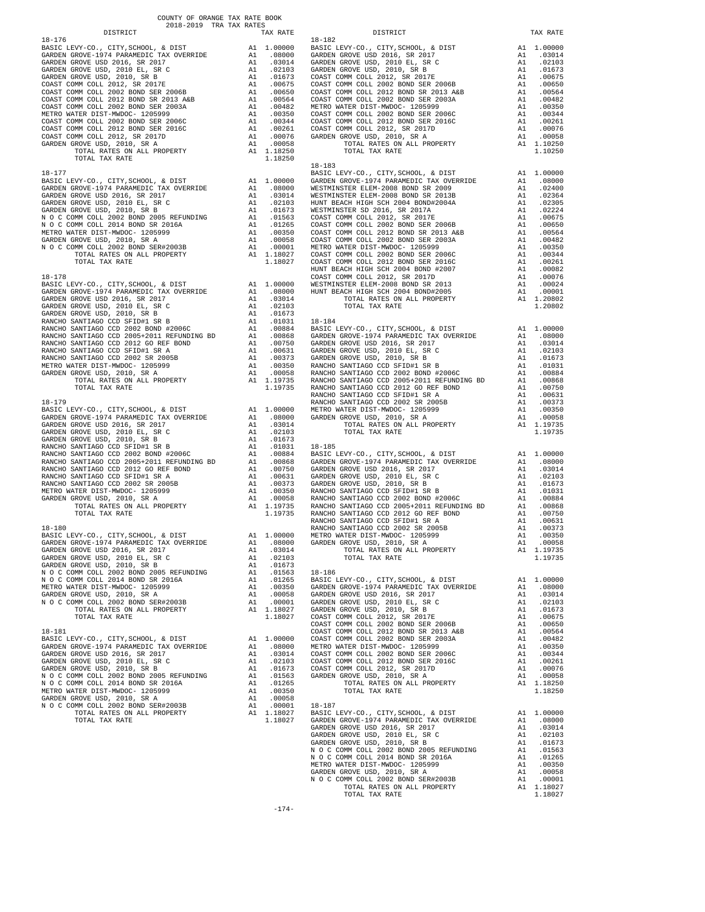COUNTY OF ORANGE TAX RATE BOOK
2018-2019 TRA TAX RATES

| DISTRICT | | TAX RATE |
|---|---|---|
| **18-176** | | |
| BASIC LEVY-CO., CITY,SCHOOL, & DIST | A1 | 1.00000 |
| GARDEN GROVE-1974 PARAMEDIC TAX OVERRIDE | A1 | .08000 |
| GARDEN GROVE USD 2016, SR 2017 | A1 | .03014 |
| GARDEN GROVE USD, 2010 EL, SR C | A1 | .02103 |
| GARDEN GROVE USD, 2010, SR B | A1 | .01673 |
| COAST COMM COLL 2012, SR 2017E | A1 | .00675 |
| COAST COMM COLL 2002 BOND SER 2006B | A1 | .00650 |
| COAST COMM COLL 2012 BOND SR 2013 A&B | A1 | .00564 |
| COAST COMM COLL 2002 BOND SER 2003A | A1 | .00482 |
| METRO WATER DIST-MWDOC- 1205999 | A1 | .00350 |
| COAST COMM COLL 2002 BOND SER 2006C | A1 | .00344 |
| COAST COMM COLL 2012 BOND SER 2016C | A1 | .00261 |
| COAST COMM COLL 2012, SR 2017D | A1 | .00076 |
| GARDEN GROVE USD, 2010, SR A | A1 | .00058 |
| TOTAL RATES ON ALL PROPERTY | A1 | 1.18250 |
| TOTAL TAX RATE | | 1.18250 |
| **18-177** | | |
| BASIC LEVY-CO., CITY,SCHOOL, & DIST | A1 | 1.00000 |
| GARDEN GROVE-1974 PARAMEDIC TAX OVERRIDE | A1 | .08000 |
| GARDEN GROVE USD 2016, SR 2017 | A1 | .03014 |
| GARDEN GROVE USD, 2010 EL, SR C | A1 | .02103 |
| GARDEN GROVE USD, 2010, SR B | A1 | .01673 |
| N O C COMM COLL 2002 BOND 2005 REFUNDING | A1 | .01563 |
| N O C COMM COLL 2014 BOND SR 2016A | A1 | .01265 |
| METRO WATER DIST-MWDOC- 1205999 | A1 | .00350 |
| GARDEN GROVE USD, 2010, SR A | A1 | .00058 |
| N O C COMM COLL 2002 BOND SER#2003B | A1 | .00001 |
| TOTAL RATES ON ALL PROPERTY | A1 | 1.18027 |
| TOTAL TAX RATE | | 1.18027 |
| **18-178** | | |
| BASIC LEVY-CO., CITY,SCHOOL, & DIST | A1 | 1.00000 |
| GARDEN GROVE-1974 PARAMEDIC TAX OVERRIDE | A1 | .08000 |
| GARDEN GROVE USD 2016, SR 2017 | A1 | .03014 |
| GARDEN GROVE USD, 2010 EL, SR C | A1 | .02103 |
| GARDEN GROVE USD, 2010, SR B | A1 | .01673 |
| RANCHO SANTIAGO CCD SFID#1 SR B | A1 | .01031 |
| RANCHO SANTIAGO CCD 2002 BOND #2006C | A1 | .00884 |
| RANCHO SANTIAGO CCD 2005+2011 REFUNDING BD | A1 | .00868 |
| RANCHO SANTIAGO CCD 2012 GO REF BOND | A1 | .00750 |
| RANCHO SANTIAGO CCD SFID#1 SR A | A1 | .00631 |
| RANCHO SANTIAGO CCD 2002 SR 2005B | A1 | .00373 |
| METRO WATER DIST-MWDOC- 1205999 | A1 | .00350 |
| GARDEN GROVE USD, 2010, SR A | A1 | .00058 |
| TOTAL RATES ON ALL PROPERTY | A1 | 1.19735 |
| TOTAL TAX RATE | | 1.19735 |
| **18-179** | | |
| BASIC LEVY-CO., CITY,SCHOOL, & DIST | A1 | 1.00000 |
| GARDEN GROVE-1974 PARAMEDIC TAX OVERRIDE | A1 | .08000 |
| GARDEN GROVE USD 2016, SR 2017 | A1 | .03014 |
| GARDEN GROVE USD, 2010 EL, SR C | A1 | .02103 |
| GARDEN GROVE USD, 2010, SR B | A1 | .01673 |
| RANCHO SANTIAGO CCD SFID#1 SR B | A1 | .01031 |
| RANCHO SANTIAGO CCD 2002 BOND #2006C | A1 | .00884 |
| RANCHO SANTIAGO CCD 2005+2011 REFUNDING BD | A1 | .00868 |
| RANCHO SANTIAGO CCD 2012 GO REF BOND | A1 | .00750 |
| RANCHO SANTIAGO CCD SFID#1 SR A | A1 | .00631 |
| RANCHO SANTIAGO CCD 2002 SR 2005B | A1 | .00373 |
| METRO WATER DIST-MWDOC- 1205999 | A1 | .00350 |
| GARDEN GROVE USD, 2010, SR A | A1 | .00058 |
| TOTAL RATES ON ALL PROPERTY | A1 | 1.19735 |
| TOTAL TAX RATE | | 1.19735 |
| **18-180** | | |
| BASIC LEVY-CO., CITY,SCHOOL, & DIST | A1 | 1.00000 |
| GARDEN GROVE-1974 PARAMEDIC TAX OVERRIDE | A1 | .08000 |
| GARDEN GROVE USD 2016, SR 2017 | A1 | .03014 |
| GARDEN GROVE USD, 2010 EL, SR C | A1 | .02103 |
| GARDEN GROVE USD, 2010, SR B | A1 | .01673 |
| N O C COMM COLL 2002 BOND 2005 REFUNDING | A1 | .01563 |
| N O C COMM COLL 2014 BOND SR 2016A | A1 | .01265 |
| METRO WATER DIST-MWDOC- 1205999 | A1 | .00350 |
| GARDEN GROVE USD, 2010, SR A | A1 | .00058 |
| N O C COMM COLL 2002 BOND SER#2003B | A1 | .00001 |
| TOTAL RATES ON ALL PROPERTY | A1 | 1.18027 |
| TOTAL TAX RATE | | 1.18027 |
| **18-181** | | |
| BASIC LEVY-CO., CITY,SCHOOL, & DIST | A1 | 1.00000 |
| GARDEN GROVE-1974 PARAMEDIC TAX OVERRIDE | A1 | .08000 |
| GARDEN GROVE USD 2016, SR 2017 | A1 | .03014 |
| GARDEN GROVE USD, 2010 EL, SR C | A1 | .02103 |
| GARDEN GROVE USD, 2010, SR B | A1 | .01673 |
| N O C COMM COLL 2002 BOND 2005 REFUNDING | A1 | .01563 |
| N O C COMM COLL 2014 BOND SR 2016A | A1 | .01265 |
| METRO WATER DIST-MWDOC- 1205999 | A1 | .00350 |
| GARDEN GROVE USD, 2010, SR A | A1 | .00058 |
| N O C COMM COLL 2002 BOND SER#2003B | A1 | .00001 |
| TOTAL RATES ON ALL PROPERTY | A1 | 1.18027 |
| TOTAL TAX RATE | | 1.18027 |
| **18-182** | | |
| BASIC LEVY-CO., CITY,SCHOOL, & DIST | A1 | 1.00000 |
| GARDEN GROVE USD 2016, SR 2017 | A1 | .03014 |
| GARDEN GROVE USD, 2010 EL, SR C | A1 | .02103 |
| GARDEN GROVE USD, 2010, SR B | A1 | .01673 |
| COAST COMM COLL 2012, SR 2017E | A1 | .00675 |
| COAST COMM COLL 2002 BOND SER 2006B | A1 | .00650 |
| COAST COMM COLL 2012 BOND SR 2013 A&B | A1 | .00564 |
| COAST COMM COLL 2002 BOND SER 2003A | A1 | .00482 |
| METRO WATER DIST-MWDOC- 1205999 | A1 | .00350 |
| COAST COMM COLL 2002 BOND SER 2006C | A1 | .00344 |
| COAST COMM COLL 2012 BOND SER 2016C | A1 | .00261 |
| COAST COMM COLL 2012, SR 2017D | A1 | .00076 |
| GARDEN GROVE USD, 2010, SR A | A1 | .00058 |
| TOTAL RATES ON ALL PROPERTY | A1 | 1.10250 |
| TOTAL TAX RATE | | 1.10250 |
| **18-183** | | |
| BASIC LEVY-CO., CITY,SCHOOL, & DIST | A1 | 1.00000 |
| GARDEN GROVE-1974 PARAMEDIC TAX OVERRIDE | A1 | .08000 |
| WESTMINSTER ELEM-2008 BOND SR 2009 | A1 | .02400 |
| WESTMINSTER ELEM-2008 BOND SR 2013B | A1 | .02364 |
| HUNT BEACH HIGH SCH 2004 BOND#2004A | A1 | .02305 |
| WESTMINSTER SD 2016, SR 2017A | A1 | .02224 |
| COAST COMM COLL 2012, SR 2017E | A1 | .00675 |
| COAST COMM COLL 2002 BOND SER 2006B | A1 | .00650 |
| COAST COMM COLL 2012 BOND SR 2013 A&B | A1 | .00564 |
| COAST COMM COLL 2002 BOND SER 2003A | A1 | .00482 |
| METRO WATER DIST-MWDOC- 1205999 | A1 | .00350 |
| COAST COMM COLL 2002 BOND SER 2006C | A1 | .00344 |
| COAST COMM COLL 2012 BOND SER 2016C | A1 | .00261 |
| HUNT BEACH HIGH SCH 2004 BOND #2007 | A1 | .00082 |
| COAST COMM COLL 2012, SR 2017D | A1 | .00076 |
| WESTMINSTER ELEM-2008 BOND SR 2013 | A1 | .00024 |
| HUNT BEACH HIGH SCH 2004 BOND#2005 | A1 | .00001 |
| TOTAL RATES ON ALL PROPERTY | A1 | 1.20802 |
| TOTAL TAX RATE | | 1.20802 |
| **18-184** | | |
| BASIC LEVY-CO., CITY,SCHOOL, & DIST | A1 | 1.00000 |
| GARDEN GROVE-1974 PARAMEDIC TAX OVERRIDE | A1 | .08000 |
| GARDEN GROVE USD 2016, SR 2017 | A1 | .03014 |
| GARDEN GROVE USD, 2010 EL, SR C | A1 | .02103 |
| GARDEN GROVE USD, 2010, SR B | A1 | .01673 |
| RANCHO SANTIAGO CCD SFID#1 SR B | A1 | .01031 |
| RANCHO SANTIAGO CCD 2002 BOND #2006C | A1 | .00884 |
| RANCHO SANTIAGO CCD 2005+2011 REFUNDING BD | A1 | .00868 |
| RANCHO SANTIAGO CCD 2012 GO REF BOND | A1 | .00750 |
| RANCHO SANTIAGO CCD SFID#1 SR A | A1 | .00631 |
| RANCHO SANTIAGO CCD 2002 SR 2005B | A1 | .00373 |
| METRO WATER DIST-MWDOC- 1205999 | A1 | .00350 |
| GARDEN GROVE USD, 2010, SR A | A1 | .00058 |
| TOTAL RATES ON ALL PROPERTY | A1 | 1.19735 |
| TOTAL TAX RATE | | 1.19735 |
| **18-185** | | |
| BASIC LEVY-CO., CITY,SCHOOL, & DIST | A1 | 1.00000 |
| GARDEN GROVE-1974 PARAMEDIC TAX OVERRIDE | A1 | .08000 |
| GARDEN GROVE USD 2016, SR 2017 | A1 | .03014 |
| GARDEN GROVE USD, 2010 EL, SR C | A1 | .02103 |
| GARDEN GROVE USD, 2010, SR B | A1 | .01673 |
| RANCHO SANTIAGO CCD SFID#1 SR B | A1 | .01031 |
| RANCHO SANTIAGO CCD 2002 BOND #2006C | A1 | .00884 |
| RANCHO SANTIAGO CCD 2005+2011 REFUNDING BD | A1 | .00868 |
| RANCHO SANTIAGO CCD 2012 GO REF BOND | A1 | .00750 |
| RANCHO SANTIAGO CCD SFID#1 SR A | A1 | .00631 |
| RANCHO SANTIAGO CCD 2002 SR 2005B | A1 | .00373 |
| METRO WATER DIST-MWDOC- 1205999 | A1 | .00350 |
| GARDEN GROVE USD, 2010, SR A | A1 | .00058 |
| TOTAL RATES ON ALL PROPERTY | A1 | 1.19735 |
| TOTAL TAX RATE | | 1.19735 |
| **18-186** | | |
| BASIC LEVY-CO., CITY,SCHOOL, & DIST | A1 | 1.00000 |
| GARDEN GROVE-1974 PARAMEDIC TAX OVERRIDE | A1 | .08000 |
| GARDEN GROVE USD 2016, SR 2017 | A1 | .03014 |
| GARDEN GROVE USD, 2010 EL, SR C | A1 | .02103 |
| GARDEN GROVE USD, 2010, SR B | A1 | .01673 |
| COAST COMM COLL 2012, SR 2017E | A1 | .00675 |
| COAST COMM COLL 2002 BOND SER 2006B | A1 | .00650 |
| COAST COMM COLL 2012 BOND SR 2013 A&B | A1 | .00564 |
| COAST COMM COLL 2002 BOND SER 2003A | A1 | .00482 |
| METRO WATER DIST-MWDOC- 1205999 | A1 | .00350 |
| COAST COMM COLL 2002 BOND SER 2006C | A1 | .00344 |
| COAST COMM COLL 2012 BOND SER 2016C | A1 | .00261 |
| COAST COMM COLL 2012, SR 2017D | A1 | .00076 |
| GARDEN GROVE USD, 2010, SR A | A1 | .00058 |
| TOTAL RATES ON ALL PROPERTY | A1 | 1.18250 |
| TOTAL TAX RATE | | 1.18250 |
| **18-187** | | |
| BASIC LEVY-CO., CITY,SCHOOL, & DIST | A1 | 1.00000 |
| GARDEN GROVE-1974 PARAMEDIC TAX OVERRIDE | A1 | .08000 |
| GARDEN GROVE USD 2016, SR 2017 | A1 | .03014 |
| GARDEN GROVE USD, 2010 EL, SR C | A1 | .02103 |
| GARDEN GROVE USD, 2010, SR B | A1 | .01673 |
| N O C COMM COLL 2002 BOND 2005 REFUNDING | A1 | .01563 |
| N O C COMM COLL 2014 BOND SR 2016A | A1 | .01265 |
| METRO WATER DIST-MWDOC- 1205999 | A1 | .00350 |
| GARDEN GROVE USD, 2010, SR A | A1 | .00058 |
| N O C COMM COLL 2002 BOND SER#2003B | A1 | .00001 |
| TOTAL RATES ON ALL PROPERTY | A1 | 1.18027 |
| TOTAL TAX RATE | | 1.18027 |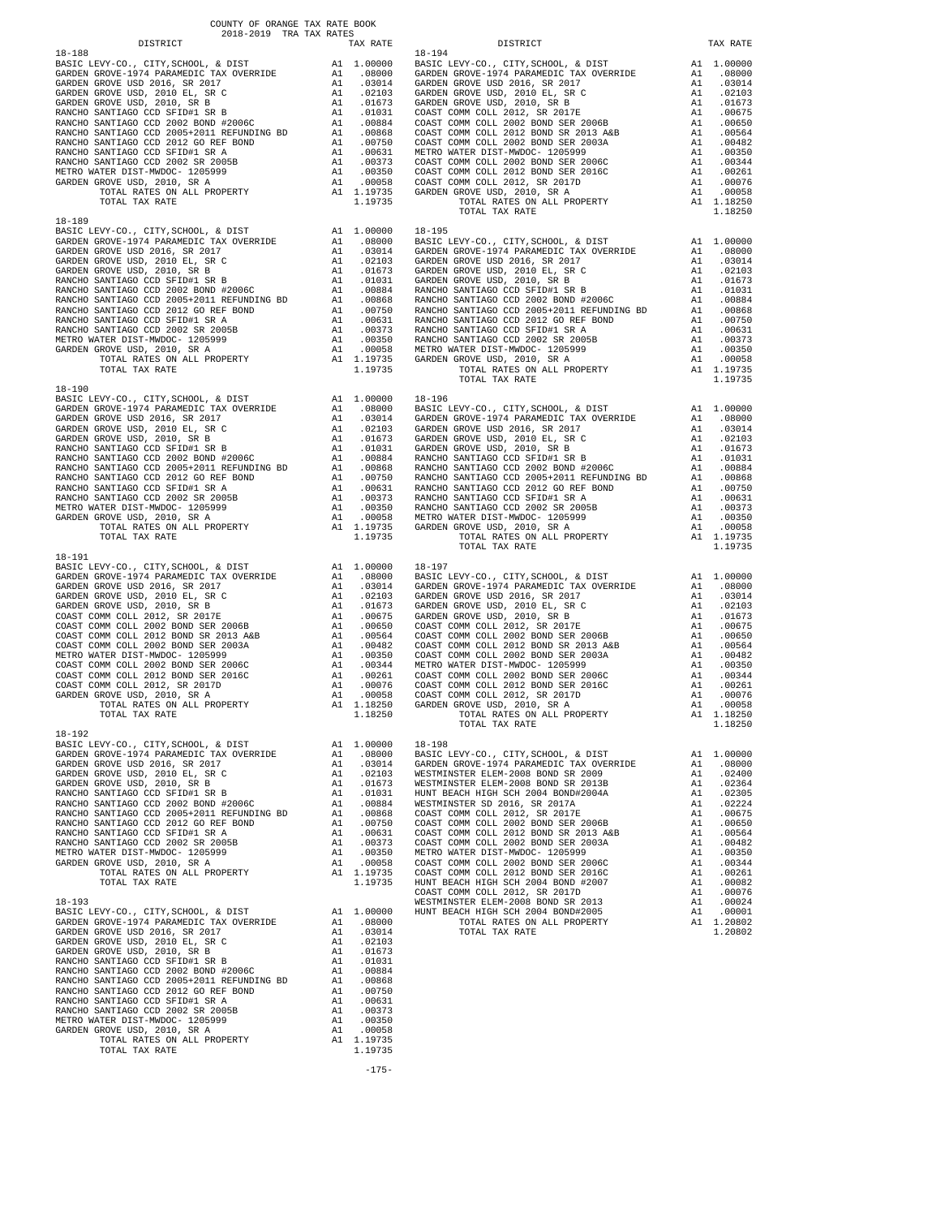COUNTY OF ORANGE TAX RATE BOOK
2018-2019 TRA TAX RATES

| DISTRICT | | TAX RATE |
|---|---|---|
| **18-188** | | |
| BASIC LEVY-CO., CITY,SCHOOL, & DIST | A1 | 1.00000 |
| GARDEN GROVE-1974 PARAMEDIC TAX OVERRIDE | A1 | .08000 |
| GARDEN GROVE USD 2016, SR 2017 | A1 | .03014 |
| GARDEN GROVE USD, 2010 EL, SR C | A1 | .02103 |
| GARDEN GROVE USD, 2010, SR B | A1 | .01673 |
| RANCHO SANTIAGO CCD SFID#1 SR B | A1 | .01031 |
| RANCHO SANTIAGO CCD 2002 BOND #2006C | A1 | .00884 |
| RANCHO SANTIAGO CCD 2005+2011 REFUNDING BD | A1 | .00868 |
| RANCHO SANTIAGO CCD 2012 GO REF BOND | A1 | .00750 |
| RANCHO SANTIAGO CCD SFID#1 SR A | A1 | .00631 |
| RANCHO SANTIAGO CCD 2002 SR 2005B | A1 | .00373 |
| METRO WATER DIST-MWDOC- 1205999 | A1 | .00350 |
| GARDEN GROVE USD, 2010, SR A | A1 | .00058 |
| TOTAL RATES ON ALL PROPERTY | A1 | 1.19735 |
| TOTAL TAX RATE | | 1.19735 |
| **18-189** | | |
| BASIC LEVY-CO., CITY,SCHOOL, & DIST | A1 | 1.00000 |
| GARDEN GROVE-1974 PARAMEDIC TAX OVERRIDE | A1 | .08000 |
| GARDEN GROVE USD 2016, SR 2017 | A1 | .03014 |
| GARDEN GROVE USD, 2010 EL, SR C | A1 | .02103 |
| GARDEN GROVE USD, 2010, SR B | A1 | .01673 |
| RANCHO SANTIAGO CCD SFID#1 SR B | A1 | .01031 |
| RANCHO SANTIAGO CCD 2002 BOND #2006C | A1 | .00884 |
| RANCHO SANTIAGO CCD 2005+2011 REFUNDING BD | A1 | .00868 |
| RANCHO SANTIAGO CCD 2012 GO REF BOND | A1 | .00750 |
| RANCHO SANTIAGO CCD SFID#1 SR A | A1 | .00631 |
| RANCHO SANTIAGO CCD 2002 SR 2005B | A1 | .00373 |
| METRO WATER DIST-MWDOC- 1205999 | A1 | .00350 |
| GARDEN GROVE USD, 2010, SR A | A1 | .00058 |
| TOTAL RATES ON ALL PROPERTY | A1 | 1.19735 |
| TOTAL TAX RATE | | 1.19735 |
| **18-190** | | |
| BASIC LEVY-CO., CITY,SCHOOL, & DIST | A1 | 1.00000 |
| GARDEN GROVE-1974 PARAMEDIC TAX OVERRIDE | A1 | .08000 |
| GARDEN GROVE USD 2016, SR 2017 | A1 | .03014 |
| GARDEN GROVE USD, 2010 EL, SR C | A1 | .02103 |
| GARDEN GROVE USD, 2010, SR B | A1 | .01673 |
| RANCHO SANTIAGO CCD SFID#1 SR B | A1 | .01031 |
| RANCHO SANTIAGO CCD 2002 BOND #2006C | A1 | .00884 |
| RANCHO SANTIAGO CCD 2005+2011 REFUNDING BD | A1 | .00868 |
| RANCHO SANTIAGO CCD 2012 GO REF BOND | A1 | .00750 |
| RANCHO SANTIAGO CCD SFID#1 SR A | A1 | .00631 |
| RANCHO SANTIAGO CCD 2002 SR 2005B | A1 | .00373 |
| METRO WATER DIST-MWDOC- 1205999 | A1 | .00350 |
| GARDEN GROVE USD, 2010, SR A | A1 | .00058 |
| TOTAL RATES ON ALL PROPERTY | A1 | 1.19735 |
| TOTAL TAX RATE | | 1.19735 |
| **18-191** | | |
| BASIC LEVY-CO., CITY,SCHOOL, & DIST | A1 | 1.00000 |
| GARDEN GROVE-1974 PARAMEDIC TAX OVERRIDE | A1 | .08000 |
| GARDEN GROVE USD 2016, SR 2017 | A1 | .03014 |
| GARDEN GROVE USD, 2010 EL, SR C | A1 | .02103 |
| GARDEN GROVE USD, 2010, SR B | A1 | .01673 |
| COAST COMM COLL 2012, SR 2017E | A1 | .00675 |
| COAST COMM COLL 2002 BOND SER 2006B | A1 | .00650 |
| COAST COMM COLL 2012 BOND SER 2013 A&B | A1 | .00564 |
| COAST COMM COLL 2002 BOND SER 2003A | A1 | .00482 |
| METRO WATER DIST-MWDOC- 1205999 | A1 | .00350 |
| COAST COMM COLL 2002 BOND SER 2006C | A1 | .00344 |
| COAST COMM COLL 2012 BOND SER 2016C | A1 | .00261 |
| COAST COMM COLL 2012, SR 2017D | A1 | .00076 |
| GARDEN GROVE USD, 2010, SR A | A1 | .00058 |
| TOTAL RATES ON ALL PROPERTY | A1 | 1.18250 |
| TOTAL TAX RATE | | 1.18250 |
| **18-192** | | |
| BASIC LEVY-CO., CITY,SCHOOL, & DIST | A1 | 1.00000 |
| GARDEN GROVE-1974 PARAMEDIC TAX OVERRIDE | A1 | .08000 |
| GARDEN GROVE USD 2016, SR 2017 | A1 | .03014 |
| GARDEN GROVE USD, 2010 EL, SR C | A1 | .02103 |
| GARDEN GROVE USD, 2010, SR B | A1 | .01673 |
| RANCHO SANTIAGO CCD SFID#1 SR B | A1 | .01031 |
| RANCHO SANTIAGO CCD 2002 BOND #2006C | A1 | .00884 |
| RANCHO SANTIAGO CCD 2005+2011 REFUNDING BD | A1 | .00868 |
| RANCHO SANTIAGO CCD 2012 GO REF BOND | A1 | .00750 |
| RANCHO SANTIAGO CCD SFID#1 SR A | A1 | .00631 |
| RANCHO SANTIAGO CCD 2002 SR 2005B | A1 | .00373 |
| METRO WATER DIST-MWDOC- 1205999 | A1 | .00350 |
| GARDEN GROVE USD, 2010, SR A | A1 | .00058 |
| TOTAL RATES ON ALL PROPERTY | A1 | 1.19735 |
| TOTAL TAX RATE | | 1.19735 |
| **18-193** | | |
| BASIC LEVY-CO., CITY,SCHOOL, & DIST | A1 | 1.00000 |
| GARDEN GROVE-1974 PARAMEDIC TAX OVERRIDE | A1 | .08000 |
| GARDEN GROVE USD 2016, SR 2017 | A1 | .03014 |
| GARDEN GROVE USD, 2010 EL, SR C | A1 | .02103 |
| GARDEN GROVE USD, 2010, SR B | A1 | .01673 |
| RANCHO SANTIAGO CCD SFID#1 SR B | A1 | .01031 |
| RANCHO SANTIAGO CCD 2002 BOND #2006C | A1 | .00884 |
| RANCHO SANTIAGO CCD 2005+2011 REFUNDING BD | A1 | .00868 |
| RANCHO SANTIAGO CCD 2012 GO REF BOND | A1 | .00750 |
| RANCHO SANTIAGO CCD SFID#1 SR A | A1 | .00631 |
| RANCHO SANTIAGO CCD 2002 SR 2005B | A1 | .00373 |
| METRO WATER DIST-MWDOC- 1205999 | A1 | .00350 |
| GARDEN GROVE USD, 2010, SR A | A1 | .00058 |
| TOTAL RATES ON ALL PROPERTY | A1 | 1.19735 |
| TOTAL TAX RATE | | 1.19735 |
| **18-194** | | |
| BASIC LEVY-CO., CITY,SCHOOL, & DIST | A1 | 1.00000 |
| GARDEN GROVE-1974 PARAMEDIC TAX OVERRIDE | A1 | .08000 |
| GARDEN GROVE USD 2016, SR 2017 | A1 | .03014 |
| GARDEN GROVE USD, 2010 EL, SR C | A1 | .02103 |
| GARDEN GROVE USD, 2010, SR B | A1 | .01673 |
| COAST COMM COLL 2012, SR 2017E | A1 | .00675 |
| COAST COMM COLL 2002 BOND SER 2006B | A1 | .00650 |
| COAST COMM COLL 2012 BOND SER 2013 A&B | A1 | .00564 |
| COAST COMM COLL 2002 BOND SER 2003A | A1 | .00482 |
| METRO WATER DIST-MWDOC- 1205999 | A1 | .00350 |
| COAST COMM COLL 2002 BOND SER 2006C | A1 | .00344 |
| COAST COMM COLL 2012 BOND SER 2016C | A1 | .00261 |
| COAST COMM COLL 2012, SR 2017D | A1 | .00076 |
| GARDEN GROVE USD, 2010, SR A | A1 | .00058 |
| TOTAL RATES ON ALL PROPERTY | A1 | 1.18250 |
| TOTAL TAX RATE | | 1.18250 |
| **18-195** | | |
| BASIC LEVY-CO., CITY,SCHOOL, & DIST | A1 | 1.00000 |
| GARDEN GROVE-1974 PARAMEDIC TAX OVERRIDE | A1 | .08000 |
| GARDEN GROVE USD 2016, SR 2017 | A1 | .03014 |
| GARDEN GROVE USD, 2010 EL, SR C | A1 | .02103 |
| GARDEN GROVE USD, 2010, SR B | A1 | .01673 |
| RANCHO SANTIAGO CCD SFID#1 SR B | A1 | .01031 |
| RANCHO SANTIAGO CCD 2002 BOND #2006C | A1 | .00884 |
| RANCHO SANTIAGO CCD 2005+2011 REFUNDING BD | A1 | .00868 |
| RANCHO SANTIAGO CCD 2012 GO REF BOND | A1 | .00750 |
| RANCHO SANTIAGO CCD SFID#1 SR A | A1 | .00631 |
| RANCHO SANTIAGO CCD 2002 SR 2005B | A1 | .00373 |
| METRO WATER DIST-MWDOC- 1205999 | A1 | .00350 |
| GARDEN GROVE USD, 2010, SR A | A1 | .00058 |
| TOTAL RATES ON ALL PROPERTY | A1 | 1.19735 |
| TOTAL TAX RATE | | 1.19735 |
| **18-196** | | |
| BASIC LEVY-CO., CITY,SCHOOL, & DIST | A1 | 1.00000 |
| GARDEN GROVE-1974 PARAMEDIC TAX OVERRIDE | A1 | .08000 |
| GARDEN GROVE USD 2016, SR 2017 | A1 | .03014 |
| GARDEN GROVE USD, 2010 EL, SR C | A1 | .02103 |
| GARDEN GROVE USD, 2010, SR B | A1 | .01673 |
| RANCHO SANTIAGO CCD SFID#1 SR B | A1 | .01031 |
| RANCHO SANTIAGO CCD 2002 BOND #2006C | A1 | .00884 |
| RANCHO SANTIAGO CCD 2005+2011 REFUNDING BD | A1 | .00868 |
| RANCHO SANTIAGO CCD 2012 GO REF BOND | A1 | .00750 |
| RANCHO SANTIAGO CCD SFID#1 SR A | A1 | .00631 |
| RANCHO SANTIAGO CCD 2002 SR 2005B | A1 | .00373 |
| METRO WATER DIST-MWDOC- 1205999 | A1 | .00350 |
| GARDEN GROVE USD, 2010, SR A | A1 | .00058 |
| TOTAL RATES ON ALL PROPERTY | A1 | 1.19735 |
| TOTAL TAX RATE | | 1.19735 |
| **18-197** | | |
| BASIC LEVY-CO., CITY,SCHOOL, & DIST | A1 | 1.00000 |
| GARDEN GROVE-1974 PARAMEDIC TAX OVERRIDE | A1 | .08000 |
| GARDEN GROVE USD 2016, SR 2017 | A1 | .03014 |
| GARDEN GROVE USD, 2010 EL, SR C | A1 | .02103 |
| GARDEN GROVE USD, 2010, SR B | A1 | .01673 |
| COAST COMM COLL 2012, SR 2017E | A1 | .00675 |
| COAST COMM COLL 2002 BOND SER 2006B | A1 | .00650 |
| COAST COMM COLL 2012 BOND SER 2013 A&B | A1 | .00564 |
| COAST COMM COLL 2002 BOND SER 2003A | A1 | .00482 |
| METRO WATER DIST-MWDOC- 1205999 | A1 | .00350 |
| COAST COMM COLL 2002 BOND SER 2006C | A1 | .00344 |
| COAST COMM COLL 2012 BOND SER 2016C | A1 | .00261 |
| COAST COMM COLL 2012, SR 2017D | A1 | .00076 |
| GARDEN GROVE USD, 2010, SR A | A1 | .00058 |
| TOTAL RATES ON ALL PROPERTY | A1 | 1.18250 |
| TOTAL TAX RATE | | 1.18250 |
| **18-198** | | |
| BASIC LEVY-CO., CITY,SCHOOL, & DIST | A1 | 1.00000 |
| GARDEN GROVE-1974 PARAMEDIC TAX OVERRIDE | A1 | .08000 |
| WESTMINSTER ELEM-2008 BOND SR 2009 | A1 | .02400 |
| WESTMINSTER ELEM-2008 BOND SR 2013B | A1 | .02364 |
| HUNT BEACH HIGH SCH 2004 BOND#2004A | A1 | .02305 |
| WESTMINSTER SD 2016, SR 2017A | A1 | .02224 |
| COAST COMM COLL 2012, SR 2017E | A1 | .00675 |
| COAST COMM COLL 2002 BOND SER 2006B | A1 | .00650 |
| COAST COMM COLL 2012 BOND SER 2013 A&B | A1 | .00564 |
| COAST COMM COLL 2002 BOND SER 2003A | A1 | .00482 |
| METRO WATER DIST-MWDOC- 1205999 | A1 | .00350 |
| COAST COMM COLL 2002 BOND SER 2006C | A1 | .00344 |
| COAST COMM COLL 2012 BOND SER 2016C | A1 | .00261 |
| HUNT BEACH HIGH SCH 2004 BOND #2007 | A1 | .00082 |
| COAST COMM COLL 2012, SR 2017D | A1 | .00076 |
| WESTMINSTER ELEM-2008 BOND SR 2013 | A1 | .00024 |
| HUNT BEACH HIGH SCH 2004 BOND#2005 | A1 | .00001 |
| TOTAL RATES ON ALL PROPERTY | A1 | 1.20802 |
| TOTAL TAX RATE | | 1.20802 |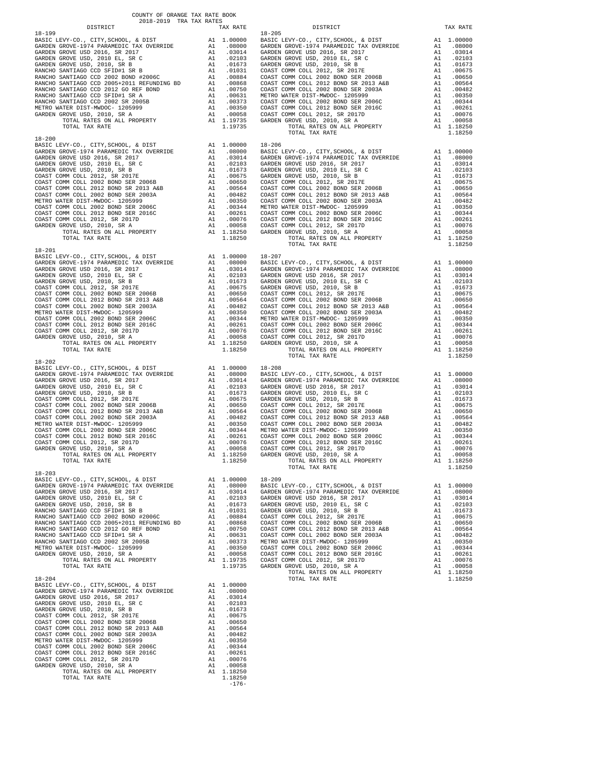COUNTY OF ORANGE TAX RATE BOOK
2018-2019 TRA TAX RATES

| DISTRICT | | TAX RATE |
|---|---|---|
| **18-199** | | |
| BASIC LEVY-CO., CITY,SCHOOL, & DIST | A1 | 1.00000 |
| GARDEN GROVE-1974 PARAMEDIC TAX OVERRIDE | A1 | .08000 |
| GARDEN GROVE USD 2016, SR 2017 | A1 | .03014 |
| GARDEN GROVE USD, 2010 EL, SR C | A1 | .02103 |
| GARDEN GROVE USD, 2010, SR B | A1 | .01673 |
| RANCHO SANTIAGO CCD SFID#1 SR B | A1 | .01031 |
| RANCHO SANTIAGO CCD 2002 BOND #2006C | A1 | .00884 |
| RANCHO SANTIAGO CCD 2005+2011 REFUNDING BD | A1 | .00868 |
| RANCHO SANTIAGO CCD 2012 GO REF BOND | A1 | .00750 |
| RANCHO SANTIAGO CCD SFID#1 SR A | A1 | .00631 |
| RANCHO SANTIAGO CCD 2002 SR 2005B | A1 | .00373 |
| METRO WATER DIST-MWDOC- 1205999 | A1 | .00350 |
| GARDEN GROVE USD, 2010, SR A | A1 | .00058 |
| TOTAL RATES ON ALL PROPERTY | A1 | 1.19735 |
| TOTAL TAX RATE | | 1.19735 |
| **18-200** | | |
| BASIC LEVY-CO., CITY,SCHOOL, & DIST | A1 | 1.00000 |
| GARDEN GROVE-1974 PARAMEDIC TAX OVERRIDE | A1 | .08000 |
| GARDEN GROVE USD 2016, SR 2017 | A1 | .03014 |
| GARDEN GROVE USD, 2010 EL, SR C | A1 | .02103 |
| GARDEN GROVE USD, 2010, SR B | A1 | .01673 |
| COAST COMM COLL 2012, SR 2017E | A1 | .00675 |
| COAST COMM COLL 2002 BOND SER 2006B | A1 | .00650 |
| COAST COMM COLL 2012 BOND SR 2013 A&B | A1 | .00564 |
| COAST COMM COLL 2002 BOND SER 2003A | A1 | .00482 |
| METRO WATER DIST-MWDOC- 1205999 | A1 | .00350 |
| COAST COMM COLL 2002 BOND SER 2006C | A1 | .00344 |
| COAST COMM COLL 2012 BOND SER 2016C | A1 | .00261 |
| COAST COMM COLL 2012, SR 2017D | A1 | .00076 |
| GARDEN GROVE USD, 2010, SR A | A1 | .00058 |
| TOTAL RATES ON ALL PROPERTY | A1 | 1.18250 |
| TOTAL TAX RATE | | 1.18250 |
| **18-201** | | |
| BASIC LEVY-CO., CITY,SCHOOL, & DIST | A1 | 1.00000 |
| GARDEN GROVE-1974 PARAMEDIC TAX OVERRIDE | A1 | .08000 |
| GARDEN GROVE USD 2016, SR 2017 | A1 | .03014 |
| GARDEN GROVE USD, 2010 EL, SR C | A1 | .02103 |
| GARDEN GROVE USD, 2010, SR B | A1 | .01673 |
| COAST COMM COLL 2012, SR 2017E | A1 | .00675 |
| COAST COMM COLL 2002 BOND SER 2006B | A1 | .00650 |
| COAST COMM COLL 2012 BOND SR 2013 A&B | A1 | .00564 |
| COAST COMM COLL 2002 BOND SER 2003A | A1 | .00482 |
| METRO WATER DIST-MWDOC- 1205999 | A1 | .00350 |
| COAST COMM COLL 2002 BOND SER 2006C | A1 | .00344 |
| COAST COMM COLL 2012 BOND SER 2016C | A1 | .00261 |
| COAST COMM COLL 2012, SR 2017D | A1 | .00076 |
| GARDEN GROVE USD, 2010, SR A | A1 | .00058 |
| TOTAL RATES ON ALL PROPERTY | A1 | 1.18250 |
| TOTAL TAX RATE | | 1.18250 |
| **18-202** | | |
| BASIC LEVY-CO., CITY,SCHOOL, & DIST | A1 | 1.00000 |
| GARDEN GROVE-1974 PARAMEDIC TAX OVERRIDE | A1 | .08000 |
| GARDEN GROVE USD 2016, SR 2017 | A1 | .03014 |
| GARDEN GROVE USD, 2010 EL, SR C | A1 | .02103 |
| GARDEN GROVE USD, 2010, SR B | A1 | .01673 |
| COAST COMM COLL 2012, SR 2017E | A1 | .00675 |
| COAST COMM COLL 2002 BOND SER 2006B | A1 | .00650 |
| COAST COMM COLL 2012 BOND SR 2013 A&B | A1 | .00564 |
| COAST COMM COLL 2002 BOND SER 2003A | A1 | .00482 |
| METRO WATER DIST-MWDOC- 1205999 | A1 | .00350 |
| COAST COMM COLL 2002 BOND SER 2006C | A1 | .00344 |
| COAST COMM COLL 2012 BOND SER 2016C | A1 | .00261 |
| COAST COMM COLL 2012, SR 2017D | A1 | .00076 |
| GARDEN GROVE USD, 2010, SR A | A1 | .00058 |
| TOTAL RATES ON ALL PROPERTY | A1 | 1.18250 |
| TOTAL TAX RATE | | 1.18250 |
| **18-203** | | |
| BASIC LEVY-CO., CITY,SCHOOL, & DIST | A1 | 1.00000 |
| GARDEN GROVE-1974 PARAMEDIC TAX OVERRIDE | A1 | .08000 |
| GARDEN GROVE USD 2016, SR 2017 | A1 | .03014 |
| GARDEN GROVE USD, 2010 EL, SR C | A1 | .02103 |
| GARDEN GROVE USD, 2010, SR B | A1 | .01673 |
| RANCHO SANTIAGO CCD SFID#1 SR B | A1 | .01031 |
| RANCHO SANTIAGO CCD 2002 BOND #2006C | A1 | .00884 |
| RANCHO SANTIAGO CCD 2005+2011 REFUNDING BD | A1 | .00868 |
| RANCHO SANTIAGO CCD 2012 GO REF BOND | A1 | .00750 |
| RANCHO SANTIAGO CCD SFID#1 SR A | A1 | .00631 |
| RANCHO SANTIAGO CCD 2002 SR 2005B | A1 | .00373 |
| METRO WATER DIST-MWDOC- 1205999 | A1 | .00350 |
| GARDEN GROVE USD, 2010, SR A | A1 | .00058 |
| TOTAL RATES ON ALL PROPERTY | A1 | 1.19735 |
| TOTAL TAX RATE | | 1.19735 |
| **18-204** | | |
| BASIC LEVY-CO., CITY,SCHOOL, & DIST | A1 | 1.00000 |
| GARDEN GROVE-1974 PARAMEDIC TAX OVERRIDE | A1 | .08000 |
| GARDEN GROVE USD 2016, SR 2017 | A1 | .03014 |
| GARDEN GROVE USD, 2010 EL, SR C | A1 | .02103 |
| GARDEN GROVE USD, 2010, SR B | A1 | .01673 |
| COAST COMM COLL 2012, SR 2017E | A1 | .00675 |
| COAST COMM COLL 2002 BOND SER 2006B | A1 | .00650 |
| COAST COMM COLL 2012 BOND SR 2013 A&B | A1 | .00564 |
| COAST COMM COLL 2002 BOND SER 2003A | A1 | .00482 |
| METRO WATER DIST-MWDOC- 1205999 | A1 | .00350 |
| COAST COMM COLL 2002 BOND SER 2006C | A1 | .00344 |
| COAST COMM COLL 2012 BOND SER 2016C | A1 | .00261 |
| COAST COMM COLL 2012, SR 2017D | A1 | .00076 |
| GARDEN GROVE USD, 2010, SR A | A1 | .00058 |
| TOTAL RATES ON ALL PROPERTY | A1 | 1.18250 |
| TOTAL TAX RATE | | 1.18250 |
| **18-205** | | |
| BASIC LEVY-CO., CITY,SCHOOL, & DIST | A1 | 1.00000 |
| GARDEN GROVE-1974 PARAMEDIC TAX OVERRIDE | A1 | .08000 |
| GARDEN GROVE USD 2016, SR 2017 | A1 | .03014 |
| GARDEN GROVE USD, 2010 EL, SR C | A1 | .02103 |
| GARDEN GROVE USD, 2010, SR B | A1 | .01673 |
| COAST COMM COLL 2012, SR 2017E | A1 | .00675 |
| COAST COMM COLL 2002 BOND SER 2006B | A1 | .00650 |
| COAST COMM COLL 2012 BOND SR 2013 A&B | A1 | .00564 |
| COAST COMM COLL 2002 BOND SER 2003A | A1 | .00482 |
| METRO WATER DIST-MWDOC- 1205999 | A1 | .00350 |
| COAST COMM COLL 2002 BOND SER 2006C | A1 | .00344 |
| COAST COMM COLL 2012 BOND SER 2016C | A1 | .00261 |
| COAST COMM COLL 2012, SR 2017D | A1 | .00076 |
| GARDEN GROVE USD, 2010, SR A | A1 | .00058 |
| TOTAL RATES ON ALL PROPERTY | A1 | 1.18250 |
| TOTAL TAX RATE | | 1.18250 |
| **18-206** | | |
| BASIC LEVY-CO., CITY,SCHOOL, & DIST | A1 | 1.00000 |
| GARDEN GROVE-1974 PARAMEDIC TAX OVERRIDE | A1 | .08000 |
| GARDEN GROVE USD 2016, SR 2017 | A1 | .03014 |
| GARDEN GROVE USD, 2010 EL, SR C | A1 | .02103 |
| GARDEN GROVE USD, 2010, SR B | A1 | .01673 |
| COAST COMM COLL 2012, SR 2017E | A1 | .00675 |
| COAST COMM COLL 2002 BOND SER 2006B | A1 | .00650 |
| COAST COMM COLL 2012 BOND SR 2013 A&B | A1 | .00564 |
| COAST COMM COLL 2002 BOND SER 2003A | A1 | .00482 |
| METRO WATER DIST-MWDOC- 1205999 | A1 | .00350 |
| COAST COMM COLL 2002 BOND SER 2006C | A1 | .00344 |
| COAST COMM COLL 2012 BOND SER 2016C | A1 | .00261 |
| COAST COMM COLL 2012, SR 2017D | A1 | .00076 |
| GARDEN GROVE USD, 2010, SR A | A1 | .00058 |
| TOTAL RATES ON ALL PROPERTY | A1 | 1.18250 |
| TOTAL TAX RATE | | 1.18250 |
| **18-207** | | |
| BASIC LEVY-CO., CITY,SCHOOL, & DIST | A1 | 1.00000 |
| GARDEN GROVE-1974 PARAMEDIC TAX OVERRIDE | A1 | .08000 |
| GARDEN GROVE USD 2016, SR 2017 | A1 | .03014 |
| GARDEN GROVE USD, 2010 EL, SR C | A1 | .02103 |
| GARDEN GROVE USD, 2010, SR B | A1 | .01673 |
| COAST COMM COLL 2012, SR 2017E | A1 | .00675 |
| COAST COMM COLL 2002 BOND SER 2006B | A1 | .00650 |
| COAST COMM COLL 2012 BOND SR 2013 A&B | A1 | .00564 |
| COAST COMM COLL 2002 BOND SER 2003A | A1 | .00482 |
| METRO WATER DIST-MWDOC- 1205999 | A1 | .00350 |
| COAST COMM COLL 2002 BOND SER 2006C | A1 | .00344 |
| COAST COMM COLL 2012 BOND SER 2016C | A1 | .00261 |
| COAST COMM COLL 2012, SR 2017D | A1 | .00076 |
| GARDEN GROVE USD, 2010, SR A | A1 | .00058 |
| TOTAL RATES ON ALL PROPERTY | A1 | 1.18250 |
| TOTAL TAX RATE | | 1.18250 |
| **18-208** | | |
| BASIC LEVY-CO., CITY,SCHOOL, & DIST | A1 | 1.00000 |
| GARDEN GROVE-1974 PARAMEDIC TAX OVERRIDE | A1 | .08000 |
| GARDEN GROVE USD 2016, SR 2017 | A1 | .03014 |
| GARDEN GROVE USD, 2010 EL, SR C | A1 | .02103 |
| GARDEN GROVE USD, 2010, SR B | A1 | .01673 |
| COAST COMM COLL 2012, SR 2017E | A1 | .00675 |
| COAST COMM COLL 2002 BOND SER 2006B | A1 | .00650 |
| COAST COMM COLL 2012 BOND SR 2013 A&B | A1 | .00564 |
| COAST COMM COLL 2002 BOND SER 2003A | A1 | .00482 |
| METRO WATER DIST-MWDOC- 1205999 | A1 | .00350 |
| COAST COMM COLL 2002 BOND SER 2006C | A1 | .00344 |
| COAST COMM COLL 2012 BOND SER 2016C | A1 | .00261 |
| COAST COMM COLL 2012, SR 2017D | A1 | .00076 |
| GARDEN GROVE USD, 2010, SR A | A1 | .00058 |
| TOTAL RATES ON ALL PROPERTY | A1 | 1.18250 |
| TOTAL TAX RATE | | 1.18250 |
| **18-209** | | |
| BASIC LEVY-CO., CITY,SCHOOL, & DIST | A1 | 1.00000 |
| GARDEN GROVE-1974 PARAMEDIC TAX OVERRIDE | A1 | .08000 |
| GARDEN GROVE USD 2016, SR 2017 | A1 | .03014 |
| GARDEN GROVE USD, 2010 EL, SR C | A1 | .02103 |
| GARDEN GROVE USD, 2010, SR B | A1 | .01673 |
| COAST COMM COLL 2012, SR 2017E | A1 | .00675 |
| COAST COMM COLL 2002 BOND SER 2006B | A1 | .00650 |
| COAST COMM COLL 2012 BOND SR 2013 A&B | A1 | .00564 |
| COAST COMM COLL 2002 BOND SER 2003A | A1 | .00482 |
| METRO WATER DIST-MWDOC- 1205999 | A1 | .00350 |
| COAST COMM COLL 2002 BOND SER 2006C | A1 | .00344 |
| COAST COMM COLL 2012 BOND SER 2016C | A1 | .00261 |
| COAST COMM COLL 2012, SR 2017D | A1 | .00076 |
| GARDEN GROVE USD, 2010, SR A | A1 | .00058 |
| TOTAL RATES ON ALL PROPERTY | A1 | 1.18250 |
| TOTAL TAX RATE | | 1.18250 |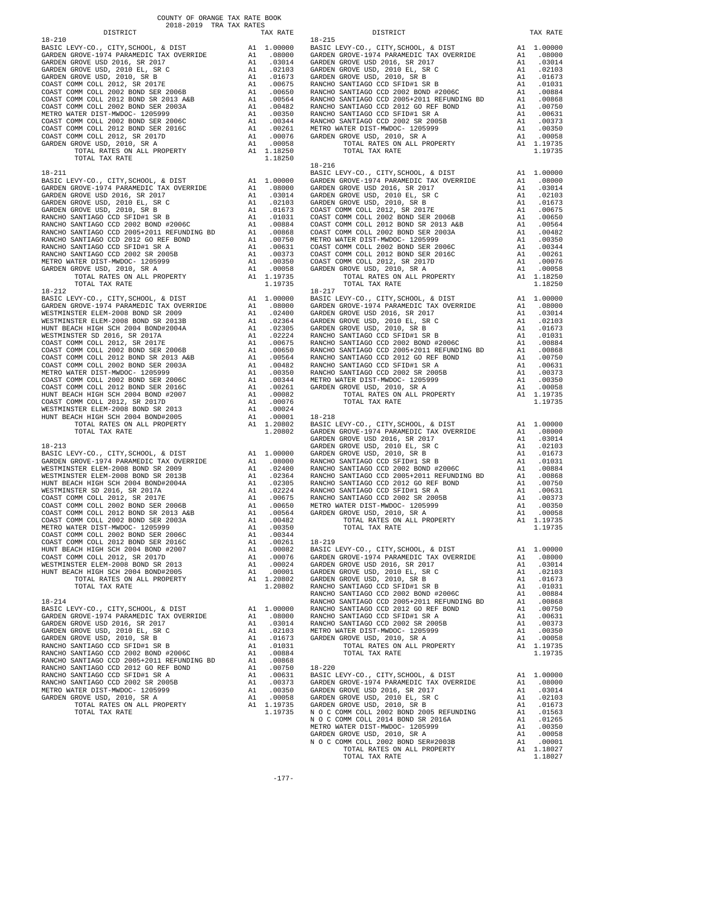COUNTY OF ORANGE TAX RATE BOOK
2018-2019 TRA TAX RATES

| DISTRICT | | TAX RATE |
|---|---|---|
| **18-210** | | |
| BASIC LEVY-CO., CITY,SCHOOL, & DIST | A1 | 1.00000 |
| GARDEN GROVE-1974 PARAMEDIC TAX OVERRIDE | A1 | .08000 |
| GARDEN GROVE USD 2016, SR 2017 | A1 | .03014 |
| GARDEN GROVE USD, 2010 EL, SR C | A1 | .02103 |
| GARDEN GROVE USD, 2010, SR B | A1 | .01673 |
| COAST COMM COLL 2012, SR 2017E | A1 | .00675 |
| COAST COMM COLL 2002 BOND SER 2006B | A1 | .00650 |
| COAST COMM COLL 2012 BOND SR 2013 A&B | A1 | .00564 |
| COAST COMM COLL 2002 BOND SER 2003A | A1 | .00482 |
| METRO WATER DIST-MWDOC- 1205999 | A1 | .00350 |
| COAST COMM COLL 2002 BOND SER 2006C | A1 | .00344 |
| COAST COMM COLL 2012 BOND SER 2016C | A1 | .00261 |
| COAST COMM COLL 2012, SR 2017D | A1 | .00076 |
| GARDEN GROVE USD, 2010, SR A | A1 | .00058 |
| TOTAL RATES ON ALL PROPERTY | A1 | 1.18250 |
| TOTAL TAX RATE | | 1.18250 |
| **18-211** | | |
| BASIC LEVY-CO., CITY,SCHOOL, & DIST | A1 | 1.00000 |
| GARDEN GROVE-1974 PARAMEDIC TAX OVERRIDE | A1 | .08000 |
| GARDEN GROVE USD 2016, SR 2017 | A1 | .03014 |
| GARDEN GROVE USD, 2010 EL, SR C | A1 | .02103 |
| GARDEN GROVE USD, 2010, SR B | A1 | .01673 |
| RANCHO SANTIAGO CCD SFID#1 SR B | A1 | .01031 |
| RANCHO SANTIAGO CCD 2002 BOND #2006C | A1 | .00884 |
| RANCHO SANTIAGO CCD 2005+2011 REFUNDING BD | A1 | .00868 |
| RANCHO SANTIAGO CCD 2012 GO REF BOND | A1 | .00750 |
| RANCHO SANTIAGO CCD SFID#1 SR A | A1 | .00631 |
| RANCHO SANTIAGO CCD 2002 SR 2005B | A1 | .00373 |
| METRO WATER DIST-MWDOC- 1205999 | A1 | .00350 |
| GARDEN GROVE USD, 2010, SR A | A1 | .00058 |
| TOTAL RATES ON ALL PROPERTY | A1 | 1.19735 |
| TOTAL TAX RATE | | 1.19735 |
| **18-212** | | |
| BASIC LEVY-CO., CITY,SCHOOL, & DIST | A1 | 1.00000 |
| GARDEN GROVE-1974 PARAMEDIC TAX OVERRIDE | A1 | .08000 |
| WESTMINSTER ELEM-2008 BOND SR 2009 | A1 | .02400 |
| WESTMINSTER ELEM-2008 BOND SR 2013B | A1 | .02364 |
| HUNT BEACH HIGH SCH 2004 BOND#2004A | A1 | .02305 |
| WESTMINSTER SD 2016, SR 2017A | A1 | .02224 |
| COAST COMM COLL 2012, SR 2017E | A1 | .00675 |
| COAST COMM COLL 2002 BOND SER 2006B | A1 | .00650 |
| COAST COMM COLL 2012 BOND SR 2013 A&B | A1 | .00564 |
| COAST COMM COLL 2002 BOND SER 2003A | A1 | .00482 |
| METRO WATER DIST-MWDOC- 1205999 | A1 | .00350 |
| COAST COMM COLL 2002 BOND SER 2006C | A1 | .00344 |
| COAST COMM COLL 2012 BOND SER 2016C | A1 | .00261 |
| HUNT BEACH HIGH SCH 2004 BOND #2007 | A1 | .00082 |
| COAST COMM COLL 2012, SR 2017D | A1 | .00076 |
| WESTMINSTER ELEM-2008 BOND SR 2013 | A1 | .00024 |
| HUNT BEACH HIGH SCH 2004 BOND#2005 | A1 | .00001 |
| TOTAL RATES ON ALL PROPERTY | A1 | 1.20802 |
| TOTAL TAX RATE | | 1.20802 |
| **18-213** | | |
| BASIC LEVY-CO., CITY,SCHOOL, & DIST | A1 | 1.00000 |
| GARDEN GROVE-1974 PARAMEDIC TAX OVERRIDE | A1 | .08000 |
| WESTMINSTER ELEM-2008 BOND SR 2009 | A1 | .02400 |
| WESTMINSTER ELEM-2008 BOND SR 2013B | A1 | .02364 |
| HUNT BEACH HIGH SCH 2004 BOND#2004A | A1 | .02305 |
| WESTMINSTER SD 2016, SR 2017A | A1 | .02224 |
| COAST COMM COLL 2012, SR 2017E | A1 | .00675 |
| COAST COMM COLL 2002 BOND SER 2006B | A1 | .00650 |
| COAST COMM COLL 2012 BOND SR 2013 A&B | A1 | .00564 |
| COAST COMM COLL 2002 BOND SER 2003A | A1 | .00482 |
| METRO WATER DIST-MWDOC- 1205999 | A1 | .00350 |
| COAST COMM COLL 2002 BOND SER 2006C | A1 | .00344 |
| COAST COMM COLL 2012 BOND SER 2016C | A1 | .00261 |
| HUNT BEACH HIGH SCH 2004 BOND #2007 | A1 | .00082 |
| COAST COMM COLL 2012, SR 2017D | A1 | .00076 |
| WESTMINSTER ELEM-2008 BOND SR 2013 | A1 | .00024 |
| HUNT BEACH HIGH SCH 2004 BOND#2005 | A1 | .00001 |
| TOTAL RATES ON ALL PROPERTY | A1 | 1.20802 |
| TOTAL TAX RATE | | 1.20802 |
| **18-214** | | |
| BASIC LEVY-CO., CITY,SCHOOL, & DIST | A1 | 1.00000 |
| GARDEN GROVE-1974 PARAMEDIC TAX OVERRIDE | A1 | .08000 |
| GARDEN GROVE USD 2016, SR 2017 | A1 | .03014 |
| GARDEN GROVE USD, 2010 EL, SR C | A1 | .02103 |
| GARDEN GROVE USD, 2010, SR B | A1 | .01673 |
| RANCHO SANTIAGO CCD SFID#1 SR B | A1 | .01031 |
| RANCHO SANTIAGO CCD 2002 BOND #2006C | A1 | .00884 |
| RANCHO SANTIAGO CCD 2005+2011 REFUNDING BD | A1 | .00868 |
| RANCHO SANTIAGO CCD 2012 GO REF BOND | A1 | .00750 |
| RANCHO SANTIAGO CCD SFID#1 SR A | A1 | .00631 |
| RANCHO SANTIAGO CCD 2002 SR 2005B | A1 | .00373 |
| METRO WATER DIST-MWDOC- 1205999 | A1 | .00350 |
| GARDEN GROVE USD, 2010, SR A | A1 | .00058 |
| TOTAL RATES ON ALL PROPERTY | A1 | 1.19735 |
| TOTAL TAX RATE | | 1.19735 |
| **18-215** | | |
| BASIC LEVY-CO., CITY,SCHOOL, & DIST | A1 | 1.00000 |
| GARDEN GROVE-1974 PARAMEDIC TAX OVERRIDE | A1 | .08000 |
| GARDEN GROVE USD 2016, SR 2017 | A1 | .03014 |
| GARDEN GROVE USD, 2010 EL, SR C | A1 | .02103 |
| GARDEN GROVE USD, 2010, SR B | A1 | .01673 |
| RANCHO SANTIAGO CCD SFID#1 SR B | A1 | .01031 |
| RANCHO SANTIAGO CCD 2002 BOND #2006C | A1 | .00884 |
| RANCHO SANTIAGO CCD 2005+2011 REFUNDING BD | A1 | .00868 |
| RANCHO SANTIAGO CCD 2012 GO REF BOND | A1 | .00750 |
| RANCHO SANTIAGO CCD SFID#1 SR A | A1 | .00631 |
| RANCHO SANTIAGO CCD 2002 SR 2005B | A1 | .00373 |
| METRO WATER DIST-MWDOC- 1205999 | A1 | .00350 |
| GARDEN GROVE USD, 2010, SR A | A1 | .00058 |
| TOTAL RATES ON ALL PROPERTY | A1 | 1.19735 |
| TOTAL TAX RATE | | 1.19735 |
| **18-216** | | |
| BASIC LEVY-CO., CITY,SCHOOL, & DIST | A1 | 1.00000 |
| GARDEN GROVE-1974 PARAMEDIC TAX OVERRIDE | A1 | .08000 |
| GARDEN GROVE USD 2016, SR 2017 | A1 | .03014 |
| GARDEN GROVE USD, 2010 EL, SR C | A1 | .02103 |
| GARDEN GROVE USD, 2010, SR B | A1 | .01673 |
| COAST COMM COLL 2012, SR 2017E | A1 | .00675 |
| COAST COMM COLL 2002 BOND SER 2006B | A1 | .00650 |
| COAST COMM COLL 2012 BOND SR 2013 A&B | A1 | .00564 |
| COAST COMM COLL 2002 BOND SER 2003A | A1 | .00482 |
| METRO WATER DIST-MWDOC- 1205999 | A1 | .00350 |
| COAST COMM COLL 2002 BOND SER 2006C | A1 | .00344 |
| COAST COMM COLL 2012 BOND SER 2016C | A1 | .00261 |
| COAST COMM COLL 2012, SR 2017D | A1 | .00076 |
| GARDEN GROVE USD, 2010, SR A | A1 | .00058 |
| TOTAL RATES ON ALL PROPERTY | A1 | 1.18250 |
| TOTAL TAX RATE | | 1.18250 |
| **18-217** | | |
| BASIC LEVY-CO., CITY,SCHOOL, & DIST | A1 | 1.00000 |
| GARDEN GROVE-1974 PARAMEDIC TAX OVERRIDE | A1 | .08000 |
| GARDEN GROVE USD 2016, SR 2017 | A1 | .03014 |
| GARDEN GROVE USD, 2010 EL, SR C | A1 | .02103 |
| GARDEN GROVE USD, 2010, SR B | A1 | .01673 |
| RANCHO SANTIAGO CCD SFID#1 SR B | A1 | .01031 |
| RANCHO SANTIAGO CCD 2002 BOND #2006C | A1 | .00884 |
| RANCHO SANTIAGO CCD 2005+2011 REFUNDING BD | A1 | .00868 |
| RANCHO SANTIAGO CCD 2012 GO REF BOND | A1 | .00750 |
| RANCHO SANTIAGO CCD SFID#1 SR A | A1 | .00631 |
| RANCHO SANTIAGO CCD 2002 SR 2005B | A1 | .00373 |
| METRO WATER DIST-MWDOC- 1205999 | A1 | .00350 |
| GARDEN GROVE USD, 2010, SR A | A1 | .00058 |
| TOTAL RATES ON ALL PROPERTY | A1 | 1.19735 |
| TOTAL TAX RATE | | 1.19735 |
| **18-218** | | |
| BASIC LEVY-CO., CITY,SCHOOL, & DIST | A1 | 1.00000 |
| GARDEN GROVE-1974 PARAMEDIC TAX OVERRIDE | A1 | .08000 |
| GARDEN GROVE USD 2016, SR 2017 | A1 | .03014 |
| GARDEN GROVE USD, 2010 EL, SR C | A1 | .02103 |
| GARDEN GROVE USD, 2010, SR B | A1 | .01673 |
| RANCHO SANTIAGO CCD SFID#1 SR B | A1 | .01031 |
| RANCHO SANTIAGO CCD 2002 BOND #2006C | A1 | .00884 |
| RANCHO SANTIAGO CCD 2005+2011 REFUNDING BD | A1 | .00868 |
| RANCHO SANTIAGO CCD 2012 GO REF BOND | A1 | .00750 |
| RANCHO SANTIAGO CCD SFID#1 SR A | A1 | .00631 |
| RANCHO SANTIAGO CCD 2002 SR 2005B | A1 | .00373 |
| METRO WATER DIST-MWDOC- 1205999 | A1 | .00350 |
| GARDEN GROVE USD, 2010, SR A | A1 | .00058 |
| TOTAL RATES ON ALL PROPERTY | A1 | 1.19735 |
| TOTAL TAX RATE | | 1.19735 |
| **18-219** | | |
| BASIC LEVY-CO., CITY,SCHOOL, & DIST | A1 | 1.00000 |
| GARDEN GROVE-1974 PARAMEDIC TAX OVERRIDE | A1 | .08000 |
| GARDEN GROVE USD 2016, SR 2017 | A1 | .03014 |
| GARDEN GROVE USD, 2010 EL, SR C | A1 | .02103 |
| GARDEN GROVE USD, 2010, SR B | A1 | .01673 |
| RANCHO SANTIAGO CCD SFID#1 SR B | A1 | .01031 |
| RANCHO SANTIAGO CCD 2002 BOND #2006C | A1 | .00884 |
| RANCHO SANTIAGO CCD 2005+2011 REFUNDING BD | A1 | .00868 |
| RANCHO SANTIAGO CCD 2012 GO REF BOND | A1 | .00750 |
| RANCHO SANTIAGO CCD SFID#1 SR A | A1 | .00631 |
| RANCHO SANTIAGO CCD 2002 SR 2005B | A1 | .00373 |
| METRO WATER DIST-MWDOC- 1205999 | A1 | .00350 |
| GARDEN GROVE USD, 2010, SR A | A1 | .00058 |
| TOTAL RATES ON ALL PROPERTY | A1 | 1.19735 |
| TOTAL TAX RATE | | 1.19735 |
| **18-220** | | |
| BASIC LEVY-CO., CITY,SCHOOL, & DIST | A1 | 1.00000 |
| GARDEN GROVE-1974 PARAMEDIC TAX OVERRIDE | A1 | .08000 |
| GARDEN GROVE USD 2016, SR 2017 | A1 | .03014 |
| GARDEN GROVE USD, 2010 EL, SR C | A1 | .02103 |
| GARDEN GROVE USD, 2010, SR B | A1 | .01673 |
| N O C COMM COLL 2002 BOND 2005 REFUNDING | A1 | .01563 |
| N O C COMM COLL 2014 BOND SR 2016A | A1 | .01265 |
| METRO WATER DIST-MWDOC- 1205999 | A1 | .00350 |
| GARDEN GROVE USD, 2010, SR A | A1 | .00058 |
| N O C COMM COLL 2002 BOND SER#2003B | A1 | .00001 |
| TOTAL RATES ON ALL PROPERTY | A1 | 1.18027 |
| TOTAL TAX RATE | | 1.18027 |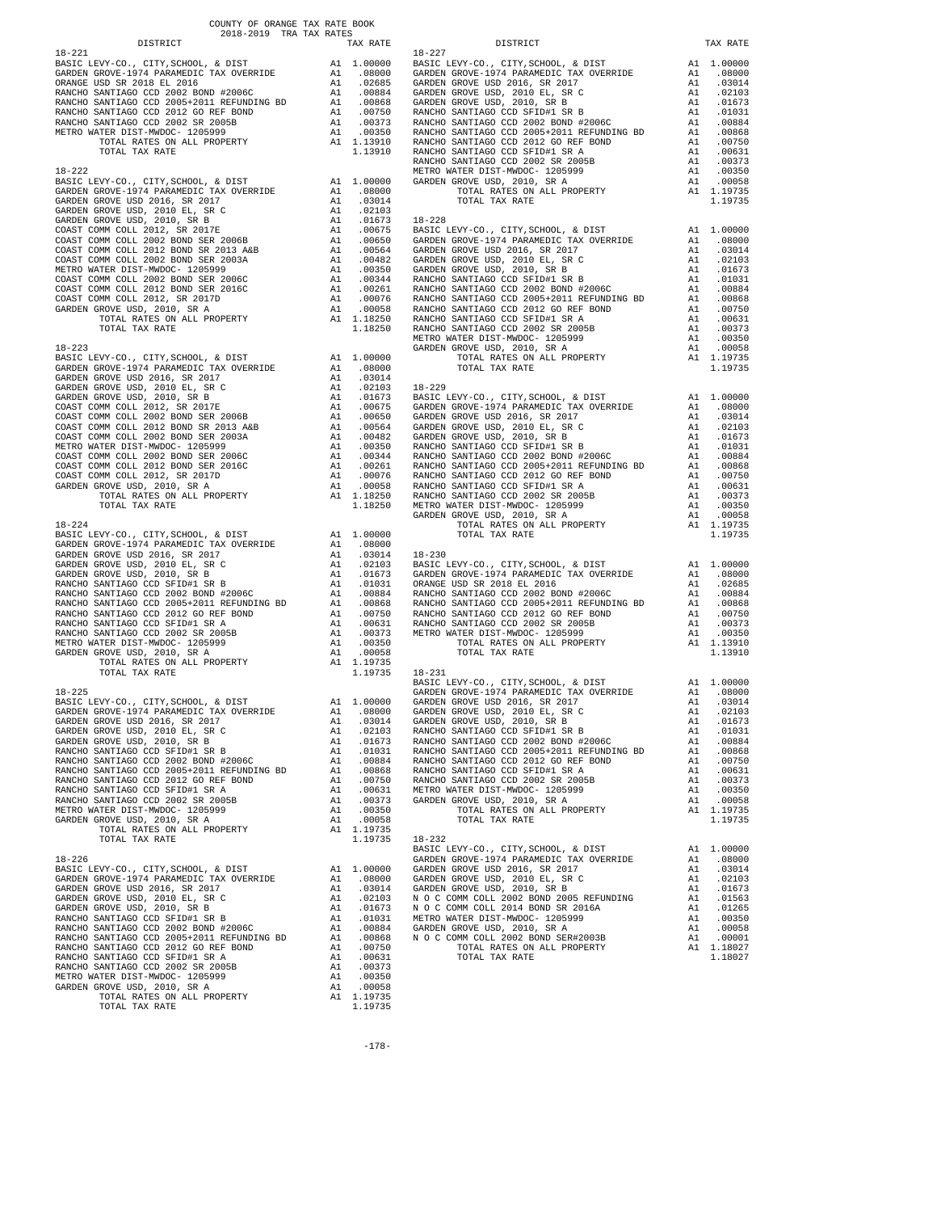COUNTY OF ORANGE TAX RATE BOOK
2018-2019 TRA TAX RATES

### 18-221

| DISTRICT | | TAX RATE |
|---|---|---|
| BASIC LEVY-CO., CITY,SCHOOL, & DIST | A1 | 1.00000 |
| GARDEN GROVE-1974 PARAMEDIC TAX OVERRIDE | A1 | .08000 |
| ORANGE USD SR 2018 EL 2016 | A1 | .02685 |
| RANCHO SANTIAGO CCD 2002 BOND #2006C | A1 | .00884 |
| RANCHO SANTIAGO CCD 2005+2011 REFUNDING BD | A1 | .00868 |
| RANCHO SANTIAGO CCD 2012 GO REF BOND | A1 | .00750 |
| RANCHO SANTIAGO CCD 2002 SR 2005B | A1 | .00373 |
| METRO WATER DIST-MWDOC- 1205999 | A1 | .00350 |
| TOTAL RATES ON ALL PROPERTY | A1 | 1.13910 |
| TOTAL TAX RATE | | 1.13910 |

### 18-222

| DISTRICT | | TAX RATE |
|---|---|---|
| BASIC LEVY-CO., CITY,SCHOOL, & DIST | A1 | 1.00000 |
| GARDEN GROVE-1974 PARAMEDIC TAX OVERRIDE | A1 | .08000 |
| GARDEN GROVE USD 2016, SR 2017 | A1 | .03014 |
| GARDEN GROVE USD, 2010 EL, SR C | A1 | .02103 |
| GARDEN GROVE USD, 2010, SR B | A1 | .01673 |
| COAST COMM COLL 2012, SR 2017E | A1 | .00675 |
| COAST COMM COLL 2002 BOND SER 2006B | A1 | .00650 |
| COAST COMM COLL 2012 BOND SR 2013 A&B | A1 | .00564 |
| COAST COMM COLL 2002 BOND SER 2003A | A1 | .00482 |
| METRO WATER DIST-MWDOC- 1205999 | A1 | .00350 |
| COAST COMM COLL 2002 BOND SER 2006C | A1 | .00344 |
| COAST COMM COLL 2012 BOND SER 2016C | A1 | .00261 |
| COAST COMM COLL 2012, SR 2017D | A1 | .00076 |
| GARDEN GROVE USD, 2010, SR A | A1 | .00058 |
| TOTAL RATES ON ALL PROPERTY | A1 | 1.18250 |
| TOTAL TAX RATE | | 1.18250 |

### 18-223

| DISTRICT | | TAX RATE |
|---|---|---|
| BASIC LEVY-CO., CITY,SCHOOL, & DIST | A1 | 1.00000 |
| GARDEN GROVE-1974 PARAMEDIC TAX OVERRIDE | A1 | .08000 |
| GARDEN GROVE USD 2016, SR 2017 | A1 | .03014 |
| GARDEN GROVE USD, 2010 EL, SR C | A1 | .02103 |
| GARDEN GROVE USD, 2010, SR B | A1 | .01673 |
| COAST COMM COLL 2012, SR 2017E | A1 | .00675 |
| COAST COMM COLL 2002 BOND SER 2006B | A1 | .00650 |
| COAST COMM COLL 2012 BOND SR 2013 A&B | A1 | .00564 |
| COAST COMM COLL 2002 BOND SER 2003A | A1 | .00482 |
| METRO WATER DIST-MWDOC- 1205999 | A1 | .00350 |
| COAST COMM COLL 2002 BOND SER 2006C | A1 | .00344 |
| COAST COMM COLL 2012 BOND SER 2016C | A1 | .00261 |
| COAST COMM COLL 2012, SR 2017D | A1 | .00076 |
| GARDEN GROVE USD, 2010, SR A | A1 | .00058 |
| TOTAL RATES ON ALL PROPERTY | A1 | 1.18250 |
| TOTAL TAX RATE | | 1.18250 |

### 18-224

| DISTRICT | | TAX RATE |
|---|---|---|
| BASIC LEVY-CO., CITY,SCHOOL, & DIST | A1 | 1.00000 |
| GARDEN GROVE-1974 PARAMEDIC TAX OVERRIDE | A1 | .08000 |
| GARDEN GROVE USD 2016, SR 2017 | A1 | .03014 |
| GARDEN GROVE USD, 2010 EL, SR C | A1 | .02103 |
| GARDEN GROVE USD, 2010, SR B | A1 | .01673 |
| RANCHO SANTIAGO CCD SFID#1 SR B | A1 | .01031 |
| RANCHO SANTIAGO CCD 2002 BOND #2006C | A1 | .00884 |
| RANCHO SANTIAGO CCD 2005+2011 REFUNDING BD | A1 | .00868 |
| RANCHO SANTIAGO CCD 2012 GO REF BOND | A1 | .00750 |
| RANCHO SANTIAGO CCD SFID#1 SR A | A1 | .00631 |
| RANCHO SANTIAGO CCD 2002 SR 2005B | A1 | .00373 |
| METRO WATER DIST-MWDOC- 1205999 | A1 | .00350 |
| GARDEN GROVE USD, 2010, SR A | A1 | .00058 |
| TOTAL RATES ON ALL PROPERTY | A1 | 1.19735 |
| TOTAL TAX RATE | | 1.19735 |

### 18-225

| DISTRICT | | TAX RATE |
|---|---|---|
| BASIC LEVY-CO., CITY,SCHOOL, & DIST | A1 | 1.00000 |
| GARDEN GROVE-1974 PARAMEDIC TAX OVERRIDE | A1 | .08000 |
| GARDEN GROVE USD 2016, SR 2017 | A1 | .03014 |
| GARDEN GROVE USD, 2010 EL, SR C | A1 | .02103 |
| GARDEN GROVE USD, 2010, SR B | A1 | .01673 |
| RANCHO SANTIAGO CCD SFID#1 SR B | A1 | .01031 |
| RANCHO SANTIAGO CCD 2002 BOND #2006C | A1 | .00884 |
| RANCHO SANTIAGO CCD 2005+2011 REFUNDING BD | A1 | .00868 |
| RANCHO SANTIAGO CCD 2012 GO REF BOND | A1 | .00750 |
| RANCHO SANTIAGO CCD SFID#1 SR A | A1 | .00631 |
| RANCHO SANTIAGO CCD 2002 SR 2005B | A1 | .00373 |
| METRO WATER DIST-MWDOC- 1205999 | A1 | .00350 |
| GARDEN GROVE USD, 2010, SR A | A1 | .00058 |
| TOTAL RATES ON ALL PROPERTY | A1 | 1.19735 |
| TOTAL TAX RATE | | 1.19735 |

### 18-226

| DISTRICT | | TAX RATE |
|---|---|---|
| BASIC LEVY-CO., CITY,SCHOOL, & DIST | A1 | 1.00000 |
| GARDEN GROVE-1974 PARAMEDIC TAX OVERRIDE | A1 | .08000 |
| GARDEN GROVE USD 2016, SR 2017 | A1 | .03014 |
| GARDEN GROVE USD, 2010 EL, SR C | A1 | .02103 |
| GARDEN GROVE USD, 2010, SR B | A1 | .01673 |
| RANCHO SANTIAGO CCD SFID#1 SR B | A1 | .01031 |
| RANCHO SANTIAGO CCD 2002 BOND #2006C | A1 | .00884 |
| RANCHO SANTIAGO CCD 2005+2011 REFUNDING BD | A1 | .00868 |
| RANCHO SANTIAGO CCD 2012 GO REF BOND | A1 | .00750 |
| RANCHO SANTIAGO CCD SFID#1 SR A | A1 | .00631 |
| RANCHO SANTIAGO CCD 2002 SR 2005B | A1 | .00373 |
| METRO WATER DIST-MWDOC- 1205999 | A1 | .00350 |
| GARDEN GROVE USD, 2010, SR A | A1 | .00058 |
| TOTAL RATES ON ALL PROPERTY | A1 | 1.19735 |
| TOTAL TAX RATE | | 1.19735 |

### 18-227

| DISTRICT | | TAX RATE |
|---|---|---|
| BASIC LEVY-CO., CITY,SCHOOL, & DIST | A1 | 1.00000 |
| GARDEN GROVE-1974 PARAMEDIC TAX OVERRIDE | A1 | .08000 |
| GARDEN GROVE USD 2016, SR 2017 | A1 | .03014 |
| GARDEN GROVE USD, 2010 EL, SR C | A1 | .02103 |
| GARDEN GROVE USD, 2010, SR B | A1 | .01673 |
| RANCHO SANTIAGO CCD SFID#1 SR B | A1 | .01031 |
| RANCHO SANTIAGO CCD 2002 BOND #2006C | A1 | .00884 |
| RANCHO SANTIAGO CCD 2005+2011 REFUNDING BD | A1 | .00868 |
| RANCHO SANTIAGO CCD 2012 GO REF BOND | A1 | .00750 |
| RANCHO SANTIAGO CCD SFID#1 SR A | A1 | .00631 |
| RANCHO SANTIAGO CCD 2002 SR 2005B | A1 | .00373 |
| METRO WATER DIST-MWDOC- 1205999 | A1 | .00350 |
| GARDEN GROVE USD, 2010, SR A | A1 | .00058 |
| TOTAL RATES ON ALL PROPERTY | A1 | 1.19735 |
| TOTAL TAX RATE | | 1.19735 |

### 18-228

| DISTRICT | | TAX RATE |
|---|---|---|
| BASIC LEVY-CO., CITY,SCHOOL, & DIST | A1 | 1.00000 |
| GARDEN GROVE-1974 PARAMEDIC TAX OVERRIDE | A1 | .08000 |
| GARDEN GROVE USD 2016, SR 2017 | A1 | .03014 |
| GARDEN GROVE USD, 2010 EL, SR C | A1 | .02103 |
| GARDEN GROVE USD, 2010, SR B | A1 | .01673 |
| RANCHO SANTIAGO CCD SFID#1 SR B | A1 | .01031 |
| RANCHO SANTIAGO CCD 2002 BOND #2006C | A1 | .00884 |
| RANCHO SANTIAGO CCD 2005+2011 REFUNDING BD | A1 | .00868 |
| RANCHO SANTIAGO CCD 2012 GO REF BOND | A1 | .00750 |
| RANCHO SANTIAGO CCD SFID#1 SR A | A1 | .00631 |
| RANCHO SANTIAGO CCD 2002 SR 2005B | A1 | .00373 |
| METRO WATER DIST-MWDOC- 1205999 | A1 | .00350 |
| GARDEN GROVE USD, 2010, SR A | A1 | .00058 |
| TOTAL RATES ON ALL PROPERTY | A1 | 1.19735 |
| TOTAL TAX RATE | | 1.19735 |

### 18-229

| DISTRICT | | TAX RATE |
|---|---|---|
| BASIC LEVY-CO., CITY,SCHOOL, & DIST | A1 | 1.00000 |
| GARDEN GROVE-1974 PARAMEDIC TAX OVERRIDE | A1 | .08000 |
| GARDEN GROVE USD 2016, SR 2017 | A1 | .03014 |
| GARDEN GROVE USD, 2010 EL, SR C | A1 | .02103 |
| GARDEN GROVE USD, 2010, SR B | A1 | .01673 |
| RANCHO SANTIAGO CCD SFID#1 SR B | A1 | .01031 |
| RANCHO SANTIAGO CCD 2002 BOND #2006C | A1 | .00884 |
| RANCHO SANTIAGO CCD 2005+2011 REFUNDING BD | A1 | .00868 |
| RANCHO SANTIAGO CCD 2012 GO REF BOND | A1 | .00750 |
| RANCHO SANTIAGO CCD SFID#1 SR A | A1 | .00631 |
| RANCHO SANTIAGO CCD 2002 SR 2005B | A1 | .00373 |
| METRO WATER DIST-MWDOC- 1205999 | A1 | .00350 |
| GARDEN GROVE USD, 2010, SR A | A1 | .00058 |
| TOTAL RATES ON ALL PROPERTY | A1 | 1.19735 |
| TOTAL TAX RATE | | 1.19735 |

### 18-230

| DISTRICT | | TAX RATE |
|---|---|---|
| BASIC LEVY-CO., CITY,SCHOOL, & DIST | A1 | 1.00000 |
| GARDEN GROVE-1974 PARAMEDIC TAX OVERRIDE | A1 | .08000 |
| ORANGE USD SR 2018 EL 2016 | A1 | .02685 |
| RANCHO SANTIAGO CCD 2002 BOND #2006C | A1 | .00884 |
| RANCHO SANTIAGO CCD 2005+2011 REFUNDING BD | A1 | .00868 |
| RANCHO SANTIAGO CCD 2012 GO REF BOND | A1 | .00750 |
| RANCHO SANTIAGO CCD 2002 SR 2005B | A1 | .00373 |
| METRO WATER DIST-MWDOC- 1205999 | A1 | .00350 |
| TOTAL RATES ON ALL PROPERTY | A1 | 1.13910 |
| TOTAL TAX RATE | | 1.13910 |

### 18-231

| DISTRICT | | TAX RATE |
|---|---|---|
| BASIC LEVY-CO., CITY,SCHOOL, & DIST | A1 | 1.00000 |
| GARDEN GROVE-1974 PARAMEDIC TAX OVERRIDE | A1 | .08000 |
| GARDEN GROVE USD 2016, SR 2017 | A1 | .03014 |
| GARDEN GROVE USD, 2010 EL, SR C | A1 | .02103 |
| GARDEN GROVE USD, 2010, SR B | A1 | .01673 |
| RANCHO SANTIAGO CCD SFID#1 SR B | A1 | .01031 |
| RANCHO SANTIAGO CCD 2002 BOND #2006C | A1 | .00884 |
| RANCHO SANTIAGO CCD 2005+2011 REFUNDING BD | A1 | .00868 |
| RANCHO SANTIAGO CCD 2012 GO REF BOND | A1 | .00750 |
| RANCHO SANTIAGO CCD SFID#1 SR A | A1 | .00631 |
| RANCHO SANTIAGO CCD 2002 SR 2005B | A1 | .00373 |
| METRO WATER DIST-MWDOC- 1205999 | A1 | .00350 |
| GARDEN GROVE USD, 2010, SR A | A1 | .00058 |
| TOTAL RATES ON ALL PROPERTY | A1 | 1.19735 |
| TOTAL TAX RATE | | 1.19735 |

### 18-232

| DISTRICT | | TAX RATE |
|---|---|---|
| BASIC LEVY-CO., CITY,SCHOOL, & DIST | A1 | 1.00000 |
| GARDEN GROVE-1974 PARAMEDIC TAX OVERRIDE | A1 | .08000 |
| GARDEN GROVE USD 2016, SR 2017 | A1 | .03014 |
| GARDEN GROVE USD, 2010 EL, SR C | A1 | .02103 |
| GARDEN GROVE USD, 2010, SR B | A1 | .01673 |
| N O C COMM COLL 2002 BOND 2005 REFUNDING | A1 | .01563 |
| N O C COMM COLL 2014 BOND SR 2016A | A1 | .01265 |
| METRO WATER DIST-MWDOC- 1205999 | A1 | .00350 |
| GARDEN GROVE USD, 2010, SR A | A1 | .00058 |
| N O C COMM COLL 2002 BOND SER#2003B | A1 | .00001 |
| TOTAL RATES ON ALL PROPERTY | A1 | 1.18027 |
| TOTAL TAX RATE | | 1.18027 |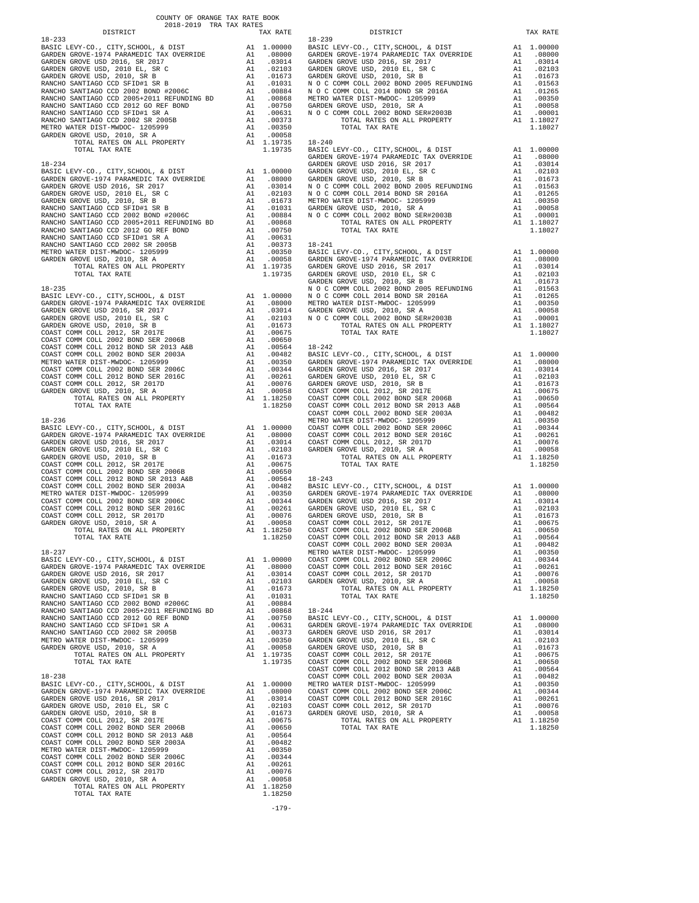COUNTY OF ORANGE TAX RATE BOOK
2018-2019 TRA TAX RATES

| DISTRICT | | TAX RATE |
|---|---|---|
| **18-233** | | |
| BASIC LEVY-CO., CITY,SCHOOL, & DIST | A1 | 1.00000 |
| GARDEN GROVE-1974 PARAMEDIC TAX OVERRIDE | A1 | .08000 |
| GARDEN GROVE USD 2016, SR 2017 | A1 | .03014 |
| GARDEN GROVE USD, 2010 EL, SR C | A1 | .02103 |
| GARDEN GROVE USD, 2010, SR B | A1 | .01673 |
| RANCHO SANTIAGO CCD SFID#1 SR B | A1 | .01031 |
| RANCHO SANTIAGO CCD 2002 BOND #2006C | A1 | .00884 |
| RANCHO SANTIAGO CCD 2005+2011 REFUNDING BD | A1 | .00868 |
| RANCHO SANTIAGO CCD 2012 GO REF BOND | A1 | .00750 |
| RANCHO SANTIAGO CCD SFID#1 SR A | A1 | .00631 |
| RANCHO SANTIAGO CCD 2002 SR 2005B | A1 | .00373 |
| METRO WATER DIST-MWDOC- 1205999 | A1 | .00350 |
| GARDEN GROVE USD, 2010, SR A | A1 | .00058 |
| TOTAL RATES ON ALL PROPERTY | A1 | 1.19735 |
| TOTAL TAX RATE | | 1.19735 |
| **18-234** | | |
| BASIC LEVY-CO., CITY,SCHOOL, & DIST | A1 | 1.00000 |
| GARDEN GROVE-1974 PARAMEDIC TAX OVERRIDE | A1 | .08000 |
| GARDEN GROVE USD 2016, SR 2017 | A1 | .03014 |
| GARDEN GROVE USD, 2010 EL, SR C | A1 | .02103 |
| GARDEN GROVE USD, 2010, SR B | A1 | .01673 |
| RANCHO SANTIAGO CCD SFID#1 SR B | A1 | .01031 |
| RANCHO SANTIAGO CCD 2002 BOND #2006C | A1 | .00884 |
| RANCHO SANTIAGO CCD 2005+2011 REFUNDING BD | A1 | .00868 |
| RANCHO SANTIAGO CCD 2012 GO REF BOND | A1 | .00750 |
| RANCHO SANTIAGO CCD SFID#1 SR A | A1 | .00631 |
| RANCHO SANTIAGO CCD 2002 SR 2005B | A1 | .00373 |
| METRO WATER DIST-MWDOC- 1205999 | A1 | .00350 |
| GARDEN GROVE USD, 2010, SR A | A1 | .00058 |
| TOTAL RATES ON ALL PROPERTY | A1 | 1.19735 |
| TOTAL TAX RATE | | 1.19735 |
| **18-235** | | |
| BASIC LEVY-CO., CITY,SCHOOL, & DIST | A1 | 1.00000 |
| GARDEN GROVE-1974 PARAMEDIC TAX OVERRIDE | A1 | .08000 |
| GARDEN GROVE USD 2016, SR 2017 | A1 | .03014 |
| GARDEN GROVE USD, 2010 EL, SR C | A1 | .02103 |
| GARDEN GROVE USD, 2010, SR B | A1 | .01673 |
| COAST COMM COLL 2012, SR 2017E | A1 | .00675 |
| COAST COMM COLL 2002 BOND SER 2006B | A1 | .00650 |
| COAST COMM COLL 2012 BOND SR 2013 A&B | A1 | .00564 |
| COAST COMM COLL 2002 BOND SER 2003A | A1 | .00482 |
| METRO WATER DIST-MWDOC- 1205999 | A1 | .00350 |
| COAST COMM COLL 2002 BOND SER 2006C | A1 | .00344 |
| COAST COMM COLL 2012 BOND SER 2016C | A1 | .00261 |
| COAST COMM COLL 2012, SR 2017D | A1 | .00076 |
| GARDEN GROVE USD, 2010, SR A | A1 | .00058 |
| TOTAL RATES ON ALL PROPERTY | A1 | 1.18250 |
| TOTAL TAX RATE | | 1.18250 |
| **18-236** | | |
| BASIC LEVY-CO., CITY,SCHOOL, & DIST | A1 | 1.00000 |
| GARDEN GROVE-1974 PARAMEDIC TAX OVERRIDE | A1 | .08000 |
| GARDEN GROVE USD 2016, SR 2017 | A1 | .03014 |
| GARDEN GROVE USD, 2010 EL, SR C | A1 | .02103 |
| GARDEN GROVE USD, 2010, SR B | A1 | .01673 |
| COAST COMM COLL 2012, SR 2017E | A1 | .00675 |
| COAST COMM COLL 2002 BOND SER 2006B | A1 | .00650 |
| COAST COMM COLL 2012 BOND SR 2013 A&B | A1 | .00564 |
| COAST COMM COLL 2002 BOND SER 2003A | A1 | .00482 |
| METRO WATER DIST-MWDOC- 1205999 | A1 | .00350 |
| COAST COMM COLL 2002 BOND SER 2006C | A1 | .00344 |
| COAST COMM COLL 2012 BOND SER 2016C | A1 | .00261 |
| COAST COMM COLL 2012, SR 2017D | A1 | .00076 |
| GARDEN GROVE USD, 2010, SR A | A1 | .00058 |
| TOTAL RATES ON ALL PROPERTY | A1 | 1.18250 |
| TOTAL TAX RATE | | 1.18250 |
| **18-237** | | |
| BASIC LEVY-CO., CITY,SCHOOL, & DIST | A1 | 1.00000 |
| GARDEN GROVE-1974 PARAMEDIC TAX OVERRIDE | A1 | .08000 |
| GARDEN GROVE USD 2016, SR 2017 | A1 | .03014 |
| GARDEN GROVE USD, 2010 EL, SR C | A1 | .02103 |
| GARDEN GROVE USD, 2010, SR B | A1 | .01673 |
| RANCHO SANTIAGO CCD SFID#1 SR B | A1 | .01031 |
| RANCHO SANTIAGO CCD 2002 BOND #2006C | A1 | .00884 |
| RANCHO SANTIAGO CCD 2005+2011 REFUNDING BD | A1 | .00868 |
| RANCHO SANTIAGO CCD 2012 GO REF BOND | A1 | .00750 |
| RANCHO SANTIAGO CCD SFID#1 SR A | A1 | .00631 |
| RANCHO SANTIAGO CCD 2002 SR 2005B | A1 | .00373 |
| METRO WATER DIST-MWDOC- 1205999 | A1 | .00350 |
| GARDEN GROVE USD, 2010, SR A | A1 | .00058 |
| TOTAL RATES ON ALL PROPERTY | A1 | 1.19735 |
| TOTAL TAX RATE | | 1.19735 |
| **18-238** | | |
| BASIC LEVY-CO., CITY,SCHOOL, & DIST | A1 | 1.00000 |
| GARDEN GROVE-1974 PARAMEDIC TAX OVERRIDE | A1 | .08000 |
| GARDEN GROVE USD 2016, SR 2017 | A1 | .03014 |
| GARDEN GROVE USD, 2010 EL, SR C | A1 | .02103 |
| GARDEN GROVE USD, 2010, SR B | A1 | .01673 |
| COAST COMM COLL 2012, SR 2017E | A1 | .00675 |
| COAST COMM COLL 2002 BOND SER 2006B | A1 | .00650 |
| COAST COMM COLL 2012 BOND SR 2013 A&B | A1 | .00564 |
| COAST COMM COLL 2002 BOND SER 2003A | A1 | .00482 |
| METRO WATER DIST-MWDOC- 1205999 | A1 | .00350 |
| COAST COMM COLL 2002 BOND SER 2006C | A1 | .00344 |
| COAST COMM COLL 2012 BOND SER 2016C | A1 | .00261 |
| COAST COMM COLL 2012, SR 2017D | A1 | .00076 |
| GARDEN GROVE USD, 2010, SR A | A1 | .00058 |
| TOTAL RATES ON ALL PROPERTY | A1 | 1.18250 |
| TOTAL TAX RATE | | 1.18250 |
| **18-239** | | |
| BASIC LEVY-CO., CITY,SCHOOL, & DIST | A1 | 1.00000 |
| GARDEN GROVE-1974 PARAMEDIC TAX OVERRIDE | A1 | .08000 |
| GARDEN GROVE USD 2016, SR 2017 | A1 | .03014 |
| GARDEN GROVE USD, 2010 EL, SR C | A1 | .02103 |
| GARDEN GROVE USD, 2010, SR B | A1 | .01673 |
| N O C COMM COLL 2002 BOND 2005 REFUNDING | A1 | .01563 |
| N O C COMM COLL 2014 BOND SR 2016A | A1 | .01265 |
| METRO WATER DIST-MWDOC- 1205999 | A1 | .00350 |
| GARDEN GROVE USD, 2010, SR A | A1 | .00058 |
| N O C COMM COLL 2002 BOND SER#2003B | A1 | .00001 |
| TOTAL RATES ON ALL PROPERTY | A1 | 1.18027 |
| TOTAL TAX RATE | | 1.18027 |
| **18-240** | | |
| BASIC LEVY-CO., CITY,SCHOOL, & DIST | A1 | 1.00000 |
| GARDEN GROVE-1974 PARAMEDIC TAX OVERRIDE | A1 | .08000 |
| GARDEN GROVE USD 2016, SR 2017 | A1 | .03014 |
| GARDEN GROVE USD, 2010 EL, SR C | A1 | .02103 |
| GARDEN GROVE USD, 2010, SR B | A1 | .01673 |
| N O C COMM COLL 2002 BOND 2005 REFUNDING | A1 | .01563 |
| N O C COMM COLL 2014 BOND SR 2016A | A1 | .01265 |
| METRO WATER DIST-MWDOC- 1205999 | A1 | .00350 |
| GARDEN GROVE USD, 2010, SR A | A1 | .00058 |
| N O C COMM COLL 2002 BOND SER#2003B | A1 | .00001 |
| TOTAL RATES ON ALL PROPERTY | A1 | 1.18027 |
| TOTAL TAX RATE | | 1.18027 |
| **18-241** | | |
| BASIC LEVY-CO., CITY,SCHOOL, & DIST | A1 | 1.00000 |
| GARDEN GROVE-1974 PARAMEDIC TAX OVERRIDE | A1 | .08000 |
| GARDEN GROVE USD 2016, SR 2017 | A1 | .03014 |
| GARDEN GROVE USD, 2010 EL, SR C | A1 | .02103 |
| GARDEN GROVE USD, 2010, SR B | A1 | .01673 |
| N O C COMM COLL 2002 BOND 2005 REFUNDING | A1 | .01563 |
| N O C COMM COLL 2014 BOND SR 2016A | A1 | .01265 |
| METRO WATER DIST-MWDOC- 1205999 | A1 | .00350 |
| GARDEN GROVE USD, 2010, SR A | A1 | .00058 |
| N O C COMM COLL 2002 BOND SER#2003B | A1 | .00001 |
| TOTAL RATES ON ALL PROPERTY | A1 | 1.18027 |
| TOTAL TAX RATE | | 1.18027 |
| **18-242** | | |
| BASIC LEVY-CO., CITY,SCHOOL, & DIST | A1 | 1.00000 |
| GARDEN GROVE-1974 PARAMEDIC TAX OVERRIDE | A1 | .08000 |
| GARDEN GROVE USD 2016, SR 2017 | A1 | .03014 |
| GARDEN GROVE USD, 2010 EL, SR C | A1 | .02103 |
| GARDEN GROVE USD, 2010, SR B | A1 | .01673 |
| COAST COMM COLL 2012, SR 2017E | A1 | .00675 |
| COAST COMM COLL 2002 BOND SER 2006B | A1 | .00650 |
| COAST COMM COLL 2012 BOND SR 2013 A&B | A1 | .00564 |
| COAST COMM COLL 2002 BOND SER 2003A | A1 | .00482 |
| METRO WATER DIST-MWDOC- 1205999 | A1 | .00350 |
| COAST COMM COLL 2002 BOND SER 2006C | A1 | .00344 |
| COAST COMM COLL 2012 BOND SER 2016C | A1 | .00261 |
| COAST COMM COLL 2012, SR 2017D | A1 | .00076 |
| GARDEN GROVE USD, 2010, SR A | A1 | .00058 |
| TOTAL RATES ON ALL PROPERTY | A1 | 1.18250 |
| TOTAL TAX RATE | | 1.18250 |
| **18-243** | | |
| BASIC LEVY-CO., CITY,SCHOOL, & DIST | A1 | 1.00000 |
| GARDEN GROVE-1974 PARAMEDIC TAX OVERRIDE | A1 | .08000 |
| GARDEN GROVE USD 2016, SR 2017 | A1 | .03014 |
| GARDEN GROVE USD, 2010 EL, SR C | A1 | .02103 |
| GARDEN GROVE USD, 2010, SR B | A1 | .01673 |
| COAST COMM COLL 2012, SR 2017E | A1 | .00675 |
| COAST COMM COLL 2002 BOND SER 2006B | A1 | .00650 |
| COAST COMM COLL 2012 BOND SR 2013 A&B | A1 | .00564 |
| COAST COMM COLL 2002 BOND SER 2003A | A1 | .00482 |
| METRO WATER DIST-MWDOC- 1205999 | A1 | .00350 |
| COAST COMM COLL 2002 BOND SER 2006C | A1 | .00344 |
| COAST COMM COLL 2012 BOND SER 2016C | A1 | .00261 |
| COAST COMM COLL 2012, SR 2017D | A1 | .00076 |
| GARDEN GROVE USD, 2010, SR A | A1 | .00058 |
| TOTAL RATES ON ALL PROPERTY | A1 | 1.18250 |
| TOTAL TAX RATE | | 1.18250 |
| **18-244** | | |
| BASIC LEVY-CO., CITY,SCHOOL, & DIST | A1 | 1.00000 |
| GARDEN GROVE-1974 PARAMEDIC TAX OVERRIDE | A1 | .08000 |
| GARDEN GROVE USD 2016, SR 2017 | A1 | .03014 |
| GARDEN GROVE USD, 2010 EL, SR C | A1 | .02103 |
| GARDEN GROVE USD, 2010, SR B | A1 | .01673 |
| COAST COMM COLL 2012, SR 2017E | A1 | .00675 |
| COAST COMM COLL 2002 BOND SER 2006B | A1 | .00650 |
| COAST COMM COLL 2012 BOND SR 2013 A&B | A1 | .00564 |
| COAST COMM COLL 2002 BOND SER 2003A | A1 | .00482 |
| METRO WATER DIST-MWDOC- 1205999 | A1 | .00350 |
| COAST COMM COLL 2002 BOND SER 2006C | A1 | .00344 |
| COAST COMM COLL 2012 BOND SER 2016C | A1 | .00261 |
| COAST COMM COLL 2012, SR 2017D | A1 | .00076 |
| GARDEN GROVE USD, 2010, SR A | A1 | .00058 |
| TOTAL RATES ON ALL PROPERTY | A1 | 1.18250 |
| TOTAL TAX RATE | | 1.18250 |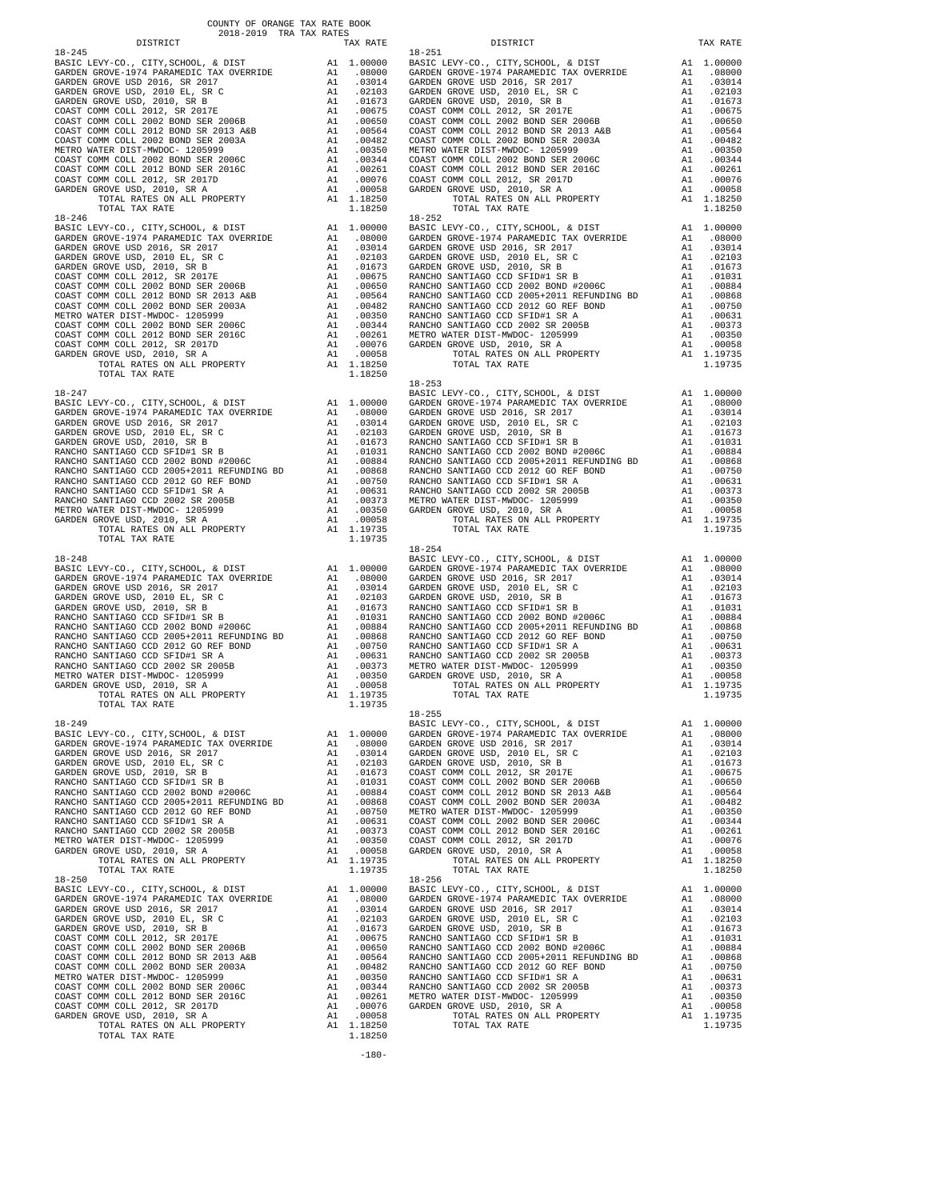COUNTY OF ORANGE TAX RATE BOOK
2018-2019 TRA TAX RATES

| DISTRICT | | TAX RATE |
|---|---|---|
| **18-245** | | |
| BASIC LEVY-CO., CITY,SCHOOL, & DIST | A1 | 1.00000 |
| GARDEN GROVE-1974 PARAMEDIC TAX OVERRIDE | A1 | .08000 |
| GARDEN GROVE USD 2016, SR 2017 | A1 | .03014 |
| GARDEN GROVE USD, 2010 EL, SR C | A1 | .02103 |
| GARDEN GROVE USD, 2010, SR B | A1 | .01673 |
| COAST COMM COLL 2012, SR 2017E | A1 | .00675 |
| COAST COMM COLL 2002 BOND SER 2006B | A1 | .00650 |
| COAST COMM COLL 2012 BOND SER 2013 A&B | A1 | .00564 |
| COAST COMM COLL 2002 BOND SER 2003A | A1 | .00482 |
| METRO WATER DIST-MWDOC- 1205999 | A1 | .00350 |
| COAST COMM COLL 2002 BOND SER 2006C | A1 | .00344 |
| COAST COMM COLL 2012 BOND SER 2016C | A1 | .00261 |
| COAST COMM COLL 2012, SR 2017D | A1 | .00076 |
| GARDEN GROVE USD, 2010, SR A | A1 | .00058 |
| TOTAL RATES ON ALL PROPERTY | A1 | 1.18250 |
| TOTAL TAX RATE | | 1.18250 |
| **18-246** | | |
| BASIC LEVY-CO., CITY,SCHOOL, & DIST | A1 | 1.00000 |
| GARDEN GROVE-1974 PARAMEDIC TAX OVERRIDE | A1 | .08000 |
| GARDEN GROVE USD 2016, SR 2017 | A1 | .03014 |
| GARDEN GROVE USD, 2010 EL, SR C | A1 | .02103 |
| GARDEN GROVE USD, 2010, SR B | A1 | .01673 |
| COAST COMM COLL 2012, SR 2017E | A1 | .00675 |
| COAST COMM COLL 2002 BOND SER 2006B | A1 | .00650 |
| COAST COMM COLL 2012 BOND SER 2013 A&B | A1 | .00564 |
| COAST COMM COLL 2002 BOND SER 2003A | A1 | .00482 |
| METRO WATER DIST-MWDOC- 1205999 | A1 | .00350 |
| COAST COMM COLL 2002 BOND SER 2006C | A1 | .00344 |
| COAST COMM COLL 2012 BOND SER 2016C | A1 | .00261 |
| COAST COMM COLL 2012, SR 2017D | A1 | .00076 |
| GARDEN GROVE USD, 2010, SR A | A1 | .00058 |
| TOTAL RATES ON ALL PROPERTY | A1 | 1.18250 |
| TOTAL TAX RATE | | 1.18250 |
| **18-247** | | |
| BASIC LEVY-CO., CITY,SCHOOL, & DIST | A1 | 1.00000 |
| GARDEN GROVE-1974 PARAMEDIC TAX OVERRIDE | A1 | .08000 |
| GARDEN GROVE USD 2016, SR 2017 | A1 | .03014 |
| GARDEN GROVE USD, 2010 EL, SR C | A1 | .02103 |
| GARDEN GROVE USD, 2010, SR B | A1 | .01673 |
| RANCHO SANTIAGO CCD SFID#1 SR B | A1 | .01031 |
| RANCHO SANTIAGO CCD 2002 BOND #2006C | A1 | .00884 |
| RANCHO SANTIAGO CCD 2005+2011 REFUNDING BD | A1 | .00868 |
| RANCHO SANTIAGO CCD 2012 GO REF BOND | A1 | .00750 |
| RANCHO SANTIAGO CCD SFID#1 SR A | A1 | .00631 |
| RANCHO SANTIAGO CCD 2002 SR 2005B | A1 | .00373 |
| METRO WATER DIST-MWDOC- 1205999 | A1 | .00350 |
| GARDEN GROVE USD, 2010, SR A | A1 | .00058 |
| TOTAL RATES ON ALL PROPERTY | A1 | 1.19735 |
| TOTAL TAX RATE | | 1.19735 |
| **18-248** | | |
| BASIC LEVY-CO., CITY,SCHOOL, & DIST | A1 | 1.00000 |
| GARDEN GROVE-1974 PARAMEDIC TAX OVERRIDE | A1 | .08000 |
| GARDEN GROVE USD 2016, SR 2017 | A1 | .03014 |
| GARDEN GROVE USD, 2010 EL, SR C | A1 | .02103 |
| GARDEN GROVE USD, 2010, SR B | A1 | .01673 |
| RANCHO SANTIAGO CCD SFID#1 SR B | A1 | .01031 |
| RANCHO SANTIAGO CCD 2002 BOND #2006C | A1 | .00884 |
| RANCHO SANTIAGO CCD 2005+2011 REFUNDING BD | A1 | .00868 |
| RANCHO SANTIAGO CCD 2012 GO REF BOND | A1 | .00750 |
| RANCHO SANTIAGO CCD SFID#1 SR A | A1 | .00631 |
| RANCHO SANTIAGO CCD 2002 SR 2005B | A1 | .00373 |
| METRO WATER DIST-MWDOC- 1205999 | A1 | .00350 |
| GARDEN GROVE USD, 2010, SR A | A1 | .00058 |
| TOTAL RATES ON ALL PROPERTY | A1 | 1.19735 |
| TOTAL TAX RATE | | 1.19735 |
| **18-249** | | |
| BASIC LEVY-CO., CITY,SCHOOL, & DIST | A1 | 1.00000 |
| GARDEN GROVE-1974 PARAMEDIC TAX OVERRIDE | A1 | .08000 |
| GARDEN GROVE USD 2016, SR 2017 | A1 | .03014 |
| GARDEN GROVE USD, 2010 EL, SR C | A1 | .02103 |
| GARDEN GROVE USD, 2010, SR B | A1 | .01673 |
| RANCHO SANTIAGO CCD SFID#1 SR B | A1 | .01031 |
| RANCHO SANTIAGO CCD 2002 BOND #2006C | A1 | .00884 |
| RANCHO SANTIAGO CCD 2005+2011 REFUNDING BD | A1 | .00868 |
| RANCHO SANTIAGO CCD 2012 GO REF BOND | A1 | .00750 |
| RANCHO SANTIAGO CCD SFID#1 SR A | A1 | .00631 |
| RANCHO SANTIAGO CCD 2002 SR 2005B | A1 | .00373 |
| METRO WATER DIST-MWDOC- 1205999 | A1 | .00350 |
| GARDEN GROVE USD, 2010, SR A | A1 | .00058 |
| TOTAL RATES ON ALL PROPERTY | A1 | 1.19735 |
| TOTAL TAX RATE | | 1.19735 |
| **18-250** | | |
| BASIC LEVY-CO., CITY,SCHOOL, & DIST | A1 | 1.00000 |
| GARDEN GROVE-1974 PARAMEDIC TAX OVERRIDE | A1 | .08000 |
| GARDEN GROVE USD 2016, SR 2017 | A1 | .03014 |
| GARDEN GROVE USD, 2010 EL, SR C | A1 | .02103 |
| GARDEN GROVE USD, 2010, SR B | A1 | .01673 |
| COAST COMM COLL 2012, SR 2017E | A1 | .00675 |
| COAST COMM COLL 2002 BOND SER 2006B | A1 | .00650 |
| COAST COMM COLL 2012 BOND SER 2013 A&B | A1 | .00564 |
| COAST COMM COLL 2002 BOND SER 2003A | A1 | .00482 |
| METRO WATER DIST-MWDOC- 1205999 | A1 | .00350 |
| COAST COMM COLL 2002 BOND SER 2006C | A1 | .00344 |
| COAST COMM COLL 2012 BOND SER 2016C | A1 | .00261 |
| COAST COMM COLL 2012, SR 2017D | A1 | .00076 |
| GARDEN GROVE USD, 2010, SR A | A1 | .00058 |
| TOTAL RATES ON ALL PROPERTY | A1 | 1.18250 |
| TOTAL TAX RATE | | 1.18250 |
| **18-251** | | |
| BASIC LEVY-CO., CITY,SCHOOL, & DIST | A1 | 1.00000 |
| GARDEN GROVE-1974 PARAMEDIC TAX OVERRIDE | A1 | .08000 |
| GARDEN GROVE USD 2016, SR 2017 | A1 | .03014 |
| GARDEN GROVE USD, 2010 EL, SR C | A1 | .02103 |
| GARDEN GROVE USD, 2010, SR B | A1 | .01673 |
| COAST COMM COLL 2012, SR 2017E | A1 | .00675 |
| COAST COMM COLL 2002 BOND SER 2006B | A1 | .00650 |
| COAST COMM COLL 2012 BOND SER 2013 A&B | A1 | .00564 |
| COAST COMM COLL 2002 BOND SER 2003A | A1 | .00482 |
| METRO WATER DIST-MWDOC- 1205999 | A1 | .00350 |
| COAST COMM COLL 2002 BOND SER 2006C | A1 | .00344 |
| COAST COMM COLL 2012 BOND SER 2016C | A1 | .00261 |
| COAST COMM COLL 2012, SR 2017D | A1 | .00076 |
| GARDEN GROVE USD, 2010, SR A | A1 | .00058 |
| TOTAL RATES ON ALL PROPERTY | A1 | 1.18250 |
| TOTAL TAX RATE | | 1.18250 |
| **18-252** | | |
| BASIC LEVY-CO., CITY,SCHOOL, & DIST | A1 | 1.00000 |
| GARDEN GROVE-1974 PARAMEDIC TAX OVERRIDE | A1 | .08000 |
| GARDEN GROVE USD 2016, SR 2017 | A1 | .03014 |
| GARDEN GROVE USD, 2010 EL, SR C | A1 | .02103 |
| GARDEN GROVE USD, 2010, SR B | A1 | .01673 |
| RANCHO SANTIAGO CCD SFID#1 SR B | A1 | .01031 |
| RANCHO SANTIAGO CCD 2002 BOND #2006C | A1 | .00884 |
| RANCHO SANTIAGO CCD 2005+2011 REFUNDING BD | A1 | .00868 |
| RANCHO SANTIAGO CCD 2012 GO REF BOND | A1 | .00750 |
| RANCHO SANTIAGO CCD SFID#1 SR A | A1 | .00631 |
| RANCHO SANTIAGO CCD 2002 SR 2005B | A1 | .00373 |
| METRO WATER DIST-MWDOC- 1205999 | A1 | .00350 |
| GARDEN GROVE USD, 2010, SR A | A1 | .00058 |
| TOTAL RATES ON ALL PROPERTY | A1 | 1.19735 |
| TOTAL TAX RATE | | 1.19735 |
| **18-253** | | |
| BASIC LEVY-CO., CITY,SCHOOL, & DIST | A1 | 1.00000 |
| GARDEN GROVE-1974 PARAMEDIC TAX OVERRIDE | A1 | .08000 |
| GARDEN GROVE USD 2016, SR 2017 | A1 | .03014 |
| GARDEN GROVE USD, 2010 EL, SR C | A1 | .02103 |
| GARDEN GROVE USD, 2010, SR B | A1 | .01673 |
| RANCHO SANTIAGO CCD SFID#1 SR B | A1 | .01031 |
| RANCHO SANTIAGO CCD 2002 BOND #2006C | A1 | .00884 |
| RANCHO SANTIAGO CCD 2005+2011 REFUNDING BD | A1 | .00868 |
| RANCHO SANTIAGO CCD 2012 GO REF BOND | A1 | .00750 |
| RANCHO SANTIAGO CCD SFID#1 SR A | A1 | .00631 |
| RANCHO SANTIAGO CCD 2002 SR 2005B | A1 | .00373 |
| METRO WATER DIST-MWDOC- 1205999 | A1 | .00350 |
| GARDEN GROVE USD, 2010, SR A | A1 | .00058 |
| TOTAL RATES ON ALL PROPERTY | A1 | 1.19735 |
| TOTAL TAX RATE | | 1.19735 |
| **18-254** | | |
| BASIC LEVY-CO., CITY,SCHOOL, & DIST | A1 | 1.00000 |
| GARDEN GROVE-1974 PARAMEDIC TAX OVERRIDE | A1 | .08000 |
| GARDEN GROVE USD 2016, SR 2017 | A1 | .03014 |
| GARDEN GROVE USD, 2010 EL, SR C | A1 | .02103 |
| GARDEN GROVE USD, 2010, SR B | A1 | .01673 |
| RANCHO SANTIAGO CCD SFID#1 SR B | A1 | .01031 |
| RANCHO SANTIAGO CCD 2002 BOND #2006C | A1 | .00884 |
| RANCHO SANTIAGO CCD 2005+2011 REFUNDING BD | A1 | .00868 |
| RANCHO SANTIAGO CCD 2012 GO REF BOND | A1 | .00750 |
| RANCHO SANTIAGO CCD SFID#1 SR A | A1 | .00631 |
| RANCHO SANTIAGO CCD 2002 SR 2005B | A1 | .00373 |
| METRO WATER DIST-MWDOC- 1205999 | A1 | .00350 |
| GARDEN GROVE USD, 2010, SR A | A1 | .00058 |
| TOTAL RATES ON ALL PROPERTY | A1 | 1.19735 |
| TOTAL TAX RATE | | 1.19735 |
| **18-255** | | |
| BASIC LEVY-CO., CITY,SCHOOL, & DIST | A1 | 1.00000 |
| GARDEN GROVE-1974 PARAMEDIC TAX OVERRIDE | A1 | .08000 |
| GARDEN GROVE USD 2016, SR 2017 | A1 | .03014 |
| GARDEN GROVE USD, 2010 EL, SR C | A1 | .02103 |
| GARDEN GROVE USD, 2010, SR B | A1 | .01673 |
| COAST COMM COLL 2012, SR 2017E | A1 | .00675 |
| COAST COMM COLL 2002 BOND SER 2006B | A1 | .00650 |
| COAST COMM COLL 2012 BOND SER 2013 A&B | A1 | .00564 |
| COAST COMM COLL 2002 BOND SER 2003A | A1 | .00482 |
| METRO WATER DIST-MWDOC- 1205999 | A1 | .00350 |
| COAST COMM COLL 2002 BOND SER 2006C | A1 | .00344 |
| COAST COMM COLL 2012 BOND SER 2016C | A1 | .00261 |
| COAST COMM COLL 2012, SR 2017D | A1 | .00076 |
| GARDEN GROVE USD, 2010, SR A | A1 | .00058 |
| TOTAL RATES ON ALL PROPERTY | A1 | 1.18250 |
| TOTAL TAX RATE | | 1.18250 |
| **18-256** | | |
| BASIC LEVY-CO., CITY,SCHOOL, & DIST | A1 | 1.00000 |
| GARDEN GROVE-1974 PARAMEDIC TAX OVERRIDE | A1 | .08000 |
| GARDEN GROVE USD 2016, SR 2017 | A1 | .03014 |
| GARDEN GROVE USD, 2010 EL, SR C | A1 | .02103 |
| GARDEN GROVE USD, 2010, SR B | A1 | .01673 |
| RANCHO SANTIAGO CCD SFID#1 SR B | A1 | .01031 |
| RANCHO SANTIAGO CCD 2002 BOND #2006C | A1 | .00884 |
| RANCHO SANTIAGO CCD 2005+2011 REFUNDING BD | A1 | .00868 |
| RANCHO SANTIAGO CCD 2012 GO REF BOND | A1 | .00750 |
| RANCHO SANTIAGO CCD SFID#1 SR A | A1 | .00631 |
| RANCHO SANTIAGO CCD 2002 SR 2005B | A1 | .00373 |
| METRO WATER DIST-MWDOC- 1205999 | A1 | .00350 |
| GARDEN GROVE USD, 2010, SR A | A1 | .00058 |
| TOTAL RATES ON ALL PROPERTY | A1 | 1.19735 |
| TOTAL TAX RATE | | 1.19735 |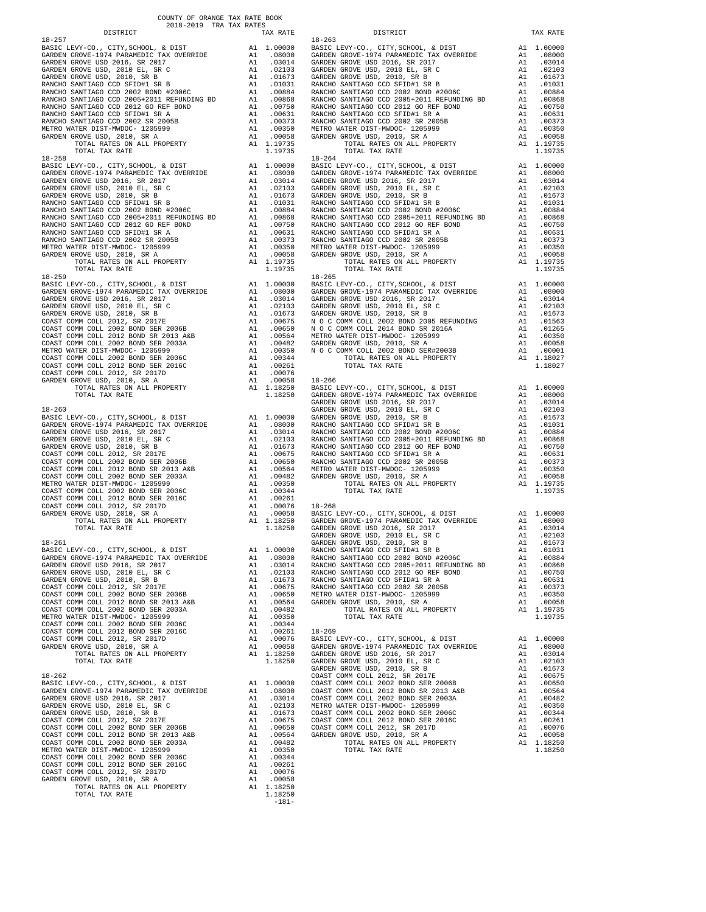COUNTY OF ORANGE TAX RATE BOOK
2018-2019 TRA TAX RATES

| DISTRICT | | TAX RATE |
|---|---|---|
| **18-257** | | |
| BASIC LEVY-CO., CITY,SCHOOL, & DIST | A1 | 1.00000 |
| GARDEN GROVE-1974 PARAMEDIC TAX OVERRIDE | A1 | .08000 |
| GARDEN GROVE USD 2016, SR 2017 | A1 | .03014 |
| GARDEN GROVE USD, 2010 EL, SR C | A1 | .02103 |
| GARDEN GROVE USD, 2010, SR B | A1 | .01673 |
| RANCHO SANTIAGO CCD SFID#1 SR B | A1 | .01031 |
| RANCHO SANTIAGO CCD 2002 BOND #2006C | A1 | .00884 |
| RANCHO SANTIAGO CCD 2005+2011 REFUNDING BD | A1 | .00868 |
| RANCHO SANTIAGO CCD 2012 GO REF BOND | A1 | .00750 |
| RANCHO SANTIAGO CCD SFID#1 SR A | A1 | .00631 |
| RANCHO SANTIAGO CCD 2002 SR 2005B | A1 | .00373 |
| METRO WATER DIST-MWDOC- 1205999 | A1 | .00350 |
| GARDEN GROVE USD, 2010, SR A | A1 | .00058 |
| TOTAL RATES ON ALL PROPERTY | A1 | 1.19735 |
| TOTAL TAX RATE | | 1.19735 |
| **18-258** | | |
| BASIC LEVY-CO., CITY,SCHOOL, & DIST | A1 | 1.00000 |
| GARDEN GROVE-1974 PARAMEDIC TAX OVERRIDE | A1 | .08000 |
| GARDEN GROVE USD 2016, SR 2017 | A1 | .03014 |
| GARDEN GROVE USD, 2010 EL, SR C | A1 | .02103 |
| GARDEN GROVE USD, 2010, SR B | A1 | .01673 |
| RANCHO SANTIAGO CCD SFID#1 SR B | A1 | .01031 |
| RANCHO SANTIAGO CCD 2002 BOND #2006C | A1 | .00884 |
| RANCHO SANTIAGO CCD 2005+2011 REFUNDING BD | A1 | .00868 |
| RANCHO SANTIAGO CCD 2012 GO REF BOND | A1 | .00750 |
| RANCHO SANTIAGO CCD SFID#1 SR A | A1 | .00631 |
| RANCHO SANTIAGO CCD 2002 SR 2005B | A1 | .00373 |
| METRO WATER DIST-MWDOC- 1205999 | A1 | .00350 |
| GARDEN GROVE USD, 2010, SR A | A1 | .00058 |
| TOTAL RATES ON ALL PROPERTY | A1 | 1.19735 |
| TOTAL TAX RATE | | 1.19735 |
| **18-259** | | |
| BASIC LEVY-CO., CITY,SCHOOL, & DIST | A1 | 1.00000 |
| GARDEN GROVE-1974 PARAMEDIC TAX OVERRIDE | A1 | .08000 |
| GARDEN GROVE USD 2016, SR 2017 | A1 | .03014 |
| GARDEN GROVE USD, 2010 EL, SR C | A1 | .02103 |
| GARDEN GROVE USD, 2010, SR B | A1 | .01673 |
| COAST COMM COLL 2012, SR 2017E | A1 | .00675 |
| COAST COMM COLL 2002 BOND SER 2006B | A1 | .00650 |
| COAST COMM COLL 2012 BOND SR 2013 A&B | A1 | .00564 |
| COAST COMM COLL 2002 BOND SER 2003A | A1 | .00482 |
| METRO WATER DIST-MWDOC- 1205999 | A1 | .00350 |
| COAST COMM COLL 2002 BOND SER 2006C | A1 | .00344 |
| COAST COMM COLL 2012 BOND SER 2016C | A1 | .00261 |
| COAST COMM COLL 2012, SR 2017D | A1 | .00076 |
| GARDEN GROVE USD, 2010, SR A | A1 | .00058 |
| TOTAL RATES ON ALL PROPERTY | A1 | 1.18250 |
| TOTAL TAX RATE | | 1.18250 |
| **18-260** | | |
| BASIC LEVY-CO., CITY,SCHOOL, & DIST | A1 | 1.00000 |
| GARDEN GROVE-1974 PARAMEDIC TAX OVERRIDE | A1 | .08000 |
| GARDEN GROVE USD 2016, SR 2017 | A1 | .03014 |
| GARDEN GROVE USD, 2010 EL, SR C | A1 | .02103 |
| GARDEN GROVE USD, 2010, SR B | A1 | .01673 |
| COAST COMM COLL 2012, SR 2017E | A1 | .00675 |
| COAST COMM COLL 2002 BOND SER 2006B | A1 | .00650 |
| COAST COMM COLL 2012 BOND SR 2013 A&B | A1 | .00564 |
| COAST COMM COLL 2002 BOND SER 2003A | A1 | .00482 |
| METRO WATER DIST-MWDOC- 1205999 | A1 | .00350 |
| COAST COMM COLL 2002 BOND SER 2006C | A1 | .00344 |
| COAST COMM COLL 2012 BOND SER 2016C | A1 | .00261 |
| COAST COMM COLL 2012, SR 2017D | A1 | .00076 |
| GARDEN GROVE USD, 2010, SR A | A1 | .00058 |
| TOTAL RATES ON ALL PROPERTY | A1 | 1.18250 |
| TOTAL TAX RATE | | 1.18250 |
| **18-261** | | |
| BASIC LEVY-CO., CITY,SCHOOL, & DIST | A1 | 1.00000 |
| GARDEN GROVE-1974 PARAMEDIC TAX OVERRIDE | A1 | .08000 |
| GARDEN GROVE USD 2016, SR 2017 | A1 | .03014 |
| GARDEN GROVE USD, 2010 EL, SR C | A1 | .02103 |
| GARDEN GROVE USD, 2010, SR B | A1 | .01673 |
| COAST COMM COLL 2012, SR 2017E | A1 | .00675 |
| COAST COMM COLL 2002 BOND SER 2006B | A1 | .00650 |
| COAST COMM COLL 2012 BOND SR 2013 A&B | A1 | .00564 |
| COAST COMM COLL 2002 BOND SER 2003A | A1 | .00482 |
| METRO WATER DIST-MWDOC- 1205999 | A1 | .00350 |
| COAST COMM COLL 2002 BOND SER 2006C | A1 | .00344 |
| COAST COMM COLL 2012 BOND SER 2016C | A1 | .00261 |
| COAST COMM COLL 2012, SR 2017D | A1 | .00076 |
| GARDEN GROVE USD, 2010, SR A | A1 | .00058 |
| TOTAL RATES ON ALL PROPERTY | A1 | 1.18250 |
| TOTAL TAX RATE | | 1.18250 |
| **18-262** | | |
| BASIC LEVY-CO., CITY,SCHOOL, & DIST | A1 | 1.00000 |
| GARDEN GROVE-1974 PARAMEDIC TAX OVERRIDE | A1 | .08000 |
| GARDEN GROVE USD 2016, SR 2017 | A1 | .03014 |
| GARDEN GROVE USD, 2010 EL, SR C | A1 | .02103 |
| GARDEN GROVE USD, 2010, SR B | A1 | .01673 |
| COAST COMM COLL 2012, SR 2017E | A1 | .00675 |
| COAST COMM COLL 2002 BOND SER 2006B | A1 | .00650 |
| COAST COMM COLL 2012 BOND SR 2013 A&B | A1 | .00564 |
| COAST COMM COLL 2002 BOND SER 2003A | A1 | .00482 |
| METRO WATER DIST-MWDOC- 1205999 | A1 | .00350 |
| COAST COMM COLL 2002 BOND SER 2006C | A1 | .00344 |
| COAST COMM COLL 2012 BOND SER 2016C | A1 | .00261 |
| COAST COMM COLL 2012, SR 2017D | A1 | .00076 |
| GARDEN GROVE USD, 2010, SR A | A1 | .00058 |
| TOTAL RATES ON ALL PROPERTY | A1 | 1.18250 |
| TOTAL TAX RATE | | 1.18250 |
| **18-263** | | |
| BASIC LEVY-CO., CITY,SCHOOL, & DIST | A1 | 1.00000 |
| GARDEN GROVE-1974 PARAMEDIC TAX OVERRIDE | A1 | .08000 |
| GARDEN GROVE USD 2016, SR 2017 | A1 | .03014 |
| GARDEN GROVE USD, 2010 EL, SR C | A1 | .02103 |
| GARDEN GROVE USD, 2010, SR B | A1 | .01673 |
| RANCHO SANTIAGO CCD SFID#1 SR B | A1 | .01031 |
| RANCHO SANTIAGO CCD 2002 BOND #2006C | A1 | .00884 |
| RANCHO SANTIAGO CCD 2005+2011 REFUNDING BD | A1 | .00868 |
| RANCHO SANTIAGO CCD 2012 GO REF BOND | A1 | .00750 |
| RANCHO SANTIAGO CCD SFID#1 SR A | A1 | .00631 |
| RANCHO SANTIAGO CCD 2002 SR 2005B | A1 | .00373 |
| METRO WATER DIST-MWDOC- 1205999 | A1 | .00350 |
| GARDEN GROVE USD, 2010, SR A | A1 | .00058 |
| TOTAL RATES ON ALL PROPERTY | A1 | 1.19735 |
| TOTAL TAX RATE | | 1.19735 |
| **18-264** | | |
| BASIC LEVY-CO., CITY,SCHOOL, & DIST | A1 | 1.00000 |
| GARDEN GROVE-1974 PARAMEDIC TAX OVERRIDE | A1 | .08000 |
| GARDEN GROVE USD 2016, SR 2017 | A1 | .03014 |
| GARDEN GROVE USD, 2010 EL, SR C | A1 | .02103 |
| GARDEN GROVE USD, 2010, SR B | A1 | .01673 |
| RANCHO SANTIAGO CCD SFID#1 SR B | A1 | .01031 |
| RANCHO SANTIAGO CCD 2002 BOND #2006C | A1 | .00884 |
| RANCHO SANTIAGO CCD 2005+2011 REFUNDING BD | A1 | .00868 |
| RANCHO SANTIAGO CCD 2012 GO REF BOND | A1 | .00750 |
| RANCHO SANTIAGO CCD SFID#1 SR A | A1 | .00631 |
| RANCHO SANTIAGO CCD 2002 SR 2005B | A1 | .00373 |
| METRO WATER DIST-MWDOC- 1205999 | A1 | .00350 |
| GARDEN GROVE USD, 2010, SR A | A1 | .00058 |
| TOTAL RATES ON ALL PROPERTY | A1 | 1.19735 |
| TOTAL TAX RATE | | 1.19735 |
| **18-265** | | |
| BASIC LEVY-CO., CITY,SCHOOL, & DIST | A1 | 1.00000 |
| GARDEN GROVE-1974 PARAMEDIC TAX OVERRIDE | A1 | .08000 |
| GARDEN GROVE USD 2016, SR 2017 | A1 | .03014 |
| GARDEN GROVE USD, 2010 EL, SR C | A1 | .02103 |
| GARDEN GROVE USD, 2010, SR B | A1 | .01673 |
| N O C COMM COLL 2002 BOND 2005 REFUNDING | A1 | .01563 |
| N O C COMM COLL 2014 BOND SR 2016A | A1 | .01265 |
| METRO WATER DIST-MWDOC- 1205999 | A1 | .00350 |
| GARDEN GROVE USD, 2010, SR A | A1 | .00058 |
| N O C COMM COLL 2002 BOND SER#2003B | A1 | .00001 |
| TOTAL RATES ON ALL PROPERTY | A1 | 1.18027 |
| TOTAL TAX RATE | | 1.18027 |
| **18-266** | | |
| BASIC LEVY-CO., CITY,SCHOOL, & DIST | A1 | 1.00000 |
| GARDEN GROVE-1974 PARAMEDIC TAX OVERRIDE | A1 | .08000 |
| GARDEN GROVE USD 2016, SR 2017 | A1 | .03014 |
| GARDEN GROVE USD, 2010 EL, SR C | A1 | .02103 |
| GARDEN GROVE USD, 2010, SR B | A1 | .01673 |
| RANCHO SANTIAGO CCD SFID#1 SR B | A1 | .01031 |
| RANCHO SANTIAGO CCD 2002 BOND #2006C | A1 | .00884 |
| RANCHO SANTIAGO CCD 2005+2011 REFUNDING BD | A1 | .00868 |
| RANCHO SANTIAGO CCD 2012 GO REF BOND | A1 | .00750 |
| RANCHO SANTIAGO CCD SFID#1 SR A | A1 | .00631 |
| RANCHO SANTIAGO CCD 2002 SR 2005B | A1 | .00373 |
| METRO WATER DIST-MWDOC- 1205999 | A1 | .00350 |
| GARDEN GROVE USD, 2010, SR A | A1 | .00058 |
| TOTAL RATES ON ALL PROPERTY | A1 | 1.19735 |
| TOTAL TAX RATE | | 1.19735 |
| **18-268** | | |
| BASIC LEVY-CO., CITY,SCHOOL, & DIST | A1 | 1.00000 |
| GARDEN GROVE-1974 PARAMEDIC TAX OVERRIDE | A1 | .08000 |
| GARDEN GROVE USD 2016, SR 2017 | A1 | .03014 |
| GARDEN GROVE USD, 2010 EL, SR C | A1 | .02103 |
| GARDEN GROVE USD, 2010, SR B | A1 | .01673 |
| RANCHO SANTIAGO CCD SFID#1 SR B | A1 | .01031 |
| RANCHO SANTIAGO CCD 2002 BOND #2006C | A1 | .00884 |
| RANCHO SANTIAGO CCD 2005+2011 REFUNDING BD | A1 | .00868 |
| RANCHO SANTIAGO CCD 2012 GO REF BOND | A1 | .00750 |
| RANCHO SANTIAGO CCD SFID#1 SR A | A1 | .00631 |
| RANCHO SANTIAGO CCD 2002 SR 2005B | A1 | .00373 |
| METRO WATER DIST-MWDOC- 1205999 | A1 | .00350 |
| GARDEN GROVE USD, 2010, SR A | A1 | .00058 |
| TOTAL RATES ON ALL PROPERTY | A1 | 1.19735 |
| TOTAL TAX RATE | | 1.19735 |
| **18-269** | | |
| BASIC LEVY-CO., CITY,SCHOOL, & DIST | A1 | 1.00000 |
| GARDEN GROVE-1974 PARAMEDIC TAX OVERRIDE | A1 | .08000 |
| GARDEN GROVE USD 2016, SR 2017 | A1 | .03014 |
| GARDEN GROVE USD, 2010 EL, SR C | A1 | .02103 |
| GARDEN GROVE USD, 2010, SR B | A1 | .01673 |
| COAST COMM COLL 2012, SR 2017E | A1 | .00675 |
| COAST COMM COLL 2002 BOND SER 2006B | A1 | .00650 |
| COAST COMM COLL 2012 BOND SR 2013 A&B | A1 | .00564 |
| COAST COMM COLL 2002 BOND SER 2003A | A1 | .00482 |
| METRO WATER DIST-MWDOC- 1205999 | A1 | .00350 |
| COAST COMM COLL 2002 BOND SER 2006C | A1 | .00344 |
| COAST COMM COLL 2012 BOND SER 2016C | A1 | .00261 |
| COAST COMM COLL 2012, SR 2017D | A1 | .00076 |
| GARDEN GROVE USD, 2010, SR A | A1 | .00058 |
| TOTAL RATES ON ALL PROPERTY | A1 | 1.18250 |
| TOTAL TAX RATE | | 1.18250 |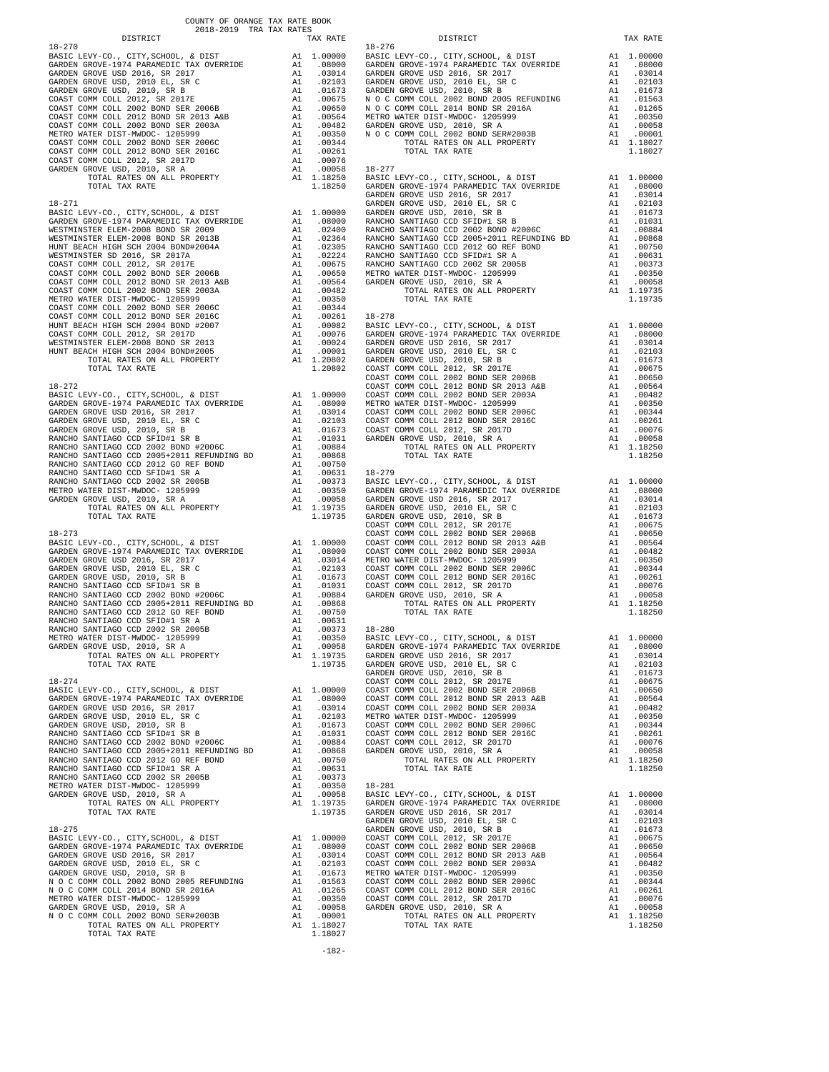COUNTY OF ORANGE TAX RATE BOOK
2018-2019 TRA TAX RATES

| DISTRICT | | TAX RATE |
|---|---|---|
| **18-270** | | |
| BASIC LEVY-CO., CITY,SCHOOL, & DIST | A1 | 1.00000 |
| GARDEN GROVE-1974 PARAMEDIC TAX OVERRIDE | A1 | .08000 |
| GARDEN GROVE USD 2016, SR 2017 | A1 | .03014 |
| GARDEN GROVE USD, 2010 EL, SR C | A1 | .02103 |
| GARDEN GROVE USD, 2010, SR B | A1 | .01673 |
| COAST COMM COLL 2012, SR 2017E | A1 | .00675 |
| COAST COMM COLL 2002 BOND SER 2006B | A1 | .00650 |
| COAST COMM COLL 2012 BOND SR 2013 A&B | A1 | .00564 |
| COAST COMM COLL 2002 BOND SER 2003A | A1 | .00482 |
| METRO WATER DIST-MWDOC- 1205999 | A1 | .00350 |
| COAST COMM COLL 2002 BOND SER 2006C | A1 | .00344 |
| COAST COMM COLL 2012 BOND SER 2016C | A1 | .00261 |
| COAST COMM COLL 2012, SR 2017D | A1 | .00076 |
| GARDEN GROVE USD, 2010, SR A | A1 | .00058 |
| TOTAL RATES ON ALL PROPERTY | A1 | 1.18250 |
| TOTAL TAX RATE | | 1.18250 |
| **18-271** | | |
| BASIC LEVY-CO., CITY,SCHOOL, & DIST | A1 | 1.00000 |
| GARDEN GROVE-1974 PARAMEDIC TAX OVERRIDE | A1 | .08000 |
| WESTMINSTER ELEM-2008 BOND SR 2009 | A1 | .02400 |
| WESTMINSTER ELEM-2008 BOND SR 2013B | A1 | .02364 |
| HUNT BEACH HIGH SCH 2004 BOND#2004A | A1 | .02305 |
| WESTMINSTER SD 2016, SR 2017A | A1 | .02224 |
| COAST COMM COLL 2012, SR 2017E | A1 | .00675 |
| COAST COMM COLL 2002 BOND SER 2006B | A1 | .00650 |
| COAST COMM COLL 2012 BOND SR 2013 A&B | A1 | .00564 |
| COAST COMM COLL 2002 BOND SER 2003A | A1 | .00482 |
| METRO WATER DIST-MWDOC- 1205999 | A1 | .00350 |
| COAST COMM COLL 2002 BOND SER 2006C | A1 | .00344 |
| COAST COMM COLL 2012 BOND SER 2016C | A1 | .00261 |
| HUNT BEACH HIGH SCH 2004 BOND #2007 | A1 | .00082 |
| COAST COMM COLL 2012, SR 2017D | A1 | .00076 |
| WESTMINSTER ELEM-2008 BOND SR 2013 | A1 | .00024 |
| HUNT BEACH HIGH SCH 2004 BOND#2005 | A1 | .00001 |
| TOTAL RATES ON ALL PROPERTY | A1 | 1.20802 |
| TOTAL TAX RATE | | 1.20802 |
| **18-272** | | |
| BASIC LEVY-CO., CITY,SCHOOL, & DIST | A1 | 1.00000 |
| GARDEN GROVE-1974 PARAMEDIC TAX OVERRIDE | A1 | .08000 |
| GARDEN GROVE USD 2016, SR 2017 | A1 | .03014 |
| GARDEN GROVE USD, 2010 EL, SR C | A1 | .02103 |
| GARDEN GROVE USD, 2010, SR B | A1 | .01673 |
| RANCHO SANTIAGO CCD SFID#1 SR B | A1 | .01031 |
| RANCHO SANTIAGO CCD 2002 BOND #2006C | A1 | .00884 |
| RANCHO SANTIAGO CCD 2005+2011 REFUNDING BD | A1 | .00868 |
| RANCHO SANTIAGO CCD 2012 GO REF BOND | A1 | .00750 |
| RANCHO SANTIAGO CCD SFID#1 SR A | A1 | .00631 |
| RANCHO SANTIAGO CCD 2002 SR 2005B | A1 | .00373 |
| METRO WATER DIST-MWDOC- 1205999 | A1 | .00350 |
| GARDEN GROVE USD, 2010, SR A | A1 | .00058 |
| TOTAL RATES ON ALL PROPERTY | A1 | 1.19735 |
| TOTAL TAX RATE | | 1.19735 |
| **18-273** | | |
| BASIC LEVY-CO., CITY,SCHOOL, & DIST | A1 | 1.00000 |
| GARDEN GROVE-1974 PARAMEDIC TAX OVERRIDE | A1 | .08000 |
| GARDEN GROVE USD 2016, SR 2017 | A1 | .03014 |
| GARDEN GROVE USD, 2010 EL, SR C | A1 | .02103 |
| GARDEN GROVE USD, 2010, SR B | A1 | .01673 |
| RANCHO SANTIAGO CCD SFID#1 SR B | A1 | .01031 |
| RANCHO SANTIAGO CCD 2002 BOND #2006C | A1 | .00884 |
| RANCHO SANTIAGO CCD 2005+2011 REFUNDING BD | A1 | .00868 |
| RANCHO SANTIAGO CCD 2012 GO REF BOND | A1 | .00750 |
| RANCHO SANTIAGO CCD SFID#1 SR A | A1 | .00631 |
| RANCHO SANTIAGO CCD 2002 SR 2005B | A1 | .00373 |
| METRO WATER DIST-MWDOC- 1205999 | A1 | .00350 |
| GARDEN GROVE USD, 2010, SR A | A1 | .00058 |
| TOTAL RATES ON ALL PROPERTY | A1 | 1.19735 |
| TOTAL TAX RATE | | 1.19735 |
| **18-274** | | |
| BASIC LEVY-CO., CITY,SCHOOL, & DIST | A1 | 1.00000 |
| GARDEN GROVE-1974 PARAMEDIC TAX OVERRIDE | A1 | .08000 |
| GARDEN GROVE USD 2016, SR 2017 | A1 | .03014 |
| GARDEN GROVE USD, 2010 EL, SR C | A1 | .02103 |
| GARDEN GROVE USD, 2010, SR B | A1 | .01673 |
| RANCHO SANTIAGO CCD SFID#1 SR B | A1 | .01031 |
| RANCHO SANTIAGO CCD 2002 BOND #2006C | A1 | .00884 |
| RANCHO SANTIAGO CCD 2005+2011 REFUNDING BD | A1 | .00868 |
| RANCHO SANTIAGO CCD 2012 GO REF BOND | A1 | .00750 |
| RANCHO SANTIAGO CCD SFID#1 SR A | A1 | .00631 |
| RANCHO SANTIAGO CCD 2002 SR 2005B | A1 | .00373 |
| METRO WATER DIST-MWDOC- 1205999 | A1 | .00350 |
| GARDEN GROVE USD, 2010, SR A | A1 | .00058 |
| TOTAL RATES ON ALL PROPERTY | A1 | 1.19735 |
| TOTAL TAX RATE | | 1.19735 |
| **18-275** | | |
| BASIC LEVY-CO., CITY,SCHOOL, & DIST | A1 | 1.00000 |
| GARDEN GROVE-1974 PARAMEDIC TAX OVERRIDE | A1 | .08000 |
| GARDEN GROVE USD 2016, SR 2017 | A1 | .03014 |
| GARDEN GROVE USD, 2010 EL, SR C | A1 | .02103 |
| GARDEN GROVE USD, 2010, SR B | A1 | .01673 |
| N O C COMM COLL 2002 BOND 2005 REFUNDING | A1 | .01563 |
| N O C COMM COLL 2014 BOND SR 2016A | A1 | .01265 |
| METRO WATER DIST-MWDOC- 1205999 | A1 | .00350 |
| GARDEN GROVE USD, 2010, SR A | A1 | .00058 |
| N O C COMM COLL 2002 BOND SER#2003B | A1 | .00001 |
| TOTAL RATES ON ALL PROPERTY | A1 | 1.18027 |
| TOTAL TAX RATE | | 1.18027 |
| **18-276** | | |
| BASIC LEVY-CO., CITY,SCHOOL, & DIST | A1 | 1.00000 |
| GARDEN GROVE-1974 PARAMEDIC TAX OVERRIDE | A1 | .08000 |
| GARDEN GROVE USD 2016, SR 2017 | A1 | .03014 |
| GARDEN GROVE USD, 2010 EL, SR C | A1 | .02103 |
| GARDEN GROVE USD, 2010, SR B | A1 | .01673 |
| N O C COMM COLL 2002 BOND 2005 REFUNDING | A1 | .01563 |
| N O C COMM COLL 2014 BOND SR 2016A | A1 | .01265 |
| METRO WATER DIST-MWDOC- 1205999 | A1 | .00350 |
| GARDEN GROVE USD, 2010, SR A | A1 | .00058 |
| N O C COMM COLL 2002 BOND SER#2003B | A1 | .00001 |
| TOTAL RATES ON ALL PROPERTY | A1 | 1.18027 |
| TOTAL TAX RATE | | 1.18027 |
| **18-277** | | |
| BASIC LEVY-CO., CITY,SCHOOL, & DIST | A1 | 1.00000 |
| GARDEN GROVE-1974 PARAMEDIC TAX OVERRIDE | A1 | .08000 |
| GARDEN GROVE USD 2016, SR 2017 | A1 | .03014 |
| GARDEN GROVE USD, 2010 EL, SR C | A1 | .02103 |
| GARDEN GROVE USD, 2010, SR B | A1 | .01673 |
| RANCHO SANTIAGO CCD SFID#1 SR B | A1 | .01031 |
| RANCHO SANTIAGO CCD 2002 BOND #2006C | A1 | .00884 |
| RANCHO SANTIAGO CCD 2005+2011 REFUNDING BD | A1 | .00868 |
| RANCHO SANTIAGO CCD 2012 GO REF BOND | A1 | .00750 |
| RANCHO SANTIAGO CCD SFID#1 SR A | A1 | .00631 |
| RANCHO SANTIAGO CCD 2002 SR 2005B | A1 | .00373 |
| METRO WATER DIST-MWDOC- 1205999 | A1 | .00350 |
| GARDEN GROVE USD, 2010, SR A | A1 | .00058 |
| TOTAL RATES ON ALL PROPERTY | A1 | 1.19735 |
| TOTAL TAX RATE | | 1.19735 |
| **18-278** | | |
| BASIC LEVY-CO., CITY,SCHOOL, & DIST | A1 | 1.00000 |
| GARDEN GROVE-1974 PARAMEDIC TAX OVERRIDE | A1 | .08000 |
| GARDEN GROVE USD 2016, SR 2017 | A1 | .03014 |
| GARDEN GROVE USD, 2010 EL, SR C | A1 | .02103 |
| GARDEN GROVE USD, 2010, SR B | A1 | .01673 |
| COAST COMM COLL 2012, SR 2017E | A1 | .00675 |
| COAST COMM COLL 2002 BOND SER 2006B | A1 | .00650 |
| COAST COMM COLL 2012 BOND SR 2013 A&B | A1 | .00564 |
| COAST COMM COLL 2002 BOND SER 2003A | A1 | .00482 |
| METRO WATER DIST-MWDOC- 1205999 | A1 | .00350 |
| COAST COMM COLL 2002 BOND SER 2006C | A1 | .00344 |
| COAST COMM COLL 2012 BOND SER 2016C | A1 | .00261 |
| COAST COMM COLL 2012, SR 2017D | A1 | .00076 |
| GARDEN GROVE USD, 2010, SR A | A1 | .00058 |
| TOTAL RATES ON ALL PROPERTY | A1 | 1.18250 |
| TOTAL TAX RATE | | 1.18250 |
| **18-279** | | |
| BASIC LEVY-CO., CITY,SCHOOL, & DIST | A1 | 1.00000 |
| GARDEN GROVE-1974 PARAMEDIC TAX OVERRIDE | A1 | .08000 |
| GARDEN GROVE USD 2016, SR 2017 | A1 | .03014 |
| GARDEN GROVE USD, 2010 EL, SR C | A1 | .02103 |
| GARDEN GROVE USD, 2010, SR B | A1 | .01673 |
| COAST COMM COLL 2012, SR 2017E | A1 | .00675 |
| COAST COMM COLL 2002 BOND SER 2006B | A1 | .00650 |
| COAST COMM COLL 2012 BOND SR 2013 A&B | A1 | .00564 |
| COAST COMM COLL 2002 BOND SER 2003A | A1 | .00482 |
| METRO WATER DIST-MWDOC- 1205999 | A1 | .00350 |
| COAST COMM COLL 2002 BOND SER 2006C | A1 | .00344 |
| COAST COMM COLL 2012 BOND SER 2016C | A1 | .00261 |
| COAST COMM COLL 2012, SR 2017D | A1 | .00076 |
| GARDEN GROVE USD, 2010, SR A | A1 | .00058 |
| TOTAL RATES ON ALL PROPERTY | A1 | 1.18250 |
| TOTAL TAX RATE | | 1.18250 |
| **18-280** | | |
| BASIC LEVY-CO., CITY,SCHOOL, & DIST | A1 | 1.00000 |
| GARDEN GROVE-1974 PARAMEDIC TAX OVERRIDE | A1 | .08000 |
| GARDEN GROVE USD 2016, SR 2017 | A1 | .03014 |
| GARDEN GROVE USD, 2010 EL, SR C | A1 | .02103 |
| GARDEN GROVE USD, 2010, SR B | A1 | .01673 |
| COAST COMM COLL 2012, SR 2017E | A1 | .00675 |
| COAST COMM COLL 2002 BOND SER 2006B | A1 | .00650 |
| COAST COMM COLL 2012 BOND SR 2013 A&B | A1 | .00564 |
| COAST COMM COLL 2002 BOND SER 2003A | A1 | .00482 |
| METRO WATER DIST-MWDOC- 1205999 | A1 | .00350 |
| COAST COMM COLL 2002 BOND SER 2006C | A1 | .00344 |
| COAST COMM COLL 2012 BOND SER 2016C | A1 | .00261 |
| COAST COMM COLL 2012, SR 2017D | A1 | .00076 |
| GARDEN GROVE USD, 2010, SR A | A1 | .00058 |
| TOTAL RATES ON ALL PROPERTY | A1 | 1.18250 |
| TOTAL TAX RATE | | 1.18250 |
| **18-281** | | |
| BASIC LEVY-CO., CITY,SCHOOL, & DIST | A1 | 1.00000 |
| GARDEN GROVE-1974 PARAMEDIC TAX OVERRIDE | A1 | .08000 |
| GARDEN GROVE USD 2016, SR 2017 | A1 | .03014 |
| GARDEN GROVE USD, 2010 EL, SR C | A1 | .02103 |
| GARDEN GROVE USD, 2010, SR B | A1 | .01673 |
| COAST COMM COLL 2012, SR 2017E | A1 | .00675 |
| COAST COMM COLL 2002 BOND SER 2006B | A1 | .00650 |
| COAST COMM COLL 2012 BOND SR 2013 A&B | A1 | .00564 |
| COAST COMM COLL 2002 BOND SER 2003A | A1 | .00482 |
| METRO WATER DIST-MWDOC- 1205999 | A1 | .00350 |
| COAST COMM COLL 2002 BOND SER 2006C | A1 | .00344 |
| COAST COMM COLL 2012 BOND SER 2016C | A1 | .00261 |
| COAST COMM COLL 2012, SR 2017D | A1 | .00076 |
| GARDEN GROVE USD, 2010, SR A | A1 | .00058 |
| TOTAL RATES ON ALL PROPERTY | A1 | 1.18250 |
| TOTAL TAX RATE | | 1.18250 |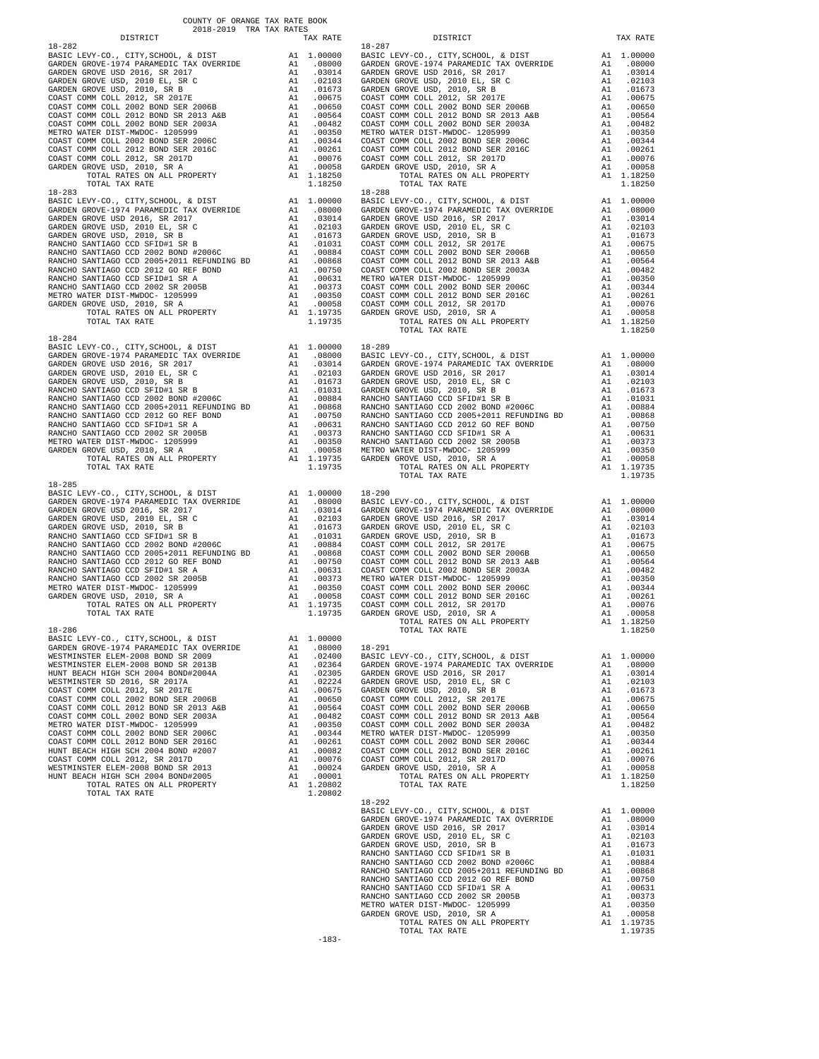COUNTY OF ORANGE TAX RATE BOOK
2018-2019 TRA TAX RATES

### 18-282

| DISTRICT | | TAX RATE |
|---|---|---|
| BASIC LEVY-CO., CITY,SCHOOL, & DIST | A1 | 1.00000 |
| GARDEN GROVE-1974 PARAMEDIC TAX OVERRIDE | A1 | .08000 |
| GARDEN GROVE USD 2016, SR 2017 | A1 | .03014 |
| GARDEN GROVE USD, 2010 EL, SR C | A1 | .02103 |
| GARDEN GROVE USD, 2010, SR B | A1 | .01673 |
| COAST COMM COLL 2012, SR 2017E | A1 | .00675 |
| COAST COMM COLL 2002 BOND SER 2006B | A1 | .00650 |
| COAST COMM COLL 2012 BOND SR 2013 A&B | A1 | .00564 |
| COAST COMM COLL 2002 BOND SER 2003A | A1 | .00482 |
| METRO WATER DIST-MWDOC- 1205999 | A1 | .00350 |
| COAST COMM COLL 2002 BOND SER 2006C | A1 | .00344 |
| COAST COMM COLL 2012 BOND SER 2016C | A1 | .00261 |
| COAST COMM COLL 2012, SR 2017D | A1 | .00076 |
| GARDEN GROVE USD, 2010, SR A | A1 | .00058 |
| TOTAL RATES ON ALL PROPERTY | A1 | 1.18250 |
| TOTAL TAX RATE | | 1.18250 |

### 18-283

| DISTRICT | | TAX RATE |
|---|---|---|
| BASIC LEVY-CO., CITY,SCHOOL, & DIST | A1 | 1.00000 |
| GARDEN GROVE-1974 PARAMEDIC TAX OVERRIDE | A1 | .08000 |
| GARDEN GROVE USD 2016, SR 2017 | A1 | .03014 |
| GARDEN GROVE USD, 2010 EL, SR C | A1 | .02103 |
| GARDEN GROVE USD, 2010, SR B | A1 | .01673 |
| RANCHO SANTIAGO CCD SFID#1 SR B | A1 | .01031 |
| RANCHO SANTIAGO CCD 2002 BOND #2006C | A1 | .00884 |
| RANCHO SANTIAGO CCD 2005+2011 REFUNDING BD | A1 | .00868 |
| RANCHO SANTIAGO CCD 2012 GO REF BOND | A1 | .00750 |
| RANCHO SANTIAGO CCD SFID#1 SR A | A1 | .00631 |
| RANCHO SANTIAGO CCD 2002 SR 2005B | A1 | .00373 |
| METRO WATER DIST-MWDOC- 1205999 | A1 | .00350 |
| GARDEN GROVE USD, 2010, SR A | A1 | .00058 |
| TOTAL RATES ON ALL PROPERTY | A1 | 1.19735 |
| TOTAL TAX RATE | | 1.19735 |

### 18-284

| DISTRICT | | TAX RATE |
|---|---|---|
| BASIC LEVY-CO., CITY,SCHOOL, & DIST | A1 | 1.00000 |
| GARDEN GROVE-1974 PARAMEDIC TAX OVERRIDE | A1 | .08000 |
| GARDEN GROVE USD 2016, SR 2017 | A1 | .03014 |
| GARDEN GROVE USD, 2010 EL, SR C | A1 | .02103 |
| GARDEN GROVE USD, 2010, SR B | A1 | .01673 |
| RANCHO SANTIAGO CCD SFID#1 SR B | A1 | .01031 |
| RANCHO SANTIAGO CCD 2002 BOND #2006C | A1 | .00884 |
| RANCHO SANTIAGO CCD 2005+2011 REFUNDING BD | A1 | .00868 |
| RANCHO SANTIAGO CCD 2012 GO REF BOND | A1 | .00750 |
| RANCHO SANTIAGO CCD SFID#1 SR A | A1 | .00631 |
| RANCHO SANTIAGO CCD 2002 SR 2005B | A1 | .00373 |
| METRO WATER DIST-MWDOC- 1205999 | A1 | .00350 |
| GARDEN GROVE USD, 2010, SR A | A1 | .00058 |
| TOTAL RATES ON ALL PROPERTY | A1 | 1.19735 |
| TOTAL TAX RATE | | 1.19735 |

### 18-285

| DISTRICT | | TAX RATE |
|---|---|---|
| BASIC LEVY-CO., CITY,SCHOOL, & DIST | A1 | 1.00000 |
| GARDEN GROVE-1974 PARAMEDIC TAX OVERRIDE | A1 | .08000 |
| GARDEN GROVE USD 2016, SR 2017 | A1 | .03014 |
| GARDEN GROVE USD, 2010 EL, SR C | A1 | .02103 |
| GARDEN GROVE USD, 2010, SR B | A1 | .01673 |
| RANCHO SANTIAGO CCD SFID#1 SR B | A1 | .01031 |
| RANCHO SANTIAGO CCD 2002 BOND #2006C | A1 | .00884 |
| RANCHO SANTIAGO CCD 2005+2011 REFUNDING BD | A1 | .00868 |
| RANCHO SANTIAGO CCD 2012 GO REF BOND | A1 | .00750 |
| RANCHO SANTIAGO CCD SFID#1 SR A | A1 | .00631 |
| RANCHO SANTIAGO CCD 2002 SR 2005B | A1 | .00373 |
| METRO WATER DIST-MWDOC- 1205999 | A1 | .00350 |
| GARDEN GROVE USD, 2010, SR A | A1 | .00058 |
| TOTAL RATES ON ALL PROPERTY | A1 | 1.19735 |
| TOTAL TAX RATE | | 1.19735 |

### 18-286

| DISTRICT | | TAX RATE |
|---|---|---|
| BASIC LEVY-CO., CITY,SCHOOL, & DIST | A1 | 1.00000 |
| GARDEN GROVE-1974 PARAMEDIC TAX OVERRIDE | A1 | .08000 |
| WESTMINSTER ELEM-2008 BOND SR 2009 | A1 | .02400 |
| WESTMINSTER ELEM-2008 BOND SR 2013B | A1 | .02364 |
| HUNT BEACH HIGH SCH 2004 BOND#2004A | A1 | .02305 |
| WESTMINSTER SD 2016, SR 2017A | A1 | .02224 |
| COAST COMM COLL 2012, SR 2017E | A1 | .00675 |
| COAST COMM COLL 2002 BOND SER 2006B | A1 | .00650 |
| COAST COMM COLL 2012 BOND SR 2013 A&B | A1 | .00564 |
| COAST COMM COLL 2002 BOND SER 2003A | A1 | .00482 |
| METRO WATER DIST-MWDOC- 1205999 | A1 | .00350 |
| COAST COMM COLL 2002 BOND SER 2006C | A1 | .00344 |
| COAST COMM COLL 2012 BOND SER 2016C | A1 | .00261 |
| HUNT BEACH HIGH SCH 2004 BOND #2007 | A1 | .00082 |
| COAST COMM COLL 2012, SR 2017D | A1 | .00076 |
| WESTMINSTER ELEM-2008 BOND SR 2013 | A1 | .00024 |
| HUNT BEACH HIGH SCH 2004 BOND#2005 | A1 | .00001 |
| TOTAL RATES ON ALL PROPERTY | A1 | 1.20802 |
| TOTAL TAX RATE | | 1.20802 |

### 18-287

| DISTRICT | | TAX RATE |
|---|---|---|
| BASIC LEVY-CO., CITY,SCHOOL, & DIST | A1 | 1.00000 |
| GARDEN GROVE-1974 PARAMEDIC TAX OVERRIDE | A1 | .08000 |
| GARDEN GROVE USD 2016, SR 2017 | A1 | .03014 |
| GARDEN GROVE USD, 2010 EL, SR C | A1 | .02103 |
| GARDEN GROVE USD, 2010, SR B | A1 | .01673 |
| COAST COMM COLL 2012, SR 2017E | A1 | .00675 |
| COAST COMM COLL 2002 BOND SER 2006B | A1 | .00650 |
| COAST COMM COLL 2012 BOND SR 2013 A&B | A1 | .00564 |
| COAST COMM COLL 2002 BOND SER 2003A | A1 | .00482 |
| METRO WATER DIST-MWDOC- 1205999 | A1 | .00350 |
| COAST COMM COLL 2002 BOND SER 2006C | A1 | .00344 |
| COAST COMM COLL 2012 BOND SER 2016C | A1 | .00261 |
| COAST COMM COLL 2012, SR 2017D | A1 | .00076 |
| GARDEN GROVE USD, 2010, SR A | A1 | .00058 |
| TOTAL RATES ON ALL PROPERTY | A1 | 1.18250 |
| TOTAL TAX RATE | | 1.18250 |

### 18-288

| DISTRICT | | TAX RATE |
|---|---|---|
| BASIC LEVY-CO., CITY,SCHOOL, & DIST | A1 | 1.00000 |
| GARDEN GROVE-1974 PARAMEDIC TAX OVERRIDE | A1 | .08000 |
| GARDEN GROVE USD 2016, SR 2017 | A1 | .03014 |
| GARDEN GROVE USD, 2010 EL, SR C | A1 | .02103 |
| GARDEN GROVE USD, 2010, SR B | A1 | .01673 |
| COAST COMM COLL 2012, SR 2017E | A1 | .00675 |
| COAST COMM COLL 2002 BOND SER 2006B | A1 | .00650 |
| COAST COMM COLL 2012 BOND SR 2013 A&B | A1 | .00564 |
| COAST COMM COLL 2002 BOND SER 2003A | A1 | .00482 |
| METRO WATER DIST-MWDOC- 1205999 | A1 | .00350 |
| COAST COMM COLL 2002 BOND SER 2006C | A1 | .00344 |
| COAST COMM COLL 2012 BOND SER 2016C | A1 | .00261 |
| COAST COMM COLL 2012, SR 2017D | A1 | .00076 |
| GARDEN GROVE USD, 2010, SR A | A1 | .00058 |
| TOTAL RATES ON ALL PROPERTY | A1 | 1.18250 |
| TOTAL TAX RATE | | 1.18250 |

### 18-289

| DISTRICT | | TAX RATE |
|---|---|---|
| BASIC LEVY-CO., CITY,SCHOOL, & DIST | A1 | 1.00000 |
| GARDEN GROVE-1974 PARAMEDIC TAX OVERRIDE | A1 | .08000 |
| GARDEN GROVE USD 2016, SR 2017 | A1 | .03014 |
| GARDEN GROVE USD, 2010 EL, SR C | A1 | .02103 |
| GARDEN GROVE USD, 2010, SR B | A1 | .01673 |
| RANCHO SANTIAGO CCD SFID#1 SR B | A1 | .01031 |
| RANCHO SANTIAGO CCD 2002 BOND #2006C | A1 | .00884 |
| RANCHO SANTIAGO CCD 2005+2011 REFUNDING BD | A1 | .00868 |
| RANCHO SANTIAGO CCD 2012 GO REF BOND | A1 | .00750 |
| RANCHO SANTIAGO CCD SFID#1 SR A | A1 | .00631 |
| RANCHO SANTIAGO CCD 2002 SR 2005B | A1 | .00373 |
| METRO WATER DIST-MWDOC- 1205999 | A1 | .00350 |
| GARDEN GROVE USD, 2010, SR A | A1 | .00058 |
| TOTAL RATES ON ALL PROPERTY | A1 | 1.19735 |
| TOTAL TAX RATE | | 1.19735 |

### 18-290

| DISTRICT | | TAX RATE |
|---|---|---|
| BASIC LEVY-CO., CITY,SCHOOL, & DIST | A1 | 1.00000 |
| GARDEN GROVE-1974 PARAMEDIC TAX OVERRIDE | A1 | .08000 |
| GARDEN GROVE USD 2016, SR 2017 | A1 | .03014 |
| GARDEN GROVE USD, 2010 EL, SR C | A1 | .02103 |
| GARDEN GROVE USD, 2010, SR B | A1 | .01673 |
| COAST COMM COLL 2012, SR 2017E | A1 | .00675 |
| COAST COMM COLL 2002 BOND SER 2006B | A1 | .00650 |
| COAST COMM COLL 2012 BOND SR 2013 A&B | A1 | .00564 |
| COAST COMM COLL 2002 BOND SER 2003A | A1 | .00482 |
| METRO WATER DIST-MWDOC- 1205999 | A1 | .00350 |
| COAST COMM COLL 2002 BOND SER 2006C | A1 | .00344 |
| COAST COMM COLL 2012 BOND SER 2016C | A1 | .00261 |
| COAST COMM COLL 2012, SR 2017D | A1 | .00076 |
| GARDEN GROVE USD, 2010, SR A | A1 | .00058 |
| TOTAL RATES ON ALL PROPERTY | A1 | 1.18250 |
| TOTAL TAX RATE | | 1.18250 |

### 18-291

| DISTRICT | | TAX RATE |
|---|---|---|
| BASIC LEVY-CO., CITY,SCHOOL, & DIST | A1 | 1.00000 |
| GARDEN GROVE-1974 PARAMEDIC TAX OVERRIDE | A1 | .08000 |
| GARDEN GROVE USD 2016, SR 2017 | A1 | .03014 |
| GARDEN GROVE USD, 2010 EL, SR C | A1 | .02103 |
| GARDEN GROVE USD, 2010, SR B | A1 | .01673 |
| COAST COMM COLL 2012, SR 2017E | A1 | .00675 |
| COAST COMM COLL 2002 BOND SER 2006B | A1 | .00650 |
| COAST COMM COLL 2012 BOND SR 2013 A&B | A1 | .00564 |
| COAST COMM COLL 2002 BOND SER 2003A | A1 | .00482 |
| METRO WATER DIST-MWDOC- 1205999 | A1 | .00350 |
| COAST COMM COLL 2002 BOND SER 2006C | A1 | .00344 |
| COAST COMM COLL 2012 BOND SER 2016C | A1 | .00261 |
| COAST COMM COLL 2012, SR 2017D | A1 | .00076 |
| GARDEN GROVE USD, 2010, SR A | A1 | .00058 |
| TOTAL RATES ON ALL PROPERTY | A1 | 1.18250 |
| TOTAL TAX RATE | | 1.18250 |

### 18-292

| DISTRICT | | TAX RATE |
|---|---|---|
| BASIC LEVY-CO., CITY,SCHOOL, & DIST | A1 | 1.00000 |
| GARDEN GROVE-1974 PARAMEDIC TAX OVERRIDE | A1 | .08000 |
| GARDEN GROVE USD 2016, SR 2017 | A1 | .03014 |
| GARDEN GROVE USD, 2010 EL, SR C | A1 | .02103 |
| GARDEN GROVE USD, 2010, SR B | A1 | .01673 |
| RANCHO SANTIAGO CCD SFID#1 SR B | A1 | .01031 |
| RANCHO SANTIAGO CCD 2002 BOND #2006C | A1 | .00884 |
| RANCHO SANTIAGO CCD 2005+2011 REFUNDING BD | A1 | .00868 |
| RANCHO SANTIAGO CCD 2012 GO REF BOND | A1 | .00750 |
| RANCHO SANTIAGO CCD SFID#1 SR A | A1 | .00631 |
| RANCHO SANTIAGO CCD 2002 SR 2005B | A1 | .00373 |
| METRO WATER DIST-MWDOC- 1205999 | A1 | .00350 |
| GARDEN GROVE USD, 2010, SR A | A1 | .00058 |
| TOTAL RATES ON ALL PROPERTY | A1 | 1.19735 |
| TOTAL TAX RATE | | 1.19735 |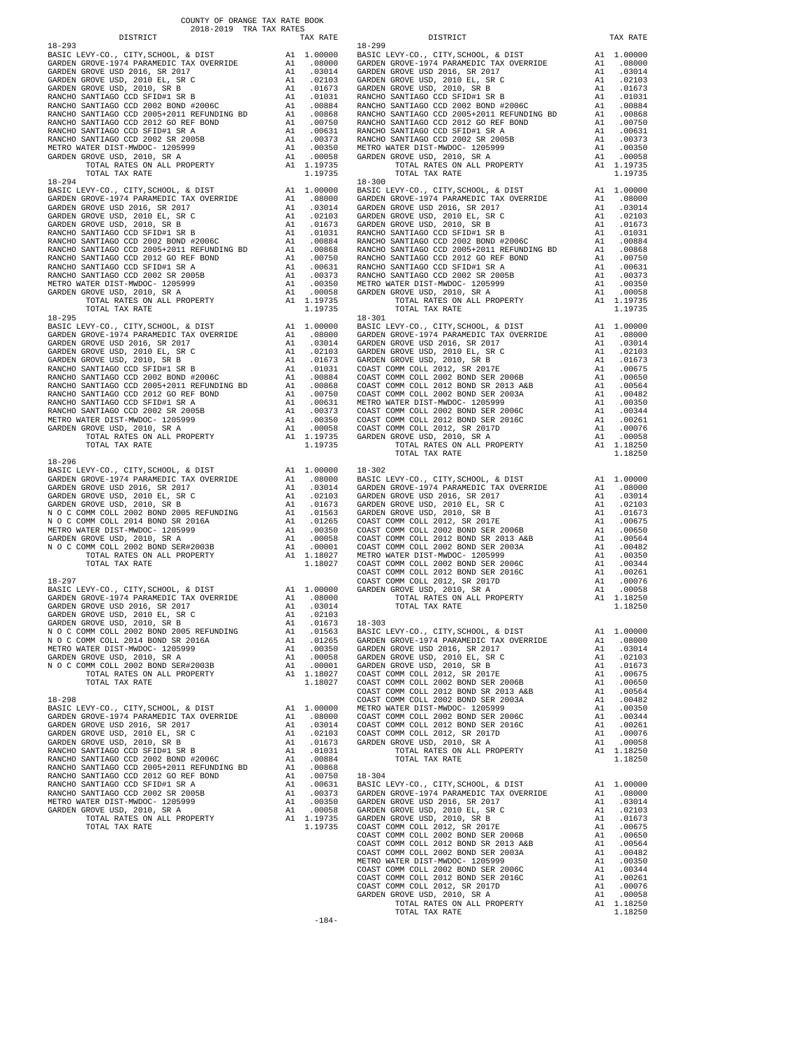# COUNTY OF ORANGE TAX RATE BOOK
## 2018-2019 TRA TAX RATES

### 18-293

| DISTRICT | | TAX RATE |
|---|---|---|
| BASIC LEVY-CO., CITY,SCHOOL, & DIST | A1 | 1.00000 |
| GARDEN GROVE-1974 PARAMEDIC TAX OVERRIDE | A1 | .08000 |
| GARDEN GROVE USD 2016, SR 2017 | A1 | .03014 |
| GARDEN GROVE USD, 2010 EL, SR C | A1 | .02103 |
| GARDEN GROVE USD, 2010, SR B | A1 | .01673 |
| RANCHO SANTIAGO CCD SFID#1 SR B | A1 | .01031 |
| RANCHO SANTIAGO CCD 2002 BOND #2006C | A1 | .00884 |
| RANCHO SANTIAGO CCD 2005+2011 REFUNDING BD | A1 | .00868 |
| RANCHO SANTIAGO CCD 2012 GO REF BOND | A1 | .00750 |
| RANCHO SANTIAGO CCD SFID#1 SR A | A1 | .00631 |
| RANCHO SANTIAGO CCD 2002 SR 2005B | A1 | .00373 |
| METRO WATER DIST-MWDOC- 1205999 | A1 | .00350 |
| GARDEN GROVE USD, 2010, SR A | A1 | .00058 |
| TOTAL RATES ON ALL PROPERTY | A1 | 1.19735 |
| TOTAL TAX RATE | | 1.19735 |

### 18-294

| DISTRICT | | TAX RATE |
|---|---|---|
| BASIC LEVY-CO., CITY,SCHOOL, & DIST | A1 | 1.00000 |
| GARDEN GROVE-1974 PARAMEDIC TAX OVERRIDE | A1 | .08000 |
| GARDEN GROVE USD 2016, SR 2017 | A1 | .03014 |
| GARDEN GROVE USD, 2010 EL, SR C | A1 | .02103 |
| GARDEN GROVE USD, 2010, SR B | A1 | .01673 |
| RANCHO SANTIAGO CCD SFID#1 SR B | A1 | .01031 |
| RANCHO SANTIAGO CCD 2002 BOND #2006C | A1 | .00884 |
| RANCHO SANTIAGO CCD 2005+2011 REFUNDING BD | A1 | .00868 |
| RANCHO SANTIAGO CCD 2012 GO REF BOND | A1 | .00750 |
| RANCHO SANTIAGO CCD SFID#1 SR A | A1 | .00631 |
| RANCHO SANTIAGO CCD 2002 SR 2005B | A1 | .00373 |
| METRO WATER DIST-MWDOC- 1205999 | A1 | .00350 |
| GARDEN GROVE USD, 2010, SR A | A1 | .00058 |
| TOTAL RATES ON ALL PROPERTY | A1 | 1.19735 |
| TOTAL TAX RATE | | 1.19735 |

### 18-295

| DISTRICT | | TAX RATE |
|---|---|---|
| BASIC LEVY-CO., CITY,SCHOOL, & DIST | A1 | 1.00000 |
| GARDEN GROVE-1974 PARAMEDIC TAX OVERRIDE | A1 | .08000 |
| GARDEN GROVE USD 2016, SR 2017 | A1 | .03014 |
| GARDEN GROVE USD, 2010 EL, SR C | A1 | .02103 |
| GARDEN GROVE USD, 2010, SR B | A1 | .01673 |
| RANCHO SANTIAGO CCD SFID#1 SR B | A1 | .01031 |
| RANCHO SANTIAGO CCD 2002 BOND #2006C | A1 | .00884 |
| RANCHO SANTIAGO CCD 2005+2011 REFUNDING BD | A1 | .00868 |
| RANCHO SANTIAGO CCD 2012 GO REF BOND | A1 | .00750 |
| RANCHO SANTIAGO CCD SFID#1 SR A | A1 | .00631 |
| RANCHO SANTIAGO CCD 2002 SR 2005B | A1 | .00373 |
| METRO WATER DIST-MWDOC- 1205999 | A1 | .00350 |
| GARDEN GROVE USD, 2010, SR A | A1 | .00058 |
| TOTAL RATES ON ALL PROPERTY | A1 | 1.19735 |
| TOTAL TAX RATE | | 1.19735 |

### 18-296

| DISTRICT | | TAX RATE |
|---|---|---|
| BASIC LEVY-CO., CITY,SCHOOL, & DIST | A1 | 1.00000 |
| GARDEN GROVE-1974 PARAMEDIC TAX OVERRIDE | A1 | .08000 |
| GARDEN GROVE USD 2016, SR 2017 | A1 | .03014 |
| GARDEN GROVE USD, 2010 EL, SR C | A1 | .02103 |
| GARDEN GROVE USD, 2010, SR B | A1 | .01673 |
| N O C COMM COLL 2002 BOND 2005 REFUNDING | A1 | .01563 |
| N O C COMM COLL 2014 BOND SR 2016A | A1 | .01265 |
| METRO WATER DIST-MWDOC- 1205999 | A1 | .00350 |
| GARDEN GROVE USD, 2010, SR A | A1 | .00058 |
| N O C COMM COLL 2002 BOND SER#2003B | A1 | .00001 |
| TOTAL RATES ON ALL PROPERTY | A1 | 1.18027 |
| TOTAL TAX RATE | | 1.18027 |

### 18-297

| DISTRICT | | TAX RATE |
|---|---|---|
| BASIC LEVY-CO., CITY,SCHOOL, & DIST | A1 | 1.00000 |
| GARDEN GROVE-1974 PARAMEDIC TAX OVERRIDE | A1 | .08000 |
| GARDEN GROVE USD 2016, SR 2017 | A1 | .03014 |
| GARDEN GROVE USD, 2010 EL, SR C | A1 | .02103 |
| GARDEN GROVE USD, 2010, SR B | A1 | .01673 |
| N O C COMM COLL 2002 BOND 2005 REFUNDING | A1 | .01563 |
| N O C COMM COLL 2014 BOND SR 2016A | A1 | .01265 |
| METRO WATER DIST-MWDOC- 1205999 | A1 | .00350 |
| GARDEN GROVE USD, 2010, SR A | A1 | .00058 |
| N O C COMM COLL 2002 BOND SER#2003B | A1 | .00001 |
| TOTAL RATES ON ALL PROPERTY | A1 | 1.18027 |
| TOTAL TAX RATE | | 1.18027 |

### 18-298

| DISTRICT | | TAX RATE |
|---|---|---|
| BASIC LEVY-CO., CITY,SCHOOL, & DIST | A1 | 1.00000 |
| GARDEN GROVE-1974 PARAMEDIC TAX OVERRIDE | A1 | .08000 |
| GARDEN GROVE USD 2016, SR 2017 | A1 | .03014 |
| GARDEN GROVE USD, 2010 EL, SR C | A1 | .02103 |
| GARDEN GROVE USD, 2010, SR B | A1 | .01673 |
| RANCHO SANTIAGO CCD SFID#1 SR B | A1 | .01031 |
| RANCHO SANTIAGO CCD 2002 BOND #2006C | A1 | .00884 |
| RANCHO SANTIAGO CCD 2005+2011 REFUNDING BD | A1 | .00868 |
| RANCHO SANTIAGO CCD 2012 GO REF BOND | A1 | .00750 |
| RANCHO SANTIAGO CCD SFID#1 SR A | A1 | .00631 |
| RANCHO SANTIAGO CCD 2002 SR 2005B | A1 | .00373 |
| METRO WATER DIST-MWDOC- 1205999 | A1 | .00350 |
| GARDEN GROVE USD, 2010, SR A | A1 | .00058 |
| TOTAL RATES ON ALL PROPERTY | A1 | 1.19735 |
| TOTAL TAX RATE | | 1.19735 |

### 18-299

| DISTRICT | | TAX RATE |
|---|---|---|
| BASIC LEVY-CO., CITY,SCHOOL, & DIST | A1 | 1.00000 |
| GARDEN GROVE-1974 PARAMEDIC TAX OVERRIDE | A1 | .08000 |
| GARDEN GROVE USD 2016, SR 2017 | A1 | .03014 |
| GARDEN GROVE USD, 2010 EL, SR C | A1 | .02103 |
| GARDEN GROVE USD, 2010, SR B | A1 | .01673 |
| RANCHO SANTIAGO CCD SFID#1 SR B | A1 | .01031 |
| RANCHO SANTIAGO CCD 2002 BOND #2006C | A1 | .00884 |
| RANCHO SANTIAGO CCD 2005+2011 REFUNDING BD | A1 | .00868 |
| RANCHO SANTIAGO CCD 2012 GO REF BOND | A1 | .00750 |
| RANCHO SANTIAGO CCD SFID#1 SR A | A1 | .00631 |
| RANCHO SANTIAGO CCD 2002 SR 2005B | A1 | .00373 |
| METRO WATER DIST-MWDOC- 1205999 | A1 | .00350 |
| GARDEN GROVE USD, 2010, SR A | A1 | .00058 |
| TOTAL RATES ON ALL PROPERTY | A1 | 1.19735 |
| TOTAL TAX RATE | | 1.19735 |

### 18-300

| DISTRICT | | TAX RATE |
|---|---|---|
| BASIC LEVY-CO., CITY,SCHOOL, & DIST | A1 | 1.00000 |
| GARDEN GROVE-1974 PARAMEDIC TAX OVERRIDE | A1 | .08000 |
| GARDEN GROVE USD 2016, SR 2017 | A1 | .03014 |
| GARDEN GROVE USD, 2010 EL, SR C | A1 | .02103 |
| GARDEN GROVE USD, 2010, SR B | A1 | .01673 |
| RANCHO SANTIAGO CCD SFID#1 SR B | A1 | .01031 |
| RANCHO SANTIAGO CCD 2002 BOND #2006C | A1 | .00884 |
| RANCHO SANTIAGO CCD 2005+2011 REFUNDING BD | A1 | .00868 |
| RANCHO SANTIAGO CCD 2012 GO REF BOND | A1 | .00750 |
| RANCHO SANTIAGO CCD SFID#1 SR A | A1 | .00631 |
| RANCHO SANTIAGO CCD 2002 SR 2005B | A1 | .00373 |
| METRO WATER DIST-MWDOC- 1205999 | A1 | .00350 |
| GARDEN GROVE USD, 2010, SR A | A1 | .00058 |
| TOTAL RATES ON ALL PROPERTY | A1 | 1.19735 |
| TOTAL TAX RATE | | 1.19735 |

### 18-301

| DISTRICT | | TAX RATE |
|---|---|---|
| BASIC LEVY-CO., CITY,SCHOOL, & DIST | A1 | 1.00000 |
| GARDEN GROVE-1974 PARAMEDIC TAX OVERRIDE | A1 | .08000 |
| GARDEN GROVE USD 2016, SR 2017 | A1 | .03014 |
| GARDEN GROVE USD, 2010 EL, SR C | A1 | .02103 |
| GARDEN GROVE USD, 2010, SR B | A1 | .01673 |
| COAST COMM COLL 2012, SR 2017E | A1 | .00675 |
| COAST COMM COLL 2002 BOND SER 2006B | A1 | .00650 |
| COAST COMM COLL 2012 BOND SR 2013 A&B | A1 | .00564 |
| COAST COMM COLL 2002 BOND SER 2003A | A1 | .00482 |
| METRO WATER DIST-MWDOC- 1205999 | A1 | .00350 |
| COAST COMM COLL 2002 BOND SER 2006C | A1 | .00344 |
| COAST COMM COLL 2012 BOND SER 2016C | A1 | .00261 |
| COAST COMM COLL 2012, SR 2017D | A1 | .00076 |
| GARDEN GROVE USD, 2010, SR A | A1 | .00058 |
| TOTAL RATES ON ALL PROPERTY | A1 | 1.18250 |
| TOTAL TAX RATE | | 1.18250 |

### 18-302

| DISTRICT | | TAX RATE |
|---|---|---|
| BASIC LEVY-CO., CITY,SCHOOL, & DIST | A1 | 1.00000 |
| GARDEN GROVE-1974 PARAMEDIC TAX OVERRIDE | A1 | .08000 |
| GARDEN GROVE USD 2016, SR 2017 | A1 | .03014 |
| GARDEN GROVE USD, 2010 EL, SR C | A1 | .02103 |
| GARDEN GROVE USD, 2010, SR B | A1 | .01673 |
| COAST COMM COLL 2012, SR 2017E | A1 | .00675 |
| COAST COMM COLL 2002 BOND SER 2006B | A1 | .00650 |
| COAST COMM COLL 2012 BOND SR 2013 A&B | A1 | .00564 |
| COAST COMM COLL 2002 BOND SER 2003A | A1 | .00482 |
| METRO WATER DIST-MWDOC- 1205999 | A1 | .00350 |
| COAST COMM COLL 2002 BOND SER 2006C | A1 | .00344 |
| COAST COMM COLL 2012 BOND SER 2016C | A1 | .00261 |
| COAST COMM COLL 2012, SR 2017D | A1 | .00076 |
| GARDEN GROVE USD, 2010, SR A | A1 | .00058 |
| TOTAL RATES ON ALL PROPERTY | A1 | 1.18250 |
| TOTAL TAX RATE | | 1.18250 |

### 18-303

| DISTRICT | | TAX RATE |
|---|---|---|
| BASIC LEVY-CO., CITY,SCHOOL, & DIST | A1 | 1.00000 |
| GARDEN GROVE-1974 PARAMEDIC TAX OVERRIDE | A1 | .08000 |
| GARDEN GROVE USD 2016, SR 2017 | A1 | .03014 |
| GARDEN GROVE USD, 2010 EL, SR C | A1 | .02103 |
| GARDEN GROVE USD, 2010, SR B | A1 | .01673 |
| COAST COMM COLL 2012, SR 2017E | A1 | .00675 |
| COAST COMM COLL 2002 BOND SER 2006B | A1 | .00650 |
| COAST COMM COLL 2012 BOND SR 2013 A&B | A1 | .00564 |
| COAST COMM COLL 2002 BOND SER 2003A | A1 | .00482 |
| METRO WATER DIST-MWDOC- 1205999 | A1 | .00350 |
| COAST COMM COLL 2002 BOND SER 2006C | A1 | .00344 |
| COAST COMM COLL 2012 BOND SER 2016C | A1 | .00261 |
| COAST COMM COLL 2012, SR 2017D | A1 | .00076 |
| GARDEN GROVE USD, 2010, SR A | A1 | .00058 |
| TOTAL RATES ON ALL PROPERTY | A1 | 1.18250 |
| TOTAL TAX RATE | | 1.18250 |

### 18-304

| DISTRICT | | TAX RATE |
|---|---|---|
| BASIC LEVY-CO., CITY,SCHOOL, & DIST | A1 | 1.00000 |
| GARDEN GROVE-1974 PARAMEDIC TAX OVERRIDE | A1 | .08000 |
| GARDEN GROVE USD 2016, SR 2017 | A1 | .03014 |
| GARDEN GROVE USD, 2010 EL, SR C | A1 | .02103 |
| GARDEN GROVE USD, 2010, SR B | A1 | .01673 |
| COAST COMM COLL 2012, SR 2017E | A1 | .00675 |
| COAST COMM COLL 2002 BOND SER 2006B | A1 | .00650 |
| COAST COMM COLL 2012 BOND SR 2013 A&B | A1 | .00564 |
| COAST COMM COLL 2002 BOND SER 2003A | A1 | .00482 |
| METRO WATER DIST-MWDOC- 1205999 | A1 | .00350 |
| COAST COMM COLL 2002 BOND SER 2006C | A1 | .00344 |
| COAST COMM COLL 2012 BOND SER 2016C | A1 | .00261 |
| COAST COMM COLL 2012, SR 2017D | A1 | .00076 |
| GARDEN GROVE USD, 2010, SR A | A1 | .00058 |
| TOTAL RATES ON ALL PROPERTY | A1 | 1.18250 |
| TOTAL TAX RATE | | 1.18250 |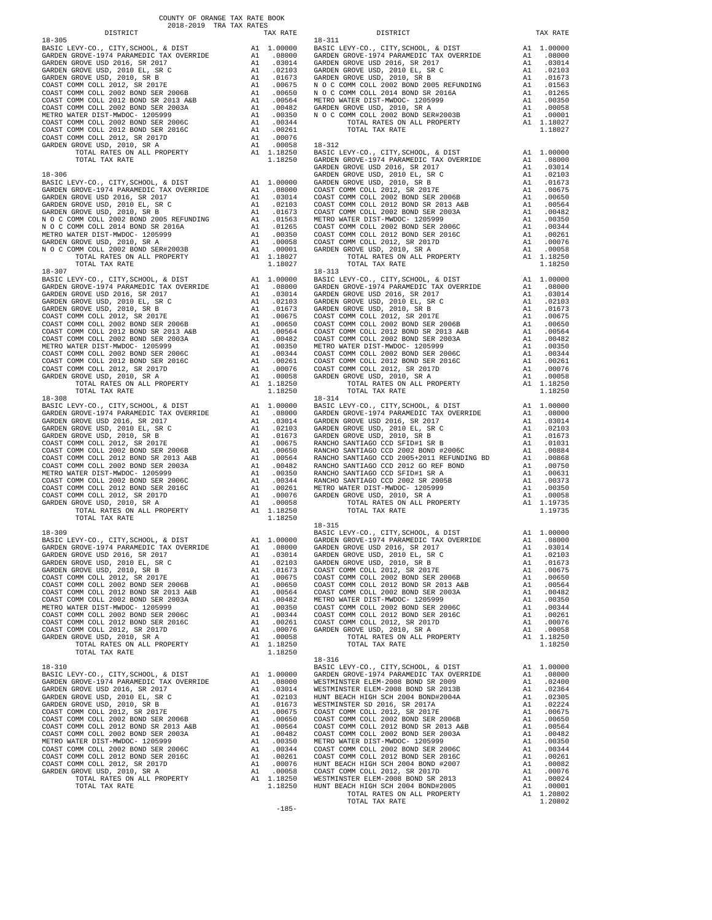COUNTY OF ORANGE TAX RATE BOOK
2018-2019 TRA TAX RATES

| DISTRICT | | TAX RATE |
|---|---|---|
| **18-305** | | |
| BASIC LEVY-CO., CITY,SCHOOL, & DIST | A1 | 1.00000 |
| GARDEN GROVE-1974 PARAMEDIC TAX OVERRIDE | A1 | .08000 |
| GARDEN GROVE USD 2016, SR 2017 | A1 | .03014 |
| GARDEN GROVE USD, 2010 EL, SR C | A1 | .02103 |
| GARDEN GROVE USD, 2010, SR B | A1 | .01673 |
| COAST COMM COLL 2012, SR 2017E | A1 | .00675 |
| COAST COMM COLL 2002 BOND SER 2006B | A1 | .00650 |
| COAST COMM COLL 2012 BOND SR 2013 A&B | A1 | .00564 |
| COAST COMM COLL 2002 BOND SER 2003A | A1 | .00482 |
| METRO WATER DIST-MWDOC- 1205999 | A1 | .00350 |
| COAST COMM COLL 2002 BOND SER 2006C | A1 | .00344 |
| COAST COMM COLL 2012 BOND SER 2016C | A1 | .00261 |
| COAST COMM COLL 2012, SR 2017D | A1 | .00076 |
| GARDEN GROVE USD, 2010, SR A | A1 | .00058 |
| TOTAL RATES ON ALL PROPERTY | A1 | 1.18250 |
| TOTAL TAX RATE | | 1.18250 |
| **18-306** | | |
| BASIC LEVY-CO., CITY,SCHOOL, & DIST | A1 | 1.00000 |
| GARDEN GROVE-1974 PARAMEDIC TAX OVERRIDE | A1 | .08000 |
| GARDEN GROVE USD 2016, SR 2017 | A1 | .03014 |
| GARDEN GROVE USD, 2010 EL, SR C | A1 | .02103 |
| GARDEN GROVE USD, 2010, SR B | A1 | .01673 |
| N O C COMM COLL 2002 BOND 2005 REFUNDING | A1 | .01563 |
| N O C COMM COLL 2014 BOND SR 2016A | A1 | .01265 |
| METRO WATER DIST-MWDOC- 1205999 | A1 | .00350 |
| GARDEN GROVE USD, 2010, SR A | A1 | .00058 |
| N O C COMM COLL 2002 BOND SER#2003B | A1 | .00001 |
| TOTAL RATES ON ALL PROPERTY | A1 | 1.18027 |
| TOTAL TAX RATE | | 1.18027 |
| **18-307** | | |
| BASIC LEVY-CO., CITY,SCHOOL, & DIST | A1 | 1.00000 |
| GARDEN GROVE-1974 PARAMEDIC TAX OVERRIDE | A1 | .08000 |
| GARDEN GROVE USD 2016, SR 2017 | A1 | .03014 |
| GARDEN GROVE USD, 2010 EL, SR C | A1 | .02103 |
| GARDEN GROVE USD, 2010, SR B | A1 | .01673 |
| COAST COMM COLL 2012, SR 2017E | A1 | .00675 |
| COAST COMM COLL 2002 BOND SER 2006B | A1 | .00650 |
| COAST COMM COLL 2012 BOND SR 2013 A&B | A1 | .00564 |
| COAST COMM COLL 2002 BOND SER 2003A | A1 | .00482 |
| METRO WATER DIST-MWDOC- 1205999 | A1 | .00350 |
| COAST COMM COLL 2002 BOND SER 2006C | A1 | .00344 |
| COAST COMM COLL 2012 BOND SER 2016C | A1 | .00261 |
| COAST COMM COLL 2012, SR 2017D | A1 | .00076 |
| GARDEN GROVE USD, 2010, SR A | A1 | .00058 |
| TOTAL RATES ON ALL PROPERTY | A1 | 1.18250 |
| TOTAL TAX RATE | | 1.18250 |
| **18-308** | | |
| BASIC LEVY-CO., CITY,SCHOOL, & DIST | A1 | 1.00000 |
| GARDEN GROVE-1974 PARAMEDIC TAX OVERRIDE | A1 | .08000 |
| GARDEN GROVE USD 2016, SR 2017 | A1 | .03014 |
| GARDEN GROVE USD, 2010 EL, SR C | A1 | .02103 |
| GARDEN GROVE USD, 2010, SR B | A1 | .01673 |
| COAST COMM COLL 2012, SR 2017E | A1 | .00675 |
| COAST COMM COLL 2002 BOND SER 2006B | A1 | .00650 |
| COAST COMM COLL 2012 BOND SR 2013 A&B | A1 | .00564 |
| COAST COMM COLL 2002 BOND SER 2003A | A1 | .00482 |
| METRO WATER DIST-MWDOC- 1205999 | A1 | .00350 |
| COAST COMM COLL 2002 BOND SER 2006C | A1 | .00344 |
| COAST COMM COLL 2012 BOND SER 2016C | A1 | .00261 |
| COAST COMM COLL 2012, SR 2017D | A1 | .00076 |
| GARDEN GROVE USD, 2010, SR A | A1 | .00058 |
| TOTAL RATES ON ALL PROPERTY | A1 | 1.18250 |
| TOTAL TAX RATE | | 1.18250 |
| **18-309** | | |
| BASIC LEVY-CO., CITY,SCHOOL, & DIST | A1 | 1.00000 |
| GARDEN GROVE-1974 PARAMEDIC TAX OVERRIDE | A1 | .08000 |
| GARDEN GROVE USD 2016, SR 2017 | A1 | .03014 |
| GARDEN GROVE USD, 2010 EL, SR C | A1 | .02103 |
| GARDEN GROVE USD, 2010, SR B | A1 | .01673 |
| COAST COMM COLL 2012, SR 2017E | A1 | .00675 |
| COAST COMM COLL 2002 BOND SER 2006B | A1 | .00650 |
| COAST COMM COLL 2012 BOND SR 2013 A&B | A1 | .00564 |
| COAST COMM COLL 2002 BOND SER 2003A | A1 | .00482 |
| METRO WATER DIST-MWDOC- 1205999 | A1 | .00350 |
| COAST COMM COLL 2002 BOND SER 2006C | A1 | .00344 |
| COAST COMM COLL 2012 BOND SER 2016C | A1 | .00261 |
| COAST COMM COLL 2012, SR 2017D | A1 | .00076 |
| GARDEN GROVE USD, 2010, SR A | A1 | .00058 |
| TOTAL RATES ON ALL PROPERTY | A1 | 1.18250 |
| TOTAL TAX RATE | | 1.18250 |
| **18-310** | | |
| BASIC LEVY-CO., CITY,SCHOOL, & DIST | A1 | 1.00000 |
| GARDEN GROVE-1974 PARAMEDIC TAX OVERRIDE | A1 | .08000 |
| GARDEN GROVE USD 2016, SR 2017 | A1 | .03014 |
| GARDEN GROVE USD, 2010 EL, SR C | A1 | .02103 |
| GARDEN GROVE USD, 2010, SR B | A1 | .01673 |
| COAST COMM COLL 2012, SR 2017E | A1 | .00675 |
| COAST COMM COLL 2002 BOND SER 2006B | A1 | .00650 |
| COAST COMM COLL 2012 BOND SR 2013 A&B | A1 | .00564 |
| COAST COMM COLL 2002 BOND SER 2003A | A1 | .00482 |
| METRO WATER DIST-MWDOC- 1205999 | A1 | .00350 |
| COAST COMM COLL 2002 BOND SER 2006C | A1 | .00344 |
| COAST COMM COLL 2012 BOND SER 2016C | A1 | .00261 |
| COAST COMM COLL 2012, SR 2017D | A1 | .00076 |
| GARDEN GROVE USD, 2010, SR A | A1 | .00058 |
| TOTAL RATES ON ALL PROPERTY | A1 | 1.18250 |
| TOTAL TAX RATE | | 1.18250 |
| **18-311** | | |
| BASIC LEVY-CO., CITY,SCHOOL, & DIST | A1 | 1.00000 |
| GARDEN GROVE-1974 PARAMEDIC TAX OVERRIDE | A1 | .08000 |
| GARDEN GROVE USD 2016, SR 2017 | A1 | .03014 |
| GARDEN GROVE USD, 2010 EL, SR C | A1 | .02103 |
| GARDEN GROVE USD, 2010, SR B | A1 | .01673 |
| N O C COMM COLL 2002 BOND 2005 REFUNDING | A1 | .01563 |
| N O C COMM COLL 2014 BOND SR 2016A | A1 | .01265 |
| METRO WATER DIST-MWDOC- 1205999 | A1 | .00350 |
| GARDEN GROVE USD, 2010, SR A | A1 | .00058 |
| N O C COMM COLL 2002 BOND SER#2003B | A1 | .00001 |
| TOTAL RATES ON ALL PROPERTY | A1 | 1.18027 |
| TOTAL TAX RATE | | 1.18027 |
| **18-312** | | |
| BASIC LEVY-CO., CITY,SCHOOL, & DIST | A1 | 1.00000 |
| GARDEN GROVE-1974 PARAMEDIC TAX OVERRIDE | A1 | .08000 |
| GARDEN GROVE USD 2016, SR 2017 | A1 | .03014 |
| GARDEN GROVE USD, 2010 EL, SR C | A1 | .02103 |
| GARDEN GROVE USD, 2010, SR B | A1 | .01673 |
| COAST COMM COLL 2012, SR 2017E | A1 | .00675 |
| COAST COMM COLL 2002 BOND SER 2006B | A1 | .00650 |
| COAST COMM COLL 2012 BOND SR 2013 A&B | A1 | .00564 |
| COAST COMM COLL 2002 BOND SER 2003A | A1 | .00482 |
| METRO WATER DIST-MWDOC- 1205999 | A1 | .00350 |
| COAST COMM COLL 2002 BOND SER 2006C | A1 | .00344 |
| COAST COMM COLL 2012 BOND SER 2016C | A1 | .00261 |
| COAST COMM COLL 2012, SR 2017D | A1 | .00076 |
| GARDEN GROVE USD, 2010, SR A | A1 | .00058 |
| TOTAL RATES ON ALL PROPERTY | A1 | 1.18250 |
| TOTAL TAX RATE | | 1.18250 |
| **18-313** | | |
| BASIC LEVY-CO., CITY,SCHOOL, & DIST | A1 | 1.00000 |
| GARDEN GROVE-1974 PARAMEDIC TAX OVERRIDE | A1 | .08000 |
| GARDEN GROVE USD 2016, SR 2017 | A1 | .03014 |
| GARDEN GROVE USD, 2010 EL, SR C | A1 | .02103 |
| GARDEN GROVE USD, 2010, SR B | A1 | .01673 |
| COAST COMM COLL 2012, SR 2017E | A1 | .00675 |
| COAST COMM COLL 2002 BOND SER 2006B | A1 | .00650 |
| COAST COMM COLL 2012 BOND SR 2013 A&B | A1 | .00564 |
| COAST COMM COLL 2002 BOND SER 2003A | A1 | .00482 |
| METRO WATER DIST-MWDOC- 1205999 | A1 | .00350 |
| COAST COMM COLL 2002 BOND SER 2006C | A1 | .00344 |
| COAST COMM COLL 2012 BOND SER 2016C | A1 | .00261 |
| COAST COMM COLL 2012, SR 2017D | A1 | .00076 |
| GARDEN GROVE USD, 2010, SR A | A1 | .00058 |
| TOTAL RATES ON ALL PROPERTY | A1 | 1.18250 |
| TOTAL TAX RATE | | 1.18250 |
| **18-314** | | |
| BASIC LEVY-CO., CITY,SCHOOL, & DIST | A1 | 1.00000 |
| GARDEN GROVE-1974 PARAMEDIC TAX OVERRIDE | A1 | .08000 |
| GARDEN GROVE USD 2016, SR 2017 | A1 | .03014 |
| GARDEN GROVE USD, 2010 EL, SR C | A1 | .02103 |
| GARDEN GROVE USD, 2010, SR B | A1 | .01673 |
| RANCHO SANTIAGO CCD SFID#1 SR B | A1 | .01031 |
| RANCHO SANTIAGO CCD 2002 BOND #2006C | A1 | .00884 |
| RANCHO SANTIAGO CCD 2005+2011 REFUNDING BD | A1 | .00868 |
| RANCHO SANTIAGO CCD 2012 GO REF BOND | A1 | .00750 |
| RANCHO SANTIAGO CCD SFID#1 SR A | A1 | .00631 |
| RANCHO SANTIAGO CCD 2002 SR 2005B | A1 | .00373 |
| METRO WATER DIST-MWDOC- 1205999 | A1 | .00350 |
| GARDEN GROVE USD, 2010, SR A | A1 | .00058 |
| TOTAL RATES ON ALL PROPERTY | A1 | 1.19735 |
| TOTAL TAX RATE | | 1.19735 |
| **18-315** | | |
| BASIC LEVY-CO., CITY,SCHOOL, & DIST | A1 | 1.00000 |
| GARDEN GROVE-1974 PARAMEDIC TAX OVERRIDE | A1 | .08000 |
| GARDEN GROVE USD 2016, SR 2017 | A1 | .03014 |
| GARDEN GROVE USD, 2010 EL, SR C | A1 | .02103 |
| GARDEN GROVE USD, 2010, SR B | A1 | .01673 |
| COAST COMM COLL 2012, SR 2017E | A1 | .00675 |
| COAST COMM COLL 2002 BOND SER 2006B | A1 | .00650 |
| COAST COMM COLL 2012 BOND SR 2013 A&B | A1 | .00564 |
| COAST COMM COLL 2002 BOND SER 2003A | A1 | .00482 |
| METRO WATER DIST-MWDOC- 1205999 | A1 | .00350 |
| COAST COMM COLL 2002 BOND SER 2006C | A1 | .00344 |
| COAST COMM COLL 2012 BOND SER 2016C | A1 | .00261 |
| COAST COMM COLL 2012, SR 2017D | A1 | .00076 |
| GARDEN GROVE USD, 2010, SR A | A1 | .00058 |
| TOTAL RATES ON ALL PROPERTY | A1 | 1.18250 |
| TOTAL TAX RATE | | 1.18250 |
| **18-316** | | |
| BASIC LEVY-CO., CITY,SCHOOL, & DIST | A1 | 1.00000 |
| GARDEN GROVE-1974 PARAMEDIC TAX OVERRIDE | A1 | .08000 |
| WESTMINSTER ELEM-2008 BOND SR 2009 | A1 | .02400 |
| WESTMINSTER ELEM-2008 BOND SR 2013B | A1 | .02364 |
| HUNT BEACH HIGH SCH 2004 BOND#2004A | A1 | .02305 |
| WESTMINSTER SD 2016, SR 2017A | A1 | .02224 |
| COAST COMM COLL 2012, SR 2017E | A1 | .00675 |
| COAST COMM COLL 2002 BOND SER 2006B | A1 | .00650 |
| COAST COMM COLL 2012 BOND SR 2013 A&B | A1 | .00564 |
| COAST COMM COLL 2002 BOND SER 2003A | A1 | .00482 |
| METRO WATER DIST-MWDOC- 1205999 | A1 | .00350 |
| COAST COMM COLL 2002 BOND SER 2006C | A1 | .00344 |
| COAST COMM COLL 2012 BOND SER 2016C | A1 | .00261 |
| HUNT BEACH HIGH SCH 2004 BOND #2007 | A1 | .00082 |
| COAST COMM COLL 2012, SR 2017D | A1 | .00076 |
| WESTMINSTER ELEM-2008 BOND SR 2013 | A1 | .00024 |
| HUNT BEACH HIGH SCH 2004 BOND#2005 | A1 | .00001 |
| TOTAL RATES ON ALL PROPERTY | A1 | 1.20802 |
| TOTAL TAX RATE | | 1.20802 |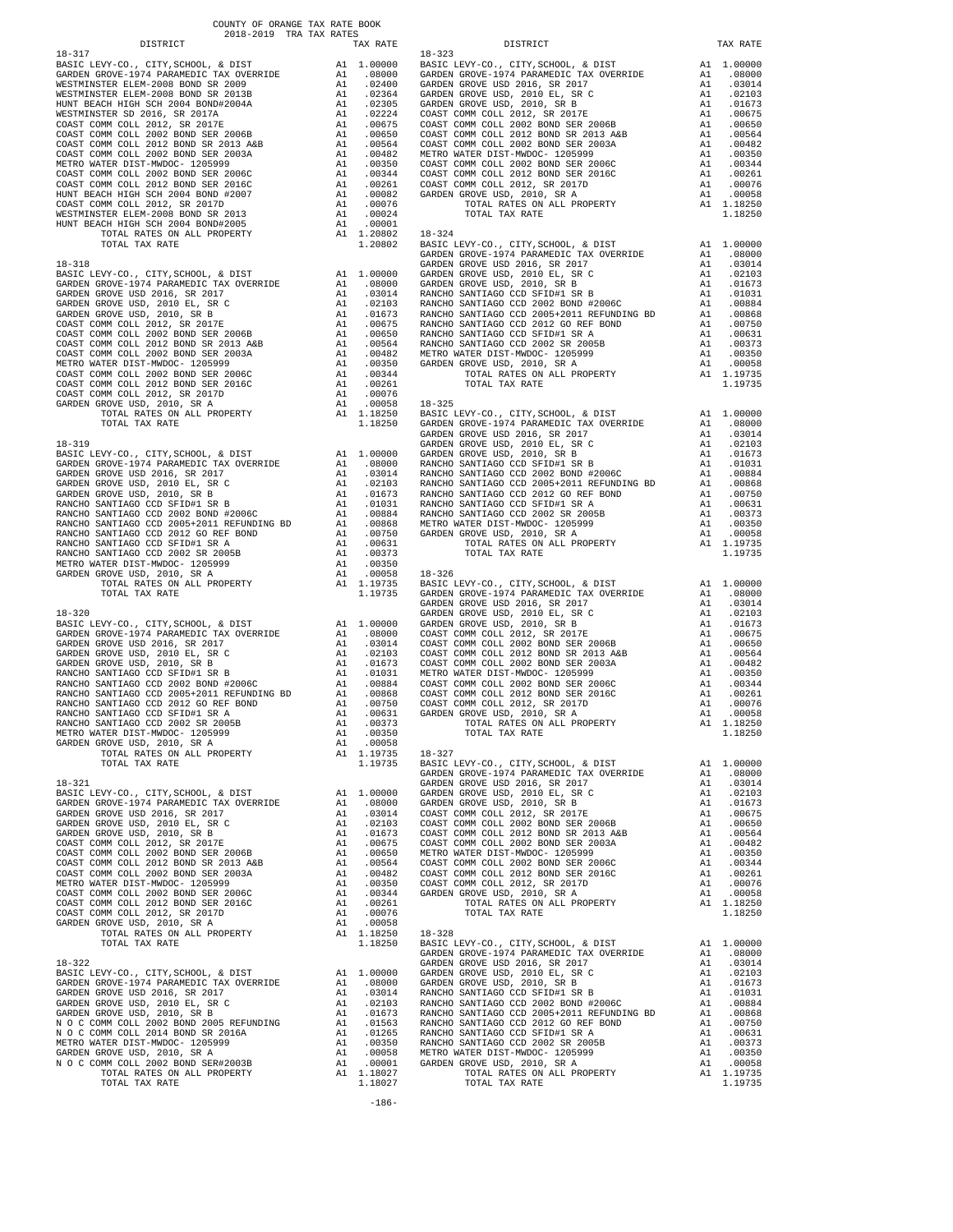COUNTY OF ORANGE TAX RATE BOOK
2018-2019 TRA TAX RATES

| DISTRICT | | TAX RATE |
|---|---|---|
| **18-317** | | |
| BASIC LEVY-CO., CITY,SCHOOL, & DIST | A1 | 1.00000 |
| GARDEN GROVE-1974 PARAMEDIC TAX OVERRIDE | A1 | .08000 |
| WESTMINSTER ELEM-2008 BOND SR 2009 | A1 | .02400 |
| WESTMINSTER ELEM-2008 BOND SR 2013B | A1 | .02364 |
| HUNT BEACH HIGH SCH 2004 BOND#2004A | A1 | .02305 |
| WESTMINSTER SD 2016, SR 2017A | A1 | .02224 |
| COAST COMM COLL 2012, SR 2017E | A1 | .00675 |
| COAST COMM COLL 2002 BOND SER 2006B | A1 | .00650 |
| COAST COMM COLL 2012 BOND SR 2013 A&B | A1 | .00564 |
| COAST COMM COLL 2002 BOND SER 2003A | A1 | .00482 |
| METRO WATER DIST-MWDOC- 1205999 | A1 | .00350 |
| COAST COMM COLL 2002 BOND SER 2006C | A1 | .00344 |
| COAST COMM COLL 2012 BOND SER 2016C | A1 | .00261 |
| HUNT BEACH HIGH SCH 2004 BOND #2007 | A1 | .00082 |
| COAST COMM COLL 2012, SR 2017D | A1 | .00076 |
| WESTMINSTER ELEM-2008 BOND SR 2013 | A1 | .00024 |
| HUNT BEACH HIGH SCH 2004 BOND#2005 | A1 | .00001 |
| TOTAL RATES ON ALL PROPERTY | A1 | 1.20802 |
| TOTAL TAX RATE | | 1.20802 |
| **18-318** | | |
| BASIC LEVY-CO., CITY,SCHOOL, & DIST | A1 | 1.00000 |
| GARDEN GROVE-1974 PARAMEDIC TAX OVERRIDE | A1 | .08000 |
| GARDEN GROVE USD 2016, SR 2017 | A1 | .03014 |
| GARDEN GROVE USD, 2010 EL, SR C | A1 | .02103 |
| GARDEN GROVE USD, 2010, SR B | A1 | .01673 |
| COAST COMM COLL 2012, SR 2017E | A1 | .00675 |
| COAST COMM COLL 2002 BOND SER 2006B | A1 | .00650 |
| COAST COMM COLL 2012 BOND SR 2013 A&B | A1 | .00564 |
| COAST COMM COLL 2002 BOND SER 2003A | A1 | .00482 |
| METRO WATER DIST-MWDOC- 1205999 | A1 | .00350 |
| COAST COMM COLL 2002 BOND SER 2006C | A1 | .00344 |
| COAST COMM COLL 2012 BOND SER 2016C | A1 | .00261 |
| COAST COMM COLL 2012, SR 2017D | A1 | .00076 |
| GARDEN GROVE USD, 2010, SR A | A1 | .00058 |
| TOTAL RATES ON ALL PROPERTY | A1 | 1.18250 |
| TOTAL TAX RATE | | 1.18250 |
| **18-319** | | |
| BASIC LEVY-CO., CITY,SCHOOL, & DIST | A1 | 1.00000 |
| GARDEN GROVE-1974 PARAMEDIC TAX OVERRIDE | A1 | .08000 |
| GARDEN GROVE USD 2016, SR 2017 | A1 | .03014 |
| GARDEN GROVE USD, 2010 EL, SR C | A1 | .02103 |
| GARDEN GROVE USD, 2010, SR B | A1 | .01673 |
| RANCHO SANTIAGO CCD SFID#1 SR B | A1 | .01031 |
| RANCHO SANTIAGO CCD 2002 BOND #2006C | A1 | .00884 |
| RANCHO SANTIAGO CCD 2005+2011 REFUNDING BD | A1 | .00868 |
| RANCHO SANTIAGO CCD 2012 GO REF BOND | A1 | .00750 |
| RANCHO SANTIAGO CCD SFID#1 SR A | A1 | .00631 |
| RANCHO SANTIAGO CCD 2002 SR 2005B | A1 | .00373 |
| METRO WATER DIST-MWDOC- 1205999 | A1 | .00350 |
| GARDEN GROVE USD, 2010, SR A | A1 | .00058 |
| TOTAL RATES ON ALL PROPERTY | A1 | 1.19735 |
| TOTAL TAX RATE | | 1.19735 |
| **18-320** | | |
| BASIC LEVY-CO., CITY,SCHOOL, & DIST | A1 | 1.00000 |
| GARDEN GROVE-1974 PARAMEDIC TAX OVERRIDE | A1 | .08000 |
| GARDEN GROVE USD 2016, SR 2017 | A1 | .03014 |
| GARDEN GROVE USD, 2010 EL, SR C | A1 | .02103 |
| GARDEN GROVE USD, 2010, SR B | A1 | .01673 |
| RANCHO SANTIAGO CCD SFID#1 SR B | A1 | .01031 |
| RANCHO SANTIAGO CCD 2002 BOND #2006C | A1 | .00884 |
| RANCHO SANTIAGO CCD 2005+2011 REFUNDING BD | A1 | .00868 |
| RANCHO SANTIAGO CCD 2012 GO REF BOND | A1 | .00750 |
| RANCHO SANTIAGO CCD SFID#1 SR A | A1 | .00631 |
| RANCHO SANTIAGO CCD 2002 SR 2005B | A1 | .00373 |
| METRO WATER DIST-MWDOC- 1205999 | A1 | .00350 |
| GARDEN GROVE USD, 2010, SR A | A1 | .00058 |
| TOTAL RATES ON ALL PROPERTY | A1 | 1.19735 |
| TOTAL TAX RATE | | 1.19735 |
| **18-321** | | |
| BASIC LEVY-CO., CITY,SCHOOL, & DIST | A1 | 1.00000 |
| GARDEN GROVE-1974 PARAMEDIC TAX OVERRIDE | A1 | .08000 |
| GARDEN GROVE USD 2016, SR 2017 | A1 | .03014 |
| GARDEN GROVE USD, 2010 EL, SR C | A1 | .02103 |
| GARDEN GROVE USD, 2010, SR B | A1 | .01673 |
| COAST COMM COLL 2012, SR 2017E | A1 | .00675 |
| COAST COMM COLL 2002 BOND SER 2006B | A1 | .00650 |
| COAST COMM COLL 2012 BOND SR 2013 A&B | A1 | .00564 |
| COAST COMM COLL 2002 BOND SER 2003A | A1 | .00482 |
| METRO WATER DIST-MWDOC- 1205999 | A1 | .00350 |
| COAST COMM COLL 2002 BOND SER 2006C | A1 | .00344 |
| COAST COMM COLL 2012 BOND SER 2016C | A1 | .00261 |
| COAST COMM COLL 2012, SR 2017D | A1 | .00076 |
| GARDEN GROVE USD, 2010, SR A | A1 | .00058 |
| TOTAL RATES ON ALL PROPERTY | A1 | 1.18250 |
| TOTAL TAX RATE | | 1.18250 |
| **18-322** | | |
| BASIC LEVY-CO., CITY,SCHOOL, & DIST | A1 | 1.00000 |
| GARDEN GROVE-1974 PARAMEDIC TAX OVERRIDE | A1 | .08000 |
| GARDEN GROVE USD 2016, SR 2017 | A1 | .03014 |
| GARDEN GROVE USD, 2010 EL, SR C | A1 | .02103 |
| GARDEN GROVE USD, 2010, SR B | A1 | .01673 |
| N O C COMM COLL 2002 BOND 2005 REFUNDING | A1 | .01563 |
| N O C COMM COLL 2014 BOND SR 2016A | A1 | .01265 |
| METRO WATER DIST-MWDOC- 1205999 | A1 | .00350 |
| GARDEN GROVE USD, 2010, SR A | A1 | .00058 |
| N O C COMM COLL 2002 BOND SER#2003B | A1 | .00001 |
| TOTAL RATES ON ALL PROPERTY | A1 | 1.18027 |
| TOTAL TAX RATE | | 1.18027 |
| **18-323** | | |
| BASIC LEVY-CO., CITY,SCHOOL, & DIST | A1 | 1.00000 |
| GARDEN GROVE-1974 PARAMEDIC TAX OVERRIDE | A1 | .08000 |
| GARDEN GROVE USD 2016, SR 2017 | A1 | .03014 |
| GARDEN GROVE USD, 2010 EL, SR C | A1 | .02103 |
| GARDEN GROVE USD, 2010, SR B | A1 | .01673 |
| COAST COMM COLL 2012, SR 2017E | A1 | .00675 |
| COAST COMM COLL 2002 BOND SER 2006B | A1 | .00650 |
| COAST COMM COLL 2012 BOND SR 2013 A&B | A1 | .00564 |
| COAST COMM COLL 2002 BOND SER 2003A | A1 | .00482 |
| METRO WATER DIST-MWDOC- 1205999 | A1 | .00350 |
| COAST COMM COLL 2002 BOND SER 2006C | A1 | .00344 |
| COAST COMM COLL 2012 BOND SER 2016C | A1 | .00261 |
| COAST COMM COLL 2012, SR 2017D | A1 | .00076 |
| GARDEN GROVE USD, 2010, SR A | A1 | .00058 |
| TOTAL RATES ON ALL PROPERTY | A1 | 1.18250 |
| TOTAL TAX RATE | | 1.18250 |
| **18-324** | | |
| BASIC LEVY-CO., CITY,SCHOOL, & DIST | A1 | 1.00000 |
| GARDEN GROVE-1974 PARAMEDIC TAX OVERRIDE | A1 | .08000 |
| GARDEN GROVE USD 2016, SR 2017 | A1 | .03014 |
| GARDEN GROVE USD, 2010 EL, SR C | A1 | .02103 |
| GARDEN GROVE USD, 2010, SR B | A1 | .01673 |
| RANCHO SANTIAGO CCD SFID#1 SR B | A1 | .01031 |
| RANCHO SANTIAGO CCD 2002 BOND #2006C | A1 | .00884 |
| RANCHO SANTIAGO CCD 2005+2011 REFUNDING BD | A1 | .00868 |
| RANCHO SANTIAGO CCD 2012 GO REF BOND | A1 | .00750 |
| RANCHO SANTIAGO CCD SFID#1 SR A | A1 | .00631 |
| RANCHO SANTIAGO CCD 2002 SR 2005B | A1 | .00373 |
| METRO WATER DIST-MWDOC- 1205999 | A1 | .00350 |
| GARDEN GROVE USD, 2010, SR A | A1 | .00058 |
| TOTAL RATES ON ALL PROPERTY | A1 | 1.19735 |
| TOTAL TAX RATE | | 1.19735 |
| **18-325** | | |
| BASIC LEVY-CO., CITY,SCHOOL, & DIST | A1 | 1.00000 |
| GARDEN GROVE-1974 PARAMEDIC TAX OVERRIDE | A1 | .08000 |
| GARDEN GROVE USD 2016, SR 2017 | A1 | .03014 |
| GARDEN GROVE USD, 2010 EL, SR C | A1 | .02103 |
| GARDEN GROVE USD, 2010, SR B | A1 | .01673 |
| RANCHO SANTIAGO CCD SFID#1 SR B | A1 | .01031 |
| RANCHO SANTIAGO CCD 2002 BOND #2006C | A1 | .00884 |
| RANCHO SANTIAGO CCD 2005+2011 REFUNDING BD | A1 | .00868 |
| RANCHO SANTIAGO CCD 2012 GO REF BOND | A1 | .00750 |
| RANCHO SANTIAGO CCD SFID#1 SR A | A1 | .00631 |
| RANCHO SANTIAGO CCD 2002 SR 2005B | A1 | .00373 |
| METRO WATER DIST-MWDOC- 1205999 | A1 | .00350 |
| GARDEN GROVE USD, 2010, SR A | A1 | .00058 |
| TOTAL RATES ON ALL PROPERTY | A1 | 1.19735 |
| TOTAL TAX RATE | | 1.19735 |
| **18-326** | | |
| BASIC LEVY-CO., CITY,SCHOOL, & DIST | A1 | 1.00000 |
| GARDEN GROVE-1974 PARAMEDIC TAX OVERRIDE | A1 | .08000 |
| GARDEN GROVE USD 2016, SR 2017 | A1 | .03014 |
| GARDEN GROVE USD, 2010 EL, SR C | A1 | .02103 |
| GARDEN GROVE USD, 2010, SR B | A1 | .01673 |
| COAST COMM COLL 2012, SR 2017E | A1 | .00675 |
| COAST COMM COLL 2002 BOND SER 2006B | A1 | .00650 |
| COAST COMM COLL 2012 BOND SR 2013 A&B | A1 | .00564 |
| COAST COMM COLL 2002 BOND SER 2003A | A1 | .00482 |
| METRO WATER DIST-MWDOC- 1205999 | A1 | .00350 |
| COAST COMM COLL 2002 BOND SER 2006C | A1 | .00344 |
| COAST COMM COLL 2012 BOND SER 2016C | A1 | .00261 |
| COAST COMM COLL 2012, SR 2017D | A1 | .00076 |
| GARDEN GROVE USD, 2010, SR A | A1 | .00058 |
| TOTAL RATES ON ALL PROPERTY | A1 | 1.18250 |
| TOTAL TAX RATE | | 1.18250 |
| **18-327** | | |
| BASIC LEVY-CO., CITY,SCHOOL, & DIST | A1 | 1.00000 |
| GARDEN GROVE-1974 PARAMEDIC TAX OVERRIDE | A1 | .08000 |
| GARDEN GROVE USD 2016, SR 2017 | A1 | .03014 |
| GARDEN GROVE USD, 2010 EL, SR C | A1 | .02103 |
| GARDEN GROVE USD, 2010, SR B | A1 | .01673 |
| COAST COMM COLL 2012, SR 2017E | A1 | .00675 |
| COAST COMM COLL 2002 BOND SER 2006B | A1 | .00650 |
| COAST COMM COLL 2012 BOND SR 2013 A&B | A1 | .00564 |
| COAST COMM COLL 2002 BOND SER 2003A | A1 | .00482 |
| METRO WATER DIST-MWDOC- 1205999 | A1 | .00350 |
| COAST COMM COLL 2002 BOND SER 2006C | A1 | .00344 |
| COAST COMM COLL 2012 BOND SER 2016C | A1 | .00261 |
| COAST COMM COLL 2012, SR 2017D | A1 | .00076 |
| GARDEN GROVE USD, 2010, SR A | A1 | .00058 |
| TOTAL RATES ON ALL PROPERTY | A1 | 1.18250 |
| TOTAL TAX RATE | | 1.18250 |
| **18-328** | | |
| BASIC LEVY-CO., CITY,SCHOOL, & DIST | A1 | 1.00000 |
| GARDEN GROVE-1974 PARAMEDIC TAX OVERRIDE | A1 | .08000 |
| GARDEN GROVE USD 2016, SR 2017 | A1 | .03014 |
| GARDEN GROVE USD, 2010 EL, SR C | A1 | .02103 |
| GARDEN GROVE USD, 2010, SR B | A1 | .01673 |
| RANCHO SANTIAGO CCD SFID#1 SR B | A1 | .01031 |
| RANCHO SANTIAGO CCD 2002 BOND #2006C | A1 | .00884 |
| RANCHO SANTIAGO CCD 2005+2011 REFUNDING BD | A1 | .00868 |
| RANCHO SANTIAGO CCD 2012 GO REF BOND | A1 | .00750 |
| RANCHO SANTIAGO CCD SFID#1 SR A | A1 | .00631 |
| RANCHO SANTIAGO CCD 2002 SR 2005B | A1 | .00373 |
| METRO WATER DIST-MWDOC- 1205999 | A1 | .00350 |
| GARDEN GROVE USD, 2010, SR A | A1 | .00058 |
| TOTAL RATES ON ALL PROPERTY | A1 | 1.19735 |
| TOTAL TAX RATE | | 1.19735 |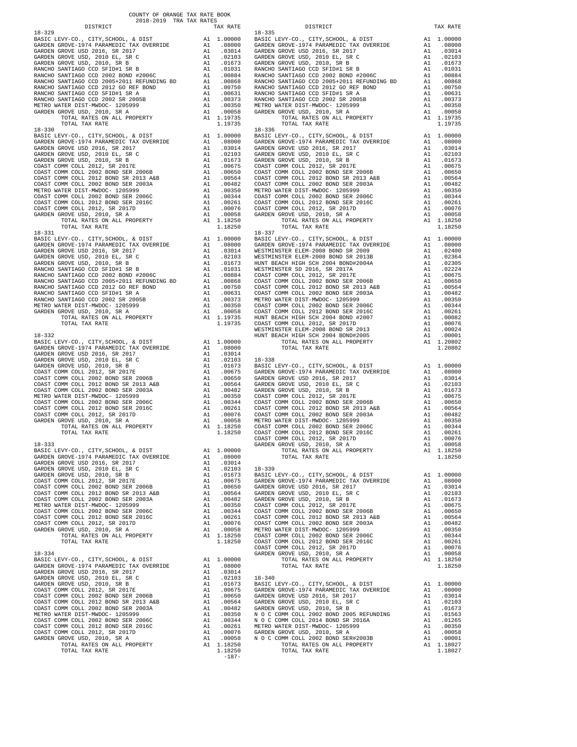COUNTY OF ORANGE TAX RATE BOOK
2018-2019 TRA TAX RATES

**18-329**

| DISTRICT | | TAX RATE |
|---|---|---|
| BASIC LEVY-CO., CITY,SCHOOL, & DIST | A1 | 1.00000 |
| GARDEN GROVE-1974 PARAMEDIC TAX OVERRIDE | A1 | .08000 |
| GARDEN GROVE USD 2016, SR 2017 | A1 | .03014 |
| GARDEN GROVE USD, 2010 EL, SR C | A1 | .02103 |
| GARDEN GROVE USD, 2010, SR B | A1 | .01673 |
| RANCHO SANTIAGO CCD SFID#1 SR B | A1 | .01031 |
| RANCHO SANTIAGO CCD 2002 BOND #2006C | A1 | .00884 |
| RANCHO SANTIAGO CCD 2005+2011 REFUNDING BD | A1 | .00868 |
| RANCHO SANTIAGO CCD 2012 GO REF BOND | A1 | .00750 |
| RANCHO SANTIAGO CCD SFID#1 SR A | A1 | .00631 |
| RANCHO SANTIAGO CCD 2002 SR 2005B | A1 | .00373 |
| METRO WATER DIST-MWDOC- 1205999 | A1 | .00350 |
| GARDEN GROVE USD, 2010, SR A | A1 | .00058 |
| TOTAL RATES ON ALL PROPERTY | A1 | 1.19735 |
| TOTAL TAX RATE | | 1.19735 |

**18-330**

| DISTRICT | | TAX RATE |
|---|---|---|
| BASIC LEVY-CO., CITY,SCHOOL, & DIST | A1 | 1.00000 |
| GARDEN GROVE-1974 PARAMEDIC TAX OVERRIDE | A1 | .08000 |
| GARDEN GROVE USD 2016, SR 2017 | A1 | .03014 |
| GARDEN GROVE USD, 2010 EL, SR C | A1 | .02103 |
| GARDEN GROVE USD, 2010, SR B | A1 | .01673 |
| COAST COMM COLL 2012, SR 2017E | A1 | .00675 |
| COAST COMM COLL 2002 BOND SER 2006B | A1 | .00650 |
| COAST COMM COLL 2012 BOND SER 2013 A&B | A1 | .00564 |
| COAST COMM COLL 2002 BOND SER 2003A | A1 | .00482 |
| METRO WATER DIST-MWDOC- 1205999 | A1 | .00350 |
| COAST COMM COLL 2002 BOND SER 2006C | A1 | .00344 |
| COAST COMM COLL 2012 BOND SER 2016C | A1 | .00261 |
| COAST COMM COLL 2012, SR 2017D | A1 | .00076 |
| GARDEN GROVE USD, 2010, SR A | A1 | .00058 |
| TOTAL RATES ON ALL PROPERTY | A1 | 1.18250 |
| TOTAL TAX RATE | | 1.18250 |

**18-331**

| DISTRICT | | TAX RATE |
|---|---|---|
| BASIC LEVY-CO., CITY,SCHOOL, & DIST | A1 | 1.00000 |
| GARDEN GROVE-1974 PARAMEDIC TAX OVERRIDE | A1 | .08000 |
| GARDEN GROVE USD 2016, SR 2017 | A1 | .03014 |
| GARDEN GROVE USD, 2010 EL, SR C | A1 | .02103 |
| GARDEN GROVE USD, 2010, SR B | A1 | .01673 |
| RANCHO SANTIAGO CCD SFID#1 SR B | A1 | .01031 |
| RANCHO SANTIAGO CCD 2002 BOND #2006C | A1 | .00884 |
| RANCHO SANTIAGO CCD 2005+2011 REFUNDING BD | A1 | .00868 |
| RANCHO SANTIAGO CCD 2012 GO REF BOND | A1 | .00750 |
| RANCHO SANTIAGO CCD SFID#1 SR A | A1 | .00631 |
| RANCHO SANTIAGO CCD 2002 SR 2005B | A1 | .00373 |
| METRO WATER DIST-MWDOC- 1205999 | A1 | .00350 |
| GARDEN GROVE USD, 2010, SR A | A1 | .00058 |
| TOTAL RATES ON ALL PROPERTY | A1 | 1.19735 |
| TOTAL TAX RATE | | 1.19735 |

**18-332**

| DISTRICT | | TAX RATE |
|---|---|---|
| BASIC LEVY-CO., CITY,SCHOOL, & DIST | A1 | 1.00000 |
| GARDEN GROVE-1974 PARAMEDIC TAX OVERRIDE | A1 | .08000 |
| GARDEN GROVE USD 2016, SR 2017 | A1 | .03014 |
| GARDEN GROVE USD, 2010 EL, SR C | A1 | .02103 |
| GARDEN GROVE USD, 2010, SR B | A1 | .01673 |
| COAST COMM COLL 2012, SR 2017E | A1 | .00675 |
| COAST COMM COLL 2002 BOND SER 2006B | A1 | .00650 |
| COAST COMM COLL 2012 BOND SER 2013 A&B | A1 | .00564 |
| COAST COMM COLL 2002 BOND SER 2003A | A1 | .00482 |
| METRO WATER DIST-MWDOC- 1205999 | A1 | .00350 |
| COAST COMM COLL 2002 BOND SER 2006C | A1 | .00344 |
| COAST COMM COLL 2012 BOND SER 2016C | A1 | .00261 |
| COAST COMM COLL 2012, SR 2017D | A1 | .00076 |
| GARDEN GROVE USD, 2010, SR A | A1 | .00058 |
| TOTAL RATES ON ALL PROPERTY | A1 | 1.18250 |
| TOTAL TAX RATE | | 1.18250 |

**18-333**

| DISTRICT | | TAX RATE |
|---|---|---|
| BASIC LEVY-CO., CITY,SCHOOL, & DIST | A1 | 1.00000 |
| GARDEN GROVE-1974 PARAMEDIC TAX OVERRIDE | A1 | .08000 |
| GARDEN GROVE USD 2016, SR 2017 | A1 | .03014 |
| GARDEN GROVE USD, 2010 EL, SR C | A1 | .02103 |
| GARDEN GROVE USD, 2010, SR B | A1 | .01673 |
| COAST COMM COLL 2012, SR 2017E | A1 | .00675 |
| COAST COMM COLL 2002 BOND SER 2006B | A1 | .00650 |
| COAST COMM COLL 2012 BOND SER 2013 A&B | A1 | .00564 |
| COAST COMM COLL 2002 BOND SER 2003A | A1 | .00482 |
| METRO WATER DIST-MWDOC- 1205999 | A1 | .00350 |
| COAST COMM COLL 2002 BOND SER 2006C | A1 | .00344 |
| COAST COMM COLL 2012 BOND SER 2016C | A1 | .00261 |
| COAST COMM COLL 2012, SR 2017D | A1 | .00076 |
| GARDEN GROVE USD, 2010, SR A | A1 | .00058 |
| TOTAL RATES ON ALL PROPERTY | A1 | 1.18250 |
| TOTAL TAX RATE | | 1.18250 |

**18-334**

| DISTRICT | | TAX RATE |
|---|---|---|
| BASIC LEVY-CO., CITY,SCHOOL, & DIST | A1 | 1.00000 |
| GARDEN GROVE-1974 PARAMEDIC TAX OVERRIDE | A1 | .08000 |
| GARDEN GROVE USD 2016, SR 2017 | A1 | .03014 |
| GARDEN GROVE USD, 2010 EL, SR C | A1 | .02103 |
| GARDEN GROVE USD, 2010, SR B | A1 | .01673 |
| COAST COMM COLL 2012, SR 2017E | A1 | .00675 |
| COAST COMM COLL 2002 BOND SER 2006B | A1 | .00650 |
| COAST COMM COLL 2012 BOND SER 2013 A&B | A1 | .00564 |
| COAST COMM COLL 2002 BOND SER 2003A | A1 | .00482 |
| METRO WATER DIST-MWDOC- 1205999 | A1 | .00350 |
| COAST COMM COLL 2002 BOND SER 2006C | A1 | .00344 |
| COAST COMM COLL 2012 BOND SER 2016C | A1 | .00261 |
| COAST COMM COLL 2012, SR 2017D | A1 | .00076 |
| GARDEN GROVE USD, 2010, SR A | A1 | .00058 |
| TOTAL RATES ON ALL PROPERTY | A1 | 1.18250 |
| TOTAL TAX RATE | | 1.18250 |

**18-335**

| DISTRICT | | TAX RATE |
|---|---|---|
| BASIC LEVY-CO., CITY,SCHOOL, & DIST | A1 | 1.00000 |
| GARDEN GROVE-1974 PARAMEDIC TAX OVERRIDE | A1 | .08000 |
| GARDEN GROVE USD 2016, SR 2017 | A1 | .03014 |
| GARDEN GROVE USD, 2010 EL, SR C | A1 | .02103 |
| GARDEN GROVE USD, 2010, SR B | A1 | .01673 |
| RANCHO SANTIAGO CCD SFID#1 SR B | A1 | .01031 |
| RANCHO SANTIAGO CCD 2002 BOND #2006C | A1 | .00884 |
| RANCHO SANTIAGO CCD 2005+2011 REFUNDING BD | A1 | .00868 |
| RANCHO SANTIAGO CCD 2012 GO REF BOND | A1 | .00750 |
| RANCHO SANTIAGO CCD SFID#1 SR A | A1 | .00631 |
| RANCHO SANTIAGO CCD 2002 SR 2005B | A1 | .00373 |
| METRO WATER DIST-MWDOC- 1205999 | A1 | .00350 |
| GARDEN GROVE USD, 2010, SR A | A1 | .00058 |
| TOTAL RATES ON ALL PROPERTY | A1 | 1.19735 |
| TOTAL TAX RATE | | 1.19735 |

**18-336**

| DISTRICT | | TAX RATE |
|---|---|---|
| BASIC LEVY-CO., CITY,SCHOOL, & DIST | A1 | 1.00000 |
| GARDEN GROVE-1974 PARAMEDIC TAX OVERRIDE | A1 | .08000 |
| GARDEN GROVE USD 2016, SR 2017 | A1 | .03014 |
| GARDEN GROVE USD, 2010 EL, SR C | A1 | .02103 |
| GARDEN GROVE USD, 2010, SR B | A1 | .01673 |
| COAST COMM COLL 2012, SR 2017E | A1 | .00675 |
| COAST COMM COLL 2002 BOND SER 2006B | A1 | .00650 |
| COAST COMM COLL 2012 BOND SER 2013 A&B | A1 | .00564 |
| COAST COMM COLL 2002 BOND SER 2003A | A1 | .00482 |
| METRO WATER DIST-MWDOC- 1205999 | A1 | .00350 |
| COAST COMM COLL 2002 BOND SER 2006C | A1 | .00344 |
| COAST COMM COLL 2012 BOND SER 2016C | A1 | .00261 |
| COAST COMM COLL 2012, SR 2017D | A1 | .00076 |
| GARDEN GROVE USD, 2010, SR A | A1 | .00058 |
| TOTAL RATES ON ALL PROPERTY | A1 | 1.18250 |
| TOTAL TAX RATE | | 1.18250 |

**18-337**

| DISTRICT | | TAX RATE |
|---|---|---|
| BASIC LEVY-CO., CITY,SCHOOL, & DIST | A1 | 1.00000 |
| GARDEN GROVE-1974 PARAMEDIC TAX OVERRIDE | A1 | .08000 |
| WESTMINSTER ELEM-2008 BOND SR 2009 | A1 | .02400 |
| WESTMINSTER ELEM-2008 BOND SR 2013B | A1 | .02364 |
| HUNT BEACH HIGH SCH 2004 BOND#2004A | A1 | .02305 |
| WESTMINSTER SD 2016, SR 2017A | A1 | .02224 |
| COAST COMM COLL 2012, SR 2017E | A1 | .00675 |
| COAST COMM COLL 2002 BOND SER 2006B | A1 | .00650 |
| COAST COMM COLL 2012 BOND SER 2013 A&B | A1 | .00564 |
| COAST COMM COLL 2002 BOND SER 2003A | A1 | .00482 |
| METRO WATER DIST-MWDOC- 1205999 | A1 | .00350 |
| COAST COMM COLL 2002 BOND SER 2006C | A1 | .00344 |
| COAST COMM COLL 2012 BOND SER 2016C | A1 | .00261 |
| HUNT BEACH HIGH SCH 2004 BOND #2007 | A1 | .00082 |
| COAST COMM COLL 2012, SR 2017D | A1 | .00076 |
| WESTMINSTER ELEM-2008 BOND SR 2013 | A1 | .00024 |
| HUNT BEACH HIGH SCH 2004 BOND#2005 | A1 | .00001 |
| TOTAL RATES ON ALL PROPERTY | A1 | 1.20802 |
| TOTAL TAX RATE | | 1.20802 |

**18-338**

| DISTRICT | | TAX RATE |
|---|---|---|
| BASIC LEVY-CO., CITY,SCHOOL, & DIST | A1 | 1.00000 |
| GARDEN GROVE-1974 PARAMEDIC TAX OVERRIDE | A1 | .08000 |
| GARDEN GROVE USD 2016, SR 2017 | A1 | .03014 |
| GARDEN GROVE USD, 2010 EL, SR C | A1 | .02103 |
| GARDEN GROVE USD, 2010, SR B | A1 | .01673 |
| COAST COMM COLL 2012, SR 2017E | A1 | .00675 |
| COAST COMM COLL 2002 BOND SER 2006B | A1 | .00650 |
| COAST COMM COLL 2012 BOND SER 2013 A&B | A1 | .00564 |
| COAST COMM COLL 2002 BOND SER 2003A | A1 | .00482 |
| METRO WATER DIST-MWDOC- 1205999 | A1 | .00350 |
| COAST COMM COLL 2002 BOND SER 2006C | A1 | .00344 |
| COAST COMM COLL 2012 BOND SER 2016C | A1 | .00261 |
| COAST COMM COLL 2012, SR 2017D | A1 | .00076 |
| GARDEN GROVE USD, 2010, SR A | A1 | .00058 |
| TOTAL RATES ON ALL PROPERTY | A1 | 1.18250 |
| TOTAL TAX RATE | | 1.18250 |

**18-339**

| DISTRICT | | TAX RATE |
|---|---|---|
| BASIC LEVY-CO., CITY,SCHOOL, & DIST | A1 | 1.00000 |
| GARDEN GROVE-1974 PARAMEDIC TAX OVERRIDE | A1 | .08000 |
| GARDEN GROVE USD 2016, SR 2017 | A1 | .03014 |
| GARDEN GROVE USD, 2010 EL, SR C | A1 | .02103 |
| GARDEN GROVE USD, 2010, SR B | A1 | .01673 |
| COAST COMM COLL 2012, SR 2017E | A1 | .00675 |
| COAST COMM COLL 2002 BOND SER 2006B | A1 | .00650 |
| COAST COMM COLL 2012 BOND SER 2013 A&B | A1 | .00564 |
| COAST COMM COLL 2002 BOND SER 2003A | A1 | .00482 |
| METRO WATER DIST-MWDOC- 1205999 | A1 | .00350 |
| COAST COMM COLL 2002 BOND SER 2006C | A1 | .00344 |
| COAST COMM COLL 2012 BOND SER 2016C | A1 | .00261 |
| COAST COMM COLL 2012, SR 2017D | A1 | .00076 |
| GARDEN GROVE USD, 2010, SR A | A1 | .00058 |
| TOTAL RATES ON ALL PROPERTY | A1 | 1.18250 |
| TOTAL TAX RATE | | 1.18250 |

**18-340**

| DISTRICT | | TAX RATE |
|---|---|---|
| BASIC LEVY-CO., CITY,SCHOOL, & DIST | A1 | 1.00000 |
| GARDEN GROVE-1974 PARAMEDIC TAX OVERRIDE | A1 | .08000 |
| GARDEN GROVE USD 2016, SR 2017 | A1 | .03014 |
| GARDEN GROVE USD, 2010 EL, SR C | A1 | .02103 |
| GARDEN GROVE USD, 2010, SR B | A1 | .01673 |
| N O C COMM COLL 2002 BOND 2005 REFUNDING | A1 | .01563 |
| N O C COMM COLL 2014 BOND SR 2016A | A1 | .01265 |
| METRO WATER DIST-MWDOC- 1205999 | A1 | .00350 |
| GARDEN GROVE USD, 2010, SR A | A1 | .00058 |
| N O C COMM COLL 2002 BOND SER#2003B | A1 | .00001 |
| TOTAL RATES ON ALL PROPERTY | A1 | 1.18027 |
| TOTAL TAX RATE | | 1.18027 |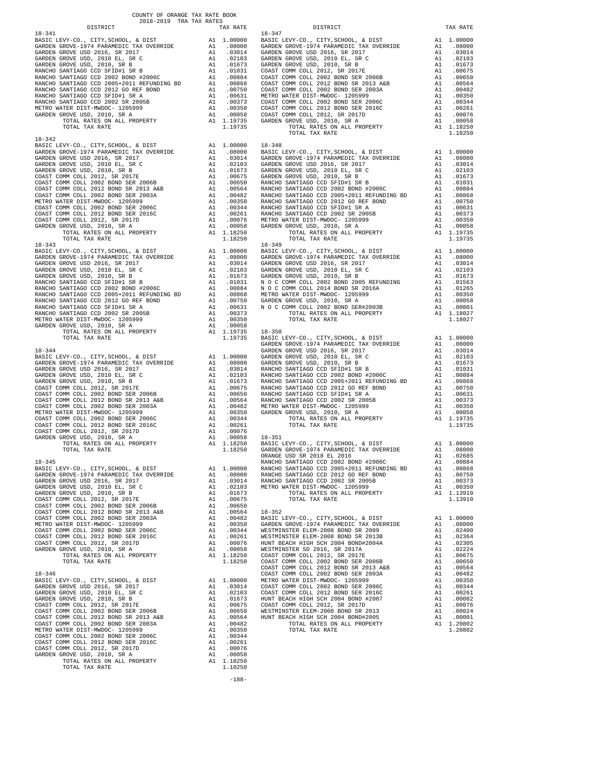COUNTY OF ORANGE TAX RATE BOOK
2018-2019 TRA TAX RATES

| DISTRICT | | TAX RATE |
|---|---|---|
| **18-341** | | |
| BASIC LEVY-CO., CITY,SCHOOL, & DIST | A1 | 1.00000 |
| GARDEN GROVE-1974 PARAMEDIC TAX OVERRIDE | A1 | .08000 |
| GARDEN GROVE USD 2016, SR 2017 | A1 | .03014 |
| GARDEN GROVE USD, 2010 EL, SR C | A1 | .02103 |
| GARDEN GROVE USD, 2010, SR B | A1 | .01673 |
| RANCHO SANTIAGO CCD SFID#1 SR B | A1 | .01031 |
| RANCHO SANTIAGO CCD 2002 BOND #2006C | A1 | .00884 |
| RANCHO SANTIAGO CCD 2005+2011 REFUNDING BD | A1 | .00868 |
| RANCHO SANTIAGO CCD 2012 GO REF BOND | A1 | .00750 |
| RANCHO SANTIAGO CCD SFID#1 SR A | A1 | .00631 |
| RANCHO SANTIAGO CCD 2002 SR 2005B | A1 | .00373 |
| METRO WATER DIST-MWDOC- 1205999 | A1 | .00350 |
| GARDEN GROVE USD, 2010, SR A | A1 | .00058 |
| TOTAL RATES ON ALL PROPERTY | A1 | 1.19735 |
| TOTAL TAX RATE | | 1.19735 |
| **18-342** | | |
| BASIC LEVY-CO., CITY,SCHOOL, & DIST | A1 | 1.00000 |
| GARDEN GROVE-1974 PARAMEDIC TAX OVERRIDE | A1 | .08000 |
| GARDEN GROVE USD 2016, SR 2017 | A1 | .03014 |
| GARDEN GROVE USD, 2010 EL, SR C | A1 | .02103 |
| GARDEN GROVE USD, 2010, SR B | A1 | .01673 |
| COAST COMM COLL 2012, SR 2017E | A1 | .00675 |
| COAST COMM COLL 2002 BOND SER 2006B | A1 | .00650 |
| COAST COMM COLL 2012 BOND SR 2013 A&B | A1 | .00564 |
| COAST COMM COLL 2002 BOND SER 2003A | A1 | .00482 |
| METRO WATER DIST-MWDOC- 1205999 | A1 | .00350 |
| COAST COMM COLL 2002 BOND SER 2006C | A1 | .00344 |
| COAST COMM COLL 2012 BOND SER 2016C | A1 | .00261 |
| COAST COMM COLL 2012, SR 2017D | A1 | .00076 |
| GARDEN GROVE USD, 2010, SR A | A1 | .00058 |
| TOTAL RATES ON ALL PROPERTY | A1 | 1.18250 |
| TOTAL TAX RATE | | 1.18250 |
| **18-343** | | |
| BASIC LEVY-CO., CITY,SCHOOL, & DIST | A1 | 1.00000 |
| GARDEN GROVE-1974 PARAMEDIC TAX OVERRIDE | A1 | .08000 |
| GARDEN GROVE USD 2016, SR 2017 | A1 | .03014 |
| GARDEN GROVE USD, 2010 EL, SR C | A1 | .02103 |
| GARDEN GROVE USD, 2010, SR B | A1 | .01673 |
| RANCHO SANTIAGO CCD SFID#1 SR B | A1 | .01031 |
| RANCHO SANTIAGO CCD 2002 BOND #2006C | A1 | .00884 |
| RANCHO SANTIAGO CCD 2005+2011 REFUNDING BD | A1 | .00868 |
| RANCHO SANTIAGO CCD 2012 GO REF BOND | A1 | .00750 |
| RANCHO SANTIAGO CCD SFID#1 SR A | A1 | .00631 |
| RANCHO SANTIAGO CCD 2002 SR 2005B | A1 | .00373 |
| METRO WATER DIST-MWDOC- 1205999 | A1 | .00350 |
| GARDEN GROVE USD, 2010, SR A | A1 | .00058 |
| TOTAL RATES ON ALL PROPERTY | A1 | 1.19735 |
| TOTAL TAX RATE | | 1.19735 |
| **18-344** | | |
| BASIC LEVY-CO., CITY,SCHOOL, & DIST | A1 | 1.00000 |
| GARDEN GROVE-1974 PARAMEDIC TAX OVERRIDE | A1 | .08000 |
| GARDEN GROVE USD 2016, SR 2017 | A1 | .03014 |
| GARDEN GROVE USD, 2010 EL, SR C | A1 | .02103 |
| GARDEN GROVE USD, 2010, SR B | A1 | .01673 |
| COAST COMM COLL 2012, SR 2017E | A1 | .00675 |
| COAST COMM COLL 2002 BOND SER 2006B | A1 | .00650 |
| COAST COMM COLL 2012 BOND SR 2013 A&B | A1 | .00564 |
| COAST COMM COLL 2002 BOND SER 2003A | A1 | .00482 |
| METRO WATER DIST-MWDOC- 1205999 | A1 | .00350 |
| COAST COMM COLL 2002 BOND SER 2006C | A1 | .00344 |
| COAST COMM COLL 2012 BOND SER 2016C | A1 | .00261 |
| COAST COMM COLL 2012, SR 2017D | A1 | .00076 |
| GARDEN GROVE USD, 2010, SR A | A1 | .00058 |
| TOTAL RATES ON ALL PROPERTY | A1 | 1.18250 |
| TOTAL TAX RATE | | 1.18250 |
| **18-345** | | |
| BASIC LEVY-CO., CITY,SCHOOL, & DIST | A1 | 1.00000 |
| GARDEN GROVE-1974 PARAMEDIC TAX OVERRIDE | A1 | .08000 |
| GARDEN GROVE USD 2016, SR 2017 | A1 | .03014 |
| GARDEN GROVE USD, 2010 EL, SR C | A1 | .02103 |
| GARDEN GROVE USD, 2010, SR B | A1 | .01673 |
| COAST COMM COLL 2012, SR 2017E | A1 | .00675 |
| COAST COMM COLL 2002 BOND SER 2006B | A1 | .00650 |
| COAST COMM COLL 2012 BOND SR 2013 A&B | A1 | .00564 |
| COAST COMM COLL 2002 BOND SER 2003A | A1 | .00482 |
| METRO WATER DIST-MWDOC- 1205999 | A1 | .00350 |
| COAST COMM COLL 2002 BOND SER 2006C | A1 | .00344 |
| COAST COMM COLL 2012 BOND SER 2016C | A1 | .00261 |
| COAST COMM COLL 2012, SR 2017D | A1 | .00076 |
| GARDEN GROVE USD, 2010, SR A | A1 | .00058 |
| TOTAL RATES ON ALL PROPERTY | A1 | 1.18250 |
| TOTAL TAX RATE | | 1.18250 |
| **18-346** | | |
| BASIC LEVY-CO., CITY,SCHOOL, & DIST | A1 | 1.00000 |
| GARDEN GROVE USD 2016, SR 2017 | A1 | .03014 |
| GARDEN GROVE USD, 2010 EL, SR C | A1 | .02103 |
| GARDEN GROVE USD, 2010, SR B | A1 | .01673 |
| COAST COMM COLL 2012, SR 2017E | A1 | .00675 |
| COAST COMM COLL 2002 BOND SER 2006B | A1 | .00650 |
| COAST COMM COLL 2012 BOND SR 2013 A&B | A1 | .00564 |
| COAST COMM COLL 2002 BOND SER 2003A | A1 | .00482 |
| METRO WATER DIST-MWDOC- 1205999 | A1 | .00350 |
| COAST COMM COLL 2002 BOND SER 2006C | A1 | .00344 |
| COAST COMM COLL 2012 BOND SER 2016C | A1 | .00261 |
| COAST COMM COLL 2012, SR 2017D | A1 | .00076 |
| GARDEN GROVE USD, 2010, SR A | A1 | .00058 |
| TOTAL RATES ON ALL PROPERTY | A1 | 1.10250 |
| TOTAL TAX RATE | | 1.10250 |
| **18-347** | | |
| BASIC LEVY-CO., CITY,SCHOOL, & DIST | A1 | 1.00000 |
| GARDEN GROVE-1974 PARAMEDIC TAX OVERRIDE | A1 | .08000 |
| GARDEN GROVE USD 2016, SR 2017 | A1 | .03014 |
| GARDEN GROVE USD, 2010 EL, SR C | A1 | .02103 |
| GARDEN GROVE USD, 2010, SR B | A1 | .01673 |
| COAST COMM COLL 2012, SR 2017E | A1 | .00675 |
| COAST COMM COLL 2002 BOND SER 2006B | A1 | .00650 |
| COAST COMM COLL 2012 BOND SR 2013 A&B | A1 | .00564 |
| COAST COMM COLL 2002 BOND SER 2003A | A1 | .00482 |
| METRO WATER DIST-MWDOC- 1205999 | A1 | .00350 |
| COAST COMM COLL 2002 BOND SER 2006C | A1 | .00344 |
| COAST COMM COLL 2012 BOND SER 2016C | A1 | .00261 |
| COAST COMM COLL 2012, SR 2017D | A1 | .00076 |
| GARDEN GROVE USD, 2010, SR A | A1 | .00058 |
| TOTAL RATES ON ALL PROPERTY | A1 | 1.18250 |
| TOTAL TAX RATE | | 1.18250 |
| **18-348** | | |
| BASIC LEVY-CO., CITY,SCHOOL, & DIST | A1 | 1.00000 |
| GARDEN GROVE-1974 PARAMEDIC TAX OVERRIDE | A1 | .08000 |
| GARDEN GROVE USD 2016, SR 2017 | A1 | .03014 |
| GARDEN GROVE USD, 2010 EL, SR C | A1 | .02103 |
| GARDEN GROVE USD, 2010, SR B | A1 | .01673 |
| RANCHO SANTIAGO CCD SFID#1 SR B | A1 | .01031 |
| RANCHO SANTIAGO CCD 2002 BOND #2006C | A1 | .00884 |
| RANCHO SANTIAGO CCD 2005+2011 REFUNDING BD | A1 | .00868 |
| RANCHO SANTIAGO CCD 2012 GO REF BOND | A1 | .00750 |
| RANCHO SANTIAGO CCD SFID#1 SR A | A1 | .00631 |
| RANCHO SANTIAGO CCD 2002 SR 2005B | A1 | .00373 |
| METRO WATER DIST-MWDOC- 1205999 | A1 | .00350 |
| GARDEN GROVE USD, 2010, SR A | A1 | .00058 |
| TOTAL RATES ON ALL PROPERTY | A1 | 1.19735 |
| TOTAL TAX RATE | | 1.19735 |
| **18-349** | | |
| BASIC LEVY-CO., CITY,SCHOOL, & DIST | A1 | 1.00000 |
| GARDEN GROVE-1974 PARAMEDIC TAX OVERRIDE | A1 | .08000 |
| GARDEN GROVE USD 2016, SR 2017 | A1 | .03014 |
| GARDEN GROVE USD, 2010 EL, SR C | A1 | .02103 |
| GARDEN GROVE USD, 2010, SR B | A1 | .01673 |
| N O C COMM COLL 2002 BOND 2005 REFUNDING | A1 | .01563 |
| N O C COMM COLL 2014 BOND SR 2016A | A1 | .01265 |
| METRO WATER DIST-MWDOC- 1205999 | A1 | .00350 |
| GARDEN GROVE USD, 2010, SR A | A1 | .00058 |
| N O C COMM COLL 2002 BOND SER#2003B | A1 | .00001 |
| TOTAL RATES ON ALL PROPERTY | A1 | 1.18027 |
| TOTAL TAX RATE | | 1.18027 |
| **18-350** | | |
| BASIC LEVY-CO., CITY,SCHOOL, & DIST | A1 | 1.00000 |
| GARDEN GROVE-1974 PARAMEDIC TAX OVERRIDE | A1 | .08000 |
| GARDEN GROVE USD 2016, SR 2017 | A1 | .03014 |
| GARDEN GROVE USD, 2010 EL, SR C | A1 | .02103 |
| GARDEN GROVE USD, 2010, SR B | A1 | .01673 |
| RANCHO SANTIAGO CCD SFID#1 SR B | A1 | .01031 |
| RANCHO SANTIAGO CCD 2002 BOND #2006C | A1 | .00884 |
| RANCHO SANTIAGO CCD 2005+2011 REFUNDING BD | A1 | .00868 |
| RANCHO SANTIAGO CCD 2012 GO REF BOND | A1 | .00750 |
| RANCHO SANTIAGO CCD SFID#1 SR A | A1 | .00631 |
| RANCHO SANTIAGO CCD 2002 SR 2005B | A1 | .00373 |
| METRO WATER DIST-MWDOC- 1205999 | A1 | .00350 |
| GARDEN GROVE USD, 2010, SR A | A1 | .00058 |
| TOTAL RATES ON ALL PROPERTY | A1 | 1.19735 |
| TOTAL TAX RATE | | 1.19735 |
| **18-351** | | |
| BASIC LEVY-CO., CITY,SCHOOL, & DIST | A1 | 1.00000 |
| GARDEN GROVE-1974 PARAMEDIC TAX OVERRIDE | A1 | .08000 |
| ORANGE USD SR 2018 EL 2016 | A1 | .02685 |
| RANCHO SANTIAGO CCD 2002 BOND #2006C | A1 | .00884 |
| RANCHO SANTIAGO CCD 2005+2011 REFUNDING BD | A1 | .00868 |
| RANCHO SANTIAGO CCD 2012 GO REF BOND | A1 | .00750 |
| RANCHO SANTIAGO CCD 2002 SR 2005B | A1 | .00373 |
| METRO WATER DIST-MWDOC- 1205999 | A1 | .00350 |
| TOTAL RATES ON ALL PROPERTY | A1 | 1.13910 |
| TOTAL TAX RATE | | 1.13910 |
| **18-352** | | |
| BASIC LEVY-CO., CITY,SCHOOL, & DIST | A1 | 1.00000 |
| GARDEN GROVE-1974 PARAMEDIC TAX OVERRIDE | A1 | .08000 |
| WESTMINSTER ELEM-2008 BOND SR 2009 | A1 | .02400 |
| WESTMINSTER ELEM-2008 BOND SR 2013B | A1 | .02364 |
| HUNT BEACH HIGH SCH 2004 BOND#2004A | A1 | .02305 |
| WESTMINSTER SD 2016, SR 2017A | A1 | .02224 |
| COAST COMM COLL 2012, SR 2017E | A1 | .00675 |
| COAST COMM COLL 2002 BOND SER 2006B | A1 | .00650 |
| COAST COMM COLL 2012 BOND SR 2013 A&B | A1 | .00564 |
| COAST COMM COLL 2002 BOND SER 2003A | A1 | .00482 |
| METRO WATER DIST-MWDOC- 1205999 | A1 | .00350 |
| COAST COMM COLL 2002 BOND SER 2006C | A1 | .00344 |
| COAST COMM COLL 2012 BOND SER 2016C | A1 | .00261 |
| HUNT BEACH HIGH SCH 2004 BOND#2007 | A1 | .00082 |
| COAST COMM COLL 2012, SR 2017D | A1 | .00076 |
| WESTMINSTER ELEM-2008 BOND SR 2013 | A1 | .00024 |
| HUNT BEACH HIGH SCH 2004 BOND#2005 | A1 | .00001 |
| TOTAL RATES ON ALL PROPERTY | A1 | 1.20802 |
| TOTAL TAX RATE | | 1.20802 |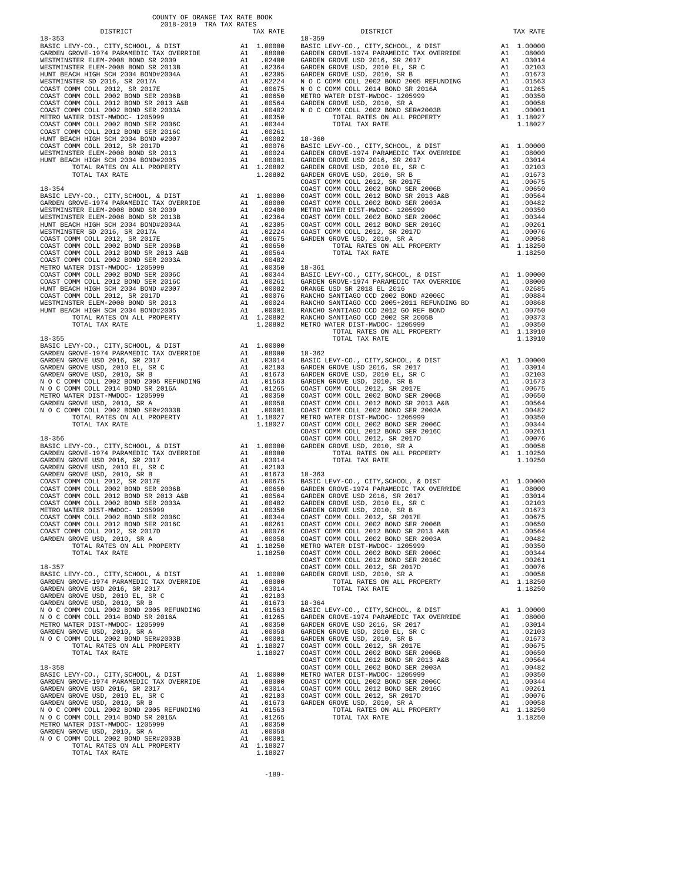COUNTY OF ORANGE TAX RATE BOOK
2018-2019 TRA TAX RATES

### 18-353

| DISTRICT | | TAX RATE |
|---|---|---|
| BASIC LEVY-CO., CITY,SCHOOL, & DIST | A1 | 1.00000 |
| GARDEN GROVE-1974 PARAMEDIC TAX OVERRIDE | A1 | .08000 |
| WESTMINSTER ELEM-2008 BOND SR 2009 | A1 | .02400 |
| WESTMINSTER ELEM-2008 BOND SR 2013B | A1 | .02364 |
| HUNT BEACH HIGH SCH 2004 BOND#2004A | A1 | .02305 |
| WESTMINSTER SD 2016, SR 2017A | A1 | .02224 |
| COAST COMM COLL 2012, SR 2017E | A1 | .00675 |
| COAST COMM COLL 2002 BOND SER 2006B | A1 | .00650 |
| COAST COMM COLL 2012 BOND SR 2013 A&B | A1 | .00564 |
| COAST COMM COLL 2002 BOND SER 2003A | A1 | .00482 |
| METRO WATER DIST-MWDOC- 1205999 | A1 | .00350 |
| COAST COMM COLL 2002 BOND SER 2006C | A1 | .00344 |
| COAST COMM COLL 2012 BOND SER 2016C | A1 | .00261 |
| HUNT BEACH HIGH SCH 2004 BOND #2007 | A1 | .00082 |
| COAST COMM COLL 2012, SR 2017D | A1 | .00076 |
| WESTMINSTER ELEM-2008 BOND SR 2013 | A1 | .00024 |
| HUNT BEACH HIGH SCH 2004 BOND#2005 | A1 | .00001 |
| TOTAL RATES ON ALL PROPERTY | A1 | 1.20802 |
| TOTAL TAX RATE | | 1.20802 |

### 18-354

| DISTRICT | | TAX RATE |
|---|---|---|
| BASIC LEVY-CO., CITY,SCHOOL, & DIST | A1 | 1.00000 |
| GARDEN GROVE-1974 PARAMEDIC TAX OVERRIDE | A1 | .08000 |
| WESTMINSTER ELEM-2008 BOND SR 2009 | A1 | .02400 |
| WESTMINSTER ELEM-2008 BOND SR 2013B | A1 | .02364 |
| HUNT BEACH HIGH SCH 2004 BOND#2004A | A1 | .02305 |
| WESTMINSTER SD 2016, SR 2017A | A1 | .02224 |
| COAST COMM COLL 2012, SR 2017E | A1 | .00675 |
| COAST COMM COLL 2002 BOND SER 2006B | A1 | .00650 |
| COAST COMM COLL 2012 BOND SR 2013 A&B | A1 | .00564 |
| COAST COMM COLL 2002 BOND SER 2003A | A1 | .00482 |
| METRO WATER DIST-MWDOC- 1205999 | A1 | .00350 |
| COAST COMM COLL 2002 BOND SER 2006C | A1 | .00344 |
| COAST COMM COLL 2012 BOND SER 2016C | A1 | .00261 |
| HUNT BEACH HIGH SCH 2004 BOND #2007 | A1 | .00082 |
| COAST COMM COLL 2012, SR 2017D | A1 | .00076 |
| WESTMINSTER ELEM-2008 BOND SR 2013 | A1 | .00024 |
| HUNT BEACH HIGH SCH 2004 BOND#2005 | A1 | .00001 |
| TOTAL RATES ON ALL PROPERTY | A1 | 1.20802 |
| TOTAL TAX RATE | | 1.20802 |

### 18-355

| DISTRICT | | TAX RATE |
|---|---|---|
| BASIC LEVY-CO., CITY,SCHOOL, & DIST | A1 | 1.00000 |
| GARDEN GROVE-1974 PARAMEDIC TAX OVERRIDE | A1 | .08000 |
| GARDEN GROVE USD 2016, SR 2017 | A1 | .03014 |
| GARDEN GROVE USD, 2010 EL, SR C | A1 | .02103 |
| GARDEN GROVE USD, 2010, SR B | A1 | .01673 |
| N O C COMM COLL 2002 BOND 2005 REFUNDING | A1 | .01563 |
| N O C COMM COLL 2014 BOND SR 2016A | A1 | .01265 |
| METRO WATER DIST-MWDOC- 1205999 | A1 | .00350 |
| GARDEN GROVE USD, 2010, SR A | A1 | .00058 |
| N O C COMM COLL 2002 BOND SER#2003B | A1 | .00001 |
| TOTAL RATES ON ALL PROPERTY | A1 | 1.18027 |
| TOTAL TAX RATE | | 1.18027 |

### 18-356

| DISTRICT | | TAX RATE |
|---|---|---|
| BASIC LEVY-CO., CITY,SCHOOL, & DIST | A1 | 1.00000 |
| GARDEN GROVE-1974 PARAMEDIC TAX OVERRIDE | A1 | .08000 |
| GARDEN GROVE USD 2016, SR 2017 | A1 | .03014 |
| GARDEN GROVE USD, 2010 EL, SR C | A1 | .02103 |
| GARDEN GROVE USD, 2010, SR B | A1 | .01673 |
| COAST COMM COLL 2012, SR 2017E | A1 | .00675 |
| COAST COMM COLL 2002 BOND SER 2006B | A1 | .00650 |
| COAST COMM COLL 2012 BOND SR 2013 A&B | A1 | .00564 |
| COAST COMM COLL 2002 BOND SER 2003A | A1 | .00482 |
| METRO WATER DIST-MWDOC- 1205999 | A1 | .00350 |
| COAST COMM COLL 2002 BOND SER 2006C | A1 | .00344 |
| COAST COMM COLL 2012 BOND SER 2016C | A1 | .00261 |
| COAST COMM COLL 2012, SR 2017D | A1 | .00076 |
| GARDEN GROVE USD, 2010, SR A | A1 | .00058 |
| TOTAL RATES ON ALL PROPERTY | A1 | 1.18250 |
| TOTAL TAX RATE | | 1.18250 |

### 18-357

| DISTRICT | | TAX RATE |
|---|---|---|
| BASIC LEVY-CO., CITY,SCHOOL, & DIST | A1 | 1.00000 |
| GARDEN GROVE-1974 PARAMEDIC TAX OVERRIDE | A1 | .08000 |
| GARDEN GROVE USD 2016, SR 2017 | A1 | .03014 |
| GARDEN GROVE USD, 2010 EL, SR C | A1 | .02103 |
| GARDEN GROVE USD, 2010, SR B | A1 | .01673 |
| N O C COMM COLL 2002 BOND 2005 REFUNDING | A1 | .01563 |
| N O C COMM COLL 2014 BOND SR 2016A | A1 | .01265 |
| METRO WATER DIST-MWDOC- 1205999 | A1 | .00350 |
| GARDEN GROVE USD, 2010, SR A | A1 | .00058 |
| N O C COMM COLL 2002 BOND SER#2003B | A1 | .00001 |
| TOTAL RATES ON ALL PROPERTY | A1 | 1.18027 |
| TOTAL TAX RATE | | 1.18027 |

### 18-358

| DISTRICT | | TAX RATE |
|---|---|---|
| BASIC LEVY-CO., CITY,SCHOOL, & DIST | A1 | 1.00000 |
| GARDEN GROVE-1974 PARAMEDIC TAX OVERRIDE | A1 | .08000 |
| GARDEN GROVE USD 2016, SR 2017 | A1 | .03014 |
| GARDEN GROVE USD, 2010 EL, SR C | A1 | .02103 |
| GARDEN GROVE USD, 2010, SR B | A1 | .01673 |
| N O C COMM COLL 2002 BOND 2005 REFUNDING | A1 | .01563 |
| N O C COMM COLL 2014 BOND SR 2016A | A1 | .01265 |
| METRO WATER DIST-MWDOC- 1205999 | A1 | .00350 |
| GARDEN GROVE USD, 2010, SR A | A1 | .00058 |
| N O C COMM COLL 2002 BOND SER#2003B | A1 | .00001 |
| TOTAL RATES ON ALL PROPERTY | A1 | 1.18027 |
| TOTAL TAX RATE | | 1.18027 |

### 18-359

| DISTRICT | | TAX RATE |
|---|---|---|
| BASIC LEVY-CO., CITY,SCHOOL, & DIST | A1 | 1.00000 |
| GARDEN GROVE-1974 PARAMEDIC TAX OVERRIDE | A1 | .08000 |
| GARDEN GROVE USD 2016, SR 2017 | A1 | .03014 |
| GARDEN GROVE USD, 2010 EL, SR C | A1 | .02103 |
| GARDEN GROVE USD, 2010, SR B | A1 | .01673 |
| N O C COMM COLL 2002 BOND 2005 REFUNDING | A1 | .01563 |
| N O C COMM COLL 2014 BOND SR 2016A | A1 | .01265 |
| METRO WATER DIST-MWDOC- 1205999 | A1 | .00350 |
| GARDEN GROVE USD, 2010, SR A | A1 | .00058 |
| N O C COMM COLL 2002 BOND SER#2003B | A1 | .00001 |
| TOTAL RATES ON ALL PROPERTY | A1 | 1.18027 |
| TOTAL TAX RATE | | 1.18027 |

### 18-360

| DISTRICT | | TAX RATE |
|---|---|---|
| BASIC LEVY-CO., CITY,SCHOOL, & DIST | A1 | 1.00000 |
| GARDEN GROVE-1974 PARAMEDIC TAX OVERRIDE | A1 | .08000 |
| GARDEN GROVE USD 2016, SR 2017 | A1 | .03014 |
| GARDEN GROVE USD, 2010 EL, SR C | A1 | .02103 |
| GARDEN GROVE USD, 2010, SR B | A1 | .01673 |
| COAST COMM COLL 2012, SR 2017E | A1 | .00675 |
| COAST COMM COLL 2002 BOND SER 2006B | A1 | .00650 |
| COAST COMM COLL 2012 BOND SR 2013 A&B | A1 | .00564 |
| COAST COMM COLL 2002 BOND SER 2003A | A1 | .00482 |
| METRO WATER DIST-MWDOC- 1205999 | A1 | .00350 |
| COAST COMM COLL 2002 BOND SER 2006C | A1 | .00344 |
| COAST COMM COLL 2012 BOND SER 2016C | A1 | .00261 |
| COAST COMM COLL 2012, SR 2017D | A1 | .00076 |
| GARDEN GROVE USD, 2010, SR A | A1 | .00058 |
| TOTAL RATES ON ALL PROPERTY | A1 | 1.18250 |
| TOTAL TAX RATE | | 1.18250 |

### 18-361

| DISTRICT | | TAX RATE |
|---|---|---|
| BASIC LEVY-CO., CITY,SCHOOL, & DIST | A1 | 1.00000 |
| GARDEN GROVE-1974 PARAMEDIC TAX OVERRIDE | A1 | .08000 |
| ORANGE USD SR 2018 EL 2016 | A1 | .02685 |
| RANCHO SANTIAGO CCD 2002 BOND #2006C | A1 | .00884 |
| RANCHO SANTIAGO CCD 2005+2011 REFUNDING BD | A1 | .00868 |
| RANCHO SANTIAGO CCD 2012 GO REF BOND | A1 | .00750 |
| RANCHO SANTIAGO CCD 2002 SR 2005B | A1 | .00373 |
| METRO WATER DIST-MWDOC- 1205999 | A1 | .00350 |
| TOTAL RATES ON ALL PROPERTY | A1 | 1.13910 |
| TOTAL TAX RATE | | 1.13910 |

### 18-362

| DISTRICT | | TAX RATE |
|---|---|---|
| BASIC LEVY-CO., CITY,SCHOOL, & DIST | A1 | 1.00000 |
| GARDEN GROVE USD 2016, SR 2017 | A1 | .03014 |
| GARDEN GROVE USD, 2010 EL, SR C | A1 | .02103 |
| GARDEN GROVE USD, 2010, SR B | A1 | .01673 |
| COAST COMM COLL 2012, SR 2017E | A1 | .00675 |
| COAST COMM COLL 2002 BOND SER 2006B | A1 | .00650 |
| COAST COMM COLL 2012 BOND SR 2013 A&B | A1 | .00564 |
| COAST COMM COLL 2002 BOND SER 2003A | A1 | .00482 |
| METRO WATER DIST-MWDOC- 1205999 | A1 | .00350 |
| COAST COMM COLL 2002 BOND SER 2006C | A1 | .00344 |
| COAST COMM COLL 2012 BOND SER 2016C | A1 | .00261 |
| COAST COMM COLL 2012, SR 2017D | A1 | .00076 |
| GARDEN GROVE USD, 2010, SR A | A1 | .00058 |
| TOTAL RATES ON ALL PROPERTY | A1 | 1.10250 |
| TOTAL TAX RATE | | 1.10250 |

### 18-363

| DISTRICT | | TAX RATE |
|---|---|---|
| BASIC LEVY-CO., CITY,SCHOOL, & DIST | A1 | 1.00000 |
| GARDEN GROVE-1974 PARAMEDIC TAX OVERRIDE | A1 | .08000 |
| GARDEN GROVE USD 2016, SR 2017 | A1 | .03014 |
| GARDEN GROVE USD, 2010 EL, SR C | A1 | .02103 |
| GARDEN GROVE USD, 2010, SR B | A1 | .01673 |
| COAST COMM COLL 2012, SR 2017E | A1 | .00675 |
| COAST COMM COLL 2002 BOND SER 2006B | A1 | .00650 |
| COAST COMM COLL 2012 BOND SR 2013 A&B | A1 | .00564 |
| COAST COMM COLL 2002 BOND SER 2003A | A1 | .00482 |
| METRO WATER DIST-MWDOC- 1205999 | A1 | .00350 |
| COAST COMM COLL 2002 BOND SER 2006C | A1 | .00344 |
| COAST COMM COLL 2012 BOND SER 2016C | A1 | .00261 |
| COAST COMM COLL 2012, SR 2017D | A1 | .00076 |
| GARDEN GROVE USD, 2010, SR A | A1 | .00058 |
| TOTAL RATES ON ALL PROPERTY | A1 | 1.18250 |
| TOTAL TAX RATE | | 1.18250 |

### 18-364

| DISTRICT | | TAX RATE |
|---|---|---|
| BASIC LEVY-CO., CITY,SCHOOL, & DIST | A1 | 1.00000 |
| GARDEN GROVE-1974 PARAMEDIC TAX OVERRIDE | A1 | .08000 |
| GARDEN GROVE USD 2016, SR 2017 | A1 | .03014 |
| GARDEN GROVE USD, 2010 EL, SR C | A1 | .02103 |
| GARDEN GROVE USD, 2010, SR B | A1 | .01673 |
| COAST COMM COLL 2012, SR 2017E | A1 | .00675 |
| COAST COMM COLL 2002 BOND SER 2006B | A1 | .00650 |
| COAST COMM COLL 2012 BOND SR 2013 A&B | A1 | .00564 |
| COAST COMM COLL 2002 BOND SER 2003A | A1 | .00482 |
| METRO WATER DIST-MWDOC- 1205999 | A1 | .00350 |
| COAST COMM COLL 2002 BOND SER 2006C | A1 | .00344 |
| COAST COMM COLL 2012 BOND SER 2016C | A1 | .00261 |
| COAST COMM COLL 2012, SR 2017D | A1 | .00076 |
| GARDEN GROVE USD, 2010, SR A | A1 | .00058 |
| TOTAL RATES ON ALL PROPERTY | A1 | 1.18250 |
| TOTAL TAX RATE | | 1.18250 |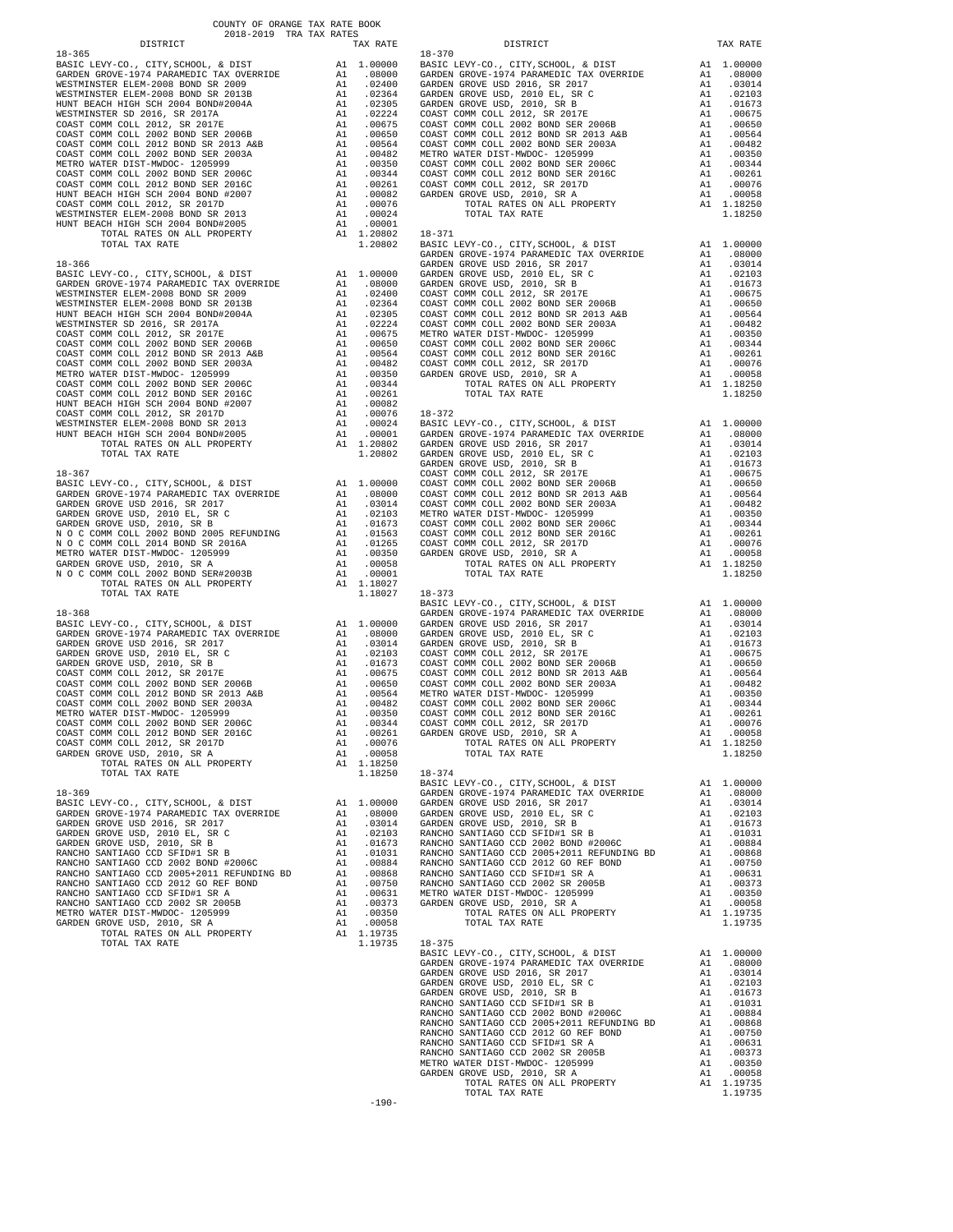COUNTY OF ORANGE TAX RATE BOOK
2018-2019 TRA TAX RATES

| DISTRICT | | TAX RATE |
|---|---|---|
| **18-365** | | |
| BASIC LEVY-CO., CITY,SCHOOL, & DIST | A1 | 1.00000 |
| GARDEN GROVE-1974 PARAMEDIC TAX OVERRIDE | A1 | .08000 |
| WESTMINSTER ELEM-2008 BOND SR 2009 | A1 | .02400 |
| WESTMINSTER ELEM-2008 BOND SR 2013B | A1 | .02364 |
| HUNT BEACH HIGH SCH 2004 BOND#2004A | A1 | .02305 |
| WESTMINSTER SD 2016, SR 2017A | A1 | .02224 |
| COAST COMM COLL 2012, SR 2017E | A1 | .00675 |
| COAST COMM COLL 2002 BOND SER 2006B | A1 | .00650 |
| COAST COMM COLL 2012 BOND SR 2013 A&B | A1 | .00564 |
| COAST COMM COLL 2002 BOND SER 2003A | A1 | .00482 |
| METRO WATER DIST-MWDOC- 1205999 | A1 | .00350 |
| COAST COMM COLL 2002 BOND SER 2006C | A1 | .00344 |
| COAST COMM COLL 2012 BOND SER 2016C | A1 | .00261 |
| HUNT BEACH HIGH SCH 2004 BOND #2007 | A1 | .00082 |
| COAST COMM COLL 2012, SR 2017D | A1 | .00076 |
| WESTMINSTER ELEM-2008 BOND SR 2013 | A1 | .00024 |
| HUNT BEACH HIGH SCH 2004 BOND#2005 | A1 | .00001 |
| TOTAL RATES ON ALL PROPERTY | A1 | 1.20802 |
| TOTAL TAX RATE | | 1.20802 |
| **18-366** | | |
| BASIC LEVY-CO., CITY,SCHOOL, & DIST | A1 | 1.00000 |
| GARDEN GROVE-1974 PARAMEDIC TAX OVERRIDE | A1 | .08000 |
| WESTMINSTER ELEM-2008 BOND SR 2009 | A1 | .02400 |
| WESTMINSTER ELEM-2008 BOND SR 2013B | A1 | .02364 |
| HUNT BEACH HIGH SCH 2004 BOND#2004A | A1 | .02305 |
| WESTMINSTER SD 2016, SR 2017A | A1 | .02224 |
| COAST COMM COLL 2012, SR 2017E | A1 | .00675 |
| COAST COMM COLL 2002 BOND SER 2006B | A1 | .00650 |
| COAST COMM COLL 2012 BOND SR 2013 A&B | A1 | .00564 |
| COAST COMM COLL 2002 BOND SER 2003A | A1 | .00482 |
| METRO WATER DIST-MWDOC- 1205999 | A1 | .00350 |
| COAST COMM COLL 2002 BOND SER 2006C | A1 | .00344 |
| COAST COMM COLL 2012 BOND SER 2016C | A1 | .00261 |
| HUNT BEACH HIGH SCH 2004 BOND #2007 | A1 | .00082 |
| COAST COMM COLL 2012, SR 2017D | A1 | .00076 |
| WESTMINSTER ELEM-2008 BOND SR 2013 | A1 | .00024 |
| HUNT BEACH HIGH SCH 2004 BOND#2005 | A1 | .00001 |
| TOTAL RATES ON ALL PROPERTY | A1 | 1.20802 |
| TOTAL TAX RATE | | 1.20802 |
| **18-367** | | |
| BASIC LEVY-CO., CITY,SCHOOL, & DIST | A1 | 1.00000 |
| GARDEN GROVE-1974 PARAMEDIC TAX OVERRIDE | A1 | .08000 |
| GARDEN GROVE USD 2016, SR 2017 | A1 | .03014 |
| GARDEN GROVE USD, 2010 EL, SR C | A1 | .02103 |
| GARDEN GROVE USD, 2010, SR B | A1 | .01673 |
| N O C COMM COLL 2002 BOND 2005 REFUNDING | A1 | .01563 |
| N O C COMM COLL 2014 BOND SR 2016A | A1 | .01265 |
| METRO WATER DIST-MWDOC- 1205999 | A1 | .00350 |
| GARDEN GROVE USD, 2010, SR A | A1 | .00058 |
| N O C COMM COLL 2002 BOND SER#2003B | A1 | .00001 |
| TOTAL RATES ON ALL PROPERTY | A1 | 1.18027 |
| TOTAL TAX RATE | | 1.18027 |
| **18-368** | | |
| BASIC LEVY-CO., CITY,SCHOOL, & DIST | A1 | 1.00000 |
| GARDEN GROVE-1974 PARAMEDIC TAX OVERRIDE | A1 | .08000 |
| GARDEN GROVE USD 2016, SR 2017 | A1 | .03014 |
| GARDEN GROVE USD, 2010 EL, SR C | A1 | .02103 |
| GARDEN GROVE USD, 2010, SR B | A1 | .01673 |
| COAST COMM COLL 2012, SR 2017E | A1 | .00675 |
| COAST COMM COLL 2002 BOND SER 2006B | A1 | .00650 |
| COAST COMM COLL 2012 BOND SR 2013 A&B | A1 | .00564 |
| COAST COMM COLL 2002 BOND SER 2003A | A1 | .00482 |
| METRO WATER DIST-MWDOC- 1205999 | A1 | .00350 |
| COAST COMM COLL 2002 BOND SER 2006C | A1 | .00344 |
| COAST COMM COLL 2012 BOND SER 2016C | A1 | .00261 |
| COAST COMM COLL 2012, SR 2017D | A1 | .00076 |
| GARDEN GROVE USD, 2010, SR A | A1 | .00058 |
| TOTAL RATES ON ALL PROPERTY | A1 | 1.18250 |
| TOTAL TAX RATE | | 1.18250 |
| **18-369** | | |
| BASIC LEVY-CO., CITY,SCHOOL, & DIST | A1 | 1.00000 |
| GARDEN GROVE-1974 PARAMEDIC TAX OVERRIDE | A1 | .08000 |
| GARDEN GROVE USD 2016, SR 2017 | A1 | .03014 |
| GARDEN GROVE USD, 2010 EL, SR C | A1 | .02103 |
| GARDEN GROVE USD, 2010, SR B | A1 | .01673 |
| RANCHO SANTIAGO CCD SFID#1 SR B | A1 | .01031 |
| RANCHO SANTIAGO CCD 2002 BOND #2006C | A1 | .00884 |
| RANCHO SANTIAGO CCD 2005+2011 REFUNDING BD | A1 | .00868 |
| RANCHO SANTIAGO CCD 2012 GO REF BOND | A1 | .00750 |
| RANCHO SANTIAGO CCD SFID#1 SR A | A1 | .00631 |
| RANCHO SANTIAGO CCD 2002 SR 2005B | A1 | .00373 |
| METRO WATER DIST-MWDOC- 1205999 | A1 | .00350 |
| GARDEN GROVE USD, 2010, SR A | A1 | .00058 |
| TOTAL RATES ON ALL PROPERTY | A1 | 1.19735 |
| TOTAL TAX RATE | | 1.19735 |
| **18-370** | | |
| BASIC LEVY-CO., CITY,SCHOOL, & DIST | A1 | 1.00000 |
| GARDEN GROVE-1974 PARAMEDIC TAX OVERRIDE | A1 | .08000 |
| GARDEN GROVE USD 2016, SR 2017 | A1 | .03014 |
| GARDEN GROVE USD, 2010 EL, SR C | A1 | .02103 |
| GARDEN GROVE USD, 2010, SR B | A1 | .01673 |
| COAST COMM COLL 2012, SR 2017E | A1 | .00675 |
| COAST COMM COLL 2002 BOND SER 2006B | A1 | .00650 |
| COAST COMM COLL 2012 BOND SR 2013 A&B | A1 | .00564 |
| COAST COMM COLL 2002 BOND SER 2003A | A1 | .00482 |
| METRO WATER DIST-MWDOC- 1205999 | A1 | .00350 |
| COAST COMM COLL 2002 BOND SER 2006C | A1 | .00344 |
| COAST COMM COLL 2012 BOND SER 2016C | A1 | .00261 |
| COAST COMM COLL 2012, SR 2017D | A1 | .00076 |
| GARDEN GROVE USD, 2010, SR A | A1 | .00058 |
| TOTAL RATES ON ALL PROPERTY | A1 | 1.18250 |
| TOTAL TAX RATE | | 1.18250 |
| **18-371** | | |
| BASIC LEVY-CO., CITY,SCHOOL, & DIST | A1 | 1.00000 |
| GARDEN GROVE-1974 PARAMEDIC TAX OVERRIDE | A1 | .08000 |
| GARDEN GROVE USD 2016, SR 2017 | A1 | .03014 |
| GARDEN GROVE USD, 2010 EL, SR C | A1 | .02103 |
| GARDEN GROVE USD, 2010, SR B | A1 | .01673 |
| COAST COMM COLL 2012, SR 2017E | A1 | .00675 |
| COAST COMM COLL 2002 BOND SER 2006B | A1 | .00650 |
| COAST COMM COLL 2012 BOND SR 2013 A&B | A1 | .00564 |
| COAST COMM COLL 2002 BOND SER 2003A | A1 | .00482 |
| METRO WATER DIST-MWDOC- 1205999 | A1 | .00350 |
| COAST COMM COLL 2002 BOND SER 2006C | A1 | .00344 |
| COAST COMM COLL 2012 BOND SER 2016C | A1 | .00261 |
| COAST COMM COLL 2012, SR 2017D | A1 | .00076 |
| GARDEN GROVE USD, 2010, SR A | A1 | .00058 |
| TOTAL RATES ON ALL PROPERTY | A1 | 1.18250 |
| TOTAL TAX RATE | | 1.18250 |
| **18-372** | | |
| BASIC LEVY-CO., CITY,SCHOOL, & DIST | A1 | 1.00000 |
| GARDEN GROVE-1974 PARAMEDIC TAX OVERRIDE | A1 | .08000 |
| GARDEN GROVE USD 2016, SR 2017 | A1 | .03014 |
| GARDEN GROVE USD, 2010 EL, SR C | A1 | .02103 |
| GARDEN GROVE USD, 2010, SR B | A1 | .01673 |
| COAST COMM COLL 2012, SR 2017E | A1 | .00675 |
| COAST COMM COLL 2002 BOND SER 2006B | A1 | .00650 |
| COAST COMM COLL 2012 BOND SR 2013 A&B | A1 | .00564 |
| COAST COMM COLL 2002 BOND SER 2003A | A1 | .00482 |
| METRO WATER DIST-MWDOC- 1205999 | A1 | .00350 |
| COAST COMM COLL 2002 BOND SER 2006C | A1 | .00344 |
| COAST COMM COLL 2012 BOND SER 2016C | A1 | .00261 |
| COAST COMM COLL 2012, SR 2017D | A1 | .00076 |
| GARDEN GROVE USD, 2010, SR A | A1 | .00058 |
| TOTAL RATES ON ALL PROPERTY | A1 | 1.18250 |
| TOTAL TAX RATE | | 1.18250 |
| **18-373** | | |
| BASIC LEVY-CO., CITY,SCHOOL, & DIST | A1 | 1.00000 |
| GARDEN GROVE-1974 PARAMEDIC TAX OVERRIDE | A1 | .08000 |
| GARDEN GROVE USD 2016, SR 2017 | A1 | .03014 |
| GARDEN GROVE USD, 2010 EL, SR C | A1 | .02103 |
| GARDEN GROVE USD, 2010, SR B | A1 | .01673 |
| COAST COMM COLL 2012, SR 2017E | A1 | .00675 |
| COAST COMM COLL 2002 BOND SER 2006B | A1 | .00650 |
| COAST COMM COLL 2012 BOND SR 2013 A&B | A1 | .00564 |
| COAST COMM COLL 2002 BOND SER 2003A | A1 | .00482 |
| METRO WATER DIST-MWDOC- 1205999 | A1 | .00350 |
| COAST COMM COLL 2002 BOND SER 2006C | A1 | .00344 |
| COAST COMM COLL 2012 BOND SER 2016C | A1 | .00261 |
| COAST COMM COLL 2012, SR 2017D | A1 | .00076 |
| GARDEN GROVE USD, 2010, SR A | A1 | .00058 |
| TOTAL RATES ON ALL PROPERTY | A1 | 1.18250 |
| TOTAL TAX RATE | | 1.18250 |
| **18-374** | | |
| BASIC LEVY-CO., CITY,SCHOOL, & DIST | A1 | 1.00000 |
| GARDEN GROVE-1974 PARAMEDIC TAX OVERRIDE | A1 | .08000 |
| GARDEN GROVE USD 2016, SR 2017 | A1 | .03014 |
| GARDEN GROVE USD, 2010 EL, SR C | A1 | .02103 |
| GARDEN GROVE USD, 2010, SR B | A1 | .01673 |
| RANCHO SANTIAGO CCD SFID#1 SR B | A1 | .01031 |
| RANCHO SANTIAGO CCD 2002 BOND #2006C | A1 | .00884 |
| RANCHO SANTIAGO CCD 2005+2011 REFUNDING BD | A1 | .00868 |
| RANCHO SANTIAGO CCD 2012 GO REF BOND | A1 | .00750 |
| RANCHO SANTIAGO CCD SFID#1 SR A | A1 | .00631 |
| RANCHO SANTIAGO CCD 2002 SR 2005B | A1 | .00373 |
| METRO WATER DIST-MWDOC- 1205999 | A1 | .00350 |
| GARDEN GROVE USD, 2010, SR A | A1 | .00058 |
| TOTAL RATES ON ALL PROPERTY | A1 | 1.19735 |
| TOTAL TAX RATE | | 1.19735 |
| **18-375** | | |
| BASIC LEVY-CO., CITY,SCHOOL, & DIST | A1 | 1.00000 |
| GARDEN GROVE-1974 PARAMEDIC TAX OVERRIDE | A1 | .08000 |
| GARDEN GROVE USD 2016, SR 2017 | A1 | .03014 |
| GARDEN GROVE USD, 2010 EL, SR C | A1 | .02103 |
| GARDEN GROVE USD, 2010, SR B | A1 | .01673 |
| RANCHO SANTIAGO CCD SFID#1 SR B | A1 | .01031 |
| RANCHO SANTIAGO CCD 2002 BOND #2006C | A1 | .00884 |
| RANCHO SANTIAGO CCD 2005+2011 REFUNDING BD | A1 | .00868 |
| RANCHO SANTIAGO CCD 2012 GO REF BOND | A1 | .00750 |
| RANCHO SANTIAGO CCD SFID#1 SR A | A1 | .00631 |
| RANCHO SANTIAGO CCD 2002 SR 2005B | A1 | .00373 |
| METRO WATER DIST-MWDOC- 1205999 | A1 | .00350 |
| GARDEN GROVE USD, 2010, SR A | A1 | .00058 |
| TOTAL RATES ON ALL PROPERTY | A1 | 1.19735 |
| TOTAL TAX RATE | | 1.19735 |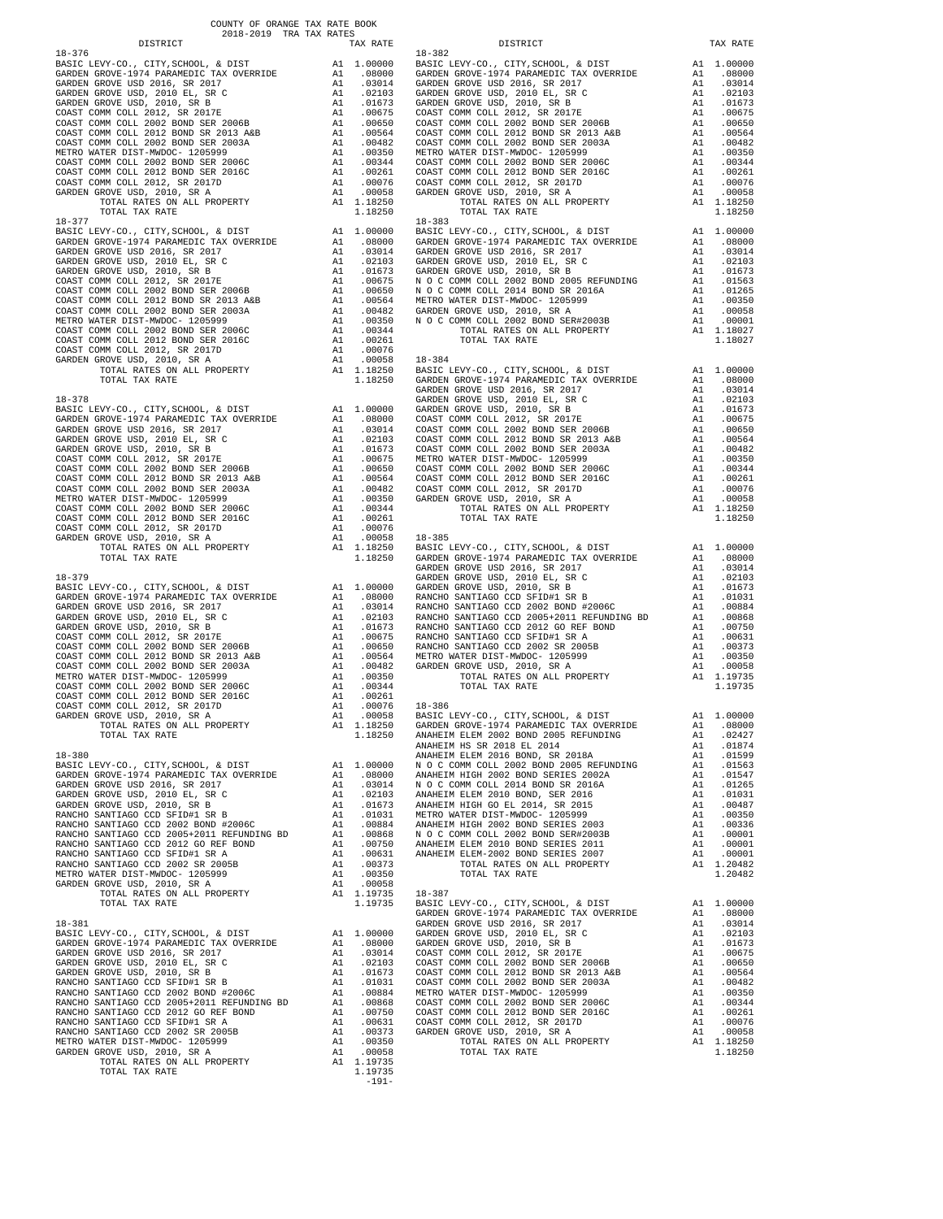COUNTY OF ORANGE TAX RATE BOOK
2018-2019 TRA TAX RATES

| DISTRICT | | TAX RATE |
|---|---|---|
| **18-376** | | |
| BASIC LEVY-CO., CITY,SCHOOL, & DIST | A1 | 1.00000 |
| GARDEN GROVE-1974 PARAMEDIC TAX OVERRIDE | A1 | .08000 |
| GARDEN GROVE USD 2016, SR 2017 | A1 | .03014 |
| GARDEN GROVE USD, 2010 EL, SR C | A1 | .02103 |
| GARDEN GROVE USD, 2010, SR B | A1 | .01673 |
| COAST COMM COLL 2012, SR 2017E | A1 | .00675 |
| COAST COMM COLL 2002 BOND SER 2006B | A1 | .00650 |
| COAST COMM COLL 2012 BOND SR 2013 A&B | A1 | .00564 |
| COAST COMM COLL 2002 BOND SER 2003A | A1 | .00482 |
| METRO WATER DIST-MWDOC- 1205999 | A1 | .00350 |
| COAST COMM COLL 2002 BOND SER 2006C | A1 | .00344 |
| COAST COMM COLL 2012 BOND SER 2016C | A1 | .00261 |
| COAST COMM COLL 2012, SR 2017D | A1 | .00076 |
| GARDEN GROVE USD, 2010, SR A | A1 | .00058 |
| TOTAL RATES ON ALL PROPERTY | A1 | 1.18250 |
| TOTAL TAX RATE | | 1.18250 |
| **18-377** | | |
| BASIC LEVY-CO., CITY,SCHOOL, & DIST | A1 | 1.00000 |
| GARDEN GROVE-1974 PARAMEDIC TAX OVERRIDE | A1 | .08000 |
| GARDEN GROVE USD 2016, SR 2017 | A1 | .03014 |
| GARDEN GROVE USD, 2010 EL, SR C | A1 | .02103 |
| GARDEN GROVE USD, 2010, SR B | A1 | .01673 |
| COAST COMM COLL 2012, SR 2017E | A1 | .00675 |
| COAST COMM COLL 2002 BOND SER 2006B | A1 | .00650 |
| COAST COMM COLL 2012 BOND SR 2013 A&B | A1 | .00564 |
| COAST COMM COLL 2002 BOND SER 2003A | A1 | .00482 |
| METRO WATER DIST-MWDOC- 1205999 | A1 | .00350 |
| COAST COMM COLL 2002 BOND SER 2006C | A1 | .00344 |
| COAST COMM COLL 2012 BOND SER 2016C | A1 | .00261 |
| COAST COMM COLL 2012, SR 2017D | A1 | .00076 |
| GARDEN GROVE USD, 2010, SR A | A1 | .00058 |
| TOTAL RATES ON ALL PROPERTY | A1 | 1.18250 |
| TOTAL TAX RATE | | 1.18250 |
| **18-378** | | |
| BASIC LEVY-CO., CITY,SCHOOL, & DIST | A1 | 1.00000 |
| GARDEN GROVE-1974 PARAMEDIC TAX OVERRIDE | A1 | .08000 |
| GARDEN GROVE USD 2016, SR 2017 | A1 | .03014 |
| GARDEN GROVE USD, 2010 EL, SR C | A1 | .02103 |
| GARDEN GROVE USD, 2010, SR B | A1 | .01673 |
| COAST COMM COLL 2012, SR 2017E | A1 | .00675 |
| COAST COMM COLL 2002 BOND SER 2006B | A1 | .00650 |
| COAST COMM COLL 2012 BOND SR 2013 A&B | A1 | .00564 |
| COAST COMM COLL 2002 BOND SER 2003A | A1 | .00482 |
| METRO WATER DIST-MWDOC- 1205999 | A1 | .00350 |
| COAST COMM COLL 2002 BOND SER 2006C | A1 | .00344 |
| COAST COMM COLL 2012 BOND SER 2016C | A1 | .00261 |
| COAST COMM COLL 2012, SR 2017D | A1 | .00076 |
| GARDEN GROVE USD, 2010, SR A | A1 | .00058 |
| TOTAL RATES ON ALL PROPERTY | A1 | 1.18250 |
| TOTAL TAX RATE | | 1.18250 |
| **18-379** | | |
| BASIC LEVY-CO., CITY,SCHOOL, & DIST | A1 | 1.00000 |
| GARDEN GROVE-1974 PARAMEDIC TAX OVERRIDE | A1 | .08000 |
| GARDEN GROVE USD 2016, SR 2017 | A1 | .03014 |
| GARDEN GROVE USD, 2010 EL, SR C | A1 | .02103 |
| GARDEN GROVE USD, 2010, SR B | A1 | .01673 |
| COAST COMM COLL 2012, SR 2017E | A1 | .00675 |
| COAST COMM COLL 2002 BOND SER 2006B | A1 | .00650 |
| COAST COMM COLL 2012 BOND SR 2013 A&B | A1 | .00564 |
| COAST COMM COLL 2002 BOND SER 2003A | A1 | .00482 |
| METRO WATER DIST-MWDOC- 1205999 | A1 | .00350 |
| COAST COMM COLL 2002 BOND SER 2006C | A1 | .00344 |
| COAST COMM COLL 2012 BOND SER 2016C | A1 | .00261 |
| COAST COMM COLL 2012, SR 2017D | A1 | .00076 |
| GARDEN GROVE USD, 2010, SR A | A1 | .00058 |
| TOTAL RATES ON ALL PROPERTY | A1 | 1.18250 |
| TOTAL TAX RATE | | 1.18250 |
| **18-380** | | |
| BASIC LEVY-CO., CITY,SCHOOL, & DIST | A1 | 1.00000 |
| GARDEN GROVE-1974 PARAMEDIC TAX OVERRIDE | A1 | .08000 |
| GARDEN GROVE USD 2016, SR 2017 | A1 | .03014 |
| GARDEN GROVE USD, 2010 EL, SR C | A1 | .02103 |
| GARDEN GROVE USD, 2010, SR B | A1 | .01673 |
| RANCHO SANTIAGO CCD SFID#1 SR B | A1 | .01031 |
| RANCHO SANTIAGO CCD 2002 BOND #2006C | A1 | .00884 |
| RANCHO SANTIAGO CCD 2005+2011 REFUNDING BD | A1 | .00868 |
| RANCHO SANTIAGO CCD 2012 GO REF BOND | A1 | .00750 |
| RANCHO SANTIAGO CCD SFID#1 SR A | A1 | .00631 |
| RANCHO SANTIAGO CCD 2002 SR 2005B | A1 | .00373 |
| METRO WATER DIST-MWDOC- 1205999 | A1 | .00350 |
| GARDEN GROVE USD, 2010, SR A | A1 | .00058 |
| TOTAL RATES ON ALL PROPERTY | A1 | 1.19735 |
| TOTAL TAX RATE | | 1.19735 |
| **18-381** | | |
| BASIC LEVY-CO., CITY,SCHOOL, & DIST | A1 | 1.00000 |
| GARDEN GROVE-1974 PARAMEDIC TAX OVERRIDE | A1 | .08000 |
| GARDEN GROVE USD 2016, SR 2017 | A1 | .03014 |
| GARDEN GROVE USD, 2010 EL, SR C | A1 | .02103 |
| GARDEN GROVE USD, 2010, SR B | A1 | .01673 |
| RANCHO SANTIAGO CCD SFID#1 SR B | A1 | .01031 |
| RANCHO SANTIAGO CCD 2002 BOND #2006C | A1 | .00884 |
| RANCHO SANTIAGO CCD 2005+2011 REFUNDING BD | A1 | .00868 |
| RANCHO SANTIAGO CCD 2012 GO REF BOND | A1 | .00750 |
| RANCHO SANTIAGO CCD SFID#1 SR A | A1 | .00631 |
| RANCHO SANTIAGO CCD 2002 SR 2005B | A1 | .00373 |
| METRO WATER DIST-MWDOC- 1205999 | A1 | .00350 |
| GARDEN GROVE USD, 2010, SR A | A1 | .00058 |
| TOTAL RATES ON ALL PROPERTY | A1 | 1.19735 |
| TOTAL TAX RATE | | 1.19735 |
| **18-382** | | |
| BASIC LEVY-CO., CITY,SCHOOL, & DIST | A1 | 1.00000 |
| GARDEN GROVE-1974 PARAMEDIC TAX OVERRIDE | A1 | .08000 |
| GARDEN GROVE USD 2016, SR 2017 | A1 | .03014 |
| GARDEN GROVE USD, 2010 EL, SR C | A1 | .02103 |
| GARDEN GROVE USD, 2010, SR B | A1 | .01673 |
| COAST COMM COLL 2012, SR 2017E | A1 | .00675 |
| COAST COMM COLL 2002 BOND SER 2006B | A1 | .00650 |
| COAST COMM COLL 2012 BOND SR 2013 A&B | A1 | .00564 |
| COAST COMM COLL 2002 BOND SER 2003A | A1 | .00482 |
| METRO WATER DIST-MWDOC- 1205999 | A1 | .00350 |
| COAST COMM COLL 2002 BOND SER 2006C | A1 | .00344 |
| COAST COMM COLL 2012 BOND SER 2016C | A1 | .00261 |
| COAST COMM COLL 2012, SR 2017D | A1 | .00076 |
| GARDEN GROVE USD, 2010, SR A | A1 | .00058 |
| TOTAL RATES ON ALL PROPERTY | A1 | 1.18250 |
| TOTAL TAX RATE | | 1.18250 |
| **18-383** | | |
| BASIC LEVY-CO., CITY,SCHOOL, & DIST | A1 | 1.00000 |
| GARDEN GROVE-1974 PARAMEDIC TAX OVERRIDE | A1 | .08000 |
| GARDEN GROVE USD 2016, SR 2017 | A1 | .03014 |
| GARDEN GROVE USD, 2010 EL, SR C | A1 | .02103 |
| GARDEN GROVE USD, 2010, SR B | A1 | .01673 |
| N O C COMM COLL 2002 BOND 2005 REFUNDING | A1 | .01563 |
| N O C COMM COLL 2014 BOND SR 2016A | A1 | .01265 |
| METRO WATER DIST-MWDOC- 1205999 | A1 | .00350 |
| GARDEN GROVE USD, 2010, SR A | A1 | .00058 |
| N O C COMM COLL 2002 BOND SER#2003B | A1 | .00001 |
| TOTAL RATES ON ALL PROPERTY | A1 | 1.18027 |
| TOTAL TAX RATE | | 1.18027 |
| **18-384** | | |
| BASIC LEVY-CO., CITY,SCHOOL, & DIST | A1 | 1.00000 |
| GARDEN GROVE-1974 PARAMEDIC TAX OVERRIDE | A1 | .08000 |
| GARDEN GROVE USD 2016, SR 2017 | A1 | .03014 |
| GARDEN GROVE USD, 2010 EL, SR C | A1 | .02103 |
| GARDEN GROVE USD, 2010, SR B | A1 | .01673 |
| COAST COMM COLL 2012, SR 2017E | A1 | .00675 |
| COAST COMM COLL 2002 BOND SER 2006B | A1 | .00650 |
| COAST COMM COLL 2012 BOND SR 2013 A&B | A1 | .00564 |
| COAST COMM COLL 2002 BOND SER 2003A | A1 | .00482 |
| METRO WATER DIST-MWDOC- 1205999 | A1 | .00350 |
| COAST COMM COLL 2002 BOND SER 2006C | A1 | .00344 |
| COAST COMM COLL 2012 BOND SER 2016C | A1 | .00261 |
| COAST COMM COLL 2012, SR 2017D | A1 | .00076 |
| GARDEN GROVE USD, 2010, SR A | A1 | .00058 |
| TOTAL RATES ON ALL PROPERTY | A1 | 1.18250 |
| TOTAL TAX RATE | | 1.18250 |
| **18-385** | | |
| BASIC LEVY-CO., CITY,SCHOOL, & DIST | A1 | 1.00000 |
| GARDEN GROVE-1974 PARAMEDIC TAX OVERRIDE | A1 | .08000 |
| GARDEN GROVE USD 2016, SR 2017 | A1 | .03014 |
| GARDEN GROVE USD, 2010 EL, SR C | A1 | .02103 |
| GARDEN GROVE USD, 2010, SR B | A1 | .01673 |
| RANCHO SANTIAGO CCD SFID#1 SR B | A1 | .01031 |
| RANCHO SANTIAGO CCD 2002 BOND #2006C | A1 | .00884 |
| RANCHO SANTIAGO CCD 2005+2011 REFUNDING BD | A1 | .00868 |
| RANCHO SANTIAGO CCD 2012 GO REF BOND | A1 | .00750 |
| RANCHO SANTIAGO CCD SFID#1 SR A | A1 | .00631 |
| RANCHO SANTIAGO CCD 2002 SR 2005B | A1 | .00373 |
| METRO WATER DIST-MWDOC- 1205999 | A1 | .00350 |
| GARDEN GROVE USD, 2010, SR A | A1 | .00058 |
| TOTAL RATES ON ALL PROPERTY | A1 | 1.19735 |
| TOTAL TAX RATE | | 1.19735 |
| **18-386** | | |
| BASIC LEVY-CO., CITY,SCHOOL, & DIST | A1 | 1.00000 |
| GARDEN GROVE-1974 PARAMEDIC TAX OVERRIDE | A1 | .08000 |
| ANAHEIM ELEM 2002 BOND 2005 REFUNDING | A1 | .02427 |
| ANAHEIM HS SR 2018 EL 2014 | A1 | .01874 |
| ANAHEIM ELEM 2016 BOND, SR 2018A | A1 | .01599 |
| N O C COMM COLL 2002 BOND 2005 REFUNDING | A1 | .01563 |
| ANAHEIM HIGH 2002 BOND SERIES 2002A | A1 | .01547 |
| N O C COMM COLL 2014 BOND SR 2016A | A1 | .01265 |
| ANAHEIM ELEM 2010 BOND, SER 2016 | A1 | .01031 |
| ANAHEIM HIGH GO EL 2014, SR 2015 | A1 | .00487 |
| METRO WATER DIST-MWDOC- 1205999 | A1 | .00350 |
| ANAHEIM HIGH 2002 BOND SERIES 2003 | A1 | .00336 |
| N O C COMM COLL 2002 BOND SER#2003B | A1 | .00001 |
| ANAHEIM ELEM 2010 BOND SERIES 2011 | A1 | .00001 |
| ANAHEIM ELEM-2002 BOND SERIES 2007 | A1 | .00001 |
| TOTAL RATES ON ALL PROPERTY | A1 | 1.20482 |
| TOTAL TAX RATE | | 1.20482 |
| **18-387** | | |
| BASIC LEVY-CO., CITY,SCHOOL, & DIST | A1 | 1.00000 |
| GARDEN GROVE-1974 PARAMEDIC TAX OVERRIDE | A1 | .08000 |
| GARDEN GROVE USD 2016, SR 2017 | A1 | .03014 |
| GARDEN GROVE USD, 2010 EL, SR C | A1 | .02103 |
| GARDEN GROVE USD, 2010, SR B | A1 | .01673 |
| COAST COMM COLL 2012, SR 2017E | A1 | .00675 |
| COAST COMM COLL 2002 BOND SER 2006B | A1 | .00650 |
| COAST COMM COLL 2012 BOND SR 2013 A&B | A1 | .00564 |
| COAST COMM COLL 2002 BOND SER 2003A | A1 | .00482 |
| METRO WATER DIST-MWDOC- 1205999 | A1 | .00350 |
| COAST COMM COLL 2002 BOND SER 2006C | A1 | .00344 |
| COAST COMM COLL 2012 BOND SER 2016C | A1 | .00261 |
| COAST COMM COLL 2012, SR 2017D | A1 | .00076 |
| GARDEN GROVE USD, 2010, SR A | A1 | .00058 |
| TOTAL RATES ON ALL PROPERTY | A1 | 1.18250 |
| TOTAL TAX RATE | | 1.18250 |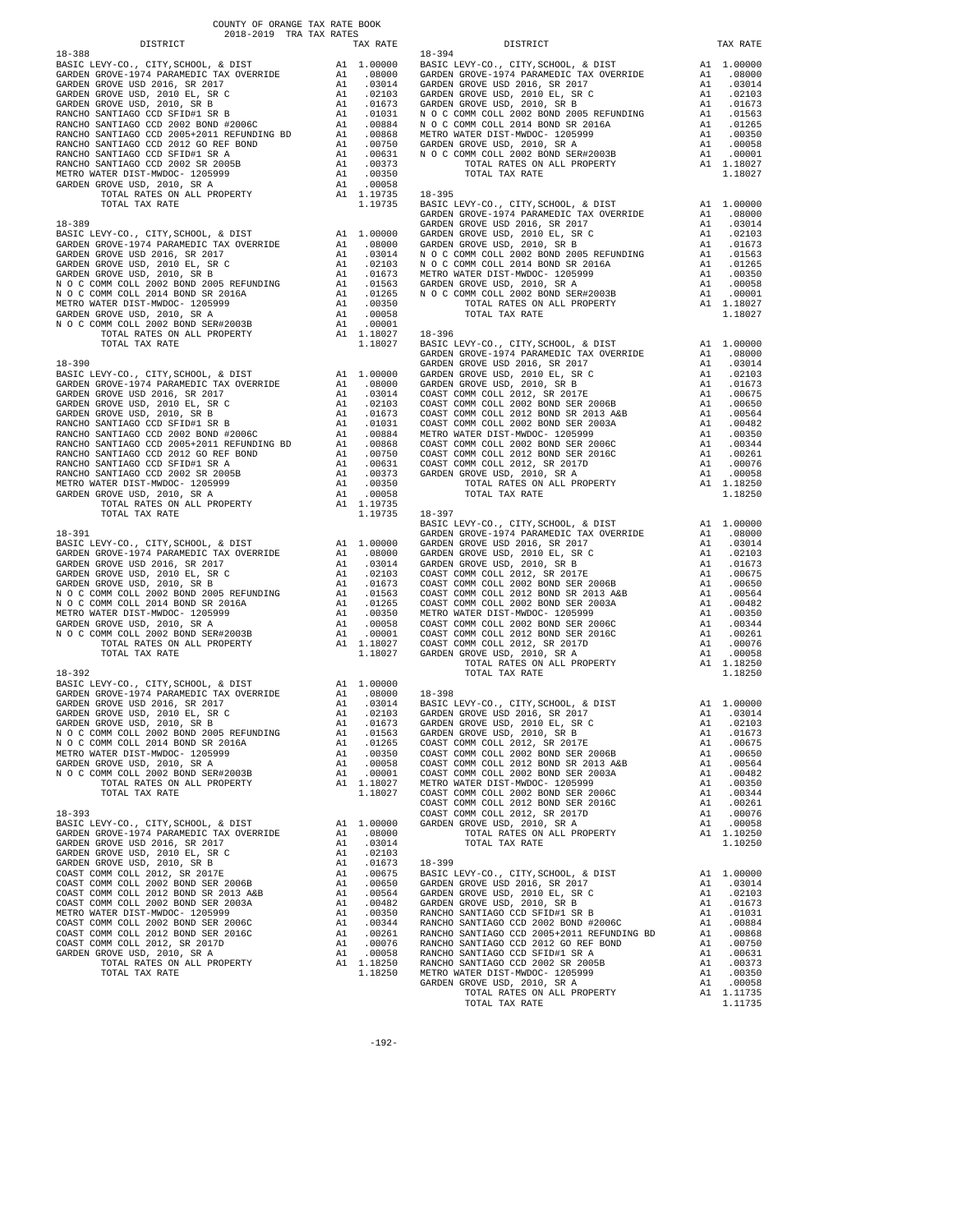COUNTY OF ORANGE TAX RATE BOOK
2018-2019 TRA TAX RATES

### 18-388

| DISTRICT | | TAX RATE |
|---|---|---|
| BASIC LEVY-CO., CITY,SCHOOL, & DIST | A1 | 1.00000 |
| GARDEN GROVE-1974 PARAMEDIC TAX OVERRIDE | A1 | .08000 |
| GARDEN GROVE USD 2016, SR 2017 | A1 | .03014 |
| GARDEN GROVE USD, 2010 EL, SR C | A1 | .02103 |
| GARDEN GROVE USD, 2010, SR B | A1 | .01673 |
| RANCHO SANTIAGO CCD SFID#1 SR B | A1 | .01031 |
| RANCHO SANTIAGO CCD 2002 BOND #2006C | A1 | .00884 |
| RANCHO SANTIAGO CCD 2005+2011 REFUNDING BD | A1 | .00868 |
| RANCHO SANTIAGO CCD 2012 GO REF BOND | A1 | .00750 |
| RANCHO SANTIAGO CCD SFID#1 SR A | A1 | .00631 |
| RANCHO SANTIAGO CCD 2002 SR 2005B | A1 | .00373 |
| METRO WATER DIST-MWDOC- 1205999 | A1 | .00350 |
| GARDEN GROVE USD, 2010, SR A | A1 | .00058 |
| TOTAL RATES ON ALL PROPERTY | A1 | 1.19735 |
| TOTAL TAX RATE | | 1.19735 |

### 18-389

| DISTRICT | | TAX RATE |
|---|---|---|
| BASIC LEVY-CO., CITY,SCHOOL, & DIST | A1 | 1.00000 |
| GARDEN GROVE-1974 PARAMEDIC TAX OVERRIDE | A1 | .08000 |
| GARDEN GROVE USD 2016, SR 2017 | A1 | .03014 |
| GARDEN GROVE USD, 2010 EL, SR C | A1 | .02103 |
| GARDEN GROVE USD, 2010, SR B | A1 | .01673 |
| N O C COMM COLL 2002 BOND 2005 REFUNDING | A1 | .01563 |
| N O C COMM COLL 2014 BOND SR 2016A | A1 | .01265 |
| METRO WATER DIST-MWDOC- 1205999 | A1 | .00350 |
| GARDEN GROVE USD, 2010, SR A | A1 | .00058 |
| N O C COMM COLL 2002 BOND SER#2003B | A1 | .00001 |
| TOTAL RATES ON ALL PROPERTY | A1 | 1.18027 |
| TOTAL TAX RATE | | 1.18027 |

### 18-390

| DISTRICT | | TAX RATE |
|---|---|---|
| BASIC LEVY-CO., CITY,SCHOOL, & DIST | A1 | 1.00000 |
| GARDEN GROVE-1974 PARAMEDIC TAX OVERRIDE | A1 | .08000 |
| GARDEN GROVE USD 2016, SR 2017 | A1 | .03014 |
| GARDEN GROVE USD, 2010 EL, SR C | A1 | .02103 |
| GARDEN GROVE USD, 2010, SR B | A1 | .01673 |
| RANCHO SANTIAGO CCD SFID#1 SR B | A1 | .01031 |
| RANCHO SANTIAGO CCD 2002 BOND #2006C | A1 | .00884 |
| RANCHO SANTIAGO CCD 2005+2011 REFUNDING BD | A1 | .00868 |
| RANCHO SANTIAGO CCD 2012 GO REF BOND | A1 | .00750 |
| RANCHO SANTIAGO CCD SFID#1 SR A | A1 | .00631 |
| RANCHO SANTIAGO CCD 2002 SR 2005B | A1 | .00373 |
| METRO WATER DIST-MWDOC- 1205999 | A1 | .00350 |
| GARDEN GROVE USD, 2010, SR A | A1 | .00058 |
| TOTAL RATES ON ALL PROPERTY | A1 | 1.19735 |
| TOTAL TAX RATE | | 1.19735 |

### 18-391

| DISTRICT | | TAX RATE |
|---|---|---|
| BASIC LEVY-CO., CITY,SCHOOL, & DIST | A1 | 1.00000 |
| GARDEN GROVE-1974 PARAMEDIC TAX OVERRIDE | A1 | .08000 |
| GARDEN GROVE USD 2016, SR 2017 | A1 | .03014 |
| GARDEN GROVE USD, 2010 EL, SR C | A1 | .02103 |
| GARDEN GROVE USD, 2010, SR B | A1 | .01673 |
| N O C COMM COLL 2002 BOND 2005 REFUNDING | A1 | .01563 |
| N O C COMM COLL 2014 BOND SR 2016A | A1 | .01265 |
| METRO WATER DIST-MWDOC- 1205999 | A1 | .00350 |
| GARDEN GROVE USD, 2010, SR A | A1 | .00058 |
| N O C COMM COLL 2002 BOND SER#2003B | A1 | .00001 |
| TOTAL RATES ON ALL PROPERTY | A1 | 1.18027 |
| TOTAL TAX RATE | | 1.18027 |

### 18-392

| DISTRICT | | TAX RATE |
|---|---|---|
| BASIC LEVY-CO., CITY,SCHOOL, & DIST | A1 | 1.00000 |
| GARDEN GROVE-1974 PARAMEDIC TAX OVERRIDE | A1 | .08000 |
| GARDEN GROVE USD 2016, SR 2017 | A1 | .03014 |
| GARDEN GROVE USD, 2010 EL, SR C | A1 | .02103 |
| GARDEN GROVE USD, 2010, SR B | A1 | .01673 |
| N O C COMM COLL 2002 BOND 2005 REFUNDING | A1 | .01563 |
| N O C COMM COLL 2014 BOND SR 2016A | A1 | .01265 |
| METRO WATER DIST-MWDOC- 1205999 | A1 | .00350 |
| GARDEN GROVE USD, 2010, SR A | A1 | .00058 |
| N O C COMM COLL 2002 BOND SER#2003B | A1 | .00001 |
| TOTAL RATES ON ALL PROPERTY | A1 | 1.18027 |
| TOTAL TAX RATE | | 1.18027 |

### 18-393

| DISTRICT | | TAX RATE |
|---|---|---|
| BASIC LEVY-CO., CITY,SCHOOL, & DIST | A1 | 1.00000 |
| GARDEN GROVE-1974 PARAMEDIC TAX OVERRIDE | A1 | .08000 |
| GARDEN GROVE USD 2016, SR 2017 | A1 | .03014 |
| GARDEN GROVE USD, 2010 EL, SR C | A1 | .02103 |
| GARDEN GROVE USD, 2010, SR B | A1 | .01673 |
| COAST COMM COLL 2012, SR 2017E | A1 | .00675 |
| COAST COMM COLL 2002 BOND SER 2006B | A1 | .00650 |
| COAST COMM COLL 2012 BOND SR 2013 A&B | A1 | .00564 |
| COAST COMM COLL 2002 BOND SER 2003A | A1 | .00482 |
| METRO WATER DIST-MWDOC- 1205999 | A1 | .00350 |
| COAST COMM COLL 2002 BOND SER 2006C | A1 | .00344 |
| COAST COMM COLL 2012 BOND SER 2016C | A1 | .00261 |
| COAST COMM COLL 2012, SR 2017D | A1 | .00076 |
| GARDEN GROVE USD, 2010, SR A | A1 | .00058 |
| TOTAL RATES ON ALL PROPERTY | A1 | 1.18250 |
| TOTAL TAX RATE | | 1.18250 |

### 18-394

| DISTRICT | | TAX RATE |
|---|---|---|
| BASIC LEVY-CO., CITY,SCHOOL, & DIST | A1 | 1.00000 |
| GARDEN GROVE-1974 PARAMEDIC TAX OVERRIDE | A1 | .08000 |
| GARDEN GROVE USD 2016, SR 2017 | A1 | .03014 |
| GARDEN GROVE USD, 2010 EL, SR C | A1 | .02103 |
| GARDEN GROVE USD, 2010, SR B | A1 | .01673 |
| N O C COMM COLL 2002 BOND 2005 REFUNDING | A1 | .01563 |
| N O C COMM COLL 2014 BOND SR 2016A | A1 | .01265 |
| METRO WATER DIST-MWDOC- 1205999 | A1 | .00350 |
| GARDEN GROVE USD, 2010, SR A | A1 | .00058 |
| N O C COMM COLL 2002 BOND SER#2003B | A1 | .00001 |
| TOTAL RATES ON ALL PROPERTY | A1 | 1.18027 |
| TOTAL TAX RATE | | 1.18027 |

### 18-395

| DISTRICT | | TAX RATE |
|---|---|---|
| BASIC LEVY-CO., CITY,SCHOOL, & DIST | A1 | 1.00000 |
| GARDEN GROVE-1974 PARAMEDIC TAX OVERRIDE | A1 | .08000 |
| GARDEN GROVE USD 2016, SR 2017 | A1 | .03014 |
| GARDEN GROVE USD, 2010 EL, SR C | A1 | .02103 |
| GARDEN GROVE USD, 2010, SR B | A1 | .01673 |
| N O C COMM COLL 2002 BOND 2005 REFUNDING | A1 | .01563 |
| N O C COMM COLL 2014 BOND SR 2016A | A1 | .01265 |
| METRO WATER DIST-MWDOC- 1205999 | A1 | .00350 |
| GARDEN GROVE USD, 2010, SR A | A1 | .00058 |
| N O C COMM COLL 2002 BOND SER#2003B | A1 | .00001 |
| TOTAL RATES ON ALL PROPERTY | A1 | 1.18027 |
| TOTAL TAX RATE | | 1.18027 |

### 18-396

| DISTRICT | | TAX RATE |
|---|---|---|
| BASIC LEVY-CO., CITY,SCHOOL, & DIST | A1 | 1.00000 |
| GARDEN GROVE-1974 PARAMEDIC TAX OVERRIDE | A1 | .08000 |
| GARDEN GROVE USD 2016, SR 2017 | A1 | .03014 |
| GARDEN GROVE USD, 2010 EL, SR C | A1 | .02103 |
| GARDEN GROVE USD, 2010, SR B | A1 | .01673 |
| COAST COMM COLL 2012, SR 2017E | A1 | .00675 |
| COAST COMM COLL 2002 BOND SER 2006B | A1 | .00650 |
| COAST COMM COLL 2012 BOND SR 2013 A&B | A1 | .00564 |
| COAST COMM COLL 2002 BOND SER 2003A | A1 | .00482 |
| METRO WATER DIST-MWDOC- 1205999 | A1 | .00350 |
| COAST COMM COLL 2002 BOND SER 2006C | A1 | .00344 |
| COAST COMM COLL 2012 BOND SER 2016C | A1 | .00261 |
| COAST COMM COLL 2012, SR 2017D | A1 | .00076 |
| GARDEN GROVE USD, 2010, SR A | A1 | .00058 |
| TOTAL RATES ON ALL PROPERTY | A1 | 1.18250 |
| TOTAL TAX RATE | | 1.18250 |

### 18-397

| DISTRICT | | TAX RATE |
|---|---|---|
| BASIC LEVY-CO., CITY,SCHOOL, & DIST | A1 | 1.00000 |
| GARDEN GROVE-1974 PARAMEDIC TAX OVERRIDE | A1 | .08000 |
| GARDEN GROVE USD 2016, SR 2017 | A1 | .03014 |
| GARDEN GROVE USD, 2010 EL, SR C | A1 | .02103 |
| GARDEN GROVE USD, 2010, SR B | A1 | .01673 |
| COAST COMM COLL 2012, SR 2017E | A1 | .00675 |
| COAST COMM COLL 2002 BOND SER 2006B | A1 | .00650 |
| COAST COMM COLL 2012 BOND SR 2013 A&B | A1 | .00564 |
| COAST COMM COLL 2002 BOND SER 2003A | A1 | .00482 |
| METRO WATER DIST-MWDOC- 1205999 | A1 | .00350 |
| COAST COMM COLL 2002 BOND SER 2006C | A1 | .00344 |
| COAST COMM COLL 2012 BOND SER 2016C | A1 | .00261 |
| COAST COMM COLL 2012, SR 2017D | A1 | .00076 |
| GARDEN GROVE USD, 2010, SR A | A1 | .00058 |
| TOTAL RATES ON ALL PROPERTY | A1 | 1.18250 |
| TOTAL TAX RATE | | 1.18250 |

### 18-398

| DISTRICT | | TAX RATE |
|---|---|---|
| BASIC LEVY-CO., CITY,SCHOOL, & DIST | A1 | 1.00000 |
| GARDEN GROVE USD 2016, SR 2017 | A1 | .03014 |
| GARDEN GROVE USD, 2010 EL, SR C | A1 | .02103 |
| GARDEN GROVE USD, 2010, SR B | A1 | .01673 |
| COAST COMM COLL 2012, SR 2017E | A1 | .00675 |
| COAST COMM COLL 2002 BOND SER 2006B | A1 | .00650 |
| COAST COMM COLL 2012 BOND SR 2013 A&B | A1 | .00564 |
| COAST COMM COLL 2002 BOND SER 2003A | A1 | .00482 |
| METRO WATER DIST-MWDOC- 1205999 | A1 | .00350 |
| COAST COMM COLL 2002 BOND SER 2006C | A1 | .00344 |
| COAST COMM COLL 2012 BOND SER 2016C | A1 | .00261 |
| COAST COMM COLL 2012, SR 2017D | A1 | .00076 |
| GARDEN GROVE USD, 2010, SR A | A1 | .00058 |
| TOTAL RATES ON ALL PROPERTY | A1 | 1.10250 |
| TOTAL TAX RATE | | 1.10250 |

### 18-399

| DISTRICT | | TAX RATE |
|---|---|---|
| BASIC LEVY-CO., CITY,SCHOOL, & DIST | A1 | 1.00000 |
| GARDEN GROVE USD 2016, SR 2017 | A1 | .03014 |
| GARDEN GROVE USD, 2010 EL, SR C | A1 | .02103 |
| GARDEN GROVE USD, 2010, SR B | A1 | .01673 |
| RANCHO SANTIAGO CCD SFID#1 SR B | A1 | .01031 |
| RANCHO SANTIAGO CCD 2002 BOND #2006C | A1 | .00884 |
| RANCHO SANTIAGO CCD 2005+2011 REFUNDING BD | A1 | .00868 |
| RANCHO SANTIAGO CCD 2012 GO REF BOND | A1 | .00750 |
| RANCHO SANTIAGO CCD SFID#1 SR A | A1 | .00631 |
| RANCHO SANTIAGO CCD 2002 SR 2005B | A1 | .00373 |
| METRO WATER DIST-MWDOC- 1205999 | A1 | .00350 |
| GARDEN GROVE USD, 2010, SR A | A1 | .00058 |
| TOTAL RATES ON ALL PROPERTY | A1 | 1.11735 |
| TOTAL TAX RATE | | 1.11735 |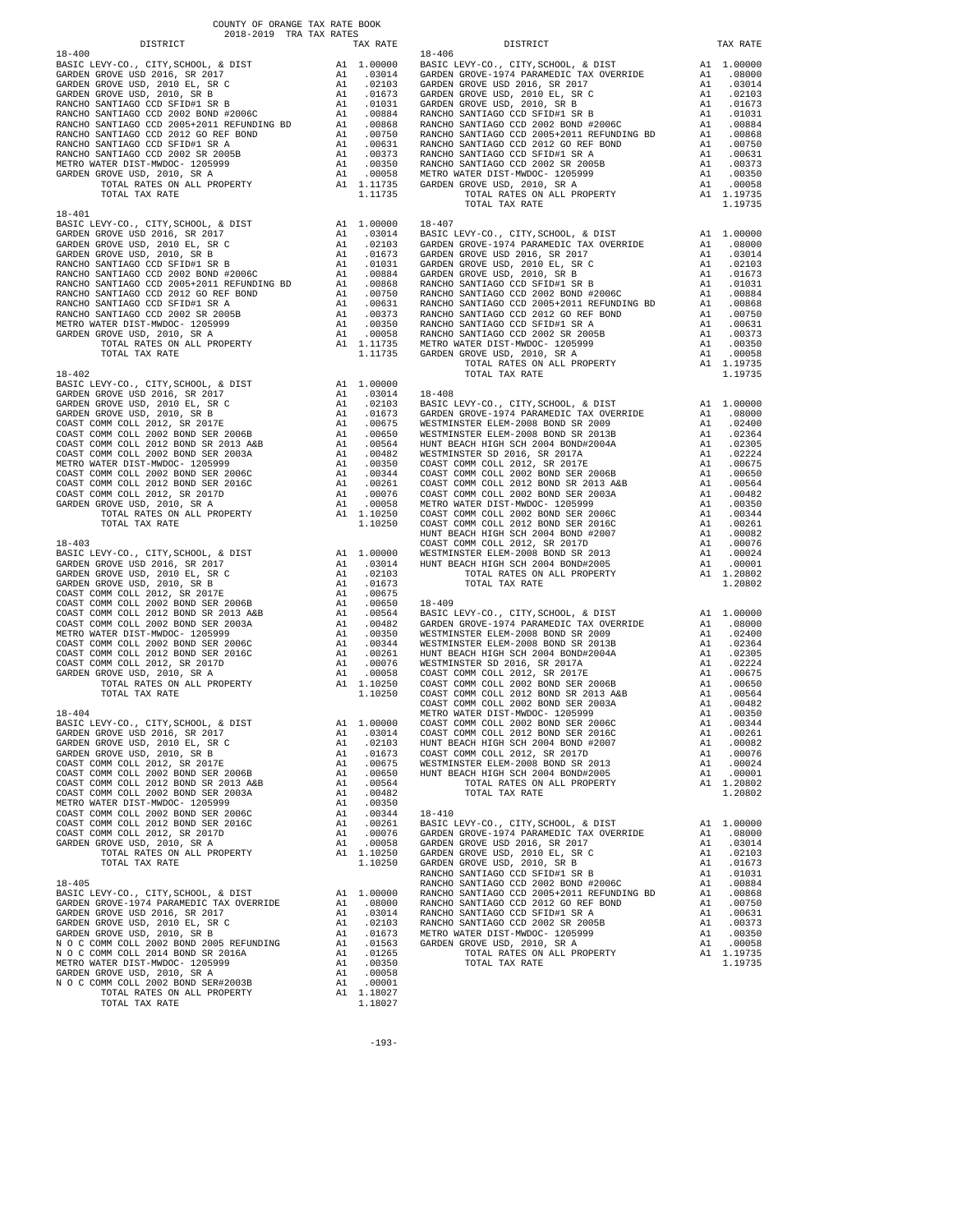COUNTY OF ORANGE TAX RATE BOOK
2018-2019 TRA TAX RATES

**18-400**

| DISTRICT | | TAX RATE |
|---|---|---|
| BASIC LEVY-CO., CITY,SCHOOL, & DIST | A1 | 1.00000 |
| GARDEN GROVE USD 2016, SR 2017 | A1 | .03014 |
| GARDEN GROVE USD, 2010 EL, SR C | A1 | .02103 |
| GARDEN GROVE USD, 2010, SR B | A1 | .01673 |
| RANCHO SANTIAGO CCD SFID#1 SR B | A1 | .01031 |
| RANCHO SANTIAGO CCD 2002 BOND #2006C | A1 | .00884 |
| RANCHO SANTIAGO CCD 2005+2011 REFUNDING BD | A1 | .00868 |
| RANCHO SANTIAGO CCD 2012 GO REF BOND | A1 | .00750 |
| RANCHO SANTIAGO CCD SFID#1 SR A | A1 | .00631 |
| RANCHO SANTIAGO CCD 2002 SR 2005B | A1 | .00373 |
| METRO WATER DIST-MWDOC- 1205999 | A1 | .00350 |
| GARDEN GROVE USD, 2010, SR A | A1 | .00058 |
| TOTAL RATES ON ALL PROPERTY | A1 | 1.11735 |
| TOTAL TAX RATE | | 1.11735 |

**18-401**

| DISTRICT | | TAX RATE |
|---|---|---|
| BASIC LEVY-CO., CITY,SCHOOL, & DIST | A1 | 1.00000 |
| GARDEN GROVE USD 2016, SR 2017 | A1 | .03014 |
| GARDEN GROVE USD, 2010 EL, SR C | A1 | .02103 |
| GARDEN GROVE USD, 2010, SR B | A1 | .01673 |
| RANCHO SANTIAGO CCD SFID#1 SR B | A1 | .01031 |
| RANCHO SANTIAGO CCD 2002 BOND #2006C | A1 | .00884 |
| RANCHO SANTIAGO CCD 2005+2011 REFUNDING BD | A1 | .00868 |
| RANCHO SANTIAGO CCD 2012 GO REF BOND | A1 | .00750 |
| RANCHO SANTIAGO CCD SFID#1 SR A | A1 | .00631 |
| RANCHO SANTIAGO CCD 2002 SR 2005B | A1 | .00373 |
| METRO WATER DIST-MWDOC- 1205999 | A1 | .00350 |
| GARDEN GROVE USD, 2010, SR A | A1 | .00058 |
| TOTAL RATES ON ALL PROPERTY | A1 | 1.11735 |
| TOTAL TAX RATE | | 1.11735 |

**18-402**

| DISTRICT | | TAX RATE |
|---|---|---|
| BASIC LEVY-CO., CITY,SCHOOL, & DIST | A1 | 1.00000 |
| GARDEN GROVE USD 2016, SR 2017 | A1 | .03014 |
| GARDEN GROVE USD, 2010 EL, SR C | A1 | .02103 |
| GARDEN GROVE USD, 2010, SR B | A1 | .01673 |
| COAST COMM COLL 2012, SR 2017E | A1 | .00675 |
| COAST COMM COLL 2002 BOND SER 2006B | A1 | .00650 |
| COAST COMM COLL 2012 BOND SR 2013 A&B | A1 | .00564 |
| COAST COMM COLL 2002 BOND SER 2003A | A1 | .00482 |
| METRO WATER DIST-MWDOC- 1205999 | A1 | .00350 |
| COAST COMM COLL 2002 BOND SER 2006C | A1 | .00344 |
| COAST COMM COLL 2012 BOND SER 2016C | A1 | .00261 |
| COAST COMM COLL 2012, SR 2017D | A1 | .00076 |
| GARDEN GROVE USD, 2010, SR A | A1 | .00058 |
| TOTAL RATES ON ALL PROPERTY | A1 | 1.10250 |
| TOTAL TAX RATE | | 1.10250 |

**18-403**

| DISTRICT | | TAX RATE |
|---|---|---|
| BASIC LEVY-CO., CITY,SCHOOL, & DIST | A1 | 1.00000 |
| GARDEN GROVE USD 2016, SR 2017 | A1 | .03014 |
| GARDEN GROVE USD, 2010 EL, SR C | A1 | .02103 |
| GARDEN GROVE USD, 2010, SR B | A1 | .01673 |
| COAST COMM COLL 2012, SR 2017E | A1 | .00675 |
| COAST COMM COLL 2002 BOND SER 2006B | A1 | .00650 |
| COAST COMM COLL 2012 BOND SR 2013 A&B | A1 | .00564 |
| COAST COMM COLL 2002 BOND SER 2003A | A1 | .00482 |
| METRO WATER DIST-MWDOC- 1205999 | A1 | .00350 |
| COAST COMM COLL 2002 BOND SER 2006C | A1 | .00344 |
| COAST COMM COLL 2012 BOND SER 2016C | A1 | .00261 |
| COAST COMM COLL 2012, SR 2017D | A1 | .00076 |
| GARDEN GROVE USD, 2010, SR A | A1 | .00058 |
| TOTAL RATES ON ALL PROPERTY | A1 | 1.10250 |
| TOTAL TAX RATE | | 1.10250 |

**18-404**

| DISTRICT | | TAX RATE |
|---|---|---|
| BASIC LEVY-CO., CITY,SCHOOL, & DIST | A1 | 1.00000 |
| GARDEN GROVE USD 2016, SR 2017 | A1 | .03014 |
| GARDEN GROVE USD, 2010 EL, SR C | A1 | .02103 |
| GARDEN GROVE USD, 2010, SR B | A1 | .01673 |
| COAST COMM COLL 2012, SR 2017E | A1 | .00675 |
| COAST COMM COLL 2002 BOND SER 2006B | A1 | .00650 |
| COAST COMM COLL 2012 BOND SR 2013 A&B | A1 | .00564 |
| COAST COMM COLL 2002 BOND SER 2003A | A1 | .00482 |
| METRO WATER DIST-MWDOC- 1205999 | A1 | .00350 |
| COAST COMM COLL 2002 BOND SER 2006C | A1 | .00344 |
| COAST COMM COLL 2012 BOND SER 2016C | A1 | .00261 |
| COAST COMM COLL 2012, SR 2017D | A1 | .00076 |
| GARDEN GROVE USD, 2010, SR A | A1 | .00058 |
| TOTAL RATES ON ALL PROPERTY | A1 | 1.10250 |
| TOTAL TAX RATE | | 1.10250 |

**18-405**

| DISTRICT | | TAX RATE |
|---|---|---|
| BASIC LEVY-CO., CITY,SCHOOL, & DIST | A1 | 1.00000 |
| GARDEN GROVE-1974 PARAMEDIC TAX OVERRIDE | A1 | .08000 |
| GARDEN GROVE USD 2016, SR 2017 | A1 | .03014 |
| GARDEN GROVE USD, 2010 EL, SR C | A1 | .02103 |
| GARDEN GROVE USD, 2010, SR B | A1 | .01673 |
| N O C COMM COLL 2002 BOND 2005 REFUNDING | A1 | .01563 |
| N O C COMM COLL 2014 BOND SR 2016A | A1 | .01265 |
| METRO WATER DIST-MWDOC- 1205999 | A1 | .00350 |
| GARDEN GROVE USD, 2010, SR A | A1 | .00058 |
| N O C COMM COLL 2002 BOND SER#2003B | A1 | .00001 |
| TOTAL RATES ON ALL PROPERTY | A1 | 1.18027 |
| TOTAL TAX RATE | | 1.18027 |

**18-406**

| DISTRICT | | TAX RATE |
|---|---|---|
| BASIC LEVY-CO., CITY,SCHOOL, & DIST | A1 | 1.00000 |
| GARDEN GROVE-1974 PARAMEDIC TAX OVERRIDE | A1 | .08000 |
| GARDEN GROVE USD 2016, SR 2017 | A1 | .03014 |
| GARDEN GROVE USD, 2010 EL, SR C | A1 | .02103 |
| GARDEN GROVE USD, 2010, SR B | A1 | .01673 |
| RANCHO SANTIAGO CCD SFID#1 SR B | A1 | .01031 |
| RANCHO SANTIAGO CCD 2002 BOND #2006C | A1 | .00884 |
| RANCHO SANTIAGO CCD 2005+2011 REFUNDING BD | A1 | .00868 |
| RANCHO SANTIAGO CCD 2012 GO REF BOND | A1 | .00750 |
| RANCHO SANTIAGO CCD SFID#1 SR A | A1 | .00631 |
| RANCHO SANTIAGO CCD 2002 SR 2005B | A1 | .00373 |
| METRO WATER DIST-MWDOC- 1205999 | A1 | .00350 |
| GARDEN GROVE USD, 2010, SR A | A1 | .00058 |
| TOTAL RATES ON ALL PROPERTY | A1 | 1.19735 |
| TOTAL TAX RATE | | 1.19735 |

**18-407**

| DISTRICT | | TAX RATE |
|---|---|---|
| BASIC LEVY-CO., CITY,SCHOOL, & DIST | A1 | 1.00000 |
| GARDEN GROVE-1974 PARAMEDIC TAX OVERRIDE | A1 | .08000 |
| GARDEN GROVE USD 2016, SR 2017 | A1 | .03014 |
| GARDEN GROVE USD, 2010 EL, SR C | A1 | .02103 |
| GARDEN GROVE USD, 2010, SR B | A1 | .01673 |
| RANCHO SANTIAGO CCD SFID#1 SR B | A1 | .01031 |
| RANCHO SANTIAGO CCD 2002 BOND #2006C | A1 | .00884 |
| RANCHO SANTIAGO CCD 2005+2011 REFUNDING BD | A1 | .00868 |
| RANCHO SANTIAGO CCD 2012 GO REF BOND | A1 | .00750 |
| RANCHO SANTIAGO CCD SFID#1 SR A | A1 | .00631 |
| RANCHO SANTIAGO CCD 2002 SR 2005B | A1 | .00373 |
| METRO WATER DIST-MWDOC- 1205999 | A1 | .00350 |
| GARDEN GROVE USD, 2010, SR A | A1 | .00058 |
| TOTAL RATES ON ALL PROPERTY | A1 | 1.19735 |
| TOTAL TAX RATE | | 1.19735 |

**18-408**

| DISTRICT | | TAX RATE |
|---|---|---|
| BASIC LEVY-CO., CITY,SCHOOL, & DIST | A1 | 1.00000 |
| GARDEN GROVE-1974 PARAMEDIC TAX OVERRIDE | A1 | .08000 |
| WESTMINSTER ELEM-2008 BOND SR 2009 | A1 | .02400 |
| WESTMINSTER ELEM-2008 BOND SR 2013B | A1 | .02364 |
| HUNT BEACH HIGH SCH 2004 BOND#2004A | A1 | .02305 |
| WESTMINSTER SD 2016, SR 2017A | A1 | .02224 |
| COAST COMM COLL 2012, SR 2017E | A1 | .00675 |
| COAST COMM COLL 2002 BOND SER 2006B | A1 | .00650 |
| COAST COMM COLL 2012 BOND SR 2013 A&B | A1 | .00564 |
| COAST COMM COLL 2002 BOND SER 2003A | A1 | .00482 |
| METRO WATER DIST-MWDOC- 1205999 | A1 | .00350 |
| COAST COMM COLL 2002 BOND SER 2006C | A1 | .00344 |
| COAST COMM COLL 2012 BOND SER 2016C | A1 | .00261 |
| HUNT BEACH HIGH SCH 2004 BOND #2007 | A1 | .00082 |
| COAST COMM COLL 2012, SR 2017D | A1 | .00076 |
| WESTMINSTER ELEM-2008 BOND SR 2013 | A1 | .00024 |
| HUNT BEACH HIGH SCH 2004 BOND#2005 | A1 | .00001 |
| TOTAL RATES ON ALL PROPERTY | A1 | 1.20802 |
| TOTAL TAX RATE | | 1.20802 |

**18-409**

| DISTRICT | | TAX RATE |
|---|---|---|
| BASIC LEVY-CO., CITY,SCHOOL, & DIST | A1 | 1.00000 |
| GARDEN GROVE-1974 PARAMEDIC TAX OVERRIDE | A1 | .08000 |
| WESTMINSTER ELEM-2008 BOND SR 2009 | A1 | .02400 |
| WESTMINSTER ELEM-2008 BOND SR 2013B | A1 | .02364 |
| HUNT BEACH HIGH SCH 2004 BOND#2004A | A1 | .02305 |
| WESTMINSTER SD 2016, SR 2017A | A1 | .02224 |
| COAST COMM COLL 2012, SR 2017E | A1 | .00675 |
| COAST COMM COLL 2002 BOND SER 2006B | A1 | .00650 |
| COAST COMM COLL 2012 BOND SR 2013 A&B | A1 | .00564 |
| COAST COMM COLL 2002 BOND SER 2003A | A1 | .00482 |
| METRO WATER DIST-MWDOC- 1205999 | A1 | .00350 |
| COAST COMM COLL 2002 BOND SER 2006C | A1 | .00344 |
| COAST COMM COLL 2012 BOND SER 2016C | A1 | .00261 |
| HUNT BEACH HIGH SCH 2004 BOND #2007 | A1 | .00082 |
| COAST COMM COLL 2012, SR 2017D | A1 | .00076 |
| WESTMINSTER ELEM-2008 BOND SR 2013 | A1 | .00024 |
| HUNT BEACH HIGH SCH 2004 BOND#2005 | A1 | .00001 |
| TOTAL RATES ON ALL PROPERTY | A1 | 1.20802 |
| TOTAL TAX RATE | | 1.20802 |

**18-410**

| DISTRICT | | TAX RATE |
|---|---|---|
| BASIC LEVY-CO., CITY,SCHOOL, & DIST | A1 | 1.00000 |
| GARDEN GROVE-1974 PARAMEDIC TAX OVERRIDE | A1 | .08000 |
| GARDEN GROVE USD 2016, SR 2017 | A1 | .03014 |
| GARDEN GROVE USD, 2010 EL, SR C | A1 | .02103 |
| GARDEN GROVE USD, 2010, SR B | A1 | .01673 |
| RANCHO SANTIAGO CCD SFID#1 SR B | A1 | .01031 |
| RANCHO SANTIAGO CCD 2002 BOND #2006C | A1 | .00884 |
| RANCHO SANTIAGO CCD 2005+2011 REFUNDING BD | A1 | .00868 |
| RANCHO SANTIAGO CCD 2012 GO REF BOND | A1 | .00750 |
| RANCHO SANTIAGO CCD SFID#1 SR A | A1 | .00631 |
| RANCHO SANTIAGO CCD 2002 SR 2005B | A1 | .00373 |
| METRO WATER DIST-MWDOC- 1205999 | A1 | .00350 |
| GARDEN GROVE USD, 2010, SR A | A1 | .00058 |
| TOTAL RATES ON ALL PROPERTY | A1 | 1.19735 |
| TOTAL TAX RATE | | 1.19735 |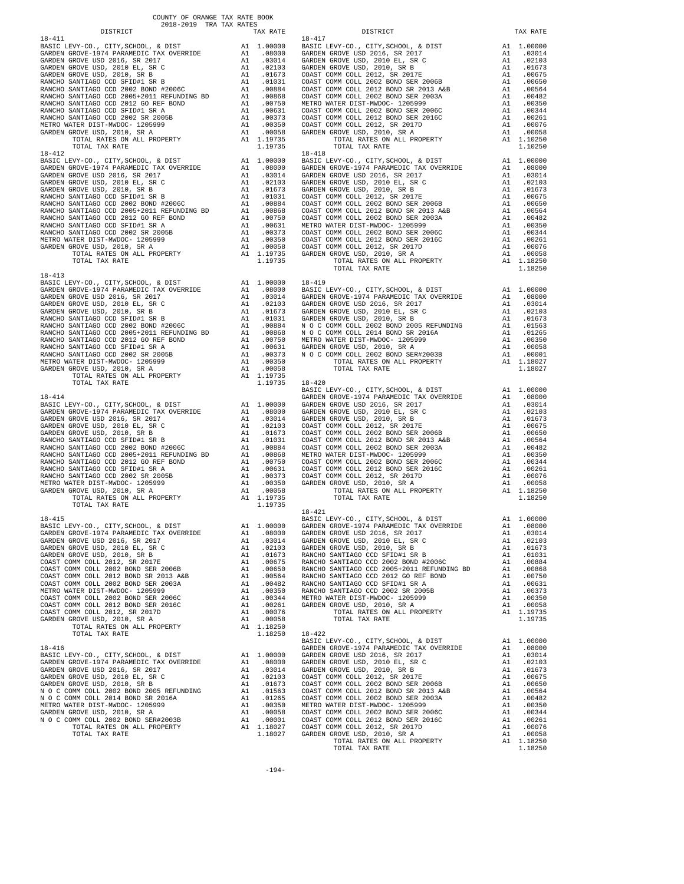COUNTY OF ORANGE TAX RATE BOOK
2018-2019 TRA TAX RATES

| DISTRICT | | TAX RATE |
|---|---|---|
| **18-411** | | |
| BASIC LEVY-CO., CITY,SCHOOL, & DIST | A1 | 1.00000 |
| GARDEN GROVE-1974 PARAMEDIC TAX OVERRIDE | A1 | .08000 |
| GARDEN GROVE USD 2016, SR 2017 | A1 | .03014 |
| GARDEN GROVE USD, 2010 EL, SR C | A1 | .02103 |
| GARDEN GROVE USD, 2010, SR B | A1 | .01673 |
| RANCHO SANTIAGO CCD SFID#1 SR B | A1 | .01031 |
| RANCHO SANTIAGO CCD 2002 BOND #2006C | A1 | .00884 |
| RANCHO SANTIAGO CCD 2005+2011 REFUNDING BD | A1 | .00868 |
| RANCHO SANTIAGO CCD 2012 GO REF BOND | A1 | .00750 |
| RANCHO SANTIAGO CCD SFID#1 SR A | A1 | .00631 |
| RANCHO SANTIAGO CCD 2002 SR 2005B | A1 | .00373 |
| METRO WATER DIST-MWDOC- 1205999 | A1 | .00350 |
| GARDEN GROVE USD, 2010, SR A | A1 | .00058 |
| TOTAL RATES ON ALL PROPERTY | A1 | 1.19735 |
| TOTAL TAX RATE | | 1.19735 |
| **18-412** | | |
| BASIC LEVY-CO., CITY,SCHOOL, & DIST | A1 | 1.00000 |
| GARDEN GROVE-1974 PARAMEDIC TAX OVERRIDE | A1 | .08000 |
| GARDEN GROVE USD 2016, SR 2017 | A1 | .03014 |
| GARDEN GROVE USD, 2010 EL, SR C | A1 | .02103 |
| GARDEN GROVE USD, 2010, SR B | A1 | .01673 |
| RANCHO SANTIAGO CCD SFID#1 SR B | A1 | .01031 |
| RANCHO SANTIAGO CCD 2002 BOND #2006C | A1 | .00884 |
| RANCHO SANTIAGO CCD 2005+2011 REFUNDING BD | A1 | .00868 |
| RANCHO SANTIAGO CCD 2012 GO REF BOND | A1 | .00750 |
| RANCHO SANTIAGO CCD SFID#1 SR A | A1 | .00631 |
| RANCHO SANTIAGO CCD 2002 SR 2005B | A1 | .00373 |
| METRO WATER DIST-MWDOC- 1205999 | A1 | .00350 |
| GARDEN GROVE USD, 2010, SR A | A1 | .00058 |
| TOTAL RATES ON ALL PROPERTY | A1 | 1.19735 |
| TOTAL TAX RATE | | 1.19735 |
| **18-413** | | |
| BASIC LEVY-CO., CITY,SCHOOL, & DIST | A1 | 1.00000 |
| GARDEN GROVE-1974 PARAMEDIC TAX OVERRIDE | A1 | .08000 |
| GARDEN GROVE USD 2016, SR 2017 | A1 | .03014 |
| GARDEN GROVE USD, 2010 EL, SR C | A1 | .02103 |
| GARDEN GROVE USD, 2010, SR B | A1 | .01673 |
| RANCHO SANTIAGO CCD SFID#1 SR B | A1 | .01031 |
| RANCHO SANTIAGO CCD 2002 BOND #2006C | A1 | .00884 |
| RANCHO SANTIAGO CCD 2005+2011 REFUNDING BD | A1 | .00868 |
| RANCHO SANTIAGO CCD 2012 GO REF BOND | A1 | .00750 |
| RANCHO SANTIAGO CCD SFID#1 SR A | A1 | .00631 |
| RANCHO SANTIAGO CCD 2002 SR 2005B | A1 | .00373 |
| METRO WATER DIST-MWDOC- 1205999 | A1 | .00350 |
| GARDEN GROVE USD, 2010, SR A | A1 | .00058 |
| TOTAL RATES ON ALL PROPERTY | A1 | 1.19735 |
| TOTAL TAX RATE | | 1.19735 |
| **18-414** | | |
| BASIC LEVY-CO., CITY,SCHOOL, & DIST | A1 | 1.00000 |
| GARDEN GROVE-1974 PARAMEDIC TAX OVERRIDE | A1 | .08000 |
| GARDEN GROVE USD 2016, SR 2017 | A1 | .03014 |
| GARDEN GROVE USD, 2010 EL, SR C | A1 | .02103 |
| GARDEN GROVE USD, 2010, SR B | A1 | .01673 |
| RANCHO SANTIAGO CCD SFID#1 SR B | A1 | .01031 |
| RANCHO SANTIAGO CCD 2002 BOND #2006C | A1 | .00884 |
| RANCHO SANTIAGO CCD 2005+2011 REFUNDING BD | A1 | .00868 |
| RANCHO SANTIAGO CCD 2012 GO REF BOND | A1 | .00750 |
| RANCHO SANTIAGO CCD SFID#1 SR A | A1 | .00631 |
| RANCHO SANTIAGO CCD 2002 SR 2005B | A1 | .00373 |
| METRO WATER DIST-MWDOC- 1205999 | A1 | .00350 |
| GARDEN GROVE USD, 2010, SR A | A1 | .00058 |
| TOTAL RATES ON ALL PROPERTY | A1 | 1.19735 |
| TOTAL TAX RATE | | 1.19735 |
| **18-415** | | |
| BASIC LEVY-CO., CITY,SCHOOL, & DIST | A1 | 1.00000 |
| GARDEN GROVE-1974 PARAMEDIC TAX OVERRIDE | A1 | .08000 |
| GARDEN GROVE USD 2016, SR 2017 | A1 | .03014 |
| GARDEN GROVE USD, 2010 EL, SR C | A1 | .02103 |
| GARDEN GROVE USD, 2010, SR B | A1 | .01673 |
| COAST COMM COLL 2012, SR 2017E | A1 | .00675 |
| COAST COMM COLL 2002 BOND SER 2006B | A1 | .00650 |
| COAST COMM COLL 2012 BOND SR 2013 A&B | A1 | .00564 |
| COAST COMM COLL 2002 BOND SER 2003A | A1 | .00482 |
| METRO WATER DIST-MWDOC- 1205999 | A1 | .00350 |
| COAST COMM COLL 2002 BOND SER 2006C | A1 | .00344 |
| COAST COMM COLL 2012 BOND SER 2016C | A1 | .00261 |
| COAST COMM COLL 2012, SR 2017D | A1 | .00076 |
| GARDEN GROVE USD, 2010, SR A | A1 | .00058 |
| TOTAL RATES ON ALL PROPERTY | A1 | 1.18250 |
| TOTAL TAX RATE | | 1.18250 |
| **18-416** | | |
| BASIC LEVY-CO., CITY,SCHOOL, & DIST | A1 | 1.00000 |
| GARDEN GROVE-1974 PARAMEDIC TAX OVERRIDE | A1 | .08000 |
| GARDEN GROVE USD 2016, SR 2017 | A1 | .03014 |
| GARDEN GROVE USD, 2010 EL, SR C | A1 | .02103 |
| GARDEN GROVE USD, 2010, SR B | A1 | .01673 |
| N O C COMM COLL 2002 BOND 2005 REFUNDING | A1 | .01563 |
| N O C COMM COLL 2014 BOND SR 2016A | A1 | .01265 |
| METRO WATER DIST-MWDOC- 1205999 | A1 | .00350 |
| GARDEN GROVE USD, 2010, SR A | A1 | .00058 |
| N O C COMM COLL 2002 BOND SER#2003B | A1 | .00001 |
| TOTAL RATES ON ALL PROPERTY | A1 | 1.18027 |
| TOTAL TAX RATE | | 1.18027 |
| **18-417** | | |
| BASIC LEVY-CO., CITY,SCHOOL, & DIST | A1 | 1.00000 |
| GARDEN GROVE USD 2016, SR 2017 | A1 | .03014 |
| GARDEN GROVE USD, 2010 EL, SR C | A1 | .02103 |
| GARDEN GROVE USD, 2010, SR B | A1 | .01673 |
| COAST COMM COLL 2012, SR 2017E | A1 | .00675 |
| COAST COMM COLL 2002 BOND SER 2006B | A1 | .00650 |
| COAST COMM COLL 2012 BOND SR 2013 A&B | A1 | .00564 |
| COAST COMM COLL 2002 BOND SER 2003A | A1 | .00482 |
| METRO WATER DIST-MWDOC- 1205999 | A1 | .00350 |
| COAST COMM COLL 2002 BOND SER 2006C | A1 | .00344 |
| COAST COMM COLL 2012 BOND SER 2016C | A1 | .00261 |
| COAST COMM COLL 2012, SR 2017D | A1 | .00076 |
| GARDEN GROVE USD, 2010, SR A | A1 | .00058 |
| TOTAL RATES ON ALL PROPERTY | A1 | 1.10250 |
| TOTAL TAX RATE | | 1.10250 |
| **18-418** | | |
| BASIC LEVY-CO., CITY,SCHOOL, & DIST | A1 | 1.00000 |
| GARDEN GROVE-1974 PARAMEDIC TAX OVERRIDE | A1 | .08000 |
| GARDEN GROVE USD 2016, SR 2017 | A1 | .03014 |
| GARDEN GROVE USD, 2010 EL, SR C | A1 | .02103 |
| GARDEN GROVE USD, 2010, SR B | A1 | .01673 |
| COAST COMM COLL 2012, SR 2017E | A1 | .00675 |
| COAST COMM COLL 2002 BOND SER 2006B | A1 | .00650 |
| COAST COMM COLL 2012 BOND SR 2013 A&B | A1 | .00564 |
| COAST COMM COLL 2002 BOND SER 2003A | A1 | .00482 |
| METRO WATER DIST-MWDOC- 1205999 | A1 | .00350 |
| COAST COMM COLL 2002 BOND SER 2006C | A1 | .00344 |
| COAST COMM COLL 2012 BOND SER 2016C | A1 | .00261 |
| COAST COMM COLL 2012, SR 2017D | A1 | .00076 |
| GARDEN GROVE USD, 2010, SR A | A1 | .00058 |
| TOTAL RATES ON ALL PROPERTY | A1 | 1.18250 |
| TOTAL TAX RATE | | 1.18250 |
| **18-419** | | |
| BASIC LEVY-CO., CITY,SCHOOL, & DIST | A1 | 1.00000 |
| GARDEN GROVE-1974 PARAMEDIC TAX OVERRIDE | A1 | .08000 |
| GARDEN GROVE USD 2016, SR 2017 | A1 | .03014 |
| GARDEN GROVE USD, 2010 EL, SR C | A1 | .02103 |
| GARDEN GROVE USD, 2010, SR B | A1 | .01673 |
| N O C COMM COLL 2002 BOND 2005 REFUNDING | A1 | .01563 |
| N O C COMM COLL 2014 BOND SR 2016A | A1 | .01265 |
| METRO WATER DIST-MWDOC- 1205999 | A1 | .00350 |
| GARDEN GROVE USD, 2010, SR A | A1 | .00058 |
| N O C COMM COLL 2002 BOND SER#2003B | A1 | .00001 |
| TOTAL RATES ON ALL PROPERTY | A1 | 1.18027 |
| TOTAL TAX RATE | | 1.18027 |
| **18-420** | | |
| BASIC LEVY-CO., CITY,SCHOOL, & DIST | A1 | 1.00000 |
| GARDEN GROVE-1974 PARAMEDIC TAX OVERRIDE | A1 | .08000 |
| GARDEN GROVE USD 2016, SR 2017 | A1 | .03014 |
| GARDEN GROVE USD, 2010 EL, SR C | A1 | .02103 |
| GARDEN GROVE USD, 2010, SR B | A1 | .01673 |
| COAST COMM COLL 2012, SR 2017E | A1 | .00675 |
| COAST COMM COLL 2002 BOND SER 2006B | A1 | .00650 |
| COAST COMM COLL 2012 BOND SR 2013 A&B | A1 | .00564 |
| COAST COMM COLL 2002 BOND SER 2003A | A1 | .00482 |
| METRO WATER DIST-MWDOC- 1205999 | A1 | .00350 |
| COAST COMM COLL 2002 BOND SER 2006C | A1 | .00344 |
| COAST COMM COLL 2012 BOND SER 2016C | A1 | .00261 |
| COAST COMM COLL 2012, SR 2017D | A1 | .00076 |
| GARDEN GROVE USD, 2010, SR A | A1 | .00058 |
| TOTAL RATES ON ALL PROPERTY | A1 | 1.18250 |
| TOTAL TAX RATE | | 1.18250 |
| **18-421** | | |
| BASIC LEVY-CO., CITY,SCHOOL, & DIST | A1 | 1.00000 |
| GARDEN GROVE-1974 PARAMEDIC TAX OVERRIDE | A1 | .08000 |
| GARDEN GROVE USD 2016, SR 2017 | A1 | .03014 |
| GARDEN GROVE USD, 2010 EL, SR C | A1 | .02103 |
| GARDEN GROVE USD, 2010, SR B | A1 | .01673 |
| RANCHO SANTIAGO CCD SFID#1 SR B | A1 | .01031 |
| RANCHO SANTIAGO CCD 2002 BOND #2006C | A1 | .00884 |
| RANCHO SANTIAGO CCD 2005+2011 REFUNDING BD | A1 | .00868 |
| RANCHO SANTIAGO CCD 2012 GO REF BOND | A1 | .00750 |
| RANCHO SANTIAGO CCD SFID#1 SR A | A1 | .00631 |
| RANCHO SANTIAGO CCD 2002 SR 2005B | A1 | .00373 |
| METRO WATER DIST-MWDOC- 1205999 | A1 | .00350 |
| GARDEN GROVE USD, 2010, SR A | A1 | .00058 |
| TOTAL RATES ON ALL PROPERTY | A1 | 1.19735 |
| TOTAL TAX RATE | | 1.19735 |
| **18-422** | | |
| BASIC LEVY-CO., CITY,SCHOOL, & DIST | A1 | 1.00000 |
| GARDEN GROVE-1974 PARAMEDIC TAX OVERRIDE | A1 | .08000 |
| GARDEN GROVE USD 2016, SR 2017 | A1 | .03014 |
| GARDEN GROVE USD, 2010 EL, SR C | A1 | .02103 |
| GARDEN GROVE USD, 2010, SR B | A1 | .01673 |
| COAST COMM COLL 2012, SR 2017E | A1 | .00675 |
| COAST COMM COLL 2002 BOND SER 2006B | A1 | .00650 |
| COAST COMM COLL 2012 BOND SR 2013 A&B | A1 | .00564 |
| COAST COMM COLL 2002 BOND SER 2003A | A1 | .00482 |
| METRO WATER DIST-MWDOC- 1205999 | A1 | .00350 |
| COAST COMM COLL 2002 BOND SER 2006C | A1 | .00344 |
| COAST COMM COLL 2012 BOND SER 2016C | A1 | .00261 |
| COAST COMM COLL 2012, SR 2017D | A1 | .00076 |
| GARDEN GROVE USD, 2010, SR A | A1 | .00058 |
| TOTAL RATES ON ALL PROPERTY | A1 | 1.18250 |
| TOTAL TAX RATE | | 1.18250 |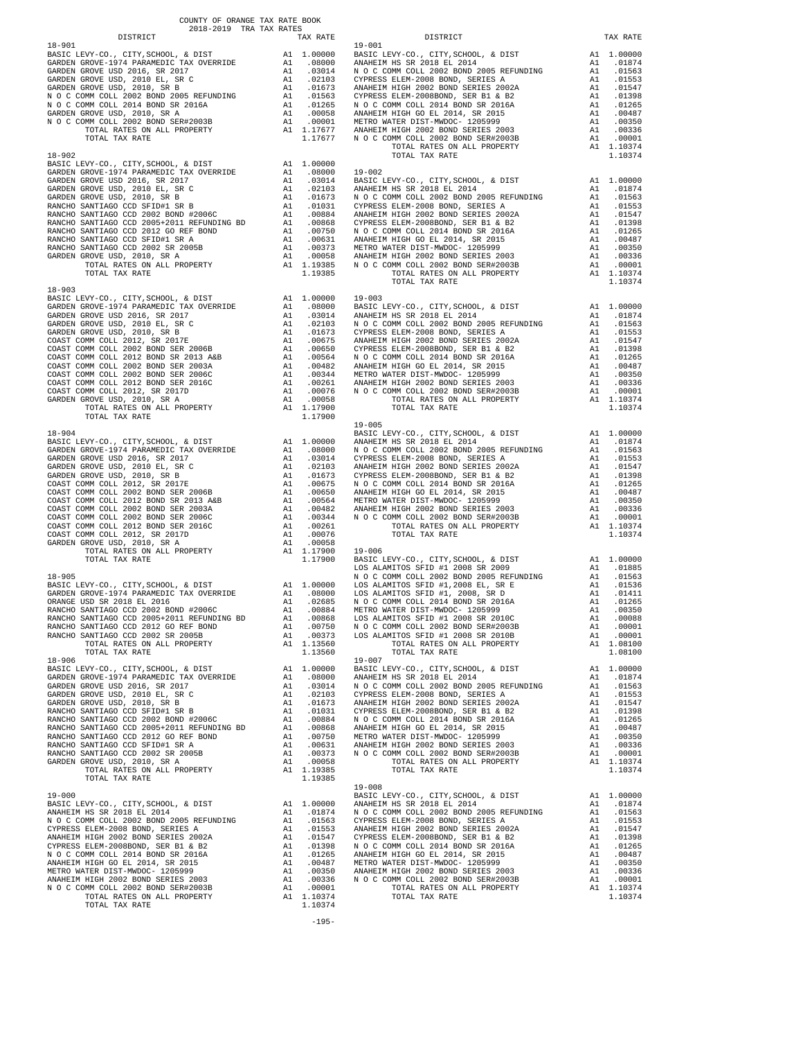COUNTY OF ORANGE TAX RATE BOOK
2018-2019 TRA TAX RATES

| DISTRICT | | TAX RATE |
|---|---|---|
| **18-901** | | |
| BASIC LEVY-CO., CITY,SCHOOL, & DIST | A1 | 1.00000 |
| GARDEN GROVE-1974 PARAMEDIC TAX OVERRIDE | A1 | .08000 |
| GARDEN GROVE USD 2016, SR 2017 | A1 | .03014 |
| GARDEN GROVE USD, 2010 EL, SR C | A1 | .02103 |
| GARDEN GROVE USD, 2010, SR B | A1 | .01673 |
| N O C COMM COLL 2002 BOND 2005 REFUNDING | A1 | .01563 |
| N O C COMM COLL 2014 BOND SR 2016A | A1 | .01265 |
| GARDEN GROVE USD, 2010, SR A | A1 | .00058 |
| N O C COMM COLL 2002 BOND SER#2003B | A1 | .00001 |
| TOTAL RATES ON ALL PROPERTY | A1 | 1.17677 |
| TOTAL TAX RATE | | 1.17677 |
| **18-902** | | |
| BASIC LEVY-CO., CITY,SCHOOL, & DIST | A1 | 1.00000 |
| GARDEN GROVE-1974 PARAMEDIC TAX OVERRIDE | A1 | .08000 |
| GARDEN GROVE USD 2016, SR 2017 | A1 | .03014 |
| GARDEN GROVE USD, 2010 EL, SR C | A1 | .02103 |
| GARDEN GROVE USD, 2010, SR B | A1 | .01673 |
| RANCHO SANTIAGO CCD SFID#1 SR B | A1 | .01031 |
| RANCHO SANTIAGO CCD 2002 BOND #2006C | A1 | .00884 |
| RANCHO SANTIAGO CCD 2005+2011 REFUNDING BD | A1 | .00868 |
| RANCHO SANTIAGO CCD 2012 GO REF BOND | A1 | .00750 |
| RANCHO SANTIAGO CCD SFID#1 SR A | A1 | .00631 |
| RANCHO SANTIAGO CCD 2002 SR 2005B | A1 | .00373 |
| GARDEN GROVE USD, 2010, SR A | A1 | .00058 |
| TOTAL RATES ON ALL PROPERTY | A1 | 1.19385 |
| TOTAL TAX RATE | | 1.19385 |
| **18-903** | | |
| BASIC LEVY-CO., CITY,SCHOOL, & DIST | A1 | 1.00000 |
| GARDEN GROVE-1974 PARAMEDIC TAX OVERRIDE | A1 | .08000 |
| GARDEN GROVE USD 2016, SR 2017 | A1 | .03014 |
| GARDEN GROVE USD, 2010 EL, SR C | A1 | .02103 |
| GARDEN GROVE USD, 2010, SR B | A1 | .01673 |
| COAST COMM COLL 2012, SR 2017E | A1 | .00675 |
| COAST COMM COLL 2002 BOND SER 2006B | A1 | .00650 |
| COAST COMM COLL 2012 BOND SR 2013 A&B | A1 | .00564 |
| COAST COMM COLL 2002 BOND SER 2003A | A1 | .00482 |
| COAST COMM COLL 2002 BOND SER 2006C | A1 | .00344 |
| COAST COMM COLL 2012 BOND SER 2016C | A1 | .00261 |
| COAST COMM COLL 2012, SR 2017D | A1 | .00076 |
| GARDEN GROVE USD, 2010, SR A | A1 | .00058 |
| TOTAL RATES ON ALL PROPERTY | A1 | 1.17900 |
| TOTAL TAX RATE | | 1.17900 |
| **18-904** | | |
| BASIC LEVY-CO., CITY,SCHOOL, & DIST | A1 | 1.00000 |
| GARDEN GROVE-1974 PARAMEDIC TAX OVERRIDE | A1 | .08000 |
| GARDEN GROVE USD 2016, SR 2017 | A1 | .03014 |
| GARDEN GROVE USD, 2010 EL, SR C | A1 | .02103 |
| GARDEN GROVE USD, 2010, SR B | A1 | .01673 |
| COAST COMM COLL 2012, SR 2017E | A1 | .00675 |
| COAST COMM COLL 2002 BOND SER 2006B | A1 | .00650 |
| COAST COMM COLL 2012 BOND SR 2013 A&B | A1 | .00564 |
| COAST COMM COLL 2002 BOND SER 2003A | A1 | .00482 |
| COAST COMM COLL 2002 BOND SER 2006C | A1 | .00344 |
| COAST COMM COLL 2012 BOND SER 2016C | A1 | .00261 |
| COAST COMM COLL 2012, SR 2017D | A1 | .00076 |
| GARDEN GROVE USD, 2010, SR A | A1 | .00058 |
| TOTAL RATES ON ALL PROPERTY | A1 | 1.17900 |
| TOTAL TAX RATE | | 1.17900 |
| **18-905** | | |
| BASIC LEVY-CO., CITY,SCHOOL, & DIST | A1 | 1.00000 |
| GARDEN GROVE-1974 PARAMEDIC TAX OVERRIDE | A1 | .08000 |
| ORANGE USD SR 2018 EL 2016 | A1 | .02685 |
| RANCHO SANTIAGO CCD 2002 BOND #2006C | A1 | .00884 |
| RANCHO SANTIAGO CCD 2005+2011 REFUNDING BD | A1 | .00868 |
| RANCHO SANTIAGO CCD 2012 GO REF BOND | A1 | .00750 |
| RANCHO SANTIAGO CCD 2002 SR 2005B | A1 | .00373 |
| TOTAL RATES ON ALL PROPERTY | A1 | 1.13560 |
| TOTAL TAX RATE | | 1.13560 |
| **18-906** | | |
| BASIC LEVY-CO., CITY,SCHOOL, & DIST | A1 | 1.00000 |
| GARDEN GROVE-1974 PARAMEDIC TAX OVERRIDE | A1 | .08000 |
| GARDEN GROVE USD 2016, SR 2017 | A1 | .03014 |
| GARDEN GROVE USD, 2010 EL, SR C | A1 | .02103 |
| GARDEN GROVE USD, 2010, SR B | A1 | .01673 |
| RANCHO SANTIAGO CCD SFID#1 SR B | A1 | .01031 |
| RANCHO SANTIAGO CCD 2002 BOND #2006C | A1 | .00884 |
| RANCHO SANTIAGO CCD 2005+2011 REFUNDING BD | A1 | .00868 |
| RANCHO SANTIAGO CCD 2012 GO REF BOND | A1 | .00750 |
| RANCHO SANTIAGO CCD SFID#1 SR A | A1 | .00631 |
| RANCHO SANTIAGO CCD 2002 SR 2005B | A1 | .00373 |
| GARDEN GROVE USD, 2010, SR A | A1 | .00058 |
| TOTAL RATES ON ALL PROPERTY | A1 | 1.19385 |
| TOTAL TAX RATE | | 1.19385 |
| **19-000** | | |
| BASIC LEVY-CO., CITY,SCHOOL, & DIST | A1 | 1.00000 |
| ANAHEIM HS SR 2018 EL 2014 | A1 | .01874 |
| N O C COMM COLL 2002 BOND 2005 REFUNDING | A1 | .01563 |
| CYPRESS ELEM-2008 BOND, SERIES A | A1 | .01553 |
| ANAHEIM HIGH 2002 BOND SERIES 2002A | A1 | .01547 |
| CYPRESS ELEM-2008BOND, SER B1 & B2 | A1 | .01398 |
| N O C COMM COLL 2014 BOND SR 2016A | A1 | .01265 |
| ANAHEIM HIGH GO EL 2014, SR 2015 | A1 | .00487 |
| METRO WATER DIST-MWDOC- 1205999 | A1 | .00350 |
| ANAHEIM HIGH 2002 BOND SERIES 2003 | A1 | .00336 |
| N O C COMM COLL 2002 BOND SER#2003B | A1 | .00001 |
| TOTAL RATES ON ALL PROPERTY | A1 | 1.10374 |
| TOTAL TAX RATE | | 1.10374 |
| **19-001** | | |
| BASIC LEVY-CO., CITY,SCHOOL, & DIST | A1 | 1.00000 |
| ANAHEIM HS SR 2018 EL 2014 | A1 | .01874 |
| N O C COMM COLL 2002 BOND 2005 REFUNDING | A1 | .01563 |
| CYPRESS ELEM-2008 BOND, SERIES A | A1 | .01553 |
| ANAHEIM HIGH 2002 BOND SERIES 2002A | A1 | .01547 |
| CYPRESS ELEM-2008BOND, SER B1 & B2 | A1 | .01398 |
| N O C COMM COLL 2014 BOND SR 2016A | A1 | .01265 |
| ANAHEIM HIGH GO EL 2014, SR 2015 | A1 | .00487 |
| METRO WATER DIST-MWDOC- 1205999 | A1 | .00350 |
| ANAHEIM HIGH 2002 BOND SERIES 2003 | A1 | .00336 |
| N O C COMM COLL 2002 BOND SER#2003B | A1 | .00001 |
| TOTAL RATES ON ALL PROPERTY | A1 | 1.10374 |
| TOTAL TAX RATE | | 1.10374 |
| **19-002** | | |
| BASIC LEVY-CO., CITY,SCHOOL, & DIST | A1 | 1.00000 |
| ANAHEIM HS SR 2018 EL 2014 | A1 | .01874 |
| N O C COMM COLL 2002 BOND 2005 REFUNDING | A1 | .01563 |
| CYPRESS ELEM-2008 BOND, SERIES A | A1 | .01553 |
| ANAHEIM HIGH 2002 BOND SERIES 2002A | A1 | .01547 |
| CYPRESS ELEM-2008BOND, SER B1 & B2 | A1 | .01398 |
| N O C COMM COLL 2014 BOND SR 2016A | A1 | .01265 |
| ANAHEIM HIGH GO EL 2014, SR 2015 | A1 | .00487 |
| METRO WATER DIST-MWDOC- 1205999 | A1 | .00350 |
| ANAHEIM HIGH 2002 BOND SERIES 2003 | A1 | .00336 |
| N O C COMM COLL 2002 BOND SER#2003B | A1 | .00001 |
| TOTAL RATES ON ALL PROPERTY | A1 | 1.10374 |
| TOTAL TAX RATE | | 1.10374 |
| **19-003** | | |
| BASIC LEVY-CO., CITY,SCHOOL, & DIST | A1 | 1.00000 |
| ANAHEIM HS SR 2018 EL 2014 | A1 | .01874 |
| N O C COMM COLL 2002 BOND 2005 REFUNDING | A1 | .01563 |
| CYPRESS ELEM-2008 BOND, SERIES A | A1 | .01553 |
| ANAHEIM HIGH 2002 BOND SERIES 2002A | A1 | .01547 |
| CYPRESS ELEM-2008BOND, SER B1 & B2 | A1 | .01398 |
| N O C COMM COLL 2014 BOND SR 2016A | A1 | .01265 |
| ANAHEIM HIGH GO EL 2014, SR 2015 | A1 | .00487 |
| METRO WATER DIST-MWDOC- 1205999 | A1 | .00350 |
| ANAHEIM HIGH 2002 BOND SERIES 2003 | A1 | .00336 |
| N O C COMM COLL 2002 BOND SER#2003B | A1 | .00001 |
| TOTAL RATES ON ALL PROPERTY | A1 | 1.10374 |
| TOTAL TAX RATE | | 1.10374 |
| **19-005** | | |
| BASIC LEVY-CO., CITY,SCHOOL, & DIST | A1 | 1.00000 |
| ANAHEIM HS SR 2018 EL 2014 | A1 | .01874 |
| N O C COMM COLL 2002 BOND 2005 REFUNDING | A1 | .01563 |
| CYPRESS ELEM-2008 BOND, SERIES A | A1 | .01553 |
| ANAHEIM HIGH 2002 BOND SERIES 2002A | A1 | .01547 |
| CYPRESS ELEM-2008BOND, SER B1 & B2 | A1 | .01398 |
| N O C COMM COLL 2014 BOND SR 2016A | A1 | .01265 |
| ANAHEIM HIGH GO EL 2014, SR 2015 | A1 | .00487 |
| METRO WATER DIST-MWDOC- 1205999 | A1 | .00350 |
| ANAHEIM HIGH 2002 BOND SERIES 2003 | A1 | .00336 |
| N O C COMM COLL 2002 BOND SER#2003B | A1 | .00001 |
| TOTAL RATES ON ALL PROPERTY | A1 | 1.10374 |
| TOTAL TAX RATE | | 1.10374 |
| **19-006** | | |
| BASIC LEVY-CO., CITY,SCHOOL, & DIST | A1 | 1.00000 |
| LOS ALAMITOS SFID #1 2008 SR 2009 | A1 | .01885 |
| N O C COMM COLL 2002 BOND 2005 REFUNDING | A1 | .01563 |
| LOS ALAMITOS SFID #1,2008 EL, SR E | A1 | .01536 |
| LOS ALAMITOS SFID #1, 2008, SR D | A1 | .01411 |
| N O C COMM COLL 2014 BOND SR 2016A | A1 | .01265 |
| METRO WATER DIST-MWDOC- 1205999 | A1 | .00350 |
| LOS ALAMITOS SFID #1 2008 SR 2010C | A1 | .00088 |
| N O C COMM COLL 2002 BOND SER#2003B | A1 | .00001 |
| LOS ALAMITOS SFID #1 2008 SR 2010B | A1 | .00001 |
| TOTAL RATES ON ALL PROPERTY | A1 | 1.08100 |
| TOTAL TAX RATE | | 1.08100 |
| **19-007** | | |
| BASIC LEVY-CO., CITY,SCHOOL, & DIST | A1 | 1.00000 |
| ANAHEIM HS SR 2018 EL 2014 | A1 | .01874 |
| N O C COMM COLL 2002 BOND 2005 REFUNDING | A1 | .01563 |
| CYPRESS ELEM-2008 BOND, SERIES A | A1 | .01553 |
| ANAHEIM HIGH 2002 BOND SERIES 2002A | A1 | .01547 |
| CYPRESS ELEM-2008BOND, SER B1 & B2 | A1 | .01398 |
| N O C COMM COLL 2014 BOND SR 2016A | A1 | .01265 |
| ANAHEIM HIGH GO EL 2014, SR 2015 | A1 | .00487 |
| METRO WATER DIST-MWDOC- 1205999 | A1 | .00350 |
| ANAHEIM HIGH 2002 BOND SERIES 2003 | A1 | .00336 |
| N O C COMM COLL 2002 BOND SER#2003B | A1 | .00001 |
| TOTAL RATES ON ALL PROPERTY | A1 | 1.10374 |
| TOTAL TAX RATE | | 1.10374 |
| **19-008** | | |
| BASIC LEVY-CO., CITY,SCHOOL, & DIST | A1 | 1.00000 |
| ANAHEIM HS SR 2018 EL 2014 | A1 | .01874 |
| N O C COMM COLL 2002 BOND 2005 REFUNDING | A1 | .01563 |
| CYPRESS ELEM-2008 BOND, SERIES A | A1 | .01553 |
| ANAHEIM HIGH 2002 BOND SERIES 2002A | A1 | .01547 |
| CYPRESS ELEM-2008BOND, SER B1 & B2 | A1 | .01398 |
| N O C COMM COLL 2014 BOND SR 2016A | A1 | .01265 |
| ANAHEIM HIGH GO EL 2014, SR 2015 | A1 | .00487 |
| METRO WATER DIST-MWDOC- 1205999 | A1 | .00350 |
| ANAHEIM HIGH 2002 BOND SERIES 2003 | A1 | .00336 |
| N O C COMM COLL 2002 BOND SER#2003B | A1 | .00001 |
| TOTAL RATES ON ALL PROPERTY | A1 | 1.10374 |
| TOTAL TAX RATE | | 1.10374 |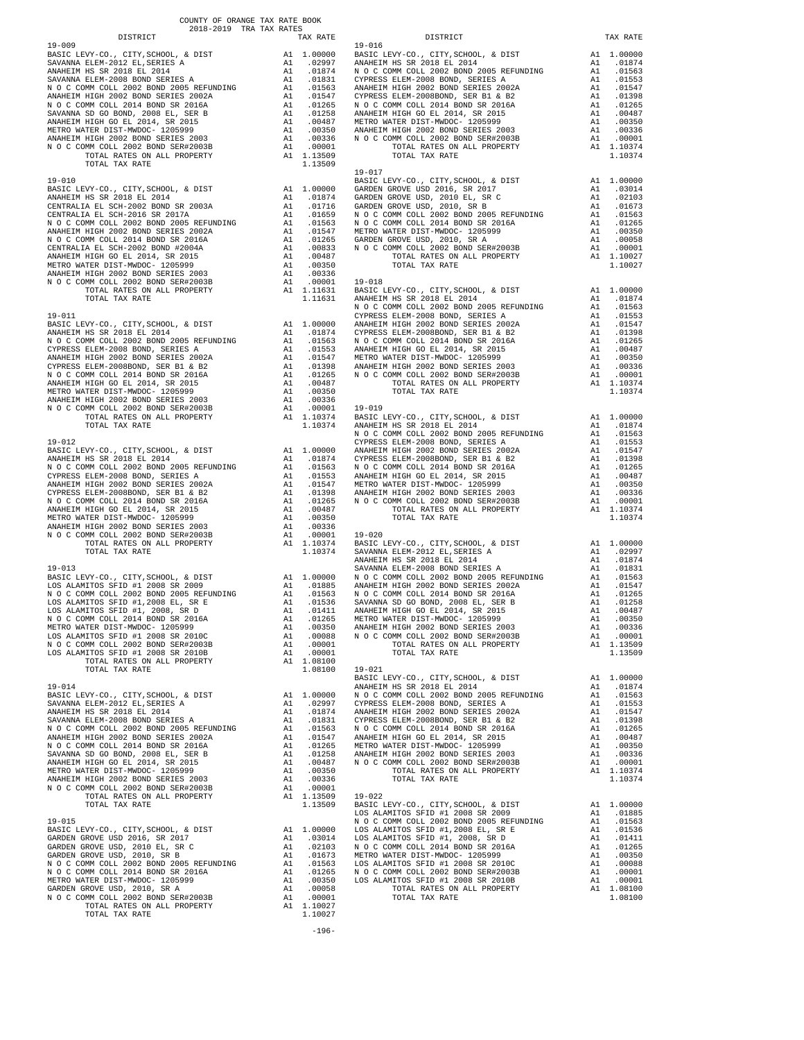COUNTY OF ORANGE TAX RATE BOOK
2018-2019 TRA TAX RATES

| DISTRICT | | TAX RATE |
|---|---|---|
| **19-009** | | |
| BASIC LEVY-CO., CITY,SCHOOL, & DIST | A1 | 1.00000 |
| SAVANNA ELEM-2012 EL,SERIES A | A1 | .02997 |
| ANAHEIM HS SR 2018 EL 2014 | A1 | .01874 |
| SAVANNA ELEM-2008 BOND SERIES A | A1 | .01831 |
| N O C COMM COLL 2002 BOND 2005 REFUNDING | A1 | .01563 |
| ANAHEIM HIGH 2002 BOND SERIES 2002A | A1 | .01547 |
| N O C COMM COLL 2014 BOND SR 2016A | A1 | .01265 |
| SAVANNA SD GO BOND, 2008 EL, SER B | A1 | .01258 |
| ANAHEIM HIGH GO EL 2014, SR 2015 | A1 | .00487 |
| METRO WATER DIST-MWDOC- 1205999 | A1 | .00350 |
| ANAHEIM HIGH 2002 BOND SERIES 2003 | A1 | .00336 |
| N O C COMM COLL 2002 BOND SER#2003B | A1 | .00001 |
| TOTAL RATES ON ALL PROPERTY | A1 | 1.13509 |
| TOTAL TAX RATE | | 1.13509 |
| **19-010** | | |
| BASIC LEVY-CO., CITY,SCHOOL, & DIST | A1 | 1.00000 |
| ANAHEIM HS SR 2018 EL 2014 | A1 | .01874 |
| CENTRALIA EL SCH-2002 BOND SR 2003A | A1 | .01716 |
| CENTRALIA EL SCH-2016 SR 2017A | A1 | .01659 |
| N O C COMM COLL 2002 BOND 2005 REFUNDING | A1 | .01563 |
| ANAHEIM HIGH 2002 BOND SERIES 2002A | A1 | .01547 |
| N O C COMM COLL 2014 BOND SR 2016A | A1 | .01265 |
| CENTRALIA EL SCH-2002 BOND #2004A | A1 | .00833 |
| ANAHEIM HIGH GO EL 2014, SR 2015 | A1 | .00487 |
| METRO WATER DIST-MWDOC- 1205999 | A1 | .00350 |
| ANAHEIM HIGH 2002 BOND SERIES 2003 | A1 | .00336 |
| N O C COMM COLL 2002 BOND SER#2003B | A1 | .00001 |
| TOTAL RATES ON ALL PROPERTY | A1 | 1.11631 |
| TOTAL TAX RATE | | 1.11631 |
| **19-011** | | |
| BASIC LEVY-CO., CITY,SCHOOL, & DIST | A1 | 1.00000 |
| ANAHEIM HS SR 2018 EL 2014 | A1 | .01874 |
| N O C COMM COLL 2002 BOND 2005 REFUNDING | A1 | .01563 |
| CYPRESS ELEM-2008 BOND, SERIES A | A1 | .01553 |
| ANAHEIM HIGH 2002 BOND SERIES 2002A | A1 | .01547 |
| CYPRESS ELEM-2008BOND, SER B1 & B2 | A1 | .01398 |
| N O C COMM COLL 2014 BOND SR 2016A | A1 | .01265 |
| ANAHEIM HIGH GO EL 2014, SR 2015 | A1 | .00487 |
| METRO WATER DIST-MWDOC- 1205999 | A1 | .00350 |
| ANAHEIM HIGH 2002 BOND SERIES 2003 | A1 | .00336 |
| N O C COMM COLL 2002 BOND SER#2003B | A1 | .00001 |
| TOTAL RATES ON ALL PROPERTY | A1 | 1.10374 |
| TOTAL TAX RATE | | 1.10374 |
| **19-012** | | |
| BASIC LEVY-CO., CITY,SCHOOL, & DIST | A1 | 1.00000 |
| ANAHEIM HS SR 2018 EL 2014 | A1 | .01874 |
| N O C COMM COLL 2002 BOND 2005 REFUNDING | A1 | .01563 |
| CYPRESS ELEM-2008 BOND, SERIES A | A1 | .01553 |
| ANAHEIM HIGH 2002 BOND SERIES 2002A | A1 | .01547 |
| CYPRESS ELEM-2008BOND, SER B1 & B2 | A1 | .01398 |
| N O C COMM COLL 2014 BOND SR 2016A | A1 | .01265 |
| ANAHEIM HIGH GO EL 2014, SR 2015 | A1 | .00487 |
| METRO WATER DIST-MWDOC- 1205999 | A1 | .00350 |
| ANAHEIM HIGH 2002 BOND SERIES 2003 | A1 | .00336 |
| N O C COMM COLL 2002 BOND SER#2003B | A1 | .00001 |
| TOTAL RATES ON ALL PROPERTY | A1 | 1.10374 |
| TOTAL TAX RATE | | 1.10374 |
| **19-013** | | |
| BASIC LEVY-CO., CITY,SCHOOL, & DIST | A1 | 1.00000 |
| LOS ALAMITOS SFID #1 2008 SR 2009 | A1 | .01885 |
| N O C COMM COLL 2002 BOND 2005 REFUNDING | A1 | .01563 |
| LOS ALAMITOS SFID #1,2008 EL, SR E | A1 | .01536 |
| LOS ALAMITOS SFID #1, 2008, SR D | A1 | .01411 |
| N O C COMM COLL 2014 BOND SR 2016A | A1 | .01265 |
| METRO WATER DIST-MWDOC- 1205999 | A1 | .00350 |
| LOS ALAMITOS SFID #1 2008 SR 2010C | A1 | .00088 |
| N O C COMM COLL 2002 BOND SER#2003B | A1 | .00001 |
| LOS ALAMITOS SFID #1 2008 SR 2010B | A1 | .00001 |
| TOTAL RATES ON ALL PROPERTY | A1 | 1.08100 |
| TOTAL TAX RATE | | 1.08100 |
| **19-014** | | |
| BASIC LEVY-CO., CITY,SCHOOL, & DIST | A1 | 1.00000 |
| SAVANNA ELEM-2012 EL,SERIES A | A1 | .02997 |
| ANAHEIM HS SR 2018 EL 2014 | A1 | .01874 |
| SAVANNA ELEM-2008 BOND SERIES A | A1 | .01831 |
| N O C COMM COLL 2002 BOND 2005 REFUNDING | A1 | .01563 |
| ANAHEIM HIGH 2002 BOND SERIES 2002A | A1 | .01547 |
| N O C COMM COLL 2014 BOND SR 2016A | A1 | .01265 |
| SAVANNA SD GO BOND, 2008 EL, SER B | A1 | .01258 |
| ANAHEIM HIGH GO EL 2014, SR 2015 | A1 | .00487 |
| METRO WATER DIST-MWDOC- 1205999 | A1 | .00350 |
| ANAHEIM HIGH 2002 BOND SERIES 2003 | A1 | .00336 |
| N O C COMM COLL 2002 BOND SER#2003B | A1 | .00001 |
| TOTAL RATES ON ALL PROPERTY | A1 | 1.13509 |
| TOTAL TAX RATE | | 1.13509 |
| **19-015** | | |
| BASIC LEVY-CO., CITY,SCHOOL, & DIST | A1 | 1.00000 |
| GARDEN GROVE USD 2016, SR 2017 | A1 | .03014 |
| GARDEN GROVE USD, 2010 EL, SR C | A1 | .02103 |
| GARDEN GROVE USD, 2010, SR B | A1 | .01673 |
| N O C COMM COLL 2002 BOND 2005 REFUNDING | A1 | .01563 |
| N O C COMM COLL 2014 BOND SR 2016A | A1 | .01265 |
| METRO WATER DIST-MWDOC- 1205999 | A1 | .00350 |
| GARDEN GROVE USD, 2010, SR A | A1 | .00058 |
| N O C COMM COLL 2002 BOND SER#2003B | A1 | .00001 |
| TOTAL RATES ON ALL PROPERTY | A1 | 1.10027 |
| TOTAL TAX RATE | | 1.10027 |
| **19-016** | | |
| BASIC LEVY-CO., CITY,SCHOOL, & DIST | A1 | 1.00000 |
| ANAHEIM HS SR 2018 EL 2014 | A1 | .01874 |
| N O C COMM COLL 2002 BOND 2005 REFUNDING | A1 | .01563 |
| CYPRESS ELEM-2008 BOND, SERIES A | A1 | .01553 |
| ANAHEIM HIGH 2002 BOND SERIES 2002A | A1 | .01547 |
| CYPRESS ELEM-2008BOND, SER B1 & B2 | A1 | .01398 |
| N O C COMM COLL 2014 BOND SR 2016A | A1 | .01265 |
| ANAHEIM HIGH GO EL 2014, SR 2015 | A1 | .00487 |
| METRO WATER DIST-MWDOC- 1205999 | A1 | .00350 |
| ANAHEIM HIGH 2002 BOND SERIES 2003 | A1 | .00336 |
| N O C COMM COLL 2002 BOND SER#2003B | A1 | .00001 |
| TOTAL RATES ON ALL PROPERTY | A1 | 1.10374 |
| TOTAL TAX RATE | | 1.10374 |
| **19-017** | | |
| BASIC LEVY-CO., CITY,SCHOOL, & DIST | A1 | 1.00000 |
| GARDEN GROVE USD 2016, SR 2017 | A1 | .03014 |
| GARDEN GROVE USD, 2010 EL, SR C | A1 | .02103 |
| GARDEN GROVE USD, 2010, SR B | A1 | .01673 |
| N O C COMM COLL 2002 BOND 2005 REFUNDING | A1 | .01563 |
| N O C COMM COLL 2014 BOND SR 2016A | A1 | .01265 |
| METRO WATER DIST-MWDOC- 1205999 | A1 | .00350 |
| GARDEN GROVE USD, 2010, SR A | A1 | .00058 |
| N O C COMM COLL 2002 BOND SER#2003B | A1 | .00001 |
| TOTAL RATES ON ALL PROPERTY | A1 | 1.10027 |
| TOTAL TAX RATE | | 1.10027 |
| **19-018** | | |
| BASIC LEVY-CO., CITY,SCHOOL, & DIST | A1 | 1.00000 |
| ANAHEIM HS SR 2018 EL 2014 | A1 | .01874 |
| N O C COMM COLL 2002 BOND 2005 REFUNDING | A1 | .01563 |
| CYPRESS ELEM-2008 BOND, SERIES A | A1 | .01553 |
| ANAHEIM HIGH 2002 BOND SERIES 2002A | A1 | .01547 |
| CYPRESS ELEM-2008BOND, SER B1 & B2 | A1 | .01398 |
| N O C COMM COLL 2014 BOND SR 2016A | A1 | .01265 |
| ANAHEIM HIGH GO EL 2014, SR 2015 | A1 | .00487 |
| METRO WATER DIST-MWDOC- 1205999 | A1 | .00350 |
| ANAHEIM HIGH 2002 BOND SERIES 2003 | A1 | .00336 |
| N O C COMM COLL 2002 BOND SER#2003B | A1 | .00001 |
| TOTAL RATES ON ALL PROPERTY | A1 | 1.10374 |
| TOTAL TAX RATE | | 1.10374 |
| **19-019** | | |
| BASIC LEVY-CO., CITY,SCHOOL, & DIST | A1 | 1.00000 |
| ANAHEIM HS SR 2018 EL 2014 | A1 | .01874 |
| N O C COMM COLL 2002 BOND 2005 REFUNDING | A1 | .01563 |
| CYPRESS ELEM-2008 BOND, SERIES A | A1 | .01553 |
| ANAHEIM HIGH 2002 BOND SERIES 2002A | A1 | .01547 |
| CYPRESS ELEM-2008BOND, SER B1 & B2 | A1 | .01398 |
| N O C COMM COLL 2014 BOND SR 2016A | A1 | .01265 |
| ANAHEIM HIGH GO EL 2014, SR 2015 | A1 | .00487 |
| METRO WATER DIST-MWDOC- 1205999 | A1 | .00350 |
| ANAHEIM HIGH 2002 BOND SERIES 2003 | A1 | .00336 |
| N O C COMM COLL 2002 BOND SER#2003B | A1 | .00001 |
| TOTAL RATES ON ALL PROPERTY | A1 | 1.10374 |
| TOTAL TAX RATE | | 1.10374 |
| **19-020** | | |
| BASIC LEVY-CO., CITY,SCHOOL, & DIST | A1 | 1.00000 |
| SAVANNA ELEM-2012 EL,SERIES A | A1 | .02997 |
| ANAHEIM HS SR 2018 EL 2014 | A1 | .01874 |
| SAVANNA ELEM-2008 BOND SERIES A | A1 | .01831 |
| N O C COMM COLL 2002 BOND 2005 REFUNDING | A1 | .01563 |
| ANAHEIM HIGH 2002 BOND SERIES 2002A | A1 | .01547 |
| N O C COMM COLL 2014 BOND SR 2016A | A1 | .01265 |
| SAVANNA SD GO BOND, 2008 EL, SER B | A1 | .01258 |
| ANAHEIM HIGH GO EL 2014, SR 2015 | A1 | .00487 |
| METRO WATER DIST-MWDOC- 1205999 | A1 | .00350 |
| ANAHEIM HIGH 2002 BOND SERIES 2003 | A1 | .00336 |
| N O C COMM COLL 2002 BOND SER#2003B | A1 | .00001 |
| TOTAL RATES ON ALL PROPERTY | A1 | 1.13509 |
| TOTAL TAX RATE | | 1.13509 |
| **19-021** | | |
| BASIC LEVY-CO., CITY,SCHOOL, & DIST | A1 | 1.00000 |
| ANAHEIM HS SR 2018 EL 2014 | A1 | .01874 |
| N O C COMM COLL 2002 BOND 2005 REFUNDING | A1 | .01563 |
| CYPRESS ELEM-2008 BOND, SERIES A | A1 | .01553 |
| ANAHEIM HIGH 2002 BOND SERIES 2002A | A1 | .01547 |
| CYPRESS ELEM-2008BOND, SER B1 & B2 | A1 | .01398 |
| N O C COMM COLL 2014 BOND SR 2016A | A1 | .01265 |
| ANAHEIM HIGH GO EL 2014, SR 2015 | A1 | .00487 |
| METRO WATER DIST-MWDOC- 1205999 | A1 | .00350 |
| ANAHEIM HIGH 2002 BOND SERIES 2003 | A1 | .00336 |
| N O C COMM COLL 2002 BOND SER#2003B | A1 | .00001 |
| TOTAL RATES ON ALL PROPERTY | A1 | 1.10374 |
| TOTAL TAX RATE | | 1.10374 |
| **19-022** | | |
| BASIC LEVY-CO., CITY,SCHOOL, & DIST | A1 | 1.00000 |
| LOS ALAMITOS SFID #1 2008 SR 2009 | A1 | .01885 |
| N O C COMM COLL 2002 BOND 2005 REFUNDING | A1 | .01563 |
| LOS ALAMITOS SFID #1,2008 EL, SR E | A1 | .01536 |
| LOS ALAMITOS SFID #1, 2008, SR D | A1 | .01411 |
| N O C COMM COLL 2014 BOND SR 2016A | A1 | .01265 |
| METRO WATER DIST-MWDOC- 1205999 | A1 | .00350 |
| LOS ALAMITOS SFID #1 2008 SR 2010C | A1 | .00088 |
| N O C COMM COLL 2002 BOND SER#2003B | A1 | .00001 |
| LOS ALAMITOS SFID #1 2008 SR 2010B | A1 | .00001 |
| TOTAL RATES ON ALL PROPERTY | A1 | 1.08100 |
| TOTAL TAX RATE | | 1.08100 |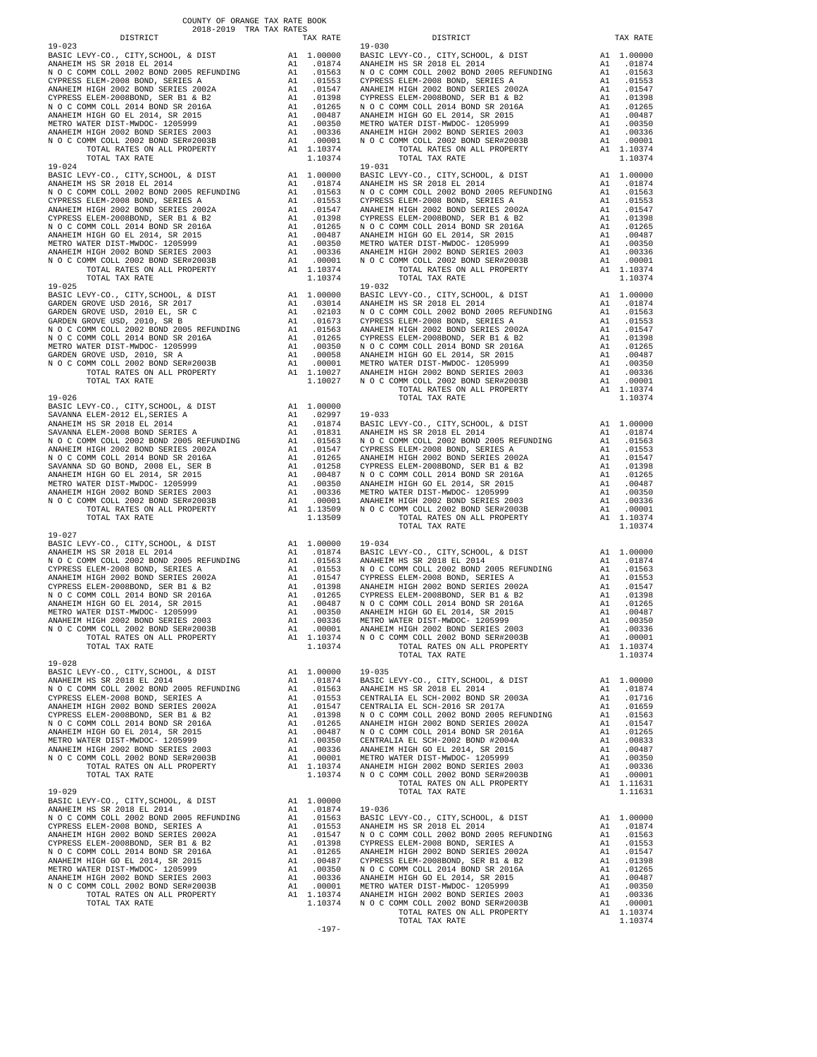COUNTY OF ORANGE TAX RATE BOOK
2018-2019 TRA TAX RATES

| DISTRICT | | TAX RATE |
|---|---|---|
| **19-023** | | |
| BASIC LEVY-CO., CITY,SCHOOL, & DIST | A1 | 1.00000 |
| ANAHEIM HS SR 2018 EL 2014 | A1 | .01874 |
| N O C COMM COLL 2002 BOND 2005 REFUNDING | A1 | .01563 |
| CYPRESS ELEM-2008 BOND, SERIES A | A1 | .01553 |
| ANAHEIM HIGH 2002 BOND SERIES 2002A | A1 | .01547 |
| CYPRESS ELEM-2008BOND, SER B1 & B2 | A1 | .01398 |
| N O C COMM COLL 2014 BOND SR 2016A | A1 | .01265 |
| ANAHEIM HIGH GO EL 2014, SR 2015 | A1 | .00487 |
| METRO WATER DIST-MWDOC- 1205999 | A1 | .00350 |
| ANAHEIM HIGH 2002 BOND SERIES 2003 | A1 | .00336 |
| N O C COMM COLL 2002 BOND SER#2003B | A1 | .00001 |
| TOTAL RATES ON ALL PROPERTY | A1 | 1.10374 |
| TOTAL TAX RATE | | 1.10374 |
| **19-024** | | |
| BASIC LEVY-CO., CITY,SCHOOL, & DIST | A1 | 1.00000 |
| ANAHEIM HS SR 2018 EL 2014 | A1 | .01874 |
| N O C COMM COLL 2002 BOND 2005 REFUNDING | A1 | .01563 |
| CYPRESS ELEM-2008 BOND, SERIES A | A1 | .01553 |
| ANAHEIM HIGH 2002 BOND SERIES 2002A | A1 | .01547 |
| CYPRESS ELEM-2008BOND, SER B1 & B2 | A1 | .01398 |
| N O C COMM COLL 2014 BOND SR 2016A | A1 | .01265 |
| ANAHEIM HIGH GO EL 2014, SR 2015 | A1 | .00487 |
| METRO WATER DIST-MWDOC- 1205999 | A1 | .00350 |
| ANAHEIM HIGH 2002 BOND SERIES 2003 | A1 | .00336 |
| N O C COMM COLL 2002 BOND SER#2003B | A1 | .00001 |
| TOTAL RATES ON ALL PROPERTY | A1 | 1.10374 |
| TOTAL TAX RATE | | 1.10374 |
| **19-025** | | |
| BASIC LEVY-CO., CITY,SCHOOL, & DIST | A1 | 1.00000 |
| GARDEN GROVE USD 2016, SR 2017 | A1 | .03014 |
| GARDEN GROVE USD, 2010 EL, SR C | A1 | .02103 |
| GARDEN GROVE USD, 2010, SR B | A1 | .01673 |
| N O C COMM COLL 2002 BOND 2005 REFUNDING | A1 | .01563 |
| N O C COMM COLL 2014 BOND SR 2016A | A1 | .01265 |
| METRO WATER DIST-MWDOC- 1205999 | A1 | .00350 |
| GARDEN GROVE USD, 2010, SR A | A1 | .00058 |
| N O C COMM COLL 2002 BOND SER#2003B | A1 | .00001 |
| TOTAL RATES ON ALL PROPERTY | A1 | 1.10027 |
| TOTAL TAX RATE | | 1.10027 |
| **19-026** | | |
| BASIC LEVY-CO., CITY,SCHOOL, & DIST | A1 | 1.00000 |
| SAVANNA ELEM-2012 EL,SERIES A | A1 | .02997 |
| ANAHEIM HS SR 2018 EL 2014 | A1 | .01874 |
| SAVANNA ELEM-2008 BOND SERIES A | A1 | .01831 |
| N O C COMM COLL 2002 BOND 2005 REFUNDING | A1 | .01563 |
| ANAHEIM HIGH 2002 BOND SERIES 2002A | A1 | .01547 |
| N O C COMM COLL 2014 BOND SR 2016A | A1 | .01265 |
| SAVANNA SD GO BOND, 2008 EL, SER B | A1 | .01258 |
| ANAHEIM HIGH GO EL 2014, SR 2015 | A1 | .00487 |
| METRO WATER DIST-MWDOC- 1205999 | A1 | .00350 |
| ANAHEIM HIGH 2002 BOND SERIES 2003 | A1 | .00336 |
| N O C COMM COLL 2002 BOND SER#2003B | A1 | .00001 |
| TOTAL RATES ON ALL PROPERTY | A1 | 1.13509 |
| TOTAL TAX RATE | | 1.13509 |
| **19-027** | | |
| BASIC LEVY-CO., CITY,SCHOOL, & DIST | A1 | 1.00000 |
| ANAHEIM HS SR 2018 EL 2014 | A1 | .01874 |
| N O C COMM COLL 2002 BOND 2005 REFUNDING | A1 | .01563 |
| CYPRESS ELEM-2008 BOND, SERIES A | A1 | .01553 |
| ANAHEIM HIGH 2002 BOND SERIES 2002A | A1 | .01547 |
| CYPRESS ELEM-2008BOND, SER B1 & B2 | A1 | .01398 |
| N O C COMM COLL 2014 BOND SR 2016A | A1 | .01265 |
| ANAHEIM HIGH GO EL 2014, SR 2015 | A1 | .00487 |
| METRO WATER DIST-MWDOC- 1205999 | A1 | .00350 |
| ANAHEIM HIGH 2002 BOND SERIES 2003 | A1 | .00336 |
| N O C COMM COLL 2002 BOND SER#2003B | A1 | .00001 |
| TOTAL RATES ON ALL PROPERTY | A1 | 1.10374 |
| TOTAL TAX RATE | | 1.10374 |
| **19-028** | | |
| BASIC LEVY-CO., CITY,SCHOOL, & DIST | A1 | 1.00000 |
| ANAHEIM HS SR 2018 EL 2014 | A1 | .01874 |
| N O C COMM COLL 2002 BOND 2005 REFUNDING | A1 | .01563 |
| CYPRESS ELEM-2008 BOND, SERIES A | A1 | .01553 |
| ANAHEIM HIGH 2002 BOND SERIES 2002A | A1 | .01547 |
| CYPRESS ELEM-2008BOND, SER B1 & B2 | A1 | .01398 |
| N O C COMM COLL 2014 BOND SR 2016A | A1 | .01265 |
| ANAHEIM HIGH GO EL 2014, SR 2015 | A1 | .00487 |
| METRO WATER DIST-MWDOC- 1205999 | A1 | .00350 |
| ANAHEIM HIGH 2002 BOND SERIES 2003 | A1 | .00336 |
| N O C COMM COLL 2002 BOND SER#2003B | A1 | .00001 |
| TOTAL RATES ON ALL PROPERTY | A1 | 1.10374 |
| TOTAL TAX RATE | | 1.10374 |
| **19-029** | | |
| BASIC LEVY-CO., CITY,SCHOOL, & DIST | A1 | 1.00000 |
| ANAHEIM HS SR 2018 EL 2014 | A1 | .01874 |
| N O C COMM COLL 2002 BOND 2005 REFUNDING | A1 | .01563 |
| CYPRESS ELEM-2008 BOND, SERIES A | A1 | .01553 |
| ANAHEIM HIGH 2002 BOND SERIES 2002A | A1 | .01547 |
| CYPRESS ELEM-2008BOND, SER B1 & B2 | A1 | .01398 |
| N O C COMM COLL 2014 BOND SR 2016A | A1 | .01265 |
| ANAHEIM HIGH GO EL 2014, SR 2015 | A1 | .00487 |
| METRO WATER DIST-MWDOC- 1205999 | A1 | .00350 |
| ANAHEIM HIGH 2002 BOND SERIES 2003 | A1 | .00336 |
| N O C COMM COLL 2002 BOND SER#2003B | A1 | .00001 |
| TOTAL RATES ON ALL PROPERTY | A1 | 1.10374 |
| TOTAL TAX RATE | | 1.10374 |
| **19-030** | | |
| BASIC LEVY-CO., CITY,SCHOOL, & DIST | A1 | 1.00000 |
| ANAHEIM HS SR 2018 EL 2014 | A1 | .01874 |
| N O C COMM COLL 2002 BOND 2005 REFUNDING | A1 | .01563 |
| CYPRESS ELEM-2008 BOND, SERIES A | A1 | .01553 |
| ANAHEIM HIGH 2002 BOND SERIES 2002A | A1 | .01547 |
| CYPRESS ELEM-2008BOND, SER B1 & B2 | A1 | .01398 |
| N O C COMM COLL 2014 BOND SR 2016A | A1 | .01265 |
| ANAHEIM HIGH GO EL 2014, SR 2015 | A1 | .00487 |
| METRO WATER DIST-MWDOC- 1205999 | A1 | .00350 |
| ANAHEIM HIGH 2002 BOND SERIES 2003 | A1 | .00336 |
| N O C COMM COLL 2002 BOND SER#2003B | A1 | .00001 |
| TOTAL RATES ON ALL PROPERTY | A1 | 1.10374 |
| TOTAL TAX RATE | | 1.10374 |
| **19-031** | | |
| BASIC LEVY-CO., CITY,SCHOOL, & DIST | A1 | 1.00000 |
| ANAHEIM HS SR 2018 EL 2014 | A1 | .01874 |
| N O C COMM COLL 2002 BOND 2005 REFUNDING | A1 | .01563 |
| CYPRESS ELEM-2008 BOND, SERIES A | A1 | .01553 |
| ANAHEIM HIGH 2002 BOND SERIES 2002A | A1 | .01547 |
| CYPRESS ELEM-2008BOND, SER B1 & B2 | A1 | .01398 |
| N O C COMM COLL 2014 BOND SR 2016A | A1 | .01265 |
| ANAHEIM HIGH GO EL 2014, SR 2015 | A1 | .00487 |
| METRO WATER DIST-MWDOC- 1205999 | A1 | .00350 |
| ANAHEIM HIGH 2002 BOND SERIES 2003 | A1 | .00336 |
| N O C COMM COLL 2002 BOND SER#2003B | A1 | .00001 |
| TOTAL RATES ON ALL PROPERTY | A1 | 1.10374 |
| TOTAL TAX RATE | | 1.10374 |
| **19-032** | | |
| BASIC LEVY-CO., CITY,SCHOOL, & DIST | A1 | 1.00000 |
| ANAHEIM HS SR 2018 EL 2014 | A1 | .01874 |
| N O C COMM COLL 2002 BOND 2005 REFUNDING | A1 | .01563 |
| CYPRESS ELEM-2008 BOND, SERIES A | A1 | .01553 |
| ANAHEIM HIGH 2002 BOND SERIES 2002A | A1 | .01547 |
| CYPRESS ELEM-2008BOND, SER B1 & B2 | A1 | .01398 |
| N O C COMM COLL 2014 BOND SR 2016A | A1 | .01265 |
| ANAHEIM HIGH GO EL 2014, SR 2015 | A1 | .00487 |
| METRO WATER DIST-MWDOC- 1205999 | A1 | .00350 |
| ANAHEIM HIGH 2002 BOND SERIES 2003 | A1 | .00336 |
| N O C COMM COLL 2002 BOND SER#2003B | A1 | .00001 |
| TOTAL RATES ON ALL PROPERTY | A1 | 1.10374 |
| TOTAL TAX RATE | | 1.10374 |
| **19-033** | | |
| BASIC LEVY-CO., CITY,SCHOOL, & DIST | A1 | 1.00000 |
| ANAHEIM HS SR 2018 EL 2014 | A1 | .01874 |
| N O C COMM COLL 2002 BOND 2005 REFUNDING | A1 | .01563 |
| CYPRESS ELEM-2008 BOND, SERIES A | A1 | .01553 |
| ANAHEIM HIGH 2002 BOND SERIES 2002A | A1 | .01547 |
| CYPRESS ELEM-2008BOND, SER B1 & B2 | A1 | .01398 |
| N O C COMM COLL 2014 BOND SR 2016A | A1 | .01265 |
| ANAHEIM HIGH GO EL 2014, SR 2015 | A1 | .00487 |
| METRO WATER DIST-MWDOC- 1205999 | A1 | .00350 |
| ANAHEIM HIGH 2002 BOND SERIES 2003 | A1 | .00336 |
| N O C COMM COLL 2002 BOND SER#2003B | A1 | .00001 |
| TOTAL RATES ON ALL PROPERTY | A1 | 1.10374 |
| TOTAL TAX RATE | | 1.10374 |
| **19-034** | | |
| BASIC LEVY-CO., CITY,SCHOOL, & DIST | A1 | 1.00000 |
| ANAHEIM HS SR 2018 EL 2014 | A1 | .01874 |
| N O C COMM COLL 2002 BOND 2005 REFUNDING | A1 | .01563 |
| CYPRESS ELEM-2008 BOND, SERIES A | A1 | .01553 |
| ANAHEIM HIGH 2002 BOND SERIES 2002A | A1 | .01547 |
| CYPRESS ELEM-2008BOND, SER B1 & B2 | A1 | .01398 |
| N O C COMM COLL 2014 BOND SR 2016A | A1 | .01265 |
| ANAHEIM HIGH GO EL 2014, SR 2015 | A1 | .00487 |
| METRO WATER DIST-MWDOC- 1205999 | A1 | .00350 |
| ANAHEIM HIGH 2002 BOND SERIES 2003 | A1 | .00336 |
| N O C COMM COLL 2002 BOND SER#2003B | A1 | .00001 |
| TOTAL RATES ON ALL PROPERTY | A1 | 1.10374 |
| TOTAL TAX RATE | | 1.10374 |
| **19-035** | | |
| BASIC LEVY-CO., CITY,SCHOOL, & DIST | A1 | 1.00000 |
| ANAHEIM HS SR 2018 EL 2014 | A1 | .01874 |
| CENTRALIA EL SCH-2002 BOND SR 2003A | A1 | .01716 |
| CENTRALIA EL SCH-2016 SR 2017A | A1 | .01659 |
| N O C COMM COLL 2002 BOND 2005 REFUNDING | A1 | .01563 |
| ANAHEIM HIGH 2002 BOND SERIES 2002A | A1 | .01547 |
| N O C COMM COLL 2014 BOND SR 2016A | A1 | .01265 |
| CENTRALIA EL SCH-2002 BOND #2004A | A1 | .00833 |
| ANAHEIM HIGH GO EL 2014, SR 2015 | A1 | .00487 |
| METRO WATER DIST-MWDOC- 1205999 | A1 | .00350 |
| ANAHEIM HIGH 2002 BOND SERIES 2003 | A1 | .00336 |
| N O C COMM COLL 2002 BOND SER#2003B | A1 | .00001 |
| TOTAL RATES ON ALL PROPERTY | A1 | 1.11631 |
| TOTAL TAX RATE | | 1.11631 |
| **19-036** | | |
| BASIC LEVY-CO., CITY,SCHOOL, & DIST | A1 | 1.00000 |
| ANAHEIM HS SR 2018 EL 2014 | A1 | .01874 |
| N O C COMM COLL 2002 BOND 2005 REFUNDING | A1 | .01563 |
| CYPRESS ELEM-2008 BOND, SERIES A | A1 | .01553 |
| ANAHEIM HIGH 2002 BOND SERIES 2002A | A1 | .01547 |
| CYPRESS ELEM-2008BOND, SER B1 & B2 | A1 | .01398 |
| N O C COMM COLL 2014 BOND SR 2016A | A1 | .01265 |
| ANAHEIM HIGH GO EL 2014, SR 2015 | A1 | .00487 |
| METRO WATER DIST-MWDOC- 1205999 | A1 | .00350 |
| ANAHEIM HIGH 2002 BOND SERIES 2003 | A1 | .00336 |
| N O C COMM COLL 2002 BOND SER#2003B | A1 | .00001 |
| TOTAL RATES ON ALL PROPERTY | A1 | 1.10374 |
| TOTAL TAX RATE | | 1.10374 |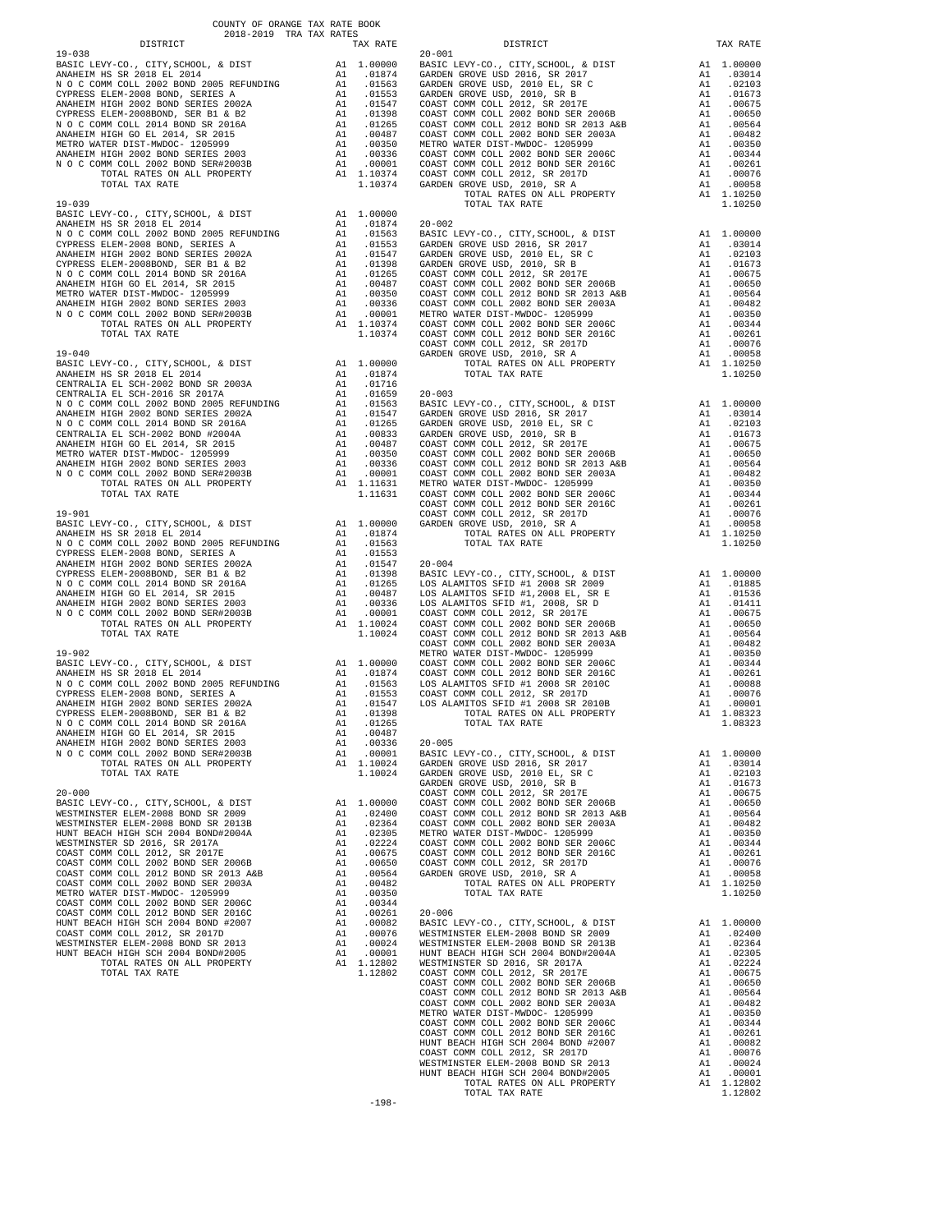COUNTY OF ORANGE TAX RATE BOOK
2018-2019 TRA TAX RATES

| DISTRICT | | TAX RATE |
|---|---|---|
| **19-038** | | |
| BASIC LEVY-CO., CITY,SCHOOL, & DIST | A1 | 1.00000 |
| ANAHEIM HS SR 2018 EL 2014 | A1 | .01874 |
| N O C COMM COLL 2002 BOND 2005 REFUNDING | A1 | .01563 |
| CYPRESS ELEM-2008 BOND, SERIES A | A1 | .01553 |
| ANAHEIM HIGH 2002 BOND SERIES 2002A | A1 | .01547 |
| CYPRESS ELEM-2008BOND, SER B1 & B2 | A1 | .01398 |
| N O C COMM COLL 2014 BOND SR 2016A | A1 | .01265 |
| ANAHEIM HIGH GO EL 2014, SR 2015 | A1 | .00487 |
| METRO WATER DIST-MWDOC- 1205999 | A1 | .00350 |
| ANAHEIM HIGH 2002 BOND SERIES 2003 | A1 | .00336 |
| N O C COMM COLL 2002 BOND SER#2003B | A1 | .00001 |
| TOTAL RATES ON ALL PROPERTY | A1 | 1.10374 |
| TOTAL TAX RATE | | 1.10374 |
| **19-039** | | |
| BASIC LEVY-CO., CITY,SCHOOL, & DIST | A1 | 1.00000 |
| ANAHEIM HS SR 2018 EL 2014 | A1 | .01874 |
| N O C COMM COLL 2002 BOND 2005 REFUNDING | A1 | .01563 |
| CYPRESS ELEM-2008 BOND, SERIES A | A1 | .01553 |
| ANAHEIM HIGH 2002 BOND SERIES 2002A | A1 | .01547 |
| CYPRESS ELEM-2008BOND, SER B1 & B2 | A1 | .01398 |
| N O C COMM COLL 2014 BOND SR 2016A | A1 | .01265 |
| ANAHEIM HIGH GO EL 2014, SR 2015 | A1 | .00487 |
| METRO WATER DIST-MWDOC- 1205999 | A1 | .00350 |
| ANAHEIM HIGH 2002 BOND SERIES 2003 | A1 | .00336 |
| N O C COMM COLL 2002 BOND SER#2003B | A1 | .00001 |
| TOTAL RATES ON ALL PROPERTY | A1 | 1.10374 |
| TOTAL TAX RATE | | 1.10374 |
| **19-040** | | |
| BASIC LEVY-CO., CITY,SCHOOL, & DIST | A1 | 1.00000 |
| ANAHEIM HS SR 2018 EL 2014 | A1 | .01874 |
| CENTRALIA EL SCH-2002 BOND SR 2003A | A1 | .01716 |
| CENTRALIA EL SCH-2016 SR 2017A | A1 | .01659 |
| N O C COMM COLL 2002 BOND 2005 REFUNDING | A1 | .01563 |
| ANAHEIM HIGH 2002 BOND SERIES 2002A | A1 | .01547 |
| N O C COMM COLL 2014 BOND SR 2016A | A1 | .01265 |
| CENTRALIA EL SCH-2002 BOND #2004A | A1 | .00833 |
| ANAHEIM HIGH GO EL 2014, SR 2015 | A1 | .00487 |
| METRO WATER DIST-MWDOC- 1205999 | A1 | .00350 |
| ANAHEIM HIGH 2002 BOND SERIES 2003 | A1 | .00336 |
| N O C COMM COLL 2002 BOND SER#2003B | A1 | .00001 |
| TOTAL RATES ON ALL PROPERTY | A1 | 1.11631 |
| TOTAL TAX RATE | | 1.11631 |
| **19-901** | | |
| BASIC LEVY-CO., CITY,SCHOOL, & DIST | A1 | 1.00000 |
| ANAHEIM HS SR 2018 EL 2014 | A1 | .01874 |
| N O C COMM COLL 2002 BOND 2005 REFUNDING | A1 | .01563 |
| CYPRESS ELEM-2008 BOND, SERIES A | A1 | .01553 |
| ANAHEIM HIGH 2002 BOND SERIES 2002A | A1 | .01547 |
| CYPRESS ELEM-2008BOND, SER B1 & B2 | A1 | .01398 |
| N O C COMM COLL 2014 BOND SR 2016A | A1 | .01265 |
| ANAHEIM HIGH GO EL 2014, SR 2015 | A1 | .00487 |
| ANAHEIM HIGH 2002 BOND SERIES 2003 | A1 | .00336 |
| N O C COMM COLL 2002 BOND SER#2003B | A1 | .00001 |
| TOTAL RATES ON ALL PROPERTY | A1 | 1.10024 |
| TOTAL TAX RATE | | 1.10024 |
| **19-902** | | |
| BASIC LEVY-CO., CITY,SCHOOL, & DIST | A1 | 1.00000 |
| ANAHEIM HS SR 2018 EL 2014 | A1 | .01874 |
| N O C COMM COLL 2002 BOND 2005 REFUNDING | A1 | .01563 |
| CYPRESS ELEM-2008 BOND, SERIES A | A1 | .01553 |
| ANAHEIM HIGH 2002 BOND SERIES 2002A | A1 | .01547 |
| CYPRESS ELEM-2008BOND, SER B1 & B2 | A1 | .01398 |
| N O C COMM COLL 2014 BOND SR 2016A | A1 | .01265 |
| ANAHEIM HIGH GO EL 2014, SR 2015 | A1 | .00487 |
| ANAHEIM HIGH 2002 BOND SERIES 2003 | A1 | .00336 |
| N O C COMM COLL 2002 BOND SER#2003B | A1 | .00001 |
| TOTAL RATES ON ALL PROPERTY | A1 | 1.10024 |
| TOTAL TAX RATE | | 1.10024 |
| **20-000** | | |
| BASIC LEVY-CO., CITY,SCHOOL, & DIST | A1 | 1.00000 |
| WESTMINSTER ELEM-2008 BOND SR 2009 | A1 | .02400 |
| WESTMINSTER ELEM-2008 BOND SR 2013B | A1 | .02364 |
| HUNT BEACH HIGH SCH 2004 BOND#2004A | A1 | .02305 |
| WESTMINSTER SD 2016, SR 2017A | A1 | .02224 |
| COAST COMM COLL 2012, SR 2017E | A1 | .00675 |
| COAST COMM COLL 2002 BOND SER 2006B | A1 | .00650 |
| COAST COMM COLL 2012 BOND SR 2013 A&B | A1 | .00564 |
| COAST COMM COLL 2002 BOND SER 2003A | A1 | .00482 |
| METRO WATER DIST-MWDOC- 1205999 | A1 | .00350 |
| COAST COMM COLL 2002 BOND SER 2006C | A1 | .00344 |
| COAST COMM COLL 2012 BOND SER 2016C | A1 | .00261 |
| HUNT BEACH HIGH SCH 2004 BOND #2007 | A1 | .00082 |
| COAST COMM COLL 2012, SR 2017D | A1 | .00076 |
| WESTMINSTER ELEM-2008 BOND SR 2013 | A1 | .00024 |
| HUNT BEACH HIGH SCH 2004 BOND#2005 | A1 | .00001 |
| TOTAL RATES ON ALL PROPERTY | A1 | 1.12802 |
| TOTAL TAX RATE | | 1.12802 |
| **20-001** | | |
| BASIC LEVY-CO., CITY,SCHOOL, & DIST | A1 | 1.00000 |
| GARDEN GROVE USD 2016, SR 2017 | A1 | .03014 |
| GARDEN GROVE USD, 2010 EL, SR C | A1 | .02103 |
| GARDEN GROVE USD, 2010, SR B | A1 | .01673 |
| COAST COMM COLL 2012, SR 2017E | A1 | .00675 |
| COAST COMM COLL 2002 BOND SER 2006B | A1 | .00650 |
| COAST COMM COLL 2012 BOND SR 2013 A&B | A1 | .00564 |
| COAST COMM COLL 2002 BOND SER 2003A | A1 | .00482 |
| METRO WATER DIST-MWDOC- 1205999 | A1 | .00350 |
| COAST COMM COLL 2002 BOND SER 2006C | A1 | .00344 |
| COAST COMM COLL 2012 BOND SER 2016C | A1 | .00261 |
| COAST COMM COLL 2012, SR 2017D | A1 | .00076 |
| GARDEN GROVE USD, 2010, SR A | A1 | .00058 |
| TOTAL RATES ON ALL PROPERTY | A1 | 1.10250 |
| TOTAL TAX RATE | | 1.10250 |
| **20-002** | | |
| BASIC LEVY-CO., CITY,SCHOOL, & DIST | A1 | 1.00000 |
| GARDEN GROVE USD 2016, SR 2017 | A1 | .03014 |
| GARDEN GROVE USD, 2010 EL, SR C | A1 | .02103 |
| GARDEN GROVE USD, 2010, SR B | A1 | .01673 |
| COAST COMM COLL 2012, SR 2017E | A1 | .00675 |
| COAST COMM COLL 2002 BOND SER 2006B | A1 | .00650 |
| COAST COMM COLL 2012 BOND SR 2013 A&B | A1 | .00564 |
| COAST COMM COLL 2002 BOND SER 2003A | A1 | .00482 |
| METRO WATER DIST-MWDOC- 1205999 | A1 | .00350 |
| COAST COMM COLL 2002 BOND SER 2006C | A1 | .00344 |
| COAST COMM COLL 2012 BOND SER 2016C | A1 | .00261 |
| COAST COMM COLL 2012, SR 2017D | A1 | .00076 |
| GARDEN GROVE USD, 2010, SR A | A1 | .00058 |
| TOTAL RATES ON ALL PROPERTY | A1 | 1.10250 |
| TOTAL TAX RATE | | 1.10250 |
| **20-003** | | |
| BASIC LEVY-CO., CITY,SCHOOL, & DIST | A1 | 1.00000 |
| GARDEN GROVE USD 2016, SR 2017 | A1 | .03014 |
| GARDEN GROVE USD, 2010 EL, SR C | A1 | .02103 |
| GARDEN GROVE USD, 2010, SR B | A1 | .01673 |
| COAST COMM COLL 2012, SR 2017E | A1 | .00675 |
| COAST COMM COLL 2002 BOND SER 2006B | A1 | .00650 |
| COAST COMM COLL 2012 BOND SR 2013 A&B | A1 | .00564 |
| COAST COMM COLL 2002 BOND SER 2003A | A1 | .00482 |
| METRO WATER DIST-MWDOC- 1205999 | A1 | .00350 |
| COAST COMM COLL 2002 BOND SER 2006C | A1 | .00344 |
| COAST COMM COLL 2012 BOND SER 2016C | A1 | .00261 |
| COAST COMM COLL 2012, SR 2017D | A1 | .00076 |
| GARDEN GROVE USD, 2010, SR A | A1 | .00058 |
| TOTAL RATES ON ALL PROPERTY | A1 | 1.10250 |
| TOTAL TAX RATE | | 1.10250 |
| **20-004** | | |
| BASIC LEVY-CO., CITY,SCHOOL, & DIST | A1 | 1.00000 |
| LOS ALAMITOS SFID #1 2008 SR 2009 | A1 | .01885 |
| LOS ALAMITOS SFID #1,2008 EL, SR E | A1 | .01536 |
| LOS ALAMITOS SFID #1, 2008, SR D | A1 | .01411 |
| COAST COMM COLL 2012, SR 2017E | A1 | .00675 |
| COAST COMM COLL 2002 BOND SER 2006B | A1 | .00650 |
| COAST COMM COLL 2012 BOND SR 2013 A&B | A1 | .00564 |
| COAST COMM COLL 2002 BOND SER 2003A | A1 | .00482 |
| METRO WATER DIST-MWDOC- 1205999 | A1 | .00350 |
| COAST COMM COLL 2002 BOND SER 2006C | A1 | .00344 |
| COAST COMM COLL 2012 BOND SER 2016C | A1 | .00261 |
| LOS ALAMITOS SFID #1 2008 SR 2010C | A1 | .00088 |
| COAST COMM COLL 2012, SR 2017D | A1 | .00076 |
| LOS ALAMITOS SFID #1 2008 SR 2010B | A1 | .00001 |
| TOTAL RATES ON ALL PROPERTY | A1 | 1.08323 |
| TOTAL TAX RATE | | 1.08323 |
| **20-005** | | |
| BASIC LEVY-CO., CITY,SCHOOL, & DIST | A1 | 1.00000 |
| GARDEN GROVE USD 2016, SR 2017 | A1 | .03014 |
| GARDEN GROVE USD, 2010 EL, SR C | A1 | .02103 |
| GARDEN GROVE USD, 2010, SR B | A1 | .01673 |
| COAST COMM COLL 2012, SR 2017E | A1 | .00675 |
| COAST COMM COLL 2002 BOND SER 2006B | A1 | .00650 |
| COAST COMM COLL 2012 BOND SR 2013 A&B | A1 | .00564 |
| COAST COMM COLL 2002 BOND SER 2003A | A1 | .00482 |
| METRO WATER DIST-MWDOC- 1205999 | A1 | .00350 |
| COAST COMM COLL 2002 BOND SER 2006C | A1 | .00344 |
| COAST COMM COLL 2012 BOND SER 2016C | A1 | .00261 |
| COAST COMM COLL 2012, SR 2017D | A1 | .00076 |
| GARDEN GROVE USD, 2010, SR A | A1 | .00058 |
| TOTAL RATES ON ALL PROPERTY | A1 | 1.10250 |
| TOTAL TAX RATE | | 1.10250 |
| **20-006** | | |
| BASIC LEVY-CO., CITY,SCHOOL, & DIST | A1 | 1.00000 |
| WESTMINSTER ELEM-2008 BOND SR 2009 | A1 | .02400 |
| WESTMINSTER ELEM-2008 BOND SR 2013B | A1 | .02364 |
| HUNT BEACH HIGH SCH 2004 BOND#2004A | A1 | .02305 |
| WESTMINSTER SD 2016, SR 2017A | A1 | .02224 |
| COAST COMM COLL 2012, SR 2017E | A1 | .00675 |
| COAST COMM COLL 2002 BOND SER 2006B | A1 | .00650 |
| COAST COMM COLL 2012 BOND SR 2013 A&B | A1 | .00564 |
| COAST COMM COLL 2002 BOND SER 2003A | A1 | .00482 |
| METRO WATER DIST-MWDOC- 1205999 | A1 | .00350 |
| COAST COMM COLL 2002 BOND SER 2006C | A1 | .00344 |
| COAST COMM COLL 2012 BOND SER 2016C | A1 | .00261 |
| HUNT BEACH HIGH SCH 2004 BOND #2007 | A1 | .00082 |
| COAST COMM COLL 2012, SR 2017D | A1 | .00076 |
| WESTMINSTER ELEM-2008 BOND SR 2013 | A1 | .00024 |
| HUNT BEACH HIGH SCH 2004 BOND#2005 | A1 | .00001 |
| TOTAL RATES ON ALL PROPERTY | A1 | 1.12802 |
| TOTAL TAX RATE | | 1.12802 |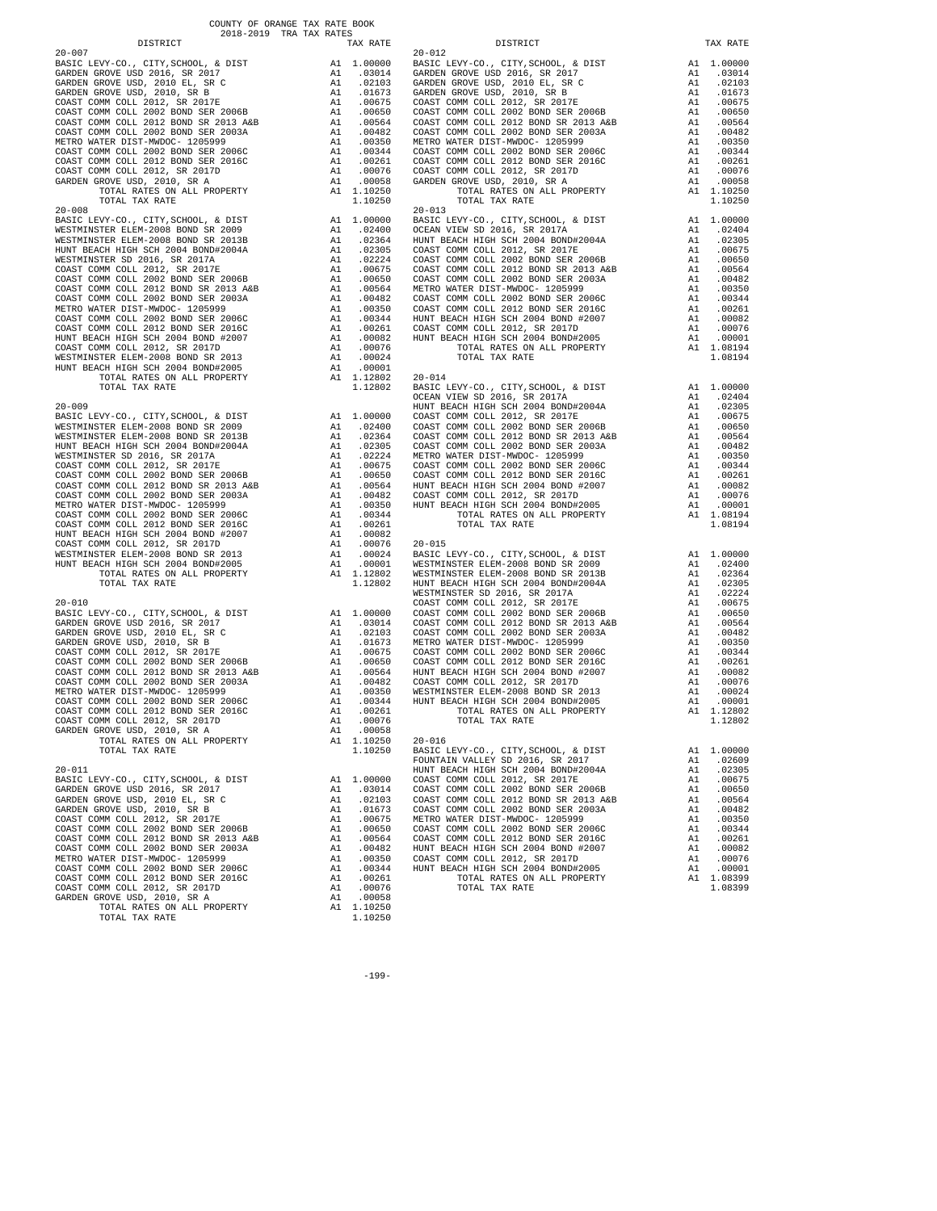COUNTY OF ORANGE TAX RATE BOOK
2018-2019 TRA TAX RATES

| DISTRICT | | TAX RATE |
|---|---|---|
| **20-007** | | |
| BASIC LEVY-CO., CITY,SCHOOL, & DIST | A1 | 1.00000 |
| GARDEN GROVE USD 2016, SR 2017 | A1 | .03014 |
| GARDEN GROVE USD, 2010 EL, SR C | A1 | .02103 |
| GARDEN GROVE USD, 2010, SR B | A1 | .01673 |
| COAST COMM COLL 2012, SR 2017E | A1 | .00675 |
| COAST COMM COLL 2002 BOND SER 2006B | A1 | .00650 |
| COAST COMM COLL 2012 BOND SR 2013 A&B | A1 | .00564 |
| COAST COMM COLL 2002 BOND SER 2003A | A1 | .00482 |
| METRO WATER DIST-MWDOC- 1205999 | A1 | .00350 |
| COAST COMM COLL 2002 BOND SER 2006C | A1 | .00344 |
| COAST COMM COLL 2012 BOND SER 2016C | A1 | .00261 |
| COAST COMM COLL 2012, SR 2017D | A1 | .00076 |
| GARDEN GROVE USD, 2010, SR A | A1 | .00058 |
| TOTAL RATES ON ALL PROPERTY | A1 | 1.10250 |
| TOTAL TAX RATE | | 1.10250 |
| **20-008** | | |
| BASIC LEVY-CO., CITY,SCHOOL, & DIST | A1 | 1.00000 |
| WESTMINSTER ELEM-2008 BOND SR 2009 | A1 | .02400 |
| WESTMINSTER ELEM-2008 BOND SR 2013B | A1 | .02364 |
| HUNT BEACH HIGH SCH 2004 BOND#2004A | A1 | .02305 |
| WESTMINSTER SD 2016, SR 2017A | A1 | .02224 |
| COAST COMM COLL 2012, SR 2017E | A1 | .00675 |
| COAST COMM COLL 2002 BOND SER 2006B | A1 | .00650 |
| COAST COMM COLL 2012 BOND SR 2013 A&B | A1 | .00564 |
| COAST COMM COLL 2002 BOND SER 2003A | A1 | .00482 |
| METRO WATER DIST-MWDOC- 1205999 | A1 | .00350 |
| COAST COMM COLL 2002 BOND SER 2006C | A1 | .00344 |
| COAST COMM COLL 2012 BOND SER 2016C | A1 | .00261 |
| HUNT BEACH HIGH SCH 2004 BOND #2007 | A1 | .00082 |
| COAST COMM COLL 2012, SR 2017D | A1 | .00076 |
| WESTMINSTER ELEM-2008 BOND SR 2013 | A1 | .00024 |
| HUNT BEACH HIGH SCH 2004 BOND#2005 | A1 | .00001 |
| TOTAL RATES ON ALL PROPERTY | A1 | 1.12802 |
| TOTAL TAX RATE | | 1.12802 |
| **20-009** | | |
| BASIC LEVY-CO., CITY,SCHOOL, & DIST | A1 | 1.00000 |
| WESTMINSTER ELEM-2008 BOND SR 2009 | A1 | .02400 |
| WESTMINSTER ELEM-2008 BOND SR 2013B | A1 | .02364 |
| HUNT BEACH HIGH SCH 2004 BOND#2004A | A1 | .02305 |
| WESTMINSTER SD 2016, SR 2017A | A1 | .02224 |
| COAST COMM COLL 2012, SR 2017E | A1 | .00675 |
| COAST COMM COLL 2002 BOND SER 2006B | A1 | .00650 |
| COAST COMM COLL 2012 BOND SR 2013 A&B | A1 | .00564 |
| COAST COMM COLL 2002 BOND SER 2003A | A1 | .00482 |
| METRO WATER DIST-MWDOC- 1205999 | A1 | .00350 |
| COAST COMM COLL 2002 BOND SER 2006C | A1 | .00344 |
| COAST COMM COLL 2012 BOND SER 2016C | A1 | .00261 |
| HUNT BEACH HIGH SCH 2004 BOND #2007 | A1 | .00082 |
| COAST COMM COLL 2012, SR 2017D | A1 | .00076 |
| WESTMINSTER ELEM-2008 BOND SR 2013 | A1 | .00024 |
| HUNT BEACH HIGH SCH 2004 BOND#2005 | A1 | .00001 |
| TOTAL RATES ON ALL PROPERTY | A1 | 1.12802 |
| TOTAL TAX RATE | | 1.12802 |
| **20-010** | | |
| BASIC LEVY-CO., CITY,SCHOOL, & DIST | A1 | 1.00000 |
| GARDEN GROVE USD 2016, SR 2017 | A1 | .03014 |
| GARDEN GROVE USD, 2010 EL, SR C | A1 | .02103 |
| GARDEN GROVE USD, 2010, SR B | A1 | .01673 |
| COAST COMM COLL 2012, SR 2017E | A1 | .00675 |
| COAST COMM COLL 2002 BOND SER 2006B | A1 | .00650 |
| COAST COMM COLL 2012 BOND SR 2013 A&B | A1 | .00564 |
| COAST COMM COLL 2002 BOND SER 2003A | A1 | .00482 |
| METRO WATER DIST-MWDOC- 1205999 | A1 | .00350 |
| COAST COMM COLL 2002 BOND SER 2006C | A1 | .00344 |
| COAST COMM COLL 2012 BOND SER 2016C | A1 | .00261 |
| COAST COMM COLL 2012, SR 2017D | A1 | .00076 |
| GARDEN GROVE USD, 2010, SR A | A1 | .00058 |
| TOTAL RATES ON ALL PROPERTY | A1 | 1.10250 |
| TOTAL TAX RATE | | 1.10250 |
| **20-011** | | |
| BASIC LEVY-CO., CITY,SCHOOL, & DIST | A1 | 1.00000 |
| GARDEN GROVE USD 2016, SR 2017 | A1 | .03014 |
| GARDEN GROVE USD, 2010 EL, SR C | A1 | .02103 |
| GARDEN GROVE USD, 2010, SR B | A1 | .01673 |
| COAST COMM COLL 2012, SR 2017E | A1 | .00675 |
| COAST COMM COLL 2002 BOND SER 2006B | A1 | .00650 |
| COAST COMM COLL 2012 BOND SR 2013 A&B | A1 | .00564 |
| COAST COMM COLL 2002 BOND SER 2003A | A1 | .00482 |
| METRO WATER DIST-MWDOC- 1205999 | A1 | .00350 |
| COAST COMM COLL 2002 BOND SER 2006C | A1 | .00344 |
| COAST COMM COLL 2012 BOND SER 2016C | A1 | .00261 |
| COAST COMM COLL 2012, SR 2017D | A1 | .00076 |
| GARDEN GROVE USD, 2010, SR A | A1 | .00058 |
| TOTAL RATES ON ALL PROPERTY | A1 | 1.10250 |
| TOTAL TAX RATE | | 1.10250 |
| **20-012** | | |
| BASIC LEVY-CO., CITY,SCHOOL, & DIST | A1 | 1.00000 |
| GARDEN GROVE USD 2016, SR 2017 | A1 | .03014 |
| GARDEN GROVE USD, 2010 EL, SR C | A1 | .02103 |
| GARDEN GROVE USD, 2010, SR B | A1 | .01673 |
| COAST COMM COLL 2012, SR 2017E | A1 | .00675 |
| COAST COMM COLL 2002 BOND SER 2006B | A1 | .00650 |
| COAST COMM COLL 2012 BOND SR 2013 A&B | A1 | .00564 |
| COAST COMM COLL 2002 BOND SER 2003A | A1 | .00482 |
| METRO WATER DIST-MWDOC- 1205999 | A1 | .00350 |
| COAST COMM COLL 2002 BOND SER 2006C | A1 | .00344 |
| COAST COMM COLL 2012 BOND SER 2016C | A1 | .00261 |
| COAST COMM COLL 2012, SR 2017D | A1 | .00076 |
| GARDEN GROVE USD, 2010, SR A | A1 | .00058 |
| TOTAL RATES ON ALL PROPERTY | A1 | 1.10250 |
| TOTAL TAX RATE | | 1.10250 |
| **20-013** | | |
| BASIC LEVY-CO., CITY,SCHOOL, & DIST | A1 | 1.00000 |
| OCEAN VIEW SD 2016, SR 2017A | A1 | .02404 |
| HUNT BEACH HIGH SCH 2004 BOND#2004A | A1 | .02305 |
| COAST COMM COLL 2012, SR 2017E | A1 | .00675 |
| COAST COMM COLL 2002 BOND SER 2006B | A1 | .00650 |
| COAST COMM COLL 2012 BOND SR 2013 A&B | A1 | .00564 |
| COAST COMM COLL 2002 BOND SER 2003A | A1 | .00482 |
| METRO WATER DIST-MWDOC- 1205999 | A1 | .00350 |
| COAST COMM COLL 2002 BOND SER 2006C | A1 | .00344 |
| COAST COMM COLL 2012 BOND SER 2016C | A1 | .00261 |
| HUNT BEACH HIGH SCH 2004 BOND #2007 | A1 | .00082 |
| COAST COMM COLL 2012, SR 2017D | A1 | .00076 |
| HUNT BEACH HIGH SCH 2004 BOND#2005 | A1 | .00001 |
| TOTAL RATES ON ALL PROPERTY | A1 | 1.08194 |
| TOTAL TAX RATE | | 1.08194 |
| **20-014** | | |
| BASIC LEVY-CO., CITY,SCHOOL, & DIST | A1 | 1.00000 |
| OCEAN VIEW SD 2016, SR 2017A | A1 | .02404 |
| HUNT BEACH HIGH SCH 2004 BOND#2004A | A1 | .02305 |
| COAST COMM COLL 2012, SR 2017E | A1 | .00675 |
| COAST COMM COLL 2002 BOND SER 2006B | A1 | .00650 |
| COAST COMM COLL 2012 BOND SR 2013 A&B | A1 | .00564 |
| COAST COMM COLL 2002 BOND SER 2003A | A1 | .00482 |
| METRO WATER DIST-MWDOC- 1205999 | A1 | .00350 |
| COAST COMM COLL 2002 BOND SER 2006C | A1 | .00344 |
| COAST COMM COLL 2012 BOND SER 2016C | A1 | .00261 |
| HUNT BEACH HIGH SCH 2004 BOND #2007 | A1 | .00082 |
| COAST COMM COLL 2012, SR 2017D | A1 | .00076 |
| HUNT BEACH HIGH SCH 2004 BOND#2005 | A1 | .00001 |
| TOTAL RATES ON ALL PROPERTY | A1 | 1.08194 |
| TOTAL TAX RATE | | 1.08194 |
| **20-015** | | |
| BASIC LEVY-CO., CITY,SCHOOL, & DIST | A1 | 1.00000 |
| WESTMINSTER ELEM-2008 BOND SR 2009 | A1 | .02400 |
| WESTMINSTER ELEM-2008 BOND SR 2013B | A1 | .02364 |
| HUNT BEACH HIGH SCH 2004 BOND#2004A | A1 | .02305 |
| WESTMINSTER SD 2016, SR 2017A | A1 | .02224 |
| COAST COMM COLL 2012, SR 2017E | A1 | .00675 |
| COAST COMM COLL 2002 BOND SER 2006B | A1 | .00650 |
| COAST COMM COLL 2012 BOND SR 2013 A&B | A1 | .00564 |
| COAST COMM COLL 2002 BOND SER 2003A | A1 | .00482 |
| METRO WATER DIST-MWDOC- 1205999 | A1 | .00350 |
| COAST COMM COLL 2002 BOND SER 2006C | A1 | .00344 |
| COAST COMM COLL 2012 BOND SER 2016C | A1 | .00261 |
| HUNT BEACH HIGH SCH 2004 BOND #2007 | A1 | .00082 |
| COAST COMM COLL 2012, SR 2017D | A1 | .00076 |
| WESTMINSTER ELEM-2008 BOND SR 2013 | A1 | .00024 |
| HUNT BEACH HIGH SCH 2004 BOND#2005 | A1 | .00001 |
| TOTAL RATES ON ALL PROPERTY | A1 | 1.12802 |
| TOTAL TAX RATE | | 1.12802 |
| **20-016** | | |
| BASIC LEVY-CO., CITY,SCHOOL, & DIST | A1 | 1.00000 |
| FOUNTAIN VALLEY SD 2016, SR 2017 | A1 | .02609 |
| HUNT BEACH HIGH SCH 2004 BOND#2004A | A1 | .02305 |
| COAST COMM COLL 2012, SR 2017E | A1 | .00675 |
| COAST COMM COLL 2002 BOND SER 2006B | A1 | .00650 |
| COAST COMM COLL 2012 BOND SR 2013 A&B | A1 | .00564 |
| COAST COMM COLL 2002 BOND SER 2003A | A1 | .00482 |
| METRO WATER DIST-MWDOC- 1205999 | A1 | .00350 |
| COAST COMM COLL 2002 BOND SER 2006C | A1 | .00344 |
| COAST COMM COLL 2012 BOND SER 2016C | A1 | .00261 |
| HUNT BEACH HIGH SCH 2004 BOND #2007 | A1 | .00082 |
| COAST COMM COLL 2012, SR 2017D | A1 | .00076 |
| HUNT BEACH HIGH SCH 2004 BOND#2005 | A1 | .00001 |
| TOTAL RATES ON ALL PROPERTY | A1 | 1.08399 |
| TOTAL TAX RATE | | 1.08399 |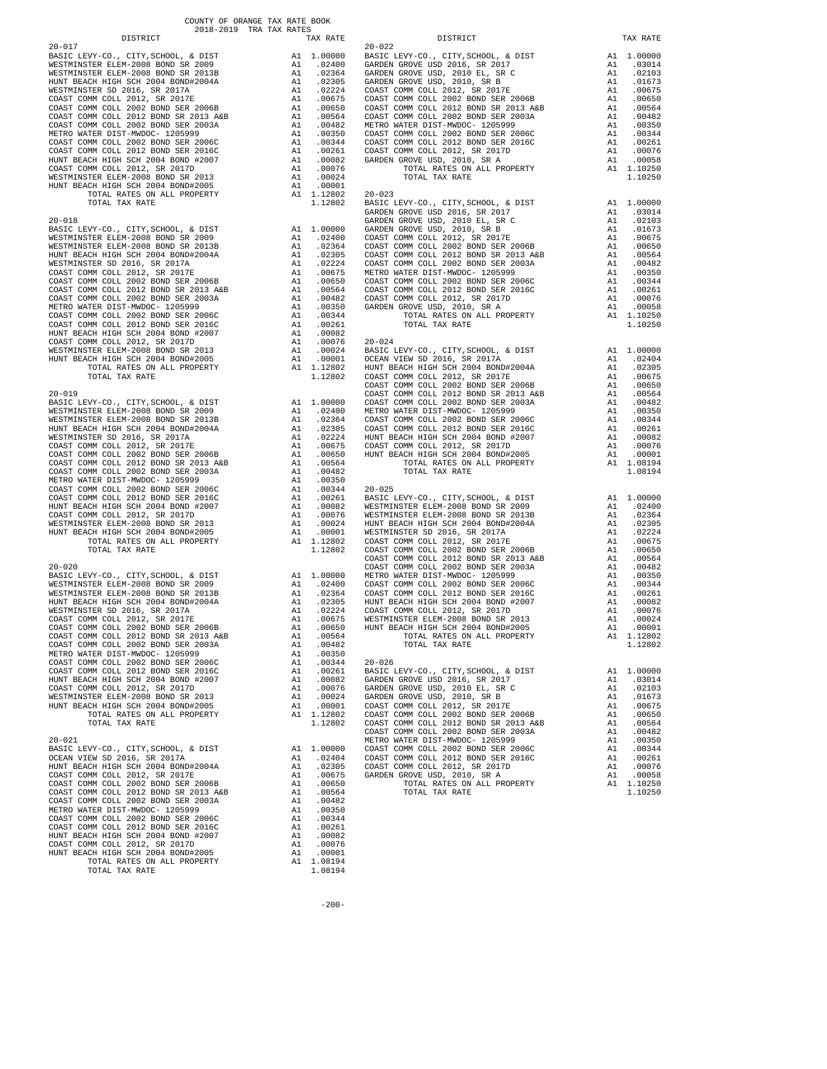COUNTY OF ORANGE TAX RATE BOOK
2018-2019 TRA TAX RATES

| DISTRICT | | TAX RATE |
|---|---|---|
| **20-017** | | |
| BASIC LEVY-CO., CITY,SCHOOL, & DIST | A1 | 1.00000 |
| WESTMINSTER ELEM-2008 BOND SR 2009 | A1 | .02400 |
| WESTMINSTER ELEM-2008 BOND SR 2013B | A1 | .02364 |
| HUNT BEACH HIGH SCH 2004 BOND#2004A | A1 | .02305 |
| WESTMINSTER SD 2016, SR 2017A | A1 | .02224 |
| COAST COMM COLL 2012, SR 2017E | A1 | .00675 |
| COAST COMM COLL 2002 BOND SER 2006B | A1 | .00650 |
| COAST COMM COLL 2012 BOND SR 2013 A&B | A1 | .00564 |
| COAST COMM COLL 2002 BOND SER 2003A | A1 | .00482 |
| METRO WATER DIST-MWDOC- 1205999 | A1 | .00350 |
| COAST COMM COLL 2002 BOND SER 2006C | A1 | .00344 |
| COAST COMM COLL 2012 BOND SER 2016C | A1 | .00261 |
| HUNT BEACH HIGH SCH 2004 BOND #2007 | A1 | .00082 |
| COAST COMM COLL 2012, SR 2017D | A1 | .00076 |
| WESTMINSTER ELEM-2008 BOND SR 2013 | A1 | .00024 |
| HUNT BEACH HIGH SCH 2004 BOND#2005 | A1 | .00001 |
| TOTAL RATES ON ALL PROPERTY | A1 | 1.12802 |
| TOTAL TAX RATE | | 1.12802 |
| **20-018** | | |
| BASIC LEVY-CO., CITY,SCHOOL, & DIST | A1 | 1.00000 |
| WESTMINSTER ELEM-2008 BOND SR 2009 | A1 | .02400 |
| WESTMINSTER ELEM-2008 BOND SR 2013B | A1 | .02364 |
| HUNT BEACH HIGH SCH 2004 BOND#2004A | A1 | .02305 |
| WESTMINSTER SD 2016, SR 2017A | A1 | .02224 |
| COAST COMM COLL 2012, SR 2017E | A1 | .00675 |
| COAST COMM COLL 2002 BOND SER 2006B | A1 | .00650 |
| COAST COMM COLL 2012 BOND SR 2013 A&B | A1 | .00564 |
| COAST COMM COLL 2002 BOND SER 2003A | A1 | .00482 |
| METRO WATER DIST-MWDOC- 1205999 | A1 | .00350 |
| COAST COMM COLL 2002 BOND SER 2006C | A1 | .00344 |
| COAST COMM COLL 2012 BOND SER 2016C | A1 | .00261 |
| HUNT BEACH HIGH SCH 2004 BOND #2007 | A1 | .00082 |
| COAST COMM COLL 2012, SR 2017D | A1 | .00076 |
| WESTMINSTER ELEM-2008 BOND SR 2013 | A1 | .00024 |
| HUNT BEACH HIGH SCH 2004 BOND#2005 | A1 | .00001 |
| TOTAL RATES ON ALL PROPERTY | A1 | 1.12802 |
| TOTAL TAX RATE | | 1.12802 |
| **20-019** | | |
| BASIC LEVY-CO., CITY,SCHOOL, & DIST | A1 | 1.00000 |
| WESTMINSTER ELEM-2008 BOND SR 2009 | A1 | .02400 |
| WESTMINSTER ELEM-2008 BOND SR 2013B | A1 | .02364 |
| HUNT BEACH HIGH SCH 2004 BOND#2004A | A1 | .02305 |
| WESTMINSTER SD 2016, SR 2017A | A1 | .02224 |
| COAST COMM COLL 2012, SR 2017E | A1 | .00675 |
| COAST COMM COLL 2002 BOND SER 2006B | A1 | .00650 |
| COAST COMM COLL 2012 BOND SR 2013 A&B | A1 | .00564 |
| COAST COMM COLL 2002 BOND SER 2003A | A1 | .00482 |
| METRO WATER DIST-MWDOC- 1205999 | A1 | .00350 |
| COAST COMM COLL 2002 BOND SER 2006C | A1 | .00344 |
| COAST COMM COLL 2012 BOND SER 2016C | A1 | .00261 |
| HUNT BEACH HIGH SCH 2004 BOND #2007 | A1 | .00082 |
| COAST COMM COLL 2012, SR 2017D | A1 | .00076 |
| WESTMINSTER ELEM-2008 BOND SR 2013 | A1 | .00024 |
| HUNT BEACH HIGH SCH 2004 BOND#2005 | A1 | .00001 |
| TOTAL RATES ON ALL PROPERTY | A1 | 1.12802 |
| TOTAL TAX RATE | | 1.12802 |
| **20-020** | | |
| BASIC LEVY-CO., CITY,SCHOOL, & DIST | A1 | 1.00000 |
| WESTMINSTER ELEM-2008 BOND SR 2009 | A1 | .02400 |
| WESTMINSTER ELEM-2008 BOND SR 2013B | A1 | .02364 |
| HUNT BEACH HIGH SCH 2004 BOND#2004A | A1 | .02305 |
| WESTMINSTER SD 2016, SR 2017A | A1 | .02224 |
| COAST COMM COLL 2012, SR 2017E | A1 | .00675 |
| COAST COMM COLL 2002 BOND SER 2006B | A1 | .00650 |
| COAST COMM COLL 2012 BOND SR 2013 A&B | A1 | .00564 |
| COAST COMM COLL 2002 BOND SER 2003A | A1 | .00482 |
| METRO WATER DIST-MWDOC- 1205999 | A1 | .00350 |
| COAST COMM COLL 2002 BOND SER 2006C | A1 | .00344 |
| COAST COMM COLL 2012 BOND SER 2016C | A1 | .00261 |
| HUNT BEACH HIGH SCH 2004 BOND #2007 | A1 | .00082 |
| COAST COMM COLL 2012, SR 2017D | A1 | .00076 |
| WESTMINSTER ELEM-2008 BOND SR 2013 | A1 | .00024 |
| HUNT BEACH HIGH SCH 2004 BOND#2005 | A1 | .00001 |
| TOTAL RATES ON ALL PROPERTY | A1 | 1.12802 |
| TOTAL TAX RATE | | 1.12802 |
| **20-021** | | |
| BASIC LEVY-CO., CITY,SCHOOL, & DIST | A1 | 1.00000 |
| OCEAN VIEW SD 2016, SR 2017A | A1 | .02404 |
| HUNT BEACH HIGH SCH 2004 BOND#2004A | A1 | .02305 |
| COAST COMM COLL 2012, SR 2017E | A1 | .00675 |
| COAST COMM COLL 2002 BOND SER 2006B | A1 | .00650 |
| COAST COMM COLL 2012 BOND SR 2013 A&B | A1 | .00564 |
| COAST COMM COLL 2002 BOND SER 2003A | A1 | .00482 |
| METRO WATER DIST-MWDOC- 1205999 | A1 | .00350 |
| COAST COMM COLL 2002 BOND SER 2006C | A1 | .00344 |
| COAST COMM COLL 2012 BOND SER 2016C | A1 | .00261 |
| HUNT BEACH HIGH SCH 2004 BOND #2007 | A1 | .00082 |
| COAST COMM COLL 2012, SR 2017D | A1 | .00076 |
| HUNT BEACH HIGH SCH 2004 BOND#2005 | A1 | .00001 |
| TOTAL RATES ON ALL PROPERTY | A1 | 1.08194 |
| TOTAL TAX RATE | | 1.08194 |
| **20-022** | | |
| BASIC LEVY-CO., CITY,SCHOOL, & DIST | A1 | 1.00000 |
| GARDEN GROVE USD 2016, SR 2017 | A1 | .03014 |
| GARDEN GROVE USD, 2010 EL, SR C | A1 | .02103 |
| GARDEN GROVE USD, 2010, SR B | A1 | .01673 |
| COAST COMM COLL 2012, SR 2017E | A1 | .00675 |
| COAST COMM COLL 2002 BOND SER 2006B | A1 | .00650 |
| COAST COMM COLL 2012 BOND SR 2013 A&B | A1 | .00564 |
| COAST COMM COLL 2002 BOND SER 2003A | A1 | .00482 |
| METRO WATER DIST-MWDOC- 1205999 | A1 | .00350 |
| COAST COMM COLL 2002 BOND SER 2006C | A1 | .00344 |
| COAST COMM COLL 2012 BOND SER 2016C | A1 | .00261 |
| COAST COMM COLL 2012, SR 2017D | A1 | .00076 |
| GARDEN GROVE USD, 2010, SR A | A1 | .00058 |
| TOTAL RATES ON ALL PROPERTY | A1 | 1.10250 |
| TOTAL TAX RATE | | 1.10250 |
| **20-023** | | |
| BASIC LEVY-CO., CITY,SCHOOL, & DIST | A1 | 1.00000 |
| GARDEN GROVE USD 2016, SR 2017 | A1 | .03014 |
| GARDEN GROVE USD, 2010 EL, SR C | A1 | .02103 |
| GARDEN GROVE USD, 2010, SR B | A1 | .01673 |
| COAST COMM COLL 2012, SR 2017E | A1 | .00675 |
| COAST COMM COLL 2002 BOND SER 2006B | A1 | .00650 |
| COAST COMM COLL 2012 BOND SR 2013 A&B | A1 | .00564 |
| COAST COMM COLL 2002 BOND SER 2003A | A1 | .00482 |
| METRO WATER DIST-MWDOC- 1205999 | A1 | .00350 |
| COAST COMM COLL 2002 BOND SER 2006C | A1 | .00344 |
| COAST COMM COLL 2012 BOND SER 2016C | A1 | .00261 |
| COAST COMM COLL 2012, SR 2017D | A1 | .00076 |
| GARDEN GROVE USD, 2010, SR A | A1 | .00058 |
| TOTAL RATES ON ALL PROPERTY | A1 | 1.10250 |
| TOTAL TAX RATE | | 1.10250 |
| **20-024** | | |
| BASIC LEVY-CO., CITY,SCHOOL, & DIST | A1 | 1.00000 |
| OCEAN VIEW SD 2016, SR 2017A | A1 | .02404 |
| HUNT BEACH HIGH SCH 2004 BOND#2004A | A1 | .02305 |
| COAST COMM COLL 2012, SR 2017E | A1 | .00675 |
| COAST COMM COLL 2002 BOND SER 2006B | A1 | .00650 |
| COAST COMM COLL 2012 BOND SR 2013 A&B | A1 | .00564 |
| COAST COMM COLL 2002 BOND SER 2003A | A1 | .00482 |
| METRO WATER DIST-MWDOC- 1205999 | A1 | .00350 |
| COAST COMM COLL 2002 BOND SER 2006C | A1 | .00344 |
| COAST COMM COLL 2012 BOND SER 2016C | A1 | .00261 |
| HUNT BEACH HIGH SCH 2004 BOND #2007 | A1 | .00082 |
| COAST COMM COLL 2012, SR 2017D | A1 | .00076 |
| HUNT BEACH HIGH SCH 2004 BOND#2005 | A1 | .00001 |
| TOTAL RATES ON ALL PROPERTY | A1 | 1.08194 |
| TOTAL TAX RATE | | 1.08194 |
| **20-025** | | |
| BASIC LEVY-CO., CITY,SCHOOL, & DIST | A1 | 1.00000 |
| WESTMINSTER ELEM-2008 BOND SR 2009 | A1 | .02400 |
| WESTMINSTER ELEM-2008 BOND SR 2013B | A1 | .02364 |
| HUNT BEACH HIGH SCH 2004 BOND#2004A | A1 | .02305 |
| WESTMINSTER SD 2016, SR 2017A | A1 | .02224 |
| COAST COMM COLL 2012, SR 2017E | A1 | .00675 |
| COAST COMM COLL 2002 BOND SER 2006B | A1 | .00650 |
| COAST COMM COLL 2012 BOND SR 2013 A&B | A1 | .00564 |
| COAST COMM COLL 2002 BOND SER 2003A | A1 | .00482 |
| METRO WATER DIST-MWDOC- 1205999 | A1 | .00350 |
| COAST COMM COLL 2002 BOND SER 2006C | A1 | .00344 |
| COAST COMM COLL 2012 BOND SER 2016C | A1 | .00261 |
| HUNT BEACH HIGH SCH 2004 BOND #2007 | A1 | .00082 |
| COAST COMM COLL 2012, SR 2017D | A1 | .00076 |
| WESTMINSTER ELEM-2008 BOND SR 2013 | A1 | .00024 |
| HUNT BEACH HIGH SCH 2004 BOND#2005 | A1 | .00001 |
| TOTAL RATES ON ALL PROPERTY | A1 | 1.12802 |
| TOTAL TAX RATE | | 1.12802 |
| **20-026** | | |
| BASIC LEVY-CO., CITY,SCHOOL, & DIST | A1 | 1.00000 |
| GARDEN GROVE USD 2016, SR 2017 | A1 | .03014 |
| GARDEN GROVE USD, 2010 EL, SR C | A1 | .02103 |
| GARDEN GROVE USD, 2010, SR B | A1 | .01673 |
| COAST COMM COLL 2012, SR 2017E | A1 | .00675 |
| COAST COMM COLL 2002 BOND SER 2006B | A1 | .00650 |
| COAST COMM COLL 2012 BOND SR 2013 A&B | A1 | .00564 |
| COAST COMM COLL 2002 BOND SER 2003A | A1 | .00482 |
| METRO WATER DIST-MWDOC- 1205999 | A1 | .00350 |
| COAST COMM COLL 2002 BOND SER 2006C | A1 | .00344 |
| COAST COMM COLL 2012 BOND SER 2016C | A1 | .00261 |
| COAST COMM COLL 2012, SR 2017D | A1 | .00076 |
| GARDEN GROVE USD, 2010, SR A | A1 | .00058 |
| TOTAL RATES ON ALL PROPERTY | A1 | 1.10250 |
| TOTAL TAX RATE | | 1.10250 |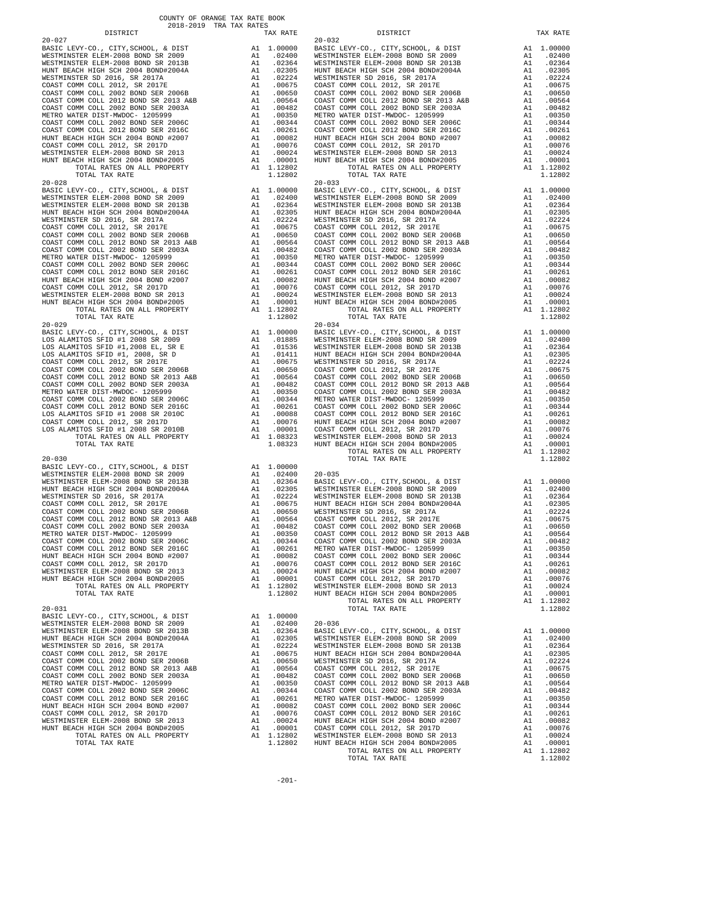COUNTY OF ORANGE TAX RATE BOOK
2018-2019 TRA TAX RATES

| DISTRICT | | TAX RATE |
|---|---|---|
| **20-027** | | |
| BASIC LEVY-CO., CITY,SCHOOL, & DIST | A1 | 1.00000 |
| WESTMINSTER ELEM-2008 BOND SR 2009 | A1 | .02400 |
| WESTMINSTER ELEM-2008 BOND SR 2013B | A1 | .02364 |
| HUNT BEACH HIGH SCH 2004 BOND#2004A | A1 | .02305 |
| WESTMINSTER SD 2016, SR 2017A | A1 | .02224 |
| COAST COMM COLL 2012, SR 2017E | A1 | .00675 |
| COAST COMM COLL 2002 BOND SER 2006B | A1 | .00650 |
| COAST COMM COLL 2012 BOND SR 2013 A&B | A1 | .00564 |
| COAST COMM COLL 2002 BOND SER 2003A | A1 | .00482 |
| METRO WATER DIST-MWDOC- 1205999 | A1 | .00350 |
| COAST COMM COLL 2002 BOND SER 2006C | A1 | .00344 |
| COAST COMM COLL 2012 BOND SR 2016C | A1 | .00261 |
| HUNT BEACH HIGH SCH 2004 BOND #2007 | A1 | .00082 |
| COAST COMM COLL 2012, SR 2017D | A1 | .00076 |
| WESTMINSTER ELEM-2008 BOND SR 2013 | A1 | .00024 |
| HUNT BEACH HIGH SCH 2004 BOND#2005 | A1 | .00001 |
| TOTAL RATES ON ALL PROPERTY | A1 | 1.12802 |
| TOTAL TAX RATE | | 1.12802 |
| **20-028** | | |
| BASIC LEVY-CO., CITY,SCHOOL, & DIST | A1 | 1.00000 |
| WESTMINSTER ELEM-2008 BOND SR 2009 | A1 | .02400 |
| WESTMINSTER ELEM-2008 BOND SR 2013B | A1 | .02364 |
| HUNT BEACH HIGH SCH 2004 BOND#2004A | A1 | .02305 |
| WESTMINSTER SD 2016, SR 2017A | A1 | .02224 |
| COAST COMM COLL 2012, SR 2017E | A1 | .00675 |
| COAST COMM COLL 2002 BOND SER 2006B | A1 | .00650 |
| COAST COMM COLL 2012 BOND SR 2013 A&B | A1 | .00564 |
| COAST COMM COLL 2002 BOND SER 2003A | A1 | .00482 |
| METRO WATER DIST-MWDOC- 1205999 | A1 | .00350 |
| COAST COMM COLL 2002 BOND SER 2006C | A1 | .00344 |
| COAST COMM COLL 2012 BOND SR 2016C | A1 | .00261 |
| HUNT BEACH HIGH SCH 2004 BOND #2007 | A1 | .00082 |
| COAST COMM COLL 2012, SR 2017D | A1 | .00076 |
| WESTMINSTER ELEM-2008 BOND SR 2013 | A1 | .00024 |
| HUNT BEACH HIGH SCH 2004 BOND#2005 | A1 | .00001 |
| TOTAL RATES ON ALL PROPERTY | A1 | 1.12802 |
| TOTAL TAX RATE | | 1.12802 |
| **20-029** | | |
| BASIC LEVY-CO., CITY,SCHOOL, & DIST | A1 | 1.00000 |
| LOS ALAMITOS SFID #1 2008 SR 2009 | A1 | .01885 |
| LOS ALAMITOS SFID #1,2008 EL, SR E | A1 | .01536 |
| LOS ALAMITOS SFID #1, 2008, SR D | A1 | .01411 |
| COAST COMM COLL 2012, SR 2017E | A1 | .00675 |
| COAST COMM COLL 2002 BOND SER 2006B | A1 | .00650 |
| COAST COMM COLL 2012 BOND SR 2013 A&B | A1 | .00564 |
| COAST COMM COLL 2002 BOND SER 2003A | A1 | .00482 |
| METRO WATER DIST-MWDOC- 1205999 | A1 | .00350 |
| COAST COMM COLL 2002 BOND SER 2006C | A1 | .00344 |
| COAST COMM COLL 2012 BOND SR 2016C | A1 | .00261 |
| LOS ALAMITOS SFID #1 2008 SR 2010C | A1 | .00088 |
| COAST COMM COLL 2012, SR 2017D | A1 | .00076 |
| LOS ALAMITOS SFID #1 2008 SR 2010B | A1 | .00001 |
| TOTAL RATES ON ALL PROPERTY | A1 | 1.08323 |
| TOTAL TAX RATE | | 1.08323 |
| **20-030** | | |
| BASIC LEVY-CO., CITY,SCHOOL, & DIST | A1 | 1.00000 |
| WESTMINSTER ELEM-2008 BOND SR 2009 | A1 | .02400 |
| WESTMINSTER ELEM-2008 BOND SR 2013B | A1 | .02364 |
| HUNT BEACH HIGH SCH 2004 BOND#2004A | A1 | .02305 |
| WESTMINSTER SD 2016, SR 2017A | A1 | .02224 |
| COAST COMM COLL 2012, SR 2017E | A1 | .00675 |
| COAST COMM COLL 2002 BOND SER 2006B | A1 | .00650 |
| COAST COMM COLL 2012 BOND SR 2013 A&B | A1 | .00564 |
| COAST COMM COLL 2002 BOND SER 2003A | A1 | .00482 |
| METRO WATER DIST-MWDOC- 1205999 | A1 | .00350 |
| COAST COMM COLL 2002 BOND SER 2006C | A1 | .00344 |
| COAST COMM COLL 2012 BOND SR 2016C | A1 | .00261 |
| HUNT BEACH HIGH SCH 2004 BOND #2007 | A1 | .00082 |
| COAST COMM COLL 2012, SR 2017D | A1 | .00076 |
| WESTMINSTER ELEM-2008 BOND SR 2013 | A1 | .00024 |
| HUNT BEACH HIGH SCH 2004 BOND#2005 | A1 | .00001 |
| TOTAL RATES ON ALL PROPERTY | A1 | 1.12802 |
| TOTAL TAX RATE | | 1.12802 |
| **20-031** | | |
| BASIC LEVY-CO., CITY,SCHOOL, & DIST | A1 | 1.00000 |
| WESTMINSTER ELEM-2008 BOND SR 2009 | A1 | .02400 |
| WESTMINSTER ELEM-2008 BOND SR 2013B | A1 | .02364 |
| HUNT BEACH HIGH SCH 2004 BOND#2004A | A1 | .02305 |
| WESTMINSTER SD 2016, SR 2017A | A1 | .02224 |
| COAST COMM COLL 2012, SR 2017E | A1 | .00675 |
| COAST COMM COLL 2002 BOND SER 2006B | A1 | .00650 |
| COAST COMM COLL 2012 BOND SR 2013 A&B | A1 | .00564 |
| COAST COMM COLL 2002 BOND SER 2003A | A1 | .00482 |
| METRO WATER DIST-MWDOC- 1205999 | A1 | .00350 |
| COAST COMM COLL 2002 BOND SER 2006C | A1 | .00344 |
| COAST COMM COLL 2012 BOND SR 2016C | A1 | .00261 |
| HUNT BEACH HIGH SCH 2004 BOND #2007 | A1 | .00082 |
| COAST COMM COLL 2012, SR 2017D | A1 | .00076 |
| WESTMINSTER ELEM-2008 BOND SR 2013 | A1 | .00024 |
| HUNT BEACH HIGH SCH 2004 BOND#2005 | A1 | .00001 |
| TOTAL RATES ON ALL PROPERTY | A1 | 1.12802 |
| TOTAL TAX RATE | | 1.12802 |
| **20-032** | | |
| BASIC LEVY-CO., CITY,SCHOOL, & DIST | A1 | 1.00000 |
| WESTMINSTER ELEM-2008 BOND SR 2009 | A1 | .02400 |
| WESTMINSTER ELEM-2008 BOND SR 2013B | A1 | .02364 |
| HUNT BEACH HIGH SCH 2004 BOND#2004A | A1 | .02305 |
| WESTMINSTER SD 2016, SR 2017A | A1 | .02224 |
| COAST COMM COLL 2012, SR 2017E | A1 | .00675 |
| COAST COMM COLL 2002 BOND SER 2006B | A1 | .00650 |
| COAST COMM COLL 2012 BOND SR 2013 A&B | A1 | .00564 |
| COAST COMM COLL 2002 BOND SER 2003A | A1 | .00482 |
| METRO WATER DIST-MWDOC- 1205999 | A1 | .00350 |
| COAST COMM COLL 2002 BOND SER 2006C | A1 | .00344 |
| COAST COMM COLL 2012 BOND SR 2016C | A1 | .00261 |
| HUNT BEACH HIGH SCH 2004 BOND #2007 | A1 | .00082 |
| COAST COMM COLL 2012, SR 2017D | A1 | .00076 |
| WESTMINSTER ELEM-2008 BOND SR 2013 | A1 | .00024 |
| HUNT BEACH HIGH SCH 2004 BOND#2005 | A1 | .00001 |
| TOTAL RATES ON ALL PROPERTY | A1 | 1.12802 |
| TOTAL TAX RATE | | 1.12802 |
| **20-033** | | |
| BASIC LEVY-CO., CITY,SCHOOL, & DIST | A1 | 1.00000 |
| WESTMINSTER ELEM-2008 BOND SR 2009 | A1 | .02400 |
| WESTMINSTER ELEM-2008 BOND SR 2013B | A1 | .02364 |
| HUNT BEACH HIGH SCH 2004 BOND#2004A | A1 | .02305 |
| WESTMINSTER SD 2016, SR 2017A | A1 | .02224 |
| COAST COMM COLL 2012, SR 2017E | A1 | .00675 |
| COAST COMM COLL 2002 BOND SER 2006B | A1 | .00650 |
| COAST COMM COLL 2012 BOND SR 2013 A&B | A1 | .00564 |
| COAST COMM COLL 2002 BOND SER 2003A | A1 | .00482 |
| METRO WATER DIST-MWDOC- 1205999 | A1 | .00350 |
| COAST COMM COLL 2002 BOND SER 2006C | A1 | .00344 |
| COAST COMM COLL 2012 BOND SR 2016C | A1 | .00261 |
| HUNT BEACH HIGH SCH 2004 BOND #2007 | A1 | .00082 |
| COAST COMM COLL 2012, SR 2017D | A1 | .00076 |
| WESTMINSTER ELEM-2008 BOND SR 2013 | A1 | .00024 |
| HUNT BEACH HIGH SCH 2004 BOND#2005 | A1 | .00001 |
| TOTAL RATES ON ALL PROPERTY | A1 | 1.12802 |
| TOTAL TAX RATE | | 1.12802 |
| **20-034** | | |
| BASIC LEVY-CO., CITY,SCHOOL, & DIST | A1 | 1.00000 |
| WESTMINSTER ELEM-2008 BOND SR 2009 | A1 | .02400 |
| WESTMINSTER ELEM-2008 BOND SR 2013B | A1 | .02364 |
| HUNT BEACH HIGH SCH 2004 BOND#2004A | A1 | .02305 |
| WESTMINSTER SD 2016, SR 2017A | A1 | .02224 |
| COAST COMM COLL 2012, SR 2017E | A1 | .00675 |
| COAST COMM COLL 2002 BOND SER 2006B | A1 | .00650 |
| COAST COMM COLL 2012 BOND SR 2013 A&B | A1 | .00564 |
| COAST COMM COLL 2002 BOND SER 2003A | A1 | .00482 |
| METRO WATER DIST-MWDOC- 1205999 | A1 | .00350 |
| COAST COMM COLL 2002 BOND SER 2006C | A1 | .00344 |
| COAST COMM COLL 2012 BOND SR 2016C | A1 | .00261 |
| HUNT BEACH HIGH SCH 2004 BOND #2007 | A1 | .00082 |
| COAST COMM COLL 2012, SR 2017D | A1 | .00076 |
| WESTMINSTER ELEM-2008 BOND SR 2013 | A1 | .00024 |
| HUNT BEACH HIGH SCH 2004 BOND#2005 | A1 | .00001 |
| TOTAL RATES ON ALL PROPERTY | A1 | 1.12802 |
| TOTAL TAX RATE | | 1.12802 |
| **20-035** | | |
| BASIC LEVY-CO., CITY,SCHOOL, & DIST | A1 | 1.00000 |
| WESTMINSTER ELEM-2008 BOND SR 2009 | A1 | .02400 |
| WESTMINSTER ELEM-2008 BOND SR 2013B | A1 | .02364 |
| HUNT BEACH HIGH SCH 2004 BOND#2004A | A1 | .02305 |
| WESTMINSTER SD 2016, SR 2017A | A1 | .02224 |
| COAST COMM COLL 2012, SR 2017E | A1 | .00675 |
| COAST COMM COLL 2002 BOND SER 2006B | A1 | .00650 |
| COAST COMM COLL 2012 BOND SR 2013 A&B | A1 | .00564 |
| COAST COMM COLL 2002 BOND SER 2003A | A1 | .00482 |
| METRO WATER DIST-MWDOC- 1205999 | A1 | .00350 |
| COAST COMM COLL 2002 BOND SER 2006C | A1 | .00344 |
| COAST COMM COLL 2012 BOND SR 2016C | A1 | .00261 |
| HUNT BEACH HIGH SCH 2004 BOND #2007 | A1 | .00082 |
| COAST COMM COLL 2012, SR 2017D | A1 | .00076 |
| WESTMINSTER ELEM-2008 BOND SR 2013 | A1 | .00024 |
| HUNT BEACH HIGH SCH 2004 BOND#2005 | A1 | .00001 |
| TOTAL RATES ON ALL PROPERTY | A1 | 1.12802 |
| TOTAL TAX RATE | | 1.12802 |
| **20-036** | | |
| BASIC LEVY-CO., CITY,SCHOOL, & DIST | A1 | 1.00000 |
| WESTMINSTER ELEM-2008 BOND SR 2009 | A1 | .02400 |
| WESTMINSTER ELEM-2008 BOND SR 2013B | A1 | .02364 |
| HUNT BEACH HIGH SCH 2004 BOND#2004A | A1 | .02305 |
| WESTMINSTER SD 2016, SR 2017A | A1 | .02224 |
| COAST COMM COLL 2012, SR 2017E | A1 | .00675 |
| COAST COMM COLL 2012 BOND SR 2013 A&B | A1 | .00564 |
| COAST COMM COLL 2002 BOND SER 2006B | A1 | .00650 |
| COAST COMM COLL 2002 BOND SER 2003A | A1 | .00482 |
| METRO WATER DIST-MWDOC- 1205999 | A1 | .00350 |
| COAST COMM COLL 2002 BOND SER 2006C | A1 | .00344 |
| COAST COMM COLL 2012 BOND SR 2016C | A1 | .00261 |
| HUNT BEACH HIGH SCH 2004 BOND #2007 | A1 | .00082 |
| COAST COMM COLL 2012, SR 2017D | A1 | .00076 |
| WESTMINSTER ELEM-2008 BOND SR 2013 | A1 | .00024 |
| HUNT BEACH HIGH SCH 2004 BOND#2005 | A1 | .00001 |
| TOTAL RATES ON ALL PROPERTY | A1 | 1.12802 |
| TOTAL TAX RATE | | 1.12802 |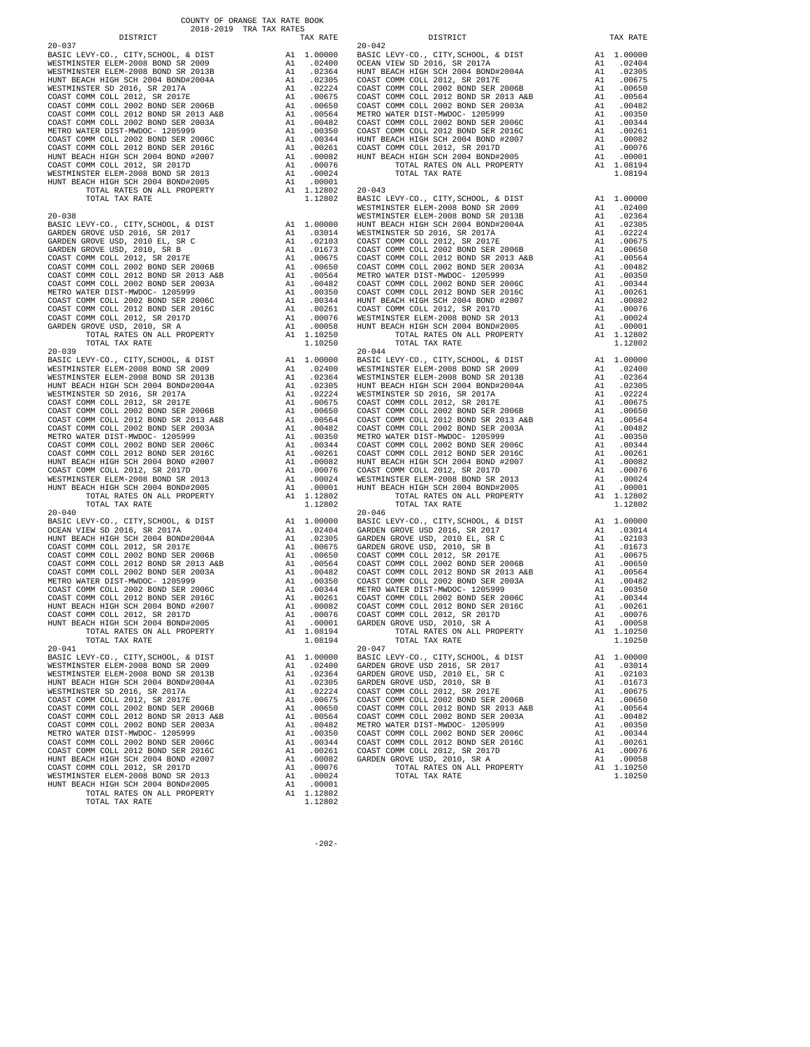COUNTY OF ORANGE TAX RATE BOOK
2018-2019 TRA TAX RATES

**20-037**

| DISTRICT | | TAX RATE |
|---|---|---|
| BASIC LEVY-CO., CITY,SCHOOL, & DIST | A1 | 1.00000 |
| WESTMINSTER ELEM-2008 BOND SR 2009 | A1 | .02400 |
| WESTMINSTER ELEM-2008 BOND SR 2013B | A1 | .02364 |
| HUNT BEACH HIGH SCH 2004 BOND#2004A | A1 | .02305 |
| WESTMINSTER SD 2016, SR 2017A | A1 | .02224 |
| COAST COMM COLL 2012, SR 2017E | A1 | .00675 |
| COAST COMM COLL 2002 BOND SER 2006B | A1 | .00650 |
| COAST COMM COLL 2012 BOND SR 2013 A&B | A1 | .00564 |
| COAST COMM COLL 2002 BOND SER 2003A | A1 | .00482 |
| METRO WATER DIST-MWDOC- 1205999 | A1 | .00350 |
| COAST COMM COLL 2002 BOND SER 2006C | A1 | .00344 |
| COAST COMM COLL 2012 BOND SER 2016C | A1 | .00261 |
| HUNT BEACH HIGH SCH 2004 BOND #2007 | A1 | .00082 |
| COAST COMM COLL 2012, SR 2017D | A1 | .00076 |
| WESTMINSTER ELEM-2008 BOND SR 2013 | A1 | .00024 |
| HUNT BEACH HIGH SCH 2004 BOND#2005 | A1 | .00001 |
| TOTAL RATES ON ALL PROPERTY | A1 | 1.12802 |
| TOTAL TAX RATE | | 1.12802 |

**20-038**

| DISTRICT | | TAX RATE |
|---|---|---|
| BASIC LEVY-CO., CITY,SCHOOL, & DIST | A1 | 1.00000 |
| GARDEN GROVE USD 2016, SR 2017 | A1 | .03014 |
| GARDEN GROVE USD, 2010 EL, SR C | A1 | .02103 |
| GARDEN GROVE USD, 2010, SR B | A1 | .01673 |
| COAST COMM COLL 2012, SR 2017E | A1 | .00675 |
| COAST COMM COLL 2002 BOND SER 2006B | A1 | .00650 |
| COAST COMM COLL 2012 BOND SR 2013 A&B | A1 | .00564 |
| COAST COMM COLL 2002 BOND SER 2003A | A1 | .00482 |
| METRO WATER DIST-MWDOC- 1205999 | A1 | .00350 |
| COAST COMM COLL 2002 BOND SER 2006C | A1 | .00344 |
| COAST COMM COLL 2012 BOND SER 2016C | A1 | .00261 |
| COAST COMM COLL 2012, SR 2017D | A1 | .00076 |
| GARDEN GROVE USD, 2010, SR A | A1 | .00058 |
| TOTAL RATES ON ALL PROPERTY | A1 | 1.10250 |
| TOTAL TAX RATE | | 1.10250 |

**20-039**

| DISTRICT | | TAX RATE |
|---|---|---|
| BASIC LEVY-CO., CITY,SCHOOL, & DIST | A1 | 1.00000 |
| WESTMINSTER ELEM-2008 BOND SR 2009 | A1 | .02400 |
| WESTMINSTER ELEM-2008 BOND SR 2013B | A1 | .02364 |
| HUNT BEACH HIGH SCH 2004 BOND#2004A | A1 | .02305 |
| WESTMINSTER SD 2016, SR 2017A | A1 | .02224 |
| COAST COMM COLL 2012, SR 2017E | A1 | .00675 |
| COAST COMM COLL 2002 BOND SER 2006B | A1 | .00650 |
| COAST COMM COLL 2012 BOND SR 2013 A&B | A1 | .00564 |
| COAST COMM COLL 2002 BOND SER 2003A | A1 | .00482 |
| METRO WATER DIST-MWDOC- 1205999 | A1 | .00350 |
| COAST COMM COLL 2002 BOND SER 2006C | A1 | .00344 |
| COAST COMM COLL 2012 BOND SER 2016C | A1 | .00261 |
| HUNT BEACH HIGH SCH 2004 BOND #2007 | A1 | .00082 |
| COAST COMM COLL 2012, SR 2017D | A1 | .00076 |
| WESTMINSTER ELEM-2008 BOND SR 2013 | A1 | .00024 |
| HUNT BEACH HIGH SCH 2004 BOND#2005 | A1 | .00001 |
| TOTAL RATES ON ALL PROPERTY | A1 | 1.12802 |
| TOTAL TAX RATE | | 1.12802 |

**20-040**

| DISTRICT | | TAX RATE |
|---|---|---|
| BASIC LEVY-CO., CITY,SCHOOL, & DIST | A1 | 1.00000 |
| OCEAN VIEW SD 2016, SR 2017A | A1 | .02404 |
| HUNT BEACH HIGH SCH 2004 BOND#2004A | A1 | .02305 |
| COAST COMM COLL 2012, SR 2017E | A1 | .00675 |
| COAST COMM COLL 2002 BOND SER 2006B | A1 | .00650 |
| COAST COMM COLL 2012 BOND SR 2013 A&B | A1 | .00564 |
| COAST COMM COLL 2002 BOND SER 2003A | A1 | .00482 |
| METRO WATER DIST-MWDOC- 1205999 | A1 | .00350 |
| COAST COMM COLL 2002 BOND SER 2006C | A1 | .00344 |
| COAST COMM COLL 2012 BOND SER 2016C | A1 | .00261 |
| HUNT BEACH HIGH SCH 2004 BOND #2007 | A1 | .00082 |
| COAST COMM COLL 2012, SR 2017D | A1 | .00076 |
| HUNT BEACH HIGH SCH 2004 BOND#2005 | A1 | .00001 |
| TOTAL RATES ON ALL PROPERTY | A1 | 1.08194 |
| TOTAL TAX RATE | | 1.08194 |

**20-041**

| DISTRICT | | TAX RATE |
|---|---|---|
| BASIC LEVY-CO., CITY,SCHOOL, & DIST | A1 | 1.00000 |
| WESTMINSTER ELEM-2008 BOND SR 2009 | A1 | .02400 |
| WESTMINSTER ELEM-2008 BOND SR 2013B | A1 | .02364 |
| HUNT BEACH HIGH SCH 2004 BOND#2004A | A1 | .02305 |
| WESTMINSTER SD 2016, SR 2017A | A1 | .02224 |
| COAST COMM COLL 2012, SR 2017E | A1 | .00675 |
| COAST COMM COLL 2002 BOND SER 2006B | A1 | .00650 |
| COAST COMM COLL 2012 BOND SR 2013 A&B | A1 | .00564 |
| COAST COMM COLL 2002 BOND SER 2003A | A1 | .00482 |
| METRO WATER DIST-MWDOC- 1205999 | A1 | .00350 |
| COAST COMM COLL 2002 BOND SER 2006C | A1 | .00344 |
| COAST COMM COLL 2012 BOND SER 2016C | A1 | .00261 |
| HUNT BEACH HIGH SCH 2004 BOND #2007 | A1 | .00082 |
| COAST COMM COLL 2012, SR 2017D | A1 | .00076 |
| WESTMINSTER ELEM-2008 BOND SR 2013 | A1 | .00024 |
| HUNT BEACH HIGH SCH 2004 BOND#2005 | A1 | .00001 |
| TOTAL RATES ON ALL PROPERTY | A1 | 1.12802 |
| TOTAL TAX RATE | | 1.12802 |

**20-042**

| DISTRICT | | TAX RATE |
|---|---|---|
| BASIC LEVY-CO., CITY,SCHOOL, & DIST | A1 | 1.00000 |
| OCEAN VIEW SD 2016, SR 2017A | A1 | .02404 |
| HUNT BEACH HIGH SCH 2004 BOND#2004A | A1 | .02305 |
| COAST COMM COLL 2012, SR 2017E | A1 | .00675 |
| COAST COMM COLL 2002 BOND SER 2006B | A1 | .00650 |
| COAST COMM COLL 2012 BOND SR 2013 A&B | A1 | .00564 |
| COAST COMM COLL 2002 BOND SER 2003A | A1 | .00482 |
| METRO WATER DIST-MWDOC- 1205999 | A1 | .00350 |
| COAST COMM COLL 2002 BOND SER 2006C | A1 | .00344 |
| COAST COMM COLL 2012 BOND SER 2016C | A1 | .00261 |
| HUNT BEACH HIGH SCH 2004 BOND #2007 | A1 | .00082 |
| COAST COMM COLL 2012, SR 2017D | A1 | .00076 |
| HUNT BEACH HIGH SCH 2004 BOND#2005 | A1 | .00001 |
| TOTAL RATES ON ALL PROPERTY | A1 | 1.08194 |
| TOTAL TAX RATE | | 1.08194 |

**20-043**

| DISTRICT | | TAX RATE |
|---|---|---|
| BASIC LEVY-CO., CITY,SCHOOL, & DIST | A1 | 1.00000 |
| WESTMINSTER ELEM-2008 BOND SR 2009 | A1 | .02400 |
| WESTMINSTER ELEM-2008 BOND SR 2013B | A1 | .02364 |
| HUNT BEACH HIGH SCH 2004 BOND#2004A | A1 | .02305 |
| WESTMINSTER SD 2016, SR 2017A | A1 | .02224 |
| COAST COMM COLL 2012, SR 2017E | A1 | .00675 |
| COAST COMM COLL 2002 BOND SER 2006B | A1 | .00650 |
| COAST COMM COLL 2012 BOND SR 2013 A&B | A1 | .00564 |
| COAST COMM COLL 2002 BOND SER 2003A | A1 | .00482 |
| METRO WATER DIST-MWDOC- 1205999 | A1 | .00350 |
| COAST COMM COLL 2002 BOND SER 2006C | A1 | .00344 |
| COAST COMM COLL 2012 BOND SER 2016C | A1 | .00261 |
| HUNT BEACH HIGH SCH 2004 BOND #2007 | A1 | .00082 |
| COAST COMM COLL 2012, SR 2017D | A1 | .00076 |
| WESTMINSTER ELEM-2008 BOND SR 2013 | A1 | .00024 |
| HUNT BEACH HIGH SCH 2004 BOND#2005 | A1 | .00001 |
| TOTAL RATES ON ALL PROPERTY | A1 | 1.12802 |
| TOTAL TAX RATE | | 1.12802 |

**20-044**

| DISTRICT | | TAX RATE |
|---|---|---|
| BASIC LEVY-CO., CITY,SCHOOL, & DIST | A1 | 1.00000 |
| WESTMINSTER ELEM-2008 BOND SR 2009 | A1 | .02400 |
| WESTMINSTER ELEM-2008 BOND SR 2013B | A1 | .02364 |
| HUNT BEACH HIGH SCH 2004 BOND#2004A | A1 | .02305 |
| WESTMINSTER SD 2016, SR 2017A | A1 | .02224 |
| COAST COMM COLL 2012, SR 2017E | A1 | .00675 |
| COAST COMM COLL 2002 BOND SER 2006B | A1 | .00650 |
| COAST COMM COLL 2012 BOND SR 2013 A&B | A1 | .00564 |
| COAST COMM COLL 2002 BOND SER 2003A | A1 | .00482 |
| METRO WATER DIST-MWDOC- 1205999 | A1 | .00350 |
| COAST COMM COLL 2002 BOND SER 2006C | A1 | .00344 |
| COAST COMM COLL 2012 BOND SER 2016C | A1 | .00261 |
| HUNT BEACH HIGH SCH 2004 BOND #2007 | A1 | .00082 |
| COAST COMM COLL 2012, SR 2017D | A1 | .00076 |
| WESTMINSTER ELEM-2008 BOND SR 2013 | A1 | .00024 |
| HUNT BEACH HIGH SCH 2004 BOND#2005 | A1 | .00001 |
| TOTAL RATES ON ALL PROPERTY | A1 | 1.12802 |
| TOTAL TAX RATE | | 1.12802 |

**20-046**

| DISTRICT | | TAX RATE |
|---|---|---|
| BASIC LEVY-CO., CITY,SCHOOL, & DIST | A1 | 1.00000 |
| GARDEN GROVE USD 2016, SR 2017 | A1 | .03014 |
| GARDEN GROVE USD, 2010 EL, SR C | A1 | .02103 |
| GARDEN GROVE USD, 2010, SR B | A1 | .01673 |
| COAST COMM COLL 2012, SR 2017E | A1 | .00675 |
| COAST COMM COLL 2002 BOND SER 2006B | A1 | .00650 |
| COAST COMM COLL 2012 BOND SR 2013 A&B | A1 | .00564 |
| COAST COMM COLL 2002 BOND SER 2003A | A1 | .00482 |
| METRO WATER DIST-MWDOC- 1205999 | A1 | .00350 |
| COAST COMM COLL 2002 BOND SER 2006C | A1 | .00344 |
| COAST COMM COLL 2012 BOND SER 2016C | A1 | .00261 |
| COAST COMM COLL 2012, SR 2017D | A1 | .00076 |
| GARDEN GROVE USD, 2010, SR A | A1 | .00058 |
| TOTAL RATES ON ALL PROPERTY | A1 | 1.10250 |
| TOTAL TAX RATE | | 1.10250 |

**20-047**

| DISTRICT | | TAX RATE |
|---|---|---|
| BASIC LEVY-CO., CITY,SCHOOL, & DIST | A1 | 1.00000 |
| GARDEN GROVE USD 2016, SR 2017 | A1 | .03014 |
| GARDEN GROVE USD, 2010 EL, SR C | A1 | .02103 |
| GARDEN GROVE USD, 2010, SR B | A1 | .01673 |
| COAST COMM COLL 2012, SR 2017E | A1 | .00675 |
| COAST COMM COLL 2002 BOND SER 2006B | A1 | .00650 |
| COAST COMM COLL 2012 BOND SR 2013 A&B | A1 | .00564 |
| COAST COMM COLL 2002 BOND SER 2003A | A1 | .00482 |
| METRO WATER DIST-MWDOC- 1205999 | A1 | .00350 |
| COAST COMM COLL 2002 BOND SER 2006C | A1 | .00344 |
| COAST COMM COLL 2012 BOND SER 2016C | A1 | .00261 |
| COAST COMM COLL 2012, SR 2017D | A1 | .00076 |
| GARDEN GROVE USD, 2010, SR A | A1 | .00058 |
| TOTAL RATES ON ALL PROPERTY | A1 | 1.10250 |
| TOTAL TAX RATE | | 1.10250 |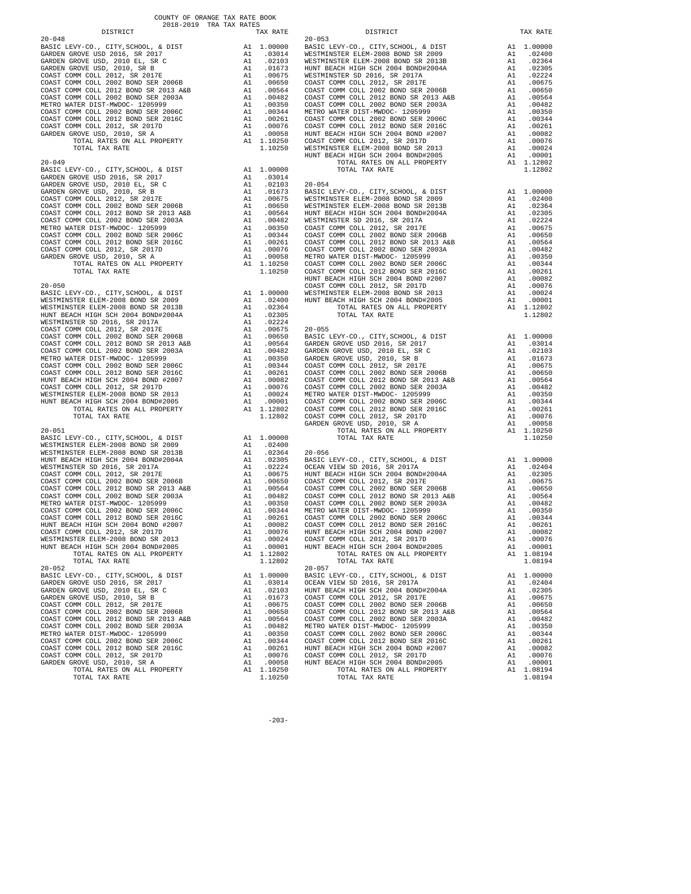COUNTY OF ORANGE TAX RATE BOOK
2018-2019 TRA TAX RATES

| DISTRICT | | TAX RATE |
|---|---|---|
| **20-048** | | |
| BASIC LEVY-CO., CITY,SCHOOL, & DIST | A1 | 1.00000 |
| GARDEN GROVE USD 2016, SR 2017 | A1 | .03014 |
| GARDEN GROVE USD, 2010 EL, SR C | A1 | .02103 |
| GARDEN GROVE USD, 2010, SR B | A1 | .01673 |
| COAST COMM COLL 2012, SR 2017E | A1 | .00675 |
| COAST COMM COLL 2002 BOND SER 2006B | A1 | .00650 |
| COAST COMM COLL 2012 BOND SR 2013 A&B | A1 | .00564 |
| COAST COMM COLL 2002 BOND SER 2003A | A1 | .00482 |
| METRO WATER DIST-MWDOC- 1205999 | A1 | .00350 |
| COAST COMM COLL 2002 BOND SER 2006C | A1 | .00344 |
| COAST COMM COLL 2012 BOND SER 2016C | A1 | .00261 |
| COAST COMM COLL 2012, SR 2017D | A1 | .00076 |
| GARDEN GROVE USD, 2010, SR A | A1 | .00058 |
| TOTAL RATES ON ALL PROPERTY | A1 | 1.10250 |
| TOTAL TAX RATE | | 1.10250 |
| **20-049** | | |
| BASIC LEVY-CO., CITY,SCHOOL, & DIST | A1 | 1.00000 |
| GARDEN GROVE USD 2016, SR 2017 | A1 | .03014 |
| GARDEN GROVE USD, 2010 EL, SR C | A1 | .02103 |
| GARDEN GROVE USD, 2010, SR B | A1 | .01673 |
| COAST COMM COLL 2012, SR 2017E | A1 | .00675 |
| COAST COMM COLL 2002 BOND SER 2006B | A1 | .00650 |
| COAST COMM COLL 2012 BOND SR 2013 A&B | A1 | .00564 |
| COAST COMM COLL 2002 BOND SER 2003A | A1 | .00482 |
| METRO WATER DIST-MWDOC- 1205999 | A1 | .00350 |
| COAST COMM COLL 2002 BOND SER 2006C | A1 | .00344 |
| COAST COMM COLL 2012 BOND SER 2016C | A1 | .00261 |
| COAST COMM COLL 2012, SR 2017D | A1 | .00076 |
| GARDEN GROVE USD, 2010, SR A | A1 | .00058 |
| TOTAL RATES ON ALL PROPERTY | A1 | 1.10250 |
| TOTAL TAX RATE | | 1.10250 |
| **20-050** | | |
| BASIC LEVY-CO., CITY,SCHOOL, & DIST | A1 | 1.00000 |
| WESTMINSTER ELEM-2008 BOND SR 2009 | A1 | .02400 |
| WESTMINSTER ELEM-2008 BOND SR 2013B | A1 | .02364 |
| HUNT BEACH HIGH SCH 2004 BOND#2004A | A1 | .02305 |
| WESTMINSTER SD 2016, SR 2017A | A1 | .02224 |
| COAST COMM COLL 2012, SR 2017E | A1 | .00675 |
| COAST COMM COLL 2002 BOND SER 2006B | A1 | .00650 |
| COAST COMM COLL 2012 BOND SR 2013 A&B | A1 | .00564 |
| COAST COMM COLL 2002 BOND SER 2003A | A1 | .00482 |
| METRO WATER DIST-MWDOC- 1205999 | A1 | .00350 |
| COAST COMM COLL 2002 BOND SER 2006C | A1 | .00344 |
| COAST COMM COLL 2012 BOND SER 2016C | A1 | .00261 |
| HUNT BEACH HIGH SCH 2004 BOND #2007 | A1 | .00082 |
| COAST COMM COLL 2012, SR 2017D | A1 | .00076 |
| WESTMINSTER ELEM-2008 BOND SR 2013 | A1 | .00024 |
| HUNT BEACH HIGH SCH 2004 BOND#2005 | A1 | .00001 |
| TOTAL RATES ON ALL PROPERTY | A1 | 1.12802 |
| TOTAL TAX RATE | | 1.12802 |
| **20-051** | | |
| BASIC LEVY-CO., CITY,SCHOOL, & DIST | A1 | 1.00000 |
| WESTMINSTER ELEM-2008 BOND SR 2009 | A1 | .02400 |
| WESTMINSTER ELEM-2008 BOND SR 2013B | A1 | .02364 |
| HUNT BEACH HIGH SCH 2004 BOND#2004A | A1 | .02305 |
| WESTMINSTER SD 2016, SR 2017A | A1 | .02224 |
| COAST COMM COLL 2012, SR 2017E | A1 | .00675 |
| COAST COMM COLL 2002 BOND SER 2006B | A1 | .00650 |
| COAST COMM COLL 2012 BOND SR 2013 A&B | A1 | .00564 |
| COAST COMM COLL 2002 BOND SER 2003A | A1 | .00482 |
| METRO WATER DIST-MWDOC- 1205999 | A1 | .00350 |
| COAST COMM COLL 2002 BOND SER 2006C | A1 | .00344 |
| COAST COMM COLL 2012 BOND SER 2016C | A1 | .00261 |
| HUNT BEACH HIGH SCH 2004 BOND #2007 | A1 | .00082 |
| COAST COMM COLL 2012, SR 2017D | A1 | .00076 |
| WESTMINSTER ELEM-2008 BOND SR 2013 | A1 | .00024 |
| HUNT BEACH HIGH SCH 2004 BOND#2005 | A1 | .00001 |
| TOTAL RATES ON ALL PROPERTY | A1 | 1.12802 |
| TOTAL TAX RATE | | 1.12802 |
| **20-052** | | |
| BASIC LEVY-CO., CITY,SCHOOL, & DIST | A1 | 1.00000 |
| GARDEN GROVE USD 2016, SR 2017 | A1 | .03014 |
| GARDEN GROVE USD, 2010 EL, SR C | A1 | .02103 |
| GARDEN GROVE USD, 2010, SR B | A1 | .01673 |
| COAST COMM COLL 2012, SR 2017E | A1 | .00675 |
| COAST COMM COLL 2002 BOND SER 2006B | A1 | .00650 |
| COAST COMM COLL 2012 BOND SR 2013 A&B | A1 | .00564 |
| COAST COMM COLL 2002 BOND SER 2003A | A1 | .00482 |
| METRO WATER DIST-MWDOC- 1205999 | A1 | .00350 |
| COAST COMM COLL 2002 BOND SER 2006C | A1 | .00344 |
| COAST COMM COLL 2012 BOND SER 2016C | A1 | .00261 |
| COAST COMM COLL 2012, SR 2017D | A1 | .00076 |
| GARDEN GROVE USD, 2010, SR A | A1 | .00058 |
| TOTAL RATES ON ALL PROPERTY | A1 | 1.10250 |
| TOTAL TAX RATE | | 1.10250 |
| **20-053** | | |
| BASIC LEVY-CO., CITY,SCHOOL, & DIST | A1 | 1.00000 |
| WESTMINSTER ELEM-2008 BOND SR 2009 | A1 | .02400 |
| WESTMINSTER ELEM-2008 BOND SR 2013B | A1 | .02364 |
| HUNT BEACH HIGH SCH 2004 BOND#2004A | A1 | .02305 |
| WESTMINSTER SD 2016, SR 2017A | A1 | .02224 |
| COAST COMM COLL 2012, SR 2017E | A1 | .00675 |
| COAST COMM COLL 2002 BOND SER 2006B | A1 | .00650 |
| COAST COMM COLL 2012 BOND SR 2013 A&B | A1 | .00564 |
| COAST COMM COLL 2002 BOND SER 2003A | A1 | .00482 |
| METRO WATER DIST-MWDOC- 1205999 | A1 | .00350 |
| COAST COMM COLL 2002 BOND SER 2006C | A1 | .00344 |
| COAST COMM COLL 2012 BOND SER 2016C | A1 | .00261 |
| HUNT BEACH HIGH SCH 2004 BOND #2007 | A1 | .00082 |
| COAST COMM COLL 2012, SR 2017D | A1 | .00076 |
| WESTMINSTER ELEM-2008 BOND SR 2013 | A1 | .00024 |
| HUNT BEACH HIGH SCH 2004 BOND#2005 | A1 | .00001 |
| TOTAL RATES ON ALL PROPERTY | A1 | 1.12802 |
| TOTAL TAX RATE | | 1.12802 |
| **20-054** | | |
| BASIC LEVY-CO., CITY,SCHOOL, & DIST | A1 | 1.00000 |
| WESTMINSTER ELEM-2008 BOND SR 2009 | A1 | .02400 |
| WESTMINSTER ELEM-2008 BOND SR 2013B | A1 | .02364 |
| HUNT BEACH HIGH SCH 2004 BOND#2004A | A1 | .02305 |
| WESTMINSTER SD 2016, SR 2017A | A1 | .02224 |
| COAST COMM COLL 2012, SR 2017E | A1 | .00675 |
| COAST COMM COLL 2002 BOND SER 2006B | A1 | .00650 |
| COAST COMM COLL 2012 BOND SR 2013 A&B | A1 | .00564 |
| COAST COMM COLL 2002 BOND SER 2003A | A1 | .00482 |
| METRO WATER DIST-MWDOC- 1205999 | A1 | .00350 |
| COAST COMM COLL 2002 BOND SER 2006C | A1 | .00344 |
| COAST COMM COLL 2012 BOND SER 2016C | A1 | .00261 |
| HUNT BEACH HIGH SCH 2004 BOND #2007 | A1 | .00082 |
| COAST COMM COLL 2012, SR 2017D | A1 | .00076 |
| WESTMINSTER ELEM-2008 BOND SR 2013 | A1 | .00024 |
| HUNT BEACH HIGH SCH 2004 BOND#2005 | A1 | .00001 |
| TOTAL RATES ON ALL PROPERTY | A1 | 1.12802 |
| TOTAL TAX RATE | | 1.12802 |
| **20-055** | | |
| BASIC LEVY-CO., CITY,SCHOOL, & DIST | A1 | 1.00000 |
| GARDEN GROVE USD 2016, SR 2017 | A1 | .03014 |
| GARDEN GROVE USD, 2010 EL, SR C | A1 | .02103 |
| GARDEN GROVE USD, 2010, SR B | A1 | .01673 |
| COAST COMM COLL 2012, SR 2017E | A1 | .00675 |
| COAST COMM COLL 2002 BOND SER 2006B | A1 | .00650 |
| COAST COMM COLL 2012 BOND SR 2013 A&B | A1 | .00564 |
| COAST COMM COLL 2002 BOND SER 2003A | A1 | .00482 |
| METRO WATER DIST-MWDOC- 1205999 | A1 | .00350 |
| COAST COMM COLL 2002 BOND SER 2006C | A1 | .00344 |
| COAST COMM COLL 2012 BOND SER 2016C | A1 | .00261 |
| COAST COMM COLL 2012, SR 2017D | A1 | .00076 |
| GARDEN GROVE USD, 2010, SR A | A1 | .00058 |
| TOTAL RATES ON ALL PROPERTY | A1 | 1.10250 |
| TOTAL TAX RATE | | 1.10250 |
| **20-056** | | |
| BASIC LEVY-CO., CITY,SCHOOL, & DIST | A1 | 1.00000 |
| OCEAN VIEW SD 2016, SR 2017A | A1 | .02404 |
| HUNT BEACH HIGH SCH 2004 BOND#2004A | A1 | .02305 |
| COAST COMM COLL 2012, SR 2017E | A1 | .00675 |
| COAST COMM COLL 2002 BOND SER 2006B | A1 | .00650 |
| COAST COMM COLL 2012 BOND SR 2013 A&B | A1 | .00564 |
| COAST COMM COLL 2002 BOND SER 2003A | A1 | .00482 |
| METRO WATER DIST-MWDOC- 1205999 | A1 | .00350 |
| COAST COMM COLL 2002 BOND SER 2006C | A1 | .00344 |
| COAST COMM COLL 2012 BOND SER 2016C | A1 | .00261 |
| HUNT BEACH HIGH SCH 2004 BOND #2007 | A1 | .00082 |
| COAST COMM COLL 2012, SR 2017D | A1 | .00076 |
| HUNT BEACH HIGH SCH 2004 BOND#2005 | A1 | .00001 |
| TOTAL RATES ON ALL PROPERTY | A1 | 1.08194 |
| TOTAL TAX RATE | | 1.08194 |
| **20-057** | | |
| BASIC LEVY-CO., CITY,SCHOOL, & DIST | A1 | 1.00000 |
| OCEAN VIEW SD 2016, SR 2017A | A1 | .02404 |
| HUNT BEACH HIGH SCH 2004 BOND#2004A | A1 | .02305 |
| COAST COMM COLL 2012, SR 2017E | A1 | .00675 |
| COAST COMM COLL 2002 BOND SER 2006B | A1 | .00650 |
| COAST COMM COLL 2012 BOND SR 2013 A&B | A1 | .00564 |
| COAST COMM COLL 2002 BOND SER 2003A | A1 | .00482 |
| METRO WATER DIST-MWDOC- 1205999 | A1 | .00350 |
| COAST COMM COLL 2002 BOND SER 2006C | A1 | .00344 |
| COAST COMM COLL 2012 BOND SER 2016C | A1 | .00261 |
| HUNT BEACH HIGH SCH 2004 BOND #2007 | A1 | .00082 |
| COAST COMM COLL 2012, SR 2017D | A1 | .00076 |
| HUNT BEACH HIGH SCH 2004 BOND#2005 | A1 | .00001 |
| TOTAL RATES ON ALL PROPERTY | A1 | 1.08194 |
| TOTAL TAX RATE | | 1.08194 |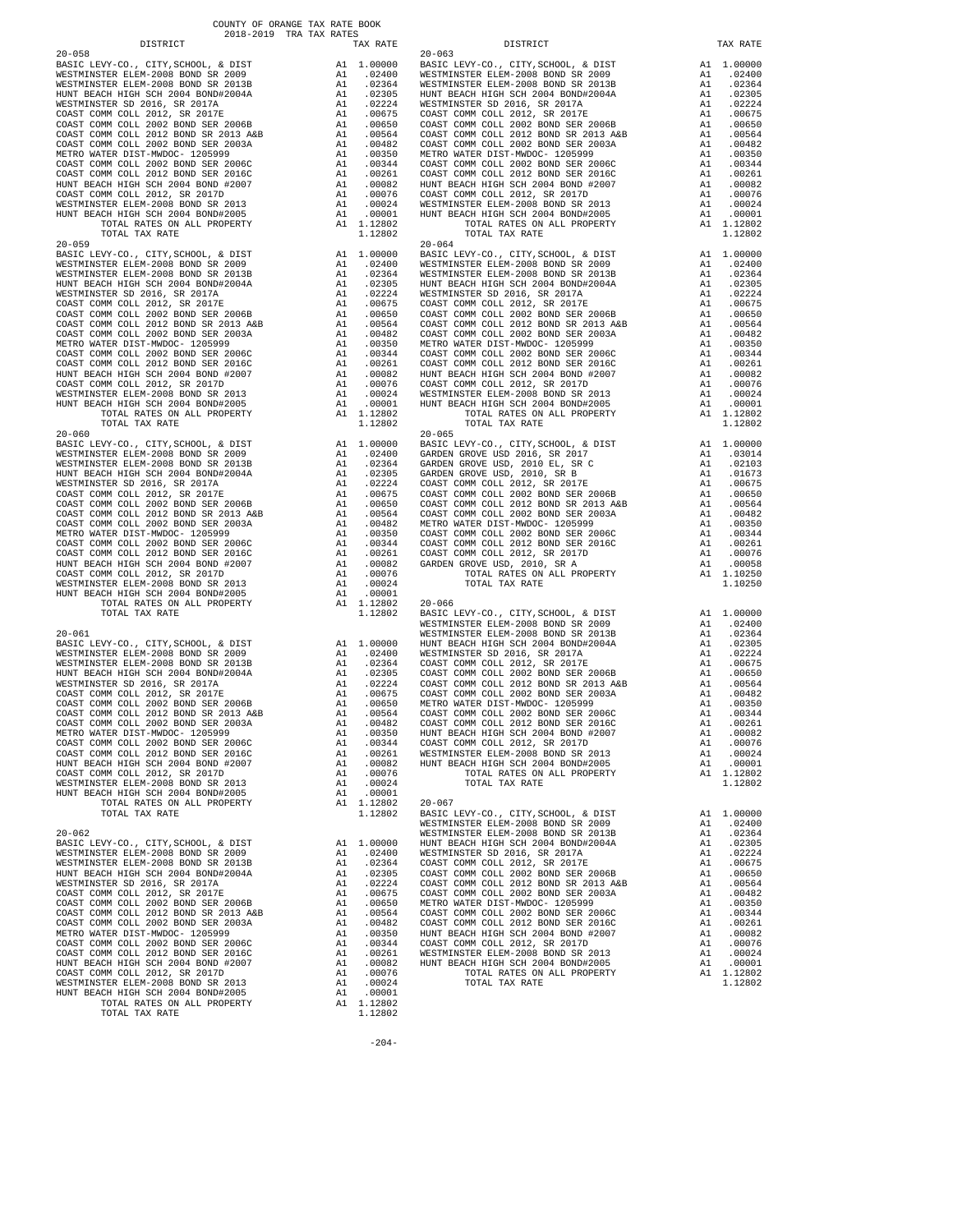COUNTY OF ORANGE TAX RATE BOOK
2018-2019 TRA TAX RATES

| DISTRICT | | TAX RATE |
|---|---|---|
| **20-058** | | |
| BASIC LEVY-CO., CITY,SCHOOL, & DIST | A1 | 1.00000 |
| WESTMINSTER ELEM-2008 BOND SR 2009 | A1 | .02400 |
| WESTMINSTER ELEM-2008 BOND SR 2013B | A1 | .02364 |
| HUNT BEACH HIGH SCH 2004 BOND#2004A | A1 | .02305 |
| WESTMINSTER SD 2016, SR 2017A | A1 | .02224 |
| COAST COMM COLL 2012, SR 2017E | A1 | .00675 |
| COAST COMM COLL 2002 BOND SER 2006B | A1 | .00650 |
| COAST COMM COLL 2012 BOND SR 2013 A&B | A1 | .00564 |
| COAST COMM COLL 2002 BOND SER 2003A | A1 | .00482 |
| METRO WATER DIST-MWDOC- 1205999 | A1 | .00350 |
| COAST COMM COLL 2002 BOND SER 2006C | A1 | .00344 |
| COAST COMM COLL 2012 BOND SER 2016C | A1 | .00261 |
| HUNT BEACH HIGH SCH 2004 BOND #2007 | A1 | .00082 |
| COAST COMM COLL 2012, SR 2017D | A1 | .00076 |
| WESTMINSTER ELEM-2008 BOND SR 2013 | A1 | .00024 |
| HUNT BEACH HIGH SCH 2004 BOND#2005 | A1 | .00001 |
| TOTAL RATES ON ALL PROPERTY | A1 | 1.12802 |
| TOTAL TAX RATE | | 1.12802 |
| **20-059** | | |
| BASIC LEVY-CO., CITY,SCHOOL, & DIST | A1 | 1.00000 |
| WESTMINSTER ELEM-2008 BOND SR 2009 | A1 | .02400 |
| WESTMINSTER ELEM-2008 BOND SR 2013B | A1 | .02364 |
| HUNT BEACH HIGH SCH 2004 BOND#2004A | A1 | .02305 |
| WESTMINSTER SD 2016, SR 2017A | A1 | .02224 |
| COAST COMM COLL 2012, SR 2017E | A1 | .00675 |
| COAST COMM COLL 2002 BOND SER 2006B | A1 | .00650 |
| COAST COMM COLL 2012 BOND SR 2013 A&B | A1 | .00564 |
| COAST COMM COLL 2002 BOND SER 2003A | A1 | .00482 |
| METRO WATER DIST-MWDOC- 1205999 | A1 | .00350 |
| COAST COMM COLL 2002 BOND SER 2006C | A1 | .00344 |
| COAST COMM COLL 2012 BOND SER 2016C | A1 | .00261 |
| HUNT BEACH HIGH SCH 2004 BOND #2007 | A1 | .00082 |
| COAST COMM COLL 2012, SR 2017D | A1 | .00076 |
| WESTMINSTER ELEM-2008 BOND SR 2013 | A1 | .00024 |
| HUNT BEACH HIGH SCH 2004 BOND#2005 | A1 | .00001 |
| TOTAL RATES ON ALL PROPERTY | A1 | 1.12802 |
| TOTAL TAX RATE | | 1.12802 |
| **20-060** | | |
| BASIC LEVY-CO., CITY,SCHOOL, & DIST | A1 | 1.00000 |
| WESTMINSTER ELEM-2008 BOND SR 2009 | A1 | .02400 |
| WESTMINSTER ELEM-2008 BOND SR 2013B | A1 | .02364 |
| HUNT BEACH HIGH SCH 2004 BOND#2004A | A1 | .02305 |
| WESTMINSTER SD 2016, SR 2017A | A1 | .02224 |
| COAST COMM COLL 2012, SR 2017E | A1 | .00675 |
| COAST COMM COLL 2002 BOND SER 2006B | A1 | .00650 |
| COAST COMM COLL 2012 BOND SR 2013 A&B | A1 | .00564 |
| COAST COMM COLL 2002 BOND SER 2003A | A1 | .00482 |
| METRO WATER DIST-MWDOC- 1205999 | A1 | .00350 |
| COAST COMM COLL 2002 BOND SER 2006C | A1 | .00344 |
| COAST COMM COLL 2012 BOND SER 2016C | A1 | .00261 |
| HUNT BEACH HIGH SCH 2004 BOND #2007 | A1 | .00082 |
| COAST COMM COLL 2012, SR 2017D | A1 | .00076 |
| WESTMINSTER ELEM-2008 BOND SR 2013 | A1 | .00024 |
| HUNT BEACH HIGH SCH 2004 BOND#2005 | A1 | .00001 |
| TOTAL RATES ON ALL PROPERTY | A1 | 1.12802 |
| TOTAL TAX RATE | | 1.12802 |
| **20-061** | | |
| BASIC LEVY-CO., CITY,SCHOOL, & DIST | A1 | 1.00000 |
| WESTMINSTER ELEM-2008 BOND SR 2009 | A1 | .02400 |
| WESTMINSTER ELEM-2008 BOND SR 2013B | A1 | .02364 |
| HUNT BEACH HIGH SCH 2004 BOND#2004A | A1 | .02305 |
| WESTMINSTER SD 2016, SR 2017A | A1 | .02224 |
| COAST COMM COLL 2012, SR 2017E | A1 | .00675 |
| COAST COMM COLL 2002 BOND SER 2006B | A1 | .00650 |
| COAST COMM COLL 2012 BOND SR 2013 A&B | A1 | .00564 |
| COAST COMM COLL 2002 BOND SER 2003A | A1 | .00482 |
| METRO WATER DIST-MWDOC- 1205999 | A1 | .00350 |
| COAST COMM COLL 2002 BOND SER 2006C | A1 | .00344 |
| COAST COMM COLL 2012 BOND SER 2016C | A1 | .00261 |
| HUNT BEACH HIGH SCH 2004 BOND #2007 | A1 | .00082 |
| COAST COMM COLL 2012, SR 2017D | A1 | .00076 |
| WESTMINSTER ELEM-2008 BOND SR 2013 | A1 | .00024 |
| HUNT BEACH HIGH SCH 2004 BOND#2005 | A1 | .00001 |
| TOTAL RATES ON ALL PROPERTY | A1 | 1.12802 |
| TOTAL TAX RATE | | 1.12802 |
| **20-062** | | |
| BASIC LEVY-CO., CITY,SCHOOL, & DIST | A1 | 1.00000 |
| WESTMINSTER ELEM-2008 BOND SR 2009 | A1 | .02400 |
| WESTMINSTER ELEM-2008 BOND SR 2013B | A1 | .02364 |
| HUNT BEACH HIGH SCH 2004 BOND#2004A | A1 | .02305 |
| WESTMINSTER SD 2016, SR 2017A | A1 | .02224 |
| COAST COMM COLL 2012, SR 2017E | A1 | .00675 |
| COAST COMM COLL 2002 BOND SER 2006B | A1 | .00650 |
| COAST COMM COLL 2012 BOND SR 2013 A&B | A1 | .00564 |
| COAST COMM COLL 2002 BOND SER 2003A | A1 | .00482 |
| METRO WATER DIST-MWDOC- 1205999 | A1 | .00350 |
| COAST COMM COLL 2002 BOND SER 2006C | A1 | .00344 |
| COAST COMM COLL 2012 BOND SER 2016C | A1 | .00261 |
| HUNT BEACH HIGH SCH 2004 BOND #2007 | A1 | .00082 |
| COAST COMM COLL 2012, SR 2017D | A1 | .00076 |
| WESTMINSTER ELEM-2008 BOND SR 2013 | A1 | .00024 |
| HUNT BEACH HIGH SCH 2004 BOND#2005 | A1 | .00001 |
| TOTAL RATES ON ALL PROPERTY | A1 | 1.12802 |
| TOTAL TAX RATE | | 1.12802 |
| **20-063** | | |
| BASIC LEVY-CO., CITY,SCHOOL, & DIST | A1 | 1.00000 |
| WESTMINSTER ELEM-2008 BOND SR 2009 | A1 | .02400 |
| WESTMINSTER ELEM-2008 BOND SR 2013B | A1 | .02364 |
| HUNT BEACH HIGH SCH 2004 BOND#2004A | A1 | .02305 |
| WESTMINSTER SD 2016, SR 2017A | A1 | .02224 |
| COAST COMM COLL 2012, SR 2017E | A1 | .00675 |
| COAST COMM COLL 2002 BOND SER 2006B | A1 | .00650 |
| COAST COMM COLL 2012 BOND SR 2013 A&B | A1 | .00564 |
| COAST COMM COLL 2002 BOND SER 2003A | A1 | .00482 |
| METRO WATER DIST-MWDOC- 1205999 | A1 | .00350 |
| COAST COMM COLL 2002 BOND SER 2006C | A1 | .00344 |
| COAST COMM COLL 2012 BOND SER 2016C | A1 | .00261 |
| HUNT BEACH HIGH SCH 2004 BOND #2007 | A1 | .00082 |
| COAST COMM COLL 2012, SR 2017D | A1 | .00076 |
| WESTMINSTER ELEM-2008 BOND SR 2013 | A1 | .00024 |
| HUNT BEACH HIGH SCH 2004 BOND#2005 | A1 | .00001 |
| TOTAL RATES ON ALL PROPERTY | A1 | 1.12802 |
| TOTAL TAX RATE | | 1.12802 |
| **20-064** | | |
| BASIC LEVY-CO., CITY,SCHOOL, & DIST | A1 | 1.00000 |
| WESTMINSTER ELEM-2008 BOND SR 2009 | A1 | .02400 |
| WESTMINSTER ELEM-2008 BOND SR 2013B | A1 | .02364 |
| HUNT BEACH HIGH SCH 2004 BOND#2004A | A1 | .02305 |
| WESTMINSTER SD 2016, SR 2017A | A1 | .02224 |
| COAST COMM COLL 2012, SR 2017E | A1 | .00675 |
| COAST COMM COLL 2002 BOND SER 2006B | A1 | .00650 |
| COAST COMM COLL 2012 BOND SR 2013 A&B | A1 | .00564 |
| COAST COMM COLL 2002 BOND SER 2003A | A1 | .00482 |
| METRO WATER DIST-MWDOC- 1205999 | A1 | .00350 |
| COAST COMM COLL 2002 BOND SER 2006C | A1 | .00344 |
| COAST COMM COLL 2012 BOND SER 2016C | A1 | .00261 |
| HUNT BEACH HIGH SCH 2004 BOND #2007 | A1 | .00082 |
| COAST COMM COLL 2012, SR 2017D | A1 | .00076 |
| WESTMINSTER ELEM-2008 BOND SR 2013 | A1 | .00024 |
| HUNT BEACH HIGH SCH 2004 BOND#2005 | A1 | .00001 |
| TOTAL RATES ON ALL PROPERTY | A1 | 1.12802 |
| TOTAL TAX RATE | | 1.12802 |
| **20-065** | | |
| BASIC LEVY-CO., CITY,SCHOOL, & DIST | A1 | 1.00000 |
| GARDEN GROVE USD 2016, SR 2017 | A1 | .03014 |
| GARDEN GROVE USD, 2010 EL, SR C | A1 | .02103 |
| GARDEN GROVE USD, 2010, SR B | A1 | .01673 |
| COAST COMM COLL 2012, SR 2017E | A1 | .00675 |
| COAST COMM COLL 2002 BOND SER 2006B | A1 | .00650 |
| COAST COMM COLL 2012 BOND SR 2013 A&B | A1 | .00564 |
| COAST COMM COLL 2002 BOND SER 2003A | A1 | .00482 |
| METRO WATER DIST-MWDOC- 1205999 | A1 | .00350 |
| COAST COMM COLL 2002 BOND SER 2006C | A1 | .00344 |
| COAST COMM COLL 2012 BOND SER 2016C | A1 | .00261 |
| COAST COMM COLL 2012, SR 2017D | A1 | .00076 |
| GARDEN GROVE USD, 2010, SR A | A1 | .00058 |
| TOTAL RATES ON ALL PROPERTY | A1 | 1.10250 |
| TOTAL TAX RATE | | 1.10250 |
| **20-066** | | |
| BASIC LEVY-CO., CITY,SCHOOL, & DIST | A1 | 1.00000 |
| WESTMINSTER ELEM-2008 BOND SR 2009 | A1 | .02400 |
| WESTMINSTER ELEM-2008 BOND SR 2013B | A1 | .02364 |
| HUNT BEACH HIGH SCH 2004 BOND#2004A | A1 | .02305 |
| WESTMINSTER SD 2016, SR 2017A | A1 | .02224 |
| COAST COMM COLL 2012, SR 2017E | A1 | .00675 |
| COAST COMM COLL 2002 BOND SER 2006B | A1 | .00650 |
| COAST COMM COLL 2012 BOND SR 2013 A&B | A1 | .00564 |
| COAST COMM COLL 2002 BOND SER 2003A | A1 | .00482 |
| METRO WATER DIST-MWDOC- 1205999 | A1 | .00350 |
| COAST COMM COLL 2002 BOND SER 2006C | A1 | .00344 |
| COAST COMM COLL 2012 BOND SER 2016C | A1 | .00261 |
| HUNT BEACH HIGH SCH 2004 BOND #2007 | A1 | .00082 |
| COAST COMM COLL 2012, SR 2017D | A1 | .00076 |
| WESTMINSTER ELEM-2008 BOND SR 2013 | A1 | .00024 |
| HUNT BEACH HIGH SCH 2004 BOND#2005 | A1 | .00001 |
| TOTAL RATES ON ALL PROPERTY | A1 | 1.12802 |
| TOTAL TAX RATE | | 1.12802 |
| **20-067** | | |
| BASIC LEVY-CO., CITY,SCHOOL, & DIST | A1 | 1.00000 |
| WESTMINSTER ELEM-2008 BOND SR 2009 | A1 | .02400 |
| WESTMINSTER ELEM-2008 BOND SR 2013B | A1 | .02364 |
| HUNT BEACH HIGH SCH 2004 BOND#2004A | A1 | .02305 |
| WESTMINSTER SD 2016, SR 2017A | A1 | .02224 |
| COAST COMM COLL 2012, SR 2017E | A1 | .00675 |
| COAST COMM COLL 2002 BOND SER 2006B | A1 | .00650 |
| COAST COMM COLL 2012 BOND SR 2013 A&B | A1 | .00564 |
| COAST COMM COLL 2002 BOND SER 2003A | A1 | .00482 |
| METRO WATER DIST-MWDOC- 1205999 | A1 | .00350 |
| COAST COMM COLL 2002 BOND SER 2006C | A1 | .00344 |
| COAST COMM COLL 2012 BOND SER 2016C | A1 | .00261 |
| HUNT BEACH HIGH SCH 2004 BOND #2007 | A1 | .00082 |
| COAST COMM COLL 2012, SR 2017D | A1 | .00076 |
| WESTMINSTER ELEM-2008 BOND SR 2013 | A1 | .00024 |
| HUNT BEACH HIGH SCH 2004 BOND#2005 | A1 | .00001 |
| TOTAL RATES ON ALL PROPERTY | A1 | 1.12802 |
| TOTAL TAX RATE | | 1.12802 |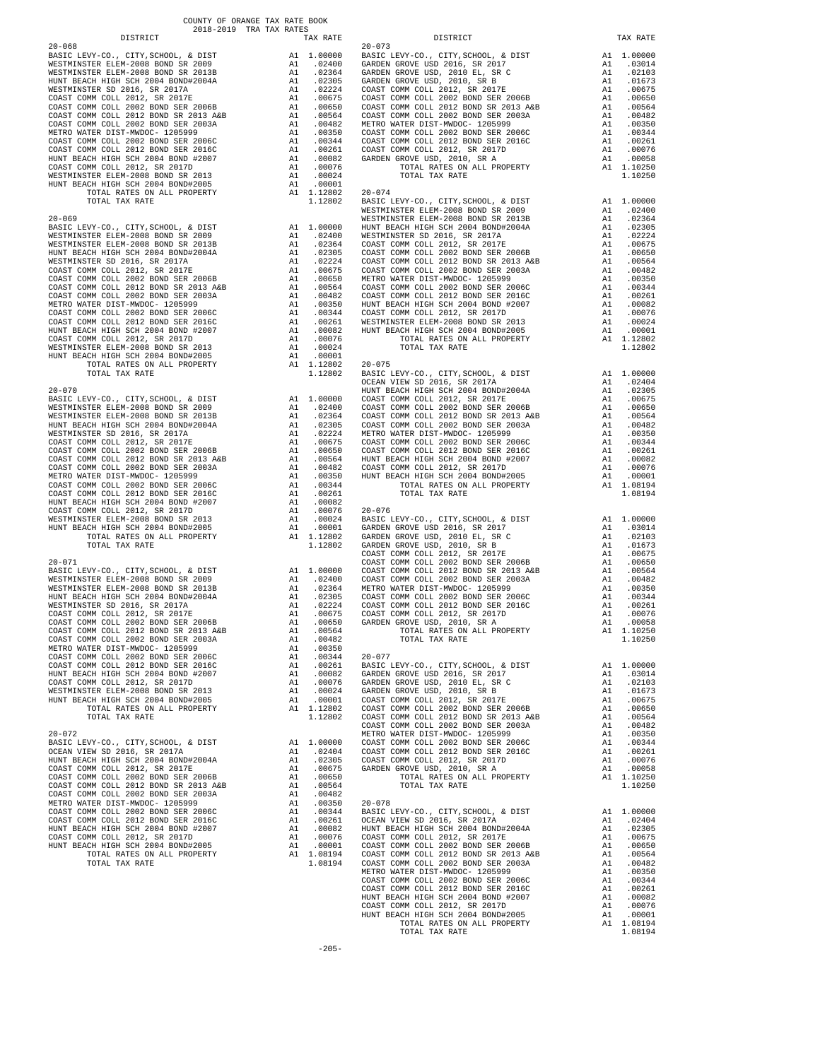COUNTY OF ORANGE TAX RATE BOOK
2018-2019 TRA TAX RATES

| DISTRICT | | TAX RATE |
|---|---|---|
| **20-068** | | |
| BASIC LEVY-CO., CITY,SCHOOL, & DIST | A1 | 1.00000 |
| WESTMINSTER ELEM-2008 BOND SR 2009 | A1 | .02400 |
| WESTMINSTER ELEM-2008 BOND SR 2013B | A1 | .02364 |
| HUNT BEACH HIGH SCH 2004 BOND#2004A | A1 | .02305 |
| WESTMINSTER SD 2016, SR 2017A | A1 | .02224 |
| COAST COMM COLL 2012, SR 2017E | A1 | .00675 |
| COAST COMM COLL 2002 BOND SER 2006B | A1 | .00650 |
| COAST COMM COLL 2012 BOND SR 2013 A&B | A1 | .00564 |
| COAST COMM COLL 2002 BOND SER 2003A | A1 | .00482 |
| METRO WATER DIST-MWDOC- 1205999 | A1 | .00350 |
| COAST COMM COLL 2002 BOND SER 2006C | A1 | .00344 |
| COAST COMM COLL 2012 BOND SER 2016C | A1 | .00261 |
| HUNT BEACH HIGH SCH 2004 BOND #2007 | A1 | .00082 |
| COAST COMM COLL 2012, SR 2017D | A1 | .00076 |
| WESTMINSTER ELEM-2008 BOND SR 2013 | A1 | .00024 |
| HUNT BEACH HIGH SCH 2004 BOND#2005 | A1 | .00001 |
| TOTAL RATES ON ALL PROPERTY | A1 | 1.12802 |
| TOTAL TAX RATE | | 1.12802 |
| **20-069** | | |
| BASIC LEVY-CO., CITY,SCHOOL, & DIST | A1 | 1.00000 |
| WESTMINSTER ELEM-2008 BOND SR 2009 | A1 | .02400 |
| WESTMINSTER ELEM-2008 BOND SR 2013B | A1 | .02364 |
| HUNT BEACH HIGH SCH 2004 BOND#2004A | A1 | .02305 |
| WESTMINSTER SD 2016, SR 2017A | A1 | .02224 |
| COAST COMM COLL 2012, SR 2017E | A1 | .00675 |
| COAST COMM COLL 2002 BOND SER 2006B | A1 | .00650 |
| COAST COMM COLL 2012 BOND SR 2013 A&B | A1 | .00564 |
| COAST COMM COLL 2002 BOND SER 2003A | A1 | .00482 |
| METRO WATER DIST-MWDOC- 1205999 | A1 | .00350 |
| COAST COMM COLL 2002 BOND SER 2006C | A1 | .00344 |
| COAST COMM COLL 2012 BOND SER 2016C | A1 | .00261 |
| HUNT BEACH HIGH SCH 2004 BOND #2007 | A1 | .00082 |
| COAST COMM COLL 2012, SR 2017D | A1 | .00076 |
| WESTMINSTER ELEM-2008 BOND SR 2013 | A1 | .00024 |
| HUNT BEACH HIGH SCH 2004 BOND#2005 | A1 | .00001 |
| TOTAL RATES ON ALL PROPERTY | A1 | 1.12802 |
| TOTAL TAX RATE | | 1.12802 |
| **20-070** | | |
| BASIC LEVY-CO., CITY,SCHOOL, & DIST | A1 | 1.00000 |
| WESTMINSTER ELEM-2008 BOND SR 2009 | A1 | .02400 |
| WESTMINSTER ELEM-2008 BOND SR 2013B | A1 | .02364 |
| HUNT BEACH HIGH SCH 2004 BOND#2004A | A1 | .02305 |
| WESTMINSTER SD 2016, SR 2017A | A1 | .02224 |
| COAST COMM COLL 2012, SR 2017E | A1 | .00675 |
| COAST COMM COLL 2002 BOND SER 2006B | A1 | .00650 |
| COAST COMM COLL 2012 BOND SR 2013 A&B | A1 | .00564 |
| COAST COMM COLL 2002 BOND SER 2003A | A1 | .00482 |
| METRO WATER DIST-MWDOC- 1205999 | A1 | .00350 |
| COAST COMM COLL 2002 BOND SER 2006C | A1 | .00344 |
| COAST COMM COLL 2012 BOND SER 2016C | A1 | .00261 |
| HUNT BEACH HIGH SCH 2004 BOND #2007 | A1 | .00082 |
| COAST COMM COLL 2012, SR 2017D | A1 | .00076 |
| WESTMINSTER ELEM-2008 BOND SR 2013 | A1 | .00024 |
| HUNT BEACH HIGH SCH 2004 BOND#2005 | A1 | .00001 |
| TOTAL RATES ON ALL PROPERTY | A1 | 1.12802 |
| TOTAL TAX RATE | | 1.12802 |
| **20-071** | | |
| BASIC LEVY-CO., CITY,SCHOOL, & DIST | A1 | 1.00000 |
| WESTMINSTER ELEM-2008 BOND SR 2009 | A1 | .02400 |
| WESTMINSTER ELEM-2008 BOND SR 2013B | A1 | .02364 |
| HUNT BEACH HIGH SCH 2004 BOND#2004A | A1 | .02305 |
| WESTMINSTER SD 2016, SR 2017A | A1 | .02224 |
| COAST COMM COLL 2012, SR 2017E | A1 | .00675 |
| COAST COMM COLL 2002 BOND SER 2006B | A1 | .00650 |
| COAST COMM COLL 2012 BOND SR 2013 A&B | A1 | .00564 |
| COAST COMM COLL 2002 BOND SER 2003A | A1 | .00482 |
| METRO WATER DIST-MWDOC- 1205999 | A1 | .00350 |
| COAST COMM COLL 2002 BOND SER 2006C | A1 | .00344 |
| COAST COMM COLL 2012 BOND SER 2016C | A1 | .00261 |
| HUNT BEACH HIGH SCH 2004 BOND #2007 | A1 | .00082 |
| COAST COMM COLL 2012, SR 2017D | A1 | .00076 |
| WESTMINSTER ELEM-2008 BOND SR 2013 | A1 | .00024 |
| HUNT BEACH HIGH SCH 2004 BOND#2005 | A1 | .00001 |
| TOTAL RATES ON ALL PROPERTY | A1 | 1.12802 |
| TOTAL TAX RATE | | 1.12802 |
| **20-072** | | |
| BASIC LEVY-CO., CITY,SCHOOL, & DIST | A1 | 1.00000 |
| OCEAN VIEW SD 2016, SR 2017A | A1 | .02404 |
| HUNT BEACH HIGH SCH 2004 BOND#2004A | A1 | .02305 |
| COAST COMM COLL 2012, SR 2017E | A1 | .00675 |
| COAST COMM COLL 2002 BOND SER 2006B | A1 | .00650 |
| COAST COMM COLL 2012 BOND SR 2013 A&B | A1 | .00564 |
| COAST COMM COLL 2002 BOND SER 2003A | A1 | .00482 |
| METRO WATER DIST-MWDOC- 1205999 | A1 | .00350 |
| COAST COMM COLL 2002 BOND SER 2006C | A1 | .00344 |
| COAST COMM COLL 2012 BOND SER 2016C | A1 | .00261 |
| HUNT BEACH HIGH SCH 2004 BOND #2007 | A1 | .00082 |
| COAST COMM COLL 2012, SR 2017D | A1 | .00076 |
| HUNT BEACH HIGH SCH 2004 BOND#2005 | A1 | .00001 |
| TOTAL RATES ON ALL PROPERTY | A1 | 1.08194 |
| TOTAL TAX RATE | | 1.08194 |
| **20-073** | | |
| BASIC LEVY-CO., CITY,SCHOOL, & DIST | A1 | 1.00000 |
| GARDEN GROVE USD 2016, SR 2017 | A1 | .03014 |
| GARDEN GROVE USD, 2010 EL, SR C | A1 | .02103 |
| GARDEN GROVE USD, 2010, SR B | A1 | .01673 |
| COAST COMM COLL 2012, SR 2017E | A1 | .00675 |
| COAST COMM COLL 2002 BOND SER 2006B | A1 | .00650 |
| COAST COMM COLL 2012 BOND SR 2013 A&B | A1 | .00564 |
| COAST COMM COLL 2002 BOND SER 2003A | A1 | .00482 |
| METRO WATER DIST-MWDOC- 1205999 | A1 | .00350 |
| COAST COMM COLL 2002 BOND SER 2006C | A1 | .00344 |
| COAST COMM COLL 2012 BOND SER 2016C | A1 | .00261 |
| COAST COMM COLL 2012, SR 2017D | A1 | .00076 |
| GARDEN GROVE USD, 2010, SR A | A1 | .00058 |
| TOTAL RATES ON ALL PROPERTY | A1 | 1.10250 |
| TOTAL TAX RATE | | 1.10250 |
| **20-074** | | |
| BASIC LEVY-CO., CITY,SCHOOL, & DIST | A1 | 1.00000 |
| WESTMINSTER ELEM-2008 BOND SR 2009 | A1 | .02400 |
| WESTMINSTER ELEM-2008 BOND SR 2013B | A1 | .02364 |
| HUNT BEACH HIGH SCH 2004 BOND#2004A | A1 | .02305 |
| WESTMINSTER SD 2016, SR 2017A | A1 | .02224 |
| COAST COMM COLL 2012, SR 2017E | A1 | .00675 |
| COAST COMM COLL 2002 BOND SER 2006B | A1 | .00650 |
| COAST COMM COLL 2012 BOND SR 2013 A&B | A1 | .00564 |
| COAST COMM COLL 2002 BOND SER 2003A | A1 | .00482 |
| METRO WATER DIST-MWDOC- 1205999 | A1 | .00350 |
| COAST COMM COLL 2002 BOND SER 2006C | A1 | .00344 |
| COAST COMM COLL 2012 BOND SER 2016C | A1 | .00261 |
| HUNT BEACH HIGH SCH 2004 BOND #2007 | A1 | .00082 |
| COAST COMM COLL 2012, SR 2017D | A1 | .00076 |
| WESTMINSTER ELEM-2008 BOND SR 2013 | A1 | .00024 |
| HUNT BEACH HIGH SCH 2004 BOND#2005 | A1 | .00001 |
| TOTAL RATES ON ALL PROPERTY | A1 | 1.12802 |
| TOTAL TAX RATE | | 1.12802 |
| **20-075** | | |
| BASIC LEVY-CO., CITY,SCHOOL, & DIST | A1 | 1.00000 |
| OCEAN VIEW SD 2016, SR 2017A | A1 | .02404 |
| HUNT BEACH HIGH SCH 2004 BOND#2004A | A1 | .02305 |
| COAST COMM COLL 2012, SR 2017E | A1 | .00675 |
| COAST COMM COLL 2002 BOND SER 2006B | A1 | .00650 |
| COAST COMM COLL 2012 BOND SR 2013 A&B | A1 | .00564 |
| COAST COMM COLL 2002 BOND SER 2003A | A1 | .00482 |
| METRO WATER DIST-MWDOC- 1205999 | A1 | .00350 |
| COAST COMM COLL 2002 BOND SER 2006C | A1 | .00344 |
| COAST COMM COLL 2012 BOND SER 2016C | A1 | .00261 |
| HUNT BEACH HIGH SCH 2004 BOND #2007 | A1 | .00082 |
| COAST COMM COLL 2012, SR 2017D | A1 | .00076 |
| HUNT BEACH HIGH SCH 2004 BOND#2005 | A1 | .00001 |
| TOTAL RATES ON ALL PROPERTY | A1 | 1.08194 |
| TOTAL TAX RATE | | 1.08194 |
| **20-076** | | |
| BASIC LEVY-CO., CITY,SCHOOL, & DIST | A1 | 1.00000 |
| GARDEN GROVE USD 2016, SR 2017 | A1 | .03014 |
| GARDEN GROVE USD, 2010 EL, SR C | A1 | .02103 |
| GARDEN GROVE USD, 2010, SR B | A1 | .01673 |
| COAST COMM COLL 2012, SR 2017E | A1 | .00675 |
| COAST COMM COLL 2002 BOND SER 2006B | A1 | .00650 |
| COAST COMM COLL 2012 BOND SR 2013 A&B | A1 | .00564 |
| COAST COMM COLL 2002 BOND SER 2003A | A1 | .00482 |
| METRO WATER DIST-MWDOC- 1205999 | A1 | .00350 |
| COAST COMM COLL 2002 BOND SER 2006C | A1 | .00344 |
| COAST COMM COLL 2012 BOND SER 2016C | A1 | .00261 |
| COAST COMM COLL 2012, SR 2017D | A1 | .00076 |
| GARDEN GROVE USD, 2010, SR A | A1 | .00058 |
| TOTAL RATES ON ALL PROPERTY | A1 | 1.10250 |
| TOTAL TAX RATE | | 1.10250 |
| **20-077** | | |
| BASIC LEVY-CO., CITY,SCHOOL, & DIST | A1 | 1.00000 |
| GARDEN GROVE USD 2016, SR 2017 | A1 | .03014 |
| GARDEN GROVE USD, 2010 EL, SR C | A1 | .02103 |
| GARDEN GROVE USD, 2010, SR B | A1 | .01673 |
| COAST COMM COLL 2012, SR 2017E | A1 | .00675 |
| COAST COMM COLL 2002 BOND SER 2006B | A1 | .00650 |
| COAST COMM COLL 2012 BOND SR 2013 A&B | A1 | .00564 |
| COAST COMM COLL 2002 BOND SER 2003A | A1 | .00482 |
| METRO WATER DIST-MWDOC- 1205999 | A1 | .00350 |
| COAST COMM COLL 2002 BOND SER 2006C | A1 | .00344 |
| COAST COMM COLL 2012 BOND SER 2016C | A1 | .00261 |
| COAST COMM COLL 2012, SR 2017D | A1 | .00076 |
| GARDEN GROVE USD, 2010, SR A | A1 | .00058 |
| TOTAL RATES ON ALL PROPERTY | A1 | 1.10250 |
| TOTAL TAX RATE | | 1.10250 |
| **20-078** | | |
| BASIC LEVY-CO., CITY,SCHOOL, & DIST | A1 | 1.00000 |
| OCEAN VIEW SD 2016, SR 2017A | A1 | .02404 |
| HUNT BEACH HIGH SCH 2004 BOND#2004A | A1 | .02305 |
| COAST COMM COLL 2012, SR 2017E | A1 | .00675 |
| COAST COMM COLL 2002 BOND SER 2006B | A1 | .00650 |
| COAST COMM COLL 2012 BOND SR 2013 A&B | A1 | .00564 |
| COAST COMM COLL 2002 BOND SER 2003A | A1 | .00482 |
| METRO WATER DIST-MWDOC- 1205999 | A1 | .00350 |
| COAST COMM COLL 2002 BOND SER 2006C | A1 | .00344 |
| COAST COMM COLL 2012 BOND SER 2016C | A1 | .00261 |
| HUNT BEACH HIGH SCH 2004 BOND #2007 | A1 | .00082 |
| COAST COMM COLL 2012, SR 2017D | A1 | .00076 |
| HUNT BEACH HIGH SCH 2004 BOND#2005 | A1 | .00001 |
| TOTAL RATES ON ALL PROPERTY | A1 | 1.08194 |
| TOTAL TAX RATE | | 1.08194 |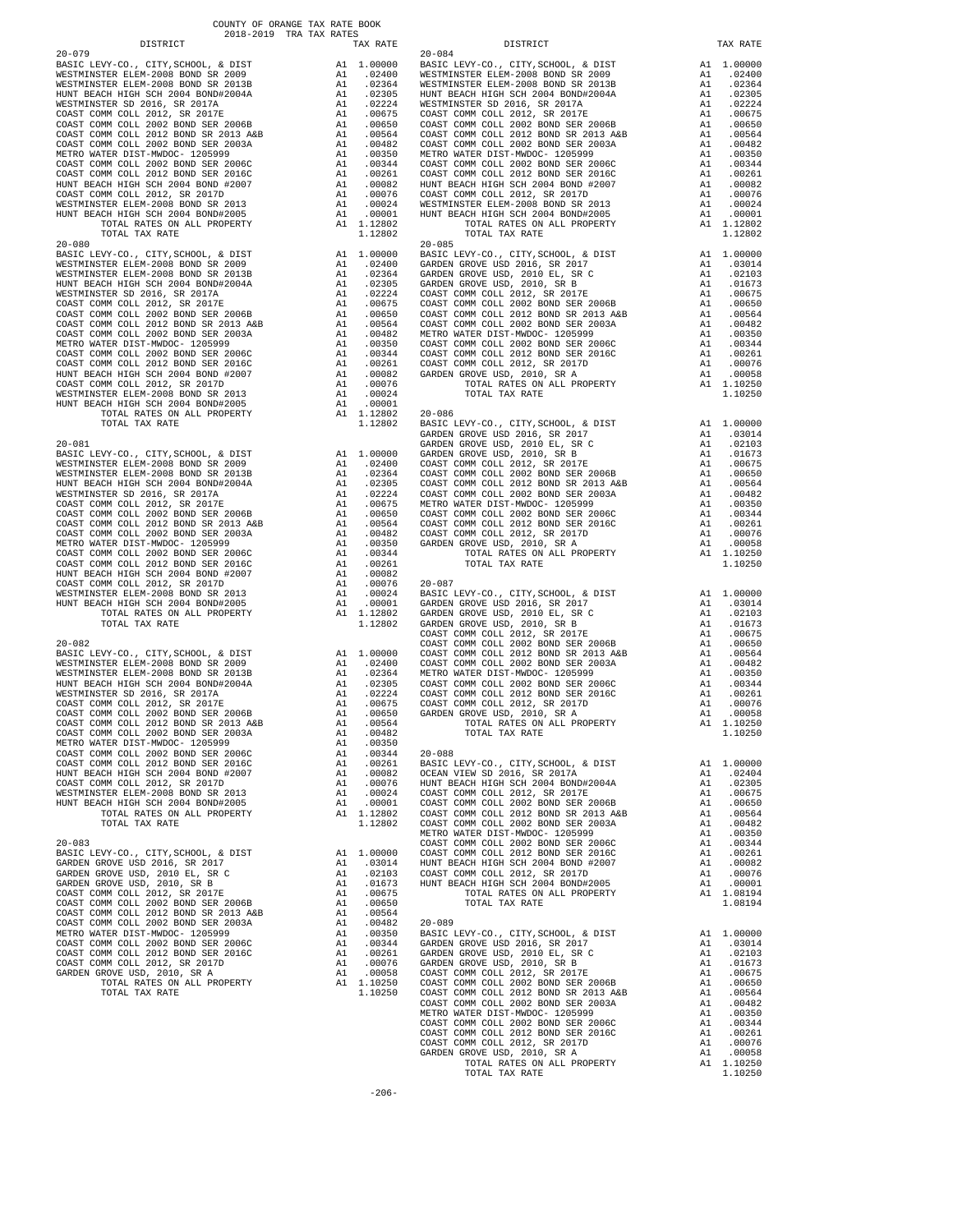COUNTY OF ORANGE TAX RATE BOOK
2018-2019 TRA TAX RATES

| DISTRICT | | TAX RATE |
|---|---|---|
| 20-079 | | |
| BASIC LEVY-CO., CITY,SCHOOL, & DIST | A1 | 1.00000 |
| WESTMINSTER ELEM-2008 BOND SR 2009 | A1 | .02400 |
| WESTMINSTER ELEM-2008 BOND SR 2013B | A1 | .02364 |
| HUNT BEACH HIGH SCH 2004 BOND#2004A | A1 | .02305 |
| WESTMINSTER SD 2016, SR 2017A | A1 | .02224 |
| COAST COMM COLL 2012, SR 2017E | A1 | .00675 |
| COAST COMM COLL 2002 BOND SER 2006B | A1 | .00650 |
| COAST COMM COLL 2012 BOND SR 2013 A&B | A1 | .00564 |
| COAST COMM COLL 2002 BOND SER 2003A | A1 | .00482 |
| METRO WATER DIST-MWDOC- 1205999 | A1 | .00350 |
| COAST COMM COLL 2002 BOND SER 2006C | A1 | .00344 |
| COAST COMM COLL 2012 BOND SER 2016C | A1 | .00261 |
| HUNT BEACH HIGH SCH 2004 BOND #2007 | A1 | .00082 |
| COAST COMM COLL 2012, SR 2017D | A1 | .00076 |
| WESTMINSTER ELEM-2008 BOND SR 2013 | A1 | .00024 |
| HUNT BEACH HIGH SCH 2004 BOND#2005 | A1 | .00001 |
| TOTAL RATES ON ALL PROPERTY | A1 | 1.12802 |
| TOTAL TAX RATE | | 1.12802 |
| 20-080 | | |
| BASIC LEVY-CO., CITY,SCHOOL, & DIST | A1 | 1.00000 |
| WESTMINSTER ELEM-2008 BOND SR 2009 | A1 | .02400 |
| WESTMINSTER ELEM-2008 BOND SR 2013B | A1 | .02364 |
| HUNT BEACH HIGH SCH 2004 BOND#2004A | A1 | .02305 |
| WESTMINSTER SD 2016, SR 2017A | A1 | .02224 |
| COAST COMM COLL 2012, SR 2017E | A1 | .00675 |
| COAST COMM COLL 2002 BOND SER 2006B | A1 | .00650 |
| COAST COMM COLL 2012 BOND SR 2013 A&B | A1 | .00564 |
| COAST COMM COLL 2002 BOND SER 2003A | A1 | .00482 |
| METRO WATER DIST-MWDOC- 1205999 | A1 | .00350 |
| COAST COMM COLL 2002 BOND SER 2006C | A1 | .00344 |
| COAST COMM COLL 2012 BOND SER 2016C | A1 | .00261 |
| HUNT BEACH HIGH SCH 2004 BOND #2007 | A1 | .00082 |
| COAST COMM COLL 2012, SR 2017D | A1 | .00076 |
| WESTMINSTER ELEM-2008 BOND SR 2013 | A1 | .00024 |
| HUNT BEACH HIGH SCH 2004 BOND#2005 | A1 | .00001 |
| TOTAL RATES ON ALL PROPERTY | A1 | 1.12802 |
| TOTAL TAX RATE | | 1.12802 |
| 20-081 | | |
| BASIC LEVY-CO., CITY,SCHOOL, & DIST | A1 | 1.00000 |
| WESTMINSTER ELEM-2008 BOND SR 2009 | A1 | .02400 |
| WESTMINSTER ELEM-2008 BOND SR 2013B | A1 | .02364 |
| HUNT BEACH HIGH SCH 2004 BOND#2004A | A1 | .02305 |
| WESTMINSTER SD 2016, SR 2017A | A1 | .02224 |
| COAST COMM COLL 2012, SR 2017E | A1 | .00675 |
| COAST COMM COLL 2002 BOND SER 2006B | A1 | .00650 |
| COAST COMM COLL 2012 BOND SR 2013 A&B | A1 | .00564 |
| COAST COMM COLL 2002 BOND SER 2003A | A1 | .00482 |
| METRO WATER DIST-MWDOC- 1205999 | A1 | .00350 |
| COAST COMM COLL 2002 BOND SER 2006C | A1 | .00344 |
| COAST COMM COLL 2012 BOND SER 2016C | A1 | .00261 |
| HUNT BEACH HIGH SCH 2004 BOND #2007 | A1 | .00082 |
| COAST COMM COLL 2012, SR 2017D | A1 | .00076 |
| WESTMINSTER ELEM-2008 BOND SR 2013 | A1 | .00024 |
| HUNT BEACH HIGH SCH 2004 BOND#2005 | A1 | .00001 |
| TOTAL RATES ON ALL PROPERTY | A1 | 1.12802 |
| TOTAL TAX RATE | | 1.12802 |
| 20-082 | | |
| BASIC LEVY-CO., CITY,SCHOOL, & DIST | A1 | 1.00000 |
| WESTMINSTER ELEM-2008 BOND SR 2009 | A1 | .02400 |
| WESTMINSTER ELEM-2008 BOND SR 2013B | A1 | .02364 |
| HUNT BEACH HIGH SCH 2004 BOND#2004A | A1 | .02305 |
| WESTMINSTER SD 2016, SR 2017A | A1 | .02224 |
| COAST COMM COLL 2012, SR 2017E | A1 | .00675 |
| COAST COMM COLL 2002 BOND SER 2006B | A1 | .00650 |
| COAST COMM COLL 2012 BOND SR 2013 A&B | A1 | .00564 |
| COAST COMM COLL 2002 BOND SER 2003A | A1 | .00482 |
| METRO WATER DIST-MWDOC- 1205999 | A1 | .00350 |
| COAST COMM COLL 2002 BOND SER 2006C | A1 | .00344 |
| COAST COMM COLL 2012 BOND SER 2016C | A1 | .00261 |
| HUNT BEACH HIGH SCH 2004 BOND #2007 | A1 | .00082 |
| COAST COMM COLL 2012, SR 2017D | A1 | .00076 |
| WESTMINSTER ELEM-2008 BOND SR 2013 | A1 | .00024 |
| HUNT BEACH HIGH SCH 2004 BOND#2005 | A1 | .00001 |
| TOTAL RATES ON ALL PROPERTY | A1 | 1.12802 |
| TOTAL TAX RATE | | 1.12802 |
| 20-083 | | |
| BASIC LEVY-CO., CITY,SCHOOL, & DIST | A1 | 1.00000 |
| GARDEN GROVE USD 2016, SR 2017 | A1 | .03014 |
| GARDEN GROVE USD, 2010 EL, SR C | A1 | .02103 |
| GARDEN GROVE USD, 2010, SR B | A1 | .01673 |
| COAST COMM COLL 2012, SR 2017E | A1 | .00675 |
| COAST COMM COLL 2002 BOND SER 2006B | A1 | .00650 |
| COAST COMM COLL 2012 BOND SR 2013 A&B | A1 | .00564 |
| COAST COMM COLL 2002 BOND SER 2003A | A1 | .00482 |
| METRO WATER DIST-MWDOC- 1205999 | A1 | .00350 |
| COAST COMM COLL 2002 BOND SER 2006C | A1 | .00344 |
| COAST COMM COLL 2012 BOND SER 2016C | A1 | .00261 |
| COAST COMM COLL 2012, SR 2017D | A1 | .00076 |
| GARDEN GROVE USD, 2010, SR A | A1 | .00058 |
| TOTAL RATES ON ALL PROPERTY | A1 | 1.10250 |
| TOTAL TAX RATE | | 1.10250 |
| 20-084 | | |
| BASIC LEVY-CO., CITY,SCHOOL, & DIST | A1 | 1.00000 |
| WESTMINSTER ELEM-2008 BOND SR 2009 | A1 | .02400 |
| WESTMINSTER ELEM-2008 BOND SR 2013B | A1 | .02364 |
| HUNT BEACH HIGH SCH 2004 BOND#2004A | A1 | .02305 |
| WESTMINSTER SD 2016, SR 2017A | A1 | .02224 |
| COAST COMM COLL 2012, SR 2017E | A1 | .00675 |
| COAST COMM COLL 2002 BOND SER 2006B | A1 | .00650 |
| COAST COMM COLL 2012 BOND SR 2013 A&B | A1 | .00564 |
| COAST COMM COLL 2002 BOND SER 2003A | A1 | .00482 |
| METRO WATER DIST-MWDOC- 1205999 | A1 | .00350 |
| COAST COMM COLL 2002 BOND SER 2006C | A1 | .00344 |
| COAST COMM COLL 2012 BOND SER 2016C | A1 | .00261 |
| HUNT BEACH HIGH SCH 2004 BOND #2007 | A1 | .00082 |
| COAST COMM COLL 2012, SR 2017D | A1 | .00076 |
| WESTMINSTER ELEM-2008 BOND SR 2013 | A1 | .00024 |
| HUNT BEACH HIGH SCH 2004 BOND#2005 | A1 | .00001 |
| TOTAL RATES ON ALL PROPERTY | A1 | 1.12802 |
| TOTAL TAX RATE | | 1.12802 |
| 20-085 | | |
| BASIC LEVY-CO., CITY,SCHOOL, & DIST | A1 | 1.00000 |
| GARDEN GROVE USD 2016, SR 2017 | A1 | .03014 |
| GARDEN GROVE USD, 2010 EL, SR C | A1 | .02103 |
| GARDEN GROVE USD, 2010, SR B | A1 | .01673 |
| COAST COMM COLL 2012, SR 2017E | A1 | .00675 |
| COAST COMM COLL 2002 BOND SER 2006B | A1 | .00650 |
| COAST COMM COLL 2012 BOND SR 2013 A&B | A1 | .00564 |
| COAST COMM COLL 2002 BOND SER 2003A | A1 | .00482 |
| METRO WATER DIST-MWDOC- 1205999 | A1 | .00350 |
| COAST COMM COLL 2002 BOND SER 2006C | A1 | .00344 |
| COAST COMM COLL 2012 BOND SER 2016C | A1 | .00261 |
| COAST COMM COLL 2012, SR 2017D | A1 | .00076 |
| GARDEN GROVE USD, 2010, SR A | A1 | .00058 |
| TOTAL RATES ON ALL PROPERTY | A1 | 1.10250 |
| TOTAL TAX RATE | | 1.10250 |
| 20-086 | | |
| BASIC LEVY-CO., CITY,SCHOOL, & DIST | A1 | 1.00000 |
| GARDEN GROVE USD 2016, SR 2017 | A1 | .03014 |
| GARDEN GROVE USD, 2010 EL, SR C | A1 | .02103 |
| GARDEN GROVE USD, 2010, SR B | A1 | .01673 |
| COAST COMM COLL 2012, SR 2017E | A1 | .00675 |
| COAST COMM COLL 2002 BOND SER 2006B | A1 | .00650 |
| COAST COMM COLL 2012 BOND SR 2013 A&B | A1 | .00564 |
| COAST COMM COLL 2002 BOND SER 2003A | A1 | .00482 |
| METRO WATER DIST-MWDOC- 1205999 | A1 | .00350 |
| COAST COMM COLL 2002 BOND SER 2006C | A1 | .00344 |
| COAST COMM COLL 2012 BOND SER 2016C | A1 | .00261 |
| COAST COMM COLL 2012, SR 2017D | A1 | .00076 |
| GARDEN GROVE USD, 2010, SR A | A1 | .00058 |
| TOTAL RATES ON ALL PROPERTY | A1 | 1.10250 |
| TOTAL TAX RATE | | 1.10250 |
| 20-087 | | |
| BASIC LEVY-CO., CITY,SCHOOL, & DIST | A1 | 1.00000 |
| GARDEN GROVE USD 2016, SR 2017 | A1 | .03014 |
| GARDEN GROVE USD, 2010 EL, SR C | A1 | .02103 |
| GARDEN GROVE USD, 2010, SR B | A1 | .01673 |
| COAST COMM COLL 2012, SR 2017E | A1 | .00675 |
| COAST COMM COLL 2002 BOND SER 2006B | A1 | .00650 |
| COAST COMM COLL 2012 BOND SR 2013 A&B | A1 | .00564 |
| COAST COMM COLL 2002 BOND SER 2003A | A1 | .00482 |
| METRO WATER DIST-MWDOC- 1205999 | A1 | .00350 |
| COAST COMM COLL 2002 BOND SER 2006C | A1 | .00344 |
| COAST COMM COLL 2012 BOND SER 2016C | A1 | .00261 |
| COAST COMM COLL 2012, SR 2017D | A1 | .00076 |
| GARDEN GROVE USD, 2010, SR A | A1 | .00058 |
| TOTAL RATES ON ALL PROPERTY | A1 | 1.10250 |
| TOTAL TAX RATE | | 1.10250 |
| 20-088 | | |
| BASIC LEVY-CO., CITY,SCHOOL, & DIST | A1 | 1.00000 |
| OCEAN VIEW SD 2016, SR 2017A | A1 | .02404 |
| HUNT BEACH HIGH SCH 2004 BOND#2004A | A1 | .02305 |
| COAST COMM COLL 2012, SR 2017E | A1 | .00675 |
| COAST COMM COLL 2002 BOND SER 2006B | A1 | .00650 |
| COAST COMM COLL 2012 BOND SR 2013 A&B | A1 | .00564 |
| COAST COMM COLL 2002 BOND SER 2003A | A1 | .00482 |
| METRO WATER DIST-MWDOC- 1205999 | A1 | .00350 |
| COAST COMM COLL 2002 BOND SER 2006C | A1 | .00344 |
| COAST COMM COLL 2012 BOND SER 2016C | A1 | .00261 |
| HUNT BEACH HIGH SCH 2004 BOND #2007 | A1 | .00082 |
| COAST COMM COLL 2012, SR 2017D | A1 | .00076 |
| HUNT BEACH HIGH SCH 2004 BOND#2005 | A1 | .00001 |
| TOTAL RATES ON ALL PROPERTY | A1 | 1.08194 |
| TOTAL TAX RATE | | 1.08194 |
| 20-089 | | |
| BASIC LEVY-CO., CITY,SCHOOL, & DIST | A1 | 1.00000 |
| GARDEN GROVE USD 2016, SR 2017 | A1 | .03014 |
| GARDEN GROVE USD, 2010 EL, SR C | A1 | .02103 |
| GARDEN GROVE USD, 2010, SR B | A1 | .01673 |
| COAST COMM COLL 2012, SR 2017E | A1 | .00675 |
| COAST COMM COLL 2002 BOND SER 2006B | A1 | .00650 |
| COAST COMM COLL 2012 BOND SR 2013 A&B | A1 | .00564 |
| COAST COMM COLL 2002 BOND SER 2003A | A1 | .00482 |
| METRO WATER DIST-MWDOC- 1205999 | A1 | .00350 |
| COAST COMM COLL 2002 BOND SER 2006C | A1 | .00344 |
| COAST COMM COLL 2012 BOND SER 2016C | A1 | .00261 |
| COAST COMM COLL 2012, SR 2017D | A1 | .00076 |
| GARDEN GROVE USD, 2010, SR A | A1 | .00058 |
| TOTAL RATES ON ALL PROPERTY | A1 | 1.10250 |
| TOTAL TAX RATE | | 1.10250 |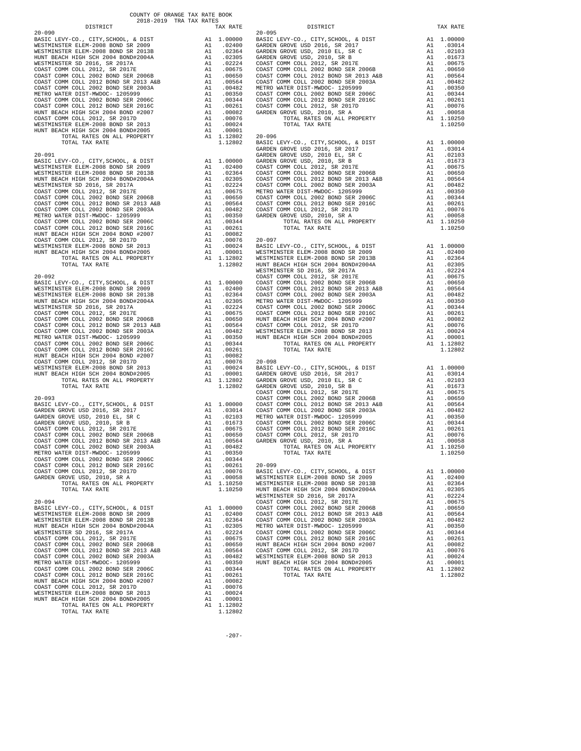COUNTY OF ORANGE TAX RATE BOOK
2018-2019 TRA TAX RATES

**20-090**

| DISTRICT | | TAX RATE |
|---|---|---|
| BASIC LEVY-CO., CITY,SCHOOL, & DIST | A1 | 1.00000 |
| WESTMINSTER ELEM-2008 BOND SR 2009 | A1 | .02400 |
| WESTMINSTER ELEM-2008 BOND SR 2013B | A1 | .02364 |
| HUNT BEACH HIGH SCH 2004 BOND#2004A | A1 | .02305 |
| WESTMINSTER SD 2016, SR 2017A | A1 | .02224 |
| COAST COMM COLL 2012, SR 2017E | A1 | .00675 |
| COAST COMM COLL 2002 BOND SER 2006B | A1 | .00650 |
| COAST COMM COLL 2012 BOND SR 2013 A&B | A1 | .00564 |
| COAST COMM COLL 2002 BOND SER 2003A | A1 | .00482 |
| METRO WATER DIST-MWDOC- 1205999 | A1 | .00350 |
| COAST COMM COLL 2002 BOND SER 2006C | A1 | .00344 |
| COAST COMM COLL 2012 BOND SER 2016C | A1 | .00261 |
| HUNT BEACH HIGH SCH 2004 BOND #2007 | A1 | .00082 |
| COAST COMM COLL 2012, SR 2017D | A1 | .00076 |
| WESTMINSTER ELEM-2008 BOND SR 2013 | A1 | .00024 |
| HUNT BEACH HIGH SCH 2004 BOND#2005 | A1 | .00001 |
| TOTAL RATES ON ALL PROPERTY | A1 | 1.12802 |
| TOTAL TAX RATE | | 1.12802 |

**20-091**

| DISTRICT | | TAX RATE |
|---|---|---|
| BASIC LEVY-CO., CITY,SCHOOL, & DIST | A1 | 1.00000 |
| WESTMINSTER ELEM-2008 BOND SR 2009 | A1 | .02400 |
| WESTMINSTER ELEM-2008 BOND SR 2013B | A1 | .02364 |
| HUNT BEACH HIGH SCH 2004 BOND#2004A | A1 | .02305 |
| WESTMINSTER SD 2016, SR 2017A | A1 | .02224 |
| COAST COMM COLL 2012, SR 2017E | A1 | .00675 |
| COAST COMM COLL 2002 BOND SER 2006B | A1 | .00650 |
| COAST COMM COLL 2012 BOND SR 2013 A&B | A1 | .00564 |
| COAST COMM COLL 2002 BOND SER 2003A | A1 | .00482 |
| METRO WATER DIST-MWDOC- 1205999 | A1 | .00350 |
| COAST COMM COLL 2002 BOND SER 2006C | A1 | .00344 |
| COAST COMM COLL 2012 BOND SER 2016C | A1 | .00261 |
| HUNT BEACH HIGH SCH 2004 BOND #2007 | A1 | .00082 |
| COAST COMM COLL 2012, SR 2017D | A1 | .00076 |
| WESTMINSTER ELEM-2008 BOND SR 2013 | A1 | .00024 |
| HUNT BEACH HIGH SCH 2004 BOND#2005 | A1 | .00001 |
| TOTAL RATES ON ALL PROPERTY | A1 | 1.12802 |
| TOTAL TAX RATE | | 1.12802 |

**20-092**

| DISTRICT | | TAX RATE |
|---|---|---|
| BASIC LEVY-CO., CITY,SCHOOL, & DIST | A1 | 1.00000 |
| WESTMINSTER ELEM-2008 BOND SR 2009 | A1 | .02400 |
| WESTMINSTER ELEM-2008 BOND SR 2013B | A1 | .02364 |
| HUNT BEACH HIGH SCH 2004 BOND#2004A | A1 | .02305 |
| WESTMINSTER SD 2016, SR 2017A | A1 | .02224 |
| COAST COMM COLL 2012, SR 2017E | A1 | .00675 |
| COAST COMM COLL 2002 BOND SER 2006B | A1 | .00650 |
| COAST COMM COLL 2012 BOND SR 2013 A&B | A1 | .00564 |
| COAST COMM COLL 2002 BOND SER 2003A | A1 | .00482 |
| METRO WATER DIST-MWDOC- 1205999 | A1 | .00350 |
| COAST COMM COLL 2002 BOND SER 2006C | A1 | .00344 |
| COAST COMM COLL 2012 BOND SER 2016C | A1 | .00261 |
| HUNT BEACH HIGH SCH 2004 BOND #2007 | A1 | .00082 |
| COAST COMM COLL 2012, SR 2017D | A1 | .00076 |
| WESTMINSTER ELEM-2008 BOND SR 2013 | A1 | .00024 |
| HUNT BEACH HIGH SCH 2004 BOND#2005 | A1 | .00001 |
| TOTAL RATES ON ALL PROPERTY | A1 | 1.12802 |
| TOTAL TAX RATE | | 1.12802 |

**20-093**

| DISTRICT | | TAX RATE |
|---|---|---|
| BASIC LEVY-CO., CITY,SCHOOL, & DIST | A1 | 1.00000 |
| GARDEN GROVE USD 2016, SR 2017 | A1 | .03014 |
| GARDEN GROVE USD, 2010 EL, SR C | A1 | .02103 |
| GARDEN GROVE USD, 2010, SR B | A1 | .01673 |
| COAST COMM COLL 2012, SR 2017E | A1 | .00675 |
| COAST COMM COLL 2002 BOND SER 2006B | A1 | .00650 |
| COAST COMM COLL 2012 BOND SR 2013 A&B | A1 | .00564 |
| COAST COMM COLL 2002 BOND SER 2003A | A1 | .00482 |
| METRO WATER DIST-MWDOC- 1205999 | A1 | .00350 |
| COAST COMM COLL 2002 BOND SER 2006C | A1 | .00344 |
| COAST COMM COLL 2012 BOND SER 2016C | A1 | .00261 |
| COAST COMM COLL 2012, SR 2017D | A1 | .00076 |
| GARDEN GROVE USD, 2010, SR A | A1 | .00058 |
| TOTAL RATES ON ALL PROPERTY | A1 | 1.10250 |
| TOTAL TAX RATE | | 1.10250 |

**20-094**

| DISTRICT | | TAX RATE |
|---|---|---|
| BASIC LEVY-CO., CITY,SCHOOL, & DIST | A1 | 1.00000 |
| WESTMINSTER ELEM-2008 BOND SR 2009 | A1 | .02400 |
| WESTMINSTER ELEM-2008 BOND SR 2013B | A1 | .02364 |
| HUNT BEACH HIGH SCH 2004 BOND#2004A | A1 | .02305 |
| WESTMINSTER SD 2016, SR 2017A | A1 | .02224 |
| COAST COMM COLL 2012, SR 2017E | A1 | .00675 |
| COAST COMM COLL 2002 BOND SER 2006B | A1 | .00650 |
| COAST COMM COLL 2012 BOND SR 2013 A&B | A1 | .00564 |
| COAST COMM COLL 2002 BOND SER 2003A | A1 | .00482 |
| METRO WATER DIST-MWDOC- 1205999 | A1 | .00350 |
| COAST COMM COLL 2002 BOND SER 2006C | A1 | .00344 |
| COAST COMM COLL 2012 BOND SER 2016C | A1 | .00261 |
| HUNT BEACH HIGH SCH 2004 BOND #2007 | A1 | .00082 |
| COAST COMM COLL 2012, SR 2017D | A1 | .00076 |
| WESTMINSTER ELEM-2008 BOND SR 2013 | A1 | .00024 |
| HUNT BEACH HIGH SCH 2004 BOND#2005 | A1 | .00001 |
| TOTAL RATES ON ALL PROPERTY | A1 | 1.12802 |
| TOTAL TAX RATE | | 1.12802 |

**20-095**

| DISTRICT | | TAX RATE |
|---|---|---|
| BASIC LEVY-CO., CITY,SCHOOL, & DIST | A1 | 1.00000 |
| GARDEN GROVE USD 2016, SR 2017 | A1 | .03014 |
| GARDEN GROVE USD, 2010 EL, SR C | A1 | .02103 |
| GARDEN GROVE USD, 2010, SR B | A1 | .01673 |
| COAST COMM COLL 2012, SR 2017E | A1 | .00675 |
| COAST COMM COLL 2002 BOND SER 2006B | A1 | .00650 |
| COAST COMM COLL 2012 BOND SR 2013 A&B | A1 | .00564 |
| COAST COMM COLL 2002 BOND SER 2003A | A1 | .00482 |
| METRO WATER DIST-MWDOC- 1205999 | A1 | .00350 |
| COAST COMM COLL 2002 BOND SER 2006C | A1 | .00344 |
| COAST COMM COLL 2012 BOND SER 2016C | A1 | .00261 |
| COAST COMM COLL 2012, SR 2017D | A1 | .00076 |
| GARDEN GROVE USD, 2010, SR A | A1 | .00058 |
| TOTAL RATES ON ALL PROPERTY | A1 | 1.10250 |
| TOTAL TAX RATE | | 1.10250 |

**20-096**

| DISTRICT | | TAX RATE |
|---|---|---|
| BASIC LEVY-CO., CITY,SCHOOL, & DIST | A1 | 1.00000 |
| GARDEN GROVE USD 2016, SR 2017 | A1 | .03014 |
| GARDEN GROVE USD, 2010 EL, SR C | A1 | .02103 |
| GARDEN GROVE USD, 2010, SR B | A1 | .01673 |
| COAST COMM COLL 2012, SR 2017E | A1 | .00675 |
| COAST COMM COLL 2002 BOND SER 2006B | A1 | .00650 |
| COAST COMM COLL 2012 BOND SR 2013 A&B | A1 | .00564 |
| COAST COMM COLL 2002 BOND SER 2003A | A1 | .00482 |
| METRO WATER DIST-MWDOC- 1205999 | A1 | .00350 |
| COAST COMM COLL 2002 BOND SER 2006C | A1 | .00344 |
| COAST COMM COLL 2012 BOND SER 2016C | A1 | .00261 |
| COAST COMM COLL 2012, SR 2017D | A1 | .00076 |
| GARDEN GROVE USD, 2010, SR A | A1 | .00058 |
| TOTAL RATES ON ALL PROPERTY | A1 | 1.10250 |
| TOTAL TAX RATE | | 1.10250 |

**20-097**

| DISTRICT | | TAX RATE |
|---|---|---|
| BASIC LEVY-CO., CITY,SCHOOL, & DIST | A1 | 1.00000 |
| WESTMINSTER ELEM-2008 BOND SR 2009 | A1 | .02400 |
| WESTMINSTER ELEM-2008 BOND SR 2013B | A1 | .02364 |
| HUNT BEACH HIGH SCH 2004 BOND#2004A | A1 | .02305 |
| WESTMINSTER SD 2016, SR 2017A | A1 | .02224 |
| COAST COMM COLL 2012, SR 2017E | A1 | .00675 |
| COAST COMM COLL 2002 BOND SER 2006B | A1 | .00650 |
| COAST COMM COLL 2012 BOND SR 2013 A&B | A1 | .00564 |
| COAST COMM COLL 2002 BOND SER 2003A | A1 | .00482 |
| METRO WATER DIST-MWDOC- 1205999 | A1 | .00350 |
| COAST COMM COLL 2002 BOND SER 2006C | A1 | .00344 |
| COAST COMM COLL 2012 BOND SER 2016C | A1 | .00261 |
| HUNT BEACH HIGH SCH 2004 BOND #2007 | A1 | .00082 |
| COAST COMM COLL 2012, SR 2017D | A1 | .00076 |
| WESTMINSTER ELEM-2008 BOND SR 2013 | A1 | .00024 |
| HUNT BEACH HIGH SCH 2004 BOND#2005 | A1 | .00001 |
| TOTAL RATES ON ALL PROPERTY | A1 | 1.12802 |
| TOTAL TAX RATE | | 1.12802 |

**20-098**

| DISTRICT | | TAX RATE |
|---|---|---|
| BASIC LEVY-CO., CITY,SCHOOL, & DIST | A1 | 1.00000 |
| GARDEN GROVE USD 2016, SR 2017 | A1 | .03014 |
| GARDEN GROVE USD, 2010 EL, SR C | A1 | .02103 |
| GARDEN GROVE USD, 2010, SR B | A1 | .01673 |
| COAST COMM COLL 2012, SR 2017E | A1 | .00675 |
| COAST COMM COLL 2002 BOND SER 2006B | A1 | .00650 |
| COAST COMM COLL 2012 BOND SR 2013 A&B | A1 | .00564 |
| COAST COMM COLL 2002 BOND SER 2003A | A1 | .00482 |
| METRO WATER DIST-MWDOC- 1205999 | A1 | .00350 |
| COAST COMM COLL 2002 BOND SER 2006C | A1 | .00344 |
| COAST COMM COLL 2012 BOND SER 2016C | A1 | .00261 |
| COAST COMM COLL 2012, SR 2017D | A1 | .00076 |
| GARDEN GROVE USD, 2010, SR A | A1 | .00058 |
| TOTAL RATES ON ALL PROPERTY | A1 | 1.10250 |
| TOTAL TAX RATE | | 1.10250 |

**20-099**

| DISTRICT | | TAX RATE |
|---|---|---|
| BASIC LEVY-CO., CITY,SCHOOL, & DIST | A1 | 1.00000 |
| WESTMINSTER ELEM-2008 BOND SR 2009 | A1 | .02400 |
| WESTMINSTER ELEM-2008 BOND SR 2013B | A1 | .02364 |
| HUNT BEACH HIGH SCH 2004 BOND#2004A | A1 | .02305 |
| WESTMINSTER SD 2016, SR 2017A | A1 | .02224 |
| COAST COMM COLL 2012, SR 2017E | A1 | .00675 |
| COAST COMM COLL 2002 BOND SER 2006B | A1 | .00650 |
| COAST COMM COLL 2012 BOND SR 2013 A&B | A1 | .00564 |
| COAST COMM COLL 2002 BOND SER 2003A | A1 | .00482 |
| METRO WATER DIST-MWDOC- 1205999 | A1 | .00350 |
| COAST COMM COLL 2002 BOND SER 2006C | A1 | .00344 |
| COAST COMM COLL 2012 BOND SER 2016C | A1 | .00261 |
| HUNT BEACH HIGH SCH 2004 BOND #2007 | A1 | .00082 |
| COAST COMM COLL 2012, SR 2017D | A1 | .00076 |
| WESTMINSTER ELEM-2008 BOND SR 2013 | A1 | .00024 |
| HUNT BEACH HIGH SCH 2004 BOND#2005 | A1 | .00001 |
| TOTAL RATES ON ALL PROPERTY | A1 | 1.12802 |
| TOTAL TAX RATE | | 1.12802 |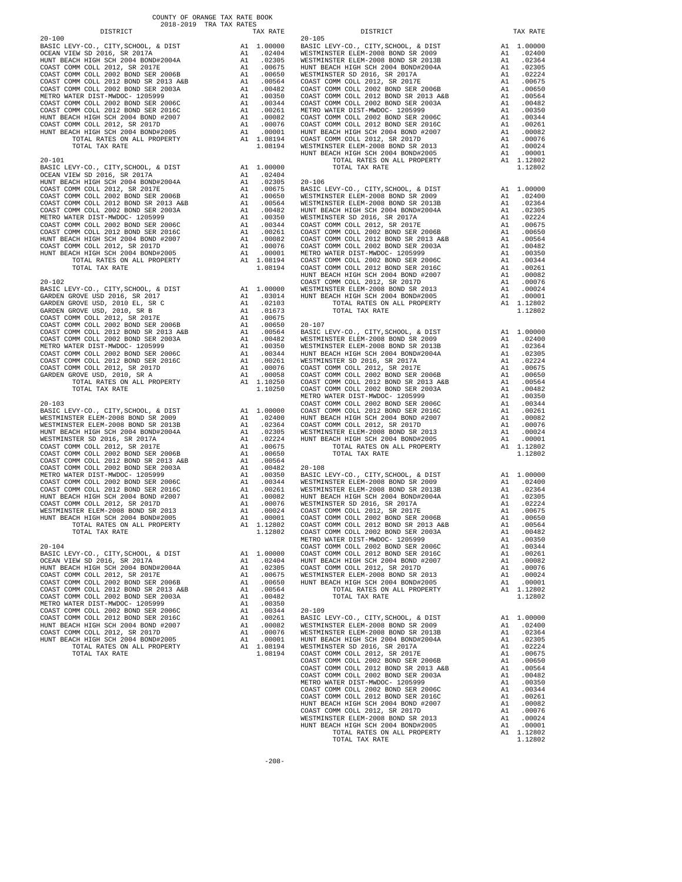# COUNTY OF ORANGE TAX RATE BOOK
## 2018-2019 TRA TAX RATES

### 20-100

| DISTRICT | | TAX RATE |
|---|---|---|
| BASIC LEVY-CO., CITY,SCHOOL, & DIST | A1 | 1.00000 |
| OCEAN VIEW SD 2016, SR 2017A | A1 | .02404 |
| HUNT BEACH HIGH SCH 2004 BOND#2004A | A1 | .02305 |
| COAST COMM COLL 2012, SR 2017E | A1 | .00675 |
| COAST COMM COLL 2002 BOND SER 2006B | A1 | .00650 |
| COAST COMM COLL 2012 BOND SR 2013 A&B | A1 | .00564 |
| COAST COMM COLL 2002 BOND SER 2003A | A1 | .00482 |
| METRO WATER DIST-MWDOC- 1205999 | A1 | .00350 |
| COAST COMM COLL 2002 BOND SER 2006C | A1 | .00344 |
| COAST COMM COLL 2012 BOND SER 2016C | A1 | .00261 |
| HUNT BEACH HIGH SCH 2004 BOND #2007 | A1 | .00082 |
| COAST COMM COLL 2012, SR 2017D | A1 | .00076 |
| HUNT BEACH HIGH SCH 2004 BOND#2005 | A1 | .00001 |
| TOTAL RATES ON ALL PROPERTY | A1 | 1.08194 |
| TOTAL TAX RATE | | 1.08194 |

### 20-101

| DISTRICT | | TAX RATE |
|---|---|---|
| BASIC LEVY-CO., CITY,SCHOOL, & DIST | A1 | 1.00000 |
| OCEAN VIEW SD 2016, SR 2017A | A1 | .02404 |
| HUNT BEACH HIGH SCH 2004 BOND#2004A | A1 | .02305 |
| COAST COMM COLL 2012, SR 2017E | A1 | .00675 |
| COAST COMM COLL 2002 BOND SER 2006B | A1 | .00650 |
| COAST COMM COLL 2012 BOND SR 2013 A&B | A1 | .00564 |
| COAST COMM COLL 2002 BOND SER 2003A | A1 | .00482 |
| METRO WATER DIST-MWDOC- 1205999 | A1 | .00350 |
| COAST COMM COLL 2002 BOND SER 2006C | A1 | .00344 |
| COAST COMM COLL 2012 BOND SER 2016C | A1 | .00261 |
| HUNT BEACH HIGH SCH 2004 BOND #2007 | A1 | .00082 |
| COAST COMM COLL 2012, SR 2017D | A1 | .00076 |
| HUNT BEACH HIGH SCH 2004 BOND#2005 | A1 | .00001 |
| TOTAL RATES ON ALL PROPERTY | A1 | 1.08194 |
| TOTAL TAX RATE | | 1.08194 |

### 20-102

| DISTRICT | | TAX RATE |
|---|---|---|
| BASIC LEVY-CO., CITY,SCHOOL, & DIST | A1 | 1.00000 |
| GARDEN GROVE USD 2016, SR 2017 | A1 | .03014 |
| GARDEN GROVE USD, 2010 EL, SR C | A1 | .02103 |
| GARDEN GROVE USD, 2010, SR B | A1 | .01673 |
| COAST COMM COLL 2012, SR 2017E | A1 | .00675 |
| COAST COMM COLL 2002 BOND SER 2006B | A1 | .00650 |
| COAST COMM COLL 2012 BOND SR 2013 A&B | A1 | .00564 |
| COAST COMM COLL 2002 BOND SER 2003A | A1 | .00482 |
| METRO WATER DIST-MWDOC- 1205999 | A1 | .00350 |
| COAST COMM COLL 2002 BOND SER 2006C | A1 | .00344 |
| COAST COMM COLL 2012 BOND SER 2016C | A1 | .00261 |
| COAST COMM COLL 2012, SR 2017D | A1 | .00076 |
| GARDEN GROVE USD, 2010, SR A | A1 | .00058 |
| TOTAL RATES ON ALL PROPERTY | A1 | 1.10250 |
| TOTAL TAX RATE | | 1.10250 |

### 20-103

| DISTRICT | | TAX RATE |
|---|---|---|
| BASIC LEVY-CO., CITY,SCHOOL, & DIST | A1 | 1.00000 |
| WESTMINSTER ELEM-2008 BOND SR 2009 | A1 | .02400 |
| WESTMINSTER ELEM-2008 BOND SR 2013B | A1 | .02364 |
| HUNT BEACH HIGH SCH 2004 BOND#2004A | A1 | .02305 |
| WESTMINSTER SD 2016, SR 2017A | A1 | .02224 |
| COAST COMM COLL 2012, SR 2017E | A1 | .00675 |
| COAST COMM COLL 2002 BOND SER 2006B | A1 | .00650 |
| COAST COMM COLL 2012 BOND SR 2013 A&B | A1 | .00564 |
| COAST COMM COLL 2002 BOND SER 2003A | A1 | .00482 |
| METRO WATER DIST-MWDOC- 1205999 | A1 | .00350 |
| COAST COMM COLL 2002 BOND SER 2006C | A1 | .00344 |
| COAST COMM COLL 2012 BOND SER 2016C | A1 | .00261 |
| HUNT BEACH HIGH SCH 2004 BOND #2007 | A1 | .00082 |
| COAST COMM COLL 2012, SR 2017D | A1 | .00076 |
| WESTMINSTER ELEM-2008 BOND SR 2013 | A1 | .00024 |
| HUNT BEACH HIGH SCH 2004 BOND#2005 | A1 | .00001 |
| TOTAL RATES ON ALL PROPERTY | A1 | 1.12802 |
| TOTAL TAX RATE | | 1.12802 |

### 20-104

| DISTRICT | | TAX RATE |
|---|---|---|
| BASIC LEVY-CO., CITY,SCHOOL, & DIST | A1 | 1.00000 |
| OCEAN VIEW SD 2016, SR 2017A | A1 | .02404 |
| HUNT BEACH HIGH SCH 2004 BOND#2004A | A1 | .02305 |
| COAST COMM COLL 2012, SR 2017E | A1 | .00675 |
| COAST COMM COLL 2002 BOND SER 2006B | A1 | .00650 |
| COAST COMM COLL 2012 BOND SR 2013 A&B | A1 | .00564 |
| COAST COMM COLL 2002 BOND SER 2003A | A1 | .00482 |
| METRO WATER DIST-MWDOC- 1205999 | A1 | .00350 |
| COAST COMM COLL 2002 BOND SER 2006C | A1 | .00344 |
| COAST COMM COLL 2012 BOND SER 2016C | A1 | .00261 |
| HUNT BEACH HIGH SCH 2004 BOND #2007 | A1 | .00082 |
| COAST COMM COLL 2012, SR 2017D | A1 | .00076 |
| HUNT BEACH HIGH SCH 2004 BOND#2005 | A1 | .00001 |
| TOTAL RATES ON ALL PROPERTY | A1 | 1.08194 |
| TOTAL TAX RATE | | 1.08194 |

### 20-105

| DISTRICT | | TAX RATE |
|---|---|---|
| BASIC LEVY-CO., CITY,SCHOOL, & DIST | A1 | 1.00000 |
| WESTMINSTER ELEM-2008 BOND SR 2009 | A1 | .02400 |
| WESTMINSTER ELEM-2008 BOND SR 2013B | A1 | .02364 |
| HUNT BEACH HIGH SCH 2004 BOND#2004A | A1 | .02305 |
| WESTMINSTER SD 2016, SR 2017A | A1 | .02224 |
| COAST COMM COLL 2012, SR 2017E | A1 | .00675 |
| COAST COMM COLL 2002 BOND SER 2006B | A1 | .00650 |
| COAST COMM COLL 2012 BOND SR 2013 A&B | A1 | .00564 |
| COAST COMM COLL 2002 BOND SER 2003A | A1 | .00482 |
| METRO WATER DIST-MWDOC- 1205999 | A1 | .00350 |
| COAST COMM COLL 2002 BOND SER 2006C | A1 | .00344 |
| COAST COMM COLL 2012 BOND SER 2016C | A1 | .00261 |
| HUNT BEACH HIGH SCH 2004 BOND #2007 | A1 | .00082 |
| COAST COMM COLL 2012, SR 2017D | A1 | .00076 |
| WESTMINSTER ELEM-2008 BOND SR 2013 | A1 | .00024 |
| HUNT BEACH HIGH SCH 2004 BOND#2005 | A1 | .00001 |
| TOTAL RATES ON ALL PROPERTY | A1 | 1.12802 |
| TOTAL TAX RATE | | 1.12802 |

### 20-106

| DISTRICT | | TAX RATE |
|---|---|---|
| BASIC LEVY-CO., CITY,SCHOOL, & DIST | A1 | 1.00000 |
| WESTMINSTER ELEM-2008 BOND SR 2009 | A1 | .02400 |
| WESTMINSTER ELEM-2008 BOND SR 2013B | A1 | .02364 |
| HUNT BEACH HIGH SCH 2004 BOND#2004A | A1 | .02305 |
| WESTMINSTER SD 2016, SR 2017A | A1 | .02224 |
| COAST COMM COLL 2012, SR 2017E | A1 | .00675 |
| COAST COMM COLL 2002 BOND SER 2006B | A1 | .00650 |
| COAST COMM COLL 2012 BOND SR 2013 A&B | A1 | .00564 |
| COAST COMM COLL 2002 BOND SER 2003A | A1 | .00482 |
| METRO WATER DIST-MWDOC- 1205999 | A1 | .00350 |
| COAST COMM COLL 2002 BOND SER 2006C | A1 | .00344 |
| COAST COMM COLL 2012 BOND SER 2016C | A1 | .00261 |
| HUNT BEACH HIGH SCH 2004 BOND #2007 | A1 | .00082 |
| COAST COMM COLL 2012, SR 2017D | A1 | .00076 |
| WESTMINSTER ELEM-2008 BOND SR 2013 | A1 | .00024 |
| HUNT BEACH HIGH SCH 2004 BOND#2005 | A1 | .00001 |
| TOTAL RATES ON ALL PROPERTY | A1 | 1.12802 |
| TOTAL TAX RATE | | 1.12802 |

### 20-107

| DISTRICT | | TAX RATE |
|---|---|---|
| BASIC LEVY-CO., CITY,SCHOOL, & DIST | A1 | 1.00000 |
| WESTMINSTER ELEM-2008 BOND SR 2009 | A1 | .02400 |
| WESTMINSTER ELEM-2008 BOND SR 2013B | A1 | .02364 |
| HUNT BEACH HIGH SCH 2004 BOND#2004A | A1 | .02305 |
| WESTMINSTER SD 2016, SR 2017A | A1 | .02224 |
| COAST COMM COLL 2012, SR 2017E | A1 | .00675 |
| COAST COMM COLL 2002 BOND SER 2006B | A1 | .00650 |
| COAST COMM COLL 2012 BOND SR 2013 A&B | A1 | .00564 |
| COAST COMM COLL 2002 BOND SER 2003A | A1 | .00482 |
| METRO WATER DIST-MWDOC- 1205999 | A1 | .00350 |
| COAST COMM COLL 2002 BOND SER 2006C | A1 | .00344 |
| COAST COMM COLL 2012 BOND SER 2016C | A1 | .00261 |
| HUNT BEACH HIGH SCH 2004 BOND #2007 | A1 | .00082 |
| COAST COMM COLL 2012, SR 2017D | A1 | .00076 |
| WESTMINSTER ELEM-2008 BOND SR 2013 | A1 | .00024 |
| HUNT BEACH HIGH SCH 2004 BOND#2005 | A1 | .00001 |
| TOTAL RATES ON ALL PROPERTY | A1 | 1.12802 |
| TOTAL TAX RATE | | 1.12802 |

### 20-108

| DISTRICT | | TAX RATE |
|---|---|---|
| BASIC LEVY-CO., CITY,SCHOOL, & DIST | A1 | 1.00000 |
| WESTMINSTER ELEM-2008 BOND SR 2009 | A1 | .02400 |
| WESTMINSTER ELEM-2008 BOND SR 2013B | A1 | .02364 |
| HUNT BEACH HIGH SCH 2004 BOND#2004A | A1 | .02305 |
| WESTMINSTER SD 2016, SR 2017A | A1 | .02224 |
| COAST COMM COLL 2012, SR 2017E | A1 | .00675 |
| COAST COMM COLL 2002 BOND SER 2006B | A1 | .00650 |
| COAST COMM COLL 2012 BOND SR 2013 A&B | A1 | .00564 |
| COAST COMM COLL 2002 BOND SER 2003A | A1 | .00482 |
| METRO WATER DIST-MWDOC- 1205999 | A1 | .00350 |
| COAST COMM COLL 2002 BOND SER 2006C | A1 | .00344 |
| COAST COMM COLL 2012 BOND SER 2016C | A1 | .00261 |
| HUNT BEACH HIGH SCH 2004 BOND #2007 | A1 | .00082 |
| COAST COMM COLL 2012, SR 2017D | A1 | .00076 |
| WESTMINSTER ELEM-2008 BOND SR 2013 | A1 | .00024 |
| HUNT BEACH HIGH SCH 2004 BOND#2005 | A1 | .00001 |
| TOTAL RATES ON ALL PROPERTY | A1 | 1.12802 |
| TOTAL TAX RATE | | 1.12802 |

### 20-109

| DISTRICT | | TAX RATE |
|---|---|---|
| BASIC LEVY-CO., CITY,SCHOOL, & DIST | A1 | 1.00000 |
| WESTMINSTER ELEM-2008 BOND SR 2009 | A1 | .02400 |
| WESTMINSTER ELEM-2008 BOND SR 2013B | A1 | .02364 |
| HUNT BEACH HIGH SCH 2004 BOND#2004A | A1 | .02305 |
| WESTMINSTER SD 2016, SR 2017A | A1 | .02224 |
| COAST COMM COLL 2012, SR 2017E | A1 | .00675 |
| COAST COMM COLL 2002 BOND SER 2006B | A1 | .00650 |
| COAST COMM COLL 2012 BOND SR 2013 A&B | A1 | .00564 |
| COAST COMM COLL 2002 BOND SER 2003A | A1 | .00482 |
| METRO WATER DIST-MWDOC- 1205999 | A1 | .00350 |
| COAST COMM COLL 2002 BOND SER 2006C | A1 | .00344 |
| COAST COMM COLL 2012 BOND SER 2016C | A1 | .00261 |
| HUNT BEACH HIGH SCH 2004 BOND #2007 | A1 | .00082 |
| COAST COMM COLL 2012, SR 2017D | A1 | .00076 |
| WESTMINSTER ELEM-2008 BOND SR 2013 | A1 | .00024 |
| HUNT BEACH HIGH SCH 2004 BOND#2005 | A1 | .00001 |
| TOTAL RATES ON ALL PROPERTY | A1 | 1.12802 |
| TOTAL TAX RATE | | 1.12802 |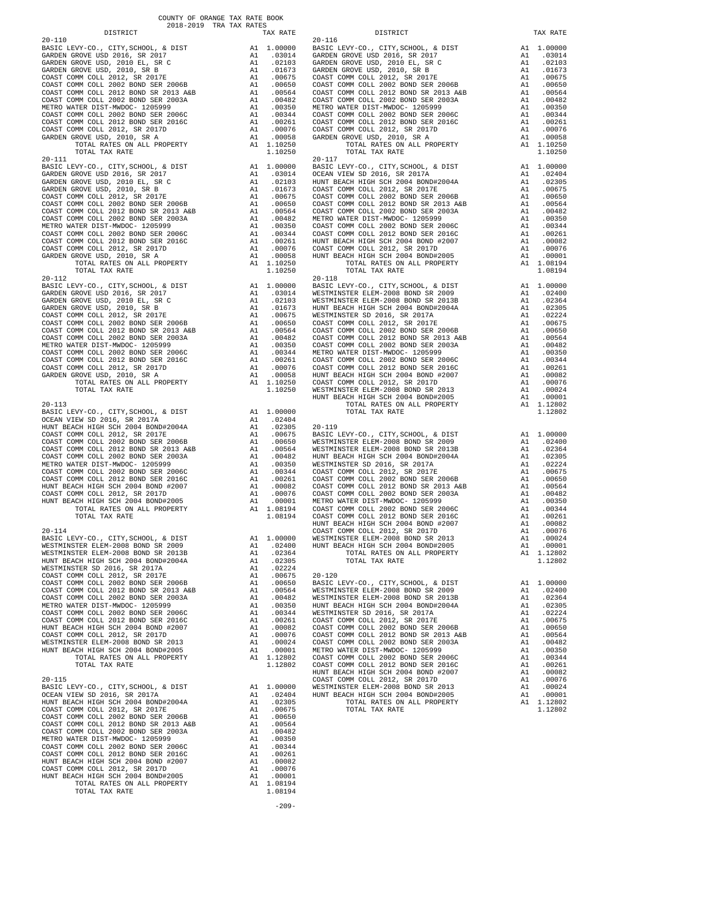COUNTY OF ORANGE TAX RATE BOOK
2018-2019 TRA TAX RATES

| DISTRICT | | TAX RATE |
|---|---|---|
| **20-110** | | |
| BASIC LEVY-CO., CITY,SCHOOL, & DIST | A1 | 1.00000 |
| GARDEN GROVE USD 2016, SR 2017 | A1 | .03014 |
| GARDEN GROVE USD, 2010 EL, SR C | A1 | .02103 |
| GARDEN GROVE USD, 2010, SR B | A1 | .01673 |
| COAST COMM COLL 2012, SR 2017E | A1 | .00675 |
| COAST COMM COLL 2002 BOND SER 2006B | A1 | .00650 |
| COAST COMM COLL 2012 BOND SR 2013 A&B | A1 | .00564 |
| COAST COMM COLL 2002 BOND SER 2003A | A1 | .00482 |
| METRO WATER DIST-MWDOC- 1205999 | A1 | .00350 |
| COAST COMM COLL 2002 BOND SER 2006C | A1 | .00344 |
| COAST COMM COLL 2012 BOND SER 2016C | A1 | .00261 |
| COAST COMM COLL 2012, SR 2017D | A1 | .00076 |
| GARDEN GROVE USD, 2010, SR A | A1 | .00058 |
| TOTAL RATES ON ALL PROPERTY | A1 | 1.10250 |
| TOTAL TAX RATE | | 1.10250 |
| **20-111** | | |
| BASIC LEVY-CO., CITY,SCHOOL, & DIST | A1 | 1.00000 |
| GARDEN GROVE USD 2016, SR 2017 | A1 | .03014 |
| GARDEN GROVE USD, 2010 EL, SR C | A1 | .02103 |
| GARDEN GROVE USD, 2010, SR B | A1 | .01673 |
| COAST COMM COLL 2012, SR 2017E | A1 | .00675 |
| COAST COMM COLL 2002 BOND SER 2006B | A1 | .00650 |
| COAST COMM COLL 2012 BOND SR 2013 A&B | A1 | .00564 |
| COAST COMM COLL 2002 BOND SER 2003A | A1 | .00482 |
| METRO WATER DIST-MWDOC- 1205999 | A1 | .00350 |
| COAST COMM COLL 2002 BOND SER 2006C | A1 | .00344 |
| COAST COMM COLL 2012 BOND SER 2016C | A1 | .00261 |
| COAST COMM COLL 2012, SR 2017D | A1 | .00076 |
| GARDEN GROVE USD, 2010, SR A | A1 | .00058 |
| TOTAL RATES ON ALL PROPERTY | A1 | 1.10250 |
| TOTAL TAX RATE | | 1.10250 |
| **20-112** | | |
| BASIC LEVY-CO., CITY,SCHOOL, & DIST | A1 | 1.00000 |
| GARDEN GROVE USD 2016, SR 2017 | A1 | .03014 |
| GARDEN GROVE USD, 2010 EL, SR C | A1 | .02103 |
| GARDEN GROVE USD, 2010, SR B | A1 | .01673 |
| COAST COMM COLL 2012, SR 2017E | A1 | .00675 |
| COAST COMM COLL 2002 BOND SER 2006B | A1 | .00650 |
| COAST COMM COLL 2012 BOND SR 2013 A&B | A1 | .00564 |
| COAST COMM COLL 2002 BOND SER 2003A | A1 | .00482 |
| METRO WATER DIST-MWDOC- 1205999 | A1 | .00350 |
| COAST COMM COLL 2002 BOND SER 2006C | A1 | .00344 |
| COAST COMM COLL 2012 BOND SER 2016C | A1 | .00261 |
| COAST COMM COLL 2012, SR 2017D | A1 | .00076 |
| GARDEN GROVE USD, 2010, SR A | A1 | .00058 |
| TOTAL RATES ON ALL PROPERTY | A1 | 1.10250 |
| TOTAL TAX RATE | | 1.10250 |
| **20-113** | | |
| BASIC LEVY-CO., CITY,SCHOOL, & DIST | A1 | 1.00000 |
| OCEAN VIEW SD 2016, SR 2017A | A1 | .02404 |
| HUNT BEACH HIGH SCH 2004 BOND#2004A | A1 | .02305 |
| COAST COMM COLL 2012, SR 2017E | A1 | .00675 |
| COAST COMM COLL 2002 BOND SER 2006B | A1 | .00650 |
| COAST COMM COLL 2012 BOND SR 2013 A&B | A1 | .00564 |
| COAST COMM COLL 2002 BOND SER 2003A | A1 | .00482 |
| METRO WATER DIST-MWDOC- 1205999 | A1 | .00350 |
| COAST COMM COLL 2002 BOND SER 2006C | A1 | .00344 |
| COAST COMM COLL 2012 BOND SER 2016C | A1 | .00261 |
| HUNT BEACH HIGH SCH 2004 BOND #2007 | A1 | .00082 |
| COAST COMM COLL 2012, SR 2017D | A1 | .00076 |
| HUNT BEACH HIGH SCH 2004 BOND#2005 | A1 | .00001 |
| TOTAL RATES ON ALL PROPERTY | A1 | 1.08194 |
| TOTAL TAX RATE | | 1.08194 |
| **20-114** | | |
| BASIC LEVY-CO., CITY,SCHOOL, & DIST | A1 | 1.00000 |
| WESTMINSTER ELEM-2008 BOND SR 2009 | A1 | .02400 |
| WESTMINSTER ELEM-2008 BOND SR 2013B | A1 | .02364 |
| HUNT BEACH HIGH SCH 2004 BOND#2004A | A1 | .02305 |
| WESTMINSTER SD 2016, SR 2017A | A1 | .02224 |
| COAST COMM COLL 2012, SR 2017E | A1 | .00675 |
| COAST COMM COLL 2002 BOND SER 2006B | A1 | .00650 |
| COAST COMM COLL 2012 BOND SR 2013 A&B | A1 | .00564 |
| COAST COMM COLL 2002 BOND SER 2003A | A1 | .00482 |
| METRO WATER DIST-MWDOC- 1205999 | A1 | .00350 |
| COAST COMM COLL 2002 BOND SER 2006C | A1 | .00344 |
| COAST COMM COLL 2012 BOND SER 2016C | A1 | .00261 |
| HUNT BEACH HIGH SCH 2004 BOND #2007 | A1 | .00082 |
| COAST COMM COLL 2012, SR 2017D | A1 | .00076 |
| WESTMINSTER ELEM-2008 BOND SR 2013 | A1 | .00024 |
| HUNT BEACH HIGH SCH 2004 BOND#2005 | A1 | .00001 |
| TOTAL RATES ON ALL PROPERTY | A1 | 1.12802 |
| TOTAL TAX RATE | | 1.12802 |
| **20-115** | | |
| BASIC LEVY-CO., CITY,SCHOOL, & DIST | A1 | 1.00000 |
| OCEAN VIEW SD 2016, SR 2017A | A1 | .02404 |
| HUNT BEACH HIGH SCH 2004 BOND#2004A | A1 | .02305 |
| COAST COMM COLL 2012, SR 2017E | A1 | .00675 |
| COAST COMM COLL 2002 BOND SER 2006B | A1 | .00650 |
| COAST COMM COLL 2012 BOND SR 2013 A&B | A1 | .00564 |
| COAST COMM COLL 2002 BOND SER 2003A | A1 | .00482 |
| METRO WATER DIST-MWDOC- 1205999 | A1 | .00350 |
| COAST COMM COLL 2002 BOND SER 2006C | A1 | .00344 |
| COAST COMM COLL 2012 BOND SER 2016C | A1 | .00261 |
| HUNT BEACH HIGH SCH 2004 BOND #2007 | A1 | .00082 |
| COAST COMM COLL 2012, SR 2017D | A1 | .00076 |
| HUNT BEACH HIGH SCH 2004 BOND#2005 | A1 | .00001 |
| TOTAL RATES ON ALL PROPERTY | A1 | 1.08194 |
| TOTAL TAX RATE | | 1.08194 |
| **20-116** | | |
| BASIC LEVY-CO., CITY,SCHOOL, & DIST | A1 | 1.00000 |
| GARDEN GROVE USD 2016, SR 2017 | A1 | .03014 |
| GARDEN GROVE USD, 2010 EL, SR C | A1 | .02103 |
| GARDEN GROVE USD, 2010, SR B | A1 | .01673 |
| COAST COMM COLL 2012, SR 2017E | A1 | .00675 |
| COAST COMM COLL 2002 BOND SER 2006B | A1 | .00650 |
| COAST COMM COLL 2012 BOND SR 2013 A&B | A1 | .00564 |
| COAST COMM COLL 2002 BOND SER 2003A | A1 | .00482 |
| METRO WATER DIST-MWDOC- 1205999 | A1 | .00350 |
| COAST COMM COLL 2002 BOND SER 2006C | A1 | .00344 |
| COAST COMM COLL 2012 BOND SER 2016C | A1 | .00261 |
| COAST COMM COLL 2012, SR 2017D | A1 | .00076 |
| GARDEN GROVE USD, 2010, SR A | A1 | .00058 |
| TOTAL RATES ON ALL PROPERTY | A1 | 1.10250 |
| TOTAL TAX RATE | | 1.10250 |
| **20-117** | | |
| BASIC LEVY-CO., CITY,SCHOOL, & DIST | A1 | 1.00000 |
| OCEAN VIEW SD 2016, SR 2017A | A1 | .02404 |
| HUNT BEACH HIGH SCH 2004 BOND#2004A | A1 | .02305 |
| COAST COMM COLL 2012, SR 2017E | A1 | .00675 |
| COAST COMM COLL 2002 BOND SER 2006B | A1 | .00650 |
| COAST COMM COLL 2012 BOND SR 2013 A&B | A1 | .00564 |
| COAST COMM COLL 2002 BOND SER 2003A | A1 | .00482 |
| METRO WATER DIST-MWDOC- 1205999 | A1 | .00350 |
| COAST COMM COLL 2002 BOND SER 2006C | A1 | .00344 |
| COAST COMM COLL 2012 BOND SER 2016C | A1 | .00261 |
| HUNT BEACH HIGH SCH 2004 BOND #2007 | A1 | .00082 |
| COAST COMM COLL 2012, SR 2017D | A1 | .00076 |
| HUNT BEACH HIGH SCH 2004 BOND#2005 | A1 | .00001 |
| TOTAL RATES ON ALL PROPERTY | A1 | 1.08194 |
| TOTAL TAX RATE | | 1.08194 |
| **20-118** | | |
| BASIC LEVY-CO., CITY,SCHOOL, & DIST | A1 | 1.00000 |
| WESTMINSTER ELEM-2008 BOND SR 2009 | A1 | .02400 |
| WESTMINSTER ELEM-2008 BOND SR 2013B | A1 | .02364 |
| HUNT BEACH HIGH SCH 2004 BOND#2004A | A1 | .02305 |
| WESTMINSTER SD 2016, SR 2017A | A1 | .02224 |
| COAST COMM COLL 2012, SR 2017E | A1 | .00675 |
| COAST COMM COLL 2002 BOND SER 2006B | A1 | .00650 |
| COAST COMM COLL 2012 BOND SR 2013 A&B | A1 | .00564 |
| COAST COMM COLL 2002 BOND SER 2003A | A1 | .00482 |
| METRO WATER DIST-MWDOC- 1205999 | A1 | .00350 |
| COAST COMM COLL 2002 BOND SER 2006C | A1 | .00344 |
| COAST COMM COLL 2012 BOND SER 2016C | A1 | .00261 |
| HUNT BEACH HIGH SCH 2004 BOND #2007 | A1 | .00082 |
| COAST COMM COLL 2012, SR 2017D | A1 | .00076 |
| WESTMINSTER ELEM-2008 BOND SR 2013 | A1 | .00024 |
| HUNT BEACH HIGH SCH 2004 BOND#2005 | A1 | .00001 |
| TOTAL RATES ON ALL PROPERTY | A1 | 1.12802 |
| TOTAL TAX RATE | | 1.12802 |
| **20-119** | | |
| BASIC LEVY-CO., CITY,SCHOOL, & DIST | A1 | 1.00000 |
| WESTMINSTER ELEM-2008 BOND SR 2009 | A1 | .02400 |
| WESTMINSTER ELEM-2008 BOND SR 2013B | A1 | .02364 |
| HUNT BEACH HIGH SCH 2004 BOND#2004A | A1 | .02305 |
| WESTMINSTER SD 2016, SR 2017A | A1 | .02224 |
| COAST COMM COLL 2012, SR 2017E | A1 | .00675 |
| COAST COMM COLL 2002 BOND SER 2006B | A1 | .00650 |
| COAST COMM COLL 2012 BOND SR 2013 A&B | A1 | .00564 |
| COAST COMM COLL 2002 BOND SER 2003A | A1 | .00482 |
| METRO WATER DIST-MWDOC- 1205999 | A1 | .00350 |
| COAST COMM COLL 2002 BOND SER 2006C | A1 | .00344 |
| COAST COMM COLL 2012 BOND SER 2016C | A1 | .00261 |
| HUNT BEACH HIGH SCH 2004 BOND #2007 | A1 | .00082 |
| COAST COMM COLL 2012, SR 2017D | A1 | .00076 |
| WESTMINSTER ELEM-2008 BOND SR 2013 | A1 | .00024 |
| HUNT BEACH HIGH SCH 2004 BOND#2005 | A1 | .00001 |
| TOTAL RATES ON ALL PROPERTY | A1 | 1.12802 |
| TOTAL TAX RATE | | 1.12802 |
| **20-120** | | |
| BASIC LEVY-CO., CITY,SCHOOL, & DIST | A1 | 1.00000 |
| WESTMINSTER ELEM-2008 BOND SR 2009 | A1 | .02400 |
| WESTMINSTER ELEM-2008 BOND SR 2013B | A1 | .02364 |
| HUNT BEACH HIGH SCH 2004 BOND#2004A | A1 | .02305 |
| WESTMINSTER SD 2016, SR 2017A | A1 | .02224 |
| COAST COMM COLL 2012, SR 2017E | A1 | .00675 |
| COAST COMM COLL 2002 BOND SER 2006B | A1 | .00650 |
| COAST COMM COLL 2012 BOND SR 2013 A&B | A1 | .00564 |
| COAST COMM COLL 2002 BOND SER 2003A | A1 | .00482 |
| METRO WATER DIST-MWDOC- 1205999 | A1 | .00350 |
| COAST COMM COLL 2002 BOND SER 2006C | A1 | .00344 |
| COAST COMM COLL 2012 BOND SER 2016C | A1 | .00261 |
| HUNT BEACH HIGH SCH 2004 BOND #2007 | A1 | .00082 |
| COAST COMM COLL 2012, SR 2017D | A1 | .00076 |
| WESTMINSTER ELEM-2008 BOND SR 2013 | A1 | .00024 |
| HUNT BEACH HIGH SCH 2004 BOND#2005 | A1 | .00001 |
| TOTAL RATES ON ALL PROPERTY | A1 | 1.12802 |
| TOTAL TAX RATE | | 1.12802 |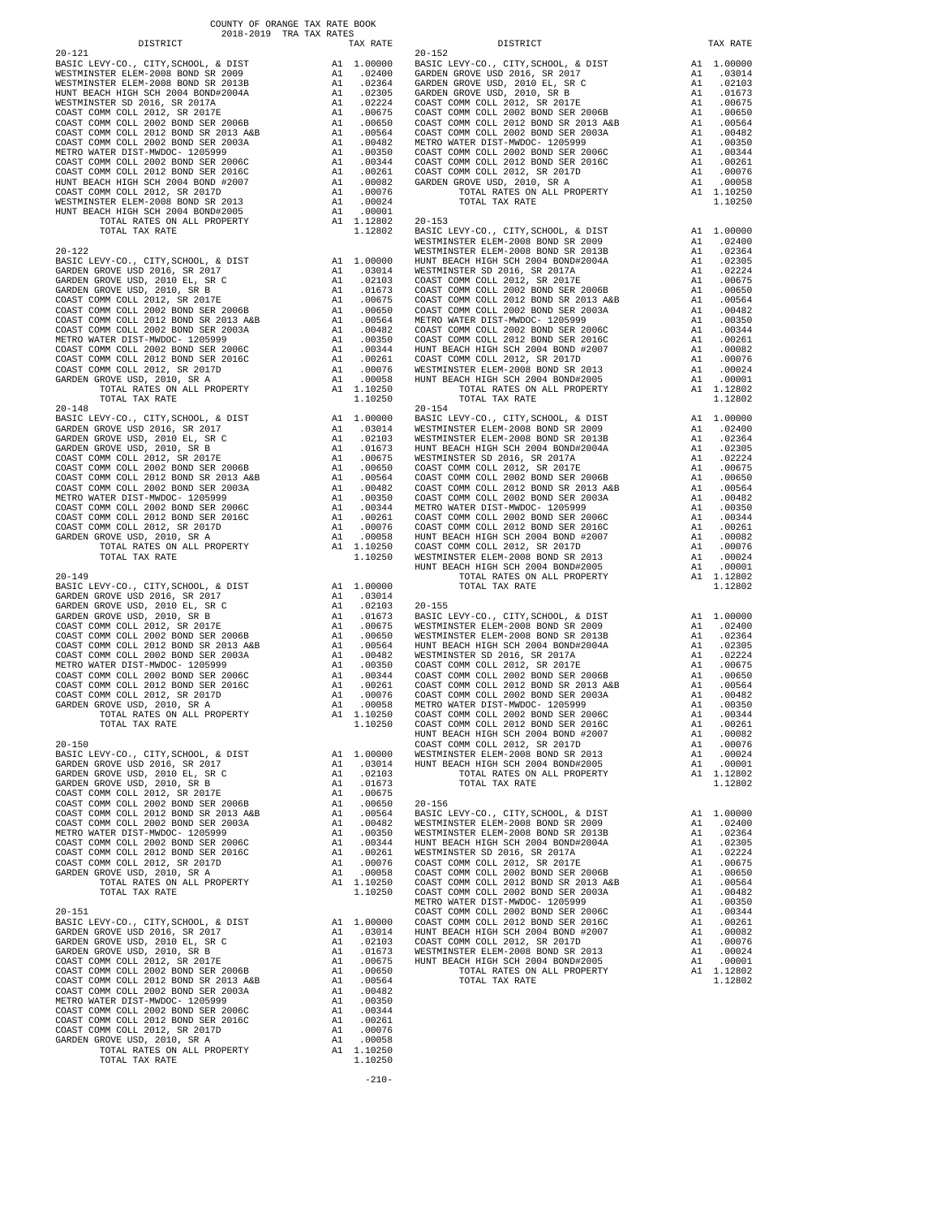COUNTY OF ORANGE TAX RATE BOOK
2018-2019 TRA TAX RATES

| DISTRICT | | TAX RATE |
|---|---|---|
| **20-121** | | |
| BASIC LEVY-CO., CITY,SCHOOL, & DIST | A1 | 1.00000 |
| WESTMINSTER ELEM-2008 BOND SR 2009 | A1 | .02400 |
| WESTMINSTER ELEM-2008 BOND SR 2013B | A1 | .02364 |
| HUNT BEACH HIGH SCH 2004 BOND#2004A | A1 | .02305 |
| WESTMINSTER SD 2016, SR 2017A | A1 | .02224 |
| COAST COMM COLL 2012, SR 2017E | A1 | .00675 |
| COAST COMM COLL 2002 BOND SER 2006B | A1 | .00650 |
| COAST COMM COLL 2012 BOND SR 2013 A&B | A1 | .00564 |
| COAST COMM COLL 2002 BOND SER 2003A | A1 | .00482 |
| METRO WATER DIST-MWDOC- 1205999 | A1 | .00350 |
| COAST COMM COLL 2002 BOND SER 2006C | A1 | .00344 |
| COAST COMM COLL 2012 BOND SER 2016C | A1 | .00261 |
| HUNT BEACH HIGH SCH 2004 BOND #2007 | A1 | .00082 |
| COAST COMM COLL 2012, SR 2017D | A1 | .00076 |
| WESTMINSTER ELEM-2008 BOND SR 2013 | A1 | .00024 |
| HUNT BEACH HIGH SCH 2004 BOND#2005 | A1 | .00001 |
| TOTAL RATES ON ALL PROPERTY | A1 | 1.12802 |
| TOTAL TAX RATE | | 1.12802 |
| **20-122** | | |
| BASIC LEVY-CO., CITY,SCHOOL, & DIST | A1 | 1.00000 |
| GARDEN GROVE USD 2016, SR 2017 | A1 | .03014 |
| GARDEN GROVE USD, 2010 EL, SR C | A1 | .02103 |
| GARDEN GROVE USD, 2010, SR B | A1 | .01673 |
| COAST COMM COLL 2012, SR 2017E | A1 | .00675 |
| COAST COMM COLL 2002 BOND SER 2006B | A1 | .00650 |
| COAST COMM COLL 2012 BOND SR 2013 A&B | A1 | .00564 |
| COAST COMM COLL 2002 BOND SER 2003A | A1 | .00482 |
| METRO WATER DIST-MWDOC- 1205999 | A1 | .00350 |
| COAST COMM COLL 2002 BOND SER 2006C | A1 | .00344 |
| COAST COMM COLL 2012 BOND SER 2016C | A1 | .00261 |
| COAST COMM COLL 2012, SR 2017D | A1 | .00076 |
| GARDEN GROVE USD, 2010, SR A | A1 | .00058 |
| TOTAL RATES ON ALL PROPERTY | A1 | 1.10250 |
| TOTAL TAX RATE | | 1.10250 |
| **20-148** | | |
| BASIC LEVY-CO., CITY,SCHOOL, & DIST | A1 | 1.00000 |
| GARDEN GROVE USD 2016, SR 2017 | A1 | .03014 |
| GARDEN GROVE USD, 2010 EL, SR C | A1 | .02103 |
| GARDEN GROVE USD, 2010, SR B | A1 | .01673 |
| COAST COMM COLL 2012, SR 2017E | A1 | .00675 |
| COAST COMM COLL 2002 BOND SER 2006B | A1 | .00650 |
| COAST COMM COLL 2012 BOND SR 2013 A&B | A1 | .00564 |
| COAST COMM COLL 2002 BOND SER 2003A | A1 | .00482 |
| METRO WATER DIST-MWDOC- 1205999 | A1 | .00350 |
| COAST COMM COLL 2002 BOND SER 2006C | A1 | .00344 |
| COAST COMM COLL 2012 BOND SER 2016C | A1 | .00261 |
| COAST COMM COLL 2012, SR 2017D | A1 | .00076 |
| GARDEN GROVE USD, 2010, SR A | A1 | .00058 |
| TOTAL RATES ON ALL PROPERTY | A1 | 1.10250 |
| TOTAL TAX RATE | | 1.10250 |
| **20-149** | | |
| BASIC LEVY-CO., CITY,SCHOOL, & DIST | A1 | 1.00000 |
| GARDEN GROVE USD 2016, SR 2017 | A1 | .03014 |
| GARDEN GROVE USD, 2010 EL, SR C | A1 | .02103 |
| GARDEN GROVE USD, 2010, SR B | A1 | .01673 |
| COAST COMM COLL 2012, SR 2017E | A1 | .00675 |
| COAST COMM COLL 2002 BOND SER 2006B | A1 | .00650 |
| COAST COMM COLL 2012 BOND SR 2013 A&B | A1 | .00564 |
| COAST COMM COLL 2002 BOND SER 2003A | A1 | .00482 |
| METRO WATER DIST-MWDOC- 1205999 | A1 | .00350 |
| COAST COMM COLL 2002 BOND SER 2006C | A1 | .00344 |
| COAST COMM COLL 2012 BOND SER 2016C | A1 | .00261 |
| COAST COMM COLL 2012, SR 2017D | A1 | .00076 |
| GARDEN GROVE USD, 2010, SR A | A1 | .00058 |
| TOTAL RATES ON ALL PROPERTY | A1 | 1.10250 |
| TOTAL TAX RATE | | 1.10250 |
| **20-150** | | |
| BASIC LEVY-CO., CITY,SCHOOL, & DIST | A1 | 1.00000 |
| GARDEN GROVE USD 2016, SR 2017 | A1 | .03014 |
| GARDEN GROVE USD, 2010 EL, SR C | A1 | .02103 |
| GARDEN GROVE USD, 2010, SR B | A1 | .01673 |
| COAST COMM COLL 2012, SR 2017E | A1 | .00675 |
| COAST COMM COLL 2002 BOND SER 2006B | A1 | .00650 |
| COAST COMM COLL 2012 BOND SR 2013 A&B | A1 | .00564 |
| COAST COMM COLL 2002 BOND SER 2003A | A1 | .00482 |
| METRO WATER DIST-MWDOC- 1205999 | A1 | .00350 |
| COAST COMM COLL 2002 BOND SER 2006C | A1 | .00344 |
| COAST COMM COLL 2012 BOND SER 2016C | A1 | .00261 |
| COAST COMM COLL 2012, SR 2017D | A1 | .00076 |
| GARDEN GROVE USD, 2010, SR A | A1 | .00058 |
| TOTAL RATES ON ALL PROPERTY | A1 | 1.10250 |
| TOTAL TAX RATE | | 1.10250 |
| **20-151** | | |
| BASIC LEVY-CO., CITY,SCHOOL, & DIST | A1 | 1.00000 |
| GARDEN GROVE USD 2016, SR 2017 | A1 | .03014 |
| GARDEN GROVE USD, 2010 EL, SR C | A1 | .02103 |
| GARDEN GROVE USD, 2010, SR B | A1 | .01673 |
| COAST COMM COLL 2012, SR 2017E | A1 | .00675 |
| COAST COMM COLL 2002 BOND SER 2006B | A1 | .00650 |
| COAST COMM COLL 2012 BOND SR 2013 A&B | A1 | .00564 |
| COAST COMM COLL 2002 BOND SER 2003A | A1 | .00482 |
| METRO WATER DIST-MWDOC- 1205999 | A1 | .00350 |
| COAST COMM COLL 2002 BOND SER 2006C | A1 | .00344 |
| COAST COMM COLL 2012 BOND SER 2016C | A1 | .00261 |
| COAST COMM COLL 2012, SR 2017D | A1 | .00076 |
| GARDEN GROVE USD, 2010, SR A | A1 | .00058 |
| TOTAL RATES ON ALL PROPERTY | A1 | 1.10250 |
| TOTAL TAX RATE | | 1.10250 |
| **20-152** | | |
| BASIC LEVY-CO., CITY,SCHOOL, & DIST | A1 | 1.00000 |
| GARDEN GROVE USD 2016, SR 2017 | A1 | .03014 |
| GARDEN GROVE USD, 2010 EL, SR C | A1 | .02103 |
| GARDEN GROVE USD, 2010, SR B | A1 | .01673 |
| COAST COMM COLL 2012, SR 2017E | A1 | .00675 |
| COAST COMM COLL 2002 BOND SER 2006B | A1 | .00650 |
| COAST COMM COLL 2012 BOND SR 2013 A&B | A1 | .00564 |
| COAST COMM COLL 2002 BOND SER 2003A | A1 | .00482 |
| METRO WATER DIST-MWDOC- 1205999 | A1 | .00350 |
| COAST COMM COLL 2002 BOND SER 2006C | A1 | .00344 |
| COAST COMM COLL 2012 BOND SER 2016C | A1 | .00261 |
| COAST COMM COLL 2012, SR 2017D | A1 | .00076 |
| GARDEN GROVE USD, 2010, SR A | A1 | .00058 |
| TOTAL RATES ON ALL PROPERTY | A1 | 1.10250 |
| TOTAL TAX RATE | | 1.10250 |
| **20-153** | | |
| BASIC LEVY-CO., CITY,SCHOOL, & DIST | A1 | 1.00000 |
| WESTMINSTER ELEM-2008 BOND SR 2009 | A1 | .02400 |
| WESTMINSTER ELEM-2008 BOND SR 2013B | A1 | .02364 |
| HUNT BEACH HIGH SCH 2004 BOND#2004A | A1 | .02305 |
| WESTMINSTER SD 2016, SR 2017A | A1 | .02224 |
| COAST COMM COLL 2012, SR 2017E | A1 | .00675 |
| COAST COMM COLL 2002 BOND SER 2006B | A1 | .00650 |
| COAST COMM COLL 2012 BOND SR 2013 A&B | A1 | .00564 |
| COAST COMM COLL 2002 BOND SER 2003A | A1 | .00482 |
| METRO WATER DIST-MWDOC- 1205999 | A1 | .00350 |
| COAST COMM COLL 2002 BOND SER 2006C | A1 | .00344 |
| COAST COMM COLL 2012 BOND SER 2016C | A1 | .00261 |
| HUNT BEACH HIGH SCH 2004 BOND #2007 | A1 | .00082 |
| COAST COMM COLL 2012, SR 2017D | A1 | .00076 |
| WESTMINSTER ELEM-2008 BOND SR 2013 | A1 | .00024 |
| HUNT BEACH HIGH SCH 2004 BOND#2005 | A1 | .00001 |
| TOTAL RATES ON ALL PROPERTY | A1 | 1.12802 |
| TOTAL TAX RATE | | 1.12802 |
| **20-154** | | |
| BASIC LEVY-CO., CITY,SCHOOL, & DIST | A1 | 1.00000 |
| WESTMINSTER ELEM-2008 BOND SR 2009 | A1 | .02400 |
| WESTMINSTER ELEM-2008 BOND SR 2013B | A1 | .02364 |
| HUNT BEACH HIGH SCH 2004 BOND#2004A | A1 | .02305 |
| WESTMINSTER SD 2016, SR 2017A | A1 | .02224 |
| COAST COMM COLL 2012, SR 2017E | A1 | .00675 |
| COAST COMM COLL 2002 BOND SER 2006B | A1 | .00650 |
| COAST COMM COLL 2012 BOND SR 2013 A&B | A1 | .00564 |
| COAST COMM COLL 2002 BOND SER 2003A | A1 | .00482 |
| METRO WATER DIST-MWDOC- 1205999 | A1 | .00350 |
| COAST COMM COLL 2002 BOND SER 2006C | A1 | .00344 |
| COAST COMM COLL 2012 BOND SER 2016C | A1 | .00261 |
| HUNT BEACH HIGH SCH 2004 BOND #2007 | A1 | .00082 |
| COAST COMM COLL 2012, SR 2017D | A1 | .00076 |
| WESTMINSTER ELEM-2008 BOND SR 2013 | A1 | .00024 |
| HUNT BEACH HIGH SCH 2004 BOND#2005 | A1 | .00001 |
| TOTAL RATES ON ALL PROPERTY | A1 | 1.12802 |
| TOTAL TAX RATE | | 1.12802 |
| **20-155** | | |
| BASIC LEVY-CO., CITY,SCHOOL, & DIST | A1 | 1.00000 |
| WESTMINSTER ELEM-2008 BOND SR 2009 | A1 | .02400 |
| WESTMINSTER ELEM-2008 BOND SR 2013B | A1 | .02364 |
| HUNT BEACH HIGH SCH 2004 BOND#2004A | A1 | .02305 |
| WESTMINSTER SD 2016, SR 2017A | A1 | .02224 |
| COAST COMM COLL 2012, SR 2017E | A1 | .00675 |
| COAST COMM COLL 2002 BOND SER 2006B | A1 | .00650 |
| COAST COMM COLL 2012 BOND SR 2013 A&B | A1 | .00564 |
| COAST COMM COLL 2002 BOND SER 2003A | A1 | .00482 |
| METRO WATER DIST-MWDOC- 1205999 | A1 | .00350 |
| COAST COMM COLL 2002 BOND SER 2006C | A1 | .00344 |
| COAST COMM COLL 2012 BOND SER 2016C | A1 | .00261 |
| HUNT BEACH HIGH SCH 2004 BOND #2007 | A1 | .00082 |
| COAST COMM COLL 2012, SR 2017D | A1 | .00076 |
| WESTMINSTER ELEM-2008 BOND SR 2013 | A1 | .00024 |
| HUNT BEACH HIGH SCH 2004 BOND#2005 | A1 | .00001 |
| TOTAL RATES ON ALL PROPERTY | A1 | 1.12802 |
| TOTAL TAX RATE | | 1.12802 |
| **20-156** | | |
| BASIC LEVY-CO., CITY,SCHOOL, & DIST | A1 | 1.00000 |
| WESTMINSTER ELEM-2008 BOND SR 2009 | A1 | .02400 |
| WESTMINSTER ELEM-2008 BOND SR 2013B | A1 | .02364 |
| HUNT BEACH HIGH SCH 2004 BOND#2004A | A1 | .02305 |
| WESTMINSTER SD 2016, SR 2017A | A1 | .02224 |
| COAST COMM COLL 2012, SR 2017E | A1 | .00675 |
| COAST COMM COLL 2002 BOND SER 2006B | A1 | .00650 |
| COAST COMM COLL 2012 BOND SR 2013 A&B | A1 | .00564 |
| COAST COMM COLL 2002 BOND SER 2003A | A1 | .00482 |
| METRO WATER DIST-MWDOC- 1205999 | A1 | .00350 |
| COAST COMM COLL 2002 BOND SER 2006C | A1 | .00344 |
| COAST COMM COLL 2012 BOND SER 2016C | A1 | .00261 |
| HUNT BEACH HIGH SCH 2004 BOND #2007 | A1 | .00082 |
| COAST COMM COLL 2012, SR 2017D | A1 | .00076 |
| WESTMINSTER ELEM-2008 BOND SR 2013 | A1 | .00024 |
| HUNT BEACH HIGH SCH 2004 BOND#2005 | A1 | .00001 |
| TOTAL RATES ON ALL PROPERTY | A1 | 1.12802 |
| TOTAL TAX RATE | | 1.12802 |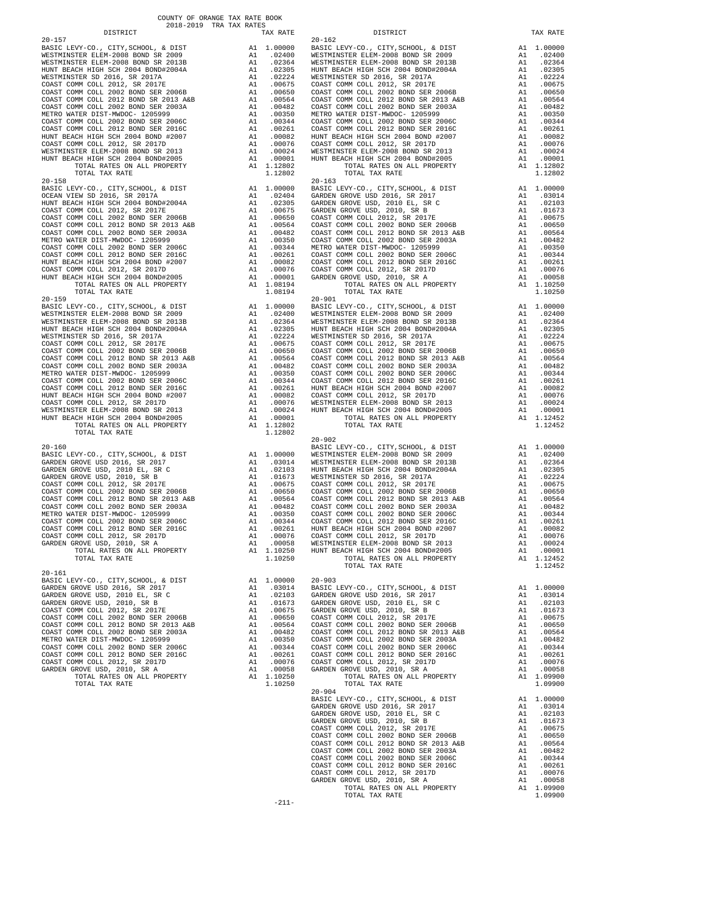COUNTY OF ORANGE TAX RATE BOOK
2018-2019 TRA TAX RATES

### 20-157

| DISTRICT | | TAX RATE |
|---|---|---|
| BASIC LEVY-CO., CITY,SCHOOL, & DIST | A1 | 1.00000 |
| WESTMINSTER ELEM-2008 BOND SR 2009 | A1 | .02400 |
| WESTMINSTER ELEM-2008 BOND SR 2013B | A1 | .02364 |
| HUNT BEACH HIGH SCH 2004 BOND#2004A | A1 | .02305 |
| WESTMINSTER SD 2016, SR 2017A | A1 | .02224 |
| COAST COMM COLL 2012, SR 2017E | A1 | .00675 |
| COAST COMM COLL 2002 BOND SER 2006B | A1 | .00650 |
| COAST COMM COLL 2012 BOND SR 2013 A&B | A1 | .00564 |
| COAST COMM COLL 2002 BOND SER 2003A | A1 | .00482 |
| METRO WATER DIST-MWDOC- 1205999 | A1 | .00350 |
| COAST COMM COLL 2002 BOND SER 2006C | A1 | .00344 |
| COAST COMM COLL 2012 BOND SER 2016C | A1 | .00261 |
| HUNT BEACH HIGH SCH 2004 BOND #2007 | A1 | .00082 |
| COAST COMM COLL 2012, SR 2017D | A1 | .00076 |
| WESTMINSTER ELEM-2008 BOND SR 2013 | A1 | .00024 |
| HUNT BEACH HIGH SCH 2004 BOND#2005 | A1 | .00001 |
| TOTAL RATES ON ALL PROPERTY | A1 | 1.12802 |
| TOTAL TAX RATE | | 1.12802 |

### 20-158

| DISTRICT | | TAX RATE |
|---|---|---|
| BASIC LEVY-CO., CITY,SCHOOL, & DIST | A1 | 1.00000 |
| OCEAN VIEW SD 2016, SR 2017A | A1 | .02404 |
| HUNT BEACH HIGH SCH 2004 BOND#2004A | A1 | .02305 |
| COAST COMM COLL 2012, SR 2017E | A1 | .00675 |
| COAST COMM COLL 2002 BOND SER 2006B | A1 | .00650 |
| COAST COMM COLL 2012 BOND SR 2013 A&B | A1 | .00564 |
| COAST COMM COLL 2002 BOND SER 2003A | A1 | .00482 |
| METRO WATER DIST-MWDOC- 1205999 | A1 | .00350 |
| COAST COMM COLL 2002 BOND SER 2006C | A1 | .00344 |
| COAST COMM COLL 2012 BOND SER 2016C | A1 | .00261 |
| HUNT BEACH HIGH SCH 2004 BOND #2007 | A1 | .00082 |
| COAST COMM COLL 2012, SR 2017D | A1 | .00076 |
| HUNT BEACH HIGH SCH 2004 BOND#2005 | A1 | .00001 |
| TOTAL RATES ON ALL PROPERTY | A1 | 1.08194 |
| TOTAL TAX RATE | | 1.08194 |

### 20-159

| DISTRICT | | TAX RATE |
|---|---|---|
| BASIC LEVY-CO., CITY,SCHOOL, & DIST | A1 | 1.00000 |
| WESTMINSTER ELEM-2008 BOND SR 2009 | A1 | .02400 |
| WESTMINSTER ELEM-2008 BOND SR 2013B | A1 | .02364 |
| HUNT BEACH HIGH SCH 2004 BOND#2004A | A1 | .02305 |
| WESTMINSTER SD 2016, SR 2017A | A1 | .02224 |
| COAST COMM COLL 2012, SR 2017E | A1 | .00675 |
| COAST COMM COLL 2002 BOND SER 2006B | A1 | .00650 |
| COAST COMM COLL 2012 BOND SR 2013 A&B | A1 | .00564 |
| COAST COMM COLL 2002 BOND SER 2003A | A1 | .00482 |
| METRO WATER DIST-MWDOC- 1205999 | A1 | .00350 |
| COAST COMM COLL 2002 BOND SER 2006C | A1 | .00344 |
| COAST COMM COLL 2012 BOND SER 2016C | A1 | .00261 |
| HUNT BEACH HIGH SCH 2004 BOND #2007 | A1 | .00082 |
| COAST COMM COLL 2012, SR 2017D | A1 | .00076 |
| WESTMINSTER ELEM-2008 BOND SR 2013 | A1 | .00024 |
| HUNT BEACH HIGH SCH 2004 BOND#2005 | A1 | .00001 |
| TOTAL RATES ON ALL PROPERTY | A1 | 1.12802 |
| TOTAL TAX RATE | | 1.12802 |

### 20-160

| DISTRICT | | TAX RATE |
|---|---|---|
| BASIC LEVY-CO., CITY,SCHOOL, & DIST | A1 | 1.00000 |
| GARDEN GROVE USD 2016, SR 2017 | A1 | .03014 |
| GARDEN GROVE USD, 2010 EL, SR C | A1 | .02103 |
| GARDEN GROVE USD, 2010, SR B | A1 | .01673 |
| COAST COMM COLL 2012, SR 2017E | A1 | .00675 |
| COAST COMM COLL 2002 BOND SER 2006B | A1 | .00650 |
| COAST COMM COLL 2012 BOND SR 2013 A&B | A1 | .00564 |
| COAST COMM COLL 2002 BOND SER 2003A | A1 | .00482 |
| METRO WATER DIST-MWDOC- 1205999 | A1 | .00350 |
| COAST COMM COLL 2002 BOND SER 2006C | A1 | .00344 |
| COAST COMM COLL 2012 BOND SER 2016C | A1 | .00261 |
| COAST COMM COLL 2012, SR 2017D | A1 | .00076 |
| GARDEN GROVE USD, 2010, SR A | A1 | .00058 |
| TOTAL RATES ON ALL PROPERTY | A1 | 1.10250 |
| TOTAL TAX RATE | | 1.10250 |

### 20-161

| DISTRICT | | TAX RATE |
|---|---|---|
| BASIC LEVY-CO., CITY,SCHOOL, & DIST | A1 | 1.00000 |
| GARDEN GROVE USD 2016, SR 2017 | A1 | .03014 |
| GARDEN GROVE USD, 2010 EL, SR C | A1 | .02103 |
| GARDEN GROVE USD, 2010, SR B | A1 | .01673 |
| COAST COMM COLL 2012, SR 2017E | A1 | .00675 |
| COAST COMM COLL 2002 BOND SER 2006B | A1 | .00650 |
| COAST COMM COLL 2012 BOND SR 2013 A&B | A1 | .00564 |
| COAST COMM COLL 2002 BOND SER 2003A | A1 | .00482 |
| METRO WATER DIST-MWDOC- 1205999 | A1 | .00350 |
| COAST COMM COLL 2002 BOND SER 2006C | A1 | .00344 |
| COAST COMM COLL 2012 BOND SER 2016C | A1 | .00261 |
| COAST COMM COLL 2012, SR 2017D | A1 | .00076 |
| GARDEN GROVE USD, 2010, SR A | A1 | .00058 |
| TOTAL RATES ON ALL PROPERTY | A1 | 1.10250 |
| TOTAL TAX RATE | | 1.10250 |

### 20-162

| DISTRICT | | TAX RATE |
|---|---|---|
| BASIC LEVY-CO., CITY,SCHOOL, & DIST | A1 | 1.00000 |
| WESTMINSTER ELEM-2008 BOND SR 2009 | A1 | .02400 |
| WESTMINSTER ELEM-2008 BOND SR 2013B | A1 | .02364 |
| HUNT BEACH HIGH SCH 2004 BOND#2004A | A1 | .02305 |
| WESTMINSTER SD 2016, SR 2017A | A1 | .02224 |
| COAST COMM COLL 2012, SR 2017E | A1 | .00675 |
| COAST COMM COLL 2002 BOND SER 2006B | A1 | .00650 |
| COAST COMM COLL 2012 BOND SR 2013 A&B | A1 | .00564 |
| COAST COMM COLL 2002 BOND SER 2003A | A1 | .00482 |
| METRO WATER DIST-MWDOC- 1205999 | A1 | .00350 |
| COAST COMM COLL 2002 BOND SER 2006C | A1 | .00344 |
| COAST COMM COLL 2012 BOND SER 2016C | A1 | .00261 |
| HUNT BEACH HIGH SCH 2004 BOND #2007 | A1 | .00082 |
| COAST COMM COLL 2012, SR 2017D | A1 | .00076 |
| WESTMINSTER ELEM-2008 BOND SR 2013 | A1 | .00024 |
| HUNT BEACH HIGH SCH 2004 BOND#2005 | A1 | .00001 |
| TOTAL RATES ON ALL PROPERTY | A1 | 1.12802 |
| TOTAL TAX RATE | | 1.12802 |

### 20-163

| DISTRICT | | TAX RATE |
|---|---|---|
| BASIC LEVY-CO., CITY,SCHOOL, & DIST | A1 | 1.00000 |
| GARDEN GROVE USD 2016, SR 2017 | A1 | .03014 |
| GARDEN GROVE USD, 2010 EL, SR C | A1 | .02103 |
| GARDEN GROVE USD, 2010, SR B | A1 | .01673 |
| COAST COMM COLL 2012, SR 2017E | A1 | .00675 |
| COAST COMM COLL 2002 BOND SER 2006B | A1 | .00650 |
| COAST COMM COLL 2012 BOND SR 2013 A&B | A1 | .00564 |
| COAST COMM COLL 2002 BOND SER 2003A | A1 | .00482 |
| METRO WATER DIST-MWDOC- 1205999 | A1 | .00350 |
| COAST COMM COLL 2002 BOND SER 2006C | A1 | .00344 |
| COAST COMM COLL 2012 BOND SER 2016C | A1 | .00261 |
| COAST COMM COLL 2012, SR 2017D | A1 | .00076 |
| GARDEN GROVE USD, 2010, SR A | A1 | .00058 |
| TOTAL RATES ON ALL PROPERTY | A1 | 1.10250 |
| TOTAL TAX RATE | | 1.10250 |

### 20-901

| DISTRICT | | TAX RATE |
|---|---|---|
| BASIC LEVY-CO., CITY,SCHOOL, & DIST | A1 | 1.00000 |
| WESTMINSTER ELEM-2008 BOND SR 2009 | A1 | .02400 |
| WESTMINSTER ELEM-2008 BOND SR 2013B | A1 | .02364 |
| HUNT BEACH HIGH SCH 2004 BOND#2004A | A1 | .02305 |
| WESTMINSTER SD 2016, SR 2017A | A1 | .02224 |
| COAST COMM COLL 2012, SR 2017E | A1 | .00675 |
| COAST COMM COLL 2002 BOND SER 2006B | A1 | .00650 |
| COAST COMM COLL 2012 BOND SR 2013 A&B | A1 | .00564 |
| COAST COMM COLL 2002 BOND SER 2003A | A1 | .00482 |
| COAST COMM COLL 2002 BOND SER 2006C | A1 | .00344 |
| COAST COMM COLL 2012 BOND SER 2016C | A1 | .00261 |
| HUNT BEACH HIGH SCH 2004 BOND #2007 | A1 | .00082 |
| COAST COMM COLL 2012, SR 2017D | A1 | .00076 |
| WESTMINSTER ELEM-2008 BOND SR 2013 | A1 | .00024 |
| HUNT BEACH HIGH SCH 2004 BOND#2005 | A1 | .00001 |
| TOTAL RATES ON ALL PROPERTY | A1 | 1.12452 |
| TOTAL TAX RATE | | 1.12452 |

### 20-902

| DISTRICT | | TAX RATE |
|---|---|---|
| BASIC LEVY-CO., CITY,SCHOOL, & DIST | A1 | 1.00000 |
| WESTMINSTER ELEM-2008 BOND SR 2009 | A1 | .02400 |
| WESTMINSTER ELEM-2008 BOND SR 2013B | A1 | .02364 |
| HUNT BEACH HIGH SCH 2004 BOND#2004A | A1 | .02305 |
| WESTMINSTER SD 2016, SR 2017A | A1 | .02224 |
| COAST COMM COLL 2012, SR 2017E | A1 | .00675 |
| COAST COMM COLL 2002 BOND SER 2006B | A1 | .00650 |
| COAST COMM COLL 2012 BOND SR 2013 A&B | A1 | .00564 |
| COAST COMM COLL 2002 BOND SER 2003A | A1 | .00482 |
| COAST COMM COLL 2002 BOND SER 2006C | A1 | .00344 |
| COAST COMM COLL 2012 BOND SER 2016C | A1 | .00261 |
| HUNT BEACH HIGH SCH 2004 BOND #2007 | A1 | .00082 |
| COAST COMM COLL 2012, SR 2017D | A1 | .00076 |
| WESTMINSTER ELEM-2008 BOND SR 2013 | A1 | .00024 |
| HUNT BEACH HIGH SCH 2004 BOND#2005 | A1 | .00001 |
| TOTAL RATES ON ALL PROPERTY | A1 | 1.12452 |
| TOTAL TAX RATE | | 1.12452 |

### 20-903

| DISTRICT | | TAX RATE |
|---|---|---|
| BASIC LEVY-CO., CITY,SCHOOL, & DIST | A1 | 1.00000 |
| GARDEN GROVE USD 2016, SR 2017 | A1 | .03014 |
| GARDEN GROVE USD, 2010 EL, SR C | A1 | .02103 |
| GARDEN GROVE USD, 2010, SR B | A1 | .01673 |
| COAST COMM COLL 2012, SR 2017E | A1 | .00675 |
| COAST COMM COLL 2002 BOND SER 2006B | A1 | .00650 |
| COAST COMM COLL 2012 BOND SR 2013 A&B | A1 | .00564 |
| COAST COMM COLL 2002 BOND SER 2003A | A1 | .00482 |
| COAST COMM COLL 2002 BOND SER 2006C | A1 | .00344 |
| COAST COMM COLL 2012 BOND SER 2016C | A1 | .00261 |
| COAST COMM COLL 2012, SR 2017D | A1 | .00076 |
| GARDEN GROVE USD, 2010, SR A | A1 | .00058 |
| TOTAL RATES ON ALL PROPERTY | A1 | 1.09900 |
| TOTAL TAX RATE | | 1.09900 |

### 20-904

| DISTRICT | | TAX RATE |
|---|---|---|
| BASIC LEVY-CO., CITY,SCHOOL, & DIST | A1 | 1.00000 |
| GARDEN GROVE USD 2016, SR 2017 | A1 | .03014 |
| GARDEN GROVE USD, 2010 EL, SR C | A1 | .02103 |
| GARDEN GROVE USD, 2010, SR B | A1 | .01673 |
| COAST COMM COLL 2012, SR 2017E | A1 | .00675 |
| COAST COMM COLL 2002 BOND SER 2006B | A1 | .00650 |
| COAST COMM COLL 2012 BOND SR 2013 A&B | A1 | .00564 |
| COAST COMM COLL 2002 BOND SER 2003A | A1 | .00482 |
| COAST COMM COLL 2002 BOND SER 2006C | A1 | .00344 |
| COAST COMM COLL 2012 BOND SER 2016C | A1 | .00261 |
| COAST COMM COLL 2012, SR 2017D | A1 | .00076 |
| GARDEN GROVE USD, 2010, SR A | A1 | .00058 |
| TOTAL RATES ON ALL PROPERTY | A1 | 1.09900 |
| TOTAL TAX RATE | | 1.09900 |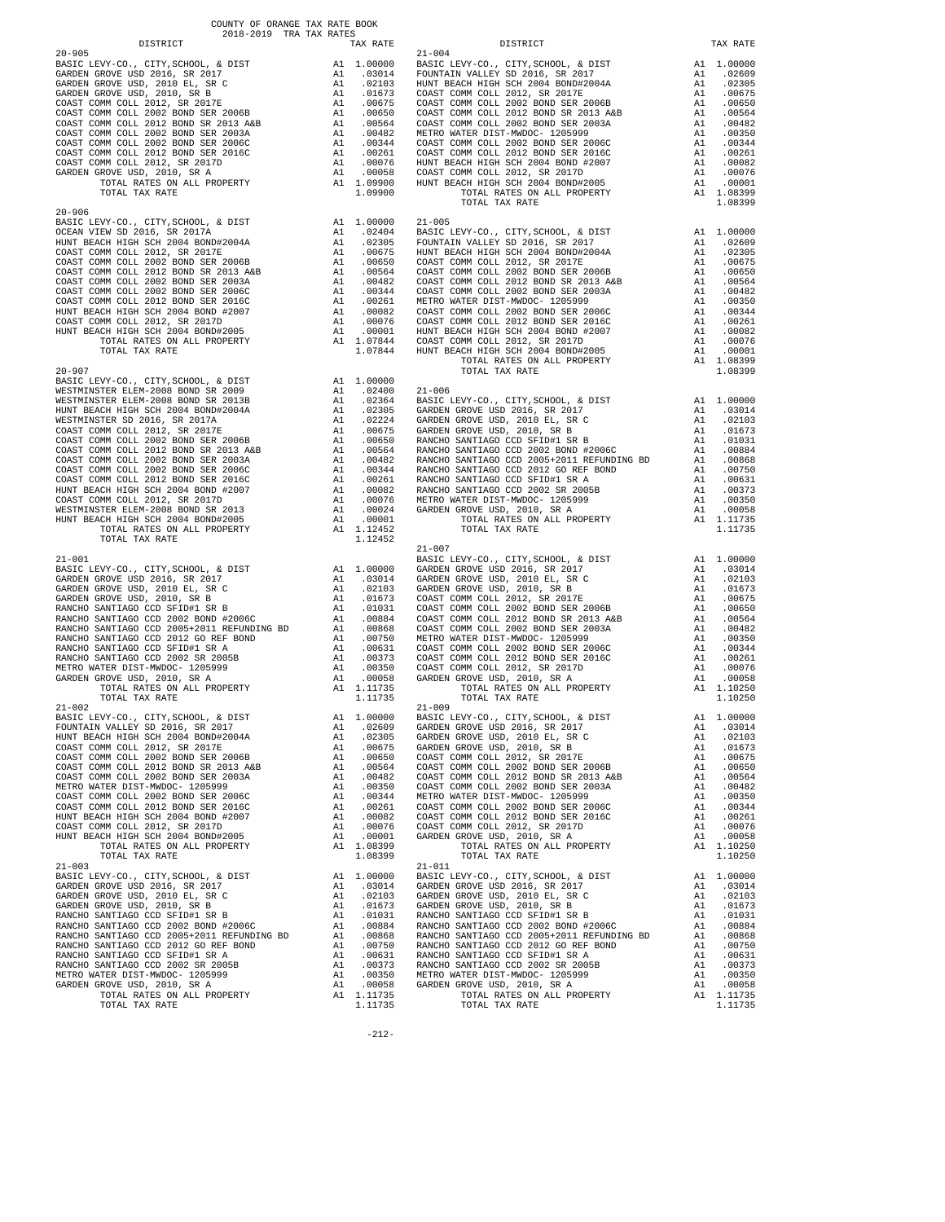COUNTY OF ORANGE TAX RATE BOOK
2018-2019 TRA TAX RATES

| DISTRICT | | TAX RATE |
|---|---|---|
| **20-905** | | |
| BASIC LEVY-CO., CITY,SCHOOL, & DIST | A1 | 1.00000 |
| GARDEN GROVE USD 2016, SR 2017 | A1 | .03014 |
| GARDEN GROVE USD, 2010 EL, SR C | A1 | .02103 |
| GARDEN GROVE USD, 2010, SR B | A1 | .01673 |
| COAST COMM COLL 2012, SR 2017E | A1 | .00675 |
| COAST COMM COLL 2002 BOND SER 2006B | A1 | .00650 |
| COAST COMM COLL 2012 BOND SR 2013 A&B | A1 | .00564 |
| COAST COMM COLL 2002 BOND SER 2003A | A1 | .00482 |
| COAST COMM COLL 2002 BOND SER 2006C | A1 | .00344 |
| COAST COMM COLL 2012 BOND SER 2016C | A1 | .00261 |
| COAST COMM COLL 2012, SR 2017D | A1 | .00076 |
| GARDEN GROVE USD, 2010, SR A | A1 | .00058 |
| TOTAL RATES ON ALL PROPERTY | A1 | 1.09900 |
| TOTAL TAX RATE | | 1.09900 |
| **20-906** | | |
| BASIC LEVY-CO., CITY,SCHOOL, & DIST | A1 | 1.00000 |
| OCEAN VIEW SD 2016, SR 2017A | A1 | .02404 |
| HUNT BEACH HIGH SCH 2004 BOND#2004A | A1 | .02305 |
| COAST COMM COLL 2012, SR 2017E | A1 | .00675 |
| COAST COMM COLL 2002 BOND SER 2006B | A1 | .00650 |
| COAST COMM COLL 2012 BOND SR 2013 A&B | A1 | .00564 |
| COAST COMM COLL 2002 BOND SER 2003A | A1 | .00482 |
| COAST COMM COLL 2002 BOND SER 2006C | A1 | .00344 |
| COAST COMM COLL 2012 BOND SER 2016C | A1 | .00261 |
| HUNT BEACH HIGH SCH 2004 BOND #2007 | A1 | .00082 |
| COAST COMM COLL 2012, SR 2017D | A1 | .00076 |
| HUNT BEACH HIGH SCH 2004 BOND#2005 | A1 | .00001 |
| TOTAL RATES ON ALL PROPERTY | A1 | 1.07844 |
| TOTAL TAX RATE | | 1.07844 |
| **20-907** | | |
| BASIC LEVY-CO., CITY,SCHOOL, & DIST | A1 | 1.00000 |
| WESTMINSTER ELEM-2008 BOND SR 2009 | A1 | .02400 |
| WESTMINSTER ELEM-2008 BOND SR 2013B | A1 | .02364 |
| HUNT BEACH HIGH SCH 2004 BOND#2004A | A1 | .02305 |
| WESTMINSTER SD 2016, SR 2017A | A1 | .02224 |
| COAST COMM COLL 2012, SR 2017E | A1 | .00675 |
| COAST COMM COLL 2002 BOND SER 2006B | A1 | .00650 |
| COAST COMM COLL 2012 BOND SR 2013 A&B | A1 | .00564 |
| COAST COMM COLL 2002 BOND SER 2003A | A1 | .00482 |
| COAST COMM COLL 2002 BOND SER 2006C | A1 | .00344 |
| COAST COMM COLL 2012 BOND SER 2016C | A1 | .00261 |
| HUNT BEACH HIGH SCH 2004 BOND #2007 | A1 | .00082 |
| COAST COMM COLL 2012, SR 2017D | A1 | .00076 |
| WESTMINSTER ELEM-2008 BOND SR 2013 | A1 | .00024 |
| HUNT BEACH HIGH SCH 2004 BOND#2005 | A1 | .00001 |
| TOTAL RATES ON ALL PROPERTY | A1 | 1.12452 |
| TOTAL TAX RATE | | 1.12452 |
| **21-001** | | |
| BASIC LEVY-CO., CITY,SCHOOL, & DIST | A1 | 1.00000 |
| GARDEN GROVE USD 2016, SR 2017 | A1 | .03014 |
| GARDEN GROVE USD, 2010 EL, SR C | A1 | .02103 |
| GARDEN GROVE USD, 2010, SR B | A1 | .01673 |
| RANCHO SANTIAGO CCD SFID#1 SR B | A1 | .01031 |
| RANCHO SANTIAGO CCD 2002 BOND #2006C | A1 | .00884 |
| RANCHO SANTIAGO CCD 2005+2011 REFUNDING BD | A1 | .00868 |
| RANCHO SANTIAGO CCD 2012 GO REF BOND | A1 | .00750 |
| RANCHO SANTIAGO CCD SFID#1 SR A | A1 | .00631 |
| RANCHO SANTIAGO CCD 2002 SR 2005B | A1 | .00373 |
| METRO WATER DIST-MWDOC- 1205999 | A1 | .00350 |
| GARDEN GROVE USD, 2010, SR A | A1 | .00058 |
| TOTAL RATES ON ALL PROPERTY | A1 | 1.11735 |
| TOTAL TAX RATE | | 1.11735 |
| **21-002** | | |
| BASIC LEVY-CO., CITY,SCHOOL, & DIST | A1 | 1.00000 |
| FOUNTAIN VALLEY SD 2016, SR 2017 | A1 | .02609 |
| HUNT BEACH HIGH SCH 2004 BOND#2004A | A1 | .02305 |
| COAST COMM COLL 2012, SR 2017E | A1 | .00675 |
| COAST COMM COLL 2002 BOND SER 2006B | A1 | .00650 |
| COAST COMM COLL 2012 BOND SR 2013 A&B | A1 | .00564 |
| COAST COMM COLL 2002 BOND SER 2003A | A1 | .00482 |
| METRO WATER DIST-MWDOC- 1205999 | A1 | .00350 |
| COAST COMM COLL 2002 BOND SER 2006C | A1 | .00344 |
| COAST COMM COLL 2012 BOND SER 2016C | A1 | .00261 |
| HUNT BEACH HIGH SCH 2004 BOND #2007 | A1 | .00082 |
| COAST COMM COLL 2012, SR 2017D | A1 | .00076 |
| HUNT BEACH HIGH SCH 2004 BOND#2005 | A1 | .00001 |
| TOTAL RATES ON ALL PROPERTY | A1 | 1.08399 |
| TOTAL TAX RATE | | 1.08399 |
| **21-003** | | |
| BASIC LEVY-CO., CITY,SCHOOL, & DIST | A1 | 1.00000 |
| GARDEN GROVE USD 2016, SR 2017 | A1 | .03014 |
| GARDEN GROVE USD, 2010 EL, SR C | A1 | .02103 |
| GARDEN GROVE USD, 2010, SR B | A1 | .01673 |
| RANCHO SANTIAGO CCD SFID#1 SR B | A1 | .01031 |
| RANCHO SANTIAGO CCD 2002 BOND #2006C | A1 | .00884 |
| RANCHO SANTIAGO CCD 2005+2011 REFUNDING BD | A1 | .00868 |
| RANCHO SANTIAGO CCD 2012 GO REF BOND | A1 | .00750 |
| RANCHO SANTIAGO CCD SFID#1 SR A | A1 | .00631 |
| RANCHO SANTIAGO CCD 2002 SR 2005B | A1 | .00373 |
| METRO WATER DIST-MWDOC- 1205999 | A1 | .00350 |
| GARDEN GROVE USD, 2010, SR A | A1 | .00058 |
| TOTAL RATES ON ALL PROPERTY | A1 | 1.11735 |
| TOTAL TAX RATE | | 1.11735 |
| **21-004** | | |
| BASIC LEVY-CO., CITY,SCHOOL, & DIST | A1 | 1.00000 |
| FOUNTAIN VALLEY SD 2016, SR 2017 | A1 | .02609 |
| HUNT BEACH HIGH SCH 2004 BOND#2004A | A1 | .02305 |
| COAST COMM COLL 2012, SR 2017E | A1 | .00675 |
| COAST COMM COLL 2002 BOND SER 2006B | A1 | .00650 |
| COAST COMM COLL 2012 BOND SR 2013 A&B | A1 | .00564 |
| COAST COMM COLL 2002 BOND SER 2003A | A1 | .00482 |
| METRO WATER DIST-MWDOC- 1205999 | A1 | .00350 |
| COAST COMM COLL 2002 BOND SER 2006C | A1 | .00344 |
| COAST COMM COLL 2012 BOND SER 2016C | A1 | .00261 |
| HUNT BEACH HIGH SCH 2004 BOND #2007 | A1 | .00082 |
| COAST COMM COLL 2012, SR 2017D | A1 | .00076 |
| HUNT BEACH HIGH SCH 2004 BOND#2005 | A1 | .00001 |
| TOTAL RATES ON ALL PROPERTY | A1 | 1.08399 |
| TOTAL TAX RATE | | 1.08399 |
| **21-005** | | |
| BASIC LEVY-CO., CITY,SCHOOL, & DIST | A1 | 1.00000 |
| FOUNTAIN VALLEY SD 2016, SR 2017 | A1 | .02609 |
| HUNT BEACH HIGH SCH 2004 BOND#2004A | A1 | .02305 |
| COAST COMM COLL 2012, SR 2017E | A1 | .00675 |
| COAST COMM COLL 2002 BOND SER 2006B | A1 | .00650 |
| COAST COMM COLL 2012 BOND SR 2013 A&B | A1 | .00564 |
| COAST COMM COLL 2002 BOND SER 2003A | A1 | .00482 |
| METRO WATER DIST-MWDOC- 1205999 | A1 | .00350 |
| COAST COMM COLL 2002 BOND SER 2006C | A1 | .00344 |
| COAST COMM COLL 2012 BOND SER 2016C | A1 | .00261 |
| HUNT BEACH HIGH SCH 2004 BOND #2007 | A1 | .00082 |
| COAST COMM COLL 2012, SR 2017D | A1 | .00076 |
| HUNT BEACH HIGH SCH 2004 BOND#2005 | A1 | .00001 |
| TOTAL RATES ON ALL PROPERTY | A1 | 1.08399 |
| TOTAL TAX RATE | | 1.08399 |
| **21-006** | | |
| BASIC LEVY-CO., CITY,SCHOOL, & DIST | A1 | 1.00000 |
| GARDEN GROVE USD 2016, SR 2017 | A1 | .03014 |
| GARDEN GROVE USD, 2010 EL, SR C | A1 | .02103 |
| GARDEN GROVE USD, 2010, SR B | A1 | .01673 |
| RANCHO SANTIAGO CCD SFID#1 SR B | A1 | .01031 |
| RANCHO SANTIAGO CCD 2002 BOND #2006C | A1 | .00884 |
| RANCHO SANTIAGO CCD 2005+2011 REFUNDING BD | A1 | .00868 |
| RANCHO SANTIAGO CCD 2012 GO REF BOND | A1 | .00750 |
| RANCHO SANTIAGO CCD SFID#1 SR A | A1 | .00631 |
| RANCHO SANTIAGO CCD 2002 SR 2005B | A1 | .00373 |
| METRO WATER DIST-MWDOC- 1205999 | A1 | .00350 |
| GARDEN GROVE USD, 2010, SR A | A1 | .00058 |
| TOTAL RATES ON ALL PROPERTY | A1 | 1.11735 |
| TOTAL TAX RATE | | 1.11735 |
| **21-007** | | |
| BASIC LEVY-CO., CITY,SCHOOL, & DIST | A1 | 1.00000 |
| GARDEN GROVE USD 2016, SR 2017 | A1 | .03014 |
| GARDEN GROVE USD, 2010 EL, SR C | A1 | .02103 |
| GARDEN GROVE USD, 2010, SR B | A1 | .01673 |
| COAST COMM COLL 2012, SR 2017E | A1 | .00675 |
| COAST COMM COLL 2002 BOND SER 2006B | A1 | .00650 |
| COAST COMM COLL 2012 BOND SR 2013 A&B | A1 | .00564 |
| COAST COMM COLL 2002 BOND SER 2003A | A1 | .00482 |
| METRO WATER DIST-MWDOC- 1205999 | A1 | .00350 |
| COAST COMM COLL 2002 BOND SER 2006C | A1 | .00344 |
| COAST COMM COLL 2012 BOND SER 2016C | A1 | .00261 |
| COAST COMM COLL 2012, SR 2017D | A1 | .00076 |
| GARDEN GROVE USD, 2010, SR A | A1 | .00058 |
| TOTAL RATES ON ALL PROPERTY | A1 | 1.10250 |
| TOTAL TAX RATE | | 1.10250 |
| **21-009** | | |
| BASIC LEVY-CO., CITY,SCHOOL, & DIST | A1 | 1.00000 |
| GARDEN GROVE USD 2016, SR 2017 | A1 | .03014 |
| GARDEN GROVE USD, 2010 EL, SR C | A1 | .02103 |
| GARDEN GROVE USD, 2010, SR B | A1 | .01673 |
| COAST COMM COLL 2012, SR 2017E | A1 | .00675 |
| COAST COMM COLL 2002 BOND SER 2006B | A1 | .00650 |
| COAST COMM COLL 2012 BOND SR 2013 A&B | A1 | .00564 |
| COAST COMM COLL 2002 BOND SER 2003A | A1 | .00482 |
| METRO WATER DIST-MWDOC- 1205999 | A1 | .00350 |
| COAST COMM COLL 2002 BOND SER 2006C | A1 | .00344 |
| COAST COMM COLL 2012 BOND SER 2016C | A1 | .00261 |
| COAST COMM COLL 2012, SR 2017D | A1 | .00076 |
| GARDEN GROVE USD, 2010, SR A | A1 | .00058 |
| TOTAL RATES ON ALL PROPERTY | A1 | 1.10250 |
| TOTAL TAX RATE | | 1.10250 |
| **21-011** | | |
| BASIC LEVY-CO., CITY,SCHOOL, & DIST | A1 | 1.00000 |
| GARDEN GROVE USD 2016, SR 2017 | A1 | .03014 |
| GARDEN GROVE USD, 2010 EL, SR C | A1 | .02103 |
| GARDEN GROVE USD, 2010, SR B | A1 | .01673 |
| RANCHO SANTIAGO CCD SFID#1 SR B | A1 | .01031 |
| RANCHO SANTIAGO CCD 2002 BOND #2006C | A1 | .00884 |
| RANCHO SANTIAGO CCD 2005+2011 REFUNDING BD | A1 | .00868 |
| RANCHO SANTIAGO CCD 2012 GO REF BOND | A1 | .00750 |
| RANCHO SANTIAGO CCD SFID#1 SR A | A1 | .00631 |
| RANCHO SANTIAGO CCD 2002 SR 2005B | A1 | .00373 |
| METRO WATER DIST-MWDOC- 1205999 | A1 | .00350 |
| GARDEN GROVE USD, 2010, SR A | A1 | .00058 |
| TOTAL RATES ON ALL PROPERTY | A1 | 1.11735 |
| TOTAL TAX RATE | | 1.11735 |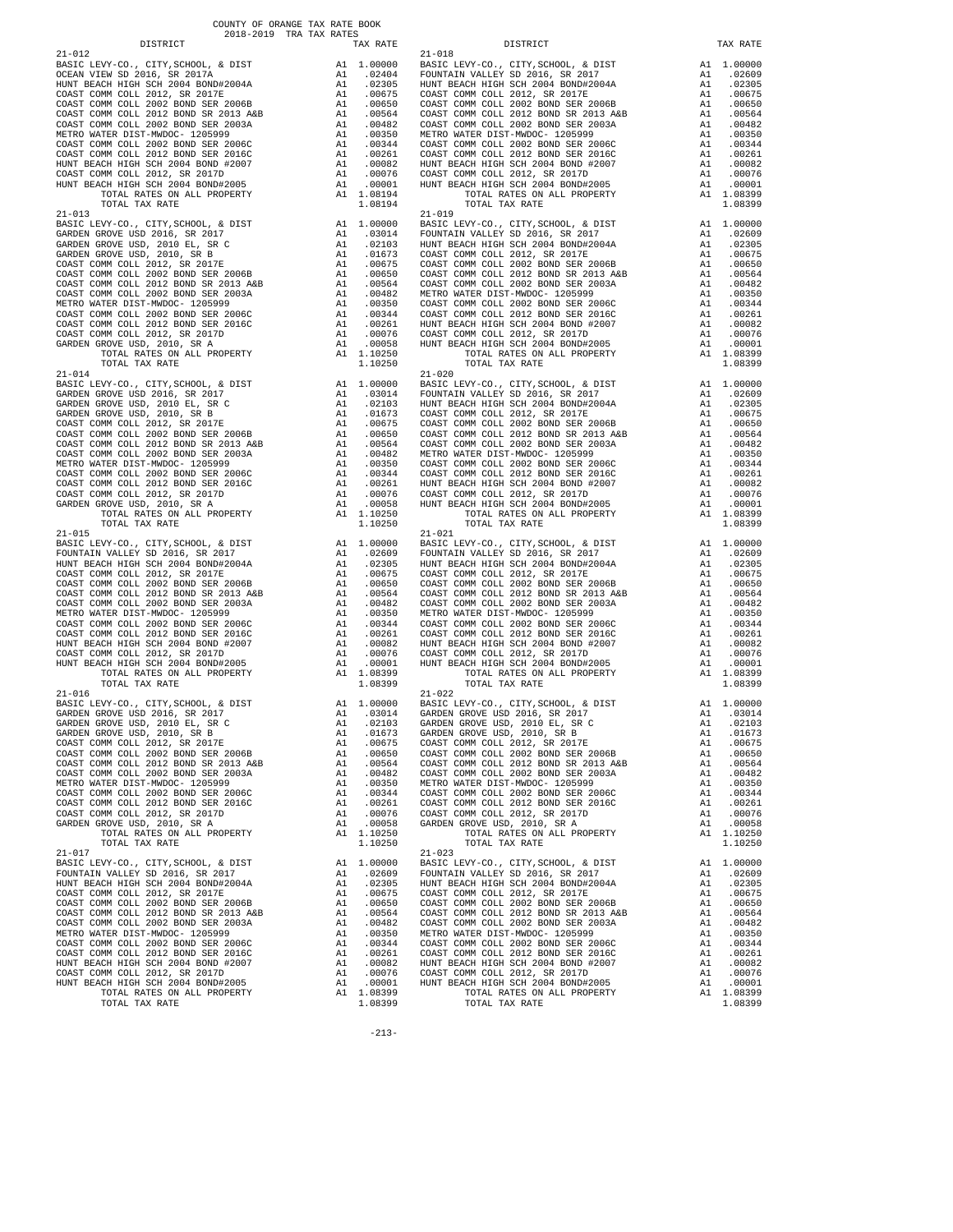COUNTY OF ORANGE TAX RATE BOOK
2018-2019 TRA TAX RATES

| DISTRICT | | TAX RATE |
|---|---|---|
| **21-012** | | |
| BASIC LEVY-CO., CITY,SCHOOL, & DIST | A1 | 1.00000 |
| OCEAN VIEW SD 2016, SR 2017A | A1 | .02404 |
| HUNT BEACH HIGH SCH 2004 BOND#2004A | A1 | .02305 |
| COAST COMM COLL 2012, SR 2017E | A1 | .00675 |
| COAST COMM COLL 2002 BOND SER 2006B | A1 | .00650 |
| COAST COMM COLL 2012 BOND SR 2013 A&B | A1 | .00564 |
| COAST COMM COLL 2002 BOND SER 2003A | A1 | .00482 |
| METRO WATER DIST-MWDOC- 1205999 | A1 | .00350 |
| COAST COMM COLL 2002 BOND SER 2006C | A1 | .00344 |
| COAST COMM COLL 2012 BOND SER 2016C | A1 | .00261 |
| HUNT BEACH HIGH SCH 2004 BOND #2007 | A1 | .00082 |
| COAST COMM COLL 2012, SR 2017D | A1 | .00076 |
| HUNT BEACH HIGH SCH 2004 BOND#2005 | A1 | .00001 |
| TOTAL RATES ON ALL PROPERTY | A1 | 1.08194 |
| TOTAL TAX RATE | | 1.08194 |
| **21-013** | | |
| BASIC LEVY-CO., CITY,SCHOOL, & DIST | A1 | 1.00000 |
| GARDEN GROVE USD 2016, SR 2017 | A1 | .03014 |
| GARDEN GROVE USD, 2010 EL, SR C | A1 | .02103 |
| GARDEN GROVE USD, 2010, SR B | A1 | .01673 |
| COAST COMM COLL 2012, SR 2017E | A1 | .00675 |
| COAST COMM COLL 2002 BOND SER 2006B | A1 | .00650 |
| COAST COMM COLL 2012 BOND SR 2013 A&B | A1 | .00564 |
| COAST COMM COLL 2002 BOND SER 2003A | A1 | .00482 |
| METRO WATER DIST-MWDOC- 1205999 | A1 | .00350 |
| COAST COMM COLL 2002 BOND SER 2006C | A1 | .00344 |
| COAST COMM COLL 2012 BOND SER 2016C | A1 | .00261 |
| COAST COMM COLL 2012, SR 2017D | A1 | .00076 |
| GARDEN GROVE USD, 2010, SR A | A1 | .00058 |
| TOTAL RATES ON ALL PROPERTY | A1 | 1.10250 |
| TOTAL TAX RATE | | 1.10250 |
| **21-014** | | |
| BASIC LEVY-CO., CITY,SCHOOL, & DIST | A1 | 1.00000 |
| GARDEN GROVE USD 2016, SR 2017 | A1 | .03014 |
| GARDEN GROVE USD, 2010 EL, SR C | A1 | .02103 |
| GARDEN GROVE USD, 2010, SR B | A1 | .01673 |
| COAST COMM COLL 2012, SR 2017E | A1 | .00675 |
| COAST COMM COLL 2002 BOND SER 2006B | A1 | .00650 |
| COAST COMM COLL 2012 BOND SR 2013 A&B | A1 | .00564 |
| COAST COMM COLL 2002 BOND SER 2003A | A1 | .00482 |
| METRO WATER DIST-MWDOC- 1205999 | A1 | .00350 |
| COAST COMM COLL 2002 BOND SER 2006C | A1 | .00344 |
| COAST COMM COLL 2012 BOND SER 2016C | A1 | .00261 |
| COAST COMM COLL 2012, SR 2017D | A1 | .00076 |
| GARDEN GROVE USD, 2010, SR A | A1 | .00058 |
| TOTAL RATES ON ALL PROPERTY | A1 | 1.10250 |
| TOTAL TAX RATE | | 1.10250 |
| **21-015** | | |
| BASIC LEVY-CO., CITY,SCHOOL, & DIST | A1 | 1.00000 |
| FOUNTAIN VALLEY SD 2016, SR 2017 | A1 | .02609 |
| HUNT BEACH HIGH SCH 2004 BOND#2004A | A1 | .02305 |
| COAST COMM COLL 2012, SR 2017E | A1 | .00675 |
| COAST COMM COLL 2002 BOND SER 2006B | A1 | .00650 |
| COAST COMM COLL 2012 BOND SR 2013 A&B | A1 | .00564 |
| COAST COMM COLL 2002 BOND SER 2003A | A1 | .00482 |
| METRO WATER DIST-MWDOC- 1205999 | A1 | .00350 |
| COAST COMM COLL 2002 BOND SER 2006C | A1 | .00344 |
| COAST COMM COLL 2012 BOND SER 2016C | A1 | .00261 |
| HUNT BEACH HIGH SCH 2004 BOND #2007 | A1 | .00082 |
| COAST COMM COLL 2012, SR 2017D | A1 | .00076 |
| HUNT BEACH HIGH SCH 2004 BOND#2005 | A1 | .00001 |
| TOTAL RATES ON ALL PROPERTY | A1 | 1.08399 |
| TOTAL TAX RATE | | 1.08399 |
| **21-016** | | |
| BASIC LEVY-CO., CITY,SCHOOL, & DIST | A1 | 1.00000 |
| GARDEN GROVE USD 2016, SR 2017 | A1 | .03014 |
| GARDEN GROVE USD, 2010 EL, SR C | A1 | .02103 |
| GARDEN GROVE USD, 2010, SR B | A1 | .01673 |
| COAST COMM COLL 2012, SR 2017E | A1 | .00675 |
| COAST COMM COLL 2002 BOND SER 2006B | A1 | .00650 |
| COAST COMM COLL 2012 BOND SR 2013 A&B | A1 | .00564 |
| COAST COMM COLL 2002 BOND SER 2003A | A1 | .00482 |
| METRO WATER DIST-MWDOC- 1205999 | A1 | .00350 |
| COAST COMM COLL 2002 BOND SER 2006C | A1 | .00344 |
| COAST COMM COLL 2012 BOND SER 2016C | A1 | .00261 |
| COAST COMM COLL 2012, SR 2017D | A1 | .00076 |
| GARDEN GROVE USD, 2010, SR A | A1 | .00058 |
| TOTAL RATES ON ALL PROPERTY | A1 | 1.10250 |
| TOTAL TAX RATE | | 1.10250 |
| **21-017** | | |
| BASIC LEVY-CO., CITY,SCHOOL, & DIST | A1 | 1.00000 |
| FOUNTAIN VALLEY SD 2016, SR 2017 | A1 | .02609 |
| HUNT BEACH HIGH SCH 2004 BOND#2004A | A1 | .02305 |
| COAST COMM COLL 2012, SR 2017E | A1 | .00675 |
| COAST COMM COLL 2002 BOND SER 2006B | A1 | .00650 |
| COAST COMM COLL 2012 BOND SR 2013 A&B | A1 | .00564 |
| COAST COMM COLL 2002 BOND SER 2003A | A1 | .00482 |
| METRO WATER DIST-MWDOC- 1205999 | A1 | .00350 |
| COAST COMM COLL 2002 BOND SER 2006C | A1 | .00344 |
| COAST COMM COLL 2012 BOND SER 2016C | A1 | .00261 |
| HUNT BEACH HIGH SCH 2004 BOND #2007 | A1 | .00082 |
| COAST COMM COLL 2012, SR 2017D | A1 | .00076 |
| HUNT BEACH HIGH SCH 2004 BOND#2005 | A1 | .00001 |
| TOTAL RATES ON ALL PROPERTY | A1 | 1.08399 |
| TOTAL TAX RATE | | 1.08399 |
| **21-018** | | |
| BASIC LEVY-CO., CITY,SCHOOL, & DIST | A1 | 1.00000 |
| FOUNTAIN VALLEY SD 2016, SR 2017 | A1 | .02609 |
| HUNT BEACH HIGH SCH 2004 BOND#2004A | A1 | .02305 |
| COAST COMM COLL 2012, SR 2017E | A1 | .00675 |
| COAST COMM COLL 2002 BOND SER 2006B | A1 | .00650 |
| COAST COMM COLL 2012 BOND SR 2013 A&B | A1 | .00564 |
| COAST COMM COLL 2002 BOND SER 2003A | A1 | .00482 |
| METRO WATER DIST-MWDOC- 1205999 | A1 | .00350 |
| COAST COMM COLL 2002 BOND SER 2006C | A1 | .00344 |
| COAST COMM COLL 2012 BOND SER 2016C | A1 | .00261 |
| HUNT BEACH HIGH SCH 2004 BOND #2007 | A1 | .00082 |
| COAST COMM COLL 2012, SR 2017D | A1 | .00076 |
| HUNT BEACH HIGH SCH 2004 BOND#2005 | A1 | .00001 |
| TOTAL RATES ON ALL PROPERTY | A1 | 1.08399 |
| TOTAL TAX RATE | | 1.08399 |
| **21-019** | | |
| BASIC LEVY-CO., CITY,SCHOOL, & DIST | A1 | 1.00000 |
| FOUNTAIN VALLEY SD 2016, SR 2017 | A1 | .02609 |
| HUNT BEACH HIGH SCH 2004 BOND#2004A | A1 | .02305 |
| COAST COMM COLL 2012, SR 2017E | A1 | .00675 |
| COAST COMM COLL 2002 BOND SER 2006B | A1 | .00650 |
| COAST COMM COLL 2012 BOND SR 2013 A&B | A1 | .00564 |
| COAST COMM COLL 2002 BOND SER 2003A | A1 | .00482 |
| METRO WATER DIST-MWDOC- 1205999 | A1 | .00350 |
| COAST COMM COLL 2002 BOND SER 2006C | A1 | .00344 |
| COAST COMM COLL 2012 BOND SER 2016C | A1 | .00261 |
| HUNT BEACH HIGH SCH 2004 BOND #2007 | A1 | .00082 |
| COAST COMM COLL 2012, SR 2017D | A1 | .00076 |
| HUNT BEACH HIGH SCH 2004 BOND#2005 | A1 | .00001 |
| TOTAL RATES ON ALL PROPERTY | A1 | 1.08399 |
| TOTAL TAX RATE | | 1.08399 |
| **21-020** | | |
| BASIC LEVY-CO., CITY,SCHOOL, & DIST | A1 | 1.00000 |
| FOUNTAIN VALLEY SD 2016, SR 2017 | A1 | .02609 |
| HUNT BEACH HIGH SCH 2004 BOND#2004A | A1 | .02305 |
| COAST COMM COLL 2012, SR 2017E | A1 | .00675 |
| COAST COMM COLL 2002 BOND SER 2006B | A1 | .00650 |
| COAST COMM COLL 2012 BOND SR 2013 A&B | A1 | .00564 |
| COAST COMM COLL 2002 BOND SER 2003A | A1 | .00482 |
| METRO WATER DIST-MWDOC- 1205999 | A1 | .00350 |
| COAST COMM COLL 2002 BOND SER 2006C | A1 | .00344 |
| COAST COMM COLL 2012 BOND SER 2016C | A1 | .00261 |
| HUNT BEACH HIGH SCH 2004 BOND #2007 | A1 | .00082 |
| COAST COMM COLL 2012, SR 2017D | A1 | .00076 |
| HUNT BEACH HIGH SCH 2004 BOND#2005 | A1 | .00001 |
| TOTAL RATES ON ALL PROPERTY | A1 | 1.08399 |
| TOTAL TAX RATE | | 1.08399 |
| **21-021** | | |
| BASIC LEVY-CO., CITY,SCHOOL, & DIST | A1 | 1.00000 |
| FOUNTAIN VALLEY SD 2016, SR 2017 | A1 | .02609 |
| HUNT BEACH HIGH SCH 2004 BOND#2004A | A1 | .02305 |
| COAST COMM COLL 2012, SR 2017E | A1 | .00675 |
| COAST COMM COLL 2002 BOND SER 2006B | A1 | .00650 |
| COAST COMM COLL 2012 BOND SR 2013 A&B | A1 | .00564 |
| COAST COMM COLL 2002 BOND SER 2003A | A1 | .00482 |
| METRO WATER DIST-MWDOC- 1205999 | A1 | .00350 |
| COAST COMM COLL 2002 BOND SER 2006C | A1 | .00344 |
| COAST COMM COLL 2012 BOND SER 2016C | A1 | .00261 |
| HUNT BEACH HIGH SCH 2004 BOND #2007 | A1 | .00082 |
| COAST COMM COLL 2012, SR 2017D | A1 | .00076 |
| HUNT BEACH HIGH SCH 2004 BOND#2005 | A1 | .00001 |
| TOTAL RATES ON ALL PROPERTY | A1 | 1.08399 |
| TOTAL TAX RATE | | 1.08399 |
| **21-022** | | |
| BASIC LEVY-CO., CITY,SCHOOL, & DIST | A1 | 1.00000 |
| GARDEN GROVE USD 2016, SR 2017 | A1 | .03014 |
| GARDEN GROVE USD, 2010 EL, SR C | A1 | .02103 |
| GARDEN GROVE USD, 2010, SR B | A1 | .01673 |
| COAST COMM COLL 2012, SR 2017E | A1 | .00675 |
| COAST COMM COLL 2002 BOND SER 2006B | A1 | .00650 |
| COAST COMM COLL 2012 BOND SR 2013 A&B | A1 | .00564 |
| COAST COMM COLL 2002 BOND SER 2003A | A1 | .00482 |
| METRO WATER DIST-MWDOC- 1205999 | A1 | .00350 |
| COAST COMM COLL 2002 BOND SER 2006C | A1 | .00344 |
| COAST COMM COLL 2012 BOND SER 2016C | A1 | .00261 |
| COAST COMM COLL 2012, SR 2017D | A1 | .00076 |
| GARDEN GROVE USD, 2010, SR A | A1 | .00058 |
| TOTAL RATES ON ALL PROPERTY | A1 | 1.10250 |
| TOTAL TAX RATE | | 1.10250 |
| **21-023** | | |
| BASIC LEVY-CO., CITY,SCHOOL, & DIST | A1 | 1.00000 |
| FOUNTAIN VALLEY SD 2016, SR 2017 | A1 | .02609 |
| HUNT BEACH HIGH SCH 2004 BOND#2004A | A1 | .02305 |
| COAST COMM COLL 2012, SR 2017E | A1 | .00675 |
| COAST COMM COLL 2002 BOND SER 2006B | A1 | .00650 |
| COAST COMM COLL 2012 BOND SR 2013 A&B | A1 | .00564 |
| COAST COMM COLL 2002 BOND SER 2003A | A1 | .00482 |
| METRO WATER DIST-MWDOC- 1205999 | A1 | .00350 |
| COAST COMM COLL 2002 BOND SER 2006C | A1 | .00344 |
| COAST COMM COLL 2012 BOND SER 2016C | A1 | .00261 |
| HUNT BEACH HIGH SCH 2004 BOND #2007 | A1 | .00082 |
| COAST COMM COLL 2012, SR 2017D | A1 | .00076 |
| HUNT BEACH HIGH SCH 2004 BOND#2005 | A1 | .00001 |
| TOTAL RATES ON ALL PROPERTY | A1 | 1.08399 |
| TOTAL TAX RATE | | 1.08399 |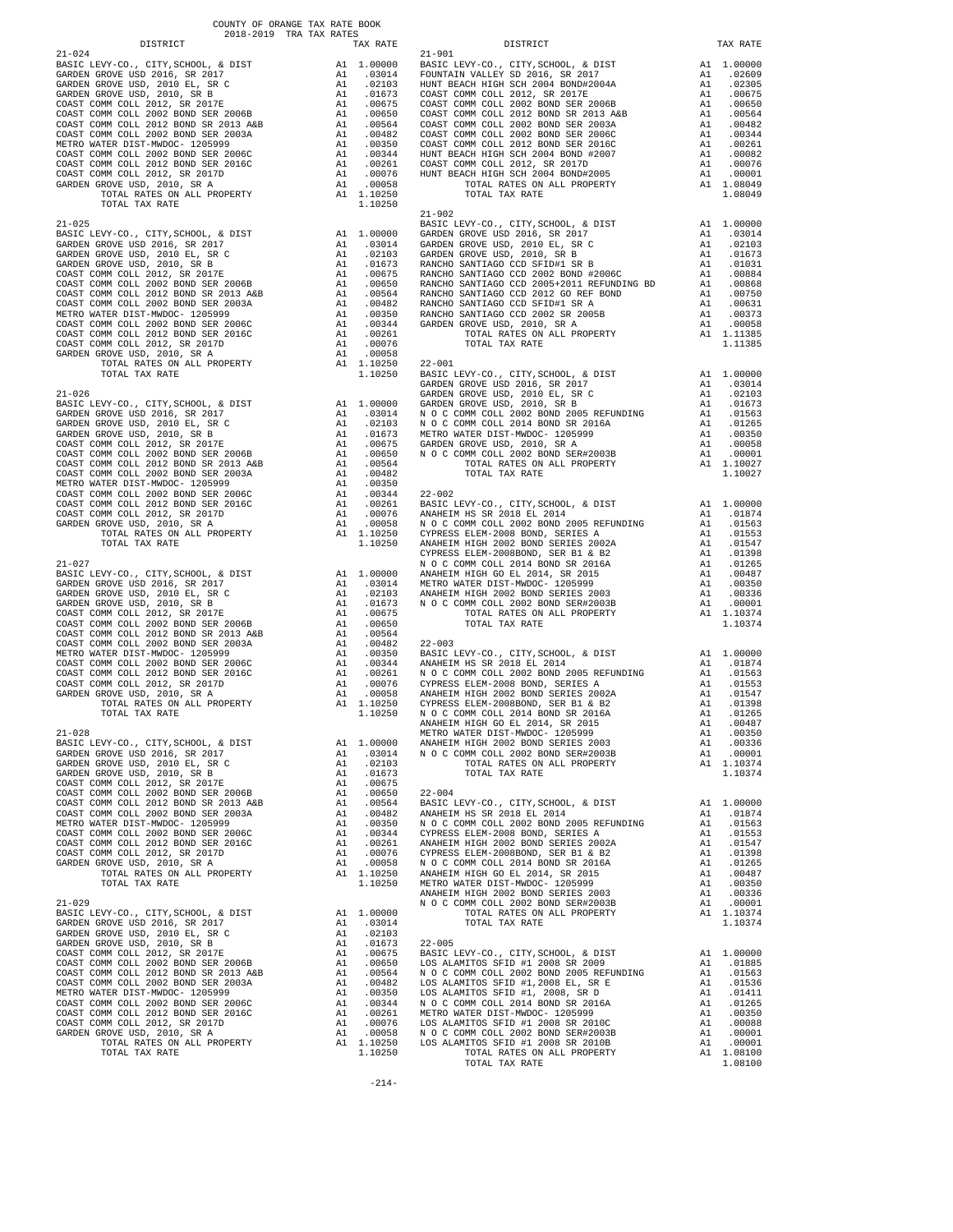COUNTY OF ORANGE TAX RATE BOOK
2018-2019 TRA TAX RATES

| DISTRICT | | TAX RATE |
|---|---|---|
| **21-024** | | |
| BASIC LEVY-CO., CITY,SCHOOL, & DIST | A1 | 1.00000 |
| GARDEN GROVE USD 2016, SR 2017 | A1 | .03014 |
| GARDEN GROVE USD, 2010 EL, SR C | A1 | .02103 |
| GARDEN GROVE USD, 2010, SR B | A1 | .01673 |
| COAST COMM COLL 2012, SR 2017E | A1 | .00675 |
| COAST COMM COLL 2002 BOND SER 2006B | A1 | .00650 |
| COAST COMM COLL 2012 BOND SER 2013 A&B | A1 | .00564 |
| COAST COMM COLL 2002 BOND SER 2003A | A1 | .00482 |
| METRO WATER DIST-MWDOC- 1205999 | A1 | .00350 |
| COAST COMM COLL 2002 BOND SER 2006C | A1 | .00344 |
| COAST COMM COLL 2012 BOND SER 2016C | A1 | .00261 |
| COAST COMM COLL 2012, SR 2017D | A1 | .00076 |
| GARDEN GROVE USD, 2010, SR A | A1 | .00058 |
| TOTAL RATES ON ALL PROPERTY | A1 | 1.10250 |
| TOTAL TAX RATE | | 1.10250 |
| **21-025** | | |
| BASIC LEVY-CO., CITY,SCHOOL, & DIST | A1 | 1.00000 |
| GARDEN GROVE USD 2016, SR 2017 | A1 | .03014 |
| GARDEN GROVE USD, 2010 EL, SR C | A1 | .02103 |
| GARDEN GROVE USD, 2010, SR B | A1 | .01673 |
| COAST COMM COLL 2012, SR 2017E | A1 | .00675 |
| COAST COMM COLL 2002 BOND SER 2006B | A1 | .00650 |
| COAST COMM COLL 2012 BOND SER 2013 A&B | A1 | .00564 |
| COAST COMM COLL 2002 BOND SER 2003A | A1 | .00482 |
| METRO WATER DIST-MWDOC- 1205999 | A1 | .00350 |
| COAST COMM COLL 2002 BOND SER 2006C | A1 | .00344 |
| COAST COMM COLL 2012 BOND SER 2016C | A1 | .00261 |
| COAST COMM COLL 2012, SR 2017D | A1 | .00076 |
| GARDEN GROVE USD, 2010, SR A | A1 | .00058 |
| TOTAL RATES ON ALL PROPERTY | A1 | 1.10250 |
| TOTAL TAX RATE | | 1.10250 |
| **21-026** | | |
| BASIC LEVY-CO., CITY,SCHOOL, & DIST | A1 | 1.00000 |
| GARDEN GROVE USD 2016, SR 2017 | A1 | .03014 |
| GARDEN GROVE USD, 2010 EL, SR C | A1 | .02103 |
| GARDEN GROVE USD, 2010, SR B | A1 | .01673 |
| COAST COMM COLL 2012, SR 2017E | A1 | .00675 |
| COAST COMM COLL 2002 BOND SER 2006B | A1 | .00650 |
| COAST COMM COLL 2012 BOND SER 2013 A&B | A1 | .00564 |
| COAST COMM COLL 2002 BOND SER 2003A | A1 | .00482 |
| METRO WATER DIST-MWDOC- 1205999 | A1 | .00350 |
| COAST COMM COLL 2002 BOND SER 2006C | A1 | .00344 |
| COAST COMM COLL 2012 BOND SER 2016C | A1 | .00261 |
| COAST COMM COLL 2012, SR 2017D | A1 | .00076 |
| GARDEN GROVE USD, 2010, SR A | A1 | .00058 |
| TOTAL RATES ON ALL PROPERTY | A1 | 1.10250 |
| TOTAL TAX RATE | | 1.10250 |
| **21-027** | | |
| BASIC LEVY-CO., CITY,SCHOOL, & DIST | A1 | 1.00000 |
| GARDEN GROVE USD 2016, SR 2017 | A1 | .03014 |
| GARDEN GROVE USD, 2010 EL, SR C | A1 | .02103 |
| GARDEN GROVE USD, 2010, SR B | A1 | .01673 |
| COAST COMM COLL 2012, SR 2017E | A1 | .00675 |
| COAST COMM COLL 2002 BOND SER 2006B | A1 | .00650 |
| COAST COMM COLL 2012 BOND SER 2013 A&B | A1 | .00564 |
| COAST COMM COLL 2002 BOND SER 2003A | A1 | .00482 |
| METRO WATER DIST-MWDOC- 1205999 | A1 | .00350 |
| COAST COMM COLL 2002 BOND SER 2006C | A1 | .00344 |
| COAST COMM COLL 2012 BOND SER 2016C | A1 | .00261 |
| COAST COMM COLL 2012, SR 2017D | A1 | .00076 |
| GARDEN GROVE USD, 2010, SR A | A1 | .00058 |
| TOTAL RATES ON ALL PROPERTY | A1 | 1.10250 |
| TOTAL TAX RATE | | 1.10250 |
| **21-028** | | |
| BASIC LEVY-CO., CITY,SCHOOL, & DIST | A1 | 1.00000 |
| GARDEN GROVE USD 2016, SR 2017 | A1 | .03014 |
| GARDEN GROVE USD, 2010 EL, SR C | A1 | .02103 |
| GARDEN GROVE USD, 2010, SR B | A1 | .01673 |
| COAST COMM COLL 2012, SR 2017E | A1 | .00675 |
| COAST COMM COLL 2002 BOND SER 2006B | A1 | .00650 |
| COAST COMM COLL 2012 BOND SER 2013 A&B | A1 | .00564 |
| COAST COMM COLL 2002 BOND SER 2003A | A1 | .00482 |
| METRO WATER DIST-MWDOC- 1205999 | A1 | .00350 |
| COAST COMM COLL 2002 BOND SER 2006C | A1 | .00344 |
| COAST COMM COLL 2012 BOND SER 2016C | A1 | .00261 |
| COAST COMM COLL 2012, SR 2017D | A1 | .00076 |
| GARDEN GROVE USD, 2010, SR A | A1 | .00058 |
| TOTAL RATES ON ALL PROPERTY | A1 | 1.10250 |
| TOTAL TAX RATE | | 1.10250 |
| **21-029** | | |
| BASIC LEVY-CO., CITY,SCHOOL, & DIST | A1 | 1.00000 |
| GARDEN GROVE USD 2016, SR 2017 | A1 | .03014 |
| GARDEN GROVE USD, 2010 EL, SR C | A1 | .02103 |
| GARDEN GROVE USD, 2010, SR B | A1 | .01673 |
| COAST COMM COLL 2012, SR 2017E | A1 | .00675 |
| COAST COMM COLL 2002 BOND SER 2006B | A1 | .00650 |
| COAST COMM COLL 2012 BOND SER 2013 A&B | A1 | .00564 |
| COAST COMM COLL 2002 BOND SER 2003A | A1 | .00482 |
| METRO WATER DIST-MWDOC- 1205999 | A1 | .00350 |
| COAST COMM COLL 2002 BOND SER 2006C | A1 | .00344 |
| COAST COMM COLL 2012 BOND SER 2016C | A1 | .00261 |
| COAST COMM COLL 2012, SR 2017D | A1 | .00076 |
| GARDEN GROVE USD, 2010, SR A | A1 | .00058 |
| TOTAL RATES ON ALL PROPERTY | A1 | 1.10250 |
| TOTAL TAX RATE | | 1.10250 |
| **21-901** | | |
| BASIC LEVY-CO., CITY,SCHOOL, & DIST | A1 | 1.00000 |
| FOUNTAIN VALLEY SD 2016, SR 2017 | A1 | .02609 |
| HUNT BEACH HIGH SCH 2004 BOND#2004A | A1 | .02305 |
| COAST COMM COLL 2012, SR 2017E | A1 | .00675 |
| COAST COMM COLL 2002 BOND SER 2006B | A1 | .00650 |
| COAST COMM COLL 2012 BOND SER 2013 A&B | A1 | .00564 |
| COAST COMM COLL 2002 BOND SER 2003A | A1 | .00482 |
| COAST COMM COLL 2002 BOND SER 2006C | A1 | .00344 |
| COAST COMM COLL 2012 BOND SER 2016C | A1 | .00261 |
| HUNT BEACH HIGH SCH 2004 BOND #2007 | A1 | .00082 |
| COAST COMM COLL 2012, SR 2017D | A1 | .00076 |
| HUNT BEACH HIGH SCH 2004 BOND#2005 | A1 | .00001 |
| TOTAL RATES ON ALL PROPERTY | A1 | 1.08049 |
| TOTAL TAX RATE | | 1.08049 |
| **21-902** | | |
| BASIC LEVY-CO., CITY,SCHOOL, & DIST | A1 | 1.00000 |
| GARDEN GROVE USD 2016, SR 2017 | A1 | .03014 |
| GARDEN GROVE USD, 2010 EL, SR C | A1 | .02103 |
| GARDEN GROVE USD, 2010, SR B | A1 | .01673 |
| RANCHO SANTIAGO CCD SFID#1 SR B | A1 | .01031 |
| RANCHO SANTIAGO CCD 2002 BOND #2006C | A1 | .00884 |
| RANCHO SANTIAGO CCD 2005+2011 REFUNDING BD | A1 | .00868 |
| RANCHO SANTIAGO CCD 2012 GO REF BOND | A1 | .00750 |
| RANCHO SANTIAGO CCD SFID#1 SR A | A1 | .00631 |
| RANCHO SANTIAGO CCD 2002 SR 2005B | A1 | .00373 |
| GARDEN GROVE USD, 2010, SR A | A1 | .00058 |
| TOTAL RATES ON ALL PROPERTY | A1 | 1.11385 |
| TOTAL TAX RATE | | 1.11385 |
| **22-001** | | |
| BASIC LEVY-CO., CITY,SCHOOL, & DIST | A1 | 1.00000 |
| GARDEN GROVE USD 2016, SR 2017 | A1 | .03014 |
| GARDEN GROVE USD, 2010 EL, SR C | A1 | .02103 |
| GARDEN GROVE USD, 2010, SR B | A1 | .01673 |
| N O C COMM COLL 2002 BOND 2005 REFUNDING | A1 | .01563 |
| N O C COMM COLL 2014 BOND SR 2016A | A1 | .01265 |
| METRO WATER DIST-MWDOC- 1205999 | A1 | .00350 |
| GARDEN GROVE USD, 2010, SR A | A1 | .00058 |
| N O C COMM COLL 2002 BOND SER#2003B | A1 | .00001 |
| TOTAL RATES ON ALL PROPERTY | A1 | 1.10027 |
| TOTAL TAX RATE | | 1.10027 |
| **22-002** | | |
| BASIC LEVY-CO., CITY,SCHOOL, & DIST | A1 | 1.00000 |
| ANAHEIM HS SR 2018 EL 2014 | A1 | .01874 |
| N O C COMM COLL 2002 BOND 2005 REFUNDING | A1 | .01563 |
| CYPRESS ELEM-2008 BOND, SERIES A | A1 | .01553 |
| ANAHEIM HIGH 2002 BOND SERIES 2002A | A1 | .01547 |
| CYPRESS ELEM-2008BOND, SER B1 & B2 | A1 | .01398 |
| N O C COMM COLL 2014 BOND SR 2016A | A1 | .01265 |
| ANAHEIM HIGH GO EL 2014, SR 2015 | A1 | .00487 |
| METRO WATER DIST-MWDOC- 1205999 | A1 | .00350 |
| ANAHEIM HIGH 2002 BOND SERIES 2003 | A1 | .00336 |
| N O C COMM COLL 2002 BOND SER#2003B | A1 | .00001 |
| TOTAL RATES ON ALL PROPERTY | A1 | 1.10374 |
| TOTAL TAX RATE | | 1.10374 |
| **22-003** | | |
| BASIC LEVY-CO., CITY,SCHOOL, & DIST | A1 | 1.00000 |
| ANAHEIM HS SR 2018 EL 2014 | A1 | .01874 |
| N O C COMM COLL 2002 BOND 2005 REFUNDING | A1 | .01563 |
| CYPRESS ELEM-2008 BOND, SERIES A | A1 | .01553 |
| ANAHEIM HIGH 2002 BOND SERIES 2002A | A1 | .01547 |
| CYPRESS ELEM-2008BOND, SER B1 & B2 | A1 | .01398 |
| N O C COMM COLL 2014 BOND SR 2016A | A1 | .01265 |
| ANAHEIM HIGH GO EL 2014, SR 2015 | A1 | .00487 |
| METRO WATER DIST-MWDOC- 1205999 | A1 | .00350 |
| ANAHEIM HIGH 2002 BOND SERIES 2003 | A1 | .00336 |
| N O C COMM COLL 2002 BOND SER#2003B | A1 | .00001 |
| TOTAL RATES ON ALL PROPERTY | A1 | 1.10374 |
| TOTAL TAX RATE | | 1.10374 |
| **22-004** | | |
| BASIC LEVY-CO., CITY,SCHOOL, & DIST | A1 | 1.00000 |
| ANAHEIM HS SR 2018 EL 2014 | A1 | .01874 |
| N O C COMM COLL 2002 BOND 2005 REFUNDING | A1 | .01563 |
| CYPRESS ELEM-2008 BOND, SERIES A | A1 | .01553 |
| ANAHEIM HIGH 2002 BOND SERIES 2002A | A1 | .01547 |
| CYPRESS ELEM-2008BOND, SER B1 & B2 | A1 | .01398 |
| N O C COMM COLL 2014 BOND SR 2016A | A1 | .01265 |
| ANAHEIM HIGH GO EL 2014, SR 2015 | A1 | .00487 |
| METRO WATER DIST-MWDOC- 1205999 | A1 | .00350 |
| ANAHEIM HIGH 2002 BOND SERIES 2003 | A1 | .00336 |
| N O C COMM COLL 2002 BOND SER#2003B | A1 | .00001 |
| TOTAL RATES ON ALL PROPERTY | A1 | 1.10374 |
| TOTAL TAX RATE | | 1.10374 |
| **22-005** | | |
| BASIC LEVY-CO., CITY,SCHOOL, & DIST | A1 | 1.00000 |
| LOS ALAMITOS SFID #1 2008 SR 2009 | A1 | .01885 |
| N O C COMM COLL 2002 BOND 2005 REFUNDING | A1 | .01563 |
| LOS ALAMITOS SFID #1,2008 EL, SR E | A1 | .01536 |
| LOS ALAMITOS SFID #1, 2008, SR D | A1 | .01411 |
| N O C COMM COLL 2014 BOND SR 2016A | A1 | .01265 |
| METRO WATER DIST-MWDOC- 1205999 | A1 | .00350 |
| LOS ALAMITOS SFID #1 2008 SR 2010C | A1 | .00088 |
| N O C COMM COLL 2002 BOND SER#2003B | A1 | .00001 |
| LOS ALAMITOS SFID #1 2008 SR 2010B | A1 | .00001 |
| TOTAL RATES ON ALL PROPERTY | A1 | 1.08100 |
| TOTAL TAX RATE | | 1.08100 |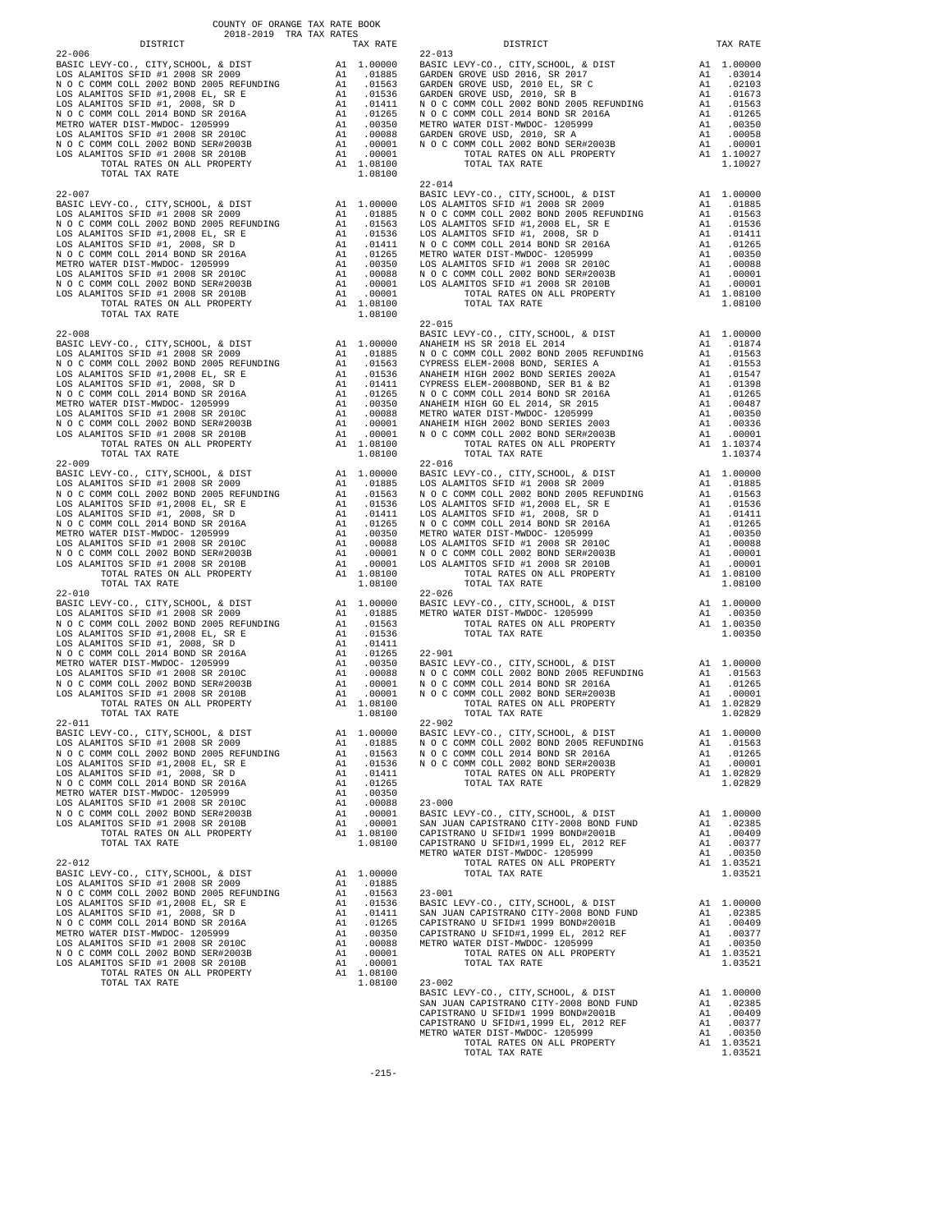COUNTY OF ORANGE TAX RATE BOOK
2018-2019 TRA TAX RATES

| DISTRICT | | TAX RATE |
|---|---|---|
| **22-006** | | |
| BASIC LEVY-CO., CITY,SCHOOL, & DIST | A1 | 1.00000 |
| LOS ALAMITOS SFID #1 2008 SR 2009 | A1 | .01885 |
| N O C COMM COLL 2002 BOND 2005 REFUNDING | A1 | .01563 |
| LOS ALAMITOS SFID #1,2008 EL, SR E | A1 | .01536 |
| LOS ALAMITOS SFID #1, 2008, SR D | A1 | .01411 |
| N O C COMM COLL 2014 BOND SR 2016A | A1 | .01265 |
| METRO WATER DIST-MWDOC- 1205999 | A1 | .00350 |
| LOS ALAMITOS SFID #1 2008 SR 2010C | A1 | .00088 |
| N O C COMM COLL 2002 BOND SER#2003B | A1 | .00001 |
| LOS ALAMITOS SFID #1 2008 SR 2010B | A1 | .00001 |
| TOTAL RATES ON ALL PROPERTY | A1 | 1.08100 |
| TOTAL TAX RATE | | 1.08100 |
| **22-007** | | |
| BASIC LEVY-CO., CITY,SCHOOL, & DIST | A1 | 1.00000 |
| LOS ALAMITOS SFID #1 2008 SR 2009 | A1 | .01885 |
| N O C COMM COLL 2002 BOND 2005 REFUNDING | A1 | .01563 |
| LOS ALAMITOS SFID #1,2008 EL, SR E | A1 | .01536 |
| LOS ALAMITOS SFID #1, 2008, SR D | A1 | .01411 |
| N O C COMM COLL 2014 BOND SR 2016A | A1 | .01265 |
| METRO WATER DIST-MWDOC- 1205999 | A1 | .00350 |
| LOS ALAMITOS SFID #1 2008 SR 2010C | A1 | .00088 |
| N O C COMM COLL 2002 BOND SER#2003B | A1 | .00001 |
| LOS ALAMITOS SFID #1 2008 SR 2010B | A1 | .00001 |
| TOTAL RATES ON ALL PROPERTY | A1 | 1.08100 |
| TOTAL TAX RATE | | 1.08100 |
| **22-008** | | |
| BASIC LEVY-CO., CITY,SCHOOL, & DIST | A1 | 1.00000 |
| LOS ALAMITOS SFID #1 2008 SR 2009 | A1 | .01885 |
| N O C COMM COLL 2002 BOND 2005 REFUNDING | A1 | .01563 |
| LOS ALAMITOS SFID #1,2008 EL, SR E | A1 | .01536 |
| LOS ALAMITOS SFID #1, 2008, SR D | A1 | .01411 |
| N O C COMM COLL 2014 BOND SR 2016A | A1 | .01265 |
| METRO WATER DIST-MWDOC- 1205999 | A1 | .00350 |
| LOS ALAMITOS SFID #1 2008 SR 2010C | A1 | .00088 |
| N O C COMM COLL 2002 BOND SER#2003B | A1 | .00001 |
| LOS ALAMITOS SFID #1 2008 SR 2010B | A1 | .00001 |
| TOTAL RATES ON ALL PROPERTY | A1 | 1.08100 |
| TOTAL TAX RATE | | 1.08100 |
| **22-009** | | |
| BASIC LEVY-CO., CITY,SCHOOL, & DIST | A1 | 1.00000 |
| LOS ALAMITOS SFID #1 2008 SR 2009 | A1 | .01885 |
| N O C COMM COLL 2002 BOND 2005 REFUNDING | A1 | .01563 |
| LOS ALAMITOS SFID #1,2008 EL, SR E | A1 | .01536 |
| LOS ALAMITOS SFID #1, 2008, SR D | A1 | .01411 |
| N O C COMM COLL 2014 BOND SR 2016A | A1 | .01265 |
| METRO WATER DIST-MWDOC- 1205999 | A1 | .00350 |
| LOS ALAMITOS SFID #1 2008 SR 2010C | A1 | .00088 |
| N O C COMM COLL 2002 BOND SER#2003B | A1 | .00001 |
| LOS ALAMITOS SFID #1 2008 SR 2010B | A1 | .00001 |
| TOTAL RATES ON ALL PROPERTY | A1 | 1.08100 |
| TOTAL TAX RATE | | 1.08100 |
| **22-010** | | |
| BASIC LEVY-CO., CITY,SCHOOL, & DIST | A1 | 1.00000 |
| LOS ALAMITOS SFID #1 2008 SR 2009 | A1 | .01885 |
| N O C COMM COLL 2002 BOND 2005 REFUNDING | A1 | .01563 |
| LOS ALAMITOS SFID #1,2008 EL, SR E | A1 | .01536 |
| LOS ALAMITOS SFID #1, 2008, SR D | A1 | .01411 |
| N O C COMM COLL 2014 BOND SR 2016A | A1 | .01265 |
| METRO WATER DIST-MWDOC- 1205999 | A1 | .00350 |
| LOS ALAMITOS SFID #1 2008 SR 2010C | A1 | .00088 |
| N O C COMM COLL 2002 BOND SER#2003B | A1 | .00001 |
| LOS ALAMITOS SFID #1 2008 SR 2010B | A1 | .00001 |
| TOTAL RATES ON ALL PROPERTY | A1 | 1.08100 |
| TOTAL TAX RATE | | 1.08100 |
| **22-011** | | |
| BASIC LEVY-CO., CITY,SCHOOL, & DIST | A1 | 1.00000 |
| LOS ALAMITOS SFID #1 2008 SR 2009 | A1 | .01885 |
| N O C COMM COLL 2002 BOND 2005 REFUNDING | A1 | .01563 |
| LOS ALAMITOS SFID #1,2008 EL, SR E | A1 | .01536 |
| LOS ALAMITOS SFID #1, 2008, SR D | A1 | .01411 |
| N O C COMM COLL 2014 BOND SR 2016A | A1 | .01265 |
| METRO WATER DIST-MWDOC- 1205999 | A1 | .00350 |
| LOS ALAMITOS SFID #1 2008 SR 2010C | A1 | .00088 |
| N O C COMM COLL 2002 BOND SER#2003B | A1 | .00001 |
| LOS ALAMITOS SFID #1 2008 SR 2010B | A1 | .00001 |
| TOTAL RATES ON ALL PROPERTY | A1 | 1.08100 |
| TOTAL TAX RATE | | 1.08100 |
| **22-012** | | |
| BASIC LEVY-CO., CITY,SCHOOL, & DIST | A1 | 1.00000 |
| LOS ALAMITOS SFID #1 2008 SR 2009 | A1 | .01885 |
| N O C COMM COLL 2002 BOND 2005 REFUNDING | A1 | .01563 |
| LOS ALAMITOS SFID #1,2008 EL, SR E | A1 | .01536 |
| LOS ALAMITOS SFID #1, 2008, SR D | A1 | .01411 |
| N O C COMM COLL 2014 BOND SR 2016A | A1 | .01265 |
| METRO WATER DIST-MWDOC- 1205999 | A1 | .00350 |
| LOS ALAMITOS SFID #1 2008 SR 2010C | A1 | .00088 |
| N O C COMM COLL 2002 BOND SER#2003B | A1 | .00001 |
| LOS ALAMITOS SFID #1 2008 SR 2010B | A1 | .00001 |
| TOTAL RATES ON ALL PROPERTY | A1 | 1.08100 |
| TOTAL TAX RATE | | 1.08100 |
| **22-013** | | |
| BASIC LEVY-CO., CITY,SCHOOL, & DIST | A1 | 1.00000 |
| GARDEN GROVE USD 2016, SR 2017 | A1 | .03014 |
| GARDEN GROVE USD, 2010 EL, SR C | A1 | .02103 |
| GARDEN GROVE USD, 2010, SR B | A1 | .01673 |
| N O C COMM COLL 2002 BOND 2005 REFUNDING | A1 | .01563 |
| N O C COMM COLL 2014 BOND SR 2016A | A1 | .01265 |
| METRO WATER DIST-MWDOC- 1205999 | A1 | .00350 |
| GARDEN GROVE USD, 2010, SR A | A1 | .00058 |
| N O C COMM COLL 2002 BOND SER#2003B | A1 | .00001 |
| TOTAL RATES ON ALL PROPERTY | A1 | 1.10027 |
| TOTAL TAX RATE | | 1.10027 |
| **22-014** | | |
| BASIC LEVY-CO., CITY,SCHOOL, & DIST | A1 | 1.00000 |
| LOS ALAMITOS SFID #1 2008 SR 2009 | A1 | .01885 |
| N O C COMM COLL 2002 BOND 2005 REFUNDING | A1 | .01563 |
| LOS ALAMITOS SFID #1,2008 EL, SR E | A1 | .01536 |
| LOS ALAMITOS SFID #1, 2008, SR D | A1 | .01411 |
| N O C COMM COLL 2014 BOND SR 2016A | A1 | .01265 |
| METRO WATER DIST-MWDOC- 1205999 | A1 | .00350 |
| LOS ALAMITOS SFID #1 2008 SR 2010C | A1 | .00088 |
| N O C COMM COLL 2002 BOND SER#2003B | A1 | .00001 |
| LOS ALAMITOS SFID #1 2008 SR 2010B | A1 | .00001 |
| TOTAL RATES ON ALL PROPERTY | A1 | 1.08100 |
| TOTAL TAX RATE | | 1.08100 |
| **22-015** | | |
| BASIC LEVY-CO., CITY,SCHOOL, & DIST | A1 | 1.00000 |
| ANAHEIM HS SR 2018 EL 2014 | A1 | .01874 |
| N O C COMM COLL 2002 BOND 2005 REFUNDING | A1 | .01563 |
| CYPRESS ELEM-2008 BOND, SERIES A | A1 | .01553 |
| ANAHEIM HIGH 2002 BOND SERIES 2002A | A1 | .01547 |
| CYPRESS ELEM-2008BOND, SER B1 & B2 | A1 | .01398 |
| N O C COMM COLL 2014 BOND SR 2016A | A1 | .01265 |
| ANAHEIM HIGH GO EL 2014, SR 2015 | A1 | .00487 |
| METRO WATER DIST-MWDOC- 1205999 | A1 | .00350 |
| ANAHEIM HIGH 2002 BOND SERIES 2003 | A1 | .00336 |
| N O C COMM COLL 2002 BOND SER#2003B | A1 | .00001 |
| TOTAL RATES ON ALL PROPERTY | A1 | 1.10374 |
| TOTAL TAX RATE | | 1.10374 |
| **22-016** | | |
| BASIC LEVY-CO., CITY,SCHOOL, & DIST | A1 | 1.00000 |
| LOS ALAMITOS SFID #1 2008 SR 2009 | A1 | .01885 |
| N O C COMM COLL 2002 BOND 2005 REFUNDING | A1 | .01563 |
| LOS ALAMITOS SFID #1,2008 EL, SR E | A1 | .01536 |
| LOS ALAMITOS SFID #1, 2008, SR D | A1 | .01411 |
| N O C COMM COLL 2014 BOND SR 2016A | A1 | .01265 |
| METRO WATER DIST-MWDOC- 1205999 | A1 | .00350 |
| LOS ALAMITOS SFID #1 2008 SR 2010C | A1 | .00088 |
| N O C COMM COLL 2002 BOND SER#2003B | A1 | .00001 |
| LOS ALAMITOS SFID #1 2008 SR 2010B | A1 | .00001 |
| TOTAL RATES ON ALL PROPERTY | A1 | 1.08100 |
| TOTAL TAX RATE | | 1.08100 |
| **22-026** | | |
| BASIC LEVY-CO., CITY,SCHOOL, & DIST | A1 | 1.00000 |
| METRO WATER DIST-MWDOC- 1205999 | A1 | .00350 |
| TOTAL RATES ON ALL PROPERTY | A1 | 1.00350 |
| TOTAL TAX RATE | | 1.00350 |
| **22-901** | | |
| BASIC LEVY-CO., CITY,SCHOOL, & DIST | A1 | 1.00000 |
| N O C COMM COLL 2002 BOND 2005 REFUNDING | A1 | .01563 |
| N O C COMM COLL 2014 BOND SR 2016A | A1 | .01265 |
| N O C COMM COLL 2002 BOND SER#2003B | A1 | .00001 |
| TOTAL RATES ON ALL PROPERTY | A1 | 1.02829 |
| TOTAL TAX RATE | | 1.02829 |
| **22-902** | | |
| BASIC LEVY-CO., CITY,SCHOOL, & DIST | A1 | 1.00000 |
| N O C COMM COLL 2002 BOND 2005 REFUNDING | A1 | .01563 |
| N O C COMM COLL 2014 BOND SR 2016A | A1 | .01265 |
| N O C COMM COLL 2002 BOND SER#2003B | A1 | .00001 |
| TOTAL RATES ON ALL PROPERTY | A1 | 1.02829 |
| TOTAL TAX RATE | | 1.02829 |
| **23-000** | | |
| BASIC LEVY-CO., CITY,SCHOOL, & DIST | A1 | 1.00000 |
| SAN JUAN CAPISTRANO CITY-2008 BOND FUND | A1 | .02385 |
| CAPISTRANO U SFID#1 1999 BOND#2001B | A1 | .00409 |
| CAPISTRANO U SFID#1,1999 EL, 2012 REF | A1 | .00377 |
| METRO WATER DIST-MWDOC- 1205999 | A1 | .00350 |
| TOTAL RATES ON ALL PROPERTY | A1 | 1.03521 |
| TOTAL TAX RATE | | 1.03521 |
| **23-001** | | |
| BASIC LEVY-CO., CITY,SCHOOL, & DIST | A1 | 1.00000 |
| SAN JUAN CAPISTRANO CITY-2008 BOND FUND | A1 | .02385 |
| CAPISTRANO U SFID#1 1999 BOND#2001B | A1 | .00409 |
| CAPISTRANO U SFID#1,1999 EL, 2012 REF | A1 | .00377 |
| METRO WATER DIST-MWDOC- 1205999 | A1 | .00350 |
| TOTAL RATES ON ALL PROPERTY | A1 | 1.03521 |
| TOTAL TAX RATE | | 1.03521 |
| **23-002** | | |
| BASIC LEVY-CO., CITY,SCHOOL, & DIST | A1 | 1.00000 |
| SAN JUAN CAPISTRANO CITY-2008 BOND FUND | A1 | .02385 |
| CAPISTRANO U SFID#1 1999 BOND#2001B | A1 | .00409 |
| CAPISTRANO U SFID#1,1999 EL, 2012 REF | A1 | .00377 |
| METRO WATER DIST-MWDOC- 1205999 | A1 | .00350 |
| TOTAL RATES ON ALL PROPERTY | A1 | 1.03521 |
| TOTAL TAX RATE | | 1.03521 |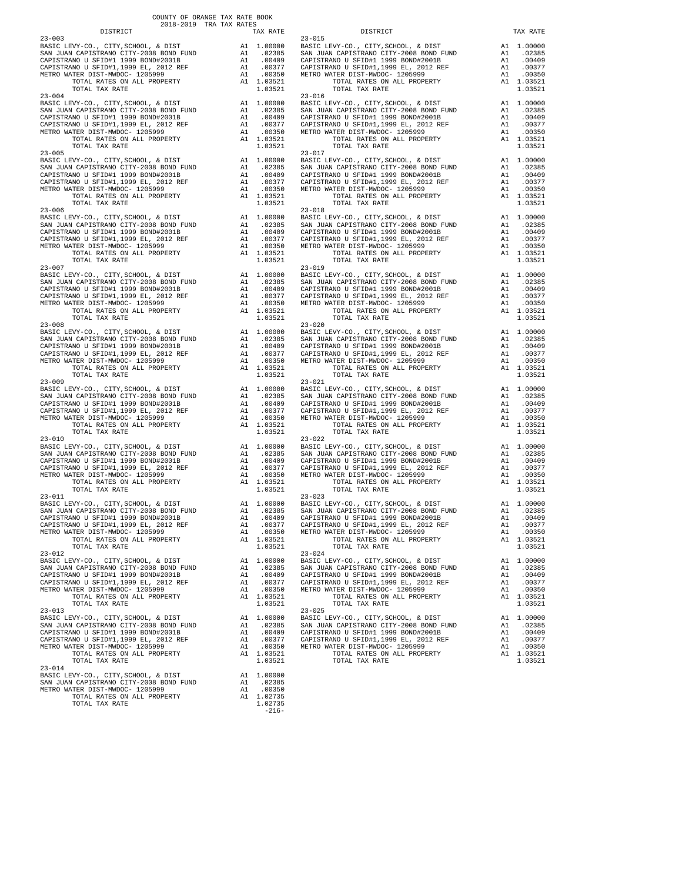COUNTY OF ORANGE TAX RATE BOOK
2018-2019 TRA TAX RATES

| DISTRICT | | TAX RATE |
|---|---|---|
| 23-003 | | |
| BASIC LEVY-CO., CITY,SCHOOL, & DIST | A1 | 1.00000 |
| SAN JUAN CAPISTRANO CITY-2008 BOND FUND | A1 | .02385 |
| CAPISTRANO U SFID#1 1999 BOND#2001B | A1 | .00409 |
| CAPISTRANO U SFID#1,1999 EL, 2012 REF | A1 | .00377 |
| METRO WATER DIST-MWDOC- 1205999 | A1 | .00350 |
| TOTAL RATES ON ALL PROPERTY | A1 | 1.03521 |
| TOTAL TAX RATE | | 1.03521 |
| 23-004 | | |
| BASIC LEVY-CO., CITY,SCHOOL, & DIST | A1 | 1.00000 |
| SAN JUAN CAPISTRANO CITY-2008 BOND FUND | A1 | .02385 |
| CAPISTRANO U SFID#1 1999 BOND#2001B | A1 | .00409 |
| CAPISTRANO U SFID#1,1999 EL, 2012 REF | A1 | .00377 |
| METRO WATER DIST-MWDOC- 1205999 | A1 | .00350 |
| TOTAL RATES ON ALL PROPERTY | A1 | 1.03521 |
| TOTAL TAX RATE | | 1.03521 |
| 23-005 | | |
| BASIC LEVY-CO., CITY,SCHOOL, & DIST | A1 | 1.00000 |
| SAN JUAN CAPISTRANO CITY-2008 BOND FUND | A1 | .02385 |
| CAPISTRANO U SFID#1 1999 BOND#2001B | A1 | .00409 |
| CAPISTRANO U SFID#1,1999 EL, 2012 REF | A1 | .00377 |
| METRO WATER DIST-MWDOC- 1205999 | A1 | .00350 |
| TOTAL RATES ON ALL PROPERTY | A1 | 1.03521 |
| TOTAL TAX RATE | | 1.03521 |
| 23-006 | | |
| BASIC LEVY-CO., CITY,SCHOOL, & DIST | A1 | 1.00000 |
| SAN JUAN CAPISTRANO CITY-2008 BOND FUND | A1 | .02385 |
| CAPISTRANO U SFID#1 1999 BOND#2001B | A1 | .00409 |
| CAPISTRANO U SFID#1,1999 EL, 2012 REF | A1 | .00377 |
| METRO WATER DIST-MWDOC- 1205999 | A1 | .00350 |
| TOTAL RATES ON ALL PROPERTY | A1 | 1.03521 |
| TOTAL TAX RATE | | 1.03521 |
| 23-007 | | |
| BASIC LEVY-CO., CITY,SCHOOL, & DIST | A1 | 1.00000 |
| SAN JUAN CAPISTRANO CITY-2008 BOND FUND | A1 | .02385 |
| CAPISTRANO U SFID#1 1999 BOND#2001B | A1 | .00409 |
| CAPISTRANO U SFID#1,1999 EL, 2012 REF | A1 | .00377 |
| METRO WATER DIST-MWDOC- 1205999 | A1 | .00350 |
| TOTAL RATES ON ALL PROPERTY | A1 | 1.03521 |
| TOTAL TAX RATE | | 1.03521 |
| 23-008 | | |
| BASIC LEVY-CO., CITY,SCHOOL, & DIST | A1 | 1.00000 |
| SAN JUAN CAPISTRANO CITY-2008 BOND FUND | A1 | .02385 |
| CAPISTRANO U SFID#1 1999 BOND#2001B | A1 | .00409 |
| CAPISTRANO U SFID#1,1999 EL, 2012 REF | A1 | .00377 |
| METRO WATER DIST-MWDOC- 1205999 | A1 | .00350 |
| TOTAL RATES ON ALL PROPERTY | A1 | 1.03521 |
| TOTAL TAX RATE | | 1.03521 |
| 23-009 | | |
| BASIC LEVY-CO., CITY,SCHOOL, & DIST | A1 | 1.00000 |
| SAN JUAN CAPISTRANO CITY-2008 BOND FUND | A1 | .02385 |
| CAPISTRANO U SFID#1 1999 BOND#2001B | A1 | .00409 |
| CAPISTRANO U SFID#1,1999 EL, 2012 REF | A1 | .00377 |
| METRO WATER DIST-MWDOC- 1205999 | A1 | .00350 |
| TOTAL RATES ON ALL PROPERTY | A1 | 1.03521 |
| TOTAL TAX RATE | | 1.03521 |
| 23-010 | | |
| BASIC LEVY-CO., CITY,SCHOOL, & DIST | A1 | 1.00000 |
| SAN JUAN CAPISTRANO CITY-2008 BOND FUND | A1 | .02385 |
| CAPISTRANO U SFID#1 1999 BOND#2001B | A1 | .00409 |
| CAPISTRANO U SFID#1,1999 EL, 2012 REF | A1 | .00377 |
| METRO WATER DIST-MWDOC- 1205999 | A1 | .00350 |
| TOTAL RATES ON ALL PROPERTY | A1 | 1.03521 |
| TOTAL TAX RATE | | 1.03521 |
| 23-011 | | |
| BASIC LEVY-CO., CITY,SCHOOL, & DIST | A1 | 1.00000 |
| SAN JUAN CAPISTRANO CITY-2008 BOND FUND | A1 | .02385 |
| CAPISTRANO U SFID#1 1999 BOND#2001B | A1 | .00409 |
| CAPISTRANO U SFID#1,1999 EL, 2012 REF | A1 | .00377 |
| METRO WATER DIST-MWDOC- 1205999 | A1 | .00350 |
| TOTAL RATES ON ALL PROPERTY | A1 | 1.03521 |
| TOTAL TAX RATE | | 1.03521 |
| 23-012 | | |
| BASIC LEVY-CO., CITY,SCHOOL, & DIST | A1 | 1.00000 |
| SAN JUAN CAPISTRANO CITY-2008 BOND FUND | A1 | .02385 |
| CAPISTRANO U SFID#1 1999 BOND#2001B | A1 | .00409 |
| CAPISTRANO U SFID#1,1999 EL, 2012 REF | A1 | .00377 |
| METRO WATER DIST-MWDOC- 1205999 | A1 | .00350 |
| TOTAL RATES ON ALL PROPERTY | A1 | 1.03521 |
| TOTAL TAX RATE | | 1.03521 |
| 23-013 | | |
| BASIC LEVY-CO., CITY,SCHOOL, & DIST | A1 | 1.00000 |
| SAN JUAN CAPISTRANO CITY-2008 BOND FUND | A1 | .02385 |
| CAPISTRANO U SFID#1 1999 BOND#2001B | A1 | .00409 |
| CAPISTRANO U SFID#1,1999 EL, 2012 REF | A1 | .00377 |
| METRO WATER DIST-MWDOC- 1205999 | A1 | .00350 |
| TOTAL RATES ON ALL PROPERTY | A1 | 1.03521 |
| TOTAL TAX RATE | | 1.03521 |
| 23-014 | | |
| BASIC LEVY-CO., CITY,SCHOOL, & DIST | A1 | 1.00000 |
| SAN JUAN CAPISTRANO CITY-2008 BOND FUND | A1 | .02385 |
| METRO WATER DIST-MWDOC- 1205999 | A1 | .00350 |
| TOTAL RATES ON ALL PROPERTY | A1 | 1.02735 |
| TOTAL TAX RATE | | 1.02735 |
| 23-015 | | |
| BASIC LEVY-CO., CITY,SCHOOL, & DIST | A1 | 1.00000 |
| SAN JUAN CAPISTRANO CITY-2008 BOND FUND | A1 | .02385 |
| CAPISTRANO U SFID#1 1999 BOND#2001B | A1 | .00409 |
| CAPISTRANO U SFID#1,1999 EL, 2012 REF | A1 | .00377 |
| METRO WATER DIST-MWDOC- 1205999 | A1 | .00350 |
| TOTAL RATES ON ALL PROPERTY | A1 | 1.03521 |
| TOTAL TAX RATE | | 1.03521 |
| 23-016 | | |
| BASIC LEVY-CO., CITY,SCHOOL, & DIST | A1 | 1.00000 |
| SAN JUAN CAPISTRANO CITY-2008 BOND FUND | A1 | .02385 |
| CAPISTRANO U SFID#1 1999 BOND#2001B | A1 | .00409 |
| CAPISTRANO U SFID#1,1999 EL, 2012 REF | A1 | .00377 |
| METRO WATER DIST-MWDOC- 1205999 | A1 | .00350 |
| TOTAL RATES ON ALL PROPERTY | A1 | 1.03521 |
| TOTAL TAX RATE | | 1.03521 |
| 23-017 | | |
| BASIC LEVY-CO., CITY,SCHOOL, & DIST | A1 | 1.00000 |
| SAN JUAN CAPISTRANO CITY-2008 BOND FUND | A1 | .02385 |
| CAPISTRANO U SFID#1 1999 BOND#2001B | A1 | .00409 |
| CAPISTRANO U SFID#1,1999 EL, 2012 REF | A1 | .00377 |
| METRO WATER DIST-MWDOC- 1205999 | A1 | .00350 |
| TOTAL RATES ON ALL PROPERTY | A1 | 1.03521 |
| TOTAL TAX RATE | | 1.03521 |
| 23-018 | | |
| BASIC LEVY-CO., CITY,SCHOOL, & DIST | A1 | 1.00000 |
| SAN JUAN CAPISTRANO CITY-2008 BOND FUND | A1 | .02385 |
| CAPISTRANO U SFID#1 1999 BOND#2001B | A1 | .00409 |
| CAPISTRANO U SFID#1,1999 EL, 2012 REF | A1 | .00377 |
| METRO WATER DIST-MWDOC- 1205999 | A1 | .00350 |
| TOTAL RATES ON ALL PROPERTY | A1 | 1.03521 |
| TOTAL TAX RATE | | 1.03521 |
| 23-019 | | |
| BASIC LEVY-CO., CITY,SCHOOL, & DIST | A1 | 1.00000 |
| SAN JUAN CAPISTRANO CITY-2008 BOND FUND | A1 | .02385 |
| CAPISTRANO U SFID#1 1999 BOND#2001B | A1 | .00409 |
| CAPISTRANO U SFID#1,1999 EL, 2012 REF | A1 | .00377 |
| METRO WATER DIST-MWDOC- 1205999 | A1 | .00350 |
| TOTAL RATES ON ALL PROPERTY | A1 | 1.03521 |
| TOTAL TAX RATE | | 1.03521 |
| 23-020 | | |
| BASIC LEVY-CO., CITY,SCHOOL, & DIST | A1 | 1.00000 |
| SAN JUAN CAPISTRANO CITY-2008 BOND FUND | A1 | .02385 |
| CAPISTRANO U SFID#1 1999 BOND#2001B | A1 | .00409 |
| CAPISTRANO U SFID#1,1999 EL, 2012 REF | A1 | .00377 |
| METRO WATER DIST-MWDOC- 1205999 | A1 | .00350 |
| TOTAL RATES ON ALL PROPERTY | A1 | 1.03521 |
| TOTAL TAX RATE | | 1.03521 |
| 23-021 | | |
| BASIC LEVY-CO., CITY,SCHOOL, & DIST | A1 | 1.00000 |
| SAN JUAN CAPISTRANO CITY-2008 BOND FUND | A1 | .02385 |
| CAPISTRANO U SFID#1 1999 BOND#2001B | A1 | .00409 |
| CAPISTRANO U SFID#1,1999 EL, 2012 REF | A1 | .00377 |
| METRO WATER DIST-MWDOC- 1205999 | A1 | .00350 |
| TOTAL RATES ON ALL PROPERTY | A1 | 1.03521 |
| TOTAL TAX RATE | | 1.03521 |
| 23-022 | | |
| BASIC LEVY-CO., CITY,SCHOOL, & DIST | A1 | 1.00000 |
| SAN JUAN CAPISTRANO CITY-2008 BOND FUND | A1 | .02385 |
| CAPISTRANO U SFID#1 1999 BOND#2001B | A1 | .00409 |
| CAPISTRANO U SFID#1,1999 EL, 2012 REF | A1 | .00377 |
| METRO WATER DIST-MWDOC- 1205999 | A1 | .00350 |
| TOTAL RATES ON ALL PROPERTY | A1 | 1.03521 |
| TOTAL TAX RATE | | 1.03521 |
| 23-023 | | |
| BASIC LEVY-CO., CITY,SCHOOL, & DIST | A1 | 1.00000 |
| SAN JUAN CAPISTRANO CITY-2008 BOND FUND | A1 | .02385 |
| CAPISTRANO U SFID#1 1999 BOND#2001B | A1 | .00409 |
| CAPISTRANO U SFID#1,1999 EL, 2012 REF | A1 | .00377 |
| METRO WATER DIST-MWDOC- 1205999 | A1 | .00350 |
| TOTAL RATES ON ALL PROPERTY | A1 | 1.03521 |
| TOTAL TAX RATE | | 1.03521 |
| 23-024 | | |
| BASIC LEVY-CO., CITY,SCHOOL, & DIST | A1 | 1.00000 |
| SAN JUAN CAPISTRANO CITY-2008 BOND FUND | A1 | .02385 |
| CAPISTRANO U SFID#1 1999 BOND#2001B | A1 | .00409 |
| CAPISTRANO U SFID#1,1999 EL, 2012 REF | A1 | .00377 |
| METRO WATER DIST-MWDOC- 1205999 | A1 | .00350 |
| TOTAL RATES ON ALL PROPERTY | A1 | 1.03521 |
| TOTAL TAX RATE | | 1.03521 |
| 23-025 | | |
| BASIC LEVY-CO., CITY,SCHOOL, & DIST | A1 | 1.00000 |
| SAN JUAN CAPISTRANO CITY-2008 BOND FUND | A1 | .02385 |
| CAPISTRANO U SFID#1 1999 BOND#2001B | A1 | .00409 |
| CAPISTRANO U SFID#1,1999 EL, 2012 REF | A1 | .00377 |
| METRO WATER DIST-MWDOC- 1205999 | A1 | .00350 |
| TOTAL RATES ON ALL PROPERTY | A1 | 1.03521 |
| TOTAL TAX RATE | | 1.03521 |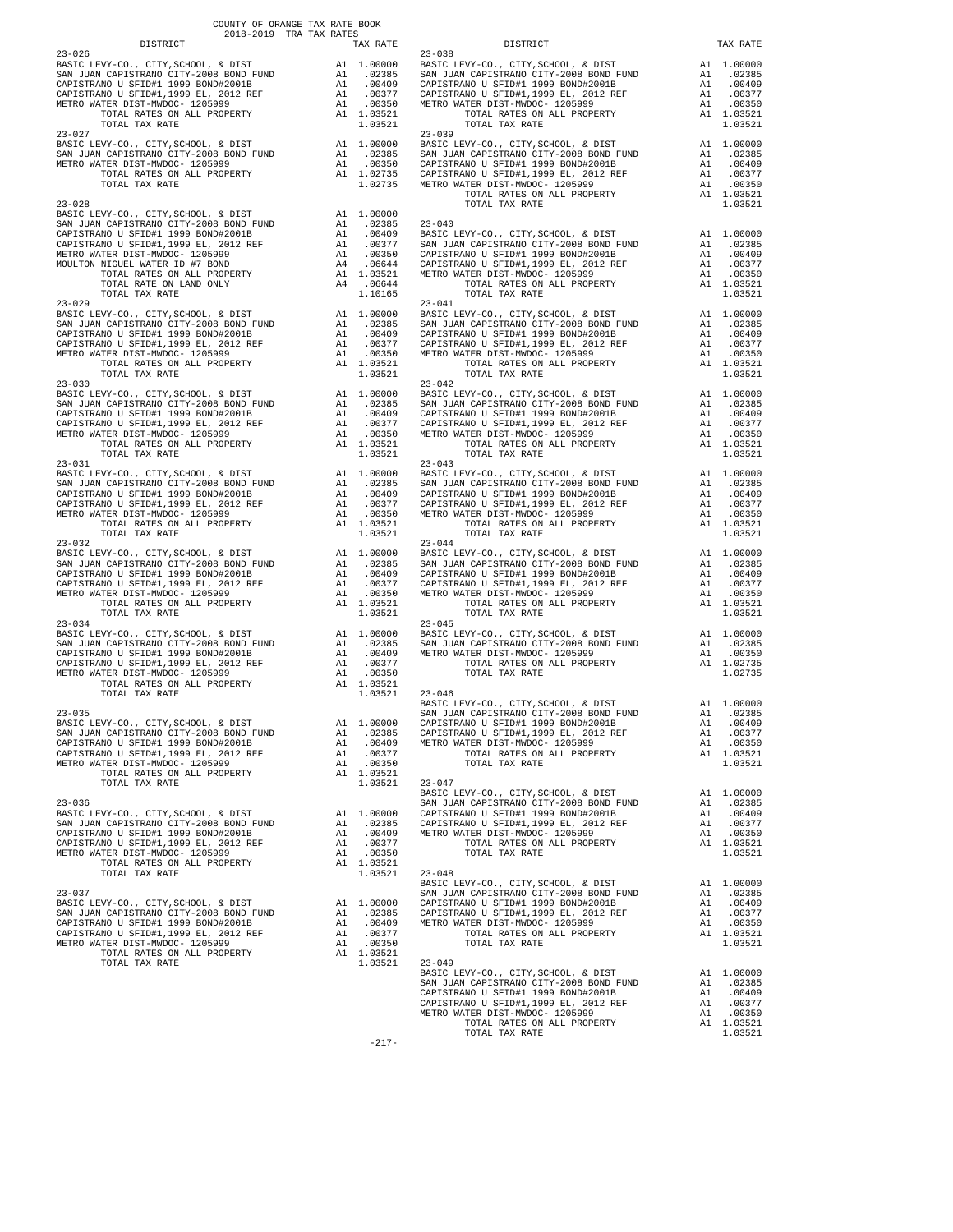COUNTY OF ORANGE TAX RATE BOOK
2018-2019 TRA TAX RATES

| DISTRICT | | TAX RATE |
|---|---|---|
| **23-026** | | |
| BASIC LEVY-CO., CITY,SCHOOL, & DIST | A1 | 1.00000 |
| SAN JUAN CAPISTRANO CITY-2008 BOND FUND | A1 | .02385 |
| CAPISTRANO U SFID#1 1999 BOND#2001B | A1 | .00409 |
| CAPISTRANO U SFID#1,1999 EL, 2012 REF | A1 | .00377 |
| METRO WATER DIST-MWDOC- 1205999 | A1 | .00350 |
| TOTAL RATES ON ALL PROPERTY | A1 | 1.03521 |
| TOTAL TAX RATE | | 1.03521 |
| **23-027** | | |
| BASIC LEVY-CO., CITY,SCHOOL, & DIST | A1 | 1.00000 |
| SAN JUAN CAPISTRANO CITY-2008 BOND FUND | A1 | .02385 |
| METRO WATER DIST-MWDOC- 1205999 | A1 | .00350 |
| TOTAL RATES ON ALL PROPERTY | A1 | 1.02735 |
| TOTAL TAX RATE | | 1.02735 |
| **23-028** | | |
| BASIC LEVY-CO., CITY,SCHOOL, & DIST | A1 | 1.00000 |
| SAN JUAN CAPISTRANO CITY-2008 BOND FUND | A1 | .02385 |
| CAPISTRANO U SFID#1 1999 BOND#2001B | A1 | .00409 |
| CAPISTRANO U SFID#1,1999 EL, 2012 REF | A1 | .00377 |
| METRO WATER DIST-MWDOC- 1205999 | A1 | .00350 |
| MOULTON NIGUEL WATER ID #7 BOND | A4 | .06644 |
| TOTAL RATES ON ALL PROPERTY | A1 | 1.03521 |
| TOTAL RATE ON LAND ONLY | A4 | .06644 |
| TOTAL TAX RATE | | 1.10165 |
| **23-029** | | |
| BASIC LEVY-CO., CITY,SCHOOL, & DIST | A1 | 1.00000 |
| SAN JUAN CAPISTRANO CITY-2008 BOND FUND | A1 | .02385 |
| CAPISTRANO U SFID#1 1999 BOND#2001B | A1 | .00409 |
| CAPISTRANO U SFID#1,1999 EL, 2012 REF | A1 | .00377 |
| METRO WATER DIST-MWDOC- 1205999 | A1 | .00350 |
| TOTAL RATES ON ALL PROPERTY | A1 | 1.03521 |
| TOTAL TAX RATE | | 1.03521 |
| **23-030** | | |
| BASIC LEVY-CO., CITY,SCHOOL, & DIST | A1 | 1.00000 |
| SAN JUAN CAPISTRANO CITY-2008 BOND FUND | A1 | .02385 |
| CAPISTRANO U SFID#1 1999 BOND#2001B | A1 | .00409 |
| CAPISTRANO U SFID#1,1999 EL, 2012 REF | A1 | .00377 |
| METRO WATER DIST-MWDOC- 1205999 | A1 | .00350 |
| TOTAL RATES ON ALL PROPERTY | A1 | 1.03521 |
| TOTAL TAX RATE | | 1.03521 |
| **23-031** | | |
| BASIC LEVY-CO., CITY,SCHOOL, & DIST | A1 | 1.00000 |
| SAN JUAN CAPISTRANO CITY-2008 BOND FUND | A1 | .02385 |
| CAPISTRANO U SFID#1 1999 BOND#2001B | A1 | .00409 |
| CAPISTRANO U SFID#1,1999 EL, 2012 REF | A1 | .00377 |
| METRO WATER DIST-MWDOC- 1205999 | A1 | .00350 |
| TOTAL RATES ON ALL PROPERTY | A1 | 1.03521 |
| TOTAL TAX RATE | | 1.03521 |
| **23-032** | | |
| BASIC LEVY-CO., CITY,SCHOOL, & DIST | A1 | 1.00000 |
| SAN JUAN CAPISTRANO CITY-2008 BOND FUND | A1 | .02385 |
| CAPISTRANO U SFID#1 1999 BOND#2001B | A1 | .00409 |
| CAPISTRANO U SFID#1,1999 EL, 2012 REF | A1 | .00377 |
| METRO WATER DIST-MWDOC- 1205999 | A1 | .00350 |
| TOTAL RATES ON ALL PROPERTY | A1 | 1.03521 |
| TOTAL TAX RATE | | 1.03521 |
| **23-034** | | |
| BASIC LEVY-CO., CITY,SCHOOL, & DIST | A1 | 1.00000 |
| SAN JUAN CAPISTRANO CITY-2008 BOND FUND | A1 | .02385 |
| CAPISTRANO U SFID#1 1999 BOND#2001B | A1 | .00409 |
| CAPISTRANO U SFID#1,1999 EL, 2012 REF | A1 | .00377 |
| METRO WATER DIST-MWDOC- 1205999 | A1 | .00350 |
| TOTAL RATES ON ALL PROPERTY | A1 | 1.03521 |
| TOTAL TAX RATE | | 1.03521 |
| **23-035** | | |
| BASIC LEVY-CO., CITY,SCHOOL, & DIST | A1 | 1.00000 |
| SAN JUAN CAPISTRANO CITY-2008 BOND FUND | A1 | .02385 |
| CAPISTRANO U SFID#1 1999 BOND#2001B | A1 | .00409 |
| CAPISTRANO U SFID#1,1999 EL, 2012 REF | A1 | .00377 |
| METRO WATER DIST-MWDOC- 1205999 | A1 | .00350 |
| TOTAL RATES ON ALL PROPERTY | A1 | 1.03521 |
| TOTAL TAX RATE | | 1.03521 |
| **23-036** | | |
| BASIC LEVY-CO., CITY,SCHOOL, & DIST | A1 | 1.00000 |
| SAN JUAN CAPISTRANO CITY-2008 BOND FUND | A1 | .02385 |
| CAPISTRANO U SFID#1 1999 BOND#2001B | A1 | .00409 |
| CAPISTRANO U SFID#1,1999 EL, 2012 REF | A1 | .00377 |
| METRO WATER DIST-MWDOC- 1205999 | A1 | .00350 |
| TOTAL RATES ON ALL PROPERTY | A1 | 1.03521 |
| TOTAL TAX RATE | | 1.03521 |
| **23-037** | | |
| BASIC LEVY-CO., CITY,SCHOOL, & DIST | A1 | 1.00000 |
| SAN JUAN CAPISTRANO CITY-2008 BOND FUND | A1 | .02385 |
| CAPISTRANO U SFID#1 1999 BOND#2001B | A1 | .00409 |
| CAPISTRANO U SFID#1,1999 EL, 2012 REF | A1 | .00377 |
| METRO WATER DIST-MWDOC- 1205999 | A1 | .00350 |
| TOTAL RATES ON ALL PROPERTY | A1 | 1.03521 |
| TOTAL TAX RATE | | 1.03521 |
| **23-038** | | |
| BASIC LEVY-CO., CITY,SCHOOL, & DIST | A1 | 1.00000 |
| SAN JUAN CAPISTRANO CITY-2008 BOND FUND | A1 | .02385 |
| CAPISTRANO U SFID#1 1999 BOND#2001B | A1 | .00409 |
| CAPISTRANO U SFID#1,1999 EL, 2012 REF | A1 | .00377 |
| METRO WATER DIST-MWDOC- 1205999 | A1 | .00350 |
| TOTAL RATES ON ALL PROPERTY | A1 | 1.03521 |
| TOTAL TAX RATE | | 1.03521 |
| **23-039** | | |
| BASIC LEVY-CO., CITY,SCHOOL, & DIST | A1 | 1.00000 |
| SAN JUAN CAPISTRANO CITY-2008 BOND FUND | A1 | .02385 |
| CAPISTRANO U SFID#1 1999 BOND#2001B | A1 | .00409 |
| CAPISTRANO U SFID#1,1999 EL, 2012 REF | A1 | .00377 |
| METRO WATER DIST-MWDOC- 1205999 | A1 | .00350 |
| TOTAL RATES ON ALL PROPERTY | A1 | 1.03521 |
| TOTAL TAX RATE | | 1.03521 |
| **23-040** | | |
| BASIC LEVY-CO., CITY,SCHOOL, & DIST | A1 | 1.00000 |
| SAN JUAN CAPISTRANO CITY-2008 BOND FUND | A1 | .02385 |
| CAPISTRANO U SFID#1 1999 BOND#2001B | A1 | .00409 |
| CAPISTRANO U SFID#1,1999 EL, 2012 REF | A1 | .00377 |
| METRO WATER DIST-MWDOC- 1205999 | A1 | .00350 |
| TOTAL RATES ON ALL PROPERTY | A1 | 1.03521 |
| TOTAL TAX RATE | | 1.03521 |
| **23-041** | | |
| BASIC LEVY-CO., CITY,SCHOOL, & DIST | A1 | 1.00000 |
| SAN JUAN CAPISTRANO CITY-2008 BOND FUND | A1 | .02385 |
| CAPISTRANO U SFID#1 1999 BOND#2001B | A1 | .00409 |
| CAPISTRANO U SFID#1,1999 EL, 2012 REF | A1 | .00377 |
| METRO WATER DIST-MWDOC- 1205999 | A1 | .00350 |
| TOTAL RATES ON ALL PROPERTY | A1 | 1.03521 |
| TOTAL TAX RATE | | 1.03521 |
| **23-042** | | |
| BASIC LEVY-CO., CITY,SCHOOL, & DIST | A1 | 1.00000 |
| SAN JUAN CAPISTRANO CITY-2008 BOND FUND | A1 | .02385 |
| CAPISTRANO U SFID#1 1999 BOND#2001B | A1 | .00409 |
| CAPISTRANO U SFID#1,1999 EL, 2012 REF | A1 | .00377 |
| METRO WATER DIST-MWDOC- 1205999 | A1 | .00350 |
| TOTAL RATES ON ALL PROPERTY | A1 | 1.03521 |
| TOTAL TAX RATE | | 1.03521 |
| **23-043** | | |
| BASIC LEVY-CO., CITY,SCHOOL, & DIST | A1 | 1.00000 |
| SAN JUAN CAPISTRANO CITY-2008 BOND FUND | A1 | .02385 |
| CAPISTRANO U SFID#1 1999 BOND#2001B | A1 | .00409 |
| CAPISTRANO U SFID#1,1999 EL, 2012 REF | A1 | .00377 |
| METRO WATER DIST-MWDOC- 1205999 | A1 | .00350 |
| TOTAL RATES ON ALL PROPERTY | A1 | 1.03521 |
| TOTAL TAX RATE | | 1.03521 |
| **23-044** | | |
| BASIC LEVY-CO., CITY,SCHOOL, & DIST | A1 | 1.00000 |
| SAN JUAN CAPISTRANO CITY-2008 BOND FUND | A1 | .02385 |
| CAPISTRANO U SFID#1 1999 BOND#2001B | A1 | .00409 |
| CAPISTRANO U SFID#1,1999 EL, 2012 REF | A1 | .00377 |
| METRO WATER DIST-MWDOC- 1205999 | A1 | .00350 |
| TOTAL RATES ON ALL PROPERTY | A1 | 1.03521 |
| TOTAL TAX RATE | | 1.03521 |
| **23-045** | | |
| BASIC LEVY-CO., CITY,SCHOOL, & DIST | A1 | 1.00000 |
| SAN JUAN CAPISTRANO CITY-2008 BOND FUND | A1 | .02385 |
| METRO WATER DIST-MWDOC- 1205999 | A1 | .00350 |
| TOTAL RATES ON ALL PROPERTY | A1 | 1.02735 |
| TOTAL TAX RATE | | 1.02735 |
| **23-046** | | |
| BASIC LEVY-CO., CITY,SCHOOL, & DIST | A1 | 1.00000 |
| SAN JUAN CAPISTRANO CITY-2008 BOND FUND | A1 | .02385 |
| CAPISTRANO U SFID#1 1999 BOND#2001B | A1 | .00409 |
| CAPISTRANO U SFID#1,1999 EL, 2012 REF | A1 | .00377 |
| METRO WATER DIST-MWDOC- 1205999 | A1 | .00350 |
| TOTAL RATES ON ALL PROPERTY | A1 | 1.03521 |
| TOTAL TAX RATE | | 1.03521 |
| **23-047** | | |
| BASIC LEVY-CO., CITY,SCHOOL, & DIST | A1 | 1.00000 |
| SAN JUAN CAPISTRANO CITY-2008 BOND FUND | A1 | .02385 |
| CAPISTRANO U SFID#1 1999 BOND#2001B | A1 | .00409 |
| CAPISTRANO U SFID#1,1999 EL, 2012 REF | A1 | .00377 |
| METRO WATER DIST-MWDOC- 1205999 | A1 | .00350 |
| TOTAL RATES ON ALL PROPERTY | A1 | 1.03521 |
| TOTAL TAX RATE | | 1.03521 |
| **23-048** | | |
| BASIC LEVY-CO., CITY,SCHOOL, & DIST | A1 | 1.00000 |
| SAN JUAN CAPISTRANO CITY-2008 BOND FUND | A1 | .02385 |
| CAPISTRANO U SFID#1 1999 BOND#2001B | A1 | .00409 |
| CAPISTRANO U SFID#1,1999 EL, 2012 REF | A1 | .00377 |
| METRO WATER DIST-MWDOC- 1205999 | A1 | .00350 |
| TOTAL RATES ON ALL PROPERTY | A1 | 1.03521 |
| TOTAL TAX RATE | | 1.03521 |
| **23-049** | | |
| BASIC LEVY-CO., CITY,SCHOOL, & DIST | A1 | 1.00000 |
| SAN JUAN CAPISTRANO CITY-2008 BOND FUND | A1 | .02385 |
| CAPISTRANO U SFID#1 1999 BOND#2001B | A1 | .00409 |
| CAPISTRANO U SFID#1,1999 EL, 2012 REF | A1 | .00377 |
| METRO WATER DIST-MWDOC- 1205999 | A1 | .00350 |
| TOTAL RATES ON ALL PROPERTY | A1 | 1.03521 |
| TOTAL TAX RATE | | 1.03521 |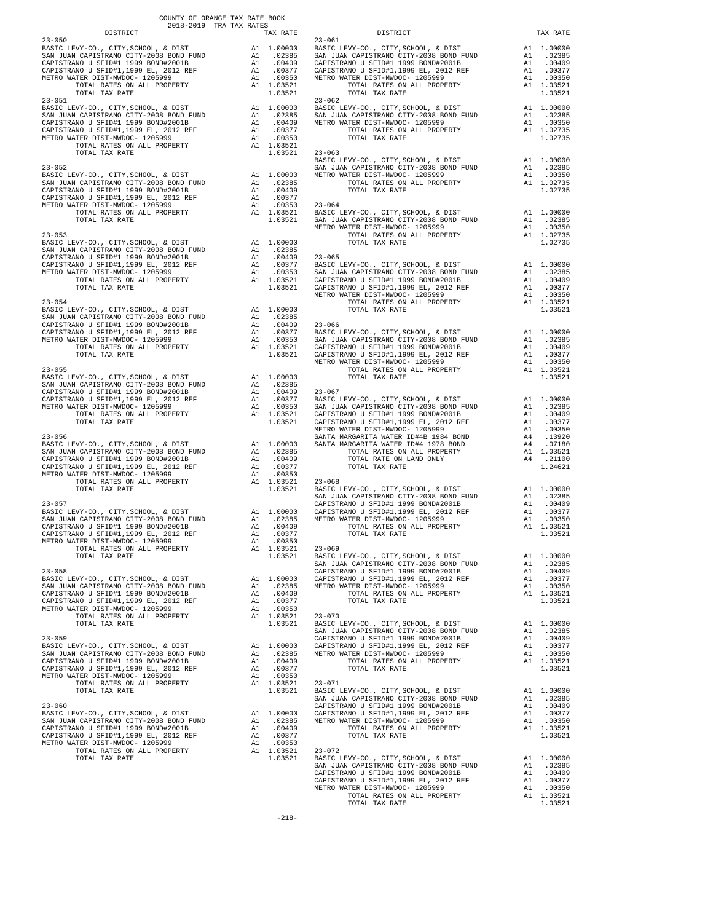COUNTY OF ORANGE TAX RATE BOOK
2018-2019 TRA TAX RATES

| DISTRICT | | TAX RATE |
|---|---|---|
| **23-050** | | |
| BASIC LEVY-CO., CITY,SCHOOL, & DIST | A1 | 1.00000 |
| SAN JUAN CAPISTRANO CITY-2008 BOND FUND | A1 | .02385 |
| CAPISTRANO U SFID#1 1999 BOND#2001B | A1 | .00409 |
| CAPISTRANO U SFID#1,1999 EL, 2012 REF | A1 | .00377 |
| METRO WATER DIST-MWDOC- 1205999 | A1 | .00350 |
| TOTAL RATES ON ALL PROPERTY | A1 | 1.03521 |
| TOTAL TAX RATE | | 1.03521 |
| **23-051** | | |
| BASIC LEVY-CO., CITY,SCHOOL, & DIST | A1 | 1.00000 |
| SAN JUAN CAPISTRANO CITY-2008 BOND FUND | A1 | .02385 |
| CAPISTRANO U SFID#1 1999 BOND#2001B | A1 | .00409 |
| CAPISTRANO U SFID#1,1999 EL, 2012 REF | A1 | .00377 |
| METRO WATER DIST-MWDOC- 1205999 | A1 | .00350 |
| TOTAL RATES ON ALL PROPERTY | A1 | 1.03521 |
| TOTAL TAX RATE | | 1.03521 |
| **23-052** | | |
| BASIC LEVY-CO., CITY,SCHOOL, & DIST | A1 | 1.00000 |
| SAN JUAN CAPISTRANO CITY-2008 BOND FUND | A1 | .02385 |
| CAPISTRANO U SFID#1 1999 BOND#2001B | A1 | .00409 |
| CAPISTRANO U SFID#1,1999 EL, 2012 REF | A1 | .00377 |
| METRO WATER DIST-MWDOC- 1205999 | A1 | .00350 |
| TOTAL RATES ON ALL PROPERTY | A1 | 1.03521 |
| TOTAL TAX RATE | | 1.03521 |
| **23-053** | | |
| BASIC LEVY-CO., CITY,SCHOOL, & DIST | A1 | 1.00000 |
| SAN JUAN CAPISTRANO CITY-2008 BOND FUND | A1 | .02385 |
| CAPISTRANO U SFID#1 1999 BOND#2001B | A1 | .00409 |
| CAPISTRANO U SFID#1,1999 EL, 2012 REF | A1 | .00377 |
| METRO WATER DIST-MWDOC- 1205999 | A1 | .00350 |
| TOTAL RATES ON ALL PROPERTY | A1 | 1.03521 |
| TOTAL TAX RATE | | 1.03521 |
| **23-054** | | |
| BASIC LEVY-CO., CITY,SCHOOL, & DIST | A1 | 1.00000 |
| SAN JUAN CAPISTRANO CITY-2008 BOND FUND | A1 | .02385 |
| CAPISTRANO U SFID#1 1999 BOND#2001B | A1 | .00409 |
| CAPISTRANO U SFID#1,1999 EL, 2012 REF | A1 | .00377 |
| METRO WATER DIST-MWDOC- 1205999 | A1 | .00350 |
| TOTAL RATES ON ALL PROPERTY | A1 | 1.03521 |
| TOTAL TAX RATE | | 1.03521 |
| **23-055** | | |
| BASIC LEVY-CO., CITY,SCHOOL, & DIST | A1 | 1.00000 |
| SAN JUAN CAPISTRANO CITY-2008 BOND FUND | A1 | .02385 |
| CAPISTRANO U SFID#1 1999 BOND#2001B | A1 | .00409 |
| CAPISTRANO U SFID#1,1999 EL, 2012 REF | A1 | .00377 |
| METRO WATER DIST-MWDOC- 1205999 | A1 | .00350 |
| TOTAL RATES ON ALL PROPERTY | A1 | 1.03521 |
| TOTAL TAX RATE | | 1.03521 |
| **23-056** | | |
| BASIC LEVY-CO., CITY,SCHOOL, & DIST | A1 | 1.00000 |
| SAN JUAN CAPISTRANO CITY-2008 BOND FUND | A1 | .02385 |
| CAPISTRANO U SFID#1 1999 BOND#2001B | A1 | .00409 |
| CAPISTRANO U SFID#1,1999 EL, 2012 REF | A1 | .00377 |
| METRO WATER DIST-MWDOC- 1205999 | A1 | .00350 |
| TOTAL RATES ON ALL PROPERTY | A1 | 1.03521 |
| TOTAL TAX RATE | | 1.03521 |
| **23-057** | | |
| BASIC LEVY-CO., CITY,SCHOOL, & DIST | A1 | 1.00000 |
| SAN JUAN CAPISTRANO CITY-2008 BOND FUND | A1 | .02385 |
| CAPISTRANO U SFID#1 1999 BOND#2001B | A1 | .00409 |
| CAPISTRANO U SFID#1,1999 EL, 2012 REF | A1 | .00377 |
| METRO WATER DIST-MWDOC- 1205999 | A1 | .00350 |
| TOTAL RATES ON ALL PROPERTY | A1 | 1.03521 |
| TOTAL TAX RATE | | 1.03521 |
| **23-058** | | |
| BASIC LEVY-CO., CITY,SCHOOL, & DIST | A1 | 1.00000 |
| SAN JUAN CAPISTRANO CITY-2008 BOND FUND | A1 | .02385 |
| CAPISTRANO U SFID#1 1999 BOND#2001B | A1 | .00409 |
| CAPISTRANO U SFID#1,1999 EL, 2012 REF | A1 | .00377 |
| METRO WATER DIST-MWDOC- 1205999 | A1 | .00350 |
| TOTAL RATES ON ALL PROPERTY | A1 | 1.03521 |
| TOTAL TAX RATE | | 1.03521 |
| **23-059** | | |
| BASIC LEVY-CO., CITY,SCHOOL, & DIST | A1 | 1.00000 |
| SAN JUAN CAPISTRANO CITY-2008 BOND FUND | A1 | .02385 |
| CAPISTRANO U SFID#1 1999 BOND#2001B | A1 | .00409 |
| CAPISTRANO U SFID#1,1999 EL, 2012 REF | A1 | .00377 |
| METRO WATER DIST-MWDOC- 1205999 | A1 | .00350 |
| TOTAL RATES ON ALL PROPERTY | A1 | 1.03521 |
| TOTAL TAX RATE | | 1.03521 |
| **23-060** | | |
| BASIC LEVY-CO., CITY,SCHOOL, & DIST | A1 | 1.00000 |
| SAN JUAN CAPISTRANO CITY-2008 BOND FUND | A1 | .02385 |
| CAPISTRANO U SFID#1 1999 BOND#2001B | A1 | .00409 |
| CAPISTRANO U SFID#1,1999 EL, 2012 REF | A1 | .00377 |
| METRO WATER DIST-MWDOC- 1205999 | A1 | .00350 |
| TOTAL RATES ON ALL PROPERTY | A1 | 1.03521 |
| TOTAL TAX RATE | | 1.03521 |
| **23-061** | | |
| BASIC LEVY-CO., CITY,SCHOOL, & DIST | A1 | 1.00000 |
| SAN JUAN CAPISTRANO CITY-2008 BOND FUND | A1 | .02385 |
| CAPISTRANO U SFID#1 1999 BOND#2001B | A1 | .00409 |
| CAPISTRANO U SFID#1,1999 EL, 2012 REF | A1 | .00377 |
| METRO WATER DIST-MWDOC- 1205999 | A1 | .00350 |
| TOTAL RATES ON ALL PROPERTY | A1 | 1.03521 |
| TOTAL TAX RATE | | 1.03521 |
| **23-062** | | |
| BASIC LEVY-CO., CITY,SCHOOL, & DIST | A1 | 1.00000 |
| SAN JUAN CAPISTRANO CITY-2008 BOND FUND | A1 | .02385 |
| METRO WATER DIST-MWDOC- 1205999 | A1 | .00350 |
| TOTAL RATES ON ALL PROPERTY | A1 | 1.02735 |
| TOTAL TAX RATE | | 1.02735 |
| **23-063** | | |
| BASIC LEVY-CO., CITY,SCHOOL, & DIST | A1 | 1.00000 |
| SAN JUAN CAPISTRANO CITY-2008 BOND FUND | A1 | .02385 |
| METRO WATER DIST-MWDOC- 1205999 | A1 | .00350 |
| TOTAL RATES ON ALL PROPERTY | A1 | 1.02735 |
| TOTAL TAX RATE | | 1.02735 |
| **23-064** | | |
| BASIC LEVY-CO., CITY,SCHOOL, & DIST | A1 | 1.00000 |
| SAN JUAN CAPISTRANO CITY-2008 BOND FUND | A1 | .02385 |
| METRO WATER DIST-MWDOC- 1205999 | A1 | .00350 |
| TOTAL RATES ON ALL PROPERTY | A1 | 1.02735 |
| TOTAL TAX RATE | | 1.02735 |
| **23-065** | | |
| BASIC LEVY-CO., CITY,SCHOOL, & DIST | A1 | 1.00000 |
| SAN JUAN CAPISTRANO CITY-2008 BOND FUND | A1 | .02385 |
| CAPISTRANO U SFID#1 1999 BOND#2001B | A1 | .00409 |
| CAPISTRANO U SFID#1,1999 EL, 2012 REF | A1 | .00377 |
| METRO WATER DIST-MWDOC- 1205999 | A1 | .00350 |
| TOTAL RATES ON ALL PROPERTY | A1 | 1.03521 |
| TOTAL TAX RATE | | 1.03521 |
| **23-066** | | |
| BASIC LEVY-CO., CITY,SCHOOL, & DIST | A1 | 1.00000 |
| SAN JUAN CAPISTRANO CITY-2008 BOND FUND | A1 | .02385 |
| CAPISTRANO U SFID#1 1999 BOND#2001B | A1 | .00409 |
| CAPISTRANO U SFID#1,1999 EL, 2012 REF | A1 | .00377 |
| METRO WATER DIST-MWDOC- 1205999 | A1 | .00350 |
| TOTAL RATES ON ALL PROPERTY | A1 | 1.03521 |
| TOTAL TAX RATE | | 1.03521 |
| **23-067** | | |
| BASIC LEVY-CO., CITY,SCHOOL, & DIST | A1 | 1.00000 |
| SAN JUAN CAPISTRANO CITY-2008 BOND FUND | A1 | .02385 |
| CAPISTRANO U SFID#1 1999 BOND#2001B | A1 | .00409 |
| CAPISTRANO U SFID#1,1999 EL, 2012 REF | A1 | .00377 |
| METRO WATER DIST-MWDOC- 1205999 | A1 | .00350 |
| SANTA MARGARITA WATER ID#4B 1984 BOND | A4 | .13920 |
| SANTA MARGARITA WATER ID#4 1978 BOND | A4 | .07180 |
| TOTAL RATES ON ALL PROPERTY | A1 | 1.03521 |
| TOTAL RATE ON LAND ONLY | A4 | .21100 |
| TOTAL TAX RATE | | 1.24621 |
| **23-068** | | |
| BASIC LEVY-CO., CITY,SCHOOL, & DIST | A1 | 1.00000 |
| SAN JUAN CAPISTRANO CITY-2008 BOND FUND | A1 | .02385 |
| CAPISTRANO U SFID#1 1999 BOND#2001B | A1 | .00409 |
| CAPISTRANO U SFID#1,1999 EL, 2012 REF | A1 | .00377 |
| METRO WATER DIST-MWDOC- 1205999 | A1 | .00350 |
| TOTAL RATES ON ALL PROPERTY | A1 | 1.03521 |
| TOTAL TAX RATE | | 1.03521 |
| **23-069** | | |
| BASIC LEVY-CO., CITY,SCHOOL, & DIST | A1 | 1.00000 |
| SAN JUAN CAPISTRANO CITY-2008 BOND FUND | A1 | .02385 |
| CAPISTRANO U SFID#1 1999 BOND#2001B | A1 | .00409 |
| CAPISTRANO U SFID#1,1999 EL, 2012 REF | A1 | .00377 |
| METRO WATER DIST-MWDOC- 1205999 | A1 | .00350 |
| TOTAL RATES ON ALL PROPERTY | A1 | 1.03521 |
| TOTAL TAX RATE | | 1.03521 |
| **23-070** | | |
| BASIC LEVY-CO., CITY,SCHOOL, & DIST | A1 | 1.00000 |
| SAN JUAN CAPISTRANO CITY-2008 BOND FUND | A1 | .02385 |
| CAPISTRANO U SFID#1 1999 BOND#2001B | A1 | .00409 |
| CAPISTRANO U SFID#1,1999 EL, 2012 REF | A1 | .00377 |
| METRO WATER DIST-MWDOC- 1205999 | A1 | .00350 |
| TOTAL RATES ON ALL PROPERTY | A1 | 1.03521 |
| TOTAL TAX RATE | | 1.03521 |
| **23-071** | | |
| BASIC LEVY-CO., CITY,SCHOOL, & DIST | A1 | 1.00000 |
| SAN JUAN CAPISTRANO CITY-2008 BOND FUND | A1 | .02385 |
| CAPISTRANO U SFID#1 1999 BOND#2001B | A1 | .00409 |
| CAPISTRANO U SFID#1,1999 EL, 2012 REF | A1 | .00377 |
| METRO WATER DIST-MWDOC- 1205999 | A1 | .00350 |
| TOTAL RATES ON ALL PROPERTY | A1 | 1.03521 |
| TOTAL TAX RATE | | 1.03521 |
| **23-072** | | |
| BASIC LEVY-CO., CITY,SCHOOL, & DIST | A1 | 1.00000 |
| SAN JUAN CAPISTRANO CITY-2008 BOND FUND | A1 | .02385 |
| CAPISTRANO U SFID#1 1999 BOND#2001B | A1 | .00409 |
| CAPISTRANO U SFID#1,1999 EL, 2012 REF | A1 | .00377 |
| METRO WATER DIST-MWDOC- 1205999 | A1 | .00350 |
| TOTAL RATES ON ALL PROPERTY | A1 | 1.03521 |
| TOTAL TAX RATE | | 1.03521 |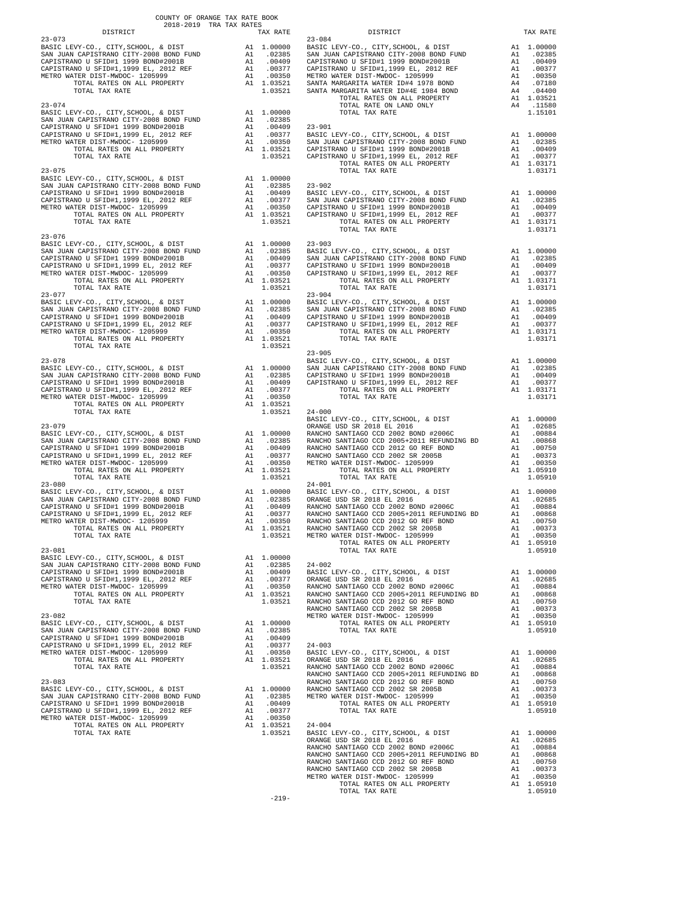COUNTY OF ORANGE TAX RATE BOOK
2018-2019 TRA TAX RATES

| DISTRICT | | TAX RATE |
|---|---|---|
| **23-073** | | |
| BASIC LEVY-CO., CITY,SCHOOL, & DIST | A1 | 1.00000 |
| SAN JUAN CAPISTRANO CITY-2008 BOND FUND | A1 | .02385 |
| CAPISTRANO U SFID#1 1999 BOND#2001B | A1 | .00409 |
| CAPISTRANO U SFID#1,1999 EL, 2012 REF | A1 | .00377 |
| METRO WATER DIST-MWDOC- 1205999 | A1 | .00350 |
| TOTAL RATES ON ALL PROPERTY | A1 | 1.03521 |
| TOTAL TAX RATE | | 1.03521 |
| **23-074** | | |
| BASIC LEVY-CO., CITY,SCHOOL, & DIST | A1 | 1.00000 |
| SAN JUAN CAPISTRANO CITY-2008 BOND FUND | A1 | .02385 |
| CAPISTRANO U SFID#1 1999 BOND#2001B | A1 | .00409 |
| CAPISTRANO U SFID#1,1999 EL, 2012 REF | A1 | .00377 |
| METRO WATER DIST-MWDOC- 1205999 | A1 | .00350 |
| TOTAL RATES ON ALL PROPERTY | A1 | 1.03521 |
| TOTAL TAX RATE | | 1.03521 |
| **23-075** | | |
| BASIC LEVY-CO., CITY,SCHOOL, & DIST | A1 | 1.00000 |
| SAN JUAN CAPISTRANO CITY-2008 BOND FUND | A1 | .02385 |
| CAPISTRANO U SFID#1 1999 BOND#2001B | A1 | .00409 |
| CAPISTRANO U SFID#1,1999 EL, 2012 REF | A1 | .00377 |
| METRO WATER DIST-MWDOC- 1205999 | A1 | .00350 |
| TOTAL RATES ON ALL PROPERTY | A1 | 1.03521 |
| TOTAL TAX RATE | | 1.03521 |
| **23-076** | | |
| BASIC LEVY-CO., CITY,SCHOOL, & DIST | A1 | 1.00000 |
| SAN JUAN CAPISTRANO CITY-2008 BOND FUND | A1 | .02385 |
| CAPISTRANO U SFID#1 1999 BOND#2001B | A1 | .00409 |
| CAPISTRANO U SFID#1,1999 EL, 2012 REF | A1 | .00377 |
| METRO WATER DIST-MWDOC- 1205999 | A1 | .00350 |
| TOTAL RATES ON ALL PROPERTY | A1 | 1.03521 |
| TOTAL TAX RATE | | 1.03521 |
| **23-077** | | |
| BASIC LEVY-CO., CITY,SCHOOL, & DIST | A1 | 1.00000 |
| SAN JUAN CAPISTRANO CITY-2008 BOND FUND | A1 | .02385 |
| CAPISTRANO U SFID#1 1999 BOND#2001B | A1 | .00409 |
| CAPISTRANO U SFID#1,1999 EL, 2012 REF | A1 | .00377 |
| METRO WATER DIST-MWDOC- 1205999 | A1 | .00350 |
| TOTAL RATES ON ALL PROPERTY | A1 | 1.03521 |
| TOTAL TAX RATE | | 1.03521 |
| **23-078** | | |
| BASIC LEVY-CO., CITY,SCHOOL, & DIST | A1 | 1.00000 |
| SAN JUAN CAPISTRANO CITY-2008 BOND FUND | A1 | .02385 |
| CAPISTRANO U SFID#1 1999 BOND#2001B | A1 | .00409 |
| CAPISTRANO U SFID#1,1999 EL, 2012 REF | A1 | .00377 |
| METRO WATER DIST-MWDOC- 1205999 | A1 | .00350 |
| TOTAL RATES ON ALL PROPERTY | A1 | 1.03521 |
| TOTAL TAX RATE | | 1.03521 |
| **23-079** | | |
| BASIC LEVY-CO., CITY,SCHOOL, & DIST | A1 | 1.00000 |
| SAN JUAN CAPISTRANO CITY-2008 BOND FUND | A1 | .02385 |
| CAPISTRANO U SFID#1 1999 BOND#2001B | A1 | .00409 |
| CAPISTRANO U SFID#1,1999 EL, 2012 REF | A1 | .00377 |
| METRO WATER DIST-MWDOC- 1205999 | A1 | .00350 |
| TOTAL RATES ON ALL PROPERTY | A1 | 1.03521 |
| TOTAL TAX RATE | | 1.03521 |
| **23-080** | | |
| BASIC LEVY-CO., CITY,SCHOOL, & DIST | A1 | 1.00000 |
| SAN JUAN CAPISTRANO CITY-2008 BOND FUND | A1 | .02385 |
| CAPISTRANO U SFID#1 1999 BOND#2001B | A1 | .00409 |
| CAPISTRANO U SFID#1,1999 EL, 2012 REF | A1 | .00377 |
| METRO WATER DIST-MWDOC- 1205999 | A1 | .00350 |
| TOTAL RATES ON ALL PROPERTY | A1 | 1.03521 |
| TOTAL TAX RATE | | 1.03521 |
| **23-081** | | |
| BASIC LEVY-CO., CITY,SCHOOL, & DIST | A1 | 1.00000 |
| SAN JUAN CAPISTRANO CITY-2008 BOND FUND | A1 | .02385 |
| CAPISTRANO U SFID#1 1999 BOND#2001B | A1 | .00409 |
| CAPISTRANO U SFID#1,1999 EL, 2012 REF | A1 | .00377 |
| METRO WATER DIST-MWDOC- 1205999 | A1 | .00350 |
| TOTAL RATES ON ALL PROPERTY | A1 | 1.03521 |
| TOTAL TAX RATE | | 1.03521 |
| **23-082** | | |
| BASIC LEVY-CO., CITY,SCHOOL, & DIST | A1 | 1.00000 |
| SAN JUAN CAPISTRANO CITY-2008 BOND FUND | A1 | .02385 |
| CAPISTRANO U SFID#1 1999 BOND#2001B | A1 | .00409 |
| CAPISTRANO U SFID#1,1999 EL, 2012 REF | A1 | .00377 |
| METRO WATER DIST-MWDOC- 1205999 | A1 | .00350 |
| TOTAL RATES ON ALL PROPERTY | A1 | 1.03521 |
| TOTAL TAX RATE | | 1.03521 |
| **23-083** | | |
| BASIC LEVY-CO., CITY,SCHOOL, & DIST | A1 | 1.00000 |
| SAN JUAN CAPISTRANO CITY-2008 BOND FUND | A1 | .02385 |
| CAPISTRANO U SFID#1 1999 BOND#2001B | A1 | .00409 |
| CAPISTRANO U SFID#1,1999 EL, 2012 REF | A1 | .00377 |
| METRO WATER DIST-MWDOC- 1205999 | A1 | .00350 |
| TOTAL RATES ON ALL PROPERTY | A1 | 1.03521 |
| TOTAL TAX RATE | | 1.03521 |
| **23-084** | | |
| BASIC LEVY-CO., CITY,SCHOOL, & DIST | A1 | 1.00000 |
| SAN JUAN CAPISTRANO CITY-2008 BOND FUND | A1 | .02385 |
| CAPISTRANO U SFID#1 1999 BOND#2001B | A1 | .00409 |
| CAPISTRANO U SFID#1,1999 EL, 2012 REF | A1 | .00377 |
| METRO WATER DIST-MWDOC- 1205999 | A1 | .00350 |
| SANTA MARGARITA WATER ID#4 1978 BOND | A4 | .07180 |
| SANTA MARGARITA WATER ID#4E 1984 BOND | A4 | .04400 |
| TOTAL RATES ON ALL PROPERTY | A1 | 1.03521 |
| TOTAL RATE ON LAND ONLY | A4 | .11580 |
| TOTAL TAX RATE | | 1.15101 |
| **23-901** | | |
| BASIC LEVY-CO., CITY,SCHOOL, & DIST | A1 | 1.00000 |
| SAN JUAN CAPISTRANO CITY-2008 BOND FUND | A1 | .02385 |
| CAPISTRANO U SFID#1 1999 BOND#2001B | A1 | .00409 |
| CAPISTRANO U SFID#1,1999 EL, 2012 REF | A1 | .00377 |
| TOTAL RATES ON ALL PROPERTY | A1 | 1.03171 |
| TOTAL TAX RATE | | 1.03171 |
| **23-902** | | |
| BASIC LEVY-CO., CITY,SCHOOL, & DIST | A1 | 1.00000 |
| SAN JUAN CAPISTRANO CITY-2008 BOND FUND | A1 | .02385 |
| CAPISTRANO U SFID#1 1999 BOND#2001B | A1 | .00409 |
| CAPISTRANO U SFID#1,1999 EL, 2012 REF | A1 | .00377 |
| TOTAL RATES ON ALL PROPERTY | A1 | 1.03171 |
| TOTAL TAX RATE | | 1.03171 |
| **23-903** | | |
| BASIC LEVY-CO., CITY,SCHOOL, & DIST | A1 | 1.00000 |
| SAN JUAN CAPISTRANO CITY-2008 BOND FUND | A1 | .02385 |
| CAPISTRANO U SFID#1 1999 BOND#2001B | A1 | .00409 |
| CAPISTRANO U SFID#1,1999 EL, 2012 REF | A1 | .00377 |
| TOTAL RATES ON ALL PROPERTY | A1 | 1.03171 |
| TOTAL TAX RATE | | 1.03171 |
| **23-904** | | |
| BASIC LEVY-CO., CITY,SCHOOL, & DIST | A1 | 1.00000 |
| SAN JUAN CAPISTRANO CITY-2008 BOND FUND | A1 | .02385 |
| CAPISTRANO U SFID#1 1999 BOND#2001B | A1 | .00409 |
| CAPISTRANO U SFID#1,1999 EL, 2012 REF | A1 | .00377 |
| TOTAL RATES ON ALL PROPERTY | A1 | 1.03171 |
| TOTAL TAX RATE | | 1.03171 |
| **23-905** | | |
| BASIC LEVY-CO., CITY,SCHOOL, & DIST | A1 | 1.00000 |
| SAN JUAN CAPISTRANO CITY-2008 BOND FUND | A1 | .02385 |
| CAPISTRANO U SFID#1 1999 BOND#2001B | A1 | .00409 |
| CAPISTRANO U SFID#1,1999 EL, 2012 REF | A1 | .00377 |
| TOTAL RATES ON ALL PROPERTY | A1 | 1.03171 |
| TOTAL TAX RATE | | 1.03171 |
| **24-000** | | |
| BASIC LEVY-CO., CITY,SCHOOL, & DIST | A1 | 1.00000 |
| ORANGE USD SR 2018 EL 2016 | A1 | .02685 |
| RANCHO SANTIAGO CCD 2002 BOND #2006C | A1 | .00884 |
| RANCHO SANTIAGO CCD 2005+2011 REFUNDING BD | A1 | .00868 |
| RANCHO SANTIAGO CCD 2012 GO REF BOND | A1 | .00750 |
| RANCHO SANTIAGO CCD 2002 SR 2005B | A1 | .00373 |
| METRO WATER DIST-MWDOC- 1205999 | A1 | .00350 |
| TOTAL RATES ON ALL PROPERTY | A1 | 1.05910 |
| TOTAL TAX RATE | | 1.05910 |
| **24-001** | | |
| BASIC LEVY-CO., CITY,SCHOOL, & DIST | A1 | 1.00000 |
| ORANGE USD SR 2018 EL 2016 | A1 | .02685 |
| RANCHO SANTIAGO CCD 2002 BOND #2006C | A1 | .00884 |
| RANCHO SANTIAGO CCD 2005+2011 REFUNDING BD | A1 | .00868 |
| RANCHO SANTIAGO CCD 2012 GO REF BOND | A1 | .00750 |
| RANCHO SANTIAGO CCD 2002 SR 2005B | A1 | .00373 |
| METRO WATER DIST-MWDOC- 1205999 | A1 | .00350 |
| TOTAL RATES ON ALL PROPERTY | A1 | 1.05910 |
| TOTAL TAX RATE | | 1.05910 |
| **24-002** | | |
| BASIC LEVY-CO., CITY,SCHOOL, & DIST | A1 | 1.00000 |
| ORANGE USD SR 2018 EL 2016 | A1 | .02685 |
| RANCHO SANTIAGO CCD 2002 BOND #2006C | A1 | .00884 |
| RANCHO SANTIAGO CCD 2005+2011 REFUNDING BD | A1 | .00868 |
| RANCHO SANTIAGO CCD 2012 GO REF BOND | A1 | .00750 |
| RANCHO SANTIAGO CCD 2002 SR 2005B | A1 | .00373 |
| METRO WATER DIST-MWDOC- 1205999 | A1 | .00350 |
| TOTAL RATES ON ALL PROPERTY | A1 | 1.05910 |
| TOTAL TAX RATE | | 1.05910 |
| **24-003** | | |
| BASIC LEVY-CO., CITY,SCHOOL, & DIST | A1 | 1.00000 |
| ORANGE USD SR 2018 EL 2016 | A1 | .02685 |
| RANCHO SANTIAGO CCD 2002 BOND #2006C | A1 | .00884 |
| RANCHO SANTIAGO CCD 2005+2011 REFUNDING BD | A1 | .00868 |
| RANCHO SANTIAGO CCD 2012 GO REF BOND | A1 | .00750 |
| RANCHO SANTIAGO CCD 2002 SR 2005B | A1 | .00373 |
| METRO WATER DIST-MWDOC- 1205999 | A1 | .00350 |
| TOTAL RATES ON ALL PROPERTY | A1 | 1.05910 |
| TOTAL TAX RATE | | 1.05910 |
| **24-004** | | |
| BASIC LEVY-CO., CITY,SCHOOL, & DIST | A1 | 1.00000 |
| ORANGE USD SR 2018 EL 2016 | A1 | .02685 |
| RANCHO SANTIAGO CCD 2002 BOND #2006C | A1 | .00884 |
| RANCHO SANTIAGO CCD 2005+2011 REFUNDING BD | A1 | .00868 |
| RANCHO SANTIAGO CCD 2012 GO REF BOND | A1 | .00750 |
| RANCHO SANTIAGO CCD 2002 SR 2005B | A1 | .00373 |
| METRO WATER DIST-MWDOC- 1205999 | A1 | .00350 |
| TOTAL RATES ON ALL PROPERTY | A1 | 1.05910 |
| TOTAL TAX RATE | | 1.05910 |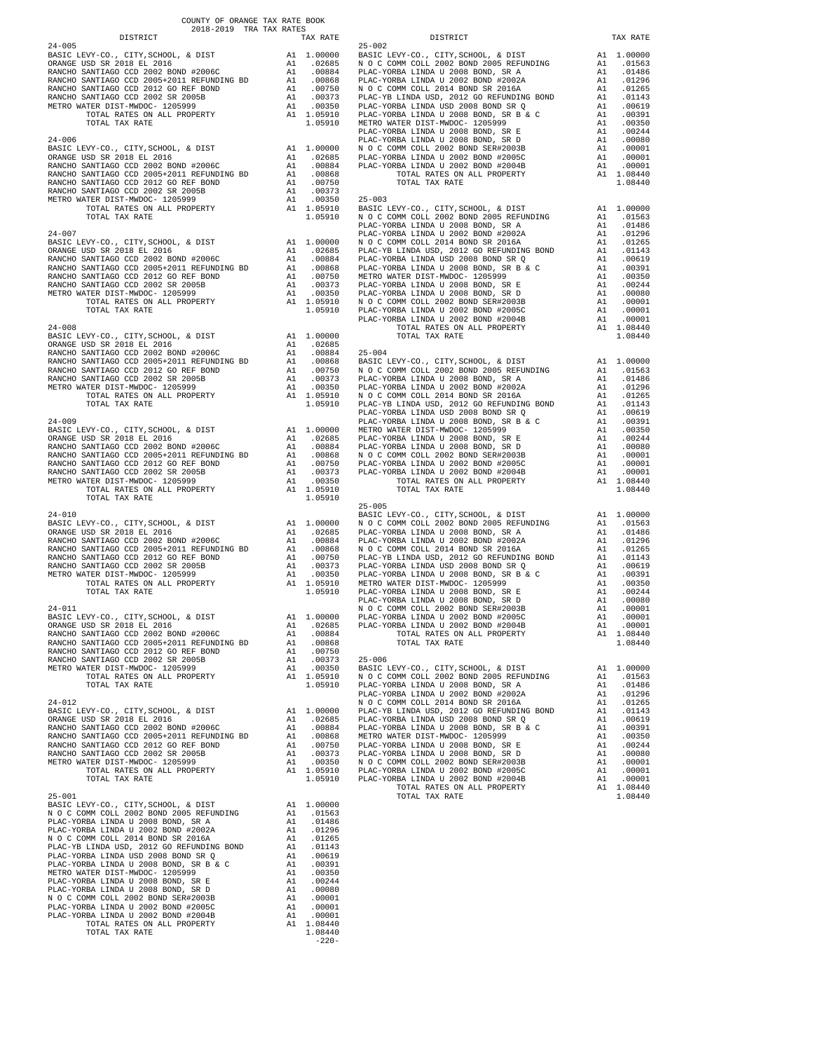COUNTY OF ORANGE TAX RATE BOOK
2018-2019 TRA TAX RATES

| DISTRICT | | TAX RATE |
|---|---|---|
| **24-005** | | |
| BASIC LEVY-CO., CITY,SCHOOL, & DIST | A1 | 1.00000 |
| ORANGE USD SR 2018 EL 2016 | A1 | .02685 |
| RANCHO SANTIAGO CCD 2002 BOND #2006C | A1 | .00884 |
| RANCHO SANTIAGO CCD 2005+2011 REFUNDING BD | A1 | .00868 |
| RANCHO SANTIAGO CCD 2012 GO REF BOND | A1 | .00750 |
| RANCHO SANTIAGO CCD 2002 SR 2005B | A1 | .00373 |
| METRO WATER DIST-MWDOC- 1205999 | A1 | .00350 |
| TOTAL RATES ON ALL PROPERTY | A1 | 1.05910 |
| TOTAL TAX RATE | | 1.05910 |
| **24-006** | | |
| BASIC LEVY-CO., CITY,SCHOOL, & DIST | A1 | 1.00000 |
| ORANGE USD SR 2018 EL 2016 | A1 | .02685 |
| RANCHO SANTIAGO CCD 2002 BOND #2006C | A1 | .00884 |
| RANCHO SANTIAGO CCD 2005+2011 REFUNDING BD | A1 | .00868 |
| RANCHO SANTIAGO CCD 2012 GO REF BOND | A1 | .00750 |
| RANCHO SANTIAGO CCD 2002 SR 2005B | A1 | .00373 |
| METRO WATER DIST-MWDOC- 1205999 | A1 | .00350 |
| TOTAL RATES ON ALL PROPERTY | A1 | 1.05910 |
| TOTAL TAX RATE | | 1.05910 |
| **24-007** | | |
| BASIC LEVY-CO., CITY,SCHOOL, & DIST | A1 | 1.00000 |
| ORANGE USD SR 2018 EL 2016 | A1 | .02685 |
| RANCHO SANTIAGO CCD 2002 BOND #2006C | A1 | .00884 |
| RANCHO SANTIAGO CCD 2005+2011 REFUNDING BD | A1 | .00868 |
| RANCHO SANTIAGO CCD 2012 GO REF BOND | A1 | .00750 |
| RANCHO SANTIAGO CCD 2002 SR 2005B | A1 | .00373 |
| METRO WATER DIST-MWDOC- 1205999 | A1 | .00350 |
| TOTAL RATES ON ALL PROPERTY | A1 | 1.05910 |
| TOTAL TAX RATE | | 1.05910 |
| **24-008** | | |
| BASIC LEVY-CO., CITY,SCHOOL, & DIST | A1 | 1.00000 |
| ORANGE USD SR 2018 EL 2016 | A1 | .02685 |
| RANCHO SANTIAGO CCD 2002 BOND #2006C | A1 | .00884 |
| RANCHO SANTIAGO CCD 2005+2011 REFUNDING BD | A1 | .00868 |
| RANCHO SANTIAGO CCD 2012 GO REF BOND | A1 | .00750 |
| RANCHO SANTIAGO CCD 2002 SR 2005B | A1 | .00373 |
| METRO WATER DIST-MWDOC- 1205999 | A1 | .00350 |
| TOTAL RATES ON ALL PROPERTY | A1 | 1.05910 |
| TOTAL TAX RATE | | 1.05910 |
| **24-009** | | |
| BASIC LEVY-CO., CITY,SCHOOL, & DIST | A1 | 1.00000 |
| ORANGE USD SR 2018 EL 2016 | A1 | .02685 |
| RANCHO SANTIAGO CCD 2002 BOND #2006C | A1 | .00884 |
| RANCHO SANTIAGO CCD 2005+2011 REFUNDING BD | A1 | .00868 |
| RANCHO SANTIAGO CCD 2012 GO REF BOND | A1 | .00750 |
| RANCHO SANTIAGO CCD 2002 SR 2005B | A1 | .00373 |
| METRO WATER DIST-MWDOC- 1205999 | A1 | .00350 |
| TOTAL RATES ON ALL PROPERTY | A1 | 1.05910 |
| TOTAL TAX RATE | | 1.05910 |
| **24-010** | | |
| BASIC LEVY-CO., CITY,SCHOOL, & DIST | A1 | 1.00000 |
| ORANGE USD SR 2018 EL 2016 | A1 | .02685 |
| RANCHO SANTIAGO CCD 2002 BOND #2006C | A1 | .00884 |
| RANCHO SANTIAGO CCD 2005+2011 REFUNDING BD | A1 | .00868 |
| RANCHO SANTIAGO CCD 2012 GO REF BOND | A1 | .00750 |
| RANCHO SANTIAGO CCD 2002 SR 2005B | A1 | .00373 |
| METRO WATER DIST-MWDOC- 1205999 | A1 | .00350 |
| TOTAL RATES ON ALL PROPERTY | A1 | 1.05910 |
| TOTAL TAX RATE | | 1.05910 |
| **24-011** | | |
| BASIC LEVY-CO., CITY,SCHOOL, & DIST | A1 | 1.00000 |
| ORANGE USD SR 2018 EL 2016 | A1 | .02685 |
| RANCHO SANTIAGO CCD 2002 BOND #2006C | A1 | .00884 |
| RANCHO SANTIAGO CCD 2005+2011 REFUNDING BD | A1 | .00868 |
| RANCHO SANTIAGO CCD 2012 GO REF BOND | A1 | .00750 |
| RANCHO SANTIAGO CCD 2002 SR 2005B | A1 | .00373 |
| METRO WATER DIST-MWDOC- 1205999 | A1 | .00350 |
| TOTAL RATES ON ALL PROPERTY | A1 | 1.05910 |
| TOTAL TAX RATE | | 1.05910 |
| **24-012** | | |
| BASIC LEVY-CO., CITY,SCHOOL, & DIST | A1 | 1.00000 |
| ORANGE USD SR 2018 EL 2016 | A1 | .02685 |
| RANCHO SANTIAGO CCD 2002 BOND #2006C | A1 | .00884 |
| RANCHO SANTIAGO CCD 2005+2011 REFUNDING BD | A1 | .00868 |
| RANCHO SANTIAGO CCD 2012 GO REF BOND | A1 | .00750 |
| RANCHO SANTIAGO CCD 2002 SR 2005B | A1 | .00373 |
| METRO WATER DIST-MWDOC- 1205999 | A1 | .00350 |
| TOTAL RATES ON ALL PROPERTY | A1 | 1.05910 |
| TOTAL TAX RATE | | 1.05910 |
| **25-001** | | |
| BASIC LEVY-CO., CITY,SCHOOL, & DIST | A1 | 1.00000 |
| N O C COMM COLL 2002 BOND 2005 REFUNDING | A1 | .01563 |
| PLAC-YORBA LINDA U 2008 BOND, SR A | A1 | .01486 |
| PLAC-YORBA LINDA U 2002 BOND #2002A | A1 | .01296 |
| N O C COMM COLL 2014 BOND SR 2016A | A1 | .01265 |
| PLAC-YB LINDA USD, 2012 GO REFUNDING BOND | A1 | .01143 |
| PLAC-YORBA LINDA USD 2008 BOND SR Q | A1 | .00619 |
| PLAC-YORBA LINDA U 2008 BOND, SR B & C | A1 | .00391 |
| METRO WATER DIST-MWDOC- 1205999 | A1 | .00350 |
| PLAC-YORBA LINDA U 2008 BOND, SR E | A1 | .00244 |
| PLAC-YORBA LINDA U 2008 BOND, SR D | A1 | .00080 |
| N O C COMM COLL 2002 BOND SER#2003B | A1 | .00001 |
| PLAC-YORBA LINDA U 2002 BOND #2005C | A1 | .00001 |
| PLAC-YORBA LINDA U 2002 BOND #2004B | A1 | .00001 |
| TOTAL RATES ON ALL PROPERTY | A1 | 1.08440 |
| TOTAL TAX RATE | | 1.08440 |
| **25-002** | | |
| BASIC LEVY-CO., CITY,SCHOOL, & DIST | A1 | 1.00000 |
| N O C COMM COLL 2002 BOND 2005 REFUNDING | A1 | .01563 |
| PLAC-YORBA LINDA U 2008 BOND, SR A | A1 | .01486 |
| PLAC-YORBA LINDA U 2002 BOND #2002A | A1 | .01296 |
| N O C COMM COLL 2014 BOND SR 2016A | A1 | .01265 |
| PLAC-YB LINDA USD, 2012 GO REFUNDING BOND | A1 | .01143 |
| PLAC-YORBA LINDA USD 2008 BOND SR Q | A1 | .00619 |
| PLAC-YORBA LINDA U 2008 BOND, SR B & C | A1 | .00391 |
| METRO WATER DIST-MWDOC- 1205999 | A1 | .00350 |
| PLAC-YORBA LINDA U 2008 BOND, SR E | A1 | .00244 |
| PLAC-YORBA LINDA U 2008 BOND, SR D | A1 | .00080 |
| N O C COMM COLL 2002 BOND SER#2003B | A1 | .00001 |
| PLAC-YORBA LINDA U 2002 BOND #2005C | A1 | .00001 |
| PLAC-YORBA LINDA U 2002 BOND #2004B | A1 | .00001 |
| TOTAL RATES ON ALL PROPERTY | A1 | 1.08440 |
| TOTAL TAX RATE | | 1.08440 |
| **25-003** | | |
| BASIC LEVY-CO., CITY,SCHOOL, & DIST | A1 | 1.00000 |
| N O C COMM COLL 2002 BOND 2005 REFUNDING | A1 | .01563 |
| PLAC-YORBA LINDA U 2008 BOND, SR A | A1 | .01486 |
| PLAC-YORBA LINDA U 2002 BOND #2002A | A1 | .01296 |
| N O C COMM COLL 2014 BOND SR 2016A | A1 | .01265 |
| PLAC-YB LINDA USD, 2012 GO REFUNDING BOND | A1 | .01143 |
| PLAC-YORBA LINDA USD 2008 BOND SR Q | A1 | .00619 |
| PLAC-YORBA LINDA U 2008 BOND, SR B & C | A1 | .00391 |
| METRO WATER DIST-MWDOC- 1205999 | A1 | .00350 |
| PLAC-YORBA LINDA U 2008 BOND, SR E | A1 | .00244 |
| PLAC-YORBA LINDA U 2008 BOND, SR D | A1 | .00080 |
| N O C COMM COLL 2002 BOND SER#2003B | A1 | .00001 |
| PLAC-YORBA LINDA U 2002 BOND #2005C | A1 | .00001 |
| PLAC-YORBA LINDA U 2002 BOND #2004B | A1 | .00001 |
| TOTAL RATES ON ALL PROPERTY | A1 | 1.08440 |
| TOTAL TAX RATE | | 1.08440 |
| **25-004** | | |
| BASIC LEVY-CO., CITY,SCHOOL, & DIST | A1 | 1.00000 |
| N O C COMM COLL 2002 BOND 2005 REFUNDING | A1 | .01563 |
| PLAC-YORBA LINDA U 2008 BOND, SR A | A1 | .01486 |
| PLAC-YORBA LINDA U 2002 BOND #2002A | A1 | .01296 |
| N O C COMM COLL 2014 BOND SR 2016A | A1 | .01265 |
| PLAC-YB LINDA USD, 2012 GO REFUNDING BOND | A1 | .01143 |
| PLAC-YORBA LINDA USD 2008 BOND SR Q | A1 | .00619 |
| PLAC-YORBA LINDA U 2008 BOND, SR B & C | A1 | .00391 |
| METRO WATER DIST-MWDOC- 1205999 | A1 | .00350 |
| PLAC-YORBA LINDA U 2008 BOND, SR E | A1 | .00244 |
| PLAC-YORBA LINDA U 2008 BOND, SR D | A1 | .00080 |
| N O C COMM COLL 2002 BOND SER#2003B | A1 | .00001 |
| PLAC-YORBA LINDA U 2002 BOND #2005C | A1 | .00001 |
| PLAC-YORBA LINDA U 2002 BOND #2004B | A1 | .00001 |
| TOTAL RATES ON ALL PROPERTY | A1 | 1.08440 |
| TOTAL TAX RATE | | 1.08440 |
| **25-005** | | |
| BASIC LEVY-CO., CITY,SCHOOL, & DIST | A1 | 1.00000 |
| N O C COMM COLL 2002 BOND 2005 REFUNDING | A1 | .01563 |
| PLAC-YORBA LINDA U 2008 BOND, SR A | A1 | .01486 |
| PLAC-YORBA LINDA U 2002 BOND #2002A | A1 | .01296 |
| N O C COMM COLL 2014 BOND SR 2016A | A1 | .01265 |
| PLAC-YB LINDA USD, 2012 GO REFUNDING BOND | A1 | .01143 |
| PLAC-YORBA LINDA USD 2008 BOND SR Q | A1 | .00619 |
| PLAC-YORBA LINDA U 2008 BOND, SR B & C | A1 | .00391 |
| METRO WATER DIST-MWDOC- 1205999 | A1 | .00350 |
| PLAC-YORBA LINDA U 2008 BOND, SR E | A1 | .00244 |
| PLAC-YORBA LINDA U 2008 BOND, SR D | A1 | .00080 |
| N O C COMM COLL 2002 BOND SER#2003B | A1 | .00001 |
| PLAC-YORBA LINDA U 2002 BOND #2005C | A1 | .00001 |
| PLAC-YORBA LINDA U 2002 BOND #2004B | A1 | .00001 |
| TOTAL RATES ON ALL PROPERTY | A1 | 1.08440 |
| TOTAL TAX RATE | | 1.08440 |
| **25-006** | | |
| BASIC LEVY-CO., CITY,SCHOOL, & DIST | A1 | 1.00000 |
| N O C COMM COLL 2002 BOND 2005 REFUNDING | A1 | .01563 |
| PLAC-YORBA LINDA U 2008 BOND, SR A | A1 | .01486 |
| PLAC-YORBA LINDA U 2002 BOND #2002A | A1 | .01296 |
| N O C COMM COLL 2014 BOND SR 2016A | A1 | .01265 |
| PLAC-YB LINDA USD, 2012 GO REFUNDING BOND | A1 | .01143 |
| PLAC-YORBA LINDA USD 2008 BOND SR Q | A1 | .00619 |
| PLAC-YORBA LINDA U 2008 BOND, SR B & C | A1 | .00391 |
| METRO WATER DIST-MWDOC- 1205999 | A1 | .00350 |
| PLAC-YORBA LINDA U 2008 BOND, SR E | A1 | .00244 |
| PLAC-YORBA LINDA U 2008 BOND, SR D | A1 | .00080 |
| N O C COMM COLL 2002 BOND SER#2003B | A1 | .00001 |
| PLAC-YORBA LINDA U 2002 BOND #2005C | A1 | .00001 |
| PLAC-YORBA LINDA U 2002 BOND #2004B | A1 | .00001 |
| TOTAL RATES ON ALL PROPERTY | A1 | 1.08440 |
| TOTAL TAX RATE | | 1.08440 |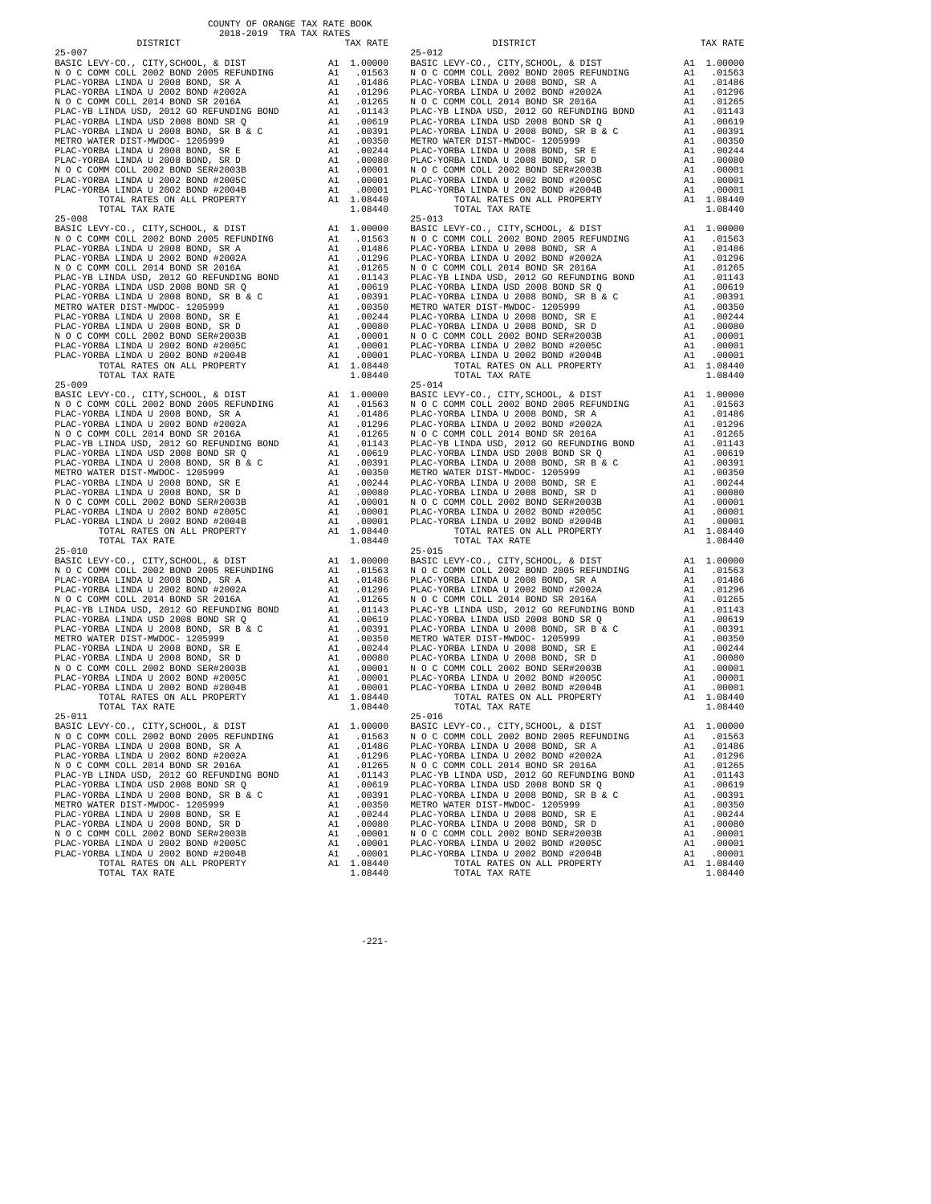COUNTY OF ORANGE TAX RATE BOOK
2018-2019 TRA TAX RATES

| DISTRICT | | TAX RATE |
|---|---|---|
| **25-007** | | |
| BASIC LEVY-CO., CITY,SCHOOL, & DIST | A1 | 1.00000 |
| N O C COMM COLL 2002 BOND 2005 REFUNDING | A1 | .01563 |
| PLAC-YORBA LINDA U 2008 BOND, SR A | A1 | .01486 |
| PLAC-YORBA LINDA U 2002 BOND #2002A | A1 | .01296 |
| N O C COMM COLL 2014 BOND SR 2016A | A1 | .01265 |
| PLAC-YB LINDA USD, 2012 GO REFUNDING BOND | A1 | .01143 |
| PLAC-YORBA LINDA USD 2008 BOND SR Q | A1 | .00619 |
| PLAC-YORBA LINDA U 2008 BOND, SR B & C | A1 | .00391 |
| METRO WATER DIST-MWDOC- 1205999 | A1 | .00350 |
| PLAC-YORBA LINDA U 2008 BOND, SR E | A1 | .00244 |
| PLAC-YORBA LINDA U 2008 BOND, SR D | A1 | .00080 |
| N O C COMM COLL 2002 BOND SER#2003B | A1 | .00001 |
| PLAC-YORBA LINDA U 2002 BOND #2005C | A1 | .00001 |
| PLAC-YORBA LINDA U 2002 BOND #2004B | A1 | .00001 |
| TOTAL RATES ON ALL PROPERTY | A1 | 1.08440 |
| TOTAL TAX RATE | | 1.08440 |
| **25-008** | | |
| BASIC LEVY-CO., CITY,SCHOOL, & DIST | A1 | 1.00000 |
| N O C COMM COLL 2002 BOND 2005 REFUNDING | A1 | .01563 |
| PLAC-YORBA LINDA U 2008 BOND, SR A | A1 | .01486 |
| PLAC-YORBA LINDA U 2002 BOND #2002A | A1 | .01296 |
| N O C COMM COLL 2014 BOND SR 2016A | A1 | .01265 |
| PLAC-YB LINDA USD, 2012 GO REFUNDING BOND | A1 | .01143 |
| PLAC-YORBA LINDA USD 2008 BOND SR Q | A1 | .00619 |
| PLAC-YORBA LINDA U 2008 BOND, SR B & C | A1 | .00391 |
| METRO WATER DIST-MWDOC- 1205999 | A1 | .00350 |
| PLAC-YORBA LINDA U 2008 BOND, SR E | A1 | .00244 |
| PLAC-YORBA LINDA U 2008 BOND, SR D | A1 | .00080 |
| N O C COMM COLL 2002 BOND SER#2003B | A1 | .00001 |
| PLAC-YORBA LINDA U 2002 BOND #2005C | A1 | .00001 |
| PLAC-YORBA LINDA U 2002 BOND #2004B | A1 | .00001 |
| TOTAL RATES ON ALL PROPERTY | A1 | 1.08440 |
| TOTAL TAX RATE | | 1.08440 |
| **25-009** | | |
| BASIC LEVY-CO., CITY,SCHOOL, & DIST | A1 | 1.00000 |
| N O C COMM COLL 2002 BOND 2005 REFUNDING | A1 | .01563 |
| PLAC-YORBA LINDA U 2008 BOND, SR A | A1 | .01486 |
| PLAC-YORBA LINDA U 2002 BOND #2002A | A1 | .01296 |
| N O C COMM COLL 2014 BOND SR 2016A | A1 | .01265 |
| PLAC-YB LINDA USD, 2012 GO REFUNDING BOND | A1 | .01143 |
| PLAC-YORBA LINDA USD 2008 BOND SR Q | A1 | .00619 |
| PLAC-YORBA LINDA U 2008 BOND, SR B & C | A1 | .00391 |
| METRO WATER DIST-MWDOC- 1205999 | A1 | .00350 |
| PLAC-YORBA LINDA U 2008 BOND, SR E | A1 | .00244 |
| PLAC-YORBA LINDA U 2008 BOND, SR D | A1 | .00080 |
| N O C COMM COLL 2002 BOND SER#2003B | A1 | .00001 |
| PLAC-YORBA LINDA U 2002 BOND #2005C | A1 | .00001 |
| PLAC-YORBA LINDA U 2002 BOND #2004B | A1 | .00001 |
| TOTAL RATES ON ALL PROPERTY | A1 | 1.08440 |
| TOTAL TAX RATE | | 1.08440 |
| **25-010** | | |
| BASIC LEVY-CO., CITY,SCHOOL, & DIST | A1 | 1.00000 |
| N O C COMM COLL 2002 BOND 2005 REFUNDING | A1 | .01563 |
| PLAC-YORBA LINDA U 2008 BOND, SR A | A1 | .01486 |
| PLAC-YORBA LINDA U 2002 BOND #2002A | A1 | .01296 |
| N O C COMM COLL 2014 BOND SR 2016A | A1 | .01265 |
| PLAC-YB LINDA USD, 2012 GO REFUNDING BOND | A1 | .01143 |
| PLAC-YORBA LINDA USD 2008 BOND SR Q | A1 | .00619 |
| PLAC-YORBA LINDA U 2008 BOND, SR B & C | A1 | .00391 |
| METRO WATER DIST-MWDOC- 1205999 | A1 | .00350 |
| PLAC-YORBA LINDA U 2008 BOND, SR E | A1 | .00244 |
| PLAC-YORBA LINDA U 2008 BOND, SR D | A1 | .00080 |
| N O C COMM COLL 2002 BOND SER#2003B | A1 | .00001 |
| PLAC-YORBA LINDA U 2002 BOND #2005C | A1 | .00001 |
| PLAC-YORBA LINDA U 2002 BOND #2004B | A1 | .00001 |
| TOTAL RATES ON ALL PROPERTY | A1 | 1.08440 |
| TOTAL TAX RATE | | 1.08440 |
| **25-011** | | |
| BASIC LEVY-CO., CITY,SCHOOL, & DIST | A1 | 1.00000 |
| N O C COMM COLL 2002 BOND 2005 REFUNDING | A1 | .01563 |
| PLAC-YORBA LINDA U 2008 BOND, SR A | A1 | .01486 |
| PLAC-YORBA LINDA U 2002 BOND #2002A | A1 | .01296 |
| N O C COMM COLL 2014 BOND SR 2016A | A1 | .01265 |
| PLAC-YB LINDA USD, 2012 GO REFUNDING BOND | A1 | .01143 |
| PLAC-YORBA LINDA USD 2008 BOND SR Q | A1 | .00619 |
| PLAC-YORBA LINDA U 2008 BOND, SR B & C | A1 | .00391 |
| METRO WATER DIST-MWDOC- 1205999 | A1 | .00350 |
| PLAC-YORBA LINDA U 2008 BOND, SR E | A1 | .00244 |
| PLAC-YORBA LINDA U 2008 BOND, SR D | A1 | .00080 |
| N O C COMM COLL 2002 BOND SER#2003B | A1 | .00001 |
| PLAC-YORBA LINDA U 2002 BOND #2005C | A1 | .00001 |
| PLAC-YORBA LINDA U 2002 BOND #2004B | A1 | .00001 |
| TOTAL RATES ON ALL PROPERTY | A1 | 1.08440 |
| TOTAL TAX RATE | | 1.08440 |
| **25-012** | | |
| BASIC LEVY-CO., CITY,SCHOOL, & DIST | A1 | 1.00000 |
| N O C COMM COLL 2002 BOND 2005 REFUNDING | A1 | .01563 |
| PLAC-YORBA LINDA U 2008 BOND, SR A | A1 | .01486 |
| PLAC-YORBA LINDA U 2002 BOND #2002A | A1 | .01296 |
| N O C COMM COLL 2014 BOND SR 2016A | A1 | .01265 |
| PLAC-YB LINDA USD, 2012 GO REFUNDING BOND | A1 | .01143 |
| PLAC-YORBA LINDA USD 2008 BOND SR Q | A1 | .00619 |
| PLAC-YORBA LINDA U 2008 BOND, SR B & C | A1 | .00391 |
| METRO WATER DIST-MWDOC- 1205999 | A1 | .00350 |
| PLAC-YORBA LINDA U 2008 BOND, SR E | A1 | .00244 |
| PLAC-YORBA LINDA U 2008 BOND, SR D | A1 | .00080 |
| N O C COMM COLL 2002 BOND SER#2003B | A1 | .00001 |
| PLAC-YORBA LINDA U 2002 BOND #2005C | A1 | .00001 |
| PLAC-YORBA LINDA U 2002 BOND #2004B | A1 | .00001 |
| TOTAL RATES ON ALL PROPERTY | A1 | 1.08440 |
| TOTAL TAX RATE | | 1.08440 |
| **25-013** | | |
| BASIC LEVY-CO., CITY,SCHOOL, & DIST | A1 | 1.00000 |
| N O C COMM COLL 2002 BOND 2005 REFUNDING | A1 | .01563 |
| PLAC-YORBA LINDA U 2008 BOND, SR A | A1 | .01486 |
| PLAC-YORBA LINDA U 2002 BOND #2002A | A1 | .01296 |
| N O C COMM COLL 2014 BOND SR 2016A | A1 | .01265 |
| PLAC-YB LINDA USD, 2012 GO REFUNDING BOND | A1 | .01143 |
| PLAC-YORBA LINDA USD 2008 BOND SR Q | A1 | .00619 |
| PLAC-YORBA LINDA U 2008 BOND, SR B & C | A1 | .00391 |
| METRO WATER DIST-MWDOC- 1205999 | A1 | .00350 |
| PLAC-YORBA LINDA U 2008 BOND, SR E | A1 | .00244 |
| PLAC-YORBA LINDA U 2008 BOND, SR D | A1 | .00080 |
| N O C COMM COLL 2002 BOND SER#2003B | A1 | .00001 |
| PLAC-YORBA LINDA U 2002 BOND #2005C | A1 | .00001 |
| PLAC-YORBA LINDA U 2002 BOND #2004B | A1 | .00001 |
| TOTAL RATES ON ALL PROPERTY | A1 | 1.08440 |
| TOTAL TAX RATE | | 1.08440 |
| **25-014** | | |
| BASIC LEVY-CO., CITY,SCHOOL, & DIST | A1 | 1.00000 |
| N O C COMM COLL 2002 BOND 2005 REFUNDING | A1 | .01563 |
| PLAC-YORBA LINDA U 2008 BOND, SR A | A1 | .01486 |
| PLAC-YORBA LINDA U 2002 BOND #2002A | A1 | .01296 |
| N O C COMM COLL 2014 BOND SR 2016A | A1 | .01265 |
| PLAC-YB LINDA USD, 2012 GO REFUNDING BOND | A1 | .01143 |
| PLAC-YORBA LINDA USD 2008 BOND SR Q | A1 | .00619 |
| PLAC-YORBA LINDA U 2008 BOND, SR B & C | A1 | .00391 |
| METRO WATER DIST-MWDOC- 1205999 | A1 | .00350 |
| PLAC-YORBA LINDA U 2008 BOND, SR E | A1 | .00244 |
| PLAC-YORBA LINDA U 2008 BOND, SR D | A1 | .00080 |
| N O C COMM COLL 2002 BOND SER#2003B | A1 | .00001 |
| PLAC-YORBA LINDA U 2002 BOND #2005C | A1 | .00001 |
| PLAC-YORBA LINDA U 2002 BOND #2004B | A1 | .00001 |
| TOTAL RATES ON ALL PROPERTY | A1 | 1.08440 |
| TOTAL TAX RATE | | 1.08440 |
| **25-015** | | |
| BASIC LEVY-CO., CITY,SCHOOL, & DIST | A1 | 1.00000 |
| N O C COMM COLL 2002 BOND 2005 REFUNDING | A1 | .01563 |
| PLAC-YORBA LINDA U 2008 BOND, SR A | A1 | .01486 |
| PLAC-YORBA LINDA U 2002 BOND #2002A | A1 | .01296 |
| N O C COMM COLL 2014 BOND SR 2016A | A1 | .01265 |
| PLAC-YB LINDA USD, 2012 GO REFUNDING BOND | A1 | .01143 |
| PLAC-YORBA LINDA USD 2008 BOND SR Q | A1 | .00619 |
| PLAC-YORBA LINDA U 2008 BOND, SR B & C | A1 | .00391 |
| METRO WATER DIST-MWDOC- 1205999 | A1 | .00350 |
| PLAC-YORBA LINDA U 2008 BOND, SR E | A1 | .00244 |
| PLAC-YORBA LINDA U 2008 BOND, SR D | A1 | .00080 |
| N O C COMM COLL 2002 BOND SER#2003B | A1 | .00001 |
| PLAC-YORBA LINDA U 2002 BOND #2005C | A1 | .00001 |
| PLAC-YORBA LINDA U 2002 BOND #2004B | A1 | .00001 |
| TOTAL RATES ON ALL PROPERTY | A1 | 1.08440 |
| TOTAL TAX RATE | | 1.08440 |
| **25-016** | | |
| BASIC LEVY-CO., CITY,SCHOOL, & DIST | A1 | 1.00000 |
| N O C COMM COLL 2002 BOND 2005 REFUNDING | A1 | .01563 |
| PLAC-YORBA LINDA U 2008 BOND, SR A | A1 | .01486 |
| PLAC-YORBA LINDA U 2002 BOND #2002A | A1 | .01296 |
| N O C COMM COLL 2014 BOND SR 2016A | A1 | .01265 |
| PLAC-YB LINDA USD, 2012 GO REFUNDING BOND | A1 | .01143 |
| PLAC-YORBA LINDA USD 2008 BOND SR Q | A1 | .00619 |
| PLAC-YORBA LINDA U 2008 BOND, SR B & C | A1 | .00391 |
| METRO WATER DIST-MWDOC- 1205999 | A1 | .00350 |
| PLAC-YORBA LINDA U 2008 BOND, SR E | A1 | .00244 |
| PLAC-YORBA LINDA U 2008 BOND, SR D | A1 | .00080 |
| N O C COMM COLL 2002 BOND SER#2003B | A1 | .00001 |
| PLAC-YORBA LINDA U 2002 BOND #2005C | A1 | .00001 |
| PLAC-YORBA LINDA U 2002 BOND #2004B | A1 | .00001 |
| TOTAL RATES ON ALL PROPERTY | A1 | 1.08440 |
| TOTAL TAX RATE | | 1.08440 |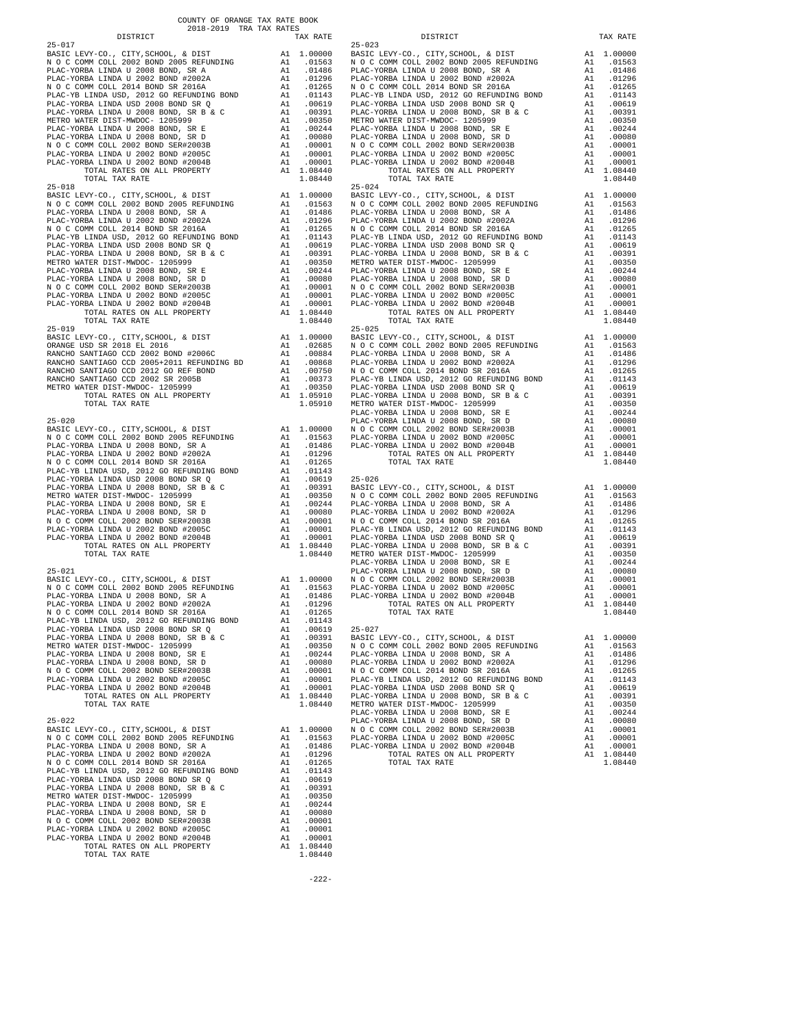COUNTY OF ORANGE TAX RATE BOOK
2018-2019 TRA TAX RATES

| DISTRICT | | TAX RATE |
|---|---|---|
| 25-017 | | |
| BASIC LEVY-CO., CITY,SCHOOL, & DIST | A1 | 1.00000 |
| N O C COMM COLL 2002 BOND 2005 REFUNDING | A1 | .01563 |
| PLAC-YORBA LINDA U 2008 BOND, SR A | A1 | .01486 |
| PLAC-YORBA LINDA U 2002 BOND #2002A | A1 | .01296 |
| N O C COMM COLL 2014 BOND SR 2016A | A1 | .01265 |
| PLAC-YB LINDA USD, 2012 GO REFUNDING BOND | A1 | .01143 |
| PLAC-YORBA LINDA USD 2008 BOND SR Q | A1 | .00619 |
| PLAC-YORBA LINDA U 2008 BOND, SR B & C | A1 | .00391 |
| METRO WATER DIST-MWDOC- 1205999 | A1 | .00350 |
| PLAC-YORBA LINDA U 2008 BOND, SR E | A1 | .00244 |
| PLAC-YORBA LINDA U 2008 BOND, SR D | A1 | .00080 |
| N O C COMM COLL 2002 BOND SER#2003B | A1 | .00001 |
| PLAC-YORBA LINDA U 2002 BOND #2005C | A1 | .00001 |
| PLAC-YORBA LINDA U 2002 BOND #2004B | A1 | .00001 |
| TOTAL RATES ON ALL PROPERTY | A1 | 1.08440 |
| TOTAL TAX RATE | | 1.08440 |
| 25-018 | | |
| BASIC LEVY-CO., CITY,SCHOOL, & DIST | A1 | 1.00000 |
| N O C COMM COLL 2002 BOND 2005 REFUNDING | A1 | .01563 |
| PLAC-YORBA LINDA U 2008 BOND, SR A | A1 | .01486 |
| PLAC-YORBA LINDA U 2002 BOND #2002A | A1 | .01296 |
| N O C COMM COLL 2014 BOND SR 2016A | A1 | .01265 |
| PLAC-YB LINDA USD, 2012 GO REFUNDING BOND | A1 | .01143 |
| PLAC-YORBA LINDA USD 2008 BOND SR Q | A1 | .00619 |
| PLAC-YORBA LINDA U 2008 BOND, SR B & C | A1 | .00391 |
| METRO WATER DIST-MWDOC- 1205999 | A1 | .00350 |
| PLAC-YORBA LINDA U 2008 BOND, SR E | A1 | .00244 |
| PLAC-YORBA LINDA U 2008 BOND, SR D | A1 | .00080 |
| N O C COMM COLL 2002 BOND SER#2003B | A1 | .00001 |
| PLAC-YORBA LINDA U 2002 BOND #2005C | A1 | .00001 |
| PLAC-YORBA LINDA U 2002 BOND #2004B | A1 | .00001 |
| TOTAL RATES ON ALL PROPERTY | A1 | 1.08440 |
| TOTAL TAX RATE | | 1.08440 |
| 25-019 | | |
| BASIC LEVY-CO., CITY,SCHOOL, & DIST | A1 | 1.00000 |
| ORANGE USD SR 2018 EL 2016 | A1 | .02685 |
| RANCHO SANTIAGO CCD 2002 BOND #2006C | A1 | .00884 |
| RANCHO SANTIAGO CCD 2005+2011 REFUNDING BD | A1 | .00868 |
| RANCHO SANTIAGO CCD 2012 GO REF BOND | A1 | .00750 |
| RANCHO SANTIAGO CCD 2002 SR 2005B | A1 | .00373 |
| METRO WATER DIST-MWDOC- 1205999 | A1 | .00350 |
| TOTAL RATES ON ALL PROPERTY | A1 | 1.05910 |
| TOTAL TAX RATE | | 1.05910 |
| 25-020 | | |
| BASIC LEVY-CO., CITY,SCHOOL, & DIST | A1 | 1.00000 |
| N O C COMM COLL 2002 BOND 2005 REFUNDING | A1 | .01563 |
| PLAC-YORBA LINDA U 2008 BOND, SR A | A1 | .01486 |
| PLAC-YORBA LINDA U 2002 BOND #2002A | A1 | .01296 |
| N O C COMM COLL 2014 BOND SR 2016A | A1 | .01265 |
| PLAC-YB LINDA USD, 2012 GO REFUNDING BOND | A1 | .01143 |
| PLAC-YORBA LINDA USD 2008 BOND SR Q | A1 | .00619 |
| PLAC-YORBA LINDA U 2008 BOND, SR B & C | A1 | .00391 |
| METRO WATER DIST-MWDOC- 1205999 | A1 | .00350 |
| PLAC-YORBA LINDA U 2008 BOND, SR E | A1 | .00244 |
| PLAC-YORBA LINDA U 2008 BOND, SR D | A1 | .00080 |
| N O C COMM COLL 2002 BOND SER#2003B | A1 | .00001 |
| PLAC-YORBA LINDA U 2002 BOND #2005C | A1 | .00001 |
| PLAC-YORBA LINDA U 2002 BOND #2004B | A1 | .00001 |
| TOTAL RATES ON ALL PROPERTY | A1 | 1.08440 |
| TOTAL TAX RATE | | 1.08440 |
| 25-021 | | |
| BASIC LEVY-CO., CITY,SCHOOL, & DIST | A1 | 1.00000 |
| N O C COMM COLL 2002 BOND 2005 REFUNDING | A1 | .01563 |
| PLAC-YORBA LINDA U 2008 BOND, SR A | A1 | .01486 |
| PLAC-YORBA LINDA U 2002 BOND #2002A | A1 | .01296 |
| N O C COMM COLL 2014 BOND SR 2016A | A1 | .01265 |
| PLAC-YB LINDA USD, 2012 GO REFUNDING BOND | A1 | .01143 |
| PLAC-YORBA LINDA USD 2008 BOND SR Q | A1 | .00619 |
| PLAC-YORBA LINDA U 2008 BOND, SR B & C | A1 | .00391 |
| METRO WATER DIST-MWDOC- 1205999 | A1 | .00350 |
| PLAC-YORBA LINDA U 2008 BOND, SR E | A1 | .00244 |
| PLAC-YORBA LINDA U 2008 BOND, SR D | A1 | .00080 |
| N O C COMM COLL 2002 BOND SER#2003B | A1 | .00001 |
| PLAC-YORBA LINDA U 2002 BOND #2005C | A1 | .00001 |
| PLAC-YORBA LINDA U 2002 BOND #2004B | A1 | .00001 |
| TOTAL RATES ON ALL PROPERTY | A1 | 1.08440 |
| TOTAL TAX RATE | | 1.08440 |
| 25-022 | | |
| BASIC LEVY-CO., CITY,SCHOOL, & DIST | A1 | 1.00000 |
| N O C COMM COLL 2002 BOND 2005 REFUNDING | A1 | .01563 |
| PLAC-YORBA LINDA U 2008 BOND, SR A | A1 | .01486 |
| PLAC-YORBA LINDA U 2002 BOND #2002A | A1 | .01296 |
| N O C COMM COLL 2014 BOND SR 2016A | A1 | .01265 |
| PLAC-YB LINDA USD, 2012 GO REFUNDING BOND | A1 | .01143 |
| PLAC-YORBA LINDA USD 2008 BOND SR Q | A1 | .00619 |
| PLAC-YORBA LINDA U 2008 BOND, SR B & C | A1 | .00391 |
| METRO WATER DIST-MWDOC- 1205999 | A1 | .00350 |
| PLAC-YORBA LINDA U 2008 BOND, SR E | A1 | .00244 |
| PLAC-YORBA LINDA U 2008 BOND, SR D | A1 | .00080 |
| N O C COMM COLL 2002 BOND SER#2003B | A1 | .00001 |
| PLAC-YORBA LINDA U 2002 BOND #2005C | A1 | .00001 |
| PLAC-YORBA LINDA U 2002 BOND #2004B | A1 | .00001 |
| TOTAL RATES ON ALL PROPERTY | A1 | 1.08440 |
| TOTAL TAX RATE | | 1.08440 |
| 25-023 | | |
| BASIC LEVY-CO., CITY,SCHOOL, & DIST | A1 | 1.00000 |
| N O C COMM COLL 2002 BOND 2005 REFUNDING | A1 | .01563 |
| PLAC-YORBA LINDA U 2008 BOND, SR A | A1 | .01486 |
| PLAC-YORBA LINDA U 2002 BOND #2002A | A1 | .01296 |
| N O C COMM COLL 2014 BOND SR 2016A | A1 | .01265 |
| PLAC-YB LINDA USD, 2012 GO REFUNDING BOND | A1 | .01143 |
| PLAC-YORBA LINDA USD 2008 BOND SR Q | A1 | .00619 |
| PLAC-YORBA LINDA U 2008 BOND, SR B & C | A1 | .00391 |
| METRO WATER DIST-MWDOC- 1205999 | A1 | .00350 |
| PLAC-YORBA LINDA U 2008 BOND, SR E | A1 | .00244 |
| PLAC-YORBA LINDA U 2008 BOND, SR D | A1 | .00080 |
| N O C COMM COLL 2002 BOND SER#2003B | A1 | .00001 |
| PLAC-YORBA LINDA U 2002 BOND #2005C | A1 | .00001 |
| PLAC-YORBA LINDA U 2002 BOND #2004B | A1 | .00001 |
| TOTAL RATES ON ALL PROPERTY | A1 | 1.08440 |
| TOTAL TAX RATE | | 1.08440 |
| 25-024 | | |
| BASIC LEVY-CO., CITY,SCHOOL, & DIST | A1 | 1.00000 |
| N O C COMM COLL 2002 BOND 2005 REFUNDING | A1 | .01563 |
| PLAC-YORBA LINDA U 2008 BOND, SR A | A1 | .01486 |
| PLAC-YORBA LINDA U 2002 BOND #2002A | A1 | .01296 |
| N O C COMM COLL 2014 BOND SR 2016A | A1 | .01265 |
| PLAC-YB LINDA USD, 2012 GO REFUNDING BOND | A1 | .01143 |
| PLAC-YORBA LINDA USD 2008 BOND SR Q | A1 | .00619 |
| PLAC-YORBA LINDA U 2008 BOND, SR B & C | A1 | .00391 |
| METRO WATER DIST-MWDOC- 1205999 | A1 | .00350 |
| PLAC-YORBA LINDA U 2008 BOND, SR E | A1 | .00244 |
| PLAC-YORBA LINDA U 2008 BOND, SR D | A1 | .00080 |
| N O C COMM COLL 2002 BOND SER#2003B | A1 | .00001 |
| PLAC-YORBA LINDA U 2002 BOND #2005C | A1 | .00001 |
| PLAC-YORBA LINDA U 2002 BOND #2004B | A1 | .00001 |
| TOTAL RATES ON ALL PROPERTY | A1 | 1.08440 |
| TOTAL TAX RATE | | 1.08440 |
| 25-025 | | |
| BASIC LEVY-CO., CITY,SCHOOL, & DIST | A1 | 1.00000 |
| N O C COMM COLL 2002 BOND 2005 REFUNDING | A1 | .01563 |
| PLAC-YORBA LINDA U 2008 BOND, SR A | A1 | .01486 |
| PLAC-YORBA LINDA U 2002 BOND #2002A | A1 | .01296 |
| N O C COMM COLL 2014 BOND SR 2016A | A1 | .01265 |
| PLAC-YB LINDA USD, 2012 GO REFUNDING BOND | A1 | .01143 |
| PLAC-YORBA LINDA USD 2008 BOND SR Q | A1 | .00619 |
| PLAC-YORBA LINDA U 2008 BOND, SR B & C | A1 | .00391 |
| METRO WATER DIST-MWDOC- 1205999 | A1 | .00350 |
| PLAC-YORBA LINDA U 2008 BOND, SR E | A1 | .00244 |
| PLAC-YORBA LINDA U 2008 BOND, SR D | A1 | .00080 |
| N O C COMM COLL 2002 BOND SER#2003B | A1 | .00001 |
| PLAC-YORBA LINDA U 2002 BOND #2005C | A1 | .00001 |
| PLAC-YORBA LINDA U 2002 BOND #2004B | A1 | .00001 |
| TOTAL RATES ON ALL PROPERTY | A1 | 1.08440 |
| TOTAL TAX RATE | | 1.08440 |
| 25-026 | | |
| BASIC LEVY-CO., CITY,SCHOOL, & DIST | A1 | 1.00000 |
| N O C COMM COLL 2002 BOND 2005 REFUNDING | A1 | .01563 |
| PLAC-YORBA LINDA U 2008 BOND, SR A | A1 | .01486 |
| PLAC-YORBA LINDA U 2002 BOND #2002A | A1 | .01296 |
| N O C COMM COLL 2014 BOND SR 2016A | A1 | .01265 |
| PLAC-YB LINDA USD, 2012 GO REFUNDING BOND | A1 | .01143 |
| PLAC-YORBA LINDA USD 2008 BOND SR Q | A1 | .00619 |
| PLAC-YORBA LINDA U 2008 BOND, SR B & C | A1 | .00391 |
| METRO WATER DIST-MWDOC- 1205999 | A1 | .00350 |
| PLAC-YORBA LINDA U 2008 BOND, SR E | A1 | .00244 |
| PLAC-YORBA LINDA U 2008 BOND, SR D | A1 | .00080 |
| N O C COMM COLL 2002 BOND SER#2003B | A1 | .00001 |
| PLAC-YORBA LINDA U 2002 BOND #2005C | A1 | .00001 |
| PLAC-YORBA LINDA U 2002 BOND #2004B | A1 | .00001 |
| TOTAL RATES ON ALL PROPERTY | A1 | 1.08440 |
| TOTAL TAX RATE | | 1.08440 |
| 25-027 | | |
| BASIC LEVY-CO., CITY,SCHOOL, & DIST | A1 | 1.00000 |
| N O C COMM COLL 2002 BOND 2005 REFUNDING | A1 | .01563 |
| PLAC-YORBA LINDA U 2008 BOND, SR A | A1 | .01486 |
| PLAC-YORBA LINDA U 2002 BOND #2002A | A1 | .01296 |
| N O C COMM COLL 2014 BOND SR 2016A | A1 | .01265 |
| PLAC-YB LINDA USD, 2012 GO REFUNDING BOND | A1 | .01143 |
| PLAC-YORBA LINDA USD 2008 BOND SR Q | A1 | .00619 |
| PLAC-YORBA LINDA U 2008 BOND, SR B & C | A1 | .00391 |
| METRO WATER DIST-MWDOC- 1205999 | A1 | .00350 |
| PLAC-YORBA LINDA U 2008 BOND, SR E | A1 | .00244 |
| PLAC-YORBA LINDA U 2008 BOND, SR D | A1 | .00080 |
| N O C COMM COLL 2002 BOND SER#2003B | A1 | .00001 |
| PLAC-YORBA LINDA U 2002 BOND #2005C | A1 | .00001 |
| PLAC-YORBA LINDA U 2002 BOND #2004B | A1 | .00001 |
| TOTAL RATES ON ALL PROPERTY | A1 | 1.08440 |
| TOTAL TAX RATE | | 1.08440 |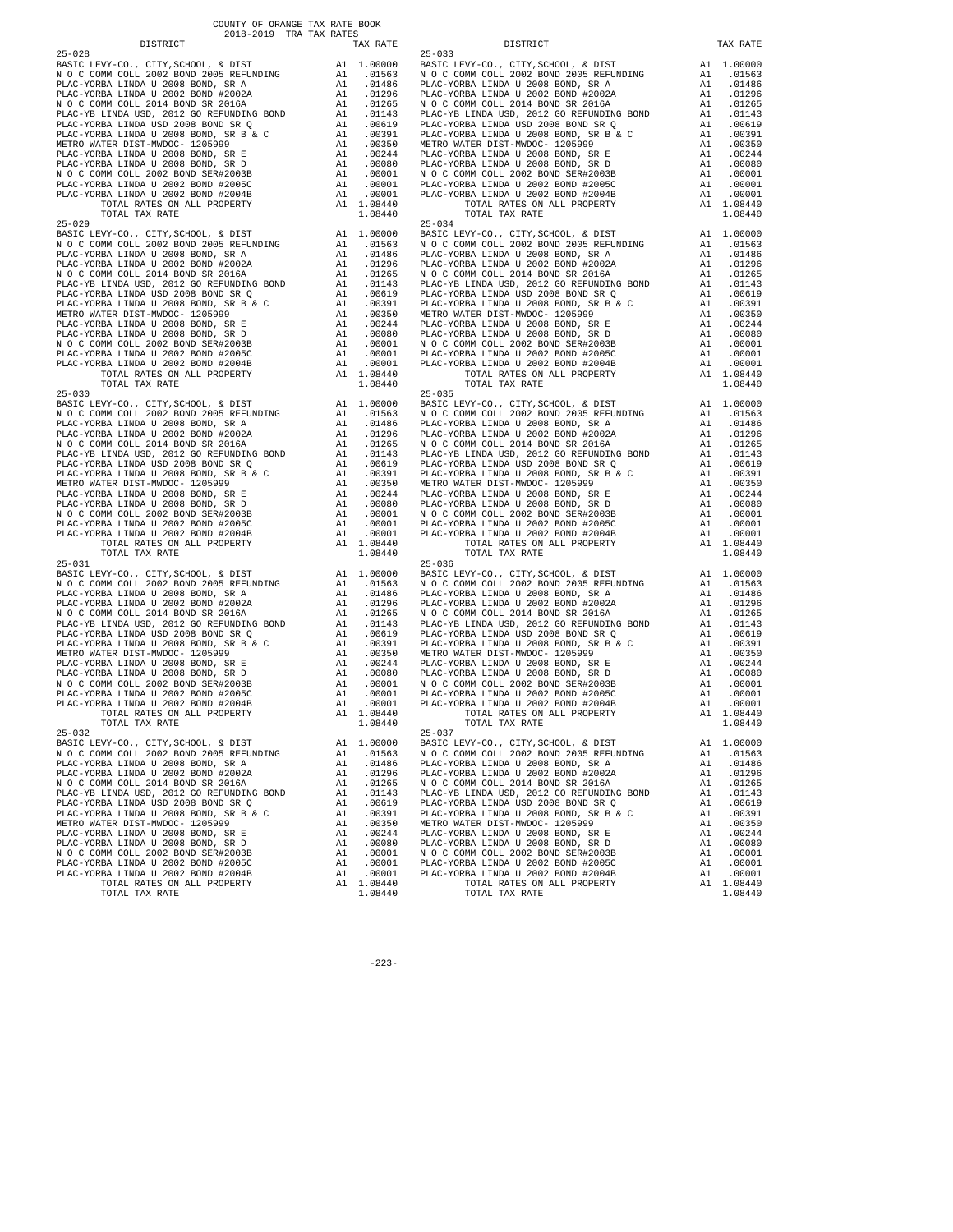COUNTY OF ORANGE TAX RATE BOOK
2018-2019 TRA TAX RATES

| DISTRICT | | TAX RATE |
|---|---|---|
| 25-028 | | |
| BASIC LEVY-CO., CITY,SCHOOL, & DIST | A1 | 1.00000 |
| N O C COMM COLL 2002 BOND 2005 REFUNDING | A1 | .01563 |
| PLAC-YORBA LINDA U 2008 BOND, SR A | A1 | .01486 |
| PLAC-YORBA LINDA U 2002 BOND #2002A | A1 | .01296 |
| N O C COMM COLL 2014 BOND SR 2016A | A1 | .01265 |
| PLAC-YB LINDA USD, 2012 GO REFUNDING BOND | A1 | .01143 |
| PLAC-YORBA LINDA USD 2008 BOND SR Q | A1 | .00619 |
| PLAC-YORBA LINDA U 2008 BOND, SR B & C | A1 | .00391 |
| METRO WATER DIST-MWDOC- 1205999 | A1 | .00350 |
| PLAC-YORBA LINDA U 2008 BOND, SR E | A1 | .00244 |
| PLAC-YORBA LINDA U 2008 BOND, SR D | A1 | .00080 |
| N O C COMM COLL 2002 BOND SER#2003B | A1 | .00001 |
| PLAC-YORBA LINDA U 2002 BOND #2005C | A1 | .00001 |
| PLAC-YORBA LINDA U 2002 BOND #2004B | A1 | .00001 |
| TOTAL RATES ON ALL PROPERTY | A1 | 1.08440 |
| TOTAL TAX RATE | | 1.08440 |
| 25-029 | | |
| BASIC LEVY-CO., CITY,SCHOOL, & DIST | A1 | 1.00000 |
| N O C COMM COLL 2002 BOND 2005 REFUNDING | A1 | .01563 |
| PLAC-YORBA LINDA U 2008 BOND, SR A | A1 | .01486 |
| PLAC-YORBA LINDA U 2002 BOND #2002A | A1 | .01296 |
| N O C COMM COLL 2014 BOND SR 2016A | A1 | .01265 |
| PLAC-YB LINDA USD, 2012 GO REFUNDING BOND | A1 | .01143 |
| PLAC-YORBA LINDA USD 2008 BOND SR Q | A1 | .00619 |
| PLAC-YORBA LINDA U 2008 BOND, SR B & C | A1 | .00391 |
| METRO WATER DIST-MWDOC- 1205999 | A1 | .00350 |
| PLAC-YORBA LINDA U 2008 BOND, SR E | A1 | .00244 |
| PLAC-YORBA LINDA U 2008 BOND, SR D | A1 | .00080 |
| N O C COMM COLL 2002 BOND SER#2003B | A1 | .00001 |
| PLAC-YORBA LINDA U 2002 BOND #2005C | A1 | .00001 |
| PLAC-YORBA LINDA U 2002 BOND #2004B | A1 | .00001 |
| TOTAL RATES ON ALL PROPERTY | A1 | 1.08440 |
| TOTAL TAX RATE | | 1.08440 |
| 25-030 | | |
| BASIC LEVY-CO., CITY,SCHOOL, & DIST | A1 | 1.00000 |
| N O C COMM COLL 2002 BOND 2005 REFUNDING | A1 | .01563 |
| PLAC-YORBA LINDA U 2008 BOND, SR A | A1 | .01486 |
| PLAC-YORBA LINDA U 2002 BOND #2002A | A1 | .01296 |
| N O C COMM COLL 2014 BOND SR 2016A | A1 | .01265 |
| PLAC-YB LINDA USD, 2012 GO REFUNDING BOND | A1 | .01143 |
| PLAC-YORBA LINDA USD 2008 BOND SR Q | A1 | .00619 |
| PLAC-YORBA LINDA U 2008 BOND, SR B & C | A1 | .00391 |
| METRO WATER DIST-MWDOC- 1205999 | A1 | .00350 |
| PLAC-YORBA LINDA U 2008 BOND, SR E | A1 | .00244 |
| PLAC-YORBA LINDA U 2008 BOND, SR D | A1 | .00080 |
| N O C COMM COLL 2002 BOND SER#2003B | A1 | .00001 |
| PLAC-YORBA LINDA U 2002 BOND #2005C | A1 | .00001 |
| PLAC-YORBA LINDA U 2002 BOND #2004B | A1 | .00001 |
| TOTAL RATES ON ALL PROPERTY | A1 | 1.08440 |
| TOTAL TAX RATE | | 1.08440 |
| 25-031 | | |
| BASIC LEVY-CO., CITY,SCHOOL, & DIST | A1 | 1.00000 |
| N O C COMM COLL 2002 BOND 2005 REFUNDING | A1 | .01563 |
| PLAC-YORBA LINDA U 2008 BOND, SR A | A1 | .01486 |
| PLAC-YORBA LINDA U 2002 BOND #2002A | A1 | .01296 |
| N O C COMM COLL 2014 BOND SR 2016A | A1 | .01265 |
| PLAC-YB LINDA USD, 2012 GO REFUNDING BOND | A1 | .01143 |
| PLAC-YORBA LINDA USD 2008 BOND SR Q | A1 | .00619 |
| PLAC-YORBA LINDA U 2008 BOND, SR B & C | A1 | .00391 |
| METRO WATER DIST-MWDOC- 1205999 | A1 | .00350 |
| PLAC-YORBA LINDA U 2008 BOND, SR E | A1 | .00244 |
| PLAC-YORBA LINDA U 2008 BOND, SR D | A1 | .00080 |
| N O C COMM COLL 2002 BOND SER#2003B | A1 | .00001 |
| PLAC-YORBA LINDA U 2002 BOND #2005C | A1 | .00001 |
| PLAC-YORBA LINDA U 2002 BOND #2004B | A1 | .00001 |
| TOTAL RATES ON ALL PROPERTY | A1 | 1.08440 |
| TOTAL TAX RATE | | 1.08440 |
| 25-032 | | |
| BASIC LEVY-CO., CITY,SCHOOL, & DIST | A1 | 1.00000 |
| N O C COMM COLL 2002 BOND 2005 REFUNDING | A1 | .01563 |
| PLAC-YORBA LINDA U 2008 BOND, SR A | A1 | .01486 |
| PLAC-YORBA LINDA U 2002 BOND #2002A | A1 | .01296 |
| N O C COMM COLL 2014 BOND SR 2016A | A1 | .01265 |
| PLAC-YB LINDA USD, 2012 GO REFUNDING BOND | A1 | .01143 |
| PLAC-YORBA LINDA USD 2008 BOND SR Q | A1 | .00619 |
| PLAC-YORBA LINDA U 2008 BOND, SR B & C | A1 | .00391 |
| METRO WATER DIST-MWDOC- 1205999 | A1 | .00350 |
| PLAC-YORBA LINDA U 2008 BOND, SR E | A1 | .00244 |
| PLAC-YORBA LINDA U 2008 BOND, SR D | A1 | .00080 |
| N O C COMM COLL 2002 BOND SER#2003B | A1 | .00001 |
| PLAC-YORBA LINDA U 2002 BOND #2005C | A1 | .00001 |
| PLAC-YORBA LINDA U 2002 BOND #2004B | A1 | .00001 |
| TOTAL RATES ON ALL PROPERTY | A1 | 1.08440 |
| TOTAL TAX RATE | | 1.08440 |
| 25-033 | | |
| BASIC LEVY-CO., CITY,SCHOOL, & DIST | A1 | 1.00000 |
| N O C COMM COLL 2002 BOND 2005 REFUNDING | A1 | .01563 |
| PLAC-YORBA LINDA U 2008 BOND, SR A | A1 | .01486 |
| PLAC-YORBA LINDA U 2002 BOND #2002A | A1 | .01296 |
| N O C COMM COLL 2014 BOND SR 2016A | A1 | .01265 |
| PLAC-YB LINDA USD, 2012 GO REFUNDING BOND | A1 | .01143 |
| PLAC-YORBA LINDA USD 2008 BOND SR Q | A1 | .00619 |
| PLAC-YORBA LINDA U 2008 BOND, SR B & C | A1 | .00391 |
| METRO WATER DIST-MWDOC- 1205999 | A1 | .00350 |
| PLAC-YORBA LINDA U 2008 BOND, SR E | A1 | .00244 |
| PLAC-YORBA LINDA U 2008 BOND, SR D | A1 | .00080 |
| N O C COMM COLL 2002 BOND SER#2003B | A1 | .00001 |
| PLAC-YORBA LINDA U 2002 BOND #2005C | A1 | .00001 |
| PLAC-YORBA LINDA U 2002 BOND #2004B | A1 | .00001 |
| TOTAL RATES ON ALL PROPERTY | A1 | 1.08440 |
| TOTAL TAX RATE | | 1.08440 |
| 25-034 | | |
| BASIC LEVY-CO., CITY,SCHOOL, & DIST | A1 | 1.00000 |
| N O C COMM COLL 2002 BOND 2005 REFUNDING | A1 | .01563 |
| PLAC-YORBA LINDA U 2008 BOND, SR A | A1 | .01486 |
| PLAC-YORBA LINDA U 2002 BOND #2002A | A1 | .01296 |
| N O C COMM COLL 2014 BOND SR 2016A | A1 | .01265 |
| PLAC-YB LINDA USD, 2012 GO REFUNDING BOND | A1 | .01143 |
| PLAC-YORBA LINDA USD 2008 BOND SR Q | A1 | .00619 |
| PLAC-YORBA LINDA U 2008 BOND, SR B & C | A1 | .00391 |
| METRO WATER DIST-MWDOC- 1205999 | A1 | .00350 |
| PLAC-YORBA LINDA U 2008 BOND, SR E | A1 | .00244 |
| PLAC-YORBA LINDA U 2008 BOND, SR D | A1 | .00080 |
| N O C COMM COLL 2002 BOND SER#2003B | A1 | .00001 |
| PLAC-YORBA LINDA U 2002 BOND #2005C | A1 | .00001 |
| PLAC-YORBA LINDA U 2002 BOND #2004B | A1 | .00001 |
| TOTAL RATES ON ALL PROPERTY | A1 | 1.08440 |
| TOTAL TAX RATE | | 1.08440 |
| 25-035 | | |
| BASIC LEVY-CO., CITY,SCHOOL, & DIST | A1 | 1.00000 |
| N O C COMM COLL 2002 BOND 2005 REFUNDING | A1 | .01563 |
| PLAC-YORBA LINDA U 2008 BOND, SR A | A1 | .01486 |
| PLAC-YORBA LINDA U 2002 BOND #2002A | A1 | .01296 |
| N O C COMM COLL 2014 BOND SR 2016A | A1 | .01265 |
| PLAC-YB LINDA USD, 2012 GO REFUNDING BOND | A1 | .01143 |
| PLAC-YORBA LINDA USD 2008 BOND SR Q | A1 | .00619 |
| PLAC-YORBA LINDA U 2008 BOND, SR B & C | A1 | .00391 |
| METRO WATER DIST-MWDOC- 1205999 | A1 | .00350 |
| PLAC-YORBA LINDA U 2008 BOND, SR E | A1 | .00244 |
| PLAC-YORBA LINDA U 2008 BOND, SR D | A1 | .00080 |
| N O C COMM COLL 2002 BOND SER#2003B | A1 | .00001 |
| PLAC-YORBA LINDA U 2002 BOND #2005C | A1 | .00001 |
| PLAC-YORBA LINDA U 2002 BOND #2004B | A1 | .00001 |
| TOTAL RATES ON ALL PROPERTY | A1 | 1.08440 |
| TOTAL TAX RATE | | 1.08440 |
| 25-036 | | |
| BASIC LEVY-CO., CITY,SCHOOL, & DIST | A1 | 1.00000 |
| N O C COMM COLL 2002 BOND 2005 REFUNDING | A1 | .01563 |
| PLAC-YORBA LINDA U 2008 BOND, SR A | A1 | .01486 |
| PLAC-YORBA LINDA U 2002 BOND #2002A | A1 | .01296 |
| N O C COMM COLL 2014 BOND SR 2016A | A1 | .01265 |
| PLAC-YB LINDA USD, 2012 GO REFUNDING BOND | A1 | .01143 |
| PLAC-YORBA LINDA USD 2008 BOND SR Q | A1 | .00619 |
| PLAC-YORBA LINDA U 2008 BOND, SR B & C | A1 | .00391 |
| METRO WATER DIST-MWDOC- 1205999 | A1 | .00350 |
| PLAC-YORBA LINDA U 2008 BOND, SR E | A1 | .00244 |
| PLAC-YORBA LINDA U 2008 BOND, SR D | A1 | .00080 |
| N O C COMM COLL 2002 BOND SER#2003B | A1 | .00001 |
| PLAC-YORBA LINDA U 2002 BOND #2005C | A1 | .00001 |
| PLAC-YORBA LINDA U 2002 BOND #2004B | A1 | .00001 |
| TOTAL RATES ON ALL PROPERTY | A1 | 1.08440 |
| TOTAL TAX RATE | | 1.08440 |
| 25-037 | | |
| BASIC LEVY-CO., CITY,SCHOOL, & DIST | A1 | 1.00000 |
| N O C COMM COLL 2002 BOND 2005 REFUNDING | A1 | .01563 |
| PLAC-YORBA LINDA U 2008 BOND, SR A | A1 | .01486 |
| PLAC-YORBA LINDA U 2002 BOND #2002A | A1 | .01296 |
| N O C COMM COLL 2014 BOND SR 2016A | A1 | .01265 |
| PLAC-YB LINDA USD, 2012 GO REFUNDING BOND | A1 | .01143 |
| PLAC-YORBA LINDA USD 2008 BOND SR Q | A1 | .00619 |
| PLAC-YORBA LINDA U 2008 BOND, SR B & C | A1 | .00391 |
| METRO WATER DIST-MWDOC- 1205999 | A1 | .00350 |
| PLAC-YORBA LINDA U 2008 BOND, SR E | A1 | .00244 |
| PLAC-YORBA LINDA U 2008 BOND, SR D | A1 | .00080 |
| N O C COMM COLL 2002 BOND SER#2003B | A1 | .00001 |
| PLAC-YORBA LINDA U 2002 BOND #2005C | A1 | .00001 |
| PLAC-YORBA LINDA U 2002 BOND #2004B | A1 | .00001 |
| TOTAL RATES ON ALL PROPERTY | A1 | 1.08440 |
| TOTAL TAX RATE | | 1.08440 |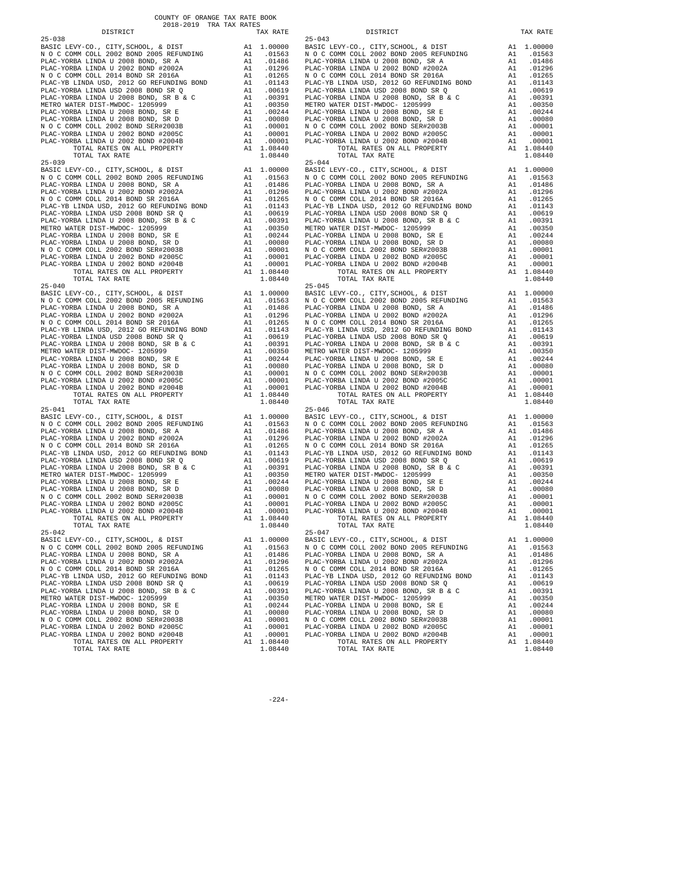COUNTY OF ORANGE TAX RATE BOOK
2018-2019 TRA TAX RATES

| DISTRICT | | TAX RATE |
|---|---|---|
| **25-038** | | |
| BASIC LEVY-CO., CITY,SCHOOL, & DIST | A1 | 1.00000 |
| N O C COMM COLL 2002 BOND 2005 REFUNDING | A1 | .01563 |
| PLAC-YORBA LINDA U 2008 BOND, SR A | A1 | .01486 |
| PLAC-YORBA LINDA U 2002 BOND #2002A | A1 | .01296 |
| N O C COMM COLL 2014 BOND SR 2016A | A1 | .01265 |
| PLAC-YB LINDA USD, 2012 GO REFUNDING BOND | A1 | .01143 |
| PLAC-YORBA LINDA USD 2008 BOND SR Q | A1 | .00619 |
| PLAC-YORBA LINDA U 2008 BOND, SR B & C | A1 | .00391 |
| METRO WATER DIST-MWDOC- 1205999 | A1 | .00350 |
| PLAC-YORBA LINDA U 2008 BOND, SR E | A1 | .00244 |
| PLAC-YORBA LINDA U 2008 BOND, SR D | A1 | .00080 |
| N O C COMM COLL 2002 BOND SER#2003B | A1 | .00001 |
| PLAC-YORBA LINDA U 2002 BOND #2005C | A1 | .00001 |
| PLAC-YORBA LINDA U 2002 BOND #2004B | A1 | .00001 |
| TOTAL RATES ON ALL PROPERTY | A1 | 1.08440 |
| TOTAL TAX RATE | | 1.08440 |
| **25-039** | | |
| BASIC LEVY-CO., CITY,SCHOOL, & DIST | A1 | 1.00000 |
| N O C COMM COLL 2002 BOND 2005 REFUNDING | A1 | .01563 |
| PLAC-YORBA LINDA U 2008 BOND, SR A | A1 | .01486 |
| PLAC-YORBA LINDA U 2002 BOND #2002A | A1 | .01296 |
| N O C COMM COLL 2014 BOND SR 2016A | A1 | .01265 |
| PLAC-YB LINDA USD, 2012 GO REFUNDING BOND | A1 | .01143 |
| PLAC-YORBA LINDA USD 2008 BOND SR Q | A1 | .00619 |
| PLAC-YORBA LINDA U 2008 BOND, SR B & C | A1 | .00391 |
| METRO WATER DIST-MWDOC- 1205999 | A1 | .00350 |
| PLAC-YORBA LINDA U 2008 BOND, SR E | A1 | .00244 |
| PLAC-YORBA LINDA U 2008 BOND, SR D | A1 | .00080 |
| N O C COMM COLL 2002 BOND SER#2003B | A1 | .00001 |
| PLAC-YORBA LINDA U 2002 BOND #2005C | A1 | .00001 |
| PLAC-YORBA LINDA U 2002 BOND #2004B | A1 | .00001 |
| TOTAL RATES ON ALL PROPERTY | A1 | 1.08440 |
| TOTAL TAX RATE | | 1.08440 |
| **25-040** | | |
| BASIC LEVY-CO., CITY,SCHOOL, & DIST | A1 | 1.00000 |
| N O C COMM COLL 2002 BOND 2005 REFUNDING | A1 | .01563 |
| PLAC-YORBA LINDA U 2008 BOND, SR A | A1 | .01486 |
| PLAC-YORBA LINDA U 2002 BOND #2002A | A1 | .01296 |
| N O C COMM COLL 2014 BOND SR 2016A | A1 | .01265 |
| PLAC-YB LINDA USD, 2012 GO REFUNDING BOND | A1 | .01143 |
| PLAC-YORBA LINDA USD 2008 BOND SR Q | A1 | .00619 |
| PLAC-YORBA LINDA U 2008 BOND, SR B & C | A1 | .00391 |
| METRO WATER DIST-MWDOC- 1205999 | A1 | .00350 |
| PLAC-YORBA LINDA U 2008 BOND, SR E | A1 | .00244 |
| PLAC-YORBA LINDA U 2008 BOND, SR D | A1 | .00080 |
| N O C COMM COLL 2002 BOND SER#2003B | A1 | .00001 |
| PLAC-YORBA LINDA U 2002 BOND #2005C | A1 | .00001 |
| PLAC-YORBA LINDA U 2002 BOND #2004B | A1 | .00001 |
| TOTAL RATES ON ALL PROPERTY | A1 | 1.08440 |
| TOTAL TAX RATE | | 1.08440 |
| **25-041** | | |
| BASIC LEVY-CO., CITY,SCHOOL, & DIST | A1 | 1.00000 |
| N O C COMM COLL 2002 BOND 2005 REFUNDING | A1 | .01563 |
| PLAC-YORBA LINDA U 2008 BOND, SR A | A1 | .01486 |
| PLAC-YORBA LINDA U 2002 BOND #2002A | A1 | .01296 |
| N O C COMM COLL 2014 BOND SR 2016A | A1 | .01265 |
| PLAC-YB LINDA USD, 2012 GO REFUNDING BOND | A1 | .01143 |
| PLAC-YORBA LINDA USD 2008 BOND SR Q | A1 | .00619 |
| PLAC-YORBA LINDA U 2008 BOND, SR B & C | A1 | .00391 |
| METRO WATER DIST-MWDOC- 1205999 | A1 | .00350 |
| PLAC-YORBA LINDA U 2008 BOND, SR E | A1 | .00244 |
| PLAC-YORBA LINDA U 2008 BOND, SR D | A1 | .00080 |
| N O C COMM COLL 2002 BOND SER#2003B | A1 | .00001 |
| PLAC-YORBA LINDA U 2002 BOND #2005C | A1 | .00001 |
| PLAC-YORBA LINDA U 2002 BOND #2004B | A1 | .00001 |
| TOTAL RATES ON ALL PROPERTY | A1 | 1.08440 |
| TOTAL TAX RATE | | 1.08440 |
| **25-042** | | |
| BASIC LEVY-CO., CITY,SCHOOL, & DIST | A1 | 1.00000 |
| N O C COMM COLL 2002 BOND 2005 REFUNDING | A1 | .01563 |
| PLAC-YORBA LINDA U 2008 BOND, SR A | A1 | .01486 |
| PLAC-YORBA LINDA U 2002 BOND #2002A | A1 | .01296 |
| N O C COMM COLL 2014 BOND SR 2016A | A1 | .01265 |
| PLAC-YB LINDA USD, 2012 GO REFUNDING BOND | A1 | .01143 |
| PLAC-YORBA LINDA USD 2008 BOND SR Q | A1 | .00619 |
| PLAC-YORBA LINDA U 2008 BOND, SR B & C | A1 | .00391 |
| METRO WATER DIST-MWDOC- 1205999 | A1 | .00350 |
| PLAC-YORBA LINDA U 2008 BOND, SR E | A1 | .00244 |
| PLAC-YORBA LINDA U 2008 BOND, SR D | A1 | .00080 |
| N O C COMM COLL 2002 BOND SER#2003B | A1 | .00001 |
| PLAC-YORBA LINDA U 2002 BOND #2005C | A1 | .00001 |
| PLAC-YORBA LINDA U 2002 BOND #2004B | A1 | .00001 |
| TOTAL RATES ON ALL PROPERTY | A1 | 1.08440 |
| TOTAL TAX RATE | | 1.08440 |
| **25-043** | | |
| BASIC LEVY-CO., CITY,SCHOOL, & DIST | A1 | 1.00000 |
| N O C COMM COLL 2002 BOND 2005 REFUNDING | A1 | .01563 |
| PLAC-YORBA LINDA U 2008 BOND, SR A | A1 | .01486 |
| PLAC-YORBA LINDA U 2002 BOND #2002A | A1 | .01296 |
| N O C COMM COLL 2014 BOND SR 2016A | A1 | .01265 |
| PLAC-YB LINDA USD, 2012 GO REFUNDING BOND | A1 | .01143 |
| PLAC-YORBA LINDA USD 2008 BOND SR Q | A1 | .00619 |
| PLAC-YORBA LINDA U 2008 BOND, SR B & C | A1 | .00391 |
| METRO WATER DIST-MWDOC- 1205999 | A1 | .00350 |
| PLAC-YORBA LINDA U 2008 BOND, SR E | A1 | .00244 |
| PLAC-YORBA LINDA U 2008 BOND, SR D | A1 | .00080 |
| N O C COMM COLL 2002 BOND SER#2003B | A1 | .00001 |
| PLAC-YORBA LINDA U 2002 BOND #2005C | A1 | .00001 |
| PLAC-YORBA LINDA U 2002 BOND #2004B | A1 | .00001 |
| TOTAL RATES ON ALL PROPERTY | A1 | 1.08440 |
| TOTAL TAX RATE | | 1.08440 |
| **25-044** | | |
| BASIC LEVY-CO., CITY,SCHOOL, & DIST | A1 | 1.00000 |
| N O C COMM COLL 2002 BOND 2005 REFUNDING | A1 | .01563 |
| PLAC-YORBA LINDA U 2008 BOND, SR A | A1 | .01486 |
| PLAC-YORBA LINDA U 2002 BOND #2002A | A1 | .01296 |
| N O C COMM COLL 2014 BOND SR 2016A | A1 | .01265 |
| PLAC-YB LINDA USD, 2012 GO REFUNDING BOND | A1 | .01143 |
| PLAC-YORBA LINDA USD 2008 BOND SR Q | A1 | .00619 |
| PLAC-YORBA LINDA U 2008 BOND, SR B & C | A1 | .00391 |
| METRO WATER DIST-MWDOC- 1205999 | A1 | .00350 |
| PLAC-YORBA LINDA U 2008 BOND, SR E | A1 | .00244 |
| PLAC-YORBA LINDA U 2008 BOND, SR D | A1 | .00080 |
| N O C COMM COLL 2002 BOND SER#2003B | A1 | .00001 |
| PLAC-YORBA LINDA U 2002 BOND #2005C | A1 | .00001 |
| PLAC-YORBA LINDA U 2002 BOND #2004B | A1 | .00001 |
| TOTAL RATES ON ALL PROPERTY | A1 | 1.08440 |
| TOTAL TAX RATE | | 1.08440 |
| **25-045** | | |
| BASIC LEVY-CO., CITY,SCHOOL, & DIST | A1 | 1.00000 |
| N O C COMM COLL 2002 BOND 2005 REFUNDING | A1 | .01563 |
| PLAC-YORBA LINDA U 2008 BOND, SR A | A1 | .01486 |
| PLAC-YORBA LINDA U 2002 BOND #2002A | A1 | .01296 |
| N O C COMM COLL 2014 BOND SR 2016A | A1 | .01265 |
| PLAC-YB LINDA USD, 2012 GO REFUNDING BOND | A1 | .01143 |
| PLAC-YORBA LINDA USD 2008 BOND SR Q | A1 | .00619 |
| PLAC-YORBA LINDA U 2008 BOND, SR B & C | A1 | .00391 |
| METRO WATER DIST-MWDOC- 1205999 | A1 | .00350 |
| PLAC-YORBA LINDA U 2008 BOND, SR E | A1 | .00244 |
| PLAC-YORBA LINDA U 2008 BOND, SR D | A1 | .00080 |
| N O C COMM COLL 2002 BOND SER#2003B | A1 | .00001 |
| PLAC-YORBA LINDA U 2002 BOND #2005C | A1 | .00001 |
| PLAC-YORBA LINDA U 2002 BOND #2004B | A1 | .00001 |
| TOTAL RATES ON ALL PROPERTY | A1 | 1.08440 |
| TOTAL TAX RATE | | 1.08440 |
| **25-046** | | |
| BASIC LEVY-CO., CITY,SCHOOL, & DIST | A1 | 1.00000 |
| N O C COMM COLL 2002 BOND 2005 REFUNDING | A1 | .01563 |
| PLAC-YORBA LINDA U 2008 BOND, SR A | A1 | .01486 |
| PLAC-YORBA LINDA U 2002 BOND #2002A | A1 | .01296 |
| N O C COMM COLL 2014 BOND SR 2016A | A1 | .01265 |
| PLAC-YB LINDA USD, 2012 GO REFUNDING BOND | A1 | .01143 |
| PLAC-YORBA LINDA USD 2008 BOND SR Q | A1 | .00619 |
| PLAC-YORBA LINDA U 2008 BOND, SR B & C | A1 | .00391 |
| METRO WATER DIST-MWDOC- 1205999 | A1 | .00350 |
| PLAC-YORBA LINDA U 2008 BOND, SR E | A1 | .00244 |
| PLAC-YORBA LINDA U 2008 BOND, SR D | A1 | .00080 |
| N O C COMM COLL 2002 BOND SER#2003B | A1 | .00001 |
| PLAC-YORBA LINDA U 2002 BOND #2005C | A1 | .00001 |
| PLAC-YORBA LINDA U 2002 BOND #2004B | A1 | .00001 |
| TOTAL RATES ON ALL PROPERTY | A1 | 1.08440 |
| TOTAL TAX RATE | | 1.08440 |
| **25-047** | | |
| BASIC LEVY-CO., CITY,SCHOOL, & DIST | A1 | 1.00000 |
| N O C COMM COLL 2002 BOND 2005 REFUNDING | A1 | .01563 |
| PLAC-YORBA LINDA U 2008 BOND, SR A | A1 | .01486 |
| PLAC-YORBA LINDA U 2002 BOND #2002A | A1 | .01296 |
| N O C COMM COLL 2014 BOND SR 2016A | A1 | .01265 |
| PLAC-YB LINDA USD, 2012 GO REFUNDING BOND | A1 | .01143 |
| PLAC-YORBA LINDA USD 2008 BOND SR Q | A1 | .00619 |
| PLAC-YORBA LINDA U 2008 BOND, SR B & C | A1 | .00391 |
| METRO WATER DIST-MWDOC- 1205999 | A1 | .00350 |
| PLAC-YORBA LINDA U 2008 BOND, SR E | A1 | .00244 |
| PLAC-YORBA LINDA U 2008 BOND, SR D | A1 | .00080 |
| N O C COMM COLL 2002 BOND SER#2003B | A1 | .00001 |
| PLAC-YORBA LINDA U 2002 BOND #2005C | A1 | .00001 |
| PLAC-YORBA LINDA U 2002 BOND #2004B | A1 | .00001 |
| TOTAL RATES ON ALL PROPERTY | A1 | 1.08440 |
| TOTAL TAX RATE | | 1.08440 |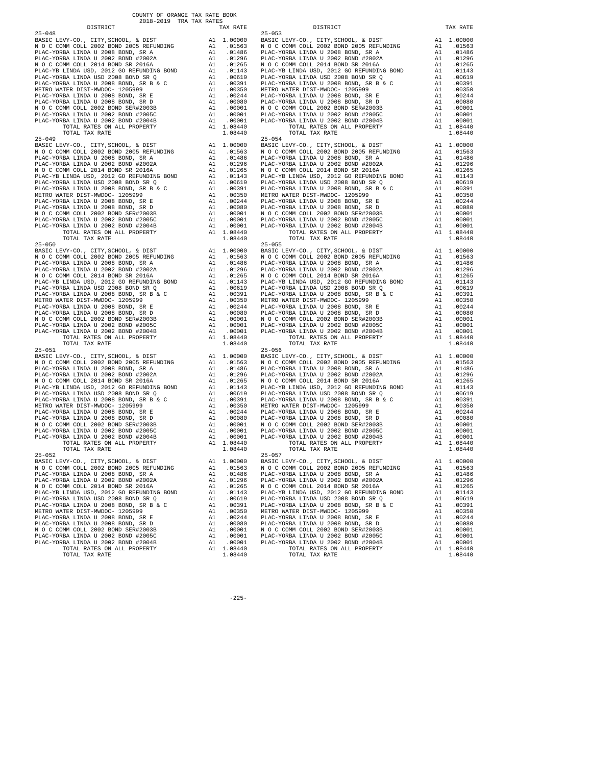COUNTY OF ORANGE TAX RATE BOOK
2018-2019 TRA TAX RATES

| DISTRICT | | TAX RATE |
|---|---|---|
| 25-048 | | |
| BASIC LEVY-CO., CITY,SCHOOL, & DIST | A1 | 1.00000 |
| N O C COMM COLL 2002 BOND 2005 REFUNDING | A1 | .01563 |
| PLAC-YORBA LINDA U 2008 BOND, SR A | A1 | .01486 |
| PLAC-YORBA LINDA U 2002 BOND #2002A | A1 | .01296 |
| N O C COMM COLL 2014 BOND SR 2016A | A1 | .01265 |
| PLAC-YB LINDA USD, 2012 GO REFUNDING BOND | A1 | .01143 |
| PLAC-YORBA LINDA USD 2008 BOND SR Q | A1 | .00619 |
| PLAC-YORBA LINDA U 2008 BOND, SR B & C | A1 | .00391 |
| METRO WATER DIST-MWDOC- 1205999 | A1 | .00350 |
| PLAC-YORBA LINDA U 2008 BOND, SR E | A1 | .00244 |
| PLAC-YORBA LINDA U 2008 BOND, SR D | A1 | .00080 |
| N O C COMM COLL 2002 BOND SER#2003B | A1 | .00001 |
| PLAC-YORBA LINDA U 2002 BOND #2005C | A1 | .00001 |
| PLAC-YORBA LINDA U 2002 BOND #2004B | A1 | .00001 |
| TOTAL RATES ON ALL PROPERTY | A1 | 1.08440 |
| TOTAL TAX RATE | | 1.08440 |
| 25-049 | | |
| BASIC LEVY-CO., CITY,SCHOOL, & DIST | A1 | 1.00000 |
| N O C COMM COLL 2002 BOND 2005 REFUNDING | A1 | .01563 |
| PLAC-YORBA LINDA U 2008 BOND, SR A | A1 | .01486 |
| PLAC-YORBA LINDA U 2002 BOND #2002A | A1 | .01296 |
| N O C COMM COLL 2014 BOND SR 2016A | A1 | .01265 |
| PLAC-YB LINDA USD, 2012 GO REFUNDING BOND | A1 | .01143 |
| PLAC-YORBA LINDA USD 2008 BOND SR Q | A1 | .00619 |
| PLAC-YORBA LINDA U 2008 BOND, SR B & C | A1 | .00391 |
| METRO WATER DIST-MWDOC- 1205999 | A1 | .00350 |
| PLAC-YORBA LINDA U 2008 BOND, SR E | A1 | .00244 |
| PLAC-YORBA LINDA U 2008 BOND, SR D | A1 | .00080 |
| N O C COMM COLL 2002 BOND SER#2003B | A1 | .00001 |
| PLAC-YORBA LINDA U 2002 BOND #2005C | A1 | .00001 |
| PLAC-YORBA LINDA U 2002 BOND #2004B | A1 | .00001 |
| TOTAL RATES ON ALL PROPERTY | A1 | 1.08440 |
| TOTAL TAX RATE | | 1.08440 |
| 25-050 | | |
| BASIC LEVY-CO., CITY,SCHOOL, & DIST | A1 | 1.00000 |
| N O C COMM COLL 2002 BOND 2005 REFUNDING | A1 | .01563 |
| PLAC-YORBA LINDA U 2008 BOND, SR A | A1 | .01486 |
| PLAC-YORBA LINDA U 2002 BOND #2002A | A1 | .01296 |
| N O C COMM COLL 2014 BOND SR 2016A | A1 | .01265 |
| PLAC-YB LINDA USD, 2012 GO REFUNDING BOND | A1 | .01143 |
| PLAC-YORBA LINDA USD 2008 BOND SR Q | A1 | .00619 |
| PLAC-YORBA LINDA U 2008 BOND, SR B & C | A1 | .00391 |
| METRO WATER DIST-MWDOC- 1205999 | A1 | .00350 |
| PLAC-YORBA LINDA U 2008 BOND, SR E | A1 | .00244 |
| PLAC-YORBA LINDA U 2008 BOND, SR D | A1 | .00080 |
| N O C COMM COLL 2002 BOND SER#2003B | A1 | .00001 |
| PLAC-YORBA LINDA U 2002 BOND #2005C | A1 | .00001 |
| PLAC-YORBA LINDA U 2002 BOND #2004B | A1 | .00001 |
| TOTAL RATES ON ALL PROPERTY | A1 | 1.08440 |
| TOTAL TAX RATE | | 1.08440 |
| 25-051 | | |
| BASIC LEVY-CO., CITY,SCHOOL, & DIST | A1 | 1.00000 |
| N O C COMM COLL 2002 BOND 2005 REFUNDING | A1 | .01563 |
| PLAC-YORBA LINDA U 2008 BOND, SR A | A1 | .01486 |
| PLAC-YORBA LINDA U 2002 BOND #2002A | A1 | .01296 |
| N O C COMM COLL 2014 BOND SR 2016A | A1 | .01265 |
| PLAC-YB LINDA USD, 2012 GO REFUNDING BOND | A1 | .01143 |
| PLAC-YORBA LINDA USD 2008 BOND SR Q | A1 | .00619 |
| PLAC-YORBA LINDA U 2008 BOND, SR B & C | A1 | .00391 |
| METRO WATER DIST-MWDOC- 1205999 | A1 | .00350 |
| PLAC-YORBA LINDA U 2008 BOND, SR E | A1 | .00244 |
| PLAC-YORBA LINDA U 2008 BOND, SR D | A1 | .00080 |
| N O C COMM COLL 2002 BOND SER#2003B | A1 | .00001 |
| PLAC-YORBA LINDA U 2002 BOND #2005C | A1 | .00001 |
| PLAC-YORBA LINDA U 2002 BOND #2004B | A1 | .00001 |
| TOTAL RATES ON ALL PROPERTY | A1 | 1.08440 |
| TOTAL TAX RATE | | 1.08440 |
| 25-052 | | |
| BASIC LEVY-CO., CITY,SCHOOL, & DIST | A1 | 1.00000 |
| N O C COMM COLL 2002 BOND 2005 REFUNDING | A1 | .01563 |
| PLAC-YORBA LINDA U 2008 BOND, SR A | A1 | .01486 |
| PLAC-YORBA LINDA U 2002 BOND #2002A | A1 | .01296 |
| N O C COMM COLL 2014 BOND SR 2016A | A1 | .01265 |
| PLAC-YB LINDA USD, 2012 GO REFUNDING BOND | A1 | .01143 |
| PLAC-YORBA LINDA USD 2008 BOND SR Q | A1 | .00619 |
| PLAC-YORBA LINDA U 2008 BOND, SR B & C | A1 | .00391 |
| METRO WATER DIST-MWDOC- 1205999 | A1 | .00350 |
| PLAC-YORBA LINDA U 2008 BOND, SR E | A1 | .00244 |
| PLAC-YORBA LINDA U 2008 BOND, SR D | A1 | .00080 |
| N O C COMM COLL 2002 BOND SER#2003B | A1 | .00001 |
| PLAC-YORBA LINDA U 2002 BOND #2005C | A1 | .00001 |
| PLAC-YORBA LINDA U 2002 BOND #2004B | A1 | .00001 |
| TOTAL RATES ON ALL PROPERTY | A1 | 1.08440 |
| TOTAL TAX RATE | | 1.08440 |
| 25-053 | | |
| BASIC LEVY-CO., CITY,SCHOOL, & DIST | A1 | 1.00000 |
| N O C COMM COLL 2002 BOND 2005 REFUNDING | A1 | .01563 |
| PLAC-YORBA LINDA U 2008 BOND, SR A | A1 | .01486 |
| PLAC-YORBA LINDA U 2002 BOND #2002A | A1 | .01296 |
| N O C COMM COLL 2014 BOND SR 2016A | A1 | .01265 |
| PLAC-YB LINDA USD, 2012 GO REFUNDING BOND | A1 | .01143 |
| PLAC-YORBA LINDA USD 2008 BOND SR Q | A1 | .00619 |
| PLAC-YORBA LINDA U 2008 BOND, SR B & C | A1 | .00391 |
| METRO WATER DIST-MWDOC- 1205999 | A1 | .00350 |
| PLAC-YORBA LINDA U 2008 BOND, SR E | A1 | .00244 |
| PLAC-YORBA LINDA U 2008 BOND, SR D | A1 | .00080 |
| N O C COMM COLL 2002 BOND SER#2003B | A1 | .00001 |
| PLAC-YORBA LINDA U 2002 BOND #2005C | A1 | .00001 |
| PLAC-YORBA LINDA U 2002 BOND #2004B | A1 | .00001 |
| TOTAL RATES ON ALL PROPERTY | A1 | 1.08440 |
| TOTAL TAX RATE | | 1.08440 |
| 25-054 | | |
| BASIC LEVY-CO., CITY,SCHOOL, & DIST | A1 | 1.00000 |
| N O C COMM COLL 2002 BOND 2005 REFUNDING | A1 | .01563 |
| PLAC-YORBA LINDA U 2008 BOND, SR A | A1 | .01486 |
| PLAC-YORBA LINDA U 2002 BOND #2002A | A1 | .01296 |
| N O C COMM COLL 2014 BOND SR 2016A | A1 | .01265 |
| PLAC-YB LINDA USD, 2012 GO REFUNDING BOND | A1 | .01143 |
| PLAC-YORBA LINDA USD 2008 BOND SR Q | A1 | .00619 |
| PLAC-YORBA LINDA U 2008 BOND, SR B & C | A1 | .00391 |
| METRO WATER DIST-MWDOC- 1205999 | A1 | .00350 |
| PLAC-YORBA LINDA U 2008 BOND, SR E | A1 | .00244 |
| PLAC-YORBA LINDA U 2008 BOND, SR D | A1 | .00080 |
| N O C COMM COLL 2002 BOND SER#2003B | A1 | .00001 |
| PLAC-YORBA LINDA U 2002 BOND #2005C | A1 | .00001 |
| PLAC-YORBA LINDA U 2002 BOND #2004B | A1 | .00001 |
| TOTAL RATES ON ALL PROPERTY | A1 | 1.08440 |
| TOTAL TAX RATE | | 1.08440 |
| 25-055 | | |
| BASIC LEVY-CO., CITY,SCHOOL, & DIST | A1 | 1.00000 |
| N O C COMM COLL 2002 BOND 2005 REFUNDING | A1 | .01563 |
| PLAC-YORBA LINDA U 2008 BOND, SR A | A1 | .01486 |
| PLAC-YORBA LINDA U 2002 BOND #2002A | A1 | .01296 |
| N O C COMM COLL 2014 BOND SR 2016A | A1 | .01265 |
| PLAC-YB LINDA USD, 2012 GO REFUNDING BOND | A1 | .01143 |
| PLAC-YORBA LINDA USD 2008 BOND SR Q | A1 | .00619 |
| PLAC-YORBA LINDA U 2008 BOND, SR B & C | A1 | .00391 |
| METRO WATER DIST-MWDOC- 1205999 | A1 | .00350 |
| PLAC-YORBA LINDA U 2008 BOND, SR E | A1 | .00244 |
| PLAC-YORBA LINDA U 2008 BOND, SR D | A1 | .00080 |
| N O C COMM COLL 2002 BOND SER#2003B | A1 | .00001 |
| PLAC-YORBA LINDA U 2002 BOND #2005C | A1 | .00001 |
| PLAC-YORBA LINDA U 2002 BOND #2004B | A1 | .00001 |
| TOTAL RATES ON ALL PROPERTY | A1 | 1.08440 |
| TOTAL TAX RATE | | 1.08440 |
| 25-056 | | |
| BASIC LEVY-CO., CITY,SCHOOL, & DIST | A1 | 1.00000 |
| N O C COMM COLL 2002 BOND 2005 REFUNDING | A1 | .01563 |
| PLAC-YORBA LINDA U 2008 BOND, SR A | A1 | .01486 |
| PLAC-YORBA LINDA U 2002 BOND #2002A | A1 | .01296 |
| N O C COMM COLL 2014 BOND SR 2016A | A1 | .01265 |
| PLAC-YB LINDA USD, 2012 GO REFUNDING BOND | A1 | .01143 |
| PLAC-YORBA LINDA USD 2008 BOND SR Q | A1 | .00619 |
| PLAC-YORBA LINDA U 2008 BOND, SR B & C | A1 | .00391 |
| METRO WATER DIST-MWDOC- 1205999 | A1 | .00350 |
| PLAC-YORBA LINDA U 2008 BOND, SR E | A1 | .00244 |
| PLAC-YORBA LINDA U 2008 BOND, SR D | A1 | .00080 |
| N O C COMM COLL 2002 BOND SER#2003B | A1 | .00001 |
| PLAC-YORBA LINDA U 2002 BOND #2005C | A1 | .00001 |
| PLAC-YORBA LINDA U 2002 BOND #2004B | A1 | .00001 |
| TOTAL RATES ON ALL PROPERTY | A1 | 1.08440 |
| TOTAL TAX RATE | | 1.08440 |
| 25-057 | | |
| BASIC LEVY-CO., CITY,SCHOOL, & DIST | A1 | 1.00000 |
| N O C COMM COLL 2002 BOND 2005 REFUNDING | A1 | .01563 |
| PLAC-YORBA LINDA U 2008 BOND, SR A | A1 | .01486 |
| PLAC-YORBA LINDA U 2002 BOND #2002A | A1 | .01296 |
| N O C COMM COLL 2014 BOND SR 2016A | A1 | .01265 |
| PLAC-YB LINDA USD, 2012 GO REFUNDING BOND | A1 | .01143 |
| PLAC-YORBA LINDA USD 2008 BOND SR Q | A1 | .00619 |
| PLAC-YORBA LINDA U 2008 BOND, SR B & C | A1 | .00391 |
| METRO WATER DIST-MWDOC- 1205999 | A1 | .00350 |
| PLAC-YORBA LINDA U 2008 BOND, SR E | A1 | .00244 |
| PLAC-YORBA LINDA U 2008 BOND, SR D | A1 | .00080 |
| N O C COMM COLL 2002 BOND SER#2003B | A1 | .00001 |
| PLAC-YORBA LINDA U 2002 BOND #2005C | A1 | .00001 |
| PLAC-YORBA LINDA U 2002 BOND #2004B | A1 | .00001 |
| TOTAL RATES ON ALL PROPERTY | A1 | 1.08440 |
| TOTAL TAX RATE | | 1.08440 |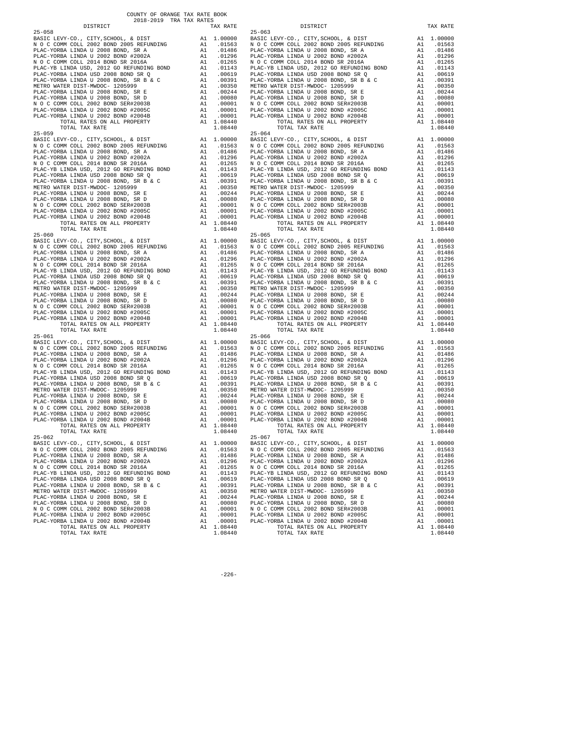COUNTY OF ORANGE TAX RATE BOOK
2018-2019 TRA TAX RATES

| DISTRICT | | TAX RATE |
|---|---|---|
| 25-058 | | |
| BASIC LEVY-CO., CITY,SCHOOL, & DIST | A1 | 1.00000 |
| N O C COMM COLL 2002 BOND 2005 REFUNDING | A1 | .01563 |
| PLAC-YORBA LINDA U 2008 BOND, SR A | A1 | .01486 |
| PLAC-YORBA LINDA U 2002 BOND #2002A | A1 | .01296 |
| N O C COMM COLL 2014 BOND SR 2016A | A1 | .01265 |
| PLAC-YB LINDA USD, 2012 GO REFUNDING BOND | A1 | .01143 |
| PLAC-YORBA LINDA USD 2008 BOND SR Q | A1 | .00619 |
| PLAC-YORBA LINDA U 2008 BOND, SR B & C | A1 | .00391 |
| METRO WATER DIST-MWDOC- 1205999 | A1 | .00350 |
| PLAC-YORBA LINDA U 2008 BOND, SR E | A1 | .00244 |
| PLAC-YORBA LINDA U 2008 BOND, SR D | A1 | .00080 |
| N O C COMM COLL 2002 BOND SER#2003B | A1 | .00001 |
| PLAC-YORBA LINDA U 2002 BOND #2005C | A1 | .00001 |
| PLAC-YORBA LINDA U 2002 BOND #2004B | A1 | .00001 |
| TOTAL RATES ON ALL PROPERTY | A1 | 1.08440 |
| TOTAL TAX RATE | | 1.08440 |
| 25-059 | | |
| BASIC LEVY-CO., CITY,SCHOOL, & DIST | A1 | 1.00000 |
| N O C COMM COLL 2002 BOND 2005 REFUNDING | A1 | .01563 |
| PLAC-YORBA LINDA U 2008 BOND, SR A | A1 | .01486 |
| PLAC-YORBA LINDA U 2002 BOND #2002A | A1 | .01296 |
| N O C COMM COLL 2014 BOND SR 2016A | A1 | .01265 |
| PLAC-YB LINDA USD, 2012 GO REFUNDING BOND | A1 | .01143 |
| PLAC-YORBA LINDA USD 2008 BOND SR Q | A1 | .00619 |
| PLAC-YORBA LINDA U 2008 BOND, SR B & C | A1 | .00391 |
| METRO WATER DIST-MWDOC- 1205999 | A1 | .00350 |
| PLAC-YORBA LINDA U 2008 BOND, SR E | A1 | .00244 |
| PLAC-YORBA LINDA U 2008 BOND, SR D | A1 | .00080 |
| N O C COMM COLL 2002 BOND SER#2003B | A1 | .00001 |
| PLAC-YORBA LINDA U 2002 BOND #2005C | A1 | .00001 |
| PLAC-YORBA LINDA U 2002 BOND #2004B | A1 | .00001 |
| TOTAL RATES ON ALL PROPERTY | A1 | 1.08440 |
| TOTAL TAX RATE | | 1.08440 |
| 25-060 | | |
| BASIC LEVY-CO., CITY,SCHOOL, & DIST | A1 | 1.00000 |
| N O C COMM COLL 2002 BOND 2005 REFUNDING | A1 | .01563 |
| PLAC-YORBA LINDA U 2008 BOND, SR A | A1 | .01486 |
| PLAC-YORBA LINDA U 2002 BOND #2002A | A1 | .01296 |
| N O C COMM COLL 2014 BOND SR 2016A | A1 | .01265 |
| PLAC-YB LINDA USD, 2012 GO REFUNDING BOND | A1 | .01143 |
| PLAC-YORBA LINDA USD 2008 BOND SR Q | A1 | .00619 |
| PLAC-YORBA LINDA U 2008 BOND, SR B & C | A1 | .00391 |
| METRO WATER DIST-MWDOC- 1205999 | A1 | .00350 |
| PLAC-YORBA LINDA U 2008 BOND, SR E | A1 | .00244 |
| PLAC-YORBA LINDA U 2008 BOND, SR D | A1 | .00080 |
| N O C COMM COLL 2002 BOND SER#2003B | A1 | .00001 |
| PLAC-YORBA LINDA U 2002 BOND #2005C | A1 | .00001 |
| PLAC-YORBA LINDA U 2002 BOND #2004B | A1 | .00001 |
| TOTAL RATES ON ALL PROPERTY | A1 | 1.08440 |
| TOTAL TAX RATE | | 1.08440 |
| 25-061 | | |
| BASIC LEVY-CO., CITY,SCHOOL, & DIST | A1 | 1.00000 |
| N O C COMM COLL 2002 BOND 2005 REFUNDING | A1 | .01563 |
| PLAC-YORBA LINDA U 2008 BOND, SR A | A1 | .01486 |
| PLAC-YORBA LINDA U 2002 BOND #2002A | A1 | .01296 |
| N O C COMM COLL 2014 BOND SR 2016A | A1 | .01265 |
| PLAC-YB LINDA USD, 2012 GO REFUNDING BOND | A1 | .01143 |
| PLAC-YORBA LINDA USD 2008 BOND SR Q | A1 | .00619 |
| PLAC-YORBA LINDA U 2008 BOND, SR B & C | A1 | .00391 |
| METRO WATER DIST-MWDOC- 1205999 | A1 | .00350 |
| PLAC-YORBA LINDA U 2008 BOND, SR E | A1 | .00244 |
| PLAC-YORBA LINDA U 2008 BOND, SR D | A1 | .00080 |
| N O C COMM COLL 2002 BOND SER#2003B | A1 | .00001 |
| PLAC-YORBA LINDA U 2002 BOND #2005C | A1 | .00001 |
| PLAC-YORBA LINDA U 2002 BOND #2004B | A1 | .00001 |
| TOTAL RATES ON ALL PROPERTY | A1 | 1.08440 |
| TOTAL TAX RATE | | 1.08440 |
| 25-062 | | |
| BASIC LEVY-CO., CITY,SCHOOL, & DIST | A1 | 1.00000 |
| N O C COMM COLL 2002 BOND 2005 REFUNDING | A1 | .01563 |
| PLAC-YORBA LINDA U 2008 BOND, SR A | A1 | .01486 |
| PLAC-YORBA LINDA U 2002 BOND #2002A | A1 | .01296 |
| N O C COMM COLL 2014 BOND SR 2016A | A1 | .01265 |
| PLAC-YB LINDA USD, 2012 GO REFUNDING BOND | A1 | .01143 |
| PLAC-YORBA LINDA USD 2008 BOND SR Q | A1 | .00619 |
| PLAC-YORBA LINDA U 2008 BOND, SR B & C | A1 | .00391 |
| METRO WATER DIST-MWDOC- 1205999 | A1 | .00350 |
| PLAC-YORBA LINDA U 2008 BOND, SR E | A1 | .00244 |
| PLAC-YORBA LINDA U 2008 BOND, SR D | A1 | .00080 |
| N O C COMM COLL 2002 BOND SER#2003B | A1 | .00001 |
| PLAC-YORBA LINDA U 2002 BOND #2005C | A1 | .00001 |
| PLAC-YORBA LINDA U 2002 BOND #2004B | A1 | .00001 |
| TOTAL RATES ON ALL PROPERTY | A1 | 1.08440 |
| TOTAL TAX RATE | | 1.08440 |
| 25-063 | | |
| BASIC LEVY-CO., CITY,SCHOOL, & DIST | A1 | 1.00000 |
| N O C COMM COLL 2002 BOND 2005 REFUNDING | A1 | .01563 |
| PLAC-YORBA LINDA U 2008 BOND, SR A | A1 | .01486 |
| PLAC-YORBA LINDA U 2002 BOND #2002A | A1 | .01296 |
| N O C COMM COLL 2014 BOND SR 2016A | A1 | .01265 |
| PLAC-YB LINDA USD, 2012 GO REFUNDING BOND | A1 | .01143 |
| PLAC-YORBA LINDA USD 2008 BOND SR Q | A1 | .00619 |
| PLAC-YORBA LINDA U 2008 BOND, SR B & C | A1 | .00391 |
| METRO WATER DIST-MWDOC- 1205999 | A1 | .00350 |
| PLAC-YORBA LINDA U 2008 BOND, SR E | A1 | .00244 |
| PLAC-YORBA LINDA U 2008 BOND, SR D | A1 | .00080 |
| N O C COMM COLL 2002 BOND SER#2003B | A1 | .00001 |
| PLAC-YORBA LINDA U 2002 BOND #2005C | A1 | .00001 |
| PLAC-YORBA LINDA U 2002 BOND #2004B | A1 | .00001 |
| TOTAL RATES ON ALL PROPERTY | A1 | 1.08440 |
| TOTAL TAX RATE | | 1.08440 |
| 25-064 | | |
| BASIC LEVY-CO., CITY,SCHOOL, & DIST | A1 | 1.00000 |
| N O C COMM COLL 2002 BOND 2005 REFUNDING | A1 | .01563 |
| PLAC-YORBA LINDA U 2008 BOND, SR A | A1 | .01486 |
| PLAC-YORBA LINDA U 2002 BOND #2002A | A1 | .01296 |
| N O C COMM COLL 2014 BOND SR 2016A | A1 | .01265 |
| PLAC-YB LINDA USD, 2012 GO REFUNDING BOND | A1 | .01143 |
| PLAC-YORBA LINDA USD 2008 BOND SR Q | A1 | .00619 |
| PLAC-YORBA LINDA U 2008 BOND, SR B & C | A1 | .00391 |
| METRO WATER DIST-MWDOC- 1205999 | A1 | .00350 |
| PLAC-YORBA LINDA U 2008 BOND, SR E | A1 | .00244 |
| PLAC-YORBA LINDA U 2008 BOND, SR D | A1 | .00080 |
| N O C COMM COLL 2002 BOND SER#2003B | A1 | .00001 |
| PLAC-YORBA LINDA U 2002 BOND #2005C | A1 | .00001 |
| PLAC-YORBA LINDA U 2002 BOND #2004B | A1 | .00001 |
| TOTAL RATES ON ALL PROPERTY | A1 | 1.08440 |
| TOTAL TAX RATE | | 1.08440 |
| 25-065 | | |
| BASIC LEVY-CO., CITY,SCHOOL, & DIST | A1 | 1.00000 |
| N O C COMM COLL 2002 BOND 2005 REFUNDING | A1 | .01563 |
| PLAC-YORBA LINDA U 2008 BOND, SR A | A1 | .01486 |
| PLAC-YORBA LINDA U 2002 BOND #2002A | A1 | .01296 |
| N O C COMM COLL 2014 BOND SR 2016A | A1 | .01265 |
| PLAC-YB LINDA USD, 2012 GO REFUNDING BOND | A1 | .01143 |
| PLAC-YORBA LINDA USD 2008 BOND SR Q | A1 | .00619 |
| PLAC-YORBA LINDA U 2008 BOND, SR B & C | A1 | .00391 |
| METRO WATER DIST-MWDOC- 1205999 | A1 | .00350 |
| PLAC-YORBA LINDA U 2008 BOND, SR E | A1 | .00244 |
| PLAC-YORBA LINDA U 2008 BOND, SR D | A1 | .00080 |
| N O C COMM COLL 2002 BOND SER#2003B | A1 | .00001 |
| PLAC-YORBA LINDA U 2002 BOND #2005C | A1 | .00001 |
| PLAC-YORBA LINDA U 2002 BOND #2004B | A1 | .00001 |
| TOTAL RATES ON ALL PROPERTY | A1 | 1.08440 |
| TOTAL TAX RATE | | 1.08440 |
| 25-066 | | |
| BASIC LEVY-CO., CITY,SCHOOL, & DIST | A1 | 1.00000 |
| N O C COMM COLL 2002 BOND 2005 REFUNDING | A1 | .01563 |
| PLAC-YORBA LINDA U 2008 BOND, SR A | A1 | .01486 |
| PLAC-YORBA LINDA U 2002 BOND #2002A | A1 | .01296 |
| N O C COMM COLL 2014 BOND SR 2016A | A1 | .01265 |
| PLAC-YB LINDA USD, 2012 GO REFUNDING BOND | A1 | .01143 |
| PLAC-YORBA LINDA USD 2008 BOND SR Q | A1 | .00619 |
| PLAC-YORBA LINDA U 2008 BOND, SR B & C | A1 | .00391 |
| METRO WATER DIST-MWDOC- 1205999 | A1 | .00350 |
| PLAC-YORBA LINDA U 2008 BOND, SR E | A1 | .00244 |
| PLAC-YORBA LINDA U 2008 BOND, SR D | A1 | .00080 |
| N O C COMM COLL 2002 BOND SER#2003B | A1 | .00001 |
| PLAC-YORBA LINDA U 2002 BOND #2005C | A1 | .00001 |
| PLAC-YORBA LINDA U 2002 BOND #2004B | A1 | .00001 |
| TOTAL RATES ON ALL PROPERTY | A1 | 1.08440 |
| TOTAL TAX RATE | | 1.08440 |
| 25-067 | | |
| BASIC LEVY-CO., CITY,SCHOOL, & DIST | A1 | 1.00000 |
| N O C COMM COLL 2002 BOND 2005 REFUNDING | A1 | .01563 |
| PLAC-YORBA LINDA U 2008 BOND, SR A | A1 | .01486 |
| PLAC-YORBA LINDA U 2002 BOND #2002A | A1 | .01296 |
| N O C COMM COLL 2014 BOND SR 2016A | A1 | .01265 |
| PLAC-YB LINDA USD, 2012 GO REFUNDING BOND | A1 | .01143 |
| PLAC-YORBA LINDA USD 2008 BOND SR Q | A1 | .00619 |
| PLAC-YORBA LINDA U 2008 BOND, SR B & C | A1 | .00391 |
| METRO WATER DIST-MWDOC- 1205999 | A1 | .00350 |
| PLAC-YORBA LINDA U 2008 BOND, SR E | A1 | .00244 |
| PLAC-YORBA LINDA U 2008 BOND, SR D | A1 | .00080 |
| N O C COMM COLL 2002 BOND SER#2003B | A1 | .00001 |
| PLAC-YORBA LINDA U 2002 BOND #2005C | A1 | .00001 |
| PLAC-YORBA LINDA U 2002 BOND #2004B | A1 | .00001 |
| TOTAL RATES ON ALL PROPERTY | A1 | 1.08440 |
| TOTAL TAX RATE | | 1.08440 |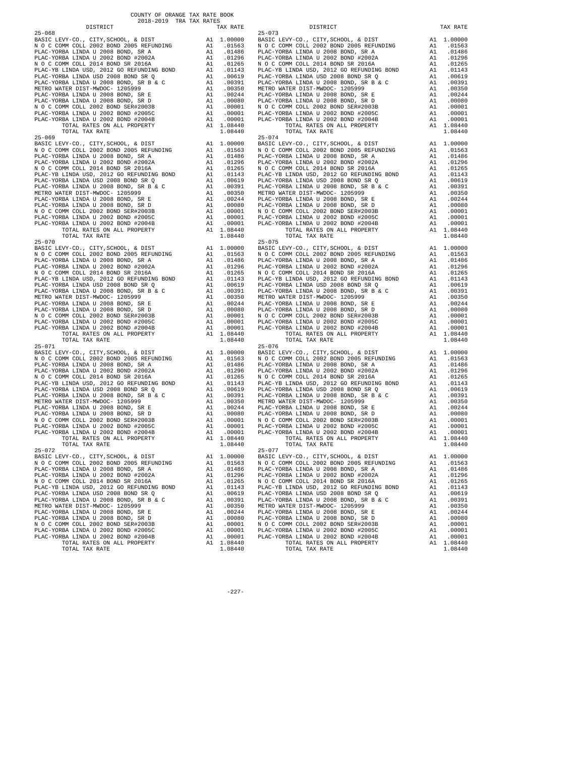COUNTY OF ORANGE TAX RATE BOOK
2018-2019 TRA TAX RATES

| DISTRICT | | TAX RATE |
|---|---|---|
| 25-068 | | |
| BASIC LEVY-CO., CITY,SCHOOL, & DIST | A1 | 1.00000 |
| N O C COMM COLL 2002 BOND 2005 REFUNDING | A1 | .01563 |
| PLAC-YORBA LINDA U 2008 BOND, SR A | A1 | .01486 |
| PLAC-YORBA LINDA U 2002 BOND #2002A | A1 | .01296 |
| N O C COMM COLL 2014 BOND SR 2016A | A1 | .01265 |
| PLAC-YB LINDA USD, 2012 GO REFUNDING BOND | A1 | .01143 |
| PLAC-YORBA LINDA USD 2008 BOND SR Q | A1 | .00619 |
| PLAC-YORBA LINDA U 2008 BOND, SR B & C | A1 | .00391 |
| METRO WATER DIST-MWDOC- 1205999 | A1 | .00350 |
| PLAC-YORBA LINDA U 2008 BOND, SR E | A1 | .00244 |
| PLAC-YORBA LINDA U 2008 BOND, SR D | A1 | .00080 |
| N O C COMM COLL 2002 BOND SER#2003B | A1 | .00001 |
| PLAC-YORBA LINDA U 2002 BOND #2005C | A1 | .00001 |
| PLAC-YORBA LINDA U 2002 BOND #2004B | A1 | .00001 |
| TOTAL RATES ON ALL PROPERTY | A1 | 1.08440 |
| TOTAL TAX RATE | | 1.08440 |
| 25-069 | | |
| BASIC LEVY-CO., CITY,SCHOOL, & DIST | A1 | 1.00000 |
| N O C COMM COLL 2002 BOND 2005 REFUNDING | A1 | .01563 |
| PLAC-YORBA LINDA U 2008 BOND, SR A | A1 | .01486 |
| PLAC-YORBA LINDA U 2002 BOND #2002A | A1 | .01296 |
| N O C COMM COLL 2014 BOND SR 2016A | A1 | .01265 |
| PLAC-YB LINDA USD, 2012 GO REFUNDING BOND | A1 | .01143 |
| PLAC-YORBA LINDA USD 2008 BOND SR Q | A1 | .00619 |
| PLAC-YORBA LINDA U 2008 BOND, SR B & C | A1 | .00391 |
| METRO WATER DIST-MWDOC- 1205999 | A1 | .00350 |
| PLAC-YORBA LINDA U 2008 BOND, SR E | A1 | .00244 |
| PLAC-YORBA LINDA U 2008 BOND, SR D | A1 | .00080 |
| N O C COMM COLL 2002 BOND SER#2003B | A1 | .00001 |
| PLAC-YORBA LINDA U 2002 BOND #2005C | A1 | .00001 |
| PLAC-YORBA LINDA U 2002 BOND #2004B | A1 | .00001 |
| TOTAL RATES ON ALL PROPERTY | A1 | 1.08440 |
| TOTAL TAX RATE | | 1.08440 |
| 25-070 | | |
| BASIC LEVY-CO., CITY,SCHOOL, & DIST | A1 | 1.00000 |
| N O C COMM COLL 2002 BOND 2005 REFUNDING | A1 | .01563 |
| PLAC-YORBA LINDA U 2008 BOND, SR A | A1 | .01486 |
| PLAC-YORBA LINDA U 2002 BOND #2002A | A1 | .01296 |
| N O C COMM COLL 2014 BOND SR 2016A | A1 | .01265 |
| PLAC-YB LINDA USD, 2012 GO REFUNDING BOND | A1 | .01143 |
| PLAC-YORBA LINDA USD 2008 BOND SR Q | A1 | .00619 |
| PLAC-YORBA LINDA U 2008 BOND, SR B & C | A1 | .00391 |
| METRO WATER DIST-MWDOC- 1205999 | A1 | .00350 |
| PLAC-YORBA LINDA U 2008 BOND, SR E | A1 | .00244 |
| PLAC-YORBA LINDA U 2008 BOND, SR D | A1 | .00080 |
| N O C COMM COLL 2002 BOND SER#2003B | A1 | .00001 |
| PLAC-YORBA LINDA U 2002 BOND #2005C | A1 | .00001 |
| PLAC-YORBA LINDA U 2002 BOND #2004B | A1 | .00001 |
| TOTAL RATES ON ALL PROPERTY | A1 | 1.08440 |
| TOTAL TAX RATE | | 1.08440 |
| 25-071 | | |
| BASIC LEVY-CO., CITY,SCHOOL, & DIST | A1 | 1.00000 |
| N O C COMM COLL 2002 BOND 2005 REFUNDING | A1 | .01563 |
| PLAC-YORBA LINDA U 2008 BOND, SR A | A1 | .01486 |
| PLAC-YORBA LINDA U 2002 BOND #2002A | A1 | .01296 |
| N O C COMM COLL 2014 BOND SR 2016A | A1 | .01265 |
| PLAC-YB LINDA USD, 2012 GO REFUNDING BOND | A1 | .01143 |
| PLAC-YORBA LINDA USD 2008 BOND SR Q | A1 | .00619 |
| PLAC-YORBA LINDA U 2008 BOND, SR B & C | A1 | .00391 |
| METRO WATER DIST-MWDOC- 1205999 | A1 | .00350 |
| PLAC-YORBA LINDA U 2008 BOND, SR E | A1 | .00244 |
| PLAC-YORBA LINDA U 2008 BOND, SR D | A1 | .00080 |
| N O C COMM COLL 2002 BOND SER#2003B | A1 | .00001 |
| PLAC-YORBA LINDA U 2002 BOND #2005C | A1 | .00001 |
| PLAC-YORBA LINDA U 2002 BOND #2004B | A1 | .00001 |
| TOTAL RATES ON ALL PROPERTY | A1 | 1.08440 |
| TOTAL TAX RATE | | 1.08440 |
| 25-072 | | |
| BASIC LEVY-CO., CITY,SCHOOL, & DIST | A1 | 1.00000 |
| N O C COMM COLL 2002 BOND 2005 REFUNDING | A1 | .01563 |
| PLAC-YORBA LINDA U 2008 BOND, SR A | A1 | .01486 |
| PLAC-YORBA LINDA U 2002 BOND #2002A | A1 | .01296 |
| N O C COMM COLL 2014 BOND SR 2016A | A1 | .01265 |
| PLAC-YB LINDA USD, 2012 GO REFUNDING BOND | A1 | .01143 |
| PLAC-YORBA LINDA USD 2008 BOND SR Q | A1 | .00619 |
| PLAC-YORBA LINDA U 2008 BOND, SR B & C | A1 | .00391 |
| METRO WATER DIST-MWDOC- 1205999 | A1 | .00350 |
| PLAC-YORBA LINDA U 2008 BOND, SR E | A1 | .00244 |
| PLAC-YORBA LINDA U 2008 BOND, SR D | A1 | .00080 |
| N O C COMM COLL 2002 BOND SER#2003B | A1 | .00001 |
| PLAC-YORBA LINDA U 2002 BOND #2005C | A1 | .00001 |
| PLAC-YORBA LINDA U 2002 BOND #2004B | A1 | .00001 |
| TOTAL RATES ON ALL PROPERTY | A1 | 1.08440 |
| TOTAL TAX RATE | | 1.08440 |
| 25-073 | | |
| BASIC LEVY-CO., CITY,SCHOOL, & DIST | A1 | 1.00000 |
| N O C COMM COLL 2002 BOND 2005 REFUNDING | A1 | .01563 |
| PLAC-YORBA LINDA U 2008 BOND, SR A | A1 | .01486 |
| PLAC-YORBA LINDA U 2002 BOND #2002A | A1 | .01296 |
| N O C COMM COLL 2014 BOND SR 2016A | A1 | .01265 |
| PLAC-YB LINDA USD, 2012 GO REFUNDING BOND | A1 | .01143 |
| PLAC-YORBA LINDA USD 2008 BOND SR Q | A1 | .00619 |
| PLAC-YORBA LINDA U 2008 BOND, SR B & C | A1 | .00391 |
| METRO WATER DIST-MWDOC- 1205999 | A1 | .00350 |
| PLAC-YORBA LINDA U 2008 BOND, SR E | A1 | .00244 |
| PLAC-YORBA LINDA U 2008 BOND, SR D | A1 | .00080 |
| N O C COMM COLL 2002 BOND SER#2003B | A1 | .00001 |
| PLAC-YORBA LINDA U 2002 BOND #2005C | A1 | .00001 |
| PLAC-YORBA LINDA U 2002 BOND #2004B | A1 | .00001 |
| TOTAL RATES ON ALL PROPERTY | A1 | 1.08440 |
| TOTAL TAX RATE | | 1.08440 |
| 25-074 | | |
| BASIC LEVY-CO., CITY,SCHOOL, & DIST | A1 | 1.00000 |
| N O C COMM COLL 2002 BOND 2005 REFUNDING | A1 | .01563 |
| PLAC-YORBA LINDA U 2008 BOND, SR A | A1 | .01486 |
| PLAC-YORBA LINDA U 2002 BOND #2002A | A1 | .01296 |
| N O C COMM COLL 2014 BOND SR 2016A | A1 | .01265 |
| PLAC-YB LINDA USD, 2012 GO REFUNDING BOND | A1 | .01143 |
| PLAC-YORBA LINDA USD 2008 BOND SR Q | A1 | .00619 |
| PLAC-YORBA LINDA U 2008 BOND, SR B & C | A1 | .00391 |
| METRO WATER DIST-MWDOC- 1205999 | A1 | .00350 |
| PLAC-YORBA LINDA U 2008 BOND, SR E | A1 | .00244 |
| PLAC-YORBA LINDA U 2008 BOND, SR D | A1 | .00080 |
| N O C COMM COLL 2002 BOND SER#2003B | A1 | .00001 |
| PLAC-YORBA LINDA U 2002 BOND #2005C | A1 | .00001 |
| PLAC-YORBA LINDA U 2002 BOND #2004B | A1 | .00001 |
| TOTAL RATES ON ALL PROPERTY | A1 | 1.08440 |
| TOTAL TAX RATE | | 1.08440 |
| 25-075 | | |
| BASIC LEVY-CO., CITY,SCHOOL, & DIST | A1 | 1.00000 |
| N O C COMM COLL 2002 BOND 2005 REFUNDING | A1 | .01563 |
| PLAC-YORBA LINDA U 2008 BOND, SR A | A1 | .01486 |
| PLAC-YORBA LINDA U 2002 BOND #2002A | A1 | .01296 |
| N O C COMM COLL 2014 BOND SR 2016A | A1 | .01265 |
| PLAC-YB LINDA USD, 2012 GO REFUNDING BOND | A1 | .01143 |
| PLAC-YORBA LINDA USD 2008 BOND SR Q | A1 | .00619 |
| PLAC-YORBA LINDA U 2008 BOND, SR B & C | A1 | .00391 |
| METRO WATER DIST-MWDOC- 1205999 | A1 | .00350 |
| PLAC-YORBA LINDA U 2008 BOND, SR E | A1 | .00244 |
| PLAC-YORBA LINDA U 2008 BOND, SR D | A1 | .00080 |
| N O C COMM COLL 2002 BOND SER#2003B | A1 | .00001 |
| PLAC-YORBA LINDA U 2002 BOND #2005C | A1 | .00001 |
| PLAC-YORBA LINDA U 2002 BOND #2004B | A1 | .00001 |
| TOTAL RATES ON ALL PROPERTY | A1 | 1.08440 |
| TOTAL TAX RATE | | 1.08440 |
| 25-076 | | |
| BASIC LEVY-CO., CITY,SCHOOL, & DIST | A1 | 1.00000 |
| N O C COMM COLL 2002 BOND 2005 REFUNDING | A1 | .01563 |
| PLAC-YORBA LINDA U 2008 BOND, SR A | A1 | .01486 |
| PLAC-YORBA LINDA U 2002 BOND #2002A | A1 | .01296 |
| N O C COMM COLL 2014 BOND SR 2016A | A1 | .01265 |
| PLAC-YB LINDA USD, 2012 GO REFUNDING BOND | A1 | .01143 |
| PLAC-YORBA LINDA USD 2008 BOND SR Q | A1 | .00619 |
| PLAC-YORBA LINDA U 2008 BOND, SR B & C | A1 | .00391 |
| METRO WATER DIST-MWDOC- 1205999 | A1 | .00350 |
| PLAC-YORBA LINDA U 2008 BOND, SR E | A1 | .00244 |
| PLAC-YORBA LINDA U 2008 BOND, SR D | A1 | .00080 |
| N O C COMM COLL 2002 BOND SER#2003B | A1 | .00001 |
| PLAC-YORBA LINDA U 2002 BOND #2005C | A1 | .00001 |
| PLAC-YORBA LINDA U 2002 BOND #2004B | A1 | .00001 |
| TOTAL RATES ON ALL PROPERTY | A1 | 1.08440 |
| TOTAL TAX RATE | | 1.08440 |
| 25-077 | | |
| BASIC LEVY-CO., CITY,SCHOOL, & DIST | A1 | 1.00000 |
| N O C COMM COLL 2002 BOND 2005 REFUNDING | A1 | .01563 |
| PLAC-YORBA LINDA U 2008 BOND, SR A | A1 | .01486 |
| PLAC-YORBA LINDA U 2002 BOND #2002A | A1 | .01296 |
| N O C COMM COLL 2014 BOND SR 2016A | A1 | .01265 |
| PLAC-YB LINDA USD, 2012 GO REFUNDING BOND | A1 | .01143 |
| PLAC-YORBA LINDA USD 2008 BOND SR Q | A1 | .00619 |
| PLAC-YORBA LINDA U 2008 BOND, SR B & C | A1 | .00391 |
| METRO WATER DIST-MWDOC- 1205999 | A1 | .00350 |
| PLAC-YORBA LINDA U 2008 BOND, SR E | A1 | .00244 |
| PLAC-YORBA LINDA U 2008 BOND, SR D | A1 | .00080 |
| N O C COMM COLL 2002 BOND SER#2003B | A1 | .00001 |
| PLAC-YORBA LINDA U 2002 BOND #2005C | A1 | .00001 |
| PLAC-YORBA LINDA U 2002 BOND #2004B | A1 | .00001 |
| TOTAL RATES ON ALL PROPERTY | A1 | 1.08440 |
| TOTAL TAX RATE | | 1.08440 |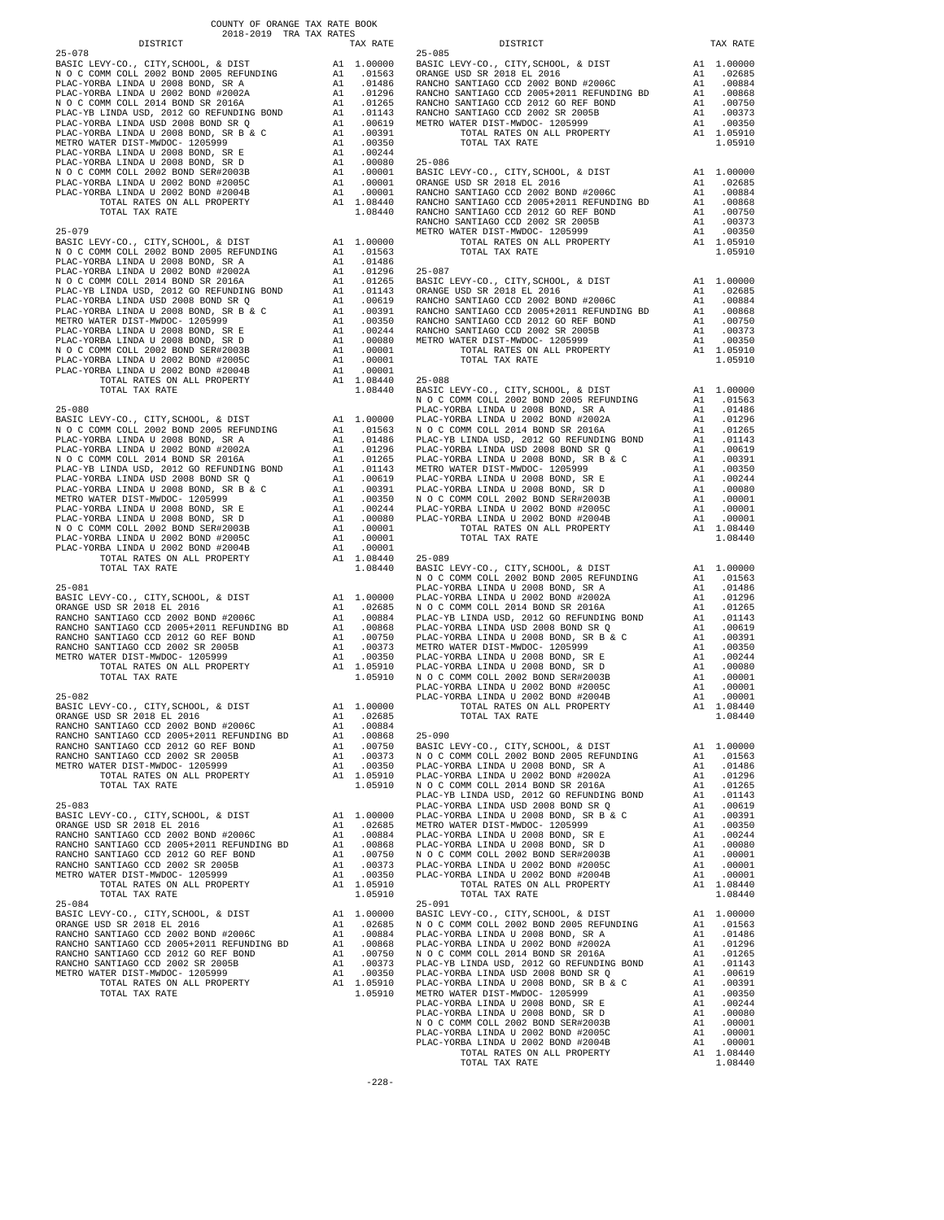COUNTY OF ORANGE TAX RATE BOOK
2018-2019 TRA TAX RATES

| DISTRICT | | TAX RATE |
|---|---|---|
| **25-078** | | |
| BASIC LEVY-CO., CITY,SCHOOL, & DIST | A1 | 1.00000 |
| N O C COMM COLL 2002 BOND 2005 REFUNDING | A1 | .01563 |
| PLAC-YORBA LINDA U 2008 BOND, SR A | A1 | .01486 |
| PLAC-YORBA LINDA U 2002 BOND #2002A | A1 | .01296 |
| N O C COMM COLL 2014 BOND SR 2016A | A1 | .01265 |
| PLAC-YB LINDA USD, 2012 GO REFUNDING BOND | A1 | .01143 |
| PLAC-YORBA LINDA USD 2008 BOND SR Q | A1 | .00619 |
| PLAC-YORBA LINDA U 2008 BOND, SR B & C | A1 | .00391 |
| METRO WATER DIST-MWDOC- 1205999 | A1 | .00350 |
| PLAC-YORBA LINDA U 2008 BOND, SR E | A1 | .00244 |
| PLAC-YORBA LINDA U 2008 BOND, SR D | A1 | .00080 |
| N O C COMM COLL 2002 BOND SER#2003B | A1 | .00001 |
| PLAC-YORBA LINDA U 2002 BOND #2005C | A1 | .00001 |
| PLAC-YORBA LINDA U 2002 BOND #2004B | A1 | .00001 |
| TOTAL RATES ON ALL PROPERTY | A1 | 1.08440 |
| TOTAL TAX RATE | | 1.08440 |
| **25-079** | | |
| BASIC LEVY-CO., CITY,SCHOOL, & DIST | A1 | 1.00000 |
| N O C COMM COLL 2002 BOND 2005 REFUNDING | A1 | .01563 |
| PLAC-YORBA LINDA U 2008 BOND, SR A | A1 | .01486 |
| PLAC-YORBA LINDA U 2002 BOND #2002A | A1 | .01296 |
| N O C COMM COLL 2014 BOND SR 2016A | A1 | .01265 |
| PLAC-YB LINDA USD, 2012 GO REFUNDING BOND | A1 | .01143 |
| PLAC-YORBA LINDA USD 2008 BOND SR Q | A1 | .00619 |
| PLAC-YORBA LINDA U 2008 BOND, SR B & C | A1 | .00391 |
| METRO WATER DIST-MWDOC- 1205999 | A1 | .00350 |
| PLAC-YORBA LINDA U 2008 BOND, SR E | A1 | .00244 |
| PLAC-YORBA LINDA U 2008 BOND, SR D | A1 | .00080 |
| N O C COMM COLL 2002 BOND SER#2003B | A1 | .00001 |
| PLAC-YORBA LINDA U 2002 BOND #2005C | A1 | .00001 |
| PLAC-YORBA LINDA U 2002 BOND #2004B | A1 | .00001 |
| TOTAL RATES ON ALL PROPERTY | A1 | 1.08440 |
| TOTAL TAX RATE | | 1.08440 |
| **25-080** | | |
| BASIC LEVY-CO., CITY,SCHOOL, & DIST | A1 | 1.00000 |
| N O C COMM COLL 2002 BOND 2005 REFUNDING | A1 | .01563 |
| PLAC-YORBA LINDA U 2008 BOND, SR A | A1 | .01486 |
| PLAC-YORBA LINDA U 2002 BOND #2002A | A1 | .01296 |
| N O C COMM COLL 2014 BOND SR 2016A | A1 | .01265 |
| PLAC-YB LINDA USD, 2012 GO REFUNDING BOND | A1 | .01143 |
| PLAC-YORBA LINDA USD 2008 BOND SR Q | A1 | .00619 |
| PLAC-YORBA LINDA U 2008 BOND, SR B & C | A1 | .00391 |
| METRO WATER DIST-MWDOC- 1205999 | A1 | .00350 |
| PLAC-YORBA LINDA U 2008 BOND, SR E | A1 | .00244 |
| PLAC-YORBA LINDA U 2008 BOND, SR D | A1 | .00080 |
| N O C COMM COLL 2002 BOND SER#2003B | A1 | .00001 |
| PLAC-YORBA LINDA U 2002 BOND #2005C | A1 | .00001 |
| PLAC-YORBA LINDA U 2002 BOND #2004B | A1 | .00001 |
| TOTAL RATES ON ALL PROPERTY | A1 | 1.08440 |
| TOTAL TAX RATE | | 1.08440 |
| **25-081** | | |
| BASIC LEVY-CO., CITY,SCHOOL, & DIST | A1 | 1.00000 |
| ORANGE USD SR 2018 EL 2016 | A1 | .02685 |
| RANCHO SANTIAGO CCD 2002 BOND #2006C | A1 | .00884 |
| RANCHO SANTIAGO CCD 2005+2011 REFUNDING BD | A1 | .00868 |
| RANCHO SANTIAGO CCD 2012 GO REF BOND | A1 | .00750 |
| RANCHO SANTIAGO CCD 2002 SR 2005B | A1 | .00373 |
| METRO WATER DIST-MWDOC- 1205999 | A1 | .00350 |
| TOTAL RATES ON ALL PROPERTY | A1 | 1.05910 |
| TOTAL TAX RATE | | 1.05910 |
| **25-082** | | |
| BASIC LEVY-CO., CITY,SCHOOL, & DIST | A1 | 1.00000 |
| ORANGE USD SR 2018 EL 2016 | A1 | .02685 |
| RANCHO SANTIAGO CCD 2002 BOND #2006C | A1 | .00884 |
| RANCHO SANTIAGO CCD 2005+2011 REFUNDING BD | A1 | .00868 |
| RANCHO SANTIAGO CCD 2012 GO REF BOND | A1 | .00750 |
| RANCHO SANTIAGO CCD 2002 SR 2005B | A1 | .00373 |
| METRO WATER DIST-MWDOC- 1205999 | A1 | .00350 |
| TOTAL RATES ON ALL PROPERTY | A1 | 1.05910 |
| TOTAL TAX RATE | | 1.05910 |
| **25-083** | | |
| BASIC LEVY-CO., CITY,SCHOOL, & DIST | A1 | 1.00000 |
| ORANGE USD SR 2018 EL 2016 | A1 | .02685 |
| RANCHO SANTIAGO CCD 2002 BOND #2006C | A1 | .00884 |
| RANCHO SANTIAGO CCD 2005+2011 REFUNDING BD | A1 | .00868 |
| RANCHO SANTIAGO CCD 2012 GO REF BOND | A1 | .00750 |
| RANCHO SANTIAGO CCD 2002 SR 2005B | A1 | .00373 |
| METRO WATER DIST-MWDOC- 1205999 | A1 | .00350 |
| TOTAL RATES ON ALL PROPERTY | A1 | 1.05910 |
| TOTAL TAX RATE | | 1.05910 |
| **25-084** | | |
| BASIC LEVY-CO., CITY,SCHOOL, & DIST | A1 | 1.00000 |
| ORANGE USD SR 2018 EL 2016 | A1 | .02685 |
| RANCHO SANTIAGO CCD 2002 BOND #2006C | A1 | .00884 |
| RANCHO SANTIAGO CCD 2005+2011 REFUNDING BD | A1 | .00868 |
| RANCHO SANTIAGO CCD 2012 GO REF BOND | A1 | .00750 |
| RANCHO SANTIAGO CCD 2002 SR 2005B | A1 | .00373 |
| METRO WATER DIST-MWDOC- 1205999 | A1 | .00350 |
| TOTAL RATES ON ALL PROPERTY | A1 | 1.05910 |
| TOTAL TAX RATE | | 1.05910 |
| **25-085** | | |
| BASIC LEVY-CO., CITY,SCHOOL, & DIST | A1 | 1.00000 |
| ORANGE USD SR 2018 EL 2016 | A1 | .02685 |
| RANCHO SANTIAGO CCD 2002 BOND #2006C | A1 | .00884 |
| RANCHO SANTIAGO CCD 2005+2011 REFUNDING BD | A1 | .00868 |
| RANCHO SANTIAGO CCD 2012 GO REF BOND | A1 | .00750 |
| RANCHO SANTIAGO CCD 2002 SR 2005B | A1 | .00373 |
| METRO WATER DIST-MWDOC- 1205999 | A1 | .00350 |
| TOTAL RATES ON ALL PROPERTY | A1 | 1.05910 |
| TOTAL TAX RATE | | 1.05910 |
| **25-086** | | |
| BASIC LEVY-CO., CITY,SCHOOL, & DIST | A1 | 1.00000 |
| ORANGE USD SR 2018 EL 2016 | A1 | .02685 |
| RANCHO SANTIAGO CCD 2002 BOND #2006C | A1 | .00884 |
| RANCHO SANTIAGO CCD 2005+2011 REFUNDING BD | A1 | .00868 |
| RANCHO SANTIAGO CCD 2012 GO REF BOND | A1 | .00750 |
| RANCHO SANTIAGO CCD 2002 SR 2005B | A1 | .00373 |
| METRO WATER DIST-MWDOC- 1205999 | A1 | .00350 |
| TOTAL RATES ON ALL PROPERTY | A1 | 1.05910 |
| TOTAL TAX RATE | | 1.05910 |
| **25-087** | | |
| BASIC LEVY-CO., CITY,SCHOOL, & DIST | A1 | 1.00000 |
| ORANGE USD SR 2018 EL 2016 | A1 | .02685 |
| RANCHO SANTIAGO CCD 2002 BOND #2006C | A1 | .00884 |
| RANCHO SANTIAGO CCD 2005+2011 REFUNDING BD | A1 | .00868 |
| RANCHO SANTIAGO CCD 2012 GO REF BOND | A1 | .00750 |
| RANCHO SANTIAGO CCD 2002 SR 2005B | A1 | .00373 |
| METRO WATER DIST-MWDOC- 1205999 | A1 | .00350 |
| TOTAL RATES ON ALL PROPERTY | A1 | 1.05910 |
| TOTAL TAX RATE | | 1.05910 |
| **25-088** | | |
| BASIC LEVY-CO., CITY,SCHOOL, & DIST | A1 | 1.00000 |
| N O C COMM COLL 2002 BOND 2005 REFUNDING | A1 | .01563 |
| PLAC-YORBA LINDA U 2008 BOND, SR A | A1 | .01486 |
| PLAC-YORBA LINDA U 2002 BOND #2002A | A1 | .01296 |
| N O C COMM COLL 2014 BOND SR 2016A | A1 | .01265 |
| PLAC-YB LINDA USD, 2012 GO REFUNDING BOND | A1 | .01143 |
| PLAC-YORBA LINDA USD 2008 BOND SR Q | A1 | .00619 |
| PLAC-YORBA LINDA U 2008 BOND, SR B & C | A1 | .00391 |
| METRO WATER DIST-MWDOC- 1205999 | A1 | .00350 |
| PLAC-YORBA LINDA U 2008 BOND, SR E | A1 | .00244 |
| PLAC-YORBA LINDA U 2008 BOND, SR D | A1 | .00080 |
| N O C COMM COLL 2002 BOND SER#2003B | A1 | .00001 |
| PLAC-YORBA LINDA U 2002 BOND #2005C | A1 | .00001 |
| PLAC-YORBA LINDA U 2002 BOND #2004B | A1 | .00001 |
| TOTAL RATES ON ALL PROPERTY | A1 | 1.08440 |
| TOTAL TAX RATE | | 1.08440 |
| **25-089** | | |
| BASIC LEVY-CO., CITY,SCHOOL, & DIST | A1 | 1.00000 |
| N O C COMM COLL 2002 BOND 2005 REFUNDING | A1 | .01563 |
| PLAC-YORBA LINDA U 2008 BOND, SR A | A1 | .01486 |
| PLAC-YORBA LINDA U 2002 BOND #2002A | A1 | .01296 |
| N O C COMM COLL 2014 BOND SR 2016A | A1 | .01265 |
| PLAC-YB LINDA USD, 2012 GO REFUNDING BOND | A1 | .01143 |
| PLAC-YORBA LINDA USD 2008 BOND SR Q | A1 | .00619 |
| PLAC-YORBA LINDA U 2008 BOND, SR B & C | A1 | .00391 |
| METRO WATER DIST-MWDOC- 1205999 | A1 | .00350 |
| PLAC-YORBA LINDA U 2008 BOND, SR E | A1 | .00244 |
| PLAC-YORBA LINDA U 2008 BOND, SR D | A1 | .00080 |
| N O C COMM COLL 2002 BOND SER#2003B | A1 | .00001 |
| PLAC-YORBA LINDA U 2002 BOND #2005C | A1 | .00001 |
| PLAC-YORBA LINDA U 2002 BOND #2004B | A1 | .00001 |
| TOTAL RATES ON ALL PROPERTY | A1 | 1.08440 |
| TOTAL TAX RATE | | 1.08440 |
| **25-090** | | |
| BASIC LEVY-CO., CITY,SCHOOL, & DIST | A1 | 1.00000 |
| N O C COMM COLL 2002 BOND 2005 REFUNDING | A1 | .01563 |
| PLAC-YORBA LINDA U 2008 BOND, SR A | A1 | .01486 |
| PLAC-YORBA LINDA U 2002 BOND #2002A | A1 | .01296 |
| N O C COMM COLL 2014 BOND SR 2016A | A1 | .01265 |
| PLAC-YB LINDA USD, 2012 GO REFUNDING BOND | A1 | .01143 |
| PLAC-YORBA LINDA USD 2008 BOND SR Q | A1 | .00619 |
| PLAC-YORBA LINDA U 2008 BOND, SR B & C | A1 | .00391 |
| METRO WATER DIST-MWDOC- 1205999 | A1 | .00350 |
| PLAC-YORBA LINDA U 2008 BOND, SR E | A1 | .00244 |
| PLAC-YORBA LINDA U 2008 BOND, SR D | A1 | .00080 |
| N O C COMM COLL 2002 BOND SER#2003B | A1 | .00001 |
| PLAC-YORBA LINDA U 2002 BOND #2005C | A1 | .00001 |
| PLAC-YORBA LINDA U 2002 BOND #2004B | A1 | .00001 |
| TOTAL RATES ON ALL PROPERTY | A1 | 1.08440 |
| TOTAL TAX RATE | | 1.08440 |
| **25-091** | | |
| BASIC LEVY-CO., CITY,SCHOOL, & DIST | A1 | 1.00000 |
| N O C COMM COLL 2002 BOND 2005 REFUNDING | A1 | .01563 |
| PLAC-YORBA LINDA U 2008 BOND, SR A | A1 | .01486 |
| PLAC-YORBA LINDA U 2002 BOND #2002A | A1 | .01296 |
| N O C COMM COLL 2014 BOND SR 2016A | A1 | .01265 |
| PLAC-YB LINDA USD, 2012 GO REFUNDING BOND | A1 | .01143 |
| PLAC-YORBA LINDA USD 2008 BOND SR Q | A1 | .00619 |
| PLAC-YORBA LINDA U 2008 BOND, SR B & C | A1 | .00391 |
| METRO WATER DIST-MWDOC- 1205999 | A1 | .00350 |
| PLAC-YORBA LINDA U 2008 BOND, SR E | A1 | .00244 |
| PLAC-YORBA LINDA U 2008 BOND, SR D | A1 | .00080 |
| N O C COMM COLL 2002 BOND SER#2003B | A1 | .00001 |
| PLAC-YORBA LINDA U 2002 BOND #2005C | A1 | .00001 |
| PLAC-YORBA LINDA U 2002 BOND #2004B | A1 | .00001 |
| TOTAL RATES ON ALL PROPERTY | A1 | 1.08440 |
| TOTAL TAX RATE | | 1.08440 |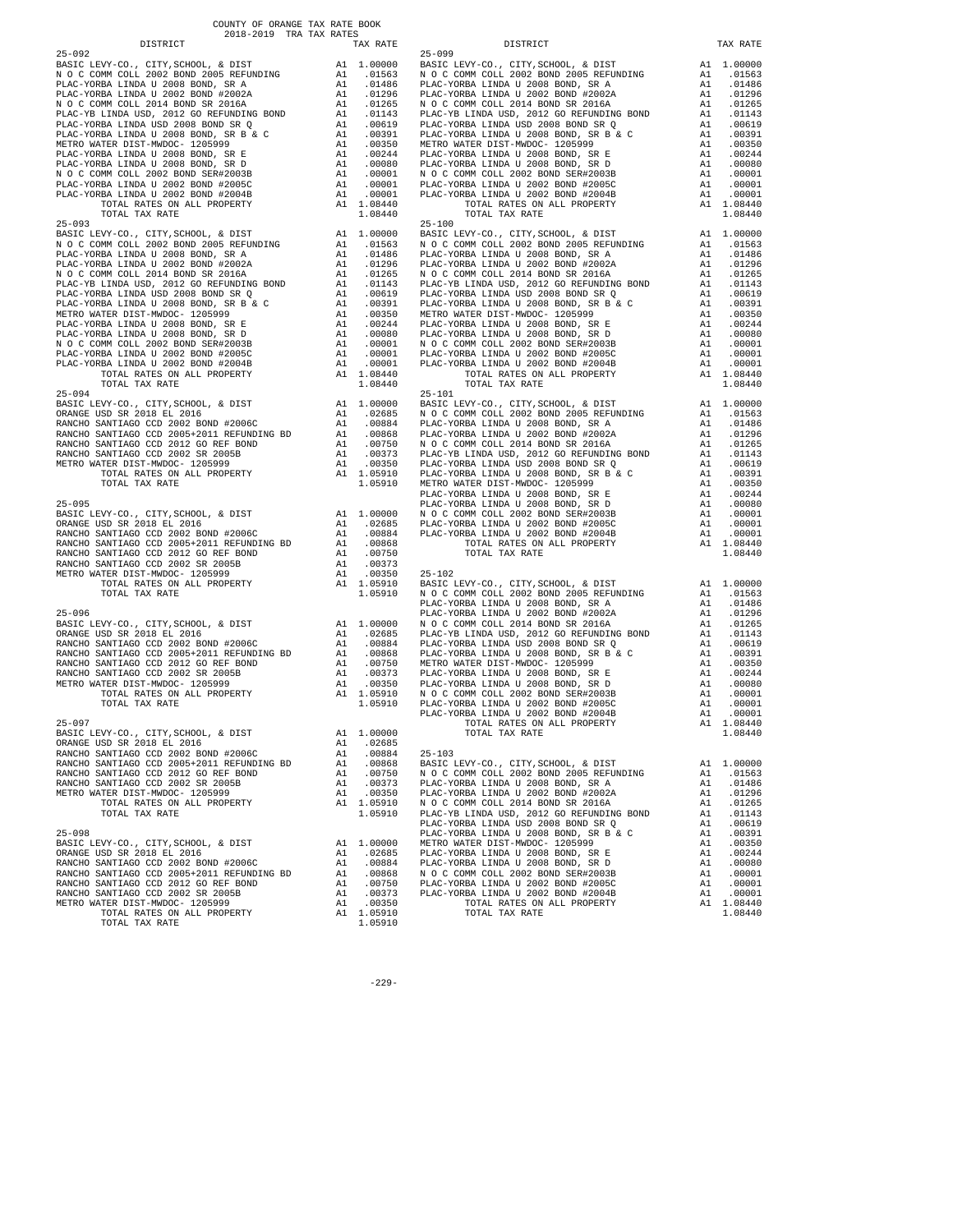COUNTY OF ORANGE TAX RATE BOOK
2018-2019 TRA TAX RATES

| DISTRICT | | TAX RATE |
|---|---|---|
| 25-092 | | |
| BASIC LEVY-CO., CITY,SCHOOL, & DIST | A1 | 1.00000 |
| N O C COMM COLL 2002 BOND 2005 REFUNDING | A1 | .01563 |
| PLAC-YORBA LINDA U 2008 BOND, SR A | A1 | .01486 |
| PLAC-YORBA LINDA U 2002 BOND #2002A | A1 | .01296 |
| N O C COMM COLL 2014 BOND SR 2016A | A1 | .01265 |
| PLAC-YB LINDA USD, 2012 GO REFUNDING BOND | A1 | .01143 |
| PLAC-YORBA LINDA USD 2008 BOND SR Q | A1 | .00619 |
| PLAC-YORBA LINDA U 2008 BOND, SR B & C | A1 | .00391 |
| METRO WATER DIST-MWDOC- 1205999 | A1 | .00350 |
| PLAC-YORBA LINDA U 2008 BOND, SR E | A1 | .00244 |
| PLAC-YORBA LINDA U 2008 BOND, SR D | A1 | .00080 |
| N O C COMM COLL 2002 BOND SER#2003B | A1 | .00001 |
| PLAC-YORBA LINDA U 2002 BOND #2005C | A1 | .00001 |
| PLAC-YORBA LINDA U 2002 BOND #2004B | A1 | .00001 |
| TOTAL RATES ON ALL PROPERTY | A1 | 1.08440 |
| TOTAL TAX RATE | | 1.08440 |
| 25-093 | | |
| BASIC LEVY-CO., CITY,SCHOOL, & DIST | A1 | 1.00000 |
| N O C COMM COLL 2002 BOND 2005 REFUNDING | A1 | .01563 |
| PLAC-YORBA LINDA U 2008 BOND, SR A | A1 | .01486 |
| PLAC-YORBA LINDA U 2002 BOND #2002A | A1 | .01296 |
| N O C COMM COLL 2014 BOND SR 2016A | A1 | .01265 |
| PLAC-YB LINDA USD, 2012 GO REFUNDING BOND | A1 | .01143 |
| PLAC-YORBA LINDA USD 2008 BOND SR Q | A1 | .00619 |
| PLAC-YORBA LINDA U 2008 BOND, SR B & C | A1 | .00391 |
| METRO WATER DIST-MWDOC- 1205999 | A1 | .00350 |
| PLAC-YORBA LINDA U 2008 BOND, SR E | A1 | .00244 |
| PLAC-YORBA LINDA U 2008 BOND, SR D | A1 | .00080 |
| N O C COMM COLL 2002 BOND SER#2003B | A1 | .00001 |
| PLAC-YORBA LINDA U 2002 BOND #2005C | A1 | .00001 |
| PLAC-YORBA LINDA U 2002 BOND #2004B | A1 | .00001 |
| TOTAL RATES ON ALL PROPERTY | A1 | 1.08440 |
| TOTAL TAX RATE | | 1.08440 |
| 25-094 | | |
| BASIC LEVY-CO., CITY,SCHOOL, & DIST | A1 | 1.00000 |
| ORANGE USD SR 2018 EL 2016 | A1 | .02685 |
| RANCHO SANTIAGO CCD 2002 BOND #2006C | A1 | .00884 |
| RANCHO SANTIAGO CCD 2005+2011 REFUNDING BD | A1 | .00868 |
| RANCHO SANTIAGO CCD 2012 GO REF BOND | A1 | .00750 |
| RANCHO SANTIAGO CCD 2002 SR 2005B | A1 | .00373 |
| METRO WATER DIST-MWDOC- 1205999 | A1 | .00350 |
| TOTAL RATES ON ALL PROPERTY | A1 | 1.05910 |
| TOTAL TAX RATE | | 1.05910 |
| 25-095 | | |
| BASIC LEVY-CO., CITY,SCHOOL, & DIST | A1 | 1.00000 |
| ORANGE USD SR 2018 EL 2016 | A1 | .02685 |
| RANCHO SANTIAGO CCD 2002 BOND #2006C | A1 | .00884 |
| RANCHO SANTIAGO CCD 2005+2011 REFUNDING BD | A1 | .00868 |
| RANCHO SANTIAGO CCD 2012 GO REF BOND | A1 | .00750 |
| RANCHO SANTIAGO CCD 2002 SR 2005B | A1 | .00373 |
| METRO WATER DIST-MWDOC- 1205999 | A1 | .00350 |
| TOTAL RATES ON ALL PROPERTY | A1 | 1.05910 |
| TOTAL TAX RATE | | 1.05910 |
| 25-096 | | |
| BASIC LEVY-CO., CITY,SCHOOL, & DIST | A1 | 1.00000 |
| ORANGE USD SR 2018 EL 2016 | A1 | .02685 |
| RANCHO SANTIAGO CCD 2002 BOND #2006C | A1 | .00884 |
| RANCHO SANTIAGO CCD 2005+2011 REFUNDING BD | A1 | .00868 |
| RANCHO SANTIAGO CCD 2012 GO REF BOND | A1 | .00750 |
| RANCHO SANTIAGO CCD 2002 SR 2005B | A1 | .00373 |
| METRO WATER DIST-MWDOC- 1205999 | A1 | .00350 |
| TOTAL RATES ON ALL PROPERTY | A1 | 1.05910 |
| TOTAL TAX RATE | | 1.05910 |
| 25-097 | | |
| BASIC LEVY-CO., CITY,SCHOOL, & DIST | A1 | 1.00000 |
| ORANGE USD SR 2018 EL 2016 | A1 | .02685 |
| RANCHO SANTIAGO CCD 2002 BOND #2006C | A1 | .00884 |
| RANCHO SANTIAGO CCD 2005+2011 REFUNDING BD | A1 | .00868 |
| RANCHO SANTIAGO CCD 2012 GO REF BOND | A1 | .00750 |
| RANCHO SANTIAGO CCD 2002 SR 2005B | A1 | .00373 |
| METRO WATER DIST-MWDOC- 1205999 | A1 | .00350 |
| TOTAL RATES ON ALL PROPERTY | A1 | 1.05910 |
| TOTAL TAX RATE | | 1.05910 |
| 25-098 | | |
| BASIC LEVY-CO., CITY,SCHOOL, & DIST | A1 | 1.00000 |
| ORANGE USD SR 2018 EL 2016 | A1 | .02685 |
| RANCHO SANTIAGO CCD 2002 BOND #2006C | A1 | .00884 |
| RANCHO SANTIAGO CCD 2005+2011 REFUNDING BD | A1 | .00868 |
| RANCHO SANTIAGO CCD 2012 GO REF BOND | A1 | .00750 |
| RANCHO SANTIAGO CCD 2002 SR 2005B | A1 | .00373 |
| METRO WATER DIST-MWDOC- 1205999 | A1 | .00350 |
| TOTAL RATES ON ALL PROPERTY | A1 | 1.05910 |
| TOTAL TAX RATE | | 1.05910 |

| DISTRICT | | TAX RATE |
|---|---|---|
| 25-099 | | |
| BASIC LEVY-CO., CITY,SCHOOL, & DIST | A1 | 1.00000 |
| N O C COMM COLL 2002 BOND 2005 REFUNDING | A1 | .01563 |
| PLAC-YORBA LINDA U 2008 BOND, SR A | A1 | .01486 |
| PLAC-YORBA LINDA U 2002 BOND #2002A | A1 | .01296 |
| N O C COMM COLL 2014 BOND SR 2016A | A1 | .01265 |
| PLAC-YB LINDA USD, 2012 GO REFUNDING BOND | A1 | .01143 |
| PLAC-YORBA LINDA USD 2008 BOND SR Q | A1 | .00619 |
| PLAC-YORBA LINDA U 2008 BOND, SR B & C | A1 | .00391 |
| METRO WATER DIST-MWDOC- 1205999 | A1 | .00350 |
| PLAC-YORBA LINDA U 2008 BOND, SR E | A1 | .00244 |
| PLAC-YORBA LINDA U 2008 BOND, SR D | A1 | .00080 |
| N O C COMM COLL 2002 BOND SER#2003B | A1 | .00001 |
| PLAC-YORBA LINDA U 2002 BOND #2005C | A1 | .00001 |
| PLAC-YORBA LINDA U 2002 BOND #2004B | A1 | .00001 |
| TOTAL RATES ON ALL PROPERTY | A1 | 1.08440 |
| TOTAL TAX RATE | | 1.08440 |
| 25-100 | | |
| BASIC LEVY-CO., CITY,SCHOOL, & DIST | A1 | 1.00000 |
| N O C COMM COLL 2002 BOND 2005 REFUNDING | A1 | .01563 |
| PLAC-YORBA LINDA U 2008 BOND, SR A | A1 | .01486 |
| PLAC-YORBA LINDA U 2002 BOND #2002A | A1 | .01296 |
| N O C COMM COLL 2014 BOND SR 2016A | A1 | .01265 |
| PLAC-YB LINDA USD, 2012 GO REFUNDING BOND | A1 | .01143 |
| PLAC-YORBA LINDA USD 2008 BOND SR Q | A1 | .00619 |
| PLAC-YORBA LINDA U 2008 BOND, SR B & C | A1 | .00391 |
| METRO WATER DIST-MWDOC- 1205999 | A1 | .00350 |
| PLAC-YORBA LINDA U 2008 BOND, SR E | A1 | .00244 |
| PLAC-YORBA LINDA U 2008 BOND, SR D | A1 | .00080 |
| N O C COMM COLL 2002 BOND SER#2003B | A1 | .00001 |
| PLAC-YORBA LINDA U 2002 BOND #2005C | A1 | .00001 |
| PLAC-YORBA LINDA U 2002 BOND #2004B | A1 | .00001 |
| TOTAL RATES ON ALL PROPERTY | A1 | 1.08440 |
| TOTAL TAX RATE | | 1.08440 |
| 25-101 | | |
| BASIC LEVY-CO., CITY,SCHOOL, & DIST | A1 | 1.00000 |
| N O C COMM COLL 2002 BOND 2005 REFUNDING | A1 | .01563 |
| PLAC-YORBA LINDA U 2008 BOND, SR A | A1 | .01486 |
| PLAC-YORBA LINDA U 2002 BOND #2002A | A1 | .01296 |
| N O C COMM COLL 2014 BOND SR 2016A | A1 | .01265 |
| PLAC-YB LINDA USD, 2012 GO REFUNDING BOND | A1 | .01143 |
| PLAC-YORBA LINDA USD 2008 BOND SR Q | A1 | .00619 |
| PLAC-YORBA LINDA U 2008 BOND, SR B & C | A1 | .00391 |
| METRO WATER DIST-MWDOC- 1205999 | A1 | .00350 |
| PLAC-YORBA LINDA U 2008 BOND, SR E | A1 | .00244 |
| PLAC-YORBA LINDA U 2008 BOND, SR D | A1 | .00080 |
| N O C COMM COLL 2002 BOND SER#2003B | A1 | .00001 |
| PLAC-YORBA LINDA U 2002 BOND #2005C | A1 | .00001 |
| PLAC-YORBA LINDA U 2002 BOND #2004B | A1 | .00001 |
| TOTAL RATES ON ALL PROPERTY | A1 | 1.08440 |
| TOTAL TAX RATE | | 1.08440 |
| 25-102 | | |
| BASIC LEVY-CO., CITY,SCHOOL, & DIST | A1 | 1.00000 |
| N O C COMM COLL 2002 BOND 2005 REFUNDING | A1 | .01563 |
| PLAC-YORBA LINDA U 2008 BOND, SR A | A1 | .01486 |
| PLAC-YORBA LINDA U 2002 BOND #2002A | A1 | .01296 |
| N O C COMM COLL 2014 BOND SR 2016A | A1 | .01265 |
| PLAC-YB LINDA USD, 2012 GO REFUNDING BOND | A1 | .01143 |
| PLAC-YORBA LINDA USD 2008 BOND SR Q | A1 | .00619 |
| PLAC-YORBA LINDA U 2008 BOND, SR B & C | A1 | .00391 |
| METRO WATER DIST-MWDOC- 1205999 | A1 | .00350 |
| PLAC-YORBA LINDA U 2008 BOND, SR E | A1 | .00244 |
| PLAC-YORBA LINDA U 2008 BOND, SR D | A1 | .00080 |
| N O C COMM COLL 2002 BOND SER#2003B | A1 | .00001 |
| PLAC-YORBA LINDA U 2002 BOND #2005C | A1 | .00001 |
| PLAC-YORBA LINDA U 2002 BOND #2004B | A1 | .00001 |
| TOTAL RATES ON ALL PROPERTY | A1 | 1.08440 |
| TOTAL TAX RATE | | 1.08440 |
| 25-103 | | |
| BASIC LEVY-CO., CITY,SCHOOL, & DIST | A1 | 1.00000 |
| N O C COMM COLL 2002 BOND 2005 REFUNDING | A1 | .01563 |
| PLAC-YORBA LINDA U 2008 BOND, SR A | A1 | .01486 |
| PLAC-YORBA LINDA U 2002 BOND #2002A | A1 | .01296 |
| N O C COMM COLL 2014 BOND SR 2016A | A1 | .01265 |
| PLAC-YB LINDA USD, 2012 GO REFUNDING BOND | A1 | .01143 |
| PLAC-YORBA LINDA USD 2008 BOND SR Q | A1 | .00619 |
| PLAC-YORBA LINDA U 2008 BOND, SR B & C | A1 | .00391 |
| METRO WATER DIST-MWDOC- 1205999 | A1 | .00350 |
| PLAC-YORBA LINDA U 2008 BOND, SR E | A1 | .00244 |
| PLAC-YORBA LINDA U 2008 BOND, SR D | A1 | .00080 |
| N O C COMM COLL 2002 BOND SER#2003B | A1 | .00001 |
| PLAC-YORBA LINDA U 2002 BOND #2005C | A1 | .00001 |
| PLAC-YORBA LINDA U 2002 BOND #2004B | A1 | .00001 |
| TOTAL RATES ON ALL PROPERTY | A1 | 1.08440 |
| TOTAL TAX RATE | | 1.08440 |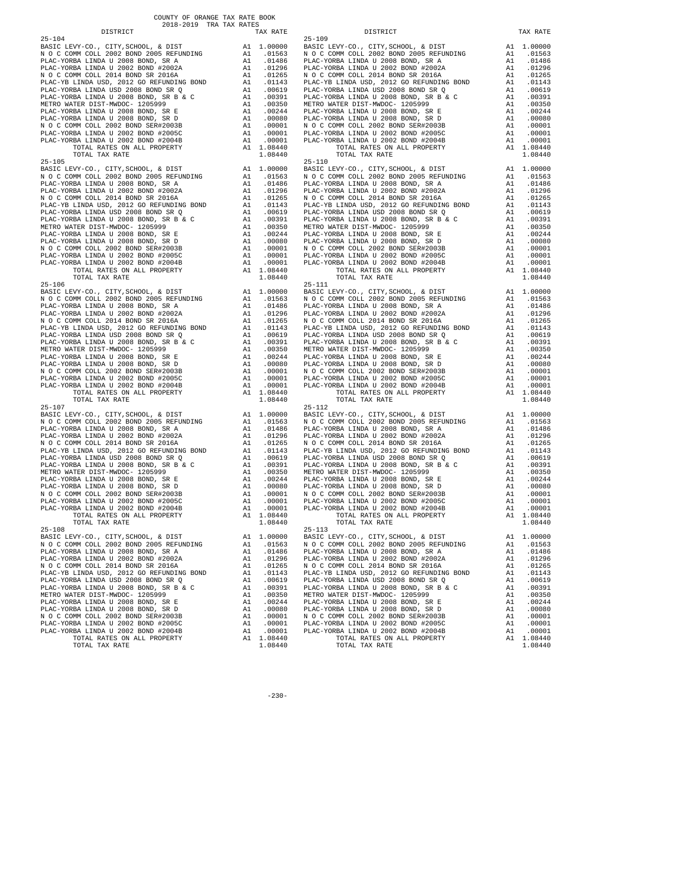| DISTRICT | | TAX RATE |
|---|---|---|
| **25-104** | | |
| BASIC LEVY-CO., CITY,SCHOOL, & DIST | A1 | 1.00000 |
| N O C COMM COLL 2002 BOND 2005 REFUNDING | A1 | .01563 |
| PLAC-YORBA LINDA U 2008 BOND, SR A | A1 | .01486 |
| PLAC-YORBA LINDA U 2002 BOND #2002A | A1 | .01296 |
| N O C COMM COLL 2014 BOND SR 2016A | A1 | .01265 |
| PLAC-YB LINDA USD, 2012 GO REFUNDING BOND | A1 | .01143 |
| PLAC-YORBA LINDA USD 2008 BOND SR Q | A1 | .00619 |
| PLAC-YORBA LINDA U 2008 BOND, SR B & C | A1 | .00391 |
| METRO WATER DIST-MWDOC- 1205999 | A1 | .00350 |
| PLAC-YORBA LINDA U 2008 BOND, SR E | A1 | .00244 |
| PLAC-YORBA LINDA U 2008 BOND, SR D | A1 | .00080 |
| N O C COMM COLL 2002 BOND SER#2003B | A1 | .00001 |
| PLAC-YORBA LINDA U 2002 BOND #2005C | A1 | .00001 |
| PLAC-YORBA LINDA U 2002 BOND #2004B | A1 | .00001 |
| TOTAL RATES ON ALL PROPERTY | A1 | 1.08440 |
| TOTAL TAX RATE | | 1.08440 |
| **25-105** | | |
| BASIC LEVY-CO., CITY,SCHOOL, & DIST | A1 | 1.00000 |
| N O C COMM COLL 2002 BOND 2005 REFUNDING | A1 | .01563 |
| PLAC-YORBA LINDA U 2008 BOND, SR A | A1 | .01486 |
| PLAC-YORBA LINDA U 2002 BOND #2002A | A1 | .01296 |
| N O C COMM COLL 2014 BOND SR 2016A | A1 | .01265 |
| PLAC-YB LINDA USD, 2012 GO REFUNDING BOND | A1 | .01143 |
| PLAC-YORBA LINDA USD 2008 BOND SR Q | A1 | .00619 |
| PLAC-YORBA LINDA U 2008 BOND, SR B & C | A1 | .00391 |
| METRO WATER DIST-MWDOC- 1205999 | A1 | .00350 |
| PLAC-YORBA LINDA U 2008 BOND, SR E | A1 | .00244 |
| PLAC-YORBA LINDA U 2008 BOND, SR D | A1 | .00080 |
| N O C COMM COLL 2002 BOND SER#2003B | A1 | .00001 |
| PLAC-YORBA LINDA U 2002 BOND #2005C | A1 | .00001 |
| PLAC-YORBA LINDA U 2002 BOND #2004B | A1 | .00001 |
| TOTAL RATES ON ALL PROPERTY | A1 | 1.08440 |
| TOTAL TAX RATE | | 1.08440 |
| **25-106** | | |
| BASIC LEVY-CO., CITY,SCHOOL, & DIST | A1 | 1.00000 |
| N O C COMM COLL 2002 BOND 2005 REFUNDING | A1 | .01563 |
| PLAC-YORBA LINDA U 2008 BOND, SR A | A1 | .01486 |
| PLAC-YORBA LINDA U 2002 BOND #2002A | A1 | .01296 |
| N O C COMM COLL 2014 BOND SR 2016A | A1 | .01265 |
| PLAC-YB LINDA USD, 2012 GO REFUNDING BOND | A1 | .01143 |
| PLAC-YORBA LINDA USD 2008 BOND SR Q | A1 | .00619 |
| PLAC-YORBA LINDA U 2008 BOND, SR B & C | A1 | .00391 |
| METRO WATER DIST-MWDOC- 1205999 | A1 | .00350 |
| PLAC-YORBA LINDA U 2008 BOND, SR E | A1 | .00244 |
| PLAC-YORBA LINDA U 2008 BOND, SR D | A1 | .00080 |
| N O C COMM COLL 2002 BOND SER#2003B | A1 | .00001 |
| PLAC-YORBA LINDA U 2002 BOND #2005C | A1 | .00001 |
| PLAC-YORBA LINDA U 2002 BOND #2004B | A1 | .00001 |
| TOTAL RATES ON ALL PROPERTY | A1 | 1.08440 |
| TOTAL TAX RATE | | 1.08440 |
| **25-107** | | |
| BASIC LEVY-CO., CITY,SCHOOL, & DIST | A1 | 1.00000 |
| N O C COMM COLL 2002 BOND 2005 REFUNDING | A1 | .01563 |
| PLAC-YORBA LINDA U 2008 BOND, SR A | A1 | .01486 |
| PLAC-YORBA LINDA U 2002 BOND #2002A | A1 | .01296 |
| N O C COMM COLL 2014 BOND SR 2016A | A1 | .01265 |
| PLAC-YB LINDA USD, 2012 GO REFUNDING BOND | A1 | .01143 |
| PLAC-YORBA LINDA USD 2008 BOND SR Q | A1 | .00619 |
| PLAC-YORBA LINDA U 2008 BOND, SR B & C | A1 | .00391 |
| METRO WATER DIST-MWDOC- 1205999 | A1 | .00350 |
| PLAC-YORBA LINDA U 2008 BOND, SR E | A1 | .00244 |
| PLAC-YORBA LINDA U 2008 BOND, SR D | A1 | .00080 |
| N O C COMM COLL 2002 BOND SER#2003B | A1 | .00001 |
| PLAC-YORBA LINDA U 2002 BOND #2005C | A1 | .00001 |
| PLAC-YORBA LINDA U 2002 BOND #2004B | A1 | .00001 |
| TOTAL RATES ON ALL PROPERTY | A1 | 1.08440 |
| TOTAL TAX RATE | | 1.08440 |
| **25-108** | | |
| BASIC LEVY-CO., CITY,SCHOOL, & DIST | A1 | 1.00000 |
| N O C COMM COLL 2002 BOND 2005 REFUNDING | A1 | .01563 |
| PLAC-YORBA LINDA U 2008 BOND, SR A | A1 | .01486 |
| PLAC-YORBA LINDA U 2002 BOND #2002A | A1 | .01296 |
| N O C COMM COLL 2014 BOND SR 2016A | A1 | .01265 |
| PLAC-YB LINDA USD, 2012 GO REFUNDING BOND | A1 | .01143 |
| PLAC-YORBA LINDA USD 2008 BOND SR Q | A1 | .00619 |
| PLAC-YORBA LINDA U 2008 BOND, SR B & C | A1 | .00391 |
| METRO WATER DIST-MWDOC- 1205999 | A1 | .00350 |
| PLAC-YORBA LINDA U 2008 BOND, SR E | A1 | .00244 |
| PLAC-YORBA LINDA U 2008 BOND, SR D | A1 | .00080 |
| N O C COMM COLL 2002 BOND SER#2003B | A1 | .00001 |
| PLAC-YORBA LINDA U 2002 BOND #2005C | A1 | .00001 |
| PLAC-YORBA LINDA U 2002 BOND #2004B | A1 | .00001 |
| TOTAL RATES ON ALL PROPERTY | A1 | 1.08440 |
| TOTAL TAX RATE | | 1.08440 |
| **25-109** | | |
| BASIC LEVY-CO., CITY,SCHOOL, & DIST | A1 | 1.00000 |
| N O C COMM COLL 2002 BOND 2005 REFUNDING | A1 | .01563 |
| PLAC-YORBA LINDA U 2008 BOND, SR A | A1 | .01486 |
| PLAC-YORBA LINDA U 2002 BOND #2002A | A1 | .01296 |
| N O C COMM COLL 2014 BOND SR 2016A | A1 | .01265 |
| PLAC-YB LINDA USD, 2012 GO REFUNDING BOND | A1 | .01143 |
| PLAC-YORBA LINDA USD 2008 BOND SR Q | A1 | .00619 |
| PLAC-YORBA LINDA U 2008 BOND, SR B & C | A1 | .00391 |
| METRO WATER DIST-MWDOC- 1205999 | A1 | .00350 |
| PLAC-YORBA LINDA U 2008 BOND, SR E | A1 | .00244 |
| PLAC-YORBA LINDA U 2008 BOND, SR D | A1 | .00080 |
| N O C COMM COLL 2002 BOND SER#2003B | A1 | .00001 |
| PLAC-YORBA LINDA U 2002 BOND #2005C | A1 | .00001 |
| PLAC-YORBA LINDA U 2002 BOND #2004B | A1 | .00001 |
| TOTAL RATES ON ALL PROPERTY | A1 | 1.08440 |
| TOTAL TAX RATE | | 1.08440 |
| **25-110** | | |
| BASIC LEVY-CO., CITY,SCHOOL, & DIST | A1 | 1.00000 |
| N O C COMM COLL 2002 BOND 2005 REFUNDING | A1 | .01563 |
| PLAC-YORBA LINDA U 2008 BOND, SR A | A1 | .01486 |
| PLAC-YORBA LINDA U 2002 BOND #2002A | A1 | .01296 |
| N O C COMM COLL 2014 BOND SR 2016A | A1 | .01265 |
| PLAC-YB LINDA USD, 2012 GO REFUNDING BOND | A1 | .01143 |
| PLAC-YORBA LINDA USD 2008 BOND SR Q | A1 | .00619 |
| PLAC-YORBA LINDA U 2008 BOND, SR B & C | A1 | .00391 |
| METRO WATER DIST-MWDOC- 1205999 | A1 | .00350 |
| PLAC-YORBA LINDA U 2008 BOND, SR E | A1 | .00244 |
| PLAC-YORBA LINDA U 2008 BOND, SR D | A1 | .00080 |
| N O C COMM COLL 2002 BOND SER#2003B | A1 | .00001 |
| PLAC-YORBA LINDA U 2002 BOND #2005C | A1 | .00001 |
| PLAC-YORBA LINDA U 2002 BOND #2004B | A1 | .00001 |
| TOTAL RATES ON ALL PROPERTY | A1 | 1.08440 |
| TOTAL TAX RATE | | 1.08440 |
| **25-111** | | |
| BASIC LEVY-CO., CITY,SCHOOL, & DIST | A1 | 1.00000 |
| N O C COMM COLL 2002 BOND 2005 REFUNDING | A1 | .01563 |
| PLAC-YORBA LINDA U 2008 BOND, SR A | A1 | .01486 |
| PLAC-YORBA LINDA U 2002 BOND #2002A | A1 | .01296 |
| N O C COMM COLL 2014 BOND SR 2016A | A1 | .01265 |
| PLAC-YB LINDA USD, 2012 GO REFUNDING BOND | A1 | .01143 |
| PLAC-YORBA LINDA USD 2008 BOND SR Q | A1 | .00619 |
| PLAC-YORBA LINDA U 2008 BOND, SR B & C | A1 | .00391 |
| METRO WATER DIST-MWDOC- 1205999 | A1 | .00350 |
| PLAC-YORBA LINDA U 2008 BOND, SR E | A1 | .00244 |
| PLAC-YORBA LINDA U 2008 BOND, SR D | A1 | .00080 |
| N O C COMM COLL 2002 BOND SER#2003B | A1 | .00001 |
| PLAC-YORBA LINDA U 2002 BOND #2005C | A1 | .00001 |
| PLAC-YORBA LINDA U 2002 BOND #2004B | A1 | .00001 |
| TOTAL RATES ON ALL PROPERTY | A1 | 1.08440 |
| TOTAL TAX RATE | | 1.08440 |
| **25-112** | | |
| BASIC LEVY-CO., CITY,SCHOOL, & DIST | A1 | 1.00000 |
| N O C COMM COLL 2002 BOND 2005 REFUNDING | A1 | .01563 |
| PLAC-YORBA LINDA U 2008 BOND, SR A | A1 | .01486 |
| PLAC-YORBA LINDA U 2002 BOND #2002A | A1 | .01296 |
| N O C COMM COLL 2014 BOND SR 2016A | A1 | .01265 |
| PLAC-YB LINDA USD, 2012 GO REFUNDING BOND | A1 | .01143 |
| PLAC-YORBA LINDA USD 2008 BOND SR Q | A1 | .00619 |
| PLAC-YORBA LINDA U 2008 BOND, SR B & C | A1 | .00391 |
| METRO WATER DIST-MWDOC- 1205999 | A1 | .00350 |
| PLAC-YORBA LINDA U 2008 BOND, SR E | A1 | .00244 |
| PLAC-YORBA LINDA U 2008 BOND, SR D | A1 | .00080 |
| N O C COMM COLL 2002 BOND SER#2003B | A1 | .00001 |
| PLAC-YORBA LINDA U 2002 BOND #2005C | A1 | .00001 |
| PLAC-YORBA LINDA U 2002 BOND #2004B | A1 | .00001 |
| TOTAL RATES ON ALL PROPERTY | A1 | 1.08440 |
| TOTAL TAX RATE | | 1.08440 |
| **25-113** | | |
| BASIC LEVY-CO., CITY,SCHOOL, & DIST | A1 | 1.00000 |
| N O C COMM COLL 2002 BOND 2005 REFUNDING | A1 | .01563 |
| PLAC-YORBA LINDA U 2008 BOND, SR A | A1 | .01486 |
| PLAC-YORBA LINDA U 2002 BOND #2002A | A1 | .01296 |
| N O C COMM COLL 2014 BOND SR 2016A | A1 | .01265 |
| PLAC-YB LINDA USD, 2012 GO REFUNDING BOND | A1 | .01143 |
| PLAC-YORBA LINDA USD 2008 BOND SR Q | A1 | .00619 |
| PLAC-YORBA LINDA U 2008 BOND, SR B & C | A1 | .00391 |
| METRO WATER DIST-MWDOC- 1205999 | A1 | .00350 |
| PLAC-YORBA LINDA U 2008 BOND, SR E | A1 | .00244 |
| PLAC-YORBA LINDA U 2008 BOND, SR D | A1 | .00080 |
| N O C COMM COLL 2002 BOND SER#2003B | A1 | .00001 |
| PLAC-YORBA LINDA U 2002 BOND #2005C | A1 | .00001 |
| PLAC-YORBA LINDA U 2002 BOND #2004B | A1 | .00001 |
| TOTAL RATES ON ALL PROPERTY | A1 | 1.08440 |
| TOTAL TAX RATE | | 1.08440 |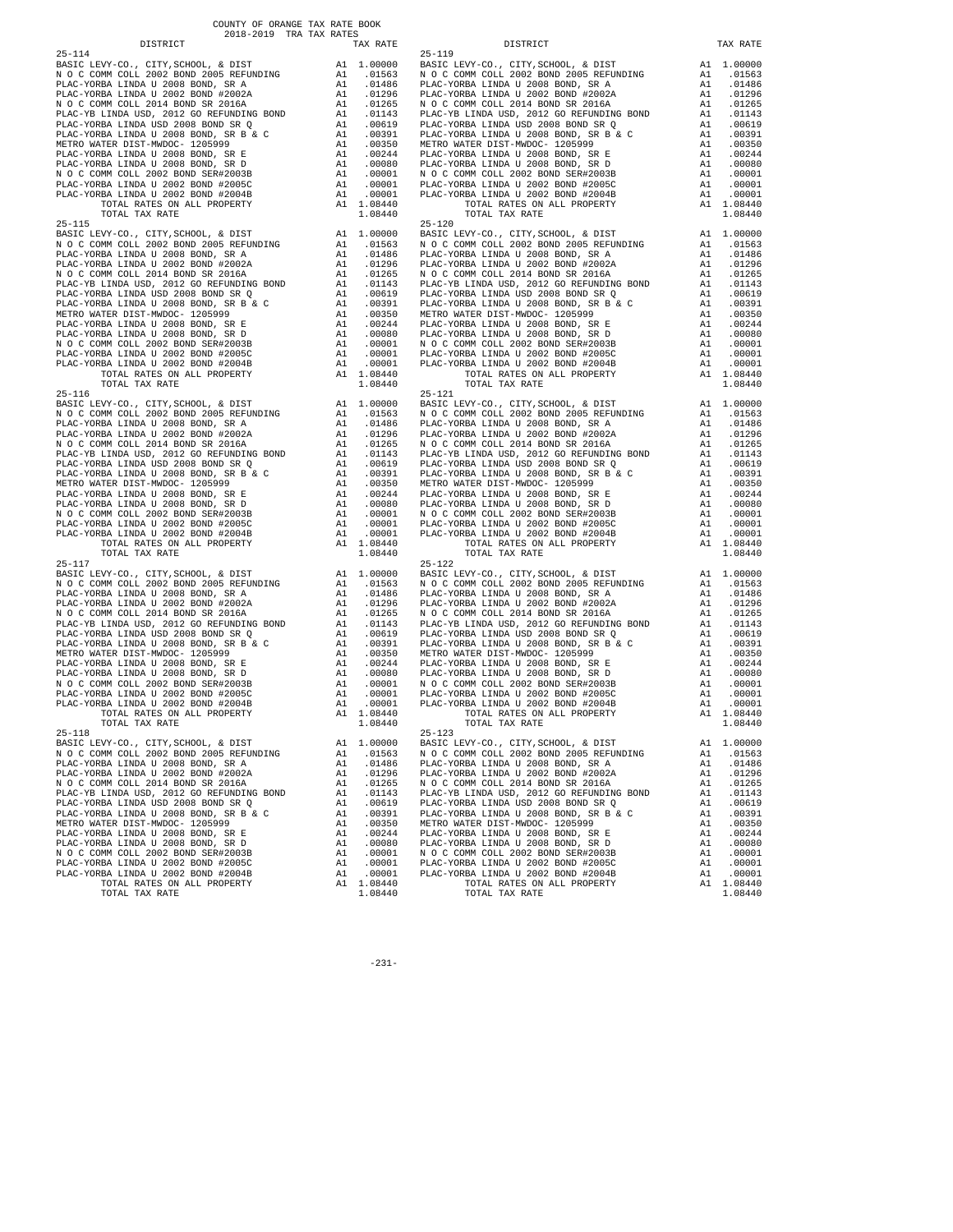COUNTY OF ORANGE TAX RATE BOOK
2018-2019 TRA TAX RATES

| DISTRICT | | TAX RATE |
|---|---|---|
| 25-114 | | |
| BASIC LEVY-CO., CITY,SCHOOL, & DIST | A1 | 1.00000 |
| N O C COMM COLL 2002 BOND 2005 REFUNDING | A1 | .01563 |
| PLAC-YORBA LINDA U 2008 BOND, SR A | A1 | .01486 |
| PLAC-YORBA LINDA U 2002 BOND #2002A | A1 | .01296 |
| N O C COMM COLL 2014 BOND SR 2016A | A1 | .01265 |
| PLAC-YB LINDA USD, 2012 GO REFUNDING BOND | A1 | .01143 |
| PLAC-YORBA LINDA USD 2008 BOND SR Q | A1 | .00619 |
| PLAC-YORBA LINDA U 2008 BOND, SR B & C | A1 | .00391 |
| METRO WATER DIST-MWDOC- 1205999 | A1 | .00350 |
| PLAC-YORBA LINDA U 2008 BOND, SR E | A1 | .00244 |
| PLAC-YORBA LINDA U 2008 BOND, SR D | A1 | .00080 |
| N O C COMM COLL 2002 BOND SER#2003B | A1 | .00001 |
| PLAC-YORBA LINDA U 2002 BOND #2005C | A1 | .00001 |
| PLAC-YORBA LINDA U 2002 BOND #2004B | A1 | .00001 |
| TOTAL RATES ON ALL PROPERTY | A1 | 1.08440 |
| TOTAL TAX RATE | | 1.08440 |
| 25-115 | | |
| BASIC LEVY-CO., CITY,SCHOOL, & DIST | A1 | 1.00000 |
| N O C COMM COLL 2002 BOND 2005 REFUNDING | A1 | .01563 |
| PLAC-YORBA LINDA U 2008 BOND, SR A | A1 | .01486 |
| PLAC-YORBA LINDA U 2002 BOND #2002A | A1 | .01296 |
| N O C COMM COLL 2014 BOND SR 2016A | A1 | .01265 |
| PLAC-YB LINDA USD, 2012 GO REFUNDING BOND | A1 | .01143 |
| PLAC-YORBA LINDA USD 2008 BOND SR Q | A1 | .00619 |
| PLAC-YORBA LINDA U 2008 BOND, SR B & C | A1 | .00391 |
| METRO WATER DIST-MWDOC- 1205999 | A1 | .00350 |
| PLAC-YORBA LINDA U 2008 BOND, SR E | A1 | .00244 |
| PLAC-YORBA LINDA U 2008 BOND, SR D | A1 | .00080 |
| N O C COMM COLL 2002 BOND SER#2003B | A1 | .00001 |
| PLAC-YORBA LINDA U 2002 BOND #2005C | A1 | .00001 |
| PLAC-YORBA LINDA U 2002 BOND #2004B | A1 | .00001 |
| TOTAL RATES ON ALL PROPERTY | A1 | 1.08440 |
| TOTAL TAX RATE | | 1.08440 |
| 25-116 | | |
| BASIC LEVY-CO., CITY,SCHOOL, & DIST | A1 | 1.00000 |
| N O C COMM COLL 2002 BOND 2005 REFUNDING | A1 | .01563 |
| PLAC-YORBA LINDA U 2008 BOND, SR A | A1 | .01486 |
| PLAC-YORBA LINDA U 2002 BOND #2002A | A1 | .01296 |
| N O C COMM COLL 2014 BOND SR 2016A | A1 | .01265 |
| PLAC-YB LINDA USD, 2012 GO REFUNDING BOND | A1 | .01143 |
| PLAC-YORBA LINDA USD 2008 BOND SR Q | A1 | .00619 |
| PLAC-YORBA LINDA U 2008 BOND, SR B & C | A1 | .00391 |
| METRO WATER DIST-MWDOC- 1205999 | A1 | .00350 |
| PLAC-YORBA LINDA U 2008 BOND, SR E | A1 | .00244 |
| PLAC-YORBA LINDA U 2008 BOND, SR D | A1 | .00080 |
| N O C COMM COLL 2002 BOND SER#2003B | A1 | .00001 |
| PLAC-YORBA LINDA U 2002 BOND #2005C | A1 | .00001 |
| PLAC-YORBA LINDA U 2002 BOND #2004B | A1 | .00001 |
| TOTAL RATES ON ALL PROPERTY | A1 | 1.08440 |
| TOTAL TAX RATE | | 1.08440 |
| 25-117 | | |
| BASIC LEVY-CO., CITY,SCHOOL, & DIST | A1 | 1.00000 |
| N O C COMM COLL 2002 BOND 2005 REFUNDING | A1 | .01563 |
| PLAC-YORBA LINDA U 2008 BOND, SR A | A1 | .01486 |
| PLAC-YORBA LINDA U 2002 BOND #2002A | A1 | .01296 |
| N O C COMM COLL 2014 BOND SR 2016A | A1 | .01265 |
| PLAC-YB LINDA USD, 2012 GO REFUNDING BOND | A1 | .01143 |
| PLAC-YORBA LINDA USD 2008 BOND SR Q | A1 | .00619 |
| PLAC-YORBA LINDA U 2008 BOND, SR B & C | A1 | .00391 |
| METRO WATER DIST-MWDOC- 1205999 | A1 | .00350 |
| PLAC-YORBA LINDA U 2008 BOND, SR E | A1 | .00244 |
| PLAC-YORBA LINDA U 2008 BOND, SR D | A1 | .00080 |
| N O C COMM COLL 2002 BOND SER#2003B | A1 | .00001 |
| PLAC-YORBA LINDA U 2002 BOND #2005C | A1 | .00001 |
| PLAC-YORBA LINDA U 2002 BOND #2004B | A1 | .00001 |
| TOTAL RATES ON ALL PROPERTY | A1 | 1.08440 |
| TOTAL TAX RATE | | 1.08440 |
| 25-118 | | |
| BASIC LEVY-CO., CITY,SCHOOL, & DIST | A1 | 1.00000 |
| N O C COMM COLL 2002 BOND 2005 REFUNDING | A1 | .01563 |
| PLAC-YORBA LINDA U 2008 BOND, SR A | A1 | .01486 |
| PLAC-YORBA LINDA U 2002 BOND #2002A | A1 | .01296 |
| N O C COMM COLL 2014 BOND SR 2016A | A1 | .01265 |
| PLAC-YB LINDA USD, 2012 GO REFUNDING BOND | A1 | .01143 |
| PLAC-YORBA LINDA USD 2008 BOND SR Q | A1 | .00619 |
| PLAC-YORBA LINDA U 2008 BOND, SR B & C | A1 | .00391 |
| METRO WATER DIST-MWDOC- 1205999 | A1 | .00350 |
| PLAC-YORBA LINDA U 2008 BOND, SR E | A1 | .00244 |
| PLAC-YORBA LINDA U 2008 BOND, SR D | A1 | .00080 |
| N O C COMM COLL 2002 BOND SER#2003B | A1 | .00001 |
| PLAC-YORBA LINDA U 2002 BOND #2005C | A1 | .00001 |
| PLAC-YORBA LINDA U 2002 BOND #2004B | A1 | .00001 |
| TOTAL RATES ON ALL PROPERTY | A1 | 1.08440 |
| TOTAL TAX RATE | | 1.08440 |
| 25-119 | | |
| BASIC LEVY-CO., CITY,SCHOOL, & DIST | A1 | 1.00000 |
| N O C COMM COLL 2002 BOND 2005 REFUNDING | A1 | .01563 |
| PLAC-YORBA LINDA U 2008 BOND, SR A | A1 | .01486 |
| PLAC-YORBA LINDA U 2002 BOND #2002A | A1 | .01296 |
| N O C COMM COLL 2014 BOND SR 2016A | A1 | .01265 |
| PLAC-YB LINDA USD, 2012 GO REFUNDING BOND | A1 | .01143 |
| PLAC-YORBA LINDA USD 2008 BOND SR Q | A1 | .00619 |
| PLAC-YORBA LINDA U 2008 BOND, SR B & C | A1 | .00391 |
| METRO WATER DIST-MWDOC- 1205999 | A1 | .00350 |
| PLAC-YORBA LINDA U 2008 BOND, SR E | A1 | .00244 |
| PLAC-YORBA LINDA U 2008 BOND, SR D | A1 | .00080 |
| N O C COMM COLL 2002 BOND SER#2003B | A1 | .00001 |
| PLAC-YORBA LINDA U 2002 BOND #2005C | A1 | .00001 |
| PLAC-YORBA LINDA U 2002 BOND #2004B | A1 | .00001 |
| TOTAL RATES ON ALL PROPERTY | A1 | 1.08440 |
| TOTAL TAX RATE | | 1.08440 |
| 25-120 | | |
| BASIC LEVY-CO., CITY,SCHOOL, & DIST | A1 | 1.00000 |
| N O C COMM COLL 2002 BOND 2005 REFUNDING | A1 | .01563 |
| PLAC-YORBA LINDA U 2008 BOND, SR A | A1 | .01486 |
| PLAC-YORBA LINDA U 2002 BOND #2002A | A1 | .01296 |
| N O C COMM COLL 2014 BOND SR 2016A | A1 | .01265 |
| PLAC-YB LINDA USD, 2012 GO REFUNDING BOND | A1 | .01143 |
| PLAC-YORBA LINDA USD 2008 BOND SR Q | A1 | .00619 |
| PLAC-YORBA LINDA U 2008 BOND, SR B & C | A1 | .00391 |
| METRO WATER DIST-MWDOC- 1205999 | A1 | .00350 |
| PLAC-YORBA LINDA U 2008 BOND, SR E | A1 | .00244 |
| PLAC-YORBA LINDA U 2008 BOND, SR D | A1 | .00080 |
| N O C COMM COLL 2002 BOND SER#2003B | A1 | .00001 |
| PLAC-YORBA LINDA U 2002 BOND #2005C | A1 | .00001 |
| PLAC-YORBA LINDA U 2002 BOND #2004B | A1 | .00001 |
| TOTAL RATES ON ALL PROPERTY | A1 | 1.08440 |
| TOTAL TAX RATE | | 1.08440 |
| 25-121 | | |
| BASIC LEVY-CO., CITY,SCHOOL, & DIST | A1 | 1.00000 |
| N O C COMM COLL 2002 BOND 2005 REFUNDING | A1 | .01563 |
| PLAC-YORBA LINDA U 2008 BOND, SR A | A1 | .01486 |
| PLAC-YORBA LINDA U 2002 BOND #2002A | A1 | .01296 |
| N O C COMM COLL 2014 BOND SR 2016A | A1 | .01265 |
| PLAC-YB LINDA USD, 2012 GO REFUNDING BOND | A1 | .01143 |
| PLAC-YORBA LINDA USD 2008 BOND SR Q | A1 | .00619 |
| PLAC-YORBA LINDA U 2008 BOND, SR B & C | A1 | .00391 |
| METRO WATER DIST-MWDOC- 1205999 | A1 | .00350 |
| PLAC-YORBA LINDA U 2008 BOND, SR E | A1 | .00244 |
| PLAC-YORBA LINDA U 2008 BOND, SR D | A1 | .00080 |
| N O C COMM COLL 2002 BOND SER#2003B | A1 | .00001 |
| PLAC-YORBA LINDA U 2002 BOND #2005C | A1 | .00001 |
| PLAC-YORBA LINDA U 2002 BOND #2004B | A1 | .00001 |
| TOTAL RATES ON ALL PROPERTY | A1 | 1.08440 |
| TOTAL TAX RATE | | 1.08440 |
| 25-122 | | |
| BASIC LEVY-CO., CITY,SCHOOL, & DIST | A1 | 1.00000 |
| N O C COMM COLL 2002 BOND 2005 REFUNDING | A1 | .01563 |
| PLAC-YORBA LINDA U 2008 BOND, SR A | A1 | .01486 |
| PLAC-YORBA LINDA U 2002 BOND #2002A | A1 | .01296 |
| N O C COMM COLL 2014 BOND SR 2016A | A1 | .01265 |
| PLAC-YB LINDA USD, 2012 GO REFUNDING BOND | A1 | .01143 |
| PLAC-YORBA LINDA USD 2008 BOND SR Q | A1 | .00619 |
| PLAC-YORBA LINDA U 2008 BOND, SR B & C | A1 | .00391 |
| METRO WATER DIST-MWDOC- 1205999 | A1 | .00350 |
| PLAC-YORBA LINDA U 2008 BOND, SR E | A1 | .00244 |
| PLAC-YORBA LINDA U 2008 BOND, SR D | A1 | .00080 |
| N O C COMM COLL 2002 BOND SER#2003B | A1 | .00001 |
| PLAC-YORBA LINDA U 2002 BOND #2005C | A1 | .00001 |
| PLAC-YORBA LINDA U 2002 BOND #2004B | A1 | .00001 |
| TOTAL RATES ON ALL PROPERTY | A1 | 1.08440 |
| TOTAL TAX RATE | | 1.08440 |
| 25-123 | | |
| BASIC LEVY-CO., CITY,SCHOOL, & DIST | A1 | 1.00000 |
| N O C COMM COLL 2002 BOND 2005 REFUNDING | A1 | .01563 |
| PLAC-YORBA LINDA U 2008 BOND, SR A | A1 | .01486 |
| PLAC-YORBA LINDA U 2002 BOND #2002A | A1 | .01296 |
| N O C COMM COLL 2014 BOND SR 2016A | A1 | .01265 |
| PLAC-YB LINDA USD, 2012 GO REFUNDING BOND | A1 | .01143 |
| PLAC-YORBA LINDA USD 2008 BOND SR Q | A1 | .00619 |
| PLAC-YORBA LINDA U 2008 BOND, SR B & C | A1 | .00391 |
| METRO WATER DIST-MWDOC- 1205999 | A1 | .00350 |
| PLAC-YORBA LINDA U 2008 BOND, SR E | A1 | .00244 |
| PLAC-YORBA LINDA U 2008 BOND, SR D | A1 | .00080 |
| N O C COMM COLL 2002 BOND SER#2003B | A1 | .00001 |
| PLAC-YORBA LINDA U 2002 BOND #2005C | A1 | .00001 |
| PLAC-YORBA LINDA U 2002 BOND #2004B | A1 | .00001 |
| TOTAL RATES ON ALL PROPERTY | A1 | 1.08440 |
| TOTAL TAX RATE | | 1.08440 |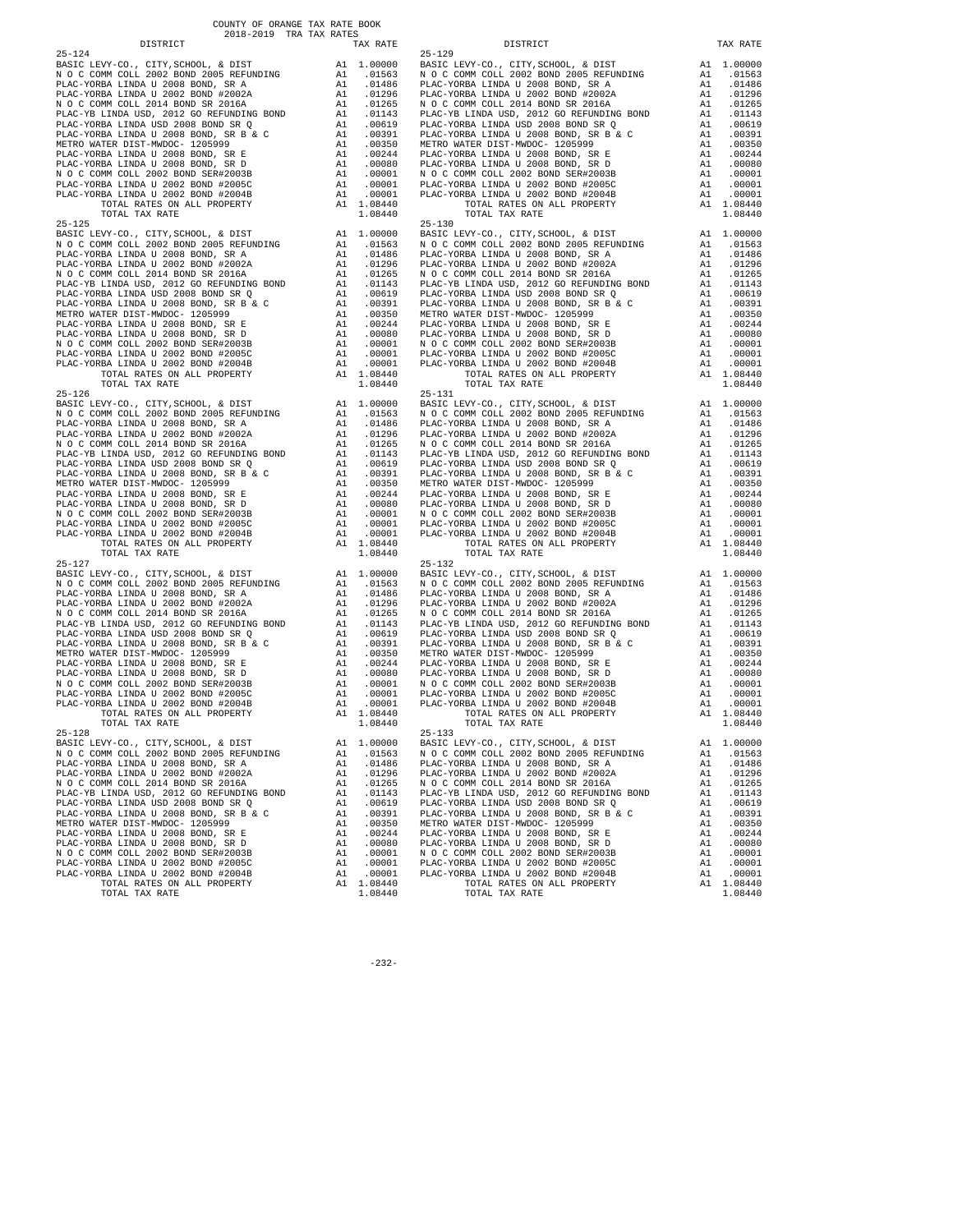| DISTRICT | | TAX RATE |
|---|---|---|
| **25-124** | | |
| BASIC LEVY-CO., CITY,SCHOOL, & DIST | A1 | 1.00000 |
| N O C COMM COLL 2002 BOND 2005 REFUNDING | A1 | .01563 |
| PLAC-YORBA LINDA U 2008 BOND, SR A | A1 | .01486 |
| PLAC-YORBA LINDA U 2002 BOND #2002A | A1 | .01296 |
| N O C COMM COLL 2014 BOND SR 2016A | A1 | .01265 |
| PLAC-YB LINDA USD, 2012 GO REFUNDING BOND | A1 | .01143 |
| PLAC-YORBA LINDA USD 2008 BOND SR Q | A1 | .00619 |
| PLAC-YORBA LINDA U 2008 BOND, SR B & C | A1 | .00391 |
| METRO WATER DIST-MWDOC- 1205999 | A1 | .00350 |
| PLAC-YORBA LINDA U 2008 BOND, SR E | A1 | .00244 |
| PLAC-YORBA LINDA U 2008 BOND, SR D | A1 | .00080 |
| N O C COMM COLL 2002 BOND SER#2003B | A1 | .00001 |
| PLAC-YORBA LINDA U 2002 BOND #2005C | A1 | .00001 |
| PLAC-YORBA LINDA U 2002 BOND #2004B | A1 | .00001 |
| TOTAL RATES ON ALL PROPERTY | A1 | 1.08440 |
| TOTAL TAX RATE | | 1.08440 |
| **25-125** | | |
| BASIC LEVY-CO., CITY,SCHOOL, & DIST | A1 | 1.00000 |
| N O C COMM COLL 2002 BOND 2005 REFUNDING | A1 | .01563 |
| PLAC-YORBA LINDA U 2008 BOND, SR A | A1 | .01486 |
| PLAC-YORBA LINDA U 2002 BOND #2002A | A1 | .01296 |
| N O C COMM COLL 2014 BOND SR 2016A | A1 | .01265 |
| PLAC-YB LINDA USD, 2012 GO REFUNDING BOND | A1 | .01143 |
| PLAC-YORBA LINDA USD 2008 BOND SR Q | A1 | .00619 |
| PLAC-YORBA LINDA U 2008 BOND, SR B & C | A1 | .00391 |
| METRO WATER DIST-MWDOC- 1205999 | A1 | .00350 |
| PLAC-YORBA LINDA U 2008 BOND, SR E | A1 | .00244 |
| PLAC-YORBA LINDA U 2008 BOND, SR D | A1 | .00080 |
| N O C COMM COLL 2002 BOND SER#2003B | A1 | .00001 |
| PLAC-YORBA LINDA U 2002 BOND #2005C | A1 | .00001 |
| PLAC-YORBA LINDA U 2002 BOND #2004B | A1 | .00001 |
| TOTAL RATES ON ALL PROPERTY | A1 | 1.08440 |
| TOTAL TAX RATE | | 1.08440 |
| **25-126** | | |
| BASIC LEVY-CO., CITY,SCHOOL, & DIST | A1 | 1.00000 |
| N O C COMM COLL 2002 BOND 2005 REFUNDING | A1 | .01563 |
| PLAC-YORBA LINDA U 2008 BOND, SR A | A1 | .01486 |
| PLAC-YORBA LINDA U 2002 BOND #2002A | A1 | .01296 |
| N O C COMM COLL 2014 BOND SR 2016A | A1 | .01265 |
| PLAC-YB LINDA USD, 2012 GO REFUNDING BOND | A1 | .01143 |
| PLAC-YORBA LINDA USD 2008 BOND SR Q | A1 | .00619 |
| PLAC-YORBA LINDA U 2008 BOND, SR B & C | A1 | .00391 |
| METRO WATER DIST-MWDOC- 1205999 | A1 | .00350 |
| PLAC-YORBA LINDA U 2008 BOND, SR E | A1 | .00244 |
| PLAC-YORBA LINDA U 2008 BOND, SR D | A1 | .00080 |
| N O C COMM COLL 2002 BOND SER#2003B | A1 | .00001 |
| PLAC-YORBA LINDA U 2002 BOND #2005C | A1 | .00001 |
| PLAC-YORBA LINDA U 2002 BOND #2004B | A1 | .00001 |
| TOTAL RATES ON ALL PROPERTY | A1 | 1.08440 |
| TOTAL TAX RATE | | 1.08440 |
| **25-127** | | |
| BASIC LEVY-CO., CITY,SCHOOL, & DIST | A1 | 1.00000 |
| N O C COMM COLL 2002 BOND 2005 REFUNDING | A1 | .01563 |
| PLAC-YORBA LINDA U 2008 BOND, SR A | A1 | .01486 |
| PLAC-YORBA LINDA U 2002 BOND #2002A | A1 | .01296 |
| N O C COMM COLL 2014 BOND SR 2016A | A1 | .01265 |
| PLAC-YB LINDA USD, 2012 GO REFUNDING BOND | A1 | .01143 |
| PLAC-YORBA LINDA USD 2008 BOND SR Q | A1 | .00619 |
| PLAC-YORBA LINDA U 2008 BOND, SR B & C | A1 | .00391 |
| METRO WATER DIST-MWDOC- 1205999 | A1 | .00350 |
| PLAC-YORBA LINDA U 2008 BOND, SR E | A1 | .00244 |
| PLAC-YORBA LINDA U 2008 BOND, SR D | A1 | .00080 |
| N O C COMM COLL 2002 BOND SER#2003B | A1 | .00001 |
| PLAC-YORBA LINDA U 2002 BOND #2005C | A1 | .00001 |
| PLAC-YORBA LINDA U 2002 BOND #2004B | A1 | .00001 |
| TOTAL RATES ON ALL PROPERTY | A1 | 1.08440 |
| TOTAL TAX RATE | | 1.08440 |
| **25-128** | | |
| BASIC LEVY-CO., CITY,SCHOOL, & DIST | A1 | 1.00000 |
| N O C COMM COLL 2002 BOND 2005 REFUNDING | A1 | .01563 |
| PLAC-YORBA LINDA U 2008 BOND, SR A | A1 | .01486 |
| PLAC-YORBA LINDA U 2002 BOND #2002A | A1 | .01296 |
| N O C COMM COLL 2014 BOND SR 2016A | A1 | .01265 |
| PLAC-YB LINDA USD, 2012 GO REFUNDING BOND | A1 | .01143 |
| PLAC-YORBA LINDA USD 2008 BOND SR Q | A1 | .00619 |
| PLAC-YORBA LINDA U 2008 BOND, SR B & C | A1 | .00391 |
| METRO WATER DIST-MWDOC- 1205999 | A1 | .00350 |
| PLAC-YORBA LINDA U 2008 BOND, SR E | A1 | .00244 |
| PLAC-YORBA LINDA U 2008 BOND, SR D | A1 | .00080 |
| N O C COMM COLL 2002 BOND SER#2003B | A1 | .00001 |
| PLAC-YORBA LINDA U 2002 BOND #2005C | A1 | .00001 |
| PLAC-YORBA LINDA U 2002 BOND #2004B | A1 | .00001 |
| TOTAL RATES ON ALL PROPERTY | A1 | 1.08440 |
| TOTAL TAX RATE | | 1.08440 |
| **25-129** | | |
| BASIC LEVY-CO., CITY,SCHOOL, & DIST | A1 | 1.00000 |
| N O C COMM COLL 2002 BOND 2005 REFUNDING | A1 | .01563 |
| PLAC-YORBA LINDA U 2008 BOND, SR A | A1 | .01486 |
| PLAC-YORBA LINDA U 2002 BOND #2002A | A1 | .01296 |
| N O C COMM COLL 2014 BOND SR 2016A | A1 | .01265 |
| PLAC-YB LINDA USD, 2012 GO REFUNDING BOND | A1 | .01143 |
| PLAC-YORBA LINDA USD 2008 BOND SR Q | A1 | .00619 |
| PLAC-YORBA LINDA U 2008 BOND, SR B & C | A1 | .00391 |
| METRO WATER DIST-MWDOC- 1205999 | A1 | .00350 |
| PLAC-YORBA LINDA U 2008 BOND, SR E | A1 | .00244 |
| PLAC-YORBA LINDA U 2008 BOND, SR D | A1 | .00080 |
| N O C COMM COLL 2002 BOND SER#2003B | A1 | .00001 |
| PLAC-YORBA LINDA U 2002 BOND #2005C | A1 | .00001 |
| PLAC-YORBA LINDA U 2002 BOND #2004B | A1 | .00001 |
| TOTAL RATES ON ALL PROPERTY | A1 | 1.08440 |
| TOTAL TAX RATE | | 1.08440 |
| **25-130** | | |
| BASIC LEVY-CO., CITY,SCHOOL, & DIST | A1 | 1.00000 |
| N O C COMM COLL 2002 BOND 2005 REFUNDING | A1 | .01563 |
| PLAC-YORBA LINDA U 2008 BOND, SR A | A1 | .01486 |
| PLAC-YORBA LINDA U 2002 BOND #2002A | A1 | .01296 |
| N O C COMM COLL 2014 BOND SR 2016A | A1 | .01265 |
| PLAC-YB LINDA USD, 2012 GO REFUNDING BOND | A1 | .01143 |
| PLAC-YORBA LINDA USD 2008 BOND SR Q | A1 | .00619 |
| PLAC-YORBA LINDA U 2008 BOND, SR B & C | A1 | .00391 |
| METRO WATER DIST-MWDOC- 1205999 | A1 | .00350 |
| PLAC-YORBA LINDA U 2008 BOND, SR E | A1 | .00244 |
| PLAC-YORBA LINDA U 2008 BOND, SR D | A1 | .00080 |
| N O C COMM COLL 2002 BOND SER#2003B | A1 | .00001 |
| PLAC-YORBA LINDA U 2002 BOND #2005C | A1 | .00001 |
| PLAC-YORBA LINDA U 2002 BOND #2004B | A1 | .00001 |
| TOTAL RATES ON ALL PROPERTY | A1 | 1.08440 |
| TOTAL TAX RATE | | 1.08440 |
| **25-131** | | |
| BASIC LEVY-CO., CITY,SCHOOL, & DIST | A1 | 1.00000 |
| N O C COMM COLL 2002 BOND 2005 REFUNDING | A1 | .01563 |
| PLAC-YORBA LINDA U 2008 BOND, SR A | A1 | .01486 |
| PLAC-YORBA LINDA U 2002 BOND #2002A | A1 | .01296 |
| N O C COMM COLL 2014 BOND SR 2016A | A1 | .01265 |
| PLAC-YB LINDA USD, 2012 GO REFUNDING BOND | A1 | .01143 |
| PLAC-YORBA LINDA USD 2008 BOND SR Q | A1 | .00619 |
| PLAC-YORBA LINDA U 2008 BOND, SR B & C | A1 | .00391 |
| METRO WATER DIST-MWDOC- 1205999 | A1 | .00350 |
| PLAC-YORBA LINDA U 2008 BOND, SR E | A1 | .00244 |
| PLAC-YORBA LINDA U 2008 BOND, SR D | A1 | .00080 |
| N O C COMM COLL 2002 BOND SER#2003B | A1 | .00001 |
| PLAC-YORBA LINDA U 2002 BOND #2005C | A1 | .00001 |
| PLAC-YORBA LINDA U 2002 BOND #2004B | A1 | .00001 |
| TOTAL RATES ON ALL PROPERTY | A1 | 1.08440 |
| TOTAL TAX RATE | | 1.08440 |
| **25-132** | | |
| BASIC LEVY-CO., CITY,SCHOOL, & DIST | A1 | 1.00000 |
| N O C COMM COLL 2002 BOND 2005 REFUNDING | A1 | .01563 |
| PLAC-YORBA LINDA U 2008 BOND, SR A | A1 | .01486 |
| PLAC-YORBA LINDA U 2002 BOND #2002A | A1 | .01296 |
| N O C COMM COLL 2014 BOND SR 2016A | A1 | .01265 |
| PLAC-YB LINDA USD, 2012 GO REFUNDING BOND | A1 | .01143 |
| PLAC-YORBA LINDA USD 2008 BOND SR Q | A1 | .00619 |
| PLAC-YORBA LINDA U 2008 BOND, SR B & C | A1 | .00391 |
| METRO WATER DIST-MWDOC- 1205999 | A1 | .00350 |
| PLAC-YORBA LINDA U 2008 BOND, SR E | A1 | .00244 |
| PLAC-YORBA LINDA U 2008 BOND, SR D | A1 | .00080 |
| N O C COMM COLL 2002 BOND SER#2003B | A1 | .00001 |
| PLAC-YORBA LINDA U 2002 BOND #2005C | A1 | .00001 |
| PLAC-YORBA LINDA U 2002 BOND #2004B | A1 | .00001 |
| TOTAL RATES ON ALL PROPERTY | A1 | 1.08440 |
| TOTAL TAX RATE | | 1.08440 |
| **25-133** | | |
| BASIC LEVY-CO., CITY,SCHOOL, & DIST | A1 | 1.00000 |
| N O C COMM COLL 2002 BOND 2005 REFUNDING | A1 | .01563 |
| PLAC-YORBA LINDA U 2008 BOND, SR A | A1 | .01486 |
| PLAC-YORBA LINDA U 2002 BOND #2002A | A1 | .01296 |
| N O C COMM COLL 2014 BOND SR 2016A | A1 | .01265 |
| PLAC-YB LINDA USD, 2012 GO REFUNDING BOND | A1 | .01143 |
| PLAC-YORBA LINDA USD 2008 BOND SR Q | A1 | .00619 |
| PLAC-YORBA LINDA U 2008 BOND, SR B & C | A1 | .00391 |
| METRO WATER DIST-MWDOC- 1205999 | A1 | .00350 |
| PLAC-YORBA LINDA U 2008 BOND, SR E | A1 | .00244 |
| PLAC-YORBA LINDA U 2008 BOND, SR D | A1 | .00080 |
| N O C COMM COLL 2002 BOND SER#2003B | A1 | .00001 |
| PLAC-YORBA LINDA U 2002 BOND #2005C | A1 | .00001 |
| PLAC-YORBA LINDA U 2002 BOND #2004B | A1 | .00001 |
| TOTAL RATES ON ALL PROPERTY | A1 | 1.08440 |
| TOTAL TAX RATE | | 1.08440 |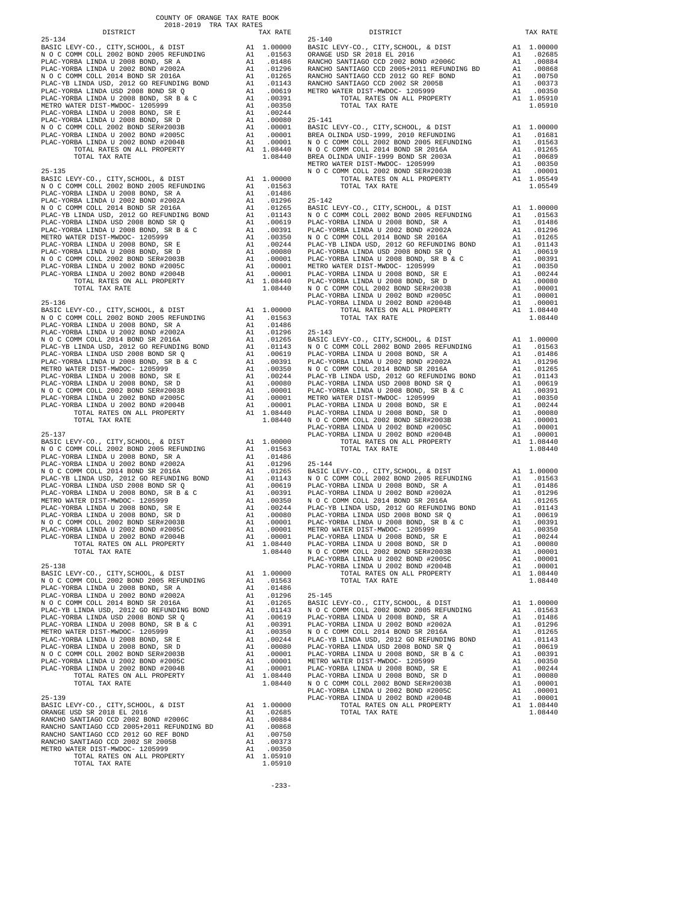COUNTY OF ORANGE TAX RATE BOOK
2018-2019 TRA TAX RATES

| DISTRICT | | TAX RATE |
|---|---|---|
| **25-134** | | |
| BASIC LEVY-CO., CITY,SCHOOL, & DIST | A1 | 1.00000 |
| N O C COMM COLL 2002 BOND 2005 REFUNDING | A1 | .01563 |
| PLAC-YORBA LINDA U 2008 BOND, SR A | A1 | .01486 |
| PLAC-YORBA LINDA U 2002 BOND #2002A | A1 | .01296 |
| N O C COMM COLL 2014 BOND SR 2016A | A1 | .01265 |
| PLAC-YB LINDA USD, 2012 GO REFUNDING BOND | A1 | .01143 |
| PLAC-YORBA LINDA USD 2008 BOND SR Q | A1 | .00619 |
| PLAC-YORBA LINDA U 2008 BOND, SR B & C | A1 | .00391 |
| METRO WATER DIST-MWDOC- 1205999 | A1 | .00350 |
| PLAC-YORBA LINDA U 2008 BOND, SR E | A1 | .00244 |
| PLAC-YORBA LINDA U 2008 BOND, SR D | A1 | .00080 |
| N O C COMM COLL 2002 BOND SER#2003B | A1 | .00001 |
| PLAC-YORBA LINDA U 2002 BOND #2005C | A1 | .00001 |
| PLAC-YORBA LINDA U 2002 BOND #2004B | A1 | .00001 |
| TOTAL RATES ON ALL PROPERTY | A1 | 1.08440 |
| TOTAL TAX RATE | | 1.08440 |
| **25-135** | | |
| BASIC LEVY-CO., CITY,SCHOOL, & DIST | A1 | 1.00000 |
| N O C COMM COLL 2002 BOND 2005 REFUNDING | A1 | .01563 |
| PLAC-YORBA LINDA U 2008 BOND, SR A | A1 | .01486 |
| PLAC-YORBA LINDA U 2002 BOND #2002A | A1 | .01296 |
| N O C COMM COLL 2014 BOND SR 2016A | A1 | .01265 |
| PLAC-YB LINDA USD, 2012 GO REFUNDING BOND | A1 | .01143 |
| PLAC-YORBA LINDA USD 2008 BOND SR Q | A1 | .00619 |
| PLAC-YORBA LINDA U 2008 BOND, SR B & C | A1 | .00391 |
| METRO WATER DIST-MWDOC- 1205999 | A1 | .00350 |
| PLAC-YORBA LINDA U 2008 BOND, SR E | A1 | .00244 |
| PLAC-YORBA LINDA U 2008 BOND, SR D | A1 | .00080 |
| N O C COMM COLL 2002 BOND SER#2003B | A1 | .00001 |
| PLAC-YORBA LINDA U 2002 BOND #2005C | A1 | .00001 |
| PLAC-YORBA LINDA U 2002 BOND #2004B | A1 | .00001 |
| TOTAL RATES ON ALL PROPERTY | A1 | 1.08440 |
| TOTAL TAX RATE | | 1.08440 |
| **25-136** | | |
| BASIC LEVY-CO., CITY,SCHOOL, & DIST | A1 | 1.00000 |
| N O C COMM COLL 2002 BOND 2005 REFUNDING | A1 | .01563 |
| PLAC-YORBA LINDA U 2008 BOND, SR A | A1 | .01486 |
| PLAC-YORBA LINDA U 2002 BOND #2002A | A1 | .01296 |
| N O C COMM COLL 2014 BOND SR 2016A | A1 | .01265 |
| PLAC-YB LINDA USD, 2012 GO REFUNDING BOND | A1 | .01143 |
| PLAC-YORBA LINDA USD 2008 BOND SR Q | A1 | .00619 |
| PLAC-YORBA LINDA U 2008 BOND, SR B & C | A1 | .00391 |
| METRO WATER DIST-MWDOC- 1205999 | A1 | .00350 |
| PLAC-YORBA LINDA U 2008 BOND, SR E | A1 | .00244 |
| PLAC-YORBA LINDA U 2008 BOND, SR D | A1 | .00080 |
| N O C COMM COLL 2002 BOND SER#2003B | A1 | .00001 |
| PLAC-YORBA LINDA U 2002 BOND #2005C | A1 | .00001 |
| PLAC-YORBA LINDA U 2002 BOND #2004B | A1 | .00001 |
| TOTAL RATES ON ALL PROPERTY | A1 | 1.08440 |
| TOTAL TAX RATE | | 1.08440 |
| **25-137** | | |
| BASIC LEVY-CO., CITY,SCHOOL, & DIST | A1 | 1.00000 |
| N O C COMM COLL 2002 BOND 2005 REFUNDING | A1 | .01563 |
| PLAC-YORBA LINDA U 2008 BOND, SR A | A1 | .01486 |
| PLAC-YORBA LINDA U 2002 BOND #2002A | A1 | .01296 |
| N O C COMM COLL 2014 BOND SR 2016A | A1 | .01265 |
| PLAC-YB LINDA USD, 2012 GO REFUNDING BOND | A1 | .01143 |
| PLAC-YORBA LINDA USD 2008 BOND SR Q | A1 | .00619 |
| PLAC-YORBA LINDA U 2008 BOND, SR B & C | A1 | .00391 |
| METRO WATER DIST-MWDOC- 1205999 | A1 | .00350 |
| PLAC-YORBA LINDA U 2008 BOND, SR E | A1 | .00244 |
| PLAC-YORBA LINDA U 2008 BOND, SR D | A1 | .00080 |
| N O C COMM COLL 2002 BOND SER#2003B | A1 | .00001 |
| PLAC-YORBA LINDA U 2002 BOND #2005C | A1 | .00001 |
| PLAC-YORBA LINDA U 2002 BOND #2004B | A1 | .00001 |
| TOTAL RATES ON ALL PROPERTY | A1 | 1.08440 |
| TOTAL TAX RATE | | 1.08440 |
| **25-138** | | |
| BASIC LEVY-CO., CITY,SCHOOL, & DIST | A1 | 1.00000 |
| N O C COMM COLL 2002 BOND 2005 REFUNDING | A1 | .01563 |
| PLAC-YORBA LINDA U 2008 BOND, SR A | A1 | .01486 |
| PLAC-YORBA LINDA U 2002 BOND #2002A | A1 | .01296 |
| N O C COMM COLL 2014 BOND SR 2016A | A1 | .01265 |
| PLAC-YB LINDA USD, 2012 GO REFUNDING BOND | A1 | .01143 |
| PLAC-YORBA LINDA USD 2008 BOND SR Q | A1 | .00619 |
| PLAC-YORBA LINDA U 2008 BOND, SR B & C | A1 | .00391 |
| METRO WATER DIST-MWDOC- 1205999 | A1 | .00350 |
| PLAC-YORBA LINDA U 2008 BOND, SR E | A1 | .00244 |
| PLAC-YORBA LINDA U 2008 BOND, SR D | A1 | .00080 |
| N O C COMM COLL 2002 BOND SER#2003B | A1 | .00001 |
| PLAC-YORBA LINDA U 2002 BOND #2005C | A1 | .00001 |
| PLAC-YORBA LINDA U 2002 BOND #2004B | A1 | .00001 |
| TOTAL RATES ON ALL PROPERTY | A1 | 1.08440 |
| TOTAL TAX RATE | | 1.08440 |
| **25-139** | | |
| BASIC LEVY-CO., CITY,SCHOOL, & DIST | A1 | 1.00000 |
| ORANGE USD SR 2018 EL 2016 | A1 | .02685 |
| RANCHO SANTIAGO CCD 2002 BOND #2006C | A1 | .00884 |
| RANCHO SANTIAGO CCD 2005+2011 REFUNDING BD | A1 | .00868 |
| RANCHO SANTIAGO CCD 2012 GO REF BOND | A1 | .00750 |
| RANCHO SANTIAGO CCD 2002 SR 2005B | A1 | .00373 |
| METRO WATER DIST-MWDOC- 1205999 | A1 | .00350 |
| TOTAL RATES ON ALL PROPERTY | A1 | 1.05910 |
| TOTAL TAX RATE | | 1.05910 |
| **25-140** | | |
| BASIC LEVY-CO., CITY,SCHOOL, & DIST | A1 | 1.00000 |
| ORANGE USD SR 2018 EL 2016 | A1 | .02685 |
| RANCHO SANTIAGO CCD 2002 BOND #2006C | A1 | .00884 |
| RANCHO SANTIAGO CCD 2005+2011 REFUNDING BD | A1 | .00868 |
| RANCHO SANTIAGO CCD 2012 GO REF BOND | A1 | .00750 |
| RANCHO SANTIAGO CCD 2002 SR 2005B | A1 | .00373 |
| METRO WATER DIST-MWDOC- 1205999 | A1 | .00350 |
| TOTAL RATES ON ALL PROPERTY | A1 | 1.05910 |
| TOTAL TAX RATE | | 1.05910 |
| **25-141** | | |
| BASIC LEVY-CO., CITY,SCHOOL, & DIST | A1 | 1.00000 |
| BREA OLINDA USD-1999, 2010 REFUNDING | A1 | .01681 |
| N O C COMM COLL 2002 BOND 2005 REFUNDING | A1 | .01563 |
| N O C COMM COLL 2014 BOND SR 2016A | A1 | .01265 |
| BREA OLINDA UNIF-1999 BOND SR 2003A | A1 | .00689 |
| METRO WATER DIST-MWDOC- 1205999 | A1 | .00350 |
| N O C COMM COLL 2002 BOND SER#2003B | A1 | .00001 |
| TOTAL RATES ON ALL PROPERTY | A1 | 1.05549 |
| TOTAL TAX RATE | | 1.05549 |
| **25-142** | | |
| BASIC LEVY-CO., CITY,SCHOOL, & DIST | A1 | 1.00000 |
| N O C COMM COLL 2002 BOND 2005 REFUNDING | A1 | .01563 |
| PLAC-YORBA LINDA U 2008 BOND, SR A | A1 | .01486 |
| PLAC-YORBA LINDA U 2002 BOND #2002A | A1 | .01296 |
| N O C COMM COLL 2014 BOND SR 2016A | A1 | .01265 |
| PLAC-YB LINDA USD, 2012 GO REFUNDING BOND | A1 | .01143 |
| PLAC-YORBA LINDA USD 2008 BOND SR Q | A1 | .00619 |
| PLAC-YORBA LINDA U 2008 BOND, SR B & C | A1 | .00391 |
| METRO WATER DIST-MWDOC- 1205999 | A1 | .00350 |
| PLAC-YORBA LINDA U 2008 BOND, SR E | A1 | .00244 |
| PLAC-YORBA LINDA U 2008 BOND, SR D | A1 | .00080 |
| N O C COMM COLL 2002 BOND SER#2003B | A1 | .00001 |
| PLAC-YORBA LINDA U 2002 BOND #2005C | A1 | .00001 |
| PLAC-YORBA LINDA U 2002 BOND #2004B | A1 | .00001 |
| TOTAL RATES ON ALL PROPERTY | A1 | 1.08440 |
| TOTAL TAX RATE | | 1.08440 |
| **25-143** | | |
| BASIC LEVY-CO., CITY,SCHOOL, & DIST | A1 | 1.00000 |
| N O C COMM COLL 2002 BOND 2005 REFUNDING | A1 | .01563 |
| PLAC-YORBA LINDA U 2008 BOND, SR A | A1 | .01486 |
| PLAC-YORBA LINDA U 2002 BOND #2002A | A1 | .01296 |
| N O C COMM COLL 2014 BOND SR 2016A | A1 | .01265 |
| PLAC-YB LINDA USD, 2012 GO REFUNDING BOND | A1 | .01143 |
| PLAC-YORBA LINDA USD 2008 BOND SR Q | A1 | .00619 |
| PLAC-YORBA LINDA U 2008 BOND, SR B & C | A1 | .00391 |
| METRO WATER DIST-MWDOC- 1205999 | A1 | .00350 |
| PLAC-YORBA LINDA U 2008 BOND, SR E | A1 | .00244 |
| PLAC-YORBA LINDA U 2008 BOND, SR D | A1 | .00080 |
| N O C COMM COLL 2002 BOND SER#2003B | A1 | .00001 |
| PLAC-YORBA LINDA U 2002 BOND #2005C | A1 | .00001 |
| PLAC-YORBA LINDA U 2002 BOND #2004B | A1 | .00001 |
| TOTAL RATES ON ALL PROPERTY | A1 | 1.08440 |
| TOTAL TAX RATE | | 1.08440 |
| **25-144** | | |
| BASIC LEVY-CO., CITY,SCHOOL, & DIST | A1 | 1.00000 |
| N O C COMM COLL 2002 BOND 2005 REFUNDING | A1 | .01563 |
| PLAC-YORBA LINDA U 2008 BOND, SR A | A1 | .01486 |
| PLAC-YORBA LINDA U 2002 BOND #2002A | A1 | .01296 |
| N O C COMM COLL 2014 BOND SR 2016A | A1 | .01265 |
| PLAC-YB LINDA USD, 2012 GO REFUNDING BOND | A1 | .01143 |
| PLAC-YORBA LINDA USD 2008 BOND SR Q | A1 | .00619 |
| PLAC-YORBA LINDA U 2008 BOND, SR B & C | A1 | .00391 |
| METRO WATER DIST-MWDOC- 1205999 | A1 | .00350 |
| PLAC-YORBA LINDA U 2008 BOND, SR E | A1 | .00244 |
| PLAC-YORBA LINDA U 2008 BOND, SR D | A1 | .00080 |
| N O C COMM COLL 2002 BOND SER#2003B | A1 | .00001 |
| PLAC-YORBA LINDA U 2002 BOND #2005C | A1 | .00001 |
| PLAC-YORBA LINDA U 2002 BOND #2004B | A1 | .00001 |
| TOTAL RATES ON ALL PROPERTY | A1 | 1.08440 |
| TOTAL TAX RATE | | 1.08440 |
| **25-145** | | |
| BASIC LEVY-CO., CITY,SCHOOL, & DIST | A1 | 1.00000 |
| N O C COMM COLL 2002 BOND 2005 REFUNDING | A1 | .01563 |
| PLAC-YORBA LINDA U 2008 BOND, SR A | A1 | .01486 |
| PLAC-YORBA LINDA U 2002 BOND #2002A | A1 | .01296 |
| N O C COMM COLL 2014 BOND SR 2016A | A1 | .01265 |
| PLAC-YB LINDA USD, 2012 GO REFUNDING BOND | A1 | .01143 |
| PLAC-YORBA LINDA USD 2008 BOND SR Q | A1 | .00619 |
| PLAC-YORBA LINDA U 2008 BOND, SR B & C | A1 | .00391 |
| METRO WATER DIST-MWDOC- 1205999 | A1 | .00350 |
| PLAC-YORBA LINDA U 2008 BOND, SR E | A1 | .00244 |
| PLAC-YORBA LINDA U 2008 BOND, SR D | A1 | .00080 |
| N O C COMM COLL 2002 BOND SER#2003B | A1 | .00001 |
| PLAC-YORBA LINDA U 2002 BOND #2005C | A1 | .00001 |
| PLAC-YORBA LINDA U 2002 BOND #2004B | A1 | .00001 |
| TOTAL RATES ON ALL PROPERTY | A1 | 1.08440 |
| TOTAL TAX RATE | | 1.08440 |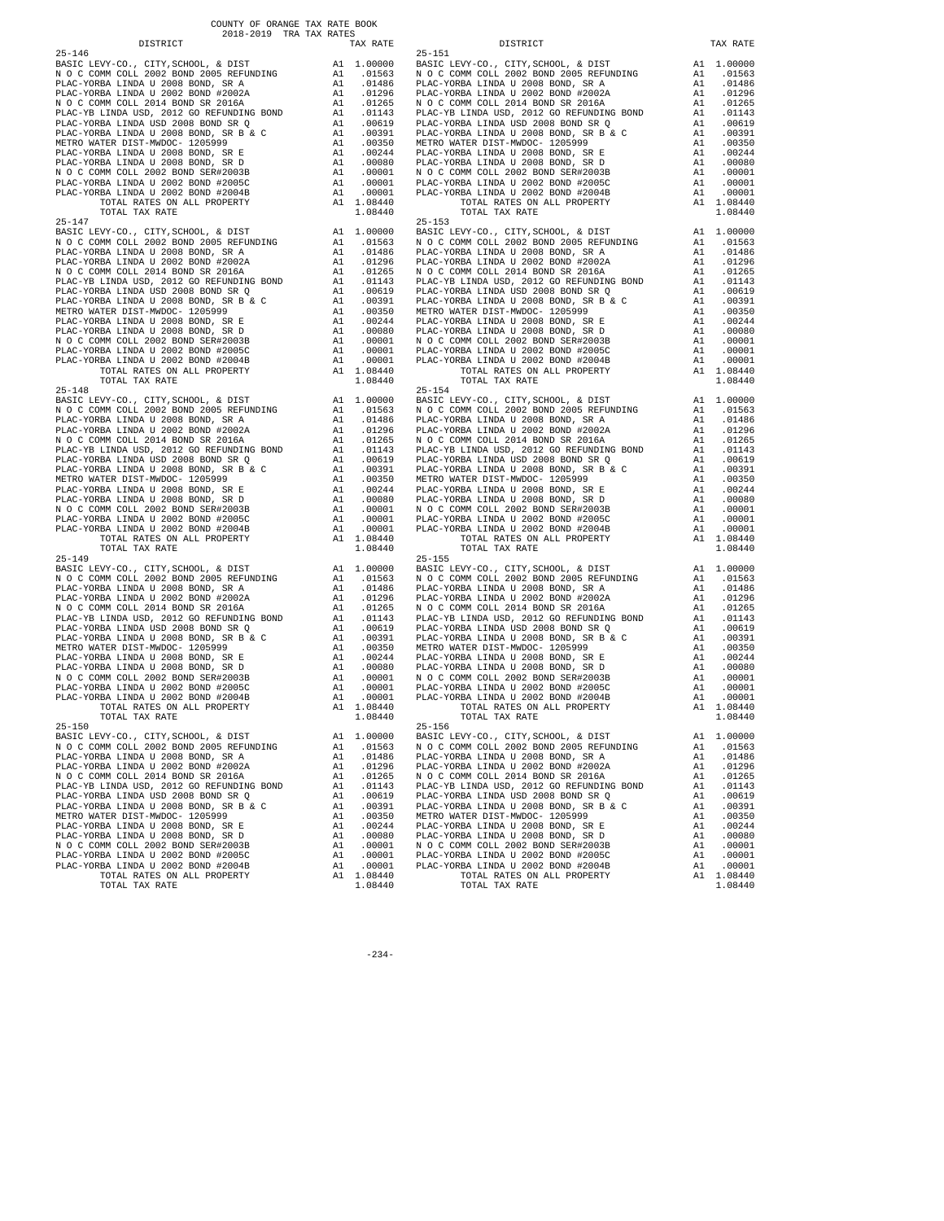COUNTY OF ORANGE TAX RATE BOOK
2018-2019 TRA TAX RATES

| DISTRICT | | TAX RATE |
|---|---|---|
| 25-146 | | |
| BASIC LEVY-CO., CITY,SCHOOL, & DIST | A1 | 1.00000 |
| N O C COMM COLL 2002 BOND 2005 REFUNDING | A1 | .01563 |
| PLAC-YORBA LINDA U 2008 BOND, SR A | A1 | .01486 |
| PLAC-YORBA LINDA U 2002 BOND #2002A | A1 | .01296 |
| N O C COMM COLL 2014 BOND SR 2016A | A1 | .01265 |
| PLAC-YB LINDA USD, 2012 GO REFUNDING BOND | A1 | .01143 |
| PLAC-YORBA LINDA USD 2008 BOND SR Q | A1 | .00619 |
| PLAC-YORBA LINDA U 2008 BOND, SR B & C | A1 | .00391 |
| METRO WATER DIST-MWDOC- 1205999 | A1 | .00350 |
| PLAC-YORBA LINDA U 2008 BOND, SR E | A1 | .00244 |
| PLAC-YORBA LINDA U 2008 BOND, SR D | A1 | .00080 |
| N O C COMM COLL 2002 BOND SER#2003B | A1 | .00001 |
| PLAC-YORBA LINDA U 2002 BOND #2005C | A1 | .00001 |
| PLAC-YORBA LINDA U 2002 BOND #2004B | A1 | .00001 |
| TOTAL RATES ON ALL PROPERTY | A1 | 1.08440 |
| TOTAL TAX RATE | | 1.08440 |
| 25-147 | | |
| BASIC LEVY-CO., CITY,SCHOOL, & DIST | A1 | 1.00000 |
| N O C COMM COLL 2002 BOND 2005 REFUNDING | A1 | .01563 |
| PLAC-YORBA LINDA U 2008 BOND, SR A | A1 | .01486 |
| PLAC-YORBA LINDA U 2002 BOND #2002A | A1 | .01296 |
| N O C COMM COLL 2014 BOND SR 2016A | A1 | .01265 |
| PLAC-YB LINDA USD, 2012 GO REFUNDING BOND | A1 | .01143 |
| PLAC-YORBA LINDA USD 2008 BOND SR Q | A1 | .00619 |
| PLAC-YORBA LINDA U 2008 BOND, SR B & C | A1 | .00391 |
| METRO WATER DIST-MWDOC- 1205999 | A1 | .00350 |
| PLAC-YORBA LINDA U 2008 BOND, SR E | A1 | .00244 |
| PLAC-YORBA LINDA U 2008 BOND, SR D | A1 | .00080 |
| N O C COMM COLL 2002 BOND SER#2003B | A1 | .00001 |
| PLAC-YORBA LINDA U 2002 BOND #2005C | A1 | .00001 |
| PLAC-YORBA LINDA U 2002 BOND #2004B | A1 | .00001 |
| TOTAL RATES ON ALL PROPERTY | A1 | 1.08440 |
| TOTAL TAX RATE | | 1.08440 |
| 25-148 | | |
| BASIC LEVY-CO., CITY,SCHOOL, & DIST | A1 | 1.00000 |
| N O C COMM COLL 2002 BOND 2005 REFUNDING | A1 | .01563 |
| PLAC-YORBA LINDA U 2008 BOND, SR A | A1 | .01486 |
| PLAC-YORBA LINDA U 2002 BOND #2002A | A1 | .01296 |
| N O C COMM COLL 2014 BOND SR 2016A | A1 | .01265 |
| PLAC-YB LINDA USD, 2012 GO REFUNDING BOND | A1 | .01143 |
| PLAC-YORBA LINDA USD 2008 BOND SR Q | A1 | .00619 |
| PLAC-YORBA LINDA U 2008 BOND, SR B & C | A1 | .00391 |
| METRO WATER DIST-MWDOC- 1205999 | A1 | .00350 |
| PLAC-YORBA LINDA U 2008 BOND, SR E | A1 | .00244 |
| PLAC-YORBA LINDA U 2008 BOND, SR D | A1 | .00080 |
| N O C COMM COLL 2002 BOND SER#2003B | A1 | .00001 |
| PLAC-YORBA LINDA U 2002 BOND #2005C | A1 | .00001 |
| PLAC-YORBA LINDA U 2002 BOND #2004B | A1 | .00001 |
| TOTAL RATES ON ALL PROPERTY | A1 | 1.08440 |
| TOTAL TAX RATE | | 1.08440 |
| 25-149 | | |
| BASIC LEVY-CO., CITY,SCHOOL, & DIST | A1 | 1.00000 |
| N O C COMM COLL 2002 BOND 2005 REFUNDING | A1 | .01563 |
| PLAC-YORBA LINDA U 2008 BOND, SR A | A1 | .01486 |
| PLAC-YORBA LINDA U 2002 BOND #2002A | A1 | .01296 |
| N O C COMM COLL 2014 BOND SR 2016A | A1 | .01265 |
| PLAC-YB LINDA USD, 2012 GO REFUNDING BOND | A1 | .01143 |
| PLAC-YORBA LINDA USD 2008 BOND SR Q | A1 | .00619 |
| PLAC-YORBA LINDA U 2008 BOND, SR B & C | A1 | .00391 |
| METRO WATER DIST-MWDOC- 1205999 | A1 | .00350 |
| PLAC-YORBA LINDA U 2008 BOND, SR E | A1 | .00244 |
| PLAC-YORBA LINDA U 2008 BOND, SR D | A1 | .00080 |
| N O C COMM COLL 2002 BOND SER#2003B | A1 | .00001 |
| PLAC-YORBA LINDA U 2002 BOND #2005C | A1 | .00001 |
| PLAC-YORBA LINDA U 2002 BOND #2004B | A1 | .00001 |
| TOTAL RATES ON ALL PROPERTY | A1 | 1.08440 |
| TOTAL TAX RATE | | 1.08440 |
| 25-150 | | |
| BASIC LEVY-CO., CITY,SCHOOL, & DIST | A1 | 1.00000 |
| N O C COMM COLL 2002 BOND 2005 REFUNDING | A1 | .01563 |
| PLAC-YORBA LINDA U 2008 BOND, SR A | A1 | .01486 |
| PLAC-YORBA LINDA U 2002 BOND #2002A | A1 | .01296 |
| N O C COMM COLL 2014 BOND SR 2016A | A1 | .01265 |
| PLAC-YB LINDA USD, 2012 GO REFUNDING BOND | A1 | .01143 |
| PLAC-YORBA LINDA USD 2008 BOND SR Q | A1 | .00619 |
| PLAC-YORBA LINDA U 2008 BOND, SR B & C | A1 | .00391 |
| METRO WATER DIST-MWDOC- 1205999 | A1 | .00350 |
| PLAC-YORBA LINDA U 2008 BOND, SR E | A1 | .00244 |
| PLAC-YORBA LINDA U 2008 BOND, SR D | A1 | .00080 |
| N O C COMM COLL 2002 BOND SER#2003B | A1 | .00001 |
| PLAC-YORBA LINDA U 2002 BOND #2005C | A1 | .00001 |
| PLAC-YORBA LINDA U 2002 BOND #2004B | A1 | .00001 |
| TOTAL RATES ON ALL PROPERTY | A1 | 1.08440 |
| TOTAL TAX RATE | | 1.08440 |
| 25-151 | | |
| BASIC LEVY-CO., CITY,SCHOOL, & DIST | A1 | 1.00000 |
| N O C COMM COLL 2002 BOND 2005 REFUNDING | A1 | .01563 |
| PLAC-YORBA LINDA U 2008 BOND, SR A | A1 | .01486 |
| PLAC-YORBA LINDA U 2002 BOND #2002A | A1 | .01296 |
| N O C COMM COLL 2014 BOND SR 2016A | A1 | .01265 |
| PLAC-YB LINDA USD, 2012 GO REFUNDING BOND | A1 | .01143 |
| PLAC-YORBA LINDA USD 2008 BOND SR Q | A1 | .00619 |
| PLAC-YORBA LINDA U 2008 BOND, SR B & C | A1 | .00391 |
| METRO WATER DIST-MWDOC- 1205999 | A1 | .00350 |
| PLAC-YORBA LINDA U 2008 BOND, SR E | A1 | .00244 |
| PLAC-YORBA LINDA U 2008 BOND, SR D | A1 | .00080 |
| N O C COMM COLL 2002 BOND SER#2003B | A1 | .00001 |
| PLAC-YORBA LINDA U 2002 BOND #2005C | A1 | .00001 |
| PLAC-YORBA LINDA U 2002 BOND #2004B | A1 | .00001 |
| TOTAL RATES ON ALL PROPERTY | A1 | 1.08440 |
| TOTAL TAX RATE | | 1.08440 |
| 25-153 | | |
| BASIC LEVY-CO., CITY,SCHOOL, & DIST | A1 | 1.00000 |
| N O C COMM COLL 2002 BOND 2005 REFUNDING | A1 | .01563 |
| PLAC-YORBA LINDA U 2008 BOND, SR A | A1 | .01486 |
| PLAC-YORBA LINDA U 2002 BOND #2002A | A1 | .01296 |
| N O C COMM COLL 2014 BOND SR 2016A | A1 | .01265 |
| PLAC-YB LINDA USD, 2012 GO REFUNDING BOND | A1 | .01143 |
| PLAC-YORBA LINDA USD 2008 BOND SR Q | A1 | .00619 |
| PLAC-YORBA LINDA U 2008 BOND, SR B & C | A1 | .00391 |
| METRO WATER DIST-MWDOC- 1205999 | A1 | .00350 |
| PLAC-YORBA LINDA U 2008 BOND, SR E | A1 | .00244 |
| PLAC-YORBA LINDA U 2008 BOND, SR D | A1 | .00080 |
| N O C COMM COLL 2002 BOND SER#2003B | A1 | .00001 |
| PLAC-YORBA LINDA U 2002 BOND #2005C | A1 | .00001 |
| PLAC-YORBA LINDA U 2002 BOND #2004B | A1 | .00001 |
| TOTAL RATES ON ALL PROPERTY | A1 | 1.08440 |
| TOTAL TAX RATE | | 1.08440 |
| 25-154 | | |
| BASIC LEVY-CO., CITY,SCHOOL, & DIST | A1 | 1.00000 |
| N O C COMM COLL 2002 BOND 2005 REFUNDING | A1 | .01563 |
| PLAC-YORBA LINDA U 2008 BOND, SR A | A1 | .01486 |
| PLAC-YORBA LINDA U 2002 BOND #2002A | A1 | .01296 |
| N O C COMM COLL 2014 BOND SR 2016A | A1 | .01265 |
| PLAC-YB LINDA USD, 2012 GO REFUNDING BOND | A1 | .01143 |
| PLAC-YORBA LINDA USD 2008 BOND SR Q | A1 | .00619 |
| PLAC-YORBA LINDA U 2008 BOND, SR B & C | A1 | .00391 |
| METRO WATER DIST-MWDOC- 1205999 | A1 | .00350 |
| PLAC-YORBA LINDA U 2008 BOND, SR E | A1 | .00244 |
| PLAC-YORBA LINDA U 2008 BOND, SR D | A1 | .00080 |
| N O C COMM COLL 2002 BOND SER#2003B | A1 | .00001 |
| PLAC-YORBA LINDA U 2002 BOND #2005C | A1 | .00001 |
| PLAC-YORBA LINDA U 2002 BOND #2004B | A1 | .00001 |
| TOTAL RATES ON ALL PROPERTY | A1 | 1.08440 |
| TOTAL TAX RATE | | 1.08440 |
| 25-155 | | |
| BASIC LEVY-CO., CITY,SCHOOL, & DIST | A1 | 1.00000 |
| N O C COMM COLL 2002 BOND 2005 REFUNDING | A1 | .01563 |
| PLAC-YORBA LINDA U 2008 BOND, SR A | A1 | .01486 |
| PLAC-YORBA LINDA U 2002 BOND #2002A | A1 | .01296 |
| N O C COMM COLL 2014 BOND SR 2016A | A1 | .01265 |
| PLAC-YB LINDA USD, 2012 GO REFUNDING BOND | A1 | .01143 |
| PLAC-YORBA LINDA USD 2008 BOND SR Q | A1 | .00619 |
| PLAC-YORBA LINDA U 2008 BOND, SR B & C | A1 | .00391 |
| METRO WATER DIST-MWDOC- 1205999 | A1 | .00350 |
| PLAC-YORBA LINDA U 2008 BOND, SR E | A1 | .00244 |
| PLAC-YORBA LINDA U 2008 BOND, SR D | A1 | .00080 |
| N O C COMM COLL 2002 BOND SER#2003B | A1 | .00001 |
| PLAC-YORBA LINDA U 2002 BOND #2005C | A1 | .00001 |
| PLAC-YORBA LINDA U 2002 BOND #2004B | A1 | .00001 |
| TOTAL RATES ON ALL PROPERTY | A1 | 1.08440 |
| TOTAL TAX RATE | | 1.08440 |
| 25-156 | | |
| BASIC LEVY-CO., CITY,SCHOOL, & DIST | A1 | 1.00000 |
| N O C COMM COLL 2002 BOND 2005 REFUNDING | A1 | .01563 |
| PLAC-YORBA LINDA U 2008 BOND, SR A | A1 | .01486 |
| PLAC-YORBA LINDA U 2002 BOND #2002A | A1 | .01296 |
| N O C COMM COLL 2014 BOND SR 2016A | A1 | .01265 |
| PLAC-YB LINDA USD, 2012 GO REFUNDING BOND | A1 | .01143 |
| PLAC-YORBA LINDA USD 2008 BOND SR Q | A1 | .00619 |
| PLAC-YORBA LINDA U 2008 BOND, SR B & C | A1 | .00391 |
| METRO WATER DIST-MWDOC- 1205999 | A1 | .00350 |
| PLAC-YORBA LINDA U 2008 BOND, SR E | A1 | .00244 |
| PLAC-YORBA LINDA U 2008 BOND, SR D | A1 | .00080 |
| N O C COMM COLL 2002 BOND SER#2003B | A1 | .00001 |
| PLAC-YORBA LINDA U 2002 BOND #2005C | A1 | .00001 |
| PLAC-YORBA LINDA U 2002 BOND #2004B | A1 | .00001 |
| TOTAL RATES ON ALL PROPERTY | A1 | 1.08440 |
| TOTAL TAX RATE | | 1.08440 |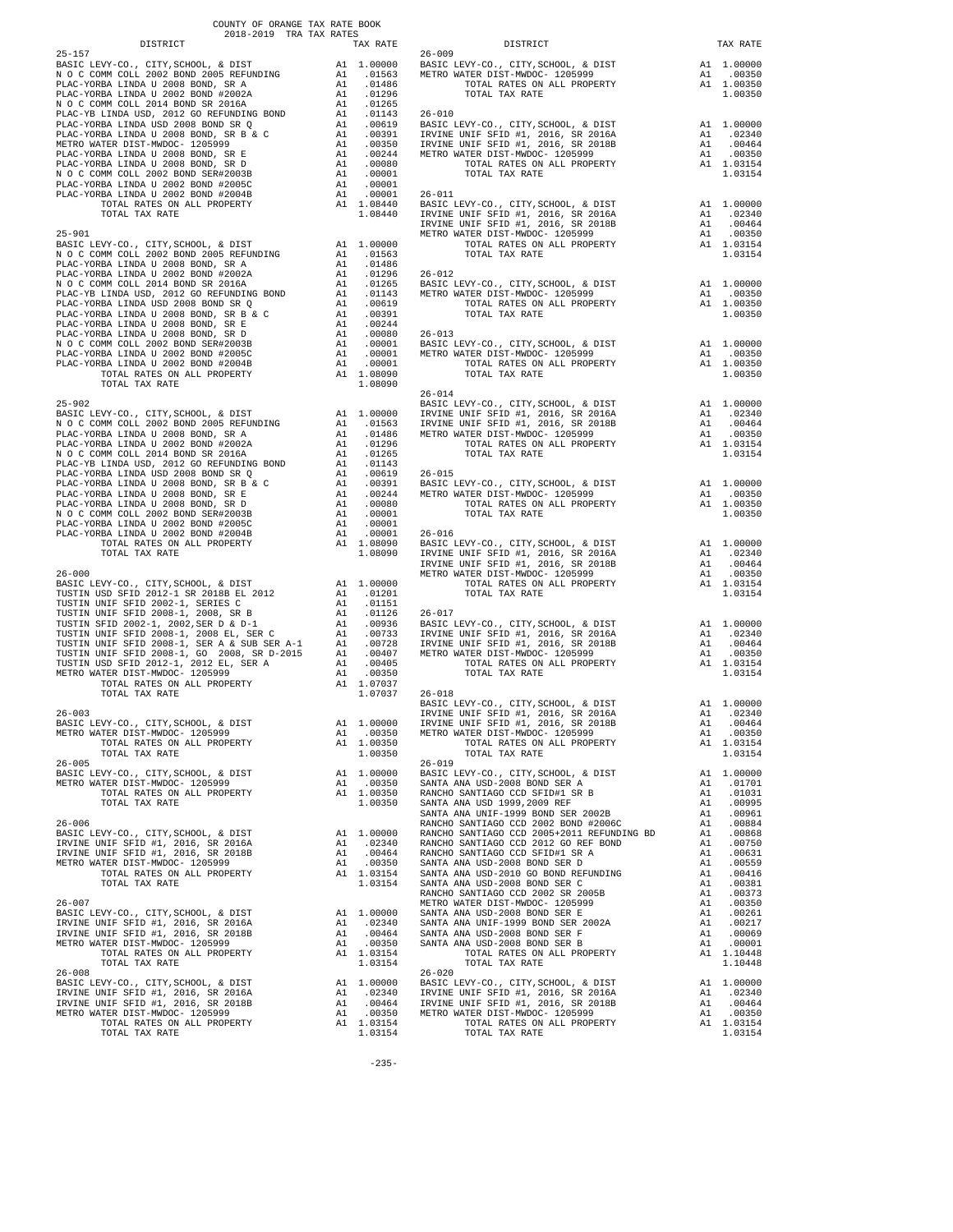COUNTY OF ORANGE TAX RATE BOOK
2018-2019 TRA TAX RATES

| DISTRICT | | TAX RATE |
|---|---|---|
| **25-157** | | |
| BASIC LEVY-CO., CITY,SCHOOL, & DIST | A1 | 1.00000 |
| N O C COMM COLL 2002 BOND 2005 REFUNDING | A1 | .01563 |
| PLAC-YORBA LINDA U 2008 BOND, SR A | A1 | .01486 |
| PLAC-YORBA LINDA U 2002 BOND #2002A | A1 | .01296 |
| N O C COMM COLL 2014 BOND SR 2016A | A1 | .01265 |
| PLAC-YB LINDA USD, 2012 GO REFUNDING BOND | A1 | .01143 |
| PLAC-YORBA LINDA USD 2008 BOND SR Q | A1 | .00619 |
| PLAC-YORBA LINDA U 2008 BOND, SR B & C | A1 | .00391 |
| METRO WATER DIST-MWDOC- 1205999 | A1 | .00350 |
| PLAC-YORBA LINDA U 2008 BOND, SR E | A1 | .00244 |
| PLAC-YORBA LINDA U 2008 BOND, SR D | A1 | .00080 |
| N O C COMM COLL 2002 BOND SER#2003B | A1 | .00001 |
| PLAC-YORBA LINDA U 2002 BOND #2005C | A1 | .00001 |
| PLAC-YORBA LINDA U 2002 BOND #2004B | A1 | .00001 |
| TOTAL RATES ON ALL PROPERTY | A1 | 1.08440 |
| TOTAL TAX RATE | | 1.08440 |
| **25-901** | | |
| BASIC LEVY-CO., CITY,SCHOOL, & DIST | A1 | 1.00000 |
| N O C COMM COLL 2002 BOND 2005 REFUNDING | A1 | .01563 |
| PLAC-YORBA LINDA U 2008 BOND, SR A | A1 | .01486 |
| PLAC-YORBA LINDA U 2002 BOND #2002A | A1 | .01296 |
| N O C COMM COLL 2014 BOND SR 2016A | A1 | .01265 |
| PLAC-YB LINDA USD, 2012 GO REFUNDING BOND | A1 | .01143 |
| PLAC-YORBA LINDA USD 2008 BOND SR Q | A1 | .00619 |
| PLAC-YORBA LINDA U 2008 BOND, SR B & C | A1 | .00391 |
| PLAC-YORBA LINDA U 2008 BOND, SR E | A1 | .00244 |
| PLAC-YORBA LINDA U 2008 BOND, SR D | A1 | .00080 |
| N O C COMM COLL 2002 BOND SER#2003B | A1 | .00001 |
| PLAC-YORBA LINDA U 2002 BOND #2005C | A1 | .00001 |
| PLAC-YORBA LINDA U 2002 BOND #2004B | A1 | .00001 |
| TOTAL RATES ON ALL PROPERTY | A1 | 1.08090 |
| TOTAL TAX RATE | | 1.08090 |
| **25-902** | | |
| BASIC LEVY-CO., CITY,SCHOOL, & DIST | A1 | 1.00000 |
| N O C COMM COLL 2002 BOND 2005 REFUNDING | A1 | .01563 |
| PLAC-YORBA LINDA U 2008 BOND, SR A | A1 | .01486 |
| PLAC-YORBA LINDA U 2002 BOND #2002A | A1 | .01296 |
| N O C COMM COLL 2014 BOND SR 2016A | A1 | .01265 |
| PLAC-YB LINDA USD, 2012 GO REFUNDING BOND | A1 | .01143 |
| PLAC-YORBA LINDA USD 2008 BOND SR Q | A1 | .00619 |
| PLAC-YORBA LINDA U 2008 BOND, SR B & C | A1 | .00391 |
| PLAC-YORBA LINDA U 2008 BOND, SR E | A1 | .00244 |
| PLAC-YORBA LINDA U 2008 BOND, SR D | A1 | .00080 |
| N O C COMM COLL 2002 BOND SER#2003B | A1 | .00001 |
| PLAC-YORBA LINDA U 2002 BOND #2005C | A1 | .00001 |
| PLAC-YORBA LINDA U 2002 BOND #2004B | A1 | .00001 |
| TOTAL RATES ON ALL PROPERTY | A1 | 1.08090 |
| TOTAL TAX RATE | | 1.08090 |
| **26-000** | | |
| BASIC LEVY-CO., CITY,SCHOOL, & DIST | A1 | 1.00000 |
| TUSTIN USD SFID 2012-1 SR 2018B EL 2012 | A1 | .01201 |
| TUSTIN UNIF SFID 2002-1, SERIES C | A1 | .01151 |
| TUSTIN UNIF SFID 2008-1, 2008, SR B | A1 | .01126 |
| TUSTIN SFID 2002-1, 2002,SER D & D-1 | A1 | .00936 |
| TUSTIN UNIF SFID 2008-1, 2008 EL, SER C | A1 | .00733 |
| TUSTIN UNIF SFID 2008-1, SER A & SUB SER A-1 | A1 | .00728 |
| TUSTIN UNIF SFID 2008-1, GO 2008, SR D-2015 | A1 | .00407 |
| TUSTIN USD SFID 2012-1, 2012 EL, SER A | A1 | .00405 |
| METRO WATER DIST-MWDOC- 1205999 | A1 | .00350 |
| TOTAL RATES ON ALL PROPERTY | A1 | 1.07037 |
| TOTAL TAX RATE | | 1.07037 |
| **26-003** | | |
| BASIC LEVY-CO., CITY,SCHOOL, & DIST | A1 | 1.00000 |
| METRO WATER DIST-MWDOC- 1205999 | A1 | .00350 |
| TOTAL RATES ON ALL PROPERTY | A1 | 1.00350 |
| TOTAL TAX RATE | | 1.00350 |
| **26-005** | | |
| BASIC LEVY-CO., CITY,SCHOOL, & DIST | A1 | 1.00000 |
| METRO WATER DIST-MWDOC- 1205999 | A1 | .00350 |
| TOTAL RATES ON ALL PROPERTY | A1 | 1.00350 |
| TOTAL TAX RATE | | 1.00350 |
| **26-006** | | |
| BASIC LEVY-CO., CITY,SCHOOL, & DIST | A1 | 1.00000 |
| IRVINE UNIF SFID #1, 2016, SR 2016A | A1 | .02340 |
| IRVINE UNIF SFID #1, 2016, SR 2018B | A1 | .00464 |
| METRO WATER DIST-MWDOC- 1205999 | A1 | .00350 |
| TOTAL RATES ON ALL PROPERTY | A1 | 1.03154 |
| TOTAL TAX RATE | | 1.03154 |
| **26-007** | | |
| BASIC LEVY-CO., CITY,SCHOOL, & DIST | A1 | 1.00000 |
| IRVINE UNIF SFID #1, 2016, SR 2016A | A1 | .02340 |
| IRVINE UNIF SFID #1, 2016, SR 2018B | A1 | .00464 |
| METRO WATER DIST-MWDOC- 1205999 | A1 | .00350 |
| TOTAL RATES ON ALL PROPERTY | A1 | 1.03154 |
| TOTAL TAX RATE | | 1.03154 |
| **26-008** | | |
| BASIC LEVY-CO., CITY,SCHOOL, & DIST | A1 | 1.00000 |
| IRVINE UNIF SFID #1, 2016, SR 2016A | A1 | .02340 |
| IRVINE UNIF SFID #1, 2016, SR 2018B | A1 | .00464 |
| METRO WATER DIST-MWDOC- 1205999 | A1 | .00350 |
| TOTAL RATES ON ALL PROPERTY | A1 | 1.03154 |
| TOTAL TAX RATE | | 1.03154 |
| **26-009** | | |
| BASIC LEVY-CO., CITY,SCHOOL, & DIST | A1 | 1.00000 |
| METRO WATER DIST-MWDOC- 1205999 | A1 | .00350 |
| TOTAL RATES ON ALL PROPERTY | A1 | 1.00350 |
| TOTAL TAX RATE | | 1.00350 |
| **26-010** | | |
| BASIC LEVY-CO., CITY,SCHOOL, & DIST | A1 | 1.00000 |
| IRVINE UNIF SFID #1, 2016, SR 2016A | A1 | .02340 |
| IRVINE UNIF SFID #1, 2016, SR 2018B | A1 | .00464 |
| METRO WATER DIST-MWDOC- 1205999 | A1 | .00350 |
| TOTAL RATES ON ALL PROPERTY | A1 | 1.03154 |
| TOTAL TAX RATE | | 1.03154 |
| **26-011** | | |
| BASIC LEVY-CO., CITY,SCHOOL, & DIST | A1 | 1.00000 |
| IRVINE UNIF SFID #1, 2016, SR 2016A | A1 | .02340 |
| IRVINE UNIF SFID #1, 2016, SR 2018B | A1 | .00464 |
| METRO WATER DIST-MWDOC- 1205999 | A1 | .00350 |
| TOTAL RATES ON ALL PROPERTY | A1 | 1.03154 |
| TOTAL TAX RATE | | 1.03154 |
| **26-012** | | |
| BASIC LEVY-CO., CITY,SCHOOL, & DIST | A1 | 1.00000 |
| METRO WATER DIST-MWDOC- 1205999 | A1 | .00350 |
| TOTAL RATES ON ALL PROPERTY | A1 | 1.00350 |
| TOTAL TAX RATE | | 1.00350 |
| **26-013** | | |
| BASIC LEVY-CO., CITY,SCHOOL, & DIST | A1 | 1.00000 |
| METRO WATER DIST-MWDOC- 1205999 | A1 | .00350 |
| TOTAL RATES ON ALL PROPERTY | A1 | 1.00350 |
| TOTAL TAX RATE | | 1.00350 |
| **26-014** | | |
| BASIC LEVY-CO., CITY,SCHOOL, & DIST | A1 | 1.00000 |
| IRVINE UNIF SFID #1, 2016, SR 2016A | A1 | .02340 |
| IRVINE UNIF SFID #1, 2016, SR 2018B | A1 | .00464 |
| METRO WATER DIST-MWDOC- 1205999 | A1 | .00350 |
| TOTAL RATES ON ALL PROPERTY | A1 | 1.03154 |
| TOTAL TAX RATE | | 1.03154 |
| **26-015** | | |
| BASIC LEVY-CO., CITY,SCHOOL, & DIST | A1 | 1.00000 |
| METRO WATER DIST-MWDOC- 1205999 | A1 | .00350 |
| TOTAL RATES ON ALL PROPERTY | A1 | 1.00350 |
| TOTAL TAX RATE | | 1.00350 |
| **26-016** | | |
| BASIC LEVY-CO., CITY,SCHOOL, & DIST | A1 | 1.00000 |
| IRVINE UNIF SFID #1, 2016, SR 2016A | A1 | .02340 |
| IRVINE UNIF SFID #1, 2016, SR 2018B | A1 | .00464 |
| METRO WATER DIST-MWDOC- 1205999 | A1 | .00350 |
| TOTAL RATES ON ALL PROPERTY | A1 | 1.03154 |
| TOTAL TAX RATE | | 1.03154 |
| **26-017** | | |
| BASIC LEVY-CO., CITY,SCHOOL, & DIST | A1 | 1.00000 |
| IRVINE UNIF SFID #1, 2016, SR 2016A | A1 | .02340 |
| IRVINE UNIF SFID #1, 2016, SR 2018B | A1 | .00464 |
| METRO WATER DIST-MWDOC- 1205999 | A1 | .00350 |
| TOTAL RATES ON ALL PROPERTY | A1 | 1.03154 |
| TOTAL TAX RATE | | 1.03154 |
| **26-018** | | |
| BASIC LEVY-CO., CITY,SCHOOL, & DIST | A1 | 1.00000 |
| IRVINE UNIF SFID #1, 2016, SR 2016A | A1 | .02340 |
| IRVINE UNIF SFID #1, 2016, SR 2018B | A1 | .00464 |
| METRO WATER DIST-MWDOC- 1205999 | A1 | .00350 |
| TOTAL RATES ON ALL PROPERTY | A1 | 1.03154 |
| TOTAL TAX RATE | | 1.03154 |
| **26-019** | | |
| BASIC LEVY-CO., CITY,SCHOOL, & DIST | A1 | 1.00000 |
| SANTA ANA USD-2008 BOND SER A | A1 | .01701 |
| RANCHO SANTIAGO CCD SFID#1 SR B | A1 | .01031 |
| SANTA ANA USD 1999,2009 REF | A1 | .00995 |
| SANTA ANA UNIF-1999 BOND SER 2002B | A1 | .00961 |
| RANCHO SANTIAGO CCD 2002 BOND #2006C | A1 | .00884 |
| RANCHO SANTIAGO CCD 2005+2011 REFUNDING BD | A1 | .00868 |
| RANCHO SANTIAGO CCD 2012 GO REF BOND | A1 | .00750 |
| RANCHO SANTIAGO CCD SFID#1 SR A | A1 | .00631 |
| SANTA ANA USD-2008 BOND SER D | A1 | .00559 |
| SANTA ANA USD-2010 GO BOND REFUNDING | A1 | .00416 |
| SANTA ANA USD-2008 BOND SER C | A1 | .00381 |
| RANCHO SANTIAGO CCD 2002 SR 2005B | A1 | .00373 |
| METRO WATER DIST-MWDOC- 1205999 | A1 | .00350 |
| SANTA ANA USD-2008 BOND SER E | A1 | .00261 |
| SANTA ANA UNIF-1999 BOND SER 2002A | A1 | .00217 |
| SANTA ANA USD-2008 BOND SER F | A1 | .00069 |
| SANTA ANA USD-2008 BOND SER B | A1 | .00001 |
| TOTAL RATES ON ALL PROPERTY | A1 | 1.10448 |
| TOTAL TAX RATE | | 1.10448 |
| **26-020** | | |
| BASIC LEVY-CO., CITY,SCHOOL, & DIST | A1 | 1.00000 |
| IRVINE UNIF SFID #1, 2016, SR 2016A | A1 | .02340 |
| IRVINE UNIF SFID #1, 2016, SR 2018B | A1 | .00464 |
| METRO WATER DIST-MWDOC- 1205999 | A1 | .00350 |
| TOTAL RATES ON ALL PROPERTY | A1 | 1.03154 |
| TOTAL TAX RATE | | 1.03154 |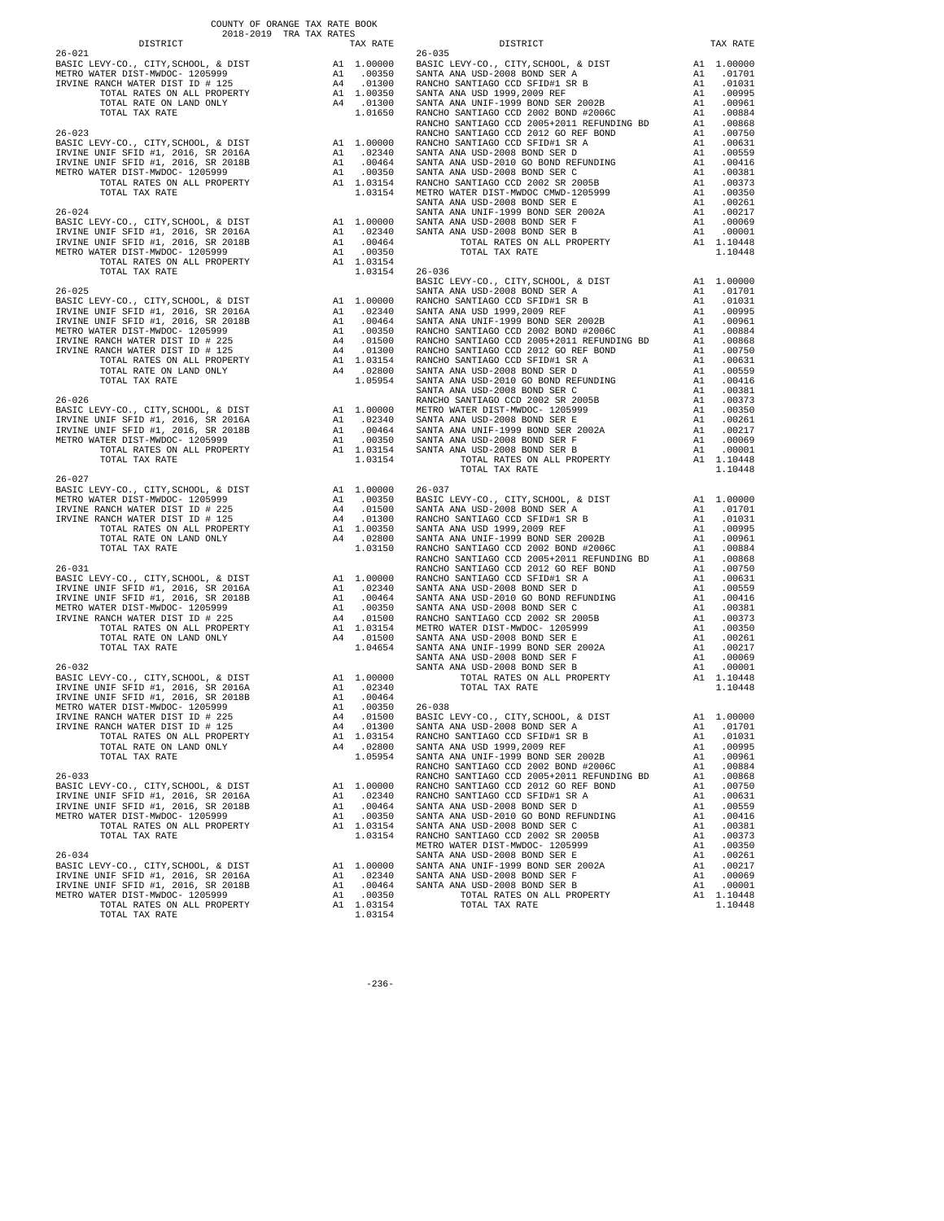COUNTY OF ORANGE TAX RATE BOOK
2018-2019 TRA TAX RATES

| DISTRICT | | TAX RATE |
|---|---|---|
| **26-021** | | |
| BASIC LEVY-CO., CITY,SCHOOL, & DIST | A1 | 1.00000 |
| METRO WATER DIST-MWDOC- 1205999 | A1 | .00350 |
| IRVINE RANCH WATER DIST # 125 | A4 | .01300 |
| TOTAL RATES ON ALL PROPERTY | A1 | 1.00350 |
| TOTAL RATE ON LAND ONLY | A4 | .01300 |
| TOTAL TAX RATE | | 1.01650 |
| **26-023** | | |
| BASIC LEVY-CO., CITY,SCHOOL, & DIST | A1 | 1.00000 |
| IRVINE UNIF SFID #1, 2016, SR 2016A | A1 | .02340 |
| IRVINE UNIF SFID #1, 2016, SR 2018B | A1 | .00464 |
| METRO WATER DIST-MWDOC- 1205999 | A1 | .00350 |
| TOTAL RATES ON ALL PROPERTY | A1 | 1.03154 |
| TOTAL TAX RATE | | 1.03154 |
| **26-024** | | |
| BASIC LEVY-CO., CITY,SCHOOL, & DIST | A1 | 1.00000 |
| IRVINE UNIF SFID #1, 2016, SR 2016A | A1 | .02340 |
| IRVINE UNIF SFID #1, 2016, SR 2018B | A1 | .00464 |
| METRO WATER DIST-MWDOC- 1205999 | A1 | .00350 |
| TOTAL RATES ON ALL PROPERTY | A1 | 1.03154 |
| TOTAL TAX RATE | | 1.03154 |
| **26-025** | | |
| BASIC LEVY-CO., CITY,SCHOOL, & DIST | A1 | 1.00000 |
| IRVINE UNIF SFID #1, 2016, SR 2016A | A1 | .02340 |
| IRVINE UNIF SFID #1, 2016, SR 2018B | A1 | .00464 |
| METRO WATER DIST-MWDOC- 1205999 | A1 | .00350 |
| IRVINE RANCH WATER DIST ID # 225 | A4 | .01500 |
| IRVINE RANCH WATER DIST ID # 125 | A4 | .01300 |
| TOTAL RATES ON ALL PROPERTY | A1 | 1.03154 |
| TOTAL RATE ON LAND ONLY | A4 | .02800 |
| TOTAL TAX RATE | | 1.05954 |
| **26-026** | | |
| BASIC LEVY-CO., CITY,SCHOOL, & DIST | A1 | 1.00000 |
| IRVINE UNIF SFID #1, 2016, SR 2016A | A1 | .02340 |
| IRVINE UNIF SFID #1, 2016, SR 2018B | A1 | .00464 |
| METRO WATER DIST-MWDOC- 1205999 | A1 | .00350 |
| TOTAL RATES ON ALL PROPERTY | A1 | 1.03154 |
| TOTAL TAX RATE | | 1.03154 |
| **26-027** | | |
| BASIC LEVY-CO., CITY,SCHOOL, & DIST | A1 | 1.00000 |
| METRO WATER DIST-MWDOC- 1205999 | A1 | .00350 |
| IRVINE RANCH WATER DIST ID # 225 | A4 | .01500 |
| IRVINE RANCH WATER DIST ID # 125 | A4 | .01300 |
| TOTAL RATES ON ALL PROPERTY | A1 | 1.00350 |
| TOTAL RATE ON LAND ONLY | A4 | .02800 |
| TOTAL TAX RATE | | 1.03150 |
| **26-031** | | |
| BASIC LEVY-CO., CITY,SCHOOL, & DIST | A1 | 1.00000 |
| IRVINE UNIF SFID #1, 2016, SR 2016A | A1 | .02340 |
| IRVINE UNIF SFID #1, 2016, SR 2018B | A1 | .00464 |
| METRO WATER DIST-MWDOC- 1205999 | A1 | .00350 |
| IRVINE RANCH WATER DIST ID # 225 | A4 | .01500 |
| TOTAL RATES ON ALL PROPERTY | A1 | 1.03154 |
| TOTAL RATE ON LAND ONLY | A4 | .01500 |
| TOTAL TAX RATE | | 1.04654 |
| **26-032** | | |
| BASIC LEVY-CO., CITY,SCHOOL, & DIST | A1 | 1.00000 |
| IRVINE UNIF SFID #1, 2016, SR 2016A | A1 | .02340 |
| IRVINE UNIF SFID #1, 2016, SR 2018B | A1 | .00464 |
| METRO WATER DIST-MWDOC- 1205999 | A1 | .00350 |
| IRVINE RANCH WATER DIST ID # 225 | A4 | .01500 |
| IRVINE RANCH WATER DIST ID # 125 | A4 | .01300 |
| TOTAL RATES ON ALL PROPERTY | A1 | 1.03154 |
| TOTAL RATE ON LAND ONLY | A4 | .02800 |
| TOTAL TAX RATE | | 1.05954 |
| **26-033** | | |
| BASIC LEVY-CO., CITY,SCHOOL, & DIST | A1 | 1.00000 |
| IRVINE UNIF SFID #1, 2016, SR 2016A | A1 | .02340 |
| IRVINE UNIF SFID #1, 2016, SR 2018B | A1 | .00464 |
| METRO WATER DIST-MWDOC- 1205999 | A1 | .00350 |
| TOTAL RATES ON ALL PROPERTY | A1 | 1.03154 |
| TOTAL TAX RATE | | 1.03154 |
| **26-034** | | |
| BASIC LEVY-CO., CITY,SCHOOL, & DIST | A1 | 1.00000 |
| IRVINE UNIF SFID #1, 2016, SR 2016A | A1 | .02340 |
| IRVINE UNIF SFID #1, 2016, SR 2018B | A1 | .00464 |
| METRO WATER DIST-MWDOC- 1205999 | A1 | .00350 |
| TOTAL RATES ON ALL PROPERTY | A1 | 1.03154 |
| TOTAL TAX RATE | | 1.03154 |
| **26-035** | | |
| BASIC LEVY-CO., CITY,SCHOOL, & DIST | A1 | 1.00000 |
| SANTA ANA USD-2008 BOND SER A | A1 | .01701 |
| RANCHO SANTIAGO CCD SFID#1 SR B | A1 | .01031 |
| SANTA ANA USD 1999,2009 REF | A1 | .00995 |
| SANTA ANA UNIF-1999 BOND SER 2002B | A1 | .00961 |
| RANCHO SANTIAGO CCD 2002 BOND #2006C | A1 | .00884 |
| RANCHO SANTIAGO CCD 2005+2011 REFUNDING BD | A1 | .00868 |
| RANCHO SANTIAGO CCD 2012 GO REF BOND | A1 | .00750 |
| RANCHO SANTIAGO CCD SFID#1 SR A | A1 | .00631 |
| SANTA ANA USD-2008 BOND SER D | A1 | .00559 |
| SANTA ANA USD-2010 GO BOND REFUNDING | A1 | .00416 |
| SANTA ANA USD-2008 BOND SER C | A1 | .00381 |
| RANCHO SANTIAGO CCD 2002 SR 2005B | A1 | .00373 |
| METRO WATER DIST-MWDOC CMWD-1205999 | A1 | .00350 |
| SANTA ANA USD-2008 BOND SER E | A1 | .00261 |
| SANTA ANA UNIF-1999 BOND SER 2002A | A1 | .00217 |
| SANTA ANA USD-2008 BOND SER F | A1 | .00069 |
| SANTA ANA USD-2008 BOND SER B | A1 | .00001 |
| TOTAL RATES ON ALL PROPERTY | A1 | 1.10448 |
| TOTAL TAX RATE | | 1.10448 |
| **26-036** | | |
| BASIC LEVY-CO., CITY,SCHOOL, & DIST | A1 | 1.00000 |
| SANTA ANA USD-2008 BOND SER A | A1 | .01701 |
| RANCHO SANTIAGO CCD SFID#1 SR B | A1 | .01031 |
| SANTA ANA USD 1999,2009 REF | A1 | .00995 |
| SANTA ANA UNIF-1999 BOND SER 2002B | A1 | .00961 |
| RANCHO SANTIAGO CCD 2002 BOND #2006C | A1 | .00884 |
| RANCHO SANTIAGO CCD 2005+2011 REFUNDING BD | A1 | .00868 |
| RANCHO SANTIAGO CCD 2012 GO REF BOND | A1 | .00750 |
| RANCHO SANTIAGO CCD SFID#1 SR A | A1 | .00631 |
| SANTA ANA USD-2008 BOND SER D | A1 | .00559 |
| SANTA ANA USD-2010 GO BOND REFUNDING | A1 | .00416 |
| SANTA ANA USD-2008 BOND SER C | A1 | .00381 |
| RANCHO SANTIAGO CCD 2002 SR 2005B | A1 | .00373 |
| METRO WATER DIST-MWDOC- 1205999 | A1 | .00350 |
| SANTA ANA USD-2008 BOND SER E | A1 | .00261 |
| SANTA ANA UNIF-1999 BOND SER 2002A | A1 | .00217 |
| SANTA ANA USD-2008 BOND SER F | A1 | .00069 |
| SANTA ANA USD-2008 BOND SER B | A1 | .00001 |
| TOTAL RATES ON ALL PROPERTY | A1 | 1.10448 |
| TOTAL TAX RATE | | 1.10448 |
| **26-037** | | |
| BASIC LEVY-CO., CITY,SCHOOL, & DIST | A1 | 1.00000 |
| SANTA ANA USD-2008 BOND SER A | A1 | .01701 |
| RANCHO SANTIAGO CCD SFID#1 SR B | A1 | .01031 |
| SANTA ANA USD 1999,2009 REF | A1 | .00995 |
| SANTA ANA UNIF-1999 BOND SER 2002B | A1 | .00961 |
| RANCHO SANTIAGO CCD 2002 BOND #2006C | A1 | .00884 |
| RANCHO SANTIAGO CCD 2005+2011 REFUNDING BD | A1 | .00868 |
| RANCHO SANTIAGO CCD 2012 GO REF BOND | A1 | .00750 |
| RANCHO SANTIAGO CCD SFID#1 SR A | A1 | .00631 |
| SANTA ANA USD-2008 BOND SER D | A1 | .00559 |
| SANTA ANA USD-2010 GO BOND REFUNDING | A1 | .00416 |
| SANTA ANA USD-2008 BOND SER C | A1 | .00381 |
| RANCHO SANTIAGO CCD 2002 SR 2005B | A1 | .00373 |
| METRO WATER DIST-MWDOC- 1205999 | A1 | .00350 |
| SANTA ANA USD-2008 BOND SER E | A1 | .00261 |
| SANTA ANA UNIF-1999 BOND SER 2002A | A1 | .00217 |
| SANTA ANA USD-2008 BOND SER F | A1 | .00069 |
| SANTA ANA USD-2008 BOND SER B | A1 | .00001 |
| TOTAL RATES ON ALL PROPERTY | A1 | 1.10448 |
| TOTAL TAX RATE | | 1.10448 |
| **26-038** | | |
| BASIC LEVY-CO., CITY,SCHOOL, & DIST | A1 | 1.00000 |
| SANTA ANA USD-2008 BOND SER A | A1 | .01701 |
| RANCHO SANTIAGO CCD SFID#1 SR B | A1 | .01031 |
| SANTA ANA USD 1999,2009 REF | A1 | .00995 |
| SANTA ANA UNIF-1999 BOND SER 2002B | A1 | .00961 |
| RANCHO SANTIAGO CCD 2002 BOND #2006C | A1 | .00884 |
| RANCHO SANTIAGO CCD 2005+2011 REFUNDING BD | A1 | .00868 |
| RANCHO SANTIAGO CCD 2012 GO REF BOND | A1 | .00750 |
| RANCHO SANTIAGO CCD SFID#1 SR A | A1 | .00631 |
| SANTA ANA USD-2008 BOND SER D | A1 | .00559 |
| SANTA ANA USD-2010 GO BOND REFUNDING | A1 | .00416 |
| SANTA ANA USD-2008 BOND SER C | A1 | .00381 |
| RANCHO SANTIAGO CCD 2002 SR 2005B | A1 | .00373 |
| METRO WATER DIST-MWDOC- 1205999 | A1 | .00350 |
| SANTA ANA USD-2008 BOND SER E | A1 | .00261 |
| SANTA ANA UNIF-1999 BOND SER 2002A | A1 | .00217 |
| SANTA ANA USD-2008 BOND SER F | A1 | .00069 |
| SANTA ANA USD-2008 BOND SER B | A1 | .00001 |
| TOTAL RATES ON ALL PROPERTY | A1 | 1.10448 |
| TOTAL TAX RATE | | 1.10448 |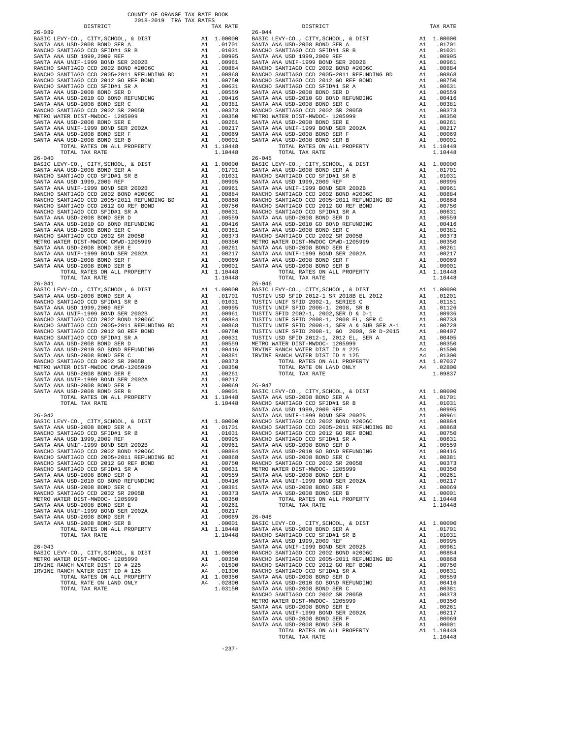COUNTY OF ORANGE TAX RATE BOOK
2018-2019 TRA TAX RATES

| DISTRICT | | TAX RATE |
|---|---|---|
| 26-039 | | |
| BASIC LEVY-CO., CITY,SCHOOL, & DIST | A1 | 1.00000 |
| SANTA ANA USD-2008 BOND SER A | A1 | .01701 |
| RANCHO SANTIAGO CCD SFID#1 SR B | A1 | .01031 |
| SANTA ANA USD 1999,2009 REF | A1 | .00995 |
| SANTA ANA UNIF-1999 BOND SER 2002B | A1 | .00961 |
| RANCHO SANTIAGO CCD 2002 BOND #2006C | A1 | .00884 |
| RANCHO SANTIAGO CCD 2005+2011 REFUNDING BD | A1 | .00868 |
| RANCHO SANTIAGO CCD 2012 GO REF BOND | A1 | .00750 |
| RANCHO SANTIAGO CCD SFID#1 SR A | A1 | .00631 |
| SANTA ANA USD-2008 BOND SER D | A1 | .00559 |
| SANTA ANA USD-2010 GO BOND REFUNDING | A1 | .00416 |
| SANTA ANA USD-2008 BOND SER C | A1 | .00381 |
| RANCHO SANTIAGO CCD 2002 SR 2005B | A1 | .00373 |
| METRO WATER DIST-MWDOC- 1205999 | A1 | .00350 |
| SANTA ANA USD-2008 BOND SER E | A1 | .00261 |
| SANTA ANA UNIF-1999 BOND SER 2002A | A1 | .00217 |
| SANTA ANA USD-2008 BOND SER F | A1 | .00069 |
| SANTA ANA USD-2008 BOND SER B | A1 | .00001 |
| TOTAL RATES ON ALL PROPERTY | A1 | 1.10448 |
| TOTAL TAX RATE | | 1.10448 |
| 26-040 | | |
| BASIC LEVY-CO., CITY,SCHOOL, & DIST | A1 | 1.00000 |
| SANTA ANA USD-2008 BOND SER A | A1 | .01701 |
| RANCHO SANTIAGO CCD SFID#1 SR B | A1 | .01031 |
| SANTA ANA USD 1999,2009 REF | A1 | .00995 |
| SANTA ANA UNIF-1999 BOND SER 2002B | A1 | .00961 |
| RANCHO SANTIAGO CCD 2002 BOND #2006C | A1 | .00884 |
| RANCHO SANTIAGO CCD 2005+2011 REFUNDING BD | A1 | .00868 |
| RANCHO SANTIAGO CCD 2012 GO REF BOND | A1 | .00750 |
| RANCHO SANTIAGO CCD SFID#1 SR A | A1 | .00631 |
| SANTA ANA USD-2008 BOND SER D | A1 | .00559 |
| SANTA ANA USD-2010 GO BOND REFUNDING | A1 | .00416 |
| SANTA ANA USD-2008 BOND SER C | A1 | .00381 |
| RANCHO SANTIAGO CCD 2002 SR 2005B | A1 | .00373 |
| METRO WATER DIST-MWDOC CMWD-1205999 | A1 | .00350 |
| SANTA ANA USD-2008 BOND SER E | A1 | .00261 |
| SANTA ANA UNIF-1999 BOND SER 2002A | A1 | .00217 |
| SANTA ANA USD-2008 BOND SER F | A1 | .00069 |
| SANTA ANA USD-2008 BOND SER B | A1 | .00001 |
| TOTAL RATES ON ALL PROPERTY | A1 | 1.10448 |
| TOTAL TAX RATE | | 1.10448 |
| 26-041 | | |
| BASIC LEVY-CO., CITY,SCHOOL, & DIST | A1 | 1.00000 |
| SANTA ANA USD-2008 BOND SER A | A1 | .01701 |
| RANCHO SANTIAGO CCD SFID#1 SR B | A1 | .01031 |
| SANTA ANA USD 1999,2009 REF | A1 | .00995 |
| SANTA ANA UNIF-1999 BOND SER 2002B | A1 | .00961 |
| RANCHO SANTIAGO CCD 2002 BOND #2006C | A1 | .00884 |
| RANCHO SANTIAGO CCD 2005+2011 REFUNDING BD | A1 | .00868 |
| RANCHO SANTIAGO CCD 2012 GO REF BOND | A1 | .00750 |
| RANCHO SANTIAGO CCD SFID#1 SR A | A1 | .00631 |
| SANTA ANA USD-2008 BOND SER D | A1 | .00559 |
| SANTA ANA USD-2010 GO BOND REFUNDING | A1 | .00416 |
| SANTA ANA USD-2008 BOND SER C | A1 | .00381 |
| RANCHO SANTIAGO CCD 2002 SR 2005B | A1 | .00373 |
| METRO WATER DIST-MWDOC CMWD-1205999 | A1 | .00350 |
| SANTA ANA USD-2008 BOND SER E | A1 | .00261 |
| SANTA ANA UNIF-1999 BOND SER 2002A | A1 | .00217 |
| SANTA ANA USD-2008 BOND SER F | A1 | .00069 |
| SANTA ANA USD-2008 BOND SER B | A1 | .00001 |
| TOTAL RATES ON ALL PROPERTY | A1 | 1.10448 |
| TOTAL TAX RATE | | 1.10448 |
| 26-042 | | |
| BASIC LEVY-CO., CITY,SCHOOL, & DIST | A1 | 1.00000 |
| SANTA ANA USD-2008 BOND SER A | A1 | .01701 |
| RANCHO SANTIAGO CCD SFID#1 SR B | A1 | .01031 |
| SANTA ANA USD 1999,2009 REF | A1 | .00995 |
| SANTA ANA UNIF-1999 BOND SER 2002B | A1 | .00961 |
| RANCHO SANTIAGO CCD 2002 BOND #2006C | A1 | .00884 |
| RANCHO SANTIAGO CCD 2005+2011 REFUNDING BD | A1 | .00868 |
| RANCHO SANTIAGO CCD 2012 GO REF BOND | A1 | .00750 |
| RANCHO SANTIAGO CCD SFID#1 SR A | A1 | .00631 |
| SANTA ANA USD-2008 BOND SER D | A1 | .00559 |
| SANTA ANA USD-2010 GO BOND REFUNDING | A1 | .00416 |
| SANTA ANA USD-2008 BOND SER C | A1 | .00381 |
| RANCHO SANTIAGO CCD 2002 SR 2005B | A1 | .00373 |
| METRO WATER DIST-MWDOC- 1205999 | A1 | .00350 |
| SANTA ANA USD-2008 BOND SER E | A1 | .00261 |
| SANTA ANA UNIF-1999 BOND SER 2002A | A1 | .00217 |
| SANTA ANA USD-2008 BOND SER F | A1 | .00069 |
| SANTA ANA USD-2008 BOND SER B | A1 | .00001 |
| TOTAL RATES ON ALL PROPERTY | A1 | 1.10448 |
| TOTAL TAX RATE | | 1.10448 |
| 26-043 | | |
| BASIC LEVY-CO., CITY,SCHOOL, & DIST | A1 | 1.00000 |
| METRO WATER DIST-MWDOC- 1205999 | A1 | .00350 |
| IRVINE RANCH WATER DIST ID # 225 | A4 | .01500 |
| IRVINE RANCH WATER DIST ID # 125 | A4 | .01300 |
| TOTAL RATES ON ALL PROPERTY | A1 | 1.00350 |
| TOTAL RATE ON LAND ONLY | A4 | .02800 |
| TOTAL TAX RATE | | 1.03150 |
| 26-044 | | |
| BASIC LEVY-CO., CITY,SCHOOL, & DIST | A1 | 1.00000 |
| SANTA ANA USD-2008 BOND SER A | A1 | .01701 |
| RANCHO SANTIAGO CCD SFID#1 SR B | A1 | .01031 |
| SANTA ANA USD 1999,2009 REF | A1 | .00995 |
| SANTA ANA UNIF-1999 BOND SER 2002B | A1 | .00961 |
| RANCHO SANTIAGO CCD 2002 BOND #2006C | A1 | .00884 |
| RANCHO SANTIAGO CCD 2005+2011 REFUNDING BD | A1 | .00868 |
| RANCHO SANTIAGO CCD 2012 GO REF BOND | A1 | .00750 |
| RANCHO SANTIAGO CCD SFID#1 SR A | A1 | .00631 |
| SANTA ANA USD-2008 BOND SER D | A1 | .00559 |
| SANTA ANA USD-2010 GO BOND REFUNDING | A1 | .00416 |
| SANTA ANA USD-2008 BOND SER C | A1 | .00381 |
| RANCHO SANTIAGO CCD 2002 SR 2005B | A1 | .00373 |
| METRO WATER DIST-MWDOC- 1205999 | A1 | .00350 |
| SANTA ANA USD-2008 BOND SER E | A1 | .00261 |
| SANTA ANA UNIF-1999 BOND SER 2002A | A1 | .00217 |
| SANTA ANA USD-2008 BOND SER F | A1 | .00069 |
| SANTA ANA USD-2008 BOND SER B | A1 | .00001 |
| TOTAL RATES ON ALL PROPERTY | A1 | 1.10448 |
| TOTAL TAX RATE | | 1.10448 |
| 26-045 | | |
| BASIC LEVY-CO., CITY,SCHOOL, & DIST | A1 | 1.00000 |
| SANTA ANA USD-2008 BOND SER A | A1 | .01701 |
| RANCHO SANTIAGO CCD SFID#1 SR B | A1 | .01031 |
| SANTA ANA USD 1999,2009 REF | A1 | .00995 |
| SANTA ANA UNIF-1999 BOND SER 2002B | A1 | .00961 |
| RANCHO SANTIAGO CCD 2002 BOND #2006C | A1 | .00884 |
| RANCHO SANTIAGO CCD 2005+2011 REFUNDING BD | A1 | .00868 |
| RANCHO SANTIAGO CCD 2012 GO REF BOND | A1 | .00750 |
| RANCHO SANTIAGO CCD SFID#1 SR A | A1 | .00631 |
| SANTA ANA USD-2008 BOND SER D | A1 | .00559 |
| SANTA ANA USD-2010 GO BOND REFUNDING | A1 | .00416 |
| SANTA ANA USD-2008 BOND SER C | A1 | .00381 |
| RANCHO SANTIAGO CCD 2002 SR 2005B | A1 | .00373 |
| METRO WATER DIST-MWDOC CMWD-1205999 | A1 | .00350 |
| SANTA ANA USD-2008 BOND SER E | A1 | .00261 |
| SANTA ANA UNIF-1999 BOND SER 2002A | A1 | .00217 |
| SANTA ANA USD-2008 BOND SER F | A1 | .00069 |
| SANTA ANA USD-2008 BOND SER B | A1 | .00001 |
| TOTAL RATES ON ALL PROPERTY | A1 | 1.10448 |
| TOTAL TAX RATE | | 1.10448 |
| 26-046 | | |
| BASIC LEVY-CO., CITY,SCHOOL, & DIST | A1 | 1.00000 |
| TUSTIN USD SFID 2012-1 SR 2018B EL 2012 | A1 | .01201 |
| TUSTIN UNIF SFID 2002-1, SERIES C | A1 | .01151 |
| TUSTIN UNIF SFID 2008-1, 2008, SR B | A1 | .01126 |
| TUSTIN SFID 2002-1, 2002,SER D & D-1 | A1 | .00936 |
| TUSTIN UNIF SFID 2008-1, 2008 EL, SER C | A1 | .00733 |
| TUSTIN UNIF SFID 2008-1, SER A & SUB SER A-1 | A1 | .00728 |
| TUSTIN UNIF SFID 2008-1, GO 2008, SR D-2015 | A1 | .00407 |
| TUSTIN USD SFID 2012-1, 2012 EL, SER A | A1 | .00405 |
| METRO WATER DIST-MWDOC- 1205999 | A1 | .00350 |
| IRVINE RANCH WATER DIST ID # 225 | A4 | .01500 |
| IRVINE RANCH WATER DIST ID # 125 | A4 | .01300 |
| TOTAL RATES ON ALL PROPERTY | A1 | 1.07037 |
| TOTAL RATE ON LAND ONLY | A4 | .02800 |
| TOTAL TAX RATE | | 1.09837 |
| 26-047 | | |
| BASIC LEVY-CO., CITY,SCHOOL, & DIST | A1 | 1.00000 |
| SANTA ANA USD-2008 BOND SER A | A1 | .01701 |
| RANCHO SANTIAGO CCD SFID#1 SR B | A1 | .01031 |
| SANTA ANA USD 1999,2009 REF | A1 | .00995 |
| SANTA ANA UNIF-1999 BOND SER 2002B | A1 | .00961 |
| RANCHO SANTIAGO CCD 2002 BOND #2006C | A1 | .00884 |
| RANCHO SANTIAGO CCD 2005+2011 REFUNDING BD | A1 | .00868 |
| RANCHO SANTIAGO CCD 2012 GO REF BOND | A1 | .00750 |
| RANCHO SANTIAGO CCD SFID#1 SR A | A1 | .00631 |
| SANTA ANA USD-2008 BOND SER D | A1 | .00559 |
| SANTA ANA USD-2010 GO BOND REFUNDING | A1 | .00416 |
| SANTA ANA USD-2008 BOND SER C | A1 | .00381 |
| RANCHO SANTIAGO CCD 2002 SR 2005B | A1 | .00373 |
| METRO WATER DIST-MWDOC- 1205999 | A1 | .00350 |
| SANTA ANA USD-2008 BOND SER E | A1 | .00261 |
| SANTA ANA UNIF-1999 BOND SER 2002A | A1 | .00217 |
| SANTA ANA USD-2008 BOND SER F | A1 | .00069 |
| SANTA ANA USD-2008 BOND SER B | A1 | .00001 |
| TOTAL RATES ON ALL PROPERTY | A1 | 1.10448 |
| TOTAL TAX RATE | | 1.10448 |
| 26-048 | | |
| BASIC LEVY-CO., CITY,SCHOOL, & DIST | A1 | 1.00000 |
| SANTA ANA USD-2008 BOND SER A | A1 | .01701 |
| RANCHO SANTIAGO CCD SFID#1 SR B | A1 | .01031 |
| SANTA ANA USD 1999,2009 REF | A1 | .00995 |
| SANTA ANA UNIF-1999 BOND SER 2002B | A1 | .00961 |
| RANCHO SANTIAGO CCD 2002 BOND #2006C | A1 | .00884 |
| RANCHO SANTIAGO CCD 2005+2011 REFUNDING BD | A1 | .00868 |
| RANCHO SANTIAGO CCD 2012 GO REF BOND | A1 | .00750 |
| RANCHO SANTIAGO CCD SFID#1 SR A | A1 | .00631 |
| SANTA ANA USD-2008 BOND SER D | A1 | .00559 |
| SANTA ANA USD-2010 GO BOND REFUNDING | A1 | .00416 |
| SANTA ANA USD-2008 BOND SER C | A1 | .00381 |
| RANCHO SANTIAGO CCD 2002 SR 2005B | A1 | .00373 |
| METRO WATER DIST-MWDOC- 1205999 | A1 | .00350 |
| SANTA ANA USD-2008 BOND SER E | A1 | .00261 |
| SANTA ANA UNIF-1999 BOND SER 2002A | A1 | .00217 |
| SANTA ANA USD-2008 BOND SER F | A1 | .00069 |
| SANTA ANA USD-2008 BOND SER B | A1 | .00001 |
| TOTAL RATES ON ALL PROPERTY | A1 | 1.10448 |
| TOTAL TAX RATE | | 1.10448 |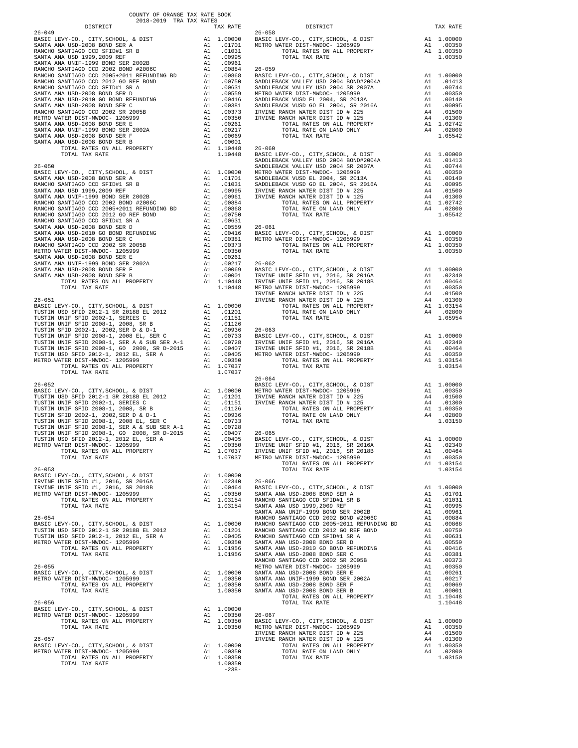COUNTY OF ORANGE TAX RATE BOOK
2018-2019 TRA TAX RATES

| DISTRICT | | TAX RATE |
|---|---|---|
| **26-049** | | |
| BASIC LEVY-CO., CITY,SCHOOL, & DIST | A1 | 1.00000 |
| SANTA ANA USD-2008 BOND SER A | A1 | .01701 |
| RANCHO SANTIAGO CCD SFID#1 SR B | A1 | .01031 |
| SANTA ANA USD 1999,2009 REF | A1 | .00995 |
| SANTA ANA UNIF-1999 BOND SER 2002B | A1 | .00961 |
| RANCHO SANTIAGO CCD 2002 BOND #2006C | A1 | .00884 |
| RANCHO SANTIAGO CCD 2005+2011 REFUNDING BD | A1 | .00868 |
| RANCHO SANTIAGO CCD 2012 GO REF BOND | A1 | .00750 |
| RANCHO SANTIAGO CCD SFID#1 SR A | A1 | .00631 |
| SANTA ANA USD-2008 BOND SER D | A1 | .00559 |
| SANTA ANA USD-2010 GO BOND REFUNDING | A1 | .00416 |
| SANTA ANA USD-2008 BOND SER C | A1 | .00381 |
| RANCHO SANTIAGO CCD 2002 SR 2005B | A1 | .00373 |
| METRO WATER DIST-MWDOC- 1205999 | A1 | .00350 |
| SANTA ANA USD-2008 BOND SER E | A1 | .00261 |
| SANTA ANA UNIF-1999 BOND SER 2002A | A1 | .00217 |
| SANTA ANA USD-2008 BOND SER F | A1 | .00069 |
| SANTA ANA USD-2008 BOND SER B | A1 | .00001 |
| TOTAL RATES ON ALL PROPERTY | A1 | 1.10448 |
| TOTAL TAX RATE | | 1.10448 |
| **26-050** | | |
| BASIC LEVY-CO., CITY,SCHOOL, & DIST | A1 | 1.00000 |
| SANTA ANA USD-2008 BOND SER A | A1 | .01701 |
| RANCHO SANTIAGO CCD SFID#1 SR B | A1 | .01031 |
| SANTA ANA USD 1999,2009 REF | A1 | .00995 |
| SANTA ANA UNIF-1999 BOND SER 2002B | A1 | .00961 |
| RANCHO SANTIAGO CCD 2002 BOND #2006C | A1 | .00884 |
| RANCHO SANTIAGO CCD 2005+2011 REFUNDING BD | A1 | .00868 |
| RANCHO SANTIAGO CCD 2012 GO REF BOND | A1 | .00750 |
| RANCHO SANTIAGO CCD SFID#1 SR A | A1 | .00631 |
| SANTA ANA USD-2008 BOND SER D | A1 | .00559 |
| SANTA ANA USD-2010 GO BOND REFUNDING | A1 | .00416 |
| SANTA ANA USD-2008 BOND SER C | A1 | .00381 |
| RANCHO SANTIAGO CCD 2002 SR 2005B | A1 | .00373 |
| METRO WATER DIST-MWDOC- 1205999 | A1 | .00350 |
| SANTA ANA USD-2008 BOND SER E | A1 | .00261 |
| SANTA ANA UNIF-1999 BOND SER 2002A | A1 | .00217 |
| SANTA ANA USD-2008 BOND SER F | A1 | .00069 |
| SANTA ANA USD-2008 BOND SER B | A1 | .00001 |
| TOTAL RATES ON ALL PROPERTY | A1 | 1.10448 |
| TOTAL TAX RATE | | 1.10448 |
| **26-051** | | |
| BASIC LEVY-CO., CITY,SCHOOL, & DIST | A1 | 1.00000 |
| TUSTIN USD SFID 2012-1 SR 2018B EL 2012 | A1 | .01201 |
| TUSTIN UNIF SFID 2002-1, SERIES C | A1 | .01151 |
| TUSTIN UNIF SFID 2008-1, 2008, SR B | A1 | .01126 |
| TUSTIN SFID 2002-1, 2002,SER D & D-1 | A1 | .00936 |
| TUSTIN UNIF SFID 2008-1, 2008 EL, SER C | A1 | .00733 |
| TUSTIN UNIF SFID 2008-1, SER A & SUB SER A-1 | A1 | .00728 |
| TUSTIN UNIF SFID 2008-1, GO 2008, SR D-2015 | A1 | .00407 |
| TUSTIN USD SFID 2012-1, 2012 EL, SER A | A1 | .00405 |
| METRO WATER DIST-MWDOC- 1205999 | A1 | .00350 |
| TOTAL RATES ON ALL PROPERTY | A1 | 1.07037 |
| TOTAL TAX RATE | | 1.07037 |
| **26-052** | | |
| BASIC LEVY-CO., CITY,SCHOOL, & DIST | A1 | 1.00000 |
| TUSTIN USD SFID 2012-1 SR 2018B EL 2012 | A1 | .01201 |
| TUSTIN UNIF SFID 2002-1, SERIES C | A1 | .01151 |
| TUSTIN UNIF SFID 2008-1, 2008, SR B | A1 | .01126 |
| TUSTIN SFID 2002-1, 2002,SER D & D-1 | A1 | .00936 |
| TUSTIN UNIF SFID 2008-1, 2008 EL, SER C | A1 | .00733 |
| TUSTIN UNIF SFID 2008-1, SER A & SUB SER A-1 | A1 | .00728 |
| TUSTIN UNIF SFID 2008-1, GO 2008, SR D-2015 | A1 | .00407 |
| TUSTIN USD SFID 2012-1, 2012 EL, SER A | A1 | .00405 |
| METRO WATER DIST-MWDOC- 1205999 | A1 | .00350 |
| TOTAL RATES ON ALL PROPERTY | A1 | 1.07037 |
| TOTAL TAX RATE | | 1.07037 |
| **26-053** | | |
| BASIC LEVY-CO., CITY,SCHOOL, & DIST | A1 | 1.00000 |
| IRVINE UNIF SFID #1, 2016, SR 2016A | A1 | .02340 |
| IRVINE UNIF SFID #1, 2016, SR 2018B | A1 | .00464 |
| METRO WATER DIST-MWDOC- 1205999 | A1 | .00350 |
| TOTAL RATES ON ALL PROPERTY | A1 | 1.03154 |
| TOTAL TAX RATE | | 1.03154 |
| **26-054** | | |
| BASIC LEVY-CO., CITY,SCHOOL, & DIST | A1 | 1.00000 |
| TUSTIN USD SFID 2012-1 SR 2018B EL 2012 | A1 | .01201 |
| TUSTIN USD SFID 2012-1, 2012 EL, SER A | A1 | .00405 |
| METRO WATER DIST-MWDOC- 1205999 | A1 | .00350 |
| TOTAL RATES ON ALL PROPERTY | A1 | 1.01956 |
| TOTAL TAX RATE | | 1.01956 |
| **26-055** | | |
| BASIC LEVY-CO., CITY,SCHOOL, & DIST | A1 | 1.00000 |
| METRO WATER DIST-MWDOC- 1205999 | A1 | .00350 |
| TOTAL RATES ON ALL PROPERTY | A1 | 1.00350 |
| TOTAL TAX RATE | | 1.00350 |
| **26-056** | | |
| BASIC LEVY-CO., CITY,SCHOOL, & DIST | A1 | 1.00000 |
| METRO WATER DIST-MWDOC- 1205999 | A1 | .00350 |
| TOTAL RATES ON ALL PROPERTY | A1 | 1.00350 |
| TOTAL TAX RATE | | 1.00350 |
| **26-057** | | |
| BASIC LEVY-CO., CITY,SCHOOL, & DIST | A1 | 1.00000 |
| METRO WATER DIST-MWDOC- 1205999 | A1 | .00350 |
| TOTAL RATES ON ALL PROPERTY | A1 | 1.00350 |
| TOTAL TAX RATE | | 1.00350 |
| **26-058** | | |
| BASIC LEVY-CO., CITY,SCHOOL, & DIST | A1 | 1.00000 |
| METRO WATER DIST-MWDOC- 1205999 | A1 | .00350 |
| TOTAL RATES ON ALL PROPERTY | A1 | 1.00350 |
| TOTAL TAX RATE | | 1.00350 |
| **26-059** | | |
| BASIC LEVY-CO., CITY,SCHOOL, & DIST | A1 | 1.00000 |
| SADDLEBACK VALLEY USD 2004 BOND#2004A | A1 | .01413 |
| SADDLEBACK VALLEY USD 2004 SR 2007A | A1 | .00744 |
| METRO WATER DIST-MWDOC- 1205999 | A1 | .00350 |
| SADDLEBACK VUSD EL 2004, SR 2013A | A1 | .00140 |
| SADDLEBACK VUSD GO EL 2004, SR 2016A | A1 | .00095 |
| IRVINE RANCH WATER DIST ID # 225 | A4 | .01500 |
| IRVINE RANCH WATER DIST ID # 125 | A4 | .01300 |
| TOTAL RATES ON ALL PROPERTY | A1 | 1.02742 |
| TOTAL RATE ON LAND ONLY | A4 | .02800 |
| TOTAL TAX RATE | | 1.05542 |
| **26-060** | | |
| BASIC LEVY-CO., CITY,SCHOOL, & DIST | A1 | 1.00000 |
| SADDLEBACK VALLEY USD 2004 BOND#2004A | A1 | .01413 |
| SADDLEBACK VALLEY USD 2004 SR 2007A | A1 | .00744 |
| METRO WATER DIST-MWDOC- 1205999 | A1 | .00350 |
| SADDLEBACK VUSD EL 2004, SR 2013A | A1 | .00140 |
| SADDLEBACK VUSD GO EL 2004, SR 2016A | A1 | .00095 |
| IRVINE RANCH WATER DIST ID # 225 | A4 | .01500 |
| IRVINE RANCH WATER DIST ID # 125 | A4 | .01300 |
| TOTAL RATES ON ALL PROPERTY | A1 | 1.02742 |
| TOTAL RATE ON LAND ONLY | A4 | .02800 |
| TOTAL TAX RATE | | 1.05542 |
| **26-061** | | |
| BASIC LEVY-CO., CITY,SCHOOL, & DIST | A1 | 1.00000 |
| METRO WATER DIST-MWDOC- 1205999 | A1 | .00350 |
| TOTAL RATES ON ALL PROPERTY | A1 | 1.00350 |
| TOTAL TAX RATE | | 1.00350 |
| **26-062** | | |
| BASIC LEVY-CO., CITY,SCHOOL, & DIST | A1 | 1.00000 |
| IRVINE UNIF SFID #1, 2016, SR 2016A | A1 | .02340 |
| IRVINE UNIF SFID #1, 2016, SR 2018B | A1 | .00464 |
| METRO WATER DIST-MWDOC- 1205999 | A1 | .00350 |
| IRVINE RANCH WATER DIST ID # 225 | A4 | .01500 |
| IRVINE RANCH WATER DIST ID # 125 | A4 | .01300 |
| TOTAL RATES ON ALL PROPERTY | A1 | 1.03154 |
| TOTAL RATE ON LAND ONLY | A4 | .02800 |
| TOTAL TAX RATE | | 1.05954 |
| **26-063** | | |
| BASIC LEVY-CO., CITY,SCHOOL, & DIST | A1 | 1.00000 |
| IRVINE UNIF SFID #1, 2016, SR 2016A | A1 | .02340 |
| IRVINE UNIF SFID #1, 2016, SR 2018B | A1 | .00464 |
| METRO WATER DIST-MWDOC- 1205999 | A1 | .00350 |
| TOTAL RATES ON ALL PROPERTY | A1 | 1.03154 |
| TOTAL TAX RATE | | 1.03154 |
| **26-064** | | |
| BASIC LEVY-CO., CITY,SCHOOL, & DIST | A1 | 1.00000 |
| METRO WATER DIST-MWDOC- 1205999 | A1 | .00350 |
| IRVINE RANCH WATER DIST ID # 225 | A4 | .01500 |
| IRVINE RANCH WATER DIST ID # 125 | A4 | .01300 |
| TOTAL RATES ON ALL PROPERTY | A1 | 1.00350 |
| TOTAL RATE ON LAND ONLY | A4 | .02800 |
| TOTAL TAX RATE | | 1.03150 |
| **26-065** | | |
| BASIC LEVY-CO., CITY,SCHOOL, & DIST | A1 | 1.00000 |
| IRVINE UNIF SFID #1, 2016, SR 2016A | A1 | .02340 |
| IRVINE UNIF SFID #1, 2016, SR 2018B | A1 | .00464 |
| METRO WATER DIST-MWDOC- 1205999 | A1 | .00350 |
| TOTAL RATES ON ALL PROPERTY | A1 | 1.03154 |
| TOTAL TAX RATE | | 1.03154 |
| **26-066** | | |
| BASIC LEVY-CO., CITY,SCHOOL, & DIST | A1 | 1.00000 |
| SANTA ANA USD-2008 BOND SER A | A1 | .01701 |
| RANCHO SANTIAGO CCD SFID#1 SR B | A1 | .01031 |
| SANTA ANA USD 1999,2009 REF | A1 | .00995 |
| SANTA ANA UNIF-1999 BOND SER 2002B | A1 | .00961 |
| RANCHO SANTIAGO CCD 2002 BOND #2006C | A1 | .00884 |
| RANCHO SANTIAGO CCD 2005+2011 REFUNDING BD | A1 | .00868 |
| RANCHO SANTIAGO CCD 2012 GO REF BOND | A1 | .00750 |
| RANCHO SANTIAGO CCD SFID#1 SR A | A1 | .00631 |
| SANTA ANA USD-2008 BOND SER D | A1 | .00559 |
| SANTA ANA USD-2010 GO BOND REFUNDING | A1 | .00416 |
| SANTA ANA USD-2008 BOND SER C | A1 | .00381 |
| RANCHO SANTIAGO CCD 2002 SR 2005B | A1 | .00373 |
| METRO WATER DIST-MWDOC- 1205999 | A1 | .00350 |
| SANTA ANA USD-2008 BOND SER E | A1 | .00261 |
| SANTA ANA UNIF-1999 BOND SER 2002A | A1 | .00217 |
| SANTA ANA USD-2008 BOND SER F | A1 | .00069 |
| SANTA ANA USD-2008 BOND SER B | A1 | .00001 |
| TOTAL RATES ON ALL PROPERTY | A1 | 1.10448 |
| TOTAL TAX RATE | | 1.10448 |
| **26-067** | | |
| BASIC LEVY-CO., CITY,SCHOOL, & DIST | A1 | 1.00000 |
| METRO WATER DIST-MWDOC- 1205999 | A1 | .00350 |
| IRVINE RANCH WATER DIST ID # 225 | A4 | .01500 |
| IRVINE RANCH WATER DIST ID # 125 | A4 | .01300 |
| TOTAL RATES ON ALL PROPERTY | A1 | 1.00350 |
| TOTAL RATE ON LAND ONLY | A4 | .02800 |
| TOTAL TAX RATE | | 1.03150 |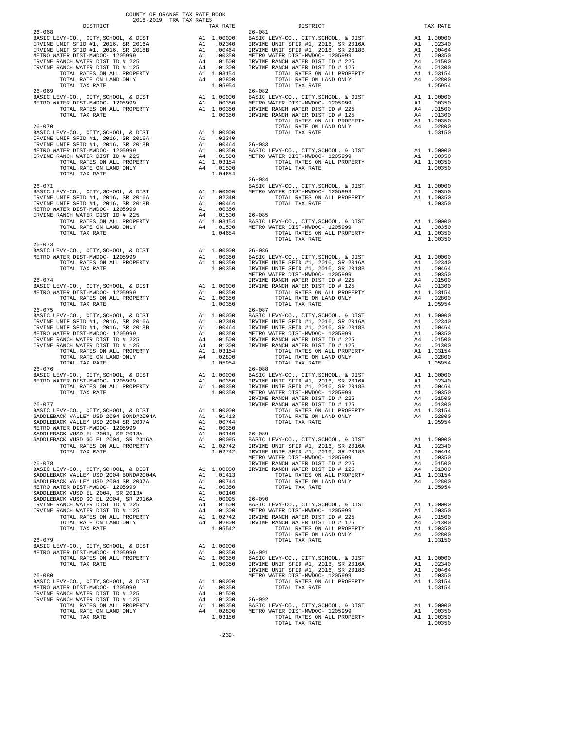COUNTY OF ORANGE TAX RATE BOOK
2018-2019 TRA TAX RATES

| DISTRICT | | TAX RATE |
|---|---|---|
| **26-068** | | |
| BASIC LEVY-CO., CITY,SCHOOL, & DIST | A1 | 1.00000 |
| IRVINE UNIF SFID #1, 2016, SR 2016A | A1 | .02340 |
| IRVINE UNIF SFID #1, 2016, SR 2018B | A1 | .00464 |
| METRO WATER DIST-MWDOC- 1205999 | A1 | .00350 |
| IRVINE RANCH WATER DIST ID # 225 | A4 | .01500 |
| IRVINE RANCH WATER DIST ID # 125 | A4 | .01300 |
| TOTAL RATES ON ALL PROPERTY | A1 | 1.03154 |
| TOTAL RATE ON LAND ONLY | A4 | .02800 |
| TOTAL TAX RATE | | 1.05954 |
| **26-069** | | |
| BASIC LEVY-CO., CITY,SCHOOL, & DIST | A1 | 1.00000 |
| METRO WATER DIST-MWDOC- 1205999 | A1 | .00350 |
| TOTAL RATES ON ALL PROPERTY | A1 | 1.00350 |
| TOTAL TAX RATE | | 1.00350 |
| **26-070** | | |
| BASIC LEVY-CO., CITY,SCHOOL, & DIST | A1 | 1.00000 |
| IRVINE UNIF SFID #1, 2016, SR 2016A | A1 | .02340 |
| IRVINE UNIF SFID #1, 2016, SR 2018B | A1 | .00464 |
| METRO WATER DIST-MWDOC- 1205999 | A1 | .00350 |
| IRVINE RANCH WATER DIST ID # 225 | A4 | .01500 |
| TOTAL RATES ON ALL PROPERTY | A1 | 1.03154 |
| TOTAL RATE ON LAND ONLY | A4 | .01500 |
| TOTAL TAX RATE | | 1.04654 |
| **26-071** | | |
| BASIC LEVY-CO., CITY,SCHOOL, & DIST | A1 | 1.00000 |
| IRVINE UNIF SFID #1, 2016, SR 2016A | A1 | .02340 |
| IRVINE UNIF SFID #1, 2016, SR 2018B | A1 | .00464 |
| METRO WATER DIST-MWDOC- 1205999 | A1 | .00350 |
| IRVINE RANCH WATER DIST ID # 225 | A4 | .01500 |
| TOTAL RATES ON ALL PROPERTY | A1 | 1.03154 |
| TOTAL RATE ON LAND ONLY | A4 | .01500 |
| TOTAL TAX RATE | | 1.04654 |
| **26-073** | | |
| BASIC LEVY-CO., CITY,SCHOOL, & DIST | A1 | 1.00000 |
| METRO WATER DIST-MWDOC- 1205999 | A1 | .00350 |
| TOTAL RATES ON ALL PROPERTY | A1 | 1.00350 |
| TOTAL TAX RATE | | 1.00350 |
| **26-074** | | |
| BASIC LEVY-CO., CITY,SCHOOL, & DIST | A1 | 1.00000 |
| METRO WATER DIST-MWDOC- 1205999 | A1 | .00350 |
| TOTAL RATES ON ALL PROPERTY | A1 | 1.00350 |
| TOTAL TAX RATE | | 1.00350 |
| **26-075** | | |
| BASIC LEVY-CO., CITY,SCHOOL, & DIST | A1 | 1.00000 |
| IRVINE UNIF SFID #1, 2016, SR 2016A | A1 | .02340 |
| IRVINE UNIF SFID #1, 2016, SR 2018B | A1 | .00464 |
| METRO WATER DIST-MWDOC- 1205999 | A1 | .00350 |
| IRVINE RANCH WATER DIST ID # 225 | A4 | .01500 |
| IRVINE RANCH WATER DIST ID # 125 | A4 | .01300 |
| TOTAL RATES ON ALL PROPERTY | A1 | 1.03154 |
| TOTAL RATE ON LAND ONLY | A4 | .02800 |
| TOTAL TAX RATE | | 1.05954 |
| **26-076** | | |
| BASIC LEVY-CO., CITY,SCHOOL, & DIST | A1 | 1.00000 |
| METRO WATER DIST-MWDOC- 1205999 | A1 | .00350 |
| TOTAL RATES ON ALL PROPERTY | A1 | 1.00350 |
| TOTAL TAX RATE | | 1.00350 |
| **26-077** | | |
| BASIC LEVY-CO., CITY,SCHOOL, & DIST | A1 | 1.00000 |
| SADDLEBACK VALLEY USD 2004 BOND#2004A | A1 | .01413 |
| SADDLEBACK VALLEY USD 2004 SR 2007A | A1 | .00744 |
| METRO WATER DIST-MWDOC- 1205999 | A1 | .00350 |
| SADDLEBACK VUSD EL 2004, SR 2013A | A1 | .00140 |
| SADDLEBACK VUSD GO EL 2004, SR 2016A | A1 | .00095 |
| TOTAL RATES ON ALL PROPERTY | A1 | 1.02742 |
| TOTAL TAX RATE | | 1.02742 |
| **26-078** | | |
| BASIC LEVY-CO., CITY,SCHOOL, & DIST | A1 | 1.00000 |
| SADDLEBACK VALLEY USD 2004 BOND#2004A | A1 | .01413 |
| SADDLEBACK VALLEY USD 2004 SR 2007A | A1 | .00744 |
| METRO WATER DIST-MWDOC- 1205999 | A1 | .00350 |
| SADDLEBACK VUSD EL 2004, SR 2013A | A1 | .00140 |
| SADDLEBACK VUSD GO EL 2004, SR 2016A | A1 | .00095 |
| IRVINE RANCH WATER DIST ID # 225 | A4 | .01500 |
| IRVINE RANCH WATER DIST ID # 125 | A4 | .01300 |
| TOTAL RATES ON ALL PROPERTY | A1 | 1.02742 |
| TOTAL RATE ON LAND ONLY | A4 | .02800 |
| TOTAL TAX RATE | | 1.05542 |
| **26-079** | | |
| BASIC LEVY-CO., CITY,SCHOOL, & DIST | A1 | 1.00000 |
| METRO WATER DIST-MWDOC- 1205999 | A1 | .00350 |
| TOTAL RATES ON ALL PROPERTY | A1 | 1.00350 |
| TOTAL TAX RATE | | 1.00350 |
| **26-080** | | |
| BASIC LEVY-CO., CITY,SCHOOL, & DIST | A1 | 1.00000 |
| METRO WATER DIST-MWDOC- 1205999 | A1 | .00350 |
| IRVINE RANCH WATER DIST ID # 225 | A4 | .01500 |
| IRVINE RANCH WATER DIST ID # 125 | A4 | .01300 |
| TOTAL RATES ON ALL PROPERTY | A1 | 1.00350 |
| TOTAL RATE ON LAND ONLY | A4 | .02800 |
| TOTAL TAX RATE | | 1.03150 |
| **26-081** | | |
| BASIC LEVY-CO., CITY,SCHOOL, & DIST | A1 | 1.00000 |
| IRVINE UNIF SFID #1, 2016, SR 2016A | A1 | .02340 |
| IRVINE UNIF SFID #1, 2016, SR 2018B | A1 | .00464 |
| METRO WATER DIST-MWDOC- 1205999 | A1 | .00350 |
| IRVINE RANCH WATER DIST ID # 225 | A4 | .01500 |
| IRVINE RANCH WATER DIST ID # 125 | A4 | .01300 |
| TOTAL RATES ON ALL PROPERTY | A1 | 1.03154 |
| TOTAL RATE ON LAND ONLY | A4 | .02800 |
| TOTAL TAX RATE | | 1.05954 |
| **26-082** | | |
| BASIC LEVY-CO., CITY,SCHOOL, & DIST | A1 | 1.00000 |
| METRO WATER DIST-MWDOC- 1205999 | A1 | .00350 |
| IRVINE RANCH WATER DIST ID # 225 | A4 | .01500 |
| IRVINE RANCH WATER DIST ID # 125 | A4 | .01300 |
| TOTAL RATES ON ALL PROPERTY | A1 | 1.00350 |
| TOTAL RATE ON LAND ONLY | A4 | .02800 |
| TOTAL TAX RATE | | 1.03150 |
| **26-083** | | |
| BASIC LEVY-CO., CITY,SCHOOL, & DIST | A1 | 1.00000 |
| METRO WATER DIST-MWDOC- 1205999 | A1 | .00350 |
| TOTAL RATES ON ALL PROPERTY | A1 | 1.00350 |
| TOTAL TAX RATE | | 1.00350 |
| **26-084** | | |
| BASIC LEVY-CO., CITY,SCHOOL, & DIST | A1 | 1.00000 |
| METRO WATER DIST-MWDOC- 1205999 | A1 | .00350 |
| TOTAL RATES ON ALL PROPERTY | A1 | 1.00350 |
| TOTAL TAX RATE | | 1.00350 |
| **26-085** | | |
| BASIC LEVY-CO., CITY,SCHOOL, & DIST | A1 | 1.00000 |
| METRO WATER DIST-MWDOC- 1205999 | A1 | .00350 |
| TOTAL RATES ON ALL PROPERTY | A1 | 1.00350 |
| TOTAL TAX RATE | | 1.00350 |
| **26-086** | | |
| BASIC LEVY-CO., CITY,SCHOOL, & DIST | A1 | 1.00000 |
| IRVINE UNIF SFID #1, 2016, SR 2016A | A1 | .02340 |
| IRVINE UNIF SFID #1, 2016, SR 2018B | A1 | .00464 |
| METRO WATER DIST-MWDOC- 1205999 | A1 | .00350 |
| IRVINE RANCH WATER DIST ID # 225 | A4 | .01500 |
| IRVINE RANCH WATER DIST ID # 125 | A4 | .01300 |
| TOTAL RATES ON ALL PROPERTY | A1 | 1.03154 |
| TOTAL RATE ON LAND ONLY | A4 | .02800 |
| TOTAL TAX RATE | | 1.05954 |
| **26-087** | | |
| BASIC LEVY-CO., CITY,SCHOOL, & DIST | A1 | 1.00000 |
| IRVINE UNIF SFID #1, 2016, SR 2016A | A1 | .02340 |
| IRVINE UNIF SFID #1, 2016, SR 2018B | A1 | .00464 |
| METRO WATER DIST-MWDOC- 1205999 | A1 | .00350 |
| IRVINE RANCH WATER DIST ID # 225 | A4 | .01500 |
| IRVINE RANCH WATER DIST ID # 125 | A4 | .01300 |
| TOTAL RATES ON ALL PROPERTY | A1 | 1.03154 |
| TOTAL RATE ON LAND ONLY | A4 | .02800 |
| TOTAL TAX RATE | | 1.05954 |
| **26-088** | | |
| BASIC LEVY-CO., CITY,SCHOOL, & DIST | A1 | 1.00000 |
| IRVINE UNIF SFID #1, 2016, SR 2016A | A1 | .02340 |
| IRVINE UNIF SFID #1, 2016, SR 2018B | A1 | .00464 |
| METRO WATER DIST-MWDOC- 1205999 | A1 | .00350 |
| IRVINE RANCH WATER DIST ID # 225 | A4 | .01500 |
| IRVINE RANCH WATER DIST ID # 125 | A4 | .01300 |
| TOTAL RATES ON ALL PROPERTY | A1 | 1.03154 |
| TOTAL RATE ON LAND ONLY | A4 | .02800 |
| TOTAL TAX RATE | | 1.05954 |
| **26-089** | | |
| BASIC LEVY-CO., CITY,SCHOOL, & DIST | A1 | 1.00000 |
| IRVINE UNIF SFID #1, 2016, SR 2016A | A1 | .02340 |
| IRVINE UNIF SFID #1, 2016, SR 2018B | A1 | .00464 |
| METRO WATER DIST-MWDOC- 1205999 | A1 | .00350 |
| IRVINE RANCH WATER DIST ID # 225 | A4 | .01500 |
| IRVINE RANCH WATER DIST ID # 125 | A4 | .01300 |
| TOTAL RATES ON ALL PROPERTY | A1 | 1.03154 |
| TOTAL RATE ON LAND ONLY | A4 | .02800 |
| TOTAL TAX RATE | | 1.05954 |
| **26-090** | | |
| BASIC LEVY-CO., CITY,SCHOOL, & DIST | A1 | 1.00000 |
| METRO WATER DIST-MWDOC- 1205999 | A1 | .00350 |
| IRVINE RANCH WATER DIST ID # 225 | A4 | .01500 |
| IRVINE RANCH WATER DIST ID # 125 | A4 | .01300 |
| TOTAL RATES ON ALL PROPERTY | A1 | 1.00350 |
| TOTAL RATE ON LAND ONLY | A4 | .02800 |
| TOTAL TAX RATE | | 1.03150 |
| **26-091** | | |
| BASIC LEVY-CO., CITY,SCHOOL, & DIST | A1 | 1.00000 |
| IRVINE UNIF SFID #1, 2016, SR 2016A | A1 | .02340 |
| IRVINE UNIF SFID #1, 2016, SR 2018B | A1 | .00464 |
| METRO WATER DIST-MWDOC- 1205999 | A1 | .00350 |
| TOTAL RATES ON ALL PROPERTY | A1 | 1.03154 |
| TOTAL TAX RATE | | 1.03154 |
| **26-092** | | |
| BASIC LEVY-CO., CITY,SCHOOL, & DIST | A1 | 1.00000 |
| METRO WATER DIST-MWDOC- 1205999 | A1 | .00350 |
| TOTAL RATES ON ALL PROPERTY | A1 | 1.00350 |
| TOTAL TAX RATE | | 1.00350 |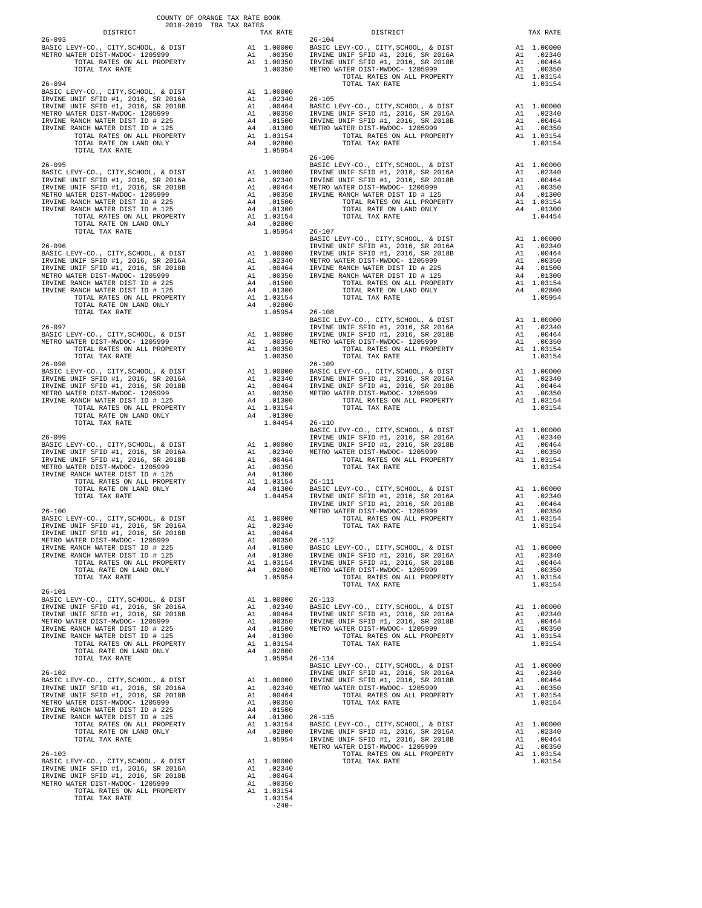COUNTY OF ORANGE TAX RATE BOOK
2018-2019 TRA TAX RATES

| DISTRICT | | TAX RATE |
|---|---|---|
| **26-093** | | |
| BASIC LEVY-CO., CITY,SCHOOL, & DIST | A1 | 1.00000 |
| METRO WATER DIST-MWDOC- 1205999 | A1 | .00350 |
| TOTAL RATES ON ALL PROPERTY | A1 | 1.00350 |
| TOTAL TAX RATE | | 1.00350 |
| **26-094** | | |
| BASIC LEVY-CO., CITY,SCHOOL, & DIST | A1 | 1.00000 |
| IRVINE UNIF SFID #1, 2016, SR 2016A | A1 | .02340 |
| IRVINE UNIF SFID #1, 2016, SR 2018B | A1 | .00464 |
| METRO WATER DIST-MWDOC- 1205999 | A1 | .00350 |
| IRVINE RANCH WATER DIST ID # 225 | A4 | .01500 |
| IRVINE RANCH WATER DIST ID # 125 | A4 | .01300 |
| TOTAL RATES ON ALL PROPERTY | A1 | 1.03154 |
| TOTAL RATE ON LAND ONLY | A4 | .02800 |
| TOTAL TAX RATE | | 1.05954 |
| **26-095** | | |
| BASIC LEVY-CO., CITY,SCHOOL, & DIST | A1 | 1.00000 |
| IRVINE UNIF SFID #1, 2016, SR 2016A | A1 | .02340 |
| IRVINE UNIF SFID #1, 2016, SR 2018B | A1 | .00464 |
| METRO WATER DIST-MWDOC- 1205999 | A1 | .00350 |
| IRVINE RANCH WATER DIST ID # 225 | A4 | .01500 |
| IRVINE RANCH WATER DIST ID # 125 | A4 | .01300 |
| TOTAL RATES ON ALL PROPERTY | A1 | 1.03154 |
| TOTAL RATE ON LAND ONLY | A4 | .02800 |
| TOTAL TAX RATE | | 1.05954 |
| **26-096** | | |
| BASIC LEVY-CO., CITY,SCHOOL, & DIST | A1 | 1.00000 |
| IRVINE UNIF SFID #1, 2016, SR 2016A | A1 | .02340 |
| IRVINE UNIF SFID #1, 2016, SR 2018B | A1 | .00464 |
| METRO WATER DIST-MWDOC- 1205999 | A1 | .00350 |
| IRVINE RANCH WATER DIST ID # 225 | A4 | .01500 |
| IRVINE RANCH WATER DIST ID # 125 | A4 | .01300 |
| TOTAL RATES ON ALL PROPERTY | A1 | 1.03154 |
| TOTAL RATE ON LAND ONLY | A4 | .02800 |
| TOTAL TAX RATE | | 1.05954 |
| **26-097** | | |
| BASIC LEVY-CO., CITY,SCHOOL, & DIST | A1 | 1.00000 |
| METRO WATER DIST-MWDOC- 1205999 | A1 | .00350 |
| TOTAL RATES ON ALL PROPERTY | A1 | 1.00350 |
| TOTAL TAX RATE | | 1.00350 |
| **26-098** | | |
| BASIC LEVY-CO., CITY,SCHOOL, & DIST | A1 | 1.00000 |
| IRVINE UNIF SFID #1, 2016, SR 2016A | A1 | .02340 |
| IRVINE UNIF SFID #1, 2016, SR 2018B | A1 | .00464 |
| METRO WATER DIST-MWDOC- 1205999 | A1 | .00350 |
| IRVINE RANCH WATER DIST ID # 125 | A4 | .01300 |
| TOTAL RATES ON ALL PROPERTY | A1 | 1.03154 |
| TOTAL RATE ON LAND ONLY | A4 | .01300 |
| TOTAL TAX RATE | | 1.04454 |
| **26-099** | | |
| BASIC LEVY-CO., CITY,SCHOOL, & DIST | A1 | 1.00000 |
| IRVINE UNIF SFID #1, 2016, SR 2016A | A1 | .02340 |
| IRVINE UNIF SFID #1, 2016, SR 2018B | A1 | .00464 |
| METRO WATER DIST-MWDOC- 1205999 | A1 | .00350 |
| IRVINE RANCH WATER DIST ID # 125 | A4 | .01300 |
| TOTAL RATES ON ALL PROPERTY | A1 | 1.03154 |
| TOTAL RATE ON LAND ONLY | A4 | .01300 |
| TOTAL TAX RATE | | 1.04454 |
| **26-100** | | |
| BASIC LEVY-CO., CITY,SCHOOL, & DIST | A1 | 1.00000 |
| IRVINE UNIF SFID #1, 2016, SR 2016A | A1 | .02340 |
| IRVINE UNIF SFID #1, 2016, SR 2018B | A1 | .00464 |
| METRO WATER DIST-MWDOC- 1205999 | A1 | .00350 |
| IRVINE RANCH WATER DIST ID # 225 | A4 | .01500 |
| IRVINE RANCH WATER DIST ID # 125 | A4 | .01300 |
| TOTAL RATES ON ALL PROPERTY | A1 | 1.03154 |
| TOTAL RATE ON LAND ONLY | A4 | .02800 |
| TOTAL TAX RATE | | 1.05954 |
| **26-101** | | |
| BASIC LEVY-CO., CITY,SCHOOL, & DIST | A1 | 1.00000 |
| IRVINE UNIF SFID #1, 2016, SR 2016A | A1 | .02340 |
| IRVINE UNIF SFID #1, 2016, SR 2018B | A1 | .00464 |
| METRO WATER DIST-MWDOC- 1205999 | A1 | .00350 |
| IRVINE RANCH WATER DIST ID # 225 | A4 | .01500 |
| IRVINE RANCH WATER DIST ID # 125 | A4 | .01300 |
| TOTAL RATES ON ALL PROPERTY | A1 | 1.03154 |
| TOTAL RATE ON LAND ONLY | A4 | .02800 |
| TOTAL TAX RATE | | 1.05954 |
| **26-102** | | |
| BASIC LEVY-CO., CITY,SCHOOL, & DIST | A1 | 1.00000 |
| IRVINE UNIF SFID #1, 2016, SR 2016A | A1 | .02340 |
| IRVINE UNIF SFID #1, 2016, SR 2018B | A1 | .00464 |
| METRO WATER DIST-MWDOC- 1205999 | A1 | .00350 |
| IRVINE RANCH WATER DIST ID # 225 | A4 | .01500 |
| IRVINE RANCH WATER DIST ID # 125 | A4 | .01300 |
| TOTAL RATES ON ALL PROPERTY | A1 | 1.03154 |
| TOTAL RATE ON LAND ONLY | A4 | .02800 |
| TOTAL TAX RATE | | 1.05954 |
| **26-103** | | |
| BASIC LEVY-CO., CITY,SCHOOL, & DIST | A1 | 1.00000 |
| IRVINE UNIF SFID #1, 2016, SR 2016A | A1 | .02340 |
| IRVINE UNIF SFID #1, 2016, SR 2018B | A1 | .00464 |
| METRO WATER DIST-MWDOC- 1205999 | A1 | .00350 |
| TOTAL RATES ON ALL PROPERTY | A1 | 1.03154 |
| TOTAL TAX RATE | | 1.03154 |
| **26-104** | | |
| BASIC LEVY-CO., CITY,SCHOOL, & DIST | A1 | 1.00000 |
| IRVINE UNIF SFID #1, 2016, SR 2016A | A1 | .02340 |
| IRVINE UNIF SFID #1, 2016, SR 2018B | A1 | .00464 |
| METRO WATER DIST-MWDOC- 1205999 | A1 | .00350 |
| TOTAL RATES ON ALL PROPERTY | A1 | 1.03154 |
| TOTAL TAX RATE | | 1.03154 |
| **26-105** | | |
| BASIC LEVY-CO., CITY,SCHOOL, & DIST | A1 | 1.00000 |
| IRVINE UNIF SFID #1, 2016, SR 2016A | A1 | .02340 |
| IRVINE UNIF SFID #1, 2016, SR 2018B | A1 | .00464 |
| METRO WATER DIST-MWDOC- 1205999 | A1 | .00350 |
| TOTAL RATES ON ALL PROPERTY | A1 | 1.03154 |
| TOTAL TAX RATE | | 1.03154 |
| **26-106** | | |
| BASIC LEVY-CO., CITY,SCHOOL, & DIST | A1 | 1.00000 |
| IRVINE UNIF SFID #1, 2016, SR 2016A | A1 | .02340 |
| IRVINE UNIF SFID #1, 2016, SR 2018B | A1 | .00464 |
| METRO WATER DIST-MWDOC- 1205999 | A1 | .00350 |
| IRVINE RANCH WATER DIST ID # 125 | A4 | .01300 |
| TOTAL RATES ON ALL PROPERTY | A1 | 1.03154 |
| TOTAL RATE ON LAND ONLY | A4 | .01300 |
| TOTAL TAX RATE | | 1.04454 |
| **26-107** | | |
| BASIC LEVY-CO., CITY,SCHOOL, & DIST | A1 | 1.00000 |
| IRVINE UNIF SFID #1, 2016, SR 2016A | A1 | .02340 |
| IRVINE UNIF SFID #1, 2016, SR 2018B | A1 | .00464 |
| METRO WATER DIST-MWDOC- 1205999 | A1 | .00350 |
| IRVINE RANCH WATER DIST ID # 225 | A4 | .01500 |
| IRVINE RANCH WATER DIST ID # 125 | A4 | .01300 |
| TOTAL RATES ON ALL PROPERTY | A1 | 1.03154 |
| TOTAL RATE ON LAND ONLY | A4 | .02800 |
| TOTAL TAX RATE | | 1.05954 |
| **26-108** | | |
| BASIC LEVY-CO., CITY,SCHOOL, & DIST | A1 | 1.00000 |
| IRVINE UNIF SFID #1, 2016, SR 2016A | A1 | .02340 |
| IRVINE UNIF SFID #1, 2016, SR 2018B | A1 | .00464 |
| METRO WATER DIST-MWDOC- 1205999 | A1 | .00350 |
| TOTAL RATES ON ALL PROPERTY | A1 | 1.03154 |
| TOTAL TAX RATE | | 1.03154 |
| **26-109** | | |
| BASIC LEVY-CO., CITY,SCHOOL, & DIST | A1 | 1.00000 |
| IRVINE UNIF SFID #1, 2016, SR 2016A | A1 | .02340 |
| IRVINE UNIF SFID #1, 2016, SR 2018B | A1 | .00464 |
| METRO WATER DIST-MWDOC- 1205999 | A1 | .00350 |
| TOTAL RATES ON ALL PROPERTY | A1 | 1.03154 |
| TOTAL TAX RATE | | 1.03154 |
| **26-110** | | |
| BASIC LEVY-CO., CITY,SCHOOL, & DIST | A1 | 1.00000 |
| IRVINE UNIF SFID #1, 2016, SR 2016A | A1 | .02340 |
| IRVINE UNIF SFID #1, 2016, SR 2018B | A1 | .00464 |
| METRO WATER DIST-MWDOC- 1205999 | A1 | .00350 |
| TOTAL RATES ON ALL PROPERTY | A1 | 1.03154 |
| TOTAL TAX RATE | | 1.03154 |
| **26-111** | | |
| BASIC LEVY-CO., CITY,SCHOOL, & DIST | A1 | 1.00000 |
| IRVINE UNIF SFID #1, 2016, SR 2016A | A1 | .02340 |
| IRVINE UNIF SFID #1, 2016, SR 2018B | A1 | .00464 |
| METRO WATER DIST-MWDOC- 1205999 | A1 | .00350 |
| TOTAL RATES ON ALL PROPERTY | A1 | 1.03154 |
| TOTAL TAX RATE | | 1.03154 |
| **26-112** | | |
| BASIC LEVY-CO., CITY,SCHOOL, & DIST | A1 | 1.00000 |
| IRVINE UNIF SFID #1, 2016, SR 2016A | A1 | .02340 |
| IRVINE UNIF SFID #1, 2016, SR 2018B | A1 | .00464 |
| METRO WATER DIST-MWDOC- 1205999 | A1 | .00350 |
| TOTAL RATES ON ALL PROPERTY | A1 | 1.03154 |
| TOTAL TAX RATE | | 1.03154 |
| **26-113** | | |
| BASIC LEVY-CO., CITY,SCHOOL, & DIST | A1 | 1.00000 |
| IRVINE UNIF SFID #1, 2016, SR 2016A | A1 | .02340 |
| IRVINE UNIF SFID #1, 2016, SR 2018B | A1 | .00464 |
| METRO WATER DIST-MWDOC- 1205999 | A1 | .00350 |
| TOTAL RATES ON ALL PROPERTY | A1 | 1.03154 |
| TOTAL TAX RATE | | 1.03154 |
| **26-114** | | |
| BASIC LEVY-CO., CITY,SCHOOL, & DIST | A1 | 1.00000 |
| IRVINE UNIF SFID #1, 2016, SR 2016A | A1 | .02340 |
| IRVINE UNIF SFID #1, 2016, SR 2018B | A1 | .00464 |
| METRO WATER DIST-MWDOC- 1205999 | A1 | .00350 |
| TOTAL RATES ON ALL PROPERTY | A1 | 1.03154 |
| TOTAL TAX RATE | | 1.03154 |
| **26-115** | | |
| BASIC LEVY-CO., CITY,SCHOOL, & DIST | A1 | 1.00000 |
| IRVINE UNIF SFID #1, 2016, SR 2016A | A1 | .02340 |
| IRVINE UNIF SFID #1, 2016, SR 2018B | A1 | .00464 |
| METRO WATER DIST-MWDOC- 1205999 | A1 | .00350 |
| TOTAL RATES ON ALL PROPERTY | A1 | 1.03154 |
| TOTAL TAX RATE | | 1.03154 |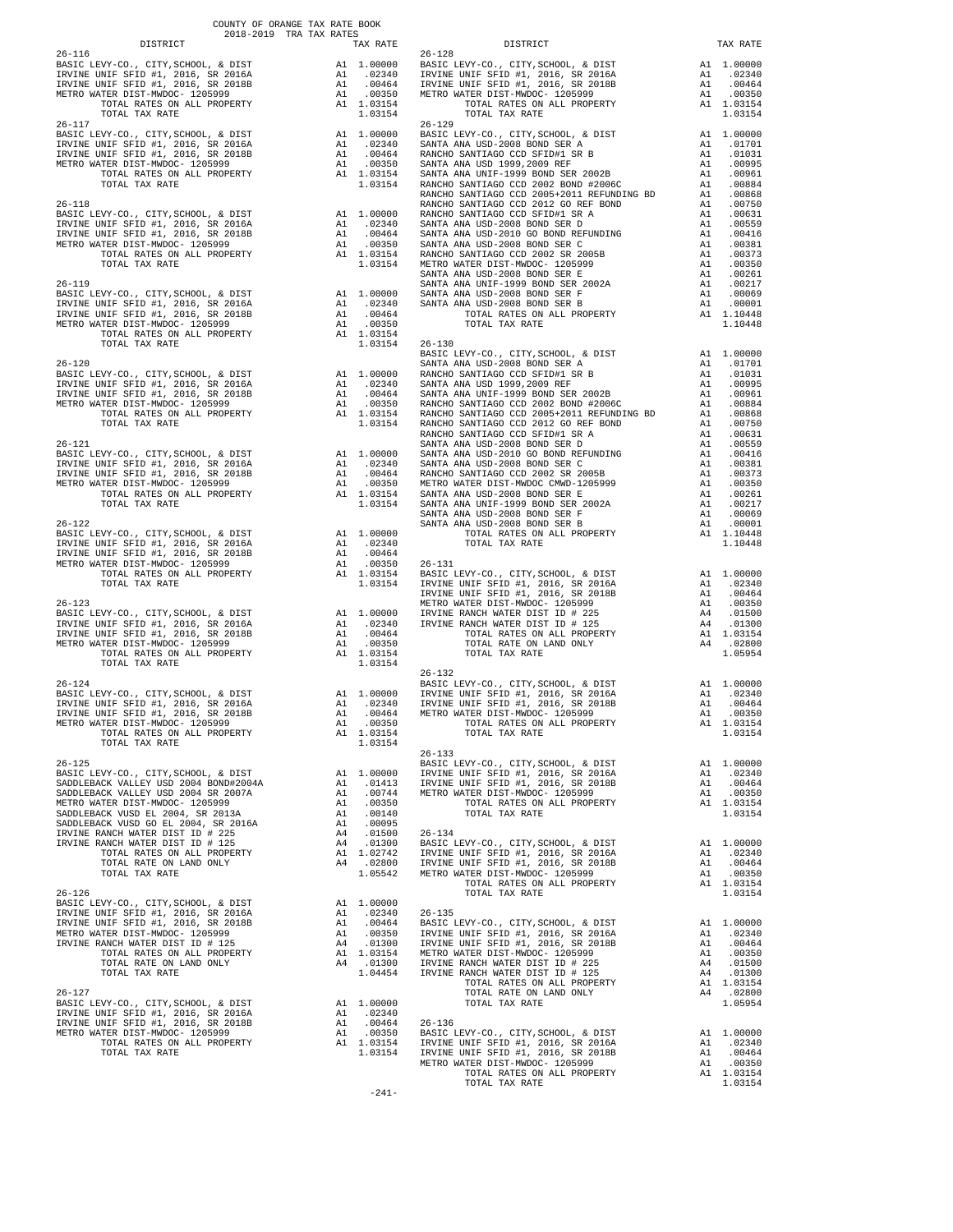COUNTY OF ORANGE TAX RATE BOOK
2018-2019 TRA TAX RATES

| DISTRICT | | TAX RATE |
|---|---|---|
| **26-116** | | |
| BASIC LEVY-CO., CITY,SCHOOL, & DIST | A1 | 1.00000 |
| IRVINE UNIF SFID #1, 2016, SR 2016A | A1 | .02340 |
| IRVINE UNIF SFID #1, 2016, SR 2018B | A1 | .00464 |
| METRO WATER DIST-MWDOC- 1205999 | A1 | .00350 |
| TOTAL RATES ON ALL PROPERTY | A1 | 1.03154 |
| TOTAL TAX RATE | | 1.03154 |
| **26-117** | | |
| BASIC LEVY-CO., CITY,SCHOOL, & DIST | A1 | 1.00000 |
| IRVINE UNIF SFID #1, 2016, SR 2016A | A1 | .02340 |
| IRVINE UNIF SFID #1, 2016, SR 2018B | A1 | .00464 |
| METRO WATER DIST-MWDOC- 1205999 | A1 | .00350 |
| TOTAL RATES ON ALL PROPERTY | A1 | 1.03154 |
| TOTAL TAX RATE | | 1.03154 |
| **26-118** | | |
| BASIC LEVY-CO., CITY,SCHOOL, & DIST | A1 | 1.00000 |
| IRVINE UNIF SFID #1, 2016, SR 2016A | A1 | .02340 |
| IRVINE UNIF SFID #1, 2016, SR 2018B | A1 | .00464 |
| METRO WATER DIST-MWDOC- 1205999 | A1 | .00350 |
| TOTAL RATES ON ALL PROPERTY | A1 | 1.03154 |
| TOTAL TAX RATE | | 1.03154 |
| **26-119** | | |
| BASIC LEVY-CO., CITY,SCHOOL, & DIST | A1 | 1.00000 |
| IRVINE UNIF SFID #1, 2016, SR 2016A | A1 | .02340 |
| IRVINE UNIF SFID #1, 2016, SR 2018B | A1 | .00464 |
| METRO WATER DIST-MWDOC- 1205999 | A1 | .00350 |
| TOTAL RATES ON ALL PROPERTY | A1 | 1.03154 |
| TOTAL TAX RATE | | 1.03154 |
| **26-120** | | |
| BASIC LEVY-CO., CITY,SCHOOL, & DIST | A1 | 1.00000 |
| IRVINE UNIF SFID #1, 2016, SR 2016A | A1 | .02340 |
| IRVINE UNIF SFID #1, 2016, SR 2018B | A1 | .00464 |
| METRO WATER DIST-MWDOC- 1205999 | A1 | .00350 |
| TOTAL RATES ON ALL PROPERTY | A1 | 1.03154 |
| TOTAL TAX RATE | | 1.03154 |
| **26-121** | | |
| BASIC LEVY-CO., CITY,SCHOOL, & DIST | A1 | 1.00000 |
| IRVINE UNIF SFID #1, 2016, SR 2016A | A1 | .02340 |
| IRVINE UNIF SFID #1, 2016, SR 2018B | A1 | .00464 |
| METRO WATER DIST-MWDOC- 1205999 | A1 | .00350 |
| TOTAL RATES ON ALL PROPERTY | A1 | 1.03154 |
| TOTAL TAX RATE | | 1.03154 |
| **26-122** | | |
| BASIC LEVY-CO., CITY,SCHOOL, & DIST | A1 | 1.00000 |
| IRVINE UNIF SFID #1, 2016, SR 2016A | A1 | .02340 |
| IRVINE UNIF SFID #1, 2016, SR 2018B | A1 | .00464 |
| METRO WATER DIST-MWDOC- 1205999 | A1 | .00350 |
| TOTAL RATES ON ALL PROPERTY | A1 | 1.03154 |
| TOTAL TAX RATE | | 1.03154 |
| **26-123** | | |
| BASIC LEVY-CO., CITY,SCHOOL, & DIST | A1 | 1.00000 |
| IRVINE UNIF SFID #1, 2016, SR 2016A | A1 | .02340 |
| IRVINE UNIF SFID #1, 2016, SR 2018B | A1 | .00464 |
| METRO WATER DIST-MWDOC- 1205999 | A1 | .00350 |
| TOTAL RATES ON ALL PROPERTY | A1 | 1.03154 |
| TOTAL TAX RATE | | 1.03154 |
| **26-124** | | |
| BASIC LEVY-CO., CITY,SCHOOL, & DIST | A1 | 1.00000 |
| IRVINE UNIF SFID #1, 2016, SR 2016A | A1 | .02340 |
| IRVINE UNIF SFID #1, 2016, SR 2018B | A1 | .00464 |
| METRO WATER DIST-MWDOC- 1205999 | A1 | .00350 |
| TOTAL RATES ON ALL PROPERTY | A1 | 1.03154 |
| TOTAL TAX RATE | | 1.03154 |
| **26-125** | | |
| BASIC LEVY-CO., CITY,SCHOOL, & DIST | A1 | 1.00000 |
| SADDLEBACK VALLEY USD 2004 BOND#2004A | A1 | .01413 |
| SADDLEBACK VALLEY USD 2004 SR 2007A | A1 | .00744 |
| METRO WATER DIST-MWDOC- 1205999 | A1 | .00350 |
| SADDLEBACK VUSD EL 2004, SR 2013A | A1 | .00140 |
| SADDLEBACK VUSD GO EL 2004, SR 2016A | A1 | .00095 |
| IRVINE RANCH WATER DIST ID # 225 | A4 | .01500 |
| IRVINE RANCH WATER DIST ID # 125 | A4 | .01300 |
| TOTAL RATES ON ALL PROPERTY | A1 | 1.02742 |
| TOTAL RATE ON LAND ONLY | A4 | .02800 |
| TOTAL TAX RATE | | 1.05542 |
| **26-126** | | |
| BASIC LEVY-CO., CITY,SCHOOL, & DIST | A1 | 1.00000 |
| IRVINE UNIF SFID #1, 2016, SR 2016A | A1 | .02340 |
| IRVINE UNIF SFID #1, 2016, SR 2018B | A1 | .00464 |
| METRO WATER DIST-MWDOC- 1205999 | A1 | .00350 |
| IRVINE RANCH WATER DIST ID # 125 | A4 | .01300 |
| TOTAL RATES ON ALL PROPERTY | A1 | 1.03154 |
| TOTAL RATE ON LAND ONLY | A4 | .01300 |
| TOTAL TAX RATE | | 1.04454 |
| **26-127** | | |
| BASIC LEVY-CO., CITY,SCHOOL, & DIST | A1 | 1.00000 |
| IRVINE UNIF SFID #1, 2016, SR 2016A | A1 | .02340 |
| IRVINE UNIF SFID #1, 2016, SR 2018B | A1 | .00464 |
| METRO WATER DIST-MWDOC- 1205999 | A1 | .00350 |
| TOTAL RATES ON ALL PROPERTY | A1 | 1.03154 |
| TOTAL TAX RATE | | 1.03154 |
| **26-128** | | |
| BASIC LEVY-CO., CITY,SCHOOL, & DIST | A1 | 1.00000 |
| IRVINE UNIF SFID #1, 2016, SR 2016A | A1 | .02340 |
| IRVINE UNIF SFID #1, 2016, SR 2018B | A1 | .00464 |
| METRO WATER DIST-MWDOC- 1205999 | A1 | .00350 |
| TOTAL RATES ON ALL PROPERTY | A1 | 1.03154 |
| TOTAL TAX RATE | | 1.03154 |
| **26-129** | | |
| BASIC LEVY-CO., CITY,SCHOOL, & DIST | A1 | 1.00000 |
| SANTA ANA USD-2008 BOND SER A | A1 | .01701 |
| RANCHO SANTIAGO CCD SFID#1 SR B | A1 | .01031 |
| SANTA ANA USD 1999,2009 REF | A1 | .00995 |
| SANTA ANA UNIF-1999 BOND SER 2002B | A1 | .00961 |
| RANCHO SANTIAGO CCD 2002 BOND #2006C | A1 | .00884 |
| RANCHO SANTIAGO CCD 2005+2011 REFUNDING BD | A1 | .00868 |
| RANCHO SANTIAGO CCD 2012 GO REF BOND | A1 | .00750 |
| RANCHO SANTIAGO CCD SFID#1 SR A | A1 | .00631 |
| SANTA ANA USD-2008 BOND SER D | A1 | .00559 |
| SANTA ANA USD-2010 GO BOND REFUNDING | A1 | .00416 |
| SANTA ANA USD-2008 BOND SER C | A1 | .00381 |
| RANCHO SANTIAGO CCD 2002 SR 2005B | A1 | .00373 |
| METRO WATER DIST-MWDOC- 1205999 | A1 | .00350 |
| SANTA ANA USD-2008 BOND SER E | A1 | .00261 |
| SANTA ANA UNIF-1999 BOND SER 2002A | A1 | .00217 |
| SANTA ANA USD-2008 BOND SER F | A1 | .00069 |
| SANTA ANA USD-2008 BOND SER B | A1 | .00001 |
| TOTAL RATES ON ALL PROPERTY | A1 | 1.10448 |
| TOTAL TAX RATE | | 1.10448 |
| **26-130** | | |
| BASIC LEVY-CO., CITY,SCHOOL, & DIST | A1 | 1.00000 |
| SANTA ANA USD-2008 BOND SER A | A1 | .01701 |
| RANCHO SANTIAGO CCD SFID#1 SR B | A1 | .01031 |
| SANTA ANA USD 1999,2009 REF | A1 | .00995 |
| SANTA ANA UNIF-1999 BOND SER 2002B | A1 | .00961 |
| RANCHO SANTIAGO CCD 2002 BOND #2006C | A1 | .00884 |
| RANCHO SANTIAGO CCD 2005+2011 REFUNDING BD | A1 | .00868 |
| RANCHO SANTIAGO CCD 2012 GO REF BOND | A1 | .00750 |
| RANCHO SANTIAGO CCD SFID#1 SR A | A1 | .00631 |
| SANTA ANA USD-2008 BOND SER D | A1 | .00559 |
| SANTA ANA USD-2010 GO BOND REFUNDING | A1 | .00416 |
| SANTA ANA USD-2008 BOND SER C | A1 | .00381 |
| RANCHO SANTIAGO CCD 2002 SR 2005B | A1 | .00373 |
| METRO WATER DIST-MWDOC CMWD-1205999 | A1 | .00350 |
| SANTA ANA USD-2008 BOND SER E | A1 | .00261 |
| SANTA ANA UNIF-1999 BOND SER 2002A | A1 | .00217 |
| SANTA ANA USD-2008 BOND SER F | A1 | .00069 |
| SANTA ANA USD-2008 BOND SER B | A1 | .00001 |
| TOTAL RATES ON ALL PROPERTY | A1 | 1.10448 |
| TOTAL TAX RATE | | 1.10448 |
| **26-131** | | |
| BASIC LEVY-CO., CITY,SCHOOL, & DIST | A1 | 1.00000 |
| IRVINE UNIF SFID #1, 2016, SR 2016A | A1 | .02340 |
| IRVINE UNIF SFID #1, 2016, SR 2018B | A1 | .00464 |
| METRO WATER DIST-MWDOC- 1205999 | A1 | .00350 |
| IRVINE RANCH WATER DIST ID # 225 | A4 | .01500 |
| IRVINE RANCH WATER DIST ID # 125 | A4 | .01300 |
| TOTAL RATES ON ALL PROPERTY | A1 | 1.03154 |
| TOTAL RATE ON LAND ONLY | A4 | .02800 |
| TOTAL TAX RATE | | 1.05954 |
| **26-132** | | |
| BASIC LEVY-CO., CITY,SCHOOL, & DIST | A1 | 1.00000 |
| IRVINE UNIF SFID #1, 2016, SR 2016A | A1 | .02340 |
| IRVINE UNIF SFID #1, 2016, SR 2018B | A1 | .00464 |
| METRO WATER DIST-MWDOC- 1205999 | A1 | .00350 |
| TOTAL RATES ON ALL PROPERTY | A1 | 1.03154 |
| TOTAL TAX RATE | | 1.03154 |
| **26-133** | | |
| BASIC LEVY-CO., CITY,SCHOOL, & DIST | A1 | 1.00000 |
| IRVINE UNIF SFID #1, 2016, SR 2016A | A1 | .02340 |
| IRVINE UNIF SFID #1, 2016, SR 2018B | A1 | .00464 |
| METRO WATER DIST-MWDOC- 1205999 | A1 | .00350 |
| TOTAL RATES ON ALL PROPERTY | A1 | 1.03154 |
| TOTAL TAX RATE | | 1.03154 |
| **26-134** | | |
| BASIC LEVY-CO., CITY,SCHOOL, & DIST | A1 | 1.00000 |
| IRVINE UNIF SFID #1, 2016, SR 2016A | A1 | .02340 |
| IRVINE UNIF SFID #1, 2016, SR 2018B | A1 | .00464 |
| METRO WATER DIST-MWDOC- 1205999 | A1 | .00350 |
| TOTAL RATES ON ALL PROPERTY | A1 | 1.03154 |
| TOTAL TAX RATE | | 1.03154 |
| **26-135** | | |
| BASIC LEVY-CO., CITY,SCHOOL, & DIST | A1 | 1.00000 |
| IRVINE UNIF SFID #1, 2016, SR 2016A | A1 | .02340 |
| IRVINE UNIF SFID #1, 2016, SR 2018B | A1 | .00464 |
| METRO WATER DIST-MWDOC- 1205999 | A1 | .00350 |
| IRVINE RANCH WATER DIST ID # 225 | A4 | .01500 |
| IRVINE RANCH WATER DIST ID # 125 | A4 | .01300 |
| TOTAL RATES ON ALL PROPERTY | A1 | 1.03154 |
| TOTAL RATE ON LAND ONLY | A4 | .02800 |
| TOTAL TAX RATE | | 1.05954 |
| **26-136** | | |
| BASIC LEVY-CO., CITY,SCHOOL, & DIST | A1 | 1.00000 |
| IRVINE UNIF SFID #1, 2016, SR 2016A | A1 | .02340 |
| IRVINE UNIF SFID #1, 2016, SR 2018B | A1 | .00464 |
| METRO WATER DIST-MWDOC- 1205999 | A1 | .00350 |
| TOTAL RATES ON ALL PROPERTY | A1 | 1.03154 |
| TOTAL TAX RATE | | 1.03154 |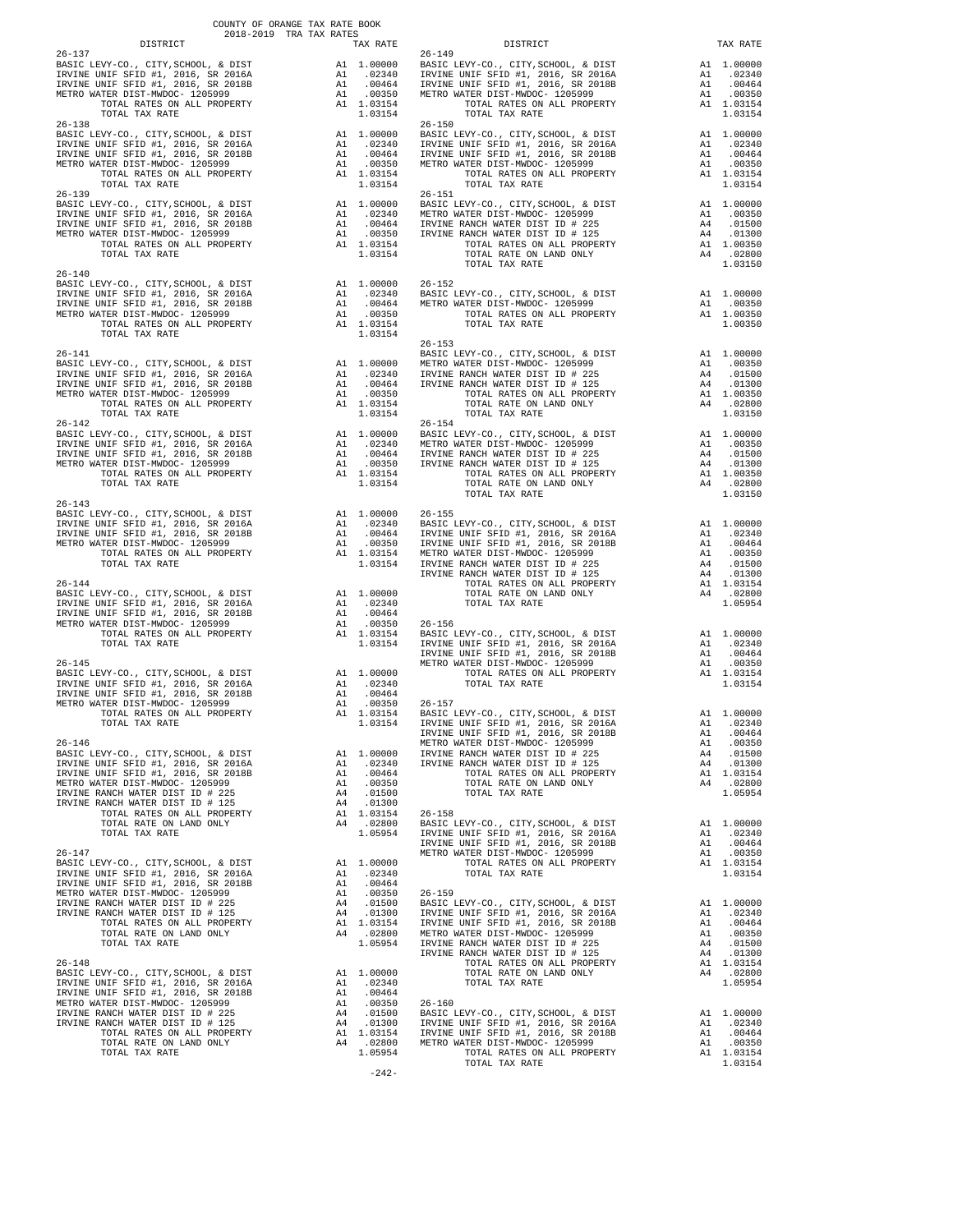COUNTY OF ORANGE TAX RATE BOOK
2018-2019 TRA TAX RATES

| DISTRICT | | TAX RATE |
|---|---|---|
| **26-137** | | |
| BASIC LEVY-CO., CITY,SCHOOL, & DIST | A1 | 1.00000 |
| IRVINE UNIF SFID #1, 2016, SR 2016A | A1 | .02340 |
| IRVINE UNIF SFID #1, 2016, SR 2018B | A1 | .00464 |
| METRO WATER DIST-MWDOC- 1205999 | A1 | .00350 |
| TOTAL RATES ON ALL PROPERTY | A1 | 1.03154 |
| TOTAL TAX RATE | | 1.03154 |
| **26-138** | | |
| BASIC LEVY-CO., CITY,SCHOOL, & DIST | A1 | 1.00000 |
| IRVINE UNIF SFID #1, 2016, SR 2016A | A1 | .02340 |
| IRVINE UNIF SFID #1, 2016, SR 2018B | A1 | .00464 |
| METRO WATER DIST-MWDOC- 1205999 | A1 | .00350 |
| TOTAL RATES ON ALL PROPERTY | A1 | 1.03154 |
| TOTAL TAX RATE | | 1.03154 |
| **26-139** | | |
| BASIC LEVY-CO., CITY,SCHOOL, & DIST | A1 | 1.00000 |
| IRVINE UNIF SFID #1, 2016, SR 2016A | A1 | .02340 |
| IRVINE UNIF SFID #1, 2016, SR 2018B | A1 | .00464 |
| METRO WATER DIST-MWDOC- 1205999 | A1 | .00350 |
| TOTAL RATES ON ALL PROPERTY | A1 | 1.03154 |
| TOTAL TAX RATE | | 1.03154 |
| **26-140** | | |
| BASIC LEVY-CO., CITY,SCHOOL, & DIST | A1 | 1.00000 |
| IRVINE UNIF SFID #1, 2016, SR 2016A | A1 | .02340 |
| IRVINE UNIF SFID #1, 2016, SR 2018B | A1 | .00464 |
| METRO WATER DIST-MWDOC- 1205999 | A1 | .00350 |
| TOTAL RATES ON ALL PROPERTY | A1 | 1.03154 |
| TOTAL TAX RATE | | 1.03154 |
| **26-141** | | |
| BASIC LEVY-CO., CITY,SCHOOL, & DIST | A1 | 1.00000 |
| IRVINE UNIF SFID #1, 2016, SR 2016A | A1 | .02340 |
| IRVINE UNIF SFID #1, 2016, SR 2018B | A1 | .00464 |
| METRO WATER DIST-MWDOC- 1205999 | A1 | .00350 |
| TOTAL RATES ON ALL PROPERTY | A1 | 1.03154 |
| TOTAL TAX RATE | | 1.03154 |
| **26-142** | | |
| BASIC LEVY-CO., CITY,SCHOOL, & DIST | A1 | 1.00000 |
| IRVINE UNIF SFID #1, 2016, SR 2016A | A1 | .02340 |
| IRVINE UNIF SFID #1, 2016, SR 2018B | A1 | .00464 |
| METRO WATER DIST-MWDOC- 1205999 | A1 | .00350 |
| TOTAL RATES ON ALL PROPERTY | A1 | 1.03154 |
| TOTAL TAX RATE | | 1.03154 |
| **26-143** | | |
| BASIC LEVY-CO., CITY,SCHOOL, & DIST | A1 | 1.00000 |
| IRVINE UNIF SFID #1, 2016, SR 2016A | A1 | .02340 |
| IRVINE UNIF SFID #1, 2016, SR 2018B | A1 | .00464 |
| METRO WATER DIST-MWDOC- 1205999 | A1 | .00350 |
| TOTAL RATES ON ALL PROPERTY | A1 | 1.03154 |
| TOTAL TAX RATE | | 1.03154 |
| **26-144** | | |
| BASIC LEVY-CO., CITY,SCHOOL, & DIST | A1 | 1.00000 |
| IRVINE UNIF SFID #1, 2016, SR 2016A | A1 | .02340 |
| IRVINE UNIF SFID #1, 2016, SR 2018B | A1 | .00464 |
| METRO WATER DIST-MWDOC- 1205999 | A1 | .00350 |
| TOTAL RATES ON ALL PROPERTY | A1 | 1.03154 |
| TOTAL TAX RATE | | 1.03154 |
| **26-145** | | |
| BASIC LEVY-CO., CITY,SCHOOL, & DIST | A1 | 1.00000 |
| IRVINE UNIF SFID #1, 2016, SR 2016A | A1 | .02340 |
| IRVINE UNIF SFID #1, 2016, SR 2018B | A1 | .00464 |
| METRO WATER DIST-MWDOC- 1205999 | A1 | .00350 |
| TOTAL RATES ON ALL PROPERTY | A1 | 1.03154 |
| TOTAL TAX RATE | | 1.03154 |
| **26-146** | | |
| BASIC LEVY-CO., CITY,SCHOOL, & DIST | A1 | 1.00000 |
| IRVINE UNIF SFID #1, 2016, SR 2016A | A1 | .02340 |
| IRVINE UNIF SFID #1, 2016, SR 2018B | A1 | .00464 |
| METRO WATER DIST-MWDOC- 1205999 | A1 | .00350 |
| IRVINE RANCH WATER DIST ID # 225 | A4 | .01500 |
| IRVINE RANCH WATER DIST ID # 125 | A4 | .01300 |
| TOTAL RATES ON ALL PROPERTY | A1 | 1.03154 |
| TOTAL RATE ON LAND ONLY | A4 | .02800 |
| TOTAL TAX RATE | | 1.05954 |
| **26-147** | | |
| BASIC LEVY-CO., CITY,SCHOOL, & DIST | A1 | 1.00000 |
| IRVINE UNIF SFID #1, 2016, SR 2016A | A1 | .02340 |
| IRVINE UNIF SFID #1, 2016, SR 2018B | A1 | .00464 |
| METRO WATER DIST-MWDOC- 1205999 | A1 | .00350 |
| IRVINE RANCH WATER DIST ID # 225 | A4 | .01500 |
| IRVINE RANCH WATER DIST ID # 125 | A4 | .01300 |
| TOTAL RATES ON ALL PROPERTY | A1 | 1.03154 |
| TOTAL RATE ON LAND ONLY | A4 | .02800 |
| TOTAL TAX RATE | | 1.05954 |
| **26-148** | | |
| BASIC LEVY-CO., CITY,SCHOOL, & DIST | A1 | 1.00000 |
| IRVINE UNIF SFID #1, 2016, SR 2016A | A1 | .02340 |
| IRVINE UNIF SFID #1, 2016, SR 2018B | A1 | .00464 |
| METRO WATER DIST-MWDOC- 1205999 | A1 | .00350 |
| IRVINE RANCH WATER DIST ID # 225 | A4 | .01500 |
| IRVINE RANCH WATER DIST ID # 125 | A4 | .01300 |
| TOTAL RATES ON ALL PROPERTY | A1 | 1.03154 |
| TOTAL RATE ON LAND ONLY | A4 | .02800 |
| TOTAL TAX RATE | | 1.05954 |
| **26-149** | | |
| BASIC LEVY-CO., CITY,SCHOOL, & DIST | A1 | 1.00000 |
| IRVINE UNIF SFID #1, 2016, SR 2016A | A1 | .02340 |
| IRVINE UNIF SFID #1, 2016, SR 2018B | A1 | .00464 |
| METRO WATER DIST-MWDOC- 1205999 | A1 | .00350 |
| TOTAL RATES ON ALL PROPERTY | A1 | 1.03154 |
| TOTAL TAX RATE | | 1.03154 |
| **26-150** | | |
| BASIC LEVY-CO., CITY,SCHOOL, & DIST | A1 | 1.00000 |
| IRVINE UNIF SFID #1, 2016, SR 2016A | A1 | .02340 |
| IRVINE UNIF SFID #1, 2016, SR 2018B | A1 | .00464 |
| METRO WATER DIST-MWDOC- 1205999 | A1 | .00350 |
| TOTAL RATES ON ALL PROPERTY | A1 | 1.03154 |
| TOTAL TAX RATE | | 1.03154 |
| **26-151** | | |
| BASIC LEVY-CO., CITY,SCHOOL, & DIST | A1 | 1.00000 |
| METRO WATER DIST-MWDOC- 1205999 | A1 | .00350 |
| IRVINE RANCH WATER DIST ID # 225 | A4 | .01500 |
| IRVINE RANCH WATER DIST ID # 125 | A4 | .01300 |
| TOTAL RATES ON ALL PROPERTY | A1 | 1.00350 |
| TOTAL RATE ON LAND ONLY | A4 | .02800 |
| TOTAL TAX RATE | | 1.03150 |
| **26-152** | | |
| BASIC LEVY-CO., CITY,SCHOOL, & DIST | A1 | 1.00000 |
| METRO WATER DIST-MWDOC- 1205999 | A1 | .00350 |
| TOTAL RATES ON ALL PROPERTY | A1 | 1.00350 |
| TOTAL TAX RATE | | 1.00350 |
| **26-153** | | |
| BASIC LEVY-CO., CITY,SCHOOL, & DIST | A1 | 1.00000 |
| METRO WATER DIST-MWDOC- 1205999 | A1 | .00350 |
| IRVINE RANCH WATER DIST ID # 225 | A4 | .01500 |
| IRVINE RANCH WATER DIST ID # 125 | A4 | .01300 |
| TOTAL RATES ON ALL PROPERTY | A1 | 1.00350 |
| TOTAL RATE ON LAND ONLY | A4 | .02800 |
| TOTAL TAX RATE | | 1.03150 |
| **26-154** | | |
| BASIC LEVY-CO., CITY,SCHOOL, & DIST | A1 | 1.00000 |
| METRO WATER DIST-MWDOC- 1205999 | A1 | .00350 |
| IRVINE RANCH WATER DIST ID # 225 | A4 | .01500 |
| IRVINE RANCH WATER DIST ID # 125 | A4 | .01300 |
| TOTAL RATES ON ALL PROPERTY | A1 | 1.00350 |
| TOTAL RATE ON LAND ONLY | A4 | .02800 |
| TOTAL TAX RATE | | 1.03150 |
| **26-155** | | |
| BASIC LEVY-CO., CITY,SCHOOL, & DIST | A1 | 1.00000 |
| IRVINE UNIF SFID #1, 2016, SR 2016A | A1 | .02340 |
| IRVINE UNIF SFID #1, 2016, SR 2018B | A1 | .00464 |
| METRO WATER DIST-MWDOC- 1205999 | A1 | .00350 |
| IRVINE RANCH WATER DIST ID # 225 | A4 | .01500 |
| IRVINE RANCH WATER DIST ID # 125 | A4 | .01300 |
| TOTAL RATES ON ALL PROPERTY | A1 | 1.03154 |
| TOTAL RATE ON LAND ONLY | A4 | .02800 |
| TOTAL TAX RATE | | 1.05954 |
| **26-156** | | |
| BASIC LEVY-CO., CITY,SCHOOL, & DIST | A1 | 1.00000 |
| IRVINE UNIF SFID #1, 2016, SR 2016A | A1 | .02340 |
| IRVINE UNIF SFID #1, 2016, SR 2018B | A1 | .00464 |
| METRO WATER DIST-MWDOC- 1205999 | A1 | .00350 |
| TOTAL RATES ON ALL PROPERTY | A1 | 1.03154 |
| TOTAL TAX RATE | | 1.03154 |
| **26-157** | | |
| BASIC LEVY-CO., CITY,SCHOOL, & DIST | A1 | 1.00000 |
| IRVINE UNIF SFID #1, 2016, SR 2016A | A1 | .02340 |
| IRVINE UNIF SFID #1, 2016, SR 2018B | A1 | .00464 |
| METRO WATER DIST-MWDOC- 1205999 | A1 | .00350 |
| IRVINE RANCH WATER DIST ID # 225 | A4 | .01500 |
| IRVINE RANCH WATER DIST ID # 125 | A4 | .01300 |
| TOTAL RATES ON ALL PROPERTY | A1 | 1.03154 |
| TOTAL RATE ON LAND ONLY | A4 | .02800 |
| TOTAL TAX RATE | | 1.05954 |
| **26-158** | | |
| BASIC LEVY-CO., CITY,SCHOOL, & DIST | A1 | 1.00000 |
| IRVINE UNIF SFID #1, 2016, SR 2016A | A1 | .02340 |
| IRVINE UNIF SFID #1, 2016, SR 2018B | A1 | .00464 |
| METRO WATER DIST-MWDOC- 1205999 | A1 | .00350 |
| TOTAL RATES ON ALL PROPERTY | A1 | 1.03154 |
| TOTAL TAX RATE | | 1.03154 |
| **26-159** | | |
| BASIC LEVY-CO., CITY,SCHOOL, & DIST | A1 | 1.00000 |
| IRVINE UNIF SFID #1, 2016, SR 2016A | A1 | .02340 |
| IRVINE UNIF SFID #1, 2016, SR 2018B | A1 | .00464 |
| METRO WATER DIST-MWDOC- 1205999 | A1 | .00350 |
| IRVINE RANCH WATER DIST ID # 225 | A4 | .01500 |
| IRVINE RANCH WATER DIST ID # 125 | A4 | .01300 |
| TOTAL RATES ON ALL PROPERTY | A1 | 1.03154 |
| TOTAL RATE ON LAND ONLY | A4 | .02800 |
| TOTAL TAX RATE | | 1.05954 |
| **26-160** | | |
| BASIC LEVY-CO., CITY,SCHOOL, & DIST | A1 | 1.00000 |
| IRVINE UNIF SFID #1, 2016, SR 2016A | A1 | .02340 |
| IRVINE UNIF SFID #1, 2016, SR 2018B | A1 | .00464 |
| METRO WATER DIST-MWDOC- 1205999 | A1 | .00350 |
| TOTAL RATES ON ALL PROPERTY | A1 | 1.03154 |
| TOTAL TAX RATE | | 1.03154 |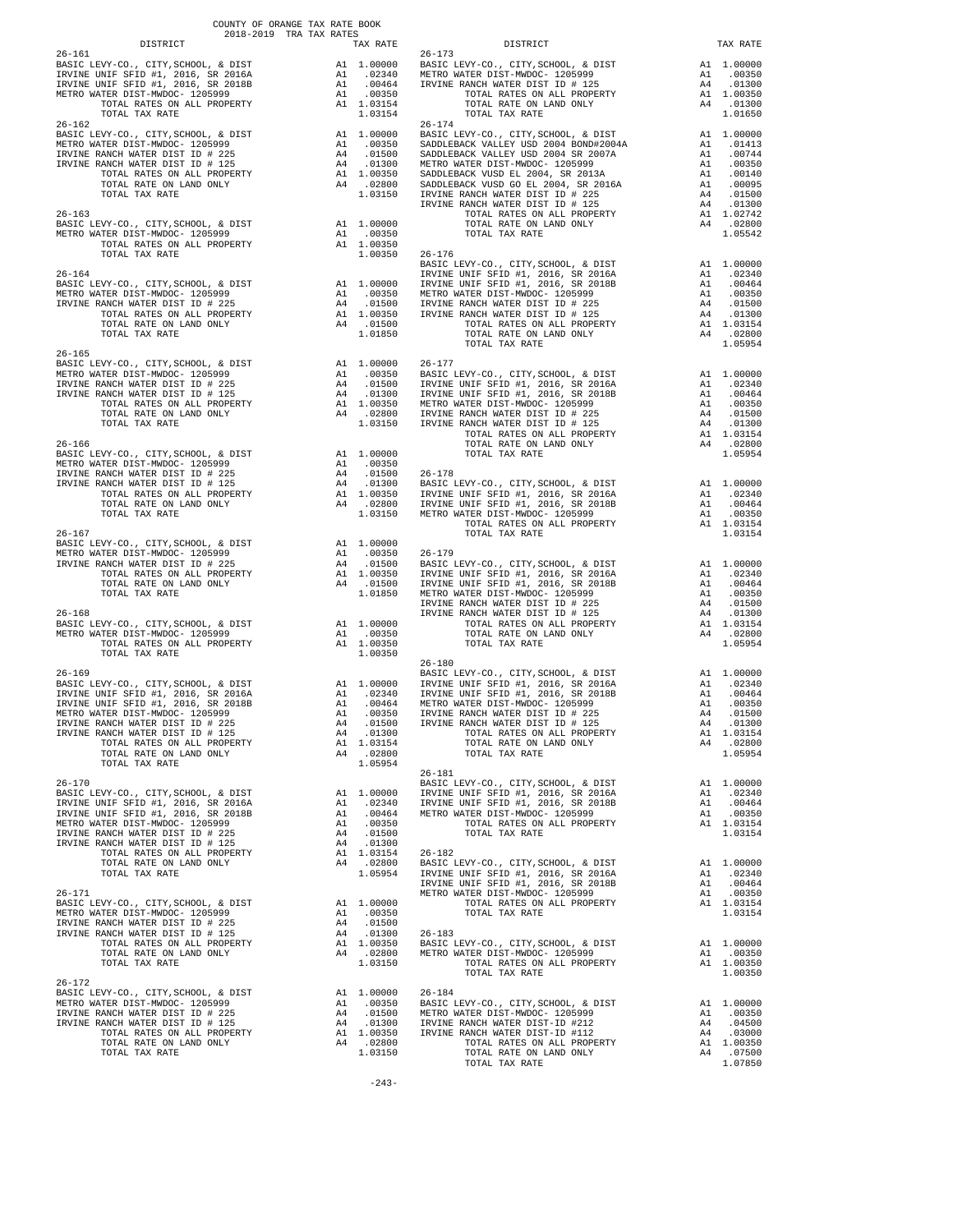COUNTY OF ORANGE TAX RATE BOOK
2018-2019 TRA TAX RATES

| DISTRICT | | TAX RATE |
|---|---|---|
| **26-161** | | |
| BASIC LEVY-CO., CITY,SCHOOL, & DIST | A1 | 1.00000 |
| IRVINE UNIF SFID #1, 2016, SR 2016A | A1 | .02340 |
| IRVINE UNIF SFID #1, 2016, SR 2018B | A1 | .00464 |
| METRO WATER DIST-MWDOC- 1205999 | A1 | .00350 |
| TOTAL RATES ON ALL PROPERTY | A1 | 1.03154 |
| TOTAL TAX RATE | | 1.03154 |
| **26-162** | | |
| BASIC LEVY-CO., CITY,SCHOOL, & DIST | A1 | 1.00000 |
| METRO WATER DIST-MWDOC- 1205999 | A1 | .00350 |
| IRVINE RANCH WATER DIST ID # 225 | A4 | .01500 |
| IRVINE RANCH WATER DIST ID # 125 | A4 | .01300 |
| TOTAL RATES ON ALL PROPERTY | A1 | 1.00350 |
| TOTAL RATE ON LAND ONLY | A4 | .02800 |
| TOTAL TAX RATE | | 1.03150 |
| **26-163** | | |
| BASIC LEVY-CO., CITY,SCHOOL, & DIST | A1 | 1.00000 |
| METRO WATER DIST-MWDOC- 1205999 | A1 | .00350 |
| TOTAL RATES ON ALL PROPERTY | A1 | 1.00350 |
| TOTAL TAX RATE | | 1.00350 |
| **26-164** | | |
| BASIC LEVY-CO., CITY,SCHOOL, & DIST | A1 | 1.00000 |
| METRO WATER DIST-MWDOC- 1205999 | A1 | .00350 |
| IRVINE RANCH WATER DIST ID # 225 | A4 | .01500 |
| TOTAL RATES ON ALL PROPERTY | A1 | 1.00350 |
| TOTAL RATE ON LAND ONLY | A4 | .01500 |
| TOTAL TAX RATE | | 1.01850 |
| **26-165** | | |
| BASIC LEVY-CO., CITY,SCHOOL, & DIST | A1 | 1.00000 |
| METRO WATER DIST-MWDOC- 1205999 | A1 | .00350 |
| IRVINE RANCH WATER DIST ID # 225 | A4 | .01500 |
| IRVINE RANCH WATER DIST ID # 125 | A4 | .01300 |
| TOTAL RATES ON ALL PROPERTY | A1 | 1.00350 |
| TOTAL RATE ON LAND ONLY | A4 | .02800 |
| TOTAL TAX RATE | | 1.03150 |
| **26-166** | | |
| BASIC LEVY-CO., CITY,SCHOOL, & DIST | A1 | 1.00000 |
| METRO WATER DIST-MWDOC- 1205999 | A1 | .00350 |
| IRVINE RANCH WATER DIST ID # 225 | A4 | .01500 |
| IRVINE RANCH WATER DIST ID # 125 | A4 | .01300 |
| TOTAL RATES ON ALL PROPERTY | A1 | 1.00350 |
| TOTAL RATE ON LAND ONLY | A4 | .02800 |
| TOTAL TAX RATE | | 1.03150 |
| **26-167** | | |
| BASIC LEVY-CO., CITY,SCHOOL, & DIST | A1 | 1.00000 |
| METRO WATER DIST-MWDOC- 1205999 | A1 | .00350 |
| IRVINE RANCH WATER DIST ID # 225 | A4 | .01500 |
| TOTAL RATES ON ALL PROPERTY | A1 | 1.00350 |
| TOTAL RATE ON LAND ONLY | A4 | .01500 |
| TOTAL TAX RATE | | 1.01850 |
| **26-168** | | |
| BASIC LEVY-CO., CITY,SCHOOL, & DIST | A1 | 1.00000 |
| METRO WATER DIST-MWDOC- 1205999 | A1 | .00350 |
| TOTAL RATES ON ALL PROPERTY | A1 | 1.00350 |
| TOTAL TAX RATE | | 1.00350 |
| **26-169** | | |
| BASIC LEVY-CO., CITY,SCHOOL, & DIST | A1 | 1.00000 |
| IRVINE UNIF SFID #1, 2016, SR 2016A | A1 | .02340 |
| IRVINE UNIF SFID #1, 2016, SR 2018B | A1 | .00464 |
| METRO WATER DIST-MWDOC- 1205999 | A1 | .00350 |
| IRVINE RANCH WATER DIST ID # 225 | A4 | .01500 |
| IRVINE RANCH WATER DIST ID # 125 | A4 | .01300 |
| TOTAL RATES ON ALL PROPERTY | A1 | 1.03154 |
| TOTAL RATE ON LAND ONLY | A4 | .02800 |
| TOTAL TAX RATE | | 1.05954 |
| **26-170** | | |
| BASIC LEVY-CO., CITY,SCHOOL, & DIST | A1 | 1.00000 |
| IRVINE UNIF SFID #1, 2016, SR 2016A | A1 | .02340 |
| IRVINE UNIF SFID #1, 2016, SR 2018B | A1 | .00464 |
| METRO WATER DIST-MWDOC- 1205999 | A1 | .00350 |
| IRVINE RANCH WATER DIST ID # 225 | A4 | .01500 |
| IRVINE RANCH WATER DIST ID # 125 | A4 | .01300 |
| TOTAL RATES ON ALL PROPERTY | A1 | 1.03154 |
| TOTAL RATE ON LAND ONLY | A4 | .02800 |
| TOTAL TAX RATE | | 1.05954 |
| **26-171** | | |
| BASIC LEVY-CO., CITY,SCHOOL, & DIST | A1 | 1.00000 |
| METRO WATER DIST-MWDOC- 1205999 | A1 | .00350 |
| IRVINE RANCH WATER DIST ID # 225 | A4 | .01500 |
| IRVINE RANCH WATER DIST ID # 125 | A4 | .01300 |
| TOTAL RATES ON ALL PROPERTY | A1 | 1.00350 |
| TOTAL RATE ON LAND ONLY | A4 | .02800 |
| TOTAL TAX RATE | | 1.03150 |
| **26-172** | | |
| BASIC LEVY-CO., CITY,SCHOOL, & DIST | A1 | 1.00000 |
| METRO WATER DIST-MWDOC- 1205999 | A1 | .00350 |
| IRVINE RANCH WATER DIST ID # 225 | A4 | .01500 |
| IRVINE RANCH WATER DIST ID # 125 | A4 | .01300 |
| TOTAL RATES ON ALL PROPERTY | A1 | 1.00350 |
| TOTAL RATE ON LAND ONLY | A4 | .02800 |
| TOTAL TAX RATE | | 1.03150 |
| **26-173** | | |
| BASIC LEVY-CO., CITY,SCHOOL, & DIST | A1 | 1.00000 |
| METRO WATER DIST-MWDOC- 1205999 | A1 | .00350 |
| IRVINE RANCH WATER DIST ID # 125 | A4 | .01300 |
| TOTAL RATES ON ALL PROPERTY | A1 | 1.00350 |
| TOTAL RATE ON LAND ONLY | A4 | .01300 |
| TOTAL TAX RATE | | 1.01650 |
| **26-174** | | |
| BASIC LEVY-CO., CITY,SCHOOL, & DIST | A1 | 1.00000 |
| SADDLEBACK VALLEY USD 2004 BOND#2004A | A1 | .01413 |
| SADDLEBACK VALLEY USD 2004 SR 2007A | A1 | .00744 |
| METRO WATER DIST-MWDOC- 1205999 | A1 | .00350 |
| SADDLEBACK VUSD EL 2004, SR 2013A | A1 | .00140 |
| SADDLEBACK VUSD GO EL 2004, SR 2016A | A1 | .00095 |
| IRVINE RANCH WATER DIST ID # 225 | A4 | .01500 |
| IRVINE RANCH WATER DIST ID # 125 | A4 | .01300 |
| TOTAL RATES ON ALL PROPERTY | A1 | 1.02742 |
| TOTAL RATE ON LAND ONLY | A4 | .02800 |
| TOTAL TAX RATE | | 1.05542 |
| **26-176** | | |
| BASIC LEVY-CO., CITY,SCHOOL, & DIST | A1 | 1.00000 |
| IRVINE UNIF SFID #1, 2016, SR 2016A | A1 | .02340 |
| IRVINE UNIF SFID #1, 2016, SR 2018B | A1 | .00464 |
| METRO WATER DIST-MWDOC- 1205999 | A1 | .00350 |
| IRVINE RANCH WATER DIST ID # 225 | A4 | .01500 |
| IRVINE RANCH WATER DIST ID # 125 | A4 | .01300 |
| TOTAL RATES ON ALL PROPERTY | A1 | 1.03154 |
| TOTAL RATE ON LAND ONLY | A4 | .02800 |
| TOTAL TAX RATE | | 1.05954 |
| **26-177** | | |
| BASIC LEVY-CO., CITY,SCHOOL, & DIST | A1 | 1.00000 |
| IRVINE UNIF SFID #1, 2016, SR 2016A | A1 | .02340 |
| IRVINE UNIF SFID #1, 2016, SR 2018B | A1 | .00464 |
| METRO WATER DIST-MWDOC- 1205999 | A1 | .00350 |
| IRVINE RANCH WATER DIST ID # 225 | A4 | .01500 |
| IRVINE RANCH WATER DIST ID # 125 | A4 | .01300 |
| TOTAL RATES ON ALL PROPERTY | A1 | 1.03154 |
| TOTAL RATE ON LAND ONLY | A4 | .02800 |
| TOTAL TAX RATE | | 1.05954 |
| **26-178** | | |
| BASIC LEVY-CO., CITY,SCHOOL, & DIST | A1 | 1.00000 |
| IRVINE UNIF SFID #1, 2016, SR 2016A | A1 | .02340 |
| IRVINE UNIF SFID #1, 2016, SR 2018B | A1 | .00464 |
| METRO WATER DIST-MWDOC- 1205999 | A1 | .00350 |
| TOTAL RATES ON ALL PROPERTY | A1 | 1.03154 |
| TOTAL TAX RATE | | 1.03154 |
| **26-179** | | |
| BASIC LEVY-CO., CITY,SCHOOL, & DIST | A1 | 1.00000 |
| IRVINE UNIF SFID #1, 2016, SR 2016A | A1 | .02340 |
| IRVINE UNIF SFID #1, 2016, SR 2018B | A1 | .00464 |
| METRO WATER DIST-MWDOC- 1205999 | A1 | .00350 |
| IRVINE RANCH WATER DIST ID # 225 | A4 | .01500 |
| IRVINE RANCH WATER DIST ID # 125 | A4 | .01300 |
| TOTAL RATES ON ALL PROPERTY | A1 | 1.03154 |
| TOTAL RATE ON LAND ONLY | A4 | .02800 |
| TOTAL TAX RATE | | 1.05954 |
| **26-180** | | |
| BASIC LEVY-CO., CITY,SCHOOL, & DIST | A1 | 1.00000 |
| IRVINE UNIF SFID #1, 2016, SR 2016A | A1 | .02340 |
| IRVINE UNIF SFID #1, 2016, SR 2018B | A1 | .00464 |
| METRO WATER DIST-MWDOC- 1205999 | A1 | .00350 |
| IRVINE RANCH WATER DIST ID # 225 | A4 | .01500 |
| IRVINE RANCH WATER DIST ID # 125 | A4 | .01300 |
| TOTAL RATES ON ALL PROPERTY | A1 | 1.03154 |
| TOTAL RATE ON LAND ONLY | A4 | .02800 |
| TOTAL TAX RATE | | 1.05954 |
| **26-181** | | |
| BASIC LEVY-CO., CITY,SCHOOL, & DIST | A1 | 1.00000 |
| IRVINE UNIF SFID #1, 2016, SR 2016A | A1 | .02340 |
| IRVINE UNIF SFID #1, 2016, SR 2018B | A1 | .00464 |
| METRO WATER DIST-MWDOC- 1205999 | A1 | .00350 |
| TOTAL RATES ON ALL PROPERTY | A1 | 1.03154 |
| TOTAL TAX RATE | | 1.03154 |
| **26-182** | | |
| BASIC LEVY-CO., CITY,SCHOOL, & DIST | A1 | 1.00000 |
| IRVINE UNIF SFID #1, 2016, SR 2016A | A1 | .02340 |
| IRVINE UNIF SFID #1, 2016, SR 2018B | A1 | .00464 |
| METRO WATER DIST-MWDOC- 1205999 | A1 | .00350 |
| TOTAL RATES ON ALL PROPERTY | A1 | 1.03154 |
| TOTAL TAX RATE | | 1.03154 |
| **26-183** | | |
| BASIC LEVY-CO., CITY,SCHOOL, & DIST | A1 | 1.00000 |
| METRO WATER DIST-MWDOC- 1205999 | A1 | .00350 |
| TOTAL RATES ON ALL PROPERTY | A1 | 1.00350 |
| TOTAL TAX RATE | | 1.00350 |
| **26-184** | | |
| BASIC LEVY-CO., CITY,SCHOOL, & DIST | A1 | 1.00000 |
| METRO WATER DIST-MWDOC- 1205999 | A1 | .00350 |
| IRVINE RANCH WATER DIST-ID #212 | A4 | .04500 |
| IRVINE RANCH WATER DIST-ID #112 | A4 | .03000 |
| TOTAL RATES ON ALL PROPERTY | A1 | 1.00350 |
| TOTAL RATE ON LAND ONLY | A4 | .07500 |
| TOTAL TAX RATE | | 1.07850 |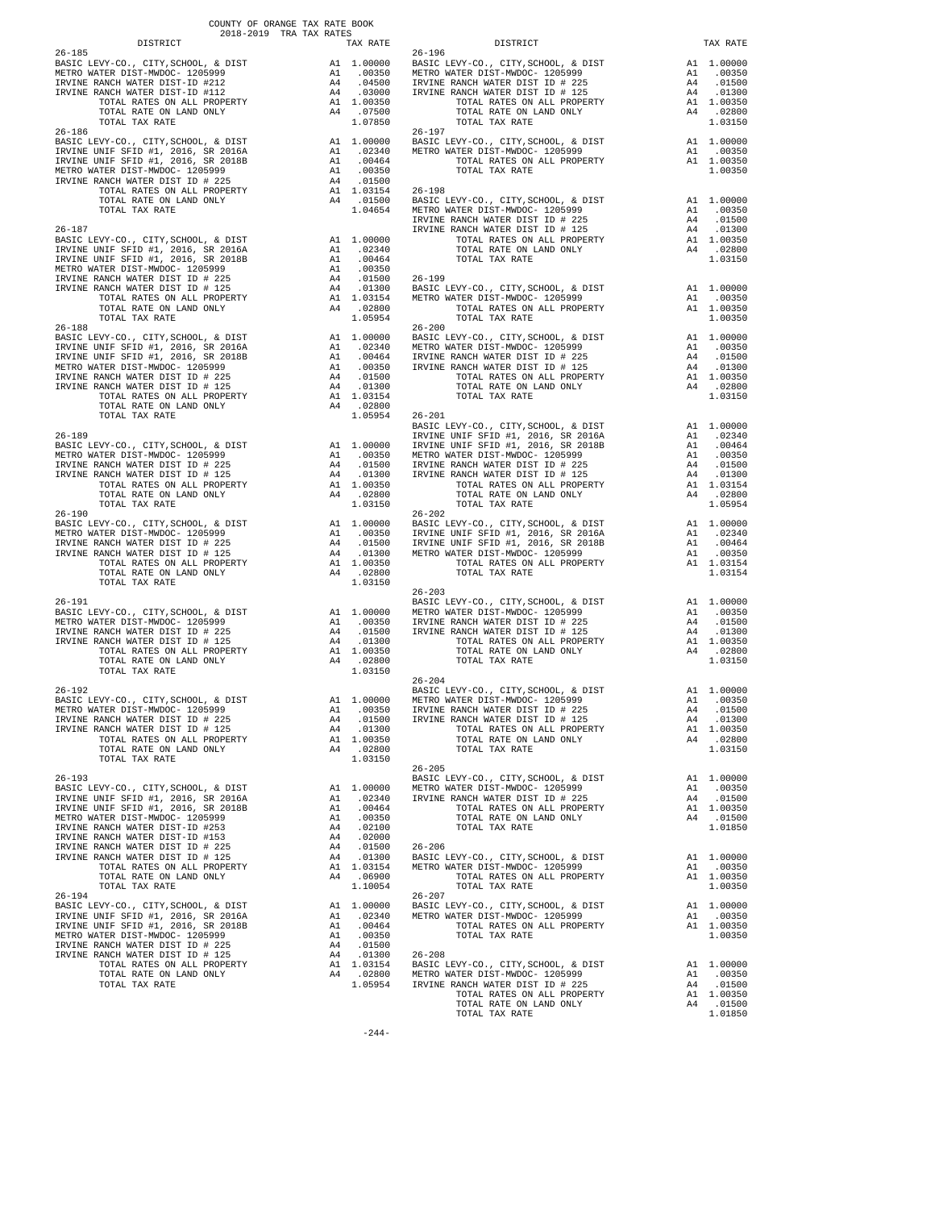COUNTY OF ORANGE TAX RATE BOOK
2018-2019 TRA TAX RATES

| DISTRICT | | TAX RATE |
|---|---|---|
| **26-185** | | |
| BASIC LEVY-CO., CITY,SCHOOL, & DIST | A1 | 1.00000 |
| METRO WATER DIST-MWDOC- 1205999 | A1 | .00350 |
| IRVINE RANCH WATER DIST-ID #212 | A4 | .04500 |
| IRVINE RANCH WATER DIST-ID #112 | A4 | .03000 |
| TOTAL RATES ON ALL PROPERTY | A1 | 1.00350 |
| TOTAL RATE ON LAND ONLY | A4 | .07500 |
| TOTAL TAX RATE | | 1.07850 |
| **26-186** | | |
| BASIC LEVY-CO., CITY,SCHOOL, & DIST | A1 | 1.00000 |
| IRVINE UNIF SFID #1, 2016, SR 2016A | A1 | .02340 |
| IRVINE UNIF SFID #1, 2016, SR 2018B | A1 | .00464 |
| METRO WATER DIST-MWDOC- 1205999 | A1 | .00350 |
| IRVINE RANCH WATER DIST ID # 225 | A4 | .01500 |
| TOTAL RATES ON ALL PROPERTY | A1 | 1.03154 |
| TOTAL RATE ON LAND ONLY | A4 | .01500 |
| TOTAL TAX RATE | | 1.04654 |
| **26-187** | | |
| BASIC LEVY-CO., CITY,SCHOOL, & DIST | A1 | 1.00000 |
| IRVINE UNIF SFID #1, 2016, SR 2016A | A1 | .02340 |
| IRVINE UNIF SFID #1, 2016, SR 2018B | A1 | .00464 |
| METRO WATER DIST-MWDOC- 1205999 | A1 | .00350 |
| IRVINE RANCH WATER DIST ID # 225 | A4 | .01500 |
| IRVINE RANCH WATER DIST ID # 125 | A4 | .01300 |
| TOTAL RATES ON ALL PROPERTY | A1 | 1.03154 |
| TOTAL RATE ON LAND ONLY | A4 | .02800 |
| TOTAL TAX RATE | | 1.05954 |
| **26-188** | | |
| BASIC LEVY-CO., CITY,SCHOOL, & DIST | A1 | 1.00000 |
| IRVINE UNIF SFID #1, 2016, SR 2016A | A1 | .02340 |
| IRVINE UNIF SFID #1, 2016, SR 2018B | A1 | .00464 |
| METRO WATER DIST-MWDOC- 1205999 | A1 | .00350 |
| IRVINE RANCH WATER DIST ID # 225 | A4 | .01500 |
| IRVINE RANCH WATER DIST ID # 125 | A4 | .01300 |
| TOTAL RATES ON ALL PROPERTY | A1 | 1.03154 |
| TOTAL RATE ON LAND ONLY | A4 | .02800 |
| TOTAL TAX RATE | | 1.05954 |
| **26-189** | | |
| BASIC LEVY-CO., CITY,SCHOOL, & DIST | A1 | 1.00000 |
| METRO WATER DIST-MWDOC- 1205999 | A1 | .00350 |
| IRVINE RANCH WATER DIST ID # 225 | A4 | .01500 |
| IRVINE RANCH WATER DIST ID # 125 | A4 | .01300 |
| TOTAL RATES ON ALL PROPERTY | A1 | 1.00350 |
| TOTAL RATE ON LAND ONLY | A4 | .02800 |
| TOTAL TAX RATE | | 1.03150 |
| **26-190** | | |
| BASIC LEVY-CO., CITY,SCHOOL, & DIST | A1 | 1.00000 |
| METRO WATER DIST-MWDOC- 1205999 | A1 | .00350 |
| IRVINE RANCH WATER DIST ID # 225 | A4 | .01500 |
| IRVINE RANCH WATER DIST ID # 125 | A4 | .01300 |
| TOTAL RATES ON ALL PROPERTY | A1 | 1.00350 |
| TOTAL RATE ON LAND ONLY | A4 | .02800 |
| TOTAL TAX RATE | | 1.03150 |
| **26-191** | | |
| BASIC LEVY-CO., CITY,SCHOOL, & DIST | A1 | 1.00000 |
| METRO WATER DIST-MWDOC- 1205999 | A1 | .00350 |
| IRVINE RANCH WATER DIST ID # 225 | A4 | .01500 |
| IRVINE RANCH WATER DIST ID # 125 | A4 | .01300 |
| TOTAL RATES ON ALL PROPERTY | A1 | 1.00350 |
| TOTAL RATE ON LAND ONLY | A4 | .02800 |
| TOTAL TAX RATE | | 1.03150 |
| **26-192** | | |
| BASIC LEVY-CO., CITY,SCHOOL, & DIST | A1 | 1.00000 |
| METRO WATER DIST-MWDOC- 1205999 | A1 | .00350 |
| IRVINE RANCH WATER DIST ID # 225 | A4 | .01500 |
| IRVINE RANCH WATER DIST ID # 125 | A4 | .01300 |
| TOTAL RATES ON ALL PROPERTY | A1 | 1.00350 |
| TOTAL RATE ON LAND ONLY | A4 | .02800 |
| TOTAL TAX RATE | | 1.03150 |
| **26-193** | | |
| BASIC LEVY-CO., CITY,SCHOOL, & DIST | A1 | 1.00000 |
| IRVINE UNIF SFID #1, 2016, SR 2016A | A1 | .02340 |
| IRVINE UNIF SFID #1, 2016, SR 2018B | A1 | .00464 |
| METRO WATER DIST-MWDOC- 1205999 | A1 | .00350 |
| IRVINE RANCH WATER DIST-ID #253 | A4 | .02100 |
| IRVINE RANCH WATER DIST-ID #153 | A4 | .02000 |
| IRVINE RANCH WATER DIST ID # 225 | A4 | .01500 |
| IRVINE RANCH WATER DIST ID # 125 | A4 | .01300 |
| TOTAL RATES ON ALL PROPERTY | A1 | 1.03154 |
| TOTAL RATE ON LAND ONLY | A4 | .06900 |
| TOTAL TAX RATE | | 1.10054 |
| **26-194** | | |
| BASIC LEVY-CO., CITY,SCHOOL, & DIST | A1 | 1.00000 |
| IRVINE UNIF SFID #1, 2016, SR 2016A | A1 | .02340 |
| IRVINE UNIF SFID #1, 2016, SR 2018B | A1 | .00464 |
| METRO WATER DIST-MWDOC- 1205999 | A1 | .00350 |
| IRVINE RANCH WATER DIST ID # 225 | A4 | .01500 |
| IRVINE RANCH WATER DIST ID # 125 | A4 | .01300 |
| TOTAL RATES ON ALL PROPERTY | A1 | 1.03154 |
| TOTAL RATE ON LAND ONLY | A4 | .02800 |
| TOTAL TAX RATE | | 1.05954 |
| **26-196** | | |
| BASIC LEVY-CO., CITY,SCHOOL, & DIST | A1 | 1.00000 |
| METRO WATER DIST-MWDOC- 1205999 | A1 | .00350 |
| IRVINE RANCH WATER DIST ID # 225 | A4 | .01500 |
| IRVINE RANCH WATER DIST ID # 125 | A4 | .01300 |
| TOTAL RATES ON ALL PROPERTY | A1 | 1.00350 |
| TOTAL RATE ON LAND ONLY | A4 | .02800 |
| TOTAL TAX RATE | | 1.03150 |
| **26-197** | | |
| BASIC LEVY-CO., CITY,SCHOOL, & DIST | A1 | 1.00000 |
| METRO WATER DIST-MWDOC- 1205999 | A1 | .00350 |
| TOTAL RATES ON ALL PROPERTY | A1 | 1.00350 |
| TOTAL TAX RATE | | 1.00350 |
| **26-198** | | |
| BASIC LEVY-CO., CITY,SCHOOL, & DIST | A1 | 1.00000 |
| METRO WATER DIST-MWDOC- 1205999 | A1 | .00350 |
| IRVINE RANCH WATER DIST ID # 225 | A4 | .01500 |
| IRVINE RANCH WATER DIST ID # 125 | A4 | .01300 |
| TOTAL RATES ON ALL PROPERTY | A1 | 1.00350 |
| TOTAL RATE ON LAND ONLY | A4 | .02800 |
| TOTAL TAX RATE | | 1.03150 |
| **26-199** | | |
| BASIC LEVY-CO., CITY,SCHOOL, & DIST | A1 | 1.00000 |
| METRO WATER DIST-MWDOC- 1205999 | A1 | .00350 |
| TOTAL RATES ON ALL PROPERTY | A1 | 1.00350 |
| TOTAL TAX RATE | | 1.00350 |
| **26-200** | | |
| BASIC LEVY-CO., CITY,SCHOOL, & DIST | A1 | 1.00000 |
| METRO WATER DIST-MWDOC- 1205999 | A1 | .00350 |
| IRVINE RANCH WATER DIST ID # 225 | A4 | .01500 |
| IRVINE RANCH WATER DIST ID # 125 | A4 | .01300 |
| TOTAL RATES ON ALL PROPERTY | A1 | 1.00350 |
| TOTAL RATE ON LAND ONLY | A4 | .02800 |
| TOTAL TAX RATE | | 1.03150 |
| **26-201** | | |
| BASIC LEVY-CO., CITY,SCHOOL, & DIST | A1 | 1.00000 |
| IRVINE UNIF SFID #1, 2016, SR 2016A | A1 | .02340 |
| IRVINE UNIF SFID #1, 2016, SR 2018B | A1 | .00464 |
| METRO WATER DIST-MWDOC- 1205999 | A1 | .00350 |
| IRVINE RANCH WATER DIST ID # 225 | A4 | .01500 |
| IRVINE RANCH WATER DIST ID # 125 | A4 | .01300 |
| TOTAL RATES ON ALL PROPERTY | A1 | 1.03154 |
| TOTAL RATE ON LAND ONLY | A4 | .02800 |
| TOTAL TAX RATE | | 1.05954 |
| **26-202** | | |
| BASIC LEVY-CO., CITY,SCHOOL, & DIST | A1 | 1.00000 |
| IRVINE UNIF SFID #1, 2016, SR 2016A | A1 | .02340 |
| IRVINE UNIF SFID #1, 2016, SR 2018B | A1 | .00464 |
| METRO WATER DIST-MWDOC- 1205999 | A1 | .00350 |
| TOTAL RATES ON ALL PROPERTY | A1 | 1.03154 |
| TOTAL TAX RATE | | 1.03154 |
| **26-203** | | |
| BASIC LEVY-CO., CITY,SCHOOL, & DIST | A1 | 1.00000 |
| METRO WATER DIST-MWDOC- 1205999 | A1 | .00350 |
| IRVINE RANCH WATER DIST ID # 225 | A4 | .01500 |
| IRVINE RANCH WATER DIST ID # 125 | A4 | .01300 |
| TOTAL RATES ON ALL PROPERTY | A1 | 1.00350 |
| TOTAL RATE ON LAND ONLY | A4 | .02800 |
| TOTAL TAX RATE | | 1.03150 |
| **26-204** | | |
| BASIC LEVY-CO., CITY,SCHOOL, & DIST | A1 | 1.00000 |
| METRO WATER DIST-MWDOC- 1205999 | A1 | .00350 |
| IRVINE RANCH WATER DIST ID # 225 | A4 | .01500 |
| IRVINE RANCH WATER DIST ID # 125 | A4 | .01300 |
| TOTAL RATES ON ALL PROPERTY | A1 | 1.00350 |
| TOTAL RATE ON LAND ONLY | A4 | .02800 |
| TOTAL TAX RATE | | 1.03150 |
| **26-205** | | |
| BASIC LEVY-CO., CITY,SCHOOL, & DIST | A1 | 1.00000 |
| METRO WATER DIST-MWDOC- 1205999 | A1 | .00350 |
| IRVINE RANCH WATER DIST ID # 225 | A4 | .01500 |
| TOTAL RATES ON ALL PROPERTY | A1 | 1.00350 |
| TOTAL RATE ON LAND ONLY | A4 | .01500 |
| TOTAL TAX RATE | | 1.01850 |
| **26-206** | | |
| BASIC LEVY-CO., CITY,SCHOOL, & DIST | A1 | 1.00000 |
| METRO WATER DIST-MWDOC- 1205999 | A1 | .00350 |
| TOTAL RATES ON ALL PROPERTY | A1 | 1.00350 |
| TOTAL TAX RATE | | 1.00350 |
| **26-207** | | |
| BASIC LEVY-CO., CITY,SCHOOL, & DIST | A1 | 1.00000 |
| METRO WATER DIST-MWDOC- 1205999 | A1 | .00350 |
| TOTAL RATES ON ALL PROPERTY | A1 | 1.00350 |
| TOTAL TAX RATE | | 1.00350 |
| **26-208** | | |
| BASIC LEVY-CO., CITY,SCHOOL, & DIST | A1 | 1.00000 |
| METRO WATER DIST-MWDOC- 1205999 | A1 | .00350 |
| IRVINE RANCH WATER DIST ID # 225 | A4 | .01500 |
| TOTAL RATES ON ALL PROPERTY | A1 | 1.00350 |
| TOTAL RATE ON LAND ONLY | A4 | .01500 |
| TOTAL TAX RATE | | 1.01850 |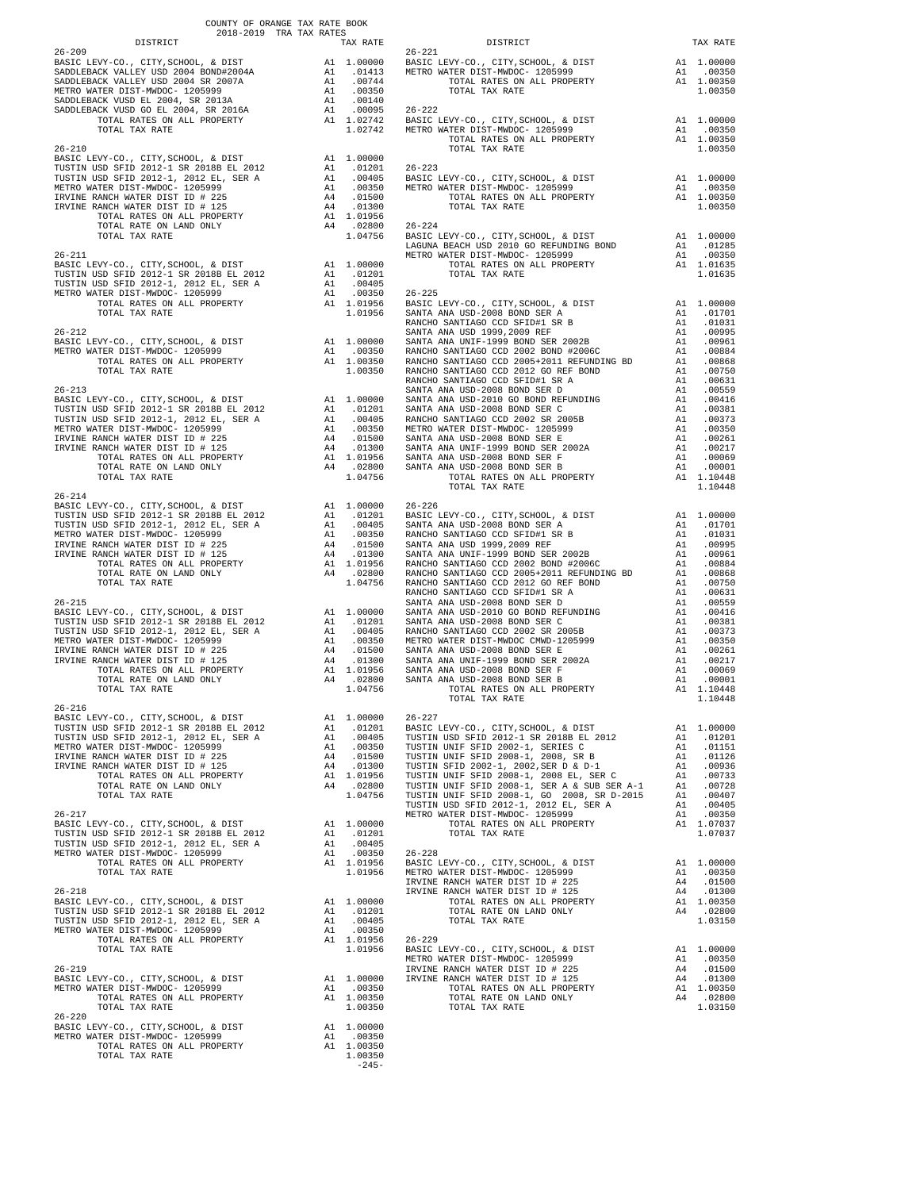COUNTY OF ORANGE TAX RATE BOOK
2018-2019 TRA TAX RATES

| DISTRICT | | TAX RATE |
|---|---|---|
| **26-209** | | |
| BASIC LEVY-CO., CITY,SCHOOL, & DIST | A1 | 1.00000 |
| SADDLEBACK VALLEY USD 2004 BOND#2004A | A1 | .01413 |
| SADDLEBACK VALLEY USD 2004 SR 2007A | A1 | .00744 |
| METRO WATER DIST-MWDOC- 1205999 | A1 | .00350 |
| SADDLEBACK VUSD EL 2004, SR 2013A | A1 | .00140 |
| SADDLEBACK VUSD GO EL 2004, SR 2016A | A1 | .00095 |
| TOTAL RATES ON ALL PROPERTY | A1 | 1.02742 |
| TOTAL TAX RATE | | 1.02742 |
| **26-210** | | |
| BASIC LEVY-CO., CITY,SCHOOL, & DIST | A1 | 1.00000 |
| TUSTIN USD SFID 2012-1 SR 2018B EL 2012 | A1 | .01201 |
| TUSTIN USD SFID 2012-1, 2012 EL, SER A | A1 | .00405 |
| METRO WATER DIST-MWDOC- 1205999 | A1 | .00350 |
| IRVINE RANCH WATER DIST ID # 225 | A4 | .01500 |
| IRVINE RANCH WATER DIST ID # 125 | A4 | .01300 |
| TOTAL RATES ON ALL PROPERTY | A1 | 1.01956 |
| TOTAL RATE ON LAND ONLY | A4 | .02800 |
| TOTAL TAX RATE | | 1.04756 |
| **26-211** | | |
| BASIC LEVY-CO., CITY,SCHOOL, & DIST | A1 | 1.00000 |
| TUSTIN USD SFID 2012-1 SR 2018B EL 2012 | A1 | .01201 |
| TUSTIN USD SFID 2012-1, 2012 EL, SER A | A1 | .00405 |
| METRO WATER DIST-MWDOC- 1205999 | A1 | .00350 |
| TOTAL RATES ON ALL PROPERTY | A1 | 1.01956 |
| TOTAL TAX RATE | | 1.01956 |
| **26-212** | | |
| BASIC LEVY-CO., CITY,SCHOOL, & DIST | A1 | 1.00000 |
| METRO WATER DIST-MWDOC- 1205999 | A1 | .00350 |
| TOTAL RATES ON ALL PROPERTY | A1 | 1.00350 |
| TOTAL TAX RATE | | 1.00350 |
| **26-213** | | |
| BASIC LEVY-CO., CITY,SCHOOL, & DIST | A1 | 1.00000 |
| TUSTIN USD SFID 2012-1 SR 2018B EL 2012 | A1 | .01201 |
| TUSTIN USD SFID 2012-1, 2012 EL, SER A | A1 | .00405 |
| METRO WATER DIST-MWDOC- 1205999 | A1 | .00350 |
| IRVINE RANCH WATER DIST ID # 225 | A4 | .01500 |
| IRVINE RANCH WATER DIST ID # 125 | A4 | .01300 |
| TOTAL RATES ON ALL PROPERTY | A1 | 1.01956 |
| TOTAL RATE ON LAND ONLY | A4 | .02800 |
| TOTAL TAX RATE | | 1.04756 |
| **26-214** | | |
| BASIC LEVY-CO., CITY,SCHOOL, & DIST | A1 | 1.00000 |
| TUSTIN USD SFID 2012-1 SR 2018B EL 2012 | A1 | .01201 |
| TUSTIN USD SFID 2012-1, 2012 EL, SER A | A1 | .00405 |
| METRO WATER DIST-MWDOC- 1205999 | A1 | .00350 |
| IRVINE RANCH WATER DIST ID # 225 | A4 | .01500 |
| IRVINE RANCH WATER DIST ID # 125 | A4 | .01300 |
| TOTAL RATES ON ALL PROPERTY | A1 | 1.01956 |
| TOTAL RATE ON LAND ONLY | A4 | .02800 |
| TOTAL TAX RATE | | 1.04756 |
| **26-215** | | |
| BASIC LEVY-CO., CITY,SCHOOL, & DIST | A1 | 1.00000 |
| TUSTIN USD SFID 2012-1 SR 2018B EL 2012 | A1 | .01201 |
| TUSTIN USD SFID 2012-1, 2012 EL, SER A | A1 | .00405 |
| METRO WATER DIST-MWDOC- 1205999 | A1 | .00350 |
| IRVINE RANCH WATER DIST ID # 225 | A4 | .01500 |
| IRVINE RANCH WATER DIST ID # 125 | A4 | .01300 |
| TOTAL RATES ON ALL PROPERTY | A1 | 1.01956 |
| TOTAL RATE ON LAND ONLY | A4 | .02800 |
| TOTAL TAX RATE | | 1.04756 |
| **26-216** | | |
| BASIC LEVY-CO., CITY,SCHOOL, & DIST | A1 | 1.00000 |
| TUSTIN USD SFID 2012-1 SR 2018B EL 2012 | A1 | .01201 |
| TUSTIN USD SFID 2012-1, 2012 EL, SER A | A1 | .00405 |
| METRO WATER DIST-MWDOC- 1205999 | A1 | .00350 |
| IRVINE RANCH WATER DIST ID # 225 | A4 | .01500 |
| IRVINE RANCH WATER DIST ID # 125 | A4 | .01300 |
| TOTAL RATES ON ALL PROPERTY | A1 | 1.01956 |
| TOTAL RATE ON LAND ONLY | A4 | .02800 |
| TOTAL TAX RATE | | 1.04756 |
| **26-217** | | |
| BASIC LEVY-CO., CITY,SCHOOL, & DIST | A1 | 1.00000 |
| TUSTIN USD SFID 2012-1 SR 2018B EL 2012 | A1 | .01201 |
| TUSTIN USD SFID 2012-1, 2012 EL, SER A | A1 | .00405 |
| METRO WATER DIST-MWDOC- 1205999 | A1 | .00350 |
| TOTAL RATES ON ALL PROPERTY | A1 | 1.01956 |
| TOTAL TAX RATE | | 1.01956 |
| **26-218** | | |
| BASIC LEVY-CO., CITY,SCHOOL, & DIST | A1 | 1.00000 |
| TUSTIN USD SFID 2012-1 SR 2018B EL 2012 | A1 | .01201 |
| TUSTIN USD SFID 2012-1, 2012 EL, SER A | A1 | .00405 |
| METRO WATER DIST-MWDOC- 1205999 | A1 | .00350 |
| TOTAL RATES ON ALL PROPERTY | A1 | 1.01956 |
| TOTAL TAX RATE | | 1.01956 |
| **26-219** | | |
| BASIC LEVY-CO., CITY,SCHOOL, & DIST | A1 | 1.00000 |
| METRO WATER DIST-MWDOC- 1205999 | A1 | .00350 |
| TOTAL RATES ON ALL PROPERTY | A1 | 1.00350 |
| TOTAL TAX RATE | | 1.00350 |
| **26-220** | | |
| BASIC LEVY-CO., CITY,SCHOOL, & DIST | A1 | 1.00000 |
| METRO WATER DIST-MWDOC- 1205999 | A1 | .00350 |
| TOTAL RATES ON ALL PROPERTY | A1 | 1.00350 |
| TOTAL TAX RATE | | 1.00350 |
| **26-221** | | |
| BASIC LEVY-CO., CITY,SCHOOL, & DIST | A1 | 1.00000 |
| METRO WATER DIST-MWDOC- 1205999 | A1 | .00350 |
| TOTAL RATES ON ALL PROPERTY | A1 | 1.00350 |
| TOTAL TAX RATE | | 1.00350 |
| **26-222** | | |
| BASIC LEVY-CO., CITY,SCHOOL, & DIST | A1 | 1.00000 |
| METRO WATER DIST-MWDOC- 1205999 | A1 | .00350 |
| TOTAL RATES ON ALL PROPERTY | A1 | 1.00350 |
| TOTAL TAX RATE | | 1.00350 |
| **26-223** | | |
| BASIC LEVY-CO., CITY,SCHOOL, & DIST | A1 | 1.00000 |
| METRO WATER DIST-MWDOC- 1205999 | A1 | .00350 |
| TOTAL RATES ON ALL PROPERTY | A1 | 1.00350 |
| TOTAL TAX RATE | | 1.00350 |
| **26-224** | | |
| BASIC LEVY-CO., CITY,SCHOOL, & DIST | A1 | 1.00000 |
| LAGUNA BEACH USD 2010 GO REFUNDING BOND | A1 | .01285 |
| METRO WATER DIST-MWDOC- 1205999 | A1 | .00350 |
| TOTAL RATES ON ALL PROPERTY | A1 | 1.01635 |
| TOTAL TAX RATE | | 1.01635 |
| **26-225** | | |
| BASIC LEVY-CO., CITY,SCHOOL, & DIST | A1 | 1.00000 |
| SANTA ANA USD-2008 BOND SER A | A1 | .01701 |
| RANCHO SANTIAGO CCD SFID#1 SR B | A1 | .01031 |
| SANTA ANA USD 1999,2009 REF | A1 | .00995 |
| SANTA ANA UNIF-1999 BOND SER 2002B | A1 | .00961 |
| RANCHO SANTIAGO CCD 2002 BOND #2006C | A1 | .00884 |
| RANCHO SANTIAGO CCD 2005+2011 REFUNDING BD | A1 | .00868 |
| RANCHO SANTIAGO CCD 2012 GO REF BOND | A1 | .00750 |
| RANCHO SANTIAGO CCD SFID#1 SR A | A1 | .00631 |
| SANTA ANA USD-2008 BOND SER D | A1 | .00559 |
| SANTA ANA USD-2010 GO BOND REFUNDING | A1 | .00416 |
| SANTA ANA USD-2008 BOND SER C | A1 | .00381 |
| RANCHO SANTIAGO CCD 2002 SR 2005B | A1 | .00373 |
| METRO WATER DIST-MWDOC- 1205999 | A1 | .00350 |
| SANTA ANA USD-2008 BOND SER E | A1 | .00261 |
| SANTA ANA UNIF-1999 BOND SER 2002A | A1 | .00217 |
| SANTA ANA USD-2008 BOND SER F | A1 | .00069 |
| SANTA ANA USD-2008 BOND SER B | A1 | .00001 |
| TOTAL RATES ON ALL PROPERTY | A1 | 1.10448 |
| TOTAL TAX RATE | | 1.10448 |
| **26-226** | | |
| BASIC LEVY-CO., CITY,SCHOOL, & DIST | A1 | 1.00000 |
| SANTA ANA USD-2008 BOND SER A | A1 | .01701 |
| RANCHO SANTIAGO CCD SFID#1 SR B | A1 | .01031 |
| SANTA ANA USD 1999,2009 REF | A1 | .00995 |
| SANTA ANA UNIF-1999 BOND SER 2002B | A1 | .00961 |
| RANCHO SANTIAGO CCD 2002 BOND #2006C | A1 | .00884 |
| RANCHO SANTIAGO CCD 2005+2011 REFUNDING BD | A1 | .00868 |
| RANCHO SANTIAGO CCD 2012 GO REF BOND | A1 | .00750 |
| RANCHO SANTIAGO CCD SFID#1 SR A | A1 | .00631 |
| SANTA ANA USD-2008 BOND SER D | A1 | .00559 |
| SANTA ANA USD-2010 GO BOND REFUNDING | A1 | .00416 |
| SANTA ANA USD-2008 BOND SER C | A1 | .00381 |
| RANCHO SANTIAGO CCD 2002 SR 2005B | A1 | .00373 |
| METRO WATER DIST-MWDOC CMWD-1205999 | A1 | .00350 |
| SANTA ANA USD-2008 BOND SER E | A1 | .00261 |
| SANTA ANA UNIF-1999 BOND SER 2002A | A1 | .00217 |
| SANTA ANA USD-2008 BOND SER F | A1 | .00069 |
| SANTA ANA USD-2008 BOND SER B | A1 | .00001 |
| TOTAL RATES ON ALL PROPERTY | A1 | 1.10448 |
| TOTAL TAX RATE | | 1.10448 |
| **26-227** | | |
| BASIC LEVY-CO., CITY,SCHOOL, & DIST | A1 | 1.00000 |
| TUSTIN USD SFID 2012-1 SR 2018B EL 2012 | A1 | .01201 |
| TUSTIN UNIF SFID 2002-1, SERIES C | A1 | .01151 |
| TUSTIN UNIF SFID 2008-1, 2008, SR B | A1 | .01126 |
| TUSTIN SFID 2002-1, 2002,SER D & D-1 | A1 | .00936 |
| TUSTIN UNIF SFID 2008-1, 2008 EL, SER C | A1 | .00733 |
| TUSTIN UNIF SFID 2008-1, SER A & SUB SER A-1 | A1 | .00728 |
| TUSTIN UNIF SFID 2008-1, GO 2008, SR D-2015 | A1 | .00407 |
| TUSTIN USD SFID 2012-1, 2012 EL, SER A | A1 | .00405 |
| METRO WATER DIST-MWDOC- 1205999 | A1 | .00350 |
| TOTAL RATES ON ALL PROPERTY | A1 | 1.07037 |
| TOTAL TAX RATE | | 1.07037 |
| **26-228** | | |
| BASIC LEVY-CO., CITY,SCHOOL, & DIST | A1 | 1.00000 |
| METRO WATER DIST-MWDOC- 1205999 | A1 | .00350 |
| IRVINE RANCH WATER DIST ID # 225 | A4 | .01500 |
| IRVINE RANCH WATER DIST ID # 125 | A4 | .01300 |
| TOTAL RATES ON ALL PROPERTY | A1 | 1.00350 |
| TOTAL RATE ON LAND ONLY | A4 | .02800 |
| TOTAL TAX RATE | | 1.03150 |
| **26-229** | | |
| BASIC LEVY-CO., CITY,SCHOOL, & DIST | A1 | 1.00000 |
| METRO WATER DIST-MWDOC- 1205999 | A1 | .00350 |
| IRVINE RANCH WATER DIST ID # 225 | A4 | .01500 |
| IRVINE RANCH WATER DIST ID # 125 | A4 | .01300 |
| TOTAL RATES ON ALL PROPERTY | A1 | 1.00350 |
| TOTAL RATE ON LAND ONLY | A4 | .02800 |
| TOTAL TAX RATE | | 1.03150 |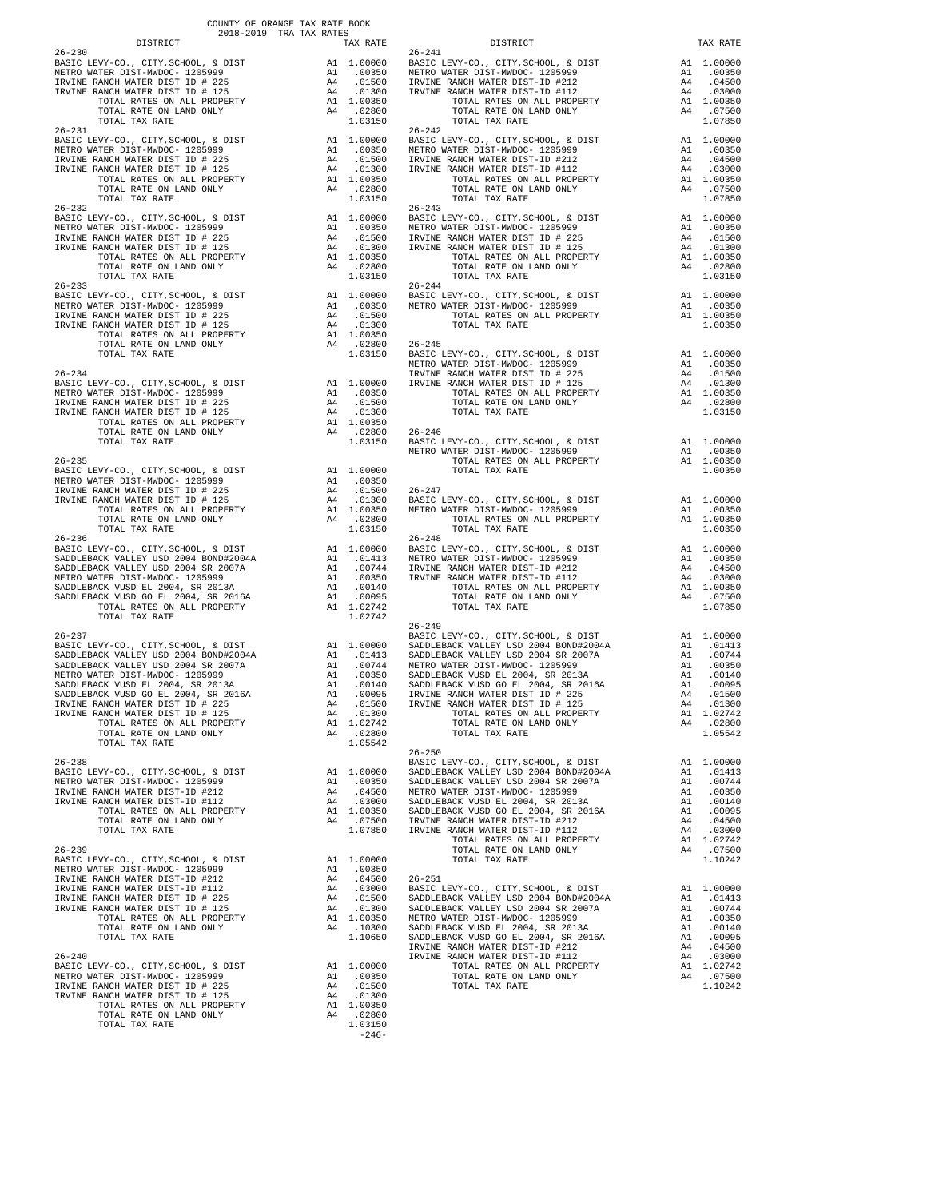COUNTY OF ORANGE TAX RATE BOOK
2018-2019 TRA TAX RATES

| DISTRICT | | TAX RATE |
|---|---|---|
| **26-230** | | |
| BASIC LEVY-CO., CITY,SCHOOL, & DIST | A1 | 1.00000 |
| METRO WATER DIST-MWDOC- 1205999 | A1 | .00350 |
| IRVINE RANCH WATER DIST ID # 225 | A4 | .01500 |
| IRVINE RANCH WATER DIST ID # 125 | A4 | .01300 |
| TOTAL RATES ON ALL PROPERTY | A1 | 1.00350 |
| TOTAL RATE ON LAND ONLY | A4 | .02800 |
| TOTAL TAX RATE | | 1.03150 |
| **26-231** | | |
| BASIC LEVY-CO., CITY,SCHOOL, & DIST | A1 | 1.00000 |
| METRO WATER DIST-MWDOC- 1205999 | A1 | .00350 |
| IRVINE RANCH WATER DIST ID # 225 | A4 | .01500 |
| IRVINE RANCH WATER DIST ID # 125 | A4 | .01300 |
| TOTAL RATES ON ALL PROPERTY | A1 | 1.00350 |
| TOTAL RATE ON LAND ONLY | A4 | .02800 |
| TOTAL TAX RATE | | 1.03150 |
| **26-232** | | |
| BASIC LEVY-CO., CITY,SCHOOL, & DIST | A1 | 1.00000 |
| METRO WATER DIST-MWDOC- 1205999 | A1 | .00350 |
| IRVINE RANCH WATER DIST ID # 225 | A4 | .01500 |
| IRVINE RANCH WATER DIST ID # 125 | A4 | .01300 |
| TOTAL RATES ON ALL PROPERTY | A1 | 1.00350 |
| TOTAL RATE ON LAND ONLY | A4 | .02800 |
| TOTAL TAX RATE | | 1.03150 |
| **26-233** | | |
| BASIC LEVY-CO., CITY,SCHOOL, & DIST | A1 | 1.00000 |
| METRO WATER DIST-MWDOC- 1205999 | A1 | .00350 |
| IRVINE RANCH WATER DIST ID # 225 | A4 | .01500 |
| IRVINE RANCH WATER DIST ID # 125 | A4 | .01300 |
| TOTAL RATES ON ALL PROPERTY | A1 | 1.00350 |
| TOTAL RATE ON LAND ONLY | A4 | .02800 |
| TOTAL TAX RATE | | 1.03150 |
| **26-234** | | |
| BASIC LEVY-CO., CITY,SCHOOL, & DIST | A1 | 1.00000 |
| METRO WATER DIST-MWDOC- 1205999 | A1 | .00350 |
| IRVINE RANCH WATER DIST ID # 225 | A4 | .01500 |
| IRVINE RANCH WATER DIST ID # 125 | A4 | .01300 |
| TOTAL RATES ON ALL PROPERTY | A1 | 1.00350 |
| TOTAL RATE ON LAND ONLY | A4 | .02800 |
| TOTAL TAX RATE | | 1.03150 |
| **26-235** | | |
| BASIC LEVY-CO., CITY,SCHOOL, & DIST | A1 | 1.00000 |
| METRO WATER DIST-MWDOC- 1205999 | A1 | .00350 |
| IRVINE RANCH WATER DIST ID # 225 | A4 | .01500 |
| IRVINE RANCH WATER DIST ID # 125 | A4 | .01300 |
| TOTAL RATES ON ALL PROPERTY | A1 | 1.00350 |
| TOTAL RATE ON LAND ONLY | A4 | .02800 |
| TOTAL TAX RATE | | 1.03150 |
| **26-236** | | |
| BASIC LEVY-CO., CITY,SCHOOL, & DIST | A1 | 1.00000 |
| SADDLEBACK VALLEY USD 2004 BOND#2004A | A1 | .01413 |
| SADDLEBACK VALLEY USD 2004 SR 2007A | A1 | .00744 |
| METRO WATER DIST-MWDOC- 1205999 | A1 | .00350 |
| SADDLEBACK VUSD EL 2004, SR 2013A | A1 | .00140 |
| SADDLEBACK VUSD GO EL 2004, SR 2016A | A1 | .00095 |
| TOTAL RATES ON ALL PROPERTY | A1 | 1.02742 |
| TOTAL TAX RATE | | 1.02742 |
| **26-237** | | |
| BASIC LEVY-CO., CITY,SCHOOL, & DIST | A1 | 1.00000 |
| SADDLEBACK VALLEY USD 2004 BOND#2004A | A1 | .01413 |
| SADDLEBACK VALLEY USD 2004 SR 2007A | A1 | .00744 |
| METRO WATER DIST-MWDOC- 1205999 | A1 | .00350 |
| SADDLEBACK VUSD EL 2004, SR 2013A | A1 | .00140 |
| SADDLEBACK VUSD GO EL 2004, SR 2016A | A1 | .00095 |
| IRVINE RANCH WATER DIST ID # 225 | A4 | .01500 |
| IRVINE RANCH WATER DIST ID # 125 | A4 | .01300 |
| TOTAL RATES ON ALL PROPERTY | A1 | 1.02742 |
| TOTAL RATE ON LAND ONLY | A4 | .02800 |
| TOTAL TAX RATE | | 1.05542 |
| **26-238** | | |
| BASIC LEVY-CO., CITY,SCHOOL, & DIST | A1 | 1.00000 |
| METRO WATER DIST-MWDOC- 1205999 | A1 | .00350 |
| IRVINE RANCH WATER DIST-ID #212 | A4 | .04500 |
| IRVINE RANCH WATER DIST-ID #112 | A4 | .03000 |
| TOTAL RATES ON ALL PROPERTY | A1 | 1.00350 |
| TOTAL RATE ON LAND ONLY | A4 | .07500 |
| TOTAL TAX RATE | | 1.07850 |
| **26-239** | | |
| BASIC LEVY-CO., CITY,SCHOOL, & DIST | A1 | 1.00000 |
| METRO WATER DIST-MWDOC- 1205999 | A1 | .00350 |
| IRVINE RANCH WATER DIST-ID #212 | A4 | .04500 |
| IRVINE RANCH WATER DIST-ID #112 | A4 | .03000 |
| IRVINE RANCH WATER DIST ID # 225 | A4 | .01500 |
| IRVINE RANCH WATER DIST ID # 125 | A4 | .01300 |
| TOTAL RATES ON ALL PROPERTY | A1 | 1.00350 |
| TOTAL RATE ON LAND ONLY | A4 | .10300 |
| TOTAL TAX RATE | | 1.10650 |
| **26-240** | | |
| BASIC LEVY-CO., CITY,SCHOOL, & DIST | A1 | 1.00000 |
| METRO WATER DIST-MWDOC- 1205999 | A1 | .00350 |
| IRVINE RANCH WATER DIST ID # 225 | A4 | .01500 |
| IRVINE RANCH WATER DIST ID # 125 | A4 | .01300 |
| TOTAL RATES ON ALL PROPERTY | A1 | 1.00350 |
| TOTAL RATE ON LAND ONLY | A4 | .02800 |
| TOTAL TAX RATE | | 1.03150 |
| **26-241** | | |
| BASIC LEVY-CO., CITY,SCHOOL, & DIST | A1 | 1.00000 |
| METRO WATER DIST-MWDOC- 1205999 | A1 | .00350 |
| IRVINE RANCH WATER DIST-ID #212 | A4 | .04500 |
| IRVINE RANCH WATER DIST-ID #112 | A4 | .03000 |
| TOTAL RATES ON ALL PROPERTY | A1 | 1.00350 |
| TOTAL RATE ON LAND ONLY | A4 | .07500 |
| TOTAL TAX RATE | | 1.07850 |
| **26-242** | | |
| BASIC LEVY-CO., CITY,SCHOOL, & DIST | A1 | 1.00000 |
| METRO WATER DIST-MWDOC- 1205999 | A1 | .00350 |
| IRVINE RANCH WATER DIST-ID #212 | A4 | .04500 |
| IRVINE RANCH WATER DIST-ID #112 | A4 | .03000 |
| TOTAL RATES ON ALL PROPERTY | A1 | 1.00350 |
| TOTAL RATE ON LAND ONLY | A4 | .07500 |
| TOTAL TAX RATE | | 1.07850 |
| **26-243** | | |
| BASIC LEVY-CO., CITY,SCHOOL, & DIST | A1 | 1.00000 |
| METRO WATER DIST-MWDOC- 1205999 | A1 | .00350 |
| IRVINE RANCH WATER DIST ID # 225 | A4 | .01500 |
| IRVINE RANCH WATER DIST ID # 125 | A4 | .01300 |
| TOTAL RATES ON ALL PROPERTY | A1 | 1.00350 |
| TOTAL RATE ON LAND ONLY | A4 | .02800 |
| TOTAL TAX RATE | | 1.03150 |
| **26-244** | | |
| BASIC LEVY-CO., CITY,SCHOOL, & DIST | A1 | 1.00000 |
| METRO WATER DIST-MWDOC- 1205999 | A1 | .00350 |
| TOTAL RATES ON ALL PROPERTY | A1 | 1.00350 |
| TOTAL TAX RATE | | 1.00350 |
| **26-245** | | |
| BASIC LEVY-CO., CITY,SCHOOL, & DIST | A1 | 1.00000 |
| METRO WATER DIST-MWDOC- 1205999 | A1 | .00350 |
| IRVINE RANCH WATER DIST ID # 225 | A4 | .01500 |
| IRVINE RANCH WATER DIST ID # 125 | A4 | .01300 |
| TOTAL RATES ON ALL PROPERTY | A1 | 1.00350 |
| TOTAL RATE ON LAND ONLY | A4 | .02800 |
| TOTAL TAX RATE | | 1.03150 |
| **26-246** | | |
| BASIC LEVY-CO., CITY,SCHOOL, & DIST | A1 | 1.00000 |
| METRO WATER DIST-MWDOC- 1205999 | A1 | .00350 |
| TOTAL RATES ON ALL PROPERTY | A1 | 1.00350 |
| TOTAL TAX RATE | | 1.00350 |
| **26-247** | | |
| BASIC LEVY-CO., CITY,SCHOOL, & DIST | A1 | 1.00000 |
| METRO WATER DIST-MWDOC- 1205999 | A1 | .00350 |
| TOTAL RATES ON ALL PROPERTY | A1 | 1.00350 |
| TOTAL TAX RATE | | 1.00350 |
| **26-248** | | |
| BASIC LEVY-CO., CITY,SCHOOL, & DIST | A1 | 1.00000 |
| METRO WATER DIST-MWDOC- 1205999 | A1 | .00350 |
| IRVINE RANCH WATER DIST-ID #212 | A4 | .04500 |
| IRVINE RANCH WATER DIST-ID #112 | A4 | .03000 |
| TOTAL RATES ON ALL PROPERTY | A1 | 1.00350 |
| TOTAL RATE ON LAND ONLY | A4 | .07500 |
| TOTAL TAX RATE | | 1.07850 |
| **26-249** | | |
| BASIC LEVY-CO., CITY,SCHOOL, & DIST | A1 | 1.00000 |
| SADDLEBACK VALLEY USD 2004 BOND#2004A | A1 | .01413 |
| SADDLEBACK VALLEY USD 2004 SR 2007A | A1 | .00744 |
| METRO WATER DIST-MWDOC- 1205999 | A1 | .00350 |
| SADDLEBACK VUSD EL 2004, SR 2013A | A1 | .00140 |
| SADDLEBACK VUSD GO EL 2004, SR 2016A | A1 | .00095 |
| IRVINE RANCH WATER DIST ID # 225 | A4 | .01500 |
| IRVINE RANCH WATER DIST ID # 125 | A4 | .01300 |
| TOTAL RATES ON ALL PROPERTY | A1 | 1.02742 |
| TOTAL RATE ON LAND ONLY | A4 | .02800 |
| TOTAL TAX RATE | | 1.05542 |
| **26-250** | | |
| BASIC LEVY-CO., CITY,SCHOOL, & DIST | A1 | 1.00000 |
| SADDLEBACK VALLEY USD 2004 BOND#2004A | A1 | .01413 |
| SADDLEBACK VALLEY USD 2004 SR 2007A | A1 | .00744 |
| METRO WATER DIST-MWDOC- 1205999 | A1 | .00350 |
| SADDLEBACK VUSD EL 2004, SR 2013A | A1 | .00140 |
| SADDLEBACK VUSD GO EL 2004, SR 2016A | A1 | .00095 |
| IRVINE RANCH WATER DIST-ID #212 | A4 | .04500 |
| IRVINE RANCH WATER DIST-ID #112 | A4 | .03000 |
| TOTAL RATES ON ALL PROPERTY | A1 | 1.02742 |
| TOTAL RATE ON LAND ONLY | A4 | .07500 |
| TOTAL TAX RATE | | 1.10242 |
| **26-251** | | |
| BASIC LEVY-CO., CITY,SCHOOL, & DIST | A1 | 1.00000 |
| SADDLEBACK VALLEY USD 2004 BOND#2004A | A1 | .01413 |
| SADDLEBACK VALLEY USD 2004 SR 2007A | A1 | .00744 |
| METRO WATER DIST-MWDOC- 1205999 | A1 | .00350 |
| SADDLEBACK VUSD EL 2004, SR 2013A | A1 | .00140 |
| SADDLEBACK VUSD GO EL 2004, SR 2016A | A1 | .00095 |
| IRVINE RANCH WATER DIST-ID #212 | A4 | .04500 |
| IRVINE RANCH WATER DIST-ID #112 | A4 | .03000 |
| TOTAL RATES ON ALL PROPERTY | A1 | 1.02742 |
| TOTAL RATE ON LAND ONLY | A4 | .07500 |
| TOTAL TAX RATE | | 1.10242 |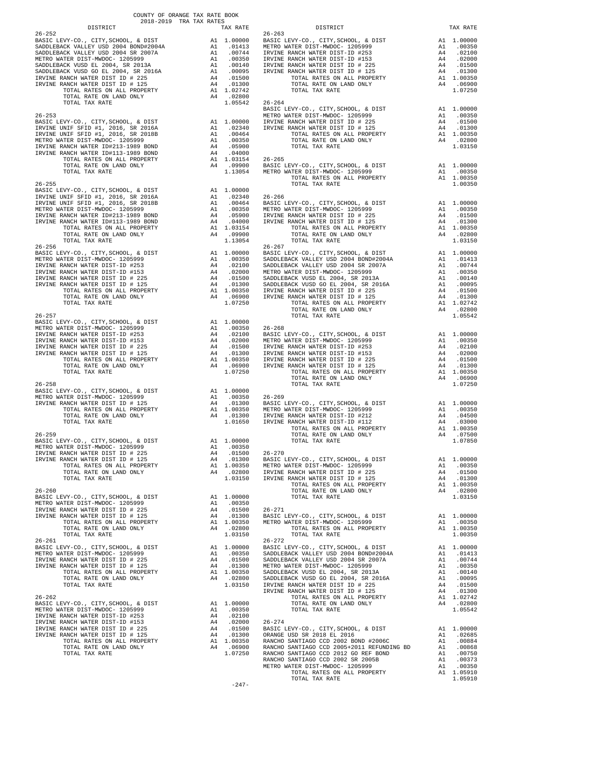COUNTY OF ORANGE TAX RATE BOOK
2018-2019 TRA TAX RATES

| DISTRICT | | TAX RATE |
|---|---|---|
| **26-252** | | |
| BASIC LEVY-CO., CITY,SCHOOL, & DIST | A1 | 1.00000 |
| SADDLEBACK VALLEY USD 2004 BOND#2004A | A1 | .01413 |
| SADDLEBACK VALLEY USD 2004 SR 2007A | A1 | .00744 |
| METRO WATER DIST-MWDOC- 1205999 | A1 | .00350 |
| SADDLEBACK VUSD EL 2004, SR 2013A | A1 | .00140 |
| SADDLEBACK VUSD GO EL 2004, SR 2016A | A1 | .00095 |
| IRVINE RANCH WATER DIST ID # 225 | A4 | .01500 |
| IRVINE RANCH WATER DIST ID # 125 | A4 | .01300 |
| TOTAL RATES ON ALL PROPERTY | A1 | 1.02742 |
| TOTAL RATE ON LAND ONLY | A4 | .02800 |
| TOTAL TAX RATE | | 1.05542 |
| **26-253** | | |
| BASIC LEVY-CO., CITY,SCHOOL, & DIST | A1 | 1.00000 |
| IRVINE UNIF SFID #1, 2016, SR 2016A | A1 | .02340 |
| IRVINE UNIF SFID #1, 2016, SR 2018B | A1 | .00464 |
| METRO WATER DIST-MWDOC- 1205999 | A1 | .00350 |
| IRVINE RANCH WATER ID#213-1989 BOND | A4 | .05900 |
| IRVINE RANCH WATER ID#113-1989 BOND | A4 | .04000 |
| TOTAL RATES ON ALL PROPERTY | A1 | 1.03154 |
| TOTAL RATE ON LAND ONLY | A4 | .09900 |
| TOTAL TAX RATE | | 1.13054 |
| **26-255** | | |
| BASIC LEVY-CO., CITY,SCHOOL, & DIST | A1 | 1.00000 |
| IRVINE UNIF SFID #1, 2016, SR 2016A | A1 | .02340 |
| IRVINE UNIF SFID #1, 2016, SR 2018B | A1 | .00464 |
| METRO WATER DIST-MWDOC- 1205999 | A1 | .00350 |
| IRVINE RANCH WATER ID#213-1989 BOND | A4 | .05900 |
| IRVINE RANCH WATER ID#113-1989 BOND | A4 | .04000 |
| TOTAL RATES ON ALL PROPERTY | A1 | 1.03154 |
| TOTAL RATE ON LAND ONLY | A4 | .09900 |
| TOTAL TAX RATE | | 1.13054 |
| **26-256** | | |
| BASIC LEVY-CO., CITY,SCHOOL, & DIST | A1 | 1.00000 |
| METRO WATER DIST-MWDOC- 1205999 | A1 | .00350 |
| IRVINE RANCH WATER DIST-ID #253 | A4 | .02100 |
| IRVINE RANCH WATER DIST-ID #153 | A4 | .02000 |
| IRVINE RANCH WATER DIST ID # 225 | A4 | .01500 |
| IRVINE RANCH WATER DIST ID # 125 | A4 | .01300 |
| TOTAL RATES ON ALL PROPERTY | A1 | 1.00350 |
| TOTAL RATE ON LAND ONLY | A4 | .06900 |
| TOTAL TAX RATE | | 1.07250 |
| **26-257** | | |
| BASIC LEVY-CO., CITY,SCHOOL, & DIST | A1 | 1.00000 |
| METRO WATER DIST-MWDOC- 1205999 | A1 | .00350 |
| IRVINE RANCH WATER DIST-ID #253 | A4 | .02100 |
| IRVINE RANCH WATER DIST-ID #153 | A4 | .02000 |
| IRVINE RANCH WATER DIST ID # 225 | A4 | .01500 |
| IRVINE RANCH WATER DIST ID # 125 | A4 | .01300 |
| TOTAL RATES ON ALL PROPERTY | A1 | 1.00350 |
| TOTAL RATE ON LAND ONLY | A4 | .06900 |
| TOTAL TAX RATE | | 1.07250 |
| **26-258** | | |
| BASIC LEVY-CO., CITY,SCHOOL, & DIST | A1 | 1.00000 |
| METRO WATER DIST-MWDOC- 1205999 | A1 | .00350 |
| IRVINE RANCH WATER DIST ID # 125 | A4 | .01300 |
| TOTAL RATES ON ALL PROPERTY | A1 | 1.00350 |
| TOTAL RATE ON LAND ONLY | A4 | .01300 |
| TOTAL TAX RATE | | 1.01650 |
| **26-259** | | |
| BASIC LEVY-CO., CITY,SCHOOL, & DIST | A1 | 1.00000 |
| METRO WATER DIST-MWDOC- 1205999 | A1 | .00350 |
| IRVINE RANCH WATER DIST ID # 225 | A4 | .01500 |
| IRVINE RANCH WATER DIST ID # 125 | A4 | .01300 |
| TOTAL RATES ON ALL PROPERTY | A1 | 1.00350 |
| TOTAL RATE ON LAND ONLY | A4 | .02800 |
| TOTAL TAX RATE | | 1.03150 |
| **26-260** | | |
| BASIC LEVY-CO., CITY,SCHOOL, & DIST | A1 | 1.00000 |
| METRO WATER DIST-MWDOC- 1205999 | A1 | .00350 |
| IRVINE RANCH WATER DIST ID # 225 | A4 | .01500 |
| IRVINE RANCH WATER DIST ID # 125 | A4 | .01300 |
| TOTAL RATES ON ALL PROPERTY | A1 | 1.00350 |
| TOTAL RATE ON LAND ONLY | A4 | .02800 |
| TOTAL TAX RATE | | 1.03150 |
| **26-261** | | |
| BASIC LEVY-CO., CITY,SCHOOL, & DIST | A1 | 1.00000 |
| METRO WATER DIST-MWDOC- 1205999 | A1 | .00350 |
| IRVINE RANCH WATER DIST ID # 225 | A4 | .01500 |
| IRVINE RANCH WATER DIST ID # 125 | A4 | .01300 |
| TOTAL RATES ON ALL PROPERTY | A1 | 1.00350 |
| TOTAL RATE ON LAND ONLY | A4 | .02800 |
| TOTAL TAX RATE | | 1.03150 |
| **26-262** | | |
| BASIC LEVY-CO., CITY,SCHOOL, & DIST | A1 | 1.00000 |
| METRO WATER DIST-MWDOC- 1205999 | A1 | .00350 |
| IRVINE RANCH WATER DIST-ID #253 | A4 | .02100 |
| IRVINE RANCH WATER DIST-ID #153 | A4 | .02000 |
| IRVINE RANCH WATER DIST ID # 225 | A4 | .01500 |
| IRVINE RANCH WATER DIST ID # 125 | A4 | .01300 |
| TOTAL RATES ON ALL PROPERTY | A1 | 1.00350 |
| TOTAL RATE ON LAND ONLY | A4 | .06900 |
| TOTAL TAX RATE | | 1.07250 |
| **26-263** | | |
| BASIC LEVY-CO., CITY,SCHOOL, & DIST | A1 | 1.00000 |
| METRO WATER DIST-MWDOC- 1205999 | A1 | .00350 |
| IRVINE RANCH WATER DIST-ID #253 | A4 | .02100 |
| IRVINE RANCH WATER DIST-ID #153 | A4 | .02000 |
| IRVINE RANCH WATER DIST ID # 225 | A4 | .01500 |
| IRVINE RANCH WATER DIST ID # 125 | A4 | .01300 |
| TOTAL RATES ON ALL PROPERTY | A1 | 1.00350 |
| TOTAL RATE ON LAND ONLY | A4 | .06900 |
| TOTAL TAX RATE | | 1.07250 |
| **26-264** | | |
| BASIC LEVY-CO., CITY,SCHOOL, & DIST | A1 | 1.00000 |
| METRO WATER DIST-MWDOC- 1205999 | A1 | .00350 |
| IRVINE RANCH WATER DIST ID # 225 | A4 | .01500 |
| IRVINE RANCH WATER DIST ID # 125 | A4 | .01300 |
| TOTAL RATES ON ALL PROPERTY | A1 | 1.00350 |
| TOTAL RATE ON LAND ONLY | A4 | .02800 |
| TOTAL TAX RATE | | 1.03150 |
| **26-265** | | |
| BASIC LEVY-CO., CITY,SCHOOL, & DIST | A1 | 1.00000 |
| METRO WATER DIST-MWDOC- 1205999 | A1 | .00350 |
| TOTAL RATES ON ALL PROPERTY | A1 | 1.00350 |
| TOTAL TAX RATE | | 1.00350 |
| **26-266** | | |
| BASIC LEVY-CO., CITY,SCHOOL, & DIST | A1 | 1.00000 |
| METRO WATER DIST-MWDOC- 1205999 | A1 | .00350 |
| IRVINE RANCH WATER DIST ID # 225 | A4 | .01500 |
| IRVINE RANCH WATER DIST ID # 125 | A4 | .01300 |
| TOTAL RATES ON ALL PROPERTY | A1 | 1.00350 |
| TOTAL RATE ON LAND ONLY | A4 | .02800 |
| TOTAL TAX RATE | | 1.03150 |
| **26-267** | | |
| BASIC LEVY-CO., CITY,SCHOOL, & DIST | A1 | 1.00000 |
| SADDLEBACK VALLEY USD 2004 BOND#2004A | A1 | .01413 |
| SADDLEBACK VALLEY USD 2004 SR 2007A | A1 | .00744 |
| METRO WATER DIST-MWDOC- 1205999 | A1 | .00350 |
| SADDLEBACK VUSD EL 2004, SR 2013A | A1 | .00140 |
| SADDLEBACK VUSD GO EL 2004, SR 2016A | A1 | .00095 |
| IRVINE RANCH WATER DIST ID # 225 | A4 | .01500 |
| IRVINE RANCH WATER DIST ID # 125 | A4 | .01300 |
| TOTAL RATES ON ALL PROPERTY | A1 | 1.02742 |
| TOTAL RATE ON LAND ONLY | A4 | .02800 |
| TOTAL TAX RATE | | 1.05542 |
| **26-268** | | |
| BASIC LEVY-CO., CITY,SCHOOL, & DIST | A1 | 1.00000 |
| METRO WATER DIST-MWDOC- 1205999 | A1 | .00350 |
| IRVINE RANCH WATER DIST-ID #253 | A4 | .02100 |
| IRVINE RANCH WATER DIST-ID #153 | A4 | .02000 |
| IRVINE RANCH WATER DIST ID # 225 | A4 | .01500 |
| IRVINE RANCH WATER DIST ID # 125 | A4 | .01300 |
| TOTAL RATES ON ALL PROPERTY | A1 | 1.00350 |
| TOTAL RATE ON LAND ONLY | A4 | .06900 |
| TOTAL TAX RATE | | 1.07250 |
| **26-269** | | |
| BASIC LEVY-CO., CITY,SCHOOL, & DIST | A1 | 1.00000 |
| METRO WATER DIST-MWDOC- 1205999 | A1 | .00350 |
| IRVINE RANCH WATER DIST-ID #212 | A4 | .04500 |
| IRVINE RANCH WATER DIST-ID #112 | A4 | .03000 |
| TOTAL RATES ON ALL PROPERTY | A1 | 1.00350 |
| TOTAL RATE ON LAND ONLY | A4 | .07500 |
| TOTAL TAX RATE | | 1.07850 |
| **26-270** | | |
| BASIC LEVY-CO., CITY,SCHOOL, & DIST | A1 | 1.00000 |
| METRO WATER DIST-MWDOC- 1205999 | A1 | .00350 |
| IRVINE RANCH WATER DIST ID # 225 | A4 | .01500 |
| IRVINE RANCH WATER DIST ID # 125 | A4 | .01300 |
| TOTAL RATES ON ALL PROPERTY | A1 | 1.00350 |
| TOTAL RATE ON LAND ONLY | A4 | .02800 |
| TOTAL TAX RATE | | 1.03150 |
| **26-271** | | |
| BASIC LEVY-CO., CITY,SCHOOL, & DIST | A1 | 1.00000 |
| METRO WATER DIST-MWDOC- 1205999 | A1 | .00350 |
| TOTAL RATES ON ALL PROPERTY | A1 | 1.00350 |
| TOTAL TAX RATE | | 1.00350 |
| **26-272** | | |
| BASIC LEVY-CO., CITY,SCHOOL, & DIST | A1 | 1.00000 |
| SADDLEBACK VALLEY USD 2004 BOND#2004A | A1 | .01413 |
| SADDLEBACK VALLEY USD 2004 SR 2007A | A1 | .00744 |
| METRO WATER DIST-MWDOC- 1205999 | A1 | .00350 |
| SADDLEBACK VUSD EL 2004, SR 2013A | A1 | .00140 |
| SADDLEBACK VUSD GO EL 2004, SR 2016A | A1 | .00095 |
| IRVINE RANCH WATER DIST ID # 225 | A4 | .01500 |
| IRVINE RANCH WATER DIST ID # 125 | A4 | .01300 |
| TOTAL RATES ON ALL PROPERTY | A1 | 1.02742 |
| TOTAL RATE ON LAND ONLY | A4 | .02800 |
| TOTAL TAX RATE | | 1.05542 |
| **26-274** | | |
| BASIC LEVY-CO., CITY,SCHOOL, & DIST | A1 | 1.00000 |
| ORANGE USD SR 2018 EL 2016 | A1 | .02685 |
| RANCHO SANTIAGO CCD 2002 BOND #2006C | A1 | .00884 |
| RANCHO SANTIAGO CCD 2005+2011 REFUNDING BD | A1 | .00868 |
| RANCHO SANTIAGO CCD 2012 GO REF BOND | A1 | .00750 |
| RANCHO SANTIAGO CCD 2002 SR 2005B | A1 | .00373 |
| METRO WATER DIST-MWDOC- 1205999 | A1 | .00350 |
| TOTAL RATES ON ALL PROPERTY | A1 | 1.05910 |
| TOTAL TAX RATE | | 1.05910 |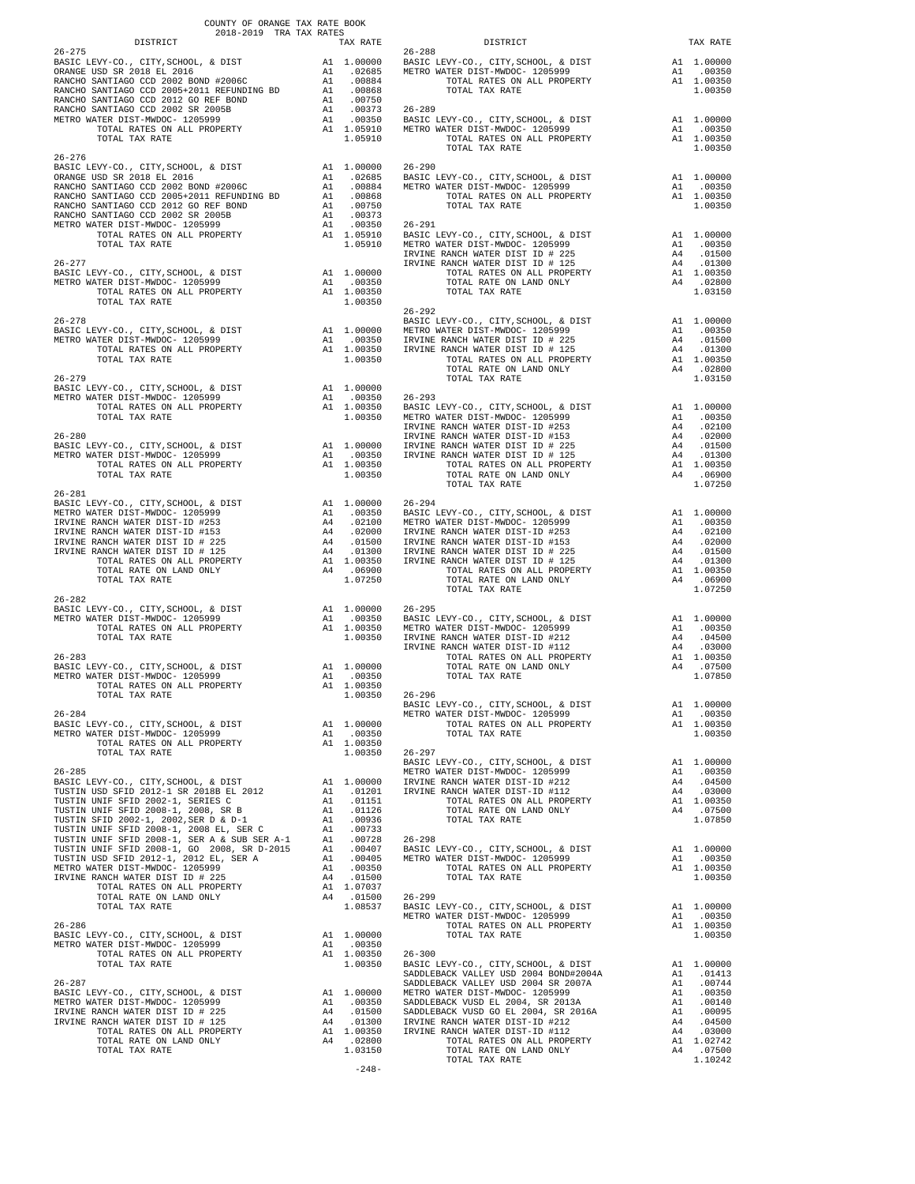COUNTY OF ORANGE TAX RATE BOOK
2018-2019 TRA TAX RATES

| DISTRICT | | TAX RATE |
|---|---|---|
| **26-275** | | |
| BASIC LEVY-CO., CITY,SCHOOL, & DIST | A1 | 1.00000 |
| ORANGE USD SR 2018 EL 2016 | A1 | .02685 |
| RANCHO SANTIAGO CCD 2002 BOND #2006C | A1 | .00884 |
| RANCHO SANTIAGO CCD 2005+2011 REFUNDING BD | A1 | .00868 |
| RANCHO SANTIAGO CCD 2012 GO REF BOND | A1 | .00750 |
| RANCHO SANTIAGO CCD 2002 SR 2005B | A1 | .00373 |
| METRO WATER DIST-MWDOC- 1205999 | A1 | .00350 |
| TOTAL RATES ON ALL PROPERTY | A1 | 1.05910 |
| TOTAL TAX RATE | | 1.05910 |
| **26-276** | | |
| BASIC LEVY-CO., CITY,SCHOOL, & DIST | A1 | 1.00000 |
| ORANGE USD SR 2018 EL 2016 | A1 | .02685 |
| RANCHO SANTIAGO CCD 2002 BOND #2006C | A1 | .00884 |
| RANCHO SANTIAGO CCD 2005+2011 REFUNDING BD | A1 | .00868 |
| RANCHO SANTIAGO CCD 2012 GO REF BOND | A1 | .00750 |
| RANCHO SANTIAGO CCD 2002 SR 2005B | A1 | .00373 |
| METRO WATER DIST-MWDOC- 1205999 | A1 | .00350 |
| TOTAL RATES ON ALL PROPERTY | A1 | 1.05910 |
| TOTAL TAX RATE | | 1.05910 |
| **26-277** | | |
| BASIC LEVY-CO., CITY,SCHOOL, & DIST | A1 | 1.00000 |
| METRO WATER DIST-MWDOC- 1205999 | A1 | .00350 |
| TOTAL RATES ON ALL PROPERTY | A1 | 1.00350 |
| TOTAL TAX RATE | | 1.00350 |
| **26-278** | | |
| BASIC LEVY-CO., CITY,SCHOOL, & DIST | A1 | 1.00000 |
| METRO WATER DIST-MWDOC- 1205999 | A1 | .00350 |
| TOTAL RATES ON ALL PROPERTY | A1 | 1.00350 |
| TOTAL TAX RATE | | 1.00350 |
| **26-279** | | |
| BASIC LEVY-CO., CITY,SCHOOL, & DIST | A1 | 1.00000 |
| METRO WATER DIST-MWDOC- 1205999 | A1 | .00350 |
| TOTAL RATES ON ALL PROPERTY | A1 | 1.00350 |
| TOTAL TAX RATE | | 1.00350 |
| **26-280** | | |
| BASIC LEVY-CO., CITY,SCHOOL, & DIST | A1 | 1.00000 |
| METRO WATER DIST-MWDOC- 1205999 | A1 | .00350 |
| TOTAL RATES ON ALL PROPERTY | A1 | 1.00350 |
| TOTAL TAX RATE | | 1.00350 |
| **26-281** | | |
| BASIC LEVY-CO., CITY,SCHOOL, & DIST | A1 | 1.00000 |
| METRO WATER DIST-MWDOC- 1205999 | A1 | .00350 |
| IRVINE RANCH WATER DIST-ID #253 | A4 | .02100 |
| IRVINE RANCH WATER DIST-ID #153 | A4 | .02000 |
| IRVINE RANCH WATER DIST ID # 225 | A4 | .01500 |
| IRVINE RANCH WATER DIST ID # 125 | A4 | .01300 |
| TOTAL RATES ON ALL PROPERTY | A1 | 1.00350 |
| TOTAL RATE ON LAND ONLY | A4 | .06900 |
| TOTAL TAX RATE | | 1.07250 |
| **26-282** | | |
| BASIC LEVY-CO., CITY,SCHOOL, & DIST | A1 | 1.00000 |
| METRO WATER DIST-MWDOC- 1205999 | A1 | .00350 |
| TOTAL RATES ON ALL PROPERTY | A1 | 1.00350 |
| TOTAL TAX RATE | | 1.00350 |
| **26-283** | | |
| BASIC LEVY-CO., CITY,SCHOOL, & DIST | A1 | 1.00000 |
| METRO WATER DIST-MWDOC- 1205999 | A1 | .00350 |
| TOTAL RATES ON ALL PROPERTY | A1 | 1.00350 |
| TOTAL TAX RATE | | 1.00350 |
| **26-284** | | |
| BASIC LEVY-CO., CITY,SCHOOL, & DIST | A1 | 1.00000 |
| METRO WATER DIST-MWDOC- 1205999 | A1 | .00350 |
| TOTAL RATES ON ALL PROPERTY | A1 | 1.00350 |
| TOTAL TAX RATE | | 1.00350 |
| **26-285** | | |
| BASIC LEVY-CO., CITY,SCHOOL, & DIST | A1 | 1.00000 |
| TUSTIN USD SFID 2012-1 SR 2018B EL 2012 | A1 | .01201 |
| TUSTIN UNIF SFID 2002-1, SERIES C | A1 | .01151 |
| TUSTIN UNIF SFID 2008-1, 2008, SR B | A1 | .01126 |
| TUSTIN SFID 2002-1, 2002,SER D & D-1 | A1 | .00936 |
| TUSTIN UNIF SFID 2008-1, 2008 EL, SER C | A1 | .00733 |
| TUSTIN UNIF SFID 2008-1, SER A & SUB SER A-1 | A1 | .00728 |
| TUSTIN UNIF SFID 2008-1, GO 2008, SR D-2015 | A1 | .00407 |
| TUSTIN USD SFID 2012-1, 2012 EL, SER A | A1 | .00405 |
| METRO WATER DIST-MWDOC- 1205999 | A1 | .00350 |
| IRVINE RANCH WATER DIST ID # 225 | A4 | .01500 |
| TOTAL RATES ON ALL PROPERTY | A1 | 1.07037 |
| TOTAL RATE ON LAND ONLY | A4 | .01500 |
| TOTAL TAX RATE | | 1.08537 |
| **26-286** | | |
| BASIC LEVY-CO., CITY,SCHOOL, & DIST | A1 | 1.00000 |
| METRO WATER DIST-MWDOC- 1205999 | A1 | .00350 |
| TOTAL RATES ON ALL PROPERTY | A1 | 1.00350 |
| TOTAL TAX RATE | | 1.00350 |
| **26-287** | | |
| BASIC LEVY-CO., CITY,SCHOOL, & DIST | A1 | 1.00000 |
| METRO WATER DIST-MWDOC- 1205999 | A1 | .00350 |
| IRVINE RANCH WATER DIST ID # 225 | A4 | .01500 |
| IRVINE RANCH WATER DIST ID # 125 | A4 | .01300 |
| TOTAL RATES ON ALL PROPERTY | A1 | 1.00350 |
| TOTAL RATE ON LAND ONLY | A4 | .02800 |
| TOTAL TAX RATE | | 1.03150 |
| **26-288** | | |
| BASIC LEVY-CO., CITY,SCHOOL, & DIST | A1 | 1.00000 |
| METRO WATER DIST-MWDOC- 1205999 | A1 | .00350 |
| TOTAL RATES ON ALL PROPERTY | A1 | 1.00350 |
| TOTAL TAX RATE | | 1.00350 |
| **26-289** | | |
| BASIC LEVY-CO., CITY,SCHOOL, & DIST | A1 | 1.00000 |
| METRO WATER DIST-MWDOC- 1205999 | A1 | .00350 |
| TOTAL RATES ON ALL PROPERTY | A1 | 1.00350 |
| TOTAL TAX RATE | | 1.00350 |
| **26-290** | | |
| BASIC LEVY-CO., CITY,SCHOOL, & DIST | A1 | 1.00000 |
| METRO WATER DIST-MWDOC- 1205999 | A1 | .00350 |
| TOTAL RATES ON ALL PROPERTY | A1 | 1.00350 |
| TOTAL TAX RATE | | 1.00350 |
| **26-291** | | |
| BASIC LEVY-CO., CITY,SCHOOL, & DIST | A1 | 1.00000 |
| METRO WATER DIST-MWDOC- 1205999 | A1 | .00350 |
| IRVINE RANCH WATER DIST ID # 225 | A4 | .01500 |
| IRVINE RANCH WATER DIST ID # 125 | A4 | .01300 |
| TOTAL RATES ON ALL PROPERTY | A1 | 1.00350 |
| TOTAL RATE ON LAND ONLY | A4 | .02800 |
| TOTAL TAX RATE | | 1.03150 |
| **26-292** | | |
| BASIC LEVY-CO., CITY,SCHOOL, & DIST | A1 | 1.00000 |
| METRO WATER DIST-MWDOC- 1205999 | A1 | .00350 |
| IRVINE RANCH WATER DIST ID # 225 | A4 | .01500 |
| IRVINE RANCH WATER DIST ID # 125 | A4 | .01300 |
| TOTAL RATES ON ALL PROPERTY | A1 | 1.00350 |
| TOTAL RATE ON LAND ONLY | A4 | .02800 |
| TOTAL TAX RATE | | 1.03150 |
| **26-293** | | |
| BASIC LEVY-CO., CITY,SCHOOL, & DIST | A1 | 1.00000 |
| METRO WATER DIST-MWDOC- 1205999 | A1 | .00350 |
| IRVINE RANCH WATER DIST-ID #253 | A4 | .02100 |
| IRVINE RANCH WATER DIST-ID #153 | A4 | .02000 |
| IRVINE RANCH WATER DIST ID # 225 | A4 | .01500 |
| IRVINE RANCH WATER DIST ID # 125 | A4 | .01300 |
| TOTAL RATES ON ALL PROPERTY | A1 | 1.00350 |
| TOTAL RATE ON LAND ONLY | A4 | .06900 |
| TOTAL TAX RATE | | 1.07250 |
| **26-294** | | |
| BASIC LEVY-CO., CITY,SCHOOL, & DIST | A1 | 1.00000 |
| METRO WATER DIST-MWDOC- 1205999 | A1 | .00350 |
| IRVINE RANCH WATER DIST-ID #253 | A4 | .02100 |
| IRVINE RANCH WATER DIST-ID #153 | A4 | .02000 |
| IRVINE RANCH WATER DIST ID # 225 | A4 | .01500 |
| IRVINE RANCH WATER DIST ID # 125 | A4 | .01300 |
| TOTAL RATES ON ALL PROPERTY | A1 | 1.00350 |
| TOTAL RATE ON LAND ONLY | A4 | .06900 |
| TOTAL TAX RATE | | 1.07250 |
| **26-295** | | |
| BASIC LEVY-CO., CITY,SCHOOL, & DIST | A1 | 1.00000 |
| METRO WATER DIST-MWDOC- 1205999 | A1 | .00350 |
| IRVINE RANCH WATER DIST-ID #212 | A4 | .04500 |
| IRVINE RANCH WATER DIST-ID #112 | A4 | .03000 |
| TOTAL RATES ON ALL PROPERTY | A1 | 1.00350 |
| TOTAL RATE ON LAND ONLY | A4 | .07500 |
| TOTAL TAX RATE | | 1.07850 |
| **26-296** | | |
| BASIC LEVY-CO., CITY,SCHOOL, & DIST | A1 | 1.00000 |
| METRO WATER DIST-MWDOC- 1205999 | A1 | .00350 |
| TOTAL RATES ON ALL PROPERTY | A1 | 1.00350 |
| TOTAL TAX RATE | | 1.00350 |
| **26-297** | | |
| BASIC LEVY-CO., CITY,SCHOOL, & DIST | A1 | 1.00000 |
| METRO WATER DIST-MWDOC- 1205999 | A1 | .00350 |
| IRVINE RANCH WATER DIST-ID #212 | A4 | .04500 |
| IRVINE RANCH WATER DIST-ID #112 | A4 | .03000 |
| TOTAL RATES ON ALL PROPERTY | A1 | 1.00350 |
| TOTAL RATE ON LAND ONLY | A4 | .07500 |
| TOTAL TAX RATE | | 1.07850 |
| **26-298** | | |
| BASIC LEVY-CO., CITY,SCHOOL, & DIST | A1 | 1.00000 |
| METRO WATER DIST-MWDOC- 1205999 | A1 | .00350 |
| TOTAL RATES ON ALL PROPERTY | A1 | 1.00350 |
| TOTAL TAX RATE | | 1.00350 |
| **26-299** | | |
| BASIC LEVY-CO., CITY,SCHOOL, & DIST | A1 | 1.00000 |
| METRO WATER DIST-MWDOC- 1205999 | A1 | .00350 |
| TOTAL RATES ON ALL PROPERTY | A1 | 1.00350 |
| TOTAL TAX RATE | | 1.00350 |
| **26-300** | | |
| BASIC LEVY-CO., CITY,SCHOOL, & DIST | A1 | 1.00000 |
| SADDLEBACK VALLEY USD 2004 BOND#2004A | A1 | .01413 |
| SADDLEBACK VALLEY USD 2004 SR 2007A | A1 | .00744 |
| METRO WATER DIST-MWDOC- 1205999 | A1 | .00350 |
| SADDLEBACK VUSD EL 2004, SR 2013A | A1 | .00140 |
| SADDLEBACK VUSD GO EL 2004, SR 2016A | A1 | .00095 |
| IRVINE RANCH WATER DIST-ID #212 | A4 | .04500 |
| IRVINE RANCH WATER DIST-ID #112 | A4 | .03000 |
| TOTAL RATES ON ALL PROPERTY | A1 | 1.02742 |
| TOTAL RATE ON LAND ONLY | A4 | .07500 |
| TOTAL TAX RATE | | 1.10242 |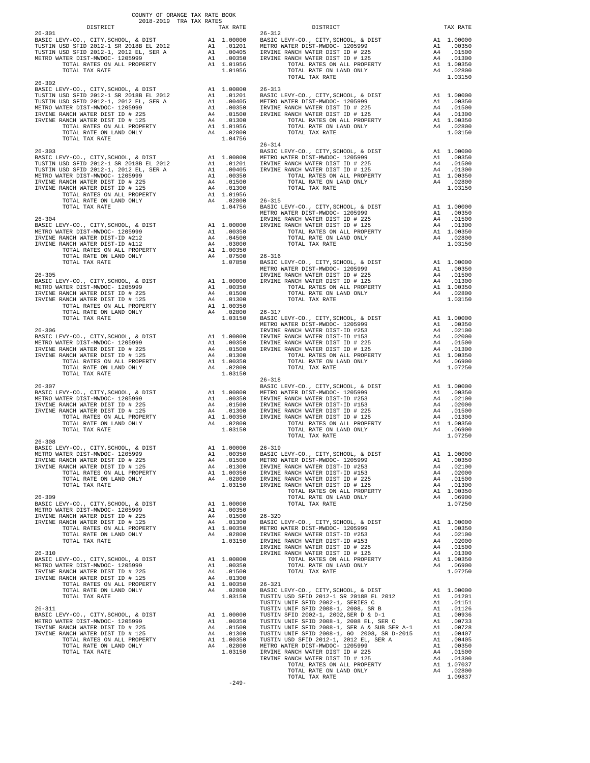COUNTY OF ORANGE TAX RATE BOOK
2018-2019 TRA TAX RATES

| DISTRICT | | TAX RATE |
|---|---|---|
| **26-301** | | |
| BASIC LEVY-CO., CITY,SCHOOL, & DIST | A1 | 1.00000 |
| TUSTIN USD SFID 2012-1 SR 2018B EL 2012 | A1 | .01201 |
| TUSTIN USD SFID 2012-1, 2012 EL, SER A | A1 | .00405 |
| METRO WATER DIST-MWDOC- 1205999 | A1 | .00350 |
| TOTAL RATES ON ALL PROPERTY | A1 | 1.01956 |
| TOTAL TAX RATE | | 1.01956 |
| **26-302** | | |
| BASIC LEVY-CO., CITY,SCHOOL, & DIST | A1 | 1.00000 |
| TUSTIN USD SFID 2012-1 SR 2018B EL 2012 | A1 | .01201 |
| TUSTIN USD SFID 2012-1, 2012 EL, SER A | A1 | .00405 |
| METRO WATER DIST-MWDOC- 1205999 | A1 | .00350 |
| IRVINE RANCH WATER DIST ID # 225 | A4 | .01500 |
| IRVINE RANCH WATER DIST ID # 125 | A4 | .01300 |
| TOTAL RATES ON ALL PROPERTY | A1 | 1.01956 |
| TOTAL RATE ON LAND ONLY | A4 | .02800 |
| TOTAL TAX RATE | | 1.04756 |
| **26-303** | | |
| BASIC LEVY-CO., CITY,SCHOOL, & DIST | A1 | 1.00000 |
| TUSTIN USD SFID 2012-1 SR 2018B EL 2012 | A1 | .01201 |
| TUSTIN USD SFID 2012-1, 2012 EL, SER A | A1 | .00405 |
| METRO WATER DIST-MWDOC- 1205999 | A1 | .00350 |
| IRVINE RANCH WATER DIST ID # 225 | A4 | .01500 |
| IRVINE RANCH WATER DIST ID # 125 | A4 | .01300 |
| TOTAL RATES ON ALL PROPERTY | A1 | 1.01956 |
| TOTAL RATE ON LAND ONLY | A4 | .02800 |
| TOTAL TAX RATE | | 1.04756 |
| **26-304** | | |
| BASIC LEVY-CO., CITY,SCHOOL, & DIST | A1 | 1.00000 |
| METRO WATER DIST-MWDOC- 1205999 | A1 | .00350 |
| IRVINE RANCH WATER DIST-ID #212 | A4 | .04500 |
| IRVINE RANCH WATER DIST-ID #112 | A4 | .03000 |
| TOTAL RATES ON ALL PROPERTY | A1 | 1.00350 |
| TOTAL RATE ON LAND ONLY | A4 | .07500 |
| TOTAL TAX RATE | | 1.07850 |
| **26-305** | | |
| BASIC LEVY-CO., CITY,SCHOOL, & DIST | A1 | 1.00000 |
| METRO WATER DIST-MWDOC- 1205999 | A1 | .00350 |
| IRVINE RANCH WATER DIST ID # 225 | A4 | .01500 |
| IRVINE RANCH WATER DIST ID # 125 | A4 | .01300 |
| TOTAL RATES ON ALL PROPERTY | A1 | 1.00350 |
| TOTAL RATE ON LAND ONLY | A4 | .02800 |
| TOTAL TAX RATE | | 1.03150 |
| **26-306** | | |
| BASIC LEVY-CO., CITY,SCHOOL, & DIST | A1 | 1.00000 |
| METRO WATER DIST-MWDOC- 1205999 | A1 | .00350 |
| IRVINE RANCH WATER DIST ID # 225 | A4 | .01500 |
| IRVINE RANCH WATER DIST ID # 125 | A4 | .01300 |
| TOTAL RATES ON ALL PROPERTY | A1 | 1.00350 |
| TOTAL RATE ON LAND ONLY | A4 | .02800 |
| TOTAL TAX RATE | | 1.03150 |
| **26-307** | | |
| BASIC LEVY-CO., CITY,SCHOOL, & DIST | A1 | 1.00000 |
| METRO WATER DIST-MWDOC- 1205999 | A1 | .00350 |
| IRVINE RANCH WATER DIST ID # 225 | A4 | .01500 |
| IRVINE RANCH WATER DIST ID # 125 | A4 | .01300 |
| TOTAL RATES ON ALL PROPERTY | A1 | 1.00350 |
| TOTAL RATE ON LAND ONLY | A4 | .02800 |
| TOTAL TAX RATE | | 1.03150 |
| **26-308** | | |
| BASIC LEVY-CO., CITY,SCHOOL, & DIST | A1 | 1.00000 |
| METRO WATER DIST-MWDOC- 1205999 | A1 | .00350 |
| IRVINE RANCH WATER DIST ID # 225 | A4 | .01500 |
| IRVINE RANCH WATER DIST ID # 125 | A4 | .01300 |
| TOTAL RATES ON ALL PROPERTY | A1 | 1.00350 |
| TOTAL RATE ON LAND ONLY | A4 | .02800 |
| TOTAL TAX RATE | | 1.03150 |
| **26-309** | | |
| BASIC LEVY-CO., CITY,SCHOOL, & DIST | A1 | 1.00000 |
| METRO WATER DIST-MWDOC- 1205999 | A1 | .00350 |
| IRVINE RANCH WATER DIST ID # 225 | A4 | .01500 |
| IRVINE RANCH WATER DIST ID # 125 | A4 | .01300 |
| TOTAL RATES ON ALL PROPERTY | A1 | 1.00350 |
| TOTAL RATE ON LAND ONLY | A4 | .02800 |
| TOTAL TAX RATE | | 1.03150 |
| **26-310** | | |
| BASIC LEVY-CO., CITY,SCHOOL, & DIST | A1 | 1.00000 |
| METRO WATER DIST-MWDOC- 1205999 | A1 | .00350 |
| IRVINE RANCH WATER DIST ID # 225 | A4 | .01500 |
| IRVINE RANCH WATER DIST ID # 125 | A4 | .01300 |
| TOTAL RATES ON ALL PROPERTY | A1 | 1.00350 |
| TOTAL RATE ON LAND ONLY | A4 | .02800 |
| TOTAL TAX RATE | | 1.03150 |
| **26-311** | | |
| BASIC LEVY-CO., CITY,SCHOOL, & DIST | A1 | 1.00000 |
| METRO WATER DIST-MWDOC- 1205999 | A1 | .00350 |
| IRVINE RANCH WATER DIST ID # 225 | A4 | .01500 |
| IRVINE RANCH WATER DIST ID # 125 | A4 | .01300 |
| TOTAL RATES ON ALL PROPERTY | A1 | 1.00350 |
| TOTAL RATE ON LAND ONLY | A4 | .02800 |
| TOTAL TAX RATE | | 1.03150 |
| **26-312** | | |
| BASIC LEVY-CO., CITY,SCHOOL, & DIST | A1 | 1.00000 |
| METRO WATER DIST-MWDOC- 1205999 | A1 | .00350 |
| IRVINE RANCH WATER DIST ID # 225 | A4 | .01500 |
| IRVINE RANCH WATER DIST ID # 125 | A4 | .01300 |
| TOTAL RATES ON ALL PROPERTY | A1 | 1.00350 |
| TOTAL RATE ON LAND ONLY | A4 | .02800 |
| TOTAL TAX RATE | | 1.03150 |
| **26-313** | | |
| BASIC LEVY-CO., CITY,SCHOOL, & DIST | A1 | 1.00000 |
| METRO WATER DIST-MWDOC- 1205999 | A1 | .00350 |
| IRVINE RANCH WATER DIST ID # 225 | A4 | .01500 |
| IRVINE RANCH WATER DIST ID # 125 | A4 | .01300 |
| TOTAL RATES ON ALL PROPERTY | A1 | 1.00350 |
| TOTAL RATE ON LAND ONLY | A4 | .02800 |
| TOTAL TAX RATE | | 1.03150 |
| **26-314** | | |
| BASIC LEVY-CO., CITY,SCHOOL, & DIST | A1 | 1.00000 |
| METRO WATER DIST-MWDOC- 1205999 | A1 | .00350 |
| IRVINE RANCH WATER DIST ID # 225 | A4 | .01500 |
| IRVINE RANCH WATER DIST ID # 125 | A4 | .01300 |
| TOTAL RATES ON ALL PROPERTY | A1 | 1.00350 |
| TOTAL RATE ON LAND ONLY | A4 | .02800 |
| TOTAL TAX RATE | | 1.03150 |
| **26-315** | | |
| BASIC LEVY-CO., CITY,SCHOOL, & DIST | A1 | 1.00000 |
| METRO WATER DIST-MWDOC- 1205999 | A1 | .00350 |
| IRVINE RANCH WATER DIST ID # 225 | A4 | .01500 |
| IRVINE RANCH WATER DIST ID # 125 | A4 | .01300 |
| TOTAL RATES ON ALL PROPERTY | A1 | 1.00350 |
| TOTAL RATE ON LAND ONLY | A4 | .02800 |
| TOTAL TAX RATE | | 1.03150 |
| **26-316** | | |
| BASIC LEVY-CO., CITY,SCHOOL, & DIST | A1 | 1.00000 |
| METRO WATER DIST-MWDOC- 1205999 | A1 | .00350 |
| IRVINE RANCH WATER DIST ID # 225 | A4 | .01500 |
| IRVINE RANCH WATER DIST ID # 125 | A4 | .01300 |
| TOTAL RATES ON ALL PROPERTY | A1 | 1.00350 |
| TOTAL RATE ON LAND ONLY | A4 | .02800 |
| TOTAL TAX RATE | | 1.03150 |
| **26-317** | | |
| BASIC LEVY-CO., CITY,SCHOOL, & DIST | A1 | 1.00000 |
| METRO WATER DIST-MWDOC- 1205999 | A1 | .00350 |
| IRVINE RANCH WATER DIST-ID #253 | A4 | .02100 |
| IRVINE RANCH WATER DIST-ID #153 | A4 | .02000 |
| IRVINE RANCH WATER DIST ID # 225 | A4 | .01500 |
| IRVINE RANCH WATER DIST ID # 125 | A4 | .01300 |
| TOTAL RATES ON ALL PROPERTY | A1 | 1.00350 |
| TOTAL RATE ON LAND ONLY | A4 | .06900 |
| TOTAL TAX RATE | | 1.07250 |
| **26-318** | | |
| BASIC LEVY-CO., CITY,SCHOOL, & DIST | A1 | 1.00000 |
| METRO WATER DIST-MWDOC- 1205999 | A1 | .00350 |
| IRVINE RANCH WATER DIST-ID #253 | A4 | .02100 |
| IRVINE RANCH WATER DIST-ID #153 | A4 | .02000 |
| IRVINE RANCH WATER DIST ID # 225 | A4 | .01500 |
| IRVINE RANCH WATER DIST ID # 125 | A4 | .01300 |
| TOTAL RATES ON ALL PROPERTY | A1 | 1.00350 |
| TOTAL RATE ON LAND ONLY | A4 | .06900 |
| TOTAL TAX RATE | | 1.07250 |
| **26-319** | | |
| BASIC LEVY-CO., CITY,SCHOOL, & DIST | A1 | 1.00000 |
| METRO WATER DIST-MWDOC- 1205999 | A1 | .00350 |
| IRVINE RANCH WATER DIST-ID #253 | A4 | .02100 |
| IRVINE RANCH WATER DIST-ID #153 | A4 | .02000 |
| IRVINE RANCH WATER DIST ID # 225 | A4 | .01500 |
| IRVINE RANCH WATER DIST ID # 125 | A4 | .01300 |
| TOTAL RATES ON ALL PROPERTY | A1 | 1.00350 |
| TOTAL RATE ON LAND ONLY | A4 | .06900 |
| TOTAL TAX RATE | | 1.07250 |
| **26-320** | | |
| BASIC LEVY-CO., CITY,SCHOOL, & DIST | A1 | 1.00000 |
| METRO WATER DIST-MWDOC- 1205999 | A1 | .00350 |
| IRVINE RANCH WATER DIST-ID #253 | A4 | .02100 |
| IRVINE RANCH WATER DIST-ID #153 | A4 | .02000 |
| IRVINE RANCH WATER DIST ID # 225 | A4 | .01500 |
| IRVINE RANCH WATER DIST ID # 125 | A4 | .01300 |
| TOTAL RATES ON ALL PROPERTY | A1 | 1.00350 |
| TOTAL RATE ON LAND ONLY | A4 | .06900 |
| TOTAL TAX RATE | | 1.07250 |
| **26-321** | | |
| BASIC LEVY-CO., CITY,SCHOOL, & DIST | A1 | 1.00000 |
| TUSTIN USD SFID 2012-1 SR 2018B EL 2012 | A1 | .01201 |
| TUSTIN UNIF SFID 2002-1, SERIES C | A1 | .01151 |
| TUSTIN UNIF SFID 2008-1, 2008, SR B | A1 | .01126 |
| TUSTIN SFID 2002-1, 2002,SER D & D-1 | A1 | .00936 |
| TUSTIN UNIF SFID 2008-1, 2008 EL, SER C | A1 | .00733 |
| TUSTIN UNIF SFID 2008-1, SER A & SUB SER A-1 | A1 | .00728 |
| TUSTIN UNIF SFID 2008-1, GO 2008, SR D-2015 | A1 | .00407 |
| TUSTIN USD SFID 2012-1, 2012 EL, SER A | A1 | .00405 |
| METRO WATER DIST-MWDOC- 1205999 | A1 | .00350 |
| IRVINE RANCH WATER DIST ID # 225 | A4 | .01500 |
| IRVINE RANCH WATER DIST ID # 125 | A4 | .01300 |
| TOTAL RATES ON ALL PROPERTY | A1 | 1.07037 |
| TOTAL RATE ON LAND ONLY | A4 | .02800 |
| TOTAL TAX RATE | | 1.09837 |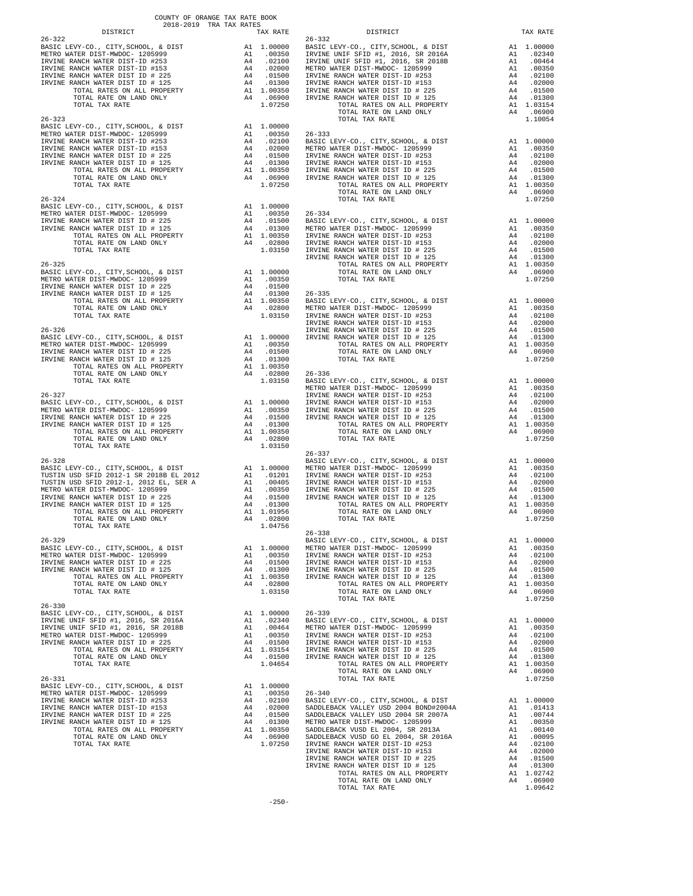COUNTY OF ORANGE TAX RATE BOOK
2018-2019 TRA TAX RATES

| DISTRICT | | TAX RATE |
|---|---|---|
| **26-322** | | |
| BASIC LEVY-CO., CITY,SCHOOL, & DIST | A1 | 1.00000 |
| METRO WATER DIST-MWDOC- 1205999 | A1 | .00350 |
| IRVINE RANCH WATER DIST-ID #253 | A4 | .02100 |
| IRVINE RANCH WATER DIST-ID #153 | A4 | .02000 |
| IRVINE RANCH WATER DIST ID # 225 | A4 | .01500 |
| IRVINE RANCH WATER DIST ID # 125 | A4 | .01300 |
| TOTAL RATES ON ALL PROPERTY | A1 | 1.00350 |
| TOTAL RATE ON LAND ONLY | A4 | .06900 |
| TOTAL TAX RATE | | 1.07250 |
| **26-323** | | |
| BASIC LEVY-CO., CITY,SCHOOL, & DIST | A1 | 1.00000 |
| METRO WATER DIST-MWDOC- 1205999 | A1 | .00350 |
| IRVINE RANCH WATER DIST-ID #253 | A4 | .02100 |
| IRVINE RANCH WATER DIST-ID #153 | A4 | .02000 |
| IRVINE RANCH WATER DIST ID # 225 | A4 | .01500 |
| IRVINE RANCH WATER DIST ID # 125 | A4 | .01300 |
| TOTAL RATES ON ALL PROPERTY | A1 | 1.00350 |
| TOTAL RATE ON LAND ONLY | A4 | .06900 |
| TOTAL TAX RATE | | 1.07250 |
| **26-324** | | |
| BASIC LEVY-CO., CITY,SCHOOL, & DIST | A1 | 1.00000 |
| METRO WATER DIST-MWDOC- 1205999 | A1 | .00350 |
| IRVINE RANCH WATER DIST ID # 225 | A4 | .01500 |
| IRVINE RANCH WATER DIST ID # 125 | A4 | .01300 |
| TOTAL RATES ON ALL PROPERTY | A1 | 1.00350 |
| TOTAL RATE ON LAND ONLY | A4 | .02800 |
| TOTAL TAX RATE | | 1.03150 |
| **26-325** | | |
| BASIC LEVY-CO., CITY,SCHOOL, & DIST | A1 | 1.00000 |
| METRO WATER DIST-MWDOC- 1205999 | A1 | .00350 |
| IRVINE RANCH WATER DIST ID # 225 | A4 | .01500 |
| IRVINE RANCH WATER DIST ID # 125 | A4 | .01300 |
| TOTAL RATES ON ALL PROPERTY | A1 | 1.00350 |
| TOTAL RATE ON LAND ONLY | A4 | .02800 |
| TOTAL TAX RATE | | 1.03150 |
| **26-326** | | |
| BASIC LEVY-CO., CITY,SCHOOL, & DIST | A1 | 1.00000 |
| METRO WATER DIST-MWDOC- 1205999 | A1 | .00350 |
| IRVINE RANCH WATER DIST ID # 225 | A4 | .01500 |
| IRVINE RANCH WATER DIST ID # 125 | A4 | .01300 |
| TOTAL RATES ON ALL PROPERTY | A1 | 1.00350 |
| TOTAL RATE ON LAND ONLY | A4 | .02800 |
| TOTAL TAX RATE | | 1.03150 |
| **26-327** | | |
| BASIC LEVY-CO., CITY,SCHOOL, & DIST | A1 | 1.00000 |
| METRO WATER DIST-MWDOC- 1205999 | A1 | .00350 |
| IRVINE RANCH WATER DIST ID # 225 | A4 | .01500 |
| IRVINE RANCH WATER DIST ID # 125 | A4 | .01300 |
| TOTAL RATES ON ALL PROPERTY | A1 | 1.00350 |
| TOTAL RATE ON LAND ONLY | A4 | .02800 |
| TOTAL TAX RATE | | 1.03150 |
| **26-328** | | |
| BASIC LEVY-CO., CITY,SCHOOL, & DIST | A1 | 1.00000 |
| TUSTIN USD SFID 2012-1 SR 2018B EL 2012 | A1 | .01201 |
| TUSTIN USD SFID 2012-1, 2012 EL, SER A | A1 | .00405 |
| METRO WATER DIST-MWDOC- 1205999 | A1 | .00350 |
| IRVINE RANCH WATER DIST ID # 225 | A4 | .01500 |
| IRVINE RANCH WATER DIST ID # 125 | A4 | .01300 |
| TOTAL RATES ON ALL PROPERTY | A1 | 1.01956 |
| TOTAL RATE ON LAND ONLY | A4 | .02800 |
| TOTAL TAX RATE | | 1.04756 |
| **26-329** | | |
| BASIC LEVY-CO., CITY,SCHOOL, & DIST | A1 | 1.00000 |
| METRO WATER DIST-MWDOC- 1205999 | A1 | .00350 |
| IRVINE RANCH WATER DIST ID # 225 | A4 | .01500 |
| IRVINE RANCH WATER DIST ID # 125 | A4 | .01300 |
| TOTAL RATES ON ALL PROPERTY | A1 | 1.00350 |
| TOTAL RATE ON LAND ONLY | A4 | .02800 |
| TOTAL TAX RATE | | 1.03150 |
| **26-330** | | |
| BASIC LEVY-CO., CITY,SCHOOL, & DIST | A1 | 1.00000 |
| IRVINE UNIF SFID #1, 2016, SR 2016A | A1 | .02340 |
| IRVINE UNIF SFID #1, 2016, SR 2018B | A1 | .00464 |
| METRO WATER DIST-MWDOC- 1205999 | A1 | .00350 |
| IRVINE RANCH WATER DIST ID # 225 | A4 | .01500 |
| TOTAL RATES ON ALL PROPERTY | A1 | 1.03154 |
| TOTAL RATE ON LAND ONLY | A4 | .01500 |
| TOTAL TAX RATE | | 1.04654 |
| **26-331** | | |
| BASIC LEVY-CO., CITY,SCHOOL, & DIST | A1 | 1.00000 |
| METRO WATER DIST-MWDOC- 1205999 | A1 | .00350 |
| IRVINE RANCH WATER DIST-ID #253 | A4 | .02100 |
| IRVINE RANCH WATER DIST-ID #153 | A4 | .02000 |
| IRVINE RANCH WATER DIST ID # 225 | A4 | .01500 |
| IRVINE RANCH WATER DIST ID # 125 | A4 | .01300 |
| TOTAL RATES ON ALL PROPERTY | A1 | 1.00350 |
| TOTAL RATE ON LAND ONLY | A4 | .06900 |
| TOTAL TAX RATE | | 1.07250 |
| **26-332** | | |
| BASIC LEVY-CO., CITY,SCHOOL, & DIST | A1 | 1.00000 |
| IRVINE UNIF SFID #1, 2016, SR 2016A | A1 | .02340 |
| IRVINE UNIF SFID #1, 2016, SR 2018B | A1 | .00464 |
| METRO WATER DIST-MWDOC- 1205999 | A1 | .00350 |
| IRVINE RANCH WATER DIST-ID #253 | A4 | .02100 |
| IRVINE RANCH WATER DIST-ID #153 | A4 | .02000 |
| IRVINE RANCH WATER DIST ID # 225 | A4 | .01500 |
| IRVINE RANCH WATER DIST ID # 125 | A4 | .01300 |
| TOTAL RATES ON ALL PROPERTY | A1 | 1.03154 |
| TOTAL RATE ON LAND ONLY | A4 | .06900 |
| TOTAL TAX RATE | | 1.10054 |
| **26-333** | | |
| BASIC LEVY-CO., CITY,SCHOOL, & DIST | A1 | 1.00000 |
| METRO WATER DIST-MWDOC- 1205999 | A1 | .00350 |
| IRVINE RANCH WATER DIST-ID #253 | A4 | .02100 |
| IRVINE RANCH WATER DIST-ID #153 | A4 | .02000 |
| IRVINE RANCH WATER DIST ID # 225 | A4 | .01500 |
| IRVINE RANCH WATER DIST ID # 125 | A4 | .01300 |
| TOTAL RATES ON ALL PROPERTY | A1 | 1.00350 |
| TOTAL RATE ON LAND ONLY | A4 | .06900 |
| TOTAL TAX RATE | | 1.07250 |
| **26-334** | | |
| BASIC LEVY-CO., CITY,SCHOOL, & DIST | A1 | 1.00000 |
| METRO WATER DIST-MWDOC- 1205999 | A1 | .00350 |
| IRVINE RANCH WATER DIST-ID #253 | A4 | .02100 |
| IRVINE RANCH WATER DIST-ID #153 | A4 | .02000 |
| IRVINE RANCH WATER DIST ID # 225 | A4 | .01500 |
| IRVINE RANCH WATER DIST ID # 125 | A4 | .01300 |
| TOTAL RATES ON ALL PROPERTY | A1 | 1.00350 |
| TOTAL RATE ON LAND ONLY | A4 | .06900 |
| TOTAL TAX RATE | | 1.07250 |
| **26-335** | | |
| BASIC LEVY-CO., CITY,SCHOOL, & DIST | A1 | 1.00000 |
| METRO WATER DIST-MWDOC- 1205999 | A1 | .00350 |
| IRVINE RANCH WATER DIST-ID #253 | A4 | .02100 |
| IRVINE RANCH WATER DIST-ID #153 | A4 | .02000 |
| IRVINE RANCH WATER DIST ID # 225 | A4 | .01500 |
| IRVINE RANCH WATER DIST ID # 125 | A4 | .01300 |
| TOTAL RATES ON ALL PROPERTY | A1 | 1.00350 |
| TOTAL RATE ON LAND ONLY | A4 | .06900 |
| TOTAL TAX RATE | | 1.07250 |
| **26-336** | | |
| BASIC LEVY-CO., CITY,SCHOOL, & DIST | A1 | 1.00000 |
| METRO WATER DIST-MWDOC- 1205999 | A1 | .00350 |
| IRVINE RANCH WATER DIST-ID #253 | A4 | .02100 |
| IRVINE RANCH WATER DIST-ID #153 | A4 | .02000 |
| IRVINE RANCH WATER DIST ID # 225 | A4 | .01500 |
| IRVINE RANCH WATER DIST ID # 125 | A4 | .01300 |
| TOTAL RATES ON ALL PROPERTY | A1 | 1.00350 |
| TOTAL RATE ON LAND ONLY | A4 | .06900 |
| TOTAL TAX RATE | | 1.07250 |
| **26-337** | | |
| BASIC LEVY-CO., CITY,SCHOOL, & DIST | A1 | 1.00000 |
| METRO WATER DIST-MWDOC- 1205999 | A1 | .00350 |
| IRVINE RANCH WATER DIST-ID #253 | A4 | .02100 |
| IRVINE RANCH WATER DIST-ID #153 | A4 | .02000 |
| IRVINE RANCH WATER DIST ID # 225 | A4 | .01500 |
| IRVINE RANCH WATER DIST ID # 125 | A4 | .01300 |
| TOTAL RATES ON ALL PROPERTY | A1 | 1.00350 |
| TOTAL RATE ON LAND ONLY | A4 | .06900 |
| TOTAL TAX RATE | | 1.07250 |
| **26-338** | | |
| BASIC LEVY-CO., CITY,SCHOOL, & DIST | A1 | 1.00000 |
| METRO WATER DIST-MWDOC- 1205999 | A1 | .00350 |
| IRVINE RANCH WATER DIST-ID #253 | A4 | .02100 |
| IRVINE RANCH WATER DIST-ID #153 | A4 | .02000 |
| IRVINE RANCH WATER DIST ID # 225 | A4 | .01500 |
| IRVINE RANCH WATER DIST ID # 125 | A4 | .01300 |
| TOTAL RATES ON ALL PROPERTY | A1 | 1.00350 |
| TOTAL RATE ON LAND ONLY | A4 | .06900 |
| TOTAL TAX RATE | | 1.07250 |
| **26-339** | | |
| BASIC LEVY-CO., CITY,SCHOOL, & DIST | A1 | 1.00000 |
| METRO WATER DIST-MWDOC- 1205999 | A1 | .00350 |
| IRVINE RANCH WATER DIST-ID #253 | A4 | .02100 |
| IRVINE RANCH WATER DIST-ID #153 | A4 | .02000 |
| IRVINE RANCH WATER DIST ID # 225 | A4 | .01500 |
| IRVINE RANCH WATER DIST ID # 125 | A4 | .01300 |
| TOTAL RATES ON ALL PROPERTY | A1 | 1.00350 |
| TOTAL RATE ON LAND ONLY | A4 | .06900 |
| TOTAL TAX RATE | | 1.07250 |
| **26-340** | | |
| BASIC LEVY-CO., CITY,SCHOOL, & DIST | A1 | 1.00000 |
| SADDLEBACK VALLEY USD 2004 BOND#2004A | A1 | .01413 |
| SADDLEBACK VALLEY USD 2004 SR 2007A | A1 | .00744 |
| METRO WATER DIST-MWDOC- 1205999 | A1 | .00350 |
| SADDLEBACK VUSD EL 2004, SR 2013A | A1 | .00140 |
| SADDLEBACK VUSD GO EL 2004, SR 2016A | A1 | .00095 |
| IRVINE RANCH WATER DIST-ID #253 | A4 | .02100 |
| IRVINE RANCH WATER DIST-ID #153 | A4 | .02000 |
| IRVINE RANCH WATER DIST ID # 225 | A4 | .01500 |
| IRVINE RANCH WATER DIST ID # 125 | A4 | .01300 |
| TOTAL RATES ON ALL PROPERTY | A1 | 1.02742 |
| TOTAL RATE ON LAND ONLY | A4 | .06900 |
| TOTAL TAX RATE | | 1.09642 |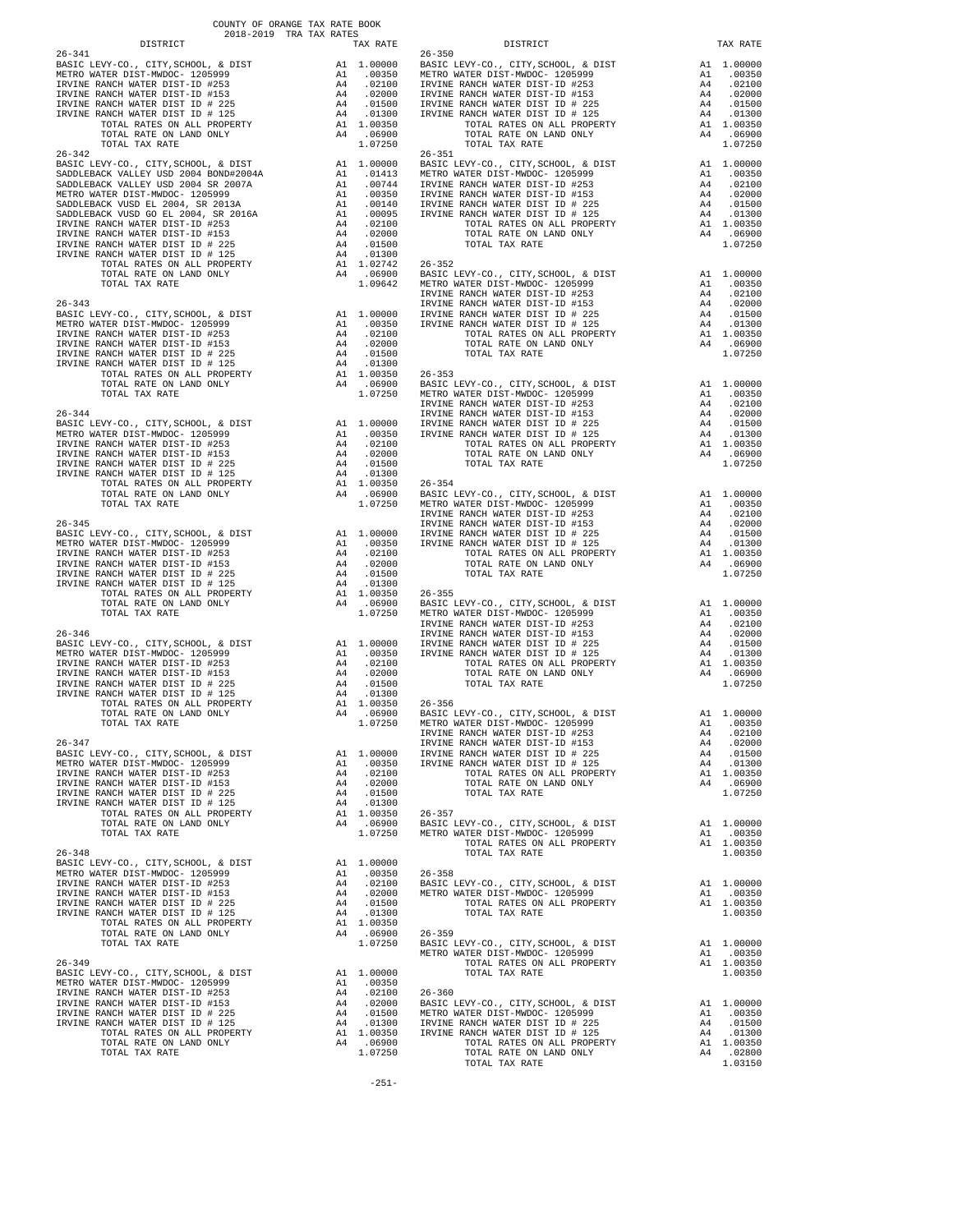COUNTY OF ORANGE TAX RATE BOOK
2018-2019 TRA TAX RATES

| DISTRICT | | TAX RATE |
|---|---|---|
| **26-341** | | |
| BASIC LEVY-CO., CITY,SCHOOL, & DIST | A1 | 1.00000 |
| METRO WATER DIST-MWDOC- 1205999 | A1 | .00350 |
| IRVINE RANCH WATER DIST-ID #253 | A4 | .02100 |
| IRVINE RANCH WATER DIST-ID #153 | A4 | .02000 |
| IRVINE RANCH WATER DIST ID # 225 | A4 | .01500 |
| IRVINE RANCH WATER DIST ID # 125 | A4 | .01300 |
| TOTAL RATES ON ALL PROPERTY | A1 | 1.00350 |
| TOTAL RATE ON LAND ONLY | A4 | .06900 |
| TOTAL TAX RATE | | 1.07250 |
| **26-342** | | |
| BASIC LEVY-CO., CITY,SCHOOL, & DIST | A1 | 1.00000 |
| SADDLEBACK VALLEY USD 2004 BOND#2004A | A1 | .01413 |
| SADDLEBACK VALLEY USD 2004 SR 2007A | A1 | .00744 |
| METRO WATER DIST-MWDOC- 1205999 | A1 | .00350 |
| SADDLEBACK VUSD EL 2004, SR 2013A | A1 | .00140 |
| SADDLEBACK VUSD GO EL 2004, SR 2016A | A1 | .00095 |
| IRVINE RANCH WATER DIST-ID #253 | A4 | .02100 |
| IRVINE RANCH WATER DIST-ID #153 | A4 | .02000 |
| IRVINE RANCH WATER DIST ID # 225 | A4 | .01500 |
| IRVINE RANCH WATER DIST ID # 125 | A4 | .01300 |
| TOTAL RATES ON ALL PROPERTY | A1 | 1.02742 |
| TOTAL RATE ON LAND ONLY | A4 | .06900 |
| TOTAL TAX RATE | | 1.09642 |
| **26-343** | | |
| BASIC LEVY-CO., CITY,SCHOOL, & DIST | A1 | 1.00000 |
| METRO WATER DIST-MWDOC- 1205999 | A1 | .00350 |
| IRVINE RANCH WATER DIST-ID #253 | A4 | .02100 |
| IRVINE RANCH WATER DIST-ID #153 | A4 | .02000 |
| IRVINE RANCH WATER DIST ID # 225 | A4 | .01500 |
| IRVINE RANCH WATER DIST ID # 125 | A4 | .01300 |
| TOTAL RATES ON ALL PROPERTY | A1 | 1.00350 |
| TOTAL RATE ON LAND ONLY | A4 | .06900 |
| TOTAL TAX RATE | | 1.07250 |
| **26-344** | | |
| BASIC LEVY-CO., CITY,SCHOOL, & DIST | A1 | 1.00000 |
| METRO WATER DIST-MWDOC- 1205999 | A1 | .00350 |
| IRVINE RANCH WATER DIST-ID #253 | A4 | .02100 |
| IRVINE RANCH WATER DIST-ID #153 | A4 | .02000 |
| IRVINE RANCH WATER DIST ID # 225 | A4 | .01500 |
| IRVINE RANCH WATER DIST ID # 125 | A4 | .01300 |
| TOTAL RATES ON ALL PROPERTY | A1 | 1.00350 |
| TOTAL RATE ON LAND ONLY | A4 | .06900 |
| TOTAL TAX RATE | | 1.07250 |
| **26-345** | | |
| BASIC LEVY-CO., CITY,SCHOOL, & DIST | A1 | 1.00000 |
| METRO WATER DIST-MWDOC- 1205999 | A1 | .00350 |
| IRVINE RANCH WATER DIST-ID #253 | A4 | .02100 |
| IRVINE RANCH WATER DIST-ID #153 | A4 | .02000 |
| IRVINE RANCH WATER DIST ID # 225 | A4 | .01500 |
| IRVINE RANCH WATER DIST ID # 125 | A4 | .01300 |
| TOTAL RATES ON ALL PROPERTY | A1 | 1.00350 |
| TOTAL RATE ON LAND ONLY | A4 | .06900 |
| TOTAL TAX RATE | | 1.07250 |
| **26-346** | | |
| BASIC LEVY-CO., CITY,SCHOOL, & DIST | A1 | 1.00000 |
| METRO WATER DIST-MWDOC- 1205999 | A1 | .00350 |
| IRVINE RANCH WATER DIST-ID #253 | A4 | .02100 |
| IRVINE RANCH WATER DIST-ID #153 | A4 | .02000 |
| IRVINE RANCH WATER DIST ID # 225 | A4 | .01500 |
| IRVINE RANCH WATER DIST ID # 125 | A4 | .01300 |
| TOTAL RATES ON ALL PROPERTY | A1 | 1.00350 |
| TOTAL RATE ON LAND ONLY | A4 | .06900 |
| TOTAL TAX RATE | | 1.07250 |
| **26-347** | | |
| BASIC LEVY-CO., CITY,SCHOOL, & DIST | A1 | 1.00000 |
| METRO WATER DIST-MWDOC- 1205999 | A1 | .00350 |
| IRVINE RANCH WATER DIST-ID #253 | A4 | .02100 |
| IRVINE RANCH WATER DIST-ID #153 | A4 | .02000 |
| IRVINE RANCH WATER DIST ID # 225 | A4 | .01500 |
| IRVINE RANCH WATER DIST ID # 125 | A4 | .01300 |
| TOTAL RATES ON ALL PROPERTY | A1 | 1.00350 |
| TOTAL RATE ON LAND ONLY | A4 | .06900 |
| TOTAL TAX RATE | | 1.07250 |
| **26-348** | | |
| BASIC LEVY-CO., CITY,SCHOOL, & DIST | A1 | 1.00000 |
| METRO WATER DIST-MWDOC- 1205999 | A1 | .00350 |
| IRVINE RANCH WATER DIST-ID #253 | A4 | .02100 |
| IRVINE RANCH WATER DIST-ID #153 | A4 | .02000 |
| IRVINE RANCH WATER DIST ID # 225 | A4 | .01500 |
| IRVINE RANCH WATER DIST ID # 125 | A4 | .01300 |
| TOTAL RATES ON ALL PROPERTY | A1 | 1.00350 |
| TOTAL RATE ON LAND ONLY | A4 | .06900 |
| TOTAL TAX RATE | | 1.07250 |
| **26-349** | | |
| BASIC LEVY-CO., CITY,SCHOOL, & DIST | A1 | 1.00000 |
| METRO WATER DIST-MWDOC- 1205999 | A1 | .00350 |
| IRVINE RANCH WATER DIST-ID #253 | A4 | .02100 |
| IRVINE RANCH WATER DIST-ID #153 | A4 | .02000 |
| IRVINE RANCH WATER DIST ID # 225 | A4 | .01500 |
| IRVINE RANCH WATER DIST ID # 125 | A4 | .01300 |
| TOTAL RATES ON ALL PROPERTY | A1 | 1.00350 |
| TOTAL RATE ON LAND ONLY | A4 | .06900 |
| TOTAL TAX RATE | | 1.07250 |
| **26-350** | | |
| BASIC LEVY-CO., CITY,SCHOOL, & DIST | A1 | 1.00000 |
| METRO WATER DIST-MWDOC- 1205999 | A1 | .00350 |
| IRVINE RANCH WATER DIST-ID #253 | A4 | .02100 |
| IRVINE RANCH WATER DIST-ID #153 | A4 | .02000 |
| IRVINE RANCH WATER DIST ID # 225 | A4 | .01500 |
| IRVINE RANCH WATER DIST ID # 125 | A4 | .01300 |
| TOTAL RATES ON ALL PROPERTY | A1 | 1.00350 |
| TOTAL RATE ON LAND ONLY | A4 | .06900 |
| TOTAL TAX RATE | | 1.07250 |
| **26-351** | | |
| BASIC LEVY-CO., CITY,SCHOOL, & DIST | A1 | 1.00000 |
| METRO WATER DIST-MWDOC- 1205999 | A1 | .00350 |
| IRVINE RANCH WATER DIST-ID #253 | A4 | .02100 |
| IRVINE RANCH WATER DIST-ID #153 | A4 | .02000 |
| IRVINE RANCH WATER DIST ID # 225 | A4 | .01500 |
| IRVINE RANCH WATER DIST ID # 125 | A4 | .01300 |
| TOTAL RATES ON ALL PROPERTY | A1 | 1.00350 |
| TOTAL RATE ON LAND ONLY | A4 | .06900 |
| TOTAL TAX RATE | | 1.07250 |
| **26-352** | | |
| BASIC LEVY-CO., CITY,SCHOOL, & DIST | A1 | 1.00000 |
| METRO WATER DIST-MWDOC- 1205999 | A1 | .00350 |
| IRVINE RANCH WATER DIST-ID #253 | A4 | .02100 |
| IRVINE RANCH WATER DIST-ID #153 | A4 | .02000 |
| IRVINE RANCH WATER DIST ID # 225 | A4 | .01500 |
| IRVINE RANCH WATER DIST ID # 125 | A4 | .01300 |
| TOTAL RATES ON ALL PROPERTY | A1 | 1.00350 |
| TOTAL RATE ON LAND ONLY | A4 | .06900 |
| TOTAL TAX RATE | | 1.07250 |
| **26-353** | | |
| BASIC LEVY-CO., CITY,SCHOOL, & DIST | A1 | 1.00000 |
| METRO WATER DIST-MWDOC- 1205999 | A1 | .00350 |
| IRVINE RANCH WATER DIST-ID #253 | A4 | .02100 |
| IRVINE RANCH WATER DIST-ID #153 | A4 | .02000 |
| IRVINE RANCH WATER DIST ID # 225 | A4 | .01500 |
| IRVINE RANCH WATER DIST ID # 125 | A4 | .01300 |
| TOTAL RATES ON ALL PROPERTY | A1 | 1.00350 |
| TOTAL RATE ON LAND ONLY | A4 | .06900 |
| TOTAL TAX RATE | | 1.07250 |
| **26-354** | | |
| BASIC LEVY-CO., CITY,SCHOOL, & DIST | A1 | 1.00000 |
| METRO WATER DIST-MWDOC- 1205999 | A1 | .00350 |
| IRVINE RANCH WATER DIST-ID #253 | A4 | .02100 |
| IRVINE RANCH WATER DIST-ID #153 | A4 | .02000 |
| IRVINE RANCH WATER DIST ID # 225 | A4 | .01500 |
| IRVINE RANCH WATER DIST ID # 125 | A4 | .01300 |
| TOTAL RATES ON ALL PROPERTY | A1 | 1.00350 |
| TOTAL RATE ON LAND ONLY | A4 | .06900 |
| TOTAL TAX RATE | | 1.07250 |
| **26-355** | | |
| BASIC LEVY-CO., CITY,SCHOOL, & DIST | A1 | 1.00000 |
| METRO WATER DIST-MWDOC- 1205999 | A1 | .00350 |
| IRVINE RANCH WATER DIST-ID #253 | A4 | .02100 |
| IRVINE RANCH WATER DIST-ID #153 | A4 | .02000 |
| IRVINE RANCH WATER DIST ID # 225 | A4 | .01500 |
| IRVINE RANCH WATER DIST ID # 125 | A4 | .01300 |
| TOTAL RATES ON ALL PROPERTY | A1 | 1.00350 |
| TOTAL RATE ON LAND ONLY | A4 | .06900 |
| TOTAL TAX RATE | | 1.07250 |
| **26-356** | | |
| BASIC LEVY-CO., CITY,SCHOOL, & DIST | A1 | 1.00000 |
| METRO WATER DIST-MWDOC- 1205999 | A1 | .00350 |
| IRVINE RANCH WATER DIST-ID #253 | A4 | .02100 |
| IRVINE RANCH WATER DIST-ID #153 | A4 | .02000 |
| IRVINE RANCH WATER DIST ID # 225 | A4 | .01500 |
| IRVINE RANCH WATER DIST ID # 125 | A4 | .01300 |
| TOTAL RATES ON ALL PROPERTY | A1 | 1.00350 |
| TOTAL RATE ON LAND ONLY | A4 | .06900 |
| TOTAL TAX RATE | | 1.07250 |
| **26-357** | | |
| BASIC LEVY-CO., CITY,SCHOOL, & DIST | A1 | 1.00000 |
| METRO WATER DIST-MWDOC- 1205999 | A1 | .00350 |
| TOTAL RATES ON ALL PROPERTY | A1 | 1.00350 |
| TOTAL TAX RATE | | 1.00350 |
| **26-358** | | |
| BASIC LEVY-CO., CITY,SCHOOL, & DIST | A1 | 1.00000 |
| METRO WATER DIST-MWDOC- 1205999 | A1 | .00350 |
| TOTAL RATES ON ALL PROPERTY | A1 | 1.00350 |
| TOTAL TAX RATE | | 1.00350 |
| **26-359** | | |
| BASIC LEVY-CO., CITY,SCHOOL, & DIST | A1 | 1.00000 |
| METRO WATER DIST-MWDOC- 1205999 | A1 | .00350 |
| TOTAL RATES ON ALL PROPERTY | A1 | 1.00350 |
| TOTAL TAX RATE | | 1.00350 |
| **26-360** | | |
| BASIC LEVY-CO., CITY,SCHOOL, & DIST | A1 | 1.00000 |
| METRO WATER DIST-MWDOC- 1205999 | A1 | .00350 |
| IRVINE RANCH WATER DIST ID # 225 | A4 | .01500 |
| IRVINE RANCH WATER DIST ID # 125 | A4 | .01300 |
| TOTAL RATES ON ALL PROPERTY | A1 | 1.00350 |
| TOTAL RATE ON LAND ONLY | A4 | .02800 |
| TOTAL TAX RATE | | 1.03150 |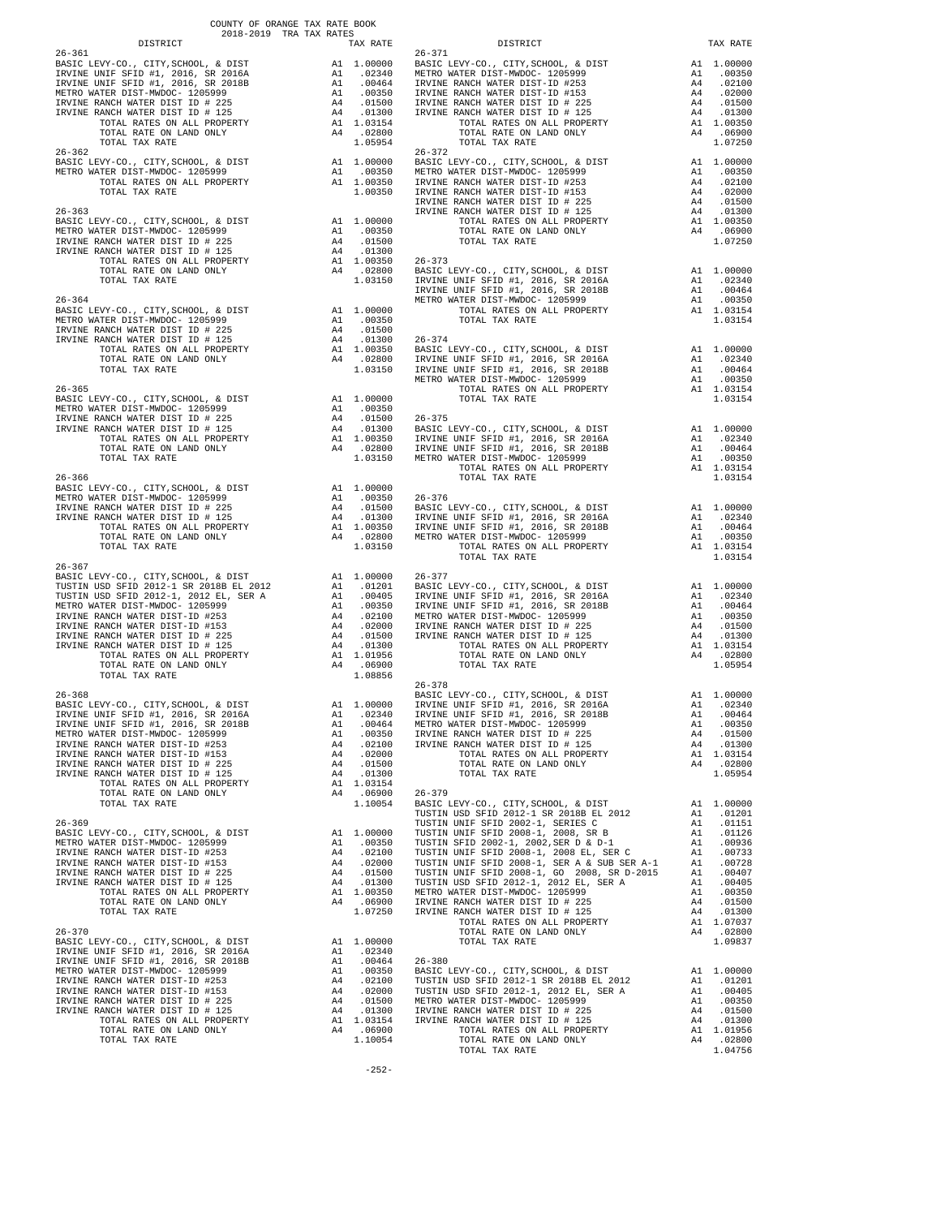COUNTY OF ORANGE TAX RATE BOOK
2018-2019 TRA TAX RATES

| DISTRICT | | TAX RATE |
|---|---|---|
| **26-361** | | |
| BASIC LEVY-CO., CITY,SCHOOL, & DIST | A1 | 1.00000 |
| IRVINE UNIF SFID #1, 2016, SR 2016A | A1 | .02340 |
| IRVINE UNIF SFID #1, 2016, SR 2018B | A1 | .00464 |
| METRO WATER DIST-MWDOC- 1205999 | A1 | .00350 |
| IRVINE RANCH WATER DIST ID # 225 | A4 | .01500 |
| IRVINE RANCH WATER DIST ID # 125 | A4 | .01300 |
| TOTAL RATES ON ALL PROPERTY | A1 | 1.03154 |
| TOTAL RATE ON LAND ONLY | A4 | .02800 |
| TOTAL TAX RATE | | 1.05954 |
| **26-362** | | |
| BASIC LEVY-CO., CITY,SCHOOL, & DIST | A1 | 1.00000 |
| METRO WATER DIST-MWDOC- 1205999 | A1 | .00350 |
| TOTAL RATES ON ALL PROPERTY | A1 | 1.00350 |
| TOTAL TAX RATE | | 1.00350 |
| **26-363** | | |
| BASIC LEVY-CO., CITY,SCHOOL, & DIST | A1 | 1.00000 |
| METRO WATER DIST-MWDOC- 1205999 | A1 | .00350 |
| IRVINE RANCH WATER DIST ID # 225 | A4 | .01500 |
| IRVINE RANCH WATER DIST ID # 125 | A4 | .01300 |
| TOTAL RATES ON ALL PROPERTY | A1 | 1.00350 |
| TOTAL RATE ON LAND ONLY | A4 | .02800 |
| TOTAL TAX RATE | | 1.03150 |
| **26-364** | | |
| BASIC LEVY-CO., CITY,SCHOOL, & DIST | A1 | 1.00000 |
| METRO WATER DIST-MWDOC- 1205999 | A1 | .00350 |
| IRVINE RANCH WATER DIST ID # 225 | A4 | .01500 |
| IRVINE RANCH WATER DIST ID # 125 | A4 | .01300 |
| TOTAL RATES ON ALL PROPERTY | A1 | 1.00350 |
| TOTAL RATE ON LAND ONLY | A4 | .02800 |
| TOTAL TAX RATE | | 1.03150 |
| **26-365** | | |
| BASIC LEVY-CO., CITY,SCHOOL, & DIST | A1 | 1.00000 |
| METRO WATER DIST-MWDOC- 1205999 | A1 | .00350 |
| IRVINE RANCH WATER DIST ID # 225 | A4 | .01500 |
| IRVINE RANCH WATER DIST ID # 125 | A4 | .01300 |
| TOTAL RATES ON ALL PROPERTY | A1 | 1.00350 |
| TOTAL RATE ON LAND ONLY | A4 | .02800 |
| TOTAL TAX RATE | | 1.03150 |
| **26-366** | | |
| BASIC LEVY-CO., CITY,SCHOOL, & DIST | A1 | 1.00000 |
| METRO WATER DIST-MWDOC- 1205999 | A1 | .00350 |
| IRVINE RANCH WATER DIST ID # 225 | A4 | .01500 |
| IRVINE RANCH WATER DIST ID # 125 | A4 | .01300 |
| TOTAL RATES ON ALL PROPERTY | A1 | 1.00350 |
| TOTAL RATE ON LAND ONLY | A4 | .02800 |
| TOTAL TAX RATE | | 1.03150 |
| **26-367** | | |
| BASIC LEVY-CO., CITY,SCHOOL, & DIST | A1 | 1.00000 |
| TUSTIN USD SFID 2012-1 SR 2018B EL 2012 | A1 | .01201 |
| TUSTIN USD SFID 2012-1, 2012 EL, SER A | A1 | .00405 |
| METRO WATER DIST-MWDOC- 1205999 | A1 | .00350 |
| IRVINE RANCH WATER DIST-ID #253 | A4 | .02100 |
| IRVINE RANCH WATER DIST-ID #153 | A4 | .02000 |
| IRVINE RANCH WATER DIST ID # 225 | A4 | .01500 |
| IRVINE RANCH WATER DIST ID # 125 | A4 | .01300 |
| TOTAL RATES ON ALL PROPERTY | A1 | 1.01956 |
| TOTAL RATE ON LAND ONLY | A4 | .06900 |
| TOTAL TAX RATE | | 1.08856 |
| **26-368** | | |
| BASIC LEVY-CO., CITY,SCHOOL, & DIST | A1 | 1.00000 |
| IRVINE UNIF SFID #1, 2016, SR 2016A | A1 | .02340 |
| IRVINE UNIF SFID #1, 2016, SR 2018B | A1 | .00464 |
| METRO WATER DIST-MWDOC- 1205999 | A1 | .00350 |
| IRVINE RANCH WATER DIST-ID #253 | A4 | .02100 |
| IRVINE RANCH WATER DIST-ID #153 | A4 | .02000 |
| IRVINE RANCH WATER DIST ID # 225 | A4 | .01500 |
| IRVINE RANCH WATER DIST ID # 125 | A4 | .01300 |
| TOTAL RATES ON ALL PROPERTY | A1 | 1.03154 |
| TOTAL RATE ON LAND ONLY | A4 | .06900 |
| TOTAL TAX RATE | | 1.10054 |
| **26-369** | | |
| BASIC LEVY-CO., CITY,SCHOOL, & DIST | A1 | 1.00000 |
| METRO WATER DIST-MWDOC- 1205999 | A1 | .00350 |
| IRVINE RANCH WATER DIST-ID #253 | A4 | .02100 |
| IRVINE RANCH WATER DIST-ID #153 | A4 | .02000 |
| IRVINE RANCH WATER DIST ID # 225 | A4 | .01500 |
| IRVINE RANCH WATER DIST ID # 125 | A4 | .01300 |
| TOTAL RATES ON ALL PROPERTY | A1 | 1.00350 |
| TOTAL RATE ON LAND ONLY | A4 | .06900 |
| TOTAL TAX RATE | | 1.07250 |
| **26-370** | | |
| BASIC LEVY-CO., CITY,SCHOOL, & DIST | A1 | 1.00000 |
| IRVINE UNIF SFID #1, 2016, SR 2016A | A1 | .02340 |
| IRVINE UNIF SFID #1, 2016, SR 2018B | A1 | .00464 |
| METRO WATER DIST-MWDOC- 1205999 | A1 | .00350 |
| IRVINE RANCH WATER DIST-ID #253 | A4 | .02100 |
| IRVINE RANCH WATER DIST-ID #153 | A4 | .02000 |
| IRVINE RANCH WATER DIST ID # 225 | A4 | .01500 |
| IRVINE RANCH WATER DIST ID # 125 | A4 | .01300 |
| TOTAL RATES ON ALL PROPERTY | A1 | 1.03154 |
| TOTAL RATE ON LAND ONLY | A4 | .06900 |
| TOTAL TAX RATE | | 1.10054 |
| **26-371** | | |
| BASIC LEVY-CO., CITY,SCHOOL, & DIST | A1 | 1.00000 |
| METRO WATER DIST-MWDOC- 1205999 | A1 | .00350 |
| IRVINE RANCH WATER DIST-ID #253 | A4 | .02100 |
| IRVINE RANCH WATER DIST-ID #153 | A4 | .02000 |
| IRVINE RANCH WATER DIST ID # 225 | A4 | .01500 |
| IRVINE RANCH WATER DIST ID # 125 | A4 | .01300 |
| TOTAL RATES ON ALL PROPERTY | A1 | 1.00350 |
| TOTAL RATE ON LAND ONLY | A4 | .06900 |
| TOTAL TAX RATE | | 1.07250 |
| **26-372** | | |
| BASIC LEVY-CO., CITY,SCHOOL, & DIST | A1 | 1.00000 |
| METRO WATER DIST-MWDOC- 1205999 | A1 | .00350 |
| IRVINE RANCH WATER DIST-ID #253 | A4 | .02100 |
| IRVINE RANCH WATER DIST-ID #153 | A4 | .02000 |
| IRVINE RANCH WATER DIST ID # 225 | A4 | .01500 |
| IRVINE RANCH WATER DIST ID # 125 | A4 | .01300 |
| TOTAL RATES ON ALL PROPERTY | A1 | 1.00350 |
| TOTAL RATE ON LAND ONLY | A4 | .06900 |
| TOTAL TAX RATE | | 1.07250 |
| **26-373** | | |
| BASIC LEVY-CO., CITY,SCHOOL, & DIST | A1 | 1.00000 |
| IRVINE UNIF SFID #1, 2016, SR 2016A | A1 | .02340 |
| IRVINE UNIF SFID #1, 2016, SR 2018B | A1 | .00464 |
| METRO WATER DIST-MWDOC- 1205999 | A1 | .00350 |
| TOTAL RATES ON ALL PROPERTY | A1 | 1.03154 |
| TOTAL TAX RATE | | 1.03154 |
| **26-374** | | |
| BASIC LEVY-CO., CITY,SCHOOL, & DIST | A1 | 1.00000 |
| IRVINE UNIF SFID #1, 2016, SR 2016A | A1 | .02340 |
| IRVINE UNIF SFID #1, 2016, SR 2018B | A1 | .00464 |
| METRO WATER DIST-MWDOC- 1205999 | A1 | .00350 |
| TOTAL RATES ON ALL PROPERTY | A1 | 1.03154 |
| TOTAL TAX RATE | | 1.03154 |
| **26-375** | | |
| BASIC LEVY-CO., CITY,SCHOOL, & DIST | A1 | 1.00000 |
| IRVINE UNIF SFID #1, 2016, SR 2016A | A1 | .02340 |
| IRVINE UNIF SFID #1, 2016, SR 2018B | A1 | .00464 |
| METRO WATER DIST-MWDOC- 1205999 | A1 | .00350 |
| TOTAL RATES ON ALL PROPERTY | A1 | 1.03154 |
| TOTAL TAX RATE | | 1.03154 |
| **26-376** | | |
| BASIC LEVY-CO., CITY,SCHOOL, & DIST | A1 | 1.00000 |
| IRVINE UNIF SFID #1, 2016, SR 2016A | A1 | .02340 |
| IRVINE UNIF SFID #1, 2016, SR 2018B | A1 | .00464 |
| METRO WATER DIST-MWDOC- 1205999 | A1 | .00350 |
| TOTAL RATES ON ALL PROPERTY | A1 | 1.03154 |
| TOTAL TAX RATE | | 1.03154 |
| **26-377** | | |
| BASIC LEVY-CO., CITY,SCHOOL, & DIST | A1 | 1.00000 |
| IRVINE UNIF SFID #1, 2016, SR 2016A | A1 | .02340 |
| IRVINE UNIF SFID #1, 2016, SR 2018B | A1 | .00464 |
| METRO WATER DIST-MWDOC- 1205999 | A1 | .00350 |
| IRVINE RANCH WATER DIST ID # 225 | A4 | .01500 |
| IRVINE RANCH WATER DIST ID # 125 | A4 | .01300 |
| TOTAL RATES ON ALL PROPERTY | A1 | 1.03154 |
| TOTAL RATE ON LAND ONLY | A4 | .02800 |
| TOTAL TAX RATE | | 1.05954 |
| **26-378** | | |
| BASIC LEVY-CO., CITY,SCHOOL, & DIST | A1 | 1.00000 |
| IRVINE UNIF SFID #1, 2016, SR 2016A | A1 | .02340 |
| IRVINE UNIF SFID #1, 2016, SR 2018B | A1 | .00464 |
| METRO WATER DIST-MWDOC- 1205999 | A1 | .00350 |
| IRVINE RANCH WATER DIST ID # 225 | A4 | .01500 |
| IRVINE RANCH WATER DIST ID # 125 | A4 | .01300 |
| TOTAL RATES ON ALL PROPERTY | A1 | 1.03154 |
| TOTAL RATE ON LAND ONLY | A4 | .02800 |
| TOTAL TAX RATE | | 1.05954 |
| **26-379** | | |
| BASIC LEVY-CO., CITY,SCHOOL, & DIST | A1 | 1.00000 |
| TUSTIN USD SFID 2012-1 SR 2018B EL 2012 | A1 | .01201 |
| TUSTIN UNIF SFID 2002-1, SERIES C | A1 | .01151 |
| TUSTIN UNIF SFID 2008-1, 2008, SR B | A1 | .01126 |
| TUSTIN SFID 2002-1, 2002,SER D & D-1 | A1 | .00936 |
| TUSTIN UNIF SFID 2008-1, 2008 EL, SER C | A1 | .00733 |
| TUSTIN UNIF SFID 2008-1, SER A & SUB SER A-1 | A1 | .00728 |
| TUSTIN UNIF SFID 2008-1, GO 2008, SR D-2015 | A1 | .00407 |
| TUSTIN USD SFID 2012-1, 2012 EL, SER A | A1 | .00405 |
| METRO WATER DIST-MWDOC- 1205999 | A1 | .00350 |
| IRVINE RANCH WATER DIST ID # 225 | A4 | .01500 |
| IRVINE RANCH WATER DIST ID # 125 | A4 | .01300 |
| TOTAL RATES ON ALL PROPERTY | A1 | 1.07037 |
| TOTAL RATE ON LAND ONLY | A4 | .02800 |
| TOTAL TAX RATE | | 1.09837 |
| **26-380** | | |
| BASIC LEVY-CO., CITY,SCHOOL, & DIST | A1 | 1.00000 |
| TUSTIN USD SFID 2012-1 SR 2018B EL 2012 | A1 | .01201 |
| TUSTIN USD SFID 2012-1, 2012 EL, SER A | A1 | .00405 |
| METRO WATER DIST-MWDOC- 1205999 | A1 | .00350 |
| IRVINE RANCH WATER DIST ID # 225 | A4 | .01500 |
| IRVINE RANCH WATER DIST ID # 125 | A4 | .01300 |
| TOTAL RATES ON ALL PROPERTY | A1 | 1.01956 |
| TOTAL RATE ON LAND ONLY | A4 | .02800 |
| TOTAL TAX RATE | | 1.04756 |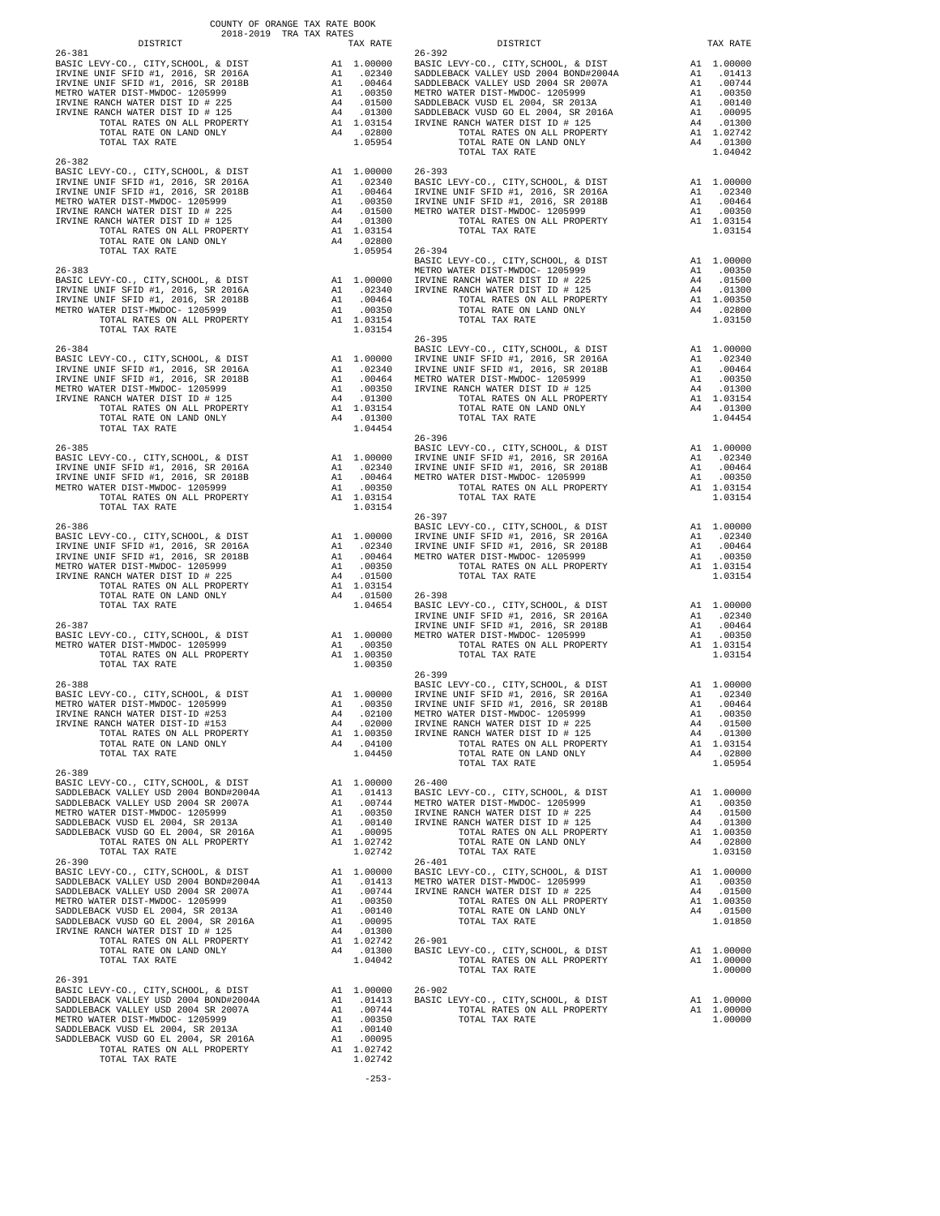COUNTY OF ORANGE TAX RATE BOOK
2018-2019 TRA TAX RATES

| DISTRICT | | TAX RATE |
|---|---|---|
| **26-381** | | |
| BASIC LEVY-CO., CITY,SCHOOL, & DIST | A1 | 1.00000 |
| IRVINE UNIF SFID #1, 2016, SR 2016A | A1 | .02340 |
| IRVINE UNIF SFID #1, 2016, SR 2018B | A1 | .00464 |
| METRO WATER DIST-MWDOC- 1205999 | A1 | .00350 |
| IRVINE RANCH WATER DIST ID # 225 | A4 | .01500 |
| IRVINE RANCH WATER DIST ID # 125 | A4 | .01300 |
| TOTAL RATES ON ALL PROPERTY | A1 | 1.03154 |
| TOTAL RATE ON LAND ONLY | A4 | .02800 |
| TOTAL TAX RATE | | 1.05954 |
| **26-382** | | |
| BASIC LEVY-CO., CITY,SCHOOL, & DIST | A1 | 1.00000 |
| IRVINE UNIF SFID #1, 2016, SR 2016A | A1 | .02340 |
| IRVINE UNIF SFID #1, 2016, SR 2018B | A1 | .00464 |
| METRO WATER DIST-MWDOC- 1205999 | A1 | .00350 |
| IRVINE RANCH WATER DIST ID # 225 | A4 | .01500 |
| IRVINE RANCH WATER DIST ID # 125 | A4 | .01300 |
| TOTAL RATES ON ALL PROPERTY | A1 | 1.03154 |
| TOTAL RATE ON LAND ONLY | A4 | .02800 |
| TOTAL TAX RATE | | 1.05954 |
| **26-383** | | |
| BASIC LEVY-CO., CITY,SCHOOL, & DIST | A1 | 1.00000 |
| IRVINE UNIF SFID #1, 2016, SR 2016A | A1 | .02340 |
| IRVINE UNIF SFID #1, 2016, SR 2018B | A1 | .00464 |
| METRO WATER DIST-MWDOC- 1205999 | A1 | .00350 |
| TOTAL RATES ON ALL PROPERTY | A1 | 1.03154 |
| TOTAL TAX RATE | | 1.03154 |
| **26-384** | | |
| BASIC LEVY-CO., CITY,SCHOOL, & DIST | A1 | 1.00000 |
| IRVINE UNIF SFID #1, 2016, SR 2016A | A1 | .02340 |
| IRVINE UNIF SFID #1, 2016, SR 2018B | A1 | .00464 |
| METRO WATER DIST-MWDOC- 1205999 | A1 | .00350 |
| IRVINE RANCH WATER DIST ID # 125 | A4 | .01300 |
| TOTAL RATES ON ALL PROPERTY | A1 | 1.03154 |
| TOTAL RATE ON LAND ONLY | A4 | .01300 |
| TOTAL TAX RATE | | 1.04454 |
| **26-385** | | |
| BASIC LEVY-CO., CITY,SCHOOL, & DIST | A1 | 1.00000 |
| IRVINE UNIF SFID #1, 2016, SR 2016A | A1 | .02340 |
| IRVINE UNIF SFID #1, 2016, SR 2018B | A1 | .00464 |
| METRO WATER DIST-MWDOC- 1205999 | A1 | .00350 |
| TOTAL RATES ON ALL PROPERTY | A1 | 1.03154 |
| TOTAL TAX RATE | | 1.03154 |
| **26-386** | | |
| BASIC LEVY-CO., CITY,SCHOOL, & DIST | A1 | 1.00000 |
| IRVINE UNIF SFID #1, 2016, SR 2016A | A1 | .02340 |
| IRVINE UNIF SFID #1, 2016, SR 2018B | A1 | .00464 |
| METRO WATER DIST-MWDOC- 1205999 | A1 | .00350 |
| IRVINE RANCH WATER DIST ID # 225 | A4 | .01500 |
| TOTAL RATES ON ALL PROPERTY | A1 | 1.03154 |
| TOTAL RATE ON LAND ONLY | A4 | .01500 |
| TOTAL TAX RATE | | 1.04654 |
| **26-387** | | |
| BASIC LEVY-CO., CITY,SCHOOL, & DIST | A1 | 1.00000 |
| METRO WATER DIST-MWDOC- 1205999 | A1 | .00350 |
| TOTAL RATES ON ALL PROPERTY | A1 | 1.00350 |
| TOTAL TAX RATE | | 1.00350 |
| **26-388** | | |
| BASIC LEVY-CO., CITY,SCHOOL, & DIST | A1 | 1.00000 |
| METRO WATER DIST-MWDOC- 1205999 | A1 | .00350 |
| IRVINE RANCH WATER DIST-ID #253 | A4 | .02100 |
| IRVINE RANCH WATER DIST-ID #153 | A4 | .02000 |
| TOTAL RATES ON ALL PROPERTY | A1 | 1.00350 |
| TOTAL RATE ON LAND ONLY | A4 | .04100 |
| TOTAL TAX RATE | | 1.04450 |
| **26-389** | | |
| BASIC LEVY-CO., CITY,SCHOOL, & DIST | A1 | 1.00000 |
| SADDLEBACK VALLEY USD 2004 BOND#2004A | A1 | .01413 |
| SADDLEBACK VALLEY USD 2004 SR 2007A | A1 | .00744 |
| METRO WATER DIST-MWDOC- 1205999 | A1 | .00350 |
| SADDLEBACK VUSD EL 2004, SR 2013A | A1 | .00140 |
| SADDLEBACK VUSD GO EL 2004, SR 2016A | A1 | .00095 |
| TOTAL RATES ON ALL PROPERTY | A1 | 1.02742 |
| TOTAL TAX RATE | | 1.02742 |
| **26-390** | | |
| BASIC LEVY-CO., CITY,SCHOOL, & DIST | A1 | 1.00000 |
| SADDLEBACK VALLEY USD 2004 BOND#2004A | A1 | .01413 |
| SADDLEBACK VALLEY USD 2004 SR 2007A | A1 | .00744 |
| METRO WATER DIST-MWDOC- 1205999 | A1 | .00350 |
| SADDLEBACK VUSD EL 2004, SR 2013A | A1 | .00140 |
| SADDLEBACK VUSD GO EL 2004, SR 2016A | A1 | .00095 |
| IRVINE RANCH WATER DIST ID # 125 | A4 | .01300 |
| TOTAL RATES ON ALL PROPERTY | A1 | 1.02742 |
| TOTAL RATE ON LAND ONLY | A4 | .01300 |
| TOTAL TAX RATE | | 1.04042 |
| **26-391** | | |
| BASIC LEVY-CO., CITY,SCHOOL, & DIST | A1 | 1.00000 |
| SADDLEBACK VALLEY USD 2004 BOND#2004A | A1 | .01413 |
| SADDLEBACK VALLEY USD 2004 SR 2007A | A1 | .00744 |
| METRO WATER DIST-MWDOC- 1205999 | A1 | .00350 |
| SADDLEBACK VUSD EL 2004, SR 2013A | A1 | .00140 |
| SADDLEBACK VUSD GO EL 2004, SR 2016A | A1 | .00095 |
| TOTAL RATES ON ALL PROPERTY | A1 | 1.02742 |
| TOTAL TAX RATE | | 1.02742 |
| **26-392** | | |
| BASIC LEVY-CO., CITY,SCHOOL, & DIST | A1 | 1.00000 |
| SADDLEBACK VALLEY USD 2004 BOND#2004A | A1 | .01413 |
| SADDLEBACK VALLEY USD 2004 SR 2007A | A1 | .00744 |
| METRO WATER DIST-MWDOC- 1205999 | A1 | .00350 |
| SADDLEBACK VUSD EL 2004, SR 2013A | A1 | .00140 |
| SADDLEBACK VUSD GO EL 2004, SR 2016A | A1 | .00095 |
| IRVINE RANCH WATER DIST ID # 125 | A4 | .01300 |
| TOTAL RATES ON ALL PROPERTY | A1 | 1.02742 |
| TOTAL RATE ON LAND ONLY | A4 | .01300 |
| TOTAL TAX RATE | | 1.04042 |
| **26-393** | | |
| BASIC LEVY-CO., CITY,SCHOOL, & DIST | A1 | 1.00000 |
| IRVINE UNIF SFID #1, 2016, SR 2016A | A1 | .02340 |
| IRVINE UNIF SFID #1, 2016, SR 2018B | A1 | .00464 |
| METRO WATER DIST-MWDOC- 1205999 | A1 | .00350 |
| TOTAL RATES ON ALL PROPERTY | A1 | 1.03154 |
| TOTAL TAX RATE | | 1.03154 |
| **26-394** | | |
| BASIC LEVY-CO., CITY,SCHOOL, & DIST | A1 | 1.00000 |
| METRO WATER DIST-MWDOC- 1205999 | A1 | .00350 |
| IRVINE RANCH WATER DIST ID # 225 | A4 | .01500 |
| IRVINE RANCH WATER DIST ID # 125 | A4 | .01300 |
| TOTAL RATES ON ALL PROPERTY | A1 | 1.00350 |
| TOTAL RATE ON LAND ONLY | A4 | .02800 |
| TOTAL TAX RATE | | 1.03150 |
| **26-395** | | |
| BASIC LEVY-CO., CITY,SCHOOL, & DIST | A1 | 1.00000 |
| IRVINE UNIF SFID #1, 2016, SR 2016A | A1 | .02340 |
| IRVINE UNIF SFID #1, 2016, SR 2018B | A1 | .00464 |
| METRO WATER DIST-MWDOC- 1205999 | A1 | .00350 |
| IRVINE RANCH WATER DIST ID # 125 | A4 | .01300 |
| TOTAL RATES ON ALL PROPERTY | A1 | 1.03154 |
| TOTAL RATE ON LAND ONLY | A4 | .01300 |
| TOTAL TAX RATE | | 1.04454 |
| **26-396** | | |
| BASIC LEVY-CO., CITY,SCHOOL, & DIST | A1 | 1.00000 |
| IRVINE UNIF SFID #1, 2016, SR 2016A | A1 | .02340 |
| IRVINE UNIF SFID #1, 2016, SR 2018B | A1 | .00464 |
| METRO WATER DIST-MWDOC- 1205999 | A1 | .00350 |
| TOTAL RATES ON ALL PROPERTY | A1 | 1.03154 |
| TOTAL TAX RATE | | 1.03154 |
| **26-397** | | |
| BASIC LEVY-CO., CITY,SCHOOL, & DIST | A1 | 1.00000 |
| IRVINE UNIF SFID #1, 2016, SR 2016A | A1 | .02340 |
| IRVINE UNIF SFID #1, 2016, SR 2018B | A1 | .00464 |
| METRO WATER DIST-MWDOC- 1205999 | A1 | .00350 |
| TOTAL RATES ON ALL PROPERTY | A1 | 1.03154 |
| TOTAL TAX RATE | | 1.03154 |
| **26-398** | | |
| BASIC LEVY-CO., CITY,SCHOOL, & DIST | A1 | 1.00000 |
| IRVINE UNIF SFID #1, 2016, SR 2016A | A1 | .02340 |
| IRVINE UNIF SFID #1, 2016, SR 2018B | A1 | .00464 |
| METRO WATER DIST-MWDOC- 1205999 | A1 | .00350 |
| TOTAL RATES ON ALL PROPERTY | A1 | 1.03154 |
| TOTAL TAX RATE | | 1.03154 |
| **26-399** | | |
| BASIC LEVY-CO., CITY,SCHOOL, & DIST | A1 | 1.00000 |
| IRVINE UNIF SFID #1, 2016, SR 2016A | A1 | .02340 |
| IRVINE UNIF SFID #1, 2016, SR 2018B | A1 | .00464 |
| METRO WATER DIST-MWDOC- 1205999 | A1 | .00350 |
| IRVINE RANCH WATER DIST ID # 225 | A4 | .01500 |
| IRVINE RANCH WATER DIST ID # 125 | A4 | .01300 |
| TOTAL RATES ON ALL PROPERTY | A1 | 1.03154 |
| TOTAL RATE ON LAND ONLY | A4 | .02800 |
| TOTAL TAX RATE | | 1.05954 |
| **26-400** | | |
| BASIC LEVY-CO., CITY,SCHOOL, & DIST | A1 | 1.00000 |
| METRO WATER DIST-MWDOC- 1205999 | A1 | .00350 |
| IRVINE RANCH WATER DIST ID # 225 | A4 | .01500 |
| IRVINE RANCH WATER DIST ID # 125 | A4 | .01300 |
| TOTAL RATES ON ALL PROPERTY | A1 | 1.00350 |
| TOTAL RATE ON LAND ONLY | A4 | .02800 |
| TOTAL TAX RATE | | 1.03150 |
| **26-401** | | |
| BASIC LEVY-CO., CITY,SCHOOL, & DIST | A1 | 1.00000 |
| METRO WATER DIST-MWDOC- 1205999 | A1 | .00350 |
| IRVINE RANCH WATER DIST ID # 225 | A4 | .01500 |
| TOTAL RATES ON ALL PROPERTY | A1 | 1.00350 |
| TOTAL RATE ON LAND ONLY | A4 | .01500 |
| TOTAL TAX RATE | | 1.01850 |
| **26-901** | | |
| BASIC LEVY-CO., CITY,SCHOOL, & DIST | A1 | 1.00000 |
| TOTAL RATES ON ALL PROPERTY | A1 | 1.00000 |
| TOTAL TAX RATE | | 1.00000 |
| **26-902** | | |
| BASIC LEVY-CO., CITY,SCHOOL, & DIST | A1 | 1.00000 |
| TOTAL RATES ON ALL PROPERTY | A1 | 1.00000 |
| TOTAL TAX RATE | | 1.00000 |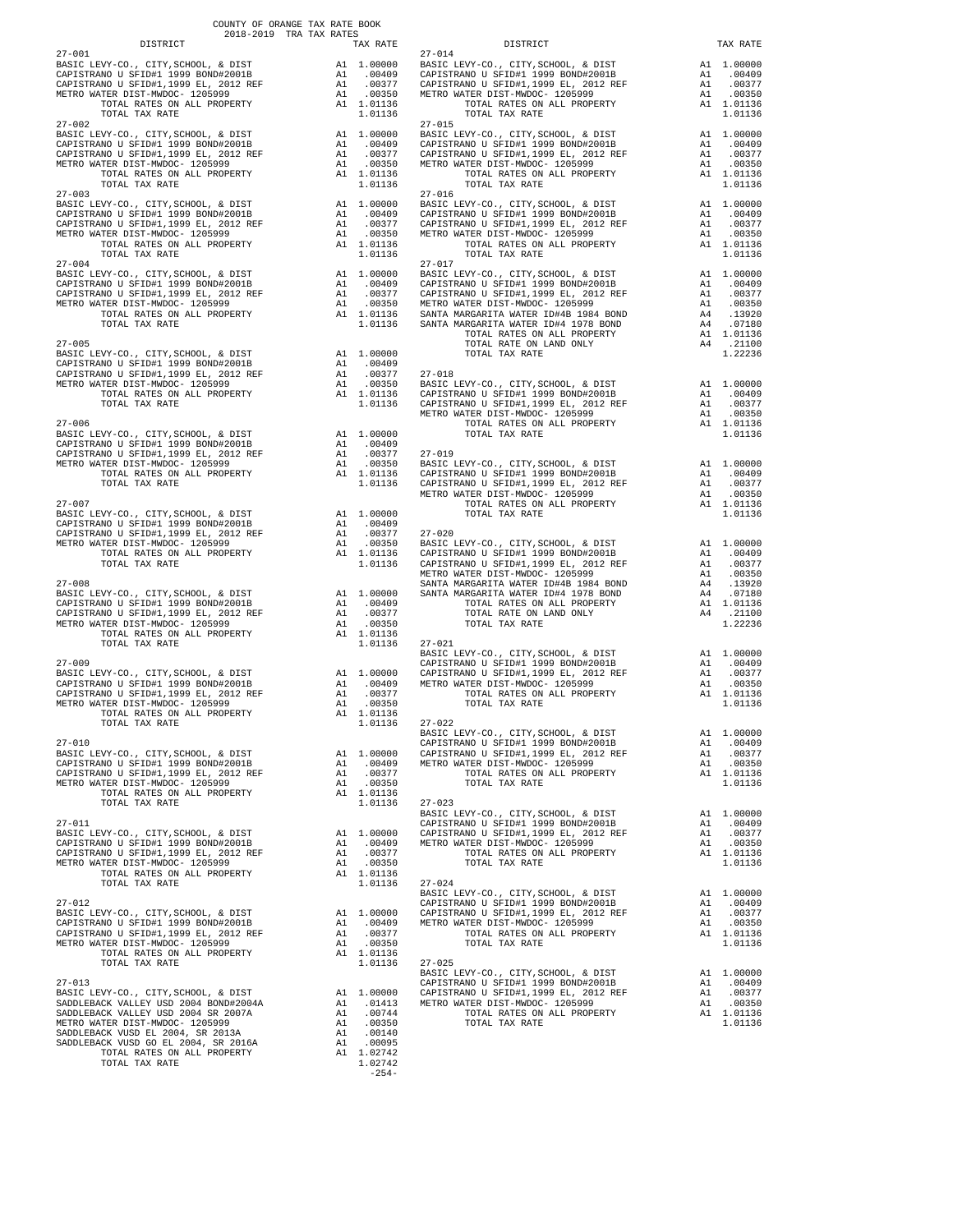COUNTY OF ORANGE TAX RATE BOOK
2018-2019 TRA TAX RATES

| DISTRICT | | TAX RATE |
|---|---|---|
| 27-001 | | |
| BASIC LEVY-CO., CITY,SCHOOL, & DIST | A1 | 1.00000 |
| CAPISTRANO U SFID#1 1999 BOND#2001B | A1 | .00409 |
| CAPISTRANO U SFID#1,1999 EL, 2012 REF | A1 | .00377 |
| METRO WATER DIST-MWDOC- 1205999 | A1 | .00350 |
| TOTAL RATES ON ALL PROPERTY | A1 | 1.01136 |
| TOTAL TAX RATE | | 1.01136 |
| 27-002 | | |
| BASIC LEVY-CO., CITY,SCHOOL, & DIST | A1 | 1.00000 |
| CAPISTRANO U SFID#1 1999 BOND#2001B | A1 | .00409 |
| CAPISTRANO U SFID#1,1999 EL, 2012 REF | A1 | .00377 |
| METRO WATER DIST-MWDOC- 1205999 | A1 | .00350 |
| TOTAL RATES ON ALL PROPERTY | A1 | 1.01136 |
| TOTAL TAX RATE | | 1.01136 |
| 27-003 | | |
| BASIC LEVY-CO., CITY,SCHOOL, & DIST | A1 | 1.00000 |
| CAPISTRANO U SFID#1 1999 BOND#2001B | A1 | .00409 |
| CAPISTRANO U SFID#1,1999 EL, 2012 REF | A1 | .00377 |
| METRO WATER DIST-MWDOC- 1205999 | A1 | .00350 |
| TOTAL RATES ON ALL PROPERTY | A1 | 1.01136 |
| TOTAL TAX RATE | | 1.01136 |
| 27-004 | | |
| BASIC LEVY-CO., CITY,SCHOOL, & DIST | A1 | 1.00000 |
| CAPISTRANO U SFID#1 1999 BOND#2001B | A1 | .00409 |
| CAPISTRANO U SFID#1,1999 EL, 2012 REF | A1 | .00377 |
| METRO WATER DIST-MWDOC- 1205999 | A1 | .00350 |
| TOTAL RATES ON ALL PROPERTY | A1 | 1.01136 |
| TOTAL TAX RATE | | 1.01136 |
| 27-005 | | |
| BASIC LEVY-CO., CITY,SCHOOL, & DIST | A1 | 1.00000 |
| CAPISTRANO U SFID#1 1999 BOND#2001B | A1 | .00409 |
| CAPISTRANO U SFID#1,1999 EL, 2012 REF | A1 | .00377 |
| METRO WATER DIST-MWDOC- 1205999 | A1 | .00350 |
| TOTAL RATES ON ALL PROPERTY | A1 | 1.01136 |
| TOTAL TAX RATE | | 1.01136 |
| 27-006 | | |
| BASIC LEVY-CO., CITY,SCHOOL, & DIST | A1 | 1.00000 |
| CAPISTRANO U SFID#1 1999 BOND#2001B | A1 | .00409 |
| CAPISTRANO U SFID#1,1999 EL, 2012 REF | A1 | .00377 |
| METRO WATER DIST-MWDOC- 1205999 | A1 | .00350 |
| TOTAL RATES ON ALL PROPERTY | A1 | 1.01136 |
| TOTAL TAX RATE | | 1.01136 |
| 27-007 | | |
| BASIC LEVY-CO., CITY,SCHOOL, & DIST | A1 | 1.00000 |
| CAPISTRANO U SFID#1 1999 BOND#2001B | A1 | .00409 |
| CAPISTRANO U SFID#1,1999 EL, 2012 REF | A1 | .00377 |
| METRO WATER DIST-MWDOC- 1205999 | A1 | .00350 |
| TOTAL RATES ON ALL PROPERTY | A1 | 1.01136 |
| TOTAL TAX RATE | | 1.01136 |
| 27-008 | | |
| BASIC LEVY-CO., CITY,SCHOOL, & DIST | A1 | 1.00000 |
| CAPISTRANO U SFID#1 1999 BOND#2001B | A1 | .00409 |
| CAPISTRANO U SFID#1,1999 EL, 2012 REF | A1 | .00377 |
| METRO WATER DIST-MWDOC- 1205999 | A1 | .00350 |
| TOTAL RATES ON ALL PROPERTY | A1 | 1.01136 |
| TOTAL TAX RATE | | 1.01136 |
| 27-009 | | |
| BASIC LEVY-CO., CITY,SCHOOL, & DIST | A1 | 1.00000 |
| CAPISTRANO U SFID#1 1999 BOND#2001B | A1 | .00409 |
| CAPISTRANO U SFID#1,1999 EL, 2012 REF | A1 | .00377 |
| METRO WATER DIST-MWDOC- 1205999 | A1 | .00350 |
| TOTAL RATES ON ALL PROPERTY | A1 | 1.01136 |
| TOTAL TAX RATE | | 1.01136 |
| 27-010 | | |
| BASIC LEVY-CO., CITY,SCHOOL, & DIST | A1 | 1.00000 |
| CAPISTRANO U SFID#1 1999 BOND#2001B | A1 | .00409 |
| CAPISTRANO U SFID#1,1999 EL, 2012 REF | A1 | .00377 |
| METRO WATER DIST-MWDOC- 1205999 | A1 | .00350 |
| TOTAL RATES ON ALL PROPERTY | A1 | 1.01136 |
| TOTAL TAX RATE | | 1.01136 |
| 27-011 | | |
| BASIC LEVY-CO., CITY,SCHOOL, & DIST | A1 | 1.00000 |
| CAPISTRANO U SFID#1 1999 BOND#2001B | A1 | .00409 |
| CAPISTRANO U SFID#1,1999 EL, 2012 REF | A1 | .00377 |
| METRO WATER DIST-MWDOC- 1205999 | A1 | .00350 |
| TOTAL RATES ON ALL PROPERTY | A1 | 1.01136 |
| TOTAL TAX RATE | | 1.01136 |
| 27-012 | | |
| BASIC LEVY-CO., CITY,SCHOOL, & DIST | A1 | 1.00000 |
| CAPISTRANO U SFID#1 1999 BOND#2001B | A1 | .00409 |
| CAPISTRANO U SFID#1,1999 EL, 2012 REF | A1 | .00377 |
| METRO WATER DIST-MWDOC- 1205999 | A1 | .00350 |
| TOTAL RATES ON ALL PROPERTY | A1 | 1.01136 |
| TOTAL TAX RATE | | 1.01136 |
| 27-013 | | |
| BASIC LEVY-CO., CITY,SCHOOL, & DIST | A1 | 1.00000 |
| SADDLEBACK VALLEY USD 2004 BOND#2004A | A1 | .01413 |
| SADDLEBACK VALLEY USD 2004 SR 2007A | A1 | .00744 |
| METRO WATER DIST-MWDOC- 1205999 | A1 | .00350 |
| SADDLEBACK VUSD EL 2004, SR 2013A | A1 | .00140 |
| SADDLEBACK VUSD GO EL 2004, SR 2016A | A1 | .00095 |
| TOTAL RATES ON ALL PROPERTY | A1 | 1.02742 |
| TOTAL TAX RATE | | 1.02742 |
| 27-014 | | |
| BASIC LEVY-CO., CITY,SCHOOL, & DIST | A1 | 1.00000 |
| CAPISTRANO U SFID#1 1999 BOND#2001B | A1 | .00409 |
| CAPISTRANO U SFID#1,1999 EL, 2012 REF | A1 | .00377 |
| METRO WATER DIST-MWDOC- 1205999 | A1 | .00350 |
| TOTAL RATES ON ALL PROPERTY | A1 | 1.01136 |
| TOTAL TAX RATE | | 1.01136 |
| 27-015 | | |
| BASIC LEVY-CO., CITY,SCHOOL, & DIST | A1 | 1.00000 |
| CAPISTRANO U SFID#1 1999 BOND#2001B | A1 | .00409 |
| CAPISTRANO U SFID#1,1999 EL, 2012 REF | A1 | .00377 |
| METRO WATER DIST-MWDOC- 1205999 | A1 | .00350 |
| TOTAL RATES ON ALL PROPERTY | A1 | 1.01136 |
| TOTAL TAX RATE | | 1.01136 |
| 27-016 | | |
| BASIC LEVY-CO., CITY,SCHOOL, & DIST | A1 | 1.00000 |
| CAPISTRANO U SFID#1 1999 BOND#2001B | A1 | .00409 |
| CAPISTRANO U SFID#1,1999 EL, 2012 REF | A1 | .00377 |
| METRO WATER DIST-MWDOC- 1205999 | A1 | .00350 |
| TOTAL RATES ON ALL PROPERTY | A1 | 1.01136 |
| TOTAL TAX RATE | | 1.01136 |
| 27-017 | | |
| BASIC LEVY-CO., CITY,SCHOOL, & DIST | A1 | 1.00000 |
| CAPISTRANO U SFID#1 1999 BOND#2001B | A1 | .00409 |
| CAPISTRANO U SFID#1,1999 EL, 2012 REF | A1 | .00377 |
| METRO WATER DIST-MWDOC- 1205999 | A1 | .00350 |
| SANTA MARGARITA WATER ID#4B 1984 BOND | A4 | .13920 |
| SANTA MARGARITA WATER ID#4 1978 BOND | A4 | .07180 |
| TOTAL RATES ON ALL PROPERTY | A1 | 1.01136 |
| TOTAL RATE ON LAND ONLY | A4 | .21100 |
| TOTAL TAX RATE | | 1.22236 |
| 27-018 | | |
| BASIC LEVY-CO., CITY,SCHOOL, & DIST | A1 | 1.00000 |
| CAPISTRANO U SFID#1 1999 BOND#2001B | A1 | .00409 |
| CAPISTRANO U SFID#1,1999 EL, 2012 REF | A1 | .00377 |
| METRO WATER DIST-MWDOC- 1205999 | A1 | .00350 |
| TOTAL RATES ON ALL PROPERTY | A1 | 1.01136 |
| TOTAL TAX RATE | | 1.01136 |
| 27-019 | | |
| BASIC LEVY-CO., CITY,SCHOOL, & DIST | A1 | 1.00000 |
| CAPISTRANO U SFID#1 1999 BOND#2001B | A1 | .00409 |
| CAPISTRANO U SFID#1,1999 EL, 2012 REF | A1 | .00377 |
| METRO WATER DIST-MWDOC- 1205999 | A1 | .00350 |
| TOTAL RATES ON ALL PROPERTY | A1 | 1.01136 |
| TOTAL TAX RATE | | 1.01136 |
| 27-020 | | |
| BASIC LEVY-CO., CITY,SCHOOL, & DIST | A1 | 1.00000 |
| CAPISTRANO U SFID#1 1999 BOND#2001B | A1 | .00409 |
| CAPISTRANO U SFID#1,1999 EL, 2012 REF | A1 | .00377 |
| METRO WATER DIST-MWDOC- 1205999 | A1 | .00350 |
| SANTA MARGARITA WATER ID#4B 1984 BOND | A4 | .13920 |
| SANTA MARGARITA WATER ID#4 1978 BOND | A4 | .07180 |
| TOTAL RATES ON ALL PROPERTY | A1 | 1.01136 |
| TOTAL RATE ON LAND ONLY | A4 | .21100 |
| TOTAL TAX RATE | | 1.22236 |
| 27-021 | | |
| BASIC LEVY-CO., CITY,SCHOOL, & DIST | A1 | 1.00000 |
| CAPISTRANO U SFID#1 1999 BOND#2001B | A1 | .00409 |
| CAPISTRANO U SFID#1,1999 EL, 2012 REF | A1 | .00377 |
| METRO WATER DIST-MWDOC- 1205999 | A1 | .00350 |
| TOTAL RATES ON ALL PROPERTY | A1 | 1.01136 |
| TOTAL TAX RATE | | 1.01136 |
| 27-022 | | |
| BASIC LEVY-CO., CITY,SCHOOL, & DIST | A1 | 1.00000 |
| CAPISTRANO U SFID#1 1999 BOND#2001B | A1 | .00409 |
| CAPISTRANO U SFID#1,1999 EL, 2012 REF | A1 | .00377 |
| METRO WATER DIST-MWDOC- 1205999 | A1 | .00350 |
| TOTAL RATES ON ALL PROPERTY | A1 | 1.01136 |
| TOTAL TAX RATE | | 1.01136 |
| 27-023 | | |
| BASIC LEVY-CO., CITY,SCHOOL, & DIST | A1 | 1.00000 |
| CAPISTRANO U SFID#1 1999 BOND#2001B | A1 | .00409 |
| CAPISTRANO U SFID#1,1999 EL, 2012 REF | A1 | .00377 |
| METRO WATER DIST-MWDOC- 1205999 | A1 | .00350 |
| TOTAL RATES ON ALL PROPERTY | A1 | 1.01136 |
| TOTAL TAX RATE | | 1.01136 |
| 27-024 | | |
| BASIC LEVY-CO., CITY,SCHOOL, & DIST | A1 | 1.00000 |
| CAPISTRANO U SFID#1 1999 BOND#2001B | A1 | .00409 |
| CAPISTRANO U SFID#1,1999 EL, 2012 REF | A1 | .00377 |
| METRO WATER DIST-MWDOC- 1205999 | A1 | .00350 |
| TOTAL RATES ON ALL PROPERTY | A1 | 1.01136 |
| TOTAL TAX RATE | | 1.01136 |
| 27-025 | | |
| BASIC LEVY-CO., CITY,SCHOOL, & DIST | A1 | 1.00000 |
| CAPISTRANO U SFID#1 1999 BOND#2001B | A1 | .00409 |
| CAPISTRANO U SFID#1,1999 EL, 2012 REF | A1 | .00377 |
| METRO WATER DIST-MWDOC- 1205999 | A1 | .00350 |
| TOTAL RATES ON ALL PROPERTY | A1 | 1.01136 |
| TOTAL TAX RATE | | 1.01136 |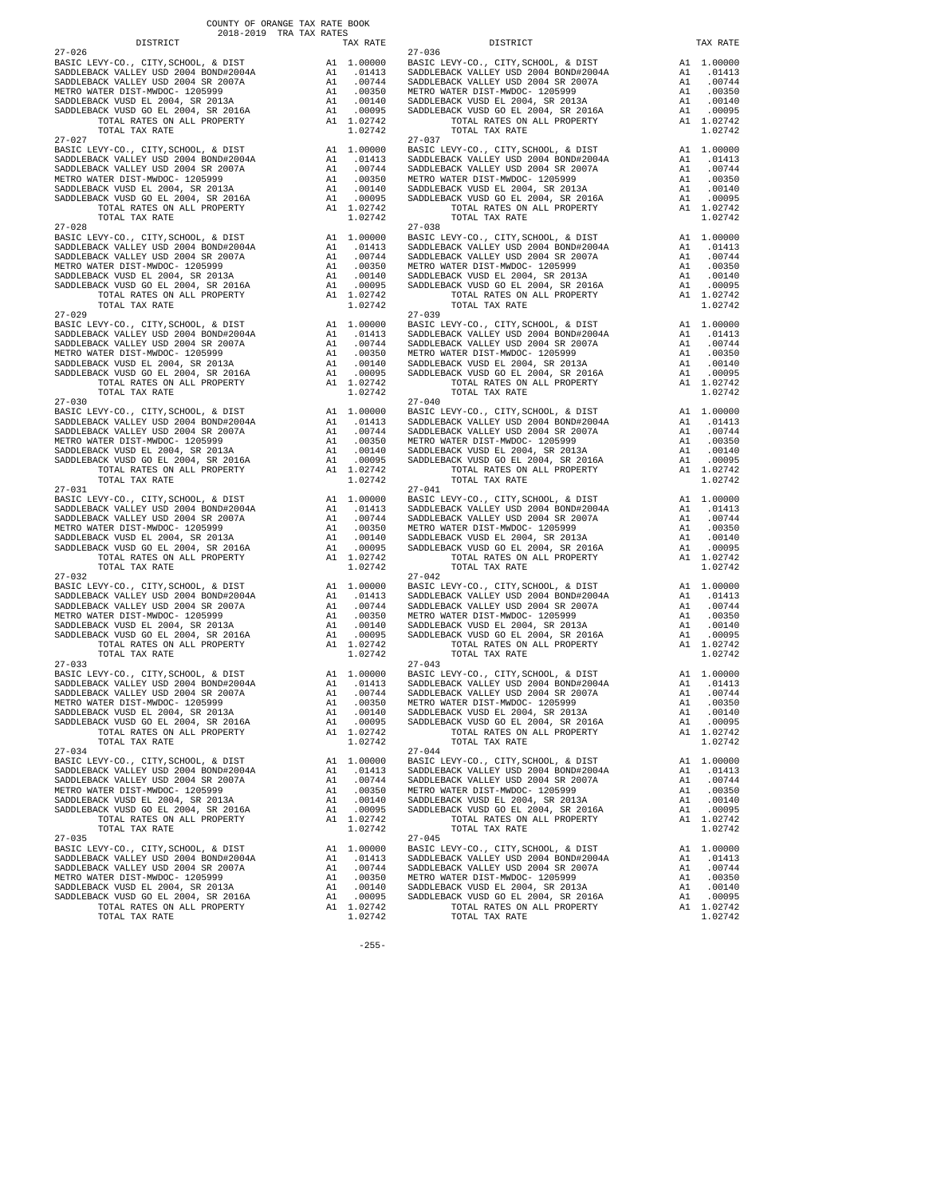COUNTY OF ORANGE TAX RATE BOOK
2018-2019 TRA TAX RATES

| DISTRICT | | TAX RATE |
|---|---|---|
| 27-026 | | |
| BASIC LEVY-CO., CITY,SCHOOL, & DIST | A1 | 1.00000 |
| SADDLEBACK VALLEY USD 2004 BOND#2004A | A1 | .01413 |
| SADDLEBACK VALLEY USD 2004 SR 2007A | A1 | .00744 |
| METRO WATER DIST-MWDOC- 1205999 | A1 | .00350 |
| SADDLEBACK VUSD EL 2004, SR 2013A | A1 | .00140 |
| SADDLEBACK VUSD GO EL 2004, SR 2016A | A1 | .00095 |
| TOTAL RATES ON ALL PROPERTY | A1 | 1.02742 |
| TOTAL TAX RATE | | 1.02742 |
| 27-027 | | |
| BASIC LEVY-CO., CITY,SCHOOL, & DIST | A1 | 1.00000 |
| SADDLEBACK VALLEY USD 2004 BOND#2004A | A1 | .01413 |
| SADDLEBACK VALLEY USD 2004 SR 2007A | A1 | .00744 |
| METRO WATER DIST-MWDOC- 1205999 | A1 | .00350 |
| SADDLEBACK VUSD EL 2004, SR 2013A | A1 | .00140 |
| SADDLEBACK VUSD GO EL 2004, SR 2016A | A1 | .00095 |
| TOTAL RATES ON ALL PROPERTY | A1 | 1.02742 |
| TOTAL TAX RATE | | 1.02742 |
| 27-028 | | |
| BASIC LEVY-CO., CITY,SCHOOL, & DIST | A1 | 1.00000 |
| SADDLEBACK VALLEY USD 2004 BOND#2004A | A1 | .01413 |
| SADDLEBACK VALLEY USD 2004 SR 2007A | A1 | .00744 |
| METRO WATER DIST-MWDOC- 1205999 | A1 | .00350 |
| SADDLEBACK VUSD EL 2004, SR 2013A | A1 | .00140 |
| SADDLEBACK VUSD GO EL 2004, SR 2016A | A1 | .00095 |
| TOTAL RATES ON ALL PROPERTY | A1 | 1.02742 |
| TOTAL TAX RATE | | 1.02742 |
| 27-029 | | |
| BASIC LEVY-CO., CITY,SCHOOL, & DIST | A1 | 1.00000 |
| SADDLEBACK VALLEY USD 2004 BOND#2004A | A1 | .01413 |
| SADDLEBACK VALLEY USD 2004 SR 2007A | A1 | .00744 |
| METRO WATER DIST-MWDOC- 1205999 | A1 | .00350 |
| SADDLEBACK VUSD EL 2004, SR 2013A | A1 | .00140 |
| SADDLEBACK VUSD GO EL 2004, SR 2016A | A1 | .00095 |
| TOTAL RATES ON ALL PROPERTY | A1 | 1.02742 |
| TOTAL TAX RATE | | 1.02742 |
| 27-030 | | |
| BASIC LEVY-CO., CITY,SCHOOL, & DIST | A1 | 1.00000 |
| SADDLEBACK VALLEY USD 2004 BOND#2004A | A1 | .01413 |
| SADDLEBACK VALLEY USD 2004 SR 2007A | A1 | .00744 |
| METRO WATER DIST-MWDOC- 1205999 | A1 | .00350 |
| SADDLEBACK VUSD EL 2004, SR 2013A | A1 | .00140 |
| SADDLEBACK VUSD GO EL 2004, SR 2016A | A1 | .00095 |
| TOTAL RATES ON ALL PROPERTY | A1 | 1.02742 |
| TOTAL TAX RATE | | 1.02742 |
| 27-031 | | |
| BASIC LEVY-CO., CITY,SCHOOL, & DIST | A1 | 1.00000 |
| SADDLEBACK VALLEY USD 2004 BOND#2004A | A1 | .01413 |
| SADDLEBACK VALLEY USD 2004 SR 2007A | A1 | .00744 |
| METRO WATER DIST-MWDOC- 1205999 | A1 | .00350 |
| SADDLEBACK VUSD EL 2004, SR 2013A | A1 | .00140 |
| SADDLEBACK VUSD GO EL 2004, SR 2016A | A1 | .00095 |
| TOTAL RATES ON ALL PROPERTY | A1 | 1.02742 |
| TOTAL TAX RATE | | 1.02742 |
| 27-032 | | |
| BASIC LEVY-CO., CITY,SCHOOL, & DIST | A1 | 1.00000 |
| SADDLEBACK VALLEY USD 2004 BOND#2004A | A1 | .01413 |
| SADDLEBACK VALLEY USD 2004 SR 2007A | A1 | .00744 |
| METRO WATER DIST-MWDOC- 1205999 | A1 | .00350 |
| SADDLEBACK VUSD EL 2004, SR 2013A | A1 | .00140 |
| SADDLEBACK VUSD GO EL 2004, SR 2016A | A1 | .00095 |
| TOTAL RATES ON ALL PROPERTY | A1 | 1.02742 |
| TOTAL TAX RATE | | 1.02742 |
| 27-033 | | |
| BASIC LEVY-CO., CITY,SCHOOL, & DIST | A1 | 1.00000 |
| SADDLEBACK VALLEY USD 2004 BOND#2004A | A1 | .01413 |
| SADDLEBACK VALLEY USD 2004 SR 2007A | A1 | .00744 |
| METRO WATER DIST-MWDOC- 1205999 | A1 | .00350 |
| SADDLEBACK VUSD EL 2004, SR 2013A | A1 | .00140 |
| SADDLEBACK VUSD GO EL 2004, SR 2016A | A1 | .00095 |
| TOTAL RATES ON ALL PROPERTY | A1 | 1.02742 |
| TOTAL TAX RATE | | 1.02742 |
| 27-034 | | |
| BASIC LEVY-CO., CITY,SCHOOL, & DIST | A1 | 1.00000 |
| SADDLEBACK VALLEY USD 2004 BOND#2004A | A1 | .01413 |
| SADDLEBACK VALLEY USD 2004 SR 2007A | A1 | .00744 |
| METRO WATER DIST-MWDOC- 1205999 | A1 | .00350 |
| SADDLEBACK VUSD EL 2004, SR 2013A | A1 | .00140 |
| SADDLEBACK VUSD GO EL 2004, SR 2016A | A1 | .00095 |
| TOTAL RATES ON ALL PROPERTY | A1 | 1.02742 |
| TOTAL TAX RATE | | 1.02742 |
| 27-035 | | |
| BASIC LEVY-CO., CITY,SCHOOL, & DIST | A1 | 1.00000 |
| SADDLEBACK VALLEY USD 2004 BOND#2004A | A1 | .01413 |
| SADDLEBACK VALLEY USD 2004 SR 2007A | A1 | .00744 |
| METRO WATER DIST-MWDOC- 1205999 | A1 | .00350 |
| SADDLEBACK VUSD EL 2004, SR 2013A | A1 | .00140 |
| SADDLEBACK VUSD GO EL 2004, SR 2016A | A1 | .00095 |
| TOTAL RATES ON ALL PROPERTY | A1 | 1.02742 |
| TOTAL TAX RATE | | 1.02742 |
| 27-036 | | |
| BASIC LEVY-CO., CITY,SCHOOL, & DIST | A1 | 1.00000 |
| SADDLEBACK VALLEY USD 2004 BOND#2004A | A1 | .01413 |
| SADDLEBACK VALLEY USD 2004 SR 2007A | A1 | .00744 |
| METRO WATER DIST-MWDOC- 1205999 | A1 | .00350 |
| SADDLEBACK VUSD EL 2004, SR 2013A | A1 | .00140 |
| SADDLEBACK VUSD GO EL 2004, SR 2016A | A1 | .00095 |
| TOTAL RATES ON ALL PROPERTY | A1 | 1.02742 |
| TOTAL TAX RATE | | 1.02742 |
| 27-037 | | |
| BASIC LEVY-CO., CITY,SCHOOL, & DIST | A1 | 1.00000 |
| SADDLEBACK VALLEY USD 2004 BOND#2004A | A1 | .01413 |
| SADDLEBACK VALLEY USD 2004 SR 2007A | A1 | .00744 |
| METRO WATER DIST-MWDOC- 1205999 | A1 | .00350 |
| SADDLEBACK VUSD EL 2004, SR 2013A | A1 | .00140 |
| SADDLEBACK VUSD GO EL 2004, SR 2016A | A1 | .00095 |
| TOTAL RATES ON ALL PROPERTY | A1 | 1.02742 |
| TOTAL TAX RATE | | 1.02742 |
| 27-038 | | |
| BASIC LEVY-CO., CITY,SCHOOL, & DIST | A1 | 1.00000 |
| SADDLEBACK VALLEY USD 2004 BOND#2004A | A1 | .01413 |
| SADDLEBACK VALLEY USD 2004 SR 2007A | A1 | .00744 |
| METRO WATER DIST-MWDOC- 1205999 | A1 | .00350 |
| SADDLEBACK VUSD EL 2004, SR 2013A | A1 | .00140 |
| SADDLEBACK VUSD GO EL 2004, SR 2016A | A1 | .00095 |
| TOTAL RATES ON ALL PROPERTY | A1 | 1.02742 |
| TOTAL TAX RATE | | 1.02742 |
| 27-039 | | |
| BASIC LEVY-CO., CITY,SCHOOL, & DIST | A1 | 1.00000 |
| SADDLEBACK VALLEY USD 2004 BOND#2004A | A1 | .01413 |
| SADDLEBACK VALLEY USD 2004 SR 2007A | A1 | .00744 |
| METRO WATER DIST-MWDOC- 1205999 | A1 | .00350 |
| SADDLEBACK VUSD EL 2004, SR 2013A | A1 | .00140 |
| SADDLEBACK VUSD GO EL 2004, SR 2016A | A1 | .00095 |
| TOTAL RATES ON ALL PROPERTY | A1 | 1.02742 |
| TOTAL TAX RATE | | 1.02742 |
| 27-040 | | |
| BASIC LEVY-CO., CITY,SCHOOL, & DIST | A1 | 1.00000 |
| SADDLEBACK VALLEY USD 2004 BOND#2004A | A1 | .01413 |
| SADDLEBACK VALLEY USD 2004 SR 2007A | A1 | .00744 |
| METRO WATER DIST-MWDOC- 1205999 | A1 | .00350 |
| SADDLEBACK VUSD EL 2004, SR 2013A | A1 | .00140 |
| SADDLEBACK VUSD GO EL 2004, SR 2016A | A1 | .00095 |
| TOTAL RATES ON ALL PROPERTY | A1 | 1.02742 |
| TOTAL TAX RATE | | 1.02742 |
| 27-041 | | |
| BASIC LEVY-CO., CITY,SCHOOL, & DIST | A1 | 1.00000 |
| SADDLEBACK VALLEY USD 2004 BOND#2004A | A1 | .01413 |
| SADDLEBACK VALLEY USD 2004 SR 2007A | A1 | .00744 |
| METRO WATER DIST-MWDOC- 1205999 | A1 | .00350 |
| SADDLEBACK VUSD EL 2004, SR 2013A | A1 | .00140 |
| SADDLEBACK VUSD GO EL 2004, SR 2016A | A1 | .00095 |
| TOTAL RATES ON ALL PROPERTY | A1 | 1.02742 |
| TOTAL TAX RATE | | 1.02742 |
| 27-042 | | |
| BASIC LEVY-CO., CITY,SCHOOL, & DIST | A1 | 1.00000 |
| SADDLEBACK VALLEY USD 2004 BOND#2004A | A1 | .01413 |
| SADDLEBACK VALLEY USD 2004 SR 2007A | A1 | .00744 |
| METRO WATER DIST-MWDOC- 1205999 | A1 | .00350 |
| SADDLEBACK VUSD EL 2004, SR 2013A | A1 | .00140 |
| SADDLEBACK VUSD GO EL 2004, SR 2016A | A1 | .00095 |
| TOTAL RATES ON ALL PROPERTY | A1 | 1.02742 |
| TOTAL TAX RATE | | 1.02742 |
| 27-043 | | |
| BASIC LEVY-CO., CITY,SCHOOL, & DIST | A1 | 1.00000 |
| SADDLEBACK VALLEY USD 2004 BOND#2004A | A1 | .01413 |
| SADDLEBACK VALLEY USD 2004 SR 2007A | A1 | .00744 |
| METRO WATER DIST-MWDOC- 1205999 | A1 | .00350 |
| SADDLEBACK VUSD EL 2004, SR 2013A | A1 | .00140 |
| SADDLEBACK VUSD GO EL 2004, SR 2016A | A1 | .00095 |
| TOTAL RATES ON ALL PROPERTY | A1 | 1.02742 |
| TOTAL TAX RATE | | 1.02742 |
| 27-044 | | |
| BASIC LEVY-CO., CITY,SCHOOL, & DIST | A1 | 1.00000 |
| SADDLEBACK VALLEY USD 2004 BOND#2004A | A1 | .01413 |
| SADDLEBACK VALLEY USD 2004 SR 2007A | A1 | .00744 |
| METRO WATER DIST-MWDOC- 1205999 | A1 | .00350 |
| SADDLEBACK VUSD EL 2004, SR 2013A | A1 | .00140 |
| SADDLEBACK VUSD GO EL 2004, SR 2016A | A1 | .00095 |
| TOTAL RATES ON ALL PROPERTY | A1 | 1.02742 |
| TOTAL TAX RATE | | 1.02742 |
| 27-045 | | |
| BASIC LEVY-CO., CITY,SCHOOL, & DIST | A1 | 1.00000 |
| SADDLEBACK VALLEY USD 2004 BOND#2004A | A1 | .01413 |
| SADDLEBACK VALLEY USD 2004 SR 2007A | A1 | .00744 |
| METRO WATER DIST-MWDOC- 1205999 | A1 | .00350 |
| SADDLEBACK VUSD EL 2004, SR 2013A | A1 | .00140 |
| SADDLEBACK VUSD GO EL 2004, SR 2016A | A1 | .00095 |
| TOTAL RATES ON ALL PROPERTY | A1 | 1.02742 |
| TOTAL TAX RATE | | 1.02742 |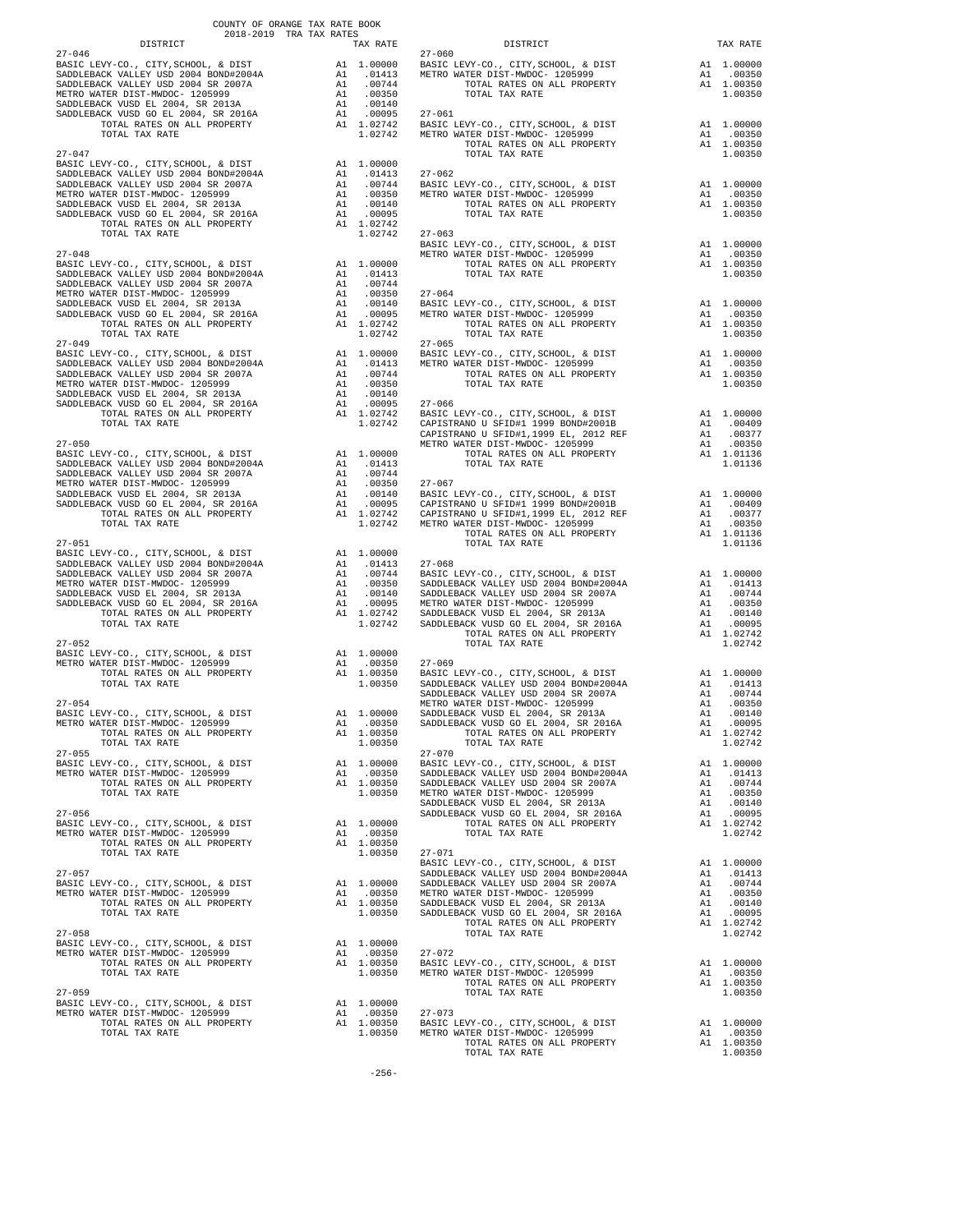COUNTY OF ORANGE TAX RATE BOOK
2018-2019 TRA TAX RATES

| DISTRICT | TAX RATE |
|---|---|
| **27-046** | |
| BASIC LEVY-CO., CITY,SCHOOL, & DIST | A1 1.00000 |
| SADDLEBACK VALLEY USD 2004 BOND#2004A | A1 .01413 |
| SADDLEBACK VALLEY USD 2004 SR 2007A | A1 .00744 |
| METRO WATER DIST-MWDOC- 1205999 | A1 .00350 |
| SADDLEBACK VUSD EL 2004, SR 2013A | A1 .00140 |
| SADDLEBACK VUSD GO EL 2004, SR 2016A | A1 .00095 |
| TOTAL RATES ON ALL PROPERTY | A1 1.02742 |
| TOTAL TAX RATE | 1.02742 |
| **27-047** | |
| BASIC LEVY-CO., CITY,SCHOOL, & DIST | A1 1.00000 |
| SADDLEBACK VALLEY USD 2004 BOND#2004A | A1 .01413 |
| SADDLEBACK VALLEY USD 2004 SR 2007A | A1 .00744 |
| METRO WATER DIST-MWDOC- 1205999 | A1 .00350 |
| SADDLEBACK VUSD EL 2004, SR 2013A | A1 .00140 |
| SADDLEBACK VUSD GO EL 2004, SR 2016A | A1 .00095 |
| TOTAL RATES ON ALL PROPERTY | A1 1.02742 |
| TOTAL TAX RATE | 1.02742 |
| **27-048** | |
| BASIC LEVY-CO., CITY,SCHOOL, & DIST | A1 1.00000 |
| SADDLEBACK VALLEY USD 2004 BOND#2004A | A1 .01413 |
| SADDLEBACK VALLEY USD 2004 SR 2007A | A1 .00744 |
| METRO WATER DIST-MWDOC- 1205999 | A1 .00350 |
| SADDLEBACK VUSD EL 2004, SR 2013A | A1 .00140 |
| SADDLEBACK VUSD GO EL 2004, SR 2016A | A1 .00095 |
| TOTAL RATES ON ALL PROPERTY | A1 1.02742 |
| TOTAL TAX RATE | 1.02742 |
| **27-049** | |
| BASIC LEVY-CO., CITY,SCHOOL, & DIST | A1 1.00000 |
| SADDLEBACK VALLEY USD 2004 BOND#2004A | A1 .01413 |
| SADDLEBACK VALLEY USD 2004 SR 2007A | A1 .00744 |
| METRO WATER DIST-MWDOC- 1205999 | A1 .00350 |
| SADDLEBACK VUSD EL 2004, SR 2013A | A1 .00140 |
| SADDLEBACK VUSD GO EL 2004, SR 2016A | A1 .00095 |
| TOTAL RATES ON ALL PROPERTY | A1 1.02742 |
| TOTAL TAX RATE | 1.02742 |
| **27-050** | |
| BASIC LEVY-CO., CITY,SCHOOL, & DIST | A1 1.00000 |
| SADDLEBACK VALLEY USD 2004 BOND#2004A | A1 .01413 |
| SADDLEBACK VALLEY USD 2004 SR 2007A | A1 .00744 |
| METRO WATER DIST-MWDOC- 1205999 | A1 .00350 |
| SADDLEBACK VUSD EL 2004, SR 2013A | A1 .00140 |
| SADDLEBACK VUSD GO EL 2004, SR 2016A | A1 .00095 |
| TOTAL RATES ON ALL PROPERTY | A1 1.02742 |
| TOTAL TAX RATE | 1.02742 |
| **27-051** | |
| BASIC LEVY-CO., CITY,SCHOOL, & DIST | A1 1.00000 |
| SADDLEBACK VALLEY USD 2004 BOND#2004A | A1 .01413 |
| SADDLEBACK VALLEY USD 2004 SR 2007A | A1 .00744 |
| METRO WATER DIST-MWDOC- 1205999 | A1 .00350 |
| SADDLEBACK VUSD EL 2004, SR 2013A | A1 .00140 |
| SADDLEBACK VUSD GO EL 2004, SR 2016A | A1 .00095 |
| TOTAL RATES ON ALL PROPERTY | A1 1.02742 |
| TOTAL TAX RATE | 1.02742 |
| **27-052** | |
| BASIC LEVY-CO., CITY,SCHOOL, & DIST | A1 1.00000 |
| METRO WATER DIST-MWDOC- 1205999 | A1 .00350 |
| TOTAL RATES ON ALL PROPERTY | A1 1.00350 |
| TOTAL TAX RATE | 1.00350 |
| **27-054** | |
| BASIC LEVY-CO., CITY,SCHOOL, & DIST | A1 1.00000 |
| METRO WATER DIST-MWDOC- 1205999 | A1 .00350 |
| TOTAL RATES ON ALL PROPERTY | A1 1.00350 |
| TOTAL TAX RATE | 1.00350 |
| **27-055** | |
| BASIC LEVY-CO., CITY,SCHOOL, & DIST | A1 1.00000 |
| METRO WATER DIST-MWDOC- 1205999 | A1 .00350 |
| TOTAL RATES ON ALL PROPERTY | A1 1.00350 |
| TOTAL TAX RATE | 1.00350 |
| **27-056** | |
| BASIC LEVY-CO., CITY,SCHOOL, & DIST | A1 1.00000 |
| METRO WATER DIST-MWDOC- 1205999 | A1 .00350 |
| TOTAL RATES ON ALL PROPERTY | A1 1.00350 |
| TOTAL TAX RATE | 1.00350 |
| **27-057** | |
| BASIC LEVY-CO., CITY,SCHOOL, & DIST | A1 1.00000 |
| METRO WATER DIST-MWDOC- 1205999 | A1 .00350 |
| TOTAL RATES ON ALL PROPERTY | A1 1.00350 |
| TOTAL TAX RATE | 1.00350 |
| **27-058** | |
| BASIC LEVY-CO., CITY,SCHOOL, & DIST | A1 1.00000 |
| METRO WATER DIST-MWDOC- 1205999 | A1 .00350 |
| TOTAL RATES ON ALL PROPERTY | A1 1.00350 |
| TOTAL TAX RATE | 1.00350 |
| **27-059** | |
| BASIC LEVY-CO., CITY,SCHOOL, & DIST | A1 1.00000 |
| METRO WATER DIST-MWDOC- 1205999 | A1 .00350 |
| TOTAL RATES ON ALL PROPERTY | A1 1.00350 |
| TOTAL TAX RATE | 1.00350 |
| **27-060** | |
| BASIC LEVY-CO., CITY,SCHOOL, & DIST | A1 1.00000 |
| METRO WATER DIST-MWDOC- 1205999 | A1 .00350 |
| TOTAL RATES ON ALL PROPERTY | A1 1.00350 |
| TOTAL TAX RATE | 1.00350 |
| **27-061** | |
| BASIC LEVY-CO., CITY,SCHOOL, & DIST | A1 1.00000 |
| METRO WATER DIST-MWDOC- 1205999 | A1 .00350 |
| TOTAL RATES ON ALL PROPERTY | A1 1.00350 |
| TOTAL TAX RATE | 1.00350 |
| **27-062** | |
| BASIC LEVY-CO., CITY,SCHOOL, & DIST | A1 1.00000 |
| METRO WATER DIST-MWDOC- 1205999 | A1 .00350 |
| TOTAL RATES ON ALL PROPERTY | A1 1.00350 |
| TOTAL TAX RATE | 1.00350 |
| **27-063** | |
| BASIC LEVY-CO., CITY,SCHOOL, & DIST | A1 1.00000 |
| METRO WATER DIST-MWDOC- 1205999 | A1 .00350 |
| TOTAL RATES ON ALL PROPERTY | A1 1.00350 |
| TOTAL TAX RATE | 1.00350 |
| **27-064** | |
| BASIC LEVY-CO., CITY,SCHOOL, & DIST | A1 1.00000 |
| METRO WATER DIST-MWDOC- 1205999 | A1 .00350 |
| TOTAL RATES ON ALL PROPERTY | A1 1.00350 |
| TOTAL TAX RATE | 1.00350 |
| **27-065** | |
| BASIC LEVY-CO., CITY,SCHOOL, & DIST | A1 1.00000 |
| METRO WATER DIST-MWDOC- 1205999 | A1 .00350 |
| TOTAL RATES ON ALL PROPERTY | A1 1.00350 |
| TOTAL TAX RATE | 1.00350 |
| **27-066** | |
| BASIC LEVY-CO., CITY,SCHOOL, & DIST | A1 1.00000 |
| CAPISTRANO U SFID#1 1999 BOND#2001B | A1 .00409 |
| CAPISTRANO U SFID#1,1999 EL, 2012 REF | A1 .00377 |
| METRO WATER DIST-MWDOC- 1205999 | A1 .00350 |
| TOTAL RATES ON ALL PROPERTY | A1 1.01136 |
| TOTAL TAX RATE | 1.01136 |
| **27-067** | |
| BASIC LEVY-CO., CITY,SCHOOL, & DIST | A1 1.00000 |
| CAPISTRANO U SFID#1 1999 BOND#2001B | A1 .00409 |
| CAPISTRANO U SFID#1,1999 EL, 2012 REF | A1 .00377 |
| METRO WATER DIST-MWDOC- 1205999 | A1 .00350 |
| TOTAL RATES ON ALL PROPERTY | A1 1.01136 |
| TOTAL TAX RATE | 1.01136 |
| **27-068** | |
| BASIC LEVY-CO., CITY,SCHOOL, & DIST | A1 1.00000 |
| SADDLEBACK VALLEY USD 2004 BOND#2004A | A1 .01413 |
| SADDLEBACK VALLEY USD 2004 SR 2007A | A1 .00744 |
| METRO WATER DIST-MWDOC- 1205999 | A1 .00350 |
| SADDLEBACK VUSD EL 2004, SR 2013A | A1 .00140 |
| SADDLEBACK VUSD GO EL 2004, SR 2016A | A1 .00095 |
| TOTAL RATES ON ALL PROPERTY | A1 1.02742 |
| TOTAL TAX RATE | 1.02742 |
| **27-069** | |
| BASIC LEVY-CO., CITY,SCHOOL, & DIST | A1 1.00000 |
| SADDLEBACK VALLEY USD 2004 BOND#2004A | A1 .01413 |
| SADDLEBACK VALLEY USD 2004 SR 2007A | A1 .00744 |
| METRO WATER DIST-MWDOC- 1205999 | A1 .00350 |
| SADDLEBACK VUSD EL 2004, SR 2013A | A1 .00140 |
| SADDLEBACK VUSD GO EL 2004, SR 2016A | A1 .00095 |
| TOTAL RATES ON ALL PROPERTY | A1 1.02742 |
| TOTAL TAX RATE | 1.02742 |
| **27-070** | |
| BASIC LEVY-CO., CITY,SCHOOL, & DIST | A1 1.00000 |
| SADDLEBACK VALLEY USD 2004 BOND#2004A | A1 .01413 |
| SADDLEBACK VALLEY USD 2004 SR 2007A | A1 .00744 |
| METRO WATER DIST-MWDOC- 1205999 | A1 .00350 |
| SADDLEBACK VUSD EL 2004, SR 2013A | A1 .00140 |
| SADDLEBACK VUSD GO EL 2004, SR 2016A | A1 .00095 |
| TOTAL RATES ON ALL PROPERTY | A1 1.02742 |
| TOTAL TAX RATE | 1.02742 |
| **27-071** | |
| BASIC LEVY-CO., CITY,SCHOOL, & DIST | A1 1.00000 |
| SADDLEBACK VALLEY USD 2004 BOND#2004A | A1 .01413 |
| SADDLEBACK VALLEY USD 2004 SR 2007A | A1 .00744 |
| METRO WATER DIST-MWDOC- 1205999 | A1 .00350 |
| SADDLEBACK VUSD EL 2004, SR 2013A | A1 .00140 |
| SADDLEBACK VUSD GO EL 2004, SR 2016A | A1 .00095 |
| TOTAL RATES ON ALL PROPERTY | A1 1.02742 |
| TOTAL TAX RATE | 1.02742 |
| **27-072** | |
| BASIC LEVY-CO., CITY,SCHOOL, & DIST | A1 1.00000 |
| METRO WATER DIST-MWDOC- 1205999 | A1 .00350 |
| TOTAL RATES ON ALL PROPERTY | A1 1.00350 |
| TOTAL TAX RATE | 1.00350 |
| **27-073** | |
| BASIC LEVY-CO., CITY,SCHOOL, & DIST | A1 1.00000 |
| METRO WATER DIST-MWDOC- 1205999 | A1 .00350 |
| TOTAL RATES ON ALL PROPERTY | A1 1.00350 |
| TOTAL TAX RATE | 1.00350 |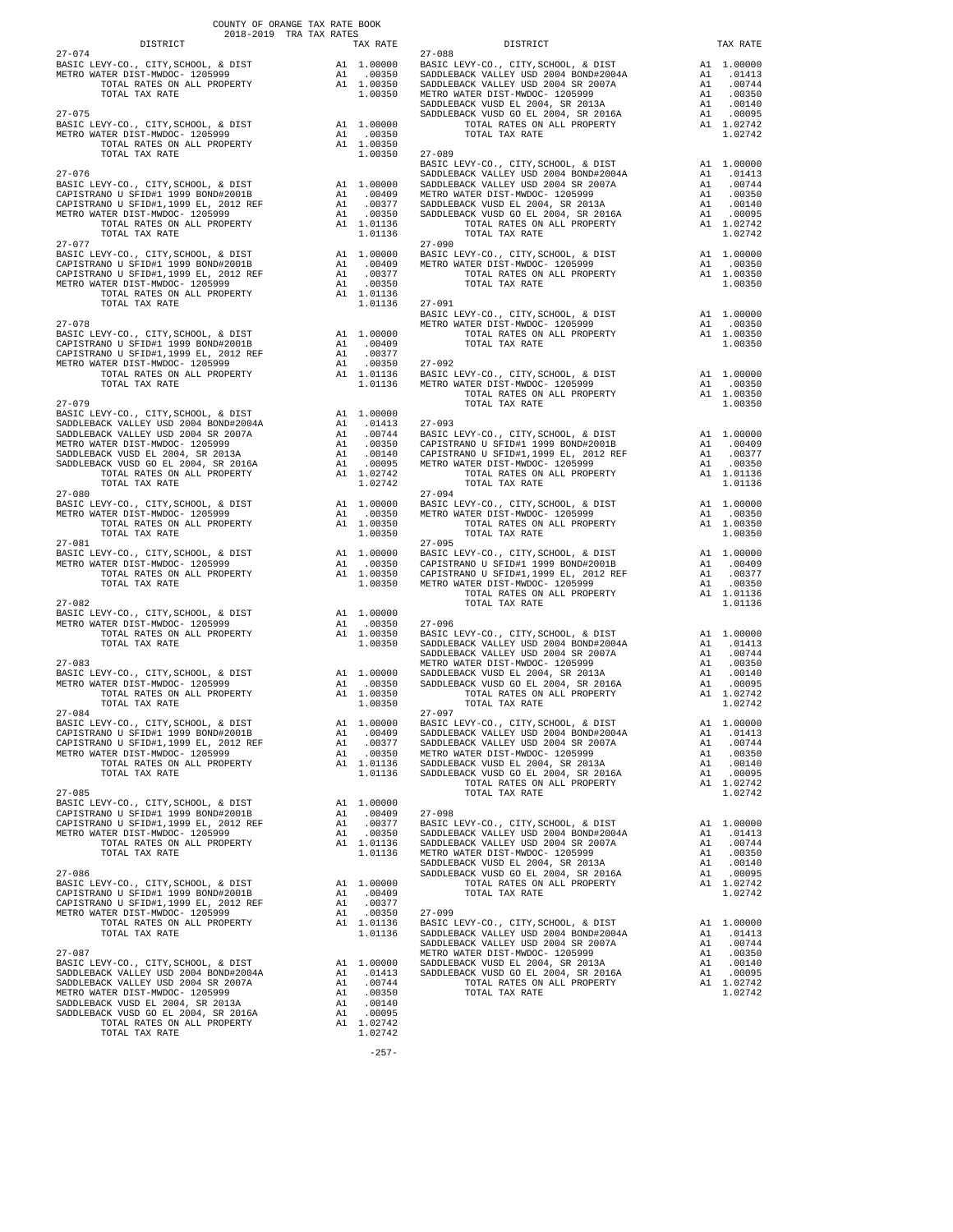COUNTY OF ORANGE TAX RATE BOOK
2018-2019 TRA TAX RATES

| DISTRICT | | TAX RATE |
|---|---|---|
| **27-074** | | |
| BASIC LEVY-CO., CITY,SCHOOL, & DIST | A1 | 1.00000 |
| METRO WATER DIST-MWDOC- 1205999 | A1 | .00350 |
| TOTAL RATES ON ALL PROPERTY | A1 | 1.00350 |
| TOTAL TAX RATE | | 1.00350 |
| **27-075** | | |
| BASIC LEVY-CO., CITY,SCHOOL, & DIST | A1 | 1.00000 |
| METRO WATER DIST-MWDOC- 1205999 | A1 | .00350 |
| TOTAL RATES ON ALL PROPERTY | A1 | 1.00350 |
| TOTAL TAX RATE | | 1.00350 |
| **27-076** | | |
| BASIC LEVY-CO., CITY,SCHOOL, & DIST | A1 | 1.00000 |
| CAPISTRANO U SFID#1 1999 BOND#2001B | A1 | .00409 |
| CAPISTRANO U SFID#1,1999 EL, 2012 REF | A1 | .00377 |
| METRO WATER DIST-MWDOC- 1205999 | A1 | .00350 |
| TOTAL RATES ON ALL PROPERTY | A1 | 1.01136 |
| TOTAL TAX RATE | | 1.01136 |
| **27-077** | | |
| BASIC LEVY-CO., CITY,SCHOOL, & DIST | A1 | 1.00000 |
| CAPISTRANO U SFID#1 1999 BOND#2001B | A1 | .00409 |
| CAPISTRANO U SFID#1,1999 EL, 2012 REF | A1 | .00377 |
| METRO WATER DIST-MWDOC- 1205999 | A1 | .00350 |
| TOTAL RATES ON ALL PROPERTY | A1 | 1.01136 |
| TOTAL TAX RATE | | 1.01136 |
| **27-078** | | |
| BASIC LEVY-CO., CITY,SCHOOL, & DIST | A1 | 1.00000 |
| CAPISTRANO U SFID#1 1999 BOND#2001B | A1 | .00409 |
| CAPISTRANO U SFID#1,1999 EL, 2012 REF | A1 | .00377 |
| METRO WATER DIST-MWDOC- 1205999 | A1 | .00350 |
| TOTAL RATES ON ALL PROPERTY | A1 | 1.01136 |
| TOTAL TAX RATE | | 1.01136 |
| **27-079** | | |
| BASIC LEVY-CO., CITY,SCHOOL, & DIST | A1 | 1.00000 |
| SADDLEBACK VALLEY USD 2004 BOND#2004A | A1 | .01413 |
| SADDLEBACK VALLEY USD 2004 SR 2007A | A1 | .00744 |
| METRO WATER DIST-MWDOC- 1205999 | A1 | .00350 |
| SADDLEBACK VUSD EL 2004, SR 2013A | A1 | .00140 |
| SADDLEBACK VUSD GO EL 2004, SR 2016A | A1 | .00095 |
| TOTAL RATES ON ALL PROPERTY | A1 | 1.02742 |
| TOTAL TAX RATE | | 1.02742 |
| **27-080** | | |
| BASIC LEVY-CO., CITY,SCHOOL, & DIST | A1 | 1.00000 |
| METRO WATER DIST-MWDOC- 1205999 | A1 | .00350 |
| TOTAL RATES ON ALL PROPERTY | A1 | 1.00350 |
| TOTAL TAX RATE | | 1.00350 |
| **27-081** | | |
| BASIC LEVY-CO., CITY,SCHOOL, & DIST | A1 | 1.00000 |
| METRO WATER DIST-MWDOC- 1205999 | A1 | .00350 |
| TOTAL RATES ON ALL PROPERTY | A1 | 1.00350 |
| TOTAL TAX RATE | | 1.00350 |
| **27-082** | | |
| BASIC LEVY-CO., CITY,SCHOOL, & DIST | A1 | 1.00000 |
| METRO WATER DIST-MWDOC- 1205999 | A1 | .00350 |
| TOTAL RATES ON ALL PROPERTY | A1 | 1.00350 |
| TOTAL TAX RATE | | 1.00350 |
| **27-083** | | |
| BASIC LEVY-CO., CITY,SCHOOL, & DIST | A1 | 1.00000 |
| METRO WATER DIST-MWDOC- 1205999 | A1 | .00350 |
| TOTAL RATES ON ALL PROPERTY | A1 | 1.00350 |
| TOTAL TAX RATE | | 1.00350 |
| **27-084** | | |
| BASIC LEVY-CO., CITY,SCHOOL, & DIST | A1 | 1.00000 |
| CAPISTRANO U SFID#1 1999 BOND#2001B | A1 | .00409 |
| CAPISTRANO U SFID#1,1999 EL, 2012 REF | A1 | .00377 |
| METRO WATER DIST-MWDOC- 1205999 | A1 | .00350 |
| TOTAL RATES ON ALL PROPERTY | A1 | 1.01136 |
| TOTAL TAX RATE | | 1.01136 |
| **27-085** | | |
| BASIC LEVY-CO., CITY,SCHOOL, & DIST | A1 | 1.00000 |
| CAPISTRANO U SFID#1 1999 BOND#2001B | A1 | .00409 |
| CAPISTRANO U SFID#1,1999 EL, 2012 REF | A1 | .00377 |
| METRO WATER DIST-MWDOC- 1205999 | A1 | .00350 |
| TOTAL RATES ON ALL PROPERTY | A1 | 1.01136 |
| TOTAL TAX RATE | | 1.01136 |
| **27-086** | | |
| BASIC LEVY-CO., CITY,SCHOOL, & DIST | A1 | 1.00000 |
| CAPISTRANO U SFID#1 1999 BOND#2001B | A1 | .00409 |
| CAPISTRANO U SFID#1,1999 EL, 2012 REF | A1 | .00377 |
| METRO WATER DIST-MWDOC- 1205999 | A1 | .00350 |
| TOTAL RATES ON ALL PROPERTY | A1 | 1.01136 |
| TOTAL TAX RATE | | 1.01136 |
| **27-087** | | |
| BASIC LEVY-CO., CITY,SCHOOL, & DIST | A1 | 1.00000 |
| SADDLEBACK VALLEY USD 2004 BOND#2004A | A1 | .01413 |
| SADDLEBACK VALLEY USD 2004 SR 2007A | A1 | .00744 |
| METRO WATER DIST-MWDOC- 1205999 | A1 | .00350 |
| SADDLEBACK VUSD EL 2004, SR 2013A | A1 | .00140 |
| SADDLEBACK VUSD GO EL 2004, SR 2016A | A1 | .00095 |
| TOTAL RATES ON ALL PROPERTY | A1 | 1.02742 |
| TOTAL TAX RATE | | 1.02742 |
| **27-088** | | |
| BASIC LEVY-CO., CITY,SCHOOL, & DIST | A1 | 1.00000 |
| SADDLEBACK VALLEY USD 2004 BOND#2004A | A1 | .01413 |
| SADDLEBACK VALLEY USD 2004 SR 2007A | A1 | .00744 |
| METRO WATER DIST-MWDOC- 1205999 | A1 | .00350 |
| SADDLEBACK VUSD EL 2004, SR 2013A | A1 | .00140 |
| SADDLEBACK VUSD GO EL 2004, SR 2016A | A1 | .00095 |
| TOTAL RATES ON ALL PROPERTY | A1 | 1.02742 |
| TOTAL TAX RATE | | 1.02742 |
| **27-089** | | |
| BASIC LEVY-CO., CITY,SCHOOL, & DIST | A1 | 1.00000 |
| SADDLEBACK VALLEY USD 2004 BOND#2004A | A1 | .01413 |
| SADDLEBACK VALLEY USD 2004 SR 2007A | A1 | .00744 |
| METRO WATER DIST-MWDOC- 1205999 | A1 | .00350 |
| SADDLEBACK VUSD EL 2004, SR 2013A | A1 | .00140 |
| SADDLEBACK VUSD GO EL 2004, SR 2016A | A1 | .00095 |
| TOTAL RATES ON ALL PROPERTY | A1 | 1.02742 |
| TOTAL TAX RATE | | 1.02742 |
| **27-090** | | |
| BASIC LEVY-CO., CITY,SCHOOL, & DIST | A1 | 1.00000 |
| METRO WATER DIST-MWDOC- 1205999 | A1 | .00350 |
| TOTAL RATES ON ALL PROPERTY | A1 | 1.00350 |
| TOTAL TAX RATE | | 1.00350 |
| **27-091** | | |
| BASIC LEVY-CO., CITY,SCHOOL, & DIST | A1 | 1.00000 |
| METRO WATER DIST-MWDOC- 1205999 | A1 | .00350 |
| TOTAL RATES ON ALL PROPERTY | A1 | 1.00350 |
| TOTAL TAX RATE | | 1.00350 |
| **27-092** | | |
| BASIC LEVY-CO., CITY,SCHOOL, & DIST | A1 | 1.00000 |
| METRO WATER DIST-MWDOC- 1205999 | A1 | .00350 |
| TOTAL RATES ON ALL PROPERTY | A1 | 1.00350 |
| TOTAL TAX RATE | | 1.00350 |
| **27-093** | | |
| BASIC LEVY-CO., CITY,SCHOOL, & DIST | A1 | 1.00000 |
| CAPISTRANO U SFID#1 1999 BOND#2001B | A1 | .00409 |
| CAPISTRANO U SFID#1,1999 EL, 2012 REF | A1 | .00377 |
| METRO WATER DIST-MWDOC- 1205999 | A1 | .00350 |
| TOTAL RATES ON ALL PROPERTY | A1 | 1.01136 |
| TOTAL TAX RATE | | 1.01136 |
| **27-094** | | |
| BASIC LEVY-CO., CITY,SCHOOL, & DIST | A1 | 1.00000 |
| METRO WATER DIST-MWDOC- 1205999 | A1 | .00350 |
| TOTAL RATES ON ALL PROPERTY | A1 | 1.00350 |
| TOTAL TAX RATE | | 1.00350 |
| **27-095** | | |
| BASIC LEVY-CO., CITY,SCHOOL, & DIST | A1 | 1.00000 |
| CAPISTRANO U SFID#1 1999 BOND#2001B | A1 | .00409 |
| CAPISTRANO U SFID#1,1999 EL, 2012 REF | A1 | .00377 |
| METRO WATER DIST-MWDOC- 1205999 | A1 | .00350 |
| TOTAL RATES ON ALL PROPERTY | A1 | 1.01136 |
| TOTAL TAX RATE | | 1.01136 |
| **27-096** | | |
| BASIC LEVY-CO., CITY,SCHOOL, & DIST | A1 | 1.00000 |
| SADDLEBACK VALLEY USD 2004 BOND#2004A | A1 | .01413 |
| SADDLEBACK VALLEY USD 2004 SR 2007A | A1 | .00744 |
| METRO WATER DIST-MWDOC- 1205999 | A1 | .00350 |
| SADDLEBACK VUSD EL 2004, SR 2013A | A1 | .00140 |
| SADDLEBACK VUSD GO EL 2004, SR 2016A | A1 | .00095 |
| TOTAL RATES ON ALL PROPERTY | A1 | 1.02742 |
| TOTAL TAX RATE | | 1.02742 |
| **27-097** | | |
| BASIC LEVY-CO., CITY,SCHOOL, & DIST | A1 | 1.00000 |
| SADDLEBACK VALLEY USD 2004 BOND#2004A | A1 | .01413 |
| SADDLEBACK VALLEY USD 2004 SR 2007A | A1 | .00744 |
| METRO WATER DIST-MWDOC- 1205999 | A1 | .00350 |
| SADDLEBACK VUSD EL 2004, SR 2013A | A1 | .00140 |
| SADDLEBACK VUSD GO EL 2004, SR 2016A | A1 | .00095 |
| TOTAL RATES ON ALL PROPERTY | A1 | 1.02742 |
| TOTAL TAX RATE | | 1.02742 |
| **27-098** | | |
| BASIC LEVY-CO., CITY,SCHOOL, & DIST | A1 | 1.00000 |
| SADDLEBACK VALLEY USD 2004 BOND#2004A | A1 | .01413 |
| SADDLEBACK VALLEY USD 2004 SR 2007A | A1 | .00744 |
| METRO WATER DIST-MWDOC- 1205999 | A1 | .00350 |
| SADDLEBACK VUSD EL 2004, SR 2013A | A1 | .00140 |
| SADDLEBACK VUSD GO EL 2004, SR 2016A | A1 | .00095 |
| TOTAL RATES ON ALL PROPERTY | A1 | 1.02742 |
| TOTAL TAX RATE | | 1.02742 |
| **27-099** | | |
| BASIC LEVY-CO., CITY,SCHOOL, & DIST | A1 | 1.00000 |
| SADDLEBACK VALLEY USD 2004 BOND#2004A | A1 | .01413 |
| SADDLEBACK VALLEY USD 2004 SR 2007A | A1 | .00744 |
| METRO WATER DIST-MWDOC- 1205999 | A1 | .00350 |
| SADDLEBACK VUSD EL 2004, SR 2013A | A1 | .00140 |
| SADDLEBACK VUSD GO EL 2004, SR 2016A | A1 | .00095 |
| TOTAL RATES ON ALL PROPERTY | A1 | 1.02742 |
| TOTAL TAX RATE | | 1.02742 |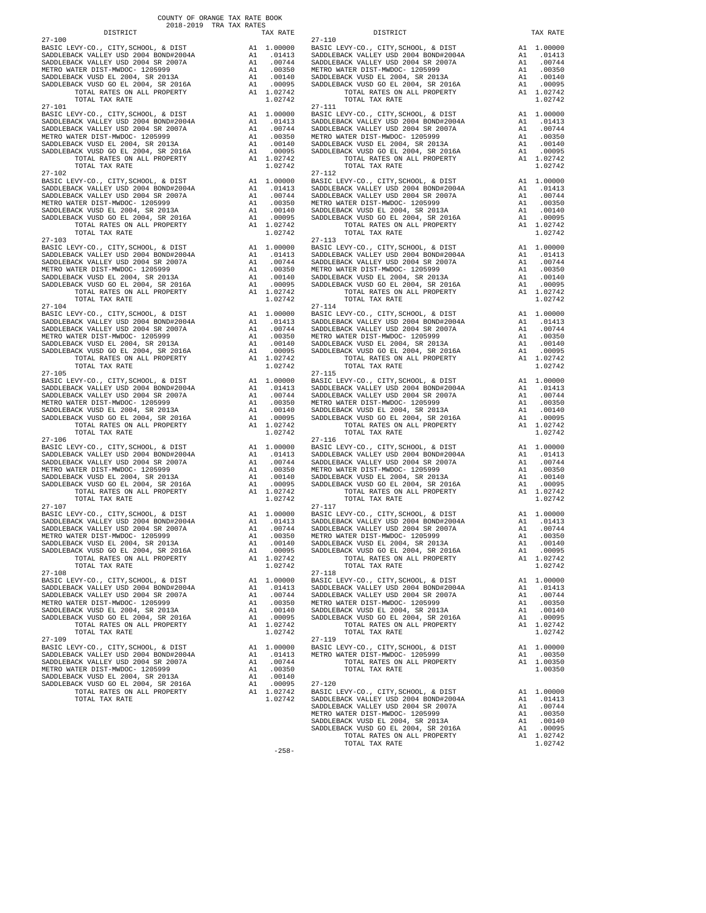COUNTY OF ORANGE TAX RATE BOOK
2018-2019 TRA TAX RATES

| DISTRICT | | TAX RATE |
|---|---|---|
| 27-100 | | |
| BASIC LEVY-CO., CITY,SCHOOL, & DIST | A1 | 1.00000 |
| SADDLEBACK VALLEY USD 2004 BOND#2004A | A1 | .01413 |
| SADDLEBACK VALLEY USD 2004 SR 2007A | A1 | .00744 |
| METRO WATER DIST-MWDOC- 1205999 | A1 | .00350 |
| SADDLEBACK VUSD EL 2004, SR 2013A | A1 | .00140 |
| SADDLEBACK VUSD GO EL 2004, SR 2016A | A1 | .00095 |
| TOTAL RATES ON ALL PROPERTY | A1 | 1.02742 |
| TOTAL TAX RATE | | 1.02742 |
| 27-101 | | |
| BASIC LEVY-CO., CITY,SCHOOL, & DIST | A1 | 1.00000 |
| SADDLEBACK VALLEY USD 2004 BOND#2004A | A1 | .01413 |
| SADDLEBACK VALLEY USD 2004 SR 2007A | A1 | .00744 |
| METRO WATER DIST-MWDOC- 1205999 | A1 | .00350 |
| SADDLEBACK VUSD EL 2004, SR 2013A | A1 | .00140 |
| SADDLEBACK VUSD GO EL 2004, SR 2016A | A1 | .00095 |
| TOTAL RATES ON ALL PROPERTY | A1 | 1.02742 |
| TOTAL TAX RATE | | 1.02742 |
| 27-102 | | |
| BASIC LEVY-CO., CITY,SCHOOL, & DIST | A1 | 1.00000 |
| SADDLEBACK VALLEY USD 2004 BOND#2004A | A1 | .01413 |
| SADDLEBACK VALLEY USD 2004 SR 2007A | A1 | .00744 |
| METRO WATER DIST-MWDOC- 1205999 | A1 | .00350 |
| SADDLEBACK VUSD EL 2004, SR 2013A | A1 | .00140 |
| SADDLEBACK VUSD GO EL 2004, SR 2016A | A1 | .00095 |
| TOTAL RATES ON ALL PROPERTY | A1 | 1.02742 |
| TOTAL TAX RATE | | 1.02742 |
| 27-103 | | |
| BASIC LEVY-CO., CITY,SCHOOL, & DIST | A1 | 1.00000 |
| SADDLEBACK VALLEY USD 2004 BOND#2004A | A1 | .01413 |
| SADDLEBACK VALLEY USD 2004 SR 2007A | A1 | .00744 |
| METRO WATER DIST-MWDOC- 1205999 | A1 | .00350 |
| SADDLEBACK VUSD EL 2004, SR 2013A | A1 | .00140 |
| SADDLEBACK VUSD GO EL 2004, SR 2016A | A1 | .00095 |
| TOTAL RATES ON ALL PROPERTY | A1 | 1.02742 |
| TOTAL TAX RATE | | 1.02742 |
| 27-104 | | |
| BASIC LEVY-CO., CITY,SCHOOL, & DIST | A1 | 1.00000 |
| SADDLEBACK VALLEY USD 2004 BOND#2004A | A1 | .01413 |
| SADDLEBACK VALLEY USD 2004 SR 2007A | A1 | .00744 |
| METRO WATER DIST-MWDOC- 1205999 | A1 | .00350 |
| SADDLEBACK VUSD EL 2004, SR 2013A | A1 | .00140 |
| SADDLEBACK VUSD GO EL 2004, SR 2016A | A1 | .00095 |
| TOTAL RATES ON ALL PROPERTY | A1 | 1.02742 |
| TOTAL TAX RATE | | 1.02742 |
| 27-105 | | |
| BASIC LEVY-CO., CITY,SCHOOL, & DIST | A1 | 1.00000 |
| SADDLEBACK VALLEY USD 2004 BOND#2004A | A1 | .01413 |
| SADDLEBACK VALLEY USD 2004 SR 2007A | A1 | .00744 |
| METRO WATER DIST-MWDOC- 1205999 | A1 | .00350 |
| SADDLEBACK VUSD EL 2004, SR 2013A | A1 | .00140 |
| SADDLEBACK VUSD GO EL 2004, SR 2016A | A1 | .00095 |
| TOTAL RATES ON ALL PROPERTY | A1 | 1.02742 |
| TOTAL TAX RATE | | 1.02742 |
| 27-106 | | |
| BASIC LEVY-CO., CITY,SCHOOL, & DIST | A1 | 1.00000 |
| SADDLEBACK VALLEY USD 2004 BOND#2004A | A1 | .01413 |
| SADDLEBACK VALLEY USD 2004 SR 2007A | A1 | .00744 |
| METRO WATER DIST-MWDOC- 1205999 | A1 | .00350 |
| SADDLEBACK VUSD EL 2004, SR 2013A | A1 | .00140 |
| SADDLEBACK VUSD GO EL 2004, SR 2016A | A1 | .00095 |
| TOTAL RATES ON ALL PROPERTY | A1 | 1.02742 |
| TOTAL TAX RATE | | 1.02742 |
| 27-107 | | |
| BASIC LEVY-CO., CITY,SCHOOL, & DIST | A1 | 1.00000 |
| SADDLEBACK VALLEY USD 2004 BOND#2004A | A1 | .01413 |
| SADDLEBACK VALLEY USD 2004 SR 2007A | A1 | .00744 |
| METRO WATER DIST-MWDOC- 1205999 | A1 | .00350 |
| SADDLEBACK VUSD EL 2004, SR 2013A | A1 | .00140 |
| SADDLEBACK VUSD GO EL 2004, SR 2016A | A1 | .00095 |
| TOTAL RATES ON ALL PROPERTY | A1 | 1.02742 |
| TOTAL TAX RATE | | 1.02742 |
| 27-108 | | |
| BASIC LEVY-CO., CITY,SCHOOL, & DIST | A1 | 1.00000 |
| SADDLEBACK VALLEY USD 2004 BOND#2004A | A1 | .01413 |
| SADDLEBACK VALLEY USD 2004 SR 2007A | A1 | .00744 |
| METRO WATER DIST-MWDOC- 1205999 | A1 | .00350 |
| SADDLEBACK VUSD EL 2004, SR 2013A | A1 | .00140 |
| SADDLEBACK VUSD GO EL 2004, SR 2016A | A1 | .00095 |
| TOTAL RATES ON ALL PROPERTY | A1 | 1.02742 |
| TOTAL TAX RATE | | 1.02742 |
| 27-109 | | |
| BASIC LEVY-CO., CITY,SCHOOL, & DIST | A1 | 1.00000 |
| SADDLEBACK VALLEY USD 2004 BOND#2004A | A1 | .01413 |
| SADDLEBACK VALLEY USD 2004 SR 2007A | A1 | .00744 |
| METRO WATER DIST-MWDOC- 1205999 | A1 | .00350 |
| SADDLEBACK VUSD EL 2004, SR 2013A | A1 | .00140 |
| SADDLEBACK VUSD GO EL 2004, SR 2016A | A1 | .00095 |
| TOTAL RATES ON ALL PROPERTY | A1 | 1.02742 |
| TOTAL TAX RATE | | 1.02742 |
| 27-110 | | |
| BASIC LEVY-CO., CITY,SCHOOL, & DIST | A1 | 1.00000 |
| SADDLEBACK VALLEY USD 2004 BOND#2004A | A1 | .01413 |
| SADDLEBACK VALLEY USD 2004 SR 2007A | A1 | .00744 |
| METRO WATER DIST-MWDOC- 1205999 | A1 | .00350 |
| SADDLEBACK VUSD EL 2004, SR 2013A | A1 | .00140 |
| SADDLEBACK VUSD GO EL 2004, SR 2016A | A1 | .00095 |
| TOTAL RATES ON ALL PROPERTY | A1 | 1.02742 |
| TOTAL TAX RATE | | 1.02742 |
| 27-111 | | |
| BASIC LEVY-CO., CITY,SCHOOL, & DIST | A1 | 1.00000 |
| SADDLEBACK VALLEY USD 2004 BOND#2004A | A1 | .01413 |
| SADDLEBACK VALLEY USD 2004 SR 2007A | A1 | .00744 |
| METRO WATER DIST-MWDOC- 1205999 | A1 | .00350 |
| SADDLEBACK VUSD EL 2004, SR 2013A | A1 | .00140 |
| SADDLEBACK VUSD GO EL 2004, SR 2016A | A1 | .00095 |
| TOTAL RATES ON ALL PROPERTY | A1 | 1.02742 |
| TOTAL TAX RATE | | 1.02742 |
| 27-112 | | |
| BASIC LEVY-CO., CITY,SCHOOL, & DIST | A1 | 1.00000 |
| SADDLEBACK VALLEY USD 2004 BOND#2004A | A1 | .01413 |
| SADDLEBACK VALLEY USD 2004 SR 2007A | A1 | .00744 |
| METRO WATER DIST-MWDOC- 1205999 | A1 | .00350 |
| SADDLEBACK VUSD EL 2004, SR 2013A | A1 | .00140 |
| SADDLEBACK VUSD GO EL 2004, SR 2016A | A1 | .00095 |
| TOTAL RATES ON ALL PROPERTY | A1 | 1.02742 |
| TOTAL TAX RATE | | 1.02742 |
| 27-113 | | |
| BASIC LEVY-CO., CITY,SCHOOL, & DIST | A1 | 1.00000 |
| SADDLEBACK VALLEY USD 2004 BOND#2004A | A1 | .01413 |
| SADDLEBACK VALLEY USD 2004 SR 2007A | A1 | .00744 |
| METRO WATER DIST-MWDOC- 1205999 | A1 | .00350 |
| SADDLEBACK VUSD EL 2004, SR 2013A | A1 | .00140 |
| SADDLEBACK VUSD GO EL 2004, SR 2016A | A1 | .00095 |
| TOTAL RATES ON ALL PROPERTY | A1 | 1.02742 |
| TOTAL TAX RATE | | 1.02742 |
| 27-114 | | |
| BASIC LEVY-CO., CITY,SCHOOL, & DIST | A1 | 1.00000 |
| SADDLEBACK VALLEY USD 2004 BOND#2004A | A1 | .01413 |
| SADDLEBACK VALLEY USD 2004 SR 2007A | A1 | .00744 |
| METRO WATER DIST-MWDOC- 1205999 | A1 | .00350 |
| SADDLEBACK VUSD EL 2004, SR 2013A | A1 | .00140 |
| SADDLEBACK VUSD GO EL 2004, SR 2016A | A1 | .00095 |
| TOTAL RATES ON ALL PROPERTY | A1 | 1.02742 |
| TOTAL TAX RATE | | 1.02742 |
| 27-115 | | |
| BASIC LEVY-CO., CITY,SCHOOL, & DIST | A1 | 1.00000 |
| SADDLEBACK VALLEY USD 2004 BOND#2004A | A1 | .01413 |
| SADDLEBACK VALLEY USD 2004 SR 2007A | A1 | .00744 |
| METRO WATER DIST-MWDOC- 1205999 | A1 | .00350 |
| SADDLEBACK VUSD EL 2004, SR 2013A | A1 | .00140 |
| SADDLEBACK VUSD GO EL 2004, SR 2016A | A1 | .00095 |
| TOTAL RATES ON ALL PROPERTY | A1 | 1.02742 |
| TOTAL TAX RATE | | 1.02742 |
| 27-116 | | |
| BASIC LEVY-CO., CITY,SCHOOL, & DIST | A1 | 1.00000 |
| SADDLEBACK VALLEY USD 2004 BOND#2004A | A1 | .01413 |
| SADDLEBACK VALLEY USD 2004 SR 2007A | A1 | .00744 |
| METRO WATER DIST-MWDOC- 1205999 | A1 | .00350 |
| SADDLEBACK VUSD EL 2004, SR 2013A | A1 | .00140 |
| SADDLEBACK VUSD GO EL 2004, SR 2016A | A1 | .00095 |
| TOTAL RATES ON ALL PROPERTY | A1 | 1.02742 |
| TOTAL TAX RATE | | 1.02742 |
| 27-117 | | |
| BASIC LEVY-CO., CITY,SCHOOL, & DIST | A1 | 1.00000 |
| SADDLEBACK VALLEY USD 2004 BOND#2004A | A1 | .01413 |
| SADDLEBACK VALLEY USD 2004 SR 2007A | A1 | .00744 |
| METRO WATER DIST-MWDOC- 1205999 | A1 | .00350 |
| SADDLEBACK VUSD EL 2004, SR 2013A | A1 | .00140 |
| SADDLEBACK VUSD GO EL 2004, SR 2016A | A1 | .00095 |
| TOTAL RATES ON ALL PROPERTY | A1 | 1.02742 |
| TOTAL TAX RATE | | 1.02742 |
| 27-118 | | |
| BASIC LEVY-CO., CITY,SCHOOL, & DIST | A1 | 1.00000 |
| SADDLEBACK VALLEY USD 2004 BOND#2004A | A1 | .01413 |
| SADDLEBACK VALLEY USD 2004 SR 2007A | A1 | .00744 |
| METRO WATER DIST-MWDOC- 1205999 | A1 | .00350 |
| SADDLEBACK VUSD EL 2004, SR 2013A | A1 | .00140 |
| SADDLEBACK VUSD GO EL 2004, SR 2016A | A1 | .00095 |
| TOTAL RATES ON ALL PROPERTY | A1 | 1.02742 |
| TOTAL TAX RATE | | 1.02742 |
| 27-119 | | |
| BASIC LEVY-CO., CITY,SCHOOL, & DIST | A1 | 1.00000 |
| METRO WATER DIST-MWDOC- 1205999 | A1 | .00350 |
| TOTAL RATES ON ALL PROPERTY | A1 | 1.00350 |
| TOTAL TAX RATE | | 1.00350 |
| 27-120 | | |
| BASIC LEVY-CO., CITY,SCHOOL, & DIST | A1 | 1.00000 |
| SADDLEBACK VALLEY USD 2004 BOND#2004A | A1 | .01413 |
| SADDLEBACK VALLEY USD 2004 SR 2007A | A1 | .00744 |
| METRO WATER DIST-MWDOC- 1205999 | A1 | .00350 |
| SADDLEBACK VUSD EL 2004, SR 2013A | A1 | .00140 |
| SADDLEBACK VUSD GO EL 2004, SR 2016A | A1 | .00095 |
| TOTAL RATES ON ALL PROPERTY | A1 | 1.02742 |
| TOTAL TAX RATE | | 1.02742 |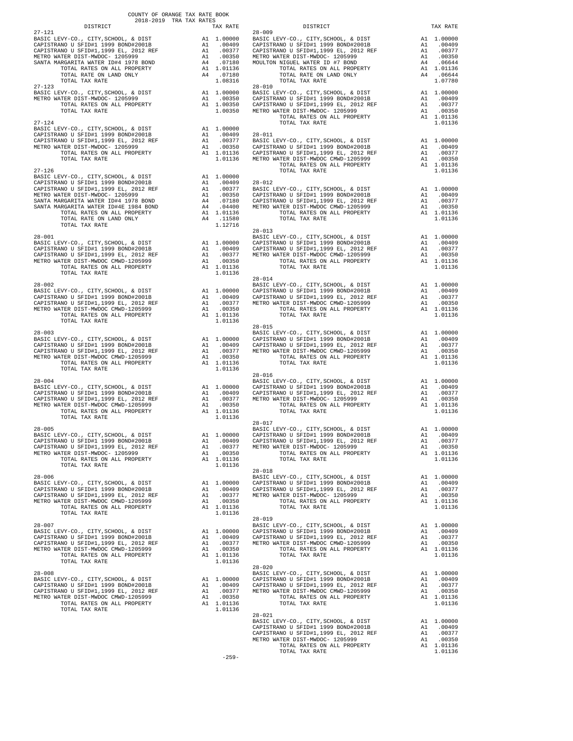COUNTY OF ORANGE TAX RATE BOOK
2018-2019 TRA TAX RATES

| DISTRICT | | TAX RATE |
|---|---|---|
| **27-121** | | |
| BASIC LEVY-CO., CITY,SCHOOL, & DIST | A1 | 1.00000 |
| CAPISTRANO U SFID#1 1999 BOND#2001B | A1 | .00409 |
| CAPISTRANO U SFID#1,1999 EL, 2012 REF | A1 | .00377 |
| METRO WATER DIST-MWDOC- 1205999 | A1 | .00350 |
| SANTA MARGARITA WATER ID#4 1978 BOND | A4 | .07180 |
| TOTAL RATES ON ALL PROPERTY | A1 | 1.01136 |
| TOTAL RATE ON LAND ONLY | A4 | .07180 |
| TOTAL TAX RATE | | 1.08316 |
| **27-123** | | |
| BASIC LEVY-CO., CITY,SCHOOL, & DIST | A1 | 1.00000 |
| METRO WATER DIST-MWDOC- 1205999 | A1 | .00350 |
| TOTAL RATES ON ALL PROPERTY | A1 | 1.00350 |
| TOTAL TAX RATE | | 1.00350 |
| **27-124** | | |
| BASIC LEVY-CO., CITY,SCHOOL, & DIST | A1 | 1.00000 |
| CAPISTRANO U SFID#1 1999 BOND#2001B | A1 | .00409 |
| CAPISTRANO U SFID#1,1999 EL, 2012 REF | A1 | .00377 |
| METRO WATER DIST-MWDOC- 1205999 | A1 | .00350 |
| TOTAL RATES ON ALL PROPERTY | A1 | 1.01136 |
| TOTAL TAX RATE | | 1.01136 |
| **27-126** | | |
| BASIC LEVY-CO., CITY,SCHOOL, & DIST | A1 | 1.00000 |
| CAPISTRANO U SFID#1 1999 BOND#2001B | A1 | .00409 |
| CAPISTRANO U SFID#1,1999 EL, 2012 REF | A1 | .00377 |
| METRO WATER DIST-MWDOC- 1205999 | A1 | .00350 |
| SANTA MARGARITA WATER ID#4 1978 BOND | A4 | .07180 |
| SANTA MARGARITA WATER ID#4E 1984 BOND | A4 | .04400 |
| TOTAL RATES ON ALL PROPERTY | A1 | 1.01136 |
| TOTAL RATE ON LAND ONLY | A4 | .11580 |
| TOTAL TAX RATE | | 1.12716 |
| **28-001** | | |
| BASIC LEVY-CO., CITY,SCHOOL, & DIST | A1 | 1.00000 |
| CAPISTRANO U SFID#1 1999 BOND#2001B | A1 | .00409 |
| CAPISTRANO U SFID#1,1999 EL, 2012 REF | A1 | .00377 |
| METRO WATER DIST-MWDOC CMWD-1205999 | A1 | .00350 |
| TOTAL RATES ON ALL PROPERTY | A1 | 1.01136 |
| TOTAL TAX RATE | | 1.01136 |
| **28-002** | | |
| BASIC LEVY-CO., CITY,SCHOOL, & DIST | A1 | 1.00000 |
| CAPISTRANO U SFID#1 1999 BOND#2001B | A1 | .00409 |
| CAPISTRANO U SFID#1,1999 EL, 2012 REF | A1 | .00377 |
| METRO WATER DIST-MWDOC CMWD-1205999 | A1 | .00350 |
| TOTAL RATES ON ALL PROPERTY | A1 | 1.01136 |
| TOTAL TAX RATE | | 1.01136 |
| **28-003** | | |
| BASIC LEVY-CO., CITY,SCHOOL, & DIST | A1 | 1.00000 |
| CAPISTRANO U SFID#1 1999 BOND#2001B | A1 | .00409 |
| CAPISTRANO U SFID#1,1999 EL, 2012 REF | A1 | .00377 |
| METRO WATER DIST-MWDOC CMWD-1205999 | A1 | .00350 |
| TOTAL RATES ON ALL PROPERTY | A1 | 1.01136 |
| TOTAL TAX RATE | | 1.01136 |
| **28-004** | | |
| BASIC LEVY-CO., CITY,SCHOOL, & DIST | A1 | 1.00000 |
| CAPISTRANO U SFID#1 1999 BOND#2001B | A1 | .00409 |
| CAPISTRANO U SFID#1,1999 EL, 2012 REF | A1 | .00377 |
| METRO WATER DIST-MWDOC CMWD-1205999 | A1 | .00350 |
| TOTAL RATES ON ALL PROPERTY | A1 | 1.01136 |
| TOTAL TAX RATE | | 1.01136 |
| **28-005** | | |
| BASIC LEVY-CO., CITY,SCHOOL, & DIST | A1 | 1.00000 |
| CAPISTRANO U SFID#1 1999 BOND#2001B | A1 | .00409 |
| CAPISTRANO U SFID#1,1999 EL, 2012 REF | A1 | .00377 |
| METRO WATER DIST-MWDOC- 1205999 | A1 | .00350 |
| TOTAL RATES ON ALL PROPERTY | A1 | 1.01136 |
| TOTAL TAX RATE | | 1.01136 |
| **28-006** | | |
| BASIC LEVY-CO., CITY,SCHOOL, & DIST | A1 | 1.00000 |
| CAPISTRANO U SFID#1 1999 BOND#2001B | A1 | .00409 |
| CAPISTRANO U SFID#1,1999 EL, 2012 REF | A1 | .00377 |
| METRO WATER DIST-MWDOC CMWD-1205999 | A1 | .00350 |
| TOTAL RATES ON ALL PROPERTY | A1 | 1.01136 |
| TOTAL TAX RATE | | 1.01136 |
| **28-007** | | |
| BASIC LEVY-CO., CITY,SCHOOL, & DIST | A1 | 1.00000 |
| CAPISTRANO U SFID#1 1999 BOND#2001B | A1 | .00409 |
| CAPISTRANO U SFID#1,1999 EL, 2012 REF | A1 | .00377 |
| METRO WATER DIST-MWDOC CMWD-1205999 | A1 | .00350 |
| TOTAL RATES ON ALL PROPERTY | A1 | 1.01136 |
| TOTAL TAX RATE | | 1.01136 |
| **28-008** | | |
| BASIC LEVY-CO., CITY,SCHOOL, & DIST | A1 | 1.00000 |
| CAPISTRANO U SFID#1 1999 BOND#2001B | A1 | .00409 |
| CAPISTRANO U SFID#1,1999 EL, 2012 REF | A1 | .00377 |
| METRO WATER DIST-MWDOC CMWD-1205999 | A1 | .00350 |
| TOTAL RATES ON ALL PROPERTY | A1 | 1.01136 |
| TOTAL TAX RATE | | 1.01136 |
| **28-009** | | |
| BASIC LEVY-CO., CITY,SCHOOL, & DIST | A1 | 1.00000 |
| CAPISTRANO U SFID#1 1999 BOND#2001B | A1 | .00409 |
| CAPISTRANO U SFID#1,1999 EL, 2012 REF | A1 | .00377 |
| METRO WATER DIST-MWDOC- 1205999 | A1 | .00350 |
| MOULTON NIGUEL WATER ID #7 BOND | A4 | .06644 |
| TOTAL RATES ON ALL PROPERTY | A1 | 1.01136 |
| TOTAL RATE ON LAND ONLY | A4 | .06644 |
| TOTAL TAX RATE | | 1.07780 |
| **28-010** | | |
| BASIC LEVY-CO., CITY,SCHOOL, & DIST | A1 | 1.00000 |
| CAPISTRANO U SFID#1 1999 BOND#2001B | A1 | .00409 |
| CAPISTRANO U SFID#1,1999 EL, 2012 REF | A1 | .00377 |
| METRO WATER DIST-MWDOC- 1205999 | A1 | .00350 |
| TOTAL RATES ON ALL PROPERTY | A1 | 1.01136 |
| TOTAL TAX RATE | | 1.01136 |
| **28-011** | | |
| BASIC LEVY-CO., CITY,SCHOOL, & DIST | A1 | 1.00000 |
| CAPISTRANO U SFID#1 1999 BOND#2001B | A1 | .00409 |
| CAPISTRANO U SFID#1,1999 EL, 2012 REF | A1 | .00377 |
| METRO WATER DIST-MWDOC CMWD-1205999 | A1 | .00350 |
| TOTAL RATES ON ALL PROPERTY | A1 | 1.01136 |
| TOTAL TAX RATE | | 1.01136 |
| **28-012** | | |
| BASIC LEVY-CO., CITY,SCHOOL, & DIST | A1 | 1.00000 |
| CAPISTRANO U SFID#1 1999 BOND#2001B | A1 | .00409 |
| CAPISTRANO U SFID#1,1999 EL, 2012 REF | A1 | .00377 |
| METRO WATER DIST-MWDOC CMWD-1205999 | A1 | .00350 |
| TOTAL RATES ON ALL PROPERTY | A1 | 1.01136 |
| TOTAL TAX RATE | | 1.01136 |
| **28-013** | | |
| BASIC LEVY-CO., CITY,SCHOOL, & DIST | A1 | 1.00000 |
| CAPISTRANO U SFID#1 1999 BOND#2001B | A1 | .00409 |
| CAPISTRANO U SFID#1,1999 EL, 2012 REF | A1 | .00377 |
| METRO WATER DIST-MWDOC CMWD-1205999 | A1 | .00350 |
| TOTAL RATES ON ALL PROPERTY | A1 | 1.01136 |
| TOTAL TAX RATE | | 1.01136 |
| **28-014** | | |
| BASIC LEVY-CO., CITY,SCHOOL, & DIST | A1 | 1.00000 |
| CAPISTRANO U SFID#1 1999 BOND#2001B | A1 | .00409 |
| CAPISTRANO U SFID#1,1999 EL, 2012 REF | A1 | .00377 |
| METRO WATER DIST-MWDOC CMWD-1205999 | A1 | .00350 |
| TOTAL RATES ON ALL PROPERTY | A1 | 1.01136 |
| TOTAL TAX RATE | | 1.01136 |
| **28-015** | | |
| BASIC LEVY-CO., CITY,SCHOOL, & DIST | A1 | 1.00000 |
| CAPISTRANO U SFID#1 1999 BOND#2001B | A1 | .00409 |
| CAPISTRANO U SFID#1,1999 EL, 2012 REF | A1 | .00377 |
| METRO WATER DIST-MWDOC CMWD-1205999 | A1 | .00350 |
| TOTAL RATES ON ALL PROPERTY | A1 | 1.01136 |
| TOTAL TAX RATE | | 1.01136 |
| **28-016** | | |
| BASIC LEVY-CO., CITY,SCHOOL, & DIST | A1 | 1.00000 |
| CAPISTRANO U SFID#1 1999 BOND#2001B | A1 | .00409 |
| CAPISTRANO U SFID#1,1999 EL, 2012 REF | A1 | .00377 |
| METRO WATER DIST-MWDOC- 1205999 | A1 | .00350 |
| TOTAL RATES ON ALL PROPERTY | A1 | 1.01136 |
| TOTAL TAX RATE | | 1.01136 |
| **28-017** | | |
| BASIC LEVY-CO., CITY,SCHOOL, & DIST | A1 | 1.00000 |
| CAPISTRANO U SFID#1 1999 BOND#2001B | A1 | .00409 |
| CAPISTRANO U SFID#1,1999 EL, 2012 REF | A1 | .00377 |
| METRO WATER DIST-MWDOC- 1205999 | A1 | .00350 |
| TOTAL RATES ON ALL PROPERTY | A1 | 1.01136 |
| TOTAL TAX RATE | | 1.01136 |
| **28-018** | | |
| BASIC LEVY-CO., CITY,SCHOOL, & DIST | A1 | 1.00000 |
| CAPISTRANO U SFID#1 1999 BOND#2001B | A1 | .00409 |
| CAPISTRANO U SFID#1,1999 EL, 2012 REF | A1 | .00377 |
| METRO WATER DIST-MWDOC- 1205999 | A1 | .00350 |
| TOTAL RATES ON ALL PROPERTY | A1 | 1.01136 |
| TOTAL TAX RATE | | 1.01136 |
| **28-019** | | |
| BASIC LEVY-CO., CITY,SCHOOL, & DIST | A1 | 1.00000 |
| CAPISTRANO U SFID#1 1999 BOND#2001B | A1 | .00409 |
| CAPISTRANO U SFID#1,1999 EL, 2012 REF | A1 | .00377 |
| METRO WATER DIST-MWDOC CMWD-1205999 | A1 | .00350 |
| TOTAL RATES ON ALL PROPERTY | A1 | 1.01136 |
| TOTAL TAX RATE | | 1.01136 |
| **28-020** | | |
| BASIC LEVY-CO., CITY,SCHOOL, & DIST | A1 | 1.00000 |
| CAPISTRANO U SFID#1 1999 BOND#2001B | A1 | .00409 |
| CAPISTRANO U SFID#1,1999 EL, 2012 REF | A1 | .00377 |
| METRO WATER DIST-MWDOC CMWD-1205999 | A1 | .00350 |
| TOTAL RATES ON ALL PROPERTY | A1 | 1.01136 |
| TOTAL TAX RATE | | 1.01136 |
| **28-021** | | |
| BASIC LEVY-CO., CITY,SCHOOL, & DIST | A1 | 1.00000 |
| CAPISTRANO U SFID#1 1999 BOND#2001B | A1 | .00409 |
| CAPISTRANO U SFID#1,1999 EL, 2012 REF | A1 | .00377 |
| METRO WATER DIST-MWDOC- 1205999 | A1 | .00350 |
| TOTAL RATES ON ALL PROPERTY | A1 | 1.01136 |
| TOTAL TAX RATE | | 1.01136 |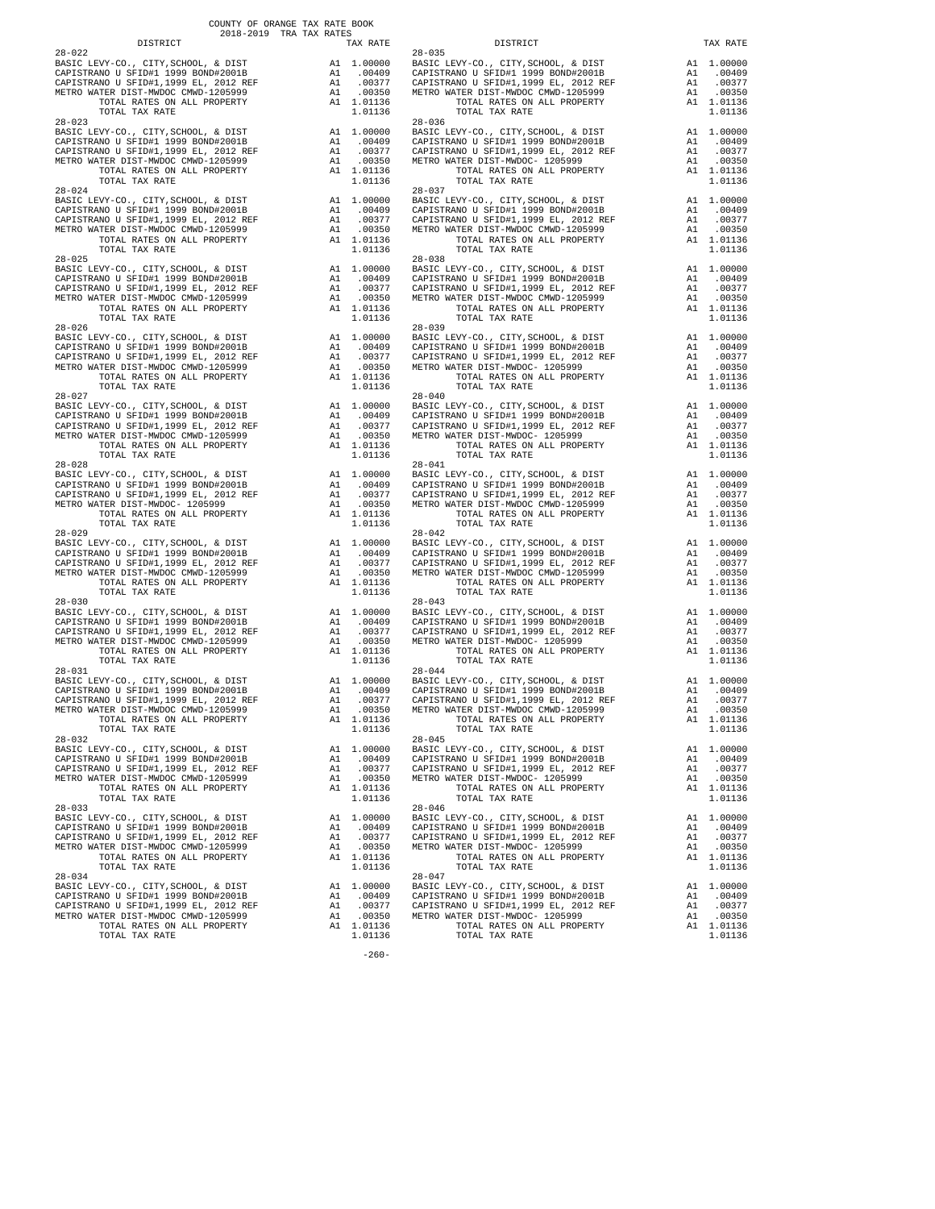COUNTY OF ORANGE TAX RATE BOOK
2018-2019 TRA TAX RATES

| DISTRICT | | TAX RATE |
|---|---|---|
| 28-022 | | |
| BASIC LEVY-CO., CITY,SCHOOL, & DIST | A1 | 1.00000 |
| CAPISTRANO U SFID#1 1999 BOND#2001B | A1 | .00409 |
| CAPISTRANO U SFID#1,1999 EL, 2012 REF | A1 | .00377 |
| METRO WATER DIST-MWDOC CMWD-1205999 | A1 | .00350 |
| TOTAL RATES ON ALL PROPERTY | A1 | 1.01136 |
| TOTAL TAX RATE | | 1.01136 |
| 28-023 | | |
| BASIC LEVY-CO., CITY,SCHOOL, & DIST | A1 | 1.00000 |
| CAPISTRANO U SFID#1 1999 BOND#2001B | A1 | .00409 |
| CAPISTRANO U SFID#1,1999 EL, 2012 REF | A1 | .00377 |
| METRO WATER DIST-MWDOC CMWD-1205999 | A1 | .00350 |
| TOTAL RATES ON ALL PROPERTY | A1 | 1.01136 |
| TOTAL TAX RATE | | 1.01136 |
| 28-024 | | |
| BASIC LEVY-CO., CITY,SCHOOL, & DIST | A1 | 1.00000 |
| CAPISTRANO U SFID#1 1999 BOND#2001B | A1 | .00409 |
| CAPISTRANO U SFID#1,1999 EL, 2012 REF | A1 | .00377 |
| METRO WATER DIST-MWDOC CMWD-1205999 | A1 | .00350 |
| TOTAL RATES ON ALL PROPERTY | A1 | 1.01136 |
| TOTAL TAX RATE | | 1.01136 |
| 28-025 | | |
| BASIC LEVY-CO., CITY,SCHOOL, & DIST | A1 | 1.00000 |
| CAPISTRANO U SFID#1 1999 BOND#2001B | A1 | .00409 |
| CAPISTRANO U SFID#1,1999 EL, 2012 REF | A1 | .00377 |
| METRO WATER DIST-MWDOC CMWD-1205999 | A1 | .00350 |
| TOTAL RATES ON ALL PROPERTY | A1 | 1.01136 |
| TOTAL TAX RATE | | 1.01136 |
| 28-026 | | |
| BASIC LEVY-CO., CITY,SCHOOL, & DIST | A1 | 1.00000 |
| CAPISTRANO U SFID#1 1999 BOND#2001B | A1 | .00409 |
| CAPISTRANO U SFID#1,1999 EL, 2012 REF | A1 | .00377 |
| METRO WATER DIST-MWDOC CMWD-1205999 | A1 | .00350 |
| TOTAL RATES ON ALL PROPERTY | A1 | 1.01136 |
| TOTAL TAX RATE | | 1.01136 |
| 28-027 | | |
| BASIC LEVY-CO., CITY,SCHOOL, & DIST | A1 | 1.00000 |
| CAPISTRANO U SFID#1 1999 BOND#2001B | A1 | .00409 |
| CAPISTRANO U SFID#1,1999 EL, 2012 REF | A1 | .00377 |
| METRO WATER DIST-MWDOC CMWD-1205999 | A1 | .00350 |
| TOTAL RATES ON ALL PROPERTY | A1 | 1.01136 |
| TOTAL TAX RATE | | 1.01136 |
| 28-028 | | |
| BASIC LEVY-CO., CITY,SCHOOL, & DIST | A1 | 1.00000 |
| CAPISTRANO U SFID#1 1999 BOND#2001B | A1 | .00409 |
| CAPISTRANO U SFID#1,1999 EL, 2012 REF | A1 | .00377 |
| METRO WATER DIST-MWDOC- 1205999 | A1 | .00350 |
| TOTAL RATES ON ALL PROPERTY | A1 | 1.01136 |
| TOTAL TAX RATE | | 1.01136 |
| 28-029 | | |
| BASIC LEVY-CO., CITY,SCHOOL, & DIST | A1 | 1.00000 |
| CAPISTRANO U SFID#1 1999 BOND#2001B | A1 | .00409 |
| CAPISTRANO U SFID#1,1999 EL, 2012 REF | A1 | .00377 |
| METRO WATER DIST-MWDOC CMWD-1205999 | A1 | .00350 |
| TOTAL RATES ON ALL PROPERTY | A1 | 1.01136 |
| TOTAL TAX RATE | | 1.01136 |
| 28-030 | | |
| BASIC LEVY-CO., CITY,SCHOOL, & DIST | A1 | 1.00000 |
| CAPISTRANO U SFID#1 1999 BOND#2001B | A1 | .00409 |
| CAPISTRANO U SFID#1,1999 EL, 2012 REF | A1 | .00377 |
| METRO WATER DIST-MWDOC CMWD-1205999 | A1 | .00350 |
| TOTAL RATES ON ALL PROPERTY | A1 | 1.01136 |
| TOTAL TAX RATE | | 1.01136 |
| 28-031 | | |
| BASIC LEVY-CO., CITY,SCHOOL, & DIST | A1 | 1.00000 |
| CAPISTRANO U SFID#1 1999 BOND#2001B | A1 | .00409 |
| CAPISTRANO U SFID#1,1999 EL, 2012 REF | A1 | .00377 |
| METRO WATER DIST-MWDOC CMWD-1205999 | A1 | .00350 |
| TOTAL RATES ON ALL PROPERTY | A1 | 1.01136 |
| TOTAL TAX RATE | | 1.01136 |
| 28-032 | | |
| BASIC LEVY-CO., CITY,SCHOOL, & DIST | A1 | 1.00000 |
| CAPISTRANO U SFID#1 1999 BOND#2001B | A1 | .00409 |
| CAPISTRANO U SFID#1,1999 EL, 2012 REF | A1 | .00377 |
| METRO WATER DIST-MWDOC CMWD-1205999 | A1 | .00350 |
| TOTAL RATES ON ALL PROPERTY | A1 | 1.01136 |
| TOTAL TAX RATE | | 1.01136 |
| 28-033 | | |
| BASIC LEVY-CO., CITY,SCHOOL, & DIST | A1 | 1.00000 |
| CAPISTRANO U SFID#1 1999 BOND#2001B | A1 | .00409 |
| CAPISTRANO U SFID#1,1999 EL, 2012 REF | A1 | .00377 |
| METRO WATER DIST-MWDOC CMWD-1205999 | A1 | .00350 |
| TOTAL RATES ON ALL PROPERTY | A1 | 1.01136 |
| TOTAL TAX RATE | | 1.01136 |
| 28-034 | | |
| BASIC LEVY-CO., CITY,SCHOOL, & DIST | A1 | 1.00000 |
| CAPISTRANO U SFID#1 1999 BOND#2001B | A1 | .00409 |
| CAPISTRANO U SFID#1,1999 EL, 2012 REF | A1 | .00377 |
| METRO WATER DIST-MWDOC CMWD-1205999 | A1 | .00350 |
| TOTAL RATES ON ALL PROPERTY | A1 | 1.01136 |
| TOTAL TAX RATE | | 1.01136 |
| 28-035 | | |
| BASIC LEVY-CO., CITY,SCHOOL, & DIST | A1 | 1.00000 |
| CAPISTRANO U SFID#1 1999 BOND#2001B | A1 | .00409 |
| CAPISTRANO U SFID#1,1999 EL, 2012 REF | A1 | .00377 |
| METRO WATER DIST-MWDOC CMWD-1205999 | A1 | .00350 |
| TOTAL RATES ON ALL PROPERTY | A1 | 1.01136 |
| TOTAL TAX RATE | | 1.01136 |
| 28-036 | | |
| BASIC LEVY-CO., CITY,SCHOOL, & DIST | A1 | 1.00000 |
| CAPISTRANO U SFID#1 1999 BOND#2001B | A1 | .00409 |
| CAPISTRANO U SFID#1,1999 EL, 2012 REF | A1 | .00377 |
| METRO WATER DIST-MWDOC CMWD-1205999 | A1 | .00350 |
| TOTAL RATES ON ALL PROPERTY | A1 | 1.01136 |
| TOTAL TAX RATE | | 1.01136 |
| 28-037 | | |
| BASIC LEVY-CO., CITY,SCHOOL, & DIST | A1 | 1.00000 |
| CAPISTRANO U SFID#1 1999 BOND#2001B | A1 | .00409 |
| CAPISTRANO U SFID#1,1999 EL, 2012 REF | A1 | .00377 |
| METRO WATER DIST-MWDOC CMWD-1205999 | A1 | .00350 |
| TOTAL RATES ON ALL PROPERTY | A1 | 1.01136 |
| TOTAL TAX RATE | | 1.01136 |
| 28-038 | | |
| BASIC LEVY-CO., CITY,SCHOOL, & DIST | A1 | 1.00000 |
| CAPISTRANO U SFID#1 1999 BOND#2001B | A1 | .00409 |
| CAPISTRANO U SFID#1,1999 EL, 2012 REF | A1 | .00377 |
| METRO WATER DIST-MWDOC CMWD-1205999 | A1 | .00350 |
| TOTAL RATES ON ALL PROPERTY | A1 | 1.01136 |
| TOTAL TAX RATE | | 1.01136 |
| 28-039 | | |
| BASIC LEVY-CO., CITY,SCHOOL, & DIST | A1 | 1.00000 |
| CAPISTRANO U SFID#1 1999 BOND#2001B | A1 | .00409 |
| CAPISTRANO U SFID#1,1999 EL, 2012 REF | A1 | .00377 |
| METRO WATER DIST-MWDOC- 1205999 | A1 | .00350 |
| TOTAL RATES ON ALL PROPERTY | A1 | 1.01136 |
| TOTAL TAX RATE | | 1.01136 |
| 28-040 | | |
| BASIC LEVY-CO., CITY,SCHOOL, & DIST | A1 | 1.00000 |
| CAPISTRANO U SFID#1 1999 BOND#2001B | A1 | .00409 |
| CAPISTRANO U SFID#1,1999 EL, 2012 REF | A1 | .00377 |
| METRO WATER DIST-MWDOC- 1205999 | A1 | .00350 |
| TOTAL RATES ON ALL PROPERTY | A1 | 1.01136 |
| TOTAL TAX RATE | | 1.01136 |
| 28-041 | | |
| BASIC LEVY-CO., CITY,SCHOOL, & DIST | A1 | 1.00000 |
| CAPISTRANO U SFID#1 1999 BOND#2001B | A1 | .00409 |
| CAPISTRANO U SFID#1,1999 EL, 2012 REF | A1 | .00377 |
| METRO WATER DIST-MWDOC CMWD-1205999 | A1 | .00350 |
| TOTAL RATES ON ALL PROPERTY | A1 | 1.01136 |
| TOTAL TAX RATE | | 1.01136 |
| 28-042 | | |
| BASIC LEVY-CO., CITY,SCHOOL, & DIST | A1 | 1.00000 |
| CAPISTRANO U SFID#1 1999 BOND#2001B | A1 | .00409 |
| CAPISTRANO U SFID#1,1999 EL, 2012 REF | A1 | .00377 |
| METRO WATER DIST-MWDOC CMWD-1205999 | A1 | .00350 |
| TOTAL RATES ON ALL PROPERTY | A1 | 1.01136 |
| TOTAL TAX RATE | | 1.01136 |
| 28-043 | | |
| BASIC LEVY-CO., CITY,SCHOOL, & DIST | A1 | 1.00000 |
| CAPISTRANO U SFID#1 1999 BOND#2001B | A1 | .00409 |
| CAPISTRANO U SFID#1,1999 EL, 2012 REF | A1 | .00377 |
| METRO WATER DIST-MWDOC- 1205999 | A1 | .00350 |
| TOTAL RATES ON ALL PROPERTY | A1 | 1.01136 |
| TOTAL TAX RATE | | 1.01136 |
| 28-044 | | |
| BASIC LEVY-CO., CITY,SCHOOL, & DIST | A1 | 1.00000 |
| CAPISTRANO U SFID#1 1999 BOND#2001B | A1 | .00409 |
| CAPISTRANO U SFID#1,1999 EL, 2012 REF | A1 | .00377 |
| METRO WATER DIST-MWDOC CMWD-1205999 | A1 | .00350 |
| TOTAL RATES ON ALL PROPERTY | A1 | 1.01136 |
| TOTAL TAX RATE | | 1.01136 |
| 28-045 | | |
| BASIC LEVY-CO., CITY,SCHOOL, & DIST | A1 | 1.00000 |
| CAPISTRANO U SFID#1 1999 BOND#2001B | A1 | .00409 |
| CAPISTRANO U SFID#1,1999 EL, 2012 REF | A1 | .00377 |
| METRO WATER DIST-MWDOC- 1205999 | A1 | .00350 |
| TOTAL RATES ON ALL PROPERTY | A1 | 1.01136 |
| TOTAL TAX RATE | | 1.01136 |
| 28-046 | | |
| BASIC LEVY-CO., CITY,SCHOOL, & DIST | A1 | 1.00000 |
| CAPISTRANO U SFID#1 1999 BOND#2001B | A1 | .00409 |
| CAPISTRANO U SFID#1,1999 EL, 2012 REF | A1 | .00377 |
| METRO WATER DIST-MWDOC- 1205999 | A1 | .00350 |
| TOTAL RATES ON ALL PROPERTY | A1 | 1.01136 |
| TOTAL TAX RATE | | 1.01136 |
| 28-047 | | |
| BASIC LEVY-CO., CITY,SCHOOL, & DIST | A1 | 1.00000 |
| CAPISTRANO U SFID#1 1999 BOND#2001B | A1 | .00409 |
| CAPISTRANO U SFID#1,1999 EL, 2012 REF | A1 | .00377 |
| METRO WATER DIST-MWDOC- 1205999 | A1 | .00350 |
| TOTAL RATES ON ALL PROPERTY | A1 | 1.01136 |
| TOTAL TAX RATE | | 1.01136 |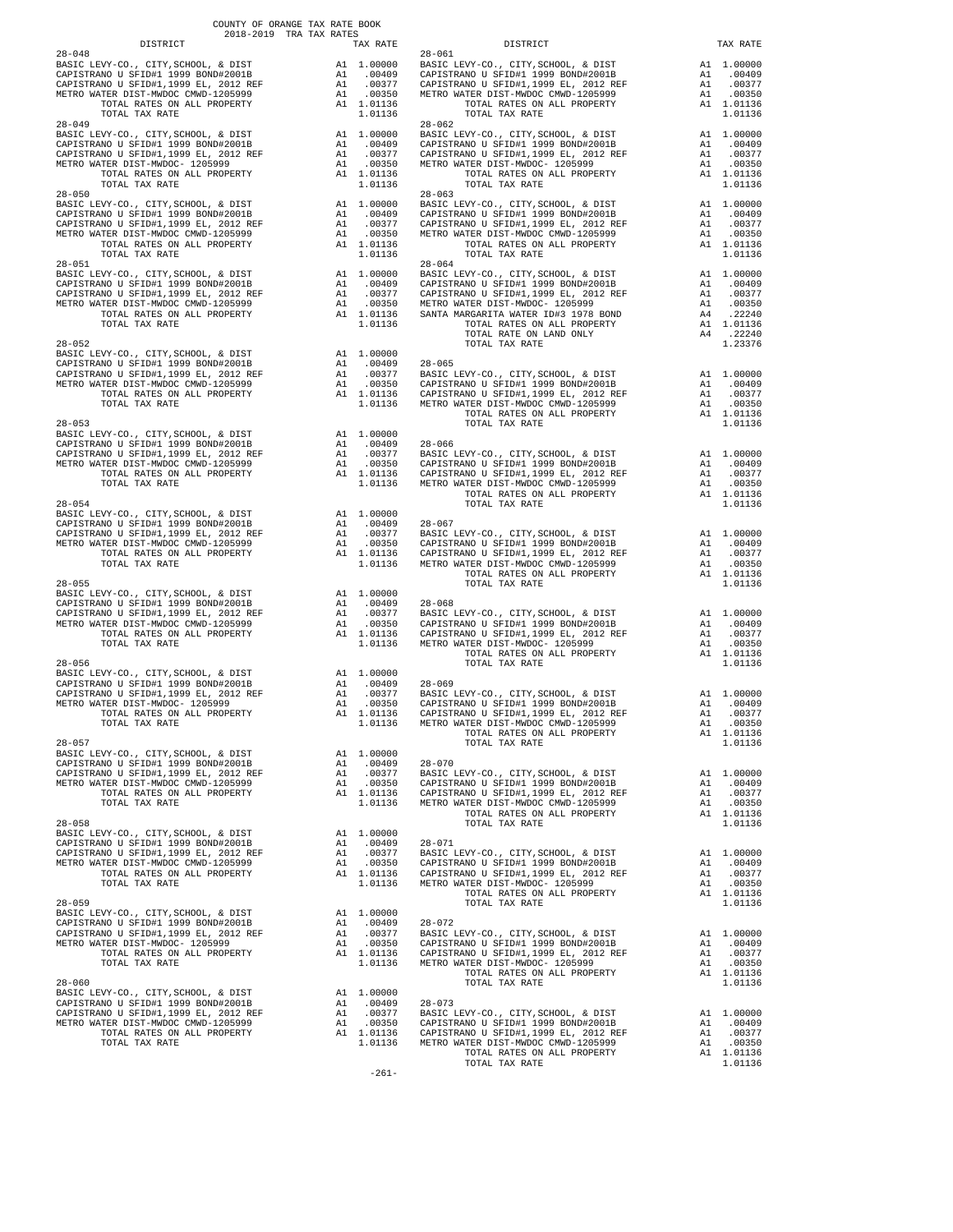COUNTY OF ORANGE TAX RATE BOOK
2018-2019 TRA TAX RATES

| DISTRICT | TAX RATE |
|---|---|
| **28-048** | |
| BASIC LEVY-CO., CITY,SCHOOL, & DIST | A1 1.00000 |
| CAPISTRANO U SFID#1 1999 BOND#2001B | A1 .00409 |
| CAPISTRANO U SFID#1,1999 EL, 2012 REF | A1 .00377 |
| METRO WATER DIST-MWDOC CMWD-1205999 | A1 .00350 |
| TOTAL RATES ON ALL PROPERTY | A1 1.01136 |
| TOTAL TAX RATE | 1.01136 |
| **28-049** | |
| BASIC LEVY-CO., CITY,SCHOOL, & DIST | A1 1.00000 |
| CAPISTRANO U SFID#1 1999 BOND#2001B | A1 .00409 |
| CAPISTRANO U SFID#1,1999 EL, 2012 REF | A1 .00377 |
| METRO WATER DIST-MWDOC- 1205999 | A1 .00350 |
| TOTAL RATES ON ALL PROPERTY | A1 1.01136 |
| TOTAL TAX RATE | 1.01136 |
| **28-050** | |
| BASIC LEVY-CO., CITY,SCHOOL, & DIST | A1 1.00000 |
| CAPISTRANO U SFID#1 1999 BOND#2001B | A1 .00409 |
| CAPISTRANO U SFID#1,1999 EL, 2012 REF | A1 .00377 |
| METRO WATER DIST-MWDOC CMWD-1205999 | A1 .00350 |
| TOTAL RATES ON ALL PROPERTY | A1 1.01136 |
| TOTAL TAX RATE | 1.01136 |
| **28-051** | |
| BASIC LEVY-CO., CITY,SCHOOL, & DIST | A1 1.00000 |
| CAPISTRANO U SFID#1 1999 BOND#2001B | A1 .00409 |
| CAPISTRANO U SFID#1,1999 EL, 2012 REF | A1 .00377 |
| METRO WATER DIST-MWDOC CMWD-1205999 | A1 .00350 |
| TOTAL RATES ON ALL PROPERTY | A1 1.01136 |
| TOTAL TAX RATE | 1.01136 |
| **28-052** | |
| BASIC LEVY-CO., CITY,SCHOOL, & DIST | A1 1.00000 |
| CAPISTRANO U SFID#1 1999 BOND#2001B | A1 .00409 |
| CAPISTRANO U SFID#1,1999 EL, 2012 REF | A1 .00377 |
| METRO WATER DIST-MWDOC CMWD-1205999 | A1 .00350 |
| TOTAL RATES ON ALL PROPERTY | A1 1.01136 |
| TOTAL TAX RATE | 1.01136 |
| **28-053** | |
| BASIC LEVY-CO., CITY,SCHOOL, & DIST | A1 1.00000 |
| CAPISTRANO U SFID#1 1999 BOND#2001B | A1 .00409 |
| CAPISTRANO U SFID#1,1999 EL, 2012 REF | A1 .00377 |
| METRO WATER DIST-MWDOC CMWD-1205999 | A1 .00350 |
| TOTAL RATES ON ALL PROPERTY | A1 1.01136 |
| TOTAL TAX RATE | 1.01136 |
| **28-054** | |
| BASIC LEVY-CO., CITY,SCHOOL, & DIST | A1 1.00000 |
| CAPISTRANO U SFID#1 1999 BOND#2001B | A1 .00409 |
| CAPISTRANO U SFID#1,1999 EL, 2012 REF | A1 .00377 |
| METRO WATER DIST-MWDOC CMWD-1205999 | A1 .00350 |
| TOTAL RATES ON ALL PROPERTY | A1 1.01136 |
| TOTAL TAX RATE | 1.01136 |
| **28-055** | |
| BASIC LEVY-CO., CITY,SCHOOL, & DIST | A1 1.00000 |
| CAPISTRANO U SFID#1 1999 BOND#2001B | A1 .00409 |
| CAPISTRANO U SFID#1,1999 EL, 2012 REF | A1 .00377 |
| METRO WATER DIST-MWDOC CMWD-1205999 | A1 .00350 |
| TOTAL RATES ON ALL PROPERTY | A1 1.01136 |
| TOTAL TAX RATE | 1.01136 |
| **28-056** | |
| BASIC LEVY-CO., CITY,SCHOOL, & DIST | A1 1.00000 |
| CAPISTRANO U SFID#1 1999 BOND#2001B | A1 .00409 |
| CAPISTRANO U SFID#1,1999 EL, 2012 REF | A1 .00377 |
| METRO WATER DIST-MWDOC- 1205999 | A1 .00350 |
| TOTAL RATES ON ALL PROPERTY | A1 1.01136 |
| TOTAL TAX RATE | 1.01136 |
| **28-057** | |
| BASIC LEVY-CO., CITY,SCHOOL, & DIST | A1 1.00000 |
| CAPISTRANO U SFID#1 1999 BOND#2001B | A1 .00409 |
| CAPISTRANO U SFID#1,1999 EL, 2012 REF | A1 .00377 |
| METRO WATER DIST-MWDOC CMWD-1205999 | A1 .00350 |
| TOTAL RATES ON ALL PROPERTY | A1 1.01136 |
| TOTAL TAX RATE | 1.01136 |
| **28-058** | |
| BASIC LEVY-CO., CITY,SCHOOL, & DIST | A1 1.00000 |
| CAPISTRANO U SFID#1 1999 BOND#2001B | A1 .00409 |
| CAPISTRANO U SFID#1,1999 EL, 2012 REF | A1 .00377 |
| METRO WATER DIST-MWDOC CMWD-1205999 | A1 .00350 |
| TOTAL RATES ON ALL PROPERTY | A1 1.01136 |
| TOTAL TAX RATE | 1.01136 |
| **28-059** | |
| BASIC LEVY-CO., CITY,SCHOOL, & DIST | A1 1.00000 |
| CAPISTRANO U SFID#1 1999 BOND#2001B | A1 .00409 |
| CAPISTRANO U SFID#1,1999 EL, 2012 REF | A1 .00377 |
| METRO WATER DIST-MWDOC- 1205999 | A1 .00350 |
| TOTAL RATES ON ALL PROPERTY | A1 1.01136 |
| TOTAL TAX RATE | 1.01136 |
| **28-060** | |
| BASIC LEVY-CO., CITY,SCHOOL, & DIST | A1 1.00000 |
| CAPISTRANO U SFID#1 1999 BOND#2001B | A1 .00409 |
| CAPISTRANO U SFID#1,1999 EL, 2012 REF | A1 .00377 |
| METRO WATER DIST-MWDOC CMWD-1205999 | A1 .00350 |
| TOTAL RATES ON ALL PROPERTY | A1 1.01136 |
| TOTAL TAX RATE | 1.01136 |
| **28-061** | |
| BASIC LEVY-CO., CITY,SCHOOL, & DIST | A1 1.00000 |
| CAPISTRANO U SFID#1 1999 BOND#2001B | A1 .00409 |
| CAPISTRANO U SFID#1,1999 EL, 2012 REF | A1 .00377 |
| METRO WATER DIST-MWDOC CMWD-1205999 | A1 .00350 |
| TOTAL RATES ON ALL PROPERTY | A1 1.01136 |
| TOTAL TAX RATE | 1.01136 |
| **28-062** | |
| BASIC LEVY-CO., CITY,SCHOOL, & DIST | A1 1.00000 |
| CAPISTRANO U SFID#1 1999 BOND#2001B | A1 .00409 |
| CAPISTRANO U SFID#1,1999 EL, 2012 REF | A1 .00377 |
| METRO WATER DIST-MWDOC- 1205999 | A1 .00350 |
| TOTAL RATES ON ALL PROPERTY | A1 1.01136 |
| TOTAL TAX RATE | 1.01136 |
| **28-063** | |
| BASIC LEVY-CO., CITY,SCHOOL, & DIST | A1 1.00000 |
| CAPISTRANO U SFID#1 1999 BOND#2001B | A1 .00409 |
| CAPISTRANO U SFID#1,1999 EL, 2012 REF | A1 .00377 |
| METRO WATER DIST-MWDOC CMWD-1205999 | A1 .00350 |
| TOTAL RATES ON ALL PROPERTY | A1 1.01136 |
| TOTAL TAX RATE | 1.01136 |
| **28-064** | |
| BASIC LEVY-CO., CITY,SCHOOL, & DIST | A1 1.00000 |
| CAPISTRANO U SFID#1 1999 BOND#2001B | A1 .00409 |
| CAPISTRANO U SFID#1,1999 EL, 2012 REF | A1 .00377 |
| METRO WATER DIST-MWDOC- 1205999 | A1 .00350 |
| SANTA MARGARITA WATER ID#3 1978 BOND | A4 .22240 |
| TOTAL RATES ON ALL PROPERTY | A1 1.01136 |
| TOTAL RATE ON LAND ONLY | A4 .22240 |
| TOTAL TAX RATE | 1.23376 |
| **28-065** | |
| BASIC LEVY-CO., CITY,SCHOOL, & DIST | A1 1.00000 |
| CAPISTRANO U SFID#1 1999 BOND#2001B | A1 .00409 |
| CAPISTRANO U SFID#1,1999 EL, 2012 REF | A1 .00377 |
| METRO WATER DIST-MWDOC CMWD-1205999 | A1 .00350 |
| TOTAL RATES ON ALL PROPERTY | A1 1.01136 |
| TOTAL TAX RATE | 1.01136 |
| **28-066** | |
| BASIC LEVY-CO., CITY,SCHOOL, & DIST | A1 1.00000 |
| CAPISTRANO U SFID#1 1999 BOND#2001B | A1 .00409 |
| CAPISTRANO U SFID#1,1999 EL, 2012 REF | A1 .00377 |
| METRO WATER DIST-MWDOC CMWD-1205999 | A1 .00350 |
| TOTAL RATES ON ALL PROPERTY | A1 1.01136 |
| TOTAL TAX RATE | 1.01136 |
| **28-067** | |
| BASIC LEVY-CO., CITY,SCHOOL, & DIST | A1 1.00000 |
| CAPISTRANO U SFID#1 1999 BOND#2001B | A1 .00409 |
| CAPISTRANO U SFID#1,1999 EL, 2012 REF | A1 .00377 |
| METRO WATER DIST-MWDOC CMWD-1205999 | A1 .00350 |
| TOTAL RATES ON ALL PROPERTY | A1 1.01136 |
| TOTAL TAX RATE | 1.01136 |
| **28-068** | |
| BASIC LEVY-CO., CITY,SCHOOL, & DIST | A1 1.00000 |
| CAPISTRANO U SFID#1 1999 BOND#2001B | A1 .00409 |
| CAPISTRANO U SFID#1,1999 EL, 2012 REF | A1 .00377 |
| METRO WATER DIST-MWDOC- 1205999 | A1 .00350 |
| TOTAL RATES ON ALL PROPERTY | A1 1.01136 |
| TOTAL TAX RATE | 1.01136 |
| **28-069** | |
| BASIC LEVY-CO., CITY,SCHOOL, & DIST | A1 1.00000 |
| CAPISTRANO U SFID#1 1999 BOND#2001B | A1 .00409 |
| CAPISTRANO U SFID#1,1999 EL, 2012 REF | A1 .00377 |
| METRO WATER DIST-MWDOC CMWD-1205999 | A1 .00350 |
| TOTAL RATES ON ALL PROPERTY | A1 1.01136 |
| TOTAL TAX RATE | 1.01136 |
| **28-070** | |
| BASIC LEVY-CO., CITY,SCHOOL, & DIST | A1 1.00000 |
| CAPISTRANO U SFID#1 1999 BOND#2001B | A1 .00409 |
| CAPISTRANO U SFID#1,1999 EL, 2012 REF | A1 .00377 |
| METRO WATER DIST-MWDOC CMWD-1205999 | A1 .00350 |
| TOTAL RATES ON ALL PROPERTY | A1 1.01136 |
| TOTAL TAX RATE | 1.01136 |
| **28-071** | |
| BASIC LEVY-CO., CITY,SCHOOL, & DIST | A1 1.00000 |
| CAPISTRANO U SFID#1 1999 BOND#2001B | A1 .00409 |
| CAPISTRANO U SFID#1,1999 EL, 2012 REF | A1 .00377 |
| METRO WATER DIST-MWDOC- 1205999 | A1 .00350 |
| TOTAL RATES ON ALL PROPERTY | A1 1.01136 |
| TOTAL TAX RATE | 1.01136 |
| **28-072** | |
| BASIC LEVY-CO., CITY,SCHOOL, & DIST | A1 1.00000 |
| CAPISTRANO U SFID#1 1999 BOND#2001B | A1 .00409 |
| CAPISTRANO U SFID#1,1999 EL, 2012 REF | A1 .00377 |
| METRO WATER DIST-MWDOC- 1205999 | A1 .00350 |
| TOTAL RATES ON ALL PROPERTY | A1 1.01136 |
| TOTAL TAX RATE | 1.01136 |
| **28-073** | |
| BASIC LEVY-CO., CITY,SCHOOL, & DIST | A1 1.00000 |
| CAPISTRANO U SFID#1 1999 BOND#2001B | A1 .00409 |
| CAPISTRANO U SFID#1,1999 EL, 2012 REF | A1 .00377 |
| METRO WATER DIST-MWDOC CMWD-1205999 | A1 .00350 |
| TOTAL RATES ON ALL PROPERTY | A1 1.01136 |
| TOTAL TAX RATE | 1.01136 |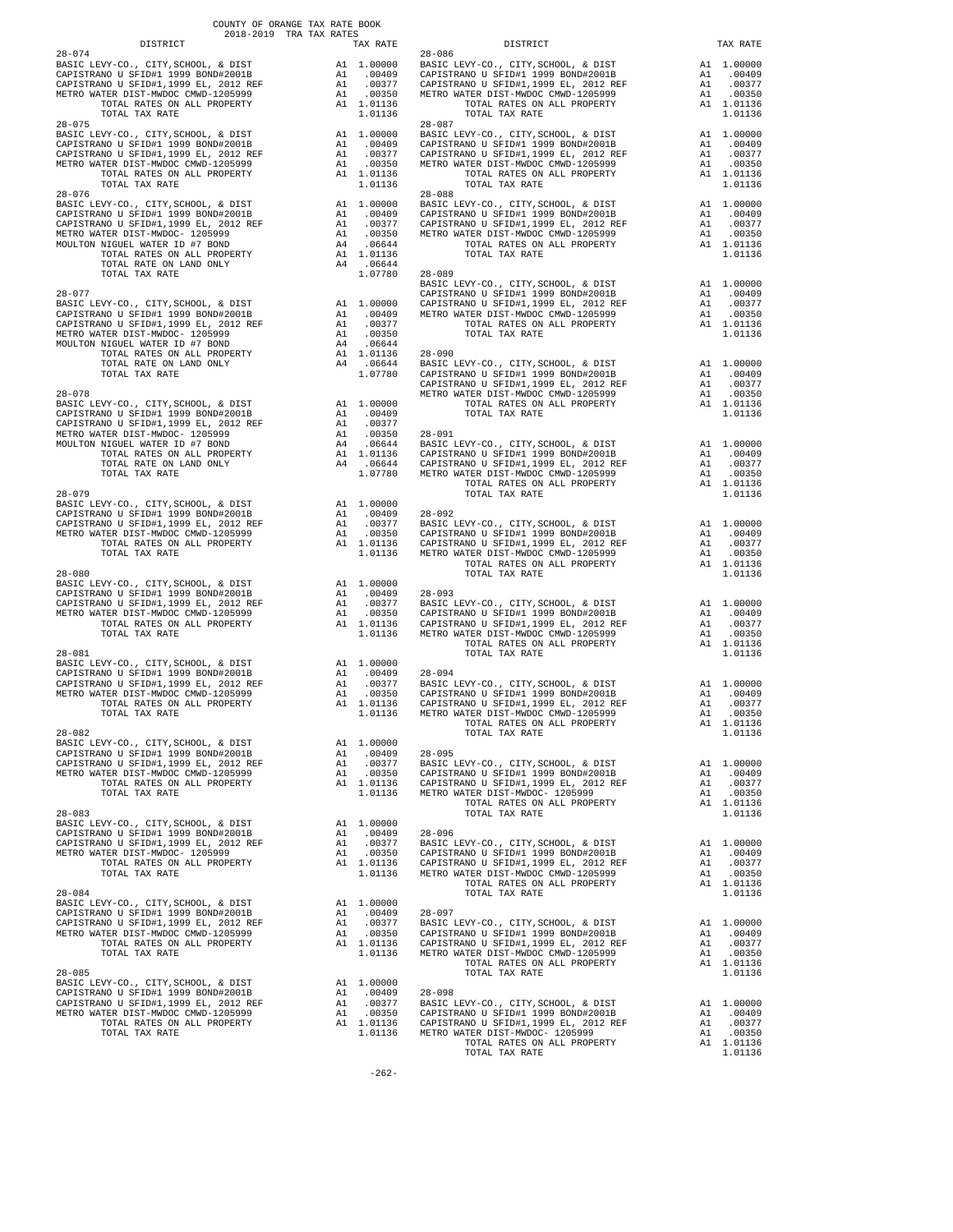COUNTY OF ORANGE TAX RATE BOOK
2018-2019 TRA TAX RATES

| DISTRICT | | TAX RATE |
|---|---|---|
| **28-074** | | |
| BASIC LEVY-CO., CITY,SCHOOL, & DIST | A1 | 1.00000 |
| CAPISTRANO U SFID#1 1999 BOND#2001B | A1 | .00409 |
| CAPISTRANO U SFID#1,1999 EL, 2012 REF | A1 | .00377 |
| METRO WATER DIST-MWDOC CMWD-1205999 | A1 | .00350 |
| TOTAL RATES ON ALL PROPERTY | A1 | 1.01136 |
| TOTAL TAX RATE | | 1.01136 |
| **28-075** | | |
| BASIC LEVY-CO., CITY,SCHOOL, & DIST | A1 | 1.00000 |
| CAPISTRANO U SFID#1 1999 BOND#2001B | A1 | .00409 |
| CAPISTRANO U SFID#1,1999 EL, 2012 REF | A1 | .00377 |
| METRO WATER DIST-MWDOC CMWD-1205999 | A1 | .00350 |
| TOTAL RATES ON ALL PROPERTY | A1 | 1.01136 |
| TOTAL TAX RATE | | 1.01136 |
| **28-076** | | |
| BASIC LEVY-CO., CITY,SCHOOL, & DIST | A1 | 1.00000 |
| CAPISTRANO U SFID#1 1999 BOND#2001B | A1 | .00409 |
| CAPISTRANO U SFID#1,1999 EL, 2012 REF | A1 | .00377 |
| METRO WATER DIST-MWDOC- 1205999 | A1 | .00350 |
| MOULTON NIGUEL WATER ID #7 BOND | A4 | .06644 |
| TOTAL RATES ON ALL PROPERTY | A1 | 1.01136 |
| TOTAL RATE ON LAND ONLY | A4 | .06644 |
| TOTAL TAX RATE | | 1.07780 |
| **28-077** | | |
| BASIC LEVY-CO., CITY,SCHOOL, & DIST | A1 | 1.00000 |
| CAPISTRANO U SFID#1 1999 BOND#2001B | A1 | .00409 |
| CAPISTRANO U SFID#1,1999 EL, 2012 REF | A1 | .00377 |
| METRO WATER DIST-MWDOC- 1205999 | A1 | .00350 |
| MOULTON NIGUEL WATER ID #7 BOND | A4 | .06644 |
| TOTAL RATES ON ALL PROPERTY | A1 | 1.01136 |
| TOTAL RATE ON LAND ONLY | A4 | .06644 |
| TOTAL TAX RATE | | 1.07780 |
| **28-078** | | |
| BASIC LEVY-CO., CITY,SCHOOL, & DIST | A1 | 1.00000 |
| CAPISTRANO U SFID#1 1999 BOND#2001B | A1 | .00409 |
| CAPISTRANO U SFID#1,1999 EL, 2012 REF | A1 | .00377 |
| METRO WATER DIST-MWDOC- 1205999 | A1 | .00350 |
| MOULTON NIGUEL WATER ID #7 BOND | A4 | .06644 |
| TOTAL RATES ON ALL PROPERTY | A1 | 1.01136 |
| TOTAL RATE ON LAND ONLY | A4 | .06644 |
| TOTAL TAX RATE | | 1.07780 |
| **28-079** | | |
| BASIC LEVY-CO., CITY,SCHOOL, & DIST | A1 | 1.00000 |
| CAPISTRANO U SFID#1 1999 BOND#2001B | A1 | .00409 |
| CAPISTRANO U SFID#1,1999 EL, 2012 REF | A1 | .00377 |
| METRO WATER DIST-MWDOC CMWD-1205999 | A1 | .00350 |
| TOTAL RATES ON ALL PROPERTY | A1 | 1.01136 |
| TOTAL TAX RATE | | 1.01136 |
| **28-080** | | |
| BASIC LEVY-CO., CITY,SCHOOL, & DIST | A1 | 1.00000 |
| CAPISTRANO U SFID#1 1999 BOND#2001B | A1 | .00409 |
| CAPISTRANO U SFID#1,1999 EL, 2012 REF | A1 | .00377 |
| METRO WATER DIST-MWDOC CMWD-1205999 | A1 | .00350 |
| TOTAL RATES ON ALL PROPERTY | A1 | 1.01136 |
| TOTAL TAX RATE | | 1.01136 |
| **28-081** | | |
| BASIC LEVY-CO., CITY,SCHOOL, & DIST | A1 | 1.00000 |
| CAPISTRANO U SFID#1 1999 BOND#2001B | A1 | .00409 |
| CAPISTRANO U SFID#1,1999 EL, 2012 REF | A1 | .00377 |
| METRO WATER DIST-MWDOC CMWD-1205999 | A1 | .00350 |
| TOTAL RATES ON ALL PROPERTY | A1 | 1.01136 |
| TOTAL TAX RATE | | 1.01136 |
| **28-082** | | |
| BASIC LEVY-CO., CITY,SCHOOL, & DIST | A1 | 1.00000 |
| CAPISTRANO U SFID#1 1999 BOND#2001B | A1 | .00409 |
| CAPISTRANO U SFID#1,1999 EL, 2012 REF | A1 | .00377 |
| METRO WATER DIST-MWDOC CMWD-1205999 | A1 | .00350 |
| TOTAL RATES ON ALL PROPERTY | A1 | 1.01136 |
| TOTAL TAX RATE | | 1.01136 |
| **28-083** | | |
| BASIC LEVY-CO., CITY,SCHOOL, & DIST | A1 | 1.00000 |
| CAPISTRANO U SFID#1 1999 BOND#2001B | A1 | .00409 |
| CAPISTRANO U SFID#1,1999 EL, 2012 REF | A1 | .00377 |
| METRO WATER DIST-MWDOC- 1205999 | A1 | .00350 |
| TOTAL RATES ON ALL PROPERTY | A1 | 1.01136 |
| TOTAL TAX RATE | | 1.01136 |
| **28-084** | | |
| BASIC LEVY-CO., CITY,SCHOOL, & DIST | A1 | 1.00000 |
| CAPISTRANO U SFID#1 1999 BOND#2001B | A1 | .00409 |
| CAPISTRANO U SFID#1,1999 EL, 2012 REF | A1 | .00377 |
| METRO WATER DIST-MWDOC CMWD-1205999 | A1 | .00350 |
| TOTAL RATES ON ALL PROPERTY | A1 | 1.01136 |
| TOTAL TAX RATE | | 1.01136 |
| **28-085** | | |
| BASIC LEVY-CO., CITY,SCHOOL, & DIST | A1 | 1.00000 |
| CAPISTRANO U SFID#1 1999 BOND#2001B | A1 | .00409 |
| CAPISTRANO U SFID#1,1999 EL, 2012 REF | A1 | .00377 |
| METRO WATER DIST-MWDOC CMWD-1205999 | A1 | .00350 |
| TOTAL RATES ON ALL PROPERTY | A1 | 1.01136 |
| TOTAL TAX RATE | | 1.01136 |
| **28-086** | | |
| BASIC LEVY-CO., CITY,SCHOOL, & DIST | A1 | 1.00000 |
| CAPISTRANO U SFID#1 1999 BOND#2001B | A1 | .00409 |
| CAPISTRANO U SFID#1,1999 EL, 2012 REF | A1 | .00377 |
| METRO WATER DIST-MWDOC CMWD-1205999 | A1 | .00350 |
| TOTAL RATES ON ALL PROPERTY | A1 | 1.01136 |
| TOTAL TAX RATE | | 1.01136 |
| **28-087** | | |
| BASIC LEVY-CO., CITY,SCHOOL, & DIST | A1 | 1.00000 |
| CAPISTRANO U SFID#1 1999 BOND#2001B | A1 | .00409 |
| CAPISTRANO U SFID#1,1999 EL, 2012 REF | A1 | .00377 |
| METRO WATER DIST-MWDOC CMWD-1205999 | A1 | .00350 |
| TOTAL RATES ON ALL PROPERTY | A1 | 1.01136 |
| TOTAL TAX RATE | | 1.01136 |
| **28-088** | | |
| BASIC LEVY-CO., CITY,SCHOOL, & DIST | A1 | 1.00000 |
| CAPISTRANO U SFID#1 1999 BOND#2001B | A1 | .00409 |
| CAPISTRANO U SFID#1,1999 EL, 2012 REF | A1 | .00377 |
| METRO WATER DIST-MWDOC CMWD-1205999 | A1 | .00350 |
| TOTAL RATES ON ALL PROPERTY | A1 | 1.01136 |
| TOTAL TAX RATE | | 1.01136 |
| **28-089** | | |
| BASIC LEVY-CO., CITY,SCHOOL, & DIST | A1 | 1.00000 |
| CAPISTRANO U SFID#1 1999 BOND#2001B | A1 | .00409 |
| CAPISTRANO U SFID#1,1999 EL, 2012 REF | A1 | .00377 |
| METRO WATER DIST-MWDOC CMWD-1205999 | A1 | .00350 |
| TOTAL RATES ON ALL PROPERTY | A1 | 1.01136 |
| TOTAL TAX RATE | | 1.01136 |
| **28-090** | | |
| BASIC LEVY-CO., CITY,SCHOOL, & DIST | A1 | 1.00000 |
| CAPISTRANO U SFID#1 1999 BOND#2001B | A1 | .00409 |
| CAPISTRANO U SFID#1,1999 EL, 2012 REF | A1 | .00377 |
| METRO WATER DIST-MWDOC CMWD-1205999 | A1 | .00350 |
| TOTAL RATES ON ALL PROPERTY | A1 | 1.01136 |
| TOTAL TAX RATE | | 1.01136 |
| **28-091** | | |
| BASIC LEVY-CO., CITY,SCHOOL, & DIST | A1 | 1.00000 |
| CAPISTRANO U SFID#1 1999 BOND#2001B | A1 | .00409 |
| CAPISTRANO U SFID#1,1999 EL, 2012 REF | A1 | .00377 |
| METRO WATER DIST-MWDOC CMWD-1205999 | A1 | .00350 |
| TOTAL RATES ON ALL PROPERTY | A1 | 1.01136 |
| TOTAL TAX RATE | | 1.01136 |
| **28-092** | | |
| BASIC LEVY-CO., CITY,SCHOOL, & DIST | A1 | 1.00000 |
| CAPISTRANO U SFID#1 1999 BOND#2001B | A1 | .00409 |
| CAPISTRANO U SFID#1,1999 EL, 2012 REF | A1 | .00377 |
| METRO WATER DIST-MWDOC CMWD-1205999 | A1 | .00350 |
| TOTAL RATES ON ALL PROPERTY | A1 | 1.01136 |
| TOTAL TAX RATE | | 1.01136 |
| **28-093** | | |
| BASIC LEVY-CO., CITY,SCHOOL, & DIST | A1 | 1.00000 |
| CAPISTRANO U SFID#1 1999 BOND#2001B | A1 | .00409 |
| CAPISTRANO U SFID#1,1999 EL, 2012 REF | A1 | .00377 |
| METRO WATER DIST-MWDOC CMWD-1205999 | A1 | .00350 |
| TOTAL RATES ON ALL PROPERTY | A1 | 1.01136 |
| TOTAL TAX RATE | | 1.01136 |
| **28-094** | | |
| BASIC LEVY-CO., CITY,SCHOOL, & DIST | A1 | 1.00000 |
| CAPISTRANO U SFID#1 1999 BOND#2001B | A1 | .00409 |
| CAPISTRANO U SFID#1,1999 EL, 2012 REF | A1 | .00377 |
| METRO WATER DIST-MWDOC CMWD-1205999 | A1 | .00350 |
| TOTAL RATES ON ALL PROPERTY | A1 | 1.01136 |
| TOTAL TAX RATE | | 1.01136 |
| **28-095** | | |
| BASIC LEVY-CO., CITY,SCHOOL, & DIST | A1 | 1.00000 |
| CAPISTRANO U SFID#1 1999 BOND#2001B | A1 | .00409 |
| CAPISTRANO U SFID#1,1999 EL, 2012 REF | A1 | .00377 |
| METRO WATER DIST-MWDOC- 1205999 | A1 | .00350 |
| TOTAL RATES ON ALL PROPERTY | A1 | 1.01136 |
| TOTAL TAX RATE | | 1.01136 |
| **28-096** | | |
| BASIC LEVY-CO., CITY,SCHOOL, & DIST | A1 | 1.00000 |
| CAPISTRANO U SFID#1 1999 BOND#2001B | A1 | .00409 |
| CAPISTRANO U SFID#1,1999 EL, 2012 REF | A1 | .00377 |
| METRO WATER DIST-MWDOC CMWD-1205999 | A1 | .00350 |
| TOTAL RATES ON ALL PROPERTY | A1 | 1.01136 |
| TOTAL TAX RATE | | 1.01136 |
| **28-097** | | |
| BASIC LEVY-CO., CITY,SCHOOL, & DIST | A1 | 1.00000 |
| CAPISTRANO U SFID#1 1999 BOND#2001B | A1 | .00409 |
| CAPISTRANO U SFID#1,1999 EL, 2012 REF | A1 | .00377 |
| METRO WATER DIST-MWDOC CMWD-1205999 | A1 | .00350 |
| TOTAL RATES ON ALL PROPERTY | A1 | 1.01136 |
| TOTAL TAX RATE | | 1.01136 |
| **28-098** | | |
| BASIC LEVY-CO., CITY,SCHOOL, & DIST | A1 | 1.00000 |
| CAPISTRANO U SFID#1 1999 BOND#2001B | A1 | .00409 |
| CAPISTRANO U SFID#1,1999 EL, 2012 REF | A1 | .00377 |
| METRO WATER DIST-MWDOC- 1205999 | A1 | .00350 |
| TOTAL RATES ON ALL PROPERTY | A1 | 1.01136 |
| TOTAL TAX RATE | | 1.01136 |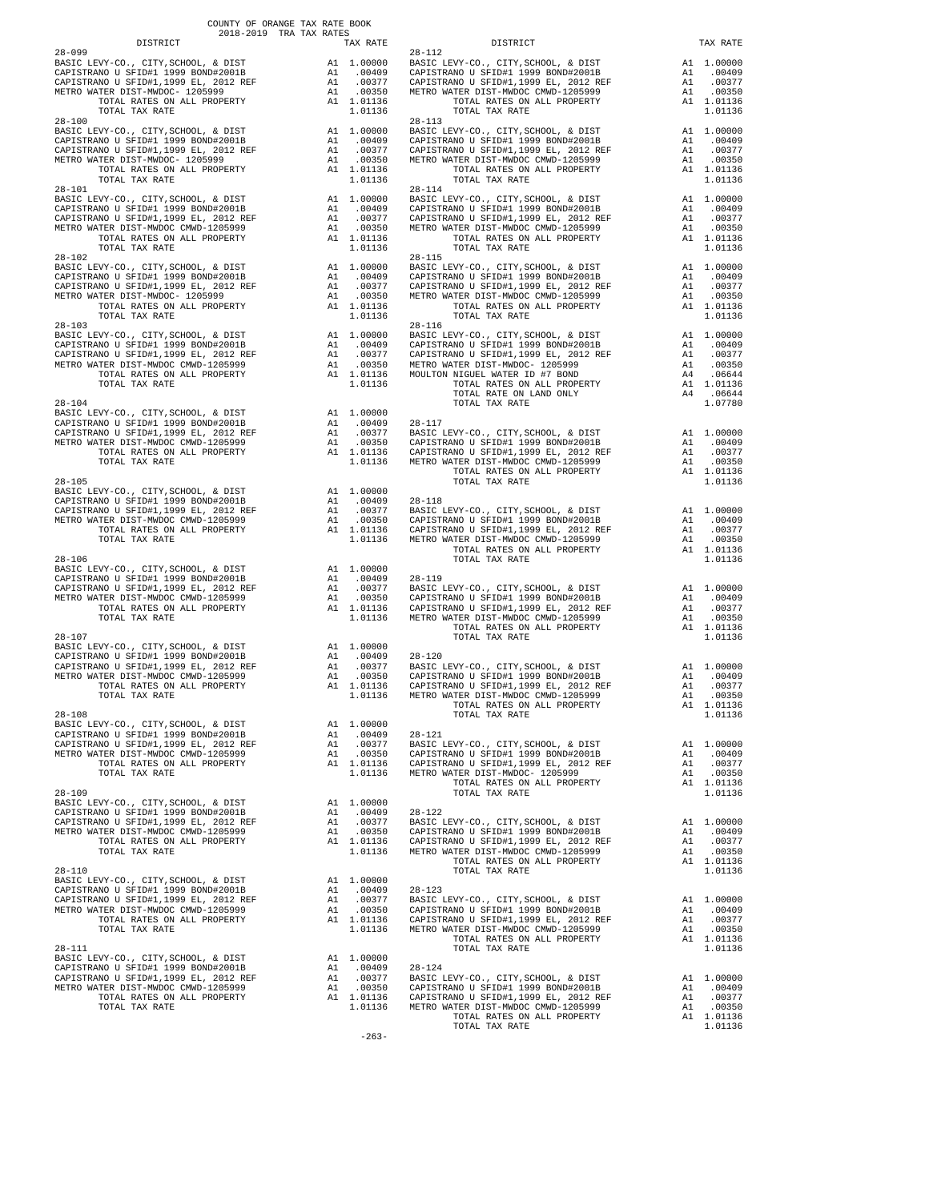COUNTY OF ORANGE TAX RATE BOOK
2018-2019 TRA TAX RATES

| DISTRICT | | TAX RATE |
|---|---|---|
| **28-099** | | |
| BASIC LEVY-CO., CITY,SCHOOL, & DIST | A1 | 1.00000 |
| CAPISTRANO U SFID#1 1999 BOND#2001B | A1 | .00409 |
| CAPISTRANO U SFID#1,1999 EL, 2012 REF | A1 | .00377 |
| METRO WATER DIST-MWDOC- 1205999 | A1 | .00350 |
| TOTAL RATES ON ALL PROPERTY | A1 | 1.01136 |
| TOTAL TAX RATE | | 1.01136 |
| **28-100** | | |
| BASIC LEVY-CO., CITY,SCHOOL, & DIST | A1 | 1.00000 |
| CAPISTRANO U SFID#1 1999 BOND#2001B | A1 | .00409 |
| CAPISTRANO U SFID#1,1999 EL, 2012 REF | A1 | .00377 |
| METRO WATER DIST-MWDOC- 1205999 | A1 | .00350 |
| TOTAL RATES ON ALL PROPERTY | A1 | 1.01136 |
| TOTAL TAX RATE | | 1.01136 |
| **28-101** | | |
| BASIC LEVY-CO., CITY,SCHOOL, & DIST | A1 | 1.00000 |
| CAPISTRANO U SFID#1 1999 BOND#2001B | A1 | .00409 |
| CAPISTRANO U SFID#1,1999 EL, 2012 REF | A1 | .00377 |
| METRO WATER DIST-MWDOC CMWD-1205999 | A1 | .00350 |
| TOTAL RATES ON ALL PROPERTY | A1 | 1.01136 |
| TOTAL TAX RATE | | 1.01136 |
| **28-102** | | |
| BASIC LEVY-CO., CITY,SCHOOL, & DIST | A1 | 1.00000 |
| CAPISTRANO U SFID#1 1999 BOND#2001B | A1 | .00409 |
| CAPISTRANO U SFID#1,1999 EL, 2012 REF | A1 | .00377 |
| METRO WATER DIST-MWDOC- 1205999 | A1 | .00350 |
| TOTAL RATES ON ALL PROPERTY | A1 | 1.01136 |
| TOTAL TAX RATE | | 1.01136 |
| **28-103** | | |
| BASIC LEVY-CO., CITY,SCHOOL, & DIST | A1 | 1.00000 |
| CAPISTRANO U SFID#1 1999 BOND#2001B | A1 | .00409 |
| CAPISTRANO U SFID#1,1999 EL, 2012 REF | A1 | .00377 |
| METRO WATER DIST-MWDOC CMWD-1205999 | A1 | .00350 |
| TOTAL RATES ON ALL PROPERTY | A1 | 1.01136 |
| TOTAL TAX RATE | | 1.01136 |
| **28-104** | | |
| BASIC LEVY-CO., CITY,SCHOOL, & DIST | A1 | 1.00000 |
| CAPISTRANO U SFID#1 1999 BOND#2001B | A1 | .00409 |
| CAPISTRANO U SFID#1,1999 EL, 2012 REF | A1 | .00377 |
| METRO WATER DIST-MWDOC CMWD-1205999 | A1 | .00350 |
| TOTAL RATES ON ALL PROPERTY | A1 | 1.01136 |
| TOTAL TAX RATE | | 1.01136 |
| **28-105** | | |
| BASIC LEVY-CO., CITY,SCHOOL, & DIST | A1 | 1.00000 |
| CAPISTRANO U SFID#1 1999 BOND#2001B | A1 | .00409 |
| CAPISTRANO U SFID#1,1999 EL, 2012 REF | A1 | .00377 |
| METRO WATER DIST-MWDOC CMWD-1205999 | A1 | .00350 |
| TOTAL RATES ON ALL PROPERTY | A1 | 1.01136 |
| TOTAL TAX RATE | | 1.01136 |
| **28-106** | | |
| BASIC LEVY-CO., CITY,SCHOOL, & DIST | A1 | 1.00000 |
| CAPISTRANO U SFID#1 1999 BOND#2001B | A1 | .00409 |
| CAPISTRANO U SFID#1,1999 EL, 2012 REF | A1 | .00377 |
| METRO WATER DIST-MWDOC CMWD-1205999 | A1 | .00350 |
| TOTAL RATES ON ALL PROPERTY | A1 | 1.01136 |
| TOTAL TAX RATE | | 1.01136 |
| **28-107** | | |
| BASIC LEVY-CO., CITY,SCHOOL, & DIST | A1 | 1.00000 |
| CAPISTRANO U SFID#1 1999 BOND#2001B | A1 | .00409 |
| CAPISTRANO U SFID#1,1999 EL, 2012 REF | A1 | .00377 |
| METRO WATER DIST-MWDOC CMWD-1205999 | A1 | .00350 |
| TOTAL RATES ON ALL PROPERTY | A1 | 1.01136 |
| TOTAL TAX RATE | | 1.01136 |
| **28-108** | | |
| BASIC LEVY-CO., CITY,SCHOOL, & DIST | A1 | 1.00000 |
| CAPISTRANO U SFID#1 1999 BOND#2001B | A1 | .00409 |
| CAPISTRANO U SFID#1,1999 EL, 2012 REF | A1 | .00377 |
| METRO WATER DIST-MWDOC CMWD-1205999 | A1 | .00350 |
| TOTAL RATES ON ALL PROPERTY | A1 | 1.01136 |
| TOTAL TAX RATE | | 1.01136 |
| **28-109** | | |
| BASIC LEVY-CO., CITY,SCHOOL, & DIST | A1 | 1.00000 |
| CAPISTRANO U SFID#1 1999 BOND#2001B | A1 | .00409 |
| CAPISTRANO U SFID#1,1999 EL, 2012 REF | A1 | .00377 |
| METRO WATER DIST-MWDOC CMWD-1205999 | A1 | .00350 |
| TOTAL RATES ON ALL PROPERTY | A1 | 1.01136 |
| TOTAL TAX RATE | | 1.01136 |
| **28-110** | | |
| BASIC LEVY-CO., CITY,SCHOOL, & DIST | A1 | 1.00000 |
| CAPISTRANO U SFID#1 1999 BOND#2001B | A1 | .00409 |
| CAPISTRANO U SFID#1,1999 EL, 2012 REF | A1 | .00377 |
| METRO WATER DIST-MWDOC CMWD-1205999 | A1 | .00350 |
| TOTAL RATES ON ALL PROPERTY | A1 | 1.01136 |
| TOTAL TAX RATE | | 1.01136 |
| **28-111** | | |
| BASIC LEVY-CO., CITY,SCHOOL, & DIST | A1 | 1.00000 |
| CAPISTRANO U SFID#1 1999 BOND#2001B | A1 | .00409 |
| CAPISTRANO U SFID#1,1999 EL, 2012 REF | A1 | .00377 |
| METRO WATER DIST-MWDOC CMWD-1205999 | A1 | .00350 |
| TOTAL RATES ON ALL PROPERTY | A1 | 1.01136 |
| TOTAL TAX RATE | | 1.01136 |
| **28-112** | | |
| BASIC LEVY-CO., CITY,SCHOOL, & DIST | A1 | 1.00000 |
| CAPISTRANO U SFID#1 1999 BOND#2001B | A1 | .00409 |
| CAPISTRANO U SFID#1,1999 EL, 2012 REF | A1 | .00377 |
| METRO WATER DIST-MWDOC CMWD-1205999 | A1 | .00350 |
| TOTAL RATES ON ALL PROPERTY | A1 | 1.01136 |
| TOTAL TAX RATE | | 1.01136 |
| **28-113** | | |
| BASIC LEVY-CO., CITY,SCHOOL, & DIST | A1 | 1.00000 |
| CAPISTRANO U SFID#1 1999 BOND#2001B | A1 | .00409 |
| CAPISTRANO U SFID#1,1999 EL, 2012 REF | A1 | .00377 |
| METRO WATER DIST-MWDOC CMWD-1205999 | A1 | .00350 |
| TOTAL RATES ON ALL PROPERTY | A1 | 1.01136 |
| TOTAL TAX RATE | | 1.01136 |
| **28-114** | | |
| BASIC LEVY-CO., CITY,SCHOOL, & DIST | A1 | 1.00000 |
| CAPISTRANO U SFID#1 1999 BOND#2001B | A1 | .00409 |
| CAPISTRANO U SFID#1,1999 EL, 2012 REF | A1 | .00377 |
| METRO WATER DIST-MWDOC CMWD-1205999 | A1 | .00350 |
| TOTAL RATES ON ALL PROPERTY | A1 | 1.01136 |
| TOTAL TAX RATE | | 1.01136 |
| **28-115** | | |
| BASIC LEVY-CO., CITY,SCHOOL, & DIST | A1 | 1.00000 |
| CAPISTRANO U SFID#1 1999 BOND#2001B | A1 | .00409 |
| CAPISTRANO U SFID#1,1999 EL, 2012 REF | A1 | .00377 |
| METRO WATER DIST-MWDOC CMWD-1205999 | A1 | .00350 |
| TOTAL RATES ON ALL PROPERTY | A1 | 1.01136 |
| TOTAL TAX RATE | | 1.01136 |
| **28-116** | | |
| BASIC LEVY-CO., CITY,SCHOOL, & DIST | A1 | 1.00000 |
| CAPISTRANO U SFID#1 1999 BOND#2001B | A1 | .00409 |
| CAPISTRANO U SFID#1,1999 EL, 2012 REF | A1 | .00377 |
| METRO WATER DIST-MWDOC- 1205999 | A1 | .00350 |
| MOULTON NIGUEL WATER ID #7 BOND | A4 | .06644 |
| TOTAL RATES ON ALL PROPERTY | A1 | 1.01136 |
| TOTAL RATE ON LAND ONLY | A4 | .06644 |
| TOTAL TAX RATE | | 1.07780 |
| **28-117** | | |
| BASIC LEVY-CO., CITY,SCHOOL, & DIST | A1 | 1.00000 |
| CAPISTRANO U SFID#1 1999 BOND#2001B | A1 | .00409 |
| CAPISTRANO U SFID#1,1999 EL, 2012 REF | A1 | .00377 |
| METRO WATER DIST-MWDOC CMWD-1205999 | A1 | .00350 |
| TOTAL RATES ON ALL PROPERTY | A1 | 1.01136 |
| TOTAL TAX RATE | | 1.01136 |
| **28-118** | | |
| BASIC LEVY-CO., CITY,SCHOOL, & DIST | A1 | 1.00000 |
| CAPISTRANO U SFID#1 1999 BOND#2001B | A1 | .00409 |
| CAPISTRANO U SFID#1,1999 EL, 2012 REF | A1 | .00377 |
| METRO WATER DIST-MWDOC CMWD-1205999 | A1 | .00350 |
| TOTAL RATES ON ALL PROPERTY | A1 | 1.01136 |
| TOTAL TAX RATE | | 1.01136 |
| **28-119** | | |
| BASIC LEVY-CO., CITY,SCHOOL, & DIST | A1 | 1.00000 |
| CAPISTRANO U SFID#1 1999 BOND#2001B | A1 | .00409 |
| CAPISTRANO U SFID#1,1999 EL, 2012 REF | A1 | .00377 |
| METRO WATER DIST-MWDOC CMWD-1205999 | A1 | .00350 |
| TOTAL RATES ON ALL PROPERTY | A1 | 1.01136 |
| TOTAL TAX RATE | | 1.01136 |
| **28-120** | | |
| BASIC LEVY-CO., CITY,SCHOOL, & DIST | A1 | 1.00000 |
| CAPISTRANO U SFID#1 1999 BOND#2001B | A1 | .00409 |
| CAPISTRANO U SFID#1,1999 EL, 2012 REF | A1 | .00377 |
| METRO WATER DIST-MWDOC CMWD-1205999 | A1 | .00350 |
| TOTAL RATES ON ALL PROPERTY | A1 | 1.01136 |
| TOTAL TAX RATE | | 1.01136 |
| **28-121** | | |
| BASIC LEVY-CO., CITY,SCHOOL, & DIST | A1 | 1.00000 |
| CAPISTRANO U SFID#1 1999 BOND#2001B | A1 | .00409 |
| CAPISTRANO U SFID#1,1999 EL, 2012 REF | A1 | .00377 |
| METRO WATER DIST-MWDOC- 1205999 | A1 | .00350 |
| TOTAL RATES ON ALL PROPERTY | A1 | 1.01136 |
| TOTAL TAX RATE | | 1.01136 |
| **28-122** | | |
| BASIC LEVY-CO., CITY,SCHOOL, & DIST | A1 | 1.00000 |
| CAPISTRANO U SFID#1 1999 BOND#2001B | A1 | .00409 |
| CAPISTRANO U SFID#1,1999 EL, 2012 REF | A1 | .00377 |
| METRO WATER DIST-MWDOC CMWD-1205999 | A1 | .00350 |
| TOTAL RATES ON ALL PROPERTY | A1 | 1.01136 |
| TOTAL TAX RATE | | 1.01136 |
| **28-123** | | |
| BASIC LEVY-CO., CITY,SCHOOL, & DIST | A1 | 1.00000 |
| CAPISTRANO U SFID#1 1999 BOND#2001B | A1 | .00409 |
| CAPISTRANO U SFID#1,1999 EL, 2012 REF | A1 | .00377 |
| METRO WATER DIST-MWDOC CMWD-1205999 | A1 | .00350 |
| TOTAL RATES ON ALL PROPERTY | A1 | 1.01136 |
| TOTAL TAX RATE | | 1.01136 |
| **28-124** | | |
| BASIC LEVY-CO., CITY,SCHOOL, & DIST | A1 | 1.00000 |
| CAPISTRANO U SFID#1 1999 BOND#2001B | A1 | .00409 |
| CAPISTRANO U SFID#1,1999 EL, 2012 REF | A1 | .00377 |
| METRO WATER DIST-MWDOC CMWD-1205999 | A1 | .00350 |
| TOTAL RATES ON ALL PROPERTY | A1 | 1.01136 |
| TOTAL TAX RATE | | 1.01136 |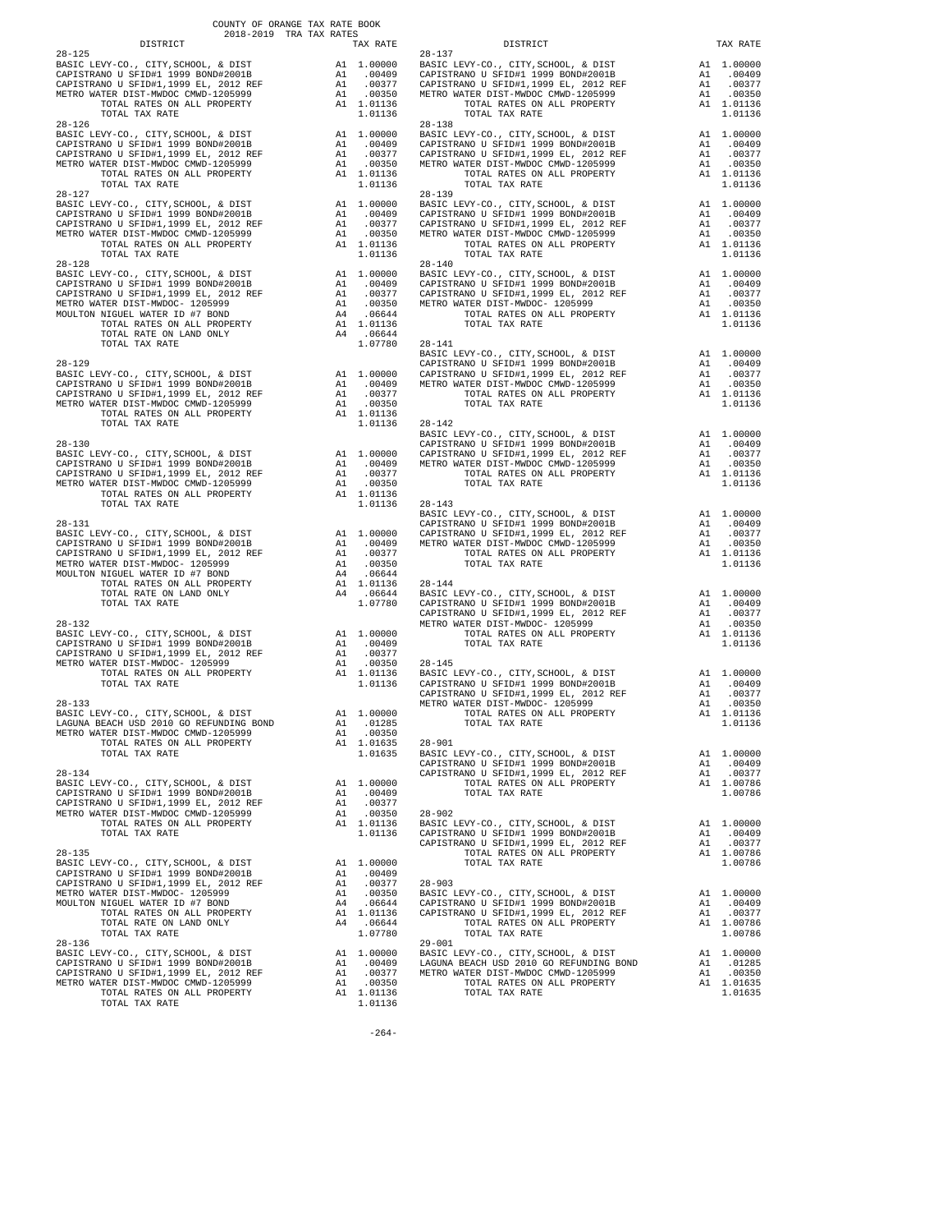COUNTY OF ORANGE TAX RATE BOOK
2018-2019 TRA TAX RATES

| DISTRICT | | TAX RATE |
|---|---|---|
| 28-125 | | |
| BASIC LEVY-CO., CITY,SCHOOL, & DIST | A1 | 1.00000 |
| CAPISTRANO U SFID#1 1999 BOND#2001B | A1 | .00409 |
| CAPISTRANO U SFID#1,1999 EL, 2012 REF | A1 | .00377 |
| METRO WATER DIST-MWDOC CMWD-1205999 | A1 | .00350 |
| TOTAL RATES ON ALL PROPERTY | A1 | 1.01136 |
| TOTAL TAX RATE | | 1.01136 |
| 28-126 | | |
| BASIC LEVY-CO., CITY,SCHOOL, & DIST | A1 | 1.00000 |
| CAPISTRANO U SFID#1 1999 BOND#2001B | A1 | .00409 |
| CAPISTRANO U SFID#1,1999 EL, 2012 REF | A1 | .00377 |
| METRO WATER DIST-MWDOC CMWD-1205999 | A1 | .00350 |
| TOTAL RATES ON ALL PROPERTY | A1 | 1.01136 |
| TOTAL TAX RATE | | 1.01136 |
| 28-127 | | |
| BASIC LEVY-CO., CITY,SCHOOL, & DIST | A1 | 1.00000 |
| CAPISTRANO U SFID#1 1999 BOND#2001B | A1 | .00409 |
| CAPISTRANO U SFID#1,1999 EL, 2012 REF | A1 | .00377 |
| METRO WATER DIST-MWDOC CMWD-1205999 | A1 | .00350 |
| TOTAL RATES ON ALL PROPERTY | A1 | 1.01136 |
| TOTAL TAX RATE | | 1.01136 |
| 28-128 | | |
| BASIC LEVY-CO., CITY,SCHOOL, & DIST | A1 | 1.00000 |
| CAPISTRANO U SFID#1 1999 BOND#2001B | A1 | .00409 |
| CAPISTRANO U SFID#1,1999 EL, 2012 REF | A1 | .00377 |
| METRO WATER DIST-MWDOC- 1205999 | A1 | .00350 |
| MOULTON NIGUEL WATER ID #7 BOND | A4 | .06644 |
| TOTAL RATES ON ALL PROPERTY | A1 | 1.01136 |
| TOTAL RATE ON LAND ONLY | A4 | .06644 |
| TOTAL TAX RATE | | 1.07780 |
| 28-129 | | |
| BASIC LEVY-CO., CITY,SCHOOL, & DIST | A1 | 1.00000 |
| CAPISTRANO U SFID#1 1999 BOND#2001B | A1 | .00409 |
| CAPISTRANO U SFID#1,1999 EL, 2012 REF | A1 | .00377 |
| METRO WATER DIST-MWDOC CMWD-1205999 | A1 | .00350 |
| TOTAL RATES ON ALL PROPERTY | A1 | 1.01136 |
| TOTAL TAX RATE | | 1.01136 |
| 28-130 | | |
| BASIC LEVY-CO., CITY,SCHOOL, & DIST | A1 | 1.00000 |
| CAPISTRANO U SFID#1 1999 BOND#2001B | A1 | .00409 |
| CAPISTRANO U SFID#1,1999 EL, 2012 REF | A1 | .00377 |
| METRO WATER DIST-MWDOC CMWD-1205999 | A1 | .00350 |
| TOTAL RATES ON ALL PROPERTY | A1 | 1.01136 |
| TOTAL TAX RATE | | 1.01136 |
| 28-131 | | |
| BASIC LEVY-CO., CITY,SCHOOL, & DIST | A1 | 1.00000 |
| CAPISTRANO U SFID#1 1999 BOND#2001B | A1 | .00409 |
| CAPISTRANO U SFID#1,1999 EL, 2012 REF | A1 | .00377 |
| METRO WATER DIST-MWDOC- 1205999 | A1 | .00350 |
| MOULTON NIGUEL WATER ID #7 BOND | A4 | .06644 |
| TOTAL RATES ON ALL PROPERTY | A1 | 1.01136 |
| TOTAL RATE ON LAND ONLY | A4 | .06644 |
| TOTAL TAX RATE | | 1.07780 |
| 28-132 | | |
| BASIC LEVY-CO., CITY,SCHOOL, & DIST | A1 | 1.00000 |
| CAPISTRANO U SFID#1 1999 BOND#2001B | A1 | .00409 |
| CAPISTRANO U SFID#1,1999 EL, 2012 REF | A1 | .00377 |
| METRO WATER DIST-MWDOC- 1205999 | A1 | .00350 |
| TOTAL RATES ON ALL PROPERTY | A1 | 1.01136 |
| TOTAL TAX RATE | | 1.01136 |
| 28-133 | | |
| BASIC LEVY-CO., CITY,SCHOOL, & DIST | A1 | 1.00000 |
| LAGUNA BEACH USD 2010 GO REFUNDING BOND | A1 | .01285 |
| METRO WATER DIST-MWDOC CMWD-1205999 | A1 | .00350 |
| TOTAL RATES ON ALL PROPERTY | A1 | 1.01635 |
| TOTAL TAX RATE | | 1.01635 |
| 28-134 | | |
| BASIC LEVY-CO., CITY,SCHOOL, & DIST | A1 | 1.00000 |
| CAPISTRANO U SFID#1 1999 BOND#2001B | A1 | .00409 |
| CAPISTRANO U SFID#1,1999 EL, 2012 REF | A1 | .00377 |
| METRO WATER DIST-MWDOC CMWD-1205999 | A1 | .00350 |
| TOTAL RATES ON ALL PROPERTY | A1 | 1.01136 |
| TOTAL TAX RATE | | 1.01136 |
| 28-135 | | |
| BASIC LEVY-CO., CITY,SCHOOL, & DIST | A1 | 1.00000 |
| CAPISTRANO U SFID#1 1999 BOND#2001B | A1 | .00409 |
| CAPISTRANO U SFID#1,1999 EL, 2012 REF | A1 | .00377 |
| METRO WATER DIST-MWDOC- 1205999 | A1 | .00350 |
| MOULTON NIGUEL WATER ID #7 BOND | A4 | .06644 |
| TOTAL RATES ON ALL PROPERTY | A1 | 1.01136 |
| TOTAL RATE ON LAND ONLY | A4 | .06644 |
| TOTAL TAX RATE | | 1.07780 |
| 28-136 | | |
| BASIC LEVY-CO., CITY,SCHOOL, & DIST | A1 | 1.00000 |
| CAPISTRANO U SFID#1 1999 BOND#2001B | A1 | .00409 |
| CAPISTRANO U SFID#1,1999 EL, 2012 REF | A1 | .00377 |
| METRO WATER DIST-MWDOC CMWD-1205999 | A1 | .00350 |
| TOTAL RATES ON ALL PROPERTY | A1 | 1.01136 |
| TOTAL TAX RATE | | 1.01136 |
| 28-137 | | |
| BASIC LEVY-CO., CITY,SCHOOL, & DIST | A1 | 1.00000 |
| CAPISTRANO U SFID#1 1999 BOND#2001B | A1 | .00409 |
| CAPISTRANO U SFID#1,1999 EL, 2012 REF | A1 | .00377 |
| METRO WATER DIST-MWDOC CMWD-1205999 | A1 | .00350 |
| TOTAL RATES ON ALL PROPERTY | A1 | 1.01136 |
| TOTAL TAX RATE | | 1.01136 |
| 28-138 | | |
| BASIC LEVY-CO., CITY,SCHOOL, & DIST | A1 | 1.00000 |
| CAPISTRANO U SFID#1 1999 BOND#2001B | A1 | .00409 |
| CAPISTRANO U SFID#1,1999 EL, 2012 REF | A1 | .00377 |
| METRO WATER DIST-MWDOC CMWD-1205999 | A1 | .00350 |
| TOTAL RATES ON ALL PROPERTY | A1 | 1.01136 |
| TOTAL TAX RATE | | 1.01136 |
| 28-139 | | |
| BASIC LEVY-CO., CITY,SCHOOL, & DIST | A1 | 1.00000 |
| CAPISTRANO U SFID#1 1999 BOND#2001B | A1 | .00409 |
| CAPISTRANO U SFID#1,1999 EL, 2012 REF | A1 | .00377 |
| METRO WATER DIST-MWDOC CMWD-1205999 | A1 | .00350 |
| TOTAL RATES ON ALL PROPERTY | A1 | 1.01136 |
| TOTAL TAX RATE | | 1.01136 |
| 28-140 | | |
| BASIC LEVY-CO., CITY,SCHOOL, & DIST | A1 | 1.00000 |
| CAPISTRANO U SFID#1 1999 BOND#2001B | A1 | .00409 |
| CAPISTRANO U SFID#1,1999 EL, 2012 REF | A1 | .00377 |
| METRO WATER DIST-MWDOC- 1205999 | A1 | .00350 |
| TOTAL RATES ON ALL PROPERTY | A1 | 1.01136 |
| TOTAL TAX RATE | | 1.01136 |
| 28-141 | | |
| BASIC LEVY-CO., CITY,SCHOOL, & DIST | A1 | 1.00000 |
| CAPISTRANO U SFID#1 1999 BOND#2001B | A1 | .00409 |
| CAPISTRANO U SFID#1,1999 EL, 2012 REF | A1 | .00377 |
| METRO WATER DIST-MWDOC CMWD-1205999 | A1 | .00350 |
| TOTAL RATES ON ALL PROPERTY | A1 | 1.01136 |
| TOTAL TAX RATE | | 1.01136 |
| 28-142 | | |
| BASIC LEVY-CO., CITY,SCHOOL, & DIST | A1 | 1.00000 |
| CAPISTRANO U SFID#1 1999 BOND#2001B | A1 | .00409 |
| CAPISTRANO U SFID#1,1999 EL, 2012 REF | A1 | .00377 |
| METRO WATER DIST-MWDOC CMWD-1205999 | A1 | .00350 |
| TOTAL RATES ON ALL PROPERTY | A1 | 1.01136 |
| TOTAL TAX RATE | | 1.01136 |
| 28-143 | | |
| BASIC LEVY-CO., CITY,SCHOOL, & DIST | A1 | 1.00000 |
| CAPISTRANO U SFID#1 1999 BOND#2001B | A1 | .00409 |
| CAPISTRANO U SFID#1,1999 EL, 2012 REF | A1 | .00377 |
| METRO WATER DIST-MWDOC CMWD-1205999 | A1 | .00350 |
| TOTAL RATES ON ALL PROPERTY | A1 | 1.01136 |
| TOTAL TAX RATE | | 1.01136 |
| 28-144 | | |
| BASIC LEVY-CO., CITY,SCHOOL, & DIST | A1 | 1.00000 |
| CAPISTRANO U SFID#1 1999 BOND#2001B | A1 | .00409 |
| CAPISTRANO U SFID#1,1999 EL, 2012 REF | A1 | .00377 |
| METRO WATER DIST-MWDOC- 1205999 | A1 | .00350 |
| TOTAL RATES ON ALL PROPERTY | A1 | 1.01136 |
| TOTAL TAX RATE | | 1.01136 |
| 28-145 | | |
| BASIC LEVY-CO., CITY,SCHOOL, & DIST | A1 | 1.00000 |
| CAPISTRANO U SFID#1 1999 BOND#2001B | A1 | .00409 |
| CAPISTRANO U SFID#1,1999 EL, 2012 REF | A1 | .00377 |
| METRO WATER DIST-MWDOC- 1205999 | A1 | .00350 |
| TOTAL RATES ON ALL PROPERTY | A1 | 1.01136 |
| TOTAL TAX RATE | | 1.01136 |
| 28-901 | | |
| BASIC LEVY-CO., CITY,SCHOOL, & DIST | A1 | 1.00000 |
| CAPISTRANO U SFID#1 1999 BOND#2001B | A1 | .00409 |
| CAPISTRANO U SFID#1,1999 EL, 2012 REF | A1 | .00377 |
| TOTAL RATES ON ALL PROPERTY | A1 | 1.00786 |
| TOTAL TAX RATE | | 1.00786 |
| 28-902 | | |
| BASIC LEVY-CO., CITY,SCHOOL, & DIST | A1 | 1.00000 |
| CAPISTRANO U SFID#1 1999 BOND#2001B | A1 | .00409 |
| CAPISTRANO U SFID#1,1999 EL, 2012 REF | A1 | .00377 |
| TOTAL RATES ON ALL PROPERTY | A1 | 1.00786 |
| TOTAL TAX RATE | | 1.00786 |
| 28-903 | | |
| BASIC LEVY-CO., CITY,SCHOOL, & DIST | A1 | 1.00000 |
| CAPISTRANO U SFID#1 1999 BOND#2001B | A1 | .00409 |
| CAPISTRANO U SFID#1,1999 EL, 2012 REF | A1 | .00377 |
| TOTAL RATES ON ALL PROPERTY | A1 | 1.00786 |
| TOTAL TAX RATE | | 1.00786 |
| 29-001 | | |
| BASIC LEVY-CO., CITY,SCHOOL, & DIST | A1 | 1.00000 |
| LAGUNA BEACH USD 2010 GO REFUNDING BOND | A1 | .01285 |
| METRO WATER DIST-MWDOC CMWD-1205999 | A1 | .00350 |
| TOTAL RATES ON ALL PROPERTY | A1 | 1.01635 |
| TOTAL TAX RATE | | 1.01635 |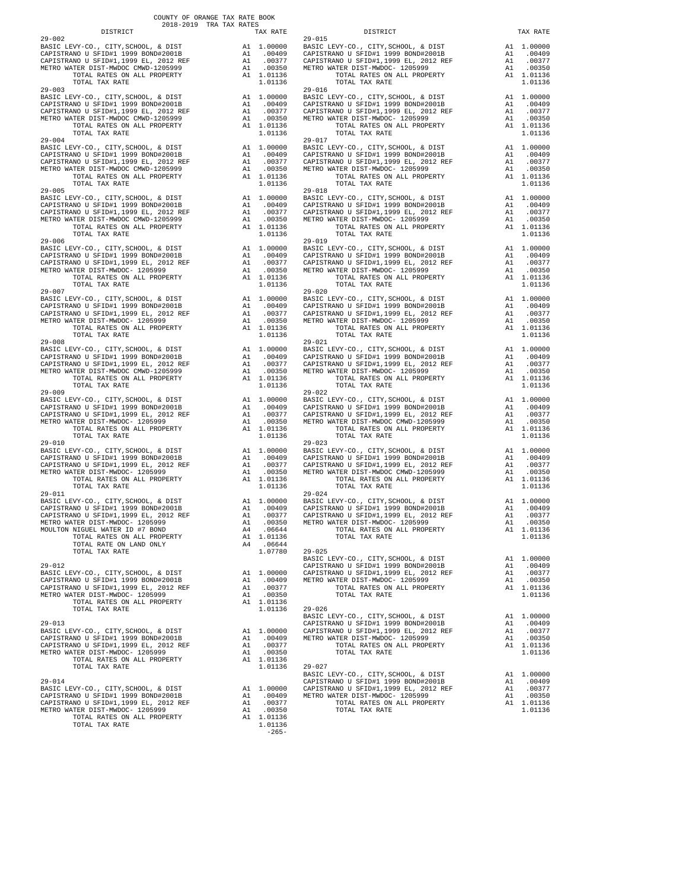COUNTY OF ORANGE TAX RATE BOOK
2018-2019 TRA TAX RATES

| DISTRICT | | TAX RATE |
|---|---|---|
| **29-002** | | |
| BASIC LEVY-CO., CITY,SCHOOL, & DIST | A1 | 1.00000 |
| CAPISTRANO U SFID#1 1999 BOND#2001B | A1 | .00409 |
| CAPISTRANO U SFID#1,1999 EL, 2012 REF | A1 | .00377 |
| METRO WATER DIST-MWDOC CMWD-1205999 | A1 | .00350 |
| TOTAL RATES ON ALL PROPERTY | A1 | 1.01136 |
| TOTAL TAX RATE | | 1.01136 |
| **29-003** | | |
| BASIC LEVY-CO., CITY,SCHOOL, & DIST | A1 | 1.00000 |
| CAPISTRANO U SFID#1 1999 BOND#2001B | A1 | .00409 |
| CAPISTRANO U SFID#1,1999 EL, 2012 REF | A1 | .00377 |
| METRO WATER DIST-MWDOC CMWD-1205999 | A1 | .00350 |
| TOTAL RATES ON ALL PROPERTY | A1 | 1.01136 |
| TOTAL TAX RATE | | 1.01136 |
| **29-004** | | |
| BASIC LEVY-CO., CITY,SCHOOL, & DIST | A1 | 1.00000 |
| CAPISTRANO U SFID#1 1999 BOND#2001B | A1 | .00409 |
| CAPISTRANO U SFID#1,1999 EL, 2012 REF | A1 | .00377 |
| METRO WATER DIST-MWDOC CMWD-1205999 | A1 | .00350 |
| TOTAL RATES ON ALL PROPERTY | A1 | 1.01136 |
| TOTAL TAX RATE | | 1.01136 |
| **29-005** | | |
| BASIC LEVY-CO., CITY,SCHOOL, & DIST | A1 | 1.00000 |
| CAPISTRANO U SFID#1 1999 BOND#2001B | A1 | .00409 |
| CAPISTRANO U SFID#1,1999 EL, 2012 REF | A1 | .00377 |
| METRO WATER DIST-MWDOC CMWD-1205999 | A1 | .00350 |
| TOTAL RATES ON ALL PROPERTY | A1 | 1.01136 |
| TOTAL TAX RATE | | 1.01136 |
| **29-006** | | |
| BASIC LEVY-CO., CITY,SCHOOL, & DIST | A1 | 1.00000 |
| CAPISTRANO U SFID#1 1999 BOND#2001B | A1 | .00409 |
| CAPISTRANO U SFID#1,1999 EL, 2012 REF | A1 | .00377 |
| METRO WATER DIST-MWDOC- 1205999 | A1 | .00350 |
| TOTAL RATES ON ALL PROPERTY | A1 | 1.01136 |
| TOTAL TAX RATE | | 1.01136 |
| **29-007** | | |
| BASIC LEVY-CO., CITY,SCHOOL, & DIST | A1 | 1.00000 |
| CAPISTRANO U SFID#1 1999 BOND#2001B | A1 | .00409 |
| CAPISTRANO U SFID#1,1999 EL, 2012 REF | A1 | .00377 |
| METRO WATER DIST-MWDOC- 1205999 | A1 | .00350 |
| TOTAL RATES ON ALL PROPERTY | A1 | 1.01136 |
| TOTAL TAX RATE | | 1.01136 |
| **29-008** | | |
| BASIC LEVY-CO., CITY,SCHOOL, & DIST | A1 | 1.00000 |
| CAPISTRANO U SFID#1 1999 BOND#2001B | A1 | .00409 |
| CAPISTRANO U SFID#1,1999 EL, 2012 REF | A1 | .00377 |
| METRO WATER DIST-MWDOC CMWD-1205999 | A1 | .00350 |
| TOTAL RATES ON ALL PROPERTY | A1 | 1.01136 |
| TOTAL TAX RATE | | 1.01136 |
| **29-009** | | |
| BASIC LEVY-CO., CITY,SCHOOL, & DIST | A1 | 1.00000 |
| CAPISTRANO U SFID#1 1999 BOND#2001B | A1 | .00409 |
| CAPISTRANO U SFID#1,1999 EL, 2012 REF | A1 | .00377 |
| METRO WATER DIST-MWDOC- 1205999 | A1 | .00350 |
| TOTAL RATES ON ALL PROPERTY | A1 | 1.01136 |
| TOTAL TAX RATE | | 1.01136 |
| **29-010** | | |
| BASIC LEVY-CO., CITY,SCHOOL, & DIST | A1 | 1.00000 |
| CAPISTRANO U SFID#1 1999 BOND#2001B | A1 | .00409 |
| CAPISTRANO U SFID#1,1999 EL, 2012 REF | A1 | .00377 |
| METRO WATER DIST-MWDOC- 1205999 | A1 | .00350 |
| TOTAL RATES ON ALL PROPERTY | A1 | 1.01136 |
| TOTAL TAX RATE | | 1.01136 |
| **29-011** | | |
| BASIC LEVY-CO., CITY,SCHOOL, & DIST | A1 | 1.00000 |
| CAPISTRANO U SFID#1 1999 BOND#2001B | A1 | .00409 |
| CAPISTRANO U SFID#1,1999 EL, 2012 REF | A1 | .00377 |
| METRO WATER DIST-MWDOC- 1205999 | A1 | .00350 |
| MOULTON NIGUEL WATER ID #7 BOND | A4 | .06644 |
| TOTAL RATES ON ALL PROPERTY | A1 | 1.01136 |
| TOTAL RATE ON LAND ONLY | A4 | .06644 |
| TOTAL TAX RATE | | 1.07780 |
| **29-012** | | |
| BASIC LEVY-CO., CITY,SCHOOL, & DIST | A1 | 1.00000 |
| CAPISTRANO U SFID#1 1999 BOND#2001B | A1 | .00409 |
| CAPISTRANO U SFID#1,1999 EL, 2012 REF | A1 | .00377 |
| METRO WATER DIST-MWDOC- 1205999 | A1 | .00350 |
| TOTAL RATES ON ALL PROPERTY | A1 | 1.01136 |
| TOTAL TAX RATE | | 1.01136 |
| **29-013** | | |
| BASIC LEVY-CO., CITY,SCHOOL, & DIST | A1 | 1.00000 |
| CAPISTRANO U SFID#1 1999 BOND#2001B | A1 | .00409 |
| CAPISTRANO U SFID#1,1999 EL, 2012 REF | A1 | .00377 |
| METRO WATER DIST-MWDOC- 1205999 | A1 | .00350 |
| TOTAL RATES ON ALL PROPERTY | A1 | 1.01136 |
| TOTAL TAX RATE | | 1.01136 |
| **29-014** | | |
| BASIC LEVY-CO., CITY,SCHOOL, & DIST | A1 | 1.00000 |
| CAPISTRANO U SFID#1 1999 BOND#2001B | A1 | .00409 |
| CAPISTRANO U SFID#1,1999 EL, 2012 REF | A1 | .00377 |
| METRO WATER DIST-MWDOC- 1205999 | A1 | .00350 |
| TOTAL RATES ON ALL PROPERTY | A1 | 1.01136 |
| TOTAL TAX RATE | | 1.01136 |
| **29-015** | | |
| BASIC LEVY-CO., CITY,SCHOOL, & DIST | A1 | 1.00000 |
| CAPISTRANO U SFID#1 1999 BOND#2001B | A1 | .00409 |
| CAPISTRANO U SFID#1,1999 EL, 2012 REF | A1 | .00377 |
| METRO WATER DIST-MWDOC- 1205999 | A1 | .00350 |
| TOTAL RATES ON ALL PROPERTY | A1 | 1.01136 |
| TOTAL TAX RATE | | 1.01136 |
| **29-016** | | |
| BASIC LEVY-CO., CITY,SCHOOL, & DIST | A1 | 1.00000 |
| CAPISTRANO U SFID#1 1999 BOND#2001B | A1 | .00409 |
| CAPISTRANO U SFID#1,1999 EL, 2012 REF | A1 | .00377 |
| METRO WATER DIST-MWDOC- 1205999 | A1 | .00350 |
| TOTAL RATES ON ALL PROPERTY | A1 | 1.01136 |
| TOTAL TAX RATE | | 1.01136 |
| **29-017** | | |
| BASIC LEVY-CO., CITY,SCHOOL, & DIST | A1 | 1.00000 |
| CAPISTRANO U SFID#1 1999 BOND#2001B | A1 | .00409 |
| CAPISTRANO U SFID#1,1999 EL, 2012 REF | A1 | .00377 |
| METRO WATER DIST-MWDOC- 1205999 | A1 | .00350 |
| TOTAL RATES ON ALL PROPERTY | A1 | 1.01136 |
| TOTAL TAX RATE | | 1.01136 |
| **29-018** | | |
| BASIC LEVY-CO., CITY,SCHOOL, & DIST | A1 | 1.00000 |
| CAPISTRANO U SFID#1 1999 BOND#2001B | A1 | .00409 |
| CAPISTRANO U SFID#1,1999 EL, 2012 REF | A1 | .00377 |
| METRO WATER DIST-MWDOC- 1205999 | A1 | .00350 |
| TOTAL RATES ON ALL PROPERTY | A1 | 1.01136 |
| TOTAL TAX RATE | | 1.01136 |
| **29-019** | | |
| BASIC LEVY-CO., CITY,SCHOOL, & DIST | A1 | 1.00000 |
| CAPISTRANO U SFID#1 1999 BOND#2001B | A1 | .00409 |
| CAPISTRANO U SFID#1,1999 EL, 2012 REF | A1 | .00377 |
| METRO WATER DIST-MWDOC- 1205999 | A1 | .00350 |
| TOTAL RATES ON ALL PROPERTY | A1 | 1.01136 |
| TOTAL TAX RATE | | 1.01136 |
| **29-020** | | |
| BASIC LEVY-CO., CITY,SCHOOL, & DIST | A1 | 1.00000 |
| CAPISTRANO U SFID#1 1999 BOND#2001B | A1 | .00409 |
| CAPISTRANO U SFID#1,1999 EL, 2012 REF | A1 | .00377 |
| METRO WATER DIST-MWDOC- 1205999 | A1 | .00350 |
| TOTAL RATES ON ALL PROPERTY | A1 | 1.01136 |
| TOTAL TAX RATE | | 1.01136 |
| **29-021** | | |
| BASIC LEVY-CO., CITY,SCHOOL, & DIST | A1 | 1.00000 |
| CAPISTRANO U SFID#1 1999 BOND#2001B | A1 | .00409 |
| CAPISTRANO U SFID#1,1999 EL, 2012 REF | A1 | .00377 |
| METRO WATER DIST-MWDOC- 1205999 | A1 | .00350 |
| TOTAL RATES ON ALL PROPERTY | A1 | 1.01136 |
| TOTAL TAX RATE | | 1.01136 |
| **29-022** | | |
| BASIC LEVY-CO., CITY,SCHOOL, & DIST | A1 | 1.00000 |
| CAPISTRANO U SFID#1 1999 BOND#2001B | A1 | .00409 |
| CAPISTRANO U SFID#1,1999 EL, 2012 REF | A1 | .00377 |
| METRO WATER DIST-MWDOC CMWD-1205999 | A1 | .00350 |
| TOTAL RATES ON ALL PROPERTY | A1 | 1.01136 |
| TOTAL TAX RATE | | 1.01136 |
| **29-023** | | |
| BASIC LEVY-CO., CITY,SCHOOL, & DIST | A1 | 1.00000 |
| CAPISTRANO U SFID#1 1999 BOND#2001B | A1 | .00409 |
| CAPISTRANO U SFID#1,1999 EL, 2012 REF | A1 | .00377 |
| METRO WATER DIST-MWDOC CMWD-1205999 | A1 | .00350 |
| TOTAL RATES ON ALL PROPERTY | A1 | 1.01136 |
| TOTAL TAX RATE | | 1.01136 |
| **29-024** | | |
| BASIC LEVY-CO., CITY,SCHOOL, & DIST | A1 | 1.00000 |
| CAPISTRANO U SFID#1 1999 BOND#2001B | A1 | .00409 |
| CAPISTRANO U SFID#1,1999 EL, 2012 REF | A1 | .00377 |
| METRO WATER DIST-MWDOC- 1205999 | A1 | .00350 |
| TOTAL RATES ON ALL PROPERTY | A1 | 1.01136 |
| TOTAL TAX RATE | | 1.01136 |
| **29-025** | | |
| BASIC LEVY-CO., CITY,SCHOOL, & DIST | A1 | 1.00000 |
| CAPISTRANO U SFID#1 1999 BOND#2001B | A1 | .00409 |
| CAPISTRANO U SFID#1,1999 EL, 2012 REF | A1 | .00377 |
| METRO WATER DIST-MWDOC- 1205999 | A1 | .00350 |
| TOTAL RATES ON ALL PROPERTY | A1 | 1.01136 |
| TOTAL TAX RATE | | 1.01136 |
| **29-026** | | |
| BASIC LEVY-CO., CITY,SCHOOL, & DIST | A1 | 1.00000 |
| CAPISTRANO U SFID#1 1999 BOND#2001B | A1 | .00409 |
| CAPISTRANO U SFID#1,1999 EL, 2012 REF | A1 | .00377 |
| METRO WATER DIST-MWDOC- 1205999 | A1 | .00350 |
| TOTAL RATES ON ALL PROPERTY | A1 | 1.01136 |
| TOTAL TAX RATE | | 1.01136 |
| **29-027** | | |
| BASIC LEVY-CO., CITY,SCHOOL, & DIST | A1 | 1.00000 |
| CAPISTRANO U SFID#1 1999 BOND#2001B | A1 | .00409 |
| CAPISTRANO U SFID#1,1999 EL, 2012 REF | A1 | .00377 |
| METRO WATER DIST-MWDOC- 1205999 | A1 | .00350 |
| TOTAL RATES ON ALL PROPERTY | A1 | 1.01136 |
| TOTAL TAX RATE | | 1.01136 |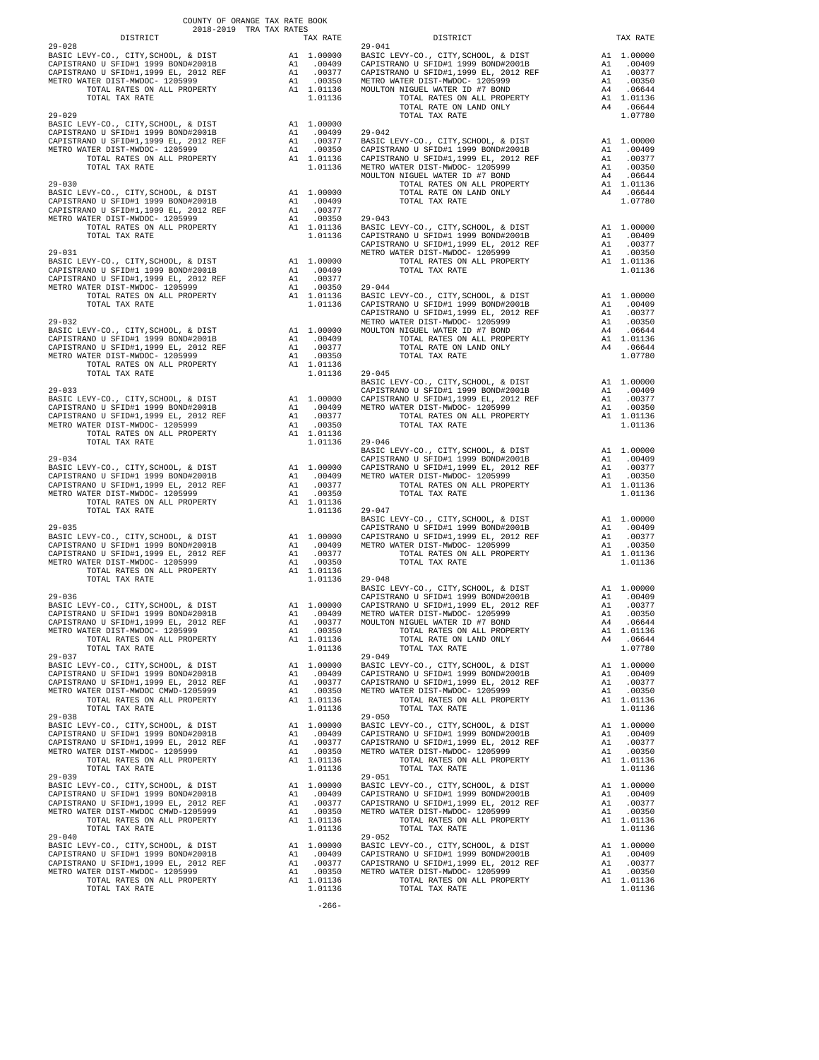COUNTY OF ORANGE TAX RATE BOOK
2018-2019 TRA TAX RATES

| DISTRICT | | TAX RATE |
|---|---|---|
| **29-028** | | |
| BASIC LEVY-CO., CITY,SCHOOL, & DIST | A1 | 1.00000 |
| CAPISTRANO U SFID#1 1999 BOND#2001B | A1 | .00409 |
| CAPISTRANO U SFID#1,1999 EL, 2012 REF | A1 | .00377 |
| METRO WATER DIST-MWDOC- 1205999 | A1 | .00350 |
| TOTAL RATES ON ALL PROPERTY | A1 | 1.01136 |
| TOTAL TAX RATE | | 1.01136 |
| **29-029** | | |
| BASIC LEVY-CO., CITY,SCHOOL, & DIST | A1 | 1.00000 |
| CAPISTRANO U SFID#1 1999 BOND#2001B | A1 | .00409 |
| CAPISTRANO U SFID#1,1999 EL, 2012 REF | A1 | .00377 |
| METRO WATER DIST-MWDOC- 1205999 | A1 | .00350 |
| TOTAL RATES ON ALL PROPERTY | A1 | 1.01136 |
| TOTAL TAX RATE | | 1.01136 |
| **29-030** | | |
| BASIC LEVY-CO., CITY,SCHOOL, & DIST | A1 | 1.00000 |
| CAPISTRANO U SFID#1 1999 BOND#2001B | A1 | .00409 |
| CAPISTRANO U SFID#1,1999 EL, 2012 REF | A1 | .00377 |
| METRO WATER DIST-MWDOC- 1205999 | A1 | .00350 |
| TOTAL RATES ON ALL PROPERTY | A1 | 1.01136 |
| TOTAL TAX RATE | | 1.01136 |
| **29-031** | | |
| BASIC LEVY-CO., CITY,SCHOOL, & DIST | A1 | 1.00000 |
| CAPISTRANO U SFID#1 1999 BOND#2001B | A1 | .00409 |
| CAPISTRANO U SFID#1,1999 EL, 2012 REF | A1 | .00377 |
| METRO WATER DIST-MWDOC- 1205999 | A1 | .00350 |
| TOTAL RATES ON ALL PROPERTY | A1 | 1.01136 |
| TOTAL TAX RATE | | 1.01136 |
| **29-032** | | |
| BASIC LEVY-CO., CITY,SCHOOL, & DIST | A1 | 1.00000 |
| CAPISTRANO U SFID#1 1999 BOND#2001B | A1 | .00409 |
| CAPISTRANO U SFID#1,1999 EL, 2012 REF | A1 | .00377 |
| METRO WATER DIST-MWDOC- 1205999 | A1 | .00350 |
| TOTAL RATES ON ALL PROPERTY | A1 | 1.01136 |
| TOTAL TAX RATE | | 1.01136 |
| **29-033** | | |
| BASIC LEVY-CO., CITY,SCHOOL, & DIST | A1 | 1.00000 |
| CAPISTRANO U SFID#1 1999 BOND#2001B | A1 | .00409 |
| CAPISTRANO U SFID#1,1999 EL, 2012 REF | A1 | .00377 |
| METRO WATER DIST-MWDOC- 1205999 | A1 | .00350 |
| TOTAL RATES ON ALL PROPERTY | A1 | 1.01136 |
| TOTAL TAX RATE | | 1.01136 |
| **29-034** | | |
| BASIC LEVY-CO., CITY,SCHOOL, & DIST | A1 | 1.00000 |
| CAPISTRANO U SFID#1 1999 BOND#2001B | A1 | .00409 |
| CAPISTRANO U SFID#1,1999 EL, 2012 REF | A1 | .00377 |
| METRO WATER DIST-MWDOC- 1205999 | A1 | .00350 |
| TOTAL RATES ON ALL PROPERTY | A1 | 1.01136 |
| TOTAL TAX RATE | | 1.01136 |
| **29-035** | | |
| BASIC LEVY-CO., CITY,SCHOOL, & DIST | A1 | 1.00000 |
| CAPISTRANO U SFID#1 1999 BOND#2001B | A1 | .00409 |
| CAPISTRANO U SFID#1,1999 EL, 2012 REF | A1 | .00377 |
| METRO WATER DIST-MWDOC- 1205999 | A1 | .00350 |
| TOTAL RATES ON ALL PROPERTY | A1 | 1.01136 |
| TOTAL TAX RATE | | 1.01136 |
| **29-036** | | |
| BASIC LEVY-CO., CITY,SCHOOL, & DIST | A1 | 1.00000 |
| CAPISTRANO U SFID#1 1999 BOND#2001B | A1 | .00409 |
| CAPISTRANO U SFID#1,1999 EL, 2012 REF | A1 | .00377 |
| METRO WATER DIST-MWDOC- 1205999 | A1 | .00350 |
| TOTAL RATES ON ALL PROPERTY | A1 | 1.01136 |
| TOTAL TAX RATE | | 1.01136 |
| **29-037** | | |
| BASIC LEVY-CO., CITY,SCHOOL, & DIST | A1 | 1.00000 |
| CAPISTRANO U SFID#1 1999 BOND#2001B | A1 | .00409 |
| CAPISTRANO U SFID#1,1999 EL, 2012 REF | A1 | .00377 |
| METRO WATER DIST-MWDOC CMWD-1205999 | A1 | .00350 |
| TOTAL RATES ON ALL PROPERTY | A1 | 1.01136 |
| TOTAL TAX RATE | | 1.01136 |
| **29-038** | | |
| BASIC LEVY-CO., CITY,SCHOOL, & DIST | A1 | 1.00000 |
| CAPISTRANO U SFID#1 1999 BOND#2001B | A1 | .00409 |
| CAPISTRANO U SFID#1,1999 EL, 2012 REF | A1 | .00377 |
| METRO WATER DIST-MWDOC- 1205999 | A1 | .00350 |
| TOTAL RATES ON ALL PROPERTY | A1 | 1.01136 |
| TOTAL TAX RATE | | 1.01136 |
| **29-039** | | |
| BASIC LEVY-CO., CITY,SCHOOL, & DIST | A1 | 1.00000 |
| CAPISTRANO U SFID#1 1999 BOND#2001B | A1 | .00409 |
| CAPISTRANO U SFID#1,1999 EL, 2012 REF | A1 | .00377 |
| METRO WATER DIST-MWDOC CMWD-1205999 | A1 | .00350 |
| TOTAL RATES ON ALL PROPERTY | A1 | 1.01136 |
| TOTAL TAX RATE | | 1.01136 |
| **29-040** | | |
| BASIC LEVY-CO., CITY,SCHOOL, & DIST | A1 | 1.00000 |
| CAPISTRANO U SFID#1 1999 BOND#2001B | A1 | .00409 |
| CAPISTRANO U SFID#1,1999 EL, 2012 REF | A1 | .00377 |
| METRO WATER DIST-MWDOC- 1205999 | A1 | .00350 |
| TOTAL RATES ON ALL PROPERTY | A1 | 1.01136 |
| TOTAL TAX RATE | | 1.01136 |
| **29-041** | | |
| BASIC LEVY-CO., CITY,SCHOOL, & DIST | A1 | 1.00000 |
| CAPISTRANO U SFID#1 1999 BOND#2001B | A1 | .00409 |
| CAPISTRANO U SFID#1,1999 EL, 2012 REF | A1 | .00377 |
| METRO WATER DIST-MWDOC- 1205999 | A1 | .00350 |
| MOULTON NIGUEL WATER ID #7 BOND | A4 | .06644 |
| TOTAL RATES ON ALL PROPERTY | A1 | 1.01136 |
| TOTAL RATE ON LAND ONLY | A4 | .06644 |
| TOTAL TAX RATE | | 1.07780 |
| **29-042** | | |
| BASIC LEVY-CO., CITY,SCHOOL, & DIST | A1 | 1.00000 |
| CAPISTRANO U SFID#1 1999 BOND#2001B | A1 | .00409 |
| CAPISTRANO U SFID#1,1999 EL, 2012 REF | A1 | .00377 |
| METRO WATER DIST-MWDOC- 1205999 | A1 | .00350 |
| MOULTON NIGUEL WATER ID #7 BOND | A4 | .06644 |
| TOTAL RATES ON ALL PROPERTY | A1 | 1.01136 |
| TOTAL RATE ON LAND ONLY | A4 | .06644 |
| TOTAL TAX RATE | | 1.07780 |
| **29-043** | | |
| BASIC LEVY-CO., CITY,SCHOOL, & DIST | A1 | 1.00000 |
| CAPISTRANO U SFID#1 1999 BOND#2001B | A1 | .00409 |
| CAPISTRANO U SFID#1,1999 EL, 2012 REF | A1 | .00377 |
| METRO WATER DIST-MWDOC- 1205999 | A1 | .00350 |
| TOTAL RATES ON ALL PROPERTY | A1 | 1.01136 |
| TOTAL TAX RATE | | 1.01136 |
| **29-044** | | |
| BASIC LEVY-CO., CITY,SCHOOL, & DIST | A1 | 1.00000 |
| CAPISTRANO U SFID#1 1999 BOND#2001B | A1 | .00409 |
| CAPISTRANO U SFID#1,1999 EL, 2012 REF | A1 | .00377 |
| METRO WATER DIST-MWDOC- 1205999 | A1 | .00350 |
| MOULTON NIGUEL WATER ID #7 BOND | A4 | .06644 |
| TOTAL RATES ON ALL PROPERTY | A1 | 1.01136 |
| TOTAL RATE ON LAND ONLY | A4 | .06644 |
| TOTAL TAX RATE | | 1.07780 |
| **29-045** | | |
| BASIC LEVY-CO., CITY,SCHOOL, & DIST | A1 | 1.00000 |
| CAPISTRANO U SFID#1 1999 BOND#2001B | A1 | .00409 |
| CAPISTRANO U SFID#1,1999 EL, 2012 REF | A1 | .00377 |
| METRO WATER DIST-MWDOC- 1205999 | A1 | .00350 |
| TOTAL RATES ON ALL PROPERTY | A1 | 1.01136 |
| TOTAL TAX RATE | | 1.01136 |
| **29-046** | | |
| BASIC LEVY-CO., CITY,SCHOOL, & DIST | A1 | 1.00000 |
| CAPISTRANO U SFID#1 1999 BOND#2001B | A1 | .00409 |
| CAPISTRANO U SFID#1,1999 EL, 2012 REF | A1 | .00377 |
| METRO WATER DIST-MWDOC- 1205999 | A1 | .00350 |
| TOTAL RATES ON ALL PROPERTY | A1 | 1.01136 |
| TOTAL TAX RATE | | 1.01136 |
| **29-047** | | |
| BASIC LEVY-CO., CITY,SCHOOL, & DIST | A1 | 1.00000 |
| CAPISTRANO U SFID#1 1999 BOND#2001B | A1 | .00409 |
| CAPISTRANO U SFID#1,1999 EL, 2012 REF | A1 | .00377 |
| METRO WATER DIST-MWDOC- 1205999 | A1 | .00350 |
| TOTAL RATES ON ALL PROPERTY | A1 | 1.01136 |
| TOTAL TAX RATE | | 1.01136 |
| **29-048** | | |
| BASIC LEVY-CO., CITY,SCHOOL, & DIST | A1 | 1.00000 |
| CAPISTRANO U SFID#1 1999 BOND#2001B | A1 | .00409 |
| CAPISTRANO U SFID#1,1999 EL, 2012 REF | A1 | .00377 |
| METRO WATER DIST-MWDOC- 1205999 | A1 | .00350 |
| MOULTON NIGUEL WATER ID #7 BOND | A4 | .06644 |
| TOTAL RATES ON ALL PROPERTY | A1 | 1.01136 |
| TOTAL RATE ON LAND ONLY | A4 | .06644 |
| TOTAL TAX RATE | | 1.07780 |
| **29-049** | | |
| BASIC LEVY-CO., CITY,SCHOOL, & DIST | A1 | 1.00000 |
| CAPISTRANO U SFID#1 1999 BOND#2001B | A1 | .00409 |
| CAPISTRANO U SFID#1,1999 EL, 2012 REF | A1 | .00377 |
| METRO WATER DIST-MWDOC- 1205999 | A1 | .00350 |
| TOTAL RATES ON ALL PROPERTY | A1 | 1.01136 |
| TOTAL TAX RATE | | 1.01136 |
| **29-050** | | |
| BASIC LEVY-CO., CITY,SCHOOL, & DIST | A1 | 1.00000 |
| CAPISTRANO U SFID#1 1999 BOND#2001B | A1 | .00409 |
| CAPISTRANO U SFID#1,1999 EL, 2012 REF | A1 | .00377 |
| METRO WATER DIST-MWDOC- 1205999 | A1 | .00350 |
| TOTAL RATES ON ALL PROPERTY | A1 | 1.01136 |
| TOTAL TAX RATE | | 1.01136 |
| **29-051** | | |
| BASIC LEVY-CO., CITY,SCHOOL, & DIST | A1 | 1.00000 |
| CAPISTRANO U SFID#1 1999 BOND#2001B | A1 | .00409 |
| CAPISTRANO U SFID#1,1999 EL, 2012 REF | A1 | .00377 |
| METRO WATER DIST-MWDOC- 1205999 | A1 | .00350 |
| TOTAL RATES ON ALL PROPERTY | A1 | 1.01136 |
| TOTAL TAX RATE | | 1.01136 |
| **29-052** | | |
| BASIC LEVY-CO., CITY,SCHOOL, & DIST | A1 | 1.00000 |
| CAPISTRANO U SFID#1 1999 BOND#2001B | A1 | .00409 |
| CAPISTRANO U SFID#1,1999 EL, 2012 REF | A1 | .00377 |
| METRO WATER DIST-MWDOC- 1205999 | A1 | .00350 |
| TOTAL RATES ON ALL PROPERTY | A1 | 1.01136 |
| TOTAL TAX RATE | | 1.01136 |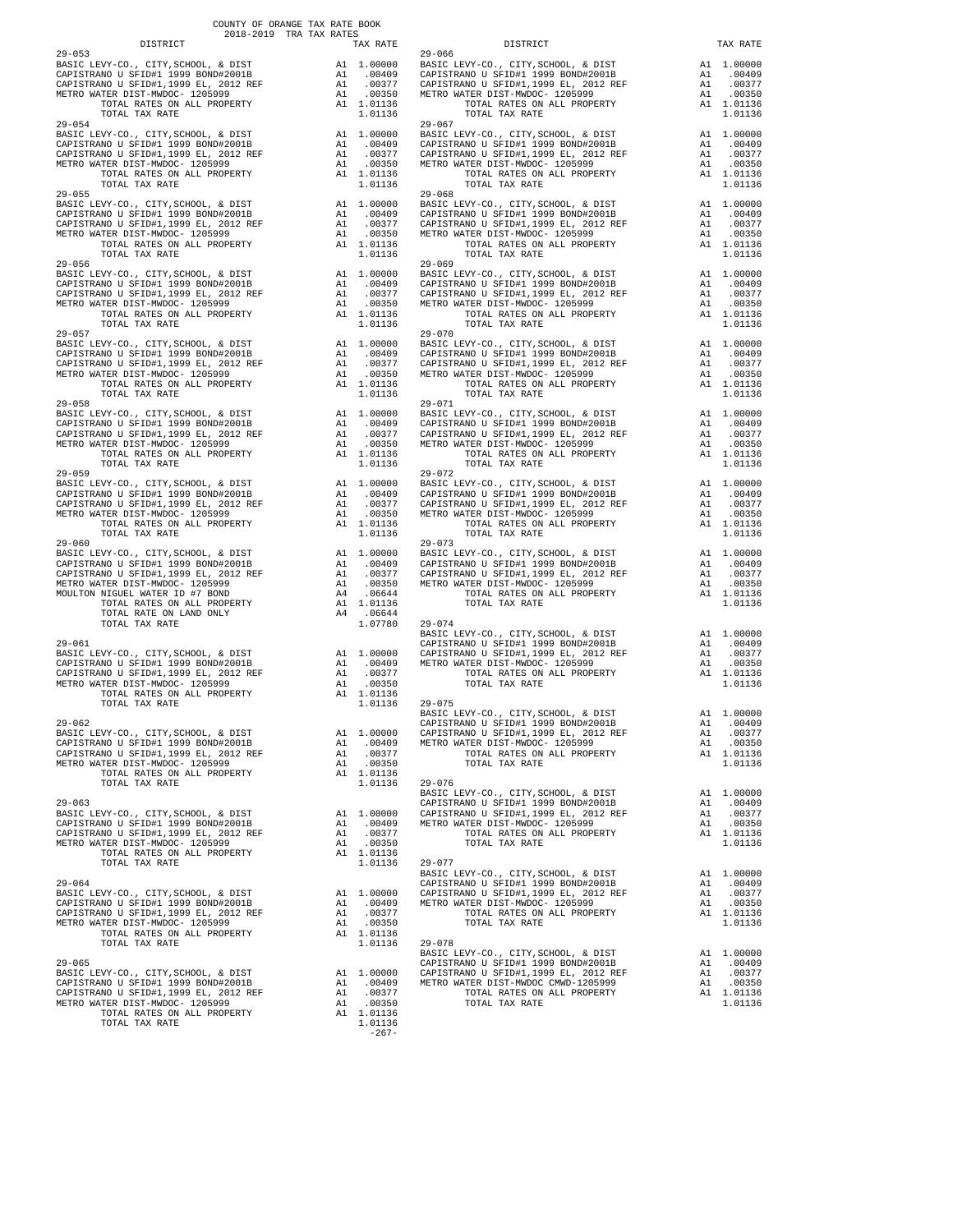COUNTY OF ORANGE TAX RATE BOOK
2018-2019 TRA TAX RATES

| DISTRICT | | TAX RATE |
|---|---|---|
| 29-053 | | |
| BASIC LEVY-CO., CITY,SCHOOL, & DIST | A1 | 1.00000 |
| CAPISTRANO U SFID#1 1999 BOND#2001B | A1 | .00409 |
| CAPISTRANO U SFID#1,1999 EL, 2012 REF | A1 | .00377 |
| METRO WATER DIST-MWDOC- 1205999 | A1 | .00350 |
| TOTAL RATES ON ALL PROPERTY | A1 | 1.01136 |
| TOTAL TAX RATE | | 1.01136 |
| 29-054 | | |
| BASIC LEVY-CO., CITY,SCHOOL, & DIST | A1 | 1.00000 |
| CAPISTRANO U SFID#1 1999 BOND#2001B | A1 | .00409 |
| CAPISTRANO U SFID#1,1999 EL, 2012 REF | A1 | .00377 |
| METRO WATER DIST-MWDOC- 1205999 | A1 | .00350 |
| TOTAL RATES ON ALL PROPERTY | A1 | 1.01136 |
| TOTAL TAX RATE | | 1.01136 |
| 29-055 | | |
| BASIC LEVY-CO., CITY,SCHOOL, & DIST | A1 | 1.00000 |
| CAPISTRANO U SFID#1 1999 BOND#2001B | A1 | .00409 |
| CAPISTRANO U SFID#1,1999 EL, 2012 REF | A1 | .00377 |
| METRO WATER DIST-MWDOC- 1205999 | A1 | .00350 |
| TOTAL RATES ON ALL PROPERTY | A1 | 1.01136 |
| TOTAL TAX RATE | | 1.01136 |
| 29-056 | | |
| BASIC LEVY-CO., CITY,SCHOOL, & DIST | A1 | 1.00000 |
| CAPISTRANO U SFID#1 1999 BOND#2001B | A1 | .00409 |
| CAPISTRANO U SFID#1,1999 EL, 2012 REF | A1 | .00377 |
| METRO WATER DIST-MWDOC- 1205999 | A1 | .00350 |
| TOTAL RATES ON ALL PROPERTY | A1 | 1.01136 |
| TOTAL TAX RATE | | 1.01136 |
| 29-057 | | |
| BASIC LEVY-CO., CITY,SCHOOL, & DIST | A1 | 1.00000 |
| CAPISTRANO U SFID#1 1999 BOND#2001B | A1 | .00409 |
| CAPISTRANO U SFID#1,1999 EL, 2012 REF | A1 | .00377 |
| METRO WATER DIST-MWDOC- 1205999 | A1 | .00350 |
| TOTAL RATES ON ALL PROPERTY | A1 | 1.01136 |
| TOTAL TAX RATE | | 1.01136 |
| 29-058 | | |
| BASIC LEVY-CO., CITY,SCHOOL, & DIST | A1 | 1.00000 |
| CAPISTRANO U SFID#1 1999 BOND#2001B | A1 | .00409 |
| CAPISTRANO U SFID#1,1999 EL, 2012 REF | A1 | .00377 |
| METRO WATER DIST-MWDOC- 1205999 | A1 | .00350 |
| TOTAL RATES ON ALL PROPERTY | A1 | 1.01136 |
| TOTAL TAX RATE | | 1.01136 |
| 29-059 | | |
| BASIC LEVY-CO., CITY,SCHOOL, & DIST | A1 | 1.00000 |
| CAPISTRANO U SFID#1 1999 BOND#2001B | A1 | .00409 |
| CAPISTRANO U SFID#1,1999 EL, 2012 REF | A1 | .00377 |
| METRO WATER DIST-MWDOC- 1205999 | A1 | .00350 |
| TOTAL RATES ON ALL PROPERTY | A1 | 1.01136 |
| TOTAL TAX RATE | | 1.01136 |
| 29-060 | | |
| BASIC LEVY-CO., CITY,SCHOOL, & DIST | A1 | 1.00000 |
| CAPISTRANO U SFID#1 1999 BOND#2001B | A1 | .00409 |
| CAPISTRANO U SFID#1,1999 EL, 2012 REF | A1 | .00377 |
| METRO WATER DIST-MWDOC- 1205999 | A1 | .00350 |
| MOULTON NIGUEL WATER ID #7 BOND | A4 | .06644 |
| TOTAL RATES ON ALL PROPERTY | A1 | 1.01136 |
| TOTAL RATE ON LAND ONLY | A4 | .06644 |
| TOTAL TAX RATE | | 1.07780 |
| 29-061 | | |
| BASIC LEVY-CO., CITY,SCHOOL, & DIST | A1 | 1.00000 |
| CAPISTRANO U SFID#1 1999 BOND#2001B | A1 | .00409 |
| CAPISTRANO U SFID#1,1999 EL, 2012 REF | A1 | .00377 |
| METRO WATER DIST-MWDOC- 1205999 | A1 | .00350 |
| TOTAL RATES ON ALL PROPERTY | A1 | 1.01136 |
| TOTAL TAX RATE | | 1.01136 |
| 29-062 | | |
| BASIC LEVY-CO., CITY,SCHOOL, & DIST | A1 | 1.00000 |
| CAPISTRANO U SFID#1 1999 BOND#2001B | A1 | .00409 |
| CAPISTRANO U SFID#1,1999 EL, 2012 REF | A1 | .00377 |
| METRO WATER DIST-MWDOC- 1205999 | A1 | .00350 |
| TOTAL RATES ON ALL PROPERTY | A1 | 1.01136 |
| TOTAL TAX RATE | | 1.01136 |
| 29-063 | | |
| BASIC LEVY-CO., CITY,SCHOOL, & DIST | A1 | 1.00000 |
| CAPISTRANO U SFID#1 1999 BOND#2001B | A1 | .00409 |
| CAPISTRANO U SFID#1,1999 EL, 2012 REF | A1 | .00377 |
| METRO WATER DIST-MWDOC- 1205999 | A1 | .00350 |
| TOTAL RATES ON ALL PROPERTY | A1 | 1.01136 |
| TOTAL TAX RATE | | 1.01136 |
| 29-064 | | |
| BASIC LEVY-CO., CITY,SCHOOL, & DIST | A1 | 1.00000 |
| CAPISTRANO U SFID#1 1999 BOND#2001B | A1 | .00409 |
| CAPISTRANO U SFID#1,1999 EL, 2012 REF | A1 | .00377 |
| METRO WATER DIST-MWDOC- 1205999 | A1 | .00350 |
| TOTAL RATES ON ALL PROPERTY | A1 | 1.01136 |
| TOTAL TAX RATE | | 1.01136 |
| 29-065 | | |
| BASIC LEVY-CO., CITY,SCHOOL, & DIST | A1 | 1.00000 |
| CAPISTRANO U SFID#1 1999 BOND#2001B | A1 | .00409 |
| CAPISTRANO U SFID#1,1999 EL, 2012 REF | A1 | .00377 |
| METRO WATER DIST-MWDOC- 1205999 | A1 | .00350 |
| TOTAL RATES ON ALL PROPERTY | A1 | 1.01136 |
| TOTAL TAX RATE | | 1.01136 |
| 29-066 | | |
| BASIC LEVY-CO., CITY,SCHOOL, & DIST | A1 | 1.00000 |
| CAPISTRANO U SFID#1 1999 BOND#2001B | A1 | .00409 |
| CAPISTRANO U SFID#1,1999 EL, 2012 REF | A1 | .00377 |
| METRO WATER DIST-MWDOC- 1205999 | A1 | .00350 |
| TOTAL RATES ON ALL PROPERTY | A1 | 1.01136 |
| TOTAL TAX RATE | | 1.01136 |
| 29-067 | | |
| BASIC LEVY-CO., CITY,SCHOOL, & DIST | A1 | 1.00000 |
| CAPISTRANO U SFID#1 1999 BOND#2001B | A1 | .00409 |
| CAPISTRANO U SFID#1,1999 EL, 2012 REF | A1 | .00377 |
| METRO WATER DIST-MWDOC- 1205999 | A1 | .00350 |
| TOTAL RATES ON ALL PROPERTY | A1 | 1.01136 |
| TOTAL TAX RATE | | 1.01136 |
| 29-068 | | |
| BASIC LEVY-CO., CITY,SCHOOL, & DIST | A1 | 1.00000 |
| CAPISTRANO U SFID#1 1999 BOND#2001B | A1 | .00409 |
| CAPISTRANO U SFID#1,1999 EL, 2012 REF | A1 | .00377 |
| METRO WATER DIST-MWDOC- 1205999 | A1 | .00350 |
| TOTAL RATES ON ALL PROPERTY | A1 | 1.01136 |
| TOTAL TAX RATE | | 1.01136 |
| 29-069 | | |
| BASIC LEVY-CO., CITY,SCHOOL, & DIST | A1 | 1.00000 |
| CAPISTRANO U SFID#1 1999 BOND#2001B | A1 | .00409 |
| CAPISTRANO U SFID#1,1999 EL, 2012 REF | A1 | .00377 |
| METRO WATER DIST-MWDOC- 1205999 | A1 | .00350 |
| TOTAL RATES ON ALL PROPERTY | A1 | 1.01136 |
| TOTAL TAX RATE | | 1.01136 |
| 29-070 | | |
| BASIC LEVY-CO., CITY,SCHOOL, & DIST | A1 | 1.00000 |
| CAPISTRANO U SFID#1 1999 BOND#2001B | A1 | .00409 |
| CAPISTRANO U SFID#1,1999 EL, 2012 REF | A1 | .00377 |
| METRO WATER DIST-MWDOC- 1205999 | A1 | .00350 |
| TOTAL RATES ON ALL PROPERTY | A1 | 1.01136 |
| TOTAL TAX RATE | | 1.01136 |
| 29-071 | | |
| BASIC LEVY-CO., CITY,SCHOOL, & DIST | A1 | 1.00000 |
| CAPISTRANO U SFID#1 1999 BOND#2001B | A1 | .00409 |
| CAPISTRANO U SFID#1,1999 EL, 2012 REF | A1 | .00377 |
| METRO WATER DIST-MWDOC- 1205999 | A1 | .00350 |
| TOTAL RATES ON ALL PROPERTY | A1 | 1.01136 |
| TOTAL TAX RATE | | 1.01136 |
| 29-072 | | |
| BASIC LEVY-CO., CITY,SCHOOL, & DIST | A1 | 1.00000 |
| CAPISTRANO U SFID#1 1999 BOND#2001B | A1 | .00409 |
| CAPISTRANO U SFID#1,1999 EL, 2012 REF | A1 | .00377 |
| METRO WATER DIST-MWDOC- 1205999 | A1 | .00350 |
| TOTAL RATES ON ALL PROPERTY | A1 | 1.01136 |
| TOTAL TAX RATE | | 1.01136 |
| 29-073 | | |
| BASIC LEVY-CO., CITY,SCHOOL, & DIST | A1 | 1.00000 |
| CAPISTRANO U SFID#1 1999 BOND#2001B | A1 | .00409 |
| CAPISTRANO U SFID#1,1999 EL, 2012 REF | A1 | .00377 |
| METRO WATER DIST-MWDOC- 1205999 | A1 | .00350 |
| TOTAL RATES ON ALL PROPERTY | A1 | 1.01136 |
| TOTAL TAX RATE | | 1.01136 |
| 29-074 | | |
| BASIC LEVY-CO., CITY,SCHOOL, & DIST | A1 | 1.00000 |
| CAPISTRANO U SFID#1 1999 BOND#2001B | A1 | .00409 |
| CAPISTRANO U SFID#1,1999 EL, 2012 REF | A1 | .00377 |
| METRO WATER DIST-MWDOC- 1205999 | A1 | .00350 |
| TOTAL RATES ON ALL PROPERTY | A1 | 1.01136 |
| TOTAL TAX RATE | | 1.01136 |
| 29-075 | | |
| BASIC LEVY-CO., CITY,SCHOOL, & DIST | A1 | 1.00000 |
| CAPISTRANO U SFID#1 1999 BOND#2001B | A1 | .00409 |
| CAPISTRANO U SFID#1,1999 EL, 2012 REF | A1 | .00377 |
| METRO WATER DIST-MWDOC- 1205999 | A1 | .00350 |
| TOTAL RATES ON ALL PROPERTY | A1 | 1.01136 |
| TOTAL TAX RATE | | 1.01136 |
| 29-076 | | |
| BASIC LEVY-CO., CITY,SCHOOL, & DIST | A1 | 1.00000 |
| CAPISTRANO U SFID#1 1999 BOND#2001B | A1 | .00409 |
| CAPISTRANO U SFID#1,1999 EL, 2012 REF | A1 | .00377 |
| METRO WATER DIST-MWDOC- 1205999 | A1 | .00350 |
| TOTAL RATES ON ALL PROPERTY | A1 | 1.01136 |
| TOTAL TAX RATE | | 1.01136 |
| 29-077 | | |
| BASIC LEVY-CO., CITY,SCHOOL, & DIST | A1 | 1.00000 |
| CAPISTRANO U SFID#1 1999 BOND#2001B | A1 | .00409 |
| CAPISTRANO U SFID#1,1999 EL, 2012 REF | A1 | .00377 |
| METRO WATER DIST-MWDOC- 1205999 | A1 | .00350 |
| TOTAL RATES ON ALL PROPERTY | A1 | 1.01136 |
| TOTAL TAX RATE | | 1.01136 |
| 29-078 | | |
| BASIC LEVY-CO., CITY,SCHOOL, & DIST | A1 | 1.00000 |
| CAPISTRANO U SFID#1 1999 BOND#2001B | A1 | .00409 |
| CAPISTRANO U SFID#1,1999 EL, 2012 REF | A1 | .00377 |
| METRO WATER DIST-MWDOC CMWD-1205999 | A1 | .00350 |
| TOTAL RATES ON ALL PROPERTY | A1 | 1.01136 |
| TOTAL TAX RATE | | 1.01136 |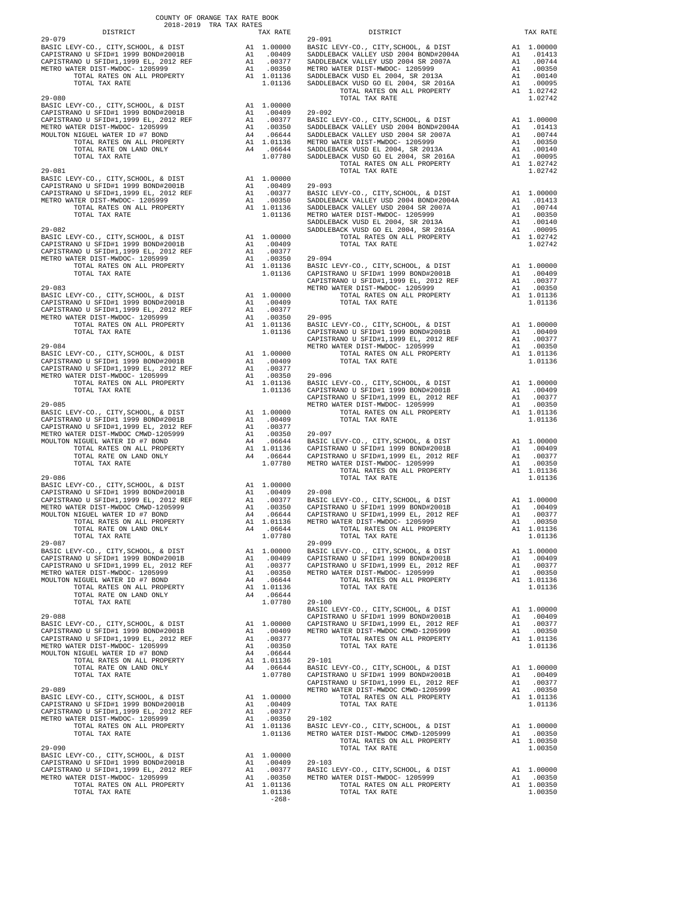COUNTY OF ORANGE TAX RATE BOOK
2018-2019 TRA TAX RATES

| DISTRICT | | TAX RATE |
|---|---|---|
| **29-079** | | |
| BASIC LEVY-CO., CITY,SCHOOL, & DIST | A1 | 1.00000 |
| CAPISTRANO U SFID#1 1999 BOND#2001B | A1 | .00409 |
| CAPISTRANO U SFID#1,1999 EL, 2012 REF | A1 | .00377 |
| METRO WATER DIST-MWDOC- 1205999 | A1 | .00350 |
| TOTAL RATES ON ALL PROPERTY | A1 | 1.01136 |
| TOTAL TAX RATE | | 1.01136 |
| **29-080** | | |
| BASIC LEVY-CO., CITY,SCHOOL, & DIST | A1 | 1.00000 |
| CAPISTRANO U SFID#1 1999 BOND#2001B | A1 | .00409 |
| CAPISTRANO U SFID#1,1999 EL, 2012 REF | A1 | .00377 |
| METRO WATER DIST-MWDOC- 1205999 | A1 | .00350 |
| MOULTON NIGUEL WATER ID #7 BOND | A4 | .06644 |
| TOTAL RATES ON ALL PROPERTY | A1 | 1.01136 |
| TOTAL RATE ON LAND ONLY | A4 | .06644 |
| TOTAL TAX RATE | | 1.07780 |
| **29-081** | | |
| BASIC LEVY-CO., CITY,SCHOOL, & DIST | A1 | 1.00000 |
| CAPISTRANO U SFID#1 1999 BOND#2001B | A1 | .00409 |
| CAPISTRANO U SFID#1,1999 EL, 2012 REF | A1 | .00377 |
| METRO WATER DIST-MWDOC- 1205999 | A1 | .00350 |
| TOTAL RATES ON ALL PROPERTY | A1 | 1.01136 |
| TOTAL TAX RATE | | 1.01136 |
| **29-082** | | |
| BASIC LEVY-CO., CITY,SCHOOL, & DIST | A1 | 1.00000 |
| CAPISTRANO U SFID#1 1999 BOND#2001B | A1 | .00409 |
| CAPISTRANO U SFID#1,1999 EL, 2012 REF | A1 | .00377 |
| METRO WATER DIST-MWDOC- 1205999 | A1 | .00350 |
| TOTAL RATES ON ALL PROPERTY | A1 | 1.01136 |
| TOTAL TAX RATE | | 1.01136 |
| **29-083** | | |
| BASIC LEVY-CO., CITY,SCHOOL, & DIST | A1 | 1.00000 |
| CAPISTRANO U SFID#1 1999 BOND#2001B | A1 | .00409 |
| CAPISTRANO U SFID#1,1999 EL, 2012 REF | A1 | .00377 |
| METRO WATER DIST-MWDOC- 1205999 | A1 | .00350 |
| TOTAL RATES ON ALL PROPERTY | A1 | 1.01136 |
| TOTAL TAX RATE | | 1.01136 |
| **29-084** | | |
| BASIC LEVY-CO., CITY,SCHOOL, & DIST | A1 | 1.00000 |
| CAPISTRANO U SFID#1 1999 BOND#2001B | A1 | .00409 |
| CAPISTRANO U SFID#1,1999 EL, 2012 REF | A1 | .00377 |
| METRO WATER DIST-MWDOC- 1205999 | A1 | .00350 |
| TOTAL RATES ON ALL PROPERTY | A1 | 1.01136 |
| TOTAL TAX RATE | | 1.01136 |
| **29-085** | | |
| BASIC LEVY-CO., CITY,SCHOOL, & DIST | A1 | 1.00000 |
| CAPISTRANO U SFID#1 1999 BOND#2001B | A1 | .00409 |
| CAPISTRANO U SFID#1,1999 EL, 2012 REF | A1 | .00377 |
| METRO WATER DIST-MWDOC CMWD-1205999 | A1 | .00350 |
| MOULTON NIGUEL WATER ID #7 BOND | A4 | .06644 |
| TOTAL RATES ON ALL PROPERTY | A1 | 1.01136 |
| TOTAL RATE ON LAND ONLY | A4 | .06644 |
| TOTAL TAX RATE | | 1.07780 |
| **29-086** | | |
| BASIC LEVY-CO., CITY,SCHOOL, & DIST | A1 | 1.00000 |
| CAPISTRANO U SFID#1 1999 BOND#2001B | A1 | .00409 |
| CAPISTRANO U SFID#1,1999 EL, 2012 REF | A1 | .00377 |
| METRO WATER DIST-MWDOC CMWD-1205999 | A1 | .00350 |
| MOULTON NIGUEL WATER ID #7 BOND | A4 | .06644 |
| TOTAL RATES ON ALL PROPERTY | A1 | 1.01136 |
| TOTAL RATE ON LAND ONLY | A4 | .06644 |
| TOTAL TAX RATE | | 1.07780 |
| **29-087** | | |
| BASIC LEVY-CO., CITY,SCHOOL, & DIST | A1 | 1.00000 |
| CAPISTRANO U SFID#1 1999 BOND#2001B | A1 | .00409 |
| CAPISTRANO U SFID#1,1999 EL, 2012 REF | A1 | .00377 |
| METRO WATER DIST-MWDOC- 1205999 | A1 | .00350 |
| MOULTON NIGUEL WATER ID #7 BOND | A4 | .06644 |
| TOTAL RATES ON ALL PROPERTY | A1 | 1.01136 |
| TOTAL RATE ON LAND ONLY | A4 | .06644 |
| TOTAL TAX RATE | | 1.07780 |
| **29-088** | | |
| BASIC LEVY-CO., CITY,SCHOOL, & DIST | A1 | 1.00000 |
| CAPISTRANO U SFID#1 1999 BOND#2001B | A1 | .00409 |
| CAPISTRANO U SFID#1,1999 EL, 2012 REF | A1 | .00377 |
| METRO WATER DIST-MWDOC- 1205999 | A1 | .00350 |
| MOULTON NIGUEL WATER ID #7 BOND | A4 | .06644 |
| TOTAL RATES ON ALL PROPERTY | A1 | 1.01136 |
| TOTAL RATE ON LAND ONLY | A4 | .06644 |
| TOTAL TAX RATE | | 1.07780 |
| **29-089** | | |
| BASIC LEVY-CO., CITY,SCHOOL, & DIST | A1 | 1.00000 |
| CAPISTRANO U SFID#1 1999 BOND#2001B | A1 | .00409 |
| CAPISTRANO U SFID#1,1999 EL, 2012 REF | A1 | .00377 |
| METRO WATER DIST-MWDOC- 1205999 | A1 | .00350 |
| TOTAL RATES ON ALL PROPERTY | A1 | 1.01136 |
| TOTAL TAX RATE | | 1.01136 |
| **29-090** | | |
| BASIC LEVY-CO., CITY,SCHOOL, & DIST | A1 | 1.00000 |
| CAPISTRANO U SFID#1 1999 BOND#2001B | A1 | .00409 |
| CAPISTRANO U SFID#1,1999 EL, 2012 REF | A1 | .00377 |
| METRO WATER DIST-MWDOC- 1205999 | A1 | .00350 |
| TOTAL RATES ON ALL PROPERTY | A1 | 1.01136 |
| TOTAL TAX RATE | | 1.01136 |
| **29-091** | | |
| BASIC LEVY-CO., CITY,SCHOOL, & DIST | A1 | 1.00000 |
| SADDLEBACK VALLEY USD 2004 BOND#2004A | A1 | .01413 |
| SADDLEBACK VALLEY USD 2004 SR 2007A | A1 | .00744 |
| METRO WATER DIST-MWDOC- 1205999 | A1 | .00350 |
| SADDLEBACK VUSD EL 2004, SR 2013A | A1 | .00140 |
| SADDLEBACK VUSD GO EL 2004, SR 2016A | A1 | .00095 |
| TOTAL RATES ON ALL PROPERTY | A1 | 1.02742 |
| TOTAL TAX RATE | | 1.02742 |
| **29-092** | | |
| BASIC LEVY-CO., CITY,SCHOOL, & DIST | A1 | 1.00000 |
| SADDLEBACK VALLEY USD 2004 BOND#2004A | A1 | .01413 |
| SADDLEBACK VALLEY USD 2004 SR 2007A | A1 | .00744 |
| METRO WATER DIST-MWDOC- 1205999 | A1 | .00350 |
| SADDLEBACK VUSD EL 2004, SR 2013A | A1 | .00140 |
| SADDLEBACK VUSD GO EL 2004, SR 2016A | A1 | .00095 |
| TOTAL RATES ON ALL PROPERTY | A1 | 1.02742 |
| TOTAL TAX RATE | | 1.02742 |
| **29-093** | | |
| BASIC LEVY-CO., CITY,SCHOOL, & DIST | A1 | 1.00000 |
| SADDLEBACK VALLEY USD 2004 BOND#2004A | A1 | .01413 |
| SADDLEBACK VALLEY USD 2004 SR 2007A | A1 | .00744 |
| METRO WATER DIST-MWDOC- 1205999 | A1 | .00350 |
| SADDLEBACK VUSD EL 2004, SR 2013A | A1 | .00140 |
| SADDLEBACK VUSD GO EL 2004, SR 2016A | A1 | .00095 |
| TOTAL RATES ON ALL PROPERTY | A1 | 1.02742 |
| TOTAL TAX RATE | | 1.02742 |
| **29-094** | | |
| BASIC LEVY-CO., CITY,SCHOOL, & DIST | A1 | 1.00000 |
| CAPISTRANO U SFID#1 1999 BOND#2001B | A1 | .00409 |
| CAPISTRANO U SFID#1,1999 EL, 2012 REF | A1 | .00377 |
| METRO WATER DIST-MWDOC- 1205999 | A1 | .00350 |
| TOTAL RATES ON ALL PROPERTY | A1 | 1.01136 |
| TOTAL TAX RATE | | 1.01136 |
| **29-095** | | |
| BASIC LEVY-CO., CITY,SCHOOL, & DIST | A1 | 1.00000 |
| CAPISTRANO U SFID#1 1999 BOND#2001B | A1 | .00409 |
| CAPISTRANO U SFID#1,1999 EL, 2012 REF | A1 | .00377 |
| METRO WATER DIST-MWDOC- 1205999 | A1 | .00350 |
| TOTAL RATES ON ALL PROPERTY | A1 | 1.01136 |
| TOTAL TAX RATE | | 1.01136 |
| **29-096** | | |
| BASIC LEVY-CO., CITY,SCHOOL, & DIST | A1 | 1.00000 |
| CAPISTRANO U SFID#1 1999 BOND#2001B | A1 | .00409 |
| CAPISTRANO U SFID#1,1999 EL, 2012 REF | A1 | .00377 |
| METRO WATER DIST-MWDOC- 1205999 | A1 | .00350 |
| TOTAL RATES ON ALL PROPERTY | A1 | 1.01136 |
| TOTAL TAX RATE | | 1.01136 |
| **29-097** | | |
| BASIC LEVY-CO., CITY,SCHOOL, & DIST | A1 | 1.00000 |
| CAPISTRANO U SFID#1 1999 BOND#2001B | A1 | .00409 |
| CAPISTRANO U SFID#1,1999 EL, 2012 REF | A1 | .00377 |
| METRO WATER DIST-MWDOC- 1205999 | A1 | .00350 |
| TOTAL RATES ON ALL PROPERTY | A1 | 1.01136 |
| TOTAL TAX RATE | | 1.01136 |
| **29-098** | | |
| BASIC LEVY-CO., CITY,SCHOOL, & DIST | A1 | 1.00000 |
| CAPISTRANO U SFID#1 1999 BOND#2001B | A1 | .00409 |
| CAPISTRANO U SFID#1,1999 EL, 2012 REF | A1 | .00377 |
| METRO WATER DIST-MWDOC- 1205999 | A1 | .00350 |
| TOTAL RATES ON ALL PROPERTY | A1 | 1.01136 |
| TOTAL TAX RATE | | 1.01136 |
| **29-099** | | |
| BASIC LEVY-CO., CITY,SCHOOL, & DIST | A1 | 1.00000 |
| CAPISTRANO U SFID#1 1999 BOND#2001B | A1 | .00409 |
| CAPISTRANO U SFID#1,1999 EL, 2012 REF | A1 | .00377 |
| METRO WATER DIST-MWDOC- 1205999 | A1 | .00350 |
| TOTAL RATES ON ALL PROPERTY | A1 | 1.01136 |
| TOTAL TAX RATE | | 1.01136 |
| **29-100** | | |
| BASIC LEVY-CO., CITY,SCHOOL, & DIST | A1 | 1.00000 |
| CAPISTRANO U SFID#1 1999 BOND#2001B | A1 | .00409 |
| CAPISTRANO U SFID#1,1999 EL, 2012 REF | A1 | .00377 |
| METRO WATER DIST-MWDOC CMWD-1205999 | A1 | .00350 |
| TOTAL RATES ON ALL PROPERTY | A1 | 1.01136 |
| TOTAL TAX RATE | | 1.01136 |
| **29-101** | | |
| BASIC LEVY-CO., CITY,SCHOOL, & DIST | A1 | 1.00000 |
| CAPISTRANO U SFID#1 1999 BOND#2001B | A1 | .00409 |
| CAPISTRANO U SFID#1,1999 EL, 2012 REF | A1 | .00377 |
| METRO WATER DIST-MWDOC CMWD-1205999 | A1 | .00350 |
| TOTAL RATES ON ALL PROPERTY | A1 | 1.01136 |
| TOTAL TAX RATE | | 1.01136 |
| **29-102** | | |
| BASIC LEVY-CO., CITY,SCHOOL, & DIST | A1 | 1.00000 |
| METRO WATER DIST-MWDOC CMWD-1205999 | A1 | .00350 |
| TOTAL RATES ON ALL PROPERTY | A1 | 1.00350 |
| TOTAL TAX RATE | | 1.00350 |
| **29-103** | | |
| BASIC LEVY-CO., CITY,SCHOOL, & DIST | A1 | 1.00000 |
| METRO WATER DIST-MWDOC- 1205999 | A1 | .00350 |
| TOTAL RATES ON ALL PROPERTY | A1 | 1.00350 |
| TOTAL TAX RATE | | 1.00350 |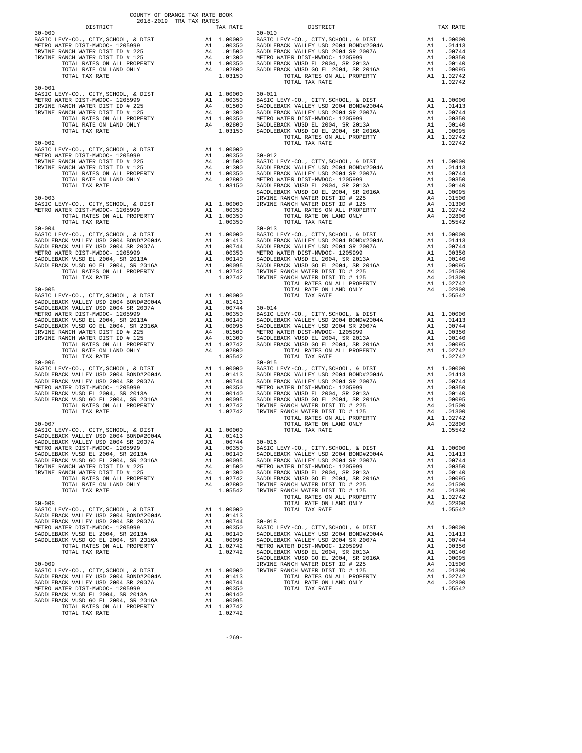COUNTY OF ORANGE TAX RATE BOOK
2018-2019 TRA TAX RATES

| DISTRICT | | TAX RATE |
|---|---|---|
| **30-000** | | |
| BASIC LEVY-CO., CITY,SCHOOL, & DIST | A1 | 1.00000 |
| METRO WATER DIST-MWDOC- 1205999 | A1 | .00350 |
| IRVINE RANCH WATER DIST ID # 225 | A4 | .01500 |
| IRVINE RANCH WATER DIST ID # 125 | A4 | .01300 |
| TOTAL RATES ON ALL PROPERTY | A1 | 1.00350 |
| TOTAL RATE ON LAND ONLY | A4 | .02800 |
| TOTAL TAX RATE | | 1.03150 |
| **30-001** | | |
| BASIC LEVY-CO., CITY,SCHOOL, & DIST | A1 | 1.00000 |
| METRO WATER DIST-MWDOC- 1205999 | A1 | .00350 |
| IRVINE RANCH WATER DIST ID # 225 | A4 | .01500 |
| IRVINE RANCH WATER DIST ID # 125 | A4 | .01300 |
| TOTAL RATES ON ALL PROPERTY | A1 | 1.00350 |
| TOTAL RATE ON LAND ONLY | A4 | .02800 |
| TOTAL TAX RATE | | 1.03150 |
| **30-002** | | |
| BASIC LEVY-CO., CITY,SCHOOL, & DIST | A1 | 1.00000 |
| METRO WATER DIST-MWDOC- 1205999 | A1 | .00350 |
| IRVINE RANCH WATER DIST ID # 225 | A4 | .01500 |
| IRVINE RANCH WATER DIST ID # 125 | A4 | .01300 |
| TOTAL RATES ON ALL PROPERTY | A1 | 1.00350 |
| TOTAL RATE ON LAND ONLY | A4 | .02800 |
| TOTAL TAX RATE | | 1.03150 |
| **30-003** | | |
| BASIC LEVY-CO., CITY,SCHOOL, & DIST | A1 | 1.00000 |
| METRO WATER DIST-MWDOC- 1205999 | A1 | .00350 |
| TOTAL RATES ON ALL PROPERTY | A1 | 1.00350 |
| TOTAL TAX RATE | | 1.00350 |
| **30-004** | | |
| BASIC LEVY-CO., CITY,SCHOOL, & DIST | A1 | 1.00000 |
| SADDLEBACK VALLEY USD 2004 BOND#2004A | A1 | .01413 |
| SADDLEBACK VALLEY USD 2004 SR 2007A | A1 | .00744 |
| METRO WATER DIST-MWDOC- 1205999 | A1 | .00350 |
| SADDLEBACK VUSD EL 2004, SR 2013A | A1 | .00140 |
| SADDLEBACK VUSD GO EL 2004, SR 2016A | A1 | .00095 |
| TOTAL RATES ON ALL PROPERTY | A1 | 1.02742 |
| TOTAL TAX RATE | | 1.02742 |
| **30-005** | | |
| BASIC LEVY-CO., CITY,SCHOOL, & DIST | A1 | 1.00000 |
| SADDLEBACK VALLEY USD 2004 BOND#2004A | A1 | .01413 |
| SADDLEBACK VALLEY USD 2004 SR 2007A | A1 | .00744 |
| METRO WATER DIST-MWDOC- 1205999 | A1 | .00350 |
| SADDLEBACK VUSD EL 2004, SR 2013A | A1 | .00140 |
| SADDLEBACK VUSD GO EL 2004, SR 2016A | A1 | .00095 |
| IRVINE RANCH WATER DIST ID # 225 | A4 | .01500 |
| IRVINE RANCH WATER DIST ID # 125 | A4 | .01300 |
| TOTAL RATES ON ALL PROPERTY | A1 | 1.02742 |
| TOTAL RATE ON LAND ONLY | A4 | .02800 |
| TOTAL TAX RATE | | 1.05542 |
| **30-006** | | |
| BASIC LEVY-CO., CITY,SCHOOL, & DIST | A1 | 1.00000 |
| SADDLEBACK VALLEY USD 2004 BOND#2004A | A1 | .01413 |
| SADDLEBACK VALLEY USD 2004 SR 2007A | A1 | .00744 |
| METRO WATER DIST-MWDOC- 1205999 | A1 | .00350 |
| SADDLEBACK VUSD EL 2004, SR 2013A | A1 | .00140 |
| SADDLEBACK VUSD GO EL 2004, SR 2016A | A1 | .00095 |
| TOTAL RATES ON ALL PROPERTY | A1 | 1.02742 |
| TOTAL TAX RATE | | 1.02742 |
| **30-007** | | |
| BASIC LEVY-CO., CITY,SCHOOL, & DIST | A1 | 1.00000 |
| SADDLEBACK VALLEY USD 2004 BOND#2004A | A1 | .01413 |
| SADDLEBACK VALLEY USD 2004 SR 2007A | A1 | .00744 |
| METRO WATER DIST-MWDOC- 1205999 | A1 | .00350 |
| SADDLEBACK VUSD EL 2004, SR 2013A | A1 | .00140 |
| SADDLEBACK VUSD GO EL 2004, SR 2016A | A1 | .00095 |
| IRVINE RANCH WATER DIST ID # 225 | A4 | .01500 |
| IRVINE RANCH WATER DIST ID # 125 | A4 | .01300 |
| TOTAL RATES ON ALL PROPERTY | A1 | 1.02742 |
| TOTAL RATE ON LAND ONLY | A4 | .02800 |
| TOTAL TAX RATE | | 1.05542 |
| **30-008** | | |
| BASIC LEVY-CO., CITY,SCHOOL, & DIST | A1 | 1.00000 |
| SADDLEBACK VALLEY USD 2004 BOND#2004A | A1 | .01413 |
| SADDLEBACK VALLEY USD 2004 SR 2007A | A1 | .00744 |
| METRO WATER DIST-MWDOC- 1205999 | A1 | .00350 |
| SADDLEBACK VUSD EL 2004, SR 2013A | A1 | .00140 |
| SADDLEBACK VUSD GO EL 2004, SR 2016A | A1 | .00095 |
| TOTAL RATES ON ALL PROPERTY | A1 | 1.02742 |
| TOTAL TAX RATE | | 1.02742 |
| **30-009** | | |
| BASIC LEVY-CO., CITY,SCHOOL, & DIST | A1 | 1.00000 |
| SADDLEBACK VALLEY USD 2004 BOND#2004A | A1 | .01413 |
| SADDLEBACK VALLEY USD 2004 SR 2007A | A1 | .00744 |
| METRO WATER DIST-MWDOC- 1205999 | A1 | .00350 |
| SADDLEBACK VUSD EL 2004, SR 2013A | A1 | .00140 |
| SADDLEBACK VUSD GO EL 2004, SR 2016A | A1 | .00095 |
| TOTAL RATES ON ALL PROPERTY | A1 | 1.02742 |
| TOTAL TAX RATE | | 1.02742 |
| **30-010** | | |
| BASIC LEVY-CO., CITY,SCHOOL, & DIST | A1 | 1.00000 |
| SADDLEBACK VALLEY USD 2004 BOND#2004A | A1 | .01413 |
| SADDLEBACK VALLEY USD 2004 SR 2007A | A1 | .00744 |
| METRO WATER DIST-MWDOC- 1205999 | A1 | .00350 |
| SADDLEBACK VUSD EL 2004, SR 2013A | A1 | .00140 |
| SADDLEBACK VUSD GO EL 2004, SR 2016A | A1 | .00095 |
| TOTAL RATES ON ALL PROPERTY | A1 | 1.02742 |
| TOTAL TAX RATE | | 1.02742 |
| **30-011** | | |
| BASIC LEVY-CO., CITY,SCHOOL, & DIST | A1 | 1.00000 |
| SADDLEBACK VALLEY USD 2004 BOND#2004A | A1 | .01413 |
| SADDLEBACK VALLEY USD 2004 SR 2007A | A1 | .00744 |
| METRO WATER DIST-MWDOC- 1205999 | A1 | .00350 |
| SADDLEBACK VUSD EL 2004, SR 2013A | A1 | .00140 |
| SADDLEBACK VUSD GO EL 2004, SR 2016A | A1 | .00095 |
| TOTAL RATES ON ALL PROPERTY | A1 | 1.02742 |
| TOTAL TAX RATE | | 1.02742 |
| **30-012** | | |
| BASIC LEVY-CO., CITY,SCHOOL, & DIST | A1 | 1.00000 |
| SADDLEBACK VALLEY USD 2004 BOND#2004A | A1 | .01413 |
| SADDLEBACK VALLEY USD 2004 SR 2007A | A1 | .00744 |
| METRO WATER DIST-MWDOC- 1205999 | A1 | .00350 |
| SADDLEBACK VUSD EL 2004, SR 2013A | A1 | .00140 |
| SADDLEBACK VUSD GO EL 2004, SR 2016A | A1 | .00095 |
| IRVINE RANCH WATER DIST ID # 225 | A4 | .01500 |
| IRVINE RANCH WATER DIST ID # 125 | A4 | .01300 |
| TOTAL RATES ON ALL PROPERTY | A1 | 1.02742 |
| TOTAL RATE ON LAND ONLY | A4 | .02800 |
| TOTAL TAX RATE | | 1.05542 |
| **30-013** | | |
| BASIC LEVY-CO., CITY,SCHOOL, & DIST | A1 | 1.00000 |
| SADDLEBACK VALLEY USD 2004 BOND#2004A | A1 | .01413 |
| SADDLEBACK VALLEY USD 2004 SR 2007A | A1 | .00744 |
| METRO WATER DIST-MWDOC- 1205999 | A1 | .00350 |
| SADDLEBACK VUSD EL 2004, SR 2013A | A1 | .00140 |
| SADDLEBACK VUSD GO EL 2004, SR 2016A | A1 | .00095 |
| IRVINE RANCH WATER DIST ID # 225 | A4 | .01500 |
| IRVINE RANCH WATER DIST ID # 125 | A4 | .01300 |
| TOTAL RATES ON ALL PROPERTY | A1 | 1.02742 |
| TOTAL RATE ON LAND ONLY | A4 | .02800 |
| TOTAL TAX RATE | | 1.05542 |
| **30-014** | | |
| BASIC LEVY-CO., CITY,SCHOOL, & DIST | A1 | 1.00000 |
| SADDLEBACK VALLEY USD 2004 BOND#2004A | A1 | .01413 |
| SADDLEBACK VALLEY USD 2004 SR 2007A | A1 | .00744 |
| METRO WATER DIST-MWDOC- 1205999 | A1 | .00350 |
| SADDLEBACK VUSD EL 2004, SR 2013A | A1 | .00140 |
| SADDLEBACK VUSD GO EL 2004, SR 2016A | A1 | .00095 |
| TOTAL RATES ON ALL PROPERTY | A1 | 1.02742 |
| TOTAL TAX RATE | | 1.02742 |
| **30-015** | | |
| BASIC LEVY-CO., CITY,SCHOOL, & DIST | A1 | 1.00000 |
| SADDLEBACK VALLEY USD 2004 BOND#2004A | A1 | .01413 |
| SADDLEBACK VALLEY USD 2004 SR 2007A | A1 | .00744 |
| METRO WATER DIST-MWDOC- 1205999 | A1 | .00350 |
| SADDLEBACK VUSD EL 2004, SR 2013A | A1 | .00140 |
| SADDLEBACK VUSD GO EL 2004, SR 2016A | A1 | .00095 |
| IRVINE RANCH WATER DIST ID # 225 | A4 | .01500 |
| IRVINE RANCH WATER DIST ID # 125 | A4 | .01300 |
| TOTAL RATES ON ALL PROPERTY | A1 | 1.02742 |
| TOTAL RATE ON LAND ONLY | A4 | .02800 |
| TOTAL TAX RATE | | 1.05542 |
| **30-016** | | |
| BASIC LEVY-CO., CITY,SCHOOL, & DIST | A1 | 1.00000 |
| SADDLEBACK VALLEY USD 2004 BOND#2004A | A1 | .01413 |
| SADDLEBACK VALLEY USD 2004 SR 2007A | A1 | .00744 |
| METRO WATER DIST-MWDOC- 1205999 | A1 | .00350 |
| SADDLEBACK VUSD EL 2004, SR 2013A | A1 | .00140 |
| SADDLEBACK VUSD GO EL 2004, SR 2016A | A1 | .00095 |
| IRVINE RANCH WATER DIST ID # 225 | A4 | .01500 |
| IRVINE RANCH WATER DIST ID # 125 | A4 | .01300 |
| TOTAL RATES ON ALL PROPERTY | A1 | 1.02742 |
| TOTAL RATE ON LAND ONLY | A4 | .02800 |
| TOTAL TAX RATE | | 1.05542 |
| **30-018** | | |
| BASIC LEVY-CO., CITY,SCHOOL, & DIST | A1 | 1.00000 |
| SADDLEBACK VALLEY USD 2004 BOND#2004A | A1 | .01413 |
| SADDLEBACK VALLEY USD 2004 SR 2007A | A1 | .00744 |
| METRO WATER DIST-MWDOC- 1205999 | A1 | .00350 |
| SADDLEBACK VUSD EL 2004, SR 2013A | A1 | .00140 |
| SADDLEBACK VUSD GO EL 2004, SR 2016A | A1 | .00095 |
| IRVINE RANCH WATER DIST ID # 225 | A4 | .01500 |
| IRVINE RANCH WATER DIST ID # 125 | A4 | .01300 |
| TOTAL RATES ON ALL PROPERTY | A1 | 1.02742 |
| TOTAL RATE ON LAND ONLY | A4 | .02800 |
| TOTAL TAX RATE | | 1.05542 |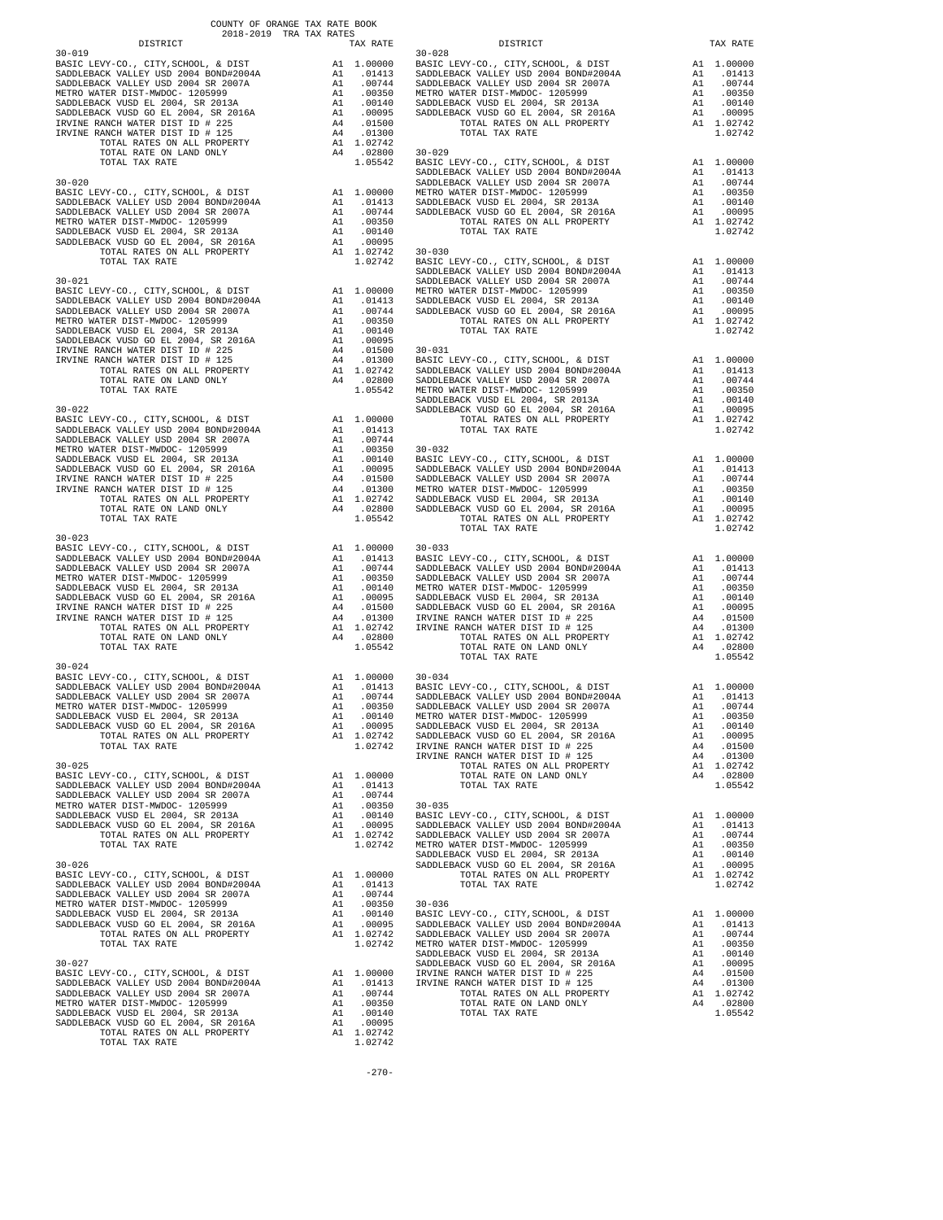COUNTY OF ORANGE TAX RATE BOOK
2018-2019 TRA TAX RATES

| DISTRICT | | TAX RATE |
|---|---|---|
| **30-019** | | |
| BASIC LEVY-CO., CITY,SCHOOL, & DIST | A1 | 1.00000 |
| SADDLEBACK VALLEY USD 2004 BOND#2004A | A1 | .01413 |
| SADDLEBACK VALLEY USD 2004 SR 2007A | A1 | .00744 |
| METRO WATER DIST-MWDOC- 1205999 | A1 | .00350 |
| SADDLEBACK VUSD EL 2004, SR 2013A | A1 | .00140 |
| SADDLEBACK VUSD GO EL 2004, SR 2016A | A1 | .00095 |
| IRVINE RANCH WATER DIST ID # 225 | A4 | .01500 |
| IRVINE RANCH WATER DIST ID # 125 | A4 | .01300 |
| TOTAL RATES ON ALL PROPERTY | A1 | 1.02742 |
| TOTAL RATE ON LAND ONLY | A4 | .02800 |
| TOTAL TAX RATE | | 1.05542 |
| **30-020** | | |
| BASIC LEVY-CO., CITY,SCHOOL, & DIST | A1 | 1.00000 |
| SADDLEBACK VALLEY USD 2004 BOND#2004A | A1 | .01413 |
| SADDLEBACK VALLEY USD 2004 SR 2007A | A1 | .00744 |
| METRO WATER DIST-MWDOC- 1205999 | A1 | .00350 |
| SADDLEBACK VUSD EL 2004, SR 2013A | A1 | .00140 |
| SADDLEBACK VUSD GO EL 2004, SR 2016A | A1 | .00095 |
| TOTAL RATES ON ALL PROPERTY | A1 | 1.02742 |
| TOTAL TAX RATE | | 1.02742 |
| **30-021** | | |
| BASIC LEVY-CO., CITY,SCHOOL, & DIST | A1 | 1.00000 |
| SADDLEBACK VALLEY USD 2004 BOND#2004A | A1 | .01413 |
| SADDLEBACK VALLEY USD 2004 SR 2007A | A1 | .00744 |
| METRO WATER DIST-MWDOC- 1205999 | A1 | .00350 |
| SADDLEBACK VUSD EL 2004, SR 2013A | A1 | .00140 |
| SADDLEBACK VUSD GO EL 2004, SR 2016A | A1 | .00095 |
| IRVINE RANCH WATER DIST ID # 225 | A4 | .01500 |
| IRVINE RANCH WATER DIST ID # 125 | A4 | .01300 |
| TOTAL RATES ON ALL PROPERTY | A1 | 1.02742 |
| TOTAL RATE ON LAND ONLY | A4 | .02800 |
| TOTAL TAX RATE | | 1.05542 |
| **30-022** | | |
| BASIC LEVY-CO., CITY,SCHOOL, & DIST | A1 | 1.00000 |
| SADDLEBACK VALLEY USD 2004 BOND#2004A | A1 | .01413 |
| SADDLEBACK VALLEY USD 2004 SR 2007A | A1 | .00744 |
| METRO WATER DIST-MWDOC- 1205999 | A1 | .00350 |
| SADDLEBACK VUSD EL 2004, SR 2013A | A1 | .00140 |
| SADDLEBACK VUSD GO EL 2004, SR 2016A | A1 | .00095 |
| IRVINE RANCH WATER DIST ID # 225 | A4 | .01500 |
| IRVINE RANCH WATER DIST ID # 125 | A4 | .01300 |
| TOTAL RATES ON ALL PROPERTY | A1 | 1.02742 |
| TOTAL RATE ON LAND ONLY | A4 | .02800 |
| TOTAL TAX RATE | | 1.05542 |
| **30-023** | | |
| BASIC LEVY-CO., CITY,SCHOOL, & DIST | A1 | 1.00000 |
| SADDLEBACK VALLEY USD 2004 BOND#2004A | A1 | .01413 |
| SADDLEBACK VALLEY USD 2004 SR 2007A | A1 | .00744 |
| METRO WATER DIST-MWDOC- 1205999 | A1 | .00350 |
| SADDLEBACK VUSD EL 2004, SR 2013A | A1 | .00140 |
| SADDLEBACK VUSD GO EL 2004, SR 2016A | A1 | .00095 |
| IRVINE RANCH WATER DIST ID # 225 | A4 | .01500 |
| IRVINE RANCH WATER DIST ID # 125 | A4 | .01300 |
| TOTAL RATES ON ALL PROPERTY | A1 | 1.02742 |
| TOTAL RATE ON LAND ONLY | A4 | .02800 |
| TOTAL TAX RATE | | 1.05542 |
| **30-024** | | |
| BASIC LEVY-CO., CITY,SCHOOL, & DIST | A1 | 1.00000 |
| SADDLEBACK VALLEY USD 2004 BOND#2004A | A1 | .01413 |
| SADDLEBACK VALLEY USD 2004 SR 2007A | A1 | .00744 |
| METRO WATER DIST-MWDOC- 1205999 | A1 | .00350 |
| SADDLEBACK VUSD EL 2004, SR 2013A | A1 | .00140 |
| SADDLEBACK VUSD GO EL 2004, SR 2016A | A1 | .00095 |
| TOTAL RATES ON ALL PROPERTY | A1 | 1.02742 |
| TOTAL TAX RATE | | 1.02742 |
| **30-025** | | |
| BASIC LEVY-CO., CITY,SCHOOL, & DIST | A1 | 1.00000 |
| SADDLEBACK VALLEY USD 2004 BOND#2004A | A1 | .01413 |
| SADDLEBACK VALLEY USD 2004 SR 2007A | A1 | .00744 |
| METRO WATER DIST-MWDOC- 1205999 | A1 | .00350 |
| SADDLEBACK VUSD EL 2004, SR 2013A | A1 | .00140 |
| SADDLEBACK VUSD GO EL 2004, SR 2016A | A1 | .00095 |
| TOTAL RATES ON ALL PROPERTY | A1 | 1.02742 |
| TOTAL TAX RATE | | 1.02742 |
| **30-026** | | |
| BASIC LEVY-CO., CITY,SCHOOL, & DIST | A1 | 1.00000 |
| SADDLEBACK VALLEY USD 2004 BOND#2004A | A1 | .01413 |
| SADDLEBACK VALLEY USD 2004 SR 2007A | A1 | .00744 |
| METRO WATER DIST-MWDOC- 1205999 | A1 | .00350 |
| SADDLEBACK VUSD EL 2004, SR 2013A | A1 | .00140 |
| SADDLEBACK VUSD GO EL 2004, SR 2016A | A1 | .00095 |
| TOTAL RATES ON ALL PROPERTY | A1 | 1.02742 |
| TOTAL TAX RATE | | 1.02742 |
| **30-027** | | |
| BASIC LEVY-CO., CITY,SCHOOL, & DIST | A1 | 1.00000 |
| SADDLEBACK VALLEY USD 2004 BOND#2004A | A1 | .01413 |
| SADDLEBACK VALLEY USD 2004 SR 2007A | A1 | .00744 |
| METRO WATER DIST-MWDOC- 1205999 | A1 | .00350 |
| SADDLEBACK VUSD EL 2004, SR 2013A | A1 | .00140 |
| SADDLEBACK VUSD GO EL 2004, SR 2016A | A1 | .00095 |
| TOTAL RATES ON ALL PROPERTY | A1 | 1.02742 |
| TOTAL TAX RATE | | 1.02742 |
| **30-028** | | |
| BASIC LEVY-CO., CITY,SCHOOL, & DIST | A1 | 1.00000 |
| SADDLEBACK VALLEY USD 2004 BOND#2004A | A1 | .01413 |
| SADDLEBACK VALLEY USD 2004 SR 2007A | A1 | .00744 |
| METRO WATER DIST-MWDOC- 1205999 | A1 | .00350 |
| SADDLEBACK VUSD EL 2004, SR 2013A | A1 | .00140 |
| SADDLEBACK VUSD GO EL 2004, SR 2016A | A1 | .00095 |
| TOTAL RATES ON ALL PROPERTY | A1 | 1.02742 |
| TOTAL TAX RATE | | 1.02742 |
| **30-029** | | |
| BASIC LEVY-CO., CITY,SCHOOL, & DIST | A1 | 1.00000 |
| SADDLEBACK VALLEY USD 2004 BOND#2004A | A1 | .01413 |
| SADDLEBACK VALLEY USD 2004 SR 2007A | A1 | .00744 |
| METRO WATER DIST-MWDOC- 1205999 | A1 | .00350 |
| SADDLEBACK VUSD EL 2004, SR 2013A | A1 | .00140 |
| SADDLEBACK VUSD GO EL 2004, SR 2016A | A1 | .00095 |
| TOTAL RATES ON ALL PROPERTY | A1 | 1.02742 |
| TOTAL TAX RATE | | 1.02742 |
| **30-030** | | |
| BASIC LEVY-CO., CITY,SCHOOL, & DIST | A1 | 1.00000 |
| SADDLEBACK VALLEY USD 2004 BOND#2004A | A1 | .01413 |
| SADDLEBACK VALLEY USD 2004 SR 2007A | A1 | .00744 |
| METRO WATER DIST-MWDOC- 1205999 | A1 | .00350 |
| SADDLEBACK VUSD EL 2004, SR 2013A | A1 | .00140 |
| SADDLEBACK VUSD GO EL 2004, SR 2016A | A1 | .00095 |
| TOTAL RATES ON ALL PROPERTY | A1 | 1.02742 |
| TOTAL TAX RATE | | 1.02742 |
| **30-031** | | |
| BASIC LEVY-CO., CITY,SCHOOL, & DIST | A1 | 1.00000 |
| SADDLEBACK VALLEY USD 2004 BOND#2004A | A1 | .01413 |
| SADDLEBACK VALLEY USD 2004 SR 2007A | A1 | .00744 |
| METRO WATER DIST-MWDOC- 1205999 | A1 | .00350 |
| SADDLEBACK VUSD EL 2004, SR 2013A | A1 | .00140 |
| SADDLEBACK VUSD GO EL 2004, SR 2016A | A1 | .00095 |
| TOTAL RATES ON ALL PROPERTY | A1 | 1.02742 |
| TOTAL TAX RATE | | 1.02742 |
| **30-032** | | |
| BASIC LEVY-CO., CITY,SCHOOL, & DIST | A1 | 1.00000 |
| SADDLEBACK VALLEY USD 2004 BOND#2004A | A1 | .01413 |
| SADDLEBACK VALLEY USD 2004 SR 2007A | A1 | .00744 |
| METRO WATER DIST-MWDOC- 1205999 | A1 | .00350 |
| SADDLEBACK VUSD EL 2004, SR 2013A | A1 | .00140 |
| SADDLEBACK VUSD GO EL 2004, SR 2016A | A1 | .00095 |
| TOTAL RATES ON ALL PROPERTY | A1 | 1.02742 |
| TOTAL TAX RATE | | 1.02742 |
| **30-033** | | |
| BASIC LEVY-CO., CITY,SCHOOL, & DIST | A1 | 1.00000 |
| SADDLEBACK VALLEY USD 2004 BOND#2004A | A1 | .01413 |
| SADDLEBACK VALLEY USD 2004 SR 2007A | A1 | .00744 |
| METRO WATER DIST-MWDOC- 1205999 | A1 | .00350 |
| SADDLEBACK VUSD EL 2004, SR 2013A | A1 | .00140 |
| SADDLEBACK VUSD GO EL 2004, SR 2016A | A1 | .00095 |
| IRVINE RANCH WATER DIST ID # 225 | A4 | .01500 |
| IRVINE RANCH WATER DIST ID # 125 | A4 | .01300 |
| TOTAL RATES ON ALL PROPERTY | A1 | 1.02742 |
| TOTAL RATE ON LAND ONLY | A4 | .02800 |
| TOTAL TAX RATE | | 1.05542 |
| **30-034** | | |
| BASIC LEVY-CO., CITY,SCHOOL, & DIST | A1 | 1.00000 |
| SADDLEBACK VALLEY USD 2004 BOND#2004A | A1 | .01413 |
| SADDLEBACK VALLEY USD 2004 SR 2007A | A1 | .00744 |
| METRO WATER DIST-MWDOC- 1205999 | A1 | .00350 |
| SADDLEBACK VUSD EL 2004, SR 2013A | A1 | .00140 |
| SADDLEBACK VUSD GO EL 2004, SR 2016A | A1 | .00095 |
| IRVINE RANCH WATER DIST ID # 225 | A4 | .01500 |
| IRVINE RANCH WATER DIST ID # 125 | A4 | .01300 |
| TOTAL RATES ON ALL PROPERTY | A1 | 1.02742 |
| TOTAL RATE ON LAND ONLY | A4 | .02800 |
| TOTAL TAX RATE | | 1.05542 |
| **30-035** | | |
| BASIC LEVY-CO., CITY,SCHOOL, & DIST | A1 | 1.00000 |
| SADDLEBACK VALLEY USD 2004 BOND#2004A | A1 | .01413 |
| SADDLEBACK VALLEY USD 2004 SR 2007A | A1 | .00744 |
| METRO WATER DIST-MWDOC- 1205999 | A1 | .00350 |
| SADDLEBACK VUSD EL 2004, SR 2013A | A1 | .00140 |
| SADDLEBACK VUSD GO EL 2004, SR 2016A | A1 | .00095 |
| TOTAL RATES ON ALL PROPERTY | A1 | 1.02742 |
| TOTAL TAX RATE | | 1.02742 |
| **30-036** | | |
| BASIC LEVY-CO., CITY,SCHOOL, & DIST | A1 | 1.00000 |
| SADDLEBACK VALLEY USD 2004 BOND#2004A | A1 | .01413 |
| SADDLEBACK VALLEY USD 2004 SR 2007A | A1 | .00744 |
| METRO WATER DIST-MWDOC- 1205999 | A1 | .00350 |
| SADDLEBACK VUSD EL 2004, SR 2013A | A1 | .00140 |
| SADDLEBACK VUSD GO EL 2004, SR 2016A | A1 | .00095 |
| IRVINE RANCH WATER DIST ID # 225 | A4 | .01500 |
| IRVINE RANCH WATER DIST ID # 125 | A4 | .01300 |
| TOTAL RATES ON ALL PROPERTY | A1 | 1.02742 |
| TOTAL RATE ON LAND ONLY | A4 | .02800 |
| TOTAL TAX RATE | | 1.05542 |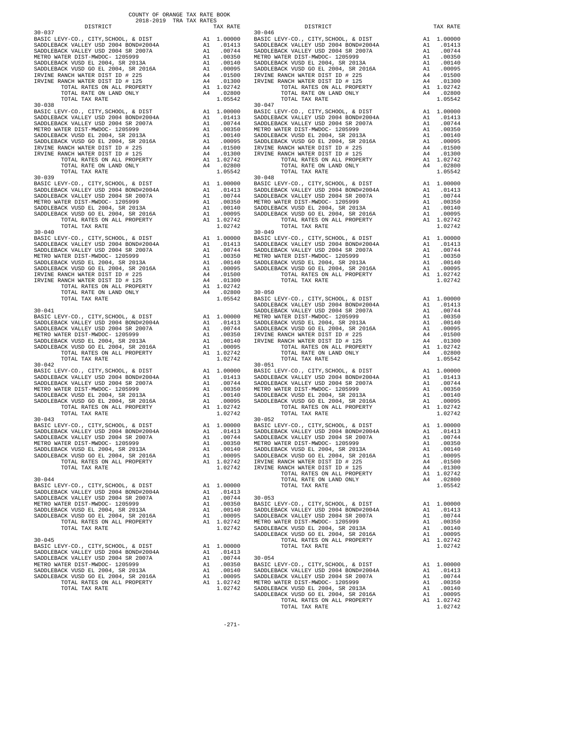COUNTY OF ORANGE TAX RATE BOOK
2018-2019 TRA TAX RATES

| DISTRICT | | TAX RATE |
|---|---|---|
| 30-037 | | |
| BASIC LEVY-CO., CITY,SCHOOL, & DIST | A1 | 1.00000 |
| SADDLEBACK VALLEY USD 2004 BOND#2004A | A1 | .01413 |
| SADDLEBACK VALLEY USD 2004 SR 2007A | A1 | .00744 |
| METRO WATER DIST-MWDOC- 1205999 | A1 | .00350 |
| SADDLEBACK VUSD EL 2004, SR 2013A | A1 | .00140 |
| SADDLEBACK VUSD GO EL 2004, SR 2016A | A1 | .00095 |
| IRVINE RANCH WATER DIST ID # 225 | A4 | .01500 |
| IRVINE RANCH WATER DIST ID # 125 | A4 | .01300 |
| TOTAL RATES ON ALL PROPERTY | A1 | 1.02742 |
| TOTAL RATE ON LAND ONLY | A4 | .02800 |
| TOTAL TAX RATE | | 1.05542 |
| 30-038 | | |
| BASIC LEVY-CO., CITY,SCHOOL, & DIST | A1 | 1.00000 |
| SADDLEBACK VALLEY USD 2004 BOND#2004A | A1 | .01413 |
| SADDLEBACK VALLEY USD 2004 SR 2007A | A1 | .00744 |
| METRO WATER DIST-MWDOC- 1205999 | A1 | .00350 |
| SADDLEBACK VUSD EL 2004, SR 2013A | A1 | .00140 |
| SADDLEBACK VUSD GO EL 2004, SR 2016A | A1 | .00095 |
| IRVINE RANCH WATER DIST ID # 225 | A4 | .01500 |
| IRVINE RANCH WATER DIST ID # 125 | A4 | .01300 |
| TOTAL RATES ON ALL PROPERTY | A1 | 1.02742 |
| TOTAL RATE ON LAND ONLY | A4 | .02800 |
| TOTAL TAX RATE | | 1.05542 |
| 30-039 | | |
| BASIC LEVY-CO., CITY,SCHOOL, & DIST | A1 | 1.00000 |
| SADDLEBACK VALLEY USD 2004 BOND#2004A | A1 | .01413 |
| SADDLEBACK VALLEY USD 2004 SR 2007A | A1 | .00744 |
| METRO WATER DIST-MWDOC- 1205999 | A1 | .00350 |
| SADDLEBACK VUSD EL 2004, SR 2013A | A1 | .00140 |
| SADDLEBACK VUSD GO EL 2004, SR 2016A | A1 | .00095 |
| TOTAL RATES ON ALL PROPERTY | A1 | 1.02742 |
| TOTAL TAX RATE | | 1.02742 |
| 30-040 | | |
| BASIC LEVY-CO., CITY,SCHOOL, & DIST | A1 | 1.00000 |
| SADDLEBACK VALLEY USD 2004 BOND#2004A | A1 | .01413 |
| SADDLEBACK VALLEY USD 2004 SR 2007A | A1 | .00744 |
| METRO WATER DIST-MWDOC- 1205999 | A1 | .00350 |
| SADDLEBACK VUSD EL 2004, SR 2013A | A1 | .00140 |
| SADDLEBACK VUSD GO EL 2004, SR 2016A | A1 | .00095 |
| IRVINE RANCH WATER DIST ID # 225 | A4 | .01500 |
| IRVINE RANCH WATER DIST ID # 125 | A4 | .01300 |
| TOTAL RATES ON ALL PROPERTY | A1 | 1.02742 |
| TOTAL RATE ON LAND ONLY | A4 | .02800 |
| TOTAL TAX RATE | | 1.05542 |
| 30-041 | | |
| BASIC LEVY-CO., CITY,SCHOOL, & DIST | A1 | 1.00000 |
| SADDLEBACK VALLEY USD 2004 BOND#2004A | A1 | .01413 |
| SADDLEBACK VALLEY USD 2004 SR 2007A | A1 | .00744 |
| METRO WATER DIST-MWDOC- 1205999 | A1 | .00350 |
| SADDLEBACK VUSD EL 2004, SR 2013A | A1 | .00140 |
| SADDLEBACK VUSD GO EL 2004, SR 2016A | A1 | .00095 |
| TOTAL RATES ON ALL PROPERTY | A1 | 1.02742 |
| TOTAL TAX RATE | | 1.02742 |
| 30-042 | | |
| BASIC LEVY-CO., CITY,SCHOOL, & DIST | A1 | 1.00000 |
| SADDLEBACK VALLEY USD 2004 BOND#2004A | A1 | .01413 |
| SADDLEBACK VALLEY USD 2004 SR 2007A | A1 | .00744 |
| METRO WATER DIST-MWDOC- 1205999 | A1 | .00350 |
| SADDLEBACK VUSD EL 2004, SR 2013A | A1 | .00140 |
| SADDLEBACK VUSD GO EL 2004, SR 2016A | A1 | .00095 |
| TOTAL RATES ON ALL PROPERTY | A1 | 1.02742 |
| TOTAL TAX RATE | | 1.02742 |
| 30-043 | | |
| BASIC LEVY-CO., CITY,SCHOOL, & DIST | A1 | 1.00000 |
| SADDLEBACK VALLEY USD 2004 BOND#2004A | A1 | .01413 |
| SADDLEBACK VALLEY USD 2004 SR 2007A | A1 | .00744 |
| METRO WATER DIST-MWDOC- 1205999 | A1 | .00350 |
| SADDLEBACK VUSD EL 2004, SR 2013A | A1 | .00140 |
| SADDLEBACK VUSD GO EL 2004, SR 2016A | A1 | .00095 |
| TOTAL RATES ON ALL PROPERTY | A1 | 1.02742 |
| TOTAL TAX RATE | | 1.02742 |
| 30-044 | | |
| BASIC LEVY-CO., CITY,SCHOOL, & DIST | A1 | 1.00000 |
| SADDLEBACK VALLEY USD 2004 BOND#2004A | A1 | .01413 |
| SADDLEBACK VALLEY USD 2004 SR 2007A | A1 | .00744 |
| METRO WATER DIST-MWDOC- 1205999 | A1 | .00350 |
| SADDLEBACK VUSD EL 2004, SR 2013A | A1 | .00140 |
| SADDLEBACK VUSD GO EL 2004, SR 2016A | A1 | .00095 |
| TOTAL RATES ON ALL PROPERTY | A1 | 1.02742 |
| TOTAL TAX RATE | | 1.02742 |
| 30-045 | | |
| BASIC LEVY-CO., CITY,SCHOOL, & DIST | A1 | 1.00000 |
| SADDLEBACK VALLEY USD 2004 BOND#2004A | A1 | .01413 |
| SADDLEBACK VALLEY USD 2004 SR 2007A | A1 | .00744 |
| METRO WATER DIST-MWDOC- 1205999 | A1 | .00350 |
| SADDLEBACK VUSD EL 2004, SR 2013A | A1 | .00140 |
| SADDLEBACK VUSD GO EL 2004, SR 2016A | A1 | .00095 |
| TOTAL RATES ON ALL PROPERTY | A1 | 1.02742 |
| TOTAL TAX RATE | | 1.02742 |
| 30-046 | | |
| BASIC LEVY-CO., CITY,SCHOOL, & DIST | A1 | 1.00000 |
| SADDLEBACK VALLEY USD 2004 BOND#2004A | A1 | .01413 |
| SADDLEBACK VALLEY USD 2004 SR 2007A | A1 | .00744 |
| METRO WATER DIST-MWDOC- 1205999 | A1 | .00350 |
| SADDLEBACK VUSD EL 2004, SR 2013A | A1 | .00140 |
| SADDLEBACK VUSD GO EL 2004, SR 2016A | A1 | .00095 |
| IRVINE RANCH WATER DIST ID # 225 | A4 | .01500 |
| IRVINE RANCH WATER DIST ID # 125 | A4 | .01300 |
| TOTAL RATES ON ALL PROPERTY | A1 | 1.02742 |
| TOTAL RATE ON LAND ONLY | A4 | .02800 |
| TOTAL TAX RATE | | 1.05542 |
| 30-047 | | |
| BASIC LEVY-CO., CITY,SCHOOL, & DIST | A1 | 1.00000 |
| SADDLEBACK VALLEY USD 2004 BOND#2004A | A1 | .01413 |
| SADDLEBACK VALLEY USD 2004 SR 2007A | A1 | .00744 |
| METRO WATER DIST-MWDOC- 1205999 | A1 | .00350 |
| SADDLEBACK VUSD EL 2004, SR 2013A | A1 | .00140 |
| SADDLEBACK VUSD GO EL 2004, SR 2016A | A1 | .00095 |
| IRVINE RANCH WATER DIST ID # 225 | A4 | .01500 |
| IRVINE RANCH WATER DIST ID # 125 | A4 | .01300 |
| TOTAL RATES ON ALL PROPERTY | A1 | 1.02742 |
| TOTAL RATE ON LAND ONLY | A4 | .02800 |
| TOTAL TAX RATE | | 1.05542 |
| 30-048 | | |
| BASIC LEVY-CO., CITY,SCHOOL, & DIST | A1 | 1.00000 |
| SADDLEBACK VALLEY USD 2004 BOND#2004A | A1 | .01413 |
| SADDLEBACK VALLEY USD 2004 SR 2007A | A1 | .00744 |
| METRO WATER DIST-MWDOC- 1205999 | A1 | .00350 |
| SADDLEBACK VUSD EL 2004, SR 2013A | A1 | .00140 |
| SADDLEBACK VUSD GO EL 2004, SR 2016A | A1 | .00095 |
| TOTAL RATES ON ALL PROPERTY | A1 | 1.02742 |
| TOTAL TAX RATE | | 1.02742 |
| 30-049 | | |
| BASIC LEVY-CO., CITY,SCHOOL, & DIST | A1 | 1.00000 |
| SADDLEBACK VALLEY USD 2004 BOND#2004A | A1 | .01413 |
| SADDLEBACK VALLEY USD 2004 SR 2007A | A1 | .00744 |
| METRO WATER DIST-MWDOC- 1205999 | A1 | .00350 |
| SADDLEBACK VUSD EL 2004, SR 2013A | A1 | .00140 |
| SADDLEBACK VUSD GO EL 2004, SR 2016A | A1 | .00095 |
| TOTAL RATES ON ALL PROPERTY | A1 | 1.02742 |
| TOTAL TAX RATE | | 1.02742 |
| 30-050 | | |
| BASIC LEVY-CO., CITY,SCHOOL, & DIST | A1 | 1.00000 |
| SADDLEBACK VALLEY USD 2004 BOND#2004A | A1 | .01413 |
| SADDLEBACK VALLEY USD 2004 SR 2007A | A1 | .00744 |
| METRO WATER DIST-MWDOC- 1205999 | A1 | .00350 |
| SADDLEBACK VUSD EL 2004, SR 2013A | A1 | .00140 |
| SADDLEBACK VUSD GO EL 2004, SR 2016A | A1 | .00095 |
| IRVINE RANCH WATER DIST ID # 225 | A4 | .01500 |
| IRVINE RANCH WATER DIST ID # 125 | A4 | .01300 |
| TOTAL RATES ON ALL PROPERTY | A1 | 1.02742 |
| TOTAL RATE ON LAND ONLY | A4 | .02800 |
| TOTAL TAX RATE | | 1.05542 |
| 30-051 | | |
| BASIC LEVY-CO., CITY,SCHOOL, & DIST | A1 | 1.00000 |
| SADDLEBACK VALLEY USD 2004 BOND#2004A | A1 | .01413 |
| SADDLEBACK VALLEY USD 2004 SR 2007A | A1 | .00744 |
| METRO WATER DIST-MWDOC- 1205999 | A1 | .00350 |
| SADDLEBACK VUSD EL 2004, SR 2013A | A1 | .00140 |
| SADDLEBACK VUSD GO EL 2004, SR 2016A | A1 | .00095 |
| TOTAL RATES ON ALL PROPERTY | A1 | 1.02742 |
| TOTAL TAX RATE | | 1.02742 |
| 30-052 | | |
| BASIC LEVY-CO., CITY,SCHOOL, & DIST | A1 | 1.00000 |
| SADDLEBACK VALLEY USD 2004 BOND#2004A | A1 | .01413 |
| SADDLEBACK VALLEY USD 2004 SR 2007A | A1 | .00744 |
| METRO WATER DIST-MWDOC- 1205999 | A1 | .00350 |
| SADDLEBACK VUSD EL 2004, SR 2013A | A1 | .00140 |
| SADDLEBACK VUSD GO EL 2004, SR 2016A | A1 | .00095 |
| IRVINE RANCH WATER DIST ID # 225 | A4 | .01500 |
| IRVINE RANCH WATER DIST ID # 125 | A4 | .01300 |
| TOTAL RATES ON ALL PROPERTY | A1 | 1.02742 |
| TOTAL RATE ON LAND ONLY | A4 | .02800 |
| TOTAL TAX RATE | | 1.05542 |
| 30-053 | | |
| BASIC LEVY-CO., CITY,SCHOOL, & DIST | A1 | 1.00000 |
| SADDLEBACK VALLEY USD 2004 BOND#2004A | A1 | .01413 |
| SADDLEBACK VALLEY USD 2004 SR 2007A | A1 | .00744 |
| METRO WATER DIST-MWDOC- 1205999 | A1 | .00350 |
| SADDLEBACK VUSD EL 2004, SR 2013A | A1 | .00140 |
| SADDLEBACK VUSD GO EL 2004, SR 2016A | A1 | .00095 |
| TOTAL RATES ON ALL PROPERTY | A1 | 1.02742 |
| TOTAL TAX RATE | | 1.02742 |
| 30-054 | | |
| BASIC LEVY-CO., CITY,SCHOOL, & DIST | A1 | 1.00000 |
| SADDLEBACK VALLEY USD 2004 BOND#2004A | A1 | .01413 |
| SADDLEBACK VALLEY USD 2004 SR 2007A | A1 | .00744 |
| METRO WATER DIST-MWDOC- 1205999 | A1 | .00350 |
| SADDLEBACK VUSD EL 2004, SR 2013A | A1 | .00140 |
| SADDLEBACK VUSD GO EL 2004, SR 2016A | A1 | .00095 |
| TOTAL RATES ON ALL PROPERTY | A1 | 1.02742 |
| TOTAL TAX RATE | | 1.02742 |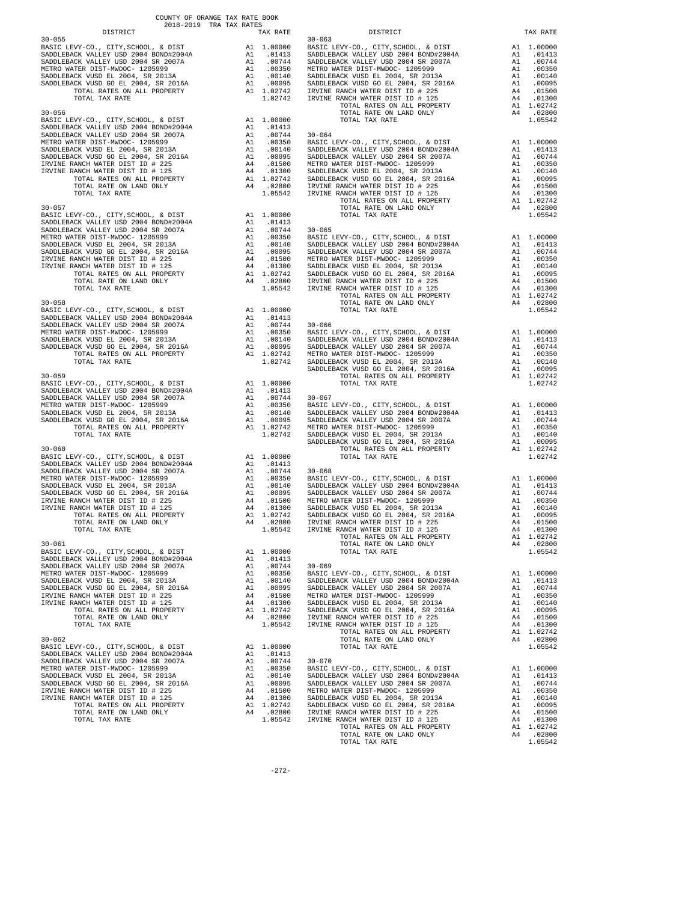COUNTY OF ORANGE TAX RATE BOOK
2018-2019 TRA TAX RATES

| DISTRICT | | TAX RATE |
|---|---|---|
| **30-055** | | |
| BASIC LEVY-CO., CITY,SCHOOL, & DIST | A1 | 1.00000 |
| SADDLEBACK VALLEY USD 2004 BOND#2004A | A1 | .01413 |
| SADDLEBACK VALLEY USD 2004 SR 2007A | A1 | .00744 |
| METRO WATER DIST-MWDOC- 1205999 | A1 | .00350 |
| SADDLEBACK VUSD EL 2004, SR 2013A | A1 | .00140 |
| SADDLEBACK VUSD GO EL 2004, SR 2016A | A1 | .00095 |
| TOTAL RATES ON ALL PROPERTY | A1 | 1.02742 |
| TOTAL TAX RATE | | 1.02742 |
| **30-056** | | |
| BASIC LEVY-CO., CITY,SCHOOL, & DIST | A1 | 1.00000 |
| SADDLEBACK VALLEY USD 2004 BOND#2004A | A1 | .01413 |
| SADDLEBACK VALLEY USD 2004 SR 2007A | A1 | .00744 |
| METRO WATER DIST-MWDOC- 1205999 | A1 | .00350 |
| SADDLEBACK VUSD EL 2004, SR 2013A | A1 | .00140 |
| SADDLEBACK VUSD GO EL 2004, SR 2016A | A1 | .00095 |
| IRVINE RANCH WATER DIST ID # 225 | A4 | .01500 |
| IRVINE RANCH WATER DIST ID # 125 | A4 | .01300 |
| TOTAL RATES ON ALL PROPERTY | A1 | 1.02742 |
| TOTAL RATE ON LAND ONLY | A4 | .02800 |
| TOTAL TAX RATE | | 1.05542 |
| **30-057** | | |
| BASIC LEVY-CO., CITY,SCHOOL, & DIST | A1 | 1.00000 |
| SADDLEBACK VALLEY USD 2004 BOND#2004A | A1 | .01413 |
| SADDLEBACK VALLEY USD 2004 SR 2007A | A1 | .00744 |
| METRO WATER DIST-MWDOC- 1205999 | A1 | .00350 |
| SADDLEBACK VUSD EL 2004, SR 2013A | A1 | .00140 |
| SADDLEBACK VUSD GO EL 2004, SR 2016A | A1 | .00095 |
| IRVINE RANCH WATER DIST ID # 225 | A4 | .01500 |
| IRVINE RANCH WATER DIST ID # 125 | A4 | .01300 |
| TOTAL RATES ON ALL PROPERTY | A1 | 1.02742 |
| TOTAL RATE ON LAND ONLY | A4 | .02800 |
| TOTAL TAX RATE | | 1.05542 |
| **30-058** | | |
| BASIC LEVY-CO., CITY,SCHOOL, & DIST | A1 | 1.00000 |
| SADDLEBACK VALLEY USD 2004 BOND#2004A | A1 | .01413 |
| SADDLEBACK VALLEY USD 2004 SR 2007A | A1 | .00744 |
| METRO WATER DIST-MWDOC- 1205999 | A1 | .00350 |
| SADDLEBACK VUSD EL 2004, SR 2013A | A1 | .00140 |
| SADDLEBACK VUSD GO EL 2004, SR 2016A | A1 | .00095 |
| TOTAL RATES ON ALL PROPERTY | A1 | 1.02742 |
| TOTAL TAX RATE | | 1.02742 |
| **30-059** | | |
| BASIC LEVY-CO., CITY,SCHOOL, & DIST | A1 | 1.00000 |
| SADDLEBACK VALLEY USD 2004 BOND#2004A | A1 | .01413 |
| SADDLEBACK VALLEY USD 2004 SR 2007A | A1 | .00744 |
| METRO WATER DIST-MWDOC- 1205999 | A1 | .00350 |
| SADDLEBACK VUSD EL 2004, SR 2013A | A1 | .00140 |
| SADDLEBACK VUSD GO EL 2004, SR 2016A | A1 | .00095 |
| TOTAL RATES ON ALL PROPERTY | A1 | 1.02742 |
| TOTAL TAX RATE | | 1.02742 |
| **30-060** | | |
| BASIC LEVY-CO., CITY,SCHOOL, & DIST | A1 | 1.00000 |
| SADDLEBACK VALLEY USD 2004 BOND#2004A | A1 | .01413 |
| SADDLEBACK VALLEY USD 2004 SR 2007A | A1 | .00744 |
| METRO WATER DIST-MWDOC- 1205999 | A1 | .00350 |
| SADDLEBACK VUSD EL 2004, SR 2013A | A1 | .00140 |
| SADDLEBACK VUSD GO EL 2004, SR 2016A | A1 | .00095 |
| IRVINE RANCH WATER DIST ID # 225 | A4 | .01500 |
| IRVINE RANCH WATER DIST ID # 125 | A4 | .01300 |
| TOTAL RATES ON ALL PROPERTY | A1 | 1.02742 |
| TOTAL RATE ON LAND ONLY | A4 | .02800 |
| TOTAL TAX RATE | | 1.05542 |
| **30-061** | | |
| BASIC LEVY-CO., CITY,SCHOOL, & DIST | A1 | 1.00000 |
| SADDLEBACK VALLEY USD 2004 BOND#2004A | A1 | .01413 |
| SADDLEBACK VALLEY USD 2004 SR 2007A | A1 | .00744 |
| METRO WATER DIST-MWDOC- 1205999 | A1 | .00350 |
| SADDLEBACK VUSD EL 2004, SR 2013A | A1 | .00140 |
| SADDLEBACK VUSD GO EL 2004, SR 2016A | A1 | .00095 |
| IRVINE RANCH WATER DIST ID # 225 | A4 | .01500 |
| IRVINE RANCH WATER DIST ID # 125 | A4 | .01300 |
| TOTAL RATES ON ALL PROPERTY | A1 | 1.02742 |
| TOTAL RATE ON LAND ONLY | A4 | .02800 |
| TOTAL TAX RATE | | 1.05542 |
| **30-062** | | |
| BASIC LEVY-CO., CITY,SCHOOL, & DIST | A1 | 1.00000 |
| SADDLEBACK VALLEY USD 2004 BOND#2004A | A1 | .01413 |
| SADDLEBACK VALLEY USD 2004 SR 2007A | A1 | .00744 |
| METRO WATER DIST-MWDOC- 1205999 | A1 | .00350 |
| SADDLEBACK VUSD EL 2004, SR 2013A | A1 | .00140 |
| SADDLEBACK VUSD GO EL 2004, SR 2016A | A1 | .00095 |
| IRVINE RANCH WATER DIST ID # 225 | A4 | .01500 |
| IRVINE RANCH WATER DIST ID # 125 | A4 | .01300 |
| TOTAL RATES ON ALL PROPERTY | A1 | 1.02742 |
| TOTAL RATE ON LAND ONLY | A4 | .02800 |
| TOTAL TAX RATE | | 1.05542 |
| **30-063** | | |
| BASIC LEVY-CO., CITY,SCHOOL, & DIST | A1 | 1.00000 |
| SADDLEBACK VALLEY USD 2004 BOND#2004A | A1 | .01413 |
| SADDLEBACK VALLEY USD 2004 SR 2007A | A1 | .00744 |
| METRO WATER DIST-MWDOC- 1205999 | A1 | .00350 |
| SADDLEBACK VUSD EL 2004, SR 2013A | A1 | .00140 |
| SADDLEBACK VUSD GO EL 2004, SR 2016A | A1 | .00095 |
| IRVINE RANCH WATER DIST ID # 225 | A4 | .01500 |
| IRVINE RANCH WATER DIST ID # 125 | A4 | .01300 |
| TOTAL RATES ON ALL PROPERTY | A1 | 1.02742 |
| TOTAL RATE ON LAND ONLY | A4 | .02800 |
| TOTAL TAX RATE | | 1.05542 |
| **30-064** | | |
| BASIC LEVY-CO., CITY,SCHOOL, & DIST | A1 | 1.00000 |
| SADDLEBACK VALLEY USD 2004 BOND#2004A | A1 | .01413 |
| SADDLEBACK VALLEY USD 2004 SR 2007A | A1 | .00744 |
| METRO WATER DIST-MWDOC- 1205999 | A1 | .00350 |
| SADDLEBACK VUSD EL 2004, SR 2013A | A1 | .00140 |
| SADDLEBACK VUSD GO EL 2004, SR 2016A | A1 | .00095 |
| IRVINE RANCH WATER DIST ID # 225 | A4 | .01500 |
| IRVINE RANCH WATER DIST ID # 125 | A4 | .01300 |
| TOTAL RATES ON ALL PROPERTY | A1 | 1.02742 |
| TOTAL RATE ON LAND ONLY | A4 | .02800 |
| TOTAL TAX RATE | | 1.05542 |
| **30-065** | | |
| BASIC LEVY-CO., CITY,SCHOOL, & DIST | A1 | 1.00000 |
| SADDLEBACK VALLEY USD 2004 BOND#2004A | A1 | .01413 |
| SADDLEBACK VALLEY USD 2004 SR 2007A | A1 | .00744 |
| METRO WATER DIST-MWDOC- 1205999 | A1 | .00350 |
| SADDLEBACK VUSD EL 2004, SR 2013A | A1 | .00140 |
| SADDLEBACK VUSD GO EL 2004, SR 2016A | A1 | .00095 |
| IRVINE RANCH WATER DIST ID # 225 | A4 | .01500 |
| IRVINE RANCH WATER DIST ID # 125 | A4 | .01300 |
| TOTAL RATES ON ALL PROPERTY | A1 | 1.02742 |
| TOTAL RATE ON LAND ONLY | A4 | .02800 |
| TOTAL TAX RATE | | 1.05542 |
| **30-066** | | |
| BASIC LEVY-CO., CITY,SCHOOL, & DIST | A1 | 1.00000 |
| SADDLEBACK VALLEY USD 2004 BOND#2004A | A1 | .01413 |
| SADDLEBACK VALLEY USD 2004 SR 2007A | A1 | .00744 |
| METRO WATER DIST-MWDOC- 1205999 | A1 | .00350 |
| SADDLEBACK VUSD EL 2004, SR 2013A | A1 | .00140 |
| SADDLEBACK VUSD GO EL 2004, SR 2016A | A1 | .00095 |
| TOTAL RATES ON ALL PROPERTY | A1 | 1.02742 |
| TOTAL TAX RATE | | 1.02742 |
| **30-067** | | |
| BASIC LEVY-CO., CITY,SCHOOL, & DIST | A1 | 1.00000 |
| SADDLEBACK VALLEY USD 2004 BOND#2004A | A1 | .01413 |
| SADDLEBACK VALLEY USD 2004 SR 2007A | A1 | .00744 |
| METRO WATER DIST-MWDOC- 1205999 | A1 | .00350 |
| SADDLEBACK VUSD EL 2004, SR 2013A | A1 | .00140 |
| SADDLEBACK VUSD GO EL 2004, SR 2016A | A1 | .00095 |
| TOTAL RATES ON ALL PROPERTY | A1 | 1.02742 |
| TOTAL TAX RATE | | 1.02742 |
| **30-068** | | |
| BASIC LEVY-CO., CITY,SCHOOL, & DIST | A1 | 1.00000 |
| SADDLEBACK VALLEY USD 2004 BOND#2004A | A1 | .01413 |
| SADDLEBACK VALLEY USD 2004 SR 2007A | A1 | .00744 |
| METRO WATER DIST-MWDOC- 1205999 | A1 | .00350 |
| SADDLEBACK VUSD EL 2004, SR 2013A | A1 | .00140 |
| SADDLEBACK VUSD GO EL 2004, SR 2016A | A1 | .00095 |
| IRVINE RANCH WATER DIST ID # 225 | A4 | .01500 |
| IRVINE RANCH WATER DIST ID # 125 | A4 | .01300 |
| TOTAL RATES ON ALL PROPERTY | A1 | 1.02742 |
| TOTAL RATE ON LAND ONLY | A4 | .02800 |
| TOTAL TAX RATE | | 1.05542 |
| **30-069** | | |
| BASIC LEVY-CO., CITY,SCHOOL, & DIST | A1 | 1.00000 |
| SADDLEBACK VALLEY USD 2004 BOND#2004A | A1 | .01413 |
| SADDLEBACK VALLEY USD 2004 SR 2007A | A1 | .00744 |
| METRO WATER DIST-MWDOC- 1205999 | A1 | .00350 |
| SADDLEBACK VUSD EL 2004, SR 2013A | A1 | .00140 |
| SADDLEBACK VUSD GO EL 2004, SR 2016A | A1 | .00095 |
| IRVINE RANCH WATER DIST ID # 225 | A4 | .01500 |
| IRVINE RANCH WATER DIST ID # 125 | A4 | .01300 |
| TOTAL RATES ON ALL PROPERTY | A1 | 1.02742 |
| TOTAL RATE ON LAND ONLY | A4 | .02800 |
| TOTAL TAX RATE | | 1.05542 |
| **30-070** | | |
| BASIC LEVY-CO., CITY,SCHOOL, & DIST | A1 | 1.00000 |
| SADDLEBACK VALLEY USD 2004 BOND#2004A | A1 | .01413 |
| SADDLEBACK VALLEY USD 2004 SR 2007A | A1 | .00744 |
| METRO WATER DIST-MWDOC- 1205999 | A1 | .00350 |
| SADDLEBACK VUSD EL 2004, SR 2013A | A1 | .00140 |
| SADDLEBACK VUSD GO EL 2004, SR 2016A | A1 | .00095 |
| IRVINE RANCH WATER DIST ID # 225 | A4 | .01500 |
| IRVINE RANCH WATER DIST ID # 125 | A4 | .01300 |
| TOTAL RATES ON ALL PROPERTY | A1 | 1.02742 |
| TOTAL RATE ON LAND ONLY | A4 | .02800 |
| TOTAL TAX RATE | | 1.05542 |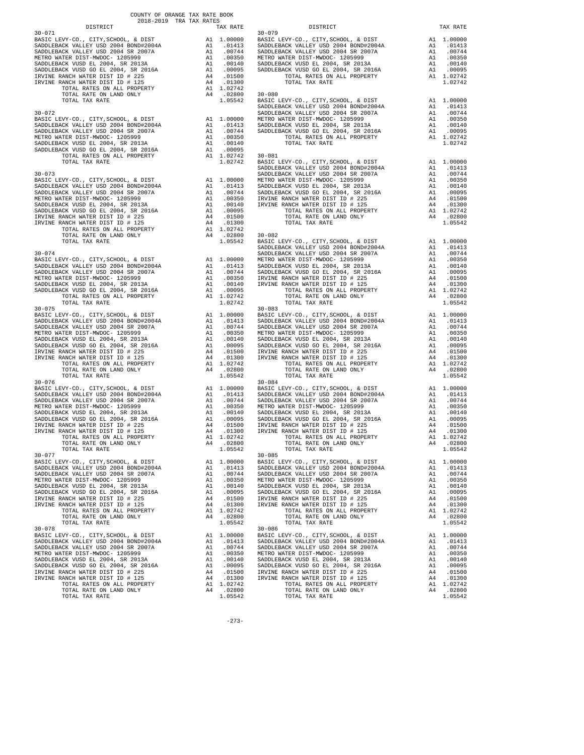COUNTY OF ORANGE TAX RATE BOOK
2018-2019 TRA TAX RATES

| DISTRICT | | TAX RATE |
|---|---|---|
| **30-071** | | |
| BASIC LEVY-CO., CITY,SCHOOL, & DIST | A1 | 1.00000 |
| SADDLEBACK VALLEY USD 2004 BOND#2004A | A1 | .01413 |
| SADDLEBACK VALLEY USD 2004 SR 2007A | A1 | .00744 |
| METRO WATER DIST-MWDOC- 1205999 | A1 | .00350 |
| SADDLEBACK VUSD EL 2004, SR 2013A | A1 | .00140 |
| SADDLEBACK VUSD GO EL 2004, SR 2016A | A1 | .00095 |
| IRVINE RANCH WATER DIST ID # 225 | A4 | .01500 |
| IRVINE RANCH WATER DIST ID # 125 | A4 | .01300 |
| TOTAL RATES ON ALL PROPERTY | A1 | 1.02742 |
| TOTAL RATE ON LAND ONLY | A4 | .02800 |
| TOTAL TAX RATE | | 1.05542 |
| **30-072** | | |
| BASIC LEVY-CO., CITY,SCHOOL, & DIST | A1 | 1.00000 |
| SADDLEBACK VALLEY USD 2004 BOND#2004A | A1 | .01413 |
| SADDLEBACK VALLEY USD 2004 SR 2007A | A1 | .00744 |
| METRO WATER DIST-MWDOC- 1205999 | A1 | .00350 |
| SADDLEBACK VUSD EL 2004, SR 2013A | A1 | .00140 |
| SADDLEBACK VUSD GO EL 2004, SR 2016A | A1 | .00095 |
| TOTAL RATES ON ALL PROPERTY | A1 | 1.02742 |
| TOTAL TAX RATE | | 1.02742 |
| **30-073** | | |
| BASIC LEVY-CO., CITY,SCHOOL, & DIST | A1 | 1.00000 |
| SADDLEBACK VALLEY USD 2004 BOND#2004A | A1 | .01413 |
| SADDLEBACK VALLEY USD 2004 SR 2007A | A1 | .00744 |
| METRO WATER DIST-MWDOC- 1205999 | A1 | .00350 |
| SADDLEBACK VUSD EL 2004, SR 2013A | A1 | .00140 |
| SADDLEBACK VUSD GO EL 2004, SR 2016A | A1 | .00095 |
| IRVINE RANCH WATER DIST ID # 225 | A4 | .01500 |
| IRVINE RANCH WATER DIST ID # 125 | A4 | .01300 |
| TOTAL RATES ON ALL PROPERTY | A1 | 1.02742 |
| TOTAL RATE ON LAND ONLY | A4 | .02800 |
| TOTAL TAX RATE | | 1.05542 |
| **30-074** | | |
| BASIC LEVY-CO., CITY,SCHOOL, & DIST | A1 | 1.00000 |
| SADDLEBACK VALLEY USD 2004 BOND#2004A | A1 | .01413 |
| SADDLEBACK VALLEY USD 2004 SR 2007A | A1 | .00744 |
| METRO WATER DIST-MWDOC- 1205999 | A1 | .00350 |
| SADDLEBACK VUSD EL 2004, SR 2013A | A1 | .00140 |
| SADDLEBACK VUSD GO EL 2004, SR 2016A | A1 | .00095 |
| TOTAL RATES ON ALL PROPERTY | A1 | 1.02742 |
| TOTAL TAX RATE | | 1.02742 |
| **30-075** | | |
| BASIC LEVY-CO., CITY,SCHOOL, & DIST | A1 | 1.00000 |
| SADDLEBACK VALLEY USD 2004 BOND#2004A | A1 | .01413 |
| SADDLEBACK VALLEY USD 2004 SR 2007A | A1 | .00744 |
| METRO WATER DIST-MWDOC- 1205999 | A1 | .00350 |
| SADDLEBACK VUSD EL 2004, SR 2013A | A1 | .00140 |
| SADDLEBACK VUSD GO EL 2004, SR 2016A | A1 | .00095 |
| IRVINE RANCH WATER DIST ID # 225 | A4 | .01500 |
| IRVINE RANCH WATER DIST ID # 125 | A4 | .01300 |
| TOTAL RATES ON ALL PROPERTY | A1 | 1.02742 |
| TOTAL RATE ON LAND ONLY | A4 | .02800 |
| TOTAL TAX RATE | | 1.05542 |
| **30-076** | | |
| BASIC LEVY-CO., CITY,SCHOOL, & DIST | A1 | 1.00000 |
| SADDLEBACK VALLEY USD 2004 BOND#2004A | A1 | .01413 |
| SADDLEBACK VALLEY USD 2004 SR 2007A | A1 | .00744 |
| METRO WATER DIST-MWDOC- 1205999 | A1 | .00350 |
| SADDLEBACK VUSD EL 2004, SR 2013A | A1 | .00140 |
| SADDLEBACK VUSD GO EL 2004, SR 2016A | A1 | .00095 |
| IRVINE RANCH WATER DIST ID # 225 | A4 | .01500 |
| IRVINE RANCH WATER DIST ID # 125 | A4 | .01300 |
| TOTAL RATES ON ALL PROPERTY | A1 | 1.02742 |
| TOTAL RATE ON LAND ONLY | A4 | .02800 |
| TOTAL TAX RATE | | 1.05542 |
| **30-077** | | |
| BASIC LEVY-CO., CITY,SCHOOL, & DIST | A1 | 1.00000 |
| SADDLEBACK VALLEY USD 2004 BOND#2004A | A1 | .01413 |
| SADDLEBACK VALLEY USD 2004 SR 2007A | A1 | .00744 |
| METRO WATER DIST-MWDOC- 1205999 | A1 | .00350 |
| SADDLEBACK VUSD EL 2004, SR 2013A | A1 | .00140 |
| SADDLEBACK VUSD GO EL 2004, SR 2016A | A1 | .00095 |
| IRVINE RANCH WATER DIST ID # 225 | A4 | .01500 |
| IRVINE RANCH WATER DIST ID # 125 | A4 | .01300 |
| TOTAL RATES ON ALL PROPERTY | A1 | 1.02742 |
| TOTAL RATE ON LAND ONLY | A4 | .02800 |
| TOTAL TAX RATE | | 1.05542 |
| **30-078** | | |
| BASIC LEVY-CO., CITY,SCHOOL, & DIST | A1 | 1.00000 |
| SADDLEBACK VALLEY USD 2004 BOND#2004A | A1 | .01413 |
| SADDLEBACK VALLEY USD 2004 SR 2007A | A1 | .00744 |
| METRO WATER DIST-MWDOC- 1205999 | A1 | .00350 |
| SADDLEBACK VUSD EL 2004, SR 2013A | A1 | .00140 |
| SADDLEBACK VUSD GO EL 2004, SR 2016A | A1 | .00095 |
| IRVINE RANCH WATER DIST ID # 225 | A4 | .01500 |
| IRVINE RANCH WATER DIST ID # 125 | A4 | .01300 |
| TOTAL RATES ON ALL PROPERTY | A1 | 1.02742 |
| TOTAL RATE ON LAND ONLY | A4 | .02800 |
| TOTAL TAX RATE | | 1.05542 |
| **30-079** | | |
| BASIC LEVY-CO., CITY,SCHOOL, & DIST | A1 | 1.00000 |
| SADDLEBACK VALLEY USD 2004 BOND#2004A | A1 | .01413 |
| SADDLEBACK VALLEY USD 2004 SR 2007A | A1 | .00744 |
| METRO WATER DIST-MWDOC- 1205999 | A1 | .00350 |
| SADDLEBACK VUSD EL 2004, SR 2013A | A1 | .00140 |
| SADDLEBACK VUSD GO EL 2004, SR 2016A | A1 | .00095 |
| TOTAL RATES ON ALL PROPERTY | A1 | 1.02742 |
| TOTAL TAX RATE | | 1.02742 |
| **30-080** | | |
| BASIC LEVY-CO., CITY,SCHOOL, & DIST | A1 | 1.00000 |
| SADDLEBACK VALLEY USD 2004 BOND#2004A | A1 | .01413 |
| SADDLEBACK VALLEY USD 2004 SR 2007A | A1 | .00744 |
| METRO WATER DIST-MWDOC- 1205999 | A1 | .00350 |
| SADDLEBACK VUSD EL 2004, SR 2013A | A1 | .00140 |
| SADDLEBACK VUSD GO EL 2004, SR 2016A | A1 | .00095 |
| TOTAL RATES ON ALL PROPERTY | A1 | 1.02742 |
| TOTAL TAX RATE | | 1.02742 |
| **30-081** | | |
| BASIC LEVY-CO., CITY,SCHOOL, & DIST | A1 | 1.00000 |
| SADDLEBACK VALLEY USD 2004 BOND#2004A | A1 | .01413 |
| SADDLEBACK VALLEY USD 2004 SR 2007A | A1 | .00744 |
| METRO WATER DIST-MWDOC- 1205999 | A1 | .00350 |
| SADDLEBACK VUSD EL 2004, SR 2013A | A1 | .00140 |
| SADDLEBACK VUSD GO EL 2004, SR 2016A | A1 | .00095 |
| IRVINE RANCH WATER DIST ID # 225 | A4 | .01500 |
| IRVINE RANCH WATER DIST ID # 125 | A4 | .01300 |
| TOTAL RATES ON ALL PROPERTY | A1 | 1.02742 |
| TOTAL RATE ON LAND ONLY | A4 | .02800 |
| TOTAL TAX RATE | | 1.05542 |
| **30-082** | | |
| BASIC LEVY-CO., CITY,SCHOOL, & DIST | A1 | 1.00000 |
| SADDLEBACK VALLEY USD 2004 BOND#2004A | A1 | .01413 |
| SADDLEBACK VALLEY USD 2004 SR 2007A | A1 | .00744 |
| METRO WATER DIST-MWDOC- 1205999 | A1 | .00350 |
| SADDLEBACK VUSD EL 2004, SR 2013A | A1 | .00140 |
| SADDLEBACK VUSD GO EL 2004, SR 2016A | A1 | .00095 |
| IRVINE RANCH WATER DIST ID # 225 | A4 | .01500 |
| IRVINE RANCH WATER DIST ID # 125 | A4 | .01300 |
| TOTAL RATES ON ALL PROPERTY | A1 | 1.02742 |
| TOTAL RATE ON LAND ONLY | A4 | .02800 |
| TOTAL TAX RATE | | 1.05542 |
| **30-083** | | |
| BASIC LEVY-CO., CITY,SCHOOL, & DIST | A1 | 1.00000 |
| SADDLEBACK VALLEY USD 2004 BOND#2004A | A1 | .01413 |
| SADDLEBACK VALLEY USD 2004 SR 2007A | A1 | .00744 |
| METRO WATER DIST-MWDOC- 1205999 | A1 | .00350 |
| SADDLEBACK VUSD EL 2004, SR 2013A | A1 | .00140 |
| SADDLEBACK VUSD GO EL 2004, SR 2016A | A1 | .00095 |
| IRVINE RANCH WATER DIST ID # 225 | A4 | .01500 |
| IRVINE RANCH WATER DIST ID # 125 | A4 | .01300 |
| TOTAL RATES ON ALL PROPERTY | A1 | 1.02742 |
| TOTAL RATE ON LAND ONLY | A4 | .02800 |
| TOTAL TAX RATE | | 1.05542 |
| **30-084** | | |
| BASIC LEVY-CO., CITY,SCHOOL, & DIST | A1 | 1.00000 |
| SADDLEBACK VALLEY USD 2004 BOND#2004A | A1 | .01413 |
| SADDLEBACK VALLEY USD 2004 SR 2007A | A1 | .00744 |
| METRO WATER DIST-MWDOC- 1205999 | A1 | .00350 |
| SADDLEBACK VUSD EL 2004, SR 2013A | A1 | .00140 |
| SADDLEBACK VUSD GO EL 2004, SR 2016A | A1 | .00095 |
| IRVINE RANCH WATER DIST ID # 225 | A4 | .01500 |
| IRVINE RANCH WATER DIST ID # 125 | A4 | .01300 |
| TOTAL RATES ON ALL PROPERTY | A1 | 1.02742 |
| TOTAL RATE ON LAND ONLY | A4 | .02800 |
| TOTAL TAX RATE | | 1.05542 |
| **30-085** | | |
| BASIC LEVY-CO., CITY,SCHOOL, & DIST | A1 | 1.00000 |
| SADDLEBACK VALLEY USD 2004 BOND#2004A | A1 | .01413 |
| SADDLEBACK VALLEY USD 2004 SR 2007A | A1 | .00744 |
| METRO WATER DIST-MWDOC- 1205999 | A1 | .00350 |
| SADDLEBACK VUSD EL 2004, SR 2013A | A1 | .00140 |
| SADDLEBACK VUSD GO EL 2004, SR 2016A | A1 | .00095 |
| IRVINE RANCH WATER DIST ID # 225 | A4 | .01500 |
| IRVINE RANCH WATER DIST ID # 125 | A4 | .01300 |
| TOTAL RATES ON ALL PROPERTY | A1 | 1.02742 |
| TOTAL RATE ON LAND ONLY | A4 | .02800 |
| TOTAL TAX RATE | | 1.05542 |
| **30-086** | | |
| BASIC LEVY-CO., CITY,SCHOOL, & DIST | A1 | 1.00000 |
| SADDLEBACK VALLEY USD 2004 BOND#2004A | A1 | .01413 |
| SADDLEBACK VALLEY USD 2004 SR 2007A | A1 | .00744 |
| METRO WATER DIST-MWDOC- 1205999 | A1 | .00350 |
| SADDLEBACK VUSD EL 2004, SR 2013A | A1 | .00140 |
| SADDLEBACK VUSD GO EL 2004, SR 2016A | A1 | .00095 |
| IRVINE RANCH WATER DIST ID # 225 | A4 | .01500 |
| IRVINE RANCH WATER DIST ID # 125 | A4 | .01300 |
| TOTAL RATES ON ALL PROPERTY | A1 | 1.02742 |
| TOTAL RATE ON LAND ONLY | A4 | .02800 |
| TOTAL TAX RATE | | 1.05542 |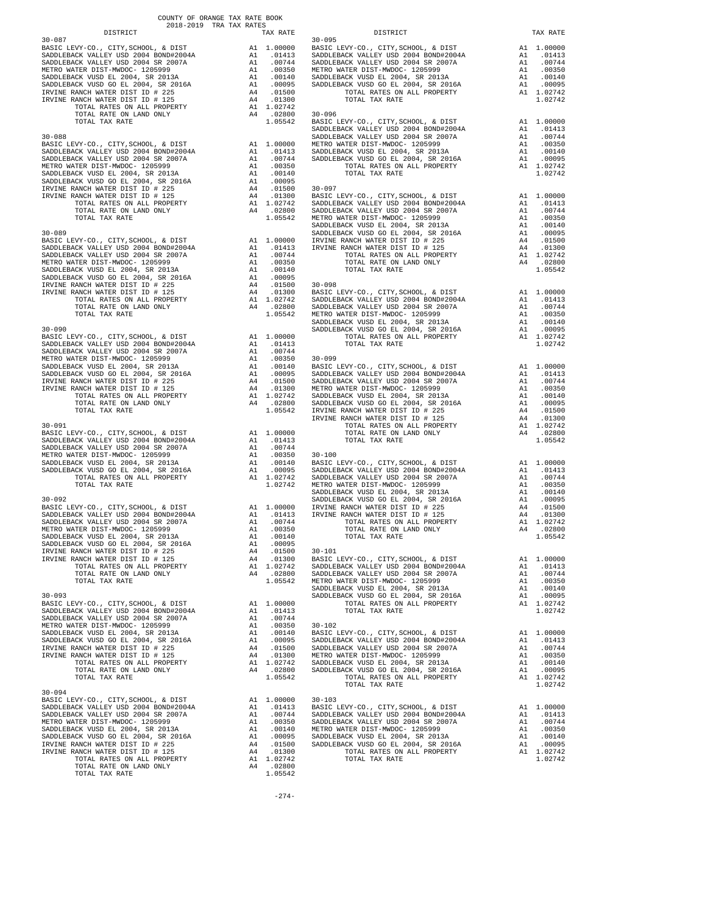COUNTY OF ORANGE TAX RATE BOOK
2018-2019 TRA TAX RATES

| DISTRICT | | TAX RATE |
|---|---|---|
| **30-087** | | |
| BASIC LEVY-CO., CITY,SCHOOL, & DIST | A1 | 1.00000 |
| SADDLEBACK VALLEY USD 2004 BOND#2004A | A1 | .01413 |
| SADDLEBACK VALLEY USD 2004 SR 2007A | A1 | .00744 |
| METRO WATER DIST-MWDOC- 1205999 | A1 | .00350 |
| SADDLEBACK VUSD EL 2004, SR 2013A | A1 | .00140 |
| SADDLEBACK VUSD GO EL 2004, SR 2016A | A1 | .00095 |
| IRVINE RANCH WATER DIST ID # 225 | A4 | .01500 |
| IRVINE RANCH WATER DIST ID # 125 | A4 | .01300 |
| TOTAL RATES ON ALL PROPERTY | A1 | 1.02742 |
| TOTAL RATE ON LAND ONLY | A4 | .02800 |
| TOTAL TAX RATE | | 1.05542 |
| **30-088** | | |
| BASIC LEVY-CO., CITY,SCHOOL, & DIST | A1 | 1.00000 |
| SADDLEBACK VALLEY USD 2004 BOND#2004A | A1 | .01413 |
| SADDLEBACK VALLEY USD 2004 SR 2007A | A1 | .00744 |
| METRO WATER DIST-MWDOC- 1205999 | A1 | .00350 |
| SADDLEBACK VUSD EL 2004, SR 2013A | A1 | .00140 |
| SADDLEBACK VUSD GO EL 2004, SR 2016A | A1 | .00095 |
| IRVINE RANCH WATER DIST ID # 225 | A4 | .01500 |
| IRVINE RANCH WATER DIST ID # 125 | A4 | .01300 |
| TOTAL RATES ON ALL PROPERTY | A1 | 1.02742 |
| TOTAL RATE ON LAND ONLY | A4 | .02800 |
| TOTAL TAX RATE | | 1.05542 |
| **30-089** | | |
| BASIC LEVY-CO., CITY,SCHOOL, & DIST | A1 | 1.00000 |
| SADDLEBACK VALLEY USD 2004 BOND#2004A | A1 | .01413 |
| SADDLEBACK VALLEY USD 2004 SR 2007A | A1 | .00744 |
| METRO WATER DIST-MWDOC- 1205999 | A1 | .00350 |
| SADDLEBACK VUSD EL 2004, SR 2013A | A1 | .00140 |
| SADDLEBACK VUSD GO EL 2004, SR 2016A | A1 | .00095 |
| IRVINE RANCH WATER DIST ID # 225 | A4 | .01500 |
| IRVINE RANCH WATER DIST ID # 125 | A4 | .01300 |
| TOTAL RATES ON ALL PROPERTY | A1 | 1.02742 |
| TOTAL RATE ON LAND ONLY | A4 | .02800 |
| TOTAL TAX RATE | | 1.05542 |
| **30-090** | | |
| BASIC LEVY-CO., CITY,SCHOOL, & DIST | A1 | 1.00000 |
| SADDLEBACK VALLEY USD 2004 BOND#2004A | A1 | .01413 |
| SADDLEBACK VALLEY USD 2004 SR 2007A | A1 | .00744 |
| METRO WATER DIST-MWDOC- 1205999 | A1 | .00350 |
| SADDLEBACK VUSD EL 2004, SR 2013A | A1 | .00140 |
| SADDLEBACK VUSD GO EL 2004, SR 2016A | A1 | .00095 |
| IRVINE RANCH WATER DIST ID # 225 | A4 | .01500 |
| IRVINE RANCH WATER DIST ID # 125 | A4 | .01300 |
| TOTAL RATES ON ALL PROPERTY | A1 | 1.02742 |
| TOTAL RATE ON LAND ONLY | A4 | .02800 |
| TOTAL TAX RATE | | 1.05542 |
| **30-091** | | |
| BASIC LEVY-CO., CITY,SCHOOL, & DIST | A1 | 1.00000 |
| SADDLEBACK VALLEY USD 2004 BOND#2004A | A1 | .01413 |
| SADDLEBACK VALLEY USD 2004 SR 2007A | A1 | .00744 |
| METRO WATER DIST-MWDOC- 1205999 | A1 | .00350 |
| SADDLEBACK VUSD EL 2004, SR 2013A | A1 | .00140 |
| SADDLEBACK VUSD GO EL 2004, SR 2016A | A1 | .00095 |
| TOTAL RATES ON ALL PROPERTY | A1 | 1.02742 |
| TOTAL TAX RATE | | 1.02742 |
| **30-092** | | |
| BASIC LEVY-CO., CITY,SCHOOL, & DIST | A1 | 1.00000 |
| SADDLEBACK VALLEY USD 2004 BOND#2004A | A1 | .01413 |
| SADDLEBACK VALLEY USD 2004 SR 2007A | A1 | .00744 |
| METRO WATER DIST-MWDOC- 1205999 | A1 | .00350 |
| SADDLEBACK VUSD EL 2004, SR 2013A | A1 | .00140 |
| SADDLEBACK VUSD GO EL 2004, SR 2016A | A1 | .00095 |
| IRVINE RANCH WATER DIST ID # 225 | A4 | .01500 |
| IRVINE RANCH WATER DIST ID # 125 | A4 | .01300 |
| TOTAL RATES ON ALL PROPERTY | A1 | 1.02742 |
| TOTAL RATE ON LAND ONLY | A4 | .02800 |
| TOTAL TAX RATE | | 1.05542 |
| **30-093** | | |
| BASIC LEVY-CO., CITY,SCHOOL, & DIST | A1 | 1.00000 |
| SADDLEBACK VALLEY USD 2004 BOND#2004A | A1 | .01413 |
| SADDLEBACK VALLEY USD 2004 SR 2007A | A1 | .00744 |
| METRO WATER DIST-MWDOC- 1205999 | A1 | .00350 |
| SADDLEBACK VUSD EL 2004, SR 2013A | A1 | .00140 |
| SADDLEBACK VUSD GO EL 2004, SR 2016A | A1 | .00095 |
| IRVINE RANCH WATER DIST ID # 225 | A4 | .01500 |
| IRVINE RANCH WATER DIST ID # 125 | A4 | .01300 |
| TOTAL RATES ON ALL PROPERTY | A1 | 1.02742 |
| TOTAL RATE ON LAND ONLY | A4 | .02800 |
| TOTAL TAX RATE | | 1.05542 |
| **30-094** | | |
| BASIC LEVY-CO., CITY,SCHOOL, & DIST | A1 | 1.00000 |
| SADDLEBACK VALLEY USD 2004 BOND#2004A | A1 | .01413 |
| SADDLEBACK VALLEY USD 2004 SR 2007A | A1 | .00744 |
| METRO WATER DIST-MWDOC- 1205999 | A1 | .00350 |
| SADDLEBACK VUSD EL 2004, SR 2013A | A1 | .00140 |
| SADDLEBACK VUSD GO EL 2004, SR 2016A | A1 | .00095 |
| IRVINE RANCH WATER DIST ID # 225 | A4 | .01500 |
| IRVINE RANCH WATER DIST ID # 125 | A4 | .01300 |
| TOTAL RATES ON ALL PROPERTY | A1 | 1.02742 |
| TOTAL RATE ON LAND ONLY | A4 | .02800 |
| TOTAL TAX RATE | | 1.05542 |
| **30-095** | | |
| BASIC LEVY-CO., CITY,SCHOOL, & DIST | A1 | 1.00000 |
| SADDLEBACK VALLEY USD 2004 BOND#2004A | A1 | .01413 |
| SADDLEBACK VALLEY USD 2004 SR 2007A | A1 | .00744 |
| METRO WATER DIST-MWDOC- 1205999 | A1 | .00350 |
| SADDLEBACK VUSD EL 2004, SR 2013A | A1 | .00140 |
| SADDLEBACK VUSD GO EL 2004, SR 2016A | A1 | .00095 |
| TOTAL RATES ON ALL PROPERTY | A1 | 1.02742 |
| TOTAL TAX RATE | | 1.02742 |
| **30-096** | | |
| BASIC LEVY-CO., CITY,SCHOOL, & DIST | A1 | 1.00000 |
| SADDLEBACK VALLEY USD 2004 BOND#2004A | A1 | .01413 |
| SADDLEBACK VALLEY USD 2004 SR 2007A | A1 | .00744 |
| METRO WATER DIST-MWDOC- 1205999 | A1 | .00350 |
| SADDLEBACK VUSD EL 2004, SR 2013A | A1 | .00140 |
| SADDLEBACK VUSD GO EL 2004, SR 2016A | A1 | .00095 |
| TOTAL RATES ON ALL PROPERTY | A1 | 1.02742 |
| TOTAL TAX RATE | | 1.02742 |
| **30-097** | | |
| BASIC LEVY-CO., CITY,SCHOOL, & DIST | A1 | 1.00000 |
| SADDLEBACK VALLEY USD 2004 BOND#2004A | A1 | .01413 |
| SADDLEBACK VALLEY USD 2004 SR 2007A | A1 | .00744 |
| METRO WATER DIST-MWDOC- 1205999 | A1 | .00350 |
| SADDLEBACK VUSD EL 2004, SR 2013A | A1 | .00140 |
| SADDLEBACK VUSD GO EL 2004, SR 2016A | A1 | .00095 |
| IRVINE RANCH WATER DIST ID # 225 | A4 | .01500 |
| IRVINE RANCH WATER DIST ID # 125 | A4 | .01300 |
| TOTAL RATES ON ALL PROPERTY | A1 | 1.02742 |
| TOTAL RATE ON LAND ONLY | A4 | .02800 |
| TOTAL TAX RATE | | 1.05542 |
| **30-098** | | |
| BASIC LEVY-CO., CITY,SCHOOL, & DIST | A1 | 1.00000 |
| SADDLEBACK VALLEY USD 2004 BOND#2004A | A1 | .01413 |
| SADDLEBACK VALLEY USD 2004 SR 2007A | A1 | .00744 |
| METRO WATER DIST-MWDOC- 1205999 | A1 | .00350 |
| SADDLEBACK VUSD EL 2004, SR 2013A | A1 | .00140 |
| SADDLEBACK VUSD GO EL 2004, SR 2016A | A1 | .00095 |
| TOTAL RATES ON ALL PROPERTY | A1 | 1.02742 |
| TOTAL TAX RATE | | 1.02742 |
| **30-099** | | |
| BASIC LEVY-CO., CITY,SCHOOL, & DIST | A1 | 1.00000 |
| SADDLEBACK VALLEY USD 2004 BOND#2004A | A1 | .01413 |
| SADDLEBACK VALLEY USD 2004 SR 2007A | A1 | .00744 |
| METRO WATER DIST-MWDOC- 1205999 | A1 | .00350 |
| SADDLEBACK VUSD EL 2004, SR 2013A | A1 | .00140 |
| SADDLEBACK VUSD GO EL 2004, SR 2016A | A1 | .00095 |
| IRVINE RANCH WATER DIST ID # 225 | A4 | .01500 |
| IRVINE RANCH WATER DIST ID # 125 | A4 | .01300 |
| TOTAL RATES ON ALL PROPERTY | A1 | 1.02742 |
| TOTAL RATE ON LAND ONLY | A4 | .02800 |
| TOTAL TAX RATE | | 1.05542 |
| **30-100** | | |
| BASIC LEVY-CO., CITY,SCHOOL, & DIST | A1 | 1.00000 |
| SADDLEBACK VALLEY USD 2004 BOND#2004A | A1 | .01413 |
| SADDLEBACK VALLEY USD 2004 SR 2007A | A1 | .00744 |
| METRO WATER DIST-MWDOC- 1205999 | A1 | .00350 |
| SADDLEBACK VUSD EL 2004, SR 2013A | A1 | .00140 |
| SADDLEBACK VUSD GO EL 2004, SR 2016A | A1 | .00095 |
| IRVINE RANCH WATER DIST ID # 225 | A4 | .01500 |
| IRVINE RANCH WATER DIST ID # 125 | A4 | .01300 |
| TOTAL RATES ON ALL PROPERTY | A1 | 1.02742 |
| TOTAL RATE ON LAND ONLY | A4 | .02800 |
| TOTAL TAX RATE | | 1.05542 |
| **30-101** | | |
| BASIC LEVY-CO., CITY,SCHOOL, & DIST | A1 | 1.00000 |
| SADDLEBACK VALLEY USD 2004 BOND#2004A | A1 | .01413 |
| SADDLEBACK VALLEY USD 2004 SR 2007A | A1 | .00744 |
| METRO WATER DIST-MWDOC- 1205999 | A1 | .00350 |
| SADDLEBACK VUSD EL 2004, SR 2013A | A1 | .00140 |
| SADDLEBACK VUSD GO EL 2004, SR 2016A | A1 | .00095 |
| TOTAL RATES ON ALL PROPERTY | A1 | 1.02742 |
| TOTAL TAX RATE | | 1.02742 |
| **30-102** | | |
| BASIC LEVY-CO., CITY,SCHOOL, & DIST | A1 | 1.00000 |
| SADDLEBACK VALLEY USD 2004 BOND#2004A | A1 | .01413 |
| SADDLEBACK VALLEY USD 2004 SR 2007A | A1 | .00744 |
| METRO WATER DIST-MWDOC- 1205999 | A1 | .00350 |
| SADDLEBACK VUSD EL 2004, SR 2013A | A1 | .00140 |
| SADDLEBACK VUSD GO EL 2004, SR 2016A | A1 | .00095 |
| TOTAL RATES ON ALL PROPERTY | A1 | 1.02742 |
| TOTAL TAX RATE | | 1.02742 |
| **30-103** | | |
| BASIC LEVY-CO., CITY,SCHOOL, & DIST | A1 | 1.00000 |
| SADDLEBACK VALLEY USD 2004 BOND#2004A | A1 | .01413 |
| SADDLEBACK VALLEY USD 2004 SR 2007A | A1 | .00744 |
| METRO WATER DIST-MWDOC- 1205999 | A1 | .00350 |
| SADDLEBACK VUSD EL 2004, SR 2013A | A1 | .00140 |
| SADDLEBACK VUSD GO EL 2004, SR 2016A | A1 | .00095 |
| TOTAL RATES ON ALL PROPERTY | A1 | 1.02742 |
| TOTAL TAX RATE | | 1.02742 |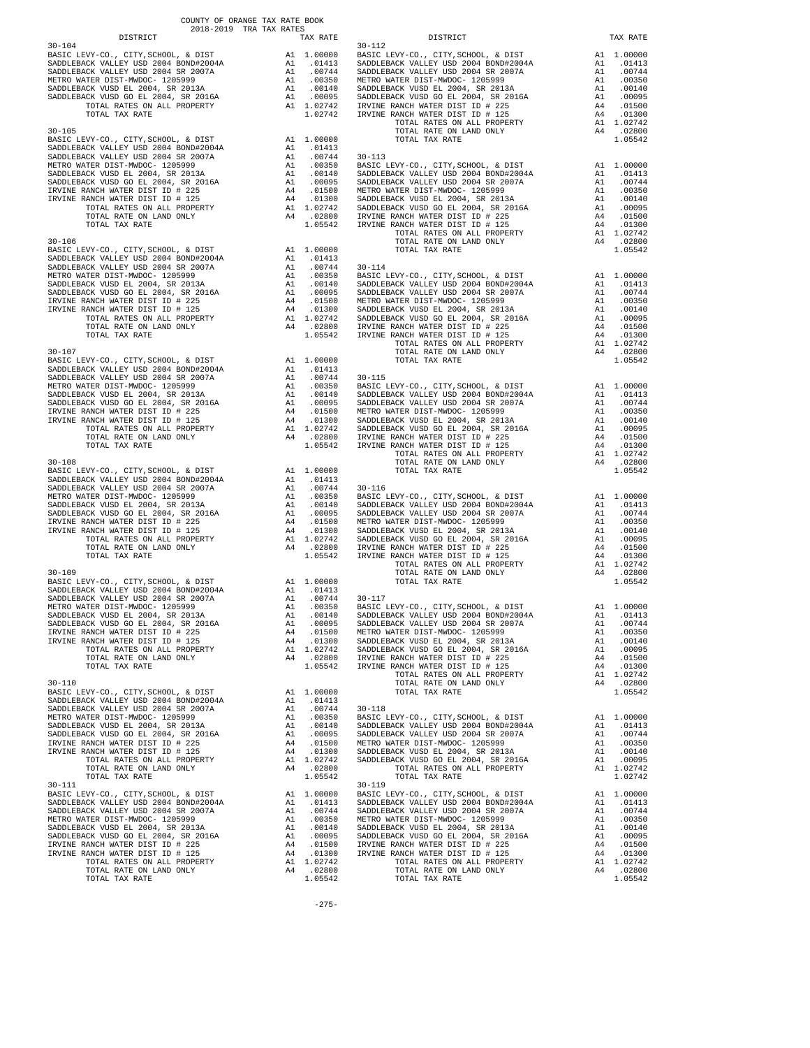COUNTY OF ORANGE TAX RATE BOOK
2018-2019 TRA TAX RATES

| DISTRICT | | TAX RATE |
|---|---|---|
| **30-104** | | |
| BASIC LEVY-CO., CITY,SCHOOL, & DIST | A1 | 1.00000 |
| SADDLEBACK VALLEY USD 2004 BOND#2004A | A1 | .01413 |
| SADDLEBACK VALLEY USD 2004 SR 2007A | A1 | .00744 |
| METRO WATER DIST-MWDOC- 1205999 | A1 | .00350 |
| SADDLEBACK VUSD EL 2004, SR 2013A | A1 | .00140 |
| SADDLEBACK VUSD GO EL 2004, SR 2016A | A1 | .00095 |
| TOTAL RATES ON ALL PROPERTY | A1 | 1.02742 |
| TOTAL TAX RATE | | 1.02742 |
| **30-105** | | |
| BASIC LEVY-CO., CITY,SCHOOL, & DIST | A1 | 1.00000 |
| SADDLEBACK VALLEY USD 2004 BOND#2004A | A1 | .01413 |
| SADDLEBACK VALLEY USD 2004 SR 2007A | A1 | .00744 |
| METRO WATER DIST-MWDOC- 1205999 | A1 | .00350 |
| SADDLEBACK VUSD EL 2004, SR 2013A | A1 | .00140 |
| SADDLEBACK VUSD GO EL 2004, SR 2016A | A1 | .00095 |
| IRVINE RANCH WATER DIST ID # 225 | A4 | .01500 |
| IRVINE RANCH WATER DIST ID # 125 | A4 | .01300 |
| TOTAL RATES ON ALL PROPERTY | A1 | 1.02742 |
| TOTAL RATE ON LAND ONLY | A4 | .02800 |
| TOTAL TAX RATE | | 1.05542 |
| **30-106** | | |
| BASIC LEVY-CO., CITY,SCHOOL, & DIST | A1 | 1.00000 |
| SADDLEBACK VALLEY USD 2004 BOND#2004A | A1 | .01413 |
| SADDLEBACK VALLEY USD 2004 SR 2007A | A1 | .00744 |
| METRO WATER DIST-MWDOC- 1205999 | A1 | .00350 |
| SADDLEBACK VUSD EL 2004, SR 2013A | A1 | .00140 |
| SADDLEBACK VUSD GO EL 2004, SR 2016A | A1 | .00095 |
| IRVINE RANCH WATER DIST ID # 225 | A4 | .01500 |
| IRVINE RANCH WATER DIST ID # 125 | A4 | .01300 |
| TOTAL RATES ON ALL PROPERTY | A1 | 1.02742 |
| TOTAL RATE ON LAND ONLY | A4 | .02800 |
| TOTAL TAX RATE | | 1.05542 |
| **30-107** | | |
| BASIC LEVY-CO., CITY,SCHOOL, & DIST | A1 | 1.00000 |
| SADDLEBACK VALLEY USD 2004 BOND#2004A | A1 | .01413 |
| SADDLEBACK VALLEY USD 2004 SR 2007A | A1 | .00744 |
| METRO WATER DIST-MWDOC- 1205999 | A1 | .00350 |
| SADDLEBACK VUSD EL 2004, SR 2013A | A1 | .00140 |
| SADDLEBACK VUSD GO EL 2004, SR 2016A | A1 | .00095 |
| IRVINE RANCH WATER DIST ID # 225 | A4 | .01500 |
| IRVINE RANCH WATER DIST ID # 125 | A4 | .01300 |
| TOTAL RATES ON ALL PROPERTY | A1 | 1.02742 |
| TOTAL RATE ON LAND ONLY | A4 | .02800 |
| TOTAL TAX RATE | | 1.05542 |
| **30-108** | | |
| BASIC LEVY-CO., CITY,SCHOOL, & DIST | A1 | 1.00000 |
| SADDLEBACK VALLEY USD 2004 BOND#2004A | A1 | .01413 |
| SADDLEBACK VALLEY USD 2004 SR 2007A | A1 | .00744 |
| METRO WATER DIST-MWDOC- 1205999 | A1 | .00350 |
| SADDLEBACK VUSD EL 2004, SR 2013A | A1 | .00140 |
| SADDLEBACK VUSD GO EL 2004, SR 2016A | A1 | .00095 |
| IRVINE RANCH WATER DIST ID # 225 | A4 | .01500 |
| IRVINE RANCH WATER DIST ID # 125 | A4 | .01300 |
| TOTAL RATES ON ALL PROPERTY | A1 | 1.02742 |
| TOTAL RATE ON LAND ONLY | A4 | .02800 |
| TOTAL TAX RATE | | 1.05542 |
| **30-109** | | |
| BASIC LEVY-CO., CITY,SCHOOL, & DIST | A1 | 1.00000 |
| SADDLEBACK VALLEY USD 2004 BOND#2004A | A1 | .01413 |
| SADDLEBACK VALLEY USD 2004 SR 2007A | A1 | .00744 |
| METRO WATER DIST-MWDOC- 1205999 | A1 | .00350 |
| SADDLEBACK VUSD EL 2004, SR 2013A | A1 | .00140 |
| SADDLEBACK VUSD GO EL 2004, SR 2016A | A1 | .00095 |
| IRVINE RANCH WATER DIST ID # 225 | A4 | .01500 |
| IRVINE RANCH WATER DIST ID # 125 | A4 | .01300 |
| TOTAL RATES ON ALL PROPERTY | A1 | 1.02742 |
| TOTAL RATE ON LAND ONLY | A4 | .02800 |
| TOTAL TAX RATE | | 1.05542 |
| **30-110** | | |
| BASIC LEVY-CO., CITY,SCHOOL, & DIST | A1 | 1.00000 |
| SADDLEBACK VALLEY USD 2004 BOND#2004A | A1 | .01413 |
| SADDLEBACK VALLEY USD 2004 SR 2007A | A1 | .00744 |
| METRO WATER DIST-MWDOC- 1205999 | A1 | .00350 |
| SADDLEBACK VUSD EL 2004, SR 2013A | A1 | .00140 |
| SADDLEBACK VUSD GO EL 2004, SR 2016A | A1 | .00095 |
| IRVINE RANCH WATER DIST ID # 225 | A4 | .01500 |
| IRVINE RANCH WATER DIST ID # 125 | A4 | .01300 |
| TOTAL RATES ON ALL PROPERTY | A1 | 1.02742 |
| TOTAL RATE ON LAND ONLY | A4 | .02800 |
| TOTAL TAX RATE | | 1.05542 |
| **30-111** | | |
| BASIC LEVY-CO., CITY,SCHOOL, & DIST | A1 | 1.00000 |
| SADDLEBACK VALLEY USD 2004 BOND#2004A | A1 | .01413 |
| SADDLEBACK VALLEY USD 2004 SR 2007A | A1 | .00744 |
| METRO WATER DIST-MWDOC- 1205999 | A1 | .00350 |
| SADDLEBACK VUSD EL 2004, SR 2013A | A1 | .00140 |
| SADDLEBACK VUSD GO EL 2004, SR 2016A | A1 | .00095 |
| IRVINE RANCH WATER DIST ID # 225 | A4 | .01500 |
| IRVINE RANCH WATER DIST ID # 125 | A4 | .01300 |
| TOTAL RATES ON ALL PROPERTY | A1 | 1.02742 |
| TOTAL RATE ON LAND ONLY | A4 | .02800 |
| TOTAL TAX RATE | | 1.05542 |
| **30-112** | | |
| BASIC LEVY-CO., CITY,SCHOOL, & DIST | A1 | 1.00000 |
| SADDLEBACK VALLEY USD 2004 BOND#2004A | A1 | .01413 |
| SADDLEBACK VALLEY USD 2004 SR 2007A | A1 | .00744 |
| METRO WATER DIST-MWDOC- 1205999 | A1 | .00350 |
| SADDLEBACK VUSD EL 2004, SR 2013A | A1 | .00140 |
| SADDLEBACK VUSD GO EL 2004, SR 2016A | A1 | .00095 |
| IRVINE RANCH WATER DIST ID # 225 | A4 | .01500 |
| IRVINE RANCH WATER DIST ID # 125 | A4 | .01300 |
| TOTAL RATES ON ALL PROPERTY | A1 | 1.02742 |
| TOTAL RATE ON LAND ONLY | A4 | .02800 |
| TOTAL TAX RATE | | 1.05542 |
| **30-113** | | |
| BASIC LEVY-CO., CITY,SCHOOL, & DIST | A1 | 1.00000 |
| SADDLEBACK VALLEY USD 2004 BOND#2004A | A1 | .01413 |
| SADDLEBACK VALLEY USD 2004 SR 2007A | A1 | .00744 |
| METRO WATER DIST-MWDOC- 1205999 | A1 | .00350 |
| SADDLEBACK VUSD EL 2004, SR 2013A | A1 | .00140 |
| SADDLEBACK VUSD GO EL 2004, SR 2016A | A1 | .00095 |
| IRVINE RANCH WATER DIST ID # 225 | A4 | .01500 |
| IRVINE RANCH WATER DIST ID # 125 | A4 | .01300 |
| TOTAL RATES ON ALL PROPERTY | A1 | 1.02742 |
| TOTAL RATE ON LAND ONLY | A4 | .02800 |
| TOTAL TAX RATE | | 1.05542 |
| **30-114** | | |
| BASIC LEVY-CO., CITY,SCHOOL, & DIST | A1 | 1.00000 |
| SADDLEBACK VALLEY USD 2004 BOND#2004A | A1 | .01413 |
| SADDLEBACK VALLEY USD 2004 SR 2007A | A1 | .00744 |
| METRO WATER DIST-MWDOC- 1205999 | A1 | .00350 |
| SADDLEBACK VUSD EL 2004, SR 2013A | A1 | .00140 |
| SADDLEBACK VUSD GO EL 2004, SR 2016A | A1 | .00095 |
| IRVINE RANCH WATER DIST ID # 225 | A4 | .01500 |
| IRVINE RANCH WATER DIST ID # 125 | A4 | .01300 |
| TOTAL RATES ON ALL PROPERTY | A1 | 1.02742 |
| TOTAL RATE ON LAND ONLY | A4 | .02800 |
| TOTAL TAX RATE | | 1.05542 |
| **30-115** | | |
| BASIC LEVY-CO., CITY,SCHOOL, & DIST | A1 | 1.00000 |
| SADDLEBACK VALLEY USD 2004 BOND#2004A | A1 | .01413 |
| SADDLEBACK VALLEY USD 2004 SR 2007A | A1 | .00744 |
| METRO WATER DIST-MWDOC- 1205999 | A1 | .00350 |
| SADDLEBACK VUSD EL 2004, SR 2013A | A1 | .00140 |
| SADDLEBACK VUSD GO EL 2004, SR 2016A | A1 | .00095 |
| IRVINE RANCH WATER DIST ID # 225 | A4 | .01500 |
| IRVINE RANCH WATER DIST ID # 125 | A4 | .01300 |
| TOTAL RATES ON ALL PROPERTY | A1 | 1.02742 |
| TOTAL RATE ON LAND ONLY | A4 | .02800 |
| TOTAL TAX RATE | | 1.05542 |
| **30-116** | | |
| BASIC LEVY-CO., CITY,SCHOOL, & DIST | A1 | 1.00000 |
| SADDLEBACK VALLEY USD 2004 BOND#2004A | A1 | .01413 |
| SADDLEBACK VALLEY USD 2004 SR 2007A | A1 | .00744 |
| METRO WATER DIST-MWDOC- 1205999 | A1 | .00350 |
| SADDLEBACK VUSD EL 2004, SR 2013A | A1 | .00140 |
| SADDLEBACK VUSD GO EL 2004, SR 2016A | A1 | .00095 |
| IRVINE RANCH WATER DIST ID # 225 | A4 | .01500 |
| IRVINE RANCH WATER DIST ID # 125 | A4 | .01300 |
| TOTAL RATES ON ALL PROPERTY | A1 | 1.02742 |
| TOTAL RATE ON LAND ONLY | A4 | .02800 |
| TOTAL TAX RATE | | 1.05542 |
| **30-117** | | |
| BASIC LEVY-CO., CITY,SCHOOL, & DIST | A1 | 1.00000 |
| SADDLEBACK VALLEY USD 2004 BOND#2004A | A1 | .01413 |
| SADDLEBACK VALLEY USD 2004 SR 2007A | A1 | .00744 |
| METRO WATER DIST-MWDOC- 1205999 | A1 | .00350 |
| SADDLEBACK VUSD EL 2004, SR 2013A | A1 | .00140 |
| SADDLEBACK VUSD GO EL 2004, SR 2016A | A1 | .00095 |
| IRVINE RANCH WATER DIST ID # 225 | A4 | .01500 |
| IRVINE RANCH WATER DIST ID # 125 | A4 | .01300 |
| TOTAL RATES ON ALL PROPERTY | A1 | 1.02742 |
| TOTAL RATE ON LAND ONLY | A4 | .02800 |
| TOTAL TAX RATE | | 1.05542 |
| **30-118** | | |
| BASIC LEVY-CO., CITY,SCHOOL, & DIST | A1 | 1.00000 |
| SADDLEBACK VALLEY USD 2004 BOND#2004A | A1 | .01413 |
| SADDLEBACK VALLEY USD 2004 SR 2007A | A1 | .00744 |
| METRO WATER DIST-MWDOC- 1205999 | A1 | .00350 |
| SADDLEBACK VUSD EL 2004, SR 2013A | A1 | .00140 |
| SADDLEBACK VUSD GO EL 2004, SR 2016A | A1 | .00095 |
| TOTAL RATES ON ALL PROPERTY | A1 | 1.02742 |
| TOTAL TAX RATE | | 1.02742 |
| **30-119** | | |
| BASIC LEVY-CO., CITY,SCHOOL, & DIST | A1 | 1.00000 |
| SADDLEBACK VALLEY USD 2004 BOND#2004A | A1 | .01413 |
| SADDLEBACK VALLEY USD 2004 SR 2007A | A1 | .00744 |
| METRO WATER DIST-MWDOC- 1205999 | A1 | .00350 |
| SADDLEBACK VUSD EL 2004, SR 2013A | A1 | .00140 |
| SADDLEBACK VUSD GO EL 2004, SR 2016A | A1 | .00095 |
| IRVINE RANCH WATER DIST ID # 225 | A4 | .01500 |
| IRVINE RANCH WATER DIST ID # 125 | A4 | .01300 |
| TOTAL RATES ON ALL PROPERTY | A1 | 1.02742 |
| TOTAL RATE ON LAND ONLY | A4 | .02800 |
| TOTAL TAX RATE | | 1.05542 |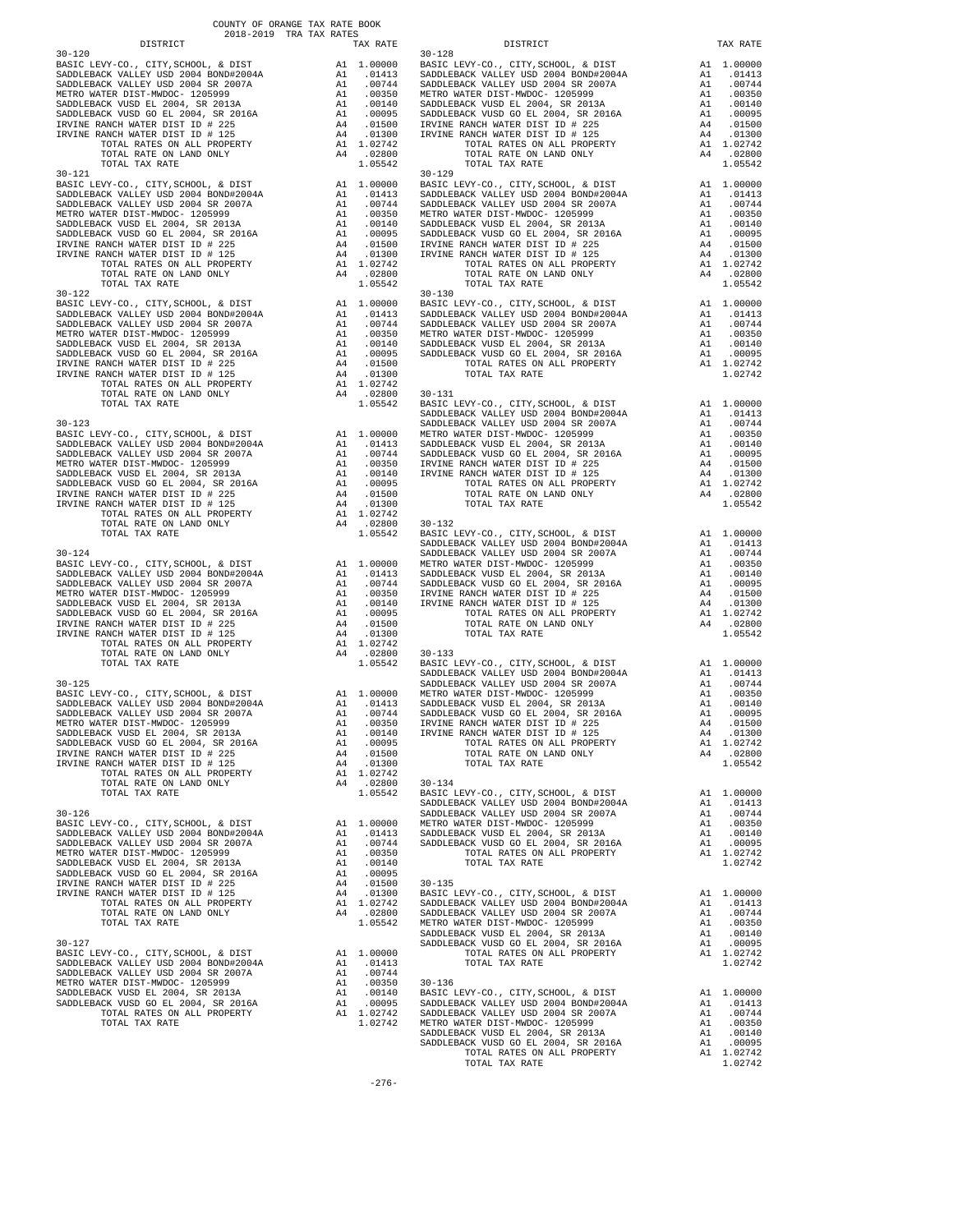COUNTY OF ORANGE TAX RATE BOOK
2018-2019 TRA TAX RATES

| DISTRICT | | TAX RATE |
|---|---|---|
| **30-120** | | |
| BASIC LEVY-CO., CITY,SCHOOL, & DIST | A1 | 1.00000 |
| SADDLEBACK VALLEY USD 2004 BOND#2004A | A1 | .01413 |
| SADDLEBACK VALLEY USD 2004 SR 2007A | A1 | .00744 |
| METRO WATER DIST-MWDOC- 1205999 | A1 | .00350 |
| SADDLEBACK VUSD EL 2004, SR 2013A | A1 | .00140 |
| SADDLEBACK VUSD GO EL 2004, SR 2016A | A1 | .00095 |
| IRVINE RANCH WATER DIST ID # 225 | A4 | .01500 |
| IRVINE RANCH WATER DIST ID # 125 | A4 | .01300 |
| TOTAL RATES ON ALL PROPERTY | A1 | 1.02742 |
| TOTAL RATE ON LAND ONLY | A4 | .02800 |
| TOTAL TAX RATE | | 1.05542 |
| **30-121** | | |
| BASIC LEVY-CO., CITY,SCHOOL, & DIST | A1 | 1.00000 |
| SADDLEBACK VALLEY USD 2004 BOND#2004A | A1 | .01413 |
| SADDLEBACK VALLEY USD 2004 SR 2007A | A1 | .00744 |
| METRO WATER DIST-MWDOC- 1205999 | A1 | .00350 |
| SADDLEBACK VUSD EL 2004, SR 2013A | A1 | .00140 |
| SADDLEBACK VUSD GO EL 2004, SR 2016A | A1 | .00095 |
| IRVINE RANCH WATER DIST ID # 225 | A4 | .01500 |
| IRVINE RANCH WATER DIST ID # 125 | A4 | .01300 |
| TOTAL RATES ON ALL PROPERTY | A1 | 1.02742 |
| TOTAL RATE ON LAND ONLY | A4 | .02800 |
| TOTAL TAX RATE | | 1.05542 |
| **30-122** | | |
| BASIC LEVY-CO., CITY,SCHOOL, & DIST | A1 | 1.00000 |
| SADDLEBACK VALLEY USD 2004 BOND#2004A | A1 | .01413 |
| SADDLEBACK VALLEY USD 2004 SR 2007A | A1 | .00744 |
| METRO WATER DIST-MWDOC- 1205999 | A1 | .00350 |
| SADDLEBACK VUSD EL 2004, SR 2013A | A1 | .00140 |
| SADDLEBACK VUSD GO EL 2004, SR 2016A | A1 | .00095 |
| IRVINE RANCH WATER DIST ID # 225 | A4 | .01500 |
| IRVINE RANCH WATER DIST ID # 125 | A4 | .01300 |
| TOTAL RATES ON ALL PROPERTY | A1 | 1.02742 |
| TOTAL RATE ON LAND ONLY | A4 | .02800 |
| TOTAL TAX RATE | | 1.05542 |
| **30-123** | | |
| BASIC LEVY-CO., CITY,SCHOOL, & DIST | A1 | 1.00000 |
| SADDLEBACK VALLEY USD 2004 BOND#2004A | A1 | .01413 |
| SADDLEBACK VALLEY USD 2004 SR 2007A | A1 | .00744 |
| METRO WATER DIST-MWDOC- 1205999 | A1 | .00350 |
| SADDLEBACK VUSD EL 2004, SR 2013A | A1 | .00140 |
| SADDLEBACK VUSD GO EL 2004, SR 2016A | A1 | .00095 |
| IRVINE RANCH WATER DIST ID # 225 | A4 | .01500 |
| IRVINE RANCH WATER DIST ID # 125 | A4 | .01300 |
| TOTAL RATES ON ALL PROPERTY | A1 | 1.02742 |
| TOTAL RATE ON LAND ONLY | A4 | .02800 |
| TOTAL TAX RATE | | 1.05542 |
| **30-124** | | |
| BASIC LEVY-CO., CITY,SCHOOL, & DIST | A1 | 1.00000 |
| SADDLEBACK VALLEY USD 2004 BOND#2004A | A1 | .01413 |
| SADDLEBACK VALLEY USD 2004 SR 2007A | A1 | .00744 |
| METRO WATER DIST-MWDOC- 1205999 | A1 | .00350 |
| SADDLEBACK VUSD EL 2004, SR 2013A | A1 | .00140 |
| SADDLEBACK VUSD GO EL 2004, SR 2016A | A1 | .00095 |
| IRVINE RANCH WATER DIST ID # 225 | A4 | .01500 |
| IRVINE RANCH WATER DIST ID # 125 | A4 | .01300 |
| TOTAL RATES ON ALL PROPERTY | A1 | 1.02742 |
| TOTAL RATE ON LAND ONLY | A4 | .02800 |
| TOTAL TAX RATE | | 1.05542 |
| **30-125** | | |
| BASIC LEVY-CO., CITY,SCHOOL, & DIST | A1 | 1.00000 |
| SADDLEBACK VALLEY USD 2004 BOND#2004A | A1 | .01413 |
| SADDLEBACK VALLEY USD 2004 SR 2007A | A1 | .00744 |
| METRO WATER DIST-MWDOC- 1205999 | A1 | .00350 |
| SADDLEBACK VUSD EL 2004, SR 2013A | A1 | .00140 |
| SADDLEBACK VUSD GO EL 2004, SR 2016A | A1 | .00095 |
| IRVINE RANCH WATER DIST ID # 225 | A4 | .01500 |
| IRVINE RANCH WATER DIST ID # 125 | A4 | .01300 |
| TOTAL RATES ON ALL PROPERTY | A1 | 1.02742 |
| TOTAL RATE ON LAND ONLY | A4 | .02800 |
| TOTAL TAX RATE | | 1.05542 |
| **30-126** | | |
| BASIC LEVY-CO., CITY,SCHOOL, & DIST | A1 | 1.00000 |
| SADDLEBACK VALLEY USD 2004 BOND#2004A | A1 | .01413 |
| SADDLEBACK VALLEY USD 2004 SR 2007A | A1 | .00744 |
| METRO WATER DIST-MWDOC- 1205999 | A1 | .00350 |
| SADDLEBACK VUSD EL 2004, SR 2013A | A1 | .00140 |
| SADDLEBACK VUSD GO EL 2004, SR 2016A | A1 | .00095 |
| IRVINE RANCH WATER DIST ID # 225 | A4 | .01500 |
| IRVINE RANCH WATER DIST ID # 125 | A4 | .01300 |
| TOTAL RATES ON ALL PROPERTY | A1 | 1.02742 |
| TOTAL RATE ON LAND ONLY | A4 | .02800 |
| TOTAL TAX RATE | | 1.05542 |
| **30-127** | | |
| BASIC LEVY-CO., CITY,SCHOOL, & DIST | A1 | 1.00000 |
| SADDLEBACK VALLEY USD 2004 BOND#2004A | A1 | .01413 |
| SADDLEBACK VALLEY USD 2004 SR 2007A | A1 | .00744 |
| METRO WATER DIST-MWDOC- 1205999 | A1 | .00350 |
| SADDLEBACK VUSD EL 2004, SR 2013A | A1 | .00140 |
| SADDLEBACK VUSD GO EL 2004, SR 2016A | A1 | .00095 |
| TOTAL RATES ON ALL PROPERTY | A1 | 1.02742 |
| TOTAL TAX RATE | | 1.02742 |
| **30-128** | | |
| BASIC LEVY-CO., CITY,SCHOOL, & DIST | A1 | 1.00000 |
| SADDLEBACK VALLEY USD 2004 BOND#2004A | A1 | .01413 |
| SADDLEBACK VALLEY USD 2004 SR 2007A | A1 | .00744 |
| METRO WATER DIST-MWDOC- 1205999 | A1 | .00350 |
| SADDLEBACK VUSD EL 2004, SR 2013A | A1 | .00140 |
| SADDLEBACK VUSD GO EL 2004, SR 2016A | A1 | .00095 |
| IRVINE RANCH WATER DIST ID # 225 | A4 | .01500 |
| IRVINE RANCH WATER DIST ID # 125 | A4 | .01300 |
| TOTAL RATES ON ALL PROPERTY | A1 | 1.02742 |
| TOTAL RATE ON LAND ONLY | A4 | .02800 |
| TOTAL TAX RATE | | 1.05542 |
| **30-129** | | |
| BASIC LEVY-CO., CITY,SCHOOL, & DIST | A1 | 1.00000 |
| SADDLEBACK VALLEY USD 2004 BOND#2004A | A1 | .01413 |
| SADDLEBACK VALLEY USD 2004 SR 2007A | A1 | .00744 |
| METRO WATER DIST-MWDOC- 1205999 | A1 | .00350 |
| SADDLEBACK VUSD EL 2004, SR 2013A | A1 | .00140 |
| SADDLEBACK VUSD GO EL 2004, SR 2016A | A1 | .00095 |
| IRVINE RANCH WATER DIST ID # 225 | A4 | .01500 |
| IRVINE RANCH WATER DIST ID # 125 | A4 | .01300 |
| TOTAL RATES ON ALL PROPERTY | A1 | 1.02742 |
| TOTAL RATE ON LAND ONLY | A4 | .02800 |
| TOTAL TAX RATE | | 1.05542 |
| **30-130** | | |
| BASIC LEVY-CO., CITY,SCHOOL, & DIST | A1 | 1.00000 |
| SADDLEBACK VALLEY USD 2004 BOND#2004A | A1 | .01413 |
| SADDLEBACK VALLEY USD 2004 SR 2007A | A1 | .00744 |
| METRO WATER DIST-MWDOC- 1205999 | A1 | .00350 |
| SADDLEBACK VUSD EL 2004, SR 2013A | A1 | .00140 |
| SADDLEBACK VUSD GO EL 2004, SR 2016A | A1 | .00095 |
| TOTAL RATES ON ALL PROPERTY | A1 | 1.02742 |
| TOTAL TAX RATE | | 1.02742 |
| **30-131** | | |
| BASIC LEVY-CO., CITY,SCHOOL, & DIST | A1 | 1.00000 |
| SADDLEBACK VALLEY USD 2004 BOND#2004A | A1 | .01413 |
| SADDLEBACK VALLEY USD 2004 SR 2007A | A1 | .00744 |
| METRO WATER DIST-MWDOC- 1205999 | A1 | .00350 |
| SADDLEBACK VUSD EL 2004, SR 2013A | A1 | .00140 |
| SADDLEBACK VUSD GO EL 2004, SR 2016A | A1 | .00095 |
| IRVINE RANCH WATER DIST ID # 225 | A4 | .01500 |
| IRVINE RANCH WATER DIST ID # 125 | A4 | .01300 |
| TOTAL RATES ON ALL PROPERTY | A1 | 1.02742 |
| TOTAL RATE ON LAND ONLY | A4 | .02800 |
| TOTAL TAX RATE | | 1.05542 |
| **30-132** | | |
| BASIC LEVY-CO., CITY,SCHOOL, & DIST | A1 | 1.00000 |
| SADDLEBACK VALLEY USD 2004 BOND#2004A | A1 | .01413 |
| SADDLEBACK VALLEY USD 2004 SR 2007A | A1 | .00744 |
| METRO WATER DIST-MWDOC- 1205999 | A1 | .00350 |
| SADDLEBACK VUSD EL 2004, SR 2013A | A1 | .00140 |
| SADDLEBACK VUSD GO EL 2004, SR 2016A | A1 | .00095 |
| IRVINE RANCH WATER DIST ID # 225 | A4 | .01500 |
| IRVINE RANCH WATER DIST ID # 125 | A4 | .01300 |
| TOTAL RATES ON ALL PROPERTY | A1 | 1.02742 |
| TOTAL RATE ON LAND ONLY | A4 | .02800 |
| TOTAL TAX RATE | | 1.05542 |
| **30-133** | | |
| BASIC LEVY-CO., CITY,SCHOOL, & DIST | A1 | 1.00000 |
| SADDLEBACK VALLEY USD 2004 BOND#2004A | A1 | .01413 |
| SADDLEBACK VALLEY USD 2004 SR 2007A | A1 | .00744 |
| METRO WATER DIST-MWDOC- 1205999 | A1 | .00350 |
| SADDLEBACK VUSD EL 2004, SR 2013A | A1 | .00140 |
| SADDLEBACK VUSD GO EL 2004, SR 2016A | A1 | .00095 |
| IRVINE RANCH WATER DIST ID # 225 | A4 | .01500 |
| IRVINE RANCH WATER DIST ID # 125 | A4 | .01300 |
| TOTAL RATES ON ALL PROPERTY | A1 | 1.02742 |
| TOTAL RATE ON LAND ONLY | A4 | .02800 |
| TOTAL TAX RATE | | 1.05542 |
| **30-134** | | |
| BASIC LEVY-CO., CITY,SCHOOL, & DIST | A1 | 1.00000 |
| SADDLEBACK VALLEY USD 2004 BOND#2004A | A1 | .01413 |
| SADDLEBACK VALLEY USD 2004 SR 2007A | A1 | .00744 |
| METRO WATER DIST-MWDOC- 1205999 | A1 | .00350 |
| SADDLEBACK VUSD EL 2004, SR 2013A | A1 | .00140 |
| SADDLEBACK VUSD GO EL 2004, SR 2016A | A1 | .00095 |
| TOTAL RATES ON ALL PROPERTY | A1 | 1.02742 |
| TOTAL TAX RATE | | 1.02742 |
| **30-135** | | |
| BASIC LEVY-CO., CITY,SCHOOL, & DIST | A1 | 1.00000 |
| SADDLEBACK VALLEY USD 2004 BOND#2004A | A1 | .01413 |
| SADDLEBACK VALLEY USD 2004 SR 2007A | A1 | .00744 |
| METRO WATER DIST-MWDOC- 1205999 | A1 | .00350 |
| SADDLEBACK VUSD EL 2004, SR 2013A | A1 | .00140 |
| SADDLEBACK VUSD GO EL 2004, SR 2016A | A1 | .00095 |
| TOTAL RATES ON ALL PROPERTY | A1 | 1.02742 |
| TOTAL TAX RATE | | 1.02742 |
| **30-136** | | |
| BASIC LEVY-CO., CITY,SCHOOL, & DIST | A1 | 1.00000 |
| SADDLEBACK VALLEY USD 2004 BOND#2004A | A1 | .01413 |
| SADDLEBACK VALLEY USD 2004 SR 2007A | A1 | .00744 |
| METRO WATER DIST-MWDOC- 1205999 | A1 | .00350 |
| SADDLEBACK VUSD EL 2004, SR 2013A | A1 | .00140 |
| SADDLEBACK VUSD GO EL 2004, SR 2016A | A1 | .00095 |
| TOTAL RATES ON ALL PROPERTY | A1 | 1.02742 |
| TOTAL TAX RATE | | 1.02742 |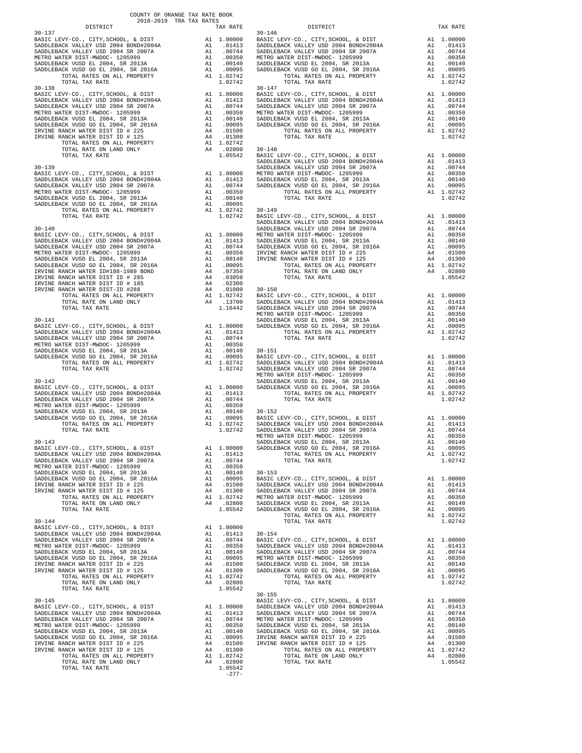COUNTY OF ORANGE TAX RATE BOOK
2018-2019 TRA TAX RATES

| DISTRICT | | TAX RATE |
|---|---|---|
| **30-137** | | |
| BASIC LEVY-CO., CITY,SCHOOL, & DIST | A1 | 1.00000 |
| SADDLEBACK VALLEY USD 2004 BOND#2004A | A1 | .01413 |
| SADDLEBACK VALLEY USD 2004 SR 2007A | A1 | .00744 |
| METRO WATER DIST-MWDOC- 1205999 | A1 | .00350 |
| SADDLEBACK VUSD EL 2004, SR 2013A | A1 | .00140 |
| SADDLEBACK VUSD GO EL 2004, SR 2016A | A1 | .00095 |
| TOTAL RATES ON ALL PROPERTY | A1 | 1.02742 |
| TOTAL TAX RATE | | 1.02742 |
| **30-138** | | |
| BASIC LEVY-CO., CITY,SCHOOL, & DIST | A1 | 1.00000 |
| SADDLEBACK VALLEY USD 2004 BOND#2004A | A1 | .01413 |
| SADDLEBACK VALLEY USD 2004 SR 2007A | A1 | .00744 |
| METRO WATER DIST-MWDOC- 1205999 | A1 | .00350 |
| SADDLEBACK VUSD EL 2004, SR 2013A | A1 | .00140 |
| SADDLEBACK VUSD GO EL 2004, SR 2016A | A1 | .00095 |
| IRVINE RANCH WATER DIST ID # 225 | A4 | .01500 |
| IRVINE RANCH WATER DIST ID # 125 | A4 | .01300 |
| TOTAL RATES ON ALL PROPERTY | A1 | 1.02742 |
| TOTAL RATE ON LAND ONLY | A4 | .02800 |
| TOTAL TAX RATE | | 1.05542 |
| **30-139** | | |
| BASIC LEVY-CO., CITY,SCHOOL, & DIST | A1 | 1.00000 |
| SADDLEBACK VALLEY USD 2004 BOND#2004A | A1 | .01413 |
| SADDLEBACK VALLEY USD 2004 SR 2007A | A1 | .00744 |
| METRO WATER DIST-MWDOC- 1205999 | A1 | .00350 |
| SADDLEBACK VUSD EL 2004, SR 2013A | A1 | .00140 |
| SADDLEBACK VUSD GO EL 2004, SR 2016A | A1 | .00095 |
| TOTAL RATES ON ALL PROPERTY | A1 | 1.02742 |
| TOTAL TAX RATE | | 1.02742 |
| **30-140** | | |
| BASIC LEVY-CO., CITY,SCHOOL, & DIST | A1 | 1.00000 |
| SADDLEBACK VALLEY USD 2004 BOND#2004A | A1 | .01413 |
| SADDLEBACK VALLEY USD 2004 SR 2007A | A1 | .00744 |
| METRO WATER DIST-MWDOC- 1205999 | A1 | .00350 |
| SADDLEBACK VUSD EL 2004, SR 2013A | A1 | .00140 |
| SADDLEBACK VUSD GO EL 2004, SR 2016A | A1 | .00095 |
| IRVINE RANCH WATER ID#188-1989 BOND | A4 | .07350 |
| IRVINE RANCH WATER DIST ID # 285 | A4 | .03050 |
| IRVINE RANCH WATER DIST ID # 185 | A4 | .02300 |
| IRVINE RANCH WATER DIST-ID #288 | A4 | .01000 |
| TOTAL RATES ON ALL PROPERTY | A1 | 1.02742 |
| TOTAL RATE ON LAND ONLY | A4 | .13700 |
| TOTAL TAX RATE | | 1.16442 |
| **30-141** | | |
| BASIC LEVY-CO., CITY,SCHOOL, & DIST | A1 | 1.00000 |
| SADDLEBACK VALLEY USD 2004 BOND#2004A | A1 | .01413 |
| SADDLEBACK VALLEY USD 2004 SR 2007A | A1 | .00744 |
| METRO WATER DIST-MWDOC- 1205999 | A1 | .00350 |
| SADDLEBACK VUSD EL 2004, SR 2013A | A1 | .00140 |
| SADDLEBACK VUSD GO EL 2004, SR 2016A | A1 | .00095 |
| TOTAL RATES ON ALL PROPERTY | A1 | 1.02742 |
| TOTAL TAX RATE | | 1.02742 |
| **30-142** | | |
| BASIC LEVY-CO., CITY,SCHOOL, & DIST | A1 | 1.00000 |
| SADDLEBACK VALLEY USD 2004 BOND#2004A | A1 | .01413 |
| SADDLEBACK VALLEY USD 2004 SR 2007A | A1 | .00744 |
| METRO WATER DIST-MWDOC- 1205999 | A1 | .00350 |
| SADDLEBACK VUSD EL 2004, SR 2013A | A1 | .00140 |
| SADDLEBACK VUSD GO EL 2004, SR 2016A | A1 | .00095 |
| TOTAL RATES ON ALL PROPERTY | A1 | 1.02742 |
| TOTAL TAX RATE | | 1.02742 |
| **30-143** | | |
| BASIC LEVY-CO., CITY,SCHOOL, & DIST | A1 | 1.00000 |
| SADDLEBACK VALLEY USD 2004 BOND#2004A | A1 | .01413 |
| SADDLEBACK VALLEY USD 2004 SR 2007A | A1 | .00744 |
| METRO WATER DIST-MWDOC- 1205999 | A1 | .00350 |
| SADDLEBACK VUSD EL 2004, SR 2013A | A1 | .00140 |
| SADDLEBACK VUSD GO EL 2004, SR 2016A | A1 | .00095 |
| IRVINE RANCH WATER DIST ID # 225 | A4 | .01500 |
| IRVINE RANCH WATER DIST ID # 125 | A4 | .01300 |
| TOTAL RATES ON ALL PROPERTY | A1 | 1.02742 |
| TOTAL RATE ON LAND ONLY | A4 | .02800 |
| TOTAL TAX RATE | | 1.05542 |
| **30-144** | | |
| BASIC LEVY-CO., CITY,SCHOOL, & DIST | A1 | 1.00000 |
| SADDLEBACK VALLEY USD 2004 BOND#2004A | A1 | .01413 |
| SADDLEBACK VALLEY USD 2004 SR 2007A | A1 | .00744 |
| METRO WATER DIST-MWDOC- 1205999 | A1 | .00350 |
| SADDLEBACK VUSD EL 2004, SR 2013A | A1 | .00140 |
| SADDLEBACK VUSD GO EL 2004, SR 2016A | A1 | .00095 |
| IRVINE RANCH WATER DIST ID # 225 | A4 | .01500 |
| IRVINE RANCH WATER DIST ID # 125 | A4 | .01300 |
| TOTAL RATES ON ALL PROPERTY | A1 | 1.02742 |
| TOTAL RATE ON LAND ONLY | A4 | .02800 |
| TOTAL TAX RATE | | 1.05542 |
| **30-145** | | |
| BASIC LEVY-CO., CITY,SCHOOL, & DIST | A1 | 1.00000 |
| SADDLEBACK VALLEY USD 2004 BOND#2004A | A1 | .01413 |
| SADDLEBACK VALLEY USD 2004 SR 2007A | A1 | .00744 |
| METRO WATER DIST-MWDOC- 1205999 | A1 | .00350 |
| SADDLEBACK VUSD EL 2004, SR 2013A | A1 | .00140 |
| SADDLEBACK VUSD GO EL 2004, SR 2016A | A1 | .00095 |
| IRVINE RANCH WATER DIST ID # 225 | A4 | .01500 |
| IRVINE RANCH WATER DIST ID # 125 | A4 | .01300 |
| TOTAL RATES ON ALL PROPERTY | A1 | 1.02742 |
| TOTAL RATE ON LAND ONLY | A4 | .02800 |
| TOTAL TAX RATE | | 1.05542 |
| **30-146** | | |
| BASIC LEVY-CO., CITY,SCHOOL, & DIST | A1 | 1.00000 |
| SADDLEBACK VALLEY USD 2004 BOND#2004A | A1 | .01413 |
| SADDLEBACK VALLEY USD 2004 SR 2007A | A1 | .00744 |
| METRO WATER DIST-MWDOC- 1205999 | A1 | .00350 |
| SADDLEBACK VUSD EL 2004, SR 2013A | A1 | .00140 |
| SADDLEBACK VUSD GO EL 2004, SR 2016A | A1 | .00095 |
| TOTAL RATES ON ALL PROPERTY | A1 | 1.02742 |
| TOTAL TAX RATE | | 1.02742 |
| **30-147** | | |
| BASIC LEVY-CO., CITY,SCHOOL, & DIST | A1 | 1.00000 |
| SADDLEBACK VALLEY USD 2004 BOND#2004A | A1 | .01413 |
| SADDLEBACK VALLEY USD 2004 SR 2007A | A1 | .00744 |
| METRO WATER DIST-MWDOC- 1205999 | A1 | .00350 |
| SADDLEBACK VUSD EL 2004, SR 2013A | A1 | .00140 |
| SADDLEBACK VUSD GO EL 2004, SR 2016A | A1 | .00095 |
| TOTAL RATES ON ALL PROPERTY | A1 | 1.02742 |
| TOTAL TAX RATE | | 1.02742 |
| **30-148** | | |
| BASIC LEVY-CO., CITY,SCHOOL, & DIST | A1 | 1.00000 |
| SADDLEBACK VALLEY USD 2004 BOND#2004A | A1 | .01413 |
| SADDLEBACK VALLEY USD 2004 SR 2007A | A1 | .00744 |
| METRO WATER DIST-MWDOC- 1205999 | A1 | .00350 |
| SADDLEBACK VUSD EL 2004, SR 2013A | A1 | .00140 |
| SADDLEBACK VUSD GO EL 2004, SR 2016A | A1 | .00095 |
| TOTAL RATES ON ALL PROPERTY | A1 | 1.02742 |
| TOTAL TAX RATE | | 1.02742 |
| **30-149** | | |
| BASIC LEVY-CO., CITY,SCHOOL, & DIST | A1 | 1.00000 |
| SADDLEBACK VALLEY USD 2004 BOND#2004A | A1 | .01413 |
| SADDLEBACK VALLEY USD 2004 SR 2007A | A1 | .00744 |
| METRO WATER DIST-MWDOC- 1205999 | A1 | .00350 |
| SADDLEBACK VUSD EL 2004, SR 2013A | A1 | .00140 |
| SADDLEBACK VUSD GO EL 2004, SR 2016A | A1 | .00095 |
| IRVINE RANCH WATER DIST ID # 225 | A4 | .01500 |
| IRVINE RANCH WATER DIST ID # 125 | A4 | .01300 |
| TOTAL RATES ON ALL PROPERTY | A1 | 1.02742 |
| TOTAL RATE ON LAND ONLY | A4 | .02800 |
| TOTAL TAX RATE | | 1.05542 |
| **30-150** | | |
| BASIC LEVY-CO., CITY,SCHOOL, & DIST | A1 | 1.00000 |
| SADDLEBACK VALLEY USD 2004 BOND#2004A | A1 | .01413 |
| SADDLEBACK VALLEY USD 2004 SR 2007A | A1 | .00744 |
| METRO WATER DIST-MWDOC- 1205999 | A1 | .00350 |
| SADDLEBACK VUSD EL 2004, SR 2013A | A1 | .00140 |
| SADDLEBACK VUSD GO EL 2004, SR 2016A | A1 | .00095 |
| TOTAL RATES ON ALL PROPERTY | A1 | 1.02742 |
| TOTAL TAX RATE | | 1.02742 |
| **30-151** | | |
| BASIC LEVY-CO., CITY,SCHOOL, & DIST | A1 | 1.00000 |
| SADDLEBACK VALLEY USD 2004 BOND#2004A | A1 | .01413 |
| SADDLEBACK VALLEY USD 2004 SR 2007A | A1 | .00744 |
| METRO WATER DIST-MWDOC- 1205999 | A1 | .00350 |
| SADDLEBACK VUSD EL 2004, SR 2013A | A1 | .00140 |
| SADDLEBACK VUSD GO EL 2004, SR 2016A | A1 | .00095 |
| TOTAL RATES ON ALL PROPERTY | A1 | 1.02742 |
| TOTAL TAX RATE | | 1.02742 |
| **30-152** | | |
| BASIC LEVY-CO., CITY,SCHOOL, & DIST | A1 | 1.00000 |
| SADDLEBACK VALLEY USD 2004 BOND#2004A | A1 | .01413 |
| SADDLEBACK VALLEY USD 2004 SR 2007A | A1 | .00744 |
| METRO WATER DIST-MWDOC- 1205999 | A1 | .00350 |
| SADDLEBACK VUSD EL 2004, SR 2013A | A1 | .00140 |
| SADDLEBACK VUSD GO EL 2004, SR 2016A | A1 | .00095 |
| TOTAL RATES ON ALL PROPERTY | A1 | 1.02742 |
| TOTAL TAX RATE | | 1.02742 |
| **30-153** | | |
| BASIC LEVY-CO., CITY,SCHOOL, & DIST | A1 | 1.00000 |
| SADDLEBACK VALLEY USD 2004 BOND#2004A | A1 | .01413 |
| SADDLEBACK VALLEY USD 2004 SR 2007A | A1 | .00744 |
| METRO WATER DIST-MWDOC- 1205999 | A1 | .00350 |
| SADDLEBACK VUSD EL 2004, SR 2013A | A1 | .00140 |
| SADDLEBACK VUSD GO EL 2004, SR 2016A | A1 | .00095 |
| TOTAL RATES ON ALL PROPERTY | A1 | 1.02742 |
| TOTAL TAX RATE | | 1.02742 |
| **30-154** | | |
| BASIC LEVY-CO., CITY,SCHOOL, & DIST | A1 | 1.00000 |
| SADDLEBACK VALLEY USD 2004 BOND#2004A | A1 | .01413 |
| SADDLEBACK VALLEY USD 2004 SR 2007A | A1 | .00744 |
| METRO WATER DIST-MWDOC- 1205999 | A1 | .00350 |
| SADDLEBACK VUSD EL 2004, SR 2013A | A1 | .00140 |
| SADDLEBACK VUSD GO EL 2004, SR 2016A | A1 | .00095 |
| TOTAL RATES ON ALL PROPERTY | A1 | 1.02742 |
| TOTAL TAX RATE | | 1.02742 |
| **30-155** | | |
| BASIC LEVY-CO., CITY,SCHOOL, & DIST | A1 | 1.00000 |
| SADDLEBACK VALLEY USD 2004 BOND#2004A | A1 | .01413 |
| SADDLEBACK VALLEY USD 2004 SR 2007A | A1 | .00744 |
| METRO WATER DIST-MWDOC- 1205999 | A1 | .00350 |
| SADDLEBACK VUSD EL 2004, SR 2013A | A1 | .00140 |
| SADDLEBACK VUSD GO EL 2004, SR 2016A | A1 | .00095 |
| IRVINE RANCH WATER DIST ID # 225 | A4 | .01500 |
| IRVINE RANCH WATER DIST ID # 125 | A4 | .01300 |
| TOTAL RATES ON ALL PROPERTY | A1 | 1.02742 |
| TOTAL RATE ON LAND ONLY | A4 | .02800 |
| TOTAL TAX RATE | | 1.05542 |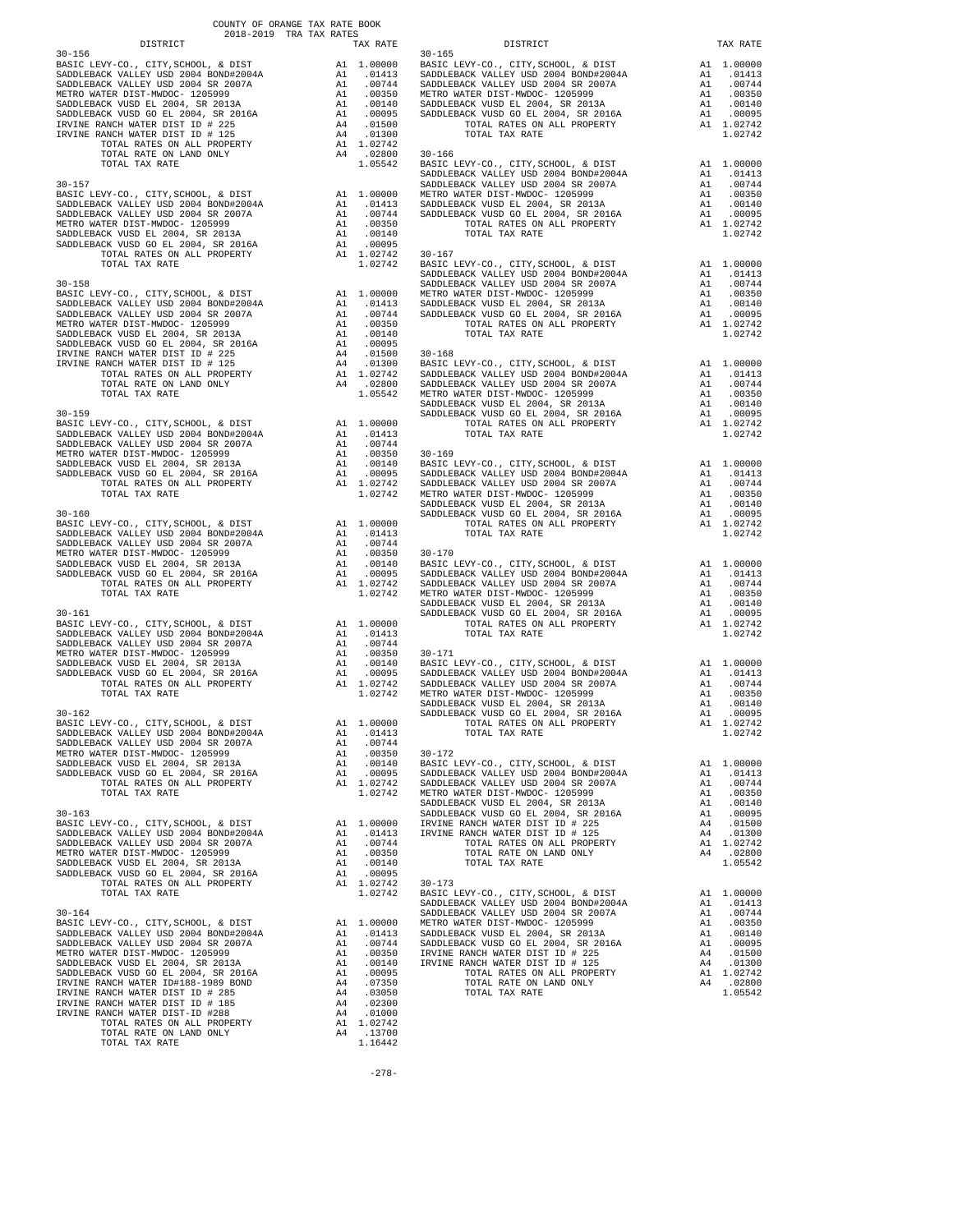COUNTY OF ORANGE TAX RATE BOOK
2018-2019 TRA TAX RATES

| DISTRICT | | TAX RATE |
|---|---|---|
| 30-156 | | |
| BASIC LEVY-CO., CITY,SCHOOL, & DIST | A1 | 1.00000 |
| SADDLEBACK VALLEY USD 2004 BOND#2004A | A1 | .01413 |
| SADDLEBACK VALLEY USD 2004 SR 2007A | A1 | .00744 |
| METRO WATER DIST-MWDOC- 1205999 | A1 | .00350 |
| SADDLEBACK VUSD EL 2004, SR 2013A | A1 | .00140 |
| SADDLEBACK VUSD GO EL 2004, SR 2016A | A1 | .00095 |
| IRVINE RANCH WATER DIST ID # 225 | A4 | .01500 |
| IRVINE RANCH WATER DIST ID # 125 | A4 | .01300 |
| TOTAL RATES ON ALL PROPERTY | A1 | 1.02742 |
| TOTAL RATE ON LAND ONLY | A4 | .02800 |
| TOTAL TAX RATE | | 1.05542 |
| 30-157 | | |
| BASIC LEVY-CO., CITY,SCHOOL, & DIST | A1 | 1.00000 |
| SADDLEBACK VALLEY USD 2004 BOND#2004A | A1 | .01413 |
| SADDLEBACK VALLEY USD 2004 SR 2007A | A1 | .00744 |
| METRO WATER DIST-MWDOC- 1205999 | A1 | .00350 |
| SADDLEBACK VUSD EL 2004, SR 2013A | A1 | .00140 |
| SADDLEBACK VUSD GO EL 2004, SR 2016A | A1 | .00095 |
| TOTAL RATES ON ALL PROPERTY | A1 | 1.02742 |
| TOTAL TAX RATE | | 1.02742 |
| 30-158 | | |
| BASIC LEVY-CO., CITY,SCHOOL, & DIST | A1 | 1.00000 |
| SADDLEBACK VALLEY USD 2004 BOND#2004A | A1 | .01413 |
| SADDLEBACK VALLEY USD 2004 SR 2007A | A1 | .00744 |
| METRO WATER DIST-MWDOC- 1205999 | A1 | .00350 |
| SADDLEBACK VUSD EL 2004, SR 2013A | A1 | .00140 |
| SADDLEBACK VUSD GO EL 2004, SR 2016A | A1 | .00095 |
| IRVINE RANCH WATER DIST ID # 225 | A4 | .01500 |
| IRVINE RANCH WATER DIST ID # 125 | A4 | .01300 |
| TOTAL RATES ON ALL PROPERTY | A1 | 1.02742 |
| TOTAL RATE ON LAND ONLY | A4 | .02800 |
| TOTAL TAX RATE | | 1.05542 |
| 30-159 | | |
| BASIC LEVY-CO., CITY,SCHOOL, & DIST | A1 | 1.00000 |
| SADDLEBACK VALLEY USD 2004 BOND#2004A | A1 | .01413 |
| SADDLEBACK VALLEY USD 2004 SR 2007A | A1 | .00744 |
| METRO WATER DIST-MWDOC- 1205999 | A1 | .00350 |
| SADDLEBACK VUSD EL 2004, SR 2013A | A1 | .00140 |
| SADDLEBACK VUSD GO EL 2004, SR 2016A | A1 | .00095 |
| TOTAL RATES ON ALL PROPERTY | A1 | 1.02742 |
| TOTAL TAX RATE | | 1.02742 |
| 30-160 | | |
| BASIC LEVY-CO., CITY,SCHOOL, & DIST | A1 | 1.00000 |
| SADDLEBACK VALLEY USD 2004 BOND#2004A | A1 | .01413 |
| SADDLEBACK VALLEY USD 2004 SR 2007A | A1 | .00744 |
| METRO WATER DIST-MWDOC- 1205999 | A1 | .00350 |
| SADDLEBACK VUSD EL 2004, SR 2013A | A1 | .00140 |
| SADDLEBACK VUSD GO EL 2004, SR 2016A | A1 | .00095 |
| TOTAL RATES ON ALL PROPERTY | A1 | 1.02742 |
| TOTAL TAX RATE | | 1.02742 |
| 30-161 | | |
| BASIC LEVY-CO., CITY,SCHOOL, & DIST | A1 | 1.00000 |
| SADDLEBACK VALLEY USD 2004 BOND#2004A | A1 | .01413 |
| SADDLEBACK VALLEY USD 2004 SR 2007A | A1 | .00744 |
| METRO WATER DIST-MWDOC- 1205999 | A1 | .00350 |
| SADDLEBACK VUSD EL 2004, SR 2013A | A1 | .00140 |
| SADDLEBACK VUSD GO EL 2004, SR 2016A | A1 | .00095 |
| TOTAL RATES ON ALL PROPERTY | A1 | 1.02742 |
| TOTAL TAX RATE | | 1.02742 |
| 30-162 | | |
| BASIC LEVY-CO., CITY,SCHOOL, & DIST | A1 | 1.00000 |
| SADDLEBACK VALLEY USD 2004 BOND#2004A | A1 | .01413 |
| SADDLEBACK VALLEY USD 2004 SR 2007A | A1 | .00744 |
| METRO WATER DIST-MWDOC- 1205999 | A1 | .00350 |
| SADDLEBACK VUSD EL 2004, SR 2013A | A1 | .00140 |
| SADDLEBACK VUSD GO EL 2004, SR 2016A | A1 | .00095 |
| TOTAL RATES ON ALL PROPERTY | A1 | 1.02742 |
| TOTAL TAX RATE | | 1.02742 |
| 30-163 | | |
| BASIC LEVY-CO., CITY,SCHOOL, & DIST | A1 | 1.00000 |
| SADDLEBACK VALLEY USD 2004 BOND#2004A | A1 | .01413 |
| SADDLEBACK VALLEY USD 2004 SR 2007A | A1 | .00744 |
| METRO WATER DIST-MWDOC- 1205999 | A1 | .00350 |
| SADDLEBACK VUSD EL 2004, SR 2013A | A1 | .00140 |
| SADDLEBACK VUSD GO EL 2004, SR 2016A | A1 | .00095 |
| TOTAL RATES ON ALL PROPERTY | A1 | 1.02742 |
| TOTAL TAX RATE | | 1.02742 |
| 30-164 | | |
| BASIC LEVY-CO., CITY,SCHOOL, & DIST | A1 | 1.00000 |
| SADDLEBACK VALLEY USD 2004 BOND#2004A | A1 | .01413 |
| SADDLEBACK VALLEY USD 2004 SR 2007A | A1 | .00744 |
| METRO WATER DIST-MWDOC- 1205999 | A1 | .00350 |
| SADDLEBACK VUSD EL 2004, SR 2013A | A1 | .00140 |
| SADDLEBACK VUSD GO EL 2004, SR 2016A | A1 | .00095 |
| IRVINE RANCH WATER ID#188-1989 BOND | A4 | .07350 |
| IRVINE RANCH WATER DIST ID # 285 | A4 | .03050 |
| IRVINE RANCH WATER DIST ID # 185 | A4 | .02300 |
| IRVINE RANCH WATER DIST-ID #288 | A4 | .01000 |
| TOTAL RATES ON ALL PROPERTY | A1 | 1.02742 |
| TOTAL RATE ON LAND ONLY | A4 | .13700 |
| TOTAL TAX RATE | | 1.16442 |
| 30-165 | | |
| BASIC LEVY-CO., CITY,SCHOOL, & DIST | A1 | 1.00000 |
| SADDLEBACK VALLEY USD 2004 BOND#2004A | A1 | .01413 |
| SADDLEBACK VALLEY USD 2004 SR 2007A | A1 | .00744 |
| METRO WATER DIST-MWDOC- 1205999 | A1 | .00350 |
| SADDLEBACK VUSD EL 2004, SR 2013A | A1 | .00140 |
| SADDLEBACK VUSD GO EL 2004, SR 2016A | A1 | .00095 |
| TOTAL RATES ON ALL PROPERTY | A1 | 1.02742 |
| TOTAL TAX RATE | | 1.02742 |
| 30-166 | | |
| BASIC LEVY-CO., CITY,SCHOOL, & DIST | A1 | 1.00000 |
| SADDLEBACK VALLEY USD 2004 BOND#2004A | A1 | .01413 |
| SADDLEBACK VALLEY USD 2004 SR 2007A | A1 | .00744 |
| METRO WATER DIST-MWDOC- 1205999 | A1 | .00350 |
| SADDLEBACK VUSD EL 2004, SR 2013A | A1 | .00140 |
| SADDLEBACK VUSD GO EL 2004, SR 2016A | A1 | .00095 |
| TOTAL RATES ON ALL PROPERTY | A1 | 1.02742 |
| TOTAL TAX RATE | | 1.02742 |
| 30-167 | | |
| BASIC LEVY-CO., CITY,SCHOOL, & DIST | A1 | 1.00000 |
| SADDLEBACK VALLEY USD 2004 BOND#2004A | A1 | .01413 |
| SADDLEBACK VALLEY USD 2004 SR 2007A | A1 | .00744 |
| METRO WATER DIST-MWDOC- 1205999 | A1 | .00350 |
| SADDLEBACK VUSD EL 2004, SR 2013A | A1 | .00140 |
| SADDLEBACK VUSD GO EL 2004, SR 2016A | A1 | .00095 |
| TOTAL RATES ON ALL PROPERTY | A1 | 1.02742 |
| TOTAL TAX RATE | | 1.02742 |
| 30-168 | | |
| BASIC LEVY-CO., CITY,SCHOOL, & DIST | A1 | 1.00000 |
| SADDLEBACK VALLEY USD 2004 BOND#2004A | A1 | .01413 |
| SADDLEBACK VALLEY USD 2004 SR 2007A | A1 | .00744 |
| METRO WATER DIST-MWDOC- 1205999 | A1 | .00350 |
| SADDLEBACK VUSD EL 2004, SR 2013A | A1 | .00140 |
| SADDLEBACK VUSD GO EL 2004, SR 2016A | A1 | .00095 |
| TOTAL RATES ON ALL PROPERTY | A1 | 1.02742 |
| TOTAL TAX RATE | | 1.02742 |
| 30-169 | | |
| BASIC LEVY-CO., CITY,SCHOOL, & DIST | A1 | 1.00000 |
| SADDLEBACK VALLEY USD 2004 BOND#2004A | A1 | .01413 |
| SADDLEBACK VALLEY USD 2004 SR 2007A | A1 | .00744 |
| METRO WATER DIST-MWDOC- 1205999 | A1 | .00350 |
| SADDLEBACK VUSD EL 2004, SR 2013A | A1 | .00140 |
| SADDLEBACK VUSD GO EL 2004, SR 2016A | A1 | .00095 |
| TOTAL RATES ON ALL PROPERTY | A1 | 1.02742 |
| TOTAL TAX RATE | | 1.02742 |
| 30-170 | | |
| BASIC LEVY-CO., CITY,SCHOOL, & DIST | A1 | 1.00000 |
| SADDLEBACK VALLEY USD 2004 BOND#2004A | A1 | .01413 |
| SADDLEBACK VALLEY USD 2004 SR 2007A | A1 | .00744 |
| METRO WATER DIST-MWDOC- 1205999 | A1 | .00350 |
| SADDLEBACK VUSD EL 2004, SR 2013A | A1 | .00140 |
| SADDLEBACK VUSD GO EL 2004, SR 2016A | A1 | .00095 |
| TOTAL RATES ON ALL PROPERTY | A1 | 1.02742 |
| TOTAL TAX RATE | | 1.02742 |
| 30-171 | | |
| BASIC LEVY-CO., CITY,SCHOOL, & DIST | A1 | 1.00000 |
| SADDLEBACK VALLEY USD 2004 BOND#2004A | A1 | .01413 |
| SADDLEBACK VALLEY USD 2004 SR 2007A | A1 | .00744 |
| METRO WATER DIST-MWDOC- 1205999 | A1 | .00350 |
| SADDLEBACK VUSD EL 2004, SR 2013A | A1 | .00140 |
| SADDLEBACK VUSD GO EL 2004, SR 2016A | A1 | .00095 |
| TOTAL RATES ON ALL PROPERTY | A1 | 1.02742 |
| TOTAL TAX RATE | | 1.02742 |
| 30-172 | | |
| BASIC LEVY-CO., CITY,SCHOOL, & DIST | A1 | 1.00000 |
| SADDLEBACK VALLEY USD 2004 BOND#2004A | A1 | .01413 |
| SADDLEBACK VALLEY USD 2004 SR 2007A | A1 | .00744 |
| METRO WATER DIST-MWDOC- 1205999 | A1 | .00350 |
| SADDLEBACK VUSD EL 2004, SR 2013A | A1 | .00140 |
| SADDLEBACK VUSD GO EL 2004, SR 2016A | A1 | .00095 |
| IRVINE RANCH WATER DIST ID # 225 | A4 | .01500 |
| IRVINE RANCH WATER DIST ID # 125 | A4 | .01300 |
| TOTAL RATES ON ALL PROPERTY | A1 | 1.02742 |
| TOTAL RATE ON LAND ONLY | A4 | .02800 |
| TOTAL TAX RATE | | 1.05542 |
| 30-173 | | |
| BASIC LEVY-CO., CITY,SCHOOL, & DIST | A1 | 1.00000 |
| SADDLEBACK VALLEY USD 2004 BOND#2004A | A1 | .01413 |
| SADDLEBACK VALLEY USD 2004 SR 2007A | A1 | .00744 |
| METRO WATER DIST-MWDOC- 1205999 | A1 | .00350 |
| SADDLEBACK VUSD EL 2004, SR 2013A | A1 | .00140 |
| SADDLEBACK VUSD GO EL 2004, SR 2016A | A1 | .00095 |
| IRVINE RANCH WATER DIST ID # 225 | A4 | .01500 |
| IRVINE RANCH WATER DIST ID # 125 | A4 | .01300 |
| TOTAL RATES ON ALL PROPERTY | A1 | 1.02742 |
| TOTAL RATE ON LAND ONLY | A4 | .02800 |
| TOTAL TAX RATE | | 1.05542 |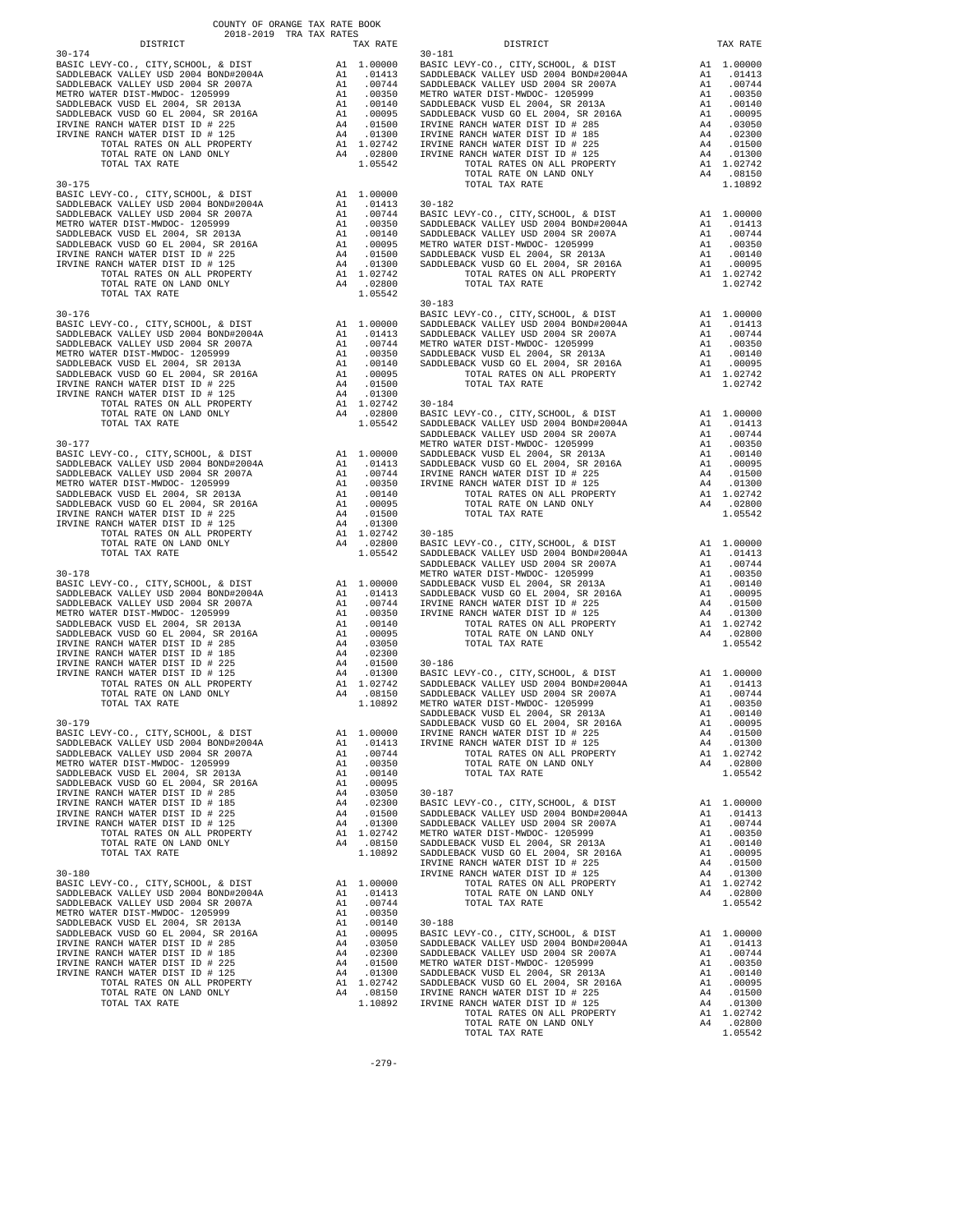COUNTY OF ORANGE TAX RATE BOOK
2018-2019 TRA TAX RATES

| DISTRICT | | TAX RATE |
|---|---|---|
| **30-174** | | |
| BASIC LEVY-CO., CITY,SCHOOL, & DIST | A1 | 1.00000 |
| SADDLEBACK VALLEY USD 2004 BOND#2004A | A1 | .01413 |
| SADDLEBACK VALLEY USD 2004 SR 2007A | A1 | .00744 |
| METRO WATER DIST-MWDOC- 1205999 | A1 | .00350 |
| SADDLEBACK VUSD EL 2004, SR 2013A | A1 | .00140 |
| SADDLEBACK VUSD GO EL 2004, SR 2016A | A1 | .00095 |
| IRVINE RANCH WATER DIST ID # 225 | A4 | .01500 |
| IRVINE RANCH WATER DIST ID # 125 | A4 | .01300 |
| TOTAL RATES ON ALL PROPERTY | A1 | 1.02742 |
| TOTAL RATE ON LAND ONLY | A4 | .02800 |
| TOTAL TAX RATE | | 1.05542 |
| **30-175** | | |
| BASIC LEVY-CO., CITY,SCHOOL, & DIST | A1 | 1.00000 |
| SADDLEBACK VALLEY USD 2004 BOND#2004A | A1 | .01413 |
| SADDLEBACK VALLEY USD 2004 SR 2007A | A1 | .00744 |
| METRO WATER DIST-MWDOC- 1205999 | A1 | .00350 |
| SADDLEBACK VUSD EL 2004, SR 2013A | A1 | .00140 |
| SADDLEBACK VUSD GO EL 2004, SR 2016A | A1 | .00095 |
| IRVINE RANCH WATER DIST ID # 225 | A4 | .01500 |
| IRVINE RANCH WATER DIST ID # 125 | A4 | .01300 |
| TOTAL RATES ON ALL PROPERTY | A1 | 1.02742 |
| TOTAL RATE ON LAND ONLY | A4 | .02800 |
| TOTAL TAX RATE | | 1.05542 |
| **30-176** | | |
| BASIC LEVY-CO., CITY,SCHOOL, & DIST | A1 | 1.00000 |
| SADDLEBACK VALLEY USD 2004 BOND#2004A | A1 | .01413 |
| SADDLEBACK VALLEY USD 2004 SR 2007A | A1 | .00744 |
| METRO WATER DIST-MWDOC- 1205999 | A1 | .00350 |
| SADDLEBACK VUSD EL 2004, SR 2013A | A1 | .00140 |
| SADDLEBACK VUSD GO EL 2004, SR 2016A | A1 | .00095 |
| IRVINE RANCH WATER DIST ID # 225 | A4 | .01500 |
| IRVINE RANCH WATER DIST ID # 125 | A4 | .01300 |
| TOTAL RATES ON ALL PROPERTY | A1 | 1.02742 |
| TOTAL RATE ON LAND ONLY | A4 | .02800 |
| TOTAL TAX RATE | | 1.05542 |
| **30-177** | | |
| BASIC LEVY-CO., CITY,SCHOOL, & DIST | A1 | 1.00000 |
| SADDLEBACK VALLEY USD 2004 BOND#2004A | A1 | .01413 |
| SADDLEBACK VALLEY USD 2004 SR 2007A | A1 | .00744 |
| METRO WATER DIST-MWDOC- 1205999 | A1 | .00350 |
| SADDLEBACK VUSD EL 2004, SR 2013A | A1 | .00140 |
| SADDLEBACK VUSD GO EL 2004, SR 2016A | A1 | .00095 |
| IRVINE RANCH WATER DIST ID # 225 | A4 | .01500 |
| IRVINE RANCH WATER DIST ID # 125 | A4 | .01300 |
| TOTAL RATES ON ALL PROPERTY | A1 | 1.02742 |
| TOTAL RATE ON LAND ONLY | A4 | .02800 |
| TOTAL TAX RATE | | 1.05542 |
| **30-178** | | |
| BASIC LEVY-CO., CITY,SCHOOL, & DIST | A1 | 1.00000 |
| SADDLEBACK VALLEY USD 2004 BOND#2004A | A1 | .01413 |
| SADDLEBACK VALLEY USD 2004 SR 2007A | A1 | .00744 |
| METRO WATER DIST-MWDOC- 1205999 | A1 | .00350 |
| SADDLEBACK VUSD EL 2004, SR 2013A | A1 | .00140 |
| SADDLEBACK VUSD GO EL 2004, SR 2016A | A1 | .00095 |
| IRVINE RANCH WATER DIST ID # 285 | A4 | .03050 |
| IRVINE RANCH WATER DIST ID # 185 | A4 | .02300 |
| IRVINE RANCH WATER DIST ID # 225 | A4 | .01500 |
| IRVINE RANCH WATER DIST ID # 125 | A4 | .01300 |
| TOTAL RATES ON ALL PROPERTY | A1 | 1.02742 |
| TOTAL RATE ON LAND ONLY | A4 | .08150 |
| TOTAL TAX RATE | | 1.10892 |
| **30-179** | | |
| BASIC LEVY-CO., CITY,SCHOOL, & DIST | A1 | 1.00000 |
| SADDLEBACK VALLEY USD 2004 BOND#2004A | A1 | .01413 |
| SADDLEBACK VALLEY USD 2004 SR 2007A | A1 | .00744 |
| METRO WATER DIST-MWDOC- 1205999 | A1 | .00350 |
| SADDLEBACK VUSD EL 2004, SR 2013A | A1 | .00140 |
| SADDLEBACK VUSD GO EL 2004, SR 2016A | A1 | .00095 |
| IRVINE RANCH WATER DIST ID # 285 | A4 | .03050 |
| IRVINE RANCH WATER DIST ID # 185 | A4 | .02300 |
| IRVINE RANCH WATER DIST ID # 225 | A4 | .01500 |
| IRVINE RANCH WATER DIST ID # 125 | A4 | .01300 |
| TOTAL RATES ON ALL PROPERTY | A1 | 1.02742 |
| TOTAL RATE ON LAND ONLY | A4 | .08150 |
| TOTAL TAX RATE | | 1.10892 |
| **30-180** | | |
| BASIC LEVY-CO., CITY,SCHOOL, & DIST | A1 | 1.00000 |
| SADDLEBACK VALLEY USD 2004 BOND#2004A | A1 | .01413 |
| SADDLEBACK VALLEY USD 2004 SR 2007A | A1 | .00744 |
| METRO WATER DIST-MWDOC- 1205999 | A1 | .00350 |
| SADDLEBACK VUSD EL 2004, SR 2013A | A1 | .00140 |
| SADDLEBACK VUSD GO EL 2004, SR 2016A | A1 | .00095 |
| IRVINE RANCH WATER DIST ID # 285 | A4 | .03050 |
| IRVINE RANCH WATER DIST ID # 185 | A4 | .02300 |
| IRVINE RANCH WATER DIST ID # 225 | A4 | .01500 |
| IRVINE RANCH WATER DIST ID # 125 | A4 | .01300 |
| TOTAL RATES ON ALL PROPERTY | A1 | 1.02742 |
| TOTAL RATE ON LAND ONLY | A4 | .08150 |
| TOTAL TAX RATE | | 1.10892 |
| **30-181** | | |
| BASIC LEVY-CO., CITY,SCHOOL, & DIST | A1 | 1.00000 |
| SADDLEBACK VALLEY USD 2004 BOND#2004A | A1 | .01413 |
| SADDLEBACK VALLEY USD 2004 SR 2007A | A1 | .00744 |
| METRO WATER DIST-MWDOC- 1205999 | A1 | .00350 |
| SADDLEBACK VUSD EL 2004, SR 2013A | A1 | .00140 |
| SADDLEBACK VUSD GO EL 2004, SR 2016A | A1 | .00095 |
| IRVINE RANCH WATER DIST ID # 285 | A4 | .03050 |
| IRVINE RANCH WATER DIST ID # 185 | A4 | .02300 |
| IRVINE RANCH WATER DIST ID # 225 | A4 | .01500 |
| IRVINE RANCH WATER DIST ID # 125 | A4 | .01300 |
| TOTAL RATES ON ALL PROPERTY | A1 | 1.02742 |
| TOTAL RATE ON LAND ONLY | A4 | .08150 |
| TOTAL TAX RATE | | 1.10892 |
| **30-182** | | |
| BASIC LEVY-CO., CITY,SCHOOL, & DIST | A1 | 1.00000 |
| SADDLEBACK VALLEY USD 2004 BOND#2004A | A1 | .01413 |
| SADDLEBACK VALLEY USD 2004 SR 2007A | A1 | .00744 |
| METRO WATER DIST-MWDOC- 1205999 | A1 | .00350 |
| SADDLEBACK VUSD EL 2004, SR 2013A | A1 | .00140 |
| SADDLEBACK VUSD GO EL 2004, SR 2016A | A1 | .00095 |
| TOTAL RATES ON ALL PROPERTY | A1 | 1.02742 |
| TOTAL TAX RATE | | 1.02742 |
| **30-183** | | |
| BASIC LEVY-CO., CITY,SCHOOL, & DIST | A1 | 1.00000 |
| SADDLEBACK VALLEY USD 2004 BOND#2004A | A1 | .01413 |
| SADDLEBACK VALLEY USD 2004 SR 2007A | A1 | .00744 |
| METRO WATER DIST-MWDOC- 1205999 | A1 | .00350 |
| SADDLEBACK VUSD EL 2004, SR 2013A | A1 | .00140 |
| SADDLEBACK VUSD GO EL 2004, SR 2016A | A1 | .00095 |
| TOTAL RATES ON ALL PROPERTY | A1 | 1.02742 |
| TOTAL TAX RATE | | 1.02742 |
| **30-184** | | |
| BASIC LEVY-CO., CITY,SCHOOL, & DIST | A1 | 1.00000 |
| SADDLEBACK VALLEY USD 2004 BOND#2004A | A1 | .01413 |
| SADDLEBACK VALLEY USD 2004 SR 2007A | A1 | .00744 |
| METRO WATER DIST-MWDOC- 1205999 | A1 | .00350 |
| SADDLEBACK VUSD EL 2004, SR 2013A | A1 | .00140 |
| SADDLEBACK VUSD GO EL 2004, SR 2016A | A1 | .00095 |
| IRVINE RANCH WATER DIST ID # 225 | A4 | .01500 |
| IRVINE RANCH WATER DIST ID # 125 | A4 | .01300 |
| TOTAL RATES ON ALL PROPERTY | A1 | 1.02742 |
| TOTAL RATE ON LAND ONLY | A4 | .02800 |
| TOTAL TAX RATE | | 1.05542 |
| **30-185** | | |
| BASIC LEVY-CO., CITY,SCHOOL, & DIST | A1 | 1.00000 |
| SADDLEBACK VALLEY USD 2004 BOND#2004A | A1 | .01413 |
| SADDLEBACK VALLEY USD 2004 SR 2007A | A1 | .00744 |
| METRO WATER DIST-MWDOC- 1205999 | A1 | .00350 |
| SADDLEBACK VUSD EL 2004, SR 2013A | A1 | .00140 |
| SADDLEBACK VUSD GO EL 2004, SR 2016A | A1 | .00095 |
| IRVINE RANCH WATER DIST ID # 225 | A4 | .01500 |
| IRVINE RANCH WATER DIST ID # 125 | A4 | .01300 |
| TOTAL RATES ON ALL PROPERTY | A1 | 1.02742 |
| TOTAL RATE ON LAND ONLY | A4 | .02800 |
| TOTAL TAX RATE | | 1.05542 |
| **30-186** | | |
| BASIC LEVY-CO., CITY,SCHOOL, & DIST | A1 | 1.00000 |
| SADDLEBACK VALLEY USD 2004 BOND#2004A | A1 | .01413 |
| SADDLEBACK VALLEY USD 2004 SR 2007A | A1 | .00744 |
| METRO WATER DIST-MWDOC- 1205999 | A1 | .00350 |
| SADDLEBACK VUSD EL 2004, SR 2013A | A1 | .00140 |
| SADDLEBACK VUSD GO EL 2004, SR 2016A | A1 | .00095 |
| IRVINE RANCH WATER DIST ID # 225 | A4 | .01500 |
| IRVINE RANCH WATER DIST ID # 125 | A4 | .01300 |
| TOTAL RATES ON ALL PROPERTY | A1 | 1.02742 |
| TOTAL RATE ON LAND ONLY | A4 | .02800 |
| TOTAL TAX RATE | | 1.05542 |
| **30-187** | | |
| BASIC LEVY-CO., CITY,SCHOOL, & DIST | A1 | 1.00000 |
| SADDLEBACK VALLEY USD 2004 BOND#2004A | A1 | .01413 |
| SADDLEBACK VALLEY USD 2004 SR 2007A | A1 | .00744 |
| METRO WATER DIST-MWDOC- 1205999 | A1 | .00350 |
| SADDLEBACK VUSD EL 2004, SR 2013A | A1 | .00140 |
| SADDLEBACK VUSD GO EL 2004, SR 2016A | A1 | .00095 |
| IRVINE RANCH WATER DIST ID # 225 | A4 | .01500 |
| IRVINE RANCH WATER DIST ID # 125 | A4 | .01300 |
| TOTAL RATES ON ALL PROPERTY | A1 | 1.02742 |
| TOTAL RATE ON LAND ONLY | A4 | .02800 |
| TOTAL TAX RATE | | 1.05542 |
| **30-188** | | |
| BASIC LEVY-CO., CITY,SCHOOL, & DIST | A1 | 1.00000 |
| SADDLEBACK VALLEY USD 2004 BOND#2004A | A1 | .01413 |
| SADDLEBACK VALLEY USD 2004 SR 2007A | A1 | .00744 |
| METRO WATER DIST-MWDOC- 1205999 | A1 | .00350 |
| SADDLEBACK VUSD EL 2004, SR 2013A | A1 | .00140 |
| SADDLEBACK VUSD GO EL 2004, SR 2016A | A1 | .00095 |
| IRVINE RANCH WATER DIST ID # 225 | A4 | .01500 |
| IRVINE RANCH WATER DIST ID # 125 | A4 | .01300 |
| TOTAL RATES ON ALL PROPERTY | A1 | 1.02742 |
| TOTAL RATE ON LAND ONLY | A4 | .02800 |
| TOTAL TAX RATE | | 1.05542 |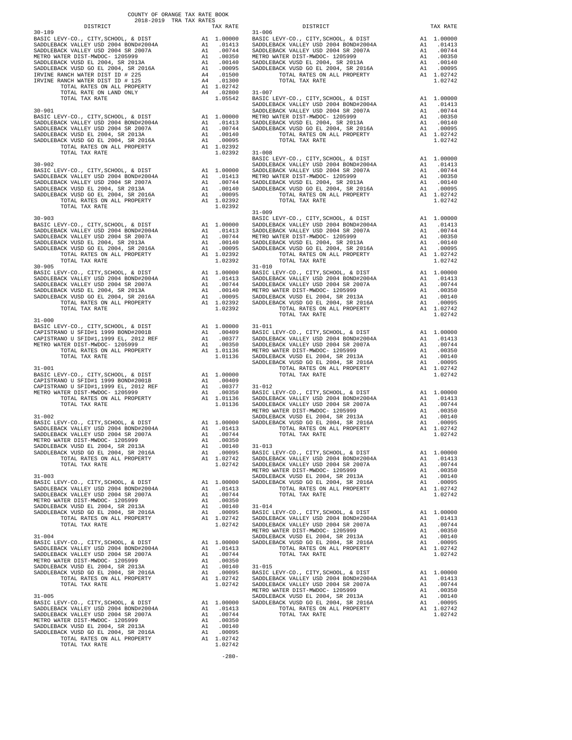COUNTY OF ORANGE TAX RATE BOOK
2018-2019 TRA TAX RATES

| DISTRICT | | TAX RATE |
|---|---|---|
| **30-189** | | |
| BASIC LEVY-CO., CITY,SCHOOL, & DIST | A1 | 1.00000 |
| SADDLEBACK VALLEY USD 2004 BOND#2004A | A1 | .01413 |
| SADDLEBACK VALLEY USD 2004 SR 2007A | A1 | .00744 |
| METRO WATER DIST-MWDOC- 1205999 | A1 | .00350 |
| SADDLEBACK VUSD EL 2004, SR 2013A | A1 | .00140 |
| SADDLEBACK VUSD GO EL 2004, SR 2016A | A1 | .00095 |
| IRVINE RANCH WATER DIST ID # 225 | A4 | .01500 |
| IRVINE RANCH WATER DIST ID # 125 | A4 | .01300 |
| TOTAL RATES ON ALL PROPERTY | A1 | 1.02742 |
| TOTAL RATE ON LAND ONLY | A4 | .02800 |
| TOTAL TAX RATE | | 1.05542 |
| **30-901** | | |
| BASIC LEVY-CO., CITY,SCHOOL, & DIST | A1 | 1.00000 |
| SADDLEBACK VALLEY USD 2004 BOND#2004A | A1 | .01413 |
| SADDLEBACK VALLEY USD 2004 SR 2007A | A1 | .00744 |
| SADDLEBACK VUSD EL 2004, SR 2013A | A1 | .00140 |
| SADDLEBACK VUSD GO EL 2004, SR 2016A | A1 | .00095 |
| TOTAL RATES ON ALL PROPERTY | A1 | 1.02392 |
| TOTAL TAX RATE | | 1.02392 |
| **30-902** | | |
| BASIC LEVY-CO., CITY,SCHOOL, & DIST | A1 | 1.00000 |
| SADDLEBACK VALLEY USD 2004 BOND#2004A | A1 | .01413 |
| SADDLEBACK VALLEY USD 2004 SR 2007A | A1 | .00744 |
| SADDLEBACK VUSD EL 2004, SR 2013A | A1 | .00140 |
| SADDLEBACK VUSD GO EL 2004, SR 2016A | A1 | .00095 |
| TOTAL RATES ON ALL PROPERTY | A1 | 1.02392 |
| TOTAL TAX RATE | | 1.02392 |
| **30-903** | | |
| BASIC LEVY-CO., CITY,SCHOOL, & DIST | A1 | 1.00000 |
| SADDLEBACK VALLEY USD 2004 BOND#2004A | A1 | .01413 |
| SADDLEBACK VALLEY USD 2004 SR 2007A | A1 | .00744 |
| SADDLEBACK VUSD EL 2004, SR 2013A | A1 | .00140 |
| SADDLEBACK VUSD GO EL 2004, SR 2016A | A1 | .00095 |
| TOTAL RATES ON ALL PROPERTY | A1 | 1.02392 |
| TOTAL TAX RATE | | 1.02392 |
| **30-905** | | |
| BASIC LEVY-CO., CITY,SCHOOL, & DIST | A1 | 1.00000 |
| SADDLEBACK VALLEY USD 2004 BOND#2004A | A1 | .01413 |
| SADDLEBACK VALLEY USD 2004 SR 2007A | A1 | .00744 |
| SADDLEBACK VUSD EL 2004, SR 2013A | A1 | .00140 |
| SADDLEBACK VUSD GO EL 2004, SR 2016A | A1 | .00095 |
| TOTAL RATES ON ALL PROPERTY | A1 | 1.02392 |
| TOTAL TAX RATE | | 1.02392 |
| **31-000** | | |
| BASIC LEVY-CO., CITY,SCHOOL, & DIST | A1 | 1.00000 |
| CAPISTRANO U SFID#1 1999 BOND#2001B | A1 | .00409 |
| CAPISTRANO U SFID#1,1999 EL, 2012 REF | A1 | .00377 |
| METRO WATER DIST-MWDOC- 1205999 | A1 | .00350 |
| TOTAL RATES ON ALL PROPERTY | A1 | 1.01136 |
| TOTAL TAX RATE | | 1.01136 |
| **31-001** | | |
| BASIC LEVY-CO., CITY,SCHOOL, & DIST | A1 | 1.00000 |
| CAPISTRANO U SFID#1 1999 BOND#2001B | A1 | .00409 |
| CAPISTRANO U SFID#1,1999 EL, 2012 REF | A1 | .00377 |
| METRO WATER DIST-MWDOC- 1205999 | A1 | .00350 |
| TOTAL RATES ON ALL PROPERTY | A1 | 1.01136 |
| TOTAL TAX RATE | | 1.01136 |
| **31-002** | | |
| BASIC LEVY-CO., CITY,SCHOOL, & DIST | A1 | 1.00000 |
| SADDLEBACK VALLEY USD 2004 BOND#2004A | A1 | .01413 |
| SADDLEBACK VALLEY USD 2004 SR 2007A | A1 | .00744 |
| METRO WATER DIST-MWDOC- 1205999 | A1 | .00350 |
| SADDLEBACK VUSD EL 2004, SR 2013A | A1 | .00140 |
| SADDLEBACK VUSD GO EL 2004, SR 2016A | A1 | .00095 |
| TOTAL RATES ON ALL PROPERTY | A1 | 1.02742 |
| TOTAL TAX RATE | | 1.02742 |
| **31-003** | | |
| BASIC LEVY-CO., CITY,SCHOOL, & DIST | A1 | 1.00000 |
| SADDLEBACK VALLEY USD 2004 BOND#2004A | A1 | .01413 |
| SADDLEBACK VALLEY USD 2004 SR 2007A | A1 | .00744 |
| METRO WATER DIST-MWDOC- 1205999 | A1 | .00350 |
| SADDLEBACK VUSD EL 2004, SR 2013A | A1 | .00140 |
| SADDLEBACK VUSD GO EL 2004, SR 2016A | A1 | .00095 |
| TOTAL RATES ON ALL PROPERTY | A1 | 1.02742 |
| TOTAL TAX RATE | | 1.02742 |
| **31-004** | | |
| BASIC LEVY-CO., CITY,SCHOOL, & DIST | A1 | 1.00000 |
| SADDLEBACK VALLEY USD 2004 BOND#2004A | A1 | .01413 |
| SADDLEBACK VALLEY USD 2004 SR 2007A | A1 | .00744 |
| METRO WATER DIST-MWDOC- 1205999 | A1 | .00350 |
| SADDLEBACK VUSD EL 2004, SR 2013A | A1 | .00140 |
| SADDLEBACK VUSD GO EL 2004, SR 2016A | A1 | .00095 |
| TOTAL RATES ON ALL PROPERTY | A1 | 1.02742 |
| TOTAL TAX RATE | | 1.02742 |
| **31-005** | | |
| BASIC LEVY-CO., CITY,SCHOOL, & DIST | A1 | 1.00000 |
| SADDLEBACK VALLEY USD 2004 BOND#2004A | A1 | .01413 |
| SADDLEBACK VALLEY USD 2004 SR 2007A | A1 | .00744 |
| METRO WATER DIST-MWDOC- 1205999 | A1 | .00350 |
| SADDLEBACK VUSD EL 2004, SR 2013A | A1 | .00140 |
| SADDLEBACK VUSD GO EL 2004, SR 2016A | A1 | .00095 |
| TOTAL RATES ON ALL PROPERTY | A1 | 1.02742 |
| TOTAL TAX RATE | | 1.02742 |
| **31-006** | | |
| BASIC LEVY-CO., CITY,SCHOOL, & DIST | A1 | 1.00000 |
| SADDLEBACK VALLEY USD 2004 BOND#2004A | A1 | .01413 |
| SADDLEBACK VALLEY USD 2004 SR 2007A | A1 | .00744 |
| METRO WATER DIST-MWDOC- 1205999 | A1 | .00350 |
| SADDLEBACK VUSD EL 2004, SR 2013A | A1 | .00140 |
| SADDLEBACK VUSD GO EL 2004, SR 2016A | A1 | .00095 |
| TOTAL RATES ON ALL PROPERTY | A1 | 1.02742 |
| TOTAL TAX RATE | | 1.02742 |
| **31-007** | | |
| BASIC LEVY-CO., CITY,SCHOOL, & DIST | A1 | 1.00000 |
| SADDLEBACK VALLEY USD 2004 BOND#2004A | A1 | .01413 |
| SADDLEBACK VALLEY USD 2004 SR 2007A | A1 | .00744 |
| METRO WATER DIST-MWDOC- 1205999 | A1 | .00350 |
| SADDLEBACK VUSD EL 2004, SR 2013A | A1 | .00140 |
| SADDLEBACK VUSD GO EL 2004, SR 2016A | A1 | .00095 |
| TOTAL RATES ON ALL PROPERTY | A1 | 1.02742 |
| TOTAL TAX RATE | | 1.02742 |
| **31-008** | | |
| BASIC LEVY-CO., CITY,SCHOOL, & DIST | A1 | 1.00000 |
| SADDLEBACK VALLEY USD 2004 BOND#2004A | A1 | .01413 |
| SADDLEBACK VALLEY USD 2004 SR 2007A | A1 | .00744 |
| METRO WATER DIST-MWDOC- 1205999 | A1 | .00350 |
| SADDLEBACK VUSD EL 2004, SR 2013A | A1 | .00140 |
| SADDLEBACK VUSD GO EL 2004, SR 2016A | A1 | .00095 |
| TOTAL RATES ON ALL PROPERTY | A1 | 1.02742 |
| TOTAL TAX RATE | | 1.02742 |
| **31-009** | | |
| BASIC LEVY-CO., CITY,SCHOOL, & DIST | A1 | 1.00000 |
| SADDLEBACK VALLEY USD 2004 BOND#2004A | A1 | .01413 |
| SADDLEBACK VALLEY USD 2004 SR 2007A | A1 | .00744 |
| METRO WATER DIST-MWDOC- 1205999 | A1 | .00350 |
| SADDLEBACK VUSD EL 2004, SR 2013A | A1 | .00140 |
| SADDLEBACK VUSD GO EL 2004, SR 2016A | A1 | .00095 |
| TOTAL RATES ON ALL PROPERTY | A1 | 1.02742 |
| TOTAL TAX RATE | | 1.02742 |
| **31-010** | | |
| BASIC LEVY-CO., CITY,SCHOOL, & DIST | A1 | 1.00000 |
| SADDLEBACK VALLEY USD 2004 BOND#2004A | A1 | .01413 |
| SADDLEBACK VALLEY USD 2004 SR 2007A | A1 | .00744 |
| METRO WATER DIST-MWDOC- 1205999 | A1 | .00350 |
| SADDLEBACK VUSD EL 2004, SR 2013A | A1 | .00140 |
| SADDLEBACK VUSD GO EL 2004, SR 2016A | A1 | .00095 |
| TOTAL RATES ON ALL PROPERTY | A1 | 1.02742 |
| TOTAL TAX RATE | | 1.02742 |
| **31-011** | | |
| BASIC LEVY-CO., CITY,SCHOOL, & DIST | A1 | 1.00000 |
| SADDLEBACK VALLEY USD 2004 BOND#2004A | A1 | .01413 |
| SADDLEBACK VALLEY USD 2004 SR 2007A | A1 | .00744 |
| METRO WATER DIST-MWDOC- 1205999 | A1 | .00350 |
| SADDLEBACK VUSD EL 2004, SR 2013A | A1 | .00140 |
| SADDLEBACK VUSD GO EL 2004, SR 2016A | A1 | .00095 |
| TOTAL RATES ON ALL PROPERTY | A1 | 1.02742 |
| TOTAL TAX RATE | | 1.02742 |
| **31-012** | | |
| BASIC LEVY-CO., CITY,SCHOOL, & DIST | A1 | 1.00000 |
| SADDLEBACK VALLEY USD 2004 BOND#2004A | A1 | .01413 |
| SADDLEBACK VALLEY USD 2004 SR 2007A | A1 | .00744 |
| METRO WATER DIST-MWDOC- 1205999 | A1 | .00350 |
| SADDLEBACK VUSD EL 2004, SR 2013A | A1 | .00140 |
| SADDLEBACK VUSD GO EL 2004, SR 2016A | A1 | .00095 |
| TOTAL RATES ON ALL PROPERTY | A1 | 1.02742 |
| TOTAL TAX RATE | | 1.02742 |
| **31-013** | | |
| BASIC LEVY-CO., CITY,SCHOOL, & DIST | A1 | 1.00000 |
| SADDLEBACK VALLEY USD 2004 BOND#2004A | A1 | .01413 |
| SADDLEBACK VALLEY USD 2004 SR 2007A | A1 | .00744 |
| METRO WATER DIST-MWDOC- 1205999 | A1 | .00350 |
| SADDLEBACK VUSD EL 2004, SR 2013A | A1 | .00140 |
| SADDLEBACK VUSD GO EL 2004, SR 2016A | A1 | .00095 |
| TOTAL RATES ON ALL PROPERTY | A1 | 1.02742 |
| TOTAL TAX RATE | | 1.02742 |
| **31-014** | | |
| BASIC LEVY-CO., CITY,SCHOOL, & DIST | A1 | 1.00000 |
| SADDLEBACK VALLEY USD 2004 BOND#2004A | A1 | .01413 |
| SADDLEBACK VALLEY USD 2004 SR 2007A | A1 | .00744 |
| METRO WATER DIST-MWDOC- 1205999 | A1 | .00350 |
| SADDLEBACK VUSD EL 2004, SR 2013A | A1 | .00140 |
| SADDLEBACK VUSD GO EL 2004, SR 2016A | A1 | .00095 |
| TOTAL RATES ON ALL PROPERTY | A1 | 1.02742 |
| TOTAL TAX RATE | | 1.02742 |
| **31-015** | | |
| BASIC LEVY-CO., CITY,SCHOOL, & DIST | A1 | 1.00000 |
| SADDLEBACK VALLEY USD 2004 BOND#2004A | A1 | .01413 |
| SADDLEBACK VALLEY USD 2004 SR 2007A | A1 | .00744 |
| METRO WATER DIST-MWDOC- 1205999 | A1 | .00350 |
| SADDLEBACK VUSD EL 2004, SR 2013A | A1 | .00140 |
| SADDLEBACK VUSD GO EL 2004, SR 2016A | A1 | .00095 |
| TOTAL RATES ON ALL PROPERTY | A1 | 1.02742 |
| TOTAL TAX RATE | | 1.02742 |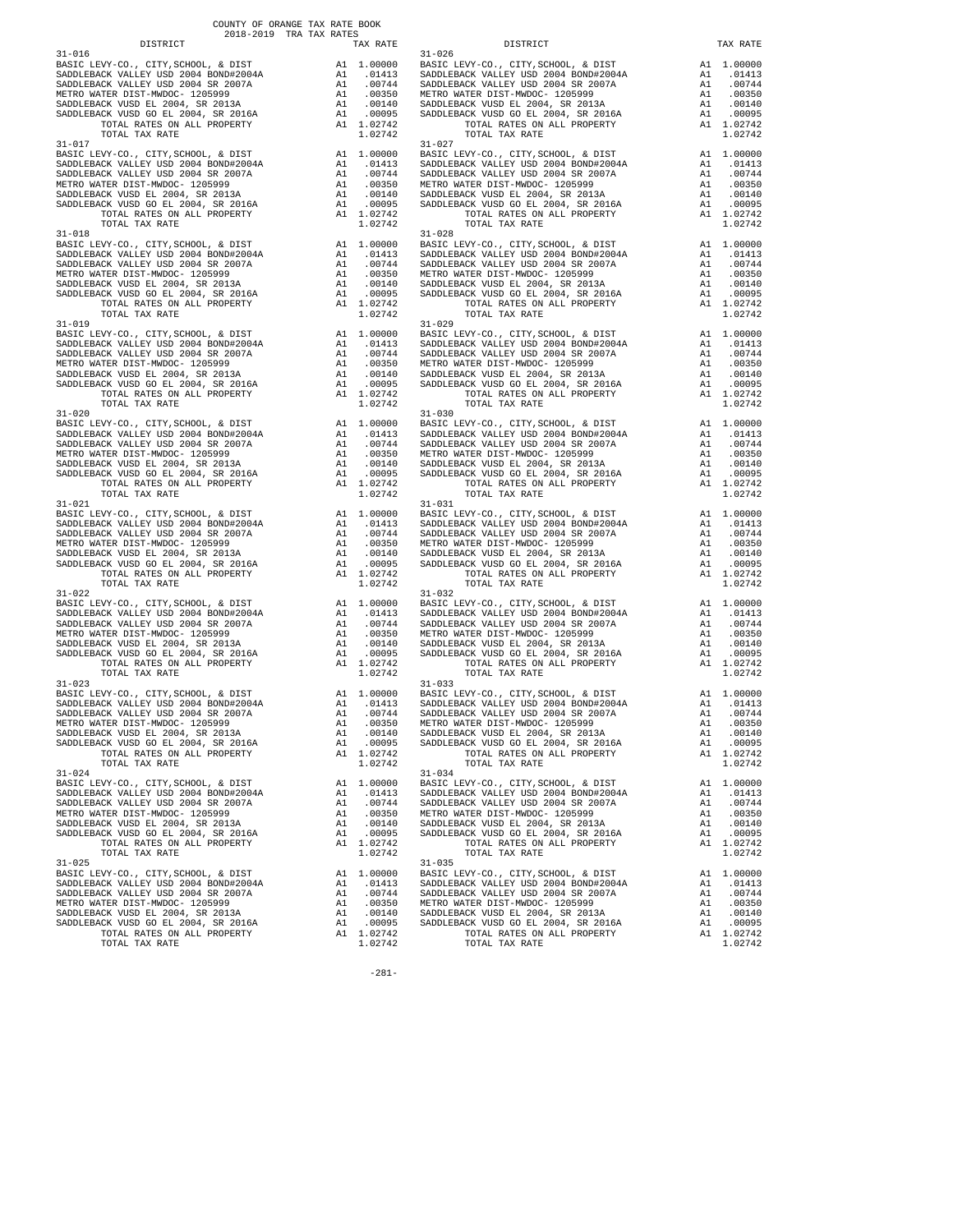COUNTY OF ORANGE TAX RATE BOOK
2018-2019 TRA TAX RATES

| DISTRICT | | TAX RATE |
|---|---|---|
| 31-016 | | |
| BASIC LEVY-CO., CITY,SCHOOL, & DIST | A1 | 1.00000 |
| SADDLEBACK VALLEY USD 2004 BOND#2004A | A1 | .01413 |
| SADDLEBACK VALLEY USD 2004 SR 2007A | A1 | .00744 |
| METRO WATER DIST-MWDOC- 1205999 | A1 | .00350 |
| SADDLEBACK VUSD EL 2004, SR 2013A | A1 | .00140 |
| SADDLEBACK VUSD GO EL 2004, SR 2016A | A1 | .00095 |
| TOTAL RATES ON ALL PROPERTY | A1 | 1.02742 |
| TOTAL TAX RATE | | 1.02742 |
| 31-017 | | |
| BASIC LEVY-CO., CITY,SCHOOL, & DIST | A1 | 1.00000 |
| SADDLEBACK VALLEY USD 2004 BOND#2004A | A1 | .01413 |
| SADDLEBACK VALLEY USD 2004 SR 2007A | A1 | .00744 |
| METRO WATER DIST-MWDOC- 1205999 | A1 | .00350 |
| SADDLEBACK VUSD EL 2004, SR 2013A | A1 | .00140 |
| SADDLEBACK VUSD GO EL 2004, SR 2016A | A1 | .00095 |
| TOTAL RATES ON ALL PROPERTY | A1 | 1.02742 |
| TOTAL TAX RATE | | 1.02742 |
| 31-018 | | |
| BASIC LEVY-CO., CITY,SCHOOL, & DIST | A1 | 1.00000 |
| SADDLEBACK VALLEY USD 2004 BOND#2004A | A1 | .01413 |
| SADDLEBACK VALLEY USD 2004 SR 2007A | A1 | .00744 |
| METRO WATER DIST-MWDOC- 1205999 | A1 | .00350 |
| SADDLEBACK VUSD EL 2004, SR 2013A | A1 | .00140 |
| SADDLEBACK VUSD GO EL 2004, SR 2016A | A1 | .00095 |
| TOTAL RATES ON ALL PROPERTY | A1 | 1.02742 |
| TOTAL TAX RATE | | 1.02742 |
| 31-019 | | |
| BASIC LEVY-CO., CITY,SCHOOL, & DIST | A1 | 1.00000 |
| SADDLEBACK VALLEY USD 2004 BOND#2004A | A1 | .01413 |
| SADDLEBACK VALLEY USD 2004 SR 2007A | A1 | .00744 |
| METRO WATER DIST-MWDOC- 1205999 | A1 | .00350 |
| SADDLEBACK VUSD EL 2004, SR 2013A | A1 | .00140 |
| SADDLEBACK VUSD GO EL 2004, SR 2016A | A1 | .00095 |
| TOTAL RATES ON ALL PROPERTY | A1 | 1.02742 |
| TOTAL TAX RATE | | 1.02742 |
| 31-020 | | |
| BASIC LEVY-CO., CITY,SCHOOL, & DIST | A1 | 1.00000 |
| SADDLEBACK VALLEY USD 2004 BOND#2004A | A1 | .01413 |
| SADDLEBACK VALLEY USD 2004 SR 2007A | A1 | .00744 |
| METRO WATER DIST-MWDOC- 1205999 | A1 | .00350 |
| SADDLEBACK VUSD EL 2004, SR 2013A | A1 | .00140 |
| SADDLEBACK VUSD GO EL 2004, SR 2016A | A1 | .00095 |
| TOTAL RATES ON ALL PROPERTY | A1 | 1.02742 |
| TOTAL TAX RATE | | 1.02742 |
| 31-021 | | |
| BASIC LEVY-CO., CITY,SCHOOL, & DIST | A1 | 1.00000 |
| SADDLEBACK VALLEY USD 2004 BOND#2004A | A1 | .01413 |
| SADDLEBACK VALLEY USD 2004 SR 2007A | A1 | .00744 |
| METRO WATER DIST-MWDOC- 1205999 | A1 | .00350 |
| SADDLEBACK VUSD EL 2004, SR 2013A | A1 | .00140 |
| SADDLEBACK VUSD GO EL 2004, SR 2016A | A1 | .00095 |
| TOTAL RATES ON ALL PROPERTY | A1 | 1.02742 |
| TOTAL TAX RATE | | 1.02742 |
| 31-022 | | |
| BASIC LEVY-CO., CITY,SCHOOL, & DIST | A1 | 1.00000 |
| SADDLEBACK VALLEY USD 2004 BOND#2004A | A1 | .01413 |
| SADDLEBACK VALLEY USD 2004 SR 2007A | A1 | .00744 |
| METRO WATER DIST-MWDOC- 1205999 | A1 | .00350 |
| SADDLEBACK VUSD EL 2004, SR 2013A | A1 | .00140 |
| SADDLEBACK VUSD GO EL 2004, SR 2016A | A1 | .00095 |
| TOTAL RATES ON ALL PROPERTY | A1 | 1.02742 |
| TOTAL TAX RATE | | 1.02742 |
| 31-023 | | |
| BASIC LEVY-CO., CITY,SCHOOL, & DIST | A1 | 1.00000 |
| SADDLEBACK VALLEY USD 2004 BOND#2004A | A1 | .01413 |
| SADDLEBACK VALLEY USD 2004 SR 2007A | A1 | .00744 |
| METRO WATER DIST-MWDOC- 1205999 | A1 | .00350 |
| SADDLEBACK VUSD EL 2004, SR 2013A | A1 | .00140 |
| SADDLEBACK VUSD GO EL 2004, SR 2016A | A1 | .00095 |
| TOTAL RATES ON ALL PROPERTY | A1 | 1.02742 |
| TOTAL TAX RATE | | 1.02742 |
| 31-024 | | |
| BASIC LEVY-CO., CITY,SCHOOL, & DIST | A1 | 1.00000 |
| SADDLEBACK VALLEY USD 2004 BOND#2004A | A1 | .01413 |
| SADDLEBACK VALLEY USD 2004 SR 2007A | A1 | .00744 |
| METRO WATER DIST-MWDOC- 1205999 | A1 | .00350 |
| SADDLEBACK VUSD EL 2004, SR 2013A | A1 | .00140 |
| SADDLEBACK VUSD GO EL 2004, SR 2016A | A1 | .00095 |
| TOTAL RATES ON ALL PROPERTY | A1 | 1.02742 |
| TOTAL TAX RATE | | 1.02742 |
| 31-025 | | |
| BASIC LEVY-CO., CITY,SCHOOL, & DIST | A1 | 1.00000 |
| SADDLEBACK VALLEY USD 2004 BOND#2004A | A1 | .01413 |
| SADDLEBACK VALLEY USD 2004 SR 2007A | A1 | .00744 |
| METRO WATER DIST-MWDOC- 1205999 | A1 | .00350 |
| SADDLEBACK VUSD EL 2004, SR 2013A | A1 | .00140 |
| SADDLEBACK VUSD GO EL 2004, SR 2016A | A1 | .00095 |
| TOTAL RATES ON ALL PROPERTY | A1 | 1.02742 |
| TOTAL TAX RATE | | 1.02742 |
| 31-026 | | |
| BASIC LEVY-CO., CITY,SCHOOL, & DIST | A1 | 1.00000 |
| SADDLEBACK VALLEY USD 2004 BOND#2004A | A1 | .01413 |
| SADDLEBACK VALLEY USD 2004 SR 2007A | A1 | .00744 |
| METRO WATER DIST-MWDOC- 1205999 | A1 | .00350 |
| SADDLEBACK VUSD EL 2004, SR 2013A | A1 | .00140 |
| SADDLEBACK VUSD GO EL 2004, SR 2016A | A1 | .00095 |
| TOTAL RATES ON ALL PROPERTY | A1 | 1.02742 |
| TOTAL TAX RATE | | 1.02742 |
| 31-027 | | |
| BASIC LEVY-CO., CITY,SCHOOL, & DIST | A1 | 1.00000 |
| SADDLEBACK VALLEY USD 2004 BOND#2004A | A1 | .01413 |
| SADDLEBACK VALLEY USD 2004 SR 2007A | A1 | .00744 |
| METRO WATER DIST-MWDOC- 1205999 | A1 | .00350 |
| SADDLEBACK VUSD EL 2004, SR 2013A | A1 | .00140 |
| SADDLEBACK VUSD GO EL 2004, SR 2016A | A1 | .00095 |
| TOTAL RATES ON ALL PROPERTY | A1 | 1.02742 |
| TOTAL TAX RATE | | 1.02742 |
| 31-028 | | |
| BASIC LEVY-CO., CITY,SCHOOL, & DIST | A1 | 1.00000 |
| SADDLEBACK VALLEY USD 2004 BOND#2004A | A1 | .01413 |
| SADDLEBACK VALLEY USD 2004 SR 2007A | A1 | .00744 |
| METRO WATER DIST-MWDOC- 1205999 | A1 | .00350 |
| SADDLEBACK VUSD EL 2004, SR 2013A | A1 | .00140 |
| SADDLEBACK VUSD GO EL 2004, SR 2016A | A1 | .00095 |
| TOTAL RATES ON ALL PROPERTY | A1 | 1.02742 |
| TOTAL TAX RATE | | 1.02742 |
| 31-029 | | |
| BASIC LEVY-CO., CITY,SCHOOL, & DIST | A1 | 1.00000 |
| SADDLEBACK VALLEY USD 2004 BOND#2004A | A1 | .01413 |
| SADDLEBACK VALLEY USD 2004 SR 2007A | A1 | .00744 |
| METRO WATER DIST-MWDOC- 1205999 | A1 | .00350 |
| SADDLEBACK VUSD EL 2004, SR 2013A | A1 | .00140 |
| SADDLEBACK VUSD GO EL 2004, SR 2016A | A1 | .00095 |
| TOTAL RATES ON ALL PROPERTY | A1 | 1.02742 |
| TOTAL TAX RATE | | 1.02742 |
| 31-030 | | |
| BASIC LEVY-CO., CITY,SCHOOL, & DIST | A1 | 1.00000 |
| SADDLEBACK VALLEY USD 2004 BOND#2004A | A1 | .01413 |
| SADDLEBACK VALLEY USD 2004 SR 2007A | A1 | .00744 |
| METRO WATER DIST-MWDOC- 1205999 | A1 | .00350 |
| SADDLEBACK VUSD EL 2004, SR 2013A | A1 | .00140 |
| SADDLEBACK VUSD GO EL 2004, SR 2016A | A1 | .00095 |
| TOTAL RATES ON ALL PROPERTY | A1 | 1.02742 |
| TOTAL TAX RATE | | 1.02742 |
| 31-031 | | |
| BASIC LEVY-CO., CITY,SCHOOL, & DIST | A1 | 1.00000 |
| SADDLEBACK VALLEY USD 2004 BOND#2004A | A1 | .01413 |
| SADDLEBACK VALLEY USD 2004 SR 2007A | A1 | .00744 |
| METRO WATER DIST-MWDOC- 1205999 | A1 | .00350 |
| SADDLEBACK VUSD EL 2004, SR 2013A | A1 | .00140 |
| SADDLEBACK VUSD GO EL 2004, SR 2016A | A1 | .00095 |
| TOTAL RATES ON ALL PROPERTY | A1 | 1.02742 |
| TOTAL TAX RATE | | 1.02742 |
| 31-032 | | |
| BASIC LEVY-CO., CITY,SCHOOL, & DIST | A1 | 1.00000 |
| SADDLEBACK VALLEY USD 2004 BOND#2004A | A1 | .01413 |
| SADDLEBACK VALLEY USD 2004 SR 2007A | A1 | .00744 |
| METRO WATER DIST-MWDOC- 1205999 | A1 | .00350 |
| SADDLEBACK VUSD EL 2004, SR 2013A | A1 | .00140 |
| SADDLEBACK VUSD GO EL 2004, SR 2016A | A1 | .00095 |
| TOTAL RATES ON ALL PROPERTY | A1 | 1.02742 |
| TOTAL TAX RATE | | 1.02742 |
| 31-033 | | |
| BASIC LEVY-CO., CITY,SCHOOL, & DIST | A1 | 1.00000 |
| SADDLEBACK VALLEY USD 2004 BOND#2004A | A1 | .01413 |
| SADDLEBACK VALLEY USD 2004 SR 2007A | A1 | .00744 |
| METRO WATER DIST-MWDOC- 1205999 | A1 | .00350 |
| SADDLEBACK VUSD EL 2004, SR 2013A | A1 | .00140 |
| SADDLEBACK VUSD GO EL 2004, SR 2016A | A1 | .00095 |
| TOTAL RATES ON ALL PROPERTY | A1 | 1.02742 |
| TOTAL TAX RATE | | 1.02742 |
| 31-034 | | |
| BASIC LEVY-CO., CITY,SCHOOL, & DIST | A1 | 1.00000 |
| SADDLEBACK VALLEY USD 2004 BOND#2004A | A1 | .01413 |
| SADDLEBACK VALLEY USD 2004 SR 2007A | A1 | .00744 |
| METRO WATER DIST-MWDOC- 1205999 | A1 | .00350 |
| SADDLEBACK VUSD EL 2004, SR 2013A | A1 | .00140 |
| SADDLEBACK VUSD GO EL 2004, SR 2016A | A1 | .00095 |
| TOTAL RATES ON ALL PROPERTY | A1 | 1.02742 |
| TOTAL TAX RATE | | 1.02742 |
| 31-035 | | |
| BASIC LEVY-CO., CITY,SCHOOL, & DIST | A1 | 1.00000 |
| SADDLEBACK VALLEY USD 2004 BOND#2004A | A1 | .01413 |
| SADDLEBACK VALLEY USD 2004 SR 2007A | A1 | .00744 |
| METRO WATER DIST-MWDOC- 1205999 | A1 | .00350 |
| SADDLEBACK VUSD EL 2004, SR 2013A | A1 | .00140 |
| SADDLEBACK VUSD GO EL 2004, SR 2016A | A1 | .00095 |
| TOTAL RATES ON ALL PROPERTY | A1 | 1.02742 |
| TOTAL TAX RATE | | 1.02742 |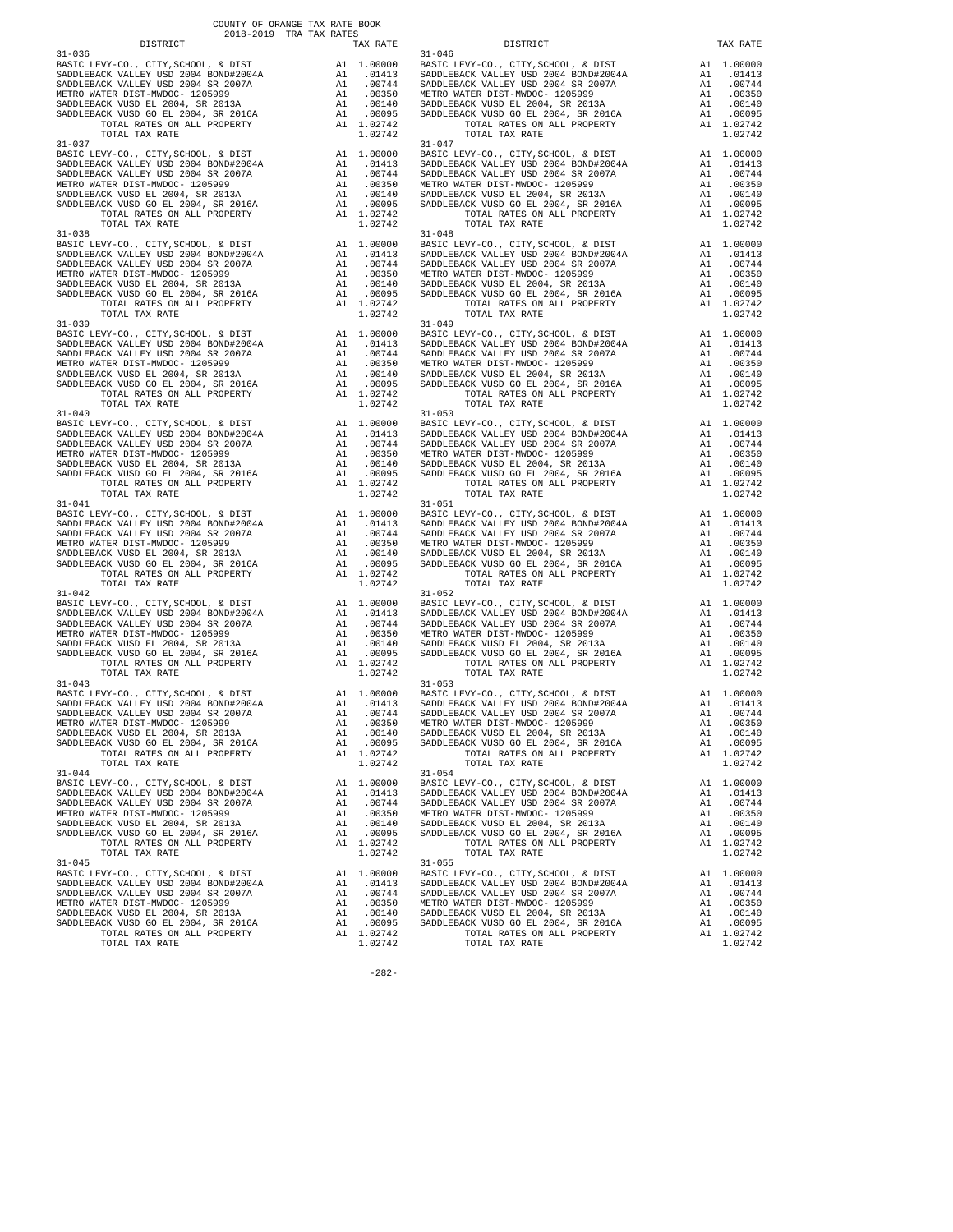COUNTY OF ORANGE TAX RATE BOOK
2018-2019 TRA TAX RATES

| DISTRICT | | TAX RATE |
|---|---|---|
| 31-036 | | |
| BASIC LEVY-CO., CITY,SCHOOL, & DIST | A1 | 1.00000 |
| SADDLEBACK VALLEY USD 2004 BOND#2004A | A1 | .01413 |
| SADDLEBACK VALLEY USD 2004 SR 2007A | A1 | .00744 |
| METRO WATER DIST-MWDOC- 1205999 | A1 | .00350 |
| SADDLEBACK VUSD EL 2004, SR 2013A | A1 | .00140 |
| SADDLEBACK VUSD GO EL 2004, SR 2016A | A1 | .00095 |
| TOTAL RATES ON ALL PROPERTY | A1 | 1.02742 |
| TOTAL TAX RATE | | 1.02742 |
| 31-037 | | |
| BASIC LEVY-CO., CITY,SCHOOL, & DIST | A1 | 1.00000 |
| SADDLEBACK VALLEY USD 2004 BOND#2004A | A1 | .01413 |
| SADDLEBACK VALLEY USD 2004 SR 2007A | A1 | .00744 |
| METRO WATER DIST-MWDOC- 1205999 | A1 | .00350 |
| SADDLEBACK VUSD EL 2004, SR 2013A | A1 | .00140 |
| SADDLEBACK VUSD GO EL 2004, SR 2016A | A1 | .00095 |
| TOTAL RATES ON ALL PROPERTY | A1 | 1.02742 |
| TOTAL TAX RATE | | 1.02742 |
| 31-038 | | |
| BASIC LEVY-CO., CITY,SCHOOL, & DIST | A1 | 1.00000 |
| SADDLEBACK VALLEY USD 2004 BOND#2004A | A1 | .01413 |
| SADDLEBACK VALLEY USD 2004 SR 2007A | A1 | .00744 |
| METRO WATER DIST-MWDOC- 1205999 | A1 | .00350 |
| SADDLEBACK VUSD EL 2004, SR 2013A | A1 | .00140 |
| SADDLEBACK VUSD GO EL 2004, SR 2016A | A1 | .00095 |
| TOTAL RATES ON ALL PROPERTY | A1 | 1.02742 |
| TOTAL TAX RATE | | 1.02742 |
| 31-039 | | |
| BASIC LEVY-CO., CITY,SCHOOL, & DIST | A1 | 1.00000 |
| SADDLEBACK VALLEY USD 2004 BOND#2004A | A1 | .01413 |
| SADDLEBACK VALLEY USD 2004 SR 2007A | A1 | .00744 |
| METRO WATER DIST-MWDOC- 1205999 | A1 | .00350 |
| SADDLEBACK VUSD EL 2004, SR 2013A | A1 | .00140 |
| SADDLEBACK VUSD GO EL 2004, SR 2016A | A1 | .00095 |
| TOTAL RATES ON ALL PROPERTY | A1 | 1.02742 |
| TOTAL TAX RATE | | 1.02742 |
| 31-040 | | |
| BASIC LEVY-CO., CITY,SCHOOL, & DIST | A1 | 1.00000 |
| SADDLEBACK VALLEY USD 2004 BOND#2004A | A1 | .01413 |
| SADDLEBACK VALLEY USD 2004 SR 2007A | A1 | .00744 |
| METRO WATER DIST-MWDOC- 1205999 | A1 | .00350 |
| SADDLEBACK VUSD EL 2004, SR 2013A | A1 | .00140 |
| SADDLEBACK VUSD GO EL 2004, SR 2016A | A1 | .00095 |
| TOTAL RATES ON ALL PROPERTY | A1 | 1.02742 |
| TOTAL TAX RATE | | 1.02742 |
| 31-041 | | |
| BASIC LEVY-CO., CITY,SCHOOL, & DIST | A1 | 1.00000 |
| SADDLEBACK VALLEY USD 2004 BOND#2004A | A1 | .01413 |
| SADDLEBACK VALLEY USD 2004 SR 2007A | A1 | .00744 |
| METRO WATER DIST-MWDOC- 1205999 | A1 | .00350 |
| SADDLEBACK VUSD EL 2004, SR 2013A | A1 | .00140 |
| SADDLEBACK VUSD GO EL 2004, SR 2016A | A1 | .00095 |
| TOTAL RATES ON ALL PROPERTY | A1 | 1.02742 |
| TOTAL TAX RATE | | 1.02742 |
| 31-042 | | |
| BASIC LEVY-CO., CITY,SCHOOL, & DIST | A1 | 1.00000 |
| SADDLEBACK VALLEY USD 2004 BOND#2004A | A1 | .01413 |
| SADDLEBACK VALLEY USD 2004 SR 2007A | A1 | .00744 |
| METRO WATER DIST-MWDOC- 1205999 | A1 | .00350 |
| SADDLEBACK VUSD EL 2004, SR 2013A | A1 | .00140 |
| SADDLEBACK VUSD GO EL 2004, SR 2016A | A1 | .00095 |
| TOTAL RATES ON ALL PROPERTY | A1 | 1.02742 |
| TOTAL TAX RATE | | 1.02742 |
| 31-043 | | |
| BASIC LEVY-CO., CITY,SCHOOL, & DIST | A1 | 1.00000 |
| SADDLEBACK VALLEY USD 2004 BOND#2004A | A1 | .01413 |
| SADDLEBACK VALLEY USD 2004 SR 2007A | A1 | .00744 |
| METRO WATER DIST-MWDOC- 1205999 | A1 | .00350 |
| SADDLEBACK VUSD EL 2004, SR 2013A | A1 | .00140 |
| SADDLEBACK VUSD GO EL 2004, SR 2016A | A1 | .00095 |
| TOTAL RATES ON ALL PROPERTY | A1 | 1.02742 |
| TOTAL TAX RATE | | 1.02742 |
| 31-044 | | |
| BASIC LEVY-CO., CITY,SCHOOL, & DIST | A1 | 1.00000 |
| SADDLEBACK VALLEY USD 2004 BOND#2004A | A1 | .01413 |
| SADDLEBACK VALLEY USD 2004 SR 2007A | A1 | .00744 |
| METRO WATER DIST-MWDOC- 1205999 | A1 | .00350 |
| SADDLEBACK VUSD EL 2004, SR 2013A | A1 | .00140 |
| SADDLEBACK VUSD GO EL 2004, SR 2016A | A1 | .00095 |
| TOTAL RATES ON ALL PROPERTY | A1 | 1.02742 |
| TOTAL TAX RATE | | 1.02742 |
| 31-045 | | |
| BASIC LEVY-CO., CITY,SCHOOL, & DIST | A1 | 1.00000 |
| SADDLEBACK VALLEY USD 2004 BOND#2004A | A1 | .01413 |
| SADDLEBACK VALLEY USD 2004 SR 2007A | A1 | .00744 |
| METRO WATER DIST-MWDOC- 1205999 | A1 | .00350 |
| SADDLEBACK VUSD EL 2004, SR 2013A | A1 | .00140 |
| SADDLEBACK VUSD GO EL 2004, SR 2016A | A1 | .00095 |
| TOTAL RATES ON ALL PROPERTY | A1 | 1.02742 |
| TOTAL TAX RATE | | 1.02742 |
| 31-046 | | |
| BASIC LEVY-CO., CITY,SCHOOL, & DIST | A1 | 1.00000 |
| SADDLEBACK VALLEY USD 2004 BOND#2004A | A1 | .01413 |
| SADDLEBACK VALLEY USD 2004 SR 2007A | A1 | .00744 |
| METRO WATER DIST-MWDOC- 1205999 | A1 | .00350 |
| SADDLEBACK VUSD EL 2004, SR 2013A | A1 | .00140 |
| SADDLEBACK VUSD GO EL 2004, SR 2016A | A1 | .00095 |
| TOTAL RATES ON ALL PROPERTY | A1 | 1.02742 |
| TOTAL TAX RATE | | 1.02742 |
| 31-047 | | |
| BASIC LEVY-CO., CITY,SCHOOL, & DIST | A1 | 1.00000 |
| SADDLEBACK VALLEY USD 2004 BOND#2004A | A1 | .01413 |
| SADDLEBACK VALLEY USD 2004 SR 2007A | A1 | .00744 |
| METRO WATER DIST-MWDOC- 1205999 | A1 | .00350 |
| SADDLEBACK VUSD EL 2004, SR 2013A | A1 | .00140 |
| SADDLEBACK VUSD GO EL 2004, SR 2016A | A1 | .00095 |
| TOTAL RATES ON ALL PROPERTY | A1 | 1.02742 |
| TOTAL TAX RATE | | 1.02742 |
| 31-048 | | |
| BASIC LEVY-CO., CITY,SCHOOL, & DIST | A1 | 1.00000 |
| SADDLEBACK VALLEY USD 2004 BOND#2004A | A1 | .01413 |
| SADDLEBACK VALLEY USD 2004 SR 2007A | A1 | .00744 |
| METRO WATER DIST-MWDOC- 1205999 | A1 | .00350 |
| SADDLEBACK VUSD EL 2004, SR 2013A | A1 | .00140 |
| SADDLEBACK VUSD GO EL 2004, SR 2016A | A1 | .00095 |
| TOTAL RATES ON ALL PROPERTY | A1 | 1.02742 |
| TOTAL TAX RATE | | 1.02742 |
| 31-049 | | |
| BASIC LEVY-CO., CITY,SCHOOL, & DIST | A1 | 1.00000 |
| SADDLEBACK VALLEY USD 2004 BOND#2004A | A1 | .01413 |
| SADDLEBACK VALLEY USD 2004 SR 2007A | A1 | .00744 |
| METRO WATER DIST-MWDOC- 1205999 | A1 | .00350 |
| SADDLEBACK VUSD EL 2004, SR 2013A | A1 | .00140 |
| SADDLEBACK VUSD GO EL 2004, SR 2016A | A1 | .00095 |
| TOTAL RATES ON ALL PROPERTY | A1 | 1.02742 |
| TOTAL TAX RATE | | 1.02742 |
| 31-050 | | |
| BASIC LEVY-CO., CITY,SCHOOL, & DIST | A1 | 1.00000 |
| SADDLEBACK VALLEY USD 2004 BOND#2004A | A1 | .01413 |
| SADDLEBACK VALLEY USD 2004 SR 2007A | A1 | .00744 |
| METRO WATER DIST-MWDOC- 1205999 | A1 | .00350 |
| SADDLEBACK VUSD EL 2004, SR 2013A | A1 | .00140 |
| SADDLEBACK VUSD GO EL 2004, SR 2016A | A1 | .00095 |
| TOTAL RATES ON ALL PROPERTY | A1 | 1.02742 |
| TOTAL TAX RATE | | 1.02742 |
| 31-051 | | |
| BASIC LEVY-CO., CITY,SCHOOL, & DIST | A1 | 1.00000 |
| SADDLEBACK VALLEY USD 2004 BOND#2004A | A1 | .01413 |
| SADDLEBACK VALLEY USD 2004 SR 2007A | A1 | .00744 |
| METRO WATER DIST-MWDOC- 1205999 | A1 | .00350 |
| SADDLEBACK VUSD EL 2004, SR 2013A | A1 | .00140 |
| SADDLEBACK VUSD GO EL 2004, SR 2016A | A1 | .00095 |
| TOTAL RATES ON ALL PROPERTY | A1 | 1.02742 |
| TOTAL TAX RATE | | 1.02742 |
| 31-052 | | |
| BASIC LEVY-CO., CITY,SCHOOL, & DIST | A1 | 1.00000 |
| SADDLEBACK VALLEY USD 2004 BOND#2004A | A1 | .01413 |
| SADDLEBACK VALLEY USD 2004 SR 2007A | A1 | .00744 |
| METRO WATER DIST-MWDOC- 1205999 | A1 | .00350 |
| SADDLEBACK VUSD EL 2004, SR 2013A | A1 | .00140 |
| SADDLEBACK VUSD GO EL 2004, SR 2016A | A1 | .00095 |
| TOTAL RATES ON ALL PROPERTY | A1 | 1.02742 |
| TOTAL TAX RATE | | 1.02742 |
| 31-053 | | |
| BASIC LEVY-CO., CITY,SCHOOL, & DIST | A1 | 1.00000 |
| SADDLEBACK VALLEY USD 2004 BOND#2004A | A1 | .01413 |
| SADDLEBACK VALLEY USD 2004 SR 2007A | A1 | .00744 |
| METRO WATER DIST-MWDOC- 1205999 | A1 | .00350 |
| SADDLEBACK VUSD EL 2004, SR 2013A | A1 | .00140 |
| SADDLEBACK VUSD GO EL 2004, SR 2016A | A1 | .00095 |
| TOTAL RATES ON ALL PROPERTY | A1 | 1.02742 |
| TOTAL TAX RATE | | 1.02742 |
| 31-054 | | |
| BASIC LEVY-CO., CITY,SCHOOL, & DIST | A1 | 1.00000 |
| SADDLEBACK VALLEY USD 2004 BOND#2004A | A1 | .01413 |
| SADDLEBACK VALLEY USD 2004 SR 2007A | A1 | .00744 |
| METRO WATER DIST-MWDOC- 1205999 | A1 | .00350 |
| SADDLEBACK VUSD EL 2004, SR 2013A | A1 | .00140 |
| SADDLEBACK VUSD GO EL 2004, SR 2016A | A1 | .00095 |
| TOTAL RATES ON ALL PROPERTY | A1 | 1.02742 |
| TOTAL TAX RATE | | 1.02742 |
| 31-055 | | |
| BASIC LEVY-CO., CITY,SCHOOL, & DIST | A1 | 1.00000 |
| SADDLEBACK VALLEY USD 2004 BOND#2004A | A1 | .01413 |
| SADDLEBACK VALLEY USD 2004 SR 2007A | A1 | .00744 |
| METRO WATER DIST-MWDOC- 1205999 | A1 | .00350 |
| SADDLEBACK VUSD EL 2004, SR 2013A | A1 | .00140 |
| SADDLEBACK VUSD GO EL 2004, SR 2016A | A1 | .00095 |
| TOTAL RATES ON ALL PROPERTY | A1 | 1.02742 |
| TOTAL TAX RATE | | 1.02742 |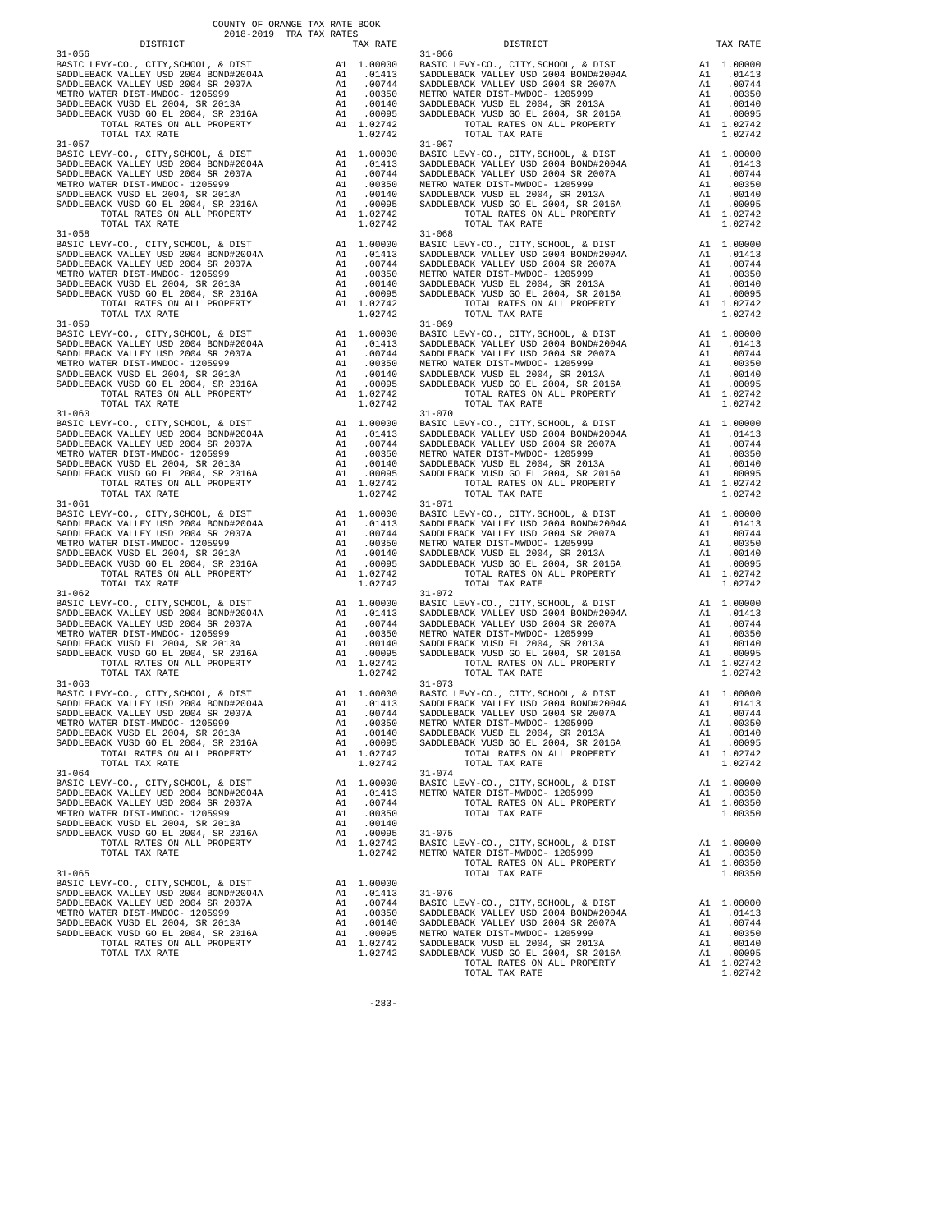COUNTY OF ORANGE TAX RATE BOOK
2018-2019 TRA TAX RATES

| DISTRICT | | TAX RATE |
|---|---|---|
| **31-056** | | |
| BASIC LEVY-CO., CITY,SCHOOL, & DIST | A1 | 1.00000 |
| SADDLEBACK VALLEY USD 2004 BOND#2004A | A1 | .01413 |
| SADDLEBACK VALLEY USD 2004 SR 2007A | A1 | .00744 |
| METRO WATER DIST-MWDOC- 1205999 | A1 | .00350 |
| SADDLEBACK VUSD EL 2004, SR 2013A | A1 | .00140 |
| SADDLEBACK VUSD GO EL 2004, SR 2016A | A1 | .00095 |
| TOTAL RATES ON ALL PROPERTY | A1 | 1.02742 |
| TOTAL TAX RATE | | 1.02742 |
| **31-057** | | |
| BASIC LEVY-CO., CITY,SCHOOL, & DIST | A1 | 1.00000 |
| SADDLEBACK VALLEY USD 2004 BOND#2004A | A1 | .01413 |
| SADDLEBACK VALLEY USD 2004 SR 2007A | A1 | .00744 |
| METRO WATER DIST-MWDOC- 1205999 | A1 | .00350 |
| SADDLEBACK VUSD EL 2004, SR 2013A | A1 | .00140 |
| SADDLEBACK VUSD GO EL 2004, SR 2016A | A1 | .00095 |
| TOTAL RATES ON ALL PROPERTY | A1 | 1.02742 |
| TOTAL TAX RATE | | 1.02742 |
| **31-058** | | |
| BASIC LEVY-CO., CITY,SCHOOL, & DIST | A1 | 1.00000 |
| SADDLEBACK VALLEY USD 2004 BOND#2004A | A1 | .01413 |
| SADDLEBACK VALLEY USD 2004 SR 2007A | A1 | .00744 |
| METRO WATER DIST-MWDOC- 1205999 | A1 | .00350 |
| SADDLEBACK VUSD EL 2004, SR 2013A | A1 | .00140 |
| SADDLEBACK VUSD GO EL 2004, SR 2016A | A1 | .00095 |
| TOTAL RATES ON ALL PROPERTY | A1 | 1.02742 |
| TOTAL TAX RATE | | 1.02742 |
| **31-059** | | |
| BASIC LEVY-CO., CITY,SCHOOL, & DIST | A1 | 1.00000 |
| SADDLEBACK VALLEY USD 2004 BOND#2004A | A1 | .01413 |
| SADDLEBACK VALLEY USD 2004 SR 2007A | A1 | .00744 |
| METRO WATER DIST-MWDOC- 1205999 | A1 | .00350 |
| SADDLEBACK VUSD EL 2004, SR 2013A | A1 | .00140 |
| SADDLEBACK VUSD GO EL 2004, SR 2016A | A1 | .00095 |
| TOTAL RATES ON ALL PROPERTY | A1 | 1.02742 |
| TOTAL TAX RATE | | 1.02742 |
| **31-060** | | |
| BASIC LEVY-CO., CITY,SCHOOL, & DIST | A1 | 1.00000 |
| SADDLEBACK VALLEY USD 2004 BOND#2004A | A1 | .01413 |
| SADDLEBACK VALLEY USD 2004 SR 2007A | A1 | .00744 |
| METRO WATER DIST-MWDOC- 1205999 | A1 | .00350 |
| SADDLEBACK VUSD EL 2004, SR 2013A | A1 | .00140 |
| SADDLEBACK VUSD GO EL 2004, SR 2016A | A1 | .00095 |
| TOTAL RATES ON ALL PROPERTY | A1 | 1.02742 |
| TOTAL TAX RATE | | 1.02742 |
| **31-061** | | |
| BASIC LEVY-CO., CITY,SCHOOL, & DIST | A1 | 1.00000 |
| SADDLEBACK VALLEY USD 2004 BOND#2004A | A1 | .01413 |
| SADDLEBACK VALLEY USD 2004 SR 2007A | A1 | .00744 |
| METRO WATER DIST-MWDOC- 1205999 | A1 | .00350 |
| SADDLEBACK VUSD EL 2004, SR 2013A | A1 | .00140 |
| SADDLEBACK VUSD GO EL 2004, SR 2016A | A1 | .00095 |
| TOTAL RATES ON ALL PROPERTY | A1 | 1.02742 |
| TOTAL TAX RATE | | 1.02742 |
| **31-062** | | |
| BASIC LEVY-CO., CITY,SCHOOL, & DIST | A1 | 1.00000 |
| SADDLEBACK VALLEY USD 2004 BOND#2004A | A1 | .01413 |
| SADDLEBACK VALLEY USD 2004 SR 2007A | A1 | .00744 |
| METRO WATER DIST-MWDOC- 1205999 | A1 | .00350 |
| SADDLEBACK VUSD EL 2004, SR 2013A | A1 | .00140 |
| SADDLEBACK VUSD GO EL 2004, SR 2016A | A1 | .00095 |
| TOTAL RATES ON ALL PROPERTY | A1 | 1.02742 |
| TOTAL TAX RATE | | 1.02742 |
| **31-063** | | |
| BASIC LEVY-CO., CITY,SCHOOL, & DIST | A1 | 1.00000 |
| SADDLEBACK VALLEY USD 2004 BOND#2004A | A1 | .01413 |
| SADDLEBACK VALLEY USD 2004 SR 2007A | A1 | .00744 |
| METRO WATER DIST-MWDOC- 1205999 | A1 | .00350 |
| SADDLEBACK VUSD EL 2004, SR 2013A | A1 | .00140 |
| SADDLEBACK VUSD GO EL 2004, SR 2016A | A1 | .00095 |
| TOTAL RATES ON ALL PROPERTY | A1 | 1.02742 |
| TOTAL TAX RATE | | 1.02742 |
| **31-064** | | |
| BASIC LEVY-CO., CITY,SCHOOL, & DIST | A1 | 1.00000 |
| SADDLEBACK VALLEY USD 2004 BOND#2004A | A1 | .01413 |
| SADDLEBACK VALLEY USD 2004 SR 2007A | A1 | .00744 |
| METRO WATER DIST-MWDOC- 1205999 | A1 | .00350 |
| SADDLEBACK VUSD EL 2004, SR 2013A | A1 | .00140 |
| SADDLEBACK VUSD GO EL 2004, SR 2016A | A1 | .00095 |
| TOTAL RATES ON ALL PROPERTY | A1 | 1.02742 |
| TOTAL TAX RATE | | 1.02742 |
| **31-065** | | |
| BASIC LEVY-CO., CITY,SCHOOL, & DIST | A1 | 1.00000 |
| SADDLEBACK VALLEY USD 2004 BOND#2004A | A1 | .01413 |
| SADDLEBACK VALLEY USD 2004 SR 2007A | A1 | .00744 |
| METRO WATER DIST-MWDOC- 1205999 | A1 | .00350 |
| SADDLEBACK VUSD EL 2004, SR 2013A | A1 | .00140 |
| SADDLEBACK VUSD GO EL 2004, SR 2016A | A1 | .00095 |
| TOTAL RATES ON ALL PROPERTY | A1 | 1.02742 |
| TOTAL TAX RATE | | 1.02742 |
| **31-066** | | |
| BASIC LEVY-CO., CITY,SCHOOL, & DIST | A1 | 1.00000 |
| SADDLEBACK VALLEY USD 2004 BOND#2004A | A1 | .01413 |
| SADDLEBACK VALLEY USD 2004 SR 2007A | A1 | .00744 |
| METRO WATER DIST-MWDOC- 1205999 | A1 | .00350 |
| SADDLEBACK VUSD EL 2004, SR 2013A | A1 | .00140 |
| SADDLEBACK VUSD GO EL 2004, SR 2016A | A1 | .00095 |
| TOTAL RATES ON ALL PROPERTY | A1 | 1.02742 |
| TOTAL TAX RATE | | 1.02742 |
| **31-067** | | |
| BASIC LEVY-CO., CITY,SCHOOL, & DIST | A1 | 1.00000 |
| SADDLEBACK VALLEY USD 2004 BOND#2004A | A1 | .01413 |
| SADDLEBACK VALLEY USD 2004 SR 2007A | A1 | .00744 |
| METRO WATER DIST-MWDOC- 1205999 | A1 | .00350 |
| SADDLEBACK VUSD EL 2004, SR 2013A | A1 | .00140 |
| SADDLEBACK VUSD GO EL 2004, SR 2016A | A1 | .00095 |
| TOTAL RATES ON ALL PROPERTY | A1 | 1.02742 |
| TOTAL TAX RATE | | 1.02742 |
| **31-068** | | |
| BASIC LEVY-CO., CITY,SCHOOL, & DIST | A1 | 1.00000 |
| SADDLEBACK VALLEY USD 2004 BOND#2004A | A1 | .01413 |
| SADDLEBACK VALLEY USD 2004 SR 2007A | A1 | .00744 |
| METRO WATER DIST-MWDOC- 1205999 | A1 | .00350 |
| SADDLEBACK VUSD EL 2004, SR 2013A | A1 | .00140 |
| SADDLEBACK VUSD GO EL 2004, SR 2016A | A1 | .00095 |
| TOTAL RATES ON ALL PROPERTY | A1 | 1.02742 |
| TOTAL TAX RATE | | 1.02742 |
| **31-069** | | |
| BASIC LEVY-CO., CITY,SCHOOL, & DIST | A1 | 1.00000 |
| SADDLEBACK VALLEY USD 2004 BOND#2004A | A1 | .01413 |
| SADDLEBACK VALLEY USD 2004 SR 2007A | A1 | .00744 |
| METRO WATER DIST-MWDOC- 1205999 | A1 | .00350 |
| SADDLEBACK VUSD EL 2004, SR 2013A | A1 | .00140 |
| SADDLEBACK VUSD GO EL 2004, SR 2016A | A1 | .00095 |
| TOTAL RATES ON ALL PROPERTY | A1 | 1.02742 |
| TOTAL TAX RATE | | 1.02742 |
| **31-070** | | |
| BASIC LEVY-CO., CITY,SCHOOL, & DIST | A1 | 1.00000 |
| SADDLEBACK VALLEY USD 2004 BOND#2004A | A1 | .01413 |
| SADDLEBACK VALLEY USD 2004 SR 2007A | A1 | .00744 |
| METRO WATER DIST-MWDOC- 1205999 | A1 | .00350 |
| SADDLEBACK VUSD EL 2004, SR 2013A | A1 | .00140 |
| SADDLEBACK VUSD GO EL 2004, SR 2016A | A1 | .00095 |
| TOTAL RATES ON ALL PROPERTY | A1 | 1.02742 |
| TOTAL TAX RATE | | 1.02742 |
| **31-071** | | |
| BASIC LEVY-CO., CITY,SCHOOL, & DIST | A1 | 1.00000 |
| SADDLEBACK VALLEY USD 2004 BOND#2004A | A1 | .01413 |
| SADDLEBACK VALLEY USD 2004 SR 2007A | A1 | .00744 |
| METRO WATER DIST-MWDOC- 1205999 | A1 | .00350 |
| SADDLEBACK VUSD EL 2004, SR 2013A | A1 | .00140 |
| SADDLEBACK VUSD GO EL 2004, SR 2016A | A1 | .00095 |
| TOTAL RATES ON ALL PROPERTY | A1 | 1.02742 |
| TOTAL TAX RATE | | 1.02742 |
| **31-072** | | |
| BASIC LEVY-CO., CITY,SCHOOL, & DIST | A1 | 1.00000 |
| SADDLEBACK VALLEY USD 2004 BOND#2004A | A1 | .01413 |
| SADDLEBACK VALLEY USD 2004 SR 2007A | A1 | .00744 |
| METRO WATER DIST-MWDOC- 1205999 | A1 | .00350 |
| SADDLEBACK VUSD EL 2004, SR 2013A | A1 | .00140 |
| SADDLEBACK VUSD GO EL 2004, SR 2016A | A1 | .00095 |
| TOTAL RATES ON ALL PROPERTY | A1 | 1.02742 |
| TOTAL TAX RATE | | 1.02742 |
| **31-073** | | |
| BASIC LEVY-CO., CITY,SCHOOL, & DIST | A1 | 1.00000 |
| SADDLEBACK VALLEY USD 2004 BOND#2004A | A1 | .01413 |
| SADDLEBACK VALLEY USD 2004 SR 2007A | A1 | .00744 |
| METRO WATER DIST-MWDOC- 1205999 | A1 | .00350 |
| SADDLEBACK VUSD EL 2004, SR 2013A | A1 | .00140 |
| SADDLEBACK VUSD GO EL 2004, SR 2016A | A1 | .00095 |
| TOTAL RATES ON ALL PROPERTY | A1 | 1.02742 |
| TOTAL TAX RATE | | 1.02742 |
| **31-074** | | |
| BASIC LEVY-CO., CITY,SCHOOL, & DIST | A1 | 1.00000 |
| METRO WATER DIST-MWDOC- 1205999 | A1 | .00350 |
| TOTAL RATES ON ALL PROPERTY | A1 | 1.00350 |
| TOTAL TAX RATE | | 1.00350 |
| **31-075** | | |
| BASIC LEVY-CO., CITY,SCHOOL, & DIST | A1 | 1.00000 |
| METRO WATER DIST-MWDOC- 1205999 | A1 | .00350 |
| TOTAL RATES ON ALL PROPERTY | A1 | 1.00350 |
| TOTAL TAX RATE | | 1.00350 |
| **31-076** | | |
| BASIC LEVY-CO., CITY,SCHOOL, & DIST | A1 | 1.00000 |
| SADDLEBACK VALLEY USD 2004 BOND#2004A | A1 | .01413 |
| SADDLEBACK VALLEY USD 2004 SR 2007A | A1 | .00744 |
| METRO WATER DIST-MWDOC- 1205999 | A1 | .00350 |
| SADDLEBACK VUSD EL 2004, SR 2013A | A1 | .00140 |
| SADDLEBACK VUSD GO EL 2004, SR 2016A | A1 | .00095 |
| TOTAL RATES ON ALL PROPERTY | A1 | 1.02742 |
| TOTAL TAX RATE | | 1.02742 |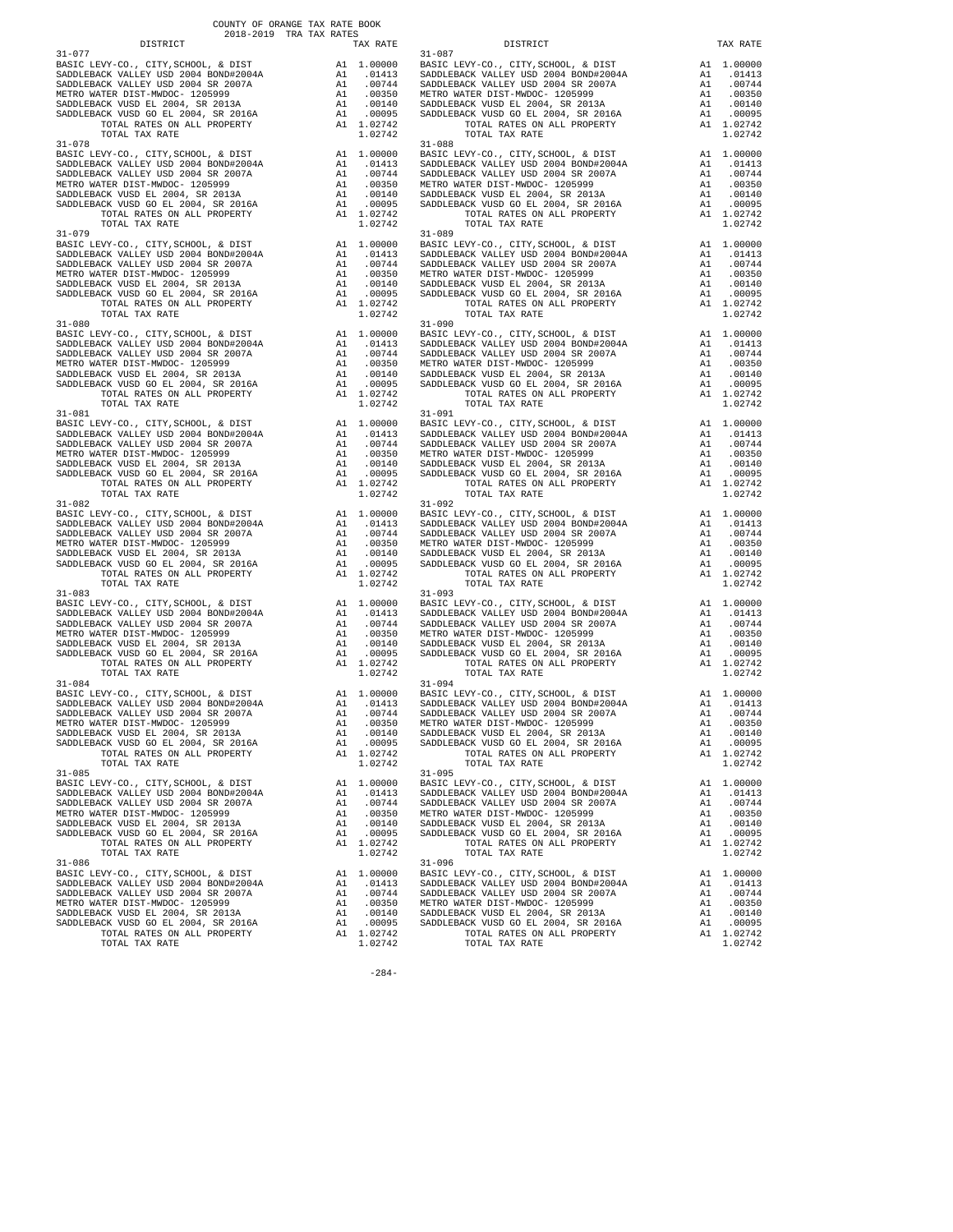COUNTY OF ORANGE TAX RATE BOOK
2018-2019 TRA TAX RATES

| DISTRICT | | TAX RATE |
|---|---|---|
| 31-077 | | |
| BASIC LEVY-CO., CITY,SCHOOL, & DIST | A1 | 1.00000 |
| SADDLEBACK VALLEY USD 2004 BOND#2004A | A1 | .01413 |
| SADDLEBACK VALLEY USD 2004 SR 2007A | A1 | .00744 |
| METRO WATER DIST-MWDOC- 1205999 | A1 | .00350 |
| SADDLEBACK VUSD EL 2004, SR 2013A | A1 | .00140 |
| SADDLEBACK VUSD GO EL 2004, SR 2016A | A1 | .00095 |
| TOTAL RATES ON ALL PROPERTY | A1 | 1.02742 |
| TOTAL TAX RATE | | 1.02742 |
| 31-078 | | |
| BASIC LEVY-CO., CITY,SCHOOL, & DIST | A1 | 1.00000 |
| SADDLEBACK VALLEY USD 2004 BOND#2004A | A1 | .01413 |
| SADDLEBACK VALLEY USD 2004 SR 2007A | A1 | .00744 |
| METRO WATER DIST-MWDOC- 1205999 | A1 | .00350 |
| SADDLEBACK VUSD EL 2004, SR 2013A | A1 | .00140 |
| SADDLEBACK VUSD GO EL 2004, SR 2016A | A1 | .00095 |
| TOTAL RATES ON ALL PROPERTY | A1 | 1.02742 |
| TOTAL TAX RATE | | 1.02742 |
| 31-079 | | |
| BASIC LEVY-CO., CITY,SCHOOL, & DIST | A1 | 1.00000 |
| SADDLEBACK VALLEY USD 2004 BOND#2004A | A1 | .01413 |
| SADDLEBACK VALLEY USD 2004 SR 2007A | A1 | .00744 |
| METRO WATER DIST-MWDOC- 1205999 | A1 | .00350 |
| SADDLEBACK VUSD EL 2004, SR 2013A | A1 | .00140 |
| SADDLEBACK VUSD GO EL 2004, SR 2016A | A1 | .00095 |
| TOTAL RATES ON ALL PROPERTY | A1 | 1.02742 |
| TOTAL TAX RATE | | 1.02742 |
| 31-080 | | |
| BASIC LEVY-CO., CITY,SCHOOL, & DIST | A1 | 1.00000 |
| SADDLEBACK VALLEY USD 2004 BOND#2004A | A1 | .01413 |
| SADDLEBACK VALLEY USD 2004 SR 2007A | A1 | .00744 |
| METRO WATER DIST-MWDOC- 1205999 | A1 | .00350 |
| SADDLEBACK VUSD EL 2004, SR 2013A | A1 | .00140 |
| SADDLEBACK VUSD GO EL 2004, SR 2016A | A1 | .00095 |
| TOTAL RATES ON ALL PROPERTY | A1 | 1.02742 |
| TOTAL TAX RATE | | 1.02742 |
| 31-081 | | |
| BASIC LEVY-CO., CITY,SCHOOL, & DIST | A1 | 1.00000 |
| SADDLEBACK VALLEY USD 2004 BOND#2004A | A1 | .01413 |
| SADDLEBACK VALLEY USD 2004 SR 2007A | A1 | .00744 |
| METRO WATER DIST-MWDOC- 1205999 | A1 | .00350 |
| SADDLEBACK VUSD EL 2004, SR 2013A | A1 | .00140 |
| SADDLEBACK VUSD GO EL 2004, SR 2016A | A1 | .00095 |
| TOTAL RATES ON ALL PROPERTY | A1 | 1.02742 |
| TOTAL TAX RATE | | 1.02742 |
| 31-082 | | |
| BASIC LEVY-CO., CITY,SCHOOL, & DIST | A1 | 1.00000 |
| SADDLEBACK VALLEY USD 2004 BOND#2004A | A1 | .01413 |
| SADDLEBACK VALLEY USD 2004 SR 2007A | A1 | .00744 |
| METRO WATER DIST-MWDOC- 1205999 | A1 | .00350 |
| SADDLEBACK VUSD EL 2004, SR 2013A | A1 | .00140 |
| SADDLEBACK VUSD GO EL 2004, SR 2016A | A1 | .00095 |
| TOTAL RATES ON ALL PROPERTY | A1 | 1.02742 |
| TOTAL TAX RATE | | 1.02742 |
| 31-083 | | |
| BASIC LEVY-CO., CITY,SCHOOL, & DIST | A1 | 1.00000 |
| SADDLEBACK VALLEY USD 2004 BOND#2004A | A1 | .01413 |
| SADDLEBACK VALLEY USD 2004 SR 2007A | A1 | .00744 |
| METRO WATER DIST-MWDOC- 1205999 | A1 | .00350 |
| SADDLEBACK VUSD EL 2004, SR 2013A | A1 | .00140 |
| SADDLEBACK VUSD GO EL 2004, SR 2016A | A1 | .00095 |
| TOTAL RATES ON ALL PROPERTY | A1 | 1.02742 |
| TOTAL TAX RATE | | 1.02742 |
| 31-084 | | |
| BASIC LEVY-CO., CITY,SCHOOL, & DIST | A1 | 1.00000 |
| SADDLEBACK VALLEY USD 2004 BOND#2004A | A1 | .01413 |
| SADDLEBACK VALLEY USD 2004 SR 2007A | A1 | .00744 |
| METRO WATER DIST-MWDOC- 1205999 | A1 | .00350 |
| SADDLEBACK VUSD EL 2004, SR 2013A | A1 | .00140 |
| SADDLEBACK VUSD GO EL 2004, SR 2016A | A1 | .00095 |
| TOTAL RATES ON ALL PROPERTY | A1 | 1.02742 |
| TOTAL TAX RATE | | 1.02742 |
| 31-085 | | |
| BASIC LEVY-CO., CITY,SCHOOL, & DIST | A1 | 1.00000 |
| SADDLEBACK VALLEY USD 2004 BOND#2004A | A1 | .01413 |
| SADDLEBACK VALLEY USD 2004 SR 2007A | A1 | .00744 |
| METRO WATER DIST-MWDOC- 1205999 | A1 | .00350 |
| SADDLEBACK VUSD EL 2004, SR 2013A | A1 | .00140 |
| SADDLEBACK VUSD GO EL 2004, SR 2016A | A1 | .00095 |
| TOTAL RATES ON ALL PROPERTY | A1 | 1.02742 |
| TOTAL TAX RATE | | 1.02742 |
| 31-086 | | |
| BASIC LEVY-CO., CITY,SCHOOL, & DIST | A1 | 1.00000 |
| SADDLEBACK VALLEY USD 2004 BOND#2004A | A1 | .01413 |
| SADDLEBACK VALLEY USD 2004 SR 2007A | A1 | .00744 |
| METRO WATER DIST-MWDOC- 1205999 | A1 | .00350 |
| SADDLEBACK VUSD EL 2004, SR 2013A | A1 | .00140 |
| SADDLEBACK VUSD GO EL 2004, SR 2016A | A1 | .00095 |
| TOTAL RATES ON ALL PROPERTY | A1 | 1.02742 |
| TOTAL TAX RATE | | 1.02742 |
| 31-087 | | |
| BASIC LEVY-CO., CITY,SCHOOL, & DIST | A1 | 1.00000 |
| SADDLEBACK VALLEY USD 2004 BOND#2004A | A1 | .01413 |
| SADDLEBACK VALLEY USD 2004 SR 2007A | A1 | .00744 |
| METRO WATER DIST-MWDOC- 1205999 | A1 | .00350 |
| SADDLEBACK VUSD EL 2004, SR 2013A | A1 | .00140 |
| SADDLEBACK VUSD GO EL 2004, SR 2016A | A1 | .00095 |
| TOTAL RATES ON ALL PROPERTY | A1 | 1.02742 |
| TOTAL TAX RATE | | 1.02742 |
| 31-088 | | |
| BASIC LEVY-CO., CITY,SCHOOL, & DIST | A1 | 1.00000 |
| SADDLEBACK VALLEY USD 2004 BOND#2004A | A1 | .01413 |
| SADDLEBACK VALLEY USD 2004 SR 2007A | A1 | .00744 |
| METRO WATER DIST-MWDOC- 1205999 | A1 | .00350 |
| SADDLEBACK VUSD EL 2004, SR 2013A | A1 | .00140 |
| SADDLEBACK VUSD GO EL 2004, SR 2016A | A1 | .00095 |
| TOTAL RATES ON ALL PROPERTY | A1 | 1.02742 |
| TOTAL TAX RATE | | 1.02742 |
| 31-089 | | |
| BASIC LEVY-CO., CITY,SCHOOL, & DIST | A1 | 1.00000 |
| SADDLEBACK VALLEY USD 2004 BOND#2004A | A1 | .01413 |
| SADDLEBACK VALLEY USD 2004 SR 2007A | A1 | .00744 |
| METRO WATER DIST-MWDOC- 1205999 | A1 | .00350 |
| SADDLEBACK VUSD EL 2004, SR 2013A | A1 | .00140 |
| SADDLEBACK VUSD GO EL 2004, SR 2016A | A1 | .00095 |
| TOTAL RATES ON ALL PROPERTY | A1 | 1.02742 |
| TOTAL TAX RATE | | 1.02742 |
| 31-090 | | |
| BASIC LEVY-CO., CITY,SCHOOL, & DIST | A1 | 1.00000 |
| SADDLEBACK VALLEY USD 2004 BOND#2004A | A1 | .01413 |
| SADDLEBACK VALLEY USD 2004 SR 2007A | A1 | .00744 |
| METRO WATER DIST-MWDOC- 1205999 | A1 | .00350 |
| SADDLEBACK VUSD EL 2004, SR 2013A | A1 | .00140 |
| SADDLEBACK VUSD GO EL 2004, SR 2016A | A1 | .00095 |
| TOTAL RATES ON ALL PROPERTY | A1 | 1.02742 |
| TOTAL TAX RATE | | 1.02742 |
| 31-091 | | |
| BASIC LEVY-CO., CITY,SCHOOL, & DIST | A1 | 1.00000 |
| SADDLEBACK VALLEY USD 2004 BOND#2004A | A1 | .01413 |
| SADDLEBACK VALLEY USD 2004 SR 2007A | A1 | .00744 |
| METRO WATER DIST-MWDOC- 1205999 | A1 | .00350 |
| SADDLEBACK VUSD EL 2004, SR 2013A | A1 | .00140 |
| SADDLEBACK VUSD GO EL 2004, SR 2016A | A1 | .00095 |
| TOTAL RATES ON ALL PROPERTY | A1 | 1.02742 |
| TOTAL TAX RATE | | 1.02742 |
| 31-092 | | |
| BASIC LEVY-CO., CITY,SCHOOL, & DIST | A1 | 1.00000 |
| SADDLEBACK VALLEY USD 2004 BOND#2004A | A1 | .01413 |
| SADDLEBACK VALLEY USD 2004 SR 2007A | A1 | .00744 |
| METRO WATER DIST-MWDOC- 1205999 | A1 | .00350 |
| SADDLEBACK VUSD EL 2004, SR 2013A | A1 | .00140 |
| SADDLEBACK VUSD GO EL 2004, SR 2016A | A1 | .00095 |
| TOTAL RATES ON ALL PROPERTY | A1 | 1.02742 |
| TOTAL TAX RATE | | 1.02742 |
| 31-093 | | |
| BASIC LEVY-CO., CITY,SCHOOL, & DIST | A1 | 1.00000 |
| SADDLEBACK VALLEY USD 2004 BOND#2004A | A1 | .01413 |
| SADDLEBACK VALLEY USD 2004 SR 2007A | A1 | .00744 |
| METRO WATER DIST-MWDOC- 1205999 | A1 | .00350 |
| SADDLEBACK VUSD EL 2004, SR 2013A | A1 | .00140 |
| SADDLEBACK VUSD GO EL 2004, SR 2016A | A1 | .00095 |
| TOTAL RATES ON ALL PROPERTY | A1 | 1.02742 |
| TOTAL TAX RATE | | 1.02742 |
| 31-094 | | |
| BASIC LEVY-CO., CITY,SCHOOL, & DIST | A1 | 1.00000 |
| SADDLEBACK VALLEY USD 2004 BOND#2004A | A1 | .01413 |
| SADDLEBACK VALLEY USD 2004 SR 2007A | A1 | .00744 |
| METRO WATER DIST-MWDOC- 1205999 | A1 | .00350 |
| SADDLEBACK VUSD EL 2004, SR 2013A | A1 | .00140 |
| SADDLEBACK VUSD GO EL 2004, SR 2016A | A1 | .00095 |
| TOTAL RATES ON ALL PROPERTY | A1 | 1.02742 |
| TOTAL TAX RATE | | 1.02742 |
| 31-095 | | |
| BASIC LEVY-CO., CITY,SCHOOL, & DIST | A1 | 1.00000 |
| SADDLEBACK VALLEY USD 2004 BOND#2004A | A1 | .01413 |
| SADDLEBACK VALLEY USD 2004 SR 2007A | A1 | .00744 |
| METRO WATER DIST-MWDOC- 1205999 | A1 | .00350 |
| SADDLEBACK VUSD EL 2004, SR 2013A | A1 | .00140 |
| SADDLEBACK VUSD GO EL 2004, SR 2016A | A1 | .00095 |
| TOTAL RATES ON ALL PROPERTY | A1 | 1.02742 |
| TOTAL TAX RATE | | 1.02742 |
| 31-096 | | |
| BASIC LEVY-CO., CITY,SCHOOL, & DIST | A1 | 1.00000 |
| SADDLEBACK VALLEY USD 2004 BOND#2004A | A1 | .01413 |
| SADDLEBACK VALLEY USD 2004 SR 2007A | A1 | .00744 |
| METRO WATER DIST-MWDOC- 1205999 | A1 | .00350 |
| SADDLEBACK VUSD EL 2004, SR 2013A | A1 | .00140 |
| SADDLEBACK VUSD GO EL 2004, SR 2016A | A1 | .00095 |
| TOTAL RATES ON ALL PROPERTY | A1 | 1.02742 |
| TOTAL TAX RATE | | 1.02742 |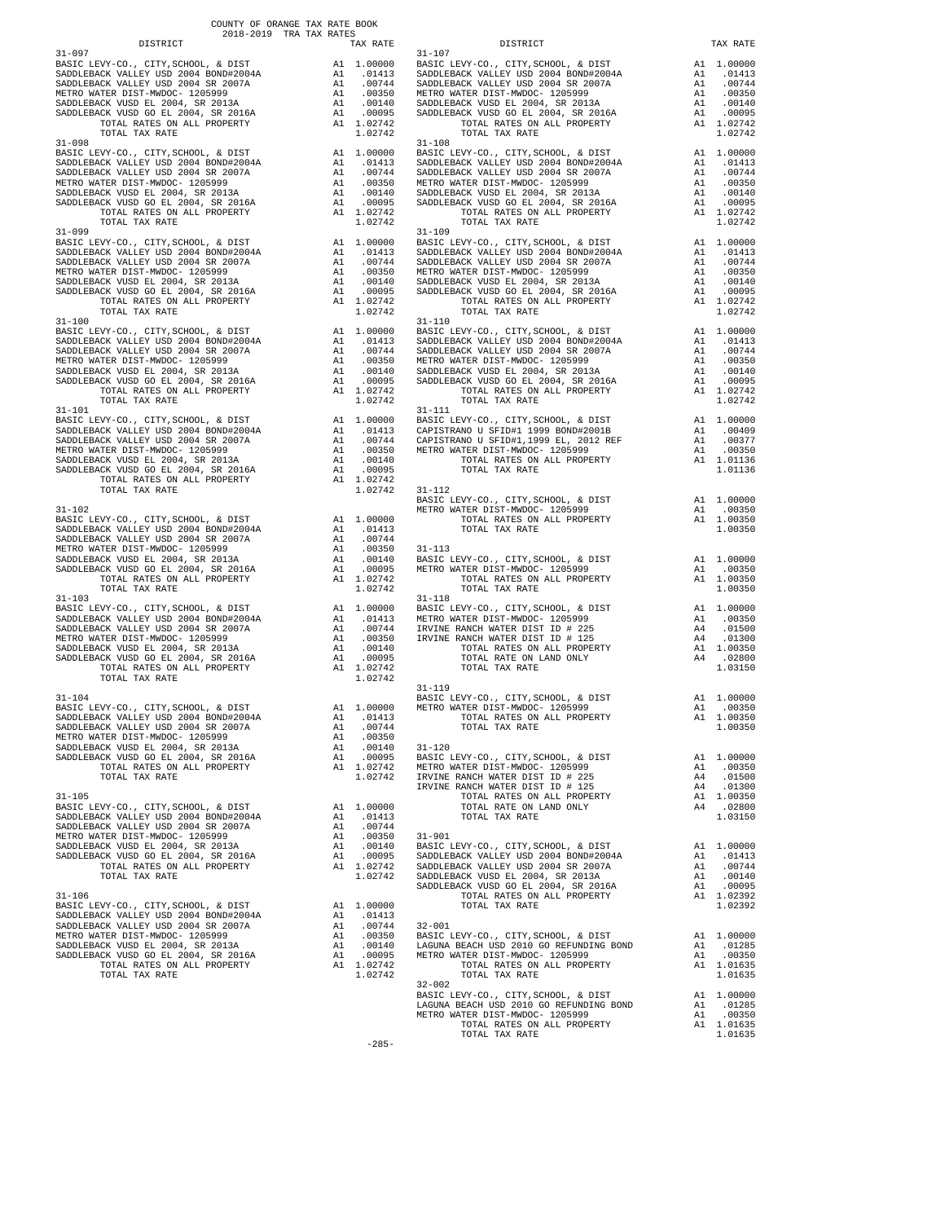COUNTY OF ORANGE TAX RATE BOOK
2018-2019 TRA TAX RATES

| DISTRICT | | TAX RATE |
|---|---|---|
| **31-097** | | |
| BASIC LEVY-CO., CITY,SCHOOL, & DIST | A1 | 1.00000 |
| SADDLEBACK VALLEY USD 2004 BOND#2004A | A1 | .01413 |
| SADDLEBACK VALLEY USD 2004 SR 2007A | A1 | .00744 |
| METRO WATER DIST-MWDOC- 1205999 | A1 | .00350 |
| SADDLEBACK VUSD EL 2004, SR 2013A | A1 | .00140 |
| SADDLEBACK VUSD GO EL 2004, SR 2016A | A1 | .00095 |
| TOTAL RATES ON ALL PROPERTY | A1 | 1.02742 |
| TOTAL TAX RATE | | 1.02742 |
| **31-098** | | |
| BASIC LEVY-CO., CITY,SCHOOL, & DIST | A1 | 1.00000 |
| SADDLEBACK VALLEY USD 2004 BOND#2004A | A1 | .01413 |
| SADDLEBACK VALLEY USD 2004 SR 2007A | A1 | .00744 |
| METRO WATER DIST-MWDOC- 1205999 | A1 | .00350 |
| SADDLEBACK VUSD EL 2004, SR 2013A | A1 | .00140 |
| SADDLEBACK VUSD GO EL 2004, SR 2016A | A1 | .00095 |
| TOTAL RATES ON ALL PROPERTY | A1 | 1.02742 |
| TOTAL TAX RATE | | 1.02742 |
| **31-099** | | |
| BASIC LEVY-CO., CITY,SCHOOL, & DIST | A1 | 1.00000 |
| SADDLEBACK VALLEY USD 2004 BOND#2004A | A1 | .01413 |
| SADDLEBACK VALLEY USD 2004 SR 2007A | A1 | .00744 |
| METRO WATER DIST-MWDOC- 1205999 | A1 | .00350 |
| SADDLEBACK VUSD EL 2004, SR 2013A | A1 | .00140 |
| SADDLEBACK VUSD GO EL 2004, SR 2016A | A1 | .00095 |
| TOTAL RATES ON ALL PROPERTY | A1 | 1.02742 |
| TOTAL TAX RATE | | 1.02742 |
| **31-100** | | |
| BASIC LEVY-CO., CITY,SCHOOL, & DIST | A1 | 1.00000 |
| SADDLEBACK VALLEY USD 2004 BOND#2004A | A1 | .01413 |
| SADDLEBACK VALLEY USD 2004 SR 2007A | A1 | .00744 |
| METRO WATER DIST-MWDOC- 1205999 | A1 | .00350 |
| SADDLEBACK VUSD EL 2004, SR 2013A | A1 | .00140 |
| SADDLEBACK VUSD GO EL 2004, SR 2016A | A1 | .00095 |
| TOTAL RATES ON ALL PROPERTY | A1 | 1.02742 |
| TOTAL TAX RATE | | 1.02742 |
| **31-101** | | |
| BASIC LEVY-CO., CITY,SCHOOL, & DIST | A1 | 1.00000 |
| SADDLEBACK VALLEY USD 2004 BOND#2004A | A1 | .01413 |
| SADDLEBACK VALLEY USD 2004 SR 2007A | A1 | .00744 |
| METRO WATER DIST-MWDOC- 1205999 | A1 | .00350 |
| SADDLEBACK VUSD EL 2004, SR 2013A | A1 | .00140 |
| SADDLEBACK VUSD GO EL 2004, SR 2016A | A1 | .00095 |
| TOTAL RATES ON ALL PROPERTY | A1 | 1.02742 |
| TOTAL TAX RATE | | 1.02742 |
| **31-102** | | |
| BASIC LEVY-CO., CITY,SCHOOL, & DIST | A1 | 1.00000 |
| SADDLEBACK VALLEY USD 2004 BOND#2004A | A1 | .01413 |
| SADDLEBACK VALLEY USD 2004 SR 2007A | A1 | .00744 |
| METRO WATER DIST-MWDOC- 1205999 | A1 | .00350 |
| SADDLEBACK VUSD EL 2004, SR 2013A | A1 | .00140 |
| SADDLEBACK VUSD GO EL 2004, SR 2016A | A1 | .00095 |
| TOTAL RATES ON ALL PROPERTY | A1 | 1.02742 |
| TOTAL TAX RATE | | 1.02742 |
| **31-103** | | |
| BASIC LEVY-CO., CITY,SCHOOL, & DIST | A1 | 1.00000 |
| SADDLEBACK VALLEY USD 2004 BOND#2004A | A1 | .01413 |
| SADDLEBACK VALLEY USD 2004 SR 2007A | A1 | .00744 |
| METRO WATER DIST-MWDOC- 1205999 | A1 | .00350 |
| SADDLEBACK VUSD EL 2004, SR 2013A | A1 | .00140 |
| SADDLEBACK VUSD GO EL 2004, SR 2016A | A1 | .00095 |
| TOTAL RATES ON ALL PROPERTY | A1 | 1.02742 |
| TOTAL TAX RATE | | 1.02742 |
| **31-104** | | |
| BASIC LEVY-CO., CITY,SCHOOL, & DIST | A1 | 1.00000 |
| SADDLEBACK VALLEY USD 2004 BOND#2004A | A1 | .01413 |
| SADDLEBACK VALLEY USD 2004 SR 2007A | A1 | .00744 |
| METRO WATER DIST-MWDOC- 1205999 | A1 | .00350 |
| SADDLEBACK VUSD EL 2004, SR 2013A | A1 | .00140 |
| SADDLEBACK VUSD GO EL 2004, SR 2016A | A1 | .00095 |
| TOTAL RATES ON ALL PROPERTY | A1 | 1.02742 |
| TOTAL TAX RATE | | 1.02742 |
| **31-105** | | |
| BASIC LEVY-CO., CITY,SCHOOL, & DIST | A1 | 1.00000 |
| SADDLEBACK VALLEY USD 2004 BOND#2004A | A1 | .01413 |
| SADDLEBACK VALLEY USD 2004 SR 2007A | A1 | .00744 |
| METRO WATER DIST-MWDOC- 1205999 | A1 | .00350 |
| SADDLEBACK VUSD EL 2004, SR 2013A | A1 | .00140 |
| SADDLEBACK VUSD GO EL 2004, SR 2016A | A1 | .00095 |
| TOTAL RATES ON ALL PROPERTY | A1 | 1.02742 |
| TOTAL TAX RATE | | 1.02742 |
| **31-106** | | |
| BASIC LEVY-CO., CITY,SCHOOL, & DIST | A1 | 1.00000 |
| SADDLEBACK VALLEY USD 2004 BOND#2004A | A1 | .01413 |
| SADDLEBACK VALLEY USD 2004 SR 2007A | A1 | .00744 |
| METRO WATER DIST-MWDOC- 1205999 | A1 | .00350 |
| SADDLEBACK VUSD EL 2004, SR 2013A | A1 | .00140 |
| SADDLEBACK VUSD GO EL 2004, SR 2016A | A1 | .00095 |
| TOTAL RATES ON ALL PROPERTY | A1 | 1.02742 |
| TOTAL TAX RATE | | 1.02742 |
| **31-107** | | |
| BASIC LEVY-CO., CITY,SCHOOL, & DIST | A1 | 1.00000 |
| SADDLEBACK VALLEY USD 2004 BOND#2004A | A1 | .01413 |
| SADDLEBACK VALLEY USD 2004 SR 2007A | A1 | .00744 |
| METRO WATER DIST-MWDOC- 1205999 | A1 | .00350 |
| SADDLEBACK VUSD EL 2004, SR 2013A | A1 | .00140 |
| SADDLEBACK VUSD GO EL 2004, SR 2016A | A1 | .00095 |
| TOTAL RATES ON ALL PROPERTY | A1 | 1.02742 |
| TOTAL TAX RATE | | 1.02742 |
| **31-108** | | |
| BASIC LEVY-CO., CITY,SCHOOL, & DIST | A1 | 1.00000 |
| SADDLEBACK VALLEY USD 2004 BOND#2004A | A1 | .01413 |
| SADDLEBACK VALLEY USD 2004 SR 2007A | A1 | .00744 |
| METRO WATER DIST-MWDOC- 1205999 | A1 | .00350 |
| SADDLEBACK VUSD EL 2004, SR 2013A | A1 | .00140 |
| SADDLEBACK VUSD GO EL 2004, SR 2016A | A1 | .00095 |
| TOTAL RATES ON ALL PROPERTY | A1 | 1.02742 |
| TOTAL TAX RATE | | 1.02742 |
| **31-109** | | |
| BASIC LEVY-CO., CITY,SCHOOL, & DIST | A1 | 1.00000 |
| SADDLEBACK VALLEY USD 2004 BOND#2004A | A1 | .01413 |
| SADDLEBACK VALLEY USD 2004 SR 2007A | A1 | .00744 |
| METRO WATER DIST-MWDOC- 1205999 | A1 | .00350 |
| SADDLEBACK VUSD EL 2004, SR 2013A | A1 | .00140 |
| SADDLEBACK VUSD GO EL 2004, SR 2016A | A1 | .00095 |
| TOTAL RATES ON ALL PROPERTY | A1 | 1.02742 |
| TOTAL TAX RATE | | 1.02742 |
| **31-110** | | |
| BASIC LEVY-CO., CITY,SCHOOL, & DIST | A1 | 1.00000 |
| SADDLEBACK VALLEY USD 2004 BOND#2004A | A1 | .01413 |
| SADDLEBACK VALLEY USD 2004 SR 2007A | A1 | .00744 |
| METRO WATER DIST-MWDOC- 1205999 | A1 | .00350 |
| SADDLEBACK VUSD EL 2004, SR 2013A | A1 | .00140 |
| SADDLEBACK VUSD GO EL 2004, SR 2016A | A1 | .00095 |
| TOTAL RATES ON ALL PROPERTY | A1 | 1.02742 |
| TOTAL TAX RATE | | 1.02742 |
| **31-111** | | |
| BASIC LEVY-CO., CITY,SCHOOL, & DIST | A1 | 1.00000 |
| CAPISTRANO U SFID#1 1999 BOND#2001B | A1 | .00409 |
| CAPISTRANO U SFID#1,1999 EL, 2012 REF | A1 | .00377 |
| METRO WATER DIST-MWDOC- 1205999 | A1 | .00350 |
| TOTAL RATES ON ALL PROPERTY | A1 | 1.01136 |
| TOTAL TAX RATE | | 1.01136 |
| **31-112** | | |
| BASIC LEVY-CO., CITY,SCHOOL, & DIST | A1 | 1.00000 |
| METRO WATER DIST-MWDOC- 1205999 | A1 | .00350 |
| TOTAL RATES ON ALL PROPERTY | A1 | 1.00350 |
| TOTAL TAX RATE | | 1.00350 |
| **31-113** | | |
| BASIC LEVY-CO., CITY,SCHOOL, & DIST | A1 | 1.00000 |
| METRO WATER DIST-MWDOC- 1205999 | A1 | .00350 |
| TOTAL RATES ON ALL PROPERTY | A1 | 1.00350 |
| TOTAL TAX RATE | | 1.00350 |
| **31-118** | | |
| BASIC LEVY-CO., CITY,SCHOOL, & DIST | A1 | 1.00000 |
| METRO WATER DIST-MWDOC- 1205999 | A1 | .00350 |
| IRVINE RANCH WATER DIST ID # 225 | A4 | .01500 |
| IRVINE RANCH WATER DIST ID # 125 | A4 | .01300 |
| TOTAL RATES ON ALL PROPERTY | A1 | 1.00350 |
| TOTAL RATE ON LAND ONLY | A4 | .02800 |
| TOTAL TAX RATE | | 1.03150 |
| **31-119** | | |
| BASIC LEVY-CO., CITY,SCHOOL, & DIST | A1 | 1.00000 |
| METRO WATER DIST-MWDOC- 1205999 | A1 | .00350 |
| TOTAL RATES ON ALL PROPERTY | A1 | 1.00350 |
| TOTAL TAX RATE | | 1.00350 |
| **31-120** | | |
| BASIC LEVY-CO., CITY,SCHOOL, & DIST | A1 | 1.00000 |
| METRO WATER DIST-MWDOC- 1205999 | A1 | .00350 |
| IRVINE RANCH WATER DIST ID # 225 | A4 | .01500 |
| IRVINE RANCH WATER DIST ID # 125 | A4 | .01300 |
| TOTAL RATES ON ALL PROPERTY | A1 | 1.00350 |
| TOTAL RATE ON LAND ONLY | A4 | .02800 |
| TOTAL TAX RATE | | 1.03150 |
| **31-901** | | |
| BASIC LEVY-CO., CITY,SCHOOL, & DIST | A1 | 1.00000 |
| SADDLEBACK VALLEY USD 2004 BOND#2004A | A1 | .01413 |
| SADDLEBACK VALLEY USD 2004 SR 2007A | A1 | .00744 |
| SADDLEBACK VUSD EL 2004, SR 2013A | A1 | .00140 |
| SADDLEBACK VUSD GO EL 2004, SR 2016A | A1 | .00095 |
| TOTAL RATES ON ALL PROPERTY | A1 | 1.02392 |
| TOTAL TAX RATE | | 1.02392 |
| **32-001** | | |
| BASIC LEVY-CO., CITY,SCHOOL, & DIST | A1 | 1.00000 |
| LAGUNA BEACH USD 2010 GO REFUNDING BOND | A1 | .01285 |
| METRO WATER DIST-MWDOC- 1205999 | A1 | .00350 |
| TOTAL RATES ON ALL PROPERTY | A1 | 1.01635 |
| TOTAL TAX RATE | | 1.01635 |
| **32-002** | | |
| BASIC LEVY-CO., CITY,SCHOOL, & DIST | A1 | 1.00000 |
| LAGUNA BEACH USD 2010 GO REFUNDING BOND | A1 | .01285 |
| METRO WATER DIST-MWDOC- 1205999 | A1 | .00350 |
| TOTAL RATES ON ALL PROPERTY | A1 | 1.01635 |
| TOTAL TAX RATE | | 1.01635 |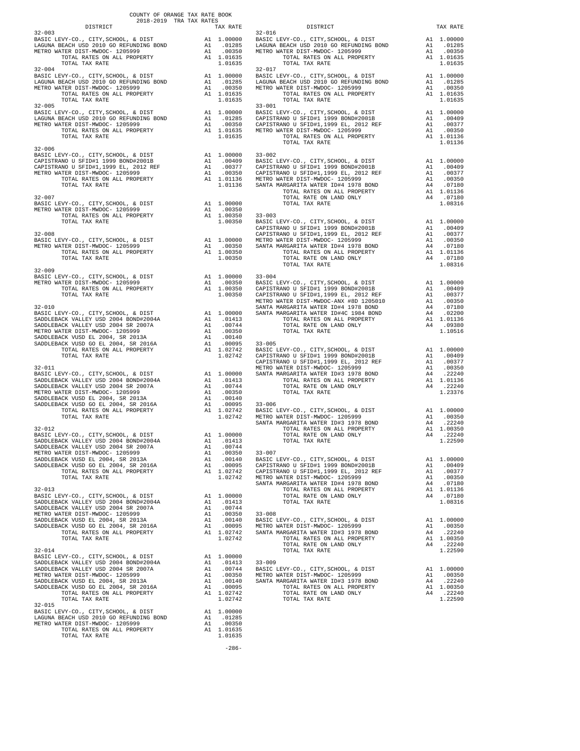COUNTY OF ORANGE TAX RATE BOOK
2018-2019 TRA TAX RATES

| DISTRICT | | TAX RATE |
|---|---|---|
| **32-003** | | |
| BASIC LEVY-CO., CITY,SCHOOL, & DIST | A1 | 1.00000 |
| LAGUNA BEACH USD 2010 GO REFUNDING BOND | A1 | .01285 |
| METRO WATER DIST-MWDOC- 1205999 | A1 | .00350 |
| TOTAL RATES ON ALL PROPERTY | A1 | 1.01635 |
| TOTAL TAX RATE | | 1.01635 |
| **32-004** | | |
| BASIC LEVY-CO., CITY,SCHOOL, & DIST | A1 | 1.00000 |
| LAGUNA BEACH USD 2010 GO REFUNDING BOND | A1 | .01285 |
| METRO WATER DIST-MWDOC- 1205999 | A1 | .00350 |
| TOTAL RATES ON ALL PROPERTY | A1 | 1.01635 |
| TOTAL TAX RATE | | 1.01635 |
| **32-005** | | |
| BASIC LEVY-CO., CITY,SCHOOL, & DIST | A1 | 1.00000 |
| LAGUNA BEACH USD 2010 GO REFUNDING BOND | A1 | .01285 |
| METRO WATER DIST-MWDOC- 1205999 | A1 | .00350 |
| TOTAL RATES ON ALL PROPERTY | A1 | 1.01635 |
| TOTAL TAX RATE | | 1.01635 |
| **32-006** | | |
| BASIC LEVY-CO., CITY,SCHOOL, & DIST | A1 | 1.00000 |
| CAPISTRANO U SFID#1 1999 BOND#2001B | A1 | .00409 |
| CAPISTRANO U SFID#1,1999 EL, 2012 REF | A1 | .00377 |
| METRO WATER DIST-MWDOC- 1205999 | A1 | .00350 |
| TOTAL RATES ON ALL PROPERTY | A1 | 1.01136 |
| TOTAL TAX RATE | | 1.01136 |
| **32-007** | | |
| BASIC LEVY-CO., CITY,SCHOOL, & DIST | A1 | 1.00000 |
| METRO WATER DIST-MWDOC- 1205999 | A1 | .00350 |
| TOTAL RATES ON ALL PROPERTY | A1 | 1.00350 |
| TOTAL TAX RATE | | 1.00350 |
| **32-008** | | |
| BASIC LEVY-CO., CITY,SCHOOL, & DIST | A1 | 1.00000 |
| METRO WATER DIST-MWDOC- 1205999 | A1 | .00350 |
| TOTAL RATES ON ALL PROPERTY | A1 | 1.00350 |
| TOTAL TAX RATE | | 1.00350 |
| **32-009** | | |
| BASIC LEVY-CO., CITY,SCHOOL, & DIST | A1 | 1.00000 |
| METRO WATER DIST-MWDOC- 1205999 | A1 | .00350 |
| TOTAL RATES ON ALL PROPERTY | A1 | 1.00350 |
| TOTAL TAX RATE | | 1.00350 |
| **32-010** | | |
| BASIC LEVY-CO., CITY,SCHOOL, & DIST | A1 | 1.00000 |
| SADDLEBACK VALLEY USD 2004 BOND#2004A | A1 | .01413 |
| SADDLEBACK VALLEY USD 2004 SR 2007A | A1 | .00744 |
| METRO WATER DIST-MWDOC- 1205999 | A1 | .00350 |
| SADDLEBACK VUSD EL 2004, SR 2013A | A1 | .00140 |
| SADDLEBACK VUSD GO EL 2004, SR 2016A | A1 | .00095 |
| TOTAL RATES ON ALL PROPERTY | A1 | 1.02742 |
| TOTAL TAX RATE | | 1.02742 |
| **32-011** | | |
| BASIC LEVY-CO., CITY,SCHOOL, & DIST | A1 | 1.00000 |
| SADDLEBACK VALLEY USD 2004 BOND#2004A | A1 | .01413 |
| SADDLEBACK VALLEY USD 2004 SR 2007A | A1 | .00744 |
| METRO WATER DIST-MWDOC- 1205999 | A1 | .00350 |
| SADDLEBACK VUSD EL 2004, SR 2013A | A1 | .00140 |
| SADDLEBACK VUSD GO EL 2004, SR 2016A | A1 | .00095 |
| TOTAL RATES ON ALL PROPERTY | A1 | 1.02742 |
| TOTAL TAX RATE | | 1.02742 |
| **32-012** | | |
| BASIC LEVY-CO., CITY,SCHOOL, & DIST | A1 | 1.00000 |
| SADDLEBACK VALLEY USD 2004 BOND#2004A | A1 | .01413 |
| SADDLEBACK VALLEY USD 2004 SR 2007A | A1 | .00744 |
| METRO WATER DIST-MWDOC- 1205999 | A1 | .00350 |
| SADDLEBACK VUSD EL 2004, SR 2013A | A1 | .00140 |
| SADDLEBACK VUSD GO EL 2004, SR 2016A | A1 | .00095 |
| TOTAL RATES ON ALL PROPERTY | A1 | 1.02742 |
| TOTAL TAX RATE | | 1.02742 |
| **32-013** | | |
| BASIC LEVY-CO., CITY,SCHOOL, & DIST | A1 | 1.00000 |
| SADDLEBACK VALLEY USD 2004 BOND#2004A | A1 | .01413 |
| SADDLEBACK VALLEY USD 2004 SR 2007A | A1 | .00744 |
| METRO WATER DIST-MWDOC- 1205999 | A1 | .00350 |
| SADDLEBACK VUSD EL 2004, SR 2013A | A1 | .00140 |
| SADDLEBACK VUSD GO EL 2004, SR 2016A | A1 | .00095 |
| TOTAL RATES ON ALL PROPERTY | A1 | 1.02742 |
| TOTAL TAX RATE | | 1.02742 |
| **32-014** | | |
| BASIC LEVY-CO., CITY,SCHOOL, & DIST | A1 | 1.00000 |
| SADDLEBACK VALLEY USD 2004 BOND#2004A | A1 | .01413 |
| SADDLEBACK VALLEY USD 2004 SR 2007A | A1 | .00744 |
| METRO WATER DIST-MWDOC- 1205999 | A1 | .00350 |
| SADDLEBACK VUSD EL 2004, SR 2013A | A1 | .00140 |
| SADDLEBACK VUSD GO EL 2004, SR 2016A | A1 | .00095 |
| TOTAL RATES ON ALL PROPERTY | A1 | 1.02742 |
| TOTAL TAX RATE | | 1.02742 |
| **32-015** | | |
| BASIC LEVY-CO., CITY,SCHOOL, & DIST | A1 | 1.00000 |
| LAGUNA BEACH USD 2010 GO REFUNDING BOND | A1 | .01285 |
| METRO WATER DIST-MWDOC- 1205999 | A1 | .00350 |
| TOTAL RATES ON ALL PROPERTY | A1 | 1.01635 |
| TOTAL TAX RATE | | 1.01635 |
| **32-016** | | |
| BASIC LEVY-CO., CITY,SCHOOL, & DIST | A1 | 1.00000 |
| LAGUNA BEACH USD 2010 GO REFUNDING BOND | A1 | .01285 |
| METRO WATER DIST-MWDOC- 1205999 | A1 | .00350 |
| TOTAL RATES ON ALL PROPERTY | A1 | 1.01635 |
| TOTAL TAX RATE | | 1.01635 |
| **32-017** | | |
| BASIC LEVY-CO., CITY,SCHOOL, & DIST | A1 | 1.00000 |
| LAGUNA BEACH USD 2010 GO REFUNDING BOND | A1 | .01285 |
| METRO WATER DIST-MWDOC- 1205999 | A1 | .00350 |
| TOTAL RATES ON ALL PROPERTY | A1 | 1.01635 |
| TOTAL TAX RATE | | 1.01635 |
| **33-001** | | |
| BASIC LEVY-CO., CITY,SCHOOL, & DIST | A1 | 1.00000 |
| CAPISTRANO U SFID#1 1999 BOND#2001B | A1 | .00409 |
| CAPISTRANO U SFID#1,1999 EL, 2012 REF | A1 | .00377 |
| METRO WATER DIST-MWDOC- 1205999 | A1 | .00350 |
| TOTAL RATES ON ALL PROPERTY | A1 | 1.01136 |
| TOTAL TAX RATE | | 1.01136 |
| **33-002** | | |
| BASIC LEVY-CO., CITY,SCHOOL, & DIST | A1 | 1.00000 |
| CAPISTRANO U SFID#1 1999 BOND#2001B | A1 | .00409 |
| CAPISTRANO U SFID#1,1999 EL, 2012 REF | A1 | .00377 |
| METRO WATER DIST-MWDOC- 1205999 | A1 | .00350 |
| SANTA MARGARITA WATER ID#4 1978 BOND | A4 | .07180 |
| TOTAL RATES ON ALL PROPERTY | A1 | 1.01136 |
| TOTAL RATE ON LAND ONLY | A4 | .07180 |
| TOTAL TAX RATE | | 1.08316 |
| **33-003** | | |
| BASIC LEVY-CO., CITY,SCHOOL, & DIST | A1 | 1.00000 |
| CAPISTRANO U SFID#1 1999 BOND#2001B | A1 | .00409 |
| CAPISTRANO U SFID#1,1999 EL, 2012 REF | A1 | .00377 |
| METRO WATER DIST-MWDOC- 1205999 | A1 | .00350 |
| SANTA MARGARITA WATER ID#4 1978 BOND | A4 | .07180 |
| TOTAL RATES ON ALL PROPERTY | A1 | 1.01136 |
| TOTAL RATE ON LAND ONLY | A4 | .07180 |
| TOTAL TAX RATE | | 1.08316 |
| **33-004** | | |
| BASIC LEVY-CO., CITY,SCHOOL, & DIST | A1 | 1.00000 |
| CAPISTRANO U SFID#1 1999 BOND#2001B | A1 | .00409 |
| CAPISTRANO U SFID#1,1999 EL, 2012 REF | A1 | .00377 |
| METRO WATER DIST-MWDOC-ANX #8D 1205010 | A1 | .00350 |
| SANTA MARGARITA WATER ID#4 1978 BOND | A4 | .07180 |
| SANTA MARGARITA WATER ID#4C 1984 BOND | A4 | .02200 |
| TOTAL RATES ON ALL PROPERTY | A1 | 1.01136 |
| TOTAL RATE ON LAND ONLY | A4 | .09380 |
| TOTAL TAX RATE | | 1.10516 |
| **33-005** | | |
| BASIC LEVY-CO., CITY,SCHOOL, & DIST | A1 | 1.00000 |
| CAPISTRANO U SFID#1 1999 BOND#2001B | A1 | .00409 |
| CAPISTRANO U SFID#1,1999 EL, 2012 REF | A1 | .00377 |
| METRO WATER DIST-MWDOC- 1205999 | A1 | .00350 |
| SANTA MARGARITA WATER ID#3 1978 BOND | A4 | .22240 |
| TOTAL RATES ON ALL PROPERTY | A1 | 1.01136 |
| TOTAL RATE ON LAND ONLY | A4 | .22240 |
| TOTAL TAX RATE | | 1.23376 |
| **33-006** | | |
| BASIC LEVY-CO., CITY,SCHOOL, & DIST | A1 | 1.00000 |
| METRO WATER DIST-MWDOC- 1205999 | A1 | .00350 |
| SANTA MARGARITA WATER ID#3 1978 BOND | A4 | .22240 |
| TOTAL RATES ON ALL PROPERTY | A1 | 1.00350 |
| TOTAL RATE ON LAND ONLY | A4 | .22240 |
| TOTAL TAX RATE | | 1.22590 |
| **33-007** | | |
| BASIC LEVY-CO., CITY,SCHOOL, & DIST | A1 | 1.00000 |
| CAPISTRANO U SFID#1 1999 BOND#2001B | A1 | .00409 |
| CAPISTRANO U SFID#1,1999 EL, 2012 REF | A1 | .00377 |
| METRO WATER DIST-MWDOC- 1205999 | A1 | .00350 |
| SANTA MARGARITA WATER ID#4 1978 BOND | A4 | .07180 |
| TOTAL RATES ON ALL PROPERTY | A1 | 1.01136 |
| TOTAL RATE ON LAND ONLY | A4 | .07180 |
| TOTAL TAX RATE | | 1.08316 |
| **33-008** | | |
| BASIC LEVY-CO., CITY,SCHOOL, & DIST | A1 | 1.00000 |
| METRO WATER DIST-MWDOC- 1205999 | A1 | .00350 |
| SANTA MARGARITA WATER ID#3 1978 BOND | A4 | .22240 |
| TOTAL RATES ON ALL PROPERTY | A1 | 1.00350 |
| TOTAL RATE ON LAND ONLY | A4 | .22240 |
| TOTAL TAX RATE | | 1.22590 |
| **33-009** | | |
| BASIC LEVY-CO., CITY,SCHOOL, & DIST | A1 | 1.00000 |
| METRO WATER DIST-MWDOC- 1205999 | A1 | .00350 |
| SANTA MARGARITA WATER ID#3 1978 BOND | A4 | .22240 |
| TOTAL RATES ON ALL PROPERTY | A1 | 1.00350 |
| TOTAL RATE ON LAND ONLY | A4 | .22240 |
| TOTAL TAX RATE | | 1.22590 |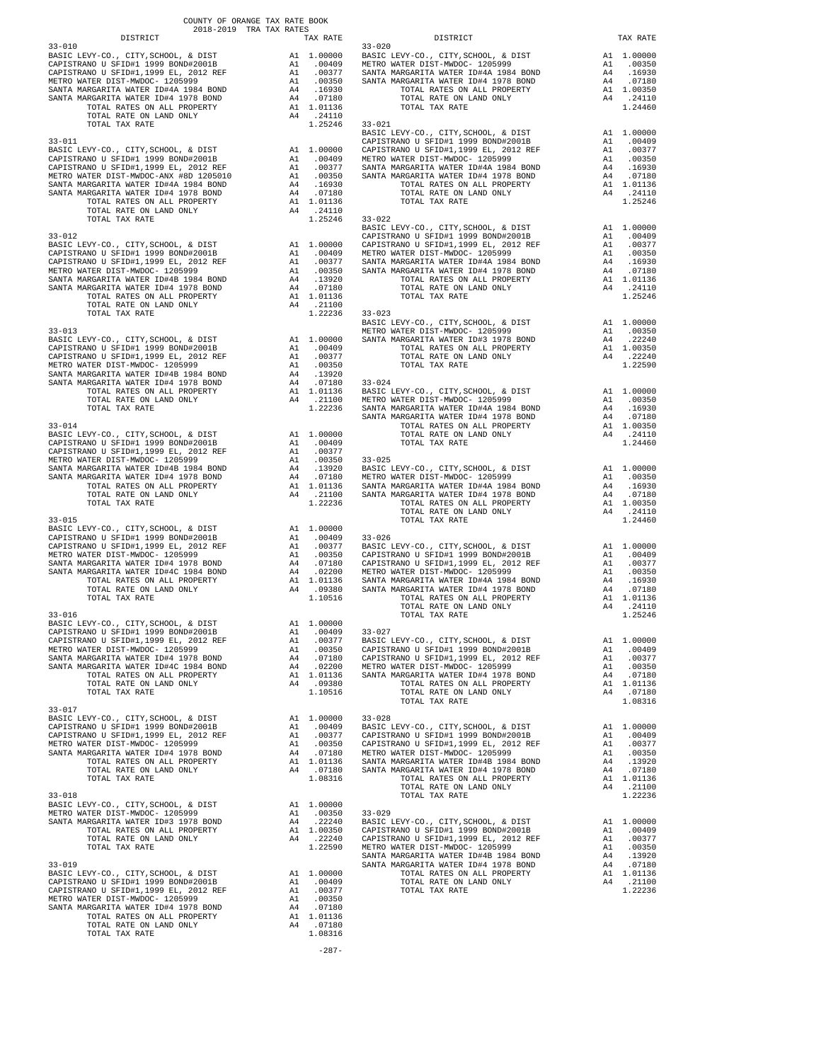COUNTY OF ORANGE TAX RATE BOOK
2018-2019 TRA TAX RATES

| DISTRICT | | TAX RATE |
|---|---|---|
| **33-010** | | |
| BASIC LEVY-CO., CITY,SCHOOL, & DIST | A1 | 1.00000 |
| CAPISTRANO U SFID#1 1999 BOND#2001B | A1 | .00409 |
| CAPISTRANO U SFID#1,1999 EL, 2012 REF | A1 | .00377 |
| METRO WATER DIST-MWDOC- 1205999 | A1 | .00350 |
| SANTA MARGARITA WATER ID#4A 1984 BOND | A4 | .16930 |
| SANTA MARGARITA WATER ID#4 1978 BOND | A4 | .07180 |
| TOTAL RATES ON ALL PROPERTY | A1 | 1.01136 |
| TOTAL RATE ON LAND ONLY | A4 | .24110 |
| TOTAL TAX RATE | | 1.25246 |
| **33-011** | | |
| BASIC LEVY-CO., CITY,SCHOOL, & DIST | A1 | 1.00000 |
| CAPISTRANO U SFID#1 1999 BOND#2001B | A1 | .00409 |
| CAPISTRANO U SFID#1,1999 EL, 2012 REF | A1 | .00377 |
| METRO WATER DIST-MWDOC-ANX #8D 1205010 | A1 | .00350 |
| SANTA MARGARITA WATER ID#4A 1984 BOND | A4 | .16930 |
| SANTA MARGARITA WATER ID#4 1978 BOND | A4 | .07180 |
| TOTAL RATES ON ALL PROPERTY | A1 | 1.01136 |
| TOTAL RATE ON LAND ONLY | A4 | .24110 |
| TOTAL TAX RATE | | 1.25246 |
| **33-012** | | |
| BASIC LEVY-CO., CITY,SCHOOL, & DIST | A1 | 1.00000 |
| CAPISTRANO U SFID#1 1999 BOND#2001B | A1 | .00409 |
| CAPISTRANO U SFID#1,1999 EL, 2012 REF | A1 | .00377 |
| METRO WATER DIST-MWDOC- 1205999 | A1 | .00350 |
| SANTA MARGARITA WATER ID#4B 1984 BOND | A4 | .13920 |
| SANTA MARGARITA WATER ID#4 1978 BOND | A4 | .07180 |
| TOTAL RATES ON ALL PROPERTY | A1 | 1.01136 |
| TOTAL RATE ON LAND ONLY | A4 | .21100 |
| TOTAL TAX RATE | | 1.22236 |
| **33-013** | | |
| BASIC LEVY-CO., CITY,SCHOOL, & DIST | A1 | 1.00000 |
| CAPISTRANO U SFID#1 1999 BOND#2001B | A1 | .00409 |
| CAPISTRANO U SFID#1,1999 EL, 2012 REF | A1 | .00377 |
| METRO WATER DIST-MWDOC- 1205999 | A1 | .00350 |
| SANTA MARGARITA WATER ID#4B 1984 BOND | A4 | .13920 |
| SANTA MARGARITA WATER ID#4 1978 BOND | A4 | .07180 |
| TOTAL RATES ON ALL PROPERTY | A1 | 1.01136 |
| TOTAL RATE ON LAND ONLY | A4 | .21100 |
| TOTAL TAX RATE | | 1.22236 |
| **33-014** | | |
| BASIC LEVY-CO., CITY,SCHOOL, & DIST | A1 | 1.00000 |
| CAPISTRANO U SFID#1 1999 BOND#2001B | A1 | .00409 |
| CAPISTRANO U SFID#1,1999 EL, 2012 REF | A1 | .00377 |
| METRO WATER DIST-MWDOC- 1205999 | A1 | .00350 |
| SANTA MARGARITA WATER ID#4B 1984 BOND | A4 | .13920 |
| SANTA MARGARITA WATER ID#4 1978 BOND | A4 | .07180 |
| TOTAL RATES ON ALL PROPERTY | A1 | 1.01136 |
| TOTAL RATE ON LAND ONLY | A4 | .21100 |
| TOTAL TAX RATE | | 1.22236 |
| **33-015** | | |
| BASIC LEVY-CO., CITY,SCHOOL, & DIST | A1 | 1.00000 |
| CAPISTRANO U SFID#1 1999 BOND#2001B | A1 | .00409 |
| CAPISTRANO U SFID#1,1999 EL, 2012 REF | A1 | .00377 |
| METRO WATER DIST-MWDOC- 1205999 | A1 | .00350 |
| SANTA MARGARITA WATER ID#4 1978 BOND | A4 | .07180 |
| SANTA MARGARITA WATER ID#4C 1984 BOND | A4 | .02200 |
| TOTAL RATES ON ALL PROPERTY | A1 | 1.01136 |
| TOTAL RATE ON LAND ONLY | A4 | .09380 |
| TOTAL TAX RATE | | 1.10516 |
| **33-016** | | |
| BASIC LEVY-CO., CITY,SCHOOL, & DIST | A1 | 1.00000 |
| CAPISTRANO U SFID#1 1999 BOND#2001B | A1 | .00409 |
| CAPISTRANO U SFID#1,1999 EL, 2012 REF | A1 | .00377 |
| METRO WATER DIST-MWDOC- 1205999 | A1 | .00350 |
| SANTA MARGARITA WATER ID#4 1978 BOND | A4 | .07180 |
| SANTA MARGARITA WATER ID#4C 1984 BOND | A4 | .02200 |
| TOTAL RATES ON ALL PROPERTY | A1 | 1.01136 |
| TOTAL RATE ON LAND ONLY | A4 | .09380 |
| TOTAL TAX RATE | | 1.10516 |
| **33-017** | | |
| BASIC LEVY-CO., CITY,SCHOOL, & DIST | A1 | 1.00000 |
| CAPISTRANO U SFID#1 1999 BOND#2001B | A1 | .00409 |
| CAPISTRANO U SFID#1,1999 EL, 2012 REF | A1 | .00377 |
| METRO WATER DIST-MWDOC- 1205999 | A1 | .00350 |
| SANTA MARGARITA WATER ID#4 1978 BOND | A4 | .07180 |
| TOTAL RATES ON ALL PROPERTY | A1 | 1.01136 |
| TOTAL RATE ON LAND ONLY | A4 | .07180 |
| TOTAL TAX RATE | | 1.08316 |
| **33-018** | | |
| BASIC LEVY-CO., CITY,SCHOOL, & DIST | A1 | 1.00000 |
| METRO WATER DIST-MWDOC- 1205999 | A1 | .00350 |
| SANTA MARGARITA WATER ID#3 1978 BOND | A4 | .22240 |
| TOTAL RATES ON ALL PROPERTY | A1 | 1.00350 |
| TOTAL RATE ON LAND ONLY | A4 | .22240 |
| TOTAL TAX RATE | | 1.22590 |
| **33-019** | | |
| BASIC LEVY-CO., CITY,SCHOOL, & DIST | A1 | 1.00000 |
| CAPISTRANO U SFID#1 1999 BOND#2001B | A1 | .00409 |
| CAPISTRANO U SFID#1,1999 EL, 2012 REF | A1 | .00377 |
| METRO WATER DIST-MWDOC- 1205999 | A1 | .00350 |
| SANTA MARGARITA WATER ID#4 1978 BOND | A4 | .07180 |
| TOTAL RATES ON ALL PROPERTY | A1 | 1.01136 |
| TOTAL RATE ON LAND ONLY | A4 | .07180 |
| TOTAL TAX RATE | | 1.08316 |
| **33-020** | | |
| BASIC LEVY-CO., CITY,SCHOOL, & DIST | A1 | 1.00000 |
| METRO WATER DIST-MWDOC- 1205999 | A1 | .00350 |
| SANTA MARGARITA WATER ID#4A 1984 BOND | A4 | .16930 |
| SANTA MARGARITA WATER ID#4 1978 BOND | A4 | .07180 |
| TOTAL RATES ON ALL PROPERTY | A1 | 1.00350 |
| TOTAL RATE ON LAND ONLY | A4 | .24110 |
| TOTAL TAX RATE | | 1.24460 |
| **33-021** | | |
| BASIC LEVY-CO., CITY,SCHOOL, & DIST | A1 | 1.00000 |
| CAPISTRANO U SFID#1 1999 BOND#2001B | A1 | .00409 |
| CAPISTRANO U SFID#1,1999 EL, 2012 REF | A1 | .00377 |
| METRO WATER DIST-MWDOC- 1205999 | A1 | .00350 |
| SANTA MARGARITA WATER ID#4A 1984 BOND | A4 | .16930 |
| SANTA MARGARITA WATER ID#4 1978 BOND | A4 | .07180 |
| TOTAL RATES ON ALL PROPERTY | A1 | 1.01136 |
| TOTAL RATE ON LAND ONLY | A4 | .24110 |
| TOTAL TAX RATE | | 1.25246 |
| **33-022** | | |
| BASIC LEVY-CO., CITY,SCHOOL, & DIST | A1 | 1.00000 |
| CAPISTRANO U SFID#1 1999 BOND#2001B | A1 | .00409 |
| CAPISTRANO U SFID#1,1999 EL, 2012 REF | A1 | .00377 |
| METRO WATER DIST-MWDOC- 1205999 | A1 | .00350 |
| SANTA MARGARITA WATER ID#4A 1984 BOND | A4 | .16930 |
| SANTA MARGARITA WATER ID#4 1978 BOND | A4 | .07180 |
| TOTAL RATES ON ALL PROPERTY | A1 | 1.01136 |
| TOTAL RATE ON LAND ONLY | A4 | .24110 |
| TOTAL TAX RATE | | 1.25246 |
| **33-023** | | |
| BASIC LEVY-CO., CITY,SCHOOL, & DIST | A1 | 1.00000 |
| METRO WATER DIST-MWDOC- 1205999 | A1 | .00350 |
| SANTA MARGARITA WATER ID#3 1978 BOND | A4 | .22240 |
| TOTAL RATES ON ALL PROPERTY | A1 | 1.00350 |
| TOTAL RATE ON LAND ONLY | A4 | .22240 |
| TOTAL TAX RATE | | 1.22590 |
| **33-024** | | |
| BASIC LEVY-CO., CITY,SCHOOL, & DIST | A1 | 1.00000 |
| METRO WATER DIST-MWDOC- 1205999 | A1 | .00350 |
| SANTA MARGARITA WATER ID#4A 1984 BOND | A4 | .16930 |
| SANTA MARGARITA WATER ID#4 1978 BOND | A4 | .07180 |
| TOTAL RATES ON ALL PROPERTY | A1 | 1.00350 |
| TOTAL RATE ON LAND ONLY | A4 | .24110 |
| TOTAL TAX RATE | | 1.24460 |
| **33-025** | | |
| BASIC LEVY-CO., CITY,SCHOOL, & DIST | A1 | 1.00000 |
| METRO WATER DIST-MWDOC- 1205999 | A1 | .00350 |
| SANTA MARGARITA WATER ID#4A 1984 BOND | A4 | .16930 |
| SANTA MARGARITA WATER ID#4 1978 BOND | A4 | .07180 |
| TOTAL RATES ON ALL PROPERTY | A1 | 1.00350 |
| TOTAL RATE ON LAND ONLY | A4 | .24110 |
| TOTAL TAX RATE | | 1.24460 |
| **33-026** | | |
| BASIC LEVY-CO., CITY,SCHOOL, & DIST | A1 | 1.00000 |
| CAPISTRANO U SFID#1 1999 BOND#2001B | A1 | .00409 |
| CAPISTRANO U SFID#1,1999 EL, 2012 REF | A1 | .00377 |
| METRO WATER DIST-MWDOC- 1205999 | A1 | .00350 |
| SANTA MARGARITA WATER ID#4A 1984 BOND | A4 | .16930 |
| SANTA MARGARITA WATER ID#4 1978 BOND | A4 | .07180 |
| TOTAL RATES ON ALL PROPERTY | A1 | 1.01136 |
| TOTAL RATE ON LAND ONLY | A4 | .24110 |
| TOTAL TAX RATE | | 1.25246 |
| **33-027** | | |
| BASIC LEVY-CO., CITY,SCHOOL, & DIST | A1 | 1.00000 |
| CAPISTRANO U SFID#1 1999 BOND#2001B | A1 | .00409 |
| CAPISTRANO U SFID#1,1999 EL, 2012 REF | A1 | .00377 |
| METRO WATER DIST-MWDOC- 1205999 | A1 | .00350 |
| SANTA MARGARITA WATER ID#4 1978 BOND | A4 | .07180 |
| TOTAL RATES ON ALL PROPERTY | A1 | 1.01136 |
| TOTAL RATE ON LAND ONLY | A4 | .07180 |
| TOTAL TAX RATE | | 1.08316 |
| **33-028** | | |
| BASIC LEVY-CO., CITY,SCHOOL, & DIST | A1 | 1.00000 |
| CAPISTRANO U SFID#1 1999 BOND#2001B | A1 | .00409 |
| CAPISTRANO U SFID#1,1999 EL, 2012 REF | A1 | .00377 |
| METRO WATER DIST-MWDOC- 1205999 | A1 | .00350 |
| SANTA MARGARITA WATER ID#4B 1984 BOND | A4 | .13920 |
| SANTA MARGARITA WATER ID#4 1978 BOND | A4 | .07180 |
| TOTAL RATES ON ALL PROPERTY | A1 | 1.01136 |
| TOTAL RATE ON LAND ONLY | A4 | .21100 |
| TOTAL TAX RATE | | 1.22236 |
| **33-029** | | |
| BASIC LEVY-CO., CITY,SCHOOL, & DIST | A1 | 1.00000 |
| CAPISTRANO U SFID#1 1999 BOND#2001B | A1 | .00409 |
| CAPISTRANO U SFID#1,1999 EL, 2012 REF | A1 | .00377 |
| METRO WATER DIST-MWDOC- 1205999 | A1 | .00350 |
| SANTA MARGARITA WATER ID#4B 1984 BOND | A4 | .13920 |
| SANTA MARGARITA WATER ID#4 1978 BOND | A4 | .07180 |
| TOTAL RATES ON ALL PROPERTY | A1 | 1.01136 |
| TOTAL RATE ON LAND ONLY | A4 | .21100 |
| TOTAL TAX RATE | | 1.22236 |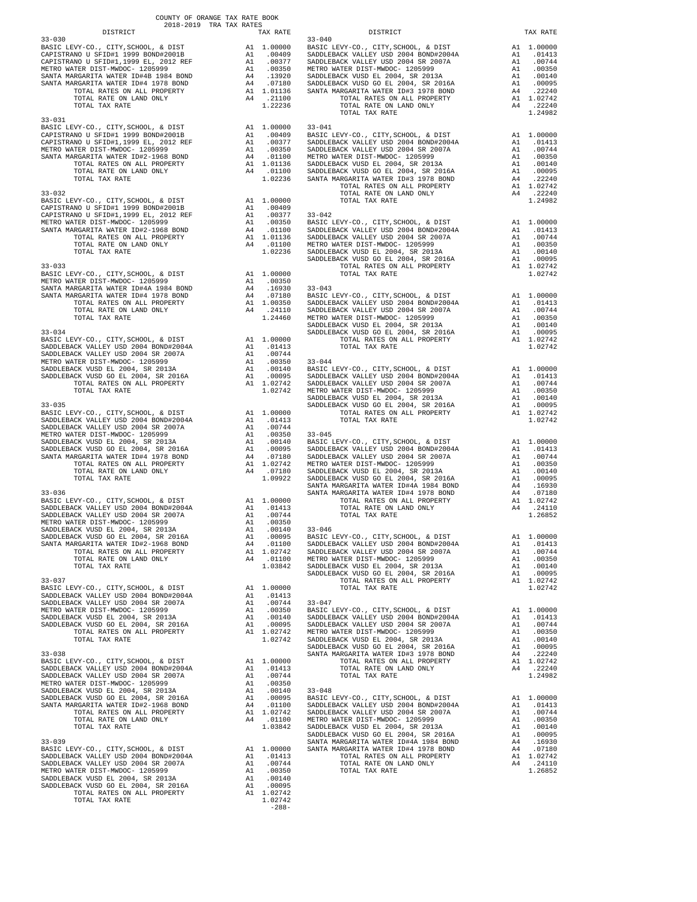COUNTY OF ORANGE TAX RATE BOOK
2018-2019 TRA TAX RATES

| DISTRICT | | TAX RATE |
|---|---|---|
| **33-030** | | |
| BASIC LEVY-CO., CITY,SCHOOL, & DIST | A1 | 1.00000 |
| CAPISTRANO U SFID#1 1999 BOND#2001B | A1 | .00409 |
| CAPISTRANO U SFID#1,1999 EL, 2012 REF | A1 | .00377 |
| METRO WATER DIST-MWDOC- 1205999 | A1 | .00350 |
| SANTA MARGARITA WATER ID#4B 1984 BOND | A4 | .13920 |
| SANTA MARGARITA WATER ID#4 1978 BOND | A4 | .07180 |
| TOTAL RATES ON ALL PROPERTY | A1 | 1.01136 |
| TOTAL RATE ON LAND ONLY | A4 | .21100 |
| TOTAL TAX RATE | | 1.22236 |
| **33-031** | | |
| BASIC LEVY-CO., CITY,SCHOOL, & DIST | A1 | 1.00000 |
| CAPISTRANO U SFID#1 1999 BOND#2001B | A1 | .00409 |
| CAPISTRANO U SFID#1,1999 EL, 2012 REF | A1 | .00377 |
| METRO WATER DIST-MWDOC- 1205999 | A1 | .00350 |
| SANTA MARGARITA WATER ID#2-1968 BOND | A4 | .01100 |
| TOTAL RATES ON ALL PROPERTY | A1 | 1.01136 |
| TOTAL RATE ON LAND ONLY | A4 | .01100 |
| TOTAL TAX RATE | | 1.02236 |
| **33-032** | | |
| BASIC LEVY-CO., CITY,SCHOOL, & DIST | A1 | 1.00000 |
| CAPISTRANO U SFID#1 1999 BOND#2001B | A1 | .00409 |
| CAPISTRANO U SFID#1,1999 EL, 2012 REF | A1 | .00377 |
| METRO WATER DIST-MWDOC- 1205999 | A1 | .00350 |
| SANTA MARGARITA WATER ID#2-1968 BOND | A4 | .01100 |
| TOTAL RATES ON ALL PROPERTY | A1 | 1.01136 |
| TOTAL RATE ON LAND ONLY | A4 | .01100 |
| TOTAL TAX RATE | | 1.02236 |
| **33-033** | | |
| BASIC LEVY-CO., CITY,SCHOOL, & DIST | A1 | 1.00000 |
| METRO WATER DIST-MWDOC- 1205999 | A1 | .00350 |
| SANTA MARGARITA WATER ID#4A 1984 BOND | A4 | .16930 |
| SANTA MARGARITA WATER ID#4 1978 BOND | A4 | .07180 |
| TOTAL RATES ON ALL PROPERTY | A1 | 1.00350 |
| TOTAL RATE ON LAND ONLY | A4 | .24110 |
| TOTAL TAX RATE | | 1.24460 |
| **33-034** | | |
| BASIC LEVY-CO., CITY,SCHOOL, & DIST | A1 | 1.00000 |
| SADDLEBACK VALLEY USD 2004 BOND#2004A | A1 | .01413 |
| SADDLEBACK VALLEY USD 2004 SR 2007A | A1 | .00744 |
| METRO WATER DIST-MWDOC- 1205999 | A1 | .00350 |
| SADDLEBACK VUSD EL 2004, SR 2013A | A1 | .00140 |
| SADDLEBACK VUSD GO EL 2004, SR 2016A | A1 | .00095 |
| TOTAL RATES ON ALL PROPERTY | A1 | 1.02742 |
| TOTAL TAX RATE | | 1.02742 |
| **33-035** | | |
| BASIC LEVY-CO., CITY,SCHOOL, & DIST | A1 | 1.00000 |
| SADDLEBACK VALLEY USD 2004 BOND#2004A | A1 | .01413 |
| SADDLEBACK VALLEY USD 2004 SR 2007A | A1 | .00744 |
| METRO WATER DIST-MWDOC- 1205999 | A1 | .00350 |
| SADDLEBACK VUSD EL 2004, SR 2013A | A1 | .00140 |
| SADDLEBACK VUSD GO EL 2004, SR 2016A | A1 | .00095 |
| SANTA MARGARITA WATER ID#4 1978 BOND | A4 | .07180 |
| TOTAL RATES ON ALL PROPERTY | A1 | 1.02742 |
| TOTAL RATE ON LAND ONLY | A4 | .07180 |
| TOTAL TAX RATE | | 1.09922 |
| **33-036** | | |
| BASIC LEVY-CO., CITY,SCHOOL, & DIST | A1 | 1.00000 |
| SADDLEBACK VALLEY USD 2004 BOND#2004A | A1 | .01413 |
| SADDLEBACK VALLEY USD 2004 SR 2007A | A1 | .00744 |
| METRO WATER DIST-MWDOC- 1205999 | A1 | .00350 |
| SADDLEBACK VUSD EL 2004, SR 2013A | A1 | .00140 |
| SADDLEBACK VUSD GO EL 2004, SR 2016A | A1 | .00095 |
| SANTA MARGARITA WATER ID#2-1968 BOND | A4 | .01100 |
| TOTAL RATES ON ALL PROPERTY | A1 | 1.02742 |
| TOTAL RATE ON LAND ONLY | A4 | .01100 |
| TOTAL TAX RATE | | 1.03842 |
| **33-037** | | |
| BASIC LEVY-CO., CITY,SCHOOL, & DIST | A1 | 1.00000 |
| SADDLEBACK VALLEY USD 2004 BOND#2004A | A1 | .01413 |
| SADDLEBACK VALLEY USD 2004 SR 2007A | A1 | .00744 |
| METRO WATER DIST-MWDOC- 1205999 | A1 | .00350 |
| SADDLEBACK VUSD EL 2004, SR 2013A | A1 | .00140 |
| SADDLEBACK VUSD GO EL 2004, SR 2016A | A1 | .00095 |
| TOTAL RATES ON ALL PROPERTY | A1 | 1.02742 |
| TOTAL TAX RATE | | 1.02742 |
| **33-038** | | |
| BASIC LEVY-CO., CITY,SCHOOL, & DIST | A1 | 1.00000 |
| SADDLEBACK VALLEY USD 2004 BOND#2004A | A1 | .01413 |
| SADDLEBACK VALLEY USD 2004 SR 2007A | A1 | .00744 |
| METRO WATER DIST-MWDOC- 1205999 | A1 | .00350 |
| SADDLEBACK VUSD EL 2004, SR 2013A | A1 | .00140 |
| SADDLEBACK VUSD GO EL 2004, SR 2016A | A1 | .00095 |
| SANTA MARGARITA WATER ID#2-1968 BOND | A4 | .01100 |
| TOTAL RATES ON ALL PROPERTY | A1 | 1.02742 |
| TOTAL RATE ON LAND ONLY | A4 | .01100 |
| TOTAL TAX RATE | | 1.03842 |
| **33-039** | | |
| BASIC LEVY-CO., CITY,SCHOOL, & DIST | A1 | 1.00000 |
| SADDLEBACK VALLEY USD 2004 BOND#2004A | A1 | .01413 |
| SADDLEBACK VALLEY USD 2004 SR 2007A | A1 | .00744 |
| METRO WATER DIST-MWDOC- 1205999 | A1 | .00350 |
| SADDLEBACK VUSD EL 2004, SR 2013A | A1 | .00140 |
| SADDLEBACK VUSD GO EL 2004, SR 2016A | A1 | .00095 |
| TOTAL RATES ON ALL PROPERTY | A1 | 1.02742 |
| TOTAL TAX RATE | | 1.02742 |
| **33-040** | | |
| BASIC LEVY-CO., CITY,SCHOOL, & DIST | A1 | 1.00000 |
| SADDLEBACK VALLEY USD 2004 BOND#2004A | A1 | .01413 |
| SADDLEBACK VALLEY USD 2004 SR 2007A | A1 | .00744 |
| METRO WATER DIST-MWDOC- 1205999 | A1 | .00350 |
| SADDLEBACK VUSD EL 2004, SR 2013A | A1 | .00140 |
| SADDLEBACK VUSD GO EL 2004, SR 2016A | A1 | .00095 |
| SANTA MARGARITA WATER ID#3 1978 BOND | A4 | .22240 |
| TOTAL RATES ON ALL PROPERTY | A1 | 1.02742 |
| TOTAL RATE ON LAND ONLY | A4 | .22240 |
| TOTAL TAX RATE | | 1.24982 |
| **33-041** | | |
| BASIC LEVY-CO., CITY,SCHOOL, & DIST | A1 | 1.00000 |
| SADDLEBACK VALLEY USD 2004 BOND#2004A | A1 | .01413 |
| SADDLEBACK VALLEY USD 2004 SR 2007A | A1 | .00744 |
| METRO WATER DIST-MWDOC- 1205999 | A1 | .00350 |
| SADDLEBACK VUSD EL 2004, SR 2013A | A1 | .00140 |
| SADDLEBACK VUSD GO EL 2004, SR 2016A | A1 | .00095 |
| SANTA MARGARITA WATER ID#3 1978 BOND | A4 | .22240 |
| TOTAL RATES ON ALL PROPERTY | A1 | 1.02742 |
| TOTAL RATE ON LAND ONLY | A4 | .22240 |
| TOTAL TAX RATE | | 1.24982 |
| **33-042** | | |
| BASIC LEVY-CO., CITY,SCHOOL, & DIST | A1 | 1.00000 |
| SADDLEBACK VALLEY USD 2004 BOND#2004A | A1 | .01413 |
| SADDLEBACK VALLEY USD 2004 SR 2007A | A1 | .00744 |
| METRO WATER DIST-MWDOC- 1205999 | A1 | .00350 |
| SADDLEBACK VUSD EL 2004, SR 2013A | A1 | .00140 |
| SADDLEBACK VUSD GO EL 2004, SR 2016A | A1 | .00095 |
| TOTAL RATES ON ALL PROPERTY | A1 | 1.02742 |
| TOTAL TAX RATE | | 1.02742 |
| **33-043** | | |
| BASIC LEVY-CO., CITY,SCHOOL, & DIST | A1 | 1.00000 |
| SADDLEBACK VALLEY USD 2004 BOND#2004A | A1 | .01413 |
| SADDLEBACK VALLEY USD 2004 SR 2007A | A1 | .00744 |
| METRO WATER DIST-MWDOC- 1205999 | A1 | .00350 |
| SADDLEBACK VUSD EL 2004, SR 2013A | A1 | .00140 |
| SADDLEBACK VUSD GO EL 2004, SR 2016A | A1 | .00095 |
| TOTAL RATES ON ALL PROPERTY | A1 | 1.02742 |
| TOTAL TAX RATE | | 1.02742 |
| **33-044** | | |
| BASIC LEVY-CO., CITY,SCHOOL, & DIST | A1 | 1.00000 |
| SADDLEBACK VALLEY USD 2004 BOND#2004A | A1 | .01413 |
| SADDLEBACK VALLEY USD 2004 SR 2007A | A1 | .00744 |
| METRO WATER DIST-MWDOC- 1205999 | A1 | .00350 |
| SADDLEBACK VUSD EL 2004, SR 2013A | A1 | .00140 |
| SADDLEBACK VUSD GO EL 2004, SR 2016A | A1 | .00095 |
| TOTAL RATES ON ALL PROPERTY | A1 | 1.02742 |
| TOTAL TAX RATE | | 1.02742 |
| **33-045** | | |
| BASIC LEVY-CO., CITY,SCHOOL, & DIST | A1 | 1.00000 |
| SADDLEBACK VALLEY USD 2004 BOND#2004A | A1 | .01413 |
| SADDLEBACK VALLEY USD 2004 SR 2007A | A1 | .00744 |
| METRO WATER DIST-MWDOC- 1205999 | A1 | .00350 |
| SADDLEBACK VUSD EL 2004, SR 2013A | A1 | .00140 |
| SADDLEBACK VUSD GO EL 2004, SR 2016A | A1 | .00095 |
| SANTA MARGARITA WATER ID#4A 1984 BOND | A4 | .16930 |
| SANTA MARGARITA WATER ID#4 1978 BOND | A4 | .07180 |
| TOTAL RATES ON ALL PROPERTY | A1 | 1.02742 |
| TOTAL RATE ON LAND ONLY | A4 | .24110 |
| TOTAL TAX RATE | | 1.26852 |
| **33-046** | | |
| BASIC LEVY-CO., CITY,SCHOOL, & DIST | A1 | 1.00000 |
| SADDLEBACK VALLEY USD 2004 BOND#2004A | A1 | .01413 |
| SADDLEBACK VALLEY USD 2004 SR 2007A | A1 | .00744 |
| METRO WATER DIST-MWDOC- 1205999 | A1 | .00350 |
| SADDLEBACK VUSD EL 2004, SR 2013A | A1 | .00140 |
| SADDLEBACK VUSD GO EL 2004, SR 2016A | A1 | .00095 |
| TOTAL RATES ON ALL PROPERTY | A1 | 1.02742 |
| TOTAL TAX RATE | | 1.02742 |
| **33-047** | | |
| BASIC LEVY-CO., CITY,SCHOOL, & DIST | A1 | 1.00000 |
| SADDLEBACK VALLEY USD 2004 BOND#2004A | A1 | .01413 |
| SADDLEBACK VALLEY USD 2004 SR 2007A | A1 | .00744 |
| METRO WATER DIST-MWDOC- 1205999 | A1 | .00350 |
| SADDLEBACK VUSD EL 2004, SR 2013A | A1 | .00140 |
| SADDLEBACK VUSD GO EL 2004, SR 2016A | A1 | .00095 |
| SANTA MARGARITA WATER ID#3 1978 BOND | A4 | .22240 |
| TOTAL RATES ON ALL PROPERTY | A1 | 1.02742 |
| TOTAL RATE ON LAND ONLY | A4 | .22240 |
| TOTAL TAX RATE | | 1.24982 |
| **33-048** | | |
| BASIC LEVY-CO., CITY,SCHOOL, & DIST | A1 | 1.00000 |
| SADDLEBACK VALLEY USD 2004 BOND#2004A | A1 | .01413 |
| SADDLEBACK VALLEY USD 2004 SR 2007A | A1 | .00744 |
| METRO WATER DIST-MWDOC- 1205999 | A1 | .00350 |
| SADDLEBACK VUSD EL 2004, SR 2013A | A1 | .00140 |
| SADDLEBACK VUSD GO EL 2004, SR 2016A | A1 | .00095 |
| SANTA MARGARITA WATER ID#4A 1984 BOND | A4 | .16930 |
| SANTA MARGARITA WATER ID#4 1978 BOND | A4 | .07180 |
| TOTAL RATES ON ALL PROPERTY | A1 | 1.02742 |
| TOTAL RATE ON LAND ONLY | A4 | .24110 |
| TOTAL TAX RATE | | 1.26852 |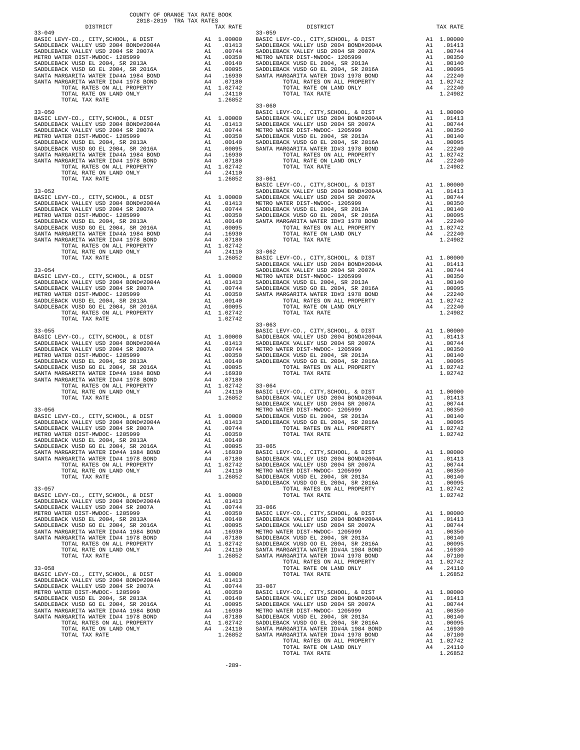COUNTY OF ORANGE TAX RATE BOOK
2018-2019 TRA TAX RATES

| DISTRICT | | TAX RATE |
|---|---|---|
| **33-049** | | |
| BASIC LEVY-CO., CITY,SCHOOL, & DIST | A1 | 1.00000 |
| SADDLEBACK VALLEY USD 2004 BOND#2004A | A1 | .01413 |
| SADDLEBACK VALLEY USD 2004 SR 2007A | A1 | .00744 |
| METRO WATER DIST-MWDOC- 1205999 | A1 | .00350 |
| SADDLEBACK VUSD EL 2004, SR 2013A | A1 | .00140 |
| SADDLEBACK VUSD GO EL 2004, SR 2016A | A1 | .00095 |
| SANTA MARGARITA WATER ID#4A 1984 BOND | A4 | .16930 |
| SANTA MARGARITA WATER ID#4 1978 BOND | A4 | .07180 |
| TOTAL RATES ON ALL PROPERTY | A1 | 1.02742 |
| TOTAL RATE ON LAND ONLY | A4 | .24110 |
| TOTAL TAX RATE | | 1.26852 |
| **33-050** | | |
| BASIC LEVY-CO., CITY,SCHOOL, & DIST | A1 | 1.00000 |
| SADDLEBACK VALLEY USD 2004 BOND#2004A | A1 | .01413 |
| SADDLEBACK VALLEY USD 2004 SR 2007A | A1 | .00744 |
| METRO WATER DIST-MWDOC- 1205999 | A1 | .00350 |
| SADDLEBACK VUSD EL 2004, SR 2013A | A1 | .00140 |
| SADDLEBACK VUSD GO EL 2004, SR 2016A | A1 | .00095 |
| SANTA MARGARITA WATER ID#4A 1984 BOND | A4 | .16930 |
| SANTA MARGARITA WATER ID#4 1978 BOND | A4 | .07180 |
| TOTAL RATES ON ALL PROPERTY | A1 | 1.02742 |
| TOTAL RATE ON LAND ONLY | A4 | .24110 |
| TOTAL TAX RATE | | 1.26852 |
| **33-052** | | |
| BASIC LEVY-CO., CITY,SCHOOL, & DIST | A1 | 1.00000 |
| SADDLEBACK VALLEY USD 2004 BOND#2004A | A1 | .01413 |
| SADDLEBACK VALLEY USD 2004 SR 2007A | A1 | .00744 |
| METRO WATER DIST-MWDOC- 1205999 | A1 | .00350 |
| SADDLEBACK VUSD EL 2004, SR 2013A | A1 | .00140 |
| SADDLEBACK VUSD GO EL 2004, SR 2016A | A1 | .00095 |
| SANTA MARGARITA WATER ID#4A 1984 BOND | A4 | .16930 |
| SANTA MARGARITA WATER ID#4 1978 BOND | A4 | .07180 |
| TOTAL RATES ON ALL PROPERTY | A1 | 1.02742 |
| TOTAL RATE ON LAND ONLY | A4 | .24110 |
| TOTAL TAX RATE | | 1.26852 |
| **33-054** | | |
| BASIC LEVY-CO., CITY,SCHOOL, & DIST | A1 | 1.00000 |
| SADDLEBACK VALLEY USD 2004 BOND#2004A | A1 | .01413 |
| SADDLEBACK VALLEY USD 2004 SR 2007A | A1 | .00744 |
| METRO WATER DIST-MWDOC- 1205999 | A1 | .00350 |
| SADDLEBACK VUSD EL 2004, SR 2013A | A1 | .00140 |
| SADDLEBACK VUSD GO EL 2004, SR 2016A | A1 | .00095 |
| TOTAL RATES ON ALL PROPERTY | A1 | 1.02742 |
| TOTAL TAX RATE | | 1.02742 |
| **33-055** | | |
| BASIC LEVY-CO., CITY,SCHOOL, & DIST | A1 | 1.00000 |
| SADDLEBACK VALLEY USD 2004 BOND#2004A | A1 | .01413 |
| SADDLEBACK VALLEY USD 2004 SR 2007A | A1 | .00744 |
| METRO WATER DIST-MWDOC- 1205999 | A1 | .00350 |
| SADDLEBACK VUSD EL 2004, SR 2013A | A1 | .00140 |
| SADDLEBACK VUSD GO EL 2004, SR 2016A | A1 | .00095 |
| SANTA MARGARITA WATER ID#4A 1984 BOND | A4 | .16930 |
| SANTA MARGARITA WATER ID#4 1978 BOND | A4 | .07180 |
| TOTAL RATES ON ALL PROPERTY | A1 | 1.02742 |
| TOTAL RATE ON LAND ONLY | A4 | .24110 |
| TOTAL TAX RATE | | 1.26852 |
| **33-056** | | |
| BASIC LEVY-CO., CITY,SCHOOL, & DIST | A1 | 1.00000 |
| SADDLEBACK VALLEY USD 2004 BOND#2004A | A1 | .01413 |
| SADDLEBACK VALLEY USD 2004 SR 2007A | A1 | .00744 |
| METRO WATER DIST-MWDOC- 1205999 | A1 | .00350 |
| SADDLEBACK VUSD EL 2004, SR 2013A | A1 | .00140 |
| SADDLEBACK VUSD GO EL 2004, SR 2016A | A1 | .00095 |
| SANTA MARGARITA WATER ID#4A 1984 BOND | A4 | .16930 |
| SANTA MARGARITA WATER ID#4 1978 BOND | A4 | .07180 |
| TOTAL RATES ON ALL PROPERTY | A1 | 1.02742 |
| TOTAL RATE ON LAND ONLY | A4 | .24110 |
| TOTAL TAX RATE | | 1.26852 |
| **33-057** | | |
| BASIC LEVY-CO., CITY,SCHOOL, & DIST | A1 | 1.00000 |
| SADDLEBACK VALLEY USD 2004 BOND#2004A | A1 | .01413 |
| SADDLEBACK VALLEY USD 2004 SR 2007A | A1 | .00744 |
| METRO WATER DIST-MWDOC- 1205999 | A1 | .00350 |
| SADDLEBACK VUSD EL 2004, SR 2013A | A1 | .00140 |
| SADDLEBACK VUSD GO EL 2004, SR 2016A | A1 | .00095 |
| SANTA MARGARITA WATER ID#4A 1984 BOND | A4 | .16930 |
| SANTA MARGARITA WATER ID#4 1978 BOND | A4 | .07180 |
| TOTAL RATES ON ALL PROPERTY | A1 | 1.02742 |
| TOTAL RATE ON LAND ONLY | A4 | .24110 |
| TOTAL TAX RATE | | 1.26852 |
| **33-058** | | |
| BASIC LEVY-CO., CITY,SCHOOL, & DIST | A1 | 1.00000 |
| SADDLEBACK VALLEY USD 2004 BOND#2004A | A1 | .01413 |
| SADDLEBACK VALLEY USD 2004 SR 2007A | A1 | .00744 |
| METRO WATER DIST-MWDOC- 1205999 | A1 | .00350 |
| SADDLEBACK VUSD EL 2004, SR 2013A | A1 | .00140 |
| SADDLEBACK VUSD GO EL 2004, SR 2016A | A1 | .00095 |
| SANTA MARGARITA WATER ID#4A 1984 BOND | A4 | .16930 |
| SANTA MARGARITA WATER ID#4 1978 BOND | A4 | .07180 |
| TOTAL RATES ON ALL PROPERTY | A1 | 1.02742 |
| TOTAL RATE ON LAND ONLY | A4 | .24110 |
| TOTAL TAX RATE | | 1.26852 |
| **33-059** | | |
| BASIC LEVY-CO., CITY,SCHOOL, & DIST | A1 | 1.00000 |
| SADDLEBACK VALLEY USD 2004 BOND#2004A | A1 | .01413 |
| SADDLEBACK VALLEY USD 2004 SR 2007A | A1 | .00744 |
| METRO WATER DIST-MWDOC- 1205999 | A1 | .00350 |
| SADDLEBACK VUSD EL 2004, SR 2013A | A1 | .00140 |
| SADDLEBACK VUSD GO EL 2004, SR 2016A | A1 | .00095 |
| SANTA MARGARITA WATER ID#3 1978 BOND | A4 | .22240 |
| TOTAL RATES ON ALL PROPERTY | A1 | 1.02742 |
| TOTAL RATE ON LAND ONLY | A4 | .22240 |
| TOTAL TAX RATE | | 1.24982 |
| **33-060** | | |
| BASIC LEVY-CO., CITY,SCHOOL, & DIST | A1 | 1.00000 |
| SADDLEBACK VALLEY USD 2004 BOND#2004A | A1 | .01413 |
| SADDLEBACK VALLEY USD 2004 SR 2007A | A1 | .00744 |
| METRO WATER DIST-MWDOC- 1205999 | A1 | .00350 |
| SADDLEBACK VUSD EL 2004, SR 2013A | A1 | .00140 |
| SADDLEBACK VUSD GO EL 2004, SR 2016A | A1 | .00095 |
| SANTA MARGARITA WATER ID#3 1978 BOND | A4 | .22240 |
| TOTAL RATES ON ALL PROPERTY | A1 | 1.02742 |
| TOTAL RATE ON LAND ONLY | A4 | .22240 |
| TOTAL TAX RATE | | 1.24982 |
| **33-061** | | |
| BASIC LEVY-CO., CITY,SCHOOL, & DIST | A1 | 1.00000 |
| SADDLEBACK VALLEY USD 2004 BOND#2004A | A1 | .01413 |
| SADDLEBACK VALLEY USD 2004 SR 2007A | A1 | .00744 |
| METRO WATER DIST-MWDOC- 1205999 | A1 | .00350 |
| SADDLEBACK VUSD EL 2004, SR 2013A | A1 | .00140 |
| SADDLEBACK VUSD GO EL 2004, SR 2016A | A1 | .00095 |
| SANTA MARGARITA WATER ID#3 1978 BOND | A4 | .22240 |
| TOTAL RATES ON ALL PROPERTY | A1 | 1.02742 |
| TOTAL RATE ON LAND ONLY | A4 | .22240 |
| TOTAL TAX RATE | | 1.24982 |
| **33-062** | | |
| BASIC LEVY-CO., CITY,SCHOOL, & DIST | A1 | 1.00000 |
| SADDLEBACK VALLEY USD 2004 BOND#2004A | A1 | .01413 |
| SADDLEBACK VALLEY USD 2004 SR 2007A | A1 | .00744 |
| METRO WATER DIST-MWDOC- 1205999 | A1 | .00350 |
| SADDLEBACK VUSD EL 2004, SR 2013A | A1 | .00140 |
| SADDLEBACK VUSD GO EL 2004, SR 2016A | A1 | .00095 |
| SANTA MARGARITA WATER ID#3 1978 BOND | A4 | .22240 |
| TOTAL RATES ON ALL PROPERTY | A1 | 1.02742 |
| TOTAL RATE ON LAND ONLY | A4 | .22240 |
| TOTAL TAX RATE | | 1.24982 |
| **33-063** | | |
| BASIC LEVY-CO., CITY,SCHOOL, & DIST | A1 | 1.00000 |
| SADDLEBACK VALLEY USD 2004 BOND#2004A | A1 | .01413 |
| SADDLEBACK VALLEY USD 2004 SR 2007A | A1 | .00744 |
| METRO WATER DIST-MWDOC- 1205999 | A1 | .00350 |
| SADDLEBACK VUSD EL 2004, SR 2013A | A1 | .00140 |
| SADDLEBACK VUSD GO EL 2004, SR 2016A | A1 | .00095 |
| TOTAL RATES ON ALL PROPERTY | A1 | 1.02742 |
| TOTAL TAX RATE | | 1.02742 |
| **33-064** | | |
| BASIC LEVY-CO., CITY,SCHOOL, & DIST | A1 | 1.00000 |
| SADDLEBACK VALLEY USD 2004 BOND#2004A | A1 | .01413 |
| SADDLEBACK VALLEY USD 2004 SR 2007A | A1 | .00744 |
| METRO WATER DIST-MWDOC- 1205999 | A1 | .00350 |
| SADDLEBACK VUSD EL 2004, SR 2013A | A1 | .00140 |
| SADDLEBACK VUSD GO EL 2004, SR 2016A | A1 | .00095 |
| TOTAL RATES ON ALL PROPERTY | A1 | 1.02742 |
| TOTAL TAX RATE | | 1.02742 |
| **33-065** | | |
| BASIC LEVY-CO., CITY,SCHOOL, & DIST | A1 | 1.00000 |
| SADDLEBACK VALLEY USD 2004 BOND#2004A | A1 | .01413 |
| SADDLEBACK VALLEY USD 2004 SR 2007A | A1 | .00744 |
| METRO WATER DIST-MWDOC- 1205999 | A1 | .00350 |
| SADDLEBACK VUSD EL 2004, SR 2013A | A1 | .00140 |
| SADDLEBACK VUSD GO EL 2004, SR 2016A | A1 | .00095 |
| TOTAL RATES ON ALL PROPERTY | A1 | 1.02742 |
| TOTAL TAX RATE | | 1.02742 |
| **33-066** | | |
| BASIC LEVY-CO., CITY,SCHOOL, & DIST | A1 | 1.00000 |
| SADDLEBACK VALLEY USD 2004 BOND#2004A | A1 | .01413 |
| SADDLEBACK VALLEY USD 2004 SR 2007A | A1 | .00744 |
| METRO WATER DIST-MWDOC- 1205999 | A1 | .00350 |
| SADDLEBACK VUSD EL 2004, SR 2013A | A1 | .00140 |
| SADDLEBACK VUSD GO EL 2004, SR 2016A | A1 | .00095 |
| SANTA MARGARITA WATER ID#4A 1984 BOND | A4 | .16930 |
| SANTA MARGARITA WATER ID#4 1978 BOND | A4 | .07180 |
| TOTAL RATES ON ALL PROPERTY | A1 | 1.02742 |
| TOTAL RATE ON LAND ONLY | A4 | .24110 |
| TOTAL TAX RATE | | 1.26852 |
| **33-067** | | |
| BASIC LEVY-CO., CITY,SCHOOL, & DIST | A1 | 1.00000 |
| SADDLEBACK VALLEY USD 2004 BOND#2004A | A1 | .01413 |
| SADDLEBACK VALLEY USD 2004 SR 2007A | A1 | .00744 |
| METRO WATER DIST-MWDOC- 1205999 | A1 | .00350 |
| SADDLEBACK VUSD EL 2004, SR 2013A | A1 | .00140 |
| SADDLEBACK VUSD GO EL 2004, SR 2016A | A1 | .00095 |
| SANTA MARGARITA WATER ID#4A 1984 BOND | A4 | .16930 |
| SANTA MARGARITA WATER ID#4 1978 BOND | A4 | .07180 |
| TOTAL RATES ON ALL PROPERTY | A1 | 1.02742 |
| TOTAL RATE ON LAND ONLY | A4 | .24110 |
| TOTAL TAX RATE | | 1.26852 |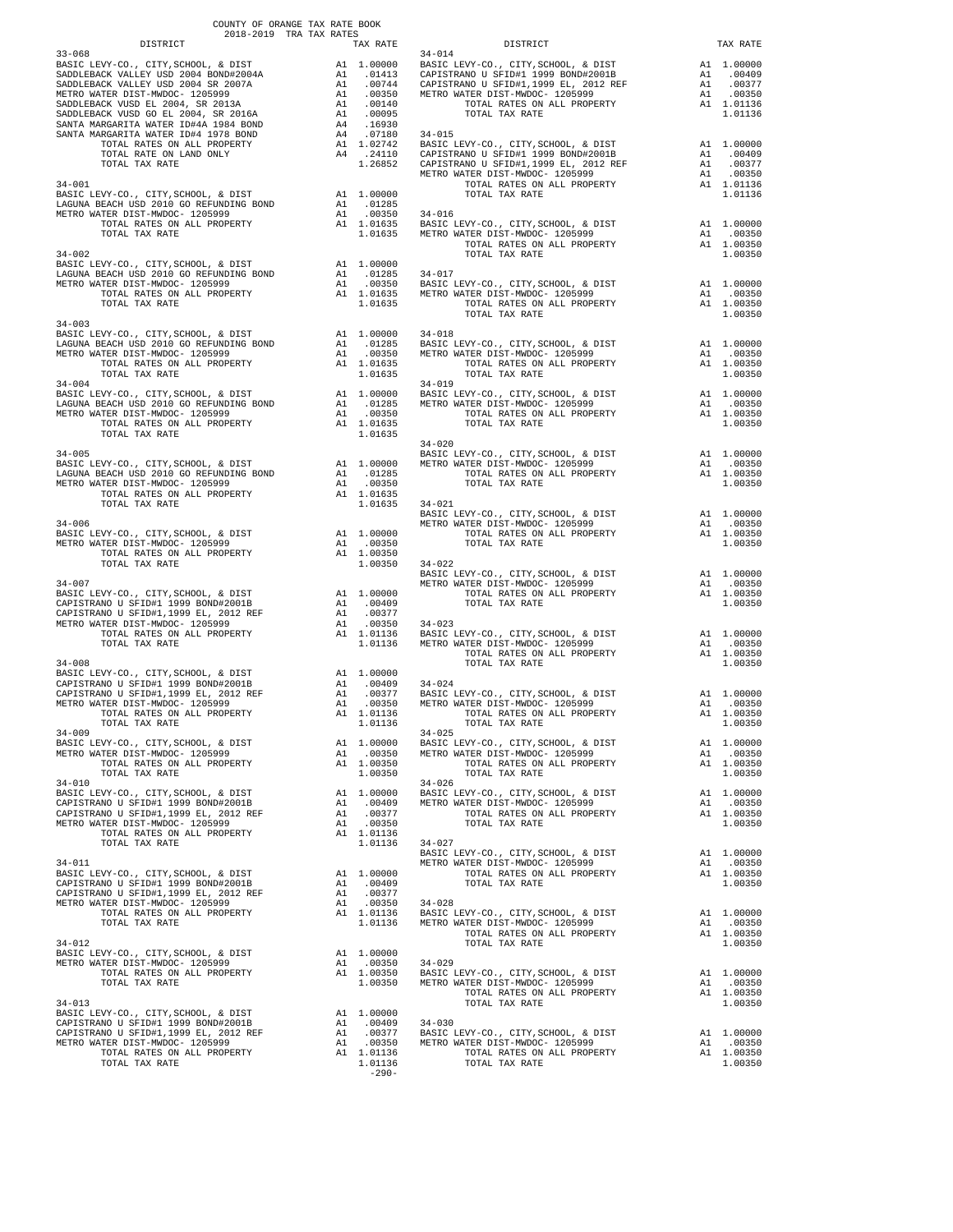COUNTY OF ORANGE TAX RATE BOOK
2018-2019 TRA TAX RATES

| DISTRICT | | TAX RATE |
|---|---|---|
| **33-068** | | |
| BASIC LEVY-CO., CITY,SCHOOL, & DIST | A1 | 1.00000 |
| SADDLEBACK VALLEY USD 2004 BOND#2004A | A1 | .01413 |
| SADDLEBACK VALLEY USD 2004 SR 2007A | A1 | .00744 |
| METRO WATER DIST-MWDOC- 1205999 | A1 | .00350 |
| SADDLEBACK VUSD EL 2004, SR 2013A | A1 | .00140 |
| SADDLEBACK VUSD GO EL 2004, SR 2016A | A1 | .00095 |
| SANTA MARGARITA WATER ID#4A 1984 BOND | A4 | .16930 |
| SANTA MARGARITA WATER ID#4 1978 BOND | A4 | .07180 |
| TOTAL RATES ON ALL PROPERTY | A1 | 1.02742 |
| TOTAL RATE ON LAND ONLY | A4 | .24110 |
| TOTAL TAX RATE | | 1.26852 |
| **34-001** | | |
| BASIC LEVY-CO., CITY,SCHOOL, & DIST | A1 | 1.00000 |
| LAGUNA BEACH USD 2010 GO REFUNDING BOND | A1 | .01285 |
| METRO WATER DIST-MWDOC- 1205999 | A1 | .00350 |
| TOTAL RATES ON ALL PROPERTY | A1 | 1.01635 |
| TOTAL TAX RATE | | 1.01635 |
| **34-002** | | |
| BASIC LEVY-CO., CITY,SCHOOL, & DIST | A1 | 1.00000 |
| LAGUNA BEACH USD 2010 GO REFUNDING BOND | A1 | .01285 |
| METRO WATER DIST-MWDOC- 1205999 | A1 | .00350 |
| TOTAL RATES ON ALL PROPERTY | A1 | 1.01635 |
| TOTAL TAX RATE | | 1.01635 |
| **34-003** | | |
| BASIC LEVY-CO., CITY,SCHOOL, & DIST | A1 | 1.00000 |
| LAGUNA BEACH USD 2010 GO REFUNDING BOND | A1 | .01285 |
| METRO WATER DIST-MWDOC- 1205999 | A1 | .00350 |
| TOTAL RATES ON ALL PROPERTY | A1 | 1.01635 |
| TOTAL TAX RATE | | 1.01635 |
| **34-004** | | |
| BASIC LEVY-CO., CITY,SCHOOL, & DIST | A1 | 1.00000 |
| LAGUNA BEACH USD 2010 GO REFUNDING BOND | A1 | .01285 |
| METRO WATER DIST-MWDOC- 1205999 | A1 | .00350 |
| TOTAL RATES ON ALL PROPERTY | A1 | 1.01635 |
| TOTAL TAX RATE | | 1.01635 |
| **34-005** | | |
| BASIC LEVY-CO., CITY,SCHOOL, & DIST | A1 | 1.00000 |
| LAGUNA BEACH USD 2010 GO REFUNDING BOND | A1 | .01285 |
| METRO WATER DIST-MWDOC- 1205999 | A1 | .00350 |
| TOTAL RATES ON ALL PROPERTY | A1 | 1.01635 |
| TOTAL TAX RATE | | 1.01635 |
| **34-006** | | |
| BASIC LEVY-CO., CITY,SCHOOL, & DIST | A1 | 1.00000 |
| METRO WATER DIST-MWDOC- 1205999 | A1 | .00350 |
| TOTAL RATES ON ALL PROPERTY | A1 | 1.00350 |
| TOTAL TAX RATE | | 1.00350 |
| **34-007** | | |
| BASIC LEVY-CO., CITY,SCHOOL, & DIST | A1 | 1.00000 |
| CAPISTRANO U SFID#1 1999 BOND#2001B | A1 | .00409 |
| CAPISTRANO U SFID#1,1999 EL, 2012 REF | A1 | .00377 |
| METRO WATER DIST-MWDOC- 1205999 | A1 | .00350 |
| TOTAL RATES ON ALL PROPERTY | A1 | 1.01136 |
| TOTAL TAX RATE | | 1.01136 |
| **34-008** | | |
| BASIC LEVY-CO., CITY,SCHOOL, & DIST | A1 | 1.00000 |
| CAPISTRANO U SFID#1 1999 BOND#2001B | A1 | .00409 |
| CAPISTRANO U SFID#1,1999 EL, 2012 REF | A1 | .00377 |
| METRO WATER DIST-MWDOC- 1205999 | A1 | .00350 |
| TOTAL RATES ON ALL PROPERTY | A1 | 1.01136 |
| TOTAL TAX RATE | | 1.01136 |
| **34-009** | | |
| BASIC LEVY-CO., CITY,SCHOOL, & DIST | A1 | 1.00000 |
| METRO WATER DIST-MWDOC- 1205999 | A1 | .00350 |
| TOTAL RATES ON ALL PROPERTY | A1 | 1.00350 |
| TOTAL TAX RATE | | 1.00350 |
| **34-010** | | |
| BASIC LEVY-CO., CITY,SCHOOL, & DIST | A1 | 1.00000 |
| CAPISTRANO U SFID#1 1999 BOND#2001B | A1 | .00409 |
| CAPISTRANO U SFID#1,1999 EL, 2012 REF | A1 | .00377 |
| METRO WATER DIST-MWDOC- 1205999 | A1 | .00350 |
| TOTAL RATES ON ALL PROPERTY | A1 | 1.01136 |
| TOTAL TAX RATE | | 1.01136 |
| **34-011** | | |
| BASIC LEVY-CO., CITY,SCHOOL, & DIST | A1 | 1.00000 |
| CAPISTRANO U SFID#1 1999 BOND#2001B | A1 | .00409 |
| CAPISTRANO U SFID#1,1999 EL, 2012 REF | A1 | .00377 |
| METRO WATER DIST-MWDOC- 1205999 | A1 | .00350 |
| TOTAL RATES ON ALL PROPERTY | A1 | 1.01136 |
| TOTAL TAX RATE | | 1.01136 |
| **34-012** | | |
| BASIC LEVY-CO., CITY,SCHOOL, & DIST | A1 | 1.00000 |
| METRO WATER DIST-MWDOC- 1205999 | A1 | .00350 |
| TOTAL RATES ON ALL PROPERTY | A1 | 1.00350 |
| TOTAL TAX RATE | | 1.00350 |
| **34-013** | | |
| BASIC LEVY-CO., CITY,SCHOOL, & DIST | A1 | 1.00000 |
| CAPISTRANO U SFID#1 1999 BOND#2001B | A1 | .00409 |
| CAPISTRANO U SFID#1,1999 EL, 2012 REF | A1 | .00377 |
| METRO WATER DIST-MWDOC- 1205999 | A1 | .00350 |
| TOTAL RATES ON ALL PROPERTY | A1 | 1.01136 |
| TOTAL TAX RATE | | 1.01136 |
| **34-014** | | |
| BASIC LEVY-CO., CITY,SCHOOL, & DIST | A1 | 1.00000 |
| CAPISTRANO U SFID#1 1999 BOND#2001B | A1 | .00409 |
| CAPISTRANO U SFID#1,1999 EL, 2012 REF | A1 | .00377 |
| METRO WATER DIST-MWDOC- 1205999 | A1 | .00350 |
| TOTAL RATES ON ALL PROPERTY | A1 | 1.01136 |
| TOTAL TAX RATE | | 1.01136 |
| **34-015** | | |
| BASIC LEVY-CO., CITY,SCHOOL, & DIST | A1 | 1.00000 |
| CAPISTRANO U SFID#1 1999 BOND#2001B | A1 | .00409 |
| CAPISTRANO U SFID#1,1999 EL, 2012 REF | A1 | .00377 |
| METRO WATER DIST-MWDOC- 1205999 | A1 | .00350 |
| TOTAL RATES ON ALL PROPERTY | A1 | 1.01136 |
| TOTAL TAX RATE | | 1.01136 |
| **34-016** | | |
| BASIC LEVY-CO., CITY,SCHOOL, & DIST | A1 | 1.00000 |
| METRO WATER DIST-MWDOC- 1205999 | A1 | .00350 |
| TOTAL RATES ON ALL PROPERTY | A1 | 1.00350 |
| TOTAL TAX RATE | | 1.00350 |
| **34-017** | | |
| BASIC LEVY-CO., CITY,SCHOOL, & DIST | A1 | 1.00000 |
| METRO WATER DIST-MWDOC- 1205999 | A1 | .00350 |
| TOTAL RATES ON ALL PROPERTY | A1 | 1.00350 |
| TOTAL TAX RATE | | 1.00350 |
| **34-018** | | |
| BASIC LEVY-CO., CITY,SCHOOL, & DIST | A1 | 1.00000 |
| METRO WATER DIST-MWDOC- 1205999 | A1 | .00350 |
| TOTAL RATES ON ALL PROPERTY | A1 | 1.00350 |
| TOTAL TAX RATE | | 1.00350 |
| **34-019** | | |
| BASIC LEVY-CO., CITY,SCHOOL, & DIST | A1 | 1.00000 |
| METRO WATER DIST-MWDOC- 1205999 | A1 | .00350 |
| TOTAL RATES ON ALL PROPERTY | A1 | 1.00350 |
| TOTAL TAX RATE | | 1.00350 |
| **34-020** | | |
| BASIC LEVY-CO., CITY,SCHOOL, & DIST | A1 | 1.00000 |
| METRO WATER DIST-MWDOC- 1205999 | A1 | .00350 |
| TOTAL RATES ON ALL PROPERTY | A1 | 1.00350 |
| TOTAL TAX RATE | | 1.00350 |
| **34-021** | | |
| BASIC LEVY-CO., CITY,SCHOOL, & DIST | A1 | 1.00000 |
| METRO WATER DIST-MWDOC- 1205999 | A1 | .00350 |
| TOTAL RATES ON ALL PROPERTY | A1 | 1.00350 |
| TOTAL TAX RATE | | 1.00350 |
| **34-022** | | |
| BASIC LEVY-CO., CITY,SCHOOL, & DIST | A1 | 1.00000 |
| METRO WATER DIST-MWDOC- 1205999 | A1 | .00350 |
| TOTAL RATES ON ALL PROPERTY | A1 | 1.00350 |
| TOTAL TAX RATE | | 1.00350 |
| **34-023** | | |
| BASIC LEVY-CO., CITY,SCHOOL, & DIST | A1 | 1.00000 |
| METRO WATER DIST-MWDOC- 1205999 | A1 | .00350 |
| TOTAL RATES ON ALL PROPERTY | A1 | 1.00350 |
| TOTAL TAX RATE | | 1.00350 |
| **34-024** | | |
| BASIC LEVY-CO., CITY,SCHOOL, & DIST | A1 | 1.00000 |
| METRO WATER DIST-MWDOC- 1205999 | A1 | .00350 |
| TOTAL RATES ON ALL PROPERTY | A1 | 1.00350 |
| TOTAL TAX RATE | | 1.00350 |
| **34-025** | | |
| BASIC LEVY-CO., CITY,SCHOOL, & DIST | A1 | 1.00000 |
| METRO WATER DIST-MWDOC- 1205999 | A1 | .00350 |
| TOTAL RATES ON ALL PROPERTY | A1 | 1.00350 |
| TOTAL TAX RATE | | 1.00350 |
| **34-026** | | |
| BASIC LEVY-CO., CITY,SCHOOL, & DIST | A1 | 1.00000 |
| METRO WATER DIST-MWDOC- 1205999 | A1 | .00350 |
| TOTAL RATES ON ALL PROPERTY | A1 | 1.00350 |
| TOTAL TAX RATE | | 1.00350 |
| **34-027** | | |
| BASIC LEVY-CO., CITY,SCHOOL, & DIST | A1 | 1.00000 |
| METRO WATER DIST-MWDOC- 1205999 | A1 | .00350 |
| TOTAL RATES ON ALL PROPERTY | A1 | 1.00350 |
| TOTAL TAX RATE | | 1.00350 |
| **34-028** | | |
| BASIC LEVY-CO., CITY,SCHOOL, & DIST | A1 | 1.00000 |
| METRO WATER DIST-MWDOC- 1205999 | A1 | .00350 |
| TOTAL RATES ON ALL PROPERTY | A1 | 1.00350 |
| TOTAL TAX RATE | | 1.00350 |
| **34-029** | | |
| BASIC LEVY-CO., CITY,SCHOOL, & DIST | A1 | 1.00000 |
| METRO WATER DIST-MWDOC- 1205999 | A1 | .00350 |
| TOTAL RATES ON ALL PROPERTY | A1 | 1.00350 |
| TOTAL TAX RATE | | 1.00350 |
| **34-030** | | |
| BASIC LEVY-CO., CITY,SCHOOL, & DIST | A1 | 1.00000 |
| METRO WATER DIST-MWDOC- 1205999 | A1 | .00350 |
| TOTAL RATES ON ALL PROPERTY | A1 | 1.00350 |
| TOTAL TAX RATE | | 1.00350 |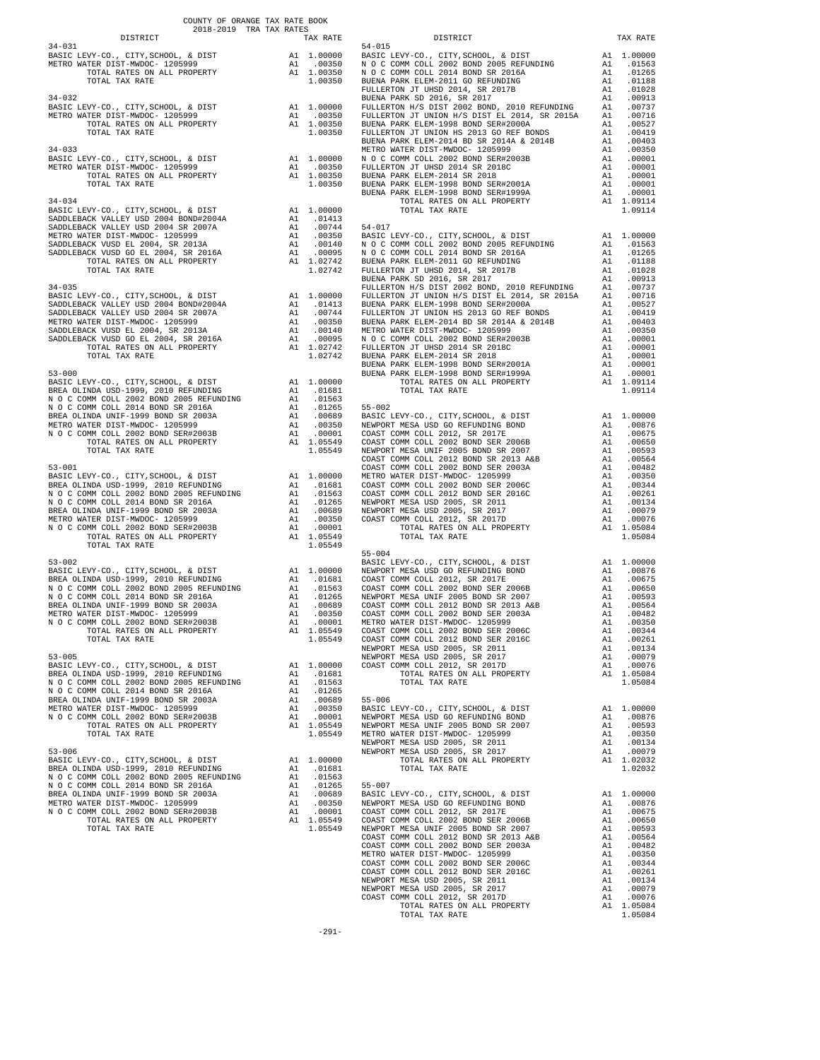COUNTY OF ORANGE TAX RATE BOOK
2018-2019 TRA TAX RATES

| DISTRICT | | TAX RATE |
|---|---|---|
| **34-031** | | |
| BASIC LEVY-CO., CITY,SCHOOL, & DIST | A1 | 1.00000 |
| METRO WATER DIST-MWDOC- 1205999 | A1 | .00350 |
| TOTAL RATES ON ALL PROPERTY | A1 | 1.00350 |
| TOTAL TAX RATE | | 1.00350 |
| **34-032** | | |
| BASIC LEVY-CO., CITY,SCHOOL, & DIST | A1 | 1.00000 |
| METRO WATER DIST-MWDOC- 1205999 | A1 | .00350 |
| TOTAL RATES ON ALL PROPERTY | A1 | 1.00350 |
| TOTAL TAX RATE | | 1.00350 |
| **34-033** | | |
| BASIC LEVY-CO., CITY,SCHOOL, & DIST | A1 | 1.00000 |
| METRO WATER DIST-MWDOC- 1205999 | A1 | .00350 |
| TOTAL RATES ON ALL PROPERTY | A1 | 1.00350 |
| TOTAL TAX RATE | | 1.00350 |
| **34-034** | | |
| BASIC LEVY-CO., CITY,SCHOOL, & DIST | A1 | 1.00000 |
| SADDLEBACK VALLEY USD 2004 BOND#2004A | A1 | .01413 |
| SADDLEBACK VALLEY USD 2004 SR 2007A | A1 | .00744 |
| METRO WATER DIST-MWDOC- 1205999 | A1 | .00350 |
| SADDLEBACK VUSD EL 2004, SR 2013A | A1 | .00140 |
| SADDLEBACK VUSD GO EL 2004, SR 2016A | A1 | .00095 |
| TOTAL RATES ON ALL PROPERTY | A1 | 1.02742 |
| TOTAL TAX RATE | | 1.02742 |
| **34-035** | | |
| BASIC LEVY-CO., CITY,SCHOOL, & DIST | A1 | 1.00000 |
| SADDLEBACK VALLEY USD 2004 BOND#2004A | A1 | .01413 |
| SADDLEBACK VALLEY USD 2004 SR 2007A | A1 | .00744 |
| METRO WATER DIST-MWDOC- 1205999 | A1 | .00350 |
| SADDLEBACK VUSD EL 2004, SR 2013A | A1 | .00140 |
| SADDLEBACK VUSD GO EL 2004, SR 2016A | A1 | .00095 |
| TOTAL RATES ON ALL PROPERTY | A1 | 1.02742 |
| TOTAL TAX RATE | | 1.02742 |
| **53-000** | | |
| BASIC LEVY-CO., CITY,SCHOOL, & DIST | A1 | 1.00000 |
| BREA OLINDA USD-1999, 2010 REFUNDING | A1 | .01681 |
| N O C COMM COLL 2002 BOND 2005 REFUNDING | A1 | .01563 |
| N O C COMM COLL 2014 BOND SR 2016A | A1 | .01265 |
| BREA OLINDA UNIF-1999 BOND SR 2003A | A1 | .00689 |
| METRO WATER DIST-MWDOC- 1205999 | A1 | .00350 |
| N O C COMM COLL 2002 BOND SER#2003B | A1 | .00001 |
| TOTAL RATES ON ALL PROPERTY | A1 | 1.05549 |
| TOTAL TAX RATE | | 1.05549 |
| **53-001** | | |
| BASIC LEVY-CO., CITY,SCHOOL, & DIST | A1 | 1.00000 |
| BREA OLINDA USD-1999, 2010 REFUNDING | A1 | .01681 |
| N O C COMM COLL 2002 BOND 2005 REFUNDING | A1 | .01563 |
| N O C COMM COLL 2014 BOND SR 2016A | A1 | .01265 |
| BREA OLINDA UNIF-1999 BOND SR 2003A | A1 | .00689 |
| METRO WATER DIST-MWDOC- 1205999 | A1 | .00350 |
| N O C COMM COLL 2002 BOND SER#2003B | A1 | .00001 |
| TOTAL RATES ON ALL PROPERTY | A1 | 1.05549 |
| TOTAL TAX RATE | | 1.05549 |
| **53-002** | | |
| BASIC LEVY-CO., CITY,SCHOOL, & DIST | A1 | 1.00000 |
| BREA OLINDA USD-1999, 2010 REFUNDING | A1 | .01681 |
| N O C COMM COLL 2002 BOND 2005 REFUNDING | A1 | .01563 |
| N O C COMM COLL 2014 BOND SR 2016A | A1 | .01265 |
| BREA OLINDA UNIF-1999 BOND SR 2003A | A1 | .00689 |
| METRO WATER DIST-MWDOC- 1205999 | A1 | .00350 |
| N O C COMM COLL 2002 BOND SER#2003B | A1 | .00001 |
| TOTAL RATES ON ALL PROPERTY | A1 | 1.05549 |
| TOTAL TAX RATE | | 1.05549 |
| **53-005** | | |
| BASIC LEVY-CO., CITY,SCHOOL, & DIST | A1 | 1.00000 |
| BREA OLINDA USD-1999, 2010 REFUNDING | A1 | .01681 |
| N O C COMM COLL 2002 BOND 2005 REFUNDING | A1 | .01563 |
| N O C COMM COLL 2014 BOND SR 2016A | A1 | .01265 |
| BREA OLINDA UNIF-1999 BOND SR 2003A | A1 | .00689 |
| METRO WATER DIST-MWDOC- 1205999 | A1 | .00350 |
| N O C COMM COLL 2002 BOND SER#2003B | A1 | .00001 |
| TOTAL RATES ON ALL PROPERTY | A1 | 1.05549 |
| TOTAL TAX RATE | | 1.05549 |
| **53-006** | | |
| BASIC LEVY-CO., CITY,SCHOOL, & DIST | A1 | 1.00000 |
| BREA OLINDA USD-1999, 2010 REFUNDING | A1 | .01681 |
| N O C COMM COLL 2002 BOND 2005 REFUNDING | A1 | .01563 |
| N O C COMM COLL 2014 BOND SR 2016A | A1 | .01265 |
| BREA OLINDA UNIF-1999 BOND SR 2003A | A1 | .00689 |
| METRO WATER DIST-MWDOC- 1205999 | A1 | .00350 |
| N O C COMM COLL 2002 BOND SER#2003B | A1 | .00001 |
| TOTAL RATES ON ALL PROPERTY | A1 | 1.05549 |
| TOTAL TAX RATE | | 1.05549 |
| **54-015** | | |
| BASIC LEVY-CO., CITY,SCHOOL, & DIST | A1 | 1.00000 |
| N O C COMM COLL 2002 BOND 2005 REFUNDING | A1 | .01563 |
| N O C COMM COLL 2014 BOND SR 2016A | A1 | .01265 |
| BUENA PARK ELEM-2011 GO REFUNDING | A1 | .01188 |
| FULLERTON JT UHSD 2014, SR 2017B | A1 | .01028 |
| BUENA PARK SD 2016, SR 2017 | A1 | .00913 |
| FULLERTON H/S DIST 2002 BOND, 2010 REFUNDING | A1 | .00737 |
| FULLERTON JT UNION H/S DIST EL 2014, SR 2015A | A1 | .00716 |
| BUENA PARK ELEM-1998 BOND SER#2000A | A1 | .00527 |
| FULLERTON JT UNION HS 2013 GO REF BONDS | A1 | .00419 |
| BUENA PARK ELEM-2014 BD SR 2014A & 2014B | A1 | .00403 |
| METRO WATER DIST-MWDOC- 1205999 | A1 | .00350 |
| N O C COMM COLL 2002 BOND SER#2003B | A1 | .00001 |
| FULLERTON JT UHSD 2014 SR 2018C | A1 | .00001 |
| BUENA PARK ELEM-2014 SR 2018 | A1 | .00001 |
| BUENA PARK ELEM-1998 BOND SER#2001A | A1 | .00001 |
| BUENA PARK ELEM-1998 BOND SER#1999A | A1 | .00001 |
| TOTAL RATES ON ALL PROPERTY | A1 | 1.09114 |
| TOTAL TAX RATE | | 1.09114 |
| **54-017** | | |
| BASIC LEVY-CO., CITY,SCHOOL, & DIST | A1 | 1.00000 |
| N O C COMM COLL 2002 BOND 2005 REFUNDING | A1 | .01563 |
| N O C COMM COLL 2014 BOND SR 2016A | A1 | .01265 |
| BUENA PARK ELEM-2011 GO REFUNDING | A1 | .01188 |
| FULLERTON JT UHSD 2014, SR 2017B | A1 | .01028 |
| BUENA PARK SD 2016, SR 2017 | A1 | .00913 |
| FULLERTON H/S DIST 2002 BOND, 2010 REFUNDING | A1 | .00737 |
| FULLERTON JT UNION H/S DIST EL 2014, SR 2015A | A1 | .00716 |
| BUENA PARK ELEM-1998 BOND SER#2000A | A1 | .00527 |
| FULLERTON JT UNION HS 2013 GO REF BONDS | A1 | .00419 |
| BUENA PARK ELEM-2014 BD SR 2014A & 2014B | A1 | .00403 |
| METRO WATER DIST-MWDOC- 1205999 | A1 | .00350 |
| N O C COMM COLL 2002 BOND SER#2003B | A1 | .00001 |
| FULLERTON JT UHSD 2014 SR 2018C | A1 | .00001 |
| BUENA PARK ELEM-2014 SR 2018 | A1 | .00001 |
| BUENA PARK ELEM-1998 BOND SER#2001A | A1 | .00001 |
| BUENA PARK ELEM-1998 BOND SER#1999A | A1 | .00001 |
| TOTAL RATES ON ALL PROPERTY | A1 | 1.09114 |
| TOTAL TAX RATE | | 1.09114 |
| **55-002** | | |
| BASIC LEVY-CO., CITY,SCHOOL, & DIST | A1 | 1.00000 |
| NEWPORT MESA USD GO REFUNDING BOND | A1 | .00876 |
| COAST COMM COLL 2012, SR 2017E | A1 | .00675 |
| COAST COMM COLL 2002 BOND SER 2006B | A1 | .00650 |
| NEWPORT MESA UNIF 2005 BOND SR 2007 | A1 | .00593 |
| COAST COMM COLL 2012 BOND SR 2013 A&B | A1 | .00564 |
| COAST COMM COLL 2002 BOND SER 2003A | A1 | .00482 |
| METRO WATER DIST-MWDOC- 1205999 | A1 | .00350 |
| COAST COMM COLL 2002 BOND SER 2006C | A1 | .00344 |
| COAST COMM COLL 2012 BOND SER 2016C | A1 | .00261 |
| NEWPORT MESA USD 2005, SR 2011 | A1 | .00134 |
| NEWPORT MESA USD 2005, SR 2017 | A1 | .00079 |
| COAST COMM COLL 2012, SR 2017D | A1 | .00076 |
| TOTAL RATES ON ALL PROPERTY | A1 | 1.05084 |
| TOTAL TAX RATE | | 1.05084 |
| **55-004** | | |
| BASIC LEVY-CO., CITY,SCHOOL, & DIST | A1 | 1.00000 |
| NEWPORT MESA USD GO REFUNDING BOND | A1 | .00876 |
| COAST COMM COLL 2012, SR 2017E | A1 | .00675 |
| COAST COMM COLL 2002 BOND SER 2006B | A1 | .00650 |
| NEWPORT MESA UNIF 2005 BOND SR 2007 | A1 | .00593 |
| COAST COMM COLL 2012 BOND SR 2013 A&B | A1 | .00564 |
| COAST COMM COLL 2002 BOND SER 2003A | A1 | .00482 |
| METRO WATER DIST-MWDOC- 1205999 | A1 | .00350 |
| COAST COMM COLL 2002 BOND SER 2006C | A1 | .00344 |
| COAST COMM COLL 2012 BOND SER 2016C | A1 | .00261 |
| NEWPORT MESA USD 2005, SR 2011 | A1 | .00134 |
| NEWPORT MESA USD 2005, SR 2017 | A1 | .00079 |
| COAST COMM COLL 2012, SR 2017D | A1 | .00076 |
| TOTAL RATES ON ALL PROPERTY | A1 | 1.05084 |
| TOTAL TAX RATE | | 1.05084 |
| **55-006** | | |
| BASIC LEVY-CO., CITY,SCHOOL, & DIST | A1 | 1.00000 |
| NEWPORT MESA USD GO REFUNDING BOND | A1 | .00876 |
| NEWPORT MESA UNIF 2005 BOND SR 2007 | A1 | .00593 |
| METRO WATER DIST-MWDOC- 1205999 | A1 | .00350 |
| NEWPORT MESA USD 2005, SR 2011 | A1 | .00134 |
| NEWPORT MESA USD 2005, SR 2017 | A1 | .00079 |
| TOTAL RATES ON ALL PROPERTY | A1 | 1.02032 |
| TOTAL TAX RATE | | 1.02032 |
| **55-007** | | |
| BASIC LEVY-CO., CITY,SCHOOL, & DIST | A1 | 1.00000 |
| NEWPORT MESA USD GO REFUNDING BOND | A1 | .00876 |
| COAST COMM COLL 2012, SR 2017E | A1 | .00675 |
| COAST COMM COLL 2002 BOND SER 2006B | A1 | .00650 |
| NEWPORT MESA UNIF 2005 BOND SR 2007 | A1 | .00593 |
| COAST COMM COLL 2012 BOND SR 2013 A&B | A1 | .00564 |
| COAST COMM COLL 2002 BOND SER 2003A | A1 | .00482 |
| METRO WATER DIST-MWDOC- 1205999 | A1 | .00350 |
| COAST COMM COLL 2002 BOND SER 2006C | A1 | .00344 |
| COAST COMM COLL 2012 BOND SER 2016C | A1 | .00261 |
| NEWPORT MESA USD 2005, SR 2011 | A1 | .00134 |
| NEWPORT MESA USD 2005, SR 2017 | A1 | .00079 |
| COAST COMM COLL 2012, SR 2017D | A1 | .00076 |
| TOTAL RATES ON ALL PROPERTY | A1 | 1.05084 |
| TOTAL TAX RATE | | 1.05084 |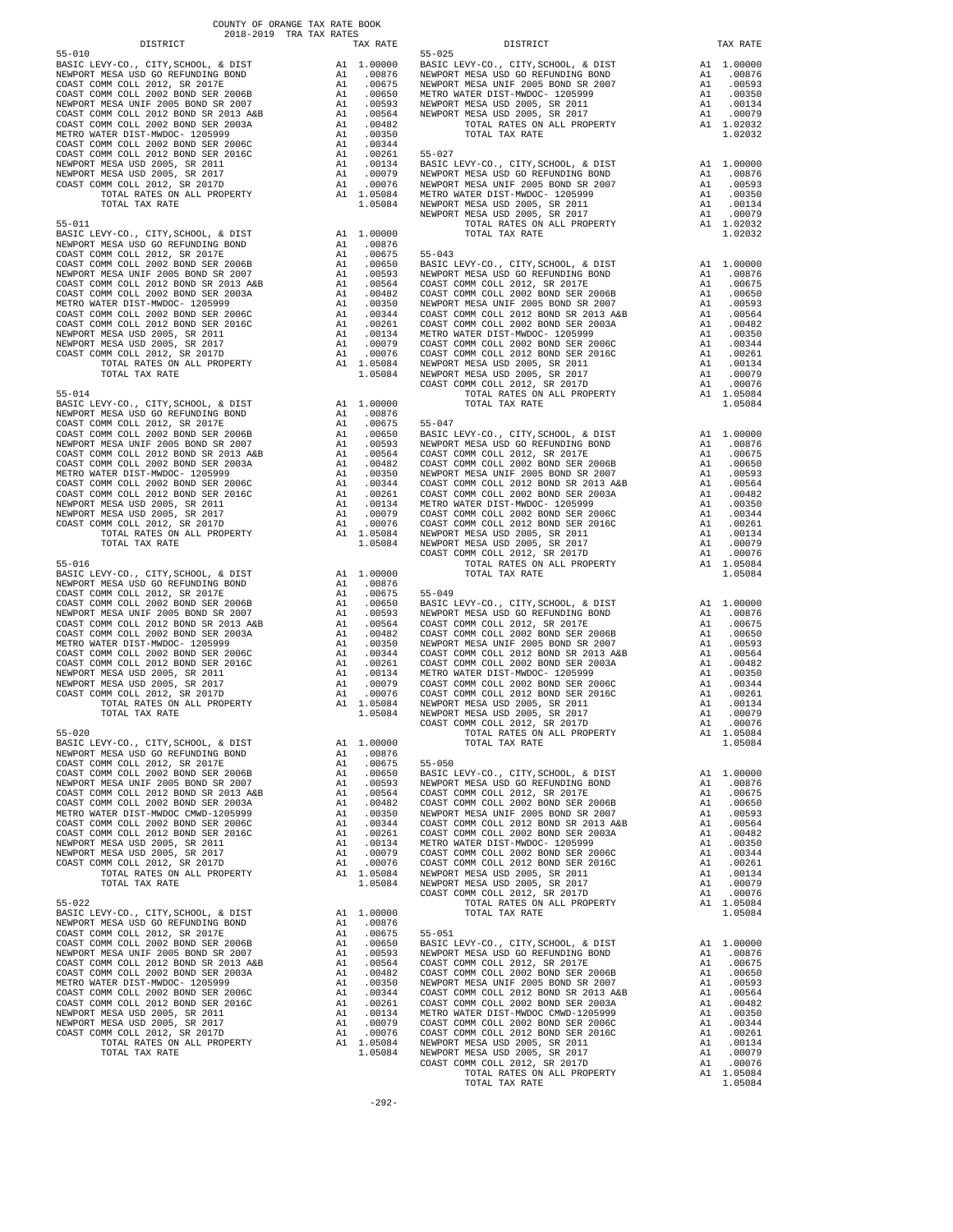COUNTY OF ORANGE TAX RATE BOOK
2018-2019 TRA TAX RATES

| DISTRICT | | TAX RATE |
|---|---|---|
| **55-010** | | |
| BASIC LEVY-CO., CITY,SCHOOL, & DIST | A1 | 1.00000 |
| NEWPORT MESA USD GO REFUNDING BOND | A1 | .00876 |
| COAST COMM COLL 2012, SR 2017E | A1 | .00675 |
| COAST COMM COLL 2002 BOND SER 2006B | A1 | .00650 |
| NEWPORT MESA UNIF 2005 BOND SR 2007 | A1 | .00593 |
| COAST COMM COLL 2012 BOND SR 2013 A&B | A1 | .00564 |
| COAST COMM COLL 2002 BOND SER 2003A | A1 | .00482 |
| METRO WATER DIST-MWDOC- 1205999 | A1 | .00350 |
| COAST COMM COLL 2002 BOND SER 2006C | A1 | .00344 |
| COAST COMM COLL 2012 BOND SER 2016C | A1 | .00261 |
| NEWPORT MESA USD 2005, SR 2011 | A1 | .00134 |
| NEWPORT MESA USD 2005, SR 2017 | A1 | .00079 |
| COAST COMM COLL 2012, SR 2017D | A1 | .00076 |
| TOTAL RATES ON ALL PROPERTY | A1 | 1.05084 |
| TOTAL TAX RATE | | 1.05084 |
| **55-011** | | |
| BASIC LEVY-CO., CITY,SCHOOL, & DIST | A1 | 1.00000 |
| NEWPORT MESA USD GO REFUNDING BOND | A1 | .00876 |
| COAST COMM COLL 2012, SR 2017E | A1 | .00675 |
| COAST COMM COLL 2002 BOND SER 2006B | A1 | .00650 |
| NEWPORT MESA UNIF 2005 BOND SR 2007 | A1 | .00593 |
| COAST COMM COLL 2012 BOND SR 2013 A&B | A1 | .00564 |
| COAST COMM COLL 2002 BOND SER 2003A | A1 | .00482 |
| METRO WATER DIST-MWDOC- 1205999 | A1 | .00350 |
| COAST COMM COLL 2002 BOND SER 2006C | A1 | .00344 |
| COAST COMM COLL 2012 BOND SER 2016C | A1 | .00261 |
| NEWPORT MESA USD 2005, SR 2011 | A1 | .00134 |
| NEWPORT MESA USD 2005, SR 2017 | A1 | .00079 |
| COAST COMM COLL 2012, SR 2017D | A1 | .00076 |
| TOTAL RATES ON ALL PROPERTY | A1 | 1.05084 |
| TOTAL TAX RATE | | 1.05084 |
| **55-014** | | |
| BASIC LEVY-CO., CITY,SCHOOL, & DIST | A1 | 1.00000 |
| NEWPORT MESA USD GO REFUNDING BOND | A1 | .00876 |
| COAST COMM COLL 2012, SR 2017E | A1 | .00675 |
| COAST COMM COLL 2002 BOND SER 2006B | A1 | .00650 |
| NEWPORT MESA UNIF 2005 BOND SR 2007 | A1 | .00593 |
| COAST COMM COLL 2012 BOND SR 2013 A&B | A1 | .00564 |
| COAST COMM COLL 2002 BOND SER 2003A | A1 | .00482 |
| METRO WATER DIST-MWDOC- 1205999 | A1 | .00350 |
| COAST COMM COLL 2002 BOND SER 2006C | A1 | .00344 |
| COAST COMM COLL 2012 BOND SER 2016C | A1 | .00261 |
| NEWPORT MESA USD 2005, SR 2011 | A1 | .00134 |
| NEWPORT MESA USD 2005, SR 2017 | A1 | .00079 |
| COAST COMM COLL 2012, SR 2017D | A1 | .00076 |
| TOTAL RATES ON ALL PROPERTY | A1 | 1.05084 |
| TOTAL TAX RATE | | 1.05084 |
| **55-016** | | |
| BASIC LEVY-CO., CITY,SCHOOL, & DIST | A1 | 1.00000 |
| NEWPORT MESA USD GO REFUNDING BOND | A1 | .00876 |
| COAST COMM COLL 2012, SR 2017E | A1 | .00675 |
| COAST COMM COLL 2002 BOND SER 2006B | A1 | .00650 |
| NEWPORT MESA UNIF 2005 BOND SR 2007 | A1 | .00593 |
| COAST COMM COLL 2012 BOND SR 2013 A&B | A1 | .00564 |
| COAST COMM COLL 2002 BOND SER 2003A | A1 | .00482 |
| METRO WATER DIST-MWDOC- 1205999 | A1 | .00350 |
| COAST COMM COLL 2002 BOND SER 2006C | A1 | .00344 |
| COAST COMM COLL 2012 BOND SER 2016C | A1 | .00261 |
| NEWPORT MESA USD 2005, SR 2011 | A1 | .00134 |
| NEWPORT MESA USD 2005, SR 2017 | A1 | .00079 |
| COAST COMM COLL 2012, SR 2017D | A1 | .00076 |
| TOTAL RATES ON ALL PROPERTY | A1 | 1.05084 |
| TOTAL TAX RATE | | 1.05084 |
| **55-020** | | |
| BASIC LEVY-CO., CITY,SCHOOL, & DIST | A1 | 1.00000 |
| NEWPORT MESA USD GO REFUNDING BOND | A1 | .00876 |
| COAST COMM COLL 2012, SR 2017E | A1 | .00675 |
| COAST COMM COLL 2002 BOND SER 2006B | A1 | .00650 |
| NEWPORT MESA UNIF 2005 BOND SR 2007 | A1 | .00593 |
| COAST COMM COLL 2012 BOND SR 2013 A&B | A1 | .00564 |
| COAST COMM COLL 2002 BOND SER 2003A | A1 | .00482 |
| METRO WATER DIST-MWDOC CMWD-1205999 | A1 | .00350 |
| COAST COMM COLL 2002 BOND SER 2006C | A1 | .00344 |
| COAST COMM COLL 2012 BOND SER 2016C | A1 | .00261 |
| NEWPORT MESA USD 2005, SR 2011 | A1 | .00134 |
| NEWPORT MESA USD 2005, SR 2017 | A1 | .00079 |
| COAST COMM COLL 2012, SR 2017D | A1 | .00076 |
| TOTAL RATES ON ALL PROPERTY | A1 | 1.05084 |
| TOTAL TAX RATE | | 1.05084 |
| **55-022** | | |
| BASIC LEVY-CO., CITY,SCHOOL, & DIST | A1 | 1.00000 |
| NEWPORT MESA USD GO REFUNDING BOND | A1 | .00876 |
| COAST COMM COLL 2012, SR 2017E | A1 | .00675 |
| COAST COMM COLL 2002 BOND SER 2006B | A1 | .00650 |
| NEWPORT MESA UNIF 2005 BOND SR 2007 | A1 | .00593 |
| COAST COMM COLL 2012 BOND SR 2013 A&B | A1 | .00564 |
| COAST COMM COLL 2002 BOND SER 2003A | A1 | .00482 |
| METRO WATER DIST-MWDOC- 1205999 | A1 | .00350 |
| COAST COMM COLL 2002 BOND SER 2006C | A1 | .00344 |
| COAST COMM COLL 2012 BOND SER 2016C | A1 | .00261 |
| NEWPORT MESA USD 2005, SR 2011 | A1 | .00134 |
| NEWPORT MESA USD 2005, SR 2017 | A1 | .00079 |
| COAST COMM COLL 2012, SR 2017D | A1 | .00076 |
| TOTAL RATES ON ALL PROPERTY | A1 | 1.05084 |
| TOTAL TAX RATE | | 1.05084 |
| **55-025** | | |
| BASIC LEVY-CO., CITY,SCHOOL, & DIST | A1 | 1.00000 |
| NEWPORT MESA USD GO REFUNDING BOND | A1 | .00876 |
| NEWPORT MESA UNIF 2005 BOND SR 2007 | A1 | .00593 |
| METRO WATER DIST-MWDOC- 1205999 | A1 | .00350 |
| NEWPORT MESA USD 2005, SR 2011 | A1 | .00134 |
| NEWPORT MESA USD 2005, SR 2017 | A1 | .00079 |
| TOTAL RATES ON ALL PROPERTY | A1 | 1.02032 |
| TOTAL TAX RATE | | 1.02032 |
| **55-027** | | |
| BASIC LEVY-CO., CITY,SCHOOL, & DIST | A1 | 1.00000 |
| NEWPORT MESA USD GO REFUNDING BOND | A1 | .00876 |
| NEWPORT MESA UNIF 2005 BOND SR 2007 | A1 | .00593 |
| METRO WATER DIST-MWDOC- 1205999 | A1 | .00350 |
| NEWPORT MESA USD 2005, SR 2011 | A1 | .00134 |
| NEWPORT MESA USD 2005, SR 2017 | A1 | .00079 |
| TOTAL RATES ON ALL PROPERTY | A1 | 1.02032 |
| TOTAL TAX RATE | | 1.02032 |
| **55-043** | | |
| BASIC LEVY-CO., CITY,SCHOOL, & DIST | A1 | 1.00000 |
| NEWPORT MESA USD GO REFUNDING BOND | A1 | .00876 |
| COAST COMM COLL 2012, SR 2017E | A1 | .00675 |
| COAST COMM COLL 2002 BOND SER 2006B | A1 | .00650 |
| NEWPORT MESA UNIF 2005 BOND SR 2007 | A1 | .00593 |
| COAST COMM COLL 2012 BOND SR 2013 A&B | A1 | .00564 |
| COAST COMM COLL 2002 BOND SER 2003A | A1 | .00482 |
| METRO WATER DIST-MWDOC- 1205999 | A1 | .00350 |
| COAST COMM COLL 2002 BOND SER 2006C | A1 | .00344 |
| COAST COMM COLL 2012 BOND SER 2016C | A1 | .00261 |
| NEWPORT MESA USD 2005, SR 2011 | A1 | .00134 |
| NEWPORT MESA USD 2005, SR 2017 | A1 | .00079 |
| COAST COMM COLL 2012, SR 2017D | A1 | .00076 |
| TOTAL RATES ON ALL PROPERTY | A1 | 1.05084 |
| TOTAL TAX RATE | | 1.05084 |
| **55-047** | | |
| BASIC LEVY-CO., CITY,SCHOOL, & DIST | A1 | 1.00000 |
| NEWPORT MESA USD GO REFUNDING BOND | A1 | .00876 |
| COAST COMM COLL 2012, SR 2017E | A1 | .00675 |
| COAST COMM COLL 2002 BOND SER 2006B | A1 | .00650 |
| NEWPORT MESA UNIF 2005 BOND SR 2007 | A1 | .00593 |
| COAST COMM COLL 2012 BOND SR 2013 A&B | A1 | .00564 |
| COAST COMM COLL 2002 BOND SER 2003A | A1 | .00482 |
| METRO WATER DIST-MWDOC- 1205999 | A1 | .00350 |
| COAST COMM COLL 2002 BOND SER 2006C | A1 | .00344 |
| COAST COMM COLL 2012 BOND SER 2016C | A1 | .00261 |
| NEWPORT MESA USD 2005, SR 2011 | A1 | .00134 |
| NEWPORT MESA USD 2005, SR 2017 | A1 | .00079 |
| COAST COMM COLL 2012, SR 2017D | A1 | .00076 |
| TOTAL RATES ON ALL PROPERTY | A1 | 1.05084 |
| TOTAL TAX RATE | | 1.05084 |
| **55-049** | | |
| BASIC LEVY-CO., CITY,SCHOOL, & DIST | A1 | 1.00000 |
| NEWPORT MESA USD GO REFUNDING BOND | A1 | .00876 |
| COAST COMM COLL 2012, SR 2017E | A1 | .00675 |
| COAST COMM COLL 2002 BOND SER 2006B | A1 | .00650 |
| NEWPORT MESA UNIF 2005 BOND SR 2007 | A1 | .00593 |
| COAST COMM COLL 2012 BOND SR 2013 A&B | A1 | .00564 |
| COAST COMM COLL 2002 BOND SER 2003A | A1 | .00482 |
| METRO WATER DIST-MWDOC- 1205999 | A1 | .00350 |
| COAST COMM COLL 2002 BOND SER 2006C | A1 | .00344 |
| COAST COMM COLL 2012 BOND SER 2016C | A1 | .00261 |
| NEWPORT MESA USD 2005, SR 2011 | A1 | .00134 |
| NEWPORT MESA USD 2005, SR 2017 | A1 | .00079 |
| COAST COMM COLL 2012, SR 2017D | A1 | .00076 |
| TOTAL RATES ON ALL PROPERTY | A1 | 1.05084 |
| TOTAL TAX RATE | | 1.05084 |
| **55-050** | | |
| BASIC LEVY-CO., CITY,SCHOOL, & DIST | A1 | 1.00000 |
| NEWPORT MESA USD GO REFUNDING BOND | A1 | .00876 |
| COAST COMM COLL 2012, SR 2017E | A1 | .00675 |
| COAST COMM COLL 2002 BOND SER 2006B | A1 | .00650 |
| NEWPORT MESA UNIF 2005 BOND SR 2007 | A1 | .00593 |
| COAST COMM COLL 2012 BOND SR 2013 A&B | A1 | .00564 |
| COAST COMM COLL 2002 BOND SER 2003A | A1 | .00482 |
| METRO WATER DIST-MWDOC- 1205999 | A1 | .00350 |
| COAST COMM COLL 2002 BOND SER 2006C | A1 | .00344 |
| COAST COMM COLL 2012 BOND SER 2016C | A1 | .00261 |
| NEWPORT MESA USD 2005, SR 2011 | A1 | .00134 |
| NEWPORT MESA USD 2005, SR 2017 | A1 | .00079 |
| COAST COMM COLL 2012, SR 2017D | A1 | .00076 |
| TOTAL RATES ON ALL PROPERTY | A1 | 1.05084 |
| TOTAL TAX RATE | | 1.05084 |
| **55-051** | | |
| BASIC LEVY-CO., CITY,SCHOOL, & DIST | A1 | 1.00000 |
| NEWPORT MESA USD GO REFUNDING BOND | A1 | .00876 |
| COAST COMM COLL 2012, SR 2017E | A1 | .00675 |
| COAST COMM COLL 2002 BOND SER 2006B | A1 | .00650 |
| NEWPORT MESA UNIF 2005 BOND SR 2007 | A1 | .00593 |
| COAST COMM COLL 2012 BOND SR 2013 A&B | A1 | .00564 |
| COAST COMM COLL 2002 BOND SER 2003A | A1 | .00482 |
| METRO WATER DIST-MWDOC CMWD-1205999 | A1 | .00350 |
| COAST COMM COLL 2002 BOND SER 2006C | A1 | .00344 |
| COAST COMM COLL 2012 BOND SER 2016C | A1 | .00261 |
| NEWPORT MESA USD 2005, SR 2011 | A1 | .00134 |
| NEWPORT MESA USD 2005, SR 2017 | A1 | .00079 |
| COAST COMM COLL 2012, SR 2017D | A1 | .00076 |
| TOTAL RATES ON ALL PROPERTY | A1 | 1.05084 |
| TOTAL TAX RATE | | 1.05084 |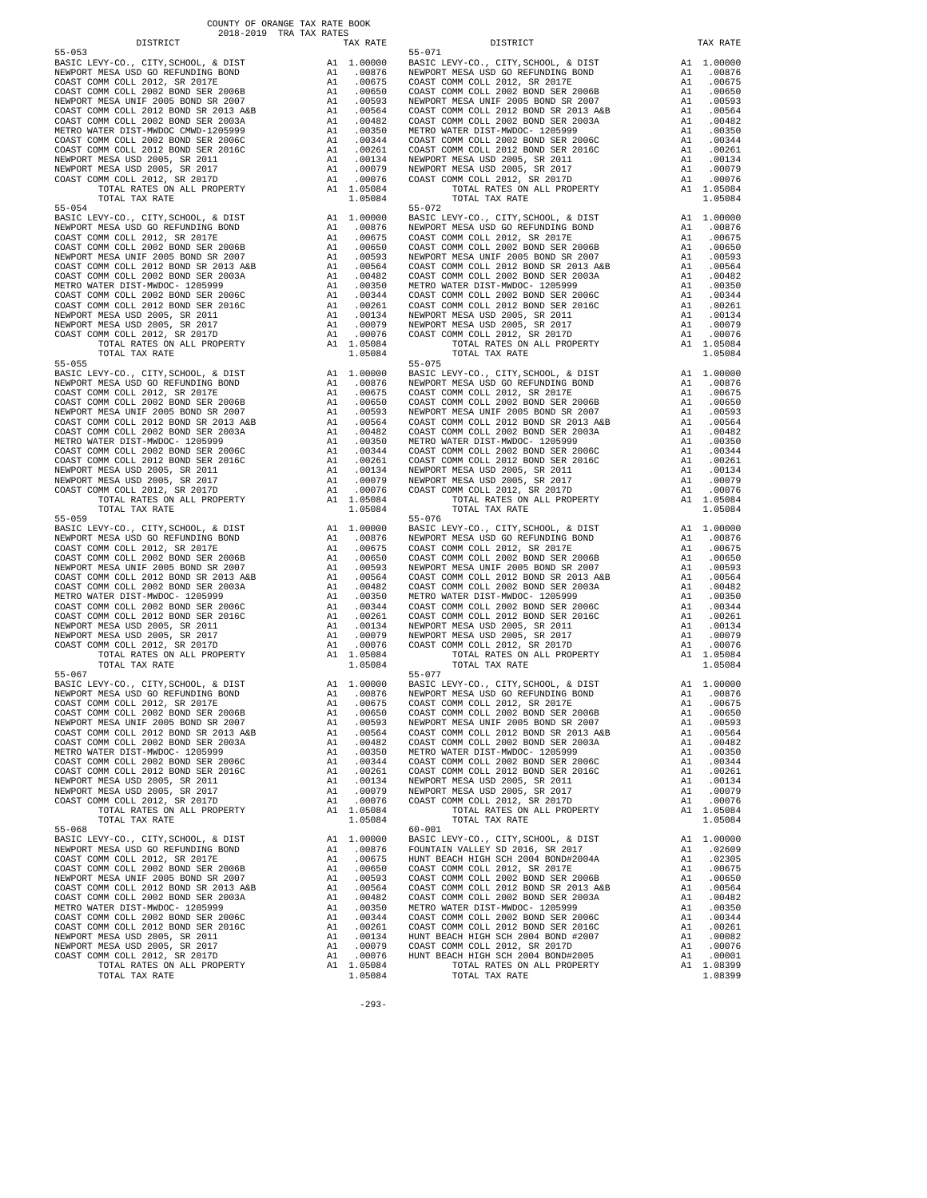COUNTY OF ORANGE TAX RATE BOOK
2018-2019 TRA TAX RATES

| DISTRICT | | TAX RATE |
|---|---|---|
| **55-053** | | |
| BASIC LEVY-CO., CITY,SCHOOL, & DIST | A1 | 1.00000 |
| NEWPORT MESA USD GO REFUNDING BOND | A1 | .00876 |
| COAST COMM COLL 2012, SR 2017E | A1 | .00675 |
| COAST COMM COLL 2002 BOND SER 2006B | A1 | .00650 |
| NEWPORT MESA UNIF 2005 BOND SR 2007 | A1 | .00593 |
| COAST COMM COLL 2012 BOND SR 2013 A&B | A1 | .00564 |
| COAST COMM COLL 2002 BOND SER 2003A | A1 | .00482 |
| METRO WATER DIST-MWDOC CMWD-1205999 | A1 | .00350 |
| COAST COMM COLL 2002 BOND SER 2006C | A1 | .00344 |
| COAST COMM COLL 2012 BOND SER 2016C | A1 | .00261 |
| NEWPORT MESA USD 2005, SR 2011 | A1 | .00134 |
| NEWPORT MESA USD 2005, SR 2017 | A1 | .00079 |
| COAST COMM COLL 2012, SR 2017D | A1 | .00076 |
| TOTAL RATES ON ALL PROPERTY | A1 | 1.05084 |
| TOTAL TAX RATE | | 1.05084 |
| **55-054** | | |
| BASIC LEVY-CO., CITY,SCHOOL, & DIST | A1 | 1.00000 |
| NEWPORT MESA USD GO REFUNDING BOND | A1 | .00876 |
| COAST COMM COLL 2012, SR 2017E | A1 | .00675 |
| COAST COMM COLL 2002 BOND SER 2006B | A1 | .00650 |
| NEWPORT MESA UNIF 2005 BOND SR 2007 | A1 | .00593 |
| COAST COMM COLL 2012 BOND SR 2013 A&B | A1 | .00564 |
| COAST COMM COLL 2002 BOND SER 2003A | A1 | .00482 |
| METRO WATER DIST-MWDOC- 1205999 | A1 | .00350 |
| COAST COMM COLL 2002 BOND SER 2006C | A1 | .00344 |
| COAST COMM COLL 2012 BOND SER 2016C | A1 | .00261 |
| NEWPORT MESA USD 2005, SR 2011 | A1 | .00134 |
| NEWPORT MESA USD 2005, SR 2017 | A1 | .00079 |
| COAST COMM COLL 2012, SR 2017D | A1 | .00076 |
| TOTAL RATES ON ALL PROPERTY | A1 | 1.05084 |
| TOTAL TAX RATE | | 1.05084 |
| **55-055** | | |
| BASIC LEVY-CO., CITY,SCHOOL, & DIST | A1 | 1.00000 |
| NEWPORT MESA USD GO REFUNDING BOND | A1 | .00876 |
| COAST COMM COLL 2012, SR 2017E | A1 | .00675 |
| COAST COMM COLL 2002 BOND SER 2006B | A1 | .00650 |
| NEWPORT MESA UNIF 2005 BOND SR 2007 | A1 | .00593 |
| COAST COMM COLL 2012 BOND SR 2013 A&B | A1 | .00564 |
| COAST COMM COLL 2002 BOND SER 2003A | A1 | .00482 |
| METRO WATER DIST-MWDOC- 1205999 | A1 | .00350 |
| COAST COMM COLL 2002 BOND SER 2006C | A1 | .00344 |
| COAST COMM COLL 2012 BOND SER 2016C | A1 | .00261 |
| NEWPORT MESA USD 2005, SR 2011 | A1 | .00134 |
| NEWPORT MESA USD 2005, SR 2017 | A1 | .00079 |
| COAST COMM COLL 2012, SR 2017D | A1 | .00076 |
| TOTAL RATES ON ALL PROPERTY | A1 | 1.05084 |
| TOTAL TAX RATE | | 1.05084 |
| **55-059** | | |
| BASIC LEVY-CO., CITY,SCHOOL, & DIST | A1 | 1.00000 |
| NEWPORT MESA USD GO REFUNDING BOND | A1 | .00876 |
| COAST COMM COLL 2012, SR 2017E | A1 | .00675 |
| COAST COMM COLL 2002 BOND SER 2006B | A1 | .00650 |
| NEWPORT MESA UNIF 2005 BOND SR 2007 | A1 | .00593 |
| COAST COMM COLL 2012 BOND SR 2013 A&B | A1 | .00564 |
| COAST COMM COLL 2002 BOND SER 2003A | A1 | .00482 |
| METRO WATER DIST-MWDOC- 1205999 | A1 | .00350 |
| COAST COMM COLL 2002 BOND SER 2006C | A1 | .00344 |
| COAST COMM COLL 2012 BOND SER 2016C | A1 | .00261 |
| NEWPORT MESA USD 2005, SR 2011 | A1 | .00134 |
| NEWPORT MESA USD 2005, SR 2017 | A1 | .00079 |
| COAST COMM COLL 2012, SR 2017D | A1 | .00076 |
| TOTAL RATES ON ALL PROPERTY | A1 | 1.05084 |
| TOTAL TAX RATE | | 1.05084 |
| **55-067** | | |
| BASIC LEVY-CO., CITY,SCHOOL, & DIST | A1 | 1.00000 |
| NEWPORT MESA USD GO REFUNDING BOND | A1 | .00876 |
| COAST COMM COLL 2012, SR 2017E | A1 | .00675 |
| COAST COMM COLL 2002 BOND SER 2006B | A1 | .00650 |
| NEWPORT MESA UNIF 2005 BOND SR 2007 | A1 | .00593 |
| COAST COMM COLL 2012 BOND SR 2013 A&B | A1 | .00564 |
| COAST COMM COLL 2002 BOND SER 2003A | A1 | .00482 |
| METRO WATER DIST-MWDOC- 1205999 | A1 | .00350 |
| COAST COMM COLL 2002 BOND SER 2006C | A1 | .00344 |
| COAST COMM COLL 2012 BOND SER 2016C | A1 | .00261 |
| NEWPORT MESA USD 2005, SR 2011 | A1 | .00134 |
| NEWPORT MESA USD 2005, SR 2017 | A1 | .00079 |
| COAST COMM COLL 2012, SR 2017D | A1 | .00076 |
| TOTAL RATES ON ALL PROPERTY | A1 | 1.05084 |
| TOTAL TAX RATE | | 1.05084 |
| **55-068** | | |
| BASIC LEVY-CO., CITY,SCHOOL, & DIST | A1 | 1.00000 |
| NEWPORT MESA USD GO REFUNDING BOND | A1 | .00876 |
| COAST COMM COLL 2012, SR 2017E | A1 | .00675 |
| COAST COMM COLL 2002 BOND SER 2006B | A1 | .00650 |
| NEWPORT MESA UNIF 2005 BOND SR 2007 | A1 | .00593 |
| COAST COMM COLL 2012 BOND SR 2013 A&B | A1 | .00564 |
| COAST COMM COLL 2002 BOND SER 2003A | A1 | .00482 |
| METRO WATER DIST-MWDOC- 1205999 | A1 | .00350 |
| COAST COMM COLL 2002 BOND SER 2006C | A1 | .00344 |
| COAST COMM COLL 2012 BOND SER 2016C | A1 | .00261 |
| NEWPORT MESA USD 2005, SR 2011 | A1 | .00134 |
| NEWPORT MESA USD 2005, SR 2017 | A1 | .00079 |
| COAST COMM COLL 2012, SR 2017D | A1 | .00076 |
| TOTAL RATES ON ALL PROPERTY | A1 | 1.05084 |
| TOTAL TAX RATE | | 1.05084 |
| **55-071** | | |
| BASIC LEVY-CO., CITY,SCHOOL, & DIST | A1 | 1.00000 |
| NEWPORT MESA USD GO REFUNDING BOND | A1 | .00876 |
| COAST COMM COLL 2012, SR 2017E | A1 | .00675 |
| COAST COMM COLL 2002 BOND SER 2006B | A1 | .00650 |
| NEWPORT MESA UNIF 2005 BOND SR 2007 | A1 | .00593 |
| COAST COMM COLL 2012 BOND SR 2013 A&B | A1 | .00564 |
| COAST COMM COLL 2002 BOND SER 2003A | A1 | .00482 |
| METRO WATER DIST-MWDOC- 1205999 | A1 | .00350 |
| COAST COMM COLL 2002 BOND SER 2006C | A1 | .00344 |
| COAST COMM COLL 2012 BOND SER 2016C | A1 | .00261 |
| NEWPORT MESA USD 2005, SR 2011 | A1 | .00134 |
| NEWPORT MESA USD 2005, SR 2017 | A1 | .00079 |
| COAST COMM COLL 2012, SR 2017D | A1 | .00076 |
| TOTAL RATES ON ALL PROPERTY | A1 | 1.05084 |
| TOTAL TAX RATE | | 1.05084 |
| **55-072** | | |
| BASIC LEVY-CO., CITY,SCHOOL, & DIST | A1 | 1.00000 |
| NEWPORT MESA USD GO REFUNDING BOND | A1 | .00876 |
| COAST COMM COLL 2012, SR 2017E | A1 | .00675 |
| COAST COMM COLL 2002 BOND SER 2006B | A1 | .00650 |
| NEWPORT MESA UNIF 2005 BOND SR 2007 | A1 | .00593 |
| COAST COMM COLL 2012 BOND SR 2013 A&B | A1 | .00564 |
| COAST COMM COLL 2002 BOND SER 2003A | A1 | .00482 |
| METRO WATER DIST-MWDOC- 1205999 | A1 | .00350 |
| COAST COMM COLL 2002 BOND SER 2006C | A1 | .00344 |
| COAST COMM COLL 2012 BOND SER 2016C | A1 | .00261 |
| NEWPORT MESA USD 2005, SR 2011 | A1 | .00134 |
| NEWPORT MESA USD 2005, SR 2017 | A1 | .00079 |
| COAST COMM COLL 2012, SR 2017D | A1 | .00076 |
| TOTAL RATES ON ALL PROPERTY | A1 | 1.05084 |
| TOTAL TAX RATE | | 1.05084 |
| **55-075** | | |
| BASIC LEVY-CO., CITY,SCHOOL, & DIST | A1 | 1.00000 |
| NEWPORT MESA USD GO REFUNDING BOND | A1 | .00876 |
| COAST COMM COLL 2012, SR 2017E | A1 | .00675 |
| COAST COMM COLL 2002 BOND SER 2006B | A1 | .00650 |
| NEWPORT MESA UNIF 2005 BOND SR 2007 | A1 | .00593 |
| COAST COMM COLL 2012 BOND SR 2013 A&B | A1 | .00564 |
| COAST COMM COLL 2002 BOND SER 2003A | A1 | .00482 |
| METRO WATER DIST-MWDOC- 1205999 | A1 | .00350 |
| COAST COMM COLL 2002 BOND SER 2006C | A1 | .00344 |
| COAST COMM COLL 2012 BOND SER 2016C | A1 | .00261 |
| NEWPORT MESA USD 2005, SR 2011 | A1 | .00134 |
| NEWPORT MESA USD 2005, SR 2017 | A1 | .00079 |
| COAST COMM COLL 2012, SR 2017D | A1 | .00076 |
| TOTAL RATES ON ALL PROPERTY | A1 | 1.05084 |
| TOTAL TAX RATE | | 1.05084 |
| **55-076** | | |
| BASIC LEVY-CO., CITY,SCHOOL, & DIST | A1 | 1.00000 |
| NEWPORT MESA USD GO REFUNDING BOND | A1 | .00876 |
| COAST COMM COLL 2012, SR 2017E | A1 | .00675 |
| COAST COMM COLL 2002 BOND SER 2006B | A1 | .00650 |
| NEWPORT MESA UNIF 2005 BOND SR 2007 | A1 | .00593 |
| COAST COMM COLL 2012 BOND SR 2013 A&B | A1 | .00564 |
| COAST COMM COLL 2002 BOND SER 2003A | A1 | .00482 |
| METRO WATER DIST-MWDOC- 1205999 | A1 | .00350 |
| COAST COMM COLL 2002 BOND SER 2006C | A1 | .00344 |
| COAST COMM COLL 2012 BOND SER 2016C | A1 | .00261 |
| NEWPORT MESA USD 2005, SR 2011 | A1 | .00134 |
| NEWPORT MESA USD 2005, SR 2017 | A1 | .00079 |
| COAST COMM COLL 2012, SR 2017D | A1 | .00076 |
| TOTAL RATES ON ALL PROPERTY | A1 | 1.05084 |
| TOTAL TAX RATE | | 1.05084 |
| **55-077** | | |
| BASIC LEVY-CO., CITY,SCHOOL, & DIST | A1 | 1.00000 |
| NEWPORT MESA USD GO REFUNDING BOND | A1 | .00876 |
| COAST COMM COLL 2012, SR 2017E | A1 | .00675 |
| COAST COMM COLL 2002 BOND SER 2006B | A1 | .00650 |
| NEWPORT MESA UNIF 2005 BOND SR 2007 | A1 | .00593 |
| COAST COMM COLL 2012 BOND SR 2013 A&B | A1 | .00564 |
| COAST COMM COLL 2002 BOND SER 2003A | A1 | .00482 |
| METRO WATER DIST-MWDOC- 1205999 | A1 | .00350 |
| COAST COMM COLL 2002 BOND SER 2006C | A1 | .00344 |
| COAST COMM COLL 2012 BOND SER 2016C | A1 | .00261 |
| NEWPORT MESA USD 2005, SR 2011 | A1 | .00134 |
| NEWPORT MESA USD 2005, SR 2017 | A1 | .00079 |
| COAST COMM COLL 2012, SR 2017D | A1 | .00076 |
| TOTAL RATES ON ALL PROPERTY | A1 | 1.05084 |
| TOTAL TAX RATE | | 1.05084 |
| **60-001** | | |
| BASIC LEVY-CO., CITY,SCHOOL, & DIST | A1 | 1.00000 |
| FOUNTAIN VALLEY SD 2016, SR 2017 | A1 | .02609 |
| HUNT BEACH HIGH SCH 2004 BOND#2004A | A1 | .02305 |
| COAST COMM COLL 2012, SR 2017E | A1 | .00675 |
| COAST COMM COLL 2002 BOND SER 2006B | A1 | .00650 |
| COAST COMM COLL 2012 BOND SR 2013 A&B | A1 | .00564 |
| COAST COMM COLL 2002 BOND SER 2003A | A1 | .00482 |
| METRO WATER DIST-MWDOC- 1205999 | A1 | .00350 |
| COAST COMM COLL 2002 BOND SER 2006C | A1 | .00344 |
| COAST COMM COLL 2012 BOND SER 2016C | A1 | .00261 |
| HUNT BEACH HIGH SCH 2004 BOND #2007 | A1 | .00082 |
| COAST COMM COLL 2012, SR 2017D | A1 | .00076 |
| HUNT BEACH HIGH SCH 2004 BOND#2005 | A1 | .00001 |
| TOTAL RATES ON ALL PROPERTY | A1 | 1.08399 |
| TOTAL TAX RATE | | 1.08399 |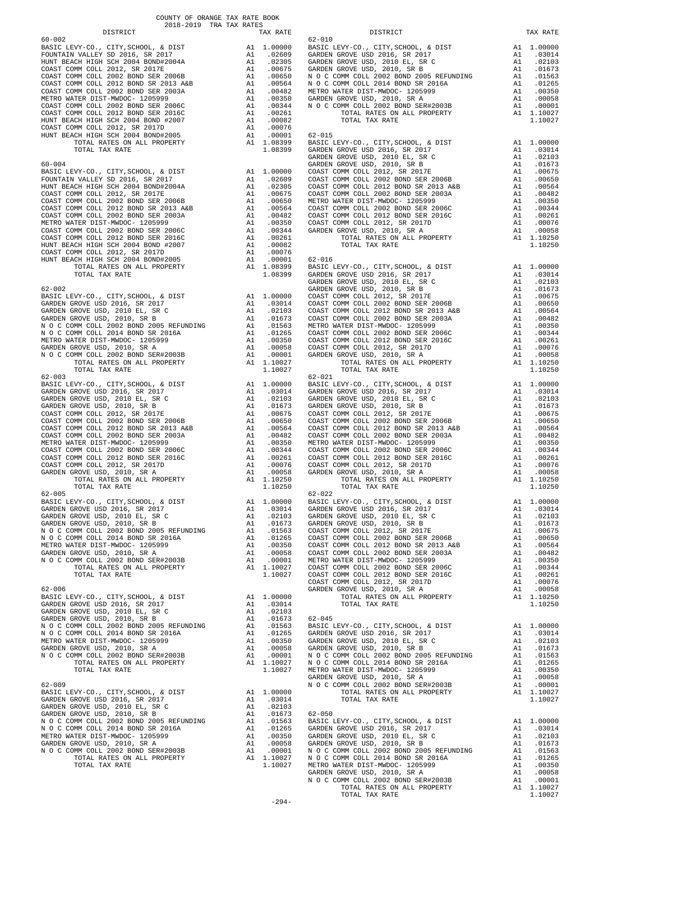COUNTY OF ORANGE TAX RATE BOOK
2018-2019 TRA TAX RATES

| DISTRICT | | TAX RATE |
|---|---|---|
| **60-002** | | |
| BASIC LEVY-CO., CITY,SCHOOL, & DIST | A1 | 1.00000 |
| FOUNTAIN VALLEY SD 2016, SR 2017 | A1 | .02609 |
| HUNT BEACH HIGH SCH 2004 BOND#2004A | A1 | .02305 |
| COAST COMM COLL 2012, SR 2017E | A1 | .00675 |
| COAST COMM COLL 2002 BOND SER 2006B | A1 | .00650 |
| COAST COMM COLL 2012 BOND SR 2013 A&B | A1 | .00564 |
| COAST COMM COLL 2002 BOND SER 2003A | A1 | .00482 |
| METRO WATER DIST-MWDOC- 1205999 | A1 | .00350 |
| COAST COMM COLL 2002 BOND SER 2006C | A1 | .00344 |
| COAST COMM COLL 2012 BOND SER 2016C | A1 | .00261 |
| HUNT BEACH HIGH SCH 2004 BOND #2007 | A1 | .00082 |
| COAST COMM COLL 2012, SR 2017D | A1 | .00076 |
| HUNT BEACH HIGH SCH 2004 BOND#2005 | A1 | .00001 |
| TOTAL RATES ON ALL PROPERTY | A1 | 1.08399 |
| TOTAL TAX RATE | | 1.08399 |
| **60-004** | | |
| BASIC LEVY-CO., CITY,SCHOOL, & DIST | A1 | 1.00000 |
| FOUNTAIN VALLEY SD 2016, SR 2017 | A1 | .02609 |
| HUNT BEACH HIGH SCH 2004 BOND#2004A | A1 | .02305 |
| COAST COMM COLL 2012, SR 2017E | A1 | .00675 |
| COAST COMM COLL 2002 BOND SER 2006B | A1 | .00650 |
| COAST COMM COLL 2012 BOND SR 2013 A&B | A1 | .00564 |
| COAST COMM COLL 2002 BOND SER 2003A | A1 | .00482 |
| METRO WATER DIST-MWDOC- 1205999 | A1 | .00350 |
| COAST COMM COLL 2002 BOND SER 2006C | A1 | .00344 |
| COAST COMM COLL 2012 BOND SER 2016C | A1 | .00261 |
| HUNT BEACH HIGH SCH 2004 BOND #2007 | A1 | .00082 |
| COAST COMM COLL 2012, SR 2017D | A1 | .00076 |
| HUNT BEACH HIGH SCH 2004 BOND#2005 | A1 | .00001 |
| TOTAL RATES ON ALL PROPERTY | A1 | 1.08399 |
| TOTAL TAX RATE | | 1.08399 |
| **62-002** | | |
| BASIC LEVY-CO., CITY,SCHOOL, & DIST | A1 | 1.00000 |
| GARDEN GROVE USD 2016, SR 2017 | A1 | .03014 |
| GARDEN GROVE USD, 2010 EL, SR C | A1 | .02103 |
| GARDEN GROVE USD, 2010, SR B | A1 | .01673 |
| N O C COMM COLL 2002 BOND 2005 REFUNDING | A1 | .01563 |
| N O C COMM COLL 2014 BOND SR 2016A | A1 | .01265 |
| METRO WATER DIST-MWDOC- 1205999 | A1 | .00350 |
| GARDEN GROVE USD, 2010, SR A | A1 | .00058 |
| N O C COMM COLL 2002 BOND SER#2003B | A1 | .00001 |
| TOTAL RATES ON ALL PROPERTY | A1 | 1.10027 |
| TOTAL TAX RATE | | 1.10027 |
| **62-003** | | |
| BASIC LEVY-CO., CITY,SCHOOL, & DIST | A1 | 1.00000 |
| GARDEN GROVE USD 2016, SR 2017 | A1 | .03014 |
| GARDEN GROVE USD, 2010 EL, SR C | A1 | .02103 |
| GARDEN GROVE USD, 2010, SR B | A1 | .01673 |
| COAST COMM COLL 2012, SR 2017E | A1 | .00675 |
| COAST COMM COLL 2002 BOND SER 2006B | A1 | .00650 |
| COAST COMM COLL 2012 BOND SR 2013 A&B | A1 | .00564 |
| COAST COMM COLL 2002 BOND SER 2003A | A1 | .00482 |
| METRO WATER DIST-MWDOC- 1205999 | A1 | .00350 |
| COAST COMM COLL 2002 BOND SER 2006C | A1 | .00344 |
| COAST COMM COLL 2012 BOND SER 2016C | A1 | .00261 |
| COAST COMM COLL 2012, SR 2017D | A1 | .00076 |
| GARDEN GROVE USD, 2010, SR A | A1 | .00058 |
| TOTAL RATES ON ALL PROPERTY | A1 | 1.10250 |
| TOTAL TAX RATE | | 1.10250 |
| **62-005** | | |
| BASIC LEVY-CO., CITY,SCHOOL, & DIST | A1 | 1.00000 |
| GARDEN GROVE USD 2016, SR 2017 | A1 | .03014 |
| GARDEN GROVE USD, 2010 EL, SR C | A1 | .02103 |
| GARDEN GROVE USD, 2010, SR B | A1 | .01673 |
| N O C COMM COLL 2002 BOND 2005 REFUNDING | A1 | .01563 |
| N O C COMM COLL 2014 BOND SR 2016A | A1 | .01265 |
| METRO WATER DIST-MWDOC- 1205999 | A1 | .00350 |
| GARDEN GROVE USD, 2010, SR A | A1 | .00058 |
| N O C COMM COLL 2002 BOND SER#2003B | A1 | .00001 |
| TOTAL RATES ON ALL PROPERTY | A1 | 1.10027 |
| TOTAL TAX RATE | | 1.10027 |
| **62-006** | | |
| BASIC LEVY-CO., CITY,SCHOOL, & DIST | A1 | 1.00000 |
| GARDEN GROVE USD 2016, SR 2017 | A1 | .03014 |
| GARDEN GROVE USD, 2010 EL, SR C | A1 | .02103 |
| GARDEN GROVE USD, 2010, SR B | A1 | .01673 |
| N O C COMM COLL 2002 BOND 2005 REFUNDING | A1 | .01563 |
| N O C COMM COLL 2014 BOND SR 2016A | A1 | .01265 |
| METRO WATER DIST-MWDOC- 1205999 | A1 | .00350 |
| GARDEN GROVE USD, 2010, SR A | A1 | .00058 |
| N O C COMM COLL 2002 BOND SER#2003B | A1 | .00001 |
| TOTAL RATES ON ALL PROPERTY | A1 | 1.10027 |
| TOTAL TAX RATE | | 1.10027 |
| **62-009** | | |
| BASIC LEVY-CO., CITY,SCHOOL, & DIST | A1 | 1.00000 |
| GARDEN GROVE USD 2016, SR 2017 | A1 | .03014 |
| GARDEN GROVE USD, 2010 EL, SR C | A1 | .02103 |
| GARDEN GROVE USD, 2010, SR B | A1 | .01673 |
| N O C COMM COLL 2002 BOND 2005 REFUNDING | A1 | .01563 |
| N O C COMM COLL 2014 BOND SR 2016A | A1 | .01265 |
| METRO WATER DIST-MWDOC- 1205999 | A1 | .00350 |
| GARDEN GROVE USD, 2010, SR A | A1 | .00058 |
| N O C COMM COLL 2002 BOND SER#2003B | A1 | .00001 |
| TOTAL RATES ON ALL PROPERTY | A1 | 1.10027 |
| TOTAL TAX RATE | | 1.10027 |
| **62-010** | | |
| BASIC LEVY-CO., CITY,SCHOOL, & DIST | A1 | 1.00000 |
| GARDEN GROVE USD 2016, SR 2017 | A1 | .03014 |
| GARDEN GROVE USD, 2010 EL, SR C | A1 | .02103 |
| GARDEN GROVE USD, 2010, SR B | A1 | .01673 |
| N O C COMM COLL 2002 BOND 2005 REFUNDING | A1 | .01563 |
| N O C COMM COLL 2014 BOND SR 2016A | A1 | .01265 |
| METRO WATER DIST-MWDOC- 1205999 | A1 | .00350 |
| GARDEN GROVE USD, 2010, SR A | A1 | .00058 |
| N O C COMM COLL 2002 BOND SER#2003B | A1 | .00001 |
| TOTAL RATES ON ALL PROPERTY | A1 | 1.10027 |
| TOTAL TAX RATE | | 1.10027 |
| **62-015** | | |
| BASIC LEVY-CO., CITY,SCHOOL, & DIST | A1 | 1.00000 |
| GARDEN GROVE USD 2016, SR 2017 | A1 | .03014 |
| GARDEN GROVE USD, 2010 EL, SR C | A1 | .02103 |
| GARDEN GROVE USD, 2010, SR B | A1 | .01673 |
| COAST COMM COLL 2012, SR 2017E | A1 | .00675 |
| COAST COMM COLL 2002 BOND SER 2006B | A1 | .00650 |
| COAST COMM COLL 2012 BOND SR 2013 A&B | A1 | .00564 |
| COAST COMM COLL 2002 BOND SER 2003A | A1 | .00482 |
| METRO WATER DIST-MWDOC- 1205999 | A1 | .00350 |
| COAST COMM COLL 2002 BOND SER 2006C | A1 | .00344 |
| COAST COMM COLL 2012 BOND SER 2016C | A1 | .00261 |
| COAST COMM COLL 2012, SR 2017D | A1 | .00076 |
| GARDEN GROVE USD, 2010, SR A | A1 | .00058 |
| TOTAL RATES ON ALL PROPERTY | A1 | 1.10250 |
| TOTAL TAX RATE | | 1.10250 |
| **62-016** | | |
| BASIC LEVY-CO., CITY,SCHOOL, & DIST | A1 | 1.00000 |
| GARDEN GROVE USD 2016, SR 2017 | A1 | .03014 |
| GARDEN GROVE USD, 2010 EL, SR C | A1 | .02103 |
| GARDEN GROVE USD, 2010, SR B | A1 | .01673 |
| COAST COMM COLL 2012, SR 2017E | A1 | .00675 |
| COAST COMM COLL 2002 BOND SER 2006B | A1 | .00650 |
| COAST COMM COLL 2012 BOND SR 2013 A&B | A1 | .00564 |
| COAST COMM COLL 2002 BOND SER 2003A | A1 | .00482 |
| METRO WATER DIST-MWDOC- 1205999 | A1 | .00350 |
| COAST COMM COLL 2002 BOND SER 2006C | A1 | .00344 |
| COAST COMM COLL 2012 BOND SER 2016C | A1 | .00261 |
| COAST COMM COLL 2012, SR 2017D | A1 | .00076 |
| GARDEN GROVE USD, 2010, SR A | A1 | .00058 |
| TOTAL RATES ON ALL PROPERTY | A1 | 1.10250 |
| TOTAL TAX RATE | | 1.10250 |
| **62-021** | | |
| BASIC LEVY-CO., CITY,SCHOOL, & DIST | A1 | 1.00000 |
| GARDEN GROVE USD 2016, SR 2017 | A1 | .03014 |
| GARDEN GROVE USD, 2010 EL, SR C | A1 | .02103 |
| GARDEN GROVE USD, 2010, SR B | A1 | .01673 |
| COAST COMM COLL 2012, SR 2017E | A1 | .00675 |
| COAST COMM COLL 2002 BOND SER 2006B | A1 | .00650 |
| COAST COMM COLL 2012 BOND SR 2013 A&B | A1 | .00564 |
| COAST COMM COLL 2002 BOND SER 2003A | A1 | .00482 |
| METRO WATER DIST-MWDOC- 1205999 | A1 | .00350 |
| COAST COMM COLL 2002 BOND SER 2006C | A1 | .00344 |
| COAST COMM COLL 2012 BOND SER 2016C | A1 | .00261 |
| COAST COMM COLL 2012, SR 2017D | A1 | .00076 |
| GARDEN GROVE USD, 2010, SR A | A1 | .00058 |
| TOTAL RATES ON ALL PROPERTY | A1 | 1.10250 |
| TOTAL TAX RATE | | 1.10250 |
| **62-022** | | |
| BASIC LEVY-CO., CITY,SCHOOL, & DIST | A1 | 1.00000 |
| GARDEN GROVE USD 2016, SR 2017 | A1 | .03014 |
| GARDEN GROVE USD, 2010 EL, SR C | A1 | .02103 |
| GARDEN GROVE USD, 2010, SR B | A1 | .01673 |
| COAST COMM COLL 2012, SR 2017E | A1 | .00675 |
| COAST COMM COLL 2002 BOND SER 2006B | A1 | .00650 |
| COAST COMM COLL 2012 BOND SR 2013 A&B | A1 | .00564 |
| COAST COMM COLL 2002 BOND SER 2003A | A1 | .00482 |
| METRO WATER DIST-MWDOC- 1205999 | A1 | .00350 |
| COAST COMM COLL 2002 BOND SER 2006C | A1 | .00344 |
| COAST COMM COLL 2012 BOND SER 2016C | A1 | .00261 |
| COAST COMM COLL 2012, SR 2017D | A1 | .00076 |
| GARDEN GROVE USD, 2010, SR A | A1 | .00058 |
| TOTAL RATES ON ALL PROPERTY | A1 | 1.10250 |
| TOTAL TAX RATE | | 1.10250 |
| **62-045** | | |
| BASIC LEVY-CO., CITY,SCHOOL, & DIST | A1 | 1.00000 |
| GARDEN GROVE USD 2016, SR 2017 | A1 | .03014 |
| GARDEN GROVE USD, 2010 EL, SR C | A1 | .02103 |
| GARDEN GROVE USD, 2010, SR B | A1 | .01673 |
| N O C COMM COLL 2002 BOND 2005 REFUNDING | A1 | .01563 |
| N O C COMM COLL 2014 BOND SR 2016A | A1 | .01265 |
| METRO WATER DIST-MWDOC- 1205999 | A1 | .00350 |
| GARDEN GROVE USD, 2010, SR A | A1 | .00058 |
| N O C COMM COLL 2002 BOND SER#2003B | A1 | .00001 |
| TOTAL RATES ON ALL PROPERTY | A1 | 1.10027 |
| TOTAL TAX RATE | | 1.10027 |
| **62-050** | | |
| BASIC LEVY-CO., CITY,SCHOOL, & DIST | A1 | 1.00000 |
| GARDEN GROVE USD 2016, SR 2017 | A1 | .03014 |
| GARDEN GROVE USD, 2010 EL, SR C | A1 | .02103 |
| GARDEN GROVE USD, 2010, SR B | A1 | .01673 |
| N O C COMM COLL 2002 BOND 2005 REFUNDING | A1 | .01563 |
| N O C COMM COLL 2014 BOND SR 2016A | A1 | .01265 |
| METRO WATER DIST-MWDOC- 1205999 | A1 | .00350 |
| GARDEN GROVE USD, 2010, SR A | A1 | .00058 |
| N O C COMM COLL 2002 BOND SER#2003B | A1 | .00001 |
| TOTAL RATES ON ALL PROPERTY | A1 | 1.10027 |
| TOTAL TAX RATE | | 1.10027 |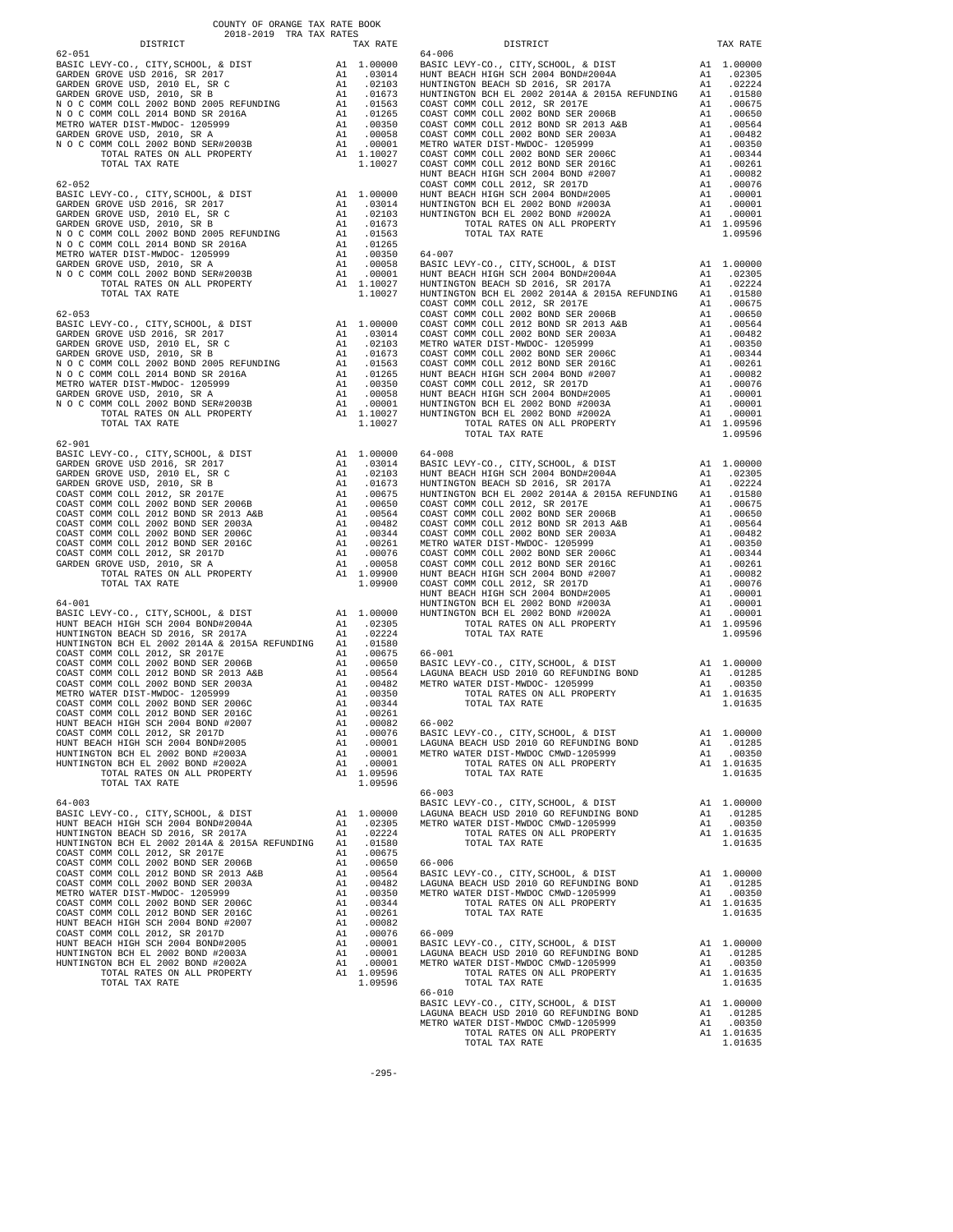COUNTY OF ORANGE TAX RATE BOOK
2018-2019 TRA TAX RATES

| DISTRICT | | TAX RATE |
|---|---|---|
| **62-051** | | |
| BASIC LEVY-CO., CITY,SCHOOL, & DIST | A1 | 1.00000 |
| GARDEN GROVE USD 2016, SR 2017 | A1 | .03014 |
| GARDEN GROVE USD, 2010 EL, SR C | A1 | .02103 |
| GARDEN GROVE USD, 2010, SR B | A1 | .01673 |
| N O C COMM COLL 2002 BOND 2005 REFUNDING | A1 | .01563 |
| N O C COMM COLL 2014 BOND SR 2016A | A1 | .01265 |
| METRO WATER DIST-MWDOC- 1205999 | A1 | .00350 |
| GARDEN GROVE USD, 2010, SR A | A1 | .00058 |
| N O C COMM COLL 2002 BOND SER#2003B | A1 | .00001 |
| TOTAL RATES ON ALL PROPERTY | A1 | 1.10027 |
| TOTAL TAX RATE | | 1.10027 |
| **62-052** | | |
| BASIC LEVY-CO., CITY,SCHOOL, & DIST | A1 | 1.00000 |
| GARDEN GROVE USD 2016, SR 2017 | A1 | .03014 |
| GARDEN GROVE USD, 2010 EL, SR C | A1 | .02103 |
| GARDEN GROVE USD, 2010, SR B | A1 | .01673 |
| N O C COMM COLL 2002 BOND 2005 REFUNDING | A1 | .01563 |
| N O C COMM COLL 2014 BOND SR 2016A | A1 | .01265 |
| METRO WATER DIST-MWDOC- 1205999 | A1 | .00350 |
| GARDEN GROVE USD, 2010, SR A | A1 | .00058 |
| N O C COMM COLL 2002 BOND SER#2003B | A1 | .00001 |
| TOTAL RATES ON ALL PROPERTY | A1 | 1.10027 |
| TOTAL TAX RATE | | 1.10027 |
| **62-053** | | |
| BASIC LEVY-CO., CITY,SCHOOL, & DIST | A1 | 1.00000 |
| GARDEN GROVE USD 2016, SR 2017 | A1 | .03014 |
| GARDEN GROVE USD, 2010 EL, SR C | A1 | .02103 |
| GARDEN GROVE USD, 2010, SR B | A1 | .01673 |
| N O C COMM COLL 2002 BOND 2005 REFUNDING | A1 | .01563 |
| N O C COMM COLL 2014 BOND SR 2016A | A1 | .01265 |
| METRO WATER DIST-MWDOC- 1205999 | A1 | .00350 |
| GARDEN GROVE USD, 2010, SR A | A1 | .00058 |
| N O C COMM COLL 2002 BOND SER#2003B | A1 | .00001 |
| TOTAL RATES ON ALL PROPERTY | A1 | 1.10027 |
| TOTAL TAX RATE | | 1.10027 |
| **62-901** | | |
| BASIC LEVY-CO., CITY,SCHOOL, & DIST | A1 | 1.00000 |
| GARDEN GROVE USD 2016, SR 2017 | A1 | .03014 |
| GARDEN GROVE USD, 2010 EL, SR C | A1 | .02103 |
| GARDEN GROVE USD, 2010, SR B | A1 | .01673 |
| COAST COMM COLL 2012, SR 2017E | A1 | .00675 |
| COAST COMM COLL 2002 BOND SER 2006B | A1 | .00650 |
| COAST COMM COLL 2012 BOND SR 2013 A&B | A1 | .00564 |
| COAST COMM COLL 2002 BOND SER 2003A | A1 | .00482 |
| COAST COMM COLL 2002 BOND SER 2006C | A1 | .00344 |
| COAST COMM COLL 2012 BOND SER 2016C | A1 | .00261 |
| COAST COMM COLL 2012, SR 2017D | A1 | .00076 |
| GARDEN GROVE USD, 2010, SR A | A1 | .00058 |
| TOTAL RATES ON ALL PROPERTY | A1 | 1.09900 |
| TOTAL TAX RATE | | 1.09900 |
| **64-001** | | |
| BASIC LEVY-CO., CITY,SCHOOL, & DIST | A1 | 1.00000 |
| HUNT BEACH HIGH SCH 2004 BOND#2004A | A1 | .02305 |
| HUNTINGTON BEACH SD 2016, SR 2017A | A1 | .02224 |
| HUNTINGTON BCH EL 2002 2014A & 2015A REFUNDING | A1 | .01580 |
| COAST COMM COLL 2012, SR 2017E | A1 | .00675 |
| COAST COMM COLL 2002 BOND SER 2006B | A1 | .00650 |
| COAST COMM COLL 2012 BOND SR 2013 A&B | A1 | .00564 |
| COAST COMM COLL 2002 BOND SER 2003A | A1 | .00482 |
| METRO WATER DIST-MWDOC- 1205999 | A1 | .00350 |
| COAST COMM COLL 2002 BOND SER 2006C | A1 | .00344 |
| COAST COMM COLL 2012 BOND SER 2016C | A1 | .00261 |
| HUNT BEACH HIGH SCH 2004 BOND #2007 | A1 | .00082 |
| COAST COMM COLL 2012, SR 2017D | A1 | .00076 |
| HUNT BEACH HIGH SCH 2004 BOND#2005 | A1 | .00001 |
| HUNTINGTON BCH EL 2002 BOND #2003A | A1 | .00001 |
| HUNTINGTON BCH EL 2002 BOND #2002A | A1 | .00001 |
| TOTAL RATES ON ALL PROPERTY | A1 | 1.09596 |
| TOTAL TAX RATE | | 1.09596 |
| **64-003** | | |
| BASIC LEVY-CO., CITY,SCHOOL, & DIST | A1 | 1.00000 |
| HUNT BEACH HIGH SCH 2004 BOND#2004A | A1 | .02305 |
| HUNTINGTON BEACH SD 2016, SR 2017A | A1 | .02224 |
| HUNTINGTON BCH EL 2002 2014A & 2015A REFUNDING | A1 | .01580 |
| COAST COMM COLL 2012, SR 2017E | A1 | .00675 |
| COAST COMM COLL 2002 BOND SER 2006B | A1 | .00650 |
| COAST COMM COLL 2012 BOND SR 2013 A&B | A1 | .00564 |
| COAST COMM COLL 2002 BOND SER 2003A | A1 | .00482 |
| METRO WATER DIST-MWDOC- 1205999 | A1 | .00350 |
| COAST COMM COLL 2002 BOND SER 2006C | A1 | .00344 |
| COAST COMM COLL 2012 BOND SER 2016C | A1 | .00261 |
| HUNT BEACH HIGH SCH 2004 BOND #2007 | A1 | .00082 |
| COAST COMM COLL 2012, SR 2017D | A1 | .00076 |
| HUNT BEACH HIGH SCH 2004 BOND#2005 | A1 | .00001 |
| HUNTINGTON BCH EL 2002 BOND #2003A | A1 | .00001 |
| HUNTINGTON BCH EL 2002 BOND #2002A | A1 | .00001 |
| TOTAL RATES ON ALL PROPERTY | A1 | 1.09596 |
| TOTAL TAX RATE | | 1.09596 |
| **64-006** | | |
| BASIC LEVY-CO., CITY,SCHOOL, & DIST | A1 | 1.00000 |
| HUNT BEACH HIGH SCH 2004 BOND#2004A | A1 | .02305 |
| HUNTINGTON BEACH SD 2016, SR 2017A | A1 | .02224 |
| HUNTINGTON BCH EL 2002 2014A & 2015A REFUNDING | A1 | .01580 |
| COAST COMM COLL 2012, SR 2017E | A1 | .00675 |
| COAST COMM COLL 2002 BOND SER 2006B | A1 | .00650 |
| COAST COMM COLL 2012 BOND SR 2013 A&B | A1 | .00564 |
| COAST COMM COLL 2002 BOND SER 2003A | A1 | .00482 |
| METRO WATER DIST-MWDOC- 1205999 | A1 | .00350 |
| COAST COMM COLL 2002 BOND SER 2006C | A1 | .00344 |
| COAST COMM COLL 2012 BOND SER 2016C | A1 | .00261 |
| HUNT BEACH HIGH SCH 2004 BOND #2007 | A1 | .00082 |
| COAST COMM COLL 2012, SR 2017D | A1 | .00076 |
| HUNT BEACH HIGH SCH 2004 BOND#2005 | A1 | .00001 |
| HUNTINGTON BCH EL 2002 BOND #2003A | A1 | .00001 |
| HUNTINGTON BCH EL 2002 BOND #2002A | A1 | .00001 |
| TOTAL RATES ON ALL PROPERTY | A1 | 1.09596 |
| TOTAL TAX RATE | | 1.09596 |
| **64-007** | | |
| BASIC LEVY-CO., CITY,SCHOOL, & DIST | A1 | 1.00000 |
| HUNT BEACH HIGH SCH 2004 BOND#2004A | A1 | .02305 |
| HUNTINGTON BEACH SD 2016, SR 2017A | A1 | .02224 |
| HUNTINGTON BCH EL 2002 2014A & 2015A REFUNDING | A1 | .01580 |
| COAST COMM COLL 2012, SR 2017E | A1 | .00675 |
| COAST COMM COLL 2002 BOND SER 2006B | A1 | .00650 |
| COAST COMM COLL 2012 BOND SR 2013 A&B | A1 | .00564 |
| COAST COMM COLL 2002 BOND SER 2003A | A1 | .00482 |
| METRO WATER DIST-MWDOC- 1205999 | A1 | .00350 |
| COAST COMM COLL 2002 BOND SER 2006C | A1 | .00344 |
| COAST COMM COLL 2012 BOND SER 2016C | A1 | .00261 |
| HUNT BEACH HIGH SCH 2004 BOND #2007 | A1 | .00082 |
| COAST COMM COLL 2012, SR 2017D | A1 | .00076 |
| HUNT BEACH HIGH SCH 2004 BOND#2005 | A1 | .00001 |
| HUNTINGTON BCH EL 2002 BOND #2003A | A1 | .00001 |
| HUNTINGTON BCH EL 2002 BOND #2002A | A1 | .00001 |
| TOTAL RATES ON ALL PROPERTY | A1 | 1.09596 |
| TOTAL TAX RATE | | 1.09596 |
| **64-008** | | |
| BASIC LEVY-CO., CITY,SCHOOL, & DIST | A1 | 1.00000 |
| HUNT BEACH HIGH SCH 2004 BOND#2004A | A1 | .02305 |
| HUNTINGTON BEACH SD 2016, SR 2017A | A1 | .02224 |
| HUNTINGTON BCH EL 2002 2014A & 2015A REFUNDING | A1 | .01580 |
| COAST COMM COLL 2012, SR 2017E | A1 | .00675 |
| COAST COMM COLL 2002 BOND SER 2006B | A1 | .00650 |
| COAST COMM COLL 2012 BOND SR 2013 A&B | A1 | .00564 |
| COAST COMM COLL 2002 BOND SER 2003A | A1 | .00482 |
| METRO WATER DIST-MWDOC- 1205999 | A1 | .00350 |
| COAST COMM COLL 2002 BOND SER 2006C | A1 | .00344 |
| COAST COMM COLL 2012 BOND SER 2016C | A1 | .00261 |
| HUNT BEACH HIGH SCH 2004 BOND #2007 | A1 | .00082 |
| COAST COMM COLL 2012, SR 2017D | A1 | .00076 |
| HUNT BEACH HIGH SCH 2004 BOND#2005 | A1 | .00001 |
| HUNTINGTON BCH EL 2002 BOND #2003A | A1 | .00001 |
| HUNTINGTON BCH EL 2002 BOND #2002A | A1 | .00001 |
| TOTAL RATES ON ALL PROPERTY | A1 | 1.09596 |
| TOTAL TAX RATE | | 1.09596 |
| **66-001** | | |
| BASIC LEVY-CO., CITY,SCHOOL, & DIST | A1 | 1.00000 |
| LAGUNA BEACH USD 2010 GO REFUNDING BOND | A1 | .01285 |
| METRO WATER DIST-MWDOC- 1205999 | A1 | .00350 |
| TOTAL RATES ON ALL PROPERTY | A1 | 1.01635 |
| TOTAL TAX RATE | | 1.01635 |
| **66-002** | | |
| BASIC LEVY-CO., CITY,SCHOOL, & DIST | A1 | 1.00000 |
| LAGUNA BEACH USD 2010 GO REFUNDING BOND | A1 | .01285 |
| METRO WATER DIST-MWDOC CMWD-1205999 | A1 | .00350 |
| TOTAL RATES ON ALL PROPERTY | A1 | 1.01635 |
| TOTAL TAX RATE | | 1.01635 |
| **66-003** | | |
| BASIC LEVY-CO., CITY,SCHOOL, & DIST | A1 | 1.00000 |
| LAGUNA BEACH USD 2010 GO REFUNDING BOND | A1 | .01285 |
| METRO WATER DIST-MWDOC CMWD-1205999 | A1 | .00350 |
| TOTAL RATES ON ALL PROPERTY | A1 | 1.01635 |
| TOTAL TAX RATE | | 1.01635 |
| **66-006** | | |
| BASIC LEVY-CO., CITY,SCHOOL, & DIST | A1 | 1.00000 |
| LAGUNA BEACH USD 2010 GO REFUNDING BOND | A1 | .01285 |
| METRO WATER DIST-MWDOC CMWD-1205999 | A1 | .00350 |
| TOTAL RATES ON ALL PROPERTY | A1 | 1.01635 |
| TOTAL TAX RATE | | 1.01635 |
| **66-009** | | |
| BASIC LEVY-CO., CITY,SCHOOL, & DIST | A1 | 1.00000 |
| LAGUNA BEACH USD 2010 GO REFUNDING BOND | A1 | .01285 |
| METRO WATER DIST-MWDOC CMWD-1205999 | A1 | .00350 |
| TOTAL RATES ON ALL PROPERTY | A1 | 1.01635 |
| TOTAL TAX RATE | | 1.01635 |
| **66-010** | | |
| BASIC LEVY-CO., CITY,SCHOOL, & DIST | A1 | 1.00000 |
| LAGUNA BEACH USD 2010 GO REFUNDING BOND | A1 | .01285 |
| METRO WATER DIST-MWDOC CMWD-1205999 | A1 | .00350 |
| TOTAL RATES ON ALL PROPERTY | A1 | 1.01635 |
| TOTAL TAX RATE | | 1.01635 |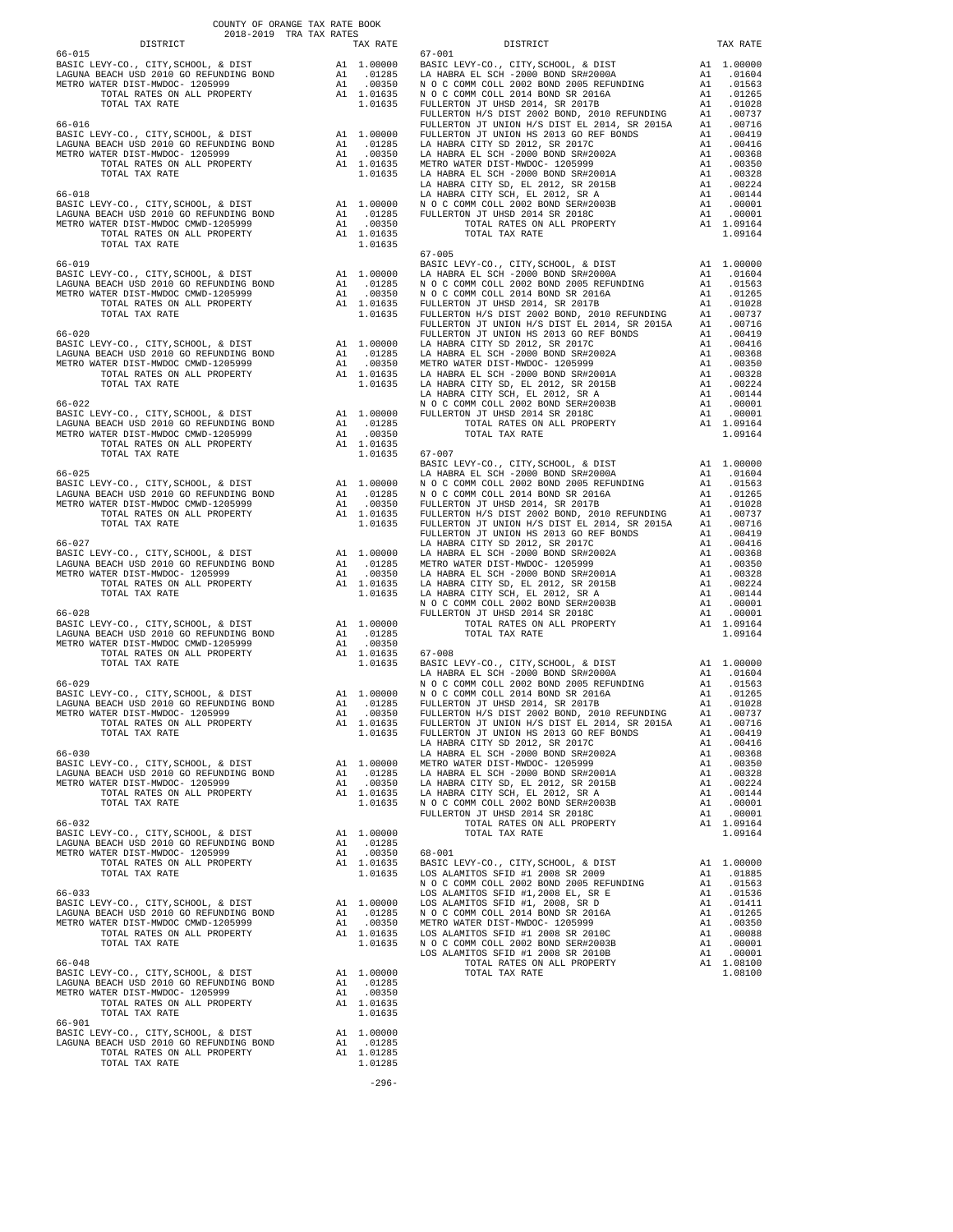COUNTY OF ORANGE TAX RATE BOOK
2018-2019 TRA TAX RATES

| DISTRICT | | TAX RATE |
|---|---|---|
| 66-015 | | |
| BASIC LEVY-CO., CITY,SCHOOL, & DIST | A1 | 1.00000 |
| LAGUNA BEACH USD 2010 GO REFUNDING BOND | A1 | .01285 |
| METRO WATER DIST-MWDOC- 1205999 | A1 | .00350 |
| TOTAL RATES ON ALL PROPERTY | A1 | 1.01635 |
| TOTAL TAX RATE | | 1.01635 |
| 66-016 | | |
| BASIC LEVY-CO., CITY,SCHOOL, & DIST | A1 | 1.00000 |
| LAGUNA BEACH USD 2010 GO REFUNDING BOND | A1 | .01285 |
| METRO WATER DIST-MWDOC- 1205999 | A1 | .00350 |
| TOTAL RATES ON ALL PROPERTY | A1 | 1.01635 |
| TOTAL TAX RATE | | 1.01635 |
| 66-018 | | |
| BASIC LEVY-CO., CITY,SCHOOL, & DIST | A1 | 1.00000 |
| LAGUNA BEACH USD 2010 GO REFUNDING BOND | A1 | .01285 |
| METRO WATER DIST-MWDOC CMWD-1205999 | A1 | .00350 |
| TOTAL RATES ON ALL PROPERTY | A1 | 1.01635 |
| TOTAL TAX RATE | | 1.01635 |
| 66-019 | | |
| BASIC LEVY-CO., CITY,SCHOOL, & DIST | A1 | 1.00000 |
| LAGUNA BEACH USD 2010 GO REFUNDING BOND | A1 | .01285 |
| METRO WATER DIST-MWDOC CMWD-1205999 | A1 | .00350 |
| TOTAL RATES ON ALL PROPERTY | A1 | 1.01635 |
| TOTAL TAX RATE | | 1.01635 |
| 66-020 | | |
| BASIC LEVY-CO., CITY,SCHOOL, & DIST | A1 | 1.00000 |
| LAGUNA BEACH USD 2010 GO REFUNDING BOND | A1 | .01285 |
| METRO WATER DIST-MWDOC CMWD-1205999 | A1 | .00350 |
| TOTAL RATES ON ALL PROPERTY | A1 | 1.01635 |
| TOTAL TAX RATE | | 1.01635 |
| 66-022 | | |
| BASIC LEVY-CO., CITY,SCHOOL, & DIST | A1 | 1.00000 |
| LAGUNA BEACH USD 2010 GO REFUNDING BOND | A1 | .01285 |
| METRO WATER DIST-MWDOC CMWD-1205999 | A1 | .00350 |
| TOTAL RATES ON ALL PROPERTY | A1 | 1.01635 |
| TOTAL TAX RATE | | 1.01635 |
| 66-025 | | |
| BASIC LEVY-CO., CITY,SCHOOL, & DIST | A1 | 1.00000 |
| LAGUNA BEACH USD 2010 GO REFUNDING BOND | A1 | .01285 |
| METRO WATER DIST-MWDOC CMWD-1205999 | A1 | .00350 |
| TOTAL RATES ON ALL PROPERTY | A1 | 1.01635 |
| TOTAL TAX RATE | | 1.01635 |
| 66-027 | | |
| BASIC LEVY-CO., CITY,SCHOOL, & DIST | A1 | 1.00000 |
| LAGUNA BEACH USD 2010 GO REFUNDING BOND | A1 | .01285 |
| METRO WATER DIST-MWDOC- 1205999 | A1 | .00350 |
| TOTAL RATES ON ALL PROPERTY | A1 | 1.01635 |
| TOTAL TAX RATE | | 1.01635 |
| 66-028 | | |
| BASIC LEVY-CO., CITY,SCHOOL, & DIST | A1 | 1.00000 |
| LAGUNA BEACH USD 2010 GO REFUNDING BOND | A1 | .01285 |
| METRO WATER DIST-MWDOC CMWD-1205999 | A1 | .00350 |
| TOTAL RATES ON ALL PROPERTY | A1 | 1.01635 |
| TOTAL TAX RATE | | 1.01635 |
| 66-029 | | |
| BASIC LEVY-CO., CITY,SCHOOL, & DIST | A1 | 1.00000 |
| LAGUNA BEACH USD 2010 GO REFUNDING BOND | A1 | .01285 |
| METRO WATER DIST-MWDOC- 1205999 | A1 | .00350 |
| TOTAL RATES ON ALL PROPERTY | A1 | 1.01635 |
| TOTAL TAX RATE | | 1.01635 |
| 66-030 | | |
| BASIC LEVY-CO., CITY,SCHOOL, & DIST | A1 | 1.00000 |
| LAGUNA BEACH USD 2010 GO REFUNDING BOND | A1 | .01285 |
| METRO WATER DIST-MWDOC- 1205999 | A1 | .00350 |
| TOTAL RATES ON ALL PROPERTY | A1 | 1.01635 |
| TOTAL TAX RATE | | 1.01635 |
| 66-032 | | |
| BASIC LEVY-CO., CITY,SCHOOL, & DIST | A1 | 1.00000 |
| LAGUNA BEACH USD 2010 GO REFUNDING BOND | A1 | .01285 |
| METRO WATER DIST-MWDOC- 1205999 | A1 | .00350 |
| TOTAL RATES ON ALL PROPERTY | A1 | 1.01635 |
| TOTAL TAX RATE | | 1.01635 |
| 66-033 | | |
| BASIC LEVY-CO., CITY,SCHOOL, & DIST | A1 | 1.00000 |
| LAGUNA BEACH USD 2010 GO REFUNDING BOND | A1 | .01285 |
| METRO WATER DIST-MWDOC CMWD-1205999 | A1 | .00350 |
| TOTAL RATES ON ALL PROPERTY | A1 | 1.01635 |
| TOTAL TAX RATE | | 1.01635 |
| 66-048 | | |
| BASIC LEVY-CO., CITY,SCHOOL, & DIST | A1 | 1.00000 |
| LAGUNA BEACH USD 2010 GO REFUNDING BOND | A1 | .01285 |
| METRO WATER DIST-MWDOC- 1205999 | A1 | .00350 |
| TOTAL RATES ON ALL PROPERTY | A1 | 1.01635 |
| TOTAL TAX RATE | | 1.01635 |
| 66-901 | | |
| BASIC LEVY-CO., CITY,SCHOOL, & DIST | A1 | 1.00000 |
| LAGUNA BEACH USD 2010 GO REFUNDING BOND | A1 | .01285 |
| TOTAL RATES ON ALL PROPERTY | A1 | 1.01285 |
| TOTAL TAX RATE | | 1.01285 |
| 67-001 | | |
| BASIC LEVY-CO., CITY,SCHOOL, & DIST | A1 | 1.00000 |
| LA HABRA EL SCH -2000 BOND SR#2000A | A1 | .01604 |
| N O C COMM COLL 2002 BOND 2005 REFUNDING | A1 | .01563 |
| N O C COMM COLL 2014 BOND SR 2016A | A1 | .01265 |
| FULLERTON JT UHSD 2014, SR 2017B | A1 | .01028 |
| FULLERTON H/S DIST 2002 BOND, 2010 REFUNDING | A1 | .00737 |
| FULLERTON JT UNION H/S DIST EL 2014, SR 2015A | A1 | .00716 |
| FULLERTON JT UNION HS 2013 GO REF BONDS | A1 | .00419 |
| LA HABRA CITY SD 2012, SR 2017C | A1 | .00416 |
| LA HABRA EL SCH -2000 BOND SR#2002A | A1 | .00368 |
| METRO WATER DIST-MWDOC- 1205999 | A1 | .00350 |
| LA HABRA EL SCH -2000 BOND SR#2001A | A1 | .00328 |
| LA HABRA CITY SD, EL 2012, SR 2015B | A1 | .00224 |
| LA HABRA CITY SCH, EL 2012, SR A | A1 | .00144 |
| N O C COMM COLL 2002 BOND SER#2003B | A1 | .00001 |
| FULLERTON JT UHSD 2014 SR 2018C | A1 | .00001 |
| TOTAL RATES ON ALL PROPERTY | A1 | 1.09164 |
| TOTAL TAX RATE | | 1.09164 |
| 67-005 | | |
| BASIC LEVY-CO., CITY,SCHOOL, & DIST | A1 | 1.00000 |
| LA HABRA EL SCH -2000 BOND SR#2000A | A1 | .01604 |
| N O C COMM COLL 2002 BOND 2005 REFUNDING | A1 | .01563 |
| N O C COMM COLL 2014 BOND SR 2016A | A1 | .01265 |
| FULLERTON JT UHSD 2014, SR 2017B | A1 | .01028 |
| FULLERTON H/S DIST 2002 BOND, 2010 REFUNDING | A1 | .00737 |
| FULLERTON JT UNION H/S DIST EL 2014, SR 2015A | A1 | .00716 |
| FULLERTON JT UNION HS 2013 GO REF BONDS | A1 | .00419 |
| LA HABRA CITY SD 2012, SR 2017C | A1 | .00416 |
| LA HABRA EL SCH -2000 BOND SR#2002A | A1 | .00368 |
| METRO WATER DIST-MWDOC- 1205999 | A1 | .00350 |
| LA HABRA EL SCH -2000 BOND SR#2001A | A1 | .00328 |
| LA HABRA CITY SD, EL 2012, SR 2015B | A1 | .00224 |
| LA HABRA CITY SCH, EL 2012, SR A | A1 | .00144 |
| N O C COMM COLL 2002 BOND SER#2003B | A1 | .00001 |
| FULLERTON JT UHSD 2014 SR 2018C | A1 | .00001 |
| TOTAL RATES ON ALL PROPERTY | A1 | 1.09164 |
| TOTAL TAX RATE | | 1.09164 |
| 67-007 | | |
| BASIC LEVY-CO., CITY,SCHOOL, & DIST | A1 | 1.00000 |
| LA HABRA EL SCH -2000 BOND SR#2000A | A1 | .01604 |
| N O C COMM COLL 2002 BOND 2005 REFUNDING | A1 | .01563 |
| N O C COMM COLL 2014 BOND SR 2016A | A1 | .01265 |
| FULLERTON JT UHSD 2014, SR 2017B | A1 | .01028 |
| FULLERTON H/S DIST 2002 BOND, 2010 REFUNDING | A1 | .00737 |
| FULLERTON JT UNION H/S DIST EL 2014, SR 2015A | A1 | .00716 |
| FULLERTON JT UNION HS 2013 GO REF BONDS | A1 | .00419 |
| LA HABRA CITY SD 2012, SR 2017C | A1 | .00416 |
| LA HABRA EL SCH -2000 BOND SR#2002A | A1 | .00368 |
| METRO WATER DIST-MWDOC- 1205999 | A1 | .00350 |
| LA HABRA EL SCH -2000 BOND SR#2001A | A1 | .00328 |
| LA HABRA CITY SD, EL 2012, SR 2015B | A1 | .00224 |
| LA HABRA CITY SCH, EL 2012, SR A | A1 | .00144 |
| N O C COMM COLL 2002 BOND SER#2003B | A1 | .00001 |
| FULLERTON JT UHSD 2014 SR 2018C | A1 | .00001 |
| TOTAL RATES ON ALL PROPERTY | A1 | 1.09164 |
| TOTAL TAX RATE | | 1.09164 |
| 67-008 | | |
| BASIC LEVY-CO., CITY,SCHOOL, & DIST | A1 | 1.00000 |
| LA HABRA EL SCH -2000 BOND SR#2000A | A1 | .01604 |
| N O C COMM COLL 2002 BOND 2005 REFUNDING | A1 | .01563 |
| N O C COMM COLL 2014 BOND SR 2016A | A1 | .01265 |
| FULLERTON JT UHSD 2014, SR 2017B | A1 | .01028 |
| FULLERTON H/S DIST 2002 BOND, 2010 REFUNDING | A1 | .00737 |
| FULLERTON JT UNION H/S DIST EL 2014, SR 2015A | A1 | .00716 |
| FULLERTON JT UNION HS 2013 GO REF BONDS | A1 | .00419 |
| LA HABRA CITY SD 2012, SR 2017C | A1 | .00416 |
| LA HABRA EL SCH -2000 BOND SR#2002A | A1 | .00368 |
| METRO WATER DIST-MWDOC- 1205999 | A1 | .00350 |
| LA HABRA EL SCH -2000 BOND SR#2001A | A1 | .00328 |
| LA HABRA CITY SD, EL 2012, SR 2015B | A1 | .00224 |
| LA HABRA CITY SCH, EL 2012, SR A | A1 | .00144 |
| N O C COMM COLL 2002 BOND SER#2003B | A1 | .00001 |
| FULLERTON JT UHSD 2014 SR 2018C | A1 | .00001 |
| TOTAL RATES ON ALL PROPERTY | A1 | 1.09164 |
| TOTAL TAX RATE | | 1.09164 |
| 68-001 | | |
| BASIC LEVY-CO., CITY,SCHOOL, & DIST | A1 | 1.00000 |
| LOS ALAMITOS SFID #1 2008 SR 2009 | A1 | .01885 |
| N O C COMM COLL 2002 BOND 2005 REFUNDING | A1 | .01563 |
| LOS ALAMITOS SFID #1,2008 EL, SR E | A1 | .01536 |
| LOS ALAMITOS SFID #1, 2008, SR D | A1 | .01411 |
| N O C COMM COLL 2014 BOND SR 2016A | A1 | .01265 |
| METRO WATER DIST-MWDOC- 1205999 | A1 | .00350 |
| LOS ALAMITOS SFID #1 2008 SR 2010C | A1 | .00088 |
| N O C COMM COLL 2002 BOND SER#2003B | A1 | .00001 |
| LOS ALAMITOS SFID #1 2008 SR 2010B | A1 | .00001 |
| TOTAL RATES ON ALL PROPERTY | A1 | 1.08100 |
| TOTAL TAX RATE | | 1.08100 |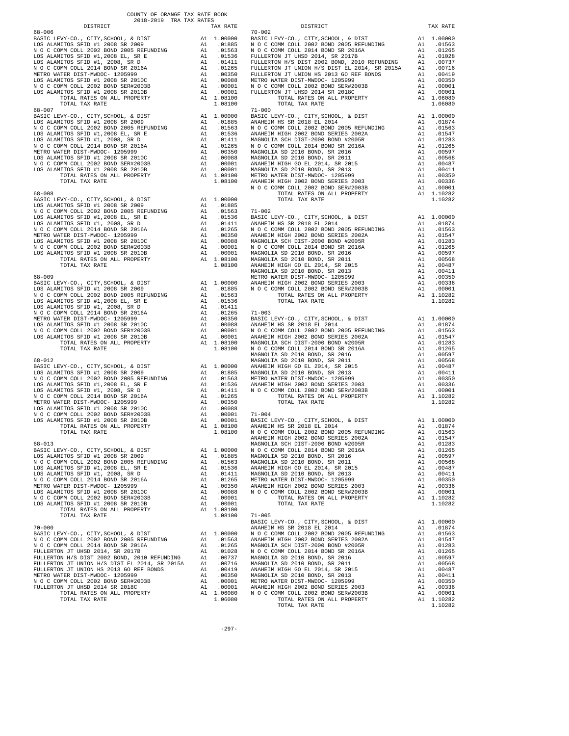COUNTY OF ORANGE TAX RATE BOOK
2018-2019 TRA TAX RATES

| DISTRICT | | TAX RATE |
|---|---|---|
| **68-006** | | |
| BASIC LEVY-CO., CITY,SCHOOL, & DIST | A1 | 1.00000 |
| LOS ALAMITOS SFID #1 2008 SR 2009 | A1 | .01885 |
| N O C COMM COLL 2002 BOND 2005 REFUNDING | A1 | .01563 |
| LOS ALAMITOS SFID #1,2008 EL, SR E | A1 | .01536 |
| LOS ALAMITOS SFID #1, 2008, SR D | A1 | .01411 |
| N O C COMM COLL 2014 BOND SR 2016A | A1 | .01265 |
| METRO WATER DIST-MWDOC- 1205999 | A1 | .00350 |
| LOS ALAMITOS SFID #1 2008 SR 2010C | A1 | .00088 |
| N O C COMM COLL 2002 BOND SER#2003B | A1 | .00001 |
| LOS ALAMITOS SFID #1 2008 SR 2010B | A1 | .00001 |
| TOTAL RATES ON ALL PROPERTY | A1 | 1.08100 |
| TOTAL TAX RATE | | 1.08100 |
| **68-007** | | |
| BASIC LEVY-CO., CITY,SCHOOL, & DIST | A1 | 1.00000 |
| LOS ALAMITOS SFID #1 2008 SR 2009 | A1 | .01885 |
| N O C COMM COLL 2002 BOND 2005 REFUNDING | A1 | .01563 |
| LOS ALAMITOS SFID #1,2008 EL, SR E | A1 | .01536 |
| LOS ALAMITOS SFID #1, 2008, SR D | A1 | .01411 |
| N O C COMM COLL 2014 BOND SR 2016A | A1 | .01265 |
| METRO WATER DIST-MWDOC- 1205999 | A1 | .00350 |
| LOS ALAMITOS SFID #1 2008 SR 2010C | A1 | .00088 |
| N O C COMM COLL 2002 BOND SER#2003B | A1 | .00001 |
| LOS ALAMITOS SFID #1 2008 SR 2010B | A1 | .00001 |
| TOTAL RATES ON ALL PROPERTY | A1 | 1.08100 |
| TOTAL TAX RATE | | 1.08100 |
| **68-008** | | |
| BASIC LEVY-CO., CITY,SCHOOL, & DIST | A1 | 1.00000 |
| LOS ALAMITOS SFID #1 2008 SR 2009 | A1 | .01885 |
| N O C COMM COLL 2002 BOND 2005 REFUNDING | A1 | .01563 |
| LOS ALAMITOS SFID #1,2008 EL, SR E | A1 | .01536 |
| LOS ALAMITOS SFID #1, 2008, SR D | A1 | .01411 |
| N O C COMM COLL 2014 BOND SR 2016A | A1 | .01265 |
| METRO WATER DIST-MWDOC- 1205999 | A1 | .00350 |
| LOS ALAMITOS SFID #1 2008 SR 2010C | A1 | .00088 |
| N O C COMM COLL 2002 BOND SER#2003B | A1 | .00001 |
| LOS ALAMITOS SFID #1 2008 SR 2010B | A1 | .00001 |
| TOTAL RATES ON ALL PROPERTY | A1 | 1.08100 |
| TOTAL TAX RATE | | 1.08100 |
| **68-009** | | |
| BASIC LEVY-CO., CITY,SCHOOL, & DIST | A1 | 1.00000 |
| LOS ALAMITOS SFID #1 2008 SR 2009 | A1 | .01885 |
| N O C COMM COLL 2002 BOND 2005 REFUNDING | A1 | .01563 |
| LOS ALAMITOS SFID #1,2008 EL, SR E | A1 | .01536 |
| LOS ALAMITOS SFID #1, 2008, SR D | A1 | .01411 |
| N O C COMM COLL 2014 BOND SR 2016A | A1 | .01265 |
| METRO WATER DIST-MWDOC- 1205999 | A1 | .00350 |
| LOS ALAMITOS SFID #1 2008 SR 2010C | A1 | .00088 |
| N O C COMM COLL 2002 BOND SER#2003B | A1 | .00001 |
| LOS ALAMITOS SFID #1 2008 SR 2010B | A1 | .00001 |
| TOTAL RATES ON ALL PROPERTY | A1 | 1.08100 |
| TOTAL TAX RATE | | 1.08100 |
| **68-012** | | |
| BASIC LEVY-CO., CITY,SCHOOL, & DIST | A1 | 1.00000 |
| LOS ALAMITOS SFID #1 2008 SR 2009 | A1 | .01885 |
| N O C COMM COLL 2002 BOND 2005 REFUNDING | A1 | .01563 |
| LOS ALAMITOS SFID #1,2008 EL, SR E | A1 | .01536 |
| LOS ALAMITOS SFID #1, 2008, SR D | A1 | .01411 |
| N O C COMM COLL 2014 BOND SR 2016A | A1 | .01265 |
| METRO WATER DIST-MWDOC- 1205999 | A1 | .00350 |
| LOS ALAMITOS SFID #1 2008 SR 2010C | A1 | .00088 |
| N O C COMM COLL 2002 BOND SER#2003B | A1 | .00001 |
| LOS ALAMITOS SFID #1 2008 SR 2010B | A1 | .00001 |
| TOTAL RATES ON ALL PROPERTY | A1 | 1.08100 |
| TOTAL TAX RATE | | 1.08100 |
| **68-013** | | |
| BASIC LEVY-CO., CITY,SCHOOL, & DIST | A1 | 1.00000 |
| LOS ALAMITOS SFID #1 2008 SR 2009 | A1 | .01885 |
| N O C COMM COLL 2002 BOND 2005 REFUNDING | A1 | .01563 |
| LOS ALAMITOS SFID #1,2008 EL, SR E | A1 | .01536 |
| LOS ALAMITOS SFID #1, 2008, SR D | A1 | .01411 |
| N O C COMM COLL 2014 BOND SR 2016A | A1 | .01265 |
| METRO WATER DIST-MWDOC- 1205999 | A1 | .00350 |
| LOS ALAMITOS SFID #1 2008 SR 2010C | A1 | .00088 |
| N O C COMM COLL 2002 BOND SER#2003B | A1 | .00001 |
| LOS ALAMITOS SFID #1 2008 SR 2010B | A1 | .00001 |
| TOTAL RATES ON ALL PROPERTY | A1 | 1.08100 |
| TOTAL TAX RATE | | 1.08100 |
| **70-000** | | |
| BASIC LEVY-CO., CITY,SCHOOL, & DIST | A1 | 1.00000 |
| N O C COMM COLL 2002 BOND 2005 REFUNDING | A1 | .01563 |
| N O C COMM COLL 2014 BOND SR 2016A | A1 | .01265 |
| FULLERTON JT UHSD 2014, SR 2017B | A1 | .01028 |
| FULLERTON H/S DIST 2002 BOND, 2010 REFUNDING | A1 | .00737 |
| FULLERTON JT UNION H/S DIST EL 2014, SR 2015A | A1 | .00716 |
| FULLERTON JT UNION HS 2013 GO REF BONDS | A1 | .00419 |
| METRO WATER DIST-MWDOC- 1205999 | A1 | .00350 |
| N O C COMM COLL 2002 BOND SER#2003B | A1 | .00001 |
| FULLERTON JT UHSD 2014 SR 2018C | A1 | .00001 |
| TOTAL RATES ON ALL PROPERTY | A1 | 1.06080 |
| TOTAL TAX RATE | | 1.06080 |
| **70-002** | | |
| BASIC LEVY-CO., CITY,SCHOOL, & DIST | A1 | 1.00000 |
| N O C COMM COLL 2002 BOND 2005 REFUNDING | A1 | .01563 |
| N O C COMM COLL 2014 BOND SR 2016A | A1 | .01265 |
| FULLERTON JT UHSD 2014, SR 2017B | A1 | .01028 |
| FULLERTON H/S DIST 2002 BOND, 2010 REFUNDING | A1 | .00737 |
| FULLERTON JT UNION H/S DIST EL 2014, SR 2015A | A1 | .00716 |
| FULLERTON JT UNION HS 2013 GO REF BONDS | A1 | .00419 |
| METRO WATER DIST-MWDOC- 1205999 | A1 | .00350 |
| N O C COMM COLL 2002 BOND SER#2003B | A1 | .00001 |
| FULLERTON JT UHSD 2014 SR 2018C | A1 | .00001 |
| TOTAL RATES ON ALL PROPERTY | A1 | 1.06080 |
| TOTAL TAX RATE | | 1.06080 |
| **71-000** | | |
| BASIC LEVY-CO., CITY,SCHOOL, & DIST | A1 | 1.00000 |
| ANAHEIM HS SR 2018 EL 2014 | A1 | .01874 |
| N O C COMM COLL 2002 BOND 2005 REFUNDING | A1 | .01563 |
| ANAHEIM HIGH 2002 BOND SERIES 2002A | A1 | .01547 |
| MAGNOLIA SCH DIST-2000 BOND #2005R | A1 | .01283 |
| N O C COMM COLL 2014 BOND SR 2016A | A1 | .01265 |
| MAGNOLIA SD 2010 BOND, SR 2016 | A1 | .00597 |
| MAGNOLIA SD 2010 BOND, SR 2011 | A1 | .00568 |
| ANAHEIM HIGH GO EL 2014, SR 2015 | A1 | .00487 |
| MAGNOLIA SD 2010 BOND, SR 2013 | A1 | .00411 |
| METRO WATER DIST-MWDOC- 1205999 | A1 | .00350 |
| ANAHEIM HIGH 2002 BOND SERIES 2003 | A1 | .00336 |
| N O C COMM COLL 2002 BOND SER#2003B | A1 | .00001 |
| TOTAL RATES ON ALL PROPERTY | A1 | 1.10282 |
| TOTAL TAX RATE | | 1.10282 |
| **71-002** | | |
| BASIC LEVY-CO., CITY,SCHOOL, & DIST | A1 | 1.00000 |
| ANAHEIM HS SR 2018 EL 2014 | A1 | .01874 |
| N O C COMM COLL 2002 BOND 2005 REFUNDING | A1 | .01563 |
| ANAHEIM HIGH 2002 BOND SERIES 2002A | A1 | .01547 |
| MAGNOLIA SCH DIST-2000 BOND #2005R | A1 | .01283 |
| N O C COMM COLL 2014 BOND SR 2016A | A1 | .01265 |
| MAGNOLIA SD 2010 BOND, SR 2016 | A1 | .00597 |
| MAGNOLIA SD 2010 BOND, SR 2011 | A1 | .00568 |
| ANAHEIM HIGH GO EL 2014, SR 2015 | A1 | .00487 |
| MAGNOLIA SD 2010 BOND, SR 2013 | A1 | .00411 |
| METRO WATER DIST-MWDOC- 1205999 | A1 | .00350 |
| ANAHEIM HIGH 2002 BOND SERIES 2003 | A1 | .00336 |
| N O C COMM COLL 2002 BOND SER#2003B | A1 | .00001 |
| TOTAL RATES ON ALL PROPERTY | A1 | 1.10282 |
| TOTAL TAX RATE | | 1.10282 |
| **71-003** | | |
| BASIC LEVY-CO., CITY,SCHOOL, & DIST | A1 | 1.00000 |
| ANAHEIM HS SR 2018 EL 2014 | A1 | .01874 |
| N O C COMM COLL 2002 BOND 2005 REFUNDING | A1 | .01563 |
| ANAHEIM HIGH 2002 BOND SERIES 2002A | A1 | .01547 |
| MAGNOLIA SCH DIST-2000 BOND #2005R | A1 | .01283 |
| N O C COMM COLL 2014 BOND SR 2016A | A1 | .01265 |
| MAGNOLIA SD 2010 BOND, SR 2016 | A1 | .00597 |
| MAGNOLIA SD 2010 BOND, SR 2011 | A1 | .00568 |
| ANAHEIM HIGH GO EL 2014, SR 2015 | A1 | .00487 |
| MAGNOLIA SD 2010 BOND, SR 2013 | A1 | .00411 |
| METRO WATER DIST-MWDOC- 1205999 | A1 | .00350 |
| ANAHEIM HIGH 2002 BOND SERIES 2003 | A1 | .00336 |
| N O C COMM COLL 2002 BOND SER#2003B | A1 | .00001 |
| TOTAL RATES ON ALL PROPERTY | A1 | 1.10282 |
| TOTAL TAX RATE | | 1.10282 |
| **71-004** | | |
| BASIC LEVY-CO., CITY,SCHOOL, & DIST | A1 | 1.00000 |
| ANAHEIM HS SR 2018 EL 2014 | A1 | .01874 |
| N O C COMM COLL 2002 BOND 2005 REFUNDING | A1 | .01563 |
| ANAHEIM HIGH 2002 BOND SERIES 2002A | A1 | .01547 |
| MAGNOLIA SCH DIST-2000 BOND #2005R | A1 | .01283 |
| N O C COMM COLL 2014 BOND SR 2016A | A1 | .01265 |
| MAGNOLIA SD 2010 BOND, SR 2016 | A1 | .00597 |
| MAGNOLIA SD 2010 BOND, SR 2011 | A1 | .00568 |
| ANAHEIM HIGH GO EL 2014, SR 2015 | A1 | .00487 |
| MAGNOLIA SD 2010 BOND, SR 2013 | A1 | .00411 |
| METRO WATER DIST-MWDOC- 1205999 | A1 | .00350 |
| ANAHEIM HIGH 2002 BOND SERIES 2003 | A1 | .00336 |
| N O C COMM COLL 2002 BOND SER#2003B | A1 | .00001 |
| TOTAL RATES ON ALL PROPERTY | A1 | 1.10282 |
| TOTAL TAX RATE | | 1.10282 |
| **71-005** | | |
| BASIC LEVY-CO., CITY,SCHOOL, & DIST | A1 | 1.00000 |
| ANAHEIM HS SR 2018 EL 2014 | A1 | .01874 |
| N O C COMM COLL 2002 BOND 2005 REFUNDING | A1 | .01563 |
| ANAHEIM HIGH 2002 BOND SERIES 2002A | A1 | .01547 |
| MAGNOLIA SCH DIST-2000 BOND #2005R | A1 | .01283 |
| N O C COMM COLL 2014 BOND SR 2016A | A1 | .01265 |
| MAGNOLIA SD 2010 BOND, SR 2016 | A1 | .00597 |
| MAGNOLIA SD 2010 BOND, SR 2011 | A1 | .00568 |
| ANAHEIM HIGH GO EL 2014, SR 2015 | A1 | .00487 |
| MAGNOLIA SD 2010 BOND, SR 2013 | A1 | .00411 |
| METRO WATER DIST-MWDOC- 1205999 | A1 | .00350 |
| ANAHEIM HIGH 2002 BOND SERIES 2003 | A1 | .00336 |
| N O C COMM COLL 2002 BOND SER#2003B | A1 | .00001 |
| TOTAL RATES ON ALL PROPERTY | A1 | 1.10282 |
| TOTAL TAX RATE | | 1.10282 |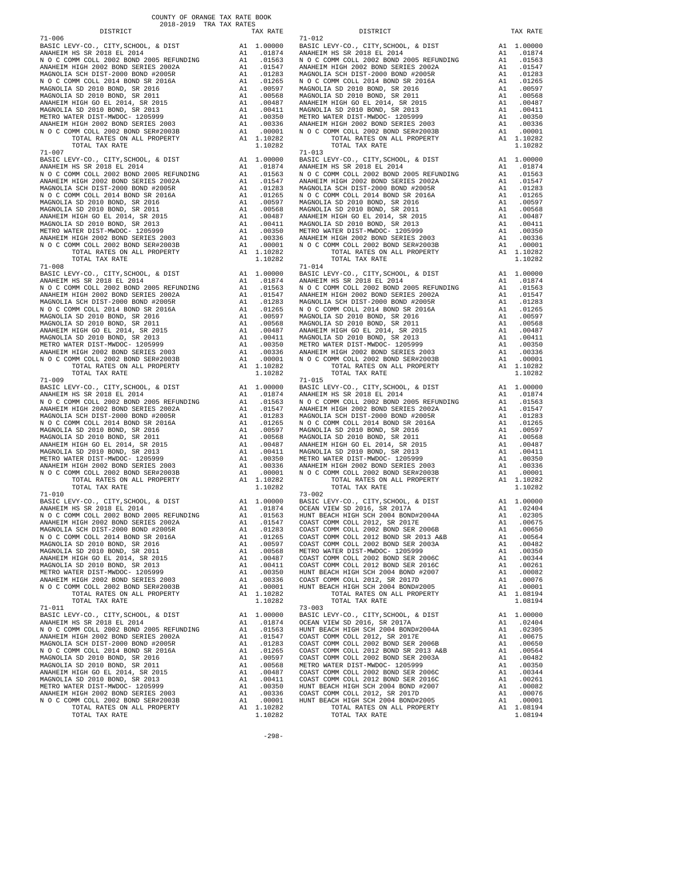COUNTY OF ORANGE TAX RATE BOOK
2018-2019 TRA TAX RATES

| DISTRICT | | TAX RATE | DISTRICT | | TAX RATE |
|---|---|---|---|---|---|
| 71-006 | | | 71-012 | | |
| BASIC LEVY-CO., CITY,SCHOOL, & DIST | A1 | 1.00000 | BASIC LEVY-CO., CITY,SCHOOL, & DIST | A1 | 1.00000 |
| ANAHEIM HS SR 2018 EL 2014 | A1 | .01874 | ANAHEIM HS SR 2018 EL 2014 | A1 | .01874 |
| N O C COMM COLL 2002 BOND 2005 REFUNDING | A1 | .01563 | N O C COMM COLL 2002 BOND 2005 REFUNDING | A1 | .01563 |
| ANAHEIM HIGH 2002 BOND SERIES 2002A | A1 | .01547 | ANAHEIM HIGH 2002 BOND SERIES 2002A | A1 | .01547 |
| MAGNOLIA SCH DIST-2000 BOND #2005R | A1 | .01283 | MAGNOLIA SCH DIST-2000 BOND #2005R | A1 | .01283 |
| N O C COMM COLL 2014 BOND SR 2016A | A1 | .01265 | N O C COMM COLL 2014 BOND SR 2016A | A1 | .01265 |
| MAGNOLIA SD 2010 BOND, SR 2016 | A1 | .00597 | MAGNOLIA SD 2010 BOND, SR 2016 | A1 | .00597 |
| MAGNOLIA SD 2010 BOND, SR 2011 | A1 | .00568 | MAGNOLIA SD 2010 BOND, SR 2011 | A1 | .00568 |
| ANAHEIM HIGH GO EL 2014, SR 2015 | A1 | .00487 | ANAHEIM HIGH GO EL 2014, SR 2015 | A1 | .00487 |
| MAGNOLIA SD 2010 BOND, SR 2013 | A1 | .00411 | MAGNOLIA SD 2010 BOND, SR 2013 | A1 | .00411 |
| METRO WATER DIST-MWDOC- 1205999 | A1 | .00350 | METRO WATER DIST-MWDOC- 1205999 | A1 | .00350 |
| ANAHEIM HIGH 2002 BOND SERIES 2003 | A1 | .00336 | ANAHEIM HIGH 2002 BOND SERIES 2003 | A1 | .00336 |
| N O C COMM COLL 2002 BOND SER#2003B | A1 | .00001 | N O C COMM COLL 2002 BOND SER#2003B | A1 | .00001 |
| TOTAL RATES ON ALL PROPERTY | A1 | 1.10282 | TOTAL RATES ON ALL PROPERTY | A1 | 1.10282 |
| TOTAL TAX RATE | | 1.10282 | TOTAL TAX RATE | | 1.10282 |
| 71-007 | | | 71-013 | | |
| BASIC LEVY-CO., CITY,SCHOOL, & DIST | A1 | 1.00000 | BASIC LEVY-CO., CITY,SCHOOL, & DIST | A1 | 1.00000 |
| ANAHEIM HS SR 2018 EL 2014 | A1 | .01874 | ANAHEIM HS SR 2018 EL 2014 | A1 | .01874 |
| N O C COMM COLL 2002 BOND 2005 REFUNDING | A1 | .01563 | N O C COMM COLL 2002 BOND 2005 REFUNDING | A1 | .01563 |
| ANAHEIM HIGH 2002 BOND SERIES 2002A | A1 | .01547 | ANAHEIM HIGH 2002 BOND SERIES 2002A | A1 | .01547 |
| MAGNOLIA SCH DIST-2000 BOND #2005R | A1 | .01283 | MAGNOLIA SCH DIST-2000 BOND #2005R | A1 | .01283 |
| N O C COMM COLL 2014 BOND SR 2016A | A1 | .01265 | N O C COMM COLL 2014 BOND SR 2016A | A1 | .01265 |
| MAGNOLIA SD 2010 BOND, SR 2016 | A1 | .00597 | MAGNOLIA SD 2010 BOND, SR 2016 | A1 | .00597 |
| MAGNOLIA SD 2010 BOND, SR 2011 | A1 | .00568 | MAGNOLIA SD 2010 BOND, SR 2011 | A1 | .00568 |
| ANAHEIM HIGH GO EL 2014, SR 2015 | A1 | .00487 | ANAHEIM HIGH GO EL 2014, SR 2015 | A1 | .00487 |
| MAGNOLIA SD 2010 BOND, SR 2013 | A1 | .00411 | MAGNOLIA SD 2010 BOND, SR 2013 | A1 | .00411 |
| METRO WATER DIST-MWDOC- 1205999 | A1 | .00350 | METRO WATER DIST-MWDOC- 1205999 | A1 | .00350 |
| ANAHEIM HIGH 2002 BOND SERIES 2003 | A1 | .00336 | ANAHEIM HIGH 2002 BOND SERIES 2003 | A1 | .00336 |
| N O C COMM COLL 2002 BOND SER#2003B | A1 | .00001 | N O C COMM COLL 2002 BOND SER#2003B | A1 | .00001 |
| TOTAL RATES ON ALL PROPERTY | A1 | 1.10282 | TOTAL RATES ON ALL PROPERTY | A1 | 1.10282 |
| TOTAL TAX RATE | | 1.10282 | TOTAL TAX RATE | | 1.10282 |
| 71-008 | | | 71-014 | | |
| BASIC LEVY-CO., CITY,SCHOOL, & DIST | A1 | 1.00000 | BASIC LEVY-CO., CITY,SCHOOL, & DIST | A1 | 1.00000 |
| ANAHEIM HS SR 2018 EL 2014 | A1 | .01874 | ANAHEIM HS SR 2018 EL 2014 | A1 | .01874 |
| N O C COMM COLL 2002 BOND 2005 REFUNDING | A1 | .01563 | N O C COMM COLL 2002 BOND 2005 REFUNDING | A1 | .01563 |
| ANAHEIM HIGH 2002 BOND SERIES 2002A | A1 | .01547 | ANAHEIM HIGH 2002 BOND SERIES 2002A | A1 | .01547 |
| MAGNOLIA SCH DIST-2000 BOND #2005R | A1 | .01283 | MAGNOLIA SCH DIST-2000 BOND #2005R | A1 | .01283 |
| N O C COMM COLL 2014 BOND SR 2016A | A1 | .01265 | N O C COMM COLL 2014 BOND SR 2016A | A1 | .01265 |
| MAGNOLIA SD 2010 BOND, SR 2016 | A1 | .00597 | MAGNOLIA SD 2010 BOND, SR 2016 | A1 | .00597 |
| MAGNOLIA SD 2010 BOND, SR 2011 | A1 | .00568 | MAGNOLIA SD 2010 BOND, SR 2011 | A1 | .00568 |
| ANAHEIM HIGH GO EL 2014, SR 2015 | A1 | .00487 | ANAHEIM HIGH GO EL 2014, SR 2015 | A1 | .00487 |
| MAGNOLIA SD 2010 BOND, SR 2013 | A1 | .00411 | MAGNOLIA SD 2010 BOND, SR 2013 | A1 | .00411 |
| METRO WATER DIST-MWDOC- 1205999 | A1 | .00350 | METRO WATER DIST-MWDOC- 1205999 | A1 | .00350 |
| ANAHEIM HIGH 2002 BOND SERIES 2003 | A1 | .00336 | ANAHEIM HIGH 2002 BOND SERIES 2003 | A1 | .00336 |
| N O C COMM COLL 2002 BOND SER#2003B | A1 | .00001 | N O C COMM COLL 2002 BOND SER#2003B | A1 | .00001 |
| TOTAL RATES ON ALL PROPERTY | A1 | 1.10282 | TOTAL RATES ON ALL PROPERTY | A1 | 1.10282 |
| TOTAL TAX RATE | | 1.10282 | TOTAL TAX RATE | | 1.10282 |
| 71-009 | | | 71-015 | | |
| BASIC LEVY-CO., CITY,SCHOOL, & DIST | A1 | 1.00000 | BASIC LEVY-CO., CITY,SCHOOL, & DIST | A1 | 1.00000 |
| ANAHEIM HS SR 2018 EL 2014 | A1 | .01874 | ANAHEIM HS SR 2018 EL 2014 | A1 | .01874 |
| N O C COMM COLL 2002 BOND 2005 REFUNDING | A1 | .01563 | N O C COMM COLL 2002 BOND 2005 REFUNDING | A1 | .01563 |
| ANAHEIM HIGH 2002 BOND SERIES 2002A | A1 | .01547 | ANAHEIM HIGH 2002 BOND SERIES 2002A | A1 | .01547 |
| MAGNOLIA SCH DIST-2000 BOND #2005R | A1 | .01283 | MAGNOLIA SCH DIST-2000 BOND #2005R | A1 | .01283 |
| N O C COMM COLL 2014 BOND SR 2016A | A1 | .01265 | N O C COMM COLL 2014 BOND SR 2016A | A1 | .01265 |
| MAGNOLIA SD 2010 BOND, SR 2016 | A1 | .00597 | MAGNOLIA SD 2010 BOND, SR 2016 | A1 | .00597 |
| MAGNOLIA SD 2010 BOND, SR 2011 | A1 | .00568 | MAGNOLIA SD 2010 BOND, SR 2011 | A1 | .00568 |
| ANAHEIM HIGH GO EL 2014, SR 2015 | A1 | .00487 | ANAHEIM HIGH GO EL 2014, SR 2015 | A1 | .00487 |
| MAGNOLIA SD 2010 BOND, SR 2013 | A1 | .00411 | MAGNOLIA SD 2010 BOND, SR 2013 | A1 | .00411 |
| METRO WATER DIST-MWDOC- 1205999 | A1 | .00350 | METRO WATER DIST-MWDOC- 1205999 | A1 | .00350 |
| ANAHEIM HIGH 2002 BOND SERIES 2003 | A1 | .00336 | ANAHEIM HIGH 2002 BOND SERIES 2003 | A1 | .00336 |
| N O C COMM COLL 2002 BOND SER#2003B | A1 | .00001 | N O C COMM COLL 2002 BOND SER#2003B | A1 | .00001 |
| TOTAL RATES ON ALL PROPERTY | A1 | 1.10282 | TOTAL RATES ON ALL PROPERTY | A1 | 1.10282 |
| TOTAL TAX RATE | | 1.10282 | TOTAL TAX RATE | | 1.10282 |
| 71-010 | | | 73-002 | | |
| BASIC LEVY-CO., CITY,SCHOOL, & DIST | A1 | 1.00000 | BASIC LEVY-CO., CITY,SCHOOL, & DIST | A1 | 1.00000 |
| ANAHEIM HS SR 2018 EL 2014 | A1 | .01874 | OCEAN VIEW SD 2016, SR 2017A | A1 | .02404 |
| N O C COMM COLL 2002 BOND 2005 REFUNDING | A1 | .01563 | HUNT BEACH HIGH SCH 2004 BOND#2004A | A1 | .02305 |
| ANAHEIM HIGH 2002 BOND SERIES 2002A | A1 | .01547 | COAST COMM COLL 2012, SR 2017E | A1 | .00675 |
| MAGNOLIA SCH DIST-2000 BOND #2005R | A1 | .01283 | COAST COMM COLL 2002 BOND SER 2006B | A1 | .00650 |
| N O C COMM COLL 2014 BOND SR 2016A | A1 | .01265 | COAST COMM COLL 2012 BOND SR 2013 A&B | A1 | .00564 |
| MAGNOLIA SD 2010 BOND, SR 2016 | A1 | .00597 | COAST COMM COLL 2002 BOND SER 2003A | A1 | .00482 |
| MAGNOLIA SD 2010 BOND, SR 2011 | A1 | .00568 | METRO WATER DIST-MWDOC- 1205999 | A1 | .00350 |
| ANAHEIM HIGH GO EL 2014, SR 2015 | A1 | .00487 | COAST COMM COLL 2002 BOND SER 2006C | A1 | .00344 |
| MAGNOLIA SD 2010 BOND, SR 2013 | A1 | .00411 | COAST COMM COLL 2012 BOND SER 2016C | A1 | .00261 |
| METRO WATER DIST-MWDOC- 1205999 | A1 | .00350 | HUNT BEACH HIGH SCH 2004 BOND #2007 | A1 | .00082 |
| ANAHEIM HIGH 2002 BOND SERIES 2003 | A1 | .00336 | COAST COMM COLL 2012, SR 2017D | A1 | .00076 |
| N O C COMM COLL 2002 BOND SER#2003B | A1 | .00001 | HUNT BEACH HIGH SCH 2004 BOND#2005 | A1 | .00001 |
| TOTAL RATES ON ALL PROPERTY | A1 | 1.10282 | TOTAL RATES ON ALL PROPERTY | A1 | 1.08194 |
| TOTAL TAX RATE | | 1.10282 | TOTAL TAX RATE | | 1.08194 |
| 71-011 | | | 73-003 | | |
| BASIC LEVY-CO., CITY,SCHOOL, & DIST | A1 | 1.00000 | BASIC LEVY-CO., CITY,SCHOOL, & DIST | A1 | 1.00000 |
| ANAHEIM HS SR 2018 EL 2014 | A1 | .01874 | OCEAN VIEW SD 2016, SR 2017A | A1 | .02404 |
| N O C COMM COLL 2002 BOND 2005 REFUNDING | A1 | .01563 | HUNT BEACH HIGH SCH 2004 BOND#2004A | A1 | .02305 |
| ANAHEIM HIGH 2002 BOND SERIES 2002A | A1 | .01547 | COAST COMM COLL 2012, SR 2017E | A1 | .00675 |
| MAGNOLIA SCH DIST-2000 BOND #2005R | A1 | .01283 | COAST COMM COLL 2002 BOND SER 2006B | A1 | .00650 |
| N O C COMM COLL 2014 BOND SR 2016A | A1 | .01265 | COAST COMM COLL 2012 BOND SR 2013 A&B | A1 | .00564 |
| MAGNOLIA SD 2010 BOND, SR 2016 | A1 | .00597 | COAST COMM COLL 2002 BOND SER 2003A | A1 | .00482 |
| MAGNOLIA SD 2010 BOND, SR 2011 | A1 | .00568 | METRO WATER DIST-MWDOC- 1205999 | A1 | .00350 |
| ANAHEIM HIGH GO EL 2014, SR 2015 | A1 | .00487 | COAST COMM COLL 2002 BOND SER 2006C | A1 | .00344 |
| MAGNOLIA SD 2010 BOND, SR 2013 | A1 | .00411 | COAST COMM COLL 2012 BOND SER 2016C | A1 | .00261 |
| METRO WATER DIST-MWDOC- 1205999 | A1 | .00350 | HUNT BEACH HIGH SCH 2004 BOND #2007 | A1 | .00082 |
| ANAHEIM HIGH 2002 BOND SERIES 2003 | A1 | .00336 | COAST COMM COLL 2012, SR 2017D | A1 | .00076 |
| N O C COMM COLL 2002 BOND SER#2003B | A1 | .00001 | HUNT BEACH HIGH SCH 2004 BOND#2005 | A1 | .00001 |
| TOTAL RATES ON ALL PROPERTY | A1 | 1.10282 | TOTAL RATES ON ALL PROPERTY | A1 | 1.08194 |
| TOTAL TAX RATE | | 1.10282 | TOTAL TAX RATE | | 1.08194 |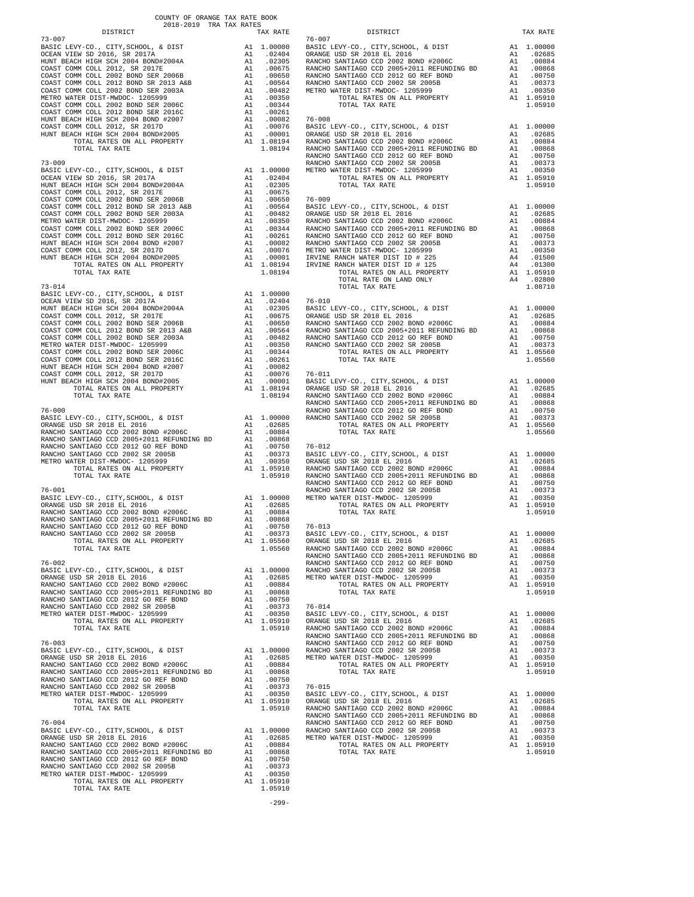COUNTY OF ORANGE TAX RATE BOOK
2018-2019 TRA TAX RATES

| DISTRICT | | TAX RATE |
|---|---|---|
| **73-007** | | |
| BASIC LEVY-CO., CITY,SCHOOL, & DIST | A1 | 1.00000 |
| OCEAN VIEW SD 2016, SR 2017A | A1 | .02404 |
| HUNT BEACH HIGH SCH 2004 BOND#2004A | A1 | .02305 |
| COAST COMM COLL 2012, SR 2017E | A1 | .00675 |
| COAST COMM COLL 2002 BOND SER 2006B | A1 | .00650 |
| COAST COMM COLL 2012 BOND SR 2013 A&B | A1 | .00564 |
| COAST COMM COLL 2002 BOND SER 2003A | A1 | .00482 |
| METRO WATER DIST-MWDOC- 1205999 | A1 | .00350 |
| COAST COMM COLL 2002 BOND SER 2006C | A1 | .00344 |
| COAST COMM COLL 2012 BOND SER 2016C | A1 | .00261 |
| HUNT BEACH HIGH SCH 2004 BOND #2007 | A1 | .00082 |
| COAST COMM COLL 2012, SR 2017D | A1 | .00076 |
| HUNT BEACH HIGH SCH 2004 BOND#2005 | A1 | .00001 |
| TOTAL RATES ON ALL PROPERTY | A1 | 1.08194 |
| TOTAL TAX RATE | | 1.08194 |
| **73-009** | | |
| BASIC LEVY-CO., CITY,SCHOOL, & DIST | A1 | 1.00000 |
| OCEAN VIEW SD 2016, SR 2017A | A1 | .02404 |
| HUNT BEACH HIGH SCH 2004 BOND#2004A | A1 | .02305 |
| COAST COMM COLL 2012, SR 2017E | A1 | .00675 |
| COAST COMM COLL 2002 BOND SER 2006B | A1 | .00650 |
| COAST COMM COLL 2012 BOND SR 2013 A&B | A1 | .00564 |
| COAST COMM COLL 2002 BOND SER 2003A | A1 | .00482 |
| METRO WATER DIST-MWDOC- 1205999 | A1 | .00350 |
| COAST COMM COLL 2002 BOND SER 2006C | A1 | .00344 |
| COAST COMM COLL 2012 BOND SER 2016C | A1 | .00261 |
| HUNT BEACH HIGH SCH 2004 BOND #2007 | A1 | .00082 |
| COAST COMM COLL 2012, SR 2017D | A1 | .00076 |
| HUNT BEACH HIGH SCH 2004 BOND#2005 | A1 | .00001 |
| TOTAL RATES ON ALL PROPERTY | A1 | 1.08194 |
| TOTAL TAX RATE | | 1.08194 |
| **73-014** | | |
| BASIC LEVY-CO., CITY,SCHOOL, & DIST | A1 | 1.00000 |
| OCEAN VIEW SD 2016, SR 2017A | A1 | .02404 |
| HUNT BEACH HIGH SCH 2004 BOND#2004A | A1 | .02305 |
| COAST COMM COLL 2012, SR 2017E | A1 | .00675 |
| COAST COMM COLL 2002 BOND SER 2006B | A1 | .00650 |
| COAST COMM COLL 2012 BOND SR 2013 A&B | A1 | .00564 |
| COAST COMM COLL 2002 BOND SER 2003A | A1 | .00482 |
| METRO WATER DIST-MWDOC- 1205999 | A1 | .00350 |
| COAST COMM COLL 2002 BOND SER 2006C | A1 | .00344 |
| COAST COMM COLL 2012 BOND SER 2016C | A1 | .00261 |
| HUNT BEACH HIGH SCH 2004 BOND #2007 | A1 | .00082 |
| COAST COMM COLL 2012, SR 2017D | A1 | .00076 |
| HUNT BEACH HIGH SCH 2004 BOND#2005 | A1 | .00001 |
| TOTAL RATES ON ALL PROPERTY | A1 | 1.08194 |
| TOTAL TAX RATE | | 1.08194 |
| **76-000** | | |
| BASIC LEVY-CO., CITY,SCHOOL, & DIST | A1 | 1.00000 |
| ORANGE USD SR 2018 EL 2016 | A1 | .02685 |
| RANCHO SANTIAGO CCD 2002 BOND #2006C | A1 | .00884 |
| RANCHO SANTIAGO CCD 2005+2011 REFUNDING BD | A1 | .00868 |
| RANCHO SANTIAGO CCD 2012 GO REF BOND | A1 | .00750 |
| RANCHO SANTIAGO CCD 2002 SR 2005B | A1 | .00373 |
| METRO WATER DIST-MWDOC- 1205999 | A1 | .00350 |
| TOTAL RATES ON ALL PROPERTY | A1 | 1.05910 |
| TOTAL TAX RATE | | 1.05910 |
| **76-001** | | |
| BASIC LEVY-CO., CITY,SCHOOL, & DIST | A1 | 1.00000 |
| ORANGE USD SR 2018 EL 2016 | A1 | .02685 |
| RANCHO SANTIAGO CCD 2002 BOND #2006C | A1 | .00884 |
| RANCHO SANTIAGO CCD 2005+2011 REFUNDING BD | A1 | .00868 |
| RANCHO SANTIAGO CCD 2012 GO REF BOND | A1 | .00750 |
| RANCHO SANTIAGO CCD 2002 SR 2005B | A1 | .00373 |
| TOTAL RATES ON ALL PROPERTY | A1 | 1.05560 |
| TOTAL TAX RATE | | 1.05560 |
| **76-002** | | |
| BASIC LEVY-CO., CITY,SCHOOL, & DIST | A1 | 1.00000 |
| ORANGE USD SR 2018 EL 2016 | A1 | .02685 |
| RANCHO SANTIAGO CCD 2002 BOND #2006C | A1 | .00884 |
| RANCHO SANTIAGO CCD 2005+2011 REFUNDING BD | A1 | .00868 |
| RANCHO SANTIAGO CCD 2012 GO REF BOND | A1 | .00750 |
| RANCHO SANTIAGO CCD 2002 SR 2005B | A1 | .00373 |
| METRO WATER DIST-MWDOC- 1205999 | A1 | .00350 |
| TOTAL RATES ON ALL PROPERTY | A1 | 1.05910 |
| TOTAL TAX RATE | | 1.05910 |
| **76-003** | | |
| BASIC LEVY-CO., CITY,SCHOOL, & DIST | A1 | 1.00000 |
| ORANGE USD SR 2018 EL 2016 | A1 | .02685 |
| RANCHO SANTIAGO CCD 2002 BOND #2006C | A1 | .00884 |
| RANCHO SANTIAGO CCD 2005+2011 REFUNDING BD | A1 | .00868 |
| RANCHO SANTIAGO CCD 2012 GO REF BOND | A1 | .00750 |
| RANCHO SANTIAGO CCD 2002 SR 2005B | A1 | .00373 |
| METRO WATER DIST-MWDOC- 1205999 | A1 | .00350 |
| TOTAL RATES ON ALL PROPERTY | A1 | 1.05910 |
| TOTAL TAX RATE | | 1.05910 |
| **76-004** | | |
| BASIC LEVY-CO., CITY,SCHOOL, & DIST | A1 | 1.00000 |
| ORANGE USD SR 2018 EL 2016 | A1 | .02685 |
| RANCHO SANTIAGO CCD 2002 BOND #2006C | A1 | .00884 |
| RANCHO SANTIAGO CCD 2005+2011 REFUNDING BD | A1 | .00868 |
| RANCHO SANTIAGO CCD 2012 GO REF BOND | A1 | .00750 |
| RANCHO SANTIAGO CCD 2002 SR 2005B | A1 | .00373 |
| METRO WATER DIST-MWDOC- 1205999 | A1 | .00350 |
| TOTAL RATES ON ALL PROPERTY | A1 | 1.05910 |
| TOTAL TAX RATE | | 1.05910 |
| **76-007** | | |
| BASIC LEVY-CO., CITY,SCHOOL, & DIST | A1 | 1.00000 |
| ORANGE USD SR 2018 EL 2016 | A1 | .02685 |
| RANCHO SANTIAGO CCD 2002 BOND #2006C | A1 | .00884 |
| RANCHO SANTIAGO CCD 2005+2011 REFUNDING BD | A1 | .00868 |
| RANCHO SANTIAGO CCD 2012 GO REF BOND | A1 | .00750 |
| RANCHO SANTIAGO CCD 2002 SR 2005B | A1 | .00373 |
| METRO WATER DIST-MWDOC- 1205999 | A1 | .00350 |
| TOTAL RATES ON ALL PROPERTY | A1 | 1.05910 |
| TOTAL TAX RATE | | 1.05910 |
| **76-008** | | |
| BASIC LEVY-CO., CITY,SCHOOL, & DIST | A1 | 1.00000 |
| ORANGE USD SR 2018 EL 2016 | A1 | .02685 |
| RANCHO SANTIAGO CCD 2002 BOND #2006C | A1 | .00884 |
| RANCHO SANTIAGO CCD 2005+2011 REFUNDING BD | A1 | .00868 |
| RANCHO SANTIAGO CCD 2012 GO REF BOND | A1 | .00750 |
| RANCHO SANTIAGO CCD 2002 SR 2005B | A1 | .00373 |
| METRO WATER DIST-MWDOC- 1205999 | A1 | .00350 |
| TOTAL RATES ON ALL PROPERTY | A1 | 1.05910 |
| TOTAL TAX RATE | | 1.05910 |
| **76-009** | | |
| BASIC LEVY-CO., CITY,SCHOOL, & DIST | A1 | 1.00000 |
| ORANGE USD SR 2018 EL 2016 | A1 | .02685 |
| RANCHO SANTIAGO CCD 2002 BOND #2006C | A1 | .00884 |
| RANCHO SANTIAGO CCD 2005+2011 REFUNDING BD | A1 | .00868 |
| RANCHO SANTIAGO CCD 2012 GO REF BOND | A1 | .00750 |
| RANCHO SANTIAGO CCD 2002 SR 2005B | A1 | .00373 |
| METRO WATER DIST-MWDOC- 1205999 | A1 | .00350 |
| IRVINE RANCH WATER DIST ID # 225 | A4 | .01500 |
| IRVINE RANCH WATER DIST ID # 125 | A4 | .01300 |
| TOTAL RATES ON ALL PROPERTY | A1 | 1.05910 |
| TOTAL RATE ON LAND ONLY | A4 | .02800 |
| TOTAL TAX RATE | | 1.08710 |
| **76-010** | | |
| BASIC LEVY-CO., CITY,SCHOOL, & DIST | A1 | 1.00000 |
| ORANGE USD SR 2018 EL 2016 | A1 | .02685 |
| RANCHO SANTIAGO CCD 2002 BOND #2006C | A1 | .00884 |
| RANCHO SANTIAGO CCD 2005+2011 REFUNDING BD | A1 | .00868 |
| RANCHO SANTIAGO CCD 2012 GO REF BOND | A1 | .00750 |
| RANCHO SANTIAGO CCD 2002 SR 2005B | A1 | .00373 |
| TOTAL RATES ON ALL PROPERTY | A1 | 1.05560 |
| TOTAL TAX RATE | | 1.05560 |
| **76-011** | | |
| BASIC LEVY-CO., CITY,SCHOOL, & DIST | A1 | 1.00000 |
| ORANGE USD SR 2018 EL 2016 | A1 | .02685 |
| RANCHO SANTIAGO CCD 2002 BOND #2006C | A1 | .00884 |
| RANCHO SANTIAGO CCD 2005+2011 REFUNDING BD | A1 | .00868 |
| RANCHO SANTIAGO CCD 2012 GO REF BOND | A1 | .00750 |
| RANCHO SANTIAGO CCD 2002 SR 2005B | A1 | .00373 |
| TOTAL RATES ON ALL PROPERTY | A1 | 1.05560 |
| TOTAL TAX RATE | | 1.05560 |
| **76-012** | | |
| BASIC LEVY-CO., CITY,SCHOOL, & DIST | A1 | 1.00000 |
| ORANGE USD SR 2018 EL 2016 | A1 | .02685 |
| RANCHO SANTIAGO CCD 2002 BOND #2006C | A1 | .00884 |
| RANCHO SANTIAGO CCD 2005+2011 REFUNDING BD | A1 | .00868 |
| RANCHO SANTIAGO CCD 2012 GO REF BOND | A1 | .00750 |
| RANCHO SANTIAGO CCD 2002 SR 2005B | A1 | .00373 |
| METRO WATER DIST-MWDOC- 1205999 | A1 | .00350 |
| TOTAL RATES ON ALL PROPERTY | A1 | 1.05910 |
| TOTAL TAX RATE | | 1.05910 |
| **76-013** | | |
| BASIC LEVY-CO., CITY,SCHOOL, & DIST | A1 | 1.00000 |
| ORANGE USD SR 2018 EL 2016 | A1 | .02685 |
| RANCHO SANTIAGO CCD 2002 BOND #2006C | A1 | .00884 |
| RANCHO SANTIAGO CCD 2005+2011 REFUNDING BD | A1 | .00868 |
| RANCHO SANTIAGO CCD 2012 GO REF BOND | A1 | .00750 |
| RANCHO SANTIAGO CCD 2002 SR 2005B | A1 | .00373 |
| METRO WATER DIST-MWDOC- 1205999 | A1 | .00350 |
| TOTAL RATES ON ALL PROPERTY | A1 | 1.05910 |
| TOTAL TAX RATE | | 1.05910 |
| **76-014** | | |
| BASIC LEVY-CO., CITY,SCHOOL, & DIST | A1 | 1.00000 |
| ORANGE USD SR 2018 EL 2016 | A1 | .02685 |
| RANCHO SANTIAGO CCD 2002 BOND #2006C | A1 | .00884 |
| RANCHO SANTIAGO CCD 2005+2011 REFUNDING BD | A1 | .00868 |
| RANCHO SANTIAGO CCD 2012 GO REF BOND | A1 | .00750 |
| RANCHO SANTIAGO CCD 2002 SR 2005B | A1 | .00373 |
| METRO WATER DIST-MWDOC- 1205999 | A1 | .00350 |
| TOTAL RATES ON ALL PROPERTY | A1 | 1.05910 |
| TOTAL TAX RATE | | 1.05910 |
| **76-015** | | |
| BASIC LEVY-CO., CITY,SCHOOL, & DIST | A1 | 1.00000 |
| ORANGE USD SR 2018 EL 2016 | A1 | .02685 |
| RANCHO SANTIAGO CCD 2002 BOND #2006C | A1 | .00884 |
| RANCHO SANTIAGO CCD 2005+2011 REFUNDING BD | A1 | .00868 |
| RANCHO SANTIAGO CCD 2012 GO REF BOND | A1 | .00750 |
| RANCHO SANTIAGO CCD 2002 SR 2005B | A1 | .00373 |
| METRO WATER DIST-MWDOC- 1205999 | A1 | .00350 |
| TOTAL RATES ON ALL PROPERTY | A1 | 1.05910 |
| TOTAL TAX RATE | | 1.05910 |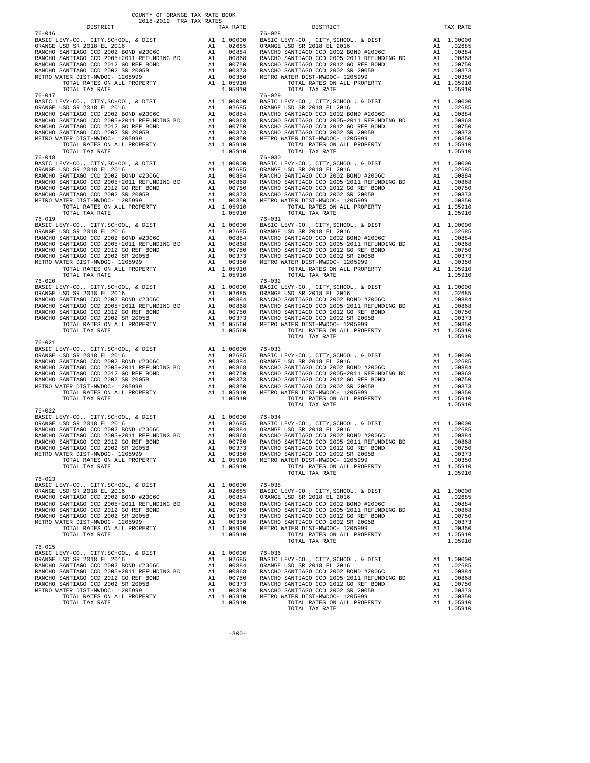COUNTY OF ORANGE TAX RATE BOOK
2018-2019 TRA TAX RATES

| DISTRICT | | TAX RATE |
|---|---|---|
| **76-016** | | |
| BASIC LEVY-CO., CITY,SCHOOL, & DIST | A1 | 1.00000 |
| ORANGE USD SR 2018 EL 2016 | A1 | .02685 |
| RANCHO SANTIAGO CCD 2002 BOND #2006C | A1 | .00884 |
| RANCHO SANTIAGO CCD 2005+2011 REFUNDING BD | A1 | .00868 |
| RANCHO SANTIAGO CCD 2012 GO REF BOND | A1 | .00750 |
| RANCHO SANTIAGO CCD 2002 SR 2005B | A1 | .00373 |
| METRO WATER DIST-MWDOC- 1205999 | A1 | .00350 |
| TOTAL RATES ON ALL PROPERTY | A1 | 1.05910 |
| TOTAL TAX RATE | | 1.05910 |
| **76-017** | | |
| BASIC LEVY-CO., CITY,SCHOOL, & DIST | A1 | 1.00000 |
| ORANGE USD SR 2018 EL 2016 | A1 | .02685 |
| RANCHO SANTIAGO CCD 2002 BOND #2006C | A1 | .00884 |
| RANCHO SANTIAGO CCD 2005+2011 REFUNDING BD | A1 | .00868 |
| RANCHO SANTIAGO CCD 2012 GO REF BOND | A1 | .00750 |
| RANCHO SANTIAGO CCD 2002 SR 2005B | A1 | .00373 |
| METRO WATER DIST-MWDOC- 1205999 | A1 | .00350 |
| TOTAL RATES ON ALL PROPERTY | A1 | 1.05910 |
| TOTAL TAX RATE | | 1.05910 |
| **76-018** | | |
| BASIC LEVY-CO., CITY,SCHOOL, & DIST | A1 | 1.00000 |
| ORANGE USD SR 2018 EL 2016 | A1 | .02685 |
| RANCHO SANTIAGO CCD 2002 BOND #2006C | A1 | .00884 |
| RANCHO SANTIAGO CCD 2005+2011 REFUNDING BD | A1 | .00868 |
| RANCHO SANTIAGO CCD 2012 GO REF BOND | A1 | .00750 |
| RANCHO SANTIAGO CCD 2002 SR 2005B | A1 | .00373 |
| METRO WATER DIST-MWDOC- 1205999 | A1 | .00350 |
| TOTAL RATES ON ALL PROPERTY | A1 | 1.05910 |
| TOTAL TAX RATE | | 1.05910 |
| **76-019** | | |
| BASIC LEVY-CO., CITY,SCHOOL, & DIST | A1 | 1.00000 |
| ORANGE USD SR 2018 EL 2016 | A1 | .02685 |
| RANCHO SANTIAGO CCD 2002 BOND #2006C | A1 | .00884 |
| RANCHO SANTIAGO CCD 2005+2011 REFUNDING BD | A1 | .00868 |
| RANCHO SANTIAGO CCD 2012 GO REF BOND | A1 | .00750 |
| RANCHO SANTIAGO CCD 2002 SR 2005B | A1 | .00373 |
| METRO WATER DIST-MWDOC- 1205999 | A1 | .00350 |
| TOTAL RATES ON ALL PROPERTY | A1 | 1.05910 |
| TOTAL TAX RATE | | 1.05910 |
| **76-020** | | |
| BASIC LEVY-CO., CITY,SCHOOL, & DIST | A1 | 1.00000 |
| ORANGE USD SR 2018 EL 2016 | A1 | .02685 |
| RANCHO SANTIAGO CCD 2002 BOND #2006C | A1 | .00884 |
| RANCHO SANTIAGO CCD 2005+2011 REFUNDING BD | A1 | .00868 |
| RANCHO SANTIAGO CCD 2012 GO REF BOND | A1 | .00750 |
| RANCHO SANTIAGO CCD 2002 SR 2005B | A1 | .00373 |
| TOTAL RATES ON ALL PROPERTY | A1 | 1.05560 |
| TOTAL TAX RATE | | 1.05560 |
| **76-021** | | |
| BASIC LEVY-CO., CITY,SCHOOL, & DIST | A1 | 1.00000 |
| ORANGE USD SR 2018 EL 2016 | A1 | .02685 |
| RANCHO SANTIAGO CCD 2002 BOND #2006C | A1 | .00884 |
| RANCHO SANTIAGO CCD 2005+2011 REFUNDING BD | A1 | .00868 |
| RANCHO SANTIAGO CCD 2012 GO REF BOND | A1 | .00750 |
| RANCHO SANTIAGO CCD 2002 SR 2005B | A1 | .00373 |
| METRO WATER DIST-MWDOC- 1205999 | A1 | .00350 |
| TOTAL RATES ON ALL PROPERTY | A1 | 1.05910 |
| TOTAL TAX RATE | | 1.05910 |
| **76-022** | | |
| BASIC LEVY-CO., CITY,SCHOOL, & DIST | A1 | 1.00000 |
| ORANGE USD SR 2018 EL 2016 | A1 | .02685 |
| RANCHO SANTIAGO CCD 2002 BOND #2006C | A1 | .00884 |
| RANCHO SANTIAGO CCD 2005+2011 REFUNDING BD | A1 | .00868 |
| RANCHO SANTIAGO CCD 2012 GO REF BOND | A1 | .00750 |
| RANCHO SANTIAGO CCD 2002 SR 2005B | A1 | .00373 |
| METRO WATER DIST-MWDOC- 1205999 | A1 | .00350 |
| TOTAL RATES ON ALL PROPERTY | A1 | 1.05910 |
| TOTAL TAX RATE | | 1.05910 |
| **76-023** | | |
| BASIC LEVY-CO., CITY,SCHOOL, & DIST | A1 | 1.00000 |
| ORANGE USD SR 2018 EL 2016 | A1 | .02685 |
| RANCHO SANTIAGO CCD 2002 BOND #2006C | A1 | .00884 |
| RANCHO SANTIAGO CCD 2005+2011 REFUNDING BD | A1 | .00868 |
| RANCHO SANTIAGO CCD 2012 GO REF BOND | A1 | .00750 |
| RANCHO SANTIAGO CCD 2002 SR 2005B | A1 | .00373 |
| METRO WATER DIST-MWDOC- 1205999 | A1 | .00350 |
| TOTAL RATES ON ALL PROPERTY | A1 | 1.05910 |
| TOTAL TAX RATE | | 1.05910 |
| **76-025** | | |
| BASIC LEVY-CO., CITY,SCHOOL, & DIST | A1 | 1.00000 |
| ORANGE USD SR 2018 EL 2016 | A1 | .02685 |
| RANCHO SANTIAGO CCD 2002 BOND #2006C | A1 | .00884 |
| RANCHO SANTIAGO CCD 2005+2011 REFUNDING BD | A1 | .00868 |
| RANCHO SANTIAGO CCD 2012 GO REF BOND | A1 | .00750 |
| RANCHO SANTIAGO CCD 2002 SR 2005B | A1 | .00373 |
| METRO WATER DIST-MWDOC- 1205999 | A1 | .00350 |
| TOTAL RATES ON ALL PROPERTY | A1 | 1.05910 |
| TOTAL TAX RATE | | 1.05910 |
| **76-028** | | |
| BASIC LEVY-CO., CITY,SCHOOL, & DIST | A1 | 1.00000 |
| ORANGE USD SR 2018 EL 2016 | A1 | .02685 |
| RANCHO SANTIAGO CCD 2002 BOND #2006C | A1 | .00884 |
| RANCHO SANTIAGO CCD 2005+2011 REFUNDING BD | A1 | .00868 |
| RANCHO SANTIAGO CCD 2012 GO REF BOND | A1 | .00750 |
| RANCHO SANTIAGO CCD 2002 SR 2005B | A1 | .00373 |
| METRO WATER DIST-MWDOC- 1205999 | A1 | .00350 |
| TOTAL RATES ON ALL PROPERTY | A1 | 1.05910 |
| TOTAL TAX RATE | | 1.05910 |
| **76-029** | | |
| BASIC LEVY-CO., CITY,SCHOOL, & DIST | A1 | 1.00000 |
| ORANGE USD SR 2018 EL 2016 | A1 | .02685 |
| RANCHO SANTIAGO CCD 2002 BOND #2006C | A1 | .00884 |
| RANCHO SANTIAGO CCD 2005+2011 REFUNDING BD | A1 | .00868 |
| RANCHO SANTIAGO CCD 2012 GO REF BOND | A1 | .00750 |
| RANCHO SANTIAGO CCD 2002 SR 2005B | A1 | .00373 |
| METRO WATER DIST-MWDOC- 1205999 | A1 | .00350 |
| TOTAL RATES ON ALL PROPERTY | A1 | 1.05910 |
| TOTAL TAX RATE | | 1.05910 |
| **76-030** | | |
| BASIC LEVY-CO., CITY,SCHOOL, & DIST | A1 | 1.00000 |
| ORANGE USD SR 2018 EL 2016 | A1 | .02685 |
| RANCHO SANTIAGO CCD 2002 BOND #2006C | A1 | .00884 |
| RANCHO SANTIAGO CCD 2005+2011 REFUNDING BD | A1 | .00868 |
| RANCHO SANTIAGO CCD 2012 GO REF BOND | A1 | .00750 |
| RANCHO SANTIAGO CCD 2002 SR 2005B | A1 | .00373 |
| METRO WATER DIST-MWDOC- 1205999 | A1 | .00350 |
| TOTAL RATES ON ALL PROPERTY | A1 | 1.05910 |
| TOTAL TAX RATE | | 1.05910 |
| **76-031** | | |
| BASIC LEVY-CO., CITY,SCHOOL, & DIST | A1 | 1.00000 |
| ORANGE USD SR 2018 EL 2016 | A1 | .02685 |
| RANCHO SANTIAGO CCD 2002 BOND #2006C | A1 | .00884 |
| RANCHO SANTIAGO CCD 2005+2011 REFUNDING BD | A1 | .00868 |
| RANCHO SANTIAGO CCD 2012 GO REF BOND | A1 | .00750 |
| RANCHO SANTIAGO CCD 2002 SR 2005B | A1 | .00373 |
| METRO WATER DIST-MWDOC- 1205999 | A1 | .00350 |
| TOTAL RATES ON ALL PROPERTY | A1 | 1.05910 |
| TOTAL TAX RATE | | 1.05910 |
| **76-032** | | |
| BASIC LEVY-CO., CITY,SCHOOL, & DIST | A1 | 1.00000 |
| ORANGE USD SR 2018 EL 2016 | A1 | .02685 |
| RANCHO SANTIAGO CCD 2002 BOND #2006C | A1 | .00884 |
| RANCHO SANTIAGO CCD 2005+2011 REFUNDING BD | A1 | .00868 |
| RANCHO SANTIAGO CCD 2012 GO REF BOND | A1 | .00750 |
| RANCHO SANTIAGO CCD 2002 SR 2005B | A1 | .00373 |
| METRO WATER DIST-MWDOC- 1205999 | A1 | .00350 |
| TOTAL RATES ON ALL PROPERTY | A1 | 1.05910 |
| TOTAL TAX RATE | | 1.05910 |
| **76-033** | | |
| BASIC LEVY-CO., CITY,SCHOOL, & DIST | A1 | 1.00000 |
| ORANGE USD SR 2018 EL 2016 | A1 | .02685 |
| RANCHO SANTIAGO CCD 2002 BOND #2006C | A1 | .00884 |
| RANCHO SANTIAGO CCD 2005+2011 REFUNDING BD | A1 | .00868 |
| RANCHO SANTIAGO CCD 2012 GO REF BOND | A1 | .00750 |
| RANCHO SANTIAGO CCD 2002 SR 2005B | A1 | .00373 |
| METRO WATER DIST-MWDOC- 1205999 | A1 | .00350 |
| TOTAL RATES ON ALL PROPERTY | A1 | 1.05910 |
| TOTAL TAX RATE | | 1.05910 |
| **76-034** | | |
| BASIC LEVY-CO., CITY,SCHOOL, & DIST | A1 | 1.00000 |
| ORANGE USD SR 2018 EL 2016 | A1 | .02685 |
| RANCHO SANTIAGO CCD 2002 BOND #2006C | A1 | .00884 |
| RANCHO SANTIAGO CCD 2005+2011 REFUNDING BD | A1 | .00868 |
| RANCHO SANTIAGO CCD 2012 GO REF BOND | A1 | .00750 |
| RANCHO SANTIAGO CCD 2002 SR 2005B | A1 | .00373 |
| METRO WATER DIST-MWDOC- 1205999 | A1 | .00350 |
| TOTAL RATES ON ALL PROPERTY | A1 | 1.05910 |
| TOTAL TAX RATE | | 1.05910 |
| **76-035** | | |
| BASIC LEVY-CO., CITY,SCHOOL, & DIST | A1 | 1.00000 |
| ORANGE USD SR 2018 EL 2016 | A1 | .02685 |
| RANCHO SANTIAGO CCD 2002 BOND #2006C | A1 | .00884 |
| RANCHO SANTIAGO CCD 2005+2011 REFUNDING BD | A1 | .00868 |
| RANCHO SANTIAGO CCD 2012 GO REF BOND | A1 | .00750 |
| RANCHO SANTIAGO CCD 2002 SR 2005B | A1 | .00373 |
| METRO WATER DIST-MWDOC- 1205999 | A1 | .00350 |
| TOTAL RATES ON ALL PROPERTY | A1 | 1.05910 |
| TOTAL TAX RATE | | 1.05910 |
| **76-036** | | |
| BASIC LEVY-CO., CITY,SCHOOL, & DIST | A1 | 1.00000 |
| ORANGE USD SR 2018 EL 2016 | A1 | .02685 |
| RANCHO SANTIAGO CCD 2002 BOND #2006C | A1 | .00884 |
| RANCHO SANTIAGO CCD 2005+2011 REFUNDING BD | A1 | .00868 |
| RANCHO SANTIAGO CCD 2012 GO REF BOND | A1 | .00750 |
| RANCHO SANTIAGO CCD 2002 SR 2005B | A1 | .00373 |
| METRO WATER DIST-MWDOC- 1205999 | A1 | .00350 |
| TOTAL RATES ON ALL PROPERTY | A1 | 1.05910 |
| TOTAL TAX RATE | | 1.05910 |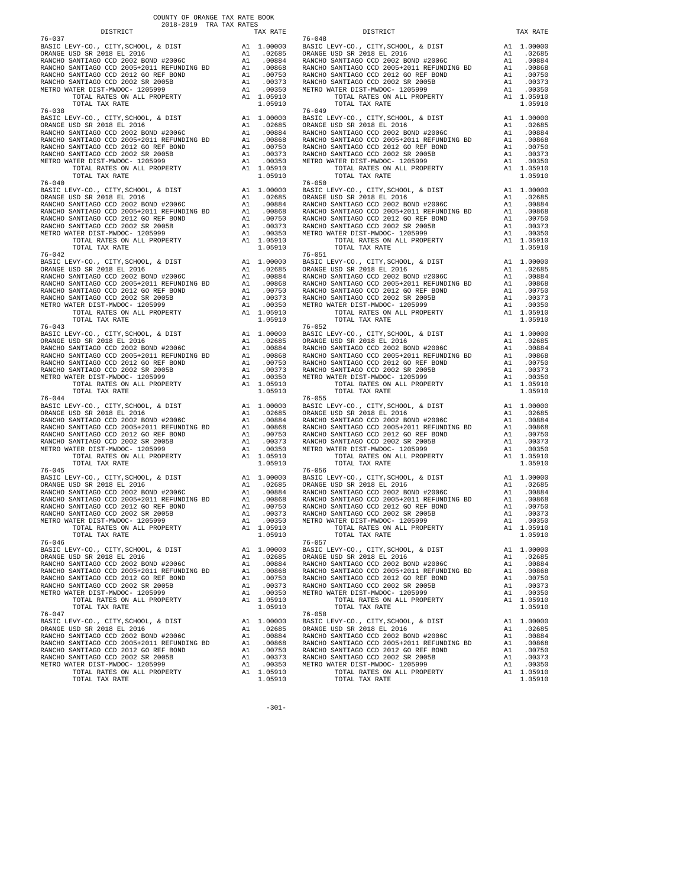COUNTY OF ORANGE TAX RATE BOOK
2018-2019 TRA TAX RATES

| DISTRICT | | TAX RATE |
|---|---|---|
| **76-037** | | |
| BASIC LEVY-CO., CITY,SCHOOL, & DIST | A1 | 1.00000 |
| ORANGE USD SR 2018 EL 2016 | A1 | .02685 |
| RANCHO SANTIAGO CCD 2002 BOND #2006C | A1 | .00884 |
| RANCHO SANTIAGO CCD 2005+2011 REFUNDING BD | A1 | .00868 |
| RANCHO SANTIAGO CCD 2012 GO REF BOND | A1 | .00750 |
| RANCHO SANTIAGO CCD 2002 SR 2005B | A1 | .00373 |
| METRO WATER DIST-MWDOC- 1205999 | A1 | .00350 |
| TOTAL RATES ON ALL PROPERTY | A1 | 1.05910 |
| TOTAL TAX RATE | | 1.05910 |
| **76-038** | | |
| BASIC LEVY-CO., CITY,SCHOOL, & DIST | A1 | 1.00000 |
| ORANGE USD SR 2018 EL 2016 | A1 | .02685 |
| RANCHO SANTIAGO CCD 2002 BOND #2006C | A1 | .00884 |
| RANCHO SANTIAGO CCD 2005+2011 REFUNDING BD | A1 | .00868 |
| RANCHO SANTIAGO CCD 2012 GO REF BOND | A1 | .00750 |
| RANCHO SANTIAGO CCD 2002 SR 2005B | A1 | .00373 |
| METRO WATER DIST-MWDOC- 1205999 | A1 | .00350 |
| TOTAL RATES ON ALL PROPERTY | A1 | 1.05910 |
| TOTAL TAX RATE | | 1.05910 |
| **76-040** | | |
| BASIC LEVY-CO., CITY,SCHOOL, & DIST | A1 | 1.00000 |
| ORANGE USD SR 2018 EL 2016 | A1 | .02685 |
| RANCHO SANTIAGO CCD 2002 BOND #2006C | A1 | .00884 |
| RANCHO SANTIAGO CCD 2005+2011 REFUNDING BD | A1 | .00868 |
| RANCHO SANTIAGO CCD 2012 GO REF BOND | A1 | .00750 |
| RANCHO SANTIAGO CCD 2002 SR 2005B | A1 | .00373 |
| METRO WATER DIST-MWDOC- 1205999 | A1 | .00350 |
| TOTAL RATES ON ALL PROPERTY | A1 | 1.05910 |
| TOTAL TAX RATE | | 1.05910 |
| **76-042** | | |
| BASIC LEVY-CO., CITY,SCHOOL, & DIST | A1 | 1.00000 |
| ORANGE USD SR 2018 EL 2016 | A1 | .02685 |
| RANCHO SANTIAGO CCD 2002 BOND #2006C | A1 | .00884 |
| RANCHO SANTIAGO CCD 2005+2011 REFUNDING BD | A1 | .00868 |
| RANCHO SANTIAGO CCD 2012 GO REF BOND | A1 | .00750 |
| RANCHO SANTIAGO CCD 2002 SR 2005B | A1 | .00373 |
| METRO WATER DIST-MWDOC- 1205999 | A1 | .00350 |
| TOTAL RATES ON ALL PROPERTY | A1 | 1.05910 |
| TOTAL TAX RATE | | 1.05910 |
| **76-043** | | |
| BASIC LEVY-CO., CITY,SCHOOL, & DIST | A1 | 1.00000 |
| ORANGE USD SR 2018 EL 2016 | A1 | .02685 |
| RANCHO SANTIAGO CCD 2002 BOND #2006C | A1 | .00884 |
| RANCHO SANTIAGO CCD 2005+2011 REFUNDING BD | A1 | .00868 |
| RANCHO SANTIAGO CCD 2012 GO REF BOND | A1 | .00750 |
| RANCHO SANTIAGO CCD 2002 SR 2005B | A1 | .00373 |
| METRO WATER DIST-MWDOC- 1205999 | A1 | .00350 |
| TOTAL RATES ON ALL PROPERTY | A1 | 1.05910 |
| TOTAL TAX RATE | | 1.05910 |
| **76-044** | | |
| BASIC LEVY-CO., CITY,SCHOOL, & DIST | A1 | 1.00000 |
| ORANGE USD SR 2018 EL 2016 | A1 | .02685 |
| RANCHO SANTIAGO CCD 2002 BOND #2006C | A1 | .00884 |
| RANCHO SANTIAGO CCD 2005+2011 REFUNDING BD | A1 | .00868 |
| RANCHO SANTIAGO CCD 2012 GO REF BOND | A1 | .00750 |
| RANCHO SANTIAGO CCD 2002 SR 2005B | A1 | .00373 |
| METRO WATER DIST-MWDOC- 1205999 | A1 | .00350 |
| TOTAL RATES ON ALL PROPERTY | A1 | 1.05910 |
| TOTAL TAX RATE | | 1.05910 |
| **76-045** | | |
| BASIC LEVY-CO., CITY,SCHOOL, & DIST | A1 | 1.00000 |
| ORANGE USD SR 2018 EL 2016 | A1 | .02685 |
| RANCHO SANTIAGO CCD 2002 BOND #2006C | A1 | .00884 |
| RANCHO SANTIAGO CCD 2005+2011 REFUNDING BD | A1 | .00868 |
| RANCHO SANTIAGO CCD 2012 GO REF BOND | A1 | .00750 |
| RANCHO SANTIAGO CCD 2002 SR 2005B | A1 | .00373 |
| METRO WATER DIST-MWDOC- 1205999 | A1 | .00350 |
| TOTAL RATES ON ALL PROPERTY | A1 | 1.05910 |
| TOTAL TAX RATE | | 1.05910 |
| **76-046** | | |
| BASIC LEVY-CO., CITY,SCHOOL, & DIST | A1 | 1.00000 |
| ORANGE USD SR 2018 EL 2016 | A1 | .02685 |
| RANCHO SANTIAGO CCD 2002 BOND #2006C | A1 | .00884 |
| RANCHO SANTIAGO CCD 2005+2011 REFUNDING BD | A1 | .00868 |
| RANCHO SANTIAGO CCD 2012 GO REF BOND | A1 | .00750 |
| RANCHO SANTIAGO CCD 2002 SR 2005B | A1 | .00373 |
| METRO WATER DIST-MWDOC- 1205999 | A1 | .00350 |
| TOTAL RATES ON ALL PROPERTY | A1 | 1.05910 |
| TOTAL TAX RATE | | 1.05910 |
| **76-047** | | |
| BASIC LEVY-CO., CITY,SCHOOL, & DIST | A1 | 1.00000 |
| ORANGE USD SR 2018 EL 2016 | A1 | .02685 |
| RANCHO SANTIAGO CCD 2002 BOND #2006C | A1 | .00884 |
| RANCHO SANTIAGO CCD 2005+2011 REFUNDING BD | A1 | .00868 |
| RANCHO SANTIAGO CCD 2012 GO REF BOND | A1 | .00750 |
| RANCHO SANTIAGO CCD 2002 SR 2005B | A1 | .00373 |
| METRO WATER DIST-MWDOC- 1205999 | A1 | .00350 |
| TOTAL RATES ON ALL PROPERTY | A1 | 1.05910 |
| TOTAL TAX RATE | | 1.05910 |
| **76-048** | | |
| BASIC LEVY-CO., CITY,SCHOOL, & DIST | A1 | 1.00000 |
| ORANGE USD SR 2018 EL 2016 | A1 | .02685 |
| RANCHO SANTIAGO CCD 2002 BOND #2006C | A1 | .00884 |
| RANCHO SANTIAGO CCD 2005+2011 REFUNDING BD | A1 | .00868 |
| RANCHO SANTIAGO CCD 2012 GO REF BOND | A1 | .00750 |
| RANCHO SANTIAGO CCD 2002 SR 2005B | A1 | .00373 |
| METRO WATER DIST-MWDOC- 1205999 | A1 | .00350 |
| TOTAL RATES ON ALL PROPERTY | A1 | 1.05910 |
| TOTAL TAX RATE | | 1.05910 |
| **76-049** | | |
| BASIC LEVY-CO., CITY,SCHOOL, & DIST | A1 | 1.00000 |
| ORANGE USD SR 2018 EL 2016 | A1 | .02685 |
| RANCHO SANTIAGO CCD 2002 BOND #2006C | A1 | .00884 |
| RANCHO SANTIAGO CCD 2005+2011 REFUNDING BD | A1 | .00868 |
| RANCHO SANTIAGO CCD 2012 GO REF BOND | A1 | .00750 |
| RANCHO SANTIAGO CCD 2002 SR 2005B | A1 | .00373 |
| METRO WATER DIST-MWDOC- 1205999 | A1 | .00350 |
| TOTAL RATES ON ALL PROPERTY | A1 | 1.05910 |
| TOTAL TAX RATE | | 1.05910 |
| **76-050** | | |
| BASIC LEVY-CO., CITY,SCHOOL, & DIST | A1 | 1.00000 |
| ORANGE USD SR 2018 EL 2016 | A1 | .02685 |
| RANCHO SANTIAGO CCD 2002 BOND #2006C | A1 | .00884 |
| RANCHO SANTIAGO CCD 2005+2011 REFUNDING BD | A1 | .00868 |
| RANCHO SANTIAGO CCD 2012 GO REF BOND | A1 | .00750 |
| RANCHO SANTIAGO CCD 2002 SR 2005B | A1 | .00373 |
| METRO WATER DIST-MWDOC- 1205999 | A1 | .00350 |
| TOTAL RATES ON ALL PROPERTY | A1 | 1.05910 |
| TOTAL TAX RATE | | 1.05910 |
| **76-051** | | |
| BASIC LEVY-CO., CITY,SCHOOL, & DIST | A1 | 1.00000 |
| ORANGE USD SR 2018 EL 2016 | A1 | .02685 |
| RANCHO SANTIAGO CCD 2002 BOND #2006C | A1 | .00884 |
| RANCHO SANTIAGO CCD 2005+2011 REFUNDING BD | A1 | .00868 |
| RANCHO SANTIAGO CCD 2012 GO REF BOND | A1 | .00750 |
| RANCHO SANTIAGO CCD 2002 SR 2005B | A1 | .00373 |
| METRO WATER DIST-MWDOC- 1205999 | A1 | .00350 |
| TOTAL RATES ON ALL PROPERTY | A1 | 1.05910 |
| TOTAL TAX RATE | | 1.05910 |
| **76-052** | | |
| BASIC LEVY-CO., CITY,SCHOOL, & DIST | A1 | 1.00000 |
| ORANGE USD SR 2018 EL 2016 | A1 | .02685 |
| RANCHO SANTIAGO CCD 2002 BOND #2006C | A1 | .00884 |
| RANCHO SANTIAGO CCD 2005+2011 REFUNDING BD | A1 | .00868 |
| RANCHO SANTIAGO CCD 2012 GO REF BOND | A1 | .00750 |
| RANCHO SANTIAGO CCD 2002 SR 2005B | A1 | .00373 |
| METRO WATER DIST-MWDOC- 1205999 | A1 | .00350 |
| TOTAL RATES ON ALL PROPERTY | A1 | 1.05910 |
| TOTAL TAX RATE | | 1.05910 |
| **76-055** | | |
| BASIC LEVY-CO., CITY,SCHOOL, & DIST | A1 | 1.00000 |
| ORANGE USD SR 2018 EL 2016 | A1 | .02685 |
| RANCHO SANTIAGO CCD 2002 BOND #2006C | A1 | .00884 |
| RANCHO SANTIAGO CCD 2005+2011 REFUNDING BD | A1 | .00868 |
| RANCHO SANTIAGO CCD 2012 GO REF BOND | A1 | .00750 |
| RANCHO SANTIAGO CCD 2002 SR 2005B | A1 | .00373 |
| METRO WATER DIST-MWDOC- 1205999 | A1 | .00350 |
| TOTAL RATES ON ALL PROPERTY | A1 | 1.05910 |
| TOTAL TAX RATE | | 1.05910 |
| **76-056** | | |
| BASIC LEVY-CO., CITY,SCHOOL, & DIST | A1 | 1.00000 |
| ORANGE USD SR 2018 EL 2016 | A1 | .02685 |
| RANCHO SANTIAGO CCD 2002 BOND #2006C | A1 | .00884 |
| RANCHO SANTIAGO CCD 2005+2011 REFUNDING BD | A1 | .00868 |
| RANCHO SANTIAGO CCD 2012 GO REF BOND | A1 | .00750 |
| RANCHO SANTIAGO CCD 2002 SR 2005B | A1 | .00373 |
| METRO WATER DIST-MWDOC- 1205999 | A1 | .00350 |
| TOTAL RATES ON ALL PROPERTY | A1 | 1.05910 |
| TOTAL TAX RATE | | 1.05910 |
| **76-057** | | |
| BASIC LEVY-CO., CITY,SCHOOL, & DIST | A1 | 1.00000 |
| ORANGE USD SR 2018 EL 2016 | A1 | .02685 |
| RANCHO SANTIAGO CCD 2002 BOND #2006C | A1 | .00884 |
| RANCHO SANTIAGO CCD 2005+2011 REFUNDING BD | A1 | .00868 |
| RANCHO SANTIAGO CCD 2012 GO REF BOND | A1 | .00750 |
| RANCHO SANTIAGO CCD 2002 SR 2005B | A1 | .00373 |
| METRO WATER DIST-MWDOC- 1205999 | A1 | .00350 |
| TOTAL RATES ON ALL PROPERTY | A1 | 1.05910 |
| TOTAL TAX RATE | | 1.05910 |
| **76-058** | | |
| BASIC LEVY-CO., CITY,SCHOOL, & DIST | A1 | 1.00000 |
| ORANGE USD SR 2018 EL 2016 | A1 | .02685 |
| RANCHO SANTIAGO CCD 2002 BOND #2006C | A1 | .00884 |
| RANCHO SANTIAGO CCD 2005+2011 REFUNDING BD | A1 | .00868 |
| RANCHO SANTIAGO CCD 2012 GO REF BOND | A1 | .00750 |
| RANCHO SANTIAGO CCD 2002 SR 2005B | A1 | .00373 |
| METRO WATER DIST-MWDOC- 1205999 | A1 | .00350 |
| TOTAL RATES ON ALL PROPERTY | A1 | 1.05910 |
| TOTAL TAX RATE | | 1.05910 |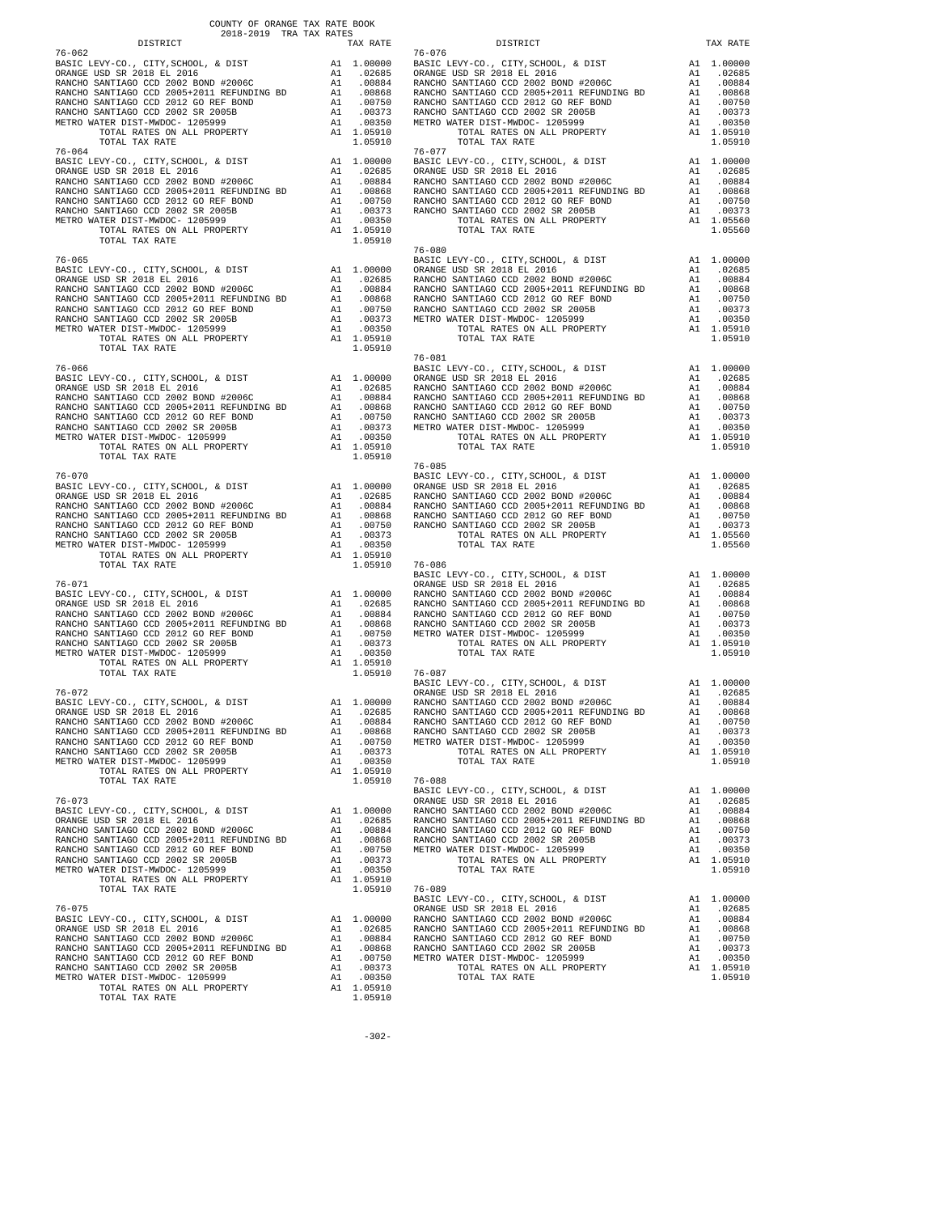COUNTY OF ORANGE TAX RATE BOOK
2018-2019 TRA TAX RATES

| DISTRICT | | TAX RATE |
|---|---|---|
| **76-062** | | |
| BASIC LEVY-CO., CITY,SCHOOL, & DIST | A1 | 1.00000 |
| ORANGE USD SR 2018 EL 2016 | A1 | .02685 |
| RANCHO SANTIAGO CCD 2002 BOND #2006C | A1 | .00884 |
| RANCHO SANTIAGO CCD 2005+2011 REFUNDING BD | A1 | .00868 |
| RANCHO SANTIAGO CCD 2012 GO REF BOND | A1 | .00750 |
| RANCHO SANTIAGO CCD 2002 SR 2005B | A1 | .00373 |
| METRO WATER DIST-MWDOC- 1205999 | A1 | .00350 |
| TOTAL RATES ON ALL PROPERTY | A1 | 1.05910 |
| TOTAL TAX RATE | | 1.05910 |
| **76-064** | | |
| BASIC LEVY-CO., CITY,SCHOOL, & DIST | A1 | 1.00000 |
| ORANGE USD SR 2018 EL 2016 | A1 | .02685 |
| RANCHO SANTIAGO CCD 2002 BOND #2006C | A1 | .00884 |
| RANCHO SANTIAGO CCD 2005+2011 REFUNDING BD | A1 | .00868 |
| RANCHO SANTIAGO CCD 2012 GO REF BOND | A1 | .00750 |
| RANCHO SANTIAGO CCD 2002 SR 2005B | A1 | .00373 |
| METRO WATER DIST-MWDOC- 1205999 | A1 | .00350 |
| TOTAL RATES ON ALL PROPERTY | A1 | 1.05910 |
| TOTAL TAX RATE | | 1.05910 |
| **76-065** | | |
| BASIC LEVY-CO., CITY,SCHOOL, & DIST | A1 | 1.00000 |
| ORANGE USD SR 2018 EL 2016 | A1 | .02685 |
| RANCHO SANTIAGO CCD 2002 BOND #2006C | A1 | .00884 |
| RANCHO SANTIAGO CCD 2005+2011 REFUNDING BD | A1 | .00868 |
| RANCHO SANTIAGO CCD 2012 GO REF BOND | A1 | .00750 |
| RANCHO SANTIAGO CCD 2002 SR 2005B | A1 | .00373 |
| METRO WATER DIST-MWDOC- 1205999 | A1 | .00350 |
| TOTAL RATES ON ALL PROPERTY | A1 | 1.05910 |
| TOTAL TAX RATE | | 1.05910 |
| **76-066** | | |
| BASIC LEVY-CO., CITY,SCHOOL, & DIST | A1 | 1.00000 |
| ORANGE USD SR 2018 EL 2016 | A1 | .02685 |
| RANCHO SANTIAGO CCD 2002 BOND #2006C | A1 | .00884 |
| RANCHO SANTIAGO CCD 2005+2011 REFUNDING BD | A1 | .00868 |
| RANCHO SANTIAGO CCD 2012 GO REF BOND | A1 | .00750 |
| RANCHO SANTIAGO CCD 2002 SR 2005B | A1 | .00373 |
| METRO WATER DIST-MWDOC- 1205999 | A1 | .00350 |
| TOTAL RATES ON ALL PROPERTY | A1 | 1.05910 |
| TOTAL TAX RATE | | 1.05910 |
| **76-070** | | |
| BASIC LEVY-CO., CITY,SCHOOL, & DIST | A1 | 1.00000 |
| ORANGE USD SR 2018 EL 2016 | A1 | .02685 |
| RANCHO SANTIAGO CCD 2002 BOND #2006C | A1 | .00884 |
| RANCHO SANTIAGO CCD 2005+2011 REFUNDING BD | A1 | .00868 |
| RANCHO SANTIAGO CCD 2012 GO REF BOND | A1 | .00750 |
| RANCHO SANTIAGO CCD 2002 SR 2005B | A1 | .00373 |
| METRO WATER DIST-MWDOC- 1205999 | A1 | .00350 |
| TOTAL RATES ON ALL PROPERTY | A1 | 1.05910 |
| TOTAL TAX RATE | | 1.05910 |
| **76-071** | | |
| BASIC LEVY-CO., CITY,SCHOOL, & DIST | A1 | 1.00000 |
| ORANGE USD SR 2018 EL 2016 | A1 | .02685 |
| RANCHO SANTIAGO CCD 2002 BOND #2006C | A1 | .00884 |
| RANCHO SANTIAGO CCD 2005+2011 REFUNDING BD | A1 | .00868 |
| RANCHO SANTIAGO CCD 2012 GO REF BOND | A1 | .00750 |
| RANCHO SANTIAGO CCD 2002 SR 2005B | A1 | .00373 |
| METRO WATER DIST-MWDOC- 1205999 | A1 | .00350 |
| TOTAL RATES ON ALL PROPERTY | A1 | 1.05910 |
| TOTAL TAX RATE | | 1.05910 |
| **76-072** | | |
| BASIC LEVY-CO., CITY,SCHOOL, & DIST | A1 | 1.00000 |
| ORANGE USD SR 2018 EL 2016 | A1 | .02685 |
| RANCHO SANTIAGO CCD 2002 BOND #2006C | A1 | .00884 |
| RANCHO SANTIAGO CCD 2005+2011 REFUNDING BD | A1 | .00868 |
| RANCHO SANTIAGO CCD 2012 GO REF BOND | A1 | .00750 |
| RANCHO SANTIAGO CCD 2002 SR 2005B | A1 | .00373 |
| METRO WATER DIST-MWDOC- 1205999 | A1 | .00350 |
| TOTAL RATES ON ALL PROPERTY | A1 | 1.05910 |
| TOTAL TAX RATE | | 1.05910 |
| **76-073** | | |
| BASIC LEVY-CO., CITY,SCHOOL, & DIST | A1 | 1.00000 |
| ORANGE USD SR 2018 EL 2016 | A1 | .02685 |
| RANCHO SANTIAGO CCD 2002 BOND #2006C | A1 | .00884 |
| RANCHO SANTIAGO CCD 2005+2011 REFUNDING BD | A1 | .00868 |
| RANCHO SANTIAGO CCD 2012 GO REF BOND | A1 | .00750 |
| RANCHO SANTIAGO CCD 2002 SR 2005B | A1 | .00373 |
| METRO WATER DIST-MWDOC- 1205999 | A1 | .00350 |
| TOTAL RATES ON ALL PROPERTY | A1 | 1.05910 |
| TOTAL TAX RATE | | 1.05910 |
| **76-075** | | |
| BASIC LEVY-CO., CITY,SCHOOL, & DIST | A1 | 1.00000 |
| ORANGE USD SR 2018 EL 2016 | A1 | .02685 |
| RANCHO SANTIAGO CCD 2002 BOND #2006C | A1 | .00884 |
| RANCHO SANTIAGO CCD 2005+2011 REFUNDING BD | A1 | .00868 |
| RANCHO SANTIAGO CCD 2012 GO REF BOND | A1 | .00750 |
| RANCHO SANTIAGO CCD 2002 SR 2005B | A1 | .00373 |
| METRO WATER DIST-MWDOC- 1205999 | A1 | .00350 |
| TOTAL RATES ON ALL PROPERTY | A1 | 1.05910 |
| TOTAL TAX RATE | | 1.05910 |
| **76-076** | | |
| BASIC LEVY-CO., CITY,SCHOOL, & DIST | A1 | 1.00000 |
| ORANGE USD SR 2018 EL 2016 | A1 | .02685 |
| RANCHO SANTIAGO CCD 2002 BOND #2006C | A1 | .00884 |
| RANCHO SANTIAGO CCD 2005+2011 REFUNDING BD | A1 | .00868 |
| RANCHO SANTIAGO CCD 2012 GO REF BOND | A1 | .00750 |
| RANCHO SANTIAGO CCD 2002 SR 2005B | A1 | .00373 |
| METRO WATER DIST-MWDOC- 1205999 | A1 | .00350 |
| TOTAL RATES ON ALL PROPERTY | A1 | 1.05910 |
| TOTAL TAX RATE | | 1.05910 |
| **76-077** | | |
| BASIC LEVY-CO., CITY,SCHOOL, & DIST | A1 | 1.00000 |
| ORANGE USD SR 2018 EL 2016 | A1 | .02685 |
| RANCHO SANTIAGO CCD 2002 BOND #2006C | A1 | .00884 |
| RANCHO SANTIAGO CCD 2005+2011 REFUNDING BD | A1 | .00868 |
| RANCHO SANTIAGO CCD 2012 GO REF BOND | A1 | .00750 |
| RANCHO SANTIAGO CCD 2002 SR 2005B | A1 | .00373 |
| TOTAL RATES ON ALL PROPERTY | A1 | 1.05560 |
| TOTAL TAX RATE | | 1.05560 |
| **76-080** | | |
| BASIC LEVY-CO., CITY,SCHOOL, & DIST | A1 | 1.00000 |
| ORANGE USD SR 2018 EL 2016 | A1 | .02685 |
| RANCHO SANTIAGO CCD 2002 BOND #2006C | A1 | .00884 |
| RANCHO SANTIAGO CCD 2005+2011 REFUNDING BD | A1 | .00868 |
| RANCHO SANTIAGO CCD 2012 GO REF BOND | A1 | .00750 |
| RANCHO SANTIAGO CCD 2002 SR 2005B | A1 | .00373 |
| METRO WATER DIST-MWDOC- 1205999 | A1 | .00350 |
| TOTAL RATES ON ALL PROPERTY | A1 | 1.05910 |
| TOTAL TAX RATE | | 1.05910 |
| **76-081** | | |
| BASIC LEVY-CO., CITY,SCHOOL, & DIST | A1 | 1.00000 |
| ORANGE USD SR 2018 EL 2016 | A1 | .02685 |
| RANCHO SANTIAGO CCD 2002 BOND #2006C | A1 | .00884 |
| RANCHO SANTIAGO CCD 2005+2011 REFUNDING BD | A1 | .00868 |
| RANCHO SANTIAGO CCD 2012 GO REF BOND | A1 | .00750 |
| RANCHO SANTIAGO CCD 2002 SR 2005B | A1 | .00373 |
| METRO WATER DIST-MWDOC- 1205999 | A1 | .00350 |
| TOTAL RATES ON ALL PROPERTY | A1 | 1.05910 |
| TOTAL TAX RATE | | 1.05910 |
| **76-085** | | |
| BASIC LEVY-CO., CITY,SCHOOL, & DIST | A1 | 1.00000 |
| ORANGE USD SR 2018 EL 2016 | A1 | .02685 |
| RANCHO SANTIAGO CCD 2002 BOND #2006C | A1 | .00884 |
| RANCHO SANTIAGO CCD 2005+2011 REFUNDING BD | A1 | .00868 |
| RANCHO SANTIAGO CCD 2012 GO REF BOND | A1 | .00750 |
| RANCHO SANTIAGO CCD 2002 SR 2005B | A1 | .00373 |
| TOTAL RATES ON ALL PROPERTY | A1 | 1.05560 |
| TOTAL TAX RATE | | 1.05560 |
| **76-086** | | |
| BASIC LEVY-CO., CITY,SCHOOL, & DIST | A1 | 1.00000 |
| ORANGE USD SR 2018 EL 2016 | A1 | .02685 |
| RANCHO SANTIAGO CCD 2002 BOND #2006C | A1 | .00884 |
| RANCHO SANTIAGO CCD 2005+2011 REFUNDING BD | A1 | .00868 |
| RANCHO SANTIAGO CCD 2012 GO REF BOND | A1 | .00750 |
| RANCHO SANTIAGO CCD 2002 SR 2005B | A1 | .00373 |
| METRO WATER DIST-MWDOC- 1205999 | A1 | .00350 |
| TOTAL RATES ON ALL PROPERTY | A1 | 1.05910 |
| TOTAL TAX RATE | | 1.05910 |
| **76-087** | | |
| BASIC LEVY-CO., CITY,SCHOOL, & DIST | A1 | 1.00000 |
| ORANGE USD SR 2018 EL 2016 | A1 | .02685 |
| RANCHO SANTIAGO CCD 2002 BOND #2006C | A1 | .00884 |
| RANCHO SANTIAGO CCD 2005+2011 REFUNDING BD | A1 | .00868 |
| RANCHO SANTIAGO CCD 2012 GO REF BOND | A1 | .00750 |
| RANCHO SANTIAGO CCD 2002 SR 2005B | A1 | .00373 |
| METRO WATER DIST-MWDOC- 1205999 | A1 | .00350 |
| TOTAL RATES ON ALL PROPERTY | A1 | 1.05910 |
| TOTAL TAX RATE | | 1.05910 |
| **76-088** | | |
| BASIC LEVY-CO., CITY,SCHOOL, & DIST | A1 | 1.00000 |
| ORANGE USD SR 2018 EL 2016 | A1 | .02685 |
| RANCHO SANTIAGO CCD 2002 BOND #2006C | A1 | .00884 |
| RANCHO SANTIAGO CCD 2005+2011 REFUNDING BD | A1 | .00868 |
| RANCHO SANTIAGO CCD 2012 GO REF BOND | A1 | .00750 |
| RANCHO SANTIAGO CCD 2002 SR 2005B | A1 | .00373 |
| METRO WATER DIST-MWDOC- 1205999 | A1 | .00350 |
| TOTAL RATES ON ALL PROPERTY | A1 | 1.05910 |
| TOTAL TAX RATE | | 1.05910 |
| **76-089** | | |
| BASIC LEVY-CO., CITY,SCHOOL, & DIST | A1 | 1.00000 |
| ORANGE USD SR 2018 EL 2016 | A1 | .02685 |
| RANCHO SANTIAGO CCD 2002 BOND #2006C | A1 | .00884 |
| RANCHO SANTIAGO CCD 2005+2011 REFUNDING BD | A1 | .00868 |
| RANCHO SANTIAGO CCD 2012 GO REF BOND | A1 | .00750 |
| RANCHO SANTIAGO CCD 2002 SR 2005B | A1 | .00373 |
| METRO WATER DIST-MWDOC- 1205999 | A1 | .00350 |
| TOTAL RATES ON ALL PROPERTY | A1 | 1.05910 |
| TOTAL TAX RATE | | 1.05910 |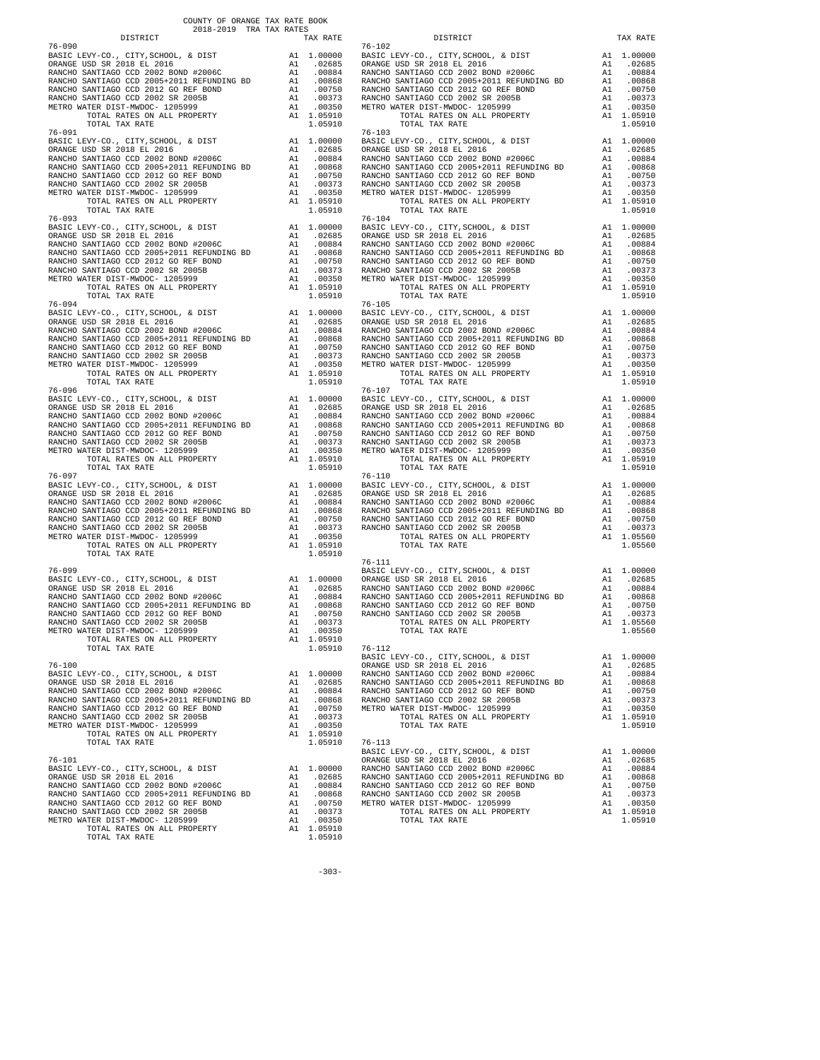COUNTY OF ORANGE TAX RATE BOOK
2018-2019 TRA TAX RATES

| DISTRICT | | TAX RATE |
|---|---|---|
| **76-090** | | |
| BASIC LEVY-CO., CITY,SCHOOL, & DIST | A1 | 1.00000 |
| ORANGE USD SR 2018 EL 2016 | A1 | .02685 |
| RANCHO SANTIAGO CCD 2002 BOND #2006C | A1 | .00884 |
| RANCHO SANTIAGO CCD 2005+2011 REFUNDING BD | A1 | .00868 |
| RANCHO SANTIAGO CCD 2012 GO REF BOND | A1 | .00750 |
| RANCHO SANTIAGO CCD 2002 SR 2005B | A1 | .00373 |
| METRO WATER DIST-MWDOC- 1205999 | A1 | .00350 |
| TOTAL RATES ON ALL PROPERTY | A1 | 1.05910 |
| TOTAL TAX RATE | | 1.05910 |
| **76-091** | | |
| BASIC LEVY-CO., CITY,SCHOOL, & DIST | A1 | 1.00000 |
| ORANGE USD SR 2018 EL 2016 | A1 | .02685 |
| RANCHO SANTIAGO CCD 2002 BOND #2006C | A1 | .00884 |
| RANCHO SANTIAGO CCD 2005+2011 REFUNDING BD | A1 | .00868 |
| RANCHO SANTIAGO CCD 2012 GO REF BOND | A1 | .00750 |
| RANCHO SANTIAGO CCD 2002 SR 2005B | A1 | .00373 |
| METRO WATER DIST-MWDOC- 1205999 | A1 | .00350 |
| TOTAL RATES ON ALL PROPERTY | A1 | 1.05910 |
| TOTAL TAX RATE | | 1.05910 |
| **76-093** | | |
| BASIC LEVY-CO., CITY,SCHOOL, & DIST | A1 | 1.00000 |
| ORANGE USD SR 2018 EL 2016 | A1 | .02685 |
| RANCHO SANTIAGO CCD 2002 BOND #2006C | A1 | .00884 |
| RANCHO SANTIAGO CCD 2005+2011 REFUNDING BD | A1 | .00868 |
| RANCHO SANTIAGO CCD 2012 GO REF BOND | A1 | .00750 |
| RANCHO SANTIAGO CCD 2002 SR 2005B | A1 | .00373 |
| METRO WATER DIST-MWDOC- 1205999 | A1 | .00350 |
| TOTAL RATES ON ALL PROPERTY | A1 | 1.05910 |
| TOTAL TAX RATE | | 1.05910 |
| **76-094** | | |
| BASIC LEVY-CO., CITY,SCHOOL, & DIST | A1 | 1.00000 |
| ORANGE USD SR 2018 EL 2016 | A1 | .02685 |
| RANCHO SANTIAGO CCD 2002 BOND #2006C | A1 | .00884 |
| RANCHO SANTIAGO CCD 2005+2011 REFUNDING BD | A1 | .00868 |
| RANCHO SANTIAGO CCD 2012 GO REF BOND | A1 | .00750 |
| RANCHO SANTIAGO CCD 2002 SR 2005B | A1 | .00373 |
| METRO WATER DIST-MWDOC- 1205999 | A1 | .00350 |
| TOTAL RATES ON ALL PROPERTY | A1 | 1.05910 |
| TOTAL TAX RATE | | 1.05910 |
| **76-096** | | |
| BASIC LEVY-CO., CITY,SCHOOL, & DIST | A1 | 1.00000 |
| ORANGE USD SR 2018 EL 2016 | A1 | .02685 |
| RANCHO SANTIAGO CCD 2002 BOND #2006C | A1 | .00884 |
| RANCHO SANTIAGO CCD 2005+2011 REFUNDING BD | A1 | .00868 |
| RANCHO SANTIAGO CCD 2012 GO REF BOND | A1 | .00750 |
| RANCHO SANTIAGO CCD 2002 SR 2005B | A1 | .00373 |
| METRO WATER DIST-MWDOC- 1205999 | A1 | .00350 |
| TOTAL RATES ON ALL PROPERTY | A1 | 1.05910 |
| TOTAL TAX RATE | | 1.05910 |
| **76-097** | | |
| BASIC LEVY-CO., CITY,SCHOOL, & DIST | A1 | 1.00000 |
| ORANGE USD SR 2018 EL 2016 | A1 | .02685 |
| RANCHO SANTIAGO CCD 2002 BOND #2006C | A1 | .00884 |
| RANCHO SANTIAGO CCD 2005+2011 REFUNDING BD | A1 | .00868 |
| RANCHO SANTIAGO CCD 2012 GO REF BOND | A1 | .00750 |
| RANCHO SANTIAGO CCD 2002 SR 2005B | A1 | .00373 |
| METRO WATER DIST-MWDOC- 1205999 | A1 | .00350 |
| TOTAL RATES ON ALL PROPERTY | A1 | 1.05910 |
| TOTAL TAX RATE | | 1.05910 |
| **76-099** | | |
| BASIC LEVY-CO., CITY,SCHOOL, & DIST | A1 | 1.00000 |
| ORANGE USD SR 2018 EL 2016 | A1 | .02685 |
| RANCHO SANTIAGO CCD 2002 BOND #2006C | A1 | .00884 |
| RANCHO SANTIAGO CCD 2005+2011 REFUNDING BD | A1 | .00868 |
| RANCHO SANTIAGO CCD 2012 GO REF BOND | A1 | .00750 |
| RANCHO SANTIAGO CCD 2002 SR 2005B | A1 | .00373 |
| METRO WATER DIST-MWDOC- 1205999 | A1 | .00350 |
| TOTAL RATES ON ALL PROPERTY | A1 | 1.05910 |
| TOTAL TAX RATE | | 1.05910 |
| **76-100** | | |
| BASIC LEVY-CO., CITY,SCHOOL, & DIST | A1 | 1.00000 |
| ORANGE USD SR 2018 EL 2016 | A1 | .02685 |
| RANCHO SANTIAGO CCD 2002 BOND #2006C | A1 | .00884 |
| RANCHO SANTIAGO CCD 2005+2011 REFUNDING BD | A1 | .00868 |
| RANCHO SANTIAGO CCD 2012 GO REF BOND | A1 | .00750 |
| RANCHO SANTIAGO CCD 2002 SR 2005B | A1 | .00373 |
| METRO WATER DIST-MWDOC- 1205999 | A1 | .00350 |
| TOTAL RATES ON ALL PROPERTY | A1 | 1.05910 |
| TOTAL TAX RATE | | 1.05910 |
| **76-101** | | |
| BASIC LEVY-CO., CITY,SCHOOL, & DIST | A1 | 1.00000 |
| ORANGE USD SR 2018 EL 2016 | A1 | .02685 |
| RANCHO SANTIAGO CCD 2002 BOND #2006C | A1 | .00884 |
| RANCHO SANTIAGO CCD 2005+2011 REFUNDING BD | A1 | .00868 |
| RANCHO SANTIAGO CCD 2012 GO REF BOND | A1 | .00750 |
| RANCHO SANTIAGO CCD 2002 SR 2005B | A1 | .00373 |
| METRO WATER DIST-MWDOC- 1205999 | A1 | .00350 |
| TOTAL RATES ON ALL PROPERTY | A1 | 1.05910 |
| TOTAL TAX RATE | | 1.05910 |
| **76-102** | | |
| BASIC LEVY-CO., CITY,SCHOOL, & DIST | A1 | 1.00000 |
| ORANGE USD SR 2018 EL 2016 | A1 | .02685 |
| RANCHO SANTIAGO CCD 2002 BOND #2006C | A1 | .00884 |
| RANCHO SANTIAGO CCD 2005+2011 REFUNDING BD | A1 | .00868 |
| RANCHO SANTIAGO CCD 2012 GO REF BOND | A1 | .00750 |
| RANCHO SANTIAGO CCD 2002 SR 2005B | A1 | .00373 |
| METRO WATER DIST-MWDOC- 1205999 | A1 | .00350 |
| TOTAL RATES ON ALL PROPERTY | A1 | 1.05910 |
| TOTAL TAX RATE | | 1.05910 |
| **76-103** | | |
| BASIC LEVY-CO., CITY,SCHOOL, & DIST | A1 | 1.00000 |
| ORANGE USD SR 2018 EL 2016 | A1 | .02685 |
| RANCHO SANTIAGO CCD 2002 BOND #2006C | A1 | .00884 |
| RANCHO SANTIAGO CCD 2005+2011 REFUNDING BD | A1 | .00868 |
| RANCHO SANTIAGO CCD 2012 GO REF BOND | A1 | .00750 |
| RANCHO SANTIAGO CCD 2002 SR 2005B | A1 | .00373 |
| METRO WATER DIST-MWDOC- 1205999 | A1 | .00350 |
| TOTAL RATES ON ALL PROPERTY | A1 | 1.05910 |
| TOTAL TAX RATE | | 1.05910 |
| **76-104** | | |
| BASIC LEVY-CO., CITY,SCHOOL, & DIST | A1 | 1.00000 |
| ORANGE USD SR 2018 EL 2016 | A1 | .02685 |
| RANCHO SANTIAGO CCD 2002 BOND #2006C | A1 | .00884 |
| RANCHO SANTIAGO CCD 2005+2011 REFUNDING BD | A1 | .00868 |
| RANCHO SANTIAGO CCD 2012 GO REF BOND | A1 | .00750 |
| RANCHO SANTIAGO CCD 2002 SR 2005B | A1 | .00373 |
| METRO WATER DIST-MWDOC- 1205999 | A1 | .00350 |
| TOTAL RATES ON ALL PROPERTY | A1 | 1.05910 |
| TOTAL TAX RATE | | 1.05910 |
| **76-105** | | |
| BASIC LEVY-CO., CITY,SCHOOL, & DIST | A1 | 1.00000 |
| ORANGE USD SR 2018 EL 2016 | A1 | .02685 |
| RANCHO SANTIAGO CCD 2002 BOND #2006C | A1 | .00884 |
| RANCHO SANTIAGO CCD 2005+2011 REFUNDING BD | A1 | .00868 |
| RANCHO SANTIAGO CCD 2012 GO REF BOND | A1 | .00750 |
| RANCHO SANTIAGO CCD 2002 SR 2005B | A1 | .00373 |
| METRO WATER DIST-MWDOC- 1205999 | A1 | .00350 |
| TOTAL RATES ON ALL PROPERTY | A1 | 1.05910 |
| TOTAL TAX RATE | | 1.05910 |
| **76-107** | | |
| BASIC LEVY-CO., CITY,SCHOOL, & DIST | A1 | 1.00000 |
| ORANGE USD SR 2018 EL 2016 | A1 | .02685 |
| RANCHO SANTIAGO CCD 2002 BOND #2006C | A1 | .00884 |
| RANCHO SANTIAGO CCD 2005+2011 REFUNDING BD | A1 | .00868 |
| RANCHO SANTIAGO CCD 2012 GO REF BOND | A1 | .00750 |
| RANCHO SANTIAGO CCD 2002 SR 2005B | A1 | .00373 |
| METRO WATER DIST-MWDOC- 1205999 | A1 | .00350 |
| TOTAL RATES ON ALL PROPERTY | A1 | 1.05910 |
| TOTAL TAX RATE | | 1.05910 |
| **76-110** | | |
| BASIC LEVY-CO., CITY,SCHOOL, & DIST | A1 | 1.00000 |
| ORANGE USD SR 2018 EL 2016 | A1 | .02685 |
| RANCHO SANTIAGO CCD 2002 BOND #2006C | A1 | .00884 |
| RANCHO SANTIAGO CCD 2005+2011 REFUNDING BD | A1 | .00868 |
| RANCHO SANTIAGO CCD 2012 GO REF BOND | A1 | .00750 |
| RANCHO SANTIAGO CCD 2002 SR 2005B | A1 | .00373 |
| TOTAL RATES ON ALL PROPERTY | A1 | 1.05560 |
| TOTAL TAX RATE | | 1.05560 |
| **76-111** | | |
| BASIC LEVY-CO., CITY,SCHOOL, & DIST | A1 | 1.00000 |
| ORANGE USD SR 2018 EL 2016 | A1 | .02685 |
| RANCHO SANTIAGO CCD 2002 BOND #2006C | A1 | .00884 |
| RANCHO SANTIAGO CCD 2005+2011 REFUNDING BD | A1 | .00868 |
| RANCHO SANTIAGO CCD 2012 GO REF BOND | A1 | .00750 |
| RANCHO SANTIAGO CCD 2002 SR 2005B | A1 | .00373 |
| TOTAL RATES ON ALL PROPERTY | A1 | 1.05560 |
| TOTAL TAX RATE | | 1.05560 |
| **76-112** | | |
| BASIC LEVY-CO., CITY,SCHOOL, & DIST | A1 | 1.00000 |
| ORANGE USD SR 2018 EL 2016 | A1 | .02685 |
| RANCHO SANTIAGO CCD 2002 BOND #2006C | A1 | .00884 |
| RANCHO SANTIAGO CCD 2005+2011 REFUNDING BD | A1 | .00868 |
| RANCHO SANTIAGO CCD 2012 GO REF BOND | A1 | .00750 |
| RANCHO SANTIAGO CCD 2002 SR 2005B | A1 | .00373 |
| METRO WATER DIST-MWDOC- 1205999 | A1 | .00350 |
| TOTAL RATES ON ALL PROPERTY | A1 | 1.05910 |
| TOTAL TAX RATE | | 1.05910 |
| **76-113** | | |
| BASIC LEVY-CO., CITY,SCHOOL, & DIST | A1 | 1.00000 |
| ORANGE USD SR 2018 EL 2016 | A1 | .02685 |
| RANCHO SANTIAGO CCD 2002 BOND #2006C | A1 | .00884 |
| RANCHO SANTIAGO CCD 2005+2011 REFUNDING BD | A1 | .00868 |
| RANCHO SANTIAGO CCD 2012 GO REF BOND | A1 | .00750 |
| RANCHO SANTIAGO CCD 2002 SR 2005B | A1 | .00373 |
| METRO WATER DIST-MWDOC- 1205999 | A1 | .00350 |
| TOTAL RATES ON ALL PROPERTY | A1 | 1.05910 |
| TOTAL TAX RATE | | 1.05910 |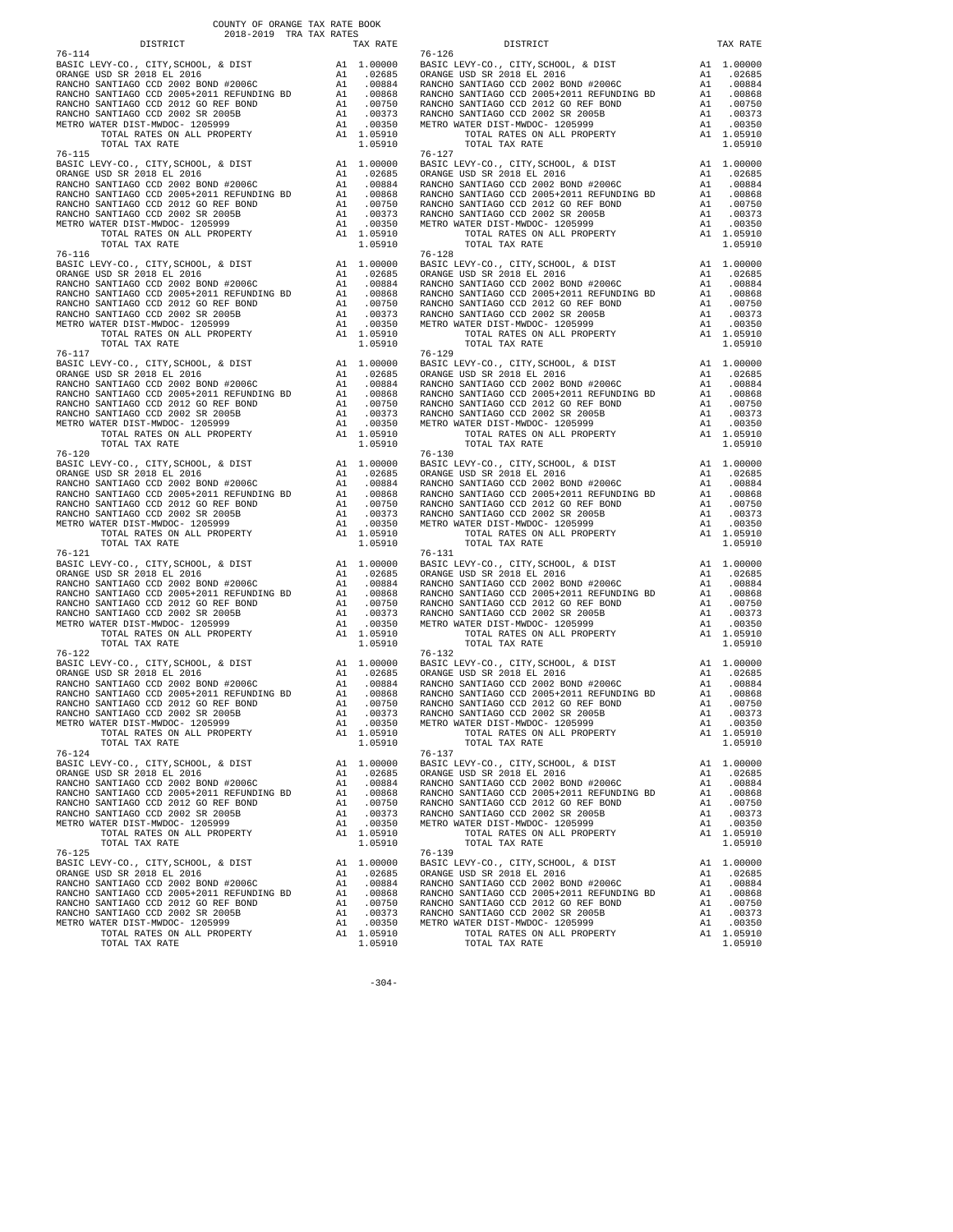COUNTY OF ORANGE TAX RATE BOOK
2018-2019 TRA TAX RATES

| DISTRICT | | TAX RATE |
|---|---|---|
| **76-114** | | |
| BASIC LEVY-CO., CITY,SCHOOL, & DIST | A1 | 1.00000 |
| ORANGE USD SR 2018 EL 2016 | A1 | .02685 |
| RANCHO SANTIAGO CCD 2002 BOND #2006C | A1 | .00884 |
| RANCHO SANTIAGO CCD 2005+2011 REFUNDING BD | A1 | .00868 |
| RANCHO SANTIAGO CCD 2012 GO REF BOND | A1 | .00750 |
| RANCHO SANTIAGO CCD 2002 SR 2005B | A1 | .00373 |
| METRO WATER DIST-MWDOC- 1205999 | A1 | .00350 |
| TOTAL RATES ON ALL PROPERTY | A1 | 1.05910 |
| TOTAL TAX RATE | | 1.05910 |
| **76-115** | | |
| BASIC LEVY-CO., CITY,SCHOOL, & DIST | A1 | 1.00000 |
| ORANGE USD SR 2018 EL 2016 | A1 | .02685 |
| RANCHO SANTIAGO CCD 2002 BOND #2006C | A1 | .00884 |
| RANCHO SANTIAGO CCD 2005+2011 REFUNDING BD | A1 | .00868 |
| RANCHO SANTIAGO CCD 2012 GO REF BOND | A1 | .00750 |
| RANCHO SANTIAGO CCD 2002 SR 2005B | A1 | .00373 |
| METRO WATER DIST-MWDOC- 1205999 | A1 | .00350 |
| TOTAL RATES ON ALL PROPERTY | A1 | 1.05910 |
| TOTAL TAX RATE | | 1.05910 |
| **76-116** | | |
| BASIC LEVY-CO., CITY,SCHOOL, & DIST | A1 | 1.00000 |
| ORANGE USD SR 2018 EL 2016 | A1 | .02685 |
| RANCHO SANTIAGO CCD 2002 BOND #2006C | A1 | .00884 |
| RANCHO SANTIAGO CCD 2005+2011 REFUNDING BD | A1 | .00868 |
| RANCHO SANTIAGO CCD 2012 GO REF BOND | A1 | .00750 |
| RANCHO SANTIAGO CCD 2002 SR 2005B | A1 | .00373 |
| METRO WATER DIST-MWDOC- 1205999 | A1 | .00350 |
| TOTAL RATES ON ALL PROPERTY | A1 | 1.05910 |
| TOTAL TAX RATE | | 1.05910 |
| **76-117** | | |
| BASIC LEVY-CO., CITY,SCHOOL, & DIST | A1 | 1.00000 |
| ORANGE USD SR 2018 EL 2016 | A1 | .02685 |
| RANCHO SANTIAGO CCD 2002 BOND #2006C | A1 | .00884 |
| RANCHO SANTIAGO CCD 2005+2011 REFUNDING BD | A1 | .00868 |
| RANCHO SANTIAGO CCD 2012 GO REF BOND | A1 | .00750 |
| RANCHO SANTIAGO CCD 2002 SR 2005B | A1 | .00373 |
| METRO WATER DIST-MWDOC- 1205999 | A1 | .00350 |
| TOTAL RATES ON ALL PROPERTY | A1 | 1.05910 |
| TOTAL TAX RATE | | 1.05910 |
| **76-120** | | |
| BASIC LEVY-CO., CITY,SCHOOL, & DIST | A1 | 1.00000 |
| ORANGE USD SR 2018 EL 2016 | A1 | .02685 |
| RANCHO SANTIAGO CCD 2002 BOND #2006C | A1 | .00884 |
| RANCHO SANTIAGO CCD 2005+2011 REFUNDING BD | A1 | .00868 |
| RANCHO SANTIAGO CCD 2012 GO REF BOND | A1 | .00750 |
| RANCHO SANTIAGO CCD 2002 SR 2005B | A1 | .00373 |
| METRO WATER DIST-MWDOC- 1205999 | A1 | .00350 |
| TOTAL RATES ON ALL PROPERTY | A1 | 1.05910 |
| TOTAL TAX RATE | | 1.05910 |
| **76-121** | | |
| BASIC LEVY-CO., CITY,SCHOOL, & DIST | A1 | 1.00000 |
| ORANGE USD SR 2018 EL 2016 | A1 | .02685 |
| RANCHO SANTIAGO CCD 2002 BOND #2006C | A1 | .00884 |
| RANCHO SANTIAGO CCD 2005+2011 REFUNDING BD | A1 | .00868 |
| RANCHO SANTIAGO CCD 2012 GO REF BOND | A1 | .00750 |
| RANCHO SANTIAGO CCD 2002 SR 2005B | A1 | .00373 |
| METRO WATER DIST-MWDOC- 1205999 | A1 | .00350 |
| TOTAL RATES ON ALL PROPERTY | A1 | 1.05910 |
| TOTAL TAX RATE | | 1.05910 |
| **76-122** | | |
| BASIC LEVY-CO., CITY,SCHOOL, & DIST | A1 | 1.00000 |
| ORANGE USD SR 2018 EL 2016 | A1 | .02685 |
| RANCHO SANTIAGO CCD 2002 BOND #2006C | A1 | .00884 |
| RANCHO SANTIAGO CCD 2005+2011 REFUNDING BD | A1 | .00868 |
| RANCHO SANTIAGO CCD 2012 GO REF BOND | A1 | .00750 |
| RANCHO SANTIAGO CCD 2002 SR 2005B | A1 | .00373 |
| METRO WATER DIST-MWDOC- 1205999 | A1 | .00350 |
| TOTAL RATES ON ALL PROPERTY | A1 | 1.05910 |
| TOTAL TAX RATE | | 1.05910 |
| **76-124** | | |
| BASIC LEVY-CO., CITY,SCHOOL, & DIST | A1 | 1.00000 |
| ORANGE USD SR 2018 EL 2016 | A1 | .02685 |
| RANCHO SANTIAGO CCD 2002 BOND #2006C | A1 | .00884 |
| RANCHO SANTIAGO CCD 2005+2011 REFUNDING BD | A1 | .00868 |
| RANCHO SANTIAGO CCD 2012 GO REF BOND | A1 | .00750 |
| RANCHO SANTIAGO CCD 2002 SR 2005B | A1 | .00373 |
| METRO WATER DIST-MWDOC- 1205999 | A1 | .00350 |
| TOTAL RATES ON ALL PROPERTY | A1 | 1.05910 |
| TOTAL TAX RATE | | 1.05910 |
| **76-125** | | |
| BASIC LEVY-CO., CITY,SCHOOL, & DIST | A1 | 1.00000 |
| ORANGE USD SR 2018 EL 2016 | A1 | .02685 |
| RANCHO SANTIAGO CCD 2002 BOND #2006C | A1 | .00884 |
| RANCHO SANTIAGO CCD 2005+2011 REFUNDING BD | A1 | .00868 |
| RANCHO SANTIAGO CCD 2012 GO REF BOND | A1 | .00750 |
| RANCHO SANTIAGO CCD 2002 SR 2005B | A1 | .00373 |
| METRO WATER DIST-MWDOC- 1205999 | A1 | .00350 |
| TOTAL RATES ON ALL PROPERTY | A1 | 1.05910 |
| TOTAL TAX RATE | | 1.05910 |
| **76-126** | | |
| BASIC LEVY-CO., CITY,SCHOOL, & DIST | A1 | 1.00000 |
| ORANGE USD SR 2018 EL 2016 | A1 | .02685 |
| RANCHO SANTIAGO CCD 2002 BOND #2006C | A1 | .00884 |
| RANCHO SANTIAGO CCD 2005+2011 REFUNDING BD | A1 | .00868 |
| RANCHO SANTIAGO CCD 2012 GO REF BOND | A1 | .00750 |
| RANCHO SANTIAGO CCD 2002 SR 2005B | A1 | .00373 |
| METRO WATER DIST-MWDOC- 1205999 | A1 | .00350 |
| TOTAL RATES ON ALL PROPERTY | A1 | 1.05910 |
| TOTAL TAX RATE | | 1.05910 |
| **76-127** | | |
| BASIC LEVY-CO., CITY,SCHOOL, & DIST | A1 | 1.00000 |
| ORANGE USD SR 2018 EL 2016 | A1 | .02685 |
| RANCHO SANTIAGO CCD 2002 BOND #2006C | A1 | .00884 |
| RANCHO SANTIAGO CCD 2005+2011 REFUNDING BD | A1 | .00868 |
| RANCHO SANTIAGO CCD 2012 GO REF BOND | A1 | .00750 |
| RANCHO SANTIAGO CCD 2002 SR 2005B | A1 | .00373 |
| METRO WATER DIST-MWDOC- 1205999 | A1 | .00350 |
| TOTAL RATES ON ALL PROPERTY | A1 | 1.05910 |
| TOTAL TAX RATE | | 1.05910 |
| **76-128** | | |
| BASIC LEVY-CO., CITY,SCHOOL, & DIST | A1 | 1.00000 |
| ORANGE USD SR 2018 EL 2016 | A1 | .02685 |
| RANCHO SANTIAGO CCD 2002 BOND #2006C | A1 | .00884 |
| RANCHO SANTIAGO CCD 2005+2011 REFUNDING BD | A1 | .00868 |
| RANCHO SANTIAGO CCD 2012 GO REF BOND | A1 | .00750 |
| RANCHO SANTIAGO CCD 2002 SR 2005B | A1 | .00373 |
| METRO WATER DIST-MWDOC- 1205999 | A1 | .00350 |
| TOTAL RATES ON ALL PROPERTY | A1 | 1.05910 |
| TOTAL TAX RATE | | 1.05910 |
| **76-129** | | |
| BASIC LEVY-CO., CITY,SCHOOL, & DIST | A1 | 1.00000 |
| ORANGE USD SR 2018 EL 2016 | A1 | .02685 |
| RANCHO SANTIAGO CCD 2002 BOND #2006C | A1 | .00884 |
| RANCHO SANTIAGO CCD 2005+2011 REFUNDING BD | A1 | .00868 |
| RANCHO SANTIAGO CCD 2012 GO REF BOND | A1 | .00750 |
| RANCHO SANTIAGO CCD 2002 SR 2005B | A1 | .00373 |
| METRO WATER DIST-MWDOC- 1205999 | A1 | .00350 |
| TOTAL RATES ON ALL PROPERTY | A1 | 1.05910 |
| TOTAL TAX RATE | | 1.05910 |
| **76-130** | | |
| BASIC LEVY-CO., CITY,SCHOOL, & DIST | A1 | 1.00000 |
| ORANGE USD SR 2018 EL 2016 | A1 | .02685 |
| RANCHO SANTIAGO CCD 2002 BOND #2006C | A1 | .00884 |
| RANCHO SANTIAGO CCD 2005+2011 REFUNDING BD | A1 | .00868 |
| RANCHO SANTIAGO CCD 2012 GO REF BOND | A1 | .00750 |
| RANCHO SANTIAGO CCD 2002 SR 2005B | A1 | .00373 |
| METRO WATER DIST-MWDOC- 1205999 | A1 | .00350 |
| TOTAL RATES ON ALL PROPERTY | A1 | 1.05910 |
| TOTAL TAX RATE | | 1.05910 |
| **76-131** | | |
| BASIC LEVY-CO., CITY,SCHOOL, & DIST | A1 | 1.00000 |
| ORANGE USD SR 2018 EL 2016 | A1 | .02685 |
| RANCHO SANTIAGO CCD 2002 BOND #2006C | A1 | .00884 |
| RANCHO SANTIAGO CCD 2005+2011 REFUNDING BD | A1 | .00868 |
| RANCHO SANTIAGO CCD 2012 GO REF BOND | A1 | .00750 |
| RANCHO SANTIAGO CCD 2002 SR 2005B | A1 | .00373 |
| METRO WATER DIST-MWDOC- 1205999 | A1 | .00350 |
| TOTAL RATES ON ALL PROPERTY | A1 | 1.05910 |
| TOTAL TAX RATE | | 1.05910 |
| **76-132** | | |
| BASIC LEVY-CO., CITY,SCHOOL, & DIST | A1 | 1.00000 |
| ORANGE USD SR 2018 EL 2016 | A1 | .02685 |
| RANCHO SANTIAGO CCD 2002 BOND #2006C | A1 | .00884 |
| RANCHO SANTIAGO CCD 2005+2011 REFUNDING BD | A1 | .00868 |
| RANCHO SANTIAGO CCD 2012 GO REF BOND | A1 | .00750 |
| RANCHO SANTIAGO CCD 2002 SR 2005B | A1 | .00373 |
| METRO WATER DIST-MWDOC- 1205999 | A1 | .00350 |
| TOTAL RATES ON ALL PROPERTY | A1 | 1.05910 |
| TOTAL TAX RATE | | 1.05910 |
| **76-137** | | |
| BASIC LEVY-CO., CITY,SCHOOL, & DIST | A1 | 1.00000 |
| ORANGE USD SR 2018 EL 2016 | A1 | .02685 |
| RANCHO SANTIAGO CCD 2002 BOND #2006C | A1 | .00884 |
| RANCHO SANTIAGO CCD 2005+2011 REFUNDING BD | A1 | .00868 |
| RANCHO SANTIAGO CCD 2012 GO REF BOND | A1 | .00750 |
| RANCHO SANTIAGO CCD 2002 SR 2005B | A1 | .00373 |
| METRO WATER DIST-MWDOC- 1205999 | A1 | .00350 |
| TOTAL RATES ON ALL PROPERTY | A1 | 1.05910 |
| TOTAL TAX RATE | | 1.05910 |
| **76-139** | | |
| BASIC LEVY-CO., CITY,SCHOOL, & DIST | A1 | 1.00000 |
| ORANGE USD SR 2018 EL 2016 | A1 | .02685 |
| RANCHO SANTIAGO CCD 2002 BOND #2006C | A1 | .00884 |
| RANCHO SANTIAGO CCD 2005+2011 REFUNDING BD | A1 | .00868 |
| RANCHO SANTIAGO CCD 2012 GO REF BOND | A1 | .00750 |
| RANCHO SANTIAGO CCD 2002 SR 2005B | A1 | .00373 |
| METRO WATER DIST-MWDOC- 1205999 | A1 | .00350 |
| TOTAL RATES ON ALL PROPERTY | A1 | 1.05910 |
| TOTAL TAX RATE | | 1.05910 |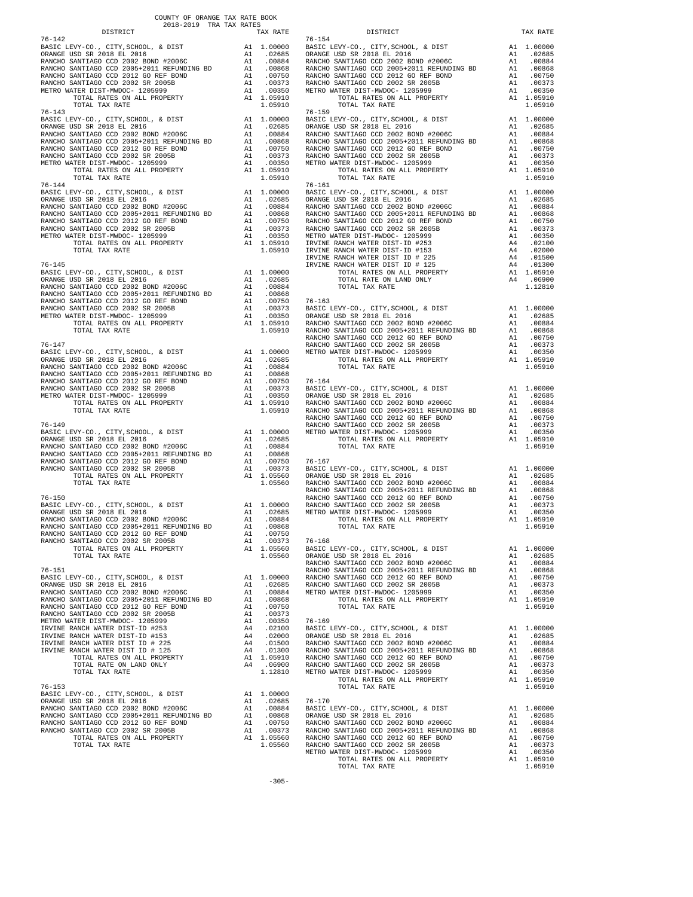COUNTY OF ORANGE TAX RATE BOOK
2018-2019 TRA TAX RATES

| DISTRICT | | TAX RATE |
|---|---|---|
| **76-142** | | |
| BASIC LEVY-CO., CITY,SCHOOL, & DIST | A1 | 1.00000 |
| ORANGE USD SR 2018 EL 2016 | A1 | .02685 |
| RANCHO SANTIAGO CCD 2002 BOND #2006C | A1 | .00884 |
| RANCHO SANTIAGO CCD 2005+2011 REFUNDING BD | A1 | .00868 |
| RANCHO SANTIAGO CCD 2012 GO REF BOND | A1 | .00750 |
| RANCHO SANTIAGO CCD 2002 SR 2005B | A1 | .00373 |
| METRO WATER DIST-MWDOC- 1205999 | A1 | .00350 |
| TOTAL RATES ON ALL PROPERTY | A1 | 1.05910 |
| TOTAL TAX RATE | | 1.05910 |
| **76-143** | | |
| BASIC LEVY-CO., CITY,SCHOOL, & DIST | A1 | 1.00000 |
| ORANGE USD SR 2018 EL 2016 | A1 | .02685 |
| RANCHO SANTIAGO CCD 2002 BOND #2006C | A1 | .00884 |
| RANCHO SANTIAGO CCD 2005+2011 REFUNDING BD | A1 | .00868 |
| RANCHO SANTIAGO CCD 2012 GO REF BOND | A1 | .00750 |
| RANCHO SANTIAGO CCD 2002 SR 2005B | A1 | .00373 |
| METRO WATER DIST-MWDOC- 1205999 | A1 | .00350 |
| TOTAL RATES ON ALL PROPERTY | A1 | 1.05910 |
| TOTAL TAX RATE | | 1.05910 |
| **76-144** | | |
| BASIC LEVY-CO., CITY,SCHOOL, & DIST | A1 | 1.00000 |
| ORANGE USD SR 2018 EL 2016 | A1 | .02685 |
| RANCHO SANTIAGO CCD 2002 BOND #2006C | A1 | .00884 |
| RANCHO SANTIAGO CCD 2005+2011 REFUNDING BD | A1 | .00868 |
| RANCHO SANTIAGO CCD 2012 GO REF BOND | A1 | .00750 |
| RANCHO SANTIAGO CCD 2002 SR 2005B | A1 | .00373 |
| METRO WATER DIST-MWDOC- 1205999 | A1 | .00350 |
| TOTAL RATES ON ALL PROPERTY | A1 | 1.05910 |
| TOTAL TAX RATE | | 1.05910 |
| **76-145** | | |
| BASIC LEVY-CO., CITY,SCHOOL, & DIST | A1 | 1.00000 |
| ORANGE USD SR 2018 EL 2016 | A1 | .02685 |
| RANCHO SANTIAGO CCD 2002 BOND #2006C | A1 | .00884 |
| RANCHO SANTIAGO CCD 2005+2011 REFUNDING BD | A1 | .00868 |
| RANCHO SANTIAGO CCD 2012 GO REF BOND | A1 | .00750 |
| RANCHO SANTIAGO CCD 2002 SR 2005B | A1 | .00373 |
| METRO WATER DIST-MWDOC- 1205999 | A1 | .00350 |
| TOTAL RATES ON ALL PROPERTY | A1 | 1.05910 |
| TOTAL TAX RATE | | 1.05910 |
| **76-147** | | |
| BASIC LEVY-CO., CITY,SCHOOL, & DIST | A1 | 1.00000 |
| ORANGE USD SR 2018 EL 2016 | A1 | .02685 |
| RANCHO SANTIAGO CCD 2002 BOND #2006C | A1 | .00884 |
| RANCHO SANTIAGO CCD 2005+2011 REFUNDING BD | A1 | .00868 |
| RANCHO SANTIAGO CCD 2012 GO REF BOND | A1 | .00750 |
| RANCHO SANTIAGO CCD 2002 SR 2005B | A1 | .00373 |
| METRO WATER DIST-MWDOC- 1205999 | A1 | .00350 |
| TOTAL RATES ON ALL PROPERTY | A1 | 1.05910 |
| TOTAL TAX RATE | | 1.05910 |
| **76-149** | | |
| BASIC LEVY-CO., CITY,SCHOOL, & DIST | A1 | 1.00000 |
| ORANGE USD SR 2018 EL 2016 | A1 | .02685 |
| RANCHO SANTIAGO CCD 2002 BOND #2006C | A1 | .00884 |
| RANCHO SANTIAGO CCD 2005+2011 REFUNDING BD | A1 | .00868 |
| RANCHO SANTIAGO CCD 2012 GO REF BOND | A1 | .00750 |
| RANCHO SANTIAGO CCD 2002 SR 2005B | A1 | .00373 |
| TOTAL RATES ON ALL PROPERTY | A1 | 1.05560 |
| TOTAL TAX RATE | | 1.05560 |
| **76-150** | | |
| BASIC LEVY-CO., CITY,SCHOOL, & DIST | A1 | 1.00000 |
| ORANGE USD SR 2018 EL 2016 | A1 | .02685 |
| RANCHO SANTIAGO CCD 2002 BOND #2006C | A1 | .00884 |
| RANCHO SANTIAGO CCD 2005+2011 REFUNDING BD | A1 | .00868 |
| RANCHO SANTIAGO CCD 2012 GO REF BOND | A1 | .00750 |
| RANCHO SANTIAGO CCD 2002 SR 2005B | A1 | .00373 |
| TOTAL RATES ON ALL PROPERTY | A1 | 1.05560 |
| TOTAL TAX RATE | | 1.05560 |
| **76-151** | | |
| BASIC LEVY-CO., CITY,SCHOOL, & DIST | A1 | 1.00000 |
| ORANGE USD SR 2018 EL 2016 | A1 | .02685 |
| RANCHO SANTIAGO CCD 2002 BOND #2006C | A1 | .00884 |
| RANCHO SANTIAGO CCD 2005+2011 REFUNDING BD | A1 | .00868 |
| RANCHO SANTIAGO CCD 2012 GO REF BOND | A1 | .00750 |
| RANCHO SANTIAGO CCD 2002 SR 2005B | A1 | .00373 |
| METRO WATER DIST-MWDOC- 1205999 | A1 | .00350 |
| IRVINE RANCH WATER DIST-ID #253 | A4 | .02100 |
| IRVINE RANCH WATER DIST-ID #153 | A4 | .02000 |
| IRVINE RANCH WATER DIST ID # 225 | A4 | .01500 |
| IRVINE RANCH WATER DIST ID # 125 | A4 | .01300 |
| TOTAL RATES ON ALL PROPERTY | A1 | 1.05910 |
| TOTAL RATE ON LAND ONLY | A4 | .06900 |
| TOTAL TAX RATE | | 1.12810 |
| **76-153** | | |
| BASIC LEVY-CO., CITY,SCHOOL, & DIST | A1 | 1.00000 |
| ORANGE USD SR 2018 EL 2016 | A1 | .02685 |
| RANCHO SANTIAGO CCD 2002 BOND #2006C | A1 | .00884 |
| RANCHO SANTIAGO CCD 2005+2011 REFUNDING BD | A1 | .00868 |
| RANCHO SANTIAGO CCD 2012 GO REF BOND | A1 | .00750 |
| RANCHO SANTIAGO CCD 2002 SR 2005B | A1 | .00373 |
| TOTAL RATES ON ALL PROPERTY | A1 | 1.05560 |
| TOTAL TAX RATE | | 1.05560 |
| **76-154** | | |
| BASIC LEVY-CO., CITY,SCHOOL, & DIST | A1 | 1.00000 |
| ORANGE USD SR 2018 EL 2016 | A1 | .02685 |
| RANCHO SANTIAGO CCD 2002 BOND #2006C | A1 | .00884 |
| RANCHO SANTIAGO CCD 2005+2011 REFUNDING BD | A1 | .00868 |
| RANCHO SANTIAGO CCD 2012 GO REF BOND | A1 | .00750 |
| RANCHO SANTIAGO CCD 2002 SR 2005B | A1 | .00373 |
| METRO WATER DIST-MWDOC- 1205999 | A1 | .00350 |
| TOTAL RATES ON ALL PROPERTY | A1 | 1.05910 |
| TOTAL TAX RATE | | 1.05910 |
| **76-159** | | |
| BASIC LEVY-CO., CITY,SCHOOL, & DIST | A1 | 1.00000 |
| ORANGE USD SR 2018 EL 2016 | A1 | .02685 |
| RANCHO SANTIAGO CCD 2002 BOND #2006C | A1 | .00884 |
| RANCHO SANTIAGO CCD 2005+2011 REFUNDING BD | A1 | .00868 |
| RANCHO SANTIAGO CCD 2012 GO REF BOND | A1 | .00750 |
| RANCHO SANTIAGO CCD 2002 SR 2005B | A1 | .00373 |
| METRO WATER DIST-MWDOC- 1205999 | A1 | .00350 |
| TOTAL RATES ON ALL PROPERTY | A1 | 1.05910 |
| TOTAL TAX RATE | | 1.05910 |
| **76-161** | | |
| BASIC LEVY-CO., CITY,SCHOOL, & DIST | A1 | 1.00000 |
| ORANGE USD SR 2018 EL 2016 | A1 | .02685 |
| RANCHO SANTIAGO CCD 2002 BOND #2006C | A1 | .00884 |
| RANCHO SANTIAGO CCD 2005+2011 REFUNDING BD | A1 | .00868 |
| RANCHO SANTIAGO CCD 2012 GO REF BOND | A1 | .00750 |
| RANCHO SANTIAGO CCD 2002 SR 2005B | A1 | .00373 |
| METRO WATER DIST-MWDOC- 1205999 | A1 | .00350 |
| IRVINE RANCH WATER DIST-ID #253 | A4 | .02100 |
| IRVINE RANCH WATER DIST-ID #153 | A4 | .02000 |
| IRVINE RANCH WATER DIST ID # 225 | A4 | .01500 |
| IRVINE RANCH WATER DIST ID # 125 | A4 | .01300 |
| TOTAL RATES ON ALL PROPERTY | A1 | 1.05910 |
| TOTAL RATE ON LAND ONLY | A4 | .06900 |
| TOTAL TAX RATE | | 1.12810 |
| **76-163** | | |
| BASIC LEVY-CO., CITY,SCHOOL, & DIST | A1 | 1.00000 |
| ORANGE USD SR 2018 EL 2016 | A1 | .02685 |
| RANCHO SANTIAGO CCD 2002 BOND #2006C | A1 | .00884 |
| RANCHO SANTIAGO CCD 2005+2011 REFUNDING BD | A1 | .00868 |
| RANCHO SANTIAGO CCD 2012 GO REF BOND | A1 | .00750 |
| RANCHO SANTIAGO CCD 2002 SR 2005B | A1 | .00373 |
| METRO WATER DIST-MWDOC- 1205999 | A1 | .00350 |
| TOTAL RATES ON ALL PROPERTY | A1 | 1.05910 |
| TOTAL TAX RATE | | 1.05910 |
| **76-164** | | |
| BASIC LEVY-CO., CITY,SCHOOL, & DIST | A1 | 1.00000 |
| ORANGE USD SR 2018 EL 2016 | A1 | .02685 |
| RANCHO SANTIAGO CCD 2002 BOND #2006C | A1 | .00884 |
| RANCHO SANTIAGO CCD 2005+2011 REFUNDING BD | A1 | .00868 |
| RANCHO SANTIAGO CCD 2012 GO REF BOND | A1 | .00750 |
| RANCHO SANTIAGO CCD 2002 SR 2005B | A1 | .00373 |
| METRO WATER DIST-MWDOC- 1205999 | A1 | .00350 |
| TOTAL RATES ON ALL PROPERTY | A1 | 1.05910 |
| TOTAL TAX RATE | | 1.05910 |
| **76-167** | | |
| BASIC LEVY-CO., CITY,SCHOOL, & DIST | A1 | 1.00000 |
| ORANGE USD SR 2018 EL 2016 | A1 | .02685 |
| RANCHO SANTIAGO CCD 2002 BOND #2006C | A1 | .00884 |
| RANCHO SANTIAGO CCD 2005+2011 REFUNDING BD | A1 | .00868 |
| RANCHO SANTIAGO CCD 2012 GO REF BOND | A1 | .00750 |
| RANCHO SANTIAGO CCD 2002 SR 2005B | A1 | .00373 |
| METRO WATER DIST-MWDOC- 1205999 | A1 | .00350 |
| TOTAL RATES ON ALL PROPERTY | A1 | 1.05910 |
| TOTAL TAX RATE | | 1.05910 |
| **76-168** | | |
| BASIC LEVY-CO., CITY,SCHOOL, & DIST | A1 | 1.00000 |
| ORANGE USD SR 2018 EL 2016 | A1 | .02685 |
| RANCHO SANTIAGO CCD 2002 BOND #2006C | A1 | .00884 |
| RANCHO SANTIAGO CCD 2005+2011 REFUNDING BD | A1 | .00868 |
| RANCHO SANTIAGO CCD 2012 GO REF BOND | A1 | .00750 |
| RANCHO SANTIAGO CCD 2002 SR 2005B | A1 | .00373 |
| METRO WATER DIST-MWDOC- 1205999 | A1 | .00350 |
| TOTAL RATES ON ALL PROPERTY | A1 | 1.05910 |
| TOTAL TAX RATE | | 1.05910 |
| **76-169** | | |
| BASIC LEVY-CO., CITY,SCHOOL, & DIST | A1 | 1.00000 |
| ORANGE USD SR 2018 EL 2016 | A1 | .02685 |
| RANCHO SANTIAGO CCD 2002 BOND #2006C | A1 | .00884 |
| RANCHO SANTIAGO CCD 2005+2011 REFUNDING BD | A1 | .00868 |
| RANCHO SANTIAGO CCD 2012 GO REF BOND | A1 | .00750 |
| RANCHO SANTIAGO CCD 2002 SR 2005B | A1 | .00373 |
| METRO WATER DIST-MWDOC- 1205999 | A1 | .00350 |
| TOTAL RATES ON ALL PROPERTY | A1 | 1.05910 |
| TOTAL TAX RATE | | 1.05910 |
| **76-170** | | |
| BASIC LEVY-CO., CITY,SCHOOL, & DIST | A1 | 1.00000 |
| ORANGE USD SR 2018 EL 2016 | A1 | .02685 |
| RANCHO SANTIAGO CCD 2002 BOND #2006C | A1 | .00884 |
| RANCHO SANTIAGO CCD 2005+2011 REFUNDING BD | A1 | .00868 |
| RANCHO SANTIAGO CCD 2012 GO REF BOND | A1 | .00750 |
| RANCHO SANTIAGO CCD 2002 SR 2005B | A1 | .00373 |
| METRO WATER DIST-MWDOC- 1205999 | A1 | .00350 |
| TOTAL RATES ON ALL PROPERTY | A1 | 1.05910 |
| TOTAL TAX RATE | | 1.05910 |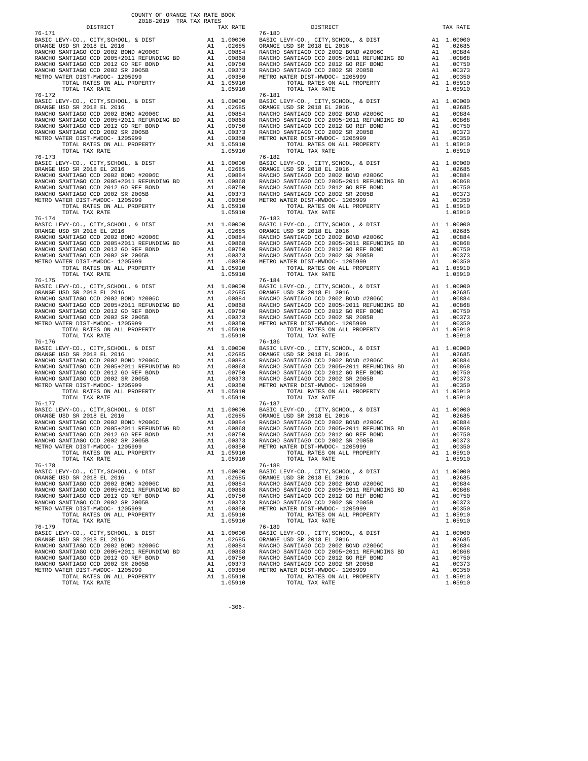COUNTY OF ORANGE TAX RATE BOOK
2018-2019 TRA TAX RATES

| DISTRICT | | TAX RATE |
|---|---|---|
| **76-171** | | |
| BASIC LEVY-CO., CITY,SCHOOL, & DIST | A1 | 1.00000 |
| ORANGE USD SR 2018 EL 2016 | A1 | .02685 |
| RANCHO SANTIAGO CCD 2002 BOND #2006C | A1 | .00884 |
| RANCHO SANTIAGO CCD 2005+2011 REFUNDING BD | A1 | .00868 |
| RANCHO SANTIAGO CCD 2012 GO REF BOND | A1 | .00750 |
| RANCHO SANTIAGO CCD 2002 SR 2005B | A1 | .00373 |
| METRO WATER DIST-MWDOC- 1205999 | A1 | .00350 |
| TOTAL RATES ON ALL PROPERTY | A1 | 1.05910 |
| TOTAL TAX RATE | | 1.05910 |
| **76-172** | | |
| BASIC LEVY-CO., CITY,SCHOOL, & DIST | A1 | 1.00000 |
| ORANGE USD SR 2018 EL 2016 | A1 | .02685 |
| RANCHO SANTIAGO CCD 2002 BOND #2006C | A1 | .00884 |
| RANCHO SANTIAGO CCD 2005+2011 REFUNDING BD | A1 | .00868 |
| RANCHO SANTIAGO CCD 2012 GO REF BOND | A1 | .00750 |
| RANCHO SANTIAGO CCD 2002 SR 2005B | A1 | .00373 |
| METRO WATER DIST-MWDOC- 1205999 | A1 | .00350 |
| TOTAL RATES ON ALL PROPERTY | A1 | 1.05910 |
| TOTAL TAX RATE | | 1.05910 |
| **76-173** | | |
| BASIC LEVY-CO., CITY,SCHOOL, & DIST | A1 | 1.00000 |
| ORANGE USD SR 2018 EL 2016 | A1 | .02685 |
| RANCHO SANTIAGO CCD 2002 BOND #2006C | A1 | .00884 |
| RANCHO SANTIAGO CCD 2005+2011 REFUNDING BD | A1 | .00868 |
| RANCHO SANTIAGO CCD 2012 GO REF BOND | A1 | .00750 |
| RANCHO SANTIAGO CCD 2002 SR 2005B | A1 | .00373 |
| METRO WATER DIST-MWDOC- 1205999 | A1 | .00350 |
| TOTAL RATES ON ALL PROPERTY | A1 | 1.05910 |
| TOTAL TAX RATE | | 1.05910 |
| **76-174** | | |
| BASIC LEVY-CO., CITY,SCHOOL, & DIST | A1 | 1.00000 |
| ORANGE USD SR 2018 EL 2016 | A1 | .02685 |
| RANCHO SANTIAGO CCD 2002 BOND #2006C | A1 | .00884 |
| RANCHO SANTIAGO CCD 2005+2011 REFUNDING BD | A1 | .00868 |
| RANCHO SANTIAGO CCD 2012 GO REF BOND | A1 | .00750 |
| RANCHO SANTIAGO CCD 2002 SR 2005B | A1 | .00373 |
| METRO WATER DIST-MWDOC- 1205999 | A1 | .00350 |
| TOTAL RATES ON ALL PROPERTY | A1 | 1.05910 |
| TOTAL TAX RATE | | 1.05910 |
| **76-175** | | |
| BASIC LEVY-CO., CITY,SCHOOL, & DIST | A1 | 1.00000 |
| ORANGE USD SR 2018 EL 2016 | A1 | .02685 |
| RANCHO SANTIAGO CCD 2002 BOND #2006C | A1 | .00884 |
| RANCHO SANTIAGO CCD 2005+2011 REFUNDING BD | A1 | .00868 |
| RANCHO SANTIAGO CCD 2012 GO REF BOND | A1 | .00750 |
| RANCHO SANTIAGO CCD 2002 SR 2005B | A1 | .00373 |
| METRO WATER DIST-MWDOC- 1205999 | A1 | .00350 |
| TOTAL RATES ON ALL PROPERTY | A1 | 1.05910 |
| TOTAL TAX RATE | | 1.05910 |
| **76-176** | | |
| BASIC LEVY-CO., CITY,SCHOOL, & DIST | A1 | 1.00000 |
| ORANGE USD SR 2018 EL 2016 | A1 | .02685 |
| RANCHO SANTIAGO CCD 2002 BOND #2006C | A1 | .00884 |
| RANCHO SANTIAGO CCD 2005+2011 REFUNDING BD | A1 | .00868 |
| RANCHO SANTIAGO CCD 2012 GO REF BOND | A1 | .00750 |
| RANCHO SANTIAGO CCD 2002 SR 2005B | A1 | .00373 |
| METRO WATER DIST-MWDOC- 1205999 | A1 | .00350 |
| TOTAL RATES ON ALL PROPERTY | A1 | 1.05910 |
| TOTAL TAX RATE | | 1.05910 |
| **76-177** | | |
| BASIC LEVY-CO., CITY,SCHOOL, & DIST | A1 | 1.00000 |
| ORANGE USD SR 2018 EL 2016 | A1 | .02685 |
| RANCHO SANTIAGO CCD 2002 BOND #2006C | A1 | .00884 |
| RANCHO SANTIAGO CCD 2005+2011 REFUNDING BD | A1 | .00868 |
| RANCHO SANTIAGO CCD 2012 GO REF BOND | A1 | .00750 |
| RANCHO SANTIAGO CCD 2002 SR 2005B | A1 | .00373 |
| METRO WATER DIST-MWDOC- 1205999 | A1 | .00350 |
| TOTAL RATES ON ALL PROPERTY | A1 | 1.05910 |
| TOTAL TAX RATE | | 1.05910 |
| **76-178** | | |
| BASIC LEVY-CO., CITY,SCHOOL, & DIST | A1 | 1.00000 |
| ORANGE USD SR 2018 EL 2016 | A1 | .02685 |
| RANCHO SANTIAGO CCD 2002 BOND #2006C | A1 | .00884 |
| RANCHO SANTIAGO CCD 2005+2011 REFUNDING BD | A1 | .00868 |
| RANCHO SANTIAGO CCD 2012 GO REF BOND | A1 | .00750 |
| RANCHO SANTIAGO CCD 2002 SR 2005B | A1 | .00373 |
| METRO WATER DIST-MWDOC- 1205999 | A1 | .00350 |
| TOTAL RATES ON ALL PROPERTY | A1 | 1.05910 |
| TOTAL TAX RATE | | 1.05910 |
| **76-179** | | |
| BASIC LEVY-CO., CITY,SCHOOL, & DIST | A1 | 1.00000 |
| ORANGE USD SR 2018 EL 2016 | A1 | .02685 |
| RANCHO SANTIAGO CCD 2002 BOND #2006C | A1 | .00884 |
| RANCHO SANTIAGO CCD 2005+2011 REFUNDING BD | A1 | .00868 |
| RANCHO SANTIAGO CCD 2012 GO REF BOND | A1 | .00750 |
| RANCHO SANTIAGO CCD 2002 SR 2005B | A1 | .00373 |
| METRO WATER DIST-MWDOC- 1205999 | A1 | .00350 |
| TOTAL RATES ON ALL PROPERTY | A1 | 1.05910 |
| TOTAL TAX RATE | | 1.05910 |
| **76-180** | | |
| BASIC LEVY-CO., CITY,SCHOOL, & DIST | A1 | 1.00000 |
| ORANGE USD SR 2018 EL 2016 | A1 | .02685 |
| RANCHO SANTIAGO CCD 2002 BOND #2006C | A1 | .00884 |
| RANCHO SANTIAGO CCD 2005+2011 REFUNDING BD | A1 | .00868 |
| RANCHO SANTIAGO CCD 2012 GO REF BOND | A1 | .00750 |
| RANCHO SANTIAGO CCD 2002 SR 2005B | A1 | .00373 |
| METRO WATER DIST-MWDOC- 1205999 | A1 | .00350 |
| TOTAL RATES ON ALL PROPERTY | A1 | 1.05910 |
| TOTAL TAX RATE | | 1.05910 |
| **76-181** | | |
| BASIC LEVY-CO., CITY,SCHOOL, & DIST | A1 | 1.00000 |
| ORANGE USD SR 2018 EL 2016 | A1 | .02685 |
| RANCHO SANTIAGO CCD 2002 BOND #2006C | A1 | .00884 |
| RANCHO SANTIAGO CCD 2005+2011 REFUNDING BD | A1 | .00868 |
| RANCHO SANTIAGO CCD 2012 GO REF BOND | A1 | .00750 |
| RANCHO SANTIAGO CCD 2002 SR 2005B | A1 | .00373 |
| METRO WATER DIST-MWDOC- 1205999 | A1 | .00350 |
| TOTAL RATES ON ALL PROPERTY | A1 | 1.05910 |
| TOTAL TAX RATE | | 1.05910 |
| **76-182** | | |
| BASIC LEVY-CO., CITY,SCHOOL, & DIST | A1 | 1.00000 |
| ORANGE USD SR 2018 EL 2016 | A1 | .02685 |
| RANCHO SANTIAGO CCD 2002 BOND #2006C | A1 | .00884 |
| RANCHO SANTIAGO CCD 2005+2011 REFUNDING BD | A1 | .00868 |
| RANCHO SANTIAGO CCD 2012 GO REF BOND | A1 | .00750 |
| RANCHO SANTIAGO CCD 2002 SR 2005B | A1 | .00373 |
| METRO WATER DIST-MWDOC- 1205999 | A1 | .00350 |
| TOTAL RATES ON ALL PROPERTY | A1 | 1.05910 |
| TOTAL TAX RATE | | 1.05910 |
| **76-183** | | |
| BASIC LEVY-CO., CITY,SCHOOL, & DIST | A1 | 1.00000 |
| ORANGE USD SR 2018 EL 2016 | A1 | .02685 |
| RANCHO SANTIAGO CCD 2002 BOND #2006C | A1 | .00884 |
| RANCHO SANTIAGO CCD 2005+2011 REFUNDING BD | A1 | .00868 |
| RANCHO SANTIAGO CCD 2012 GO REF BOND | A1 | .00750 |
| RANCHO SANTIAGO CCD 2002 SR 2005B | A1 | .00373 |
| METRO WATER DIST-MWDOC- 1205999 | A1 | .00350 |
| TOTAL RATES ON ALL PROPERTY | A1 | 1.05910 |
| TOTAL TAX RATE | | 1.05910 |
| **76-184** | | |
| BASIC LEVY-CO., CITY,SCHOOL, & DIST | A1 | 1.00000 |
| ORANGE USD SR 2018 EL 2016 | A1 | .02685 |
| RANCHO SANTIAGO CCD 2002 BOND #2006C | A1 | .00884 |
| RANCHO SANTIAGO CCD 2005+2011 REFUNDING BD | A1 | .00868 |
| RANCHO SANTIAGO CCD 2012 GO REF BOND | A1 | .00750 |
| RANCHO SANTIAGO CCD 2002 SR 2005B | A1 | .00373 |
| METRO WATER DIST-MWDOC- 1205999 | A1 | .00350 |
| TOTAL RATES ON ALL PROPERTY | A1 | 1.05910 |
| TOTAL TAX RATE | | 1.05910 |
| **76-186** | | |
| BASIC LEVY-CO., CITY,SCHOOL, & DIST | A1 | 1.00000 |
| ORANGE USD SR 2018 EL 2016 | A1 | .02685 |
| RANCHO SANTIAGO CCD 2002 BOND #2006C | A1 | .00884 |
| RANCHO SANTIAGO CCD 2005+2011 REFUNDING BD | A1 | .00868 |
| RANCHO SANTIAGO CCD 2012 GO REF BOND | A1 | .00750 |
| RANCHO SANTIAGO CCD 2002 SR 2005B | A1 | .00373 |
| METRO WATER DIST-MWDOC- 1205999 | A1 | .00350 |
| TOTAL RATES ON ALL PROPERTY | A1 | 1.05910 |
| TOTAL TAX RATE | | 1.05910 |
| **76-187** | | |
| BASIC LEVY-CO., CITY,SCHOOL, & DIST | A1 | 1.00000 |
| ORANGE USD SR 2018 EL 2016 | A1 | .02685 |
| RANCHO SANTIAGO CCD 2002 BOND #2006C | A1 | .00884 |
| RANCHO SANTIAGO CCD 2005+2011 REFUNDING BD | A1 | .00868 |
| RANCHO SANTIAGO CCD 2012 GO REF BOND | A1 | .00750 |
| RANCHO SANTIAGO CCD 2002 SR 2005B | A1 | .00373 |
| METRO WATER DIST-MWDOC- 1205999 | A1 | .00350 |
| TOTAL RATES ON ALL PROPERTY | A1 | 1.05910 |
| TOTAL TAX RATE | | 1.05910 |
| **76-188** | | |
| BASIC LEVY-CO., CITY,SCHOOL, & DIST | A1 | 1.00000 |
| ORANGE USD SR 2018 EL 2016 | A1 | .02685 |
| RANCHO SANTIAGO CCD 2002 BOND #2006C | A1 | .00884 |
| RANCHO SANTIAGO CCD 2005+2011 REFUNDING BD | A1 | .00868 |
| RANCHO SANTIAGO CCD 2012 GO REF BOND | A1 | .00750 |
| RANCHO SANTIAGO CCD 2002 SR 2005B | A1 | .00373 |
| METRO WATER DIST-MWDOC- 1205999 | A1 | .00350 |
| TOTAL RATES ON ALL PROPERTY | A1 | 1.05910 |
| TOTAL TAX RATE | | 1.05910 |
| **76-189** | | |
| BASIC LEVY-CO., CITY,SCHOOL, & DIST | A1 | 1.00000 |
| ORANGE USD SR 2018 EL 2016 | A1 | .02685 |
| RANCHO SANTIAGO CCD 2002 BOND #2006C | A1 | .00884 |
| RANCHO SANTIAGO CCD 2005+2011 REFUNDING BD | A1 | .00868 |
| RANCHO SANTIAGO CCD 2012 GO REF BOND | A1 | .00750 |
| RANCHO SANTIAGO CCD 2002 SR 2005B | A1 | .00373 |
| METRO WATER DIST-MWDOC- 1205999 | A1 | .00350 |
| TOTAL RATES ON ALL PROPERTY | A1 | 1.05910 |
| TOTAL TAX RATE | | 1.05910 |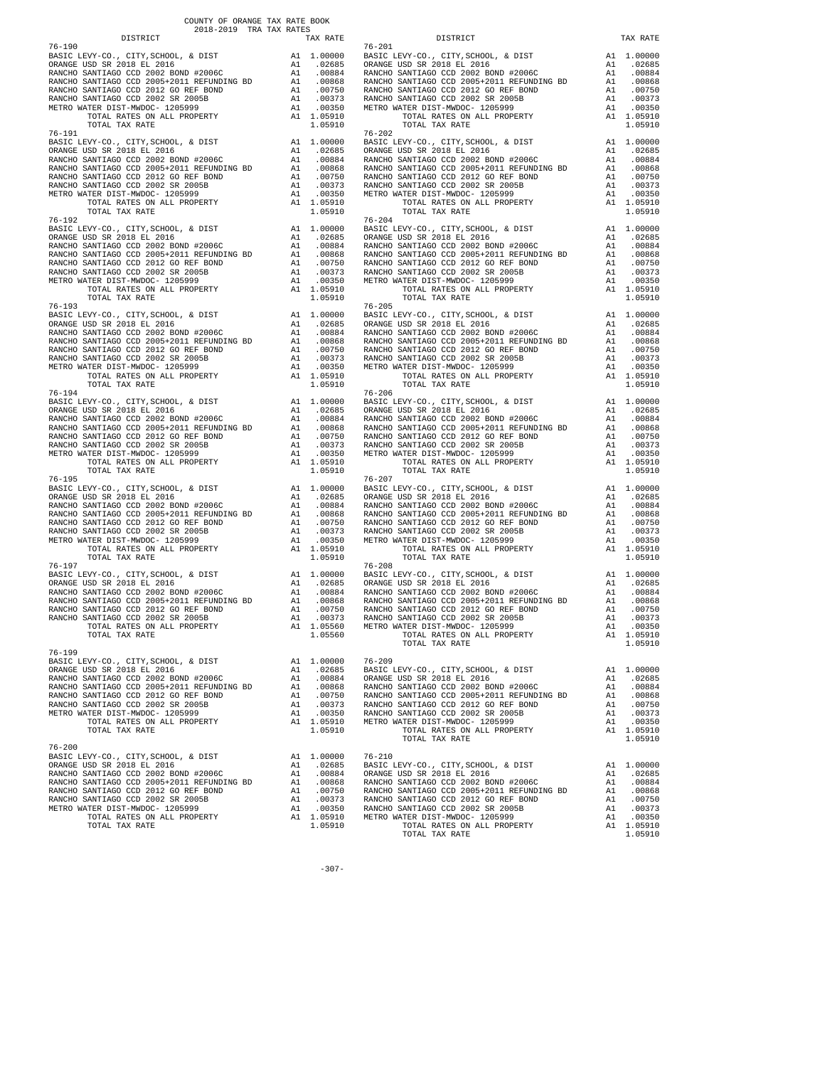COUNTY OF ORANGE TAX RATE BOOK
2018-2019 TRA TAX RATES

| DISTRICT | | TAX RATE |
|---|---|---|
| **76-190** | | |
| BASIC LEVY-CO., CITY,SCHOOL, & DIST | A1 | 1.00000 |
| ORANGE USD SR 2018 EL 2016 | A1 | .02685 |
| RANCHO SANTIAGO CCD 2002 BOND #2006C | A1 | .00884 |
| RANCHO SANTIAGO CCD 2005+2011 REFUNDING BD | A1 | .00868 |
| RANCHO SANTIAGO CCD 2012 GO REF BOND | A1 | .00750 |
| RANCHO SANTIAGO CCD 2002 SR 2005B | A1 | .00373 |
| METRO WATER DIST-MWDOC- 1205999 | A1 | .00350 |
| TOTAL RATES ON ALL PROPERTY | A1 | 1.05910 |
| TOTAL TAX RATE | | 1.05910 |
| **76-191** | | |
| BASIC LEVY-CO., CITY,SCHOOL, & DIST | A1 | 1.00000 |
| ORANGE USD SR 2018 EL 2016 | A1 | .02685 |
| RANCHO SANTIAGO CCD 2002 BOND #2006C | A1 | .00884 |
| RANCHO SANTIAGO CCD 2005+2011 REFUNDING BD | A1 | .00868 |
| RANCHO SANTIAGO CCD 2012 GO REF BOND | A1 | .00750 |
| RANCHO SANTIAGO CCD 2002 SR 2005B | A1 | .00373 |
| METRO WATER DIST-MWDOC- 1205999 | A1 | .00350 |
| TOTAL RATES ON ALL PROPERTY | A1 | 1.05910 |
| TOTAL TAX RATE | | 1.05910 |
| **76-192** | | |
| BASIC LEVY-CO., CITY,SCHOOL, & DIST | A1 | 1.00000 |
| ORANGE USD SR 2018 EL 2016 | A1 | .02685 |
| RANCHO SANTIAGO CCD 2002 BOND #2006C | A1 | .00884 |
| RANCHO SANTIAGO CCD 2005+2011 REFUNDING BD | A1 | .00868 |
| RANCHO SANTIAGO CCD 2012 GO REF BOND | A1 | .00750 |
| RANCHO SANTIAGO CCD 2002 SR 2005B | A1 | .00373 |
| METRO WATER DIST-MWDOC- 1205999 | A1 | .00350 |
| TOTAL RATES ON ALL PROPERTY | A1 | 1.05910 |
| TOTAL TAX RATE | | 1.05910 |
| **76-193** | | |
| BASIC LEVY-CO., CITY,SCHOOL, & DIST | A1 | 1.00000 |
| ORANGE USD SR 2018 EL 2016 | A1 | .02685 |
| RANCHO SANTIAGO CCD 2002 BOND #2006C | A1 | .00884 |
| RANCHO SANTIAGO CCD 2005+2011 REFUNDING BD | A1 | .00868 |
| RANCHO SANTIAGO CCD 2012 GO REF BOND | A1 | .00750 |
| RANCHO SANTIAGO CCD 2002 SR 2005B | A1 | .00373 |
| METRO WATER DIST-MWDOC- 1205999 | A1 | .00350 |
| TOTAL RATES ON ALL PROPERTY | A1 | 1.05910 |
| TOTAL TAX RATE | | 1.05910 |
| **76-194** | | |
| BASIC LEVY-CO., CITY,SCHOOL, & DIST | A1 | 1.00000 |
| ORANGE USD SR 2018 EL 2016 | A1 | .02685 |
| RANCHO SANTIAGO CCD 2002 BOND #2006C | A1 | .00884 |
| RANCHO SANTIAGO CCD 2005+2011 REFUNDING BD | A1 | .00868 |
| RANCHO SANTIAGO CCD 2012 GO REF BOND | A1 | .00750 |
| RANCHO SANTIAGO CCD 2002 SR 2005B | A1 | .00373 |
| METRO WATER DIST-MWDOC- 1205999 | A1 | .00350 |
| TOTAL RATES ON ALL PROPERTY | A1 | 1.05910 |
| TOTAL TAX RATE | | 1.05910 |
| **76-195** | | |
| BASIC LEVY-CO., CITY,SCHOOL, & DIST | A1 | 1.00000 |
| ORANGE USD SR 2018 EL 2016 | A1 | .02685 |
| RANCHO SANTIAGO CCD 2002 BOND #2006C | A1 | .00884 |
| RANCHO SANTIAGO CCD 2005+2011 REFUNDING BD | A1 | .00868 |
| RANCHO SANTIAGO CCD 2012 GO REF BOND | A1 | .00750 |
| RANCHO SANTIAGO CCD 2002 SR 2005B | A1 | .00373 |
| METRO WATER DIST-MWDOC- 1205999 | A1 | .00350 |
| TOTAL RATES ON ALL PROPERTY | A1 | 1.05910 |
| TOTAL TAX RATE | | 1.05910 |
| **76-197** | | |
| BASIC LEVY-CO., CITY,SCHOOL, & DIST | A1 | 1.00000 |
| ORANGE USD SR 2018 EL 2016 | A1 | .02685 |
| RANCHO SANTIAGO CCD 2002 BOND #2006C | A1 | .00884 |
| RANCHO SANTIAGO CCD 2005+2011 REFUNDING BD | A1 | .00868 |
| RANCHO SANTIAGO CCD 2012 GO REF BOND | A1 | .00750 |
| RANCHO SANTIAGO CCD 2002 SR 2005B | A1 | .00373 |
| TOTAL RATES ON ALL PROPERTY | A1 | 1.05560 |
| TOTAL TAX RATE | | 1.05560 |
| **76-199** | | |
| BASIC LEVY-CO., CITY,SCHOOL, & DIST | A1 | 1.00000 |
| ORANGE USD SR 2018 EL 2016 | A1 | .02685 |
| RANCHO SANTIAGO CCD 2002 BOND #2006C | A1 | .00884 |
| RANCHO SANTIAGO CCD 2005+2011 REFUNDING BD | A1 | .00868 |
| RANCHO SANTIAGO CCD 2012 GO REF BOND | A1 | .00750 |
| RANCHO SANTIAGO CCD 2002 SR 2005B | A1 | .00373 |
| METRO WATER DIST-MWDOC- 1205999 | A1 | .00350 |
| TOTAL RATES ON ALL PROPERTY | A1 | 1.05910 |
| TOTAL TAX RATE | | 1.05910 |
| **76-200** | | |
| BASIC LEVY-CO., CITY,SCHOOL, & DIST | A1 | 1.00000 |
| ORANGE USD SR 2018 EL 2016 | A1 | .02685 |
| RANCHO SANTIAGO CCD 2002 BOND #2006C | A1 | .00884 |
| RANCHO SANTIAGO CCD 2005+2011 REFUNDING BD | A1 | .00868 |
| RANCHO SANTIAGO CCD 2012 GO REF BOND | A1 | .00750 |
| RANCHO SANTIAGO CCD 2002 SR 2005B | A1 | .00373 |
| METRO WATER DIST-MWDOC- 1205999 | A1 | .00350 |
| TOTAL RATES ON ALL PROPERTY | A1 | 1.05910 |
| TOTAL TAX RATE | | 1.05910 |
| **76-201** | | |
| BASIC LEVY-CO., CITY,SCHOOL, & DIST | A1 | 1.00000 |
| ORANGE USD SR 2018 EL 2016 | A1 | .02685 |
| RANCHO SANTIAGO CCD 2002 BOND #2006C | A1 | .00884 |
| RANCHO SANTIAGO CCD 2005+2011 REFUNDING BD | A1 | .00868 |
| RANCHO SANTIAGO CCD 2012 GO REF BOND | A1 | .00750 |
| RANCHO SANTIAGO CCD 2002 SR 2005B | A1 | .00373 |
| METRO WATER DIST-MWDOC- 1205999 | A1 | .00350 |
| TOTAL RATES ON ALL PROPERTY | A1 | 1.05910 |
| TOTAL TAX RATE | | 1.05910 |
| **76-202** | | |
| BASIC LEVY-CO., CITY,SCHOOL, & DIST | A1 | 1.00000 |
| ORANGE USD SR 2018 EL 2016 | A1 | .02685 |
| RANCHO SANTIAGO CCD 2002 BOND #2006C | A1 | .00884 |
| RANCHO SANTIAGO CCD 2005+2011 REFUNDING BD | A1 | .00868 |
| RANCHO SANTIAGO CCD 2012 GO REF BOND | A1 | .00750 |
| RANCHO SANTIAGO CCD 2002 SR 2005B | A1 | .00373 |
| METRO WATER DIST-MWDOC- 1205999 | A1 | .00350 |
| TOTAL RATES ON ALL PROPERTY | A1 | 1.05910 |
| TOTAL TAX RATE | | 1.05910 |
| **76-204** | | |
| BASIC LEVY-CO., CITY,SCHOOL, & DIST | A1 | 1.00000 |
| ORANGE USD SR 2018 EL 2016 | A1 | .02685 |
| RANCHO SANTIAGO CCD 2002 BOND #2006C | A1 | .00884 |
| RANCHO SANTIAGO CCD 2005+2011 REFUNDING BD | A1 | .00868 |
| RANCHO SANTIAGO CCD 2012 GO REF BOND | A1 | .00750 |
| RANCHO SANTIAGO CCD 2002 SR 2005B | A1 | .00373 |
| METRO WATER DIST-MWDOC- 1205999 | A1 | .00350 |
| TOTAL RATES ON ALL PROPERTY | A1 | 1.05910 |
| TOTAL TAX RATE | | 1.05910 |
| **76-205** | | |
| BASIC LEVY-CO., CITY,SCHOOL, & DIST | A1 | 1.00000 |
| ORANGE USD SR 2018 EL 2016 | A1 | .02685 |
| RANCHO SANTIAGO CCD 2002 BOND #2006C | A1 | .00884 |
| RANCHO SANTIAGO CCD 2005+2011 REFUNDING BD | A1 | .00868 |
| RANCHO SANTIAGO CCD 2012 GO REF BOND | A1 | .00750 |
| RANCHO SANTIAGO CCD 2002 SR 2005B | A1 | .00373 |
| METRO WATER DIST-MWDOC- 1205999 | A1 | .00350 |
| TOTAL RATES ON ALL PROPERTY | A1 | 1.05910 |
| TOTAL TAX RATE | | 1.05910 |
| **76-206** | | |
| BASIC LEVY-CO., CITY,SCHOOL, & DIST | A1 | 1.00000 |
| ORANGE USD SR 2018 EL 2016 | A1 | .02685 |
| RANCHO SANTIAGO CCD 2002 BOND #2006C | A1 | .00884 |
| RANCHO SANTIAGO CCD 2005+2011 REFUNDING BD | A1 | .00868 |
| RANCHO SANTIAGO CCD 2012 GO REF BOND | A1 | .00750 |
| RANCHO SANTIAGO CCD 2002 SR 2005B | A1 | .00373 |
| METRO WATER DIST-MWDOC- 1205999 | A1 | .00350 |
| TOTAL RATES ON ALL PROPERTY | A1 | 1.05910 |
| TOTAL TAX RATE | | 1.05910 |
| **76-207** | | |
| BASIC LEVY-CO., CITY,SCHOOL, & DIST | A1 | 1.00000 |
| ORANGE USD SR 2018 EL 2016 | A1 | .02685 |
| RANCHO SANTIAGO CCD 2002 BOND #2006C | A1 | .00884 |
| RANCHO SANTIAGO CCD 2005+2011 REFUNDING BD | A1 | .00868 |
| RANCHO SANTIAGO CCD 2012 GO REF BOND | A1 | .00750 |
| RANCHO SANTIAGO CCD 2002 SR 2005B | A1 | .00373 |
| METRO WATER DIST-MWDOC- 1205999 | A1 | .00350 |
| TOTAL RATES ON ALL PROPERTY | A1 | 1.05910 |
| TOTAL TAX RATE | | 1.05910 |
| **76-208** | | |
| BASIC LEVY-CO., CITY,SCHOOL, & DIST | A1 | 1.00000 |
| ORANGE USD SR 2018 EL 2016 | A1 | .02685 |
| RANCHO SANTIAGO CCD 2002 BOND #2006C | A1 | .00884 |
| RANCHO SANTIAGO CCD 2005+2011 REFUNDING BD | A1 | .00868 |
| RANCHO SANTIAGO CCD 2012 GO REF BOND | A1 | .00750 |
| RANCHO SANTIAGO CCD 2002 SR 2005B | A1 | .00373 |
| METRO WATER DIST-MWDOC- 1205999 | A1 | .00350 |
| TOTAL RATES ON ALL PROPERTY | A1 | 1.05910 |
| TOTAL TAX RATE | | 1.05910 |
| **76-209** | | |
| BASIC LEVY-CO., CITY,SCHOOL, & DIST | A1 | 1.00000 |
| ORANGE USD SR 2018 EL 2016 | A1 | .02685 |
| RANCHO SANTIAGO CCD 2002 BOND #2006C | A1 | .00884 |
| RANCHO SANTIAGO CCD 2005+2011 REFUNDING BD | A1 | .00868 |
| RANCHO SANTIAGO CCD 2012 GO REF BOND | A1 | .00750 |
| RANCHO SANTIAGO CCD 2002 SR 2005B | A1 | .00373 |
| METRO WATER DIST-MWDOC- 1205999 | A1 | .00350 |
| TOTAL RATES ON ALL PROPERTY | A1 | 1.05910 |
| TOTAL TAX RATE | | 1.05910 |
| **76-210** | | |
| BASIC LEVY-CO., CITY,SCHOOL, & DIST | A1 | 1.00000 |
| ORANGE USD SR 2018 EL 2016 | A1 | .02685 |
| RANCHO SANTIAGO CCD 2002 BOND #2006C | A1 | .00884 |
| RANCHO SANTIAGO CCD 2005+2011 REFUNDING BD | A1 | .00868 |
| RANCHO SANTIAGO CCD 2012 GO REF BOND | A1 | .00750 |
| RANCHO SANTIAGO CCD 2002 SR 2005B | A1 | .00373 |
| METRO WATER DIST-MWDOC- 1205999 | A1 | .00350 |
| TOTAL RATES ON ALL PROPERTY | A1 | 1.05910 |
| TOTAL TAX RATE | | 1.05910 |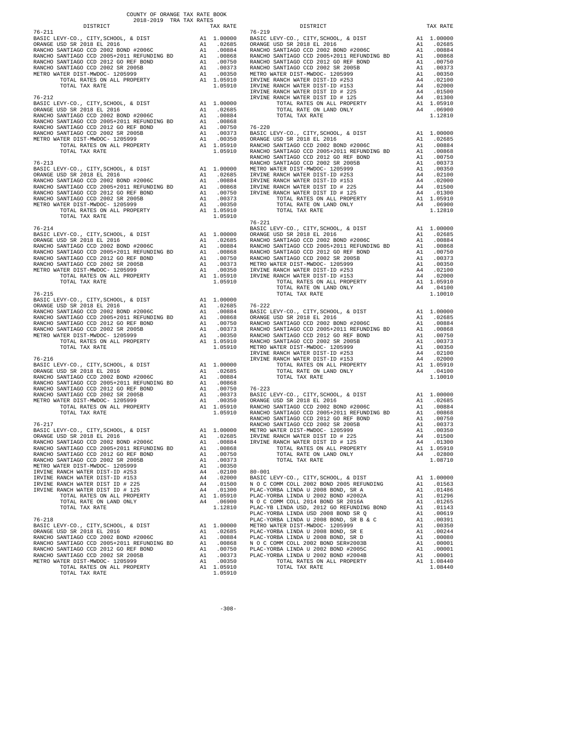COUNTY OF ORANGE TAX RATE BOOK
2018-2019 TRA TAX RATES

| DISTRICT | | TAX RATE |
|---|---|---|
| **76-211** | | |
| BASIC LEVY-CO., CITY,SCHOOL, & DIST | A1 | 1.00000 |
| ORANGE USD SR 2018 EL 2016 | A1 | .02685 |
| RANCHO SANTIAGO CCD 2002 BOND #2006C | A1 | .00884 |
| RANCHO SANTIAGO CCD 2005+2011 REFUNDING BD | A1 | .00868 |
| RANCHO SANTIAGO CCD 2012 GO REF BOND | A1 | .00750 |
| RANCHO SANTIAGO CCD 2002 SR 2005B | A1 | .00373 |
| METRO WATER DIST-MWDOC- 1205999 | A1 | .00350 |
| TOTAL RATES ON ALL PROPERTY | A1 | 1.05910 |
| TOTAL TAX RATE | | 1.05910 |
| **76-212** | | |
| BASIC LEVY-CO., CITY,SCHOOL, & DIST | A1 | 1.00000 |
| ORANGE USD SR 2018 EL 2016 | A1 | .02685 |
| RANCHO SANTIAGO CCD 2002 BOND #2006C | A1 | .00884 |
| RANCHO SANTIAGO CCD 2005+2011 REFUNDING BD | A1 | .00868 |
| RANCHO SANTIAGO CCD 2012 GO REF BOND | A1 | .00750 |
| RANCHO SANTIAGO CCD 2002 SR 2005B | A1 | .00373 |
| METRO WATER DIST-MWDOC- 1205999 | A1 | .00350 |
| TOTAL RATES ON ALL PROPERTY | A1 | 1.05910 |
| TOTAL TAX RATE | | 1.05910 |
| **76-213** | | |
| BASIC LEVY-CO., CITY,SCHOOL, & DIST | A1 | 1.00000 |
| ORANGE USD SR 2018 EL 2016 | A1 | .02685 |
| RANCHO SANTIAGO CCD 2002 BOND #2006C | A1 | .00884 |
| RANCHO SANTIAGO CCD 2005+2011 REFUNDING BD | A1 | .00868 |
| RANCHO SANTIAGO CCD 2012 GO REF BOND | A1 | .00750 |
| RANCHO SANTIAGO CCD 2002 SR 2005B | A1 | .00373 |
| METRO WATER DIST-MWDOC- 1205999 | A1 | .00350 |
| TOTAL RATES ON ALL PROPERTY | A1 | 1.05910 |
| TOTAL TAX RATE | | 1.05910 |
| **76-214** | | |
| BASIC LEVY-CO., CITY,SCHOOL, & DIST | A1 | 1.00000 |
| ORANGE USD SR 2018 EL 2016 | A1 | .02685 |
| RANCHO SANTIAGO CCD 2002 BOND #2006C | A1 | .00884 |
| RANCHO SANTIAGO CCD 2005+2011 REFUNDING BD | A1 | .00868 |
| RANCHO SANTIAGO CCD 2012 GO REF BOND | A1 | .00750 |
| RANCHO SANTIAGO CCD 2002 SR 2005B | A1 | .00373 |
| METRO WATER DIST-MWDOC- 1205999 | A1 | .00350 |
| TOTAL RATES ON ALL PROPERTY | A1 | 1.05910 |
| TOTAL TAX RATE | | 1.05910 |
| **76-215** | | |
| BASIC LEVY-CO., CITY,SCHOOL, & DIST | A1 | 1.00000 |
| ORANGE USD SR 2018 EL 2016 | A1 | .02685 |
| RANCHO SANTIAGO CCD 2002 BOND #2006C | A1 | .00884 |
| RANCHO SANTIAGO CCD 2005+2011 REFUNDING BD | A1 | .00868 |
| RANCHO SANTIAGO CCD 2012 GO REF BOND | A1 | .00750 |
| RANCHO SANTIAGO CCD 2002 SR 2005B | A1 | .00373 |
| METRO WATER DIST-MWDOC- 1205999 | A1 | .00350 |
| TOTAL RATES ON ALL PROPERTY | A1 | 1.05910 |
| TOTAL TAX RATE | | 1.05910 |
| **76-216** | | |
| BASIC LEVY-CO., CITY,SCHOOL, & DIST | A1 | 1.00000 |
| ORANGE USD SR 2018 EL 2016 | A1 | .02685 |
| RANCHO SANTIAGO CCD 2002 BOND #2006C | A1 | .00884 |
| RANCHO SANTIAGO CCD 2005+2011 REFUNDING BD | A1 | .00868 |
| RANCHO SANTIAGO CCD 2012 GO REF BOND | A1 | .00750 |
| RANCHO SANTIAGO CCD 2002 SR 2005B | A1 | .00373 |
| METRO WATER DIST-MWDOC- 1205999 | A1 | .00350 |
| TOTAL RATES ON ALL PROPERTY | A1 | 1.05910 |
| TOTAL TAX RATE | | 1.05910 |
| **76-217** | | |
| BASIC LEVY-CO., CITY,SCHOOL, & DIST | A1 | 1.00000 |
| ORANGE USD SR 2018 EL 2016 | A1 | .02685 |
| RANCHO SANTIAGO CCD 2002 BOND #2006C | A1 | .00884 |
| RANCHO SANTIAGO CCD 2005+2011 REFUNDING BD | A1 | .00868 |
| RANCHO SANTIAGO CCD 2012 GO REF BOND | A1 | .00750 |
| RANCHO SANTIAGO CCD 2002 SR 2005B | A1 | .00373 |
| METRO WATER DIST-MWDOC- 1205999 | A1 | .00350 |
| IRVINE RANCH WATER DIST-ID #253 | A4 | .02100 |
| IRVINE RANCH WATER DIST-ID #153 | A4 | .02000 |
| IRVINE RANCH WATER DIST ID # 225 | A4 | .01500 |
| IRVINE RANCH WATER DIST ID # 125 | A4 | .01300 |
| TOTAL RATES ON ALL PROPERTY | A1 | 1.05910 |
| TOTAL RATE ON LAND ONLY | A4 | .06900 |
| TOTAL TAX RATE | | 1.12810 |
| **76-218** | | |
| BASIC LEVY-CO., CITY,SCHOOL, & DIST | A1 | 1.00000 |
| ORANGE USD SR 2018 EL 2016 | A1 | .02685 |
| RANCHO SANTIAGO CCD 2002 BOND #2006C | A1 | .00884 |
| RANCHO SANTIAGO CCD 2005+2011 REFUNDING BD | A1 | .00868 |
| RANCHO SANTIAGO CCD 2012 GO REF BOND | A1 | .00750 |
| RANCHO SANTIAGO CCD 2002 SR 2005B | A1 | .00373 |
| METRO WATER DIST-MWDOC- 1205999 | A1 | .00350 |
| TOTAL RATES ON ALL PROPERTY | A1 | 1.05910 |
| TOTAL TAX RATE | | 1.05910 |
| **76-219** | | |
| BASIC LEVY-CO., CITY,SCHOOL, & DIST | A1 | 1.00000 |
| ORANGE USD SR 2018 EL 2016 | A1 | .02685 |
| RANCHO SANTIAGO CCD 2002 BOND #2006C | A1 | .00884 |
| RANCHO SANTIAGO CCD 2005+2011 REFUNDING BD | A1 | .00868 |
| RANCHO SANTIAGO CCD 2012 GO REF BOND | A1 | .00750 |
| RANCHO SANTIAGO CCD 2002 SR 2005B | A1 | .00373 |
| METRO WATER DIST-MWDOC- 1205999 | A1 | .00350 |
| IRVINE RANCH WATER DIST-ID #253 | A4 | .02100 |
| IRVINE RANCH WATER DIST-ID #153 | A4 | .02000 |
| IRVINE RANCH WATER DIST ID # 225 | A4 | .01500 |
| IRVINE RANCH WATER DIST ID # 125 | A4 | .01300 |
| TOTAL RATES ON ALL PROPERTY | A1 | 1.05910 |
| TOTAL RATE ON LAND ONLY | A4 | .06900 |
| TOTAL TAX RATE | | 1.12810 |
| **76-220** | | |
| BASIC LEVY-CO., CITY,SCHOOL, & DIST | A1 | 1.00000 |
| ORANGE USD SR 2018 EL 2016 | A1 | .02685 |
| RANCHO SANTIAGO CCD 2002 BOND #2006C | A1 | .00884 |
| RANCHO SANTIAGO CCD 2005+2011 REFUNDING BD | A1 | .00868 |
| RANCHO SANTIAGO CCD 2012 GO REF BOND | A1 | .00750 |
| RANCHO SANTIAGO CCD 2002 SR 2005B | A1 | .00373 |
| METRO WATER DIST-MWDOC- 1205999 | A1 | .00350 |
| IRVINE RANCH WATER DIST-ID #253 | A4 | .02100 |
| IRVINE RANCH WATER DIST-ID #153 | A4 | .02000 |
| IRVINE RANCH WATER DIST ID # 225 | A4 | .01500 |
| IRVINE RANCH WATER DIST ID # 125 | A4 | .01300 |
| TOTAL RATES ON ALL PROPERTY | A1 | 1.05910 |
| TOTAL RATE ON LAND ONLY | A4 | .06900 |
| TOTAL TAX RATE | | 1.12810 |
| **76-221** | | |
| BASIC LEVY-CO., CITY,SCHOOL, & DIST | A1 | 1.00000 |
| ORANGE USD SR 2018 EL 2016 | A1 | .02685 |
| RANCHO SANTIAGO CCD 2002 BOND #2006C | A1 | .00884 |
| RANCHO SANTIAGO CCD 2005+2011 REFUNDING BD | A1 | .00868 |
| RANCHO SANTIAGO CCD 2012 GO REF BOND | A1 | .00750 |
| RANCHO SANTIAGO CCD 2002 SR 2005B | A1 | .00373 |
| METRO WATER DIST-MWDOC- 1205999 | A1 | .00350 |
| IRVINE RANCH WATER DIST-ID #253 | A4 | .02100 |
| IRVINE RANCH WATER DIST-ID #153 | A4 | .02000 |
| TOTAL RATES ON ALL PROPERTY | A1 | 1.05910 |
| TOTAL RATE ON LAND ONLY | A4 | .04100 |
| TOTAL TAX RATE | | 1.10010 |
| **76-222** | | |
| BASIC LEVY-CO., CITY,SCHOOL, & DIST | A1 | 1.00000 |
| ORANGE USD SR 2018 EL 2016 | A1 | .02685 |
| RANCHO SANTIAGO CCD 2002 BOND #2006C | A1 | .00884 |
| RANCHO SANTIAGO CCD 2005+2011 REFUNDING BD | A1 | .00868 |
| RANCHO SANTIAGO CCD 2012 GO REF BOND | A1 | .00750 |
| RANCHO SANTIAGO CCD 2002 SR 2005B | A1 | .00373 |
| METRO WATER DIST-MWDOC- 1205999 | A1 | .00350 |
| IRVINE RANCH WATER DIST-ID #253 | A4 | .02100 |
| IRVINE RANCH WATER DIST-ID #153 | A4 | .02000 |
| TOTAL RATES ON ALL PROPERTY | A1 | 1.05910 |
| TOTAL RATE ON LAND ONLY | A4 | .04100 |
| TOTAL TAX RATE | | 1.10010 |
| **76-223** | | |
| BASIC LEVY-CO., CITY,SCHOOL, & DIST | A1 | 1.00000 |
| ORANGE USD SR 2018 EL 2016 | A1 | .02685 |
| RANCHO SANTIAGO CCD 2002 BOND #2006C | A1 | .00884 |
| RANCHO SANTIAGO CCD 2005+2011 REFUNDING BD | A1 | .00868 |
| RANCHO SANTIAGO CCD 2012 GO REF BOND | A1 | .00750 |
| RANCHO SANTIAGO CCD 2002 SR 2005B | A1 | .00373 |
| METRO WATER DIST-MWDOC- 1205999 | A1 | .00350 |
| IRVINE RANCH WATER DIST ID # 225 | A4 | .01500 |
| IRVINE RANCH WATER DIST ID # 125 | A4 | .01300 |
| TOTAL RATES ON ALL PROPERTY | A1 | 1.05910 |
| TOTAL RATE ON LAND ONLY | A4 | .02800 |
| TOTAL TAX RATE | | 1.08710 |
| **80-001** | | |
| BASIC LEVY-CO., CITY,SCHOOL, & DIST | A1 | 1.00000 |
| N O C COMM COLL 2002 BOND 2005 REFUNDING | A1 | .01563 |
| PLAC-YORBA LINDA U 2008 BOND, SR A | A1 | .01486 |
| PLAC-YORBA LINDA U 2002 BOND #2002A | A1 | .01296 |
| N O C COMM COLL 2014 BOND SR 2016A | A1 | .01265 |
| PLAC-YB LINDA USD, 2012 GO REFUNDING BOND | A1 | .01143 |
| PLAC-YORBA LINDA USD 2008 BOND SR Q | A1 | .00619 |
| PLAC-YORBA LINDA U 2008 BOND, SR B & C | A1 | .00391 |
| METRO WATER DIST-MWDOC- 1205999 | A1 | .00350 |
| PLAC-YORBA LINDA U 2008 BOND, SR E | A1 | .00244 |
| PLAC-YORBA LINDA U 2008 BOND, SR D | A1 | .00080 |
| N O C COMM COLL 2002 BOND SER#2003B | A1 | .00001 |
| PLAC-YORBA LINDA U 2002 BOND #2005C | A1 | .00001 |
| PLAC-YORBA LINDA U 2002 BOND #2004B | A1 | .00001 |
| TOTAL RATES ON ALL PROPERTY | A1 | 1.08440 |
| TOTAL TAX RATE | | 1.08440 |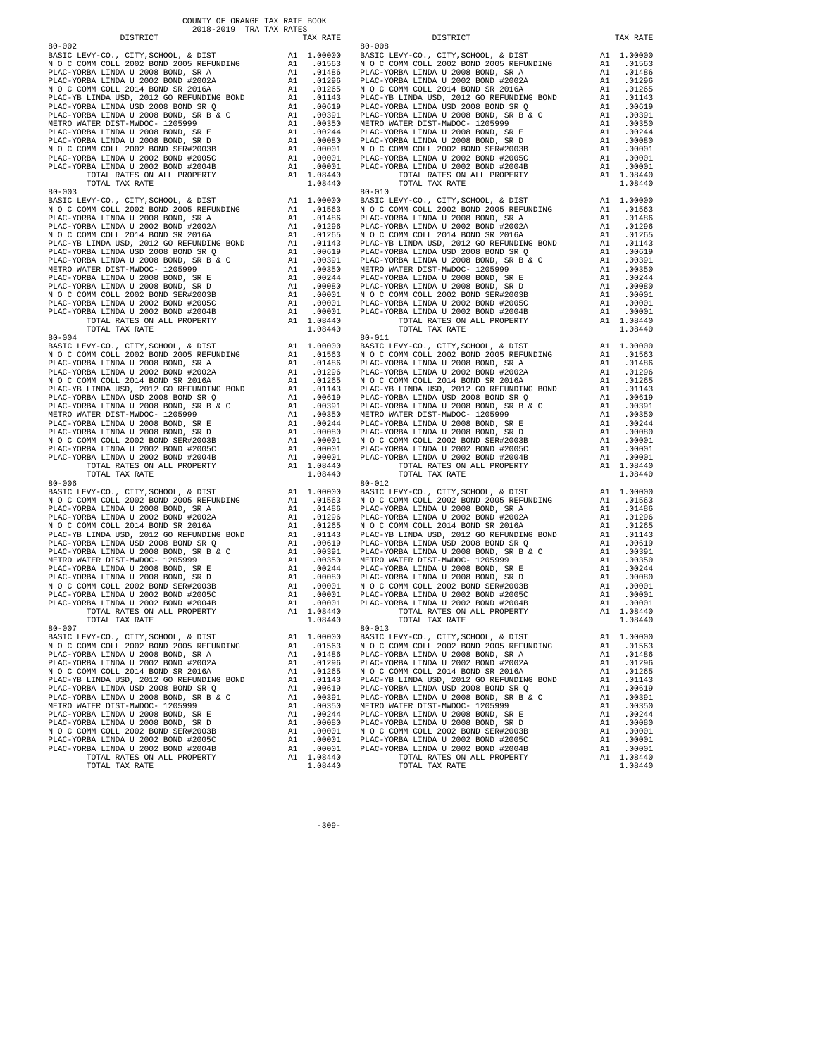COUNTY OF ORANGE TAX RATE BOOK
2018-2019 TRA TAX RATES

| DISTRICT | | TAX RATE |
|---|---|---|
| 80-002 | | |
| BASIC LEVY-CO., CITY,SCHOOL, & DIST | A1 | 1.00000 |
| N O C COMM COLL 2002 BOND 2005 REFUNDING | A1 | .01563 |
| PLAC-YORBA LINDA U 2008 BOND, SR A | A1 | .01486 |
| PLAC-YORBA LINDA U 2002 BOND #2002A | A1 | .01296 |
| N O C COMM COLL 2014 BOND SR 2016A | A1 | .01265 |
| PLAC-YB LINDA USD, 2012 GO REFUNDING BOND | A1 | .01143 |
| PLAC-YORBA LINDA USD 2008 BOND SR Q | A1 | .00619 |
| PLAC-YORBA LINDA U 2008 BOND, SR B & C | A1 | .00391 |
| METRO WATER DIST-MWDOC- 1205999 | A1 | .00350 |
| PLAC-YORBA LINDA U 2008 BOND, SR E | A1 | .00244 |
| PLAC-YORBA LINDA U 2008 BOND, SR D | A1 | .00080 |
| N O C COMM COLL 2002 BOND SER#2003B | A1 | .00001 |
| PLAC-YORBA LINDA U 2002 BOND #2005C | A1 | .00001 |
| PLAC-YORBA LINDA U 2002 BOND #2004B | A1 | .00001 |
| TOTAL RATES ON ALL PROPERTY | A1 | 1.08440 |
| TOTAL TAX RATE | | 1.08440 |
| 80-003 | | |
| BASIC LEVY-CO., CITY,SCHOOL, & DIST | A1 | 1.00000 |
| N O C COMM COLL 2002 BOND 2005 REFUNDING | A1 | .01563 |
| PLAC-YORBA LINDA U 2008 BOND, SR A | A1 | .01486 |
| PLAC-YORBA LINDA U 2002 BOND #2002A | A1 | .01296 |
| N O C COMM COLL 2014 BOND SR 2016A | A1 | .01265 |
| PLAC-YB LINDA USD, 2012 GO REFUNDING BOND | A1 | .01143 |
| PLAC-YORBA LINDA USD 2008 BOND SR Q | A1 | .00619 |
| PLAC-YORBA LINDA U 2008 BOND, SR B & C | A1 | .00391 |
| METRO WATER DIST-MWDOC- 1205999 | A1 | .00350 |
| PLAC-YORBA LINDA U 2008 BOND, SR E | A1 | .00244 |
| PLAC-YORBA LINDA U 2008 BOND, SR D | A1 | .00080 |
| N O C COMM COLL 2002 BOND SER#2003B | A1 | .00001 |
| PLAC-YORBA LINDA U 2002 BOND #2005C | A1 | .00001 |
| PLAC-YORBA LINDA U 2002 BOND #2004B | A1 | .00001 |
| TOTAL RATES ON ALL PROPERTY | A1 | 1.08440 |
| TOTAL TAX RATE | | 1.08440 |
| 80-004 | | |
| BASIC LEVY-CO., CITY,SCHOOL, & DIST | A1 | 1.00000 |
| N O C COMM COLL 2002 BOND 2005 REFUNDING | A1 | .01563 |
| PLAC-YORBA LINDA U 2008 BOND, SR A | A1 | .01486 |
| PLAC-YORBA LINDA U 2002 BOND #2002A | A1 | .01296 |
| N O C COMM COLL 2014 BOND SR 2016A | A1 | .01265 |
| PLAC-YB LINDA USD, 2012 GO REFUNDING BOND | A1 | .01143 |
| PLAC-YORBA LINDA USD 2008 BOND SR Q | A1 | .00619 |
| PLAC-YORBA LINDA U 2008 BOND, SR B & C | A1 | .00391 |
| METRO WATER DIST-MWDOC- 1205999 | A1 | .00350 |
| PLAC-YORBA LINDA U 2008 BOND, SR E | A1 | .00244 |
| PLAC-YORBA LINDA U 2008 BOND, SR D | A1 | .00080 |
| N O C COMM COLL 2002 BOND SER#2003B | A1 | .00001 |
| PLAC-YORBA LINDA U 2002 BOND #2005C | A1 | .00001 |
| PLAC-YORBA LINDA U 2002 BOND #2004B | A1 | .00001 |
| TOTAL RATES ON ALL PROPERTY | A1 | 1.08440 |
| TOTAL TAX RATE | | 1.08440 |
| 80-006 | | |
| BASIC LEVY-CO., CITY,SCHOOL, & DIST | A1 | 1.00000 |
| N O C COMM COLL 2002 BOND 2005 REFUNDING | A1 | .01563 |
| PLAC-YORBA LINDA U 2008 BOND, SR A | A1 | .01486 |
| PLAC-YORBA LINDA U 2002 BOND #2002A | A1 | .01296 |
| N O C COMM COLL 2014 BOND SR 2016A | A1 | .01265 |
| PLAC-YB LINDA USD, 2012 GO REFUNDING BOND | A1 | .01143 |
| PLAC-YORBA LINDA USD 2008 BOND SR Q | A1 | .00619 |
| PLAC-YORBA LINDA U 2008 BOND, SR B & C | A1 | .00391 |
| METRO WATER DIST-MWDOC- 1205999 | A1 | .00350 |
| PLAC-YORBA LINDA U 2008 BOND, SR E | A1 | .00244 |
| PLAC-YORBA LINDA U 2008 BOND, SR D | A1 | .00080 |
| N O C COMM COLL 2002 BOND SER#2003B | A1 | .00001 |
| PLAC-YORBA LINDA U 2002 BOND #2005C | A1 | .00001 |
| PLAC-YORBA LINDA U 2002 BOND #2004B | A1 | .00001 |
| TOTAL RATES ON ALL PROPERTY | A1 | 1.08440 |
| TOTAL TAX RATE | | 1.08440 |
| 80-007 | | |
| BASIC LEVY-CO., CITY,SCHOOL, & DIST | A1 | 1.00000 |
| N O C COMM COLL 2002 BOND 2005 REFUNDING | A1 | .01563 |
| PLAC-YORBA LINDA U 2008 BOND, SR A | A1 | .01486 |
| PLAC-YORBA LINDA U 2002 BOND #2002A | A1 | .01296 |
| N O C COMM COLL 2014 BOND SR 2016A | A1 | .01265 |
| PLAC-YB LINDA USD, 2012 GO REFUNDING BOND | A1 | .01143 |
| PLAC-YORBA LINDA USD 2008 BOND SR Q | A1 | .00619 |
| PLAC-YORBA LINDA U 2008 BOND, SR B & C | A1 | .00391 |
| METRO WATER DIST-MWDOC- 1205999 | A1 | .00350 |
| PLAC-YORBA LINDA U 2008 BOND, SR E | A1 | .00244 |
| PLAC-YORBA LINDA U 2008 BOND, SR D | A1 | .00080 |
| N O C COMM COLL 2002 BOND SER#2003B | A1 | .00001 |
| PLAC-YORBA LINDA U 2002 BOND #2005C | A1 | .00001 |
| PLAC-YORBA LINDA U 2002 BOND #2004B | A1 | .00001 |
| TOTAL RATES ON ALL PROPERTY | A1 | 1.08440 |
| TOTAL TAX RATE | | 1.08440 |
| 80-008 | | |
| BASIC LEVY-CO., CITY,SCHOOL, & DIST | A1 | 1.00000 |
| N O C COMM COLL 2002 BOND 2005 REFUNDING | A1 | .01563 |
| PLAC-YORBA LINDA U 2008 BOND, SR A | A1 | .01486 |
| PLAC-YORBA LINDA U 2002 BOND #2002A | A1 | .01296 |
| N O C COMM COLL 2014 BOND SR 2016A | A1 | .01265 |
| PLAC-YB LINDA USD, 2012 GO REFUNDING BOND | A1 | .01143 |
| PLAC-YORBA LINDA USD 2008 BOND SR Q | A1 | .00619 |
| PLAC-YORBA LINDA U 2008 BOND, SR B & C | A1 | .00391 |
| METRO WATER DIST-MWDOC- 1205999 | A1 | .00350 |
| PLAC-YORBA LINDA U 2008 BOND, SR E | A1 | .00244 |
| PLAC-YORBA LINDA U 2008 BOND, SR D | A1 | .00080 |
| N O C COMM COLL 2002 BOND SER#2003B | A1 | .00001 |
| PLAC-YORBA LINDA U 2002 BOND #2005C | A1 | .00001 |
| PLAC-YORBA LINDA U 2002 BOND #2004B | A1 | .00001 |
| TOTAL RATES ON ALL PROPERTY | A1 | 1.08440 |
| TOTAL TAX RATE | | 1.08440 |
| 80-010 | | |
| BASIC LEVY-CO., CITY,SCHOOL, & DIST | A1 | 1.00000 |
| N O C COMM COLL 2002 BOND 2005 REFUNDING | A1 | .01563 |
| PLAC-YORBA LINDA U 2008 BOND, SR A | A1 | .01486 |
| PLAC-YORBA LINDA U 2002 BOND #2002A | A1 | .01296 |
| N O C COMM COLL 2014 BOND SR 2016A | A1 | .01265 |
| PLAC-YB LINDA USD, 2012 GO REFUNDING BOND | A1 | .01143 |
| PLAC-YORBA LINDA USD 2008 BOND SR Q | A1 | .00619 |
| PLAC-YORBA LINDA U 2008 BOND, SR B & C | A1 | .00391 |
| METRO WATER DIST-MWDOC- 1205999 | A1 | .00350 |
| PLAC-YORBA LINDA U 2008 BOND, SR E | A1 | .00244 |
| PLAC-YORBA LINDA U 2008 BOND, SR D | A1 | .00080 |
| N O C COMM COLL 2002 BOND SER#2003B | A1 | .00001 |
| PLAC-YORBA LINDA U 2002 BOND #2005C | A1 | .00001 |
| PLAC-YORBA LINDA U 2002 BOND #2004B | A1 | .00001 |
| TOTAL RATES ON ALL PROPERTY | A1 | 1.08440 |
| TOTAL TAX RATE | | 1.08440 |
| 80-011 | | |
| BASIC LEVY-CO., CITY,SCHOOL, & DIST | A1 | 1.00000 |
| N O C COMM COLL 2002 BOND 2005 REFUNDING | A1 | .01563 |
| PLAC-YORBA LINDA U 2008 BOND, SR A | A1 | .01486 |
| PLAC-YORBA LINDA U 2002 BOND #2002A | A1 | .01296 |
| N O C COMM COLL 2014 BOND SR 2016A | A1 | .01265 |
| PLAC-YB LINDA USD, 2012 GO REFUNDING BOND | A1 | .01143 |
| PLAC-YORBA LINDA USD 2008 BOND SR Q | A1 | .00619 |
| PLAC-YORBA LINDA U 2008 BOND, SR B & C | A1 | .00391 |
| METRO WATER DIST-MWDOC- 1205999 | A1 | .00350 |
| PLAC-YORBA LINDA U 2008 BOND, SR E | A1 | .00244 |
| PLAC-YORBA LINDA U 2008 BOND, SR D | A1 | .00080 |
| N O C COMM COLL 2002 BOND SER#2003B | A1 | .00001 |
| PLAC-YORBA LINDA U 2002 BOND #2005C | A1 | .00001 |
| PLAC-YORBA LINDA U 2002 BOND #2004B | A1 | .00001 |
| TOTAL RATES ON ALL PROPERTY | A1 | 1.08440 |
| TOTAL TAX RATE | | 1.08440 |
| 80-012 | | |
| BASIC LEVY-CO., CITY,SCHOOL, & DIST | A1 | 1.00000 |
| N O C COMM COLL 2002 BOND 2005 REFUNDING | A1 | .01563 |
| PLAC-YORBA LINDA U 2008 BOND, SR A | A1 | .01486 |
| PLAC-YORBA LINDA U 2002 BOND #2002A | A1 | .01296 |
| N O C COMM COLL 2014 BOND SR 2016A | A1 | .01265 |
| PLAC-YB LINDA USD, 2012 GO REFUNDING BOND | A1 | .01143 |
| PLAC-YORBA LINDA USD 2008 BOND SR Q | A1 | .00619 |
| PLAC-YORBA LINDA U 2008 BOND, SR B & C | A1 | .00391 |
| METRO WATER DIST-MWDOC- 1205999 | A1 | .00350 |
| PLAC-YORBA LINDA U 2008 BOND, SR E | A1 | .00244 |
| PLAC-YORBA LINDA U 2008 BOND, SR D | A1 | .00080 |
| N O C COMM COLL 2002 BOND SER#2003B | A1 | .00001 |
| PLAC-YORBA LINDA U 2002 BOND #2005C | A1 | .00001 |
| PLAC-YORBA LINDA U 2002 BOND #2004B | A1 | .00001 |
| TOTAL RATES ON ALL PROPERTY | A1 | 1.08440 |
| TOTAL TAX RATE | | 1.08440 |
| 80-013 | | |
| BASIC LEVY-CO., CITY,SCHOOL, & DIST | A1 | 1.00000 |
| N O C COMM COLL 2002 BOND 2005 REFUNDING | A1 | .01563 |
| PLAC-YORBA LINDA U 2008 BOND, SR A | A1 | .01486 |
| PLAC-YORBA LINDA U 2002 BOND #2002A | A1 | .01296 |
| N O C COMM COLL 2014 BOND SR 2016A | A1 | .01265 |
| PLAC-YB LINDA USD, 2012 GO REFUNDING BOND | A1 | .01143 |
| PLAC-YORBA LINDA USD 2008 BOND SR Q | A1 | .00619 |
| PLAC-YORBA LINDA U 2008 BOND, SR B & C | A1 | .00391 |
| METRO WATER DIST-MWDOC- 1205999 | A1 | .00350 |
| PLAC-YORBA LINDA U 2008 BOND, SR E | A1 | .00244 |
| PLAC-YORBA LINDA U 2008 BOND, SR D | A1 | .00080 |
| N O C COMM COLL 2002 BOND SER#2003B | A1 | .00001 |
| PLAC-YORBA LINDA U 2002 BOND #2005C | A1 | .00001 |
| PLAC-YORBA LINDA U 2002 BOND #2004B | A1 | .00001 |
| TOTAL RATES ON ALL PROPERTY | A1 | 1.08440 |
| TOTAL TAX RATE | | 1.08440 |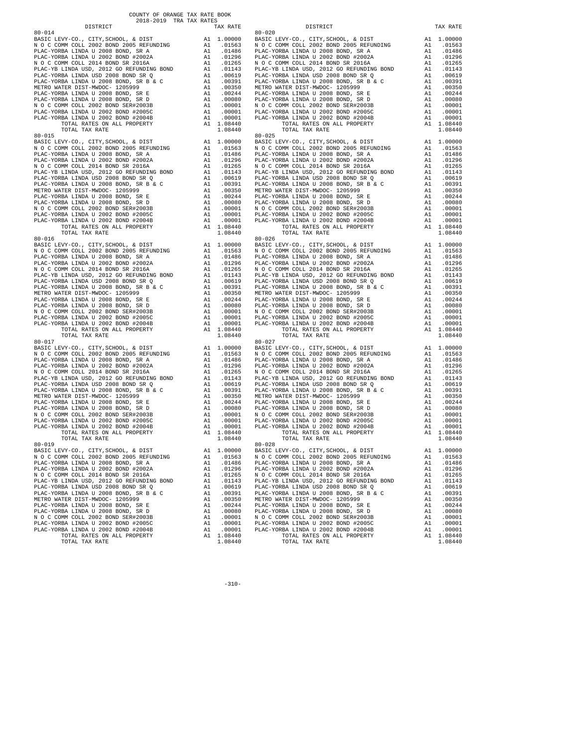| DISTRICT | | TAX RATE |
|---|---|---|
| **80-014** | | |
| BASIC LEVY-CO., CITY,SCHOOL, & DIST | A1 | 1.00000 |
| N O C COMM COLL 2002 BOND 2005 REFUNDING | A1 | .01563 |
| PLAC-YORBA LINDA U 2008 BOND, SR A | A1 | .01486 |
| PLAC-YORBA LINDA U 2002 BOND #2002A | A1 | .01296 |
| N O C COMM COLL 2014 BOND SR 2016A | A1 | .01265 |
| PLAC-YB LINDA USD, 2012 GO REFUNDING BOND | A1 | .01143 |
| PLAC-YORBA LINDA USD 2008 BOND SR Q | A1 | .00619 |
| PLAC-YORBA LINDA U 2008 BOND, SR B & C | A1 | .00391 |
| METRO WATER DIST-MWDOC- 1205999 | A1 | .00350 |
| PLAC-YORBA LINDA U 2008 BOND, SR E | A1 | .00244 |
| PLAC-YORBA LINDA U 2008 BOND, SR D | A1 | .00080 |
| N O C COMM COLL 2002 BOND SER#2003B | A1 | .00001 |
| PLAC-YORBA LINDA U 2002 BOND #2005C | A1 | .00001 |
| PLAC-YORBA LINDA U 2002 BOND #2004B | A1 | .00001 |
| TOTAL RATES ON ALL PROPERTY | A1 | 1.08440 |
| TOTAL TAX RATE | | 1.08440 |
| **80-015** | | |
| BASIC LEVY-CO., CITY,SCHOOL, & DIST | A1 | 1.00000 |
| N O C COMM COLL 2002 BOND 2005 REFUNDING | A1 | .01563 |
| PLAC-YORBA LINDA U 2008 BOND, SR A | A1 | .01486 |
| PLAC-YORBA LINDA U 2002 BOND #2002A | A1 | .01296 |
| N O C COMM COLL 2014 BOND SR 2016A | A1 | .01265 |
| PLAC-YB LINDA USD, 2012 GO REFUNDING BOND | A1 | .01143 |
| PLAC-YORBA LINDA USD 2008 BOND SR Q | A1 | .00619 |
| PLAC-YORBA LINDA U 2008 BOND, SR B & C | A1 | .00391 |
| METRO WATER DIST-MWDOC- 1205999 | A1 | .00350 |
| PLAC-YORBA LINDA U 2008 BOND, SR E | A1 | .00244 |
| PLAC-YORBA LINDA U 2008 BOND, SR D | A1 | .00080 |
| N O C COMM COLL 2002 BOND SER#2003B | A1 | .00001 |
| PLAC-YORBA LINDA U 2002 BOND #2005C | A1 | .00001 |
| PLAC-YORBA LINDA U 2002 BOND #2004B | A1 | .00001 |
| TOTAL RATES ON ALL PROPERTY | A1 | 1.08440 |
| TOTAL TAX RATE | | 1.08440 |
| **80-016** | | |
| BASIC LEVY-CO., CITY,SCHOOL, & DIST | A1 | 1.00000 |
| N O C COMM COLL 2002 BOND 2005 REFUNDING | A1 | .01563 |
| PLAC-YORBA LINDA U 2008 BOND, SR A | A1 | .01486 |
| PLAC-YORBA LINDA U 2002 BOND #2002A | A1 | .01296 |
| N O C COMM COLL 2014 BOND SR 2016A | A1 | .01265 |
| PLAC-YB LINDA USD, 2012 GO REFUNDING BOND | A1 | .01143 |
| PLAC-YORBA LINDA USD 2008 BOND SR Q | A1 | .00619 |
| PLAC-YORBA LINDA U 2008 BOND, SR B & C | A1 | .00391 |
| METRO WATER DIST-MWDOC- 1205999 | A1 | .00350 |
| PLAC-YORBA LINDA U 2008 BOND, SR E | A1 | .00244 |
| PLAC-YORBA LINDA U 2008 BOND, SR D | A1 | .00080 |
| N O C COMM COLL 2002 BOND SER#2003B | A1 | .00001 |
| PLAC-YORBA LINDA U 2002 BOND #2005C | A1 | .00001 |
| PLAC-YORBA LINDA U 2002 BOND #2004B | A1 | .00001 |
| TOTAL RATES ON ALL PROPERTY | A1 | 1.08440 |
| TOTAL TAX RATE | | 1.08440 |
| **80-017** | | |
| BASIC LEVY-CO., CITY,SCHOOL, & DIST | A1 | 1.00000 |
| N O C COMM COLL 2002 BOND 2005 REFUNDING | A1 | .01563 |
| PLAC-YORBA LINDA U 2008 BOND, SR A | A1 | .01486 |
| PLAC-YORBA LINDA U 2002 BOND #2002A | A1 | .01296 |
| N O C COMM COLL 2014 BOND SR 2016A | A1 | .01265 |
| PLAC-YB LINDA USD, 2012 GO REFUNDING BOND | A1 | .01143 |
| PLAC-YORBA LINDA USD 2008 BOND SR Q | A1 | .00619 |
| PLAC-YORBA LINDA U 2008 BOND, SR B & C | A1 | .00391 |
| METRO WATER DIST-MWDOC- 1205999 | A1 | .00350 |
| PLAC-YORBA LINDA U 2008 BOND, SR E | A1 | .00244 |
| PLAC-YORBA LINDA U 2008 BOND, SR D | A1 | .00080 |
| N O C COMM COLL 2002 BOND SER#2003B | A1 | .00001 |
| PLAC-YORBA LINDA U 2002 BOND #2005C | A1 | .00001 |
| PLAC-YORBA LINDA U 2002 BOND #2004B | A1 | .00001 |
| TOTAL RATES ON ALL PROPERTY | A1 | 1.08440 |
| TOTAL TAX RATE | | 1.08440 |
| **80-019** | | |
| BASIC LEVY-CO., CITY,SCHOOL, & DIST | A1 | 1.00000 |
| N O C COMM COLL 2002 BOND 2005 REFUNDING | A1 | .01563 |
| PLAC-YORBA LINDA U 2008 BOND, SR A | A1 | .01486 |
| PLAC-YORBA LINDA U 2002 BOND #2002A | A1 | .01296 |
| N O C COMM COLL 2014 BOND SR 2016A | A1 | .01265 |
| PLAC-YB LINDA USD, 2012 GO REFUNDING BOND | A1 | .01143 |
| PLAC-YORBA LINDA USD 2008 BOND SR Q | A1 | .00619 |
| PLAC-YORBA LINDA U 2008 BOND, SR B & C | A1 | .00391 |
| METRO WATER DIST-MWDOC- 1205999 | A1 | .00350 |
| PLAC-YORBA LINDA U 2008 BOND, SR E | A1 | .00244 |
| PLAC-YORBA LINDA U 2008 BOND, SR D | A1 | .00080 |
| N O C COMM COLL 2002 BOND SER#2003B | A1 | .00001 |
| PLAC-YORBA LINDA U 2002 BOND #2005C | A1 | .00001 |
| PLAC-YORBA LINDA U 2002 BOND #2004B | A1 | .00001 |
| TOTAL RATES ON ALL PROPERTY | A1 | 1.08440 |
| TOTAL TAX RATE | | 1.08440 |
| **80-020** | | |
| BASIC LEVY-CO., CITY,SCHOOL, & DIST | A1 | 1.00000 |
| N O C COMM COLL 2002 BOND 2005 REFUNDING | A1 | .01563 |
| PLAC-YORBA LINDA U 2008 BOND, SR A | A1 | .01486 |
| PLAC-YORBA LINDA U 2002 BOND #2002A | A1 | .01296 |
| N O C COMM COLL 2014 BOND SR 2016A | A1 | .01265 |
| PLAC-YB LINDA USD, 2012 GO REFUNDING BOND | A1 | .01143 |
| PLAC-YORBA LINDA USD 2008 BOND SR Q | A1 | .00619 |
| PLAC-YORBA LINDA U 2008 BOND, SR B & C | A1 | .00391 |
| METRO WATER DIST-MWDOC- 1205999 | A1 | .00350 |
| PLAC-YORBA LINDA U 2008 BOND, SR E | A1 | .00244 |
| PLAC-YORBA LINDA U 2008 BOND, SR D | A1 | .00080 |
| N O C COMM COLL 2002 BOND SER#2003B | A1 | .00001 |
| PLAC-YORBA LINDA U 2002 BOND #2005C | A1 | .00001 |
| PLAC-YORBA LINDA U 2002 BOND #2004B | A1 | .00001 |
| TOTAL RATES ON ALL PROPERTY | A1 | 1.08440 |
| TOTAL TAX RATE | | 1.08440 |
| **80-025** | | |
| BASIC LEVY-CO., CITY,SCHOOL, & DIST | A1 | 1.00000 |
| N O C COMM COLL 2002 BOND 2005 REFUNDING | A1 | .01563 |
| PLAC-YORBA LINDA U 2008 BOND, SR A | A1 | .01486 |
| PLAC-YORBA LINDA U 2002 BOND #2002A | A1 | .01296 |
| N O C COMM COLL 2014 BOND SR 2016A | A1 | .01265 |
| PLAC-YB LINDA USD, 2012 GO REFUNDING BOND | A1 | .01143 |
| PLAC-YORBA LINDA USD 2008 BOND SR Q | A1 | .00619 |
| PLAC-YORBA LINDA U 2008 BOND, SR B & C | A1 | .00391 |
| METRO WATER DIST-MWDOC- 1205999 | A1 | .00350 |
| PLAC-YORBA LINDA U 2008 BOND, SR E | A1 | .00244 |
| PLAC-YORBA LINDA U 2008 BOND, SR D | A1 | .00080 |
| N O C COMM COLL 2002 BOND SER#2003B | A1 | .00001 |
| PLAC-YORBA LINDA U 2002 BOND #2005C | A1 | .00001 |
| PLAC-YORBA LINDA U 2002 BOND #2004B | A1 | .00001 |
| TOTAL RATES ON ALL PROPERTY | A1 | 1.08440 |
| TOTAL TAX RATE | | 1.08440 |
| **80-026** | | |
| BASIC LEVY-CO., CITY,SCHOOL, & DIST | A1 | 1.00000 |
| N O C COMM COLL 2002 BOND 2005 REFUNDING | A1 | .01563 |
| PLAC-YORBA LINDA U 2008 BOND, SR A | A1 | .01486 |
| PLAC-YORBA LINDA U 2002 BOND #2002A | A1 | .01296 |
| N O C COMM COLL 2014 BOND SR 2016A | A1 | .01265 |
| PLAC-YB LINDA USD, 2012 GO REFUNDING BOND | A1 | .01143 |
| PLAC-YORBA LINDA USD 2008 BOND SR Q | A1 | .00619 |
| PLAC-YORBA LINDA U 2008 BOND, SR B & C | A1 | .00391 |
| METRO WATER DIST-MWDOC- 1205999 | A1 | .00350 |
| PLAC-YORBA LINDA U 2008 BOND, SR E | A1 | .00244 |
| PLAC-YORBA LINDA U 2008 BOND, SR D | A1 | .00080 |
| N O C COMM COLL 2002 BOND SER#2003B | A1 | .00001 |
| PLAC-YORBA LINDA U 2002 BOND #2005C | A1 | .00001 |
| PLAC-YORBA LINDA U 2002 BOND #2004B | A1 | .00001 |
| TOTAL RATES ON ALL PROPERTY | A1 | 1.08440 |
| TOTAL TAX RATE | | 1.08440 |
| **80-027** | | |
| BASIC LEVY-CO., CITY,SCHOOL, & DIST | A1 | 1.00000 |
| N O C COMM COLL 2002 BOND 2005 REFUNDING | A1 | .01563 |
| PLAC-YORBA LINDA U 2008 BOND, SR A | A1 | .01486 |
| PLAC-YORBA LINDA U 2002 BOND #2002A | A1 | .01296 |
| N O C COMM COLL 2014 BOND SR 2016A | A1 | .01265 |
| PLAC-YB LINDA USD, 2012 GO REFUNDING BOND | A1 | .01143 |
| PLAC-YORBA LINDA USD 2008 BOND SR Q | A1 | .00619 |
| PLAC-YORBA LINDA U 2008 BOND, SR B & C | A1 | .00391 |
| METRO WATER DIST-MWDOC- 1205999 | A1 | .00350 |
| PLAC-YORBA LINDA U 2008 BOND, SR E | A1 | .00244 |
| PLAC-YORBA LINDA U 2008 BOND, SR D | A1 | .00080 |
| N O C COMM COLL 2002 BOND SER#2003B | A1 | .00001 |
| PLAC-YORBA LINDA U 2002 BOND #2005C | A1 | .00001 |
| PLAC-YORBA LINDA U 2002 BOND #2004B | A1 | .00001 |
| TOTAL RATES ON ALL PROPERTY | A1 | 1.08440 |
| TOTAL TAX RATE | | 1.08440 |
| **80-028** | | |
| BASIC LEVY-CO., CITY,SCHOOL, & DIST | A1 | 1.00000 |
| N O C COMM COLL 2002 BOND 2005 REFUNDING | A1 | .01563 |
| PLAC-YORBA LINDA U 2008 BOND, SR A | A1 | .01486 |
| PLAC-YORBA LINDA U 2002 BOND #2002A | A1 | .01296 |
| N O C COMM COLL 2014 BOND SR 2016A | A1 | .01265 |
| PLAC-YB LINDA USD, 2012 GO REFUNDING BOND | A1 | .01143 |
| PLAC-YORBA LINDA USD 2008 BOND SR Q | A1 | .00619 |
| PLAC-YORBA LINDA U 2008 BOND, SR B & C | A1 | .00391 |
| METRO WATER DIST-MWDOC- 1205999 | A1 | .00350 |
| PLAC-YORBA LINDA U 2008 BOND, SR E | A1 | .00244 |
| PLAC-YORBA LINDA U 2008 BOND, SR D | A1 | .00080 |
| N O C COMM COLL 2002 BOND SER#2003B | A1 | .00001 |
| PLAC-YORBA LINDA U 2002 BOND #2005C | A1 | .00001 |
| PLAC-YORBA LINDA U 2002 BOND #2004B | A1 | .00001 |
| TOTAL RATES ON ALL PROPERTY | A1 | 1.08440 |
| TOTAL TAX RATE | | 1.08440 |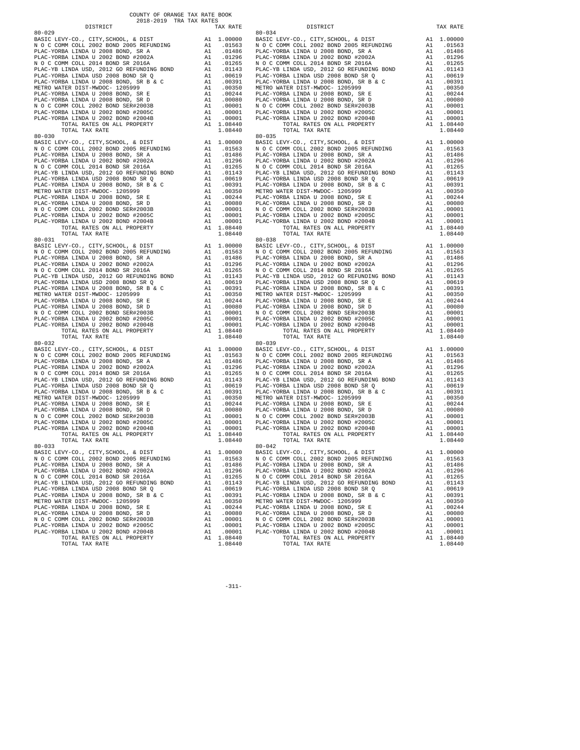| DISTRICT | | TAX RATE |
|---|---|---|
| **80-029** | | |
| BASIC LEVY-CO., CITY,SCHOOL, & DIST | A1 | 1.00000 |
| N O C COMM COLL 2002 BOND 2005 REFUNDING | A1 | .01563 |
| PLAC-YORBA LINDA U 2008 BOND, SR A | A1 | .01486 |
| PLAC-YORBA LINDA U 2002 BOND #2002A | A1 | .01296 |
| N O C COMM COLL 2014 BOND SR 2016A | A1 | .01265 |
| PLAC-YB LINDA USD, 2012 GO REFUNDING BOND | A1 | .01143 |
| PLAC-YORBA LINDA USD 2008 BOND SR Q | A1 | .00619 |
| PLAC-YORBA LINDA U 2008 BOND, SR B & C | A1 | .00391 |
| METRO WATER DIST-MWDOC- 1205999 | A1 | .00350 |
| PLAC-YORBA LINDA U 2008 BOND, SR E | A1 | .00244 |
| PLAC-YORBA LINDA U 2008 BOND, SR D | A1 | .00080 |
| N O C COMM COLL 2002 BOND SER#2003B | A1 | .00001 |
| PLAC-YORBA LINDA U 2002 BOND #2005C | A1 | .00001 |
| PLAC-YORBA LINDA U 2002 BOND #2004B | A1 | .00001 |
| TOTAL RATES ON ALL PROPERTY | A1 | 1.08440 |
| TOTAL TAX RATE | | 1.08440 |
| **80-030** | | |
| BASIC LEVY-CO., CITY,SCHOOL, & DIST | A1 | 1.00000 |
| N O C COMM COLL 2002 BOND 2005 REFUNDING | A1 | .01563 |
| PLAC-YORBA LINDA U 2008 BOND, SR A | A1 | .01486 |
| PLAC-YORBA LINDA U 2002 BOND #2002A | A1 | .01296 |
| N O C COMM COLL 2014 BOND SR 2016A | A1 | .01265 |
| PLAC-YB LINDA USD, 2012 GO REFUNDING BOND | A1 | .01143 |
| PLAC-YORBA LINDA USD 2008 BOND SR Q | A1 | .00619 |
| PLAC-YORBA LINDA U 2008 BOND, SR B & C | A1 | .00391 |
| METRO WATER DIST-MWDOC- 1205999 | A1 | .00350 |
| PLAC-YORBA LINDA U 2008 BOND, SR E | A1 | .00244 |
| PLAC-YORBA LINDA U 2008 BOND, SR D | A1 | .00080 |
| N O C COMM COLL 2002 BOND SER#2003B | A1 | .00001 |
| PLAC-YORBA LINDA U 2002 BOND #2005C | A1 | .00001 |
| PLAC-YORBA LINDA U 2002 BOND #2004B | A1 | .00001 |
| TOTAL RATES ON ALL PROPERTY | A1 | 1.08440 |
| TOTAL TAX RATE | | 1.08440 |
| **80-031** | | |
| BASIC LEVY-CO., CITY,SCHOOL, & DIST | A1 | 1.00000 |
| N O C COMM COLL 2002 BOND 2005 REFUNDING | A1 | .01563 |
| PLAC-YORBA LINDA U 2008 BOND, SR A | A1 | .01486 |
| PLAC-YORBA LINDA U 2002 BOND #2002A | A1 | .01296 |
| N O C COMM COLL 2014 BOND SR 2016A | A1 | .01265 |
| PLAC-YB LINDA USD, 2012 GO REFUNDING BOND | A1 | .01143 |
| PLAC-YORBA LINDA USD 2008 BOND SR Q | A1 | .00619 |
| PLAC-YORBA LINDA U 2008 BOND, SR B & C | A1 | .00391 |
| METRO WATER DIST-MWDOC- 1205999 | A1 | .00350 |
| PLAC-YORBA LINDA U 2008 BOND, SR E | A1 | .00244 |
| PLAC-YORBA LINDA U 2008 BOND, SR D | A1 | .00080 |
| N O C COMM COLL 2002 BOND SER#2003B | A1 | .00001 |
| PLAC-YORBA LINDA U 2002 BOND #2005C | A1 | .00001 |
| PLAC-YORBA LINDA U 2002 BOND #2004B | A1 | .00001 |
| TOTAL RATES ON ALL PROPERTY | A1 | 1.08440 |
| TOTAL TAX RATE | | 1.08440 |
| **80-032** | | |
| BASIC LEVY-CO., CITY,SCHOOL, & DIST | A1 | 1.00000 |
| N O C COMM COLL 2002 BOND 2005 REFUNDING | A1 | .01563 |
| PLAC-YORBA LINDA U 2008 BOND, SR A | A1 | .01486 |
| PLAC-YORBA LINDA U 2002 BOND #2002A | A1 | .01296 |
| N O C COMM COLL 2014 BOND SR 2016A | A1 | .01265 |
| PLAC-YB LINDA USD, 2012 GO REFUNDING BOND | A1 | .01143 |
| PLAC-YORBA LINDA USD 2008 BOND SR Q | A1 | .00619 |
| PLAC-YORBA LINDA U 2008 BOND, SR B & C | A1 | .00391 |
| METRO WATER DIST-MWDOC- 1205999 | A1 | .00350 |
| PLAC-YORBA LINDA U 2008 BOND, SR E | A1 | .00244 |
| PLAC-YORBA LINDA U 2008 BOND, SR D | A1 | .00080 |
| N O C COMM COLL 2002 BOND SER#2003B | A1 | .00001 |
| PLAC-YORBA LINDA U 2002 BOND #2005C | A1 | .00001 |
| PLAC-YORBA LINDA U 2002 BOND #2004B | A1 | .00001 |
| TOTAL RATES ON ALL PROPERTY | A1 | 1.08440 |
| TOTAL TAX RATE | | 1.08440 |
| **80-033** | | |
| BASIC LEVY-CO., CITY,SCHOOL, & DIST | A1 | 1.00000 |
| N O C COMM COLL 2002 BOND 2005 REFUNDING | A1 | .01563 |
| PLAC-YORBA LINDA U 2008 BOND, SR A | A1 | .01486 |
| PLAC-YORBA LINDA U 2002 BOND #2002A | A1 | .01296 |
| N O C COMM COLL 2014 BOND SR 2016A | A1 | .01265 |
| PLAC-YB LINDA USD, 2012 GO REFUNDING BOND | A1 | .01143 |
| PLAC-YORBA LINDA USD 2008 BOND SR Q | A1 | .00619 |
| PLAC-YORBA LINDA U 2008 BOND, SR B & C | A1 | .00391 |
| METRO WATER DIST-MWDOC- 1205999 | A1 | .00350 |
| PLAC-YORBA LINDA U 2008 BOND, SR E | A1 | .00244 |
| PLAC-YORBA LINDA U 2008 BOND, SR D | A1 | .00080 |
| N O C COMM COLL 2002 BOND SER#2003B | A1 | .00001 |
| PLAC-YORBA LINDA U 2002 BOND #2005C | A1 | .00001 |
| PLAC-YORBA LINDA U 2002 BOND #2004B | A1 | .00001 |
| TOTAL RATES ON ALL PROPERTY | A1 | 1.08440 |
| TOTAL TAX RATE | | 1.08440 |
| **80-034** | | |
| BASIC LEVY-CO., CITY,SCHOOL, & DIST | A1 | 1.00000 |
| N O C COMM COLL 2002 BOND 2005 REFUNDING | A1 | .01563 |
| PLAC-YORBA LINDA U 2008 BOND, SR A | A1 | .01486 |
| PLAC-YORBA LINDA U 2002 BOND #2002A | A1 | .01296 |
| N O C COMM COLL 2014 BOND SR 2016A | A1 | .01265 |
| PLAC-YB LINDA USD, 2012 GO REFUNDING BOND | A1 | .01143 |
| PLAC-YORBA LINDA USD 2008 BOND SR Q | A1 | .00619 |
| PLAC-YORBA LINDA U 2008 BOND, SR B & C | A1 | .00391 |
| METRO WATER DIST-MWDOC- 1205999 | A1 | .00350 |
| PLAC-YORBA LINDA U 2008 BOND, SR E | A1 | .00244 |
| PLAC-YORBA LINDA U 2008 BOND, SR D | A1 | .00080 |
| N O C COMM COLL 2002 BOND SER#2003B | A1 | .00001 |
| PLAC-YORBA LINDA U 2002 BOND #2005C | A1 | .00001 |
| PLAC-YORBA LINDA U 2002 BOND #2004B | A1 | .00001 |
| TOTAL RATES ON ALL PROPERTY | A1 | 1.08440 |
| TOTAL TAX RATE | | 1.08440 |
| **80-035** | | |
| BASIC LEVY-CO., CITY,SCHOOL, & DIST | A1 | 1.00000 |
| N O C COMM COLL 2002 BOND 2005 REFUNDING | A1 | .01563 |
| PLAC-YORBA LINDA U 2008 BOND, SR A | A1 | .01486 |
| PLAC-YORBA LINDA U 2002 BOND #2002A | A1 | .01296 |
| N O C COMM COLL 2014 BOND SR 2016A | A1 | .01265 |
| PLAC-YB LINDA USD, 2012 GO REFUNDING BOND | A1 | .01143 |
| PLAC-YORBA LINDA USD 2008 BOND SR Q | A1 | .00619 |
| PLAC-YORBA LINDA U 2008 BOND, SR B & C | A1 | .00391 |
| METRO WATER DIST-MWDOC- 1205999 | A1 | .00350 |
| PLAC-YORBA LINDA U 2008 BOND, SR E | A1 | .00244 |
| PLAC-YORBA LINDA U 2008 BOND, SR D | A1 | .00080 |
| N O C COMM COLL 2002 BOND SER#2003B | A1 | .00001 |
| PLAC-YORBA LINDA U 2002 BOND #2005C | A1 | .00001 |
| PLAC-YORBA LINDA U 2002 BOND #2004B | A1 | .00001 |
| TOTAL RATES ON ALL PROPERTY | A1 | 1.08440 |
| TOTAL TAX RATE | | 1.08440 |
| **80-038** | | |
| BASIC LEVY-CO., CITY,SCHOOL, & DIST | A1 | 1.00000 |
| N O C COMM COLL 2002 BOND 2005 REFUNDING | A1 | .01563 |
| PLAC-YORBA LINDA U 2008 BOND, SR A | A1 | .01486 |
| PLAC-YORBA LINDA U 2002 BOND #2002A | A1 | .01296 |
| N O C COMM COLL 2014 BOND SR 2016A | A1 | .01265 |
| PLAC-YB LINDA USD, 2012 GO REFUNDING BOND | A1 | .01143 |
| PLAC-YORBA LINDA USD 2008 BOND SR Q | A1 | .00619 |
| PLAC-YORBA LINDA U 2008 BOND, SR B & C | A1 | .00391 |
| METRO WATER DIST-MWDOC- 1205999 | A1 | .00350 |
| PLAC-YORBA LINDA U 2008 BOND, SR E | A1 | .00244 |
| PLAC-YORBA LINDA U 2008 BOND, SR D | A1 | .00080 |
| N O C COMM COLL 2002 BOND SER#2003B | A1 | .00001 |
| PLAC-YORBA LINDA U 2002 BOND #2005C | A1 | .00001 |
| PLAC-YORBA LINDA U 2002 BOND #2004B | A1 | .00001 |
| TOTAL RATES ON ALL PROPERTY | A1 | 1.08440 |
| TOTAL TAX RATE | | 1.08440 |
| **80-039** | | |
| BASIC LEVY-CO., CITY,SCHOOL, & DIST | A1 | 1.00000 |
| N O C COMM COLL 2002 BOND 2005 REFUNDING | A1 | .01563 |
| PLAC-YORBA LINDA U 2008 BOND, SR A | A1 | .01486 |
| PLAC-YORBA LINDA U 2002 BOND #2002A | A1 | .01296 |
| N O C COMM COLL 2014 BOND SR 2016A | A1 | .01265 |
| PLAC-YB LINDA USD, 2012 GO REFUNDING BOND | A1 | .01143 |
| PLAC-YORBA LINDA USD 2008 BOND SR Q | A1 | .00619 |
| PLAC-YORBA LINDA U 2008 BOND, SR B & C | A1 | .00391 |
| METRO WATER DIST-MWDOC- 1205999 | A1 | .00350 |
| PLAC-YORBA LINDA U 2008 BOND, SR E | A1 | .00244 |
| PLAC-YORBA LINDA U 2008 BOND, SR D | A1 | .00080 |
| N O C COMM COLL 2002 BOND SER#2003B | A1 | .00001 |
| PLAC-YORBA LINDA U 2002 BOND #2005C | A1 | .00001 |
| PLAC-YORBA LINDA U 2002 BOND #2004B | A1 | .00001 |
| TOTAL RATES ON ALL PROPERTY | A1 | 1.08440 |
| TOTAL TAX RATE | | 1.08440 |
| **80-042** | | |
| BASIC LEVY-CO., CITY,SCHOOL, & DIST | A1 | 1.00000 |
| N O C COMM COLL 2002 BOND 2005 REFUNDING | A1 | .01563 |
| PLAC-YORBA LINDA U 2008 BOND, SR A | A1 | .01486 |
| PLAC-YORBA LINDA U 2002 BOND #2002A | A1 | .01296 |
| N O C COMM COLL 2014 BOND SR 2016A | A1 | .01265 |
| PLAC-YB LINDA USD, 2012 GO REFUNDING BOND | A1 | .01143 |
| PLAC-YORBA LINDA USD 2008 BOND SR Q | A1 | .00619 |
| PLAC-YORBA LINDA U 2008 BOND, SR B & C | A1 | .00391 |
| METRO WATER DIST-MWDOC- 1205999 | A1 | .00350 |
| PLAC-YORBA LINDA U 2008 BOND, SR E | A1 | .00244 |
| PLAC-YORBA LINDA U 2008 BOND, SR D | A1 | .00080 |
| N O C COMM COLL 2002 BOND SER#2003B | A1 | .00001 |
| PLAC-YORBA LINDA U 2002 BOND #2005C | A1 | .00001 |
| PLAC-YORBA LINDA U 2002 BOND #2004B | A1 | .00001 |
| TOTAL RATES ON ALL PROPERTY | A1 | 1.08440 |
| TOTAL TAX RATE | | 1.08440 |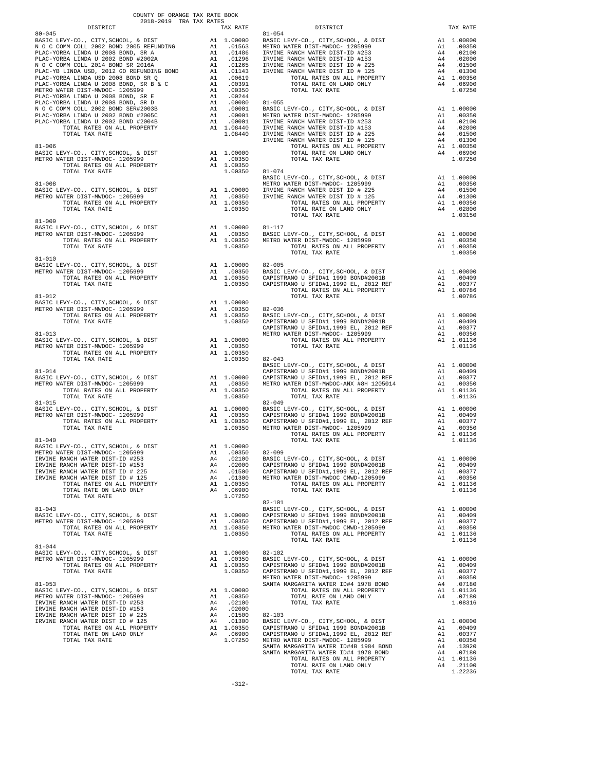COUNTY OF ORANGE TAX RATE BOOK
2018-2019 TRA TAX RATES

| DISTRICT | | TAX RATE |
|---|---|---|
| 80-045 | | |
| BASIC LEVY-CO., CITY,SCHOOL, & DIST | A1 | 1.00000 |
| N O C COMM COLL 2002 BOND 2005 REFUNDING | A1 | .01563 |
| PLAC-YORBA LINDA U 2008 BOND, SR A | A1 | .01486 |
| PLAC-YORBA LINDA U 2002 BOND #2002A | A1 | .01296 |
| N O C COMM COLL 2014 BOND SR 2016A | A1 | .01265 |
| PLAC-YB LINDA USD, 2012 GO REFUNDING BOND | A1 | .01143 |
| PLAC-YORBA LINDA USD 2008 BOND SR Q | A1 | .00619 |
| PLAC-YORBA LINDA U 2008 BOND, SR B & C | A1 | .00391 |
| METRO WATER DIST-MWDOC- 1205999 | A1 | .00350 |
| PLAC-YORBA LINDA U 2008 BOND, SR E | A1 | .00244 |
| PLAC-YORBA LINDA U 2008 BOND, SR D | A1 | .00080 |
| N O C COMM COLL 2002 BOND SER#2003B | A1 | .00001 |
| PLAC-YORBA LINDA U 2002 BOND #2005C | A1 | .00001 |
| PLAC-YORBA LINDA U 2002 BOND #2004B | A1 | .00001 |
| TOTAL RATES ON ALL PROPERTY | A1 | 1.08440 |
| TOTAL TAX RATE | | 1.08440 |
| 81-006 | | |
| BASIC LEVY-CO., CITY,SCHOOL, & DIST | A1 | 1.00000 |
| METRO WATER DIST-MWDOC- 1205999 | A1 | .00350 |
| TOTAL RATES ON ALL PROPERTY | A1 | 1.00350 |
| TOTAL TAX RATE | | 1.00350 |
| 81-008 | | |
| BASIC LEVY-CO., CITY,SCHOOL, & DIST | A1 | 1.00000 |
| METRO WATER DIST-MWDOC- 1205999 | A1 | .00350 |
| TOTAL RATES ON ALL PROPERTY | A1 | 1.00350 |
| TOTAL TAX RATE | | 1.00350 |
| 81-009 | | |
| BASIC LEVY-CO., CITY,SCHOOL, & DIST | A1 | 1.00000 |
| METRO WATER DIST-MWDOC- 1205999 | A1 | .00350 |
| TOTAL RATES ON ALL PROPERTY | A1 | 1.00350 |
| TOTAL TAX RATE | | 1.00350 |
| 81-010 | | |
| BASIC LEVY-CO., CITY,SCHOOL, & DIST | A1 | 1.00000 |
| METRO WATER DIST-MWDOC- 1205999 | A1 | .00350 |
| TOTAL RATES ON ALL PROPERTY | A1 | 1.00350 |
| TOTAL TAX RATE | | 1.00350 |
| 81-012 | | |
| BASIC LEVY-CO., CITY,SCHOOL, & DIST | A1 | 1.00000 |
| METRO WATER DIST-MWDOC- 1205999 | A1 | .00350 |
| TOTAL RATES ON ALL PROPERTY | A1 | 1.00350 |
| TOTAL TAX RATE | | 1.00350 |
| 81-013 | | |
| BASIC LEVY-CO., CITY,SCHOOL, & DIST | A1 | 1.00000 |
| METRO WATER DIST-MWDOC- 1205999 | A1 | .00350 |
| TOTAL RATES ON ALL PROPERTY | A1 | 1.00350 |
| TOTAL TAX RATE | | 1.00350 |
| 81-014 | | |
| BASIC LEVY-CO., CITY,SCHOOL, & DIST | A1 | 1.00000 |
| METRO WATER DIST-MWDOC- 1205999 | A1 | .00350 |
| TOTAL RATES ON ALL PROPERTY | A1 | 1.00350 |
| TOTAL TAX RATE | | 1.00350 |
| 81-015 | | |
| BASIC LEVY-CO., CITY,SCHOOL, & DIST | A1 | 1.00000 |
| METRO WATER DIST-MWDOC- 1205999 | A1 | .00350 |
| TOTAL RATES ON ALL PROPERTY | A1 | 1.00350 |
| TOTAL TAX RATE | | 1.00350 |
| 81-040 | | |
| BASIC LEVY-CO., CITY,SCHOOL, & DIST | A1 | 1.00000 |
| METRO WATER DIST-MWDOC- 1205999 | A1 | .00350 |
| IRVINE RANCH WATER DIST-ID #253 | A4 | .02100 |
| IRVINE RANCH WATER DIST-ID #153 | A4 | .02000 |
| IRVINE RANCH WATER DIST ID # 225 | A4 | .01500 |
| IRVINE RANCH WATER DIST ID # 125 | A4 | .01300 |
| TOTAL RATES ON ALL PROPERTY | A1 | 1.00350 |
| TOTAL RATE ON LAND ONLY | A4 | .06900 |
| TOTAL TAX RATE | | 1.07250 |
| 81-043 | | |
| BASIC LEVY-CO., CITY,SCHOOL, & DIST | A1 | 1.00000 |
| METRO WATER DIST-MWDOC- 1205999 | A1 | .00350 |
| TOTAL RATES ON ALL PROPERTY | A1 | 1.00350 |
| TOTAL TAX RATE | | 1.00350 |
| 81-044 | | |
| BASIC LEVY-CO., CITY,SCHOOL, & DIST | A1 | 1.00000 |
| METRO WATER DIST-MWDOC- 1205999 | A1 | .00350 |
| TOTAL RATES ON ALL PROPERTY | A1 | 1.00350 |
| TOTAL TAX RATE | | 1.00350 |
| 81-053 | | |
| BASIC LEVY-CO., CITY,SCHOOL, & DIST | A1 | 1.00000 |
| METRO WATER DIST-MWDOC- 1205999 | A1 | .00350 |
| IRVINE RANCH WATER DIST-ID #253 | A4 | .02100 |
| IRVINE RANCH WATER DIST-ID #153 | A4 | .02000 |
| IRVINE RANCH WATER DIST ID # 225 | A4 | .01500 |
| IRVINE RANCH WATER DIST ID # 125 | A4 | .01300 |
| TOTAL RATES ON ALL PROPERTY | A1 | 1.00350 |
| TOTAL RATE ON LAND ONLY | A4 | .06900 |
| TOTAL TAX RATE | | 1.07250 |
| 81-054 | | |
| BASIC LEVY-CO., CITY,SCHOOL, & DIST | A1 | 1.00000 |
| METRO WATER DIST-MWDOC- 1205999 | A1 | .00350 |
| IRVINE RANCH WATER DIST-ID #253 | A4 | .02100 |
| IRVINE RANCH WATER DIST-ID #153 | A4 | .02000 |
| IRVINE RANCH WATER DIST ID # 225 | A4 | .01500 |
| IRVINE RANCH WATER DIST ID # 125 | A4 | .01300 |
| TOTAL RATES ON ALL PROPERTY | A1 | 1.00350 |
| TOTAL RATE ON LAND ONLY | A4 | .06900 |
| TOTAL TAX RATE | | 1.07250 |
| 81-055 | | |
| BASIC LEVY-CO., CITY,SCHOOL, & DIST | A1 | 1.00000 |
| METRO WATER DIST-MWDOC- 1205999 | A1 | .00350 |
| IRVINE RANCH WATER DIST-ID #253 | A4 | .02100 |
| IRVINE RANCH WATER DIST-ID #153 | A4 | .02000 |
| IRVINE RANCH WATER DIST ID # 225 | A4 | .01500 |
| IRVINE RANCH WATER DIST ID # 125 | A4 | .01300 |
| TOTAL RATES ON ALL PROPERTY | A1 | 1.00350 |
| TOTAL RATE ON LAND ONLY | A4 | .06900 |
| TOTAL TAX RATE | | 1.07250 |
| 81-074 | | |
| BASIC LEVY-CO., CITY,SCHOOL, & DIST | A1 | 1.00000 |
| METRO WATER DIST-MWDOC- 1205999 | A1 | .00350 |
| IRVINE RANCH WATER DIST ID # 225 | A4 | .01500 |
| IRVINE RANCH WATER DIST ID # 125 | A4 | .01300 |
| TOTAL RATES ON ALL PROPERTY | A1 | 1.00350 |
| TOTAL RATE ON LAND ONLY | A4 | .02800 |
| TOTAL TAX RATE | | 1.03150 |
| 81-117 | | |
| BASIC LEVY-CO., CITY,SCHOOL, & DIST | A1 | 1.00000 |
| METRO WATER DIST-MWDOC- 1205999 | A1 | .00350 |
| TOTAL RATES ON ALL PROPERTY | A1 | 1.00350 |
| TOTAL TAX RATE | | 1.00350 |
| 82-005 | | |
| BASIC LEVY-CO., CITY,SCHOOL, & DIST | A1 | 1.00000 |
| CAPISTRANO U SFID#1 1999 BOND#2001B | A1 | .00409 |
| CAPISTRANO U SFID#1,1999 EL, 2012 REF | A1 | .00377 |
| TOTAL RATES ON ALL PROPERTY | A1 | 1.00786 |
| TOTAL TAX RATE | | 1.00786 |
| 82-036 | | |
| BASIC LEVY-CO., CITY,SCHOOL, & DIST | A1 | 1.00000 |
| CAPISTRANO U SFID#1 1999 BOND#2001B | A1 | .00409 |
| CAPISTRANO U SFID#1,1999 EL, 2012 REF | A1 | .00377 |
| METRO WATER DIST-MWDOC- 1205999 | A1 | .00350 |
| TOTAL RATES ON ALL PROPERTY | A1 | 1.01136 |
| TOTAL TAX RATE | | 1.01136 |
| 82-043 | | |
| BASIC LEVY-CO., CITY,SCHOOL, & DIST | A1 | 1.00000 |
| CAPISTRANO U SFID#1 1999 BOND#2001B | A1 | .00409 |
| CAPISTRANO U SFID#1,1999 EL, 2012 REF | A1 | .00377 |
| METRO WATER DIST-MWDOC-ANX #8H 1205014 | A1 | .00350 |
| TOTAL RATES ON ALL PROPERTY | A1 | 1.01136 |
| TOTAL TAX RATE | | 1.01136 |
| 82-049 | | |
| BASIC LEVY-CO., CITY,SCHOOL, & DIST | A1 | 1.00000 |
| CAPISTRANO U SFID#1 1999 BOND#2001B | A1 | .00409 |
| CAPISTRANO U SFID#1,1999 EL, 2012 REF | A1 | .00377 |
| METRO WATER DIST-MWDOC- 1205999 | A1 | .00350 |
| TOTAL RATES ON ALL PROPERTY | A1 | 1.01136 |
| TOTAL TAX RATE | | 1.01136 |
| 82-099 | | |
| BASIC LEVY-CO., CITY,SCHOOL, & DIST | A1 | 1.00000 |
| CAPISTRANO U SFID#1 1999 BOND#2001B | A1 | .00409 |
| CAPISTRANO U SFID#1,1999 EL, 2012 REF | A1 | .00377 |
| METRO WATER DIST-MWDOC CMWD-1205999 | A1 | .00350 |
| TOTAL RATES ON ALL PROPERTY | A1 | 1.01136 |
| TOTAL TAX RATE | | 1.01136 |
| 82-101 | | |
| BASIC LEVY-CO., CITY,SCHOOL, & DIST | A1 | 1.00000 |
| CAPISTRANO U SFID#1 1999 BOND#2001B | A1 | .00409 |
| CAPISTRANO U SFID#1,1999 EL, 2012 REF | A1 | .00377 |
| METRO WATER DIST-MWDOC CMWD-1205999 | A1 | .00350 |
| TOTAL RATES ON ALL PROPERTY | A1 | 1.01136 |
| TOTAL TAX RATE | | 1.01136 |
| 82-102 | | |
| BASIC LEVY-CO., CITY,SCHOOL, & DIST | A1 | 1.00000 |
| CAPISTRANO U SFID#1 1999 BOND#2001B | A1 | .00409 |
| CAPISTRANO U SFID#1,1999 EL, 2012 REF | A1 | .00377 |
| METRO WATER DIST-MWDOC- 1205999 | A1 | .00350 |
| SANTA MARGARITA WATER ID#4 1978 BOND | A4 | .07180 |
| TOTAL RATES ON ALL PROPERTY | A1 | 1.01136 |
| TOTAL RATE ON LAND ONLY | A4 | .07180 |
| TOTAL TAX RATE | | 1.08316 |
| 82-103 | | |
| BASIC LEVY-CO., CITY,SCHOOL, & DIST | A1 | 1.00000 |
| CAPISTRANO U SFID#1 1999 BOND#2001B | A1 | .00409 |
| CAPISTRANO U SFID#1,1999 EL, 2012 REF | A1 | .00377 |
| METRO WATER DIST-MWDOC- 1205999 | A1 | .00350 |
| SANTA MARGARITA WATER ID#4B 1984 BOND | A4 | .13920 |
| SANTA MARGARITA WATER ID#4 1978 BOND | A4 | .07180 |
| TOTAL RATES ON ALL PROPERTY | A1 | 1.01136 |
| TOTAL RATE ON LAND ONLY | A4 | .21100 |
| TOTAL TAX RATE | | 1.22236 |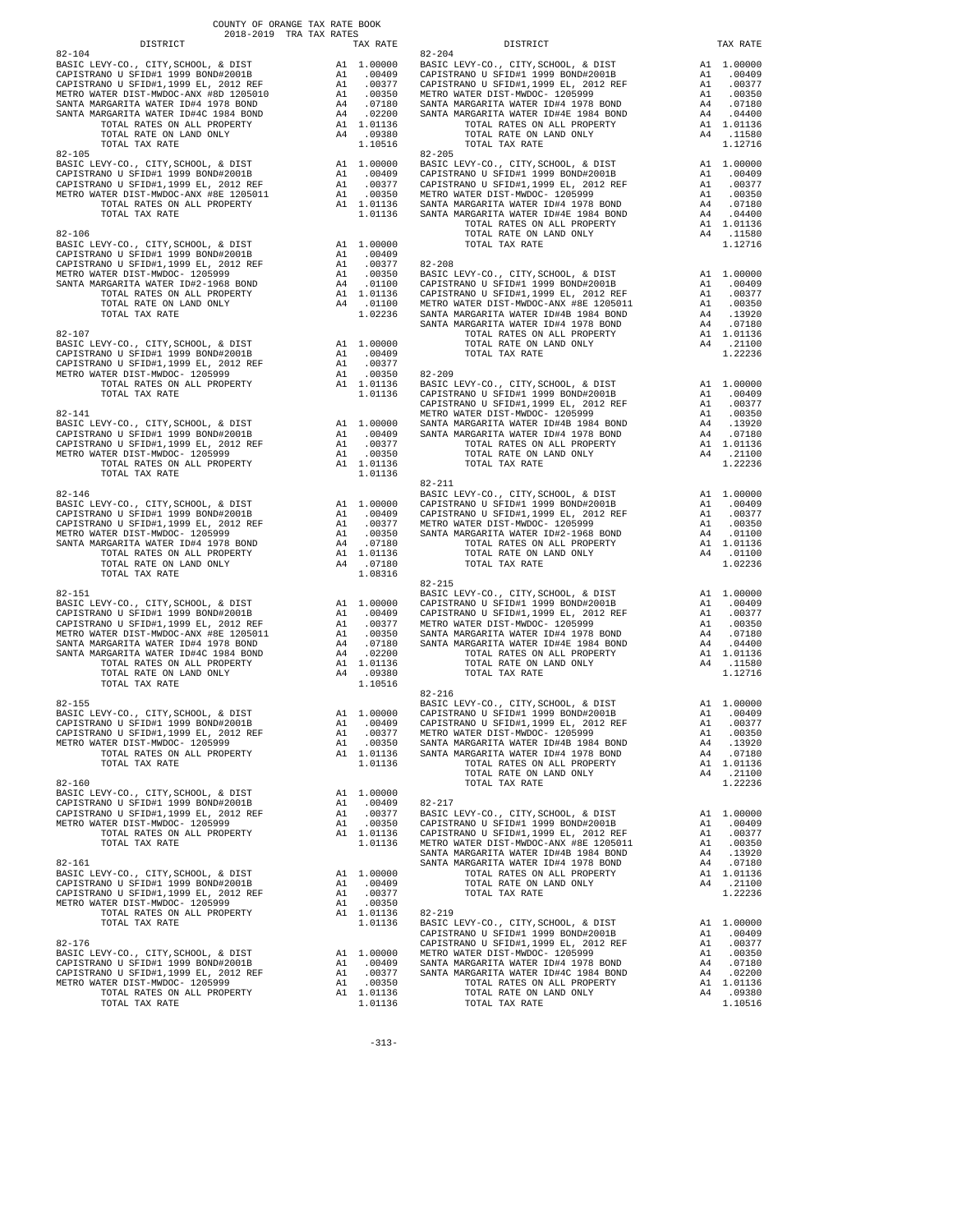COUNTY OF ORANGE TAX RATE BOOK
2018-2019 TRA TAX RATES

| DISTRICT | | TAX RATE |
|---|---|---|
| **82-104** | | |
| BASIC LEVY-CO., CITY,SCHOOL, & DIST | A1 | 1.00000 |
| CAPISTRANO U SFID#1 1999 BOND#2001B | A1 | .00409 |
| CAPISTRANO U SFID#1,1999 EL, 2012 REF | A1 | .00377 |
| METRO WATER DIST-MWDOC-ANX #8D 1205010 | A1 | .00350 |
| SANTA MARGARITA WATER ID#4 1978 BOND | A4 | .07180 |
| SANTA MARGARITA WATER ID#4C 1984 BOND | A4 | .02200 |
| TOTAL RATES ON ALL PROPERTY | A1 | 1.01136 |
| TOTAL RATE ON LAND ONLY | A4 | .09380 |
| TOTAL TAX RATE | | 1.10516 |
| **82-105** | | |
| BASIC LEVY-CO., CITY,SCHOOL, & DIST | A1 | 1.00000 |
| CAPISTRANO U SFID#1 1999 BOND#2001B | A1 | .00409 |
| CAPISTRANO U SFID#1,1999 EL, 2012 REF | A1 | .00377 |
| METRO WATER DIST-MWDOC-ANX #8E 1205011 | A1 | .00350 |
| TOTAL RATES ON ALL PROPERTY | A1 | 1.01136 |
| TOTAL TAX RATE | | 1.01136 |
| **82-106** | | |
| BASIC LEVY-CO., CITY,SCHOOL, & DIST | A1 | 1.00000 |
| CAPISTRANO U SFID#1 1999 BOND#2001B | A1 | .00409 |
| CAPISTRANO U SFID#1,1999 EL, 2012 REF | A1 | .00377 |
| METRO WATER DIST-MWDOC- 1205999 | A1 | .00350 |
| SANTA MARGARITA WATER ID#2-1968 BOND | A4 | .01100 |
| TOTAL RATES ON ALL PROPERTY | A1 | 1.01136 |
| TOTAL RATE ON LAND ONLY | A4 | .01100 |
| TOTAL TAX RATE | | 1.02236 |
| **82-107** | | |
| BASIC LEVY-CO., CITY,SCHOOL, & DIST | A1 | 1.00000 |
| CAPISTRANO U SFID#1 1999 BOND#2001B | A1 | .00409 |
| CAPISTRANO U SFID#1,1999 EL, 2012 REF | A1 | .00377 |
| METRO WATER DIST-MWDOC- 1205999 | A1 | .00350 |
| TOTAL RATES ON ALL PROPERTY | A1 | 1.01136 |
| TOTAL TAX RATE | | 1.01136 |
| **82-141** | | |
| BASIC LEVY-CO., CITY,SCHOOL, & DIST | A1 | 1.00000 |
| CAPISTRANO U SFID#1 1999 BOND#2001B | A1 | .00409 |
| CAPISTRANO U SFID#1,1999 EL, 2012 REF | A1 | .00377 |
| METRO WATER DIST-MWDOC- 1205999 | A1 | .00350 |
| TOTAL RATES ON ALL PROPERTY | A1 | 1.01136 |
| TOTAL TAX RATE | | 1.01136 |
| **82-146** | | |
| BASIC LEVY-CO., CITY,SCHOOL, & DIST | A1 | 1.00000 |
| CAPISTRANO U SFID#1 1999 BOND#2001B | A1 | .00409 |
| CAPISTRANO U SFID#1,1999 EL, 2012 REF | A1 | .00377 |
| METRO WATER DIST-MWDOC- 1205999 | A1 | .00350 |
| SANTA MARGARITA WATER ID#4 1978 BOND | A4 | .07180 |
| TOTAL RATES ON ALL PROPERTY | A1 | 1.01136 |
| TOTAL RATE ON LAND ONLY | A4 | .07180 |
| TOTAL TAX RATE | | 1.08316 |
| **82-151** | | |
| BASIC LEVY-CO., CITY,SCHOOL, & DIST | A1 | 1.00000 |
| CAPISTRANO U SFID#1 1999 BOND#2001B | A1 | .00409 |
| CAPISTRANO U SFID#1,1999 EL, 2012 REF | A1 | .00377 |
| METRO WATER DIST-MWDOC-ANX #8E 1205011 | A1 | .00350 |
| SANTA MARGARITA WATER ID#4 1978 BOND | A4 | .07180 |
| SANTA MARGARITA WATER ID#4C 1984 BOND | A4 | .02200 |
| TOTAL RATES ON ALL PROPERTY | A1 | 1.01136 |
| TOTAL RATE ON LAND ONLY | A4 | .09380 |
| TOTAL TAX RATE | | 1.10516 |
| **82-155** | | |
| BASIC LEVY-CO., CITY,SCHOOL, & DIST | A1 | 1.00000 |
| CAPISTRANO U SFID#1 1999 BOND#2001B | A1 | .00409 |
| CAPISTRANO U SFID#1,1999 EL, 2012 REF | A1 | .00377 |
| METRO WATER DIST-MWDOC- 1205999 | A1 | .00350 |
| TOTAL RATES ON ALL PROPERTY | A1 | 1.01136 |
| TOTAL TAX RATE | | 1.01136 |
| **82-160** | | |
| BASIC LEVY-CO., CITY,SCHOOL, & DIST | A1 | 1.00000 |
| CAPISTRANO U SFID#1 1999 BOND#2001B | A1 | .00409 |
| CAPISTRANO U SFID#1,1999 EL, 2012 REF | A1 | .00377 |
| METRO WATER DIST-MWDOC- 1205999 | A1 | .00350 |
| TOTAL RATES ON ALL PROPERTY | A1 | 1.01136 |
| TOTAL TAX RATE | | 1.01136 |
| **82-161** | | |
| BASIC LEVY-CO., CITY,SCHOOL, & DIST | A1 | 1.00000 |
| CAPISTRANO U SFID#1 1999 BOND#2001B | A1 | .00409 |
| CAPISTRANO U SFID#1,1999 EL, 2012 REF | A1 | .00377 |
| METRO WATER DIST-MWDOC- 1205999 | A1 | .00350 |
| TOTAL RATES ON ALL PROPERTY | A1 | 1.01136 |
| TOTAL TAX RATE | | 1.01136 |
| **82-176** | | |
| BASIC LEVY-CO., CITY,SCHOOL, & DIST | A1 | 1.00000 |
| CAPISTRANO U SFID#1 1999 BOND#2001B | A1 | .00409 |
| CAPISTRANO U SFID#1,1999 EL, 2012 REF | A1 | .00377 |
| METRO WATER DIST-MWDOC- 1205999 | A1 | .00350 |
| TOTAL RATES ON ALL PROPERTY | A1 | 1.01136 |
| TOTAL TAX RATE | | 1.01136 |
| **82-204** | | |
| BASIC LEVY-CO., CITY,SCHOOL, & DIST | A1 | 1.00000 |
| CAPISTRANO U SFID#1 1999 BOND#2001B | A1 | .00409 |
| CAPISTRANO U SFID#1,1999 EL, 2012 REF | A1 | .00377 |
| METRO WATER DIST-MWDOC- 1205999 | A1 | .00350 |
| SANTA MARGARITA WATER ID#4 1978 BOND | A4 | .07180 |
| SANTA MARGARITA WATER ID#4E 1984 BOND | A4 | .04400 |
| TOTAL RATES ON ALL PROPERTY | A1 | 1.01136 |
| TOTAL RATE ON LAND ONLY | A4 | .11580 |
| TOTAL TAX RATE | | 1.12716 |
| **82-205** | | |
| BASIC LEVY-CO., CITY,SCHOOL, & DIST | A1 | 1.00000 |
| CAPISTRANO U SFID#1 1999 BOND#2001B | A1 | .00409 |
| CAPISTRANO U SFID#1,1999 EL, 2012 REF | A1 | .00377 |
| METRO WATER DIST-MWDOC- 1205999 | A1 | .00350 |
| SANTA MARGARITA WATER ID#4 1978 BOND | A4 | .07180 |
| SANTA MARGARITA WATER ID#4E 1984 BOND | A4 | .04400 |
| TOTAL RATES ON ALL PROPERTY | A1 | 1.01136 |
| TOTAL RATE ON LAND ONLY | A4 | .11580 |
| TOTAL TAX RATE | | 1.12716 |
| **82-208** | | |
| BASIC LEVY-CO., CITY,SCHOOL, & DIST | A1 | 1.00000 |
| CAPISTRANO U SFID#1 1999 BOND#2001B | A1 | .00409 |
| CAPISTRANO U SFID#1,1999 EL, 2012 REF | A1 | .00377 |
| METRO WATER DIST-MWDOC-ANX #8E 1205011 | A1 | .00350 |
| SANTA MARGARITA WATER ID#4B 1984 BOND | A4 | .13920 |
| SANTA MARGARITA WATER ID#4 1978 BOND | A4 | .07180 |
| TOTAL RATES ON ALL PROPERTY | A1 | 1.01136 |
| TOTAL RATE ON LAND ONLY | A4 | .21100 |
| TOTAL TAX RATE | | 1.22236 |
| **82-209** | | |
| BASIC LEVY-CO., CITY,SCHOOL, & DIST | A1 | 1.00000 |
| CAPISTRANO U SFID#1 1999 BOND#2001B | A1 | .00409 |
| CAPISTRANO U SFID#1,1999 EL, 2012 REF | A1 | .00377 |
| METRO WATER DIST-MWDOC- 1205999 | A1 | .00350 |
| SANTA MARGARITA WATER ID#4B 1984 BOND | A4 | .13920 |
| SANTA MARGARITA WATER ID#4 1978 BOND | A4 | .07180 |
| TOTAL RATES ON ALL PROPERTY | A1 | 1.01136 |
| TOTAL RATE ON LAND ONLY | A4 | .21100 |
| TOTAL TAX RATE | | 1.22236 |
| **82-211** | | |
| BASIC LEVY-CO., CITY,SCHOOL, & DIST | A1 | 1.00000 |
| CAPISTRANO U SFID#1 1999 BOND#2001B | A1 | .00409 |
| CAPISTRANO U SFID#1,1999 EL, 2012 REF | A1 | .00377 |
| METRO WATER DIST-MWDOC- 1205999 | A1 | .00350 |
| SANTA MARGARITA WATER ID#2-1968 BOND | A4 | .01100 |
| TOTAL RATES ON ALL PROPERTY | A1 | 1.01136 |
| TOTAL RATE ON LAND ONLY | A4 | .01100 |
| TOTAL TAX RATE | | 1.02236 |
| **82-215** | | |
| BASIC LEVY-CO., CITY,SCHOOL, & DIST | A1 | 1.00000 |
| CAPISTRANO U SFID#1 1999 BOND#2001B | A1 | .00409 |
| CAPISTRANO U SFID#1,1999 EL, 2012 REF | A1 | .00377 |
| METRO WATER DIST-MWDOC- 1205999 | A1 | .00350 |
| SANTA MARGARITA WATER ID#4 1978 BOND | A4 | .07180 |
| SANTA MARGARITA WATER ID#4E 1984 BOND | A4 | .04400 |
| TOTAL RATES ON ALL PROPERTY | A1 | 1.01136 |
| TOTAL RATE ON LAND ONLY | A4 | .11580 |
| TOTAL TAX RATE | | 1.12716 |
| **82-216** | | |
| BASIC LEVY-CO., CITY,SCHOOL, & DIST | A1 | 1.00000 |
| CAPISTRANO U SFID#1 1999 BOND#2001B | A1 | .00409 |
| CAPISTRANO U SFID#1,1999 EL, 2012 REF | A1 | .00377 |
| METRO WATER DIST-MWDOC- 1205999 | A1 | .00350 |
| SANTA MARGARITA WATER ID#4B 1984 BOND | A4 | .13920 |
| SANTA MARGARITA WATER ID#4 1978 BOND | A4 | .07180 |
| TOTAL RATES ON ALL PROPERTY | A1 | 1.01136 |
| TOTAL RATE ON LAND ONLY | A4 | .21100 |
| TOTAL TAX RATE | | 1.22236 |
| **82-217** | | |
| BASIC LEVY-CO., CITY,SCHOOL, & DIST | A1 | 1.00000 |
| CAPISTRANO U SFID#1 1999 BOND#2001B | A1 | .00409 |
| CAPISTRANO U SFID#1,1999 EL, 2012 REF | A1 | .00377 |
| METRO WATER DIST-MWDOC-ANX #8E 1205011 | A1 | .00350 |
| SANTA MARGARITA WATER ID#4B 1984 BOND | A4 | .13920 |
| SANTA MARGARITA WATER ID#4 1978 BOND | A4 | .07180 |
| TOTAL RATES ON ALL PROPERTY | A1 | 1.01136 |
| TOTAL RATE ON LAND ONLY | A4 | .21100 |
| TOTAL TAX RATE | | 1.22236 |
| **82-219** | | |
| BASIC LEVY-CO., CITY,SCHOOL, & DIST | A1 | 1.00000 |
| CAPISTRANO U SFID#1 1999 BOND#2001B | A1 | .00409 |
| CAPISTRANO U SFID#1,1999 EL, 2012 REF | A1 | .00377 |
| METRO WATER DIST-MWDOC- 1205999 | A1 | .00350 |
| SANTA MARGARITA WATER ID#4 1978 BOND | A4 | .07180 |
| SANTA MARGARITA WATER ID#4C 1984 BOND | A4 | .02200 |
| TOTAL RATES ON ALL PROPERTY | A1 | 1.01136 |
| TOTAL RATE ON LAND ONLY | A4 | .09380 |
| TOTAL TAX RATE | | 1.10516 |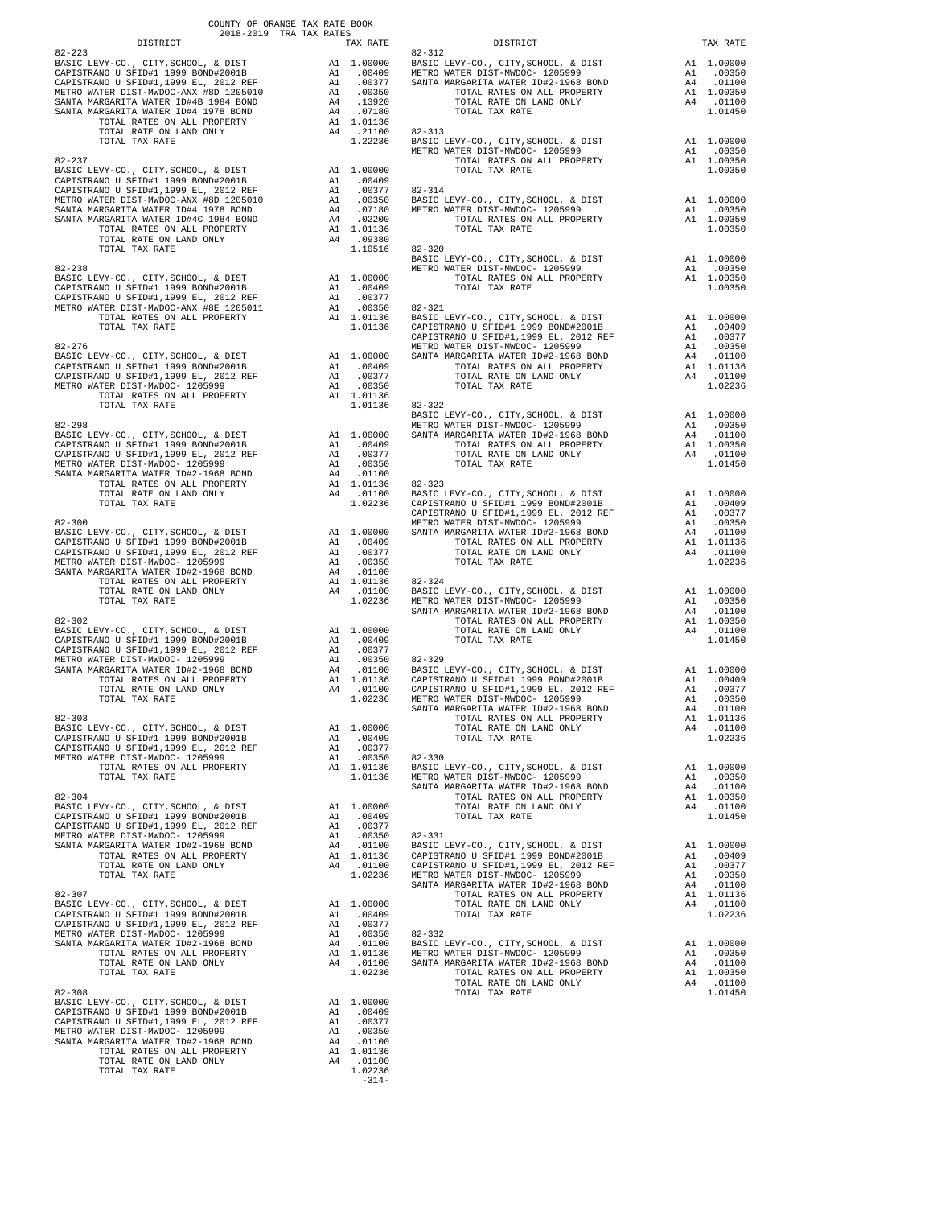COUNTY OF ORANGE TAX RATE BOOK
2018-2019 TRA TAX RATES

| DISTRICT | | TAX RATE |
|---|---|---|
| **82-223** | | |
| BASIC LEVY-CO., CITY,SCHOOL, & DIST | A1 | 1.00000 |
| CAPISTRANO U SFID#1 1999 BOND#2001B | A1 | .00409 |
| CAPISTRANO U SFID#1,1999 EL, 2012 REF | A1 | .00377 |
| METRO WATER DIST-MWDOC-ANX #8D 1205010 | A1 | .00350 |
| SANTA MARGARITA WATER ID#4B 1984 BOND | A4 | .13920 |
| SANTA MARGARITA WATER ID#4 1978 BOND | A4 | .07180 |
| TOTAL RATES ON ALL PROPERTY | A1 | 1.01136 |
| TOTAL RATE ON LAND ONLY | A4 | .21100 |
| TOTAL TAX RATE | | 1.22236 |
| **82-237** | | |
| BASIC LEVY-CO., CITY,SCHOOL, & DIST | A1 | 1.00000 |
| CAPISTRANO U SFID#1 1999 BOND#2001B | A1 | .00409 |
| CAPISTRANO U SFID#1,1999 EL, 2012 REF | A1 | .00377 |
| METRO WATER DIST-MWDOC-ANX #8D 1205010 | A1 | .00350 |
| SANTA MARGARITA WATER ID#4 1978 BOND | A4 | .07180 |
| SANTA MARGARITA WATER ID#4C 1984 BOND | A4 | .02200 |
| TOTAL RATES ON ALL PROPERTY | A1 | 1.01136 |
| TOTAL RATE ON LAND ONLY | A4 | .09380 |
| TOTAL TAX RATE | | 1.10516 |
| **82-238** | | |
| BASIC LEVY-CO., CITY,SCHOOL, & DIST | A1 | 1.00000 |
| CAPISTRANO U SFID#1 1999 BOND#2001B | A1 | .00409 |
| CAPISTRANO U SFID#1,1999 EL, 2012 REF | A1 | .00377 |
| METRO WATER DIST-MWDOC-ANX #8E 1205011 | A1 | .00350 |
| TOTAL RATES ON ALL PROPERTY | A1 | 1.01136 |
| TOTAL TAX RATE | | 1.01136 |
| **82-276** | | |
| BASIC LEVY-CO., CITY,SCHOOL, & DIST | A1 | 1.00000 |
| CAPISTRANO U SFID#1 1999 BOND#2001B | A1 | .00409 |
| CAPISTRANO U SFID#1,1999 EL, 2012 REF | A1 | .00377 |
| METRO WATER DIST-MWDOC- 1205999 | A1 | .00350 |
| TOTAL RATES ON ALL PROPERTY | A1 | 1.01136 |
| TOTAL TAX RATE | | 1.01136 |
| **82-298** | | |
| BASIC LEVY-CO., CITY,SCHOOL, & DIST | A1 | 1.00000 |
| CAPISTRANO U SFID#1 1999 BOND#2001B | A1 | .00409 |
| CAPISTRANO U SFID#1,1999 EL, 2012 REF | A1 | .00377 |
| METRO WATER DIST-MWDOC- 1205999 | A1 | .00350 |
| SANTA MARGARITA WATER ID#2-1968 BOND | A4 | .01100 |
| TOTAL RATES ON ALL PROPERTY | A1 | 1.01136 |
| TOTAL RATE ON LAND ONLY | A4 | .01100 |
| TOTAL TAX RATE | | 1.02236 |
| **82-300** | | |
| BASIC LEVY-CO., CITY,SCHOOL, & DIST | A1 | 1.00000 |
| CAPISTRANO U SFID#1 1999 BOND#2001B | A1 | .00409 |
| CAPISTRANO U SFID#1,1999 EL, 2012 REF | A1 | .00377 |
| METRO WATER DIST-MWDOC- 1205999 | A1 | .00350 |
| SANTA MARGARITA WATER ID#2-1968 BOND | A4 | .01100 |
| TOTAL RATES ON ALL PROPERTY | A1 | 1.01136 |
| TOTAL RATE ON LAND ONLY | A4 | .01100 |
| TOTAL TAX RATE | | 1.02236 |
| **82-302** | | |
| BASIC LEVY-CO., CITY,SCHOOL, & DIST | A1 | 1.00000 |
| CAPISTRANO U SFID#1 1999 BOND#2001B | A1 | .00409 |
| CAPISTRANO U SFID#1,1999 EL, 2012 REF | A1 | .00377 |
| METRO WATER DIST-MWDOC- 1205999 | A1 | .00350 |
| SANTA MARGARITA WATER ID#2-1968 BOND | A4 | .01100 |
| TOTAL RATES ON ALL PROPERTY | A1 | 1.01136 |
| TOTAL RATE ON LAND ONLY | A4 | .01100 |
| TOTAL TAX RATE | | 1.02236 |
| **82-303** | | |
| BASIC LEVY-CO., CITY,SCHOOL, & DIST | A1 | 1.00000 |
| CAPISTRANO U SFID#1 1999 BOND#2001B | A1 | .00409 |
| CAPISTRANO U SFID#1,1999 EL, 2012 REF | A1 | .00377 |
| METRO WATER DIST-MWDOC- 1205999 | A1 | .00350 |
| TOTAL RATES ON ALL PROPERTY | A1 | 1.01136 |
| TOTAL TAX RATE | | 1.01136 |
| **82-304** | | |
| BASIC LEVY-CO., CITY,SCHOOL, & DIST | A1 | 1.00000 |
| CAPISTRANO U SFID#1 1999 BOND#2001B | A1 | .00409 |
| CAPISTRANO U SFID#1,1999 EL, 2012 REF | A1 | .00377 |
| METRO WATER DIST-MWDOC- 1205999 | A1 | .00350 |
| SANTA MARGARITA WATER ID#2-1968 BOND | A4 | .01100 |
| TOTAL RATES ON ALL PROPERTY | A1 | 1.01136 |
| TOTAL RATE ON LAND ONLY | A4 | .01100 |
| TOTAL TAX RATE | | 1.02236 |
| **82-307** | | |
| BASIC LEVY-CO., CITY,SCHOOL, & DIST | A1 | 1.00000 |
| CAPISTRANO U SFID#1 1999 BOND#2001B | A1 | .00409 |
| CAPISTRANO U SFID#1,1999 EL, 2012 REF | A1 | .00377 |
| METRO WATER DIST-MWDOC- 1205999 | A1 | .00350 |
| SANTA MARGARITA WATER ID#2-1968 BOND | A4 | .01100 |
| TOTAL RATES ON ALL PROPERTY | A1 | 1.01136 |
| TOTAL RATE ON LAND ONLY | A4 | .01100 |
| TOTAL TAX RATE | | 1.02236 |
| **82-308** | | |
| BASIC LEVY-CO., CITY,SCHOOL, & DIST | A1 | 1.00000 |
| CAPISTRANO U SFID#1 1999 BOND#2001B | A1 | .00409 |
| CAPISTRANO U SFID#1,1999 EL, 2012 REF | A1 | .00377 |
| METRO WATER DIST-MWDOC- 1205999 | A1 | .00350 |
| SANTA MARGARITA WATER ID#2-1968 BOND | A4 | .01100 |
| TOTAL RATES ON ALL PROPERTY | A1 | 1.01136 |
| TOTAL RATE ON LAND ONLY | A4 | .01100 |
| TOTAL TAX RATE | | 1.02236 |
| **82-312** | | |
| BASIC LEVY-CO., CITY,SCHOOL, & DIST | A1 | 1.00000 |
| METRO WATER DIST-MWDOC- 1205999 | A1 | .00350 |
| SANTA MARGARITA WATER ID#2-1968 BOND | A4 | .01100 |
| TOTAL RATES ON ALL PROPERTY | A1 | 1.00350 |
| TOTAL RATE ON LAND ONLY | A4 | .01100 |
| TOTAL TAX RATE | | 1.01450 |
| **82-313** | | |
| BASIC LEVY-CO., CITY,SCHOOL, & DIST | A1 | 1.00000 |
| METRO WATER DIST-MWDOC- 1205999 | A1 | .00350 |
| TOTAL RATES ON ALL PROPERTY | A1 | 1.00350 |
| TOTAL TAX RATE | | 1.00350 |
| **82-314** | | |
| BASIC LEVY-CO., CITY,SCHOOL, & DIST | A1 | 1.00000 |
| METRO WATER DIST-MWDOC- 1205999 | A1 | .00350 |
| TOTAL RATES ON ALL PROPERTY | A1 | 1.00350 |
| TOTAL TAX RATE | | 1.00350 |
| **82-320** | | |
| BASIC LEVY-CO., CITY,SCHOOL, & DIST | A1 | 1.00000 |
| METRO WATER DIST-MWDOC- 1205999 | A1 | .00350 |
| TOTAL RATES ON ALL PROPERTY | A1 | 1.00350 |
| TOTAL TAX RATE | | 1.00350 |
| **82-321** | | |
| BASIC LEVY-CO., CITY,SCHOOL, & DIST | A1 | 1.00000 |
| CAPISTRANO U SFID#1 1999 BOND#2001B | A1 | .00409 |
| CAPISTRANO U SFID#1,1999 EL, 2012 REF | A1 | .00377 |
| METRO WATER DIST-MWDOC- 1205999 | A1 | .00350 |
| SANTA MARGARITA WATER ID#2-1968 BOND | A4 | .01100 |
| TOTAL RATES ON ALL PROPERTY | A1 | 1.01136 |
| TOTAL RATE ON LAND ONLY | A4 | .01100 |
| TOTAL TAX RATE | | 1.02236 |
| **82-322** | | |
| BASIC LEVY-CO., CITY,SCHOOL, & DIST | A1 | 1.00000 |
| METRO WATER DIST-MWDOC- 1205999 | A1 | .00350 |
| SANTA MARGARITA WATER ID#2-1968 BOND | A4 | .01100 |
| TOTAL RATES ON ALL PROPERTY | A1 | 1.00350 |
| TOTAL RATE ON LAND ONLY | A4 | .01100 |
| TOTAL TAX RATE | | 1.01450 |
| **82-323** | | |
| BASIC LEVY-CO., CITY,SCHOOL, & DIST | A1 | 1.00000 |
| CAPISTRANO U SFID#1 1999 BOND#2001B | A1 | .00409 |
| CAPISTRANO U SFID#1,1999 EL, 2012 REF | A1 | .00377 |
| METRO WATER DIST-MWDOC- 1205999 | A1 | .00350 |
| SANTA MARGARITA WATER ID#2-1968 BOND | A4 | .01100 |
| TOTAL RATES ON ALL PROPERTY | A1 | 1.01136 |
| TOTAL RATE ON LAND ONLY | A4 | .01100 |
| TOTAL TAX RATE | | 1.02236 |
| **82-324** | | |
| BASIC LEVY-CO., CITY,SCHOOL, & DIST | A1 | 1.00000 |
| METRO WATER DIST-MWDOC- 1205999 | A1 | .00350 |
| SANTA MARGARITA WATER ID#2-1968 BOND | A4 | .01100 |
| TOTAL RATES ON ALL PROPERTY | A1 | 1.00350 |
| TOTAL RATE ON LAND ONLY | A4 | .01100 |
| TOTAL TAX RATE | | 1.01450 |
| **82-329** | | |
| BASIC LEVY-CO., CITY,SCHOOL, & DIST | A1 | 1.00000 |
| CAPISTRANO U SFID#1 1999 BOND#2001B | A1 | .00409 |
| CAPISTRANO U SFID#1,1999 EL, 2012 REF | A1 | .00377 |
| METRO WATER DIST-MWDOC- 1205999 | A1 | .00350 |
| SANTA MARGARITA WATER ID#2-1968 BOND | A4 | .01100 |
| TOTAL RATES ON ALL PROPERTY | A1 | 1.01136 |
| TOTAL RATE ON LAND ONLY | A4 | .01100 |
| TOTAL TAX RATE | | 1.02236 |
| **82-330** | | |
| BASIC LEVY-CO., CITY,SCHOOL, & DIST | A1 | 1.00000 |
| METRO WATER DIST-MWDOC- 1205999 | A1 | .00350 |
| SANTA MARGARITA WATER ID#2-1968 BOND | A4 | .01100 |
| TOTAL RATES ON ALL PROPERTY | A1 | 1.00350 |
| TOTAL RATE ON LAND ONLY | A4 | .01100 |
| TOTAL TAX RATE | | 1.01450 |
| **82-331** | | |
| BASIC LEVY-CO., CITY,SCHOOL, & DIST | A1 | 1.00000 |
| CAPISTRANO U SFID#1 1999 BOND#2001B | A1 | .00409 |
| CAPISTRANO U SFID#1,1999 EL, 2012 REF | A1 | .00377 |
| METRO WATER DIST-MWDOC- 1205999 | A1 | .00350 |
| SANTA MARGARITA WATER ID#2-1968 BOND | A4 | .01100 |
| TOTAL RATES ON ALL PROPERTY | A1 | 1.01136 |
| TOTAL RATE ON LAND ONLY | A4 | .01100 |
| TOTAL TAX RATE | | 1.02236 |
| **82-332** | | |
| BASIC LEVY-CO., CITY,SCHOOL, & DIST | A1 | 1.00000 |
| METRO WATER DIST-MWDOC- 1205999 | A1 | .00350 |
| SANTA MARGARITA WATER ID#2-1968 BOND | A4 | .01100 |
| TOTAL RATES ON ALL PROPERTY | A1 | 1.00350 |
| TOTAL RATE ON LAND ONLY | A4 | .01100 |
| TOTAL TAX RATE | | 1.01450 |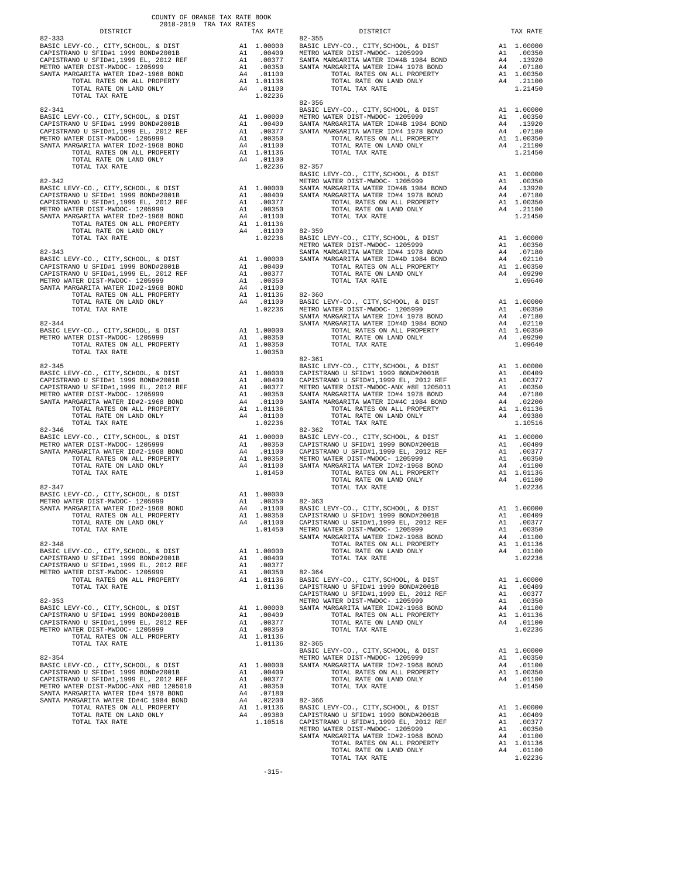COUNTY OF ORANGE TAX RATE BOOK
2018-2019 TRA TAX RATES

| DISTRICT | | TAX RATE |
|---|---|---|
| **82-333** | | |
| BASIC LEVY-CO., CITY,SCHOOL, & DIST | A1 | 1.00000 |
| CAPISTRANO U SFID#1 1999 BOND#2001B | A1 | .00409 |
| CAPISTRANO U SFID#1,1999 EL, 2012 REF | A1 | .00377 |
| METRO WATER DIST-MWDOC- 1205999 | A1 | .00350 |
| SANTA MARGARITA WATER ID#2-1968 BOND | A4 | .01100 |
| TOTAL RATES ON ALL PROPERTY | A1 | 1.01136 |
| TOTAL RATE ON LAND ONLY | A4 | .01100 |
| TOTAL TAX RATE | | 1.02236 |
| **82-341** | | |
| BASIC LEVY-CO., CITY,SCHOOL, & DIST | A1 | 1.00000 |
| CAPISTRANO U SFID#1 1999 BOND#2001B | A1 | .00409 |
| CAPISTRANO U SFID#1,1999 EL, 2012 REF | A1 | .00377 |
| METRO WATER DIST-MWDOC- 1205999 | A1 | .00350 |
| SANTA MARGARITA WATER ID#2-1968 BOND | A4 | .01100 |
| TOTAL RATES ON ALL PROPERTY | A1 | 1.01136 |
| TOTAL RATE ON LAND ONLY | A4 | .01100 |
| TOTAL TAX RATE | | 1.02236 |
| **82-342** | | |
| BASIC LEVY-CO., CITY,SCHOOL, & DIST | A1 | 1.00000 |
| CAPISTRANO U SFID#1 1999 BOND#2001B | A1 | .00409 |
| CAPISTRANO U SFID#1,1999 EL, 2012 REF | A1 | .00377 |
| METRO WATER DIST-MWDOC- 1205999 | A1 | .00350 |
| SANTA MARGARITA WATER ID#2-1968 BOND | A4 | .01100 |
| TOTAL RATES ON ALL PROPERTY | A1 | 1.01136 |
| TOTAL RATE ON LAND ONLY | A4 | .01100 |
| TOTAL TAX RATE | | 1.02236 |
| **82-343** | | |
| BASIC LEVY-CO., CITY,SCHOOL, & DIST | A1 | 1.00000 |
| CAPISTRANO U SFID#1 1999 BOND#2001B | A1 | .00409 |
| CAPISTRANO U SFID#1,1999 EL, 2012 REF | A1 | .00377 |
| METRO WATER DIST-MWDOC- 1205999 | A1 | .00350 |
| SANTA MARGARITA WATER ID#2-1968 BOND | A4 | .01100 |
| TOTAL RATES ON ALL PROPERTY | A1 | 1.01136 |
| TOTAL RATE ON LAND ONLY | A4 | .01100 |
| TOTAL TAX RATE | | 1.02236 |
| **82-344** | | |
| BASIC LEVY-CO., CITY,SCHOOL, & DIST | A1 | 1.00000 |
| METRO WATER DIST-MWDOC- 1205999 | A1 | .00350 |
| TOTAL RATES ON ALL PROPERTY | A1 | 1.00350 |
| TOTAL TAX RATE | | 1.00350 |
| **82-345** | | |
| BASIC LEVY-CO., CITY,SCHOOL, & DIST | A1 | 1.00000 |
| CAPISTRANO U SFID#1 1999 BOND#2001B | A1 | .00409 |
| CAPISTRANO U SFID#1,1999 EL, 2012 REF | A1 | .00377 |
| METRO WATER DIST-MWDOC- 1205999 | A1 | .00350 |
| SANTA MARGARITA WATER ID#2-1968 BOND | A4 | .01100 |
| TOTAL RATES ON ALL PROPERTY | A1 | 1.01136 |
| TOTAL RATE ON LAND ONLY | A4 | .01100 |
| TOTAL TAX RATE | | 1.02236 |
| **82-346** | | |
| BASIC LEVY-CO., CITY,SCHOOL, & DIST | A1 | 1.00000 |
| METRO WATER DIST-MWDOC- 1205999 | A1 | .00350 |
| SANTA MARGARITA WATER ID#2-1968 BOND | A4 | .01100 |
| TOTAL RATES ON ALL PROPERTY | A1 | 1.00350 |
| TOTAL RATE ON LAND ONLY | A4 | .01100 |
| TOTAL TAX RATE | | 1.01450 |
| **82-347** | | |
| BASIC LEVY-CO., CITY,SCHOOL, & DIST | A1 | 1.00000 |
| METRO WATER DIST-MWDOC- 1205999 | A1 | .00350 |
| SANTA MARGARITA WATER ID#2-1968 BOND | A4 | .01100 |
| TOTAL RATES ON ALL PROPERTY | A1 | 1.00350 |
| TOTAL RATE ON LAND ONLY | A4 | .01100 |
| TOTAL TAX RATE | | 1.01450 |
| **82-348** | | |
| BASIC LEVY-CO., CITY,SCHOOL, & DIST | A1 | 1.00000 |
| CAPISTRANO U SFID#1 1999 BOND#2001B | A1 | .00409 |
| CAPISTRANO U SFID#1,1999 EL, 2012 REF | A1 | .00377 |
| METRO WATER DIST-MWDOC- 1205999 | A1 | .00350 |
| TOTAL RATES ON ALL PROPERTY | A1 | 1.01136 |
| TOTAL TAX RATE | | 1.01136 |
| **82-353** | | |
| BASIC LEVY-CO., CITY,SCHOOL, & DIST | A1 | 1.00000 |
| CAPISTRANO U SFID#1 1999 BOND#2001B | A1 | .00409 |
| CAPISTRANO U SFID#1,1999 EL, 2012 REF | A1 | .00377 |
| METRO WATER DIST-MWDOC- 1205999 | A1 | .00350 |
| TOTAL RATES ON ALL PROPERTY | A1 | 1.01136 |
| TOTAL TAX RATE | | 1.01136 |
| **82-354** | | |
| BASIC LEVY-CO., CITY,SCHOOL, & DIST | A1 | 1.00000 |
| CAPISTRANO U SFID#1 1999 BOND#2001B | A1 | .00409 |
| CAPISTRANO U SFID#1,1999 EL, 2012 REF | A1 | .00377 |
| METRO WATER DIST-MWDOC-ANX #8D 1205010 | A1 | .00350 |
| SANTA MARGARITA WATER ID#4 1978 BOND | A4 | .07180 |
| SANTA MARGARITA WATER ID#4C 1984 BOND | A4 | .02200 |
| TOTAL RATES ON ALL PROPERTY | A1 | 1.01136 |
| TOTAL RATE ON LAND ONLY | A4 | .09380 |
| TOTAL TAX RATE | | 1.10516 |
| **82-355** | | |
| BASIC LEVY-CO., CITY,SCHOOL, & DIST | A1 | 1.00000 |
| METRO WATER DIST-MWDOC- 1205999 | A1 | .00350 |
| SANTA MARGARITA WATER ID#4B 1984 BOND | A4 | .13920 |
| SANTA MARGARITA WATER ID#4 1978 BOND | A4 | .07180 |
| TOTAL RATES ON ALL PROPERTY | A1 | 1.00350 |
| TOTAL RATE ON LAND ONLY | A4 | .21100 |
| TOTAL TAX RATE | | 1.21450 |
| **82-356** | | |
| BASIC LEVY-CO., CITY,SCHOOL, & DIST | A1 | 1.00000 |
| METRO WATER DIST-MWDOC- 1205999 | A1 | .00350 |
| SANTA MARGARITA WATER ID#4B 1984 BOND | A4 | .13920 |
| SANTA MARGARITA WATER ID#4 1978 BOND | A4 | .07180 |
| TOTAL RATES ON ALL PROPERTY | A1 | 1.00350 |
| TOTAL RATE ON LAND ONLY | A4 | .21100 |
| TOTAL TAX RATE | | 1.21450 |
| **82-357** | | |
| BASIC LEVY-CO., CITY,SCHOOL, & DIST | A1 | 1.00000 |
| METRO WATER DIST-MWDOC- 1205999 | A1 | .00350 |
| SANTA MARGARITA WATER ID#4B 1984 BOND | A4 | .13920 |
| SANTA MARGARITA WATER ID#4 1978 BOND | A4 | .07180 |
| TOTAL RATES ON ALL PROPERTY | A1 | 1.00350 |
| TOTAL RATE ON LAND ONLY | A4 | .21100 |
| TOTAL TAX RATE | | 1.21450 |
| **82-359** | | |
| BASIC LEVY-CO., CITY,SCHOOL, & DIST | A1 | 1.00000 |
| METRO WATER DIST-MWDOC- 1205999 | A1 | .00350 |
| SANTA MARGARITA WATER ID#4 1978 BOND | A4 | .07180 |
| SANTA MARGARITA WATER ID#4D 1984 BOND | A4 | .02110 |
| TOTAL RATES ON ALL PROPERTY | A1 | 1.00350 |
| TOTAL RATE ON LAND ONLY | A4 | .09290 |
| TOTAL TAX RATE | | 1.09640 |
| **82-360** | | |
| BASIC LEVY-CO., CITY,SCHOOL, & DIST | A1 | 1.00000 |
| METRO WATER DIST-MWDOC- 1205999 | A1 | .00350 |
| SANTA MARGARITA WATER ID#4 1978 BOND | A4 | .07180 |
| SANTA MARGARITA WATER ID#4D 1984 BOND | A4 | .02110 |
| TOTAL RATES ON ALL PROPERTY | A1 | 1.00350 |
| TOTAL RATE ON LAND ONLY | A4 | .09290 |
| TOTAL TAX RATE | | 1.09640 |
| **82-361** | | |
| BASIC LEVY-CO., CITY,SCHOOL, & DIST | A1 | 1.00000 |
| CAPISTRANO U SFID#1 1999 BOND#2001B | A1 | .00409 |
| CAPISTRANO U SFID#1,1999 EL, 2012 REF | A1 | .00377 |
| METRO WATER DIST-MWDOC-ANX #8E 1205011 | A1 | .00350 |
| SANTA MARGARITA WATER ID#4 1978 BOND | A4 | .07180 |
| SANTA MARGARITA WATER ID#4C 1984 BOND | A4 | .02200 |
| TOTAL RATES ON ALL PROPERTY | A1 | 1.01136 |
| TOTAL RATE ON LAND ONLY | A4 | .09380 |
| TOTAL TAX RATE | | 1.10516 |
| **82-362** | | |
| BASIC LEVY-CO., CITY,SCHOOL, & DIST | A1 | 1.00000 |
| CAPISTRANO U SFID#1 1999 BOND#2001B | A1 | .00409 |
| CAPISTRANO U SFID#1,1999 EL, 2012 REF | A1 | .00377 |
| METRO WATER DIST-MWDOC- 1205999 | A1 | .00350 |
| SANTA MARGARITA WATER ID#2-1968 BOND | A4 | .01100 |
| TOTAL RATES ON ALL PROPERTY | A1 | 1.01136 |
| TOTAL RATE ON LAND ONLY | A4 | .01100 |
| TOTAL TAX RATE | | 1.02236 |
| **82-363** | | |
| BASIC LEVY-CO., CITY,SCHOOL, & DIST | A1 | 1.00000 |
| CAPISTRANO U SFID#1 1999 BOND#2001B | A1 | .00409 |
| CAPISTRANO U SFID#1,1999 EL, 2012 REF | A1 | .00377 |
| METRO WATER DIST-MWDOC- 1205999 | A1 | .00350 |
| SANTA MARGARITA WATER ID#2-1968 BOND | A4 | .01100 |
| TOTAL RATES ON ALL PROPERTY | A1 | 1.01136 |
| TOTAL RATE ON LAND ONLY | A4 | .01100 |
| TOTAL TAX RATE | | 1.02236 |
| **82-364** | | |
| BASIC LEVY-CO., CITY,SCHOOL, & DIST | A1 | 1.00000 |
| CAPISTRANO U SFID#1 1999 BOND#2001B | A1 | .00409 |
| CAPISTRANO U SFID#1,1999 EL, 2012 REF | A1 | .00377 |
| METRO WATER DIST-MWDOC- 1205999 | A1 | .00350 |
| SANTA MARGARITA WATER ID#2-1968 BOND | A4 | .01100 |
| TOTAL RATES ON ALL PROPERTY | A1 | 1.01136 |
| TOTAL RATE ON LAND ONLY | A4 | .01100 |
| TOTAL TAX RATE | | 1.02236 |
| **82-365** | | |
| BASIC LEVY-CO., CITY,SCHOOL, & DIST | A1 | 1.00000 |
| METRO WATER DIST-MWDOC- 1205999 | A1 | .00350 |
| SANTA MARGARITA WATER ID#2-1968 BOND | A4 | .01100 |
| TOTAL RATES ON ALL PROPERTY | A1 | 1.00350 |
| TOTAL RATE ON LAND ONLY | A4 | .01100 |
| TOTAL TAX RATE | | 1.01450 |
| **82-366** | | |
| BASIC LEVY-CO., CITY,SCHOOL, & DIST | A1 | 1.00000 |
| CAPISTRANO U SFID#1 1999 BOND#2001B | A1 | .00409 |
| CAPISTRANO U SFID#1,1999 EL, 2012 REF | A1 | .00377 |
| METRO WATER DIST-MWDOC- 1205999 | A1 | .00350 |
| SANTA MARGARITA WATER ID#2-1968 BOND | A4 | .01100 |
| TOTAL RATES ON ALL PROPERTY | A1 | 1.01136 |
| TOTAL RATE ON LAND ONLY | A4 | .01100 |
| TOTAL TAX RATE | | 1.02236 |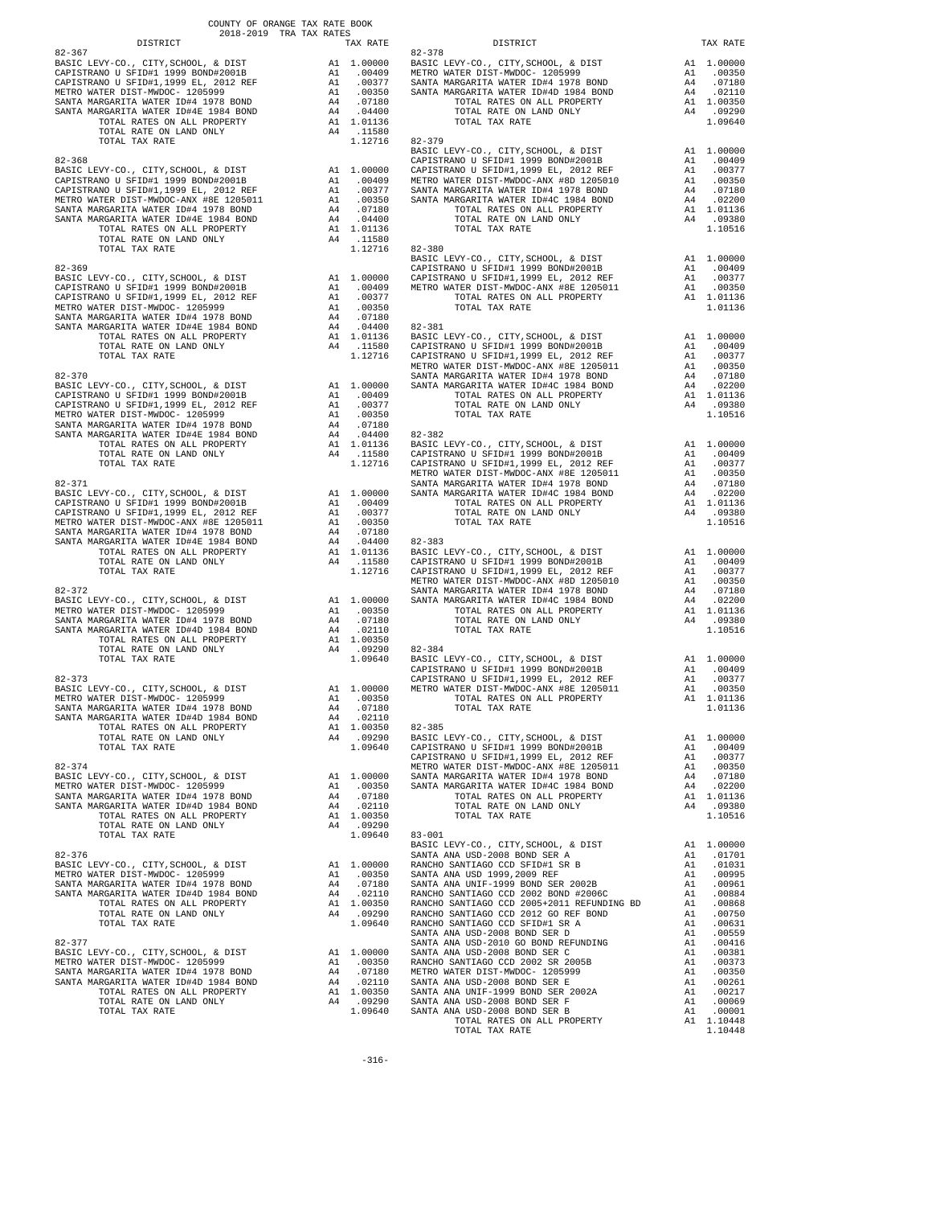COUNTY OF ORANGE TAX RATE BOOK
2018-2019 TRA TAX RATES

| DISTRICT | | TAX RATE |
|---|---|---|
| **82-367** | | |
| BASIC LEVY-CO., CITY,SCHOOL, & DIST | A1 | 1.00000 |
| CAPISTRANO U SFID#1 1999 BOND#2001B | A1 | .00409 |
| CAPISTRANO U SFID#1,1999 EL, 2012 REF | A1 | .00377 |
| METRO WATER DIST-MWDOC- 1205999 | A1 | .00350 |
| SANTA MARGARITA WATER ID#4 1978 BOND | A4 | .07180 |
| SANTA MARGARITA WATER ID#4E 1984 BOND | A4 | .04400 |
| TOTAL RATES ON ALL PROPERTY | A1 | 1.01136 |
| TOTAL RATE ON LAND ONLY | A4 | .11580 |
| TOTAL TAX RATE | | 1.12716 |
| **82-368** | | |
| BASIC LEVY-CO., CITY,SCHOOL, & DIST | A1 | 1.00000 |
| CAPISTRANO U SFID#1 1999 BOND#2001B | A1 | .00409 |
| CAPISTRANO U SFID#1,1999 EL, 2012 REF | A1 | .00377 |
| METRO WATER DIST-MWDOC-ANX #8E 1205011 | A1 | .00350 |
| SANTA MARGARITA WATER ID#4 1978 BOND | A4 | .07180 |
| SANTA MARGARITA WATER ID#4E 1984 BOND | A4 | .04400 |
| TOTAL RATES ON ALL PROPERTY | A1 | 1.01136 |
| TOTAL RATE ON LAND ONLY | A4 | .11580 |
| TOTAL TAX RATE | | 1.12716 |
| **82-369** | | |
| BASIC LEVY-CO., CITY,SCHOOL, & DIST | A1 | 1.00000 |
| CAPISTRANO U SFID#1 1999 BOND#2001B | A1 | .00409 |
| CAPISTRANO U SFID#1,1999 EL, 2012 REF | A1 | .00377 |
| METRO WATER DIST-MWDOC- 1205999 | A1 | .00350 |
| SANTA MARGARITA WATER ID#4 1978 BOND | A4 | .07180 |
| SANTA MARGARITA WATER ID#4E 1984 BOND | A4 | .04400 |
| TOTAL RATES ON ALL PROPERTY | A1 | 1.01136 |
| TOTAL RATE ON LAND ONLY | A4 | .11580 |
| TOTAL TAX RATE | | 1.12716 |
| **82-370** | | |
| BASIC LEVY-CO., CITY,SCHOOL, & DIST | A1 | 1.00000 |
| CAPISTRANO U SFID#1 1999 BOND#2001B | A1 | .00409 |
| CAPISTRANO U SFID#1,1999 EL, 2012 REF | A1 | .00377 |
| METRO WATER DIST-MWDOC- 1205999 | A1 | .00350 |
| SANTA MARGARITA WATER ID#4 1978 BOND | A4 | .07180 |
| SANTA MARGARITA WATER ID#4E 1984 BOND | A4 | .04400 |
| TOTAL RATES ON ALL PROPERTY | A1 | 1.01136 |
| TOTAL RATE ON LAND ONLY | A4 | .11580 |
| TOTAL TAX RATE | | 1.12716 |
| **82-371** | | |
| BASIC LEVY-CO., CITY,SCHOOL, & DIST | A1 | 1.00000 |
| CAPISTRANO U SFID#1 1999 BOND#2001B | A1 | .00409 |
| CAPISTRANO U SFID#1,1999 EL, 2012 REF | A1 | .00377 |
| METRO WATER DIST-MWDOC-ANX #8E 1205011 | A1 | .00350 |
| SANTA MARGARITA WATER ID#4 1978 BOND | A4 | .07180 |
| SANTA MARGARITA WATER ID#4E 1984 BOND | A4 | .04400 |
| TOTAL RATES ON ALL PROPERTY | A1 | 1.01136 |
| TOTAL RATE ON LAND ONLY | A4 | .11580 |
| TOTAL TAX RATE | | 1.12716 |
| **82-372** | | |
| BASIC LEVY-CO., CITY,SCHOOL, & DIST | A1 | 1.00000 |
| METRO WATER DIST-MWDOC- 1205999 | A1 | .00350 |
| SANTA MARGARITA WATER ID#4 1978 BOND | A4 | .07180 |
| SANTA MARGARITA WATER ID#4D 1984 BOND | A4 | .02110 |
| TOTAL RATES ON ALL PROPERTY | A1 | 1.00350 |
| TOTAL RATE ON LAND ONLY | A4 | .09290 |
| TOTAL TAX RATE | | 1.09640 |
| **82-373** | | |
| BASIC LEVY-CO., CITY,SCHOOL, & DIST | A1 | 1.00000 |
| METRO WATER DIST-MWDOC- 1205999 | A1 | .00350 |
| SANTA MARGARITA WATER ID#4 1978 BOND | A4 | .07180 |
| SANTA MARGARITA WATER ID#4D 1984 BOND | A4 | .02110 |
| TOTAL RATES ON ALL PROPERTY | A1 | 1.00350 |
| TOTAL RATE ON LAND ONLY | A4 | .09290 |
| TOTAL TAX RATE | | 1.09640 |
| **82-374** | | |
| BASIC LEVY-CO., CITY,SCHOOL, & DIST | A1 | 1.00000 |
| METRO WATER DIST-MWDOC- 1205999 | A1 | .00350 |
| SANTA MARGARITA WATER ID#4 1978 BOND | A4 | .07180 |
| SANTA MARGARITA WATER ID#4D 1984 BOND | A4 | .02110 |
| TOTAL RATES ON ALL PROPERTY | A1 | 1.00350 |
| TOTAL RATE ON LAND ONLY | A4 | .09290 |
| TOTAL TAX RATE | | 1.09640 |
| **82-376** | | |
| BASIC LEVY-CO., CITY,SCHOOL, & DIST | A1 | 1.00000 |
| METRO WATER DIST-MWDOC- 1205999 | A1 | .00350 |
| SANTA MARGARITA WATER ID#4 1978 BOND | A4 | .07180 |
| SANTA MARGARITA WATER ID#4D 1984 BOND | A4 | .02110 |
| TOTAL RATES ON ALL PROPERTY | A1 | 1.00350 |
| TOTAL RATE ON LAND ONLY | A4 | .09290 |
| TOTAL TAX RATE | | 1.09640 |
| **82-377** | | |
| BASIC LEVY-CO., CITY,SCHOOL, & DIST | A1 | 1.00000 |
| METRO WATER DIST-MWDOC- 1205999 | A1 | .00350 |
| SANTA MARGARITA WATER ID#4 1978 BOND | A4 | .07180 |
| SANTA MARGARITA WATER ID#4D 1984 BOND | A4 | .02110 |
| TOTAL RATES ON ALL PROPERTY | A1 | 1.00350 |
| TOTAL RATE ON LAND ONLY | A4 | .09290 |
| TOTAL TAX RATE | | 1.09640 |
| **82-378** | | |
| BASIC LEVY-CO., CITY,SCHOOL, & DIST | A1 | 1.00000 |
| METRO WATER DIST-MWDOC- 1205999 | A1 | .00350 |
| SANTA MARGARITA WATER ID#4 1978 BOND | A4 | .07180 |
| SANTA MARGARITA WATER ID#4D 1984 BOND | A4 | .02110 |
| TOTAL RATES ON ALL PROPERTY | A1 | 1.00350 |
| TOTAL RATE ON LAND ONLY | A4 | .09290 |
| TOTAL TAX RATE | | 1.09640 |
| **82-379** | | |
| BASIC LEVY-CO., CITY,SCHOOL, & DIST | A1 | 1.00000 |
| CAPISTRANO U SFID#1 1999 BOND#2001B | A1 | .00409 |
| CAPISTRANO U SFID#1,1999 EL, 2012 REF | A1 | .00377 |
| METRO WATER DIST-MWDOC-ANX #8D 1205010 | A1 | .00350 |
| SANTA MARGARITA WATER ID#4 1978 BOND | A4 | .07180 |
| SANTA MARGARITA WATER ID#4C 1984 BOND | A4 | .02200 |
| TOTAL RATES ON ALL PROPERTY | A1 | 1.01136 |
| TOTAL RATE ON LAND ONLY | A4 | .09380 |
| TOTAL TAX RATE | | 1.10516 |
| **82-380** | | |
| BASIC LEVY-CO., CITY,SCHOOL, & DIST | A1 | 1.00000 |
| CAPISTRANO U SFID#1 1999 BOND#2001B | A1 | .00409 |
| CAPISTRANO U SFID#1,1999 EL, 2012 REF | A1 | .00377 |
| METRO WATER DIST-MWDOC-ANX #8E 1205011 | A1 | .00350 |
| TOTAL RATES ON ALL PROPERTY | A1 | 1.01136 |
| TOTAL TAX RATE | | 1.01136 |
| **82-381** | | |
| BASIC LEVY-CO., CITY,SCHOOL, & DIST | A1 | 1.00000 |
| CAPISTRANO U SFID#1 1999 BOND#2001B | A1 | .00409 |
| CAPISTRANO U SFID#1,1999 EL, 2012 REF | A1 | .00377 |
| METRO WATER DIST-MWDOC-ANX #8E 1205011 | A1 | .00350 |
| SANTA MARGARITA WATER ID#4 1978 BOND | A4 | .07180 |
| SANTA MARGARITA WATER ID#4C 1984 BOND | A4 | .02200 |
| TOTAL RATES ON ALL PROPERTY | A1 | 1.01136 |
| TOTAL RATE ON LAND ONLY | A4 | .09380 |
| TOTAL TAX RATE | | 1.10516 |
| **82-382** | | |
| BASIC LEVY-CO., CITY,SCHOOL, & DIST | A1 | 1.00000 |
| CAPISTRANO U SFID#1 1999 BOND#2001B | A1 | .00409 |
| CAPISTRANO U SFID#1,1999 EL, 2012 REF | A1 | .00377 |
| METRO WATER DIST-MWDOC-ANX #8E 1205011 | A1 | .00350 |
| SANTA MARGARITA WATER ID#4 1978 BOND | A4 | .07180 |
| SANTA MARGARITA WATER ID#4C 1984 BOND | A4 | .02200 |
| TOTAL RATES ON ALL PROPERTY | A1 | 1.01136 |
| TOTAL RATE ON LAND ONLY | A4 | .09380 |
| TOTAL TAX RATE | | 1.10516 |
| **82-383** | | |
| BASIC LEVY-CO., CITY,SCHOOL, & DIST | A1 | 1.00000 |
| CAPISTRANO U SFID#1 1999 BOND#2001B | A1 | .00409 |
| CAPISTRANO U SFID#1,1999 EL, 2012 REF | A1 | .00377 |
| METRO WATER DIST-MWDOC-ANX #8D 1205010 | A1 | .00350 |
| SANTA MARGARITA WATER ID#4 1978 BOND | A4 | .07180 |
| SANTA MARGARITA WATER ID#4C 1984 BOND | A4 | .02200 |
| TOTAL RATES ON ALL PROPERTY | A1 | 1.01136 |
| TOTAL RATE ON LAND ONLY | A4 | .09380 |
| TOTAL TAX RATE | | 1.10516 |
| **82-384** | | |
| BASIC LEVY-CO., CITY,SCHOOL, & DIST | A1 | 1.00000 |
| CAPISTRANO U SFID#1 1999 BOND#2001B | A1 | .00409 |
| CAPISTRANO U SFID#1,1999 EL, 2012 REF | A1 | .00377 |
| METRO WATER DIST-MWDOC-ANX #8E 1205011 | A1 | .00350 |
| TOTAL RATES ON ALL PROPERTY | A1 | 1.01136 |
| TOTAL TAX RATE | | 1.01136 |
| **82-385** | | |
| BASIC LEVY-CO., CITY,SCHOOL, & DIST | A1 | 1.00000 |
| CAPISTRANO U SFID#1 1999 BOND#2001B | A1 | .00409 |
| CAPISTRANO U SFID#1,1999 EL, 2012 REF | A1 | .00377 |
| METRO WATER DIST-MWDOC-ANX #8E 1205011 | A1 | .00350 |
| SANTA MARGARITA WATER ID#4 1978 BOND | A4 | .07180 |
| SANTA MARGARITA WATER ID#4C 1984 BOND | A4 | .02200 |
| TOTAL RATES ON ALL PROPERTY | A1 | 1.01136 |
| TOTAL RATE ON LAND ONLY | A4 | .09380 |
| TOTAL TAX RATE | | 1.10516 |
| **83-001** | | |
| BASIC LEVY-CO., CITY,SCHOOL, & DIST | A1 | 1.00000 |
| SANTA ANA USD-2008 BOND SER A | A1 | .01701 |
| RANCHO SANTIAGO CCD SFID#1 SR B | A1 | .01031 |
| SANTA ANA USD 1999,2009 REF | A1 | .00995 |
| SANTA ANA UNIF-1999 BOND SER 2002B | A1 | .00961 |
| RANCHO SANTIAGO CCD 2002 BOND #2006C | A1 | .00884 |
| RANCHO SANTIAGO CCD 2005+2011 REFUNDING BD | A1 | .00868 |
| RANCHO SANTIAGO CCD 2012 GO REF BOND | A1 | .00750 |
| RANCHO SANTIAGO CCD SFID#1 SR A | A1 | .00631 |
| SANTA ANA USD-2008 BOND SER D | A1 | .00559 |
| SANTA ANA USD-2010 GO BOND REFUNDING | A1 | .00416 |
| SANTA ANA USD-2008 BOND SER C | A1 | .00381 |
| RANCHO SANTIAGO CCD 2002 SR 2005B | A1 | .00373 |
| METRO WATER DIST-MWDOC- 1205999 | A1 | .00350 |
| SANTA ANA USD-2008 BOND SER E | A1 | .00261 |
| SANTA ANA UNIF-1999 BOND SER 2002A | A1 | .00217 |
| SANTA ANA USD-2008 BOND SER F | A1 | .00069 |
| SANTA ANA USD-2008 BOND SER B | A1 | .00001 |
| TOTAL RATES ON ALL PROPERTY | A1 | 1.10448 |
| TOTAL TAX RATE | | 1.10448 |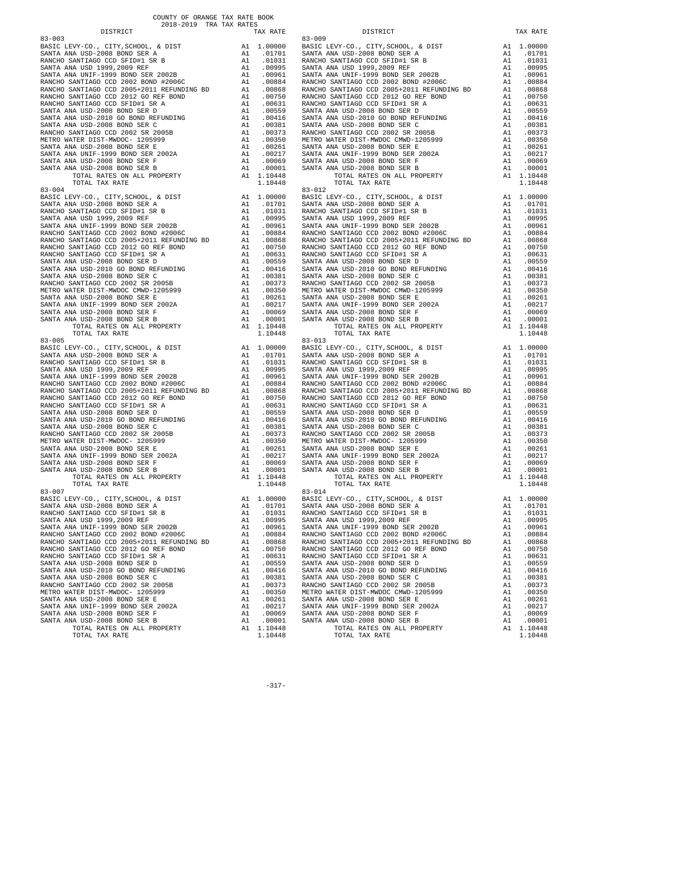COUNTY OF ORANGE TAX RATE BOOK
2018-2019 TRA TAX RATES

| DISTRICT | | TAX RATE |
|---|---|---|
| 83-003 | | |
| BASIC LEVY-CO., CITY,SCHOOL, & DIST | A1 | 1.00000 |
| SANTA ANA USD-2008 BOND SER A | A1 | .01701 |
| RANCHO SANTIAGO CCD SFID#1 SR B | A1 | .01031 |
| SANTA ANA USD 1999,2009 REF | A1 | .00995 |
| SANTA ANA UNIF-1999 BOND SER 2002B | A1 | .00961 |
| RANCHO SANTIAGO CCD 2002 BOND #2006C | A1 | .00884 |
| RANCHO SANTIAGO CCD 2005+2011 REFUNDING BD | A1 | .00868 |
| RANCHO SANTIAGO CCD 2012 GO REF BOND | A1 | .00750 |
| RANCHO SANTIAGO CCD SFID#1 SR A | A1 | .00631 |
| SANTA ANA USD-2008 BOND SER D | A1 | .00559 |
| SANTA ANA USD-2010 GO BOND REFUNDING | A1 | .00416 |
| SANTA ANA USD-2008 BOND SER C | A1 | .00381 |
| RANCHO SANTIAGO CCD 2002 SR 2005B | A1 | .00373 |
| METRO WATER DIST-MWDOC- 1205999 | A1 | .00350 |
| SANTA ANA USD-2008 BOND SER E | A1 | .00261 |
| SANTA ANA UNIF-1999 BOND SER 2002A | A1 | .00217 |
| SANTA ANA USD-2008 BOND SER F | A1 | .00069 |
| SANTA ANA USD-2008 BOND SER B | A1 | .00001 |
| TOTAL RATES ON ALL PROPERTY | A1 | 1.10448 |
| TOTAL TAX RATE | | 1.10448 |
| 83-004 | | |
| BASIC LEVY-CO., CITY,SCHOOL, & DIST | A1 | 1.00000 |
| SANTA ANA USD-2008 BOND SER A | A1 | .01701 |
| RANCHO SANTIAGO CCD SFID#1 SR B | A1 | .01031 |
| SANTA ANA USD 1999,2009 REF | A1 | .00995 |
| SANTA ANA UNIF-1999 BOND SER 2002B | A1 | .00961 |
| RANCHO SANTIAGO CCD 2002 BOND #2006C | A1 | .00884 |
| RANCHO SANTIAGO CCD 2005+2011 REFUNDING BD | A1 | .00868 |
| RANCHO SANTIAGO CCD 2012 GO REF BOND | A1 | .00750 |
| RANCHO SANTIAGO CCD SFID#1 SR A | A1 | .00631 |
| SANTA ANA USD-2008 BOND SER D | A1 | .00559 |
| SANTA ANA USD-2010 GO BOND REFUNDING | A1 | .00416 |
| SANTA ANA USD-2008 BOND SER C | A1 | .00381 |
| RANCHO SANTIAGO CCD 2002 SR 2005B | A1 | .00373 |
| METRO WATER DIST-MWDOC CMWD-1205999 | A1 | .00350 |
| SANTA ANA USD-2008 BOND SER E | A1 | .00261 |
| SANTA ANA UNIF-1999 BOND SER 2002A | A1 | .00217 |
| SANTA ANA USD-2008 BOND SER F | A1 | .00069 |
| SANTA ANA USD-2008 BOND SER B | A1 | .00001 |
| TOTAL RATES ON ALL PROPERTY | A1 | 1.10448 |
| TOTAL TAX RATE | | 1.10448 |
| 83-005 | | |
| BASIC LEVY-CO., CITY,SCHOOL, & DIST | A1 | 1.00000 |
| SANTA ANA USD-2008 BOND SER A | A1 | .01701 |
| RANCHO SANTIAGO CCD SFID#1 SR B | A1 | .01031 |
| SANTA ANA USD 1999,2009 REF | A1 | .00995 |
| SANTA ANA UNIF-1999 BOND SER 2002B | A1 | .00961 |
| RANCHO SANTIAGO CCD 2002 BOND #2006C | A1 | .00884 |
| RANCHO SANTIAGO CCD 2005+2011 REFUNDING BD | A1 | .00868 |
| RANCHO SANTIAGO CCD 2012 GO REF BOND | A1 | .00750 |
| RANCHO SANTIAGO CCD SFID#1 SR A | A1 | .00631 |
| SANTA ANA USD-2008 BOND SER D | A1 | .00559 |
| SANTA ANA USD-2010 GO BOND REFUNDING | A1 | .00416 |
| SANTA ANA USD-2008 BOND SER C | A1 | .00381 |
| RANCHO SANTIAGO CCD 2002 SR 2005B | A1 | .00373 |
| METRO WATER DIST-MWDOC- 1205999 | A1 | .00350 |
| SANTA ANA USD-2008 BOND SER E | A1 | .00261 |
| SANTA ANA UNIF-1999 BOND SER 2002A | A1 | .00217 |
| SANTA ANA USD-2008 BOND SER F | A1 | .00069 |
| SANTA ANA USD-2008 BOND SER B | A1 | .00001 |
| TOTAL RATES ON ALL PROPERTY | A1 | 1.10448 |
| TOTAL TAX RATE | | 1.10448 |
| 83-007 | | |
| BASIC LEVY-CO., CITY,SCHOOL, & DIST | A1 | 1.00000 |
| SANTA ANA USD-2008 BOND SER A | A1 | .01701 |
| RANCHO SANTIAGO CCD SFID#1 SR B | A1 | .01031 |
| SANTA ANA USD 1999,2009 REF | A1 | .00995 |
| SANTA ANA UNIF-1999 BOND SER 2002B | A1 | .00961 |
| RANCHO SANTIAGO CCD 2002 BOND #2006C | A1 | .00884 |
| RANCHO SANTIAGO CCD 2005+2011 REFUNDING BD | A1 | .00868 |
| RANCHO SANTIAGO CCD 2012 GO REF BOND | A1 | .00750 |
| RANCHO SANTIAGO CCD SFID#1 SR A | A1 | .00631 |
| SANTA ANA USD-2008 BOND SER D | A1 | .00559 |
| SANTA ANA USD-2010 GO BOND REFUNDING | A1 | .00416 |
| SANTA ANA USD-2008 BOND SER C | A1 | .00381 |
| RANCHO SANTIAGO CCD 2002 SR 2005B | A1 | .00373 |
| METRO WATER DIST-MWDOC- 1205999 | A1 | .00350 |
| SANTA ANA USD-2008 BOND SER E | A1 | .00261 |
| SANTA ANA UNIF-1999 BOND SER 2002A | A1 | .00217 |
| SANTA ANA USD-2008 BOND SER F | A1 | .00069 |
| SANTA ANA USD-2008 BOND SER B | A1 | .00001 |
| TOTAL RATES ON ALL PROPERTY | A1 | 1.10448 |
| TOTAL TAX RATE | | 1.10448 |
| 83-009 | | |
| BASIC LEVY-CO., CITY,SCHOOL, & DIST | A1 | 1.00000 |
| SANTA ANA USD-2008 BOND SER A | A1 | .01701 |
| RANCHO SANTIAGO CCD SFID#1 SR B | A1 | .01031 |
| SANTA ANA USD 1999,2009 REF | A1 | .00995 |
| SANTA ANA UNIF-1999 BOND SER 2002B | A1 | .00961 |
| RANCHO SANTIAGO CCD 2002 BOND #2006C | A1 | .00884 |
| RANCHO SANTIAGO CCD 2005+2011 REFUNDING BD | A1 | .00868 |
| RANCHO SANTIAGO CCD 2012 GO REF BOND | A1 | .00750 |
| RANCHO SANTIAGO CCD SFID#1 SR A | A1 | .00631 |
| SANTA ANA USD-2008 BOND SER D | A1 | .00559 |
| SANTA ANA USD-2010 GO BOND REFUNDING | A1 | .00416 |
| SANTA ANA USD-2008 BOND SER C | A1 | .00381 |
| RANCHO SANTIAGO CCD 2002 SR 2005B | A1 | .00373 |
| METRO WATER DIST-MWDOC CMWD-1205999 | A1 | .00350 |
| SANTA ANA USD-2008 BOND SER E | A1 | .00261 |
| SANTA ANA UNIF-1999 BOND SER 2002A | A1 | .00217 |
| SANTA ANA USD-2008 BOND SER F | A1 | .00069 |
| SANTA ANA USD-2008 BOND SER B | A1 | .00001 |
| TOTAL RATES ON ALL PROPERTY | A1 | 1.10448 |
| TOTAL TAX RATE | | 1.10448 |
| 83-012 | | |
| BASIC LEVY-CO., CITY,SCHOOL, & DIST | A1 | 1.00000 |
| SANTA ANA USD-2008 BOND SER A | A1 | .01701 |
| RANCHO SANTIAGO CCD SFID#1 SR B | A1 | .01031 |
| SANTA ANA USD 1999,2009 REF | A1 | .00995 |
| SANTA ANA UNIF-1999 BOND SER 2002B | A1 | .00961 |
| RANCHO SANTIAGO CCD 2002 BOND #2006C | A1 | .00884 |
| RANCHO SANTIAGO CCD 2005+2011 REFUNDING BD | A1 | .00868 |
| RANCHO SANTIAGO CCD 2012 GO REF BOND | A1 | .00750 |
| RANCHO SANTIAGO CCD SFID#1 SR A | A1 | .00631 |
| SANTA ANA USD-2008 BOND SER D | A1 | .00559 |
| SANTA ANA USD-2010 GO BOND REFUNDING | A1 | .00416 |
| SANTA ANA USD-2008 BOND SER C | A1 | .00381 |
| RANCHO SANTIAGO CCD 2002 SR 2005B | A1 | .00373 |
| METRO WATER DIST-MWDOC CMWD-1205999 | A1 | .00350 |
| SANTA ANA USD-2008 BOND SER E | A1 | .00261 |
| SANTA ANA UNIF-1999 BOND SER 2002A | A1 | .00217 |
| SANTA ANA USD-2008 BOND SER F | A1 | .00069 |
| SANTA ANA USD-2008 BOND SER B | A1 | .00001 |
| TOTAL RATES ON ALL PROPERTY | A1 | 1.10448 |
| TOTAL TAX RATE | | 1.10448 |
| 83-013 | | |
| BASIC LEVY-CO., CITY,SCHOOL, & DIST | A1 | 1.00000 |
| SANTA ANA USD-2008 BOND SER A | A1 | .01701 |
| RANCHO SANTIAGO CCD SFID#1 SR B | A1 | .01031 |
| SANTA ANA USD 1999,2009 REF | A1 | .00995 |
| SANTA ANA UNIF-1999 BOND SER 2002B | A1 | .00961 |
| RANCHO SANTIAGO CCD 2002 BOND #2006C | A1 | .00884 |
| RANCHO SANTIAGO CCD 2005+2011 REFUNDING BD | A1 | .00868 |
| RANCHO SANTIAGO CCD 2012 GO REF BOND | A1 | .00750 |
| RANCHO SANTIAGO CCD SFID#1 SR A | A1 | .00631 |
| SANTA ANA USD-2008 BOND SER D | A1 | .00559 |
| SANTA ANA USD-2010 GO BOND REFUNDING | A1 | .00416 |
| SANTA ANA USD-2008 BOND SER C | A1 | .00381 |
| RANCHO SANTIAGO CCD 2002 SR 2005B | A1 | .00373 |
| METRO WATER DIST-MWDOC- 1205999 | A1 | .00350 |
| SANTA ANA USD-2008 BOND SER E | A1 | .00261 |
| SANTA ANA UNIF-1999 BOND SER 2002A | A1 | .00217 |
| SANTA ANA USD-2008 BOND SER F | A1 | .00069 |
| SANTA ANA USD-2008 BOND SER B | A1 | .00001 |
| TOTAL RATES ON ALL PROPERTY | A1 | 1.10448 |
| TOTAL TAX RATE | | 1.10448 |
| 83-014 | | |
| BASIC LEVY-CO., CITY,SCHOOL, & DIST | A1 | 1.00000 |
| SANTA ANA USD-2008 BOND SER A | A1 | .01701 |
| RANCHO SANTIAGO CCD SFID#1 SR B | A1 | .01031 |
| SANTA ANA USD 1999,2009 REF | A1 | .00995 |
| SANTA ANA UNIF-1999 BOND SER 2002B | A1 | .00961 |
| RANCHO SANTIAGO CCD 2002 BOND #2006C | A1 | .00884 |
| RANCHO SANTIAGO CCD 2005+2011 REFUNDING BD | A1 | .00868 |
| RANCHO SANTIAGO CCD 2012 GO REF BOND | A1 | .00750 |
| RANCHO SANTIAGO CCD SFID#1 SR A | A1 | .00631 |
| SANTA ANA USD-2008 BOND SER D | A1 | .00559 |
| SANTA ANA USD-2010 GO BOND REFUNDING | A1 | .00416 |
| SANTA ANA USD-2008 BOND SER C | A1 | .00381 |
| RANCHO SANTIAGO CCD 2002 SR 2005B | A1 | .00373 |
| METRO WATER DIST-MWDOC CMWD-1205999 | A1 | .00350 |
| SANTA ANA USD-2008 BOND SER E | A1 | .00261 |
| SANTA ANA UNIF-1999 BOND SER 2002A | A1 | .00217 |
| SANTA ANA USD-2008 BOND SER F | A1 | .00069 |
| SANTA ANA USD-2008 BOND SER B | A1 | .00001 |
| TOTAL RATES ON ALL PROPERTY | A1 | 1.10448 |
| TOTAL TAX RATE | | 1.10448 |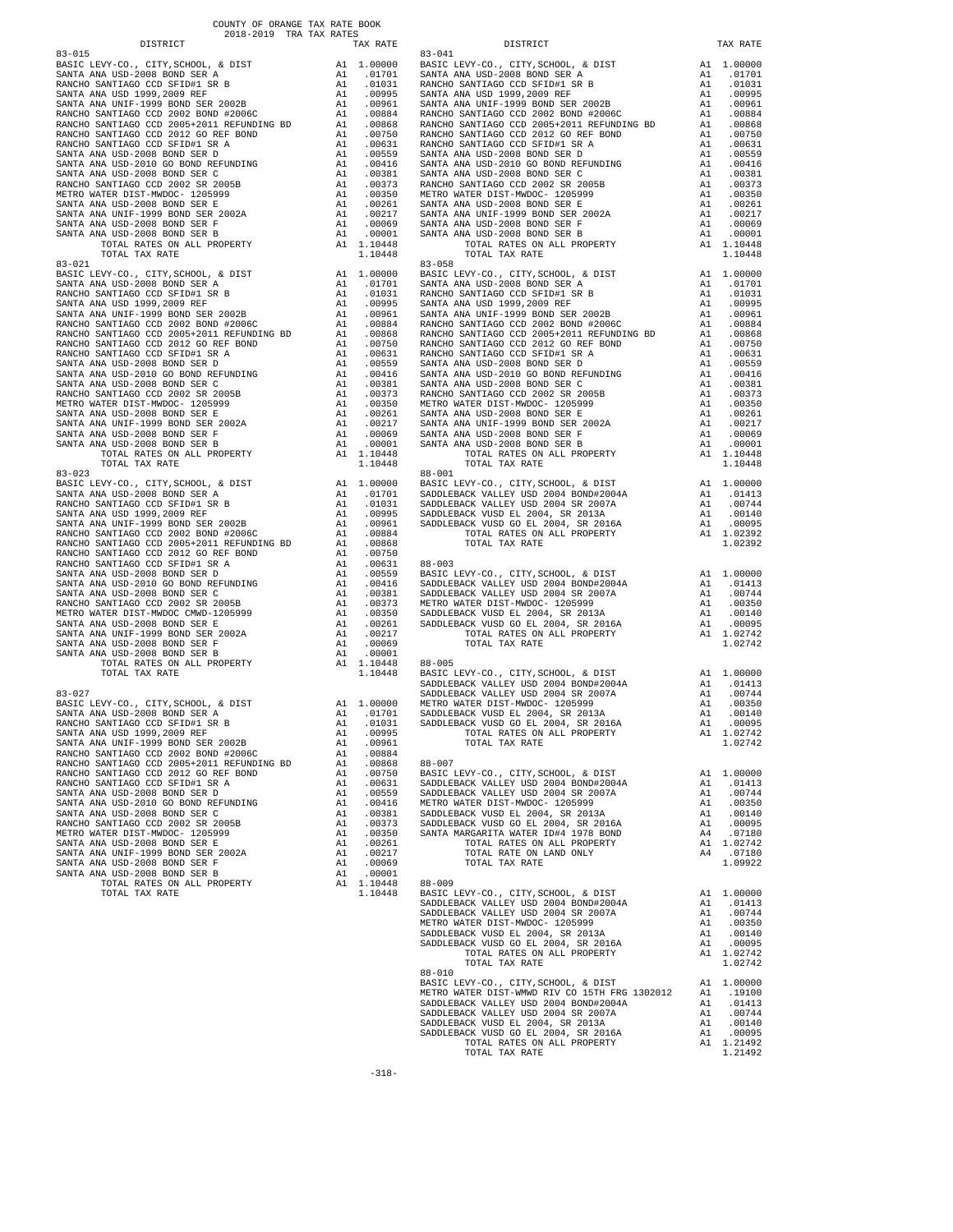COUNTY OF ORANGE TAX RATE BOOK
2018-2019 TRA TAX RATES

| DISTRICT | | TAX RATE |
|---|---|---|
| 83-015 | | |
| BASIC LEVY-CO., CITY,SCHOOL, & DIST | A1 | 1.00000 |
| SANTA ANA USD-2008 BOND SER A | A1 | .01701 |
| RANCHO SANTIAGO CCD SFID#1 SR B | A1 | .01031 |
| SANTA ANA USD 1999,2009 REF | A1 | .00995 |
| SANTA ANA UNIF-1999 BOND SER 2002B | A1 | .00961 |
| RANCHO SANTIAGO CCD 2002 BOND #2006C | A1 | .00884 |
| RANCHO SANTIAGO CCD 2005+2011 REFUNDING BD | A1 | .00868 |
| RANCHO SANTIAGO CCD 2012 GO REF BOND | A1 | .00750 |
| RANCHO SANTIAGO CCD SFID#1 SR A | A1 | .00631 |
| SANTA ANA USD-2008 BOND SER D | A1 | .00559 |
| SANTA ANA USD-2010 GO BOND REFUNDING | A1 | .00416 |
| SANTA ANA USD-2008 BOND SER C | A1 | .00381 |
| RANCHO SANTIAGO CCD 2002 SR 2005B | A1 | .00373 |
| METRO WATER DIST-MWDOC- 1205999 | A1 | .00350 |
| SANTA ANA USD-2008 BOND SER E | A1 | .00261 |
| SANTA ANA UNIF-1999 BOND SER 2002A | A1 | .00217 |
| SANTA ANA USD-2008 BOND SER F | A1 | .00069 |
| SANTA ANA USD-2008 BOND SER B | A1 | .00001 |
| TOTAL RATES ON ALL PROPERTY | A1 | 1.10448 |
| TOTAL TAX RATE | | 1.10448 |
| 83-021 | | |
| BASIC LEVY-CO., CITY,SCHOOL, & DIST | A1 | 1.00000 |
| SANTA ANA USD-2008 BOND SER A | A1 | .01701 |
| RANCHO SANTIAGO CCD SFID#1 SR B | A1 | .01031 |
| SANTA ANA USD 1999,2009 REF | A1 | .00995 |
| SANTA ANA UNIF-1999 BOND SER 2002B | A1 | .00961 |
| RANCHO SANTIAGO CCD 2002 BOND #2006C | A1 | .00884 |
| RANCHO SANTIAGO CCD 2005+2011 REFUNDING BD | A1 | .00868 |
| RANCHO SANTIAGO CCD 2012 GO REF BOND | A1 | .00750 |
| RANCHO SANTIAGO CCD SFID#1 SR A | A1 | .00631 |
| SANTA ANA USD-2008 BOND SER D | A1 | .00559 |
| SANTA ANA USD-2010 GO BOND REFUNDING | A1 | .00416 |
| SANTA ANA USD-2008 BOND SER C | A1 | .00381 |
| RANCHO SANTIAGO CCD 2002 SR 2005B | A1 | .00373 |
| METRO WATER DIST-MWDOC- 1205999 | A1 | .00350 |
| SANTA ANA USD-2008 BOND SER E | A1 | .00261 |
| SANTA ANA UNIF-1999 BOND SER 2002A | A1 | .00217 |
| SANTA ANA USD-2008 BOND SER F | A1 | .00069 |
| SANTA ANA USD-2008 BOND SER B | A1 | .00001 |
| TOTAL RATES ON ALL PROPERTY | A1 | 1.10448 |
| TOTAL TAX RATE | | 1.10448 |
| 83-023 | | |
| BASIC LEVY-CO., CITY,SCHOOL, & DIST | A1 | 1.00000 |
| SANTA ANA USD-2008 BOND SER A | A1 | .01701 |
| RANCHO SANTIAGO CCD SFID#1 SR B | A1 | .01031 |
| SANTA ANA USD 1999,2009 REF | A1 | .00995 |
| SANTA ANA UNIF-1999 BOND SER 2002B | A1 | .00961 |
| RANCHO SANTIAGO CCD 2002 BOND #2006C | A1 | .00884 |
| RANCHO SANTIAGO CCD 2005+2011 REFUNDING BD | A1 | .00868 |
| RANCHO SANTIAGO CCD 2012 GO REF BOND | A1 | .00750 |
| RANCHO SANTIAGO CCD SFID#1 SR A | A1 | .00631 |
| SANTA ANA USD-2008 BOND SER D | A1 | .00559 |
| SANTA ANA USD-2010 GO BOND REFUNDING | A1 | .00416 |
| SANTA ANA USD-2008 BOND SER C | A1 | .00381 |
| RANCHO SANTIAGO CCD 2002 SR 2005B | A1 | .00373 |
| METRO WATER DIST-MWDOC CMWD-1205999 | A1 | .00350 |
| SANTA ANA USD-2008 BOND SER E | A1 | .00261 |
| SANTA ANA UNIF-1999 BOND SER 2002A | A1 | .00217 |
| SANTA ANA USD-2008 BOND SER F | A1 | .00069 |
| SANTA ANA USD-2008 BOND SER B | A1 | .00001 |
| TOTAL RATES ON ALL PROPERTY | A1 | 1.10448 |
| TOTAL TAX RATE | | 1.10448 |
| 83-027 | | |
| BASIC LEVY-CO., CITY,SCHOOL, & DIST | A1 | 1.00000 |
| SANTA ANA USD-2008 BOND SER A | A1 | .01701 |
| RANCHO SANTIAGO CCD SFID#1 SR B | A1 | .01031 |
| SANTA ANA USD 1999,2009 REF | A1 | .00995 |
| SANTA ANA UNIF-1999 BOND SER 2002B | A1 | .00961 |
| RANCHO SANTIAGO CCD 2002 BOND #2006C | A1 | .00884 |
| RANCHO SANTIAGO CCD 2005+2011 REFUNDING BD | A1 | .00868 |
| RANCHO SANTIAGO CCD 2012 GO REF BOND | A1 | .00750 |
| RANCHO SANTIAGO CCD SFID#1 SR A | A1 | .00631 |
| SANTA ANA USD-2008 BOND SER D | A1 | .00559 |
| SANTA ANA USD-2010 GO BOND REFUNDING | A1 | .00416 |
| SANTA ANA USD-2008 BOND SER C | A1 | .00381 |
| RANCHO SANTIAGO CCD 2002 SR 2005B | A1 | .00373 |
| METRO WATER DIST-MWDOC- 1205999 | A1 | .00350 |
| SANTA ANA USD-2008 BOND SER E | A1 | .00261 |
| SANTA ANA UNIF-1999 BOND SER 2002A | A1 | .00217 |
| SANTA ANA USD-2008 BOND SER F | A1 | .00069 |
| SANTA ANA USD-2008 BOND SER B | A1 | .00001 |
| TOTAL RATES ON ALL PROPERTY | A1 | 1.10448 |
| TOTAL TAX RATE | | 1.10448 |
| 83-041 | | |
| BASIC LEVY-CO., CITY,SCHOOL, & DIST | A1 | 1.00000 |
| SANTA ANA USD-2008 BOND SER A | A1 | .01701 |
| RANCHO SANTIAGO CCD SFID#1 SR B | A1 | .01031 |
| SANTA ANA USD 1999,2009 REF | A1 | .00995 |
| SANTA ANA UNIF-1999 BOND SER 2002B | A1 | .00961 |
| RANCHO SANTIAGO CCD 2002 BOND #2006C | A1 | .00884 |
| RANCHO SANTIAGO CCD 2005+2011 REFUNDING BD | A1 | .00868 |
| RANCHO SANTIAGO CCD 2012 GO REF BOND | A1 | .00750 |
| RANCHO SANTIAGO CCD SFID#1 SR A | A1 | .00631 |
| SANTA ANA USD-2008 BOND SER D | A1 | .00559 |
| SANTA ANA USD-2010 GO BOND REFUNDING | A1 | .00416 |
| SANTA ANA USD-2008 BOND SER C | A1 | .00381 |
| RANCHO SANTIAGO CCD 2002 SR 2005B | A1 | .00373 |
| METRO WATER DIST-MWDOC- 1205999 | A1 | .00350 |
| SANTA ANA USD-2008 BOND SER E | A1 | .00261 |
| SANTA ANA UNIF-1999 BOND SER 2002A | A1 | .00217 |
| SANTA ANA USD-2008 BOND SER F | A1 | .00069 |
| SANTA ANA USD-2008 BOND SER B | A1 | .00001 |
| TOTAL RATES ON ALL PROPERTY | A1 | 1.10448 |
| TOTAL TAX RATE | | 1.10448 |
| 83-058 | | |
| BASIC LEVY-CO., CITY,SCHOOL, & DIST | A1 | 1.00000 |
| SANTA ANA USD-2008 BOND SER A | A1 | .01701 |
| RANCHO SANTIAGO CCD SFID#1 SR B | A1 | .01031 |
| SANTA ANA USD 1999,2009 REF | A1 | .00995 |
| SANTA ANA UNIF-1999 BOND SER 2002B | A1 | .00961 |
| RANCHO SANTIAGO CCD 2002 BOND #2006C | A1 | .00884 |
| RANCHO SANTIAGO CCD 2005+2011 REFUNDING BD | A1 | .00868 |
| RANCHO SANTIAGO CCD 2012 GO REF BOND | A1 | .00750 |
| RANCHO SANTIAGO CCD SFID#1 SR A | A1 | .00631 |
| SANTA ANA USD-2008 BOND SER D | A1 | .00559 |
| SANTA ANA USD-2010 GO BOND REFUNDING | A1 | .00416 |
| SANTA ANA USD-2008 BOND SER C | A1 | .00381 |
| RANCHO SANTIAGO CCD 2002 SR 2005B | A1 | .00373 |
| METRO WATER DIST-MWDOC- 1205999 | A1 | .00350 |
| SANTA ANA USD-2008 BOND SER E | A1 | .00261 |
| SANTA ANA UNIF-1999 BOND SER 2002A | A1 | .00217 |
| SANTA ANA USD-2008 BOND SER F | A1 | .00069 |
| SANTA ANA USD-2008 BOND SER B | A1 | .00001 |
| TOTAL RATES ON ALL PROPERTY | A1 | 1.10448 |
| TOTAL TAX RATE | | 1.10448 |
| 88-001 | | |
| BASIC LEVY-CO., CITY,SCHOOL, & DIST | A1 | 1.00000 |
| SADDLEBACK VALLEY USD 2004 BOND#2004A | A1 | .01413 |
| SADDLEBACK VALLEY USD 2004 SR 2007A | A1 | .00744 |
| SADDLEBACK VUSD EL 2004, SR 2013A | A1 | .00140 |
| SADDLEBACK VUSD GO EL 2004, SR 2016A | A1 | .00095 |
| TOTAL RATES ON ALL PROPERTY | A1 | 1.02392 |
| TOTAL TAX RATE | | 1.02392 |
| 88-003 | | |
| BASIC LEVY-CO., CITY,SCHOOL, & DIST | A1 | 1.00000 |
| SADDLEBACK VALLEY USD 2004 BOND#2004A | A1 | .01413 |
| SADDLEBACK VALLEY USD 2004 SR 2007A | A1 | .00744 |
| METRO WATER DIST-MWDOC- 1205999 | A1 | .00350 |
| SADDLEBACK VUSD EL 2004, SR 2013A | A1 | .00140 |
| SADDLEBACK VUSD GO EL 2004, SR 2016A | A1 | .00095 |
| TOTAL RATES ON ALL PROPERTY | A1 | 1.02742 |
| TOTAL TAX RATE | | 1.02742 |
| 88-005 | | |
| BASIC LEVY-CO., CITY,SCHOOL, & DIST | A1 | 1.00000 |
| SADDLEBACK VALLEY USD 2004 BOND#2004A | A1 | .01413 |
| SADDLEBACK VALLEY USD 2004 SR 2007A | A1 | .00744 |
| METRO WATER DIST-MWDOC- 1205999 | A1 | .00350 |
| SADDLEBACK VUSD EL 2004, SR 2013A | A1 | .00140 |
| SADDLEBACK VUSD GO EL 2004, SR 2016A | A1 | .00095 |
| TOTAL RATES ON ALL PROPERTY | A1 | 1.02742 |
| TOTAL TAX RATE | | 1.02742 |
| 88-007 | | |
| BASIC LEVY-CO., CITY,SCHOOL, & DIST | A1 | 1.00000 |
| SADDLEBACK VALLEY USD 2004 BOND#2004A | A1 | .01413 |
| SADDLEBACK VALLEY USD 2004 SR 2007A | A1 | .00744 |
| METRO WATER DIST-MWDOC- 1205999 | A1 | .00350 |
| SADDLEBACK VUSD EL 2004, SR 2013A | A1 | .00140 |
| SADDLEBACK VUSD GO EL 2004, SR 2016A | A1 | .00095 |
| SANTA MARGARITA WATER ID#4 1978 BOND | A4 | .07180 |
| TOTAL RATES ON ALL PROPERTY | A1 | 1.02742 |
| TOTAL RATE ON LAND ONLY | A4 | .07180 |
| TOTAL TAX RATE | | 1.09922 |
| 88-009 | | |
| BASIC LEVY-CO., CITY,SCHOOL, & DIST | A1 | 1.00000 |
| SADDLEBACK VALLEY USD 2004 BOND#2004A | A1 | .01413 |
| SADDLEBACK VALLEY USD 2004 SR 2007A | A1 | .00744 |
| METRO WATER DIST-MWDOC- 1205999 | A1 | .00350 |
| SADDLEBACK VUSD EL 2004, SR 2013A | A1 | .00140 |
| SADDLEBACK VUSD GO EL 2004, SR 2016A | A1 | .00095 |
| TOTAL RATES ON ALL PROPERTY | A1 | 1.02742 |
| TOTAL TAX RATE | | 1.02742 |
| 88-010 | | |
| BASIC LEVY-CO., CITY,SCHOOL, & DIST | A1 | 1.00000 |
| METRO WATER DIST-WMWD RIV CO 15TH FRG 1302012 | A1 | .19100 |
| SADDLEBACK VALLEY USD 2004 BOND#2004A | A1 | .01413 |
| SADDLEBACK VALLEY USD 2004 SR 2007A | A1 | .00744 |
| SADDLEBACK VUSD EL 2004, SR 2013A | A1 | .00140 |
| SADDLEBACK VUSD GO EL 2004, SR 2016A | A1 | .00095 |
| TOTAL RATES ON ALL PROPERTY | A1 | 1.21492 |
| TOTAL TAX RATE | | 1.21492 |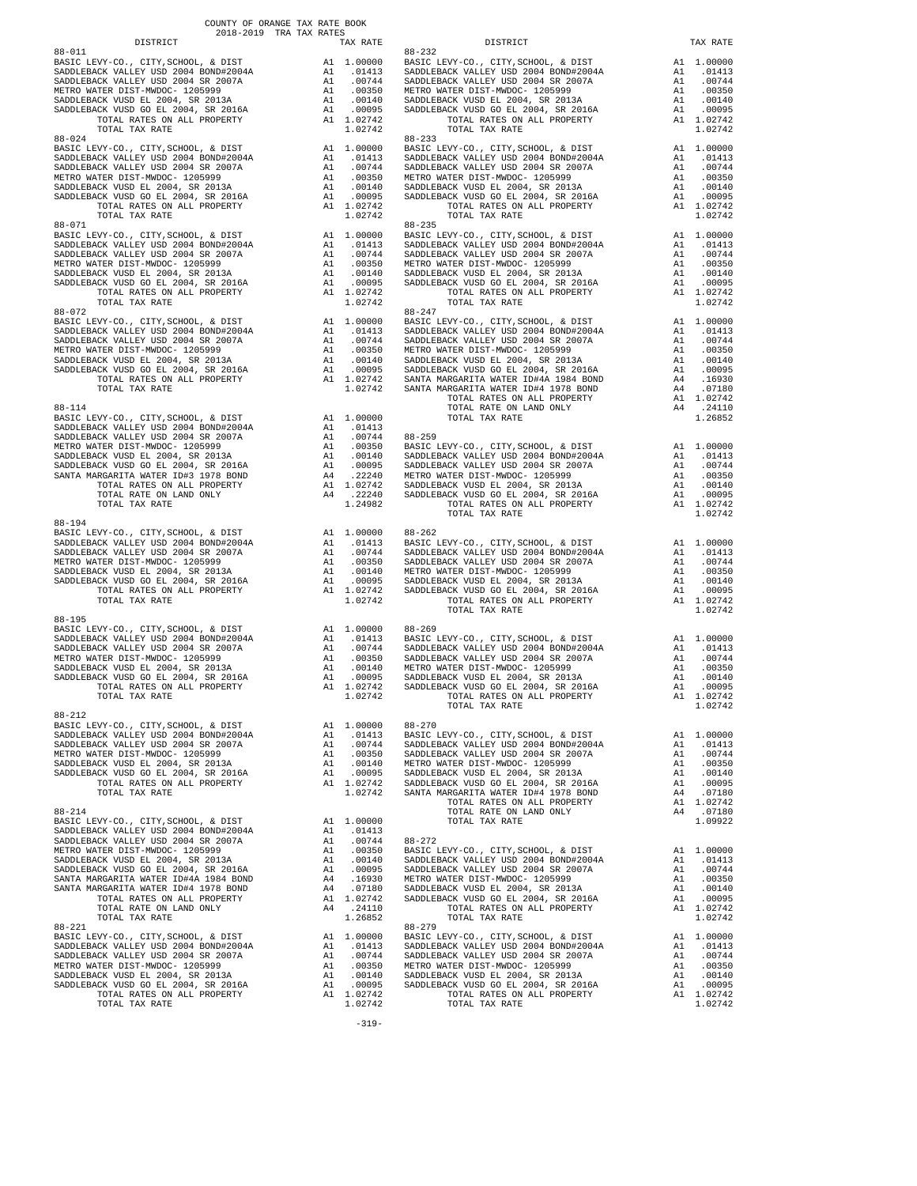COUNTY OF ORANGE TAX RATE BOOK
2018-2019 TRA TAX RATES

| DISTRICT | | TAX RATE |
|---|---|---|
| **88-011** | | |
| BASIC LEVY-CO., CITY,SCHOOL, & DIST | A1 | 1.00000 |
| SADDLEBACK VALLEY USD 2004 BOND#2004A | A1 | .01413 |
| SADDLEBACK VALLEY USD 2004 SR 2007A | A1 | .00744 |
| METRO WATER DIST-MWDOC- 1205999 | A1 | .00350 |
| SADDLEBACK VUSD EL 2004, SR 2013A | A1 | .00140 |
| SADDLEBACK VUSD GO EL 2004, SR 2016A | A1 | .00095 |
| TOTAL RATES ON ALL PROPERTY | A1 | 1.02742 |
| TOTAL TAX RATE | | 1.02742 |
| **88-024** | | |
| BASIC LEVY-CO., CITY,SCHOOL, & DIST | A1 | 1.00000 |
| SADDLEBACK VALLEY USD 2004 BOND#2004A | A1 | .01413 |
| SADDLEBACK VALLEY USD 2004 SR 2007A | A1 | .00744 |
| METRO WATER DIST-MWDOC- 1205999 | A1 | .00350 |
| SADDLEBACK VUSD EL 2004, SR 2013A | A1 | .00140 |
| SADDLEBACK VUSD GO EL 2004, SR 2016A | A1 | .00095 |
| TOTAL RATES ON ALL PROPERTY | A1 | 1.02742 |
| TOTAL TAX RATE | | 1.02742 |
| **88-071** | | |
| BASIC LEVY-CO., CITY,SCHOOL, & DIST | A1 | 1.00000 |
| SADDLEBACK VALLEY USD 2004 BOND#2004A | A1 | .01413 |
| SADDLEBACK VALLEY USD 2004 SR 2007A | A1 | .00744 |
| METRO WATER DIST-MWDOC- 1205999 | A1 | .00350 |
| SADDLEBACK VUSD EL 2004, SR 2013A | A1 | .00140 |
| SADDLEBACK VUSD GO EL 2004, SR 2016A | A1 | .00095 |
| TOTAL RATES ON ALL PROPERTY | A1 | 1.02742 |
| TOTAL TAX RATE | | 1.02742 |
| **88-072** | | |
| BASIC LEVY-CO., CITY,SCHOOL, & DIST | A1 | 1.00000 |
| SADDLEBACK VALLEY USD 2004 BOND#2004A | A1 | .01413 |
| SADDLEBACK VALLEY USD 2004 SR 2007A | A1 | .00744 |
| METRO WATER DIST-MWDOC- 1205999 | A1 | .00350 |
| SADDLEBACK VUSD EL 2004, SR 2013A | A1 | .00140 |
| SADDLEBACK VUSD GO EL 2004, SR 2016A | A1 | .00095 |
| TOTAL RATES ON ALL PROPERTY | A1 | 1.02742 |
| TOTAL TAX RATE | | 1.02742 |
| **88-114** | | |
| BASIC LEVY-CO., CITY,SCHOOL, & DIST | A1 | 1.00000 |
| SADDLEBACK VALLEY USD 2004 BOND#2004A | A1 | .01413 |
| SADDLEBACK VALLEY USD 2004 SR 2007A | A1 | .00744 |
| METRO WATER DIST-MWDOC- 1205999 | A1 | .00350 |
| SADDLEBACK VUSD EL 2004, SR 2013A | A1 | .00140 |
| SADDLEBACK VUSD GO EL 2004, SR 2016A | A1 | .00095 |
| SANTA MARGARITA WATER ID#3 1978 BOND | A4 | .22240 |
| TOTAL RATES ON ALL PROPERTY | A1 | 1.02742 |
| TOTAL RATE ON LAND ONLY | A4 | .22240 |
| TOTAL TAX RATE | | 1.24982 |
| **88-194** | | |
| BASIC LEVY-CO., CITY,SCHOOL, & DIST | A1 | 1.00000 |
| SADDLEBACK VALLEY USD 2004 BOND#2004A | A1 | .01413 |
| SADDLEBACK VALLEY USD 2004 SR 2007A | A1 | .00744 |
| METRO WATER DIST-MWDOC- 1205999 | A1 | .00350 |
| SADDLEBACK VUSD EL 2004, SR 2013A | A1 | .00140 |
| SADDLEBACK VUSD GO EL 2004, SR 2016A | A1 | .00095 |
| TOTAL RATES ON ALL PROPERTY | A1 | 1.02742 |
| TOTAL TAX RATE | | 1.02742 |
| **88-195** | | |
| BASIC LEVY-CO., CITY,SCHOOL, & DIST | A1 | 1.00000 |
| SADDLEBACK VALLEY USD 2004 BOND#2004A | A1 | .01413 |
| SADDLEBACK VALLEY USD 2004 SR 2007A | A1 | .00744 |
| METRO WATER DIST-MWDOC- 1205999 | A1 | .00350 |
| SADDLEBACK VUSD EL 2004, SR 2013A | A1 | .00140 |
| SADDLEBACK VUSD GO EL 2004, SR 2016A | A1 | .00095 |
| TOTAL RATES ON ALL PROPERTY | A1 | 1.02742 |
| TOTAL TAX RATE | | 1.02742 |
| **88-212** | | |
| BASIC LEVY-CO., CITY,SCHOOL, & DIST | A1 | 1.00000 |
| SADDLEBACK VALLEY USD 2004 BOND#2004A | A1 | .01413 |
| SADDLEBACK VALLEY USD 2004 SR 2007A | A1 | .00744 |
| METRO WATER DIST-MWDOC- 1205999 | A1 | .00350 |
| SADDLEBACK VUSD EL 2004, SR 2013A | A1 | .00140 |
| SADDLEBACK VUSD GO EL 2004, SR 2016A | A1 | .00095 |
| TOTAL RATES ON ALL PROPERTY | A1 | 1.02742 |
| TOTAL TAX RATE | | 1.02742 |
| **88-214** | | |
| BASIC LEVY-CO., CITY,SCHOOL, & DIST | A1 | 1.00000 |
| SADDLEBACK VALLEY USD 2004 BOND#2004A | A1 | .01413 |
| SADDLEBACK VALLEY USD 2004 SR 2007A | A1 | .00744 |
| METRO WATER DIST-MWDOC- 1205999 | A1 | .00350 |
| SADDLEBACK VUSD EL 2004, SR 2013A | A1 | .00140 |
| SADDLEBACK VUSD GO EL 2004, SR 2016A | A1 | .00095 |
| SANTA MARGARITA WATER ID#4A 1984 BOND | A4 | .16930 |
| SANTA MARGARITA WATER ID#4 1978 BOND | A4 | .07180 |
| TOTAL RATES ON ALL PROPERTY | A1 | 1.02742 |
| TOTAL RATE ON LAND ONLY | A4 | .24110 |
| TOTAL TAX RATE | | 1.26852 |
| **88-221** | | |
| BASIC LEVY-CO., CITY,SCHOOL, & DIST | A1 | 1.00000 |
| SADDLEBACK VALLEY USD 2004 BOND#2004A | A1 | .01413 |
| SADDLEBACK VALLEY USD 2004 SR 2007A | A1 | .00744 |
| METRO WATER DIST-MWDOC- 1205999 | A1 | .00350 |
| SADDLEBACK VUSD EL 2004, SR 2013A | A1 | .00140 |
| SADDLEBACK VUSD GO EL 2004, SR 2016A | A1 | .00095 |
| TOTAL RATES ON ALL PROPERTY | A1 | 1.02742 |
| TOTAL TAX RATE | | 1.02742 |
| **88-232** | | |
| BASIC LEVY-CO., CITY,SCHOOL, & DIST | A1 | 1.00000 |
| SADDLEBACK VALLEY USD 2004 BOND#2004A | A1 | .01413 |
| SADDLEBACK VALLEY USD 2004 SR 2007A | A1 | .00744 |
| METRO WATER DIST-MWDOC- 1205999 | A1 | .00350 |
| SADDLEBACK VUSD EL 2004, SR 2013A | A1 | .00140 |
| SADDLEBACK VUSD GO EL 2004, SR 2016A | A1 | .00095 |
| TOTAL RATES ON ALL PROPERTY | A1 | 1.02742 |
| TOTAL TAX RATE | | 1.02742 |
| **88-233** | | |
| BASIC LEVY-CO., CITY,SCHOOL, & DIST | A1 | 1.00000 |
| SADDLEBACK VALLEY USD 2004 BOND#2004A | A1 | .01413 |
| SADDLEBACK VALLEY USD 2004 SR 2007A | A1 | .00744 |
| METRO WATER DIST-MWDOC- 1205999 | A1 | .00350 |
| SADDLEBACK VUSD EL 2004, SR 2013A | A1 | .00140 |
| SADDLEBACK VUSD GO EL 2004, SR 2016A | A1 | .00095 |
| TOTAL RATES ON ALL PROPERTY | A1 | 1.02742 |
| TOTAL TAX RATE | | 1.02742 |
| **88-235** | | |
| BASIC LEVY-CO., CITY,SCHOOL, & DIST | A1 | 1.00000 |
| SADDLEBACK VALLEY USD 2004 BOND#2004A | A1 | .01413 |
| SADDLEBACK VALLEY USD 2004 SR 2007A | A1 | .00744 |
| METRO WATER DIST-MWDOC- 1205999 | A1 | .00350 |
| SADDLEBACK VUSD EL 2004, SR 2013A | A1 | .00140 |
| SADDLEBACK VUSD GO EL 2004, SR 2016A | A1 | .00095 |
| TOTAL RATES ON ALL PROPERTY | A1 | 1.02742 |
| TOTAL TAX RATE | | 1.02742 |
| **88-247** | | |
| BASIC LEVY-CO., CITY,SCHOOL, & DIST | A1 | 1.00000 |
| SADDLEBACK VALLEY USD 2004 BOND#2004A | A1 | .01413 |
| SADDLEBACK VALLEY USD 2004 SR 2007A | A1 | .00744 |
| METRO WATER DIST-MWDOC- 1205999 | A1 | .00350 |
| SADDLEBACK VUSD EL 2004, SR 2013A | A1 | .00140 |
| SADDLEBACK VUSD GO EL 2004, SR 2016A | A1 | .00095 |
| SANTA MARGARITA WATER ID#4A 1984 BOND | A4 | .16930 |
| SANTA MARGARITA WATER ID#4 1978 BOND | A4 | .07180 |
| TOTAL RATES ON ALL PROPERTY | A1 | 1.02742 |
| TOTAL RATE ON LAND ONLY | A4 | .24110 |
| TOTAL TAX RATE | | 1.26852 |
| **88-259** | | |
| BASIC LEVY-CO., CITY,SCHOOL, & DIST | A1 | 1.00000 |
| SADDLEBACK VALLEY USD 2004 BOND#2004A | A1 | .01413 |
| SADDLEBACK VALLEY USD 2004 SR 2007A | A1 | .00744 |
| METRO WATER DIST-MWDOC- 1205999 | A1 | .00350 |
| SADDLEBACK VUSD EL 2004, SR 2013A | A1 | .00140 |
| SADDLEBACK VUSD GO EL 2004, SR 2016A | A1 | .00095 |
| TOTAL RATES ON ALL PROPERTY | A1 | 1.02742 |
| TOTAL TAX RATE | | 1.02742 |
| **88-262** | | |
| BASIC LEVY-CO., CITY,SCHOOL, & DIST | A1 | 1.00000 |
| SADDLEBACK VALLEY USD 2004 BOND#2004A | A1 | .01413 |
| SADDLEBACK VALLEY USD 2004 SR 2007A | A1 | .00744 |
| METRO WATER DIST-MWDOC- 1205999 | A1 | .00350 |
| SADDLEBACK VUSD EL 2004, SR 2013A | A1 | .00140 |
| SADDLEBACK VUSD GO EL 2004, SR 2016A | A1 | .00095 |
| TOTAL RATES ON ALL PROPERTY | A1 | 1.02742 |
| TOTAL TAX RATE | | 1.02742 |
| **88-269** | | |
| BASIC LEVY-CO., CITY,SCHOOL, & DIST | A1 | 1.00000 |
| SADDLEBACK VALLEY USD 2004 BOND#2004A | A1 | .01413 |
| SADDLEBACK VALLEY USD 2004 SR 2007A | A1 | .00744 |
| METRO WATER DIST-MWDOC- 1205999 | A1 | .00350 |
| SADDLEBACK VUSD EL 2004, SR 2013A | A1 | .00140 |
| SADDLEBACK VUSD GO EL 2004, SR 2016A | A1 | .00095 |
| TOTAL RATES ON ALL PROPERTY | A1 | 1.02742 |
| TOTAL TAX RATE | | 1.02742 |
| **88-270** | | |
| BASIC LEVY-CO., CITY,SCHOOL, & DIST | A1 | 1.00000 |
| SADDLEBACK VALLEY USD 2004 BOND#2004A | A1 | .01413 |
| SADDLEBACK VALLEY USD 2004 SR 2007A | A1 | .00744 |
| METRO WATER DIST-MWDOC- 1205999 | A1 | .00350 |
| SADDLEBACK VUSD EL 2004, SR 2013A | A1 | .00140 |
| SADDLEBACK VUSD GO EL 2004, SR 2016A | A1 | .00095 |
| SANTA MARGARITA WATER ID#4 1978 BOND | A4 | .07180 |
| TOTAL RATES ON ALL PROPERTY | A1 | 1.02742 |
| TOTAL RATE ON LAND ONLY | A4 | .07180 |
| TOTAL TAX RATE | | 1.09922 |
| **88-272** | | |
| BASIC LEVY-CO., CITY,SCHOOL, & DIST | A1 | 1.00000 |
| SADDLEBACK VALLEY USD 2004 BOND#2004A | A1 | .01413 |
| SADDLEBACK VALLEY USD 2004 SR 2007A | A1 | .00744 |
| METRO WATER DIST-MWDOC- 1205999 | A1 | .00350 |
| SADDLEBACK VUSD EL 2004, SR 2013A | A1 | .00140 |
| SADDLEBACK VUSD GO EL 2004, SR 2016A | A1 | .00095 |
| TOTAL RATES ON ALL PROPERTY | A1 | 1.02742 |
| TOTAL TAX RATE | | 1.02742 |
| **88-279** | | |
| BASIC LEVY-CO., CITY,SCHOOL, & DIST | A1 | 1.00000 |
| SADDLEBACK VALLEY USD 2004 BOND#2004A | A1 | .01413 |
| SADDLEBACK VALLEY USD 2004 SR 2007A | A1 | .00744 |
| METRO WATER DIST-MWDOC- 1205999 | A1 | .00350 |
| SADDLEBACK VUSD EL 2004, SR 2013A | A1 | .00140 |
| SADDLEBACK VUSD GO EL 2004, SR 2016A | A1 | .00095 |
| TOTAL RATES ON ALL PROPERTY | A1 | 1.02742 |
| TOTAL TAX RATE | | 1.02742 |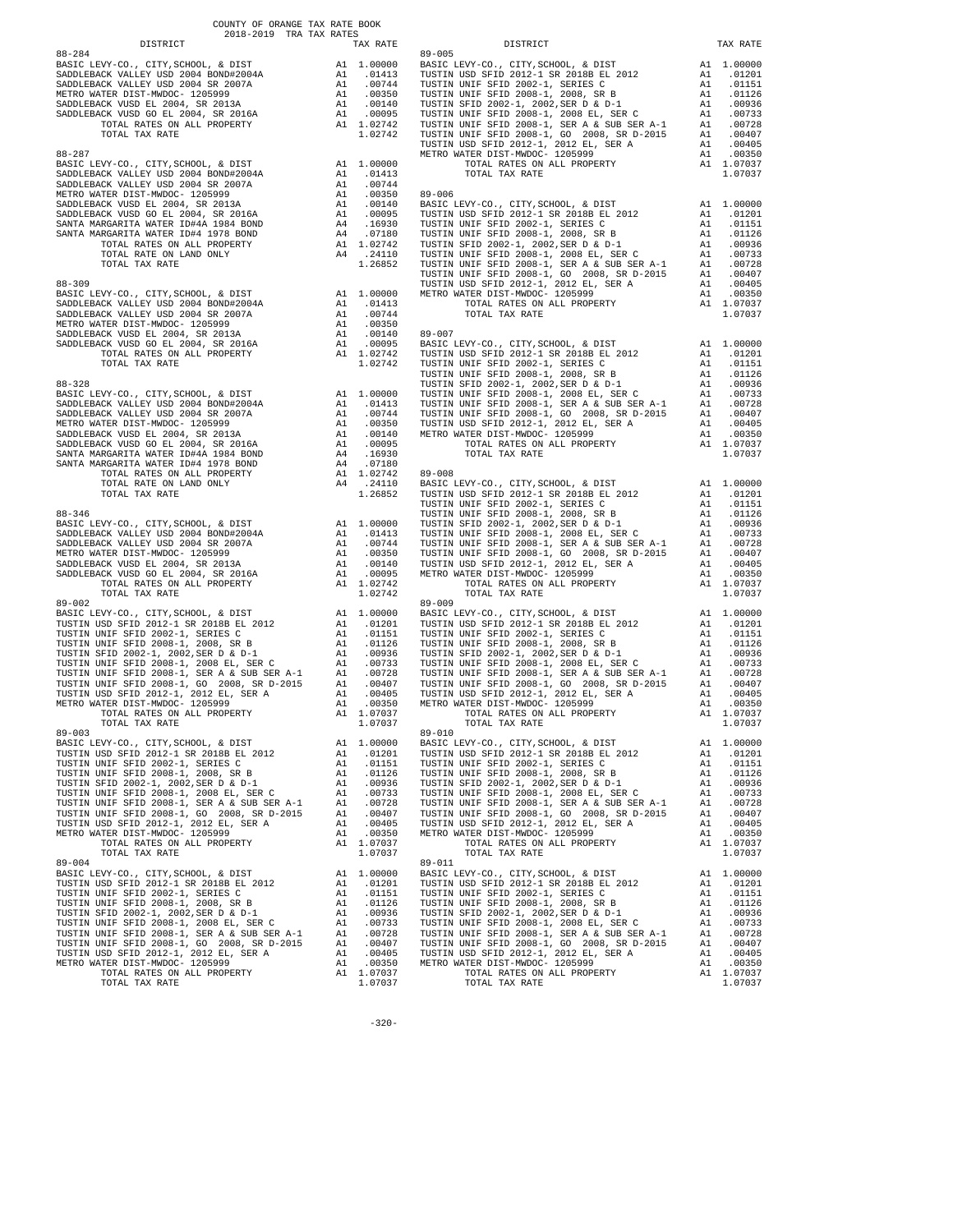COUNTY OF ORANGE TAX RATE BOOK
2018-2019 TRA TAX RATES

| DISTRICT | | TAX RATE |
|---|---|---|
| 88-284 | | |
| BASIC LEVY-CO., CITY,SCHOOL, & DIST | A1 | 1.00000 |
| SADDLEBACK VALLEY USD 2004 BOND#2004A | A1 | .01413 |
| SADDLEBACK VALLEY USD 2004 SR 2007A | A1 | .00744 |
| METRO WATER DIST-MWDOC- 1205999 | A1 | .00350 |
| SADDLEBACK VUSD EL 2004, SR 2013A | A1 | .00140 |
| SADDLEBACK VUSD GO EL 2004, SR 2016A | A1 | .00095 |
| TOTAL RATES ON ALL PROPERTY | A1 | 1.02742 |
| TOTAL TAX RATE | | 1.02742 |
| 88-287 | | |
| BASIC LEVY-CO., CITY,SCHOOL, & DIST | A1 | 1.00000 |
| SADDLEBACK VALLEY USD 2004 BOND#2004A | A1 | .01413 |
| SADDLEBACK VALLEY USD 2004 SR 2007A | A1 | .00744 |
| METRO WATER DIST-MWDOC- 1205999 | A1 | .00350 |
| SADDLEBACK VUSD EL 2004, SR 2013A | A1 | .00140 |
| SADDLEBACK VUSD GO EL 2004, SR 2016A | A1 | .00095 |
| SANTA MARGARITA WATER ID#4A 1984 BOND | A4 | .16930 |
| SANTA MARGARITA WATER ID#4 1978 BOND | A4 | .07180 |
| TOTAL RATES ON ALL PROPERTY | A1 | 1.02742 |
| TOTAL RATE ON LAND ONLY | A4 | .24110 |
| TOTAL TAX RATE | | 1.26852 |
| 88-309 | | |
| BASIC LEVY-CO., CITY,SCHOOL, & DIST | A1 | 1.00000 |
| SADDLEBACK VALLEY USD 2004 BOND#2004A | A1 | .01413 |
| SADDLEBACK VALLEY USD 2004 SR 2007A | A1 | .00744 |
| METRO WATER DIST-MWDOC- 1205999 | A1 | .00350 |
| SADDLEBACK VUSD EL 2004, SR 2013A | A1 | .00140 |
| SADDLEBACK VUSD GO EL 2004, SR 2016A | A1 | .00095 |
| TOTAL RATES ON ALL PROPERTY | A1 | 1.02742 |
| TOTAL TAX RATE | | 1.02742 |
| 88-328 | | |
| BASIC LEVY-CO., CITY,SCHOOL, & DIST | A1 | 1.00000 |
| SADDLEBACK VALLEY USD 2004 BOND#2004A | A1 | .01413 |
| SADDLEBACK VALLEY USD 2004 SR 2007A | A1 | .00744 |
| METRO WATER DIST-MWDOC- 1205999 | A1 | .00350 |
| SADDLEBACK VUSD EL 2004, SR 2013A | A1 | .00140 |
| SADDLEBACK VUSD GO EL 2004, SR 2016A | A1 | .00095 |
| SANTA MARGARITA WATER ID#4A 1984 BOND | A4 | .16930 |
| SANTA MARGARITA WATER ID#4 1978 BOND | A4 | .07180 |
| TOTAL RATES ON ALL PROPERTY | A1 | 1.02742 |
| TOTAL RATE ON LAND ONLY | A4 | .24110 |
| TOTAL TAX RATE | | 1.26852 |
| 88-346 | | |
| BASIC LEVY-CO., CITY,SCHOOL, & DIST | A1 | 1.00000 |
| SADDLEBACK VALLEY USD 2004 BOND#2004A | A1 | .01413 |
| SADDLEBACK VALLEY USD 2004 SR 2007A | A1 | .00744 |
| METRO WATER DIST-MWDOC- 1205999 | A1 | .00350 |
| SADDLEBACK VUSD EL 2004, SR 2013A | A1 | .00140 |
| SADDLEBACK VUSD GO EL 2004, SR 2016A | A1 | .00095 |
| TOTAL RATES ON ALL PROPERTY | A1 | 1.02742 |
| TOTAL TAX RATE | | 1.02742 |
| 89-002 | | |
| BASIC LEVY-CO., CITY,SCHOOL, & DIST | A1 | 1.00000 |
| TUSTIN USD SFID 2012-1 SR 2018B EL 2012 | A1 | .01201 |
| TUSTIN UNIF SFID 2002-1, SERIES C | A1 | .01151 |
| TUSTIN UNIF SFID 2008-1, 2008, SR B | A1 | .01126 |
| TUSTIN SFID 2002-1, 2002,SER D & D-1 | A1 | .00936 |
| TUSTIN UNIF SFID 2008-1, 2008 EL, SER C | A1 | .00733 |
| TUSTIN UNIF SFID 2008-1, SER A & SUB SER A-1 | A1 | .00728 |
| TUSTIN UNIF SFID 2008-1, GO 2008, SR D-2015 | A1 | .00407 |
| TUSTIN USD SFID 2012-1, 2012 EL, SER A | A1 | .00405 |
| METRO WATER DIST-MWDOC- 1205999 | A1 | .00350 |
| TOTAL RATES ON ALL PROPERTY | A1 | 1.07037 |
| TOTAL TAX RATE | | 1.07037 |
| 89-003 | | |
| BASIC LEVY-CO., CITY,SCHOOL, & DIST | A1 | 1.00000 |
| TUSTIN USD SFID 2012-1 SR 2018B EL 2012 | A1 | .01201 |
| TUSTIN UNIF SFID 2002-1, SERIES C | A1 | .01151 |
| TUSTIN UNIF SFID 2008-1, 2008, SR B | A1 | .01126 |
| TUSTIN SFID 2002-1, 2002,SER D & D-1 | A1 | .00936 |
| TUSTIN UNIF SFID 2008-1, 2008 EL, SER C | A1 | .00733 |
| TUSTIN UNIF SFID 2008-1, SER A & SUB SER A-1 | A1 | .00728 |
| TUSTIN UNIF SFID 2008-1, GO 2008, SR D-2015 | A1 | .00407 |
| TUSTIN USD SFID 2012-1, 2012 EL, SER A | A1 | .00405 |
| METRO WATER DIST-MWDOC- 1205999 | A1 | .00350 |
| TOTAL RATES ON ALL PROPERTY | A1 | 1.07037 |
| TOTAL TAX RATE | | 1.07037 |
| 89-004 | | |
| BASIC LEVY-CO., CITY,SCHOOL, & DIST | A1 | 1.00000 |
| TUSTIN USD SFID 2012-1 SR 2018B EL 2012 | A1 | .01201 |
| TUSTIN UNIF SFID 2002-1, SERIES C | A1 | .01151 |
| TUSTIN UNIF SFID 2008-1, 2008, SR B | A1 | .01126 |
| TUSTIN SFID 2002-1, 2002,SER D & D-1 | A1 | .00936 |
| TUSTIN UNIF SFID 2008-1, 2008 EL, SER C | A1 | .00733 |
| TUSTIN UNIF SFID 2008-1, SER A & SUB SER A-1 | A1 | .00728 |
| TUSTIN UNIF SFID 2008-1, GO 2008, SR D-2015 | A1 | .00407 |
| TUSTIN USD SFID 2012-1, 2012 EL, SER A | A1 | .00405 |
| METRO WATER DIST-MWDOC- 1205999 | A1 | .00350 |
| TOTAL RATES ON ALL PROPERTY | A1 | 1.07037 |
| TOTAL TAX RATE | | 1.07037 |
| 89-005 | | |
| BASIC LEVY-CO., CITY,SCHOOL, & DIST | A1 | 1.00000 |
| TUSTIN USD SFID 2012-1 SR 2018B EL 2012 | A1 | .01201 |
| TUSTIN UNIF SFID 2002-1, SERIES C | A1 | .01151 |
| TUSTIN UNIF SFID 2008-1, 2008, SR B | A1 | .01126 |
| TUSTIN SFID 2002-1, 2002,SER D & D-1 | A1 | .00936 |
| TUSTIN UNIF SFID 2008-1, 2008 EL, SER C | A1 | .00733 |
| TUSTIN UNIF SFID 2008-1, SER A & SUB SER A-1 | A1 | .00728 |
| TUSTIN UNIF SFID 2008-1, GO 2008, SR D-2015 | A1 | .00407 |
| TUSTIN USD SFID 2012-1, 2012 EL, SER A | A1 | .00405 |
| METRO WATER DIST-MWDOC- 1205999 | A1 | .00350 |
| TOTAL RATES ON ALL PROPERTY | A1 | 1.07037 |
| TOTAL TAX RATE | | 1.07037 |
| 89-006 | | |
| BASIC LEVY-CO., CITY,SCHOOL, & DIST | A1 | 1.00000 |
| TUSTIN USD SFID 2012-1 SR 2018B EL 2012 | A1 | .01201 |
| TUSTIN UNIF SFID 2002-1, SERIES C | A1 | .01151 |
| TUSTIN UNIF SFID 2008-1, 2008, SR B | A1 | .01126 |
| TUSTIN SFID 2002-1, 2002,SER D & D-1 | A1 | .00936 |
| TUSTIN UNIF SFID 2008-1, 2008 EL, SER C | A1 | .00733 |
| TUSTIN UNIF SFID 2008-1, SER A & SUB SER A-1 | A1 | .00728 |
| TUSTIN UNIF SFID 2008-1, GO 2008, SR D-2015 | A1 | .00407 |
| TUSTIN USD SFID 2012-1, 2012 EL, SER A | A1 | .00405 |
| METRO WATER DIST-MWDOC- 1205999 | A1 | .00350 |
| TOTAL RATES ON ALL PROPERTY | A1 | 1.07037 |
| TOTAL TAX RATE | | 1.07037 |
| 89-007 | | |
| BASIC LEVY-CO., CITY,SCHOOL, & DIST | A1 | 1.00000 |
| TUSTIN USD SFID 2012-1 SR 2018B EL 2012 | A1 | .01201 |
| TUSTIN UNIF SFID 2002-1, SERIES C | A1 | .01151 |
| TUSTIN UNIF SFID 2008-1, 2008, SR B | A1 | .01126 |
| TUSTIN SFID 2002-1, 2002,SER D & D-1 | A1 | .00936 |
| TUSTIN UNIF SFID 2008-1, 2008 EL, SER C | A1 | .00733 |
| TUSTIN UNIF SFID 2008-1, SER A & SUB SER A-1 | A1 | .00728 |
| TUSTIN UNIF SFID 2008-1, GO 2008, SR D-2015 | A1 | .00407 |
| TUSTIN USD SFID 2012-1, 2012 EL, SER A | A1 | .00405 |
| METRO WATER DIST-MWDOC- 1205999 | A1 | .00350 |
| TOTAL RATES ON ALL PROPERTY | A1 | 1.07037 |
| TOTAL TAX RATE | | 1.07037 |
| 89-008 | | |
| BASIC LEVY-CO., CITY,SCHOOL, & DIST | A1 | 1.00000 |
| TUSTIN USD SFID 2012-1 SR 2018B EL 2012 | A1 | .01201 |
| TUSTIN UNIF SFID 2002-1, SERIES C | A1 | .01151 |
| TUSTIN UNIF SFID 2008-1, 2008, SR B | A1 | .01126 |
| TUSTIN SFID 2002-1, 2002,SER D & D-1 | A1 | .00936 |
| TUSTIN UNIF SFID 2008-1, 2008 EL, SER C | A1 | .00733 |
| TUSTIN UNIF SFID 2008-1, SER A & SUB SER A-1 | A1 | .00728 |
| TUSTIN UNIF SFID 2008-1, GO 2008, SR D-2015 | A1 | .00407 |
| TUSTIN USD SFID 2012-1, 2012 EL, SER A | A1 | .00405 |
| METRO WATER DIST-MWDOC- 1205999 | A1 | .00350 |
| TOTAL RATES ON ALL PROPERTY | A1 | 1.07037 |
| TOTAL TAX RATE | | 1.07037 |
| 89-009 | | |
| BASIC LEVY-CO., CITY,SCHOOL, & DIST | A1 | 1.00000 |
| TUSTIN USD SFID 2012-1 SR 2018B EL 2012 | A1 | .01201 |
| TUSTIN UNIF SFID 2002-1, SERIES C | A1 | .01151 |
| TUSTIN UNIF SFID 2008-1, 2008, SR B | A1 | .01126 |
| TUSTIN SFID 2002-1, 2002,SER D & D-1 | A1 | .00936 |
| TUSTIN UNIF SFID 2008-1, 2008 EL, SER C | A1 | .00733 |
| TUSTIN UNIF SFID 2008-1, SER A & SUB SER A-1 | A1 | .00728 |
| TUSTIN UNIF SFID 2008-1, GO 2008, SR D-2015 | A1 | .00407 |
| TUSTIN USD SFID 2012-1, 2012 EL, SER A | A1 | .00405 |
| METRO WATER DIST-MWDOC- 1205999 | A1 | .00350 |
| TOTAL RATES ON ALL PROPERTY | A1 | 1.07037 |
| TOTAL TAX RATE | | 1.07037 |
| 89-010 | | |
| BASIC LEVY-CO., CITY,SCHOOL, & DIST | A1 | 1.00000 |
| TUSTIN USD SFID 2012-1 SR 2018B EL 2012 | A1 | .01201 |
| TUSTIN UNIF SFID 2002-1, SERIES C | A1 | .01151 |
| TUSTIN UNIF SFID 2008-1, 2008, SR B | A1 | .01126 |
| TUSTIN SFID 2002-1, 2002,SER D & D-1 | A1 | .00936 |
| TUSTIN UNIF SFID 2008-1, 2008 EL, SER C | A1 | .00733 |
| TUSTIN UNIF SFID 2008-1, SER A & SUB SER A-1 | A1 | .00728 |
| TUSTIN UNIF SFID 2008-1, GO 2008, SR D-2015 | A1 | .00407 |
| TUSTIN USD SFID 2012-1, 2012 EL, SER A | A1 | .00405 |
| METRO WATER DIST-MWDOC- 1205999 | A1 | .00350 |
| TOTAL RATES ON ALL PROPERTY | A1 | 1.07037 |
| TOTAL TAX RATE | | 1.07037 |
| 89-011 | | |
| BASIC LEVY-CO., CITY,SCHOOL, & DIST | A1 | 1.00000 |
| TUSTIN USD SFID 2012-1 SR 2018B EL 2012 | A1 | .01201 |
| TUSTIN UNIF SFID 2002-1, SERIES C | A1 | .01151 |
| TUSTIN UNIF SFID 2008-1, 2008, SR B | A1 | .01126 |
| TUSTIN SFID 2002-1, 2002,SER D & D-1 | A1 | .00936 |
| TUSTIN UNIF SFID 2008-1, 2008 EL, SER C | A1 | .00733 |
| TUSTIN UNIF SFID 2008-1, SER A & SUB SER A-1 | A1 | .00728 |
| TUSTIN UNIF SFID 2008-1, GO 2008, SR D-2015 | A1 | .00407 |
| TUSTIN USD SFID 2012-1, 2012 EL, SER A | A1 | .00405 |
| METRO WATER DIST-MWDOC- 1205999 | A1 | .00350 |
| TOTAL RATES ON ALL PROPERTY | A1 | 1.07037 |
| TOTAL TAX RATE | | 1.07037 |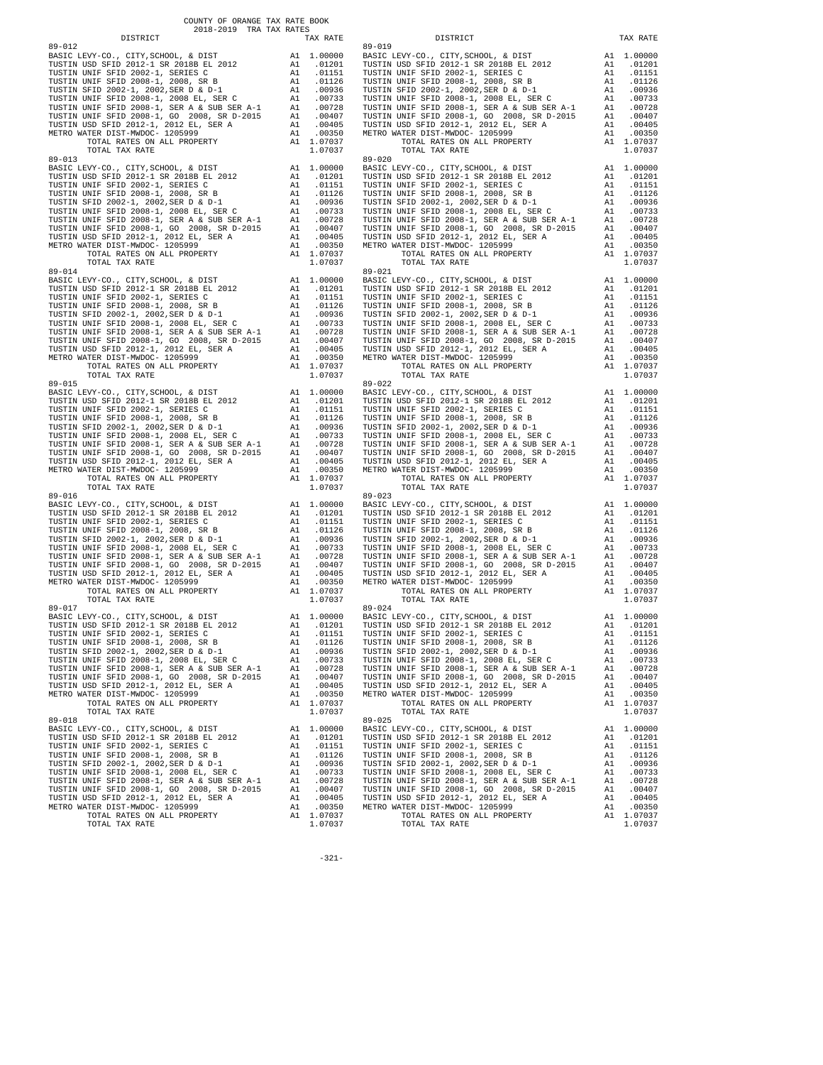COUNTY OF ORANGE TAX RATE BOOK
2018-2019 TRA TAX RATES

| DISTRICT | | TAX RATE |
|---|---|---|
| **89-012** | | |
| BASIC LEVY-CO., CITY,SCHOOL, & DIST | A1 | 1.00000 |
| TUSTIN USD SFID 2012-1 SR 2018B EL 2012 | A1 | .01201 |
| TUSTIN UNIF SFID 2002-1, SERIES C | A1 | .01151 |
| TUSTIN UNIF SFID 2008-1, 2008, SR B | A1 | .01126 |
| TUSTIN SFID 2002-1, 2002,SER D & D-1 | A1 | .00936 |
| TUSTIN UNIF SFID 2008-1, 2008 EL, SER C | A1 | .00733 |
| TUSTIN UNIF SFID 2008-1, SER A & SUB SER A-1 | A1 | .00728 |
| TUSTIN UNIF SFID 2008-1, GO 2008, SR D-2015 | A1 | .00407 |
| TUSTIN USD SFID 2012-1, 2012 EL, SER A | A1 | .00405 |
| METRO WATER DIST-MWDOC- 1205999 | A1 | .00350 |
| TOTAL RATES ON ALL PROPERTY | A1 | 1.07037 |
| TOTAL TAX RATE | | 1.07037 |
| **89-013** | | |
| BASIC LEVY-CO., CITY,SCHOOL, & DIST | A1 | 1.00000 |
| TUSTIN USD SFID 2012-1 SR 2018B EL 2012 | A1 | .01201 |
| TUSTIN UNIF SFID 2002-1, SERIES C | A1 | .01151 |
| TUSTIN UNIF SFID 2008-1, 2008, SR B | A1 | .01126 |
| TUSTIN SFID 2002-1, 2002,SER D & D-1 | A1 | .00936 |
| TUSTIN UNIF SFID 2008-1, 2008 EL, SER C | A1 | .00733 |
| TUSTIN UNIF SFID 2008-1, SER A & SUB SER A-1 | A1 | .00728 |
| TUSTIN UNIF SFID 2008-1, GO 2008, SR D-2015 | A1 | .00407 |
| TUSTIN USD SFID 2012-1, 2012 EL, SER A | A1 | .00405 |
| METRO WATER DIST-MWDOC- 1205999 | A1 | .00350 |
| TOTAL RATES ON ALL PROPERTY | A1 | 1.07037 |
| TOTAL TAX RATE | | 1.07037 |
| **89-014** | | |
| BASIC LEVY-CO., CITY,SCHOOL, & DIST | A1 | 1.00000 |
| TUSTIN USD SFID 2012-1 SR 2018B EL 2012 | A1 | .01201 |
| TUSTIN UNIF SFID 2002-1, SERIES C | A1 | .01151 |
| TUSTIN UNIF SFID 2008-1, 2008, SR B | A1 | .01126 |
| TUSTIN SFID 2002-1, 2002,SER D & D-1 | A1 | .00936 |
| TUSTIN UNIF SFID 2008-1, 2008 EL, SER C | A1 | .00733 |
| TUSTIN UNIF SFID 2008-1, SER A & SUB SER A-1 | A1 | .00728 |
| TUSTIN UNIF SFID 2008-1, GO 2008, SR D-2015 | A1 | .00407 |
| TUSTIN USD SFID 2012-1, 2012 EL, SER A | A1 | .00405 |
| METRO WATER DIST-MWDOC- 1205999 | A1 | .00350 |
| TOTAL RATES ON ALL PROPERTY | A1 | 1.07037 |
| TOTAL TAX RATE | | 1.07037 |
| **89-015** | | |
| BASIC LEVY-CO., CITY,SCHOOL, & DIST | A1 | 1.00000 |
| TUSTIN USD SFID 2012-1 SR 2018B EL 2012 | A1 | .01201 |
| TUSTIN UNIF SFID 2002-1, SERIES C | A1 | .01151 |
| TUSTIN UNIF SFID 2008-1, 2008, SR B | A1 | .01126 |
| TUSTIN SFID 2002-1, 2002,SER D & D-1 | A1 | .00936 |
| TUSTIN UNIF SFID 2008-1, 2008 EL, SER C | A1 | .00733 |
| TUSTIN UNIF SFID 2008-1, SER A & SUB SER A-1 | A1 | .00728 |
| TUSTIN UNIF SFID 2008-1, GO 2008, SR D-2015 | A1 | .00407 |
| TUSTIN USD SFID 2012-1, 2012 EL, SER A | A1 | .00405 |
| METRO WATER DIST-MWDOC- 1205999 | A1 | .00350 |
| TOTAL RATES ON ALL PROPERTY | A1 | 1.07037 |
| TOTAL TAX RATE | | 1.07037 |
| **89-016** | | |
| BASIC LEVY-CO., CITY,SCHOOL, & DIST | A1 | 1.00000 |
| TUSTIN USD SFID 2012-1 SR 2018B EL 2012 | A1 | .01201 |
| TUSTIN UNIF SFID 2002-1, SERIES C | A1 | .01151 |
| TUSTIN UNIF SFID 2008-1, 2008, SR B | A1 | .01126 |
| TUSTIN SFID 2002-1, 2002,SER D & D-1 | A1 | .00936 |
| TUSTIN UNIF SFID 2008-1, 2008 EL, SER C | A1 | .00733 |
| TUSTIN UNIF SFID 2008-1, SER A & SUB SER A-1 | A1 | .00728 |
| TUSTIN UNIF SFID 2008-1, GO 2008, SR D-2015 | A1 | .00407 |
| TUSTIN USD SFID 2012-1, 2012 EL, SER A | A1 | .00405 |
| METRO WATER DIST-MWDOC- 1205999 | A1 | .00350 |
| TOTAL RATES ON ALL PROPERTY | A1 | 1.07037 |
| TOTAL TAX RATE | | 1.07037 |
| **89-017** | | |
| BASIC LEVY-CO., CITY,SCHOOL, & DIST | A1 | 1.00000 |
| TUSTIN USD SFID 2012-1 SR 2018B EL 2012 | A1 | .01201 |
| TUSTIN UNIF SFID 2002-1, SERIES C | A1 | .01151 |
| TUSTIN UNIF SFID 2008-1, 2008, SR B | A1 | .01126 |
| TUSTIN SFID 2002-1, 2002,SER D & D-1 | A1 | .00936 |
| TUSTIN UNIF SFID 2008-1, 2008 EL, SER C | A1 | .00733 |
| TUSTIN UNIF SFID 2008-1, SER A & SUB SER A-1 | A1 | .00728 |
| TUSTIN UNIF SFID 2008-1, GO 2008, SR D-2015 | A1 | .00407 |
| TUSTIN USD SFID 2012-1, 2012 EL, SER A | A1 | .00405 |
| METRO WATER DIST-MWDOC- 1205999 | A1 | .00350 |
| TOTAL RATES ON ALL PROPERTY | A1 | 1.07037 |
| TOTAL TAX RATE | | 1.07037 |
| **89-018** | | |
| BASIC LEVY-CO., CITY,SCHOOL, & DIST | A1 | 1.00000 |
| TUSTIN USD SFID 2012-1 SR 2018B EL 2012 | A1 | .01201 |
| TUSTIN UNIF SFID 2002-1, SERIES C | A1 | .01151 |
| TUSTIN UNIF SFID 2008-1, 2008, SR B | A1 | .01126 |
| TUSTIN SFID 2002-1, 2002,SER D & D-1 | A1 | .00936 |
| TUSTIN UNIF SFID 2008-1, 2008 EL, SER C | A1 | .00733 |
| TUSTIN UNIF SFID 2008-1, SER A & SUB SER A-1 | A1 | .00728 |
| TUSTIN UNIF SFID 2008-1, GO 2008, SR D-2015 | A1 | .00407 |
| TUSTIN USD SFID 2012-1, 2012 EL, SER A | A1 | .00405 |
| METRO WATER DIST-MWDOC- 1205999 | A1 | .00350 |
| TOTAL RATES ON ALL PROPERTY | A1 | 1.07037 |
| TOTAL TAX RATE | | 1.07037 |
| **89-019** | | |
| BASIC LEVY-CO., CITY,SCHOOL, & DIST | A1 | 1.00000 |
| TUSTIN USD SFID 2012-1 SR 2018B EL 2012 | A1 | .01201 |
| TUSTIN UNIF SFID 2002-1, SERIES C | A1 | .01151 |
| TUSTIN UNIF SFID 2008-1, 2008, SR B | A1 | .01126 |
| TUSTIN SFID 2002-1, 2002,SER D & D-1 | A1 | .00936 |
| TUSTIN UNIF SFID 2008-1, 2008 EL, SER C | A1 | .00733 |
| TUSTIN UNIF SFID 2008-1, SER A & SUB SER A-1 | A1 | .00728 |
| TUSTIN UNIF SFID 2008-1, GO 2008, SR D-2015 | A1 | .00407 |
| TUSTIN USD SFID 2012-1, 2012 EL, SER A | A1 | .00405 |
| METRO WATER DIST-MWDOC- 1205999 | A1 | .00350 |
| TOTAL RATES ON ALL PROPERTY | A1 | 1.07037 |
| TOTAL TAX RATE | | 1.07037 |
| **89-020** | | |
| BASIC LEVY-CO., CITY,SCHOOL, & DIST | A1 | 1.00000 |
| TUSTIN USD SFID 2012-1 SR 2018B EL 2012 | A1 | .01201 |
| TUSTIN UNIF SFID 2002-1, SERIES C | A1 | .01151 |
| TUSTIN UNIF SFID 2008-1, 2008, SR B | A1 | .01126 |
| TUSTIN SFID 2002-1, 2002,SER D & D-1 | A1 | .00936 |
| TUSTIN UNIF SFID 2008-1, 2008 EL, SER C | A1 | .00733 |
| TUSTIN UNIF SFID 2008-1, SER A & SUB SER A-1 | A1 | .00728 |
| TUSTIN UNIF SFID 2008-1, GO 2008, SR D-2015 | A1 | .00407 |
| TUSTIN USD SFID 2012-1, 2012 EL, SER A | A1 | .00405 |
| METRO WATER DIST-MWDOC- 1205999 | A1 | .00350 |
| TOTAL RATES ON ALL PROPERTY | A1 | 1.07037 |
| TOTAL TAX RATE | | 1.07037 |
| **89-021** | | |
| BASIC LEVY-CO., CITY,SCHOOL, & DIST | A1 | 1.00000 |
| TUSTIN USD SFID 2012-1 SR 2018B EL 2012 | A1 | .01201 |
| TUSTIN UNIF SFID 2002-1, SERIES C | A1 | .01151 |
| TUSTIN UNIF SFID 2008-1, 2008, SR B | A1 | .01126 |
| TUSTIN SFID 2002-1, 2002,SER D & D-1 | A1 | .00936 |
| TUSTIN UNIF SFID 2008-1, 2008 EL, SER C | A1 | .00733 |
| TUSTIN UNIF SFID 2008-1, SER A & SUB SER A-1 | A1 | .00728 |
| TUSTIN UNIF SFID 2008-1, GO 2008, SR D-2015 | A1 | .00407 |
| TUSTIN USD SFID 2012-1, 2012 EL, SER A | A1 | .00405 |
| METRO WATER DIST-MWDOC- 1205999 | A1 | .00350 |
| TOTAL RATES ON ALL PROPERTY | A1 | 1.07037 |
| TOTAL TAX RATE | | 1.07037 |
| **89-022** | | |
| BASIC LEVY-CO., CITY,SCHOOL, & DIST | A1 | 1.00000 |
| TUSTIN USD SFID 2012-1 SR 2018B EL 2012 | A1 | .01201 |
| TUSTIN UNIF SFID 2002-1, SERIES C | A1 | .01151 |
| TUSTIN UNIF SFID 2008-1, 2008, SR B | A1 | .01126 |
| TUSTIN SFID 2002-1, 2002,SER D & D-1 | A1 | .00936 |
| TUSTIN UNIF SFID 2008-1, 2008 EL, SER C | A1 | .00733 |
| TUSTIN UNIF SFID 2008-1, SER A & SUB SER A-1 | A1 | .00728 |
| TUSTIN UNIF SFID 2008-1, GO 2008, SR D-2015 | A1 | .00407 |
| TUSTIN USD SFID 2012-1, 2012 EL, SER A | A1 | .00405 |
| METRO WATER DIST-MWDOC- 1205999 | A1 | .00350 |
| TOTAL RATES ON ALL PROPERTY | A1 | 1.07037 |
| TOTAL TAX RATE | | 1.07037 |
| **89-023** | | |
| BASIC LEVY-CO., CITY,SCHOOL, & DIST | A1 | 1.00000 |
| TUSTIN USD SFID 2012-1 SR 2018B EL 2012 | A1 | .01201 |
| TUSTIN UNIF SFID 2002-1, SERIES C | A1 | .01151 |
| TUSTIN UNIF SFID 2008-1, 2008, SR B | A1 | .01126 |
| TUSTIN SFID 2002-1, 2002,SER D & D-1 | A1 | .00936 |
| TUSTIN UNIF SFID 2008-1, 2008 EL, SER C | A1 | .00733 |
| TUSTIN UNIF SFID 2008-1, SER A & SUB SER A-1 | A1 | .00728 |
| TUSTIN UNIF SFID 2008-1, GO 2008, SR D-2015 | A1 | .00407 |
| TUSTIN USD SFID 2012-1, 2012 EL, SER A | A1 | .00405 |
| METRO WATER DIST-MWDOC- 1205999 | A1 | .00350 |
| TOTAL RATES ON ALL PROPERTY | A1 | 1.07037 |
| TOTAL TAX RATE | | 1.07037 |
| **89-024** | | |
| BASIC LEVY-CO., CITY,SCHOOL, & DIST | A1 | 1.00000 |
| TUSTIN USD SFID 2012-1 SR 2018B EL 2012 | A1 | .01201 |
| TUSTIN UNIF SFID 2002-1, SERIES C | A1 | .01151 |
| TUSTIN UNIF SFID 2008-1, 2008, SR B | A1 | .01126 |
| TUSTIN SFID 2002-1, 2002,SER D & D-1 | A1 | .00936 |
| TUSTIN UNIF SFID 2008-1, 2008 EL, SER C | A1 | .00733 |
| TUSTIN UNIF SFID 2008-1, SER A & SUB SER A-1 | A1 | .00728 |
| TUSTIN UNIF SFID 2008-1, GO 2008, SR D-2015 | A1 | .00407 |
| TUSTIN USD SFID 2012-1, 2012 EL, SER A | A1 | .00405 |
| METRO WATER DIST-MWDOC- 1205999 | A1 | .00350 |
| TOTAL RATES ON ALL PROPERTY | A1 | 1.07037 |
| TOTAL TAX RATE | | 1.07037 |
| **89-025** | | |
| BASIC LEVY-CO., CITY,SCHOOL, & DIST | A1 | 1.00000 |
| TUSTIN USD SFID 2012-1 SR 2018B EL 2012 | A1 | .01201 |
| TUSTIN UNIF SFID 2002-1, SERIES C | A1 | .01151 |
| TUSTIN UNIF SFID 2008-1, 2008, SR B | A1 | .01126 |
| TUSTIN SFID 2002-1, 2002,SER D & D-1 | A1 | .00936 |
| TUSTIN UNIF SFID 2008-1, 2008 EL, SER C | A1 | .00733 |
| TUSTIN UNIF SFID 2008-1, SER A & SUB SER A-1 | A1 | .00728 |
| TUSTIN UNIF SFID 2008-1, GO 2008, SR D-2015 | A1 | .00407 |
| TUSTIN USD SFID 2012-1, 2012 EL, SER A | A1 | .00405 |
| METRO WATER DIST-MWDOC- 1205999 | A1 | .00350 |
| TOTAL RATES ON ALL PROPERTY | A1 | 1.07037 |
| TOTAL TAX RATE | | 1.07037 |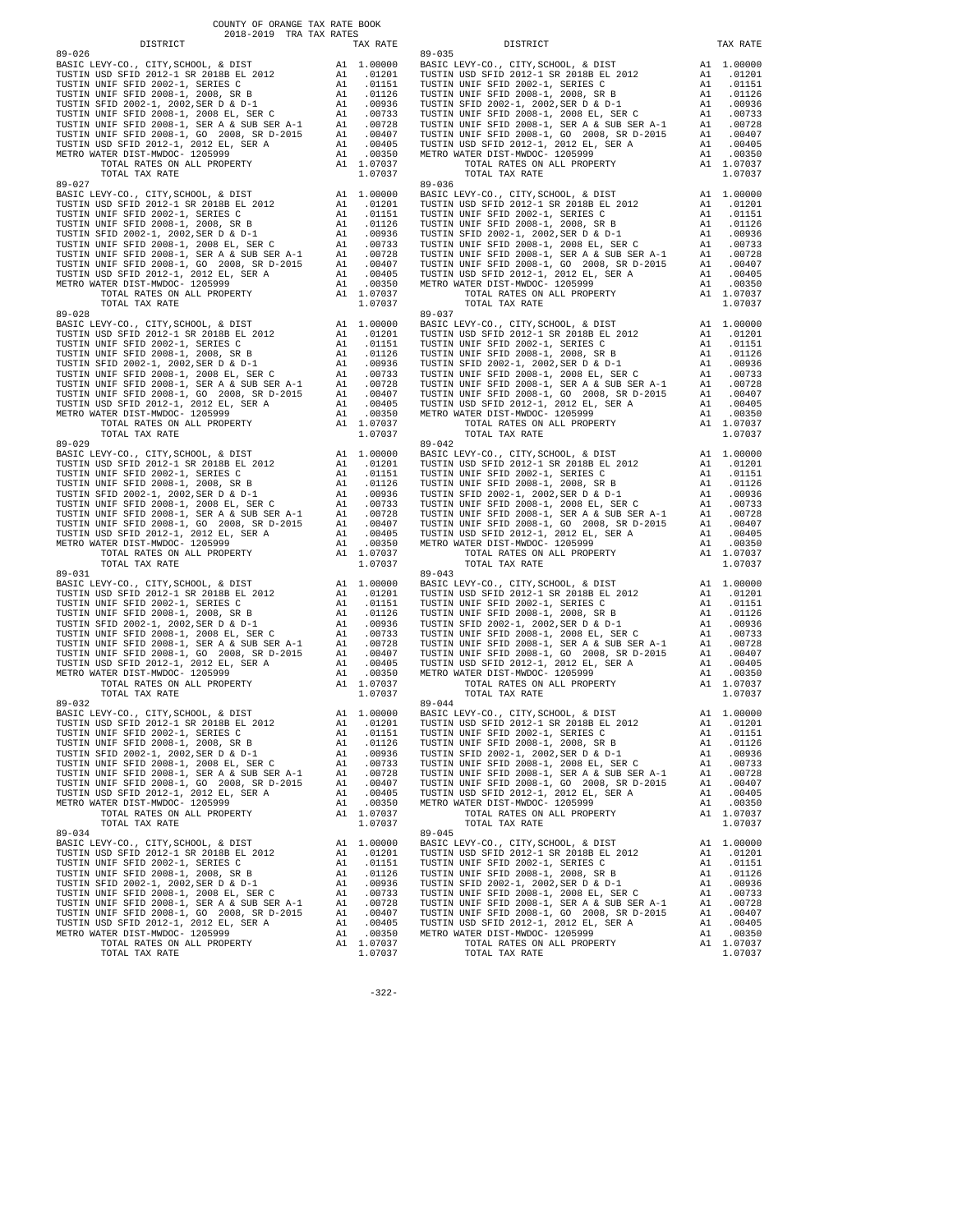COUNTY OF ORANGE TAX RATE BOOK
2018-2019 TRA TAX RATES

| DISTRICT | | TAX RATE |
|---|---|---|
| **89-026** | | |
| BASIC LEVY-CO., CITY,SCHOOL, & DIST | A1 | 1.00000 |
| TUSTIN USD SFID 2012-1 SR 2018B EL 2012 | A1 | .01201 |
| TUSTIN UNIF SFID 2002-1, SERIES C | A1 | .01151 |
| TUSTIN UNIF SFID 2008-1, 2008, SR B | A1 | .01126 |
| TUSTIN SFID 2002-1, 2002,SER D & D-1 | A1 | .00936 |
| TUSTIN UNIF SFID 2008-1, 2008 EL, SER C | A1 | .00733 |
| TUSTIN UNIF SFID 2008-1, SER A & SUB SER A-1 | A1 | .00728 |
| TUSTIN UNIF SFID 2008-1, GO 2008, SR D-2015 | A1 | .00407 |
| TUSTIN USD SFID 2012-1, 2012 EL, SER A | A1 | .00405 |
| METRO WATER DIST-MWDOC- 1205999 | A1 | .00350 |
| TOTAL RATES ON ALL PROPERTY | A1 | 1.07037 |
| TOTAL TAX RATE | | 1.07037 |
| **89-027** | | |
| BASIC LEVY-CO., CITY,SCHOOL, & DIST | A1 | 1.00000 |
| TUSTIN USD SFID 2012-1 SR 2018B EL 2012 | A1 | .01201 |
| TUSTIN UNIF SFID 2002-1, SERIES C | A1 | .01151 |
| TUSTIN UNIF SFID 2008-1, 2008, SR B | A1 | .01126 |
| TUSTIN SFID 2002-1, 2002,SER D & D-1 | A1 | .00936 |
| TUSTIN UNIF SFID 2008-1, 2008 EL, SER C | A1 | .00733 |
| TUSTIN UNIF SFID 2008-1, SER A & SUB SER A-1 | A1 | .00728 |
| TUSTIN UNIF SFID 2008-1, GO 2008, SR D-2015 | A1 | .00407 |
| TUSTIN USD SFID 2012-1, 2012 EL, SER A | A1 | .00405 |
| METRO WATER DIST-MWDOC- 1205999 | A1 | .00350 |
| TOTAL RATES ON ALL PROPERTY | A1 | 1.07037 |
| TOTAL TAX RATE | | 1.07037 |
| **89-028** | | |
| BASIC LEVY-CO., CITY,SCHOOL, & DIST | A1 | 1.00000 |
| TUSTIN USD SFID 2012-1 SR 2018B EL 2012 | A1 | .01201 |
| TUSTIN UNIF SFID 2002-1, SERIES C | A1 | .01151 |
| TUSTIN UNIF SFID 2008-1, 2008, SR B | A1 | .01126 |
| TUSTIN SFID 2002-1, 2002,SER D & D-1 | A1 | .00936 |
| TUSTIN UNIF SFID 2008-1, 2008 EL, SER C | A1 | .00733 |
| TUSTIN UNIF SFID 2008-1, SER A & SUB SER A-1 | A1 | .00728 |
| TUSTIN UNIF SFID 2008-1, GO 2008, SR D-2015 | A1 | .00407 |
| TUSTIN USD SFID 2012-1, 2012 EL, SER A | A1 | .00405 |
| METRO WATER DIST-MWDOC- 1205999 | A1 | .00350 |
| TOTAL RATES ON ALL PROPERTY | A1 | 1.07037 |
| TOTAL TAX RATE | | 1.07037 |
| **89-029** | | |
| BASIC LEVY-CO., CITY,SCHOOL, & DIST | A1 | 1.00000 |
| TUSTIN USD SFID 2012-1 SR 2018B EL 2012 | A1 | .01201 |
| TUSTIN UNIF SFID 2002-1, SERIES C | A1 | .01151 |
| TUSTIN UNIF SFID 2008-1, 2008, SR B | A1 | .01126 |
| TUSTIN SFID 2002-1, 2002,SER D & D-1 | A1 | .00936 |
| TUSTIN UNIF SFID 2008-1, 2008 EL, SER C | A1 | .00733 |
| TUSTIN UNIF SFID 2008-1, SER A & SUB SER A-1 | A1 | .00728 |
| TUSTIN UNIF SFID 2008-1, GO 2008, SR D-2015 | A1 | .00407 |
| TUSTIN USD SFID 2012-1, 2012 EL, SER A | A1 | .00405 |
| METRO WATER DIST-MWDOC- 1205999 | A1 | .00350 |
| TOTAL RATES ON ALL PROPERTY | A1 | 1.07037 |
| TOTAL TAX RATE | | 1.07037 |
| **89-031** | | |
| BASIC LEVY-CO., CITY,SCHOOL, & DIST | A1 | 1.00000 |
| TUSTIN USD SFID 2012-1 SR 2018B EL 2012 | A1 | .01201 |
| TUSTIN UNIF SFID 2002-1, SERIES C | A1 | .01151 |
| TUSTIN UNIF SFID 2008-1, 2008, SR B | A1 | .01126 |
| TUSTIN SFID 2002-1, 2002,SER D & D-1 | A1 | .00936 |
| TUSTIN UNIF SFID 2008-1, 2008 EL, SER C | A1 | .00733 |
| TUSTIN UNIF SFID 2008-1, SER A & SUB SER A-1 | A1 | .00728 |
| TUSTIN UNIF SFID 2008-1, GO 2008, SR D-2015 | A1 | .00407 |
| TUSTIN USD SFID 2012-1, 2012 EL, SER A | A1 | .00405 |
| METRO WATER DIST-MWDOC- 1205999 | A1 | .00350 |
| TOTAL RATES ON ALL PROPERTY | A1 | 1.07037 |
| TOTAL TAX RATE | | 1.07037 |
| **89-032** | | |
| BASIC LEVY-CO., CITY,SCHOOL, & DIST | A1 | 1.00000 |
| TUSTIN USD SFID 2012-1 SR 2018B EL 2012 | A1 | .01201 |
| TUSTIN UNIF SFID 2002-1, SERIES C | A1 | .01151 |
| TUSTIN UNIF SFID 2008-1, 2008, SR B | A1 | .01126 |
| TUSTIN SFID 2002-1, 2002,SER D & D-1 | A1 | .00936 |
| TUSTIN UNIF SFID 2008-1, 2008 EL, SER C | A1 | .00733 |
| TUSTIN UNIF SFID 2008-1, SER A & SUB SER A-1 | A1 | .00728 |
| TUSTIN UNIF SFID 2008-1, GO 2008, SR D-2015 | A1 | .00407 |
| TUSTIN USD SFID 2012-1, 2012 EL, SER A | A1 | .00405 |
| METRO WATER DIST-MWDOC- 1205999 | A1 | .00350 |
| TOTAL RATES ON ALL PROPERTY | A1 | 1.07037 |
| TOTAL TAX RATE | | 1.07037 |
| **89-034** | | |
| BASIC LEVY-CO., CITY,SCHOOL, & DIST | A1 | 1.00000 |
| TUSTIN USD SFID 2012-1 SR 2018B EL 2012 | A1 | .01201 |
| TUSTIN UNIF SFID 2002-1, SERIES C | A1 | .01151 |
| TUSTIN UNIF SFID 2008-1, 2008, SR B | A1 | .01126 |
| TUSTIN SFID 2002-1, 2002,SER D & D-1 | A1 | .00936 |
| TUSTIN UNIF SFID 2008-1, 2008 EL, SER C | A1 | .00733 |
| TUSTIN UNIF SFID 2008-1, SER A & SUB SER A-1 | A1 | .00728 |
| TUSTIN UNIF SFID 2008-1, GO 2008, SR D-2015 | A1 | .00407 |
| TUSTIN USD SFID 2012-1, 2012 EL, SER A | A1 | .00405 |
| METRO WATER DIST-MWDOC- 1205999 | A1 | .00350 |
| TOTAL RATES ON ALL PROPERTY | A1 | 1.07037 |
| TOTAL TAX RATE | | 1.07037 |
| **89-035** | | |
| BASIC LEVY-CO., CITY,SCHOOL, & DIST | A1 | 1.00000 |
| TUSTIN USD SFID 2012-1 SR 2018B EL 2012 | A1 | .01201 |
| TUSTIN UNIF SFID 2002-1, SERIES C | A1 | .01151 |
| TUSTIN UNIF SFID 2008-1, 2008, SR B | A1 | .01126 |
| TUSTIN SFID 2002-1, 2002,SER D & D-1 | A1 | .00936 |
| TUSTIN UNIF SFID 2008-1, 2008 EL, SER C | A1 | .00733 |
| TUSTIN UNIF SFID 2008-1, SER A & SUB SER A-1 | A1 | .00728 |
| TUSTIN UNIF SFID 2008-1, GO 2008, SR D-2015 | A1 | .00407 |
| TUSTIN USD SFID 2012-1, 2012 EL, SER A | A1 | .00405 |
| METRO WATER DIST-MWDOC- 1205999 | A1 | .00350 |
| TOTAL RATES ON ALL PROPERTY | A1 | 1.07037 |
| TOTAL TAX RATE | | 1.07037 |
| **89-036** | | |
| BASIC LEVY-CO., CITY,SCHOOL, & DIST | A1 | 1.00000 |
| TUSTIN USD SFID 2012-1 SR 2018B EL 2012 | A1 | .01201 |
| TUSTIN UNIF SFID 2002-1, SERIES C | A1 | .01151 |
| TUSTIN UNIF SFID 2008-1, 2008, SR B | A1 | .01126 |
| TUSTIN SFID 2002-1, 2002,SER D & D-1 | A1 | .00936 |
| TUSTIN UNIF SFID 2008-1, 2008 EL, SER C | A1 | .00733 |
| TUSTIN UNIF SFID 2008-1, SER A & SUB SER A-1 | A1 | .00728 |
| TUSTIN UNIF SFID 2008-1, GO 2008, SR D-2015 | A1 | .00407 |
| TUSTIN USD SFID 2012-1, 2012 EL, SER A | A1 | .00405 |
| METRO WATER DIST-MWDOC- 1205999 | A1 | .00350 |
| TOTAL RATES ON ALL PROPERTY | A1 | 1.07037 |
| TOTAL TAX RATE | | 1.07037 |
| **89-037** | | |
| BASIC LEVY-CO., CITY,SCHOOL, & DIST | A1 | 1.00000 |
| TUSTIN USD SFID 2012-1 SR 2018B EL 2012 | A1 | .01201 |
| TUSTIN UNIF SFID 2002-1, SERIES C | A1 | .01151 |
| TUSTIN UNIF SFID 2008-1, 2008, SR B | A1 | .01126 |
| TUSTIN SFID 2002-1, 2002,SER D & D-1 | A1 | .00936 |
| TUSTIN UNIF SFID 2008-1, 2008 EL, SER C | A1 | .00733 |
| TUSTIN UNIF SFID 2008-1, SER A & SUB SER A-1 | A1 | .00728 |
| TUSTIN UNIF SFID 2008-1, GO 2008, SR D-2015 | A1 | .00407 |
| TUSTIN USD SFID 2012-1, 2012 EL, SER A | A1 | .00405 |
| METRO WATER DIST-MWDOC- 1205999 | A1 | .00350 |
| TOTAL RATES ON ALL PROPERTY | A1 | 1.07037 |
| TOTAL TAX RATE | | 1.07037 |
| **89-042** | | |
| BASIC LEVY-CO., CITY,SCHOOL, & DIST | A1 | 1.00000 |
| TUSTIN USD SFID 2012-1 SR 2018B EL 2012 | A1 | .01201 |
| TUSTIN UNIF SFID 2002-1, SERIES C | A1 | .01151 |
| TUSTIN UNIF SFID 2008-1, 2008, SR B | A1 | .01126 |
| TUSTIN SFID 2002-1, 2002,SER D & D-1 | A1 | .00936 |
| TUSTIN UNIF SFID 2008-1, 2008 EL, SER C | A1 | .00733 |
| TUSTIN UNIF SFID 2008-1, SER A & SUB SER A-1 | A1 | .00728 |
| TUSTIN UNIF SFID 2008-1, GO 2008, SR D-2015 | A1 | .00407 |
| TUSTIN USD SFID 2012-1, 2012 EL, SER A | A1 | .00405 |
| METRO WATER DIST-MWDOC- 1205999 | A1 | .00350 |
| TOTAL RATES ON ALL PROPERTY | A1 | 1.07037 |
| TOTAL TAX RATE | | 1.07037 |
| **89-043** | | |
| BASIC LEVY-CO., CITY,SCHOOL, & DIST | A1 | 1.00000 |
| TUSTIN USD SFID 2012-1 SR 2018B EL 2012 | A1 | .01201 |
| TUSTIN UNIF SFID 2002-1, SERIES C | A1 | .01151 |
| TUSTIN UNIF SFID 2008-1, 2008, SR B | A1 | .01126 |
| TUSTIN SFID 2002-1, 2002,SER D & D-1 | A1 | .00936 |
| TUSTIN UNIF SFID 2008-1, 2008 EL, SER C | A1 | .00733 |
| TUSTIN UNIF SFID 2008-1, SER A & SUB SER A-1 | A1 | .00728 |
| TUSTIN UNIF SFID 2008-1, GO 2008, SR D-2015 | A1 | .00407 |
| TUSTIN USD SFID 2012-1, 2012 EL, SER A | A1 | .00405 |
| METRO WATER DIST-MWDOC- 1205999 | A1 | .00350 |
| TOTAL RATES ON ALL PROPERTY | A1 | 1.07037 |
| TOTAL TAX RATE | | 1.07037 |
| **89-044** | | |
| BASIC LEVY-CO., CITY,SCHOOL, & DIST | A1 | 1.00000 |
| TUSTIN USD SFID 2012-1 SR 2018B EL 2012 | A1 | .01201 |
| TUSTIN UNIF SFID 2002-1, SERIES C | A1 | .01151 |
| TUSTIN UNIF SFID 2008-1, 2008, SR B | A1 | .01126 |
| TUSTIN SFID 2002-1, 2002,SER D & D-1 | A1 | .00936 |
| TUSTIN UNIF SFID 2008-1, 2008 EL, SER C | A1 | .00733 |
| TUSTIN UNIF SFID 2008-1, SER A & SUB SER A-1 | A1 | .00728 |
| TUSTIN UNIF SFID 2008-1, GO 2008, SR D-2015 | A1 | .00407 |
| TUSTIN USD SFID 2012-1, 2012 EL, SER A | A1 | .00405 |
| METRO WATER DIST-MWDOC- 1205999 | A1 | .00350 |
| TOTAL RATES ON ALL PROPERTY | A1 | 1.07037 |
| TOTAL TAX RATE | | 1.07037 |
| **89-045** | | |
| BASIC LEVY-CO., CITY,SCHOOL, & DIST | A1 | 1.00000 |
| TUSTIN USD SFID 2012-1 SR 2018B EL 2012 | A1 | .01201 |
| TUSTIN UNIF SFID 2002-1, SERIES C | A1 | .01151 |
| TUSTIN UNIF SFID 2008-1, 2008, SR B | A1 | .01126 |
| TUSTIN SFID 2002-1, 2002,SER D & D-1 | A1 | .00936 |
| TUSTIN UNIF SFID 2008-1, 2008 EL, SER C | A1 | .00733 |
| TUSTIN UNIF SFID 2008-1, SER A & SUB SER A-1 | A1 | .00728 |
| TUSTIN UNIF SFID 2008-1, GO 2008, SR D-2015 | A1 | .00407 |
| TUSTIN USD SFID 2012-1, 2012 EL, SER A | A1 | .00405 |
| METRO WATER DIST-MWDOC- 1205999 | A1 | .00350 |
| TOTAL RATES ON ALL PROPERTY | A1 | 1.07037 |
| TOTAL TAX RATE | | 1.07037 |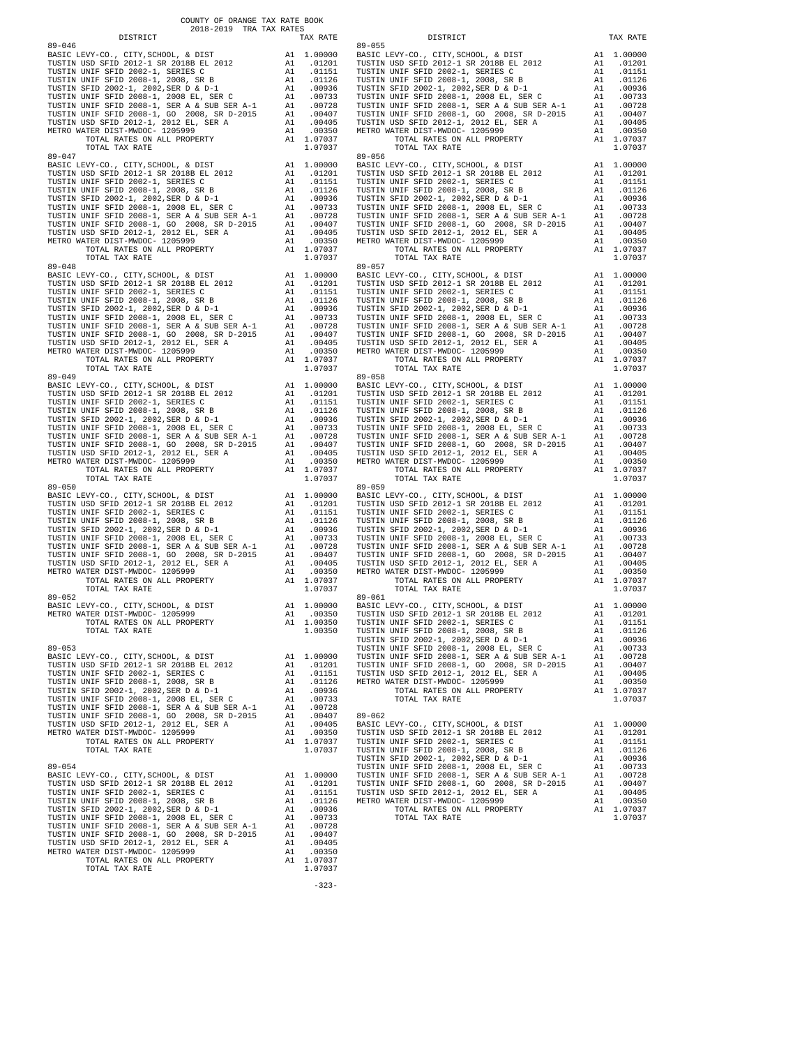COUNTY OF ORANGE TAX RATE BOOK
2018-2019 TRA TAX RATES

| DISTRICT | | TAX RATE |
|---|---|---|
| **89-046** | | |
| BASIC LEVY-CO., CITY,SCHOOL, & DIST | A1 | 1.00000 |
| TUSTIN USD SFID 2012-1 SR 2018B EL 2012 | A1 | .01201 |
| TUSTIN UNIF SFID 2002-1, SERIES C | A1 | .01151 |
| TUSTIN UNIF SFID 2008-1, 2008, SR B | A1 | .01126 |
| TUSTIN SFID 2002-1, 2002,SER D & D-1 | A1 | .00936 |
| TUSTIN UNIF SFID 2008-1, 2008 EL, SER C | A1 | .00733 |
| TUSTIN UNIF SFID 2008-1, SER A & SUB SER A-1 | A1 | .00728 |
| TUSTIN UNIF SFID 2008-1, GO 2008, SR D-2015 | A1 | .00407 |
| TUSTIN USD SFID 2012-1, 2012 EL, SER A | A1 | .00405 |
| METRO WATER DIST-MWDOC- 1205999 | A1 | .00350 |
| TOTAL RATES ON ALL PROPERTY | A1 | 1.07037 |
| TOTAL TAX RATE | | 1.07037 |
| **89-047** | | |
| BASIC LEVY-CO., CITY,SCHOOL, & DIST | A1 | 1.00000 |
| TUSTIN USD SFID 2012-1 SR 2018B EL 2012 | A1 | .01201 |
| TUSTIN UNIF SFID 2002-1, SERIES C | A1 | .01151 |
| TUSTIN UNIF SFID 2008-1, 2008, SR B | A1 | .01126 |
| TUSTIN SFID 2002-1, 2002,SER D & D-1 | A1 | .00936 |
| TUSTIN UNIF SFID 2008-1, 2008 EL, SER C | A1 | .00733 |
| TUSTIN UNIF SFID 2008-1, SER A & SUB SER A-1 | A1 | .00728 |
| TUSTIN UNIF SFID 2008-1, GO 2008, SR D-2015 | A1 | .00407 |
| TUSTIN USD SFID 2012-1, 2012 EL, SER A | A1 | .00405 |
| METRO WATER DIST-MWDOC- 1205999 | A1 | .00350 |
| TOTAL RATES ON ALL PROPERTY | A1 | 1.07037 |
| TOTAL TAX RATE | | 1.07037 |
| **89-048** | | |
| BASIC LEVY-CO., CITY,SCHOOL, & DIST | A1 | 1.00000 |
| TUSTIN USD SFID 2012-1 SR 2018B EL 2012 | A1 | .01201 |
| TUSTIN UNIF SFID 2002-1, SERIES C | A1 | .01151 |
| TUSTIN UNIF SFID 2008-1, 2008, SR B | A1 | .01126 |
| TUSTIN SFID 2002-1, 2002,SER D & D-1 | A1 | .00936 |
| TUSTIN UNIF SFID 2008-1, 2008 EL, SER C | A1 | .00733 |
| TUSTIN UNIF SFID 2008-1, SER A & SUB SER A-1 | A1 | .00728 |
| TUSTIN UNIF SFID 2008-1, GO 2008, SR D-2015 | A1 | .00407 |
| TUSTIN USD SFID 2012-1, 2012 EL, SER A | A1 | .00405 |
| METRO WATER DIST-MWDOC- 1205999 | A1 | .00350 |
| TOTAL RATES ON ALL PROPERTY | A1 | 1.07037 |
| TOTAL TAX RATE | | 1.07037 |
| **89-049** | | |
| BASIC LEVY-CO., CITY,SCHOOL, & DIST | A1 | 1.00000 |
| TUSTIN USD SFID 2012-1 SR 2018B EL 2012 | A1 | .01201 |
| TUSTIN UNIF SFID 2002-1, SERIES C | A1 | .01151 |
| TUSTIN UNIF SFID 2008-1, 2008, SR B | A1 | .01126 |
| TUSTIN SFID 2002-1, 2002,SER D & D-1 | A1 | .00936 |
| TUSTIN UNIF SFID 2008-1, 2008 EL, SER C | A1 | .00733 |
| TUSTIN UNIF SFID 2008-1, SER A & SUB SER A-1 | A1 | .00728 |
| TUSTIN UNIF SFID 2008-1, GO 2008, SR D-2015 | A1 | .00407 |
| TUSTIN USD SFID 2012-1, 2012 EL, SER A | A1 | .00405 |
| METRO WATER DIST-MWDOC- 1205999 | A1 | .00350 |
| TOTAL RATES ON ALL PROPERTY | A1 | 1.07037 |
| TOTAL TAX RATE | | 1.07037 |
| **89-050** | | |
| BASIC LEVY-CO., CITY,SCHOOL, & DIST | A1 | 1.00000 |
| TUSTIN USD SFID 2012-1 SR 2018B EL 2012 | A1 | .01201 |
| TUSTIN UNIF SFID 2002-1, SERIES C | A1 | .01151 |
| TUSTIN UNIF SFID 2008-1, 2008, SR B | A1 | .01126 |
| TUSTIN SFID 2002-1, 2002,SER D & D-1 | A1 | .00936 |
| TUSTIN UNIF SFID 2008-1, 2008 EL, SER C | A1 | .00733 |
| TUSTIN UNIF SFID 2008-1, SER A & SUB SER A-1 | A1 | .00728 |
| TUSTIN UNIF SFID 2008-1, GO 2008, SR D-2015 | A1 | .00407 |
| TUSTIN USD SFID 2012-1, 2012 EL, SER A | A1 | .00405 |
| METRO WATER DIST-MWDOC- 1205999 | A1 | .00350 |
| TOTAL RATES ON ALL PROPERTY | A1 | 1.07037 |
| TOTAL TAX RATE | | 1.07037 |
| **89-052** | | |
| BASIC LEVY-CO., CITY,SCHOOL, & DIST | A1 | 1.00000 |
| METRO WATER DIST-MWDOC- 1205999 | A1 | .00350 |
| TOTAL RATES ON ALL PROPERTY | A1 | 1.00350 |
| TOTAL TAX RATE | | 1.00350 |
| **89-053** | | |
| BASIC LEVY-CO., CITY,SCHOOL, & DIST | A1 | 1.00000 |
| TUSTIN USD SFID 2012-1 SR 2018B EL 2012 | A1 | .01201 |
| TUSTIN UNIF SFID 2002-1, SERIES C | A1 | .01151 |
| TUSTIN UNIF SFID 2008-1, 2008, SR B | A1 | .01126 |
| TUSTIN SFID 2002-1, 2002,SER D & D-1 | A1 | .00936 |
| TUSTIN UNIF SFID 2008-1, 2008 EL, SER C | A1 | .00733 |
| TUSTIN UNIF SFID 2008-1, SER A & SUB SER A-1 | A1 | .00728 |
| TUSTIN UNIF SFID 2008-1, GO 2008, SR D-2015 | A1 | .00407 |
| TUSTIN USD SFID 2012-1, 2012 EL, SER A | A1 | .00405 |
| METRO WATER DIST-MWDOC- 1205999 | A1 | .00350 |
| TOTAL RATES ON ALL PROPERTY | A1 | 1.07037 |
| TOTAL TAX RATE | | 1.07037 |
| **89-054** | | |
| BASIC LEVY-CO., CITY,SCHOOL, & DIST | A1 | 1.00000 |
| TUSTIN USD SFID 2012-1 SR 2018B EL 2012 | A1 | .01201 |
| TUSTIN UNIF SFID 2002-1, SERIES C | A1 | .01151 |
| TUSTIN UNIF SFID 2008-1, 2008, SR B | A1 | .01126 |
| TUSTIN SFID 2002-1, 2002,SER D & D-1 | A1 | .00936 |
| TUSTIN UNIF SFID 2008-1, 2008 EL, SER C | A1 | .00733 |
| TUSTIN UNIF SFID 2008-1, SER A & SUB SER A-1 | A1 | .00728 |
| TUSTIN UNIF SFID 2008-1, GO 2008, SR D-2015 | A1 | .00407 |
| TUSTIN USD SFID 2012-1, 2012 EL, SER A | A1 | .00405 |
| METRO WATER DIST-MWDOC- 1205999 | A1 | .00350 |
| TOTAL RATES ON ALL PROPERTY | A1 | 1.07037 |
| TOTAL TAX RATE | | 1.07037 |
| **89-055** | | |
| BASIC LEVY-CO., CITY,SCHOOL, & DIST | A1 | 1.00000 |
| TUSTIN USD SFID 2012-1 SR 2018B EL 2012 | A1 | .01201 |
| TUSTIN UNIF SFID 2002-1, SERIES C | A1 | .01151 |
| TUSTIN UNIF SFID 2008-1, 2008, SR B | A1 | .01126 |
| TUSTIN SFID 2002-1, 2002,SER D & D-1 | A1 | .00936 |
| TUSTIN UNIF SFID 2008-1, 2008 EL, SER C | A1 | .00733 |
| TUSTIN UNIF SFID 2008-1, SER A & SUB SER A-1 | A1 | .00728 |
| TUSTIN UNIF SFID 2008-1, GO 2008, SR D-2015 | A1 | .00407 |
| TUSTIN USD SFID 2012-1, 2012 EL, SER A | A1 | .00405 |
| METRO WATER DIST-MWDOC- 1205999 | A1 | .00350 |
| TOTAL RATES ON ALL PROPERTY | A1 | 1.07037 |
| TOTAL TAX RATE | | 1.07037 |
| **89-056** | | |
| BASIC LEVY-CO., CITY,SCHOOL, & DIST | A1 | 1.00000 |
| TUSTIN USD SFID 2012-1 SR 2018B EL 2012 | A1 | .01201 |
| TUSTIN UNIF SFID 2002-1, SERIES C | A1 | .01151 |
| TUSTIN UNIF SFID 2008-1, 2008, SR B | A1 | .01126 |
| TUSTIN SFID 2002-1, 2002,SER D & D-1 | A1 | .00936 |
| TUSTIN UNIF SFID 2008-1, 2008 EL, SER C | A1 | .00733 |
| TUSTIN UNIF SFID 2008-1, SER A & SUB SER A-1 | A1 | .00728 |
| TUSTIN UNIF SFID 2008-1, GO 2008, SR D-2015 | A1 | .00407 |
| TUSTIN USD SFID 2012-1, 2012 EL, SER A | A1 | .00405 |
| METRO WATER DIST-MWDOC- 1205999 | A1 | .00350 |
| TOTAL RATES ON ALL PROPERTY | A1 | 1.07037 |
| TOTAL TAX RATE | | 1.07037 |
| **89-057** | | |
| BASIC LEVY-CO., CITY,SCHOOL, & DIST | A1 | 1.00000 |
| TUSTIN USD SFID 2012-1 SR 2018B EL 2012 | A1 | .01201 |
| TUSTIN UNIF SFID 2002-1, SERIES C | A1 | .01151 |
| TUSTIN UNIF SFID 2008-1, 2008, SR B | A1 | .01126 |
| TUSTIN SFID 2002-1, 2002,SER D & D-1 | A1 | .00936 |
| TUSTIN UNIF SFID 2008-1, 2008 EL, SER C | A1 | .00733 |
| TUSTIN UNIF SFID 2008-1, SER A & SUB SER A-1 | A1 | .00728 |
| TUSTIN UNIF SFID 2008-1, GO 2008, SR D-2015 | A1 | .00407 |
| TUSTIN USD SFID 2012-1, 2012 EL, SER A | A1 | .00405 |
| METRO WATER DIST-MWDOC- 1205999 | A1 | .00350 |
| TOTAL RATES ON ALL PROPERTY | A1 | 1.07037 |
| TOTAL TAX RATE | | 1.07037 |
| **89-058** | | |
| BASIC LEVY-CO., CITY,SCHOOL, & DIST | A1 | 1.00000 |
| TUSTIN USD SFID 2012-1 SR 2018B EL 2012 | A1 | .01201 |
| TUSTIN UNIF SFID 2002-1, SERIES C | A1 | .01151 |
| TUSTIN UNIF SFID 2008-1, 2008, SR B | A1 | .01126 |
| TUSTIN SFID 2002-1, 2002,SER D & D-1 | A1 | .00936 |
| TUSTIN UNIF SFID 2008-1, 2008 EL, SER C | A1 | .00733 |
| TUSTIN UNIF SFID 2008-1, SER A & SUB SER A-1 | A1 | .00728 |
| TUSTIN UNIF SFID 2008-1, GO 2008, SR D-2015 | A1 | .00407 |
| TUSTIN USD SFID 2012-1, 2012 EL, SER A | A1 | .00405 |
| METRO WATER DIST-MWDOC- 1205999 | A1 | .00350 |
| TOTAL RATES ON ALL PROPERTY | A1 | 1.07037 |
| TOTAL TAX RATE | | 1.07037 |
| **89-059** | | |
| BASIC LEVY-CO., CITY,SCHOOL, & DIST | A1 | 1.00000 |
| TUSTIN USD SFID 2012-1 SR 2018B EL 2012 | A1 | .01201 |
| TUSTIN UNIF SFID 2002-1, SERIES C | A1 | .01151 |
| TUSTIN UNIF SFID 2008-1, 2008, SR B | A1 | .01126 |
| TUSTIN SFID 2002-1, 2002,SER D & D-1 | A1 | .00936 |
| TUSTIN UNIF SFID 2008-1, 2008 EL, SER C | A1 | .00733 |
| TUSTIN UNIF SFID 2008-1, SER A & SUB SER A-1 | A1 | .00728 |
| TUSTIN UNIF SFID 2008-1, GO 2008, SR D-2015 | A1 | .00407 |
| TUSTIN USD SFID 2012-1, 2012 EL, SER A | A1 | .00405 |
| METRO WATER DIST-MWDOC- 1205999 | A1 | .00350 |
| TOTAL RATES ON ALL PROPERTY | A1 | 1.07037 |
| TOTAL TAX RATE | | 1.07037 |
| **89-061** | | |
| BASIC LEVY-CO., CITY,SCHOOL, & DIST | A1 | 1.00000 |
| TUSTIN USD SFID 2012-1 SR 2018B EL 2012 | A1 | .01201 |
| TUSTIN UNIF SFID 2002-1, SERIES C | A1 | .01151 |
| TUSTIN UNIF SFID 2008-1, 2008, SR B | A1 | .01126 |
| TUSTIN SFID 2002-1, 2002,SER D & D-1 | A1 | .00936 |
| TUSTIN UNIF SFID 2008-1, 2008 EL, SER C | A1 | .00733 |
| TUSTIN UNIF SFID 2008-1, SER A & SUB SER A-1 | A1 | .00728 |
| TUSTIN UNIF SFID 2008-1, GO 2008, SR D-2015 | A1 | .00407 |
| TUSTIN USD SFID 2012-1, 2012 EL, SER A | A1 | .00405 |
| METRO WATER DIST-MWDOC- 1205999 | A1 | .00350 |
| TOTAL RATES ON ALL PROPERTY | A1 | 1.07037 |
| TOTAL TAX RATE | | 1.07037 |
| **89-062** | | |
| BASIC LEVY-CO., CITY,SCHOOL, & DIST | A1 | 1.00000 |
| TUSTIN USD SFID 2012-1 SR 2018B EL 2012 | A1 | .01201 |
| TUSTIN UNIF SFID 2002-1, SERIES C | A1 | .01151 |
| TUSTIN UNIF SFID 2008-1, 2008, SR B | A1 | .01126 |
| TUSTIN SFID 2002-1, 2002,SER D & D-1 | A1 | .00936 |
| TUSTIN UNIF SFID 2008-1, 2008 EL, SER C | A1 | .00733 |
| TUSTIN UNIF SFID 2008-1, SER A & SUB SER A-1 | A1 | .00728 |
| TUSTIN UNIF SFID 2008-1, GO 2008, SR D-2015 | A1 | .00407 |
| TUSTIN USD SFID 2012-1, 2012 EL, SER A | A1 | .00405 |
| METRO WATER DIST-MWDOC- 1205999 | A1 | .00350 |
| TOTAL RATES ON ALL PROPERTY | A1 | 1.07037 |
| TOTAL TAX RATE | | 1.07037 |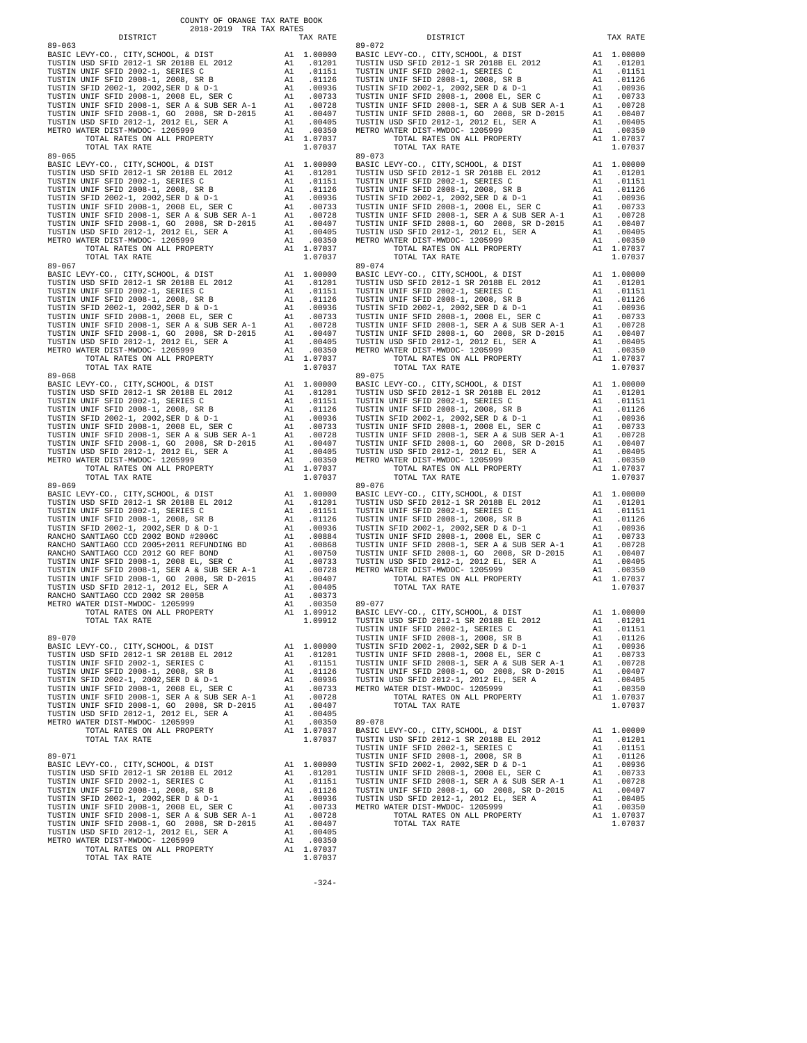COUNTY OF ORANGE TAX RATE BOOK
2018-2019 TRA TAX RATES

| DISTRICT | | TAX RATE |
|---|---|---|
| **89-063** | | |
| BASIC LEVY-CO., CITY,SCHOOL, & DIST | A1 | 1.00000 |
| TUSTIN USD SFID 2012-1 SR 2018B EL 2012 | A1 | .01201 |
| TUSTIN UNIF SFID 2002-1, SERIES C | A1 | .01151 |
| TUSTIN UNIF SFID 2008-1, 2008, SR B | A1 | .01126 |
| TUSTIN SFID 2002-1, 2002,SER D & D-1 | A1 | .00936 |
| TUSTIN UNIF SFID 2008-1, 2008 EL, SER C | A1 | .00733 |
| TUSTIN UNIF SFID 2008-1, SER A & SUB SER A-1 | A1 | .00728 |
| TUSTIN UNIF SFID 2008-1, GO 2008, SR D-2015 | A1 | .00407 |
| TUSTIN USD SFID 2012-1, 2012 EL, SER A | A1 | .00405 |
| METRO WATER DIST-MWDOC- 1205999 | A1 | .00350 |
| TOTAL RATES ON ALL PROPERTY | A1 | 1.07037 |
| TOTAL TAX RATE | | 1.07037 |
| **89-065** | | |
| BASIC LEVY-CO., CITY,SCHOOL, & DIST | A1 | 1.00000 |
| TUSTIN USD SFID 2012-1 SR 2018B EL 2012 | A1 | .01201 |
| TUSTIN UNIF SFID 2002-1, SERIES C | A1 | .01151 |
| TUSTIN UNIF SFID 2008-1, 2008, SR B | A1 | .01126 |
| TUSTIN SFID 2002-1, 2002,SER D & D-1 | A1 | .00936 |
| TUSTIN UNIF SFID 2008-1, 2008 EL, SER C | A1 | .00733 |
| TUSTIN UNIF SFID 2008-1, SER A & SUB SER A-1 | A1 | .00728 |
| TUSTIN UNIF SFID 2008-1, GO 2008, SR D-2015 | A1 | .00407 |
| TUSTIN USD SFID 2012-1, 2012 EL, SER A | A1 | .00405 |
| METRO WATER DIST-MWDOC- 1205999 | A1 | .00350 |
| TOTAL RATES ON ALL PROPERTY | A1 | 1.07037 |
| TOTAL TAX RATE | | 1.07037 |
| **89-067** | | |
| BASIC LEVY-CO., CITY,SCHOOL, & DIST | A1 | 1.00000 |
| TUSTIN USD SFID 2012-1 SR 2018B EL 2012 | A1 | .01201 |
| TUSTIN UNIF SFID 2002-1, SERIES C | A1 | .01151 |
| TUSTIN UNIF SFID 2008-1, 2008, SR B | A1 | .01126 |
| TUSTIN SFID 2002-1, 2002,SER D & D-1 | A1 | .00936 |
| TUSTIN UNIF SFID 2008-1, 2008 EL, SER C | A1 | .00733 |
| TUSTIN UNIF SFID 2008-1, SER A & SUB SER A-1 | A1 | .00728 |
| TUSTIN UNIF SFID 2008-1, GO 2008, SR D-2015 | A1 | .00407 |
| TUSTIN USD SFID 2012-1, 2012 EL, SER A | A1 | .00405 |
| METRO WATER DIST-MWDOC- 1205999 | A1 | .00350 |
| TOTAL RATES ON ALL PROPERTY | A1 | 1.07037 |
| TOTAL TAX RATE | | 1.07037 |
| **89-068** | | |
| BASIC LEVY-CO., CITY,SCHOOL, & DIST | A1 | 1.00000 |
| TUSTIN USD SFID 2012-1 SR 2018B EL 2012 | A1 | .01201 |
| TUSTIN UNIF SFID 2002-1, SERIES C | A1 | .01151 |
| TUSTIN UNIF SFID 2008-1, 2008, SR B | A1 | .01126 |
| TUSTIN SFID 2002-1, 2002,SER D & D-1 | A1 | .00936 |
| TUSTIN UNIF SFID 2008-1, 2008 EL, SER C | A1 | .00733 |
| TUSTIN UNIF SFID 2008-1, SER A & SUB SER A-1 | A1 | .00728 |
| TUSTIN UNIF SFID 2008-1, GO 2008, SR D-2015 | A1 | .00407 |
| TUSTIN USD SFID 2012-1, 2012 EL, SER A | A1 | .00405 |
| METRO WATER DIST-MWDOC- 1205999 | A1 | .00350 |
| TOTAL RATES ON ALL PROPERTY | A1 | 1.07037 |
| TOTAL TAX RATE | | 1.07037 |
| **89-069** | | |
| BASIC LEVY-CO., CITY,SCHOOL, & DIST | A1 | 1.00000 |
| TUSTIN USD SFID 2012-1 SR 2018B EL 2012 | A1 | .01201 |
| TUSTIN UNIF SFID 2002-1, SERIES C | A1 | .01151 |
| TUSTIN UNIF SFID 2008-1, 2008, SR B | A1 | .01126 |
| TUSTIN SFID 2002-1, 2002,SER D & D-1 | A1 | .00936 |
| RANCHO SANTIAGO CCD 2002 BOND #2006C | A1 | .00884 |
| RANCHO SANTIAGO CCD 2005+2011 REFUNDING BD | A1 | .00868 |
| RANCHO SANTIAGO CCD 2012 GO REF BOND | A1 | .00750 |
| TUSTIN UNIF SFID 2008-1, 2008 EL, SER C | A1 | .00733 |
| TUSTIN UNIF SFID 2008-1, SER A & SUB SER A-1 | A1 | .00728 |
| TUSTIN UNIF SFID 2008-1, GO 2008, SR D-2015 | A1 | .00407 |
| TUSTIN USD SFID 2012-1, 2012 EL, SER A | A1 | .00405 |
| RANCHO SANTIAGO CCD 2002 SR 2005B | A1 | .00373 |
| METRO WATER DIST-MWDOC- 1205999 | A1 | .00350 |
| TOTAL RATES ON ALL PROPERTY | A1 | 1.09912 |
| TOTAL TAX RATE | | 1.09912 |
| **89-070** | | |
| BASIC LEVY-CO., CITY,SCHOOL, & DIST | A1 | 1.00000 |
| TUSTIN USD SFID 2012-1 SR 2018B EL 2012 | A1 | .01201 |
| TUSTIN UNIF SFID 2002-1, SERIES C | A1 | .01151 |
| TUSTIN UNIF SFID 2008-1, 2008, SR B | A1 | .01126 |
| TUSTIN SFID 2002-1, 2002,SER D & D-1 | A1 | .00936 |
| TUSTIN UNIF SFID 2008-1, 2008 EL, SER C | A1 | .00733 |
| TUSTIN UNIF SFID 2008-1, SER A & SUB SER A-1 | A1 | .00728 |
| TUSTIN UNIF SFID 2008-1, GO 2008, SR D-2015 | A1 | .00407 |
| TUSTIN USD SFID 2012-1, 2012 EL, SER A | A1 | .00405 |
| METRO WATER DIST-MWDOC- 1205999 | A1 | .00350 |
| TOTAL RATES ON ALL PROPERTY | A1 | 1.07037 |
| TOTAL TAX RATE | | 1.07037 |
| **89-071** | | |
| BASIC LEVY-CO., CITY,SCHOOL, & DIST | A1 | 1.00000 |
| TUSTIN USD SFID 2012-1 SR 2018B EL 2012 | A1 | .01201 |
| TUSTIN UNIF SFID 2002-1, SERIES C | A1 | .01151 |
| TUSTIN UNIF SFID 2008-1, 2008, SR B | A1 | .01126 |
| TUSTIN SFID 2002-1, 2002,SER D & D-1 | A1 | .00936 |
| TUSTIN UNIF SFID 2008-1, 2008 EL, SER C | A1 | .00733 |
| TUSTIN UNIF SFID 2008-1, SER A & SUB SER A-1 | A1 | .00728 |
| TUSTIN UNIF SFID 2008-1, GO 2008, SR D-2015 | A1 | .00407 |
| TUSTIN USD SFID 2012-1, 2012 EL, SER A | A1 | .00405 |
| METRO WATER DIST-MWDOC- 1205999 | A1 | .00350 |
| TOTAL RATES ON ALL PROPERTY | A1 | 1.07037 |
| TOTAL TAX RATE | | 1.07037 |
| **89-072** | | |
| BASIC LEVY-CO., CITY,SCHOOL, & DIST | A1 | 1.00000 |
| TUSTIN USD SFID 2012-1 SR 2018B EL 2012 | A1 | .01201 |
| TUSTIN UNIF SFID 2002-1, SERIES C | A1 | .01151 |
| TUSTIN UNIF SFID 2008-1, 2008, SR B | A1 | .01126 |
| TUSTIN SFID 2002-1, 2002,SER D & D-1 | A1 | .00936 |
| TUSTIN UNIF SFID 2008-1, 2008 EL, SER C | A1 | .00733 |
| TUSTIN UNIF SFID 2008-1, SER A & SUB SER A-1 | A1 | .00728 |
| TUSTIN UNIF SFID 2008-1, GO 2008, SR D-2015 | A1 | .00407 |
| TUSTIN USD SFID 2012-1, 2012 EL, SER A | A1 | .00405 |
| METRO WATER DIST-MWDOC- 1205999 | A1 | .00350 |
| TOTAL RATES ON ALL PROPERTY | A1 | 1.07037 |
| TOTAL TAX RATE | | 1.07037 |
| **89-073** | | |
| BASIC LEVY-CO., CITY,SCHOOL, & DIST | A1 | 1.00000 |
| TUSTIN USD SFID 2012-1 SR 2018B EL 2012 | A1 | .01201 |
| TUSTIN UNIF SFID 2002-1, SERIES C | A1 | .01151 |
| TUSTIN UNIF SFID 2008-1, 2008, SR B | A1 | .01126 |
| TUSTIN SFID 2002-1, 2002,SER D & D-1 | A1 | .00936 |
| TUSTIN UNIF SFID 2008-1, 2008 EL, SER C | A1 | .00733 |
| TUSTIN UNIF SFID 2008-1, SER A & SUB SER A-1 | A1 | .00728 |
| TUSTIN UNIF SFID 2008-1, GO 2008, SR D-2015 | A1 | .00407 |
| TUSTIN USD SFID 2012-1, 2012 EL, SER A | A1 | .00405 |
| METRO WATER DIST-MWDOC- 1205999 | A1 | .00350 |
| TOTAL RATES ON ALL PROPERTY | A1 | 1.07037 |
| TOTAL TAX RATE | | 1.07037 |
| **89-074** | | |
| BASIC LEVY-CO., CITY,SCHOOL, & DIST | A1 | 1.00000 |
| TUSTIN USD SFID 2012-1 SR 2018B EL 2012 | A1 | .01201 |
| TUSTIN UNIF SFID 2002-1, SERIES C | A1 | .01151 |
| TUSTIN UNIF SFID 2008-1, 2008, SR B | A1 | .01126 |
| TUSTIN SFID 2002-1, 2002,SER D & D-1 | A1 | .00936 |
| TUSTIN UNIF SFID 2008-1, 2008 EL, SER C | A1 | .00733 |
| TUSTIN UNIF SFID 2008-1, SER A & SUB SER A-1 | A1 | .00728 |
| TUSTIN UNIF SFID 2008-1, GO 2008, SR D-2015 | A1 | .00407 |
| TUSTIN USD SFID 2012-1, 2012 EL, SER A | A1 | .00405 |
| METRO WATER DIST-MWDOC- 1205999 | A1 | .00350 |
| TOTAL RATES ON ALL PROPERTY | A1 | 1.07037 |
| TOTAL TAX RATE | | 1.07037 |
| **89-075** | | |
| BASIC LEVY-CO., CITY,SCHOOL, & DIST | A1 | 1.00000 |
| TUSTIN USD SFID 2012-1 SR 2018B EL 2012 | A1 | .01201 |
| TUSTIN UNIF SFID 2002-1, SERIES C | A1 | .01151 |
| TUSTIN UNIF SFID 2008-1, 2008, SR B | A1 | .01126 |
| TUSTIN SFID 2002-1, 2002,SER D & D-1 | A1 | .00936 |
| TUSTIN UNIF SFID 2008-1, 2008 EL, SER C | A1 | .00733 |
| TUSTIN UNIF SFID 2008-1, SER A & SUB SER A-1 | A1 | .00728 |
| TUSTIN UNIF SFID 2008-1, GO 2008, SR D-2015 | A1 | .00407 |
| TUSTIN USD SFID 2012-1, 2012 EL, SER A | A1 | .00405 |
| METRO WATER DIST-MWDOC- 1205999 | A1 | .00350 |
| TOTAL RATES ON ALL PROPERTY | A1 | 1.07037 |
| TOTAL TAX RATE | | 1.07037 |
| **89-076** | | |
| BASIC LEVY-CO., CITY,SCHOOL, & DIST | A1 | 1.00000 |
| TUSTIN USD SFID 2012-1 SR 2018B EL 2012 | A1 | .01201 |
| TUSTIN UNIF SFID 2002-1, SERIES C | A1 | .01151 |
| TUSTIN UNIF SFID 2008-1, 2008, SR B | A1 | .01126 |
| TUSTIN SFID 2002-1, 2002,SER D & D-1 | A1 | .00936 |
| TUSTIN UNIF SFID 2008-1, 2008 EL, SER C | A1 | .00733 |
| TUSTIN UNIF SFID 2008-1, SER A & SUB SER A-1 | A1 | .00728 |
| TUSTIN UNIF SFID 2008-1, GO 2008, SR D-2015 | A1 | .00407 |
| TUSTIN USD SFID 2012-1, 2012 EL, SER A | A1 | .00405 |
| METRO WATER DIST-MWDOC- 1205999 | A1 | .00350 |
| TOTAL RATES ON ALL PROPERTY | A1 | 1.07037 |
| TOTAL TAX RATE | | 1.07037 |
| **89-077** | | |
| BASIC LEVY-CO., CITY,SCHOOL, & DIST | A1 | 1.00000 |
| TUSTIN USD SFID 2012-1 SR 2018B EL 2012 | A1 | .01201 |
| TUSTIN UNIF SFID 2002-1, SERIES C | A1 | .01151 |
| TUSTIN UNIF SFID 2008-1, 2008, SR B | A1 | .01126 |
| TUSTIN SFID 2002-1, 2002,SER D & D-1 | A1 | .00936 |
| TUSTIN UNIF SFID 2008-1, 2008 EL, SER C | A1 | .00733 |
| TUSTIN UNIF SFID 2008-1, SER A & SUB SER A-1 | A1 | .00728 |
| TUSTIN UNIF SFID 2008-1, GO 2008, SR D-2015 | A1 | .00407 |
| TUSTIN USD SFID 2012-1, 2012 EL, SER A | A1 | .00405 |
| METRO WATER DIST-MWDOC- 1205999 | A1 | .00350 |
| TOTAL RATES ON ALL PROPERTY | A1 | 1.07037 |
| TOTAL TAX RATE | | 1.07037 |
| **89-078** | | |
| BASIC LEVY-CO., CITY,SCHOOL, & DIST | A1 | 1.00000 |
| TUSTIN USD SFID 2012-1 SR 2018B EL 2012 | A1 | .01201 |
| TUSTIN UNIF SFID 2002-1, SERIES C | A1 | .01151 |
| TUSTIN UNIF SFID 2008-1, 2008, SR B | A1 | .01126 |
| TUSTIN SFID 2002-1, 2002,SER D & D-1 | A1 | .00936 |
| TUSTIN UNIF SFID 2008-1, 2008 EL, SER C | A1 | .00733 |
| TUSTIN UNIF SFID 2008-1, SER A & SUB SER A-1 | A1 | .00728 |
| TUSTIN UNIF SFID 2008-1, GO 2008, SR D-2015 | A1 | .00407 |
| TUSTIN USD SFID 2012-1, 2012 EL, SER A | A1 | .00405 |
| METRO WATER DIST-MWDOC- 1205999 | A1 | .00350 |
| TOTAL RATES ON ALL PROPERTY | A1 | 1.07037 |
| TOTAL TAX RATE | | 1.07037 |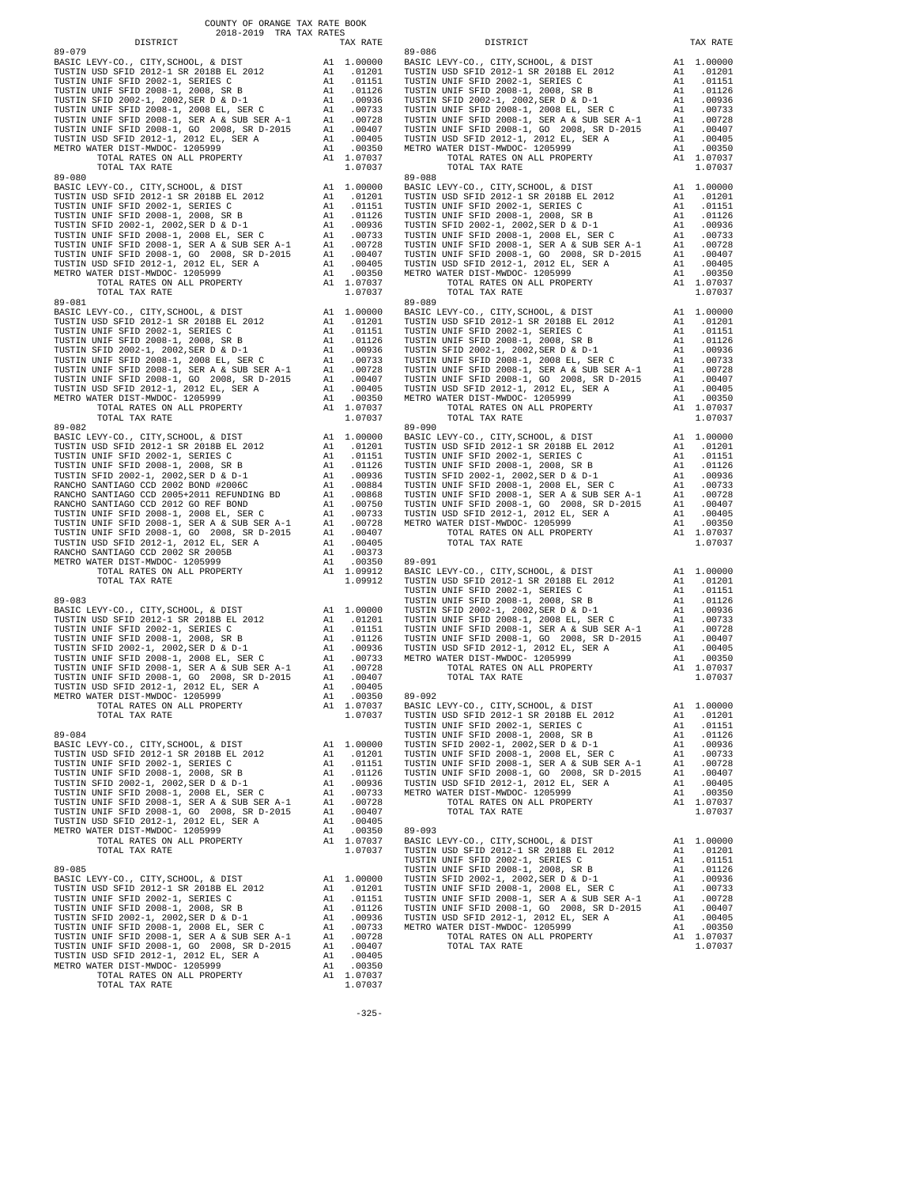COUNTY OF ORANGE TAX RATE BOOK
2018-2019 TRA TAX RATES

| DISTRICT | | TAX RATE |
|---|---|---|
| **89-079** | | |
| BASIC LEVY-CO., CITY,SCHOOL, & DIST | A1 | 1.00000 |
| TUSTIN USD SFID 2012-1 SR 2018B EL 2012 | A1 | .01201 |
| TUSTIN UNIF SFID 2002-1, SERIES C | A1 | .01151 |
| TUSTIN UNIF SFID 2008-1, 2008, SR B | A1 | .01126 |
| TUSTIN SFID 2002-1, 2002,SER D & D-1 | A1 | .00936 |
| TUSTIN UNIF SFID 2008-1, 2008 EL, SER C | A1 | .00733 |
| TUSTIN UNIF SFID 2008-1, SER A & SUB SER A-1 | A1 | .00728 |
| TUSTIN UNIF SFID 2008-1, GO 2008, SR D-2015 | A1 | .00407 |
| TUSTIN USD SFID 2012-1, 2012 EL, SER A | A1 | .00405 |
| METRO WATER DIST-MWDOC- 1205999 | A1 | .00350 |
| TOTAL RATES ON ALL PROPERTY | A1 | 1.07037 |
| TOTAL TAX RATE | | 1.07037 |
| **89-080** | | |
| BASIC LEVY-CO., CITY,SCHOOL, & DIST | A1 | 1.00000 |
| TUSTIN USD SFID 2012-1 SR 2018B EL 2012 | A1 | .01201 |
| TUSTIN UNIF SFID 2002-1, SERIES C | A1 | .01151 |
| TUSTIN UNIF SFID 2008-1, 2008, SR B | A1 | .01126 |
| TUSTIN SFID 2002-1, 2002,SER D & D-1 | A1 | .00936 |
| TUSTIN UNIF SFID 2008-1, 2008 EL, SER C | A1 | .00733 |
| TUSTIN UNIF SFID 2008-1, SER A & SUB SER A-1 | A1 | .00728 |
| TUSTIN UNIF SFID 2008-1, GO 2008, SR D-2015 | A1 | .00407 |
| TUSTIN USD SFID 2012-1, 2012 EL, SER A | A1 | .00405 |
| METRO WATER DIST-MWDOC- 1205999 | A1 | .00350 |
| TOTAL RATES ON ALL PROPERTY | A1 | 1.07037 |
| TOTAL TAX RATE | | 1.07037 |
| **89-081** | | |
| BASIC LEVY-CO., CITY,SCHOOL, & DIST | A1 | 1.00000 |
| TUSTIN USD SFID 2012-1 SR 2018B EL 2012 | A1 | .01201 |
| TUSTIN UNIF SFID 2002-1, SERIES C | A1 | .01151 |
| TUSTIN UNIF SFID 2008-1, 2008, SR B | A1 | .01126 |
| TUSTIN SFID 2002-1, 2002,SER D & D-1 | A1 | .00936 |
| TUSTIN UNIF SFID 2008-1, 2008 EL, SER C | A1 | .00733 |
| TUSTIN UNIF SFID 2008-1, SER A & SUB SER A-1 | A1 | .00728 |
| TUSTIN UNIF SFID 2008-1, GO 2008, SR D-2015 | A1 | .00407 |
| TUSTIN USD SFID 2012-1, 2012 EL, SER A | A1 | .00405 |
| METRO WATER DIST-MWDOC- 1205999 | A1 | .00350 |
| TOTAL RATES ON ALL PROPERTY | A1 | 1.07037 |
| TOTAL TAX RATE | | 1.07037 |
| **89-082** | | |
| BASIC LEVY-CO., CITY,SCHOOL, & DIST | A1 | 1.00000 |
| TUSTIN USD SFID 2012-1 SR 2018B EL 2012 | A1 | .01201 |
| TUSTIN UNIF SFID 2002-1, SERIES C | A1 | .01151 |
| TUSTIN UNIF SFID 2008-1, 2008, SR B | A1 | .01126 |
| TUSTIN SFID 2002-1, 2002,SER D & D-1 | A1 | .00936 |
| RANCHO SANTIAGO CCD 2002 BOND #2006C | A1 | .00884 |
| RANCHO SANTIAGO CCD 2005+2011 REFUNDING BD | A1 | .00868 |
| RANCHO SANTIAGO CCD 2012 GO REF BOND | A1 | .00750 |
| TUSTIN UNIF SFID 2008-1, 2008 EL, SER C | A1 | .00733 |
| TUSTIN UNIF SFID 2008-1, SER A & SUB SER A-1 | A1 | .00728 |
| TUSTIN UNIF SFID 2008-1, GO 2008, SR D-2015 | A1 | .00407 |
| TUSTIN USD SFID 2012-1, 2012 EL, SER A | A1 | .00405 |
| RANCHO SANTIAGO CCD 2002 SR 2005B | A1 | .00373 |
| METRO WATER DIST-MWDOC- 1205999 | A1 | .00350 |
| TOTAL RATES ON ALL PROPERTY | A1 | 1.09912 |
| TOTAL TAX RATE | | 1.09912 |
| **89-083** | | |
| BASIC LEVY-CO., CITY,SCHOOL, & DIST | A1 | 1.00000 |
| TUSTIN USD SFID 2012-1 SR 2018B EL 2012 | A1 | .01201 |
| TUSTIN UNIF SFID 2002-1, SERIES C | A1 | .01151 |
| TUSTIN UNIF SFID 2008-1, 2008, SR B | A1 | .01126 |
| TUSTIN SFID 2002-1, 2002,SER D & D-1 | A1 | .00936 |
| TUSTIN UNIF SFID 2008-1, 2008 EL, SER C | A1 | .00733 |
| TUSTIN UNIF SFID 2008-1, SER A & SUB SER A-1 | A1 | .00728 |
| TUSTIN UNIF SFID 2008-1, GO 2008, SR D-2015 | A1 | .00407 |
| TUSTIN USD SFID 2012-1, 2012 EL, SER A | A1 | .00405 |
| METRO WATER DIST-MWDOC- 1205999 | A1 | .00350 |
| TOTAL RATES ON ALL PROPERTY | A1 | 1.07037 |
| TOTAL TAX RATE | | 1.07037 |
| **89-084** | | |
| BASIC LEVY-CO., CITY,SCHOOL, & DIST | A1 | 1.00000 |
| TUSTIN USD SFID 2012-1 SR 2018B EL 2012 | A1 | .01201 |
| TUSTIN UNIF SFID 2002-1, SERIES C | A1 | .01151 |
| TUSTIN UNIF SFID 2008-1, 2008, SR B | A1 | .01126 |
| TUSTIN SFID 2002-1, 2002,SER D & D-1 | A1 | .00936 |
| TUSTIN UNIF SFID 2008-1, 2008 EL, SER C | A1 | .00733 |
| TUSTIN UNIF SFID 2008-1, SER A & SUB SER A-1 | A1 | .00728 |
| TUSTIN UNIF SFID 2008-1, GO 2008, SR D-2015 | A1 | .00407 |
| TUSTIN USD SFID 2012-1, 2012 EL, SER A | A1 | .00405 |
| METRO WATER DIST-MWDOC- 1205999 | A1 | .00350 |
| TOTAL RATES ON ALL PROPERTY | A1 | 1.07037 |
| TOTAL TAX RATE | | 1.07037 |
| **89-085** | | |
| BASIC LEVY-CO., CITY,SCHOOL, & DIST | A1 | 1.00000 |
| TUSTIN USD SFID 2012-1 SR 2018B EL 2012 | A1 | .01201 |
| TUSTIN UNIF SFID 2002-1, SERIES C | A1 | .01151 |
| TUSTIN UNIF SFID 2008-1, 2008, SR B | A1 | .01126 |
| TUSTIN SFID 2002-1, 2002,SER D & D-1 | A1 | .00936 |
| TUSTIN UNIF SFID 2008-1, 2008 EL, SER C | A1 | .00733 |
| TUSTIN UNIF SFID 2008-1, SER A & SUB SER A-1 | A1 | .00728 |
| TUSTIN UNIF SFID 2008-1, GO 2008, SR D-2015 | A1 | .00407 |
| TUSTIN USD SFID 2012-1, 2012 EL, SER A | A1 | .00405 |
| METRO WATER DIST-MWDOC- 1205999 | A1 | .00350 |
| TOTAL RATES ON ALL PROPERTY | A1 | 1.07037 |
| TOTAL TAX RATE | | 1.07037 |
| **89-086** | | |
| BASIC LEVY-CO., CITY,SCHOOL, & DIST | A1 | 1.00000 |
| TUSTIN USD SFID 2012-1 SR 2018B EL 2012 | A1 | .01201 |
| TUSTIN UNIF SFID 2002-1, SERIES C | A1 | .01151 |
| TUSTIN UNIF SFID 2008-1, 2008, SR B | A1 | .01126 |
| TUSTIN SFID 2002-1, 2002,SER D & D-1 | A1 | .00936 |
| TUSTIN UNIF SFID 2008-1, 2008 EL, SER C | A1 | .00733 |
| TUSTIN UNIF SFID 2008-1, SER A & SUB SER A-1 | A1 | .00728 |
| TUSTIN UNIF SFID 2008-1, GO 2008, SR D-2015 | A1 | .00407 |
| TUSTIN USD SFID 2012-1, 2012 EL, SER A | A1 | .00405 |
| METRO WATER DIST-MWDOC- 1205999 | A1 | .00350 |
| TOTAL RATES ON ALL PROPERTY | A1 | 1.07037 |
| TOTAL TAX RATE | | 1.07037 |
| **89-088** | | |
| BASIC LEVY-CO., CITY,SCHOOL, & DIST | A1 | 1.00000 |
| TUSTIN USD SFID 2012-1 SR 2018B EL 2012 | A1 | .01201 |
| TUSTIN UNIF SFID 2002-1, SERIES C | A1 | .01151 |
| TUSTIN UNIF SFID 2008-1, 2008, SR B | A1 | .01126 |
| TUSTIN SFID 2002-1, 2002,SER D & D-1 | A1 | .00936 |
| TUSTIN UNIF SFID 2008-1, 2008 EL, SER C | A1 | .00733 |
| TUSTIN UNIF SFID 2008-1, SER A & SUB SER A-1 | A1 | .00728 |
| TUSTIN UNIF SFID 2008-1, GO 2008, SR D-2015 | A1 | .00407 |
| TUSTIN USD SFID 2012-1, 2012 EL, SER A | A1 | .00405 |
| METRO WATER DIST-MWDOC- 1205999 | A1 | .00350 |
| TOTAL RATES ON ALL PROPERTY | A1 | 1.07037 |
| TOTAL TAX RATE | | 1.07037 |
| **89-089** | | |
| BASIC LEVY-CO., CITY,SCHOOL, & DIST | A1 | 1.00000 |
| TUSTIN USD SFID 2012-1 SR 2018B EL 2012 | A1 | .01201 |
| TUSTIN UNIF SFID 2002-1, SERIES C | A1 | .01151 |
| TUSTIN UNIF SFID 2008-1, 2008, SR B | A1 | .01126 |
| TUSTIN SFID 2002-1, 2002,SER D & D-1 | A1 | .00936 |
| TUSTIN UNIF SFID 2008-1, 2008 EL, SER C | A1 | .00733 |
| TUSTIN UNIF SFID 2008-1, SER A & SUB SER A-1 | A1 | .00728 |
| TUSTIN UNIF SFID 2008-1, GO 2008, SR D-2015 | A1 | .00407 |
| TUSTIN USD SFID 2012-1, 2012 EL, SER A | A1 | .00405 |
| METRO WATER DIST-MWDOC- 1205999 | A1 | .00350 |
| TOTAL RATES ON ALL PROPERTY | A1 | 1.07037 |
| TOTAL TAX RATE | | 1.07037 |
| **89-090** | | |
| BASIC LEVY-CO., CITY,SCHOOL, & DIST | A1 | 1.00000 |
| TUSTIN USD SFID 2012-1 SR 2018B EL 2012 | A1 | .01201 |
| TUSTIN UNIF SFID 2002-1, SERIES C | A1 | .01151 |
| TUSTIN UNIF SFID 2008-1, 2008, SR B | A1 | .01126 |
| TUSTIN SFID 2002-1, 2002,SER D & D-1 | A1 | .00936 |
| TUSTIN UNIF SFID 2008-1, 2008 EL, SER C | A1 | .00733 |
| TUSTIN UNIF SFID 2008-1, SER A & SUB SER A-1 | A1 | .00728 |
| TUSTIN UNIF SFID 2008-1, GO 2008, SR D-2015 | A1 | .00407 |
| TUSTIN USD SFID 2012-1, 2012 EL, SER A | A1 | .00405 |
| METRO WATER DIST-MWDOC- 1205999 | A1 | .00350 |
| TOTAL RATES ON ALL PROPERTY | A1 | 1.07037 |
| TOTAL TAX RATE | | 1.07037 |
| **89-091** | | |
| BASIC LEVY-CO., CITY,SCHOOL, & DIST | A1 | 1.00000 |
| TUSTIN USD SFID 2012-1 SR 2018B EL 2012 | A1 | .01201 |
| TUSTIN UNIF SFID 2002-1, SERIES C | A1 | .01151 |
| TUSTIN UNIF SFID 2008-1, 2008, SR B | A1 | .01126 |
| TUSTIN SFID 2002-1, 2002,SER D & D-1 | A1 | .00936 |
| TUSTIN UNIF SFID 2008-1, 2008 EL, SER C | A1 | .00733 |
| TUSTIN UNIF SFID 2008-1, SER A & SUB SER A-1 | A1 | .00728 |
| TUSTIN UNIF SFID 2008-1, GO 2008, SR D-2015 | A1 | .00407 |
| TUSTIN USD SFID 2012-1, 2012 EL, SER A | A1 | .00405 |
| METRO WATER DIST-MWDOC- 1205999 | A1 | .00350 |
| TOTAL RATES ON ALL PROPERTY | A1 | 1.07037 |
| TOTAL TAX RATE | | 1.07037 |
| **89-092** | | |
| BASIC LEVY-CO., CITY,SCHOOL, & DIST | A1 | 1.00000 |
| TUSTIN USD SFID 2012-1 SR 2018B EL 2012 | A1 | .01201 |
| TUSTIN UNIF SFID 2002-1, SERIES C | A1 | .01151 |
| TUSTIN UNIF SFID 2008-1, 2008, SR B | A1 | .01126 |
| TUSTIN SFID 2002-1, 2002,SER D & D-1 | A1 | .00936 |
| TUSTIN UNIF SFID 2008-1, 2008 EL, SER C | A1 | .00733 |
| TUSTIN UNIF SFID 2008-1, SER A & SUB SER A-1 | A1 | .00728 |
| TUSTIN UNIF SFID 2008-1, GO 2008, SR D-2015 | A1 | .00407 |
| TUSTIN USD SFID 2012-1, 2012 EL, SER A | A1 | .00405 |
| METRO WATER DIST-MWDOC- 1205999 | A1 | .00350 |
| TOTAL RATES ON ALL PROPERTY | A1 | 1.07037 |
| TOTAL TAX RATE | | 1.07037 |
| **89-093** | | |
| BASIC LEVY-CO., CITY,SCHOOL, & DIST | A1 | 1.00000 |
| TUSTIN USD SFID 2012-1 SR 2018B EL 2012 | A1 | .01201 |
| TUSTIN UNIF SFID 2002-1, SERIES C | A1 | .01151 |
| TUSTIN UNIF SFID 2008-1, 2008, SR B | A1 | .01126 |
| TUSTIN SFID 2002-1, 2002,SER D & D-1 | A1 | .00936 |
| TUSTIN UNIF SFID 2008-1, 2008 EL, SER C | A1 | .00733 |
| TUSTIN UNIF SFID 2008-1, SER A & SUB SER A-1 | A1 | .00728 |
| TUSTIN UNIF SFID 2008-1, GO 2008, SR D-2015 | A1 | .00407 |
| TUSTIN USD SFID 2012-1, 2012 EL, SER A | A1 | .00405 |
| METRO WATER DIST-MWDOC- 1205999 | A1 | .00350 |
| TOTAL RATES ON ALL PROPERTY | A1 | 1.07037 |
| TOTAL TAX RATE | | 1.07037 |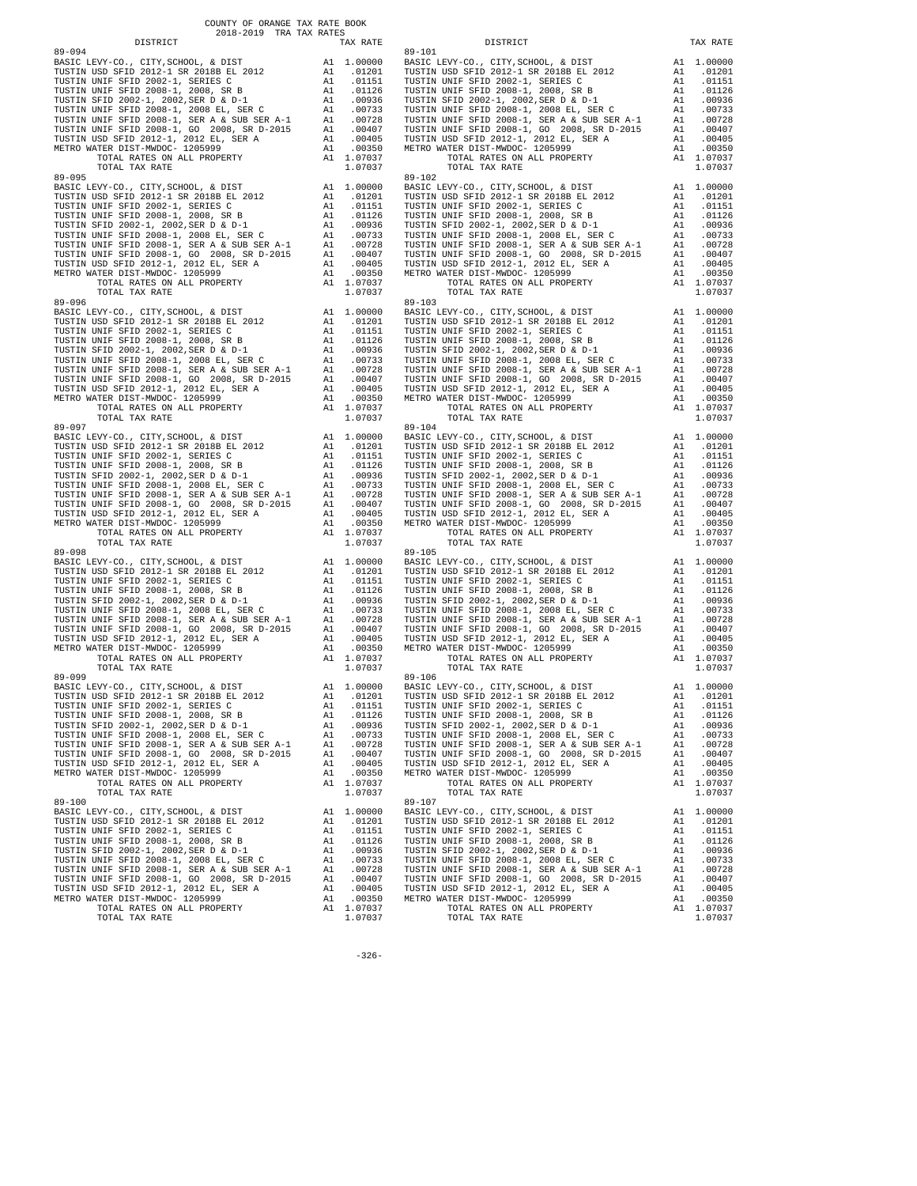## 89-094

| DISTRICT | | TAX RATE |
|---|---|---|
| BASIC LEVY-CO., CITY,SCHOOL, & DIST | A1 | 1.00000 |
| TUSTIN USD SFID 2012-1 SR 2018B EL 2012 | A1 | .01201 |
| TUSTIN UNIF SFID 2002-1, SERIES C | A1 | .01151 |
| TUSTIN UNIF SFID 2008-1, 2008, SR B | A1 | .01126 |
| TUSTIN SFID 2002-1, 2002,SER D & D-1 | A1 | .00936 |
| TUSTIN UNIF SFID 2008-1, 2008 EL, SER C | A1 | .00733 |
| TUSTIN UNIF SFID 2008-1, SER A & SUB SER A-1 | A1 | .00728 |
| TUSTIN UNIF SFID 2008-1, GO 2008, SR D-2015 | A1 | .00407 |
| TUSTIN USD SFID 2012-1, 2012 EL, SER A | A1 | .00405 |
| METRO WATER DIST-MWDOC- 1205999 | A1 | .00350 |
| TOTAL RATES ON ALL PROPERTY | A1 | 1.07037 |
| TOTAL TAX RATE | | 1.07037 |

## 89-095

| DISTRICT | | TAX RATE |
|---|---|---|
| BASIC LEVY-CO., CITY,SCHOOL, & DIST | A1 | 1.00000 |
| TUSTIN USD SFID 2012-1 SR 2018B EL 2012 | A1 | .01201 |
| TUSTIN UNIF SFID 2002-1, SERIES C | A1 | .01151 |
| TUSTIN UNIF SFID 2008-1, 2008, SR B | A1 | .01126 |
| TUSTIN SFID 2002-1, 2002,SER D & D-1 | A1 | .00936 |
| TUSTIN UNIF SFID 2008-1, 2008 EL, SER C | A1 | .00733 |
| TUSTIN UNIF SFID 2008-1, SER A & SUB SER A-1 | A1 | .00728 |
| TUSTIN UNIF SFID 2008-1, GO 2008, SR D-2015 | A1 | .00407 |
| TUSTIN USD SFID 2012-1, 2012 EL, SER A | A1 | .00405 |
| METRO WATER DIST-MWDOC- 1205999 | A1 | .00350 |
| TOTAL RATES ON ALL PROPERTY | A1 | 1.07037 |
| TOTAL TAX RATE | | 1.07037 |

## 89-096

| DISTRICT | | TAX RATE |
|---|---|---|
| BASIC LEVY-CO., CITY,SCHOOL, & DIST | A1 | 1.00000 |
| TUSTIN USD SFID 2012-1 SR 2018B EL 2012 | A1 | .01201 |
| TUSTIN UNIF SFID 2002-1, SERIES C | A1 | .01151 |
| TUSTIN UNIF SFID 2008-1, 2008, SR B | A1 | .01126 |
| TUSTIN SFID 2002-1, 2002,SER D & D-1 | A1 | .00936 |
| TUSTIN UNIF SFID 2008-1, 2008 EL, SER C | A1 | .00733 |
| TUSTIN UNIF SFID 2008-1, SER A & SUB SER A-1 | A1 | .00728 |
| TUSTIN UNIF SFID 2008-1, GO 2008, SR D-2015 | A1 | .00407 |
| TUSTIN USD SFID 2012-1, 2012 EL, SER A | A1 | .00405 |
| METRO WATER DIST-MWDOC- 1205999 | A1 | .00350 |
| TOTAL RATES ON ALL PROPERTY | A1 | 1.07037 |
| TOTAL TAX RATE | | 1.07037 |

## 89-097

| DISTRICT | | TAX RATE |
|---|---|---|
| BASIC LEVY-CO., CITY,SCHOOL, & DIST | A1 | 1.00000 |
| TUSTIN USD SFID 2012-1 SR 2018B EL 2012 | A1 | .01201 |
| TUSTIN UNIF SFID 2002-1, SERIES C | A1 | .01151 |
| TUSTIN UNIF SFID 2008-1, 2008, SR B | A1 | .01126 |
| TUSTIN SFID 2002-1, 2002,SER D & D-1 | A1 | .00936 |
| TUSTIN UNIF SFID 2008-1, 2008 EL, SER C | A1 | .00733 |
| TUSTIN UNIF SFID 2008-1, SER A & SUB SER A-1 | A1 | .00728 |
| TUSTIN UNIF SFID 2008-1, GO 2008, SR D-2015 | A1 | .00407 |
| TUSTIN USD SFID 2012-1, 2012 EL, SER A | A1 | .00405 |
| METRO WATER DIST-MWDOC- 1205999 | A1 | .00350 |
| TOTAL RATES ON ALL PROPERTY | A1 | 1.07037 |
| TOTAL TAX RATE | | 1.07037 |

## 89-098

| DISTRICT | | TAX RATE |
|---|---|---|
| BASIC LEVY-CO., CITY,SCHOOL, & DIST | A1 | 1.00000 |
| TUSTIN USD SFID 2012-1 SR 2018B EL 2012 | A1 | .01201 |
| TUSTIN UNIF SFID 2002-1, SERIES C | A1 | .01151 |
| TUSTIN UNIF SFID 2008-1, 2008, SR B | A1 | .01126 |
| TUSTIN SFID 2002-1, 2002,SER D & D-1 | A1 | .00936 |
| TUSTIN UNIF SFID 2008-1, 2008 EL, SER C | A1 | .00733 |
| TUSTIN UNIF SFID 2008-1, SER A & SUB SER A-1 | A1 | .00728 |
| TUSTIN UNIF SFID 2008-1, GO 2008, SR D-2015 | A1 | .00407 |
| TUSTIN USD SFID 2012-1, 2012 EL, SER A | A1 | .00405 |
| METRO WATER DIST-MWDOC- 1205999 | A1 | .00350 |
| TOTAL RATES ON ALL PROPERTY | A1 | 1.07037 |
| TOTAL TAX RATE | | 1.07037 |

## 89-099

| DISTRICT | | TAX RATE |
|---|---|---|
| BASIC LEVY-CO., CITY,SCHOOL, & DIST | A1 | 1.00000 |
| TUSTIN USD SFID 2012-1 SR 2018B EL 2012 | A1 | .01201 |
| TUSTIN UNIF SFID 2002-1, SERIES C | A1 | .01151 |
| TUSTIN UNIF SFID 2008-1, 2008, SR B | A1 | .01126 |
| TUSTIN SFID 2002-1, 2002,SER D & D-1 | A1 | .00936 |
| TUSTIN UNIF SFID 2008-1, 2008 EL, SER C | A1 | .00733 |
| TUSTIN UNIF SFID 2008-1, SER A & SUB SER A-1 | A1 | .00728 |
| TUSTIN UNIF SFID 2008-1, GO 2008, SR D-2015 | A1 | .00407 |
| TUSTIN USD SFID 2012-1, 2012 EL, SER A | A1 | .00405 |
| METRO WATER DIST-MWDOC- 1205999 | A1 | .00350 |
| TOTAL RATES ON ALL PROPERTY | A1 | 1.07037 |
| TOTAL TAX RATE | | 1.07037 |

## 89-100

| DISTRICT | | TAX RATE |
|---|---|---|
| BASIC LEVY-CO., CITY,SCHOOL, & DIST | A1 | 1.00000 |
| TUSTIN USD SFID 2012-1 SR 2018B EL 2012 | A1 | .01201 |
| TUSTIN UNIF SFID 2002-1, SERIES C | A1 | .01151 |
| TUSTIN UNIF SFID 2008-1, 2008, SR B | A1 | .01126 |
| TUSTIN SFID 2002-1, 2002,SER D & D-1 | A1 | .00936 |
| TUSTIN UNIF SFID 2008-1, 2008 EL, SER C | A1 | .00733 |
| TUSTIN UNIF SFID 2008-1, SER A & SUB SER A-1 | A1 | .00728 |
| TUSTIN UNIF SFID 2008-1, GO 2008, SR D-2015 | A1 | .00407 |
| TUSTIN USD SFID 2012-1, 2012 EL, SER A | A1 | .00405 |
| METRO WATER DIST-MWDOC- 1205999 | A1 | .00350 |
| TOTAL RATES ON ALL PROPERTY | A1 | 1.07037 |
| TOTAL TAX RATE | | 1.07037 |

## 89-101

| DISTRICT | | TAX RATE |
|---|---|---|
| BASIC LEVY-CO., CITY,SCHOOL, & DIST | A1 | 1.00000 |
| TUSTIN USD SFID 2012-1 SR 2018B EL 2012 | A1 | .01201 |
| TUSTIN UNIF SFID 2002-1, SERIES C | A1 | .01151 |
| TUSTIN UNIF SFID 2008-1, 2008, SR B | A1 | .01126 |
| TUSTIN SFID 2002-1, 2002,SER D & D-1 | A1 | .00936 |
| TUSTIN UNIF SFID 2008-1, 2008 EL, SER C | A1 | .00733 |
| TUSTIN UNIF SFID 2008-1, SER A & SUB SER A-1 | A1 | .00728 |
| TUSTIN UNIF SFID 2008-1, GO 2008, SR D-2015 | A1 | .00407 |
| TUSTIN USD SFID 2012-1, 2012 EL, SER A | A1 | .00405 |
| METRO WATER DIST-MWDOC- 1205999 | A1 | .00350 |
| TOTAL RATES ON ALL PROPERTY | A1 | 1.07037 |
| TOTAL TAX RATE | | 1.07037 |

## 89-102

| DISTRICT | | TAX RATE |
|---|---|---|
| BASIC LEVY-CO., CITY,SCHOOL, & DIST | A1 | 1.00000 |
| TUSTIN USD SFID 2012-1 SR 2018B EL 2012 | A1 | .01201 |
| TUSTIN UNIF SFID 2002-1, SERIES C | A1 | .01151 |
| TUSTIN UNIF SFID 2008-1, 2008, SR B | A1 | .01126 |
| TUSTIN SFID 2002-1, 2002,SER D & D-1 | A1 | .00936 |
| TUSTIN UNIF SFID 2008-1, 2008 EL, SER C | A1 | .00733 |
| TUSTIN UNIF SFID 2008-1, SER A & SUB SER A-1 | A1 | .00728 |
| TUSTIN UNIF SFID 2008-1, GO 2008, SR D-2015 | A1 | .00407 |
| TUSTIN USD SFID 2012-1, 2012 EL, SER A | A1 | .00405 |
| METRO WATER DIST-MWDOC- 1205999 | A1 | .00350 |
| TOTAL RATES ON ALL PROPERTY | A1 | 1.07037 |
| TOTAL TAX RATE | | 1.07037 |

## 89-103

| DISTRICT | | TAX RATE |
|---|---|---|
| BASIC LEVY-CO., CITY,SCHOOL, & DIST | A1 | 1.00000 |
| TUSTIN USD SFID 2012-1 SR 2018B EL 2012 | A1 | .01201 |
| TUSTIN UNIF SFID 2002-1, SERIES C | A1 | .01151 |
| TUSTIN UNIF SFID 2008-1, 2008, SR B | A1 | .01126 |
| TUSTIN SFID 2002-1, 2002,SER D & D-1 | A1 | .00936 |
| TUSTIN UNIF SFID 2008-1, 2008 EL, SER C | A1 | .00733 |
| TUSTIN UNIF SFID 2008-1, SER A & SUB SER A-1 | A1 | .00728 |
| TUSTIN UNIF SFID 2008-1, GO 2008, SR D-2015 | A1 | .00407 |
| TUSTIN USD SFID 2012-1, 2012 EL, SER A | A1 | .00405 |
| METRO WATER DIST-MWDOC- 1205999 | A1 | .00350 |
| TOTAL RATES ON ALL PROPERTY | A1 | 1.07037 |
| TOTAL TAX RATE | | 1.07037 |

## 89-104

| DISTRICT | | TAX RATE |
|---|---|---|
| BASIC LEVY-CO., CITY,SCHOOL, & DIST | A1 | 1.00000 |
| TUSTIN USD SFID 2012-1 SR 2018B EL 2012 | A1 | .01201 |
| TUSTIN UNIF SFID 2002-1, SERIES C | A1 | .01151 |
| TUSTIN UNIF SFID 2008-1, 2008, SR B | A1 | .01126 |
| TUSTIN SFID 2002-1, 2002,SER D & D-1 | A1 | .00936 |
| TUSTIN UNIF SFID 2008-1, 2008 EL, SER C | A1 | .00733 |
| TUSTIN UNIF SFID 2008-1, SER A & SUB SER A-1 | A1 | .00728 |
| TUSTIN UNIF SFID 2008-1, GO 2008, SR D-2015 | A1 | .00407 |
| TUSTIN USD SFID 2012-1, 2012 EL, SER A | A1 | .00405 |
| METRO WATER DIST-MWDOC- 1205999 | A1 | .00350 |
| TOTAL RATES ON ALL PROPERTY | A1 | 1.07037 |
| TOTAL TAX RATE | | 1.07037 |

## 89-105

| DISTRICT | | TAX RATE |
|---|---|---|
| BASIC LEVY-CO., CITY,SCHOOL, & DIST | A1 | 1.00000 |
| TUSTIN USD SFID 2012-1 SR 2018B EL 2012 | A1 | .01201 |
| TUSTIN UNIF SFID 2002-1, SERIES C | A1 | .01151 |
| TUSTIN UNIF SFID 2008-1, 2008, SR B | A1 | .01126 |
| TUSTIN SFID 2002-1, 2002,SER D & D-1 | A1 | .00936 |
| TUSTIN UNIF SFID 2008-1, 2008 EL, SER C | A1 | .00733 |
| TUSTIN UNIF SFID 2008-1, SER A & SUB SER A-1 | A1 | .00728 |
| TUSTIN UNIF SFID 2008-1, GO 2008, SR D-2015 | A1 | .00407 |
| TUSTIN USD SFID 2012-1, 2012 EL, SER A | A1 | .00405 |
| METRO WATER DIST-MWDOC- 1205999 | A1 | .00350 |
| TOTAL RATES ON ALL PROPERTY | A1 | 1.07037 |
| TOTAL TAX RATE | | 1.07037 |

## 89-106

| DISTRICT | | TAX RATE |
|---|---|---|
| BASIC LEVY-CO., CITY,SCHOOL, & DIST | A1 | 1.00000 |
| TUSTIN USD SFID 2012-1 SR 2018B EL 2012 | A1 | .01201 |
| TUSTIN UNIF SFID 2002-1, SERIES C | A1 | .01151 |
| TUSTIN UNIF SFID 2008-1, 2008, SR B | A1 | .01126 |
| TUSTIN SFID 2002-1, 2002,SER D & D-1 | A1 | .00936 |
| TUSTIN UNIF SFID 2008-1, 2008 EL, SER C | A1 | .00733 |
| TUSTIN UNIF SFID 2008-1, SER A & SUB SER A-1 | A1 | .00728 |
| TUSTIN UNIF SFID 2008-1, GO 2008, SR D-2015 | A1 | .00407 |
| TUSTIN USD SFID 2012-1, 2012 EL, SER A | A1 | .00405 |
| METRO WATER DIST-MWDOC- 1205999 | A1 | .00350 |
| TOTAL RATES ON ALL PROPERTY | A1 | 1.07037 |
| TOTAL TAX RATE | | 1.07037 |

## 89-107

| DISTRICT | | TAX RATE |
|---|---|---|
| BASIC LEVY-CO., CITY,SCHOOL, & DIST | A1 | 1.00000 |
| TUSTIN USD SFID 2012-1 SR 2018B EL 2012 | A1 | .01201 |
| TUSTIN UNIF SFID 2002-1, SERIES C | A1 | .01151 |
| TUSTIN UNIF SFID 2008-1, 2008, SR B | A1 | .01126 |
| TUSTIN SFID 2002-1, 2002,SER D & D-1 | A1 | .00936 |
| TUSTIN UNIF SFID 2008-1, 2008 EL, SER C | A1 | .00733 |
| TUSTIN UNIF SFID 2008-1, SER A & SUB SER A-1 | A1 | .00728 |
| TUSTIN UNIF SFID 2008-1, GO 2008, SR D-2015 | A1 | .00407 |
| TUSTIN USD SFID 2012-1, 2012 EL, SER A | A1 | .00405 |
| METRO WATER DIST-MWDOC- 1205999 | A1 | .00350 |
| TOTAL RATES ON ALL PROPERTY | A1 | 1.07037 |
| TOTAL TAX RATE | | 1.07037 |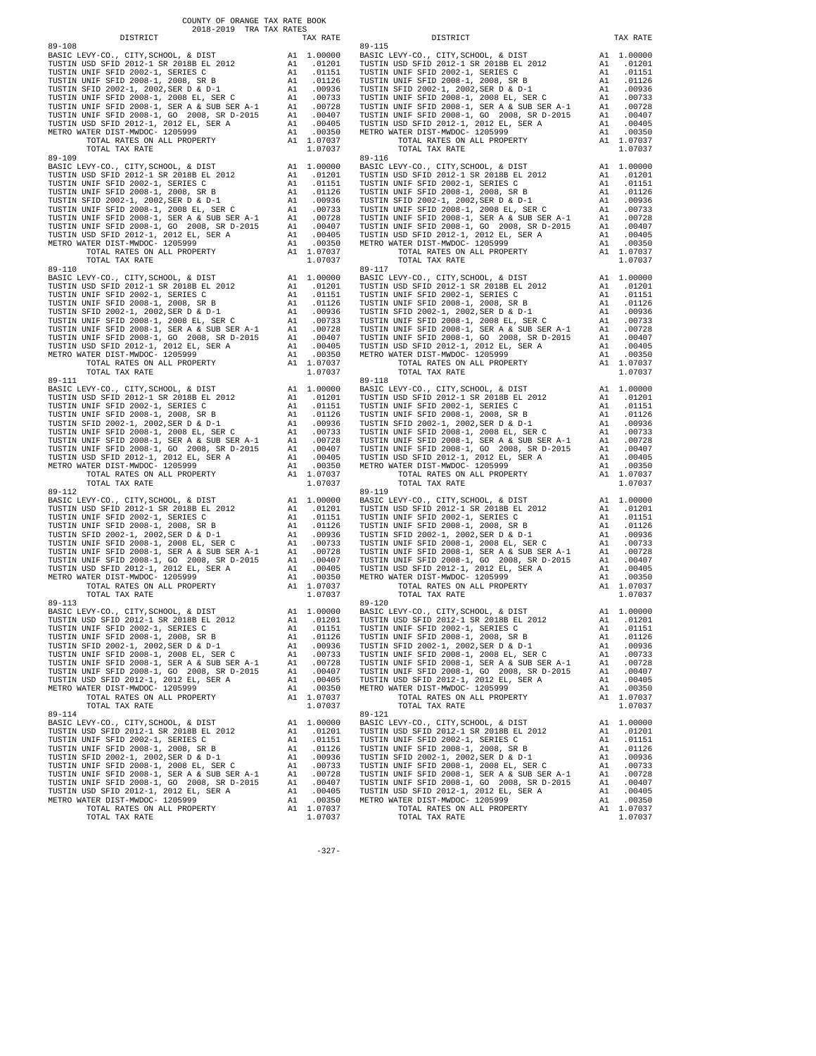COUNTY OF ORANGE TAX RATE BOOK
2018-2019 TRA TAX RATES

| DISTRICT | | TAX RATE |
|---|---|---|
| 89-108 | | |
| BASIC LEVY-CO., CITY,SCHOOL, & DIST | A1 | 1.00000 |
| TUSTIN USD SFID 2012-1 SR 2018B EL 2012 | A1 | .01201 |
| TUSTIN UNIF SFID 2002-1, SERIES C | A1 | .01151 |
| TUSTIN UNIF SFID 2008-1, 2008, SR B | A1 | .01126 |
| TUSTIN SFID 2002-1, 2002,SER D & D-1 | A1 | .00936 |
| TUSTIN UNIF SFID 2008-1, 2008 EL, SER C | A1 | .00733 |
| TUSTIN UNIF SFID 2008-1, SER A & SUB SER A-1 | A1 | .00728 |
| TUSTIN UNIF SFID 2008-1, GO 2008, SR D-2015 | A1 | .00407 |
| TUSTIN USD SFID 2012-1, 2012 EL, SER A | A1 | .00405 |
| METRO WATER DIST-MWDOC- 1205999 | A1 | .00350 |
| TOTAL RATES ON ALL PROPERTY | A1 | 1.07037 |
| TOTAL TAX RATE | | 1.07037 |
| 89-109 | | |
| BASIC LEVY-CO., CITY,SCHOOL, & DIST | A1 | 1.00000 |
| TUSTIN USD SFID 2012-1 SR 2018B EL 2012 | A1 | .01201 |
| TUSTIN UNIF SFID 2002-1, SERIES C | A1 | .01151 |
| TUSTIN UNIF SFID 2008-1, 2008, SR B | A1 | .01126 |
| TUSTIN SFID 2002-1, 2002,SER D & D-1 | A1 | .00936 |
| TUSTIN UNIF SFID 2008-1, 2008 EL, SER C | A1 | .00733 |
| TUSTIN UNIF SFID 2008-1, SER A & SUB SER A-1 | A1 | .00728 |
| TUSTIN UNIF SFID 2008-1, GO 2008, SR D-2015 | A1 | .00407 |
| TUSTIN USD SFID 2012-1, 2012 EL, SER A | A1 | .00405 |
| METRO WATER DIST-MWDOC- 1205999 | A1 | .00350 |
| TOTAL RATES ON ALL PROPERTY | A1 | 1.07037 |
| TOTAL TAX RATE | | 1.07037 |
| 89-110 | | |
| BASIC LEVY-CO., CITY,SCHOOL, & DIST | A1 | 1.00000 |
| TUSTIN USD SFID 2012-1 SR 2018B EL 2012 | A1 | .01201 |
| TUSTIN UNIF SFID 2002-1, SERIES C | A1 | .01151 |
| TUSTIN UNIF SFID 2008-1, 2008, SR B | A1 | .01126 |
| TUSTIN SFID 2002-1, 2002,SER D & D-1 | A1 | .00936 |
| TUSTIN UNIF SFID 2008-1, 2008 EL, SER C | A1 | .00733 |
| TUSTIN UNIF SFID 2008-1, SER A & SUB SER A-1 | A1 | .00728 |
| TUSTIN UNIF SFID 2008-1, GO 2008, SR D-2015 | A1 | .00407 |
| TUSTIN USD SFID 2012-1, 2012 EL, SER A | A1 | .00405 |
| METRO WATER DIST-MWDOC- 1205999 | A1 | .00350 |
| TOTAL RATES ON ALL PROPERTY | A1 | 1.07037 |
| TOTAL TAX RATE | | 1.07037 |
| 89-111 | | |
| BASIC LEVY-CO., CITY,SCHOOL, & DIST | A1 | 1.00000 |
| TUSTIN USD SFID 2012-1 SR 2018B EL 2012 | A1 | .01201 |
| TUSTIN UNIF SFID 2002-1, SERIES C | A1 | .01151 |
| TUSTIN UNIF SFID 2008-1, 2008, SR B | A1 | .01126 |
| TUSTIN SFID 2002-1, 2002,SER D & D-1 | A1 | .00936 |
| TUSTIN UNIF SFID 2008-1, 2008 EL, SER C | A1 | .00733 |
| TUSTIN UNIF SFID 2008-1, SER A & SUB SER A-1 | A1 | .00728 |
| TUSTIN UNIF SFID 2008-1, GO 2008, SR D-2015 | A1 | .00407 |
| TUSTIN USD SFID 2012-1, 2012 EL, SER A | A1 | .00405 |
| METRO WATER DIST-MWDOC- 1205999 | A1 | .00350 |
| TOTAL RATES ON ALL PROPERTY | A1 | 1.07037 |
| TOTAL TAX RATE | | 1.07037 |
| 89-112 | | |
| BASIC LEVY-CO., CITY,SCHOOL, & DIST | A1 | 1.00000 |
| TUSTIN USD SFID 2012-1 SR 2018B EL 2012 | A1 | .01201 |
| TUSTIN UNIF SFID 2002-1, SERIES C | A1 | .01151 |
| TUSTIN UNIF SFID 2008-1, 2008, SR B | A1 | .01126 |
| TUSTIN SFID 2002-1, 2002,SER D & D-1 | A1 | .00936 |
| TUSTIN UNIF SFID 2008-1, 2008 EL, SER C | A1 | .00733 |
| TUSTIN UNIF SFID 2008-1, SER A & SUB SER A-1 | A1 | .00728 |
| TUSTIN UNIF SFID 2008-1, GO 2008, SR D-2015 | A1 | .00407 |
| TUSTIN USD SFID 2012-1, 2012 EL, SER A | A1 | .00405 |
| METRO WATER DIST-MWDOC- 1205999 | A1 | .00350 |
| TOTAL RATES ON ALL PROPERTY | A1 | 1.07037 |
| TOTAL TAX RATE | | 1.07037 |
| 89-113 | | |
| BASIC LEVY-CO., CITY,SCHOOL, & DIST | A1 | 1.00000 |
| TUSTIN USD SFID 2012-1 SR 2018B EL 2012 | A1 | .01201 |
| TUSTIN UNIF SFID 2002-1, SERIES C | A1 | .01151 |
| TUSTIN UNIF SFID 2008-1, 2008, SR B | A1 | .01126 |
| TUSTIN SFID 2002-1, 2002,SER D & D-1 | A1 | .00936 |
| TUSTIN UNIF SFID 2008-1, 2008 EL, SER C | A1 | .00733 |
| TUSTIN UNIF SFID 2008-1, SER A & SUB SER A-1 | A1 | .00728 |
| TUSTIN UNIF SFID 2008-1, GO 2008, SR D-2015 | A1 | .00407 |
| TUSTIN USD SFID 2012-1, 2012 EL, SER A | A1 | .00405 |
| METRO WATER DIST-MWDOC- 1205999 | A1 | .00350 |
| TOTAL RATES ON ALL PROPERTY | A1 | 1.07037 |
| TOTAL TAX RATE | | 1.07037 |
| 89-114 | | |
| BASIC LEVY-CO., CITY,SCHOOL, & DIST | A1 | 1.00000 |
| TUSTIN USD SFID 2012-1 SR 2018B EL 2012 | A1 | .01201 |
| TUSTIN UNIF SFID 2002-1, SERIES C | A1 | .01151 |
| TUSTIN UNIF SFID 2008-1, 2008, SR B | A1 | .01126 |
| TUSTIN SFID 2002-1, 2002,SER D & D-1 | A1 | .00936 |
| TUSTIN UNIF SFID 2008-1, 2008 EL, SER C | A1 | .00733 |
| TUSTIN UNIF SFID 2008-1, SER A & SUB SER A-1 | A1 | .00728 |
| TUSTIN UNIF SFID 2008-1, GO 2008, SR D-2015 | A1 | .00407 |
| TUSTIN USD SFID 2012-1, 2012 EL, SER A | A1 | .00405 |
| METRO WATER DIST-MWDOC- 1205999 | A1 | .00350 |
| TOTAL RATES ON ALL PROPERTY | A1 | 1.07037 |
| TOTAL TAX RATE | | 1.07037 |
| 89-115 | | |
| BASIC LEVY-CO., CITY,SCHOOL, & DIST | A1 | 1.00000 |
| TUSTIN USD SFID 2012-1 SR 2018B EL 2012 | A1 | .01201 |
| TUSTIN UNIF SFID 2002-1, SERIES C | A1 | .01151 |
| TUSTIN UNIF SFID 2008-1, 2008, SR B | A1 | .01126 |
| TUSTIN SFID 2002-1, 2002,SER D & D-1 | A1 | .00936 |
| TUSTIN UNIF SFID 2008-1, 2008 EL, SER C | A1 | .00733 |
| TUSTIN UNIF SFID 2008-1, SER A & SUB SER A-1 | A1 | .00728 |
| TUSTIN UNIF SFID 2008-1, GO 2008, SR D-2015 | A1 | .00407 |
| TUSTIN USD SFID 2012-1, 2012 EL, SER A | A1 | .00405 |
| METRO WATER DIST-MWDOC- 1205999 | A1 | .00350 |
| TOTAL RATES ON ALL PROPERTY | A1 | 1.07037 |
| TOTAL TAX RATE | | 1.07037 |
| 89-116 | | |
| BASIC LEVY-CO., CITY,SCHOOL, & DIST | A1 | 1.00000 |
| TUSTIN USD SFID 2012-1 SR 2018B EL 2012 | A1 | .01201 |
| TUSTIN UNIF SFID 2002-1, SERIES C | A1 | .01151 |
| TUSTIN UNIF SFID 2008-1, 2008, SR B | A1 | .01126 |
| TUSTIN SFID 2002-1, 2002,SER D & D-1 | A1 | .00936 |
| TUSTIN UNIF SFID 2008-1, 2008 EL, SER C | A1 | .00733 |
| TUSTIN UNIF SFID 2008-1, SER A & SUB SER A-1 | A1 | .00728 |
| TUSTIN UNIF SFID 2008-1, GO 2008, SR D-2015 | A1 | .00407 |
| TUSTIN USD SFID 2012-1, 2012 EL, SER A | A1 | .00405 |
| METRO WATER DIST-MWDOC- 1205999 | A1 | .00350 |
| TOTAL RATES ON ALL PROPERTY | A1 | 1.07037 |
| TOTAL TAX RATE | | 1.07037 |
| 89-117 | | |
| BASIC LEVY-CO., CITY,SCHOOL, & DIST | A1 | 1.00000 |
| TUSTIN USD SFID 2012-1 SR 2018B EL 2012 | A1 | .01201 |
| TUSTIN UNIF SFID 2002-1, SERIES C | A1 | .01151 |
| TUSTIN UNIF SFID 2008-1, 2008, SR B | A1 | .01126 |
| TUSTIN SFID 2002-1, 2002,SER D & D-1 | A1 | .00936 |
| TUSTIN UNIF SFID 2008-1, 2008 EL, SER C | A1 | .00733 |
| TUSTIN UNIF SFID 2008-1, SER A & SUB SER A-1 | A1 | .00728 |
| TUSTIN UNIF SFID 2008-1, GO 2008, SR D-2015 | A1 | .00407 |
| TUSTIN USD SFID 2012-1, 2012 EL, SER A | A1 | .00405 |
| METRO WATER DIST-MWDOC- 1205999 | A1 | .00350 |
| TOTAL RATES ON ALL PROPERTY | A1 | 1.07037 |
| TOTAL TAX RATE | | 1.07037 |
| 89-118 | | |
| BASIC LEVY-CO., CITY,SCHOOL, & DIST | A1 | 1.00000 |
| TUSTIN USD SFID 2012-1 SR 2018B EL 2012 | A1 | .01201 |
| TUSTIN UNIF SFID 2002-1, SERIES C | A1 | .01151 |
| TUSTIN UNIF SFID 2008-1, 2008, SR B | A1 | .01126 |
| TUSTIN SFID 2002-1, 2002,SER D & D-1 | A1 | .00936 |
| TUSTIN UNIF SFID 2008-1, 2008 EL, SER C | A1 | .00733 |
| TUSTIN UNIF SFID 2008-1, SER A & SUB SER A-1 | A1 | .00728 |
| TUSTIN UNIF SFID 2008-1, GO 2008, SR D-2015 | A1 | .00407 |
| TUSTIN USD SFID 2012-1, 2012 EL, SER A | A1 | .00405 |
| METRO WATER DIST-MWDOC- 1205999 | A1 | .00350 |
| TOTAL RATES ON ALL PROPERTY | A1 | 1.07037 |
| TOTAL TAX RATE | | 1.07037 |
| 89-119 | | |
| BASIC LEVY-CO., CITY,SCHOOL, & DIST | A1 | 1.00000 |
| TUSTIN USD SFID 2012-1 SR 2018B EL 2012 | A1 | .01201 |
| TUSTIN UNIF SFID 2002-1, SERIES C | A1 | .01151 |
| TUSTIN UNIF SFID 2008-1, 2008, SR B | A1 | .01126 |
| TUSTIN SFID 2002-1, 2002,SER D & D-1 | A1 | .00936 |
| TUSTIN UNIF SFID 2008-1, 2008 EL, SER C | A1 | .00733 |
| TUSTIN UNIF SFID 2008-1, SER A & SUB SER A-1 | A1 | .00728 |
| TUSTIN UNIF SFID 2008-1, GO 2008, SR D-2015 | A1 | .00407 |
| TUSTIN USD SFID 2012-1, 2012 EL, SER A | A1 | .00405 |
| METRO WATER DIST-MWDOC- 1205999 | A1 | .00350 |
| TOTAL RATES ON ALL PROPERTY | A1 | 1.07037 |
| TOTAL TAX RATE | | 1.07037 |
| 89-120 | | |
| BASIC LEVY-CO., CITY,SCHOOL, & DIST | A1 | 1.00000 |
| TUSTIN USD SFID 2012-1 SR 2018B EL 2012 | A1 | .01201 |
| TUSTIN UNIF SFID 2002-1, SERIES C | A1 | .01151 |
| TUSTIN UNIF SFID 2008-1, 2008, SR B | A1 | .01126 |
| TUSTIN SFID 2002-1, 2002,SER D & D-1 | A1 | .00936 |
| TUSTIN UNIF SFID 2008-1, 2008 EL, SER C | A1 | .00733 |
| TUSTIN UNIF SFID 2008-1, SER A & SUB SER A-1 | A1 | .00728 |
| TUSTIN UNIF SFID 2008-1, GO 2008, SR D-2015 | A1 | .00407 |
| TUSTIN USD SFID 2012-1, 2012 EL, SER A | A1 | .00405 |
| METRO WATER DIST-MWDOC- 1205999 | A1 | .00350 |
| TOTAL RATES ON ALL PROPERTY | A1 | 1.07037 |
| TOTAL TAX RATE | | 1.07037 |
| 89-121 | | |
| BASIC LEVY-CO., CITY,SCHOOL, & DIST | A1 | 1.00000 |
| TUSTIN USD SFID 2012-1 SR 2018B EL 2012 | A1 | .01201 |
| TUSTIN UNIF SFID 2002-1, SERIES C | A1 | .01151 |
| TUSTIN UNIF SFID 2008-1, 2008, SR B | A1 | .01126 |
| TUSTIN SFID 2002-1, 2002,SER D & D-1 | A1 | .00936 |
| TUSTIN UNIF SFID 2008-1, 2008 EL, SER C | A1 | .00733 |
| TUSTIN UNIF SFID 2008-1, SER A & SUB SER A-1 | A1 | .00728 |
| TUSTIN UNIF SFID 2008-1, GO 2008, SR D-2015 | A1 | .00407 |
| TUSTIN USD SFID 2012-1, 2012 EL, SER A | A1 | .00405 |
| METRO WATER DIST-MWDOC- 1205999 | A1 | .00350 |
| TOTAL RATES ON ALL PROPERTY | A1 | 1.07037 |
| TOTAL TAX RATE | | 1.07037 |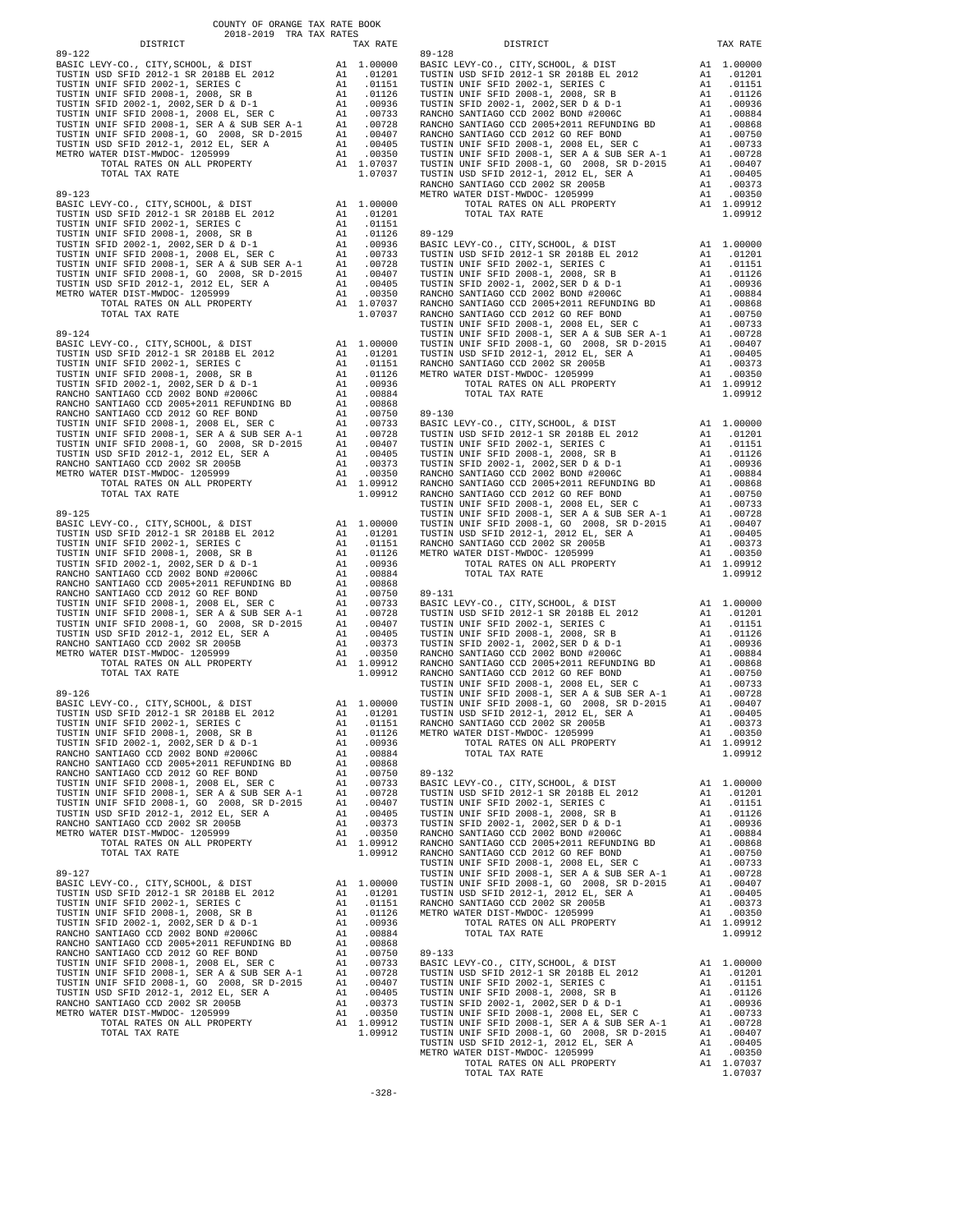COUNTY OF ORANGE TAX RATE BOOK
2018-2019 TRA TAX RATES

**89-122**

| DISTRICT | | TAX RATE |
|---|---|---|
| BASIC LEVY-CO., CITY,SCHOOL, & DIST | A1 | 1.00000 |
| TUSTIN USD SFID 2012-1 SR 2018B EL 2012 | A1 | .01201 |
| TUSTIN UNIF SFID 2002-1, SERIES C | A1 | .01151 |
| TUSTIN UNIF SFID 2008-1, 2008, SR B | A1 | .01126 |
| TUSTIN SFID 2002-1, 2002,SER D & D-1 | A1 | .00936 |
| TUSTIN UNIF SFID 2008-1, 2008 EL, SER C | A1 | .00733 |
| TUSTIN UNIF SFID 2008-1, SER A & SUB SER A-1 | A1 | .00728 |
| TUSTIN UNIF SFID 2008-1, GO 2008, SR D-2015 | A1 | .00407 |
| TUSTIN USD SFID 2012-1, 2012 EL, SER A | A1 | .00405 |
| METRO WATER DIST-MWDOC- 1205999 | A1 | .00350 |
| TOTAL RATES ON ALL PROPERTY | A1 | 1.07037 |
| TOTAL TAX RATE | | 1.07037 |

**89-123**

| DISTRICT | | TAX RATE |
|---|---|---|
| BASIC LEVY-CO., CITY,SCHOOL, & DIST | A1 | 1.00000 |
| TUSTIN USD SFID 2012-1 SR 2018B EL 2012 | A1 | .01201 |
| TUSTIN UNIF SFID 2002-1, SERIES C | A1 | .01151 |
| TUSTIN UNIF SFID 2008-1, 2008, SR B | A1 | .01126 |
| TUSTIN SFID 2002-1, 2002,SER D & D-1 | A1 | .00936 |
| TUSTIN UNIF SFID 2008-1, 2008 EL, SER C | A1 | .00733 |
| TUSTIN UNIF SFID 2008-1, SER A & SUB SER A-1 | A1 | .00728 |
| TUSTIN UNIF SFID 2008-1, GO 2008, SR D-2015 | A1 | .00407 |
| TUSTIN USD SFID 2012-1, 2012 EL, SER A | A1 | .00405 |
| METRO WATER DIST-MWDOC- 1205999 | A1 | .00350 |
| TOTAL RATES ON ALL PROPERTY | A1 | 1.07037 |
| TOTAL TAX RATE | | 1.07037 |

**89-124**

| DISTRICT | | TAX RATE |
|---|---|---|
| BASIC LEVY-CO., CITY,SCHOOL, & DIST | A1 | 1.00000 |
| TUSTIN USD SFID 2012-1 SR 2018B EL 2012 | A1 | .01201 |
| TUSTIN UNIF SFID 2002-1, SERIES C | A1 | .01151 |
| TUSTIN UNIF SFID 2008-1, 2008, SR B | A1 | .01126 |
| TUSTIN SFID 2002-1, 2002,SER D & D-1 | A1 | .00936 |
| RANCHO SANTIAGO CCD 2002 BOND #2006C | A1 | .00884 |
| RANCHO SANTIAGO CCD 2005+2011 REFUNDING BD | A1 | .00868 |
| RANCHO SANTIAGO CCD 2012 GO REF BOND | A1 | .00750 |
| TUSTIN UNIF SFID 2008-1, 2008 EL, SER C | A1 | .00733 |
| TUSTIN UNIF SFID 2008-1, SER A & SUB SER A-1 | A1 | .00728 |
| TUSTIN UNIF SFID 2008-1, GO 2008, SR D-2015 | A1 | .00407 |
| TUSTIN USD SFID 2012-1, 2012 EL, SER A | A1 | .00405 |
| RANCHO SANTIAGO CCD 2002 SR 2005B | A1 | .00373 |
| METRO WATER DIST-MWDOC- 1205999 | A1 | .00350 |
| TOTAL RATES ON ALL PROPERTY | A1 | 1.09912 |
| TOTAL TAX RATE | | 1.09912 |

**89-125**

| DISTRICT | | TAX RATE |
|---|---|---|
| BASIC LEVY-CO., CITY,SCHOOL, & DIST | A1 | 1.00000 |
| TUSTIN USD SFID 2012-1 SR 2018B EL 2012 | A1 | .01201 |
| TUSTIN UNIF SFID 2002-1, SERIES C | A1 | .01151 |
| TUSTIN UNIF SFID 2008-1, 2008, SR B | A1 | .01126 |
| TUSTIN SFID 2002-1, 2002,SER D & D-1 | A1 | .00936 |
| RANCHO SANTIAGO CCD 2002 BOND #2006C | A1 | .00884 |
| RANCHO SANTIAGO CCD 2005+2011 REFUNDING BD | A1 | .00868 |
| RANCHO SANTIAGO CCD 2012 GO REF BOND | A1 | .00750 |
| TUSTIN UNIF SFID 2008-1, 2008 EL, SER C | A1 | .00733 |
| TUSTIN UNIF SFID 2008-1, SER A & SUB SER A-1 | A1 | .00728 |
| TUSTIN UNIF SFID 2008-1, GO 2008, SR D-2015 | A1 | .00407 |
| TUSTIN USD SFID 2012-1, 2012 EL, SER A | A1 | .00405 |
| RANCHO SANTIAGO CCD 2002 SR 2005B | A1 | .00373 |
| METRO WATER DIST-MWDOC- 1205999 | A1 | .00350 |
| TOTAL RATES ON ALL PROPERTY | A1 | 1.09912 |
| TOTAL TAX RATE | | 1.09912 |

**89-126**

| DISTRICT | | TAX RATE |
|---|---|---|
| BASIC LEVY-CO., CITY,SCHOOL, & DIST | A1 | 1.00000 |
| TUSTIN USD SFID 2012-1 SR 2018B EL 2012 | A1 | .01201 |
| TUSTIN UNIF SFID 2002-1, SERIES C | A1 | .01151 |
| TUSTIN UNIF SFID 2008-1, 2008, SR B | A1 | .01126 |
| TUSTIN SFID 2002-1, 2002,SER D & D-1 | A1 | .00936 |
| RANCHO SANTIAGO CCD 2002 BOND #2006C | A1 | .00884 |
| RANCHO SANTIAGO CCD 2005+2011 REFUNDING BD | A1 | .00868 |
| RANCHO SANTIAGO CCD 2012 GO REF BOND | A1 | .00750 |
| TUSTIN UNIF SFID 2008-1, 2008 EL, SER C | A1 | .00733 |
| TUSTIN UNIF SFID 2008-1, SER A & SUB SER A-1 | A1 | .00728 |
| TUSTIN UNIF SFID 2008-1, GO 2008, SR D-2015 | A1 | .00407 |
| TUSTIN USD SFID 2012-1, 2012 EL, SER A | A1 | .00405 |
| RANCHO SANTIAGO CCD 2002 SR 2005B | A1 | .00373 |
| METRO WATER DIST-MWDOC- 1205999 | A1 | .00350 |
| TOTAL RATES ON ALL PROPERTY | A1 | 1.09912 |
| TOTAL TAX RATE | | 1.09912 |

**89-127**

| DISTRICT | | TAX RATE |
|---|---|---|
| BASIC LEVY-CO., CITY,SCHOOL, & DIST | A1 | 1.00000 |
| TUSTIN USD SFID 2012-1 SR 2018B EL 2012 | A1 | .01201 |
| TUSTIN UNIF SFID 2002-1, SERIES C | A1 | .01151 |
| TUSTIN UNIF SFID 2008-1, 2008, SR B | A1 | .01126 |
| TUSTIN SFID 2002-1, 2002,SER D & D-1 | A1 | .00936 |
| RANCHO SANTIAGO CCD 2002 BOND #2006C | A1 | .00884 |
| RANCHO SANTIAGO CCD 2005+2011 REFUNDING BD | A1 | .00868 |
| RANCHO SANTIAGO CCD 2012 GO REF BOND | A1 | .00750 |
| TUSTIN UNIF SFID 2008-1, 2008 EL, SER C | A1 | .00733 |
| TUSTIN UNIF SFID 2008-1, SER A & SUB SER A-1 | A1 | .00728 |
| TUSTIN UNIF SFID 2008-1, GO 2008, SR D-2015 | A1 | .00407 |
| TUSTIN USD SFID 2012-1, 2012 EL, SER A | A1 | .00405 |
| RANCHO SANTIAGO CCD 2002 SR 2005B | A1 | .00373 |
| METRO WATER DIST-MWDOC- 1205999 | A1 | .00350 |
| TOTAL RATES ON ALL PROPERTY | A1 | 1.09912 |
| TOTAL TAX RATE | | 1.09912 |

**89-128**

| DISTRICT | | TAX RATE |
|---|---|---|
| BASIC LEVY-CO., CITY,SCHOOL, & DIST | A1 | 1.00000 |
| TUSTIN USD SFID 2012-1 SR 2018B EL 2012 | A1 | .01201 |
| TUSTIN UNIF SFID 2002-1, SERIES C | A1 | .01151 |
| TUSTIN UNIF SFID 2008-1, 2008, SR B | A1 | .01126 |
| TUSTIN SFID 2002-1, 2002,SER D & D-1 | A1 | .00936 |
| RANCHO SANTIAGO CCD 2002 BOND #2006C | A1 | .00884 |
| RANCHO SANTIAGO CCD 2005+2011 REFUNDING BD | A1 | .00868 |
| RANCHO SANTIAGO CCD 2012 GO REF BOND | A1 | .00750 |
| TUSTIN UNIF SFID 2008-1, 2008 EL, SER C | A1 | .00733 |
| TUSTIN UNIF SFID 2008-1, SER A & SUB SER A-1 | A1 | .00728 |
| TUSTIN UNIF SFID 2008-1, GO 2008, SR D-2015 | A1 | .00407 |
| TUSTIN USD SFID 2012-1, 2012 EL, SER A | A1 | .00405 |
| RANCHO SANTIAGO CCD 2002 SR 2005B | A1 | .00373 |
| METRO WATER DIST-MWDOC- 1205999 | A1 | .00350 |
| TOTAL RATES ON ALL PROPERTY | A1 | 1.09912 |
| TOTAL TAX RATE | | 1.09912 |

**89-129**

| DISTRICT | | TAX RATE |
|---|---|---|
| BASIC LEVY-CO., CITY,SCHOOL, & DIST | A1 | 1.00000 |
| TUSTIN USD SFID 2012-1 SR 2018B EL 2012 | A1 | .01201 |
| TUSTIN UNIF SFID 2002-1, SERIES C | A1 | .01151 |
| TUSTIN UNIF SFID 2008-1, 2008, SR B | A1 | .01126 |
| TUSTIN SFID 2002-1, 2002,SER D & D-1 | A1 | .00936 |
| RANCHO SANTIAGO CCD 2002 BOND #2006C | A1 | .00884 |
| RANCHO SANTIAGO CCD 2005+2011 REFUNDING BD | A1 | .00868 |
| RANCHO SANTIAGO CCD 2012 GO REF BOND | A1 | .00750 |
| TUSTIN UNIF SFID 2008-1, 2008 EL, SER C | A1 | .00733 |
| TUSTIN UNIF SFID 2008-1, SER A & SUB SER A-1 | A1 | .00728 |
| TUSTIN UNIF SFID 2008-1, GO 2008, SR D-2015 | A1 | .00407 |
| TUSTIN USD SFID 2012-1, 2012 EL, SER A | A1 | .00405 |
| RANCHO SANTIAGO CCD 2002 SR 2005B | A1 | .00373 |
| METRO WATER DIST-MWDOC- 1205999 | A1 | .00350 |
| TOTAL RATES ON ALL PROPERTY | A1 | 1.09912 |
| TOTAL TAX RATE | | 1.09912 |

**89-130**

| DISTRICT | | TAX RATE |
|---|---|---|
| BASIC LEVY-CO., CITY,SCHOOL, & DIST | A1 | 1.00000 |
| TUSTIN USD SFID 2012-1 SR 2018B EL 2012 | A1 | .01201 |
| TUSTIN UNIF SFID 2002-1, SERIES C | A1 | .01151 |
| TUSTIN UNIF SFID 2008-1, 2008, SR B | A1 | .01126 |
| TUSTIN SFID 2002-1, 2002,SER D & D-1 | A1 | .00936 |
| RANCHO SANTIAGO CCD 2002 BOND #2006C | A1 | .00884 |
| RANCHO SANTIAGO CCD 2005+2011 REFUNDING BD | A1 | .00868 |
| RANCHO SANTIAGO CCD 2012 GO REF BOND | A1 | .00750 |
| TUSTIN UNIF SFID 2008-1, 2008 EL, SER C | A1 | .00733 |
| TUSTIN UNIF SFID 2008-1, SER A & SUB SER A-1 | A1 | .00728 |
| TUSTIN UNIF SFID 2008-1, GO 2008, SR D-2015 | A1 | .00407 |
| TUSTIN USD SFID 2012-1, 2012 EL, SER A | A1 | .00405 |
| RANCHO SANTIAGO CCD 2002 SR 2005B | A1 | .00373 |
| METRO WATER DIST-MWDOC- 1205999 | A1 | .00350 |
| TOTAL RATES ON ALL PROPERTY | A1 | 1.09912 |
| TOTAL TAX RATE | | 1.09912 |

**89-131**

| DISTRICT | | TAX RATE |
|---|---|---|
| BASIC LEVY-CO., CITY,SCHOOL, & DIST | A1 | 1.00000 |
| TUSTIN USD SFID 2012-1 SR 2018B EL 2012 | A1 | .01201 |
| TUSTIN UNIF SFID 2002-1, SERIES C | A1 | .01151 |
| TUSTIN UNIF SFID 2008-1, 2008, SR B | A1 | .01126 |
| TUSTIN SFID 2002-1, 2002,SER D & D-1 | A1 | .00936 |
| RANCHO SANTIAGO CCD 2002 BOND #2006C | A1 | .00884 |
| RANCHO SANTIAGO CCD 2005+2011 REFUNDING BD | A1 | .00868 |
| RANCHO SANTIAGO CCD 2012 GO REF BOND | A1 | .00750 |
| TUSTIN UNIF SFID 2008-1, 2008 EL, SER C | A1 | .00733 |
| TUSTIN UNIF SFID 2008-1, SER A & SUB SER A-1 | A1 | .00728 |
| TUSTIN UNIF SFID 2008-1, GO 2008, SR D-2015 | A1 | .00407 |
| TUSTIN USD SFID 2012-1, 2012 EL, SER A | A1 | .00405 |
| RANCHO SANTIAGO CCD 2002 SR 2005B | A1 | .00373 |
| METRO WATER DIST-MWDOC- 1205999 | A1 | .00350 |
| TOTAL RATES ON ALL PROPERTY | A1 | 1.09912 |
| TOTAL TAX RATE | | 1.09912 |

**89-132**

| DISTRICT | | TAX RATE |
|---|---|---|
| BASIC LEVY-CO., CITY,SCHOOL, & DIST | A1 | 1.00000 |
| TUSTIN USD SFID 2012-1 SR 2018B EL 2012 | A1 | .01201 |
| TUSTIN UNIF SFID 2002-1, SERIES C | A1 | .01151 |
| TUSTIN UNIF SFID 2008-1, 2008, SR B | A1 | .01126 |
| TUSTIN SFID 2002-1, 2002,SER D & D-1 | A1 | .00936 |
| RANCHO SANTIAGO CCD 2002 BOND #2006C | A1 | .00884 |
| RANCHO SANTIAGO CCD 2005+2011 REFUNDING BD | A1 | .00868 |
| RANCHO SANTIAGO CCD 2012 GO REF BOND | A1 | .00750 |
| TUSTIN UNIF SFID 2008-1, 2008 EL, SER C | A1 | .00733 |
| TUSTIN UNIF SFID 2008-1, SER A & SUB SER A-1 | A1 | .00728 |
| TUSTIN UNIF SFID 2008-1, GO 2008, SR D-2015 | A1 | .00407 |
| TUSTIN USD SFID 2012-1, 2012 EL, SER A | A1 | .00405 |
| RANCHO SANTIAGO CCD 2002 SR 2005B | A1 | .00373 |
| METRO WATER DIST-MWDOC- 1205999 | A1 | .00350 |
| TOTAL RATES ON ALL PROPERTY | A1 | 1.09912 |
| TOTAL TAX RATE | | 1.09912 |

**89-133**

| DISTRICT | | TAX RATE |
|---|---|---|
| BASIC LEVY-CO., CITY,SCHOOL, & DIST | A1 | 1.00000 |
| TUSTIN USD SFID 2012-1 SR 2018B EL 2012 | A1 | .01201 |
| TUSTIN UNIF SFID 2002-1, SERIES C | A1 | .01151 |
| TUSTIN UNIF SFID 2008-1, 2008, SR B | A1 | .01126 |
| TUSTIN SFID 2002-1, 2002,SER D & D-1 | A1 | .00936 |
| TUSTIN UNIF SFID 2008-1, 2008 EL, SER C | A1 | .00733 |
| TUSTIN UNIF SFID 2008-1, SER A & SUB SER A-1 | A1 | .00728 |
| TUSTIN UNIF SFID 2008-1, GO 2008, SR D-2015 | A1 | .00407 |
| TUSTIN USD SFID 2012-1, 2012 EL, SER A | A1 | .00405 |
| METRO WATER DIST-MWDOC- 1205999 | A1 | .00350 |
| TOTAL RATES ON ALL PROPERTY | A1 | 1.07037 |
| TOTAL TAX RATE | | 1.07037 |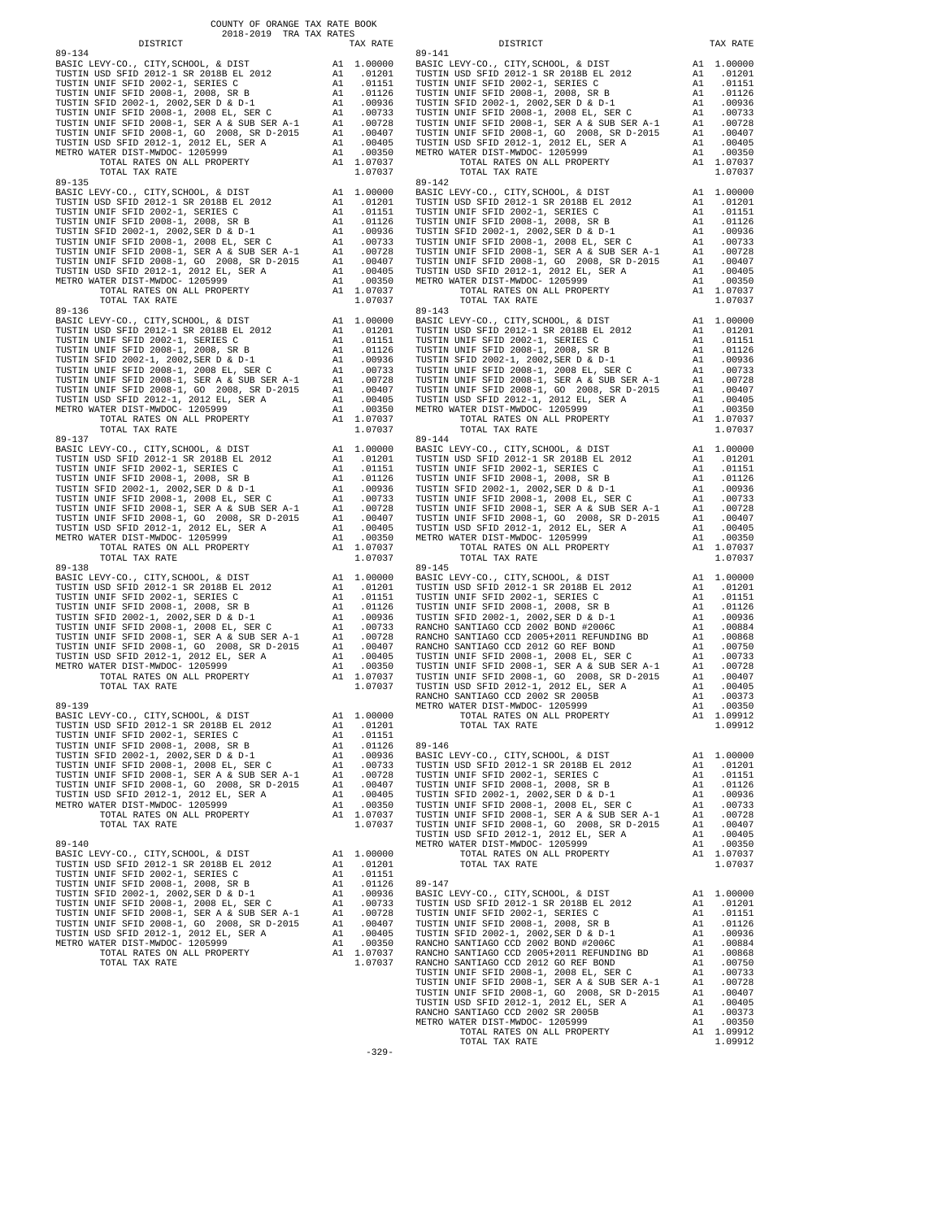COUNTY OF ORANGE TAX RATE BOOK
2018-2019 TRA TAX RATES

| DISTRICT | | TAX RATE |
|---|---|---|
| **89-134** | | |
| BASIC LEVY-CO., CITY,SCHOOL, & DIST | A1 | 1.00000 |
| TUSTIN USD SFID 2012-1 SR 2018B EL 2012 | A1 | .01201 |
| TUSTIN UNIF SFID 2002-1, SERIES C | A1 | .01151 |
| TUSTIN UNIF SFID 2008-1, 2008, SR B | A1 | .01126 |
| TUSTIN SFID 2002-1, 2002,SER D & D-1 | A1 | .00936 |
| TUSTIN UNIF SFID 2008-1, 2008 EL, SER C | A1 | .00733 |
| TUSTIN UNIF SFID 2008-1, SER A & SUB SER A-1 | A1 | .00728 |
| TUSTIN UNIF SFID 2008-1, GO 2008, SR D-2015 | A1 | .00407 |
| TUSTIN USD SFID 2012-1, 2012 EL, SER A | A1 | .00405 |
| METRO WATER DIST-MWDOC- 1205999 | A1 | .00350 |
| TOTAL RATES ON ALL PROPERTY | A1 | 1.07037 |
| TOTAL TAX RATE | | 1.07037 |
| **89-135** | | |
| BASIC LEVY-CO., CITY,SCHOOL, & DIST | A1 | 1.00000 |
| TUSTIN USD SFID 2012-1 SR 2018B EL 2012 | A1 | .01201 |
| TUSTIN UNIF SFID 2002-1, SERIES C | A1 | .01151 |
| TUSTIN UNIF SFID 2008-1, 2008, SR B | A1 | .01126 |
| TUSTIN SFID 2002-1, 2002,SER D & D-1 | A1 | .00936 |
| TUSTIN UNIF SFID 2008-1, 2008 EL, SER C | A1 | .00733 |
| TUSTIN UNIF SFID 2008-1, SER A & SUB SER A-1 | A1 | .00728 |
| TUSTIN UNIF SFID 2008-1, GO 2008, SR D-2015 | A1 | .00407 |
| TUSTIN USD SFID 2012-1, 2012 EL, SER A | A1 | .00405 |
| METRO WATER DIST-MWDOC- 1205999 | A1 | .00350 |
| TOTAL RATES ON ALL PROPERTY | A1 | 1.07037 |
| TOTAL TAX RATE | | 1.07037 |
| **89-136** | | |
| BASIC LEVY-CO., CITY,SCHOOL, & DIST | A1 | 1.00000 |
| TUSTIN USD SFID 2012-1 SR 2018B EL 2012 | A1 | .01201 |
| TUSTIN UNIF SFID 2002-1, SERIES C | A1 | .01151 |
| TUSTIN UNIF SFID 2008-1, 2008, SR B | A1 | .01126 |
| TUSTIN SFID 2002-1, 2002,SER D & D-1 | A1 | .00936 |
| TUSTIN UNIF SFID 2008-1, 2008 EL, SER C | A1 | .00733 |
| TUSTIN UNIF SFID 2008-1, SER A & SUB SER A-1 | A1 | .00728 |
| TUSTIN UNIF SFID 2008-1, GO 2008, SR D-2015 | A1 | .00407 |
| TUSTIN USD SFID 2012-1, 2012 EL, SER A | A1 | .00405 |
| METRO WATER DIST-MWDOC- 1205999 | A1 | .00350 |
| TOTAL RATES ON ALL PROPERTY | A1 | 1.07037 |
| TOTAL TAX RATE | | 1.07037 |
| **89-137** | | |
| BASIC LEVY-CO., CITY,SCHOOL, & DIST | A1 | 1.00000 |
| TUSTIN USD SFID 2012-1 SR 2018B EL 2012 | A1 | .01201 |
| TUSTIN UNIF SFID 2002-1, SERIES C | A1 | .01151 |
| TUSTIN UNIF SFID 2008-1, 2008, SR B | A1 | .01126 |
| TUSTIN SFID 2002-1, 2002,SER D & D-1 | A1 | .00936 |
| TUSTIN UNIF SFID 2008-1, 2008 EL, SER C | A1 | .00733 |
| TUSTIN UNIF SFID 2008-1, SER A & SUB SER A-1 | A1 | .00728 |
| TUSTIN UNIF SFID 2008-1, GO 2008, SR D-2015 | A1 | .00407 |
| TUSTIN USD SFID 2012-1, 2012 EL, SER A | A1 | .00405 |
| METRO WATER DIST-MWDOC- 1205999 | A1 | .00350 |
| TOTAL RATES ON ALL PROPERTY | A1 | 1.07037 |
| TOTAL TAX RATE | | 1.07037 |
| **89-138** | | |
| BASIC LEVY-CO., CITY,SCHOOL, & DIST | A1 | 1.00000 |
| TUSTIN USD SFID 2012-1 SR 2018B EL 2012 | A1 | .01201 |
| TUSTIN UNIF SFID 2002-1, SERIES C | A1 | .01151 |
| TUSTIN UNIF SFID 2008-1, 2008, SR B | A1 | .01126 |
| TUSTIN SFID 2002-1, 2002,SER D & D-1 | A1 | .00936 |
| TUSTIN UNIF SFID 2008-1, 2008 EL, SER C | A1 | .00733 |
| TUSTIN UNIF SFID 2008-1, SER A & SUB SER A-1 | A1 | .00728 |
| TUSTIN UNIF SFID 2008-1, GO 2008, SR D-2015 | A1 | .00407 |
| TUSTIN USD SFID 2012-1, 2012 EL, SER A | A1 | .00405 |
| METRO WATER DIST-MWDOC- 1205999 | A1 | .00350 |
| TOTAL RATES ON ALL PROPERTY | A1 | 1.07037 |
| TOTAL TAX RATE | | 1.07037 |
| **89-139** | | |
| BASIC LEVY-CO., CITY,SCHOOL, & DIST | A1 | 1.00000 |
| TUSTIN USD SFID 2012-1 SR 2018B EL 2012 | A1 | .01201 |
| TUSTIN UNIF SFID 2002-1, SERIES C | A1 | .01151 |
| TUSTIN UNIF SFID 2008-1, 2008, SR B | A1 | .01126 |
| TUSTIN SFID 2002-1, 2002,SER D & D-1 | A1 | .00936 |
| TUSTIN UNIF SFID 2008-1, 2008 EL, SER C | A1 | .00733 |
| TUSTIN UNIF SFID 2008-1, SER A & SUB SER A-1 | A1 | .00728 |
| TUSTIN UNIF SFID 2008-1, GO 2008, SR D-2015 | A1 | .00407 |
| TUSTIN USD SFID 2012-1, 2012 EL, SER A | A1 | .00405 |
| METRO WATER DIST-MWDOC- 1205999 | A1 | .00350 |
| TOTAL RATES ON ALL PROPERTY | A1 | 1.07037 |
| TOTAL TAX RATE | | 1.07037 |
| **89-140** | | |
| BASIC LEVY-CO., CITY,SCHOOL, & DIST | A1 | 1.00000 |
| TUSTIN USD SFID 2012-1 SR 2018B EL 2012 | A1 | .01201 |
| TUSTIN UNIF SFID 2002-1, SERIES C | A1 | .01151 |
| TUSTIN UNIF SFID 2008-1, 2008, SR B | A1 | .01126 |
| TUSTIN SFID 2002-1, 2002,SER D & D-1 | A1 | .00936 |
| TUSTIN UNIF SFID 2008-1, 2008 EL, SER C | A1 | .00733 |
| TUSTIN UNIF SFID 2008-1, SER A & SUB SER A-1 | A1 | .00728 |
| TUSTIN UNIF SFID 2008-1, GO 2008, SR D-2015 | A1 | .00407 |
| TUSTIN USD SFID 2012-1, 2012 EL, SER A | A1 | .00405 |
| METRO WATER DIST-MWDOC- 1205999 | A1 | .00350 |
| TOTAL RATES ON ALL PROPERTY | A1 | 1.07037 |
| TOTAL TAX RATE | | 1.07037 |
| **89-141** | | |
| BASIC LEVY-CO., CITY,SCHOOL, & DIST | A1 | 1.00000 |
| TUSTIN USD SFID 2012-1 SR 2018B EL 2012 | A1 | .01201 |
| TUSTIN UNIF SFID 2002-1, SERIES C | A1 | .01151 |
| TUSTIN UNIF SFID 2008-1, 2008, SR B | A1 | .01126 |
| TUSTIN SFID 2002-1, 2002,SER D & D-1 | A1 | .00936 |
| TUSTIN UNIF SFID 2008-1, 2008 EL, SER C | A1 | .00733 |
| TUSTIN UNIF SFID 2008-1, SER A & SUB SER A-1 | A1 | .00728 |
| TUSTIN UNIF SFID 2008-1, GO 2008, SR D-2015 | A1 | .00407 |
| TUSTIN USD SFID 2012-1, 2012 EL, SER A | A1 | .00405 |
| METRO WATER DIST-MWDOC- 1205999 | A1 | .00350 |
| TOTAL RATES ON ALL PROPERTY | A1 | 1.07037 |
| TOTAL TAX RATE | | 1.07037 |
| **89-142** | | |
| BASIC LEVY-CO., CITY,SCHOOL, & DIST | A1 | 1.00000 |
| TUSTIN USD SFID 2012-1 SR 2018B EL 2012 | A1 | .01201 |
| TUSTIN UNIF SFID 2002-1, SERIES C | A1 | .01151 |
| TUSTIN UNIF SFID 2008-1, 2008, SR B | A1 | .01126 |
| TUSTIN SFID 2002-1, 2002,SER D & D-1 | A1 | .00936 |
| TUSTIN UNIF SFID 2008-1, 2008 EL, SER C | A1 | .00733 |
| TUSTIN UNIF SFID 2008-1, SER A & SUB SER A-1 | A1 | .00728 |
| TUSTIN UNIF SFID 2008-1, GO 2008, SR D-2015 | A1 | .00407 |
| TUSTIN USD SFID 2012-1, 2012 EL, SER A | A1 | .00405 |
| METRO WATER DIST-MWDOC- 1205999 | A1 | .00350 |
| TOTAL RATES ON ALL PROPERTY | A1 | 1.07037 |
| TOTAL TAX RATE | | 1.07037 |
| **89-143** | | |
| BASIC LEVY-CO., CITY,SCHOOL, & DIST | A1 | 1.00000 |
| TUSTIN USD SFID 2012-1 SR 2018B EL 2012 | A1 | .01201 |
| TUSTIN UNIF SFID 2002-1, SERIES C | A1 | .01151 |
| TUSTIN UNIF SFID 2008-1, 2008, SR B | A1 | .01126 |
| TUSTIN SFID 2002-1, 2002,SER D & D-1 | A1 | .00936 |
| TUSTIN UNIF SFID 2008-1, 2008 EL, SER C | A1 | .00733 |
| TUSTIN UNIF SFID 2008-1, SER A & SUB SER A-1 | A1 | .00728 |
| TUSTIN UNIF SFID 2008-1, GO 2008, SR D-2015 | A1 | .00407 |
| TUSTIN USD SFID 2012-1, 2012 EL, SER A | A1 | .00405 |
| METRO WATER DIST-MWDOC- 1205999 | A1 | .00350 |
| TOTAL RATES ON ALL PROPERTY | A1 | 1.07037 |
| TOTAL TAX RATE | | 1.07037 |
| **89-144** | | |
| BASIC LEVY-CO., CITY,SCHOOL, & DIST | A1 | 1.00000 |
| TUSTIN USD SFID 2012-1 SR 2018B EL 2012 | A1 | .01201 |
| TUSTIN UNIF SFID 2002-1, SERIES C | A1 | .01151 |
| TUSTIN UNIF SFID 2008-1, 2008, SR B | A1 | .01126 |
| TUSTIN SFID 2002-1, 2002,SER D & D-1 | A1 | .00936 |
| TUSTIN UNIF SFID 2008-1, 2008 EL, SER C | A1 | .00733 |
| TUSTIN UNIF SFID 2008-1, SER A & SUB SER A-1 | A1 | .00728 |
| TUSTIN UNIF SFID 2008-1, GO 2008, SR D-2015 | A1 | .00407 |
| TUSTIN USD SFID 2012-1, 2012 EL, SER A | A1 | .00405 |
| METRO WATER DIST-MWDOC- 1205999 | A1 | .00350 |
| TOTAL RATES ON ALL PROPERTY | A1 | 1.07037 |
| TOTAL TAX RATE | | 1.07037 |
| **89-145** | | |
| BASIC LEVY-CO., CITY,SCHOOL, & DIST | A1 | 1.00000 |
| TUSTIN USD SFID 2012-1 SR 2018B EL 2012 | A1 | .01201 |
| TUSTIN UNIF SFID 2002-1, SERIES C | A1 | .01151 |
| TUSTIN UNIF SFID 2008-1, 2008, SR B | A1 | .01126 |
| TUSTIN SFID 2002-1, 2002,SER D & D-1 | A1 | .00936 |
| RANCHO SANTIAGO CCD 2002 BOND #2006C | A1 | .00884 |
| RANCHO SANTIAGO CCD 2005+2011 REFUNDING BD | A1 | .00868 |
| RANCHO SANTIAGO CCD 2012 GO REF BOND | A1 | .00750 |
| TUSTIN UNIF SFID 2008-1, 2008 EL, SER C | A1 | .00733 |
| TUSTIN UNIF SFID 2008-1, SER A & SUB SER A-1 | A1 | .00728 |
| TUSTIN UNIF SFID 2008-1, GO 2008, SR D-2015 | A1 | .00407 |
| TUSTIN USD SFID 2012-1, 2012 EL, SER A | A1 | .00405 |
| RANCHO SANTIAGO CCD 2002 SR 2005B | A1 | .00373 |
| METRO WATER DIST-MWDOC- 1205999 | A1 | .00350 |
| TOTAL RATES ON ALL PROPERTY | A1 | 1.09912 |
| TOTAL TAX RATE | | 1.09912 |
| **89-146** | | |
| BASIC LEVY-CO., CITY,SCHOOL, & DIST | A1 | 1.00000 |
| TUSTIN USD SFID 2012-1 SR 2018B EL 2012 | A1 | .01201 |
| TUSTIN UNIF SFID 2002-1, SERIES C | A1 | .01151 |
| TUSTIN UNIF SFID 2008-1, 2008, SR B | A1 | .01126 |
| TUSTIN SFID 2002-1, 2002,SER D & D-1 | A1 | .00936 |
| TUSTIN UNIF SFID 2008-1, 2008 EL, SER C | A1 | .00733 |
| TUSTIN UNIF SFID 2008-1, SER A & SUB SER A-1 | A1 | .00728 |
| TUSTIN UNIF SFID 2008-1, GO 2008, SR D-2015 | A1 | .00407 |
| TUSTIN USD SFID 2012-1, 2012 EL, SER A | A1 | .00405 |
| METRO WATER DIST-MWDOC- 1205999 | A1 | .00350 |
| TOTAL RATES ON ALL PROPERTY | A1 | 1.07037 |
| TOTAL TAX RATE | | 1.07037 |
| **89-147** | | |
| BASIC LEVY-CO., CITY,SCHOOL, & DIST | A1 | 1.00000 |
| TUSTIN USD SFID 2012-1 SR 2018B EL 2012 | A1 | .01201 |
| TUSTIN UNIF SFID 2002-1, SERIES C | A1 | .01151 |
| TUSTIN UNIF SFID 2008-1, 2008, SR B | A1 | .01126 |
| TUSTIN SFID 2002-1, 2002,SER D & D-1 | A1 | .00936 |
| RANCHO SANTIAGO CCD 2002 BOND #2006C | A1 | .00884 |
| RANCHO SANTIAGO CCD 2005+2011 REFUNDING BD | A1 | .00868 |
| RANCHO SANTIAGO CCD 2012 GO REF BOND | A1 | .00750 |
| TUSTIN UNIF SFID 2008-1, 2008 EL, SER C | A1 | .00733 |
| TUSTIN UNIF SFID 2008-1, SER A & SUB SER A-1 | A1 | .00728 |
| TUSTIN UNIF SFID 2008-1, GO 2008, SR D-2015 | A1 | .00407 |
| TUSTIN USD SFID 2012-1, 2012 EL, SER A | A1 | .00405 |
| RANCHO SANTIAGO CCD 2002 SR 2005B | A1 | .00373 |
| METRO WATER DIST-MWDOC- 1205999 | A1 | .00350 |
| TOTAL RATES ON ALL PROPERTY | A1 | 1.09912 |
| TOTAL TAX RATE | | 1.09912 |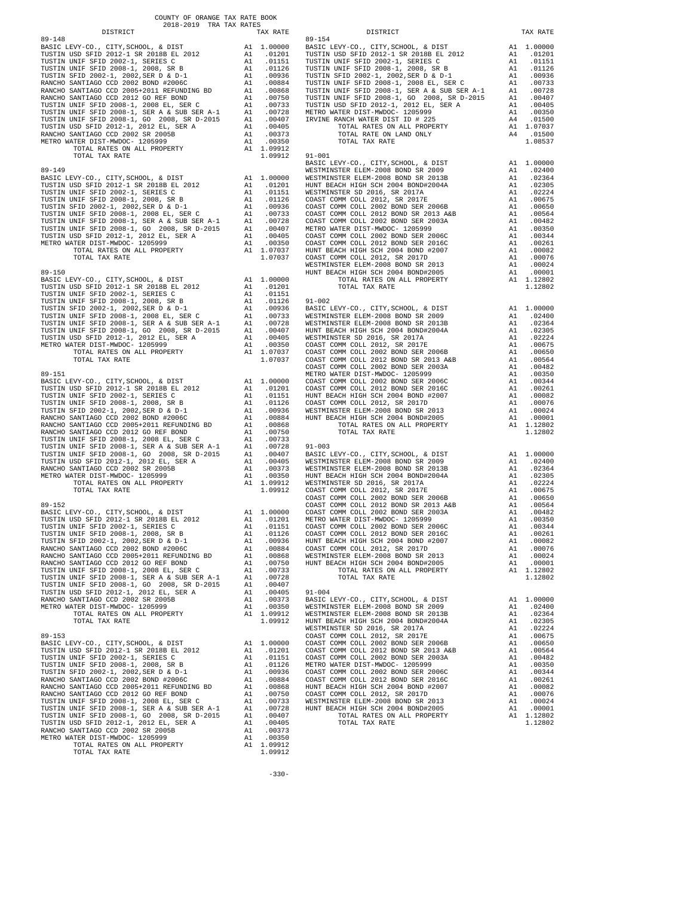COUNTY OF ORANGE TAX RATE BOOK
2018-2019 TRA TAX RATES

| DISTRICT | | TAX RATE |
|---|---|---|
| **89-148** | | |
| BASIC LEVY-CO., CITY,SCHOOL, & DIST | A1 | 1.00000 |
| TUSTIN USD SFID 2012-1 SR 2018B EL 2012 | A1 | .01201 |
| TUSTIN UNIF SFID 2002-1, SERIES C | A1 | .01151 |
| TUSTIN UNIF SFID 2008-1, 2008, SR B | A1 | .01126 |
| TUSTIN SFID 2002-1, 2002,SER D & D-1 | A1 | .00936 |
| RANCHO SANTIAGO CCD 2002 BOND #2006C | A1 | .00884 |
| RANCHO SANTIAGO CCD 2005+2011 REFUNDING BD | A1 | .00868 |
| RANCHO SANTIAGO CCD 2012 GO REF BOND | A1 | .00750 |
| TUSTIN UNIF SFID 2008-1, 2008 EL, SER C | A1 | .00733 |
| TUSTIN UNIF SFID 2008-1, SER A & SUB SER A-1 | A1 | .00728 |
| TUSTIN UNIF SFID 2008-1, GO 2008, SR D-2015 | A1 | .00407 |
| TUSTIN USD SFID 2012-1, 2012 EL, SER A | A1 | .00405 |
| RANCHO SANTIAGO CCD 2002 SR 2005B | A1 | .00373 |
| METRO WATER DIST-MWDOC- 1205999 | A1 | .00350 |
| TOTAL RATES ON ALL PROPERTY | A1 | 1.09912 |
| TOTAL TAX RATE | | 1.09912 |
| **89-149** | | |
| BASIC LEVY-CO., CITY,SCHOOL, & DIST | A1 | 1.00000 |
| TUSTIN USD SFID 2012-1 SR 2018B EL 2012 | A1 | .01201 |
| TUSTIN UNIF SFID 2002-1, SERIES C | A1 | .01151 |
| TUSTIN UNIF SFID 2008-1, 2008, SR B | A1 | .01126 |
| TUSTIN SFID 2002-1, 2002,SER D & D-1 | A1 | .00936 |
| TUSTIN UNIF SFID 2008-1, 2008 EL, SER C | A1 | .00733 |
| TUSTIN UNIF SFID 2008-1, SER A & SUB SER A-1 | A1 | .00728 |
| TUSTIN UNIF SFID 2008-1, GO 2008, SR D-2015 | A1 | .00407 |
| TUSTIN USD SFID 2012-1, 2012 EL, SER A | A1 | .00405 |
| METRO WATER DIST-MWDOC- 1205999 | A1 | .00350 |
| TOTAL RATES ON ALL PROPERTY | A1 | 1.07037 |
| TOTAL TAX RATE | | 1.07037 |
| **89-150** | | |
| BASIC LEVY-CO., CITY,SCHOOL, & DIST | A1 | 1.00000 |
| TUSTIN USD SFID 2012-1 SR 2018B EL 2012 | A1 | .01201 |
| TUSTIN UNIF SFID 2002-1, SERIES C | A1 | .01151 |
| TUSTIN UNIF SFID 2008-1, 2008, SR B | A1 | .01126 |
| TUSTIN SFID 2002-1, 2002,SER D & D-1 | A1 | .00936 |
| TUSTIN UNIF SFID 2008-1, 2008 EL, SER C | A1 | .00733 |
| TUSTIN UNIF SFID 2008-1, SER A & SUB SER A-1 | A1 | .00728 |
| TUSTIN UNIF SFID 2008-1, GO 2008, SR D-2015 | A1 | .00407 |
| TUSTIN USD SFID 2012-1, 2012 EL, SER A | A1 | .00405 |
| METRO WATER DIST-MWDOC- 1205999 | A1 | .00350 |
| TOTAL RATES ON ALL PROPERTY | A1 | 1.07037 |
| TOTAL TAX RATE | | 1.07037 |
| **89-151** | | |
| BASIC LEVY-CO., CITY,SCHOOL, & DIST | A1 | 1.00000 |
| TUSTIN USD SFID 2012-1 SR 2018B EL 2012 | A1 | .01201 |
| TUSTIN UNIF SFID 2002-1, SERIES C | A1 | .01151 |
| TUSTIN UNIF SFID 2008-1, 2008, SR B | A1 | .01126 |
| TUSTIN SFID 2002-1, 2002,SER D & D-1 | A1 | .00936 |
| RANCHO SANTIAGO CCD 2002 BOND #2006C | A1 | .00884 |
| RANCHO SANTIAGO CCD 2005+2011 REFUNDING BD | A1 | .00868 |
| RANCHO SANTIAGO CCD 2012 GO REF BOND | A1 | .00750 |
| TUSTIN UNIF SFID 2008-1, 2008 EL, SER C | A1 | .00733 |
| TUSTIN UNIF SFID 2008-1, SER A & SUB SER A-1 | A1 | .00728 |
| TUSTIN UNIF SFID 2008-1, GO 2008, SR D-2015 | A1 | .00407 |
| TUSTIN USD SFID 2012-1, 2012 EL, SER A | A1 | .00405 |
| RANCHO SANTIAGO CCD 2002 SR 2005B | A1 | .00373 |
| METRO WATER DIST-MWDOC- 1205999 | A1 | .00350 |
| TOTAL RATES ON ALL PROPERTY | A1 | 1.09912 |
| TOTAL TAX RATE | | 1.09912 |
| **89-152** | | |
| BASIC LEVY-CO., CITY,SCHOOL, & DIST | A1 | 1.00000 |
| TUSTIN USD SFID 2012-1 SR 2018B EL 2012 | A1 | .01201 |
| TUSTIN UNIF SFID 2002-1, SERIES C | A1 | .01151 |
| TUSTIN UNIF SFID 2008-1, 2008, SR B | A1 | .01126 |
| TUSTIN SFID 2002-1, 2002,SER D & D-1 | A1 | .00936 |
| RANCHO SANTIAGO CCD 2002 BOND #2006C | A1 | .00884 |
| RANCHO SANTIAGO CCD 2005+2011 REFUNDING BD | A1 | .00868 |
| RANCHO SANTIAGO CCD 2012 GO REF BOND | A1 | .00750 |
| TUSTIN UNIF SFID 2008-1, 2008 EL, SER C | A1 | .00733 |
| TUSTIN UNIF SFID 2008-1, SER A & SUB SER A-1 | A1 | .00728 |
| TUSTIN UNIF SFID 2008-1, GO 2008, SR D-2015 | A1 | .00407 |
| TUSTIN USD SFID 2012-1, 2012 EL, SER A | A1 | .00405 |
| RANCHO SANTIAGO CCD 2002 SR 2005B | A1 | .00373 |
| METRO WATER DIST-MWDOC- 1205999 | A1 | .00350 |
| TOTAL RATES ON ALL PROPERTY | A1 | 1.09912 |
| TOTAL TAX RATE | | 1.09912 |
| **89-153** | | |
| BASIC LEVY-CO., CITY,SCHOOL, & DIST | A1 | 1.00000 |
| TUSTIN USD SFID 2012-1 SR 2018B EL 2012 | A1 | .01201 |
| TUSTIN UNIF SFID 2002-1, SERIES C | A1 | .01151 |
| TUSTIN UNIF SFID 2008-1, 2008, SR B | A1 | .01126 |
| TUSTIN SFID 2002-1, 2002,SER D & D-1 | A1 | .00936 |
| RANCHO SANTIAGO CCD 2002 BOND #2006C | A1 | .00884 |
| RANCHO SANTIAGO CCD 2005+2011 REFUNDING BD | A1 | .00868 |
| RANCHO SANTIAGO CCD 2012 GO REF BOND | A1 | .00750 |
| TUSTIN UNIF SFID 2008-1, 2008 EL, SER C | A1 | .00733 |
| TUSTIN UNIF SFID 2008-1, SER A & SUB SER A-1 | A1 | .00728 |
| TUSTIN UNIF SFID 2008-1, GO 2008, SR D-2015 | A1 | .00407 |
| TUSTIN USD SFID 2012-1, 2012 EL, SER A | A1 | .00405 |
| RANCHO SANTIAGO CCD 2002 SR 2005B | A1 | .00373 |
| METRO WATER DIST-MWDOC- 1205999 | A1 | .00350 |
| TOTAL RATES ON ALL PROPERTY | A1 | 1.09912 |
| TOTAL TAX RATE | | 1.09912 |
| **89-154** | | |
| BASIC LEVY-CO., CITY,SCHOOL, & DIST | A1 | 1.00000 |
| TUSTIN USD SFID 2012-1 SR 2018B EL 2012 | A1 | .01201 |
| TUSTIN UNIF SFID 2002-1, SERIES C | A1 | .01151 |
| TUSTIN UNIF SFID 2008-1, 2008, SR B | A1 | .01126 |
| TUSTIN SFID 2002-1, 2002,SER D & D-1 | A1 | .00936 |
| TUSTIN UNIF SFID 2008-1, 2008 EL, SER C | A1 | .00733 |
| TUSTIN UNIF SFID 2008-1, SER A & SUB SER A-1 | A1 | .00728 |
| TUSTIN UNIF SFID 2008-1, GO 2008, SR D-2015 | A1 | .00407 |
| TUSTIN USD SFID 2012-1, 2012 EL, SER A | A1 | .00405 |
| METRO WATER DIST-MWDOC- 1205999 | A1 | .00350 |
| IRVINE RANCH WATER DIST ID # 225 | A4 | .01500 |
| TOTAL RATES ON ALL PROPERTY | A1 | 1.07037 |
| TOTAL RATE ON LAND ONLY | A4 | .01500 |
| TOTAL TAX RATE | | 1.08537 |
| **91-001** | | |
| BASIC LEVY-CO., CITY,SCHOOL, & DIST | A1 | 1.00000 |
| WESTMINSTER ELEM-2008 BOND SR 2009 | A1 | .02400 |
| WESTMINSTER ELEM-2008 BOND SR 2013B | A1 | .02364 |
| HUNT BEACH HIGH SCH 2004 BOND#2004A | A1 | .02305 |
| WESTMINSTER SD 2016, SR 2017A | A1 | .02224 |
| COAST COMM COLL 2012, SR 2017E | A1 | .00675 |
| COAST COMM COLL 2002 BOND SER 2006B | A1 | .00650 |
| COAST COMM COLL 2012 BOND SR 2013 A&B | A1 | .00564 |
| COAST COMM COLL 2002 BOND SER 2003A | A1 | .00482 |
| METRO WATER DIST-MWDOC- 1205999 | A1 | .00350 |
| COAST COMM COLL 2002 BOND SER 2006C | A1 | .00344 |
| COAST COMM COLL 2012 BOND SER 2016C | A1 | .00261 |
| HUNT BEACH HIGH SCH 2004 BOND #2007 | A1 | .00082 |
| COAST COMM COLL 2012, SR 2017D | A1 | .00076 |
| WESTMINSTER ELEM-2008 BOND SR 2013 | A1 | .00024 |
| HUNT BEACH HIGH SCH 2004 BOND#2005 | A1 | .00001 |
| TOTAL RATES ON ALL PROPERTY | A1 | 1.12802 |
| TOTAL TAX RATE | | 1.12802 |
| **91-002** | | |
| BASIC LEVY-CO., CITY,SCHOOL, & DIST | A1 | 1.00000 |
| WESTMINSTER ELEM-2008 BOND SR 2009 | A1 | .02400 |
| WESTMINSTER ELEM-2008 BOND SR 2013B | A1 | .02364 |
| HUNT BEACH HIGH SCH 2004 BOND#2004A | A1 | .02305 |
| WESTMINSTER SD 2016, SR 2017A | A1 | .02224 |
| COAST COMM COLL 2012, SR 2017E | A1 | .00675 |
| COAST COMM COLL 2002 BOND SER 2006B | A1 | .00650 |
| COAST COMM COLL 2012 BOND SR 2013 A&B | A1 | .00564 |
| COAST COMM COLL 2002 BOND SER 2003A | A1 | .00482 |
| METRO WATER DIST-MWDOC- 1205999 | A1 | .00350 |
| COAST COMM COLL 2002 BOND SER 2006C | A1 | .00344 |
| COAST COMM COLL 2012 BOND SER 2016C | A1 | .00261 |
| HUNT BEACH HIGH SCH 2004 BOND #2007 | A1 | .00082 |
| COAST COMM COLL 2012, SR 2017D | A1 | .00076 |
| WESTMINSTER ELEM-2008 BOND SR 2013 | A1 | .00024 |
| HUNT BEACH HIGH SCH 2004 BOND#2005 | A1 | .00001 |
| TOTAL RATES ON ALL PROPERTY | A1 | 1.12802 |
| TOTAL TAX RATE | | 1.12802 |
| **91-003** | | |
| BASIC LEVY-CO., CITY,SCHOOL, & DIST | A1 | 1.00000 |
| WESTMINSTER ELEM-2008 BOND SR 2009 | A1 | .02400 |
| WESTMINSTER ELEM-2008 BOND SR 2013B | A1 | .02364 |
| HUNT BEACH HIGH SCH 2004 BOND#2004A | A1 | .02305 |
| WESTMINSTER SD 2016, SR 2017A | A1 | .02224 |
| COAST COMM COLL 2012, SR 2017E | A1 | .00675 |
| COAST COMM COLL 2002 BOND SER 2006B | A1 | .00650 |
| COAST COMM COLL 2012 BOND SR 2013 A&B | A1 | .00564 |
| COAST COMM COLL 2002 BOND SER 2003A | A1 | .00482 |
| METRO WATER DIST-MWDOC- 1205999 | A1 | .00350 |
| COAST COMM COLL 2002 BOND SER 2006C | A1 | .00344 |
| COAST COMM COLL 2012 BOND SER 2016C | A1 | .00261 |
| HUNT BEACH HIGH SCH 2004 BOND #2007 | A1 | .00082 |
| COAST COMM COLL 2012, SR 2017D | A1 | .00076 |
| WESTMINSTER ELEM-2008 BOND SR 2013 | A1 | .00024 |
| HUNT BEACH HIGH SCH 2004 BOND#2005 | A1 | .00001 |
| TOTAL RATES ON ALL PROPERTY | A1 | 1.12802 |
| TOTAL TAX RATE | | 1.12802 |
| **91-004** | | |
| BASIC LEVY-CO., CITY,SCHOOL, & DIST | A1 | 1.00000 |
| WESTMINSTER ELEM-2008 BOND SR 2009 | A1 | .02400 |
| WESTMINSTER ELEM-2008 BOND SR 2013B | A1 | .02364 |
| HUNT BEACH HIGH SCH 2004 BOND#2004A | A1 | .02305 |
| WESTMINSTER SD 2016, SR 2017A | A1 | .02224 |
| COAST COMM COLL 2012, SR 2017E | A1 | .00675 |
| COAST COMM COLL 2002 BOND SER 2006B | A1 | .00650 |
| COAST COMM COLL 2012 BOND SR 2013 A&B | A1 | .00564 |
| COAST COMM COLL 2002 BOND SER 2003A | A1 | .00482 |
| METRO WATER DIST-MWDOC- 1205999 | A1 | .00350 |
| COAST COMM COLL 2002 BOND SER 2006C | A1 | .00344 |
| COAST COMM COLL 2012 BOND SER 2016C | A1 | .00261 |
| HUNT BEACH HIGH SCH 2004 BOND #2007 | A1 | .00082 |
| COAST COMM COLL 2012, SR 2017D | A1 | .00076 |
| WESTMINSTER ELEM-2008 BOND SR 2013 | A1 | .00024 |
| HUNT BEACH HIGH SCH 2004 BOND#2005 | A1 | .00001 |
| TOTAL RATES ON ALL PROPERTY | A1 | 1.12802 |
| TOTAL TAX RATE | | 1.12802 |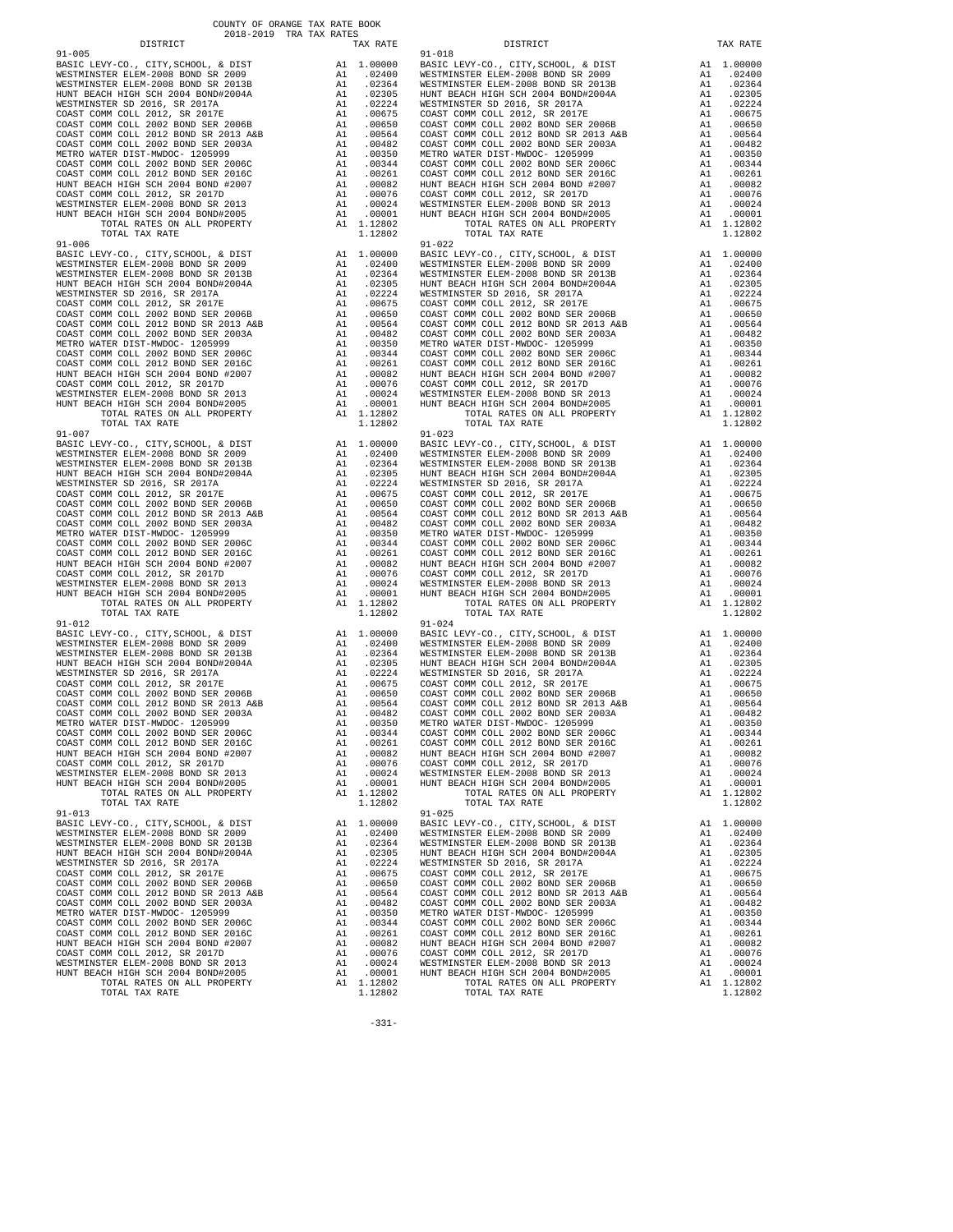COUNTY OF ORANGE TAX RATE BOOK
2018-2019 TRA TAX RATES

| DISTRICT | | TAX RATE | DISTRICT | | TAX RATE |
|---|---|---|---|---|---|
| 91-005 | | | 91-018 | | |
| BASIC LEVY-CO., CITY,SCHOOL, & DIST | A1 | 1.00000 | BASIC LEVY-CO., CITY,SCHOOL, & DIST | A1 | 1.00000 |
| WESTMINSTER ELEM-2008 BOND SR 2009 | A1 | .02400 | WESTMINSTER ELEM-2008 BOND SR 2009 | A1 | .02400 |
| WESTMINSTER ELEM-2008 BOND SR 2013B | A1 | .02364 | WESTMINSTER ELEM-2008 BOND SR 2013B | A1 | .02364 |
| HUNT BEACH HIGH SCH 2004 BOND#2004A | A1 | .02305 | HUNT BEACH HIGH SCH 2004 BOND#2004A | A1 | .02305 |
| WESTMINSTER SD 2016, SR 2017A | A1 | .02224 | WESTMINSTER SD 2016, SR 2017A | A1 | .02224 |
| COAST COMM COLL 2012, SR 2017E | A1 | .00675 | COAST COMM COLL 2012, SR 2017E | A1 | .00675 |
| COAST COMM COLL 2002 BOND SER 2006B | A1 | .00650 | COAST COMM COLL 2002 BOND SER 2006B | A1 | .00650 |
| COAST COMM COLL 2012 BOND SR 2013 A&B | A1 | .00564 | COAST COMM COLL 2012 BOND SR 2013 A&B | A1 | .00564 |
| COAST COMM COLL 2002 BOND SER 2003A | A1 | .00482 | COAST COMM COLL 2002 BOND SER 2003A | A1 | .00482 |
| METRO WATER DIST-MWDOC- 1205999 | A1 | .00350 | METRO WATER DIST-MWDOC- 1205999 | A1 | .00350 |
| COAST COMM COLL 2002 BOND SER 2006C | A1 | .00344 | COAST COMM COLL 2002 BOND SER 2006C | A1 | .00344 |
| COAST COMM COLL 2012 BOND SER 2016C | A1 | .00261 | COAST COMM COLL 2012 BOND SER 2016C | A1 | .00261 |
| HUNT BEACH HIGH SCH 2004 BOND #2007 | A1 | .00082 | HUNT BEACH HIGH SCH 2004 BOND #2007 | A1 | .00082 |
| COAST COMM COLL 2012, SR 2017D | A1 | .00076 | COAST COMM COLL 2012, SR 2017D | A1 | .00076 |
| WESTMINSTER ELEM-2008 BOND SR 2013 | A1 | .00024 | WESTMINSTER ELEM-2008 BOND SR 2013 | A1 | .00024 |
| HUNT BEACH HIGH SCH 2004 BOND#2005 | A1 | .00001 | HUNT BEACH HIGH SCH 2004 BOND#2005 | A1 | .00001 |
| TOTAL RATES ON ALL PROPERTY | A1 | 1.12802 | TOTAL RATES ON ALL PROPERTY | A1 | 1.12802 |
| TOTAL TAX RATE | | 1.12802 | TOTAL TAX RATE | | 1.12802 |
| 91-006 | | | 91-022 | | |
| BASIC LEVY-CO., CITY,SCHOOL, & DIST | A1 | 1.00000 | BASIC LEVY-CO., CITY,SCHOOL, & DIST | A1 | 1.00000 |
| WESTMINSTER ELEM-2008 BOND SR 2009 | A1 | .02400 | WESTMINSTER ELEM-2008 BOND SR 2009 | A1 | .02400 |
| WESTMINSTER ELEM-2008 BOND SR 2013B | A1 | .02364 | WESTMINSTER ELEM-2008 BOND SR 2013B | A1 | .02364 |
| HUNT BEACH HIGH SCH 2004 BOND#2004A | A1 | .02305 | HUNT BEACH HIGH SCH 2004 BOND#2004A | A1 | .02305 |
| WESTMINSTER SD 2016, SR 2017A | A1 | .02224 | WESTMINSTER SD 2016, SR 2017A | A1 | .02224 |
| COAST COMM COLL 2012, SR 2017E | A1 | .00675 | COAST COMM COLL 2012, SR 2017E | A1 | .00675 |
| COAST COMM COLL 2002 BOND SER 2006B | A1 | .00650 | COAST COMM COLL 2002 BOND SER 2006B | A1 | .00650 |
| COAST COMM COLL 2012 BOND SR 2013 A&B | A1 | .00564 | COAST COMM COLL 2012 BOND SR 2013 A&B | A1 | .00564 |
| COAST COMM COLL 2002 BOND SER 2003A | A1 | .00482 | COAST COMM COLL 2002 BOND SER 2003A | A1 | .00482 |
| METRO WATER DIST-MWDOC- 1205999 | A1 | .00350 | METRO WATER DIST-MWDOC- 1205999 | A1 | .00350 |
| COAST COMM COLL 2002 BOND SER 2006C | A1 | .00344 | COAST COMM COLL 2002 BOND SER 2006C | A1 | .00344 |
| COAST COMM COLL 2012 BOND SER 2016C | A1 | .00261 | COAST COMM COLL 2012 BOND SER 2016C | A1 | .00261 |
| HUNT BEACH HIGH SCH 2004 BOND #2007 | A1 | .00082 | HUNT BEACH HIGH SCH 2004 BOND #2007 | A1 | .00082 |
| COAST COMM COLL 2012, SR 2017D | A1 | .00076 | COAST COMM COLL 2012, SR 2017D | A1 | .00076 |
| WESTMINSTER ELEM-2008 BOND SR 2013 | A1 | .00024 | WESTMINSTER ELEM-2008 BOND SR 2013 | A1 | .00024 |
| HUNT BEACH HIGH SCH 2004 BOND#2005 | A1 | .00001 | HUNT BEACH HIGH SCH 2004 BOND#2005 | A1 | .00001 |
| TOTAL RATES ON ALL PROPERTY | A1 | 1.12802 | TOTAL RATES ON ALL PROPERTY | A1 | 1.12802 |
| TOTAL TAX RATE | | 1.12802 | TOTAL TAX RATE | | 1.12802 |
| 91-007 | | | 91-023 | | |
| BASIC LEVY-CO., CITY,SCHOOL, & DIST | A1 | 1.00000 | BASIC LEVY-CO., CITY,SCHOOL, & DIST | A1 | 1.00000 |
| WESTMINSTER ELEM-2008 BOND SR 2009 | A1 | .02400 | WESTMINSTER ELEM-2008 BOND SR 2009 | A1 | .02400 |
| WESTMINSTER ELEM-2008 BOND SR 2013B | A1 | .02364 | WESTMINSTER ELEM-2008 BOND SR 2013B | A1 | .02364 |
| HUNT BEACH HIGH SCH 2004 BOND#2004A | A1 | .02305 | HUNT BEACH HIGH SCH 2004 BOND#2004A | A1 | .02305 |
| WESTMINSTER SD 2016, SR 2017A | A1 | .02224 | WESTMINSTER SD 2016, SR 2017A | A1 | .02224 |
| COAST COMM COLL 2012, SR 2017E | A1 | .00675 | COAST COMM COLL 2012, SR 2017E | A1 | .00675 |
| COAST COMM COLL 2002 BOND SER 2006B | A1 | .00650 | COAST COMM COLL 2002 BOND SER 2006B | A1 | .00650 |
| COAST COMM COLL 2012 BOND SR 2013 A&B | A1 | .00564 | COAST COMM COLL 2012 BOND SR 2013 A&B | A1 | .00564 |
| COAST COMM COLL 2002 BOND SER 2003A | A1 | .00482 | COAST COMM COLL 2002 BOND SER 2003A | A1 | .00482 |
| METRO WATER DIST-MWDOC- 1205999 | A1 | .00350 | METRO WATER DIST-MWDOC- 1205999 | A1 | .00350 |
| COAST COMM COLL 2002 BOND SER 2006C | A1 | .00344 | COAST COMM COLL 2002 BOND SER 2006C | A1 | .00344 |
| COAST COMM COLL 2012 BOND SER 2016C | A1 | .00261 | COAST COMM COLL 2012 BOND SER 2016C | A1 | .00261 |
| HUNT BEACH HIGH SCH 2004 BOND #2007 | A1 | .00082 | HUNT BEACH HIGH SCH 2004 BOND #2007 | A1 | .00082 |
| COAST COMM COLL 2012, SR 2017D | A1 | .00076 | COAST COMM COLL 2012, SR 2017D | A1 | .00076 |
| WESTMINSTER ELEM-2008 BOND SR 2013 | A1 | .00024 | WESTMINSTER ELEM-2008 BOND SR 2013 | A1 | .00024 |
| HUNT BEACH HIGH SCH 2004 BOND#2005 | A1 | .00001 | HUNT BEACH HIGH SCH 2004 BOND#2005 | A1 | .00001 |
| TOTAL RATES ON ALL PROPERTY | A1 | 1.12802 | TOTAL RATES ON ALL PROPERTY | A1 | 1.12802 |
| TOTAL TAX RATE | | 1.12802 | TOTAL TAX RATE | | 1.12802 |
| 91-012 | | | 91-024 | | |
| BASIC LEVY-CO., CITY,SCHOOL, & DIST | A1 | 1.00000 | BASIC LEVY-CO., CITY,SCHOOL, & DIST | A1 | 1.00000 |
| WESTMINSTER ELEM-2008 BOND SR 2009 | A1 | .02400 | WESTMINSTER ELEM-2008 BOND SR 2009 | A1 | .02400 |
| WESTMINSTER ELEM-2008 BOND SR 2013B | A1 | .02364 | WESTMINSTER ELEM-2008 BOND SR 2013B | A1 | .02364 |
| HUNT BEACH HIGH SCH 2004 BOND#2004A | A1 | .02305 | HUNT BEACH HIGH SCH 2004 BOND#2004A | A1 | .02305 |
| WESTMINSTER SD 2016, SR 2017A | A1 | .02224 | WESTMINSTER SD 2016, SR 2017A | A1 | .02224 |
| COAST COMM COLL 2012, SR 2017E | A1 | .00675 | COAST COMM COLL 2012, SR 2017E | A1 | .00675 |
| COAST COMM COLL 2002 BOND SER 2006B | A1 | .00650 | COAST COMM COLL 2002 BOND SER 2006B | A1 | .00650 |
| COAST COMM COLL 2012 BOND SR 2013 A&B | A1 | .00564 | COAST COMM COLL 2012 BOND SR 2013 A&B | A1 | .00564 |
| COAST COMM COLL 2002 BOND SER 2003A | A1 | .00482 | COAST COMM COLL 2002 BOND SER 2003A | A1 | .00482 |
| METRO WATER DIST-MWDOC- 1205999 | A1 | .00350 | METRO WATER DIST-MWDOC- 1205999 | A1 | .00350 |
| COAST COMM COLL 2002 BOND SER 2006C | A1 | .00344 | COAST COMM COLL 2002 BOND SER 2006C | A1 | .00344 |
| COAST COMM COLL 2012 BOND SER 2016C | A1 | .00261 | COAST COMM COLL 2012 BOND SER 2016C | A1 | .00261 |
| HUNT BEACH HIGH SCH 2004 BOND #2007 | A1 | .00082 | HUNT BEACH HIGH SCH 2004 BOND #2007 | A1 | .00082 |
| COAST COMM COLL 2012, SR 2017D | A1 | .00076 | COAST COMM COLL 2012, SR 2017D | A1 | .00076 |
| WESTMINSTER ELEM-2008 BOND SR 2013 | A1 | .00024 | WESTMINSTER ELEM-2008 BOND SR 2013 | A1 | .00024 |
| HUNT BEACH HIGH SCH 2004 BOND#2005 | A1 | .00001 | HUNT BEACH HIGH SCH 2004 BOND#2005 | A1 | .00001 |
| TOTAL RATES ON ALL PROPERTY | A1 | 1.12802 | TOTAL RATES ON ALL PROPERTY | A1 | 1.12802 |
| TOTAL TAX RATE | | 1.12802 | TOTAL TAX RATE | | 1.12802 |
| 91-013 | | | 91-025 | | |
| BASIC LEVY-CO., CITY,SCHOOL, & DIST | A1 | 1.00000 | BASIC LEVY-CO., CITY,SCHOOL, & DIST | A1 | 1.00000 |
| WESTMINSTER ELEM-2008 BOND SR 2009 | A1 | .02400 | WESTMINSTER ELEM-2008 BOND SR 2009 | A1 | .02400 |
| WESTMINSTER ELEM-2008 BOND SR 2013B | A1 | .02364 | WESTMINSTER ELEM-2008 BOND SR 2013B | A1 | .02364 |
| HUNT BEACH HIGH SCH 2004 BOND#2004A | A1 | .02305 | HUNT BEACH HIGH SCH 2004 BOND#2004A | A1 | .02305 |
| WESTMINSTER SD 2016, SR 2017A | A1 | .02224 | WESTMINSTER SD 2016, SR 2017A | A1 | .02224 |
| COAST COMM COLL 2012, SR 2017E | A1 | .00675 | COAST COMM COLL 2012, SR 2017E | A1 | .00675 |
| COAST COMM COLL 2002 BOND SER 2006B | A1 | .00650 | COAST COMM COLL 2002 BOND SER 2006B | A1 | .00650 |
| COAST COMM COLL 2012 BOND SR 2013 A&B | A1 | .00564 | COAST COMM COLL 2012 BOND SR 2013 A&B | A1 | .00564 |
| COAST COMM COLL 2002 BOND SER 2003A | A1 | .00482 | COAST COMM COLL 2002 BOND SER 2003A | A1 | .00482 |
| METRO WATER DIST-MWDOC- 1205999 | A1 | .00350 | METRO WATER DIST-MWDOC- 1205999 | A1 | .00350 |
| COAST COMM COLL 2002 BOND SER 2006C | A1 | .00344 | COAST COMM COLL 2002 BOND SER 2006C | A1 | .00344 |
| COAST COMM COLL 2012 BOND SER 2016C | A1 | .00261 | COAST COMM COLL 2012 BOND SER 2016C | A1 | .00261 |
| HUNT BEACH HIGH SCH 2004 BOND #2007 | A1 | .00082 | HUNT BEACH HIGH SCH 2004 BOND #2007 | A1 | .00082 |
| COAST COMM COLL 2012, SR 2017D | A1 | .00076 | COAST COMM COLL 2012, SR 2017D | A1 | .00076 |
| WESTMINSTER ELEM-2008 BOND SR 2013 | A1 | .00024 | WESTMINSTER ELEM-2008 BOND SR 2013 | A1 | .00024 |
| HUNT BEACH HIGH SCH 2004 BOND#2005 | A1 | .00001 | HUNT BEACH HIGH SCH 2004 BOND#2005 | A1 | .00001 |
| TOTAL RATES ON ALL PROPERTY | A1 | 1.12802 | TOTAL RATES ON ALL PROPERTY | A1 | 1.12802 |
| TOTAL TAX RATE | | 1.12802 | TOTAL TAX RATE | | 1.12802 |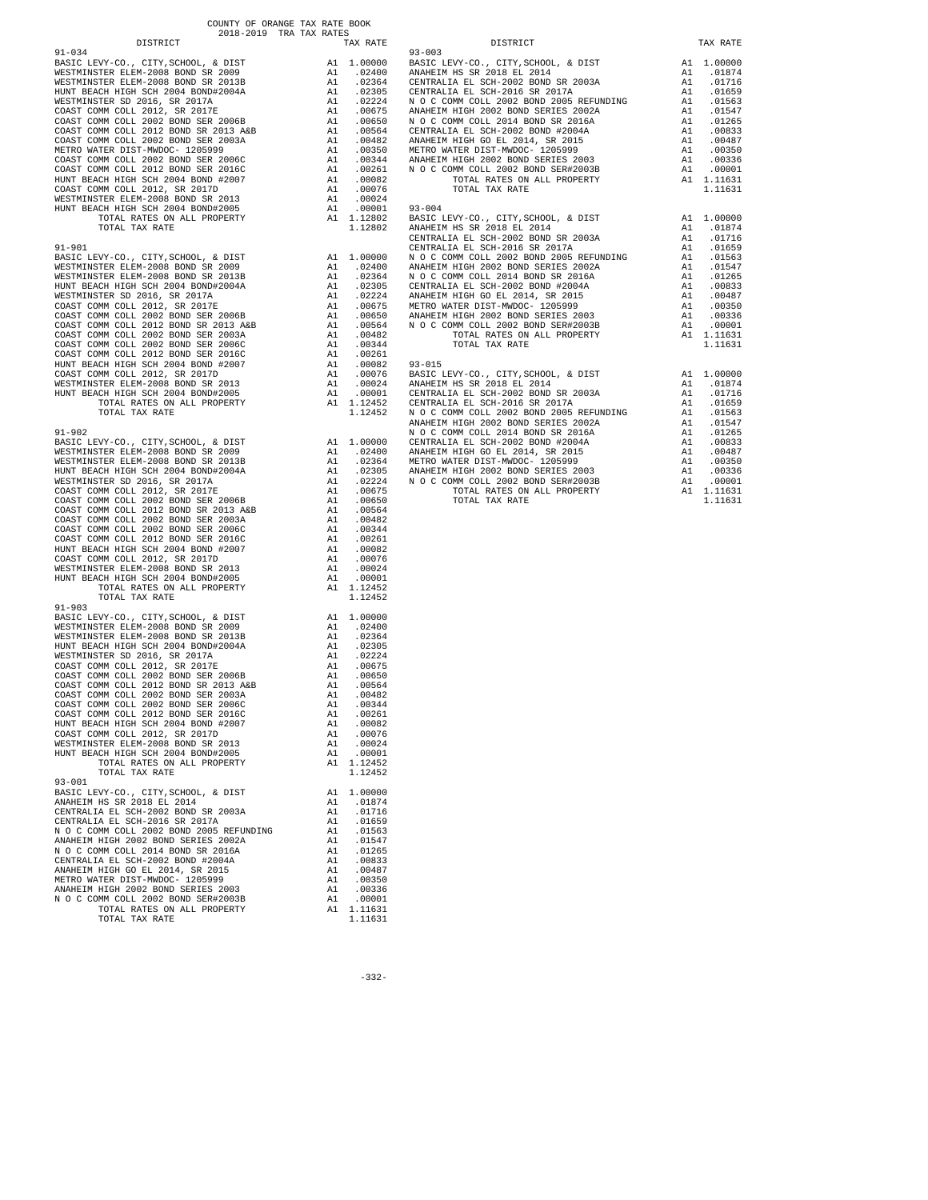COUNTY OF ORANGE TAX RATE BOOK
2018-2019 TRA TAX RATES

| DISTRICT | | TAX RATE |
|---|---|---|
| **91-034** | | |
| BASIC LEVY-CO., CITY,SCHOOL, & DIST | A1 | 1.00000 |
| WESTMINSTER ELEM-2008 BOND SR 2009 | A1 | .02400 |
| WESTMINSTER ELEM-2008 BOND SR 2013B | A1 | .02364 |
| HUNT BEACH HIGH SCH 2004 BOND#2004A | A1 | .02305 |
| WESTMINSTER SD 2016, SR 2017A | A1 | .02224 |
| COAST COMM COLL 2012, SR 2017E | A1 | .00675 |
| COAST COMM COLL 2002 BOND SER 2006B | A1 | .00650 |
| COAST COMM COLL 2012 BOND SR 2013 A&B | A1 | .00564 |
| COAST COMM COLL 2002 BOND SER 2003A | A1 | .00482 |
| METRO WATER DIST-MWDOC- 1205999 | A1 | .00350 |
| COAST COMM COLL 2002 BOND SER 2006C | A1 | .00344 |
| COAST COMM COLL 2012 BOND SER 2016C | A1 | .00261 |
| HUNT BEACH HIGH SCH 2004 BOND #2007 | A1 | .00082 |
| COAST COMM COLL 2012, SR 2017D | A1 | .00076 |
| WESTMINSTER ELEM-2008 BOND SR 2013 | A1 | .00024 |
| HUNT BEACH HIGH SCH 2004 BOND#2005 | A1 | .00001 |
| TOTAL RATES ON ALL PROPERTY | A1 | 1.12802 |
| TOTAL TAX RATE | | 1.12802 |
| **91-901** | | |
| BASIC LEVY-CO., CITY,SCHOOL, & DIST | A1 | 1.00000 |
| WESTMINSTER ELEM-2008 BOND SR 2009 | A1 | .02400 |
| WESTMINSTER ELEM-2008 BOND SR 2013B | A1 | .02364 |
| HUNT BEACH HIGH SCH 2004 BOND#2004A | A1 | .02305 |
| WESTMINSTER SD 2016, SR 2017A | A1 | .02224 |
| COAST COMM COLL 2012, SR 2017E | A1 | .00675 |
| COAST COMM COLL 2002 BOND SER 2006B | A1 | .00650 |
| COAST COMM COLL 2012 BOND SR 2013 A&B | A1 | .00564 |
| COAST COMM COLL 2002 BOND SER 2003A | A1 | .00482 |
| COAST COMM COLL 2002 BOND SER 2006C | A1 | .00344 |
| COAST COMM COLL 2012 BOND SER 2016C | A1 | .00261 |
| HUNT BEACH HIGH SCH 2004 BOND #2007 | A1 | .00082 |
| COAST COMM COLL 2012, SR 2017D | A1 | .00076 |
| WESTMINSTER ELEM-2008 BOND SR 2013 | A1 | .00024 |
| HUNT BEACH HIGH SCH 2004 BOND#2005 | A1 | .00001 |
| TOTAL RATES ON ALL PROPERTY | A1 | 1.12452 |
| TOTAL TAX RATE | | 1.12452 |
| **91-902** | | |
| BASIC LEVY-CO., CITY,SCHOOL, & DIST | A1 | 1.00000 |
| WESTMINSTER ELEM-2008 BOND SR 2009 | A1 | .02400 |
| WESTMINSTER ELEM-2008 BOND SR 2013B | A1 | .02364 |
| HUNT BEACH HIGH SCH 2004 BOND#2004A | A1 | .02305 |
| WESTMINSTER SD 2016, SR 2017A | A1 | .02224 |
| COAST COMM COLL 2012, SR 2017E | A1 | .00675 |
| COAST COMM COLL 2002 BOND SER 2006B | A1 | .00650 |
| COAST COMM COLL 2012 BOND SR 2013 A&B | A1 | .00564 |
| COAST COMM COLL 2002 BOND SER 2003A | A1 | .00482 |
| COAST COMM COLL 2002 BOND SER 2006C | A1 | .00344 |
| COAST COMM COLL 2012 BOND SER 2016C | A1 | .00261 |
| HUNT BEACH HIGH SCH 2004 BOND #2007 | A1 | .00082 |
| COAST COMM COLL 2012, SR 2017D | A1 | .00076 |
| WESTMINSTER ELEM-2008 BOND SR 2013 | A1 | .00024 |
| HUNT BEACH HIGH SCH 2004 BOND#2005 | A1 | .00001 |
| TOTAL RATES ON ALL PROPERTY | A1 | 1.12452 |
| TOTAL TAX RATE | | 1.12452 |
| **91-903** | | |
| BASIC LEVY-CO., CITY,SCHOOL, & DIST | A1 | 1.00000 |
| WESTMINSTER ELEM-2008 BOND SR 2009 | A1 | .02400 |
| WESTMINSTER ELEM-2008 BOND SR 2013B | A1 | .02364 |
| HUNT BEACH HIGH SCH 2004 BOND#2004A | A1 | .02305 |
| WESTMINSTER SD 2016, SR 2017A | A1 | .02224 |
| COAST COMM COLL 2012, SR 2017E | A1 | .00675 |
| COAST COMM COLL 2002 BOND SER 2006B | A1 | .00650 |
| COAST COMM COLL 2012 BOND SR 2013 A&B | A1 | .00564 |
| COAST COMM COLL 2002 BOND SER 2003A | A1 | .00482 |
| COAST COMM COLL 2002 BOND SER 2006C | A1 | .00344 |
| COAST COMM COLL 2012 BOND SER 2016C | A1 | .00261 |
| HUNT BEACH HIGH SCH 2004 BOND #2007 | A1 | .00082 |
| COAST COMM COLL 2012, SR 2017D | A1 | .00076 |
| WESTMINSTER ELEM-2008 BOND SR 2013 | A1 | .00024 |
| HUNT BEACH HIGH SCH 2004 BOND#2005 | A1 | .00001 |
| TOTAL RATES ON ALL PROPERTY | A1 | 1.12452 |
| TOTAL TAX RATE | | 1.12452 |
| **93-001** | | |
| BASIC LEVY-CO., CITY,SCHOOL, & DIST | A1 | 1.00000 |
| ANAHEIM HS SR 2018 EL 2014 | A1 | .01874 |
| CENTRALIA EL SCH-2002 BOND SR 2003A | A1 | .01716 |
| CENTRALIA EL SCH-2016 SR 2017A | A1 | .01659 |
| N O C COMM COLL 2002 BOND 2005 REFUNDING | A1 | .01563 |
| ANAHEIM HIGH 2002 BOND SERIES 2002A | A1 | .01547 |
| N O C COMM COLL 2014 BOND SR 2016A | A1 | .01265 |
| CENTRALIA EL SCH-2002 BOND #2004A | A1 | .00833 |
| ANAHEIM HIGH GO EL 2014, SR 2015 | A1 | .00487 |
| METRO WATER DIST-MWDOC- 1205999 | A1 | .00350 |
| ANAHEIM HIGH 2002 BOND SERIES 2003 | A1 | .00336 |
| N O C COMM COLL 2002 BOND SER#2003B | A1 | .00001 |
| TOTAL RATES ON ALL PROPERTY | A1 | 1.11631 |
| TOTAL TAX RATE | | 1.11631 |
| **93-003** | | |
| BASIC LEVY-CO., CITY,SCHOOL, & DIST | A1 | 1.00000 |
| ANAHEIM HS SR 2018 EL 2014 | A1 | .01874 |
| CENTRALIA EL SCH-2002 BOND SR 2003A | A1 | .01716 |
| CENTRALIA EL SCH-2016 SR 2017A | A1 | .01659 |
| N O C COMM COLL 2002 BOND 2005 REFUNDING | A1 | .01563 |
| ANAHEIM HIGH 2002 BOND SERIES 2002A | A1 | .01547 |
| N O C COMM COLL 2014 BOND SR 2016A | A1 | .01265 |
| CENTRALIA EL SCH-2002 BOND #2004A | A1 | .00833 |
| ANAHEIM HIGH GO EL 2014, SR 2015 | A1 | .00487 |
| METRO WATER DIST-MWDOC- 1205999 | A1 | .00350 |
| ANAHEIM HIGH 2002 BOND SERIES 2003 | A1 | .00336 |
| N O C COMM COLL 2002 BOND SER#2003B | A1 | .00001 |
| TOTAL RATES ON ALL PROPERTY | A1 | 1.11631 |
| TOTAL TAX RATE | | 1.11631 |
| **93-004** | | |
| BASIC LEVY-CO., CITY,SCHOOL, & DIST | A1 | 1.00000 |
| ANAHEIM HS SR 2018 EL 2014 | A1 | .01874 |
| CENTRALIA EL SCH-2002 BOND SR 2003A | A1 | .01716 |
| CENTRALIA EL SCH-2016 SR 2017A | A1 | .01659 |
| N O C COMM COLL 2002 BOND 2005 REFUNDING | A1 | .01563 |
| ANAHEIM HIGH 2002 BOND SERIES 2002A | A1 | .01547 |
| N O C COMM COLL 2014 BOND SR 2016A | A1 | .01265 |
| CENTRALIA EL SCH-2002 BOND #2004A | A1 | .00833 |
| ANAHEIM HIGH GO EL 2014, SR 2015 | A1 | .00487 |
| METRO WATER DIST-MWDOC- 1205999 | A1 | .00350 |
| ANAHEIM HIGH 2002 BOND SERIES 2003 | A1 | .00336 |
| N O C COMM COLL 2002 BOND SER#2003B | A1 | .00001 |
| TOTAL RATES ON ALL PROPERTY | A1 | 1.11631 |
| TOTAL TAX RATE | | 1.11631 |
| **93-015** | | |
| BASIC LEVY-CO., CITY,SCHOOL, & DIST | A1 | 1.00000 |
| ANAHEIM HS SR 2018 EL 2014 | A1 | .01874 |
| CENTRALIA EL SCH-2002 BOND SR 2003A | A1 | .01716 |
| CENTRALIA EL SCH-2016 SR 2017A | A1 | .01659 |
| N O C COMM COLL 2002 BOND 2005 REFUNDING | A1 | .01563 |
| ANAHEIM HIGH 2002 BOND SERIES 2002A | A1 | .01547 |
| N O C COMM COLL 2014 BOND SR 2016A | A1 | .01265 |
| CENTRALIA EL SCH-2002 BOND #2004A | A1 | .00833 |
| ANAHEIM HIGH GO EL 2014, SR 2015 | A1 | .00487 |
| METRO WATER DIST-MWDOC- 1205999 | A1 | .00350 |
| ANAHEIM HIGH 2002 BOND SERIES 2003 | A1 | .00336 |
| N O C COMM COLL 2002 BOND SER#2003B | A1 | .00001 |
| TOTAL RATES ON ALL PROPERTY | A1 | 1.11631 |
| TOTAL TAX RATE | | 1.11631 |